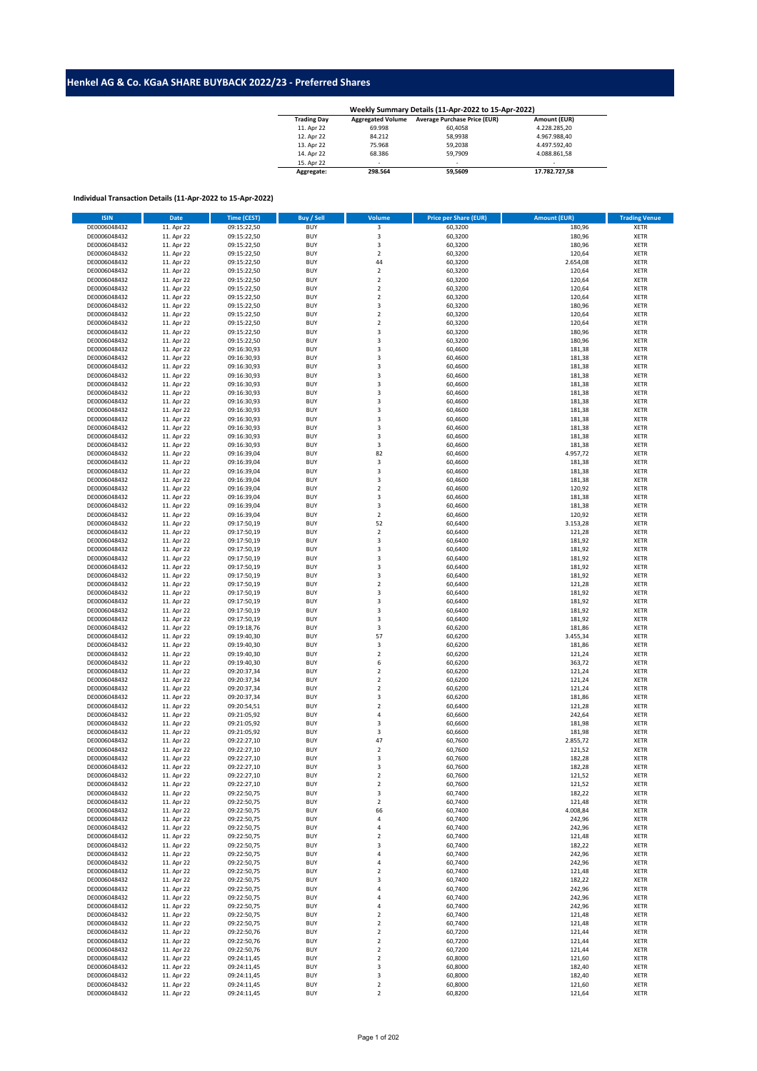# Henkel AG & Co. KGaA SHARE BUYBACK 2022/23 - Preferred Shares

**Weekly Summary Details (11-Apr-2022 to 15-Apr-2022)**

| Trading Day | Aggregated Volume | Average Purchase Price (EUR) | Amount (EUR) |
|---|---|---|---|
| 11. Apr 22 | 69.998 | 60,4058 | 4.228.285,20 |
| 12. Apr 22 | 84.212 | 58,9938 | 4.967.988,40 |
| 13. Apr 22 | 75.968 | 59,2038 | 4.497.592,40 |
| 14. Apr 22 | 68.386 | 59,7909 | 4.088.861,58 |
| 15. Apr 22 | - | - | - |
| **Aggregate:** | **298.564** | **59,5609** | **17.782.727,58** |

**Individual Transaction Details (11-Apr-2022 to 15-Apr-2022)**

| ISIN | Date | Time (CEST) | Buy / Sell | Volume | Price per Share (EUR) | Amount (EUR) | Trading Venue |
|---|---|---|---|---|---|---|---|
| DE0006048432 | 11. Apr 22 | 09:15:22,50 | BUY | 3 | 60,3200 | 180,96 | XETR |
| DE0006048432 | 11. Apr 22 | 09:15:22,50 | BUY | 3 | 60,3200 | 180,96 | XETR |
| DE0006048432 | 11. Apr 22 | 09:15:22,50 | BUY | 3 | 60,3200 | 180,96 | XETR |
| DE0006048432 | 11. Apr 22 | 09:15:22,50 | BUY | 2 | 60,3200 | 120,64 | XETR |
| DE0006048432 | 11. Apr 22 | 09:15:22,50 | BUY | 44 | 60,3200 | 2.654,08 | XETR |
| DE0006048432 | 11. Apr 22 | 09:15:22,50 | BUY | 2 | 60,3200 | 120,64 | XETR |
| DE0006048432 | 11. Apr 22 | 09:15:22,50 | BUY | 2 | 60,3200 | 120,64 | XETR |
| DE0006048432 | 11. Apr 22 | 09:15:22,50 | BUY | 2 | 60,3200 | 120,64 | XETR |
| DE0006048432 | 11. Apr 22 | 09:15:22,50 | BUY | 2 | 60,3200 | 120,64 | XETR |
| DE0006048432 | 11. Apr 22 | 09:15:22,50 | BUY | 3 | 60,3200 | 180,96 | XETR |
| DE0006048432 | 11. Apr 22 | 09:15:22,50 | BUY | 2 | 60,3200 | 120,64 | XETR |
| DE0006048432 | 11. Apr 22 | 09:15:22,50 | BUY | 2 | 60,3200 | 120,64 | XETR |
| DE0006048432 | 11. Apr 22 | 09:15:22,50 | BUY | 3 | 60,3200 | 180,96 | XETR |
| DE0006048432 | 11. Apr 22 | 09:15:22,50 | BUY | 3 | 60,3200 | 180,96 | XETR |
| DE0006048432 | 11. Apr 22 | 09:16:30,93 | BUY | 3 | 60,4600 | 181,38 | XETR |
| DE0006048432 | 11. Apr 22 | 09:16:30,93 | BUY | 3 | 60,4600 | 181,38 | XETR |
| DE0006048432 | 11. Apr 22 | 09:16:30,93 | BUY | 3 | 60,4600 | 181,38 | XETR |
| DE0006048432 | 11. Apr 22 | 09:16:30,93 | BUY | 3 | 60,4600 | 181,38 | XETR |
| DE0006048432 | 11. Apr 22 | 09:16:30,93 | BUY | 3 | 60,4600 | 181,38 | XETR |
| DE0006048432 | 11. Apr 22 | 09:16:30,93 | BUY | 3 | 60,4600 | 181,38 | XETR |
| DE0006048432 | 11. Apr 22 | 09:16:30,93 | BUY | 3 | 60,4600 | 181,38 | XETR |
| DE0006048432 | 11. Apr 22 | 09:16:30,93 | BUY | 3 | 60,4600 | 181,38 | XETR |
| DE0006048432 | 11. Apr 22 | 09:16:30,93 | BUY | 3 | 60,4600 | 181,38 | XETR |
| DE0006048432 | 11. Apr 22 | 09:16:30,93 | BUY | 3 | 60,4600 | 181,38 | XETR |
| DE0006048432 | 11. Apr 22 | 09:16:30,93 | BUY | 3 | 60,4600 | 181,38 | XETR |
| DE0006048432 | 11. Apr 22 | 09:16:30,93 | BUY | 3 | 60,4600 | 181,38 | XETR |
| DE0006048432 | 11. Apr 22 | 09:16:39,04 | BUY | 82 | 60,4600 | 4.957,72 | XETR |
| DE0006048432 | 11. Apr 22 | 09:16:39,04 | BUY | 3 | 60,4600 | 181,38 | XETR |
| DE0006048432 | 11. Apr 22 | 09:16:39,04 | BUY | 3 | 60,4600 | 181,38 | XETR |
| DE0006048432 | 11. Apr 22 | 09:16:39,04 | BUY | 3 | 60,4600 | 181,38 | XETR |
| DE0006048432 | 11. Apr 22 | 09:16:39,04 | BUY | 2 | 60,4600 | 120,92 | XETR |
| DE0006048432 | 11. Apr 22 | 09:16:39,04 | BUY | 3 | 60,4600 | 181,38 | XETR |
| DE0006048432 | 11. Apr 22 | 09:16:39,04 | BUY | 3 | 60,4600 | 181,38 | XETR |
| DE0006048432 | 11. Apr 22 | 09:16:39,04 | BUY | 2 | 60,4600 | 120,92 | XETR |
| DE0006048432 | 11. Apr 22 | 09:17:50,19 | BUY | 52 | 60,6400 | 3.153,28 | XETR |
| DE0006048432 | 11. Apr 22 | 09:17:50,19 | BUY | 2 | 60,6400 | 121,28 | XETR |
| DE0006048432 | 11. Apr 22 | 09:17:50,19 | BUY | 3 | 60,6400 | 181,92 | XETR |
| DE0006048432 | 11. Apr 22 | 09:17:50,19 | BUY | 3 | 60,6400 | 181,92 | XETR |
| DE0006048432 | 11. Apr 22 | 09:17:50,19 | BUY | 3 | 60,6400 | 181,92 | XETR |
| DE0006048432 | 11. Apr 22 | 09:17:50,19 | BUY | 3 | 60,6400 | 181,92 | XETR |
| DE0006048432 | 11. Apr 22 | 09:17:50,19 | BUY | 3 | 60,6400 | 181,92 | XETR |
| DE0006048432 | 11. Apr 22 | 09:17:50,19 | BUY | 2 | 60,6400 | 121,28 | XETR |
| DE0006048432 | 11. Apr 22 | 09:17:50,19 | BUY | 3 | 60,6400 | 181,92 | XETR |
| DE0006048432 | 11. Apr 22 | 09:17:50,19 | BUY | 3 | 60,6400 | 181,92 | XETR |
| DE0006048432 | 11. Apr 22 | 09:17:50,19 | BUY | 3 | 60,6400 | 181,92 | XETR |
| DE0006048432 | 11. Apr 22 | 09:17:50,19 | BUY | 3 | 60,6400 | 181,92 | XETR |
| DE0006048432 | 11. Apr 22 | 09:19:18,76 | BUY | 3 | 60,6200 | 181,86 | XETR |
| DE0006048432 | 11. Apr 22 | 09:19:40,30 | BUY | 57 | 60,6200 | 3.455,34 | XETR |
| DE0006048432 | 11. Apr 22 | 09:19:40,30 | BUY | 3 | 60,6200 | 181,86 | XETR |
| DE0006048432 | 11. Apr 22 | 09:19:40,30 | BUY | 2 | 60,6200 | 121,24 | XETR |
| DE0006048432 | 11. Apr 22 | 09:19:40,30 | BUY | 6 | 60,6200 | 363,72 | XETR |
| DE0006048432 | 11. Apr 22 | 09:20:37,34 | BUY | 2 | 60,6200 | 121,24 | XETR |
| DE0006048432 | 11. Apr 22 | 09:20:37,34 | BUY | 2 | 60,6200 | 121,24 | XETR |
| DE0006048432 | 11. Apr 22 | 09:20:37,34 | BUY | 2 | 60,6200 | 121,24 | XETR |
| DE0006048432 | 11. Apr 22 | 09:20:37,34 | BUY | 3 | 60,6200 | 181,86 | XETR |
| DE0006048432 | 11. Apr 22 | 09:20:54,51 | BUY | 2 | 60,6400 | 121,28 | XETR |
| DE0006048432 | 11. Apr 22 | 09:21:05,92 | BUY | 4 | 60,6600 | 242,64 | XETR |
| DE0006048432 | 11. Apr 22 | 09:21:05,92 | BUY | 3 | 60,6600 | 181,98 | XETR |
| DE0006048432 | 11. Apr 22 | 09:21:05,92 | BUY | 3 | 60,6600 | 181,98 | XETR |
| DE0006048432 | 11. Apr 22 | 09:22:27,10 | BUY | 47 | 60,7600 | 2.855,72 | XETR |
| DE0006048432 | 11. Apr 22 | 09:22:27,10 | BUY | 2 | 60,7600 | 121,52 | XETR |
| DE0006048432 | 11. Apr 22 | 09:22:27,10 | BUY | 3 | 60,7600 | 182,28 | XETR |
| DE0006048432 | 11. Apr 22 | 09:22:27,10 | BUY | 3 | 60,7600 | 182,28 | XETR |
| DE0006048432 | 11. Apr 22 | 09:22:27,10 | BUY | 2 | 60,7600 | 121,52 | XETR |
| DE0006048432 | 11. Apr 22 | 09:22:27,10 | BUY | 2 | 60,7600 | 121,52 | XETR |
| DE0006048432 | 11. Apr 22 | 09:22:50,75 | BUY | 3 | 60,7400 | 182,22 | XETR |
| DE0006048432 | 11. Apr 22 | 09:22:50,75 | BUY | 2 | 60,7400 | 121,48 | XETR |
| DE0006048432 | 11. Apr 22 | 09:22:50,75 | BUY | 66 | 60,7400 | 4.008,84 | XETR |
| DE0006048432 | 11. Apr 22 | 09:22:50,75 | BUY | 4 | 60,7400 | 242,96 | XETR |
| DE0006048432 | 11. Apr 22 | 09:22:50,75 | BUY | 4 | 60,7400 | 242,96 | XETR |
| DE0006048432 | 11. Apr 22 | 09:22:50,75 | BUY | 2 | 60,7400 | 121,48 | XETR |
| DE0006048432 | 11. Apr 22 | 09:22:50,75 | BUY | 3 | 60,7400 | 182,22 | XETR |
| DE0006048432 | 11. Apr 22 | 09:22:50,75 | BUY | 4 | 60,7400 | 242,96 | XETR |
| DE0006048432 | 11. Apr 22 | 09:22:50,75 | BUY | 4 | 60,7400 | 242,96 | XETR |
| DE0006048432 | 11. Apr 22 | 09:22:50,75 | BUY | 2 | 60,7400 | 121,48 | XETR |
| DE0006048432 | 11. Apr 22 | 09:22:50,75 | BUY | 3 | 60,7400 | 182,22 | XETR |
| DE0006048432 | 11. Apr 22 | 09:22:50,75 | BUY | 4 | 60,7400 | 242,96 | XETR |
| DE0006048432 | 11. Apr 22 | 09:22:50,75 | BUY | 4 | 60,7400 | 242,96 | XETR |
| DE0006048432 | 11. Apr 22 | 09:22:50,75 | BUY | 4 | 60,7400 | 242,96 | XETR |
| DE0006048432 | 11. Apr 22 | 09:22:50,75 | BUY | 2 | 60,7400 | 121,48 | XETR |
| DE0006048432 | 11. Apr 22 | 09:22:50,75 | BUY | 2 | 60,7400 | 121,48 | XETR |
| DE0006048432 | 11. Apr 22 | 09:22:50,76 | BUY | 2 | 60,7200 | 121,44 | XETR |
| DE0006048432 | 11. Apr 22 | 09:22:50,76 | BUY | 2 | 60,7200 | 121,44 | XETR |
| DE0006048432 | 11. Apr 22 | 09:22:50,76 | BUY | 2 | 60,7200 | 121,44 | XETR |
| DE0006048432 | 11. Apr 22 | 09:24:11,45 | BUY | 2 | 60,8000 | 121,60 | XETR |
| DE0006048432 | 11. Apr 22 | 09:24:11,45 | BUY | 3 | 60,8000 | 182,40 | XETR |
| DE0006048432 | 11. Apr 22 | 09:24:11,45 | BUY | 3 | 60,8000 | 182,40 | XETR |
| DE0006048432 | 11. Apr 22 | 09:24:11,45 | BUY | 2 | 60,8000 | 121,60 | XETR |
| DE0006048432 | 11. Apr 22 | 09:24:11,45 | BUY | 2 | 60,8200 | 121,64 | XETR |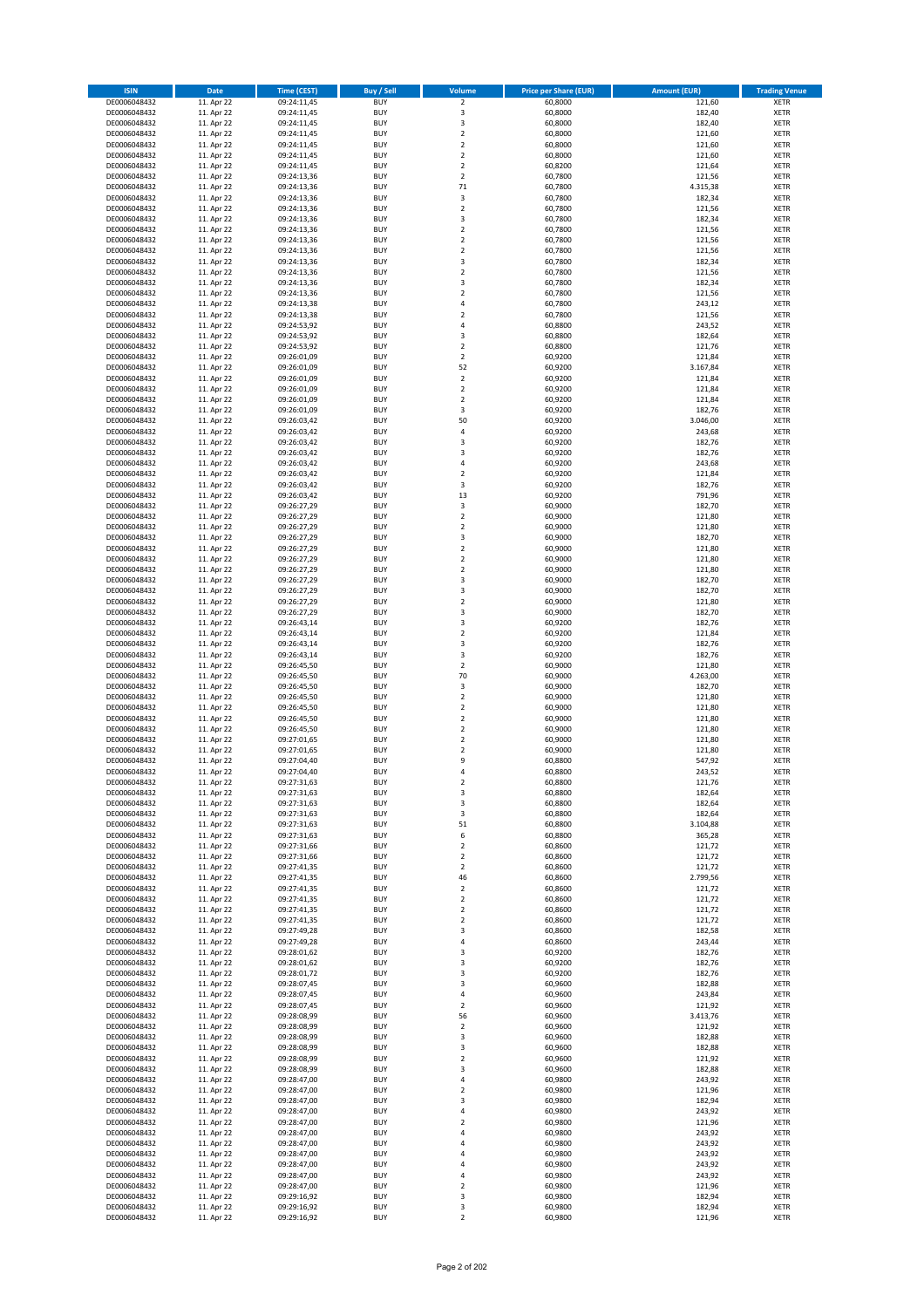| ISIN | Date | Time (CEST) | Buy / Sell | Volume | Price per Share (EUR) | Amount (EUR) | Trading Venue |
|---|---|---|---|---|---|---|---|
| DE0006048432 | 11. Apr 22 | 09:24:11,45 | BUY | 2 | 60,8000 | 121,60 | XETR |
| DE0006048432 | 11. Apr 22 | 09:24:11,45 | BUY | 3 | 60,8000 | 182,40 | XETR |
| DE0006048432 | 11. Apr 22 | 09:24:11,45 | BUY | 3 | 60,8000 | 182,40 | XETR |
| DE0006048432 | 11. Apr 22 | 09:24:11,45 | BUY | 2 | 60,8000 | 121,60 | XETR |
| DE0006048432 | 11. Apr 22 | 09:24:11,45 | BUY | 2 | 60,8000 | 121,60 | XETR |
| DE0006048432 | 11. Apr 22 | 09:24:11,45 | BUY | 2 | 60,8000 | 121,60 | XETR |
| DE0006048432 | 11. Apr 22 | 09:24:11,45 | BUY | 2 | 60,8200 | 121,64 | XETR |
| DE0006048432 | 11. Apr 22 | 09:24:13,36 | BUY | 2 | 60,7800 | 121,56 | XETR |
| DE0006048432 | 11. Apr 22 | 09:24:13,36 | BUY | 71 | 60,7800 | 4.315,38 | XETR |
| DE0006048432 | 11. Apr 22 | 09:24:13,36 | BUY | 3 | 60,7800 | 182,34 | XETR |
| DE0006048432 | 11. Apr 22 | 09:24:13,36 | BUY | 2 | 60,7800 | 121,56 | XETR |
| DE0006048432 | 11. Apr 22 | 09:24:13,36 | BUY | 3 | 60,7800 | 182,34 | XETR |
| DE0006048432 | 11. Apr 22 | 09:24:13,36 | BUY | 2 | 60,7800 | 121,56 | XETR |
| DE0006048432 | 11. Apr 22 | 09:24:13,36 | BUY | 2 | 60,7800 | 121,56 | XETR |
| DE0006048432 | 11. Apr 22 | 09:24:13,36 | BUY | 2 | 60,7800 | 121,56 | XETR |
| DE0006048432 | 11. Apr 22 | 09:24:13,36 | BUY | 3 | 60,7800 | 182,34 | XETR |
| DE0006048432 | 11. Apr 22 | 09:24:13,36 | BUY | 2 | 60,7800 | 121,56 | XETR |
| DE0006048432 | 11. Apr 22 | 09:24:13,36 | BUY | 3 | 60,7800 | 182,34 | XETR |
| DE0006048432 | 11. Apr 22 | 09:24:13,36 | BUY | 2 | 60,7800 | 121,56 | XETR |
| DE0006048432 | 11. Apr 22 | 09:24:13,38 | BUY | 4 | 60,7800 | 243,12 | XETR |
| DE0006048432 | 11. Apr 22 | 09:24:13,38 | BUY | 2 | 60,7800 | 121,56 | XETR |
| DE0006048432 | 11. Apr 22 | 09:24:53,92 | BUY | 4 | 60,8800 | 243,52 | XETR |
| DE0006048432 | 11. Apr 22 | 09:24:53,92 | BUY | 3 | 60,8800 | 182,64 | XETR |
| DE0006048432 | 11. Apr 22 | 09:24:53,92 | BUY | 2 | 60,8800 | 121,76 | XETR |
| DE0006048432 | 11. Apr 22 | 09:26:01,09 | BUY | 2 | 60,9200 | 121,84 | XETR |
| DE0006048432 | 11. Apr 22 | 09:26:01,09 | BUY | 52 | 60,9200 | 3.167,84 | XETR |
| DE0006048432 | 11. Apr 22 | 09:26:01,09 | BUY | 2 | 60,9200 | 121,84 | XETR |
| DE0006048432 | 11. Apr 22 | 09:26:01,09 | BUY | 2 | 60,9200 | 121,84 | XETR |
| DE0006048432 | 11. Apr 22 | 09:26:01,09 | BUY | 2 | 60,9200 | 121,84 | XETR |
| DE0006048432 | 11. Apr 22 | 09:26:01,09 | BUY | 3 | 60,9200 | 182,76 | XETR |
| DE0006048432 | 11. Apr 22 | 09:26:03,42 | BUY | 50 | 60,9200 | 3.046,00 | XETR |
| DE0006048432 | 11. Apr 22 | 09:26:03,42 | BUY | 4 | 60,9200 | 243,68 | XETR |
| DE0006048432 | 11. Apr 22 | 09:26:03,42 | BUY | 3 | 60,9200 | 182,76 | XETR |
| DE0006048432 | 11. Apr 22 | 09:26:03,42 | BUY | 3 | 60,9200 | 182,76 | XETR |
| DE0006048432 | 11. Apr 22 | 09:26:03,42 | BUY | 4 | 60,9200 | 243,68 | XETR |
| DE0006048432 | 11. Apr 22 | 09:26:03,42 | BUY | 2 | 60,9200 | 121,84 | XETR |
| DE0006048432 | 11. Apr 22 | 09:26:03,42 | BUY | 3 | 60,9200 | 182,76 | XETR |
| DE0006048432 | 11. Apr 22 | 09:26:03,42 | BUY | 13 | 60,9200 | 791,96 | XETR |
| DE0006048432 | 11. Apr 22 | 09:26:27,29 | BUY | 3 | 60,9000 | 182,70 | XETR |
| DE0006048432 | 11. Apr 22 | 09:26:27,29 | BUY | 2 | 60,9000 | 121,80 | XETR |
| DE0006048432 | 11. Apr 22 | 09:26:27,29 | BUY | 2 | 60,9000 | 121,80 | XETR |
| DE0006048432 | 11. Apr 22 | 09:26:27,29 | BUY | 3 | 60,9000 | 182,70 | XETR |
| DE0006048432 | 11. Apr 22 | 09:26:27,29 | BUY | 2 | 60,9000 | 121,80 | XETR |
| DE0006048432 | 11. Apr 22 | 09:26:27,29 | BUY | 2 | 60,9000 | 121,80 | XETR |
| DE0006048432 | 11. Apr 22 | 09:26:27,29 | BUY | 2 | 60,9000 | 121,80 | XETR |
| DE0006048432 | 11. Apr 22 | 09:26:27,29 | BUY | 3 | 60,9000 | 182,70 | XETR |
| DE0006048432 | 11. Apr 22 | 09:26:27,29 | BUY | 3 | 60,9000 | 182,70 | XETR |
| DE0006048432 | 11. Apr 22 | 09:26:27,29 | BUY | 2 | 60,9000 | 121,80 | XETR |
| DE0006048432 | 11. Apr 22 | 09:26:27,29 | BUY | 3 | 60,9000 | 182,70 | XETR |
| DE0006048432 | 11. Apr 22 | 09:26:43,14 | BUY | 3 | 60,9200 | 182,76 | XETR |
| DE0006048432 | 11. Apr 22 | 09:26:43,14 | BUY | 2 | 60,9200 | 121,84 | XETR |
| DE0006048432 | 11. Apr 22 | 09:26:43,14 | BUY | 3 | 60,9200 | 182,76 | XETR |
| DE0006048432 | 11. Apr 22 | 09:26:43,14 | BUY | 3 | 60,9200 | 182,76 | XETR |
| DE0006048432 | 11. Apr 22 | 09:26:45,50 | BUY | 2 | 60,9000 | 121,80 | XETR |
| DE0006048432 | 11. Apr 22 | 09:26:45,50 | BUY | 70 | 60,9000 | 4.263,00 | XETR |
| DE0006048432 | 11. Apr 22 | 09:26:45,50 | BUY | 3 | 60,9000 | 182,70 | XETR |
| DE0006048432 | 11. Apr 22 | 09:26:45,50 | BUY | 2 | 60,9000 | 121,80 | XETR |
| DE0006048432 | 11. Apr 22 | 09:26:45,50 | BUY | 2 | 60,9000 | 121,80 | XETR |
| DE0006048432 | 11. Apr 22 | 09:26:45,50 | BUY | 2 | 60,9000 | 121,80 | XETR |
| DE0006048432 | 11. Apr 22 | 09:26:45,50 | BUY | 2 | 60,9000 | 121,80 | XETR |
| DE0006048432 | 11. Apr 22 | 09:27:01,65 | BUY | 2 | 60,9000 | 121,80 | XETR |
| DE0006048432 | 11. Apr 22 | 09:27:01,65 | BUY | 2 | 60,9000 | 121,80 | XETR |
| DE0006048432 | 11. Apr 22 | 09:27:04,40 | BUY | 9 | 60,8800 | 547,92 | XETR |
| DE0006048432 | 11. Apr 22 | 09:27:04,40 | BUY | 4 | 60,8800 | 243,52 | XETR |
| DE0006048432 | 11. Apr 22 | 09:27:31,63 | BUY | 2 | 60,8800 | 121,76 | XETR |
| DE0006048432 | 11. Apr 22 | 09:27:31,63 | BUY | 3 | 60,8800 | 182,64 | XETR |
| DE0006048432 | 11. Apr 22 | 09:27:31,63 | BUY | 3 | 60,8800 | 182,64 | XETR |
| DE0006048432 | 11. Apr 22 | 09:27:31,63 | BUY | 3 | 60,8800 | 182,64 | XETR |
| DE0006048432 | 11. Apr 22 | 09:27:31,63 | BUY | 51 | 60,8800 | 3.104,88 | XETR |
| DE0006048432 | 11. Apr 22 | 09:27:31,63 | BUY | 6 | 60,8800 | 365,28 | XETR |
| DE0006048432 | 11. Apr 22 | 09:27:31,66 | BUY | 2 | 60,8600 | 121,72 | XETR |
| DE0006048432 | 11. Apr 22 | 09:27:31,66 | BUY | 2 | 60,8600 | 121,72 | XETR |
| DE0006048432 | 11. Apr 22 | 09:27:41,35 | BUY | 2 | 60,8600 | 121,72 | XETR |
| DE0006048432 | 11. Apr 22 | 09:27:41,35 | BUY | 46 | 60,8600 | 2.799,56 | XETR |
| DE0006048432 | 11. Apr 22 | 09:27:41,35 | BUY | 2 | 60,8600 | 121,72 | XETR |
| DE0006048432 | 11. Apr 22 | 09:27:41,35 | BUY | 2 | 60,8600 | 121,72 | XETR |
| DE0006048432 | 11. Apr 22 | 09:27:41,35 | BUY | 2 | 60,8600 | 121,72 | XETR |
| DE0006048432 | 11. Apr 22 | 09:27:41,35 | BUY | 2 | 60,8600 | 121,72 | XETR |
| DE0006048432 | 11. Apr 22 | 09:27:49,28 | BUY | 3 | 60,8600 | 182,58 | XETR |
| DE0006048432 | 11. Apr 22 | 09:27:49,28 | BUY | 4 | 60,8600 | 243,44 | XETR |
| DE0006048432 | 11. Apr 22 | 09:28:01,62 | BUY | 3 | 60,9200 | 182,76 | XETR |
| DE0006048432 | 11. Apr 22 | 09:28:01,62 | BUY | 3 | 60,9200 | 182,76 | XETR |
| DE0006048432 | 11. Apr 22 | 09:28:01,72 | BUY | 3 | 60,9200 | 182,76 | XETR |
| DE0006048432 | 11. Apr 22 | 09:28:07,45 | BUY | 3 | 60,9600 | 182,88 | XETR |
| DE0006048432 | 11. Apr 22 | 09:28:07,45 | BUY | 4 | 60,9600 | 243,84 | XETR |
| DE0006048432 | 11. Apr 22 | 09:28:07,45 | BUY | 2 | 60,9600 | 121,92 | XETR |
| DE0006048432 | 11. Apr 22 | 09:28:08,99 | BUY | 56 | 60,9600 | 3.413,76 | XETR |
| DE0006048432 | 11. Apr 22 | 09:28:08,99 | BUY | 2 | 60,9600 | 121,92 | XETR |
| DE0006048432 | 11. Apr 22 | 09:28:08,99 | BUY | 3 | 60,9600 | 182,88 | XETR |
| DE0006048432 | 11. Apr 22 | 09:28:08,99 | BUY | 3 | 60,9600 | 182,88 | XETR |
| DE0006048432 | 11. Apr 22 | 09:28:08,99 | BUY | 2 | 60,9600 | 121,92 | XETR |
| DE0006048432 | 11. Apr 22 | 09:28:08,99 | BUY | 3 | 60,9600 | 182,88 | XETR |
| DE0006048432 | 11. Apr 22 | 09:28:47,00 | BUY | 4 | 60,9800 | 243,92 | XETR |
| DE0006048432 | 11. Apr 22 | 09:28:47,00 | BUY | 2 | 60,9800 | 121,96 | XETR |
| DE0006048432 | 11. Apr 22 | 09:28:47,00 | BUY | 3 | 60,9800 | 182,94 | XETR |
| DE0006048432 | 11. Apr 22 | 09:28:47,00 | BUY | 4 | 60,9800 | 243,92 | XETR |
| DE0006048432 | 11. Apr 22 | 09:28:47,00 | BUY | 2 | 60,9800 | 121,96 | XETR |
| DE0006048432 | 11. Apr 22 | 09:28:47,00 | BUY | 4 | 60,9800 | 243,92 | XETR |
| DE0006048432 | 11. Apr 22 | 09:28:47,00 | BUY | 4 | 60,9800 | 243,92 | XETR |
| DE0006048432 | 11. Apr 22 | 09:28:47,00 | BUY | 4 | 60,9800 | 243,92 | XETR |
| DE0006048432 | 11. Apr 22 | 09:28:47,00 | BUY | 4 | 60,9800 | 243,92 | XETR |
| DE0006048432 | 11. Apr 22 | 09:28:47,00 | BUY | 4 | 60,9800 | 243,92 | XETR |
| DE0006048432 | 11. Apr 22 | 09:28:47,00 | BUY | 2 | 60,9800 | 121,96 | XETR |
| DE0006048432 | 11. Apr 22 | 09:29:16,92 | BUY | 3 | 60,9800 | 182,94 | XETR |
| DE0006048432 | 11. Apr 22 | 09:29:16,92 | BUY | 3 | 60,9800 | 182,94 | XETR |
| DE0006048432 | 11. Apr 22 | 09:29:16,92 | BUY | 2 | 60,9800 | 121,96 | XETR |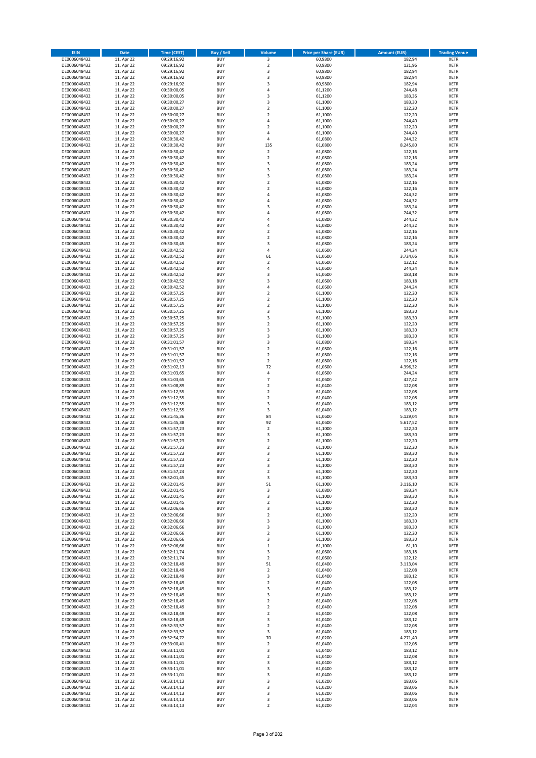| ISIN | Date | Time (CEST) | Buy / Sell | Volume | Price per Share (EUR) | Amount (EUR) | Trading Venue |
|---|---|---|---|---|---|---|---|
| DE0006048432 | 11. Apr 22 | 09:29:16,92 | BUY | 3 | 60,9800 | 182,94 | XETR |
| DE0006048432 | 11. Apr 22 | 09:29:16,92 | BUY | 2 | 60,9800 | 121,96 | XETR |
| DE0006048432 | 11. Apr 22 | 09:29:16,92 | BUY | 3 | 60,9800 | 182,94 | XETR |
| DE0006048432 | 11. Apr 22 | 09:29:16,92 | BUY | 3 | 60,9800 | 182,94 | XETR |
| DE0006048432 | 11. Apr 22 | 09:29:16,92 | BUY | 3 | 60,9800 | 182,94 | XETR |
| DE0006048432 | 11. Apr 22 | 09:30:00,05 | BUY | 4 | 61,1200 | 244,48 | XETR |
| DE0006048432 | 11. Apr 22 | 09:30:00,05 | BUY | 3 | 61,1200 | 183,36 | XETR |
| DE0006048432 | 11. Apr 22 | 09:30:00,27 | BUY | 3 | 61,1000 | 183,30 | XETR |
| DE0006048432 | 11. Apr 22 | 09:30:00,27 | BUY | 2 | 61,1000 | 122,20 | XETR |
| DE0006048432 | 11. Apr 22 | 09:30:00,27 | BUY | 2 | 61,1000 | 122,20 | XETR |
| DE0006048432 | 11. Apr 22 | 09:30:00,27 | BUY | 4 | 61,1000 | 244,40 | XETR |
| DE0006048432 | 11. Apr 22 | 09:30:00,27 | BUY | 2 | 61,1000 | 122,20 | XETR |
| DE0006048432 | 11. Apr 22 | 09:30:00,27 | BUY | 4 | 61,1000 | 244,40 | XETR |
| DE0006048432 | 11. Apr 22 | 09:30:30,42 | BUY | 4 | 61,0800 | 244,32 | XETR |
| DE0006048432 | 11. Apr 22 | 09:30:30,42 | BUY | 135 | 61,0800 | 8.245,80 | XETR |
| DE0006048432 | 11. Apr 22 | 09:30:30,42 | BUY | 2 | 61,0800 | 122,16 | XETR |
| DE0006048432 | 11. Apr 22 | 09:30:30,42 | BUY | 2 | 61,0800 | 122,16 | XETR |
| DE0006048432 | 11. Apr 22 | 09:30:30,42 | BUY | 3 | 61,0800 | 183,24 | XETR |
| DE0006048432 | 11. Apr 22 | 09:30:30,42 | BUY | 3 | 61,0800 | 183,24 | XETR |
| DE0006048432 | 11. Apr 22 | 09:30:30,42 | BUY | 3 | 61,0800 | 183,24 | XETR |
| DE0006048432 | 11. Apr 22 | 09:30:30,42 | BUY | 2 | 61,0800 | 122,16 | XETR |
| DE0006048432 | 11. Apr 22 | 09:30:30,42 | BUY | 2 | 61,0800 | 122,16 | XETR |
| DE0006048432 | 11. Apr 22 | 09:30:30,42 | BUY | 4 | 61,0800 | 244,32 | XETR |
| DE0006048432 | 11. Apr 22 | 09:30:30,42 | BUY | 4 | 61,0800 | 244,32 | XETR |
| DE0006048432 | 11. Apr 22 | 09:30:30,42 | BUY | 3 | 61,0800 | 183,24 | XETR |
| DE0006048432 | 11. Apr 22 | 09:30:30,42 | BUY | 4 | 61,0800 | 244,32 | XETR |
| DE0006048432 | 11. Apr 22 | 09:30:30,42 | BUY | 4 | 61,0800 | 244,32 | XETR |
| DE0006048432 | 11. Apr 22 | 09:30:30,42 | BUY | 4 | 61,0800 | 244,32 | XETR |
| DE0006048432 | 11. Apr 22 | 09:30:30,42 | BUY | 2 | 61,0800 | 122,16 | XETR |
| DE0006048432 | 11. Apr 22 | 09:30:30,42 | BUY | 2 | 61,0800 | 122,16 | XETR |
| DE0006048432 | 11. Apr 22 | 09:30:30,45 | BUY | 3 | 61,0800 | 183,24 | XETR |
| DE0006048432 | 11. Apr 22 | 09:30:42,52 | BUY | 4 | 61,0600 | 244,24 | XETR |
| DE0006048432 | 11. Apr 22 | 09:30:42,52 | BUY | 61 | 61,0600 | 3.724,66 | XETR |
| DE0006048432 | 11. Apr 22 | 09:30:42,52 | BUY | 2 | 61,0600 | 122,12 | XETR |
| DE0006048432 | 11. Apr 22 | 09:30:42,52 | BUY | 4 | 61,0600 | 244,24 | XETR |
| DE0006048432 | 11. Apr 22 | 09:30:42,52 | BUY | 3 | 61,0600 | 183,18 | XETR |
| DE0006048432 | 11. Apr 22 | 09:30:42,52 | BUY | 3 | 61,0600 | 183,18 | XETR |
| DE0006048432 | 11. Apr 22 | 09:30:42,52 | BUY | 4 | 61,0600 | 244,24 | XETR |
| DE0006048432 | 11. Apr 22 | 09:30:57,25 | BUY | 2 | 61,1000 | 122,20 | XETR |
| DE0006048432 | 11. Apr 22 | 09:30:57,25 | BUY | 2 | 61,1000 | 122,20 | XETR |
| DE0006048432 | 11. Apr 22 | 09:30:57,25 | BUY | 2 | 61,1000 | 122,20 | XETR |
| DE0006048432 | 11. Apr 22 | 09:30:57,25 | BUY | 3 | 61,1000 | 183,30 | XETR |
| DE0006048432 | 11. Apr 22 | 09:30:57,25 | BUY | 3 | 61,1000 | 183,30 | XETR |
| DE0006048432 | 11. Apr 22 | 09:30:57,25 | BUY | 2 | 61,1000 | 122,20 | XETR |
| DE0006048432 | 11. Apr 22 | 09:30:57,25 | BUY | 3 | 61,1000 | 183,30 | XETR |
| DE0006048432 | 11. Apr 22 | 09:30:57,25 | BUY | 3 | 61,1000 | 183,30 | XETR |
| DE0006048432 | 11. Apr 22 | 09:31:01,57 | BUY | 3 | 61,0800 | 183,24 | XETR |
| DE0006048432 | 11. Apr 22 | 09:31:01,57 | BUY | 2 | 61,0800 | 122,16 | XETR |
| DE0006048432 | 11. Apr 22 | 09:31:01,57 | BUY | 2 | 61,0800 | 122,16 | XETR |
| DE0006048432 | 11. Apr 22 | 09:31:01,57 | BUY | 2 | 61,0800 | 122,16 | XETR |
| DE0006048432 | 11. Apr 22 | 09:31:02,13 | BUY | 72 | 61,0600 | 4.396,32 | XETR |
| DE0006048432 | 11. Apr 22 | 09:31:03,65 | BUY | 4 | 61,0600 | 244,24 | XETR |
| DE0006048432 | 11. Apr 22 | 09:31:03,65 | BUY | 7 | 61,0600 | 427,42 | XETR |
| DE0006048432 | 11. Apr 22 | 09:31:08,89 | BUY | 2 | 61,0400 | 122,08 | XETR |
| DE0006048432 | 11. Apr 22 | 09:31:12,55 | BUY | 2 | 61,0400 | 122,08 | XETR |
| DE0006048432 | 11. Apr 22 | 09:31:12,55 | BUY | 2 | 61,0400 | 122,08 | XETR |
| DE0006048432 | 11. Apr 22 | 09:31:12,55 | BUY | 3 | 61,0400 | 183,12 | XETR |
| DE0006048432 | 11. Apr 22 | 09:31:12,55 | BUY | 3 | 61,0400 | 183,12 | XETR |
| DE0006048432 | 11. Apr 22 | 09:31:45,36 | BUY | 84 | 61,0600 | 5.129,04 | XETR |
| DE0006048432 | 11. Apr 22 | 09:31:45,38 | BUY | 92 | 61,0600 | 5.617,52 | XETR |
| DE0006048432 | 11. Apr 22 | 09:31:57,23 | BUY | 2 | 61,1000 | 122,20 | XETR |
| DE0006048432 | 11. Apr 22 | 09:31:57,23 | BUY | 3 | 61,1000 | 183,30 | XETR |
| DE0006048432 | 11. Apr 22 | 09:31:57,23 | BUY | 2 | 61,1000 | 122,20 | XETR |
| DE0006048432 | 11. Apr 22 | 09:31:57,23 | BUY | 2 | 61,1000 | 122,20 | XETR |
| DE0006048432 | 11. Apr 22 | 09:31:57,23 | BUY | 3 | 61,1000 | 183,30 | XETR |
| DE0006048432 | 11. Apr 22 | 09:31:57,23 | BUY | 2 | 61,1000 | 122,20 | XETR |
| DE0006048432 | 11. Apr 22 | 09:31:57,23 | BUY | 3 | 61,1000 | 183,30 | XETR |
| DE0006048432 | 11. Apr 22 | 09:31:57,24 | BUY | 2 | 61,1000 | 122,20 | XETR |
| DE0006048432 | 11. Apr 22 | 09:32:01,45 | BUY | 3 | 61,1000 | 183,30 | XETR |
| DE0006048432 | 11. Apr 22 | 09:32:01,45 | BUY | 51 | 61,1000 | 3.116,10 | XETR |
| DE0006048432 | 11. Apr 22 | 09:32:01,45 | BUY | 3 | 61,0800 | 183,24 | XETR |
| DE0006048432 | 11. Apr 22 | 09:32:01,45 | BUY | 3 | 61,1000 | 183,30 | XETR |
| DE0006048432 | 11. Apr 22 | 09:32:01,45 | BUY | 2 | 61,1000 | 122,20 | XETR |
| DE0006048432 | 11. Apr 22 | 09:32:06,66 | BUY | 3 | 61,1000 | 183,30 | XETR |
| DE0006048432 | 11. Apr 22 | 09:32:06,66 | BUY | 2 | 61,1000 | 122,20 | XETR |
| DE0006048432 | 11. Apr 22 | 09:32:06,66 | BUY | 3 | 61,1000 | 183,30 | XETR |
| DE0006048432 | 11. Apr 22 | 09:32:06,66 | BUY | 3 | 61,1000 | 183,30 | XETR |
| DE0006048432 | 11. Apr 22 | 09:32:06,66 | BUY | 2 | 61,1000 | 122,20 | XETR |
| DE0006048432 | 11. Apr 22 | 09:32:06,66 | BUY | 3 | 61,1000 | 183,30 | XETR |
| DE0006048432 | 11. Apr 22 | 09:32:06,66 | BUY | 1 | 61,1000 | 61,10 | XETR |
| DE0006048432 | 11. Apr 22 | 09:32:11,74 | BUY | 3 | 61,0600 | 183,18 | XETR |
| DE0006048432 | 11. Apr 22 | 09:32:11,74 | BUY | 2 | 61,0600 | 122,12 | XETR |
| DE0006048432 | 11. Apr 22 | 09:32:18,49 | BUY | 51 | 61,0400 | 3.113,04 | XETR |
| DE0006048432 | 11. Apr 22 | 09:32:18,49 | BUY | 2 | 61,0400 | 122,08 | XETR |
| DE0006048432 | 11. Apr 22 | 09:32:18,49 | BUY | 3 | 61,0400 | 183,12 | XETR |
| DE0006048432 | 11. Apr 22 | 09:32:18,49 | BUY | 2 | 61,0400 | 122,08 | XETR |
| DE0006048432 | 11. Apr 22 | 09:32:18,49 | BUY | 3 | 61,0400 | 183,12 | XETR |
| DE0006048432 | 11. Apr 22 | 09:32:18,49 | BUY | 3 | 61,0400 | 183,12 | XETR |
| DE0006048432 | 11. Apr 22 | 09:32:18,49 | BUY | 2 | 61,0400 | 122,08 | XETR |
| DE0006048432 | 11. Apr 22 | 09:32:18,49 | BUY | 2 | 61,0400 | 122,08 | XETR |
| DE0006048432 | 11. Apr 22 | 09:32:18,49 | BUY | 2 | 61,0400 | 122,08 | XETR |
| DE0006048432 | 11. Apr 22 | 09:32:18,49 | BUY | 3 | 61,0400 | 183,12 | XETR |
| DE0006048432 | 11. Apr 22 | 09:32:33,57 | BUY | 2 | 61,0400 | 122,08 | XETR |
| DE0006048432 | 11. Apr 22 | 09:32:33,57 | BUY | 3 | 61,0400 | 183,12 | XETR |
| DE0006048432 | 11. Apr 22 | 09:32:54,72 | BUY | 70 | 61,0200 | 4.271,40 | XETR |
| DE0006048432 | 11. Apr 22 | 09:33:00,41 | BUY | 2 | 61,0400 | 122,08 | XETR |
| DE0006048432 | 11. Apr 22 | 09:33:11,01 | BUY | 3 | 61,0400 | 183,12 | XETR |
| DE0006048432 | 11. Apr 22 | 09:33:11,01 | BUY | 2 | 61,0400 | 122,08 | XETR |
| DE0006048432 | 11. Apr 22 | 09:33:11,01 | BUY | 3 | 61,0400 | 183,12 | XETR |
| DE0006048432 | 11. Apr 22 | 09:33:11,01 | BUY | 3 | 61,0400 | 183,12 | XETR |
| DE0006048432 | 11. Apr 22 | 09:33:11,01 | BUY | 3 | 61,0400 | 183,12 | XETR |
| DE0006048432 | 11. Apr 22 | 09:33:14,13 | BUY | 3 | 61,0200 | 183,06 | XETR |
| DE0006048432 | 11. Apr 22 | 09:33:14,13 | BUY | 3 | 61,0200 | 183,06 | XETR |
| DE0006048432 | 11. Apr 22 | 09:33:14,13 | BUY | 3 | 61,0200 | 183,06 | XETR |
| DE0006048432 | 11. Apr 22 | 09:33:14,13 | BUY | 3 | 61,0200 | 183,06 | XETR |
| DE0006048432 | 11. Apr 22 | 09:33:14,13 | BUY | 2 | 61,0200 | 122,04 | XETR |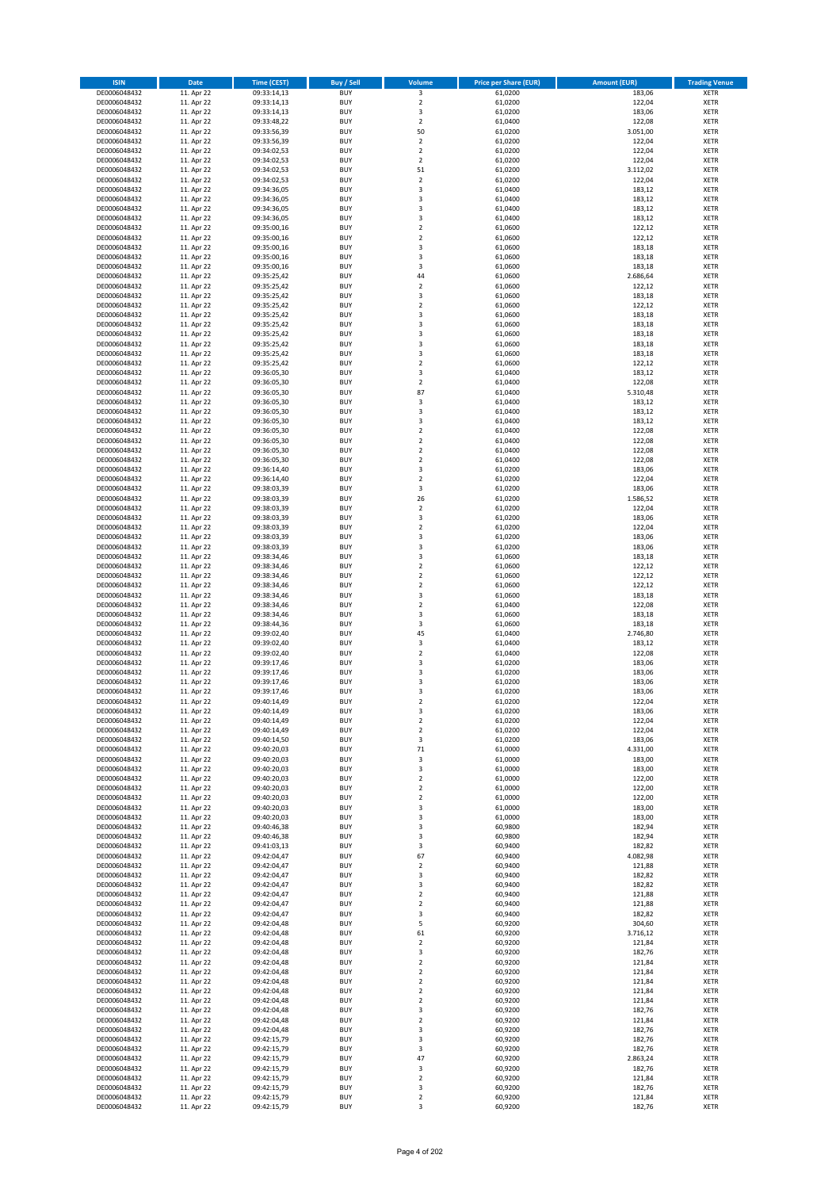| ISIN | Date | Time (CEST) | Buy / Sell | Volume | Price per Share (EUR) | Amount (EUR) | Trading Venue |
|---|---|---|---|---|---|---|---|
| DE0006048432 | 11. Apr 22 | 09:33:14,13 | BUY | 3 | 61,0200 | 183,06 | XETR |
| DE0006048432 | 11. Apr 22 | 09:33:14,13 | BUY | 2 | 61,0200 | 122,04 | XETR |
| DE0006048432 | 11. Apr 22 | 09:33:14,13 | BUY | 3 | 61,0200 | 183,06 | XETR |
| DE0006048432 | 11. Apr 22 | 09:33:48,22 | BUY | 2 | 61,0400 | 122,08 | XETR |
| DE0006048432 | 11. Apr 22 | 09:33:56,39 | BUY | 50 | 61,0200 | 3.051,00 | XETR |
| DE0006048432 | 11. Apr 22 | 09:33:56,39 | BUY | 2 | 61,0200 | 122,04 | XETR |
| DE0006048432 | 11. Apr 22 | 09:34:02,53 | BUY | 2 | 61,0200 | 122,04 | XETR |
| DE0006048432 | 11. Apr 22 | 09:34:02,53 | BUY | 2 | 61,0200 | 122,04 | XETR |
| DE0006048432 | 11. Apr 22 | 09:34:02,53 | BUY | 51 | 61,0200 | 3.112,02 | XETR |
| DE0006048432 | 11. Apr 22 | 09:34:02,53 | BUY | 2 | 61,0200 | 122,04 | XETR |
| DE0006048432 | 11. Apr 22 | 09:34:36,05 | BUY | 3 | 61,0400 | 183,12 | XETR |
| DE0006048432 | 11. Apr 22 | 09:34:36,05 | BUY | 3 | 61,0400 | 183,12 | XETR |
| DE0006048432 | 11. Apr 22 | 09:34:36,05 | BUY | 3 | 61,0400 | 183,12 | XETR |
| DE0006048432 | 11. Apr 22 | 09:34:36,05 | BUY | 3 | 61,0400 | 183,12 | XETR |
| DE0006048432 | 11. Apr 22 | 09:35:00,16 | BUY | 2 | 61,0600 | 122,12 | XETR |
| DE0006048432 | 11. Apr 22 | 09:35:00,16 | BUY | 2 | 61,0600 | 122,12 | XETR |
| DE0006048432 | 11. Apr 22 | 09:35:00,16 | BUY | 3 | 61,0600 | 183,18 | XETR |
| DE0006048432 | 11. Apr 22 | 09:35:00,16 | BUY | 3 | 61,0600 | 183,18 | XETR |
| DE0006048432 | 11. Apr 22 | 09:35:00,16 | BUY | 3 | 61,0600 | 183,18 | XETR |
| DE0006048432 | 11. Apr 22 | 09:35:25,42 | BUY | 44 | 61,0600 | 2.686,64 | XETR |
| DE0006048432 | 11. Apr 22 | 09:35:25,42 | BUY | 2 | 61,0600 | 122,12 | XETR |
| DE0006048432 | 11. Apr 22 | 09:35:25,42 | BUY | 3 | 61,0600 | 183,18 | XETR |
| DE0006048432 | 11. Apr 22 | 09:35:25,42 | BUY | 2 | 61,0600 | 122,12 | XETR |
| DE0006048432 | 11. Apr 22 | 09:35:25,42 | BUY | 3 | 61,0600 | 183,18 | XETR |
| DE0006048432 | 11. Apr 22 | 09:35:25,42 | BUY | 3 | 61,0600 | 183,18 | XETR |
| DE0006048432 | 11. Apr 22 | 09:35:25,42 | BUY | 3 | 61,0600 | 183,18 | XETR |
| DE0006048432 | 11. Apr 22 | 09:35:25,42 | BUY | 3 | 61,0600 | 183,18 | XETR |
| DE0006048432 | 11. Apr 22 | 09:35:25,42 | BUY | 3 | 61,0600 | 183,18 | XETR |
| DE0006048432 | 11. Apr 22 | 09:35:25,42 | BUY | 2 | 61,0600 | 122,12 | XETR |
| DE0006048432 | 11. Apr 22 | 09:36:05,30 | BUY | 3 | 61,0400 | 183,12 | XETR |
| DE0006048432 | 11. Apr 22 | 09:36:05,30 | BUY | 2 | 61,0400 | 122,08 | XETR |
| DE0006048432 | 11. Apr 22 | 09:36:05,30 | BUY | 87 | 61,0400 | 5.310,48 | XETR |
| DE0006048432 | 11. Apr 22 | 09:36:05,30 | BUY | 3 | 61,0400 | 183,12 | XETR |
| DE0006048432 | 11. Apr 22 | 09:36:05,30 | BUY | 3 | 61,0400 | 183,12 | XETR |
| DE0006048432 | 11. Apr 22 | 09:36:05,30 | BUY | 3 | 61,0400 | 183,12 | XETR |
| DE0006048432 | 11. Apr 22 | 09:36:05,30 | BUY | 2 | 61,0400 | 122,08 | XETR |
| DE0006048432 | 11. Apr 22 | 09:36:05,30 | BUY | 2 | 61,0400 | 122,08 | XETR |
| DE0006048432 | 11. Apr 22 | 09:36:05,30 | BUY | 2 | 61,0400 | 122,08 | XETR |
| DE0006048432 | 11. Apr 22 | 09:36:05,30 | BUY | 2 | 61,0400 | 122,08 | XETR |
| DE0006048432 | 11. Apr 22 | 09:36:14,40 | BUY | 3 | 61,0200 | 183,06 | XETR |
| DE0006048432 | 11. Apr 22 | 09:36:14,40 | BUY | 2 | 61,0200 | 122,04 | XETR |
| DE0006048432 | 11. Apr 22 | 09:38:03,39 | BUY | 3 | 61,0200 | 183,06 | XETR |
| DE0006048432 | 11. Apr 22 | 09:38:03,39 | BUY | 26 | 61,0200 | 1.586,52 | XETR |
| DE0006048432 | 11. Apr 22 | 09:38:03,39 | BUY | 2 | 61,0200 | 122,04 | XETR |
| DE0006048432 | 11. Apr 22 | 09:38:03,39 | BUY | 3 | 61,0200 | 183,06 | XETR |
| DE0006048432 | 11. Apr 22 | 09:38:03,39 | BUY | 2 | 61,0200 | 122,04 | XETR |
| DE0006048432 | 11. Apr 22 | 09:38:03,39 | BUY | 3 | 61,0200 | 183,06 | XETR |
| DE0006048432 | 11. Apr 22 | 09:38:03,39 | BUY | 3 | 61,0200 | 183,06 | XETR |
| DE0006048432 | 11. Apr 22 | 09:38:34,46 | BUY | 3 | 61,0600 | 183,18 | XETR |
| DE0006048432 | 11. Apr 22 | 09:38:34,46 | BUY | 2 | 61,0600 | 122,12 | XETR |
| DE0006048432 | 11. Apr 22 | 09:38:34,46 | BUY | 2 | 61,0600 | 122,12 | XETR |
| DE0006048432 | 11. Apr 22 | 09:38:34,46 | BUY | 2 | 61,0600 | 122,12 | XETR |
| DE0006048432 | 11. Apr 22 | 09:38:34,46 | BUY | 3 | 61,0600 | 183,18 | XETR |
| DE0006048432 | 11. Apr 22 | 09:38:34,46 | BUY | 2 | 61,0400 | 122,08 | XETR |
| DE0006048432 | 11. Apr 22 | 09:38:34,46 | BUY | 3 | 61,0600 | 183,18 | XETR |
| DE0006048432 | 11. Apr 22 | 09:38:44,36 | BUY | 3 | 61,0600 | 183,18 | XETR |
| DE0006048432 | 11. Apr 22 | 09:39:02,40 | BUY | 45 | 61,0400 | 2.746,80 | XETR |
| DE0006048432 | 11. Apr 22 | 09:39:02,40 | BUY | 3 | 61,0400 | 183,12 | XETR |
| DE0006048432 | 11. Apr 22 | 09:39:02,40 | BUY | 2 | 61,0400 | 122,08 | XETR |
| DE0006048432 | 11. Apr 22 | 09:39:17,46 | BUY | 3 | 61,0200 | 183,06 | XETR |
| DE0006048432 | 11. Apr 22 | 09:39:17,46 | BUY | 3 | 61,0200 | 183,06 | XETR |
| DE0006048432 | 11. Apr 22 | 09:39:17,46 | BUY | 3 | 61,0200 | 183,06 | XETR |
| DE0006048432 | 11. Apr 22 | 09:39:17,46 | BUY | 3 | 61,0200 | 183,06 | XETR |
| DE0006048432 | 11. Apr 22 | 09:40:14,49 | BUY | 2 | 61,0200 | 122,04 | XETR |
| DE0006048432 | 11. Apr 22 | 09:40:14,49 | BUY | 3 | 61,0200 | 183,06 | XETR |
| DE0006048432 | 11. Apr 22 | 09:40:14,49 | BUY | 2 | 61,0200 | 122,04 | XETR |
| DE0006048432 | 11. Apr 22 | 09:40:14,49 | BUY | 2 | 61,0200 | 122,04 | XETR |
| DE0006048432 | 11. Apr 22 | 09:40:14,50 | BUY | 3 | 61,0200 | 183,06 | XETR |
| DE0006048432 | 11. Apr 22 | 09:40:20,03 | BUY | 71 | 61,0000 | 4.331,00 | XETR |
| DE0006048432 | 11. Apr 22 | 09:40:20,03 | BUY | 3 | 61,0000 | 183,00 | XETR |
| DE0006048432 | 11. Apr 22 | 09:40:20,03 | BUY | 3 | 61,0000 | 183,00 | XETR |
| DE0006048432 | 11. Apr 22 | 09:40:20,03 | BUY | 2 | 61,0000 | 122,00 | XETR |
| DE0006048432 | 11. Apr 22 | 09:40:20,03 | BUY | 2 | 61,0000 | 122,00 | XETR |
| DE0006048432 | 11. Apr 22 | 09:40:20,03 | BUY | 2 | 61,0000 | 122,00 | XETR |
| DE0006048432 | 11. Apr 22 | 09:40:20,03 | BUY | 3 | 61,0000 | 183,00 | XETR |
| DE0006048432 | 11. Apr 22 | 09:40:20,03 | BUY | 3 | 61,0000 | 183,00 | XETR |
| DE0006048432 | 11. Apr 22 | 09:40:46,38 | BUY | 3 | 60,9800 | 182,94 | XETR |
| DE0006048432 | 11. Apr 22 | 09:40:46,38 | BUY | 3 | 60,9800 | 182,94 | XETR |
| DE0006048432 | 11. Apr 22 | 09:41:03,13 | BUY | 3 | 60,9400 | 182,82 | XETR |
| DE0006048432 | 11. Apr 22 | 09:42:04,47 | BUY | 67 | 60,9400 | 4.082,98 | XETR |
| DE0006048432 | 11. Apr 22 | 09:42:04,47 | BUY | 2 | 60,9400 | 121,88 | XETR |
| DE0006048432 | 11. Apr 22 | 09:42:04,47 | BUY | 3 | 60,9400 | 182,82 | XETR |
| DE0006048432 | 11. Apr 22 | 09:42:04,47 | BUY | 3 | 60,9400 | 182,82 | XETR |
| DE0006048432 | 11. Apr 22 | 09:42:04,47 | BUY | 2 | 60,9400 | 121,88 | XETR |
| DE0006048432 | 11. Apr 22 | 09:42:04,47 | BUY | 2 | 60,9400 | 121,88 | XETR |
| DE0006048432 | 11. Apr 22 | 09:42:04,47 | BUY | 3 | 60,9400 | 182,82 | XETR |
| DE0006048432 | 11. Apr 22 | 09:42:04,48 | BUY | 5 | 60,9200 | 304,60 | XETR |
| DE0006048432 | 11. Apr 22 | 09:42:04,48 | BUY | 61 | 60,9200 | 3.716,12 | XETR |
| DE0006048432 | 11. Apr 22 | 09:42:04,48 | BUY | 2 | 60,9200 | 121,84 | XETR |
| DE0006048432 | 11. Apr 22 | 09:42:04,48 | BUY | 3 | 60,9200 | 182,76 | XETR |
| DE0006048432 | 11. Apr 22 | 09:42:04,48 | BUY | 2 | 60,9200 | 121,84 | XETR |
| DE0006048432 | 11. Apr 22 | 09:42:04,48 | BUY | 2 | 60,9200 | 121,84 | XETR |
| DE0006048432 | 11. Apr 22 | 09:42:04,48 | BUY | 2 | 60,9200 | 121,84 | XETR |
| DE0006048432 | 11. Apr 22 | 09:42:04,48 | BUY | 2 | 60,9200 | 121,84 | XETR |
| DE0006048432 | 11. Apr 22 | 09:42:04,48 | BUY | 2 | 60,9200 | 121,84 | XETR |
| DE0006048432 | 11. Apr 22 | 09:42:04,48 | BUY | 3 | 60,9200 | 182,76 | XETR |
| DE0006048432 | 11. Apr 22 | 09:42:04,48 | BUY | 2 | 60,9200 | 121,84 | XETR |
| DE0006048432 | 11. Apr 22 | 09:42:04,48 | BUY | 3 | 60,9200 | 182,76 | XETR |
| DE0006048432 | 11. Apr 22 | 09:42:15,79 | BUY | 3 | 60,9200 | 182,76 | XETR |
| DE0006048432 | 11. Apr 22 | 09:42:15,79 | BUY | 3 | 60,9200 | 182,76 | XETR |
| DE0006048432 | 11. Apr 22 | 09:42:15,79 | BUY | 47 | 60,9200 | 2.863,24 | XETR |
| DE0006048432 | 11. Apr 22 | 09:42:15,79 | BUY | 3 | 60,9200 | 182,76 | XETR |
| DE0006048432 | 11. Apr 22 | 09:42:15,79 | BUY | 2 | 60,9200 | 121,84 | XETR |
| DE0006048432 | 11. Apr 22 | 09:42:15,79 | BUY | 3 | 60,9200 | 182,76 | XETR |
| DE0006048432 | 11. Apr 22 | 09:42:15,79 | BUY | 2 | 60,9200 | 121,84 | XETR |
| DE0006048432 | 11. Apr 22 | 09:42:15,79 | BUY | 3 | 60,9200 | 182,76 | XETR |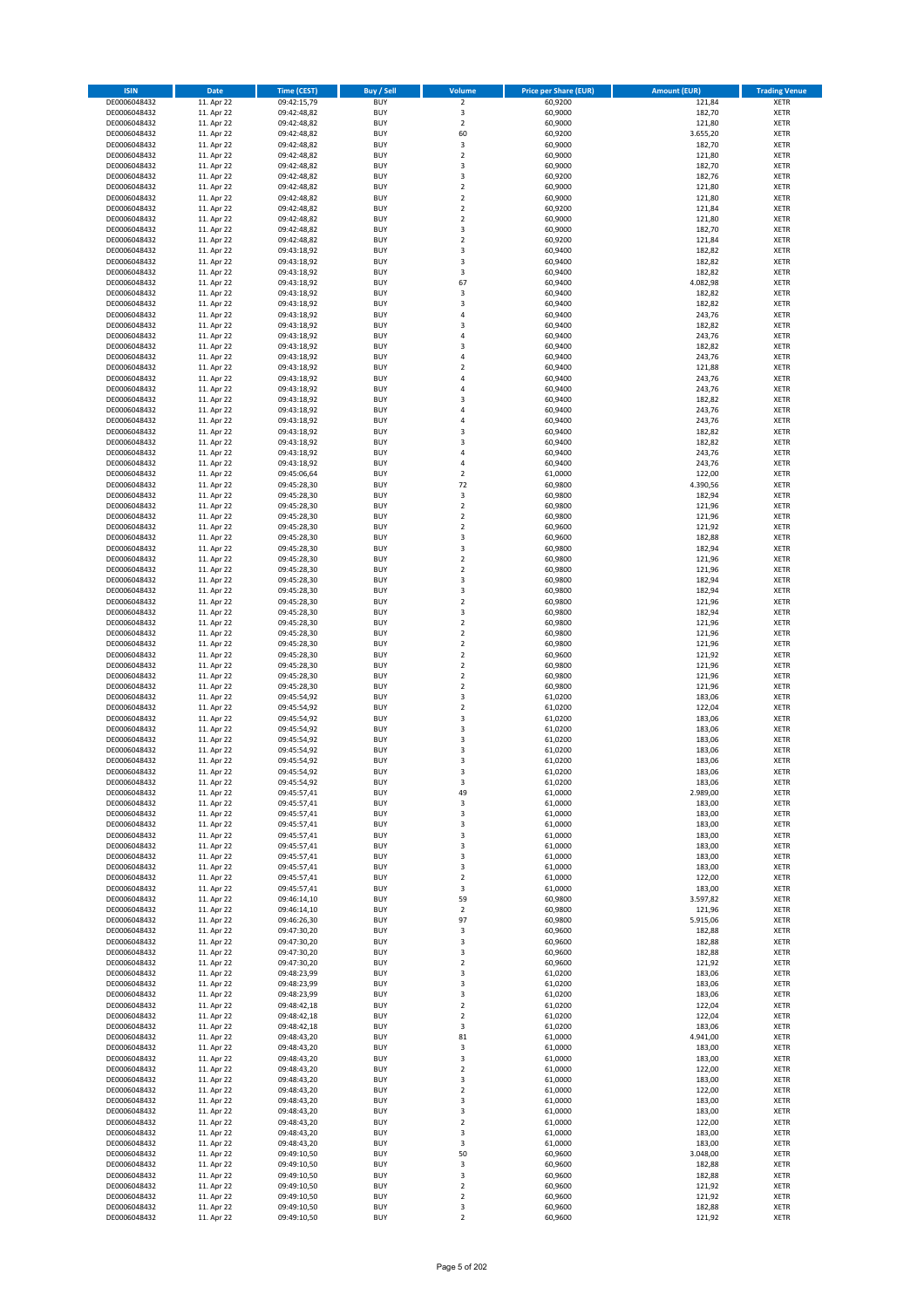| ISIN | Date | Time (CEST) | Buy / Sell | Volume | Price per Share (EUR) | Amount (EUR) | Trading Venue |
|---|---|---|---|---|---|---|---|
| DE0006048432 | 11. Apr 22 | 09:42:15,79 | BUY | 2 | 60,9200 | 121,84 | XETR |
| DE0006048432 | 11. Apr 22 | 09:42:48,82 | BUY | 3 | 60,9000 | 182,70 | XETR |
| DE0006048432 | 11. Apr 22 | 09:42:48,82 | BUY | 2 | 60,9000 | 121,80 | XETR |
| DE0006048432 | 11. Apr 22 | 09:42:48,82 | BUY | 60 | 60,9200 | 3.655,20 | XETR |
| DE0006048432 | 11. Apr 22 | 09:42:48,82 | BUY | 3 | 60,9000 | 182,70 | XETR |
| DE0006048432 | 11. Apr 22 | 09:42:48,82 | BUY | 2 | 60,9000 | 121,80 | XETR |
| DE0006048432 | 11. Apr 22 | 09:42:48,82 | BUY | 3 | 60,9000 | 182,70 | XETR |
| DE0006048432 | 11. Apr 22 | 09:42:48,82 | BUY | 3 | 60,9200 | 182,76 | XETR |
| DE0006048432 | 11. Apr 22 | 09:42:48,82 | BUY | 2 | 60,9000 | 121,80 | XETR |
| DE0006048432 | 11. Apr 22 | 09:42:48,82 | BUY | 2 | 60,9000 | 121,80 | XETR |
| DE0006048432 | 11. Apr 22 | 09:42:48,82 | BUY | 2 | 60,9200 | 121,84 | XETR |
| DE0006048432 | 11. Apr 22 | 09:42:48,82 | BUY | 2 | 60,9000 | 121,80 | XETR |
| DE0006048432 | 11. Apr 22 | 09:42:48,82 | BUY | 3 | 60,9000 | 182,70 | XETR |
| DE0006048432 | 11. Apr 22 | 09:42:48,82 | BUY | 2 | 60,9200 | 121,84 | XETR |
| DE0006048432 | 11. Apr 22 | 09:43:18,92 | BUY | 3 | 60,9400 | 182,82 | XETR |
| DE0006048432 | 11. Apr 22 | 09:43:18,92 | BUY | 3 | 60,9400 | 182,82 | XETR |
| DE0006048432 | 11. Apr 22 | 09:43:18,92 | BUY | 3 | 60,9400 | 182,82 | XETR |
| DE0006048432 | 11. Apr 22 | 09:43:18,92 | BUY | 67 | 60,9400 | 4.082,98 | XETR |
| DE0006048432 | 11. Apr 22 | 09:43:18,92 | BUY | 3 | 60,9400 | 182,82 | XETR |
| DE0006048432 | 11. Apr 22 | 09:43:18,92 | BUY | 3 | 60,9400 | 182,82 | XETR |
| DE0006048432 | 11. Apr 22 | 09:43:18,92 | BUY | 4 | 60,9400 | 243,76 | XETR |
| DE0006048432 | 11. Apr 22 | 09:43:18,92 | BUY | 3 | 60,9400 | 182,82 | XETR |
| DE0006048432 | 11. Apr 22 | 09:43:18,92 | BUY | 4 | 60,9400 | 243,76 | XETR |
| DE0006048432 | 11. Apr 22 | 09:43:18,92 | BUY | 3 | 60,9400 | 182,82 | XETR |
| DE0006048432 | 11. Apr 22 | 09:43:18,92 | BUY | 4 | 60,9400 | 243,76 | XETR |
| DE0006048432 | 11. Apr 22 | 09:43:18,92 | BUY | 2 | 60,9400 | 121,88 | XETR |
| DE0006048432 | 11. Apr 22 | 09:43:18,92 | BUY | 4 | 60,9400 | 243,76 | XETR |
| DE0006048432 | 11. Apr 22 | 09:43:18,92 | BUY | 4 | 60,9400 | 243,76 | XETR |
| DE0006048432 | 11. Apr 22 | 09:43:18,92 | BUY | 3 | 60,9400 | 182,82 | XETR |
| DE0006048432 | 11. Apr 22 | 09:43:18,92 | BUY | 4 | 60,9400 | 243,76 | XETR |
| DE0006048432 | 11. Apr 22 | 09:43:18,92 | BUY | 4 | 60,9400 | 243,76 | XETR |
| DE0006048432 | 11. Apr 22 | 09:43:18,92 | BUY | 3 | 60,9400 | 182,82 | XETR |
| DE0006048432 | 11. Apr 22 | 09:43:18,92 | BUY | 3 | 60,9400 | 182,82 | XETR |
| DE0006048432 | 11. Apr 22 | 09:43:18,92 | BUY | 4 | 60,9400 | 243,76 | XETR |
| DE0006048432 | 11. Apr 22 | 09:43:18,92 | BUY | 4 | 60,9400 | 243,76 | XETR |
| DE0006048432 | 11. Apr 22 | 09:45:06,64 | BUY | 2 | 61,0000 | 122,00 | XETR |
| DE0006048432 | 11. Apr 22 | 09:45:28,30 | BUY | 72 | 60,9800 | 4.390,56 | XETR |
| DE0006048432 | 11. Apr 22 | 09:45:28,30 | BUY | 3 | 60,9800 | 182,94 | XETR |
| DE0006048432 | 11. Apr 22 | 09:45:28,30 | BUY | 2 | 60,9800 | 121,96 | XETR |
| DE0006048432 | 11. Apr 22 | 09:45:28,30 | BUY | 2 | 60,9800 | 121,96 | XETR |
| DE0006048432 | 11. Apr 22 | 09:45:28,30 | BUY | 2 | 60,9600 | 121,92 | XETR |
| DE0006048432 | 11. Apr 22 | 09:45:28,30 | BUY | 3 | 60,9600 | 182,88 | XETR |
| DE0006048432 | 11. Apr 22 | 09:45:28,30 | BUY | 3 | 60,9800 | 182,94 | XETR |
| DE0006048432 | 11. Apr 22 | 09:45:28,30 | BUY | 2 | 60,9800 | 121,96 | XETR |
| DE0006048432 | 11. Apr 22 | 09:45:28,30 | BUY | 2 | 60,9800 | 121,96 | XETR |
| DE0006048432 | 11. Apr 22 | 09:45:28,30 | BUY | 3 | 60,9800 | 182,94 | XETR |
| DE0006048432 | 11. Apr 22 | 09:45:28,30 | BUY | 3 | 60,9800 | 182,94 | XETR |
| DE0006048432 | 11. Apr 22 | 09:45:28,30 | BUY | 2 | 60,9800 | 121,96 | XETR |
| DE0006048432 | 11. Apr 22 | 09:45:28,30 | BUY | 3 | 60,9800 | 182,94 | XETR |
| DE0006048432 | 11. Apr 22 | 09:45:28,30 | BUY | 2 | 60,9800 | 121,96 | XETR |
| DE0006048432 | 11. Apr 22 | 09:45:28,30 | BUY | 2 | 60,9800 | 121,96 | XETR |
| DE0006048432 | 11. Apr 22 | 09:45:28,30 | BUY | 2 | 60,9800 | 121,96 | XETR |
| DE0006048432 | 11. Apr 22 | 09:45:28,30 | BUY | 2 | 60,9600 | 121,92 | XETR |
| DE0006048432 | 11. Apr 22 | 09:45:28,30 | BUY | 2 | 60,9800 | 121,96 | XETR |
| DE0006048432 | 11. Apr 22 | 09:45:28,30 | BUY | 2 | 60,9800 | 121,96 | XETR |
| DE0006048432 | 11. Apr 22 | 09:45:28,30 | BUY | 2 | 60,9800 | 121,96 | XETR |
| DE0006048432 | 11. Apr 22 | 09:45:54,92 | BUY | 3 | 61,0200 | 183,06 | XETR |
| DE0006048432 | 11. Apr 22 | 09:45:54,92 | BUY | 2 | 61,0200 | 122,04 | XETR |
| DE0006048432 | 11. Apr 22 | 09:45:54,92 | BUY | 3 | 61,0200 | 183,06 | XETR |
| DE0006048432 | 11. Apr 22 | 09:45:54,92 | BUY | 3 | 61,0200 | 183,06 | XETR |
| DE0006048432 | 11. Apr 22 | 09:45:54,92 | BUY | 3 | 61,0200 | 183,06 | XETR |
| DE0006048432 | 11. Apr 22 | 09:45:54,92 | BUY | 3 | 61,0200 | 183,06 | XETR |
| DE0006048432 | 11. Apr 22 | 09:45:54,92 | BUY | 3 | 61,0200 | 183,06 | XETR |
| DE0006048432 | 11. Apr 22 | 09:45:54,92 | BUY | 3 | 61,0200 | 183,06 | XETR |
| DE0006048432 | 11. Apr 22 | 09:45:54,92 | BUY | 3 | 61,0200 | 183,06 | XETR |
| DE0006048432 | 11. Apr 22 | 09:45:57,41 | BUY | 49 | 61,0000 | 2.989,00 | XETR |
| DE0006048432 | 11. Apr 22 | 09:45:57,41 | BUY | 3 | 61,0000 | 183,00 | XETR |
| DE0006048432 | 11. Apr 22 | 09:45:57,41 | BUY | 3 | 61,0000 | 183,00 | XETR |
| DE0006048432 | 11. Apr 22 | 09:45:57,41 | BUY | 3 | 61,0000 | 183,00 | XETR |
| DE0006048432 | 11. Apr 22 | 09:45:57,41 | BUY | 3 | 61,0000 | 183,00 | XETR |
| DE0006048432 | 11. Apr 22 | 09:45:57,41 | BUY | 3 | 61,0000 | 183,00 | XETR |
| DE0006048432 | 11. Apr 22 | 09:45:57,41 | BUY | 3 | 61,0000 | 183,00 | XETR |
| DE0006048432 | 11. Apr 22 | 09:45:57,41 | BUY | 3 | 61,0000 | 183,00 | XETR |
| DE0006048432 | 11. Apr 22 | 09:45:57,41 | BUY | 2 | 61,0000 | 122,00 | XETR |
| DE0006048432 | 11. Apr 22 | 09:45:57,41 | BUY | 3 | 61,0000 | 183,00 | XETR |
| DE0006048432 | 11. Apr 22 | 09:46:14,10 | BUY | 59 | 60,9800 | 3.597,82 | XETR |
| DE0006048432 | 11. Apr 22 | 09:46:14,10 | BUY | 2 | 60,9800 | 121,96 | XETR |
| DE0006048432 | 11. Apr 22 | 09:46:26,30 | BUY | 97 | 60,9800 | 5.915,06 | XETR |
| DE0006048432 | 11. Apr 22 | 09:47:30,20 | BUY | 3 | 60,9600 | 182,88 | XETR |
| DE0006048432 | 11. Apr 22 | 09:47:30,20 | BUY | 3 | 60,9600 | 182,88 | XETR |
| DE0006048432 | 11. Apr 22 | 09:47:30,20 | BUY | 3 | 60,9600 | 182,88 | XETR |
| DE0006048432 | 11. Apr 22 | 09:47:30,20 | BUY | 2 | 60,9600 | 121,92 | XETR |
| DE0006048432 | 11. Apr 22 | 09:48:23,99 | BUY | 3 | 61,0200 | 183,06 | XETR |
| DE0006048432 | 11. Apr 22 | 09:48:23,99 | BUY | 3 | 61,0200 | 183,06 | XETR |
| DE0006048432 | 11. Apr 22 | 09:48:23,99 | BUY | 3 | 61,0200 | 183,06 | XETR |
| DE0006048432 | 11. Apr 22 | 09:48:42,18 | BUY | 2 | 61,0200 | 122,04 | XETR |
| DE0006048432 | 11. Apr 22 | 09:48:42,18 | BUY | 2 | 61,0200 | 122,04 | XETR |
| DE0006048432 | 11. Apr 22 | 09:48:42,18 | BUY | 3 | 61,0200 | 183,06 | XETR |
| DE0006048432 | 11. Apr 22 | 09:48:43,20 | BUY | 81 | 61,0000 | 4.941,00 | XETR |
| DE0006048432 | 11. Apr 22 | 09:48:43,20 | BUY | 3 | 61,0000 | 183,00 | XETR |
| DE0006048432 | 11. Apr 22 | 09:48:43,20 | BUY | 3 | 61,0000 | 183,00 | XETR |
| DE0006048432 | 11. Apr 22 | 09:48:43,20 | BUY | 2 | 61,0000 | 122,00 | XETR |
| DE0006048432 | 11. Apr 22 | 09:48:43,20 | BUY | 3 | 61,0000 | 183,00 | XETR |
| DE0006048432 | 11. Apr 22 | 09:48:43,20 | BUY | 2 | 61,0000 | 122,00 | XETR |
| DE0006048432 | 11. Apr 22 | 09:48:43,20 | BUY | 3 | 61,0000 | 183,00 | XETR |
| DE0006048432 | 11. Apr 22 | 09:48:43,20 | BUY | 3 | 61,0000 | 183,00 | XETR |
| DE0006048432 | 11. Apr 22 | 09:48:43,20 | BUY | 2 | 61,0000 | 122,00 | XETR |
| DE0006048432 | 11. Apr 22 | 09:48:43,20 | BUY | 3 | 61,0000 | 183,00 | XETR |
| DE0006048432 | 11. Apr 22 | 09:48:43,20 | BUY | 3 | 61,0000 | 183,00 | XETR |
| DE0006048432 | 11. Apr 22 | 09:49:10,50 | BUY | 50 | 60,9600 | 3.048,00 | XETR |
| DE0006048432 | 11. Apr 22 | 09:49:10,50 | BUY | 3 | 60,9600 | 182,88 | XETR |
| DE0006048432 | 11. Apr 22 | 09:49:10,50 | BUY | 3 | 60,9600 | 182,88 | XETR |
| DE0006048432 | 11. Apr 22 | 09:49:10,50 | BUY | 2 | 60,9600 | 121,92 | XETR |
| DE0006048432 | 11. Apr 22 | 09:49:10,50 | BUY | 2 | 60,9600 | 121,92 | XETR |
| DE0006048432 | 11. Apr 22 | 09:49:10,50 | BUY | 3 | 60,9600 | 182,88 | XETR |
| DE0006048432 | 11. Apr 22 | 09:49:10,50 | BUY | 2 | 60,9600 | 121,92 | XETR |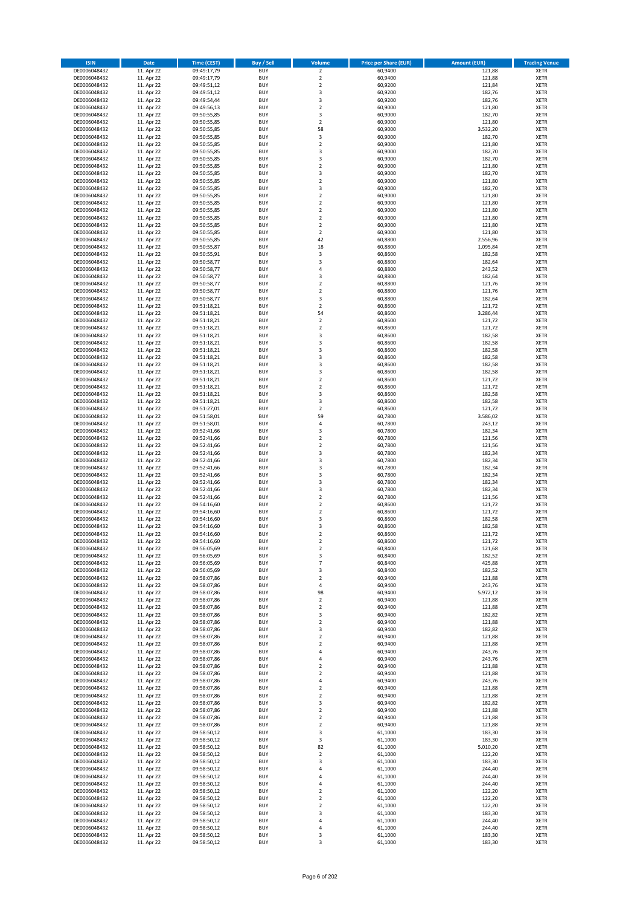| ISIN | Date | Time (CEST) | Buy / Sell | Volume | Price per Share (EUR) | Amount (EUR) | Trading Venue |
|---|---|---|---|---|---|---|---|
| DE0006048432 | 11. Apr 22 | 09:49:17,79 | BUY | 2 | 60,9400 | 121,88 | XETR |
| DE0006048432 | 11. Apr 22 | 09:49:17,79 | BUY | 2 | 60,9400 | 121,88 | XETR |
| DE0006048432 | 11. Apr 22 | 09:49:51,12 | BUY | 2 | 60,9200 | 121,84 | XETR |
| DE0006048432 | 11. Apr 22 | 09:49:51,12 | BUY | 3 | 60,9200 | 182,76 | XETR |
| DE0006048432 | 11. Apr 22 | 09:49:54,44 | BUY | 3 | 60,9200 | 182,76 | XETR |
| DE0006048432 | 11. Apr 22 | 09:49:56,13 | BUY | 2 | 60,9000 | 121,80 | XETR |
| DE0006048432 | 11. Apr 22 | 09:50:55,85 | BUY | 3 | 60,9000 | 182,70 | XETR |
| DE0006048432 | 11. Apr 22 | 09:50:55,85 | BUY | 2 | 60,9000 | 121,80 | XETR |
| DE0006048432 | 11. Apr 22 | 09:50:55,85 | BUY | 58 | 60,9000 | 3.532,20 | XETR |
| DE0006048432 | 11. Apr 22 | 09:50:55,85 | BUY | 3 | 60,9000 | 182,70 | XETR |
| DE0006048432 | 11. Apr 22 | 09:50:55,85 | BUY | 2 | 60,9000 | 121,80 | XETR |
| DE0006048432 | 11. Apr 22 | 09:50:55,85 | BUY | 3 | 60,9000 | 182,70 | XETR |
| DE0006048432 | 11. Apr 22 | 09:50:55,85 | BUY | 3 | 60,9000 | 182,70 | XETR |
| DE0006048432 | 11. Apr 22 | 09:50:55,85 | BUY | 2 | 60,9000 | 121,80 | XETR |
| DE0006048432 | 11. Apr 22 | 09:50:55,85 | BUY | 3 | 60,9000 | 182,70 | XETR |
| DE0006048432 | 11. Apr 22 | 09:50:55,85 | BUY | 2 | 60,9000 | 121,80 | XETR |
| DE0006048432 | 11. Apr 22 | 09:50:55,85 | BUY | 3 | 60,9000 | 182,70 | XETR |
| DE0006048432 | 11. Apr 22 | 09:50:55,85 | BUY | 2 | 60,9000 | 121,80 | XETR |
| DE0006048432 | 11. Apr 22 | 09:50:55,85 | BUY | 2 | 60,9000 | 121,80 | XETR |
| DE0006048432 | 11. Apr 22 | 09:50:55,85 | BUY | 2 | 60,9000 | 121,80 | XETR |
| DE0006048432 | 11. Apr 22 | 09:50:55,85 | BUY | 2 | 60,9000 | 121,80 | XETR |
| DE0006048432 | 11. Apr 22 | 09:50:55,85 | BUY | 2 | 60,9000 | 121,80 | XETR |
| DE0006048432 | 11. Apr 22 | 09:50:55,85 | BUY | 2 | 60,9000 | 121,80 | XETR |
| DE0006048432 | 11. Apr 22 | 09:50:55,85 | BUY | 42 | 60,8800 | 2.556,96 | XETR |
| DE0006048432 | 11. Apr 22 | 09:50:55,87 | BUY | 18 | 60,8800 | 1.095,84 | XETR |
| DE0006048432 | 11. Apr 22 | 09:50:55,91 | BUY | 3 | 60,8600 | 182,58 | XETR |
| DE0006048432 | 11. Apr 22 | 09:50:58,77 | BUY | 3 | 60,8800 | 182,64 | XETR |
| DE0006048432 | 11. Apr 22 | 09:50:58,77 | BUY | 4 | 60,8800 | 243,52 | XETR |
| DE0006048432 | 11. Apr 22 | 09:50:58,77 | BUY | 3 | 60,8800 | 182,64 | XETR |
| DE0006048432 | 11. Apr 22 | 09:50:58,77 | BUY | 2 | 60,8800 | 121,76 | XETR |
| DE0006048432 | 11. Apr 22 | 09:50:58,77 | BUY | 2 | 60,8800 | 121,76 | XETR |
| DE0006048432 | 11. Apr 22 | 09:50:58,77 | BUY | 3 | 60,8800 | 182,64 | XETR |
| DE0006048432 | 11. Apr 22 | 09:51:18,21 | BUY | 2 | 60,8600 | 121,72 | XETR |
| DE0006048432 | 11. Apr 22 | 09:51:18,21 | BUY | 54 | 60,8600 | 3.286,44 | XETR |
| DE0006048432 | 11. Apr 22 | 09:51:18,21 | BUY | 2 | 60,8600 | 121,72 | XETR |
| DE0006048432 | 11. Apr 22 | 09:51:18,21 | BUY | 2 | 60,8600 | 121,72 | XETR |
| DE0006048432 | 11. Apr 22 | 09:51:18,21 | BUY | 3 | 60,8600 | 182,58 | XETR |
| DE0006048432 | 11. Apr 22 | 09:51:18,21 | BUY | 3 | 60,8600 | 182,58 | XETR |
| DE0006048432 | 11. Apr 22 | 09:51:18,21 | BUY | 3 | 60,8600 | 182,58 | XETR |
| DE0006048432 | 11. Apr 22 | 09:51:18,21 | BUY | 3 | 60,8600 | 182,58 | XETR |
| DE0006048432 | 11. Apr 22 | 09:51:18,21 | BUY | 3 | 60,8600 | 182,58 | XETR |
| DE0006048432 | 11. Apr 22 | 09:51:18,21 | BUY | 3 | 60,8600 | 182,58 | XETR |
| DE0006048432 | 11. Apr 22 | 09:51:18,21 | BUY | 2 | 60,8600 | 121,72 | XETR |
| DE0006048432 | 11. Apr 22 | 09:51:18,21 | BUY | 2 | 60,8600 | 121,72 | XETR |
| DE0006048432 | 11. Apr 22 | 09:51:18,21 | BUY | 3 | 60,8600 | 182,58 | XETR |
| DE0006048432 | 11. Apr 22 | 09:51:18,21 | BUY | 3 | 60,8600 | 182,58 | XETR |
| DE0006048432 | 11. Apr 22 | 09:51:27,01 | BUY | 2 | 60,8600 | 121,72 | XETR |
| DE0006048432 | 11. Apr 22 | 09:51:58,01 | BUY | 59 | 60,7800 | 3.586,02 | XETR |
| DE0006048432 | 11. Apr 22 | 09:51:58,01 | BUY | 4 | 60,7800 | 243,12 | XETR |
| DE0006048432 | 11. Apr 22 | 09:52:41,66 | BUY | 3 | 60,7800 | 182,34 | XETR |
| DE0006048432 | 11. Apr 22 | 09:52:41,66 | BUY | 2 | 60,7800 | 121,56 | XETR |
| DE0006048432 | 11. Apr 22 | 09:52:41,66 | BUY | 2 | 60,7800 | 121,56 | XETR |
| DE0006048432 | 11. Apr 22 | 09:52:41,66 | BUY | 3 | 60,7800 | 182,34 | XETR |
| DE0006048432 | 11. Apr 22 | 09:52:41,66 | BUY | 3 | 60,7800 | 182,34 | XETR |
| DE0006048432 | 11. Apr 22 | 09:52:41,66 | BUY | 3 | 60,7800 | 182,34 | XETR |
| DE0006048432 | 11. Apr 22 | 09:52:41,66 | BUY | 3 | 60,7800 | 182,34 | XETR |
| DE0006048432 | 11. Apr 22 | 09:52:41,66 | BUY | 3 | 60,7800 | 182,34 | XETR |
| DE0006048432 | 11. Apr 22 | 09:52:41,66 | BUY | 3 | 60,7800 | 182,34 | XETR |
| DE0006048432 | 11. Apr 22 | 09:52:41,66 | BUY | 2 | 60,7800 | 121,56 | XETR |
| DE0006048432 | 11. Apr 22 | 09:54:16,60 | BUY | 2 | 60,8600 | 121,72 | XETR |
| DE0006048432 | 11. Apr 22 | 09:54:16,60 | BUY | 2 | 60,8600 | 121,72 | XETR |
| DE0006048432 | 11. Apr 22 | 09:54:16,60 | BUY | 3 | 60,8600 | 182,58 | XETR |
| DE0006048432 | 11. Apr 22 | 09:54:16,60 | BUY | 3 | 60,8600 | 182,58 | XETR |
| DE0006048432 | 11. Apr 22 | 09:54:16,60 | BUY | 2 | 60,8600 | 121,72 | XETR |
| DE0006048432 | 11. Apr 22 | 09:54:16,60 | BUY | 2 | 60,8600 | 121,72 | XETR |
| DE0006048432 | 11. Apr 22 | 09:56:05,69 | BUY | 2 | 60,8400 | 121,68 | XETR |
| DE0006048432 | 11. Apr 22 | 09:56:05,69 | BUY | 3 | 60,8400 | 182,52 | XETR |
| DE0006048432 | 11. Apr 22 | 09:56:05,69 | BUY | 7 | 60,8400 | 425,88 | XETR |
| DE0006048432 | 11. Apr 22 | 09:56:05,69 | BUY | 3 | 60,8400 | 182,52 | XETR |
| DE0006048432 | 11. Apr 22 | 09:58:07,86 | BUY | 2 | 60,9400 | 121,88 | XETR |
| DE0006048432 | 11. Apr 22 | 09:58:07,86 | BUY | 4 | 60,9400 | 243,76 | XETR |
| DE0006048432 | 11. Apr 22 | 09:58:07,86 | BUY | 98 | 60,9400 | 5.972,12 | XETR |
| DE0006048432 | 11. Apr 22 | 09:58:07,86 | BUY | 2 | 60,9400 | 121,88 | XETR |
| DE0006048432 | 11. Apr 22 | 09:58:07,86 | BUY | 2 | 60,9400 | 121,88 | XETR |
| DE0006048432 | 11. Apr 22 | 09:58:07,86 | BUY | 3 | 60,9400 | 182,82 | XETR |
| DE0006048432 | 11. Apr 22 | 09:58:07,86 | BUY | 2 | 60,9400 | 121,88 | XETR |
| DE0006048432 | 11. Apr 22 | 09:58:07,86 | BUY | 3 | 60,9400 | 182,82 | XETR |
| DE0006048432 | 11. Apr 22 | 09:58:07,86 | BUY | 2 | 60,9400 | 121,88 | XETR |
| DE0006048432 | 11. Apr 22 | 09:58:07,86 | BUY | 2 | 60,9400 | 121,88 | XETR |
| DE0006048432 | 11. Apr 22 | 09:58:07,86 | BUY | 4 | 60,9400 | 243,76 | XETR |
| DE0006048432 | 11. Apr 22 | 09:58:07,86 | BUY | 4 | 60,9400 | 243,76 | XETR |
| DE0006048432 | 11. Apr 22 | 09:58:07,86 | BUY | 2 | 60,9400 | 121,88 | XETR |
| DE0006048432 | 11. Apr 22 | 09:58:07,86 | BUY | 2 | 60,9400 | 121,88 | XETR |
| DE0006048432 | 11. Apr 22 | 09:58:07,86 | BUY | 4 | 60,9400 | 243,76 | XETR |
| DE0006048432 | 11. Apr 22 | 09:58:07,86 | BUY | 2 | 60,9400 | 121,88 | XETR |
| DE0006048432 | 11. Apr 22 | 09:58:07,86 | BUY | 2 | 60,9400 | 121,88 | XETR |
| DE0006048432 | 11. Apr 22 | 09:58:07,86 | BUY | 3 | 60,9400 | 182,82 | XETR |
| DE0006048432 | 11. Apr 22 | 09:58:07,86 | BUY | 2 | 60,9400 | 121,88 | XETR |
| DE0006048432 | 11. Apr 22 | 09:58:07,86 | BUY | 2 | 60,9400 | 121,88 | XETR |
| DE0006048432 | 11. Apr 22 | 09:58:07,86 | BUY | 2 | 60,9400 | 121,88 | XETR |
| DE0006048432 | 11. Apr 22 | 09:58:50,12 | BUY | 3 | 61,1000 | 183,30 | XETR |
| DE0006048432 | 11. Apr 22 | 09:58:50,12 | BUY | 3 | 61,1000 | 183,30 | XETR |
| DE0006048432 | 11. Apr 22 | 09:58:50,12 | BUY | 82 | 61,1000 | 5.010,20 | XETR |
| DE0006048432 | 11. Apr 22 | 09:58:50,12 | BUY | 2 | 61,1000 | 122,20 | XETR |
| DE0006048432 | 11. Apr 22 | 09:58:50,12 | BUY | 3 | 61,1000 | 183,30 | XETR |
| DE0006048432 | 11. Apr 22 | 09:58:50,12 | BUY | 4 | 61,1000 | 244,40 | XETR |
| DE0006048432 | 11. Apr 22 | 09:58:50,12 | BUY | 4 | 61,1000 | 244,40 | XETR |
| DE0006048432 | 11. Apr 22 | 09:58:50,12 | BUY | 4 | 61,1000 | 244,40 | XETR |
| DE0006048432 | 11. Apr 22 | 09:58:50,12 | BUY | 2 | 61,1000 | 122,20 | XETR |
| DE0006048432 | 11. Apr 22 | 09:58:50,12 | BUY | 2 | 61,1000 | 122,20 | XETR |
| DE0006048432 | 11. Apr 22 | 09:58:50,12 | BUY | 2 | 61,1000 | 122,20 | XETR |
| DE0006048432 | 11. Apr 22 | 09:58:50,12 | BUY | 3 | 61,1000 | 183,30 | XETR |
| DE0006048432 | 11. Apr 22 | 09:58:50,12 | BUY | 4 | 61,1000 | 244,40 | XETR |
| DE0006048432 | 11. Apr 22 | 09:58:50,12 | BUY | 4 | 61,1000 | 244,40 | XETR |
| DE0006048432 | 11. Apr 22 | 09:58:50,12 | BUY | 3 | 61,1000 | 183,30 | XETR |
| DE0006048432 | 11. Apr 22 | 09:58:50,12 | BUY | 3 | 61,1000 | 183,30 | XETR |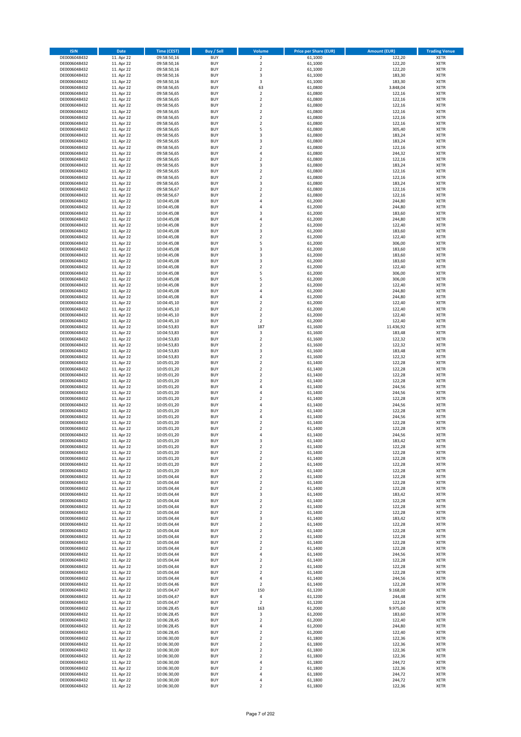| ISIN | Date | Time (CEST) | Buy / Sell | Volume | Price per Share (EUR) | Amount (EUR) | Trading Venue |
|---|---|---|---|---|---|---|---|
| DE0006048432 | 11. Apr 22 | 09:58:50,16 | BUY | 2 | 61,1000 | 122,20 | XETR |
| DE0006048432 | 11. Apr 22 | 09:58:50,16 | BUY | 2 | 61,1000 | 122,20 | XETR |
| DE0006048432 | 11. Apr 22 | 09:58:50,16 | BUY | 2 | 61,1000 | 122,20 | XETR |
| DE0006048432 | 11. Apr 22 | 09:58:50,16 | BUY | 3 | 61,1000 | 183,30 | XETR |
| DE0006048432 | 11. Apr 22 | 09:58:50,16 | BUY | 3 | 61,1000 | 183,30 | XETR |
| DE0006048432 | 11. Apr 22 | 09:58:56,65 | BUY | 63 | 61,0800 | 3.848,04 | XETR |
| DE0006048432 | 11. Apr 22 | 09:58:56,65 | BUY | 2 | 61,0800 | 122,16 | XETR |
| DE0006048432 | 11. Apr 22 | 09:58:56,65 | BUY | 2 | 61,0800 | 122,16 | XETR |
| DE0006048432 | 11. Apr 22 | 09:58:56,65 | BUY | 2 | 61,0800 | 122,16 | XETR |
| DE0006048432 | 11. Apr 22 | 09:58:56,65 | BUY | 2 | 61,0800 | 122,16 | XETR |
| DE0006048432 | 11. Apr 22 | 09:58:56,65 | BUY | 2 | 61,0800 | 122,16 | XETR |
| DE0006048432 | 11. Apr 22 | 09:58:56,65 | BUY | 2 | 61,0800 | 122,16 | XETR |
| DE0006048432 | 11. Apr 22 | 09:58:56,65 | BUY | 5 | 61,0800 | 305,40 | XETR |
| DE0006048432 | 11. Apr 22 | 09:58:56,65 | BUY | 3 | 61,0800 | 183,24 | XETR |
| DE0006048432 | 11. Apr 22 | 09:58:56,65 | BUY | 3 | 61,0800 | 183,24 | XETR |
| DE0006048432 | 11. Apr 22 | 09:58:56,65 | BUY | 2 | 61,0800 | 122,16 | XETR |
| DE0006048432 | 11. Apr 22 | 09:58:56,65 | BUY | 4 | 61,0800 | 244,32 | XETR |
| DE0006048432 | 11. Apr 22 | 09:58:56,65 | BUY | 2 | 61,0800 | 122,16 | XETR |
| DE0006048432 | 11. Apr 22 | 09:58:56,65 | BUY | 3 | 61,0800 | 183,24 | XETR |
| DE0006048432 | 11. Apr 22 | 09:58:56,65 | BUY | 2 | 61,0800 | 122,16 | XETR |
| DE0006048432 | 11. Apr 22 | 09:58:56,65 | BUY | 2 | 61,0800 | 122,16 | XETR |
| DE0006048432 | 11. Apr 22 | 09:58:56,65 | BUY | 3 | 61,0800 | 183,24 | XETR |
| DE0006048432 | 11. Apr 22 | 09:58:56,67 | BUY | 2 | 61,0800 | 122,16 | XETR |
| DE0006048432 | 11. Apr 22 | 09:58:56,67 | BUY | 2 | 61,0800 | 122,16 | XETR |
| DE0006048432 | 11. Apr 22 | 10:04:45,08 | BUY | 4 | 61,2000 | 244,80 | XETR |
| DE0006048432 | 11. Apr 22 | 10:04:45,08 | BUY | 4 | 61,2000 | 244,80 | XETR |
| DE0006048432 | 11. Apr 22 | 10:04:45,08 | BUY | 3 | 61,2000 | 183,60 | XETR |
| DE0006048432 | 11. Apr 22 | 10:04:45,08 | BUY | 4 | 61,2000 | 244,80 | XETR |
| DE0006048432 | 11. Apr 22 | 10:04:45,08 | BUY | 2 | 61,2000 | 122,40 | XETR |
| DE0006048432 | 11. Apr 22 | 10:04:45,08 | BUY | 3 | 61,2000 | 183,60 | XETR |
| DE0006048432 | 11. Apr 22 | 10:04:45,08 | BUY | 2 | 61,2000 | 122,40 | XETR |
| DE0006048432 | 11. Apr 22 | 10:04:45,08 | BUY | 5 | 61,2000 | 306,00 | XETR |
| DE0006048432 | 11. Apr 22 | 10:04:45,08 | BUY | 3 | 61,2000 | 183,60 | XETR |
| DE0006048432 | 11. Apr 22 | 10:04:45,08 | BUY | 3 | 61,2000 | 183,60 | XETR |
| DE0006048432 | 11. Apr 22 | 10:04:45,08 | BUY | 3 | 61,2000 | 183,60 | XETR |
| DE0006048432 | 11. Apr 22 | 10:04:45,08 | BUY | 2 | 61,2000 | 122,40 | XETR |
| DE0006048432 | 11. Apr 22 | 10:04:45,08 | BUY | 5 | 61,2000 | 306,00 | XETR |
| DE0006048432 | 11. Apr 22 | 10:04:45,08 | BUY | 5 | 61,2000 | 306,00 | XETR |
| DE0006048432 | 11. Apr 22 | 10:04:45,08 | BUY | 2 | 61,2000 | 122,40 | XETR |
| DE0006048432 | 11. Apr 22 | 10:04:45,08 | BUY | 4 | 61,2000 | 244,80 | XETR |
| DE0006048432 | 11. Apr 22 | 10:04:45,08 | BUY | 4 | 61,2000 | 244,80 | XETR |
| DE0006048432 | 11. Apr 22 | 10:04:45,10 | BUY | 2 | 61,2000 | 122,40 | XETR |
| DE0006048432 | 11. Apr 22 | 10:04:45,10 | BUY | 2 | 61,2000 | 122,40 | XETR |
| DE0006048432 | 11. Apr 22 | 10:04:45,10 | BUY | 2 | 61,2000 | 122,40 | XETR |
| DE0006048432 | 11. Apr 22 | 10:04:45,10 | BUY | 2 | 61,2000 | 122,40 | XETR |
| DE0006048432 | 11. Apr 22 | 10:04:53,83 | BUY | 187 | 61,1600 | 11.436,92 | XETR |
| DE0006048432 | 11. Apr 22 | 10:04:53,83 | BUY | 3 | 61,1600 | 183,48 | XETR |
| DE0006048432 | 11. Apr 22 | 10:04:53,83 | BUY | 2 | 61,1600 | 122,32 | XETR |
| DE0006048432 | 11. Apr 22 | 10:04:53,83 | BUY | 2 | 61,1600 | 122,32 | XETR |
| DE0006048432 | 11. Apr 22 | 10:04:53,83 | BUY | 3 | 61,1600 | 183,48 | XETR |
| DE0006048432 | 11. Apr 22 | 10:04:53,83 | BUY | 2 | 61,1600 | 122,32 | XETR |
| DE0006048432 | 11. Apr 22 | 10:05:01,20 | BUY | 2 | 61,1400 | 122,28 | XETR |
| DE0006048432 | 11. Apr 22 | 10:05:01,20 | BUY | 2 | 61,1400 | 122,28 | XETR |
| DE0006048432 | 11. Apr 22 | 10:05:01,20 | BUY | 2 | 61,1400 | 122,28 | XETR |
| DE0006048432 | 11. Apr 22 | 10:05:01,20 | BUY | 2 | 61,1400 | 122,28 | XETR |
| DE0006048432 | 11. Apr 22 | 10:05:01,20 | BUY | 4 | 61,1400 | 244,56 | XETR |
| DE0006048432 | 11. Apr 22 | 10:05:01,20 | BUY | 4 | 61,1400 | 244,56 | XETR |
| DE0006048432 | 11. Apr 22 | 10:05:01,20 | BUY | 2 | 61,1400 | 122,28 | XETR |
| DE0006048432 | 11. Apr 22 | 10:05:01,20 | BUY | 4 | 61,1400 | 244,56 | XETR |
| DE0006048432 | 11. Apr 22 | 10:05:01,20 | BUY | 2 | 61,1400 | 122,28 | XETR |
| DE0006048432 | 11. Apr 22 | 10:05:01,20 | BUY | 4 | 61,1400 | 244,56 | XETR |
| DE0006048432 | 11. Apr 22 | 10:05:01,20 | BUY | 2 | 61,1400 | 122,28 | XETR |
| DE0006048432 | 11. Apr 22 | 10:05:01,20 | BUY | 2 | 61,1400 | 122,28 | XETR |
| DE0006048432 | 11. Apr 22 | 10:05:01,20 | BUY | 4 | 61,1400 | 244,56 | XETR |
| DE0006048432 | 11. Apr 22 | 10:05:01,20 | BUY | 3 | 61,1400 | 183,42 | XETR |
| DE0006048432 | 11. Apr 22 | 10:05:01,20 | BUY | 2 | 61,1400 | 122,28 | XETR |
| DE0006048432 | 11. Apr 22 | 10:05:01,20 | BUY | 2 | 61,1400 | 122,28 | XETR |
| DE0006048432 | 11. Apr 22 | 10:05:01,20 | BUY | 2 | 61,1400 | 122,28 | XETR |
| DE0006048432 | 11. Apr 22 | 10:05:01,20 | BUY | 2 | 61,1400 | 122,28 | XETR |
| DE0006048432 | 11. Apr 22 | 10:05:01,20 | BUY | 2 | 61,1400 | 122,28 | XETR |
| DE0006048432 | 11. Apr 22 | 10:05:04,44 | BUY | 2 | 61,1400 | 122,28 | XETR |
| DE0006048432 | 11. Apr 22 | 10:05:04,44 | BUY | 2 | 61,1400 | 122,28 | XETR |
| DE0006048432 | 11. Apr 22 | 10:05:04,44 | BUY | 2 | 61,1400 | 122,28 | XETR |
| DE0006048432 | 11. Apr 22 | 10:05:04,44 | BUY | 3 | 61,1400 | 183,42 | XETR |
| DE0006048432 | 11. Apr 22 | 10:05:04,44 | BUY | 2 | 61,1400 | 122,28 | XETR |
| DE0006048432 | 11. Apr 22 | 10:05:04,44 | BUY | 2 | 61,1400 | 122,28 | XETR |
| DE0006048432 | 11. Apr 22 | 10:05:04,44 | BUY | 2 | 61,1400 | 122,28 | XETR |
| DE0006048432 | 11. Apr 22 | 10:05:04,44 | BUY | 3 | 61,1400 | 183,42 | XETR |
| DE0006048432 | 11. Apr 22 | 10:05:04,44 | BUY | 2 | 61,1400 | 122,28 | XETR |
| DE0006048432 | 11. Apr 22 | 10:05:04,44 | BUY | 2 | 61,1400 | 122,28 | XETR |
| DE0006048432 | 11. Apr 22 | 10:05:04,44 | BUY | 2 | 61,1400 | 122,28 | XETR |
| DE0006048432 | 11. Apr 22 | 10:05:04,44 | BUY | 2 | 61,1400 | 122,28 | XETR |
| DE0006048432 | 11. Apr 22 | 10:05:04,44 | BUY | 2 | 61,1400 | 122,28 | XETR |
| DE0006048432 | 11. Apr 22 | 10:05:04,44 | BUY | 4 | 61,1400 | 244,56 | XETR |
| DE0006048432 | 11. Apr 22 | 10:05:04,44 | BUY | 2 | 61,1400 | 122,28 | XETR |
| DE0006048432 | 11. Apr 22 | 10:05:04,44 | BUY | 2 | 61,1400 | 122,28 | XETR |
| DE0006048432 | 11. Apr 22 | 10:05:04,44 | BUY | 2 | 61,1400 | 122,28 | XETR |
| DE0006048432 | 11. Apr 22 | 10:05:04,44 | BUY | 4 | 61,1400 | 244,56 | XETR |
| DE0006048432 | 11. Apr 22 | 10:05:04,46 | BUY | 2 | 61,1400 | 122,28 | XETR |
| DE0006048432 | 11. Apr 22 | 10:05:04,47 | BUY | 150 | 61,1200 | 9.168,00 | XETR |
| DE0006048432 | 11. Apr 22 | 10:05:04,47 | BUY | 4 | 61,1200 | 244,48 | XETR |
| DE0006048432 | 11. Apr 22 | 10:05:04,47 | BUY | 2 | 61,1200 | 122,24 | XETR |
| DE0006048432 | 11. Apr 22 | 10:06:28,45 | BUY | 163 | 61,2000 | 9.975,60 | XETR |
| DE0006048432 | 11. Apr 22 | 10:06:28,45 | BUY | 3 | 61,2000 | 183,60 | XETR |
| DE0006048432 | 11. Apr 22 | 10:06:28,45 | BUY | 2 | 61,2000 | 122,40 | XETR |
| DE0006048432 | 11. Apr 22 | 10:06:28,45 | BUY | 4 | 61,2000 | 244,80 | XETR |
| DE0006048432 | 11. Apr 22 | 10:06:28,45 | BUY | 2 | 61,2000 | 122,40 | XETR |
| DE0006048432 | 11. Apr 22 | 10:06:30,00 | BUY | 2 | 61,1800 | 122,36 | XETR |
| DE0006048432 | 11. Apr 22 | 10:06:30,00 | BUY | 2 | 61,1800 | 122,36 | XETR |
| DE0006048432 | 11. Apr 22 | 10:06:30,00 | BUY | 2 | 61,1800 | 122,36 | XETR |
| DE0006048432 | 11. Apr 22 | 10:06:30,00 | BUY | 2 | 61,1800 | 122,36 | XETR |
| DE0006048432 | 11. Apr 22 | 10:06:30,00 | BUY | 4 | 61,1800 | 244,72 | XETR |
| DE0006048432 | 11. Apr 22 | 10:06:30,00 | BUY | 2 | 61,1800 | 122,36 | XETR |
| DE0006048432 | 11. Apr 22 | 10:06:30,00 | BUY | 4 | 61,1800 | 244,72 | XETR |
| DE0006048432 | 11. Apr 22 | 10:06:30,00 | BUY | 4 | 61,1800 | 244,72 | XETR |
| DE0006048432 | 11. Apr 22 | 10:06:30,00 | BUY | 2 | 61,1800 | 122,36 | XETR |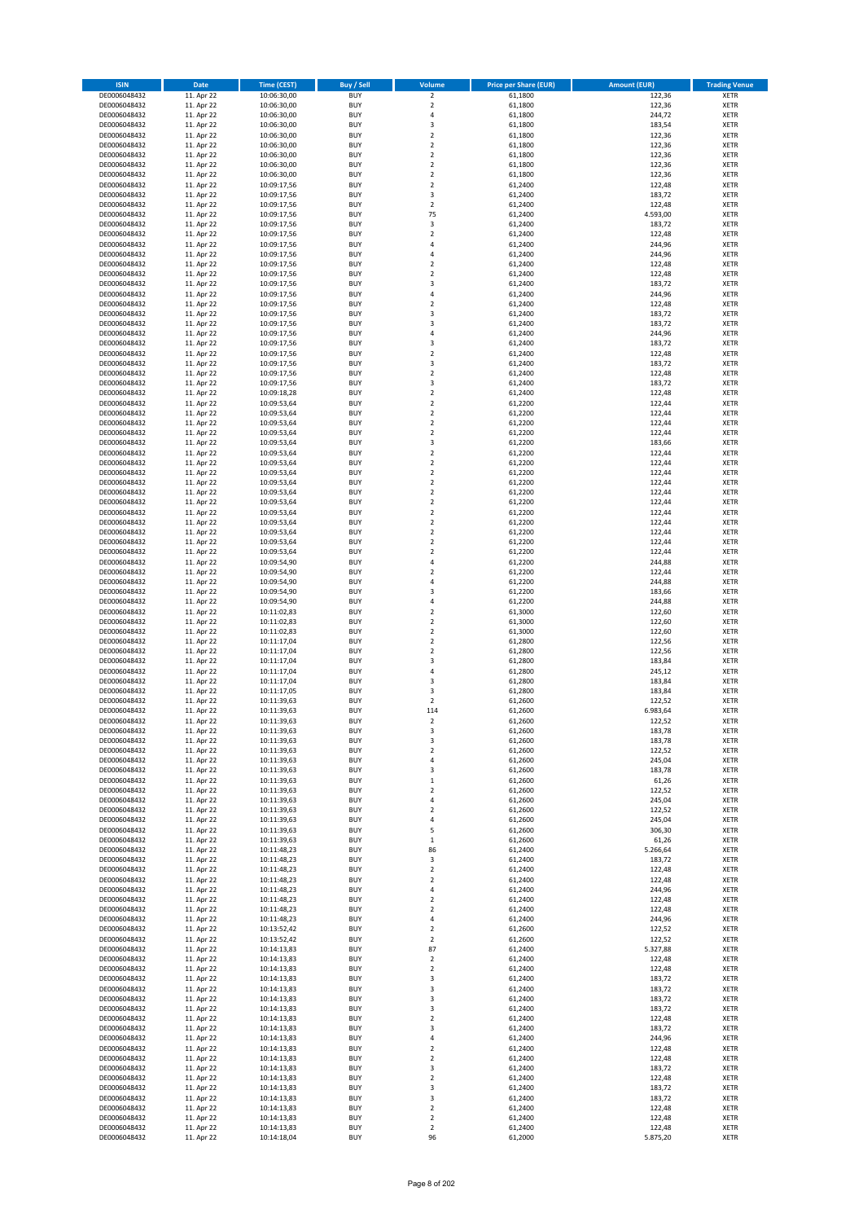| ISIN | Date | Time (CEST) | Buy / Sell | Volume | Price per Share (EUR) | Amount (EUR) | Trading Venue |
|---|---|---|---|---|---|---|---|
| DE0006048432 | 11. Apr 22 | 10:06:30,00 | BUY | 2 | 61,1800 | 122,36 | XETR |
| DE0006048432 | 11. Apr 22 | 10:06:30,00 | BUY | 2 | 61,1800 | 122,36 | XETR |
| DE0006048432 | 11. Apr 22 | 10:06:30,00 | BUY | 4 | 61,1800 | 244,72 | XETR |
| DE0006048432 | 11. Apr 22 | 10:06:30,00 | BUY | 3 | 61,1800 | 183,54 | XETR |
| DE0006048432 | 11. Apr 22 | 10:06:30,00 | BUY | 2 | 61,1800 | 122,36 | XETR |
| DE0006048432 | 11. Apr 22 | 10:06:30,00 | BUY | 2 | 61,1800 | 122,36 | XETR |
| DE0006048432 | 11. Apr 22 | 10:06:30,00 | BUY | 2 | 61,1800 | 122,36 | XETR |
| DE0006048432 | 11. Apr 22 | 10:06:30,00 | BUY | 2 | 61,1800 | 122,36 | XETR |
| DE0006048432 | 11. Apr 22 | 10:06:30,00 | BUY | 2 | 61,1800 | 122,36 | XETR |
| DE0006048432 | 11. Apr 22 | 10:09:17,56 | BUY | 2 | 61,2400 | 122,48 | XETR |
| DE0006048432 | 11. Apr 22 | 10:09:17,56 | BUY | 3 | 61,2400 | 183,72 | XETR |
| DE0006048432 | 11. Apr 22 | 10:09:17,56 | BUY | 2 | 61,2400 | 122,48 | XETR |
| DE0006048432 | 11. Apr 22 | 10:09:17,56 | BUY | 75 | 61,2400 | 4.593,00 | XETR |
| DE0006048432 | 11. Apr 22 | 10:09:17,56 | BUY | 3 | 61,2400 | 183,72 | XETR |
| DE0006048432 | 11. Apr 22 | 10:09:17,56 | BUY | 2 | 61,2400 | 122,48 | XETR |
| DE0006048432 | 11. Apr 22 | 10:09:17,56 | BUY | 4 | 61,2400 | 244,96 | XETR |
| DE0006048432 | 11. Apr 22 | 10:09:17,56 | BUY | 4 | 61,2400 | 244,96 | XETR |
| DE0006048432 | 11. Apr 22 | 10:09:17,56 | BUY | 2 | 61,2400 | 122,48 | XETR |
| DE0006048432 | 11. Apr 22 | 10:09:17,56 | BUY | 2 | 61,2400 | 122,48 | XETR |
| DE0006048432 | 11. Apr 22 | 10:09:17,56 | BUY | 3 | 61,2400 | 183,72 | XETR |
| DE0006048432 | 11. Apr 22 | 10:09:17,56 | BUY | 4 | 61,2400 | 244,96 | XETR |
| DE0006048432 | 11. Apr 22 | 10:09:17,56 | BUY | 2 | 61,2400 | 122,48 | XETR |
| DE0006048432 | 11. Apr 22 | 10:09:17,56 | BUY | 3 | 61,2400 | 183,72 | XETR |
| DE0006048432 | 11. Apr 22 | 10:09:17,56 | BUY | 3 | 61,2400 | 183,72 | XETR |
| DE0006048432 | 11. Apr 22 | 10:09:17,56 | BUY | 4 | 61,2400 | 244,96 | XETR |
| DE0006048432 | 11. Apr 22 | 10:09:17,56 | BUY | 3 | 61,2400 | 183,72 | XETR |
| DE0006048432 | 11. Apr 22 | 10:09:17,56 | BUY | 2 | 61,2400 | 122,48 | XETR |
| DE0006048432 | 11. Apr 22 | 10:09:17,56 | BUY | 3 | 61,2400 | 183,72 | XETR |
| DE0006048432 | 11. Apr 22 | 10:09:17,56 | BUY | 2 | 61,2400 | 122,48 | XETR |
| DE0006048432 | 11. Apr 22 | 10:09:17,56 | BUY | 3 | 61,2400 | 183,72 | XETR |
| DE0006048432 | 11. Apr 22 | 10:09:18,28 | BUY | 2 | 61,2400 | 122,48 | XETR |
| DE0006048432 | 11. Apr 22 | 10:09:53,64 | BUY | 2 | 61,2200 | 122,44 | XETR |
| DE0006048432 | 11. Apr 22 | 10:09:53,64 | BUY | 2 | 61,2200 | 122,44 | XETR |
| DE0006048432 | 11. Apr 22 | 10:09:53,64 | BUY | 2 | 61,2200 | 122,44 | XETR |
| DE0006048432 | 11. Apr 22 | 10:09:53,64 | BUY | 2 | 61,2200 | 122,44 | XETR |
| DE0006048432 | 11. Apr 22 | 10:09:53,64 | BUY | 3 | 61,2200 | 183,66 | XETR |
| DE0006048432 | 11. Apr 22 | 10:09:53,64 | BUY | 2 | 61,2200 | 122,44 | XETR |
| DE0006048432 | 11. Apr 22 | 10:09:53,64 | BUY | 2 | 61,2200 | 122,44 | XETR |
| DE0006048432 | 11. Apr 22 | 10:09:53,64 | BUY | 2 | 61,2200 | 122,44 | XETR |
| DE0006048432 | 11. Apr 22 | 10:09:53,64 | BUY | 2 | 61,2200 | 122,44 | XETR |
| DE0006048432 | 11. Apr 22 | 10:09:53,64 | BUY | 2 | 61,2200 | 122,44 | XETR |
| DE0006048432 | 11. Apr 22 | 10:09:53,64 | BUY | 2 | 61,2200 | 122,44 | XETR |
| DE0006048432 | 11. Apr 22 | 10:09:53,64 | BUY | 2 | 61,2200 | 122,44 | XETR |
| DE0006048432 | 11. Apr 22 | 10:09:53,64 | BUY | 2 | 61,2200 | 122,44 | XETR |
| DE0006048432 | 11. Apr 22 | 10:09:53,64 | BUY | 2 | 61,2200 | 122,44 | XETR |
| DE0006048432 | 11. Apr 22 | 10:09:53,64 | BUY | 2 | 61,2200 | 122,44 | XETR |
| DE0006048432 | 11. Apr 22 | 10:09:53,64 | BUY | 2 | 61,2200 | 122,44 | XETR |
| DE0006048432 | 11. Apr 22 | 10:09:54,90 | BUY | 4 | 61,2200 | 244,88 | XETR |
| DE0006048432 | 11. Apr 22 | 10:09:54,90 | BUY | 2 | 61,2200 | 122,44 | XETR |
| DE0006048432 | 11. Apr 22 | 10:09:54,90 | BUY | 4 | 61,2200 | 244,88 | XETR |
| DE0006048432 | 11. Apr 22 | 10:09:54,90 | BUY | 3 | 61,2200 | 183,66 | XETR |
| DE0006048432 | 11. Apr 22 | 10:09:54,90 | BUY | 4 | 61,2200 | 244,88 | XETR |
| DE0006048432 | 11. Apr 22 | 10:11:02,83 | BUY | 2 | 61,3000 | 122,60 | XETR |
| DE0006048432 | 11. Apr 22 | 10:11:02,83 | BUY | 2 | 61,3000 | 122,60 | XETR |
| DE0006048432 | 11. Apr 22 | 10:11:02,83 | BUY | 2 | 61,3000 | 122,60 | XETR |
| DE0006048432 | 11. Apr 22 | 10:11:17,04 | BUY | 2 | 61,2800 | 122,56 | XETR |
| DE0006048432 | 11. Apr 22 | 10:11:17,04 | BUY | 2 | 61,2800 | 122,56 | XETR |
| DE0006048432 | 11. Apr 22 | 10:11:17,04 | BUY | 3 | 61,2800 | 183,84 | XETR |
| DE0006048432 | 11. Apr 22 | 10:11:17,04 | BUY | 4 | 61,2800 | 245,12 | XETR |
| DE0006048432 | 11. Apr 22 | 10:11:17,04 | BUY | 3 | 61,2800 | 183,84 | XETR |
| DE0006048432 | 11. Apr 22 | 10:11:17,05 | BUY | 3 | 61,2800 | 183,84 | XETR |
| DE0006048432 | 11. Apr 22 | 10:11:39,63 | BUY | 2 | 61,2600 | 122,52 | XETR |
| DE0006048432 | 11. Apr 22 | 10:11:39,63 | BUY | 114 | 61,2600 | 6.983,64 | XETR |
| DE0006048432 | 11. Apr 22 | 10:11:39,63 | BUY | 2 | 61,2600 | 122,52 | XETR |
| DE0006048432 | 11. Apr 22 | 10:11:39,63 | BUY | 3 | 61,2600 | 183,78 | XETR |
| DE0006048432 | 11. Apr 22 | 10:11:39,63 | BUY | 3 | 61,2600 | 183,78 | XETR |
| DE0006048432 | 11. Apr 22 | 10:11:39,63 | BUY | 2 | 61,2600 | 122,52 | XETR |
| DE0006048432 | 11. Apr 22 | 10:11:39,63 | BUY | 4 | 61,2600 | 245,04 | XETR |
| DE0006048432 | 11. Apr 22 | 10:11:39,63 | BUY | 3 | 61,2600 | 183,78 | XETR |
| DE0006048432 | 11. Apr 22 | 10:11:39,63 | BUY | 1 | 61,2600 | 61,26 | XETR |
| DE0006048432 | 11. Apr 22 | 10:11:39,63 | BUY | 2 | 61,2600 | 122,52 | XETR |
| DE0006048432 | 11. Apr 22 | 10:11:39,63 | BUY | 4 | 61,2600 | 245,04 | XETR |
| DE0006048432 | 11. Apr 22 | 10:11:39,63 | BUY | 2 | 61,2600 | 122,52 | XETR |
| DE0006048432 | 11. Apr 22 | 10:11:39,63 | BUY | 4 | 61,2600 | 245,04 | XETR |
| DE0006048432 | 11. Apr 22 | 10:11:39,63 | BUY | 5 | 61,2600 | 306,30 | XETR |
| DE0006048432 | 11. Apr 22 | 10:11:39,63 | BUY | 1 | 61,2600 | 61,26 | XETR |
| DE0006048432 | 11. Apr 22 | 10:11:48,23 | BUY | 86 | 61,2400 | 5.266,64 | XETR |
| DE0006048432 | 11. Apr 22 | 10:11:48,23 | BUY | 3 | 61,2400 | 183,72 | XETR |
| DE0006048432 | 11. Apr 22 | 10:11:48,23 | BUY | 2 | 61,2400 | 122,48 | XETR |
| DE0006048432 | 11. Apr 22 | 10:11:48,23 | BUY | 2 | 61,2400 | 122,48 | XETR |
| DE0006048432 | 11. Apr 22 | 10:11:48,23 | BUY | 4 | 61,2400 | 244,96 | XETR |
| DE0006048432 | 11. Apr 22 | 10:11:48,23 | BUY | 2 | 61,2400 | 122,48 | XETR |
| DE0006048432 | 11. Apr 22 | 10:11:48,23 | BUY | 2 | 61,2400 | 122,48 | XETR |
| DE0006048432 | 11. Apr 22 | 10:11:48,23 | BUY | 4 | 61,2400 | 244,96 | XETR |
| DE0006048432 | 11. Apr 22 | 10:13:52,42 | BUY | 2 | 61,2600 | 122,52 | XETR |
| DE0006048432 | 11. Apr 22 | 10:13:52,42 | BUY | 2 | 61,2600 | 122,52 | XETR |
| DE0006048432 | 11. Apr 22 | 10:14:13,83 | BUY | 87 | 61,2400 | 5.327,88 | XETR |
| DE0006048432 | 11. Apr 22 | 10:14:13,83 | BUY | 2 | 61,2400 | 122,48 | XETR |
| DE0006048432 | 11. Apr 22 | 10:14:13,83 | BUY | 2 | 61,2400 | 122,48 | XETR |
| DE0006048432 | 11. Apr 22 | 10:14:13,83 | BUY | 3 | 61,2400 | 183,72 | XETR |
| DE0006048432 | 11. Apr 22 | 10:14:13,83 | BUY | 3 | 61,2400 | 183,72 | XETR |
| DE0006048432 | 11. Apr 22 | 10:14:13,83 | BUY | 3 | 61,2400 | 183,72 | XETR |
| DE0006048432 | 11. Apr 22 | 10:14:13,83 | BUY | 3 | 61,2400 | 183,72 | XETR |
| DE0006048432 | 11. Apr 22 | 10:14:13,83 | BUY | 2 | 61,2400 | 122,48 | XETR |
| DE0006048432 | 11. Apr 22 | 10:14:13,83 | BUY | 3 | 61,2400 | 183,72 | XETR |
| DE0006048432 | 11. Apr 22 | 10:14:13,83 | BUY | 4 | 61,2400 | 244,96 | XETR |
| DE0006048432 | 11. Apr 22 | 10:14:13,83 | BUY | 2 | 61,2400 | 122,48 | XETR |
| DE0006048432 | 11. Apr 22 | 10:14:13,83 | BUY | 2 | 61,2400 | 122,48 | XETR |
| DE0006048432 | 11. Apr 22 | 10:14:13,83 | BUY | 3 | 61,2400 | 183,72 | XETR |
| DE0006048432 | 11. Apr 22 | 10:14:13,83 | BUY | 2 | 61,2400 | 122,48 | XETR |
| DE0006048432 | 11. Apr 22 | 10:14:13,83 | BUY | 3 | 61,2400 | 183,72 | XETR |
| DE0006048432 | 11. Apr 22 | 10:14:13,83 | BUY | 3 | 61,2400 | 183,72 | XETR |
| DE0006048432 | 11. Apr 22 | 10:14:13,83 | BUY | 2 | 61,2400 | 122,48 | XETR |
| DE0006048432 | 11. Apr 22 | 10:14:13,83 | BUY | 2 | 61,2400 | 122,48 | XETR |
| DE0006048432 | 11. Apr 22 | 10:14:13,83 | BUY | 2 | 61,2400 | 122,48 | XETR |
| DE0006048432 | 11. Apr 22 | 10:14:18,04 | BUY | 96 | 61,2000 | 5.875,20 | XETR |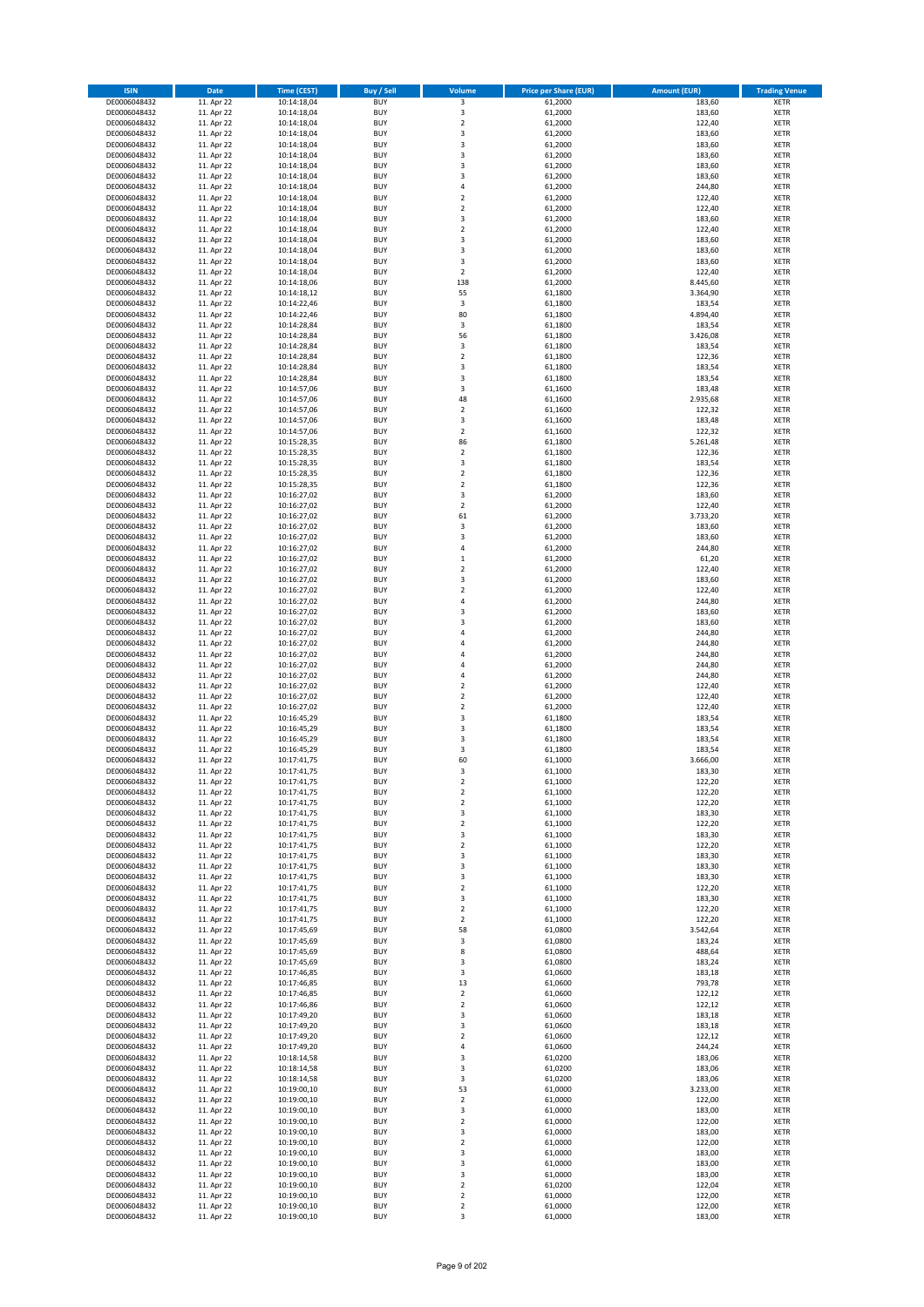| ISIN | Date | Time (CEST) | Buy / Sell | Volume | Price per Share (EUR) | Amount (EUR) | Trading Venue |
|---|---|---|---|---|---|---|---|
| DE0006048432 | 11. Apr 22 | 10:14:18,04 | BUY | 3 | 61,2000 | 183,60 | XETR |
| DE0006048432 | 11. Apr 22 | 10:14:18,04 | BUY | 3 | 61,2000 | 183,60 | XETR |
| DE0006048432 | 11. Apr 22 | 10:14:18,04 | BUY | 2 | 61,2000 | 122,40 | XETR |
| DE0006048432 | 11. Apr 22 | 10:14:18,04 | BUY | 3 | 61,2000 | 183,60 | XETR |
| DE0006048432 | 11. Apr 22 | 10:14:18,04 | BUY | 3 | 61,2000 | 183,60 | XETR |
| DE0006048432 | 11. Apr 22 | 10:14:18,04 | BUY | 3 | 61,2000 | 183,60 | XETR |
| DE0006048432 | 11. Apr 22 | 10:14:18,04 | BUY | 3 | 61,2000 | 183,60 | XETR |
| DE0006048432 | 11. Apr 22 | 10:14:18,04 | BUY | 3 | 61,2000 | 183,60 | XETR |
| DE0006048432 | 11. Apr 22 | 10:14:18,04 | BUY | 4 | 61,2000 | 244,80 | XETR |
| DE0006048432 | 11. Apr 22 | 10:14:18,04 | BUY | 2 | 61,2000 | 122,40 | XETR |
| DE0006048432 | 11. Apr 22 | 10:14:18,04 | BUY | 2 | 61,2000 | 122,40 | XETR |
| DE0006048432 | 11. Apr 22 | 10:14:18,04 | BUY | 3 | 61,2000 | 183,60 | XETR |
| DE0006048432 | 11. Apr 22 | 10:14:18,04 | BUY | 2 | 61,2000 | 122,40 | XETR |
| DE0006048432 | 11. Apr 22 | 10:14:18,04 | BUY | 3 | 61,2000 | 183,60 | XETR |
| DE0006048432 | 11. Apr 22 | 10:14:18,04 | BUY | 3 | 61,2000 | 183,60 | XETR |
| DE0006048432 | 11. Apr 22 | 10:14:18,04 | BUY | 3 | 61,2000 | 183,60 | XETR |
| DE0006048432 | 11. Apr 22 | 10:14:18,04 | BUY | 2 | 61,2000 | 122,40 | XETR |
| DE0006048432 | 11. Apr 22 | 10:14:18,06 | BUY | 138 | 61,2000 | 8.445,60 | XETR |
| DE0006048432 | 11. Apr 22 | 10:14:18,12 | BUY | 55 | 61,1800 | 3.364,90 | XETR |
| DE0006048432 | 11. Apr 22 | 10:14:22,46 | BUY | 3 | 61,1800 | 183,54 | XETR |
| DE0006048432 | 11. Apr 22 | 10:14:22,46 | BUY | 80 | 61,1800 | 4.894,40 | XETR |
| DE0006048432 | 11. Apr 22 | 10:14:28,84 | BUY | 3 | 61,1800 | 183,54 | XETR |
| DE0006048432 | 11. Apr 22 | 10:14:28,84 | BUY | 56 | 61,1800 | 3.426,08 | XETR |
| DE0006048432 | 11. Apr 22 | 10:14:28,84 | BUY | 3 | 61,1800 | 183,54 | XETR |
| DE0006048432 | 11. Apr 22 | 10:14:28,84 | BUY | 2 | 61,1800 | 122,36 | XETR |
| DE0006048432 | 11. Apr 22 | 10:14:28,84 | BUY | 3 | 61,1800 | 183,54 | XETR |
| DE0006048432 | 11. Apr 22 | 10:14:28,84 | BUY | 3 | 61,1800 | 183,54 | XETR |
| DE0006048432 | 11. Apr 22 | 10:14:57,06 | BUY | 3 | 61,1600 | 183,48 | XETR |
| DE0006048432 | 11. Apr 22 | 10:14:57,06 | BUY | 48 | 61,1600 | 2.935,68 | XETR |
| DE0006048432 | 11. Apr 22 | 10:14:57,06 | BUY | 2 | 61,1600 | 122,32 | XETR |
| DE0006048432 | 11. Apr 22 | 10:14:57,06 | BUY | 3 | 61,1600 | 183,48 | XETR |
| DE0006048432 | 11. Apr 22 | 10:14:57,06 | BUY | 2 | 61,1600 | 122,32 | XETR |
| DE0006048432 | 11. Apr 22 | 10:15:28,35 | BUY | 86 | 61,1800 | 5.261,48 | XETR |
| DE0006048432 | 11. Apr 22 | 10:15:28,35 | BUY | 2 | 61,1800 | 122,36 | XETR |
| DE0006048432 | 11. Apr 22 | 10:15:28,35 | BUY | 3 | 61,1800 | 183,54 | XETR |
| DE0006048432 | 11. Apr 22 | 10:15:28,35 | BUY | 2 | 61,1800 | 122,36 | XETR |
| DE0006048432 | 11. Apr 22 | 10:15:28,35 | BUY | 2 | 61,1800 | 122,36 | XETR |
| DE0006048432 | 11. Apr 22 | 10:16:27,02 | BUY | 3 | 61,2000 | 183,60 | XETR |
| DE0006048432 | 11. Apr 22 | 10:16:27,02 | BUY | 2 | 61,2000 | 122,40 | XETR |
| DE0006048432 | 11. Apr 22 | 10:16:27,02 | BUY | 61 | 61,2000 | 3.733,20 | XETR |
| DE0006048432 | 11. Apr 22 | 10:16:27,02 | BUY | 3 | 61,2000 | 183,60 | XETR |
| DE0006048432 | 11. Apr 22 | 10:16:27,02 | BUY | 3 | 61,2000 | 183,60 | XETR |
| DE0006048432 | 11. Apr 22 | 10:16:27,02 | BUY | 4 | 61,2000 | 244,80 | XETR |
| DE0006048432 | 11. Apr 22 | 10:16:27,02 | BUY | 1 | 61,2000 | 61,20 | XETR |
| DE0006048432 | 11. Apr 22 | 10:16:27,02 | BUY | 2 | 61,2000 | 122,40 | XETR |
| DE0006048432 | 11. Apr 22 | 10:16:27,02 | BUY | 3 | 61,2000 | 183,60 | XETR |
| DE0006048432 | 11. Apr 22 | 10:16:27,02 | BUY | 2 | 61,2000 | 122,40 | XETR |
| DE0006048432 | 11. Apr 22 | 10:16:27,02 | BUY | 4 | 61,2000 | 244,80 | XETR |
| DE0006048432 | 11. Apr 22 | 10:16:27,02 | BUY | 3 | 61,2000 | 183,60 | XETR |
| DE0006048432 | 11. Apr 22 | 10:16:27,02 | BUY | 3 | 61,2000 | 183,60 | XETR |
| DE0006048432 | 11. Apr 22 | 10:16:27,02 | BUY | 4 | 61,2000 | 244,80 | XETR |
| DE0006048432 | 11. Apr 22 | 10:16:27,02 | BUY | 4 | 61,2000 | 244,80 | XETR |
| DE0006048432 | 11. Apr 22 | 10:16:27,02 | BUY | 4 | 61,2000 | 244,80 | XETR |
| DE0006048432 | 11. Apr 22 | 10:16:27,02 | BUY | 4 | 61,2000 | 244,80 | XETR |
| DE0006048432 | 11. Apr 22 | 10:16:27,02 | BUY | 4 | 61,2000 | 244,80 | XETR |
| DE0006048432 | 11. Apr 22 | 10:16:27,02 | BUY | 2 | 61,2000 | 122,40 | XETR |
| DE0006048432 | 11. Apr 22 | 10:16:27,02 | BUY | 2 | 61,2000 | 122,40 | XETR |
| DE0006048432 | 11. Apr 22 | 10:16:27,02 | BUY | 2 | 61,2000 | 122,40 | XETR |
| DE0006048432 | 11. Apr 22 | 10:16:45,29 | BUY | 3 | 61,1800 | 183,54 | XETR |
| DE0006048432 | 11. Apr 22 | 10:16:45,29 | BUY | 3 | 61,1800 | 183,54 | XETR |
| DE0006048432 | 11. Apr 22 | 10:16:45,29 | BUY | 3 | 61,1800 | 183,54 | XETR |
| DE0006048432 | 11. Apr 22 | 10:16:45,29 | BUY | 3 | 61,1800 | 183,54 | XETR |
| DE0006048432 | 11. Apr 22 | 10:17:41,75 | BUY | 60 | 61,1000 | 3.666,00 | XETR |
| DE0006048432 | 11. Apr 22 | 10:17:41,75 | BUY | 3 | 61,1000 | 183,30 | XETR |
| DE0006048432 | 11. Apr 22 | 10:17:41,75 | BUY | 2 | 61,1000 | 122,20 | XETR |
| DE0006048432 | 11. Apr 22 | 10:17:41,75 | BUY | 2 | 61,1000 | 122,20 | XETR |
| DE0006048432 | 11. Apr 22 | 10:17:41,75 | BUY | 2 | 61,1000 | 122,20 | XETR |
| DE0006048432 | 11. Apr 22 | 10:17:41,75 | BUY | 3 | 61,1000 | 183,30 | XETR |
| DE0006048432 | 11. Apr 22 | 10:17:41,75 | BUY | 2 | 61,1000 | 122,20 | XETR |
| DE0006048432 | 11. Apr 22 | 10:17:41,75 | BUY | 3 | 61,1000 | 183,30 | XETR |
| DE0006048432 | 11. Apr 22 | 10:17:41,75 | BUY | 2 | 61,1000 | 122,20 | XETR |
| DE0006048432 | 11. Apr 22 | 10:17:41,75 | BUY | 3 | 61,1000 | 183,30 | XETR |
| DE0006048432 | 11. Apr 22 | 10:17:41,75 | BUY | 3 | 61,1000 | 183,30 | XETR |
| DE0006048432 | 11. Apr 22 | 10:17:41,75 | BUY | 3 | 61,1000 | 183,30 | XETR |
| DE0006048432 | 11. Apr 22 | 10:17:41,75 | BUY | 2 | 61,1000 | 122,20 | XETR |
| DE0006048432 | 11. Apr 22 | 10:17:41,75 | BUY | 3 | 61,1000 | 183,30 | XETR |
| DE0006048432 | 11. Apr 22 | 10:17:41,75 | BUY | 2 | 61,1000 | 122,20 | XETR |
| DE0006048432 | 11. Apr 22 | 10:17:41,75 | BUY | 2 | 61,1000 | 122,20 | XETR |
| DE0006048432 | 11. Apr 22 | 10:17:45,69 | BUY | 58 | 61,0800 | 3.542,64 | XETR |
| DE0006048432 | 11. Apr 22 | 10:17:45,69 | BUY | 3 | 61,0800 | 183,24 | XETR |
| DE0006048432 | 11. Apr 22 | 10:17:45,69 | BUY | 8 | 61,0800 | 488,64 | XETR |
| DE0006048432 | 11. Apr 22 | 10:17:45,69 | BUY | 3 | 61,0800 | 183,24 | XETR |
| DE0006048432 | 11. Apr 22 | 10:17:46,85 | BUY | 3 | 61,0600 | 183,18 | XETR |
| DE0006048432 | 11. Apr 22 | 10:17:46,85 | BUY | 13 | 61,0600 | 793,78 | XETR |
| DE0006048432 | 11. Apr 22 | 10:17:46,85 | BUY | 2 | 61,0600 | 122,12 | XETR |
| DE0006048432 | 11. Apr 22 | 10:17:46,86 | BUY | 2 | 61,0600 | 122,12 | XETR |
| DE0006048432 | 11. Apr 22 | 10:17:49,20 | BUY | 3 | 61,0600 | 183,18 | XETR |
| DE0006048432 | 11. Apr 22 | 10:17:49,20 | BUY | 3 | 61,0600 | 183,18 | XETR |
| DE0006048432 | 11. Apr 22 | 10:17:49,20 | BUY | 2 | 61,0600 | 122,12 | XETR |
| DE0006048432 | 11. Apr 22 | 10:17:49,20 | BUY | 4 | 61,0600 | 244,24 | XETR |
| DE0006048432 | 11. Apr 22 | 10:18:14,58 | BUY | 3 | 61,0200 | 183,06 | XETR |
| DE0006048432 | 11. Apr 22 | 10:18:14,58 | BUY | 3 | 61,0200 | 183,06 | XETR |
| DE0006048432 | 11. Apr 22 | 10:18:14,58 | BUY | 3 | 61,0200 | 183,06 | XETR |
| DE0006048432 | 11. Apr 22 | 10:19:00,10 | BUY | 53 | 61,0000 | 3.233,00 | XETR |
| DE0006048432 | 11. Apr 22 | 10:19:00,10 | BUY | 2 | 61,0000 | 122,00 | XETR |
| DE0006048432 | 11. Apr 22 | 10:19:00,10 | BUY | 3 | 61,0000 | 183,00 | XETR |
| DE0006048432 | 11. Apr 22 | 10:19:00,10 | BUY | 2 | 61,0000 | 122,00 | XETR |
| DE0006048432 | 11. Apr 22 | 10:19:00,10 | BUY | 3 | 61,0000 | 183,00 | XETR |
| DE0006048432 | 11. Apr 22 | 10:19:00,10 | BUY | 2 | 61,0000 | 122,00 | XETR |
| DE0006048432 | 11. Apr 22 | 10:19:00,10 | BUY | 3 | 61,0000 | 183,00 | XETR |
| DE0006048432 | 11. Apr 22 | 10:19:00,10 | BUY | 3 | 61,0000 | 183,00 | XETR |
| DE0006048432 | 11. Apr 22 | 10:19:00,10 | BUY | 3 | 61,0000 | 183,00 | XETR |
| DE0006048432 | 11. Apr 22 | 10:19:00,10 | BUY | 2 | 61,0200 | 122,04 | XETR |
| DE0006048432 | 11. Apr 22 | 10:19:00,10 | BUY | 2 | 61,0000 | 122,00 | XETR |
| DE0006048432 | 11. Apr 22 | 10:19:00,10 | BUY | 2 | 61,0000 | 122,00 | XETR |
| DE0006048432 | 11. Apr 22 | 10:19:00,10 | BUY | 3 | 61,0000 | 183,00 | XETR |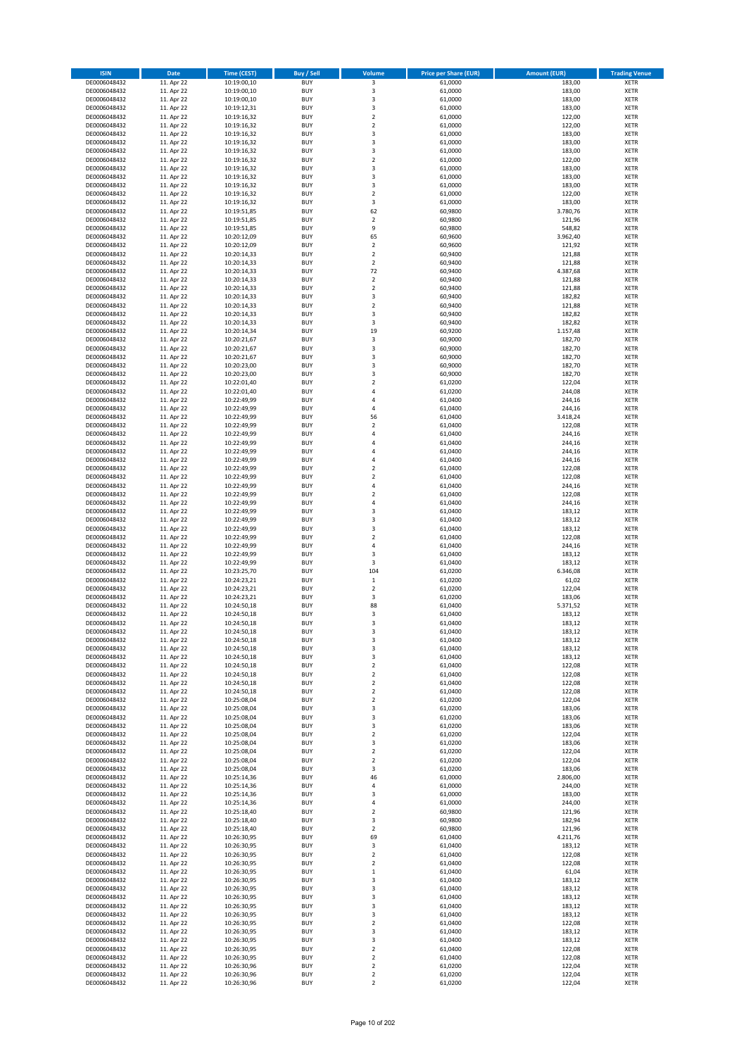| ISIN | Date | Time (CEST) | Buy / Sell | Volume | Price per Share (EUR) | Amount (EUR) | Trading Venue |
|---|---|---|---|---|---|---|---|
| DE0006048432 | 11. Apr 22 | 10:19:00,10 | BUY | 3 | 61,0000 | 183,00 | XETR |
| DE0006048432 | 11. Apr 22 | 10:19:00,10 | BUY | 3 | 61,0000 | 183,00 | XETR |
| DE0006048432 | 11. Apr 22 | 10:19:00,10 | BUY | 3 | 61,0000 | 183,00 | XETR |
| DE0006048432 | 11. Apr 22 | 10:19:12,31 | BUY | 3 | 61,0000 | 183,00 | XETR |
| DE0006048432 | 11. Apr 22 | 10:19:16,32 | BUY | 2 | 61,0000 | 122,00 | XETR |
| DE0006048432 | 11. Apr 22 | 10:19:16,32 | BUY | 2 | 61,0000 | 122,00 | XETR |
| DE0006048432 | 11. Apr 22 | 10:19:16,32 | BUY | 3 | 61,0000 | 183,00 | XETR |
| DE0006048432 | 11. Apr 22 | 10:19:16,32 | BUY | 3 | 61,0000 | 183,00 | XETR |
| DE0006048432 | 11. Apr 22 | 10:19:16,32 | BUY | 3 | 61,0000 | 183,00 | XETR |
| DE0006048432 | 11. Apr 22 | 10:19:16,32 | BUY | 2 | 61,0000 | 122,00 | XETR |
| DE0006048432 | 11. Apr 22 | 10:19:16,32 | BUY | 3 | 61,0000 | 183,00 | XETR |
| DE0006048432 | 11. Apr 22 | 10:19:16,32 | BUY | 3 | 61,0000 | 183,00 | XETR |
| DE0006048432 | 11. Apr 22 | 10:19:16,32 | BUY | 3 | 61,0000 | 183,00 | XETR |
| DE0006048432 | 11. Apr 22 | 10:19:16,32 | BUY | 2 | 61,0000 | 122,00 | XETR |
| DE0006048432 | 11. Apr 22 | 10:19:16,32 | BUY | 3 | 61,0000 | 183,00 | XETR |
| DE0006048432 | 11. Apr 22 | 10:19:51,85 | BUY | 62 | 60,9800 | 3.780,76 | XETR |
| DE0006048432 | 11. Apr 22 | 10:19:51,85 | BUY | 2 | 60,9800 | 121,96 | XETR |
| DE0006048432 | 11. Apr 22 | 10:19:51,85 | BUY | 9 | 60,9800 | 548,82 | XETR |
| DE0006048432 | 11. Apr 22 | 10:20:12,09 | BUY | 65 | 60,9600 | 3.962,40 | XETR |
| DE0006048432 | 11. Apr 22 | 10:20:12,09 | BUY | 2 | 60,9600 | 121,92 | XETR |
| DE0006048432 | 11. Apr 22 | 10:20:14,33 | BUY | 2 | 60,9400 | 121,88 | XETR |
| DE0006048432 | 11. Apr 22 | 10:20:14,33 | BUY | 2 | 60,9400 | 121,88 | XETR |
| DE0006048432 | 11. Apr 22 | 10:20:14,33 | BUY | 72 | 60,9400 | 4.387,68 | XETR |
| DE0006048432 | 11. Apr 22 | 10:20:14,33 | BUY | 2 | 60,9400 | 121,88 | XETR |
| DE0006048432 | 11. Apr 22 | 10:20:14,33 | BUY | 2 | 60,9400 | 121,88 | XETR |
| DE0006048432 | 11. Apr 22 | 10:20:14,33 | BUY | 3 | 60,9400 | 182,82 | XETR |
| DE0006048432 | 11. Apr 22 | 10:20:14,33 | BUY | 2 | 60,9400 | 121,88 | XETR |
| DE0006048432 | 11. Apr 22 | 10:20:14,33 | BUY | 3 | 60,9400 | 182,82 | XETR |
| DE0006048432 | 11. Apr 22 | 10:20:14,33 | BUY | 3 | 60,9400 | 182,82 | XETR |
| DE0006048432 | 11. Apr 22 | 10:20:14,34 | BUY | 19 | 60,9200 | 1.157,48 | XETR |
| DE0006048432 | 11. Apr 22 | 10:20:21,67 | BUY | 3 | 60,9000 | 182,70 | XETR |
| DE0006048432 | 11. Apr 22 | 10:20:21,67 | BUY | 3 | 60,9000 | 182,70 | XETR |
| DE0006048432 | 11. Apr 22 | 10:20:21,67 | BUY | 3 | 60,9000 | 182,70 | XETR |
| DE0006048432 | 11. Apr 22 | 10:20:23,00 | BUY | 3 | 60,9000 | 182,70 | XETR |
| DE0006048432 | 11. Apr 22 | 10:20:23,00 | BUY | 3 | 60,9000 | 182,70 | XETR |
| DE0006048432 | 11. Apr 22 | 10:22:01,40 | BUY | 2 | 61,0200 | 122,04 | XETR |
| DE0006048432 | 11. Apr 22 | 10:22:01,40 | BUY | 4 | 61,0200 | 244,08 | XETR |
| DE0006048432 | 11. Apr 22 | 10:22:49,99 | BUY | 4 | 61,0400 | 244,16 | XETR |
| DE0006048432 | 11. Apr 22 | 10:22:49,99 | BUY | 4 | 61,0400 | 244,16 | XETR |
| DE0006048432 | 11. Apr 22 | 10:22:49,99 | BUY | 56 | 61,0400 | 3.418,24 | XETR |
| DE0006048432 | 11. Apr 22 | 10:22:49,99 | BUY | 2 | 61,0400 | 122,08 | XETR |
| DE0006048432 | 11. Apr 22 | 10:22:49,99 | BUY | 4 | 61,0400 | 244,16 | XETR |
| DE0006048432 | 11. Apr 22 | 10:22:49,99 | BUY | 4 | 61,0400 | 244,16 | XETR |
| DE0006048432 | 11. Apr 22 | 10:22:49,99 | BUY | 4 | 61,0400 | 244,16 | XETR |
| DE0006048432 | 11. Apr 22 | 10:22:49,99 | BUY | 4 | 61,0400 | 244,16 | XETR |
| DE0006048432 | 11. Apr 22 | 10:22:49,99 | BUY | 2 | 61,0400 | 122,08 | XETR |
| DE0006048432 | 11. Apr 22 | 10:22:49,99 | BUY | 2 | 61,0400 | 122,08 | XETR |
| DE0006048432 | 11. Apr 22 | 10:22:49,99 | BUY | 4 | 61,0400 | 244,16 | XETR |
| DE0006048432 | 11. Apr 22 | 10:22:49,99 | BUY | 2 | 61,0400 | 122,08 | XETR |
| DE0006048432 | 11. Apr 22 | 10:22:49,99 | BUY | 4 | 61,0400 | 244,16 | XETR |
| DE0006048432 | 11. Apr 22 | 10:22:49,99 | BUY | 3 | 61,0400 | 183,12 | XETR |
| DE0006048432 | 11. Apr 22 | 10:22:49,99 | BUY | 3 | 61,0400 | 183,12 | XETR |
| DE0006048432 | 11. Apr 22 | 10:22:49,99 | BUY | 3 | 61,0400 | 183,12 | XETR |
| DE0006048432 | 11. Apr 22 | 10:22:49,99 | BUY | 2 | 61,0400 | 122,08 | XETR |
| DE0006048432 | 11. Apr 22 | 10:22:49,99 | BUY | 4 | 61,0400 | 244,16 | XETR |
| DE0006048432 | 11. Apr 22 | 10:22:49,99 | BUY | 3 | 61,0400 | 183,12 | XETR |
| DE0006048432 | 11. Apr 22 | 10:22:49,99 | BUY | 3 | 61,0400 | 183,12 | XETR |
| DE0006048432 | 11. Apr 22 | 10:23:25,70 | BUY | 104 | 61,0200 | 6.346,08 | XETR |
| DE0006048432 | 11. Apr 22 | 10:24:23,21 | BUY | 1 | 61,0200 | 61,02 | XETR |
| DE0006048432 | 11. Apr 22 | 10:24:23,21 | BUY | 2 | 61,0200 | 122,04 | XETR |
| DE0006048432 | 11. Apr 22 | 10:24:23,21 | BUY | 3 | 61,0200 | 183,06 | XETR |
| DE0006048432 | 11. Apr 22 | 10:24:50,18 | BUY | 88 | 61,0400 | 5.371,52 | XETR |
| DE0006048432 | 11. Apr 22 | 10:24:50,18 | BUY | 3 | 61,0400 | 183,12 | XETR |
| DE0006048432 | 11. Apr 22 | 10:24:50,18 | BUY | 3 | 61,0400 | 183,12 | XETR |
| DE0006048432 | 11. Apr 22 | 10:24:50,18 | BUY | 3 | 61,0400 | 183,12 | XETR |
| DE0006048432 | 11. Apr 22 | 10:24:50,18 | BUY | 3 | 61,0400 | 183,12 | XETR |
| DE0006048432 | 11. Apr 22 | 10:24:50,18 | BUY | 3 | 61,0400 | 183,12 | XETR |
| DE0006048432 | 11. Apr 22 | 10:24:50,18 | BUY | 3 | 61,0400 | 183,12 | XETR |
| DE0006048432 | 11. Apr 22 | 10:24:50,18 | BUY | 2 | 61,0400 | 122,08 | XETR |
| DE0006048432 | 11. Apr 22 | 10:24:50,18 | BUY | 2 | 61,0400 | 122,08 | XETR |
| DE0006048432 | 11. Apr 22 | 10:24:50,18 | BUY | 2 | 61,0400 | 122,08 | XETR |
| DE0006048432 | 11. Apr 22 | 10:24:50,18 | BUY | 2 | 61,0400 | 122,08 | XETR |
| DE0006048432 | 11. Apr 22 | 10:25:08,04 | BUY | 2 | 61,0200 | 122,04 | XETR |
| DE0006048432 | 11. Apr 22 | 10:25:08,04 | BUY | 3 | 61,0200 | 183,06 | XETR |
| DE0006048432 | 11. Apr 22 | 10:25:08,04 | BUY | 3 | 61,0200 | 183,06 | XETR |
| DE0006048432 | 11. Apr 22 | 10:25:08,04 | BUY | 3 | 61,0200 | 183,06 | XETR |
| DE0006048432 | 11. Apr 22 | 10:25:08,04 | BUY | 2 | 61,0200 | 122,04 | XETR |
| DE0006048432 | 11. Apr 22 | 10:25:08,04 | BUY | 3 | 61,0200 | 183,06 | XETR |
| DE0006048432 | 11. Apr 22 | 10:25:08,04 | BUY | 2 | 61,0200 | 122,04 | XETR |
| DE0006048432 | 11. Apr 22 | 10:25:08,04 | BUY | 2 | 61,0200 | 122,04 | XETR |
| DE0006048432 | 11. Apr 22 | 10:25:08,04 | BUY | 3 | 61,0200 | 183,06 | XETR |
| DE0006048432 | 11. Apr 22 | 10:25:14,36 | BUY | 46 | 61,0000 | 2.806,00 | XETR |
| DE0006048432 | 11. Apr 22 | 10:25:14,36 | BUY | 4 | 61,0000 | 244,00 | XETR |
| DE0006048432 | 11. Apr 22 | 10:25:14,36 | BUY | 3 | 61,0000 | 183,00 | XETR |
| DE0006048432 | 11. Apr 22 | 10:25:14,36 | BUY | 4 | 61,0000 | 244,00 | XETR |
| DE0006048432 | 11. Apr 22 | 10:25:18,40 | BUY | 2 | 60,9800 | 121,96 | XETR |
| DE0006048432 | 11. Apr 22 | 10:25:18,40 | BUY | 3 | 60,9800 | 182,94 | XETR |
| DE0006048432 | 11. Apr 22 | 10:25:18,40 | BUY | 2 | 60,9800 | 121,96 | XETR |
| DE0006048432 | 11. Apr 22 | 10:26:30,95 | BUY | 69 | 61,0400 | 4.211,76 | XETR |
| DE0006048432 | 11. Apr 22 | 10:26:30,95 | BUY | 3 | 61,0400 | 183,12 | XETR |
| DE0006048432 | 11. Apr 22 | 10:26:30,95 | BUY | 2 | 61,0400 | 122,08 | XETR |
| DE0006048432 | 11. Apr 22 | 10:26:30,95 | BUY | 2 | 61,0400 | 122,08 | XETR |
| DE0006048432 | 11. Apr 22 | 10:26:30,95 | BUY | 1 | 61,0400 | 61,04 | XETR |
| DE0006048432 | 11. Apr 22 | 10:26:30,95 | BUY | 3 | 61,0400 | 183,12 | XETR |
| DE0006048432 | 11. Apr 22 | 10:26:30,95 | BUY | 3 | 61,0400 | 183,12 | XETR |
| DE0006048432 | 11. Apr 22 | 10:26:30,95 | BUY | 3 | 61,0400 | 183,12 | XETR |
| DE0006048432 | 11. Apr 22 | 10:26:30,95 | BUY | 3 | 61,0400 | 183,12 | XETR |
| DE0006048432 | 11. Apr 22 | 10:26:30,95 | BUY | 3 | 61,0400 | 183,12 | XETR |
| DE0006048432 | 11. Apr 22 | 10:26:30,95 | BUY | 2 | 61,0400 | 122,08 | XETR |
| DE0006048432 | 11. Apr 22 | 10:26:30,95 | BUY | 3 | 61,0400 | 183,12 | XETR |
| DE0006048432 | 11. Apr 22 | 10:26:30,95 | BUY | 3 | 61,0400 | 183,12 | XETR |
| DE0006048432 | 11. Apr 22 | 10:26:30,95 | BUY | 2 | 61,0400 | 122,08 | XETR |
| DE0006048432 | 11. Apr 22 | 10:26:30,95 | BUY | 2 | 61,0400 | 122,08 | XETR |
| DE0006048432 | 11. Apr 22 | 10:26:30,96 | BUY | 2 | 61,0200 | 122,04 | XETR |
| DE0006048432 | 11. Apr 22 | 10:26:30,96 | BUY | 2 | 61,0200 | 122,04 | XETR |
| DE0006048432 | 11. Apr 22 | 10:26:30,96 | BUY | 2 | 61,0200 | 122,04 | XETR |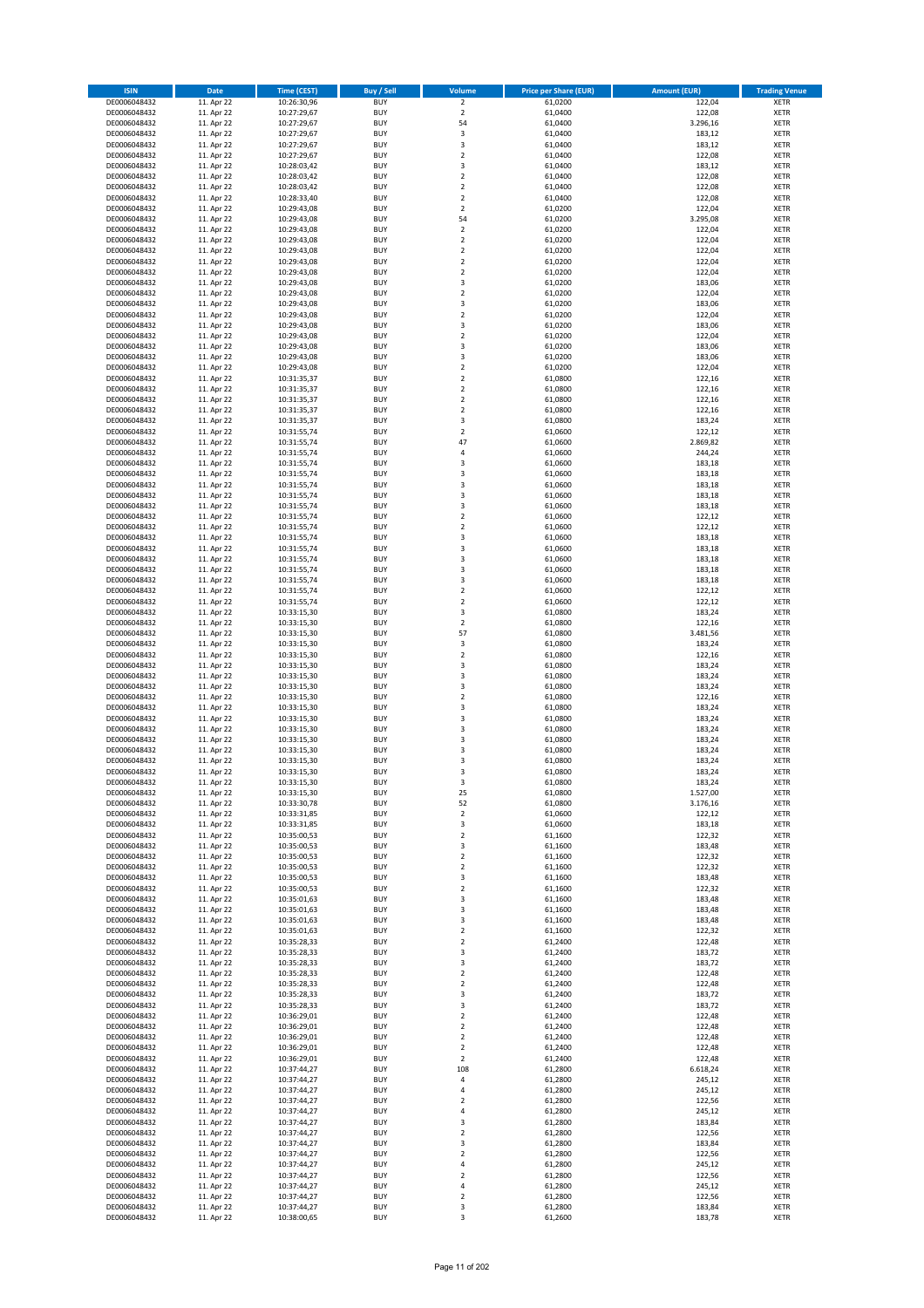| ISIN | Date | Time (CEST) | Buy / Sell | Volume | Price per Share (EUR) | Amount (EUR) | Trading Venue |
|---|---|---|---|---|---|---|---|
| DE0006048432 | 11. Apr 22 | 10:26:30,96 | BUY | 2 | 61,0200 | 122,04 | XETR |
| DE0006048432 | 11. Apr 22 | 10:27:29,67 | BUY | 2 | 61,0400 | 122,08 | XETR |
| DE0006048432 | 11. Apr 22 | 10:27:29,67 | BUY | 54 | 61,0400 | 3.296,16 | XETR |
| DE0006048432 | 11. Apr 22 | 10:27:29,67 | BUY | 3 | 61,0400 | 183,12 | XETR |
| DE0006048432 | 11. Apr 22 | 10:27:29,67 | BUY | 3 | 61,0400 | 183,12 | XETR |
| DE0006048432 | 11. Apr 22 | 10:27:29,67 | BUY | 2 | 61,0400 | 122,08 | XETR |
| DE0006048432 | 11. Apr 22 | 10:28:03,42 | BUY | 3 | 61,0400 | 183,12 | XETR |
| DE0006048432 | 11. Apr 22 | 10:28:03,42 | BUY | 2 | 61,0400 | 122,08 | XETR |
| DE0006048432 | 11. Apr 22 | 10:28:03,42 | BUY | 2 | 61,0400 | 122,08 | XETR |
| DE0006048432 | 11. Apr 22 | 10:28:33,40 | BUY | 2 | 61,0400 | 122,08 | XETR |
| DE0006048432 | 11. Apr 22 | 10:29:43,08 | BUY | 2 | 61,0200 | 122,04 | XETR |
| DE0006048432 | 11. Apr 22 | 10:29:43,08 | BUY | 54 | 61,0200 | 3.295,08 | XETR |
| DE0006048432 | 11. Apr 22 | 10:29:43,08 | BUY | 2 | 61,0200 | 122,04 | XETR |
| DE0006048432 | 11. Apr 22 | 10:29:43,08 | BUY | 2 | 61,0200 | 122,04 | XETR |
| DE0006048432 | 11. Apr 22 | 10:29:43,08 | BUY | 2 | 61,0200 | 122,04 | XETR |
| DE0006048432 | 11. Apr 22 | 10:29:43,08 | BUY | 2 | 61,0200 | 122,04 | XETR |
| DE0006048432 | 11. Apr 22 | 10:29:43,08 | BUY | 2 | 61,0200 | 122,04 | XETR |
| DE0006048432 | 11. Apr 22 | 10:29:43,08 | BUY | 3 | 61,0200 | 183,06 | XETR |
| DE0006048432 | 11. Apr 22 | 10:29:43,08 | BUY | 2 | 61,0200 | 122,04 | XETR |
| DE0006048432 | 11. Apr 22 | 10:29:43,08 | BUY | 3 | 61,0200 | 183,06 | XETR |
| DE0006048432 | 11. Apr 22 | 10:29:43,08 | BUY | 2 | 61,0200 | 122,04 | XETR |
| DE0006048432 | 11. Apr 22 | 10:29:43,08 | BUY | 3 | 61,0200 | 183,06 | XETR |
| DE0006048432 | 11. Apr 22 | 10:29:43,08 | BUY | 2 | 61,0200 | 122,04 | XETR |
| DE0006048432 | 11. Apr 22 | 10:29:43,08 | BUY | 3 | 61,0200 | 183,06 | XETR |
| DE0006048432 | 11. Apr 22 | 10:29:43,08 | BUY | 3 | 61,0200 | 183,06 | XETR |
| DE0006048432 | 11. Apr 22 | 10:29:43,08 | BUY | 2 | 61,0200 | 122,04 | XETR |
| DE0006048432 | 11. Apr 22 | 10:31:35,37 | BUY | 2 | 61,0800 | 122,16 | XETR |
| DE0006048432 | 11. Apr 22 | 10:31:35,37 | BUY | 2 | 61,0800 | 122,16 | XETR |
| DE0006048432 | 11. Apr 22 | 10:31:35,37 | BUY | 2 | 61,0800 | 122,16 | XETR |
| DE0006048432 | 11. Apr 22 | 10:31:35,37 | BUY | 2 | 61,0800 | 122,16 | XETR |
| DE0006048432 | 11. Apr 22 | 10:31:35,37 | BUY | 3 | 61,0800 | 183,24 | XETR |
| DE0006048432 | 11. Apr 22 | 10:31:55,74 | BUY | 2 | 61,0600 | 122,12 | XETR |
| DE0006048432 | 11. Apr 22 | 10:31:55,74 | BUY | 47 | 61,0600 | 2.869,82 | XETR |
| DE0006048432 | 11. Apr 22 | 10:31:55,74 | BUY | 4 | 61,0600 | 244,24 | XETR |
| DE0006048432 | 11. Apr 22 | 10:31:55,74 | BUY | 3 | 61,0600 | 183,18 | XETR |
| DE0006048432 | 11. Apr 22 | 10:31:55,74 | BUY | 3 | 61,0600 | 183,18 | XETR |
| DE0006048432 | 11. Apr 22 | 10:31:55,74 | BUY | 3 | 61,0600 | 183,18 | XETR |
| DE0006048432 | 11. Apr 22 | 10:31:55,74 | BUY | 3 | 61,0600 | 183,18 | XETR |
| DE0006048432 | 11. Apr 22 | 10:31:55,74 | BUY | 3 | 61,0600 | 183,18 | XETR |
| DE0006048432 | 11. Apr 22 | 10:31:55,74 | BUY | 2 | 61,0600 | 122,12 | XETR |
| DE0006048432 | 11. Apr 22 | 10:31:55,74 | BUY | 2 | 61,0600 | 122,12 | XETR |
| DE0006048432 | 11. Apr 22 | 10:31:55,74 | BUY | 3 | 61,0600 | 183,18 | XETR |
| DE0006048432 | 11. Apr 22 | 10:31:55,74 | BUY | 3 | 61,0600 | 183,18 | XETR |
| DE0006048432 | 11. Apr 22 | 10:31:55,74 | BUY | 3 | 61,0600 | 183,18 | XETR |
| DE0006048432 | 11. Apr 22 | 10:31:55,74 | BUY | 3 | 61,0600 | 183,18 | XETR |
| DE0006048432 | 11. Apr 22 | 10:31:55,74 | BUY | 3 | 61,0600 | 183,18 | XETR |
| DE0006048432 | 11. Apr 22 | 10:31:55,74 | BUY | 2 | 61,0600 | 122,12 | XETR |
| DE0006048432 | 11. Apr 22 | 10:31:55,74 | BUY | 2 | 61,0600 | 122,12 | XETR |
| DE0006048432 | 11. Apr 22 | 10:33:15,30 | BUY | 3 | 61,0800 | 183,24 | XETR |
| DE0006048432 | 11. Apr 22 | 10:33:15,30 | BUY | 2 | 61,0800 | 122,16 | XETR |
| DE0006048432 | 11. Apr 22 | 10:33:15,30 | BUY | 57 | 61,0800 | 3.481,56 | XETR |
| DE0006048432 | 11. Apr 22 | 10:33:15,30 | BUY | 3 | 61,0800 | 183,24 | XETR |
| DE0006048432 | 11. Apr 22 | 10:33:15,30 | BUY | 2 | 61,0800 | 122,16 | XETR |
| DE0006048432 | 11. Apr 22 | 10:33:15,30 | BUY | 3 | 61,0800 | 183,24 | XETR |
| DE0006048432 | 11. Apr 22 | 10:33:15,30 | BUY | 3 | 61,0800 | 183,24 | XETR |
| DE0006048432 | 11. Apr 22 | 10:33:15,30 | BUY | 3 | 61,0800 | 183,24 | XETR |
| DE0006048432 | 11. Apr 22 | 10:33:15,30 | BUY | 2 | 61,0800 | 122,16 | XETR |
| DE0006048432 | 11. Apr 22 | 10:33:15,30 | BUY | 3 | 61,0800 | 183,24 | XETR |
| DE0006048432 | 11. Apr 22 | 10:33:15,30 | BUY | 3 | 61,0800 | 183,24 | XETR |
| DE0006048432 | 11. Apr 22 | 10:33:15,30 | BUY | 3 | 61,0800 | 183,24 | XETR |
| DE0006048432 | 11. Apr 22 | 10:33:15,30 | BUY | 3 | 61,0800 | 183,24 | XETR |
| DE0006048432 | 11. Apr 22 | 10:33:15,30 | BUY | 3 | 61,0800 | 183,24 | XETR |
| DE0006048432 | 11. Apr 22 | 10:33:15,30 | BUY | 3 | 61,0800 | 183,24 | XETR |
| DE0006048432 | 11. Apr 22 | 10:33:15,30 | BUY | 3 | 61,0800 | 183,24 | XETR |
| DE0006048432 | 11. Apr 22 | 10:33:15,30 | BUY | 3 | 61,0800 | 183,24 | XETR |
| DE0006048432 | 11. Apr 22 | 10:33:15,30 | BUY | 25 | 61,0800 | 1.527,00 | XETR |
| DE0006048432 | 11. Apr 22 | 10:33:30,78 | BUY | 52 | 61,0800 | 3.176,16 | XETR |
| DE0006048432 | 11. Apr 22 | 10:33:31,85 | BUY | 2 | 61,0600 | 122,12 | XETR |
| DE0006048432 | 11. Apr 22 | 10:33:31,85 | BUY | 3 | 61,0600 | 183,18 | XETR |
| DE0006048432 | 11. Apr 22 | 10:35:00,53 | BUY | 2 | 61,1600 | 122,32 | XETR |
| DE0006048432 | 11. Apr 22 | 10:35:00,53 | BUY | 3 | 61,1600 | 183,48 | XETR |
| DE0006048432 | 11. Apr 22 | 10:35:00,53 | BUY | 2 | 61,1600 | 122,32 | XETR |
| DE0006048432 | 11. Apr 22 | 10:35:00,53 | BUY | 2 | 61,1600 | 122,32 | XETR |
| DE0006048432 | 11. Apr 22 | 10:35:00,53 | BUY | 3 | 61,1600 | 183,48 | XETR |
| DE0006048432 | 11. Apr 22 | 10:35:00,53 | BUY | 2 | 61,1600 | 122,32 | XETR |
| DE0006048432 | 11. Apr 22 | 10:35:01,63 | BUY | 3 | 61,1600 | 183,48 | XETR |
| DE0006048432 | 11. Apr 22 | 10:35:01,63 | BUY | 3 | 61,1600 | 183,48 | XETR |
| DE0006048432 | 11. Apr 22 | 10:35:01,63 | BUY | 3 | 61,1600 | 183,48 | XETR |
| DE0006048432 | 11. Apr 22 | 10:35:01,63 | BUY | 2 | 61,1600 | 122,32 | XETR |
| DE0006048432 | 11. Apr 22 | 10:35:28,33 | BUY | 2 | 61,2400 | 122,48 | XETR |
| DE0006048432 | 11. Apr 22 | 10:35:28,33 | BUY | 3 | 61,2400 | 183,72 | XETR |
| DE0006048432 | 11. Apr 22 | 10:35:28,33 | BUY | 3 | 61,2400 | 183,72 | XETR |
| DE0006048432 | 11. Apr 22 | 10:35:28,33 | BUY | 2 | 61,2400 | 122,48 | XETR |
| DE0006048432 | 11. Apr 22 | 10:35:28,33 | BUY | 2 | 61,2400 | 122,48 | XETR |
| DE0006048432 | 11. Apr 22 | 10:35:28,33 | BUY | 3 | 61,2400 | 183,72 | XETR |
| DE0006048432 | 11. Apr 22 | 10:35:28,33 | BUY | 3 | 61,2400 | 183,72 | XETR |
| DE0006048432 | 11. Apr 22 | 10:36:29,01 | BUY | 2 | 61,2400 | 122,48 | XETR |
| DE0006048432 | 11. Apr 22 | 10:36:29,01 | BUY | 2 | 61,2400 | 122,48 | XETR |
| DE0006048432 | 11. Apr 22 | 10:36:29,01 | BUY | 2 | 61,2400 | 122,48 | XETR |
| DE0006048432 | 11. Apr 22 | 10:36:29,01 | BUY | 2 | 61,2400 | 122,48 | XETR |
| DE0006048432 | 11. Apr 22 | 10:36:29,01 | BUY | 2 | 61,2400 | 122,48 | XETR |
| DE0006048432 | 11. Apr 22 | 10:37:44,27 | BUY | 108 | 61,2800 | 6.618,24 | XETR |
| DE0006048432 | 11. Apr 22 | 10:37:44,27 | BUY | 4 | 61,2800 | 245,12 | XETR |
| DE0006048432 | 11. Apr 22 | 10:37:44,27 | BUY | 4 | 61,2800 | 245,12 | XETR |
| DE0006048432 | 11. Apr 22 | 10:37:44,27 | BUY | 2 | 61,2800 | 122,56 | XETR |
| DE0006048432 | 11. Apr 22 | 10:37:44,27 | BUY | 4 | 61,2800 | 245,12 | XETR |
| DE0006048432 | 11. Apr 22 | 10:37:44,27 | BUY | 3 | 61,2800 | 183,84 | XETR |
| DE0006048432 | 11. Apr 22 | 10:37:44,27 | BUY | 2 | 61,2800 | 122,56 | XETR |
| DE0006048432 | 11. Apr 22 | 10:37:44,27 | BUY | 3 | 61,2800 | 183,84 | XETR |
| DE0006048432 | 11. Apr 22 | 10:37:44,27 | BUY | 2 | 61,2800 | 122,56 | XETR |
| DE0006048432 | 11. Apr 22 | 10:37:44,27 | BUY | 4 | 61,2800 | 245,12 | XETR |
| DE0006048432 | 11. Apr 22 | 10:37:44,27 | BUY | 2 | 61,2800 | 122,56 | XETR |
| DE0006048432 | 11. Apr 22 | 10:37:44,27 | BUY | 4 | 61,2800 | 245,12 | XETR |
| DE0006048432 | 11. Apr 22 | 10:37:44,27 | BUY | 2 | 61,2800 | 122,56 | XETR |
| DE0006048432 | 11. Apr 22 | 10:37:44,27 | BUY | 3 | 61,2800 | 183,84 | XETR |
| DE0006048432 | 11. Apr 22 | 10:38:00,65 | BUY | 3 | 61,2600 | 183,78 | XETR |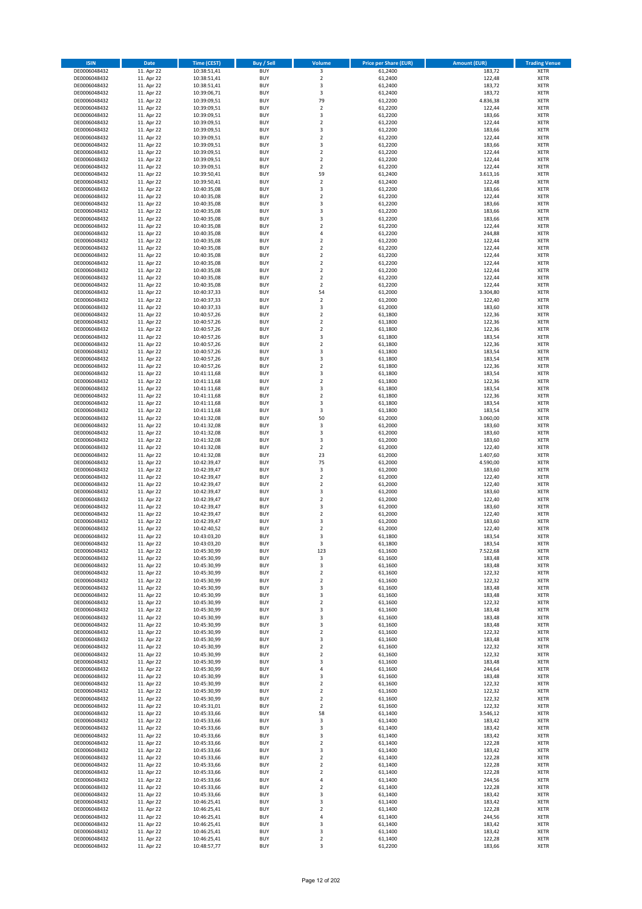| ISIN | Date | Time (CEST) | Buy / Sell | Volume | Price per Share (EUR) | Amount (EUR) | Trading Venue |
|---|---|---|---|---|---|---|---|
| DE0006048432 | 11. Apr 22 | 10:38:51,41 | BUY | 3 | 61,2400 | 183,72 | XETR |
| DE0006048432 | 11. Apr 22 | 10:38:51,41 | BUY | 2 | 61,2400 | 122,48 | XETR |
| DE0006048432 | 11. Apr 22 | 10:38:51,41 | BUY | 3 | 61,2400 | 183,72 | XETR |
| DE0006048432 | 11. Apr 22 | 10:39:06,71 | BUY | 3 | 61,2400 | 183,72 | XETR |
| DE0006048432 | 11. Apr 22 | 10:39:09,51 | BUY | 79 | 61,2200 | 4.836,38 | XETR |
| DE0006048432 | 11. Apr 22 | 10:39:09,51 | BUY | 2 | 61,2200 | 122,44 | XETR |
| DE0006048432 | 11. Apr 22 | 10:39:09,51 | BUY | 3 | 61,2200 | 183,66 | XETR |
| DE0006048432 | 11. Apr 22 | 10:39:09,51 | BUY | 2 | 61,2200 | 122,44 | XETR |
| DE0006048432 | 11. Apr 22 | 10:39:09,51 | BUY | 3 | 61,2200 | 183,66 | XETR |
| DE0006048432 | 11. Apr 22 | 10:39:09,51 | BUY | 2 | 61,2200 | 122,44 | XETR |
| DE0006048432 | 11. Apr 22 | 10:39:09,51 | BUY | 3 | 61,2200 | 183,66 | XETR |
| DE0006048432 | 11. Apr 22 | 10:39:09,51 | BUY | 2 | 61,2200 | 122,44 | XETR |
| DE0006048432 | 11. Apr 22 | 10:39:09,51 | BUY | 2 | 61,2200 | 122,44 | XETR |
| DE0006048432 | 11. Apr 22 | 10:39:09,51 | BUY | 2 | 61,2200 | 122,44 | XETR |
| DE0006048432 | 11. Apr 22 | 10:39:50,41 | BUY | 59 | 61,2400 | 3.613,16 | XETR |
| DE0006048432 | 11. Apr 22 | 10:39:50,41 | BUY | 2 | 61,2400 | 122,48 | XETR |
| DE0006048432 | 11. Apr 22 | 10:40:35,08 | BUY | 3 | 61,2200 | 183,66 | XETR |
| DE0006048432 | 11. Apr 22 | 10:40:35,08 | BUY | 2 | 61,2200 | 122,44 | XETR |
| DE0006048432 | 11. Apr 22 | 10:40:35,08 | BUY | 3 | 61,2200 | 183,66 | XETR |
| DE0006048432 | 11. Apr 22 | 10:40:35,08 | BUY | 3 | 61,2200 | 183,66 | XETR |
| DE0006048432 | 11. Apr 22 | 10:40:35,08 | BUY | 3 | 61,2200 | 183,66 | XETR |
| DE0006048432 | 11. Apr 22 | 10:40:35,08 | BUY | 2 | 61,2200 | 122,44 | XETR |
| DE0006048432 | 11. Apr 22 | 10:40:35,08 | BUY | 4 | 61,2200 | 244,88 | XETR |
| DE0006048432 | 11. Apr 22 | 10:40:35,08 | BUY | 2 | 61,2200 | 122,44 | XETR |
| DE0006048432 | 11. Apr 22 | 10:40:35,08 | BUY | 2 | 61,2200 | 122,44 | XETR |
| DE0006048432 | 11. Apr 22 | 10:40:35,08 | BUY | 2 | 61,2200 | 122,44 | XETR |
| DE0006048432 | 11. Apr 22 | 10:40:35,08 | BUY | 2 | 61,2200 | 122,44 | XETR |
| DE0006048432 | 11. Apr 22 | 10:40:35,08 | BUY | 2 | 61,2200 | 122,44 | XETR |
| DE0006048432 | 11. Apr 22 | 10:40:35,08 | BUY | 2 | 61,2200 | 122,44 | XETR |
| DE0006048432 | 11. Apr 22 | 10:40:35,08 | BUY | 2 | 61,2200 | 122,44 | XETR |
| DE0006048432 | 11. Apr 22 | 10:40:37,33 | BUY | 54 | 61,2000 | 3.304,80 | XETR |
| DE0006048432 | 11. Apr 22 | 10:40:37,33 | BUY | 2 | 61,2000 | 122,40 | XETR |
| DE0006048432 | 11. Apr 22 | 10:40:37,33 | BUY | 3 | 61,2000 | 183,60 | XETR |
| DE0006048432 | 11. Apr 22 | 10:40:57,26 | BUY | 2 | 61,1800 | 122,36 | XETR |
| DE0006048432 | 11. Apr 22 | 10:40:57,26 | BUY | 2 | 61,1800 | 122,36 | XETR |
| DE0006048432 | 11. Apr 22 | 10:40:57,26 | BUY | 2 | 61,1800 | 122,36 | XETR |
| DE0006048432 | 11. Apr 22 | 10:40:57,26 | BUY | 3 | 61,1800 | 183,54 | XETR |
| DE0006048432 | 11. Apr 22 | 10:40:57,26 | BUY | 2 | 61,1800 | 122,36 | XETR |
| DE0006048432 | 11. Apr 22 | 10:40:57,26 | BUY | 3 | 61,1800 | 183,54 | XETR |
| DE0006048432 | 11. Apr 22 | 10:40:57,26 | BUY | 3 | 61,1800 | 183,54 | XETR |
| DE0006048432 | 11. Apr 22 | 10:40:57,26 | BUY | 2 | 61,1800 | 122,36 | XETR |
| DE0006048432 | 11. Apr 22 | 10:41:11,68 | BUY | 3 | 61,1800 | 183,54 | XETR |
| DE0006048432 | 11. Apr 22 | 10:41:11,68 | BUY | 2 | 61,1800 | 122,36 | XETR |
| DE0006048432 | 11. Apr 22 | 10:41:11,68 | BUY | 3 | 61,1800 | 183,54 | XETR |
| DE0006048432 | 11. Apr 22 | 10:41:11,68 | BUY | 2 | 61,1800 | 122,36 | XETR |
| DE0006048432 | 11. Apr 22 | 10:41:11,68 | BUY | 3 | 61,1800 | 183,54 | XETR |
| DE0006048432 | 11. Apr 22 | 10:41:11,68 | BUY | 3 | 61,1800 | 183,54 | XETR |
| DE0006048432 | 11. Apr 22 | 10:41:32,08 | BUY | 50 | 61,2000 | 3.060,00 | XETR |
| DE0006048432 | 11. Apr 22 | 10:41:32,08 | BUY | 3 | 61,2000 | 183,60 | XETR |
| DE0006048432 | 11. Apr 22 | 10:41:32,08 | BUY | 3 | 61,2000 | 183,60 | XETR |
| DE0006048432 | 11. Apr 22 | 10:41:32,08 | BUY | 3 | 61,2000 | 183,60 | XETR |
| DE0006048432 | 11. Apr 22 | 10:41:32,08 | BUY | 2 | 61,2000 | 122,40 | XETR |
| DE0006048432 | 11. Apr 22 | 10:41:32,08 | BUY | 23 | 61,2000 | 1.407,60 | XETR |
| DE0006048432 | 11. Apr 22 | 10:42:39,47 | BUY | 75 | 61,2000 | 4.590,00 | XETR |
| DE0006048432 | 11. Apr 22 | 10:42:39,47 | BUY | 3 | 61,2000 | 183,60 | XETR |
| DE0006048432 | 11. Apr 22 | 10:42:39,47 | BUY | 2 | 61,2000 | 122,40 | XETR |
| DE0006048432 | 11. Apr 22 | 10:42:39,47 | BUY | 2 | 61,2000 | 122,40 | XETR |
| DE0006048432 | 11. Apr 22 | 10:42:39,47 | BUY | 3 | 61,2000 | 183,60 | XETR |
| DE0006048432 | 11. Apr 22 | 10:42:39,47 | BUY | 2 | 61,2000 | 122,40 | XETR |
| DE0006048432 | 11. Apr 22 | 10:42:39,47 | BUY | 3 | 61,2000 | 183,60 | XETR |
| DE0006048432 | 11. Apr 22 | 10:42:39,47 | BUY | 2 | 61,2000 | 122,40 | XETR |
| DE0006048432 | 11. Apr 22 | 10:42:39,47 | BUY | 3 | 61,2000 | 183,60 | XETR |
| DE0006048432 | 11. Apr 22 | 10:42:40,52 | BUY | 2 | 61,2000 | 122,40 | XETR |
| DE0006048432 | 11. Apr 22 | 10:43:03,20 | BUY | 3 | 61,1800 | 183,54 | XETR |
| DE0006048432 | 11. Apr 22 | 10:43:03,20 | BUY | 3 | 61,1800 | 183,54 | XETR |
| DE0006048432 | 11. Apr 22 | 10:45:30,99 | BUY | 123 | 61,1600 | 7.522,68 | XETR |
| DE0006048432 | 11. Apr 22 | 10:45:30,99 | BUY | 3 | 61,1600 | 183,48 | XETR |
| DE0006048432 | 11. Apr 22 | 10:45:30,99 | BUY | 3 | 61,1600 | 183,48 | XETR |
| DE0006048432 | 11. Apr 22 | 10:45:30,99 | BUY | 2 | 61,1600 | 122,32 | XETR |
| DE0006048432 | 11. Apr 22 | 10:45:30,99 | BUY | 2 | 61,1600 | 122,32 | XETR |
| DE0006048432 | 11. Apr 22 | 10:45:30,99 | BUY | 3 | 61,1600 | 183,48 | XETR |
| DE0006048432 | 11. Apr 22 | 10:45:30,99 | BUY | 3 | 61,1600 | 183,48 | XETR |
| DE0006048432 | 11. Apr 22 | 10:45:30,99 | BUY | 2 | 61,1600 | 122,32 | XETR |
| DE0006048432 | 11. Apr 22 | 10:45:30,99 | BUY | 3 | 61,1600 | 183,48 | XETR |
| DE0006048432 | 11. Apr 22 | 10:45:30,99 | BUY | 3 | 61,1600 | 183,48 | XETR |
| DE0006048432 | 11. Apr 22 | 10:45:30,99 | BUY | 3 | 61,1600 | 183,48 | XETR |
| DE0006048432 | 11. Apr 22 | 10:45:30,99 | BUY | 2 | 61,1600 | 122,32 | XETR |
| DE0006048432 | 11. Apr 22 | 10:45:30,99 | BUY | 3 | 61,1600 | 183,48 | XETR |
| DE0006048432 | 11. Apr 22 | 10:45:30,99 | BUY | 2 | 61,1600 | 122,32 | XETR |
| DE0006048432 | 11. Apr 22 | 10:45:30,99 | BUY | 2 | 61,1600 | 122,32 | XETR |
| DE0006048432 | 11. Apr 22 | 10:45:30,99 | BUY | 3 | 61,1600 | 183,48 | XETR |
| DE0006048432 | 11. Apr 22 | 10:45:30,99 | BUY | 4 | 61,1600 | 244,64 | XETR |
| DE0006048432 | 11. Apr 22 | 10:45:30,99 | BUY | 3 | 61,1600 | 183,48 | XETR |
| DE0006048432 | 11. Apr 22 | 10:45:30,99 | BUY | 2 | 61,1600 | 122,32 | XETR |
| DE0006048432 | 11. Apr 22 | 10:45:30,99 | BUY | 2 | 61,1600 | 122,32 | XETR |
| DE0006048432 | 11. Apr 22 | 10:45:30,99 | BUY | 2 | 61,1600 | 122,32 | XETR |
| DE0006048432 | 11. Apr 22 | 10:45:31,01 | BUY | 2 | 61,1600 | 122,32 | XETR |
| DE0006048432 | 11. Apr 22 | 10:45:33,66 | BUY | 58 | 61,1400 | 3.546,12 | XETR |
| DE0006048432 | 11. Apr 22 | 10:45:33,66 | BUY | 3 | 61,1400 | 183,42 | XETR |
| DE0006048432 | 11. Apr 22 | 10:45:33,66 | BUY | 3 | 61,1400 | 183,42 | XETR |
| DE0006048432 | 11. Apr 22 | 10:45:33,66 | BUY | 3 | 61,1400 | 183,42 | XETR |
| DE0006048432 | 11. Apr 22 | 10:45:33,66 | BUY | 2 | 61,1400 | 122,28 | XETR |
| DE0006048432 | 11. Apr 22 | 10:45:33,66 | BUY | 3 | 61,1400 | 183,42 | XETR |
| DE0006048432 | 11. Apr 22 | 10:45:33,66 | BUY | 2 | 61,1400 | 122,28 | XETR |
| DE0006048432 | 11. Apr 22 | 10:45:33,66 | BUY | 2 | 61,1400 | 122,28 | XETR |
| DE0006048432 | 11. Apr 22 | 10:45:33,66 | BUY | 2 | 61,1400 | 122,28 | XETR |
| DE0006048432 | 11. Apr 22 | 10:45:33,66 | BUY | 4 | 61,1400 | 244,56 | XETR |
| DE0006048432 | 11. Apr 22 | 10:45:33,66 | BUY | 2 | 61,1400 | 122,28 | XETR |
| DE0006048432 | 11. Apr 22 | 10:45:33,66 | BUY | 3 | 61,1400 | 183,42 | XETR |
| DE0006048432 | 11. Apr 22 | 10:46:25,41 | BUY | 3 | 61,1400 | 183,42 | XETR |
| DE0006048432 | 11. Apr 22 | 10:46:25,41 | BUY | 2 | 61,1400 | 122,28 | XETR |
| DE0006048432 | 11. Apr 22 | 10:46:25,41 | BUY | 4 | 61,1400 | 244,56 | XETR |
| DE0006048432 | 11. Apr 22 | 10:46:25,41 | BUY | 3 | 61,1400 | 183,42 | XETR |
| DE0006048432 | 11. Apr 22 | 10:46:25,41 | BUY | 3 | 61,1400 | 183,42 | XETR |
| DE0006048432 | 11. Apr 22 | 10:46:25,41 | BUY | 2 | 61,1400 | 122,28 | XETR |
| DE0006048432 | 11. Apr 22 | 10:48:57,77 | BUY | 3 | 61,2200 | 183,66 | XETR |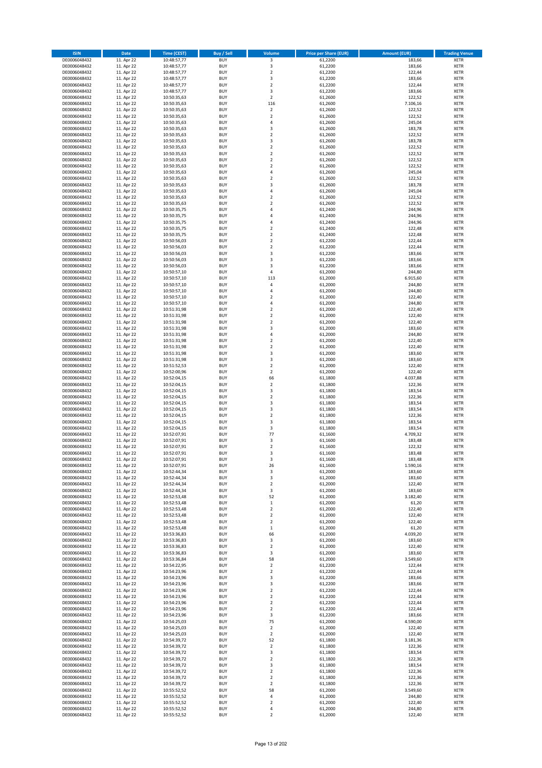| ISIN | Date | Time (CEST) | Buy / Sell | Volume | Price per Share (EUR) | Amount (EUR) | Trading Venue |
|---|---|---|---|---|---|---|---|
| DE0006048432 | 11. Apr 22 | 10:48:57,77 | BUY | 3 | 61,2200 | 183,66 | XETR |
| DE0006048432 | 11. Apr 22 | 10:48:57,77 | BUY | 3 | 61,2200 | 183,66 | XETR |
| DE0006048432 | 11. Apr 22 | 10:48:57,77 | BUY | 2 | 61,2200 | 122,44 | XETR |
| DE0006048432 | 11. Apr 22 | 10:48:57,77 | BUY | 3 | 61,2200 | 183,66 | XETR |
| DE0006048432 | 11. Apr 22 | 10:48:57,77 | BUY | 2 | 61,2200 | 122,44 | XETR |
| DE0006048432 | 11. Apr 22 | 10:48:57,77 | BUY | 3 | 61,2200 | 183,66 | XETR |
| DE0006048432 | 11. Apr 22 | 10:50:35,63 | BUY | 2 | 61,2600 | 122,52 | XETR |
| DE0006048432 | 11. Apr 22 | 10:50:35,63 | BUY | 116 | 61,2600 | 7.106,16 | XETR |
| DE0006048432 | 11. Apr 22 | 10:50:35,63 | BUY | 2 | 61,2600 | 122,52 | XETR |
| DE0006048432 | 11. Apr 22 | 10:50:35,63 | BUY | 2 | 61,2600 | 122,52 | XETR |
| DE0006048432 | 11. Apr 22 | 10:50:35,63 | BUY | 4 | 61,2600 | 245,04 | XETR |
| DE0006048432 | 11. Apr 22 | 10:50:35,63 | BUY | 3 | 61,2600 | 183,78 | XETR |
| DE0006048432 | 11. Apr 22 | 10:50:35,63 | BUY | 2 | 61,2600 | 122,52 | XETR |
| DE0006048432 | 11. Apr 22 | 10:50:35,63 | BUY | 3 | 61,2600 | 183,78 | XETR |
| DE0006048432 | 11. Apr 22 | 10:50:35,63 | BUY | 2 | 61,2600 | 122,52 | XETR |
| DE0006048432 | 11. Apr 22 | 10:50:35,63 | BUY | 2 | 61,2600 | 122,52 | XETR |
| DE0006048432 | 11. Apr 22 | 10:50:35,63 | BUY | 2 | 61,2600 | 122,52 | XETR |
| DE0006048432 | 11. Apr 22 | 10:50:35,63 | BUY | 2 | 61,2600 | 122,52 | XETR |
| DE0006048432 | 11. Apr 22 | 10:50:35,63 | BUY | 4 | 61,2600 | 245,04 | XETR |
| DE0006048432 | 11. Apr 22 | 10:50:35,63 | BUY | 2 | 61,2600 | 122,52 | XETR |
| DE0006048432 | 11. Apr 22 | 10:50:35,63 | BUY | 3 | 61,2600 | 183,78 | XETR |
| DE0006048432 | 11. Apr 22 | 10:50:35,63 | BUY | 4 | 61,2600 | 245,04 | XETR |
| DE0006048432 | 11. Apr 22 | 10:50:35,63 | BUY | 2 | 61,2600 | 122,52 | XETR |
| DE0006048432 | 11. Apr 22 | 10:50:35,63 | BUY | 2 | 61,2600 | 122,52 | XETR |
| DE0006048432 | 11. Apr 22 | 10:50:35,75 | BUY | 4 | 61,2400 | 244,96 | XETR |
| DE0006048432 | 11. Apr 22 | 10:50:35,75 | BUY | 4 | 61,2400 | 244,96 | XETR |
| DE0006048432 | 11. Apr 22 | 10:50:35,75 | BUY | 4 | 61,2400 | 244,96 | XETR |
| DE0006048432 | 11. Apr 22 | 10:50:35,75 | BUY | 2 | 61,2400 | 122,48 | XETR |
| DE0006048432 | 11. Apr 22 | 10:50:35,75 | BUY | 2 | 61,2400 | 122,48 | XETR |
| DE0006048432 | 11. Apr 22 | 10:50:56,03 | BUY | 2 | 61,2200 | 122,44 | XETR |
| DE0006048432 | 11. Apr 22 | 10:50:56,03 | BUY | 2 | 61,2200 | 122,44 | XETR |
| DE0006048432 | 11. Apr 22 | 10:50:56,03 | BUY | 3 | 61,2200 | 183,66 | XETR |
| DE0006048432 | 11. Apr 22 | 10:50:56,03 | BUY | 3 | 61,2200 | 183,66 | XETR |
| DE0006048432 | 11. Apr 22 | 10:50:56,03 | BUY | 3 | 61,2200 | 183,66 | XETR |
| DE0006048432 | 11. Apr 22 | 10:50:57,10 | BUY | 4 | 61,2000 | 244,80 | XETR |
| DE0006048432 | 11. Apr 22 | 10:50:57,10 | BUY | 113 | 61,2000 | 6.915,60 | XETR |
| DE0006048432 | 11. Apr 22 | 10:50:57,10 | BUY | 4 | 61,2000 | 244,80 | XETR |
| DE0006048432 | 11. Apr 22 | 10:50:57,10 | BUY | 4 | 61,2000 | 244,80 | XETR |
| DE0006048432 | 11. Apr 22 | 10:50:57,10 | BUY | 2 | 61,2000 | 122,40 | XETR |
| DE0006048432 | 11. Apr 22 | 10:50:57,10 | BUY | 4 | 61,2000 | 244,80 | XETR |
| DE0006048432 | 11. Apr 22 | 10:51:31,98 | BUY | 2 | 61,2000 | 122,40 | XETR |
| DE0006048432 | 11. Apr 22 | 10:51:31,98 | BUY | 2 | 61,2000 | 122,40 | XETR |
| DE0006048432 | 11. Apr 22 | 10:51:31,98 | BUY | 2 | 61,2000 | 122,40 | XETR |
| DE0006048432 | 11. Apr 22 | 10:51:31,98 | BUY | 3 | 61,2000 | 183,60 | XETR |
| DE0006048432 | 11. Apr 22 | 10:51:31,98 | BUY | 4 | 61,2000 | 244,80 | XETR |
| DE0006048432 | 11. Apr 22 | 10:51:31,98 | BUY | 2 | 61,2000 | 122,40 | XETR |
| DE0006048432 | 11. Apr 22 | 10:51:31,98 | BUY | 2 | 61,2000 | 122,40 | XETR |
| DE0006048432 | 11. Apr 22 | 10:51:31,98 | BUY | 3 | 61,2000 | 183,60 | XETR |
| DE0006048432 | 11. Apr 22 | 10:51:31,98 | BUY | 3 | 61,2000 | 183,60 | XETR |
| DE0006048432 | 11. Apr 22 | 10:51:52,53 | BUY | 2 | 61,2000 | 122,40 | XETR |
| DE0006048432 | 11. Apr 22 | 10:52:00,96 | BUY | 2 | 61,2000 | 122,40 | XETR |
| DE0006048432 | 11. Apr 22 | 10:52:04,15 | BUY | 66 | 61,1800 | 4.037,88 | XETR |
| DE0006048432 | 11. Apr 22 | 10:52:04,15 | BUY | 2 | 61,1800 | 122,36 | XETR |
| DE0006048432 | 11. Apr 22 | 10:52:04,15 | BUY | 3 | 61,1800 | 183,54 | XETR |
| DE0006048432 | 11. Apr 22 | 10:52:04,15 | BUY | 2 | 61,1800 | 122,36 | XETR |
| DE0006048432 | 11. Apr 22 | 10:52:04,15 | BUY | 3 | 61,1800 | 183,54 | XETR |
| DE0006048432 | 11. Apr 22 | 10:52:04,15 | BUY | 3 | 61,1800 | 183,54 | XETR |
| DE0006048432 | 11. Apr 22 | 10:52:04,15 | BUY | 2 | 61,1800 | 122,36 | XETR |
| DE0006048432 | 11. Apr 22 | 10:52:04,15 | BUY | 3 | 61,1800 | 183,54 | XETR |
| DE0006048432 | 11. Apr 22 | 10:52:04,15 | BUY | 3 | 61,1800 | 183,54 | XETR |
| DE0006048432 | 11. Apr 22 | 10:52:07,91 | BUY | 77 | 61,1600 | 4.709,32 | XETR |
| DE0006048432 | 11. Apr 22 | 10:52:07,91 | BUY | 3 | 61,1600 | 183,48 | XETR |
| DE0006048432 | 11. Apr 22 | 10:52:07,91 | BUY | 2 | 61,1600 | 122,32 | XETR |
| DE0006048432 | 11. Apr 22 | 10:52:07,91 | BUY | 3 | 61,1600 | 183,48 | XETR |
| DE0006048432 | 11. Apr 22 | 10:52:07,91 | BUY | 3 | 61,1600 | 183,48 | XETR |
| DE0006048432 | 11. Apr 22 | 10:52:07,91 | BUY | 26 | 61,1600 | 1.590,16 | XETR |
| DE0006048432 | 11. Apr 22 | 10:52:44,34 | BUY | 3 | 61,2000 | 183,60 | XETR |
| DE0006048432 | 11. Apr 22 | 10:52:44,34 | BUY | 3 | 61,2000 | 183,60 | XETR |
| DE0006048432 | 11. Apr 22 | 10:52:44,34 | BUY | 2 | 61,2000 | 122,40 | XETR |
| DE0006048432 | 11. Apr 22 | 10:52:44,34 | BUY | 3 | 61,2000 | 183,60 | XETR |
| DE0006048432 | 11. Apr 22 | 10:52:53,48 | BUY | 52 | 61,2000 | 3.182,40 | XETR |
| DE0006048432 | 11. Apr 22 | 10:52:53,48 | BUY | 1 | 61,2000 | 61,20 | XETR |
| DE0006048432 | 11. Apr 22 | 10:52:53,48 | BUY | 2 | 61,2000 | 122,40 | XETR |
| DE0006048432 | 11. Apr 22 | 10:52:53,48 | BUY | 2 | 61,2000 | 122,40 | XETR |
| DE0006048432 | 11. Apr 22 | 10:52:53,48 | BUY | 2 | 61,2000 | 122,40 | XETR |
| DE0006048432 | 11. Apr 22 | 10:52:53,48 | BUY | 1 | 61,2000 | 61,20 | XETR |
| DE0006048432 | 11. Apr 22 | 10:53:36,83 | BUY | 66 | 61,2000 | 4.039,20 | XETR |
| DE0006048432 | 11. Apr 22 | 10:53:36,83 | BUY | 3 | 61,2000 | 183,60 | XETR |
| DE0006048432 | 11. Apr 22 | 10:53:36,83 | BUY | 2 | 61,2000 | 122,40 | XETR |
| DE0006048432 | 11. Apr 22 | 10:53:36,83 | BUY | 3 | 61,2000 | 183,60 | XETR |
| DE0006048432 | 11. Apr 22 | 10:53:36,84 | BUY | 58 | 61,2000 | 3.549,60 | XETR |
| DE0006048432 | 11. Apr 22 | 10:54:22,95 | BUY | 2 | 61,2200 | 122,44 | XETR |
| DE0006048432 | 11. Apr 22 | 10:54:23,96 | BUY | 2 | 61,2200 | 122,44 | XETR |
| DE0006048432 | 11. Apr 22 | 10:54:23,96 | BUY | 3 | 61,2200 | 183,66 | XETR |
| DE0006048432 | 11. Apr 22 | 10:54:23,96 | BUY | 3 | 61,2200 | 183,66 | XETR |
| DE0006048432 | 11. Apr 22 | 10:54:23,96 | BUY | 2 | 61,2200 | 122,44 | XETR |
| DE0006048432 | 11. Apr 22 | 10:54:23,96 | BUY | 2 | 61,2200 | 122,44 | XETR |
| DE0006048432 | 11. Apr 22 | 10:54:23,96 | BUY | 2 | 61,2200 | 122,44 | XETR |
| DE0006048432 | 11. Apr 22 | 10:54:23,96 | BUY | 2 | 61,2200 | 122,44 | XETR |
| DE0006048432 | 11. Apr 22 | 10:54:23,96 | BUY | 3 | 61,2200 | 183,66 | XETR |
| DE0006048432 | 11. Apr 22 | 10:54:25,03 | BUY | 75 | 61,2000 | 4.590,00 | XETR |
| DE0006048432 | 11. Apr 22 | 10:54:25,03 | BUY | 2 | 61,2000 | 122,40 | XETR |
| DE0006048432 | 11. Apr 22 | 10:54:25,03 | BUY | 2 | 61,2000 | 122,40 | XETR |
| DE0006048432 | 11. Apr 22 | 10:54:39,72 | BUY | 52 | 61,1800 | 3.181,36 | XETR |
| DE0006048432 | 11. Apr 22 | 10:54:39,72 | BUY | 2 | 61,1800 | 122,36 | XETR |
| DE0006048432 | 11. Apr 22 | 10:54:39,72 | BUY | 3 | 61,1800 | 183,54 | XETR |
| DE0006048432 | 11. Apr 22 | 10:54:39,72 | BUY | 2 | 61,1800 | 122,36 | XETR |
| DE0006048432 | 11. Apr 22 | 10:54:39,72 | BUY | 3 | 61,1800 | 183,54 | XETR |
| DE0006048432 | 11. Apr 22 | 10:54:39,72 | BUY | 2 | 61,1800 | 122,36 | XETR |
| DE0006048432 | 11. Apr 22 | 10:54:39,72 | BUY | 2 | 61,1800 | 122,36 | XETR |
| DE0006048432 | 11. Apr 22 | 10:54:39,72 | BUY | 2 | 61,1800 | 122,36 | XETR |
| DE0006048432 | 11. Apr 22 | 10:55:52,52 | BUY | 58 | 61,2000 | 3.549,60 | XETR |
| DE0006048432 | 11. Apr 22 | 10:55:52,52 | BUY | 4 | 61,2000 | 244,80 | XETR |
| DE0006048432 | 11. Apr 22 | 10:55:52,52 | BUY | 2 | 61,2000 | 122,40 | XETR |
| DE0006048432 | 11. Apr 22 | 10:55:52,52 | BUY | 4 | 61,2000 | 244,80 | XETR |
| DE0006048432 | 11. Apr 22 | 10:55:52,52 | BUY | 2 | 61,2000 | 122,40 | XETR |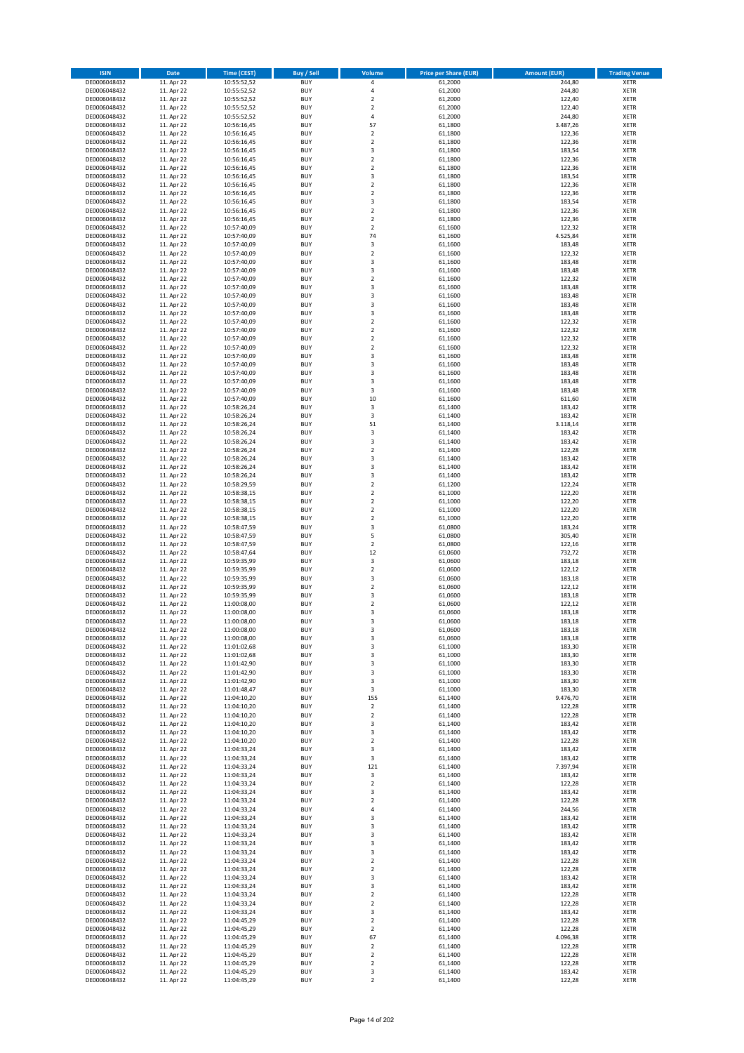| ISIN | Date | Time (CEST) | Buy / Sell | Volume | Price per Share (EUR) | Amount (EUR) | Trading Venue |
|---|---|---|---|---|---|---|---|
| DE0006048432 | 11. Apr 22 | 10:55:52,52 | BUY | 4 | 61,2000 | 244,80 | XETR |
| DE0006048432 | 11. Apr 22 | 10:55:52,52 | BUY | 4 | 61,2000 | 244,80 | XETR |
| DE0006048432 | 11. Apr 22 | 10:55:52,52 | BUY | 2 | 61,2000 | 122,40 | XETR |
| DE0006048432 | 11. Apr 22 | 10:55:52,52 | BUY | 2 | 61,2000 | 122,40 | XETR |
| DE0006048432 | 11. Apr 22 | 10:55:52,52 | BUY | 4 | 61,2000 | 244,80 | XETR |
| DE0006048432 | 11. Apr 22 | 10:56:16,45 | BUY | 57 | 61,1800 | 3.487,26 | XETR |
| DE0006048432 | 11. Apr 22 | 10:56:16,45 | BUY | 2 | 61,1800 | 122,36 | XETR |
| DE0006048432 | 11. Apr 22 | 10:56:16,45 | BUY | 2 | 61,1800 | 122,36 | XETR |
| DE0006048432 | 11. Apr 22 | 10:56:16,45 | BUY | 3 | 61,1800 | 183,54 | XETR |
| DE0006048432 | 11. Apr 22 | 10:56:16,45 | BUY | 2 | 61,1800 | 122,36 | XETR |
| DE0006048432 | 11. Apr 22 | 10:56:16,45 | BUY | 2 | 61,1800 | 122,36 | XETR |
| DE0006048432 | 11. Apr 22 | 10:56:16,45 | BUY | 3 | 61,1800 | 183,54 | XETR |
| DE0006048432 | 11. Apr 22 | 10:56:16,45 | BUY | 2 | 61,1800 | 122,36 | XETR |
| DE0006048432 | 11. Apr 22 | 10:56:16,45 | BUY | 2 | 61,1800 | 122,36 | XETR |
| DE0006048432 | 11. Apr 22 | 10:56:16,45 | BUY | 3 | 61,1800 | 183,54 | XETR |
| DE0006048432 | 11. Apr 22 | 10:56:16,45 | BUY | 2 | 61,1800 | 122,36 | XETR |
| DE0006048432 | 11. Apr 22 | 10:56:16,45 | BUY | 2 | 61,1800 | 122,36 | XETR |
| DE0006048432 | 11. Apr 22 | 10:57:40,09 | BUY | 2 | 61,1600 | 122,32 | XETR |
| DE0006048432 | 11. Apr 22 | 10:57:40,09 | BUY | 74 | 61,1600 | 4.525,84 | XETR |
| DE0006048432 | 11. Apr 22 | 10:57:40,09 | BUY | 3 | 61,1600 | 183,48 | XETR |
| DE0006048432 | 11. Apr 22 | 10:57:40,09 | BUY | 2 | 61,1600 | 122,32 | XETR |
| DE0006048432 | 11. Apr 22 | 10:57:40,09 | BUY | 3 | 61,1600 | 183,48 | XETR |
| DE0006048432 | 11. Apr 22 | 10:57:40,09 | BUY | 3 | 61,1600 | 183,48 | XETR |
| DE0006048432 | 11. Apr 22 | 10:57:40,09 | BUY | 2 | 61,1600 | 122,32 | XETR |
| DE0006048432 | 11. Apr 22 | 10:57:40,09 | BUY | 3 | 61,1600 | 183,48 | XETR |
| DE0006048432 | 11. Apr 22 | 10:57:40,09 | BUY | 3 | 61,1600 | 183,48 | XETR |
| DE0006048432 | 11. Apr 22 | 10:57:40,09 | BUY | 3 | 61,1600 | 183,48 | XETR |
| DE0006048432 | 11. Apr 22 | 10:57:40,09 | BUY | 3 | 61,1600 | 183,48 | XETR |
| DE0006048432 | 11. Apr 22 | 10:57:40,09 | BUY | 2 | 61,1600 | 122,32 | XETR |
| DE0006048432 | 11. Apr 22 | 10:57:40,09 | BUY | 2 | 61,1600 | 122,32 | XETR |
| DE0006048432 | 11. Apr 22 | 10:57:40,09 | BUY | 2 | 61,1600 | 122,32 | XETR |
| DE0006048432 | 11. Apr 22 | 10:57:40,09 | BUY | 2 | 61,1600 | 122,32 | XETR |
| DE0006048432 | 11. Apr 22 | 10:57:40,09 | BUY | 3 | 61,1600 | 183,48 | XETR |
| DE0006048432 | 11. Apr 22 | 10:57:40,09 | BUY | 3 | 61,1600 | 183,48 | XETR |
| DE0006048432 | 11. Apr 22 | 10:57:40,09 | BUY | 3 | 61,1600 | 183,48 | XETR |
| DE0006048432 | 11. Apr 22 | 10:57:40,09 | BUY | 3 | 61,1600 | 183,48 | XETR |
| DE0006048432 | 11. Apr 22 | 10:57:40,09 | BUY | 3 | 61,1600 | 183,48 | XETR |
| DE0006048432 | 11. Apr 22 | 10:57:40,09 | BUY | 10 | 61,1600 | 611,60 | XETR |
| DE0006048432 | 11. Apr 22 | 10:58:26,24 | BUY | 3 | 61,1400 | 183,42 | XETR |
| DE0006048432 | 11. Apr 22 | 10:58:26,24 | BUY | 3 | 61,1400 | 183,42 | XETR |
| DE0006048432 | 11. Apr 22 | 10:58:26,24 | BUY | 51 | 61,1400 | 3.118,14 | XETR |
| DE0006048432 | 11. Apr 22 | 10:58:26,24 | BUY | 3 | 61,1400 | 183,42 | XETR |
| DE0006048432 | 11. Apr 22 | 10:58:26,24 | BUY | 3 | 61,1400 | 183,42 | XETR |
| DE0006048432 | 11. Apr 22 | 10:58:26,24 | BUY | 2 | 61,1400 | 122,28 | XETR |
| DE0006048432 | 11. Apr 22 | 10:58:26,24 | BUY | 3 | 61,1400 | 183,42 | XETR |
| DE0006048432 | 11. Apr 22 | 10:58:26,24 | BUY | 3 | 61,1400 | 183,42 | XETR |
| DE0006048432 | 11. Apr 22 | 10:58:26,24 | BUY | 3 | 61,1400 | 183,42 | XETR |
| DE0006048432 | 11. Apr 22 | 10:58:29,59 | BUY | 2 | 61,1200 | 122,24 | XETR |
| DE0006048432 | 11. Apr 22 | 10:58:38,15 | BUY | 2 | 61,1000 | 122,20 | XETR |
| DE0006048432 | 11. Apr 22 | 10:58:38,15 | BUY | 2 | 61,1000 | 122,20 | XETR |
| DE0006048432 | 11. Apr 22 | 10:58:38,15 | BUY | 2 | 61,1000 | 122,20 | XETR |
| DE0006048432 | 11. Apr 22 | 10:58:38,15 | BUY | 2 | 61,1000 | 122,20 | XETR |
| DE0006048432 | 11. Apr 22 | 10:58:47,59 | BUY | 3 | 61,0800 | 183,24 | XETR |
| DE0006048432 | 11. Apr 22 | 10:58:47,59 | BUY | 5 | 61,0800 | 305,40 | XETR |
| DE0006048432 | 11. Apr 22 | 10:58:47,59 | BUY | 2 | 61,0800 | 122,16 | XETR |
| DE0006048432 | 11. Apr 22 | 10:58:47,64 | BUY | 12 | 61,0600 | 732,72 | XETR |
| DE0006048432 | 11. Apr 22 | 10:59:35,99 | BUY | 3 | 61,0600 | 183,18 | XETR |
| DE0006048432 | 11. Apr 22 | 10:59:35,99 | BUY | 2 | 61,0600 | 122,12 | XETR |
| DE0006048432 | 11. Apr 22 | 10:59:35,99 | BUY | 3 | 61,0600 | 183,18 | XETR |
| DE0006048432 | 11. Apr 22 | 10:59:35,99 | BUY | 2 | 61,0600 | 122,12 | XETR |
| DE0006048432 | 11. Apr 22 | 10:59:35,99 | BUY | 3 | 61,0600 | 183,18 | XETR |
| DE0006048432 | 11. Apr 22 | 11:00:08,00 | BUY | 2 | 61,0600 | 122,12 | XETR |
| DE0006048432 | 11. Apr 22 | 11:00:08,00 | BUY | 3 | 61,0600 | 183,18 | XETR |
| DE0006048432 | 11. Apr 22 | 11:00:08,00 | BUY | 3 | 61,0600 | 183,18 | XETR |
| DE0006048432 | 11. Apr 22 | 11:00:08,00 | BUY | 3 | 61,0600 | 183,18 | XETR |
| DE0006048432 | 11. Apr 22 | 11:00:08,00 | BUY | 3 | 61,0600 | 183,18 | XETR |
| DE0006048432 | 11. Apr 22 | 11:01:02,68 | BUY | 3 | 61,1000 | 183,30 | XETR |
| DE0006048432 | 11. Apr 22 | 11:01:02,68 | BUY | 3 | 61,1000 | 183,30 | XETR |
| DE0006048432 | 11. Apr 22 | 11:01:42,90 | BUY | 3 | 61,1000 | 183,30 | XETR |
| DE0006048432 | 11. Apr 22 | 11:01:42,90 | BUY | 3 | 61,1000 | 183,30 | XETR |
| DE0006048432 | 11. Apr 22 | 11:01:42,90 | BUY | 3 | 61,1000 | 183,30 | XETR |
| DE0006048432 | 11. Apr 22 | 11:01:48,47 | BUY | 3 | 61,1000 | 183,30 | XETR |
| DE0006048432 | 11. Apr 22 | 11:04:10,20 | BUY | 155 | 61,1400 | 9.476,70 | XETR |
| DE0006048432 | 11. Apr 22 | 11:04:10,20 | BUY | 2 | 61,1400 | 122,28 | XETR |
| DE0006048432 | 11. Apr 22 | 11:04:10,20 | BUY | 2 | 61,1400 | 122,28 | XETR |
| DE0006048432 | 11. Apr 22 | 11:04:10,20 | BUY | 3 | 61,1400 | 183,42 | XETR |
| DE0006048432 | 11. Apr 22 | 11:04:10,20 | BUY | 3 | 61,1400 | 183,42 | XETR |
| DE0006048432 | 11. Apr 22 | 11:04:10,20 | BUY | 2 | 61,1400 | 122,28 | XETR |
| DE0006048432 | 11. Apr 22 | 11:04:33,24 | BUY | 3 | 61,1400 | 183,42 | XETR |
| DE0006048432 | 11. Apr 22 | 11:04:33,24 | BUY | 3 | 61,1400 | 183,42 | XETR |
| DE0006048432 | 11. Apr 22 | 11:04:33,24 | BUY | 121 | 61,1400 | 7.397,94 | XETR |
| DE0006048432 | 11. Apr 22 | 11:04:33,24 | BUY | 3 | 61,1400 | 183,42 | XETR |
| DE0006048432 | 11. Apr 22 | 11:04:33,24 | BUY | 2 | 61,1400 | 122,28 | XETR |
| DE0006048432 | 11. Apr 22 | 11:04:33,24 | BUY | 3 | 61,1400 | 183,42 | XETR |
| DE0006048432 | 11. Apr 22 | 11:04:33,24 | BUY | 2 | 61,1400 | 122,28 | XETR |
| DE0006048432 | 11. Apr 22 | 11:04:33,24 | BUY | 4 | 61,1400 | 244,56 | XETR |
| DE0006048432 | 11. Apr 22 | 11:04:33,24 | BUY | 3 | 61,1400 | 183,42 | XETR |
| DE0006048432 | 11. Apr 22 | 11:04:33,24 | BUY | 3 | 61,1400 | 183,42 | XETR |
| DE0006048432 | 11. Apr 22 | 11:04:33,24 | BUY | 3 | 61,1400 | 183,42 | XETR |
| DE0006048432 | 11. Apr 22 | 11:04:33,24 | BUY | 3 | 61,1400 | 183,42 | XETR |
| DE0006048432 | 11. Apr 22 | 11:04:33,24 | BUY | 3 | 61,1400 | 183,42 | XETR |
| DE0006048432 | 11. Apr 22 | 11:04:33,24 | BUY | 2 | 61,1400 | 122,28 | XETR |
| DE0006048432 | 11. Apr 22 | 11:04:33,24 | BUY | 2 | 61,1400 | 122,28 | XETR |
| DE0006048432 | 11. Apr 22 | 11:04:33,24 | BUY | 3 | 61,1400 | 183,42 | XETR |
| DE0006048432 | 11. Apr 22 | 11:04:33,24 | BUY | 3 | 61,1400 | 183,42 | XETR |
| DE0006048432 | 11. Apr 22 | 11:04:33,24 | BUY | 2 | 61,1400 | 122,28 | XETR |
| DE0006048432 | 11. Apr 22 | 11:04:33,24 | BUY | 2 | 61,1400 | 122,28 | XETR |
| DE0006048432 | 11. Apr 22 | 11:04:33,24 | BUY | 3 | 61,1400 | 183,42 | XETR |
| DE0006048432 | 11. Apr 22 | 11:04:45,29 | BUY | 2 | 61,1400 | 122,28 | XETR |
| DE0006048432 | 11. Apr 22 | 11:04:45,29 | BUY | 2 | 61,1400 | 122,28 | XETR |
| DE0006048432 | 11. Apr 22 | 11:04:45,29 | BUY | 67 | 61,1400 | 4.096,38 | XETR |
| DE0006048432 | 11. Apr 22 | 11:04:45,29 | BUY | 2 | 61,1400 | 122,28 | XETR |
| DE0006048432 | 11. Apr 22 | 11:04:45,29 | BUY | 2 | 61,1400 | 122,28 | XETR |
| DE0006048432 | 11. Apr 22 | 11:04:45,29 | BUY | 2 | 61,1400 | 122,28 | XETR |
| DE0006048432 | 11. Apr 22 | 11:04:45,29 | BUY | 3 | 61,1400 | 183,42 | XETR |
| DE0006048432 | 11. Apr 22 | 11:04:45,29 | BUY | 2 | 61,1400 | 122,28 | XETR |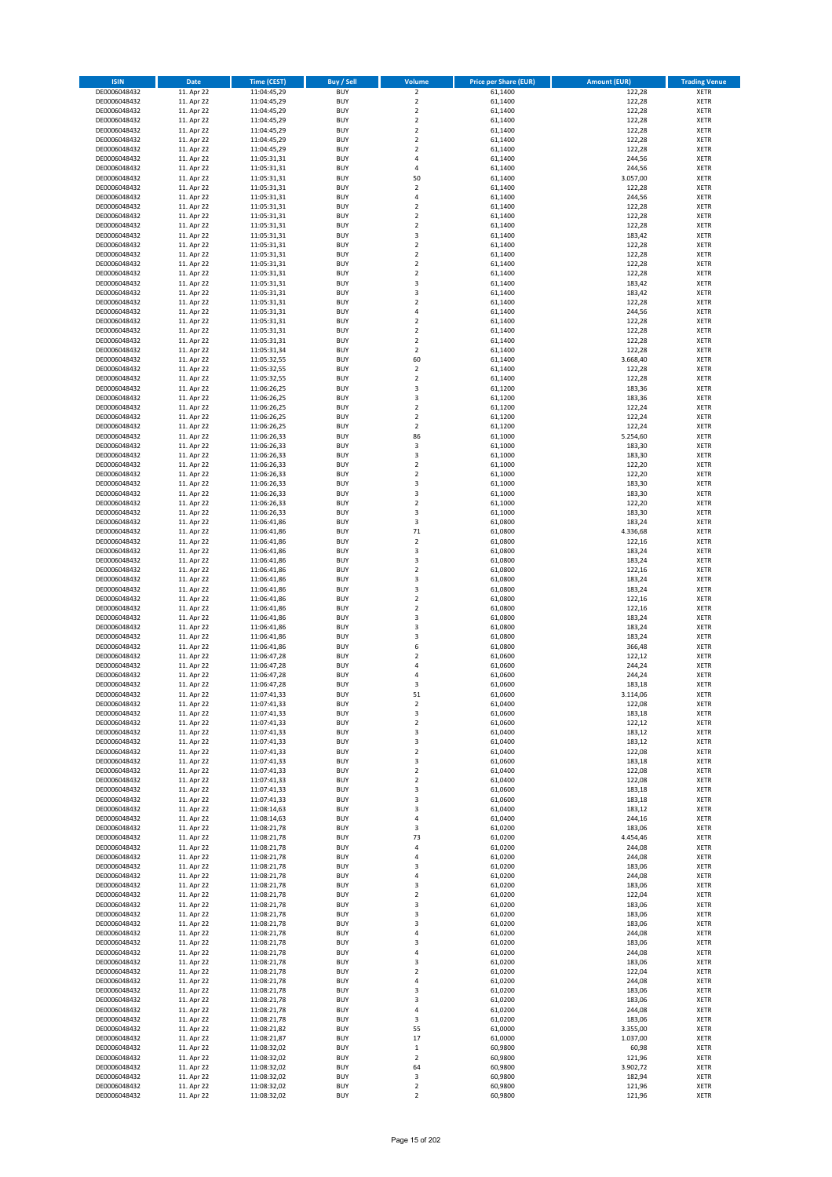| ISIN | Date | Time (CEST) | Buy / Sell | Volume | Price per Share (EUR) | Amount (EUR) | Trading Venue |
|---|---|---|---|---|---|---|---|
| DE0006048432 | 11. Apr 22 | 11:04:45,29 | BUY | 2 | 61,1400 | 122,28 | XETR |
| DE0006048432 | 11. Apr 22 | 11:04:45,29 | BUY | 2 | 61,1400 | 122,28 | XETR |
| DE0006048432 | 11. Apr 22 | 11:04:45,29 | BUY | 2 | 61,1400 | 122,28 | XETR |
| DE0006048432 | 11. Apr 22 | 11:04:45,29 | BUY | 2 | 61,1400 | 122,28 | XETR |
| DE0006048432 | 11. Apr 22 | 11:04:45,29 | BUY | 2 | 61,1400 | 122,28 | XETR |
| DE0006048432 | 11. Apr 22 | 11:04:45,29 | BUY | 2 | 61,1400 | 122,28 | XETR |
| DE0006048432 | 11. Apr 22 | 11:04:45,29 | BUY | 2 | 61,1400 | 122,28 | XETR |
| DE0006048432 | 11. Apr 22 | 11:05:31,31 | BUY | 4 | 61,1400 | 244,56 | XETR |
| DE0006048432 | 11. Apr 22 | 11:05:31,31 | BUY | 4 | 61,1400 | 244,56 | XETR |
| DE0006048432 | 11. Apr 22 | 11:05:31,31 | BUY | 50 | 61,1400 | 3.057,00 | XETR |
| DE0006048432 | 11. Apr 22 | 11:05:31,31 | BUY | 2 | 61,1400 | 122,28 | XETR |
| DE0006048432 | 11. Apr 22 | 11:05:31,31 | BUY | 4 | 61,1400 | 244,56 | XETR |
| DE0006048432 | 11. Apr 22 | 11:05:31,31 | BUY | 2 | 61,1400 | 122,28 | XETR |
| DE0006048432 | 11. Apr 22 | 11:05:31,31 | BUY | 2 | 61,1400 | 122,28 | XETR |
| DE0006048432 | 11. Apr 22 | 11:05:31,31 | BUY | 2 | 61,1400 | 122,28 | XETR |
| DE0006048432 | 11. Apr 22 | 11:05:31,31 | BUY | 3 | 61,1400 | 183,42 | XETR |
| DE0006048432 | 11. Apr 22 | 11:05:31,31 | BUY | 2 | 61,1400 | 122,28 | XETR |
| DE0006048432 | 11. Apr 22 | 11:05:31,31 | BUY | 2 | 61,1400 | 122,28 | XETR |
| DE0006048432 | 11. Apr 22 | 11:05:31,31 | BUY | 2 | 61,1400 | 122,28 | XETR |
| DE0006048432 | 11. Apr 22 | 11:05:31,31 | BUY | 2 | 61,1400 | 122,28 | XETR |
| DE0006048432 | 11. Apr 22 | 11:05:31,31 | BUY | 3 | 61,1400 | 183,42 | XETR |
| DE0006048432 | 11. Apr 22 | 11:05:31,31 | BUY | 3 | 61,1400 | 183,42 | XETR |
| DE0006048432 | 11. Apr 22 | 11:05:31,31 | BUY | 2 | 61,1400 | 122,28 | XETR |
| DE0006048432 | 11. Apr 22 | 11:05:31,31 | BUY | 4 | 61,1400 | 244,56 | XETR |
| DE0006048432 | 11. Apr 22 | 11:05:31,31 | BUY | 2 | 61,1400 | 122,28 | XETR |
| DE0006048432 | 11. Apr 22 | 11:05:31,31 | BUY | 2 | 61,1400 | 122,28 | XETR |
| DE0006048432 | 11. Apr 22 | 11:05:31,31 | BUY | 2 | 61,1400 | 122,28 | XETR |
| DE0006048432 | 11. Apr 22 | 11:05:31,34 | BUY | 2 | 61,1400 | 122,28 | XETR |
| DE0006048432 | 11. Apr 22 | 11:05:32,55 | BUY | 60 | 61,1400 | 3.668,40 | XETR |
| DE0006048432 | 11. Apr 22 | 11:05:32,55 | BUY | 2 | 61,1400 | 122,28 | XETR |
| DE0006048432 | 11. Apr 22 | 11:05:32,55 | BUY | 2 | 61,1400 | 122,28 | XETR |
| DE0006048432 | 11. Apr 22 | 11:06:26,25 | BUY | 3 | 61,1200 | 183,36 | XETR |
| DE0006048432 | 11. Apr 22 | 11:06:26,25 | BUY | 3 | 61,1200 | 183,36 | XETR |
| DE0006048432 | 11. Apr 22 | 11:06:26,25 | BUY | 2 | 61,1200 | 122,24 | XETR |
| DE0006048432 | 11. Apr 22 | 11:06:26,25 | BUY | 2 | 61,1200 | 122,24 | XETR |
| DE0006048432 | 11. Apr 22 | 11:06:26,25 | BUY | 2 | 61,1200 | 122,24 | XETR |
| DE0006048432 | 11. Apr 22 | 11:06:26,33 | BUY | 86 | 61,1000 | 5.254,60 | XETR |
| DE0006048432 | 11. Apr 22 | 11:06:26,33 | BUY | 3 | 61,1000 | 183,30 | XETR |
| DE0006048432 | 11. Apr 22 | 11:06:26,33 | BUY | 3 | 61,1000 | 183,30 | XETR |
| DE0006048432 | 11. Apr 22 | 11:06:26,33 | BUY | 2 | 61,1000 | 122,20 | XETR |
| DE0006048432 | 11. Apr 22 | 11:06:26,33 | BUY | 2 | 61,1000 | 122,20 | XETR |
| DE0006048432 | 11. Apr 22 | 11:06:26,33 | BUY | 3 | 61,1000 | 183,30 | XETR |
| DE0006048432 | 11. Apr 22 | 11:06:26,33 | BUY | 3 | 61,1000 | 183,30 | XETR |
| DE0006048432 | 11. Apr 22 | 11:06:26,33 | BUY | 2 | 61,1000 | 122,20 | XETR |
| DE0006048432 | 11. Apr 22 | 11:06:26,33 | BUY | 3 | 61,1000 | 183,30 | XETR |
| DE0006048432 | 11. Apr 22 | 11:06:41,86 | BUY | 3 | 61,0800 | 183,24 | XETR |
| DE0006048432 | 11. Apr 22 | 11:06:41,86 | BUY | 71 | 61,0800 | 4.336,68 | XETR |
| DE0006048432 | 11. Apr 22 | 11:06:41,86 | BUY | 2 | 61,0800 | 122,16 | XETR |
| DE0006048432 | 11. Apr 22 | 11:06:41,86 | BUY | 3 | 61,0800 | 183,24 | XETR |
| DE0006048432 | 11. Apr 22 | 11:06:41,86 | BUY | 3 | 61,0800 | 183,24 | XETR |
| DE0006048432 | 11. Apr 22 | 11:06:41,86 | BUY | 2 | 61,0800 | 122,16 | XETR |
| DE0006048432 | 11. Apr 22 | 11:06:41,86 | BUY | 3 | 61,0800 | 183,24 | XETR |
| DE0006048432 | 11. Apr 22 | 11:06:41,86 | BUY | 3 | 61,0800 | 183,24 | XETR |
| DE0006048432 | 11. Apr 22 | 11:06:41,86 | BUY | 2 | 61,0800 | 122,16 | XETR |
| DE0006048432 | 11. Apr 22 | 11:06:41,86 | BUY | 2 | 61,0800 | 122,16 | XETR |
| DE0006048432 | 11. Apr 22 | 11:06:41,86 | BUY | 3 | 61,0800 | 183,24 | XETR |
| DE0006048432 | 11. Apr 22 | 11:06:41,86 | BUY | 3 | 61,0800 | 183,24 | XETR |
| DE0006048432 | 11. Apr 22 | 11:06:41,86 | BUY | 3 | 61,0800 | 183,24 | XETR |
| DE0006048432 | 11. Apr 22 | 11:06:41,86 | BUY | 6 | 61,0800 | 366,48 | XETR |
| DE0006048432 | 11. Apr 22 | 11:06:47,28 | BUY | 2 | 61,0600 | 122,12 | XETR |
| DE0006048432 | 11. Apr 22 | 11:06:47,28 | BUY | 4 | 61,0600 | 244,24 | XETR |
| DE0006048432 | 11. Apr 22 | 11:06:47,28 | BUY | 4 | 61,0600 | 244,24 | XETR |
| DE0006048432 | 11. Apr 22 | 11:06:47,28 | BUY | 3 | 61,0600 | 183,18 | XETR |
| DE0006048432 | 11. Apr 22 | 11:07:41,33 | BUY | 51 | 61,0600 | 3.114,06 | XETR |
| DE0006048432 | 11. Apr 22 | 11:07:41,33 | BUY | 2 | 61,0400 | 122,08 | XETR |
| DE0006048432 | 11. Apr 22 | 11:07:41,33 | BUY | 3 | 61,0600 | 183,18 | XETR |
| DE0006048432 | 11. Apr 22 | 11:07:41,33 | BUY | 2 | 61,0600 | 122,12 | XETR |
| DE0006048432 | 11. Apr 22 | 11:07:41,33 | BUY | 3 | 61,0400 | 183,12 | XETR |
| DE0006048432 | 11. Apr 22 | 11:07:41,33 | BUY | 3 | 61,0400 | 183,12 | XETR |
| DE0006048432 | 11. Apr 22 | 11:07:41,33 | BUY | 2 | 61,0400 | 122,08 | XETR |
| DE0006048432 | 11. Apr 22 | 11:07:41,33 | BUY | 3 | 61,0600 | 183,18 | XETR |
| DE0006048432 | 11. Apr 22 | 11:07:41,33 | BUY | 2 | 61,0400 | 122,08 | XETR |
| DE0006048432 | 11. Apr 22 | 11:07:41,33 | BUY | 2 | 61,0400 | 122,08 | XETR |
| DE0006048432 | 11. Apr 22 | 11:07:41,33 | BUY | 3 | 61,0600 | 183,18 | XETR |
| DE0006048432 | 11. Apr 22 | 11:07:41,33 | BUY | 3 | 61,0600 | 183,18 | XETR |
| DE0006048432 | 11. Apr 22 | 11:08:14,63 | BUY | 3 | 61,0400 | 183,12 | XETR |
| DE0006048432 | 11. Apr 22 | 11:08:14,63 | BUY | 4 | 61,0400 | 244,16 | XETR |
| DE0006048432 | 11. Apr 22 | 11:08:21,78 | BUY | 3 | 61,0200 | 183,06 | XETR |
| DE0006048432 | 11. Apr 22 | 11:08:21,78 | BUY | 73 | 61,0200 | 4.454,46 | XETR |
| DE0006048432 | 11. Apr 22 | 11:08:21,78 | BUY | 4 | 61,0200 | 244,08 | XETR |
| DE0006048432 | 11. Apr 22 | 11:08:21,78 | BUY | 4 | 61,0200 | 244,08 | XETR |
| DE0006048432 | 11. Apr 22 | 11:08:21,78 | BUY | 3 | 61,0200 | 183,06 | XETR |
| DE0006048432 | 11. Apr 22 | 11:08:21,78 | BUY | 4 | 61,0200 | 244,08 | XETR |
| DE0006048432 | 11. Apr 22 | 11:08:21,78 | BUY | 3 | 61,0200 | 183,06 | XETR |
| DE0006048432 | 11. Apr 22 | 11:08:21,78 | BUY | 2 | 61,0200 | 122,04 | XETR |
| DE0006048432 | 11. Apr 22 | 11:08:21,78 | BUY | 3 | 61,0200 | 183,06 | XETR |
| DE0006048432 | 11. Apr 22 | 11:08:21,78 | BUY | 3 | 61,0200 | 183,06 | XETR |
| DE0006048432 | 11. Apr 22 | 11:08:21,78 | BUY | 3 | 61,0200 | 183,06 | XETR |
| DE0006048432 | 11. Apr 22 | 11:08:21,78 | BUY | 4 | 61,0200 | 244,08 | XETR |
| DE0006048432 | 11. Apr 22 | 11:08:21,78 | BUY | 3 | 61,0200 | 183,06 | XETR |
| DE0006048432 | 11. Apr 22 | 11:08:21,78 | BUY | 4 | 61,0200 | 244,08 | XETR |
| DE0006048432 | 11. Apr 22 | 11:08:21,78 | BUY | 3 | 61,0200 | 183,06 | XETR |
| DE0006048432 | 11. Apr 22 | 11:08:21,78 | BUY | 2 | 61,0200 | 122,04 | XETR |
| DE0006048432 | 11. Apr 22 | 11:08:21,78 | BUY | 4 | 61,0200 | 244,08 | XETR |
| DE0006048432 | 11. Apr 22 | 11:08:21,78 | BUY | 3 | 61,0200 | 183,06 | XETR |
| DE0006048432 | 11. Apr 22 | 11:08:21,78 | BUY | 3 | 61,0200 | 183,06 | XETR |
| DE0006048432 | 11. Apr 22 | 11:08:21,78 | BUY | 4 | 61,0200 | 244,08 | XETR |
| DE0006048432 | 11. Apr 22 | 11:08:21,78 | BUY | 3 | 61,0200 | 183,06 | XETR |
| DE0006048432 | 11. Apr 22 | 11:08:21,82 | BUY | 55 | 61,0000 | 3.355,00 | XETR |
| DE0006048432 | 11. Apr 22 | 11:08:21,87 | BUY | 17 | 61,0000 | 1.037,00 | XETR |
| DE0006048432 | 11. Apr 22 | 11:08:32,02 | BUY | 1 | 60,9800 | 60,98 | XETR |
| DE0006048432 | 11. Apr 22 | 11:08:32,02 | BUY | 2 | 60,9800 | 121,96 | XETR |
| DE0006048432 | 11. Apr 22 | 11:08:32,02 | BUY | 64 | 60,9800 | 3.902,72 | XETR |
| DE0006048432 | 11. Apr 22 | 11:08:32,02 | BUY | 3 | 60,9800 | 182,94 | XETR |
| DE0006048432 | 11. Apr 22 | 11:08:32,02 | BUY | 2 | 60,9800 | 121,96 | XETR |
| DE0006048432 | 11. Apr 22 | 11:08:32,02 | BUY | 2 | 60,9800 | 121,96 | XETR |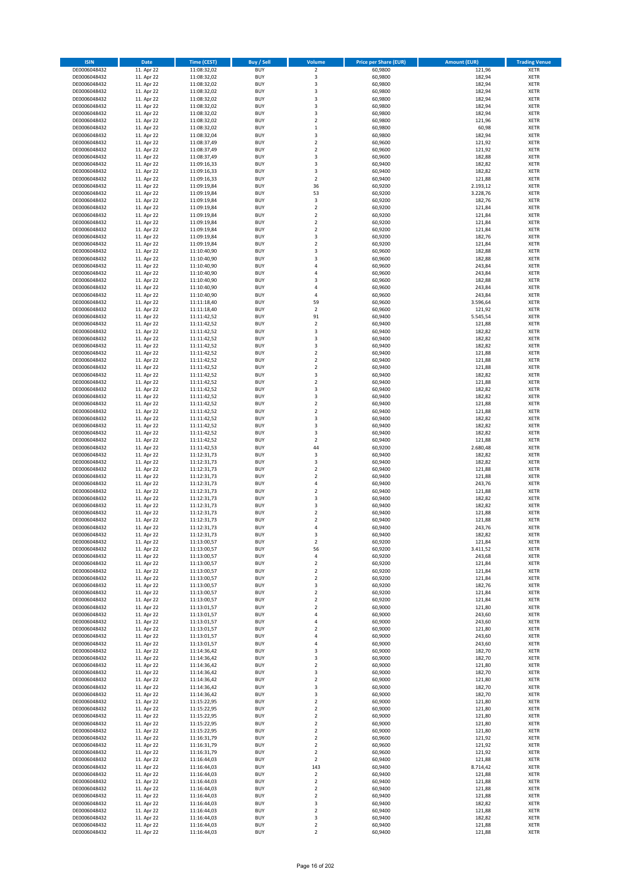| ISIN | Date | Time (CEST) | Buy / Sell | Volume | Price per Share (EUR) | Amount (EUR) | Trading Venue |
|---|---|---|---|---|---|---|---|
| DE0006048432 | 11. Apr 22 | 11:08:32,02 | BUY | 2 | 60,9800 | 121,96 | XETR |
| DE0006048432 | 11. Apr 22 | 11:08:32,02 | BUY | 3 | 60,9800 | 182,94 | XETR |
| DE0006048432 | 11. Apr 22 | 11:08:32,02 | BUY | 3 | 60,9800 | 182,94 | XETR |
| DE0006048432 | 11. Apr 22 | 11:08:32,02 | BUY | 3 | 60,9800 | 182,94 | XETR |
| DE0006048432 | 11. Apr 22 | 11:08:32,02 | BUY | 3 | 60,9800 | 182,94 | XETR |
| DE0006048432 | 11. Apr 22 | 11:08:32,02 | BUY | 3 | 60,9800 | 182,94 | XETR |
| DE0006048432 | 11. Apr 22 | 11:08:32,02 | BUY | 3 | 60,9800 | 182,94 | XETR |
| DE0006048432 | 11. Apr 22 | 11:08:32,02 | BUY | 2 | 60,9800 | 121,96 | XETR |
| DE0006048432 | 11. Apr 22 | 11:08:32,02 | BUY | 1 | 60,9800 | 60,98 | XETR |
| DE0006048432 | 11. Apr 22 | 11:08:32,04 | BUY | 3 | 60,9800 | 182,94 | XETR |
| DE0006048432 | 11. Apr 22 | 11:08:37,49 | BUY | 2 | 60,9600 | 121,92 | XETR |
| DE0006048432 | 11. Apr 22 | 11:08:37,49 | BUY | 2 | 60,9600 | 121,92 | XETR |
| DE0006048432 | 11. Apr 22 | 11:08:37,49 | BUY | 3 | 60,9600 | 182,88 | XETR |
| DE0006048432 | 11. Apr 22 | 11:09:16,33 | BUY | 3 | 60,9400 | 182,82 | XETR |
| DE0006048432 | 11. Apr 22 | 11:09:16,33 | BUY | 3 | 60,9400 | 182,82 | XETR |
| DE0006048432 | 11. Apr 22 | 11:09:16,33 | BUY | 2 | 60,9400 | 121,88 | XETR |
| DE0006048432 | 11. Apr 22 | 11:09:19,84 | BUY | 36 | 60,9200 | 2.193,12 | XETR |
| DE0006048432 | 11. Apr 22 | 11:09:19,84 | BUY | 53 | 60,9200 | 3.228,76 | XETR |
| DE0006048432 | 11. Apr 22 | 11:09:19,84 | BUY | 3 | 60,9200 | 182,76 | XETR |
| DE0006048432 | 11. Apr 22 | 11:09:19,84 | BUY | 2 | 60,9200 | 121,84 | XETR |
| DE0006048432 | 11. Apr 22 | 11:09:19,84 | BUY | 2 | 60,9200 | 121,84 | XETR |
| DE0006048432 | 11. Apr 22 | 11:09:19,84 | BUY | 2 | 60,9200 | 121,84 | XETR |
| DE0006048432 | 11. Apr 22 | 11:09:19,84 | BUY | 2 | 60,9200 | 121,84 | XETR |
| DE0006048432 | 11. Apr 22 | 11:09:19,84 | BUY | 3 | 60,9200 | 182,76 | XETR |
| DE0006048432 | 11. Apr 22 | 11:09:19,84 | BUY | 2 | 60,9200 | 121,84 | XETR |
| DE0006048432 | 11. Apr 22 | 11:10:40,90 | BUY | 3 | 60,9600 | 182,88 | XETR |
| DE0006048432 | 11. Apr 22 | 11:10:40,90 | BUY | 3 | 60,9600 | 182,88 | XETR |
| DE0006048432 | 11. Apr 22 | 11:10:40,90 | BUY | 4 | 60,9600 | 243,84 | XETR |
| DE0006048432 | 11. Apr 22 | 11:10:40,90 | BUY | 4 | 60,9600 | 243,84 | XETR |
| DE0006048432 | 11. Apr 22 | 11:10:40,90 | BUY | 3 | 60,9600 | 182,88 | XETR |
| DE0006048432 | 11. Apr 22 | 11:10:40,90 | BUY | 4 | 60,9600 | 243,84 | XETR |
| DE0006048432 | 11. Apr 22 | 11:10:40,90 | BUY | 4 | 60,9600 | 243,84 | XETR |
| DE0006048432 | 11. Apr 22 | 11:11:18,40 | BUY | 59 | 60,9600 | 3.596,64 | XETR |
| DE0006048432 | 11. Apr 22 | 11:11:18,40 | BUY | 2 | 60,9600 | 121,92 | XETR |
| DE0006048432 | 11. Apr 22 | 11:11:42,52 | BUY | 91 | 60,9400 | 5.545,54 | XETR |
| DE0006048432 | 11. Apr 22 | 11:11:42,52 | BUY | 2 | 60,9400 | 121,88 | XETR |
| DE0006048432 | 11. Apr 22 | 11:11:42,52 | BUY | 3 | 60,9400 | 182,82 | XETR |
| DE0006048432 | 11. Apr 22 | 11:11:42,52 | BUY | 3 | 60,9400 | 182,82 | XETR |
| DE0006048432 | 11. Apr 22 | 11:11:42,52 | BUY | 3 | 60,9400 | 182,82 | XETR |
| DE0006048432 | 11. Apr 22 | 11:11:42,52 | BUY | 2 | 60,9400 | 121,88 | XETR |
| DE0006048432 | 11. Apr 22 | 11:11:42,52 | BUY | 2 | 60,9400 | 121,88 | XETR |
| DE0006048432 | 11. Apr 22 | 11:11:42,52 | BUY | 2 | 60,9400 | 121,88 | XETR |
| DE0006048432 | 11. Apr 22 | 11:11:42,52 | BUY | 3 | 60,9400 | 182,82 | XETR |
| DE0006048432 | 11. Apr 22 | 11:11:42,52 | BUY | 2 | 60,9400 | 121,88 | XETR |
| DE0006048432 | 11. Apr 22 | 11:11:42,52 | BUY | 3 | 60,9400 | 182,82 | XETR |
| DE0006048432 | 11. Apr 22 | 11:11:42,52 | BUY | 3 | 60,9400 | 182,82 | XETR |
| DE0006048432 | 11. Apr 22 | 11:11:42,52 | BUY | 2 | 60,9400 | 121,88 | XETR |
| DE0006048432 | 11. Apr 22 | 11:11:42,52 | BUY | 2 | 60,9400 | 121,88 | XETR |
| DE0006048432 | 11. Apr 22 | 11:11:42,52 | BUY | 3 | 60,9400 | 182,82 | XETR |
| DE0006048432 | 11. Apr 22 | 11:11:42,52 | BUY | 3 | 60,9400 | 182,82 | XETR |
| DE0006048432 | 11. Apr 22 | 11:11:42,52 | BUY | 3 | 60,9400 | 182,82 | XETR |
| DE0006048432 | 11. Apr 22 | 11:11:42,52 | BUY | 2 | 60,9400 | 121,88 | XETR |
| DE0006048432 | 11. Apr 22 | 11:11:42,53 | BUY | 44 | 60,9200 | 2.680,48 | XETR |
| DE0006048432 | 11. Apr 22 | 11:12:31,73 | BUY | 3 | 60,9400 | 182,82 | XETR |
| DE0006048432 | 11. Apr 22 | 11:12:31,73 | BUY | 3 | 60,9400 | 182,82 | XETR |
| DE0006048432 | 11. Apr 22 | 11:12:31,73 | BUY | 2 | 60,9400 | 121,88 | XETR |
| DE0006048432 | 11. Apr 22 | 11:12:31,73 | BUY | 2 | 60,9400 | 121,88 | XETR |
| DE0006048432 | 11. Apr 22 | 11:12:31,73 | BUY | 4 | 60,9400 | 243,76 | XETR |
| DE0006048432 | 11. Apr 22 | 11:12:31,73 | BUY | 2 | 60,9400 | 121,88 | XETR |
| DE0006048432 | 11. Apr 22 | 11:12:31,73 | BUY | 3 | 60,9400 | 182,82 | XETR |
| DE0006048432 | 11. Apr 22 | 11:12:31,73 | BUY | 3 | 60,9400 | 182,82 | XETR |
| DE0006048432 | 11. Apr 22 | 11:12:31,73 | BUY | 2 | 60,9400 | 121,88 | XETR |
| DE0006048432 | 11. Apr 22 | 11:12:31,73 | BUY | 2 | 60,9400 | 121,88 | XETR |
| DE0006048432 | 11. Apr 22 | 11:12:31,73 | BUY | 4 | 60,9400 | 243,76 | XETR |
| DE0006048432 | 11. Apr 22 | 11:12:31,73 | BUY | 3 | 60,9400 | 182,82 | XETR |
| DE0006048432 | 11. Apr 22 | 11:13:00,57 | BUY | 2 | 60,9200 | 121,84 | XETR |
| DE0006048432 | 11. Apr 22 | 11:13:00,57 | BUY | 56 | 60,9200 | 3.411,52 | XETR |
| DE0006048432 | 11. Apr 22 | 11:13:00,57 | BUY | 4 | 60,9200 | 243,68 | XETR |
| DE0006048432 | 11. Apr 22 | 11:13:00,57 | BUY | 2 | 60,9200 | 121,84 | XETR |
| DE0006048432 | 11. Apr 22 | 11:13:00,57 | BUY | 2 | 60,9200 | 121,84 | XETR |
| DE0006048432 | 11. Apr 22 | 11:13:00,57 | BUY | 2 | 60,9200 | 121,84 | XETR |
| DE0006048432 | 11. Apr 22 | 11:13:00,57 | BUY | 3 | 60,9200 | 182,76 | XETR |
| DE0006048432 | 11. Apr 22 | 11:13:00,57 | BUY | 2 | 60,9200 | 121,84 | XETR |
| DE0006048432 | 11. Apr 22 | 11:13:00,57 | BUY | 2 | 60,9200 | 121,84 | XETR |
| DE0006048432 | 11. Apr 22 | 11:13:01,57 | BUY | 2 | 60,9000 | 121,80 | XETR |
| DE0006048432 | 11. Apr 22 | 11:13:01,57 | BUY | 4 | 60,9000 | 243,60 | XETR |
| DE0006048432 | 11. Apr 22 | 11:13:01,57 | BUY | 4 | 60,9000 | 243,60 | XETR |
| DE0006048432 | 11. Apr 22 | 11:13:01,57 | BUY | 2 | 60,9000 | 121,80 | XETR |
| DE0006048432 | 11. Apr 22 | 11:13:01,57 | BUY | 4 | 60,9000 | 243,60 | XETR |
| DE0006048432 | 11. Apr 22 | 11:13:01,57 | BUY | 4 | 60,9000 | 243,60 | XETR |
| DE0006048432 | 11. Apr 22 | 11:14:36,42 | BUY | 3 | 60,9000 | 182,70 | XETR |
| DE0006048432 | 11. Apr 22 | 11:14:36,42 | BUY | 3 | 60,9000 | 182,70 | XETR |
| DE0006048432 | 11. Apr 22 | 11:14:36,42 | BUY | 2 | 60,9000 | 121,80 | XETR |
| DE0006048432 | 11. Apr 22 | 11:14:36,42 | BUY | 3 | 60,9000 | 182,70 | XETR |
| DE0006048432 | 11. Apr 22 | 11:14:36,42 | BUY | 2 | 60,9000 | 121,80 | XETR |
| DE0006048432 | 11. Apr 22 | 11:14:36,42 | BUY | 3 | 60,9000 | 182,70 | XETR |
| DE0006048432 | 11. Apr 22 | 11:14:36,42 | BUY | 3 | 60,9000 | 182,70 | XETR |
| DE0006048432 | 11. Apr 22 | 11:15:22,95 | BUY | 2 | 60,9000 | 121,80 | XETR |
| DE0006048432 | 11. Apr 22 | 11:15:22,95 | BUY | 2 | 60,9000 | 121,80 | XETR |
| DE0006048432 | 11. Apr 22 | 11:15:22,95 | BUY | 2 | 60,9000 | 121,80 | XETR |
| DE0006048432 | 11. Apr 22 | 11:15:22,95 | BUY | 2 | 60,9000 | 121,80 | XETR |
| DE0006048432 | 11. Apr 22 | 11:15:22,95 | BUY | 2 | 60,9000 | 121,80 | XETR |
| DE0006048432 | 11. Apr 22 | 11:16:31,79 | BUY | 2 | 60,9600 | 121,92 | XETR |
| DE0006048432 | 11. Apr 22 | 11:16:31,79 | BUY | 2 | 60,9600 | 121,92 | XETR |
| DE0006048432 | 11. Apr 22 | 11:16:31,79 | BUY | 2 | 60,9600 | 121,92 | XETR |
| DE0006048432 | 11. Apr 22 | 11:16:44,03 | BUY | 2 | 60,9400 | 121,88 | XETR |
| DE0006048432 | 11. Apr 22 | 11:16:44,03 | BUY | 143 | 60,9400 | 8.714,42 | XETR |
| DE0006048432 | 11. Apr 22 | 11:16:44,03 | BUY | 2 | 60,9400 | 121,88 | XETR |
| DE0006048432 | 11. Apr 22 | 11:16:44,03 | BUY | 2 | 60,9400 | 121,88 | XETR |
| DE0006048432 | 11. Apr 22 | 11:16:44,03 | BUY | 2 | 60,9400 | 121,88 | XETR |
| DE0006048432 | 11. Apr 22 | 11:16:44,03 | BUY | 2 | 60,9400 | 121,88 | XETR |
| DE0006048432 | 11. Apr 22 | 11:16:44,03 | BUY | 3 | 60,9400 | 182,82 | XETR |
| DE0006048432 | 11. Apr 22 | 11:16:44,03 | BUY | 2 | 60,9400 | 121,88 | XETR |
| DE0006048432 | 11. Apr 22 | 11:16:44,03 | BUY | 3 | 60,9400 | 182,82 | XETR |
| DE0006048432 | 11. Apr 22 | 11:16:44,03 | BUY | 2 | 60,9400 | 121,88 | XETR |
| DE0006048432 | 11. Apr 22 | 11:16:44,03 | BUY | 2 | 60,9400 | 121,88 | XETR |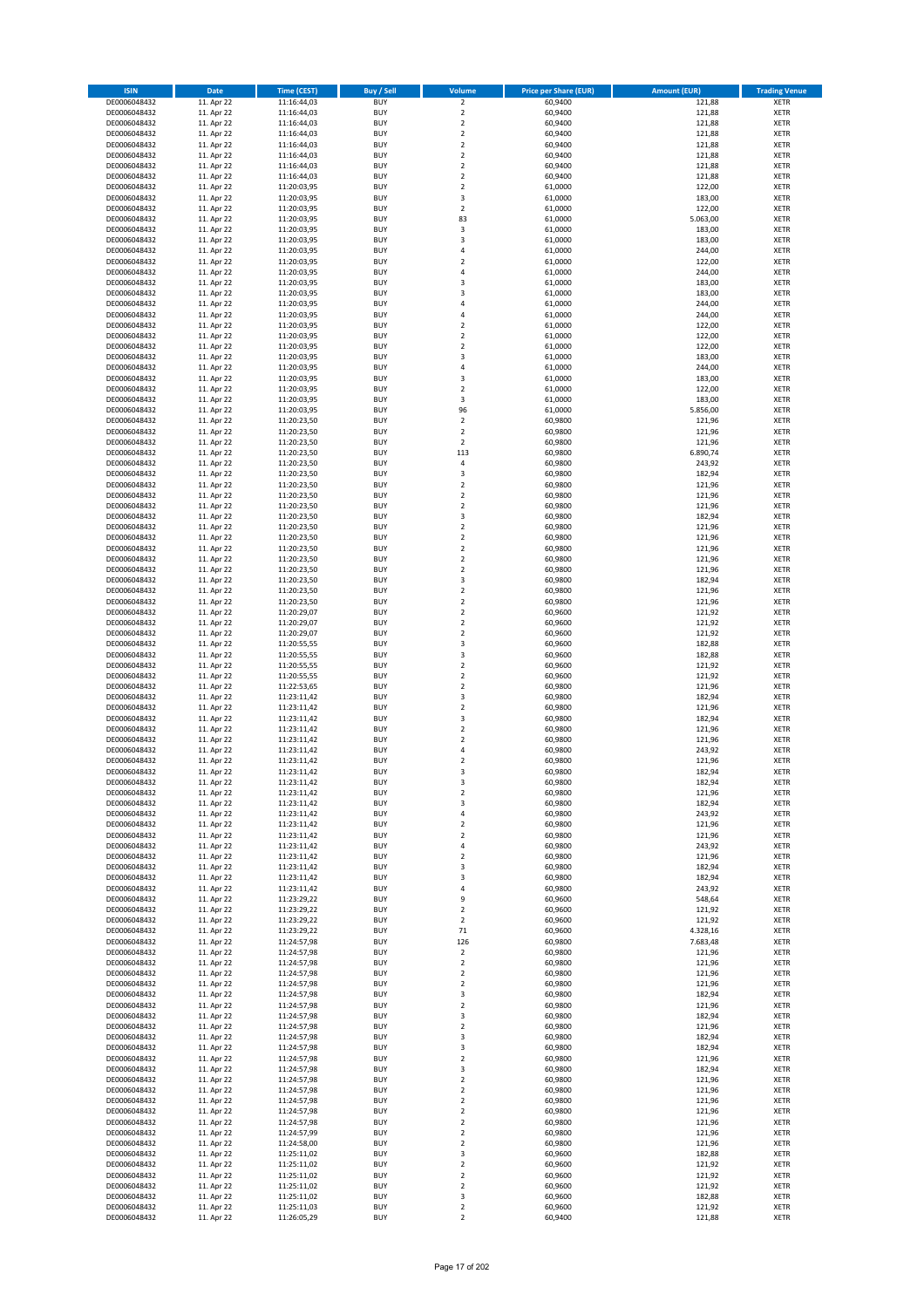| ISIN | Date | Time (CEST) | Buy / Sell | Volume | Price per Share (EUR) | Amount (EUR) | Trading Venue |
|---|---|---|---|---|---|---|---|
| DE0006048432 | 11. Apr 22 | 11:16:44,03 | BUY | 2 | 60,9400 | 121,88 | XETR |
| DE0006048432 | 11. Apr 22 | 11:16:44,03 | BUY | 2 | 60,9400 | 121,88 | XETR |
| DE0006048432 | 11. Apr 22 | 11:16:44,03 | BUY | 2 | 60,9400 | 121,88 | XETR |
| DE0006048432 | 11. Apr 22 | 11:16:44,03 | BUY | 2 | 60,9400 | 121,88 | XETR |
| DE0006048432 | 11. Apr 22 | 11:16:44,03 | BUY | 2 | 60,9400 | 121,88 | XETR |
| DE0006048432 | 11. Apr 22 | 11:16:44,03 | BUY | 2 | 60,9400 | 121,88 | XETR |
| DE0006048432 | 11. Apr 22 | 11:16:44,03 | BUY | 2 | 60,9400 | 121,88 | XETR |
| DE0006048432 | 11. Apr 22 | 11:16:44,03 | BUY | 2 | 60,9400 | 121,88 | XETR |
| DE0006048432 | 11. Apr 22 | 11:20:03,95 | BUY | 2 | 61,0000 | 122,00 | XETR |
| DE0006048432 | 11. Apr 22 | 11:20:03,95 | BUY | 3 | 61,0000 | 183,00 | XETR |
| DE0006048432 | 11. Apr 22 | 11:20:03,95 | BUY | 2 | 61,0000 | 122,00 | XETR |
| DE0006048432 | 11. Apr 22 | 11:20:03,95 | BUY | 83 | 61,0000 | 5.063,00 | XETR |
| DE0006048432 | 11. Apr 22 | 11:20:03,95 | BUY | 3 | 61,0000 | 183,00 | XETR |
| DE0006048432 | 11. Apr 22 | 11:20:03,95 | BUY | 3 | 61,0000 | 183,00 | XETR |
| DE0006048432 | 11. Apr 22 | 11:20:03,95 | BUY | 4 | 61,0000 | 244,00 | XETR |
| DE0006048432 | 11. Apr 22 | 11:20:03,95 | BUY | 2 | 61,0000 | 122,00 | XETR |
| DE0006048432 | 11. Apr 22 | 11:20:03,95 | BUY | 4 | 61,0000 | 244,00 | XETR |
| DE0006048432 | 11. Apr 22 | 11:20:03,95 | BUY | 3 | 61,0000 | 183,00 | XETR |
| DE0006048432 | 11. Apr 22 | 11:20:03,95 | BUY | 3 | 61,0000 | 183,00 | XETR |
| DE0006048432 | 11. Apr 22 | 11:20:03,95 | BUY | 4 | 61,0000 | 244,00 | XETR |
| DE0006048432 | 11. Apr 22 | 11:20:03,95 | BUY | 4 | 61,0000 | 244,00 | XETR |
| DE0006048432 | 11. Apr 22 | 11:20:03,95 | BUY | 2 | 61,0000 | 122,00 | XETR |
| DE0006048432 | 11. Apr 22 | 11:20:03,95 | BUY | 2 | 61,0000 | 122,00 | XETR |
| DE0006048432 | 11. Apr 22 | 11:20:03,95 | BUY | 2 | 61,0000 | 122,00 | XETR |
| DE0006048432 | 11. Apr 22 | 11:20:03,95 | BUY | 3 | 61,0000 | 183,00 | XETR |
| DE0006048432 | 11. Apr 22 | 11:20:03,95 | BUY | 4 | 61,0000 | 244,00 | XETR |
| DE0006048432 | 11. Apr 22 | 11:20:03,95 | BUY | 3 | 61,0000 | 183,00 | XETR |
| DE0006048432 | 11. Apr 22 | 11:20:03,95 | BUY | 2 | 61,0000 | 122,00 | XETR |
| DE0006048432 | 11. Apr 22 | 11:20:03,95 | BUY | 3 | 61,0000 | 183,00 | XETR |
| DE0006048432 | 11. Apr 22 | 11:20:03,95 | BUY | 96 | 61,0000 | 5.856,00 | XETR |
| DE0006048432 | 11. Apr 22 | 11:20:23,50 | BUY | 2 | 60,9800 | 121,96 | XETR |
| DE0006048432 | 11. Apr 22 | 11:20:23,50 | BUY | 2 | 60,9800 | 121,96 | XETR |
| DE0006048432 | 11. Apr 22 | 11:20:23,50 | BUY | 2 | 60,9800 | 121,96 | XETR |
| DE0006048432 | 11. Apr 22 | 11:20:23,50 | BUY | 113 | 60,9800 | 6.890,74 | XETR |
| DE0006048432 | 11. Apr 22 | 11:20:23,50 | BUY | 4 | 60,9800 | 243,92 | XETR |
| DE0006048432 | 11. Apr 22 | 11:20:23,50 | BUY | 3 | 60,9800 | 182,94 | XETR |
| DE0006048432 | 11. Apr 22 | 11:20:23,50 | BUY | 2 | 60,9800 | 121,96 | XETR |
| DE0006048432 | 11. Apr 22 | 11:20:23,50 | BUY | 2 | 60,9800 | 121,96 | XETR |
| DE0006048432 | 11. Apr 22 | 11:20:23,50 | BUY | 2 | 60,9800 | 121,96 | XETR |
| DE0006048432 | 11. Apr 22 | 11:20:23,50 | BUY | 3 | 60,9800 | 182,94 | XETR |
| DE0006048432 | 11. Apr 22 | 11:20:23,50 | BUY | 2 | 60,9800 | 121,96 | XETR |
| DE0006048432 | 11. Apr 22 | 11:20:23,50 | BUY | 2 | 60,9800 | 121,96 | XETR |
| DE0006048432 | 11. Apr 22 | 11:20:23,50 | BUY | 2 | 60,9800 | 121,96 | XETR |
| DE0006048432 | 11. Apr 22 | 11:20:23,50 | BUY | 2 | 60,9800 | 121,96 | XETR |
| DE0006048432 | 11. Apr 22 | 11:20:23,50 | BUY | 2 | 60,9800 | 121,96 | XETR |
| DE0006048432 | 11. Apr 22 | 11:20:23,50 | BUY | 3 | 60,9800 | 182,94 | XETR |
| DE0006048432 | 11. Apr 22 | 11:20:23,50 | BUY | 2 | 60,9800 | 121,96 | XETR |
| DE0006048432 | 11. Apr 22 | 11:20:23,50 | BUY | 2 | 60,9800 | 121,96 | XETR |
| DE0006048432 | 11. Apr 22 | 11:20:29,07 | BUY | 2 | 60,9600 | 121,92 | XETR |
| DE0006048432 | 11. Apr 22 | 11:20:29,07 | BUY | 2 | 60,9600 | 121,92 | XETR |
| DE0006048432 | 11. Apr 22 | 11:20:29,07 | BUY | 2 | 60,9600 | 121,92 | XETR |
| DE0006048432 | 11. Apr 22 | 11:20:55,55 | BUY | 3 | 60,9600 | 182,88 | XETR |
| DE0006048432 | 11. Apr 22 | 11:20:55,55 | BUY | 3 | 60,9600 | 182,88 | XETR |
| DE0006048432 | 11. Apr 22 | 11:20:55,55 | BUY | 2 | 60,9600 | 121,92 | XETR |
| DE0006048432 | 11. Apr 22 | 11:20:55,55 | BUY | 2 | 60,9600 | 121,92 | XETR |
| DE0006048432 | 11. Apr 22 | 11:22:53,65 | BUY | 2 | 60,9800 | 121,96 | XETR |
| DE0006048432 | 11. Apr 22 | 11:23:11,42 | BUY | 3 | 60,9800 | 182,94 | XETR |
| DE0006048432 | 11. Apr 22 | 11:23:11,42 | BUY | 2 | 60,9800 | 121,96 | XETR |
| DE0006048432 | 11. Apr 22 | 11:23:11,42 | BUY | 3 | 60,9800 | 182,94 | XETR |
| DE0006048432 | 11. Apr 22 | 11:23:11,42 | BUY | 2 | 60,9800 | 121,96 | XETR |
| DE0006048432 | 11. Apr 22 | 11:23:11,42 | BUY | 2 | 60,9800 | 121,96 | XETR |
| DE0006048432 | 11. Apr 22 | 11:23:11,42 | BUY | 4 | 60,9800 | 243,92 | XETR |
| DE0006048432 | 11. Apr 22 | 11:23:11,42 | BUY | 2 | 60,9800 | 121,96 | XETR |
| DE0006048432 | 11. Apr 22 | 11:23:11,42 | BUY | 3 | 60,9800 | 182,94 | XETR |
| DE0006048432 | 11. Apr 22 | 11:23:11,42 | BUY | 3 | 60,9800 | 182,94 | XETR |
| DE0006048432 | 11. Apr 22 | 11:23:11,42 | BUY | 2 | 60,9800 | 121,96 | XETR |
| DE0006048432 | 11. Apr 22 | 11:23:11,42 | BUY | 3 | 60,9800 | 182,94 | XETR |
| DE0006048432 | 11. Apr 22 | 11:23:11,42 | BUY | 4 | 60,9800 | 243,92 | XETR |
| DE0006048432 | 11. Apr 22 | 11:23:11,42 | BUY | 2 | 60,9800 | 121,96 | XETR |
| DE0006048432 | 11. Apr 22 | 11:23:11,42 | BUY | 2 | 60,9800 | 121,96 | XETR |
| DE0006048432 | 11. Apr 22 | 11:23:11,42 | BUY | 4 | 60,9800 | 243,92 | XETR |
| DE0006048432 | 11. Apr 22 | 11:23:11,42 | BUY | 2 | 60,9800 | 121,96 | XETR |
| DE0006048432 | 11. Apr 22 | 11:23:11,42 | BUY | 3 | 60,9800 | 182,94 | XETR |
| DE0006048432 | 11. Apr 22 | 11:23:11,42 | BUY | 3 | 60,9800 | 182,94 | XETR |
| DE0006048432 | 11. Apr 22 | 11:23:11,42 | BUY | 4 | 60,9800 | 243,92 | XETR |
| DE0006048432 | 11. Apr 22 | 11:23:29,22 | BUY | 9 | 60,9600 | 548,64 | XETR |
| DE0006048432 | 11. Apr 22 | 11:23:29,22 | BUY | 2 | 60,9600 | 121,92 | XETR |
| DE0006048432 | 11. Apr 22 | 11:23:29,22 | BUY | 2 | 60,9600 | 121,92 | XETR |
| DE0006048432 | 11. Apr 22 | 11:23:29,22 | BUY | 71 | 60,9600 | 4.328,16 | XETR |
| DE0006048432 | 11. Apr 22 | 11:24:57,98 | BUY | 126 | 60,9800 | 7.683,48 | XETR |
| DE0006048432 | 11. Apr 22 | 11:24:57,98 | BUY | 2 | 60,9800 | 121,96 | XETR |
| DE0006048432 | 11. Apr 22 | 11:24:57,98 | BUY | 2 | 60,9800 | 121,96 | XETR |
| DE0006048432 | 11. Apr 22 | 11:24:57,98 | BUY | 2 | 60,9800 | 121,96 | XETR |
| DE0006048432 | 11. Apr 22 | 11:24:57,98 | BUY | 2 | 60,9800 | 121,96 | XETR |
| DE0006048432 | 11. Apr 22 | 11:24:57,98 | BUY | 3 | 60,9800 | 182,94 | XETR |
| DE0006048432 | 11. Apr 22 | 11:24:57,98 | BUY | 2 | 60,9800 | 121,96 | XETR |
| DE0006048432 | 11. Apr 22 | 11:24:57,98 | BUY | 3 | 60,9800 | 182,94 | XETR |
| DE0006048432 | 11. Apr 22 | 11:24:57,98 | BUY | 2 | 60,9800 | 121,96 | XETR |
| DE0006048432 | 11. Apr 22 | 11:24:57,98 | BUY | 3 | 60,9800 | 182,94 | XETR |
| DE0006048432 | 11. Apr 22 | 11:24:57,98 | BUY | 3 | 60,9800 | 182,94 | XETR |
| DE0006048432 | 11. Apr 22 | 11:24:57,98 | BUY | 2 | 60,9800 | 121,96 | XETR |
| DE0006048432 | 11. Apr 22 | 11:24:57,98 | BUY | 3 | 60,9800 | 182,94 | XETR |
| DE0006048432 | 11. Apr 22 | 11:24:57,98 | BUY | 2 | 60,9800 | 121,96 | XETR |
| DE0006048432 | 11. Apr 22 | 11:24:57,98 | BUY | 2 | 60,9800 | 121,96 | XETR |
| DE0006048432 | 11. Apr 22 | 11:24:57,98 | BUY | 2 | 60,9800 | 121,96 | XETR |
| DE0006048432 | 11. Apr 22 | 11:24:57,98 | BUY | 2 | 60,9800 | 121,96 | XETR |
| DE0006048432 | 11. Apr 22 | 11:24:57,98 | BUY | 2 | 60,9800 | 121,96 | XETR |
| DE0006048432 | 11. Apr 22 | 11:24:57,99 | BUY | 2 | 60,9800 | 121,96 | XETR |
| DE0006048432 | 11. Apr 22 | 11:24:58,00 | BUY | 2 | 60,9800 | 121,96 | XETR |
| DE0006048432 | 11. Apr 22 | 11:25:11,02 | BUY | 3 | 60,9600 | 182,88 | XETR |
| DE0006048432 | 11. Apr 22 | 11:25:11,02 | BUY | 2 | 60,9600 | 121,92 | XETR |
| DE0006048432 | 11. Apr 22 | 11:25:11,02 | BUY | 2 | 60,9600 | 121,92 | XETR |
| DE0006048432 | 11. Apr 22 | 11:25:11,02 | BUY | 2 | 60,9600 | 121,92 | XETR |
| DE0006048432 | 11. Apr 22 | 11:25:11,02 | BUY | 3 | 60,9600 | 182,88 | XETR |
| DE0006048432 | 11. Apr 22 | 11:25:11,03 | BUY | 2 | 60,9600 | 121,92 | XETR |
| DE0006048432 | 11. Apr 22 | 11:26:05,29 | BUY | 2 | 60,9400 | 121,88 | XETR |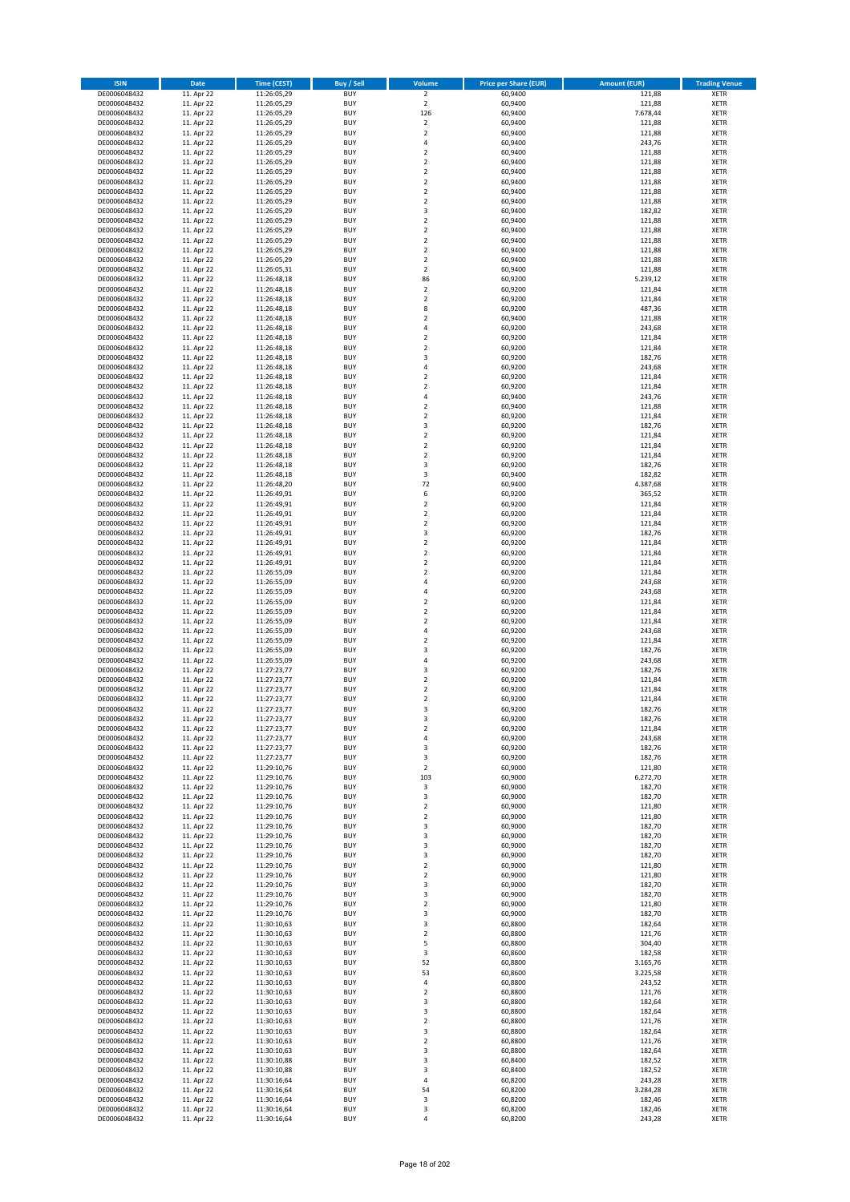| ISIN | Date | Time (CEST) | Buy / Sell | Volume | Price per Share (EUR) | Amount (EUR) | Trading Venue |
|---|---|---|---|---|---|---|---|
| DE0006048432 | 11. Apr 22 | 11:26:05,29 | BUY | 2 | 60,9400 | 121,88 | XETR |
| DE0006048432 | 11. Apr 22 | 11:26:05,29 | BUY | 2 | 60,9400 | 121,88 | XETR |
| DE0006048432 | 11. Apr 22 | 11:26:05,29 | BUY | 126 | 60,9400 | 7.678,44 | XETR |
| DE0006048432 | 11. Apr 22 | 11:26:05,29 | BUY | 2 | 60,9400 | 121,88 | XETR |
| DE0006048432 | 11. Apr 22 | 11:26:05,29 | BUY | 2 | 60,9400 | 121,88 | XETR |
| DE0006048432 | 11. Apr 22 | 11:26:05,29 | BUY | 4 | 60,9400 | 243,76 | XETR |
| DE0006048432 | 11. Apr 22 | 11:26:05,29 | BUY | 2 | 60,9400 | 121,88 | XETR |
| DE0006048432 | 11. Apr 22 | 11:26:05,29 | BUY | 2 | 60,9400 | 121,88 | XETR |
| DE0006048432 | 11. Apr 22 | 11:26:05,29 | BUY | 2 | 60,9400 | 121,88 | XETR |
| DE0006048432 | 11. Apr 22 | 11:26:05,29 | BUY | 2 | 60,9400 | 121,88 | XETR |
| DE0006048432 | 11. Apr 22 | 11:26:05,29 | BUY | 2 | 60,9400 | 121,88 | XETR |
| DE0006048432 | 11. Apr 22 | 11:26:05,29 | BUY | 2 | 60,9400 | 121,88 | XETR |
| DE0006048432 | 11. Apr 22 | 11:26:05,29 | BUY | 3 | 60,9400 | 182,82 | XETR |
| DE0006048432 | 11. Apr 22 | 11:26:05,29 | BUY | 2 | 60,9400 | 121,88 | XETR |
| DE0006048432 | 11. Apr 22 | 11:26:05,29 | BUY | 2 | 60,9400 | 121,88 | XETR |
| DE0006048432 | 11. Apr 22 | 11:26:05,29 | BUY | 2 | 60,9400 | 121,88 | XETR |
| DE0006048432 | 11. Apr 22 | 11:26:05,29 | BUY | 2 | 60,9400 | 121,88 | XETR |
| DE0006048432 | 11. Apr 22 | 11:26:05,29 | BUY | 2 | 60,9400 | 121,88 | XETR |
| DE0006048432 | 11. Apr 22 | 11:26:05,31 | BUY | 2 | 60,9400 | 121,88 | XETR |
| DE0006048432 | 11. Apr 22 | 11:26:48,18 | BUY | 86 | 60,9200 | 5.239,12 | XETR |
| DE0006048432 | 11. Apr 22 | 11:26:48,18 | BUY | 2 | 60,9200 | 121,84 | XETR |
| DE0006048432 | 11. Apr 22 | 11:26:48,18 | BUY | 2 | 60,9200 | 121,84 | XETR |
| DE0006048432 | 11. Apr 22 | 11:26:48,18 | BUY | 8 | 60,9200 | 487,36 | XETR |
| DE0006048432 | 11. Apr 22 | 11:26:48,18 | BUY | 2 | 60,9400 | 121,88 | XETR |
| DE0006048432 | 11. Apr 22 | 11:26:48,18 | BUY | 4 | 60,9200 | 243,68 | XETR |
| DE0006048432 | 11. Apr 22 | 11:26:48,18 | BUY | 2 | 60,9200 | 121,84 | XETR |
| DE0006048432 | 11. Apr 22 | 11:26:48,18 | BUY | 2 | 60,9200 | 121,84 | XETR |
| DE0006048432 | 11. Apr 22 | 11:26:48,18 | BUY | 3 | 60,9200 | 182,76 | XETR |
| DE0006048432 | 11. Apr 22 | 11:26:48,18 | BUY | 4 | 60,9200 | 243,68 | XETR |
| DE0006048432 | 11. Apr 22 | 11:26:48,18 | BUY | 2 | 60,9200 | 121,84 | XETR |
| DE0006048432 | 11. Apr 22 | 11:26:48,18 | BUY | 2 | 60,9200 | 121,84 | XETR |
| DE0006048432 | 11. Apr 22 | 11:26:48,18 | BUY | 4 | 60,9400 | 243,76 | XETR |
| DE0006048432 | 11. Apr 22 | 11:26:48,18 | BUY | 2 | 60,9400 | 121,88 | XETR |
| DE0006048432 | 11. Apr 22 | 11:26:48,18 | BUY | 2 | 60,9200 | 121,84 | XETR |
| DE0006048432 | 11. Apr 22 | 11:26:48,18 | BUY | 3 | 60,9200 | 182,76 | XETR |
| DE0006048432 | 11. Apr 22 | 11:26:48,18 | BUY | 2 | 60,9200 | 121,84 | XETR |
| DE0006048432 | 11. Apr 22 | 11:26:48,18 | BUY | 2 | 60,9200 | 121,84 | XETR |
| DE0006048432 | 11. Apr 22 | 11:26:48,18 | BUY | 2 | 60,9200 | 121,84 | XETR |
| DE0006048432 | 11. Apr 22 | 11:26:48,18 | BUY | 3 | 60,9200 | 182,76 | XETR |
| DE0006048432 | 11. Apr 22 | 11:26:48,18 | BUY | 3 | 60,9400 | 182,82 | XETR |
| DE0006048432 | 11. Apr 22 | 11:26:48,20 | BUY | 72 | 60,9400 | 4.387,68 | XETR |
| DE0006048432 | 11. Apr 22 | 11:26:49,91 | BUY | 6 | 60,9200 | 365,52 | XETR |
| DE0006048432 | 11. Apr 22 | 11:26:49,91 | BUY | 2 | 60,9200 | 121,84 | XETR |
| DE0006048432 | 11. Apr 22 | 11:26:49,91 | BUY | 2 | 60,9200 | 121,84 | XETR |
| DE0006048432 | 11. Apr 22 | 11:26:49,91 | BUY | 2 | 60,9200 | 121,84 | XETR |
| DE0006048432 | 11. Apr 22 | 11:26:49,91 | BUY | 3 | 60,9200 | 182,76 | XETR |
| DE0006048432 | 11. Apr 22 | 11:26:49,91 | BUY | 2 | 60,9200 | 121,84 | XETR |
| DE0006048432 | 11. Apr 22 | 11:26:49,91 | BUY | 2 | 60,9200 | 121,84 | XETR |
| DE0006048432 | 11. Apr 22 | 11:26:49,91 | BUY | 2 | 60,9200 | 121,84 | XETR |
| DE0006048432 | 11. Apr 22 | 11:26:55,09 | BUY | 2 | 60,9200 | 121,84 | XETR |
| DE0006048432 | 11. Apr 22 | 11:26:55,09 | BUY | 4 | 60,9200 | 243,68 | XETR |
| DE0006048432 | 11. Apr 22 | 11:26:55,09 | BUY | 4 | 60,9200 | 243,68 | XETR |
| DE0006048432 | 11. Apr 22 | 11:26:55,09 | BUY | 2 | 60,9200 | 121,84 | XETR |
| DE0006048432 | 11. Apr 22 | 11:26:55,09 | BUY | 2 | 60,9200 | 121,84 | XETR |
| DE0006048432 | 11. Apr 22 | 11:26:55,09 | BUY | 2 | 60,9200 | 121,84 | XETR |
| DE0006048432 | 11. Apr 22 | 11:26:55,09 | BUY | 4 | 60,9200 | 243,68 | XETR |
| DE0006048432 | 11. Apr 22 | 11:26:55,09 | BUY | 2 | 60,9200 | 121,84 | XETR |
| DE0006048432 | 11. Apr 22 | 11:26:55,09 | BUY | 3 | 60,9200 | 182,76 | XETR |
| DE0006048432 | 11. Apr 22 | 11:26:55,09 | BUY | 4 | 60,9200 | 243,68 | XETR |
| DE0006048432 | 11. Apr 22 | 11:27:23,77 | BUY | 3 | 60,9200 | 182,76 | XETR |
| DE0006048432 | 11. Apr 22 | 11:27:23,77 | BUY | 2 | 60,9200 | 121,84 | XETR |
| DE0006048432 | 11. Apr 22 | 11:27:23,77 | BUY | 2 | 60,9200 | 121,84 | XETR |
| DE0006048432 | 11. Apr 22 | 11:27:23,77 | BUY | 2 | 60,9200 | 121,84 | XETR |
| DE0006048432 | 11. Apr 22 | 11:27:23,77 | BUY | 3 | 60,9200 | 182,76 | XETR |
| DE0006048432 | 11. Apr 22 | 11:27:23,77 | BUY | 3 | 60,9200 | 182,76 | XETR |
| DE0006048432 | 11. Apr 22 | 11:27:23,77 | BUY | 2 | 60,9200 | 121,84 | XETR |
| DE0006048432 | 11. Apr 22 | 11:27:23,77 | BUY | 4 | 60,9200 | 243,68 | XETR |
| DE0006048432 | 11. Apr 22 | 11:27:23,77 | BUY | 3 | 60,9200 | 182,76 | XETR |
| DE0006048432 | 11. Apr 22 | 11:27:23,77 | BUY | 3 | 60,9200 | 182,76 | XETR |
| DE0006048432 | 11. Apr 22 | 11:29:10,76 | BUY | 2 | 60,9000 | 121,80 | XETR |
| DE0006048432 | 11. Apr 22 | 11:29:10,76 | BUY | 103 | 60,9000 | 6.272,70 | XETR |
| DE0006048432 | 11. Apr 22 | 11:29:10,76 | BUY | 3 | 60,9000 | 182,70 | XETR |
| DE0006048432 | 11. Apr 22 | 11:29:10,76 | BUY | 3 | 60,9000 | 182,70 | XETR |
| DE0006048432 | 11. Apr 22 | 11:29:10,76 | BUY | 2 | 60,9000 | 121,80 | XETR |
| DE0006048432 | 11. Apr 22 | 11:29:10,76 | BUY | 2 | 60,9000 | 121,80 | XETR |
| DE0006048432 | 11. Apr 22 | 11:29:10,76 | BUY | 3 | 60,9000 | 182,70 | XETR |
| DE0006048432 | 11. Apr 22 | 11:29:10,76 | BUY | 3 | 60,9000 | 182,70 | XETR |
| DE0006048432 | 11. Apr 22 | 11:29:10,76 | BUY | 3 | 60,9000 | 182,70 | XETR |
| DE0006048432 | 11. Apr 22 | 11:29:10,76 | BUY | 3 | 60,9000 | 182,70 | XETR |
| DE0006048432 | 11. Apr 22 | 11:29:10,76 | BUY | 2 | 60,9000 | 121,80 | XETR |
| DE0006048432 | 11. Apr 22 | 11:29:10,76 | BUY | 2 | 60,9000 | 121,80 | XETR |
| DE0006048432 | 11. Apr 22 | 11:29:10,76 | BUY | 3 | 60,9000 | 182,70 | XETR |
| DE0006048432 | 11. Apr 22 | 11:29:10,76 | BUY | 3 | 60,9000 | 182,70 | XETR |
| DE0006048432 | 11. Apr 22 | 11:29:10,76 | BUY | 2 | 60,9000 | 121,80 | XETR |
| DE0006048432 | 11. Apr 22 | 11:29:10,76 | BUY | 3 | 60,9000 | 182,70 | XETR |
| DE0006048432 | 11. Apr 22 | 11:30:10,63 | BUY | 3 | 60,8800 | 182,64 | XETR |
| DE0006048432 | 11. Apr 22 | 11:30:10,63 | BUY | 2 | 60,8800 | 121,76 | XETR |
| DE0006048432 | 11. Apr 22 | 11:30:10,63 | BUY | 5 | 60,8800 | 304,40 | XETR |
| DE0006048432 | 11. Apr 22 | 11:30:10,63 | BUY | 3 | 60,8600 | 182,58 | XETR |
| DE0006048432 | 11. Apr 22 | 11:30:10,63 | BUY | 52 | 60,8800 | 3.165,76 | XETR |
| DE0006048432 | 11. Apr 22 | 11:30:10,63 | BUY | 53 | 60,8600 | 3.225,58 | XETR |
| DE0006048432 | 11. Apr 22 | 11:30:10,63 | BUY | 4 | 60,8800 | 243,52 | XETR |
| DE0006048432 | 11. Apr 22 | 11:30:10,63 | BUY | 2 | 60,8800 | 121,76 | XETR |
| DE0006048432 | 11. Apr 22 | 11:30:10,63 | BUY | 3 | 60,8800 | 182,64 | XETR |
| DE0006048432 | 11. Apr 22 | 11:30:10,63 | BUY | 3 | 60,8800 | 182,64 | XETR |
| DE0006048432 | 11. Apr 22 | 11:30:10,63 | BUY | 2 | 60,8800 | 121,76 | XETR |
| DE0006048432 | 11. Apr 22 | 11:30:10,63 | BUY | 3 | 60,8800 | 182,64 | XETR |
| DE0006048432 | 11. Apr 22 | 11:30:10,63 | BUY | 2 | 60,8800 | 121,76 | XETR |
| DE0006048432 | 11. Apr 22 | 11:30:10,63 | BUY | 3 | 60,8800 | 182,64 | XETR |
| DE0006048432 | 11. Apr 22 | 11:30:10,88 | BUY | 3 | 60,8400 | 182,52 | XETR |
| DE0006048432 | 11. Apr 22 | 11:30:10,88 | BUY | 3 | 60,8400 | 182,52 | XETR |
| DE0006048432 | 11. Apr 22 | 11:30:16,64 | BUY | 4 | 60,8200 | 243,28 | XETR |
| DE0006048432 | 11. Apr 22 | 11:30:16,64 | BUY | 54 | 60,8200 | 3.284,28 | XETR |
| DE0006048432 | 11. Apr 22 | 11:30:16,64 | BUY | 3 | 60,8200 | 182,46 | XETR |
| DE0006048432 | 11. Apr 22 | 11:30:16,64 | BUY | 3 | 60,8200 | 182,46 | XETR |
| DE0006048432 | 11. Apr 22 | 11:30:16,64 | BUY | 4 | 60,8200 | 243,28 | XETR |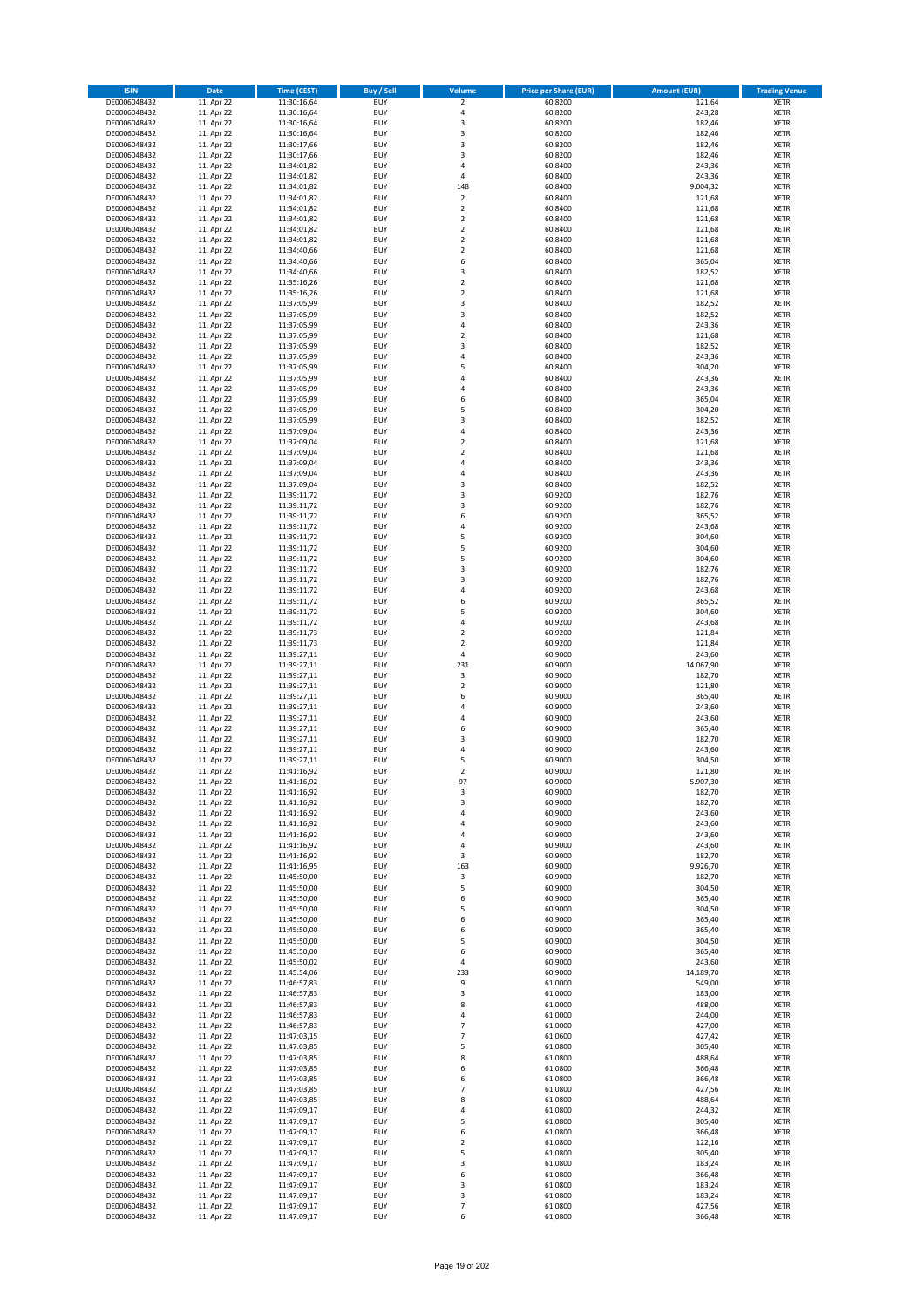| ISIN | Date | Time (CEST) | Buy / Sell | Volume | Price per Share (EUR) | Amount (EUR) | Trading Venue |
|---|---|---|---|---|---|---|---|
| DE0006048432 | 11. Apr 22 | 11:30:16,64 | BUY | 2 | 60,8200 | 121,64 | XETR |
| DE0006048432 | 11. Apr 22 | 11:30:16,64 | BUY | 4 | 60,8200 | 243,28 | XETR |
| DE0006048432 | 11. Apr 22 | 11:30:16,64 | BUY | 3 | 60,8200 | 182,46 | XETR |
| DE0006048432 | 11. Apr 22 | 11:30:16,64 | BUY | 3 | 60,8200 | 182,46 | XETR |
| DE0006048432 | 11. Apr 22 | 11:30:17,66 | BUY | 3 | 60,8200 | 182,46 | XETR |
| DE0006048432 | 11. Apr 22 | 11:30:17,66 | BUY | 3 | 60,8200 | 182,46 | XETR |
| DE0006048432 | 11. Apr 22 | 11:34:01,82 | BUY | 4 | 60,8400 | 243,36 | XETR |
| DE0006048432 | 11. Apr 22 | 11:34:01,82 | BUY | 4 | 60,8400 | 243,36 | XETR |
| DE0006048432 | 11. Apr 22 | 11:34:01,82 | BUY | 148 | 60,8400 | 9.004,32 | XETR |
| DE0006048432 | 11. Apr 22 | 11:34:01,82 | BUY | 2 | 60,8400 | 121,68 | XETR |
| DE0006048432 | 11. Apr 22 | 11:34:01,82 | BUY | 2 | 60,8400 | 121,68 | XETR |
| DE0006048432 | 11. Apr 22 | 11:34:01,82 | BUY | 2 | 60,8400 | 121,68 | XETR |
| DE0006048432 | 11. Apr 22 | 11:34:01,82 | BUY | 2 | 60,8400 | 121,68 | XETR |
| DE0006048432 | 11. Apr 22 | 11:34:01,82 | BUY | 2 | 60,8400 | 121,68 | XETR |
| DE0006048432 | 11. Apr 22 | 11:34:40,66 | BUY | 2 | 60,8400 | 121,68 | XETR |
| DE0006048432 | 11. Apr 22 | 11:34:40,66 | BUY | 6 | 60,8400 | 365,04 | XETR |
| DE0006048432 | 11. Apr 22 | 11:34:40,66 | BUY | 3 | 60,8400 | 182,52 | XETR |
| DE0006048432 | 11. Apr 22 | 11:35:16,26 | BUY | 2 | 60,8400 | 121,68 | XETR |
| DE0006048432 | 11. Apr 22 | 11:35:16,26 | BUY | 2 | 60,8400 | 121,68 | XETR |
| DE0006048432 | 11. Apr 22 | 11:37:05,99 | BUY | 3 | 60,8400 | 182,52 | XETR |
| DE0006048432 | 11. Apr 22 | 11:37:05,99 | BUY | 3 | 60,8400 | 182,52 | XETR |
| DE0006048432 | 11. Apr 22 | 11:37:05,99 | BUY | 4 | 60,8400 | 243,36 | XETR |
| DE0006048432 | 11. Apr 22 | 11:37:05,99 | BUY | 2 | 60,8400 | 121,68 | XETR |
| DE0006048432 | 11. Apr 22 | 11:37:05,99 | BUY | 3 | 60,8400 | 182,52 | XETR |
| DE0006048432 | 11. Apr 22 | 11:37:05,99 | BUY | 4 | 60,8400 | 243,36 | XETR |
| DE0006048432 | 11. Apr 22 | 11:37:05,99 | BUY | 5 | 60,8400 | 304,20 | XETR |
| DE0006048432 | 11. Apr 22 | 11:37:05,99 | BUY | 4 | 60,8400 | 243,36 | XETR |
| DE0006048432 | 11. Apr 22 | 11:37:05,99 | BUY | 4 | 60,8400 | 243,36 | XETR |
| DE0006048432 | 11. Apr 22 | 11:37:05,99 | BUY | 6 | 60,8400 | 365,04 | XETR |
| DE0006048432 | 11. Apr 22 | 11:37:05,99 | BUY | 5 | 60,8400 | 304,20 | XETR |
| DE0006048432 | 11. Apr 22 | 11:37:05,99 | BUY | 3 | 60,8400 | 182,52 | XETR |
| DE0006048432 | 11. Apr 22 | 11:37:09,04 | BUY | 4 | 60,8400 | 243,36 | XETR |
| DE0006048432 | 11. Apr 22 | 11:37:09,04 | BUY | 2 | 60,8400 | 121,68 | XETR |
| DE0006048432 | 11. Apr 22 | 11:37:09,04 | BUY | 2 | 60,8400 | 121,68 | XETR |
| DE0006048432 | 11. Apr 22 | 11:37:09,04 | BUY | 4 | 60,8400 | 243,36 | XETR |
| DE0006048432 | 11. Apr 22 | 11:37:09,04 | BUY | 4 | 60,8400 | 243,36 | XETR |
| DE0006048432 | 11. Apr 22 | 11:37:09,04 | BUY | 3 | 60,8400 | 182,52 | XETR |
| DE0006048432 | 11. Apr 22 | 11:39:11,72 | BUY | 3 | 60,9200 | 182,76 | XETR |
| DE0006048432 | 11. Apr 22 | 11:39:11,72 | BUY | 3 | 60,9200 | 182,76 | XETR |
| DE0006048432 | 11. Apr 22 | 11:39:11,72 | BUY | 6 | 60,9200 | 365,52 | XETR |
| DE0006048432 | 11. Apr 22 | 11:39:11,72 | BUY | 4 | 60,9200 | 243,68 | XETR |
| DE0006048432 | 11. Apr 22 | 11:39:11,72 | BUY | 5 | 60,9200 | 304,60 | XETR |
| DE0006048432 | 11. Apr 22 | 11:39:11,72 | BUY | 5 | 60,9200 | 304,60 | XETR |
| DE0006048432 | 11. Apr 22 | 11:39:11,72 | BUY | 5 | 60,9200 | 304,60 | XETR |
| DE0006048432 | 11. Apr 22 | 11:39:11,72 | BUY | 3 | 60,9200 | 182,76 | XETR |
| DE0006048432 | 11. Apr 22 | 11:39:11,72 | BUY | 3 | 60,9200 | 182,76 | XETR |
| DE0006048432 | 11. Apr 22 | 11:39:11,72 | BUY | 4 | 60,9200 | 243,68 | XETR |
| DE0006048432 | 11. Apr 22 | 11:39:11,72 | BUY | 6 | 60,9200 | 365,52 | XETR |
| DE0006048432 | 11. Apr 22 | 11:39:11,72 | BUY | 5 | 60,9200 | 304,60 | XETR |
| DE0006048432 | 11. Apr 22 | 11:39:11,72 | BUY | 4 | 60,9200 | 243,68 | XETR |
| DE0006048432 | 11. Apr 22 | 11:39:11,73 | BUY | 2 | 60,9200 | 121,84 | XETR |
| DE0006048432 | 11. Apr 22 | 11:39:11,73 | BUY | 2 | 60,9200 | 121,84 | XETR |
| DE0006048432 | 11. Apr 22 | 11:39:27,11 | BUY | 4 | 60,9000 | 243,60 | XETR |
| DE0006048432 | 11. Apr 22 | 11:39:27,11 | BUY | 231 | 60,9000 | 14.067,90 | XETR |
| DE0006048432 | 11. Apr 22 | 11:39:27,11 | BUY | 3 | 60,9000 | 182,70 | XETR |
| DE0006048432 | 11. Apr 22 | 11:39:27,11 | BUY | 2 | 60,9000 | 121,80 | XETR |
| DE0006048432 | 11. Apr 22 | 11:39:27,11 | BUY | 6 | 60,9000 | 365,40 | XETR |
| DE0006048432 | 11. Apr 22 | 11:39:27,11 | BUY | 4 | 60,9000 | 243,60 | XETR |
| DE0006048432 | 11. Apr 22 | 11:39:27,11 | BUY | 4 | 60,9000 | 243,60 | XETR |
| DE0006048432 | 11. Apr 22 | 11:39:27,11 | BUY | 6 | 60,9000 | 365,40 | XETR |
| DE0006048432 | 11. Apr 22 | 11:39:27,11 | BUY | 3 | 60,9000 | 182,70 | XETR |
| DE0006048432 | 11. Apr 22 | 11:39:27,11 | BUY | 4 | 60,9000 | 243,60 | XETR |
| DE0006048432 | 11. Apr 22 | 11:39:27,11 | BUY | 5 | 60,9000 | 304,50 | XETR |
| DE0006048432 | 11. Apr 22 | 11:41:16,92 | BUY | 2 | 60,9000 | 121,80 | XETR |
| DE0006048432 | 11. Apr 22 | 11:41:16,92 | BUY | 97 | 60,9000 | 5.907,30 | XETR |
| DE0006048432 | 11. Apr 22 | 11:41:16,92 | BUY | 3 | 60,9000 | 182,70 | XETR |
| DE0006048432 | 11. Apr 22 | 11:41:16,92 | BUY | 3 | 60,9000 | 182,70 | XETR |
| DE0006048432 | 11. Apr 22 | 11:41:16,92 | BUY | 4 | 60,9000 | 243,60 | XETR |
| DE0006048432 | 11. Apr 22 | 11:41:16,92 | BUY | 4 | 60,9000 | 243,60 | XETR |
| DE0006048432 | 11. Apr 22 | 11:41:16,92 | BUY | 4 | 60,9000 | 243,60 | XETR |
| DE0006048432 | 11. Apr 22 | 11:41:16,92 | BUY | 4 | 60,9000 | 243,60 | XETR |
| DE0006048432 | 11. Apr 22 | 11:41:16,92 | BUY | 3 | 60,9000 | 182,70 | XETR |
| DE0006048432 | 11. Apr 22 | 11:41:16,95 | BUY | 163 | 60,9000 | 9.926,70 | XETR |
| DE0006048432 | 11. Apr 22 | 11:45:50,00 | BUY | 3 | 60,9000 | 182,70 | XETR |
| DE0006048432 | 11. Apr 22 | 11:45:50,00 | BUY | 5 | 60,9000 | 304,50 | XETR |
| DE0006048432 | 11. Apr 22 | 11:45:50,00 | BUY | 6 | 60,9000 | 365,40 | XETR |
| DE0006048432 | 11. Apr 22 | 11:45:50,00 | BUY | 5 | 60,9000 | 304,50 | XETR |
| DE0006048432 | 11. Apr 22 | 11:45:50,00 | BUY | 6 | 60,9000 | 365,40 | XETR |
| DE0006048432 | 11. Apr 22 | 11:45:50,00 | BUY | 6 | 60,9000 | 365,40 | XETR |
| DE0006048432 | 11. Apr 22 | 11:45:50,00 | BUY | 5 | 60,9000 | 304,50 | XETR |
| DE0006048432 | 11. Apr 22 | 11:45:50,00 | BUY | 6 | 60,9000 | 365,40 | XETR |
| DE0006048432 | 11. Apr 22 | 11:45:50,02 | BUY | 4 | 60,9000 | 243,60 | XETR |
| DE0006048432 | 11. Apr 22 | 11:45:54,06 | BUY | 233 | 60,9000 | 14.189,70 | XETR |
| DE0006048432 | 11. Apr 22 | 11:46:57,83 | BUY | 9 | 61,0000 | 549,00 | XETR |
| DE0006048432 | 11. Apr 22 | 11:46:57,83 | BUY | 3 | 61,0000 | 183,00 | XETR |
| DE0006048432 | 11. Apr 22 | 11:46:57,83 | BUY | 8 | 61,0000 | 488,00 | XETR |
| DE0006048432 | 11. Apr 22 | 11:46:57,83 | BUY | 4 | 61,0000 | 244,00 | XETR |
| DE0006048432 | 11. Apr 22 | 11:46:57,83 | BUY | 7 | 61,0000 | 427,00 | XETR |
| DE0006048432 | 11. Apr 22 | 11:47:03,15 | BUY | 7 | 61,0600 | 427,42 | XETR |
| DE0006048432 | 11. Apr 22 | 11:47:03,85 | BUY | 5 | 61,0800 | 305,40 | XETR |
| DE0006048432 | 11. Apr 22 | 11:47:03,85 | BUY | 8 | 61,0800 | 488,64 | XETR |
| DE0006048432 | 11. Apr 22 | 11:47:03,85 | BUY | 6 | 61,0800 | 366,48 | XETR |
| DE0006048432 | 11. Apr 22 | 11:47:03,85 | BUY | 6 | 61,0800 | 366,48 | XETR |
| DE0006048432 | 11. Apr 22 | 11:47:03,85 | BUY | 7 | 61,0800 | 427,56 | XETR |
| DE0006048432 | 11. Apr 22 | 11:47:03,85 | BUY | 8 | 61,0800 | 488,64 | XETR |
| DE0006048432 | 11. Apr 22 | 11:47:09,17 | BUY | 4 | 61,0800 | 244,32 | XETR |
| DE0006048432 | 11. Apr 22 | 11:47:09,17 | BUY | 5 | 61,0800 | 305,40 | XETR |
| DE0006048432 | 11. Apr 22 | 11:47:09,17 | BUY | 6 | 61,0800 | 366,48 | XETR |
| DE0006048432 | 11. Apr 22 | 11:47:09,17 | BUY | 2 | 61,0800 | 122,16 | XETR |
| DE0006048432 | 11. Apr 22 | 11:47:09,17 | BUY | 5 | 61,0800 | 305,40 | XETR |
| DE0006048432 | 11. Apr 22 | 11:47:09,17 | BUY | 3 | 61,0800 | 183,24 | XETR |
| DE0006048432 | 11. Apr 22 | 11:47:09,17 | BUY | 6 | 61,0800 | 366,48 | XETR |
| DE0006048432 | 11. Apr 22 | 11:47:09,17 | BUY | 3 | 61,0800 | 183,24 | XETR |
| DE0006048432 | 11. Apr 22 | 11:47:09,17 | BUY | 3 | 61,0800 | 183,24 | XETR |
| DE0006048432 | 11. Apr 22 | 11:47:09,17 | BUY | 7 | 61,0800 | 427,56 | XETR |
| DE0006048432 | 11. Apr 22 | 11:47:09,17 | BUY | 6 | 61,0800 | 366,48 | XETR |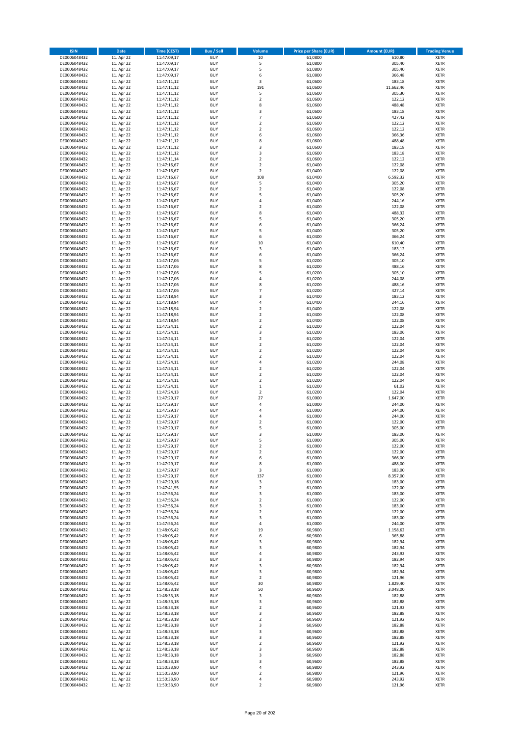| ISIN | Date | Time (CEST) | Buy / Sell | Volume | Price per Share (EUR) | Amount (EUR) | Trading Venue |
|---|---|---|---|---|---|---|---|
| DE0006048432 | 11. Apr 22 | 11:47:09,17 | BUY | 10 | 61,0800 | 610,80 | XETR |
| DE0006048432 | 11. Apr 22 | 11:47:09,17 | BUY | 5 | 61,0800 | 305,40 | XETR |
| DE0006048432 | 11. Apr 22 | 11:47:09,17 | BUY | 5 | 61,0800 | 305,40 | XETR |
| DE0006048432 | 11. Apr 22 | 11:47:09,17 | BUY | 6 | 61,0800 | 366,48 | XETR |
| DE0006048432 | 11. Apr 22 | 11:47:11,12 | BUY | 3 | 61,0600 | 183,18 | XETR |
| DE0006048432 | 11. Apr 22 | 11:47:11,12 | BUY | 191 | 61,0600 | 11.662,46 | XETR |
| DE0006048432 | 11. Apr 22 | 11:47:11,12 | BUY | 5 | 61,0600 | 305,30 | XETR |
| DE0006048432 | 11. Apr 22 | 11:47:11,12 | BUY | 2 | 61,0600 | 122,12 | XETR |
| DE0006048432 | 11. Apr 22 | 11:47:11,12 | BUY | 8 | 61,0600 | 488,48 | XETR |
| DE0006048432 | 11. Apr 22 | 11:47:11,12 | BUY | 3 | 61,0600 | 183,18 | XETR |
| DE0006048432 | 11. Apr 22 | 11:47:11,12 | BUY | 7 | 61,0600 | 427,42 | XETR |
| DE0006048432 | 11. Apr 22 | 11:47:11,12 | BUY | 2 | 61,0600 | 122,12 | XETR |
| DE0006048432 | 11. Apr 22 | 11:47:11,12 | BUY | 2 | 61,0600 | 122,12 | XETR |
| DE0006048432 | 11. Apr 22 | 11:47:11,12 | BUY | 6 | 61,0600 | 366,36 | XETR |
| DE0006048432 | 11. Apr 22 | 11:47:11,12 | BUY | 8 | 61,0600 | 488,48 | XETR |
| DE0006048432 | 11. Apr 22 | 11:47:11,12 | BUY | 3 | 61,0600 | 183,18 | XETR |
| DE0006048432 | 11. Apr 22 | 11:47:11,12 | BUY | 3 | 61,0600 | 183,18 | XETR |
| DE0006048432 | 11. Apr 22 | 11:47:11,14 | BUY | 2 | 61,0600 | 122,12 | XETR |
| DE0006048432 | 11. Apr 22 | 11:47:16,67 | BUY | 2 | 61,0400 | 122,08 | XETR |
| DE0006048432 | 11. Apr 22 | 11:47:16,67 | BUY | 2 | 61,0400 | 122,08 | XETR |
| DE0006048432 | 11. Apr 22 | 11:47:16,67 | BUY | 108 | 61,0400 | 6.592,32 | XETR |
| DE0006048432 | 11. Apr 22 | 11:47:16,67 | BUY | 5 | 61,0400 | 305,20 | XETR |
| DE0006048432 | 11. Apr 22 | 11:47:16,67 | BUY | 2 | 61,0400 | 122,08 | XETR |
| DE0006048432 | 11. Apr 22 | 11:47:16,67 | BUY | 5 | 61,0400 | 305,20 | XETR |
| DE0006048432 | 11. Apr 22 | 11:47:16,67 | BUY | 4 | 61,0400 | 244,16 | XETR |
| DE0006048432 | 11. Apr 22 | 11:47:16,67 | BUY | 2 | 61,0400 | 122,08 | XETR |
| DE0006048432 | 11. Apr 22 | 11:47:16,67 | BUY | 8 | 61,0400 | 488,32 | XETR |
| DE0006048432 | 11. Apr 22 | 11:47:16,67 | BUY | 5 | 61,0400 | 305,20 | XETR |
| DE0006048432 | 11. Apr 22 | 11:47:16,67 | BUY | 6 | 61,0400 | 366,24 | XETR |
| DE0006048432 | 11. Apr 22 | 11:47:16,67 | BUY | 5 | 61,0400 | 305,20 | XETR |
| DE0006048432 | 11. Apr 22 | 11:47:16,67 | BUY | 6 | 61,0400 | 366,24 | XETR |
| DE0006048432 | 11. Apr 22 | 11:47:16,67 | BUY | 10 | 61,0400 | 610,40 | XETR |
| DE0006048432 | 11. Apr 22 | 11:47:16,67 | BUY | 3 | 61,0400 | 183,12 | XETR |
| DE0006048432 | 11. Apr 22 | 11:47:16,67 | BUY | 6 | 61,0400 | 366,24 | XETR |
| DE0006048432 | 11. Apr 22 | 11:47:17,06 | BUY | 5 | 61,0200 | 305,10 | XETR |
| DE0006048432 | 11. Apr 22 | 11:47:17,06 | BUY | 8 | 61,0200 | 488,16 | XETR |
| DE0006048432 | 11. Apr 22 | 11:47:17,06 | BUY | 5 | 61,0200 | 305,10 | XETR |
| DE0006048432 | 11. Apr 22 | 11:47:17,06 | BUY | 4 | 61,0200 | 244,08 | XETR |
| DE0006048432 | 11. Apr 22 | 11:47:17,06 | BUY | 8 | 61,0200 | 488,16 | XETR |
| DE0006048432 | 11. Apr 22 | 11:47:17,06 | BUY | 7 | 61,0200 | 427,14 | XETR |
| DE0006048432 | 11. Apr 22 | 11:47:18,94 | BUY | 3 | 61,0400 | 183,12 | XETR |
| DE0006048432 | 11. Apr 22 | 11:47:18,94 | BUY | 4 | 61,0400 | 244,16 | XETR |
| DE0006048432 | 11. Apr 22 | 11:47:18,94 | BUY | 2 | 61,0400 | 122,08 | XETR |
| DE0006048432 | 11. Apr 22 | 11:47:18,94 | BUY | 2 | 61,0400 | 122,08 | XETR |
| DE0006048432 | 11. Apr 22 | 11:47:18,94 | BUY | 2 | 61,0400 | 122,08 | XETR |
| DE0006048432 | 11. Apr 22 | 11:47:24,11 | BUY | 2 | 61,0200 | 122,04 | XETR |
| DE0006048432 | 11. Apr 22 | 11:47:24,11 | BUY | 3 | 61,0200 | 183,06 | XETR |
| DE0006048432 | 11. Apr 22 | 11:47:24,11 | BUY | 2 | 61,0200 | 122,04 | XETR |
| DE0006048432 | 11. Apr 22 | 11:47:24,11 | BUY | 2 | 61,0200 | 122,04 | XETR |
| DE0006048432 | 11. Apr 22 | 11:47:24,11 | BUY | 2 | 61,0200 | 122,04 | XETR |
| DE0006048432 | 11. Apr 22 | 11:47:24,11 | BUY | 2 | 61,0200 | 122,04 | XETR |
| DE0006048432 | 11. Apr 22 | 11:47:24,11 | BUY | 4 | 61,0200 | 244,08 | XETR |
| DE0006048432 | 11. Apr 22 | 11:47:24,11 | BUY | 2 | 61,0200 | 122,04 | XETR |
| DE0006048432 | 11. Apr 22 | 11:47:24,11 | BUY | 2 | 61,0200 | 122,04 | XETR |
| DE0006048432 | 11. Apr 22 | 11:47:24,11 | BUY | 2 | 61,0200 | 122,04 | XETR |
| DE0006048432 | 11. Apr 22 | 11:47:24,11 | BUY | 1 | 61,0200 | 61,02 | XETR |
| DE0006048432 | 11. Apr 22 | 11:47:24,13 | BUY | 2 | 61,0200 | 122,04 | XETR |
| DE0006048432 | 11. Apr 22 | 11:47:29,17 | BUY | 27 | 61,0000 | 1.647,00 | XETR |
| DE0006048432 | 11. Apr 22 | 11:47:29,17 | BUY | 4 | 61,0000 | 244,00 | XETR |
| DE0006048432 | 11. Apr 22 | 11:47:29,17 | BUY | 4 | 61,0000 | 244,00 | XETR |
| DE0006048432 | 11. Apr 22 | 11:47:29,17 | BUY | 4 | 61,0000 | 244,00 | XETR |
| DE0006048432 | 11. Apr 22 | 11:47:29,17 | BUY | 2 | 61,0000 | 122,00 | XETR |
| DE0006048432 | 11. Apr 22 | 11:47:29,17 | BUY | 5 | 61,0000 | 305,00 | XETR |
| DE0006048432 | 11. Apr 22 | 11:47:29,17 | BUY | 3 | 61,0000 | 183,00 | XETR |
| DE0006048432 | 11. Apr 22 | 11:47:29,17 | BUY | 5 | 61,0000 | 305,00 | XETR |
| DE0006048432 | 11. Apr 22 | 11:47:29,17 | BUY | 2 | 61,0000 | 122,00 | XETR |
| DE0006048432 | 11. Apr 22 | 11:47:29,17 | BUY | 2 | 61,0000 | 122,00 | XETR |
| DE0006048432 | 11. Apr 22 | 11:47:29,17 | BUY | 6 | 61,0000 | 366,00 | XETR |
| DE0006048432 | 11. Apr 22 | 11:47:29,17 | BUY | 8 | 61,0000 | 488,00 | XETR |
| DE0006048432 | 11. Apr 22 | 11:47:29,17 | BUY | 3 | 61,0000 | 183,00 | XETR |
| DE0006048432 | 11. Apr 22 | 11:47:29,17 | BUY | 137 | 61,0000 | 8.357,00 | XETR |
| DE0006048432 | 11. Apr 22 | 11:47:29,18 | BUY | 3 | 61,0000 | 183,00 | XETR |
| DE0006048432 | 11. Apr 22 | 11:47:41,55 | BUY | 2 | 61,0000 | 122,00 | XETR |
| DE0006048432 | 11. Apr 22 | 11:47:56,24 | BUY | 3 | 61,0000 | 183,00 | XETR |
| DE0006048432 | 11. Apr 22 | 11:47:56,24 | BUY | 2 | 61,0000 | 122,00 | XETR |
| DE0006048432 | 11. Apr 22 | 11:47:56,24 | BUY | 3 | 61,0000 | 183,00 | XETR |
| DE0006048432 | 11. Apr 22 | 11:47:56,24 | BUY | 2 | 61,0000 | 122,00 | XETR |
| DE0006048432 | 11. Apr 22 | 11:47:56,24 | BUY | 3 | 61,0000 | 183,00 | XETR |
| DE0006048432 | 11. Apr 22 | 11:47:56,24 | BUY | 4 | 61,0000 | 244,00 | XETR |
| DE0006048432 | 11. Apr 22 | 11:48:05,42 | BUY | 19 | 60,9800 | 1.158,62 | XETR |
| DE0006048432 | 11. Apr 22 | 11:48:05,42 | BUY | 6 | 60,9800 | 365,88 | XETR |
| DE0006048432 | 11. Apr 22 | 11:48:05,42 | BUY | 3 | 60,9800 | 182,94 | XETR |
| DE0006048432 | 11. Apr 22 | 11:48:05,42 | BUY | 3 | 60,9800 | 182,94 | XETR |
| DE0006048432 | 11. Apr 22 | 11:48:05,42 | BUY | 4 | 60,9800 | 243,92 | XETR |
| DE0006048432 | 11. Apr 22 | 11:48:05,42 | BUY | 3 | 60,9800 | 182,94 | XETR |
| DE0006048432 | 11. Apr 22 | 11:48:05,42 | BUY | 3 | 60,9800 | 182,94 | XETR |
| DE0006048432 | 11. Apr 22 | 11:48:05,42 | BUY | 3 | 60,9800 | 182,94 | XETR |
| DE0006048432 | 11. Apr 22 | 11:48:05,42 | BUY | 2 | 60,9800 | 121,96 | XETR |
| DE0006048432 | 11. Apr 22 | 11:48:05,42 | BUY | 30 | 60,9800 | 1.829,40 | XETR |
| DE0006048432 | 11. Apr 22 | 11:48:33,18 | BUY | 50 | 60,9600 | 3.048,00 | XETR |
| DE0006048432 | 11. Apr 22 | 11:48:33,18 | BUY | 3 | 60,9600 | 182,88 | XETR |
| DE0006048432 | 11. Apr 22 | 11:48:33,18 | BUY | 3 | 60,9600 | 182,88 | XETR |
| DE0006048432 | 11. Apr 22 | 11:48:33,18 | BUY | 2 | 60,9600 | 121,92 | XETR |
| DE0006048432 | 11. Apr 22 | 11:48:33,18 | BUY | 3 | 60,9600 | 182,88 | XETR |
| DE0006048432 | 11. Apr 22 | 11:48:33,18 | BUY | 2 | 60,9600 | 121,92 | XETR |
| DE0006048432 | 11. Apr 22 | 11:48:33,18 | BUY | 3 | 60,9600 | 182,88 | XETR |
| DE0006048432 | 11. Apr 22 | 11:48:33,18 | BUY | 3 | 60,9600 | 182,88 | XETR |
| DE0006048432 | 11. Apr 22 | 11:48:33,18 | BUY | 3 | 60,9600 | 182,88 | XETR |
| DE0006048432 | 11. Apr 22 | 11:48:33,18 | BUY | 2 | 60,9600 | 121,92 | XETR |
| DE0006048432 | 11. Apr 22 | 11:48:33,18 | BUY | 3 | 60,9600 | 182,88 | XETR |
| DE0006048432 | 11. Apr 22 | 11:48:33,18 | BUY | 3 | 60,9600 | 182,88 | XETR |
| DE0006048432 | 11. Apr 22 | 11:48:33,18 | BUY | 3 | 60,9600 | 182,88 | XETR |
| DE0006048432 | 11. Apr 22 | 11:50:33,90 | BUY | 4 | 60,9800 | 243,92 | XETR |
| DE0006048432 | 11. Apr 22 | 11:50:33,90 | BUY | 2 | 60,9800 | 121,96 | XETR |
| DE0006048432 | 11. Apr 22 | 11:50:33,90 | BUY | 4 | 60,9800 | 243,92 | XETR |
| DE0006048432 | 11. Apr 22 | 11:50:33,90 | BUY | 2 | 60,9800 | 121,96 | XETR |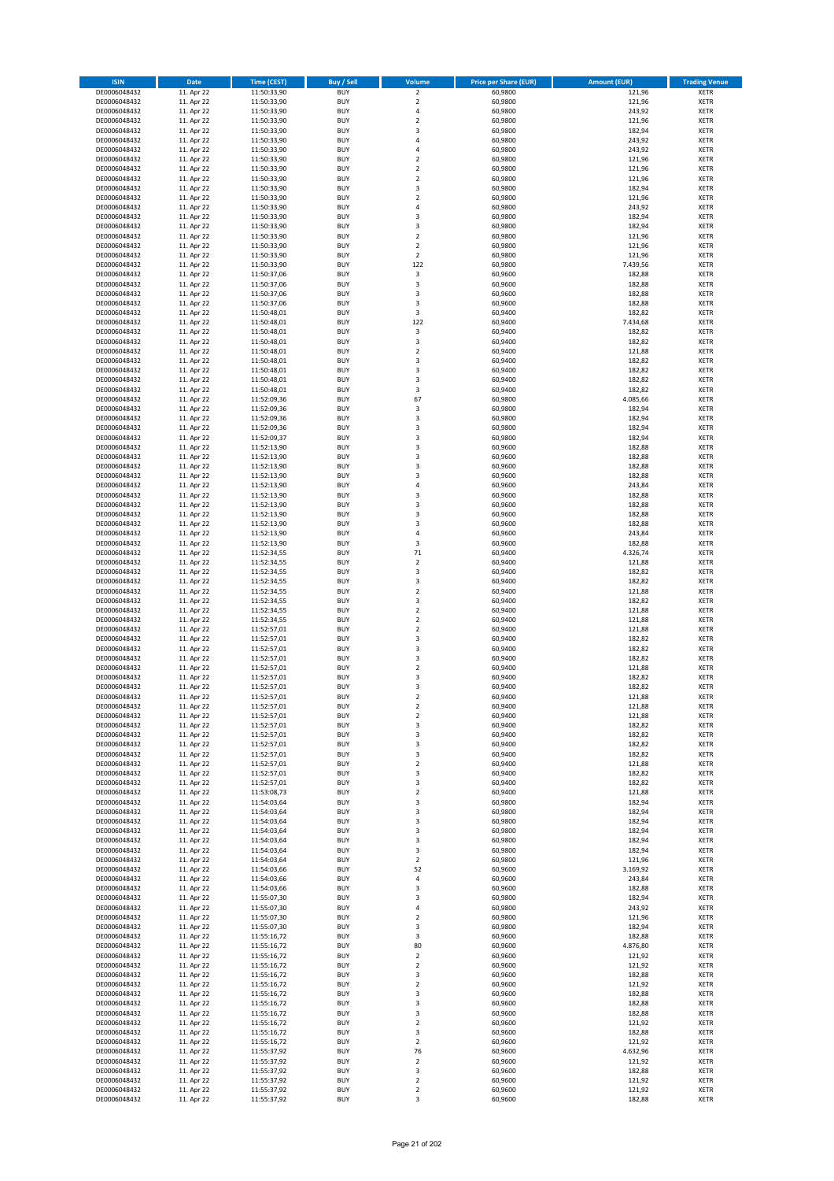| ISIN | Date | Time (CEST) | Buy / Sell | Volume | Price per Share (EUR) | Amount (EUR) | Trading Venue |
|---|---|---|---|---|---|---|---|
| DE0006048432 | 11. Apr 22 | 11:50:33,90 | BUY | 2 | 60,9800 | 121,96 | XETR |
| DE0006048432 | 11. Apr 22 | 11:50:33,90 | BUY | 2 | 60,9800 | 121,96 | XETR |
| DE0006048432 | 11. Apr 22 | 11:50:33,90 | BUY | 4 | 60,9800 | 243,92 | XETR |
| DE0006048432 | 11. Apr 22 | 11:50:33,90 | BUY | 2 | 60,9800 | 121,96 | XETR |
| DE0006048432 | 11. Apr 22 | 11:50:33,90 | BUY | 3 | 60,9800 | 182,94 | XETR |
| DE0006048432 | 11. Apr 22 | 11:50:33,90 | BUY | 4 | 60,9800 | 243,92 | XETR |
| DE0006048432 | 11. Apr 22 | 11:50:33,90 | BUY | 4 | 60,9800 | 243,92 | XETR |
| DE0006048432 | 11. Apr 22 | 11:50:33,90 | BUY | 2 | 60,9800 | 121,96 | XETR |
| DE0006048432 | 11. Apr 22 | 11:50:33,90 | BUY | 2 | 60,9800 | 121,96 | XETR |
| DE0006048432 | 11. Apr 22 | 11:50:33,90 | BUY | 2 | 60,9800 | 121,96 | XETR |
| DE0006048432 | 11. Apr 22 | 11:50:33,90 | BUY | 3 | 60,9800 | 182,94 | XETR |
| DE0006048432 | 11. Apr 22 | 11:50:33,90 | BUY | 2 | 60,9800 | 121,96 | XETR |
| DE0006048432 | 11. Apr 22 | 11:50:33,90 | BUY | 4 | 60,9800 | 243,92 | XETR |
| DE0006048432 | 11. Apr 22 | 11:50:33,90 | BUY | 3 | 60,9800 | 182,94 | XETR |
| DE0006048432 | 11. Apr 22 | 11:50:33,90 | BUY | 3 | 60,9800 | 182,94 | XETR |
| DE0006048432 | 11. Apr 22 | 11:50:33,90 | BUY | 2 | 60,9800 | 121,96 | XETR |
| DE0006048432 | 11. Apr 22 | 11:50:33,90 | BUY | 2 | 60,9800 | 121,96 | XETR |
| DE0006048432 | 11. Apr 22 | 11:50:33,90 | BUY | 2 | 60,9800 | 121,96 | XETR |
| DE0006048432 | 11. Apr 22 | 11:50:33,90 | BUY | 122 | 60,9800 | 7.439,56 | XETR |
| DE0006048432 | 11. Apr 22 | 11:50:37,06 | BUY | 3 | 60,9600 | 182,88 | XETR |
| DE0006048432 | 11. Apr 22 | 11:50:37,06 | BUY | 3 | 60,9600 | 182,88 | XETR |
| DE0006048432 | 11. Apr 22 | 11:50:37,06 | BUY | 3 | 60,9600 | 182,88 | XETR |
| DE0006048432 | 11. Apr 22 | 11:50:37,06 | BUY | 3 | 60,9600 | 182,88 | XETR |
| DE0006048432 | 11. Apr 22 | 11:50:48,01 | BUY | 3 | 60,9400 | 182,82 | XETR |
| DE0006048432 | 11. Apr 22 | 11:50:48,01 | BUY | 122 | 60,9400 | 7.434,68 | XETR |
| DE0006048432 | 11. Apr 22 | 11:50:48,01 | BUY | 3 | 60,9400 | 182,82 | XETR |
| DE0006048432 | 11. Apr 22 | 11:50:48,01 | BUY | 3 | 60,9400 | 182,82 | XETR |
| DE0006048432 | 11. Apr 22 | 11:50:48,01 | BUY | 2 | 60,9400 | 121,88 | XETR |
| DE0006048432 | 11. Apr 22 | 11:50:48,01 | BUY | 3 | 60,9400 | 182,82 | XETR |
| DE0006048432 | 11. Apr 22 | 11:50:48,01 | BUY | 3 | 60,9400 | 182,82 | XETR |
| DE0006048432 | 11. Apr 22 | 11:50:48,01 | BUY | 3 | 60,9400 | 182,82 | XETR |
| DE0006048432 | 11. Apr 22 | 11:50:48,01 | BUY | 3 | 60,9400 | 182,82 | XETR |
| DE0006048432 | 11. Apr 22 | 11:52:09,36 | BUY | 67 | 60,9800 | 4.085,66 | XETR |
| DE0006048432 | 11. Apr 22 | 11:52:09,36 | BUY | 3 | 60,9800 | 182,94 | XETR |
| DE0006048432 | 11. Apr 22 | 11:52:09,36 | BUY | 3 | 60,9800 | 182,94 | XETR |
| DE0006048432 | 11. Apr 22 | 11:52:09,36 | BUY | 3 | 60,9800 | 182,94 | XETR |
| DE0006048432 | 11. Apr 22 | 11:52:09,37 | BUY | 3 | 60,9800 | 182,94 | XETR |
| DE0006048432 | 11. Apr 22 | 11:52:13,90 | BUY | 3 | 60,9600 | 182,88 | XETR |
| DE0006048432 | 11. Apr 22 | 11:52:13,90 | BUY | 3 | 60,9600 | 182,88 | XETR |
| DE0006048432 | 11. Apr 22 | 11:52:13,90 | BUY | 3 | 60,9600 | 182,88 | XETR |
| DE0006048432 | 11. Apr 22 | 11:52:13,90 | BUY | 3 | 60,9600 | 182,88 | XETR |
| DE0006048432 | 11. Apr 22 | 11:52:13,90 | BUY | 4 | 60,9600 | 243,84 | XETR |
| DE0006048432 | 11. Apr 22 | 11:52:13,90 | BUY | 3 | 60,9600 | 182,88 | XETR |
| DE0006048432 | 11. Apr 22 | 11:52:13,90 | BUY | 3 | 60,9600 | 182,88 | XETR |
| DE0006048432 | 11. Apr 22 | 11:52:13,90 | BUY | 3 | 60,9600 | 182,88 | XETR |
| DE0006048432 | 11. Apr 22 | 11:52:13,90 | BUY | 3 | 60,9600 | 182,88 | XETR |
| DE0006048432 | 11. Apr 22 | 11:52:13,90 | BUY | 4 | 60,9600 | 243,84 | XETR |
| DE0006048432 | 11. Apr 22 | 11:52:13,90 | BUY | 3 | 60,9600 | 182,88 | XETR |
| DE0006048432 | 11. Apr 22 | 11:52:34,55 | BUY | 71 | 60,9400 | 4.326,74 | XETR |
| DE0006048432 | 11. Apr 22 | 11:52:34,55 | BUY | 2 | 60,9400 | 121,88 | XETR |
| DE0006048432 | 11. Apr 22 | 11:52:34,55 | BUY | 3 | 60,9400 | 182,82 | XETR |
| DE0006048432 | 11. Apr 22 | 11:52:34,55 | BUY | 3 | 60,9400 | 182,82 | XETR |
| DE0006048432 | 11. Apr 22 | 11:52:34,55 | BUY | 2 | 60,9400 | 121,88 | XETR |
| DE0006048432 | 11. Apr 22 | 11:52:34,55 | BUY | 3 | 60,9400 | 182,82 | XETR |
| DE0006048432 | 11. Apr 22 | 11:52:34,55 | BUY | 2 | 60,9400 | 121,88 | XETR |
| DE0006048432 | 11. Apr 22 | 11:52:34,55 | BUY | 2 | 60,9400 | 121,88 | XETR |
| DE0006048432 | 11. Apr 22 | 11:52:57,01 | BUY | 2 | 60,9400 | 121,88 | XETR |
| DE0006048432 | 11. Apr 22 | 11:52:57,01 | BUY | 3 | 60,9400 | 182,82 | XETR |
| DE0006048432 | 11. Apr 22 | 11:52:57,01 | BUY | 3 | 60,9400 | 182,82 | XETR |
| DE0006048432 | 11. Apr 22 | 11:52:57,01 | BUY | 3 | 60,9400 | 182,82 | XETR |
| DE0006048432 | 11. Apr 22 | 11:52:57,01 | BUY | 2 | 60,9400 | 121,88 | XETR |
| DE0006048432 | 11. Apr 22 | 11:52:57,01 | BUY | 3 | 60,9400 | 182,82 | XETR |
| DE0006048432 | 11. Apr 22 | 11:52:57,01 | BUY | 3 | 60,9400 | 182,82 | XETR |
| DE0006048432 | 11. Apr 22 | 11:52:57,01 | BUY | 2 | 60,9400 | 121,88 | XETR |
| DE0006048432 | 11. Apr 22 | 11:52:57,01 | BUY | 2 | 60,9400 | 121,88 | XETR |
| DE0006048432 | 11. Apr 22 | 11:52:57,01 | BUY | 2 | 60,9400 | 121,88 | XETR |
| DE0006048432 | 11. Apr 22 | 11:52:57,01 | BUY | 3 | 60,9400 | 182,82 | XETR |
| DE0006048432 | 11. Apr 22 | 11:52:57,01 | BUY | 3 | 60,9400 | 182,82 | XETR |
| DE0006048432 | 11. Apr 22 | 11:52:57,01 | BUY | 3 | 60,9400 | 182,82 | XETR |
| DE0006048432 | 11. Apr 22 | 11:52:57,01 | BUY | 3 | 60,9400 | 182,82 | XETR |
| DE0006048432 | 11. Apr 22 | 11:52:57,01 | BUY | 2 | 60,9400 | 121,88 | XETR |
| DE0006048432 | 11. Apr 22 | 11:52:57,01 | BUY | 3 | 60,9400 | 182,82 | XETR |
| DE0006048432 | 11. Apr 22 | 11:52:57,01 | BUY | 3 | 60,9400 | 182,82 | XETR |
| DE0006048432 | 11. Apr 22 | 11:53:08,73 | BUY | 2 | 60,9400 | 121,88 | XETR |
| DE0006048432 | 11. Apr 22 | 11:54:03,64 | BUY | 3 | 60,9800 | 182,94 | XETR |
| DE0006048432 | 11. Apr 22 | 11:54:03,64 | BUY | 3 | 60,9800 | 182,94 | XETR |
| DE0006048432 | 11. Apr 22 | 11:54:03,64 | BUY | 3 | 60,9800 | 182,94 | XETR |
| DE0006048432 | 11. Apr 22 | 11:54:03,64 | BUY | 3 | 60,9800 | 182,94 | XETR |
| DE0006048432 | 11. Apr 22 | 11:54:03,64 | BUY | 3 | 60,9800 | 182,94 | XETR |
| DE0006048432 | 11. Apr 22 | 11:54:03,64 | BUY | 3 | 60,9800 | 182,94 | XETR |
| DE0006048432 | 11. Apr 22 | 11:54:03,64 | BUY | 2 | 60,9800 | 121,96 | XETR |
| DE0006048432 | 11. Apr 22 | 11:54:03,66 | BUY | 52 | 60,9600 | 3.169,92 | XETR |
| DE0006048432 | 11. Apr 22 | 11:54:03,66 | BUY | 4 | 60,9600 | 243,84 | XETR |
| DE0006048432 | 11. Apr 22 | 11:54:03,66 | BUY | 3 | 60,9600 | 182,88 | XETR |
| DE0006048432 | 11. Apr 22 | 11:55:07,30 | BUY | 3 | 60,9800 | 182,94 | XETR |
| DE0006048432 | 11. Apr 22 | 11:55:07,30 | BUY | 4 | 60,9800 | 243,92 | XETR |
| DE0006048432 | 11. Apr 22 | 11:55:07,30 | BUY | 2 | 60,9800 | 121,96 | XETR |
| DE0006048432 | 11. Apr 22 | 11:55:07,30 | BUY | 3 | 60,9800 | 182,94 | XETR |
| DE0006048432 | 11. Apr 22 | 11:55:16,72 | BUY | 3 | 60,9600 | 182,88 | XETR |
| DE0006048432 | 11. Apr 22 | 11:55:16,72 | BUY | 80 | 60,9600 | 4.876,80 | XETR |
| DE0006048432 | 11. Apr 22 | 11:55:16,72 | BUY | 2 | 60,9600 | 121,92 | XETR |
| DE0006048432 | 11. Apr 22 | 11:55:16,72 | BUY | 2 | 60,9600 | 121,92 | XETR |
| DE0006048432 | 11. Apr 22 | 11:55:16,72 | BUY | 3 | 60,9600 | 182,88 | XETR |
| DE0006048432 | 11. Apr 22 | 11:55:16,72 | BUY | 2 | 60,9600 | 121,92 | XETR |
| DE0006048432 | 11. Apr 22 | 11:55:16,72 | BUY | 3 | 60,9600 | 182,88 | XETR |
| DE0006048432 | 11. Apr 22 | 11:55:16,72 | BUY | 3 | 60,9600 | 182,88 | XETR |
| DE0006048432 | 11. Apr 22 | 11:55:16,72 | BUY | 3 | 60,9600 | 182,88 | XETR |
| DE0006048432 | 11. Apr 22 | 11:55:16,72 | BUY | 2 | 60,9600 | 121,92 | XETR |
| DE0006048432 | 11. Apr 22 | 11:55:16,72 | BUY | 3 | 60,9600 | 182,88 | XETR |
| DE0006048432 | 11. Apr 22 | 11:55:16,72 | BUY | 2 | 60,9600 | 121,92 | XETR |
| DE0006048432 | 11. Apr 22 | 11:55:37,92 | BUY | 76 | 60,9600 | 4.632,96 | XETR |
| DE0006048432 | 11. Apr 22 | 11:55:37,92 | BUY | 2 | 60,9600 | 121,92 | XETR |
| DE0006048432 | 11. Apr 22 | 11:55:37,92 | BUY | 3 | 60,9600 | 182,88 | XETR |
| DE0006048432 | 11. Apr 22 | 11:55:37,92 | BUY | 2 | 60,9600 | 121,92 | XETR |
| DE0006048432 | 11. Apr 22 | 11:55:37,92 | BUY | 2 | 60,9600 | 121,92 | XETR |
| DE0006048432 | 11. Apr 22 | 11:55:37,92 | BUY | 3 | 60,9600 | 182,88 | XETR |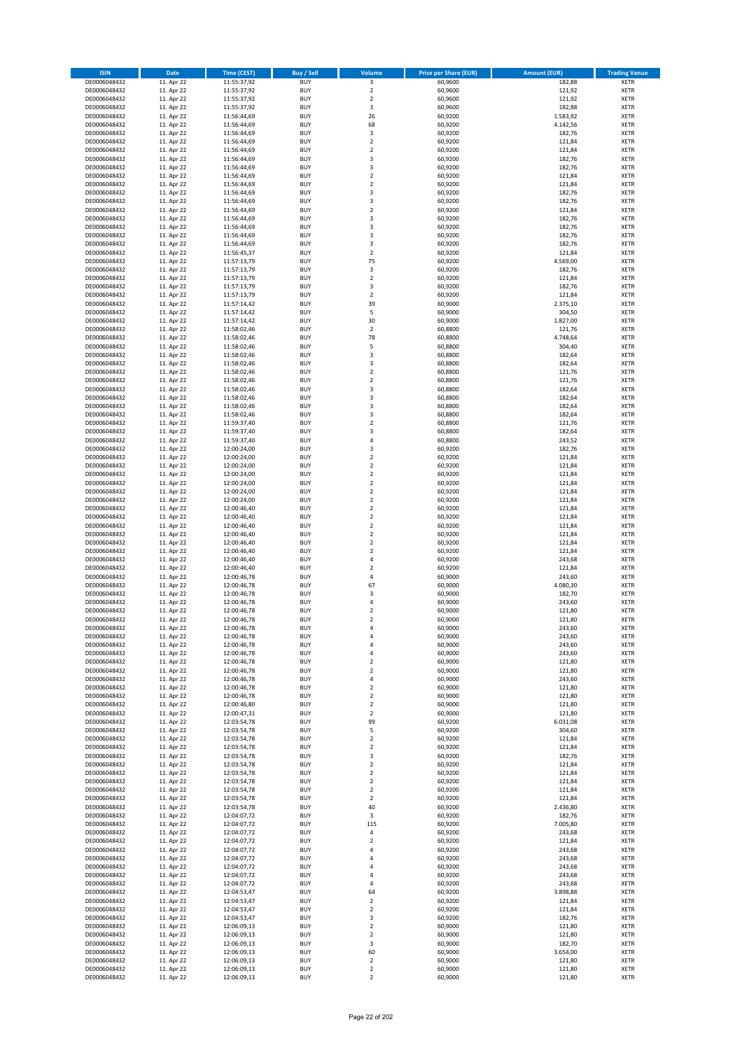| ISIN | Date | Time (CEST) | Buy / Sell | Volume | Price per Share (EUR) | Amount (EUR) | Trading Venue |
|---|---|---|---|---|---|---|---|
| DE0006048432 | 11. Apr 22 | 11:55:37,92 | BUY | 3 | 60,9600 | 182,88 | XETR |
| DE0006048432 | 11. Apr 22 | 11:55:37,92 | BUY | 2 | 60,9600 | 121,92 | XETR |
| DE0006048432 | 11. Apr 22 | 11:55:37,92 | BUY | 2 | 60,9600 | 121,92 | XETR |
| DE0006048432 | 11. Apr 22 | 11:55:37,92 | BUY | 3 | 60,9600 | 182,88 | XETR |
| DE0006048432 | 11. Apr 22 | 11:56:44,69 | BUY | 26 | 60,9200 | 1.583,92 | XETR |
| DE0006048432 | 11. Apr 22 | 11:56:44,69 | BUY | 68 | 60,9200 | 4.142,56 | XETR |
| DE0006048432 | 11. Apr 22 | 11:56:44,69 | BUY | 3 | 60,9200 | 182,76 | XETR |
| DE0006048432 | 11. Apr 22 | 11:56:44,69 | BUY | 2 | 60,9200 | 121,84 | XETR |
| DE0006048432 | 11. Apr 22 | 11:56:44,69 | BUY | 2 | 60,9200 | 121,84 | XETR |
| DE0006048432 | 11. Apr 22 | 11:56:44,69 | BUY | 3 | 60,9200 | 182,76 | XETR |
| DE0006048432 | 11. Apr 22 | 11:56:44,69 | BUY | 3 | 60,9200 | 182,76 | XETR |
| DE0006048432 | 11. Apr 22 | 11:56:44,69 | BUY | 2 | 60,9200 | 121,84 | XETR |
| DE0006048432 | 11. Apr 22 | 11:56:44,69 | BUY | 2 | 60,9200 | 121,84 | XETR |
| DE0006048432 | 11. Apr 22 | 11:56:44,69 | BUY | 3 | 60,9200 | 182,76 | XETR |
| DE0006048432 | 11. Apr 22 | 11:56:44,69 | BUY | 3 | 60,9200 | 182,76 | XETR |
| DE0006048432 | 11. Apr 22 | 11:56:44,69 | BUY | 2 | 60,9200 | 121,84 | XETR |
| DE0006048432 | 11. Apr 22 | 11:56:44,69 | BUY | 3 | 60,9200 | 182,76 | XETR |
| DE0006048432 | 11. Apr 22 | 11:56:44,69 | BUY | 3 | 60,9200 | 182,76 | XETR |
| DE0006048432 | 11. Apr 22 | 11:56:44,69 | BUY | 3 | 60,9200 | 182,76 | XETR |
| DE0006048432 | 11. Apr 22 | 11:56:44,69 | BUY | 3 | 60,9200 | 182,76 | XETR |
| DE0006048432 | 11. Apr 22 | 11:56:45,37 | BUY | 2 | 60,9200 | 121,84 | XETR |
| DE0006048432 | 11. Apr 22 | 11:57:13,79 | BUY | 75 | 60,9200 | 4.569,00 | XETR |
| DE0006048432 | 11. Apr 22 | 11:57:13,79 | BUY | 3 | 60,9200 | 182,76 | XETR |
| DE0006048432 | 11. Apr 22 | 11:57:13,79 | BUY | 2 | 60,9200 | 121,84 | XETR |
| DE0006048432 | 11. Apr 22 | 11:57:13,79 | BUY | 3 | 60,9200 | 182,76 | XETR |
| DE0006048432 | 11. Apr 22 | 11:57:13,79 | BUY | 2 | 60,9200 | 121,84 | XETR |
| DE0006048432 | 11. Apr 22 | 11:57:14,42 | BUY | 39 | 60,9000 | 2.375,10 | XETR |
| DE0006048432 | 11. Apr 22 | 11:57:14,42 | BUY | 5 | 60,9000 | 304,50 | XETR |
| DE0006048432 | 11. Apr 22 | 11:57:14,42 | BUY | 30 | 60,9000 | 1.827,00 | XETR |
| DE0006048432 | 11. Apr 22 | 11:58:02,46 | BUY | 2 | 60,8800 | 121,76 | XETR |
| DE0006048432 | 11. Apr 22 | 11:58:02,46 | BUY | 78 | 60,8800 | 4.748,64 | XETR |
| DE0006048432 | 11. Apr 22 | 11:58:02,46 | BUY | 5 | 60,8800 | 304,40 | XETR |
| DE0006048432 | 11. Apr 22 | 11:58:02,46 | BUY | 3 | 60,8800 | 182,64 | XETR |
| DE0006048432 | 11. Apr 22 | 11:58:02,46 | BUY | 3 | 60,8800 | 182,64 | XETR |
| DE0006048432 | 11. Apr 22 | 11:58:02,46 | BUY | 2 | 60,8800 | 121,76 | XETR |
| DE0006048432 | 11. Apr 22 | 11:58:02,46 | BUY | 2 | 60,8800 | 121,76 | XETR |
| DE0006048432 | 11. Apr 22 | 11:58:02,46 | BUY | 3 | 60,8800 | 182,64 | XETR |
| DE0006048432 | 11. Apr 22 | 11:58:02,46 | BUY | 3 | 60,8800 | 182,64 | XETR |
| DE0006048432 | 11. Apr 22 | 11:58:02,46 | BUY | 3 | 60,8800 | 182,64 | XETR |
| DE0006048432 | 11. Apr 22 | 11:58:02,46 | BUY | 3 | 60,8800 | 182,64 | XETR |
| DE0006048432 | 11. Apr 22 | 11:59:37,40 | BUY | 2 | 60,8800 | 121,76 | XETR |
| DE0006048432 | 11. Apr 22 | 11:59:37,40 | BUY | 3 | 60,8800 | 182,64 | XETR |
| DE0006048432 | 11. Apr 22 | 11:59:37,40 | BUY | 4 | 60,8800 | 243,52 | XETR |
| DE0006048432 | 11. Apr 22 | 12:00:24,00 | BUY | 3 | 60,9200 | 182,76 | XETR |
| DE0006048432 | 11. Apr 22 | 12:00:24,00 | BUY | 2 | 60,9200 | 121,84 | XETR |
| DE0006048432 | 11. Apr 22 | 12:00:24,00 | BUY | 2 | 60,9200 | 121,84 | XETR |
| DE0006048432 | 11. Apr 22 | 12:00:24,00 | BUY | 2 | 60,9200 | 121,84 | XETR |
| DE0006048432 | 11. Apr 22 | 12:00:24,00 | BUY | 2 | 60,9200 | 121,84 | XETR |
| DE0006048432 | 11. Apr 22 | 12:00:24,00 | BUY | 2 | 60,9200 | 121,84 | XETR |
| DE0006048432 | 11. Apr 22 | 12:00:24,00 | BUY | 2 | 60,9200 | 121,84 | XETR |
| DE0006048432 | 11. Apr 22 | 12:00:46,40 | BUY | 2 | 60,9200 | 121,84 | XETR |
| DE0006048432 | 11. Apr 22 | 12:00:46,40 | BUY | 2 | 60,9200 | 121,84 | XETR |
| DE0006048432 | 11. Apr 22 | 12:00:46,40 | BUY | 2 | 60,9200 | 121,84 | XETR |
| DE0006048432 | 11. Apr 22 | 12:00:46,40 | BUY | 2 | 60,9200 | 121,84 | XETR |
| DE0006048432 | 11. Apr 22 | 12:00:46,40 | BUY | 2 | 60,9200 | 121,84 | XETR |
| DE0006048432 | 11. Apr 22 | 12:00:46,40 | BUY | 2 | 60,9200 | 121,84 | XETR |
| DE0006048432 | 11. Apr 22 | 12:00:46,40 | BUY | 4 | 60,9200 | 243,68 | XETR |
| DE0006048432 | 11. Apr 22 | 12:00:46,40 | BUY | 2 | 60,9200 | 121,84 | XETR |
| DE0006048432 | 11. Apr 22 | 12:00:46,78 | BUY | 4 | 60,9000 | 243,60 | XETR |
| DE0006048432 | 11. Apr 22 | 12:00:46,78 | BUY | 67 | 60,9000 | 4.080,30 | XETR |
| DE0006048432 | 11. Apr 22 | 12:00:46,78 | BUY | 3 | 60,9000 | 182,70 | XETR |
| DE0006048432 | 11. Apr 22 | 12:00:46,78 | BUY | 4 | 60,9000 | 243,60 | XETR |
| DE0006048432 | 11. Apr 22 | 12:00:46,78 | BUY | 2 | 60,9000 | 121,80 | XETR |
| DE0006048432 | 11. Apr 22 | 12:00:46,78 | BUY | 2 | 60,9000 | 121,80 | XETR |
| DE0006048432 | 11. Apr 22 | 12:00:46,78 | BUY | 4 | 60,9000 | 243,60 | XETR |
| DE0006048432 | 11. Apr 22 | 12:00:46,78 | BUY | 4 | 60,9000 | 243,60 | XETR |
| DE0006048432 | 11. Apr 22 | 12:00:46,78 | BUY | 4 | 60,9000 | 243,60 | XETR |
| DE0006048432 | 11. Apr 22 | 12:00:46,78 | BUY | 4 | 60,9000 | 243,60 | XETR |
| DE0006048432 | 11. Apr 22 | 12:00:46,78 | BUY | 2 | 60,9000 | 121,80 | XETR |
| DE0006048432 | 11. Apr 22 | 12:00:46,78 | BUY | 2 | 60,9000 | 121,80 | XETR |
| DE0006048432 | 11. Apr 22 | 12:00:46,78 | BUY | 4 | 60,9000 | 243,60 | XETR |
| DE0006048432 | 11. Apr 22 | 12:00:46,78 | BUY | 2 | 60,9000 | 121,80 | XETR |
| DE0006048432 | 11. Apr 22 | 12:00:46,78 | BUY | 2 | 60,9000 | 121,80 | XETR |
| DE0006048432 | 11. Apr 22 | 12:00:46,80 | BUY | 2 | 60,9000 | 121,80 | XETR |
| DE0006048432 | 11. Apr 22 | 12:00:47,31 | BUY | 2 | 60,9000 | 121,80 | XETR |
| DE0006048432 | 11. Apr 22 | 12:03:54,78 | BUY | 99 | 60,9200 | 6.031,08 | XETR |
| DE0006048432 | 11. Apr 22 | 12:03:54,78 | BUY | 5 | 60,9200 | 304,60 | XETR |
| DE0006048432 | 11. Apr 22 | 12:03:54,78 | BUY | 2 | 60,9200 | 121,84 | XETR |
| DE0006048432 | 11. Apr 22 | 12:03:54,78 | BUY | 2 | 60,9200 | 121,84 | XETR |
| DE0006048432 | 11. Apr 22 | 12:03:54,78 | BUY | 3 | 60,9200 | 182,76 | XETR |
| DE0006048432 | 11. Apr 22 | 12:03:54,78 | BUY | 2 | 60,9200 | 121,84 | XETR |
| DE0006048432 | 11. Apr 22 | 12:03:54,78 | BUY | 2 | 60,9200 | 121,84 | XETR |
| DE0006048432 | 11. Apr 22 | 12:03:54,78 | BUY | 2 | 60,9200 | 121,84 | XETR |
| DE0006048432 | 11. Apr 22 | 12:03:54,78 | BUY | 2 | 60,9200 | 121,84 | XETR |
| DE0006048432 | 11. Apr 22 | 12:03:54,78 | BUY | 2 | 60,9200 | 121,84 | XETR |
| DE0006048432 | 11. Apr 22 | 12:03:54,78 | BUY | 40 | 60,9200 | 2.436,80 | XETR |
| DE0006048432 | 11. Apr 22 | 12:04:07,72 | BUY | 3 | 60,9200 | 182,76 | XETR |
| DE0006048432 | 11. Apr 22 | 12:04:07,72 | BUY | 115 | 60,9200 | 7.005,80 | XETR |
| DE0006048432 | 11. Apr 22 | 12:04:07,72 | BUY | 4 | 60,9200 | 243,68 | XETR |
| DE0006048432 | 11. Apr 22 | 12:04:07,72 | BUY | 2 | 60,9200 | 121,84 | XETR |
| DE0006048432 | 11. Apr 22 | 12:04:07,72 | BUY | 4 | 60,9200 | 243,68 | XETR |
| DE0006048432 | 11. Apr 22 | 12:04:07,72 | BUY | 4 | 60,9200 | 243,68 | XETR |
| DE0006048432 | 11. Apr 22 | 12:04:07,72 | BUY | 4 | 60,9200 | 243,68 | XETR |
| DE0006048432 | 11. Apr 22 | 12:04:07,72 | BUY | 4 | 60,9200 | 243,68 | XETR |
| DE0006048432 | 11. Apr 22 | 12:04:07,72 | BUY | 4 | 60,9200 | 243,68 | XETR |
| DE0006048432 | 11. Apr 22 | 12:04:53,47 | BUY | 64 | 60,9200 | 3.898,88 | XETR |
| DE0006048432 | 11. Apr 22 | 12:04:53,47 | BUY | 2 | 60,9200 | 121,84 | XETR |
| DE0006048432 | 11. Apr 22 | 12:04:53,47 | BUY | 2 | 60,9200 | 121,84 | XETR |
| DE0006048432 | 11. Apr 22 | 12:04:53,47 | BUY | 3 | 60,9200 | 182,76 | XETR |
| DE0006048432 | 11. Apr 22 | 12:06:09,13 | BUY | 2 | 60,9000 | 121,80 | XETR |
| DE0006048432 | 11. Apr 22 | 12:06:09,13 | BUY | 2 | 60,9000 | 121,80 | XETR |
| DE0006048432 | 11. Apr 22 | 12:06:09,13 | BUY | 3 | 60,9000 | 182,70 | XETR |
| DE0006048432 | 11. Apr 22 | 12:06:09,13 | BUY | 60 | 60,9000 | 3.654,00 | XETR |
| DE0006048432 | 11. Apr 22 | 12:06:09,13 | BUY | 2 | 60,9000 | 121,80 | XETR |
| DE0006048432 | 11. Apr 22 | 12:06:09,13 | BUY | 2 | 60,9000 | 121,80 | XETR |
| DE0006048432 | 11. Apr 22 | 12:06:09,13 | BUY | 2 | 60,9000 | 121,80 | XETR |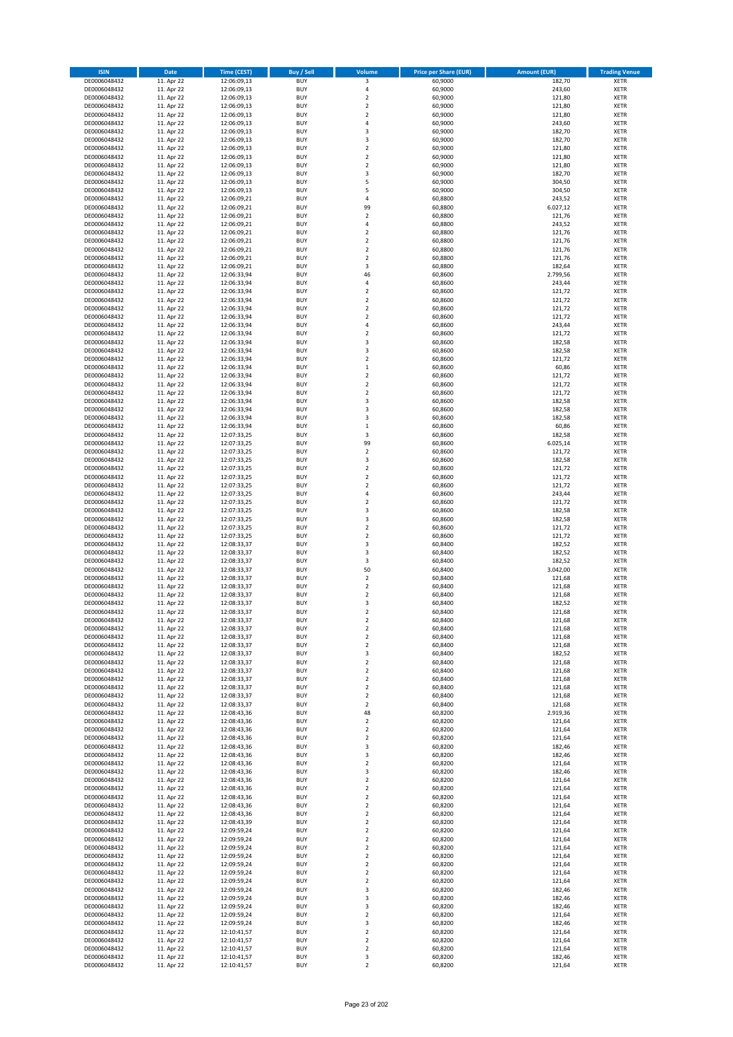| ISIN | Date | Time (CEST) | Buy / Sell | Volume | Price per Share (EUR) | Amount (EUR) | Trading Venue |
|---|---|---|---|---|---|---|---|
| DE0006048432 | 11. Apr 22 | 12:06:09,13 | BUY | 3 | 60,9000 | 182,70 | XETR |
| DE0006048432 | 11. Apr 22 | 12:06:09,13 | BUY | 4 | 60,9000 | 243,60 | XETR |
| DE0006048432 | 11. Apr 22 | 12:06:09,13 | BUY | 2 | 60,9000 | 121,80 | XETR |
| DE0006048432 | 11. Apr 22 | 12:06:09,13 | BUY | 2 | 60,9000 | 121,80 | XETR |
| DE0006048432 | 11. Apr 22 | 12:06:09,13 | BUY | 2 | 60,9000 | 121,80 | XETR |
| DE0006048432 | 11. Apr 22 | 12:06:09,13 | BUY | 4 | 60,9000 | 243,60 | XETR |
| DE0006048432 | 11. Apr 22 | 12:06:09,13 | BUY | 3 | 60,9000 | 182,70 | XETR |
| DE0006048432 | 11. Apr 22 | 12:06:09,13 | BUY | 3 | 60,9000 | 182,70 | XETR |
| DE0006048432 | 11. Apr 22 | 12:06:09,13 | BUY | 2 | 60,9000 | 121,80 | XETR |
| DE0006048432 | 11. Apr 22 | 12:06:09,13 | BUY | 2 | 60,9000 | 121,80 | XETR |
| DE0006048432 | 11. Apr 22 | 12:06:09,13 | BUY | 2 | 60,9000 | 121,80 | XETR |
| DE0006048432 | 11. Apr 22 | 12:06:09,13 | BUY | 3 | 60,9000 | 182,70 | XETR |
| DE0006048432 | 11. Apr 22 | 12:06:09,13 | BUY | 5 | 60,9000 | 304,50 | XETR |
| DE0006048432 | 11. Apr 22 | 12:06:09,13 | BUY | 5 | 60,9000 | 304,50 | XETR |
| DE0006048432 | 11. Apr 22 | 12:06:09,21 | BUY | 4 | 60,8800 | 243,52 | XETR |
| DE0006048432 | 11. Apr 22 | 12:06:09,21 | BUY | 99 | 60,8800 | 6.027,12 | XETR |
| DE0006048432 | 11. Apr 22 | 12:06:09,21 | BUY | 2 | 60,8800 | 121,76 | XETR |
| DE0006048432 | 11. Apr 22 | 12:06:09,21 | BUY | 4 | 60,8800 | 243,52 | XETR |
| DE0006048432 | 11. Apr 22 | 12:06:09,21 | BUY | 2 | 60,8800 | 121,76 | XETR |
| DE0006048432 | 11. Apr 22 | 12:06:09,21 | BUY | 2 | 60,8800 | 121,76 | XETR |
| DE0006048432 | 11. Apr 22 | 12:06:09,21 | BUY | 2 | 60,8800 | 121,76 | XETR |
| DE0006048432 | 11. Apr 22 | 12:06:09,21 | BUY | 2 | 60,8800 | 121,76 | XETR |
| DE0006048432 | 11. Apr 22 | 12:06:09,21 | BUY | 3 | 60,8800 | 182,64 | XETR |
| DE0006048432 | 11. Apr 22 | 12:06:33,94 | BUY | 46 | 60,8600 | 2.799,56 | XETR |
| DE0006048432 | 11. Apr 22 | 12:06:33,94 | BUY | 4 | 60,8600 | 243,44 | XETR |
| DE0006048432 | 11. Apr 22 | 12:06:33,94 | BUY | 2 | 60,8600 | 121,72 | XETR |
| DE0006048432 | 11. Apr 22 | 12:06:33,94 | BUY | 2 | 60,8600 | 121,72 | XETR |
| DE0006048432 | 11. Apr 22 | 12:06:33,94 | BUY | 2 | 60,8600 | 121,72 | XETR |
| DE0006048432 | 11. Apr 22 | 12:06:33,94 | BUY | 2 | 60,8600 | 121,72 | XETR |
| DE0006048432 | 11. Apr 22 | 12:06:33,94 | BUY | 4 | 60,8600 | 243,44 | XETR |
| DE0006048432 | 11. Apr 22 | 12:06:33,94 | BUY | 2 | 60,8600 | 121,72 | XETR |
| DE0006048432 | 11. Apr 22 | 12:06:33,94 | BUY | 3 | 60,8600 | 182,58 | XETR |
| DE0006048432 | 11. Apr 22 | 12:06:33,94 | BUY | 3 | 60,8600 | 182,58 | XETR |
| DE0006048432 | 11. Apr 22 | 12:06:33,94 | BUY | 2 | 60,8600 | 121,72 | XETR |
| DE0006048432 | 11. Apr 22 | 12:06:33,94 | BUY | 1 | 60,8600 | 60,86 | XETR |
| DE0006048432 | 11. Apr 22 | 12:06:33,94 | BUY | 2 | 60,8600 | 121,72 | XETR |
| DE0006048432 | 11. Apr 22 | 12:06:33,94 | BUY | 2 | 60,8600 | 121,72 | XETR |
| DE0006048432 | 11. Apr 22 | 12:06:33,94 | BUY | 2 | 60,8600 | 121,72 | XETR |
| DE0006048432 | 11. Apr 22 | 12:06:33,94 | BUY | 3 | 60,8600 | 182,58 | XETR |
| DE0006048432 | 11. Apr 22 | 12:06:33,94 | BUY | 3 | 60,8600 | 182,58 | XETR |
| DE0006048432 | 11. Apr 22 | 12:06:33,94 | BUY | 3 | 60,8600 | 182,58 | XETR |
| DE0006048432 | 11. Apr 22 | 12:06:33,94 | BUY | 1 | 60,8600 | 60,86 | XETR |
| DE0006048432 | 11. Apr 22 | 12:07:33,25 | BUY | 3 | 60,8600 | 182,58 | XETR |
| DE0006048432 | 11. Apr 22 | 12:07:33,25 | BUY | 99 | 60,8600 | 6.025,14 | XETR |
| DE0006048432 | 11. Apr 22 | 12:07:33,25 | BUY | 2 | 60,8600 | 121,72 | XETR |
| DE0006048432 | 11. Apr 22 | 12:07:33,25 | BUY | 3 | 60,8600 | 182,58 | XETR |
| DE0006048432 | 11. Apr 22 | 12:07:33,25 | BUY | 2 | 60,8600 | 121,72 | XETR |
| DE0006048432 | 11. Apr 22 | 12:07:33,25 | BUY | 2 | 60,8600 | 121,72 | XETR |
| DE0006048432 | 11. Apr 22 | 12:07:33,25 | BUY | 2 | 60,8600 | 121,72 | XETR |
| DE0006048432 | 11. Apr 22 | 12:07:33,25 | BUY | 4 | 60,8600 | 243,44 | XETR |
| DE0006048432 | 11. Apr 22 | 12:07:33,25 | BUY | 2 | 60,8600 | 121,72 | XETR |
| DE0006048432 | 11. Apr 22 | 12:07:33,25 | BUY | 3 | 60,8600 | 182,58 | XETR |
| DE0006048432 | 11. Apr 22 | 12:07:33,25 | BUY | 3 | 60,8600 | 182,58 | XETR |
| DE0006048432 | 11. Apr 22 | 12:07:33,25 | BUY | 2 | 60,8600 | 121,72 | XETR |
| DE0006048432 | 11. Apr 22 | 12:07:33,25 | BUY | 2 | 60,8600 | 121,72 | XETR |
| DE0006048432 | 11. Apr 22 | 12:08:33,37 | BUY | 3 | 60,8400 | 182,52 | XETR |
| DE0006048432 | 11. Apr 22 | 12:08:33,37 | BUY | 3 | 60,8400 | 182,52 | XETR |
| DE0006048432 | 11. Apr 22 | 12:08:33,37 | BUY | 3 | 60,8400 | 182,52 | XETR |
| DE0006048432 | 11. Apr 22 | 12:08:33,37 | BUY | 50 | 60,8400 | 3.042,00 | XETR |
| DE0006048432 | 11. Apr 22 | 12:08:33,37 | BUY | 2 | 60,8400 | 121,68 | XETR |
| DE0006048432 | 11. Apr 22 | 12:08:33,37 | BUY | 2 | 60,8400 | 121,68 | XETR |
| DE0006048432 | 11. Apr 22 | 12:08:33,37 | BUY | 2 | 60,8400 | 121,68 | XETR |
| DE0006048432 | 11. Apr 22 | 12:08:33,37 | BUY | 3 | 60,8400 | 182,52 | XETR |
| DE0006048432 | 11. Apr 22 | 12:08:33,37 | BUY | 2 | 60,8400 | 121,68 | XETR |
| DE0006048432 | 11. Apr 22 | 12:08:33,37 | BUY | 2 | 60,8400 | 121,68 | XETR |
| DE0006048432 | 11. Apr 22 | 12:08:33,37 | BUY | 2 | 60,8400 | 121,68 | XETR |
| DE0006048432 | 11. Apr 22 | 12:08:33,37 | BUY | 2 | 60,8400 | 121,68 | XETR |
| DE0006048432 | 11. Apr 22 | 12:08:33,37 | BUY | 2 | 60,8400 | 121,68 | XETR |
| DE0006048432 | 11. Apr 22 | 12:08:33,37 | BUY | 3 | 60,8400 | 182,52 | XETR |
| DE0006048432 | 11. Apr 22 | 12:08:33,37 | BUY | 2 | 60,8400 | 121,68 | XETR |
| DE0006048432 | 11. Apr 22 | 12:08:33,37 | BUY | 2 | 60,8400 | 121,68 | XETR |
| DE0006048432 | 11. Apr 22 | 12:08:33,37 | BUY | 2 | 60,8400 | 121,68 | XETR |
| DE0006048432 | 11. Apr 22 | 12:08:33,37 | BUY | 2 | 60,8400 | 121,68 | XETR |
| DE0006048432 | 11. Apr 22 | 12:08:33,37 | BUY | 2 | 60,8400 | 121,68 | XETR |
| DE0006048432 | 11. Apr 22 | 12:08:33,37 | BUY | 2 | 60,8400 | 121,68 | XETR |
| DE0006048432 | 11. Apr 22 | 12:08:43,36 | BUY | 48 | 60,8200 | 2.919,36 | XETR |
| DE0006048432 | 11. Apr 22 | 12:08:43,36 | BUY | 2 | 60,8200 | 121,64 | XETR |
| DE0006048432 | 11. Apr 22 | 12:08:43,36 | BUY | 2 | 60,8200 | 121,64 | XETR |
| DE0006048432 | 11. Apr 22 | 12:08:43,36 | BUY | 2 | 60,8200 | 121,64 | XETR |
| DE0006048432 | 11. Apr 22 | 12:08:43,36 | BUY | 3 | 60,8200 | 182,46 | XETR |
| DE0006048432 | 11. Apr 22 | 12:08:43,36 | BUY | 3 | 60,8200 | 182,46 | XETR |
| DE0006048432 | 11. Apr 22 | 12:08:43,36 | BUY | 2 | 60,8200 | 121,64 | XETR |
| DE0006048432 | 11. Apr 22 | 12:08:43,36 | BUY | 3 | 60,8200 | 182,46 | XETR |
| DE0006048432 | 11. Apr 22 | 12:08:43,36 | BUY | 2 | 60,8200 | 121,64 | XETR |
| DE0006048432 | 11. Apr 22 | 12:08:43,36 | BUY | 2 | 60,8200 | 121,64 | XETR |
| DE0006048432 | 11. Apr 22 | 12:08:43,36 | BUY | 2 | 60,8200 | 121,64 | XETR |
| DE0006048432 | 11. Apr 22 | 12:08:43,36 | BUY | 2 | 60,8200 | 121,64 | XETR |
| DE0006048432 | 11. Apr 22 | 12:08:43,36 | BUY | 2 | 60,8200 | 121,64 | XETR |
| DE0006048432 | 11. Apr 22 | 12:08:43,39 | BUY | 2 | 60,8200 | 121,64 | XETR |
| DE0006048432 | 11. Apr 22 | 12:09:59,24 | BUY | 2 | 60,8200 | 121,64 | XETR |
| DE0006048432 | 11. Apr 22 | 12:09:59,24 | BUY | 2 | 60,8200 | 121,64 | XETR |
| DE0006048432 | 11. Apr 22 | 12:09:59,24 | BUY | 2 | 60,8200 | 121,64 | XETR |
| DE0006048432 | 11. Apr 22 | 12:09:59,24 | BUY | 2 | 60,8200 | 121,64 | XETR |
| DE0006048432 | 11. Apr 22 | 12:09:59,24 | BUY | 2 | 60,8200 | 121,64 | XETR |
| DE0006048432 | 11. Apr 22 | 12:09:59,24 | BUY | 2 | 60,8200 | 121,64 | XETR |
| DE0006048432 | 11. Apr 22 | 12:09:59,24 | BUY | 2 | 60,8200 | 121,64 | XETR |
| DE0006048432 | 11. Apr 22 | 12:09:59,24 | BUY | 3 | 60,8200 | 182,46 | XETR |
| DE0006048432 | 11. Apr 22 | 12:09:59,24 | BUY | 3 | 60,8200 | 182,46 | XETR |
| DE0006048432 | 11. Apr 22 | 12:09:59,24 | BUY | 3 | 60,8200 | 182,46 | XETR |
| DE0006048432 | 11. Apr 22 | 12:09:59,24 | BUY | 2 | 60,8200 | 121,64 | XETR |
| DE0006048432 | 11. Apr 22 | 12:09:59,24 | BUY | 3 | 60,8200 | 182,46 | XETR |
| DE0006048432 | 11. Apr 22 | 12:10:41,57 | BUY | 2 | 60,8200 | 121,64 | XETR |
| DE0006048432 | 11. Apr 22 | 12:10:41,57 | BUY | 2 | 60,8200 | 121,64 | XETR |
| DE0006048432 | 11. Apr 22 | 12:10:41,57 | BUY | 2 | 60,8200 | 121,64 | XETR |
| DE0006048432 | 11. Apr 22 | 12:10:41,57 | BUY | 3 | 60,8200 | 182,46 | XETR |
| DE0006048432 | 11. Apr 22 | 12:10:41,57 | BUY | 2 | 60,8200 | 121,64 | XETR |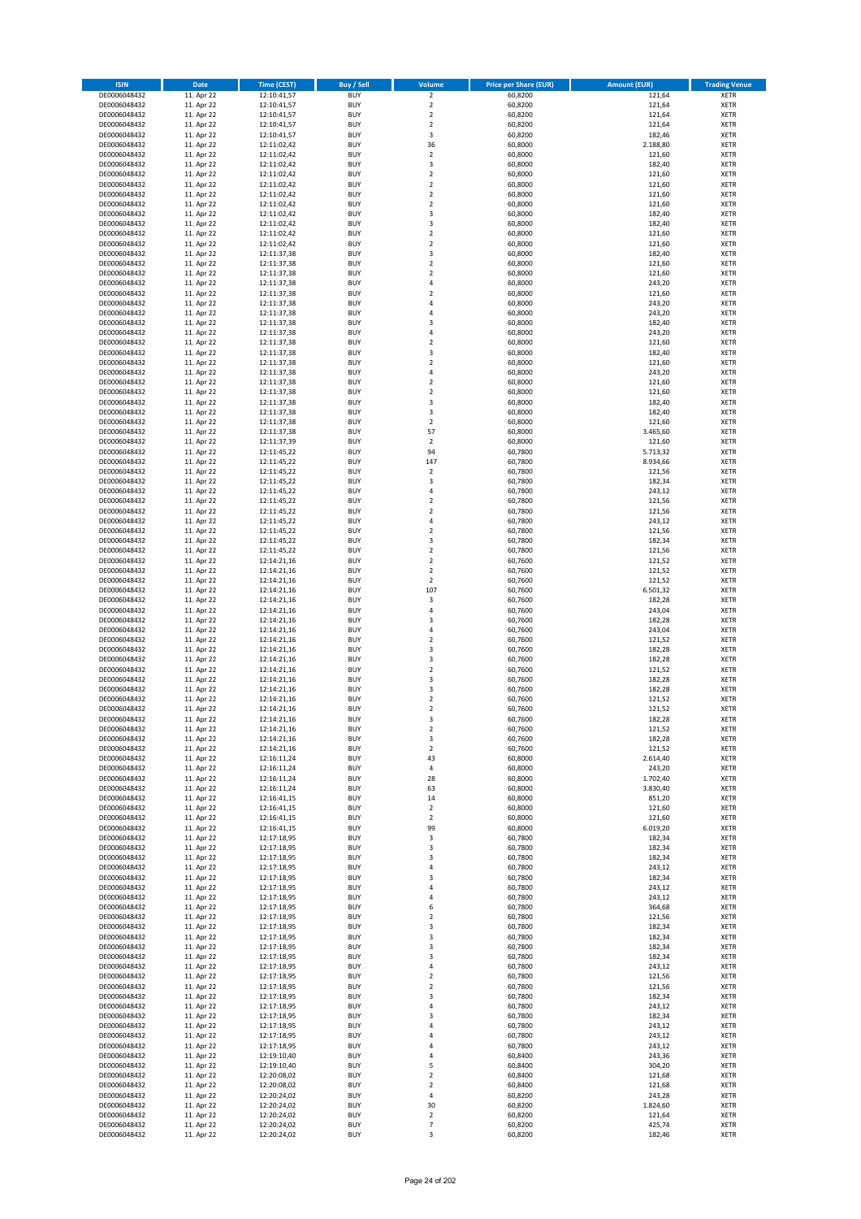| ISIN | Date | Time (CEST) | Buy / Sell | Volume | Price per Share (EUR) | Amount (EUR) | Trading Venue |
|---|---|---|---|---|---|---|---|
| DE0006048432 | 11. Apr 22 | 12:10:41,57 | BUY | 2 | 60,8200 | 121,64 | XETR |
| DE0006048432 | 11. Apr 22 | 12:10:41,57 | BUY | 2 | 60,8200 | 121,64 | XETR |
| DE0006048432 | 11. Apr 22 | 12:10:41,57 | BUY | 2 | 60,8200 | 121,64 | XETR |
| DE0006048432 | 11. Apr 22 | 12:10:41,57 | BUY | 2 | 60,8200 | 121,64 | XETR |
| DE0006048432 | 11. Apr 22 | 12:10:41,57 | BUY | 3 | 60,8200 | 182,46 | XETR |
| DE0006048432 | 11. Apr 22 | 12:11:02,42 | BUY | 36 | 60,8000 | 2.188,80 | XETR |
| DE0006048432 | 11. Apr 22 | 12:11:02,42 | BUY | 2 | 60,8000 | 121,60 | XETR |
| DE0006048432 | 11. Apr 22 | 12:11:02,42 | BUY | 3 | 60,8000 | 182,40 | XETR |
| DE0006048432 | 11. Apr 22 | 12:11:02,42 | BUY | 2 | 60,8000 | 121,60 | XETR |
| DE0006048432 | 11. Apr 22 | 12:11:02,42 | BUY | 2 | 60,8000 | 121,60 | XETR |
| DE0006048432 | 11. Apr 22 | 12:11:02,42 | BUY | 2 | 60,8000 | 121,60 | XETR |
| DE0006048432 | 11. Apr 22 | 12:11:02,42 | BUY | 2 | 60,8000 | 121,60 | XETR |
| DE0006048432 | 11. Apr 22 | 12:11:02,42 | BUY | 3 | 60,8000 | 182,40 | XETR |
| DE0006048432 | 11. Apr 22 | 12:11:02,42 | BUY | 3 | 60,8000 | 182,40 | XETR |
| DE0006048432 | 11. Apr 22 | 12:11:02,42 | BUY | 2 | 60,8000 | 121,60 | XETR |
| DE0006048432 | 11. Apr 22 | 12:11:02,42 | BUY | 2 | 60,8000 | 121,60 | XETR |
| DE0006048432 | 11. Apr 22 | 12:11:37,38 | BUY | 3 | 60,8000 | 182,40 | XETR |
| DE0006048432 | 11. Apr 22 | 12:11:37,38 | BUY | 2 | 60,8000 | 121,60 | XETR |
| DE0006048432 | 11. Apr 22 | 12:11:37,38 | BUY | 2 | 60,8000 | 121,60 | XETR |
| DE0006048432 | 11. Apr 22 | 12:11:37,38 | BUY | 4 | 60,8000 | 243,20 | XETR |
| DE0006048432 | 11. Apr 22 | 12:11:37,38 | BUY | 2 | 60,8000 | 121,60 | XETR |
| DE0006048432 | 11. Apr 22 | 12:11:37,38 | BUY | 4 | 60,8000 | 243,20 | XETR |
| DE0006048432 | 11. Apr 22 | 12:11:37,38 | BUY | 4 | 60,8000 | 243,20 | XETR |
| DE0006048432 | 11. Apr 22 | 12:11:37,38 | BUY | 3 | 60,8000 | 182,40 | XETR |
| DE0006048432 | 11. Apr 22 | 12:11:37,38 | BUY | 4 | 60,8000 | 243,20 | XETR |
| DE0006048432 | 11. Apr 22 | 12:11:37,38 | BUY | 2 | 60,8000 | 121,60 | XETR |
| DE0006048432 | 11. Apr 22 | 12:11:37,38 | BUY | 3 | 60,8000 | 182,40 | XETR |
| DE0006048432 | 11. Apr 22 | 12:11:37,38 | BUY | 2 | 60,8000 | 121,60 | XETR |
| DE0006048432 | 11. Apr 22 | 12:11:37,38 | BUY | 4 | 60,8000 | 243,20 | XETR |
| DE0006048432 | 11. Apr 22 | 12:11:37,38 | BUY | 2 | 60,8000 | 121,60 | XETR |
| DE0006048432 | 11. Apr 22 | 12:11:37,38 | BUY | 2 | 60,8000 | 121,60 | XETR |
| DE0006048432 | 11. Apr 22 | 12:11:37,38 | BUY | 3 | 60,8000 | 182,40 | XETR |
| DE0006048432 | 11. Apr 22 | 12:11:37,38 | BUY | 3 | 60,8000 | 182,40 | XETR |
| DE0006048432 | 11. Apr 22 | 12:11:37,38 | BUY | 2 | 60,8000 | 121,60 | XETR |
| DE0006048432 | 11. Apr 22 | 12:11:37,38 | BUY | 57 | 60,8000 | 3.465,60 | XETR |
| DE0006048432 | 11. Apr 22 | 12:11:37,39 | BUY | 2 | 60,8000 | 121,60 | XETR |
| DE0006048432 | 11. Apr 22 | 12:11:45,22 | BUY | 94 | 60,7800 | 5.713,32 | XETR |
| DE0006048432 | 11. Apr 22 | 12:11:45,22 | BUY | 147 | 60,7800 | 8.934,66 | XETR |
| DE0006048432 | 11. Apr 22 | 12:11:45,22 | BUY | 2 | 60,7800 | 121,56 | XETR |
| DE0006048432 | 11. Apr 22 | 12:11:45,22 | BUY | 3 | 60,7800 | 182,34 | XETR |
| DE0006048432 | 11. Apr 22 | 12:11:45,22 | BUY | 4 | 60,7800 | 243,12 | XETR |
| DE0006048432 | 11. Apr 22 | 12:11:45,22 | BUY | 2 | 60,7800 | 121,56 | XETR |
| DE0006048432 | 11. Apr 22 | 12:11:45,22 | BUY | 2 | 60,7800 | 121,56 | XETR |
| DE0006048432 | 11. Apr 22 | 12:11:45,22 | BUY | 4 | 60,7800 | 243,12 | XETR |
| DE0006048432 | 11. Apr 22 | 12:11:45,22 | BUY | 2 | 60,7800 | 121,56 | XETR |
| DE0006048432 | 11. Apr 22 | 12:11:45,22 | BUY | 3 | 60,7800 | 182,34 | XETR |
| DE0006048432 | 11. Apr 22 | 12:11:45,22 | BUY | 2 | 60,7800 | 121,56 | XETR |
| DE0006048432 | 11. Apr 22 | 12:14:21,16 | BUY | 2 | 60,7600 | 121,52 | XETR |
| DE0006048432 | 11. Apr 22 | 12:14:21,16 | BUY | 2 | 60,7600 | 121,52 | XETR |
| DE0006048432 | 11. Apr 22 | 12:14:21,16 | BUY | 2 | 60,7600 | 121,52 | XETR |
| DE0006048432 | 11. Apr 22 | 12:14:21,16 | BUY | 107 | 60,7600 | 6.501,32 | XETR |
| DE0006048432 | 11. Apr 22 | 12:14:21,16 | BUY | 3 | 60,7600 | 182,28 | XETR |
| DE0006048432 | 11. Apr 22 | 12:14:21,16 | BUY | 4 | 60,7600 | 243,04 | XETR |
| DE0006048432 | 11. Apr 22 | 12:14:21,16 | BUY | 3 | 60,7600 | 182,28 | XETR |
| DE0006048432 | 11. Apr 22 | 12:14:21,16 | BUY | 4 | 60,7600 | 243,04 | XETR |
| DE0006048432 | 11. Apr 22 | 12:14:21,16 | BUY | 2 | 60,7600 | 121,52 | XETR |
| DE0006048432 | 11. Apr 22 | 12:14:21,16 | BUY | 3 | 60,7600 | 182,28 | XETR |
| DE0006048432 | 11. Apr 22 | 12:14:21,16 | BUY | 3 | 60,7600 | 182,28 | XETR |
| DE0006048432 | 11. Apr 22 | 12:14:21,16 | BUY | 2 | 60,7600 | 121,52 | XETR |
| DE0006048432 | 11. Apr 22 | 12:14:21,16 | BUY | 3 | 60,7600 | 182,28 | XETR |
| DE0006048432 | 11. Apr 22 | 12:14:21,16 | BUY | 3 | 60,7600 | 182,28 | XETR |
| DE0006048432 | 11. Apr 22 | 12:14:21,16 | BUY | 2 | 60,7600 | 121,52 | XETR |
| DE0006048432 | 11. Apr 22 | 12:14:21,16 | BUY | 2 | 60,7600 | 121,52 | XETR |
| DE0006048432 | 11. Apr 22 | 12:14:21,16 | BUY | 3 | 60,7600 | 182,28 | XETR |
| DE0006048432 | 11. Apr 22 | 12:14:21,16 | BUY | 2 | 60,7600 | 121,52 | XETR |
| DE0006048432 | 11. Apr 22 | 12:14:21,16 | BUY | 3 | 60,7600 | 182,28 | XETR |
| DE0006048432 | 11. Apr 22 | 12:14:21,16 | BUY | 2 | 60,7600 | 121,52 | XETR |
| DE0006048432 | 11. Apr 22 | 12:16:11,24 | BUY | 43 | 60,8000 | 2.614,40 | XETR |
| DE0006048432 | 11. Apr 22 | 12:16:11,24 | BUY | 4 | 60,8000 | 243,20 | XETR |
| DE0006048432 | 11. Apr 22 | 12:16:11,24 | BUY | 28 | 60,8000 | 1.702,40 | XETR |
| DE0006048432 | 11. Apr 22 | 12:16:11,24 | BUY | 63 | 60,8000 | 3.830,40 | XETR |
| DE0006048432 | 11. Apr 22 | 12:16:41,15 | BUY | 14 | 60,8000 | 851,20 | XETR |
| DE0006048432 | 11. Apr 22 | 12:16:41,15 | BUY | 2 | 60,8000 | 121,60 | XETR |
| DE0006048432 | 11. Apr 22 | 12:16:41,15 | BUY | 2 | 60,8000 | 121,60 | XETR |
| DE0006048432 | 11. Apr 22 | 12:16:41,15 | BUY | 99 | 60,8000 | 6.019,20 | XETR |
| DE0006048432 | 11. Apr 22 | 12:17:18,95 | BUY | 3 | 60,7800 | 182,34 | XETR |
| DE0006048432 | 11. Apr 22 | 12:17:18,95 | BUY | 3 | 60,7800 | 182,34 | XETR |
| DE0006048432 | 11. Apr 22 | 12:17:18,95 | BUY | 3 | 60,7800 | 182,34 | XETR |
| DE0006048432 | 11. Apr 22 | 12:17:18,95 | BUY | 4 | 60,7800 | 243,12 | XETR |
| DE0006048432 | 11. Apr 22 | 12:17:18,95 | BUY | 3 | 60,7800 | 182,34 | XETR |
| DE0006048432 | 11. Apr 22 | 12:17:18,95 | BUY | 4 | 60,7800 | 243,12 | XETR |
| DE0006048432 | 11. Apr 22 | 12:17:18,95 | BUY | 4 | 60,7800 | 243,12 | XETR |
| DE0006048432 | 11. Apr 22 | 12:17:18,95 | BUY | 6 | 60,7800 | 364,68 | XETR |
| DE0006048432 | 11. Apr 22 | 12:17:18,95 | BUY | 2 | 60,7800 | 121,56 | XETR |
| DE0006048432 | 11. Apr 22 | 12:17:18,95 | BUY | 3 | 60,7800 | 182,34 | XETR |
| DE0006048432 | 11. Apr 22 | 12:17:18,95 | BUY | 3 | 60,7800 | 182,34 | XETR |
| DE0006048432 | 11. Apr 22 | 12:17:18,95 | BUY | 3 | 60,7800 | 182,34 | XETR |
| DE0006048432 | 11. Apr 22 | 12:17:18,95 | BUY | 3 | 60,7800 | 182,34 | XETR |
| DE0006048432 | 11. Apr 22 | 12:17:18,95 | BUY | 4 | 60,7800 | 243,12 | XETR |
| DE0006048432 | 11. Apr 22 | 12:17:18,95 | BUY | 2 | 60,7800 | 121,56 | XETR |
| DE0006048432 | 11. Apr 22 | 12:17:18,95 | BUY | 2 | 60,7800 | 121,56 | XETR |
| DE0006048432 | 11. Apr 22 | 12:17:18,95 | BUY | 3 | 60,7800 | 182,34 | XETR |
| DE0006048432 | 11. Apr 22 | 12:17:18,95 | BUY | 4 | 60,7800 | 243,12 | XETR |
| DE0006048432 | 11. Apr 22 | 12:17:18,95 | BUY | 3 | 60,7800 | 182,34 | XETR |
| DE0006048432 | 11. Apr 22 | 12:17:18,95 | BUY | 4 | 60,7800 | 243,12 | XETR |
| DE0006048432 | 11. Apr 22 | 12:17:18,95 | BUY | 4 | 60,7800 | 243,12 | XETR |
| DE0006048432 | 11. Apr 22 | 12:17:18,95 | BUY | 4 | 60,7800 | 243,12 | XETR |
| DE0006048432 | 11. Apr 22 | 12:19:10,40 | BUY | 4 | 60,8400 | 243,36 | XETR |
| DE0006048432 | 11. Apr 22 | 12:19:10,40 | BUY | 5 | 60,8400 | 304,20 | XETR |
| DE0006048432 | 11. Apr 22 | 12:20:08,02 | BUY | 2 | 60,8400 | 121,68 | XETR |
| DE0006048432 | 11. Apr 22 | 12:20:08,02 | BUY | 2 | 60,8400 | 121,68 | XETR |
| DE0006048432 | 11. Apr 22 | 12:20:24,02 | BUY | 4 | 60,8200 | 243,28 | XETR |
| DE0006048432 | 11. Apr 22 | 12:20:24,02 | BUY | 30 | 60,8200 | 1.824,60 | XETR |
| DE0006048432 | 11. Apr 22 | 12:20:24,02 | BUY | 2 | 60,8200 | 121,64 | XETR |
| DE0006048432 | 11. Apr 22 | 12:20:24,02 | BUY | 7 | 60,8200 | 425,74 | XETR |
| DE0006048432 | 11. Apr 22 | 12:20:24,02 | BUY | 3 | 60,8200 | 182,46 | XETR |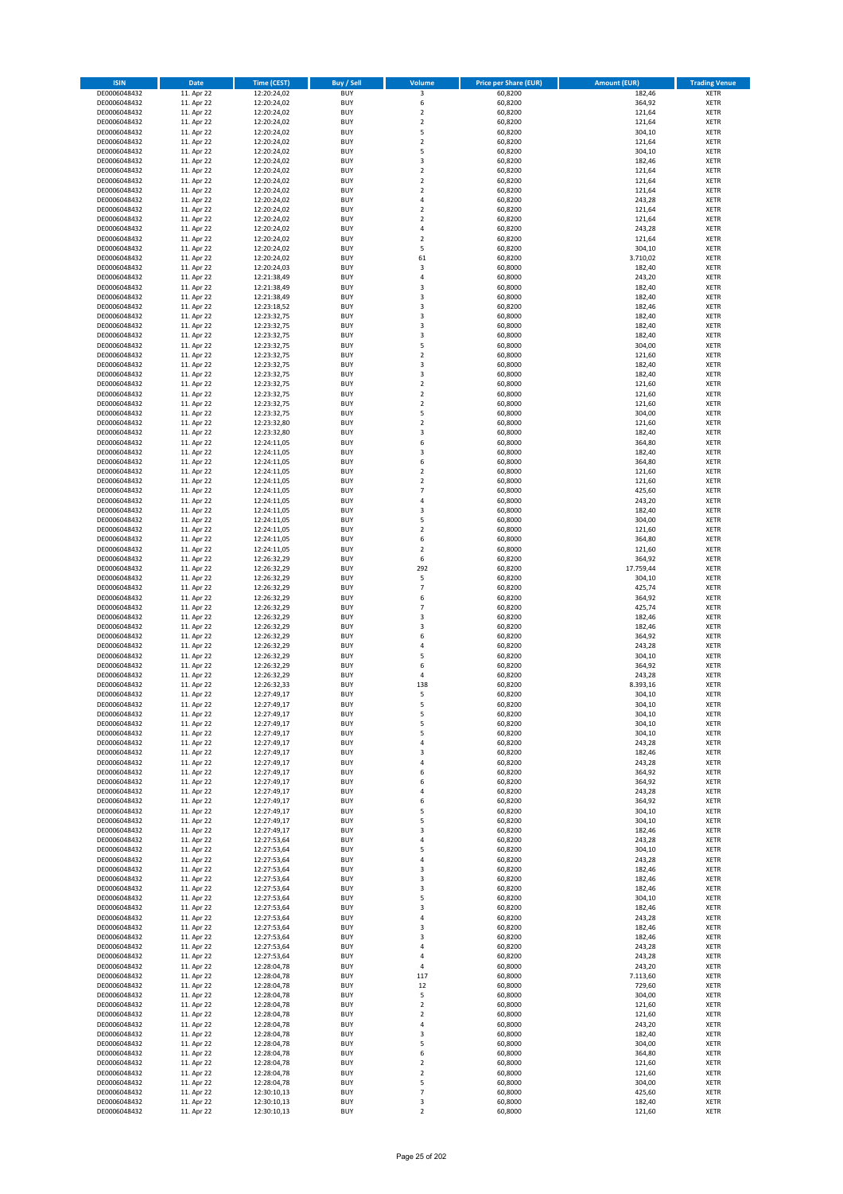| ISIN | Date | Time (CEST) | Buy / Sell | Volume | Price per Share (EUR) | Amount (EUR) | Trading Venue |
|---|---|---|---|---|---|---|---|
| DE0006048432 | 11. Apr 22 | 12:20:24,02 | BUY | 3 | 60,8200 | 182,46 | XETR |
| DE0006048432 | 11. Apr 22 | 12:20:24,02 | BUY | 6 | 60,8200 | 364,92 | XETR |
| DE0006048432 | 11. Apr 22 | 12:20:24,02 | BUY | 2 | 60,8200 | 121,64 | XETR |
| DE0006048432 | 11. Apr 22 | 12:20:24,02 | BUY | 2 | 60,8200 | 121,64 | XETR |
| DE0006048432 | 11. Apr 22 | 12:20:24,02 | BUY | 5 | 60,8200 | 304,10 | XETR |
| DE0006048432 | 11. Apr 22 | 12:20:24,02 | BUY | 2 | 60,8200 | 121,64 | XETR |
| DE0006048432 | 11. Apr 22 | 12:20:24,02 | BUY | 5 | 60,8200 | 304,10 | XETR |
| DE0006048432 | 11. Apr 22 | 12:20:24,02 | BUY | 3 | 60,8200 | 182,46 | XETR |
| DE0006048432 | 11. Apr 22 | 12:20:24,02 | BUY | 2 | 60,8200 | 121,64 | XETR |
| DE0006048432 | 11. Apr 22 | 12:20:24,02 | BUY | 2 | 60,8200 | 121,64 | XETR |
| DE0006048432 | 11. Apr 22 | 12:20:24,02 | BUY | 2 | 60,8200 | 121,64 | XETR |
| DE0006048432 | 11. Apr 22 | 12:20:24,02 | BUY | 4 | 60,8200 | 243,28 | XETR |
| DE0006048432 | 11. Apr 22 | 12:20:24,02 | BUY | 2 | 60,8200 | 121,64 | XETR |
| DE0006048432 | 11. Apr 22 | 12:20:24,02 | BUY | 2 | 60,8200 | 121,64 | XETR |
| DE0006048432 | 11. Apr 22 | 12:20:24,02 | BUY | 4 | 60,8200 | 243,28 | XETR |
| DE0006048432 | 11. Apr 22 | 12:20:24,02 | BUY | 2 | 60,8200 | 121,64 | XETR |
| DE0006048432 | 11. Apr 22 | 12:20:24,02 | BUY | 5 | 60,8200 | 304,10 | XETR |
| DE0006048432 | 11. Apr 22 | 12:20:24,02 | BUY | 61 | 60,8200 | 3.710,02 | XETR |
| DE0006048432 | 11. Apr 22 | 12:20:24,03 | BUY | 3 | 60,8000 | 182,40 | XETR |
| DE0006048432 | 11. Apr 22 | 12:21:38,49 | BUY | 4 | 60,8000 | 243,20 | XETR |
| DE0006048432 | 11. Apr 22 | 12:21:38,49 | BUY | 3 | 60,8000 | 182,40 | XETR |
| DE0006048432 | 11. Apr 22 | 12:21:38,49 | BUY | 3 | 60,8000 | 182,40 | XETR |
| DE0006048432 | 11. Apr 22 | 12:23:18,52 | BUY | 3 | 60,8200 | 182,46 | XETR |
| DE0006048432 | 11. Apr 22 | 12:23:32,75 | BUY | 3 | 60,8000 | 182,40 | XETR |
| DE0006048432 | 11. Apr 22 | 12:23:32,75 | BUY | 3 | 60,8000 | 182,40 | XETR |
| DE0006048432 | 11. Apr 22 | 12:23:32,75 | BUY | 3 | 60,8000 | 182,40 | XETR |
| DE0006048432 | 11. Apr 22 | 12:23:32,75 | BUY | 5 | 60,8000 | 304,00 | XETR |
| DE0006048432 | 11. Apr 22 | 12:23:32,75 | BUY | 2 | 60,8000 | 121,60 | XETR |
| DE0006048432 | 11. Apr 22 | 12:23:32,75 | BUY | 3 | 60,8000 | 182,40 | XETR |
| DE0006048432 | 11. Apr 22 | 12:23:32,75 | BUY | 3 | 60,8000 | 182,40 | XETR |
| DE0006048432 | 11. Apr 22 | 12:23:32,75 | BUY | 2 | 60,8000 | 121,60 | XETR |
| DE0006048432 | 11. Apr 22 | 12:23:32,75 | BUY | 2 | 60,8000 | 121,60 | XETR |
| DE0006048432 | 11. Apr 22 | 12:23:32,75 | BUY | 2 | 60,8000 | 121,60 | XETR |
| DE0006048432 | 11. Apr 22 | 12:23:32,75 | BUY | 5 | 60,8000 | 304,00 | XETR |
| DE0006048432 | 11. Apr 22 | 12:23:32,80 | BUY | 2 | 60,8000 | 121,60 | XETR |
| DE0006048432 | 11. Apr 22 | 12:23:32,80 | BUY | 3 | 60,8000 | 182,40 | XETR |
| DE0006048432 | 11. Apr 22 | 12:24:11,05 | BUY | 6 | 60,8000 | 364,80 | XETR |
| DE0006048432 | 11. Apr 22 | 12:24:11,05 | BUY | 3 | 60,8000 | 182,40 | XETR |
| DE0006048432 | 11. Apr 22 | 12:24:11,05 | BUY | 6 | 60,8000 | 364,80 | XETR |
| DE0006048432 | 11. Apr 22 | 12:24:11,05 | BUY | 2 | 60,8000 | 121,60 | XETR |
| DE0006048432 | 11. Apr 22 | 12:24:11,05 | BUY | 2 | 60,8000 | 121,60 | XETR |
| DE0006048432 | 11. Apr 22 | 12:24:11,05 | BUY | 7 | 60,8000 | 425,60 | XETR |
| DE0006048432 | 11. Apr 22 | 12:24:11,05 | BUY | 4 | 60,8000 | 243,20 | XETR |
| DE0006048432 | 11. Apr 22 | 12:24:11,05 | BUY | 3 | 60,8000 | 182,40 | XETR |
| DE0006048432 | 11. Apr 22 | 12:24:11,05 | BUY | 5 | 60,8000 | 304,00 | XETR |
| DE0006048432 | 11. Apr 22 | 12:24:11,05 | BUY | 2 | 60,8000 | 121,60 | XETR |
| DE0006048432 | 11. Apr 22 | 12:24:11,05 | BUY | 6 | 60,8000 | 364,80 | XETR |
| DE0006048432 | 11. Apr 22 | 12:24:11,05 | BUY | 2 | 60,8000 | 121,60 | XETR |
| DE0006048432 | 11. Apr 22 | 12:26:32,29 | BUY | 6 | 60,8200 | 364,92 | XETR |
| DE0006048432 | 11. Apr 22 | 12:26:32,29 | BUY | 292 | 60,8200 | 17.759,44 | XETR |
| DE0006048432 | 11. Apr 22 | 12:26:32,29 | BUY | 5 | 60,8200 | 304,10 | XETR |
| DE0006048432 | 11. Apr 22 | 12:26:32,29 | BUY | 7 | 60,8200 | 425,74 | XETR |
| DE0006048432 | 11. Apr 22 | 12:26:32,29 | BUY | 6 | 60,8200 | 364,92 | XETR |
| DE0006048432 | 11. Apr 22 | 12:26:32,29 | BUY | 7 | 60,8200 | 425,74 | XETR |
| DE0006048432 | 11. Apr 22 | 12:26:32,29 | BUY | 3 | 60,8200 | 182,46 | XETR |
| DE0006048432 | 11. Apr 22 | 12:26:32,29 | BUY | 3 | 60,8200 | 182,46 | XETR |
| DE0006048432 | 11. Apr 22 | 12:26:32,29 | BUY | 6 | 60,8200 | 364,92 | XETR |
| DE0006048432 | 11. Apr 22 | 12:26:32,29 | BUY | 4 | 60,8200 | 243,28 | XETR |
| DE0006048432 | 11. Apr 22 | 12:26:32,29 | BUY | 5 | 60,8200 | 304,10 | XETR |
| DE0006048432 | 11. Apr 22 | 12:26:32,29 | BUY | 6 | 60,8200 | 364,92 | XETR |
| DE0006048432 | 11. Apr 22 | 12:26:32,29 | BUY | 4 | 60,8200 | 243,28 | XETR |
| DE0006048432 | 11. Apr 22 | 12:26:32,33 | BUY | 138 | 60,8200 | 8.393,16 | XETR |
| DE0006048432 | 11. Apr 22 | 12:27:49,17 | BUY | 5 | 60,8200 | 304,10 | XETR |
| DE0006048432 | 11. Apr 22 | 12:27:49,17 | BUY | 5 | 60,8200 | 304,10 | XETR |
| DE0006048432 | 11. Apr 22 | 12:27:49,17 | BUY | 5 | 60,8200 | 304,10 | XETR |
| DE0006048432 | 11. Apr 22 | 12:27:49,17 | BUY | 5 | 60,8200 | 304,10 | XETR |
| DE0006048432 | 11. Apr 22 | 12:27:49,17 | BUY | 5 | 60,8200 | 304,10 | XETR |
| DE0006048432 | 11. Apr 22 | 12:27:49,17 | BUY | 4 | 60,8200 | 243,28 | XETR |
| DE0006048432 | 11. Apr 22 | 12:27:49,17 | BUY | 3 | 60,8200 | 182,46 | XETR |
| DE0006048432 | 11. Apr 22 | 12:27:49,17 | BUY | 4 | 60,8200 | 243,28 | XETR |
| DE0006048432 | 11. Apr 22 | 12:27:49,17 | BUY | 6 | 60,8200 | 364,92 | XETR |
| DE0006048432 | 11. Apr 22 | 12:27:49,17 | BUY | 6 | 60,8200 | 364,92 | XETR |
| DE0006048432 | 11. Apr 22 | 12:27:49,17 | BUY | 4 | 60,8200 | 243,28 | XETR |
| DE0006048432 | 11. Apr 22 | 12:27:49,17 | BUY | 6 | 60,8200 | 364,92 | XETR |
| DE0006048432 | 11. Apr 22 | 12:27:49,17 | BUY | 5 | 60,8200 | 304,10 | XETR |
| DE0006048432 | 11. Apr 22 | 12:27:49,17 | BUY | 5 | 60,8200 | 304,10 | XETR |
| DE0006048432 | 11. Apr 22 | 12:27:49,17 | BUY | 3 | 60,8200 | 182,46 | XETR |
| DE0006048432 | 11. Apr 22 | 12:27:53,64 | BUY | 4 | 60,8200 | 243,28 | XETR |
| DE0006048432 | 11. Apr 22 | 12:27:53,64 | BUY | 5 | 60,8200 | 304,10 | XETR |
| DE0006048432 | 11. Apr 22 | 12:27:53,64 | BUY | 4 | 60,8200 | 243,28 | XETR |
| DE0006048432 | 11. Apr 22 | 12:27:53,64 | BUY | 3 | 60,8200 | 182,46 | XETR |
| DE0006048432 | 11. Apr 22 | 12:27:53,64 | BUY | 3 | 60,8200 | 182,46 | XETR |
| DE0006048432 | 11. Apr 22 | 12:27:53,64 | BUY | 3 | 60,8200 | 182,46 | XETR |
| DE0006048432 | 11. Apr 22 | 12:27:53,64 | BUY | 5 | 60,8200 | 304,10 | XETR |
| DE0006048432 | 11. Apr 22 | 12:27:53,64 | BUY | 3 | 60,8200 | 182,46 | XETR |
| DE0006048432 | 11. Apr 22 | 12:27:53,64 | BUY | 4 | 60,8200 | 243,28 | XETR |
| DE0006048432 | 11. Apr 22 | 12:27:53,64 | BUY | 3 | 60,8200 | 182,46 | XETR |
| DE0006048432 | 11. Apr 22 | 12:27:53,64 | BUY | 3 | 60,8200 | 182,46 | XETR |
| DE0006048432 | 11. Apr 22 | 12:27:53,64 | BUY | 4 | 60,8200 | 243,28 | XETR |
| DE0006048432 | 11. Apr 22 | 12:27:53,64 | BUY | 4 | 60,8200 | 243,28 | XETR |
| DE0006048432 | 11. Apr 22 | 12:28:04,78 | BUY | 4 | 60,8000 | 243,20 | XETR |
| DE0006048432 | 11. Apr 22 | 12:28:04,78 | BUY | 117 | 60,8000 | 7.113,60 | XETR |
| DE0006048432 | 11. Apr 22 | 12:28:04,78 | BUY | 12 | 60,8000 | 729,60 | XETR |
| DE0006048432 | 11. Apr 22 | 12:28:04,78 | BUY | 5 | 60,8000 | 304,00 | XETR |
| DE0006048432 | 11. Apr 22 | 12:28:04,78 | BUY | 2 | 60,8000 | 121,60 | XETR |
| DE0006048432 | 11. Apr 22 | 12:28:04,78 | BUY | 2 | 60,8000 | 121,60 | XETR |
| DE0006048432 | 11. Apr 22 | 12:28:04,78 | BUY | 4 | 60,8000 | 243,20 | XETR |
| DE0006048432 | 11. Apr 22 | 12:28:04,78 | BUY | 3 | 60,8000 | 182,40 | XETR |
| DE0006048432 | 11. Apr 22 | 12:28:04,78 | BUY | 5 | 60,8000 | 304,00 | XETR |
| DE0006048432 | 11. Apr 22 | 12:28:04,78 | BUY | 6 | 60,8000 | 364,80 | XETR |
| DE0006048432 | 11. Apr 22 | 12:28:04,78 | BUY | 2 | 60,8000 | 121,60 | XETR |
| DE0006048432 | 11. Apr 22 | 12:28:04,78 | BUY | 2 | 60,8000 | 121,60 | XETR |
| DE0006048432 | 11. Apr 22 | 12:28:04,78 | BUY | 5 | 60,8000 | 304,00 | XETR |
| DE0006048432 | 11. Apr 22 | 12:30:10,13 | BUY | 7 | 60,8000 | 425,60 | XETR |
| DE0006048432 | 11. Apr 22 | 12:30:10,13 | BUY | 3 | 60,8000 | 182,40 | XETR |
| DE0006048432 | 11. Apr 22 | 12:30:10,13 | BUY | 2 | 60,8000 | 121,60 | XETR |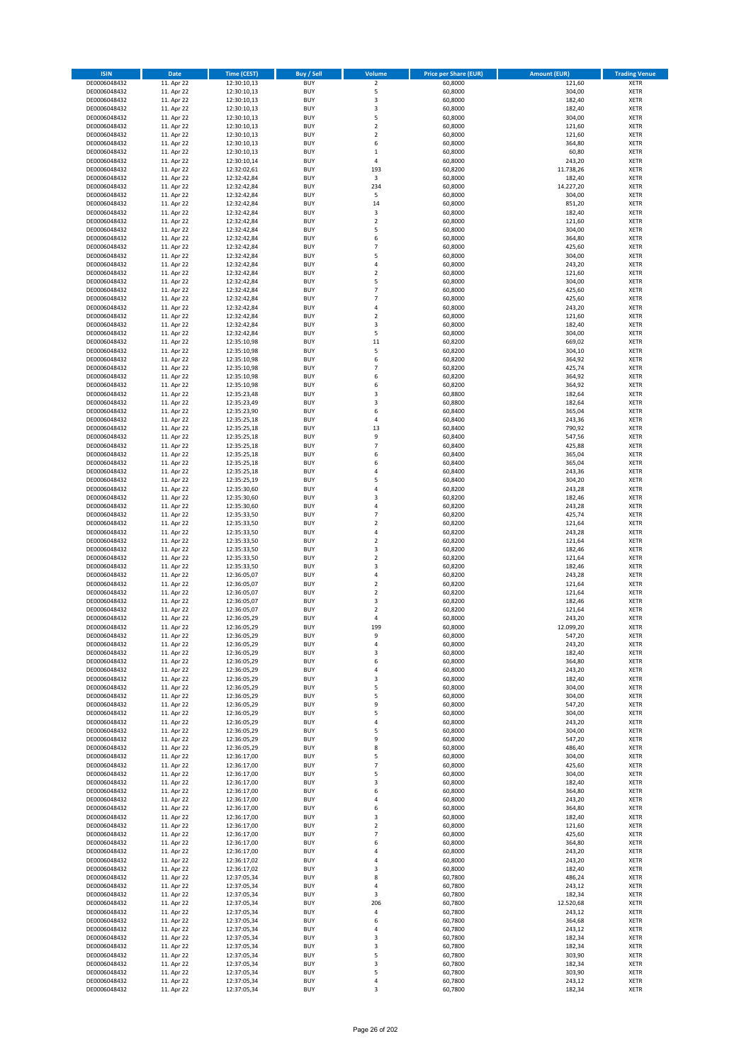| ISIN | Date | Time (CEST) | Buy / Sell | Volume | Price per Share (EUR) | Amount (EUR) | Trading Venue |
|---|---|---|---|---|---|---|---|
| DE0006048432 | 11. Apr 22 | 12:30:10,13 | BUY | 2 | 60,8000 | 121,60 | XETR |
| DE0006048432 | 11. Apr 22 | 12:30:10,13 | BUY | 5 | 60,8000 | 304,00 | XETR |
| DE0006048432 | 11. Apr 22 | 12:30:10,13 | BUY | 3 | 60,8000 | 182,40 | XETR |
| DE0006048432 | 11. Apr 22 | 12:30:10,13 | BUY | 3 | 60,8000 | 182,40 | XETR |
| DE0006048432 | 11. Apr 22 | 12:30:10,13 | BUY | 5 | 60,8000 | 304,00 | XETR |
| DE0006048432 | 11. Apr 22 | 12:30:10,13 | BUY | 2 | 60,8000 | 121,60 | XETR |
| DE0006048432 | 11. Apr 22 | 12:30:10,13 | BUY | 2 | 60,8000 | 121,60 | XETR |
| DE0006048432 | 11. Apr 22 | 12:30:10,13 | BUY | 6 | 60,8000 | 364,80 | XETR |
| DE0006048432 | 11. Apr 22 | 12:30:10,13 | BUY | 1 | 60,8000 | 60,80 | XETR |
| DE0006048432 | 11. Apr 22 | 12:30:10,14 | BUY | 4 | 60,8000 | 243,20 | XETR |
| DE0006048432 | 11. Apr 22 | 12:32:02,61 | BUY | 193 | 60,8200 | 11.738,26 | XETR |
| DE0006048432 | 11. Apr 22 | 12:32:42,84 | BUY | 3 | 60,8000 | 182,40 | XETR |
| DE0006048432 | 11. Apr 22 | 12:32:42,84 | BUY | 234 | 60,8000 | 14.227,20 | XETR |
| DE0006048432 | 11. Apr 22 | 12:32:42,84 | BUY | 5 | 60,8000 | 304,00 | XETR |
| DE0006048432 | 11. Apr 22 | 12:32:42,84 | BUY | 14 | 60,8000 | 851,20 | XETR |
| DE0006048432 | 11. Apr 22 | 12:32:42,84 | BUY | 3 | 60,8000 | 182,40 | XETR |
| DE0006048432 | 11. Apr 22 | 12:32:42,84 | BUY | 2 | 60,8000 | 121,60 | XETR |
| DE0006048432 | 11. Apr 22 | 12:32:42,84 | BUY | 5 | 60,8000 | 304,00 | XETR |
| DE0006048432 | 11. Apr 22 | 12:32:42,84 | BUY | 6 | 60,8000 | 364,80 | XETR |
| DE0006048432 | 11. Apr 22 | 12:32:42,84 | BUY | 7 | 60,8000 | 425,60 | XETR |
| DE0006048432 | 11. Apr 22 | 12:32:42,84 | BUY | 5 | 60,8000 | 304,00 | XETR |
| DE0006048432 | 11. Apr 22 | 12:32:42,84 | BUY | 4 | 60,8000 | 243,20 | XETR |
| DE0006048432 | 11. Apr 22 | 12:32:42,84 | BUY | 2 | 60,8000 | 121,60 | XETR |
| DE0006048432 | 11. Apr 22 | 12:32:42,84 | BUY | 5 | 60,8000 | 304,00 | XETR |
| DE0006048432 | 11. Apr 22 | 12:32:42,84 | BUY | 7 | 60,8000 | 425,60 | XETR |
| DE0006048432 | 11. Apr 22 | 12:32:42,84 | BUY | 7 | 60,8000 | 425,60 | XETR |
| DE0006048432 | 11. Apr 22 | 12:32:42,84 | BUY | 4 | 60,8000 | 243,20 | XETR |
| DE0006048432 | 11. Apr 22 | 12:32:42,84 | BUY | 2 | 60,8000 | 121,60 | XETR |
| DE0006048432 | 11. Apr 22 | 12:32:42,84 | BUY | 3 | 60,8000 | 182,40 | XETR |
| DE0006048432 | 11. Apr 22 | 12:32:42,84 | BUY | 5 | 60,8000 | 304,00 | XETR |
| DE0006048432 | 11. Apr 22 | 12:35:10,98 | BUY | 11 | 60,8200 | 669,02 | XETR |
| DE0006048432 | 11. Apr 22 | 12:35:10,98 | BUY | 5 | 60,8200 | 304,10 | XETR |
| DE0006048432 | 11. Apr 22 | 12:35:10,98 | BUY | 6 | 60,8200 | 364,92 | XETR |
| DE0006048432 | 11. Apr 22 | 12:35:10,98 | BUY | 7 | 60,8200 | 425,74 | XETR |
| DE0006048432 | 11. Apr 22 | 12:35:10,98 | BUY | 6 | 60,8200 | 364,92 | XETR |
| DE0006048432 | 11. Apr 22 | 12:35:10,98 | BUY | 6 | 60,8200 | 364,92 | XETR |
| DE0006048432 | 11. Apr 22 | 12:35:23,48 | BUY | 3 | 60,8800 | 182,64 | XETR |
| DE0006048432 | 11. Apr 22 | 12:35:23,49 | BUY | 3 | 60,8800 | 182,64 | XETR |
| DE0006048432 | 11. Apr 22 | 12:35:23,90 | BUY | 6 | 60,8400 | 365,04 | XETR |
| DE0006048432 | 11. Apr 22 | 12:35:25,18 | BUY | 4 | 60,8400 | 243,36 | XETR |
| DE0006048432 | 11. Apr 22 | 12:35:25,18 | BUY | 13 | 60,8400 | 790,92 | XETR |
| DE0006048432 | 11. Apr 22 | 12:35:25,18 | BUY | 9 | 60,8400 | 547,56 | XETR |
| DE0006048432 | 11. Apr 22 | 12:35:25,18 | BUY | 7 | 60,8400 | 425,88 | XETR |
| DE0006048432 | 11. Apr 22 | 12:35:25,18 | BUY | 6 | 60,8400 | 365,04 | XETR |
| DE0006048432 | 11. Apr 22 | 12:35:25,18 | BUY | 6 | 60,8400 | 365,04 | XETR |
| DE0006048432 | 11. Apr 22 | 12:35:25,18 | BUY | 4 | 60,8400 | 243,36 | XETR |
| DE0006048432 | 11. Apr 22 | 12:35:25,19 | BUY | 5 | 60,8400 | 304,20 | XETR |
| DE0006048432 | 11. Apr 22 | 12:35:30,60 | BUY | 4 | 60,8200 | 243,28 | XETR |
| DE0006048432 | 11. Apr 22 | 12:35:30,60 | BUY | 3 | 60,8200 | 182,46 | XETR |
| DE0006048432 | 11. Apr 22 | 12:35:30,60 | BUY | 4 | 60,8200 | 243,28 | XETR |
| DE0006048432 | 11. Apr 22 | 12:35:33,50 | BUY | 7 | 60,8200 | 425,74 | XETR |
| DE0006048432 | 11. Apr 22 | 12:35:33,50 | BUY | 2 | 60,8200 | 121,64 | XETR |
| DE0006048432 | 11. Apr 22 | 12:35:33,50 | BUY | 4 | 60,8200 | 243,28 | XETR |
| DE0006048432 | 11. Apr 22 | 12:35:33,50 | BUY | 2 | 60,8200 | 121,64 | XETR |
| DE0006048432 | 11. Apr 22 | 12:35:33,50 | BUY | 3 | 60,8200 | 182,46 | XETR |
| DE0006048432 | 11. Apr 22 | 12:35:33,50 | BUY | 2 | 60,8200 | 121,64 | XETR |
| DE0006048432 | 11. Apr 22 | 12:35:33,50 | BUY | 3 | 60,8200 | 182,46 | XETR |
| DE0006048432 | 11. Apr 22 | 12:36:05,07 | BUY | 4 | 60,8200 | 243,28 | XETR |
| DE0006048432 | 11. Apr 22 | 12:36:05,07 | BUY | 2 | 60,8200 | 121,64 | XETR |
| DE0006048432 | 11. Apr 22 | 12:36:05,07 | BUY | 2 | 60,8200 | 121,64 | XETR |
| DE0006048432 | 11. Apr 22 | 12:36:05,07 | BUY | 3 | 60,8200 | 182,46 | XETR |
| DE0006048432 | 11. Apr 22 | 12:36:05,07 | BUY | 2 | 60,8200 | 121,64 | XETR |
| DE0006048432 | 11. Apr 22 | 12:36:05,29 | BUY | 4 | 60,8000 | 243,20 | XETR |
| DE0006048432 | 11. Apr 22 | 12:36:05,29 | BUY | 199 | 60,8000 | 12.099,20 | XETR |
| DE0006048432 | 11. Apr 22 | 12:36:05,29 | BUY | 9 | 60,8000 | 547,20 | XETR |
| DE0006048432 | 11. Apr 22 | 12:36:05,29 | BUY | 4 | 60,8000 | 243,20 | XETR |
| DE0006048432 | 11. Apr 22 | 12:36:05,29 | BUY | 3 | 60,8000 | 182,40 | XETR |
| DE0006048432 | 11. Apr 22 | 12:36:05,29 | BUY | 6 | 60,8000 | 364,80 | XETR |
| DE0006048432 | 11. Apr 22 | 12:36:05,29 | BUY | 4 | 60,8000 | 243,20 | XETR |
| DE0006048432 | 11. Apr 22 | 12:36:05,29 | BUY | 3 | 60,8000 | 182,40 | XETR |
| DE0006048432 | 11. Apr 22 | 12:36:05,29 | BUY | 5 | 60,8000 | 304,00 | XETR |
| DE0006048432 | 11. Apr 22 | 12:36:05,29 | BUY | 5 | 60,8000 | 304,00 | XETR |
| DE0006048432 | 11. Apr 22 | 12:36:05,29 | BUY | 9 | 60,8000 | 547,20 | XETR |
| DE0006048432 | 11. Apr 22 | 12:36:05,29 | BUY | 5 | 60,8000 | 304,00 | XETR |
| DE0006048432 | 11. Apr 22 | 12:36:05,29 | BUY | 4 | 60,8000 | 243,20 | XETR |
| DE0006048432 | 11. Apr 22 | 12:36:05,29 | BUY | 5 | 60,8000 | 304,00 | XETR |
| DE0006048432 | 11. Apr 22 | 12:36:05,29 | BUY | 9 | 60,8000 | 547,20 | XETR |
| DE0006048432 | 11. Apr 22 | 12:36:05,29 | BUY | 8 | 60,8000 | 486,40 | XETR |
| DE0006048432 | 11. Apr 22 | 12:36:17,00 | BUY | 5 | 60,8000 | 304,00 | XETR |
| DE0006048432 | 11. Apr 22 | 12:36:17,00 | BUY | 7 | 60,8000 | 425,60 | XETR |
| DE0006048432 | 11. Apr 22 | 12:36:17,00 | BUY | 5 | 60,8000 | 304,00 | XETR |
| DE0006048432 | 11. Apr 22 | 12:36:17,00 | BUY | 3 | 60,8000 | 182,40 | XETR |
| DE0006048432 | 11. Apr 22 | 12:36:17,00 | BUY | 6 | 60,8000 | 364,80 | XETR |
| DE0006048432 | 11. Apr 22 | 12:36:17,00 | BUY | 4 | 60,8000 | 243,20 | XETR |
| DE0006048432 | 11. Apr 22 | 12:36:17,00 | BUY | 6 | 60,8000 | 364,80 | XETR |
| DE0006048432 | 11. Apr 22 | 12:36:17,00 | BUY | 3 | 60,8000 | 182,40 | XETR |
| DE0006048432 | 11. Apr 22 | 12:36:17,00 | BUY | 2 | 60,8000 | 121,60 | XETR |
| DE0006048432 | 11. Apr 22 | 12:36:17,00 | BUY | 7 | 60,8000 | 425,60 | XETR |
| DE0006048432 | 11. Apr 22 | 12:36:17,00 | BUY | 6 | 60,8000 | 364,80 | XETR |
| DE0006048432 | 11. Apr 22 | 12:36:17,00 | BUY | 4 | 60,8000 | 243,20 | XETR |
| DE0006048432 | 11. Apr 22 | 12:36:17,02 | BUY | 4 | 60,8000 | 243,20 | XETR |
| DE0006048432 | 11. Apr 22 | 12:36:17,02 | BUY | 3 | 60,8000 | 182,40 | XETR |
| DE0006048432 | 11. Apr 22 | 12:37:05,34 | BUY | 8 | 60,7800 | 486,24 | XETR |
| DE0006048432 | 11. Apr 22 | 12:37:05,34 | BUY | 4 | 60,7800 | 243,12 | XETR |
| DE0006048432 | 11. Apr 22 | 12:37:05,34 | BUY | 3 | 60,7800 | 182,34 | XETR |
| DE0006048432 | 11. Apr 22 | 12:37:05,34 | BUY | 206 | 60,7800 | 12.520,68 | XETR |
| DE0006048432 | 11. Apr 22 | 12:37:05,34 | BUY | 4 | 60,7800 | 243,12 | XETR |
| DE0006048432 | 11. Apr 22 | 12:37:05,34 | BUY | 6 | 60,7800 | 364,68 | XETR |
| DE0006048432 | 11. Apr 22 | 12:37:05,34 | BUY | 4 | 60,7800 | 243,12 | XETR |
| DE0006048432 | 11. Apr 22 | 12:37:05,34 | BUY | 3 | 60,7800 | 182,34 | XETR |
| DE0006048432 | 11. Apr 22 | 12:37:05,34 | BUY | 3 | 60,7800 | 182,34 | XETR |
| DE0006048432 | 11. Apr 22 | 12:37:05,34 | BUY | 5 | 60,7800 | 303,90 | XETR |
| DE0006048432 | 11. Apr 22 | 12:37:05,34 | BUY | 3 | 60,7800 | 182,34 | XETR |
| DE0006048432 | 11. Apr 22 | 12:37:05,34 | BUY | 5 | 60,7800 | 303,90 | XETR |
| DE0006048432 | 11. Apr 22 | 12:37:05,34 | BUY | 4 | 60,7800 | 243,12 | XETR |
| DE0006048432 | 11. Apr 22 | 12:37:05,34 | BUY | 3 | 60,7800 | 182,34 | XETR |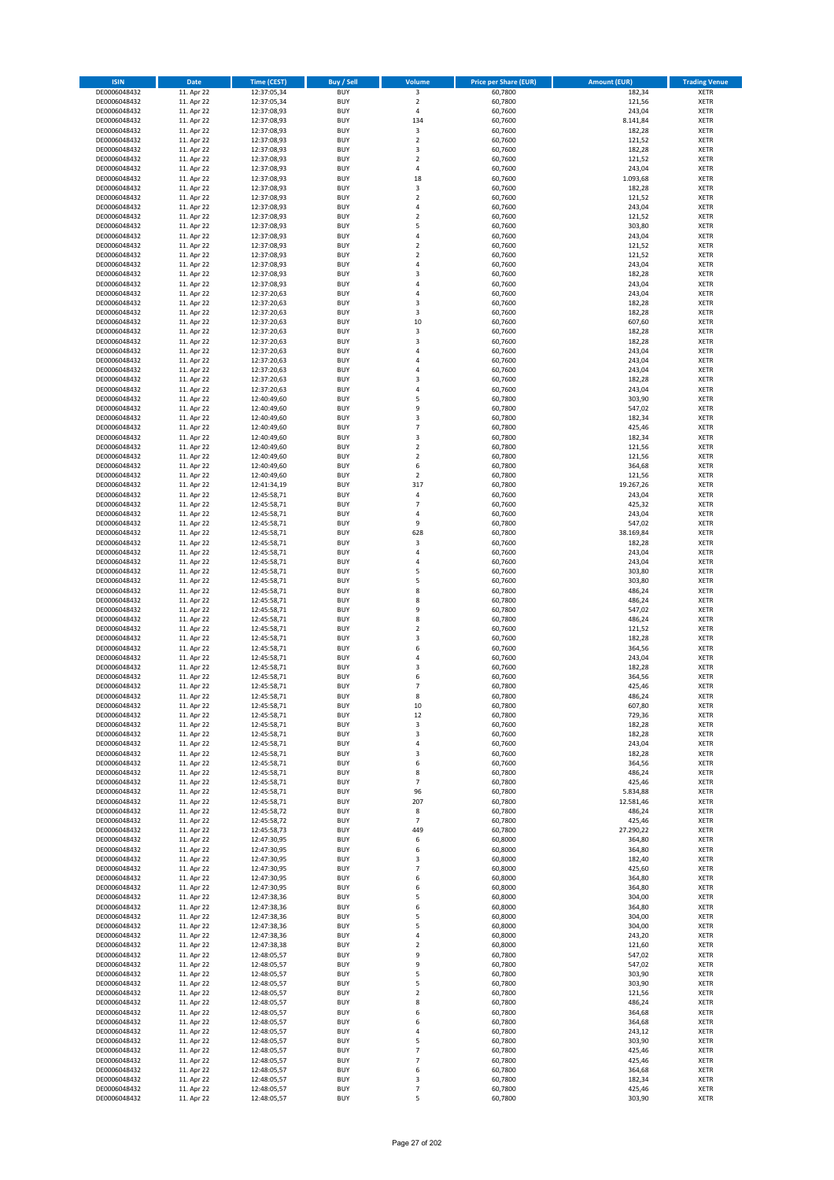| ISIN | Date | Time (CEST) | Buy / Sell | Volume | Price per Share (EUR) | Amount (EUR) | Trading Venue |
|---|---|---|---|---|---|---|---|
| DE0006048432 | 11. Apr 22 | 12:37:05,34 | BUY | 3 | 60,7800 | 182,34 | XETR |
| DE0006048432 | 11. Apr 22 | 12:37:05,34 | BUY | 2 | 60,7800 | 121,56 | XETR |
| DE0006048432 | 11. Apr 22 | 12:37:08,93 | BUY | 4 | 60,7600 | 243,04 | XETR |
| DE0006048432 | 11. Apr 22 | 12:37:08,93 | BUY | 134 | 60,7600 | 8.141,84 | XETR |
| DE0006048432 | 11. Apr 22 | 12:37:08,93 | BUY | 3 | 60,7600 | 182,28 | XETR |
| DE0006048432 | 11. Apr 22 | 12:37:08,93 | BUY | 2 | 60,7600 | 121,52 | XETR |
| DE0006048432 | 11. Apr 22 | 12:37:08,93 | BUY | 3 | 60,7600 | 182,28 | XETR |
| DE0006048432 | 11. Apr 22 | 12:37:08,93 | BUY | 2 | 60,7600 | 121,52 | XETR |
| DE0006048432 | 11. Apr 22 | 12:37:08,93 | BUY | 4 | 60,7600 | 243,04 | XETR |
| DE0006048432 | 11. Apr 22 | 12:37:08,93 | BUY | 18 | 60,7600 | 1.093,68 | XETR |
| DE0006048432 | 11. Apr 22 | 12:37:08,93 | BUY | 3 | 60,7600 | 182,28 | XETR |
| DE0006048432 | 11. Apr 22 | 12:37:08,93 | BUY | 2 | 60,7600 | 121,52 | XETR |
| DE0006048432 | 11. Apr 22 | 12:37:08,93 | BUY | 4 | 60,7600 | 243,04 | XETR |
| DE0006048432 | 11. Apr 22 | 12:37:08,93 | BUY | 2 | 60,7600 | 121,52 | XETR |
| DE0006048432 | 11. Apr 22 | 12:37:08,93 | BUY | 5 | 60,7600 | 303,80 | XETR |
| DE0006048432 | 11. Apr 22 | 12:37:08,93 | BUY | 4 | 60,7600 | 243,04 | XETR |
| DE0006048432 | 11. Apr 22 | 12:37:08,93 | BUY | 2 | 60,7600 | 121,52 | XETR |
| DE0006048432 | 11. Apr 22 | 12:37:08,93 | BUY | 2 | 60,7600 | 121,52 | XETR |
| DE0006048432 | 11. Apr 22 | 12:37:08,93 | BUY | 4 | 60,7600 | 243,04 | XETR |
| DE0006048432 | 11. Apr 22 | 12:37:08,93 | BUY | 3 | 60,7600 | 182,28 | XETR |
| DE0006048432 | 11. Apr 22 | 12:37:08,93 | BUY | 4 | 60,7600 | 243,04 | XETR |
| DE0006048432 | 11. Apr 22 | 12:37:20,63 | BUY | 4 | 60,7600 | 243,04 | XETR |
| DE0006048432 | 11. Apr 22 | 12:37:20,63 | BUY | 3 | 60,7600 | 182,28 | XETR |
| DE0006048432 | 11. Apr 22 | 12:37:20,63 | BUY | 3 | 60,7600 | 182,28 | XETR |
| DE0006048432 | 11. Apr 22 | 12:37:20,63 | BUY | 10 | 60,7600 | 607,60 | XETR |
| DE0006048432 | 11. Apr 22 | 12:37:20,63 | BUY | 3 | 60,7600 | 182,28 | XETR |
| DE0006048432 | 11. Apr 22 | 12:37:20,63 | BUY | 3 | 60,7600 | 182,28 | XETR |
| DE0006048432 | 11. Apr 22 | 12:37:20,63 | BUY | 4 | 60,7600 | 243,04 | XETR |
| DE0006048432 | 11. Apr 22 | 12:37:20,63 | BUY | 4 | 60,7600 | 243,04 | XETR |
| DE0006048432 | 11. Apr 22 | 12:37:20,63 | BUY | 4 | 60,7600 | 243,04 | XETR |
| DE0006048432 | 11. Apr 22 | 12:37:20,63 | BUY | 3 | 60,7600 | 182,28 | XETR |
| DE0006048432 | 11. Apr 22 | 12:37:20,63 | BUY | 4 | 60,7600 | 243,04 | XETR |
| DE0006048432 | 11. Apr 22 | 12:40:49,60 | BUY | 5 | 60,7800 | 303,90 | XETR |
| DE0006048432 | 11. Apr 22 | 12:40:49,60 | BUY | 9 | 60,7800 | 547,02 | XETR |
| DE0006048432 | 11. Apr 22 | 12:40:49,60 | BUY | 3 | 60,7800 | 182,34 | XETR |
| DE0006048432 | 11. Apr 22 | 12:40:49,60 | BUY | 7 | 60,7800 | 425,46 | XETR |
| DE0006048432 | 11. Apr 22 | 12:40:49,60 | BUY | 3 | 60,7800 | 182,34 | XETR |
| DE0006048432 | 11. Apr 22 | 12:40:49,60 | BUY | 2 | 60,7800 | 121,56 | XETR |
| DE0006048432 | 11. Apr 22 | 12:40:49,60 | BUY | 2 | 60,7800 | 121,56 | XETR |
| DE0006048432 | 11. Apr 22 | 12:40:49,60 | BUY | 6 | 60,7800 | 364,68 | XETR |
| DE0006048432 | 11. Apr 22 | 12:40:49,60 | BUY | 2 | 60,7800 | 121,56 | XETR |
| DE0006048432 | 11. Apr 22 | 12:41:34,19 | BUY | 317 | 60,7800 | 19.267,26 | XETR |
| DE0006048432 | 11. Apr 22 | 12:45:58,71 | BUY | 4 | 60,7600 | 243,04 | XETR |
| DE0006048432 | 11. Apr 22 | 12:45:58,71 | BUY | 7 | 60,7600 | 425,32 | XETR |
| DE0006048432 | 11. Apr 22 | 12:45:58,71 | BUY | 4 | 60,7600 | 243,04 | XETR |
| DE0006048432 | 11. Apr 22 | 12:45:58,71 | BUY | 9 | 60,7800 | 547,02 | XETR |
| DE0006048432 | 11. Apr 22 | 12:45:58,71 | BUY | 628 | 60,7800 | 38.169,84 | XETR |
| DE0006048432 | 11. Apr 22 | 12:45:58,71 | BUY | 3 | 60,7600 | 182,28 | XETR |
| DE0006048432 | 11. Apr 22 | 12:45:58,71 | BUY | 4 | 60,7600 | 243,04 | XETR |
| DE0006048432 | 11. Apr 22 | 12:45:58,71 | BUY | 4 | 60,7600 | 243,04 | XETR |
| DE0006048432 | 11. Apr 22 | 12:45:58,71 | BUY | 5 | 60,7600 | 303,80 | XETR |
| DE0006048432 | 11. Apr 22 | 12:45:58,71 | BUY | 5 | 60,7600 | 303,80 | XETR |
| DE0006048432 | 11. Apr 22 | 12:45:58,71 | BUY | 8 | 60,7800 | 486,24 | XETR |
| DE0006048432 | 11. Apr 22 | 12:45:58,71 | BUY | 8 | 60,7800 | 486,24 | XETR |
| DE0006048432 | 11. Apr 22 | 12:45:58,71 | BUY | 9 | 60,7800 | 547,02 | XETR |
| DE0006048432 | 11. Apr 22 | 12:45:58,71 | BUY | 8 | 60,7800 | 486,24 | XETR |
| DE0006048432 | 11. Apr 22 | 12:45:58,71 | BUY | 2 | 60,7600 | 121,52 | XETR |
| DE0006048432 | 11. Apr 22 | 12:45:58,71 | BUY | 3 | 60,7600 | 182,28 | XETR |
| DE0006048432 | 11. Apr 22 | 12:45:58,71 | BUY | 6 | 60,7600 | 364,56 | XETR |
| DE0006048432 | 11. Apr 22 | 12:45:58,71 | BUY | 4 | 60,7600 | 243,04 | XETR |
| DE0006048432 | 11. Apr 22 | 12:45:58,71 | BUY | 3 | 60,7600 | 182,28 | XETR |
| DE0006048432 | 11. Apr 22 | 12:45:58,71 | BUY | 6 | 60,7600 | 364,56 | XETR |
| DE0006048432 | 11. Apr 22 | 12:45:58,71 | BUY | 7 | 60,7800 | 425,46 | XETR |
| DE0006048432 | 11. Apr 22 | 12:45:58,71 | BUY | 8 | 60,7800 | 486,24 | XETR |
| DE0006048432 | 11. Apr 22 | 12:45:58,71 | BUY | 10 | 60,7800 | 607,80 | XETR |
| DE0006048432 | 11. Apr 22 | 12:45:58,71 | BUY | 12 | 60,7800 | 729,36 | XETR |
| DE0006048432 | 11. Apr 22 | 12:45:58,71 | BUY | 3 | 60,7600 | 182,28 | XETR |
| DE0006048432 | 11. Apr 22 | 12:45:58,71 | BUY | 3 | 60,7600 | 182,28 | XETR |
| DE0006048432 | 11. Apr 22 | 12:45:58,71 | BUY | 4 | 60,7600 | 243,04 | XETR |
| DE0006048432 | 11. Apr 22 | 12:45:58,71 | BUY | 3 | 60,7600 | 182,28 | XETR |
| DE0006048432 | 11. Apr 22 | 12:45:58,71 | BUY | 6 | 60,7600 | 364,56 | XETR |
| DE0006048432 | 11. Apr 22 | 12:45:58,71 | BUY | 8 | 60,7800 | 486,24 | XETR |
| DE0006048432 | 11. Apr 22 | 12:45:58,71 | BUY | 7 | 60,7800 | 425,46 | XETR |
| DE0006048432 | 11. Apr 22 | 12:45:58,71 | BUY | 96 | 60,7800 | 5.834,88 | XETR |
| DE0006048432 | 11. Apr 22 | 12:45:58,71 | BUY | 207 | 60,7800 | 12.581,46 | XETR |
| DE0006048432 | 11. Apr 22 | 12:45:58,72 | BUY | 8 | 60,7800 | 486,24 | XETR |
| DE0006048432 | 11. Apr 22 | 12:45:58,72 | BUY | 7 | 60,7800 | 425,46 | XETR |
| DE0006048432 | 11. Apr 22 | 12:45:58,73 | BUY | 449 | 60,7800 | 27.290,22 | XETR |
| DE0006048432 | 11. Apr 22 | 12:47:30,95 | BUY | 6 | 60,8000 | 364,80 | XETR |
| DE0006048432 | 11. Apr 22 | 12:47:30,95 | BUY | 6 | 60,8000 | 364,80 | XETR |
| DE0006048432 | 11. Apr 22 | 12:47:30,95 | BUY | 3 | 60,8000 | 182,40 | XETR |
| DE0006048432 | 11. Apr 22 | 12:47:30,95 | BUY | 7 | 60,8000 | 425,60 | XETR |
| DE0006048432 | 11. Apr 22 | 12:47:30,95 | BUY | 6 | 60,8000 | 364,80 | XETR |
| DE0006048432 | 11. Apr 22 | 12:47:30,95 | BUY | 6 | 60,8000 | 364,80 | XETR |
| DE0006048432 | 11. Apr 22 | 12:47:38,36 | BUY | 5 | 60,8000 | 304,00 | XETR |
| DE0006048432 | 11. Apr 22 | 12:47:38,36 | BUY | 6 | 60,8000 | 364,80 | XETR |
| DE0006048432 | 11. Apr 22 | 12:47:38,36 | BUY | 5 | 60,8000 | 304,00 | XETR |
| DE0006048432 | 11. Apr 22 | 12:47:38,36 | BUY | 5 | 60,8000 | 304,00 | XETR |
| DE0006048432 | 11. Apr 22 | 12:47:38,36 | BUY | 4 | 60,8000 | 243,20 | XETR |
| DE0006048432 | 11. Apr 22 | 12:47:38,38 | BUY | 2 | 60,8000 | 121,60 | XETR |
| DE0006048432 | 11. Apr 22 | 12:48:05,57 | BUY | 9 | 60,7800 | 547,02 | XETR |
| DE0006048432 | 11. Apr 22 | 12:48:05,57 | BUY | 9 | 60,7800 | 547,02 | XETR |
| DE0006048432 | 11. Apr 22 | 12:48:05,57 | BUY | 5 | 60,7800 | 303,90 | XETR |
| DE0006048432 | 11. Apr 22 | 12:48:05,57 | BUY | 5 | 60,7800 | 303,90 | XETR |
| DE0006048432 | 11. Apr 22 | 12:48:05,57 | BUY | 2 | 60,7800 | 121,56 | XETR |
| DE0006048432 | 11. Apr 22 | 12:48:05,57 | BUY | 8 | 60,7800 | 486,24 | XETR |
| DE0006048432 | 11. Apr 22 | 12:48:05,57 | BUY | 6 | 60,7800 | 364,68 | XETR |
| DE0006048432 | 11. Apr 22 | 12:48:05,57 | BUY | 6 | 60,7800 | 364,68 | XETR |
| DE0006048432 | 11. Apr 22 | 12:48:05,57 | BUY | 4 | 60,7800 | 243,12 | XETR |
| DE0006048432 | 11. Apr 22 | 12:48:05,57 | BUY | 5 | 60,7800 | 303,90 | XETR |
| DE0006048432 | 11. Apr 22 | 12:48:05,57 | BUY | 7 | 60,7800 | 425,46 | XETR |
| DE0006048432 | 11. Apr 22 | 12:48:05,57 | BUY | 7 | 60,7800 | 425,46 | XETR |
| DE0006048432 | 11. Apr 22 | 12:48:05,57 | BUY | 6 | 60,7800 | 364,68 | XETR |
| DE0006048432 | 11. Apr 22 | 12:48:05,57 | BUY | 3 | 60,7800 | 182,34 | XETR |
| DE0006048432 | 11. Apr 22 | 12:48:05,57 | BUY | 7 | 60,7800 | 425,46 | XETR |
| DE0006048432 | 11. Apr 22 | 12:48:05,57 | BUY | 5 | 60,7800 | 303,90 | XETR |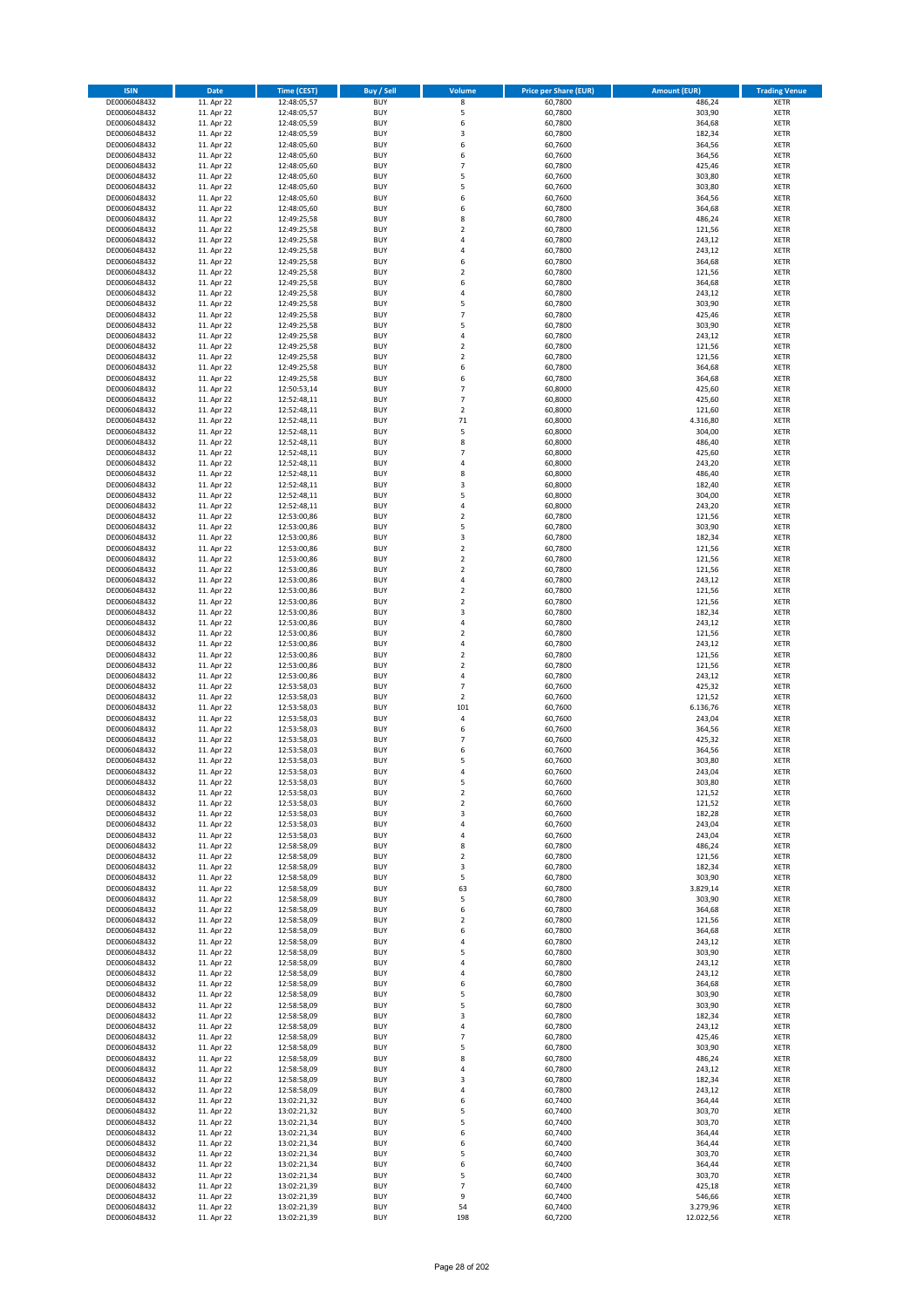| ISIN | Date | Time (CEST) | Buy / Sell | Volume | Price per Share (EUR) | Amount (EUR) | Trading Venue |
|---|---|---|---|---|---|---|---|
| DE0006048432 | 11. Apr 22 | 12:48:05,57 | BUY | 8 | 60,7800 | 486,24 | XETR |
| DE0006048432 | 11. Apr 22 | 12:48:05,57 | BUY | 5 | 60,7800 | 303,90 | XETR |
| DE0006048432 | 11. Apr 22 | 12:48:05,59 | BUY | 6 | 60,7800 | 364,68 | XETR |
| DE0006048432 | 11. Apr 22 | 12:48:05,59 | BUY | 3 | 60,7800 | 182,34 | XETR |
| DE0006048432 | 11. Apr 22 | 12:48:05,60 | BUY | 6 | 60,7600 | 364,56 | XETR |
| DE0006048432 | 11. Apr 22 | 12:48:05,60 | BUY | 6 | 60,7600 | 364,56 | XETR |
| DE0006048432 | 11. Apr 22 | 12:48:05,60 | BUY | 7 | 60,7800 | 425,46 | XETR |
| DE0006048432 | 11. Apr 22 | 12:48:05,60 | BUY | 5 | 60,7600 | 303,80 | XETR |
| DE0006048432 | 11. Apr 22 | 12:48:05,60 | BUY | 5 | 60,7600 | 303,80 | XETR |
| DE0006048432 | 11. Apr 22 | 12:48:05,60 | BUY | 6 | 60,7600 | 364,56 | XETR |
| DE0006048432 | 11. Apr 22 | 12:48:05,60 | BUY | 6 | 60,7800 | 364,68 | XETR |
| DE0006048432 | 11. Apr 22 | 12:49:25,58 | BUY | 8 | 60,7800 | 486,24 | XETR |
| DE0006048432 | 11. Apr 22 | 12:49:25,58 | BUY | 2 | 60,7800 | 121,56 | XETR |
| DE0006048432 | 11. Apr 22 | 12:49:25,58 | BUY | 4 | 60,7800 | 243,12 | XETR |
| DE0006048432 | 11. Apr 22 | 12:49:25,58 | BUY | 4 | 60,7800 | 243,12 | XETR |
| DE0006048432 | 11. Apr 22 | 12:49:25,58 | BUY | 6 | 60,7800 | 364,68 | XETR |
| DE0006048432 | 11. Apr 22 | 12:49:25,58 | BUY | 2 | 60,7800 | 121,56 | XETR |
| DE0006048432 | 11. Apr 22 | 12:49:25,58 | BUY | 6 | 60,7800 | 364,68 | XETR |
| DE0006048432 | 11. Apr 22 | 12:49:25,58 | BUY | 4 | 60,7800 | 243,12 | XETR |
| DE0006048432 | 11. Apr 22 | 12:49:25,58 | BUY | 5 | 60,7800 | 303,90 | XETR |
| DE0006048432 | 11. Apr 22 | 12:49:25,58 | BUY | 7 | 60,7800 | 425,46 | XETR |
| DE0006048432 | 11. Apr 22 | 12:49:25,58 | BUY | 5 | 60,7800 | 303,90 | XETR |
| DE0006048432 | 11. Apr 22 | 12:49:25,58 | BUY | 4 | 60,7800 | 243,12 | XETR |
| DE0006048432 | 11. Apr 22 | 12:49:25,58 | BUY | 2 | 60,7800 | 121,56 | XETR |
| DE0006048432 | 11. Apr 22 | 12:49:25,58 | BUY | 2 | 60,7800 | 121,56 | XETR |
| DE0006048432 | 11. Apr 22 | 12:49:25,58 | BUY | 6 | 60,7800 | 364,68 | XETR |
| DE0006048432 | 11. Apr 22 | 12:49:25,58 | BUY | 6 | 60,7800 | 364,68 | XETR |
| DE0006048432 | 11. Apr 22 | 12:50:53,14 | BUY | 7 | 60,8000 | 425,60 | XETR |
| DE0006048432 | 11. Apr 22 | 12:52:48,11 | BUY | 7 | 60,8000 | 425,60 | XETR |
| DE0006048432 | 11. Apr 22 | 12:52:48,11 | BUY | 2 | 60,8000 | 121,60 | XETR |
| DE0006048432 | 11. Apr 22 | 12:52:48,11 | BUY | 71 | 60,8000 | 4.316,80 | XETR |
| DE0006048432 | 11. Apr 22 | 12:52:48,11 | BUY | 5 | 60,8000 | 304,00 | XETR |
| DE0006048432 | 11. Apr 22 | 12:52:48,11 | BUY | 8 | 60,8000 | 486,40 | XETR |
| DE0006048432 | 11. Apr 22 | 12:52:48,11 | BUY | 7 | 60,8000 | 425,60 | XETR |
| DE0006048432 | 11. Apr 22 | 12:52:48,11 | BUY | 4 | 60,8000 | 243,20 | XETR |
| DE0006048432 | 11. Apr 22 | 12:52:48,11 | BUY | 8 | 60,8000 | 486,40 | XETR |
| DE0006048432 | 11. Apr 22 | 12:52:48,11 | BUY | 3 | 60,8000 | 182,40 | XETR |
| DE0006048432 | 11. Apr 22 | 12:52:48,11 | BUY | 5 | 60,8000 | 304,00 | XETR |
| DE0006048432 | 11. Apr 22 | 12:52:48,11 | BUY | 4 | 60,8000 | 243,20 | XETR |
| DE0006048432 | 11. Apr 22 | 12:53:00,86 | BUY | 2 | 60,7800 | 121,56 | XETR |
| DE0006048432 | 11. Apr 22 | 12:53:00,86 | BUY | 5 | 60,7800 | 303,90 | XETR |
| DE0006048432 | 11. Apr 22 | 12:53:00,86 | BUY | 3 | 60,7800 | 182,34 | XETR |
| DE0006048432 | 11. Apr 22 | 12:53:00,86 | BUY | 2 | 60,7800 | 121,56 | XETR |
| DE0006048432 | 11. Apr 22 | 12:53:00,86 | BUY | 2 | 60,7800 | 121,56 | XETR |
| DE0006048432 | 11. Apr 22 | 12:53:00,86 | BUY | 2 | 60,7800 | 121,56 | XETR |
| DE0006048432 | 11. Apr 22 | 12:53:00,86 | BUY | 4 | 60,7800 | 243,12 | XETR |
| DE0006048432 | 11. Apr 22 | 12:53:00,86 | BUY | 2 | 60,7800 | 121,56 | XETR |
| DE0006048432 | 11. Apr 22 | 12:53:00,86 | BUY | 2 | 60,7800 | 121,56 | XETR |
| DE0006048432 | 11. Apr 22 | 12:53:00,86 | BUY | 3 | 60,7800 | 182,34 | XETR |
| DE0006048432 | 11. Apr 22 | 12:53:00,86 | BUY | 4 | 60,7800 | 243,12 | XETR |
| DE0006048432 | 11. Apr 22 | 12:53:00,86 | BUY | 2 | 60,7800 | 121,56 | XETR |
| DE0006048432 | 11. Apr 22 | 12:53:00,86 | BUY | 4 | 60,7800 | 243,12 | XETR |
| DE0006048432 | 11. Apr 22 | 12:53:00,86 | BUY | 2 | 60,7800 | 121,56 | XETR |
| DE0006048432 | 11. Apr 22 | 12:53:00,86 | BUY | 2 | 60,7800 | 121,56 | XETR |
| DE0006048432 | 11. Apr 22 | 12:53:00,86 | BUY | 4 | 60,7800 | 243,12 | XETR |
| DE0006048432 | 11. Apr 22 | 12:53:58,03 | BUY | 7 | 60,7600 | 425,32 | XETR |
| DE0006048432 | 11. Apr 22 | 12:53:58,03 | BUY | 2 | 60,7600 | 121,52 | XETR |
| DE0006048432 | 11. Apr 22 | 12:53:58,03 | BUY | 101 | 60,7600 | 6.136,76 | XETR |
| DE0006048432 | 11. Apr 22 | 12:53:58,03 | BUY | 4 | 60,7600 | 243,04 | XETR |
| DE0006048432 | 11. Apr 22 | 12:53:58,03 | BUY | 6 | 60,7600 | 364,56 | XETR |
| DE0006048432 | 11. Apr 22 | 12:53:58,03 | BUY | 7 | 60,7600 | 425,32 | XETR |
| DE0006048432 | 11. Apr 22 | 12:53:58,03 | BUY | 6 | 60,7600 | 364,56 | XETR |
| DE0006048432 | 11. Apr 22 | 12:53:58,03 | BUY | 5 | 60,7600 | 303,80 | XETR |
| DE0006048432 | 11. Apr 22 | 12:53:58,03 | BUY | 4 | 60,7600 | 243,04 | XETR |
| DE0006048432 | 11. Apr 22 | 12:53:58,03 | BUY | 5 | 60,7600 | 303,80 | XETR |
| DE0006048432 | 11. Apr 22 | 12:53:58,03 | BUY | 2 | 60,7600 | 121,52 | XETR |
| DE0006048432 | 11. Apr 22 | 12:53:58,03 | BUY | 2 | 60,7600 | 121,52 | XETR |
| DE0006048432 | 11. Apr 22 | 12:53:58,03 | BUY | 3 | 60,7600 | 182,28 | XETR |
| DE0006048432 | 11. Apr 22 | 12:53:58,03 | BUY | 4 | 60,7600 | 243,04 | XETR |
| DE0006048432 | 11. Apr 22 | 12:53:58,03 | BUY | 4 | 60,7600 | 243,04 | XETR |
| DE0006048432 | 11. Apr 22 | 12:58:58,09 | BUY | 8 | 60,7800 | 486,24 | XETR |
| DE0006048432 | 11. Apr 22 | 12:58:58,09 | BUY | 2 | 60,7800 | 121,56 | XETR |
| DE0006048432 | 11. Apr 22 | 12:58:58,09 | BUY | 3 | 60,7800 | 182,34 | XETR |
| DE0006048432 | 11. Apr 22 | 12:58:58,09 | BUY | 5 | 60,7800 | 303,90 | XETR |
| DE0006048432 | 11. Apr 22 | 12:58:58,09 | BUY | 63 | 60,7800 | 3.829,14 | XETR |
| DE0006048432 | 11. Apr 22 | 12:58:58,09 | BUY | 5 | 60,7800 | 303,90 | XETR |
| DE0006048432 | 11. Apr 22 | 12:58:58,09 | BUY | 6 | 60,7800 | 364,68 | XETR |
| DE0006048432 | 11. Apr 22 | 12:58:58,09 | BUY | 2 | 60,7800 | 121,56 | XETR |
| DE0006048432 | 11. Apr 22 | 12:58:58,09 | BUY | 6 | 60,7800 | 364,68 | XETR |
| DE0006048432 | 11. Apr 22 | 12:58:58,09 | BUY | 4 | 60,7800 | 243,12 | XETR |
| DE0006048432 | 11. Apr 22 | 12:58:58,09 | BUY | 5 | 60,7800 | 303,90 | XETR |
| DE0006048432 | 11. Apr 22 | 12:58:58,09 | BUY | 4 | 60,7800 | 243,12 | XETR |
| DE0006048432 | 11. Apr 22 | 12:58:58,09 | BUY | 4 | 60,7800 | 243,12 | XETR |
| DE0006048432 | 11. Apr 22 | 12:58:58,09 | BUY | 6 | 60,7800 | 364,68 | XETR |
| DE0006048432 | 11. Apr 22 | 12:58:58,09 | BUY | 5 | 60,7800 | 303,90 | XETR |
| DE0006048432 | 11. Apr 22 | 12:58:58,09 | BUY | 5 | 60,7800 | 303,90 | XETR |
| DE0006048432 | 11. Apr 22 | 12:58:58,09 | BUY | 3 | 60,7800 | 182,34 | XETR |
| DE0006048432 | 11. Apr 22 | 12:58:58,09 | BUY | 4 | 60,7800 | 243,12 | XETR |
| DE0006048432 | 11. Apr 22 | 12:58:58,09 | BUY | 7 | 60,7800 | 425,46 | XETR |
| DE0006048432 | 11. Apr 22 | 12:58:58,09 | BUY | 5 | 60,7800 | 303,90 | XETR |
| DE0006048432 | 11. Apr 22 | 12:58:58,09 | BUY | 8 | 60,7800 | 486,24 | XETR |
| DE0006048432 | 11. Apr 22 | 12:58:58,09 | BUY | 4 | 60,7800 | 243,12 | XETR |
| DE0006048432 | 11. Apr 22 | 12:58:58,09 | BUY | 3 | 60,7800 | 182,34 | XETR |
| DE0006048432 | 11. Apr 22 | 12:58:58,09 | BUY | 4 | 60,7800 | 243,12 | XETR |
| DE0006048432 | 11. Apr 22 | 13:02:21,32 | BUY | 6 | 60,7400 | 364,44 | XETR |
| DE0006048432 | 11. Apr 22 | 13:02:21,32 | BUY | 5 | 60,7400 | 303,70 | XETR |
| DE0006048432 | 11. Apr 22 | 13:02:21,34 | BUY | 5 | 60,7400 | 303,70 | XETR |
| DE0006048432 | 11. Apr 22 | 13:02:21,34 | BUY | 6 | 60,7400 | 364,44 | XETR |
| DE0006048432 | 11. Apr 22 | 13:02:21,34 | BUY | 6 | 60,7400 | 364,44 | XETR |
| DE0006048432 | 11. Apr 22 | 13:02:21,34 | BUY | 5 | 60,7400 | 303,70 | XETR |
| DE0006048432 | 11. Apr 22 | 13:02:21,34 | BUY | 6 | 60,7400 | 364,44 | XETR |
| DE0006048432 | 11. Apr 22 | 13:02:21,34 | BUY | 5 | 60,7400 | 303,70 | XETR |
| DE0006048432 | 11. Apr 22 | 13:02:21,39 | BUY | 7 | 60,7400 | 425,18 | XETR |
| DE0006048432 | 11. Apr 22 | 13:02:21,39 | BUY | 9 | 60,7400 | 546,66 | XETR |
| DE0006048432 | 11. Apr 22 | 13:02:21,39 | BUY | 54 | 60,7400 | 3.279,96 | XETR |
| DE0006048432 | 11. Apr 22 | 13:02:21,39 | BUY | 198 | 60,7200 | 12.022,56 | XETR |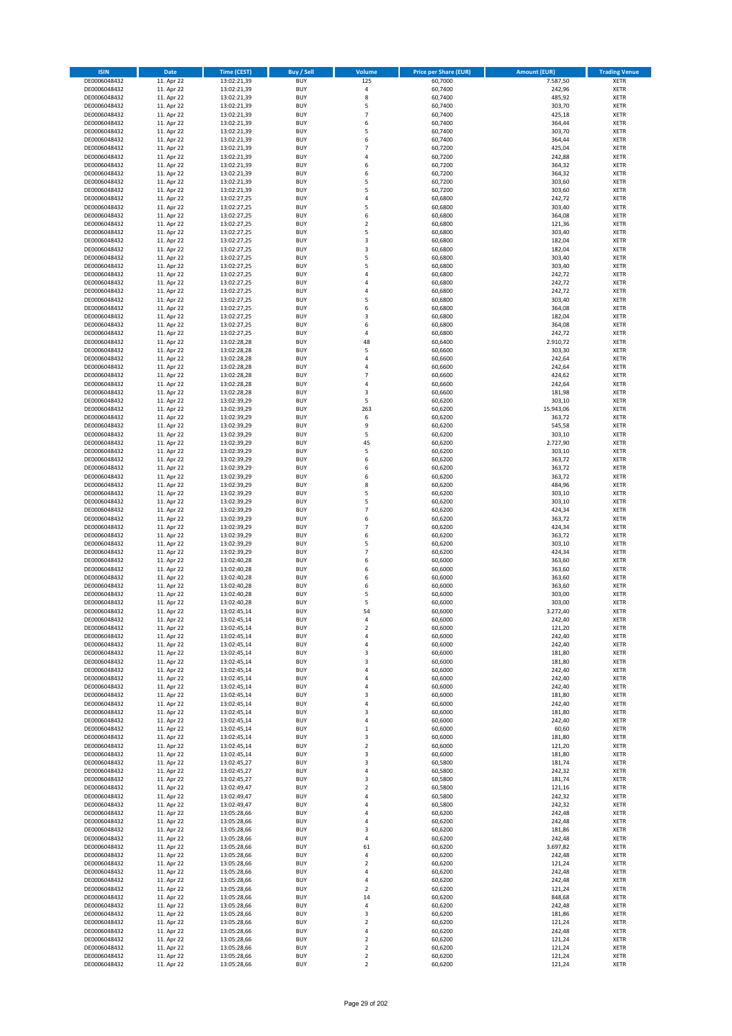| ISIN | Date | Time (CEST) | Buy / Sell | Volume | Price per Share (EUR) | Amount (EUR) | Trading Venue |
|---|---|---|---|---|---|---|---|
| DE0006048432 | 11. Apr 22 | 13:02:21,39 | BUY | 125 | 60,7000 | 7.587,50 | XETR |
| DE0006048432 | 11. Apr 22 | 13:02:21,39 | BUY | 4 | 60,7400 | 242,96 | XETR |
| DE0006048432 | 11. Apr 22 | 13:02:21,39 | BUY | 8 | 60,7400 | 485,92 | XETR |
| DE0006048432 | 11. Apr 22 | 13:02:21,39 | BUY | 5 | 60,7400 | 303,70 | XETR |
| DE0006048432 | 11. Apr 22 | 13:02:21,39 | BUY | 7 | 60,7400 | 425,18 | XETR |
| DE0006048432 | 11. Apr 22 | 13:02:21,39 | BUY | 6 | 60,7400 | 364,44 | XETR |
| DE0006048432 | 11. Apr 22 | 13:02:21,39 | BUY | 5 | 60,7400 | 303,70 | XETR |
| DE0006048432 | 11. Apr 22 | 13:02:21,39 | BUY | 6 | 60,7400 | 364,44 | XETR |
| DE0006048432 | 11. Apr 22 | 13:02:21,39 | BUY | 7 | 60,7200 | 425,04 | XETR |
| DE0006048432 | 11. Apr 22 | 13:02:21,39 | BUY | 4 | 60,7200 | 242,88 | XETR |
| DE0006048432 | 11. Apr 22 | 13:02:21,39 | BUY | 6 | 60,7200 | 364,32 | XETR |
| DE0006048432 | 11. Apr 22 | 13:02:21,39 | BUY | 6 | 60,7200 | 364,32 | XETR |
| DE0006048432 | 11. Apr 22 | 13:02:21,39 | BUY | 5 | 60,7200 | 303,60 | XETR |
| DE0006048432 | 11. Apr 22 | 13:02:21,39 | BUY | 5 | 60,7200 | 303,60 | XETR |
| DE0006048432 | 11. Apr 22 | 13:02:27,25 | BUY | 4 | 60,6800 | 242,72 | XETR |
| DE0006048432 | 11. Apr 22 | 13:02:27,25 | BUY | 5 | 60,6800 | 303,40 | XETR |
| DE0006048432 | 11. Apr 22 | 13:02:27,25 | BUY | 6 | 60,6800 | 364,08 | XETR |
| DE0006048432 | 11. Apr 22 | 13:02:27,25 | BUY | 2 | 60,6800 | 121,36 | XETR |
| DE0006048432 | 11. Apr 22 | 13:02:27,25 | BUY | 5 | 60,6800 | 303,40 | XETR |
| DE0006048432 | 11. Apr 22 | 13:02:27,25 | BUY | 3 | 60,6800 | 182,04 | XETR |
| DE0006048432 | 11. Apr 22 | 13:02:27,25 | BUY | 3 | 60,6800 | 182,04 | XETR |
| DE0006048432 | 11. Apr 22 | 13:02:27,25 | BUY | 5 | 60,6800 | 303,40 | XETR |
| DE0006048432 | 11. Apr 22 | 13:02:27,25 | BUY | 5 | 60,6800 | 303,40 | XETR |
| DE0006048432 | 11. Apr 22 | 13:02:27,25 | BUY | 4 | 60,6800 | 242,72 | XETR |
| DE0006048432 | 11. Apr 22 | 13:02:27,25 | BUY | 4 | 60,6800 | 242,72 | XETR |
| DE0006048432 | 11. Apr 22 | 13:02:27,25 | BUY | 4 | 60,6800 | 242,72 | XETR |
| DE0006048432 | 11. Apr 22 | 13:02:27,25 | BUY | 5 | 60,6800 | 303,40 | XETR |
| DE0006048432 | 11. Apr 22 | 13:02:27,25 | BUY | 6 | 60,6800 | 364,08 | XETR |
| DE0006048432 | 11. Apr 22 | 13:02:27,25 | BUY | 3 | 60,6800 | 182,04 | XETR |
| DE0006048432 | 11. Apr 22 | 13:02:27,25 | BUY | 6 | 60,6800 | 364,08 | XETR |
| DE0006048432 | 11. Apr 22 | 13:02:27,25 | BUY | 4 | 60,6800 | 242,72 | XETR |
| DE0006048432 | 11. Apr 22 | 13:02:28,28 | BUY | 48 | 60,6400 | 2.910,72 | XETR |
| DE0006048432 | 11. Apr 22 | 13:02:28,28 | BUY | 5 | 60,6600 | 303,30 | XETR |
| DE0006048432 | 11. Apr 22 | 13:02:28,28 | BUY | 4 | 60,6600 | 242,64 | XETR |
| DE0006048432 | 11. Apr 22 | 13:02:28,28 | BUY | 4 | 60,6600 | 242,64 | XETR |
| DE0006048432 | 11. Apr 22 | 13:02:28,28 | BUY | 7 | 60,6600 | 424,62 | XETR |
| DE0006048432 | 11. Apr 22 | 13:02:28,28 | BUY | 4 | 60,6600 | 242,64 | XETR |
| DE0006048432 | 11. Apr 22 | 13:02:28,28 | BUY | 3 | 60,6600 | 181,98 | XETR |
| DE0006048432 | 11. Apr 22 | 13:02:39,29 | BUY | 5 | 60,6200 | 303,10 | XETR |
| DE0006048432 | 11. Apr 22 | 13:02:39,29 | BUY | 263 | 60,6200 | 15.943,06 | XETR |
| DE0006048432 | 11. Apr 22 | 13:02:39,29 | BUY | 6 | 60,6200 | 363,72 | XETR |
| DE0006048432 | 11. Apr 22 | 13:02:39,29 | BUY | 9 | 60,6200 | 545,58 | XETR |
| DE0006048432 | 11. Apr 22 | 13:02:39,29 | BUY | 5 | 60,6200 | 303,10 | XETR |
| DE0006048432 | 11. Apr 22 | 13:02:39,29 | BUY | 45 | 60,6200 | 2.727,90 | XETR |
| DE0006048432 | 11. Apr 22 | 13:02:39,29 | BUY | 5 | 60,6200 | 303,10 | XETR |
| DE0006048432 | 11. Apr 22 | 13:02:39,29 | BUY | 6 | 60,6200 | 363,72 | XETR |
| DE0006048432 | 11. Apr 22 | 13:02:39,29 | BUY | 6 | 60,6200 | 363,72 | XETR |
| DE0006048432 | 11. Apr 22 | 13:02:39,29 | BUY | 6 | 60,6200 | 363,72 | XETR |
| DE0006048432 | 11. Apr 22 | 13:02:39,29 | BUY | 8 | 60,6200 | 484,96 | XETR |
| DE0006048432 | 11. Apr 22 | 13:02:39,29 | BUY | 5 | 60,6200 | 303,10 | XETR |
| DE0006048432 | 11. Apr 22 | 13:02:39,29 | BUY | 5 | 60,6200 | 303,10 | XETR |
| DE0006048432 | 11. Apr 22 | 13:02:39,29 | BUY | 7 | 60,6200 | 424,34 | XETR |
| DE0006048432 | 11. Apr 22 | 13:02:39,29 | BUY | 6 | 60,6200 | 363,72 | XETR |
| DE0006048432 | 11. Apr 22 | 13:02:39,29 | BUY | 7 | 60,6200 | 424,34 | XETR |
| DE0006048432 | 11. Apr 22 | 13:02:39,29 | BUY | 6 | 60,6200 | 363,72 | XETR |
| DE0006048432 | 11. Apr 22 | 13:02:39,29 | BUY | 5 | 60,6200 | 303,10 | XETR |
| DE0006048432 | 11. Apr 22 | 13:02:39,29 | BUY | 7 | 60,6200 | 424,34 | XETR |
| DE0006048432 | 11. Apr 22 | 13:02:40,28 | BUY | 6 | 60,6000 | 363,60 | XETR |
| DE0006048432 | 11. Apr 22 | 13:02:40,28 | BUY | 6 | 60,6000 | 363,60 | XETR |
| DE0006048432 | 11. Apr 22 | 13:02:40,28 | BUY | 6 | 60,6000 | 363,60 | XETR |
| DE0006048432 | 11. Apr 22 | 13:02:40,28 | BUY | 6 | 60,6000 | 363,60 | XETR |
| DE0006048432 | 11. Apr 22 | 13:02:40,28 | BUY | 5 | 60,6000 | 303,00 | XETR |
| DE0006048432 | 11. Apr 22 | 13:02:40,28 | BUY | 5 | 60,6000 | 303,00 | XETR |
| DE0006048432 | 11. Apr 22 | 13:02:45,14 | BUY | 54 | 60,6000 | 3.272,40 | XETR |
| DE0006048432 | 11. Apr 22 | 13:02:45,14 | BUY | 4 | 60,6000 | 242,40 | XETR |
| DE0006048432 | 11. Apr 22 | 13:02:45,14 | BUY | 2 | 60,6000 | 121,20 | XETR |
| DE0006048432 | 11. Apr 22 | 13:02:45,14 | BUY | 4 | 60,6000 | 242,40 | XETR |
| DE0006048432 | 11. Apr 22 | 13:02:45,14 | BUY | 4 | 60,6000 | 242,40 | XETR |
| DE0006048432 | 11. Apr 22 | 13:02:45,14 | BUY | 3 | 60,6000 | 181,80 | XETR |
| DE0006048432 | 11. Apr 22 | 13:02:45,14 | BUY | 3 | 60,6000 | 181,80 | XETR |
| DE0006048432 | 11. Apr 22 | 13:02:45,14 | BUY | 4 | 60,6000 | 242,40 | XETR |
| DE0006048432 | 11. Apr 22 | 13:02:45,14 | BUY | 4 | 60,6000 | 242,40 | XETR |
| DE0006048432 | 11. Apr 22 | 13:02:45,14 | BUY | 4 | 60,6000 | 242,40 | XETR |
| DE0006048432 | 11. Apr 22 | 13:02:45,14 | BUY | 3 | 60,6000 | 181,80 | XETR |
| DE0006048432 | 11. Apr 22 | 13:02:45,14 | BUY | 4 | 60,6000 | 242,40 | XETR |
| DE0006048432 | 11. Apr 22 | 13:02:45,14 | BUY | 3 | 60,6000 | 181,80 | XETR |
| DE0006048432 | 11. Apr 22 | 13:02:45,14 | BUY | 4 | 60,6000 | 242,40 | XETR |
| DE0006048432 | 11. Apr 22 | 13:02:45,14 | BUY | 1 | 60,6000 | 60,60 | XETR |
| DE0006048432 | 11. Apr 22 | 13:02:45,14 | BUY | 3 | 60,6000 | 181,80 | XETR |
| DE0006048432 | 11. Apr 22 | 13:02:45,14 | BUY | 2 | 60,6000 | 121,20 | XETR |
| DE0006048432 | 11. Apr 22 | 13:02:45,14 | BUY | 3 | 60,6000 | 181,80 | XETR |
| DE0006048432 | 11. Apr 22 | 13:02:45,27 | BUY | 3 | 60,5800 | 181,74 | XETR |
| DE0006048432 | 11. Apr 22 | 13:02:45,27 | BUY | 4 | 60,5800 | 242,32 | XETR |
| DE0006048432 | 11. Apr 22 | 13:02:45,27 | BUY | 3 | 60,5800 | 181,74 | XETR |
| DE0006048432 | 11. Apr 22 | 13:02:49,47 | BUY | 2 | 60,5800 | 121,16 | XETR |
| DE0006048432 | 11. Apr 22 | 13:02:49,47 | BUY | 4 | 60,5800 | 242,32 | XETR |
| DE0006048432 | 11. Apr 22 | 13:02:49,47 | BUY | 4 | 60,5800 | 242,32 | XETR |
| DE0006048432 | 11. Apr 22 | 13:05:28,66 | BUY | 4 | 60,6200 | 242,48 | XETR |
| DE0006048432 | 11. Apr 22 | 13:05:28,66 | BUY | 4 | 60,6200 | 242,48 | XETR |
| DE0006048432 | 11. Apr 22 | 13:05:28,66 | BUY | 3 | 60,6200 | 181,86 | XETR |
| DE0006048432 | 11. Apr 22 | 13:05:28,66 | BUY | 4 | 60,6200 | 242,48 | XETR |
| DE0006048432 | 11. Apr 22 | 13:05:28,66 | BUY | 61 | 60,6200 | 3.697,82 | XETR |
| DE0006048432 | 11. Apr 22 | 13:05:28,66 | BUY | 4 | 60,6200 | 242,48 | XETR |
| DE0006048432 | 11. Apr 22 | 13:05:28,66 | BUY | 2 | 60,6200 | 121,24 | XETR |
| DE0006048432 | 11. Apr 22 | 13:05:28,66 | BUY | 4 | 60,6200 | 242,48 | XETR |
| DE0006048432 | 11. Apr 22 | 13:05:28,66 | BUY | 4 | 60,6200 | 242,48 | XETR |
| DE0006048432 | 11. Apr 22 | 13:05:28,66 | BUY | 2 | 60,6200 | 121,24 | XETR |
| DE0006048432 | 11. Apr 22 | 13:05:28,66 | BUY | 14 | 60,6200 | 848,68 | XETR |
| DE0006048432 | 11. Apr 22 | 13:05:28,66 | BUY | 4 | 60,6200 | 242,48 | XETR |
| DE0006048432 | 11. Apr 22 | 13:05:28,66 | BUY | 3 | 60,6200 | 181,86 | XETR |
| DE0006048432 | 11. Apr 22 | 13:05:28,66 | BUY | 2 | 60,6200 | 121,24 | XETR |
| DE0006048432 | 11. Apr 22 | 13:05:28,66 | BUY | 4 | 60,6200 | 242,48 | XETR |
| DE0006048432 | 11. Apr 22 | 13:05:28,66 | BUY | 2 | 60,6200 | 121,24 | XETR |
| DE0006048432 | 11. Apr 22 | 13:05:28,66 | BUY | 2 | 60,6200 | 121,24 | XETR |
| DE0006048432 | 11. Apr 22 | 13:05:28,66 | BUY | 2 | 60,6200 | 121,24 | XETR |
| DE0006048432 | 11. Apr 22 | 13:05:28,66 | BUY | 2 | 60,6200 | 121,24 | XETR |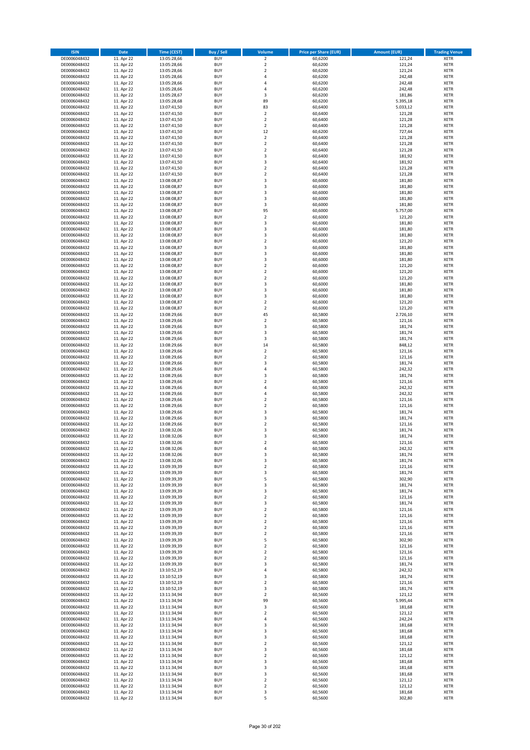| ISIN | Date | Time (CEST) | Buy / Sell | Volume | Price per Share (EUR) | Amount (EUR) | Trading Venue |
|---|---|---|---|---|---|---|---|
| DE0006048432 | 11. Apr 22 | 13:05:28,66 | BUY | 2 | 60,6200 | 121,24 | XETR |
| DE0006048432 | 11. Apr 22 | 13:05:28,66 | BUY | 2 | 60,6200 | 121,24 | XETR |
| DE0006048432 | 11. Apr 22 | 13:05:28,66 | BUY | 2 | 60,6200 | 121,24 | XETR |
| DE0006048432 | 11. Apr 22 | 13:05:28,66 | BUY | 4 | 60,6200 | 242,48 | XETR |
| DE0006048432 | 11. Apr 22 | 13:05:28,66 | BUY | 4 | 60,6200 | 242,48 | XETR |
| DE0006048432 | 11. Apr 22 | 13:05:28,66 | BUY | 4 | 60,6200 | 242,48 | XETR |
| DE0006048432 | 11. Apr 22 | 13:05:28,67 | BUY | 3 | 60,6200 | 181,86 | XETR |
| DE0006048432 | 11. Apr 22 | 13:05:28,68 | BUY | 89 | 60,6200 | 5.395,18 | XETR |
| DE0006048432 | 11. Apr 22 | 13:07:41,50 | BUY | 83 | 60,6400 | 5.033,12 | XETR |
| DE0006048432 | 11. Apr 22 | 13:07:41,50 | BUY | 2 | 60,6400 | 121,28 | XETR |
| DE0006048432 | 11. Apr 22 | 13:07:41,50 | BUY | 2 | 60,6400 | 121,28 | XETR |
| DE0006048432 | 11. Apr 22 | 13:07:41,50 | BUY | 2 | 60,6400 | 121,28 | XETR |
| DE0006048432 | 11. Apr 22 | 13:07:41,50 | BUY | 12 | 60,6200 | 727,44 | XETR |
| DE0006048432 | 11. Apr 22 | 13:07:41,50 | BUY | 2 | 60,6400 | 121,28 | XETR |
| DE0006048432 | 11. Apr 22 | 13:07:41,50 | BUY | 2 | 60,6400 | 121,28 | XETR |
| DE0006048432 | 11. Apr 22 | 13:07:41,50 | BUY | 2 | 60,6400 | 121,28 | XETR |
| DE0006048432 | 11. Apr 22 | 13:07:41,50 | BUY | 3 | 60,6400 | 181,92 | XETR |
| DE0006048432 | 11. Apr 22 | 13:07:41,50 | BUY | 3 | 60,6400 | 181,92 | XETR |
| DE0006048432 | 11. Apr 22 | 13:07:41,50 | BUY | 2 | 60,6400 | 121,28 | XETR |
| DE0006048432 | 11. Apr 22 | 13:07:41,50 | BUY | 2 | 60,6400 | 121,28 | XETR |
| DE0006048432 | 11. Apr 22 | 13:08:08,87 | BUY | 3 | 60,6000 | 181,80 | XETR |
| DE0006048432 | 11. Apr 22 | 13:08:08,87 | BUY | 3 | 60,6000 | 181,80 | XETR |
| DE0006048432 | 11. Apr 22 | 13:08:08,87 | BUY | 3 | 60,6000 | 181,80 | XETR |
| DE0006048432 | 11. Apr 22 | 13:08:08,87 | BUY | 3 | 60,6000 | 181,80 | XETR |
| DE0006048432 | 11. Apr 22 | 13:08:08,87 | BUY | 3 | 60,6000 | 181,80 | XETR |
| DE0006048432 | 11. Apr 22 | 13:08:08,87 | BUY | 95 | 60,6000 | 5.757,00 | XETR |
| DE0006048432 | 11. Apr 22 | 13:08:08,87 | BUY | 2 | 60,6000 | 121,20 | XETR |
| DE0006048432 | 11. Apr 22 | 13:08:08,87 | BUY | 3 | 60,6000 | 181,80 | XETR |
| DE0006048432 | 11. Apr 22 | 13:08:08,87 | BUY | 3 | 60,6000 | 181,80 | XETR |
| DE0006048432 | 11. Apr 22 | 13:08:08,87 | BUY | 3 | 60,6000 | 181,80 | XETR |
| DE0006048432 | 11. Apr 22 | 13:08:08,87 | BUY | 2 | 60,6000 | 121,20 | XETR |
| DE0006048432 | 11. Apr 22 | 13:08:08,87 | BUY | 3 | 60,6000 | 181,80 | XETR |
| DE0006048432 | 11. Apr 22 | 13:08:08,87 | BUY | 3 | 60,6000 | 181,80 | XETR |
| DE0006048432 | 11. Apr 22 | 13:08:08,87 | BUY | 3 | 60,6000 | 181,80 | XETR |
| DE0006048432 | 11. Apr 22 | 13:08:08,87 | BUY | 2 | 60,6000 | 121,20 | XETR |
| DE0006048432 | 11. Apr 22 | 13:08:08,87 | BUY | 2 | 60,6000 | 121,20 | XETR |
| DE0006048432 | 11. Apr 22 | 13:08:08,87 | BUY | 2 | 60,6000 | 121,20 | XETR |
| DE0006048432 | 11. Apr 22 | 13:08:08,87 | BUY | 3 | 60,6000 | 181,80 | XETR |
| DE0006048432 | 11. Apr 22 | 13:08:08,87 | BUY | 3 | 60,6000 | 181,80 | XETR |
| DE0006048432 | 11. Apr 22 | 13:08:08,87 | BUY | 3 | 60,6000 | 181,80 | XETR |
| DE0006048432 | 11. Apr 22 | 13:08:08,87 | BUY | 2 | 60,6000 | 121,20 | XETR |
| DE0006048432 | 11. Apr 22 | 13:08:08,87 | BUY | 2 | 60,6000 | 121,20 | XETR |
| DE0006048432 | 11. Apr 22 | 13:08:29,66 | BUY | 45 | 60,5800 | 2.726,10 | XETR |
| DE0006048432 | 11. Apr 22 | 13:08:29,66 | BUY | 2 | 60,5800 | 121,16 | XETR |
| DE0006048432 | 11. Apr 22 | 13:08:29,66 | BUY | 3 | 60,5800 | 181,74 | XETR |
| DE0006048432 | 11. Apr 22 | 13:08:29,66 | BUY | 3 | 60,5800 | 181,74 | XETR |
| DE0006048432 | 11. Apr 22 | 13:08:29,66 | BUY | 3 | 60,5800 | 181,74 | XETR |
| DE0006048432 | 11. Apr 22 | 13:08:29,66 | BUY | 14 | 60,5800 | 848,12 | XETR |
| DE0006048432 | 11. Apr 22 | 13:08:29,66 | BUY | 2 | 60,5800 | 121,16 | XETR |
| DE0006048432 | 11. Apr 22 | 13:08:29,66 | BUY | 2 | 60,5800 | 121,16 | XETR |
| DE0006048432 | 11. Apr 22 | 13:08:29,66 | BUY | 3 | 60,5800 | 181,74 | XETR |
| DE0006048432 | 11. Apr 22 | 13:08:29,66 | BUY | 4 | 60,5800 | 242,32 | XETR |
| DE0006048432 | 11. Apr 22 | 13:08:29,66 | BUY | 3 | 60,5800 | 181,74 | XETR |
| DE0006048432 | 11. Apr 22 | 13:08:29,66 | BUY | 2 | 60,5800 | 121,16 | XETR |
| DE0006048432 | 11. Apr 22 | 13:08:29,66 | BUY | 4 | 60,5800 | 242,32 | XETR |
| DE0006048432 | 11. Apr 22 | 13:08:29,66 | BUY | 4 | 60,5800 | 242,32 | XETR |
| DE0006048432 | 11. Apr 22 | 13:08:29,66 | BUY | 2 | 60,5800 | 121,16 | XETR |
| DE0006048432 | 11. Apr 22 | 13:08:29,66 | BUY | 2 | 60,5800 | 121,16 | XETR |
| DE0006048432 | 11. Apr 22 | 13:08:29,66 | BUY | 3 | 60,5800 | 181,74 | XETR |
| DE0006048432 | 11. Apr 22 | 13:08:29,66 | BUY | 3 | 60,5800 | 181,74 | XETR |
| DE0006048432 | 11. Apr 22 | 13:08:29,66 | BUY | 2 | 60,5800 | 121,16 | XETR |
| DE0006048432 | 11. Apr 22 | 13:08:32,06 | BUY | 3 | 60,5800 | 181,74 | XETR |
| DE0006048432 | 11. Apr 22 | 13:08:32,06 | BUY | 3 | 60,5800 | 181,74 | XETR |
| DE0006048432 | 11. Apr 22 | 13:08:32,06 | BUY | 2 | 60,5800 | 121,16 | XETR |
| DE0006048432 | 11. Apr 22 | 13:08:32,06 | BUY | 4 | 60,5800 | 242,32 | XETR |
| DE0006048432 | 11. Apr 22 | 13:08:32,06 | BUY | 3 | 60,5800 | 181,74 | XETR |
| DE0006048432 | 11. Apr 22 | 13:08:32,06 | BUY | 3 | 60,5800 | 181,74 | XETR |
| DE0006048432 | 11. Apr 22 | 13:09:39,39 | BUY | 2 | 60,5800 | 121,16 | XETR |
| DE0006048432 | 11. Apr 22 | 13:09:39,39 | BUY | 3 | 60,5800 | 181,74 | XETR |
| DE0006048432 | 11. Apr 22 | 13:09:39,39 | BUY | 5 | 60,5800 | 302,90 | XETR |
| DE0006048432 | 11. Apr 22 | 13:09:39,39 | BUY | 3 | 60,5800 | 181,74 | XETR |
| DE0006048432 | 11. Apr 22 | 13:09:39,39 | BUY | 3 | 60,5800 | 181,74 | XETR |
| DE0006048432 | 11. Apr 22 | 13:09:39,39 | BUY | 2 | 60,5800 | 121,16 | XETR |
| DE0006048432 | 11. Apr 22 | 13:09:39,39 | BUY | 3 | 60,5800 | 181,74 | XETR |
| DE0006048432 | 11. Apr 22 | 13:09:39,39 | BUY | 2 | 60,5800 | 121,16 | XETR |
| DE0006048432 | 11. Apr 22 | 13:09:39,39 | BUY | 2 | 60,5800 | 121,16 | XETR |
| DE0006048432 | 11. Apr 22 | 13:09:39,39 | BUY | 2 | 60,5800 | 121,16 | XETR |
| DE0006048432 | 11. Apr 22 | 13:09:39,39 | BUY | 2 | 60,5800 | 121,16 | XETR |
| DE0006048432 | 11. Apr 22 | 13:09:39,39 | BUY | 2 | 60,5800 | 121,16 | XETR |
| DE0006048432 | 11. Apr 22 | 13:09:39,39 | BUY | 5 | 60,5800 | 302,90 | XETR |
| DE0006048432 | 11. Apr 22 | 13:09:39,39 | BUY | 2 | 60,5800 | 121,16 | XETR |
| DE0006048432 | 11. Apr 22 | 13:09:39,39 | BUY | 2 | 60,5800 | 121,16 | XETR |
| DE0006048432 | 11. Apr 22 | 13:09:39,39 | BUY | 2 | 60,5800 | 121,16 | XETR |
| DE0006048432 | 11. Apr 22 | 13:09:39,39 | BUY | 3 | 60,5800 | 181,74 | XETR |
| DE0006048432 | 11. Apr 22 | 13:10:52,19 | BUY | 4 | 60,5800 | 242,32 | XETR |
| DE0006048432 | 11. Apr 22 | 13:10:52,19 | BUY | 3 | 60,5800 | 181,74 | XETR |
| DE0006048432 | 11. Apr 22 | 13:10:52,19 | BUY | 2 | 60,5800 | 121,16 | XETR |
| DE0006048432 | 11. Apr 22 | 13:10:52,19 | BUY | 3 | 60,5800 | 181,74 | XETR |
| DE0006048432 | 11. Apr 22 | 13:11:34,94 | BUY | 2 | 60,5600 | 121,12 | XETR |
| DE0006048432 | 11. Apr 22 | 13:11:34,94 | BUY | 99 | 60,5600 | 5.995,44 | XETR |
| DE0006048432 | 11. Apr 22 | 13:11:34,94 | BUY | 3 | 60,5600 | 181,68 | XETR |
| DE0006048432 | 11. Apr 22 | 13:11:34,94 | BUY | 2 | 60,5600 | 121,12 | XETR |
| DE0006048432 | 11. Apr 22 | 13:11:34,94 | BUY | 4 | 60,5600 | 242,24 | XETR |
| DE0006048432 | 11. Apr 22 | 13:11:34,94 | BUY | 3 | 60,5600 | 181,68 | XETR |
| DE0006048432 | 11. Apr 22 | 13:11:34,94 | BUY | 3 | 60,5600 | 181,68 | XETR |
| DE0006048432 | 11. Apr 22 | 13:11:34,94 | BUY | 3 | 60,5600 | 181,68 | XETR |
| DE0006048432 | 11. Apr 22 | 13:11:34,94 | BUY | 2 | 60,5600 | 121,12 | XETR |
| DE0006048432 | 11. Apr 22 | 13:11:34,94 | BUY | 3 | 60,5600 | 181,68 | XETR |
| DE0006048432 | 11. Apr 22 | 13:11:34,94 | BUY | 2 | 60,5600 | 121,12 | XETR |
| DE0006048432 | 11. Apr 22 | 13:11:34,94 | BUY | 3 | 60,5600 | 181,68 | XETR |
| DE0006048432 | 11. Apr 22 | 13:11:34,94 | BUY | 3 | 60,5600 | 181,68 | XETR |
| DE0006048432 | 11. Apr 22 | 13:11:34,94 | BUY | 3 | 60,5600 | 181,68 | XETR |
| DE0006048432 | 11. Apr 22 | 13:11:34,94 | BUY | 2 | 60,5600 | 121,12 | XETR |
| DE0006048432 | 11. Apr 22 | 13:11:34,94 | BUY | 2 | 60,5600 | 121,12 | XETR |
| DE0006048432 | 11. Apr 22 | 13:11:34,94 | BUY | 3 | 60,5600 | 181,68 | XETR |
| DE0006048432 | 11. Apr 22 | 13:11:34,94 | BUY | 5 | 60,5600 | 302,80 | XETR |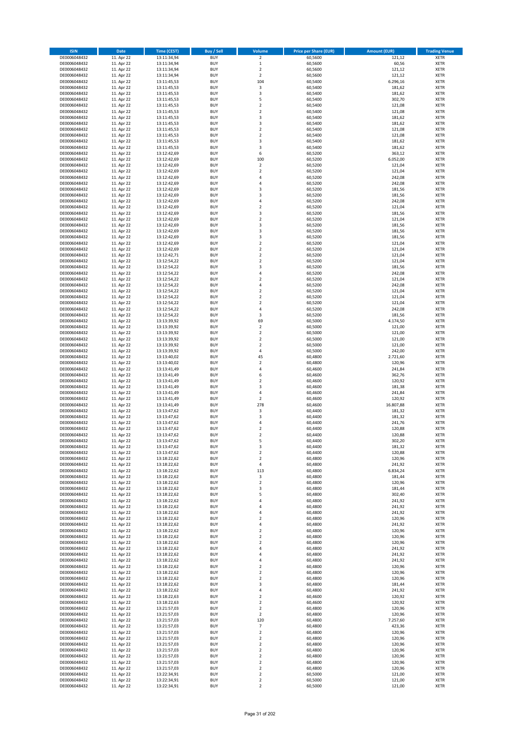| ISIN | Date | Time (CEST) | Buy / Sell | Volume | Price per Share (EUR) | Amount (EUR) | Trading Venue |
|---|---|---|---|---|---|---|---|
| DE0006048432 | 11. Apr 22 | 13:11:34,94 | BUY | 2 | 60,5600 | 121,12 | XETR |
| DE0006048432 | 11. Apr 22 | 13:11:34,94 | BUY | 1 | 60,5600 | 60,56 | XETR |
| DE0006048432 | 11. Apr 22 | 13:11:34,94 | BUY | 2 | 60,5600 | 121,12 | XETR |
| DE0006048432 | 11. Apr 22 | 13:11:34,94 | BUY | 2 | 60,5600 | 121,12 | XETR |
| DE0006048432 | 11. Apr 22 | 13:11:45,53 | BUY | 104 | 60,5400 | 6.296,16 | XETR |
| DE0006048432 | 11. Apr 22 | 13:11:45,53 | BUY | 3 | 60,5400 | 181,62 | XETR |
| DE0006048432 | 11. Apr 22 | 13:11:45,53 | BUY | 3 | 60,5400 | 181,62 | XETR |
| DE0006048432 | 11. Apr 22 | 13:11:45,53 | BUY | 5 | 60,5400 | 302,70 | XETR |
| DE0006048432 | 11. Apr 22 | 13:11:45,53 | BUY | 2 | 60,5400 | 121,08 | XETR |
| DE0006048432 | 11. Apr 22 | 13:11:45,53 | BUY | 2 | 60,5400 | 121,08 | XETR |
| DE0006048432 | 11. Apr 22 | 13:11:45,53 | BUY | 3 | 60,5400 | 181,62 | XETR |
| DE0006048432 | 11. Apr 22 | 13:11:45,53 | BUY | 3 | 60,5400 | 181,62 | XETR |
| DE0006048432 | 11. Apr 22 | 13:11:45,53 | BUY | 2 | 60,5400 | 121,08 | XETR |
| DE0006048432 | 11. Apr 22 | 13:11:45,53 | BUY | 2 | 60,5400 | 121,08 | XETR |
| DE0006048432 | 11. Apr 22 | 13:11:45,53 | BUY | 3 | 60,5400 | 181,62 | XETR |
| DE0006048432 | 11. Apr 22 | 13:11:45,53 | BUY | 3 | 60,5400 | 181,62 | XETR |
| DE0006048432 | 11. Apr 22 | 13:12:42,69 | BUY | 6 | 60,5200 | 363,12 | XETR |
| DE0006048432 | 11. Apr 22 | 13:12:42,69 | BUY | 100 | 60,5200 | 6.052,00 | XETR |
| DE0006048432 | 11. Apr 22 | 13:12:42,69 | BUY | 2 | 60,5200 | 121,04 | XETR |
| DE0006048432 | 11. Apr 22 | 13:12:42,69 | BUY | 2 | 60,5200 | 121,04 | XETR |
| DE0006048432 | 11. Apr 22 | 13:12:42,69 | BUY | 4 | 60,5200 | 242,08 | XETR |
| DE0006048432 | 11. Apr 22 | 13:12:42,69 | BUY | 4 | 60,5200 | 242,08 | XETR |
| DE0006048432 | 11. Apr 22 | 13:12:42,69 | BUY | 3 | 60,5200 | 181,56 | XETR |
| DE0006048432 | 11. Apr 22 | 13:12:42,69 | BUY | 3 | 60,5200 | 181,56 | XETR |
| DE0006048432 | 11. Apr 22 | 13:12:42,69 | BUY | 4 | 60,5200 | 242,08 | XETR |
| DE0006048432 | 11. Apr 22 | 13:12:42,69 | BUY | 2 | 60,5200 | 121,04 | XETR |
| DE0006048432 | 11. Apr 22 | 13:12:42,69 | BUY | 3 | 60,5200 | 181,56 | XETR |
| DE0006048432 | 11. Apr 22 | 13:12:42,69 | BUY | 2 | 60,5200 | 121,04 | XETR |
| DE0006048432 | 11. Apr 22 | 13:12:42,69 | BUY | 3 | 60,5200 | 181,56 | XETR |
| DE0006048432 | 11. Apr 22 | 13:12:42,69 | BUY | 3 | 60,5200 | 181,56 | XETR |
| DE0006048432 | 11. Apr 22 | 13:12:42,69 | BUY | 3 | 60,5200 | 181,56 | XETR |
| DE0006048432 | 11. Apr 22 | 13:12:42,69 | BUY | 2 | 60,5200 | 121,04 | XETR |
| DE0006048432 | 11. Apr 22 | 13:12:42,69 | BUY | 2 | 60,5200 | 121,04 | XETR |
| DE0006048432 | 11. Apr 22 | 13:12:42,71 | BUY | 2 | 60,5200 | 121,04 | XETR |
| DE0006048432 | 11. Apr 22 | 13:12:54,22 | BUY | 2 | 60,5200 | 121,04 | XETR |
| DE0006048432 | 11. Apr 22 | 13:12:54,22 | BUY | 3 | 60,5200 | 181,56 | XETR |
| DE0006048432 | 11. Apr 22 | 13:12:54,22 | BUY | 4 | 60,5200 | 242,08 | XETR |
| DE0006048432 | 11. Apr 22 | 13:12:54,22 | BUY | 2 | 60,5200 | 121,04 | XETR |
| DE0006048432 | 11. Apr 22 | 13:12:54,22 | BUY | 4 | 60,5200 | 242,08 | XETR |
| DE0006048432 | 11. Apr 22 | 13:12:54,22 | BUY | 2 | 60,5200 | 121,04 | XETR |
| DE0006048432 | 11. Apr 22 | 13:12:54,22 | BUY | 2 | 60,5200 | 121,04 | XETR |
| DE0006048432 | 11. Apr 22 | 13:12:54,22 | BUY | 2 | 60,5200 | 121,04 | XETR |
| DE0006048432 | 11. Apr 22 | 13:12:54,22 | BUY | 4 | 60,5200 | 242,08 | XETR |
| DE0006048432 | 11. Apr 22 | 13:12:54,22 | BUY | 3 | 60,5200 | 181,56 | XETR |
| DE0006048432 | 11. Apr 22 | 13:13:39,92 | BUY | 69 | 60,5000 | 4.174,50 | XETR |
| DE0006048432 | 11. Apr 22 | 13:13:39,92 | BUY | 2 | 60,5000 | 121,00 | XETR |
| DE0006048432 | 11. Apr 22 | 13:13:39,92 | BUY | 2 | 60,5000 | 121,00 | XETR |
| DE0006048432 | 11. Apr 22 | 13:13:39,92 | BUY | 2 | 60,5000 | 121,00 | XETR |
| DE0006048432 | 11. Apr 22 | 13:13:39,92 | BUY | 2 | 60,5000 | 121,00 | XETR |
| DE0006048432 | 11. Apr 22 | 13:13:39,92 | BUY | 4 | 60,5000 | 242,00 | XETR |
| DE0006048432 | 11. Apr 22 | 13:13:40,02 | BUY | 45 | 60,4800 | 2.721,60 | XETR |
| DE0006048432 | 11. Apr 22 | 13:13:40,02 | BUY | 2 | 60,4800 | 120,96 | XETR |
| DE0006048432 | 11. Apr 22 | 13:13:41,49 | BUY | 4 | 60,4600 | 241,84 | XETR |
| DE0006048432 | 11. Apr 22 | 13:13:41,49 | BUY | 6 | 60,4600 | 362,76 | XETR |
| DE0006048432 | 11. Apr 22 | 13:13:41,49 | BUY | 2 | 60,4600 | 120,92 | XETR |
| DE0006048432 | 11. Apr 22 | 13:13:41,49 | BUY | 3 | 60,4600 | 181,38 | XETR |
| DE0006048432 | 11. Apr 22 | 13:13:41,49 | BUY | 4 | 60,4600 | 241,84 | XETR |
| DE0006048432 | 11. Apr 22 | 13:13:41,49 | BUY | 2 | 60,4600 | 120,92 | XETR |
| DE0006048432 | 11. Apr 22 | 13:13:41,49 | BUY | 278 | 60,4600 | 16.807,88 | XETR |
| DE0006048432 | 11. Apr 22 | 13:13:47,62 | BUY | 3 | 60,4400 | 181,32 | XETR |
| DE0006048432 | 11. Apr 22 | 13:13:47,62 | BUY | 3 | 60,4400 | 181,32 | XETR |
| DE0006048432 | 11. Apr 22 | 13:13:47,62 | BUY | 4 | 60,4400 | 241,76 | XETR |
| DE0006048432 | 11. Apr 22 | 13:13:47,62 | BUY | 2 | 60,4400 | 120,88 | XETR |
| DE0006048432 | 11. Apr 22 | 13:13:47,62 | BUY | 2 | 60,4400 | 120,88 | XETR |
| DE0006048432 | 11. Apr 22 | 13:13:47,62 | BUY | 5 | 60,4400 | 302,20 | XETR |
| DE0006048432 | 11. Apr 22 | 13:13:47,62 | BUY | 3 | 60,4400 | 181,32 | XETR |
| DE0006048432 | 11. Apr 22 | 13:13:47,62 | BUY | 2 | 60,4400 | 120,88 | XETR |
| DE0006048432 | 11. Apr 22 | 13:18:22,62 | BUY | 2 | 60,4800 | 120,96 | XETR |
| DE0006048432 | 11. Apr 22 | 13:18:22,62 | BUY | 4 | 60,4800 | 241,92 | XETR |
| DE0006048432 | 11. Apr 22 | 13:18:22,62 | BUY | 113 | 60,4800 | 6.834,24 | XETR |
| DE0006048432 | 11. Apr 22 | 13:18:22,62 | BUY | 3 | 60,4800 | 181,44 | XETR |
| DE0006048432 | 11. Apr 22 | 13:18:22,62 | BUY | 2 | 60,4800 | 120,96 | XETR |
| DE0006048432 | 11. Apr 22 | 13:18:22,62 | BUY | 3 | 60,4800 | 181,44 | XETR |
| DE0006048432 | 11. Apr 22 | 13:18:22,62 | BUY | 5 | 60,4800 | 302,40 | XETR |
| DE0006048432 | 11. Apr 22 | 13:18:22,62 | BUY | 4 | 60,4800 | 241,92 | XETR |
| DE0006048432 | 11. Apr 22 | 13:18:22,62 | BUY | 4 | 60,4800 | 241,92 | XETR |
| DE0006048432 | 11. Apr 22 | 13:18:22,62 | BUY | 4 | 60,4800 | 241,92 | XETR |
| DE0006048432 | 11. Apr 22 | 13:18:22,62 | BUY | 2 | 60,4800 | 120,96 | XETR |
| DE0006048432 | 11. Apr 22 | 13:18:22,62 | BUY | 4 | 60,4800 | 241,92 | XETR |
| DE0006048432 | 11. Apr 22 | 13:18:22,62 | BUY | 2 | 60,4800 | 120,96 | XETR |
| DE0006048432 | 11. Apr 22 | 13:18:22,62 | BUY | 2 | 60,4800 | 120,96 | XETR |
| DE0006048432 | 11. Apr 22 | 13:18:22,62 | BUY | 2 | 60,4800 | 120,96 | XETR |
| DE0006048432 | 11. Apr 22 | 13:18:22,62 | BUY | 4 | 60,4800 | 241,92 | XETR |
| DE0006048432 | 11. Apr 22 | 13:18:22,62 | BUY | 4 | 60,4800 | 241,92 | XETR |
| DE0006048432 | 11. Apr 22 | 13:18:22,62 | BUY | 4 | 60,4800 | 241,92 | XETR |
| DE0006048432 | 11. Apr 22 | 13:18:22,62 | BUY | 2 | 60,4800 | 120,96 | XETR |
| DE0006048432 | 11. Apr 22 | 13:18:22,62 | BUY | 2 | 60,4800 | 120,96 | XETR |
| DE0006048432 | 11. Apr 22 | 13:18:22,62 | BUY | 2 | 60,4800 | 120,96 | XETR |
| DE0006048432 | 11. Apr 22 | 13:18:22,62 | BUY | 3 | 60,4800 | 181,44 | XETR |
| DE0006048432 | 11. Apr 22 | 13:18:22,62 | BUY | 4 | 60,4800 | 241,92 | XETR |
| DE0006048432 | 11. Apr 22 | 13:18:22,63 | BUY | 2 | 60,4600 | 120,92 | XETR |
| DE0006048432 | 11. Apr 22 | 13:18:22,63 | BUY | 2 | 60,4600 | 120,92 | XETR |
| DE0006048432 | 11. Apr 22 | 13:21:57,03 | BUY | 2 | 60,4800 | 120,96 | XETR |
| DE0006048432 | 11. Apr 22 | 13:21:57,03 | BUY | 2 | 60,4800 | 120,96 | XETR |
| DE0006048432 | 11. Apr 22 | 13:21:57,03 | BUY | 120 | 60,4800 | 7.257,60 | XETR |
| DE0006048432 | 11. Apr 22 | 13:21:57,03 | BUY | 7 | 60,4800 | 423,36 | XETR |
| DE0006048432 | 11. Apr 22 | 13:21:57,03 | BUY | 2 | 60,4800 | 120,96 | XETR |
| DE0006048432 | 11. Apr 22 | 13:21:57,03 | BUY | 2 | 60,4800 | 120,96 | XETR |
| DE0006048432 | 11. Apr 22 | 13:21:57,03 | BUY | 2 | 60,4800 | 120,96 | XETR |
| DE0006048432 | 11. Apr 22 | 13:21:57,03 | BUY | 2 | 60,4800 | 120,96 | XETR |
| DE0006048432 | 11. Apr 22 | 13:21:57,03 | BUY | 2 | 60,4800 | 120,96 | XETR |
| DE0006048432 | 11. Apr 22 | 13:21:57,03 | BUY | 2 | 60,4800 | 120,96 | XETR |
| DE0006048432 | 11. Apr 22 | 13:21:57,03 | BUY | 2 | 60,4800 | 120,96 | XETR |
| DE0006048432 | 11. Apr 22 | 13:22:34,91 | BUY | 2 | 60,5000 | 121,00 | XETR |
| DE0006048432 | 11. Apr 22 | 13:22:34,91 | BUY | 2 | 60,5000 | 121,00 | XETR |
| DE0006048432 | 11. Apr 22 | 13:22:34,91 | BUY | 2 | 60,5000 | 121,00 | XETR |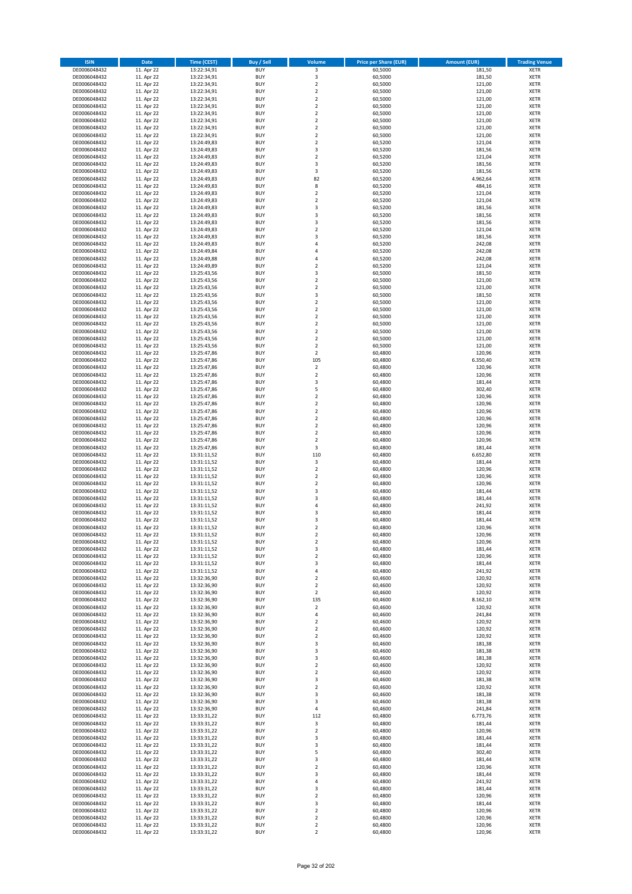| ISIN | Date | Time (CEST) | Buy / Sell | Volume | Price per Share (EUR) | Amount (EUR) | Trading Venue |
|---|---|---|---|---|---|---|---|
| DE0006048432 | 11. Apr 22 | 13:22:34,91 | BUY | 3 | 60,5000 | 181,50 | XETR |
| DE0006048432 | 11. Apr 22 | 13:22:34,91 | BUY | 3 | 60,5000 | 181,50 | XETR |
| DE0006048432 | 11. Apr 22 | 13:22:34,91 | BUY | 2 | 60,5000 | 121,00 | XETR |
| DE0006048432 | 11. Apr 22 | 13:22:34,91 | BUY | 2 | 60,5000 | 121,00 | XETR |
| DE0006048432 | 11. Apr 22 | 13:22:34,91 | BUY | 2 | 60,5000 | 121,00 | XETR |
| DE0006048432 | 11. Apr 22 | 13:22:34,91 | BUY | 2 | 60,5000 | 121,00 | XETR |
| DE0006048432 | 11. Apr 22 | 13:22:34,91 | BUY | 2 | 60,5000 | 121,00 | XETR |
| DE0006048432 | 11. Apr 22 | 13:22:34,91 | BUY | 2 | 60,5000 | 121,00 | XETR |
| DE0006048432 | 11. Apr 22 | 13:22:34,91 | BUY | 2 | 60,5000 | 121,00 | XETR |
| DE0006048432 | 11. Apr 22 | 13:22:34,91 | BUY | 2 | 60,5000 | 121,00 | XETR |
| DE0006048432 | 11. Apr 22 | 13:24:49,83 | BUY | 2 | 60,5200 | 121,04 | XETR |
| DE0006048432 | 11. Apr 22 | 13:24:49,83 | BUY | 3 | 60,5200 | 181,56 | XETR |
| DE0006048432 | 11. Apr 22 | 13:24:49,83 | BUY | 2 | 60,5200 | 121,04 | XETR |
| DE0006048432 | 11. Apr 22 | 13:24:49,83 | BUY | 3 | 60,5200 | 181,56 | XETR |
| DE0006048432 | 11. Apr 22 | 13:24:49,83 | BUY | 3 | 60,5200 | 181,56 | XETR |
| DE0006048432 | 11. Apr 22 | 13:24:49,83 | BUY | 82 | 60,5200 | 4.962,64 | XETR |
| DE0006048432 | 11. Apr 22 | 13:24:49,83 | BUY | 8 | 60,5200 | 484,16 | XETR |
| DE0006048432 | 11. Apr 22 | 13:24:49,83 | BUY | 2 | 60,5200 | 121,04 | XETR |
| DE0006048432 | 11. Apr 22 | 13:24:49,83 | BUY | 2 | 60,5200 | 121,04 | XETR |
| DE0006048432 | 11. Apr 22 | 13:24:49,83 | BUY | 3 | 60,5200 | 181,56 | XETR |
| DE0006048432 | 11. Apr 22 | 13:24:49,83 | BUY | 3 | 60,5200 | 181,56 | XETR |
| DE0006048432 | 11. Apr 22 | 13:24:49,83 | BUY | 3 | 60,5200 | 181,56 | XETR |
| DE0006048432 | 11. Apr 22 | 13:24:49,83 | BUY | 2 | 60,5200 | 121,04 | XETR |
| DE0006048432 | 11. Apr 22 | 13:24:49,83 | BUY | 3 | 60,5200 | 181,56 | XETR |
| DE0006048432 | 11. Apr 22 | 13:24:49,83 | BUY | 4 | 60,5200 | 242,08 | XETR |
| DE0006048432 | 11. Apr 22 | 13:24:49,84 | BUY | 4 | 60,5200 | 242,08 | XETR |
| DE0006048432 | 11. Apr 22 | 13:24:49,88 | BUY | 4 | 60,5200 | 242,08 | XETR |
| DE0006048432 | 11. Apr 22 | 13:24:49,89 | BUY | 2 | 60,5200 | 121,04 | XETR |
| DE0006048432 | 11. Apr 22 | 13:25:43,56 | BUY | 3 | 60,5000 | 181,50 | XETR |
| DE0006048432 | 11. Apr 22 | 13:25:43,56 | BUY | 2 | 60,5000 | 121,00 | XETR |
| DE0006048432 | 11. Apr 22 | 13:25:43,56 | BUY | 2 | 60,5000 | 121,00 | XETR |
| DE0006048432 | 11. Apr 22 | 13:25:43,56 | BUY | 3 | 60,5000 | 181,50 | XETR |
| DE0006048432 | 11. Apr 22 | 13:25:43,56 | BUY | 2 | 60,5000 | 121,00 | XETR |
| DE0006048432 | 11. Apr 22 | 13:25:43,56 | BUY | 2 | 60,5000 | 121,00 | XETR |
| DE0006048432 | 11. Apr 22 | 13:25:43,56 | BUY | 2 | 60,5000 | 121,00 | XETR |
| DE0006048432 | 11. Apr 22 | 13:25:43,56 | BUY | 2 | 60,5000 | 121,00 | XETR |
| DE0006048432 | 11. Apr 22 | 13:25:43,56 | BUY | 2 | 60,5000 | 121,00 | XETR |
| DE0006048432 | 11. Apr 22 | 13:25:43,56 | BUY | 2 | 60,5000 | 121,00 | XETR |
| DE0006048432 | 11. Apr 22 | 13:25:43,56 | BUY | 2 | 60,5000 | 121,00 | XETR |
| DE0006048432 | 11. Apr 22 | 13:25:47,86 | BUY | 2 | 60,4800 | 120,96 | XETR |
| DE0006048432 | 11. Apr 22 | 13:25:47,86 | BUY | 105 | 60,4800 | 6.350,40 | XETR |
| DE0006048432 | 11. Apr 22 | 13:25:47,86 | BUY | 2 | 60,4800 | 120,96 | XETR |
| DE0006048432 | 11. Apr 22 | 13:25:47,86 | BUY | 2 | 60,4800 | 120,96 | XETR |
| DE0006048432 | 11. Apr 22 | 13:25:47,86 | BUY | 3 | 60,4800 | 181,44 | XETR |
| DE0006048432 | 11. Apr 22 | 13:25:47,86 | BUY | 5 | 60,4800 | 302,40 | XETR |
| DE0006048432 | 11. Apr 22 | 13:25:47,86 | BUY | 2 | 60,4800 | 120,96 | XETR |
| DE0006048432 | 11. Apr 22 | 13:25:47,86 | BUY | 2 | 60,4800 | 120,96 | XETR |
| DE0006048432 | 11. Apr 22 | 13:25:47,86 | BUY | 2 | 60,4800 | 120,96 | XETR |
| DE0006048432 | 11. Apr 22 | 13:25:47,86 | BUY | 2 | 60,4800 | 120,96 | XETR |
| DE0006048432 | 11. Apr 22 | 13:25:47,86 | BUY | 2 | 60,4800 | 120,96 | XETR |
| DE0006048432 | 11. Apr 22 | 13:25:47,86 | BUY | 2 | 60,4800 | 120,96 | XETR |
| DE0006048432 | 11. Apr 22 | 13:25:47,86 | BUY | 2 | 60,4800 | 120,96 | XETR |
| DE0006048432 | 11. Apr 22 | 13:25:47,86 | BUY | 3 | 60,4800 | 181,44 | XETR |
| DE0006048432 | 11. Apr 22 | 13:31:11,52 | BUY | 110 | 60,4800 | 6.652,80 | XETR |
| DE0006048432 | 11. Apr 22 | 13:31:11,52 | BUY | 3 | 60,4800 | 181,44 | XETR |
| DE0006048432 | 11. Apr 22 | 13:31:11,52 | BUY | 2 | 60,4800 | 120,96 | XETR |
| DE0006048432 | 11. Apr 22 | 13:31:11,52 | BUY | 2 | 60,4800 | 120,96 | XETR |
| DE0006048432 | 11. Apr 22 | 13:31:11,52 | BUY | 2 | 60,4800 | 120,96 | XETR |
| DE0006048432 | 11. Apr 22 | 13:31:11,52 | BUY | 3 | 60,4800 | 181,44 | XETR |
| DE0006048432 | 11. Apr 22 | 13:31:11,52 | BUY | 3 | 60,4800 | 181,44 | XETR |
| DE0006048432 | 11. Apr 22 | 13:31:11,52 | BUY | 4 | 60,4800 | 241,92 | XETR |
| DE0006048432 | 11. Apr 22 | 13:31:11,52 | BUY | 3 | 60,4800 | 181,44 | XETR |
| DE0006048432 | 11. Apr 22 | 13:31:11,52 | BUY | 3 | 60,4800 | 181,44 | XETR |
| DE0006048432 | 11. Apr 22 | 13:31:11,52 | BUY | 2 | 60,4800 | 120,96 | XETR |
| DE0006048432 | 11. Apr 22 | 13:31:11,52 | BUY | 2 | 60,4800 | 120,96 | XETR |
| DE0006048432 | 11. Apr 22 | 13:31:11,52 | BUY | 2 | 60,4800 | 120,96 | XETR |
| DE0006048432 | 11. Apr 22 | 13:31:11,52 | BUY | 3 | 60,4800 | 181,44 | XETR |
| DE0006048432 | 11. Apr 22 | 13:31:11,52 | BUY | 2 | 60,4800 | 120,96 | XETR |
| DE0006048432 | 11. Apr 22 | 13:31:11,52 | BUY | 3 | 60,4800 | 181,44 | XETR |
| DE0006048432 | 11. Apr 22 | 13:31:11,52 | BUY | 4 | 60,4800 | 241,92 | XETR |
| DE0006048432 | 11. Apr 22 | 13:32:36,90 | BUY | 2 | 60,4600 | 120,92 | XETR |
| DE0006048432 | 11. Apr 22 | 13:32:36,90 | BUY | 2 | 60,4600 | 120,92 | XETR |
| DE0006048432 | 11. Apr 22 | 13:32:36,90 | BUY | 2 | 60,4600 | 120,92 | XETR |
| DE0006048432 | 11. Apr 22 | 13:32:36,90 | BUY | 135 | 60,4600 | 8.162,10 | XETR |
| DE0006048432 | 11. Apr 22 | 13:32:36,90 | BUY | 2 | 60,4600 | 120,92 | XETR |
| DE0006048432 | 11. Apr 22 | 13:32:36,90 | BUY | 4 | 60,4600 | 241,84 | XETR |
| DE0006048432 | 11. Apr 22 | 13:32:36,90 | BUY | 2 | 60,4600 | 120,92 | XETR |
| DE0006048432 | 11. Apr 22 | 13:32:36,90 | BUY | 2 | 60,4600 | 120,92 | XETR |
| DE0006048432 | 11. Apr 22 | 13:32:36,90 | BUY | 2 | 60,4600 | 120,92 | XETR |
| DE0006048432 | 11. Apr 22 | 13:32:36,90 | BUY | 3 | 60,4600 | 181,38 | XETR |
| DE0006048432 | 11. Apr 22 | 13:32:36,90 | BUY | 3 | 60,4600 | 181,38 | XETR |
| DE0006048432 | 11. Apr 22 | 13:32:36,90 | BUY | 3 | 60,4600 | 181,38 | XETR |
| DE0006048432 | 11. Apr 22 | 13:32:36,90 | BUY | 2 | 60,4600 | 120,92 | XETR |
| DE0006048432 | 11. Apr 22 | 13:32:36,90 | BUY | 2 | 60,4600 | 120,92 | XETR |
| DE0006048432 | 11. Apr 22 | 13:32:36,90 | BUY | 3 | 60,4600 | 181,38 | XETR |
| DE0006048432 | 11. Apr 22 | 13:32:36,90 | BUY | 2 | 60,4600 | 120,92 | XETR |
| DE0006048432 | 11. Apr 22 | 13:32:36,90 | BUY | 3 | 60,4600 | 181,38 | XETR |
| DE0006048432 | 11. Apr 22 | 13:32:36,90 | BUY | 3 | 60,4600 | 181,38 | XETR |
| DE0006048432 | 11. Apr 22 | 13:32:36,90 | BUY | 4 | 60,4600 | 241,84 | XETR |
| DE0006048432 | 11. Apr 22 | 13:33:31,22 | BUY | 112 | 60,4800 | 6.773,76 | XETR |
| DE0006048432 | 11. Apr 22 | 13:33:31,22 | BUY | 3 | 60,4800 | 181,44 | XETR |
| DE0006048432 | 11. Apr 22 | 13:33:31,22 | BUY | 2 | 60,4800 | 120,96 | XETR |
| DE0006048432 | 11. Apr 22 | 13:33:31,22 | BUY | 3 | 60,4800 | 181,44 | XETR |
| DE0006048432 | 11. Apr 22 | 13:33:31,22 | BUY | 3 | 60,4800 | 181,44 | XETR |
| DE0006048432 | 11. Apr 22 | 13:33:31,22 | BUY | 5 | 60,4800 | 302,40 | XETR |
| DE0006048432 | 11. Apr 22 | 13:33:31,22 | BUY | 3 | 60,4800 | 181,44 | XETR |
| DE0006048432 | 11. Apr 22 | 13:33:31,22 | BUY | 2 | 60,4800 | 120,96 | XETR |
| DE0006048432 | 11. Apr 22 | 13:33:31,22 | BUY | 3 | 60,4800 | 181,44 | XETR |
| DE0006048432 | 11. Apr 22 | 13:33:31,22 | BUY | 4 | 60,4800 | 241,92 | XETR |
| DE0006048432 | 11. Apr 22 | 13:33:31,22 | BUY | 3 | 60,4800 | 181,44 | XETR |
| DE0006048432 | 11. Apr 22 | 13:33:31,22 | BUY | 2 | 60,4800 | 120,96 | XETR |
| DE0006048432 | 11. Apr 22 | 13:33:31,22 | BUY | 3 | 60,4800 | 181,44 | XETR |
| DE0006048432 | 11. Apr 22 | 13:33:31,22 | BUY | 2 | 60,4800 | 120,96 | XETR |
| DE0006048432 | 11. Apr 22 | 13:33:31,22 | BUY | 2 | 60,4800 | 120,96 | XETR |
| DE0006048432 | 11. Apr 22 | 13:33:31,22 | BUY | 2 | 60,4800 | 120,96 | XETR |
| DE0006048432 | 11. Apr 22 | 13:33:31,22 | BUY | 2 | 60,4800 | 120,96 | XETR |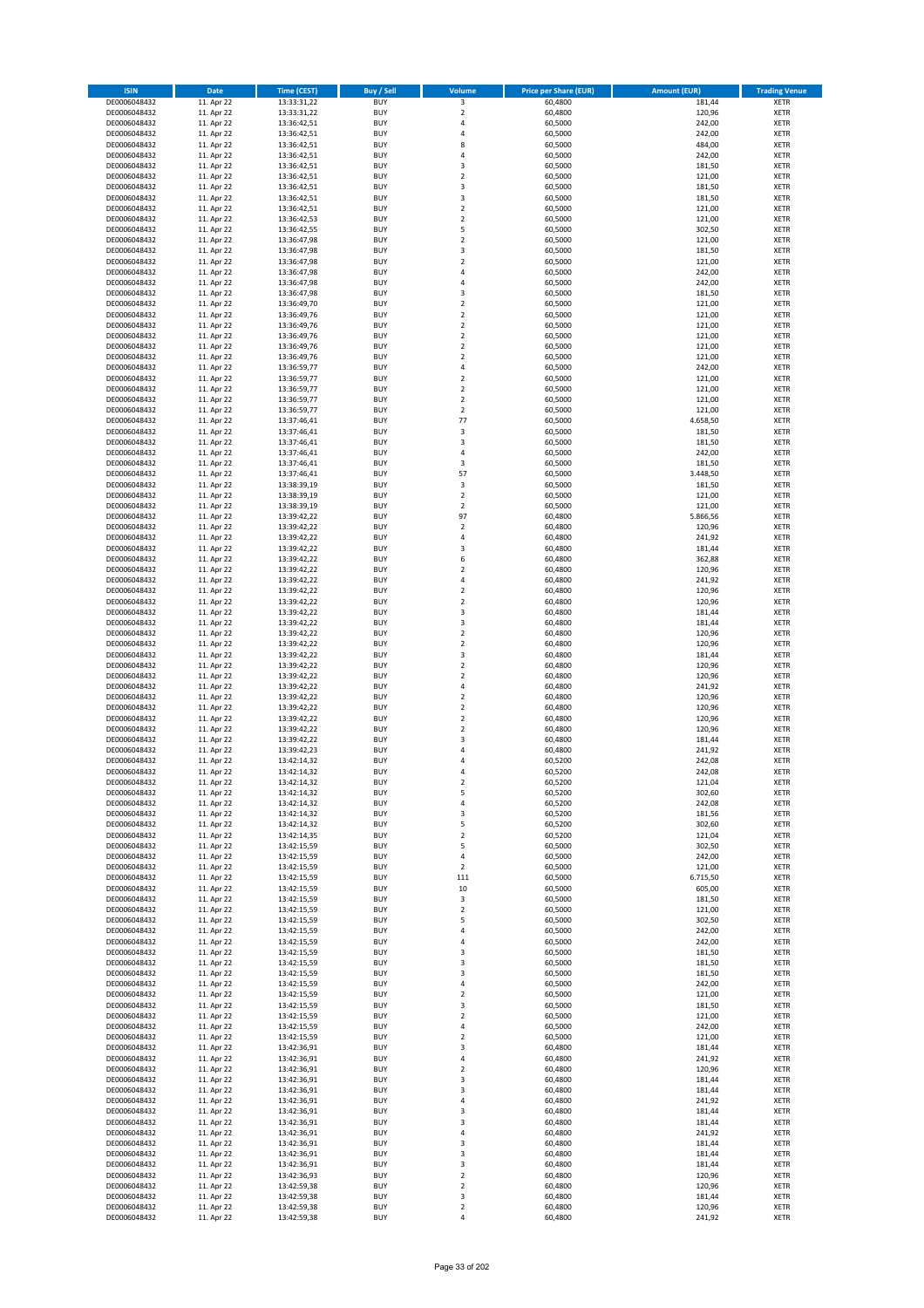| ISIN | Date | Time (CEST) | Buy / Sell | Volume | Price per Share (EUR) | Amount (EUR) | Trading Venue |
|---|---|---|---|---|---|---|---|
| DE0006048432 | 11. Apr 22 | 13:33:31,22 | BUY | 3 | 60,4800 | 181,44 | XETR |
| DE0006048432 | 11. Apr 22 | 13:33:31,22 | BUY | 2 | 60,4800 | 120,96 | XETR |
| DE0006048432 | 11. Apr 22 | 13:36:42,51 | BUY | 4 | 60,5000 | 242,00 | XETR |
| DE0006048432 | 11. Apr 22 | 13:36:42,51 | BUY | 4 | 60,5000 | 242,00 | XETR |
| DE0006048432 | 11. Apr 22 | 13:36:42,51 | BUY | 8 | 60,5000 | 484,00 | XETR |
| DE0006048432 | 11. Apr 22 | 13:36:42,51 | BUY | 4 | 60,5000 | 242,00 | XETR |
| DE0006048432 | 11. Apr 22 | 13:36:42,51 | BUY | 3 | 60,5000 | 181,50 | XETR |
| DE0006048432 | 11. Apr 22 | 13:36:42,51 | BUY | 2 | 60,5000 | 121,00 | XETR |
| DE0006048432 | 11. Apr 22 | 13:36:42,51 | BUY | 3 | 60,5000 | 181,50 | XETR |
| DE0006048432 | 11. Apr 22 | 13:36:42,51 | BUY | 3 | 60,5000 | 181,50 | XETR |
| DE0006048432 | 11. Apr 22 | 13:36:42,51 | BUY | 2 | 60,5000 | 121,00 | XETR |
| DE0006048432 | 11. Apr 22 | 13:36:42,53 | BUY | 2 | 60,5000 | 121,00 | XETR |
| DE0006048432 | 11. Apr 22 | 13:36:42,55 | BUY | 5 | 60,5000 | 302,50 | XETR |
| DE0006048432 | 11. Apr 22 | 13:36:47,98 | BUY | 2 | 60,5000 | 121,00 | XETR |
| DE0006048432 | 11. Apr 22 | 13:36:47,98 | BUY | 3 | 60,5000 | 181,50 | XETR |
| DE0006048432 | 11. Apr 22 | 13:36:47,98 | BUY | 2 | 60,5000 | 121,00 | XETR |
| DE0006048432 | 11. Apr 22 | 13:36:47,98 | BUY | 4 | 60,5000 | 242,00 | XETR |
| DE0006048432 | 11. Apr 22 | 13:36:47,98 | BUY | 4 | 60,5000 | 242,00 | XETR |
| DE0006048432 | 11. Apr 22 | 13:36:47,98 | BUY | 3 | 60,5000 | 181,50 | XETR |
| DE0006048432 | 11. Apr 22 | 13:36:49,70 | BUY | 2 | 60,5000 | 121,00 | XETR |
| DE0006048432 | 11. Apr 22 | 13:36:49,76 | BUY | 2 | 60,5000 | 121,00 | XETR |
| DE0006048432 | 11. Apr 22 | 13:36:49,76 | BUY | 2 | 60,5000 | 121,00 | XETR |
| DE0006048432 | 11. Apr 22 | 13:36:49,76 | BUY | 2 | 60,5000 | 121,00 | XETR |
| DE0006048432 | 11. Apr 22 | 13:36:49,76 | BUY | 2 | 60,5000 | 121,00 | XETR |
| DE0006048432 | 11. Apr 22 | 13:36:49,76 | BUY | 2 | 60,5000 | 121,00 | XETR |
| DE0006048432 | 11. Apr 22 | 13:36:59,77 | BUY | 4 | 60,5000 | 242,00 | XETR |
| DE0006048432 | 11. Apr 22 | 13:36:59,77 | BUY | 2 | 60,5000 | 121,00 | XETR |
| DE0006048432 | 11. Apr 22 | 13:36:59,77 | BUY | 2 | 60,5000 | 121,00 | XETR |
| DE0006048432 | 11. Apr 22 | 13:36:59,77 | BUY | 2 | 60,5000 | 121,00 | XETR |
| DE0006048432 | 11. Apr 22 | 13:36:59,77 | BUY | 2 | 60,5000 | 121,00 | XETR |
| DE0006048432 | 11. Apr 22 | 13:37:46,41 | BUY | 77 | 60,5000 | 4.658,50 | XETR |
| DE0006048432 | 11. Apr 22 | 13:37:46,41 | BUY | 3 | 60,5000 | 181,50 | XETR |
| DE0006048432 | 11. Apr 22 | 13:37:46,41 | BUY | 3 | 60,5000 | 181,50 | XETR |
| DE0006048432 | 11. Apr 22 | 13:37:46,41 | BUY | 4 | 60,5000 | 242,00 | XETR |
| DE0006048432 | 11. Apr 22 | 13:37:46,41 | BUY | 3 | 60,5000 | 181,50 | XETR |
| DE0006048432 | 11. Apr 22 | 13:37:46,41 | BUY | 57 | 60,5000 | 3.448,50 | XETR |
| DE0006048432 | 11. Apr 22 | 13:38:39,19 | BUY | 3 | 60,5000 | 181,50 | XETR |
| DE0006048432 | 11. Apr 22 | 13:38:39,19 | BUY | 2 | 60,5000 | 121,00 | XETR |
| DE0006048432 | 11. Apr 22 | 13:38:39,19 | BUY | 2 | 60,5000 | 121,00 | XETR |
| DE0006048432 | 11. Apr 22 | 13:39:42,22 | BUY | 97 | 60,4800 | 5.866,56 | XETR |
| DE0006048432 | 11. Apr 22 | 13:39:42,22 | BUY | 2 | 60,4800 | 120,96 | XETR |
| DE0006048432 | 11. Apr 22 | 13:39:42,22 | BUY | 4 | 60,4800 | 241,92 | XETR |
| DE0006048432 | 11. Apr 22 | 13:39:42,22 | BUY | 3 | 60,4800 | 181,44 | XETR |
| DE0006048432 | 11. Apr 22 | 13:39:42,22 | BUY | 6 | 60,4800 | 362,88 | XETR |
| DE0006048432 | 11. Apr 22 | 13:39:42,22 | BUY | 2 | 60,4800 | 120,96 | XETR |
| DE0006048432 | 11. Apr 22 | 13:39:42,22 | BUY | 4 | 60,4800 | 241,92 | XETR |
| DE0006048432 | 11. Apr 22 | 13:39:42,22 | BUY | 2 | 60,4800 | 120,96 | XETR |
| DE0006048432 | 11. Apr 22 | 13:39:42,22 | BUY | 2 | 60,4800 | 120,96 | XETR |
| DE0006048432 | 11. Apr 22 | 13:39:42,22 | BUY | 3 | 60,4800 | 181,44 | XETR |
| DE0006048432 | 11. Apr 22 | 13:39:42,22 | BUY | 3 | 60,4800 | 181,44 | XETR |
| DE0006048432 | 11. Apr 22 | 13:39:42,22 | BUY | 2 | 60,4800 | 120,96 | XETR |
| DE0006048432 | 11. Apr 22 | 13:39:42,22 | BUY | 2 | 60,4800 | 120,96 | XETR |
| DE0006048432 | 11. Apr 22 | 13:39:42,22 | BUY | 3 | 60,4800 | 181,44 | XETR |
| DE0006048432 | 11. Apr 22 | 13:39:42,22 | BUY | 2 | 60,4800 | 120,96 | XETR |
| DE0006048432 | 11. Apr 22 | 13:39:42,22 | BUY | 2 | 60,4800 | 120,96 | XETR |
| DE0006048432 | 11. Apr 22 | 13:39:42,22 | BUY | 4 | 60,4800 | 241,92 | XETR |
| DE0006048432 | 11. Apr 22 | 13:39:42,22 | BUY | 2 | 60,4800 | 120,96 | XETR |
| DE0006048432 | 11. Apr 22 | 13:39:42,22 | BUY | 2 | 60,4800 | 120,96 | XETR |
| DE0006048432 | 11. Apr 22 | 13:39:42,22 | BUY | 2 | 60,4800 | 120,96 | XETR |
| DE0006048432 | 11. Apr 22 | 13:39:42,22 | BUY | 2 | 60,4800 | 120,96 | XETR |
| DE0006048432 | 11. Apr 22 | 13:39:42,22 | BUY | 3 | 60,4800 | 181,44 | XETR |
| DE0006048432 | 11. Apr 22 | 13:39:42,23 | BUY | 4 | 60,4800 | 241,92 | XETR |
| DE0006048432 | 11. Apr 22 | 13:42:14,32 | BUY | 4 | 60,5200 | 242,08 | XETR |
| DE0006048432 | 11. Apr 22 | 13:42:14,32 | BUY | 4 | 60,5200 | 242,08 | XETR |
| DE0006048432 | 11. Apr 22 | 13:42:14,32 | BUY | 2 | 60,5200 | 121,04 | XETR |
| DE0006048432 | 11. Apr 22 | 13:42:14,32 | BUY | 5 | 60,5200 | 302,60 | XETR |
| DE0006048432 | 11. Apr 22 | 13:42:14,32 | BUY | 4 | 60,5200 | 242,08 | XETR |
| DE0006048432 | 11. Apr 22 | 13:42:14,32 | BUY | 3 | 60,5200 | 181,56 | XETR |
| DE0006048432 | 11. Apr 22 | 13:42:14,32 | BUY | 5 | 60,5200 | 302,60 | XETR |
| DE0006048432 | 11. Apr 22 | 13:42:14,35 | BUY | 2 | 60,5200 | 121,04 | XETR |
| DE0006048432 | 11. Apr 22 | 13:42:15,59 | BUY | 5 | 60,5000 | 302,50 | XETR |
| DE0006048432 | 11. Apr 22 | 13:42:15,59 | BUY | 4 | 60,5000 | 242,00 | XETR |
| DE0006048432 | 11. Apr 22 | 13:42:15,59 | BUY | 2 | 60,5000 | 121,00 | XETR |
| DE0006048432 | 11. Apr 22 | 13:42:15,59 | BUY | 111 | 60,5000 | 6.715,50 | XETR |
| DE0006048432 | 11. Apr 22 | 13:42:15,59 | BUY | 10 | 60,5000 | 605,00 | XETR |
| DE0006048432 | 11. Apr 22 | 13:42:15,59 | BUY | 3 | 60,5000 | 181,50 | XETR |
| DE0006048432 | 11. Apr 22 | 13:42:15,59 | BUY | 2 | 60,5000 | 121,00 | XETR |
| DE0006048432 | 11. Apr 22 | 13:42:15,59 | BUY | 5 | 60,5000 | 302,50 | XETR |
| DE0006048432 | 11. Apr 22 | 13:42:15,59 | BUY | 4 | 60,5000 | 242,00 | XETR |
| DE0006048432 | 11. Apr 22 | 13:42:15,59 | BUY | 4 | 60,5000 | 242,00 | XETR |
| DE0006048432 | 11. Apr 22 | 13:42:15,59 | BUY | 3 | 60,5000 | 181,50 | XETR |
| DE0006048432 | 11. Apr 22 | 13:42:15,59 | BUY | 3 | 60,5000 | 181,50 | XETR |
| DE0006048432 | 11. Apr 22 | 13:42:15,59 | BUY | 3 | 60,5000 | 181,50 | XETR |
| DE0006048432 | 11. Apr 22 | 13:42:15,59 | BUY | 4 | 60,5000 | 242,00 | XETR |
| DE0006048432 | 11. Apr 22 | 13:42:15,59 | BUY | 2 | 60,5000 | 121,00 | XETR |
| DE0006048432 | 11. Apr 22 | 13:42:15,59 | BUY | 3 | 60,5000 | 181,50 | XETR |
| DE0006048432 | 11. Apr 22 | 13:42:15,59 | BUY | 2 | 60,5000 | 121,00 | XETR |
| DE0006048432 | 11. Apr 22 | 13:42:15,59 | BUY | 4 | 60,5000 | 242,00 | XETR |
| DE0006048432 | 11. Apr 22 | 13:42:15,59 | BUY | 2 | 60,5000 | 121,00 | XETR |
| DE0006048432 | 11. Apr 22 | 13:42:36,91 | BUY | 3 | 60,4800 | 181,44 | XETR |
| DE0006048432 | 11. Apr 22 | 13:42:36,91 | BUY | 4 | 60,4800 | 241,92 | XETR |
| DE0006048432 | 11. Apr 22 | 13:42:36,91 | BUY | 2 | 60,4800 | 120,96 | XETR |
| DE0006048432 | 11. Apr 22 | 13:42:36,91 | BUY | 3 | 60,4800 | 181,44 | XETR |
| DE0006048432 | 11. Apr 22 | 13:42:36,91 | BUY | 3 | 60,4800 | 181,44 | XETR |
| DE0006048432 | 11. Apr 22 | 13:42:36,91 | BUY | 4 | 60,4800 | 241,92 | XETR |
| DE0006048432 | 11. Apr 22 | 13:42:36,91 | BUY | 3 | 60,4800 | 181,44 | XETR |
| DE0006048432 | 11. Apr 22 | 13:42:36,91 | BUY | 3 | 60,4800 | 181,44 | XETR |
| DE0006048432 | 11. Apr 22 | 13:42:36,91 | BUY | 4 | 60,4800 | 241,92 | XETR |
| DE0006048432 | 11. Apr 22 | 13:42:36,91 | BUY | 3 | 60,4800 | 181,44 | XETR |
| DE0006048432 | 11. Apr 22 | 13:42:36,91 | BUY | 3 | 60,4800 | 181,44 | XETR |
| DE0006048432 | 11. Apr 22 | 13:42:36,91 | BUY | 3 | 60,4800 | 181,44 | XETR |
| DE0006048432 | 11. Apr 22 | 13:42:36,93 | BUY | 2 | 60,4800 | 120,96 | XETR |
| DE0006048432 | 11. Apr 22 | 13:42:59,38 | BUY | 2 | 60,4800 | 120,96 | XETR |
| DE0006048432 | 11. Apr 22 | 13:42:59,38 | BUY | 3 | 60,4800 | 181,44 | XETR |
| DE0006048432 | 11. Apr 22 | 13:42:59,38 | BUY | 2 | 60,4800 | 120,96 | XETR |
| DE0006048432 | 11. Apr 22 | 13:42:59,38 | BUY | 4 | 60,4800 | 241,92 | XETR |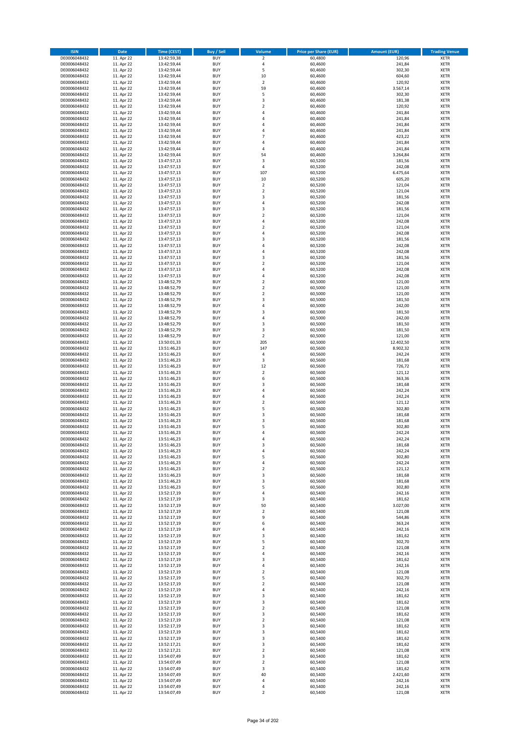| ISIN | Date | Time (CEST) | Buy / Sell | Volume | Price per Share (EUR) | Amount (EUR) | Trading Venue |
|---|---|---|---|---|---|---|---|
| DE0006048432 | 11. Apr 22 | 13:42:59,38 | BUY | 2 | 60,4800 | 120,96 | XETR |
| DE0006048432 | 11. Apr 22 | 13:42:59,44 | BUY | 4 | 60,4600 | 241,84 | XETR |
| DE0006048432 | 11. Apr 22 | 13:42:59,44 | BUY | 5 | 60,4600 | 302,30 | XETR |
| DE0006048432 | 11. Apr 22 | 13:42:59,44 | BUY | 10 | 60,4600 | 604,60 | XETR |
| DE0006048432 | 11. Apr 22 | 13:42:59,44 | BUY | 2 | 60,4600 | 120,92 | XETR |
| DE0006048432 | 11. Apr 22 | 13:42:59,44 | BUY | 59 | 60,4600 | 3.567,14 | XETR |
| DE0006048432 | 11. Apr 22 | 13:42:59,44 | BUY | 5 | 60,4600 | 302,30 | XETR |
| DE0006048432 | 11. Apr 22 | 13:42:59,44 | BUY | 3 | 60,4600 | 181,38 | XETR |
| DE0006048432 | 11. Apr 22 | 13:42:59,44 | BUY | 2 | 60,4600 | 120,92 | XETR |
| DE0006048432 | 11. Apr 22 | 13:42:59,44 | BUY | 4 | 60,4600 | 241,84 | XETR |
| DE0006048432 | 11. Apr 22 | 13:42:59,44 | BUY | 4 | 60,4600 | 241,84 | XETR |
| DE0006048432 | 11. Apr 22 | 13:42:59,44 | BUY | 4 | 60,4600 | 241,84 | XETR |
| DE0006048432 | 11. Apr 22 | 13:42:59,44 | BUY | 4 | 60,4600 | 241,84 | XETR |
| DE0006048432 | 11. Apr 22 | 13:42:59,44 | BUY | 7 | 60,4600 | 423,22 | XETR |
| DE0006048432 | 11. Apr 22 | 13:42:59,44 | BUY | 4 | 60,4600 | 241,84 | XETR |
| DE0006048432 | 11. Apr 22 | 13:42:59,44 | BUY | 4 | 60,4600 | 241,84 | XETR |
| DE0006048432 | 11. Apr 22 | 13:42:59,44 | BUY | 54 | 60,4600 | 3.264,84 | XETR |
| DE0006048432 | 11. Apr 22 | 13:47:57,13 | BUY | 3 | 60,5200 | 181,56 | XETR |
| DE0006048432 | 11. Apr 22 | 13:47:57,13 | BUY | 4 | 60,5200 | 242,08 | XETR |
| DE0006048432 | 11. Apr 22 | 13:47:57,13 | BUY | 107 | 60,5200 | 6.475,64 | XETR |
| DE0006048432 | 11. Apr 22 | 13:47:57,13 | BUY | 10 | 60,5200 | 605,20 | XETR |
| DE0006048432 | 11. Apr 22 | 13:47:57,13 | BUY | 2 | 60,5200 | 121,04 | XETR |
| DE0006048432 | 11. Apr 22 | 13:47:57,13 | BUY | 2 | 60,5200 | 121,04 | XETR |
| DE0006048432 | 11. Apr 22 | 13:47:57,13 | BUY | 3 | 60,5200 | 181,56 | XETR |
| DE0006048432 | 11. Apr 22 | 13:47:57,13 | BUY | 4 | 60,5200 | 242,08 | XETR |
| DE0006048432 | 11. Apr 22 | 13:47:57,13 | BUY | 3 | 60,5200 | 181,56 | XETR |
| DE0006048432 | 11. Apr 22 | 13:47:57,13 | BUY | 2 | 60,5200 | 121,04 | XETR |
| DE0006048432 | 11. Apr 22 | 13:47:57,13 | BUY | 4 | 60,5200 | 242,08 | XETR |
| DE0006048432 | 11. Apr 22 | 13:47:57,13 | BUY | 2 | 60,5200 | 121,04 | XETR |
| DE0006048432 | 11. Apr 22 | 13:47:57,13 | BUY | 4 | 60,5200 | 242,08 | XETR |
| DE0006048432 | 11. Apr 22 | 13:47:57,13 | BUY | 3 | 60,5200 | 181,56 | XETR |
| DE0006048432 | 11. Apr 22 | 13:47:57,13 | BUY | 4 | 60,5200 | 242,08 | XETR |
| DE0006048432 | 11. Apr 22 | 13:47:57,13 | BUY | 4 | 60,5200 | 242,08 | XETR |
| DE0006048432 | 11. Apr 22 | 13:47:57,13 | BUY | 3 | 60,5200 | 181,56 | XETR |
| DE0006048432 | 11. Apr 22 | 13:47:57,13 | BUY | 2 | 60,5200 | 121,04 | XETR |
| DE0006048432 | 11. Apr 22 | 13:47:57,13 | BUY | 4 | 60,5200 | 242,08 | XETR |
| DE0006048432 | 11. Apr 22 | 13:47:57,13 | BUY | 4 | 60,5200 | 242,08 | XETR |
| DE0006048432 | 11. Apr 22 | 13:48:52,79 | BUY | 2 | 60,5000 | 121,00 | XETR |
| DE0006048432 | 11. Apr 22 | 13:48:52,79 | BUY | 2 | 60,5000 | 121,00 | XETR |
| DE0006048432 | 11. Apr 22 | 13:48:52,79 | BUY | 2 | 60,5000 | 121,00 | XETR |
| DE0006048432 | 11. Apr 22 | 13:48:52,79 | BUY | 3 | 60,5000 | 181,50 | XETR |
| DE0006048432 | 11. Apr 22 | 13:48:52,79 | BUY | 4 | 60,5000 | 242,00 | XETR |
| DE0006048432 | 11. Apr 22 | 13:48:52,79 | BUY | 3 | 60,5000 | 181,50 | XETR |
| DE0006048432 | 11. Apr 22 | 13:48:52,79 | BUY | 4 | 60,5000 | 242,00 | XETR |
| DE0006048432 | 11. Apr 22 | 13:48:52,79 | BUY | 3 | 60,5000 | 181,50 | XETR |
| DE0006048432 | 11. Apr 22 | 13:48:52,79 | BUY | 3 | 60,5000 | 181,50 | XETR |
| DE0006048432 | 11. Apr 22 | 13:48:52,79 | BUY | 2 | 60,5000 | 121,00 | XETR |
| DE0006048432 | 11. Apr 22 | 13:50:01,33 | BUY | 205 | 60,5000 | 12.402,50 | XETR |
| DE0006048432 | 11. Apr 22 | 13:51:46,23 | BUY | 147 | 60,5600 | 8.902,32 | XETR |
| DE0006048432 | 11. Apr 22 | 13:51:46,23 | BUY | 4 | 60,5600 | 242,24 | XETR |
| DE0006048432 | 11. Apr 22 | 13:51:46,23 | BUY | 3 | 60,5600 | 181,68 | XETR |
| DE0006048432 | 11. Apr 22 | 13:51:46,23 | BUY | 12 | 60,5600 | 726,72 | XETR |
| DE0006048432 | 11. Apr 22 | 13:51:46,23 | BUY | 2 | 60,5600 | 121,12 | XETR |
| DE0006048432 | 11. Apr 22 | 13:51:46,23 | BUY | 6 | 60,5600 | 363,36 | XETR |
| DE0006048432 | 11. Apr 22 | 13:51:46,23 | BUY | 3 | 60,5600 | 181,68 | XETR |
| DE0006048432 | 11. Apr 22 | 13:51:46,23 | BUY | 4 | 60,5600 | 242,24 | XETR |
| DE0006048432 | 11. Apr 22 | 13:51:46,23 | BUY | 4 | 60,5600 | 242,24 | XETR |
| DE0006048432 | 11. Apr 22 | 13:51:46,23 | BUY | 2 | 60,5600 | 121,12 | XETR |
| DE0006048432 | 11. Apr 22 | 13:51:46,23 | BUY | 5 | 60,5600 | 302,80 | XETR |
| DE0006048432 | 11. Apr 22 | 13:51:46,23 | BUY | 3 | 60,5600 | 181,68 | XETR |
| DE0006048432 | 11. Apr 22 | 13:51:46,23 | BUY | 3 | 60,5600 | 181,68 | XETR |
| DE0006048432 | 11. Apr 22 | 13:51:46,23 | BUY | 5 | 60,5600 | 302,80 | XETR |
| DE0006048432 | 11. Apr 22 | 13:51:46,23 | BUY | 4 | 60,5600 | 242,24 | XETR |
| DE0006048432 | 11. Apr 22 | 13:51:46,23 | BUY | 4 | 60,5600 | 242,24 | XETR |
| DE0006048432 | 11. Apr 22 | 13:51:46,23 | BUY | 3 | 60,5600 | 181,68 | XETR |
| DE0006048432 | 11. Apr 22 | 13:51:46,23 | BUY | 4 | 60,5600 | 242,24 | XETR |
| DE0006048432 | 11. Apr 22 | 13:51:46,23 | BUY | 5 | 60,5600 | 302,80 | XETR |
| DE0006048432 | 11. Apr 22 | 13:51:46,23 | BUY | 4 | 60,5600 | 242,24 | XETR |
| DE0006048432 | 11. Apr 22 | 13:51:46,23 | BUY | 2 | 60,5600 | 121,12 | XETR |
| DE0006048432 | 11. Apr 22 | 13:51:46,23 | BUY | 3 | 60,5600 | 181,68 | XETR |
| DE0006048432 | 11. Apr 22 | 13:51:46,23 | BUY | 3 | 60,5600 | 181,68 | XETR |
| DE0006048432 | 11. Apr 22 | 13:51:46,23 | BUY | 5 | 60,5600 | 302,80 | XETR |
| DE0006048432 | 11. Apr 22 | 13:52:17,19 | BUY | 4 | 60,5400 | 242,16 | XETR |
| DE0006048432 | 11. Apr 22 | 13:52:17,19 | BUY | 3 | 60,5400 | 181,62 | XETR |
| DE0006048432 | 11. Apr 22 | 13:52:17,19 | BUY | 50 | 60,5400 | 3.027,00 | XETR |
| DE0006048432 | 11. Apr 22 | 13:52:17,19 | BUY | 2 | 60,5400 | 121,08 | XETR |
| DE0006048432 | 11. Apr 22 | 13:52:17,19 | BUY | 9 | 60,5400 | 544,86 | XETR |
| DE0006048432 | 11. Apr 22 | 13:52:17,19 | BUY | 6 | 60,5400 | 363,24 | XETR |
| DE0006048432 | 11. Apr 22 | 13:52:17,19 | BUY | 4 | 60,5400 | 242,16 | XETR |
| DE0006048432 | 11. Apr 22 | 13:52:17,19 | BUY | 3 | 60,5400 | 181,62 | XETR |
| DE0006048432 | 11. Apr 22 | 13:52:17,19 | BUY | 5 | 60,5400 | 302,70 | XETR |
| DE0006048432 | 11. Apr 22 | 13:52:17,19 | BUY | 2 | 60,5400 | 121,08 | XETR |
| DE0006048432 | 11. Apr 22 | 13:52:17,19 | BUY | 4 | 60,5400 | 242,16 | XETR |
| DE0006048432 | 11. Apr 22 | 13:52:17,19 | BUY | 3 | 60,5400 | 181,62 | XETR |
| DE0006048432 | 11. Apr 22 | 13:52:17,19 | BUY | 4 | 60,5400 | 242,16 | XETR |
| DE0006048432 | 11. Apr 22 | 13:52:17,19 | BUY | 2 | 60,5400 | 121,08 | XETR |
| DE0006048432 | 11. Apr 22 | 13:52:17,19 | BUY | 5 | 60,5400 | 302,70 | XETR |
| DE0006048432 | 11. Apr 22 | 13:52:17,19 | BUY | 2 | 60,5400 | 121,08 | XETR |
| DE0006048432 | 11. Apr 22 | 13:52:17,19 | BUY | 4 | 60,5400 | 242,16 | XETR |
| DE0006048432 | 11. Apr 22 | 13:52:17,19 | BUY | 3 | 60,5400 | 181,62 | XETR |
| DE0006048432 | 11. Apr 22 | 13:52:17,19 | BUY | 3 | 60,5400 | 181,62 | XETR |
| DE0006048432 | 11. Apr 22 | 13:52:17,19 | BUY | 2 | 60,5400 | 121,08 | XETR |
| DE0006048432 | 11. Apr 22 | 13:52:17,19 | BUY | 3 | 60,5400 | 181,62 | XETR |
| DE0006048432 | 11. Apr 22 | 13:52:17,19 | BUY | 2 | 60,5400 | 121,08 | XETR |
| DE0006048432 | 11. Apr 22 | 13:52:17,19 | BUY | 3 | 60,5400 | 181,62 | XETR |
| DE0006048432 | 11. Apr 22 | 13:52:17,19 | BUY | 3 | 60,5400 | 181,62 | XETR |
| DE0006048432 | 11. Apr 22 | 13:52:17,19 | BUY | 3 | 60,5400 | 181,62 | XETR |
| DE0006048432 | 11. Apr 22 | 13:52:17,21 | BUY | 3 | 60,5400 | 181,62 | XETR |
| DE0006048432 | 11. Apr 22 | 13:52:17,21 | BUY | 2 | 60,5400 | 121,08 | XETR |
| DE0006048432 | 11. Apr 22 | 13:54:07,49 | BUY | 3 | 60,5400 | 181,62 | XETR |
| DE0006048432 | 11. Apr 22 | 13:54:07,49 | BUY | 2 | 60,5400 | 121,08 | XETR |
| DE0006048432 | 11. Apr 22 | 13:54:07,49 | BUY | 3 | 60,5400 | 181,62 | XETR |
| DE0006048432 | 11. Apr 22 | 13:54:07,49 | BUY | 40 | 60,5400 | 2.421,60 | XETR |
| DE0006048432 | 11. Apr 22 | 13:54:07,49 | BUY | 4 | 60,5400 | 242,16 | XETR |
| DE0006048432 | 11. Apr 22 | 13:54:07,49 | BUY | 4 | 60,5400 | 242,16 | XETR |
| DE0006048432 | 11. Apr 22 | 13:54:07,49 | BUY | 2 | 60,5400 | 121,08 | XETR |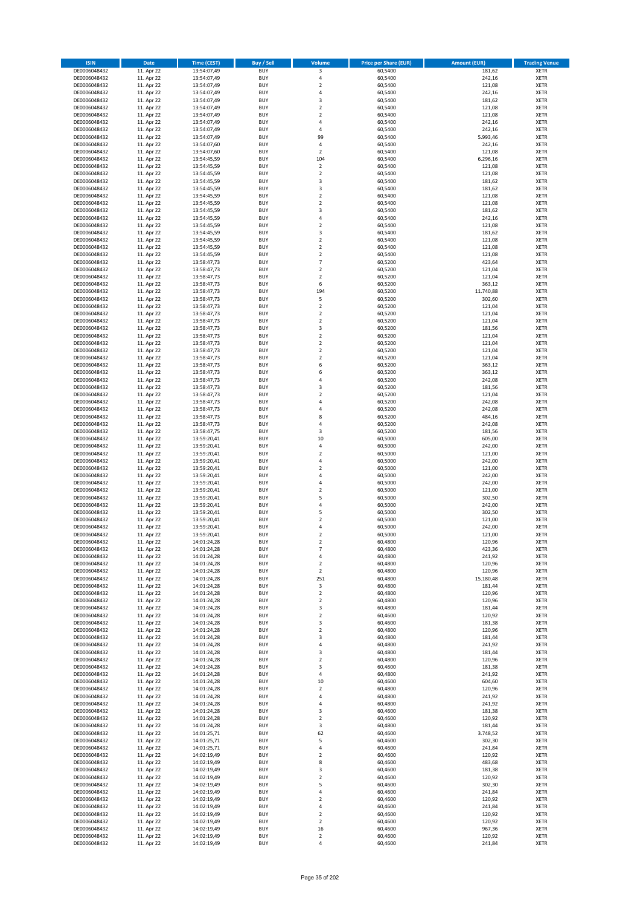| ISIN | Date | Time (CEST) | Buy / Sell | Volume | Price per Share (EUR) | Amount (EUR) | Trading Venue |
|---|---|---|---|---|---|---|---|
| DE0006048432 | 11. Apr 22 | 13:54:07,49 | BUY | 3 | 60,5400 | 181,62 | XETR |
| DE0006048432 | 11. Apr 22 | 13:54:07,49 | BUY | 4 | 60,5400 | 242,16 | XETR |
| DE0006048432 | 11. Apr 22 | 13:54:07,49 | BUY | 2 | 60,5400 | 121,08 | XETR |
| DE0006048432 | 11. Apr 22 | 13:54:07,49 | BUY | 4 | 60,5400 | 242,16 | XETR |
| DE0006048432 | 11. Apr 22 | 13:54:07,49 | BUY | 3 | 60,5400 | 181,62 | XETR |
| DE0006048432 | 11. Apr 22 | 13:54:07,49 | BUY | 2 | 60,5400 | 121,08 | XETR |
| DE0006048432 | 11. Apr 22 | 13:54:07,49 | BUY | 2 | 60,5400 | 121,08 | XETR |
| DE0006048432 | 11. Apr 22 | 13:54:07,49 | BUY | 4 | 60,5400 | 242,16 | XETR |
| DE0006048432 | 11. Apr 22 | 13:54:07,49 | BUY | 4 | 60,5400 | 242,16 | XETR |
| DE0006048432 | 11. Apr 22 | 13:54:07,49 | BUY | 99 | 60,5400 | 5.993,46 | XETR |
| DE0006048432 | 11. Apr 22 | 13:54:07,60 | BUY | 4 | 60,5400 | 242,16 | XETR |
| DE0006048432 | 11. Apr 22 | 13:54:07,60 | BUY | 2 | 60,5400 | 121,08 | XETR |
| DE0006048432 | 11. Apr 22 | 13:54:45,59 | BUY | 104 | 60,5400 | 6.296,16 | XETR |
| DE0006048432 | 11. Apr 22 | 13:54:45,59 | BUY | 2 | 60,5400 | 121,08 | XETR |
| DE0006048432 | 11. Apr 22 | 13:54:45,59 | BUY | 2 | 60,5400 | 121,08 | XETR |
| DE0006048432 | 11. Apr 22 | 13:54:45,59 | BUY | 3 | 60,5400 | 181,62 | XETR |
| DE0006048432 | 11. Apr 22 | 13:54:45,59 | BUY | 3 | 60,5400 | 181,62 | XETR |
| DE0006048432 | 11. Apr 22 | 13:54:45,59 | BUY | 2 | 60,5400 | 121,08 | XETR |
| DE0006048432 | 11. Apr 22 | 13:54:45,59 | BUY | 2 | 60,5400 | 121,08 | XETR |
| DE0006048432 | 11. Apr 22 | 13:54:45,59 | BUY | 3 | 60,5400 | 181,62 | XETR |
| DE0006048432 | 11. Apr 22 | 13:54:45,59 | BUY | 4 | 60,5400 | 242,16 | XETR |
| DE0006048432 | 11. Apr 22 | 13:54:45,59 | BUY | 2 | 60,5400 | 121,08 | XETR |
| DE0006048432 | 11. Apr 22 | 13:54:45,59 | BUY | 3 | 60,5400 | 181,62 | XETR |
| DE0006048432 | 11. Apr 22 | 13:54:45,59 | BUY | 2 | 60,5400 | 121,08 | XETR |
| DE0006048432 | 11. Apr 22 | 13:54:45,59 | BUY | 2 | 60,5400 | 121,08 | XETR |
| DE0006048432 | 11. Apr 22 | 13:54:45,59 | BUY | 2 | 60,5400 | 121,08 | XETR |
| DE0006048432 | 11. Apr 22 | 13:58:47,73 | BUY | 7 | 60,5200 | 423,64 | XETR |
| DE0006048432 | 11. Apr 22 | 13:58:47,73 | BUY | 2 | 60,5200 | 121,04 | XETR |
| DE0006048432 | 11. Apr 22 | 13:58:47,73 | BUY | 2 | 60,5200 | 121,04 | XETR |
| DE0006048432 | 11. Apr 22 | 13:58:47,73 | BUY | 6 | 60,5200 | 363,12 | XETR |
| DE0006048432 | 11. Apr 22 | 13:58:47,73 | BUY | 194 | 60,5200 | 11.740,88 | XETR |
| DE0006048432 | 11. Apr 22 | 13:58:47,73 | BUY | 5 | 60,5200 | 302,60 | XETR |
| DE0006048432 | 11. Apr 22 | 13:58:47,73 | BUY | 2 | 60,5200 | 121,04 | XETR |
| DE0006048432 | 11. Apr 22 | 13:58:47,73 | BUY | 2 | 60,5200 | 121,04 | XETR |
| DE0006048432 | 11. Apr 22 | 13:58:47,73 | BUY | 2 | 60,5200 | 121,04 | XETR |
| DE0006048432 | 11. Apr 22 | 13:58:47,73 | BUY | 3 | 60,5200 | 181,56 | XETR |
| DE0006048432 | 11. Apr 22 | 13:58:47,73 | BUY | 2 | 60,5200 | 121,04 | XETR |
| DE0006048432 | 11. Apr 22 | 13:58:47,73 | BUY | 2 | 60,5200 | 121,04 | XETR |
| DE0006048432 | 11. Apr 22 | 13:58:47,73 | BUY | 2 | 60,5200 | 121,04 | XETR |
| DE0006048432 | 11. Apr 22 | 13:58:47,73 | BUY | 2 | 60,5200 | 121,04 | XETR |
| DE0006048432 | 11. Apr 22 | 13:58:47,73 | BUY | 6 | 60,5200 | 363,12 | XETR |
| DE0006048432 | 11. Apr 22 | 13:58:47,73 | BUY | 6 | 60,5200 | 363,12 | XETR |
| DE0006048432 | 11. Apr 22 | 13:58:47,73 | BUY | 4 | 60,5200 | 242,08 | XETR |
| DE0006048432 | 11. Apr 22 | 13:58:47,73 | BUY | 3 | 60,5200 | 181,56 | XETR |
| DE0006048432 | 11. Apr 22 | 13:58:47,73 | BUY | 2 | 60,5200 | 121,04 | XETR |
| DE0006048432 | 11. Apr 22 | 13:58:47,73 | BUY | 4 | 60,5200 | 242,08 | XETR |
| DE0006048432 | 11. Apr 22 | 13:58:47,73 | BUY | 4 | 60,5200 | 242,08 | XETR |
| DE0006048432 | 11. Apr 22 | 13:58:47,73 | BUY | 8 | 60,5200 | 484,16 | XETR |
| DE0006048432 | 11. Apr 22 | 13:58:47,73 | BUY | 4 | 60,5200 | 242,08 | XETR |
| DE0006048432 | 11. Apr 22 | 13:58:47,75 | BUY | 3 | 60,5200 | 181,56 | XETR |
| DE0006048432 | 11. Apr 22 | 13:59:20,41 | BUY | 10 | 60,5000 | 605,00 | XETR |
| DE0006048432 | 11. Apr 22 | 13:59:20,41 | BUY | 4 | 60,5000 | 242,00 | XETR |
| DE0006048432 | 11. Apr 22 | 13:59:20,41 | BUY | 2 | 60,5000 | 121,00 | XETR |
| DE0006048432 | 11. Apr 22 | 13:59:20,41 | BUY | 4 | 60,5000 | 242,00 | XETR |
| DE0006048432 | 11. Apr 22 | 13:59:20,41 | BUY | 2 | 60,5000 | 121,00 | XETR |
| DE0006048432 | 11. Apr 22 | 13:59:20,41 | BUY | 4 | 60,5000 | 242,00 | XETR |
| DE0006048432 | 11. Apr 22 | 13:59:20,41 | BUY | 4 | 60,5000 | 242,00 | XETR |
| DE0006048432 | 11. Apr 22 | 13:59:20,41 | BUY | 2 | 60,5000 | 121,00 | XETR |
| DE0006048432 | 11. Apr 22 | 13:59:20,41 | BUY | 5 | 60,5000 | 302,50 | XETR |
| DE0006048432 | 11. Apr 22 | 13:59:20,41 | BUY | 4 | 60,5000 | 242,00 | XETR |
| DE0006048432 | 11. Apr 22 | 13:59:20,41 | BUY | 5 | 60,5000 | 302,50 | XETR |
| DE0006048432 | 11. Apr 22 | 13:59:20,41 | BUY | 2 | 60,5000 | 121,00 | XETR |
| DE0006048432 | 11. Apr 22 | 13:59:20,41 | BUY | 4 | 60,5000 | 242,00 | XETR |
| DE0006048432 | 11. Apr 22 | 13:59:20,41 | BUY | 2 | 60,5000 | 121,00 | XETR |
| DE0006048432 | 11. Apr 22 | 14:01:24,28 | BUY | 2 | 60,4800 | 120,96 | XETR |
| DE0006048432 | 11. Apr 22 | 14:01:24,28 | BUY | 7 | 60,4800 | 423,36 | XETR |
| DE0006048432 | 11. Apr 22 | 14:01:24,28 | BUY | 4 | 60,4800 | 241,92 | XETR |
| DE0006048432 | 11. Apr 22 | 14:01:24,28 | BUY | 2 | 60,4800 | 120,96 | XETR |
| DE0006048432 | 11. Apr 22 | 14:01:24,28 | BUY | 2 | 60,4800 | 120,96 | XETR |
| DE0006048432 | 11. Apr 22 | 14:01:24,28 | BUY | 251 | 60,4800 | 15.180,48 | XETR |
| DE0006048432 | 11. Apr 22 | 14:01:24,28 | BUY | 3 | 60,4800 | 181,44 | XETR |
| DE0006048432 | 11. Apr 22 | 14:01:24,28 | BUY | 2 | 60,4800 | 120,96 | XETR |
| DE0006048432 | 11. Apr 22 | 14:01:24,28 | BUY | 2 | 60,4800 | 120,96 | XETR |
| DE0006048432 | 11. Apr 22 | 14:01:24,28 | BUY | 3 | 60,4800 | 181,44 | XETR |
| DE0006048432 | 11. Apr 22 | 14:01:24,28 | BUY | 2 | 60,4600 | 120,92 | XETR |
| DE0006048432 | 11. Apr 22 | 14:01:24,28 | BUY | 3 | 60,4600 | 181,38 | XETR |
| DE0006048432 | 11. Apr 22 | 14:01:24,28 | BUY | 2 | 60,4800 | 120,96 | XETR |
| DE0006048432 | 11. Apr 22 | 14:01:24,28 | BUY | 3 | 60,4800 | 181,44 | XETR |
| DE0006048432 | 11. Apr 22 | 14:01:24,28 | BUY | 4 | 60,4800 | 241,92 | XETR |
| DE0006048432 | 11. Apr 22 | 14:01:24,28 | BUY | 3 | 60,4800 | 181,44 | XETR |
| DE0006048432 | 11. Apr 22 | 14:01:24,28 | BUY | 2 | 60,4800 | 120,96 | XETR |
| DE0006048432 | 11. Apr 22 | 14:01:24,28 | BUY | 3 | 60,4600 | 181,38 | XETR |
| DE0006048432 | 11. Apr 22 | 14:01:24,28 | BUY | 4 | 60,4800 | 241,92 | XETR |
| DE0006048432 | 11. Apr 22 | 14:01:24,28 | BUY | 10 | 60,4600 | 604,60 | XETR |
| DE0006048432 | 11. Apr 22 | 14:01:24,28 | BUY | 2 | 60,4800 | 120,96 | XETR |
| DE0006048432 | 11. Apr 22 | 14:01:24,28 | BUY | 4 | 60,4800 | 241,92 | XETR |
| DE0006048432 | 11. Apr 22 | 14:01:24,28 | BUY | 4 | 60,4800 | 241,92 | XETR |
| DE0006048432 | 11. Apr 22 | 14:01:24,28 | BUY | 3 | 60,4600 | 181,38 | XETR |
| DE0006048432 | 11. Apr 22 | 14:01:24,28 | BUY | 2 | 60,4600 | 120,92 | XETR |
| DE0006048432 | 11. Apr 22 | 14:01:24,28 | BUY | 3 | 60,4800 | 181,44 | XETR |
| DE0006048432 | 11. Apr 22 | 14:01:25,71 | BUY | 62 | 60,4600 | 3.748,52 | XETR |
| DE0006048432 | 11. Apr 22 | 14:01:25,71 | BUY | 5 | 60,4600 | 302,30 | XETR |
| DE0006048432 | 11. Apr 22 | 14:01:25,71 | BUY | 4 | 60,4600 | 241,84 | XETR |
| DE0006048432 | 11. Apr 22 | 14:02:19,49 | BUY | 2 | 60,4600 | 120,92 | XETR |
| DE0006048432 | 11. Apr 22 | 14:02:19,49 | BUY | 8 | 60,4600 | 483,68 | XETR |
| DE0006048432 | 11. Apr 22 | 14:02:19,49 | BUY | 3 | 60,4600 | 181,38 | XETR |
| DE0006048432 | 11. Apr 22 | 14:02:19,49 | BUY | 2 | 60,4600 | 120,92 | XETR |
| DE0006048432 | 11. Apr 22 | 14:02:19,49 | BUY | 5 | 60,4600 | 302,30 | XETR |
| DE0006048432 | 11. Apr 22 | 14:02:19,49 | BUY | 4 | 60,4600 | 241,84 | XETR |
| DE0006048432 | 11. Apr 22 | 14:02:19,49 | BUY | 2 | 60,4600 | 120,92 | XETR |
| DE0006048432 | 11. Apr 22 | 14:02:19,49 | BUY | 4 | 60,4600 | 241,84 | XETR |
| DE0006048432 | 11. Apr 22 | 14:02:19,49 | BUY | 2 | 60,4600 | 120,92 | XETR |
| DE0006048432 | 11. Apr 22 | 14:02:19,49 | BUY | 2 | 60,4600 | 120,92 | XETR |
| DE0006048432 | 11. Apr 22 | 14:02:19,49 | BUY | 16 | 60,4600 | 967,36 | XETR |
| DE0006048432 | 11. Apr 22 | 14:02:19,49 | BUY | 2 | 60,4600 | 120,92 | XETR |
| DE0006048432 | 11. Apr 22 | 14:02:19,49 | BUY | 4 | 60,4600 | 241,84 | XETR |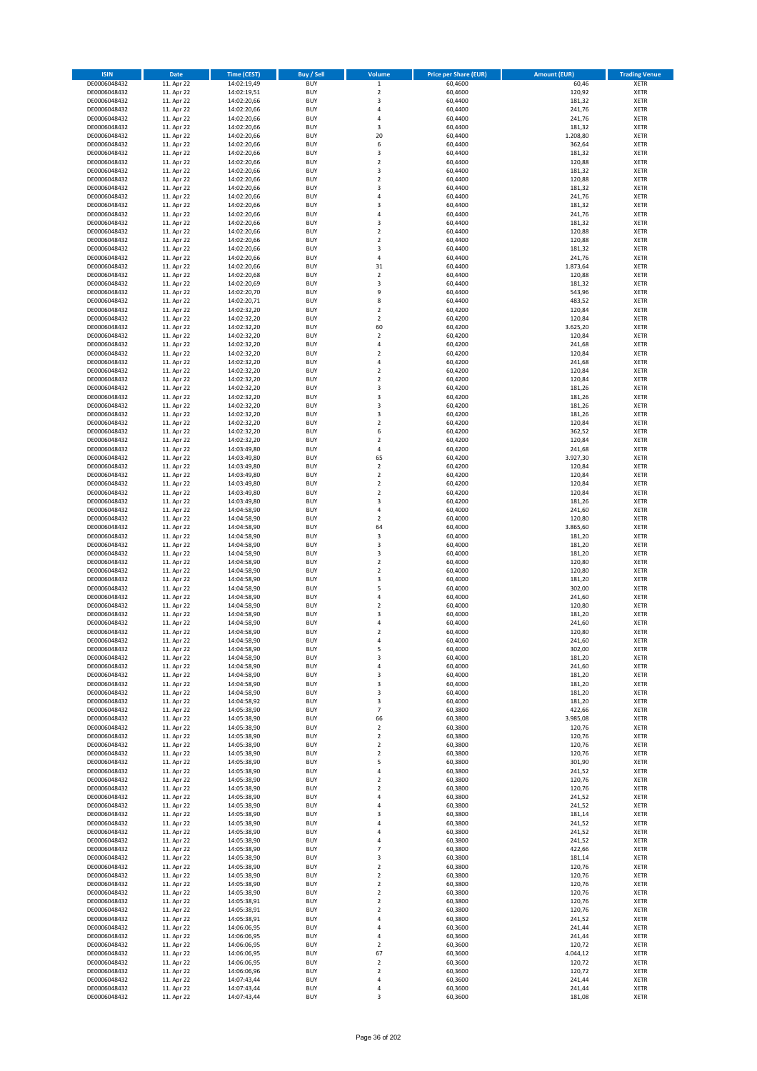| ISIN | Date | Time (CEST) | Buy / Sell | Volume | Price per Share (EUR) | Amount (EUR) | Trading Venue |
|---|---|---|---|---|---|---|---|
| DE0006048432 | 11. Apr 22 | 14:02:19,49 | BUY | 1 | 60,4600 | 60,46 | XETR |
| DE0006048432 | 11. Apr 22 | 14:02:19,51 | BUY | 2 | 60,4600 | 120,92 | XETR |
| DE0006048432 | 11. Apr 22 | 14:02:20,66 | BUY | 3 | 60,4400 | 181,32 | XETR |
| DE0006048432 | 11. Apr 22 | 14:02:20,66 | BUY | 4 | 60,4400 | 241,76 | XETR |
| DE0006048432 | 11. Apr 22 | 14:02:20,66 | BUY | 4 | 60,4400 | 241,76 | XETR |
| DE0006048432 | 11. Apr 22 | 14:02:20,66 | BUY | 3 | 60,4400 | 181,32 | XETR |
| DE0006048432 | 11. Apr 22 | 14:02:20,66 | BUY | 20 | 60,4400 | 1.208,80 | XETR |
| DE0006048432 | 11. Apr 22 | 14:02:20,66 | BUY | 6 | 60,4400 | 362,64 | XETR |
| DE0006048432 | 11. Apr 22 | 14:02:20,66 | BUY | 3 | 60,4400 | 181,32 | XETR |
| DE0006048432 | 11. Apr 22 | 14:02:20,66 | BUY | 2 | 60,4400 | 120,88 | XETR |
| DE0006048432 | 11. Apr 22 | 14:02:20,66 | BUY | 3 | 60,4400 | 181,32 | XETR |
| DE0006048432 | 11. Apr 22 | 14:02:20,66 | BUY | 2 | 60,4400 | 120,88 | XETR |
| DE0006048432 | 11. Apr 22 | 14:02:20,66 | BUY | 3 | 60,4400 | 181,32 | XETR |
| DE0006048432 | 11. Apr 22 | 14:02:20,66 | BUY | 4 | 60,4400 | 241,76 | XETR |
| DE0006048432 | 11. Apr 22 | 14:02:20,66 | BUY | 3 | 60,4400 | 181,32 | XETR |
| DE0006048432 | 11. Apr 22 | 14:02:20,66 | BUY | 4 | 60,4400 | 241,76 | XETR |
| DE0006048432 | 11. Apr 22 | 14:02:20,66 | BUY | 3 | 60,4400 | 181,32 | XETR |
| DE0006048432 | 11. Apr 22 | 14:02:20,66 | BUY | 2 | 60,4400 | 120,88 | XETR |
| DE0006048432 | 11. Apr 22 | 14:02:20,66 | BUY | 2 | 60,4400 | 120,88 | XETR |
| DE0006048432 | 11. Apr 22 | 14:02:20,66 | BUY | 3 | 60,4400 | 181,32 | XETR |
| DE0006048432 | 11. Apr 22 | 14:02:20,66 | BUY | 4 | 60,4400 | 241,76 | XETR |
| DE0006048432 | 11. Apr 22 | 14:02:20,66 | BUY | 31 | 60,4400 | 1.873,64 | XETR |
| DE0006048432 | 11. Apr 22 | 14:02:20,68 | BUY | 2 | 60,4400 | 120,88 | XETR |
| DE0006048432 | 11. Apr 22 | 14:02:20,69 | BUY | 3 | 60,4400 | 181,32 | XETR |
| DE0006048432 | 11. Apr 22 | 14:02:20,70 | BUY | 9 | 60,4400 | 543,96 | XETR |
| DE0006048432 | 11. Apr 22 | 14:02:20,71 | BUY | 8 | 60,4400 | 483,52 | XETR |
| DE0006048432 | 11. Apr 22 | 14:02:32,20 | BUY | 2 | 60,4200 | 120,84 | XETR |
| DE0006048432 | 11. Apr 22 | 14:02:32,20 | BUY | 2 | 60,4200 | 120,84 | XETR |
| DE0006048432 | 11. Apr 22 | 14:02:32,20 | BUY | 60 | 60,4200 | 3.625,20 | XETR |
| DE0006048432 | 11. Apr 22 | 14:02:32,20 | BUY | 2 | 60,4200 | 120,84 | XETR |
| DE0006048432 | 11. Apr 22 | 14:02:32,20 | BUY | 4 | 60,4200 | 241,68 | XETR |
| DE0006048432 | 11. Apr 22 | 14:02:32,20 | BUY | 2 | 60,4200 | 120,84 | XETR |
| DE0006048432 | 11. Apr 22 | 14:02:32,20 | BUY | 4 | 60,4200 | 241,68 | XETR |
| DE0006048432 | 11. Apr 22 | 14:02:32,20 | BUY | 2 | 60,4200 | 120,84 | XETR |
| DE0006048432 | 11. Apr 22 | 14:02:32,20 | BUY | 2 | 60,4200 | 120,84 | XETR |
| DE0006048432 | 11. Apr 22 | 14:02:32,20 | BUY | 3 | 60,4200 | 181,26 | XETR |
| DE0006048432 | 11. Apr 22 | 14:02:32,20 | BUY | 3 | 60,4200 | 181,26 | XETR |
| DE0006048432 | 11. Apr 22 | 14:02:32,20 | BUY | 3 | 60,4200 | 181,26 | XETR |
| DE0006048432 | 11. Apr 22 | 14:02:32,20 | BUY | 3 | 60,4200 | 181,26 | XETR |
| DE0006048432 | 11. Apr 22 | 14:02:32,20 | BUY | 2 | 60,4200 | 120,84 | XETR |
| DE0006048432 | 11. Apr 22 | 14:02:32,20 | BUY | 6 | 60,4200 | 362,52 | XETR |
| DE0006048432 | 11. Apr 22 | 14:02:32,20 | BUY | 2 | 60,4200 | 120,84 | XETR |
| DE0006048432 | 11. Apr 22 | 14:03:49,80 | BUY | 4 | 60,4200 | 241,68 | XETR |
| DE0006048432 | 11. Apr 22 | 14:03:49,80 | BUY | 65 | 60,4200 | 3.927,30 | XETR |
| DE0006048432 | 11. Apr 22 | 14:03:49,80 | BUY | 2 | 60,4200 | 120,84 | XETR |
| DE0006048432 | 11. Apr 22 | 14:03:49,80 | BUY | 2 | 60,4200 | 120,84 | XETR |
| DE0006048432 | 11. Apr 22 | 14:03:49,80 | BUY | 2 | 60,4200 | 120,84 | XETR |
| DE0006048432 | 11. Apr 22 | 14:03:49,80 | BUY | 2 | 60,4200 | 120,84 | XETR |
| DE0006048432 | 11. Apr 22 | 14:03:49,80 | BUY | 3 | 60,4200 | 181,26 | XETR |
| DE0006048432 | 11. Apr 22 | 14:04:58,90 | BUY | 4 | 60,4000 | 241,60 | XETR |
| DE0006048432 | 11. Apr 22 | 14:04:58,90 | BUY | 2 | 60,4000 | 120,80 | XETR |
| DE0006048432 | 11. Apr 22 | 14:04:58,90 | BUY | 64 | 60,4000 | 3.865,60 | XETR |
| DE0006048432 | 11. Apr 22 | 14:04:58,90 | BUY | 3 | 60,4000 | 181,20 | XETR |
| DE0006048432 | 11. Apr 22 | 14:04:58,90 | BUY | 3 | 60,4000 | 181,20 | XETR |
| DE0006048432 | 11. Apr 22 | 14:04:58,90 | BUY | 3 | 60,4000 | 181,20 | XETR |
| DE0006048432 | 11. Apr 22 | 14:04:58,90 | BUY | 2 | 60,4000 | 120,80 | XETR |
| DE0006048432 | 11. Apr 22 | 14:04:58,90 | BUY | 2 | 60,4000 | 120,80 | XETR |
| DE0006048432 | 11. Apr 22 | 14:04:58,90 | BUY | 3 | 60,4000 | 181,20 | XETR |
| DE0006048432 | 11. Apr 22 | 14:04:58,90 | BUY | 5 | 60,4000 | 302,00 | XETR |
| DE0006048432 | 11. Apr 22 | 14:04:58,90 | BUY | 4 | 60,4000 | 241,60 | XETR |
| DE0006048432 | 11. Apr 22 | 14:04:58,90 | BUY | 2 | 60,4000 | 120,80 | XETR |
| DE0006048432 | 11. Apr 22 | 14:04:58,90 | BUY | 3 | 60,4000 | 181,20 | XETR |
| DE0006048432 | 11. Apr 22 | 14:04:58,90 | BUY | 4 | 60,4000 | 241,60 | XETR |
| DE0006048432 | 11. Apr 22 | 14:04:58,90 | BUY | 2 | 60,4000 | 120,80 | XETR |
| DE0006048432 | 11. Apr 22 | 14:04:58,90 | BUY | 4 | 60,4000 | 241,60 | XETR |
| DE0006048432 | 11. Apr 22 | 14:04:58,90 | BUY | 5 | 60,4000 | 302,00 | XETR |
| DE0006048432 | 11. Apr 22 | 14:04:58,90 | BUY | 3 | 60,4000 | 181,20 | XETR |
| DE0006048432 | 11. Apr 22 | 14:04:58,90 | BUY | 4 | 60,4000 | 241,60 | XETR |
| DE0006048432 | 11. Apr 22 | 14:04:58,90 | BUY | 3 | 60,4000 | 181,20 | XETR |
| DE0006048432 | 11. Apr 22 | 14:04:58,90 | BUY | 3 | 60,4000 | 181,20 | XETR |
| DE0006048432 | 11. Apr 22 | 14:04:58,90 | BUY | 3 | 60,4000 | 181,20 | XETR |
| DE0006048432 | 11. Apr 22 | 14:04:58,92 | BUY | 3 | 60,4000 | 181,20 | XETR |
| DE0006048432 | 11. Apr 22 | 14:05:38,90 | BUY | 7 | 60,3800 | 422,66 | XETR |
| DE0006048432 | 11. Apr 22 | 14:05:38,90 | BUY | 66 | 60,3800 | 3.985,08 | XETR |
| DE0006048432 | 11. Apr 22 | 14:05:38,90 | BUY | 2 | 60,3800 | 120,76 | XETR |
| DE0006048432 | 11. Apr 22 | 14:05:38,90 | BUY | 2 | 60,3800 | 120,76 | XETR |
| DE0006048432 | 11. Apr 22 | 14:05:38,90 | BUY | 2 | 60,3800 | 120,76 | XETR |
| DE0006048432 | 11. Apr 22 | 14:05:38,90 | BUY | 2 | 60,3800 | 120,76 | XETR |
| DE0006048432 | 11. Apr 22 | 14:05:38,90 | BUY | 5 | 60,3800 | 301,90 | XETR |
| DE0006048432 | 11. Apr 22 | 14:05:38,90 | BUY | 4 | 60,3800 | 241,52 | XETR |
| DE0006048432 | 11. Apr 22 | 14:05:38,90 | BUY | 2 | 60,3800 | 120,76 | XETR |
| DE0006048432 | 11. Apr 22 | 14:05:38,90 | BUY | 2 | 60,3800 | 120,76 | XETR |
| DE0006048432 | 11. Apr 22 | 14:05:38,90 | BUY | 4 | 60,3800 | 241,52 | XETR |
| DE0006048432 | 11. Apr 22 | 14:05:38,90 | BUY | 4 | 60,3800 | 241,52 | XETR |
| DE0006048432 | 11. Apr 22 | 14:05:38,90 | BUY | 3 | 60,3800 | 181,14 | XETR |
| DE0006048432 | 11. Apr 22 | 14:05:38,90 | BUY | 4 | 60,3800 | 241,52 | XETR |
| DE0006048432 | 11. Apr 22 | 14:05:38,90 | BUY | 4 | 60,3800 | 241,52 | XETR |
| DE0006048432 | 11. Apr 22 | 14:05:38,90 | BUY | 4 | 60,3800 | 241,52 | XETR |
| DE0006048432 | 11. Apr 22 | 14:05:38,90 | BUY | 7 | 60,3800 | 422,66 | XETR |
| DE0006048432 | 11. Apr 22 | 14:05:38,90 | BUY | 3 | 60,3800 | 181,14 | XETR |
| DE0006048432 | 11. Apr 22 | 14:05:38,90 | BUY | 2 | 60,3800 | 120,76 | XETR |
| DE0006048432 | 11. Apr 22 | 14:05:38,90 | BUY | 2 | 60,3800 | 120,76 | XETR |
| DE0006048432 | 11. Apr 22 | 14:05:38,90 | BUY | 2 | 60,3800 | 120,76 | XETR |
| DE0006048432 | 11. Apr 22 | 14:05:38,90 | BUY | 2 | 60,3800 | 120,76 | XETR |
| DE0006048432 | 11. Apr 22 | 14:05:38,91 | BUY | 2 | 60,3800 | 120,76 | XETR |
| DE0006048432 | 11. Apr 22 | 14:05:38,91 | BUY | 2 | 60,3800 | 120,76 | XETR |
| DE0006048432 | 11. Apr 22 | 14:05:38,91 | BUY | 4 | 60,3800 | 241,52 | XETR |
| DE0006048432 | 11. Apr 22 | 14:06:06,95 | BUY | 4 | 60,3600 | 241,44 | XETR |
| DE0006048432 | 11. Apr 22 | 14:06:06,95 | BUY | 4 | 60,3600 | 241,44 | XETR |
| DE0006048432 | 11. Apr 22 | 14:06:06,95 | BUY | 2 | 60,3600 | 120,72 | XETR |
| DE0006048432 | 11. Apr 22 | 14:06:06,95 | BUY | 67 | 60,3600 | 4.044,12 | XETR |
| DE0006048432 | 11. Apr 22 | 14:06:06,95 | BUY | 2 | 60,3600 | 120,72 | XETR |
| DE0006048432 | 11. Apr 22 | 14:06:06,96 | BUY | 2 | 60,3600 | 120,72 | XETR |
| DE0006048432 | 11. Apr 22 | 14:07:43,44 | BUY | 4 | 60,3600 | 241,44 | XETR |
| DE0006048432 | 11. Apr 22 | 14:07:43,44 | BUY | 4 | 60,3600 | 241,44 | XETR |
| DE0006048432 | 11. Apr 22 | 14:07:43,44 | BUY | 3 | 60,3600 | 181,08 | XETR |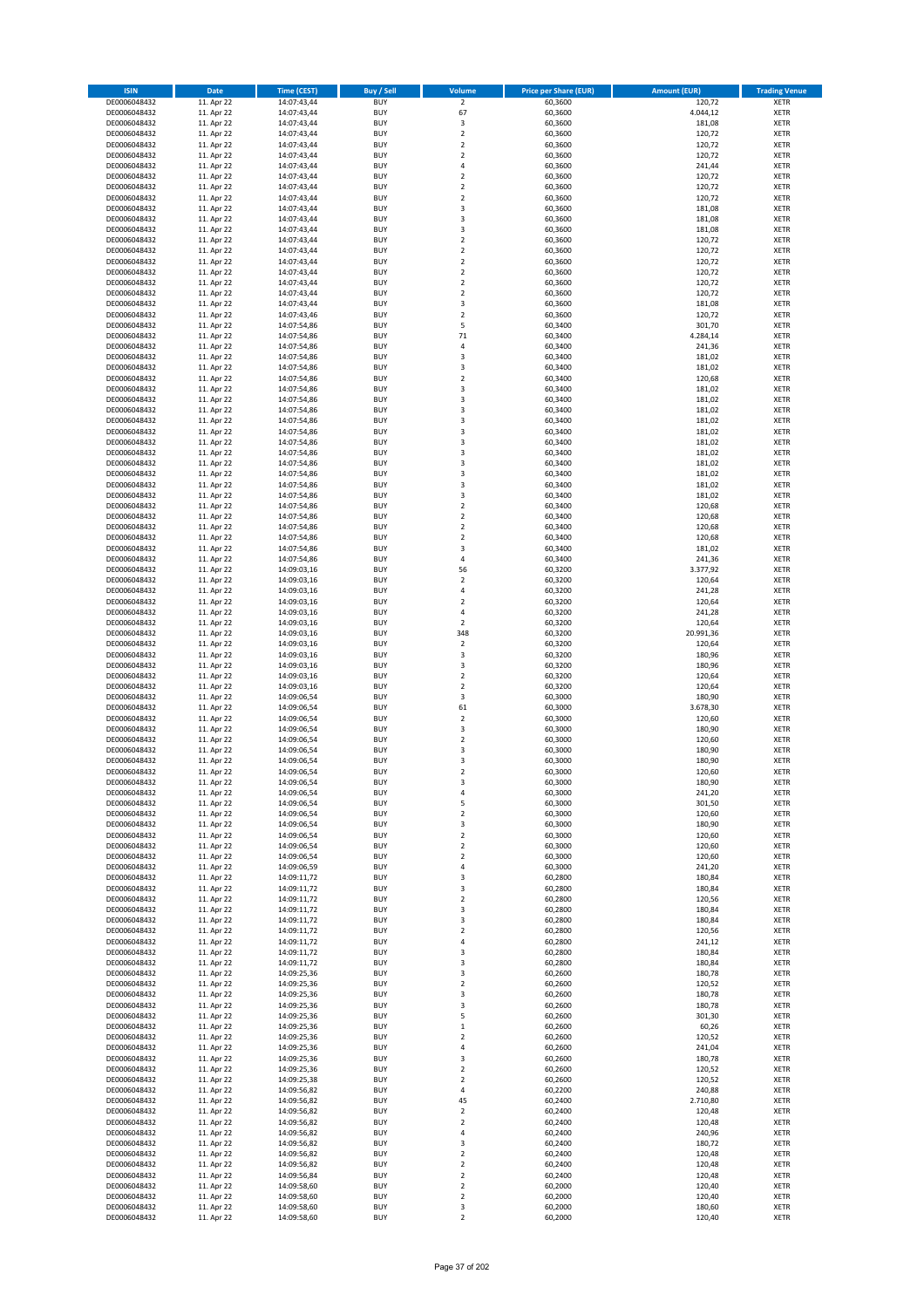| ISIN | Date | Time (CEST) | Buy / Sell | Volume | Price per Share (EUR) | Amount (EUR) | Trading Venue |
|---|---|---|---|---|---|---|---|
| DE0006048432 | 11. Apr 22 | 14:07:43,44 | BUY | 2 | 60,3600 | 120,72 | XETR |
| DE0006048432 | 11. Apr 22 | 14:07:43,44 | BUY | 67 | 60,3600 | 4.044,12 | XETR |
| DE0006048432 | 11. Apr 22 | 14:07:43,44 | BUY | 3 | 60,3600 | 181,08 | XETR |
| DE0006048432 | 11. Apr 22 | 14:07:43,44 | BUY | 2 | 60,3600 | 120,72 | XETR |
| DE0006048432 | 11. Apr 22 | 14:07:43,44 | BUY | 2 | 60,3600 | 120,72 | XETR |
| DE0006048432 | 11. Apr 22 | 14:07:43,44 | BUY | 2 | 60,3600 | 120,72 | XETR |
| DE0006048432 | 11. Apr 22 | 14:07:43,44 | BUY | 4 | 60,3600 | 241,44 | XETR |
| DE0006048432 | 11. Apr 22 | 14:07:43,44 | BUY | 2 | 60,3600 | 120,72 | XETR |
| DE0006048432 | 11. Apr 22 | 14:07:43,44 | BUY | 2 | 60,3600 | 120,72 | XETR |
| DE0006048432 | 11. Apr 22 | 14:07:43,44 | BUY | 2 | 60,3600 | 120,72 | XETR |
| DE0006048432 | 11. Apr 22 | 14:07:43,44 | BUY | 3 | 60,3600 | 181,08 | XETR |
| DE0006048432 | 11. Apr 22 | 14:07:43,44 | BUY | 3 | 60,3600 | 181,08 | XETR |
| DE0006048432 | 11. Apr 22 | 14:07:43,44 | BUY | 3 | 60,3600 | 181,08 | XETR |
| DE0006048432 | 11. Apr 22 | 14:07:43,44 | BUY | 2 | 60,3600 | 120,72 | XETR |
| DE0006048432 | 11. Apr 22 | 14:07:43,44 | BUY | 2 | 60,3600 | 120,72 | XETR |
| DE0006048432 | 11. Apr 22 | 14:07:43,44 | BUY | 2 | 60,3600 | 120,72 | XETR |
| DE0006048432 | 11. Apr 22 | 14:07:43,44 | BUY | 2 | 60,3600 | 120,72 | XETR |
| DE0006048432 | 11. Apr 22 | 14:07:43,44 | BUY | 2 | 60,3600 | 120,72 | XETR |
| DE0006048432 | 11. Apr 22 | 14:07:43,44 | BUY | 2 | 60,3600 | 120,72 | XETR |
| DE0006048432 | 11. Apr 22 | 14:07:43,44 | BUY | 3 | 60,3600 | 181,08 | XETR |
| DE0006048432 | 11. Apr 22 | 14:07:43,46 | BUY | 2 | 60,3600 | 120,72 | XETR |
| DE0006048432 | 11. Apr 22 | 14:07:54,86 | BUY | 5 | 60,3400 | 301,70 | XETR |
| DE0006048432 | 11. Apr 22 | 14:07:54,86 | BUY | 71 | 60,3400 | 4.284,14 | XETR |
| DE0006048432 | 11. Apr 22 | 14:07:54,86 | BUY | 4 | 60,3400 | 241,36 | XETR |
| DE0006048432 | 11. Apr 22 | 14:07:54,86 | BUY | 3 | 60,3400 | 181,02 | XETR |
| DE0006048432 | 11. Apr 22 | 14:07:54,86 | BUY | 3 | 60,3400 | 181,02 | XETR |
| DE0006048432 | 11. Apr 22 | 14:07:54,86 | BUY | 2 | 60,3400 | 120,68 | XETR |
| DE0006048432 | 11. Apr 22 | 14:07:54,86 | BUY | 3 | 60,3400 | 181,02 | XETR |
| DE0006048432 | 11. Apr 22 | 14:07:54,86 | BUY | 3 | 60,3400 | 181,02 | XETR |
| DE0006048432 | 11. Apr 22 | 14:07:54,86 | BUY | 3 | 60,3400 | 181,02 | XETR |
| DE0006048432 | 11. Apr 22 | 14:07:54,86 | BUY | 3 | 60,3400 | 181,02 | XETR |
| DE0006048432 | 11. Apr 22 | 14:07:54,86 | BUY | 3 | 60,3400 | 181,02 | XETR |
| DE0006048432 | 11. Apr 22 | 14:07:54,86 | BUY | 3 | 60,3400 | 181,02 | XETR |
| DE0006048432 | 11. Apr 22 | 14:07:54,86 | BUY | 3 | 60,3400 | 181,02 | XETR |
| DE0006048432 | 11. Apr 22 | 14:07:54,86 | BUY | 3 | 60,3400 | 181,02 | XETR |
| DE0006048432 | 11. Apr 22 | 14:07:54,86 | BUY | 3 | 60,3400 | 181,02 | XETR |
| DE0006048432 | 11. Apr 22 | 14:07:54,86 | BUY | 3 | 60,3400 | 181,02 | XETR |
| DE0006048432 | 11. Apr 22 | 14:07:54,86 | BUY | 3 | 60,3400 | 181,02 | XETR |
| DE0006048432 | 11. Apr 22 | 14:07:54,86 | BUY | 2 | 60,3400 | 120,68 | XETR |
| DE0006048432 | 11. Apr 22 | 14:07:54,86 | BUY | 2 | 60,3400 | 120,68 | XETR |
| DE0006048432 | 11. Apr 22 | 14:07:54,86 | BUY | 2 | 60,3400 | 120,68 | XETR |
| DE0006048432 | 11. Apr 22 | 14:07:54,86 | BUY | 2 | 60,3400 | 120,68 | XETR |
| DE0006048432 | 11. Apr 22 | 14:07:54,86 | BUY | 3 | 60,3400 | 181,02 | XETR |
| DE0006048432 | 11. Apr 22 | 14:07:54,86 | BUY | 4 | 60,3400 | 241,36 | XETR |
| DE0006048432 | 11. Apr 22 | 14:09:03,16 | BUY | 56 | 60,3200 | 3.377,92 | XETR |
| DE0006048432 | 11. Apr 22 | 14:09:03,16 | BUY | 2 | 60,3200 | 120,64 | XETR |
| DE0006048432 | 11. Apr 22 | 14:09:03,16 | BUY | 4 | 60,3200 | 241,28 | XETR |
| DE0006048432 | 11. Apr 22 | 14:09:03,16 | BUY | 2 | 60,3200 | 120,64 | XETR |
| DE0006048432 | 11. Apr 22 | 14:09:03,16 | BUY | 4 | 60,3200 | 241,28 | XETR |
| DE0006048432 | 11. Apr 22 | 14:09:03,16 | BUY | 2 | 60,3200 | 120,64 | XETR |
| DE0006048432 | 11. Apr 22 | 14:09:03,16 | BUY | 348 | 60,3200 | 20.991,36 | XETR |
| DE0006048432 | 11. Apr 22 | 14:09:03,16 | BUY | 2 | 60,3200 | 120,64 | XETR |
| DE0006048432 | 11. Apr 22 | 14:09:03,16 | BUY | 3 | 60,3200 | 180,96 | XETR |
| DE0006048432 | 11. Apr 22 | 14:09:03,16 | BUY | 3 | 60,3200 | 180,96 | XETR |
| DE0006048432 | 11. Apr 22 | 14:09:03,16 | BUY | 2 | 60,3200 | 120,64 | XETR |
| DE0006048432 | 11. Apr 22 | 14:09:03,16 | BUY | 2 | 60,3200 | 120,64 | XETR |
| DE0006048432 | 11. Apr 22 | 14:09:06,54 | BUY | 3 | 60,3000 | 180,90 | XETR |
| DE0006048432 | 11. Apr 22 | 14:09:06,54 | BUY | 61 | 60,3000 | 3.678,30 | XETR |
| DE0006048432 | 11. Apr 22 | 14:09:06,54 | BUY | 2 | 60,3000 | 120,60 | XETR |
| DE0006048432 | 11. Apr 22 | 14:09:06,54 | BUY | 3 | 60,3000 | 180,90 | XETR |
| DE0006048432 | 11. Apr 22 | 14:09:06,54 | BUY | 2 | 60,3000 | 120,60 | XETR |
| DE0006048432 | 11. Apr 22 | 14:09:06,54 | BUY | 3 | 60,3000 | 180,90 | XETR |
| DE0006048432 | 11. Apr 22 | 14:09:06,54 | BUY | 3 | 60,3000 | 180,90 | XETR |
| DE0006048432 | 11. Apr 22 | 14:09:06,54 | BUY | 2 | 60,3000 | 120,60 | XETR |
| DE0006048432 | 11. Apr 22 | 14:09:06,54 | BUY | 3 | 60,3000 | 180,90 | XETR |
| DE0006048432 | 11. Apr 22 | 14:09:06,54 | BUY | 4 | 60,3000 | 241,20 | XETR |
| DE0006048432 | 11. Apr 22 | 14:09:06,54 | BUY | 5 | 60,3000 | 301,50 | XETR |
| DE0006048432 | 11. Apr 22 | 14:09:06,54 | BUY | 2 | 60,3000 | 120,60 | XETR |
| DE0006048432 | 11. Apr 22 | 14:09:06,54 | BUY | 3 | 60,3000 | 180,90 | XETR |
| DE0006048432 | 11. Apr 22 | 14:09:06,54 | BUY | 2 | 60,3000 | 120,60 | XETR |
| DE0006048432 | 11. Apr 22 | 14:09:06,54 | BUY | 2 | 60,3000 | 120,60 | XETR |
| DE0006048432 | 11. Apr 22 | 14:09:06,54 | BUY | 2 | 60,3000 | 120,60 | XETR |
| DE0006048432 | 11. Apr 22 | 14:09:06,59 | BUY | 4 | 60,3000 | 241,20 | XETR |
| DE0006048432 | 11. Apr 22 | 14:09:11,72 | BUY | 3 | 60,2800 | 180,84 | XETR |
| DE0006048432 | 11. Apr 22 | 14:09:11,72 | BUY | 3 | 60,2800 | 180,84 | XETR |
| DE0006048432 | 11. Apr 22 | 14:09:11,72 | BUY | 2 | 60,2800 | 120,56 | XETR |
| DE0006048432 | 11. Apr 22 | 14:09:11,72 | BUY | 3 | 60,2800 | 180,84 | XETR |
| DE0006048432 | 11. Apr 22 | 14:09:11,72 | BUY | 3 | 60,2800 | 180,84 | XETR |
| DE0006048432 | 11. Apr 22 | 14:09:11,72 | BUY | 2 | 60,2800 | 120,56 | XETR |
| DE0006048432 | 11. Apr 22 | 14:09:11,72 | BUY | 4 | 60,2800 | 241,12 | XETR |
| DE0006048432 | 11. Apr 22 | 14:09:11,72 | BUY | 3 | 60,2800 | 180,84 | XETR |
| DE0006048432 | 11. Apr 22 | 14:09:11,72 | BUY | 3 | 60,2800 | 180,84 | XETR |
| DE0006048432 | 11. Apr 22 | 14:09:25,36 | BUY | 3 | 60,2600 | 180,78 | XETR |
| DE0006048432 | 11. Apr 22 | 14:09:25,36 | BUY | 2 | 60,2600 | 120,52 | XETR |
| DE0006048432 | 11. Apr 22 | 14:09:25,36 | BUY | 3 | 60,2600 | 180,78 | XETR |
| DE0006048432 | 11. Apr 22 | 14:09:25,36 | BUY | 3 | 60,2600 | 180,78 | XETR |
| DE0006048432 | 11. Apr 22 | 14:09:25,36 | BUY | 5 | 60,2600 | 301,30 | XETR |
| DE0006048432 | 11. Apr 22 | 14:09:25,36 | BUY | 1 | 60,2600 | 60,26 | XETR |
| DE0006048432 | 11. Apr 22 | 14:09:25,36 | BUY | 2 | 60,2600 | 120,52 | XETR |
| DE0006048432 | 11. Apr 22 | 14:09:25,36 | BUY | 4 | 60,2600 | 241,04 | XETR |
| DE0006048432 | 11. Apr 22 | 14:09:25,36 | BUY | 3 | 60,2600 | 180,78 | XETR |
| DE0006048432 | 11. Apr 22 | 14:09:25,36 | BUY | 2 | 60,2600 | 120,52 | XETR |
| DE0006048432 | 11. Apr 22 | 14:09:25,38 | BUY | 2 | 60,2600 | 120,52 | XETR |
| DE0006048432 | 11. Apr 22 | 14:09:56,82 | BUY | 4 | 60,2200 | 240,88 | XETR |
| DE0006048432 | 11. Apr 22 | 14:09:56,82 | BUY | 45 | 60,2400 | 2.710,80 | XETR |
| DE0006048432 | 11. Apr 22 | 14:09:56,82 | BUY | 2 | 60,2400 | 120,48 | XETR |
| DE0006048432 | 11. Apr 22 | 14:09:56,82 | BUY | 2 | 60,2400 | 120,48 | XETR |
| DE0006048432 | 11. Apr 22 | 14:09:56,82 | BUY | 4 | 60,2400 | 240,96 | XETR |
| DE0006048432 | 11. Apr 22 | 14:09:56,82 | BUY | 3 | 60,2400 | 180,72 | XETR |
| DE0006048432 | 11. Apr 22 | 14:09:56,82 | BUY | 2 | 60,2400 | 120,48 | XETR |
| DE0006048432 | 11. Apr 22 | 14:09:56,82 | BUY | 2 | 60,2400 | 120,48 | XETR |
| DE0006048432 | 11. Apr 22 | 14:09:56,84 | BUY | 2 | 60,2400 | 120,48 | XETR |
| DE0006048432 | 11. Apr 22 | 14:09:58,60 | BUY | 2 | 60,2000 | 120,40 | XETR |
| DE0006048432 | 11. Apr 22 | 14:09:58,60 | BUY | 2 | 60,2000 | 120,40 | XETR |
| DE0006048432 | 11. Apr 22 | 14:09:58,60 | BUY | 3 | 60,2000 | 180,60 | XETR |
| DE0006048432 | 11. Apr 22 | 14:09:58,60 | BUY | 2 | 60,2000 | 120,40 | XETR |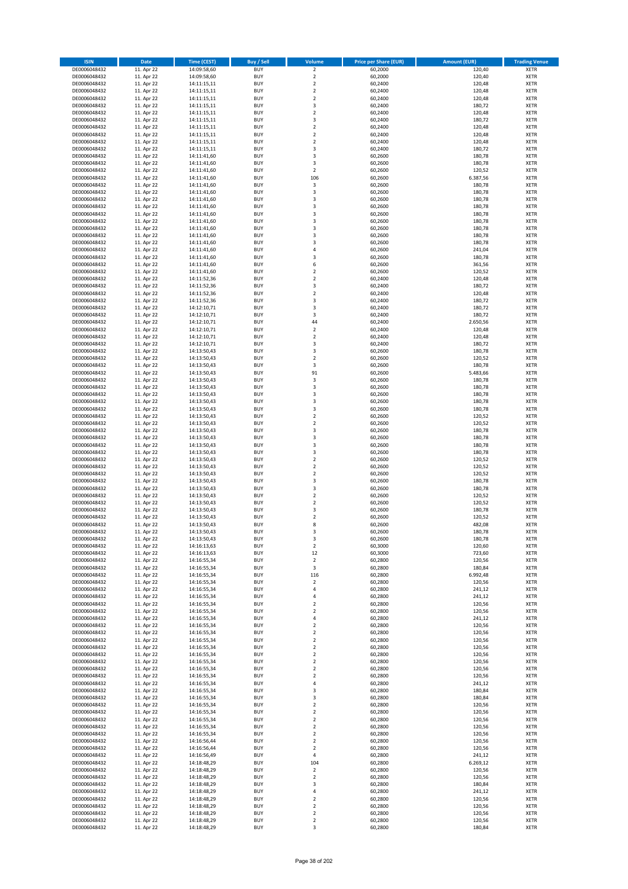| ISIN | Date | Time (CEST) | Buy / Sell | Volume | Price per Share (EUR) | Amount (EUR) | Trading Venue |
|---|---|---|---|---|---|---|---|
| DE0006048432 | 11. Apr 22 | 14:09:58,60 | BUY | 2 | 60,2000 | 120,40 | XETR |
| DE0006048432 | 11. Apr 22 | 14:09:58,60 | BUY | 2 | 60,2000 | 120,40 | XETR |
| DE0006048432 | 11. Apr 22 | 14:11:15,11 | BUY | 2 | 60,2400 | 120,48 | XETR |
| DE0006048432 | 11. Apr 22 | 14:11:15,11 | BUY | 2 | 60,2400 | 120,48 | XETR |
| DE0006048432 | 11. Apr 22 | 14:11:15,11 | BUY | 2 | 60,2400 | 120,48 | XETR |
| DE0006048432 | 11. Apr 22 | 14:11:15,11 | BUY | 3 | 60,2400 | 180,72 | XETR |
| DE0006048432 | 11. Apr 22 | 14:11:15,11 | BUY | 2 | 60,2400 | 120,48 | XETR |
| DE0006048432 | 11. Apr 22 | 14:11:15,11 | BUY | 3 | 60,2400 | 180,72 | XETR |
| DE0006048432 | 11. Apr 22 | 14:11:15,11 | BUY | 2 | 60,2400 | 120,48 | XETR |
| DE0006048432 | 11. Apr 22 | 14:11:15,11 | BUY | 2 | 60,2400 | 120,48 | XETR |
| DE0006048432 | 11. Apr 22 | 14:11:15,11 | BUY | 2 | 60,2400 | 120,48 | XETR |
| DE0006048432 | 11. Apr 22 | 14:11:15,11 | BUY | 3 | 60,2400 | 180,72 | XETR |
| DE0006048432 | 11. Apr 22 | 14:11:41,60 | BUY | 3 | 60,2600 | 180,78 | XETR |
| DE0006048432 | 11. Apr 22 | 14:11:41,60 | BUY | 3 | 60,2600 | 180,78 | XETR |
| DE0006048432 | 11. Apr 22 | 14:11:41,60 | BUY | 2 | 60,2600 | 120,52 | XETR |
| DE0006048432 | 11. Apr 22 | 14:11:41,60 | BUY | 106 | 60,2600 | 6.387,56 | XETR |
| DE0006048432 | 11. Apr 22 | 14:11:41,60 | BUY | 3 | 60,2600 | 180,78 | XETR |
| DE0006048432 | 11. Apr 22 | 14:11:41,60 | BUY | 3 | 60,2600 | 180,78 | XETR |
| DE0006048432 | 11. Apr 22 | 14:11:41,60 | BUY | 3 | 60,2600 | 180,78 | XETR |
| DE0006048432 | 11. Apr 22 | 14:11:41,60 | BUY | 3 | 60,2600 | 180,78 | XETR |
| DE0006048432 | 11. Apr 22 | 14:11:41,60 | BUY | 3 | 60,2600 | 180,78 | XETR |
| DE0006048432 | 11. Apr 22 | 14:11:41,60 | BUY | 3 | 60,2600 | 180,78 | XETR |
| DE0006048432 | 11. Apr 22 | 14:11:41,60 | BUY | 3 | 60,2600 | 180,78 | XETR |
| DE0006048432 | 11. Apr 22 | 14:11:41,60 | BUY | 3 | 60,2600 | 180,78 | XETR |
| DE0006048432 | 11. Apr 22 | 14:11:41,60 | BUY | 3 | 60,2600 | 180,78 | XETR |
| DE0006048432 | 11. Apr 22 | 14:11:41,60 | BUY | 4 | 60,2600 | 241,04 | XETR |
| DE0006048432 | 11. Apr 22 | 14:11:41,60 | BUY | 3 | 60,2600 | 180,78 | XETR |
| DE0006048432 | 11. Apr 22 | 14:11:41,60 | BUY | 6 | 60,2600 | 361,56 | XETR |
| DE0006048432 | 11. Apr 22 | 14:11:41,60 | BUY | 2 | 60,2600 | 120,52 | XETR |
| DE0006048432 | 11. Apr 22 | 14:11:52,36 | BUY | 2 | 60,2400 | 120,48 | XETR |
| DE0006048432 | 11. Apr 22 | 14:11:52,36 | BUY | 3 | 60,2400 | 180,72 | XETR |
| DE0006048432 | 11. Apr 22 | 14:11:52,36 | BUY | 2 | 60,2400 | 120,48 | XETR |
| DE0006048432 | 11. Apr 22 | 14:11:52,36 | BUY | 3 | 60,2400 | 180,72 | XETR |
| DE0006048432 | 11. Apr 22 | 14:12:10,71 | BUY | 3 | 60,2400 | 180,72 | XETR |
| DE0006048432 | 11. Apr 22 | 14:12:10,71 | BUY | 3 | 60,2400 | 180,72 | XETR |
| DE0006048432 | 11. Apr 22 | 14:12:10,71 | BUY | 44 | 60,2400 | 2.650,56 | XETR |
| DE0006048432 | 11. Apr 22 | 14:12:10,71 | BUY | 2 | 60,2400 | 120,48 | XETR |
| DE0006048432 | 11. Apr 22 | 14:12:10,71 | BUY | 2 | 60,2400 | 120,48 | XETR |
| DE0006048432 | 11. Apr 22 | 14:12:10,71 | BUY | 3 | 60,2400 | 180,72 | XETR |
| DE0006048432 | 11. Apr 22 | 14:13:50,43 | BUY | 3 | 60,2600 | 180,78 | XETR |
| DE0006048432 | 11. Apr 22 | 14:13:50,43 | BUY | 2 | 60,2600 | 120,52 | XETR |
| DE0006048432 | 11. Apr 22 | 14:13:50,43 | BUY | 3 | 60,2600 | 180,78 | XETR |
| DE0006048432 | 11. Apr 22 | 14:13:50,43 | BUY | 91 | 60,2600 | 5.483,66 | XETR |
| DE0006048432 | 11. Apr 22 | 14:13:50,43 | BUY | 3 | 60,2600 | 180,78 | XETR |
| DE0006048432 | 11. Apr 22 | 14:13:50,43 | BUY | 3 | 60,2600 | 180,78 | XETR |
| DE0006048432 | 11. Apr 22 | 14:13:50,43 | BUY | 3 | 60,2600 | 180,78 | XETR |
| DE0006048432 | 11. Apr 22 | 14:13:50,43 | BUY | 3 | 60,2600 | 180,78 | XETR |
| DE0006048432 | 11. Apr 22 | 14:13:50,43 | BUY | 3 | 60,2600 | 180,78 | XETR |
| DE0006048432 | 11. Apr 22 | 14:13:50,43 | BUY | 2 | 60,2600 | 120,52 | XETR |
| DE0006048432 | 11. Apr 22 | 14:13:50,43 | BUY | 2 | 60,2600 | 120,52 | XETR |
| DE0006048432 | 11. Apr 22 | 14:13:50,43 | BUY | 3 | 60,2600 | 180,78 | XETR |
| DE0006048432 | 11. Apr 22 | 14:13:50,43 | BUY | 3 | 60,2600 | 180,78 | XETR |
| DE0006048432 | 11. Apr 22 | 14:13:50,43 | BUY | 3 | 60,2600 | 180,78 | XETR |
| DE0006048432 | 11. Apr 22 | 14:13:50,43 | BUY | 3 | 60,2600 | 180,78 | XETR |
| DE0006048432 | 11. Apr 22 | 14:13:50,43 | BUY | 2 | 60,2600 | 120,52 | XETR |
| DE0006048432 | 11. Apr 22 | 14:13:50,43 | BUY | 2 | 60,2600 | 120,52 | XETR |
| DE0006048432 | 11. Apr 22 | 14:13:50,43 | BUY | 2 | 60,2600 | 120,52 | XETR |
| DE0006048432 | 11. Apr 22 | 14:13:50,43 | BUY | 3 | 60,2600 | 180,78 | XETR |
| DE0006048432 | 11. Apr 22 | 14:13:50,43 | BUY | 3 | 60,2600 | 180,78 | XETR |
| DE0006048432 | 11. Apr 22 | 14:13:50,43 | BUY | 2 | 60,2600 | 120,52 | XETR |
| DE0006048432 | 11. Apr 22 | 14:13:50,43 | BUY | 2 | 60,2600 | 120,52 | XETR |
| DE0006048432 | 11. Apr 22 | 14:13:50,43 | BUY | 3 | 60,2600 | 180,78 | XETR |
| DE0006048432 | 11. Apr 22 | 14:13:50,43 | BUY | 2 | 60,2600 | 120,52 | XETR |
| DE0006048432 | 11. Apr 22 | 14:13:50,43 | BUY | 8 | 60,2600 | 482,08 | XETR |
| DE0006048432 | 11. Apr 22 | 14:13:50,43 | BUY | 3 | 60,2600 | 180,78 | XETR |
| DE0006048432 | 11. Apr 22 | 14:13:50,43 | BUY | 3 | 60,2600 | 180,78 | XETR |
| DE0006048432 | 11. Apr 22 | 14:16:13,63 | BUY | 2 | 60,3000 | 120,60 | XETR |
| DE0006048432 | 11. Apr 22 | 14:16:13,63 | BUY | 12 | 60,3000 | 723,60 | XETR |
| DE0006048432 | 11. Apr 22 | 14:16:55,34 | BUY | 2 | 60,2800 | 120,56 | XETR |
| DE0006048432 | 11. Apr 22 | 14:16:55,34 | BUY | 3 | 60,2800 | 180,84 | XETR |
| DE0006048432 | 11. Apr 22 | 14:16:55,34 | BUY | 116 | 60,2800 | 6.992,48 | XETR |
| DE0006048432 | 11. Apr 22 | 14:16:55,34 | BUY | 2 | 60,2800 | 120,56 | XETR |
| DE0006048432 | 11. Apr 22 | 14:16:55,34 | BUY | 4 | 60,2800 | 241,12 | XETR |
| DE0006048432 | 11. Apr 22 | 14:16:55,34 | BUY | 4 | 60,2800 | 241,12 | XETR |
| DE0006048432 | 11. Apr 22 | 14:16:55,34 | BUY | 2 | 60,2800 | 120,56 | XETR |
| DE0006048432 | 11. Apr 22 | 14:16:55,34 | BUY | 2 | 60,2800 | 120,56 | XETR |
| DE0006048432 | 11. Apr 22 | 14:16:55,34 | BUY | 4 | 60,2800 | 241,12 | XETR |
| DE0006048432 | 11. Apr 22 | 14:16:55,34 | BUY | 2 | 60,2800 | 120,56 | XETR |
| DE0006048432 | 11. Apr 22 | 14:16:55,34 | BUY | 2 | 60,2800 | 120,56 | XETR |
| DE0006048432 | 11. Apr 22 | 14:16:55,34 | BUY | 2 | 60,2800 | 120,56 | XETR |
| DE0006048432 | 11. Apr 22 | 14:16:55,34 | BUY | 2 | 60,2800 | 120,56 | XETR |
| DE0006048432 | 11. Apr 22 | 14:16:55,34 | BUY | 2 | 60,2800 | 120,56 | XETR |
| DE0006048432 | 11. Apr 22 | 14:16:55,34 | BUY | 2 | 60,2800 | 120,56 | XETR |
| DE0006048432 | 11. Apr 22 | 14:16:55,34 | BUY | 2 | 60,2800 | 120,56 | XETR |
| DE0006048432 | 11. Apr 22 | 14:16:55,34 | BUY | 2 | 60,2800 | 120,56 | XETR |
| DE0006048432 | 11. Apr 22 | 14:16:55,34 | BUY | 4 | 60,2800 | 241,12 | XETR |
| DE0006048432 | 11. Apr 22 | 14:16:55,34 | BUY | 3 | 60,2800 | 180,84 | XETR |
| DE0006048432 | 11. Apr 22 | 14:16:55,34 | BUY | 3 | 60,2800 | 180,84 | XETR |
| DE0006048432 | 11. Apr 22 | 14:16:55,34 | BUY | 2 | 60,2800 | 120,56 | XETR |
| DE0006048432 | 11. Apr 22 | 14:16:55,34 | BUY | 2 | 60,2800 | 120,56 | XETR |
| DE0006048432 | 11. Apr 22 | 14:16:55,34 | BUY | 2 | 60,2800 | 120,56 | XETR |
| DE0006048432 | 11. Apr 22 | 14:16:55,34 | BUY | 2 | 60,2800 | 120,56 | XETR |
| DE0006048432 | 11. Apr 22 | 14:16:55,34 | BUY | 2 | 60,2800 | 120,56 | XETR |
| DE0006048432 | 11. Apr 22 | 14:16:56,44 | BUY | 2 | 60,2800 | 120,56 | XETR |
| DE0006048432 | 11. Apr 22 | 14:16:56,44 | BUY | 2 | 60,2800 | 120,56 | XETR |
| DE0006048432 | 11. Apr 22 | 14:16:56,49 | BUY | 4 | 60,2800 | 241,12 | XETR |
| DE0006048432 | 11. Apr 22 | 14:18:48,29 | BUY | 104 | 60,2800 | 6.269,12 | XETR |
| DE0006048432 | 11. Apr 22 | 14:18:48,29 | BUY | 2 | 60,2800 | 120,56 | XETR |
| DE0006048432 | 11. Apr 22 | 14:18:48,29 | BUY | 2 | 60,2800 | 120,56 | XETR |
| DE0006048432 | 11. Apr 22 | 14:18:48,29 | BUY | 3 | 60,2800 | 180,84 | XETR |
| DE0006048432 | 11. Apr 22 | 14:18:48,29 | BUY | 4 | 60,2800 | 241,12 | XETR |
| DE0006048432 | 11. Apr 22 | 14:18:48,29 | BUY | 2 | 60,2800 | 120,56 | XETR |
| DE0006048432 | 11. Apr 22 | 14:18:48,29 | BUY | 2 | 60,2800 | 120,56 | XETR |
| DE0006048432 | 11. Apr 22 | 14:18:48,29 | BUY | 2 | 60,2800 | 120,56 | XETR |
| DE0006048432 | 11. Apr 22 | 14:18:48,29 | BUY | 2 | 60,2800 | 120,56 | XETR |
| DE0006048432 | 11. Apr 22 | 14:18:48,29 | BUY | 3 | 60,2800 | 180,84 | XETR |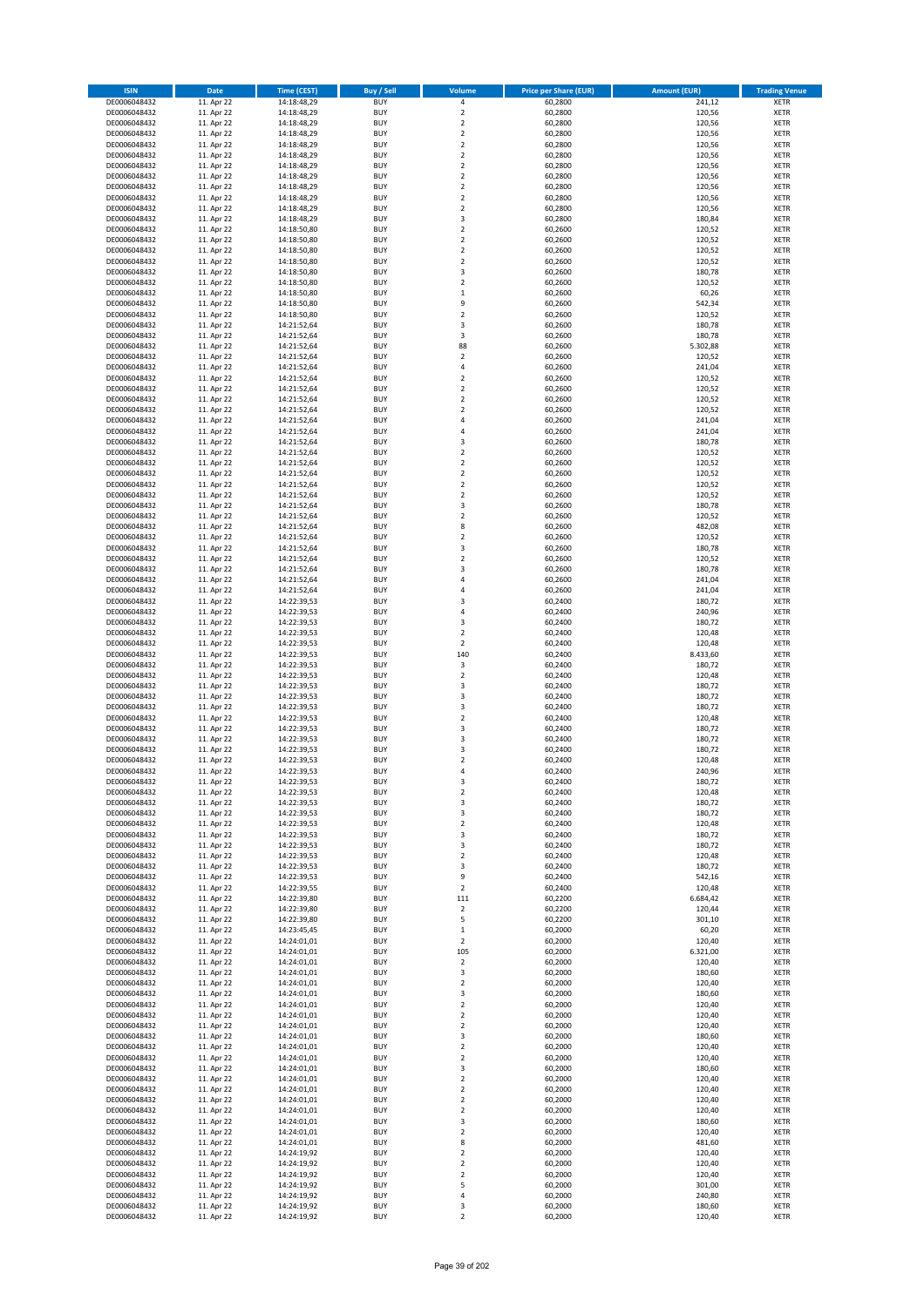| ISIN | Date | Time (CEST) | Buy / Sell | Volume | Price per Share (EUR) | Amount (EUR) | Trading Venue |
|---|---|---|---|---|---|---|---|
| DE0006048432 | 11. Apr 22 | 14:18:48,29 | BUY | 4 | 60,2800 | 241,12 | XETR |
| DE0006048432 | 11. Apr 22 | 14:18:48,29 | BUY | 2 | 60,2800 | 120,56 | XETR |
| DE0006048432 | 11. Apr 22 | 14:18:48,29 | BUY | 2 | 60,2800 | 120,56 | XETR |
| DE0006048432 | 11. Apr 22 | 14:18:48,29 | BUY | 2 | 60,2800 | 120,56 | XETR |
| DE0006048432 | 11. Apr 22 | 14:18:48,29 | BUY | 2 | 60,2800 | 120,56 | XETR |
| DE0006048432 | 11. Apr 22 | 14:18:48,29 | BUY | 2 | 60,2800 | 120,56 | XETR |
| DE0006048432 | 11. Apr 22 | 14:18:48,29 | BUY | 2 | 60,2800 | 120,56 | XETR |
| DE0006048432 | 11. Apr 22 | 14:18:48,29 | BUY | 2 | 60,2800 | 120,56 | XETR |
| DE0006048432 | 11. Apr 22 | 14:18:48,29 | BUY | 2 | 60,2800 | 120,56 | XETR |
| DE0006048432 | 11. Apr 22 | 14:18:48,29 | BUY | 2 | 60,2800 | 120,56 | XETR |
| DE0006048432 | 11. Apr 22 | 14:18:48,29 | BUY | 2 | 60,2800 | 120,56 | XETR |
| DE0006048432 | 11. Apr 22 | 14:18:48,29 | BUY | 3 | 60,2800 | 180,84 | XETR |
| DE0006048432 | 11. Apr 22 | 14:18:50,80 | BUY | 2 | 60,2600 | 120,52 | XETR |
| DE0006048432 | 11. Apr 22 | 14:18:50,80 | BUY | 2 | 60,2600 | 120,52 | XETR |
| DE0006048432 | 11. Apr 22 | 14:18:50,80 | BUY | 2 | 60,2600 | 120,52 | XETR |
| DE0006048432 | 11. Apr 22 | 14:18:50,80 | BUY | 2 | 60,2600 | 120,52 | XETR |
| DE0006048432 | 11. Apr 22 | 14:18:50,80 | BUY | 3 | 60,2600 | 180,78 | XETR |
| DE0006048432 | 11. Apr 22 | 14:18:50,80 | BUY | 2 | 60,2600 | 120,52 | XETR |
| DE0006048432 | 11. Apr 22 | 14:18:50,80 | BUY | 1 | 60,2600 | 60,26 | XETR |
| DE0006048432 | 11. Apr 22 | 14:18:50,80 | BUY | 9 | 60,2600 | 542,34 | XETR |
| DE0006048432 | 11. Apr 22 | 14:18:50,80 | BUY | 2 | 60,2600 | 120,52 | XETR |
| DE0006048432 | 11. Apr 22 | 14:21:52,64 | BUY | 3 | 60,2600 | 180,78 | XETR |
| DE0006048432 | 11. Apr 22 | 14:21:52,64 | BUY | 3 | 60,2600 | 180,78 | XETR |
| DE0006048432 | 11. Apr 22 | 14:21:52,64 | BUY | 88 | 60,2600 | 5.302,88 | XETR |
| DE0006048432 | 11. Apr 22 | 14:21:52,64 | BUY | 2 | 60,2600 | 120,52 | XETR |
| DE0006048432 | 11. Apr 22 | 14:21:52,64 | BUY | 4 | 60,2600 | 241,04 | XETR |
| DE0006048432 | 11. Apr 22 | 14:21:52,64 | BUY | 2 | 60,2600 | 120,52 | XETR |
| DE0006048432 | 11. Apr 22 | 14:21:52,64 | BUY | 2 | 60,2600 | 120,52 | XETR |
| DE0006048432 | 11. Apr 22 | 14:21:52,64 | BUY | 2 | 60,2600 | 120,52 | XETR |
| DE0006048432 | 11. Apr 22 | 14:21:52,64 | BUY | 2 | 60,2600 | 120,52 | XETR |
| DE0006048432 | 11. Apr 22 | 14:21:52,64 | BUY | 4 | 60,2600 | 241,04 | XETR |
| DE0006048432 | 11. Apr 22 | 14:21:52,64 | BUY | 4 | 60,2600 | 241,04 | XETR |
| DE0006048432 | 11. Apr 22 | 14:21:52,64 | BUY | 3 | 60,2600 | 180,78 | XETR |
| DE0006048432 | 11. Apr 22 | 14:21:52,64 | BUY | 2 | 60,2600 | 120,52 | XETR |
| DE0006048432 | 11. Apr 22 | 14:21:52,64 | BUY | 2 | 60,2600 | 120,52 | XETR |
| DE0006048432 | 11. Apr 22 | 14:21:52,64 | BUY | 2 | 60,2600 | 120,52 | XETR |
| DE0006048432 | 11. Apr 22 | 14:21:52,64 | BUY | 2 | 60,2600 | 120,52 | XETR |
| DE0006048432 | 11. Apr 22 | 14:21:52,64 | BUY | 2 | 60,2600 | 120,52 | XETR |
| DE0006048432 | 11. Apr 22 | 14:21:52,64 | BUY | 3 | 60,2600 | 180,78 | XETR |
| DE0006048432 | 11. Apr 22 | 14:21:52,64 | BUY | 2 | 60,2600 | 120,52 | XETR |
| DE0006048432 | 11. Apr 22 | 14:21:52,64 | BUY | 8 | 60,2600 | 482,08 | XETR |
| DE0006048432 | 11. Apr 22 | 14:21:52,64 | BUY | 2 | 60,2600 | 120,52 | XETR |
| DE0006048432 | 11. Apr 22 | 14:21:52,64 | BUY | 3 | 60,2600 | 180,78 | XETR |
| DE0006048432 | 11. Apr 22 | 14:21:52,64 | BUY | 2 | 60,2600 | 120,52 | XETR |
| DE0006048432 | 11. Apr 22 | 14:21:52,64 | BUY | 3 | 60,2600 | 180,78 | XETR |
| DE0006048432 | 11. Apr 22 | 14:21:52,64 | BUY | 4 | 60,2600 | 241,04 | XETR |
| DE0006048432 | 11. Apr 22 | 14:21:52,64 | BUY | 4 | 60,2600 | 241,04 | XETR |
| DE0006048432 | 11. Apr 22 | 14:22:39,53 | BUY | 3 | 60,2400 | 180,72 | XETR |
| DE0006048432 | 11. Apr 22 | 14:22:39,53 | BUY | 4 | 60,2400 | 240,96 | XETR |
| DE0006048432 | 11. Apr 22 | 14:22:39,53 | BUY | 3 | 60,2400 | 180,72 | XETR |
| DE0006048432 | 11. Apr 22 | 14:22:39,53 | BUY | 2 | 60,2400 | 120,48 | XETR |
| DE0006048432 | 11. Apr 22 | 14:22:39,53 | BUY | 2 | 60,2400 | 120,48 | XETR |
| DE0006048432 | 11. Apr 22 | 14:22:39,53 | BUY | 140 | 60,2400 | 8.433,60 | XETR |
| DE0006048432 | 11. Apr 22 | 14:22:39,53 | BUY | 3 | 60,2400 | 180,72 | XETR |
| DE0006048432 | 11. Apr 22 | 14:22:39,53 | BUY | 2 | 60,2400 | 120,48 | XETR |
| DE0006048432 | 11. Apr 22 | 14:22:39,53 | BUY | 3 | 60,2400 | 180,72 | XETR |
| DE0006048432 | 11. Apr 22 | 14:22:39,53 | BUY | 3 | 60,2400 | 180,72 | XETR |
| DE0006048432 | 11. Apr 22 | 14:22:39,53 | BUY | 3 | 60,2400 | 180,72 | XETR |
| DE0006048432 | 11. Apr 22 | 14:22:39,53 | BUY | 2 | 60,2400 | 120,48 | XETR |
| DE0006048432 | 11. Apr 22 | 14:22:39,53 | BUY | 3 | 60,2400 | 180,72 | XETR |
| DE0006048432 | 11. Apr 22 | 14:22:39,53 | BUY | 3 | 60,2400 | 180,72 | XETR |
| DE0006048432 | 11. Apr 22 | 14:22:39,53 | BUY | 3 | 60,2400 | 180,72 | XETR |
| DE0006048432 | 11. Apr 22 | 14:22:39,53 | BUY | 2 | 60,2400 | 120,48 | XETR |
| DE0006048432 | 11. Apr 22 | 14:22:39,53 | BUY | 4 | 60,2400 | 240,96 | XETR |
| DE0006048432 | 11. Apr 22 | 14:22:39,53 | BUY | 3 | 60,2400 | 180,72 | XETR |
| DE0006048432 | 11. Apr 22 | 14:22:39,53 | BUY | 2 | 60,2400 | 120,48 | XETR |
| DE0006048432 | 11. Apr 22 | 14:22:39,53 | BUY | 3 | 60,2400 | 180,72 | XETR |
| DE0006048432 | 11. Apr 22 | 14:22:39,53 | BUY | 3 | 60,2400 | 180,72 | XETR |
| DE0006048432 | 11. Apr 22 | 14:22:39,53 | BUY | 2 | 60,2400 | 120,48 | XETR |
| DE0006048432 | 11. Apr 22 | 14:22:39,53 | BUY | 3 | 60,2400 | 180,72 | XETR |
| DE0006048432 | 11. Apr 22 | 14:22:39,53 | BUY | 3 | 60,2400 | 180,72 | XETR |
| DE0006048432 | 11. Apr 22 | 14:22:39,53 | BUY | 2 | 60,2400 | 120,48 | XETR |
| DE0006048432 | 11. Apr 22 | 14:22:39,53 | BUY | 3 | 60,2400 | 180,72 | XETR |
| DE0006048432 | 11. Apr 22 | 14:22:39,53 | BUY | 9 | 60,2400 | 542,16 | XETR |
| DE0006048432 | 11. Apr 22 | 14:22:39,55 | BUY | 2 | 60,2400 | 120,48 | XETR |
| DE0006048432 | 11. Apr 22 | 14:22:39,80 | BUY | 111 | 60,2200 | 6.684,42 | XETR |
| DE0006048432 | 11. Apr 22 | 14:22:39,80 | BUY | 2 | 60,2200 | 120,44 | XETR |
| DE0006048432 | 11. Apr 22 | 14:22:39,80 | BUY | 5 | 60,2200 | 301,10 | XETR |
| DE0006048432 | 11. Apr 22 | 14:23:45,45 | BUY | 1 | 60,2000 | 60,20 | XETR |
| DE0006048432 | 11. Apr 22 | 14:24:01,01 | BUY | 2 | 60,2000 | 120,40 | XETR |
| DE0006048432 | 11. Apr 22 | 14:24:01,01 | BUY | 105 | 60,2000 | 6.321,00 | XETR |
| DE0006048432 | 11. Apr 22 | 14:24:01,01 | BUY | 2 | 60,2000 | 120,40 | XETR |
| DE0006048432 | 11. Apr 22 | 14:24:01,01 | BUY | 3 | 60,2000 | 180,60 | XETR |
| DE0006048432 | 11. Apr 22 | 14:24:01,01 | BUY | 2 | 60,2000 | 120,40 | XETR |
| DE0006048432 | 11. Apr 22 | 14:24:01,01 | BUY | 3 | 60,2000 | 180,60 | XETR |
| DE0006048432 | 11. Apr 22 | 14:24:01,01 | BUY | 2 | 60,2000 | 120,40 | XETR |
| DE0006048432 | 11. Apr 22 | 14:24:01,01 | BUY | 2 | 60,2000 | 120,40 | XETR |
| DE0006048432 | 11. Apr 22 | 14:24:01,01 | BUY | 2 | 60,2000 | 120,40 | XETR |
| DE0006048432 | 11. Apr 22 | 14:24:01,01 | BUY | 3 | 60,2000 | 180,60 | XETR |
| DE0006048432 | 11. Apr 22 | 14:24:01,01 | BUY | 2 | 60,2000 | 120,40 | XETR |
| DE0006048432 | 11. Apr 22 | 14:24:01,01 | BUY | 2 | 60,2000 | 120,40 | XETR |
| DE0006048432 | 11. Apr 22 | 14:24:01,01 | BUY | 3 | 60,2000 | 180,60 | XETR |
| DE0006048432 | 11. Apr 22 | 14:24:01,01 | BUY | 2 | 60,2000 | 120,40 | XETR |
| DE0006048432 | 11. Apr 22 | 14:24:01,01 | BUY | 2 | 60,2000 | 120,40 | XETR |
| DE0006048432 | 11. Apr 22 | 14:24:01,01 | BUY | 2 | 60,2000 | 120,40 | XETR |
| DE0006048432 | 11. Apr 22 | 14:24:01,01 | BUY | 2 | 60,2000 | 120,40 | XETR |
| DE0006048432 | 11. Apr 22 | 14:24:01,01 | BUY | 3 | 60,2000 | 180,60 | XETR |
| DE0006048432 | 11. Apr 22 | 14:24:01,01 | BUY | 2 | 60,2000 | 120,40 | XETR |
| DE0006048432 | 11. Apr 22 | 14:24:01,01 | BUY | 8 | 60,2000 | 481,60 | XETR |
| DE0006048432 | 11. Apr 22 | 14:24:19,92 | BUY | 2 | 60,2000 | 120,40 | XETR |
| DE0006048432 | 11. Apr 22 | 14:24:19,92 | BUY | 2 | 60,2000 | 120,40 | XETR |
| DE0006048432 | 11. Apr 22 | 14:24:19,92 | BUY | 2 | 60,2000 | 120,40 | XETR |
| DE0006048432 | 11. Apr 22 | 14:24:19,92 | BUY | 5 | 60,2000 | 301,00 | XETR |
| DE0006048432 | 11. Apr 22 | 14:24:19,92 | BUY | 4 | 60,2000 | 240,80 | XETR |
| DE0006048432 | 11. Apr 22 | 14:24:19,92 | BUY | 3 | 60,2000 | 180,60 | XETR |
| DE0006048432 | 11. Apr 22 | 14:24:19,92 | BUY | 2 | 60,2000 | 120,40 | XETR |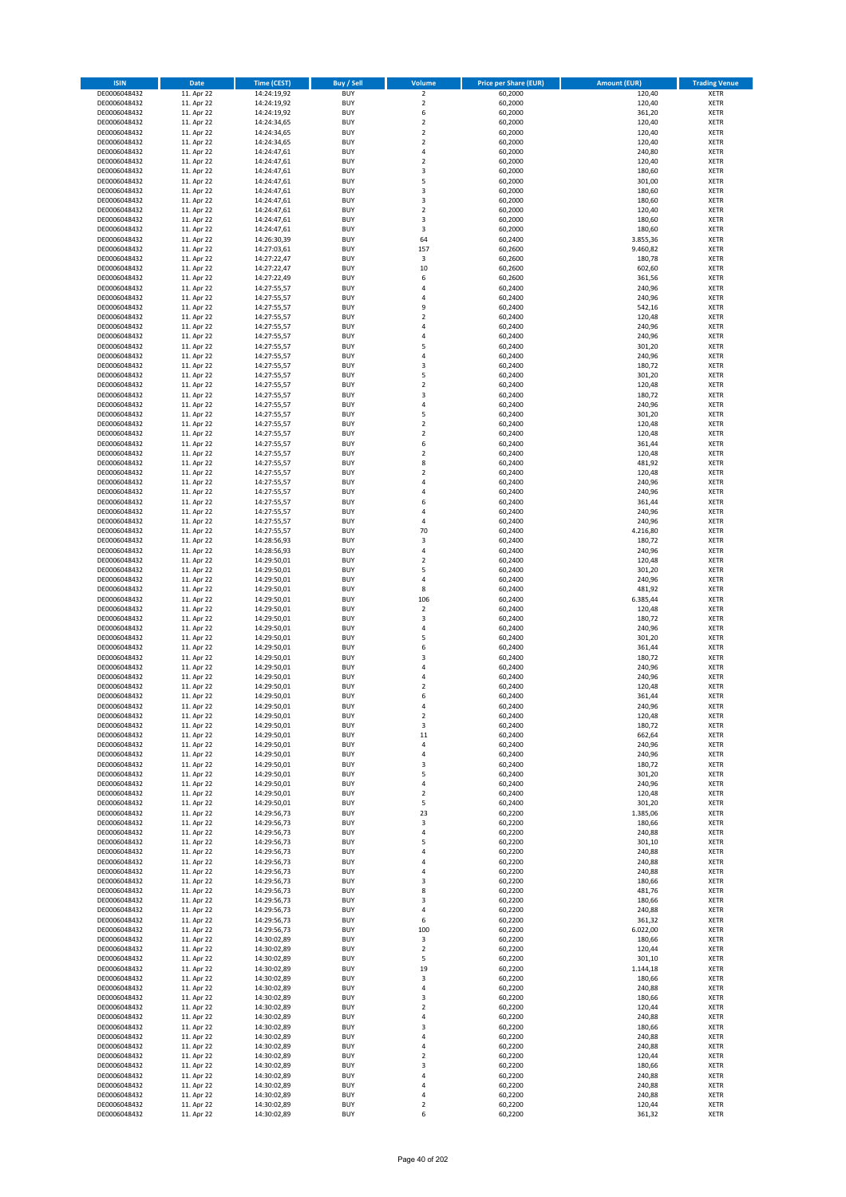| ISIN | Date | Time (CEST) | Buy / Sell | Volume | Price per Share (EUR) | Amount (EUR) | Trading Venue |
|---|---|---|---|---|---|---|---|
| DE0006048432 | 11. Apr 22 | 14:24:19,92 | BUY | 2 | 60,2000 | 120,40 | XETR |
| DE0006048432 | 11. Apr 22 | 14:24:19,92 | BUY | 2 | 60,2000 | 120,40 | XETR |
| DE0006048432 | 11. Apr 22 | 14:24:19,92 | BUY | 6 | 60,2000 | 361,20 | XETR |
| DE0006048432 | 11. Apr 22 | 14:24:34,65 | BUY | 2 | 60,2000 | 120,40 | XETR |
| DE0006048432 | 11. Apr 22 | 14:24:34,65 | BUY | 2 | 60,2000 | 120,40 | XETR |
| DE0006048432 | 11. Apr 22 | 14:24:34,65 | BUY | 2 | 60,2000 | 120,40 | XETR |
| DE0006048432 | 11. Apr 22 | 14:24:47,61 | BUY | 4 | 60,2000 | 240,80 | XETR |
| DE0006048432 | 11. Apr 22 | 14:24:47,61 | BUY | 2 | 60,2000 | 120,40 | XETR |
| DE0006048432 | 11. Apr 22 | 14:24:47,61 | BUY | 3 | 60,2000 | 180,60 | XETR |
| DE0006048432 | 11. Apr 22 | 14:24:47,61 | BUY | 5 | 60,2000 | 301,00 | XETR |
| DE0006048432 | 11. Apr 22 | 14:24:47,61 | BUY | 3 | 60,2000 | 180,60 | XETR |
| DE0006048432 | 11. Apr 22 | 14:24:47,61 | BUY | 3 | 60,2000 | 180,60 | XETR |
| DE0006048432 | 11. Apr 22 | 14:24:47,61 | BUY | 2 | 60,2000 | 120,40 | XETR |
| DE0006048432 | 11. Apr 22 | 14:24:47,61 | BUY | 3 | 60,2000 | 180,60 | XETR |
| DE0006048432 | 11. Apr 22 | 14:24:47,61 | BUY | 3 | 60,2000 | 180,60 | XETR |
| DE0006048432 | 11. Apr 22 | 14:26:30,39 | BUY | 64 | 60,2400 | 3.855,36 | XETR |
| DE0006048432 | 11. Apr 22 | 14:27:03,61 | BUY | 157 | 60,2600 | 9.460,82 | XETR |
| DE0006048432 | 11. Apr 22 | 14:27:22,47 | BUY | 3 | 60,2600 | 180,78 | XETR |
| DE0006048432 | 11. Apr 22 | 14:27:22,47 | BUY | 10 | 60,2600 | 602,60 | XETR |
| DE0006048432 | 11. Apr 22 | 14:27:22,49 | BUY | 6 | 60,2600 | 361,56 | XETR |
| DE0006048432 | 11. Apr 22 | 14:27:55,57 | BUY | 4 | 60,2400 | 240,96 | XETR |
| DE0006048432 | 11. Apr 22 | 14:27:55,57 | BUY | 4 | 60,2400 | 240,96 | XETR |
| DE0006048432 | 11. Apr 22 | 14:27:55,57 | BUY | 9 | 60,2400 | 542,16 | XETR |
| DE0006048432 | 11. Apr 22 | 14:27:55,57 | BUY | 2 | 60,2400 | 120,48 | XETR |
| DE0006048432 | 11. Apr 22 | 14:27:55,57 | BUY | 4 | 60,2400 | 240,96 | XETR |
| DE0006048432 | 11. Apr 22 | 14:27:55,57 | BUY | 4 | 60,2400 | 240,96 | XETR |
| DE0006048432 | 11. Apr 22 | 14:27:55,57 | BUY | 5 | 60,2400 | 301,20 | XETR |
| DE0006048432 | 11. Apr 22 | 14:27:55,57 | BUY | 4 | 60,2400 | 240,96 | XETR |
| DE0006048432 | 11. Apr 22 | 14:27:55,57 | BUY | 3 | 60,2400 | 180,72 | XETR |
| DE0006048432 | 11. Apr 22 | 14:27:55,57 | BUY | 5 | 60,2400 | 301,20 | XETR |
| DE0006048432 | 11. Apr 22 | 14:27:55,57 | BUY | 2 | 60,2400 | 120,48 | XETR |
| DE0006048432 | 11. Apr 22 | 14:27:55,57 | BUY | 3 | 60,2400 | 180,72 | XETR |
| DE0006048432 | 11. Apr 22 | 14:27:55,57 | BUY | 4 | 60,2400 | 240,96 | XETR |
| DE0006048432 | 11. Apr 22 | 14:27:55,57 | BUY | 5 | 60,2400 | 301,20 | XETR |
| DE0006048432 | 11. Apr 22 | 14:27:55,57 | BUY | 2 | 60,2400 | 120,48 | XETR |
| DE0006048432 | 11. Apr 22 | 14:27:55,57 | BUY | 2 | 60,2400 | 120,48 | XETR |
| DE0006048432 | 11. Apr 22 | 14:27:55,57 | BUY | 6 | 60,2400 | 361,44 | XETR |
| DE0006048432 | 11. Apr 22 | 14:27:55,57 | BUY | 2 | 60,2400 | 120,48 | XETR |
| DE0006048432 | 11. Apr 22 | 14:27:55,57 | BUY | 8 | 60,2400 | 481,92 | XETR |
| DE0006048432 | 11. Apr 22 | 14:27:55,57 | BUY | 2 | 60,2400 | 120,48 | XETR |
| DE0006048432 | 11. Apr 22 | 14:27:55,57 | BUY | 4 | 60,2400 | 240,96 | XETR |
| DE0006048432 | 11. Apr 22 | 14:27:55,57 | BUY | 4 | 60,2400 | 240,96 | XETR |
| DE0006048432 | 11. Apr 22 | 14:27:55,57 | BUY | 6 | 60,2400 | 361,44 | XETR |
| DE0006048432 | 11. Apr 22 | 14:27:55,57 | BUY | 4 | 60,2400 | 240,96 | XETR |
| DE0006048432 | 11. Apr 22 | 14:27:55,57 | BUY | 4 | 60,2400 | 240,96 | XETR |
| DE0006048432 | 11. Apr 22 | 14:27:55,57 | BUY | 70 | 60,2400 | 4.216,80 | XETR |
| DE0006048432 | 11. Apr 22 | 14:28:56,93 | BUY | 3 | 60,2400 | 180,72 | XETR |
| DE0006048432 | 11. Apr 22 | 14:28:56,93 | BUY | 4 | 60,2400 | 240,96 | XETR |
| DE0006048432 | 11. Apr 22 | 14:29:50,01 | BUY | 2 | 60,2400 | 120,48 | XETR |
| DE0006048432 | 11. Apr 22 | 14:29:50,01 | BUY | 5 | 60,2400 | 301,20 | XETR |
| DE0006048432 | 11. Apr 22 | 14:29:50,01 | BUY | 4 | 60,2400 | 240,96 | XETR |
| DE0006048432 | 11. Apr 22 | 14:29:50,01 | BUY | 8 | 60,2400 | 481,92 | XETR |
| DE0006048432 | 11. Apr 22 | 14:29:50,01 | BUY | 106 | 60,2400 | 6.385,44 | XETR |
| DE0006048432 | 11. Apr 22 | 14:29:50,01 | BUY | 2 | 60,2400 | 120,48 | XETR |
| DE0006048432 | 11. Apr 22 | 14:29:50,01 | BUY | 3 | 60,2400 | 180,72 | XETR |
| DE0006048432 | 11. Apr 22 | 14:29:50,01 | BUY | 4 | 60,2400 | 240,96 | XETR |
| DE0006048432 | 11. Apr 22 | 14:29:50,01 | BUY | 5 | 60,2400 | 301,20 | XETR |
| DE0006048432 | 11. Apr 22 | 14:29:50,01 | BUY | 6 | 60,2400 | 361,44 | XETR |
| DE0006048432 | 11. Apr 22 | 14:29:50,01 | BUY | 3 | 60,2400 | 180,72 | XETR |
| DE0006048432 | 11. Apr 22 | 14:29:50,01 | BUY | 4 | 60,2400 | 240,96 | XETR |
| DE0006048432 | 11. Apr 22 | 14:29:50,01 | BUY | 4 | 60,2400 | 240,96 | XETR |
| DE0006048432 | 11. Apr 22 | 14:29:50,01 | BUY | 2 | 60,2400 | 120,48 | XETR |
| DE0006048432 | 11. Apr 22 | 14:29:50,01 | BUY | 6 | 60,2400 | 361,44 | XETR |
| DE0006048432 | 11. Apr 22 | 14:29:50,01 | BUY | 4 | 60,2400 | 240,96 | XETR |
| DE0006048432 | 11. Apr 22 | 14:29:50,01 | BUY | 2 | 60,2400 | 120,48 | XETR |
| DE0006048432 | 11. Apr 22 | 14:29:50,01 | BUY | 3 | 60,2400 | 180,72 | XETR |
| DE0006048432 | 11. Apr 22 | 14:29:50,01 | BUY | 11 | 60,2400 | 662,64 | XETR |
| DE0006048432 | 11. Apr 22 | 14:29:50,01 | BUY | 4 | 60,2400 | 240,96 | XETR |
| DE0006048432 | 11. Apr 22 | 14:29:50,01 | BUY | 4 | 60,2400 | 240,96 | XETR |
| DE0006048432 | 11. Apr 22 | 14:29:50,01 | BUY | 3 | 60,2400 | 180,72 | XETR |
| DE0006048432 | 11. Apr 22 | 14:29:50,01 | BUY | 5 | 60,2400 | 301,20 | XETR |
| DE0006048432 | 11. Apr 22 | 14:29:50,01 | BUY | 4 | 60,2400 | 240,96 | XETR |
| DE0006048432 | 11. Apr 22 | 14:29:50,01 | BUY | 2 | 60,2400 | 120,48 | XETR |
| DE0006048432 | 11. Apr 22 | 14:29:50,01 | BUY | 5 | 60,2400 | 301,20 | XETR |
| DE0006048432 | 11. Apr 22 | 14:29:56,73 | BUY | 23 | 60,2200 | 1.385,06 | XETR |
| DE0006048432 | 11. Apr 22 | 14:29:56,73 | BUY | 3 | 60,2200 | 180,66 | XETR |
| DE0006048432 | 11. Apr 22 | 14:29:56,73 | BUY | 4 | 60,2200 | 240,88 | XETR |
| DE0006048432 | 11. Apr 22 | 14:29:56,73 | BUY | 5 | 60,2200 | 301,10 | XETR |
| DE0006048432 | 11. Apr 22 | 14:29:56,73 | BUY | 4 | 60,2200 | 240,88 | XETR |
| DE0006048432 | 11. Apr 22 | 14:29:56,73 | BUY | 4 | 60,2200 | 240,88 | XETR |
| DE0006048432 | 11. Apr 22 | 14:29:56,73 | BUY | 4 | 60,2200 | 240,88 | XETR |
| DE0006048432 | 11. Apr 22 | 14:29:56,73 | BUY | 3 | 60,2200 | 180,66 | XETR |
| DE0006048432 | 11. Apr 22 | 14:29:56,73 | BUY | 8 | 60,2200 | 481,76 | XETR |
| DE0006048432 | 11. Apr 22 | 14:29:56,73 | BUY | 3 | 60,2200 | 180,66 | XETR |
| DE0006048432 | 11. Apr 22 | 14:29:56,73 | BUY | 4 | 60,2200 | 240,88 | XETR |
| DE0006048432 | 11. Apr 22 | 14:29:56,73 | BUY | 6 | 60,2200 | 361,32 | XETR |
| DE0006048432 | 11. Apr 22 | 14:29:56,73 | BUY | 100 | 60,2200 | 6.022,00 | XETR |
| DE0006048432 | 11. Apr 22 | 14:30:02,89 | BUY | 3 | 60,2200 | 180,66 | XETR |
| DE0006048432 | 11. Apr 22 | 14:30:02,89 | BUY | 2 | 60,2200 | 120,44 | XETR |
| DE0006048432 | 11. Apr 22 | 14:30:02,89 | BUY | 5 | 60,2200 | 301,10 | XETR |
| DE0006048432 | 11. Apr 22 | 14:30:02,89 | BUY | 19 | 60,2200 | 1.144,18 | XETR |
| DE0006048432 | 11. Apr 22 | 14:30:02,89 | BUY | 3 | 60,2200 | 180,66 | XETR |
| DE0006048432 | 11. Apr 22 | 14:30:02,89 | BUY | 4 | 60,2200 | 240,88 | XETR |
| DE0006048432 | 11. Apr 22 | 14:30:02,89 | BUY | 3 | 60,2200 | 180,66 | XETR |
| DE0006048432 | 11. Apr 22 | 14:30:02,89 | BUY | 2 | 60,2200 | 120,44 | XETR |
| DE0006048432 | 11. Apr 22 | 14:30:02,89 | BUY | 4 | 60,2200 | 240,88 | XETR |
| DE0006048432 | 11. Apr 22 | 14:30:02,89 | BUY | 3 | 60,2200 | 180,66 | XETR |
| DE0006048432 | 11. Apr 22 | 14:30:02,89 | BUY | 4 | 60,2200 | 240,88 | XETR |
| DE0006048432 | 11. Apr 22 | 14:30:02,89 | BUY | 4 | 60,2200 | 240,88 | XETR |
| DE0006048432 | 11. Apr 22 | 14:30:02,89 | BUY | 2 | 60,2200 | 120,44 | XETR |
| DE0006048432 | 11. Apr 22 | 14:30:02,89 | BUY | 3 | 60,2200 | 180,66 | XETR |
| DE0006048432 | 11. Apr 22 | 14:30:02,89 | BUY | 4 | 60,2200 | 240,88 | XETR |
| DE0006048432 | 11. Apr 22 | 14:30:02,89 | BUY | 4 | 60,2200 | 240,88 | XETR |
| DE0006048432 | 11. Apr 22 | 14:30:02,89 | BUY | 4 | 60,2200 | 240,88 | XETR |
| DE0006048432 | 11. Apr 22 | 14:30:02,89 | BUY | 2 | 60,2200 | 120,44 | XETR |
| DE0006048432 | 11. Apr 22 | 14:30:02,89 | BUY | 6 | 60,2200 | 361,32 | XETR |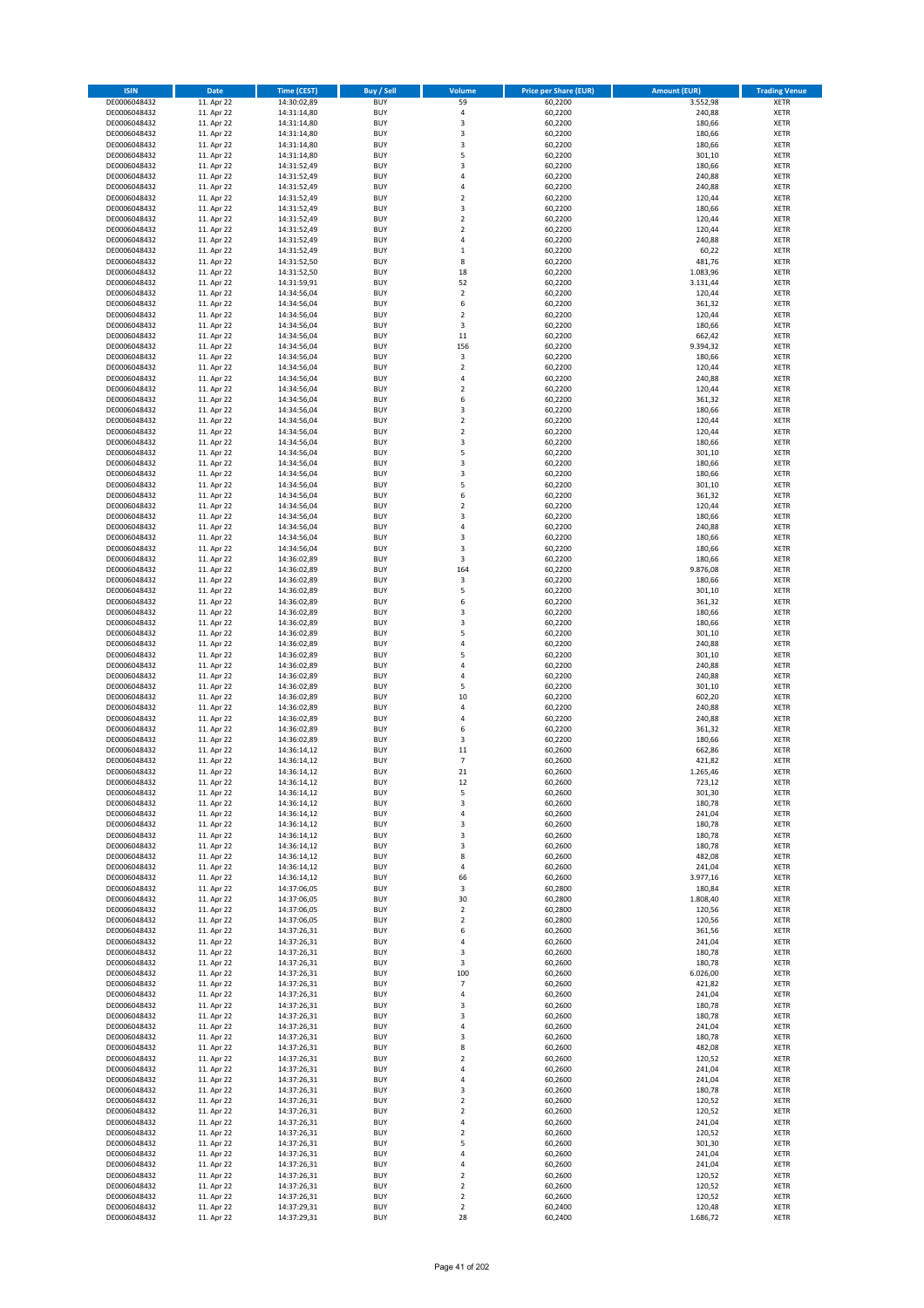| ISIN | Date | Time (CEST) | Buy / Sell | Volume | Price per Share (EUR) | Amount (EUR) | Trading Venue |
|---|---|---|---|---|---|---|---|
| DE0006048432 | 11. Apr 22 | 14:30:02,89 | BUY | 59 | 60,2200 | 3.552,98 | XETR |
| DE0006048432 | 11. Apr 22 | 14:31:14,80 | BUY | 4 | 60,2200 | 240,88 | XETR |
| DE0006048432 | 11. Apr 22 | 14:31:14,80 | BUY | 3 | 60,2200 | 180,66 | XETR |
| DE0006048432 | 11. Apr 22 | 14:31:14,80 | BUY | 3 | 60,2200 | 180,66 | XETR |
| DE0006048432 | 11. Apr 22 | 14:31:14,80 | BUY | 3 | 60,2200 | 180,66 | XETR |
| DE0006048432 | 11. Apr 22 | 14:31:14,80 | BUY | 5 | 60,2200 | 301,10 | XETR |
| DE0006048432 | 11. Apr 22 | 14:31:52,49 | BUY | 3 | 60,2200 | 180,66 | XETR |
| DE0006048432 | 11. Apr 22 | 14:31:52,49 | BUY | 4 | 60,2200 | 240,88 | XETR |
| DE0006048432 | 11. Apr 22 | 14:31:52,49 | BUY | 4 | 60,2200 | 240,88 | XETR |
| DE0006048432 | 11. Apr 22 | 14:31:52,49 | BUY | 2 | 60,2200 | 120,44 | XETR |
| DE0006048432 | 11. Apr 22 | 14:31:52,49 | BUY | 3 | 60,2200 | 180,66 | XETR |
| DE0006048432 | 11. Apr 22 | 14:31:52,49 | BUY | 2 | 60,2200 | 120,44 | XETR |
| DE0006048432 | 11. Apr 22 | 14:31:52,49 | BUY | 2 | 60,2200 | 120,44 | XETR |
| DE0006048432 | 11. Apr 22 | 14:31:52,49 | BUY | 4 | 60,2200 | 240,88 | XETR |
| DE0006048432 | 11. Apr 22 | 14:31:52,49 | BUY | 1 | 60,2200 | 60,22 | XETR |
| DE0006048432 | 11. Apr 22 | 14:31:52,50 | BUY | 8 | 60,2200 | 481,76 | XETR |
| DE0006048432 | 11. Apr 22 | 14:31:52,50 | BUY | 18 | 60,2200 | 1.083,96 | XETR |
| DE0006048432 | 11. Apr 22 | 14:31:59,91 | BUY | 52 | 60,2200 | 3.131,44 | XETR |
| DE0006048432 | 11. Apr 22 | 14:34:56,04 | BUY | 2 | 60,2200 | 120,44 | XETR |
| DE0006048432 | 11. Apr 22 | 14:34:56,04 | BUY | 6 | 60,2200 | 361,32 | XETR |
| DE0006048432 | 11. Apr 22 | 14:34:56,04 | BUY | 2 | 60,2200 | 120,44 | XETR |
| DE0006048432 | 11. Apr 22 | 14:34:56,04 | BUY | 3 | 60,2200 | 180,66 | XETR |
| DE0006048432 | 11. Apr 22 | 14:34:56,04 | BUY | 11 | 60,2200 | 662,42 | XETR |
| DE0006048432 | 11. Apr 22 | 14:34:56,04 | BUY | 156 | 60,2200 | 9.394,32 | XETR |
| DE0006048432 | 11. Apr 22 | 14:34:56,04 | BUY | 3 | 60,2200 | 180,66 | XETR |
| DE0006048432 | 11. Apr 22 | 14:34:56,04 | BUY | 2 | 60,2200 | 120,44 | XETR |
| DE0006048432 | 11. Apr 22 | 14:34:56,04 | BUY | 4 | 60,2200 | 240,88 | XETR |
| DE0006048432 | 11. Apr 22 | 14:34:56,04 | BUY | 2 | 60,2200 | 120,44 | XETR |
| DE0006048432 | 11. Apr 22 | 14:34:56,04 | BUY | 6 | 60,2200 | 361,32 | XETR |
| DE0006048432 | 11. Apr 22 | 14:34:56,04 | BUY | 3 | 60,2200 | 180,66 | XETR |
| DE0006048432 | 11. Apr 22 | 14:34:56,04 | BUY | 2 | 60,2200 | 120,44 | XETR |
| DE0006048432 | 11. Apr 22 | 14:34:56,04 | BUY | 2 | 60,2200 | 120,44 | XETR |
| DE0006048432 | 11. Apr 22 | 14:34:56,04 | BUY | 3 | 60,2200 | 180,66 | XETR |
| DE0006048432 | 11. Apr 22 | 14:34:56,04 | BUY | 5 | 60,2200 | 301,10 | XETR |
| DE0006048432 | 11. Apr 22 | 14:34:56,04 | BUY | 3 | 60,2200 | 180,66 | XETR |
| DE0006048432 | 11. Apr 22 | 14:34:56,04 | BUY | 3 | 60,2200 | 180,66 | XETR |
| DE0006048432 | 11. Apr 22 | 14:34:56,04 | BUY | 5 | 60,2200 | 301,10 | XETR |
| DE0006048432 | 11. Apr 22 | 14:34:56,04 | BUY | 6 | 60,2200 | 361,32 | XETR |
| DE0006048432 | 11. Apr 22 | 14:34:56,04 | BUY | 2 | 60,2200 | 120,44 | XETR |
| DE0006048432 | 11. Apr 22 | 14:34:56,04 | BUY | 3 | 60,2200 | 180,66 | XETR |
| DE0006048432 | 11. Apr 22 | 14:34:56,04 | BUY | 4 | 60,2200 | 240,88 | XETR |
| DE0006048432 | 11. Apr 22 | 14:34:56,04 | BUY | 3 | 60,2200 | 180,66 | XETR |
| DE0006048432 | 11. Apr 22 | 14:34:56,04 | BUY | 3 | 60,2200 | 180,66 | XETR |
| DE0006048432 | 11. Apr 22 | 14:36:02,89 | BUY | 3 | 60,2200 | 180,66 | XETR |
| DE0006048432 | 11. Apr 22 | 14:36:02,89 | BUY | 164 | 60,2200 | 9.876,08 | XETR |
| DE0006048432 | 11. Apr 22 | 14:36:02,89 | BUY | 3 | 60,2200 | 180,66 | XETR |
| DE0006048432 | 11. Apr 22 | 14:36:02,89 | BUY | 5 | 60,2200 | 301,10 | XETR |
| DE0006048432 | 11. Apr 22 | 14:36:02,89 | BUY | 6 | 60,2200 | 361,32 | XETR |
| DE0006048432 | 11. Apr 22 | 14:36:02,89 | BUY | 3 | 60,2200 | 180,66 | XETR |
| DE0006048432 | 11. Apr 22 | 14:36:02,89 | BUY | 3 | 60,2200 | 180,66 | XETR |
| DE0006048432 | 11. Apr 22 | 14:36:02,89 | BUY | 5 | 60,2200 | 301,10 | XETR |
| DE0006048432 | 11. Apr 22 | 14:36:02,89 | BUY | 4 | 60,2200 | 240,88 | XETR |
| DE0006048432 | 11. Apr 22 | 14:36:02,89 | BUY | 5 | 60,2200 | 301,10 | XETR |
| DE0006048432 | 11. Apr 22 | 14:36:02,89 | BUY | 4 | 60,2200 | 240,88 | XETR |
| DE0006048432 | 11. Apr 22 | 14:36:02,89 | BUY | 4 | 60,2200 | 240,88 | XETR |
| DE0006048432 | 11. Apr 22 | 14:36:02,89 | BUY | 5 | 60,2200 | 301,10 | XETR |
| DE0006048432 | 11. Apr 22 | 14:36:02,89 | BUY | 10 | 60,2200 | 602,20 | XETR |
| DE0006048432 | 11. Apr 22 | 14:36:02,89 | BUY | 4 | 60,2200 | 240,88 | XETR |
| DE0006048432 | 11. Apr 22 | 14:36:02,89 | BUY | 4 | 60,2200 | 240,88 | XETR |
| DE0006048432 | 11. Apr 22 | 14:36:02,89 | BUY | 6 | 60,2200 | 361,32 | XETR |
| DE0006048432 | 11. Apr 22 | 14:36:02,89 | BUY | 3 | 60,2200 | 180,66 | XETR |
| DE0006048432 | 11. Apr 22 | 14:36:14,12 | BUY | 11 | 60,2600 | 662,86 | XETR |
| DE0006048432 | 11. Apr 22 | 14:36:14,12 | BUY | 7 | 60,2600 | 421,82 | XETR |
| DE0006048432 | 11. Apr 22 | 14:36:14,12 | BUY | 21 | 60,2600 | 1.265,46 | XETR |
| DE0006048432 | 11. Apr 22 | 14:36:14,12 | BUY | 12 | 60,2600 | 723,12 | XETR |
| DE0006048432 | 11. Apr 22 | 14:36:14,12 | BUY | 5 | 60,2600 | 301,30 | XETR |
| DE0006048432 | 11. Apr 22 | 14:36:14,12 | BUY | 3 | 60,2600 | 180,78 | XETR |
| DE0006048432 | 11. Apr 22 | 14:36:14,12 | BUY | 4 | 60,2600 | 241,04 | XETR |
| DE0006048432 | 11. Apr 22 | 14:36:14,12 | BUY | 3 | 60,2600 | 180,78 | XETR |
| DE0006048432 | 11. Apr 22 | 14:36:14,12 | BUY | 3 | 60,2600 | 180,78 | XETR |
| DE0006048432 | 11. Apr 22 | 14:36:14,12 | BUY | 3 | 60,2600 | 180,78 | XETR |
| DE0006048432 | 11. Apr 22 | 14:36:14,12 | BUY | 8 | 60,2600 | 482,08 | XETR |
| DE0006048432 | 11. Apr 22 | 14:36:14,12 | BUY | 4 | 60,2600 | 241,04 | XETR |
| DE0006048432 | 11. Apr 22 | 14:36:14,12 | BUY | 66 | 60,2600 | 3.977,16 | XETR |
| DE0006048432 | 11. Apr 22 | 14:37:06,05 | BUY | 3 | 60,2800 | 180,84 | XETR |
| DE0006048432 | 11. Apr 22 | 14:37:06,05 | BUY | 30 | 60,2800 | 1.808,40 | XETR |
| DE0006048432 | 11. Apr 22 | 14:37:06,05 | BUY | 2 | 60,2800 | 120,56 | XETR |
| DE0006048432 | 11. Apr 22 | 14:37:06,05 | BUY | 2 | 60,2800 | 120,56 | XETR |
| DE0006048432 | 11. Apr 22 | 14:37:26,31 | BUY | 6 | 60,2600 | 361,56 | XETR |
| DE0006048432 | 11. Apr 22 | 14:37:26,31 | BUY | 4 | 60,2600 | 241,04 | XETR |
| DE0006048432 | 11. Apr 22 | 14:37:26,31 | BUY | 3 | 60,2600 | 180,78 | XETR |
| DE0006048432 | 11. Apr 22 | 14:37:26,31 | BUY | 3 | 60,2600 | 180,78 | XETR |
| DE0006048432 | 11. Apr 22 | 14:37:26,31 | BUY | 100 | 60,2600 | 6.026,00 | XETR |
| DE0006048432 | 11. Apr 22 | 14:37:26,31 | BUY | 7 | 60,2600 | 421,82 | XETR |
| DE0006048432 | 11. Apr 22 | 14:37:26,31 | BUY | 4 | 60,2600 | 241,04 | XETR |
| DE0006048432 | 11. Apr 22 | 14:37:26,31 | BUY | 3 | 60,2600 | 180,78 | XETR |
| DE0006048432 | 11. Apr 22 | 14:37:26,31 | BUY | 3 | 60,2600 | 180,78 | XETR |
| DE0006048432 | 11. Apr 22 | 14:37:26,31 | BUY | 4 | 60,2600 | 241,04 | XETR |
| DE0006048432 | 11. Apr 22 | 14:37:26,31 | BUY | 3 | 60,2600 | 180,78 | XETR |
| DE0006048432 | 11. Apr 22 | 14:37:26,31 | BUY | 8 | 60,2600 | 482,08 | XETR |
| DE0006048432 | 11. Apr 22 | 14:37:26,31 | BUY | 2 | 60,2600 | 120,52 | XETR |
| DE0006048432 | 11. Apr 22 | 14:37:26,31 | BUY | 4 | 60,2600 | 241,04 | XETR |
| DE0006048432 | 11. Apr 22 | 14:37:26,31 | BUY | 4 | 60,2600 | 241,04 | XETR |
| DE0006048432 | 11. Apr 22 | 14:37:26,31 | BUY | 3 | 60,2600 | 180,78 | XETR |
| DE0006048432 | 11. Apr 22 | 14:37:26,31 | BUY | 2 | 60,2600 | 120,52 | XETR |
| DE0006048432 | 11. Apr 22 | 14:37:26,31 | BUY | 2 | 60,2600 | 120,52 | XETR |
| DE0006048432 | 11. Apr 22 | 14:37:26,31 | BUY | 4 | 60,2600 | 241,04 | XETR |
| DE0006048432 | 11. Apr 22 | 14:37:26,31 | BUY | 2 | 60,2600 | 120,52 | XETR |
| DE0006048432 | 11. Apr 22 | 14:37:26,31 | BUY | 5 | 60,2600 | 301,30 | XETR |
| DE0006048432 | 11. Apr 22 | 14:37:26,31 | BUY | 4 | 60,2600 | 241,04 | XETR |
| DE0006048432 | 11. Apr 22 | 14:37:26,31 | BUY | 4 | 60,2600 | 241,04 | XETR |
| DE0006048432 | 11. Apr 22 | 14:37:26,31 | BUY | 2 | 60,2600 | 120,52 | XETR |
| DE0006048432 | 11. Apr 22 | 14:37:26,31 | BUY | 2 | 60,2600 | 120,52 | XETR |
| DE0006048432 | 11. Apr 22 | 14:37:26,31 | BUY | 2 | 60,2600 | 120,52 | XETR |
| DE0006048432 | 11. Apr 22 | 14:37:29,31 | BUY | 2 | 60,2400 | 120,48 | XETR |
| DE0006048432 | 11. Apr 22 | 14:37:29,31 | BUY | 28 | 60,2400 | 1.686,72 | XETR |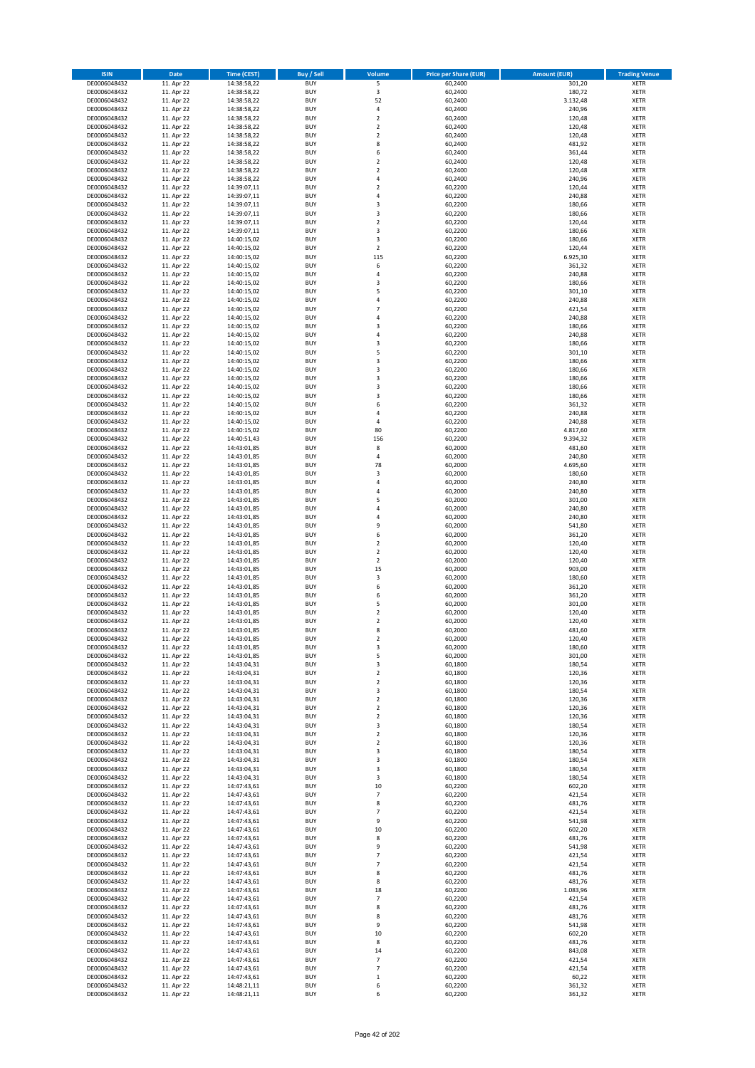| ISIN | Date | Time (CEST) | Buy / Sell | Volume | Price per Share (EUR) | Amount (EUR) | Trading Venue |
|---|---|---|---|---|---|---|---|
| DE0006048432 | 11. Apr 22 | 14:38:58,22 | BUY | 5 | 60,2400 | 301,20 | XETR |
| DE0006048432 | 11. Apr 22 | 14:38:58,22 | BUY | 3 | 60,2400 | 180,72 | XETR |
| DE0006048432 | 11. Apr 22 | 14:38:58,22 | BUY | 52 | 60,2400 | 3.132,48 | XETR |
| DE0006048432 | 11. Apr 22 | 14:38:58,22 | BUY | 4 | 60,2400 | 240,96 | XETR |
| DE0006048432 | 11. Apr 22 | 14:38:58,22 | BUY | 2 | 60,2400 | 120,48 | XETR |
| DE0006048432 | 11. Apr 22 | 14:38:58,22 | BUY | 2 | 60,2400 | 120,48 | XETR |
| DE0006048432 | 11. Apr 22 | 14:38:58,22 | BUY | 2 | 60,2400 | 120,48 | XETR |
| DE0006048432 | 11. Apr 22 | 14:38:58,22 | BUY | 8 | 60,2400 | 481,92 | XETR |
| DE0006048432 | 11. Apr 22 | 14:38:58,22 | BUY | 6 | 60,2400 | 361,44 | XETR |
| DE0006048432 | 11. Apr 22 | 14:38:58,22 | BUY | 2 | 60,2400 | 120,48 | XETR |
| DE0006048432 | 11. Apr 22 | 14:38:58,22 | BUY | 2 | 60,2400 | 120,48 | XETR |
| DE0006048432 | 11. Apr 22 | 14:38:58,22 | BUY | 4 | 60,2400 | 240,96 | XETR |
| DE0006048432 | 11. Apr 22 | 14:39:07,11 | BUY | 2 | 60,2200 | 120,44 | XETR |
| DE0006048432 | 11. Apr 22 | 14:39:07,11 | BUY | 4 | 60,2200 | 240,88 | XETR |
| DE0006048432 | 11. Apr 22 | 14:39:07,11 | BUY | 3 | 60,2200 | 180,66 | XETR |
| DE0006048432 | 11. Apr 22 | 14:39:07,11 | BUY | 3 | 60,2200 | 180,66 | XETR |
| DE0006048432 | 11. Apr 22 | 14:39:07,11 | BUY | 2 | 60,2200 | 120,44 | XETR |
| DE0006048432 | 11. Apr 22 | 14:39:07,11 | BUY | 3 | 60,2200 | 180,66 | XETR |
| DE0006048432 | 11. Apr 22 | 14:40:15,02 | BUY | 3 | 60,2200 | 180,66 | XETR |
| DE0006048432 | 11. Apr 22 | 14:40:15,02 | BUY | 2 | 60,2200 | 120,44 | XETR |
| DE0006048432 | 11. Apr 22 | 14:40:15,02 | BUY | 115 | 60,2200 | 6.925,30 | XETR |
| DE0006048432 | 11. Apr 22 | 14:40:15,02 | BUY | 6 | 60,2200 | 361,32 | XETR |
| DE0006048432 | 11. Apr 22 | 14:40:15,02 | BUY | 4 | 60,2200 | 240,88 | XETR |
| DE0006048432 | 11. Apr 22 | 14:40:15,02 | BUY | 3 | 60,2200 | 180,66 | XETR |
| DE0006048432 | 11. Apr 22 | 14:40:15,02 | BUY | 5 | 60,2200 | 301,10 | XETR |
| DE0006048432 | 11. Apr 22 | 14:40:15,02 | BUY | 4 | 60,2200 | 240,88 | XETR |
| DE0006048432 | 11. Apr 22 | 14:40:15,02 | BUY | 7 | 60,2200 | 421,54 | XETR |
| DE0006048432 | 11. Apr 22 | 14:40:15,02 | BUY | 4 | 60,2200 | 240,88 | XETR |
| DE0006048432 | 11. Apr 22 | 14:40:15,02 | BUY | 3 | 60,2200 | 180,66 | XETR |
| DE0006048432 | 11. Apr 22 | 14:40:15,02 | BUY | 4 | 60,2200 | 240,88 | XETR |
| DE0006048432 | 11. Apr 22 | 14:40:15,02 | BUY | 3 | 60,2200 | 180,66 | XETR |
| DE0006048432 | 11. Apr 22 | 14:40:15,02 | BUY | 5 | 60,2200 | 301,10 | XETR |
| DE0006048432 | 11. Apr 22 | 14:40:15,02 | BUY | 3 | 60,2200 | 180,66 | XETR |
| DE0006048432 | 11. Apr 22 | 14:40:15,02 | BUY | 3 | 60,2200 | 180,66 | XETR |
| DE0006048432 | 11. Apr 22 | 14:40:15,02 | BUY | 3 | 60,2200 | 180,66 | XETR |
| DE0006048432 | 11. Apr 22 | 14:40:15,02 | BUY | 3 | 60,2200 | 180,66 | XETR |
| DE0006048432 | 11. Apr 22 | 14:40:15,02 | BUY | 3 | 60,2200 | 180,66 | XETR |
| DE0006048432 | 11. Apr 22 | 14:40:15,02 | BUY | 6 | 60,2200 | 361,32 | XETR |
| DE0006048432 | 11. Apr 22 | 14:40:15,02 | BUY | 4 | 60,2200 | 240,88 | XETR |
| DE0006048432 | 11. Apr 22 | 14:40:15,02 | BUY | 4 | 60,2200 | 240,88 | XETR |
| DE0006048432 | 11. Apr 22 | 14:40:15,02 | BUY | 80 | 60,2200 | 4.817,60 | XETR |
| DE0006048432 | 11. Apr 22 | 14:40:51,43 | BUY | 156 | 60,2200 | 9.394,32 | XETR |
| DE0006048432 | 11. Apr 22 | 14:43:01,85 | BUY | 8 | 60,2000 | 481,60 | XETR |
| DE0006048432 | 11. Apr 22 | 14:43:01,85 | BUY | 4 | 60,2000 | 240,80 | XETR |
| DE0006048432 | 11. Apr 22 | 14:43:01,85 | BUY | 78 | 60,2000 | 4.695,60 | XETR |
| DE0006048432 | 11. Apr 22 | 14:43:01,85 | BUY | 3 | 60,2000 | 180,60 | XETR |
| DE0006048432 | 11. Apr 22 | 14:43:01,85 | BUY | 4 | 60,2000 | 240,80 | XETR |
| DE0006048432 | 11. Apr 22 | 14:43:01,85 | BUY | 4 | 60,2000 | 240,80 | XETR |
| DE0006048432 | 11. Apr 22 | 14:43:01,85 | BUY | 5 | 60,2000 | 301,00 | XETR |
| DE0006048432 | 11. Apr 22 | 14:43:01,85 | BUY | 4 | 60,2000 | 240,80 | XETR |
| DE0006048432 | 11. Apr 22 | 14:43:01,85 | BUY | 4 | 60,2000 | 240,80 | XETR |
| DE0006048432 | 11. Apr 22 | 14:43:01,85 | BUY | 9 | 60,2000 | 541,80 | XETR |
| DE0006048432 | 11. Apr 22 | 14:43:01,85 | BUY | 6 | 60,2000 | 361,20 | XETR |
| DE0006048432 | 11. Apr 22 | 14:43:01,85 | BUY | 2 | 60,2000 | 120,40 | XETR |
| DE0006048432 | 11. Apr 22 | 14:43:01,85 | BUY | 2 | 60,2000 | 120,40 | XETR |
| DE0006048432 | 11. Apr 22 | 14:43:01,85 | BUY | 2 | 60,2000 | 120,40 | XETR |
| DE0006048432 | 11. Apr 22 | 14:43:01,85 | BUY | 15 | 60,2000 | 903,00 | XETR |
| DE0006048432 | 11. Apr 22 | 14:43:01,85 | BUY | 3 | 60,2000 | 180,60 | XETR |
| DE0006048432 | 11. Apr 22 | 14:43:01,85 | BUY | 6 | 60,2000 | 361,20 | XETR |
| DE0006048432 | 11. Apr 22 | 14:43:01,85 | BUY | 6 | 60,2000 | 361,20 | XETR |
| DE0006048432 | 11. Apr 22 | 14:43:01,85 | BUY | 5 | 60,2000 | 301,00 | XETR |
| DE0006048432 | 11. Apr 22 | 14:43:01,85 | BUY | 2 | 60,2000 | 120,40 | XETR |
| DE0006048432 | 11. Apr 22 | 14:43:01,85 | BUY | 2 | 60,2000 | 120,40 | XETR |
| DE0006048432 | 11. Apr 22 | 14:43:01,85 | BUY | 8 | 60,2000 | 481,60 | XETR |
| DE0006048432 | 11. Apr 22 | 14:43:01,85 | BUY | 2 | 60,2000 | 120,40 | XETR |
| DE0006048432 | 11. Apr 22 | 14:43:01,85 | BUY | 3 | 60,2000 | 180,60 | XETR |
| DE0006048432 | 11. Apr 22 | 14:43:01,85 | BUY | 5 | 60,2000 | 301,00 | XETR |
| DE0006048432 | 11. Apr 22 | 14:43:04,31 | BUY | 3 | 60,1800 | 180,54 | XETR |
| DE0006048432 | 11. Apr 22 | 14:43:04,31 | BUY | 2 | 60,1800 | 120,36 | XETR |
| DE0006048432 | 11. Apr 22 | 14:43:04,31 | BUY | 2 | 60,1800 | 120,36 | XETR |
| DE0006048432 | 11. Apr 22 | 14:43:04,31 | BUY | 3 | 60,1800 | 180,54 | XETR |
| DE0006048432 | 11. Apr 22 | 14:43:04,31 | BUY | 2 | 60,1800 | 120,36 | XETR |
| DE0006048432 | 11. Apr 22 | 14:43:04,31 | BUY | 2 | 60,1800 | 120,36 | XETR |
| DE0006048432 | 11. Apr 22 | 14:43:04,31 | BUY | 2 | 60,1800 | 120,36 | XETR |
| DE0006048432 | 11. Apr 22 | 14:43:04,31 | BUY | 3 | 60,1800 | 180,54 | XETR |
| DE0006048432 | 11. Apr 22 | 14:43:04,31 | BUY | 2 | 60,1800 | 120,36 | XETR |
| DE0006048432 | 11. Apr 22 | 14:43:04,31 | BUY | 2 | 60,1800 | 120,36 | XETR |
| DE0006048432 | 11. Apr 22 | 14:43:04,31 | BUY | 3 | 60,1800 | 180,54 | XETR |
| DE0006048432 | 11. Apr 22 | 14:43:04,31 | BUY | 3 | 60,1800 | 180,54 | XETR |
| DE0006048432 | 11. Apr 22 | 14:43:04,31 | BUY | 3 | 60,1800 | 180,54 | XETR |
| DE0006048432 | 11. Apr 22 | 14:43:04,31 | BUY | 3 | 60,1800 | 180,54 | XETR |
| DE0006048432 | 11. Apr 22 | 14:47:43,61 | BUY | 10 | 60,2200 | 602,20 | XETR |
| DE0006048432 | 11. Apr 22 | 14:47:43,61 | BUY | 7 | 60,2200 | 421,54 | XETR |
| DE0006048432 | 11. Apr 22 | 14:47:43,61 | BUY | 8 | 60,2200 | 481,76 | XETR |
| DE0006048432 | 11. Apr 22 | 14:47:43,61 | BUY | 7 | 60,2200 | 421,54 | XETR |
| DE0006048432 | 11. Apr 22 | 14:47:43,61 | BUY | 9 | 60,2200 | 541,98 | XETR |
| DE0006048432 | 11. Apr 22 | 14:47:43,61 | BUY | 10 | 60,2200 | 602,20 | XETR |
| DE0006048432 | 11. Apr 22 | 14:47:43,61 | BUY | 8 | 60,2200 | 481,76 | XETR |
| DE0006048432 | 11. Apr 22 | 14:47:43,61 | BUY | 9 | 60,2200 | 541,98 | XETR |
| DE0006048432 | 11. Apr 22 | 14:47:43,61 | BUY | 7 | 60,2200 | 421,54 | XETR |
| DE0006048432 | 11. Apr 22 | 14:47:43,61 | BUY | 7 | 60,2200 | 421,54 | XETR |
| DE0006048432 | 11. Apr 22 | 14:47:43,61 | BUY | 8 | 60,2200 | 481,76 | XETR |
| DE0006048432 | 11. Apr 22 | 14:47:43,61 | BUY | 8 | 60,2200 | 481,76 | XETR |
| DE0006048432 | 11. Apr 22 | 14:47:43,61 | BUY | 18 | 60,2200 | 1.083,96 | XETR |
| DE0006048432 | 11. Apr 22 | 14:47:43,61 | BUY | 7 | 60,2200 | 421,54 | XETR |
| DE0006048432 | 11. Apr 22 | 14:47:43,61 | BUY | 8 | 60,2200 | 481,76 | XETR |
| DE0006048432 | 11. Apr 22 | 14:47:43,61 | BUY | 8 | 60,2200 | 481,76 | XETR |
| DE0006048432 | 11. Apr 22 | 14:47:43,61 | BUY | 9 | 60,2200 | 541,98 | XETR |
| DE0006048432 | 11. Apr 22 | 14:47:43,61 | BUY | 10 | 60,2200 | 602,20 | XETR |
| DE0006048432 | 11. Apr 22 | 14:47:43,61 | BUY | 8 | 60,2200 | 481,76 | XETR |
| DE0006048432 | 11. Apr 22 | 14:47:43,61 | BUY | 14 | 60,2200 | 843,08 | XETR |
| DE0006048432 | 11. Apr 22 | 14:47:43,61 | BUY | 7 | 60,2200 | 421,54 | XETR |
| DE0006048432 | 11. Apr 22 | 14:47:43,61 | BUY | 7 | 60,2200 | 421,54 | XETR |
| DE0006048432 | 11. Apr 22 | 14:47:43,61 | BUY | 1 | 60,2200 | 60,22 | XETR |
| DE0006048432 | 11. Apr 22 | 14:48:21,11 | BUY | 6 | 60,2200 | 361,32 | XETR |
| DE0006048432 | 11. Apr 22 | 14:48:21,11 | BUY | 6 | 60,2200 | 361,32 | XETR |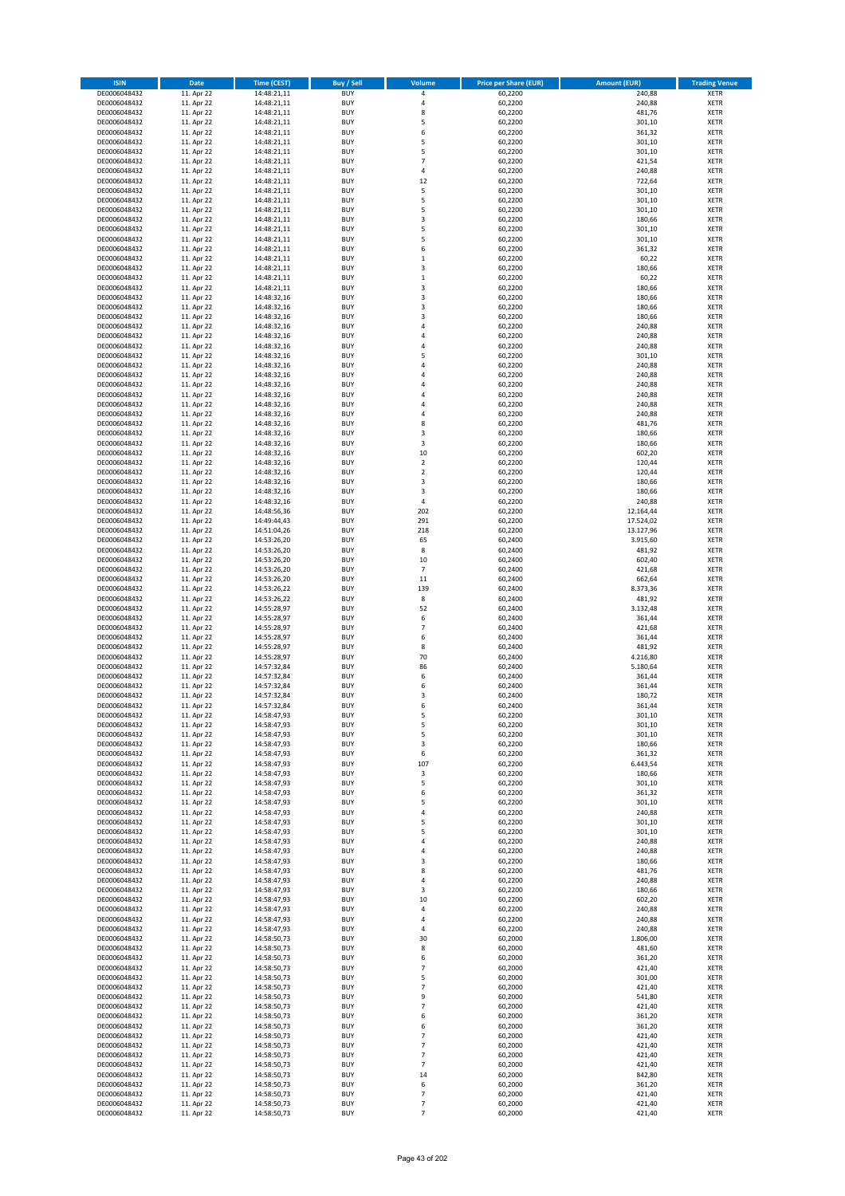| ISIN | Date | Time (CEST) | Buy / Sell | Volume | Price per Share (EUR) | Amount (EUR) | Trading Venue |
|---|---|---|---|---|---|---|---|
| DE0006048432 | 11. Apr 22 | 14:48:21,11 | BUY | 4 | 60,2200 | 240,88 | XETR |
| DE0006048432 | 11. Apr 22 | 14:48:21,11 | BUY | 4 | 60,2200 | 240,88 | XETR |
| DE0006048432 | 11. Apr 22 | 14:48:21,11 | BUY | 8 | 60,2200 | 481,76 | XETR |
| DE0006048432 | 11. Apr 22 | 14:48:21,11 | BUY | 5 | 60,2200 | 301,10 | XETR |
| DE0006048432 | 11. Apr 22 | 14:48:21,11 | BUY | 6 | 60,2200 | 361,32 | XETR |
| DE0006048432 | 11. Apr 22 | 14:48:21,11 | BUY | 5 | 60,2200 | 301,10 | XETR |
| DE0006048432 | 11. Apr 22 | 14:48:21,11 | BUY | 5 | 60,2200 | 301,10 | XETR |
| DE0006048432 | 11. Apr 22 | 14:48:21,11 | BUY | 7 | 60,2200 | 421,54 | XETR |
| DE0006048432 | 11. Apr 22 | 14:48:21,11 | BUY | 4 | 60,2200 | 240,88 | XETR |
| DE0006048432 | 11. Apr 22 | 14:48:21,11 | BUY | 12 | 60,2200 | 722,64 | XETR |
| DE0006048432 | 11. Apr 22 | 14:48:21,11 | BUY | 5 | 60,2200 | 301,10 | XETR |
| DE0006048432 | 11. Apr 22 | 14:48:21,11 | BUY | 5 | 60,2200 | 301,10 | XETR |
| DE0006048432 | 11. Apr 22 | 14:48:21,11 | BUY | 5 | 60,2200 | 301,10 | XETR |
| DE0006048432 | 11. Apr 22 | 14:48:21,11 | BUY | 3 | 60,2200 | 180,66 | XETR |
| DE0006048432 | 11. Apr 22 | 14:48:21,11 | BUY | 5 | 60,2200 | 301,10 | XETR |
| DE0006048432 | 11. Apr 22 | 14:48:21,11 | BUY | 5 | 60,2200 | 301,10 | XETR |
| DE0006048432 | 11. Apr 22 | 14:48:21,11 | BUY | 6 | 60,2200 | 361,32 | XETR |
| DE0006048432 | 11. Apr 22 | 14:48:21,11 | BUY | 1 | 60,2200 | 60,22 | XETR |
| DE0006048432 | 11. Apr 22 | 14:48:21,11 | BUY | 3 | 60,2200 | 180,66 | XETR |
| DE0006048432 | 11. Apr 22 | 14:48:21,11 | BUY | 1 | 60,2200 | 60,22 | XETR |
| DE0006048432 | 11. Apr 22 | 14:48:21,11 | BUY | 3 | 60,2200 | 180,66 | XETR |
| DE0006048432 | 11. Apr 22 | 14:48:32,16 | BUY | 3 | 60,2200 | 180,66 | XETR |
| DE0006048432 | 11. Apr 22 | 14:48:32,16 | BUY | 3 | 60,2200 | 180,66 | XETR |
| DE0006048432 | 11. Apr 22 | 14:48:32,16 | BUY | 3 | 60,2200 | 180,66 | XETR |
| DE0006048432 | 11. Apr 22 | 14:48:32,16 | BUY | 4 | 60,2200 | 240,88 | XETR |
| DE0006048432 | 11. Apr 22 | 14:48:32,16 | BUY | 4 | 60,2200 | 240,88 | XETR |
| DE0006048432 | 11. Apr 22 | 14:48:32,16 | BUY | 4 | 60,2200 | 240,88 | XETR |
| DE0006048432 | 11. Apr 22 | 14:48:32,16 | BUY | 5 | 60,2200 | 301,10 | XETR |
| DE0006048432 | 11. Apr 22 | 14:48:32,16 | BUY | 4 | 60,2200 | 240,88 | XETR |
| DE0006048432 | 11. Apr 22 | 14:48:32,16 | BUY | 4 | 60,2200 | 240,88 | XETR |
| DE0006048432 | 11. Apr 22 | 14:48:32,16 | BUY | 4 | 60,2200 | 240,88 | XETR |
| DE0006048432 | 11. Apr 22 | 14:48:32,16 | BUY | 4 | 60,2200 | 240,88 | XETR |
| DE0006048432 | 11. Apr 22 | 14:48:32,16 | BUY | 4 | 60,2200 | 240,88 | XETR |
| DE0006048432 | 11. Apr 22 | 14:48:32,16 | BUY | 4 | 60,2200 | 240,88 | XETR |
| DE0006048432 | 11. Apr 22 | 14:48:32,16 | BUY | 8 | 60,2200 | 481,76 | XETR |
| DE0006048432 | 11. Apr 22 | 14:48:32,16 | BUY | 3 | 60,2200 | 180,66 | XETR |
| DE0006048432 | 11. Apr 22 | 14:48:32,16 | BUY | 3 | 60,2200 | 180,66 | XETR |
| DE0006048432 | 11. Apr 22 | 14:48:32,16 | BUY | 10 | 60,2200 | 602,20 | XETR |
| DE0006048432 | 11. Apr 22 | 14:48:32,16 | BUY | 2 | 60,2200 | 120,44 | XETR |
| DE0006048432 | 11. Apr 22 | 14:48:32,16 | BUY | 2 | 60,2200 | 120,44 | XETR |
| DE0006048432 | 11. Apr 22 | 14:48:32,16 | BUY | 3 | 60,2200 | 180,66 | XETR |
| DE0006048432 | 11. Apr 22 | 14:48:32,16 | BUY | 3 | 60,2200 | 180,66 | XETR |
| DE0006048432 | 11. Apr 22 | 14:48:32,16 | BUY | 4 | 60,2200 | 240,88 | XETR |
| DE0006048432 | 11. Apr 22 | 14:48:56,36 | BUY | 202 | 60,2200 | 12.164,44 | XETR |
| DE0006048432 | 11. Apr 22 | 14:49:44,43 | BUY | 291 | 60,2200 | 17.524,02 | XETR |
| DE0006048432 | 11. Apr 22 | 14:51:04,26 | BUY | 218 | 60,2200 | 13.127,96 | XETR |
| DE0006048432 | 11. Apr 22 | 14:53:26,20 | BUY | 65 | 60,2400 | 3.915,60 | XETR |
| DE0006048432 | 11. Apr 22 | 14:53:26,20 | BUY | 8 | 60,2400 | 481,92 | XETR |
| DE0006048432 | 11. Apr 22 | 14:53:26,20 | BUY | 10 | 60,2400 | 602,40 | XETR |
| DE0006048432 | 11. Apr 22 | 14:53:26,20 | BUY | 7 | 60,2400 | 421,68 | XETR |
| DE0006048432 | 11. Apr 22 | 14:53:26,20 | BUY | 11 | 60,2400 | 662,64 | XETR |
| DE0006048432 | 11. Apr 22 | 14:53:26,22 | BUY | 139 | 60,2400 | 8.373,36 | XETR |
| DE0006048432 | 11. Apr 22 | 14:53:26,22 | BUY | 8 | 60,2400 | 481,92 | XETR |
| DE0006048432 | 11. Apr 22 | 14:55:28,97 | BUY | 52 | 60,2400 | 3.132,48 | XETR |
| DE0006048432 | 11. Apr 22 | 14:55:28,97 | BUY | 6 | 60,2400 | 361,44 | XETR |
| DE0006048432 | 11. Apr 22 | 14:55:28,97 | BUY | 7 | 60,2400 | 421,68 | XETR |
| DE0006048432 | 11. Apr 22 | 14:55:28,97 | BUY | 6 | 60,2400 | 361,44 | XETR |
| DE0006048432 | 11. Apr 22 | 14:55:28,97 | BUY | 8 | 60,2400 | 481,92 | XETR |
| DE0006048432 | 11. Apr 22 | 14:55:28,97 | BUY | 70 | 60,2400 | 4.216,80 | XETR |
| DE0006048432 | 11. Apr 22 | 14:57:32,84 | BUY | 86 | 60,2400 | 5.180,64 | XETR |
| DE0006048432 | 11. Apr 22 | 14:57:32,84 | BUY | 6 | 60,2400 | 361,44 | XETR |
| DE0006048432 | 11. Apr 22 | 14:57:32,84 | BUY | 6 | 60,2400 | 361,44 | XETR |
| DE0006048432 | 11. Apr 22 | 14:57:32,84 | BUY | 3 | 60,2400 | 180,72 | XETR |
| DE0006048432 | 11. Apr 22 | 14:57:32,84 | BUY | 6 | 60,2400 | 361,44 | XETR |
| DE0006048432 | 11. Apr 22 | 14:58:47,93 | BUY | 5 | 60,2200 | 301,10 | XETR |
| DE0006048432 | 11. Apr 22 | 14:58:47,93 | BUY | 5 | 60,2200 | 301,10 | XETR |
| DE0006048432 | 11. Apr 22 | 14:58:47,93 | BUY | 5 | 60,2200 | 301,10 | XETR |
| DE0006048432 | 11. Apr 22 | 14:58:47,93 | BUY | 3 | 60,2200 | 180,66 | XETR |
| DE0006048432 | 11. Apr 22 | 14:58:47,93 | BUY | 6 | 60,2200 | 361,32 | XETR |
| DE0006048432 | 11. Apr 22 | 14:58:47,93 | BUY | 107 | 60,2200 | 6.443,54 | XETR |
| DE0006048432 | 11. Apr 22 | 14:58:47,93 | BUY | 3 | 60,2200 | 180,66 | XETR |
| DE0006048432 | 11. Apr 22 | 14:58:47,93 | BUY | 5 | 60,2200 | 301,10 | XETR |
| DE0006048432 | 11. Apr 22 | 14:58:47,93 | BUY | 6 | 60,2200 | 361,32 | XETR |
| DE0006048432 | 11. Apr 22 | 14:58:47,93 | BUY | 5 | 60,2200 | 301,10 | XETR |
| DE0006048432 | 11. Apr 22 | 14:58:47,93 | BUY | 4 | 60,2200 | 240,88 | XETR |
| DE0006048432 | 11. Apr 22 | 14:58:47,93 | BUY | 5 | 60,2200 | 301,10 | XETR |
| DE0006048432 | 11. Apr 22 | 14:58:47,93 | BUY | 5 | 60,2200 | 301,10 | XETR |
| DE0006048432 | 11. Apr 22 | 14:58:47,93 | BUY | 4 | 60,2200 | 240,88 | XETR |
| DE0006048432 | 11. Apr 22 | 14:58:47,93 | BUY | 4 | 60,2200 | 240,88 | XETR |
| DE0006048432 | 11. Apr 22 | 14:58:47,93 | BUY | 3 | 60,2200 | 180,66 | XETR |
| DE0006048432 | 11. Apr 22 | 14:58:47,93 | BUY | 8 | 60,2200 | 481,76 | XETR |
| DE0006048432 | 11. Apr 22 | 14:58:47,93 | BUY | 4 | 60,2200 | 240,88 | XETR |
| DE0006048432 | 11. Apr 22 | 14:58:47,93 | BUY | 3 | 60,2200 | 180,66 | XETR |
| DE0006048432 | 11. Apr 22 | 14:58:47,93 | BUY | 10 | 60,2200 | 602,20 | XETR |
| DE0006048432 | 11. Apr 22 | 14:58:47,93 | BUY | 4 | 60,2200 | 240,88 | XETR |
| DE0006048432 | 11. Apr 22 | 14:58:47,93 | BUY | 4 | 60,2200 | 240,88 | XETR |
| DE0006048432 | 11. Apr 22 | 14:58:47,93 | BUY | 4 | 60,2200 | 240,88 | XETR |
| DE0006048432 | 11. Apr 22 | 14:58:50,73 | BUY | 30 | 60,2000 | 1.806,00 | XETR |
| DE0006048432 | 11. Apr 22 | 14:58:50,73 | BUY | 8 | 60,2000 | 481,60 | XETR |
| DE0006048432 | 11. Apr 22 | 14:58:50,73 | BUY | 6 | 60,2000 | 361,20 | XETR |
| DE0006048432 | 11. Apr 22 | 14:58:50,73 | BUY | 7 | 60,2000 | 421,40 | XETR |
| DE0006048432 | 11. Apr 22 | 14:58:50,73 | BUY | 5 | 60,2000 | 301,00 | XETR |
| DE0006048432 | 11. Apr 22 | 14:58:50,73 | BUY | 7 | 60,2000 | 421,40 | XETR |
| DE0006048432 | 11. Apr 22 | 14:58:50,73 | BUY | 9 | 60,2000 | 541,80 | XETR |
| DE0006048432 | 11. Apr 22 | 14:58:50,73 | BUY | 7 | 60,2000 | 421,40 | XETR |
| DE0006048432 | 11. Apr 22 | 14:58:50,73 | BUY | 6 | 60,2000 | 361,20 | XETR |
| DE0006048432 | 11. Apr 22 | 14:58:50,73 | BUY | 6 | 60,2000 | 361,20 | XETR |
| DE0006048432 | 11. Apr 22 | 14:58:50,73 | BUY | 7 | 60,2000 | 421,40 | XETR |
| DE0006048432 | 11. Apr 22 | 14:58:50,73 | BUY | 7 | 60,2000 | 421,40 | XETR |
| DE0006048432 | 11. Apr 22 | 14:58:50,73 | BUY | 7 | 60,2000 | 421,40 | XETR |
| DE0006048432 | 11. Apr 22 | 14:58:50,73 | BUY | 7 | 60,2000 | 421,40 | XETR |
| DE0006048432 | 11. Apr 22 | 14:58:50,73 | BUY | 14 | 60,2000 | 842,80 | XETR |
| DE0006048432 | 11. Apr 22 | 14:58:50,73 | BUY | 6 | 60,2000 | 361,20 | XETR |
| DE0006048432 | 11. Apr 22 | 14:58:50,73 | BUY | 7 | 60,2000 | 421,40 | XETR |
| DE0006048432 | 11. Apr 22 | 14:58:50,73 | BUY | 7 | 60,2000 | 421,40 | XETR |
| DE0006048432 | 11. Apr 22 | 14:58:50,73 | BUY | 7 | 60,2000 | 421,40 | XETR |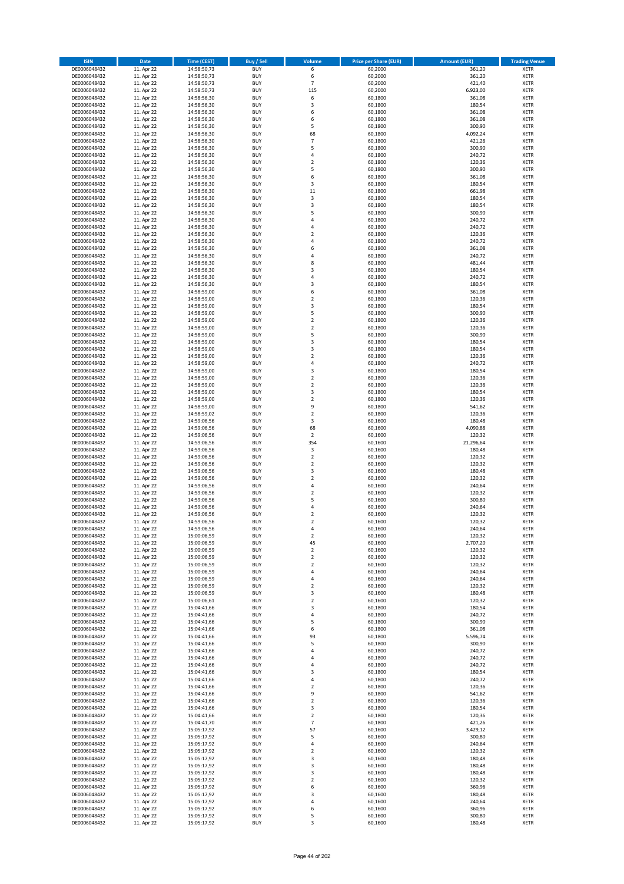| ISIN | Date | Time (CEST) | Buy / Sell | Volume | Price per Share (EUR) | Amount (EUR) | Trading Venue |
|---|---|---|---|---|---|---|---|
| DE0006048432 | 11. Apr 22 | 14:58:50,73 | BUY | 6 | 60,2000 | 361,20 | XETR |
| DE0006048432 | 11. Apr 22 | 14:58:50,73 | BUY | 6 | 60,2000 | 361,20 | XETR |
| DE0006048432 | 11. Apr 22 | 14:58:50,73 | BUY | 7 | 60,2000 | 421,40 | XETR |
| DE0006048432 | 11. Apr 22 | 14:58:50,73 | BUY | 115 | 60,2000 | 6.923,00 | XETR |
| DE0006048432 | 11. Apr 22 | 14:58:56,30 | BUY | 6 | 60,1800 | 361,08 | XETR |
| DE0006048432 | 11. Apr 22 | 14:58:56,30 | BUY | 3 | 60,1800 | 180,54 | XETR |
| DE0006048432 | 11. Apr 22 | 14:58:56,30 | BUY | 6 | 60,1800 | 361,08 | XETR |
| DE0006048432 | 11. Apr 22 | 14:58:56,30 | BUY | 6 | 60,1800 | 361,08 | XETR |
| DE0006048432 | 11. Apr 22 | 14:58:56,30 | BUY | 5 | 60,1800 | 300,90 | XETR |
| DE0006048432 | 11. Apr 22 | 14:58:56,30 | BUY | 68 | 60,1800 | 4.092,24 | XETR |
| DE0006048432 | 11. Apr 22 | 14:58:56,30 | BUY | 7 | 60,1800 | 421,26 | XETR |
| DE0006048432 | 11. Apr 22 | 14:58:56,30 | BUY | 5 | 60,1800 | 300,90 | XETR |
| DE0006048432 | 11. Apr 22 | 14:58:56,30 | BUY | 4 | 60,1800 | 240,72 | XETR |
| DE0006048432 | 11. Apr 22 | 14:58:56,30 | BUY | 2 | 60,1800 | 120,36 | XETR |
| DE0006048432 | 11. Apr 22 | 14:58:56,30 | BUY | 5 | 60,1800 | 300,90 | XETR |
| DE0006048432 | 11. Apr 22 | 14:58:56,30 | BUY | 6 | 60,1800 | 361,08 | XETR |
| DE0006048432 | 11. Apr 22 | 14:58:56,30 | BUY | 3 | 60,1800 | 180,54 | XETR |
| DE0006048432 | 11. Apr 22 | 14:58:56,30 | BUY | 11 | 60,1800 | 661,98 | XETR |
| DE0006048432 | 11. Apr 22 | 14:58:56,30 | BUY | 3 | 60,1800 | 180,54 | XETR |
| DE0006048432 | 11. Apr 22 | 14:58:56,30 | BUY | 3 | 60,1800 | 180,54 | XETR |
| DE0006048432 | 11. Apr 22 | 14:58:56,30 | BUY | 5 | 60,1800 | 300,90 | XETR |
| DE0006048432 | 11. Apr 22 | 14:58:56,30 | BUY | 4 | 60,1800 | 240,72 | XETR |
| DE0006048432 | 11. Apr 22 | 14:58:56,30 | BUY | 4 | 60,1800 | 240,72 | XETR |
| DE0006048432 | 11. Apr 22 | 14:58:56,30 | BUY | 2 | 60,1800 | 120,36 | XETR |
| DE0006048432 | 11. Apr 22 | 14:58:56,30 | BUY | 4 | 60,1800 | 240,72 | XETR |
| DE0006048432 | 11. Apr 22 | 14:58:56,30 | BUY | 6 | 60,1800 | 361,08 | XETR |
| DE0006048432 | 11. Apr 22 | 14:58:56,30 | BUY | 4 | 60,1800 | 240,72 | XETR |
| DE0006048432 | 11. Apr 22 | 14:58:56,30 | BUY | 8 | 60,1800 | 481,44 | XETR |
| DE0006048432 | 11. Apr 22 | 14:58:56,30 | BUY | 3 | 60,1800 | 180,54 | XETR |
| DE0006048432 | 11. Apr 22 | 14:58:56,30 | BUY | 4 | 60,1800 | 240,72 | XETR |
| DE0006048432 | 11. Apr 22 | 14:58:56,30 | BUY | 3 | 60,1800 | 180,54 | XETR |
| DE0006048432 | 11. Apr 22 | 14:58:59,00 | BUY | 6 | 60,1800 | 361,08 | XETR |
| DE0006048432 | 11. Apr 22 | 14:58:59,00 | BUY | 2 | 60,1800 | 120,36 | XETR |
| DE0006048432 | 11. Apr 22 | 14:58:59,00 | BUY | 3 | 60,1800 | 180,54 | XETR |
| DE0006048432 | 11. Apr 22 | 14:58:59,00 | BUY | 5 | 60,1800 | 300,90 | XETR |
| DE0006048432 | 11. Apr 22 | 14:58:59,00 | BUY | 2 | 60,1800 | 120,36 | XETR |
| DE0006048432 | 11. Apr 22 | 14:58:59,00 | BUY | 2 | 60,1800 | 120,36 | XETR |
| DE0006048432 | 11. Apr 22 | 14:58:59,00 | BUY | 5 | 60,1800 | 300,90 | XETR |
| DE0006048432 | 11. Apr 22 | 14:58:59,00 | BUY | 3 | 60,1800 | 180,54 | XETR |
| DE0006048432 | 11. Apr 22 | 14:58:59,00 | BUY | 3 | 60,1800 | 180,54 | XETR |
| DE0006048432 | 11. Apr 22 | 14:58:59,00 | BUY | 2 | 60,1800 | 120,36 | XETR |
| DE0006048432 | 11. Apr 22 | 14:58:59,00 | BUY | 4 | 60,1800 | 240,72 | XETR |
| DE0006048432 | 11. Apr 22 | 14:58:59,00 | BUY | 3 | 60,1800 | 180,54 | XETR |
| DE0006048432 | 11. Apr 22 | 14:58:59,00 | BUY | 2 | 60,1800 | 120,36 | XETR |
| DE0006048432 | 11. Apr 22 | 14:58:59,00 | BUY | 2 | 60,1800 | 120,36 | XETR |
| DE0006048432 | 11. Apr 22 | 14:58:59,00 | BUY | 3 | 60,1800 | 180,54 | XETR |
| DE0006048432 | 11. Apr 22 | 14:58:59,00 | BUY | 2 | 60,1800 | 120,36 | XETR |
| DE0006048432 | 11. Apr 22 | 14:58:59,00 | BUY | 9 | 60,1800 | 541,62 | XETR |
| DE0006048432 | 11. Apr 22 | 14:58:59,02 | BUY | 2 | 60,1800 | 120,36 | XETR |
| DE0006048432 | 11. Apr 22 | 14:59:06,56 | BUY | 3 | 60,1600 | 180,48 | XETR |
| DE0006048432 | 11. Apr 22 | 14:59:06,56 | BUY | 68 | 60,1600 | 4.090,88 | XETR |
| DE0006048432 | 11. Apr 22 | 14:59:06,56 | BUY | 2 | 60,1600 | 120,32 | XETR |
| DE0006048432 | 11. Apr 22 | 14:59:06,56 | BUY | 354 | 60,1600 | 21.296,64 | XETR |
| DE0006048432 | 11. Apr 22 | 14:59:06,56 | BUY | 3 | 60,1600 | 180,48 | XETR |
| DE0006048432 | 11. Apr 22 | 14:59:06,56 | BUY | 2 | 60,1600 | 120,32 | XETR |
| DE0006048432 | 11. Apr 22 | 14:59:06,56 | BUY | 2 | 60,1600 | 120,32 | XETR |
| DE0006048432 | 11. Apr 22 | 14:59:06,56 | BUY | 3 | 60,1600 | 180,48 | XETR |
| DE0006048432 | 11. Apr 22 | 14:59:06,56 | BUY | 2 | 60,1600 | 120,32 | XETR |
| DE0006048432 | 11. Apr 22 | 14:59:06,56 | BUY | 4 | 60,1600 | 240,64 | XETR |
| DE0006048432 | 11. Apr 22 | 14:59:06,56 | BUY | 2 | 60,1600 | 120,32 | XETR |
| DE0006048432 | 11. Apr 22 | 14:59:06,56 | BUY | 5 | 60,1600 | 300,80 | XETR |
| DE0006048432 | 11. Apr 22 | 14:59:06,56 | BUY | 4 | 60,1600 | 240,64 | XETR |
| DE0006048432 | 11. Apr 22 | 14:59:06,56 | BUY | 2 | 60,1600 | 120,32 | XETR |
| DE0006048432 | 11. Apr 22 | 14:59:06,56 | BUY | 2 | 60,1600 | 120,32 | XETR |
| DE0006048432 | 11. Apr 22 | 14:59:06,56 | BUY | 4 | 60,1600 | 240,64 | XETR |
| DE0006048432 | 11. Apr 22 | 15:00:06,59 | BUY | 2 | 60,1600 | 120,32 | XETR |
| DE0006048432 | 11. Apr 22 | 15:00:06,59 | BUY | 45 | 60,1600 | 2.707,20 | XETR |
| DE0006048432 | 11. Apr 22 | 15:00:06,59 | BUY | 2 | 60,1600 | 120,32 | XETR |
| DE0006048432 | 11. Apr 22 | 15:00:06,59 | BUY | 2 | 60,1600 | 120,32 | XETR |
| DE0006048432 | 11. Apr 22 | 15:00:06,59 | BUY | 2 | 60,1600 | 120,32 | XETR |
| DE0006048432 | 11. Apr 22 | 15:00:06,59 | BUY | 4 | 60,1600 | 240,64 | XETR |
| DE0006048432 | 11. Apr 22 | 15:00:06,59 | BUY | 4 | 60,1600 | 240,64 | XETR |
| DE0006048432 | 11. Apr 22 | 15:00:06,59 | BUY | 2 | 60,1600 | 120,32 | XETR |
| DE0006048432 | 11. Apr 22 | 15:00:06,59 | BUY | 3 | 60,1600 | 180,48 | XETR |
| DE0006048432 | 11. Apr 22 | 15:00:06,61 | BUY | 2 | 60,1600 | 120,32 | XETR |
| DE0006048432 | 11. Apr 22 | 15:04:41,66 | BUY | 3 | 60,1800 | 180,54 | XETR |
| DE0006048432 | 11. Apr 22 | 15:04:41,66 | BUY | 4 | 60,1800 | 240,72 | XETR |
| DE0006048432 | 11. Apr 22 | 15:04:41,66 | BUY | 5 | 60,1800 | 300,90 | XETR |
| DE0006048432 | 11. Apr 22 | 15:04:41,66 | BUY | 6 | 60,1800 | 361,08 | XETR |
| DE0006048432 | 11. Apr 22 | 15:04:41,66 | BUY | 93 | 60,1800 | 5.596,74 | XETR |
| DE0006048432 | 11. Apr 22 | 15:04:41,66 | BUY | 5 | 60,1800 | 300,90 | XETR |
| DE0006048432 | 11. Apr 22 | 15:04:41,66 | BUY | 4 | 60,1800 | 240,72 | XETR |
| DE0006048432 | 11. Apr 22 | 15:04:41,66 | BUY | 4 | 60,1800 | 240,72 | XETR |
| DE0006048432 | 11. Apr 22 | 15:04:41,66 | BUY | 4 | 60,1800 | 240,72 | XETR |
| DE0006048432 | 11. Apr 22 | 15:04:41,66 | BUY | 3 | 60,1800 | 180,54 | XETR |
| DE0006048432 | 11. Apr 22 | 15:04:41,66 | BUY | 4 | 60,1800 | 240,72 | XETR |
| DE0006048432 | 11. Apr 22 | 15:04:41,66 | BUY | 2 | 60,1800 | 120,36 | XETR |
| DE0006048432 | 11. Apr 22 | 15:04:41,66 | BUY | 9 | 60,1800 | 541,62 | XETR |
| DE0006048432 | 11. Apr 22 | 15:04:41,66 | BUY | 2 | 60,1800 | 120,36 | XETR |
| DE0006048432 | 11. Apr 22 | 15:04:41,66 | BUY | 3 | 60,1800 | 180,54 | XETR |
| DE0006048432 | 11. Apr 22 | 15:04:41,66 | BUY | 2 | 60,1800 | 120,36 | XETR |
| DE0006048432 | 11. Apr 22 | 15:04:41,70 | BUY | 7 | 60,1800 | 421,26 | XETR |
| DE0006048432 | 11. Apr 22 | 15:05:17,92 | BUY | 57 | 60,1600 | 3.429,12 | XETR |
| DE0006048432 | 11. Apr 22 | 15:05:17,92 | BUY | 5 | 60,1600 | 300,80 | XETR |
| DE0006048432 | 11. Apr 22 | 15:05:17,92 | BUY | 4 | 60,1600 | 240,64 | XETR |
| DE0006048432 | 11. Apr 22 | 15:05:17,92 | BUY | 2 | 60,1600 | 120,32 | XETR |
| DE0006048432 | 11. Apr 22 | 15:05:17,92 | BUY | 3 | 60,1600 | 180,48 | XETR |
| DE0006048432 | 11. Apr 22 | 15:05:17,92 | BUY | 3 | 60,1600 | 180,48 | XETR |
| DE0006048432 | 11. Apr 22 | 15:05:17,92 | BUY | 3 | 60,1600 | 180,48 | XETR |
| DE0006048432 | 11. Apr 22 | 15:05:17,92 | BUY | 2 | 60,1600 | 120,32 | XETR |
| DE0006048432 | 11. Apr 22 | 15:05:17,92 | BUY | 6 | 60,1600 | 360,96 | XETR |
| DE0006048432 | 11. Apr 22 | 15:05:17,92 | BUY | 3 | 60,1600 | 180,48 | XETR |
| DE0006048432 | 11. Apr 22 | 15:05:17,92 | BUY | 4 | 60,1600 | 240,64 | XETR |
| DE0006048432 | 11. Apr 22 | 15:05:17,92 | BUY | 6 | 60,1600 | 360,96 | XETR |
| DE0006048432 | 11. Apr 22 | 15:05:17,92 | BUY | 5 | 60,1600 | 300,80 | XETR |
| DE0006048432 | 11. Apr 22 | 15:05:17,92 | BUY | 3 | 60,1600 | 180,48 | XETR |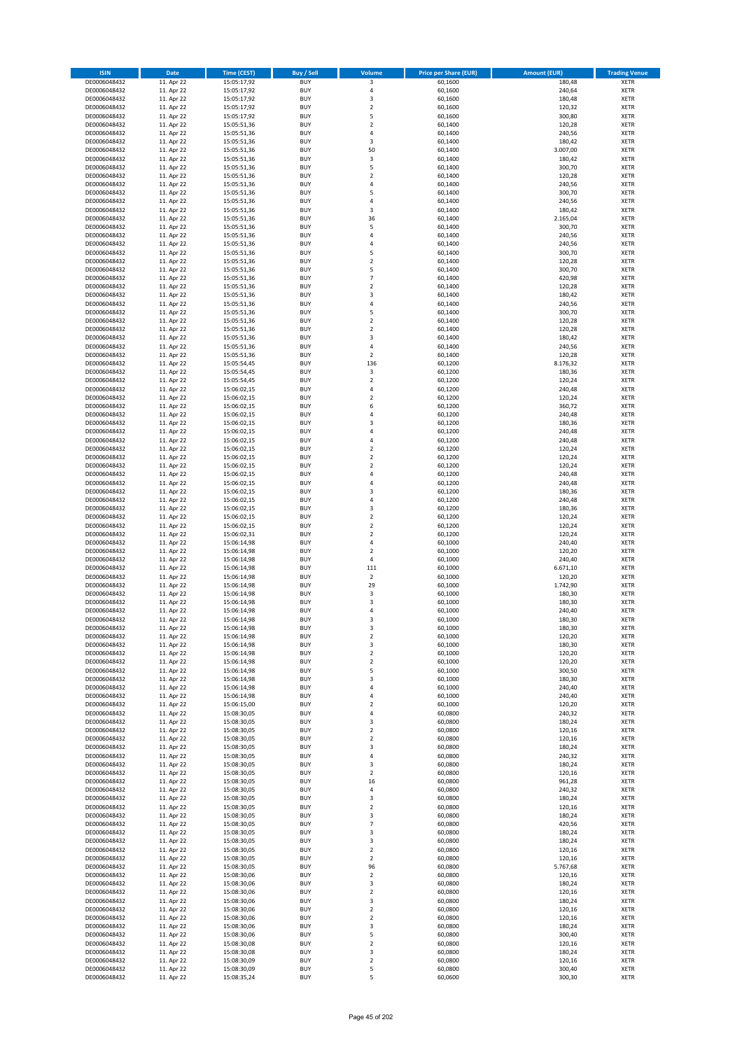| ISIN | Date | Time (CEST) | Buy / Sell | Volume | Price per Share (EUR) | Amount (EUR) | Trading Venue |
|---|---|---|---|---|---|---|---|
| DE0006048432 | 11. Apr 22 | 15:05:17,92 | BUY | 3 | 60,1600 | 180,48 | XETR |
| DE0006048432 | 11. Apr 22 | 15:05:17,92 | BUY | 4 | 60,1600 | 240,64 | XETR |
| DE0006048432 | 11. Apr 22 | 15:05:17,92 | BUY | 3 | 60,1600 | 180,48 | XETR |
| DE0006048432 | 11. Apr 22 | 15:05:17,92 | BUY | 2 | 60,1600 | 120,32 | XETR |
| DE0006048432 | 11. Apr 22 | 15:05:17,92 | BUY | 5 | 60,1600 | 300,80 | XETR |
| DE0006048432 | 11. Apr 22 | 15:05:51,36 | BUY | 2 | 60,1400 | 120,28 | XETR |
| DE0006048432 | 11. Apr 22 | 15:05:51,36 | BUY | 4 | 60,1400 | 240,56 | XETR |
| DE0006048432 | 11. Apr 22 | 15:05:51,36 | BUY | 3 | 60,1400 | 180,42 | XETR |
| DE0006048432 | 11. Apr 22 | 15:05:51,36 | BUY | 50 | 60,1400 | 3.007,00 | XETR |
| DE0006048432 | 11. Apr 22 | 15:05:51,36 | BUY | 3 | 60,1400 | 180,42 | XETR |
| DE0006048432 | 11. Apr 22 | 15:05:51,36 | BUY | 5 | 60,1400 | 300,70 | XETR |
| DE0006048432 | 11. Apr 22 | 15:05:51,36 | BUY | 2 | 60,1400 | 120,28 | XETR |
| DE0006048432 | 11. Apr 22 | 15:05:51,36 | BUY | 4 | 60,1400 | 240,56 | XETR |
| DE0006048432 | 11. Apr 22 | 15:05:51,36 | BUY | 5 | 60,1400 | 300,70 | XETR |
| DE0006048432 | 11. Apr 22 | 15:05:51,36 | BUY | 4 | 60,1400 | 240,56 | XETR |
| DE0006048432 | 11. Apr 22 | 15:05:51,36 | BUY | 3 | 60,1400 | 180,42 | XETR |
| DE0006048432 | 11. Apr 22 | 15:05:51,36 | BUY | 36 | 60,1400 | 2.165,04 | XETR |
| DE0006048432 | 11. Apr 22 | 15:05:51,36 | BUY | 5 | 60,1400 | 300,70 | XETR |
| DE0006048432 | 11. Apr 22 | 15:05:51,36 | BUY | 4 | 60,1400 | 240,56 | XETR |
| DE0006048432 | 11. Apr 22 | 15:05:51,36 | BUY | 4 | 60,1400 | 240,56 | XETR |
| DE0006048432 | 11. Apr 22 | 15:05:51,36 | BUY | 5 | 60,1400 | 300,70 | XETR |
| DE0006048432 | 11. Apr 22 | 15:05:51,36 | BUY | 2 | 60,1400 | 120,28 | XETR |
| DE0006048432 | 11. Apr 22 | 15:05:51,36 | BUY | 5 | 60,1400 | 300,70 | XETR |
| DE0006048432 | 11. Apr 22 | 15:05:51,36 | BUY | 7 | 60,1400 | 420,98 | XETR |
| DE0006048432 | 11. Apr 22 | 15:05:51,36 | BUY | 2 | 60,1400 | 120,28 | XETR |
| DE0006048432 | 11. Apr 22 | 15:05:51,36 | BUY | 3 | 60,1400 | 180,42 | XETR |
| DE0006048432 | 11. Apr 22 | 15:05:51,36 | BUY | 4 | 60,1400 | 240,56 | XETR |
| DE0006048432 | 11. Apr 22 | 15:05:51,36 | BUY | 5 | 60,1400 | 300,70 | XETR |
| DE0006048432 | 11. Apr 22 | 15:05:51,36 | BUY | 2 | 60,1400 | 120,28 | XETR |
| DE0006048432 | 11. Apr 22 | 15:05:51,36 | BUY | 2 | 60,1400 | 120,28 | XETR |
| DE0006048432 | 11. Apr 22 | 15:05:51,36 | BUY | 3 | 60,1400 | 180,42 | XETR |
| DE0006048432 | 11. Apr 22 | 15:05:51,36 | BUY | 4 | 60,1400 | 240,56 | XETR |
| DE0006048432 | 11. Apr 22 | 15:05:51,36 | BUY | 2 | 60,1400 | 120,28 | XETR |
| DE0006048432 | 11. Apr 22 | 15:05:54,45 | BUY | 136 | 60,1200 | 8.176,32 | XETR |
| DE0006048432 | 11. Apr 22 | 15:05:54,45 | BUY | 3 | 60,1200 | 180,36 | XETR |
| DE0006048432 | 11. Apr 22 | 15:05:54,45 | BUY | 2 | 60,1200 | 120,24 | XETR |
| DE0006048432 | 11. Apr 22 | 15:06:02,15 | BUY | 4 | 60,1200 | 240,48 | XETR |
| DE0006048432 | 11. Apr 22 | 15:06:02,15 | BUY | 2 | 60,1200 | 120,24 | XETR |
| DE0006048432 | 11. Apr 22 | 15:06:02,15 | BUY | 6 | 60,1200 | 360,72 | XETR |
| DE0006048432 | 11. Apr 22 | 15:06:02,15 | BUY | 4 | 60,1200 | 240,48 | XETR |
| DE0006048432 | 11. Apr 22 | 15:06:02,15 | BUY | 3 | 60,1200 | 180,36 | XETR |
| DE0006048432 | 11. Apr 22 | 15:06:02,15 | BUY | 4 | 60,1200 | 240,48 | XETR |
| DE0006048432 | 11. Apr 22 | 15:06:02,15 | BUY | 4 | 60,1200 | 240,48 | XETR |
| DE0006048432 | 11. Apr 22 | 15:06:02,15 | BUY | 2 | 60,1200 | 120,24 | XETR |
| DE0006048432 | 11. Apr 22 | 15:06:02,15 | BUY | 2 | 60,1200 | 120,24 | XETR |
| DE0006048432 | 11. Apr 22 | 15:06:02,15 | BUY | 2 | 60,1200 | 120,24 | XETR |
| DE0006048432 | 11. Apr 22 | 15:06:02,15 | BUY | 4 | 60,1200 | 240,48 | XETR |
| DE0006048432 | 11. Apr 22 | 15:06:02,15 | BUY | 4 | 60,1200 | 240,48 | XETR |
| DE0006048432 | 11. Apr 22 | 15:06:02,15 | BUY | 3 | 60,1200 | 180,36 | XETR |
| DE0006048432 | 11. Apr 22 | 15:06:02,15 | BUY | 4 | 60,1200 | 240,48 | XETR |
| DE0006048432 | 11. Apr 22 | 15:06:02,15 | BUY | 3 | 60,1200 | 180,36 | XETR |
| DE0006048432 | 11. Apr 22 | 15:06:02,15 | BUY | 2 | 60,1200 | 120,24 | XETR |
| DE0006048432 | 11. Apr 22 | 15:06:02,15 | BUY | 2 | 60,1200 | 120,24 | XETR |
| DE0006048432 | 11. Apr 22 | 15:06:02,31 | BUY | 2 | 60,1200 | 120,24 | XETR |
| DE0006048432 | 11. Apr 22 | 15:06:14,98 | BUY | 4 | 60,1000 | 240,40 | XETR |
| DE0006048432 | 11. Apr 22 | 15:06:14,98 | BUY | 2 | 60,1000 | 120,20 | XETR |
| DE0006048432 | 11. Apr 22 | 15:06:14,98 | BUY | 4 | 60,1000 | 240,40 | XETR |
| DE0006048432 | 11. Apr 22 | 15:06:14,98 | BUY | 111 | 60,1000 | 6.671,10 | XETR |
| DE0006048432 | 11. Apr 22 | 15:06:14,98 | BUY | 2 | 60,1000 | 120,20 | XETR |
| DE0006048432 | 11. Apr 22 | 15:06:14,98 | BUY | 29 | 60,1000 | 1.742,90 | XETR |
| DE0006048432 | 11. Apr 22 | 15:06:14,98 | BUY | 3 | 60,1000 | 180,30 | XETR |
| DE0006048432 | 11. Apr 22 | 15:06:14,98 | BUY | 3 | 60,1000 | 180,30 | XETR |
| DE0006048432 | 11. Apr 22 | 15:06:14,98 | BUY | 4 | 60,1000 | 240,40 | XETR |
| DE0006048432 | 11. Apr 22 | 15:06:14,98 | BUY | 3 | 60,1000 | 180,30 | XETR |
| DE0006048432 | 11. Apr 22 | 15:06:14,98 | BUY | 3 | 60,1000 | 180,30 | XETR |
| DE0006048432 | 11. Apr 22 | 15:06:14,98 | BUY | 2 | 60,1000 | 120,20 | XETR |
| DE0006048432 | 11. Apr 22 | 15:06:14,98 | BUY | 3 | 60,1000 | 180,30 | XETR |
| DE0006048432 | 11. Apr 22 | 15:06:14,98 | BUY | 2 | 60,1000 | 120,20 | XETR |
| DE0006048432 | 11. Apr 22 | 15:06:14,98 | BUY | 2 | 60,1000 | 120,20 | XETR |
| DE0006048432 | 11. Apr 22 | 15:06:14,98 | BUY | 5 | 60,1000 | 300,50 | XETR |
| DE0006048432 | 11. Apr 22 | 15:06:14,98 | BUY | 3 | 60,1000 | 180,30 | XETR |
| DE0006048432 | 11. Apr 22 | 15:06:14,98 | BUY | 4 | 60,1000 | 240,40 | XETR |
| DE0006048432 | 11. Apr 22 | 15:06:14,98 | BUY | 4 | 60,1000 | 240,40 | XETR |
| DE0006048432 | 11. Apr 22 | 15:06:15,00 | BUY | 2 | 60,1000 | 120,20 | XETR |
| DE0006048432 | 11. Apr 22 | 15:08:30,05 | BUY | 4 | 60,0800 | 240,32 | XETR |
| DE0006048432 | 11. Apr 22 | 15:08:30,05 | BUY | 3 | 60,0800 | 180,24 | XETR |
| DE0006048432 | 11. Apr 22 | 15:08:30,05 | BUY | 2 | 60,0800 | 120,16 | XETR |
| DE0006048432 | 11. Apr 22 | 15:08:30,05 | BUY | 2 | 60,0800 | 120,16 | XETR |
| DE0006048432 | 11. Apr 22 | 15:08:30,05 | BUY | 3 | 60,0800 | 180,24 | XETR |
| DE0006048432 | 11. Apr 22 | 15:08:30,05 | BUY | 4 | 60,0800 | 240,32 | XETR |
| DE0006048432 | 11. Apr 22 | 15:08:30,05 | BUY | 3 | 60,0800 | 180,24 | XETR |
| DE0006048432 | 11. Apr 22 | 15:08:30,05 | BUY | 2 | 60,0800 | 120,16 | XETR |
| DE0006048432 | 11. Apr 22 | 15:08:30,05 | BUY | 16 | 60,0800 | 961,28 | XETR |
| DE0006048432 | 11. Apr 22 | 15:08:30,05 | BUY | 4 | 60,0800 | 240,32 | XETR |
| DE0006048432 | 11. Apr 22 | 15:08:30,05 | BUY | 3 | 60,0800 | 180,24 | XETR |
| DE0006048432 | 11. Apr 22 | 15:08:30,05 | BUY | 2 | 60,0800 | 120,16 | XETR |
| DE0006048432 | 11. Apr 22 | 15:08:30,05 | BUY | 3 | 60,0800 | 180,24 | XETR |
| DE0006048432 | 11. Apr 22 | 15:08:30,05 | BUY | 7 | 60,0800 | 420,56 | XETR |
| DE0006048432 | 11. Apr 22 | 15:08:30,05 | BUY | 3 | 60,0800 | 180,24 | XETR |
| DE0006048432 | 11. Apr 22 | 15:08:30,05 | BUY | 3 | 60,0800 | 180,24 | XETR |
| DE0006048432 | 11. Apr 22 | 15:08:30,05 | BUY | 2 | 60,0800 | 120,16 | XETR |
| DE0006048432 | 11. Apr 22 | 15:08:30,05 | BUY | 2 | 60,0800 | 120,16 | XETR |
| DE0006048432 | 11. Apr 22 | 15:08:30,05 | BUY | 96 | 60,0800 | 5.767,68 | XETR |
| DE0006048432 | 11. Apr 22 | 15:08:30,06 | BUY | 2 | 60,0800 | 120,16 | XETR |
| DE0006048432 | 11. Apr 22 | 15:08:30,06 | BUY | 3 | 60,0800 | 180,24 | XETR |
| DE0006048432 | 11. Apr 22 | 15:08:30,06 | BUY | 2 | 60,0800 | 120,16 | XETR |
| DE0006048432 | 11. Apr 22 | 15:08:30,06 | BUY | 3 | 60,0800 | 180,24 | XETR |
| DE0006048432 | 11. Apr 22 | 15:08:30,06 | BUY | 2 | 60,0800 | 120,16 | XETR |
| DE0006048432 | 11. Apr 22 | 15:08:30,06 | BUY | 2 | 60,0800 | 120,16 | XETR |
| DE0006048432 | 11. Apr 22 | 15:08:30,06 | BUY | 3 | 60,0800 | 180,24 | XETR |
| DE0006048432 | 11. Apr 22 | 15:08:30,06 | BUY | 5 | 60,0800 | 300,40 | XETR |
| DE0006048432 | 11. Apr 22 | 15:08:30,08 | BUY | 2 | 60,0800 | 120,16 | XETR |
| DE0006048432 | 11. Apr 22 | 15:08:30,08 | BUY | 3 | 60,0800 | 180,24 | XETR |
| DE0006048432 | 11. Apr 22 | 15:08:30,09 | BUY | 2 | 60,0800 | 120,16 | XETR |
| DE0006048432 | 11. Apr 22 | 15:08:30,09 | BUY | 5 | 60,0800 | 300,40 | XETR |
| DE0006048432 | 11. Apr 22 | 15:08:35,24 | BUY | 5 | 60,0600 | 300,30 | XETR |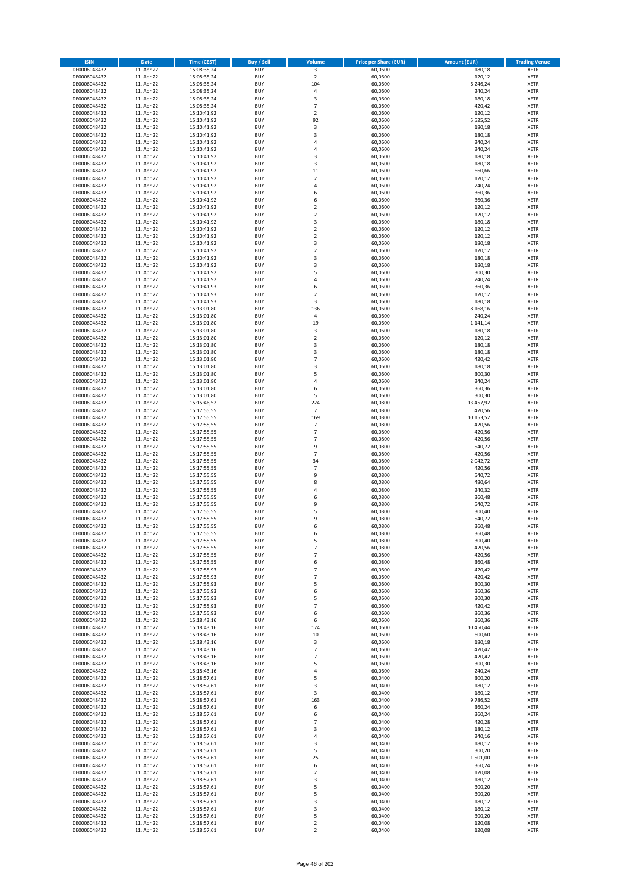| ISIN | Date | Time (CEST) | Buy / Sell | Volume | Price per Share (EUR) | Amount (EUR) | Trading Venue |
|---|---|---|---|---|---|---|---|
| DE0006048432 | 11. Apr 22 | 15:08:35,24 | BUY | 3 | 60,0600 | 180,18 | XETR |
| DE0006048432 | 11. Apr 22 | 15:08:35,24 | BUY | 2 | 60,0600 | 120,12 | XETR |
| DE0006048432 | 11. Apr 22 | 15:08:35,24 | BUY | 104 | 60,0600 | 6.246,24 | XETR |
| DE0006048432 | 11. Apr 22 | 15:08:35,24 | BUY | 4 | 60,0600 | 240,24 | XETR |
| DE0006048432 | 11. Apr 22 | 15:08:35,24 | BUY | 3 | 60,0600 | 180,18 | XETR |
| DE0006048432 | 11. Apr 22 | 15:08:35,24 | BUY | 7 | 60,0600 | 420,42 | XETR |
| DE0006048432 | 11. Apr 22 | 15:10:41,92 | BUY | 2 | 60,0600 | 120,12 | XETR |
| DE0006048432 | 11. Apr 22 | 15:10:41,92 | BUY | 92 | 60,0600 | 5.525,52 | XETR |
| DE0006048432 | 11. Apr 22 | 15:10:41,92 | BUY | 3 | 60,0600 | 180,18 | XETR |
| DE0006048432 | 11. Apr 22 | 15:10:41,92 | BUY | 3 | 60,0600 | 180,18 | XETR |
| DE0006048432 | 11. Apr 22 | 15:10:41,92 | BUY | 4 | 60,0600 | 240,24 | XETR |
| DE0006048432 | 11. Apr 22 | 15:10:41,92 | BUY | 4 | 60,0600 | 240,24 | XETR |
| DE0006048432 | 11. Apr 22 | 15:10:41,92 | BUY | 3 | 60,0600 | 180,18 | XETR |
| DE0006048432 | 11. Apr 22 | 15:10:41,92 | BUY | 3 | 60,0600 | 180,18 | XETR |
| DE0006048432 | 11. Apr 22 | 15:10:41,92 | BUY | 11 | 60,0600 | 660,66 | XETR |
| DE0006048432 | 11. Apr 22 | 15:10:41,92 | BUY | 2 | 60,0600 | 120,12 | XETR |
| DE0006048432 | 11. Apr 22 | 15:10:41,92 | BUY | 4 | 60,0600 | 240,24 | XETR |
| DE0006048432 | 11. Apr 22 | 15:10:41,92 | BUY | 6 | 60,0600 | 360,36 | XETR |
| DE0006048432 | 11. Apr 22 | 15:10:41,92 | BUY | 6 | 60,0600 | 360,36 | XETR |
| DE0006048432 | 11. Apr 22 | 15:10:41,92 | BUY | 2 | 60,0600 | 120,12 | XETR |
| DE0006048432 | 11. Apr 22 | 15:10:41,92 | BUY | 2 | 60,0600 | 120,12 | XETR |
| DE0006048432 | 11. Apr 22 | 15:10:41,92 | BUY | 3 | 60,0600 | 180,18 | XETR |
| DE0006048432 | 11. Apr 22 | 15:10:41,92 | BUY | 2 | 60,0600 | 120,12 | XETR |
| DE0006048432 | 11. Apr 22 | 15:10:41,92 | BUY | 2 | 60,0600 | 120,12 | XETR |
| DE0006048432 | 11. Apr 22 | 15:10:41,92 | BUY | 3 | 60,0600 | 180,18 | XETR |
| DE0006048432 | 11. Apr 22 | 15:10:41,92 | BUY | 2 | 60,0600 | 120,12 | XETR |
| DE0006048432 | 11. Apr 22 | 15:10:41,92 | BUY | 3 | 60,0600 | 180,18 | XETR |
| DE0006048432 | 11. Apr 22 | 15:10:41,92 | BUY | 3 | 60,0600 | 180,18 | XETR |
| DE0006048432 | 11. Apr 22 | 15:10:41,92 | BUY | 5 | 60,0600 | 300,30 | XETR |
| DE0006048432 | 11. Apr 22 | 15:10:41,92 | BUY | 4 | 60,0600 | 240,24 | XETR |
| DE0006048432 | 11. Apr 22 | 15:10:41,93 | BUY | 6 | 60,0600 | 360,36 | XETR |
| DE0006048432 | 11. Apr 22 | 15:10:41,93 | BUY | 2 | 60,0600 | 120,12 | XETR |
| DE0006048432 | 11. Apr 22 | 15:10:41,93 | BUY | 3 | 60,0600 | 180,18 | XETR |
| DE0006048432 | 11. Apr 22 | 15:13:01,80 | BUY | 136 | 60,0600 | 8.168,16 | XETR |
| DE0006048432 | 11. Apr 22 | 15:13:01,80 | BUY | 4 | 60,0600 | 240,24 | XETR |
| DE0006048432 | 11. Apr 22 | 15:13:01,80 | BUY | 19 | 60,0600 | 1.141,14 | XETR |
| DE0006048432 | 11. Apr 22 | 15:13:01,80 | BUY | 3 | 60,0600 | 180,18 | XETR |
| DE0006048432 | 11. Apr 22 | 15:13:01,80 | BUY | 2 | 60,0600 | 120,12 | XETR |
| DE0006048432 | 11. Apr 22 | 15:13:01,80 | BUY | 3 | 60,0600 | 180,18 | XETR |
| DE0006048432 | 11. Apr 22 | 15:13:01,80 | BUY | 3 | 60,0600 | 180,18 | XETR |
| DE0006048432 | 11. Apr 22 | 15:13:01,80 | BUY | 7 | 60,0600 | 420,42 | XETR |
| DE0006048432 | 11. Apr 22 | 15:13:01,80 | BUY | 3 | 60,0600 | 180,18 | XETR |
| DE0006048432 | 11. Apr 22 | 15:13:01,80 | BUY | 5 | 60,0600 | 300,30 | XETR |
| DE0006048432 | 11. Apr 22 | 15:13:01,80 | BUY | 4 | 60,0600 | 240,24 | XETR |
| DE0006048432 | 11. Apr 22 | 15:13:01,80 | BUY | 6 | 60,0600 | 360,36 | XETR |
| DE0006048432 | 11. Apr 22 | 15:13:01,80 | BUY | 5 | 60,0600 | 300,30 | XETR |
| DE0006048432 | 11. Apr 22 | 15:15:46,52 | BUY | 224 | 60,0800 | 13.457,92 | XETR |
| DE0006048432 | 11. Apr 22 | 15:17:55,55 | BUY | 7 | 60,0800 | 420,56 | XETR |
| DE0006048432 | 11. Apr 22 | 15:17:55,55 | BUY | 169 | 60,0800 | 10.153,52 | XETR |
| DE0006048432 | 11. Apr 22 | 15:17:55,55 | BUY | 7 | 60,0800 | 420,56 | XETR |
| DE0006048432 | 11. Apr 22 | 15:17:55,55 | BUY | 7 | 60,0800 | 420,56 | XETR |
| DE0006048432 | 11. Apr 22 | 15:17:55,55 | BUY | 7 | 60,0800 | 420,56 | XETR |
| DE0006048432 | 11. Apr 22 | 15:17:55,55 | BUY | 9 | 60,0800 | 540,72 | XETR |
| DE0006048432 | 11. Apr 22 | 15:17:55,55 | BUY | 7 | 60,0800 | 420,56 | XETR |
| DE0006048432 | 11. Apr 22 | 15:17:55,55 | BUY | 34 | 60,0800 | 2.042,72 | XETR |
| DE0006048432 | 11. Apr 22 | 15:17:55,55 | BUY | 7 | 60,0800 | 420,56 | XETR |
| DE0006048432 | 11. Apr 22 | 15:17:55,55 | BUY | 9 | 60,0800 | 540,72 | XETR |
| DE0006048432 | 11. Apr 22 | 15:17:55,55 | BUY | 8 | 60,0800 | 480,64 | XETR |
| DE0006048432 | 11. Apr 22 | 15:17:55,55 | BUY | 4 | 60,0800 | 240,32 | XETR |
| DE0006048432 | 11. Apr 22 | 15:17:55,55 | BUY | 6 | 60,0800 | 360,48 | XETR |
| DE0006048432 | 11. Apr 22 | 15:17:55,55 | BUY | 9 | 60,0800 | 540,72 | XETR |
| DE0006048432 | 11. Apr 22 | 15:17:55,55 | BUY | 5 | 60,0800 | 300,40 | XETR |
| DE0006048432 | 11. Apr 22 | 15:17:55,55 | BUY | 9 | 60,0800 | 540,72 | XETR |
| DE0006048432 | 11. Apr 22 | 15:17:55,55 | BUY | 6 | 60,0800 | 360,48 | XETR |
| DE0006048432 | 11. Apr 22 | 15:17:55,55 | BUY | 6 | 60,0800 | 360,48 | XETR |
| DE0006048432 | 11. Apr 22 | 15:17:55,55 | BUY | 5 | 60,0800 | 300,40 | XETR |
| DE0006048432 | 11. Apr 22 | 15:17:55,55 | BUY | 7 | 60,0800 | 420,56 | XETR |
| DE0006048432 | 11. Apr 22 | 15:17:55,55 | BUY | 7 | 60,0800 | 420,56 | XETR |
| DE0006048432 | 11. Apr 22 | 15:17:55,55 | BUY | 6 | 60,0800 | 360,48 | XETR |
| DE0006048432 | 11. Apr 22 | 15:17:55,93 | BUY | 7 | 60,0600 | 420,42 | XETR |
| DE0006048432 | 11. Apr 22 | 15:17:55,93 | BUY | 7 | 60,0600 | 420,42 | XETR |
| DE0006048432 | 11. Apr 22 | 15:17:55,93 | BUY | 5 | 60,0600 | 300,30 | XETR |
| DE0006048432 | 11. Apr 22 | 15:17:55,93 | BUY | 6 | 60,0600 | 360,36 | XETR |
| DE0006048432 | 11. Apr 22 | 15:17:55,93 | BUY | 5 | 60,0600 | 300,30 | XETR |
| DE0006048432 | 11. Apr 22 | 15:17:55,93 | BUY | 7 | 60,0600 | 420,42 | XETR |
| DE0006048432 | 11. Apr 22 | 15:17:55,93 | BUY | 6 | 60,0600 | 360,36 | XETR |
| DE0006048432 | 11. Apr 22 | 15:18:43,16 | BUY | 6 | 60,0600 | 360,36 | XETR |
| DE0006048432 | 11. Apr 22 | 15:18:43,16 | BUY | 174 | 60,0600 | 10.450,44 | XETR |
| DE0006048432 | 11. Apr 22 | 15:18:43,16 | BUY | 10 | 60,0600 | 600,60 | XETR |
| DE0006048432 | 11. Apr 22 | 15:18:43,16 | BUY | 3 | 60,0600 | 180,18 | XETR |
| DE0006048432 | 11. Apr 22 | 15:18:43,16 | BUY | 7 | 60,0600 | 420,42 | XETR |
| DE0006048432 | 11. Apr 22 | 15:18:43,16 | BUY | 7 | 60,0600 | 420,42 | XETR |
| DE0006048432 | 11. Apr 22 | 15:18:43,16 | BUY | 5 | 60,0600 | 300,30 | XETR |
| DE0006048432 | 11. Apr 22 | 15:18:43,16 | BUY | 4 | 60,0600 | 240,24 | XETR |
| DE0006048432 | 11. Apr 22 | 15:18:57,61 | BUY | 5 | 60,0400 | 300,20 | XETR |
| DE0006048432 | 11. Apr 22 | 15:18:57,61 | BUY | 3 | 60,0400 | 180,12 | XETR |
| DE0006048432 | 11. Apr 22 | 15:18:57,61 | BUY | 3 | 60,0400 | 180,12 | XETR |
| DE0006048432 | 11. Apr 22 | 15:18:57,61 | BUY | 163 | 60,0400 | 9.786,52 | XETR |
| DE0006048432 | 11. Apr 22 | 15:18:57,61 | BUY | 6 | 60,0400 | 360,24 | XETR |
| DE0006048432 | 11. Apr 22 | 15:18:57,61 | BUY | 6 | 60,0400 | 360,24 | XETR |
| DE0006048432 | 11. Apr 22 | 15:18:57,61 | BUY | 7 | 60,0400 | 420,28 | XETR |
| DE0006048432 | 11. Apr 22 | 15:18:57,61 | BUY | 3 | 60,0400 | 180,12 | XETR |
| DE0006048432 | 11. Apr 22 | 15:18:57,61 | BUY | 4 | 60,0400 | 240,16 | XETR |
| DE0006048432 | 11. Apr 22 | 15:18:57,61 | BUY | 3 | 60,0400 | 180,12 | XETR |
| DE0006048432 | 11. Apr 22 | 15:18:57,61 | BUY | 5 | 60,0400 | 300,20 | XETR |
| DE0006048432 | 11. Apr 22 | 15:18:57,61 | BUY | 25 | 60,0400 | 1.501,00 | XETR |
| DE0006048432 | 11. Apr 22 | 15:18:57,61 | BUY | 6 | 60,0400 | 360,24 | XETR |
| DE0006048432 | 11. Apr 22 | 15:18:57,61 | BUY | 2 | 60,0400 | 120,08 | XETR |
| DE0006048432 | 11. Apr 22 | 15:18:57,61 | BUY | 3 | 60,0400 | 180,12 | XETR |
| DE0006048432 | 11. Apr 22 | 15:18:57,61 | BUY | 5 | 60,0400 | 300,20 | XETR |
| DE0006048432 | 11. Apr 22 | 15:18:57,61 | BUY | 5 | 60,0400 | 300,20 | XETR |
| DE0006048432 | 11. Apr 22 | 15:18:57,61 | BUY | 3 | 60,0400 | 180,12 | XETR |
| DE0006048432 | 11. Apr 22 | 15:18:57,61 | BUY | 3 | 60,0400 | 180,12 | XETR |
| DE0006048432 | 11. Apr 22 | 15:18:57,61 | BUY | 5 | 60,0400 | 300,20 | XETR |
| DE0006048432 | 11. Apr 22 | 15:18:57,61 | BUY | 2 | 60,0400 | 120,08 | XETR |
| DE0006048432 | 11. Apr 22 | 15:18:57,61 | BUY | 2 | 60,0400 | 120,08 | XETR |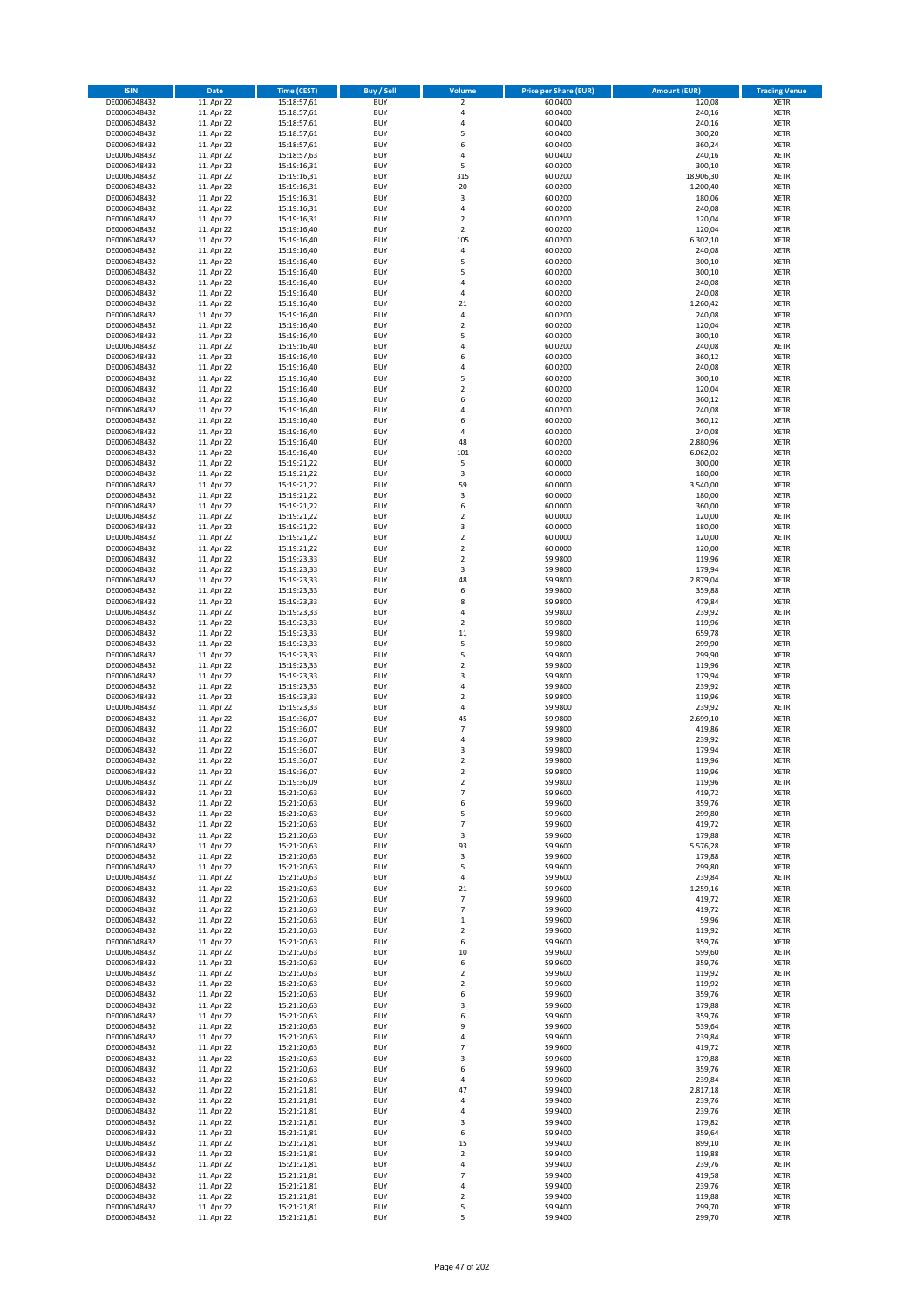| ISIN | Date | Time (CEST) | Buy / Sell | Volume | Price per Share (EUR) | Amount (EUR) | Trading Venue |
|---|---|---|---|---|---|---|---|
| DE0006048432 | 11. Apr 22 | 15:18:57,61 | BUY | 2 | 60,0400 | 120,08 | XETR |
| DE0006048432 | 11. Apr 22 | 15:18:57,61 | BUY | 4 | 60,0400 | 240,16 | XETR |
| DE0006048432 | 11. Apr 22 | 15:18:57,61 | BUY | 4 | 60,0400 | 240,16 | XETR |
| DE0006048432 | 11. Apr 22 | 15:18:57,61 | BUY | 5 | 60,0400 | 300,20 | XETR |
| DE0006048432 | 11. Apr 22 | 15:18:57,61 | BUY | 6 | 60,0400 | 360,24 | XETR |
| DE0006048432 | 11. Apr 22 | 15:18:57,63 | BUY | 4 | 60,0400 | 240,16 | XETR |
| DE0006048432 | 11. Apr 22 | 15:19:16,31 | BUY | 5 | 60,0200 | 300,10 | XETR |
| DE0006048432 | 11. Apr 22 | 15:19:16,31 | BUY | 315 | 60,0200 | 18.906,30 | XETR |
| DE0006048432 | 11. Apr 22 | 15:19:16,31 | BUY | 20 | 60,0200 | 1.200,40 | XETR |
| DE0006048432 | 11. Apr 22 | 15:19:16,31 | BUY | 3 | 60,0200 | 180,06 | XETR |
| DE0006048432 | 11. Apr 22 | 15:19:16,31 | BUY | 4 | 60,0200 | 240,08 | XETR |
| DE0006048432 | 11. Apr 22 | 15:19:16,31 | BUY | 2 | 60,0200 | 120,04 | XETR |
| DE0006048432 | 11. Apr 22 | 15:19:16,40 | BUY | 2 | 60,0200 | 120,04 | XETR |
| DE0006048432 | 11. Apr 22 | 15:19:16,40 | BUY | 105 | 60,0200 | 6.302,10 | XETR |
| DE0006048432 | 11. Apr 22 | 15:19:16,40 | BUY | 4 | 60,0200 | 240,08 | XETR |
| DE0006048432 | 11. Apr 22 | 15:19:16,40 | BUY | 5 | 60,0200 | 300,10 | XETR |
| DE0006048432 | 11. Apr 22 | 15:19:16,40 | BUY | 5 | 60,0200 | 300,10 | XETR |
| DE0006048432 | 11. Apr 22 | 15:19:16,40 | BUY | 4 | 60,0200 | 240,08 | XETR |
| DE0006048432 | 11. Apr 22 | 15:19:16,40 | BUY | 4 | 60,0200 | 240,08 | XETR |
| DE0006048432 | 11. Apr 22 | 15:19:16,40 | BUY | 21 | 60,0200 | 1.260,42 | XETR |
| DE0006048432 | 11. Apr 22 | 15:19:16,40 | BUY | 4 | 60,0200 | 240,08 | XETR |
| DE0006048432 | 11. Apr 22 | 15:19:16,40 | BUY | 2 | 60,0200 | 120,04 | XETR |
| DE0006048432 | 11. Apr 22 | 15:19:16,40 | BUY | 5 | 60,0200 | 300,10 | XETR |
| DE0006048432 | 11. Apr 22 | 15:19:16,40 | BUY | 4 | 60,0200 | 240,08 | XETR |
| DE0006048432 | 11. Apr 22 | 15:19:16,40 | BUY | 6 | 60,0200 | 360,12 | XETR |
| DE0006048432 | 11. Apr 22 | 15:19:16,40 | BUY | 4 | 60,0200 | 240,08 | XETR |
| DE0006048432 | 11. Apr 22 | 15:19:16,40 | BUY | 5 | 60,0200 | 300,10 | XETR |
| DE0006048432 | 11. Apr 22 | 15:19:16,40 | BUY | 2 | 60,0200 | 120,04 | XETR |
| DE0006048432 | 11. Apr 22 | 15:19:16,40 | BUY | 6 | 60,0200 | 360,12 | XETR |
| DE0006048432 | 11. Apr 22 | 15:19:16,40 | BUY | 4 | 60,0200 | 240,08 | XETR |
| DE0006048432 | 11. Apr 22 | 15:19:16,40 | BUY | 6 | 60,0200 | 360,12 | XETR |
| DE0006048432 | 11. Apr 22 | 15:19:16,40 | BUY | 4 | 60,0200 | 240,08 | XETR |
| DE0006048432 | 11. Apr 22 | 15:19:16,40 | BUY | 48 | 60,0200 | 2.880,96 | XETR |
| DE0006048432 | 11. Apr 22 | 15:19:16,40 | BUY | 101 | 60,0200 | 6.062,02 | XETR |
| DE0006048432 | 11. Apr 22 | 15:19:21,22 | BUY | 5 | 60,0000 | 300,00 | XETR |
| DE0006048432 | 11. Apr 22 | 15:19:21,22 | BUY | 3 | 60,0000 | 180,00 | XETR |
| DE0006048432 | 11. Apr 22 | 15:19:21,22 | BUY | 59 | 60,0000 | 3.540,00 | XETR |
| DE0006048432 | 11. Apr 22 | 15:19:21,22 | BUY | 3 | 60,0000 | 180,00 | XETR |
| DE0006048432 | 11. Apr 22 | 15:19:21,22 | BUY | 6 | 60,0000 | 360,00 | XETR |
| DE0006048432 | 11. Apr 22 | 15:19:21,22 | BUY | 2 | 60,0000 | 120,00 | XETR |
| DE0006048432 | 11. Apr 22 | 15:19:21,22 | BUY | 3 | 60,0000 | 180,00 | XETR |
| DE0006048432 | 11. Apr 22 | 15:19:21,22 | BUY | 2 | 60,0000 | 120,00 | XETR |
| DE0006048432 | 11. Apr 22 | 15:19:21,22 | BUY | 2 | 60,0000 | 120,00 | XETR |
| DE0006048432 | 11. Apr 22 | 15:19:23,33 | BUY | 2 | 59,9800 | 119,96 | XETR |
| DE0006048432 | 11. Apr 22 | 15:19:23,33 | BUY | 3 | 59,9800 | 179,94 | XETR |
| DE0006048432 | 11. Apr 22 | 15:19:23,33 | BUY | 48 | 59,9800 | 2.879,04 | XETR |
| DE0006048432 | 11. Apr 22 | 15:19:23,33 | BUY | 6 | 59,9800 | 359,88 | XETR |
| DE0006048432 | 11. Apr 22 | 15:19:23,33 | BUY | 8 | 59,9800 | 479,84 | XETR |
| DE0006048432 | 11. Apr 22 | 15:19:23,33 | BUY | 4 | 59,9800 | 239,92 | XETR |
| DE0006048432 | 11. Apr 22 | 15:19:23,33 | BUY | 2 | 59,9800 | 119,96 | XETR |
| DE0006048432 | 11. Apr 22 | 15:19:23,33 | BUY | 11 | 59,9800 | 659,78 | XETR |
| DE0006048432 | 11. Apr 22 | 15:19:23,33 | BUY | 5 | 59,9800 | 299,90 | XETR |
| DE0006048432 | 11. Apr 22 | 15:19:23,33 | BUY | 5 | 59,9800 | 299,90 | XETR |
| DE0006048432 | 11. Apr 22 | 15:19:23,33 | BUY | 2 | 59,9800 | 119,96 | XETR |
| DE0006048432 | 11. Apr 22 | 15:19:23,33 | BUY | 3 | 59,9800 | 179,94 | XETR |
| DE0006048432 | 11. Apr 22 | 15:19:23,33 | BUY | 4 | 59,9800 | 239,92 | XETR |
| DE0006048432 | 11. Apr 22 | 15:19:23,33 | BUY | 2 | 59,9800 | 119,96 | XETR |
| DE0006048432 | 11. Apr 22 | 15:19:23,33 | BUY | 4 | 59,9800 | 239,92 | XETR |
| DE0006048432 | 11. Apr 22 | 15:19:36,07 | BUY | 45 | 59,9800 | 2.699,10 | XETR |
| DE0006048432 | 11. Apr 22 | 15:19:36,07 | BUY | 7 | 59,9800 | 419,86 | XETR |
| DE0006048432 | 11. Apr 22 | 15:19:36,07 | BUY | 4 | 59,9800 | 239,92 | XETR |
| DE0006048432 | 11. Apr 22 | 15:19:36,07 | BUY | 3 | 59,9800 | 179,94 | XETR |
| DE0006048432 | 11. Apr 22 | 15:19:36,07 | BUY | 2 | 59,9800 | 119,96 | XETR |
| DE0006048432 | 11. Apr 22 | 15:19:36,07 | BUY | 2 | 59,9800 | 119,96 | XETR |
| DE0006048432 | 11. Apr 22 | 15:19:36,09 | BUY | 2 | 59,9800 | 119,96 | XETR |
| DE0006048432 | 11. Apr 22 | 15:21:20,63 | BUY | 7 | 59,9600 | 419,72 | XETR |
| DE0006048432 | 11. Apr 22 | 15:21:20,63 | BUY | 6 | 59,9600 | 359,76 | XETR |
| DE0006048432 | 11. Apr 22 | 15:21:20,63 | BUY | 5 | 59,9600 | 299,80 | XETR |
| DE0006048432 | 11. Apr 22 | 15:21:20,63 | BUY | 7 | 59,9600 | 419,72 | XETR |
| DE0006048432 | 11. Apr 22 | 15:21:20,63 | BUY | 3 | 59,9600 | 179,88 | XETR |
| DE0006048432 | 11. Apr 22 | 15:21:20,63 | BUY | 93 | 59,9600 | 5.576,28 | XETR |
| DE0006048432 | 11. Apr 22 | 15:21:20,63 | BUY | 3 | 59,9600 | 179,88 | XETR |
| DE0006048432 | 11. Apr 22 | 15:21:20,63 | BUY | 5 | 59,9600 | 299,80 | XETR |
| DE0006048432 | 11. Apr 22 | 15:21:20,63 | BUY | 4 | 59,9600 | 239,84 | XETR |
| DE0006048432 | 11. Apr 22 | 15:21:20,63 | BUY | 21 | 59,9600 | 1.259,16 | XETR |
| DE0006048432 | 11. Apr 22 | 15:21:20,63 | BUY | 7 | 59,9600 | 419,72 | XETR |
| DE0006048432 | 11. Apr 22 | 15:21:20,63 | BUY | 7 | 59,9600 | 419,72 | XETR |
| DE0006048432 | 11. Apr 22 | 15:21:20,63 | BUY | 1 | 59,9600 | 59,96 | XETR |
| DE0006048432 | 11. Apr 22 | 15:21:20,63 | BUY | 2 | 59,9600 | 119,92 | XETR |
| DE0006048432 | 11. Apr 22 | 15:21:20,63 | BUY | 6 | 59,9600 | 359,76 | XETR |
| DE0006048432 | 11. Apr 22 | 15:21:20,63 | BUY | 10 | 59,9600 | 599,60 | XETR |
| DE0006048432 | 11. Apr 22 | 15:21:20,63 | BUY | 6 | 59,9600 | 359,76 | XETR |
| DE0006048432 | 11. Apr 22 | 15:21:20,63 | BUY | 2 | 59,9600 | 119,92 | XETR |
| DE0006048432 | 11. Apr 22 | 15:21:20,63 | BUY | 2 | 59,9600 | 119,92 | XETR |
| DE0006048432 | 11. Apr 22 | 15:21:20,63 | BUY | 6 | 59,9600 | 359,76 | XETR |
| DE0006048432 | 11. Apr 22 | 15:21:20,63 | BUY | 3 | 59,9600 | 179,88 | XETR |
| DE0006048432 | 11. Apr 22 | 15:21:20,63 | BUY | 6 | 59,9600 | 359,76 | XETR |
| DE0006048432 | 11. Apr 22 | 15:21:20,63 | BUY | 9 | 59,9600 | 539,64 | XETR |
| DE0006048432 | 11. Apr 22 | 15:21:20,63 | BUY | 4 | 59,9600 | 239,84 | XETR |
| DE0006048432 | 11. Apr 22 | 15:21:20,63 | BUY | 7 | 59,9600 | 419,72 | XETR |
| DE0006048432 | 11. Apr 22 | 15:21:20,63 | BUY | 3 | 59,9600 | 179,88 | XETR |
| DE0006048432 | 11. Apr 22 | 15:21:20,63 | BUY | 6 | 59,9600 | 359,76 | XETR |
| DE0006048432 | 11. Apr 22 | 15:21:20,63 | BUY | 4 | 59,9600 | 239,84 | XETR |
| DE0006048432 | 11. Apr 22 | 15:21:21,81 | BUY | 47 | 59,9400 | 2.817,18 | XETR |
| DE0006048432 | 11. Apr 22 | 15:21:21,81 | BUY | 4 | 59,9400 | 239,76 | XETR |
| DE0006048432 | 11. Apr 22 | 15:21:21,81 | BUY | 4 | 59,9400 | 239,76 | XETR |
| DE0006048432 | 11. Apr 22 | 15:21:21,81 | BUY | 3 | 59,9400 | 179,82 | XETR |
| DE0006048432 | 11. Apr 22 | 15:21:21,81 | BUY | 6 | 59,9400 | 359,64 | XETR |
| DE0006048432 | 11. Apr 22 | 15:21:21,81 | BUY | 15 | 59,9400 | 899,10 | XETR |
| DE0006048432 | 11. Apr 22 | 15:21:21,81 | BUY | 2 | 59,9400 | 119,88 | XETR |
| DE0006048432 | 11. Apr 22 | 15:21:21,81 | BUY | 4 | 59,9400 | 239,76 | XETR |
| DE0006048432 | 11. Apr 22 | 15:21:21,81 | BUY | 7 | 59,9400 | 419,58 | XETR |
| DE0006048432 | 11. Apr 22 | 15:21:21,81 | BUY | 4 | 59,9400 | 239,76 | XETR |
| DE0006048432 | 11. Apr 22 | 15:21:21,81 | BUY | 2 | 59,9400 | 119,88 | XETR |
| DE0006048432 | 11. Apr 22 | 15:21:21,81 | BUY | 5 | 59,9400 | 299,70 | XETR |
| DE0006048432 | 11. Apr 22 | 15:21:21,81 | BUY | 5 | 59,9400 | 299,70 | XETR |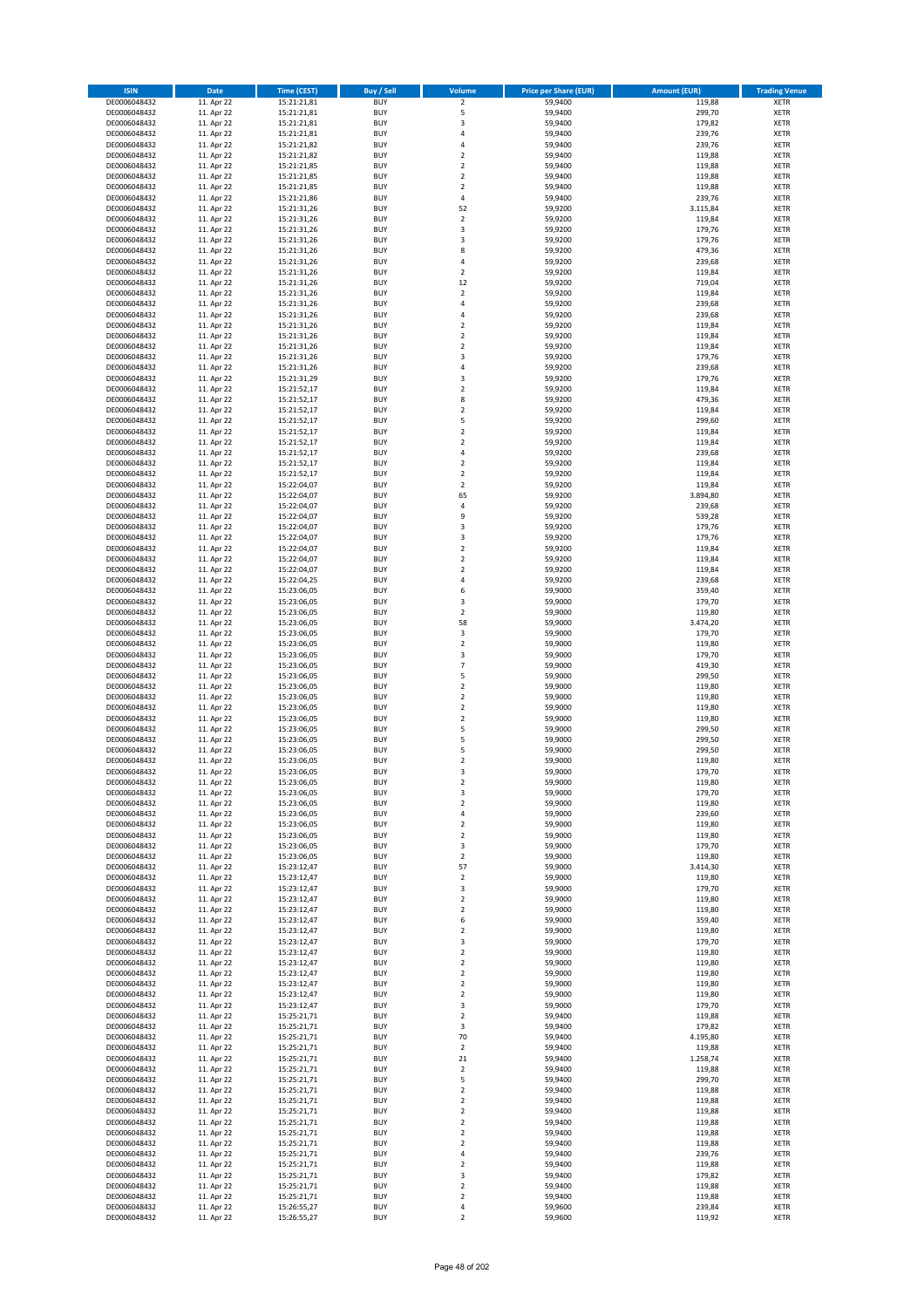| ISIN | Date | Time (CEST) | Buy / Sell | Volume | Price per Share (EUR) | Amount (EUR) | Trading Venue |
|---|---|---|---|---|---|---|---|
| DE0006048432 | 11. Apr 22 | 15:21:21,81 | BUY | 2 | 59,9400 | 119,88 | XETR |
| DE0006048432 | 11. Apr 22 | 15:21:21,81 | BUY | 5 | 59,9400 | 299,70 | XETR |
| DE0006048432 | 11. Apr 22 | 15:21:21,81 | BUY | 3 | 59,9400 | 179,82 | XETR |
| DE0006048432 | 11. Apr 22 | 15:21:21,81 | BUY | 4 | 59,9400 | 239,76 | XETR |
| DE0006048432 | 11. Apr 22 | 15:21:21,82 | BUY | 4 | 59,9400 | 239,76 | XETR |
| DE0006048432 | 11. Apr 22 | 15:21:21,82 | BUY | 2 | 59,9400 | 119,88 | XETR |
| DE0006048432 | 11. Apr 22 | 15:21:21,85 | BUY | 2 | 59,9400 | 119,88 | XETR |
| DE0006048432 | 11. Apr 22 | 15:21:21,85 | BUY | 2 | 59,9400 | 119,88 | XETR |
| DE0006048432 | 11. Apr 22 | 15:21:21,85 | BUY | 2 | 59,9400 | 119,88 | XETR |
| DE0006048432 | 11. Apr 22 | 15:21:21,86 | BUY | 4 | 59,9400 | 239,76 | XETR |
| DE0006048432 | 11. Apr 22 | 15:21:31,26 | BUY | 52 | 59,9200 | 3.115,84 | XETR |
| DE0006048432 | 11. Apr 22 | 15:21:31,26 | BUY | 2 | 59,9200 | 119,84 | XETR |
| DE0006048432 | 11. Apr 22 | 15:21:31,26 | BUY | 3 | 59,9200 | 179,76 | XETR |
| DE0006048432 | 11. Apr 22 | 15:21:31,26 | BUY | 3 | 59,9200 | 179,76 | XETR |
| DE0006048432 | 11. Apr 22 | 15:21:31,26 | BUY | 8 | 59,9200 | 479,36 | XETR |
| DE0006048432 | 11. Apr 22 | 15:21:31,26 | BUY | 4 | 59,9200 | 239,68 | XETR |
| DE0006048432 | 11. Apr 22 | 15:21:31,26 | BUY | 2 | 59,9200 | 119,84 | XETR |
| DE0006048432 | 11. Apr 22 | 15:21:31,26 | BUY | 12 | 59,9200 | 719,04 | XETR |
| DE0006048432 | 11. Apr 22 | 15:21:31,26 | BUY | 2 | 59,9200 | 119,84 | XETR |
| DE0006048432 | 11. Apr 22 | 15:21:31,26 | BUY | 4 | 59,9200 | 239,68 | XETR |
| DE0006048432 | 11. Apr 22 | 15:21:31,26 | BUY | 4 | 59,9200 | 239,68 | XETR |
| DE0006048432 | 11. Apr 22 | 15:21:31,26 | BUY | 2 | 59,9200 | 119,84 | XETR |
| DE0006048432 | 11. Apr 22 | 15:21:31,26 | BUY | 2 | 59,9200 | 119,84 | XETR |
| DE0006048432 | 11. Apr 22 | 15:21:31,26 | BUY | 2 | 59,9200 | 119,84 | XETR |
| DE0006048432 | 11. Apr 22 | 15:21:31,26 | BUY | 3 | 59,9200 | 179,76 | XETR |
| DE0006048432 | 11. Apr 22 | 15:21:31,26 | BUY | 4 | 59,9200 | 239,68 | XETR |
| DE0006048432 | 11. Apr 22 | 15:21:31,29 | BUY | 3 | 59,9200 | 179,76 | XETR |
| DE0006048432 | 11. Apr 22 | 15:21:52,17 | BUY | 2 | 59,9200 | 119,84 | XETR |
| DE0006048432 | 11. Apr 22 | 15:21:52,17 | BUY | 8 | 59,9200 | 479,36 | XETR |
| DE0006048432 | 11. Apr 22 | 15:21:52,17 | BUY | 2 | 59,9200 | 119,84 | XETR |
| DE0006048432 | 11. Apr 22 | 15:21:52,17 | BUY | 5 | 59,9200 | 299,60 | XETR |
| DE0006048432 | 11. Apr 22 | 15:21:52,17 | BUY | 2 | 59,9200 | 119,84 | XETR |
| DE0006048432 | 11. Apr 22 | 15:21:52,17 | BUY | 2 | 59,9200 | 119,84 | XETR |
| DE0006048432 | 11. Apr 22 | 15:21:52,17 | BUY | 4 | 59,9200 | 239,68 | XETR |
| DE0006048432 | 11. Apr 22 | 15:21:52,17 | BUY | 2 | 59,9200 | 119,84 | XETR |
| DE0006048432 | 11. Apr 22 | 15:21:52,17 | BUY | 2 | 59,9200 | 119,84 | XETR |
| DE0006048432 | 11. Apr 22 | 15:22:04,07 | BUY | 2 | 59,9200 | 119,84 | XETR |
| DE0006048432 | 11. Apr 22 | 15:22:04,07 | BUY | 65 | 59,9200 | 3.894,80 | XETR |
| DE0006048432 | 11. Apr 22 | 15:22:04,07 | BUY | 4 | 59,9200 | 239,68 | XETR |
| DE0006048432 | 11. Apr 22 | 15:22:04,07 | BUY | 9 | 59,9200 | 539,28 | XETR |
| DE0006048432 | 11. Apr 22 | 15:22:04,07 | BUY | 3 | 59,9200 | 179,76 | XETR |
| DE0006048432 | 11. Apr 22 | 15:22:04,07 | BUY | 3 | 59,9200 | 179,76 | XETR |
| DE0006048432 | 11. Apr 22 | 15:22:04,07 | BUY | 2 | 59,9200 | 119,84 | XETR |
| DE0006048432 | 11. Apr 22 | 15:22:04,07 | BUY | 2 | 59,9200 | 119,84 | XETR |
| DE0006048432 | 11. Apr 22 | 15:22:04,07 | BUY | 2 | 59,9200 | 119,84 | XETR |
| DE0006048432 | 11. Apr 22 | 15:22:04,25 | BUY | 4 | 59,9200 | 239,68 | XETR |
| DE0006048432 | 11. Apr 22 | 15:23:06,05 | BUY | 6 | 59,9000 | 359,40 | XETR |
| DE0006048432 | 11. Apr 22 | 15:23:06,05 | BUY | 3 | 59,9000 | 179,70 | XETR |
| DE0006048432 | 11. Apr 22 | 15:23:06,05 | BUY | 2 | 59,9000 | 119,80 | XETR |
| DE0006048432 | 11. Apr 22 | 15:23:06,05 | BUY | 58 | 59,9000 | 3.474,20 | XETR |
| DE0006048432 | 11. Apr 22 | 15:23:06,05 | BUY | 3 | 59,9000 | 179,70 | XETR |
| DE0006048432 | 11. Apr 22 | 15:23:06,05 | BUY | 2 | 59,9000 | 119,80 | XETR |
| DE0006048432 | 11. Apr 22 | 15:23:06,05 | BUY | 3 | 59,9000 | 179,70 | XETR |
| DE0006048432 | 11. Apr 22 | 15:23:06,05 | BUY | 7 | 59,9000 | 419,30 | XETR |
| DE0006048432 | 11. Apr 22 | 15:23:06,05 | BUY | 5 | 59,9000 | 299,50 | XETR |
| DE0006048432 | 11. Apr 22 | 15:23:06,05 | BUY | 2 | 59,9000 | 119,80 | XETR |
| DE0006048432 | 11. Apr 22 | 15:23:06,05 | BUY | 2 | 59,9000 | 119,80 | XETR |
| DE0006048432 | 11. Apr 22 | 15:23:06,05 | BUY | 2 | 59,9000 | 119,80 | XETR |
| DE0006048432 | 11. Apr 22 | 15:23:06,05 | BUY | 2 | 59,9000 | 119,80 | XETR |
| DE0006048432 | 11. Apr 22 | 15:23:06,05 | BUY | 5 | 59,9000 | 299,50 | XETR |
| DE0006048432 | 11. Apr 22 | 15:23:06,05 | BUY | 5 | 59,9000 | 299,50 | XETR |
| DE0006048432 | 11. Apr 22 | 15:23:06,05 | BUY | 5 | 59,9000 | 299,50 | XETR |
| DE0006048432 | 11. Apr 22 | 15:23:06,05 | BUY | 2 | 59,9000 | 119,80 | XETR |
| DE0006048432 | 11. Apr 22 | 15:23:06,05 | BUY | 3 | 59,9000 | 179,70 | XETR |
| DE0006048432 | 11. Apr 22 | 15:23:06,05 | BUY | 2 | 59,9000 | 119,80 | XETR |
| DE0006048432 | 11. Apr 22 | 15:23:06,05 | BUY | 3 | 59,9000 | 179,70 | XETR |
| DE0006048432 | 11. Apr 22 | 15:23:06,05 | BUY | 2 | 59,9000 | 119,80 | XETR |
| DE0006048432 | 11. Apr 22 | 15:23:06,05 | BUY | 4 | 59,9000 | 239,60 | XETR |
| DE0006048432 | 11. Apr 22 | 15:23:06,05 | BUY | 2 | 59,9000 | 119,80 | XETR |
| DE0006048432 | 11. Apr 22 | 15:23:06,05 | BUY | 2 | 59,9000 | 119,80 | XETR |
| DE0006048432 | 11. Apr 22 | 15:23:06,05 | BUY | 3 | 59,9000 | 179,70 | XETR |
| DE0006048432 | 11. Apr 22 | 15:23:06,05 | BUY | 2 | 59,9000 | 119,80 | XETR |
| DE0006048432 | 11. Apr 22 | 15:23:12,47 | BUY | 57 | 59,9000 | 3.414,30 | XETR |
| DE0006048432 | 11. Apr 22 | 15:23:12,47 | BUY | 2 | 59,9000 | 119,80 | XETR |
| DE0006048432 | 11. Apr 22 | 15:23:12,47 | BUY | 3 | 59,9000 | 179,70 | XETR |
| DE0006048432 | 11. Apr 22 | 15:23:12,47 | BUY | 2 | 59,9000 | 119,80 | XETR |
| DE0006048432 | 11. Apr 22 | 15:23:12,47 | BUY | 2 | 59,9000 | 119,80 | XETR |
| DE0006048432 | 11. Apr 22 | 15:23:12,47 | BUY | 6 | 59,9000 | 359,40 | XETR |
| DE0006048432 | 11. Apr 22 | 15:23:12,47 | BUY | 2 | 59,9000 | 119,80 | XETR |
| DE0006048432 | 11. Apr 22 | 15:23:12,47 | BUY | 3 | 59,9000 | 179,70 | XETR |
| DE0006048432 | 11. Apr 22 | 15:23:12,47 | BUY | 2 | 59,9000 | 119,80 | XETR |
| DE0006048432 | 11. Apr 22 | 15:23:12,47 | BUY | 2 | 59,9000 | 119,80 | XETR |
| DE0006048432 | 11. Apr 22 | 15:23:12,47 | BUY | 2 | 59,9000 | 119,80 | XETR |
| DE0006048432 | 11. Apr 22 | 15:23:12,47 | BUY | 2 | 59,9000 | 119,80 | XETR |
| DE0006048432 | 11. Apr 22 | 15:23:12,47 | BUY | 2 | 59,9000 | 119,80 | XETR |
| DE0006048432 | 11. Apr 22 | 15:23:12,47 | BUY | 3 | 59,9000 | 179,70 | XETR |
| DE0006048432 | 11. Apr 22 | 15:25:21,71 | BUY | 2 | 59,9400 | 119,88 | XETR |
| DE0006048432 | 11. Apr 22 | 15:25:21,71 | BUY | 3 | 59,9400 | 179,82 | XETR |
| DE0006048432 | 11. Apr 22 | 15:25:21,71 | BUY | 70 | 59,9400 | 4.195,80 | XETR |
| DE0006048432 | 11. Apr 22 | 15:25:21,71 | BUY | 2 | 59,9400 | 119,88 | XETR |
| DE0006048432 | 11. Apr 22 | 15:25:21,71 | BUY | 21 | 59,9400 | 1.258,74 | XETR |
| DE0006048432 | 11. Apr 22 | 15:25:21,71 | BUY | 2 | 59,9400 | 119,88 | XETR |
| DE0006048432 | 11. Apr 22 | 15:25:21,71 | BUY | 5 | 59,9400 | 299,70 | XETR |
| DE0006048432 | 11. Apr 22 | 15:25:21,71 | BUY | 2 | 59,9400 | 119,88 | XETR |
| DE0006048432 | 11. Apr 22 | 15:25:21,71 | BUY | 2 | 59,9400 | 119,88 | XETR |
| DE0006048432 | 11. Apr 22 | 15:25:21,71 | BUY | 2 | 59,9400 | 119,88 | XETR |
| DE0006048432 | 11. Apr 22 | 15:25:21,71 | BUY | 2 | 59,9400 | 119,88 | XETR |
| DE0006048432 | 11. Apr 22 | 15:25:21,71 | BUY | 2 | 59,9400 | 119,88 | XETR |
| DE0006048432 | 11. Apr 22 | 15:25:21,71 | BUY | 2 | 59,9400 | 119,88 | XETR |
| DE0006048432 | 11. Apr 22 | 15:25:21,71 | BUY | 4 | 59,9400 | 239,76 | XETR |
| DE0006048432 | 11. Apr 22 | 15:25:21,71 | BUY | 2 | 59,9400 | 119,88 | XETR |
| DE0006048432 | 11. Apr 22 | 15:25:21,71 | BUY | 3 | 59,9400 | 179,82 | XETR |
| DE0006048432 | 11. Apr 22 | 15:25:21,71 | BUY | 2 | 59,9400 | 119,88 | XETR |
| DE0006048432 | 11. Apr 22 | 15:25:21,71 | BUY | 2 | 59,9400 | 119,88 | XETR |
| DE0006048432 | 11. Apr 22 | 15:26:55,27 | BUY | 4 | 59,9600 | 239,84 | XETR |
| DE0006048432 | 11. Apr 22 | 15:26:55,27 | BUY | 2 | 59,9600 | 119,92 | XETR |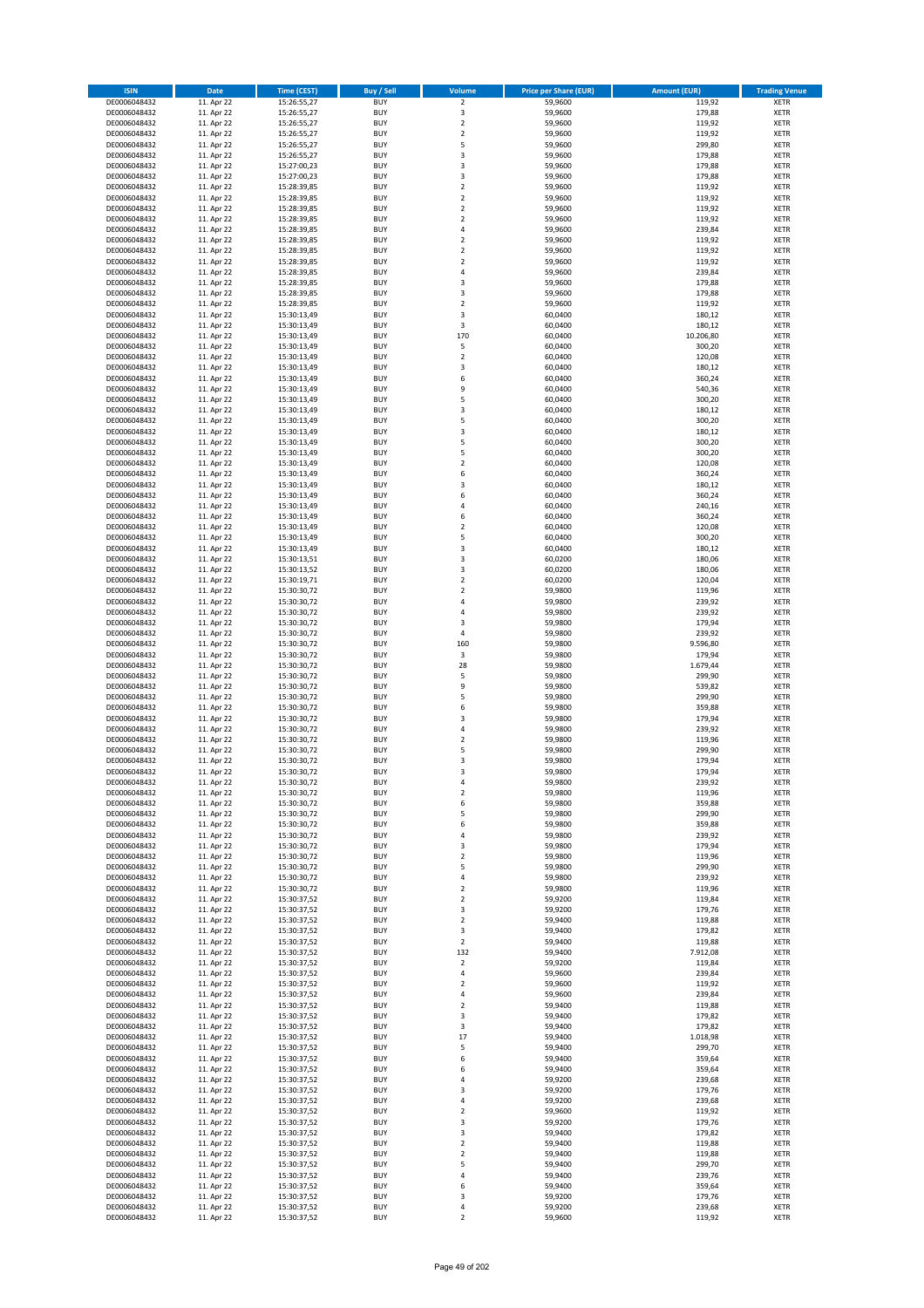| ISIN | Date | Time (CEST) | Buy / Sell | Volume | Price per Share (EUR) | Amount (EUR) | Trading Venue |
|---|---|---|---|---|---|---|---|
| DE0006048432 | 11. Apr 22 | 15:26:55,27 | BUY | 2 | 59,9600 | 119,92 | XETR |
| DE0006048432 | 11. Apr 22 | 15:26:55,27 | BUY | 3 | 59,9600 | 179,88 | XETR |
| DE0006048432 | 11. Apr 22 | 15:26:55,27 | BUY | 2 | 59,9600 | 119,92 | XETR |
| DE0006048432 | 11. Apr 22 | 15:26:55,27 | BUY | 2 | 59,9600 | 119,92 | XETR |
| DE0006048432 | 11. Apr 22 | 15:26:55,27 | BUY | 5 | 59,9600 | 299,80 | XETR |
| DE0006048432 | 11. Apr 22 | 15:26:55,27 | BUY | 3 | 59,9600 | 179,88 | XETR |
| DE0006048432 | 11. Apr 22 | 15:27:00,23 | BUY | 3 | 59,9600 | 179,88 | XETR |
| DE0006048432 | 11. Apr 22 | 15:27:00,23 | BUY | 3 | 59,9600 | 179,88 | XETR |
| DE0006048432 | 11. Apr 22 | 15:28:39,85 | BUY | 2 | 59,9600 | 119,92 | XETR |
| DE0006048432 | 11. Apr 22 | 15:28:39,85 | BUY | 2 | 59,9600 | 119,92 | XETR |
| DE0006048432 | 11. Apr 22 | 15:28:39,85 | BUY | 2 | 59,9600 | 119,92 | XETR |
| DE0006048432 | 11. Apr 22 | 15:28:39,85 | BUY | 2 | 59,9600 | 119,92 | XETR |
| DE0006048432 | 11. Apr 22 | 15:28:39,85 | BUY | 4 | 59,9600 | 239,84 | XETR |
| DE0006048432 | 11. Apr 22 | 15:28:39,85 | BUY | 2 | 59,9600 | 119,92 | XETR |
| DE0006048432 | 11. Apr 22 | 15:28:39,85 | BUY | 2 | 59,9600 | 119,92 | XETR |
| DE0006048432 | 11. Apr 22 | 15:28:39,85 | BUY | 2 | 59,9600 | 119,92 | XETR |
| DE0006048432 | 11. Apr 22 | 15:28:39,85 | BUY | 4 | 59,9600 | 239,84 | XETR |
| DE0006048432 | 11. Apr 22 | 15:28:39,85 | BUY | 3 | 59,9600 | 179,88 | XETR |
| DE0006048432 | 11. Apr 22 | 15:28:39,85 | BUY | 3 | 59,9600 | 179,88 | XETR |
| DE0006048432 | 11. Apr 22 | 15:28:39,85 | BUY | 2 | 59,9600 | 119,92 | XETR |
| DE0006048432 | 11. Apr 22 | 15:30:13,49 | BUY | 3 | 60,0400 | 180,12 | XETR |
| DE0006048432 | 11. Apr 22 | 15:30:13,49 | BUY | 3 | 60,0400 | 180,12 | XETR |
| DE0006048432 | 11. Apr 22 | 15:30:13,49 | BUY | 170 | 60,0400 | 10.206,80 | XETR |
| DE0006048432 | 11. Apr 22 | 15:30:13,49 | BUY | 5 | 60,0400 | 300,20 | XETR |
| DE0006048432 | 11. Apr 22 | 15:30:13,49 | BUY | 2 | 60,0400 | 120,08 | XETR |
| DE0006048432 | 11. Apr 22 | 15:30:13,49 | BUY | 3 | 60,0400 | 180,12 | XETR |
| DE0006048432 | 11. Apr 22 | 15:30:13,49 | BUY | 6 | 60,0400 | 360,24 | XETR |
| DE0006048432 | 11. Apr 22 | 15:30:13,49 | BUY | 9 | 60,0400 | 540,36 | XETR |
| DE0006048432 | 11. Apr 22 | 15:30:13,49 | BUY | 5 | 60,0400 | 300,20 | XETR |
| DE0006048432 | 11. Apr 22 | 15:30:13,49 | BUY | 3 | 60,0400 | 180,12 | XETR |
| DE0006048432 | 11. Apr 22 | 15:30:13,49 | BUY | 5 | 60,0400 | 300,20 | XETR |
| DE0006048432 | 11. Apr 22 | 15:30:13,49 | BUY | 3 | 60,0400 | 180,12 | XETR |
| DE0006048432 | 11. Apr 22 | 15:30:13,49 | BUY | 5 | 60,0400 | 300,20 | XETR |
| DE0006048432 | 11. Apr 22 | 15:30:13,49 | BUY | 5 | 60,0400 | 300,20 | XETR |
| DE0006048432 | 11. Apr 22 | 15:30:13,49 | BUY | 2 | 60,0400 | 120,08 | XETR |
| DE0006048432 | 11. Apr 22 | 15:30:13,49 | BUY | 6 | 60,0400 | 360,24 | XETR |
| DE0006048432 | 11. Apr 22 | 15:30:13,49 | BUY | 3 | 60,0400 | 180,12 | XETR |
| DE0006048432 | 11. Apr 22 | 15:30:13,49 | BUY | 6 | 60,0400 | 360,24 | XETR |
| DE0006048432 | 11. Apr 22 | 15:30:13,49 | BUY | 4 | 60,0400 | 240,16 | XETR |
| DE0006048432 | 11. Apr 22 | 15:30:13,49 | BUY | 6 | 60,0400 | 360,24 | XETR |
| DE0006048432 | 11. Apr 22 | 15:30:13,49 | BUY | 2 | 60,0400 | 120,08 | XETR |
| DE0006048432 | 11. Apr 22 | 15:30:13,49 | BUY | 5 | 60,0400 | 300,20 | XETR |
| DE0006048432 | 11. Apr 22 | 15:30:13,49 | BUY | 3 | 60,0400 | 180,12 | XETR |
| DE0006048432 | 11. Apr 22 | 15:30:13,51 | BUY | 3 | 60,0200 | 180,06 | XETR |
| DE0006048432 | 11. Apr 22 | 15:30:13,52 | BUY | 3 | 60,0200 | 180,06 | XETR |
| DE0006048432 | 11. Apr 22 | 15:30:19,71 | BUY | 2 | 60,0200 | 120,04 | XETR |
| DE0006048432 | 11. Apr 22 | 15:30:30,72 | BUY | 2 | 59,9800 | 119,96 | XETR |
| DE0006048432 | 11. Apr 22 | 15:30:30,72 | BUY | 4 | 59,9800 | 239,92 | XETR |
| DE0006048432 | 11. Apr 22 | 15:30:30,72 | BUY | 4 | 59,9800 | 239,92 | XETR |
| DE0006048432 | 11. Apr 22 | 15:30:30,72 | BUY | 3 | 59,9800 | 179,94 | XETR |
| DE0006048432 | 11. Apr 22 | 15:30:30,72 | BUY | 4 | 59,9800 | 239,92 | XETR |
| DE0006048432 | 11. Apr 22 | 15:30:30,72 | BUY | 160 | 59,9800 | 9.596,80 | XETR |
| DE0006048432 | 11. Apr 22 | 15:30:30,72 | BUY | 3 | 59,9800 | 179,94 | XETR |
| DE0006048432 | 11. Apr 22 | 15:30:30,72 | BUY | 28 | 59,9800 | 1.679,44 | XETR |
| DE0006048432 | 11. Apr 22 | 15:30:30,72 | BUY | 5 | 59,9800 | 299,90 | XETR |
| DE0006048432 | 11. Apr 22 | 15:30:30,72 | BUY | 9 | 59,9800 | 539,82 | XETR |
| DE0006048432 | 11. Apr 22 | 15:30:30,72 | BUY | 5 | 59,9800 | 299,90 | XETR |
| DE0006048432 | 11. Apr 22 | 15:30:30,72 | BUY | 6 | 59,9800 | 359,88 | XETR |
| DE0006048432 | 11. Apr 22 | 15:30:30,72 | BUY | 3 | 59,9800 | 179,94 | XETR |
| DE0006048432 | 11. Apr 22 | 15:30:30,72 | BUY | 4 | 59,9800 | 239,92 | XETR |
| DE0006048432 | 11. Apr 22 | 15:30:30,72 | BUY | 2 | 59,9800 | 119,96 | XETR |
| DE0006048432 | 11. Apr 22 | 15:30:30,72 | BUY | 5 | 59,9800 | 299,90 | XETR |
| DE0006048432 | 11. Apr 22 | 15:30:30,72 | BUY | 3 | 59,9800 | 179,94 | XETR |
| DE0006048432 | 11. Apr 22 | 15:30:30,72 | BUY | 3 | 59,9800 | 179,94 | XETR |
| DE0006048432 | 11. Apr 22 | 15:30:30,72 | BUY | 4 | 59,9800 | 239,92 | XETR |
| DE0006048432 | 11. Apr 22 | 15:30:30,72 | BUY | 2 | 59,9800 | 119,96 | XETR |
| DE0006048432 | 11. Apr 22 | 15:30:30,72 | BUY | 6 | 59,9800 | 359,88 | XETR |
| DE0006048432 | 11. Apr 22 | 15:30:30,72 | BUY | 5 | 59,9800 | 299,90 | XETR |
| DE0006048432 | 11. Apr 22 | 15:30:30,72 | BUY | 6 | 59,9800 | 359,88 | XETR |
| DE0006048432 | 11. Apr 22 | 15:30:30,72 | BUY | 4 | 59,9800 | 239,92 | XETR |
| DE0006048432 | 11. Apr 22 | 15:30:30,72 | BUY | 3 | 59,9800 | 179,94 | XETR |
| DE0006048432 | 11. Apr 22 | 15:30:30,72 | BUY | 2 | 59,9800 | 119,96 | XETR |
| DE0006048432 | 11. Apr 22 | 15:30:30,72 | BUY | 5 | 59,9800 | 299,90 | XETR |
| DE0006048432 | 11. Apr 22 | 15:30:30,72 | BUY | 4 | 59,9800 | 239,92 | XETR |
| DE0006048432 | 11. Apr 22 | 15:30:30,72 | BUY | 2 | 59,9800 | 119,96 | XETR |
| DE0006048432 | 11. Apr 22 | 15:30:37,52 | BUY | 2 | 59,9200 | 119,84 | XETR |
| DE0006048432 | 11. Apr 22 | 15:30:37,52 | BUY | 3 | 59,9200 | 179,76 | XETR |
| DE0006048432 | 11. Apr 22 | 15:30:37,52 | BUY | 2 | 59,9400 | 119,88 | XETR |
| DE0006048432 | 11. Apr 22 | 15:30:37,52 | BUY | 3 | 59,9400 | 179,82 | XETR |
| DE0006048432 | 11. Apr 22 | 15:30:37,52 | BUY | 2 | 59,9400 | 119,88 | XETR |
| DE0006048432 | 11. Apr 22 | 15:30:37,52 | BUY | 132 | 59,9400 | 7.912,08 | XETR |
| DE0006048432 | 11. Apr 22 | 15:30:37,52 | BUY | 2 | 59,9200 | 119,84 | XETR |
| DE0006048432 | 11. Apr 22 | 15:30:37,52 | BUY | 4 | 59,9600 | 239,84 | XETR |
| DE0006048432 | 11. Apr 22 | 15:30:37,52 | BUY | 2 | 59,9600 | 119,92 | XETR |
| DE0006048432 | 11. Apr 22 | 15:30:37,52 | BUY | 4 | 59,9600 | 239,84 | XETR |
| DE0006048432 | 11. Apr 22 | 15:30:37,52 | BUY | 2 | 59,9400 | 119,88 | XETR |
| DE0006048432 | 11. Apr 22 | 15:30:37,52 | BUY | 3 | 59,9400 | 179,82 | XETR |
| DE0006048432 | 11. Apr 22 | 15:30:37,52 | BUY | 3 | 59,9400 | 179,82 | XETR |
| DE0006048432 | 11. Apr 22 | 15:30:37,52 | BUY | 17 | 59,9400 | 1.018,98 | XETR |
| DE0006048432 | 11. Apr 22 | 15:30:37,52 | BUY | 5 | 59,9400 | 299,70 | XETR |
| DE0006048432 | 11. Apr 22 | 15:30:37,52 | BUY | 6 | 59,9400 | 359,64 | XETR |
| DE0006048432 | 11. Apr 22 | 15:30:37,52 | BUY | 6 | 59,9400 | 359,64 | XETR |
| DE0006048432 | 11. Apr 22 | 15:30:37,52 | BUY | 4 | 59,9200 | 239,68 | XETR |
| DE0006048432 | 11. Apr 22 | 15:30:37,52 | BUY | 3 | 59,9200 | 179,76 | XETR |
| DE0006048432 | 11. Apr 22 | 15:30:37,52 | BUY | 4 | 59,9200 | 239,68 | XETR |
| DE0006048432 | 11. Apr 22 | 15:30:37,52 | BUY | 2 | 59,9600 | 119,92 | XETR |
| DE0006048432 | 11. Apr 22 | 15:30:37,52 | BUY | 3 | 59,9200 | 179,76 | XETR |
| DE0006048432 | 11. Apr 22 | 15:30:37,52 | BUY | 3 | 59,9400 | 179,82 | XETR |
| DE0006048432 | 11. Apr 22 | 15:30:37,52 | BUY | 2 | 59,9400 | 119,88 | XETR |
| DE0006048432 | 11. Apr 22 | 15:30:37,52 | BUY | 2 | 59,9400 | 119,88 | XETR |
| DE0006048432 | 11. Apr 22 | 15:30:37,52 | BUY | 5 | 59,9400 | 299,70 | XETR |
| DE0006048432 | 11. Apr 22 | 15:30:37,52 | BUY | 4 | 59,9400 | 239,76 | XETR |
| DE0006048432 | 11. Apr 22 | 15:30:37,52 | BUY | 6 | 59,9400 | 359,64 | XETR |
| DE0006048432 | 11. Apr 22 | 15:30:37,52 | BUY | 3 | 59,9200 | 179,76 | XETR |
| DE0006048432 | 11. Apr 22 | 15:30:37,52 | BUY | 4 | 59,9200 | 239,68 | XETR |
| DE0006048432 | 11. Apr 22 | 15:30:37,52 | BUY | 2 | 59,9600 | 119,92 | XETR |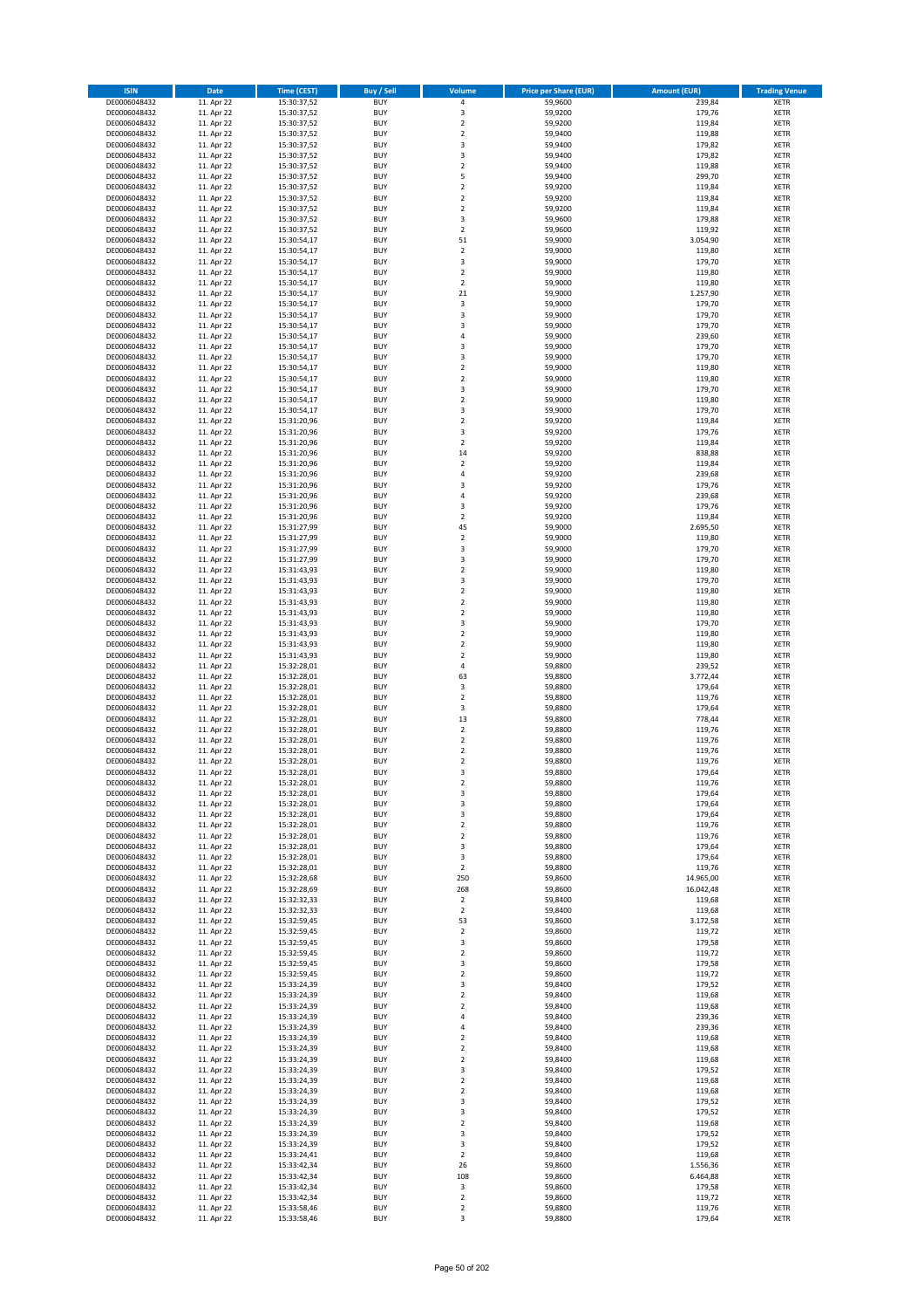| ISIN | Date | Time (CEST) | Buy / Sell | Volume | Price per Share (EUR) | Amount (EUR) | Trading Venue |
|---|---|---|---|---|---|---|---|
| DE0006048432 | 11. Apr 22 | 15:30:37,52 | BUY | 4 | 59,9600 | 239,84 | XETR |
| DE0006048432 | 11. Apr 22 | 15:30:37,52 | BUY | 3 | 59,9200 | 179,76 | XETR |
| DE0006048432 | 11. Apr 22 | 15:30:37,52 | BUY | 2 | 59,9200 | 119,84 | XETR |
| DE0006048432 | 11. Apr 22 | 15:30:37,52 | BUY | 2 | 59,9400 | 119,88 | XETR |
| DE0006048432 | 11. Apr 22 | 15:30:37,52 | BUY | 3 | 59,9400 | 179,82 | XETR |
| DE0006048432 | 11. Apr 22 | 15:30:37,52 | BUY | 3 | 59,9400 | 179,82 | XETR |
| DE0006048432 | 11. Apr 22 | 15:30:37,52 | BUY | 2 | 59,9400 | 119,88 | XETR |
| DE0006048432 | 11. Apr 22 | 15:30:37,52 | BUY | 5 | 59,9400 | 299,70 | XETR |
| DE0006048432 | 11. Apr 22 | 15:30:37,52 | BUY | 2 | 59,9200 | 119,84 | XETR |
| DE0006048432 | 11. Apr 22 | 15:30:37,52 | BUY | 2 | 59,9200 | 119,84 | XETR |
| DE0006048432 | 11. Apr 22 | 15:30:37,52 | BUY | 2 | 59,9200 | 119,84 | XETR |
| DE0006048432 | 11. Apr 22 | 15:30:37,52 | BUY | 3 | 59,9600 | 179,88 | XETR |
| DE0006048432 | 11. Apr 22 | 15:30:37,52 | BUY | 2 | 59,9600 | 119,92 | XETR |
| DE0006048432 | 11. Apr 22 | 15:30:54,17 | BUY | 51 | 59,9000 | 3.054,90 | XETR |
| DE0006048432 | 11. Apr 22 | 15:30:54,17 | BUY | 2 | 59,9000 | 119,80 | XETR |
| DE0006048432 | 11. Apr 22 | 15:30:54,17 | BUY | 3 | 59,9000 | 179,70 | XETR |
| DE0006048432 | 11. Apr 22 | 15:30:54,17 | BUY | 2 | 59,9000 | 119,80 | XETR |
| DE0006048432 | 11. Apr 22 | 15:30:54,17 | BUY | 2 | 59,9000 | 119,80 | XETR |
| DE0006048432 | 11. Apr 22 | 15:30:54,17 | BUY | 21 | 59,9000 | 1.257,90 | XETR |
| DE0006048432 | 11. Apr 22 | 15:30:54,17 | BUY | 3 | 59,9000 | 179,70 | XETR |
| DE0006048432 | 11. Apr 22 | 15:30:54,17 | BUY | 3 | 59,9000 | 179,70 | XETR |
| DE0006048432 | 11. Apr 22 | 15:30:54,17 | BUY | 3 | 59,9000 | 179,70 | XETR |
| DE0006048432 | 11. Apr 22 | 15:30:54,17 | BUY | 4 | 59,9000 | 239,60 | XETR |
| DE0006048432 | 11. Apr 22 | 15:30:54,17 | BUY | 3 | 59,9000 | 179,70 | XETR |
| DE0006048432 | 11. Apr 22 | 15:30:54,17 | BUY | 3 | 59,9000 | 179,70 | XETR |
| DE0006048432 | 11. Apr 22 | 15:30:54,17 | BUY | 2 | 59,9000 | 119,80 | XETR |
| DE0006048432 | 11. Apr 22 | 15:30:54,17 | BUY | 2 | 59,9000 | 119,80 | XETR |
| DE0006048432 | 11. Apr 22 | 15:30:54,17 | BUY | 3 | 59,9000 | 179,70 | XETR |
| DE0006048432 | 11. Apr 22 | 15:30:54,17 | BUY | 2 | 59,9000 | 119,80 | XETR |
| DE0006048432 | 11. Apr 22 | 15:30:54,17 | BUY | 3 | 59,9000 | 179,70 | XETR |
| DE0006048432 | 11. Apr 22 | 15:31:20,96 | BUY | 2 | 59,9200 | 119,84 | XETR |
| DE0006048432 | 11. Apr 22 | 15:31:20,96 | BUY | 3 | 59,9200 | 179,76 | XETR |
| DE0006048432 | 11. Apr 22 | 15:31:20,96 | BUY | 2 | 59,9200 | 119,84 | XETR |
| DE0006048432 | 11. Apr 22 | 15:31:20,96 | BUY | 14 | 59,9200 | 838,88 | XETR |
| DE0006048432 | 11. Apr 22 | 15:31:20,96 | BUY | 2 | 59,9200 | 119,84 | XETR |
| DE0006048432 | 11. Apr 22 | 15:31:20,96 | BUY | 4 | 59,9200 | 239,68 | XETR |
| DE0006048432 | 11. Apr 22 | 15:31:20,96 | BUY | 3 | 59,9200 | 179,76 | XETR |
| DE0006048432 | 11. Apr 22 | 15:31:20,96 | BUY | 4 | 59,9200 | 239,68 | XETR |
| DE0006048432 | 11. Apr 22 | 15:31:20,96 | BUY | 3 | 59,9200 | 179,76 | XETR |
| DE0006048432 | 11. Apr 22 | 15:31:20,96 | BUY | 2 | 59,9200 | 119,84 | XETR |
| DE0006048432 | 11. Apr 22 | 15:31:27,99 | BUY | 45 | 59,9000 | 2.695,50 | XETR |
| DE0006048432 | 11. Apr 22 | 15:31:27,99 | BUY | 2 | 59,9000 | 119,80 | XETR |
| DE0006048432 | 11. Apr 22 | 15:31:27,99 | BUY | 3 | 59,9000 | 179,70 | XETR |
| DE0006048432 | 11. Apr 22 | 15:31:27,99 | BUY | 3 | 59,9000 | 179,70 | XETR |
| DE0006048432 | 11. Apr 22 | 15:31:43,93 | BUY | 2 | 59,9000 | 119,80 | XETR |
| DE0006048432 | 11. Apr 22 | 15:31:43,93 | BUY | 3 | 59,9000 | 179,70 | XETR |
| DE0006048432 | 11. Apr 22 | 15:31:43,93 | BUY | 2 | 59,9000 | 119,80 | XETR |
| DE0006048432 | 11. Apr 22 | 15:31:43,93 | BUY | 2 | 59,9000 | 119,80 | XETR |
| DE0006048432 | 11. Apr 22 | 15:31:43,93 | BUY | 2 | 59,9000 | 119,80 | XETR |
| DE0006048432 | 11. Apr 22 | 15:31:43,93 | BUY | 3 | 59,9000 | 179,70 | XETR |
| DE0006048432 | 11. Apr 22 | 15:31:43,93 | BUY | 2 | 59,9000 | 119,80 | XETR |
| DE0006048432 | 11. Apr 22 | 15:31:43,93 | BUY | 2 | 59,9000 | 119,80 | XETR |
| DE0006048432 | 11. Apr 22 | 15:31:43,93 | BUY | 2 | 59,9000 | 119,80 | XETR |
| DE0006048432 | 11. Apr 22 | 15:32:28,01 | BUY | 4 | 59,8800 | 239,52 | XETR |
| DE0006048432 | 11. Apr 22 | 15:32:28,01 | BUY | 63 | 59,8800 | 3.772,44 | XETR |
| DE0006048432 | 11. Apr 22 | 15:32:28,01 | BUY | 3 | 59,8800 | 179,64 | XETR |
| DE0006048432 | 11. Apr 22 | 15:32:28,01 | BUY | 2 | 59,8800 | 119,76 | XETR |
| DE0006048432 | 11. Apr 22 | 15:32:28,01 | BUY | 3 | 59,8800 | 179,64 | XETR |
| DE0006048432 | 11. Apr 22 | 15:32:28,01 | BUY | 13 | 59,8800 | 778,44 | XETR |
| DE0006048432 | 11. Apr 22 | 15:32:28,01 | BUY | 2 | 59,8800 | 119,76 | XETR |
| DE0006048432 | 11. Apr 22 | 15:32:28,01 | BUY | 2 | 59,8800 | 119,76 | XETR |
| DE0006048432 | 11. Apr 22 | 15:32:28,01 | BUY | 2 | 59,8800 | 119,76 | XETR |
| DE0006048432 | 11. Apr 22 | 15:32:28,01 | BUY | 2 | 59,8800 | 119,76 | XETR |
| DE0006048432 | 11. Apr 22 | 15:32:28,01 | BUY | 3 | 59,8800 | 179,64 | XETR |
| DE0006048432 | 11. Apr 22 | 15:32:28,01 | BUY | 2 | 59,8800 | 119,76 | XETR |
| DE0006048432 | 11. Apr 22 | 15:32:28,01 | BUY | 3 | 59,8800 | 179,64 | XETR |
| DE0006048432 | 11. Apr 22 | 15:32:28,01 | BUY | 3 | 59,8800 | 179,64 | XETR |
| DE0006048432 | 11. Apr 22 | 15:32:28,01 | BUY | 3 | 59,8800 | 179,64 | XETR |
| DE0006048432 | 11. Apr 22 | 15:32:28,01 | BUY | 2 | 59,8800 | 119,76 | XETR |
| DE0006048432 | 11. Apr 22 | 15:32:28,01 | BUY | 2 | 59,8800 | 119,76 | XETR |
| DE0006048432 | 11. Apr 22 | 15:32:28,01 | BUY | 3 | 59,8800 | 179,64 | XETR |
| DE0006048432 | 11. Apr 22 | 15:32:28,01 | BUY | 3 | 59,8800 | 179,64 | XETR |
| DE0006048432 | 11. Apr 22 | 15:32:28,01 | BUY | 2 | 59,8800 | 119,76 | XETR |
| DE0006048432 | 11. Apr 22 | 15:32:28,68 | BUY | 250 | 59,8600 | 14.965,00 | XETR |
| DE0006048432 | 11. Apr 22 | 15:32:28,69 | BUY | 268 | 59,8600 | 16.042,48 | XETR |
| DE0006048432 | 11. Apr 22 | 15:32:32,33 | BUY | 2 | 59,8400 | 119,68 | XETR |
| DE0006048432 | 11. Apr 22 | 15:32:32,33 | BUY | 2 | 59,8400 | 119,68 | XETR |
| DE0006048432 | 11. Apr 22 | 15:32:59,45 | BUY | 53 | 59,8600 | 3.172,58 | XETR |
| DE0006048432 | 11. Apr 22 | 15:32:59,45 | BUY | 2 | 59,8600 | 119,72 | XETR |
| DE0006048432 | 11. Apr 22 | 15:32:59,45 | BUY | 3 | 59,8600 | 179,58 | XETR |
| DE0006048432 | 11. Apr 22 | 15:32:59,45 | BUY | 2 | 59,8600 | 119,72 | XETR |
| DE0006048432 | 11. Apr 22 | 15:32:59,45 | BUY | 3 | 59,8600 | 179,58 | XETR |
| DE0006048432 | 11. Apr 22 | 15:32:59,45 | BUY | 2 | 59,8600 | 119,72 | XETR |
| DE0006048432 | 11. Apr 22 | 15:33:24,39 | BUY | 3 | 59,8400 | 179,52 | XETR |
| DE0006048432 | 11. Apr 22 | 15:33:24,39 | BUY | 2 | 59,8400 | 119,68 | XETR |
| DE0006048432 | 11. Apr 22 | 15:33:24,39 | BUY | 2 | 59,8400 | 119,68 | XETR |
| DE0006048432 | 11. Apr 22 | 15:33:24,39 | BUY | 4 | 59,8400 | 239,36 | XETR |
| DE0006048432 | 11. Apr 22 | 15:33:24,39 | BUY | 4 | 59,8400 | 239,36 | XETR |
| DE0006048432 | 11. Apr 22 | 15:33:24,39 | BUY | 2 | 59,8400 | 119,68 | XETR |
| DE0006048432 | 11. Apr 22 | 15:33:24,39 | BUY | 2 | 59,8400 | 119,68 | XETR |
| DE0006048432 | 11. Apr 22 | 15:33:24,39 | BUY | 2 | 59,8400 | 119,68 | XETR |
| DE0006048432 | 11. Apr 22 | 15:33:24,39 | BUY | 3 | 59,8400 | 179,52 | XETR |
| DE0006048432 | 11. Apr 22 | 15:33:24,39 | BUY | 2 | 59,8400 | 119,68 | XETR |
| DE0006048432 | 11. Apr 22 | 15:33:24,39 | BUY | 2 | 59,8400 | 119,68 | XETR |
| DE0006048432 | 11. Apr 22 | 15:33:24,39 | BUY | 3 | 59,8400 | 179,52 | XETR |
| DE0006048432 | 11. Apr 22 | 15:33:24,39 | BUY | 3 | 59,8400 | 179,52 | XETR |
| DE0006048432 | 11. Apr 22 | 15:33:24,39 | BUY | 2 | 59,8400 | 119,68 | XETR |
| DE0006048432 | 11. Apr 22 | 15:33:24,39 | BUY | 3 | 59,8400 | 179,52 | XETR |
| DE0006048432 | 11. Apr 22 | 15:33:24,39 | BUY | 3 | 59,8400 | 179,52 | XETR |
| DE0006048432 | 11. Apr 22 | 15:33:24,41 | BUY | 2 | 59,8400 | 119,68 | XETR |
| DE0006048432 | 11. Apr 22 | 15:33:42,34 | BUY | 26 | 59,8600 | 1.556,36 | XETR |
| DE0006048432 | 11. Apr 22 | 15:33:42,34 | BUY | 108 | 59,8600 | 6.464,88 | XETR |
| DE0006048432 | 11. Apr 22 | 15:33:42,34 | BUY | 3 | 59,8600 | 179,58 | XETR |
| DE0006048432 | 11. Apr 22 | 15:33:42,34 | BUY | 2 | 59,8600 | 119,72 | XETR |
| DE0006048432 | 11. Apr 22 | 15:33:58,46 | BUY | 2 | 59,8800 | 119,76 | XETR |
| DE0006048432 | 11. Apr 22 | 15:33:58,46 | BUY | 3 | 59,8800 | 179,64 | XETR |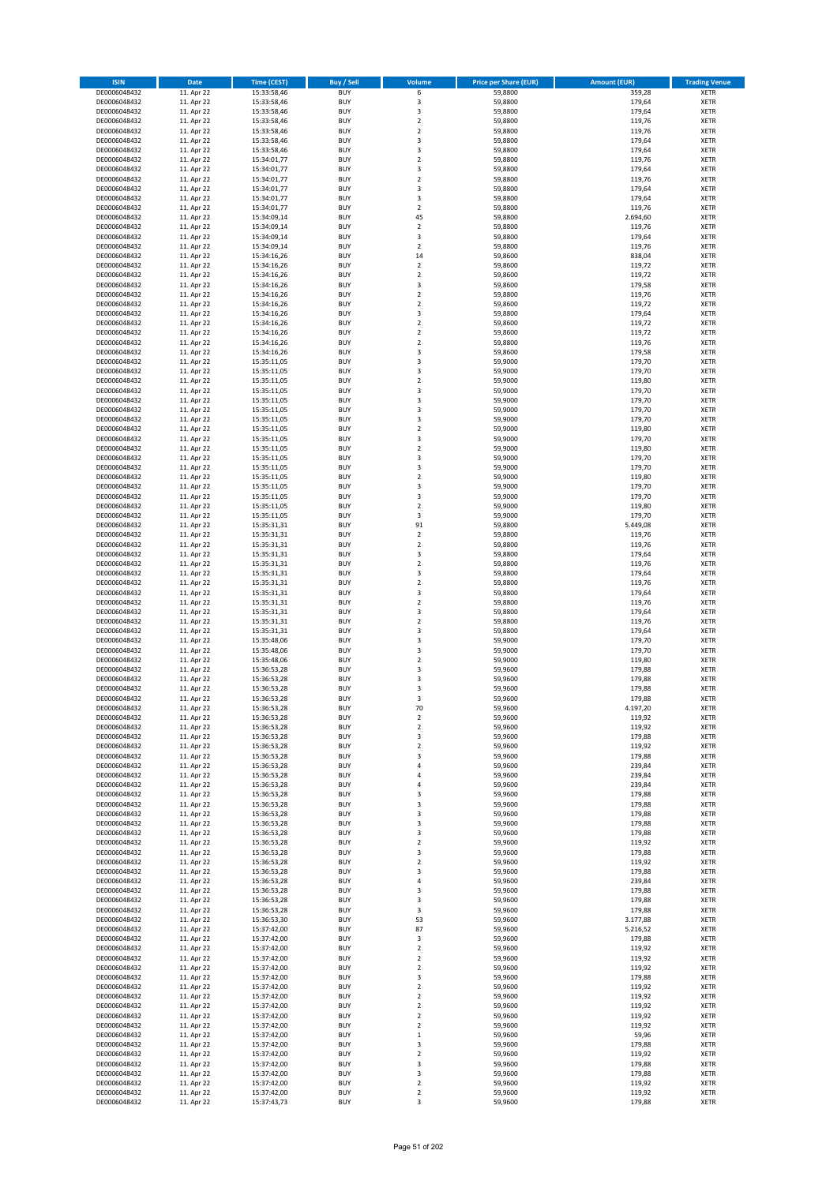| ISIN | Date | Time (CEST) | Buy / Sell | Volume | Price per Share (EUR) | Amount (EUR) | Trading Venue |
|---|---|---|---|---|---|---|---|
| DE0006048432 | 11. Apr 22 | 15:33:58,46 | BUY | 6 | 59,8800 | 359,28 | XETR |
| DE0006048432 | 11. Apr 22 | 15:33:58,46 | BUY | 3 | 59,8800 | 179,64 | XETR |
| DE0006048432 | 11. Apr 22 | 15:33:58,46 | BUY | 3 | 59,8800 | 179,64 | XETR |
| DE0006048432 | 11. Apr 22 | 15:33:58,46 | BUY | 2 | 59,8800 | 119,76 | XETR |
| DE0006048432 | 11. Apr 22 | 15:33:58,46 | BUY | 2 | 59,8800 | 119,76 | XETR |
| DE0006048432 | 11. Apr 22 | 15:33:58,46 | BUY | 3 | 59,8800 | 179,64 | XETR |
| DE0006048432 | 11. Apr 22 | 15:33:58,46 | BUY | 3 | 59,8800 | 179,64 | XETR |
| DE0006048432 | 11. Apr 22 | 15:34:01,77 | BUY | 2 | 59,8800 | 119,76 | XETR |
| DE0006048432 | 11. Apr 22 | 15:34:01,77 | BUY | 3 | 59,8800 | 179,64 | XETR |
| DE0006048432 | 11. Apr 22 | 15:34:01,77 | BUY | 2 | 59,8800 | 119,76 | XETR |
| DE0006048432 | 11. Apr 22 | 15:34:01,77 | BUY | 3 | 59,8800 | 179,64 | XETR |
| DE0006048432 | 11. Apr 22 | 15:34:01,77 | BUY | 3 | 59,8800 | 179,64 | XETR |
| DE0006048432 | 11. Apr 22 | 15:34:01,77 | BUY | 2 | 59,8800 | 119,76 | XETR |
| DE0006048432 | 11. Apr 22 | 15:34:09,14 | BUY | 45 | 59,8800 | 2.694,60 | XETR |
| DE0006048432 | 11. Apr 22 | 15:34:09,14 | BUY | 2 | 59,8800 | 119,76 | XETR |
| DE0006048432 | 11. Apr 22 | 15:34:09,14 | BUY | 3 | 59,8800 | 179,64 | XETR |
| DE0006048432 | 11. Apr 22 | 15:34:09,14 | BUY | 2 | 59,8800 | 119,76 | XETR |
| DE0006048432 | 11. Apr 22 | 15:34:16,26 | BUY | 14 | 59,8600 | 838,04 | XETR |
| DE0006048432 | 11. Apr 22 | 15:34:16,26 | BUY | 2 | 59,8600 | 119,72 | XETR |
| DE0006048432 | 11. Apr 22 | 15:34:16,26 | BUY | 2 | 59,8600 | 119,72 | XETR |
| DE0006048432 | 11. Apr 22 | 15:34:16,26 | BUY | 3 | 59,8600 | 179,58 | XETR |
| DE0006048432 | 11. Apr 22 | 15:34:16,26 | BUY | 2 | 59,8800 | 119,76 | XETR |
| DE0006048432 | 11. Apr 22 | 15:34:16,26 | BUY | 2 | 59,8600 | 119,72 | XETR |
| DE0006048432 | 11. Apr 22 | 15:34:16,26 | BUY | 3 | 59,8800 | 179,64 | XETR |
| DE0006048432 | 11. Apr 22 | 15:34:16,26 | BUY | 2 | 59,8600 | 119,72 | XETR |
| DE0006048432 | 11. Apr 22 | 15:34:16,26 | BUY | 2 | 59,8600 | 119,72 | XETR |
| DE0006048432 | 11. Apr 22 | 15:34:16,26 | BUY | 2 | 59,8800 | 119,76 | XETR |
| DE0006048432 | 11. Apr 22 | 15:34:16,26 | BUY | 3 | 59,8600 | 179,58 | XETR |
| DE0006048432 | 11. Apr 22 | 15:35:11,05 | BUY | 3 | 59,9000 | 179,70 | XETR |
| DE0006048432 | 11. Apr 22 | 15:35:11,05 | BUY | 3 | 59,9000 | 179,70 | XETR |
| DE0006048432 | 11. Apr 22 | 15:35:11,05 | BUY | 2 | 59,9000 | 119,80 | XETR |
| DE0006048432 | 11. Apr 22 | 15:35:11,05 | BUY | 3 | 59,9000 | 179,70 | XETR |
| DE0006048432 | 11. Apr 22 | 15:35:11,05 | BUY | 3 | 59,9000 | 179,70 | XETR |
| DE0006048432 | 11. Apr 22 | 15:35:11,05 | BUY | 3 | 59,9000 | 179,70 | XETR |
| DE0006048432 | 11. Apr 22 | 15:35:11,05 | BUY | 3 | 59,9000 | 179,70 | XETR |
| DE0006048432 | 11. Apr 22 | 15:35:11,05 | BUY | 2 | 59,9000 | 119,80 | XETR |
| DE0006048432 | 11. Apr 22 | 15:35:11,05 | BUY | 3 | 59,9000 | 179,70 | XETR |
| DE0006048432 | 11. Apr 22 | 15:35:11,05 | BUY | 2 | 59,9000 | 119,80 | XETR |
| DE0006048432 | 11. Apr 22 | 15:35:11,05 | BUY | 3 | 59,9000 | 179,70 | XETR |
| DE0006048432 | 11. Apr 22 | 15:35:11,05 | BUY | 3 | 59,9000 | 179,70 | XETR |
| DE0006048432 | 11. Apr 22 | 15:35:11,05 | BUY | 2 | 59,9000 | 119,80 | XETR |
| DE0006048432 | 11. Apr 22 | 15:35:11,05 | BUY | 3 | 59,9000 | 179,70 | XETR |
| DE0006048432 | 11. Apr 22 | 15:35:11,05 | BUY | 3 | 59,9000 | 179,70 | XETR |
| DE0006048432 | 11. Apr 22 | 15:35:11,05 | BUY | 2 | 59,9000 | 119,80 | XETR |
| DE0006048432 | 11. Apr 22 | 15:35:11,05 | BUY | 3 | 59,9000 | 179,70 | XETR |
| DE0006048432 | 11. Apr 22 | 15:35:31,31 | BUY | 91 | 59,8800 | 5.449,08 | XETR |
| DE0006048432 | 11. Apr 22 | 15:35:31,31 | BUY | 2 | 59,8800 | 119,76 | XETR |
| DE0006048432 | 11. Apr 22 | 15:35:31,31 | BUY | 2 | 59,8800 | 119,76 | XETR |
| DE0006048432 | 11. Apr 22 | 15:35:31,31 | BUY | 3 | 59,8800 | 179,64 | XETR |
| DE0006048432 | 11. Apr 22 | 15:35:31,31 | BUY | 2 | 59,8800 | 119,76 | XETR |
| DE0006048432 | 11. Apr 22 | 15:35:31,31 | BUY | 3 | 59,8800 | 179,64 | XETR |
| DE0006048432 | 11. Apr 22 | 15:35:31,31 | BUY | 2 | 59,8800 | 119,76 | XETR |
| DE0006048432 | 11. Apr 22 | 15:35:31,31 | BUY | 3 | 59,8800 | 179,64 | XETR |
| DE0006048432 | 11. Apr 22 | 15:35:31,31 | BUY | 2 | 59,8800 | 119,76 | XETR |
| DE0006048432 | 11. Apr 22 | 15:35:31,31 | BUY | 3 | 59,8800 | 179,64 | XETR |
| DE0006048432 | 11. Apr 22 | 15:35:31,31 | BUY | 2 | 59,8800 | 119,76 | XETR |
| DE0006048432 | 11. Apr 22 | 15:35:31,31 | BUY | 3 | 59,8800 | 179,64 | XETR |
| DE0006048432 | 11. Apr 22 | 15:35:48,06 | BUY | 3 | 59,9000 | 179,70 | XETR |
| DE0006048432 | 11. Apr 22 | 15:35:48,06 | BUY | 3 | 59,9000 | 179,70 | XETR |
| DE0006048432 | 11. Apr 22 | 15:35:48,06 | BUY | 2 | 59,9000 | 119,80 | XETR |
| DE0006048432 | 11. Apr 22 | 15:36:53,28 | BUY | 3 | 59,9600 | 179,88 | XETR |
| DE0006048432 | 11. Apr 22 | 15:36:53,28 | BUY | 3 | 59,9600 | 179,88 | XETR |
| DE0006048432 | 11. Apr 22 | 15:36:53,28 | BUY | 3 | 59,9600 | 179,88 | XETR |
| DE0006048432 | 11. Apr 22 | 15:36:53,28 | BUY | 3 | 59,9600 | 179,88 | XETR |
| DE0006048432 | 11. Apr 22 | 15:36:53,28 | BUY | 70 | 59,9600 | 4.197,20 | XETR |
| DE0006048432 | 11. Apr 22 | 15:36:53,28 | BUY | 2 | 59,9600 | 119,92 | XETR |
| DE0006048432 | 11. Apr 22 | 15:36:53,28 | BUY | 2 | 59,9600 | 119,92 | XETR |
| DE0006048432 | 11. Apr 22 | 15:36:53,28 | BUY | 3 | 59,9600 | 179,88 | XETR |
| DE0006048432 | 11. Apr 22 | 15:36:53,28 | BUY | 2 | 59,9600 | 119,92 | XETR |
| DE0006048432 | 11. Apr 22 | 15:36:53,28 | BUY | 3 | 59,9600 | 179,88 | XETR |
| DE0006048432 | 11. Apr 22 | 15:36:53,28 | BUY | 4 | 59,9600 | 239,84 | XETR |
| DE0006048432 | 11. Apr 22 | 15:36:53,28 | BUY | 4 | 59,9600 | 239,84 | XETR |
| DE0006048432 | 11. Apr 22 | 15:36:53,28 | BUY | 4 | 59,9600 | 239,84 | XETR |
| DE0006048432 | 11. Apr 22 | 15:36:53,28 | BUY | 3 | 59,9600 | 179,88 | XETR |
| DE0006048432 | 11. Apr 22 | 15:36:53,28 | BUY | 3 | 59,9600 | 179,88 | XETR |
| DE0006048432 | 11. Apr 22 | 15:36:53,28 | BUY | 3 | 59,9600 | 179,88 | XETR |
| DE0006048432 | 11. Apr 22 | 15:36:53,28 | BUY | 3 | 59,9600 | 179,88 | XETR |
| DE0006048432 | 11. Apr 22 | 15:36:53,28 | BUY | 3 | 59,9600 | 179,88 | XETR |
| DE0006048432 | 11. Apr 22 | 15:36:53,28 | BUY | 2 | 59,9600 | 119,92 | XETR |
| DE0006048432 | 11. Apr 22 | 15:36:53,28 | BUY | 3 | 59,9600 | 179,88 | XETR |
| DE0006048432 | 11. Apr 22 | 15:36:53,28 | BUY | 2 | 59,9600 | 119,92 | XETR |
| DE0006048432 | 11. Apr 22 | 15:36:53,28 | BUY | 3 | 59,9600 | 179,88 | XETR |
| DE0006048432 | 11. Apr 22 | 15:36:53,28 | BUY | 4 | 59,9600 | 239,84 | XETR |
| DE0006048432 | 11. Apr 22 | 15:36:53,28 | BUY | 3 | 59,9600 | 179,88 | XETR |
| DE0006048432 | 11. Apr 22 | 15:36:53,28 | BUY | 3 | 59,9600 | 179,88 | XETR |
| DE0006048432 | 11. Apr 22 | 15:36:53,28 | BUY | 3 | 59,9600 | 179,88 | XETR |
| DE0006048432 | 11. Apr 22 | 15:36:53,30 | BUY | 53 | 59,9600 | 3.177,88 | XETR |
| DE0006048432 | 11. Apr 22 | 15:37:42,00 | BUY | 87 | 59,9600 | 5.216,52 | XETR |
| DE0006048432 | 11. Apr 22 | 15:37:42,00 | BUY | 3 | 59,9600 | 179,88 | XETR |
| DE0006048432 | 11. Apr 22 | 15:37:42,00 | BUY | 2 | 59,9600 | 119,92 | XETR |
| DE0006048432 | 11. Apr 22 | 15:37:42,00 | BUY | 2 | 59,9600 | 119,92 | XETR |
| DE0006048432 | 11. Apr 22 | 15:37:42,00 | BUY | 2 | 59,9600 | 119,92 | XETR |
| DE0006048432 | 11. Apr 22 | 15:37:42,00 | BUY | 3 | 59,9600 | 179,88 | XETR |
| DE0006048432 | 11. Apr 22 | 15:37:42,00 | BUY | 2 | 59,9600 | 119,92 | XETR |
| DE0006048432 | 11. Apr 22 | 15:37:42,00 | BUY | 2 | 59,9600 | 119,92 | XETR |
| DE0006048432 | 11. Apr 22 | 15:37:42,00 | BUY | 2 | 59,9600 | 119,92 | XETR |
| DE0006048432 | 11. Apr 22 | 15:37:42,00 | BUY | 2 | 59,9600 | 119,92 | XETR |
| DE0006048432 | 11. Apr 22 | 15:37:42,00 | BUY | 2 | 59,9600 | 119,92 | XETR |
| DE0006048432 | 11. Apr 22 | 15:37:42,00 | BUY | 1 | 59,9600 | 59,96 | XETR |
| DE0006048432 | 11. Apr 22 | 15:37:42,00 | BUY | 3 | 59,9600 | 179,88 | XETR |
| DE0006048432 | 11. Apr 22 | 15:37:42,00 | BUY | 2 | 59,9600 | 119,92 | XETR |
| DE0006048432 | 11. Apr 22 | 15:37:42,00 | BUY | 3 | 59,9600 | 179,88 | XETR |
| DE0006048432 | 11. Apr 22 | 15:37:42,00 | BUY | 3 | 59,9600 | 179,88 | XETR |
| DE0006048432 | 11. Apr 22 | 15:37:42,00 | BUY | 2 | 59,9600 | 119,92 | XETR |
| DE0006048432 | 11. Apr 22 | 15:37:42,00 | BUY | 2 | 59,9600 | 119,92 | XETR |
| DE0006048432 | 11. Apr 22 | 15:37:43,73 | BUY | 3 | 59,9600 | 179,88 | XETR |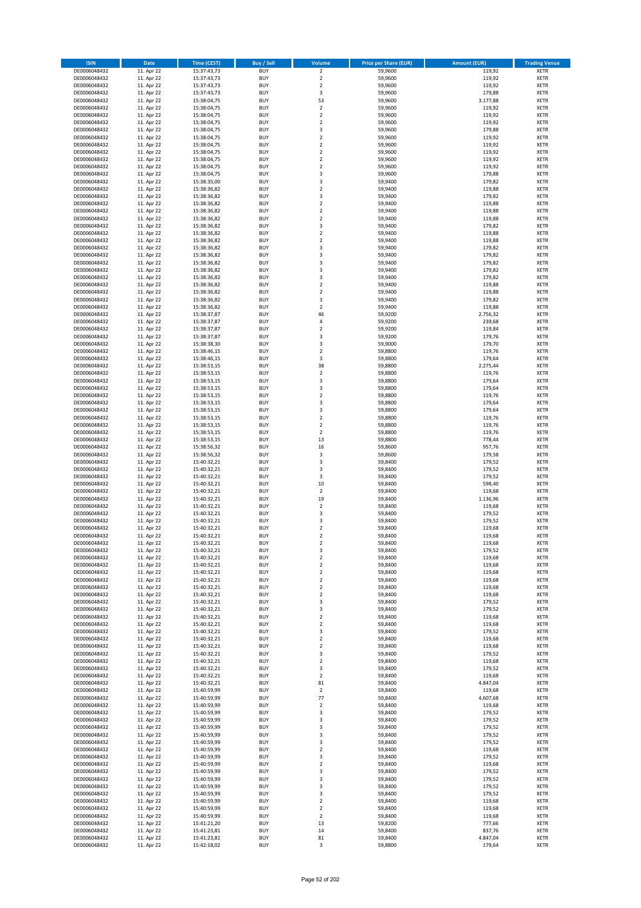| ISIN | Date | Time (CEST) | Buy / Sell | Volume | Price per Share (EUR) | Amount (EUR) | Trading Venue |
|---|---|---|---|---|---|---|---|
| DE0006048432 | 11. Apr 22 | 15:37:43,73 | BUY | 2 | 59,9600 | 119,92 | XETR |
| DE0006048432 | 11. Apr 22 | 15:37:43,73 | BUY | 2 | 59,9600 | 119,92 | XETR |
| DE0006048432 | 11. Apr 22 | 15:37:43,73 | BUY | 2 | 59,9600 | 119,92 | XETR |
| DE0006048432 | 11. Apr 22 | 15:37:43,73 | BUY | 3 | 59,9600 | 179,88 | XETR |
| DE0006048432 | 11. Apr 22 | 15:38:04,75 | BUY | 53 | 59,9600 | 3.177,88 | XETR |
| DE0006048432 | 11. Apr 22 | 15:38:04,75 | BUY | 2 | 59,9600 | 119,92 | XETR |
| DE0006048432 | 11. Apr 22 | 15:38:04,75 | BUY | 2 | 59,9600 | 119,92 | XETR |
| DE0006048432 | 11. Apr 22 | 15:38:04,75 | BUY | 2 | 59,9600 | 119,92 | XETR |
| DE0006048432 | 11. Apr 22 | 15:38:04,75 | BUY | 3 | 59,9600 | 179,88 | XETR |
| DE0006048432 | 11. Apr 22 | 15:38:04,75 | BUY | 2 | 59,9600 | 119,92 | XETR |
| DE0006048432 | 11. Apr 22 | 15:38:04,75 | BUY | 2 | 59,9600 | 119,92 | XETR |
| DE0006048432 | 11. Apr 22 | 15:38:04,75 | BUY | 2 | 59,9600 | 119,92 | XETR |
| DE0006048432 | 11. Apr 22 | 15:38:04,75 | BUY | 2 | 59,9600 | 119,92 | XETR |
| DE0006048432 | 11. Apr 22 | 15:38:04,75 | BUY | 2 | 59,9600 | 119,92 | XETR |
| DE0006048432 | 11. Apr 22 | 15:38:04,75 | BUY | 3 | 59,9600 | 179,88 | XETR |
| DE0006048432 | 11. Apr 22 | 15:38:35,00 | BUY | 3 | 59,9400 | 179,82 | XETR |
| DE0006048432 | 11. Apr 22 | 15:38:36,82 | BUY | 2 | 59,9400 | 119,88 | XETR |
| DE0006048432 | 11. Apr 22 | 15:38:36,82 | BUY | 3 | 59,9400 | 179,82 | XETR |
| DE0006048432 | 11. Apr 22 | 15:38:36,82 | BUY | 2 | 59,9400 | 119,88 | XETR |
| DE0006048432 | 11. Apr 22 | 15:38:36,82 | BUY | 2 | 59,9400 | 119,88 | XETR |
| DE0006048432 | 11. Apr 22 | 15:38:36,82 | BUY | 2 | 59,9400 | 119,88 | XETR |
| DE0006048432 | 11. Apr 22 | 15:38:36,82 | BUY | 3 | 59,9400 | 179,82 | XETR |
| DE0006048432 | 11. Apr 22 | 15:38:36,82 | BUY | 2 | 59,9400 | 119,88 | XETR |
| DE0006048432 | 11. Apr 22 | 15:38:36,82 | BUY | 2 | 59,9400 | 119,88 | XETR |
| DE0006048432 | 11. Apr 22 | 15:38:36,82 | BUY | 3 | 59,9400 | 179,82 | XETR |
| DE0006048432 | 11. Apr 22 | 15:38:36,82 | BUY | 3 | 59,9400 | 179,82 | XETR |
| DE0006048432 | 11. Apr 22 | 15:38:36,82 | BUY | 3 | 59,9400 | 179,82 | XETR |
| DE0006048432 | 11. Apr 22 | 15:38:36,82 | BUY | 3 | 59,9400 | 179,82 | XETR |
| DE0006048432 | 11. Apr 22 | 15:38:36,82 | BUY | 3 | 59,9400 | 179,82 | XETR |
| DE0006048432 | 11. Apr 22 | 15:38:36,82 | BUY | 2 | 59,9400 | 119,88 | XETR |
| DE0006048432 | 11. Apr 22 | 15:38:36,82 | BUY | 2 | 59,9400 | 119,88 | XETR |
| DE0006048432 | 11. Apr 22 | 15:38:36,82 | BUY | 3 | 59,9400 | 179,82 | XETR |
| DE0006048432 | 11. Apr 22 | 15:38:36,82 | BUY | 2 | 59,9400 | 119,88 | XETR |
| DE0006048432 | 11. Apr 22 | 15:38:37,87 | BUY | 46 | 59,9200 | 2.756,32 | XETR |
| DE0006048432 | 11. Apr 22 | 15:38:37,87 | BUY | 4 | 59,9200 | 239,68 | XETR |
| DE0006048432 | 11. Apr 22 | 15:38:37,87 | BUY | 2 | 59,9200 | 119,84 | XETR |
| DE0006048432 | 11. Apr 22 | 15:38:37,87 | BUY | 3 | 59,9200 | 179,76 | XETR |
| DE0006048432 | 11. Apr 22 | 15:38:38,30 | BUY | 3 | 59,9000 | 179,70 | XETR |
| DE0006048432 | 11. Apr 22 | 15:38:46,15 | BUY | 2 | 59,8800 | 119,76 | XETR |
| DE0006048432 | 11. Apr 22 | 15:38:46,15 | BUY | 3 | 59,8800 | 179,64 | XETR |
| DE0006048432 | 11. Apr 22 | 15:38:53,15 | BUY | 38 | 59,8800 | 2.275,44 | XETR |
| DE0006048432 | 11. Apr 22 | 15:38:53,15 | BUY | 2 | 59,8800 | 119,76 | XETR |
| DE0006048432 | 11. Apr 22 | 15:38:53,15 | BUY | 3 | 59,8800 | 179,64 | XETR |
| DE0006048432 | 11. Apr 22 | 15:38:53,15 | BUY | 3 | 59,8800 | 179,64 | XETR |
| DE0006048432 | 11. Apr 22 | 15:38:53,15 | BUY | 2 | 59,8800 | 119,76 | XETR |
| DE0006048432 | 11. Apr 22 | 15:38:53,15 | BUY | 3 | 59,8800 | 179,64 | XETR |
| DE0006048432 | 11. Apr 22 | 15:38:53,15 | BUY | 3 | 59,8800 | 179,64 | XETR |
| DE0006048432 | 11. Apr 22 | 15:38:53,15 | BUY | 2 | 59,8800 | 119,76 | XETR |
| DE0006048432 | 11. Apr 22 | 15:38:53,15 | BUY | 2 | 59,8800 | 119,76 | XETR |
| DE0006048432 | 11. Apr 22 | 15:38:53,15 | BUY | 2 | 59,8800 | 119,76 | XETR |
| DE0006048432 | 11. Apr 22 | 15:38:53,15 | BUY | 13 | 59,8800 | 778,44 | XETR |
| DE0006048432 | 11. Apr 22 | 15:38:56,32 | BUY | 16 | 59,8600 | 957,76 | XETR |
| DE0006048432 | 11. Apr 22 | 15:38:56,32 | BUY | 3 | 59,8600 | 179,58 | XETR |
| DE0006048432 | 11. Apr 22 | 15:40:32,21 | BUY | 3 | 59,8400 | 179,52 | XETR |
| DE0006048432 | 11. Apr 22 | 15:40:32,21 | BUY | 3 | 59,8400 | 179,52 | XETR |
| DE0006048432 | 11. Apr 22 | 15:40:32,21 | BUY | 3 | 59,8400 | 179,52 | XETR |
| DE0006048432 | 11. Apr 22 | 15:40:32,21 | BUY | 10 | 59,8400 | 598,40 | XETR |
| DE0006048432 | 11. Apr 22 | 15:40:32,21 | BUY | 2 | 59,8400 | 119,68 | XETR |
| DE0006048432 | 11. Apr 22 | 15:40:32,21 | BUY | 19 | 59,8400 | 1.136,96 | XETR |
| DE0006048432 | 11. Apr 22 | 15:40:32,21 | BUY | 2 | 59,8400 | 119,68 | XETR |
| DE0006048432 | 11. Apr 22 | 15:40:32,21 | BUY | 3 | 59,8400 | 179,52 | XETR |
| DE0006048432 | 11. Apr 22 | 15:40:32,21 | BUY | 3 | 59,8400 | 179,52 | XETR |
| DE0006048432 | 11. Apr 22 | 15:40:32,21 | BUY | 2 | 59,8400 | 119,68 | XETR |
| DE0006048432 | 11. Apr 22 | 15:40:32,21 | BUY | 2 | 59,8400 | 119,68 | XETR |
| DE0006048432 | 11. Apr 22 | 15:40:32,21 | BUY | 2 | 59,8400 | 119,68 | XETR |
| DE0006048432 | 11. Apr 22 | 15:40:32,21 | BUY | 3 | 59,8400 | 179,52 | XETR |
| DE0006048432 | 11. Apr 22 | 15:40:32,21 | BUY | 2 | 59,8400 | 119,68 | XETR |
| DE0006048432 | 11. Apr 22 | 15:40:32,21 | BUY | 2 | 59,8400 | 119,68 | XETR |
| DE0006048432 | 11. Apr 22 | 15:40:32,21 | BUY | 2 | 59,8400 | 119,68 | XETR |
| DE0006048432 | 11. Apr 22 | 15:40:32,21 | BUY | 2 | 59,8400 | 119,68 | XETR |
| DE0006048432 | 11. Apr 22 | 15:40:32,21 | BUY | 2 | 59,8400 | 119,68 | XETR |
| DE0006048432 | 11. Apr 22 | 15:40:32,21 | BUY | 2 | 59,8400 | 119,68 | XETR |
| DE0006048432 | 11. Apr 22 | 15:40:32,21 | BUY | 3 | 59,8400 | 179,52 | XETR |
| DE0006048432 | 11. Apr 22 | 15:40:32,21 | BUY | 3 | 59,8400 | 179,52 | XETR |
| DE0006048432 | 11. Apr 22 | 15:40:32,21 | BUY | 2 | 59,8400 | 119,68 | XETR |
| DE0006048432 | 11. Apr 22 | 15:40:32,21 | BUY | 2 | 59,8400 | 119,68 | XETR |
| DE0006048432 | 11. Apr 22 | 15:40:32,21 | BUY | 3 | 59,8400 | 179,52 | XETR |
| DE0006048432 | 11. Apr 22 | 15:40:32,21 | BUY | 2 | 59,8400 | 119,68 | XETR |
| DE0006048432 | 11. Apr 22 | 15:40:32,21 | BUY | 2 | 59,8400 | 119,68 | XETR |
| DE0006048432 | 11. Apr 22 | 15:40:32,21 | BUY | 3 | 59,8400 | 179,52 | XETR |
| DE0006048432 | 11. Apr 22 | 15:40:32,21 | BUY | 2 | 59,8400 | 119,68 | XETR |
| DE0006048432 | 11. Apr 22 | 15:40:32,21 | BUY | 3 | 59,8400 | 179,52 | XETR |
| DE0006048432 | 11. Apr 22 | 15:40:32,21 | BUY | 2 | 59,8400 | 119,68 | XETR |
| DE0006048432 | 11. Apr 22 | 15:40:32,21 | BUY | 81 | 59,8400 | 4.847,04 | XETR |
| DE0006048432 | 11. Apr 22 | 15:40:59,99 | BUY | 2 | 59,8400 | 119,68 | XETR |
| DE0006048432 | 11. Apr 22 | 15:40:59,99 | BUY | 77 | 59,8400 | 4.607,68 | XETR |
| DE0006048432 | 11. Apr 22 | 15:40:59,99 | BUY | 2 | 59,8400 | 119,68 | XETR |
| DE0006048432 | 11. Apr 22 | 15:40:59,99 | BUY | 3 | 59,8400 | 179,52 | XETR |
| DE0006048432 | 11. Apr 22 | 15:40:59,99 | BUY | 3 | 59,8400 | 179,52 | XETR |
| DE0006048432 | 11. Apr 22 | 15:40:59,99 | BUY | 3 | 59,8400 | 179,52 | XETR |
| DE0006048432 | 11. Apr 22 | 15:40:59,99 | BUY | 3 | 59,8400 | 179,52 | XETR |
| DE0006048432 | 11. Apr 22 | 15:40:59,99 | BUY | 3 | 59,8400 | 179,52 | XETR |
| DE0006048432 | 11. Apr 22 | 15:40:59,99 | BUY | 2 | 59,8400 | 119,68 | XETR |
| DE0006048432 | 11. Apr 22 | 15:40:59,99 | BUY | 3 | 59,8400 | 179,52 | XETR |
| DE0006048432 | 11. Apr 22 | 15:40:59,99 | BUY | 2 | 59,8400 | 119,68 | XETR |
| DE0006048432 | 11. Apr 22 | 15:40:59,99 | BUY | 3 | 59,8400 | 179,52 | XETR |
| DE0006048432 | 11. Apr 22 | 15:40:59,99 | BUY | 3 | 59,8400 | 179,52 | XETR |
| DE0006048432 | 11. Apr 22 | 15:40:59,99 | BUY | 3 | 59,8400 | 179,52 | XETR |
| DE0006048432 | 11. Apr 22 | 15:40:59,99 | BUY | 3 | 59,8400 | 179,52 | XETR |
| DE0006048432 | 11. Apr 22 | 15:40:59,99 | BUY | 2 | 59,8400 | 119,68 | XETR |
| DE0006048432 | 11. Apr 22 | 15:40:59,99 | BUY | 2 | 59,8400 | 119,68 | XETR |
| DE0006048432 | 11. Apr 22 | 15:40:59,99 | BUY | 2 | 59,8400 | 119,68 | XETR |
| DE0006048432 | 11. Apr 22 | 15:41:21,20 | BUY | 13 | 59,8200 | 777,66 | XETR |
| DE0006048432 | 11. Apr 22 | 15:41:23,81 | BUY | 14 | 59,8400 | 837,76 | XETR |
| DE0006048432 | 11. Apr 22 | 15:41:23,81 | BUY | 81 | 59,8400 | 4.847,04 | XETR |
| DE0006048432 | 11. Apr 22 | 15:42:18,02 | BUY | 3 | 59,8800 | 179,64 | XETR |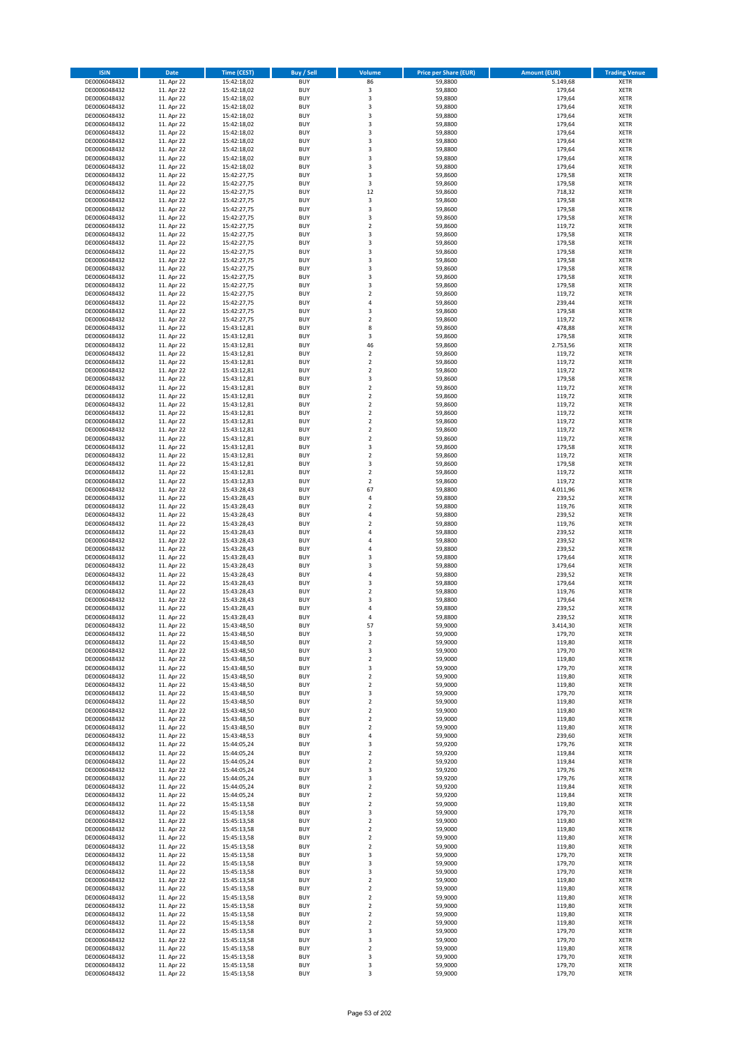| ISIN | Date | Time (CEST) | Buy / Sell | Volume | Price per Share (EUR) | Amount (EUR) | Trading Venue |
|---|---|---|---|---|---|---|---|
| DE0006048432 | 11. Apr 22 | 15:42:18,02 | BUY | 86 | 59,8800 | 5.149,68 | XETR |
| DE0006048432 | 11. Apr 22 | 15:42:18,02 | BUY | 3 | 59,8800 | 179,64 | XETR |
| DE0006048432 | 11. Apr 22 | 15:42:18,02 | BUY | 3 | 59,8800 | 179,64 | XETR |
| DE0006048432 | 11. Apr 22 | 15:42:18,02 | BUY | 3 | 59,8800 | 179,64 | XETR |
| DE0006048432 | 11. Apr 22 | 15:42:18,02 | BUY | 3 | 59,8800 | 179,64 | XETR |
| DE0006048432 | 11. Apr 22 | 15:42:18,02 | BUY | 3 | 59,8800 | 179,64 | XETR |
| DE0006048432 | 11. Apr 22 | 15:42:18,02 | BUY | 3 | 59,8800 | 179,64 | XETR |
| DE0006048432 | 11. Apr 22 | 15:42:18,02 | BUY | 3 | 59,8800 | 179,64 | XETR |
| DE0006048432 | 11. Apr 22 | 15:42:18,02 | BUY | 3 | 59,8800 | 179,64 | XETR |
| DE0006048432 | 11. Apr 22 | 15:42:18,02 | BUY | 3 | 59,8800 | 179,64 | XETR |
| DE0006048432 | 11. Apr 22 | 15:42:18,02 | BUY | 3 | 59,8800 | 179,64 | XETR |
| DE0006048432 | 11. Apr 22 | 15:42:27,75 | BUY | 3 | 59,8600 | 179,58 | XETR |
| DE0006048432 | 11. Apr 22 | 15:42:27,75 | BUY | 3 | 59,8600 | 179,58 | XETR |
| DE0006048432 | 11. Apr 22 | 15:42:27,75 | BUY | 12 | 59,8600 | 718,32 | XETR |
| DE0006048432 | 11. Apr 22 | 15:42:27,75 | BUY | 3 | 59,8600 | 179,58 | XETR |
| DE0006048432 | 11. Apr 22 | 15:42:27,75 | BUY | 3 | 59,8600 | 179,58 | XETR |
| DE0006048432 | 11. Apr 22 | 15:42:27,75 | BUY | 3 | 59,8600 | 179,58 | XETR |
| DE0006048432 | 11. Apr 22 | 15:42:27,75 | BUY | 2 | 59,8600 | 119,72 | XETR |
| DE0006048432 | 11. Apr 22 | 15:42:27,75 | BUY | 3 | 59,8600 | 179,58 | XETR |
| DE0006048432 | 11. Apr 22 | 15:42:27,75 | BUY | 3 | 59,8600 | 179,58 | XETR |
| DE0006048432 | 11. Apr 22 | 15:42:27,75 | BUY | 3 | 59,8600 | 179,58 | XETR |
| DE0006048432 | 11. Apr 22 | 15:42:27,75 | BUY | 3 | 59,8600 | 179,58 | XETR |
| DE0006048432 | 11. Apr 22 | 15:42:27,75 | BUY | 3 | 59,8600 | 179,58 | XETR |
| DE0006048432 | 11. Apr 22 | 15:42:27,75 | BUY | 3 | 59,8600 | 179,58 | XETR |
| DE0006048432 | 11. Apr 22 | 15:42:27,75 | BUY | 3 | 59,8600 | 179,58 | XETR |
| DE0006048432 | 11. Apr 22 | 15:42:27,75 | BUY | 2 | 59,8600 | 119,72 | XETR |
| DE0006048432 | 11. Apr 22 | 15:42:27,75 | BUY | 4 | 59,8600 | 239,44 | XETR |
| DE0006048432 | 11. Apr 22 | 15:42:27,75 | BUY | 3 | 59,8600 | 179,58 | XETR |
| DE0006048432 | 11. Apr 22 | 15:42:27,75 | BUY | 2 | 59,8600 | 119,72 | XETR |
| DE0006048432 | 11. Apr 22 | 15:43:12,81 | BUY | 8 | 59,8600 | 478,88 | XETR |
| DE0006048432 | 11. Apr 22 | 15:43:12,81 | BUY | 3 | 59,8600 | 179,58 | XETR |
| DE0006048432 | 11. Apr 22 | 15:43:12,81 | BUY | 46 | 59,8600 | 2.753,56 | XETR |
| DE0006048432 | 11. Apr 22 | 15:43:12,81 | BUY | 2 | 59,8600 | 119,72 | XETR |
| DE0006048432 | 11. Apr 22 | 15:43:12,81 | BUY | 2 | 59,8600 | 119,72 | XETR |
| DE0006048432 | 11. Apr 22 | 15:43:12,81 | BUY | 2 | 59,8600 | 119,72 | XETR |
| DE0006048432 | 11. Apr 22 | 15:43:12,81 | BUY | 3 | 59,8600 | 179,58 | XETR |
| DE0006048432 | 11. Apr 22 | 15:43:12,81 | BUY | 2 | 59,8600 | 119,72 | XETR |
| DE0006048432 | 11. Apr 22 | 15:43:12,81 | BUY | 2 | 59,8600 | 119,72 | XETR |
| DE0006048432 | 11. Apr 22 | 15:43:12,81 | BUY | 2 | 59,8600 | 119,72 | XETR |
| DE0006048432 | 11. Apr 22 | 15:43:12,81 | BUY | 2 | 59,8600 | 119,72 | XETR |
| DE0006048432 | 11. Apr 22 | 15:43:12,81 | BUY | 2 | 59,8600 | 119,72 | XETR |
| DE0006048432 | 11. Apr 22 | 15:43:12,81 | BUY | 2 | 59,8600 | 119,72 | XETR |
| DE0006048432 | 11. Apr 22 | 15:43:12,81 | BUY | 2 | 59,8600 | 119,72 | XETR |
| DE0006048432 | 11. Apr 22 | 15:43:12,81 | BUY | 3 | 59,8600 | 179,58 | XETR |
| DE0006048432 | 11. Apr 22 | 15:43:12,81 | BUY | 2 | 59,8600 | 119,72 | XETR |
| DE0006048432 | 11. Apr 22 | 15:43:12,81 | BUY | 3 | 59,8600 | 179,58 | XETR |
| DE0006048432 | 11. Apr 22 | 15:43:12,81 | BUY | 2 | 59,8600 | 119,72 | XETR |
| DE0006048432 | 11. Apr 22 | 15:43:12,83 | BUY | 2 | 59,8600 | 119,72 | XETR |
| DE0006048432 | 11. Apr 22 | 15:43:28,43 | BUY | 67 | 59,8800 | 4.011,96 | XETR |
| DE0006048432 | 11. Apr 22 | 15:43:28,43 | BUY | 4 | 59,8800 | 239,52 | XETR |
| DE0006048432 | 11. Apr 22 | 15:43:28,43 | BUY | 2 | 59,8800 | 119,76 | XETR |
| DE0006048432 | 11. Apr 22 | 15:43:28,43 | BUY | 4 | 59,8800 | 239,52 | XETR |
| DE0006048432 | 11. Apr 22 | 15:43:28,43 | BUY | 2 | 59,8800 | 119,76 | XETR |
| DE0006048432 | 11. Apr 22 | 15:43:28,43 | BUY | 4 | 59,8800 | 239,52 | XETR |
| DE0006048432 | 11. Apr 22 | 15:43:28,43 | BUY | 4 | 59,8800 | 239,52 | XETR |
| DE0006048432 | 11. Apr 22 | 15:43:28,43 | BUY | 4 | 59,8800 | 239,52 | XETR |
| DE0006048432 | 11. Apr 22 | 15:43:28,43 | BUY | 3 | 59,8800 | 179,64 | XETR |
| DE0006048432 | 11. Apr 22 | 15:43:28,43 | BUY | 3 | 59,8800 | 179,64 | XETR |
| DE0006048432 | 11. Apr 22 | 15:43:28,43 | BUY | 4 | 59,8800 | 239,52 | XETR |
| DE0006048432 | 11. Apr 22 | 15:43:28,43 | BUY | 3 | 59,8800 | 179,64 | XETR |
| DE0006048432 | 11. Apr 22 | 15:43:28,43 | BUY | 2 | 59,8800 | 119,76 | XETR |
| DE0006048432 | 11. Apr 22 | 15:43:28,43 | BUY | 3 | 59,8800 | 179,64 | XETR |
| DE0006048432 | 11. Apr 22 | 15:43:28,43 | BUY | 4 | 59,8800 | 239,52 | XETR |
| DE0006048432 | 11. Apr 22 | 15:43:28,43 | BUY | 4 | 59,8800 | 239,52 | XETR |
| DE0006048432 | 11. Apr 22 | 15:43:48,50 | BUY | 57 | 59,9000 | 3.414,30 | XETR |
| DE0006048432 | 11. Apr 22 | 15:43:48,50 | BUY | 3 | 59,9000 | 179,70 | XETR |
| DE0006048432 | 11. Apr 22 | 15:43:48,50 | BUY | 2 | 59,9000 | 119,80 | XETR |
| DE0006048432 | 11. Apr 22 | 15:43:48,50 | BUY | 3 | 59,9000 | 179,70 | XETR |
| DE0006048432 | 11. Apr 22 | 15:43:48,50 | BUY | 2 | 59,9000 | 119,80 | XETR |
| DE0006048432 | 11. Apr 22 | 15:43:48,50 | BUY | 3 | 59,9000 | 179,70 | XETR |
| DE0006048432 | 11. Apr 22 | 15:43:48,50 | BUY | 2 | 59,9000 | 119,80 | XETR |
| DE0006048432 | 11. Apr 22 | 15:43:48,50 | BUY | 2 | 59,9000 | 119,80 | XETR |
| DE0006048432 | 11. Apr 22 | 15:43:48,50 | BUY | 3 | 59,9000 | 179,70 | XETR |
| DE0006048432 | 11. Apr 22 | 15:43:48,50 | BUY | 2 | 59,9000 | 119,80 | XETR |
| DE0006048432 | 11. Apr 22 | 15:43:48,50 | BUY | 2 | 59,9000 | 119,80 | XETR |
| DE0006048432 | 11. Apr 22 | 15:43:48,50 | BUY | 2 | 59,9000 | 119,80 | XETR |
| DE0006048432 | 11. Apr 22 | 15:43:48,50 | BUY | 2 | 59,9000 | 119,80 | XETR |
| DE0006048432 | 11. Apr 22 | 15:43:48,53 | BUY | 4 | 59,9000 | 239,60 | XETR |
| DE0006048432 | 11. Apr 22 | 15:44:05,24 | BUY | 3 | 59,9200 | 179,76 | XETR |
| DE0006048432 | 11. Apr 22 | 15:44:05,24 | BUY | 2 | 59,9200 | 119,84 | XETR |
| DE0006048432 | 11. Apr 22 | 15:44:05,24 | BUY | 2 | 59,9200 | 119,84 | XETR |
| DE0006048432 | 11. Apr 22 | 15:44:05,24 | BUY | 3 | 59,9200 | 179,76 | XETR |
| DE0006048432 | 11. Apr 22 | 15:44:05,24 | BUY | 3 | 59,9200 | 179,76 | XETR |
| DE0006048432 | 11. Apr 22 | 15:44:05,24 | BUY | 2 | 59,9200 | 119,84 | XETR |
| DE0006048432 | 11. Apr 22 | 15:44:05,24 | BUY | 2 | 59,9200 | 119,84 | XETR |
| DE0006048432 | 11. Apr 22 | 15:45:13,58 | BUY | 2 | 59,9000 | 119,80 | XETR |
| DE0006048432 | 11. Apr 22 | 15:45:13,58 | BUY | 3 | 59,9000 | 179,70 | XETR |
| DE0006048432 | 11. Apr 22 | 15:45:13,58 | BUY | 2 | 59,9000 | 119,80 | XETR |
| DE0006048432 | 11. Apr 22 | 15:45:13,58 | BUY | 2 | 59,9000 | 119,80 | XETR |
| DE0006048432 | 11. Apr 22 | 15:45:13,58 | BUY | 2 | 59,9000 | 119,80 | XETR |
| DE0006048432 | 11. Apr 22 | 15:45:13,58 | BUY | 2 | 59,9000 | 119,80 | XETR |
| DE0006048432 | 11. Apr 22 | 15:45:13,58 | BUY | 3 | 59,9000 | 179,70 | XETR |
| DE0006048432 | 11. Apr 22 | 15:45:13,58 | BUY | 3 | 59,9000 | 179,70 | XETR |
| DE0006048432 | 11. Apr 22 | 15:45:13,58 | BUY | 3 | 59,9000 | 179,70 | XETR |
| DE0006048432 | 11. Apr 22 | 15:45:13,58 | BUY | 2 | 59,9000 | 119,80 | XETR |
| DE0006048432 | 11. Apr 22 | 15:45:13,58 | BUY | 2 | 59,9000 | 119,80 | XETR |
| DE0006048432 | 11. Apr 22 | 15:45:13,58 | BUY | 2 | 59,9000 | 119,80 | XETR |
| DE0006048432 | 11. Apr 22 | 15:45:13,58 | BUY | 2 | 59,9000 | 119,80 | XETR |
| DE0006048432 | 11. Apr 22 | 15:45:13,58 | BUY | 2 | 59,9000 | 119,80 | XETR |
| DE0006048432 | 11. Apr 22 | 15:45:13,58 | BUY | 2 | 59,9000 | 119,80 | XETR |
| DE0006048432 | 11. Apr 22 | 15:45:13,58 | BUY | 3 | 59,9000 | 179,70 | XETR |
| DE0006048432 | 11. Apr 22 | 15:45:13,58 | BUY | 3 | 59,9000 | 179,70 | XETR |
| DE0006048432 | 11. Apr 22 | 15:45:13,58 | BUY | 2 | 59,9000 | 119,80 | XETR |
| DE0006048432 | 11. Apr 22 | 15:45:13,58 | BUY | 3 | 59,9000 | 179,70 | XETR |
| DE0006048432 | 11. Apr 22 | 15:45:13,58 | BUY | 3 | 59,9000 | 179,70 | XETR |
| DE0006048432 | 11. Apr 22 | 15:45:13,58 | BUY | 3 | 59,9000 | 179,70 | XETR |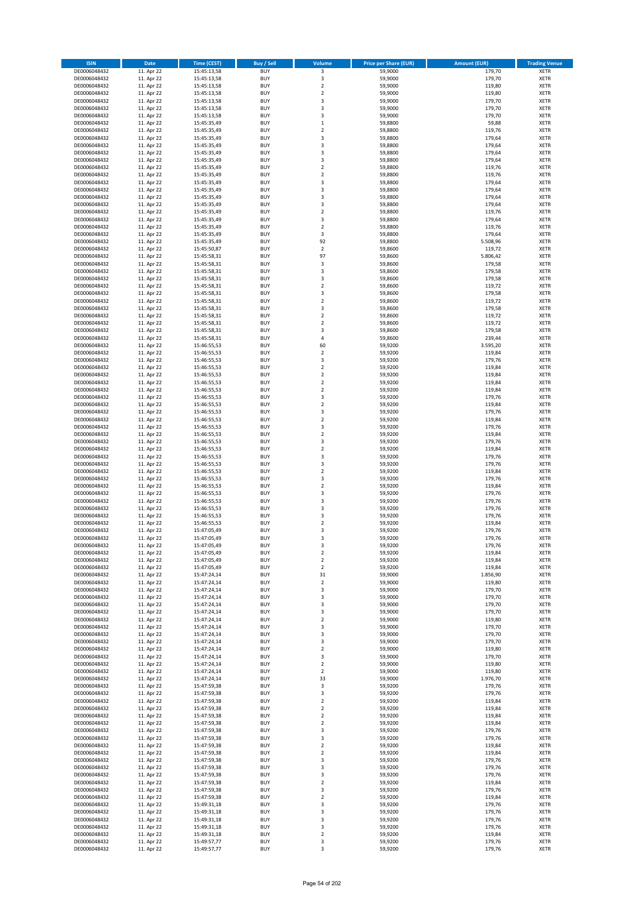| ISIN | Date | Time (CEST) | Buy / Sell | Volume | Price per Share (EUR) | Amount (EUR) | Trading Venue |
|---|---|---|---|---|---|---|---|
| DE0006048432 | 11. Apr 22 | 15:45:13,58 | BUY | 3 | 59,9000 | 179,70 | XETR |
| DE0006048432 | 11. Apr 22 | 15:45:13,58 | BUY | 3 | 59,9000 | 179,70 | XETR |
| DE0006048432 | 11. Apr 22 | 15:45:13,58 | BUY | 2 | 59,9000 | 119,80 | XETR |
| DE0006048432 | 11. Apr 22 | 15:45:13,58 | BUY | 2 | 59,9000 | 119,80 | XETR |
| DE0006048432 | 11. Apr 22 | 15:45:13,58 | BUY | 3 | 59,9000 | 179,70 | XETR |
| DE0006048432 | 11. Apr 22 | 15:45:13,58 | BUY | 3 | 59,9000 | 179,70 | XETR |
| DE0006048432 | 11. Apr 22 | 15:45:13,58 | BUY | 3 | 59,9000 | 179,70 | XETR |
| DE0006048432 | 11. Apr 22 | 15:45:35,49 | BUY | 1 | 59,8800 | 59,88 | XETR |
| DE0006048432 | 11. Apr 22 | 15:45:35,49 | BUY | 2 | 59,8800 | 119,76 | XETR |
| DE0006048432 | 11. Apr 22 | 15:45:35,49 | BUY | 3 | 59,8800 | 179,64 | XETR |
| DE0006048432 | 11. Apr 22 | 15:45:35,49 | BUY | 3 | 59,8800 | 179,64 | XETR |
| DE0006048432 | 11. Apr 22 | 15:45:35,49 | BUY | 3 | 59,8800 | 179,64 | XETR |
| DE0006048432 | 11. Apr 22 | 15:45:35,49 | BUY | 3 | 59,8800 | 179,64 | XETR |
| DE0006048432 | 11. Apr 22 | 15:45:35,49 | BUY | 2 | 59,8800 | 119,76 | XETR |
| DE0006048432 | 11. Apr 22 | 15:45:35,49 | BUY | 2 | 59,8800 | 119,76 | XETR |
| DE0006048432 | 11. Apr 22 | 15:45:35,49 | BUY | 3 | 59,8800 | 179,64 | XETR |
| DE0006048432 | 11. Apr 22 | 15:45:35,49 | BUY | 3 | 59,8800 | 179,64 | XETR |
| DE0006048432 | 11. Apr 22 | 15:45:35,49 | BUY | 3 | 59,8800 | 179,64 | XETR |
| DE0006048432 | 11. Apr 22 | 15:45:35,49 | BUY | 3 | 59,8800 | 179,64 | XETR |
| DE0006048432 | 11. Apr 22 | 15:45:35,49 | BUY | 2 | 59,8800 | 119,76 | XETR |
| DE0006048432 | 11. Apr 22 | 15:45:35,49 | BUY | 3 | 59,8800 | 179,64 | XETR |
| DE0006048432 | 11. Apr 22 | 15:45:35,49 | BUY | 2 | 59,8800 | 119,76 | XETR |
| DE0006048432 | 11. Apr 22 | 15:45:35,49 | BUY | 3 | 59,8800 | 179,64 | XETR |
| DE0006048432 | 11. Apr 22 | 15:45:35,49 | BUY | 92 | 59,8800 | 5.508,96 | XETR |
| DE0006048432 | 11. Apr 22 | 15:45:50,87 | BUY | 2 | 59,8600 | 119,72 | XETR |
| DE0006048432 | 11. Apr 22 | 15:45:58,31 | BUY | 97 | 59,8600 | 5.806,42 | XETR |
| DE0006048432 | 11. Apr 22 | 15:45:58,31 | BUY | 3 | 59,8600 | 179,58 | XETR |
| DE0006048432 | 11. Apr 22 | 15:45:58,31 | BUY | 3 | 59,8600 | 179,58 | XETR |
| DE0006048432 | 11. Apr 22 | 15:45:58,31 | BUY | 3 | 59,8600 | 179,58 | XETR |
| DE0006048432 | 11. Apr 22 | 15:45:58,31 | BUY | 2 | 59,8600 | 119,72 | XETR |
| DE0006048432 | 11. Apr 22 | 15:45:58,31 | BUY | 3 | 59,8600 | 179,58 | XETR |
| DE0006048432 | 11. Apr 22 | 15:45:58,31 | BUY | 2 | 59,8600 | 119,72 | XETR |
| DE0006048432 | 11. Apr 22 | 15:45:58,31 | BUY | 3 | 59,8600 | 179,58 | XETR |
| DE0006048432 | 11. Apr 22 | 15:45:58,31 | BUY | 2 | 59,8600 | 119,72 | XETR |
| DE0006048432 | 11. Apr 22 | 15:45:58,31 | BUY | 2 | 59,8600 | 119,72 | XETR |
| DE0006048432 | 11. Apr 22 | 15:45:58,31 | BUY | 3 | 59,8600 | 179,58 | XETR |
| DE0006048432 | 11. Apr 22 | 15:45:58,31 | BUY | 4 | 59,8600 | 239,44 | XETR |
| DE0006048432 | 11. Apr 22 | 15:46:55,53 | BUY | 60 | 59,9200 | 3.595,20 | XETR |
| DE0006048432 | 11. Apr 22 | 15:46:55,53 | BUY | 2 | 59,9200 | 119,84 | XETR |
| DE0006048432 | 11. Apr 22 | 15:46:55,53 | BUY | 3 | 59,9200 | 179,76 | XETR |
| DE0006048432 | 11. Apr 22 | 15:46:55,53 | BUY | 2 | 59,9200 | 119,84 | XETR |
| DE0006048432 | 11. Apr 22 | 15:46:55,53 | BUY | 2 | 59,9200 | 119,84 | XETR |
| DE0006048432 | 11. Apr 22 | 15:46:55,53 | BUY | 2 | 59,9200 | 119,84 | XETR |
| DE0006048432 | 11. Apr 22 | 15:46:55,53 | BUY | 2 | 59,9200 | 119,84 | XETR |
| DE0006048432 | 11. Apr 22 | 15:46:55,53 | BUY | 3 | 59,9200 | 179,76 | XETR |
| DE0006048432 | 11. Apr 22 | 15:46:55,53 | BUY | 2 | 59,9200 | 119,84 | XETR |
| DE0006048432 | 11. Apr 22 | 15:46:55,53 | BUY | 3 | 59,9200 | 179,76 | XETR |
| DE0006048432 | 11. Apr 22 | 15:46:55,53 | BUY | 2 | 59,9200 | 119,84 | XETR |
| DE0006048432 | 11. Apr 22 | 15:46:55,53 | BUY | 3 | 59,9200 | 179,76 | XETR |
| DE0006048432 | 11. Apr 22 | 15:46:55,53 | BUY | 2 | 59,9200 | 119,84 | XETR |
| DE0006048432 | 11. Apr 22 | 15:46:55,53 | BUY | 3 | 59,9200 | 179,76 | XETR |
| DE0006048432 | 11. Apr 22 | 15:46:55,53 | BUY | 2 | 59,9200 | 119,84 | XETR |
| DE0006048432 | 11. Apr 22 | 15:46:55,53 | BUY | 3 | 59,9200 | 179,76 | XETR |
| DE0006048432 | 11. Apr 22 | 15:46:55,53 | BUY | 3 | 59,9200 | 179,76 | XETR |
| DE0006048432 | 11. Apr 22 | 15:46:55,53 | BUY | 2 | 59,9200 | 119,84 | XETR |
| DE0006048432 | 11. Apr 22 | 15:46:55,53 | BUY | 3 | 59,9200 | 179,76 | XETR |
| DE0006048432 | 11. Apr 22 | 15:46:55,53 | BUY | 2 | 59,9200 | 119,84 | XETR |
| DE0006048432 | 11. Apr 22 | 15:46:55,53 | BUY | 3 | 59,9200 | 179,76 | XETR |
| DE0006048432 | 11. Apr 22 | 15:46:55,53 | BUY | 3 | 59,9200 | 179,76 | XETR |
| DE0006048432 | 11. Apr 22 | 15:46:55,53 | BUY | 3 | 59,9200 | 179,76 | XETR |
| DE0006048432 | 11. Apr 22 | 15:46:55,53 | BUY | 3 | 59,9200 | 179,76 | XETR |
| DE0006048432 | 11. Apr 22 | 15:46:55,53 | BUY | 2 | 59,9200 | 119,84 | XETR |
| DE0006048432 | 11. Apr 22 | 15:47:05,49 | BUY | 3 | 59,9200 | 179,76 | XETR |
| DE0006048432 | 11. Apr 22 | 15:47:05,49 | BUY | 3 | 59,9200 | 179,76 | XETR |
| DE0006048432 | 11. Apr 22 | 15:47:05,49 | BUY | 3 | 59,9200 | 179,76 | XETR |
| DE0006048432 | 11. Apr 22 | 15:47:05,49 | BUY | 2 | 59,9200 | 119,84 | XETR |
| DE0006048432 | 11. Apr 22 | 15:47:05,49 | BUY | 2 | 59,9200 | 119,84 | XETR |
| DE0006048432 | 11. Apr 22 | 15:47:05,49 | BUY | 2 | 59,9200 | 119,84 | XETR |
| DE0006048432 | 11. Apr 22 | 15:47:24,14 | BUY | 31 | 59,9000 | 1.856,90 | XETR |
| DE0006048432 | 11. Apr 22 | 15:47:24,14 | BUY | 2 | 59,9000 | 119,80 | XETR |
| DE0006048432 | 11. Apr 22 | 15:47:24,14 | BUY | 3 | 59,9000 | 179,70 | XETR |
| DE0006048432 | 11. Apr 22 | 15:47:24,14 | BUY | 3 | 59,9000 | 179,70 | XETR |
| DE0006048432 | 11. Apr 22 | 15:47:24,14 | BUY | 3 | 59,9000 | 179,70 | XETR |
| DE0006048432 | 11. Apr 22 | 15:47:24,14 | BUY | 3 | 59,9000 | 179,70 | XETR |
| DE0006048432 | 11. Apr 22 | 15:47:24,14 | BUY | 2 | 59,9000 | 119,80 | XETR |
| DE0006048432 | 11. Apr 22 | 15:47:24,14 | BUY | 3 | 59,9000 | 179,70 | XETR |
| DE0006048432 | 11. Apr 22 | 15:47:24,14 | BUY | 3 | 59,9000 | 179,70 | XETR |
| DE0006048432 | 11. Apr 22 | 15:47:24,14 | BUY | 3 | 59,9000 | 179,70 | XETR |
| DE0006048432 | 11. Apr 22 | 15:47:24,14 | BUY | 2 | 59,9000 | 119,80 | XETR |
| DE0006048432 | 11. Apr 22 | 15:47:24,14 | BUY | 3 | 59,9000 | 179,70 | XETR |
| DE0006048432 | 11. Apr 22 | 15:47:24,14 | BUY | 2 | 59,9000 | 119,80 | XETR |
| DE0006048432 | 11. Apr 22 | 15:47:24,14 | BUY | 2 | 59,9000 | 119,80 | XETR |
| DE0006048432 | 11. Apr 22 | 15:47:24,14 | BUY | 33 | 59,9000 | 1.976,70 | XETR |
| DE0006048432 | 11. Apr 22 | 15:47:59,38 | BUY | 3 | 59,9200 | 179,76 | XETR |
| DE0006048432 | 11. Apr 22 | 15:47:59,38 | BUY | 3 | 59,9200 | 179,76 | XETR |
| DE0006048432 | 11. Apr 22 | 15:47:59,38 | BUY | 2 | 59,9200 | 119,84 | XETR |
| DE0006048432 | 11. Apr 22 | 15:47:59,38 | BUY | 2 | 59,9200 | 119,84 | XETR |
| DE0006048432 | 11. Apr 22 | 15:47:59,38 | BUY | 2 | 59,9200 | 119,84 | XETR |
| DE0006048432 | 11. Apr 22 | 15:47:59,38 | BUY | 2 | 59,9200 | 119,84 | XETR |
| DE0006048432 | 11. Apr 22 | 15:47:59,38 | BUY | 3 | 59,9200 | 179,76 | XETR |
| DE0006048432 | 11. Apr 22 | 15:47:59,38 | BUY | 3 | 59,9200 | 179,76 | XETR |
| DE0006048432 | 11. Apr 22 | 15:47:59,38 | BUY | 2 | 59,9200 | 119,84 | XETR |
| DE0006048432 | 11. Apr 22 | 15:47:59,38 | BUY | 2 | 59,9200 | 119,84 | XETR |
| DE0006048432 | 11. Apr 22 | 15:47:59,38 | BUY | 3 | 59,9200 | 179,76 | XETR |
| DE0006048432 | 11. Apr 22 | 15:47:59,38 | BUY | 3 | 59,9200 | 179,76 | XETR |
| DE0006048432 | 11. Apr 22 | 15:47:59,38 | BUY | 3 | 59,9200 | 179,76 | XETR |
| DE0006048432 | 11. Apr 22 | 15:47:59,38 | BUY | 2 | 59,9200 | 119,84 | XETR |
| DE0006048432 | 11. Apr 22 | 15:47:59,38 | BUY | 3 | 59,9200 | 179,76 | XETR |
| DE0006048432 | 11. Apr 22 | 15:47:59,38 | BUY | 2 | 59,9200 | 119,84 | XETR |
| DE0006048432 | 11. Apr 22 | 15:49:31,18 | BUY | 3 | 59,9200 | 179,76 | XETR |
| DE0006048432 | 11. Apr 22 | 15:49:31,18 | BUY | 3 | 59,9200 | 179,76 | XETR |
| DE0006048432 | 11. Apr 22 | 15:49:31,18 | BUY | 3 | 59,9200 | 179,76 | XETR |
| DE0006048432 | 11. Apr 22 | 15:49:31,18 | BUY | 3 | 59,9200 | 179,76 | XETR |
| DE0006048432 | 11. Apr 22 | 15:49:31,18 | BUY | 2 | 59,9200 | 119,84 | XETR |
| DE0006048432 | 11. Apr 22 | 15:49:57,77 | BUY | 3 | 59,9200 | 179,76 | XETR |
| DE0006048432 | 11. Apr 22 | 15:49:57,77 | BUY | 3 | 59,9200 | 179,76 | XETR |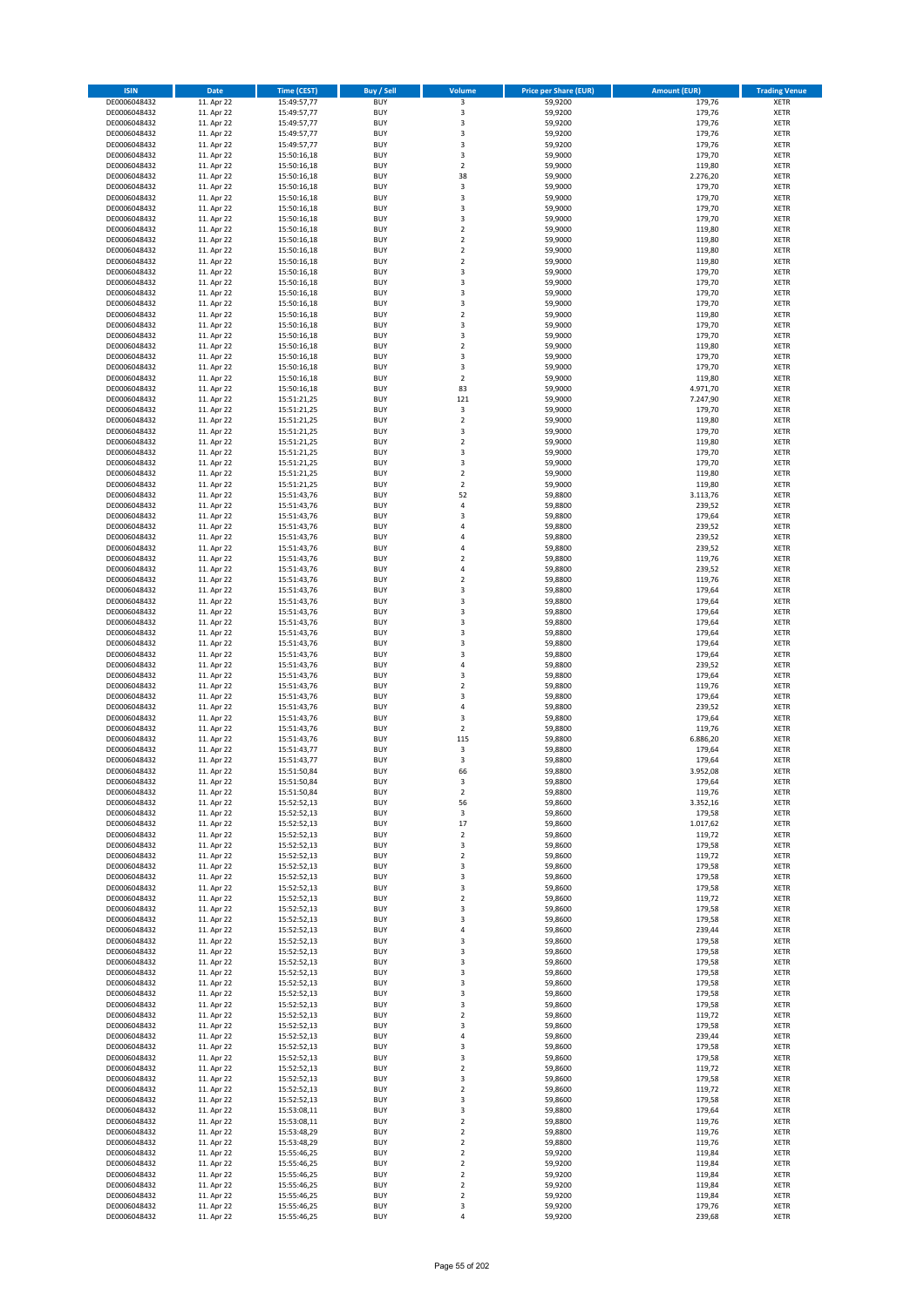| ISIN | Date | Time (CEST) | Buy / Sell | Volume | Price per Share (EUR) | Amount (EUR) | Trading Venue |
|---|---|---|---|---|---|---|---|
| DE0006048432 | 11. Apr 22 | 15:49:57,77 | BUY | 3 | 59,9200 | 179,76 | XETR |
| DE0006048432 | 11. Apr 22 | 15:49:57,77 | BUY | 3 | 59,9200 | 179,76 | XETR |
| DE0006048432 | 11. Apr 22 | 15:49:57,77 | BUY | 3 | 59,9200 | 179,76 | XETR |
| DE0006048432 | 11. Apr 22 | 15:49:57,77 | BUY | 3 | 59,9200 | 179,76 | XETR |
| DE0006048432 | 11. Apr 22 | 15:49:57,77 | BUY | 3 | 59,9200 | 179,76 | XETR |
| DE0006048432 | 11. Apr 22 | 15:50:16,18 | BUY | 3 | 59,9000 | 179,70 | XETR |
| DE0006048432 | 11. Apr 22 | 15:50:16,18 | BUY | 2 | 59,9000 | 119,80 | XETR |
| DE0006048432 | 11. Apr 22 | 15:50:16,18 | BUY | 38 | 59,9000 | 2.276,20 | XETR |
| DE0006048432 | 11. Apr 22 | 15:50:16,18 | BUY | 3 | 59,9000 | 179,70 | XETR |
| DE0006048432 | 11. Apr 22 | 15:50:16,18 | BUY | 3 | 59,9000 | 179,70 | XETR |
| DE0006048432 | 11. Apr 22 | 15:50:16,18 | BUY | 3 | 59,9000 | 179,70 | XETR |
| DE0006048432 | 11. Apr 22 | 15:50:16,18 | BUY | 3 | 59,9000 | 179,70 | XETR |
| DE0006048432 | 11. Apr 22 | 15:50:16,18 | BUY | 2 | 59,9000 | 119,80 | XETR |
| DE0006048432 | 11. Apr 22 | 15:50:16,18 | BUY | 2 | 59,9000 | 119,80 | XETR |
| DE0006048432 | 11. Apr 22 | 15:50:16,18 | BUY | 2 | 59,9000 | 119,80 | XETR |
| DE0006048432 | 11. Apr 22 | 15:50:16,18 | BUY | 2 | 59,9000 | 119,80 | XETR |
| DE0006048432 | 11. Apr 22 | 15:50:16,18 | BUY | 3 | 59,9000 | 179,70 | XETR |
| DE0006048432 | 11. Apr 22 | 15:50:16,18 | BUY | 3 | 59,9000 | 179,70 | XETR |
| DE0006048432 | 11. Apr 22 | 15:50:16,18 | BUY | 3 | 59,9000 | 179,70 | XETR |
| DE0006048432 | 11. Apr 22 | 15:50:16,18 | BUY | 3 | 59,9000 | 179,70 | XETR |
| DE0006048432 | 11. Apr 22 | 15:50:16,18 | BUY | 2 | 59,9000 | 119,80 | XETR |
| DE0006048432 | 11. Apr 22 | 15:50:16,18 | BUY | 3 | 59,9000 | 179,70 | XETR |
| DE0006048432 | 11. Apr 22 | 15:50:16,18 | BUY | 3 | 59,9000 | 179,70 | XETR |
| DE0006048432 | 11. Apr 22 | 15:50:16,18 | BUY | 2 | 59,9000 | 119,80 | XETR |
| DE0006048432 | 11. Apr 22 | 15:50:16,18 | BUY | 3 | 59,9000 | 179,70 | XETR |
| DE0006048432 | 11. Apr 22 | 15:50:16,18 | BUY | 3 | 59,9000 | 179,70 | XETR |
| DE0006048432 | 11. Apr 22 | 15:50:16,18 | BUY | 2 | 59,9000 | 119,80 | XETR |
| DE0006048432 | 11. Apr 22 | 15:50:16,18 | BUY | 83 | 59,9000 | 4.971,70 | XETR |
| DE0006048432 | 11. Apr 22 | 15:51:21,25 | BUY | 121 | 59,9000 | 7.247,90 | XETR |
| DE0006048432 | 11. Apr 22 | 15:51:21,25 | BUY | 3 | 59,9000 | 179,70 | XETR |
| DE0006048432 | 11. Apr 22 | 15:51:21,25 | BUY | 2 | 59,9000 | 119,80 | XETR |
| DE0006048432 | 11. Apr 22 | 15:51:21,25 | BUY | 3 | 59,9000 | 179,70 | XETR |
| DE0006048432 | 11. Apr 22 | 15:51:21,25 | BUY | 2 | 59,9000 | 119,80 | XETR |
| DE0006048432 | 11. Apr 22 | 15:51:21,25 | BUY | 3 | 59,9000 | 179,70 | XETR |
| DE0006048432 | 11. Apr 22 | 15:51:21,25 | BUY | 3 | 59,9000 | 179,70 | XETR |
| DE0006048432 | 11. Apr 22 | 15:51:21,25 | BUY | 2 | 59,9000 | 119,80 | XETR |
| DE0006048432 | 11. Apr 22 | 15:51:21,25 | BUY | 2 | 59,9000 | 119,80 | XETR |
| DE0006048432 | 11. Apr 22 | 15:51:43,76 | BUY | 52 | 59,8800 | 3.113,76 | XETR |
| DE0006048432 | 11. Apr 22 | 15:51:43,76 | BUY | 4 | 59,8800 | 239,52 | XETR |
| DE0006048432 | 11. Apr 22 | 15:51:43,76 | BUY | 3 | 59,8800 | 179,64 | XETR |
| DE0006048432 | 11. Apr 22 | 15:51:43,76 | BUY | 4 | 59,8800 | 239,52 | XETR |
| DE0006048432 | 11. Apr 22 | 15:51:43,76 | BUY | 4 | 59,8800 | 239,52 | XETR |
| DE0006048432 | 11. Apr 22 | 15:51:43,76 | BUY | 4 | 59,8800 | 239,52 | XETR |
| DE0006048432 | 11. Apr 22 | 15:51:43,76 | BUY | 2 | 59,8800 | 119,76 | XETR |
| DE0006048432 | 11. Apr 22 | 15:51:43,76 | BUY | 4 | 59,8800 | 239,52 | XETR |
| DE0006048432 | 11. Apr 22 | 15:51:43,76 | BUY | 2 | 59,8800 | 119,76 | XETR |
| DE0006048432 | 11. Apr 22 | 15:51:43,76 | BUY | 3 | 59,8800 | 179,64 | XETR |
| DE0006048432 | 11. Apr 22 | 15:51:43,76 | BUY | 3 | 59,8800 | 179,64 | XETR |
| DE0006048432 | 11. Apr 22 | 15:51:43,76 | BUY | 3 | 59,8800 | 179,64 | XETR |
| DE0006048432 | 11. Apr 22 | 15:51:43,76 | BUY | 3 | 59,8800 | 179,64 | XETR |
| DE0006048432 | 11. Apr 22 | 15:51:43,76 | BUY | 3 | 59,8800 | 179,64 | XETR |
| DE0006048432 | 11. Apr 22 | 15:51:43,76 | BUY | 3 | 59,8800 | 179,64 | XETR |
| DE0006048432 | 11. Apr 22 | 15:51:43,76 | BUY | 3 | 59,8800 | 179,64 | XETR |
| DE0006048432 | 11. Apr 22 | 15:51:43,76 | BUY | 4 | 59,8800 | 239,52 | XETR |
| DE0006048432 | 11. Apr 22 | 15:51:43,76 | BUY | 3 | 59,8800 | 179,64 | XETR |
| DE0006048432 | 11. Apr 22 | 15:51:43,76 | BUY | 2 | 59,8800 | 119,76 | XETR |
| DE0006048432 | 11. Apr 22 | 15:51:43,76 | BUY | 3 | 59,8800 | 179,64 | XETR |
| DE0006048432 | 11. Apr 22 | 15:51:43,76 | BUY | 4 | 59,8800 | 239,52 | XETR |
| DE0006048432 | 11. Apr 22 | 15:51:43,76 | BUY | 3 | 59,8800 | 179,64 | XETR |
| DE0006048432 | 11. Apr 22 | 15:51:43,76 | BUY | 2 | 59,8800 | 119,76 | XETR |
| DE0006048432 | 11. Apr 22 | 15:51:43,76 | BUY | 115 | 59,8800 | 6.886,20 | XETR |
| DE0006048432 | 11. Apr 22 | 15:51:43,77 | BUY | 3 | 59,8800 | 179,64 | XETR |
| DE0006048432 | 11. Apr 22 | 15:51:43,77 | BUY | 3 | 59,8800 | 179,64 | XETR |
| DE0006048432 | 11. Apr 22 | 15:51:50,84 | BUY | 66 | 59,8800 | 3.952,08 | XETR |
| DE0006048432 | 11. Apr 22 | 15:51:50,84 | BUY | 3 | 59,8800 | 179,64 | XETR |
| DE0006048432 | 11. Apr 22 | 15:51:50,84 | BUY | 2 | 59,8800 | 119,76 | XETR |
| DE0006048432 | 11. Apr 22 | 15:52:52,13 | BUY | 56 | 59,8600 | 3.352,16 | XETR |
| DE0006048432 | 11. Apr 22 | 15:52:52,13 | BUY | 3 | 59,8600 | 179,58 | XETR |
| DE0006048432 | 11. Apr 22 | 15:52:52,13 | BUY | 17 | 59,8600 | 1.017,62 | XETR |
| DE0006048432 | 11. Apr 22 | 15:52:52,13 | BUY | 2 | 59,8600 | 119,72 | XETR |
| DE0006048432 | 11. Apr 22 | 15:52:52,13 | BUY | 3 | 59,8600 | 179,58 | XETR |
| DE0006048432 | 11. Apr 22 | 15:52:52,13 | BUY | 2 | 59,8600 | 119,72 | XETR |
| DE0006048432 | 11. Apr 22 | 15:52:52,13 | BUY | 3 | 59,8600 | 179,58 | XETR |
| DE0006048432 | 11. Apr 22 | 15:52:52,13 | BUY | 3 | 59,8600 | 179,58 | XETR |
| DE0006048432 | 11. Apr 22 | 15:52:52,13 | BUY | 3 | 59,8600 | 179,58 | XETR |
| DE0006048432 | 11. Apr 22 | 15:52:52,13 | BUY | 2 | 59,8600 | 119,72 | XETR |
| DE0006048432 | 11. Apr 22 | 15:52:52,13 | BUY | 3 | 59,8600 | 179,58 | XETR |
| DE0006048432 | 11. Apr 22 | 15:52:52,13 | BUY | 3 | 59,8600 | 179,58 | XETR |
| DE0006048432 | 11. Apr 22 | 15:52:52,13 | BUY | 4 | 59,8600 | 239,44 | XETR |
| DE0006048432 | 11. Apr 22 | 15:52:52,13 | BUY | 3 | 59,8600 | 179,58 | XETR |
| DE0006048432 | 11. Apr 22 | 15:52:52,13 | BUY | 3 | 59,8600 | 179,58 | XETR |
| DE0006048432 | 11. Apr 22 | 15:52:52,13 | BUY | 3 | 59,8600 | 179,58 | XETR |
| DE0006048432 | 11. Apr 22 | 15:52:52,13 | BUY | 3 | 59,8600 | 179,58 | XETR |
| DE0006048432 | 11. Apr 22 | 15:52:52,13 | BUY | 3 | 59,8600 | 179,58 | XETR |
| DE0006048432 | 11. Apr 22 | 15:52:52,13 | BUY | 3 | 59,8600 | 179,58 | XETR |
| DE0006048432 | 11. Apr 22 | 15:52:52,13 | BUY | 3 | 59,8600 | 179,58 | XETR |
| DE0006048432 | 11. Apr 22 | 15:52:52,13 | BUY | 2 | 59,8600 | 119,72 | XETR |
| DE0006048432 | 11. Apr 22 | 15:52:52,13 | BUY | 3 | 59,8600 | 179,58 | XETR |
| DE0006048432 | 11. Apr 22 | 15:52:52,13 | BUY | 4 | 59,8600 | 239,44 | XETR |
| DE0006048432 | 11. Apr 22 | 15:52:52,13 | BUY | 3 | 59,8600 | 179,58 | XETR |
| DE0006048432 | 11. Apr 22 | 15:52:52,13 | BUY | 3 | 59,8600 | 179,58 | XETR |
| DE0006048432 | 11. Apr 22 | 15:52:52,13 | BUY | 2 | 59,8600 | 119,72 | XETR |
| DE0006048432 | 11. Apr 22 | 15:52:52,13 | BUY | 3 | 59,8600 | 179,58 | XETR |
| DE0006048432 | 11. Apr 22 | 15:52:52,13 | BUY | 2 | 59,8600 | 119,72 | XETR |
| DE0006048432 | 11. Apr 22 | 15:52:52,13 | BUY | 3 | 59,8600 | 179,58 | XETR |
| DE0006048432 | 11. Apr 22 | 15:53:08,11 | BUY | 3 | 59,8800 | 179,64 | XETR |
| DE0006048432 | 11. Apr 22 | 15:53:08,11 | BUY | 2 | 59,8800 | 119,76 | XETR |
| DE0006048432 | 11. Apr 22 | 15:53:48,29 | BUY | 2 | 59,8800 | 119,76 | XETR |
| DE0006048432 | 11. Apr 22 | 15:53:48,29 | BUY | 2 | 59,8800 | 119,76 | XETR |
| DE0006048432 | 11. Apr 22 | 15:55:46,25 | BUY | 2 | 59,9200 | 119,84 | XETR |
| DE0006048432 | 11. Apr 22 | 15:55:46,25 | BUY | 2 | 59,9200 | 119,84 | XETR |
| DE0006048432 | 11. Apr 22 | 15:55:46,25 | BUY | 2 | 59,9200 | 119,84 | XETR |
| DE0006048432 | 11. Apr 22 | 15:55:46,25 | BUY | 2 | 59,9200 | 119,84 | XETR |
| DE0006048432 | 11. Apr 22 | 15:55:46,25 | BUY | 2 | 59,9200 | 119,84 | XETR |
| DE0006048432 | 11. Apr 22 | 15:55:46,25 | BUY | 3 | 59,9200 | 179,76 | XETR |
| DE0006048432 | 11. Apr 22 | 15:55:46,25 | BUY | 4 | 59,9200 | 239,68 | XETR |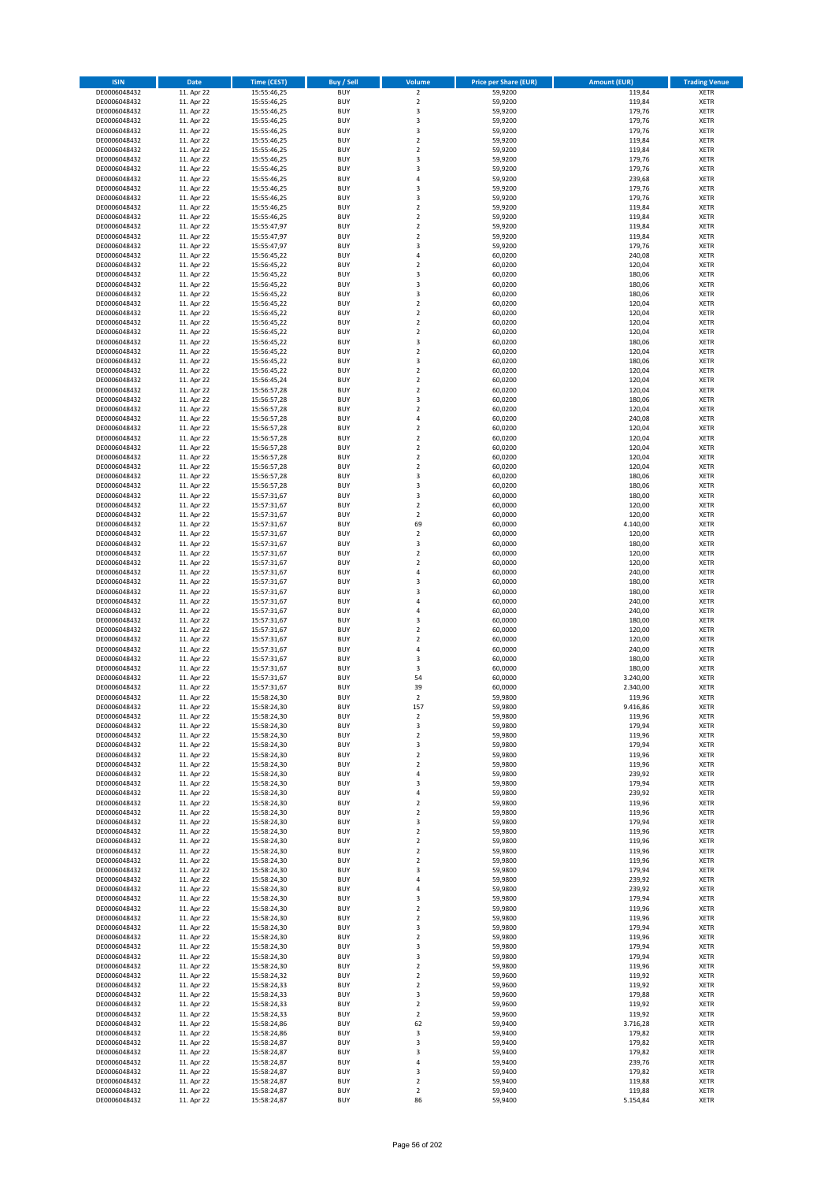| ISIN | Date | Time (CEST) | Buy / Sell | Volume | Price per Share (EUR) | Amount (EUR) | Trading Venue |
|---|---|---|---|---|---|---|---|
| DE0006048432 | 11. Apr 22 | 15:55:46,25 | BUY | 2 | 59,9200 | 119,84 | XETR |
| DE0006048432 | 11. Apr 22 | 15:55:46,25 | BUY | 2 | 59,9200 | 119,84 | XETR |
| DE0006048432 | 11. Apr 22 | 15:55:46,25 | BUY | 3 | 59,9200 | 179,76 | XETR |
| DE0006048432 | 11. Apr 22 | 15:55:46,25 | BUY | 3 | 59,9200 | 179,76 | XETR |
| DE0006048432 | 11. Apr 22 | 15:55:46,25 | BUY | 3 | 59,9200 | 179,76 | XETR |
| DE0006048432 | 11. Apr 22 | 15:55:46,25 | BUY | 2 | 59,9200 | 119,84 | XETR |
| DE0006048432 | 11. Apr 22 | 15:55:46,25 | BUY | 2 | 59,9200 | 119,84 | XETR |
| DE0006048432 | 11. Apr 22 | 15:55:46,25 | BUY | 3 | 59,9200 | 179,76 | XETR |
| DE0006048432 | 11. Apr 22 | 15:55:46,25 | BUY | 3 | 59,9200 | 179,76 | XETR |
| DE0006048432 | 11. Apr 22 | 15:55:46,25 | BUY | 4 | 59,9200 | 239,68 | XETR |
| DE0006048432 | 11. Apr 22 | 15:55:46,25 | BUY | 3 | 59,9200 | 179,76 | XETR |
| DE0006048432 | 11. Apr 22 | 15:55:46,25 | BUY | 3 | 59,9200 | 179,76 | XETR |
| DE0006048432 | 11. Apr 22 | 15:55:46,25 | BUY | 2 | 59,9200 | 119,84 | XETR |
| DE0006048432 | 11. Apr 22 | 15:55:46,25 | BUY | 2 | 59,9200 | 119,84 | XETR |
| DE0006048432 | 11. Apr 22 | 15:55:47,97 | BUY | 2 | 59,9200 | 119,84 | XETR |
| DE0006048432 | 11. Apr 22 | 15:55:47,97 | BUY | 2 | 59,9200 | 119,84 | XETR |
| DE0006048432 | 11. Apr 22 | 15:55:47,97 | BUY | 3 | 59,9200 | 179,76 | XETR |
| DE0006048432 | 11. Apr 22 | 15:56:45,22 | BUY | 4 | 60,0200 | 240,08 | XETR |
| DE0006048432 | 11. Apr 22 | 15:56:45,22 | BUY | 2 | 60,0200 | 120,04 | XETR |
| DE0006048432 | 11. Apr 22 | 15:56:45,22 | BUY | 3 | 60,0200 | 180,06 | XETR |
| DE0006048432 | 11. Apr 22 | 15:56:45,22 | BUY | 3 | 60,0200 | 180,06 | XETR |
| DE0006048432 | 11. Apr 22 | 15:56:45,22 | BUY | 3 | 60,0200 | 180,06 | XETR |
| DE0006048432 | 11. Apr 22 | 15:56:45,22 | BUY | 2 | 60,0200 | 120,04 | XETR |
| DE0006048432 | 11. Apr 22 | 15:56:45,22 | BUY | 2 | 60,0200 | 120,04 | XETR |
| DE0006048432 | 11. Apr 22 | 15:56:45,22 | BUY | 2 | 60,0200 | 120,04 | XETR |
| DE0006048432 | 11. Apr 22 | 15:56:45,22 | BUY | 2 | 60,0200 | 120,04 | XETR |
| DE0006048432 | 11. Apr 22 | 15:56:45,22 | BUY | 3 | 60,0200 | 180,06 | XETR |
| DE0006048432 | 11. Apr 22 | 15:56:45,22 | BUY | 2 | 60,0200 | 120,04 | XETR |
| DE0006048432 | 11. Apr 22 | 15:56:45,22 | BUY | 3 | 60,0200 | 180,06 | XETR |
| DE0006048432 | 11. Apr 22 | 15:56:45,22 | BUY | 2 | 60,0200 | 120,04 | XETR |
| DE0006048432 | 11. Apr 22 | 15:56:45,24 | BUY | 2 | 60,0200 | 120,04 | XETR |
| DE0006048432 | 11. Apr 22 | 15:56:57,28 | BUY | 2 | 60,0200 | 120,04 | XETR |
| DE0006048432 | 11. Apr 22 | 15:56:57,28 | BUY | 3 | 60,0200 | 180,06 | XETR |
| DE0006048432 | 11. Apr 22 | 15:56:57,28 | BUY | 2 | 60,0200 | 120,04 | XETR |
| DE0006048432 | 11. Apr 22 | 15:56:57,28 | BUY | 4 | 60,0200 | 240,08 | XETR |
| DE0006048432 | 11. Apr 22 | 15:56:57,28 | BUY | 2 | 60,0200 | 120,04 | XETR |
| DE0006048432 | 11. Apr 22 | 15:56:57,28 | BUY | 2 | 60,0200 | 120,04 | XETR |
| DE0006048432 | 11. Apr 22 | 15:56:57,28 | BUY | 2 | 60,0200 | 120,04 | XETR |
| DE0006048432 | 11. Apr 22 | 15:56:57,28 | BUY | 2 | 60,0200 | 120,04 | XETR |
| DE0006048432 | 11. Apr 22 | 15:56:57,28 | BUY | 2 | 60,0200 | 120,04 | XETR |
| DE0006048432 | 11. Apr 22 | 15:56:57,28 | BUY | 3 | 60,0200 | 180,06 | XETR |
| DE0006048432 | 11. Apr 22 | 15:56:57,28 | BUY | 3 | 60,0200 | 180,06 | XETR |
| DE0006048432 | 11. Apr 22 | 15:57:31,67 | BUY | 3 | 60,0000 | 180,00 | XETR |
| DE0006048432 | 11. Apr 22 | 15:57:31,67 | BUY | 2 | 60,0000 | 120,00 | XETR |
| DE0006048432 | 11. Apr 22 | 15:57:31,67 | BUY | 2 | 60,0000 | 120,00 | XETR |
| DE0006048432 | 11. Apr 22 | 15:57:31,67 | BUY | 69 | 60,0000 | 4.140,00 | XETR |
| DE0006048432 | 11. Apr 22 | 15:57:31,67 | BUY | 2 | 60,0000 | 120,00 | XETR |
| DE0006048432 | 11. Apr 22 | 15:57:31,67 | BUY | 3 | 60,0000 | 180,00 | XETR |
| DE0006048432 | 11. Apr 22 | 15:57:31,67 | BUY | 2 | 60,0000 | 120,00 | XETR |
| DE0006048432 | 11. Apr 22 | 15:57:31,67 | BUY | 2 | 60,0000 | 120,00 | XETR |
| DE0006048432 | 11. Apr 22 | 15:57:31,67 | BUY | 4 | 60,0000 | 240,00 | XETR |
| DE0006048432 | 11. Apr 22 | 15:57:31,67 | BUY | 3 | 60,0000 | 180,00 | XETR |
| DE0006048432 | 11. Apr 22 | 15:57:31,67 | BUY | 3 | 60,0000 | 180,00 | XETR |
| DE0006048432 | 11. Apr 22 | 15:57:31,67 | BUY | 4 | 60,0000 | 240,00 | XETR |
| DE0006048432 | 11. Apr 22 | 15:57:31,67 | BUY | 4 | 60,0000 | 240,00 | XETR |
| DE0006048432 | 11. Apr 22 | 15:57:31,67 | BUY | 3 | 60,0000 | 180,00 | XETR |
| DE0006048432 | 11. Apr 22 | 15:57:31,67 | BUY | 2 | 60,0000 | 120,00 | XETR |
| DE0006048432 | 11. Apr 22 | 15:57:31,67 | BUY | 2 | 60,0000 | 120,00 | XETR |
| DE0006048432 | 11. Apr 22 | 15:57:31,67 | BUY | 4 | 60,0000 | 240,00 | XETR |
| DE0006048432 | 11. Apr 22 | 15:57:31,67 | BUY | 3 | 60,0000 | 180,00 | XETR |
| DE0006048432 | 11. Apr 22 | 15:57:31,67 | BUY | 3 | 60,0000 | 180,00 | XETR |
| DE0006048432 | 11. Apr 22 | 15:57:31,67 | BUY | 54 | 60,0000 | 3.240,00 | XETR |
| DE0006048432 | 11. Apr 22 | 15:57:31,67 | BUY | 39 | 60,0000 | 2.340,00 | XETR |
| DE0006048432 | 11. Apr 22 | 15:58:24,30 | BUY | 2 | 59,9800 | 119,96 | XETR |
| DE0006048432 | 11. Apr 22 | 15:58:24,30 | BUY | 157 | 59,9800 | 9.416,86 | XETR |
| DE0006048432 | 11. Apr 22 | 15:58:24,30 | BUY | 2 | 59,9800 | 119,96 | XETR |
| DE0006048432 | 11. Apr 22 | 15:58:24,30 | BUY | 3 | 59,9800 | 179,94 | XETR |
| DE0006048432 | 11. Apr 22 | 15:58:24,30 | BUY | 2 | 59,9800 | 119,96 | XETR |
| DE0006048432 | 11. Apr 22 | 15:58:24,30 | BUY | 3 | 59,9800 | 179,94 | XETR |
| DE0006048432 | 11. Apr 22 | 15:58:24,30 | BUY | 2 | 59,9800 | 119,96 | XETR |
| DE0006048432 | 11. Apr 22 | 15:58:24,30 | BUY | 2 | 59,9800 | 119,96 | XETR |
| DE0006048432 | 11. Apr 22 | 15:58:24,30 | BUY | 4 | 59,9800 | 239,92 | XETR |
| DE0006048432 | 11. Apr 22 | 15:58:24,30 | BUY | 3 | 59,9800 | 179,94 | XETR |
| DE0006048432 | 11. Apr 22 | 15:58:24,30 | BUY | 4 | 59,9800 | 239,92 | XETR |
| DE0006048432 | 11. Apr 22 | 15:58:24,30 | BUY | 2 | 59,9800 | 119,96 | XETR |
| DE0006048432 | 11. Apr 22 | 15:58:24,30 | BUY | 2 | 59,9800 | 119,96 | XETR |
| DE0006048432 | 11. Apr 22 | 15:58:24,30 | BUY | 3 | 59,9800 | 179,94 | XETR |
| DE0006048432 | 11. Apr 22 | 15:58:24,30 | BUY | 2 | 59,9800 | 119,96 | XETR |
| DE0006048432 | 11. Apr 22 | 15:58:24,30 | BUY | 2 | 59,9800 | 119,96 | XETR |
| DE0006048432 | 11. Apr 22 | 15:58:24,30 | BUY | 2 | 59,9800 | 119,96 | XETR |
| DE0006048432 | 11. Apr 22 | 15:58:24,30 | BUY | 2 | 59,9800 | 119,96 | XETR |
| DE0006048432 | 11. Apr 22 | 15:58:24,30 | BUY | 3 | 59,9800 | 179,94 | XETR |
| DE0006048432 | 11. Apr 22 | 15:58:24,30 | BUY | 4 | 59,9800 | 239,92 | XETR |
| DE0006048432 | 11. Apr 22 | 15:58:24,30 | BUY | 4 | 59,9800 | 239,92 | XETR |
| DE0006048432 | 11. Apr 22 | 15:58:24,30 | BUY | 3 | 59,9800 | 179,94 | XETR |
| DE0006048432 | 11. Apr 22 | 15:58:24,30 | BUY | 2 | 59,9800 | 119,96 | XETR |
| DE0006048432 | 11. Apr 22 | 15:58:24,30 | BUY | 2 | 59,9800 | 119,96 | XETR |
| DE0006048432 | 11. Apr 22 | 15:58:24,30 | BUY | 3 | 59,9800 | 179,94 | XETR |
| DE0006048432 | 11. Apr 22 | 15:58:24,30 | BUY | 2 | 59,9800 | 119,96 | XETR |
| DE0006048432 | 11. Apr 22 | 15:58:24,30 | BUY | 3 | 59,9800 | 179,94 | XETR |
| DE0006048432 | 11. Apr 22 | 15:58:24,30 | BUY | 3 | 59,9800 | 179,94 | XETR |
| DE0006048432 | 11. Apr 22 | 15:58:24,30 | BUY | 2 | 59,9800 | 119,96 | XETR |
| DE0006048432 | 11. Apr 22 | 15:58:24,32 | BUY | 2 | 59,9600 | 119,92 | XETR |
| DE0006048432 | 11. Apr 22 | 15:58:24,33 | BUY | 2 | 59,9600 | 119,92 | XETR |
| DE0006048432 | 11. Apr 22 | 15:58:24,33 | BUY | 3 | 59,9600 | 179,88 | XETR |
| DE0006048432 | 11. Apr 22 | 15:58:24,33 | BUY | 2 | 59,9600 | 119,92 | XETR |
| DE0006048432 | 11. Apr 22 | 15:58:24,33 | BUY | 2 | 59,9600 | 119,92 | XETR |
| DE0006048432 | 11. Apr 22 | 15:58:24,86 | BUY | 62 | 59,9400 | 3.716,28 | XETR |
| DE0006048432 | 11. Apr 22 | 15:58:24,86 | BUY | 3 | 59,9400 | 179,82 | XETR |
| DE0006048432 | 11. Apr 22 | 15:58:24,87 | BUY | 3 | 59,9400 | 179,82 | XETR |
| DE0006048432 | 11. Apr 22 | 15:58:24,87 | BUY | 3 | 59,9400 | 179,82 | XETR |
| DE0006048432 | 11. Apr 22 | 15:58:24,87 | BUY | 4 | 59,9400 | 239,76 | XETR |
| DE0006048432 | 11. Apr 22 | 15:58:24,87 | BUY | 3 | 59,9400 | 179,82 | XETR |
| DE0006048432 | 11. Apr 22 | 15:58:24,87 | BUY | 2 | 59,9400 | 119,88 | XETR |
| DE0006048432 | 11. Apr 22 | 15:58:24,87 | BUY | 2 | 59,9400 | 119,88 | XETR |
| DE0006048432 | 11. Apr 22 | 15:58:24,87 | BUY | 86 | 59,9400 | 5.154,84 | XETR |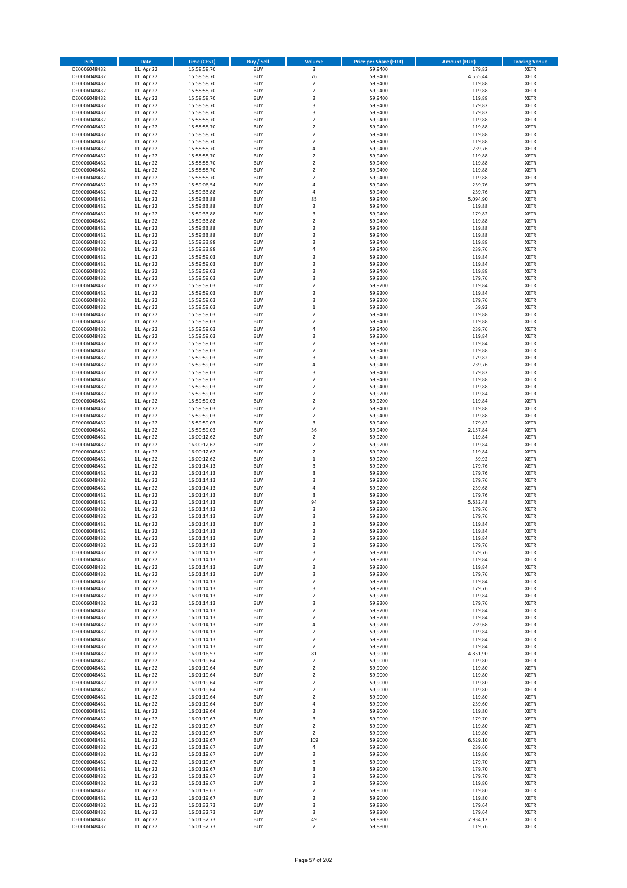| ISIN | Date | Time (CEST) | Buy / Sell | Volume | Price per Share (EUR) | Amount (EUR) | Trading Venue |
|---|---|---|---|---|---|---|---|
| DE0006048432 | 11. Apr 22 | 15:58:58,70 | BUY | 3 | 59,9400 | 179,82 | XETR |
| DE0006048432 | 11. Apr 22 | 15:58:58,70 | BUY | 76 | 59,9400 | 4.555,44 | XETR |
| DE0006048432 | 11. Apr 22 | 15:58:58,70 | BUY | 2 | 59,9400 | 119,88 | XETR |
| DE0006048432 | 11. Apr 22 | 15:58:58,70 | BUY | 2 | 59,9400 | 119,88 | XETR |
| DE0006048432 | 11. Apr 22 | 15:58:58,70 | BUY | 2 | 59,9400 | 119,88 | XETR |
| DE0006048432 | 11. Apr 22 | 15:58:58,70 | BUY | 3 | 59,9400 | 179,82 | XETR |
| DE0006048432 | 11. Apr 22 | 15:58:58,70 | BUY | 3 | 59,9400 | 179,82 | XETR |
| DE0006048432 | 11. Apr 22 | 15:58:58,70 | BUY | 2 | 59,9400 | 119,88 | XETR |
| DE0006048432 | 11. Apr 22 | 15:58:58,70 | BUY | 2 | 59,9400 | 119,88 | XETR |
| DE0006048432 | 11. Apr 22 | 15:58:58,70 | BUY | 2 | 59,9400 | 119,88 | XETR |
| DE0006048432 | 11. Apr 22 | 15:58:58,70 | BUY | 2 | 59,9400 | 119,88 | XETR |
| DE0006048432 | 11. Apr 22 | 15:58:58,70 | BUY | 4 | 59,9400 | 239,76 | XETR |
| DE0006048432 | 11. Apr 22 | 15:58:58,70 | BUY | 2 | 59,9400 | 119,88 | XETR |
| DE0006048432 | 11. Apr 22 | 15:58:58,70 | BUY | 2 | 59,9400 | 119,88 | XETR |
| DE0006048432 | 11. Apr 22 | 15:58:58,70 | BUY | 2 | 59,9400 | 119,88 | XETR |
| DE0006048432 | 11. Apr 22 | 15:58:58,70 | BUY | 2 | 59,9400 | 119,88 | XETR |
| DE0006048432 | 11. Apr 22 | 15:59:06,54 | BUY | 4 | 59,9400 | 239,76 | XETR |
| DE0006048432 | 11. Apr 22 | 15:59:33,88 | BUY | 4 | 59,9400 | 239,76 | XETR |
| DE0006048432 | 11. Apr 22 | 15:59:33,88 | BUY | 85 | 59,9400 | 5.094,90 | XETR |
| DE0006048432 | 11. Apr 22 | 15:59:33,88 | BUY | 2 | 59,9400 | 119,88 | XETR |
| DE0006048432 | 11. Apr 22 | 15:59:33,88 | BUY | 3 | 59,9400 | 179,82 | XETR |
| DE0006048432 | 11. Apr 22 | 15:59:33,88 | BUY | 2 | 59,9400 | 119,88 | XETR |
| DE0006048432 | 11. Apr 22 | 15:59:33,88 | BUY | 2 | 59,9400 | 119,88 | XETR |
| DE0006048432 | 11. Apr 22 | 15:59:33,88 | BUY | 2 | 59,9400 | 119,88 | XETR |
| DE0006048432 | 11. Apr 22 | 15:59:33,88 | BUY | 2 | 59,9400 | 119,88 | XETR |
| DE0006048432 | 11. Apr 22 | 15:59:33,88 | BUY | 4 | 59,9400 | 239,76 | XETR |
| DE0006048432 | 11. Apr 22 | 15:59:59,03 | BUY | 2 | 59,9200 | 119,84 | XETR |
| DE0006048432 | 11. Apr 22 | 15:59:59,03 | BUY | 2 | 59,9200 | 119,84 | XETR |
| DE0006048432 | 11. Apr 22 | 15:59:59,03 | BUY | 2 | 59,9400 | 119,88 | XETR |
| DE0006048432 | 11. Apr 22 | 15:59:59,03 | BUY | 3 | 59,9200 | 179,76 | XETR |
| DE0006048432 | 11. Apr 22 | 15:59:59,03 | BUY | 2 | 59,9200 | 119,84 | XETR |
| DE0006048432 | 11. Apr 22 | 15:59:59,03 | BUY | 2 | 59,9200 | 119,84 | XETR |
| DE0006048432 | 11. Apr 22 | 15:59:59,03 | BUY | 3 | 59,9200 | 179,76 | XETR |
| DE0006048432 | 11. Apr 22 | 15:59:59,03 | BUY | 1 | 59,9200 | 59,92 | XETR |
| DE0006048432 | 11. Apr 22 | 15:59:59,03 | BUY | 2 | 59,9400 | 119,88 | XETR |
| DE0006048432 | 11. Apr 22 | 15:59:59,03 | BUY | 2 | 59,9400 | 119,88 | XETR |
| DE0006048432 | 11. Apr 22 | 15:59:59,03 | BUY | 4 | 59,9400 | 239,76 | XETR |
| DE0006048432 | 11. Apr 22 | 15:59:59,03 | BUY | 2 | 59,9200 | 119,84 | XETR |
| DE0006048432 | 11. Apr 22 | 15:59:59,03 | BUY | 2 | 59,9200 | 119,84 | XETR |
| DE0006048432 | 11. Apr 22 | 15:59:59,03 | BUY | 2 | 59,9400 | 119,88 | XETR |
| DE0006048432 | 11. Apr 22 | 15:59:59,03 | BUY | 3 | 59,9400 | 179,82 | XETR |
| DE0006048432 | 11. Apr 22 | 15:59:59,03 | BUY | 4 | 59,9400 | 239,76 | XETR |
| DE0006048432 | 11. Apr 22 | 15:59:59,03 | BUY | 3 | 59,9400 | 179,82 | XETR |
| DE0006048432 | 11. Apr 22 | 15:59:59,03 | BUY | 2 | 59,9400 | 119,88 | XETR |
| DE0006048432 | 11. Apr 22 | 15:59:59,03 | BUY | 2 | 59,9400 | 119,88 | XETR |
| DE0006048432 | 11. Apr 22 | 15:59:59,03 | BUY | 2 | 59,9200 | 119,84 | XETR |
| DE0006048432 | 11. Apr 22 | 15:59:59,03 | BUY | 2 | 59,9200 | 119,84 | XETR |
| DE0006048432 | 11. Apr 22 | 15:59:59,03 | BUY | 2 | 59,9400 | 119,88 | XETR |
| DE0006048432 | 11. Apr 22 | 15:59:59,03 | BUY | 2 | 59,9400 | 119,88 | XETR |
| DE0006048432 | 11. Apr 22 | 15:59:59,03 | BUY | 3 | 59,9400 | 179,82 | XETR |
| DE0006048432 | 11. Apr 22 | 15:59:59,03 | BUY | 36 | 59,9400 | 2.157,84 | XETR |
| DE0006048432 | 11. Apr 22 | 16:00:12,62 | BUY | 2 | 59,9200 | 119,84 | XETR |
| DE0006048432 | 11. Apr 22 | 16:00:12,62 | BUY | 2 | 59,9200 | 119,84 | XETR |
| DE0006048432 | 11. Apr 22 | 16:00:12,62 | BUY | 2 | 59,9200 | 119,84 | XETR |
| DE0006048432 | 11. Apr 22 | 16:00:12,62 | BUY | 1 | 59,9200 | 59,92 | XETR |
| DE0006048432 | 11. Apr 22 | 16:01:14,13 | BUY | 3 | 59,9200 | 179,76 | XETR |
| DE0006048432 | 11. Apr 22 | 16:01:14,13 | BUY | 3 | 59,9200 | 179,76 | XETR |
| DE0006048432 | 11. Apr 22 | 16:01:14,13 | BUY | 3 | 59,9200 | 179,76 | XETR |
| DE0006048432 | 11. Apr 22 | 16:01:14,13 | BUY | 4 | 59,9200 | 239,68 | XETR |
| DE0006048432 | 11. Apr 22 | 16:01:14,13 | BUY | 3 | 59,9200 | 179,76 | XETR |
| DE0006048432 | 11. Apr 22 | 16:01:14,13 | BUY | 94 | 59,9200 | 5.632,48 | XETR |
| DE0006048432 | 11. Apr 22 | 16:01:14,13 | BUY | 3 | 59,9200 | 179,76 | XETR |
| DE0006048432 | 11. Apr 22 | 16:01:14,13 | BUY | 3 | 59,9200 | 179,76 | XETR |
| DE0006048432 | 11. Apr 22 | 16:01:14,13 | BUY | 2 | 59,9200 | 119,84 | XETR |
| DE0006048432 | 11. Apr 22 | 16:01:14,13 | BUY | 2 | 59,9200 | 119,84 | XETR |
| DE0006048432 | 11. Apr 22 | 16:01:14,13 | BUY | 2 | 59,9200 | 119,84 | XETR |
| DE0006048432 | 11. Apr 22 | 16:01:14,13 | BUY | 3 | 59,9200 | 179,76 | XETR |
| DE0006048432 | 11. Apr 22 | 16:01:14,13 | BUY | 3 | 59,9200 | 179,76 | XETR |
| DE0006048432 | 11. Apr 22 | 16:01:14,13 | BUY | 2 | 59,9200 | 119,84 | XETR |
| DE0006048432 | 11. Apr 22 | 16:01:14,13 | BUY | 2 | 59,9200 | 119,84 | XETR |
| DE0006048432 | 11. Apr 22 | 16:01:14,13 | BUY | 3 | 59,9200 | 179,76 | XETR |
| DE0006048432 | 11. Apr 22 | 16:01:14,13 | BUY | 2 | 59,9200 | 119,84 | XETR |
| DE0006048432 | 11. Apr 22 | 16:01:14,13 | BUY | 3 | 59,9200 | 179,76 | XETR |
| DE0006048432 | 11. Apr 22 | 16:01:14,13 | BUY | 2 | 59,9200 | 119,84 | XETR |
| DE0006048432 | 11. Apr 22 | 16:01:14,13 | BUY | 3 | 59,9200 | 179,76 | XETR |
| DE0006048432 | 11. Apr 22 | 16:01:14,13 | BUY | 2 | 59,9200 | 119,84 | XETR |
| DE0006048432 | 11. Apr 22 | 16:01:14,13 | BUY | 2 | 59,9200 | 119,84 | XETR |
| DE0006048432 | 11. Apr 22 | 16:01:14,13 | BUY | 4 | 59,9200 | 239,68 | XETR |
| DE0006048432 | 11. Apr 22 | 16:01:14,13 | BUY | 2 | 59,9200 | 119,84 | XETR |
| DE0006048432 | 11. Apr 22 | 16:01:14,13 | BUY | 2 | 59,9200 | 119,84 | XETR |
| DE0006048432 | 11. Apr 22 | 16:01:14,13 | BUY | 2 | 59,9200 | 119,84 | XETR |
| DE0006048432 | 11. Apr 22 | 16:01:16,57 | BUY | 81 | 59,9000 | 4.851,90 | XETR |
| DE0006048432 | 11. Apr 22 | 16:01:19,64 | BUY | 2 | 59,9000 | 119,80 | XETR |
| DE0006048432 | 11. Apr 22 | 16:01:19,64 | BUY | 2 | 59,9000 | 119,80 | XETR |
| DE0006048432 | 11. Apr 22 | 16:01:19,64 | BUY | 2 | 59,9000 | 119,80 | XETR |
| DE0006048432 | 11. Apr 22 | 16:01:19,64 | BUY | 2 | 59,9000 | 119,80 | XETR |
| DE0006048432 | 11. Apr 22 | 16:01:19,64 | BUY | 2 | 59,9000 | 119,80 | XETR |
| DE0006048432 | 11. Apr 22 | 16:01:19,64 | BUY | 2 | 59,9000 | 119,80 | XETR |
| DE0006048432 | 11. Apr 22 | 16:01:19,64 | BUY | 4 | 59,9000 | 239,60 | XETR |
| DE0006048432 | 11. Apr 22 | 16:01:19,64 | BUY | 2 | 59,9000 | 119,80 | XETR |
| DE0006048432 | 11. Apr 22 | 16:01:19,67 | BUY | 3 | 59,9000 | 179,70 | XETR |
| DE0006048432 | 11. Apr 22 | 16:01:19,67 | BUY | 2 | 59,9000 | 119,80 | XETR |
| DE0006048432 | 11. Apr 22 | 16:01:19,67 | BUY | 2 | 59,9000 | 119,80 | XETR |
| DE0006048432 | 11. Apr 22 | 16:01:19,67 | BUY | 109 | 59,9000 | 6.529,10 | XETR |
| DE0006048432 | 11. Apr 22 | 16:01:19,67 | BUY | 4 | 59,9000 | 239,60 | XETR |
| DE0006048432 | 11. Apr 22 | 16:01:19,67 | BUY | 2 | 59,9000 | 119,80 | XETR |
| DE0006048432 | 11. Apr 22 | 16:01:19,67 | BUY | 3 | 59,9000 | 179,70 | XETR |
| DE0006048432 | 11. Apr 22 | 16:01:19,67 | BUY | 3 | 59,9000 | 179,70 | XETR |
| DE0006048432 | 11. Apr 22 | 16:01:19,67 | BUY | 3 | 59,9000 | 179,70 | XETR |
| DE0006048432 | 11. Apr 22 | 16:01:19,67 | BUY | 2 | 59,9000 | 119,80 | XETR |
| DE0006048432 | 11. Apr 22 | 16:01:19,67 | BUY | 2 | 59,9000 | 119,80 | XETR |
| DE0006048432 | 11. Apr 22 | 16:01:19,67 | BUY | 2 | 59,9000 | 119,80 | XETR |
| DE0006048432 | 11. Apr 22 | 16:01:32,73 | BUY | 3 | 59,8800 | 179,64 | XETR |
| DE0006048432 | 11. Apr 22 | 16:01:32,73 | BUY | 3 | 59,8800 | 179,64 | XETR |
| DE0006048432 | 11. Apr 22 | 16:01:32,73 | BUY | 49 | 59,8800 | 2.934,12 | XETR |
| DE0006048432 | 11. Apr 22 | 16:01:32,73 | BUY | 2 | 59,8800 | 119,76 | XETR |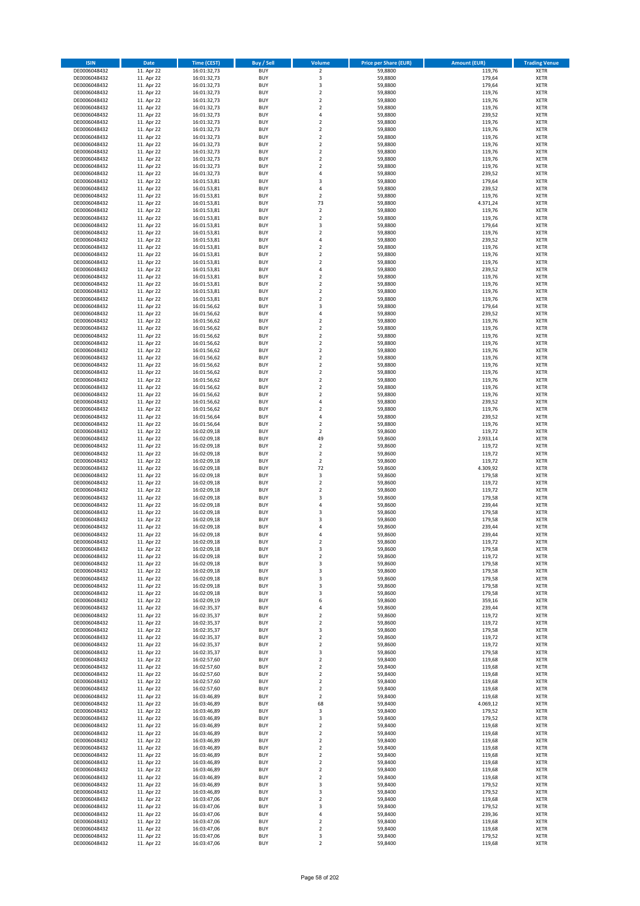| ISIN | Date | Time (CEST) | Buy / Sell | Volume | Price per Share (EUR) | Amount (EUR) | Trading Venue |
|---|---|---|---|---|---|---|---|
| DE0006048432 | 11. Apr 22 | 16:01:32,73 | BUY | 2 | 59,8800 | 119,76 | XETR |
| DE0006048432 | 11. Apr 22 | 16:01:32,73 | BUY | 3 | 59,8800 | 179,64 | XETR |
| DE0006048432 | 11. Apr 22 | 16:01:32,73 | BUY | 3 | 59,8800 | 179,64 | XETR |
| DE0006048432 | 11. Apr 22 | 16:01:32,73 | BUY | 2 | 59,8800 | 119,76 | XETR |
| DE0006048432 | 11. Apr 22 | 16:01:32,73 | BUY | 2 | 59,8800 | 119,76 | XETR |
| DE0006048432 | 11. Apr 22 | 16:01:32,73 | BUY | 2 | 59,8800 | 119,76 | XETR |
| DE0006048432 | 11. Apr 22 | 16:01:32,73 | BUY | 4 | 59,8800 | 239,52 | XETR |
| DE0006048432 | 11. Apr 22 | 16:01:32,73 | BUY | 2 | 59,8800 | 119,76 | XETR |
| DE0006048432 | 11. Apr 22 | 16:01:32,73 | BUY | 2 | 59,8800 | 119,76 | XETR |
| DE0006048432 | 11. Apr 22 | 16:01:32,73 | BUY | 2 | 59,8800 | 119,76 | XETR |
| DE0006048432 | 11. Apr 22 | 16:01:32,73 | BUY | 2 | 59,8800 | 119,76 | XETR |
| DE0006048432 | 11. Apr 22 | 16:01:32,73 | BUY | 2 | 59,8800 | 119,76 | XETR |
| DE0006048432 | 11. Apr 22 | 16:01:32,73 | BUY | 2 | 59,8800 | 119,76 | XETR |
| DE0006048432 | 11. Apr 22 | 16:01:32,73 | BUY | 2 | 59,8800 | 119,76 | XETR |
| DE0006048432 | 11. Apr 22 | 16:01:32,73 | BUY | 4 | 59,8800 | 239,52 | XETR |
| DE0006048432 | 11. Apr 22 | 16:01:53,81 | BUY | 3 | 59,8800 | 179,64 | XETR |
| DE0006048432 | 11. Apr 22 | 16:01:53,81 | BUY | 4 | 59,8800 | 239,52 | XETR |
| DE0006048432 | 11. Apr 22 | 16:01:53,81 | BUY | 2 | 59,8800 | 119,76 | XETR |
| DE0006048432 | 11. Apr 22 | 16:01:53,81 | BUY | 73 | 59,8800 | 4.371,24 | XETR |
| DE0006048432 | 11. Apr 22 | 16:01:53,81 | BUY | 2 | 59,8800 | 119,76 | XETR |
| DE0006048432 | 11. Apr 22 | 16:01:53,81 | BUY | 2 | 59,8800 | 119,76 | XETR |
| DE0006048432 | 11. Apr 22 | 16:01:53,81 | BUY | 3 | 59,8800 | 179,64 | XETR |
| DE0006048432 | 11. Apr 22 | 16:01:53,81 | BUY | 2 | 59,8800 | 119,76 | XETR |
| DE0006048432 | 11. Apr 22 | 16:01:53,81 | BUY | 4 | 59,8800 | 239,52 | XETR |
| DE0006048432 | 11. Apr 22 | 16:01:53,81 | BUY | 2 | 59,8800 | 119,76 | XETR |
| DE0006048432 | 11. Apr 22 | 16:01:53,81 | BUY | 2 | 59,8800 | 119,76 | XETR |
| DE0006048432 | 11. Apr 22 | 16:01:53,81 | BUY | 2 | 59,8800 | 119,76 | XETR |
| DE0006048432 | 11. Apr 22 | 16:01:53,81 | BUY | 4 | 59,8800 | 239,52 | XETR |
| DE0006048432 | 11. Apr 22 | 16:01:53,81 | BUY | 2 | 59,8800 | 119,76 | XETR |
| DE0006048432 | 11. Apr 22 | 16:01:53,81 | BUY | 2 | 59,8800 | 119,76 | XETR |
| DE0006048432 | 11. Apr 22 | 16:01:53,81 | BUY | 2 | 59,8800 | 119,76 | XETR |
| DE0006048432 | 11. Apr 22 | 16:01:53,81 | BUY | 2 | 59,8800 | 119,76 | XETR |
| DE0006048432 | 11. Apr 22 | 16:01:56,62 | BUY | 3 | 59,8800 | 179,64 | XETR |
| DE0006048432 | 11. Apr 22 | 16:01:56,62 | BUY | 4 | 59,8800 | 239,52 | XETR |
| DE0006048432 | 11. Apr 22 | 16:01:56,62 | BUY | 2 | 59,8800 | 119,76 | XETR |
| DE0006048432 | 11. Apr 22 | 16:01:56,62 | BUY | 2 | 59,8800 | 119,76 | XETR |
| DE0006048432 | 11. Apr 22 | 16:01:56,62 | BUY | 2 | 59,8800 | 119,76 | XETR |
| DE0006048432 | 11. Apr 22 | 16:01:56,62 | BUY | 2 | 59,8800 | 119,76 | XETR |
| DE0006048432 | 11. Apr 22 | 16:01:56,62 | BUY | 2 | 59,8800 | 119,76 | XETR |
| DE0006048432 | 11. Apr 22 | 16:01:56,62 | BUY | 2 | 59,8800 | 119,76 | XETR |
| DE0006048432 | 11. Apr 22 | 16:01:56,62 | BUY | 2 | 59,8800 | 119,76 | XETR |
| DE0006048432 | 11. Apr 22 | 16:01:56,62 | BUY | 2 | 59,8800 | 119,76 | XETR |
| DE0006048432 | 11. Apr 22 | 16:01:56,62 | BUY | 2 | 59,8800 | 119,76 | XETR |
| DE0006048432 | 11. Apr 22 | 16:01:56,62 | BUY | 2 | 59,8800 | 119,76 | XETR |
| DE0006048432 | 11. Apr 22 | 16:01:56,62 | BUY | 2 | 59,8800 | 119,76 | XETR |
| DE0006048432 | 11. Apr 22 | 16:01:56,62 | BUY | 4 | 59,8800 | 239,52 | XETR |
| DE0006048432 | 11. Apr 22 | 16:01:56,62 | BUY | 2 | 59,8800 | 119,76 | XETR |
| DE0006048432 | 11. Apr 22 | 16:01:56,64 | BUY | 4 | 59,8800 | 239,52 | XETR |
| DE0006048432 | 11. Apr 22 | 16:01:56,64 | BUY | 2 | 59,8800 | 119,76 | XETR |
| DE0006048432 | 11. Apr 22 | 16:02:09,18 | BUY | 2 | 59,8600 | 119,72 | XETR |
| DE0006048432 | 11. Apr 22 | 16:02:09,18 | BUY | 49 | 59,8600 | 2.933,14 | XETR |
| DE0006048432 | 11. Apr 22 | 16:02:09,18 | BUY | 2 | 59,8600 | 119,72 | XETR |
| DE0006048432 | 11. Apr 22 | 16:02:09,18 | BUY | 2 | 59,8600 | 119,72 | XETR |
| DE0006048432 | 11. Apr 22 | 16:02:09,18 | BUY | 2 | 59,8600 | 119,72 | XETR |
| DE0006048432 | 11. Apr 22 | 16:02:09,18 | BUY | 72 | 59,8600 | 4.309,92 | XETR |
| DE0006048432 | 11. Apr 22 | 16:02:09,18 | BUY | 3 | 59,8600 | 179,58 | XETR |
| DE0006048432 | 11. Apr 22 | 16:02:09,18 | BUY | 2 | 59,8600 | 119,72 | XETR |
| DE0006048432 | 11. Apr 22 | 16:02:09,18 | BUY | 2 | 59,8600 | 119,72 | XETR |
| DE0006048432 | 11. Apr 22 | 16:02:09,18 | BUY | 3 | 59,8600 | 179,58 | XETR |
| DE0006048432 | 11. Apr 22 | 16:02:09,18 | BUY | 4 | 59,8600 | 239,44 | XETR |
| DE0006048432 | 11. Apr 22 | 16:02:09,18 | BUY | 3 | 59,8600 | 179,58 | XETR |
| DE0006048432 | 11. Apr 22 | 16:02:09,18 | BUY | 3 | 59,8600 | 179,58 | XETR |
| DE0006048432 | 11. Apr 22 | 16:02:09,18 | BUY | 4 | 59,8600 | 239,44 | XETR |
| DE0006048432 | 11. Apr 22 | 16:02:09,18 | BUY | 4 | 59,8600 | 239,44 | XETR |
| DE0006048432 | 11. Apr 22 | 16:02:09,18 | BUY | 2 | 59,8600 | 119,72 | XETR |
| DE0006048432 | 11. Apr 22 | 16:02:09,18 | BUY | 3 | 59,8600 | 179,58 | XETR |
| DE0006048432 | 11. Apr 22 | 16:02:09,18 | BUY | 2 | 59,8600 | 119,72 | XETR |
| DE0006048432 | 11. Apr 22 | 16:02:09,18 | BUY | 3 | 59,8600 | 179,58 | XETR |
| DE0006048432 | 11. Apr 22 | 16:02:09,18 | BUY | 3 | 59,8600 | 179,58 | XETR |
| DE0006048432 | 11. Apr 22 | 16:02:09,18 | BUY | 3 | 59,8600 | 179,58 | XETR |
| DE0006048432 | 11. Apr 22 | 16:02:09,18 | BUY | 3 | 59,8600 | 179,58 | XETR |
| DE0006048432 | 11. Apr 22 | 16:02:09,18 | BUY | 3 | 59,8600 | 179,58 | XETR |
| DE0006048432 | 11. Apr 22 | 16:02:09,19 | BUY | 6 | 59,8600 | 359,16 | XETR |
| DE0006048432 | 11. Apr 22 | 16:02:35,37 | BUY | 4 | 59,8600 | 239,44 | XETR |
| DE0006048432 | 11. Apr 22 | 16:02:35,37 | BUY | 2 | 59,8600 | 119,72 | XETR |
| DE0006048432 | 11. Apr 22 | 16:02:35,37 | BUY | 2 | 59,8600 | 119,72 | XETR |
| DE0006048432 | 11. Apr 22 | 16:02:35,37 | BUY | 3 | 59,8600 | 179,58 | XETR |
| DE0006048432 | 11. Apr 22 | 16:02:35,37 | BUY | 2 | 59,8600 | 119,72 | XETR |
| DE0006048432 | 11. Apr 22 | 16:02:35,37 | BUY | 2 | 59,8600 | 119,72 | XETR |
| DE0006048432 | 11. Apr 22 | 16:02:35,37 | BUY | 3 | 59,8600 | 179,58 | XETR |
| DE0006048432 | 11. Apr 22 | 16:02:57,60 | BUY | 2 | 59,8400 | 119,68 | XETR |
| DE0006048432 | 11. Apr 22 | 16:02:57,60 | BUY | 2 | 59,8400 | 119,68 | XETR |
| DE0006048432 | 11. Apr 22 | 16:02:57,60 | BUY | 2 | 59,8400 | 119,68 | XETR |
| DE0006048432 | 11. Apr 22 | 16:02:57,60 | BUY | 2 | 59,8400 | 119,68 | XETR |
| DE0006048432 | 11. Apr 22 | 16:02:57,60 | BUY | 2 | 59,8400 | 119,68 | XETR |
| DE0006048432 | 11. Apr 22 | 16:03:46,89 | BUY | 2 | 59,8400 | 119,68 | XETR |
| DE0006048432 | 11. Apr 22 | 16:03:46,89 | BUY | 68 | 59,8400 | 4.069,12 | XETR |
| DE0006048432 | 11. Apr 22 | 16:03:46,89 | BUY | 3 | 59,8400 | 179,52 | XETR |
| DE0006048432 | 11. Apr 22 | 16:03:46,89 | BUY | 3 | 59,8400 | 179,52 | XETR |
| DE0006048432 | 11. Apr 22 | 16:03:46,89 | BUY | 2 | 59,8400 | 119,68 | XETR |
| DE0006048432 | 11. Apr 22 | 16:03:46,89 | BUY | 2 | 59,8400 | 119,68 | XETR |
| DE0006048432 | 11. Apr 22 | 16:03:46,89 | BUY | 2 | 59,8400 | 119,68 | XETR |
| DE0006048432 | 11. Apr 22 | 16:03:46,89 | BUY | 2 | 59,8400 | 119,68 | XETR |
| DE0006048432 | 11. Apr 22 | 16:03:46,89 | BUY | 2 | 59,8400 | 119,68 | XETR |
| DE0006048432 | 11. Apr 22 | 16:03:46,89 | BUY | 2 | 59,8400 | 119,68 | XETR |
| DE0006048432 | 11. Apr 22 | 16:03:46,89 | BUY | 2 | 59,8400 | 119,68 | XETR |
| DE0006048432 | 11. Apr 22 | 16:03:46,89 | BUY | 2 | 59,8400 | 119,68 | XETR |
| DE0006048432 | 11. Apr 22 | 16:03:46,89 | BUY | 3 | 59,8400 | 179,52 | XETR |
| DE0006048432 | 11. Apr 22 | 16:03:46,89 | BUY | 3 | 59,8400 | 179,52 | XETR |
| DE0006048432 | 11. Apr 22 | 16:03:47,06 | BUY | 2 | 59,8400 | 119,68 | XETR |
| DE0006048432 | 11. Apr 22 | 16:03:47,06 | BUY | 3 | 59,8400 | 179,52 | XETR |
| DE0006048432 | 11. Apr 22 | 16:03:47,06 | BUY | 4 | 59,8400 | 239,36 | XETR |
| DE0006048432 | 11. Apr 22 | 16:03:47,06 | BUY | 2 | 59,8400 | 119,68 | XETR |
| DE0006048432 | 11. Apr 22 | 16:03:47,06 | BUY | 2 | 59,8400 | 119,68 | XETR |
| DE0006048432 | 11. Apr 22 | 16:03:47,06 | BUY | 3 | 59,8400 | 179,52 | XETR |
| DE0006048432 | 11. Apr 22 | 16:03:47,06 | BUY | 2 | 59,8400 | 119,68 | XETR |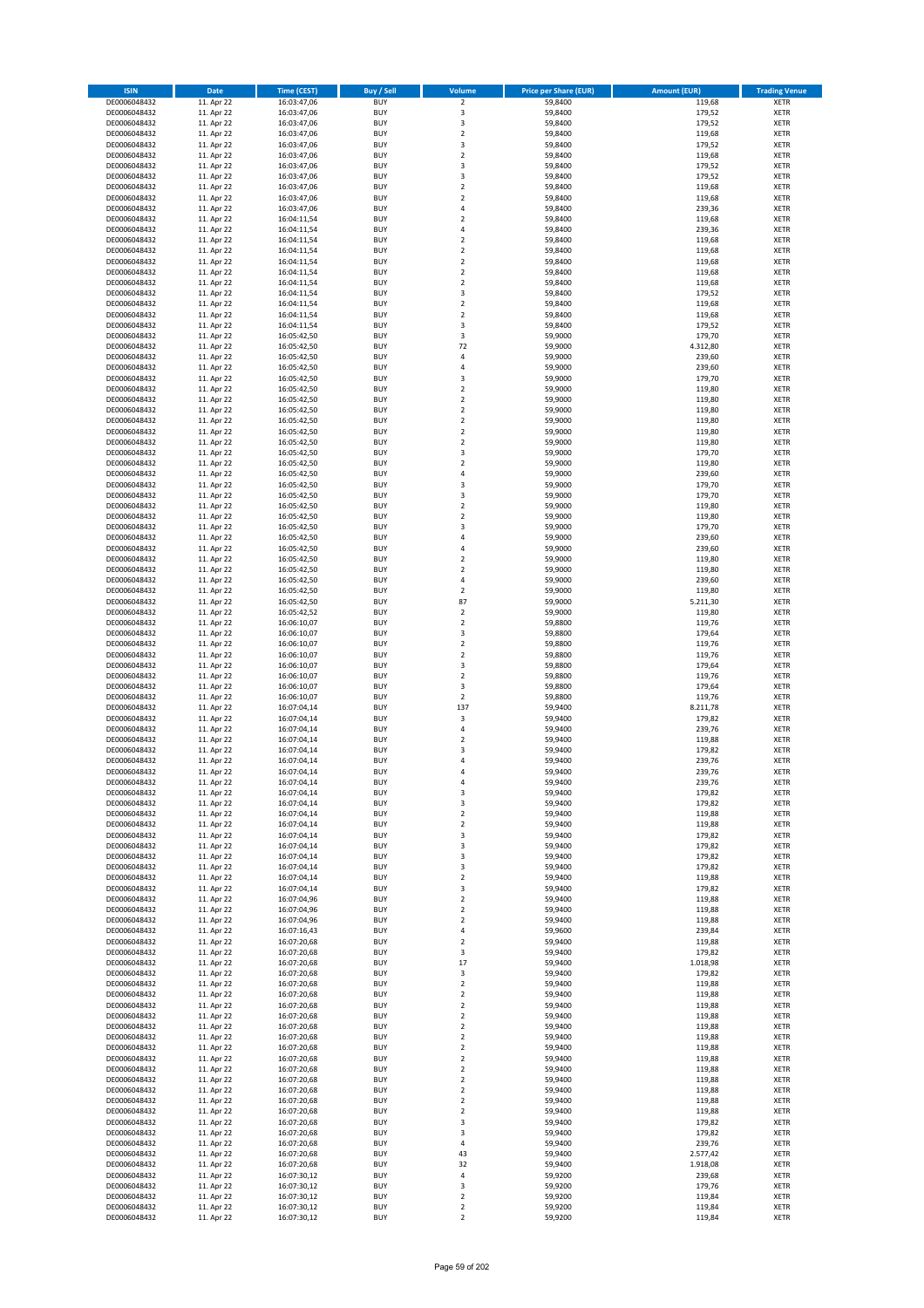| ISIN | Date | Time (CEST) | Buy / Sell | Volume | Price per Share (EUR) | Amount (EUR) | Trading Venue |
|---|---|---|---|---|---|---|---|
| DE0006048432 | 11. Apr 22 | 16:03:47,06 | BUY | 2 | 59,8400 | 119,68 | XETR |
| DE0006048432 | 11. Apr 22 | 16:03:47,06 | BUY | 3 | 59,8400 | 179,52 | XETR |
| DE0006048432 | 11. Apr 22 | 16:03:47,06 | BUY | 3 | 59,8400 | 179,52 | XETR |
| DE0006048432 | 11. Apr 22 | 16:03:47,06 | BUY | 2 | 59,8400 | 119,68 | XETR |
| DE0006048432 | 11. Apr 22 | 16:03:47,06 | BUY | 3 | 59,8400 | 179,52 | XETR |
| DE0006048432 | 11. Apr 22 | 16:03:47,06 | BUY | 2 | 59,8400 | 119,68 | XETR |
| DE0006048432 | 11. Apr 22 | 16:03:47,06 | BUY | 3 | 59,8400 | 179,52 | XETR |
| DE0006048432 | 11. Apr 22 | 16:03:47,06 | BUY | 3 | 59,8400 | 179,52 | XETR |
| DE0006048432 | 11. Apr 22 | 16:03:47,06 | BUY | 2 | 59,8400 | 119,68 | XETR |
| DE0006048432 | 11. Apr 22 | 16:03:47,06 | BUY | 2 | 59,8400 | 119,68 | XETR |
| DE0006048432 | 11. Apr 22 | 16:03:47,06 | BUY | 4 | 59,8400 | 239,36 | XETR |
| DE0006048432 | 11. Apr 22 | 16:04:11,54 | BUY | 2 | 59,8400 | 119,68 | XETR |
| DE0006048432 | 11. Apr 22 | 16:04:11,54 | BUY | 4 | 59,8400 | 239,36 | XETR |
| DE0006048432 | 11. Apr 22 | 16:04:11,54 | BUY | 2 | 59,8400 | 119,68 | XETR |
| DE0006048432 | 11. Apr 22 | 16:04:11,54 | BUY | 2 | 59,8400 | 119,68 | XETR |
| DE0006048432 | 11. Apr 22 | 16:04:11,54 | BUY | 2 | 59,8400 | 119,68 | XETR |
| DE0006048432 | 11. Apr 22 | 16:04:11,54 | BUY | 2 | 59,8400 | 119,68 | XETR |
| DE0006048432 | 11. Apr 22 | 16:04:11,54 | BUY | 2 | 59,8400 | 119,68 | XETR |
| DE0006048432 | 11. Apr 22 | 16:04:11,54 | BUY | 3 | 59,8400 | 179,52 | XETR |
| DE0006048432 | 11. Apr 22 | 16:04:11,54 | BUY | 2 | 59,8400 | 119,68 | XETR |
| DE0006048432 | 11. Apr 22 | 16:04:11,54 | BUY | 2 | 59,8400 | 119,68 | XETR |
| DE0006048432 | 11. Apr 22 | 16:04:11,54 | BUY | 3 | 59,8400 | 179,52 | XETR |
| DE0006048432 | 11. Apr 22 | 16:05:42,50 | BUY | 3 | 59,9000 | 179,70 | XETR |
| DE0006048432 | 11. Apr 22 | 16:05:42,50 | BUY | 72 | 59,9000 | 4.312,80 | XETR |
| DE0006048432 | 11. Apr 22 | 16:05:42,50 | BUY | 4 | 59,9000 | 239,60 | XETR |
| DE0006048432 | 11. Apr 22 | 16:05:42,50 | BUY | 4 | 59,9000 | 239,60 | XETR |
| DE0006048432 | 11. Apr 22 | 16:05:42,50 | BUY | 3 | 59,9000 | 179,70 | XETR |
| DE0006048432 | 11. Apr 22 | 16:05:42,50 | BUY | 2 | 59,9000 | 119,80 | XETR |
| DE0006048432 | 11. Apr 22 | 16:05:42,50 | BUY | 2 | 59,9000 | 119,80 | XETR |
| DE0006048432 | 11. Apr 22 | 16:05:42,50 | BUY | 2 | 59,9000 | 119,80 | XETR |
| DE0006048432 | 11. Apr 22 | 16:05:42,50 | BUY | 2 | 59,9000 | 119,80 | XETR |
| DE0006048432 | 11. Apr 22 | 16:05:42,50 | BUY | 2 | 59,9000 | 119,80 | XETR |
| DE0006048432 | 11. Apr 22 | 16:05:42,50 | BUY | 2 | 59,9000 | 119,80 | XETR |
| DE0006048432 | 11. Apr 22 | 16:05:42,50 | BUY | 3 | 59,9000 | 179,70 | XETR |
| DE0006048432 | 11. Apr 22 | 16:05:42,50 | BUY | 2 | 59,9000 | 119,80 | XETR |
| DE0006048432 | 11. Apr 22 | 16:05:42,50 | BUY | 4 | 59,9000 | 239,60 | XETR |
| DE0006048432 | 11. Apr 22 | 16:05:42,50 | BUY | 3 | 59,9000 | 179,70 | XETR |
| DE0006048432 | 11. Apr 22 | 16:05:42,50 | BUY | 3 | 59,9000 | 179,70 | XETR |
| DE0006048432 | 11. Apr 22 | 16:05:42,50 | BUY | 2 | 59,9000 | 119,80 | XETR |
| DE0006048432 | 11. Apr 22 | 16:05:42,50 | BUY | 2 | 59,9000 | 119,80 | XETR |
| DE0006048432 | 11. Apr 22 | 16:05:42,50 | BUY | 3 | 59,9000 | 179,70 | XETR |
| DE0006048432 | 11. Apr 22 | 16:05:42,50 | BUY | 4 | 59,9000 | 239,60 | XETR |
| DE0006048432 | 11. Apr 22 | 16:05:42,50 | BUY | 4 | 59,9000 | 239,60 | XETR |
| DE0006048432 | 11. Apr 22 | 16:05:42,50 | BUY | 2 | 59,9000 | 119,80 | XETR |
| DE0006048432 | 11. Apr 22 | 16:05:42,50 | BUY | 2 | 59,9000 | 119,80 | XETR |
| DE0006048432 | 11. Apr 22 | 16:05:42,50 | BUY | 4 | 59,9000 | 239,60 | XETR |
| DE0006048432 | 11. Apr 22 | 16:05:42,50 | BUY | 2 | 59,9000 | 119,80 | XETR |
| DE0006048432 | 11. Apr 22 | 16:05:42,50 | BUY | 87 | 59,9000 | 5.211,30 | XETR |
| DE0006048432 | 11. Apr 22 | 16:05:42,52 | BUY | 2 | 59,9000 | 119,80 | XETR |
| DE0006048432 | 11. Apr 22 | 16:06:10,07 | BUY | 2 | 59,8800 | 119,76 | XETR |
| DE0006048432 | 11. Apr 22 | 16:06:10,07 | BUY | 3 | 59,8800 | 179,64 | XETR |
| DE0006048432 | 11. Apr 22 | 16:06:10,07 | BUY | 2 | 59,8800 | 119,76 | XETR |
| DE0006048432 | 11. Apr 22 | 16:06:10,07 | BUY | 2 | 59,8800 | 119,76 | XETR |
| DE0006048432 | 11. Apr 22 | 16:06:10,07 | BUY | 3 | 59,8800 | 179,64 | XETR |
| DE0006048432 | 11. Apr 22 | 16:06:10,07 | BUY | 2 | 59,8800 | 119,76 | XETR |
| DE0006048432 | 11. Apr 22 | 16:06:10,07 | BUY | 3 | 59,8800 | 179,64 | XETR |
| DE0006048432 | 11. Apr 22 | 16:06:10,07 | BUY | 2 | 59,8800 | 119,76 | XETR |
| DE0006048432 | 11. Apr 22 | 16:07:04,14 | BUY | 137 | 59,9400 | 8.211,78 | XETR |
| DE0006048432 | 11. Apr 22 | 16:07:04,14 | BUY | 3 | 59,9400 | 179,82 | XETR |
| DE0006048432 | 11. Apr 22 | 16:07:04,14 | BUY | 4 | 59,9400 | 239,76 | XETR |
| DE0006048432 | 11. Apr 22 | 16:07:04,14 | BUY | 2 | 59,9400 | 119,88 | XETR |
| DE0006048432 | 11. Apr 22 | 16:07:04,14 | BUY | 3 | 59,9400 | 179,82 | XETR |
| DE0006048432 | 11. Apr 22 | 16:07:04,14 | BUY | 4 | 59,9400 | 239,76 | XETR |
| DE0006048432 | 11. Apr 22 | 16:07:04,14 | BUY | 4 | 59,9400 | 239,76 | XETR |
| DE0006048432 | 11. Apr 22 | 16:07:04,14 | BUY | 4 | 59,9400 | 239,76 | XETR |
| DE0006048432 | 11. Apr 22 | 16:07:04,14 | BUY | 3 | 59,9400 | 179,82 | XETR |
| DE0006048432 | 11. Apr 22 | 16:07:04,14 | BUY | 3 | 59,9400 | 179,82 | XETR |
| DE0006048432 | 11. Apr 22 | 16:07:04,14 | BUY | 2 | 59,9400 | 119,88 | XETR |
| DE0006048432 | 11. Apr 22 | 16:07:04,14 | BUY | 2 | 59,9400 | 119,88 | XETR |
| DE0006048432 | 11. Apr 22 | 16:07:04,14 | BUY | 3 | 59,9400 | 179,82 | XETR |
| DE0006048432 | 11. Apr 22 | 16:07:04,14 | BUY | 3 | 59,9400 | 179,82 | XETR |
| DE0006048432 | 11. Apr 22 | 16:07:04,14 | BUY | 3 | 59,9400 | 179,82 | XETR |
| DE0006048432 | 11. Apr 22 | 16:07:04,14 | BUY | 3 | 59,9400 | 179,82 | XETR |
| DE0006048432 | 11. Apr 22 | 16:07:04,14 | BUY | 2 | 59,9400 | 119,88 | XETR |
| DE0006048432 | 11. Apr 22 | 16:07:04,14 | BUY | 3 | 59,9400 | 179,82 | XETR |
| DE0006048432 | 11. Apr 22 | 16:07:04,96 | BUY | 2 | 59,9400 | 119,88 | XETR |
| DE0006048432 | 11. Apr 22 | 16:07:04,96 | BUY | 2 | 59,9400 | 119,88 | XETR |
| DE0006048432 | 11. Apr 22 | 16:07:04,96 | BUY | 2 | 59,9400 | 119,88 | XETR |
| DE0006048432 | 11. Apr 22 | 16:07:16,43 | BUY | 4 | 59,9600 | 239,84 | XETR |
| DE0006048432 | 11. Apr 22 | 16:07:20,68 | BUY | 2 | 59,9400 | 119,88 | XETR |
| DE0006048432 | 11. Apr 22 | 16:07:20,68 | BUY | 3 | 59,9400 | 179,82 | XETR |
| DE0006048432 | 11. Apr 22 | 16:07:20,68 | BUY | 17 | 59,9400 | 1.018,98 | XETR |
| DE0006048432 | 11. Apr 22 | 16:07:20,68 | BUY | 3 | 59,9400 | 179,82 | XETR |
| DE0006048432 | 11. Apr 22 | 16:07:20,68 | BUY | 2 | 59,9400 | 119,88 | XETR |
| DE0006048432 | 11. Apr 22 | 16:07:20,68 | BUY | 2 | 59,9400 | 119,88 | XETR |
| DE0006048432 | 11. Apr 22 | 16:07:20,68 | BUY | 2 | 59,9400 | 119,88 | XETR |
| DE0006048432 | 11. Apr 22 | 16:07:20,68 | BUY | 2 | 59,9400 | 119,88 | XETR |
| DE0006048432 | 11. Apr 22 | 16:07:20,68 | BUY | 2 | 59,9400 | 119,88 | XETR |
| DE0006048432 | 11. Apr 22 | 16:07:20,68 | BUY | 2 | 59,9400 | 119,88 | XETR |
| DE0006048432 | 11. Apr 22 | 16:07:20,68 | BUY | 2 | 59,9400 | 119,88 | XETR |
| DE0006048432 | 11. Apr 22 | 16:07:20,68 | BUY | 2 | 59,9400 | 119,88 | XETR |
| DE0006048432 | 11. Apr 22 | 16:07:20,68 | BUY | 2 | 59,9400 | 119,88 | XETR |
| DE0006048432 | 11. Apr 22 | 16:07:20,68 | BUY | 2 | 59,9400 | 119,88 | XETR |
| DE0006048432 | 11. Apr 22 | 16:07:20,68 | BUY | 2 | 59,9400 | 119,88 | XETR |
| DE0006048432 | 11. Apr 22 | 16:07:20,68 | BUY | 2 | 59,9400 | 119,88 | XETR |
| DE0006048432 | 11. Apr 22 | 16:07:20,68 | BUY | 2 | 59,9400 | 119,88 | XETR |
| DE0006048432 | 11. Apr 22 | 16:07:20,68 | BUY | 3 | 59,9400 | 179,82 | XETR |
| DE0006048432 | 11. Apr 22 | 16:07:20,68 | BUY | 3 | 59,9400 | 179,82 | XETR |
| DE0006048432 | 11. Apr 22 | 16:07:20,68 | BUY | 4 | 59,9400 | 239,76 | XETR |
| DE0006048432 | 11. Apr 22 | 16:07:20,68 | BUY | 43 | 59,9400 | 2.577,42 | XETR |
| DE0006048432 | 11. Apr 22 | 16:07:20,68 | BUY | 32 | 59,9400 | 1.918,08 | XETR |
| DE0006048432 | 11. Apr 22 | 16:07:30,12 | BUY | 4 | 59,9200 | 239,68 | XETR |
| DE0006048432 | 11. Apr 22 | 16:07:30,12 | BUY | 3 | 59,9200 | 179,76 | XETR |
| DE0006048432 | 11. Apr 22 | 16:07:30,12 | BUY | 2 | 59,9200 | 119,84 | XETR |
| DE0006048432 | 11. Apr 22 | 16:07:30,12 | BUY | 2 | 59,9200 | 119,84 | XETR |
| DE0006048432 | 11. Apr 22 | 16:07:30,12 | BUY | 2 | 59,9200 | 119,84 | XETR |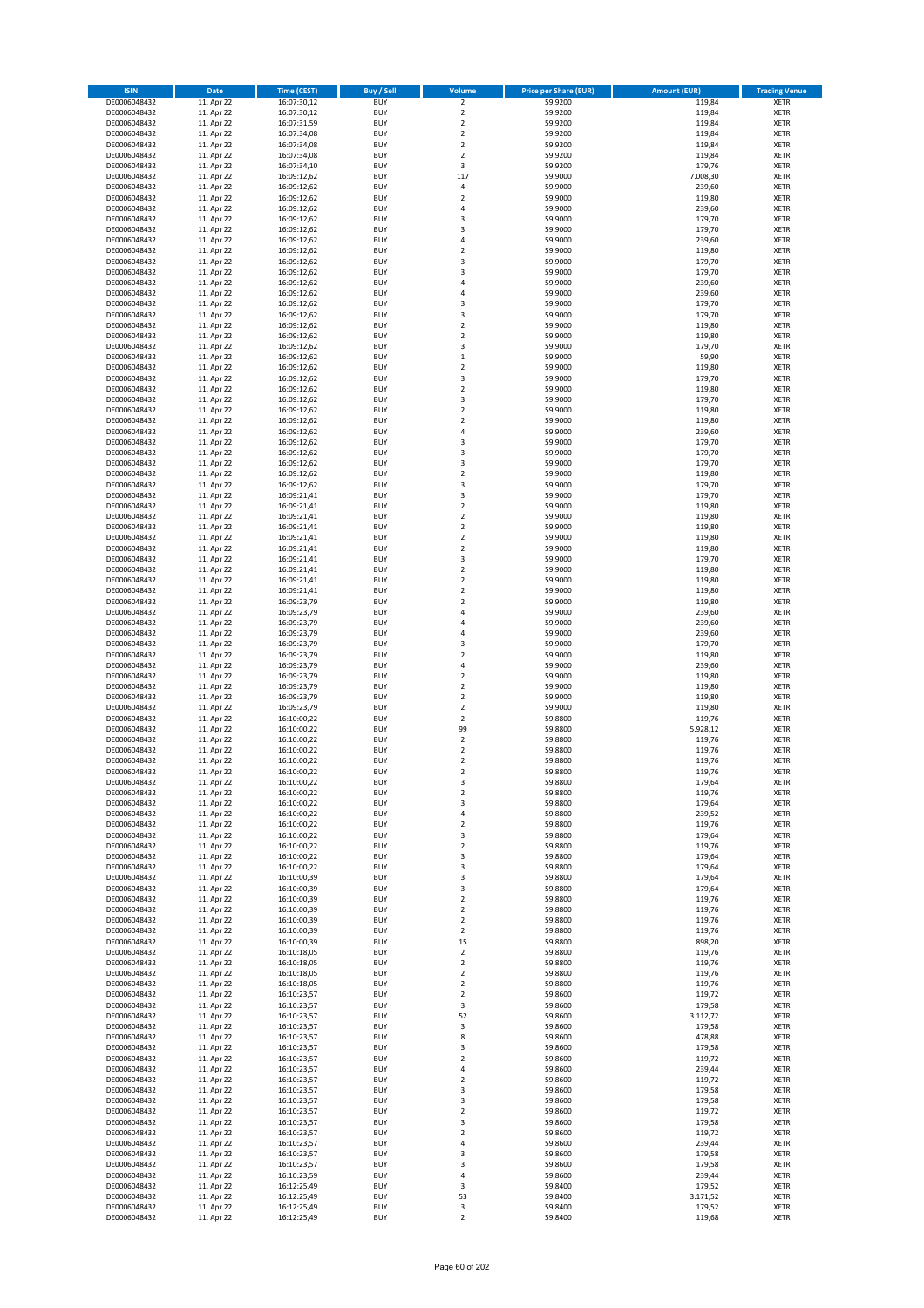| ISIN | Date | Time (CEST) | Buy / Sell | Volume | Price per Share (EUR) | Amount (EUR) | Trading Venue |
|---|---|---|---|---|---|---|---|
| DE0006048432 | 11. Apr 22 | 16:07:30,12 | BUY | 2 | 59,9200 | 119,84 | XETR |
| DE0006048432 | 11. Apr 22 | 16:07:30,12 | BUY | 2 | 59,9200 | 119,84 | XETR |
| DE0006048432 | 11. Apr 22 | 16:07:31,59 | BUY | 2 | 59,9200 | 119,84 | XETR |
| DE0006048432 | 11. Apr 22 | 16:07:34,08 | BUY | 2 | 59,9200 | 119,84 | XETR |
| DE0006048432 | 11. Apr 22 | 16:07:34,08 | BUY | 2 | 59,9200 | 119,84 | XETR |
| DE0006048432 | 11. Apr 22 | 16:07:34,08 | BUY | 2 | 59,9200 | 119,84 | XETR |
| DE0006048432 | 11. Apr 22 | 16:07:34,10 | BUY | 3 | 59,9200 | 179,76 | XETR |
| DE0006048432 | 11. Apr 22 | 16:09:12,62 | BUY | 117 | 59,9000 | 7.008,30 | XETR |
| DE0006048432 | 11. Apr 22 | 16:09:12,62 | BUY | 4 | 59,9000 | 239,60 | XETR |
| DE0006048432 | 11. Apr 22 | 16:09:12,62 | BUY | 2 | 59,9000 | 119,80 | XETR |
| DE0006048432 | 11. Apr 22 | 16:09:12,62 | BUY | 4 | 59,9000 | 239,60 | XETR |
| DE0006048432 | 11. Apr 22 | 16:09:12,62 | BUY | 3 | 59,9000 | 179,70 | XETR |
| DE0006048432 | 11. Apr 22 | 16:09:12,62 | BUY | 3 | 59,9000 | 179,70 | XETR |
| DE0006048432 | 11. Apr 22 | 16:09:12,62 | BUY | 4 | 59,9000 | 239,60 | XETR |
| DE0006048432 | 11. Apr 22 | 16:09:12,62 | BUY | 2 | 59,9000 | 119,80 | XETR |
| DE0006048432 | 11. Apr 22 | 16:09:12,62 | BUY | 3 | 59,9000 | 179,70 | XETR |
| DE0006048432 | 11. Apr 22 | 16:09:12,62 | BUY | 3 | 59,9000 | 179,70 | XETR |
| DE0006048432 | 11. Apr 22 | 16:09:12,62 | BUY | 4 | 59,9000 | 239,60 | XETR |
| DE0006048432 | 11. Apr 22 | 16:09:12,62 | BUY | 4 | 59,9000 | 239,60 | XETR |
| DE0006048432 | 11. Apr 22 | 16:09:12,62 | BUY | 3 | 59,9000 | 179,70 | XETR |
| DE0006048432 | 11. Apr 22 | 16:09:12,62 | BUY | 3 | 59,9000 | 179,70 | XETR |
| DE0006048432 | 11. Apr 22 | 16:09:12,62 | BUY | 2 | 59,9000 | 119,80 | XETR |
| DE0006048432 | 11. Apr 22 | 16:09:12,62 | BUY | 2 | 59,9000 | 119,80 | XETR |
| DE0006048432 | 11. Apr 22 | 16:09:12,62 | BUY | 3 | 59,9000 | 179,70 | XETR |
| DE0006048432 | 11. Apr 22 | 16:09:12,62 | BUY | 1 | 59,9000 | 59,90 | XETR |
| DE0006048432 | 11. Apr 22 | 16:09:12,62 | BUY | 2 | 59,9000 | 119,80 | XETR |
| DE0006048432 | 11. Apr 22 | 16:09:12,62 | BUY | 3 | 59,9000 | 179,70 | XETR |
| DE0006048432 | 11. Apr 22 | 16:09:12,62 | BUY | 2 | 59,9000 | 119,80 | XETR |
| DE0006048432 | 11. Apr 22 | 16:09:12,62 | BUY | 3 | 59,9000 | 179,70 | XETR |
| DE0006048432 | 11. Apr 22 | 16:09:12,62 | BUY | 2 | 59,9000 | 119,80 | XETR |
| DE0006048432 | 11. Apr 22 | 16:09:12,62 | BUY | 2 | 59,9000 | 119,80 | XETR |
| DE0006048432 | 11. Apr 22 | 16:09:12,62 | BUY | 4 | 59,9000 | 239,60 | XETR |
| DE0006048432 | 11. Apr 22 | 16:09:12,62 | BUY | 3 | 59,9000 | 179,70 | XETR |
| DE0006048432 | 11. Apr 22 | 16:09:12,62 | BUY | 3 | 59,9000 | 179,70 | XETR |
| DE0006048432 | 11. Apr 22 | 16:09:12,62 | BUY | 3 | 59,9000 | 179,70 | XETR |
| DE0006048432 | 11. Apr 22 | 16:09:12,62 | BUY | 2 | 59,9000 | 119,80 | XETR |
| DE0006048432 | 11. Apr 22 | 16:09:12,62 | BUY | 3 | 59,9000 | 179,70 | XETR |
| DE0006048432 | 11. Apr 22 | 16:09:21,41 | BUY | 3 | 59,9000 | 179,70 | XETR |
| DE0006048432 | 11. Apr 22 | 16:09:21,41 | BUY | 2 | 59,9000 | 119,80 | XETR |
| DE0006048432 | 11. Apr 22 | 16:09:21,41 | BUY | 2 | 59,9000 | 119,80 | XETR |
| DE0006048432 | 11. Apr 22 | 16:09:21,41 | BUY | 2 | 59,9000 | 119,80 | XETR |
| DE0006048432 | 11. Apr 22 | 16:09:21,41 | BUY | 2 | 59,9000 | 119,80 | XETR |
| DE0006048432 | 11. Apr 22 | 16:09:21,41 | BUY | 2 | 59,9000 | 119,80 | XETR |
| DE0006048432 | 11. Apr 22 | 16:09:21,41 | BUY | 3 | 59,9000 | 179,70 | XETR |
| DE0006048432 | 11. Apr 22 | 16:09:21,41 | BUY | 2 | 59,9000 | 119,80 | XETR |
| DE0006048432 | 11. Apr 22 | 16:09:21,41 | BUY | 2 | 59,9000 | 119,80 | XETR |
| DE0006048432 | 11. Apr 22 | 16:09:21,41 | BUY | 2 | 59,9000 | 119,80 | XETR |
| DE0006048432 | 11. Apr 22 | 16:09:23,79 | BUY | 2 | 59,9000 | 119,80 | XETR |
| DE0006048432 | 11. Apr 22 | 16:09:23,79 | BUY | 4 | 59,9000 | 239,60 | XETR |
| DE0006048432 | 11. Apr 22 | 16:09:23,79 | BUY | 4 | 59,9000 | 239,60 | XETR |
| DE0006048432 | 11. Apr 22 | 16:09:23,79 | BUY | 4 | 59,9000 | 239,60 | XETR |
| DE0006048432 | 11. Apr 22 | 16:09:23,79 | BUY | 3 | 59,9000 | 179,70 | XETR |
| DE0006048432 | 11. Apr 22 | 16:09:23,79 | BUY | 2 | 59,9000 | 119,80 | XETR |
| DE0006048432 | 11. Apr 22 | 16:09:23,79 | BUY | 4 | 59,9000 | 239,60 | XETR |
| DE0006048432 | 11. Apr 22 | 16:09:23,79 | BUY | 2 | 59,9000 | 119,80 | XETR |
| DE0006048432 | 11. Apr 22 | 16:09:23,79 | BUY | 2 | 59,9000 | 119,80 | XETR |
| DE0006048432 | 11. Apr 22 | 16:09:23,79 | BUY | 2 | 59,9000 | 119,80 | XETR |
| DE0006048432 | 11. Apr 22 | 16:09:23,79 | BUY | 2 | 59,9000 | 119,80 | XETR |
| DE0006048432 | 11. Apr 22 | 16:10:00,22 | BUY | 2 | 59,8800 | 119,76 | XETR |
| DE0006048432 | 11. Apr 22 | 16:10:00,22 | BUY | 99 | 59,8800 | 5.928,12 | XETR |
| DE0006048432 | 11. Apr 22 | 16:10:00,22 | BUY | 2 | 59,8800 | 119,76 | XETR |
| DE0006048432 | 11. Apr 22 | 16:10:00,22 | BUY | 2 | 59,8800 | 119,76 | XETR |
| DE0006048432 | 11. Apr 22 | 16:10:00,22 | BUY | 2 | 59,8800 | 119,76 | XETR |
| DE0006048432 | 11. Apr 22 | 16:10:00,22 | BUY | 2 | 59,8800 | 119,76 | XETR |
| DE0006048432 | 11. Apr 22 | 16:10:00,22 | BUY | 3 | 59,8800 | 179,64 | XETR |
| DE0006048432 | 11. Apr 22 | 16:10:00,22 | BUY | 2 | 59,8800 | 119,76 | XETR |
| DE0006048432 | 11. Apr 22 | 16:10:00,22 | BUY | 3 | 59,8800 | 179,64 | XETR |
| DE0006048432 | 11. Apr 22 | 16:10:00,22 | BUY | 4 | 59,8800 | 239,52 | XETR |
| DE0006048432 | 11. Apr 22 | 16:10:00,22 | BUY | 2 | 59,8800 | 119,76 | XETR |
| DE0006048432 | 11. Apr 22 | 16:10:00,22 | BUY | 3 | 59,8800 | 179,64 | XETR |
| DE0006048432 | 11. Apr 22 | 16:10:00,22 | BUY | 2 | 59,8800 | 119,76 | XETR |
| DE0006048432 | 11. Apr 22 | 16:10:00,22 | BUY | 3 | 59,8800 | 179,64 | XETR |
| DE0006048432 | 11. Apr 22 | 16:10:00,22 | BUY | 3 | 59,8800 | 179,64 | XETR |
| DE0006048432 | 11. Apr 22 | 16:10:00,39 | BUY | 3 | 59,8800 | 179,64 | XETR |
| DE0006048432 | 11. Apr 22 | 16:10:00,39 | BUY | 3 | 59,8800 | 179,64 | XETR |
| DE0006048432 | 11. Apr 22 | 16:10:00,39 | BUY | 2 | 59,8800 | 119,76 | XETR |
| DE0006048432 | 11. Apr 22 | 16:10:00,39 | BUY | 2 | 59,8800 | 119,76 | XETR |
| DE0006048432 | 11. Apr 22 | 16:10:00,39 | BUY | 2 | 59,8800 | 119,76 | XETR |
| DE0006048432 | 11. Apr 22 | 16:10:00,39 | BUY | 2 | 59,8800 | 119,76 | XETR |
| DE0006048432 | 11. Apr 22 | 16:10:00,39 | BUY | 15 | 59,8800 | 898,20 | XETR |
| DE0006048432 | 11. Apr 22 | 16:10:18,05 | BUY | 2 | 59,8800 | 119,76 | XETR |
| DE0006048432 | 11. Apr 22 | 16:10:18,05 | BUY | 2 | 59,8800 | 119,76 | XETR |
| DE0006048432 | 11. Apr 22 | 16:10:18,05 | BUY | 2 | 59,8800 | 119,76 | XETR |
| DE0006048432 | 11. Apr 22 | 16:10:18,05 | BUY | 2 | 59,8800 | 119,76 | XETR |
| DE0006048432 | 11. Apr 22 | 16:10:23,57 | BUY | 2 | 59,8600 | 119,72 | XETR |
| DE0006048432 | 11. Apr 22 | 16:10:23,57 | BUY | 3 | 59,8600 | 179,58 | XETR |
| DE0006048432 | 11. Apr 22 | 16:10:23,57 | BUY | 52 | 59,8600 | 3.112,72 | XETR |
| DE0006048432 | 11. Apr 22 | 16:10:23,57 | BUY | 3 | 59,8600 | 179,58 | XETR |
| DE0006048432 | 11. Apr 22 | 16:10:23,57 | BUY | 8 | 59,8600 | 478,88 | XETR |
| DE0006048432 | 11. Apr 22 | 16:10:23,57 | BUY | 3 | 59,8600 | 179,58 | XETR |
| DE0006048432 | 11. Apr 22 | 16:10:23,57 | BUY | 2 | 59,8600 | 119,72 | XETR |
| DE0006048432 | 11. Apr 22 | 16:10:23,57 | BUY | 4 | 59,8600 | 239,44 | XETR |
| DE0006048432 | 11. Apr 22 | 16:10:23,57 | BUY | 2 | 59,8600 | 119,72 | XETR |
| DE0006048432 | 11. Apr 22 | 16:10:23,57 | BUY | 3 | 59,8600 | 179,58 | XETR |
| DE0006048432 | 11. Apr 22 | 16:10:23,57 | BUY | 3 | 59,8600 | 179,58 | XETR |
| DE0006048432 | 11. Apr 22 | 16:10:23,57 | BUY | 2 | 59,8600 | 119,72 | XETR |
| DE0006048432 | 11. Apr 22 | 16:10:23,57 | BUY | 3 | 59,8600 | 179,58 | XETR |
| DE0006048432 | 11. Apr 22 | 16:10:23,57 | BUY | 2 | 59,8600 | 119,72 | XETR |
| DE0006048432 | 11. Apr 22 | 16:10:23,57 | BUY | 4 | 59,8600 | 239,44 | XETR |
| DE0006048432 | 11. Apr 22 | 16:10:23,57 | BUY | 3 | 59,8600 | 179,58 | XETR |
| DE0006048432 | 11. Apr 22 | 16:10:23,57 | BUY | 3 | 59,8600 | 179,58 | XETR |
| DE0006048432 | 11. Apr 22 | 16:10:23,59 | BUY | 4 | 59,8600 | 239,44 | XETR |
| DE0006048432 | 11. Apr 22 | 16:12:25,49 | BUY | 3 | 59,8400 | 179,52 | XETR |
| DE0006048432 | 11. Apr 22 | 16:12:25,49 | BUY | 53 | 59,8400 | 3.171,52 | XETR |
| DE0006048432 | 11. Apr 22 | 16:12:25,49 | BUY | 3 | 59,8400 | 179,52 | XETR |
| DE0006048432 | 11. Apr 22 | 16:12:25,49 | BUY | 2 | 59,8400 | 119,68 | XETR |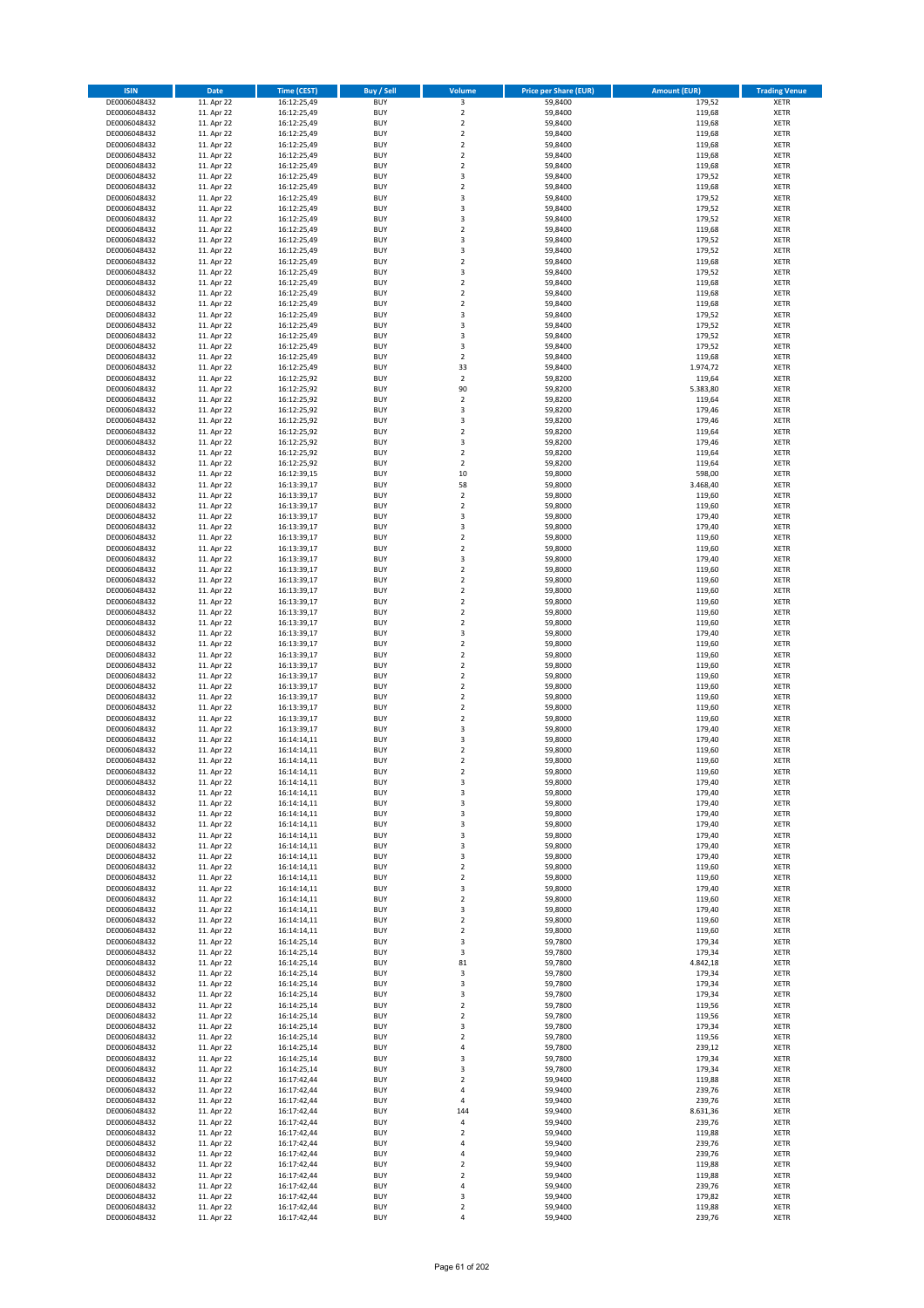| ISIN | Date | Time (CEST) | Buy / Sell | Volume | Price per Share (EUR) | Amount (EUR) | Trading Venue |
|---|---|---|---|---|---|---|---|
| DE0006048432 | 11. Apr 22 | 16:12:25,49 | BUY | 3 | 59,8400 | 179,52 | XETR |
| DE0006048432 | 11. Apr 22 | 16:12:25,49 | BUY | 2 | 59,8400 | 119,68 | XETR |
| DE0006048432 | 11. Apr 22 | 16:12:25,49 | BUY | 2 | 59,8400 | 119,68 | XETR |
| DE0006048432 | 11. Apr 22 | 16:12:25,49 | BUY | 2 | 59,8400 | 119,68 | XETR |
| DE0006048432 | 11. Apr 22 | 16:12:25,49 | BUY | 2 | 59,8400 | 119,68 | XETR |
| DE0006048432 | 11. Apr 22 | 16:12:25,49 | BUY | 2 | 59,8400 | 119,68 | XETR |
| DE0006048432 | 11. Apr 22 | 16:12:25,49 | BUY | 2 | 59,8400 | 119,68 | XETR |
| DE0006048432 | 11. Apr 22 | 16:12:25,49 | BUY | 3 | 59,8400 | 179,52 | XETR |
| DE0006048432 | 11. Apr 22 | 16:12:25,49 | BUY | 2 | 59,8400 | 119,68 | XETR |
| DE0006048432 | 11. Apr 22 | 16:12:25,49 | BUY | 3 | 59,8400 | 179,52 | XETR |
| DE0006048432 | 11. Apr 22 | 16:12:25,49 | BUY | 3 | 59,8400 | 179,52 | XETR |
| DE0006048432 | 11. Apr 22 | 16:12:25,49 | BUY | 3 | 59,8400 | 179,52 | XETR |
| DE0006048432 | 11. Apr 22 | 16:12:25,49 | BUY | 2 | 59,8400 | 119,68 | XETR |
| DE0006048432 | 11. Apr 22 | 16:12:25,49 | BUY | 3 | 59,8400 | 179,52 | XETR |
| DE0006048432 | 11. Apr 22 | 16:12:25,49 | BUY | 3 | 59,8400 | 179,52 | XETR |
| DE0006048432 | 11. Apr 22 | 16:12:25,49 | BUY | 2 | 59,8400 | 119,68 | XETR |
| DE0006048432 | 11. Apr 22 | 16:12:25,49 | BUY | 3 | 59,8400 | 179,52 | XETR |
| DE0006048432 | 11. Apr 22 | 16:12:25,49 | BUY | 2 | 59,8400 | 119,68 | XETR |
| DE0006048432 | 11. Apr 22 | 16:12:25,49 | BUY | 2 | 59,8400 | 119,68 | XETR |
| DE0006048432 | 11. Apr 22 | 16:12:25,49 | BUY | 2 | 59,8400 | 119,68 | XETR |
| DE0006048432 | 11. Apr 22 | 16:12:25,49 | BUY | 3 | 59,8400 | 179,52 | XETR |
| DE0006048432 | 11. Apr 22 | 16:12:25,49 | BUY | 3 | 59,8400 | 179,52 | XETR |
| DE0006048432 | 11. Apr 22 | 16:12:25,49 | BUY | 3 | 59,8400 | 179,52 | XETR |
| DE0006048432 | 11. Apr 22 | 16:12:25,49 | BUY | 3 | 59,8400 | 179,52 | XETR |
| DE0006048432 | 11. Apr 22 | 16:12:25,49 | BUY | 2 | 59,8400 | 119,68 | XETR |
| DE0006048432 | 11. Apr 22 | 16:12:25,49 | BUY | 33 | 59,8400 | 1.974,72 | XETR |
| DE0006048432 | 11. Apr 22 | 16:12:25,92 | BUY | 2 | 59,8200 | 119,64 | XETR |
| DE0006048432 | 11. Apr 22 | 16:12:25,92 | BUY | 90 | 59,8200 | 5.383,80 | XETR |
| DE0006048432 | 11. Apr 22 | 16:12:25,92 | BUY | 2 | 59,8200 | 119,64 | XETR |
| DE0006048432 | 11. Apr 22 | 16:12:25,92 | BUY | 3 | 59,8200 | 179,46 | XETR |
| DE0006048432 | 11. Apr 22 | 16:12:25,92 | BUY | 3 | 59,8200 | 179,46 | XETR |
| DE0006048432 | 11. Apr 22 | 16:12:25,92 | BUY | 2 | 59,8200 | 119,64 | XETR |
| DE0006048432 | 11. Apr 22 | 16:12:25,92 | BUY | 3 | 59,8200 | 179,46 | XETR |
| DE0006048432 | 11. Apr 22 | 16:12:25,92 | BUY | 2 | 59,8200 | 119,64 | XETR |
| DE0006048432 | 11. Apr 22 | 16:12:25,92 | BUY | 2 | 59,8200 | 119,64 | XETR |
| DE0006048432 | 11. Apr 22 | 16:12:39,15 | BUY | 10 | 59,8000 | 598,00 | XETR |
| DE0006048432 | 11. Apr 22 | 16:13:39,17 | BUY | 58 | 59,8000 | 3.468,40 | XETR |
| DE0006048432 | 11. Apr 22 | 16:13:39,17 | BUY | 2 | 59,8000 | 119,60 | XETR |
| DE0006048432 | 11. Apr 22 | 16:13:39,17 | BUY | 2 | 59,8000 | 119,60 | XETR |
| DE0006048432 | 11. Apr 22 | 16:13:39,17 | BUY | 3 | 59,8000 | 179,40 | XETR |
| DE0006048432 | 11. Apr 22 | 16:13:39,17 | BUY | 3 | 59,8000 | 179,40 | XETR |
| DE0006048432 | 11. Apr 22 | 16:13:39,17 | BUY | 2 | 59,8000 | 119,60 | XETR |
| DE0006048432 | 11. Apr 22 | 16:13:39,17 | BUY | 2 | 59,8000 | 119,60 | XETR |
| DE0006048432 | 11. Apr 22 | 16:13:39,17 | BUY | 3 | 59,8000 | 179,40 | XETR |
| DE0006048432 | 11. Apr 22 | 16:13:39,17 | BUY | 2 | 59,8000 | 119,60 | XETR |
| DE0006048432 | 11. Apr 22 | 16:13:39,17 | BUY | 2 | 59,8000 | 119,60 | XETR |
| DE0006048432 | 11. Apr 22 | 16:13:39,17 | BUY | 2 | 59,8000 | 119,60 | XETR |
| DE0006048432 | 11. Apr 22 | 16:13:39,17 | BUY | 2 | 59,8000 | 119,60 | XETR |
| DE0006048432 | 11. Apr 22 | 16:13:39,17 | BUY | 2 | 59,8000 | 119,60 | XETR |
| DE0006048432 | 11. Apr 22 | 16:13:39,17 | BUY | 2 | 59,8000 | 119,60 | XETR |
| DE0006048432 | 11. Apr 22 | 16:13:39,17 | BUY | 3 | 59,8000 | 179,40 | XETR |
| DE0006048432 | 11. Apr 22 | 16:13:39,17 | BUY | 2 | 59,8000 | 119,60 | XETR |
| DE0006048432 | 11. Apr 22 | 16:13:39,17 | BUY | 2 | 59,8000 | 119,60 | XETR |
| DE0006048432 | 11. Apr 22 | 16:13:39,17 | BUY | 2 | 59,8000 | 119,60 | XETR |
| DE0006048432 | 11. Apr 22 | 16:13:39,17 | BUY | 2 | 59,8000 | 119,60 | XETR |
| DE0006048432 | 11. Apr 22 | 16:13:39,17 | BUY | 2 | 59,8000 | 119,60 | XETR |
| DE0006048432 | 11. Apr 22 | 16:13:39,17 | BUY | 2 | 59,8000 | 119,60 | XETR |
| DE0006048432 | 11. Apr 22 | 16:13:39,17 | BUY | 2 | 59,8000 | 119,60 | XETR |
| DE0006048432 | 11. Apr 22 | 16:13:39,17 | BUY | 2 | 59,8000 | 119,60 | XETR |
| DE0006048432 | 11. Apr 22 | 16:13:39,17 | BUY | 3 | 59,8000 | 179,40 | XETR |
| DE0006048432 | 11. Apr 22 | 16:14:14,11 | BUY | 3 | 59,8000 | 179,40 | XETR |
| DE0006048432 | 11. Apr 22 | 16:14:14,11 | BUY | 2 | 59,8000 | 119,60 | XETR |
| DE0006048432 | 11. Apr 22 | 16:14:14,11 | BUY | 2 | 59,8000 | 119,60 | XETR |
| DE0006048432 | 11. Apr 22 | 16:14:14,11 | BUY | 2 | 59,8000 | 119,60 | XETR |
| DE0006048432 | 11. Apr 22 | 16:14:14,11 | BUY | 3 | 59,8000 | 179,40 | XETR |
| DE0006048432 | 11. Apr 22 | 16:14:14,11 | BUY | 3 | 59,8000 | 179,40 | XETR |
| DE0006048432 | 11. Apr 22 | 16:14:14,11 | BUY | 3 | 59,8000 | 179,40 | XETR |
| DE0006048432 | 11. Apr 22 | 16:14:14,11 | BUY | 3 | 59,8000 | 179,40 | XETR |
| DE0006048432 | 11. Apr 22 | 16:14:14,11 | BUY | 3 | 59,8000 | 179,40 | XETR |
| DE0006048432 | 11. Apr 22 | 16:14:14,11 | BUY | 3 | 59,8000 | 179,40 | XETR |
| DE0006048432 | 11. Apr 22 | 16:14:14,11 | BUY | 3 | 59,8000 | 179,40 | XETR |
| DE0006048432 | 11. Apr 22 | 16:14:14,11 | BUY | 3 | 59,8000 | 179,40 | XETR |
| DE0006048432 | 11. Apr 22 | 16:14:14,11 | BUY | 2 | 59,8000 | 119,60 | XETR |
| DE0006048432 | 11. Apr 22 | 16:14:14,11 | BUY | 2 | 59,8000 | 119,60 | XETR |
| DE0006048432 | 11. Apr 22 | 16:14:14,11 | BUY | 3 | 59,8000 | 179,40 | XETR |
| DE0006048432 | 11. Apr 22 | 16:14:14,11 | BUY | 2 | 59,8000 | 119,60 | XETR |
| DE0006048432 | 11. Apr 22 | 16:14:14,11 | BUY | 3 | 59,8000 | 179,40 | XETR |
| DE0006048432 | 11. Apr 22 | 16:14:14,11 | BUY | 2 | 59,8000 | 119,60 | XETR |
| DE0006048432 | 11. Apr 22 | 16:14:14,11 | BUY | 2 | 59,8000 | 119,60 | XETR |
| DE0006048432 | 11. Apr 22 | 16:14:25,14 | BUY | 3 | 59,7800 | 179,34 | XETR |
| DE0006048432 | 11. Apr 22 | 16:14:25,14 | BUY | 3 | 59,7800 | 179,34 | XETR |
| DE0006048432 | 11. Apr 22 | 16:14:25,14 | BUY | 81 | 59,7800 | 4.842,18 | XETR |
| DE0006048432 | 11. Apr 22 | 16:14:25,14 | BUY | 3 | 59,7800 | 179,34 | XETR |
| DE0006048432 | 11. Apr 22 | 16:14:25,14 | BUY | 3 | 59,7800 | 179,34 | XETR |
| DE0006048432 | 11. Apr 22 | 16:14:25,14 | BUY | 3 | 59,7800 | 179,34 | XETR |
| DE0006048432 | 11. Apr 22 | 16:14:25,14 | BUY | 2 | 59,7800 | 119,56 | XETR |
| DE0006048432 | 11. Apr 22 | 16:14:25,14 | BUY | 2 | 59,7800 | 119,56 | XETR |
| DE0006048432 | 11. Apr 22 | 16:14:25,14 | BUY | 3 | 59,7800 | 179,34 | XETR |
| DE0006048432 | 11. Apr 22 | 16:14:25,14 | BUY | 2 | 59,7800 | 119,56 | XETR |
| DE0006048432 | 11. Apr 22 | 16:14:25,14 | BUY | 4 | 59,7800 | 239,12 | XETR |
| DE0006048432 | 11. Apr 22 | 16:14:25,14 | BUY | 3 | 59,7800 | 179,34 | XETR |
| DE0006048432 | 11. Apr 22 | 16:14:25,14 | BUY | 3 | 59,7800 | 179,34 | XETR |
| DE0006048432 | 11. Apr 22 | 16:17:42,44 | BUY | 2 | 59,9400 | 119,88 | XETR |
| DE0006048432 | 11. Apr 22 | 16:17:42,44 | BUY | 4 | 59,9400 | 239,76 | XETR |
| DE0006048432 | 11. Apr 22 | 16:17:42,44 | BUY | 4 | 59,9400 | 239,76 | XETR |
| DE0006048432 | 11. Apr 22 | 16:17:42,44 | BUY | 144 | 59,9400 | 8.631,36 | XETR |
| DE0006048432 | 11. Apr 22 | 16:17:42,44 | BUY | 4 | 59,9400 | 239,76 | XETR |
| DE0006048432 | 11. Apr 22 | 16:17:42,44 | BUY | 2 | 59,9400 | 119,88 | XETR |
| DE0006048432 | 11. Apr 22 | 16:17:42,44 | BUY | 4 | 59,9400 | 239,76 | XETR |
| DE0006048432 | 11. Apr 22 | 16:17:42,44 | BUY | 4 | 59,9400 | 239,76 | XETR |
| DE0006048432 | 11. Apr 22 | 16:17:42,44 | BUY | 2 | 59,9400 | 119,88 | XETR |
| DE0006048432 | 11. Apr 22 | 16:17:42,44 | BUY | 2 | 59,9400 | 119,88 | XETR |
| DE0006048432 | 11. Apr 22 | 16:17:42,44 | BUY | 4 | 59,9400 | 239,76 | XETR |
| DE0006048432 | 11. Apr 22 | 16:17:42,44 | BUY | 3 | 59,9400 | 179,82 | XETR |
| DE0006048432 | 11. Apr 22 | 16:17:42,44 | BUY | 2 | 59,9400 | 119,88 | XETR |
| DE0006048432 | 11. Apr 22 | 16:17:42,44 | BUY | 4 | 59,9400 | 239,76 | XETR |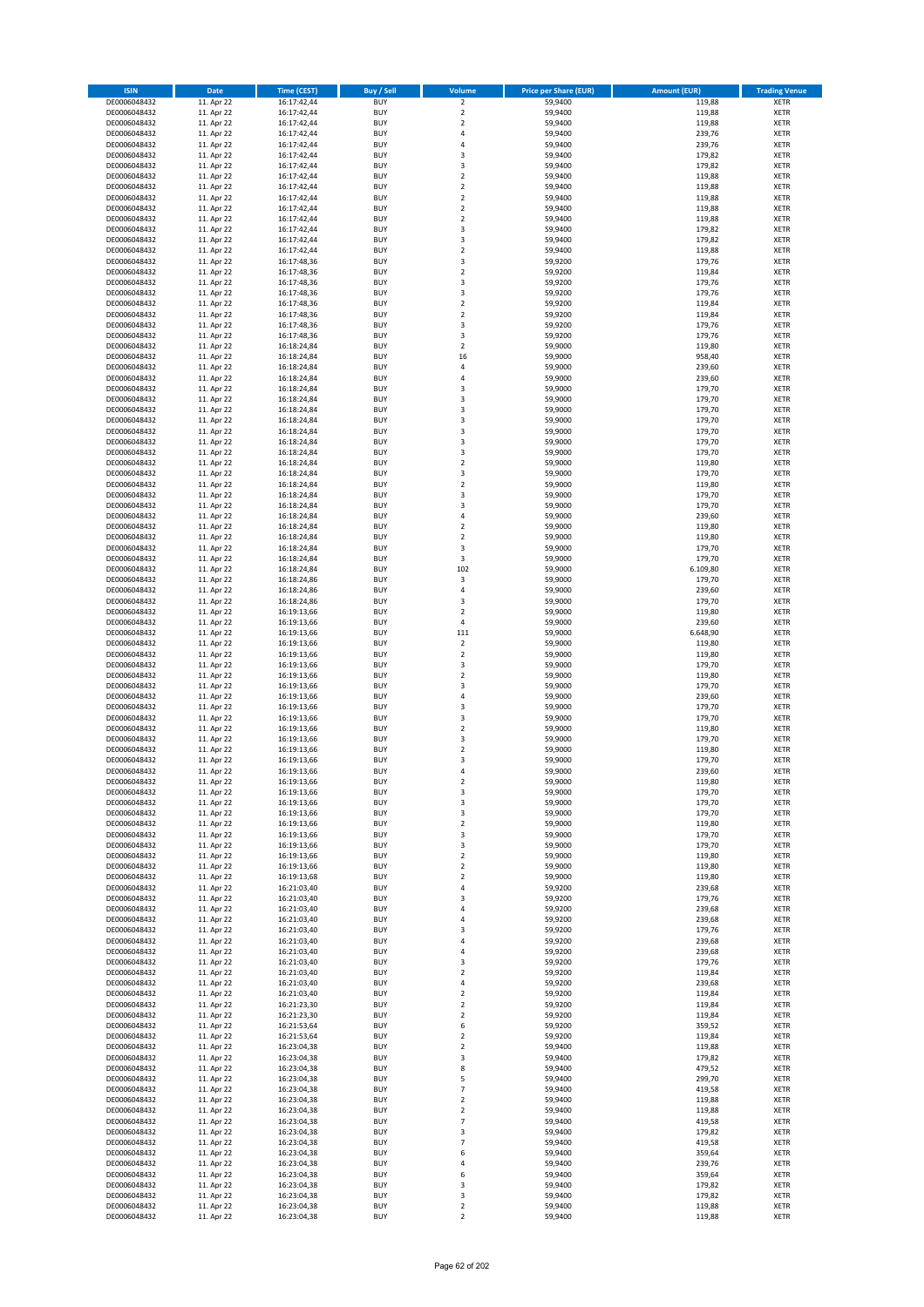| ISIN | Date | Time (CEST) | Buy / Sell | Volume | Price per Share (EUR) | Amount (EUR) | Trading Venue |
|---|---|---|---|---|---|---|---|
| DE0006048432 | 11. Apr 22 | 16:17:42,44 | BUY | 2 | 59,9400 | 119,88 | XETR |
| DE0006048432 | 11. Apr 22 | 16:17:42,44 | BUY | 2 | 59,9400 | 119,88 | XETR |
| DE0006048432 | 11. Apr 22 | 16:17:42,44 | BUY | 2 | 59,9400 | 119,88 | XETR |
| DE0006048432 | 11. Apr 22 | 16:17:42,44 | BUY | 4 | 59,9400 | 239,76 | XETR |
| DE0006048432 | 11. Apr 22 | 16:17:42,44 | BUY | 4 | 59,9400 | 239,76 | XETR |
| DE0006048432 | 11. Apr 22 | 16:17:42,44 | BUY | 3 | 59,9400 | 179,82 | XETR |
| DE0006048432 | 11. Apr 22 | 16:17:42,44 | BUY | 3 | 59,9400 | 179,82 | XETR |
| DE0006048432 | 11. Apr 22 | 16:17:42,44 | BUY | 2 | 59,9400 | 119,88 | XETR |
| DE0006048432 | 11. Apr 22 | 16:17:42,44 | BUY | 2 | 59,9400 | 119,88 | XETR |
| DE0006048432 | 11. Apr 22 | 16:17:42,44 | BUY | 2 | 59,9400 | 119,88 | XETR |
| DE0006048432 | 11. Apr 22 | 16:17:42,44 | BUY | 2 | 59,9400 | 119,88 | XETR |
| DE0006048432 | 11. Apr 22 | 16:17:42,44 | BUY | 2 | 59,9400 | 119,88 | XETR |
| DE0006048432 | 11. Apr 22 | 16:17:42,44 | BUY | 3 | 59,9400 | 179,82 | XETR |
| DE0006048432 | 11. Apr 22 | 16:17:42,44 | BUY | 3 | 59,9400 | 179,82 | XETR |
| DE0006048432 | 11. Apr 22 | 16:17:42,44 | BUY | 2 | 59,9400 | 119,88 | XETR |
| DE0006048432 | 11. Apr 22 | 16:17:48,36 | BUY | 3 | 59,9200 | 179,76 | XETR |
| DE0006048432 | 11. Apr 22 | 16:17:48,36 | BUY | 2 | 59,9200 | 119,84 | XETR |
| DE0006048432 | 11. Apr 22 | 16:17:48,36 | BUY | 3 | 59,9200 | 179,76 | XETR |
| DE0006048432 | 11. Apr 22 | 16:17:48,36 | BUY | 3 | 59,9200 | 179,76 | XETR |
| DE0006048432 | 11. Apr 22 | 16:17:48,36 | BUY | 2 | 59,9200 | 119,84 | XETR |
| DE0006048432 | 11. Apr 22 | 16:17:48,36 | BUY | 2 | 59,9200 | 119,84 | XETR |
| DE0006048432 | 11. Apr 22 | 16:17:48,36 | BUY | 3 | 59,9200 | 179,76 | XETR |
| DE0006048432 | 11. Apr 22 | 16:17:48,36 | BUY | 3 | 59,9200 | 179,76 | XETR |
| DE0006048432 | 11. Apr 22 | 16:18:24,84 | BUY | 2 | 59,9000 | 119,80 | XETR |
| DE0006048432 | 11. Apr 22 | 16:18:24,84 | BUY | 16 | 59,9000 | 958,40 | XETR |
| DE0006048432 | 11. Apr 22 | 16:18:24,84 | BUY | 4 | 59,9000 | 239,60 | XETR |
| DE0006048432 | 11. Apr 22 | 16:18:24,84 | BUY | 4 | 59,9000 | 239,60 | XETR |
| DE0006048432 | 11. Apr 22 | 16:18:24,84 | BUY | 3 | 59,9000 | 179,70 | XETR |
| DE0006048432 | 11. Apr 22 | 16:18:24,84 | BUY | 3 | 59,9000 | 179,70 | XETR |
| DE0006048432 | 11. Apr 22 | 16:18:24,84 | BUY | 3 | 59,9000 | 179,70 | XETR |
| DE0006048432 | 11. Apr 22 | 16:18:24,84 | BUY | 3 | 59,9000 | 179,70 | XETR |
| DE0006048432 | 11. Apr 22 | 16:18:24,84 | BUY | 3 | 59,9000 | 179,70 | XETR |
| DE0006048432 | 11. Apr 22 | 16:18:24,84 | BUY | 3 | 59,9000 | 179,70 | XETR |
| DE0006048432 | 11. Apr 22 | 16:18:24,84 | BUY | 3 | 59,9000 | 179,70 | XETR |
| DE0006048432 | 11. Apr 22 | 16:18:24,84 | BUY | 2 | 59,9000 | 119,80 | XETR |
| DE0006048432 | 11. Apr 22 | 16:18:24,84 | BUY | 3 | 59,9000 | 179,70 | XETR |
| DE0006048432 | 11. Apr 22 | 16:18:24,84 | BUY | 2 | 59,9000 | 119,80 | XETR |
| DE0006048432 | 11. Apr 22 | 16:18:24,84 | BUY | 3 | 59,9000 | 179,70 | XETR |
| DE0006048432 | 11. Apr 22 | 16:18:24,84 | BUY | 3 | 59,9000 | 179,70 | XETR |
| DE0006048432 | 11. Apr 22 | 16:18:24,84 | BUY | 4 | 59,9000 | 239,60 | XETR |
| DE0006048432 | 11. Apr 22 | 16:18:24,84 | BUY | 2 | 59,9000 | 119,80 | XETR |
| DE0006048432 | 11. Apr 22 | 16:18:24,84 | BUY | 2 | 59,9000 | 119,80 | XETR |
| DE0006048432 | 11. Apr 22 | 16:18:24,84 | BUY | 3 | 59,9000 | 179,70 | XETR |
| DE0006048432 | 11. Apr 22 | 16:18:24,84 | BUY | 3 | 59,9000 | 179,70 | XETR |
| DE0006048432 | 11. Apr 22 | 16:18:24,84 | BUY | 102 | 59,9000 | 6.109,80 | XETR |
| DE0006048432 | 11. Apr 22 | 16:18:24,86 | BUY | 3 | 59,9000 | 179,70 | XETR |
| DE0006048432 | 11. Apr 22 | 16:18:24,86 | BUY | 4 | 59,9000 | 239,60 | XETR |
| DE0006048432 | 11. Apr 22 | 16:18:24,86 | BUY | 3 | 59,9000 | 179,70 | XETR |
| DE0006048432 | 11. Apr 22 | 16:19:13,66 | BUY | 2 | 59,9000 | 119,80 | XETR |
| DE0006048432 | 11. Apr 22 | 16:19:13,66 | BUY | 4 | 59,9000 | 239,60 | XETR |
| DE0006048432 | 11. Apr 22 | 16:19:13,66 | BUY | 111 | 59,9000 | 6.648,90 | XETR |
| DE0006048432 | 11. Apr 22 | 16:19:13,66 | BUY | 2 | 59,9000 | 119,80 | XETR |
| DE0006048432 | 11. Apr 22 | 16:19:13,66 | BUY | 2 | 59,9000 | 119,80 | XETR |
| DE0006048432 | 11. Apr 22 | 16:19:13,66 | BUY | 3 | 59,9000 | 179,70 | XETR |
| DE0006048432 | 11. Apr 22 | 16:19:13,66 | BUY | 2 | 59,9000 | 119,80 | XETR |
| DE0006048432 | 11. Apr 22 | 16:19:13,66 | BUY | 3 | 59,9000 | 179,70 | XETR |
| DE0006048432 | 11. Apr 22 | 16:19:13,66 | BUY | 4 | 59,9000 | 239,60 | XETR |
| DE0006048432 | 11. Apr 22 | 16:19:13,66 | BUY | 3 | 59,9000 | 179,70 | XETR |
| DE0006048432 | 11. Apr 22 | 16:19:13,66 | BUY | 3 | 59,9000 | 179,70 | XETR |
| DE0006048432 | 11. Apr 22 | 16:19:13,66 | BUY | 2 | 59,9000 | 119,80 | XETR |
| DE0006048432 | 11. Apr 22 | 16:19:13,66 | BUY | 3 | 59,9000 | 179,70 | XETR |
| DE0006048432 | 11. Apr 22 | 16:19:13,66 | BUY | 2 | 59,9000 | 119,80 | XETR |
| DE0006048432 | 11. Apr 22 | 16:19:13,66 | BUY | 3 | 59,9000 | 179,70 | XETR |
| DE0006048432 | 11. Apr 22 | 16:19:13,66 | BUY | 4 | 59,9000 | 239,60 | XETR |
| DE0006048432 | 11. Apr 22 | 16:19:13,66 | BUY | 2 | 59,9000 | 119,80 | XETR |
| DE0006048432 | 11. Apr 22 | 16:19:13,66 | BUY | 3 | 59,9000 | 179,70 | XETR |
| DE0006048432 | 11. Apr 22 | 16:19:13,66 | BUY | 3 | 59,9000 | 179,70 | XETR |
| DE0006048432 | 11. Apr 22 | 16:19:13,66 | BUY | 3 | 59,9000 | 179,70 | XETR |
| DE0006048432 | 11. Apr 22 | 16:19:13,66 | BUY | 2 | 59,9000 | 119,80 | XETR |
| DE0006048432 | 11. Apr 22 | 16:19:13,66 | BUY | 3 | 59,9000 | 179,70 | XETR |
| DE0006048432 | 11. Apr 22 | 16:19:13,66 | BUY | 3 | 59,9000 | 179,70 | XETR |
| DE0006048432 | 11. Apr 22 | 16:19:13,66 | BUY | 2 | 59,9000 | 119,80 | XETR |
| DE0006048432 | 11. Apr 22 | 16:19:13,66 | BUY | 2 | 59,9000 | 119,80 | XETR |
| DE0006048432 | 11. Apr 22 | 16:19:13,68 | BUY | 2 | 59,9000 | 119,80 | XETR |
| DE0006048432 | 11. Apr 22 | 16:21:03,40 | BUY | 4 | 59,9200 | 239,68 | XETR |
| DE0006048432 | 11. Apr 22 | 16:21:03,40 | BUY | 3 | 59,9200 | 179,76 | XETR |
| DE0006048432 | 11. Apr 22 | 16:21:03,40 | BUY | 4 | 59,9200 | 239,68 | XETR |
| DE0006048432 | 11. Apr 22 | 16:21:03,40 | BUY | 4 | 59,9200 | 239,68 | XETR |
| DE0006048432 | 11. Apr 22 | 16:21:03,40 | BUY | 3 | 59,9200 | 179,76 | XETR |
| DE0006048432 | 11. Apr 22 | 16:21:03,40 | BUY | 4 | 59,9200 | 239,68 | XETR |
| DE0006048432 | 11. Apr 22 | 16:21:03,40 | BUY | 4 | 59,9200 | 239,68 | XETR |
| DE0006048432 | 11. Apr 22 | 16:21:03,40 | BUY | 3 | 59,9200 | 179,76 | XETR |
| DE0006048432 | 11. Apr 22 | 16:21:03,40 | BUY | 2 | 59,9200 | 119,84 | XETR |
| DE0006048432 | 11. Apr 22 | 16:21:03,40 | BUY | 4 | 59,9200 | 239,68 | XETR |
| DE0006048432 | 11. Apr 22 | 16:21:03,40 | BUY | 2 | 59,9200 | 119,84 | XETR |
| DE0006048432 | 11. Apr 22 | 16:21:23,30 | BUY | 2 | 59,9200 | 119,84 | XETR |
| DE0006048432 | 11. Apr 22 | 16:21:23,30 | BUY | 2 | 59,9200 | 119,84 | XETR |
| DE0006048432 | 11. Apr 22 | 16:21:53,64 | BUY | 6 | 59,9200 | 359,52 | XETR |
| DE0006048432 | 11. Apr 22 | 16:21:53,64 | BUY | 2 | 59,9200 | 119,84 | XETR |
| DE0006048432 | 11. Apr 22 | 16:23:04,38 | BUY | 2 | 59,9400 | 119,88 | XETR |
| DE0006048432 | 11. Apr 22 | 16:23:04,38 | BUY | 3 | 59,9400 | 179,82 | XETR |
| DE0006048432 | 11. Apr 22 | 16:23:04,38 | BUY | 8 | 59,9400 | 479,52 | XETR |
| DE0006048432 | 11. Apr 22 | 16:23:04,38 | BUY | 5 | 59,9400 | 299,70 | XETR |
| DE0006048432 | 11. Apr 22 | 16:23:04,38 | BUY | 7 | 59,9400 | 419,58 | XETR |
| DE0006048432 | 11. Apr 22 | 16:23:04,38 | BUY | 2 | 59,9400 | 119,88 | XETR |
| DE0006048432 | 11. Apr 22 | 16:23:04,38 | BUY | 2 | 59,9400 | 119,88 | XETR |
| DE0006048432 | 11. Apr 22 | 16:23:04,38 | BUY | 7 | 59,9400 | 419,58 | XETR |
| DE0006048432 | 11. Apr 22 | 16:23:04,38 | BUY | 3 | 59,9400 | 179,82 | XETR |
| DE0006048432 | 11. Apr 22 | 16:23:04,38 | BUY | 7 | 59,9400 | 419,58 | XETR |
| DE0006048432 | 11. Apr 22 | 16:23:04,38 | BUY | 6 | 59,9400 | 359,64 | XETR |
| DE0006048432 | 11. Apr 22 | 16:23:04,38 | BUY | 4 | 59,9400 | 239,76 | XETR |
| DE0006048432 | 11. Apr 22 | 16:23:04,38 | BUY | 6 | 59,9400 | 359,64 | XETR |
| DE0006048432 | 11. Apr 22 | 16:23:04,38 | BUY | 3 | 59,9400 | 179,82 | XETR |
| DE0006048432 | 11. Apr 22 | 16:23:04,38 | BUY | 3 | 59,9400 | 179,82 | XETR |
| DE0006048432 | 11. Apr 22 | 16:23:04,38 | BUY | 2 | 59,9400 | 119,88 | XETR |
| DE0006048432 | 11. Apr 22 | 16:23:04,38 | BUY | 2 | 59,9400 | 119,88 | XETR |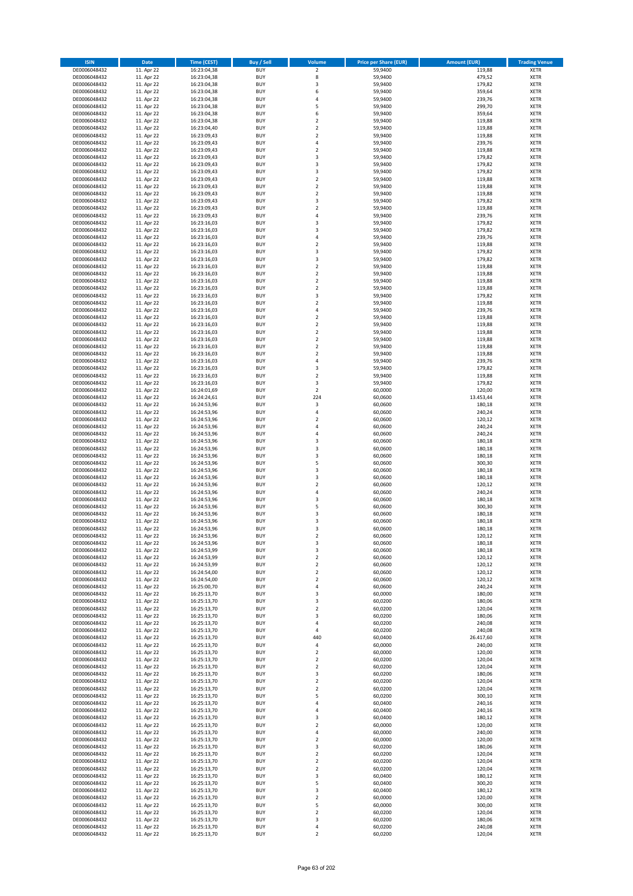| ISIN | Date | Time (CEST) | Buy / Sell | Volume | Price per Share (EUR) | Amount (EUR) | Trading Venue |
|---|---|---|---|---|---|---|---|
| DE0006048432 | 11. Apr 22 | 16:23:04,38 | BUY | 2 | 59,9400 | 119,88 | XETR |
| DE0006048432 | 11. Apr 22 | 16:23:04,38 | BUY | 8 | 59,9400 | 479,52 | XETR |
| DE0006048432 | 11. Apr 22 | 16:23:04,38 | BUY | 3 | 59,9400 | 179,82 | XETR |
| DE0006048432 | 11. Apr 22 | 16:23:04,38 | BUY | 6 | 59,9400 | 359,64 | XETR |
| DE0006048432 | 11. Apr 22 | 16:23:04,38 | BUY | 4 | 59,9400 | 239,76 | XETR |
| DE0006048432 | 11. Apr 22 | 16:23:04,38 | BUY | 5 | 59,9400 | 299,70 | XETR |
| DE0006048432 | 11. Apr 22 | 16:23:04,38 | BUY | 6 | 59,9400 | 359,64 | XETR |
| DE0006048432 | 11. Apr 22 | 16:23:04,38 | BUY | 2 | 59,9400 | 119,88 | XETR |
| DE0006048432 | 11. Apr 22 | 16:23:04,40 | BUY | 2 | 59,9400 | 119,88 | XETR |
| DE0006048432 | 11. Apr 22 | 16:23:09,43 | BUY | 2 | 59,9400 | 119,88 | XETR |
| DE0006048432 | 11. Apr 22 | 16:23:09,43 | BUY | 4 | 59,9400 | 239,76 | XETR |
| DE0006048432 | 11. Apr 22 | 16:23:09,43 | BUY | 2 | 59,9400 | 119,88 | XETR |
| DE0006048432 | 11. Apr 22 | 16:23:09,43 | BUY | 3 | 59,9400 | 179,82 | XETR |
| DE0006048432 | 11. Apr 22 | 16:23:09,43 | BUY | 3 | 59,9400 | 179,82 | XETR |
| DE0006048432 | 11. Apr 22 | 16:23:09,43 | BUY | 3 | 59,9400 | 179,82 | XETR |
| DE0006048432 | 11. Apr 22 | 16:23:09,43 | BUY | 2 | 59,9400 | 119,88 | XETR |
| DE0006048432 | 11. Apr 22 | 16:23:09,43 | BUY | 2 | 59,9400 | 119,88 | XETR |
| DE0006048432 | 11. Apr 22 | 16:23:09,43 | BUY | 2 | 59,9400 | 119,88 | XETR |
| DE0006048432 | 11. Apr 22 | 16:23:09,43 | BUY | 3 | 59,9400 | 179,82 | XETR |
| DE0006048432 | 11. Apr 22 | 16:23:09,43 | BUY | 2 | 59,9400 | 119,88 | XETR |
| DE0006048432 | 11. Apr 22 | 16:23:09,43 | BUY | 4 | 59,9400 | 239,76 | XETR |
| DE0006048432 | 11. Apr 22 | 16:23:16,03 | BUY | 3 | 59,9400 | 179,82 | XETR |
| DE0006048432 | 11. Apr 22 | 16:23:16,03 | BUY | 3 | 59,9400 | 179,82 | XETR |
| DE0006048432 | 11. Apr 22 | 16:23:16,03 | BUY | 4 | 59,9400 | 239,76 | XETR |
| DE0006048432 | 11. Apr 22 | 16:23:16,03 | BUY | 2 | 59,9400 | 119,88 | XETR |
| DE0006048432 | 11. Apr 22 | 16:23:16,03 | BUY | 3 | 59,9400 | 179,82 | XETR |
| DE0006048432 | 11. Apr 22 | 16:23:16,03 | BUY | 3 | 59,9400 | 179,82 | XETR |
| DE0006048432 | 11. Apr 22 | 16:23:16,03 | BUY | 2 | 59,9400 | 119,88 | XETR |
| DE0006048432 | 11. Apr 22 | 16:23:16,03 | BUY | 2 | 59,9400 | 119,88 | XETR |
| DE0006048432 | 11. Apr 22 | 16:23:16,03 | BUY | 2 | 59,9400 | 119,88 | XETR |
| DE0006048432 | 11. Apr 22 | 16:23:16,03 | BUY | 2 | 59,9400 | 119,88 | XETR |
| DE0006048432 | 11. Apr 22 | 16:23:16,03 | BUY | 3 | 59,9400 | 179,82 | XETR |
| DE0006048432 | 11. Apr 22 | 16:23:16,03 | BUY | 2 | 59,9400 | 119,88 | XETR |
| DE0006048432 | 11. Apr 22 | 16:23:16,03 | BUY | 4 | 59,9400 | 239,76 | XETR |
| DE0006048432 | 11. Apr 22 | 16:23:16,03 | BUY | 2 | 59,9400 | 119,88 | XETR |
| DE0006048432 | 11. Apr 22 | 16:23:16,03 | BUY | 2 | 59,9400 | 119,88 | XETR |
| DE0006048432 | 11. Apr 22 | 16:23:16,03 | BUY | 2 | 59,9400 | 119,88 | XETR |
| DE0006048432 | 11. Apr 22 | 16:23:16,03 | BUY | 2 | 59,9400 | 119,88 | XETR |
| DE0006048432 | 11. Apr 22 | 16:23:16,03 | BUY | 2 | 59,9400 | 119,88 | XETR |
| DE0006048432 | 11. Apr 22 | 16:23:16,03 | BUY | 2 | 59,9400 | 119,88 | XETR |
| DE0006048432 | 11. Apr 22 | 16:23:16,03 | BUY | 4 | 59,9400 | 239,76 | XETR |
| DE0006048432 | 11. Apr 22 | 16:23:16,03 | BUY | 3 | 59,9400 | 179,82 | XETR |
| DE0006048432 | 11. Apr 22 | 16:23:16,03 | BUY | 2 | 59,9400 | 119,88 | XETR |
| DE0006048432 | 11. Apr 22 | 16:23:16,03 | BUY | 3 | 59,9400 | 179,82 | XETR |
| DE0006048432 | 11. Apr 22 | 16:24:01,69 | BUY | 2 | 60,0000 | 120,00 | XETR |
| DE0006048432 | 11. Apr 22 | 16:24:24,61 | BUY | 224 | 60,0600 | 13.453,44 | XETR |
| DE0006048432 | 11. Apr 22 | 16:24:53,96 | BUY | 3 | 60,0600 | 180,18 | XETR |
| DE0006048432 | 11. Apr 22 | 16:24:53,96 | BUY | 4 | 60,0600 | 240,24 | XETR |
| DE0006048432 | 11. Apr 22 | 16:24:53,96 | BUY | 2 | 60,0600 | 120,12 | XETR |
| DE0006048432 | 11. Apr 22 | 16:24:53,96 | BUY | 4 | 60,0600 | 240,24 | XETR |
| DE0006048432 | 11. Apr 22 | 16:24:53,96 | BUY | 4 | 60,0600 | 240,24 | XETR |
| DE0006048432 | 11. Apr 22 | 16:24:53,96 | BUY | 3 | 60,0600 | 180,18 | XETR |
| DE0006048432 | 11. Apr 22 | 16:24:53,96 | BUY | 3 | 60,0600 | 180,18 | XETR |
| DE0006048432 | 11. Apr 22 | 16:24:53,96 | BUY | 3 | 60,0600 | 180,18 | XETR |
| DE0006048432 | 11. Apr 22 | 16:24:53,96 | BUY | 5 | 60,0600 | 300,30 | XETR |
| DE0006048432 | 11. Apr 22 | 16:24:53,96 | BUY | 3 | 60,0600 | 180,18 | XETR |
| DE0006048432 | 11. Apr 22 | 16:24:53,96 | BUY | 3 | 60,0600 | 180,18 | XETR |
| DE0006048432 | 11. Apr 22 | 16:24:53,96 | BUY | 2 | 60,0600 | 120,12 | XETR |
| DE0006048432 | 11. Apr 22 | 16:24:53,96 | BUY | 4 | 60,0600 | 240,24 | XETR |
| DE0006048432 | 11. Apr 22 | 16:24:53,96 | BUY | 3 | 60,0600 | 180,18 | XETR |
| DE0006048432 | 11. Apr 22 | 16:24:53,96 | BUY | 5 | 60,0600 | 300,30 | XETR |
| DE0006048432 | 11. Apr 22 | 16:24:53,96 | BUY | 3 | 60,0600 | 180,18 | XETR |
| DE0006048432 | 11. Apr 22 | 16:24:53,96 | BUY | 3 | 60,0600 | 180,18 | XETR |
| DE0006048432 | 11. Apr 22 | 16:24:53,96 | BUY | 3 | 60,0600 | 180,18 | XETR |
| DE0006048432 | 11. Apr 22 | 16:24:53,96 | BUY | 2 | 60,0600 | 120,12 | XETR |
| DE0006048432 | 11. Apr 22 | 16:24:53,96 | BUY | 3 | 60,0600 | 180,18 | XETR |
| DE0006048432 | 11. Apr 22 | 16:24:53,99 | BUY | 3 | 60,0600 | 180,18 | XETR |
| DE0006048432 | 11. Apr 22 | 16:24:53,99 | BUY | 2 | 60,0600 | 120,12 | XETR |
| DE0006048432 | 11. Apr 22 | 16:24:53,99 | BUY | 2 | 60,0600 | 120,12 | XETR |
| DE0006048432 | 11. Apr 22 | 16:24:54,00 | BUY | 2 | 60,0600 | 120,12 | XETR |
| DE0006048432 | 11. Apr 22 | 16:24:54,00 | BUY | 2 | 60,0600 | 120,12 | XETR |
| DE0006048432 | 11. Apr 22 | 16:25:00,70 | BUY | 4 | 60,0600 | 240,24 | XETR |
| DE0006048432 | 11. Apr 22 | 16:25:13,70 | BUY | 3 | 60,0000 | 180,00 | XETR |
| DE0006048432 | 11. Apr 22 | 16:25:13,70 | BUY | 3 | 60,0200 | 180,06 | XETR |
| DE0006048432 | 11. Apr 22 | 16:25:13,70 | BUY | 2 | 60,0200 | 120,04 | XETR |
| DE0006048432 | 11. Apr 22 | 16:25:13,70 | BUY | 3 | 60,0200 | 180,06 | XETR |
| DE0006048432 | 11. Apr 22 | 16:25:13,70 | BUY | 4 | 60,0200 | 240,08 | XETR |
| DE0006048432 | 11. Apr 22 | 16:25:13,70 | BUY | 4 | 60,0200 | 240,08 | XETR |
| DE0006048432 | 11. Apr 22 | 16:25:13,70 | BUY | 440 | 60,0400 | 26.417,60 | XETR |
| DE0006048432 | 11. Apr 22 | 16:25:13,70 | BUY | 4 | 60,0000 | 240,00 | XETR |
| DE0006048432 | 11. Apr 22 | 16:25:13,70 | BUY | 2 | 60,0000 | 120,00 | XETR |
| DE0006048432 | 11. Apr 22 | 16:25:13,70 | BUY | 2 | 60,0200 | 120,04 | XETR |
| DE0006048432 | 11. Apr 22 | 16:25:13,70 | BUY | 2 | 60,0200 | 120,04 | XETR |
| DE0006048432 | 11. Apr 22 | 16:25:13,70 | BUY | 3 | 60,0200 | 180,06 | XETR |
| DE0006048432 | 11. Apr 22 | 16:25:13,70 | BUY | 2 | 60,0200 | 120,04 | XETR |
| DE0006048432 | 11. Apr 22 | 16:25:13,70 | BUY | 2 | 60,0200 | 120,04 | XETR |
| DE0006048432 | 11. Apr 22 | 16:25:13,70 | BUY | 5 | 60,0200 | 300,10 | XETR |
| DE0006048432 | 11. Apr 22 | 16:25:13,70 | BUY | 4 | 60,0400 | 240,16 | XETR |
| DE0006048432 | 11. Apr 22 | 16:25:13,70 | BUY | 4 | 60,0400 | 240,16 | XETR |
| DE0006048432 | 11. Apr 22 | 16:25:13,70 | BUY | 3 | 60,0400 | 180,12 | XETR |
| DE0006048432 | 11. Apr 22 | 16:25:13,70 | BUY | 2 | 60,0000 | 120,00 | XETR |
| DE0006048432 | 11. Apr 22 | 16:25:13,70 | BUY | 4 | 60,0000 | 240,00 | XETR |
| DE0006048432 | 11. Apr 22 | 16:25:13,70 | BUY | 2 | 60,0000 | 120,00 | XETR |
| DE0006048432 | 11. Apr 22 | 16:25:13,70 | BUY | 3 | 60,0200 | 180,06 | XETR |
| DE0006048432 | 11. Apr 22 | 16:25:13,70 | BUY | 2 | 60,0200 | 120,04 | XETR |
| DE0006048432 | 11. Apr 22 | 16:25:13,70 | BUY | 2 | 60,0200 | 120,04 | XETR |
| DE0006048432 | 11. Apr 22 | 16:25:13,70 | BUY | 2 | 60,0200 | 120,04 | XETR |
| DE0006048432 | 11. Apr 22 | 16:25:13,70 | BUY | 3 | 60,0400 | 180,12 | XETR |
| DE0006048432 | 11. Apr 22 | 16:25:13,70 | BUY | 5 | 60,0400 | 300,20 | XETR |
| DE0006048432 | 11. Apr 22 | 16:25:13,70 | BUY | 3 | 60,0400 | 180,12 | XETR |
| DE0006048432 | 11. Apr 22 | 16:25:13,70 | BUY | 2 | 60,0000 | 120,00 | XETR |
| DE0006048432 | 11. Apr 22 | 16:25:13,70 | BUY | 5 | 60,0000 | 300,00 | XETR |
| DE0006048432 | 11. Apr 22 | 16:25:13,70 | BUY | 2 | 60,0200 | 120,04 | XETR |
| DE0006048432 | 11. Apr 22 | 16:25:13,70 | BUY | 3 | 60,0200 | 180,06 | XETR |
| DE0006048432 | 11. Apr 22 | 16:25:13,70 | BUY | 4 | 60,0200 | 240,08 | XETR |
| DE0006048432 | 11. Apr 22 | 16:25:13,70 | BUY | 2 | 60,0200 | 120,04 | XETR |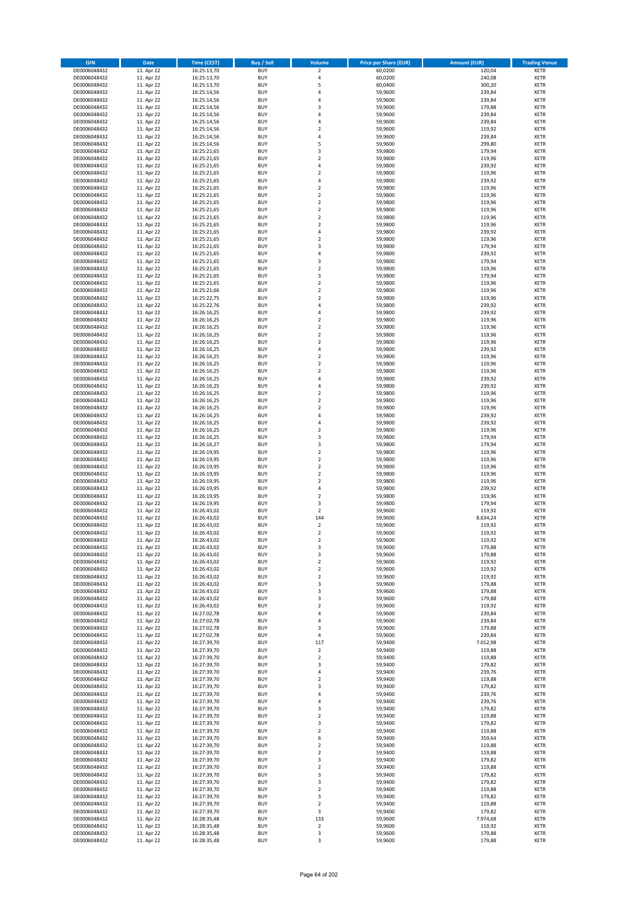| ISIN | Date | Time (CEST) | Buy / Sell | Volume | Price per Share (EUR) | Amount (EUR) | Trading Venue |
|---|---|---|---|---|---|---|---|
| DE0006048432 | 11. Apr 22 | 16:25:13,70 | BUY | 2 | 60,0200 | 120,04 | XETR |
| DE0006048432 | 11. Apr 22 | 16:25:13,70 | BUY | 4 | 60,0200 | 240,08 | XETR |
| DE0006048432 | 11. Apr 22 | 16:25:13,70 | BUY | 5 | 60,0400 | 300,20 | XETR |
| DE0006048432 | 11. Apr 22 | 16:25:14,56 | BUY | 4 | 59,9600 | 239,84 | XETR |
| DE0006048432 | 11. Apr 22 | 16:25:14,56 | BUY | 4 | 59,9600 | 239,84 | XETR |
| DE0006048432 | 11. Apr 22 | 16:25:14,56 | BUY | 3 | 59,9600 | 179,88 | XETR |
| DE0006048432 | 11. Apr 22 | 16:25:14,56 | BUY | 4 | 59,9600 | 239,84 | XETR |
| DE0006048432 | 11. Apr 22 | 16:25:14,56 | BUY | 4 | 59,9600 | 239,84 | XETR |
| DE0006048432 | 11. Apr 22 | 16:25:14,56 | BUY | 2 | 59,9600 | 119,92 | XETR |
| DE0006048432 | 11. Apr 22 | 16:25:14,56 | BUY | 4 | 59,9600 | 239,84 | XETR |
| DE0006048432 | 11. Apr 22 | 16:25:14,56 | BUY | 5 | 59,9600 | 299,80 | XETR |
| DE0006048432 | 11. Apr 22 | 16:25:21,65 | BUY | 3 | 59,9800 | 179,94 | XETR |
| DE0006048432 | 11. Apr 22 | 16:25:21,65 | BUY | 2 | 59,9800 | 119,96 | XETR |
| DE0006048432 | 11. Apr 22 | 16:25:21,65 | BUY | 4 | 59,9800 | 239,92 | XETR |
| DE0006048432 | 11. Apr 22 | 16:25:21,65 | BUY | 2 | 59,9800 | 119,96 | XETR |
| DE0006048432 | 11. Apr 22 | 16:25:21,65 | BUY | 4 | 59,9800 | 239,92 | XETR |
| DE0006048432 | 11. Apr 22 | 16:25:21,65 | BUY | 2 | 59,9800 | 119,96 | XETR |
| DE0006048432 | 11. Apr 22 | 16:25:21,65 | BUY | 2 | 59,9800 | 119,96 | XETR |
| DE0006048432 | 11. Apr 22 | 16:25:21,65 | BUY | 2 | 59,9800 | 119,96 | XETR |
| DE0006048432 | 11. Apr 22 | 16:25:21,65 | BUY | 2 | 59,9800 | 119,96 | XETR |
| DE0006048432 | 11. Apr 22 | 16:25:21,65 | BUY | 2 | 59,9800 | 119,96 | XETR |
| DE0006048432 | 11. Apr 22 | 16:25:21,65 | BUY | 2 | 59,9800 | 119,96 | XETR |
| DE0006048432 | 11. Apr 22 | 16:25:21,65 | BUY | 4 | 59,9800 | 239,92 | XETR |
| DE0006048432 | 11. Apr 22 | 16:25:21,65 | BUY | 2 | 59,9800 | 119,96 | XETR |
| DE0006048432 | 11. Apr 22 | 16:25:21,65 | BUY | 3 | 59,9800 | 179,94 | XETR |
| DE0006048432 | 11. Apr 22 | 16:25:21,65 | BUY | 4 | 59,9800 | 239,92 | XETR |
| DE0006048432 | 11. Apr 22 | 16:25:21,65 | BUY | 3 | 59,9800 | 179,94 | XETR |
| DE0006048432 | 11. Apr 22 | 16:25:21,65 | BUY | 2 | 59,9800 | 119,96 | XETR |
| DE0006048432 | 11. Apr 22 | 16:25:21,65 | BUY | 3 | 59,9800 | 179,94 | XETR |
| DE0006048432 | 11. Apr 22 | 16:25:21,65 | BUY | 2 | 59,9800 | 119,96 | XETR |
| DE0006048432 | 11. Apr 22 | 16:25:21,66 | BUY | 2 | 59,9800 | 119,96 | XETR |
| DE0006048432 | 11. Apr 22 | 16:25:22,75 | BUY | 2 | 59,9800 | 119,96 | XETR |
| DE0006048432 | 11. Apr 22 | 16:25:22,76 | BUY | 4 | 59,9800 | 239,92 | XETR |
| DE0006048432 | 11. Apr 22 | 16:26:16,25 | BUY | 4 | 59,9800 | 239,92 | XETR |
| DE0006048432 | 11. Apr 22 | 16:26:16,25 | BUY | 2 | 59,9800 | 119,96 | XETR |
| DE0006048432 | 11. Apr 22 | 16:26:16,25 | BUY | 2 | 59,9800 | 119,96 | XETR |
| DE0006048432 | 11. Apr 22 | 16:26:16,25 | BUY | 2 | 59,9800 | 119,96 | XETR |
| DE0006048432 | 11. Apr 22 | 16:26:16,25 | BUY | 2 | 59,9800 | 119,96 | XETR |
| DE0006048432 | 11. Apr 22 | 16:26:16,25 | BUY | 4 | 59,9800 | 239,92 | XETR |
| DE0006048432 | 11. Apr 22 | 16:26:16,25 | BUY | 2 | 59,9800 | 119,96 | XETR |
| DE0006048432 | 11. Apr 22 | 16:26:16,25 | BUY | 2 | 59,9800 | 119,96 | XETR |
| DE0006048432 | 11. Apr 22 | 16:26:16,25 | BUY | 2 | 59,9800 | 119,96 | XETR |
| DE0006048432 | 11. Apr 22 | 16:26:16,25 | BUY | 4 | 59,9800 | 239,92 | XETR |
| DE0006048432 | 11. Apr 22 | 16:26:16,25 | BUY | 4 | 59,9800 | 239,92 | XETR |
| DE0006048432 | 11. Apr 22 | 16:26:16,25 | BUY | 2 | 59,9800 | 119,96 | XETR |
| DE0006048432 | 11. Apr 22 | 16:26:16,25 | BUY | 2 | 59,9800 | 119,96 | XETR |
| DE0006048432 | 11. Apr 22 | 16:26:16,25 | BUY | 2 | 59,9800 | 119,96 | XETR |
| DE0006048432 | 11. Apr 22 | 16:26:16,25 | BUY | 4 | 59,9800 | 239,92 | XETR |
| DE0006048432 | 11. Apr 22 | 16:26:16,25 | BUY | 4 | 59,9800 | 239,92 | XETR |
| DE0006048432 | 11. Apr 22 | 16:26:16,25 | BUY | 2 | 59,9800 | 119,96 | XETR |
| DE0006048432 | 11. Apr 22 | 16:26:16,25 | BUY | 3 | 59,9800 | 179,94 | XETR |
| DE0006048432 | 11. Apr 22 | 16:26:16,27 | BUY | 3 | 59,9800 | 179,94 | XETR |
| DE0006048432 | 11. Apr 22 | 16:26:19,95 | BUY | 2 | 59,9800 | 119,96 | XETR |
| DE0006048432 | 11. Apr 22 | 16:26:19,95 | BUY | 2 | 59,9800 | 119,96 | XETR |
| DE0006048432 | 11. Apr 22 | 16:26:19,95 | BUY | 2 | 59,9800 | 119,96 | XETR |
| DE0006048432 | 11. Apr 22 | 16:26:19,95 | BUY | 2 | 59,9800 | 119,96 | XETR |
| DE0006048432 | 11. Apr 22 | 16:26:19,95 | BUY | 2 | 59,9800 | 119,96 | XETR |
| DE0006048432 | 11. Apr 22 | 16:26:19,95 | BUY | 4 | 59,9800 | 239,92 | XETR |
| DE0006048432 | 11. Apr 22 | 16:26:19,95 | BUY | 2 | 59,9800 | 119,96 | XETR |
| DE0006048432 | 11. Apr 22 | 16:26:19,95 | BUY | 3 | 59,9800 | 179,94 | XETR |
| DE0006048432 | 11. Apr 22 | 16:26:43,02 | BUY | 2 | 59,9600 | 119,92 | XETR |
| DE0006048432 | 11. Apr 22 | 16:26:43,02 | BUY | 144 | 59,9600 | 8.634,24 | XETR |
| DE0006048432 | 11. Apr 22 | 16:26:43,02 | BUY | 2 | 59,9600 | 119,92 | XETR |
| DE0006048432 | 11. Apr 22 | 16:26:43,02 | BUY | 2 | 59,9600 | 119,92 | XETR |
| DE0006048432 | 11. Apr 22 | 16:26:43,02 | BUY | 2 | 59,9600 | 119,92 | XETR |
| DE0006048432 | 11. Apr 22 | 16:26:43,02 | BUY | 3 | 59,9600 | 179,88 | XETR |
| DE0006048432 | 11. Apr 22 | 16:26:43,02 | BUY | 3 | 59,9600 | 179,88 | XETR |
| DE0006048432 | 11. Apr 22 | 16:26:43,02 | BUY | 2 | 59,9600 | 119,92 | XETR |
| DE0006048432 | 11. Apr 22 | 16:26:43,02 | BUY | 2 | 59,9600 | 119,92 | XETR |
| DE0006048432 | 11. Apr 22 | 16:26:43,02 | BUY | 2 | 59,9600 | 119,92 | XETR |
| DE0006048432 | 11. Apr 22 | 16:26:43,02 | BUY | 3 | 59,9600 | 179,88 | XETR |
| DE0006048432 | 11. Apr 22 | 16:26:43,02 | BUY | 3 | 59,9600 | 179,88 | XETR |
| DE0006048432 | 11. Apr 22 | 16:26:43,02 | BUY | 3 | 59,9600 | 179,88 | XETR |
| DE0006048432 | 11. Apr 22 | 16:26:43,02 | BUY | 2 | 59,9600 | 119,92 | XETR |
| DE0006048432 | 11. Apr 22 | 16:27:02,78 | BUY | 4 | 59,9600 | 239,84 | XETR |
| DE0006048432 | 11. Apr 22 | 16:27:02,78 | BUY | 4 | 59,9600 | 239,84 | XETR |
| DE0006048432 | 11. Apr 22 | 16:27:02,78 | BUY | 3 | 59,9600 | 179,88 | XETR |
| DE0006048432 | 11. Apr 22 | 16:27:02,78 | BUY | 4 | 59,9600 | 239,84 | XETR |
| DE0006048432 | 11. Apr 22 | 16:27:39,70 | BUY | 117 | 59,9400 | 7.012,98 | XETR |
| DE0006048432 | 11. Apr 22 | 16:27:39,70 | BUY | 2 | 59,9400 | 119,88 | XETR |
| DE0006048432 | 11. Apr 22 | 16:27:39,70 | BUY | 2 | 59,9400 | 119,88 | XETR |
| DE0006048432 | 11. Apr 22 | 16:27:39,70 | BUY | 3 | 59,9400 | 179,82 | XETR |
| DE0006048432 | 11. Apr 22 | 16:27:39,70 | BUY | 4 | 59,9400 | 239,76 | XETR |
| DE0006048432 | 11. Apr 22 | 16:27:39,70 | BUY | 2 | 59,9400 | 119,88 | XETR |
| DE0006048432 | 11. Apr 22 | 16:27:39,70 | BUY | 3 | 59,9400 | 179,82 | XETR |
| DE0006048432 | 11. Apr 22 | 16:27:39,70 | BUY | 4 | 59,9400 | 239,76 | XETR |
| DE0006048432 | 11. Apr 22 | 16:27:39,70 | BUY | 4 | 59,9400 | 239,76 | XETR |
| DE0006048432 | 11. Apr 22 | 16:27:39,70 | BUY | 3 | 59,9400 | 179,82 | XETR |
| DE0006048432 | 11. Apr 22 | 16:27:39,70 | BUY | 2 | 59,9400 | 119,88 | XETR |
| DE0006048432 | 11. Apr 22 | 16:27:39,70 | BUY | 3 | 59,9400 | 179,82 | XETR |
| DE0006048432 | 11. Apr 22 | 16:27:39,70 | BUY | 2 | 59,9400 | 119,88 | XETR |
| DE0006048432 | 11. Apr 22 | 16:27:39,70 | BUY | 6 | 59,9400 | 359,64 | XETR |
| DE0006048432 | 11. Apr 22 | 16:27:39,70 | BUY | 2 | 59,9400 | 119,88 | XETR |
| DE0006048432 | 11. Apr 22 | 16:27:39,70 | BUY | 2 | 59,9400 | 119,88 | XETR |
| DE0006048432 | 11. Apr 22 | 16:27:39,70 | BUY | 3 | 59,9400 | 179,82 | XETR |
| DE0006048432 | 11. Apr 22 | 16:27:39,70 | BUY | 2 | 59,9400 | 119,88 | XETR |
| DE0006048432 | 11. Apr 22 | 16:27:39,70 | BUY | 3 | 59,9400 | 179,82 | XETR |
| DE0006048432 | 11. Apr 22 | 16:27:39,70 | BUY | 3 | 59,9400 | 179,82 | XETR |
| DE0006048432 | 11. Apr 22 | 16:27:39,70 | BUY | 2 | 59,9400 | 119,88 | XETR |
| DE0006048432 | 11. Apr 22 | 16:27:39,70 | BUY | 3 | 59,9400 | 179,82 | XETR |
| DE0006048432 | 11. Apr 22 | 16:27:39,70 | BUY | 2 | 59,9400 | 119,88 | XETR |
| DE0006048432 | 11. Apr 22 | 16:27:39,70 | BUY | 3 | 59,9400 | 179,82 | XETR |
| DE0006048432 | 11. Apr 22 | 16:28:35,48 | BUY | 133 | 59,9600 | 7.974,68 | XETR |
| DE0006048432 | 11. Apr 22 | 16:28:35,48 | BUY | 2 | 59,9600 | 119,92 | XETR |
| DE0006048432 | 11. Apr 22 | 16:28:35,48 | BUY | 3 | 59,9600 | 179,88 | XETR |
| DE0006048432 | 11. Apr 22 | 16:28:35,48 | BUY | 3 | 59,9600 | 179,88 | XETR |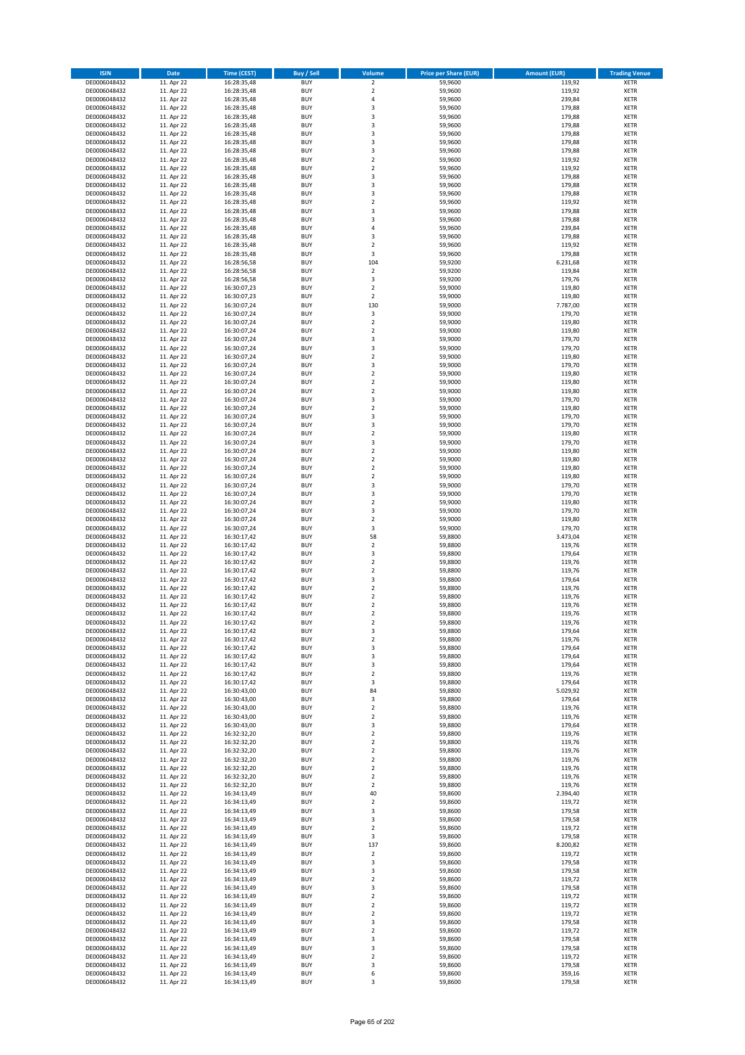| ISIN | Date | Time (CEST) | Buy / Sell | Volume | Price per Share (EUR) | Amount (EUR) | Trading Venue |
|---|---|---|---|---|---|---|---|
| DE0006048432 | 11. Apr 22 | 16:28:35,48 | BUY | 2 | 59,9600 | 119,92 | XETR |
| DE0006048432 | 11. Apr 22 | 16:28:35,48 | BUY | 2 | 59,9600 | 119,92 | XETR |
| DE0006048432 | 11. Apr 22 | 16:28:35,48 | BUY | 4 | 59,9600 | 239,84 | XETR |
| DE0006048432 | 11. Apr 22 | 16:28:35,48 | BUY | 3 | 59,9600 | 179,88 | XETR |
| DE0006048432 | 11. Apr 22 | 16:28:35,48 | BUY | 3 | 59,9600 | 179,88 | XETR |
| DE0006048432 | 11. Apr 22 | 16:28:35,48 | BUY | 3 | 59,9600 | 179,88 | XETR |
| DE0006048432 | 11. Apr 22 | 16:28:35,48 | BUY | 3 | 59,9600 | 179,88 | XETR |
| DE0006048432 | 11. Apr 22 | 16:28:35,48 | BUY | 3 | 59,9600 | 179,88 | XETR |
| DE0006048432 | 11. Apr 22 | 16:28:35,48 | BUY | 3 | 59,9600 | 179,88 | XETR |
| DE0006048432 | 11. Apr 22 | 16:28:35,48 | BUY | 2 | 59,9600 | 119,92 | XETR |
| DE0006048432 | 11. Apr 22 | 16:28:35,48 | BUY | 2 | 59,9600 | 119,92 | XETR |
| DE0006048432 | 11. Apr 22 | 16:28:35,48 | BUY | 3 | 59,9600 | 179,88 | XETR |
| DE0006048432 | 11. Apr 22 | 16:28:35,48 | BUY | 3 | 59,9600 | 179,88 | XETR |
| DE0006048432 | 11. Apr 22 | 16:28:35,48 | BUY | 3 | 59,9600 | 179,88 | XETR |
| DE0006048432 | 11. Apr 22 | 16:28:35,48 | BUY | 2 | 59,9600 | 119,92 | XETR |
| DE0006048432 | 11. Apr 22 | 16:28:35,48 | BUY | 3 | 59,9600 | 179,88 | XETR |
| DE0006048432 | 11. Apr 22 | 16:28:35,48 | BUY | 3 | 59,9600 | 179,88 | XETR |
| DE0006048432 | 11. Apr 22 | 16:28:35,48 | BUY | 4 | 59,9600 | 239,84 | XETR |
| DE0006048432 | 11. Apr 22 | 16:28:35,48 | BUY | 3 | 59,9600 | 179,88 | XETR |
| DE0006048432 | 11. Apr 22 | 16:28:35,48 | BUY | 2 | 59,9600 | 119,92 | XETR |
| DE0006048432 | 11. Apr 22 | 16:28:35,48 | BUY | 3 | 59,9600 | 179,88 | XETR |
| DE0006048432 | 11. Apr 22 | 16:28:56,58 | BUY | 104 | 59,9200 | 6.231,68 | XETR |
| DE0006048432 | 11. Apr 22 | 16:28:56,58 | BUY | 2 | 59,9200 | 119,84 | XETR |
| DE0006048432 | 11. Apr 22 | 16:28:56,58 | BUY | 3 | 59,9200 | 179,76 | XETR |
| DE0006048432 | 11. Apr 22 | 16:30:07,23 | BUY | 2 | 59,9000 | 119,80 | XETR |
| DE0006048432 | 11. Apr 22 | 16:30:07,23 | BUY | 2 | 59,9000 | 119,80 | XETR |
| DE0006048432 | 11. Apr 22 | 16:30:07,24 | BUY | 130 | 59,9000 | 7.787,00 | XETR |
| DE0006048432 | 11. Apr 22 | 16:30:07,24 | BUY | 3 | 59,9000 | 179,70 | XETR |
| DE0006048432 | 11. Apr 22 | 16:30:07,24 | BUY | 2 | 59,9000 | 119,80 | XETR |
| DE0006048432 | 11. Apr 22 | 16:30:07,24 | BUY | 2 | 59,9000 | 119,80 | XETR |
| DE0006048432 | 11. Apr 22 | 16:30:07,24 | BUY | 3 | 59,9000 | 179,70 | XETR |
| DE0006048432 | 11. Apr 22 | 16:30:07,24 | BUY | 3 | 59,9000 | 179,70 | XETR |
| DE0006048432 | 11. Apr 22 | 16:30:07,24 | BUY | 2 | 59,9000 | 119,80 | XETR |
| DE0006048432 | 11. Apr 22 | 16:30:07,24 | BUY | 3 | 59,9000 | 179,70 | XETR |
| DE0006048432 | 11. Apr 22 | 16:30:07,24 | BUY | 2 | 59,9000 | 119,80 | XETR |
| DE0006048432 | 11. Apr 22 | 16:30:07,24 | BUY | 2 | 59,9000 | 119,80 | XETR |
| DE0006048432 | 11. Apr 22 | 16:30:07,24 | BUY | 2 | 59,9000 | 119,80 | XETR |
| DE0006048432 | 11. Apr 22 | 16:30:07,24 | BUY | 3 | 59,9000 | 179,70 | XETR |
| DE0006048432 | 11. Apr 22 | 16:30:07,24 | BUY | 2 | 59,9000 | 119,80 | XETR |
| DE0006048432 | 11. Apr 22 | 16:30:07,24 | BUY | 3 | 59,9000 | 179,70 | XETR |
| DE0006048432 | 11. Apr 22 | 16:30:07,24 | BUY | 3 | 59,9000 | 179,70 | XETR |
| DE0006048432 | 11. Apr 22 | 16:30:07,24 | BUY | 2 | 59,9000 | 119,80 | XETR |
| DE0006048432 | 11. Apr 22 | 16:30:07,24 | BUY | 3 | 59,9000 | 179,70 | XETR |
| DE0006048432 | 11. Apr 22 | 16:30:07,24 | BUY | 2 | 59,9000 | 119,80 | XETR |
| DE0006048432 | 11. Apr 22 | 16:30:07,24 | BUY | 2 | 59,9000 | 119,80 | XETR |
| DE0006048432 | 11. Apr 22 | 16:30:07,24 | BUY | 2 | 59,9000 | 119,80 | XETR |
| DE0006048432 | 11. Apr 22 | 16:30:07,24 | BUY | 2 | 59,9000 | 119,80 | XETR |
| DE0006048432 | 11. Apr 22 | 16:30:07,24 | BUY | 3 | 59,9000 | 179,70 | XETR |
| DE0006048432 | 11. Apr 22 | 16:30:07,24 | BUY | 3 | 59,9000 | 179,70 | XETR |
| DE0006048432 | 11. Apr 22 | 16:30:07,24 | BUY | 2 | 59,9000 | 119,80 | XETR |
| DE0006048432 | 11. Apr 22 | 16:30:07,24 | BUY | 3 | 59,9000 | 179,70 | XETR |
| DE0006048432 | 11. Apr 22 | 16:30:07,24 | BUY | 2 | 59,9000 | 119,80 | XETR |
| DE0006048432 | 11. Apr 22 | 16:30:07,24 | BUY | 3 | 59,9000 | 179,70 | XETR |
| DE0006048432 | 11. Apr 22 | 16:30:17,42 | BUY | 58 | 59,8800 | 3.473,04 | XETR |
| DE0006048432 | 11. Apr 22 | 16:30:17,42 | BUY | 2 | 59,8800 | 119,76 | XETR |
| DE0006048432 | 11. Apr 22 | 16:30:17,42 | BUY | 3 | 59,8800 | 179,64 | XETR |
| DE0006048432 | 11. Apr 22 | 16:30:17,42 | BUY | 2 | 59,8800 | 119,76 | XETR |
| DE0006048432 | 11. Apr 22 | 16:30:17,42 | BUY | 2 | 59,8800 | 119,76 | XETR |
| DE0006048432 | 11. Apr 22 | 16:30:17,42 | BUY | 3 | 59,8800 | 179,64 | XETR |
| DE0006048432 | 11. Apr 22 | 16:30:17,42 | BUY | 2 | 59,8800 | 119,76 | XETR |
| DE0006048432 | 11. Apr 22 | 16:30:17,42 | BUY | 2 | 59,8800 | 119,76 | XETR |
| DE0006048432 | 11. Apr 22 | 16:30:17,42 | BUY | 2 | 59,8800 | 119,76 | XETR |
| DE0006048432 | 11. Apr 22 | 16:30:17,42 | BUY | 2 | 59,8800 | 119,76 | XETR |
| DE0006048432 | 11. Apr 22 | 16:30:17,42 | BUY | 2 | 59,8800 | 119,76 | XETR |
| DE0006048432 | 11. Apr 22 | 16:30:17,42 | BUY | 3 | 59,8800 | 179,64 | XETR |
| DE0006048432 | 11. Apr 22 | 16:30:17,42 | BUY | 2 | 59,8800 | 119,76 | XETR |
| DE0006048432 | 11. Apr 22 | 16:30:17,42 | BUY | 3 | 59,8800 | 179,64 | XETR |
| DE0006048432 | 11. Apr 22 | 16:30:17,42 | BUY | 3 | 59,8800 | 179,64 | XETR |
| DE0006048432 | 11. Apr 22 | 16:30:17,42 | BUY | 3 | 59,8800 | 179,64 | XETR |
| DE0006048432 | 11. Apr 22 | 16:30:17,42 | BUY | 2 | 59,8800 | 119,76 | XETR |
| DE0006048432 | 11. Apr 22 | 16:30:17,42 | BUY | 3 | 59,8800 | 179,64 | XETR |
| DE0006048432 | 11. Apr 22 | 16:30:43,00 | BUY | 84 | 59,8800 | 5.029,92 | XETR |
| DE0006048432 | 11. Apr 22 | 16:30:43,00 | BUY | 3 | 59,8800 | 179,64 | XETR |
| DE0006048432 | 11. Apr 22 | 16:30:43,00 | BUY | 2 | 59,8800 | 119,76 | XETR |
| DE0006048432 | 11. Apr 22 | 16:30:43,00 | BUY | 2 | 59,8800 | 119,76 | XETR |
| DE0006048432 | 11. Apr 22 | 16:30:43,00 | BUY | 3 | 59,8800 | 179,64 | XETR |
| DE0006048432 | 11. Apr 22 | 16:32:32,20 | BUY | 2 | 59,8800 | 119,76 | XETR |
| DE0006048432 | 11. Apr 22 | 16:32:32,20 | BUY | 2 | 59,8800 | 119,76 | XETR |
| DE0006048432 | 11. Apr 22 | 16:32:32,20 | BUY | 2 | 59,8800 | 119,76 | XETR |
| DE0006048432 | 11. Apr 22 | 16:32:32,20 | BUY | 2 | 59,8800 | 119,76 | XETR |
| DE0006048432 | 11. Apr 22 | 16:32:32,20 | BUY | 2 | 59,8800 | 119,76 | XETR |
| DE0006048432 | 11. Apr 22 | 16:32:32,20 | BUY | 2 | 59,8800 | 119,76 | XETR |
| DE0006048432 | 11. Apr 22 | 16:32:32,20 | BUY | 2 | 59,8800 | 119,76 | XETR |
| DE0006048432 | 11. Apr 22 | 16:34:13,49 | BUY | 40 | 59,8600 | 2.394,40 | XETR |
| DE0006048432 | 11. Apr 22 | 16:34:13,49 | BUY | 2 | 59,8600 | 119,72 | XETR |
| DE0006048432 | 11. Apr 22 | 16:34:13,49 | BUY | 3 | 59,8600 | 179,58 | XETR |
| DE0006048432 | 11. Apr 22 | 16:34:13,49 | BUY | 3 | 59,8600 | 179,58 | XETR |
| DE0006048432 | 11. Apr 22 | 16:34:13,49 | BUY | 2 | 59,8600 | 119,72 | XETR |
| DE0006048432 | 11. Apr 22 | 16:34:13,49 | BUY | 3 | 59,8600 | 179,58 | XETR |
| DE0006048432 | 11. Apr 22 | 16:34:13,49 | BUY | 137 | 59,8600 | 8.200,82 | XETR |
| DE0006048432 | 11. Apr 22 | 16:34:13,49 | BUY | 2 | 59,8600 | 119,72 | XETR |
| DE0006048432 | 11. Apr 22 | 16:34:13,49 | BUY | 3 | 59,8600 | 179,58 | XETR |
| DE0006048432 | 11. Apr 22 | 16:34:13,49 | BUY | 3 | 59,8600 | 179,58 | XETR |
| DE0006048432 | 11. Apr 22 | 16:34:13,49 | BUY | 2 | 59,8600 | 119,72 | XETR |
| DE0006048432 | 11. Apr 22 | 16:34:13,49 | BUY | 3 | 59,8600 | 179,58 | XETR |
| DE0006048432 | 11. Apr 22 | 16:34:13,49 | BUY | 2 | 59,8600 | 119,72 | XETR |
| DE0006048432 | 11. Apr 22 | 16:34:13,49 | BUY | 2 | 59,8600 | 119,72 | XETR |
| DE0006048432 | 11. Apr 22 | 16:34:13,49 | BUY | 2 | 59,8600 | 119,72 | XETR |
| DE0006048432 | 11. Apr 22 | 16:34:13,49 | BUY | 3 | 59,8600 | 179,58 | XETR |
| DE0006048432 | 11. Apr 22 | 16:34:13,49 | BUY | 2 | 59,8600 | 119,72 | XETR |
| DE0006048432 | 11. Apr 22 | 16:34:13,49 | BUY | 3 | 59,8600 | 179,58 | XETR |
| DE0006048432 | 11. Apr 22 | 16:34:13,49 | BUY | 3 | 59,8600 | 179,58 | XETR |
| DE0006048432 | 11. Apr 22 | 16:34:13,49 | BUY | 2 | 59,8600 | 119,72 | XETR |
| DE0006048432 | 11. Apr 22 | 16:34:13,49 | BUY | 3 | 59,8600 | 179,58 | XETR |
| DE0006048432 | 11. Apr 22 | 16:34:13,49 | BUY | 6 | 59,8600 | 359,16 | XETR |
| DE0006048432 | 11. Apr 22 | 16:34:13,49 | BUY | 3 | 59,8600 | 179,58 | XETR |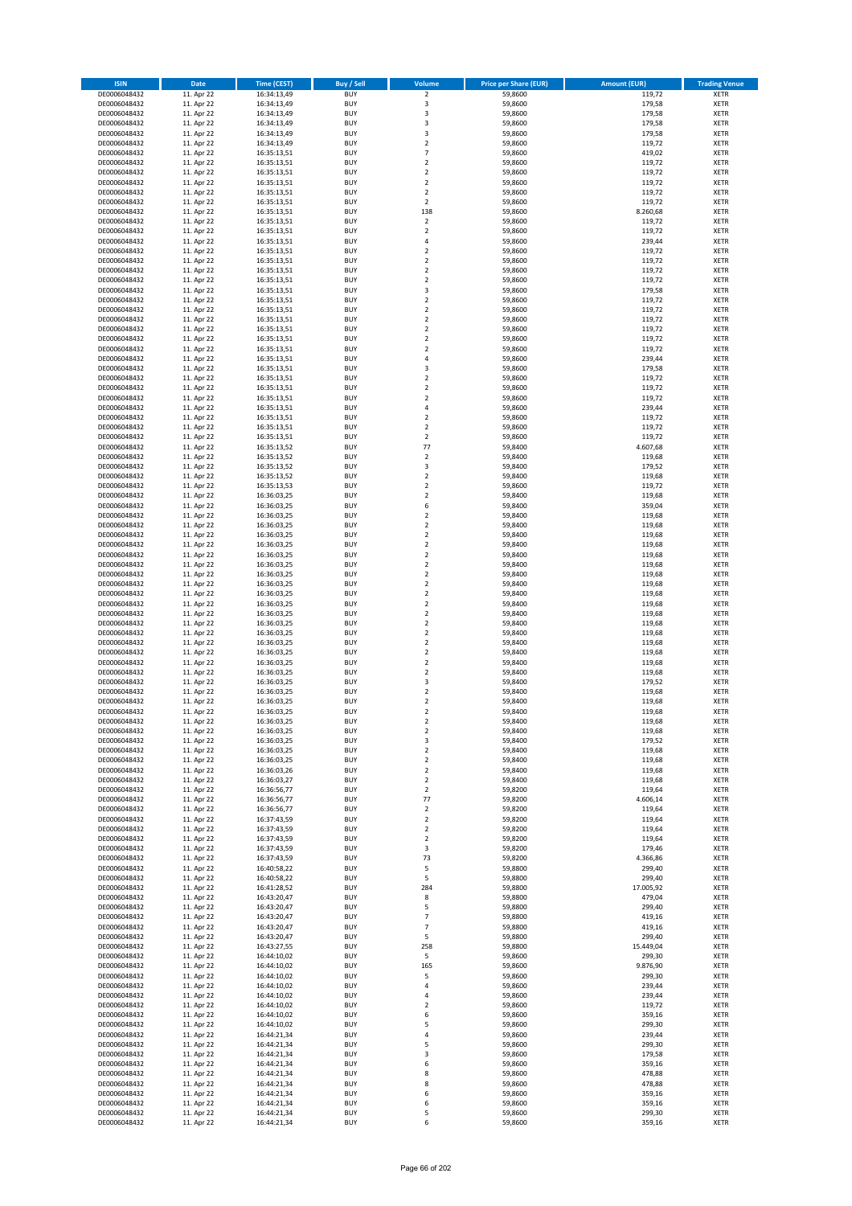| ISIN | Date | Time (CEST) | Buy / Sell | Volume | Price per Share (EUR) | Amount (EUR) | Trading Venue |
|---|---|---|---|---|---|---|---|
| DE0006048432 | 11. Apr 22 | 16:34:13,49 | BUY | 2 | 59,8600 | 119,72 | XETR |
| DE0006048432 | 11. Apr 22 | 16:34:13,49 | BUY | 3 | 59,8600 | 179,58 | XETR |
| DE0006048432 | 11. Apr 22 | 16:34:13,49 | BUY | 3 | 59,8600 | 179,58 | XETR |
| DE0006048432 | 11. Apr 22 | 16:34:13,49 | BUY | 3 | 59,8600 | 179,58 | XETR |
| DE0006048432 | 11. Apr 22 | 16:34:13,49 | BUY | 3 | 59,8600 | 179,58 | XETR |
| DE0006048432 | 11. Apr 22 | 16:34:13,49 | BUY | 2 | 59,8600 | 119,72 | XETR |
| DE0006048432 | 11. Apr 22 | 16:35:13,51 | BUY | 7 | 59,8600 | 419,02 | XETR |
| DE0006048432 | 11. Apr 22 | 16:35:13,51 | BUY | 2 | 59,8600 | 119,72 | XETR |
| DE0006048432 | 11. Apr 22 | 16:35:13,51 | BUY | 2 | 59,8600 | 119,72 | XETR |
| DE0006048432 | 11. Apr 22 | 16:35:13,51 | BUY | 2 | 59,8600 | 119,72 | XETR |
| DE0006048432 | 11. Apr 22 | 16:35:13,51 | BUY | 2 | 59,8600 | 119,72 | XETR |
| DE0006048432 | 11. Apr 22 | 16:35:13,51 | BUY | 2 | 59,8600 | 119,72 | XETR |
| DE0006048432 | 11. Apr 22 | 16:35:13,51 | BUY | 138 | 59,8600 | 8.260,68 | XETR |
| DE0006048432 | 11. Apr 22 | 16:35:13,51 | BUY | 2 | 59,8600 | 119,72 | XETR |
| DE0006048432 | 11. Apr 22 | 16:35:13,51 | BUY | 2 | 59,8600 | 119,72 | XETR |
| DE0006048432 | 11. Apr 22 | 16:35:13,51 | BUY | 4 | 59,8600 | 239,44 | XETR |
| DE0006048432 | 11. Apr 22 | 16:35:13,51 | BUY | 2 | 59,8600 | 119,72 | XETR |
| DE0006048432 | 11. Apr 22 | 16:35:13,51 | BUY | 2 | 59,8600 | 119,72 | XETR |
| DE0006048432 | 11. Apr 22 | 16:35:13,51 | BUY | 2 | 59,8600 | 119,72 | XETR |
| DE0006048432 | 11. Apr 22 | 16:35:13,51 | BUY | 2 | 59,8600 | 119,72 | XETR |
| DE0006048432 | 11. Apr 22 | 16:35:13,51 | BUY | 3 | 59,8600 | 179,58 | XETR |
| DE0006048432 | 11. Apr 22 | 16:35:13,51 | BUY | 2 | 59,8600 | 119,72 | XETR |
| DE0006048432 | 11. Apr 22 | 16:35:13,51 | BUY | 2 | 59,8600 | 119,72 | XETR |
| DE0006048432 | 11. Apr 22 | 16:35:13,51 | BUY | 2 | 59,8600 | 119,72 | XETR |
| DE0006048432 | 11. Apr 22 | 16:35:13,51 | BUY | 2 | 59,8600 | 119,72 | XETR |
| DE0006048432 | 11. Apr 22 | 16:35:13,51 | BUY | 2 | 59,8600 | 119,72 | XETR |
| DE0006048432 | 11. Apr 22 | 16:35:13,51 | BUY | 2 | 59,8600 | 119,72 | XETR |
| DE0006048432 | 11. Apr 22 | 16:35:13,51 | BUY | 4 | 59,8600 | 239,44 | XETR |
| DE0006048432 | 11. Apr 22 | 16:35:13,51 | BUY | 3 | 59,8600 | 179,58 | XETR |
| DE0006048432 | 11. Apr 22 | 16:35:13,51 | BUY | 2 | 59,8600 | 119,72 | XETR |
| DE0006048432 | 11. Apr 22 | 16:35:13,51 | BUY | 2 | 59,8600 | 119,72 | XETR |
| DE0006048432 | 11. Apr 22 | 16:35:13,51 | BUY | 2 | 59,8600 | 119,72 | XETR |
| DE0006048432 | 11. Apr 22 | 16:35:13,51 | BUY | 4 | 59,8600 | 239,44 | XETR |
| DE0006048432 | 11. Apr 22 | 16:35:13,51 | BUY | 2 | 59,8600 | 119,72 | XETR |
| DE0006048432 | 11. Apr 22 | 16:35:13,51 | BUY | 2 | 59,8600 | 119,72 | XETR |
| DE0006048432 | 11. Apr 22 | 16:35:13,51 | BUY | 2 | 59,8600 | 119,72 | XETR |
| DE0006048432 | 11. Apr 22 | 16:35:13,52 | BUY | 77 | 59,8400 | 4.607,68 | XETR |
| DE0006048432 | 11. Apr 22 | 16:35:13,52 | BUY | 2 | 59,8400 | 119,68 | XETR |
| DE0006048432 | 11. Apr 22 | 16:35:13,52 | BUY | 3 | 59,8400 | 179,52 | XETR |
| DE0006048432 | 11. Apr 22 | 16:35:13,52 | BUY | 2 | 59,8400 | 119,68 | XETR |
| DE0006048432 | 11. Apr 22 | 16:35:13,53 | BUY | 2 | 59,8600 | 119,72 | XETR |
| DE0006048432 | 11. Apr 22 | 16:36:03,25 | BUY | 2 | 59,8400 | 119,68 | XETR |
| DE0006048432 | 11. Apr 22 | 16:36:03,25 | BUY | 6 | 59,8400 | 359,04 | XETR |
| DE0006048432 | 11. Apr 22 | 16:36:03,25 | BUY | 2 | 59,8400 | 119,68 | XETR |
| DE0006048432 | 11. Apr 22 | 16:36:03,25 | BUY | 2 | 59,8400 | 119,68 | XETR |
| DE0006048432 | 11. Apr 22 | 16:36:03,25 | BUY | 2 | 59,8400 | 119,68 | XETR |
| DE0006048432 | 11. Apr 22 | 16:36:03,25 | BUY | 2 | 59,8400 | 119,68 | XETR |
| DE0006048432 | 11. Apr 22 | 16:36:03,25 | BUY | 2 | 59,8400 | 119,68 | XETR |
| DE0006048432 | 11. Apr 22 | 16:36:03,25 | BUY | 2 | 59,8400 | 119,68 | XETR |
| DE0006048432 | 11. Apr 22 | 16:36:03,25 | BUY | 2 | 59,8400 | 119,68 | XETR |
| DE0006048432 | 11. Apr 22 | 16:36:03,25 | BUY | 2 | 59,8400 | 119,68 | XETR |
| DE0006048432 | 11. Apr 22 | 16:36:03,25 | BUY | 2 | 59,8400 | 119,68 | XETR |
| DE0006048432 | 11. Apr 22 | 16:36:03,25 | BUY | 2 | 59,8400 | 119,68 | XETR |
| DE0006048432 | 11. Apr 22 | 16:36:03,25 | BUY | 2 | 59,8400 | 119,68 | XETR |
| DE0006048432 | 11. Apr 22 | 16:36:03,25 | BUY | 2 | 59,8400 | 119,68 | XETR |
| DE0006048432 | 11. Apr 22 | 16:36:03,25 | BUY | 2 | 59,8400 | 119,68 | XETR |
| DE0006048432 | 11. Apr 22 | 16:36:03,25 | BUY | 2 | 59,8400 | 119,68 | XETR |
| DE0006048432 | 11. Apr 22 | 16:36:03,25 | BUY | 2 | 59,8400 | 119,68 | XETR |
| DE0006048432 | 11. Apr 22 | 16:36:03,25 | BUY | 2 | 59,8400 | 119,68 | XETR |
| DE0006048432 | 11. Apr 22 | 16:36:03,25 | BUY | 2 | 59,8400 | 119,68 | XETR |
| DE0006048432 | 11. Apr 22 | 16:36:03,25 | BUY | 2 | 59,8400 | 119,68 | XETR |
| DE0006048432 | 11. Apr 22 | 16:36:03,25 | BUY | 2 | 59,8400 | 119,68 | XETR |
| DE0006048432 | 11. Apr 22 | 16:36:03,25 | BUY | 3 | 59,8400 | 179,52 | XETR |
| DE0006048432 | 11. Apr 22 | 16:36:03,25 | BUY | 2 | 59,8400 | 119,68 | XETR |
| DE0006048432 | 11. Apr 22 | 16:36:03,25 | BUY | 2 | 59,8400 | 119,68 | XETR |
| DE0006048432 | 11. Apr 22 | 16:36:03,25 | BUY | 2 | 59,8400 | 119,68 | XETR |
| DE0006048432 | 11. Apr 22 | 16:36:03,25 | BUY | 2 | 59,8400 | 119,68 | XETR |
| DE0006048432 | 11. Apr 22 | 16:36:03,25 | BUY | 2 | 59,8400 | 119,68 | XETR |
| DE0006048432 | 11. Apr 22 | 16:36:03,25 | BUY | 3 | 59,8400 | 179,52 | XETR |
| DE0006048432 | 11. Apr 22 | 16:36:03,25 | BUY | 2 | 59,8400 | 119,68 | XETR |
| DE0006048432 | 11. Apr 22 | 16:36:03,25 | BUY | 2 | 59,8400 | 119,68 | XETR |
| DE0006048432 | 11. Apr 22 | 16:36:03,26 | BUY | 2 | 59,8400 | 119,68 | XETR |
| DE0006048432 | 11. Apr 22 | 16:36:03,27 | BUY | 2 | 59,8400 | 119,68 | XETR |
| DE0006048432 | 11. Apr 22 | 16:36:56,77 | BUY | 2 | 59,8200 | 119,64 | XETR |
| DE0006048432 | 11. Apr 22 | 16:36:56,77 | BUY | 77 | 59,8200 | 4.606,14 | XETR |
| DE0006048432 | 11. Apr 22 | 16:36:56,77 | BUY | 2 | 59,8200 | 119,64 | XETR |
| DE0006048432 | 11. Apr 22 | 16:37:43,59 | BUY | 2 | 59,8200 | 119,64 | XETR |
| DE0006048432 | 11. Apr 22 | 16:37:43,59 | BUY | 2 | 59,8200 | 119,64 | XETR |
| DE0006048432 | 11. Apr 22 | 16:37:43,59 | BUY | 2 | 59,8200 | 119,64 | XETR |
| DE0006048432 | 11. Apr 22 | 16:37:43,59 | BUY | 3 | 59,8200 | 179,46 | XETR |
| DE0006048432 | 11. Apr 22 | 16:37:43,59 | BUY | 73 | 59,8200 | 4.366,86 | XETR |
| DE0006048432 | 11. Apr 22 | 16:40:58,22 | BUY | 5 | 59,8800 | 299,40 | XETR |
| DE0006048432 | 11. Apr 22 | 16:40:58,22 | BUY | 5 | 59,8800 | 299,40 | XETR |
| DE0006048432 | 11. Apr 22 | 16:41:28,52 | BUY | 284 | 59,8800 | 17.005,92 | XETR |
| DE0006048432 | 11. Apr 22 | 16:43:20,47 | BUY | 8 | 59,8800 | 479,04 | XETR |
| DE0006048432 | 11. Apr 22 | 16:43:20,47 | BUY | 5 | 59,8800 | 299,40 | XETR |
| DE0006048432 | 11. Apr 22 | 16:43:20,47 | BUY | 7 | 59,8800 | 419,16 | XETR |
| DE0006048432 | 11. Apr 22 | 16:43:20,47 | BUY | 7 | 59,8800 | 419,16 | XETR |
| DE0006048432 | 11. Apr 22 | 16:43:20,47 | BUY | 5 | 59,8800 | 299,40 | XETR |
| DE0006048432 | 11. Apr 22 | 16:43:27,55 | BUY | 258 | 59,8800 | 15.449,04 | XETR |
| DE0006048432 | 11. Apr 22 | 16:44:10,02 | BUY | 5 | 59,8600 | 299,30 | XETR |
| DE0006048432 | 11. Apr 22 | 16:44:10,02 | BUY | 165 | 59,8600 | 9.876,90 | XETR |
| DE0006048432 | 11. Apr 22 | 16:44:10,02 | BUY | 5 | 59,8600 | 299,30 | XETR |
| DE0006048432 | 11. Apr 22 | 16:44:10,02 | BUY | 4 | 59,8600 | 239,44 | XETR |
| DE0006048432 | 11. Apr 22 | 16:44:10,02 | BUY | 4 | 59,8600 | 239,44 | XETR |
| DE0006048432 | 11. Apr 22 | 16:44:10,02 | BUY | 2 | 59,8600 | 119,72 | XETR |
| DE0006048432 | 11. Apr 22 | 16:44:10,02 | BUY | 6 | 59,8600 | 359,16 | XETR |
| DE0006048432 | 11. Apr 22 | 16:44:10,02 | BUY | 5 | 59,8600 | 299,30 | XETR |
| DE0006048432 | 11. Apr 22 | 16:44:21,34 | BUY | 4 | 59,8600 | 239,44 | XETR |
| DE0006048432 | 11. Apr 22 | 16:44:21,34 | BUY | 5 | 59,8600 | 299,30 | XETR |
| DE0006048432 | 11. Apr 22 | 16:44:21,34 | BUY | 3 | 59,8600 | 179,58 | XETR |
| DE0006048432 | 11. Apr 22 | 16:44:21,34 | BUY | 6 | 59,8600 | 359,16 | XETR |
| DE0006048432 | 11. Apr 22 | 16:44:21,34 | BUY | 8 | 59,8600 | 478,88 | XETR |
| DE0006048432 | 11. Apr 22 | 16:44:21,34 | BUY | 8 | 59,8600 | 478,88 | XETR |
| DE0006048432 | 11. Apr 22 | 16:44:21,34 | BUY | 6 | 59,8600 | 359,16 | XETR |
| DE0006048432 | 11. Apr 22 | 16:44:21,34 | BUY | 6 | 59,8600 | 359,16 | XETR |
| DE0006048432 | 11. Apr 22 | 16:44:21,34 | BUY | 5 | 59,8600 | 299,30 | XETR |
| DE0006048432 | 11. Apr 22 | 16:44:21,34 | BUY | 6 | 59,8600 | 359,16 | XETR |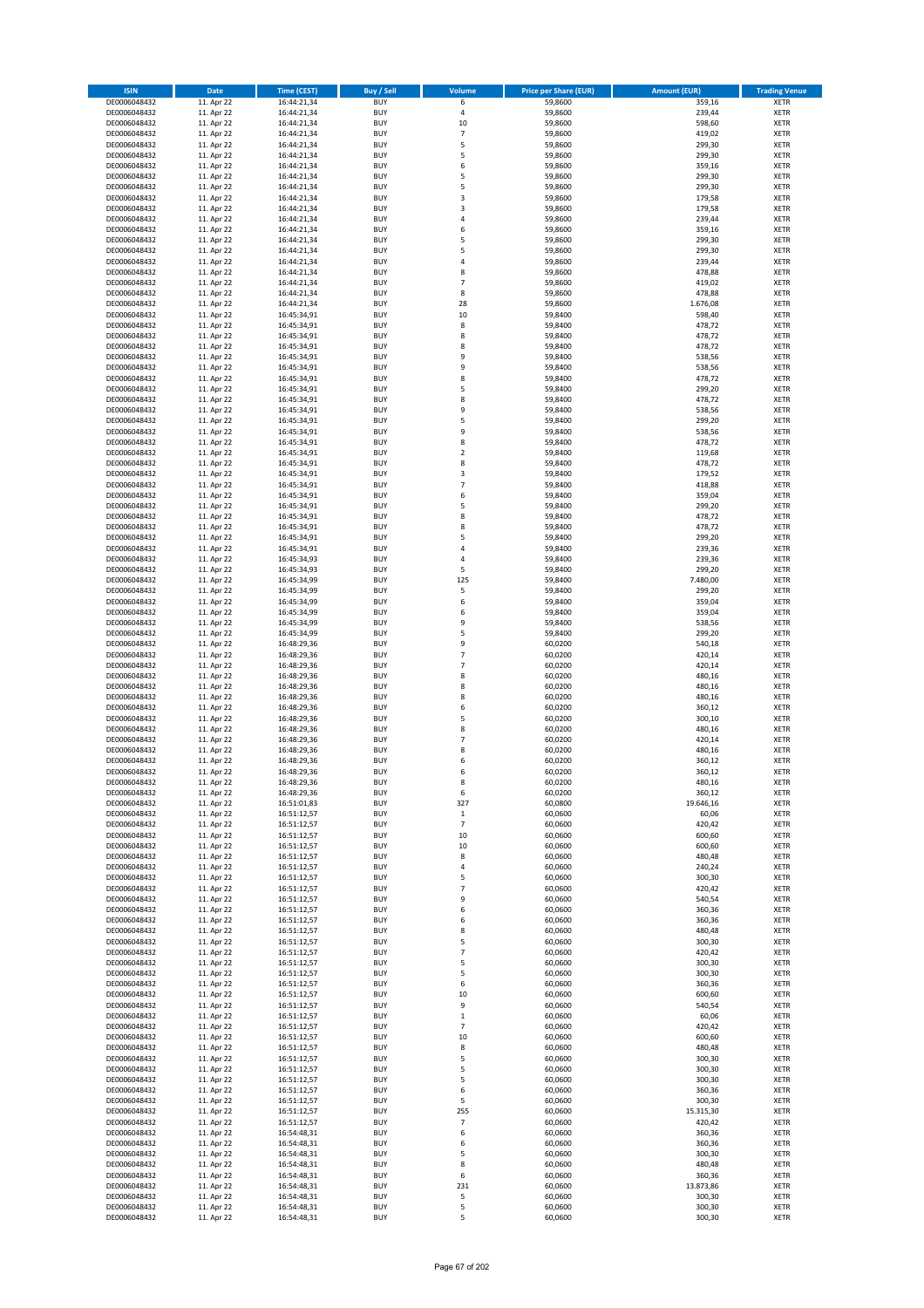| ISIN | Date | Time (CEST) | Buy / Sell | Volume | Price per Share (EUR) | Amount (EUR) | Trading Venue |
|---|---|---|---|---|---|---|---|
| DE0006048432 | 11. Apr 22 | 16:44:21,34 | BUY | 6 | 59,8600 | 359,16 | XETR |
| DE0006048432 | 11. Apr 22 | 16:44:21,34 | BUY | 4 | 59,8600 | 239,44 | XETR |
| DE0006048432 | 11. Apr 22 | 16:44:21,34 | BUY | 10 | 59,8600 | 598,60 | XETR |
| DE0006048432 | 11. Apr 22 | 16:44:21,34 | BUY | 7 | 59,8600 | 419,02 | XETR |
| DE0006048432 | 11. Apr 22 | 16:44:21,34 | BUY | 5 | 59,8600 | 299,30 | XETR |
| DE0006048432 | 11. Apr 22 | 16:44:21,34 | BUY | 5 | 59,8600 | 299,30 | XETR |
| DE0006048432 | 11. Apr 22 | 16:44:21,34 | BUY | 6 | 59,8600 | 359,16 | XETR |
| DE0006048432 | 11. Apr 22 | 16:44:21,34 | BUY | 5 | 59,8600 | 299,30 | XETR |
| DE0006048432 | 11. Apr 22 | 16:44:21,34 | BUY | 5 | 59,8600 | 299,30 | XETR |
| DE0006048432 | 11. Apr 22 | 16:44:21,34 | BUY | 3 | 59,8600 | 179,58 | XETR |
| DE0006048432 | 11. Apr 22 | 16:44:21,34 | BUY | 3 | 59,8600 | 179,58 | XETR |
| DE0006048432 | 11. Apr 22 | 16:44:21,34 | BUY | 4 | 59,8600 | 239,44 | XETR |
| DE0006048432 | 11. Apr 22 | 16:44:21,34 | BUY | 6 | 59,8600 | 359,16 | XETR |
| DE0006048432 | 11. Apr 22 | 16:44:21,34 | BUY | 5 | 59,8600 | 299,30 | XETR |
| DE0006048432 | 11. Apr 22 | 16:44:21,34 | BUY | 5 | 59,8600 | 299,30 | XETR |
| DE0006048432 | 11. Apr 22 | 16:44:21,34 | BUY | 4 | 59,8600 | 239,44 | XETR |
| DE0006048432 | 11. Apr 22 | 16:44:21,34 | BUY | 8 | 59,8600 | 478,88 | XETR |
| DE0006048432 | 11. Apr 22 | 16:44:21,34 | BUY | 7 | 59,8600 | 419,02 | XETR |
| DE0006048432 | 11. Apr 22 | 16:44:21,34 | BUY | 8 | 59,8600 | 478,88 | XETR |
| DE0006048432 | 11. Apr 22 | 16:44:21,34 | BUY | 28 | 59,8600 | 1.676,08 | XETR |
| DE0006048432 | 11. Apr 22 | 16:45:34,91 | BUY | 10 | 59,8400 | 598,40 | XETR |
| DE0006048432 | 11. Apr 22 | 16:45:34,91 | BUY | 8 | 59,8400 | 478,72 | XETR |
| DE0006048432 | 11. Apr 22 | 16:45:34,91 | BUY | 8 | 59,8400 | 478,72 | XETR |
| DE0006048432 | 11. Apr 22 | 16:45:34,91 | BUY | 8 | 59,8400 | 478,72 | XETR |
| DE0006048432 | 11. Apr 22 | 16:45:34,91 | BUY | 9 | 59,8400 | 538,56 | XETR |
| DE0006048432 | 11. Apr 22 | 16:45:34,91 | BUY | 9 | 59,8400 | 538,56 | XETR |
| DE0006048432 | 11. Apr 22 | 16:45:34,91 | BUY | 8 | 59,8400 | 478,72 | XETR |
| DE0006048432 | 11. Apr 22 | 16:45:34,91 | BUY | 5 | 59,8400 | 299,20 | XETR |
| DE0006048432 | 11. Apr 22 | 16:45:34,91 | BUY | 8 | 59,8400 | 478,72 | XETR |
| DE0006048432 | 11. Apr 22 | 16:45:34,91 | BUY | 9 | 59,8400 | 538,56 | XETR |
| DE0006048432 | 11. Apr 22 | 16:45:34,91 | BUY | 5 | 59,8400 | 299,20 | XETR |
| DE0006048432 | 11. Apr 22 | 16:45:34,91 | BUY | 9 | 59,8400 | 538,56 | XETR |
| DE0006048432 | 11. Apr 22 | 16:45:34,91 | BUY | 8 | 59,8400 | 478,72 | XETR |
| DE0006048432 | 11. Apr 22 | 16:45:34,91 | BUY | 2 | 59,8400 | 119,68 | XETR |
| DE0006048432 | 11. Apr 22 | 16:45:34,91 | BUY | 8 | 59,8400 | 478,72 | XETR |
| DE0006048432 | 11. Apr 22 | 16:45:34,91 | BUY | 3 | 59,8400 | 179,52 | XETR |
| DE0006048432 | 11. Apr 22 | 16:45:34,91 | BUY | 7 | 59,8400 | 418,88 | XETR |
| DE0006048432 | 11. Apr 22 | 16:45:34,91 | BUY | 6 | 59,8400 | 359,04 | XETR |
| DE0006048432 | 11. Apr 22 | 16:45:34,91 | BUY | 5 | 59,8400 | 299,20 | XETR |
| DE0006048432 | 11. Apr 22 | 16:45:34,91 | BUY | 8 | 59,8400 | 478,72 | XETR |
| DE0006048432 | 11. Apr 22 | 16:45:34,91 | BUY | 8 | 59,8400 | 478,72 | XETR |
| DE0006048432 | 11. Apr 22 | 16:45:34,91 | BUY | 5 | 59,8400 | 299,20 | XETR |
| DE0006048432 | 11. Apr 22 | 16:45:34,91 | BUY | 4 | 59,8400 | 239,36 | XETR |
| DE0006048432 | 11. Apr 22 | 16:45:34,93 | BUY | 4 | 59,8400 | 239,36 | XETR |
| DE0006048432 | 11. Apr 22 | 16:45:34,93 | BUY | 5 | 59,8400 | 299,20 | XETR |
| DE0006048432 | 11. Apr 22 | 16:45:34,99 | BUY | 125 | 59,8400 | 7.480,00 | XETR |
| DE0006048432 | 11. Apr 22 | 16:45:34,99 | BUY | 5 | 59,8400 | 299,20 | XETR |
| DE0006048432 | 11. Apr 22 | 16:45:34,99 | BUY | 6 | 59,8400 | 359,04 | XETR |
| DE0006048432 | 11. Apr 22 | 16:45:34,99 | BUY | 6 | 59,8400 | 359,04 | XETR |
| DE0006048432 | 11. Apr 22 | 16:45:34,99 | BUY | 9 | 59,8400 | 538,56 | XETR |
| DE0006048432 | 11. Apr 22 | 16:45:34,99 | BUY | 5 | 59,8400 | 299,20 | XETR |
| DE0006048432 | 11. Apr 22 | 16:48:29,36 | BUY | 9 | 60,0200 | 540,18 | XETR |
| DE0006048432 | 11. Apr 22 | 16:48:29,36 | BUY | 7 | 60,0200 | 420,14 | XETR |
| DE0006048432 | 11. Apr 22 | 16:48:29,36 | BUY | 7 | 60,0200 | 420,14 | XETR |
| DE0006048432 | 11. Apr 22 | 16:48:29,36 | BUY | 8 | 60,0200 | 480,16 | XETR |
| DE0006048432 | 11. Apr 22 | 16:48:29,36 | BUY | 8 | 60,0200 | 480,16 | XETR |
| DE0006048432 | 11. Apr 22 | 16:48:29,36 | BUY | 8 | 60,0200 | 480,16 | XETR |
| DE0006048432 | 11. Apr 22 | 16:48:29,36 | BUY | 6 | 60,0200 | 360,12 | XETR |
| DE0006048432 | 11. Apr 22 | 16:48:29,36 | BUY | 5 | 60,0200 | 300,10 | XETR |
| DE0006048432 | 11. Apr 22 | 16:48:29,36 | BUY | 8 | 60,0200 | 480,16 | XETR |
| DE0006048432 | 11. Apr 22 | 16:48:29,36 | BUY | 7 | 60,0200 | 420,14 | XETR |
| DE0006048432 | 11. Apr 22 | 16:48:29,36 | BUY | 8 | 60,0200 | 480,16 | XETR |
| DE0006048432 | 11. Apr 22 | 16:48:29,36 | BUY | 6 | 60,0200 | 360,12 | XETR |
| DE0006048432 | 11. Apr 22 | 16:48:29,36 | BUY | 6 | 60,0200 | 360,12 | XETR |
| DE0006048432 | 11. Apr 22 | 16:48:29,36 | BUY | 8 | 60,0200 | 480,16 | XETR |
| DE0006048432 | 11. Apr 22 | 16:48:29,36 | BUY | 6 | 60,0200 | 360,12 | XETR |
| DE0006048432 | 11. Apr 22 | 16:51:01,83 | BUY | 327 | 60,0800 | 19.646,16 | XETR |
| DE0006048432 | 11. Apr 22 | 16:51:12,57 | BUY | 1 | 60,0600 | 60,06 | XETR |
| DE0006048432 | 11. Apr 22 | 16:51:12,57 | BUY | 7 | 60,0600 | 420,42 | XETR |
| DE0006048432 | 11. Apr 22 | 16:51:12,57 | BUY | 10 | 60,0600 | 600,60 | XETR |
| DE0006048432 | 11. Apr 22 | 16:51:12,57 | BUY | 10 | 60,0600 | 600,60 | XETR |
| DE0006048432 | 11. Apr 22 | 16:51:12,57 | BUY | 8 | 60,0600 | 480,48 | XETR |
| DE0006048432 | 11. Apr 22 | 16:51:12,57 | BUY | 4 | 60,0600 | 240,24 | XETR |
| DE0006048432 | 11. Apr 22 | 16:51:12,57 | BUY | 5 | 60,0600 | 300,30 | XETR |
| DE0006048432 | 11. Apr 22 | 16:51:12,57 | BUY | 7 | 60,0600 | 420,42 | XETR |
| DE0006048432 | 11. Apr 22 | 16:51:12,57 | BUY | 9 | 60,0600 | 540,54 | XETR |
| DE0006048432 | 11. Apr 22 | 16:51:12,57 | BUY | 6 | 60,0600 | 360,36 | XETR |
| DE0006048432 | 11. Apr 22 | 16:51:12,57 | BUY | 6 | 60,0600 | 360,36 | XETR |
| DE0006048432 | 11. Apr 22 | 16:51:12,57 | BUY | 8 | 60,0600 | 480,48 | XETR |
| DE0006048432 | 11. Apr 22 | 16:51:12,57 | BUY | 5 | 60,0600 | 300,30 | XETR |
| DE0006048432 | 11. Apr 22 | 16:51:12,57 | BUY | 7 | 60,0600 | 420,42 | XETR |
| DE0006048432 | 11. Apr 22 | 16:51:12,57 | BUY | 5 | 60,0600 | 300,30 | XETR |
| DE0006048432 | 11. Apr 22 | 16:51:12,57 | BUY | 5 | 60,0600 | 300,30 | XETR |
| DE0006048432 | 11. Apr 22 | 16:51:12,57 | BUY | 6 | 60,0600 | 360,36 | XETR |
| DE0006048432 | 11. Apr 22 | 16:51:12,57 | BUY | 10 | 60,0600 | 600,60 | XETR |
| DE0006048432 | 11. Apr 22 | 16:51:12,57 | BUY | 9 | 60,0600 | 540,54 | XETR |
| DE0006048432 | 11. Apr 22 | 16:51:12,57 | BUY | 1 | 60,0600 | 60,06 | XETR |
| DE0006048432 | 11. Apr 22 | 16:51:12,57 | BUY | 7 | 60,0600 | 420,42 | XETR |
| DE0006048432 | 11. Apr 22 | 16:51:12,57 | BUY | 10 | 60,0600 | 600,60 | XETR |
| DE0006048432 | 11. Apr 22 | 16:51:12,57 | BUY | 8 | 60,0600 | 480,48 | XETR |
| DE0006048432 | 11. Apr 22 | 16:51:12,57 | BUY | 5 | 60,0600 | 300,30 | XETR |
| DE0006048432 | 11. Apr 22 | 16:51:12,57 | BUY | 5 | 60,0600 | 300,30 | XETR |
| DE0006048432 | 11. Apr 22 | 16:51:12,57 | BUY | 5 | 60,0600 | 300,30 | XETR |
| DE0006048432 | 11. Apr 22 | 16:51:12,57 | BUY | 6 | 60,0600 | 360,36 | XETR |
| DE0006048432 | 11. Apr 22 | 16:51:12,57 | BUY | 5 | 60,0600 | 300,30 | XETR |
| DE0006048432 | 11. Apr 22 | 16:51:12,57 | BUY | 255 | 60,0600 | 15.315,30 | XETR |
| DE0006048432 | 11. Apr 22 | 16:51:12,57 | BUY | 7 | 60,0600 | 420,42 | XETR |
| DE0006048432 | 11. Apr 22 | 16:54:48,31 | BUY | 6 | 60,0600 | 360,36 | XETR |
| DE0006048432 | 11. Apr 22 | 16:54:48,31 | BUY | 6 | 60,0600 | 360,36 | XETR |
| DE0006048432 | 11. Apr 22 | 16:54:48,31 | BUY | 5 | 60,0600 | 300,30 | XETR |
| DE0006048432 | 11. Apr 22 | 16:54:48,31 | BUY | 8 | 60,0600 | 480,48 | XETR |
| DE0006048432 | 11. Apr 22 | 16:54:48,31 | BUY | 6 | 60,0600 | 360,36 | XETR |
| DE0006048432 | 11. Apr 22 | 16:54:48,31 | BUY | 231 | 60,0600 | 13.873,86 | XETR |
| DE0006048432 | 11. Apr 22 | 16:54:48,31 | BUY | 5 | 60,0600 | 300,30 | XETR |
| DE0006048432 | 11. Apr 22 | 16:54:48,31 | BUY | 5 | 60,0600 | 300,30 | XETR |
| DE0006048432 | 11. Apr 22 | 16:54:48,31 | BUY | 5 | 60,0600 | 300,30 | XETR |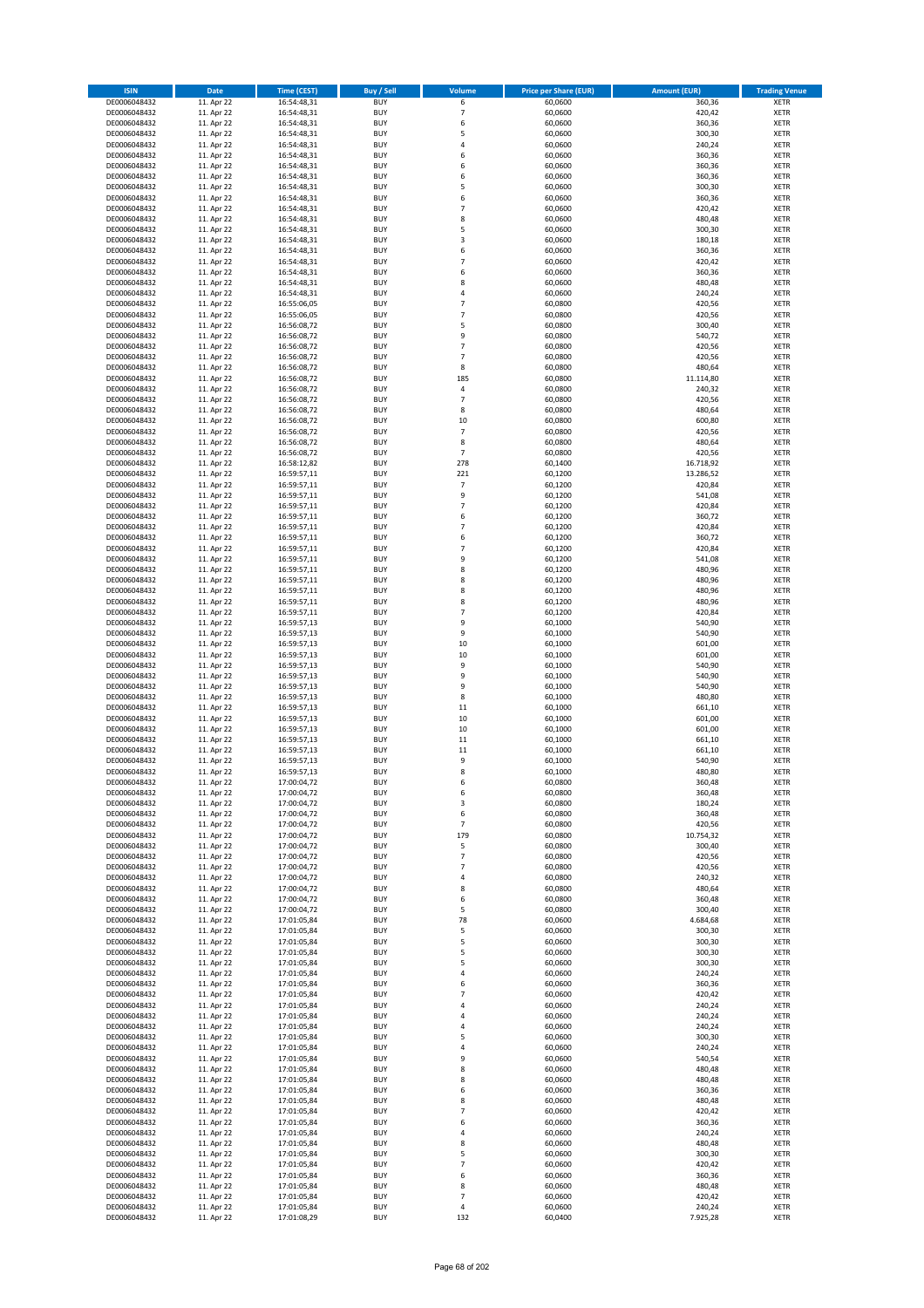| ISIN | Date | Time (CEST) | Buy / Sell | Volume | Price per Share (EUR) | Amount (EUR) | Trading Venue |
|---|---|---|---|---|---|---|---|
| DE0006048432 | 11. Apr 22 | 16:54:48,31 | BUY | 6 | 60,0600 | 360,36 | XETR |
| DE0006048432 | 11. Apr 22 | 16:54:48,31 | BUY | 7 | 60,0600 | 420,42 | XETR |
| DE0006048432 | 11. Apr 22 | 16:54:48,31 | BUY | 6 | 60,0600 | 360,36 | XETR |
| DE0006048432 | 11. Apr 22 | 16:54:48,31 | BUY | 5 | 60,0600 | 300,30 | XETR |
| DE0006048432 | 11. Apr 22 | 16:54:48,31 | BUY | 4 | 60,0600 | 240,24 | XETR |
| DE0006048432 | 11. Apr 22 | 16:54:48,31 | BUY | 6 | 60,0600 | 360,36 | XETR |
| DE0006048432 | 11. Apr 22 | 16:54:48,31 | BUY | 6 | 60,0600 | 360,36 | XETR |
| DE0006048432 | 11. Apr 22 | 16:54:48,31 | BUY | 6 | 60,0600 | 360,36 | XETR |
| DE0006048432 | 11. Apr 22 | 16:54:48,31 | BUY | 5 | 60,0600 | 300,30 | XETR |
| DE0006048432 | 11. Apr 22 | 16:54:48,31 | BUY | 6 | 60,0600 | 360,36 | XETR |
| DE0006048432 | 11. Apr 22 | 16:54:48,31 | BUY | 7 | 60,0600 | 420,42 | XETR |
| DE0006048432 | 11. Apr 22 | 16:54:48,31 | BUY | 8 | 60,0600 | 480,48 | XETR |
| DE0006048432 | 11. Apr 22 | 16:54:48,31 | BUY | 5 | 60,0600 | 300,30 | XETR |
| DE0006048432 | 11. Apr 22 | 16:54:48,31 | BUY | 3 | 60,0600 | 180,18 | XETR |
| DE0006048432 | 11. Apr 22 | 16:54:48,31 | BUY | 6 | 60,0600 | 360,36 | XETR |
| DE0006048432 | 11. Apr 22 | 16:54:48,31 | BUY | 7 | 60,0600 | 420,42 | XETR |
| DE0006048432 | 11. Apr 22 | 16:54:48,31 | BUY | 6 | 60,0600 | 360,36 | XETR |
| DE0006048432 | 11. Apr 22 | 16:54:48,31 | BUY | 8 | 60,0600 | 480,48 | XETR |
| DE0006048432 | 11. Apr 22 | 16:54:48,31 | BUY | 4 | 60,0600 | 240,24 | XETR |
| DE0006048432 | 11. Apr 22 | 16:55:06,05 | BUY | 7 | 60,0800 | 420,56 | XETR |
| DE0006048432 | 11. Apr 22 | 16:55:06,05 | BUY | 7 | 60,0800 | 420,56 | XETR |
| DE0006048432 | 11. Apr 22 | 16:56:08,72 | BUY | 5 | 60,0800 | 300,40 | XETR |
| DE0006048432 | 11. Apr 22 | 16:56:08,72 | BUY | 9 | 60,0800 | 540,72 | XETR |
| DE0006048432 | 11. Apr 22 | 16:56:08,72 | BUY | 7 | 60,0800 | 420,56 | XETR |
| DE0006048432 | 11. Apr 22 | 16:56:08,72 | BUY | 7 | 60,0800 | 420,56 | XETR |
| DE0006048432 | 11. Apr 22 | 16:56:08,72 | BUY | 8 | 60,0800 | 480,64 | XETR |
| DE0006048432 | 11. Apr 22 | 16:56:08,72 | BUY | 185 | 60,0800 | 11.114,80 | XETR |
| DE0006048432 | 11. Apr 22 | 16:56:08,72 | BUY | 4 | 60,0800 | 240,32 | XETR |
| DE0006048432 | 11. Apr 22 | 16:56:08,72 | BUY | 7 | 60,0800 | 420,56 | XETR |
| DE0006048432 | 11. Apr 22 | 16:56:08,72 | BUY | 8 | 60,0800 | 480,64 | XETR |
| DE0006048432 | 11. Apr 22 | 16:56:08,72 | BUY | 10 | 60,0800 | 600,80 | XETR |
| DE0006048432 | 11. Apr 22 | 16:56:08,72 | BUY | 7 | 60,0800 | 420,56 | XETR |
| DE0006048432 | 11. Apr 22 | 16:56:08,72 | BUY | 8 | 60,0800 | 480,64 | XETR |
| DE0006048432 | 11. Apr 22 | 16:56:08,72 | BUY | 7 | 60,0800 | 420,56 | XETR |
| DE0006048432 | 11. Apr 22 | 16:58:12,82 | BUY | 278 | 60,1400 | 16.718,92 | XETR |
| DE0006048432 | 11. Apr 22 | 16:59:57,11 | BUY | 221 | 60,1200 | 13.286,52 | XETR |
| DE0006048432 | 11. Apr 22 | 16:59:57,11 | BUY | 7 | 60,1200 | 420,84 | XETR |
| DE0006048432 | 11. Apr 22 | 16:59:57,11 | BUY | 9 | 60,1200 | 541,08 | XETR |
| DE0006048432 | 11. Apr 22 | 16:59:57,11 | BUY | 7 | 60,1200 | 420,84 | XETR |
| DE0006048432 | 11. Apr 22 | 16:59:57,11 | BUY | 6 | 60,1200 | 360,72 | XETR |
| DE0006048432 | 11. Apr 22 | 16:59:57,11 | BUY | 7 | 60,1200 | 420,84 | XETR |
| DE0006048432 | 11. Apr 22 | 16:59:57,11 | BUY | 6 | 60,1200 | 360,72 | XETR |
| DE0006048432 | 11. Apr 22 | 16:59:57,11 | BUY | 7 | 60,1200 | 420,84 | XETR |
| DE0006048432 | 11. Apr 22 | 16:59:57,11 | BUY | 9 | 60,1200 | 541,08 | XETR |
| DE0006048432 | 11. Apr 22 | 16:59:57,11 | BUY | 8 | 60,1200 | 480,96 | XETR |
| DE0006048432 | 11. Apr 22 | 16:59:57,11 | BUY | 8 | 60,1200 | 480,96 | XETR |
| DE0006048432 | 11. Apr 22 | 16:59:57,11 | BUY | 8 | 60,1200 | 480,96 | XETR |
| DE0006048432 | 11. Apr 22 | 16:59:57,11 | BUY | 8 | 60,1200 | 480,96 | XETR |
| DE0006048432 | 11. Apr 22 | 16:59:57,11 | BUY | 7 | 60,1200 | 420,84 | XETR |
| DE0006048432 | 11. Apr 22 | 16:59:57,13 | BUY | 9 | 60,1000 | 540,90 | XETR |
| DE0006048432 | 11. Apr 22 | 16:59:57,13 | BUY | 9 | 60,1000 | 540,90 | XETR |
| DE0006048432 | 11. Apr 22 | 16:59:57,13 | BUY | 10 | 60,1000 | 601,00 | XETR |
| DE0006048432 | 11. Apr 22 | 16:59:57,13 | BUY | 10 | 60,1000 | 601,00 | XETR |
| DE0006048432 | 11. Apr 22 | 16:59:57,13 | BUY | 9 | 60,1000 | 540,90 | XETR |
| DE0006048432 | 11. Apr 22 | 16:59:57,13 | BUY | 9 | 60,1000 | 540,90 | XETR |
| DE0006048432 | 11. Apr 22 | 16:59:57,13 | BUY | 9 | 60,1000 | 540,90 | XETR |
| DE0006048432 | 11. Apr 22 | 16:59:57,13 | BUY | 8 | 60,1000 | 480,80 | XETR |
| DE0006048432 | 11. Apr 22 | 16:59:57,13 | BUY | 11 | 60,1000 | 661,10 | XETR |
| DE0006048432 | 11. Apr 22 | 16:59:57,13 | BUY | 10 | 60,1000 | 601,00 | XETR |
| DE0006048432 | 11. Apr 22 | 16:59:57,13 | BUY | 10 | 60,1000 | 601,00 | XETR |
| DE0006048432 | 11. Apr 22 | 16:59:57,13 | BUY | 11 | 60,1000 | 661,10 | XETR |
| DE0006048432 | 11. Apr 22 | 16:59:57,13 | BUY | 11 | 60,1000 | 661,10 | XETR |
| DE0006048432 | 11. Apr 22 | 16:59:57,13 | BUY | 9 | 60,1000 | 540,90 | XETR |
| DE0006048432 | 11. Apr 22 | 16:59:57,13 | BUY | 8 | 60,1000 | 480,80 | XETR |
| DE0006048432 | 11. Apr 22 | 17:00:04,72 | BUY | 6 | 60,0800 | 360,48 | XETR |
| DE0006048432 | 11. Apr 22 | 17:00:04,72 | BUY | 6 | 60,0800 | 360,48 | XETR |
| DE0006048432 | 11. Apr 22 | 17:00:04,72 | BUY | 3 | 60,0800 | 180,24 | XETR |
| DE0006048432 | 11. Apr 22 | 17:00:04,72 | BUY | 6 | 60,0800 | 360,48 | XETR |
| DE0006048432 | 11. Apr 22 | 17:00:04,72 | BUY | 7 | 60,0800 | 420,56 | XETR |
| DE0006048432 | 11. Apr 22 | 17:00:04,72 | BUY | 179 | 60,0800 | 10.754,32 | XETR |
| DE0006048432 | 11. Apr 22 | 17:00:04,72 | BUY | 5 | 60,0800 | 300,40 | XETR |
| DE0006048432 | 11. Apr 22 | 17:00:04,72 | BUY | 7 | 60,0800 | 420,56 | XETR |
| DE0006048432 | 11. Apr 22 | 17:00:04,72 | BUY | 7 | 60,0800 | 420,56 | XETR |
| DE0006048432 | 11. Apr 22 | 17:00:04,72 | BUY | 4 | 60,0800 | 240,32 | XETR |
| DE0006048432 | 11. Apr 22 | 17:00:04,72 | BUY | 8 | 60,0800 | 480,64 | XETR |
| DE0006048432 | 11. Apr 22 | 17:00:04,72 | BUY | 6 | 60,0800 | 360,48 | XETR |
| DE0006048432 | 11. Apr 22 | 17:00:04,72 | BUY | 5 | 60,0800 | 300,40 | XETR |
| DE0006048432 | 11. Apr 22 | 17:01:05,84 | BUY | 78 | 60,0600 | 4.684,68 | XETR |
| DE0006048432 | 11. Apr 22 | 17:01:05,84 | BUY | 5 | 60,0600 | 300,30 | XETR |
| DE0006048432 | 11. Apr 22 | 17:01:05,84 | BUY | 5 | 60,0600 | 300,30 | XETR |
| DE0006048432 | 11. Apr 22 | 17:01:05,84 | BUY | 5 | 60,0600 | 300,30 | XETR |
| DE0006048432 | 11. Apr 22 | 17:01:05,84 | BUY | 5 | 60,0600 | 300,30 | XETR |
| DE0006048432 | 11. Apr 22 | 17:01:05,84 | BUY | 4 | 60,0600 | 240,24 | XETR |
| DE0006048432 | 11. Apr 22 | 17:01:05,84 | BUY | 6 | 60,0600 | 360,36 | XETR |
| DE0006048432 | 11. Apr 22 | 17:01:05,84 | BUY | 7 | 60,0600 | 420,42 | XETR |
| DE0006048432 | 11. Apr 22 | 17:01:05,84 | BUY | 4 | 60,0600 | 240,24 | XETR |
| DE0006048432 | 11. Apr 22 | 17:01:05,84 | BUY | 4 | 60,0600 | 240,24 | XETR |
| DE0006048432 | 11. Apr 22 | 17:01:05,84 | BUY | 4 | 60,0600 | 240,24 | XETR |
| DE0006048432 | 11. Apr 22 | 17:01:05,84 | BUY | 5 | 60,0600 | 300,30 | XETR |
| DE0006048432 | 11. Apr 22 | 17:01:05,84 | BUY | 4 | 60,0600 | 240,24 | XETR |
| DE0006048432 | 11. Apr 22 | 17:01:05,84 | BUY | 9 | 60,0600 | 540,54 | XETR |
| DE0006048432 | 11. Apr 22 | 17:01:05,84 | BUY | 8 | 60,0600 | 480,48 | XETR |
| DE0006048432 | 11. Apr 22 | 17:01:05,84 | BUY | 8 | 60,0600 | 480,48 | XETR |
| DE0006048432 | 11. Apr 22 | 17:01:05,84 | BUY | 6 | 60,0600 | 360,36 | XETR |
| DE0006048432 | 11. Apr 22 | 17:01:05,84 | BUY | 8 | 60,0600 | 480,48 | XETR |
| DE0006048432 | 11. Apr 22 | 17:01:05,84 | BUY | 7 | 60,0600 | 420,42 | XETR |
| DE0006048432 | 11. Apr 22 | 17:01:05,84 | BUY | 6 | 60,0600 | 360,36 | XETR |
| DE0006048432 | 11. Apr 22 | 17:01:05,84 | BUY | 4 | 60,0600 | 240,24 | XETR |
| DE0006048432 | 11. Apr 22 | 17:01:05,84 | BUY | 8 | 60,0600 | 480,48 | XETR |
| DE0006048432 | 11. Apr 22 | 17:01:05,84 | BUY | 5 | 60,0600 | 300,30 | XETR |
| DE0006048432 | 11. Apr 22 | 17:01:05,84 | BUY | 7 | 60,0600 | 420,42 | XETR |
| DE0006048432 | 11. Apr 22 | 17:01:05,84 | BUY | 6 | 60,0600 | 360,36 | XETR |
| DE0006048432 | 11. Apr 22 | 17:01:05,84 | BUY | 8 | 60,0600 | 480,48 | XETR |
| DE0006048432 | 11. Apr 22 | 17:01:05,84 | BUY | 7 | 60,0600 | 420,42 | XETR |
| DE0006048432 | 11. Apr 22 | 17:01:05,84 | BUY | 4 | 60,0600 | 240,24 | XETR |
| DE0006048432 | 11. Apr 22 | 17:01:08,29 | BUY | 132 | 60,0400 | 7.925,28 | XETR |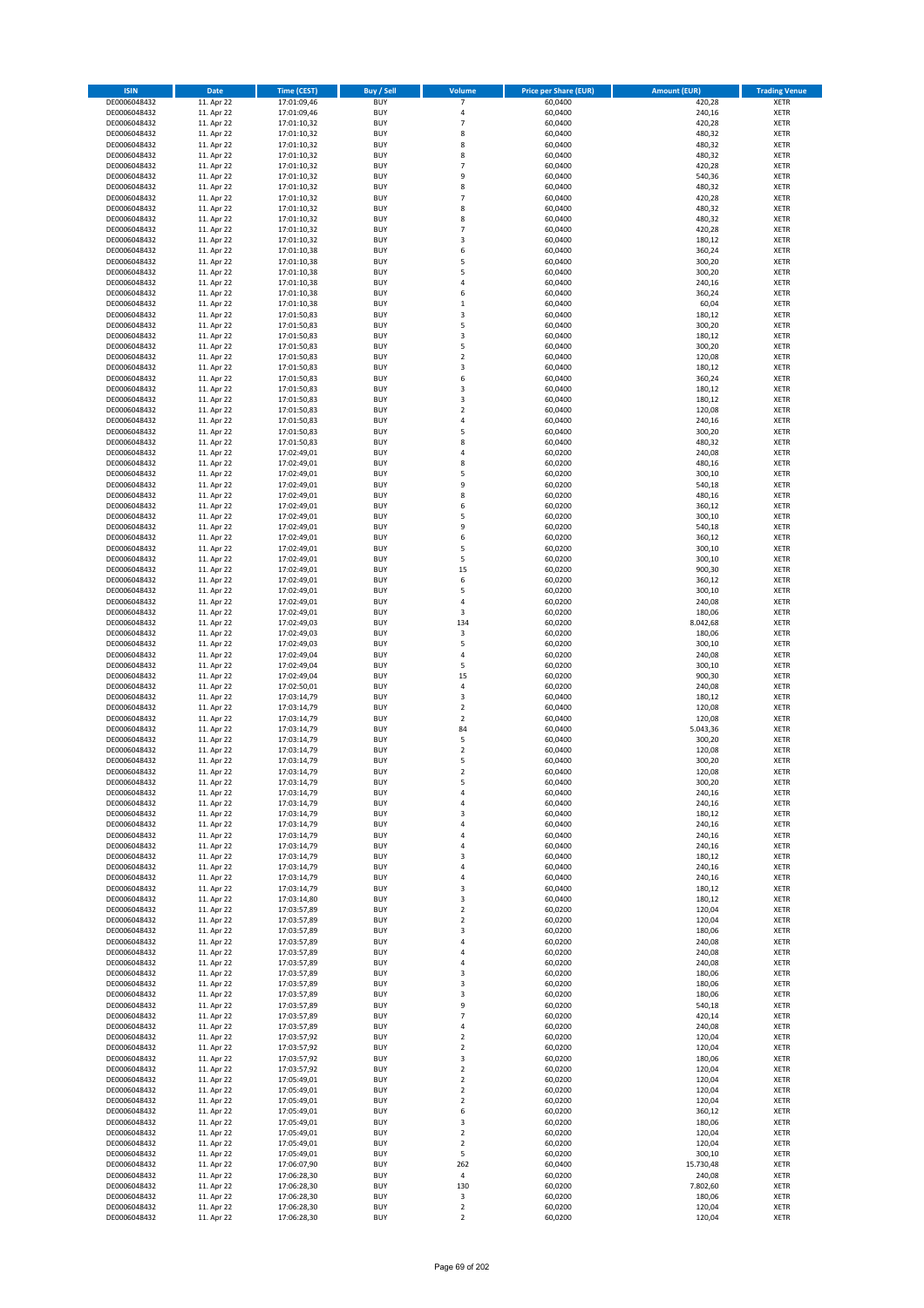| ISIN | Date | Time (CEST) | Buy / Sell | Volume | Price per Share (EUR) | Amount (EUR) | Trading Venue |
|---|---|---|---|---|---|---|---|
| DE0006048432 | 11. Apr 22 | 17:01:09,46 | BUY | 7 | 60,0400 | 420,28 | XETR |
| DE0006048432 | 11. Apr 22 | 17:01:09,46 | BUY | 4 | 60,0400 | 240,16 | XETR |
| DE0006048432 | 11. Apr 22 | 17:01:10,32 | BUY | 7 | 60,0400 | 420,28 | XETR |
| DE0006048432 | 11. Apr 22 | 17:01:10,32 | BUY | 8 | 60,0400 | 480,32 | XETR |
| DE0006048432 | 11. Apr 22 | 17:01:10,32 | BUY | 8 | 60,0400 | 480,32 | XETR |
| DE0006048432 | 11. Apr 22 | 17:01:10,32 | BUY | 8 | 60,0400 | 480,32 | XETR |
| DE0006048432 | 11. Apr 22 | 17:01:10,32 | BUY | 7 | 60,0400 | 420,28 | XETR |
| DE0006048432 | 11. Apr 22 | 17:01:10,32 | BUY | 9 | 60,0400 | 540,36 | XETR |
| DE0006048432 | 11. Apr 22 | 17:01:10,32 | BUY | 8 | 60,0400 | 480,32 | XETR |
| DE0006048432 | 11. Apr 22 | 17:01:10,32 | BUY | 7 | 60,0400 | 420,28 | XETR |
| DE0006048432 | 11. Apr 22 | 17:01:10,32 | BUY | 8 | 60,0400 | 480,32 | XETR |
| DE0006048432 | 11. Apr 22 | 17:01:10,32 | BUY | 8 | 60,0400 | 480,32 | XETR |
| DE0006048432 | 11. Apr 22 | 17:01:10,32 | BUY | 7 | 60,0400 | 420,28 | XETR |
| DE0006048432 | 11. Apr 22 | 17:01:10,32 | BUY | 3 | 60,0400 | 180,12 | XETR |
| DE0006048432 | 11. Apr 22 | 17:01:10,38 | BUY | 6 | 60,0400 | 360,24 | XETR |
| DE0006048432 | 11. Apr 22 | 17:01:10,38 | BUY | 5 | 60,0400 | 300,20 | XETR |
| DE0006048432 | 11. Apr 22 | 17:01:10,38 | BUY | 5 | 60,0400 | 300,20 | XETR |
| DE0006048432 | 11. Apr 22 | 17:01:10,38 | BUY | 4 | 60,0400 | 240,16 | XETR |
| DE0006048432 | 11. Apr 22 | 17:01:10,38 | BUY | 6 | 60,0400 | 360,24 | XETR |
| DE0006048432 | 11. Apr 22 | 17:01:10,38 | BUY | 1 | 60,0400 | 60,04 | XETR |
| DE0006048432 | 11. Apr 22 | 17:01:50,83 | BUY | 3 | 60,0400 | 180,12 | XETR |
| DE0006048432 | 11. Apr 22 | 17:01:50,83 | BUY | 5 | 60,0400 | 300,20 | XETR |
| DE0006048432 | 11. Apr 22 | 17:01:50,83 | BUY | 3 | 60,0400 | 180,12 | XETR |
| DE0006048432 | 11. Apr 22 | 17:01:50,83 | BUY | 5 | 60,0400 | 300,20 | XETR |
| DE0006048432 | 11. Apr 22 | 17:01:50,83 | BUY | 2 | 60,0400 | 120,08 | XETR |
| DE0006048432 | 11. Apr 22 | 17:01:50,83 | BUY | 3 | 60,0400 | 180,12 | XETR |
| DE0006048432 | 11. Apr 22 | 17:01:50,83 | BUY | 6 | 60,0400 | 360,24 | XETR |
| DE0006048432 | 11. Apr 22 | 17:01:50,83 | BUY | 3 | 60,0400 | 180,12 | XETR |
| DE0006048432 | 11. Apr 22 | 17:01:50,83 | BUY | 3 | 60,0400 | 180,12 | XETR |
| DE0006048432 | 11. Apr 22 | 17:01:50,83 | BUY | 2 | 60,0400 | 120,08 | XETR |
| DE0006048432 | 11. Apr 22 | 17:01:50,83 | BUY | 4 | 60,0400 | 240,16 | XETR |
| DE0006048432 | 11. Apr 22 | 17:01:50,83 | BUY | 5 | 60,0400 | 300,20 | XETR |
| DE0006048432 | 11. Apr 22 | 17:01:50,83 | BUY | 8 | 60,0400 | 480,32 | XETR |
| DE0006048432 | 11. Apr 22 | 17:02:49,01 | BUY | 4 | 60,0200 | 240,08 | XETR |
| DE0006048432 | 11. Apr 22 | 17:02:49,01 | BUY | 8 | 60,0200 | 480,16 | XETR |
| DE0006048432 | 11. Apr 22 | 17:02:49,01 | BUY | 5 | 60,0200 | 300,10 | XETR |
| DE0006048432 | 11. Apr 22 | 17:02:49,01 | BUY | 9 | 60,0200 | 540,18 | XETR |
| DE0006048432 | 11. Apr 22 | 17:02:49,01 | BUY | 8 | 60,0200 | 480,16 | XETR |
| DE0006048432 | 11. Apr 22 | 17:02:49,01 | BUY | 6 | 60,0200 | 360,12 | XETR |
| DE0006048432 | 11. Apr 22 | 17:02:49,01 | BUY | 5 | 60,0200 | 300,10 | XETR |
| DE0006048432 | 11. Apr 22 | 17:02:49,01 | BUY | 9 | 60,0200 | 540,18 | XETR |
| DE0006048432 | 11. Apr 22 | 17:02:49,01 | BUY | 6 | 60,0200 | 360,12 | XETR |
| DE0006048432 | 11. Apr 22 | 17:02:49,01 | BUY | 5 | 60,0200 | 300,10 | XETR |
| DE0006048432 | 11. Apr 22 | 17:02:49,01 | BUY | 5 | 60,0200 | 300,10 | XETR |
| DE0006048432 | 11. Apr 22 | 17:02:49,01 | BUY | 15 | 60,0200 | 900,30 | XETR |
| DE0006048432 | 11. Apr 22 | 17:02:49,01 | BUY | 6 | 60,0200 | 360,12 | XETR |
| DE0006048432 | 11. Apr 22 | 17:02:49,01 | BUY | 5 | 60,0200 | 300,10 | XETR |
| DE0006048432 | 11. Apr 22 | 17:02:49,01 | BUY | 4 | 60,0200 | 240,08 | XETR |
| DE0006048432 | 11. Apr 22 | 17:02:49,01 | BUY | 3 | 60,0200 | 180,06 | XETR |
| DE0006048432 | 11. Apr 22 | 17:02:49,03 | BUY | 134 | 60,0200 | 8.042,68 | XETR |
| DE0006048432 | 11. Apr 22 | 17:02:49,03 | BUY | 3 | 60,0200 | 180,06 | XETR |
| DE0006048432 | 11. Apr 22 | 17:02:49,03 | BUY | 5 | 60,0200 | 300,10 | XETR |
| DE0006048432 | 11. Apr 22 | 17:02:49,04 | BUY | 4 | 60,0200 | 240,08 | XETR |
| DE0006048432 | 11. Apr 22 | 17:02:49,04 | BUY | 5 | 60,0200 | 300,10 | XETR |
| DE0006048432 | 11. Apr 22 | 17:02:49,04 | BUY | 15 | 60,0200 | 900,30 | XETR |
| DE0006048432 | 11. Apr 22 | 17:02:50,01 | BUY | 4 | 60,0200 | 240,08 | XETR |
| DE0006048432 | 11. Apr 22 | 17:03:14,79 | BUY | 3 | 60,0400 | 180,12 | XETR |
| DE0006048432 | 11. Apr 22 | 17:03:14,79 | BUY | 2 | 60,0400 | 120,08 | XETR |
| DE0006048432 | 11. Apr 22 | 17:03:14,79 | BUY | 2 | 60,0400 | 120,08 | XETR |
| DE0006048432 | 11. Apr 22 | 17:03:14,79 | BUY | 84 | 60,0400 | 5.043,36 | XETR |
| DE0006048432 | 11. Apr 22 | 17:03:14,79 | BUY | 5 | 60,0400 | 300,20 | XETR |
| DE0006048432 | 11. Apr 22 | 17:03:14,79 | BUY | 2 | 60,0400 | 120,08 | XETR |
| DE0006048432 | 11. Apr 22 | 17:03:14,79 | BUY | 5 | 60,0400 | 300,20 | XETR |
| DE0006048432 | 11. Apr 22 | 17:03:14,79 | BUY | 2 | 60,0400 | 120,08 | XETR |
| DE0006048432 | 11. Apr 22 | 17:03:14,79 | BUY | 5 | 60,0400 | 300,20 | XETR |
| DE0006048432 | 11. Apr 22 | 17:03:14,79 | BUY | 4 | 60,0400 | 240,16 | XETR |
| DE0006048432 | 11. Apr 22 | 17:03:14,79 | BUY | 4 | 60,0400 | 240,16 | XETR |
| DE0006048432 | 11. Apr 22 | 17:03:14,79 | BUY | 3 | 60,0400 | 180,12 | XETR |
| DE0006048432 | 11. Apr 22 | 17:03:14,79 | BUY | 4 | 60,0400 | 240,16 | XETR |
| DE0006048432 | 11. Apr 22 | 17:03:14,79 | BUY | 4 | 60,0400 | 240,16 | XETR |
| DE0006048432 | 11. Apr 22 | 17:03:14,79 | BUY | 4 | 60,0400 | 240,16 | XETR |
| DE0006048432 | 11. Apr 22 | 17:03:14,79 | BUY | 3 | 60,0400 | 180,12 | XETR |
| DE0006048432 | 11. Apr 22 | 17:03:14,79 | BUY | 4 | 60,0400 | 240,16 | XETR |
| DE0006048432 | 11. Apr 22 | 17:03:14,79 | BUY | 4 | 60,0400 | 240,16 | XETR |
| DE0006048432 | 11. Apr 22 | 17:03:14,79 | BUY | 3 | 60,0400 | 180,12 | XETR |
| DE0006048432 | 11. Apr 22 | 17:03:14,80 | BUY | 3 | 60,0400 | 180,12 | XETR |
| DE0006048432 | 11. Apr 22 | 17:03:57,89 | BUY | 2 | 60,0200 | 120,04 | XETR |
| DE0006048432 | 11. Apr 22 | 17:03:57,89 | BUY | 2 | 60,0200 | 120,04 | XETR |
| DE0006048432 | 11. Apr 22 | 17:03:57,89 | BUY | 3 | 60,0200 | 180,06 | XETR |
| DE0006048432 | 11. Apr 22 | 17:03:57,89 | BUY | 4 | 60,0200 | 240,08 | XETR |
| DE0006048432 | 11. Apr 22 | 17:03:57,89 | BUY | 4 | 60,0200 | 240,08 | XETR |
| DE0006048432 | 11. Apr 22 | 17:03:57,89 | BUY | 4 | 60,0200 | 240,08 | XETR |
| DE0006048432 | 11. Apr 22 | 17:03:57,89 | BUY | 3 | 60,0200 | 180,06 | XETR |
| DE0006048432 | 11. Apr 22 | 17:03:57,89 | BUY | 3 | 60,0200 | 180,06 | XETR |
| DE0006048432 | 11. Apr 22 | 17:03:57,89 | BUY | 3 | 60,0200 | 180,06 | XETR |
| DE0006048432 | 11. Apr 22 | 17:03:57,89 | BUY | 9 | 60,0200 | 540,18 | XETR |
| DE0006048432 | 11. Apr 22 | 17:03:57,89 | BUY | 7 | 60,0200 | 420,14 | XETR |
| DE0006048432 | 11. Apr 22 | 17:03:57,89 | BUY | 4 | 60,0200 | 240,08 | XETR |
| DE0006048432 | 11. Apr 22 | 17:03:57,92 | BUY | 2 | 60,0200 | 120,04 | XETR |
| DE0006048432 | 11. Apr 22 | 17:03:57,92 | BUY | 2 | 60,0200 | 120,04 | XETR |
| DE0006048432 | 11. Apr 22 | 17:03:57,92 | BUY | 3 | 60,0200 | 180,06 | XETR |
| DE0006048432 | 11. Apr 22 | 17:03:57,92 | BUY | 2 | 60,0200 | 120,04 | XETR |
| DE0006048432 | 11. Apr 22 | 17:05:49,01 | BUY | 2 | 60,0200 | 120,04 | XETR |
| DE0006048432 | 11. Apr 22 | 17:05:49,01 | BUY | 2 | 60,0200 | 120,04 | XETR |
| DE0006048432 | 11. Apr 22 | 17:05:49,01 | BUY | 2 | 60,0200 | 120,04 | XETR |
| DE0006048432 | 11. Apr 22 | 17:05:49,01 | BUY | 6 | 60,0200 | 360,12 | XETR |
| DE0006048432 | 11. Apr 22 | 17:05:49,01 | BUY | 3 | 60,0200 | 180,06 | XETR |
| DE0006048432 | 11. Apr 22 | 17:05:49,01 | BUY | 2 | 60,0200 | 120,04 | XETR |
| DE0006048432 | 11. Apr 22 | 17:05:49,01 | BUY | 2 | 60,0200 | 120,04 | XETR |
| DE0006048432 | 11. Apr 22 | 17:05:49,01 | BUY | 5 | 60,0200 | 300,10 | XETR |
| DE0006048432 | 11. Apr 22 | 17:06:07,90 | BUY | 262 | 60,0400 | 15.730,48 | XETR |
| DE0006048432 | 11. Apr 22 | 17:06:28,30 | BUY | 4 | 60,0200 | 240,08 | XETR |
| DE0006048432 | 11. Apr 22 | 17:06:28,30 | BUY | 130 | 60,0200 | 7.802,60 | XETR |
| DE0006048432 | 11. Apr 22 | 17:06:28,30 | BUY | 3 | 60,0200 | 180,06 | XETR |
| DE0006048432 | 11. Apr 22 | 17:06:28,30 | BUY | 2 | 60,0200 | 120,04 | XETR |
| DE0006048432 | 11. Apr 22 | 17:06:28,30 | BUY | 2 | 60,0200 | 120,04 | XETR |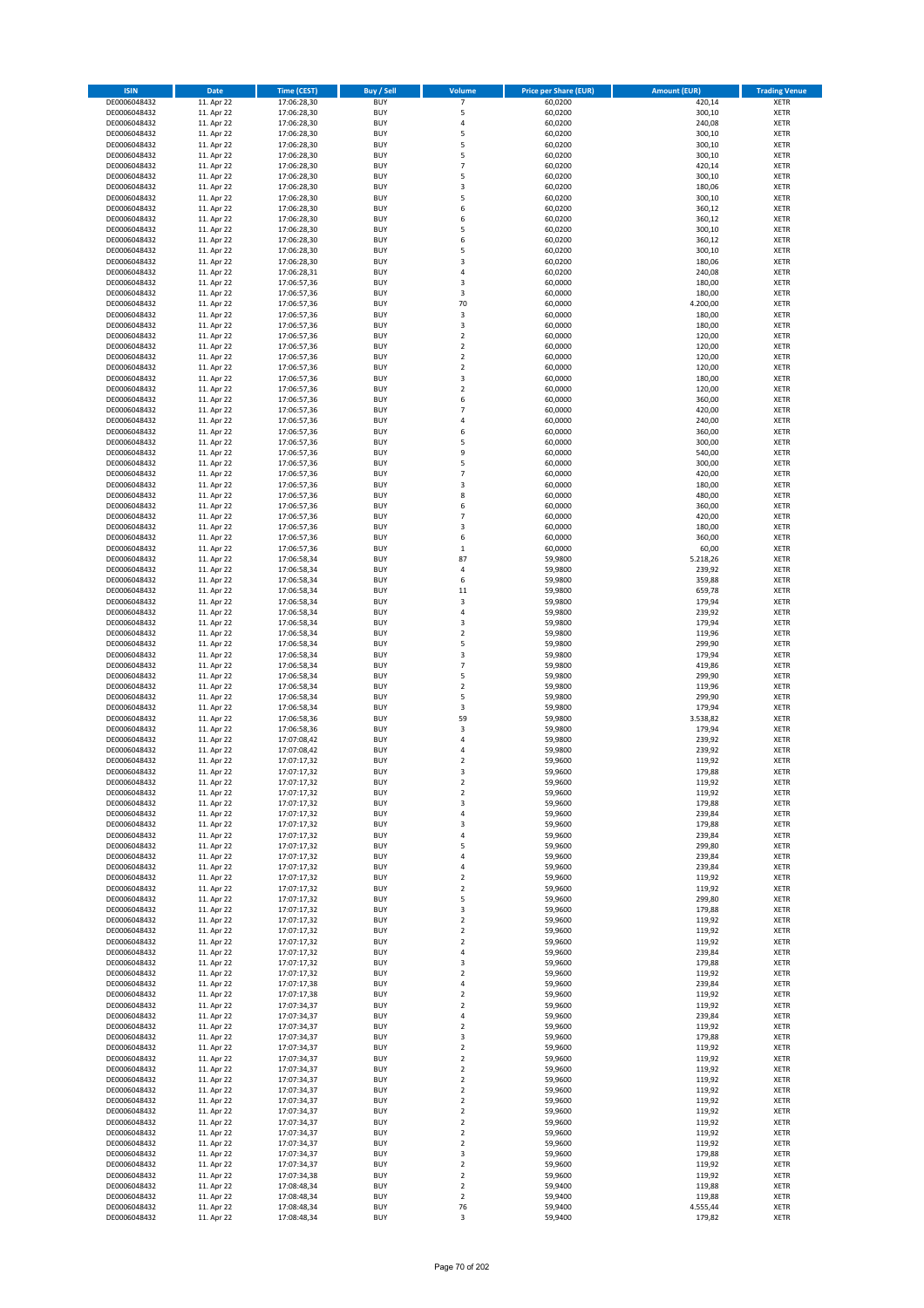| ISIN | Date | Time (CEST) | Buy / Sell | Volume | Price per Share (EUR) | Amount (EUR) | Trading Venue |
|---|---|---|---|---|---|---|---|
| DE0006048432 | 11. Apr 22 | 17:06:28,30 | BUY | 7 | 60,0200 | 420,14 | XETR |
| DE0006048432 | 11. Apr 22 | 17:06:28,30 | BUY | 5 | 60,0200 | 300,10 | XETR |
| DE0006048432 | 11. Apr 22 | 17:06:28,30 | BUY | 4 | 60,0200 | 240,08 | XETR |
| DE0006048432 | 11. Apr 22 | 17:06:28,30 | BUY | 5 | 60,0200 | 300,10 | XETR |
| DE0006048432 | 11. Apr 22 | 17:06:28,30 | BUY | 5 | 60,0200 | 300,10 | XETR |
| DE0006048432 | 11. Apr 22 | 17:06:28,30 | BUY | 5 | 60,0200 | 300,10 | XETR |
| DE0006048432 | 11. Apr 22 | 17:06:28,30 | BUY | 7 | 60,0200 | 420,14 | XETR |
| DE0006048432 | 11. Apr 22 | 17:06:28,30 | BUY | 5 | 60,0200 | 300,10 | XETR |
| DE0006048432 | 11. Apr 22 | 17:06:28,30 | BUY | 3 | 60,0200 | 180,06 | XETR |
| DE0006048432 | 11. Apr 22 | 17:06:28,30 | BUY | 5 | 60,0200 | 300,10 | XETR |
| DE0006048432 | 11. Apr 22 | 17:06:28,30 | BUY | 6 | 60,0200 | 360,12 | XETR |
| DE0006048432 | 11. Apr 22 | 17:06:28,30 | BUY | 6 | 60,0200 | 360,12 | XETR |
| DE0006048432 | 11. Apr 22 | 17:06:28,30 | BUY | 5 | 60,0200 | 300,10 | XETR |
| DE0006048432 | 11. Apr 22 | 17:06:28,30 | BUY | 6 | 60,0200 | 360,12 | XETR |
| DE0006048432 | 11. Apr 22 | 17:06:28,30 | BUY | 5 | 60,0200 | 300,10 | XETR |
| DE0006048432 | 11. Apr 22 | 17:06:28,30 | BUY | 3 | 60,0200 | 180,06 | XETR |
| DE0006048432 | 11. Apr 22 | 17:06:28,31 | BUY | 4 | 60,0200 | 240,08 | XETR |
| DE0006048432 | 11. Apr 22 | 17:06:57,36 | BUY | 3 | 60,0000 | 180,00 | XETR |
| DE0006048432 | 11. Apr 22 | 17:06:57,36 | BUY | 3 | 60,0000 | 180,00 | XETR |
| DE0006048432 | 11. Apr 22 | 17:06:57,36 | BUY | 70 | 60,0000 | 4.200,00 | XETR |
| DE0006048432 | 11. Apr 22 | 17:06:57,36 | BUY | 3 | 60,0000 | 180,00 | XETR |
| DE0006048432 | 11. Apr 22 | 17:06:57,36 | BUY | 3 | 60,0000 | 180,00 | XETR |
| DE0006048432 | 11. Apr 22 | 17:06:57,36 | BUY | 2 | 60,0000 | 120,00 | XETR |
| DE0006048432 | 11. Apr 22 | 17:06:57,36 | BUY | 2 | 60,0000 | 120,00 | XETR |
| DE0006048432 | 11. Apr 22 | 17:06:57,36 | BUY | 2 | 60,0000 | 120,00 | XETR |
| DE0006048432 | 11. Apr 22 | 17:06:57,36 | BUY | 2 | 60,0000 | 120,00 | XETR |
| DE0006048432 | 11. Apr 22 | 17:06:57,36 | BUY | 3 | 60,0000 | 180,00 | XETR |
| DE0006048432 | 11. Apr 22 | 17:06:57,36 | BUY | 2 | 60,0000 | 120,00 | XETR |
| DE0006048432 | 11. Apr 22 | 17:06:57,36 | BUY | 6 | 60,0000 | 360,00 | XETR |
| DE0006048432 | 11. Apr 22 | 17:06:57,36 | BUY | 7 | 60,0000 | 420,00 | XETR |
| DE0006048432 | 11. Apr 22 | 17:06:57,36 | BUY | 4 | 60,0000 | 240,00 | XETR |
| DE0006048432 | 11. Apr 22 | 17:06:57,36 | BUY | 6 | 60,0000 | 360,00 | XETR |
| DE0006048432 | 11. Apr 22 | 17:06:57,36 | BUY | 5 | 60,0000 | 300,00 | XETR |
| DE0006048432 | 11. Apr 22 | 17:06:57,36 | BUY | 9 | 60,0000 | 540,00 | XETR |
| DE0006048432 | 11. Apr 22 | 17:06:57,36 | BUY | 5 | 60,0000 | 300,00 | XETR |
| DE0006048432 | 11. Apr 22 | 17:06:57,36 | BUY | 7 | 60,0000 | 420,00 | XETR |
| DE0006048432 | 11. Apr 22 | 17:06:57,36 | BUY | 3 | 60,0000 | 180,00 | XETR |
| DE0006048432 | 11. Apr 22 | 17:06:57,36 | BUY | 8 | 60,0000 | 480,00 | XETR |
| DE0006048432 | 11. Apr 22 | 17:06:57,36 | BUY | 6 | 60,0000 | 360,00 | XETR |
| DE0006048432 | 11. Apr 22 | 17:06:57,36 | BUY | 7 | 60,0000 | 420,00 | XETR |
| DE0006048432 | 11. Apr 22 | 17:06:57,36 | BUY | 3 | 60,0000 | 180,00 | XETR |
| DE0006048432 | 11. Apr 22 | 17:06:57,36 | BUY | 6 | 60,0000 | 360,00 | XETR |
| DE0006048432 | 11. Apr 22 | 17:06:57,36 | BUY | 1 | 60,0000 | 60,00 | XETR |
| DE0006048432 | 11. Apr 22 | 17:06:58,34 | BUY | 87 | 59,9800 | 5.218,26 | XETR |
| DE0006048432 | 11. Apr 22 | 17:06:58,34 | BUY | 4 | 59,9800 | 239,92 | XETR |
| DE0006048432 | 11. Apr 22 | 17:06:58,34 | BUY | 6 | 59,9800 | 359,88 | XETR |
| DE0006048432 | 11. Apr 22 | 17:06:58,34 | BUY | 11 | 59,9800 | 659,78 | XETR |
| DE0006048432 | 11. Apr 22 | 17:06:58,34 | BUY | 3 | 59,9800 | 179,94 | XETR |
| DE0006048432 | 11. Apr 22 | 17:06:58,34 | BUY | 4 | 59,9800 | 239,92 | XETR |
| DE0006048432 | 11. Apr 22 | 17:06:58,34 | BUY | 3 | 59,9800 | 179,94 | XETR |
| DE0006048432 | 11. Apr 22 | 17:06:58,34 | BUY | 2 | 59,9800 | 119,96 | XETR |
| DE0006048432 | 11. Apr 22 | 17:06:58,34 | BUY | 5 | 59,9800 | 299,90 | XETR |
| DE0006048432 | 11. Apr 22 | 17:06:58,34 | BUY | 3 | 59,9800 | 179,94 | XETR |
| DE0006048432 | 11. Apr 22 | 17:06:58,34 | BUY | 7 | 59,9800 | 419,86 | XETR |
| DE0006048432 | 11. Apr 22 | 17:06:58,34 | BUY | 5 | 59,9800 | 299,90 | XETR |
| DE0006048432 | 11. Apr 22 | 17:06:58,34 | BUY | 2 | 59,9800 | 119,96 | XETR |
| DE0006048432 | 11. Apr 22 | 17:06:58,34 | BUY | 5 | 59,9800 | 299,90 | XETR |
| DE0006048432 | 11. Apr 22 | 17:06:58,34 | BUY | 3 | 59,9800 | 179,94 | XETR |
| DE0006048432 | 11. Apr 22 | 17:06:58,36 | BUY | 59 | 59,9800 | 3.538,82 | XETR |
| DE0006048432 | 11. Apr 22 | 17:06:58,36 | BUY | 3 | 59,9800 | 179,94 | XETR |
| DE0006048432 | 11. Apr 22 | 17:07:08,42 | BUY | 4 | 59,9800 | 239,92 | XETR |
| DE0006048432 | 11. Apr 22 | 17:07:08,42 | BUY | 4 | 59,9800 | 239,92 | XETR |
| DE0006048432 | 11. Apr 22 | 17:07:17,32 | BUY | 2 | 59,9600 | 119,92 | XETR |
| DE0006048432 | 11. Apr 22 | 17:07:17,32 | BUY | 3 | 59,9600 | 179,88 | XETR |
| DE0006048432 | 11. Apr 22 | 17:07:17,32 | BUY | 2 | 59,9600 | 119,92 | XETR |
| DE0006048432 | 11. Apr 22 | 17:07:17,32 | BUY | 2 | 59,9600 | 119,92 | XETR |
| DE0006048432 | 11. Apr 22 | 17:07:17,32 | BUY | 3 | 59,9600 | 179,88 | XETR |
| DE0006048432 | 11. Apr 22 | 17:07:17,32 | BUY | 4 | 59,9600 | 239,84 | XETR |
| DE0006048432 | 11. Apr 22 | 17:07:17,32 | BUY | 3 | 59,9600 | 179,88 | XETR |
| DE0006048432 | 11. Apr 22 | 17:07:17,32 | BUY | 4 | 59,9600 | 239,84 | XETR |
| DE0006048432 | 11. Apr 22 | 17:07:17,32 | BUY | 5 | 59,9600 | 299,80 | XETR |
| DE0006048432 | 11. Apr 22 | 17:07:17,32 | BUY | 4 | 59,9600 | 239,84 | XETR |
| DE0006048432 | 11. Apr 22 | 17:07:17,32 | BUY | 4 | 59,9600 | 239,84 | XETR |
| DE0006048432 | 11. Apr 22 | 17:07:17,32 | BUY | 2 | 59,9600 | 119,92 | XETR |
| DE0006048432 | 11. Apr 22 | 17:07:17,32 | BUY | 2 | 59,9600 | 119,92 | XETR |
| DE0006048432 | 11. Apr 22 | 17:07:17,32 | BUY | 5 | 59,9600 | 299,80 | XETR |
| DE0006048432 | 11. Apr 22 | 17:07:17,32 | BUY | 3 | 59,9600 | 179,88 | XETR |
| DE0006048432 | 11. Apr 22 | 17:07:17,32 | BUY | 2 | 59,9600 | 119,92 | XETR |
| DE0006048432 | 11. Apr 22 | 17:07:17,32 | BUY | 2 | 59,9600 | 119,92 | XETR |
| DE0006048432 | 11. Apr 22 | 17:07:17,32 | BUY | 2 | 59,9600 | 119,92 | XETR |
| DE0006048432 | 11. Apr 22 | 17:07:17,32 | BUY | 4 | 59,9600 | 239,84 | XETR |
| DE0006048432 | 11. Apr 22 | 17:07:17,32 | BUY | 3 | 59,9600 | 179,88 | XETR |
| DE0006048432 | 11. Apr 22 | 17:07:17,32 | BUY | 2 | 59,9600 | 119,92 | XETR |
| DE0006048432 | 11. Apr 22 | 17:07:17,38 | BUY | 4 | 59,9600 | 239,84 | XETR |
| DE0006048432 | 11. Apr 22 | 17:07:17,38 | BUY | 2 | 59,9600 | 119,92 | XETR |
| DE0006048432 | 11. Apr 22 | 17:07:34,37 | BUY | 2 | 59,9600 | 119,92 | XETR |
| DE0006048432 | 11. Apr 22 | 17:07:34,37 | BUY | 4 | 59,9600 | 239,84 | XETR |
| DE0006048432 | 11. Apr 22 | 17:07:34,37 | BUY | 2 | 59,9600 | 119,92 | XETR |
| DE0006048432 | 11. Apr 22 | 17:07:34,37 | BUY | 3 | 59,9600 | 179,88 | XETR |
| DE0006048432 | 11. Apr 22 | 17:07:34,37 | BUY | 2 | 59,9600 | 119,92 | XETR |
| DE0006048432 | 11. Apr 22 | 17:07:34,37 | BUY | 2 | 59,9600 | 119,92 | XETR |
| DE0006048432 | 11. Apr 22 | 17:07:34,37 | BUY | 2 | 59,9600 | 119,92 | XETR |
| DE0006048432 | 11. Apr 22 | 17:07:34,37 | BUY | 2 | 59,9600 | 119,92 | XETR |
| DE0006048432 | 11. Apr 22 | 17:07:34,37 | BUY | 2 | 59,9600 | 119,92 | XETR |
| DE0006048432 | 11. Apr 22 | 17:07:34,37 | BUY | 2 | 59,9600 | 119,92 | XETR |
| DE0006048432 | 11. Apr 22 | 17:07:34,37 | BUY | 2 | 59,9600 | 119,92 | XETR |
| DE0006048432 | 11. Apr 22 | 17:07:34,37 | BUY | 2 | 59,9600 | 119,92 | XETR |
| DE0006048432 | 11. Apr 22 | 17:07:34,37 | BUY | 2 | 59,9600 | 119,92 | XETR |
| DE0006048432 | 11. Apr 22 | 17:07:34,37 | BUY | 2 | 59,9600 | 119,92 | XETR |
| DE0006048432 | 11. Apr 22 | 17:07:34,37 | BUY | 3 | 59,9600 | 179,88 | XETR |
| DE0006048432 | 11. Apr 22 | 17:07:34,37 | BUY | 2 | 59,9600 | 119,92 | XETR |
| DE0006048432 | 11. Apr 22 | 17:07:34,38 | BUY | 2 | 59,9600 | 119,92 | XETR |
| DE0006048432 | 11. Apr 22 | 17:08:48,34 | BUY | 2 | 59,9400 | 119,88 | XETR |
| DE0006048432 | 11. Apr 22 | 17:08:48,34 | BUY | 2 | 59,9400 | 119,88 | XETR |
| DE0006048432 | 11. Apr 22 | 17:08:48,34 | BUY | 76 | 59,9400 | 4.555,44 | XETR |
| DE0006048432 | 11. Apr 22 | 17:08:48,34 | BUY | 3 | 59,9400 | 179,82 | XETR |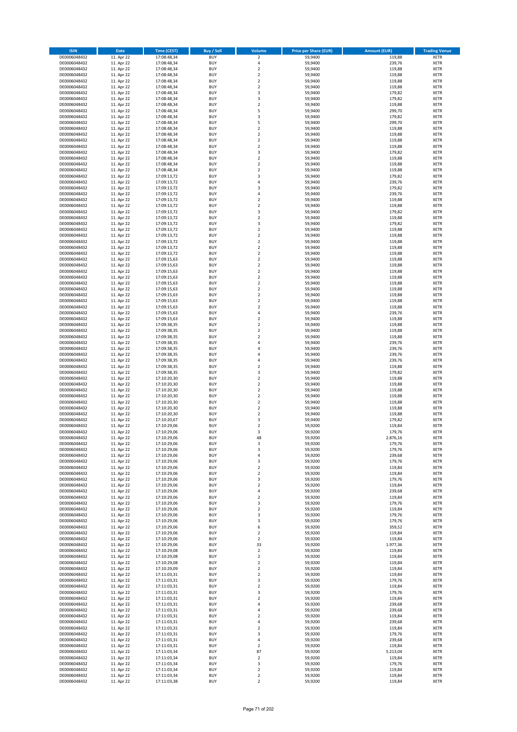| ISIN | Date | Time (CEST) | Buy / Sell | Volume | Price per Share (EUR) | Amount (EUR) | Trading Venue |
|---|---|---|---|---|---|---|---|
| DE0006048432 | 11. Apr 22 | 17:08:48,34 | BUY | 2 | 59,9400 | 119,88 | XETR |
| DE0006048432 | 11. Apr 22 | 17:08:48,34 | BUY | 4 | 59,9400 | 239,76 | XETR |
| DE0006048432 | 11. Apr 22 | 17:08:48,34 | BUY | 2 | 59,9400 | 119,88 | XETR |
| DE0006048432 | 11. Apr 22 | 17:08:48,34 | BUY | 2 | 59,9400 | 119,88 | XETR |
| DE0006048432 | 11. Apr 22 | 17:08:48,34 | BUY | 2 | 59,9400 | 119,88 | XETR |
| DE0006048432 | 11. Apr 22 | 17:08:48,34 | BUY | 2 | 59,9400 | 119,88 | XETR |
| DE0006048432 | 11. Apr 22 | 17:08:48,34 | BUY | 3 | 59,9400 | 179,82 | XETR |
| DE0006048432 | 11. Apr 22 | 17:08:48,34 | BUY | 3 | 59,9400 | 179,82 | XETR |
| DE0006048432 | 11. Apr 22 | 17:08:48,34 | BUY | 2 | 59,9400 | 119,88 | XETR |
| DE0006048432 | 11. Apr 22 | 17:08:48,34 | BUY | 5 | 59,9400 | 299,70 | XETR |
| DE0006048432 | 11. Apr 22 | 17:08:48,34 | BUY | 3 | 59,9400 | 179,82 | XETR |
| DE0006048432 | 11. Apr 22 | 17:08:48,34 | BUY | 5 | 59,9400 | 299,70 | XETR |
| DE0006048432 | 11. Apr 22 | 17:08:48,34 | BUY | 2 | 59,9400 | 119,88 | XETR |
| DE0006048432 | 11. Apr 22 | 17:08:48,34 | BUY | 2 | 59,9400 | 119,88 | XETR |
| DE0006048432 | 11. Apr 22 | 17:08:48,34 | BUY | 2 | 59,9400 | 119,88 | XETR |
| DE0006048432 | 11. Apr 22 | 17:08:48,34 | BUY | 2 | 59,9400 | 119,88 | XETR |
| DE0006048432 | 11. Apr 22 | 17:08:48,34 | BUY | 3 | 59,9400 | 179,82 | XETR |
| DE0006048432 | 11. Apr 22 | 17:08:48,34 | BUY | 2 | 59,9400 | 119,88 | XETR |
| DE0006048432 | 11. Apr 22 | 17:08:48,34 | BUY | 2 | 59,9400 | 119,88 | XETR |
| DE0006048432 | 11. Apr 22 | 17:08:48,34 | BUY | 2 | 59,9400 | 119,88 | XETR |
| DE0006048432 | 11. Apr 22 | 17:09:13,72 | BUY | 3 | 59,9400 | 179,82 | XETR |
| DE0006048432 | 11. Apr 22 | 17:09:13,72 | BUY | 4 | 59,9400 | 239,76 | XETR |
| DE0006048432 | 11. Apr 22 | 17:09:13,72 | BUY | 3 | 59,9400 | 179,82 | XETR |
| DE0006048432 | 11. Apr 22 | 17:09:13,72 | BUY | 4 | 59,9400 | 239,76 | XETR |
| DE0006048432 | 11. Apr 22 | 17:09:13,72 | BUY | 2 | 59,9400 | 119,88 | XETR |
| DE0006048432 | 11. Apr 22 | 17:09:13,72 | BUY | 2 | 59,9400 | 119,88 | XETR |
| DE0006048432 | 11. Apr 22 | 17:09:13,72 | BUY | 3 | 59,9400 | 179,82 | XETR |
| DE0006048432 | 11. Apr 22 | 17:09:13,72 | BUY | 2 | 59,9400 | 119,88 | XETR |
| DE0006048432 | 11. Apr 22 | 17:09:13,72 | BUY | 3 | 59,9400 | 179,82 | XETR |
| DE0006048432 | 11. Apr 22 | 17:09:13,72 | BUY | 2 | 59,9400 | 119,88 | XETR |
| DE0006048432 | 11. Apr 22 | 17:09:13,72 | BUY | 2 | 59,9400 | 119,88 | XETR |
| DE0006048432 | 11. Apr 22 | 17:09:13,72 | BUY | 2 | 59,9400 | 119,88 | XETR |
| DE0006048432 | 11. Apr 22 | 17:09:13,72 | BUY | 2 | 59,9400 | 119,88 | XETR |
| DE0006048432 | 11. Apr 22 | 17:09:13,72 | BUY | 2 | 59,9400 | 119,88 | XETR |
| DE0006048432 | 11. Apr 22 | 17:09:15,63 | BUY | 2 | 59,9400 | 119,88 | XETR |
| DE0006048432 | 11. Apr 22 | 17:09:15,63 | BUY | 2 | 59,9400 | 119,88 | XETR |
| DE0006048432 | 11. Apr 22 | 17:09:15,63 | BUY | 2 | 59,9400 | 119,88 | XETR |
| DE0006048432 | 11. Apr 22 | 17:09:15,63 | BUY | 2 | 59,9400 | 119,88 | XETR |
| DE0006048432 | 11. Apr 22 | 17:09:15,63 | BUY | 2 | 59,9400 | 119,88 | XETR |
| DE0006048432 | 11. Apr 22 | 17:09:15,63 | BUY | 2 | 59,9400 | 119,88 | XETR |
| DE0006048432 | 11. Apr 22 | 17:09:15,63 | BUY | 2 | 59,9400 | 119,88 | XETR |
| DE0006048432 | 11. Apr 22 | 17:09:15,63 | BUY | 2 | 59,9400 | 119,88 | XETR |
| DE0006048432 | 11. Apr 22 | 17:09:15,63 | BUY | 2 | 59,9400 | 119,88 | XETR |
| DE0006048432 | 11. Apr 22 | 17:09:15,63 | BUY | 4 | 59,9400 | 239,76 | XETR |
| DE0006048432 | 11. Apr 22 | 17:09:15,63 | BUY | 2 | 59,9400 | 119,88 | XETR |
| DE0006048432 | 11. Apr 22 | 17:09:38,35 | BUY | 2 | 59,9400 | 119,88 | XETR |
| DE0006048432 | 11. Apr 22 | 17:09:38,35 | BUY | 2 | 59,9400 | 119,88 | XETR |
| DE0006048432 | 11. Apr 22 | 17:09:38,35 | BUY | 2 | 59,9400 | 119,88 | XETR |
| DE0006048432 | 11. Apr 22 | 17:09:38,35 | BUY | 4 | 59,9400 | 239,76 | XETR |
| DE0006048432 | 11. Apr 22 | 17:09:38,35 | BUY | 4 | 59,9400 | 239,76 | XETR |
| DE0006048432 | 11. Apr 22 | 17:09:38,35 | BUY | 4 | 59,9400 | 239,76 | XETR |
| DE0006048432 | 11. Apr 22 | 17:09:38,35 | BUY | 4 | 59,9400 | 239,76 | XETR |
| DE0006048432 | 11. Apr 22 | 17:09:38,35 | BUY | 2 | 59,9400 | 119,88 | XETR |
| DE0006048432 | 11. Apr 22 | 17:09:38,35 | BUY | 3 | 59,9400 | 179,82 | XETR |
| DE0006048432 | 11. Apr 22 | 17:10:20,30 | BUY | 2 | 59,9400 | 119,88 | XETR |
| DE0006048432 | 11. Apr 22 | 17:10:20,30 | BUY | 2 | 59,9400 | 119,88 | XETR |
| DE0006048432 | 11. Apr 22 | 17:10:20,30 | BUY | 2 | 59,9400 | 119,88 | XETR |
| DE0006048432 | 11. Apr 22 | 17:10:20,30 | BUY | 2 | 59,9400 | 119,88 | XETR |
| DE0006048432 | 11. Apr 22 | 17:10:20,30 | BUY | 2 | 59,9400 | 119,88 | XETR |
| DE0006048432 | 11. Apr 22 | 17:10:20,30 | BUY | 2 | 59,9400 | 119,88 | XETR |
| DE0006048432 | 11. Apr 22 | 17:10:20,30 | BUY | 2 | 59,9400 | 119,88 | XETR |
| DE0006048432 | 11. Apr 22 | 17:10:20,67 | BUY | 3 | 59,9400 | 179,82 | XETR |
| DE0006048432 | 11. Apr 22 | 17:10:29,06 | BUY | 2 | 59,9200 | 119,84 | XETR |
| DE0006048432 | 11. Apr 22 | 17:10:29,06 | BUY | 3 | 59,9200 | 179,76 | XETR |
| DE0006048432 | 11. Apr 22 | 17:10:29,06 | BUY | 48 | 59,9200 | 2.876,16 | XETR |
| DE0006048432 | 11. Apr 22 | 17:10:29,06 | BUY | 3 | 59,9200 | 179,76 | XETR |
| DE0006048432 | 11. Apr 22 | 17:10:29,06 | BUY | 3 | 59,9200 | 179,76 | XETR |
| DE0006048432 | 11. Apr 22 | 17:10:29,06 | BUY | 4 | 59,9200 | 239,68 | XETR |
| DE0006048432 | 11. Apr 22 | 17:10:29,06 | BUY | 3 | 59,9200 | 179,76 | XETR |
| DE0006048432 | 11. Apr 22 | 17:10:29,06 | BUY | 2 | 59,9200 | 119,84 | XETR |
| DE0006048432 | 11. Apr 22 | 17:10:29,06 | BUY | 2 | 59,9200 | 119,84 | XETR |
| DE0006048432 | 11. Apr 22 | 17:10:29,06 | BUY | 3 | 59,9200 | 179,76 | XETR |
| DE0006048432 | 11. Apr 22 | 17:10:29,06 | BUY | 2 | 59,9200 | 119,84 | XETR |
| DE0006048432 | 11. Apr 22 | 17:10:29,06 | BUY | 4 | 59,9200 | 239,68 | XETR |
| DE0006048432 | 11. Apr 22 | 17:10:29,06 | BUY | 2 | 59,9200 | 119,84 | XETR |
| DE0006048432 | 11. Apr 22 | 17:10:29,06 | BUY | 3 | 59,9200 | 179,76 | XETR |
| DE0006048432 | 11. Apr 22 | 17:10:29,06 | BUY | 2 | 59,9200 | 119,84 | XETR |
| DE0006048432 | 11. Apr 22 | 17:10:29,06 | BUY | 3 | 59,9200 | 179,76 | XETR |
| DE0006048432 | 11. Apr 22 | 17:10:29,06 | BUY | 3 | 59,9200 | 179,76 | XETR |
| DE0006048432 | 11. Apr 22 | 17:10:29,06 | BUY | 6 | 59,9200 | 359,52 | XETR |
| DE0006048432 | 11. Apr 22 | 17:10:29,06 | BUY | 2 | 59,9200 | 119,84 | XETR |
| DE0006048432 | 11. Apr 22 | 17:10:29,06 | BUY | 2 | 59,9200 | 119,84 | XETR |
| DE0006048432 | 11. Apr 22 | 17:10:29,06 | BUY | 33 | 59,9200 | 1.977,36 | XETR |
| DE0006048432 | 11. Apr 22 | 17:10:29,08 | BUY | 2 | 59,9200 | 119,84 | XETR |
| DE0006048432 | 11. Apr 22 | 17:10:29,08 | BUY | 2 | 59,9200 | 119,84 | XETR |
| DE0006048432 | 11. Apr 22 | 17:10:29,08 | BUY | 2 | 59,9200 | 119,84 | XETR |
| DE0006048432 | 11. Apr 22 | 17:10:29,09 | BUY | 2 | 59,9200 | 119,84 | XETR |
| DE0006048432 | 11. Apr 22 | 17:11:03,31 | BUY | 2 | 59,9200 | 119,84 | XETR |
| DE0006048432 | 11. Apr 22 | 17:11:03,31 | BUY | 3 | 59,9200 | 179,76 | XETR |
| DE0006048432 | 11. Apr 22 | 17:11:03,31 | BUY | 2 | 59,9200 | 119,84 | XETR |
| DE0006048432 | 11. Apr 22 | 17:11:03,31 | BUY | 3 | 59,9200 | 179,76 | XETR |
| DE0006048432 | 11. Apr 22 | 17:11:03,31 | BUY | 2 | 59,9200 | 119,84 | XETR |
| DE0006048432 | 11. Apr 22 | 17:11:03,31 | BUY | 4 | 59,9200 | 239,68 | XETR |
| DE0006048432 | 11. Apr 22 | 17:11:03,31 | BUY | 4 | 59,9200 | 239,68 | XETR |
| DE0006048432 | 11. Apr 22 | 17:11:03,31 | BUY | 2 | 59,9200 | 119,84 | XETR |
| DE0006048432 | 11. Apr 22 | 17:11:03,31 | BUY | 4 | 59,9200 | 239,68 | XETR |
| DE0006048432 | 11. Apr 22 | 17:11:03,31 | BUY | 2 | 59,9200 | 119,84 | XETR |
| DE0006048432 | 11. Apr 22 | 17:11:03,31 | BUY | 3 | 59,9200 | 179,76 | XETR |
| DE0006048432 | 11. Apr 22 | 17:11:03,31 | BUY | 4 | 59,9200 | 239,68 | XETR |
| DE0006048432 | 11. Apr 22 | 17:11:03,31 | BUY | 2 | 59,9200 | 119,84 | XETR |
| DE0006048432 | 11. Apr 22 | 17:11:03,34 | BUY | 87 | 59,9200 | 5.213,04 | XETR |
| DE0006048432 | 11. Apr 22 | 17:11:03,34 | BUY | 2 | 59,9200 | 119,84 | XETR |
| DE0006048432 | 11. Apr 22 | 17:11:03,34 | BUY | 3 | 59,9200 | 179,76 | XETR |
| DE0006048432 | 11. Apr 22 | 17:11:03,34 | BUY | 2 | 59,9200 | 119,84 | XETR |
| DE0006048432 | 11. Apr 22 | 17:11:03,34 | BUY | 2 | 59,9200 | 119,84 | XETR |
| DE0006048432 | 11. Apr 22 | 17:11:03,38 | BUY | 2 | 59,9200 | 119,84 | XETR |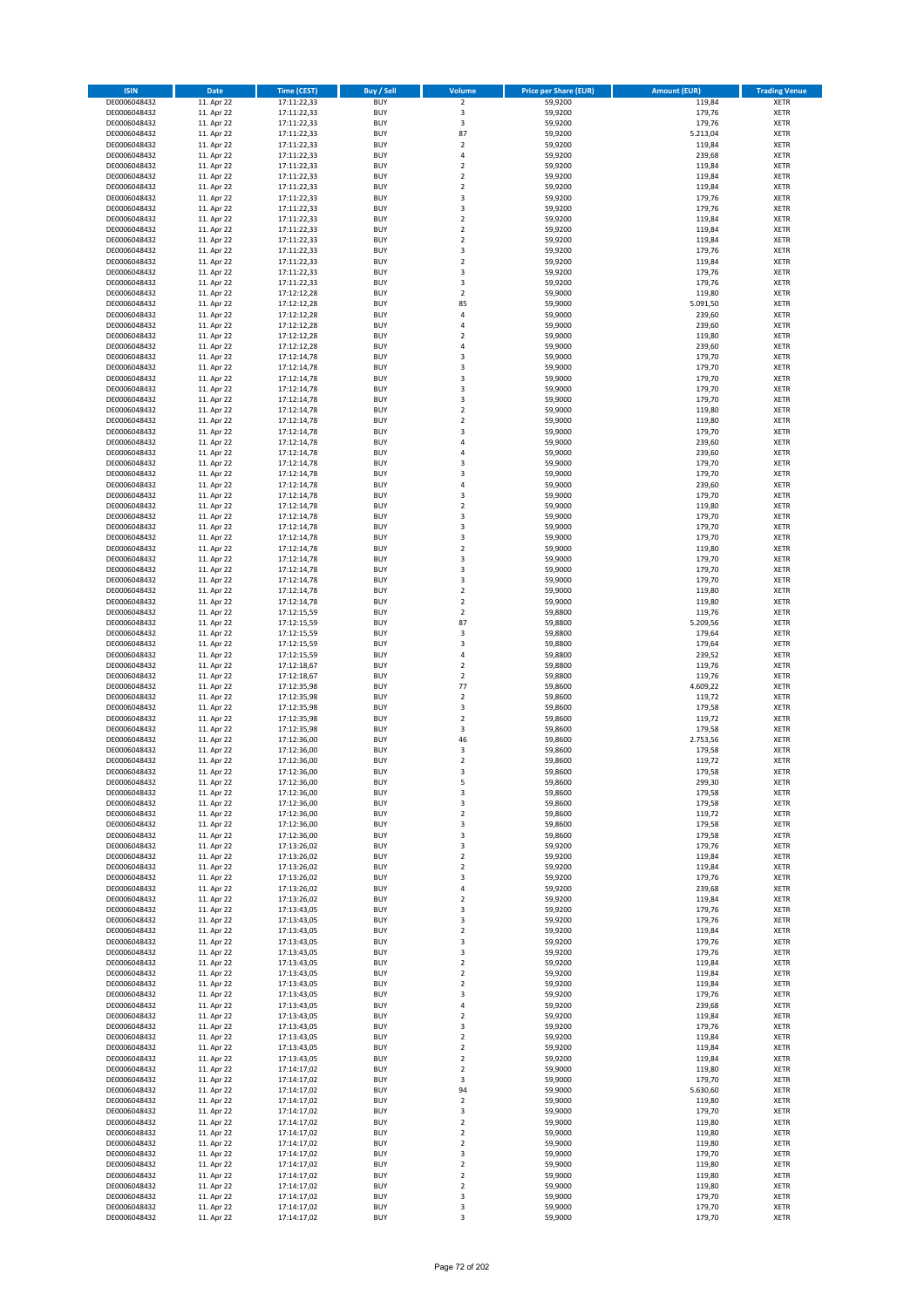| ISIN | Date | Time (CEST) | Buy / Sell | Volume | Price per Share (EUR) | Amount (EUR) | Trading Venue |
|---|---|---|---|---|---|---|---|
| DE0006048432 | 11. Apr 22 | 17:11:22,33 | BUY | 2 | 59,9200 | 119,84 | XETR |
| DE0006048432 | 11. Apr 22 | 17:11:22,33 | BUY | 3 | 59,9200 | 179,76 | XETR |
| DE0006048432 | 11. Apr 22 | 17:11:22,33 | BUY | 3 | 59,9200 | 179,76 | XETR |
| DE0006048432 | 11. Apr 22 | 17:11:22,33 | BUY | 87 | 59,9200 | 5.213,04 | XETR |
| DE0006048432 | 11. Apr 22 | 17:11:22,33 | BUY | 2 | 59,9200 | 119,84 | XETR |
| DE0006048432 | 11. Apr 22 | 17:11:22,33 | BUY | 4 | 59,9200 | 239,68 | XETR |
| DE0006048432 | 11. Apr 22 | 17:11:22,33 | BUY | 2 | 59,9200 | 119,84 | XETR |
| DE0006048432 | 11. Apr 22 | 17:11:22,33 | BUY | 2 | 59,9200 | 119,84 | XETR |
| DE0006048432 | 11. Apr 22 | 17:11:22,33 | BUY | 2 | 59,9200 | 119,84 | XETR |
| DE0006048432 | 11. Apr 22 | 17:11:22,33 | BUY | 3 | 59,9200 | 179,76 | XETR |
| DE0006048432 | 11. Apr 22 | 17:11:22,33 | BUY | 3 | 59,9200 | 179,76 | XETR |
| DE0006048432 | 11. Apr 22 | 17:11:22,33 | BUY | 2 | 59,9200 | 119,84 | XETR |
| DE0006048432 | 11. Apr 22 | 17:11:22,33 | BUY | 2 | 59,9200 | 119,84 | XETR |
| DE0006048432 | 11. Apr 22 | 17:11:22,33 | BUY | 2 | 59,9200 | 119,84 | XETR |
| DE0006048432 | 11. Apr 22 | 17:11:22,33 | BUY | 3 | 59,9200 | 179,76 | XETR |
| DE0006048432 | 11. Apr 22 | 17:11:22,33 | BUY | 2 | 59,9200 | 119,84 | XETR |
| DE0006048432 | 11. Apr 22 | 17:11:22,33 | BUY | 3 | 59,9200 | 179,76 | XETR |
| DE0006048432 | 11. Apr 22 | 17:11:22,33 | BUY | 3 | 59,9200 | 179,76 | XETR |
| DE0006048432 | 11. Apr 22 | 17:12:12,28 | BUY | 2 | 59,9000 | 119,80 | XETR |
| DE0006048432 | 11. Apr 22 | 17:12:12,28 | BUY | 85 | 59,9000 | 5.091,50 | XETR |
| DE0006048432 | 11. Apr 22 | 17:12:12,28 | BUY | 4 | 59,9000 | 239,60 | XETR |
| DE0006048432 | 11. Apr 22 | 17:12:12,28 | BUY | 4 | 59,9000 | 239,60 | XETR |
| DE0006048432 | 11. Apr 22 | 17:12:12,28 | BUY | 2 | 59,9000 | 119,80 | XETR |
| DE0006048432 | 11. Apr 22 | 17:12:12,28 | BUY | 4 | 59,9000 | 239,60 | XETR |
| DE0006048432 | 11. Apr 22 | 17:12:14,78 | BUY | 3 | 59,9000 | 179,70 | XETR |
| DE0006048432 | 11. Apr 22 | 17:12:14,78 | BUY | 3 | 59,9000 | 179,70 | XETR |
| DE0006048432 | 11. Apr 22 | 17:12:14,78 | BUY | 3 | 59,9000 | 179,70 | XETR |
| DE0006048432 | 11. Apr 22 | 17:12:14,78 | BUY | 3 | 59,9000 | 179,70 | XETR |
| DE0006048432 | 11. Apr 22 | 17:12:14,78 | BUY | 3 | 59,9000 | 179,70 | XETR |
| DE0006048432 | 11. Apr 22 | 17:12:14,78 | BUY | 2 | 59,9000 | 119,80 | XETR |
| DE0006048432 | 11. Apr 22 | 17:12:14,78 | BUY | 2 | 59,9000 | 119,80 | XETR |
| DE0006048432 | 11. Apr 22 | 17:12:14,78 | BUY | 3 | 59,9000 | 179,70 | XETR |
| DE0006048432 | 11. Apr 22 | 17:12:14,78 | BUY | 4 | 59,9000 | 239,60 | XETR |
| DE0006048432 | 11. Apr 22 | 17:12:14,78 | BUY | 4 | 59,9000 | 239,60 | XETR |
| DE0006048432 | 11. Apr 22 | 17:12:14,78 | BUY | 3 | 59,9000 | 179,70 | XETR |
| DE0006048432 | 11. Apr 22 | 17:12:14,78 | BUY | 3 | 59,9000 | 179,70 | XETR |
| DE0006048432 | 11. Apr 22 | 17:12:14,78 | BUY | 4 | 59,9000 | 239,60 | XETR |
| DE0006048432 | 11. Apr 22 | 17:12:14,78 | BUY | 3 | 59,9000 | 179,70 | XETR |
| DE0006048432 | 11. Apr 22 | 17:12:14,78 | BUY | 2 | 59,9000 | 119,80 | XETR |
| DE0006048432 | 11. Apr 22 | 17:12:14,78 | BUY | 3 | 59,9000 | 179,70 | XETR |
| DE0006048432 | 11. Apr 22 | 17:12:14,78 | BUY | 3 | 59,9000 | 179,70 | XETR |
| DE0006048432 | 11. Apr 22 | 17:12:14,78 | BUY | 3 | 59,9000 | 179,70 | XETR |
| DE0006048432 | 11. Apr 22 | 17:12:14,78 | BUY | 2 | 59,9000 | 119,80 | XETR |
| DE0006048432 | 11. Apr 22 | 17:12:14,78 | BUY | 3 | 59,9000 | 179,70 | XETR |
| DE0006048432 | 11. Apr 22 | 17:12:14,78 | BUY | 3 | 59,9000 | 179,70 | XETR |
| DE0006048432 | 11. Apr 22 | 17:12:14,78 | BUY | 3 | 59,9000 | 179,70 | XETR |
| DE0006048432 | 11. Apr 22 | 17:12:14,78 | BUY | 2 | 59,9000 | 119,80 | XETR |
| DE0006048432 | 11. Apr 22 | 17:12:14,78 | BUY | 2 | 59,9000 | 119,80 | XETR |
| DE0006048432 | 11. Apr 22 | 17:12:15,59 | BUY | 2 | 59,8800 | 119,76 | XETR |
| DE0006048432 | 11. Apr 22 | 17:12:15,59 | BUY | 87 | 59,8800 | 5.209,56 | XETR |
| DE0006048432 | 11. Apr 22 | 17:12:15,59 | BUY | 3 | 59,8800 | 179,64 | XETR |
| DE0006048432 | 11. Apr 22 | 17:12:15,59 | BUY | 3 | 59,8800 | 179,64 | XETR |
| DE0006048432 | 11. Apr 22 | 17:12:15,59 | BUY | 4 | 59,8800 | 239,52 | XETR |
| DE0006048432 | 11. Apr 22 | 17:12:18,67 | BUY | 2 | 59,8800 | 119,76 | XETR |
| DE0006048432 | 11. Apr 22 | 17:12:18,67 | BUY | 2 | 59,8800 | 119,76 | XETR |
| DE0006048432 | 11. Apr 22 | 17:12:35,98 | BUY | 77 | 59,8600 | 4.609,22 | XETR |
| DE0006048432 | 11. Apr 22 | 17:12:35,98 | BUY | 2 | 59,8600 | 119,72 | XETR |
| DE0006048432 | 11. Apr 22 | 17:12:35,98 | BUY | 3 | 59,8600 | 179,58 | XETR |
| DE0006048432 | 11. Apr 22 | 17:12:35,98 | BUY | 2 | 59,8600 | 119,72 | XETR |
| DE0006048432 | 11. Apr 22 | 17:12:35,98 | BUY | 3 | 59,8600 | 179,58 | XETR |
| DE0006048432 | 11. Apr 22 | 17:12:36,00 | BUY | 46 | 59,8600 | 2.753,56 | XETR |
| DE0006048432 | 11. Apr 22 | 17:12:36,00 | BUY | 3 | 59,8600 | 179,58 | XETR |
| DE0006048432 | 11. Apr 22 | 17:12:36,00 | BUY | 2 | 59,8600 | 119,72 | XETR |
| DE0006048432 | 11. Apr 22 | 17:12:36,00 | BUY | 3 | 59,8600 | 179,58 | XETR |
| DE0006048432 | 11. Apr 22 | 17:12:36,00 | BUY | 5 | 59,8600 | 299,30 | XETR |
| DE0006048432 | 11. Apr 22 | 17:12:36,00 | BUY | 3 | 59,8600 | 179,58 | XETR |
| DE0006048432 | 11. Apr 22 | 17:12:36,00 | BUY | 3 | 59,8600 | 179,58 | XETR |
| DE0006048432 | 11. Apr 22 | 17:12:36,00 | BUY | 2 | 59,8600 | 119,72 | XETR |
| DE0006048432 | 11. Apr 22 | 17:12:36,00 | BUY | 3 | 59,8600 | 179,58 | XETR |
| DE0006048432 | 11. Apr 22 | 17:12:36,00 | BUY | 3 | 59,8600 | 179,58 | XETR |
| DE0006048432 | 11. Apr 22 | 17:13:26,02 | BUY | 3 | 59,9200 | 179,76 | XETR |
| DE0006048432 | 11. Apr 22 | 17:13:26,02 | BUY | 2 | 59,9200 | 119,84 | XETR |
| DE0006048432 | 11. Apr 22 | 17:13:26,02 | BUY | 2 | 59,9200 | 119,84 | XETR |
| DE0006048432 | 11. Apr 22 | 17:13:26,02 | BUY | 3 | 59,9200 | 179,76 | XETR |
| DE0006048432 | 11. Apr 22 | 17:13:26,02 | BUY | 4 | 59,9200 | 239,68 | XETR |
| DE0006048432 | 11. Apr 22 | 17:13:26,02 | BUY | 2 | 59,9200 | 119,84 | XETR |
| DE0006048432 | 11. Apr 22 | 17:13:43,05 | BUY | 3 | 59,9200 | 179,76 | XETR |
| DE0006048432 | 11. Apr 22 | 17:13:43,05 | BUY | 3 | 59,9200 | 179,76 | XETR |
| DE0006048432 | 11. Apr 22 | 17:13:43,05 | BUY | 2 | 59,9200 | 119,84 | XETR |
| DE0006048432 | 11. Apr 22 | 17:13:43,05 | BUY | 3 | 59,9200 | 179,76 | XETR |
| DE0006048432 | 11. Apr 22 | 17:13:43,05 | BUY | 3 | 59,9200 | 179,76 | XETR |
| DE0006048432 | 11. Apr 22 | 17:13:43,05 | BUY | 2 | 59,9200 | 119,84 | XETR |
| DE0006048432 | 11. Apr 22 | 17:13:43,05 | BUY | 2 | 59,9200 | 119,84 | XETR |
| DE0006048432 | 11. Apr 22 | 17:13:43,05 | BUY | 2 | 59,9200 | 119,84 | XETR |
| DE0006048432 | 11. Apr 22 | 17:13:43,05 | BUY | 3 | 59,9200 | 179,76 | XETR |
| DE0006048432 | 11. Apr 22 | 17:13:43,05 | BUY | 4 | 59,9200 | 239,68 | XETR |
| DE0006048432 | 11. Apr 22 | 17:13:43,05 | BUY | 2 | 59,9200 | 119,84 | XETR |
| DE0006048432 | 11. Apr 22 | 17:13:43,05 | BUY | 3 | 59,9200 | 179,76 | XETR |
| DE0006048432 | 11. Apr 22 | 17:13:43,05 | BUY | 2 | 59,9200 | 119,84 | XETR |
| DE0006048432 | 11. Apr 22 | 17:13:43,05 | BUY | 2 | 59,9200 | 119,84 | XETR |
| DE0006048432 | 11. Apr 22 | 17:13:43,05 | BUY | 2 | 59,9200 | 119,84 | XETR |
| DE0006048432 | 11. Apr 22 | 17:14:17,02 | BUY | 2 | 59,9000 | 119,80 | XETR |
| DE0006048432 | 11. Apr 22 | 17:14:17,02 | BUY | 3 | 59,9000 | 179,70 | XETR |
| DE0006048432 | 11. Apr 22 | 17:14:17,02 | BUY | 94 | 59,9000 | 5.630,60 | XETR |
| DE0006048432 | 11. Apr 22 | 17:14:17,02 | BUY | 2 | 59,9000 | 119,80 | XETR |
| DE0006048432 | 11. Apr 22 | 17:14:17,02 | BUY | 3 | 59,9000 | 179,70 | XETR |
| DE0006048432 | 11. Apr 22 | 17:14:17,02 | BUY | 2 | 59,9000 | 119,80 | XETR |
| DE0006048432 | 11. Apr 22 | 17:14:17,02 | BUY | 2 | 59,9000 | 119,80 | XETR |
| DE0006048432 | 11. Apr 22 | 17:14:17,02 | BUY | 2 | 59,9000 | 119,80 | XETR |
| DE0006048432 | 11. Apr 22 | 17:14:17,02 | BUY | 3 | 59,9000 | 179,70 | XETR |
| DE0006048432 | 11. Apr 22 | 17:14:17,02 | BUY | 2 | 59,9000 | 119,80 | XETR |
| DE0006048432 | 11. Apr 22 | 17:14:17,02 | BUY | 2 | 59,9000 | 119,80 | XETR |
| DE0006048432 | 11. Apr 22 | 17:14:17,02 | BUY | 2 | 59,9000 | 119,80 | XETR |
| DE0006048432 | 11. Apr 22 | 17:14:17,02 | BUY | 3 | 59,9000 | 179,70 | XETR |
| DE0006048432 | 11. Apr 22 | 17:14:17,02 | BUY | 3 | 59,9000 | 179,70 | XETR |
| DE0006048432 | 11. Apr 22 | 17:14:17,02 | BUY | 3 | 59,9000 | 179,70 | XETR |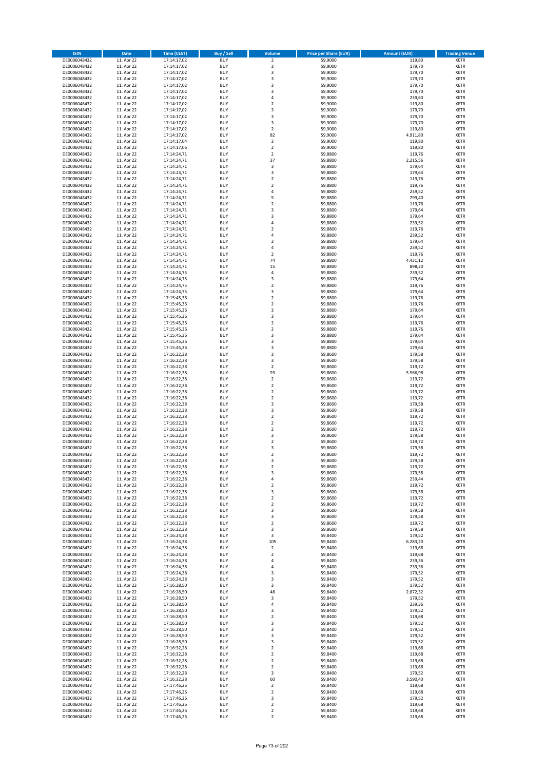| ISIN | Date | Time (CEST) | Buy / Sell | Volume | Price per Share (EUR) | Amount (EUR) | Trading Venue |
|---|---|---|---|---|---|---|---|
| DE0006048432 | 11. Apr 22 | 17:14:17,02 | BUY | 2 | 59,9000 | 119,80 | XETR |
| DE0006048432 | 11. Apr 22 | 17:14:17,02 | BUY | 3 | 59,9000 | 179,70 | XETR |
| DE0006048432 | 11. Apr 22 | 17:14:17,02 | BUY | 3 | 59,9000 | 179,70 | XETR |
| DE0006048432 | 11. Apr 22 | 17:14:17,02 | BUY | 3 | 59,9000 | 179,70 | XETR |
| DE0006048432 | 11. Apr 22 | 17:14:17,02 | BUY | 3 | 59,9000 | 179,70 | XETR |
| DE0006048432 | 11. Apr 22 | 17:14:17,02 | BUY | 3 | 59,9000 | 179,70 | XETR |
| DE0006048432 | 11. Apr 22 | 17:14:17,02 | BUY | 4 | 59,9000 | 239,60 | XETR |
| DE0006048432 | 11. Apr 22 | 17:14:17,02 | BUY | 2 | 59,9000 | 119,80 | XETR |
| DE0006048432 | 11. Apr 22 | 17:14:17,02 | BUY | 3 | 59,9000 | 179,70 | XETR |
| DE0006048432 | 11. Apr 22 | 17:14:17,02 | BUY | 3 | 59,9000 | 179,70 | XETR |
| DE0006048432 | 11. Apr 22 | 17:14:17,02 | BUY | 3 | 59,9000 | 179,70 | XETR |
| DE0006048432 | 11. Apr 22 | 17:14:17,02 | BUY | 2 | 59,9000 | 119,80 | XETR |
| DE0006048432 | 11. Apr 22 | 17:14:17,02 | BUY | 82 | 59,9000 | 4.911,80 | XETR |
| DE0006048432 | 11. Apr 22 | 17:14:17,04 | BUY | 2 | 59,9000 | 119,80 | XETR |
| DE0006048432 | 11. Apr 22 | 17:14:17,06 | BUY | 2 | 59,9000 | 119,80 | XETR |
| DE0006048432 | 11. Apr 22 | 17:14:24,71 | BUY | 2 | 59,8800 | 119,76 | XETR |
| DE0006048432 | 11. Apr 22 | 17:14:24,71 | BUY | 37 | 59,8800 | 2.215,56 | XETR |
| DE0006048432 | 11. Apr 22 | 17:14:24,71 | BUY | 3 | 59,8800 | 179,64 | XETR |
| DE0006048432 | 11. Apr 22 | 17:14:24,71 | BUY | 3 | 59,8800 | 179,64 | XETR |
| DE0006048432 | 11. Apr 22 | 17:14:24,71 | BUY | 2 | 59,8800 | 119,76 | XETR |
| DE0006048432 | 11. Apr 22 | 17:14:24,71 | BUY | 2 | 59,8800 | 119,76 | XETR |
| DE0006048432 | 11. Apr 22 | 17:14:24,71 | BUY | 4 | 59,8800 | 239,52 | XETR |
| DE0006048432 | 11. Apr 22 | 17:14:24,71 | BUY | 5 | 59,8800 | 299,40 | XETR |
| DE0006048432 | 11. Apr 22 | 17:14:24,71 | BUY | 2 | 59,8800 | 119,76 | XETR |
| DE0006048432 | 11. Apr 22 | 17:14:24,71 | BUY | 3 | 59,8800 | 179,64 | XETR |
| DE0006048432 | 11. Apr 22 | 17:14:24,71 | BUY | 3 | 59,8800 | 179,64 | XETR |
| DE0006048432 | 11. Apr 22 | 17:14:24,71 | BUY | 4 | 59,8800 | 239,52 | XETR |
| DE0006048432 | 11. Apr 22 | 17:14:24,71 | BUY | 2 | 59,8800 | 119,76 | XETR |
| DE0006048432 | 11. Apr 22 | 17:14:24,71 | BUY | 4 | 59,8800 | 239,52 | XETR |
| DE0006048432 | 11. Apr 22 | 17:14:24,71 | BUY | 3 | 59,8800 | 179,64 | XETR |
| DE0006048432 | 11. Apr 22 | 17:14:24,71 | BUY | 4 | 59,8800 | 239,52 | XETR |
| DE0006048432 | 11. Apr 22 | 17:14:24,71 | BUY | 2 | 59,8800 | 119,76 | XETR |
| DE0006048432 | 11. Apr 22 | 17:14:24,71 | BUY | 74 | 59,8800 | 4.431,12 | XETR |
| DE0006048432 | 11. Apr 22 | 17:14:24,71 | BUY | 15 | 59,8800 | 898,20 | XETR |
| DE0006048432 | 11. Apr 22 | 17:14:24,75 | BUY | 4 | 59,8800 | 239,52 | XETR |
| DE0006048432 | 11. Apr 22 | 17:14:24,75 | BUY | 3 | 59,8800 | 179,64 | XETR |
| DE0006048432 | 11. Apr 22 | 17:14:24,75 | BUY | 2 | 59,8800 | 119,76 | XETR |
| DE0006048432 | 11. Apr 22 | 17:14:24,75 | BUY | 3 | 59,8800 | 179,64 | XETR |
| DE0006048432 | 11. Apr 22 | 17:15:45,36 | BUY | 2 | 59,8800 | 119,76 | XETR |
| DE0006048432 | 11. Apr 22 | 17:15:45,36 | BUY | 2 | 59,8800 | 119,76 | XETR |
| DE0006048432 | 11. Apr 22 | 17:15:45,36 | BUY | 3 | 59,8800 | 179,64 | XETR |
| DE0006048432 | 11. Apr 22 | 17:15:45,36 | BUY | 3 | 59,8800 | 179,64 | XETR |
| DE0006048432 | 11. Apr 22 | 17:15:45,36 | BUY | 2 | 59,8800 | 119,76 | XETR |
| DE0006048432 | 11. Apr 22 | 17:15:45,36 | BUY | 2 | 59,8800 | 119,76 | XETR |
| DE0006048432 | 11. Apr 22 | 17:15:45,36 | BUY | 3 | 59,8800 | 179,64 | XETR |
| DE0006048432 | 11. Apr 22 | 17:15:45,36 | BUY | 3 | 59,8800 | 179,64 | XETR |
| DE0006048432 | 11. Apr 22 | 17:15:45,36 | BUY | 3 | 59,8800 | 179,64 | XETR |
| DE0006048432 | 11. Apr 22 | 17:16:22,38 | BUY | 3 | 59,8600 | 179,58 | XETR |
| DE0006048432 | 11. Apr 22 | 17:16:22,38 | BUY | 3 | 59,8600 | 179,58 | XETR |
| DE0006048432 | 11. Apr 22 | 17:16:22,38 | BUY | 2 | 59,8600 | 119,72 | XETR |
| DE0006048432 | 11. Apr 22 | 17:16:22,38 | BUY | 93 | 59,8600 | 5.566,98 | XETR |
| DE0006048432 | 11. Apr 22 | 17:16:22,38 | BUY | 2 | 59,8600 | 119,72 | XETR |
| DE0006048432 | 11. Apr 22 | 17:16:22,38 | BUY | 2 | 59,8600 | 119,72 | XETR |
| DE0006048432 | 11. Apr 22 | 17:16:22,38 | BUY | 2 | 59,8600 | 119,72 | XETR |
| DE0006048432 | 11. Apr 22 | 17:16:22,38 | BUY | 2 | 59,8600 | 119,72 | XETR |
| DE0006048432 | 11. Apr 22 | 17:16:22,38 | BUY | 3 | 59,8600 | 179,58 | XETR |
| DE0006048432 | 11. Apr 22 | 17:16:22,38 | BUY | 3 | 59,8600 | 179,58 | XETR |
| DE0006048432 | 11. Apr 22 | 17:16:22,38 | BUY | 2 | 59,8600 | 119,72 | XETR |
| DE0006048432 | 11. Apr 22 | 17:16:22,38 | BUY | 2 | 59,8600 | 119,72 | XETR |
| DE0006048432 | 11. Apr 22 | 17:16:22,38 | BUY | 2 | 59,8600 | 119,72 | XETR |
| DE0006048432 | 11. Apr 22 | 17:16:22,38 | BUY | 3 | 59,8600 | 179,58 | XETR |
| DE0006048432 | 11. Apr 22 | 17:16:22,38 | BUY | 2 | 59,8600 | 119,72 | XETR |
| DE0006048432 | 11. Apr 22 | 17:16:22,38 | BUY | 3 | 59,8600 | 179,58 | XETR |
| DE0006048432 | 11. Apr 22 | 17:16:22,38 | BUY | 2 | 59,8600 | 119,72 | XETR |
| DE0006048432 | 11. Apr 22 | 17:16:22,38 | BUY | 3 | 59,8600 | 179,58 | XETR |
| DE0006048432 | 11. Apr 22 | 17:16:22,38 | BUY | 2 | 59,8600 | 119,72 | XETR |
| DE0006048432 | 11. Apr 22 | 17:16:22,38 | BUY | 3 | 59,8600 | 179,58 | XETR |
| DE0006048432 | 11. Apr 22 | 17:16:22,38 | BUY | 4 | 59,8600 | 239,44 | XETR |
| DE0006048432 | 11. Apr 22 | 17:16:22,38 | BUY | 2 | 59,8600 | 119,72 | XETR |
| DE0006048432 | 11. Apr 22 | 17:16:22,38 | BUY | 3 | 59,8600 | 179,58 | XETR |
| DE0006048432 | 11. Apr 22 | 17:16:22,38 | BUY | 2 | 59,8600 | 119,72 | XETR |
| DE0006048432 | 11. Apr 22 | 17:16:22,38 | BUY | 2 | 59,8600 | 119,72 | XETR |
| DE0006048432 | 11. Apr 22 | 17:16:22,38 | BUY | 3 | 59,8600 | 179,58 | XETR |
| DE0006048432 | 11. Apr 22 | 17:16:22,38 | BUY | 3 | 59,8600 | 179,58 | XETR |
| DE0006048432 | 11. Apr 22 | 17:16:22,38 | BUY | 2 | 59,8600 | 119,72 | XETR |
| DE0006048432 | 11. Apr 22 | 17:16:22,38 | BUY | 3 | 59,8600 | 179,58 | XETR |
| DE0006048432 | 11. Apr 22 | 17:16:24,38 | BUY | 3 | 59,8400 | 179,52 | XETR |
| DE0006048432 | 11. Apr 22 | 17:16:24,38 | BUY | 105 | 59,8400 | 6.283,20 | XETR |
| DE0006048432 | 11. Apr 22 | 17:16:24,38 | BUY | 2 | 59,8400 | 119,68 | XETR |
| DE0006048432 | 11. Apr 22 | 17:16:24,38 | BUY | 2 | 59,8400 | 119,68 | XETR |
| DE0006048432 | 11. Apr 22 | 17:16:24,38 | BUY | 4 | 59,8400 | 239,36 | XETR |
| DE0006048432 | 11. Apr 22 | 17:16:24,38 | BUY | 4 | 59,8400 | 239,36 | XETR |
| DE0006048432 | 11. Apr 22 | 17:16:24,38 | BUY | 3 | 59,8400 | 179,52 | XETR |
| DE0006048432 | 11. Apr 22 | 17:16:24,38 | BUY | 3 | 59,8400 | 179,52 | XETR |
| DE0006048432 | 11. Apr 22 | 17:16:28,50 | BUY | 3 | 59,8400 | 179,52 | XETR |
| DE0006048432 | 11. Apr 22 | 17:16:28,50 | BUY | 48 | 59,8400 | 2.872,32 | XETR |
| DE0006048432 | 11. Apr 22 | 17:16:28,50 | BUY | 3 | 59,8400 | 179,52 | XETR |
| DE0006048432 | 11. Apr 22 | 17:16:28,50 | BUY | 4 | 59,8400 | 239,36 | XETR |
| DE0006048432 | 11. Apr 22 | 17:16:28,50 | BUY | 3 | 59,8400 | 179,52 | XETR |
| DE0006048432 | 11. Apr 22 | 17:16:28,50 | BUY | 2 | 59,8400 | 119,68 | XETR |
| DE0006048432 | 11. Apr 22 | 17:16:28,50 | BUY | 3 | 59,8400 | 179,52 | XETR |
| DE0006048432 | 11. Apr 22 | 17:16:28,50 | BUY | 3 | 59,8400 | 179,52 | XETR |
| DE0006048432 | 11. Apr 22 | 17:16:28,50 | BUY | 3 | 59,8400 | 179,52 | XETR |
| DE0006048432 | 11. Apr 22 | 17:16:28,50 | BUY | 3 | 59,8400 | 179,52 | XETR |
| DE0006048432 | 11. Apr 22 | 17:16:32,28 | BUY | 2 | 59,8400 | 119,68 | XETR |
| DE0006048432 | 11. Apr 22 | 17:16:32,28 | BUY | 2 | 59,8400 | 119,68 | XETR |
| DE0006048432 | 11. Apr 22 | 17:16:32,28 | BUY | 2 | 59,8400 | 119,68 | XETR |
| DE0006048432 | 11. Apr 22 | 17:16:32,28 | BUY | 2 | 59,8400 | 119,68 | XETR |
| DE0006048432 | 11. Apr 22 | 17:16:32,28 | BUY | 3 | 59,8400 | 179,52 | XETR |
| DE0006048432 | 11. Apr 22 | 17:16:32,28 | BUY | 60 | 59,8400 | 3.590,40 | XETR |
| DE0006048432 | 11. Apr 22 | 17:17:46,26 | BUY | 2 | 59,8400 | 119,68 | XETR |
| DE0006048432 | 11. Apr 22 | 17:17:46,26 | BUY | 2 | 59,8400 | 119,68 | XETR |
| DE0006048432 | 11. Apr 22 | 17:17:46,26 | BUY | 3 | 59,8400 | 179,52 | XETR |
| DE0006048432 | 11. Apr 22 | 17:17:46,26 | BUY | 2 | 59,8400 | 119,68 | XETR |
| DE0006048432 | 11. Apr 22 | 17:17:46,26 | BUY | 2 | 59,8400 | 119,68 | XETR |
| DE0006048432 | 11. Apr 22 | 17:17:46,26 | BUY | 2 | 59,8400 | 119,68 | XETR |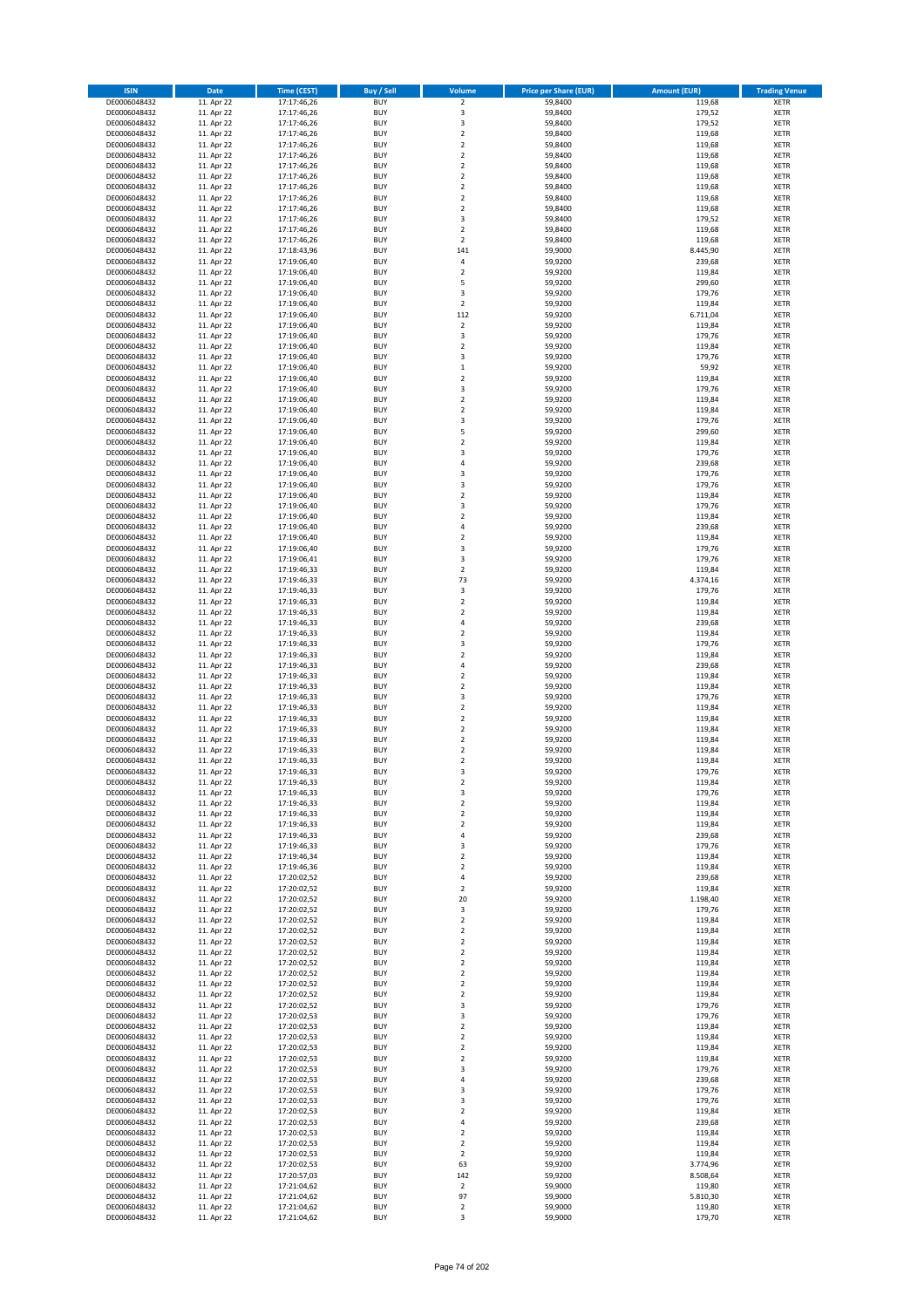| ISIN | Date | Time (CEST) | Buy / Sell | Volume | Price per Share (EUR) | Amount (EUR) | Trading Venue |
|---|---|---|---|---|---|---|---|
| DE0006048432 | 11. Apr 22 | 17:17:46,26 | BUY | 2 | 59,8400 | 119,68 | XETR |
| DE0006048432 | 11. Apr 22 | 17:17:46,26 | BUY | 3 | 59,8400 | 179,52 | XETR |
| DE0006048432 | 11. Apr 22 | 17:17:46,26 | BUY | 3 | 59,8400 | 179,52 | XETR |
| DE0006048432 | 11. Apr 22 | 17:17:46,26 | BUY | 2 | 59,8400 | 119,68 | XETR |
| DE0006048432 | 11. Apr 22 | 17:17:46,26 | BUY | 2 | 59,8400 | 119,68 | XETR |
| DE0006048432 | 11. Apr 22 | 17:17:46,26 | BUY | 2 | 59,8400 | 119,68 | XETR |
| DE0006048432 | 11. Apr 22 | 17:17:46,26 | BUY | 2 | 59,8400 | 119,68 | XETR |
| DE0006048432 | 11. Apr 22 | 17:17:46,26 | BUY | 2 | 59,8400 | 119,68 | XETR |
| DE0006048432 | 11. Apr 22 | 17:17:46,26 | BUY | 2 | 59,8400 | 119,68 | XETR |
| DE0006048432 | 11. Apr 22 | 17:17:46,26 | BUY | 2 | 59,8400 | 119,68 | XETR |
| DE0006048432 | 11. Apr 22 | 17:17:46,26 | BUY | 2 | 59,8400 | 119,68 | XETR |
| DE0006048432 | 11. Apr 22 | 17:17:46,26 | BUY | 3 | 59,8400 | 179,52 | XETR |
| DE0006048432 | 11. Apr 22 | 17:17:46,26 | BUY | 2 | 59,8400 | 119,68 | XETR |
| DE0006048432 | 11. Apr 22 | 17:17:46,26 | BUY | 2 | 59,8400 | 119,68 | XETR |
| DE0006048432 | 11. Apr 22 | 17:18:43,96 | BUY | 141 | 59,9000 | 8.445,90 | XETR |
| DE0006048432 | 11. Apr 22 | 17:19:06,40 | BUY | 4 | 59,9200 | 239,68 | XETR |
| DE0006048432 | 11. Apr 22 | 17:19:06,40 | BUY | 2 | 59,9200 | 119,84 | XETR |
| DE0006048432 | 11. Apr 22 | 17:19:06,40 | BUY | 5 | 59,9200 | 299,60 | XETR |
| DE0006048432 | 11. Apr 22 | 17:19:06,40 | BUY | 3 | 59,9200 | 179,76 | XETR |
| DE0006048432 | 11. Apr 22 | 17:19:06,40 | BUY | 2 | 59,9200 | 119,84 | XETR |
| DE0006048432 | 11. Apr 22 | 17:19:06,40 | BUY | 112 | 59,9200 | 6.711,04 | XETR |
| DE0006048432 | 11. Apr 22 | 17:19:06,40 | BUY | 2 | 59,9200 | 119,84 | XETR |
| DE0006048432 | 11. Apr 22 | 17:19:06,40 | BUY | 3 | 59,9200 | 179,76 | XETR |
| DE0006048432 | 11. Apr 22 | 17:19:06,40 | BUY | 2 | 59,9200 | 119,84 | XETR |
| DE0006048432 | 11. Apr 22 | 17:19:06,40 | BUY | 3 | 59,9200 | 179,76 | XETR |
| DE0006048432 | 11. Apr 22 | 17:19:06,40 | BUY | 1 | 59,9200 | 59,92 | XETR |
| DE0006048432 | 11. Apr 22 | 17:19:06,40 | BUY | 2 | 59,9200 | 119,84 | XETR |
| DE0006048432 | 11. Apr 22 | 17:19:06,40 | BUY | 3 | 59,9200 | 179,76 | XETR |
| DE0006048432 | 11. Apr 22 | 17:19:06,40 | BUY | 2 | 59,9200 | 119,84 | XETR |
| DE0006048432 | 11. Apr 22 | 17:19:06,40 | BUY | 2 | 59,9200 | 119,84 | XETR |
| DE0006048432 | 11. Apr 22 | 17:19:06,40 | BUY | 3 | 59,9200 | 179,76 | XETR |
| DE0006048432 | 11. Apr 22 | 17:19:06,40 | BUY | 5 | 59,9200 | 299,60 | XETR |
| DE0006048432 | 11. Apr 22 | 17:19:06,40 | BUY | 2 | 59,9200 | 119,84 | XETR |
| DE0006048432 | 11. Apr 22 | 17:19:06,40 | BUY | 3 | 59,9200 | 179,76 | XETR |
| DE0006048432 | 11. Apr 22 | 17:19:06,40 | BUY | 4 | 59,9200 | 239,68 | XETR |
| DE0006048432 | 11. Apr 22 | 17:19:06,40 | BUY | 3 | 59,9200 | 179,76 | XETR |
| DE0006048432 | 11. Apr 22 | 17:19:06,40 | BUY | 3 | 59,9200 | 179,76 | XETR |
| DE0006048432 | 11. Apr 22 | 17:19:06,40 | BUY | 2 | 59,9200 | 119,84 | XETR |
| DE0006048432 | 11. Apr 22 | 17:19:06,40 | BUY | 3 | 59,9200 | 179,76 | XETR |
| DE0006048432 | 11. Apr 22 | 17:19:06,40 | BUY | 2 | 59,9200 | 119,84 | XETR |
| DE0006048432 | 11. Apr 22 | 17:19:06,40 | BUY | 4 | 59,9200 | 239,68 | XETR |
| DE0006048432 | 11. Apr 22 | 17:19:06,40 | BUY | 2 | 59,9200 | 119,84 | XETR |
| DE0006048432 | 11. Apr 22 | 17:19:06,40 | BUY | 3 | 59,9200 | 179,76 | XETR |
| DE0006048432 | 11. Apr 22 | 17:19:06,41 | BUY | 3 | 59,9200 | 179,76 | XETR |
| DE0006048432 | 11. Apr 22 | 17:19:46,33 | BUY | 2 | 59,9200 | 119,84 | XETR |
| DE0006048432 | 11. Apr 22 | 17:19:46,33 | BUY | 73 | 59,9200 | 4.374,16 | XETR |
| DE0006048432 | 11. Apr 22 | 17:19:46,33 | BUY | 3 | 59,9200 | 179,76 | XETR |
| DE0006048432 | 11. Apr 22 | 17:19:46,33 | BUY | 2 | 59,9200 | 119,84 | XETR |
| DE0006048432 | 11. Apr 22 | 17:19:46,33 | BUY | 2 | 59,9200 | 119,84 | XETR |
| DE0006048432 | 11. Apr 22 | 17:19:46,33 | BUY | 4 | 59,9200 | 239,68 | XETR |
| DE0006048432 | 11. Apr 22 | 17:19:46,33 | BUY | 2 | 59,9200 | 119,84 | XETR |
| DE0006048432 | 11. Apr 22 | 17:19:46,33 | BUY | 3 | 59,9200 | 179,76 | XETR |
| DE0006048432 | 11. Apr 22 | 17:19:46,33 | BUY | 2 | 59,9200 | 119,84 | XETR |
| DE0006048432 | 11. Apr 22 | 17:19:46,33 | BUY | 4 | 59,9200 | 239,68 | XETR |
| DE0006048432 | 11. Apr 22 | 17:19:46,33 | BUY | 2 | 59,9200 | 119,84 | XETR |
| DE0006048432 | 11. Apr 22 | 17:19:46,33 | BUY | 2 | 59,9200 | 119,84 | XETR |
| DE0006048432 | 11. Apr 22 | 17:19:46,33 | BUY | 3 | 59,9200 | 179,76 | XETR |
| DE0006048432 | 11. Apr 22 | 17:19:46,33 | BUY | 2 | 59,9200 | 119,84 | XETR |
| DE0006048432 | 11. Apr 22 | 17:19:46,33 | BUY | 2 | 59,9200 | 119,84 | XETR |
| DE0006048432 | 11. Apr 22 | 17:19:46,33 | BUY | 2 | 59,9200 | 119,84 | XETR |
| DE0006048432 | 11. Apr 22 | 17:19:46,33 | BUY | 2 | 59,9200 | 119,84 | XETR |
| DE0006048432 | 11. Apr 22 | 17:19:46,33 | BUY | 2 | 59,9200 | 119,84 | XETR |
| DE0006048432 | 11. Apr 22 | 17:19:46,33 | BUY | 2 | 59,9200 | 119,84 | XETR |
| DE0006048432 | 11. Apr 22 | 17:19:46,33 | BUY | 3 | 59,9200 | 179,76 | XETR |
| DE0006048432 | 11. Apr 22 | 17:19:46,33 | BUY | 2 | 59,9200 | 119,84 | XETR |
| DE0006048432 | 11. Apr 22 | 17:19:46,33 | BUY | 3 | 59,9200 | 179,76 | XETR |
| DE0006048432 | 11. Apr 22 | 17:19:46,33 | BUY | 2 | 59,9200 | 119,84 | XETR |
| DE0006048432 | 11. Apr 22 | 17:19:46,33 | BUY | 2 | 59,9200 | 119,84 | XETR |
| DE0006048432 | 11. Apr 22 | 17:19:46,33 | BUY | 2 | 59,9200 | 119,84 | XETR |
| DE0006048432 | 11. Apr 22 | 17:19:46,33 | BUY | 4 | 59,9200 | 239,68 | XETR |
| DE0006048432 | 11. Apr 22 | 17:19:46,33 | BUY | 3 | 59,9200 | 179,76 | XETR |
| DE0006048432 | 11. Apr 22 | 17:19:46,34 | BUY | 2 | 59,9200 | 119,84 | XETR |
| DE0006048432 | 11. Apr 22 | 17:19:46,36 | BUY | 2 | 59,9200 | 119,84 | XETR |
| DE0006048432 | 11. Apr 22 | 17:20:02,52 | BUY | 4 | 59,9200 | 239,68 | XETR |
| DE0006048432 | 11. Apr 22 | 17:20:02,52 | BUY | 2 | 59,9200 | 119,84 | XETR |
| DE0006048432 | 11. Apr 22 | 17:20:02,52 | BUY | 20 | 59,9200 | 1.198,40 | XETR |
| DE0006048432 | 11. Apr 22 | 17:20:02,52 | BUY | 3 | 59,9200 | 179,76 | XETR |
| DE0006048432 | 11. Apr 22 | 17:20:02,52 | BUY | 2 | 59,9200 | 119,84 | XETR |
| DE0006048432 | 11. Apr 22 | 17:20:02,52 | BUY | 2 | 59,9200 | 119,84 | XETR |
| DE0006048432 | 11. Apr 22 | 17:20:02,52 | BUY | 2 | 59,9200 | 119,84 | XETR |
| DE0006048432 | 11. Apr 22 | 17:20:02,52 | BUY | 2 | 59,9200 | 119,84 | XETR |
| DE0006048432 | 11. Apr 22 | 17:20:02,52 | BUY | 2 | 59,9200 | 119,84 | XETR |
| DE0006048432 | 11. Apr 22 | 17:20:02,52 | BUY | 2 | 59,9200 | 119,84 | XETR |
| DE0006048432 | 11. Apr 22 | 17:20:02,52 | BUY | 2 | 59,9200 | 119,84 | XETR |
| DE0006048432 | 11. Apr 22 | 17:20:02,52 | BUY | 2 | 59,9200 | 119,84 | XETR |
| DE0006048432 | 11. Apr 22 | 17:20:02,52 | BUY | 3 | 59,9200 | 179,76 | XETR |
| DE0006048432 | 11. Apr 22 | 17:20:02,53 | BUY | 3 | 59,9200 | 179,76 | XETR |
| DE0006048432 | 11. Apr 22 | 17:20:02,53 | BUY | 2 | 59,9200 | 119,84 | XETR |
| DE0006048432 | 11. Apr 22 | 17:20:02,53 | BUY | 2 | 59,9200 | 119,84 | XETR |
| DE0006048432 | 11. Apr 22 | 17:20:02,53 | BUY | 2 | 59,9200 | 119,84 | XETR |
| DE0006048432 | 11. Apr 22 | 17:20:02,53 | BUY | 2 | 59,9200 | 119,84 | XETR |
| DE0006048432 | 11. Apr 22 | 17:20:02,53 | BUY | 3 | 59,9200 | 179,76 | XETR |
| DE0006048432 | 11. Apr 22 | 17:20:02,53 | BUY | 4 | 59,9200 | 239,68 | XETR |
| DE0006048432 | 11. Apr 22 | 17:20:02,53 | BUY | 3 | 59,9200 | 179,76 | XETR |
| DE0006048432 | 11. Apr 22 | 17:20:02,53 | BUY | 3 | 59,9200 | 179,76 | XETR |
| DE0006048432 | 11. Apr 22 | 17:20:02,53 | BUY | 2 | 59,9200 | 119,84 | XETR |
| DE0006048432 | 11. Apr 22 | 17:20:02,53 | BUY | 4 | 59,9200 | 239,68 | XETR |
| DE0006048432 | 11. Apr 22 | 17:20:02,53 | BUY | 2 | 59,9200 | 119,84 | XETR |
| DE0006048432 | 11. Apr 22 | 17:20:02,53 | BUY | 2 | 59,9200 | 119,84 | XETR |
| DE0006048432 | 11. Apr 22 | 17:20:02,53 | BUY | 2 | 59,9200 | 119,84 | XETR |
| DE0006048432 | 11. Apr 22 | 17:20:02,53 | BUY | 63 | 59,9200 | 3.774,96 | XETR |
| DE0006048432 | 11. Apr 22 | 17:20:57,03 | BUY | 142 | 59,9200 | 8.508,64 | XETR |
| DE0006048432 | 11. Apr 22 | 17:21:04,62 | BUY | 2 | 59,9000 | 119,80 | XETR |
| DE0006048432 | 11. Apr 22 | 17:21:04,62 | BUY | 97 | 59,9000 | 5.810,30 | XETR |
| DE0006048432 | 11. Apr 22 | 17:21:04,62 | BUY | 2 | 59,9000 | 119,80 | XETR |
| DE0006048432 | 11. Apr 22 | 17:21:04,62 | BUY | 3 | 59,9000 | 179,70 | XETR |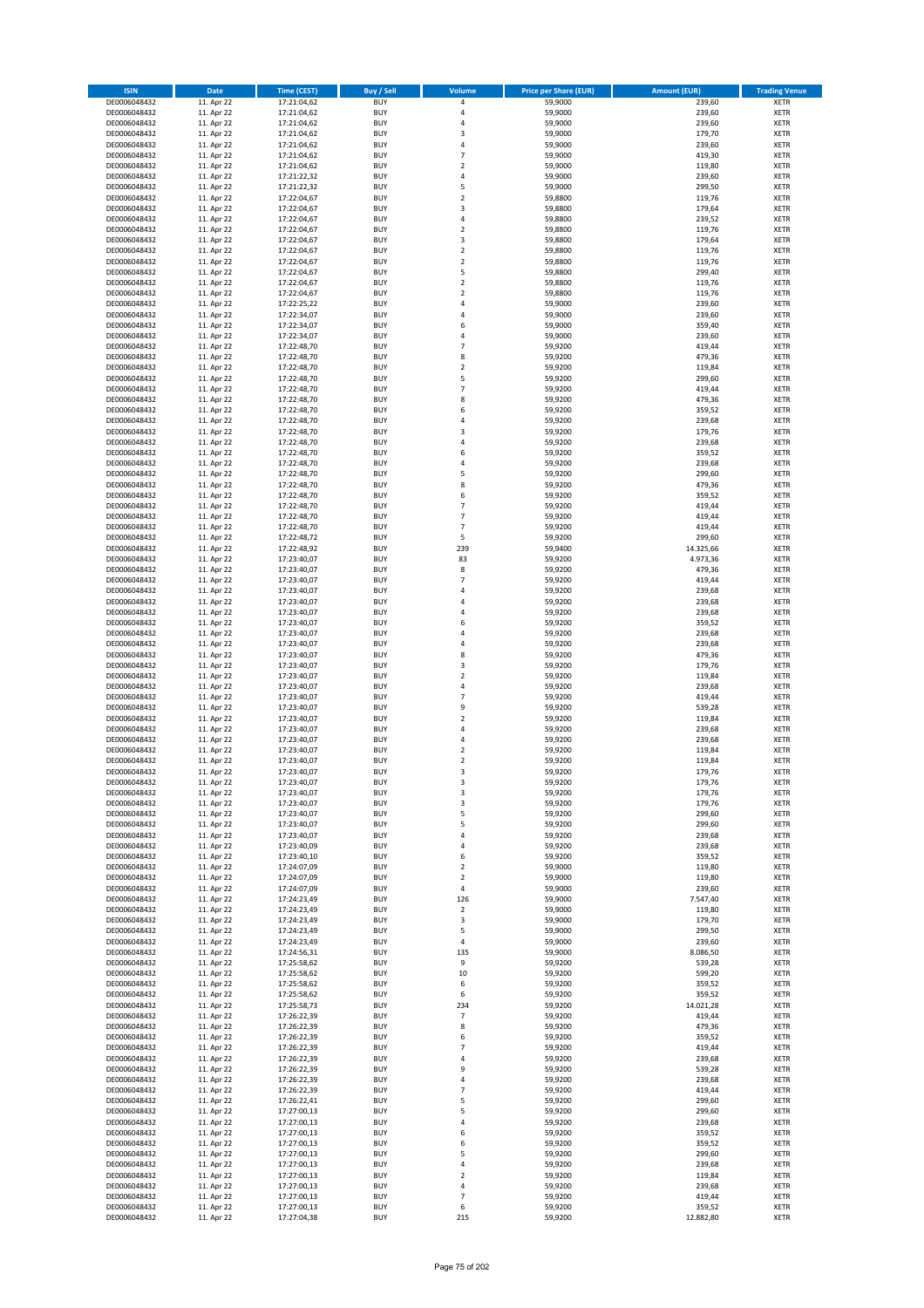| ISIN | Date | Time (CEST) | Buy / Sell | Volume | Price per Share (EUR) | Amount (EUR) | Trading Venue |
|---|---|---|---|---|---|---|---|
| DE0006048432 | 11. Apr 22 | 17:21:04,62 | BUY | 4 | 59,9000 | 239,60 | XETR |
| DE0006048432 | 11. Apr 22 | 17:21:04,62 | BUY | 4 | 59,9000 | 239,60 | XETR |
| DE0006048432 | 11. Apr 22 | 17:21:04,62 | BUY | 4 | 59,9000 | 239,60 | XETR |
| DE0006048432 | 11. Apr 22 | 17:21:04,62 | BUY | 3 | 59,9000 | 179,70 | XETR |
| DE0006048432 | 11. Apr 22 | 17:21:04,62 | BUY | 4 | 59,9000 | 239,60 | XETR |
| DE0006048432 | 11. Apr 22 | 17:21:04,62 | BUY | 7 | 59,9000 | 419,30 | XETR |
| DE0006048432 | 11. Apr 22 | 17:21:04,62 | BUY | 2 | 59,9000 | 119,80 | XETR |
| DE0006048432 | 11. Apr 22 | 17:21:22,32 | BUY | 4 | 59,9000 | 239,60 | XETR |
| DE0006048432 | 11. Apr 22 | 17:21:22,32 | BUY | 5 | 59,9000 | 299,50 | XETR |
| DE0006048432 | 11. Apr 22 | 17:22:04,67 | BUY | 2 | 59,8800 | 119,76 | XETR |
| DE0006048432 | 11. Apr 22 | 17:22:04,67 | BUY | 3 | 59,8800 | 179,64 | XETR |
| DE0006048432 | 11. Apr 22 | 17:22:04,67 | BUY | 4 | 59,8800 | 239,52 | XETR |
| DE0006048432 | 11. Apr 22 | 17:22:04,67 | BUY | 2 | 59,8800 | 119,76 | XETR |
| DE0006048432 | 11. Apr 22 | 17:22:04,67 | BUY | 3 | 59,8800 | 179,64 | XETR |
| DE0006048432 | 11. Apr 22 | 17:22:04,67 | BUY | 2 | 59,8800 | 119,76 | XETR |
| DE0006048432 | 11. Apr 22 | 17:22:04,67 | BUY | 2 | 59,8800 | 119,76 | XETR |
| DE0006048432 | 11. Apr 22 | 17:22:04,67 | BUY | 5 | 59,8800 | 299,40 | XETR |
| DE0006048432 | 11. Apr 22 | 17:22:04,67 | BUY | 2 | 59,8800 | 119,76 | XETR |
| DE0006048432 | 11. Apr 22 | 17:22:04,67 | BUY | 2 | 59,8800 | 119,76 | XETR |
| DE0006048432 | 11. Apr 22 | 17:22:25,22 | BUY | 4 | 59,9000 | 239,60 | XETR |
| DE0006048432 | 11. Apr 22 | 17:22:34,07 | BUY | 4 | 59,9000 | 239,60 | XETR |
| DE0006048432 | 11. Apr 22 | 17:22:34,07 | BUY | 6 | 59,9000 | 359,40 | XETR |
| DE0006048432 | 11. Apr 22 | 17:22:34,07 | BUY | 4 | 59,9000 | 239,60 | XETR |
| DE0006048432 | 11. Apr 22 | 17:22:48,70 | BUY | 7 | 59,9200 | 419,44 | XETR |
| DE0006048432 | 11. Apr 22 | 17:22:48,70 | BUY | 8 | 59,9200 | 479,36 | XETR |
| DE0006048432 | 11. Apr 22 | 17:22:48,70 | BUY | 2 | 59,9200 | 119,84 | XETR |
| DE0006048432 | 11. Apr 22 | 17:22:48,70 | BUY | 5 | 59,9200 | 299,60 | XETR |
| DE0006048432 | 11. Apr 22 | 17:22:48,70 | BUY | 7 | 59,9200 | 419,44 | XETR |
| DE0006048432 | 11. Apr 22 | 17:22:48,70 | BUY | 8 | 59,9200 | 479,36 | XETR |
| DE0006048432 | 11. Apr 22 | 17:22:48,70 | BUY | 6 | 59,9200 | 359,52 | XETR |
| DE0006048432 | 11. Apr 22 | 17:22:48,70 | BUY | 4 | 59,9200 | 239,68 | XETR |
| DE0006048432 | 11. Apr 22 | 17:22:48,70 | BUY | 3 | 59,9200 | 179,76 | XETR |
| DE0006048432 | 11. Apr 22 | 17:22:48,70 | BUY | 4 | 59,9200 | 239,68 | XETR |
| DE0006048432 | 11. Apr 22 | 17:22:48,70 | BUY | 6 | 59,9200 | 359,52 | XETR |
| DE0006048432 | 11. Apr 22 | 17:22:48,70 | BUY | 4 | 59,9200 | 239,68 | XETR |
| DE0006048432 | 11. Apr 22 | 17:22:48,70 | BUY | 5 | 59,9200 | 299,60 | XETR |
| DE0006048432 | 11. Apr 22 | 17:22:48,70 | BUY | 8 | 59,9200 | 479,36 | XETR |
| DE0006048432 | 11. Apr 22 | 17:22:48,70 | BUY | 6 | 59,9200 | 359,52 | XETR |
| DE0006048432 | 11. Apr 22 | 17:22:48,70 | BUY | 7 | 59,9200 | 419,44 | XETR |
| DE0006048432 | 11. Apr 22 | 17:22:48,70 | BUY | 7 | 59,9200 | 419,44 | XETR |
| DE0006048432 | 11. Apr 22 | 17:22:48,70 | BUY | 7 | 59,9200 | 419,44 | XETR |
| DE0006048432 | 11. Apr 22 | 17:22:48,72 | BUY | 5 | 59,9200 | 299,60 | XETR |
| DE0006048432 | 11. Apr 22 | 17:22:48,92 | BUY | 239 | 59,9400 | 14.325,66 | XETR |
| DE0006048432 | 11. Apr 22 | 17:23:40,07 | BUY | 83 | 59,9200 | 4.973,36 | XETR |
| DE0006048432 | 11. Apr 22 | 17:23:40,07 | BUY | 8 | 59,9200 | 479,36 | XETR |
| DE0006048432 | 11. Apr 22 | 17:23:40,07 | BUY | 7 | 59,9200 | 419,44 | XETR |
| DE0006048432 | 11. Apr 22 | 17:23:40,07 | BUY | 4 | 59,9200 | 239,68 | XETR |
| DE0006048432 | 11. Apr 22 | 17:23:40,07 | BUY | 4 | 59,9200 | 239,68 | XETR |
| DE0006048432 | 11. Apr 22 | 17:23:40,07 | BUY | 4 | 59,9200 | 239,68 | XETR |
| DE0006048432 | 11. Apr 22 | 17:23:40,07 | BUY | 6 | 59,9200 | 359,52 | XETR |
| DE0006048432 | 11. Apr 22 | 17:23:40,07 | BUY | 4 | 59,9200 | 239,68 | XETR |
| DE0006048432 | 11. Apr 22 | 17:23:40,07 | BUY | 4 | 59,9200 | 239,68 | XETR |
| DE0006048432 | 11. Apr 22 | 17:23:40,07 | BUY | 8 | 59,9200 | 479,36 | XETR |
| DE0006048432 | 11. Apr 22 | 17:23:40,07 | BUY | 3 | 59,9200 | 179,76 | XETR |
| DE0006048432 | 11. Apr 22 | 17:23:40,07 | BUY | 2 | 59,9200 | 119,84 | XETR |
| DE0006048432 | 11. Apr 22 | 17:23:40,07 | BUY | 4 | 59,9200 | 239,68 | XETR |
| DE0006048432 | 11. Apr 22 | 17:23:40,07 | BUY | 7 | 59,9200 | 419,44 | XETR |
| DE0006048432 | 11. Apr 22 | 17:23:40,07 | BUY | 9 | 59,9200 | 539,28 | XETR |
| DE0006048432 | 11. Apr 22 | 17:23:40,07 | BUY | 2 | 59,9200 | 119,84 | XETR |
| DE0006048432 | 11. Apr 22 | 17:23:40,07 | BUY | 4 | 59,9200 | 239,68 | XETR |
| DE0006048432 | 11. Apr 22 | 17:23:40,07 | BUY | 4 | 59,9200 | 239,68 | XETR |
| DE0006048432 | 11. Apr 22 | 17:23:40,07 | BUY | 2 | 59,9200 | 119,84 | XETR |
| DE0006048432 | 11. Apr 22 | 17:23:40,07 | BUY | 2 | 59,9200 | 119,84 | XETR |
| DE0006048432 | 11. Apr 22 | 17:23:40,07 | BUY | 3 | 59,9200 | 179,76 | XETR |
| DE0006048432 | 11. Apr 22 | 17:23:40,07 | BUY | 3 | 59,9200 | 179,76 | XETR |
| DE0006048432 | 11. Apr 22 | 17:23:40,07 | BUY | 3 | 59,9200 | 179,76 | XETR |
| DE0006048432 | 11. Apr 22 | 17:23:40,07 | BUY | 3 | 59,9200 | 179,76 | XETR |
| DE0006048432 | 11. Apr 22 | 17:23:40,07 | BUY | 5 | 59,9200 | 299,60 | XETR |
| DE0006048432 | 11. Apr 22 | 17:23:40,07 | BUY | 5 | 59,9200 | 299,60 | XETR |
| DE0006048432 | 11. Apr 22 | 17:23:40,07 | BUY | 4 | 59,9200 | 239,68 | XETR |
| DE0006048432 | 11. Apr 22 | 17:23:40,09 | BUY | 4 | 59,9200 | 239,68 | XETR |
| DE0006048432 | 11. Apr 22 | 17:23:40,10 | BUY | 6 | 59,9200 | 359,52 | XETR |
| DE0006048432 | 11. Apr 22 | 17:24:07,09 | BUY | 2 | 59,9000 | 119,80 | XETR |
| DE0006048432 | 11. Apr 22 | 17:24:07,09 | BUY | 2 | 59,9000 | 119,80 | XETR |
| DE0006048432 | 11. Apr 22 | 17:24:07,09 | BUY | 4 | 59,9000 | 239,60 | XETR |
| DE0006048432 | 11. Apr 22 | 17:24:23,49 | BUY | 126 | 59,9000 | 7.547,40 | XETR |
| DE0006048432 | 11. Apr 22 | 17:24:23,49 | BUY | 2 | 59,9000 | 119,80 | XETR |
| DE0006048432 | 11. Apr 22 | 17:24:23,49 | BUY | 3 | 59,9000 | 179,70 | XETR |
| DE0006048432 | 11. Apr 22 | 17:24:23,49 | BUY | 5 | 59,9000 | 299,50 | XETR |
| DE0006048432 | 11. Apr 22 | 17:24:23,49 | BUY | 4 | 59,9000 | 239,60 | XETR |
| DE0006048432 | 11. Apr 22 | 17:24:56,31 | BUY | 135 | 59,9000 | 8.086,50 | XETR |
| DE0006048432 | 11. Apr 22 | 17:25:58,62 | BUY | 9 | 59,9200 | 539,28 | XETR |
| DE0006048432 | 11. Apr 22 | 17:25:58,62 | BUY | 10 | 59,9200 | 599,20 | XETR |
| DE0006048432 | 11. Apr 22 | 17:25:58,62 | BUY | 6 | 59,9200 | 359,52 | XETR |
| DE0006048432 | 11. Apr 22 | 17:25:58,62 | BUY | 6 | 59,9200 | 359,52 | XETR |
| DE0006048432 | 11. Apr 22 | 17:25:58,73 | BUY | 234 | 59,9200 | 14.021,28 | XETR |
| DE0006048432 | 11. Apr 22 | 17:26:22,39 | BUY | 7 | 59,9200 | 419,44 | XETR |
| DE0006048432 | 11. Apr 22 | 17:26:22,39 | BUY | 8 | 59,9200 | 479,36 | XETR |
| DE0006048432 | 11. Apr 22 | 17:26:22,39 | BUY | 6 | 59,9200 | 359,52 | XETR |
| DE0006048432 | 11. Apr 22 | 17:26:22,39 | BUY | 7 | 59,9200 | 419,44 | XETR |
| DE0006048432 | 11. Apr 22 | 17:26:22,39 | BUY | 4 | 59,9200 | 239,68 | XETR |
| DE0006048432 | 11. Apr 22 | 17:26:22,39 | BUY | 9 | 59,9200 | 539,28 | XETR |
| DE0006048432 | 11. Apr 22 | 17:26:22,39 | BUY | 4 | 59,9200 | 239,68 | XETR |
| DE0006048432 | 11. Apr 22 | 17:26:22,39 | BUY | 7 | 59,9200 | 419,44 | XETR |
| DE0006048432 | 11. Apr 22 | 17:26:22,41 | BUY | 5 | 59,9200 | 299,60 | XETR |
| DE0006048432 | 11. Apr 22 | 17:27:00,13 | BUY | 5 | 59,9200 | 299,60 | XETR |
| DE0006048432 | 11. Apr 22 | 17:27:00,13 | BUY | 4 | 59,9200 | 239,68 | XETR |
| DE0006048432 | 11. Apr 22 | 17:27:00,13 | BUY | 6 | 59,9200 | 359,52 | XETR |
| DE0006048432 | 11. Apr 22 | 17:27:00,13 | BUY | 6 | 59,9200 | 359,52 | XETR |
| DE0006048432 | 11. Apr 22 | 17:27:00,13 | BUY | 5 | 59,9200 | 299,60 | XETR |
| DE0006048432 | 11. Apr 22 | 17:27:00,13 | BUY | 4 | 59,9200 | 239,68 | XETR |
| DE0006048432 | 11. Apr 22 | 17:27:00,13 | BUY | 2 | 59,9200 | 119,84 | XETR |
| DE0006048432 | 11. Apr 22 | 17:27:00,13 | BUY | 4 | 59,9200 | 239,68 | XETR |
| DE0006048432 | 11. Apr 22 | 17:27:00,13 | BUY | 7 | 59,9200 | 419,44 | XETR |
| DE0006048432 | 11. Apr 22 | 17:27:00,13 | BUY | 6 | 59,9200 | 359,52 | XETR |
| DE0006048432 | 11. Apr 22 | 17:27:04,38 | BUY | 215 | 59,9200 | 12.882,80 | XETR |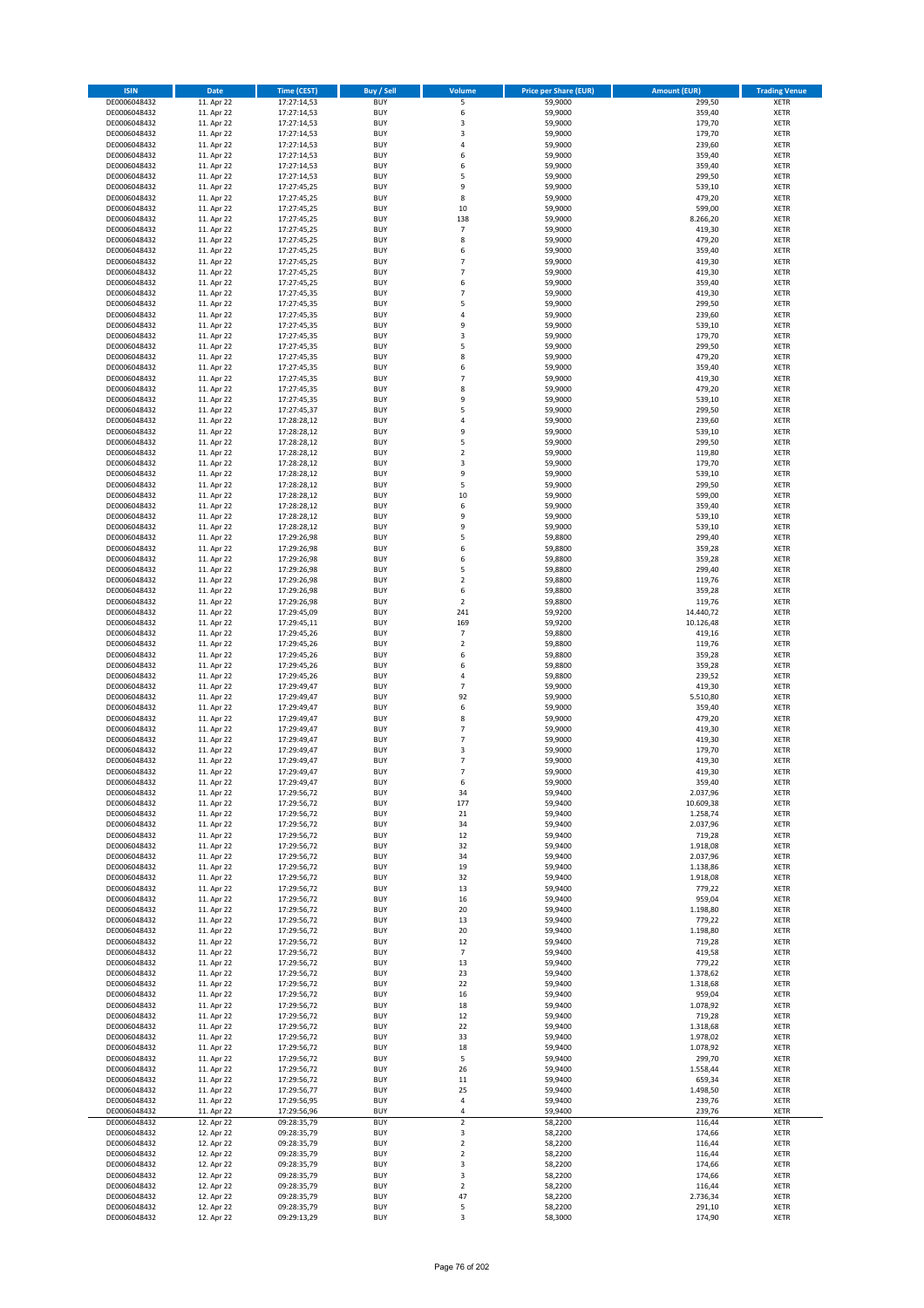| ISIN | Date | Time (CEST) | Buy / Sell | Volume | Price per Share (EUR) | Amount (EUR) | Trading Venue |
|---|---|---|---|---|---|---|---|
| DE0006048432 | 11. Apr 22 | 17:27:14,53 | BUY | 5 | 59,9000 | 299,50 | XETR |
| DE0006048432 | 11. Apr 22 | 17:27:14,53 | BUY | 6 | 59,9000 | 359,40 | XETR |
| DE0006048432 | 11. Apr 22 | 17:27:14,53 | BUY | 3 | 59,9000 | 179,70 | XETR |
| DE0006048432 | 11. Apr 22 | 17:27:14,53 | BUY | 3 | 59,9000 | 179,70 | XETR |
| DE0006048432 | 11. Apr 22 | 17:27:14,53 | BUY | 4 | 59,9000 | 239,60 | XETR |
| DE0006048432 | 11. Apr 22 | 17:27:14,53 | BUY | 6 | 59,9000 | 359,40 | XETR |
| DE0006048432 | 11. Apr 22 | 17:27:14,53 | BUY | 6 | 59,9000 | 359,40 | XETR |
| DE0006048432 | 11. Apr 22 | 17:27:14,53 | BUY | 5 | 59,9000 | 299,50 | XETR |
| DE0006048432 | 11. Apr 22 | 17:27:45,25 | BUY | 9 | 59,9000 | 539,10 | XETR |
| DE0006048432 | 11. Apr 22 | 17:27:45,25 | BUY | 8 | 59,9000 | 479,20 | XETR |
| DE0006048432 | 11. Apr 22 | 17:27:45,25 | BUY | 10 | 59,9000 | 599,00 | XETR |
| DE0006048432 | 11. Apr 22 | 17:27:45,25 | BUY | 138 | 59,9000 | 8.266,20 | XETR |
| DE0006048432 | 11. Apr 22 | 17:27:45,25 | BUY | 7 | 59,9000 | 419,30 | XETR |
| DE0006048432 | 11. Apr 22 | 17:27:45,25 | BUY | 8 | 59,9000 | 479,20 | XETR |
| DE0006048432 | 11. Apr 22 | 17:27:45,25 | BUY | 6 | 59,9000 | 359,40 | XETR |
| DE0006048432 | 11. Apr 22 | 17:27:45,25 | BUY | 7 | 59,9000 | 419,30 | XETR |
| DE0006048432 | 11. Apr 22 | 17:27:45,25 | BUY | 7 | 59,9000 | 419,30 | XETR |
| DE0006048432 | 11. Apr 22 | 17:27:45,25 | BUY | 6 | 59,9000 | 359,40 | XETR |
| DE0006048432 | 11. Apr 22 | 17:27:45,35 | BUY | 7 | 59,9000 | 419,30 | XETR |
| DE0006048432 | 11. Apr 22 | 17:27:45,35 | BUY | 5 | 59,9000 | 299,50 | XETR |
| DE0006048432 | 11. Apr 22 | 17:27:45,35 | BUY | 4 | 59,9000 | 239,60 | XETR |
| DE0006048432 | 11. Apr 22 | 17:27:45,35 | BUY | 9 | 59,9000 | 539,10 | XETR |
| DE0006048432 | 11. Apr 22 | 17:27:45,35 | BUY | 3 | 59,9000 | 179,70 | XETR |
| DE0006048432 | 11. Apr 22 | 17:27:45,35 | BUY | 5 | 59,9000 | 299,50 | XETR |
| DE0006048432 | 11. Apr 22 | 17:27:45,35 | BUY | 8 | 59,9000 | 479,20 | XETR |
| DE0006048432 | 11. Apr 22 | 17:27:45,35 | BUY | 6 | 59,9000 | 359,40 | XETR |
| DE0006048432 | 11. Apr 22 | 17:27:45,35 | BUY | 7 | 59,9000 | 419,30 | XETR |
| DE0006048432 | 11. Apr 22 | 17:27:45,35 | BUY | 8 | 59,9000 | 479,20 | XETR |
| DE0006048432 | 11. Apr 22 | 17:27:45,35 | BUY | 9 | 59,9000 | 539,10 | XETR |
| DE0006048432 | 11. Apr 22 | 17:27:45,37 | BUY | 5 | 59,9000 | 299,50 | XETR |
| DE0006048432 | 11. Apr 22 | 17:28:28,12 | BUY | 4 | 59,9000 | 239,60 | XETR |
| DE0006048432 | 11. Apr 22 | 17:28:28,12 | BUY | 9 | 59,9000 | 539,10 | XETR |
| DE0006048432 | 11. Apr 22 | 17:28:28,12 | BUY | 5 | 59,9000 | 299,50 | XETR |
| DE0006048432 | 11. Apr 22 | 17:28:28,12 | BUY | 2 | 59,9000 | 119,80 | XETR |
| DE0006048432 | 11. Apr 22 | 17:28:28,12 | BUY | 3 | 59,9000 | 179,70 | XETR |
| DE0006048432 | 11. Apr 22 | 17:28:28,12 | BUY | 9 | 59,9000 | 539,10 | XETR |
| DE0006048432 | 11. Apr 22 | 17:28:28,12 | BUY | 5 | 59,9000 | 299,50 | XETR |
| DE0006048432 | 11. Apr 22 | 17:28:28,12 | BUY | 10 | 59,9000 | 599,00 | XETR |
| DE0006048432 | 11. Apr 22 | 17:28:28,12 | BUY | 6 | 59,9000 | 359,40 | XETR |
| DE0006048432 | 11. Apr 22 | 17:28:28,12 | BUY | 9 | 59,9000 | 539,10 | XETR |
| DE0006048432 | 11. Apr 22 | 17:28:28,12 | BUY | 9 | 59,9000 | 539,10 | XETR |
| DE0006048432 | 11. Apr 22 | 17:29:26,98 | BUY | 5 | 59,8800 | 299,40 | XETR |
| DE0006048432 | 11. Apr 22 | 17:29:26,98 | BUY | 6 | 59,8800 | 359,28 | XETR |
| DE0006048432 | 11. Apr 22 | 17:29:26,98 | BUY | 6 | 59,8800 | 359,28 | XETR |
| DE0006048432 | 11. Apr 22 | 17:29:26,98 | BUY | 5 | 59,8800 | 299,40 | XETR |
| DE0006048432 | 11. Apr 22 | 17:29:26,98 | BUY | 2 | 59,8800 | 119,76 | XETR |
| DE0006048432 | 11. Apr 22 | 17:29:26,98 | BUY | 6 | 59,8800 | 359,28 | XETR |
| DE0006048432 | 11. Apr 22 | 17:29:26,98 | BUY | 2 | 59,8800 | 119,76 | XETR |
| DE0006048432 | 11. Apr 22 | 17:29:45,09 | BUY | 241 | 59,9200 | 14.440,72 | XETR |
| DE0006048432 | 11. Apr 22 | 17:29:45,11 | BUY | 169 | 59,9200 | 10.126,48 | XETR |
| DE0006048432 | 11. Apr 22 | 17:29:45,26 | BUY | 7 | 59,8800 | 419,16 | XETR |
| DE0006048432 | 11. Apr 22 | 17:29:45,26 | BUY | 2 | 59,8800 | 119,76 | XETR |
| DE0006048432 | 11. Apr 22 | 17:29:45,26 | BUY | 6 | 59,8800 | 359,28 | XETR |
| DE0006048432 | 11. Apr 22 | 17:29:45,26 | BUY | 6 | 59,8800 | 359,28 | XETR |
| DE0006048432 | 11. Apr 22 | 17:29:45,26 | BUY | 4 | 59,8800 | 239,52 | XETR |
| DE0006048432 | 11. Apr 22 | 17:29:49,47 | BUY | 7 | 59,9000 | 419,30 | XETR |
| DE0006048432 | 11. Apr 22 | 17:29:49,47 | BUY | 92 | 59,9000 | 5.510,80 | XETR |
| DE0006048432 | 11. Apr 22 | 17:29:49,47 | BUY | 6 | 59,9000 | 359,40 | XETR |
| DE0006048432 | 11. Apr 22 | 17:29:49,47 | BUY | 8 | 59,9000 | 479,20 | XETR |
| DE0006048432 | 11. Apr 22 | 17:29:49,47 | BUY | 7 | 59,9000 | 419,30 | XETR |
| DE0006048432 | 11. Apr 22 | 17:29:49,47 | BUY | 7 | 59,9000 | 419,30 | XETR |
| DE0006048432 | 11. Apr 22 | 17:29:49,47 | BUY | 3 | 59,9000 | 179,70 | XETR |
| DE0006048432 | 11. Apr 22 | 17:29:49,47 | BUY | 7 | 59,9000 | 419,30 | XETR |
| DE0006048432 | 11. Apr 22 | 17:29:49,47 | BUY | 7 | 59,9000 | 419,30 | XETR |
| DE0006048432 | 11. Apr 22 | 17:29:49,47 | BUY | 6 | 59,9000 | 359,40 | XETR |
| DE0006048432 | 11. Apr 22 | 17:29:56,72 | BUY | 34 | 59,9400 | 2.037,96 | XETR |
| DE0006048432 | 11. Apr 22 | 17:29:56,72 | BUY | 177 | 59,9400 | 10.609,38 | XETR |
| DE0006048432 | 11. Apr 22 | 17:29:56,72 | BUY | 21 | 59,9400 | 1.258,74 | XETR |
| DE0006048432 | 11. Apr 22 | 17:29:56,72 | BUY | 34 | 59,9400 | 2.037,96 | XETR |
| DE0006048432 | 11. Apr 22 | 17:29:56,72 | BUY | 12 | 59,9400 | 719,28 | XETR |
| DE0006048432 | 11. Apr 22 | 17:29:56,72 | BUY | 32 | 59,9400 | 1.918,08 | XETR |
| DE0006048432 | 11. Apr 22 | 17:29:56,72 | BUY | 34 | 59,9400 | 2.037,96 | XETR |
| DE0006048432 | 11. Apr 22 | 17:29:56,72 | BUY | 19 | 59,9400 | 1.138,86 | XETR |
| DE0006048432 | 11. Apr 22 | 17:29:56,72 | BUY | 32 | 59,9400 | 1.918,08 | XETR |
| DE0006048432 | 11. Apr 22 | 17:29:56,72 | BUY | 13 | 59,9400 | 779,22 | XETR |
| DE0006048432 | 11. Apr 22 | 17:29:56,72 | BUY | 16 | 59,9400 | 959,04 | XETR |
| DE0006048432 | 11. Apr 22 | 17:29:56,72 | BUY | 20 | 59,9400 | 1.198,80 | XETR |
| DE0006048432 | 11. Apr 22 | 17:29:56,72 | BUY | 13 | 59,9400 | 779,22 | XETR |
| DE0006048432 | 11. Apr 22 | 17:29:56,72 | BUY | 20 | 59,9400 | 1.198,80 | XETR |
| DE0006048432 | 11. Apr 22 | 17:29:56,72 | BUY | 12 | 59,9400 | 719,28 | XETR |
| DE0006048432 | 11. Apr 22 | 17:29:56,72 | BUY | 7 | 59,9400 | 419,58 | XETR |
| DE0006048432 | 11. Apr 22 | 17:29:56,72 | BUY | 13 | 59,9400 | 779,22 | XETR |
| DE0006048432 | 11. Apr 22 | 17:29:56,72 | BUY | 23 | 59,9400 | 1.378,62 | XETR |
| DE0006048432 | 11. Apr 22 | 17:29:56,72 | BUY | 22 | 59,9400 | 1.318,68 | XETR |
| DE0006048432 | 11. Apr 22 | 17:29:56,72 | BUY | 16 | 59,9400 | 959,04 | XETR |
| DE0006048432 | 11. Apr 22 | 17:29:56,72 | BUY | 18 | 59,9400 | 1.078,92 | XETR |
| DE0006048432 | 11. Apr 22 | 17:29:56,72 | BUY | 12 | 59,9400 | 719,28 | XETR |
| DE0006048432 | 11. Apr 22 | 17:29:56,72 | BUY | 22 | 59,9400 | 1.318,68 | XETR |
| DE0006048432 | 11. Apr 22 | 17:29:56,72 | BUY | 33 | 59,9400 | 1.978,02 | XETR |
| DE0006048432 | 11. Apr 22 | 17:29:56,72 | BUY | 18 | 59,9400 | 1.078,92 | XETR |
| DE0006048432 | 11. Apr 22 | 17:29:56,72 | BUY | 5 | 59,9400 | 299,70 | XETR |
| DE0006048432 | 11. Apr 22 | 17:29:56,72 | BUY | 26 | 59,9400 | 1.558,44 | XETR |
| DE0006048432 | 11. Apr 22 | 17:29:56,72 | BUY | 11 | 59,9400 | 659,34 | XETR |
| DE0006048432 | 11. Apr 22 | 17:29:56,77 | BUY | 25 | 59,9400 | 1.498,50 | XETR |
| DE0006048432 | 11. Apr 22 | 17:29:56,95 | BUY | 4 | 59,9400 | 239,76 | XETR |
| DE0006048432 | 11. Apr 22 | 17:29:56,96 | BUY | 4 | 59,9400 | 239,76 | XETR |
| DE0006048432 | 12. Apr 22 | 09:28:35,79 | BUY | 2 | 58,2200 | 116,44 | XETR |
| DE0006048432 | 12. Apr 22 | 09:28:35,79 | BUY | 3 | 58,2200 | 174,66 | XETR |
| DE0006048432 | 12. Apr 22 | 09:28:35,79 | BUY | 2 | 58,2200 | 116,44 | XETR |
| DE0006048432 | 12. Apr 22 | 09:28:35,79 | BUY | 2 | 58,2200 | 116,44 | XETR |
| DE0006048432 | 12. Apr 22 | 09:28:35,79 | BUY | 3 | 58,2200 | 174,66 | XETR |
| DE0006048432 | 12. Apr 22 | 09:28:35,79 | BUY | 3 | 58,2200 | 174,66 | XETR |
| DE0006048432 | 12. Apr 22 | 09:28:35,79 | BUY | 2 | 58,2200 | 116,44 | XETR |
| DE0006048432 | 12. Apr 22 | 09:28:35,79 | BUY | 47 | 58,2200 | 2.736,34 | XETR |
| DE0006048432 | 12. Apr 22 | 09:28:35,79 | BUY | 5 | 58,2200 | 291,10 | XETR |
| DE0006048432 | 12. Apr 22 | 09:29:13,29 | BUY | 3 | 58,3000 | 174,90 | XETR |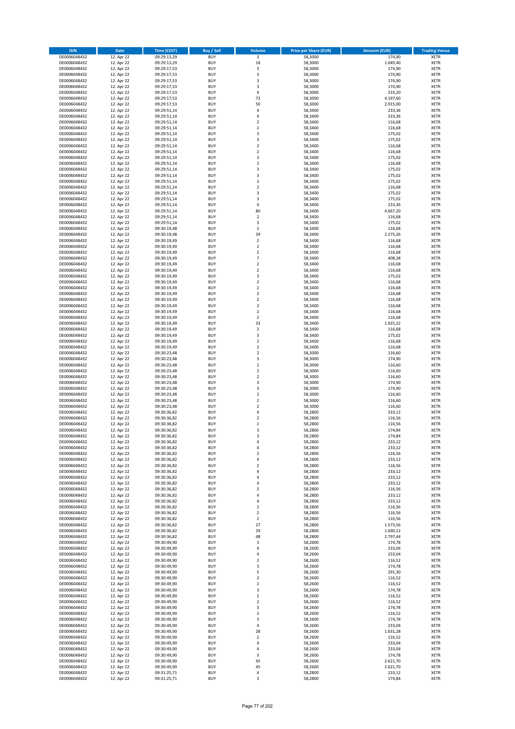| ISIN | Date | Time (CEST) | Buy / Sell | Volume | Price per Share (EUR) | Amount (EUR) | Trading Venue |
|---|---|---|---|---|---|---|---|
| DE0006048432 | 12. Apr 22 | 09:29:13,29 | BUY | 3 | 58,3000 | 174,90 | XETR |
| DE0006048432 | 12. Apr 22 | 09:29:13,29 | BUY | 18 | 58,3000 | 1.049,40 | XETR |
| DE0006048432 | 12. Apr 22 | 09:29:17,53 | BUY | 3 | 58,3000 | 174,90 | XETR |
| DE0006048432 | 12. Apr 22 | 09:29:17,53 | BUY | 3 | 58,3000 | 174,90 | XETR |
| DE0006048432 | 12. Apr 22 | 09:29:17,53 | BUY | 3 | 58,3000 | 174,90 | XETR |
| DE0006048432 | 12. Apr 22 | 09:29:17,53 | BUY | 3 | 58,3000 | 174,90 | XETR |
| DE0006048432 | 12. Apr 22 | 09:29:17,53 | BUY | 4 | 58,3000 | 233,20 | XETR |
| DE0006048432 | 12. Apr 22 | 09:29:17,53 | BUY | 72 | 58,3000 | 4.197,60 | XETR |
| DE0006048432 | 12. Apr 22 | 09:29:17,53 | BUY | 50 | 58,3000 | 2.915,00 | XETR |
| DE0006048432 | 12. Apr 22 | 09:29:51,14 | BUY | 4 | 58,3400 | 233,36 | XETR |
| DE0006048432 | 12. Apr 22 | 09:29:51,14 | BUY | 4 | 58,3400 | 233,36 | XETR |
| DE0006048432 | 12. Apr 22 | 09:29:51,14 | BUY | 2 | 58,3400 | 116,68 | XETR |
| DE0006048432 | 12. Apr 22 | 09:29:51,14 | BUY | 2 | 58,3400 | 116,68 | XETR |
| DE0006048432 | 12. Apr 22 | 09:29:51,14 | BUY | 3 | 58,3400 | 175,02 | XETR |
| DE0006048432 | 12. Apr 22 | 09:29:51,14 | BUY | 3 | 58,3400 | 175,02 | XETR |
| DE0006048432 | 12. Apr 22 | 09:29:51,14 | BUY | 2 | 58,3400 | 116,68 | XETR |
| DE0006048432 | 12. Apr 22 | 09:29:51,14 | BUY | 2 | 58,3400 | 116,68 | XETR |
| DE0006048432 | 12. Apr 22 | 09:29:51,14 | BUY | 3 | 58,3400 | 175,02 | XETR |
| DE0006048432 | 12. Apr 22 | 09:29:51,14 | BUY | 2 | 58,3400 | 116,68 | XETR |
| DE0006048432 | 12. Apr 22 | 09:29:51,14 | BUY | 3 | 58,3400 | 175,02 | XETR |
| DE0006048432 | 12. Apr 22 | 09:29:51,14 | BUY | 3 | 58,3400 | 175,02 | XETR |
| DE0006048432 | 12. Apr 22 | 09:29:51,14 | BUY | 3 | 58,3400 | 175,02 | XETR |
| DE0006048432 | 12. Apr 22 | 09:29:51,14 | BUY | 2 | 58,3400 | 116,68 | XETR |
| DE0006048432 | 12. Apr 22 | 09:29:51,14 | BUY | 3 | 58,3400 | 175,02 | XETR |
| DE0006048432 | 12. Apr 22 | 09:29:51,14 | BUY | 3 | 58,3400 | 175,02 | XETR |
| DE0006048432 | 12. Apr 22 | 09:29:51,14 | BUY | 4 | 58,3400 | 233,36 | XETR |
| DE0006048432 | 12. Apr 22 | 09:29:51,14 | BUY | 80 | 58,3400 | 4.667,20 | XETR |
| DE0006048432 | 12. Apr 22 | 09:29:51,14 | BUY | 2 | 58,3400 | 116,68 | XETR |
| DE0006048432 | 12. Apr 22 | 09:29:51,14 | BUY | 3 | 58,3400 | 175,02 | XETR |
| DE0006048432 | 12. Apr 22 | 09:30:19,48 | BUY | 2 | 58,3400 | 116,68 | XETR |
| DE0006048432 | 12. Apr 22 | 09:30:19,48 | BUY | 39 | 58,3400 | 2.275,26 | XETR |
| DE0006048432 | 12. Apr 22 | 09:30:19,49 | BUY | 2 | 58,3400 | 116,68 | XETR |
| DE0006048432 | 12. Apr 22 | 09:30:19,49 | BUY | 2 | 58,3400 | 116,68 | XETR |
| DE0006048432 | 12. Apr 22 | 09:30:19,49 | BUY | 2 | 58,3400 | 116,68 | XETR |
| DE0006048432 | 12. Apr 22 | 09:30:19,49 | BUY | 7 | 58,3400 | 408,38 | XETR |
| DE0006048432 | 12. Apr 22 | 09:30:19,49 | BUY | 2 | 58,3400 | 116,68 | XETR |
| DE0006048432 | 12. Apr 22 | 09:30:19,49 | BUY | 2 | 58,3400 | 116,68 | XETR |
| DE0006048432 | 12. Apr 22 | 09:30:19,49 | BUY | 3 | 58,3400 | 175,02 | XETR |
| DE0006048432 | 12. Apr 22 | 09:30:19,49 | BUY | 2 | 58,3400 | 116,68 | XETR |
| DE0006048432 | 12. Apr 22 | 09:30:19,49 | BUY | 2 | 58,3400 | 116,68 | XETR |
| DE0006048432 | 12. Apr 22 | 09:30:19,49 | BUY | 2 | 58,3400 | 116,68 | XETR |
| DE0006048432 | 12. Apr 22 | 09:30:19,49 | BUY | 2 | 58,3400 | 116,68 | XETR |
| DE0006048432 | 12. Apr 22 | 09:30:19,49 | BUY | 2 | 58,3400 | 116,68 | XETR |
| DE0006048432 | 12. Apr 22 | 09:30:19,49 | BUY | 2 | 58,3400 | 116,68 | XETR |
| DE0006048432 | 12. Apr 22 | 09:30:19,49 | BUY | 2 | 58,3400 | 116,68 | XETR |
| DE0006048432 | 12. Apr 22 | 09:30:19,49 | BUY | 33 | 58,3400 | 1.925,22 | XETR |
| DE0006048432 | 12. Apr 22 | 09:30:19,49 | BUY | 2 | 58,3400 | 116,68 | XETR |
| DE0006048432 | 12. Apr 22 | 09:30:19,49 | BUY | 3 | 58,3400 | 175,02 | XETR |
| DE0006048432 | 12. Apr 22 | 09:30:19,49 | BUY | 2 | 58,3400 | 116,68 | XETR |
| DE0006048432 | 12. Apr 22 | 09:30:19,49 | BUY | 2 | 58,3400 | 116,68 | XETR |
| DE0006048432 | 12. Apr 22 | 09:30:23,48 | BUY | 2 | 58,3000 | 116,60 | XETR |
| DE0006048432 | 12. Apr 22 | 09:30:23,48 | BUY | 3 | 58,3000 | 174,90 | XETR |
| DE0006048432 | 12. Apr 22 | 09:30:23,48 | BUY | 2 | 58,3000 | 116,60 | XETR |
| DE0006048432 | 12. Apr 22 | 09:30:23,48 | BUY | 2 | 58,3000 | 116,60 | XETR |
| DE0006048432 | 12. Apr 22 | 09:30:23,48 | BUY | 2 | 58,3000 | 116,60 | XETR |
| DE0006048432 | 12. Apr 22 | 09:30:23,48 | BUY | 3 | 58,3000 | 174,90 | XETR |
| DE0006048432 | 12. Apr 22 | 09:30:23,48 | BUY | 3 | 58,3000 | 174,90 | XETR |
| DE0006048432 | 12. Apr 22 | 09:30:23,48 | BUY | 2 | 58,3000 | 116,60 | XETR |
| DE0006048432 | 12. Apr 22 | 09:30:23,48 | BUY | 2 | 58,3000 | 116,60 | XETR |
| DE0006048432 | 12. Apr 22 | 09:30:23,48 | BUY | 2 | 58,3000 | 116,60 | XETR |
| DE0006048432 | 12. Apr 22 | 09:30:36,82 | BUY | 4 | 58,2800 | 233,12 | XETR |
| DE0006048432 | 12. Apr 22 | 09:30:36,82 | BUY | 2 | 58,2800 | 116,56 | XETR |
| DE0006048432 | 12. Apr 22 | 09:30:36,82 | BUY | 2 | 58,2800 | 116,56 | XETR |
| DE0006048432 | 12. Apr 22 | 09:30:36,82 | BUY | 3 | 58,2800 | 174,84 | XETR |
| DE0006048432 | 12. Apr 22 | 09:30:36,82 | BUY | 3 | 58,2800 | 174,84 | XETR |
| DE0006048432 | 12. Apr 22 | 09:30:36,82 | BUY | 4 | 58,2800 | 233,12 | XETR |
| DE0006048432 | 12. Apr 22 | 09:30:36,82 | BUY | 4 | 58,2800 | 233,12 | XETR |
| DE0006048432 | 12. Apr 22 | 09:30:36,82 | BUY | 2 | 58,2800 | 116,56 | XETR |
| DE0006048432 | 12. Apr 22 | 09:30:36,82 | BUY | 4 | 58,2800 | 233,12 | XETR |
| DE0006048432 | 12. Apr 22 | 09:30:36,82 | BUY | 2 | 58,2800 | 116,56 | XETR |
| DE0006048432 | 12. Apr 22 | 09:30:36,82 | BUY | 4 | 58,2800 | 233,12 | XETR |
| DE0006048432 | 12. Apr 22 | 09:30:36,82 | BUY | 4 | 58,2800 | 233,12 | XETR |
| DE0006048432 | 12. Apr 22 | 09:30:36,82 | BUY | 4 | 58,2800 | 233,12 | XETR |
| DE0006048432 | 12. Apr 22 | 09:30:36,82 | BUY | 2 | 58,2800 | 116,56 | XETR |
| DE0006048432 | 12. Apr 22 | 09:30:36,82 | BUY | 4 | 58,2800 | 233,12 | XETR |
| DE0006048432 | 12. Apr 22 | 09:30:36,82 | BUY | 4 | 58,2800 | 233,12 | XETR |
| DE0006048432 | 12. Apr 22 | 09:30:36,82 | BUY | 2 | 58,2800 | 116,56 | XETR |
| DE0006048432 | 12. Apr 22 | 09:30:36,82 | BUY | 2 | 58,2800 | 116,56 | XETR |
| DE0006048432 | 12. Apr 22 | 09:30:36,82 | BUY | 2 | 58,2800 | 116,56 | XETR |
| DE0006048432 | 12. Apr 22 | 09:30:36,82 | BUY | 27 | 58,2800 | 1.573,56 | XETR |
| DE0006048432 | 12. Apr 22 | 09:30:36,82 | BUY | 29 | 58,2800 | 1.690,12 | XETR |
| DE0006048432 | 12. Apr 22 | 09:30:36,82 | BUY | 48 | 58,2800 | 2.797,44 | XETR |
| DE0006048432 | 12. Apr 22 | 09:30:49,90 | BUY | 3 | 58,2600 | 174,78 | XETR |
| DE0006048432 | 12. Apr 22 | 09:30:49,90 | BUY | 4 | 58,2600 | 233,04 | XETR |
| DE0006048432 | 12. Apr 22 | 09:30:49,90 | BUY | 4 | 58,2600 | 233,04 | XETR |
| DE0006048432 | 12. Apr 22 | 09:30:49,90 | BUY | 2 | 58,2600 | 116,52 | XETR |
| DE0006048432 | 12. Apr 22 | 09:30:49,90 | BUY | 3 | 58,2600 | 174,78 | XETR |
| DE0006048432 | 12. Apr 22 | 09:30:49,90 | BUY | 5 | 58,2600 | 291,30 | XETR |
| DE0006048432 | 12. Apr 22 | 09:30:49,90 | BUY | 2 | 58,2600 | 116,52 | XETR |
| DE0006048432 | 12. Apr 22 | 09:30:49,90 | BUY | 2 | 58,2600 | 116,52 | XETR |
| DE0006048432 | 12. Apr 22 | 09:30:49,90 | BUY | 3 | 58,2600 | 174,78 | XETR |
| DE0006048432 | 12. Apr 22 | 09:30:49,90 | BUY | 2 | 58,2600 | 116,52 | XETR |
| DE0006048432 | 12. Apr 22 | 09:30:49,90 | BUY | 2 | 58,2600 | 116,52 | XETR |
| DE0006048432 | 12. Apr 22 | 09:30:49,90 | BUY | 3 | 58,2600 | 174,78 | XETR |
| DE0006048432 | 12. Apr 22 | 09:30:49,90 | BUY | 2 | 58,2600 | 116,52 | XETR |
| DE0006048432 | 12. Apr 22 | 09:30:49,90 | BUY | 3 | 58,2600 | 174,78 | XETR |
| DE0006048432 | 12. Apr 22 | 09:30:49,90 | BUY | 4 | 58,2600 | 233,04 | XETR |
| DE0006048432 | 12. Apr 22 | 09:30:49,90 | BUY | 28 | 58,2600 | 1.631,28 | XETR |
| DE0006048432 | 12. Apr 22 | 09:30:49,90 | BUY | 2 | 58,2600 | 116,52 | XETR |
| DE0006048432 | 12. Apr 22 | 09:30:49,90 | BUY | 4 | 58,2600 | 233,04 | XETR |
| DE0006048432 | 12. Apr 22 | 09:30:49,90 | BUY | 4 | 58,2600 | 233,04 | XETR |
| DE0006048432 | 12. Apr 22 | 09:30:49,90 | BUY | 3 | 58,2600 | 174,78 | XETR |
| DE0006048432 | 12. Apr 22 | 09:30:49,90 | BUY | 45 | 58,2600 | 2.621,70 | XETR |
| DE0006048432 | 12. Apr 22 | 09:30:49,90 | BUY | 45 | 58,2600 | 2.621,70 | XETR |
| DE0006048432 | 12. Apr 22 | 09:31:25,71 | BUY | 4 | 58,2800 | 233,12 | XETR |
| DE0006048432 | 12. Apr 22 | 09:31:25,71 | BUY | 3 | 58,2800 | 174,84 | XETR |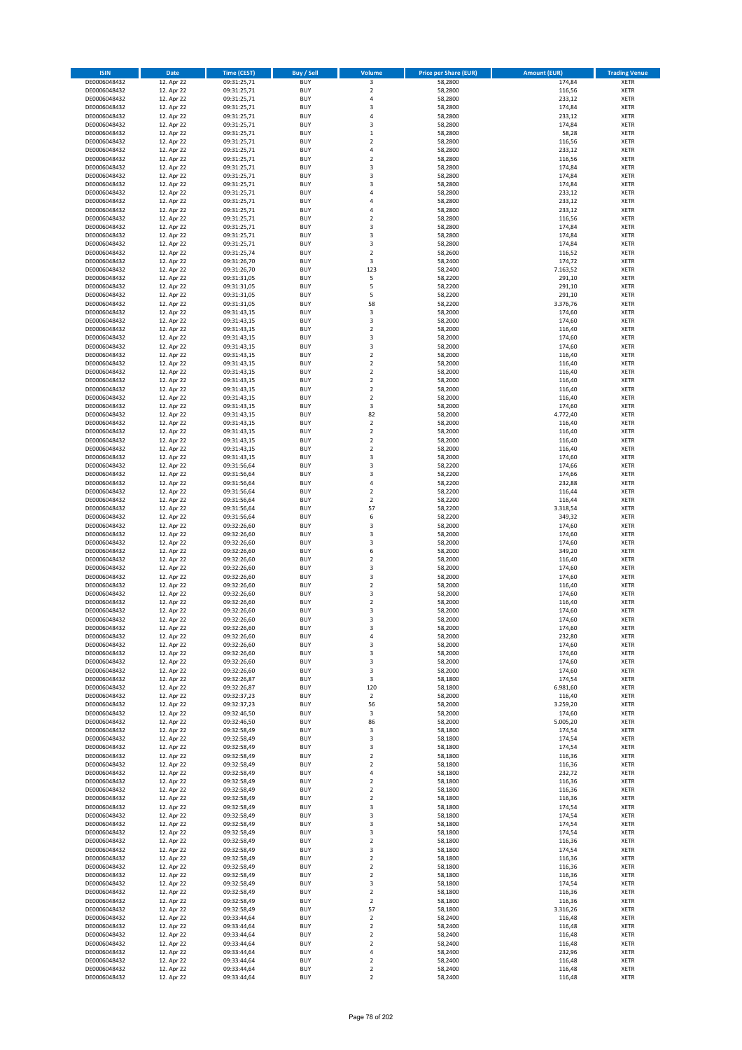| ISIN | Date | Time (CEST) | Buy / Sell | Volume | Price per Share (EUR) | Amount (EUR) | Trading Venue |
|---|---|---|---|---|---|---|---|
| DE0006048432 | 12. Apr 22 | 09:31:25,71 | BUY | 3 | 58,2800 | 174,84 | XETR |
| DE0006048432 | 12. Apr 22 | 09:31:25,71 | BUY | 2 | 58,2800 | 116,56 | XETR |
| DE0006048432 | 12. Apr 22 | 09:31:25,71 | BUY | 4 | 58,2800 | 233,12 | XETR |
| DE0006048432 | 12. Apr 22 | 09:31:25,71 | BUY | 3 | 58,2800 | 174,84 | XETR |
| DE0006048432 | 12. Apr 22 | 09:31:25,71 | BUY | 4 | 58,2800 | 233,12 | XETR |
| DE0006048432 | 12. Apr 22 | 09:31:25,71 | BUY | 3 | 58,2800 | 174,84 | XETR |
| DE0006048432 | 12. Apr 22 | 09:31:25,71 | BUY | 1 | 58,2800 | 58,28 | XETR |
| DE0006048432 | 12. Apr 22 | 09:31:25,71 | BUY | 2 | 58,2800 | 116,56 | XETR |
| DE0006048432 | 12. Apr 22 | 09:31:25,71 | BUY | 4 | 58,2800 | 233,12 | XETR |
| DE0006048432 | 12. Apr 22 | 09:31:25,71 | BUY | 2 | 58,2800 | 116,56 | XETR |
| DE0006048432 | 12. Apr 22 | 09:31:25,71 | BUY | 3 | 58,2800 | 174,84 | XETR |
| DE0006048432 | 12. Apr 22 | 09:31:25,71 | BUY | 3 | 58,2800 | 174,84 | XETR |
| DE0006048432 | 12. Apr 22 | 09:31:25,71 | BUY | 3 | 58,2800 | 174,84 | XETR |
| DE0006048432 | 12. Apr 22 | 09:31:25,71 | BUY | 4 | 58,2800 | 233,12 | XETR |
| DE0006048432 | 12. Apr 22 | 09:31:25,71 | BUY | 4 | 58,2800 | 233,12 | XETR |
| DE0006048432 | 12. Apr 22 | 09:31:25,71 | BUY | 4 | 58,2800 | 233,12 | XETR |
| DE0006048432 | 12. Apr 22 | 09:31:25,71 | BUY | 2 | 58,2800 | 116,56 | XETR |
| DE0006048432 | 12. Apr 22 | 09:31:25,71 | BUY | 3 | 58,2800 | 174,84 | XETR |
| DE0006048432 | 12. Apr 22 | 09:31:25,71 | BUY | 3 | 58,2800 | 174,84 | XETR |
| DE0006048432 | 12. Apr 22 | 09:31:25,71 | BUY | 3 | 58,2800 | 174,84 | XETR |
| DE0006048432 | 12. Apr 22 | 09:31:25,74 | BUY | 2 | 58,2600 | 116,52 | XETR |
| DE0006048432 | 12. Apr 22 | 09:31:26,70 | BUY | 3 | 58,2400 | 174,72 | XETR |
| DE0006048432 | 12. Apr 22 | 09:31:26,70 | BUY | 123 | 58,2400 | 7.163,52 | XETR |
| DE0006048432 | 12. Apr 22 | 09:31:31,05 | BUY | 5 | 58,2200 | 291,10 | XETR |
| DE0006048432 | 12. Apr 22 | 09:31:31,05 | BUY | 5 | 58,2200 | 291,10 | XETR |
| DE0006048432 | 12. Apr 22 | 09:31:31,05 | BUY | 5 | 58,2200 | 291,10 | XETR |
| DE0006048432 | 12. Apr 22 | 09:31:31,05 | BUY | 58 | 58,2200 | 3.376,76 | XETR |
| DE0006048432 | 12. Apr 22 | 09:31:43,15 | BUY | 3 | 58,2000 | 174,60 | XETR |
| DE0006048432 | 12. Apr 22 | 09:31:43,15 | BUY | 3 | 58,2000 | 174,60 | XETR |
| DE0006048432 | 12. Apr 22 | 09:31:43,15 | BUY | 2 | 58,2000 | 116,40 | XETR |
| DE0006048432 | 12. Apr 22 | 09:31:43,15 | BUY | 3 | 58,2000 | 174,60 | XETR |
| DE0006048432 | 12. Apr 22 | 09:31:43,15 | BUY | 3 | 58,2000 | 174,60 | XETR |
| DE0006048432 | 12. Apr 22 | 09:31:43,15 | BUY | 2 | 58,2000 | 116,40 | XETR |
| DE0006048432 | 12. Apr 22 | 09:31:43,15 | BUY | 2 | 58,2000 | 116,40 | XETR |
| DE0006048432 | 12. Apr 22 | 09:31:43,15 | BUY | 2 | 58,2000 | 116,40 | XETR |
| DE0006048432 | 12. Apr 22 | 09:31:43,15 | BUY | 2 | 58,2000 | 116,40 | XETR |
| DE0006048432 | 12. Apr 22 | 09:31:43,15 | BUY | 2 | 58,2000 | 116,40 | XETR |
| DE0006048432 | 12. Apr 22 | 09:31:43,15 | BUY | 2 | 58,2000 | 116,40 | XETR |
| DE0006048432 | 12. Apr 22 | 09:31:43,15 | BUY | 3 | 58,2000 | 174,60 | XETR |
| DE0006048432 | 12. Apr 22 | 09:31:43,15 | BUY | 82 | 58,2000 | 4.772,40 | XETR |
| DE0006048432 | 12. Apr 22 | 09:31:43,15 | BUY | 2 | 58,2000 | 116,40 | XETR |
| DE0006048432 | 12. Apr 22 | 09:31:43,15 | BUY | 2 | 58,2000 | 116,40 | XETR |
| DE0006048432 | 12. Apr 22 | 09:31:43,15 | BUY | 2 | 58,2000 | 116,40 | XETR |
| DE0006048432 | 12. Apr 22 | 09:31:43,15 | BUY | 2 | 58,2000 | 116,40 | XETR |
| DE0006048432 | 12. Apr 22 | 09:31:43,15 | BUY | 3 | 58,2000 | 174,60 | XETR |
| DE0006048432 | 12. Apr 22 | 09:31:56,64 | BUY | 3 | 58,2200 | 174,66 | XETR |
| DE0006048432 | 12. Apr 22 | 09:31:56,64 | BUY | 3 | 58,2200 | 174,66 | XETR |
| DE0006048432 | 12. Apr 22 | 09:31:56,64 | BUY | 4 | 58,2200 | 232,88 | XETR |
| DE0006048432 | 12. Apr 22 | 09:31:56,64 | BUY | 2 | 58,2200 | 116,44 | XETR |
| DE0006048432 | 12. Apr 22 | 09:31:56,64 | BUY | 2 | 58,2200 | 116,44 | XETR |
| DE0006048432 | 12. Apr 22 | 09:31:56,64 | BUY | 57 | 58,2200 | 3.318,54 | XETR |
| DE0006048432 | 12. Apr 22 | 09:31:56,64 | BUY | 6 | 58,2200 | 349,32 | XETR |
| DE0006048432 | 12. Apr 22 | 09:32:26,60 | BUY | 3 | 58,2000 | 174,60 | XETR |
| DE0006048432 | 12. Apr 22 | 09:32:26,60 | BUY | 3 | 58,2000 | 174,60 | XETR |
| DE0006048432 | 12. Apr 22 | 09:32:26,60 | BUY | 3 | 58,2000 | 174,60 | XETR |
| DE0006048432 | 12. Apr 22 | 09:32:26,60 | BUY | 6 | 58,2000 | 349,20 | XETR |
| DE0006048432 | 12. Apr 22 | 09:32:26,60 | BUY | 2 | 58,2000 | 116,40 | XETR |
| DE0006048432 | 12. Apr 22 | 09:32:26,60 | BUY | 3 | 58,2000 | 174,60 | XETR |
| DE0006048432 | 12. Apr 22 | 09:32:26,60 | BUY | 3 | 58,2000 | 174,60 | XETR |
| DE0006048432 | 12. Apr 22 | 09:32:26,60 | BUY | 2 | 58,2000 | 116,40 | XETR |
| DE0006048432 | 12. Apr 22 | 09:32:26,60 | BUY | 3 | 58,2000 | 174,60 | XETR |
| DE0006048432 | 12. Apr 22 | 09:32:26,60 | BUY | 2 | 58,2000 | 116,40 | XETR |
| DE0006048432 | 12. Apr 22 | 09:32:26,60 | BUY | 3 | 58,2000 | 174,60 | XETR |
| DE0006048432 | 12. Apr 22 | 09:32:26,60 | BUY | 3 | 58,2000 | 174,60 | XETR |
| DE0006048432 | 12. Apr 22 | 09:32:26,60 | BUY | 3 | 58,2000 | 174,60 | XETR |
| DE0006048432 | 12. Apr 22 | 09:32:26,60 | BUY | 4 | 58,2000 | 232,80 | XETR |
| DE0006048432 | 12. Apr 22 | 09:32:26,60 | BUY | 3 | 58,2000 | 174,60 | XETR |
| DE0006048432 | 12. Apr 22 | 09:32:26,60 | BUY | 3 | 58,2000 | 174,60 | XETR |
| DE0006048432 | 12. Apr 22 | 09:32:26,60 | BUY | 3 | 58,2000 | 174,60 | XETR |
| DE0006048432 | 12. Apr 22 | 09:32:26,60 | BUY | 3 | 58,2000 | 174,60 | XETR |
| DE0006048432 | 12. Apr 22 | 09:32:26,87 | BUY | 3 | 58,1800 | 174,54 | XETR |
| DE0006048432 | 12. Apr 22 | 09:32:26,87 | BUY | 120 | 58,1800 | 6.981,60 | XETR |
| DE0006048432 | 12. Apr 22 | 09:32:37,23 | BUY | 2 | 58,2000 | 116,40 | XETR |
| DE0006048432 | 12. Apr 22 | 09:32:37,23 | BUY | 56 | 58,2000 | 3.259,20 | XETR |
| DE0006048432 | 12. Apr 22 | 09:32:46,50 | BUY | 3 | 58,2000 | 174,60 | XETR |
| DE0006048432 | 12. Apr 22 | 09:32:46,50 | BUY | 86 | 58,2000 | 5.005,20 | XETR |
| DE0006048432 | 12. Apr 22 | 09:32:58,49 | BUY | 3 | 58,1800 | 174,54 | XETR |
| DE0006048432 | 12. Apr 22 | 09:32:58,49 | BUY | 3 | 58,1800 | 174,54 | XETR |
| DE0006048432 | 12. Apr 22 | 09:32:58,49 | BUY | 3 | 58,1800 | 174,54 | XETR |
| DE0006048432 | 12. Apr 22 | 09:32:58,49 | BUY | 2 | 58,1800 | 116,36 | XETR |
| DE0006048432 | 12. Apr 22 | 09:32:58,49 | BUY | 2 | 58,1800 | 116,36 | XETR |
| DE0006048432 | 12. Apr 22 | 09:32:58,49 | BUY | 4 | 58,1800 | 232,72 | XETR |
| DE0006048432 | 12. Apr 22 | 09:32:58,49 | BUY | 2 | 58,1800 | 116,36 | XETR |
| DE0006048432 | 12. Apr 22 | 09:32:58,49 | BUY | 2 | 58,1800 | 116,36 | XETR |
| DE0006048432 | 12. Apr 22 | 09:32:58,49 | BUY | 2 | 58,1800 | 116,36 | XETR |
| DE0006048432 | 12. Apr 22 | 09:32:58,49 | BUY | 3 | 58,1800 | 174,54 | XETR |
| DE0006048432 | 12. Apr 22 | 09:32:58,49 | BUY | 3 | 58,1800 | 174,54 | XETR |
| DE0006048432 | 12. Apr 22 | 09:32:58,49 | BUY | 3 | 58,1800 | 174,54 | XETR |
| DE0006048432 | 12. Apr 22 | 09:32:58,49 | BUY | 3 | 58,1800 | 174,54 | XETR |
| DE0006048432 | 12. Apr 22 | 09:32:58,49 | BUY | 2 | 58,1800 | 116,36 | XETR |
| DE0006048432 | 12. Apr 22 | 09:32:58,49 | BUY | 3 | 58,1800 | 174,54 | XETR |
| DE0006048432 | 12. Apr 22 | 09:32:58,49 | BUY | 2 | 58,1800 | 116,36 | XETR |
| DE0006048432 | 12. Apr 22 | 09:32:58,49 | BUY | 2 | 58,1800 | 116,36 | XETR |
| DE0006048432 | 12. Apr 22 | 09:32:58,49 | BUY | 2 | 58,1800 | 116,36 | XETR |
| DE0006048432 | 12. Apr 22 | 09:32:58,49 | BUY | 3 | 58,1800 | 174,54 | XETR |
| DE0006048432 | 12. Apr 22 | 09:32:58,49 | BUY | 2 | 58,1800 | 116,36 | XETR |
| DE0006048432 | 12. Apr 22 | 09:32:58,49 | BUY | 2 | 58,1800 | 116,36 | XETR |
| DE0006048432 | 12. Apr 22 | 09:32:58,49 | BUY | 57 | 58,1800 | 3.316,26 | XETR |
| DE0006048432 | 12. Apr 22 | 09:33:44,64 | BUY | 2 | 58,2400 | 116,48 | XETR |
| DE0006048432 | 12. Apr 22 | 09:33:44,64 | BUY | 2 | 58,2400 | 116,48 | XETR |
| DE0006048432 | 12. Apr 22 | 09:33:44,64 | BUY | 2 | 58,2400 | 116,48 | XETR |
| DE0006048432 | 12. Apr 22 | 09:33:44,64 | BUY | 2 | 58,2400 | 116,48 | XETR |
| DE0006048432 | 12. Apr 22 | 09:33:44,64 | BUY | 4 | 58,2400 | 232,96 | XETR |
| DE0006048432 | 12. Apr 22 | 09:33:44,64 | BUY | 2 | 58,2400 | 116,48 | XETR |
| DE0006048432 | 12. Apr 22 | 09:33:44,64 | BUY | 2 | 58,2400 | 116,48 | XETR |
| DE0006048432 | 12. Apr 22 | 09:33:44,64 | BUY | 2 | 58,2400 | 116,48 | XETR |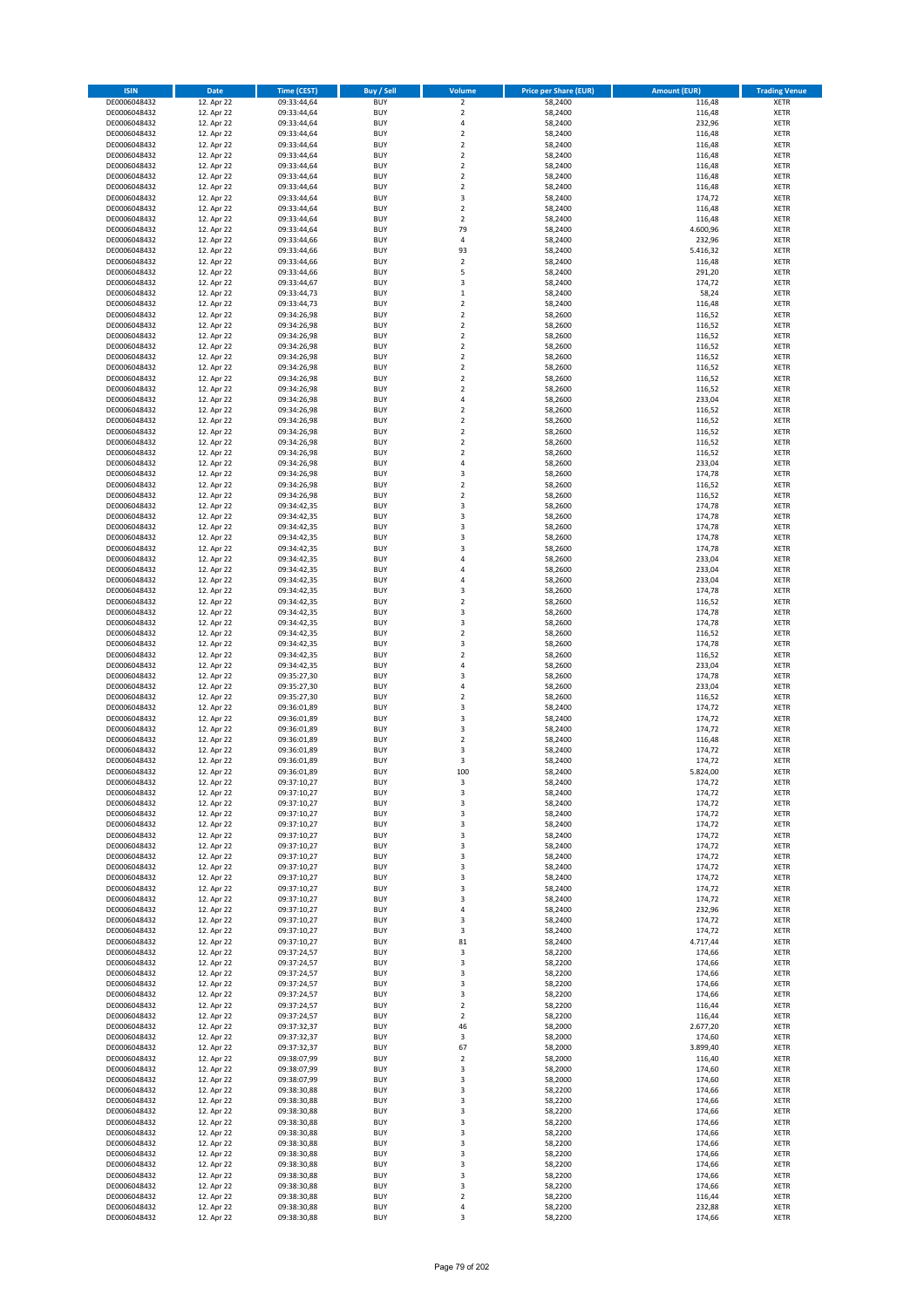| ISIN | Date | Time (CEST) | Buy / Sell | Volume | Price per Share (EUR) | Amount (EUR) | Trading Venue |
|---|---|---|---|---|---|---|---|
| DE0006048432 | 12. Apr 22 | 09:33:44,64 | BUY | 2 | 58,2400 | 116,48 | XETR |
| DE0006048432 | 12. Apr 22 | 09:33:44,64 | BUY | 2 | 58,2400 | 116,48 | XETR |
| DE0006048432 | 12. Apr 22 | 09:33:44,64 | BUY | 4 | 58,2400 | 232,96 | XETR |
| DE0006048432 | 12. Apr 22 | 09:33:44,64 | BUY | 2 | 58,2400 | 116,48 | XETR |
| DE0006048432 | 12. Apr 22 | 09:33:44,64 | BUY | 2 | 58,2400 | 116,48 | XETR |
| DE0006048432 | 12. Apr 22 | 09:33:44,64 | BUY | 2 | 58,2400 | 116,48 | XETR |
| DE0006048432 | 12. Apr 22 | 09:33:44,64 | BUY | 2 | 58,2400 | 116,48 | XETR |
| DE0006048432 | 12. Apr 22 | 09:33:44,64 | BUY | 2 | 58,2400 | 116,48 | XETR |
| DE0006048432 | 12. Apr 22 | 09:33:44,64 | BUY | 2 | 58,2400 | 116,48 | XETR |
| DE0006048432 | 12. Apr 22 | 09:33:44,64 | BUY | 3 | 58,2400 | 174,72 | XETR |
| DE0006048432 | 12. Apr 22 | 09:33:44,64 | BUY | 2 | 58,2400 | 116,48 | XETR |
| DE0006048432 | 12. Apr 22 | 09:33:44,64 | BUY | 2 | 58,2400 | 116,48 | XETR |
| DE0006048432 | 12. Apr 22 | 09:33:44,64 | BUY | 79 | 58,2400 | 4.600,96 | XETR |
| DE0006048432 | 12. Apr 22 | 09:33:44,66 | BUY | 4 | 58,2400 | 232,96 | XETR |
| DE0006048432 | 12. Apr 22 | 09:33:44,66 | BUY | 93 | 58,2400 | 5.416,32 | XETR |
| DE0006048432 | 12. Apr 22 | 09:33:44,66 | BUY | 2 | 58,2400 | 116,48 | XETR |
| DE0006048432 | 12. Apr 22 | 09:33:44,66 | BUY | 5 | 58,2400 | 291,20 | XETR |
| DE0006048432 | 12. Apr 22 | 09:33:44,67 | BUY | 3 | 58,2400 | 174,72 | XETR |
| DE0006048432 | 12. Apr 22 | 09:33:44,73 | BUY | 1 | 58,2400 | 58,24 | XETR |
| DE0006048432 | 12. Apr 22 | 09:33:44,73 | BUY | 2 | 58,2400 | 116,48 | XETR |
| DE0006048432 | 12. Apr 22 | 09:34:26,98 | BUY | 2 | 58,2600 | 116,52 | XETR |
| DE0006048432 | 12. Apr 22 | 09:34:26,98 | BUY | 2 | 58,2600 | 116,52 | XETR |
| DE0006048432 | 12. Apr 22 | 09:34:26,98 | BUY | 2 | 58,2600 | 116,52 | XETR |
| DE0006048432 | 12. Apr 22 | 09:34:26,98 | BUY | 2 | 58,2600 | 116,52 | XETR |
| DE0006048432 | 12. Apr 22 | 09:34:26,98 | BUY | 2 | 58,2600 | 116,52 | XETR |
| DE0006048432 | 12. Apr 22 | 09:34:26,98 | BUY | 2 | 58,2600 | 116,52 | XETR |
| DE0006048432 | 12. Apr 22 | 09:34:26,98 | BUY | 2 | 58,2600 | 116,52 | XETR |
| DE0006048432 | 12. Apr 22 | 09:34:26,98 | BUY | 2 | 58,2600 | 116,52 | XETR |
| DE0006048432 | 12. Apr 22 | 09:34:26,98 | BUY | 4 | 58,2600 | 233,04 | XETR |
| DE0006048432 | 12. Apr 22 | 09:34:26,98 | BUY | 2 | 58,2600 | 116,52 | XETR |
| DE0006048432 | 12. Apr 22 | 09:34:26,98 | BUY | 2 | 58,2600 | 116,52 | XETR |
| DE0006048432 | 12. Apr 22 | 09:34:26,98 | BUY | 2 | 58,2600 | 116,52 | XETR |
| DE0006048432 | 12. Apr 22 | 09:34:26,98 | BUY | 2 | 58,2600 | 116,52 | XETR |
| DE0006048432 | 12. Apr 22 | 09:34:26,98 | BUY | 2 | 58,2600 | 116,52 | XETR |
| DE0006048432 | 12. Apr 22 | 09:34:26,98 | BUY | 4 | 58,2600 | 233,04 | XETR |
| DE0006048432 | 12. Apr 22 | 09:34:26,98 | BUY | 3 | 58,2600 | 174,78 | XETR |
| DE0006048432 | 12. Apr 22 | 09:34:26,98 | BUY | 2 | 58,2600 | 116,52 | XETR |
| DE0006048432 | 12. Apr 22 | 09:34:26,98 | BUY | 2 | 58,2600 | 116,52 | XETR |
| DE0006048432 | 12. Apr 22 | 09:34:42,35 | BUY | 3 | 58,2600 | 174,78 | XETR |
| DE0006048432 | 12. Apr 22 | 09:34:42,35 | BUY | 3 | 58,2600 | 174,78 | XETR |
| DE0006048432 | 12. Apr 22 | 09:34:42,35 | BUY | 3 | 58,2600 | 174,78 | XETR |
| DE0006048432 | 12. Apr 22 | 09:34:42,35 | BUY | 3 | 58,2600 | 174,78 | XETR |
| DE0006048432 | 12. Apr 22 | 09:34:42,35 | BUY | 3 | 58,2600 | 174,78 | XETR |
| DE0006048432 | 12. Apr 22 | 09:34:42,35 | BUY | 4 | 58,2600 | 233,04 | XETR |
| DE0006048432 | 12. Apr 22 | 09:34:42,35 | BUY | 4 | 58,2600 | 233,04 | XETR |
| DE0006048432 | 12. Apr 22 | 09:34:42,35 | BUY | 4 | 58,2600 | 233,04 | XETR |
| DE0006048432 | 12. Apr 22 | 09:34:42,35 | BUY | 3 | 58,2600 | 174,78 | XETR |
| DE0006048432 | 12. Apr 22 | 09:34:42,35 | BUY | 2 | 58,2600 | 116,52 | XETR |
| DE0006048432 | 12. Apr 22 | 09:34:42,35 | BUY | 3 | 58,2600 | 174,78 | XETR |
| DE0006048432 | 12. Apr 22 | 09:34:42,35 | BUY | 3 | 58,2600 | 174,78 | XETR |
| DE0006048432 | 12. Apr 22 | 09:34:42,35 | BUY | 2 | 58,2600 | 116,52 | XETR |
| DE0006048432 | 12. Apr 22 | 09:34:42,35 | BUY | 3 | 58,2600 | 174,78 | XETR |
| DE0006048432 | 12. Apr 22 | 09:34:42,35 | BUY | 2 | 58,2600 | 116,52 | XETR |
| DE0006048432 | 12. Apr 22 | 09:34:42,35 | BUY | 4 | 58,2600 | 233,04 | XETR |
| DE0006048432 | 12. Apr 22 | 09:35:27,30 | BUY | 3 | 58,2600 | 174,78 | XETR |
| DE0006048432 | 12. Apr 22 | 09:35:27,30 | BUY | 4 | 58,2600 | 233,04 | XETR |
| DE0006048432 | 12. Apr 22 | 09:35:27,30 | BUY | 2 | 58,2600 | 116,52 | XETR |
| DE0006048432 | 12. Apr 22 | 09:36:01,89 | BUY | 3 | 58,2400 | 174,72 | XETR |
| DE0006048432 | 12. Apr 22 | 09:36:01,89 | BUY | 3 | 58,2400 | 174,72 | XETR |
| DE0006048432 | 12. Apr 22 | 09:36:01,89 | BUY | 3 | 58,2400 | 174,72 | XETR |
| DE0006048432 | 12. Apr 22 | 09:36:01,89 | BUY | 2 | 58,2400 | 116,48 | XETR |
| DE0006048432 | 12. Apr 22 | 09:36:01,89 | BUY | 3 | 58,2400 | 174,72 | XETR |
| DE0006048432 | 12. Apr 22 | 09:36:01,89 | BUY | 3 | 58,2400 | 174,72 | XETR |
| DE0006048432 | 12. Apr 22 | 09:36:01,89 | BUY | 100 | 58,2400 | 5.824,00 | XETR |
| DE0006048432 | 12. Apr 22 | 09:37:10,27 | BUY | 3 | 58,2400 | 174,72 | XETR |
| DE0006048432 | 12. Apr 22 | 09:37:10,27 | BUY | 3 | 58,2400 | 174,72 | XETR |
| DE0006048432 | 12. Apr 22 | 09:37:10,27 | BUY | 3 | 58,2400 | 174,72 | XETR |
| DE0006048432 | 12. Apr 22 | 09:37:10,27 | BUY | 3 | 58,2400 | 174,72 | XETR |
| DE0006048432 | 12. Apr 22 | 09:37:10,27 | BUY | 3 | 58,2400 | 174,72 | XETR |
| DE0006048432 | 12. Apr 22 | 09:37:10,27 | BUY | 3 | 58,2400 | 174,72 | XETR |
| DE0006048432 | 12. Apr 22 | 09:37:10,27 | BUY | 3 | 58,2400 | 174,72 | XETR |
| DE0006048432 | 12. Apr 22 | 09:37:10,27 | BUY | 3 | 58,2400 | 174,72 | XETR |
| DE0006048432 | 12. Apr 22 | 09:37:10,27 | BUY | 3 | 58,2400 | 174,72 | XETR |
| DE0006048432 | 12. Apr 22 | 09:37:10,27 | BUY | 3 | 58,2400 | 174,72 | XETR |
| DE0006048432 | 12. Apr 22 | 09:37:10,27 | BUY | 3 | 58,2400 | 174,72 | XETR |
| DE0006048432 | 12. Apr 22 | 09:37:10,27 | BUY | 3 | 58,2400 | 174,72 | XETR |
| DE0006048432 | 12. Apr 22 | 09:37:10,27 | BUY | 4 | 58,2400 | 232,96 | XETR |
| DE0006048432 | 12. Apr 22 | 09:37:10,27 | BUY | 3 | 58,2400 | 174,72 | XETR |
| DE0006048432 | 12. Apr 22 | 09:37:10,27 | BUY | 3 | 58,2400 | 174,72 | XETR |
| DE0006048432 | 12. Apr 22 | 09:37:10,27 | BUY | 81 | 58,2400 | 4.717,44 | XETR |
| DE0006048432 | 12. Apr 22 | 09:37:24,57 | BUY | 3 | 58,2200 | 174,66 | XETR |
| DE0006048432 | 12. Apr 22 | 09:37:24,57 | BUY | 3 | 58,2200 | 174,66 | XETR |
| DE0006048432 | 12. Apr 22 | 09:37:24,57 | BUY | 3 | 58,2200 | 174,66 | XETR |
| DE0006048432 | 12. Apr 22 | 09:37:24,57 | BUY | 3 | 58,2200 | 174,66 | XETR |
| DE0006048432 | 12. Apr 22 | 09:37:24,57 | BUY | 3 | 58,2200 | 174,66 | XETR |
| DE0006048432 | 12. Apr 22 | 09:37:24,57 | BUY | 2 | 58,2200 | 116,44 | XETR |
| DE0006048432 | 12. Apr 22 | 09:37:24,57 | BUY | 2 | 58,2200 | 116,44 | XETR |
| DE0006048432 | 12. Apr 22 | 09:37:32,37 | BUY | 46 | 58,2000 | 2.677,20 | XETR |
| DE0006048432 | 12. Apr 22 | 09:37:32,37 | BUY | 3 | 58,2000 | 174,60 | XETR |
| DE0006048432 | 12. Apr 22 | 09:37:32,37 | BUY | 67 | 58,2000 | 3.899,40 | XETR |
| DE0006048432 | 12. Apr 22 | 09:38:07,99 | BUY | 2 | 58,2000 | 116,40 | XETR |
| DE0006048432 | 12. Apr 22 | 09:38:07,99 | BUY | 3 | 58,2000 | 174,60 | XETR |
| DE0006048432 | 12. Apr 22 | 09:38:07,99 | BUY | 3 | 58,2000 | 174,60 | XETR |
| DE0006048432 | 12. Apr 22 | 09:38:30,88 | BUY | 3 | 58,2200 | 174,66 | XETR |
| DE0006048432 | 12. Apr 22 | 09:38:30,88 | BUY | 3 | 58,2200 | 174,66 | XETR |
| DE0006048432 | 12. Apr 22 | 09:38:30,88 | BUY | 3 | 58,2200 | 174,66 | XETR |
| DE0006048432 | 12. Apr 22 | 09:38:30,88 | BUY | 3 | 58,2200 | 174,66 | XETR |
| DE0006048432 | 12. Apr 22 | 09:38:30,88 | BUY | 3 | 58,2200 | 174,66 | XETR |
| DE0006048432 | 12. Apr 22 | 09:38:30,88 | BUY | 3 | 58,2200 | 174,66 | XETR |
| DE0006048432 | 12. Apr 22 | 09:38:30,88 | BUY | 3 | 58,2200 | 174,66 | XETR |
| DE0006048432 | 12. Apr 22 | 09:38:30,88 | BUY | 3 | 58,2200 | 174,66 | XETR |
| DE0006048432 | 12. Apr 22 | 09:38:30,88 | BUY | 3 | 58,2200 | 174,66 | XETR |
| DE0006048432 | 12. Apr 22 | 09:38:30,88 | BUY | 3 | 58,2200 | 174,66 | XETR |
| DE0006048432 | 12. Apr 22 | 09:38:30,88 | BUY | 2 | 58,2200 | 116,44 | XETR |
| DE0006048432 | 12. Apr 22 | 09:38:30,88 | BUY | 4 | 58,2200 | 232,88 | XETR |
| DE0006048432 | 12. Apr 22 | 09:38:30,88 | BUY | 3 | 58,2200 | 174,66 | XETR |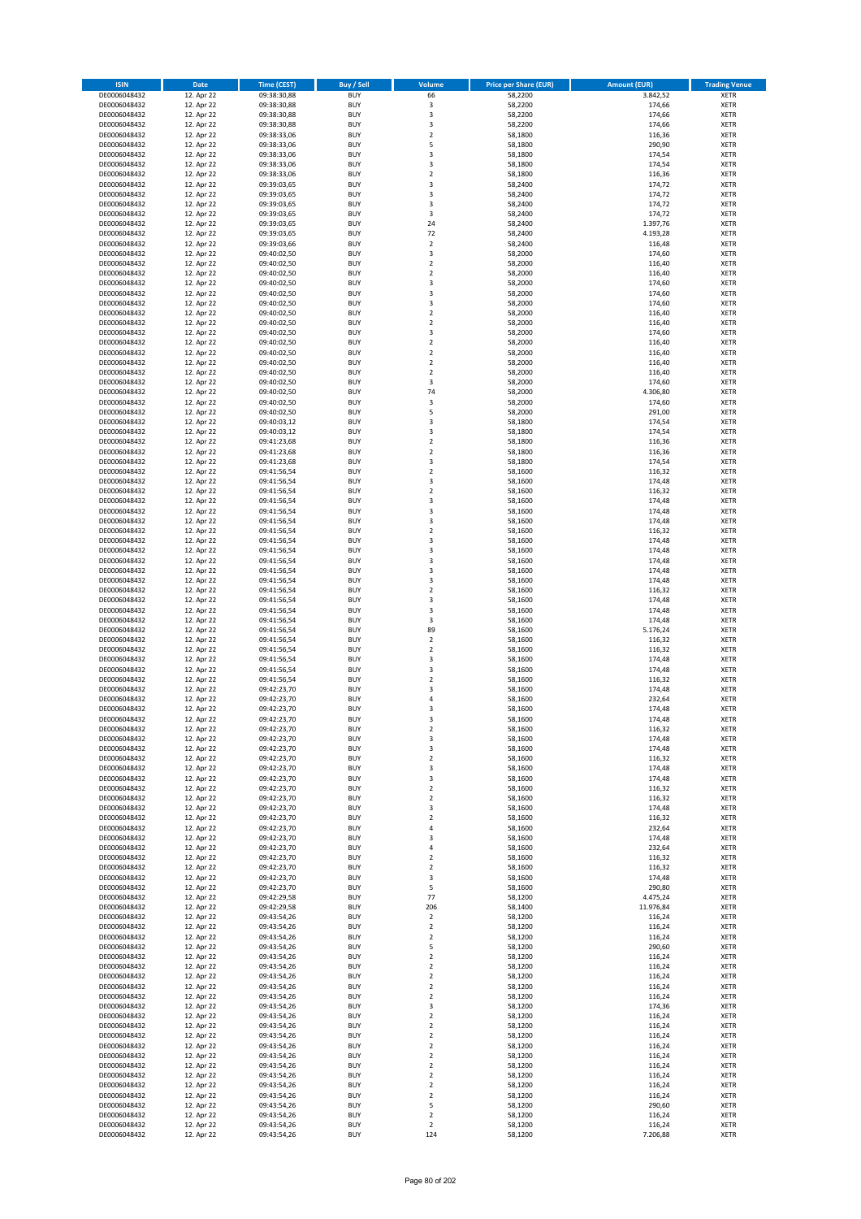| ISIN | Date | Time (CEST) | Buy / Sell | Volume | Price per Share (EUR) | Amount (EUR) | Trading Venue |
|---|---|---|---|---|---|---|---|
| DE0006048432 | 12. Apr 22 | 09:38:30,88 | BUY | 66 | 58,2200 | 3.842,52 | XETR |
| DE0006048432 | 12. Apr 22 | 09:38:30,88 | BUY | 3 | 58,2200 | 174,66 | XETR |
| DE0006048432 | 12. Apr 22 | 09:38:30,88 | BUY | 3 | 58,2200 | 174,66 | XETR |
| DE0006048432 | 12. Apr 22 | 09:38:30,88 | BUY | 3 | 58,2200 | 174,66 | XETR |
| DE0006048432 | 12. Apr 22 | 09:38:33,06 | BUY | 2 | 58,1800 | 116,36 | XETR |
| DE0006048432 | 12. Apr 22 | 09:38:33,06 | BUY | 5 | 58,1800 | 290,90 | XETR |
| DE0006048432 | 12. Apr 22 | 09:38:33,06 | BUY | 3 | 58,1800 | 174,54 | XETR |
| DE0006048432 | 12. Apr 22 | 09:38:33,06 | BUY | 3 | 58,1800 | 174,54 | XETR |
| DE0006048432 | 12. Apr 22 | 09:38:33,06 | BUY | 2 | 58,1800 | 116,36 | XETR |
| DE0006048432 | 12. Apr 22 | 09:39:03,65 | BUY | 3 | 58,2400 | 174,72 | XETR |
| DE0006048432 | 12. Apr 22 | 09:39:03,65 | BUY | 3 | 58,2400 | 174,72 | XETR |
| DE0006048432 | 12. Apr 22 | 09:39:03,65 | BUY | 3 | 58,2400 | 174,72 | XETR |
| DE0006048432 | 12. Apr 22 | 09:39:03,65 | BUY | 3 | 58,2400 | 174,72 | XETR |
| DE0006048432 | 12. Apr 22 | 09:39:03,65 | BUY | 24 | 58,2400 | 1.397,76 | XETR |
| DE0006048432 | 12. Apr 22 | 09:39:03,65 | BUY | 72 | 58,2400 | 4.193,28 | XETR |
| DE0006048432 | 12. Apr 22 | 09:39:03,66 | BUY | 2 | 58,2400 | 116,48 | XETR |
| DE0006048432 | 12. Apr 22 | 09:40:02,50 | BUY | 3 | 58,2000 | 174,60 | XETR |
| DE0006048432 | 12. Apr 22 | 09:40:02,50 | BUY | 2 | 58,2000 | 116,40 | XETR |
| DE0006048432 | 12. Apr 22 | 09:40:02,50 | BUY | 2 | 58,2000 | 116,40 | XETR |
| DE0006048432 | 12. Apr 22 | 09:40:02,50 | BUY | 3 | 58,2000 | 174,60 | XETR |
| DE0006048432 | 12. Apr 22 | 09:40:02,50 | BUY | 3 | 58,2000 | 174,60 | XETR |
| DE0006048432 | 12. Apr 22 | 09:40:02,50 | BUY | 3 | 58,2000 | 174,60 | XETR |
| DE0006048432 | 12. Apr 22 | 09:40:02,50 | BUY | 2 | 58,2000 | 116,40 | XETR |
| DE0006048432 | 12. Apr 22 | 09:40:02,50 | BUY | 2 | 58,2000 | 116,40 | XETR |
| DE0006048432 | 12. Apr 22 | 09:40:02,50 | BUY | 3 | 58,2000 | 174,60 | XETR |
| DE0006048432 | 12. Apr 22 | 09:40:02,50 | BUY | 2 | 58,2000 | 116,40 | XETR |
| DE0006048432 | 12. Apr 22 | 09:40:02,50 | BUY | 2 | 58,2000 | 116,40 | XETR |
| DE0006048432 | 12. Apr 22 | 09:40:02,50 | BUY | 2 | 58,2000 | 116,40 | XETR |
| DE0006048432 | 12. Apr 22 | 09:40:02,50 | BUY | 2 | 58,2000 | 116,40 | XETR |
| DE0006048432 | 12. Apr 22 | 09:40:02,50 | BUY | 3 | 58,2000 | 174,60 | XETR |
| DE0006048432 | 12. Apr 22 | 09:40:02,50 | BUY | 74 | 58,2000 | 4.306,80 | XETR |
| DE0006048432 | 12. Apr 22 | 09:40:02,50 | BUY | 3 | 58,2000 | 174,60 | XETR |
| DE0006048432 | 12. Apr 22 | 09:40:02,50 | BUY | 5 | 58,2000 | 291,00 | XETR |
| DE0006048432 | 12. Apr 22 | 09:40:03,12 | BUY | 3 | 58,1800 | 174,54 | XETR |
| DE0006048432 | 12. Apr 22 | 09:40:03,12 | BUY | 3 | 58,1800 | 174,54 | XETR |
| DE0006048432 | 12. Apr 22 | 09:41:23,68 | BUY | 2 | 58,1800 | 116,36 | XETR |
| DE0006048432 | 12. Apr 22 | 09:41:23,68 | BUY | 2 | 58,1800 | 116,36 | XETR |
| DE0006048432 | 12. Apr 22 | 09:41:23,68 | BUY | 3 | 58,1800 | 174,54 | XETR |
| DE0006048432 | 12. Apr 22 | 09:41:56,54 | BUY | 2 | 58,1600 | 116,32 | XETR |
| DE0006048432 | 12. Apr 22 | 09:41:56,54 | BUY | 3 | 58,1600 | 174,48 | XETR |
| DE0006048432 | 12. Apr 22 | 09:41:56,54 | BUY | 2 | 58,1600 | 116,32 | XETR |
| DE0006048432 | 12. Apr 22 | 09:41:56,54 | BUY | 3 | 58,1600 | 174,48 | XETR |
| DE0006048432 | 12. Apr 22 | 09:41:56,54 | BUY | 3 | 58,1600 | 174,48 | XETR |
| DE0006048432 | 12. Apr 22 | 09:41:56,54 | BUY | 3 | 58,1600 | 174,48 | XETR |
| DE0006048432 | 12. Apr 22 | 09:41:56,54 | BUY | 2 | 58,1600 | 116,32 | XETR |
| DE0006048432 | 12. Apr 22 | 09:41:56,54 | BUY | 3 | 58,1600 | 174,48 | XETR |
| DE0006048432 | 12. Apr 22 | 09:41:56,54 | BUY | 3 | 58,1600 | 174,48 | XETR |
| DE0006048432 | 12. Apr 22 | 09:41:56,54 | BUY | 3 | 58,1600 | 174,48 | XETR |
| DE0006048432 | 12. Apr 22 | 09:41:56,54 | BUY | 3 | 58,1600 | 174,48 | XETR |
| DE0006048432 | 12. Apr 22 | 09:41:56,54 | BUY | 3 | 58,1600 | 174,48 | XETR |
| DE0006048432 | 12. Apr 22 | 09:41:56,54 | BUY | 2 | 58,1600 | 116,32 | XETR |
| DE0006048432 | 12. Apr 22 | 09:41:56,54 | BUY | 3 | 58,1600 | 174,48 | XETR |
| DE0006048432 | 12. Apr 22 | 09:41:56,54 | BUY | 3 | 58,1600 | 174,48 | XETR |
| DE0006048432 | 12. Apr 22 | 09:41:56,54 | BUY | 3 | 58,1600 | 174,48 | XETR |
| DE0006048432 | 12. Apr 22 | 09:41:56,54 | BUY | 89 | 58,1600 | 5.176,24 | XETR |
| DE0006048432 | 12. Apr 22 | 09:41:56,54 | BUY | 2 | 58,1600 | 116,32 | XETR |
| DE0006048432 | 12. Apr 22 | 09:41:56,54 | BUY | 2 | 58,1600 | 116,32 | XETR |
| DE0006048432 | 12. Apr 22 | 09:41:56,54 | BUY | 3 | 58,1600 | 174,48 | XETR |
| DE0006048432 | 12. Apr 22 | 09:41:56,54 | BUY | 3 | 58,1600 | 174,48 | XETR |
| DE0006048432 | 12. Apr 22 | 09:41:56,54 | BUY | 2 | 58,1600 | 116,32 | XETR |
| DE0006048432 | 12. Apr 22 | 09:42:23,70 | BUY | 3 | 58,1600 | 174,48 | XETR |
| DE0006048432 | 12. Apr 22 | 09:42:23,70 | BUY | 4 | 58,1600 | 232,64 | XETR |
| DE0006048432 | 12. Apr 22 | 09:42:23,70 | BUY | 3 | 58,1600 | 174,48 | XETR |
| DE0006048432 | 12. Apr 22 | 09:42:23,70 | BUY | 3 | 58,1600 | 174,48 | XETR |
| DE0006048432 | 12. Apr 22 | 09:42:23,70 | BUY | 2 | 58,1600 | 116,32 | XETR |
| DE0006048432 | 12. Apr 22 | 09:42:23,70 | BUY | 3 | 58,1600 | 174,48 | XETR |
| DE0006048432 | 12. Apr 22 | 09:42:23,70 | BUY | 3 | 58,1600 | 174,48 | XETR |
| DE0006048432 | 12. Apr 22 | 09:42:23,70 | BUY | 2 | 58,1600 | 116,32 | XETR |
| DE0006048432 | 12. Apr 22 | 09:42:23,70 | BUY | 3 | 58,1600 | 174,48 | XETR |
| DE0006048432 | 12. Apr 22 | 09:42:23,70 | BUY | 3 | 58,1600 | 174,48 | XETR |
| DE0006048432 | 12. Apr 22 | 09:42:23,70 | BUY | 2 | 58,1600 | 116,32 | XETR |
| DE0006048432 | 12. Apr 22 | 09:42:23,70 | BUY | 2 | 58,1600 | 116,32 | XETR |
| DE0006048432 | 12. Apr 22 | 09:42:23,70 | BUY | 3 | 58,1600 | 174,48 | XETR |
| DE0006048432 | 12. Apr 22 | 09:42:23,70 | BUY | 2 | 58,1600 | 116,32 | XETR |
| DE0006048432 | 12. Apr 22 | 09:42:23,70 | BUY | 4 | 58,1600 | 232,64 | XETR |
| DE0006048432 | 12. Apr 22 | 09:42:23,70 | BUY | 3 | 58,1600 | 174,48 | XETR |
| DE0006048432 | 12. Apr 22 | 09:42:23,70 | BUY | 4 | 58,1600 | 232,64 | XETR |
| DE0006048432 | 12. Apr 22 | 09:42:23,70 | BUY | 2 | 58,1600 | 116,32 | XETR |
| DE0006048432 | 12. Apr 22 | 09:42:23,70 | BUY | 2 | 58,1600 | 116,32 | XETR |
| DE0006048432 | 12. Apr 22 | 09:42:23,70 | BUY | 3 | 58,1600 | 174,48 | XETR |
| DE0006048432 | 12. Apr 22 | 09:42:23,70 | BUY | 5 | 58,1600 | 290,80 | XETR |
| DE0006048432 | 12. Apr 22 | 09:42:29,58 | BUY | 77 | 58,1200 | 4.475,24 | XETR |
| DE0006048432 | 12. Apr 22 | 09:42:29,58 | BUY | 206 | 58,1400 | 11.976,84 | XETR |
| DE0006048432 | 12. Apr 22 | 09:43:54,26 | BUY | 2 | 58,1200 | 116,24 | XETR |
| DE0006048432 | 12. Apr 22 | 09:43:54,26 | BUY | 2 | 58,1200 | 116,24 | XETR |
| DE0006048432 | 12. Apr 22 | 09:43:54,26 | BUY | 2 | 58,1200 | 116,24 | XETR |
| DE0006048432 | 12. Apr 22 | 09:43:54,26 | BUY | 5 | 58,1200 | 290,60 | XETR |
| DE0006048432 | 12. Apr 22 | 09:43:54,26 | BUY | 2 | 58,1200 | 116,24 | XETR |
| DE0006048432 | 12. Apr 22 | 09:43:54,26 | BUY | 2 | 58,1200 | 116,24 | XETR |
| DE0006048432 | 12. Apr 22 | 09:43:54,26 | BUY | 2 | 58,1200 | 116,24 | XETR |
| DE0006048432 | 12. Apr 22 | 09:43:54,26 | BUY | 2 | 58,1200 | 116,24 | XETR |
| DE0006048432 | 12. Apr 22 | 09:43:54,26 | BUY | 2 | 58,1200 | 116,24 | XETR |
| DE0006048432 | 12. Apr 22 | 09:43:54,26 | BUY | 3 | 58,1200 | 174,36 | XETR |
| DE0006048432 | 12. Apr 22 | 09:43:54,26 | BUY | 2 | 58,1200 | 116,24 | XETR |
| DE0006048432 | 12. Apr 22 | 09:43:54,26 | BUY | 2 | 58,1200 | 116,24 | XETR |
| DE0006048432 | 12. Apr 22 | 09:43:54,26 | BUY | 2 | 58,1200 | 116,24 | XETR |
| DE0006048432 | 12. Apr 22 | 09:43:54,26 | BUY | 2 | 58,1200 | 116,24 | XETR |
| DE0006048432 | 12. Apr 22 | 09:43:54,26 | BUY | 2 | 58,1200 | 116,24 | XETR |
| DE0006048432 | 12. Apr 22 | 09:43:54,26 | BUY | 2 | 58,1200 | 116,24 | XETR |
| DE0006048432 | 12. Apr 22 | 09:43:54,26 | BUY | 2 | 58,1200 | 116,24 | XETR |
| DE0006048432 | 12. Apr 22 | 09:43:54,26 | BUY | 2 | 58,1200 | 116,24 | XETR |
| DE0006048432 | 12. Apr 22 | 09:43:54,26 | BUY | 2 | 58,1200 | 116,24 | XETR |
| DE0006048432 | 12. Apr 22 | 09:43:54,26 | BUY | 5 | 58,1200 | 290,60 | XETR |
| DE0006048432 | 12. Apr 22 | 09:43:54,26 | BUY | 2 | 58,1200 | 116,24 | XETR |
| DE0006048432 | 12. Apr 22 | 09:43:54,26 | BUY | 2 | 58,1200 | 116,24 | XETR |
| DE0006048432 | 12. Apr 22 | 09:43:54,26 | BUY | 124 | 58,1200 | 7.206,88 | XETR |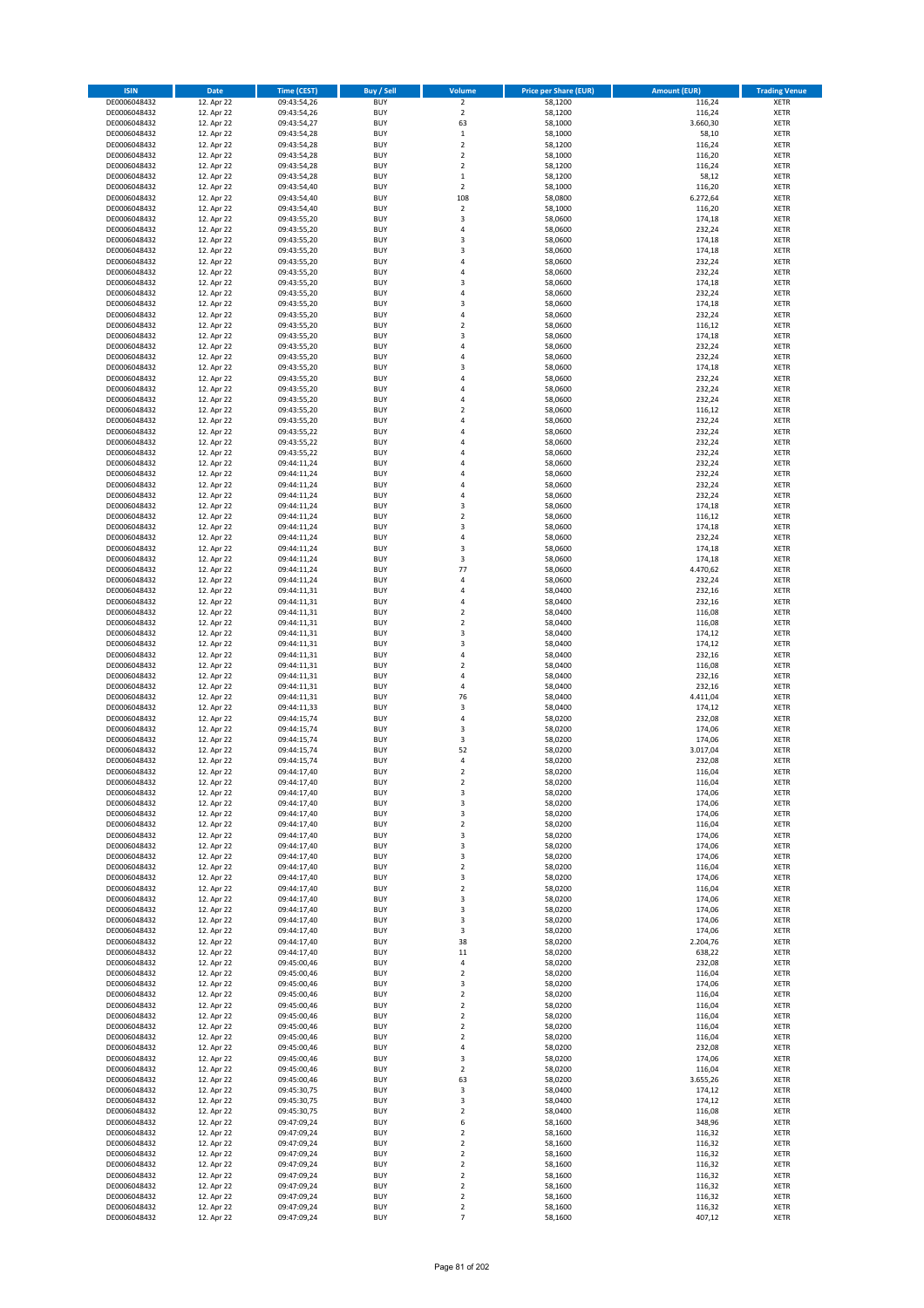| ISIN | Date | Time (CEST) | Buy / Sell | Volume | Price per Share (EUR) | Amount (EUR) | Trading Venue |
|---|---|---|---|---|---|---|---|
| DE0006048432 | 12. Apr 22 | 09:43:54,26 | BUY | 2 | 58,1200 | 116,24 | XETR |
| DE0006048432 | 12. Apr 22 | 09:43:54,26 | BUY | 2 | 58,1200 | 116,24 | XETR |
| DE0006048432 | 12. Apr 22 | 09:43:54,27 | BUY | 63 | 58,1000 | 3.660,30 | XETR |
| DE0006048432 | 12. Apr 22 | 09:43:54,28 | BUY | 1 | 58,1000 | 58,10 | XETR |
| DE0006048432 | 12. Apr 22 | 09:43:54,28 | BUY | 2 | 58,1200 | 116,24 | XETR |
| DE0006048432 | 12. Apr 22 | 09:43:54,28 | BUY | 2 | 58,1000 | 116,20 | XETR |
| DE0006048432 | 12. Apr 22 | 09:43:54,28 | BUY | 2 | 58,1200 | 116,24 | XETR |
| DE0006048432 | 12. Apr 22 | 09:43:54,28 | BUY | 1 | 58,1200 | 58,12 | XETR |
| DE0006048432 | 12. Apr 22 | 09:43:54,40 | BUY | 2 | 58,1000 | 116,20 | XETR |
| DE0006048432 | 12. Apr 22 | 09:43:54,40 | BUY | 108 | 58,0800 | 6.272,64 | XETR |
| DE0006048432 | 12. Apr 22 | 09:43:54,40 | BUY | 2 | 58,1000 | 116,20 | XETR |
| DE0006048432 | 12. Apr 22 | 09:43:55,20 | BUY | 3 | 58,0600 | 174,18 | XETR |
| DE0006048432 | 12. Apr 22 | 09:43:55,20 | BUY | 4 | 58,0600 | 232,24 | XETR |
| DE0006048432 | 12. Apr 22 | 09:43:55,20 | BUY | 3 | 58,0600 | 174,18 | XETR |
| DE0006048432 | 12. Apr 22 | 09:43:55,20 | BUY | 3 | 58,0600 | 174,18 | XETR |
| DE0006048432 | 12. Apr 22 | 09:43:55,20 | BUY | 4 | 58,0600 | 232,24 | XETR |
| DE0006048432 | 12. Apr 22 | 09:43:55,20 | BUY | 4 | 58,0600 | 232,24 | XETR |
| DE0006048432 | 12. Apr 22 | 09:43:55,20 | BUY | 3 | 58,0600 | 174,18 | XETR |
| DE0006048432 | 12. Apr 22 | 09:43:55,20 | BUY | 4 | 58,0600 | 232,24 | XETR |
| DE0006048432 | 12. Apr 22 | 09:43:55,20 | BUY | 3 | 58,0600 | 174,18 | XETR |
| DE0006048432 | 12. Apr 22 | 09:43:55,20 | BUY | 4 | 58,0600 | 232,24 | XETR |
| DE0006048432 | 12. Apr 22 | 09:43:55,20 | BUY | 2 | 58,0600 | 116,12 | XETR |
| DE0006048432 | 12. Apr 22 | 09:43:55,20 | BUY | 3 | 58,0600 | 174,18 | XETR |
| DE0006048432 | 12. Apr 22 | 09:43:55,20 | BUY | 4 | 58,0600 | 232,24 | XETR |
| DE0006048432 | 12. Apr 22 | 09:43:55,20 | BUY | 4 | 58,0600 | 232,24 | XETR |
| DE0006048432 | 12. Apr 22 | 09:43:55,20 | BUY | 3 | 58,0600 | 174,18 | XETR |
| DE0006048432 | 12. Apr 22 | 09:43:55,20 | BUY | 4 | 58,0600 | 232,24 | XETR |
| DE0006048432 | 12. Apr 22 | 09:43:55,20 | BUY | 4 | 58,0600 | 232,24 | XETR |
| DE0006048432 | 12. Apr 22 | 09:43:55,20 | BUY | 4 | 58,0600 | 232,24 | XETR |
| DE0006048432 | 12. Apr 22 | 09:43:55,20 | BUY | 2 | 58,0600 | 116,12 | XETR |
| DE0006048432 | 12. Apr 22 | 09:43:55,20 | BUY | 4 | 58,0600 | 232,24 | XETR |
| DE0006048432 | 12. Apr 22 | 09:43:55,22 | BUY | 4 | 58,0600 | 232,24 | XETR |
| DE0006048432 | 12. Apr 22 | 09:43:55,22 | BUY | 4 | 58,0600 | 232,24 | XETR |
| DE0006048432 | 12. Apr 22 | 09:43:55,22 | BUY | 4 | 58,0600 | 232,24 | XETR |
| DE0006048432 | 12. Apr 22 | 09:44:11,24 | BUY | 4 | 58,0600 | 232,24 | XETR |
| DE0006048432 | 12. Apr 22 | 09:44:11,24 | BUY | 4 | 58,0600 | 232,24 | XETR |
| DE0006048432 | 12. Apr 22 | 09:44:11,24 | BUY | 4 | 58,0600 | 232,24 | XETR |
| DE0006048432 | 12. Apr 22 | 09:44:11,24 | BUY | 4 | 58,0600 | 232,24 | XETR |
| DE0006048432 | 12. Apr 22 | 09:44:11,24 | BUY | 3 | 58,0600 | 174,18 | XETR |
| DE0006048432 | 12. Apr 22 | 09:44:11,24 | BUY | 2 | 58,0600 | 116,12 | XETR |
| DE0006048432 | 12. Apr 22 | 09:44:11,24 | BUY | 3 | 58,0600 | 174,18 | XETR |
| DE0006048432 | 12. Apr 22 | 09:44:11,24 | BUY | 4 | 58,0600 | 232,24 | XETR |
| DE0006048432 | 12. Apr 22 | 09:44:11,24 | BUY | 3 | 58,0600 | 174,18 | XETR |
| DE0006048432 | 12. Apr 22 | 09:44:11,24 | BUY | 3 | 58,0600 | 174,18 | XETR |
| DE0006048432 | 12. Apr 22 | 09:44:11,24 | BUY | 77 | 58,0600 | 4.470,62 | XETR |
| DE0006048432 | 12. Apr 22 | 09:44:11,24 | BUY | 4 | 58,0600 | 232,24 | XETR |
| DE0006048432 | 12. Apr 22 | 09:44:11,31 | BUY | 4 | 58,0400 | 232,16 | XETR |
| DE0006048432 | 12. Apr 22 | 09:44:11,31 | BUY | 4 | 58,0400 | 232,16 | XETR |
| DE0006048432 | 12. Apr 22 | 09:44:11,31 | BUY | 2 | 58,0400 | 116,08 | XETR |
| DE0006048432 | 12. Apr 22 | 09:44:11,31 | BUY | 2 | 58,0400 | 116,08 | XETR |
| DE0006048432 | 12. Apr 22 | 09:44:11,31 | BUY | 3 | 58,0400 | 174,12 | XETR |
| DE0006048432 | 12. Apr 22 | 09:44:11,31 | BUY | 3 | 58,0400 | 174,12 | XETR |
| DE0006048432 | 12. Apr 22 | 09:44:11,31 | BUY | 4 | 58,0400 | 232,16 | XETR |
| DE0006048432 | 12. Apr 22 | 09:44:11,31 | BUY | 2 | 58,0400 | 116,08 | XETR |
| DE0006048432 | 12. Apr 22 | 09:44:11,31 | BUY | 4 | 58,0400 | 232,16 | XETR |
| DE0006048432 | 12. Apr 22 | 09:44:11,31 | BUY | 4 | 58,0400 | 232,16 | XETR |
| DE0006048432 | 12. Apr 22 | 09:44:11,31 | BUY | 76 | 58,0400 | 4.411,04 | XETR |
| DE0006048432 | 12. Apr 22 | 09:44:11,33 | BUY | 3 | 58,0400 | 174,12 | XETR |
| DE0006048432 | 12. Apr 22 | 09:44:15,74 | BUY | 4 | 58,0200 | 232,08 | XETR |
| DE0006048432 | 12. Apr 22 | 09:44:15,74 | BUY | 3 | 58,0200 | 174,06 | XETR |
| DE0006048432 | 12. Apr 22 | 09:44:15,74 | BUY | 3 | 58,0200 | 174,06 | XETR |
| DE0006048432 | 12. Apr 22 | 09:44:15,74 | BUY | 52 | 58,0200 | 3.017,04 | XETR |
| DE0006048432 | 12. Apr 22 | 09:44:15,74 | BUY | 4 | 58,0200 | 232,08 | XETR |
| DE0006048432 | 12. Apr 22 | 09:44:17,40 | BUY | 2 | 58,0200 | 116,04 | XETR |
| DE0006048432 | 12. Apr 22 | 09:44:17,40 | BUY | 2 | 58,0200 | 116,04 | XETR |
| DE0006048432 | 12. Apr 22 | 09:44:17,40 | BUY | 3 | 58,0200 | 174,06 | XETR |
| DE0006048432 | 12. Apr 22 | 09:44:17,40 | BUY | 3 | 58,0200 | 174,06 | XETR |
| DE0006048432 | 12. Apr 22 | 09:44:17,40 | BUY | 3 | 58,0200 | 174,06 | XETR |
| DE0006048432 | 12. Apr 22 | 09:44:17,40 | BUY | 2 | 58,0200 | 116,04 | XETR |
| DE0006048432 | 12. Apr 22 | 09:44:17,40 | BUY | 3 | 58,0200 | 174,06 | XETR |
| DE0006048432 | 12. Apr 22 | 09:44:17,40 | BUY | 3 | 58,0200 | 174,06 | XETR |
| DE0006048432 | 12. Apr 22 | 09:44:17,40 | BUY | 3 | 58,0200 | 174,06 | XETR |
| DE0006048432 | 12. Apr 22 | 09:44:17,40 | BUY | 2 | 58,0200 | 116,04 | XETR |
| DE0006048432 | 12. Apr 22 | 09:44:17,40 | BUY | 3 | 58,0200 | 174,06 | XETR |
| DE0006048432 | 12. Apr 22 | 09:44:17,40 | BUY | 2 | 58,0200 | 116,04 | XETR |
| DE0006048432 | 12. Apr 22 | 09:44:17,40 | BUY | 3 | 58,0200 | 174,06 | XETR |
| DE0006048432 | 12. Apr 22 | 09:44:17,40 | BUY | 3 | 58,0200 | 174,06 | XETR |
| DE0006048432 | 12. Apr 22 | 09:44:17,40 | BUY | 3 | 58,0200 | 174,06 | XETR |
| DE0006048432 | 12. Apr 22 | 09:44:17,40 | BUY | 3 | 58,0200 | 174,06 | XETR |
| DE0006048432 | 12. Apr 22 | 09:44:17,40 | BUY | 38 | 58,0200 | 2.204,76 | XETR |
| DE0006048432 | 12. Apr 22 | 09:44:17,40 | BUY | 11 | 58,0200 | 638,22 | XETR |
| DE0006048432 | 12. Apr 22 | 09:45:00,46 | BUY | 4 | 58,0200 | 232,08 | XETR |
| DE0006048432 | 12. Apr 22 | 09:45:00,46 | BUY | 2 | 58,0200 | 116,04 | XETR |
| DE0006048432 | 12. Apr 22 | 09:45:00,46 | BUY | 3 | 58,0200 | 174,06 | XETR |
| DE0006048432 | 12. Apr 22 | 09:45:00,46 | BUY | 2 | 58,0200 | 116,04 | XETR |
| DE0006048432 | 12. Apr 22 | 09:45:00,46 | BUY | 2 | 58,0200 | 116,04 | XETR |
| DE0006048432 | 12. Apr 22 | 09:45:00,46 | BUY | 2 | 58,0200 | 116,04 | XETR |
| DE0006048432 | 12. Apr 22 | 09:45:00,46 | BUY | 2 | 58,0200 | 116,04 | XETR |
| DE0006048432 | 12. Apr 22 | 09:45:00,46 | BUY | 2 | 58,0200 | 116,04 | XETR |
| DE0006048432 | 12. Apr 22 | 09:45:00,46 | BUY | 4 | 58,0200 | 232,08 | XETR |
| DE0006048432 | 12. Apr 22 | 09:45:00,46 | BUY | 3 | 58,0200 | 174,06 | XETR |
| DE0006048432 | 12. Apr 22 | 09:45:00,46 | BUY | 2 | 58,0200 | 116,04 | XETR |
| DE0006048432 | 12. Apr 22 | 09:45:00,46 | BUY | 63 | 58,0200 | 3.655,26 | XETR |
| DE0006048432 | 12. Apr 22 | 09:45:30,75 | BUY | 3 | 58,0400 | 174,12 | XETR |
| DE0006048432 | 12. Apr 22 | 09:45:30,75 | BUY | 3 | 58,0400 | 174,12 | XETR |
| DE0006048432 | 12. Apr 22 | 09:45:30,75 | BUY | 2 | 58,0400 | 116,08 | XETR |
| DE0006048432 | 12. Apr 22 | 09:47:09,24 | BUY | 6 | 58,1600 | 348,96 | XETR |
| DE0006048432 | 12. Apr 22 | 09:47:09,24 | BUY | 2 | 58,1600 | 116,32 | XETR |
| DE0006048432 | 12. Apr 22 | 09:47:09,24 | BUY | 2 | 58,1600 | 116,32 | XETR |
| DE0006048432 | 12. Apr 22 | 09:47:09,24 | BUY | 2 | 58,1600 | 116,32 | XETR |
| DE0006048432 | 12. Apr 22 | 09:47:09,24 | BUY | 2 | 58,1600 | 116,32 | XETR |
| DE0006048432 | 12. Apr 22 | 09:47:09,24 | BUY | 2 | 58,1600 | 116,32 | XETR |
| DE0006048432 | 12. Apr 22 | 09:47:09,24 | BUY | 2 | 58,1600 | 116,32 | XETR |
| DE0006048432 | 12. Apr 22 | 09:47:09,24 | BUY | 2 | 58,1600 | 116,32 | XETR |
| DE0006048432 | 12. Apr 22 | 09:47:09,24 | BUY | 2 | 58,1600 | 116,32 | XETR |
| DE0006048432 | 12. Apr 22 | 09:47:09,24 | BUY | 7 | 58,1600 | 407,12 | XETR |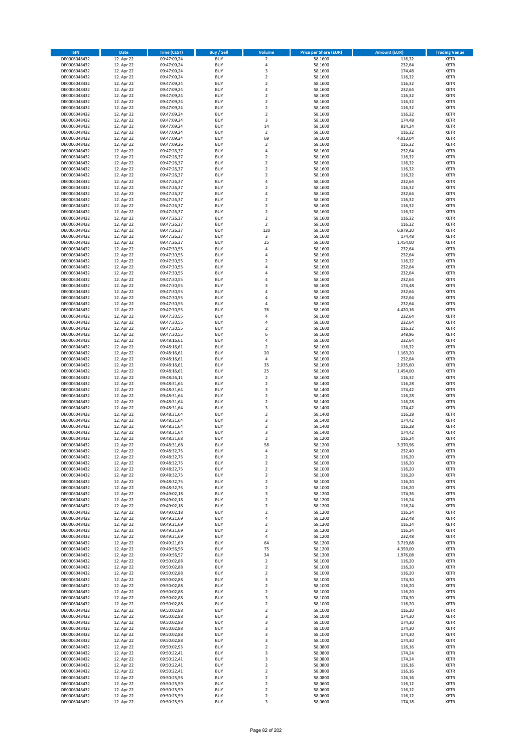| ISIN | Date | Time (CEST) | Buy / Sell | Volume | Price per Share (EUR) | Amount (EUR) | Trading Venue |
|---|---|---|---|---|---|---|---|
| DE0006048432 | 12. Apr 22 | 09:47:09,24 | BUY | 2 | 58,1600 | 116,32 | XETR |
| DE0006048432 | 12. Apr 22 | 09:47:09,24 | BUY | 4 | 58,1600 | 232,64 | XETR |
| DE0006048432 | 12. Apr 22 | 09:47:09,24 | BUY | 3 | 58,1600 | 174,48 | XETR |
| DE0006048432 | 12. Apr 22 | 09:47:09,24 | BUY | 2 | 58,1600 | 116,32 | XETR |
| DE0006048432 | 12. Apr 22 | 09:47:09,24 | BUY | 2 | 58,1600 | 116,32 | XETR |
| DE0006048432 | 12. Apr 22 | 09:47:09,24 | BUY | 4 | 58,1600 | 232,64 | XETR |
| DE0006048432 | 12. Apr 22 | 09:47:09,24 | BUY | 2 | 58,1600 | 116,32 | XETR |
| DE0006048432 | 12. Apr 22 | 09:47:09,24 | BUY | 2 | 58,1600 | 116,32 | XETR |
| DE0006048432 | 12. Apr 22 | 09:47:09,24 | BUY | 2 | 58,1600 | 116,32 | XETR |
| DE0006048432 | 12. Apr 22 | 09:47:09,24 | BUY | 2 | 58,1600 | 116,32 | XETR |
| DE0006048432 | 12. Apr 22 | 09:47:09,24 | BUY | 3 | 58,1600 | 174,48 | XETR |
| DE0006048432 | 12. Apr 22 | 09:47:09,24 | BUY | 14 | 58,1600 | 814,24 | XETR |
| DE0006048432 | 12. Apr 22 | 09:47:09,24 | BUY | 2 | 58,1600 | 116,32 | XETR |
| DE0006048432 | 12. Apr 22 | 09:47:09,24 | BUY | 69 | 58,1600 | 4.013,04 | XETR |
| DE0006048432 | 12. Apr 22 | 09:47:09,26 | BUY | 2 | 58,1600 | 116,32 | XETR |
| DE0006048432 | 12. Apr 22 | 09:47:26,37 | BUY | 4 | 58,1600 | 232,64 | XETR |
| DE0006048432 | 12. Apr 22 | 09:47:26,37 | BUY | 2 | 58,1600 | 116,32 | XETR |
| DE0006048432 | 12. Apr 22 | 09:47:26,37 | BUY | 2 | 58,1600 | 116,32 | XETR |
| DE0006048432 | 12. Apr 22 | 09:47:26,37 | BUY | 2 | 58,1600 | 116,32 | XETR |
| DE0006048432 | 12. Apr 22 | 09:47:26,37 | BUY | 2 | 58,1600 | 116,32 | XETR |
| DE0006048432 | 12. Apr 22 | 09:47:26,37 | BUY | 4 | 58,1600 | 232,64 | XETR |
| DE0006048432 | 12. Apr 22 | 09:47:26,37 | BUY | 2 | 58,1600 | 116,32 | XETR |
| DE0006048432 | 12. Apr 22 | 09:47:26,37 | BUY | 4 | 58,1600 | 232,64 | XETR |
| DE0006048432 | 12. Apr 22 | 09:47:26,37 | BUY | 2 | 58,1600 | 116,32 | XETR |
| DE0006048432 | 12. Apr 22 | 09:47:26,37 | BUY | 2 | 58,1600 | 116,32 | XETR |
| DE0006048432 | 12. Apr 22 | 09:47:26,37 | BUY | 2 | 58,1600 | 116,32 | XETR |
| DE0006048432 | 12. Apr 22 | 09:47:26,37 | BUY | 2 | 58,1600 | 116,32 | XETR |
| DE0006048432 | 12. Apr 22 | 09:47:26,37 | BUY | 2 | 58,1600 | 116,32 | XETR |
| DE0006048432 | 12. Apr 22 | 09:47:26,37 | BUY | 120 | 58,1600 | 6.979,20 | XETR |
| DE0006048432 | 12. Apr 22 | 09:47:26,37 | BUY | 3 | 58,1600 | 174,48 | XETR |
| DE0006048432 | 12. Apr 22 | 09:47:26,37 | BUY | 25 | 58,1600 | 1.454,00 | XETR |
| DE0006048432 | 12. Apr 22 | 09:47:30,55 | BUY | 4 | 58,1600 | 232,64 | XETR |
| DE0006048432 | 12. Apr 22 | 09:47:30,55 | BUY | 4 | 58,1600 | 232,64 | XETR |
| DE0006048432 | 12. Apr 22 | 09:47:30,55 | BUY | 2 | 58,1600 | 116,32 | XETR |
| DE0006048432 | 12. Apr 22 | 09:47:30,55 | BUY | 4 | 58,1600 | 232,64 | XETR |
| DE0006048432 | 12. Apr 22 | 09:47:30,55 | BUY | 4 | 58,1600 | 232,64 | XETR |
| DE0006048432 | 12. Apr 22 | 09:47:30,55 | BUY | 4 | 58,1600 | 232,64 | XETR |
| DE0006048432 | 12. Apr 22 | 09:47:30,55 | BUY | 3 | 58,1600 | 174,48 | XETR |
| DE0006048432 | 12. Apr 22 | 09:47:30,55 | BUY | 4 | 58,1600 | 232,64 | XETR |
| DE0006048432 | 12. Apr 22 | 09:47:30,55 | BUY | 4 | 58,1600 | 232,64 | XETR |
| DE0006048432 | 12. Apr 22 | 09:47:30,55 | BUY | 4 | 58,1600 | 232,64 | XETR |
| DE0006048432 | 12. Apr 22 | 09:47:30,55 | BUY | 76 | 58,1600 | 4.420,16 | XETR |
| DE0006048432 | 12. Apr 22 | 09:47:30,55 | BUY | 4 | 58,1600 | 232,64 | XETR |
| DE0006048432 | 12. Apr 22 | 09:47:30,55 | BUY | 4 | 58,1600 | 232,64 | XETR |
| DE0006048432 | 12. Apr 22 | 09:47:30,55 | BUY | 2 | 58,1600 | 116,32 | XETR |
| DE0006048432 | 12. Apr 22 | 09:47:30,55 | BUY | 6 | 58,1600 | 348,96 | XETR |
| DE0006048432 | 12. Apr 22 | 09:48:16,61 | BUY | 4 | 58,1600 | 232,64 | XETR |
| DE0006048432 | 12. Apr 22 | 09:48:16,61 | BUY | 2 | 58,1600 | 116,32 | XETR |
| DE0006048432 | 12. Apr 22 | 09:48:16,61 | BUY | 20 | 58,1600 | 1.163,20 | XETR |
| DE0006048432 | 12. Apr 22 | 09:48:16,61 | BUY | 4 | 58,1600 | 232,64 | XETR |
| DE0006048432 | 12. Apr 22 | 09:48:16,61 | BUY | 35 | 58,1600 | 2.035,60 | XETR |
| DE0006048432 | 12. Apr 22 | 09:48:16,61 | BUY | 25 | 58,1600 | 1.454,00 | XETR |
| DE0006048432 | 12. Apr 22 | 09:48:26,11 | BUY | 2 | 58,1600 | 116,32 | XETR |
| DE0006048432 | 12. Apr 22 | 09:48:31,64 | BUY | 2 | 58,1400 | 116,28 | XETR |
| DE0006048432 | 12. Apr 22 | 09:48:31,64 | BUY | 3 | 58,1400 | 174,42 | XETR |
| DE0006048432 | 12. Apr 22 | 09:48:31,64 | BUY | 2 | 58,1400 | 116,28 | XETR |
| DE0006048432 | 12. Apr 22 | 09:48:31,64 | BUY | 2 | 58,1400 | 116,28 | XETR |
| DE0006048432 | 12. Apr 22 | 09:48:31,64 | BUY | 3 | 58,1400 | 174,42 | XETR |
| DE0006048432 | 12. Apr 22 | 09:48:31,64 | BUY | 2 | 58,1400 | 116,28 | XETR |
| DE0006048432 | 12. Apr 22 | 09:48:31,64 | BUY | 3 | 58,1400 | 174,42 | XETR |
| DE0006048432 | 12. Apr 22 | 09:48:31,64 | BUY | 2 | 58,1400 | 116,28 | XETR |
| DE0006048432 | 12. Apr 22 | 09:48:31,64 | BUY | 3 | 58,1400 | 174,42 | XETR |
| DE0006048432 | 12. Apr 22 | 09:48:31,68 | BUY | 2 | 58,1200 | 116,24 | XETR |
| DE0006048432 | 12. Apr 22 | 09:48:31,68 | BUY | 58 | 58,1200 | 3.370,96 | XETR |
| DE0006048432 | 12. Apr 22 | 09:48:32,75 | BUY | 4 | 58,1000 | 232,40 | XETR |
| DE0006048432 | 12. Apr 22 | 09:48:32,75 | BUY | 2 | 58,1000 | 116,20 | XETR |
| DE0006048432 | 12. Apr 22 | 09:48:32,75 | BUY | 2 | 58,1000 | 116,20 | XETR |
| DE0006048432 | 12. Apr 22 | 09:48:32,75 | BUY | 2 | 58,1000 | 116,20 | XETR |
| DE0006048432 | 12. Apr 22 | 09:48:32,75 | BUY | 2 | 58,1000 | 116,20 | XETR |
| DE0006048432 | 12. Apr 22 | 09:48:32,75 | BUY | 2 | 58,1000 | 116,20 | XETR |
| DE0006048432 | 12. Apr 22 | 09:48:32,75 | BUY | 2 | 58,1000 | 116,20 | XETR |
| DE0006048432 | 12. Apr 22 | 09:49:02,18 | BUY | 3 | 58,1200 | 174,36 | XETR |
| DE0006048432 | 12. Apr 22 | 09:49:02,18 | BUY | 2 | 58,1200 | 116,24 | XETR |
| DE0006048432 | 12. Apr 22 | 09:49:02,18 | BUY | 2 | 58,1200 | 116,24 | XETR |
| DE0006048432 | 12. Apr 22 | 09:49:02,18 | BUY | 2 | 58,1200 | 116,24 | XETR |
| DE0006048432 | 12. Apr 22 | 09:49:21,69 | BUY | 4 | 58,1200 | 232,48 | XETR |
| DE0006048432 | 12. Apr 22 | 09:49:21,69 | BUY | 2 | 58,1200 | 116,24 | XETR |
| DE0006048432 | 12. Apr 22 | 09:49:21,69 | BUY | 2 | 58,1200 | 116,24 | XETR |
| DE0006048432 | 12. Apr 22 | 09:49:21,69 | BUY | 4 | 58,1200 | 232,48 | XETR |
| DE0006048432 | 12. Apr 22 | 09:49:21,69 | BUY | 64 | 58,1200 | 3.719,68 | XETR |
| DE0006048432 | 12. Apr 22 | 09:49:56,56 | BUY | 75 | 58,1200 | 4.359,00 | XETR |
| DE0006048432 | 12. Apr 22 | 09:49:56,57 | BUY | 34 | 58,1200 | 1.976,08 | XETR |
| DE0006048432 | 12. Apr 22 | 09:50:02,88 | BUY | 2 | 58,1000 | 116,20 | XETR |
| DE0006048432 | 12. Apr 22 | 09:50:02,88 | BUY | 2 | 58,1000 | 116,20 | XETR |
| DE0006048432 | 12. Apr 22 | 09:50:02,88 | BUY | 2 | 58,1000 | 116,20 | XETR |
| DE0006048432 | 12. Apr 22 | 09:50:02,88 | BUY | 3 | 58,1000 | 174,30 | XETR |
| DE0006048432 | 12. Apr 22 | 09:50:02,88 | BUY | 2 | 58,1000 | 116,20 | XETR |
| DE0006048432 | 12. Apr 22 | 09:50:02,88 | BUY | 2 | 58,1000 | 116,20 | XETR |
| DE0006048432 | 12. Apr 22 | 09:50:02,88 | BUY | 3 | 58,1000 | 174,30 | XETR |
| DE0006048432 | 12. Apr 22 | 09:50:02,88 | BUY | 2 | 58,1000 | 116,20 | XETR |
| DE0006048432 | 12. Apr 22 | 09:50:02,88 | BUY | 2 | 58,1000 | 116,20 | XETR |
| DE0006048432 | 12. Apr 22 | 09:50:02,88 | BUY | 3 | 58,1000 | 174,30 | XETR |
| DE0006048432 | 12. Apr 22 | 09:50:02,88 | BUY | 3 | 58,1000 | 174,30 | XETR |
| DE0006048432 | 12. Apr 22 | 09:50:02,88 | BUY | 3 | 58,1000 | 174,30 | XETR |
| DE0006048432 | 12. Apr 22 | 09:50:02,88 | BUY | 3 | 58,1000 | 174,30 | XETR |
| DE0006048432 | 12. Apr 22 | 09:50:02,88 | BUY | 3 | 58,1000 | 174,30 | XETR |
| DE0006048432 | 12. Apr 22 | 09:50:02,93 | BUY | 2 | 58,0800 | 116,16 | XETR |
| DE0006048432 | 12. Apr 22 | 09:50:22,41 | BUY | 3 | 58,0800 | 174,24 | XETR |
| DE0006048432 | 12. Apr 22 | 09:50:22,41 | BUY | 3 | 58,0800 | 174,24 | XETR |
| DE0006048432 | 12. Apr 22 | 09:50:22,41 | BUY | 2 | 58,0800 | 116,16 | XETR |
| DE0006048432 | 12. Apr 22 | 09:50:22,41 | BUY | 2 | 58,0800 | 116,16 | XETR |
| DE0006048432 | 12. Apr 22 | 09:50:25,56 | BUY | 2 | 58,0800 | 116,16 | XETR |
| DE0006048432 | 12. Apr 22 | 09:50:25,59 | BUY | 2 | 58,0600 | 116,12 | XETR |
| DE0006048432 | 12. Apr 22 | 09:50:25,59 | BUY | 2 | 58,0600 | 116,12 | XETR |
| DE0006048432 | 12. Apr 22 | 09:50:25,59 | BUY | 2 | 58,0600 | 116,12 | XETR |
| DE0006048432 | 12. Apr 22 | 09:50:25,59 | BUY | 3 | 58,0600 | 174,18 | XETR |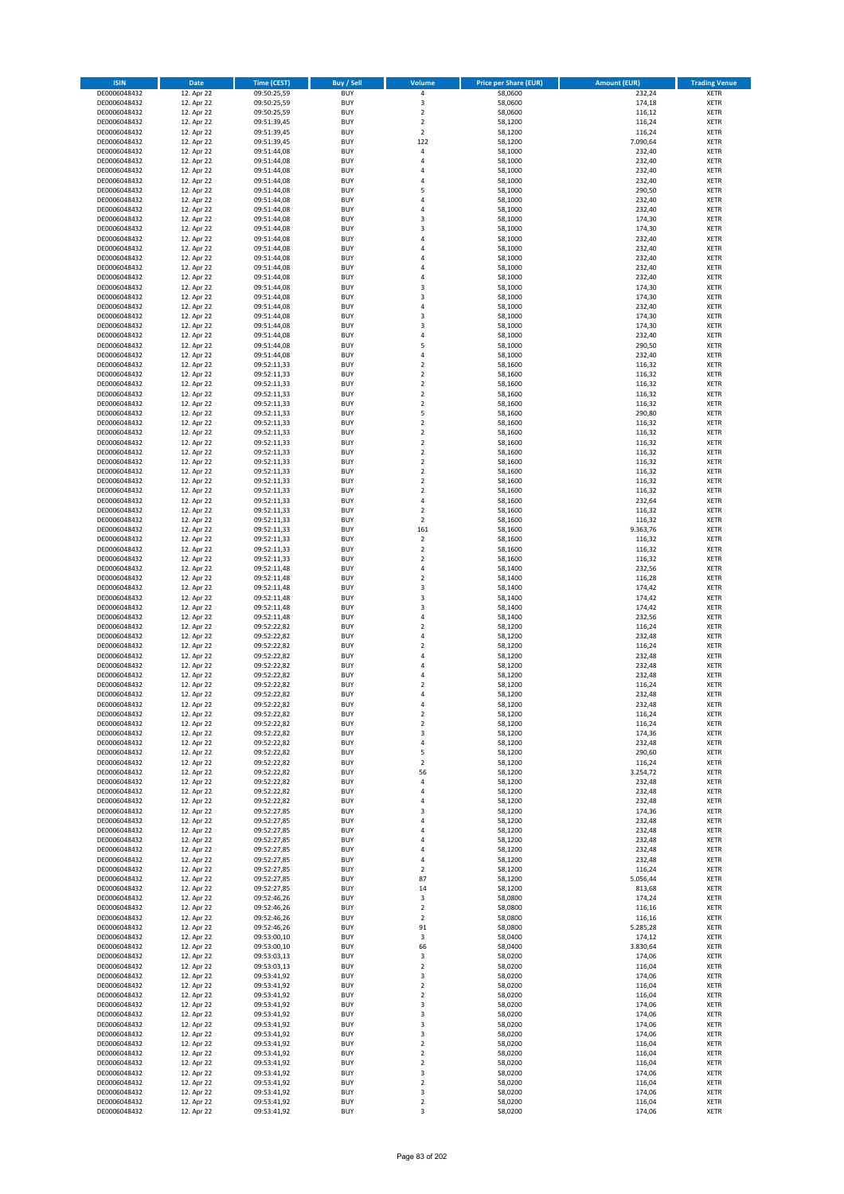| ISIN | Date | Time (CEST) | Buy / Sell | Volume | Price per Share (EUR) | Amount (EUR) | Trading Venue |
|---|---|---|---|---|---|---|---|
| DE0006048432 | 12. Apr 22 | 09:50:25,59 | BUY | 4 | 58,0600 | 232,24 | XETR |
| DE0006048432 | 12. Apr 22 | 09:50:25,59 | BUY | 3 | 58,0600 | 174,18 | XETR |
| DE0006048432 | 12. Apr 22 | 09:50:25,59 | BUY | 2 | 58,0600 | 116,12 | XETR |
| DE0006048432 | 12. Apr 22 | 09:51:39,45 | BUY | 2 | 58,1200 | 116,24 | XETR |
| DE0006048432 | 12. Apr 22 | 09:51:39,45 | BUY | 2 | 58,1200 | 116,24 | XETR |
| DE0006048432 | 12. Apr 22 | 09:51:39,45 | BUY | 122 | 58,1200 | 7.090,64 | XETR |
| DE0006048432 | 12. Apr 22 | 09:51:44,08 | BUY | 4 | 58,1000 | 232,40 | XETR |
| DE0006048432 | 12. Apr 22 | 09:51:44,08 | BUY | 4 | 58,1000 | 232,40 | XETR |
| DE0006048432 | 12. Apr 22 | 09:51:44,08 | BUY | 4 | 58,1000 | 232,40 | XETR |
| DE0006048432 | 12. Apr 22 | 09:51:44,08 | BUY | 4 | 58,1000 | 232,40 | XETR |
| DE0006048432 | 12. Apr 22 | 09:51:44,08 | BUY | 5 | 58,1000 | 290,50 | XETR |
| DE0006048432 | 12. Apr 22 | 09:51:44,08 | BUY | 4 | 58,1000 | 232,40 | XETR |
| DE0006048432 | 12. Apr 22 | 09:51:44,08 | BUY | 4 | 58,1000 | 232,40 | XETR |
| DE0006048432 | 12. Apr 22 | 09:51:44,08 | BUY | 3 | 58,1000 | 174,30 | XETR |
| DE0006048432 | 12. Apr 22 | 09:51:44,08 | BUY | 3 | 58,1000 | 174,30 | XETR |
| DE0006048432 | 12. Apr 22 | 09:51:44,08 | BUY | 4 | 58,1000 | 232,40 | XETR |
| DE0006048432 | 12. Apr 22 | 09:51:44,08 | BUY | 4 | 58,1000 | 232,40 | XETR |
| DE0006048432 | 12. Apr 22 | 09:51:44,08 | BUY | 4 | 58,1000 | 232,40 | XETR |
| DE0006048432 | 12. Apr 22 | 09:51:44,08 | BUY | 4 | 58,1000 | 232,40 | XETR |
| DE0006048432 | 12. Apr 22 | 09:51:44,08 | BUY | 4 | 58,1000 | 232,40 | XETR |
| DE0006048432 | 12. Apr 22 | 09:51:44,08 | BUY | 3 | 58,1000 | 174,30 | XETR |
| DE0006048432 | 12. Apr 22 | 09:51:44,08 | BUY | 3 | 58,1000 | 174,30 | XETR |
| DE0006048432 | 12. Apr 22 | 09:51:44,08 | BUY | 4 | 58,1000 | 232,40 | XETR |
| DE0006048432 | 12. Apr 22 | 09:51:44,08 | BUY | 3 | 58,1000 | 174,30 | XETR |
| DE0006048432 | 12. Apr 22 | 09:51:44,08 | BUY | 3 | 58,1000 | 174,30 | XETR |
| DE0006048432 | 12. Apr 22 | 09:51:44,08 | BUY | 4 | 58,1000 | 232,40 | XETR |
| DE0006048432 | 12. Apr 22 | 09:51:44,08 | BUY | 5 | 58,1000 | 290,50 | XETR |
| DE0006048432 | 12. Apr 22 | 09:51:44,08 | BUY | 4 | 58,1000 | 232,40 | XETR |
| DE0006048432 | 12. Apr 22 | 09:52:11,33 | BUY | 2 | 58,1600 | 116,32 | XETR |
| DE0006048432 | 12. Apr 22 | 09:52:11,33 | BUY | 2 | 58,1600 | 116,32 | XETR |
| DE0006048432 | 12. Apr 22 | 09:52:11,33 | BUY | 2 | 58,1600 | 116,32 | XETR |
| DE0006048432 | 12. Apr 22 | 09:52:11,33 | BUY | 2 | 58,1600 | 116,32 | XETR |
| DE0006048432 | 12. Apr 22 | 09:52:11,33 | BUY | 2 | 58,1600 | 116,32 | XETR |
| DE0006048432 | 12. Apr 22 | 09:52:11,33 | BUY | 5 | 58,1600 | 290,80 | XETR |
| DE0006048432 | 12. Apr 22 | 09:52:11,33 | BUY | 2 | 58,1600 | 116,32 | XETR |
| DE0006048432 | 12. Apr 22 | 09:52:11,33 | BUY | 2 | 58,1600 | 116,32 | XETR |
| DE0006048432 | 12. Apr 22 | 09:52:11,33 | BUY | 2 | 58,1600 | 116,32 | XETR |
| DE0006048432 | 12. Apr 22 | 09:52:11,33 | BUY | 2 | 58,1600 | 116,32 | XETR |
| DE0006048432 | 12. Apr 22 | 09:52:11,33 | BUY | 2 | 58,1600 | 116,32 | XETR |
| DE0006048432 | 12. Apr 22 | 09:52:11,33 | BUY | 2 | 58,1600 | 116,32 | XETR |
| DE0006048432 | 12. Apr 22 | 09:52:11,33 | BUY | 2 | 58,1600 | 116,32 | XETR |
| DE0006048432 | 12. Apr 22 | 09:52:11,33 | BUY | 2 | 58,1600 | 116,32 | XETR |
| DE0006048432 | 12. Apr 22 | 09:52:11,33 | BUY | 4 | 58,1600 | 232,64 | XETR |
| DE0006048432 | 12. Apr 22 | 09:52:11,33 | BUY | 2 | 58,1600 | 116,32 | XETR |
| DE0006048432 | 12. Apr 22 | 09:52:11,33 | BUY | 2 | 58,1600 | 116,32 | XETR |
| DE0006048432 | 12. Apr 22 | 09:52:11,33 | BUY | 161 | 58,1600 | 9.363,76 | XETR |
| DE0006048432 | 12. Apr 22 | 09:52:11,33 | BUY | 2 | 58,1600 | 116,32 | XETR |
| DE0006048432 | 12. Apr 22 | 09:52:11,33 | BUY | 2 | 58,1600 | 116,32 | XETR |
| DE0006048432 | 12. Apr 22 | 09:52:11,33 | BUY | 2 | 58,1600 | 116,32 | XETR |
| DE0006048432 | 12. Apr 22 | 09:52:11,48 | BUY | 4 | 58,1400 | 232,56 | XETR |
| DE0006048432 | 12. Apr 22 | 09:52:11,48 | BUY | 2 | 58,1400 | 116,28 | XETR |
| DE0006048432 | 12. Apr 22 | 09:52:11,48 | BUY | 3 | 58,1400 | 174,42 | XETR |
| DE0006048432 | 12. Apr 22 | 09:52:11,48 | BUY | 3 | 58,1400 | 174,42 | XETR |
| DE0006048432 | 12. Apr 22 | 09:52:11,48 | BUY | 3 | 58,1400 | 174,42 | XETR |
| DE0006048432 | 12. Apr 22 | 09:52:11,48 | BUY | 4 | 58,1400 | 232,56 | XETR |
| DE0006048432 | 12. Apr 22 | 09:52:22,82 | BUY | 2 | 58,1200 | 116,24 | XETR |
| DE0006048432 | 12. Apr 22 | 09:52:22,82 | BUY | 4 | 58,1200 | 232,48 | XETR |
| DE0006048432 | 12. Apr 22 | 09:52:22,82 | BUY | 2 | 58,1200 | 116,24 | XETR |
| DE0006048432 | 12. Apr 22 | 09:52:22,82 | BUY | 4 | 58,1200 | 232,48 | XETR |
| DE0006048432 | 12. Apr 22 | 09:52:22,82 | BUY | 4 | 58,1200 | 232,48 | XETR |
| DE0006048432 | 12. Apr 22 | 09:52:22,82 | BUY | 4 | 58,1200 | 232,48 | XETR |
| DE0006048432 | 12. Apr 22 | 09:52:22,82 | BUY | 2 | 58,1200 | 116,24 | XETR |
| DE0006048432 | 12. Apr 22 | 09:52:22,82 | BUY | 4 | 58,1200 | 232,48 | XETR |
| DE0006048432 | 12. Apr 22 | 09:52:22,82 | BUY | 4 | 58,1200 | 232,48 | XETR |
| DE0006048432 | 12. Apr 22 | 09:52:22,82 | BUY | 2 | 58,1200 | 116,24 | XETR |
| DE0006048432 | 12. Apr 22 | 09:52:22,82 | BUY | 2 | 58,1200 | 116,24 | XETR |
| DE0006048432 | 12. Apr 22 | 09:52:22,82 | BUY | 3 | 58,1200 | 174,36 | XETR |
| DE0006048432 | 12. Apr 22 | 09:52:22,82 | BUY | 4 | 58,1200 | 232,48 | XETR |
| DE0006048432 | 12. Apr 22 | 09:52:22,82 | BUY | 5 | 58,1200 | 290,60 | XETR |
| DE0006048432 | 12. Apr 22 | 09:52:22,82 | BUY | 2 | 58,1200 | 116,24 | XETR |
| DE0006048432 | 12. Apr 22 | 09:52:22,82 | BUY | 56 | 58,1200 | 3.254,72 | XETR |
| DE0006048432 | 12. Apr 22 | 09:52:22,82 | BUY | 4 | 58,1200 | 232,48 | XETR |
| DE0006048432 | 12. Apr 22 | 09:52:22,82 | BUY | 4 | 58,1200 | 232,48 | XETR |
| DE0006048432 | 12. Apr 22 | 09:52:22,82 | BUY | 4 | 58,1200 | 232,48 | XETR |
| DE0006048432 | 12. Apr 22 | 09:52:27,85 | BUY | 3 | 58,1200 | 174,36 | XETR |
| DE0006048432 | 12. Apr 22 | 09:52:27,85 | BUY | 4 | 58,1200 | 232,48 | XETR |
| DE0006048432 | 12. Apr 22 | 09:52:27,85 | BUY | 4 | 58,1200 | 232,48 | XETR |
| DE0006048432 | 12. Apr 22 | 09:52:27,85 | BUY | 4 | 58,1200 | 232,48 | XETR |
| DE0006048432 | 12. Apr 22 | 09:52:27,85 | BUY | 4 | 58,1200 | 232,48 | XETR |
| DE0006048432 | 12. Apr 22 | 09:52:27,85 | BUY | 4 | 58,1200 | 232,48 | XETR |
| DE0006048432 | 12. Apr 22 | 09:52:27,85 | BUY | 2 | 58,1200 | 116,24 | XETR |
| DE0006048432 | 12. Apr 22 | 09:52:27,85 | BUY | 87 | 58,1200 | 5.056,44 | XETR |
| DE0006048432 | 12. Apr 22 | 09:52:27,85 | BUY | 14 | 58,1200 | 813,68 | XETR |
| DE0006048432 | 12. Apr 22 | 09:52:46,26 | BUY | 3 | 58,0800 | 174,24 | XETR |
| DE0006048432 | 12. Apr 22 | 09:52:46,26 | BUY | 2 | 58,0800 | 116,16 | XETR |
| DE0006048432 | 12. Apr 22 | 09:52:46,26 | BUY | 2 | 58,0800 | 116,16 | XETR |
| DE0006048432 | 12. Apr 22 | 09:52:46,26 | BUY | 91 | 58,0800 | 5.285,28 | XETR |
| DE0006048432 | 12. Apr 22 | 09:53:00,10 | BUY | 3 | 58,0400 | 174,12 | XETR |
| DE0006048432 | 12. Apr 22 | 09:53:00,10 | BUY | 66 | 58,0400 | 3.830,64 | XETR |
| DE0006048432 | 12. Apr 22 | 09:53:03,13 | BUY | 3 | 58,0200 | 174,06 | XETR |
| DE0006048432 | 12. Apr 22 | 09:53:03,13 | BUY | 2 | 58,0200 | 116,04 | XETR |
| DE0006048432 | 12. Apr 22 | 09:53:41,92 | BUY | 3 | 58,0200 | 174,06 | XETR |
| DE0006048432 | 12. Apr 22 | 09:53:41,92 | BUY | 2 | 58,0200 | 116,04 | XETR |
| DE0006048432 | 12. Apr 22 | 09:53:41,92 | BUY | 2 | 58,0200 | 116,04 | XETR |
| DE0006048432 | 12. Apr 22 | 09:53:41,92 | BUY | 3 | 58,0200 | 174,06 | XETR |
| DE0006048432 | 12. Apr 22 | 09:53:41,92 | BUY | 3 | 58,0200 | 174,06 | XETR |
| DE0006048432 | 12. Apr 22 | 09:53:41,92 | BUY | 3 | 58,0200 | 174,06 | XETR |
| DE0006048432 | 12. Apr 22 | 09:53:41,92 | BUY | 3 | 58,0200 | 174,06 | XETR |
| DE0006048432 | 12. Apr 22 | 09:53:41,92 | BUY | 2 | 58,0200 | 116,04 | XETR |
| DE0006048432 | 12. Apr 22 | 09:53:41,92 | BUY | 2 | 58,0200 | 116,04 | XETR |
| DE0006048432 | 12. Apr 22 | 09:53:41,92 | BUY | 2 | 58,0200 | 116,04 | XETR |
| DE0006048432 | 12. Apr 22 | 09:53:41,92 | BUY | 3 | 58,0200 | 174,06 | XETR |
| DE0006048432 | 12. Apr 22 | 09:53:41,92 | BUY | 2 | 58,0200 | 116,04 | XETR |
| DE0006048432 | 12. Apr 22 | 09:53:41,92 | BUY | 3 | 58,0200 | 174,06 | XETR |
| DE0006048432 | 12. Apr 22 | 09:53:41,92 | BUY | 2 | 58,0200 | 116,04 | XETR |
| DE0006048432 | 12. Apr 22 | 09:53:41,92 | BUY | 3 | 58,0200 | 174,06 | XETR |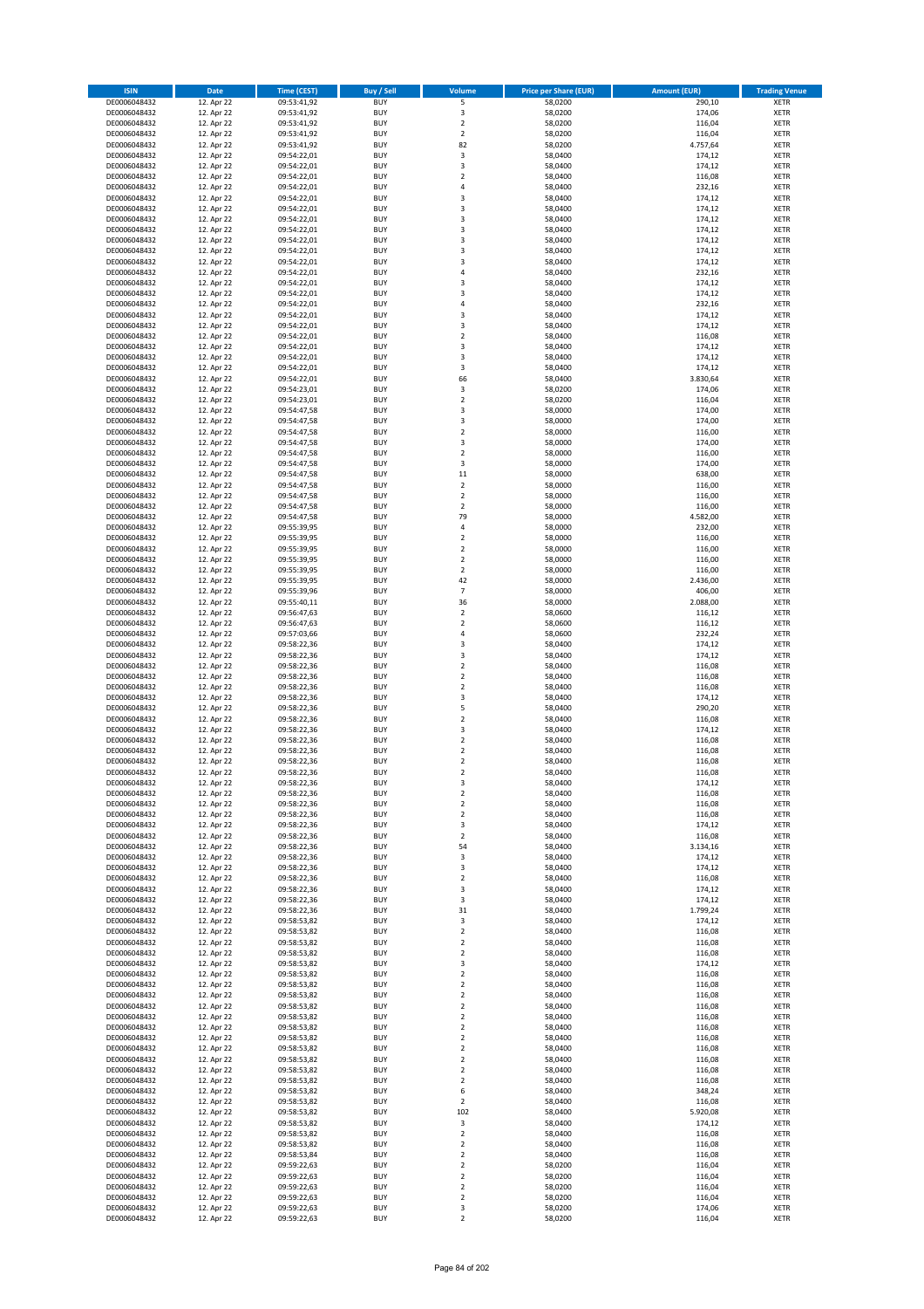| ISIN | Date | Time (CEST) | Buy / Sell | Volume | Price per Share (EUR) | Amount (EUR) | Trading Venue |
|---|---|---|---|---|---|---|---|
| DE0006048432 | 12. Apr 22 | 09:53:41,92 | BUY | 5 | 58,0200 | 290,10 | XETR |
| DE0006048432 | 12. Apr 22 | 09:53:41,92 | BUY | 3 | 58,0200 | 174,06 | XETR |
| DE0006048432 | 12. Apr 22 | 09:53:41,92 | BUY | 2 | 58,0200 | 116,04 | XETR |
| DE0006048432 | 12. Apr 22 | 09:53:41,92 | BUY | 2 | 58,0200 | 116,04 | XETR |
| DE0006048432 | 12. Apr 22 | 09:53:41,92 | BUY | 82 | 58,0200 | 4.757,64 | XETR |
| DE0006048432 | 12. Apr 22 | 09:54:22,01 | BUY | 3 | 58,0400 | 174,12 | XETR |
| DE0006048432 | 12. Apr 22 | 09:54:22,01 | BUY | 3 | 58,0400 | 174,12 | XETR |
| DE0006048432 | 12. Apr 22 | 09:54:22,01 | BUY | 2 | 58,0400 | 116,08 | XETR |
| DE0006048432 | 12. Apr 22 | 09:54:22,01 | BUY | 4 | 58,0400 | 232,16 | XETR |
| DE0006048432 | 12. Apr 22 | 09:54:22,01 | BUY | 3 | 58,0400 | 174,12 | XETR |
| DE0006048432 | 12. Apr 22 | 09:54:22,01 | BUY | 3 | 58,0400 | 174,12 | XETR |
| DE0006048432 | 12. Apr 22 | 09:54:22,01 | BUY | 3 | 58,0400 | 174,12 | XETR |
| DE0006048432 | 12. Apr 22 | 09:54:22,01 | BUY | 3 | 58,0400 | 174,12 | XETR |
| DE0006048432 | 12. Apr 22 | 09:54:22,01 | BUY | 3 | 58,0400 | 174,12 | XETR |
| DE0006048432 | 12. Apr 22 | 09:54:22,01 | BUY | 3 | 58,0400 | 174,12 | XETR |
| DE0006048432 | 12. Apr 22 | 09:54:22,01 | BUY | 3 | 58,0400 | 174,12 | XETR |
| DE0006048432 | 12. Apr 22 | 09:54:22,01 | BUY | 4 | 58,0400 | 232,16 | XETR |
| DE0006048432 | 12. Apr 22 | 09:54:22,01 | BUY | 3 | 58,0400 | 174,12 | XETR |
| DE0006048432 | 12. Apr 22 | 09:54:22,01 | BUY | 3 | 58,0400 | 174,12 | XETR |
| DE0006048432 | 12. Apr 22 | 09:54:22,01 | BUY | 4 | 58,0400 | 232,16 | XETR |
| DE0006048432 | 12. Apr 22 | 09:54:22,01 | BUY | 3 | 58,0400 | 174,12 | XETR |
| DE0006048432 | 12. Apr 22 | 09:54:22,01 | BUY | 3 | 58,0400 | 174,12 | XETR |
| DE0006048432 | 12. Apr 22 | 09:54:22,01 | BUY | 2 | 58,0400 | 116,08 | XETR |
| DE0006048432 | 12. Apr 22 | 09:54:22,01 | BUY | 3 | 58,0400 | 174,12 | XETR |
| DE0006048432 | 12. Apr 22 | 09:54:22,01 | BUY | 3 | 58,0400 | 174,12 | XETR |
| DE0006048432 | 12. Apr 22 | 09:54:22,01 | BUY | 3 | 58,0400 | 174,12 | XETR |
| DE0006048432 | 12. Apr 22 | 09:54:22,01 | BUY | 66 | 58,0400 | 3.830,64 | XETR |
| DE0006048432 | 12. Apr 22 | 09:54:23,01 | BUY | 3 | 58,0200 | 174,06 | XETR |
| DE0006048432 | 12. Apr 22 | 09:54:23,01 | BUY | 2 | 58,0200 | 116,04 | XETR |
| DE0006048432 | 12. Apr 22 | 09:54:47,58 | BUY | 3 | 58,0000 | 174,00 | XETR |
| DE0006048432 | 12. Apr 22 | 09:54:47,58 | BUY | 3 | 58,0000 | 174,00 | XETR |
| DE0006048432 | 12. Apr 22 | 09:54:47,58 | BUY | 2 | 58,0000 | 116,00 | XETR |
| DE0006048432 | 12. Apr 22 | 09:54:47,58 | BUY | 3 | 58,0000 | 174,00 | XETR |
| DE0006048432 | 12. Apr 22 | 09:54:47,58 | BUY | 2 | 58,0000 | 116,00 | XETR |
| DE0006048432 | 12. Apr 22 | 09:54:47,58 | BUY | 3 | 58,0000 | 174,00 | XETR |
| DE0006048432 | 12. Apr 22 | 09:54:47,58 | BUY | 11 | 58,0000 | 638,00 | XETR |
| DE0006048432 | 12. Apr 22 | 09:54:47,58 | BUY | 2 | 58,0000 | 116,00 | XETR |
| DE0006048432 | 12. Apr 22 | 09:54:47,58 | BUY | 2 | 58,0000 | 116,00 | XETR |
| DE0006048432 | 12. Apr 22 | 09:54:47,58 | BUY | 2 | 58,0000 | 116,00 | XETR |
| DE0006048432 | 12. Apr 22 | 09:54:47,58 | BUY | 79 | 58,0000 | 4.582,00 | XETR |
| DE0006048432 | 12. Apr 22 | 09:55:39,95 | BUY | 4 | 58,0000 | 232,00 | XETR |
| DE0006048432 | 12. Apr 22 | 09:55:39,95 | BUY | 2 | 58,0000 | 116,00 | XETR |
| DE0006048432 | 12. Apr 22 | 09:55:39,95 | BUY | 2 | 58,0000 | 116,00 | XETR |
| DE0006048432 | 12. Apr 22 | 09:55:39,95 | BUY | 2 | 58,0000 | 116,00 | XETR |
| DE0006048432 | 12. Apr 22 | 09:55:39,95 | BUY | 2 | 58,0000 | 116,00 | XETR |
| DE0006048432 | 12. Apr 22 | 09:55:39,95 | BUY | 42 | 58,0000 | 2.436,00 | XETR |
| DE0006048432 | 12. Apr 22 | 09:55:39,96 | BUY | 7 | 58,0000 | 406,00 | XETR |
| DE0006048432 | 12. Apr 22 | 09:55:40,11 | BUY | 36 | 58,0000 | 2.088,00 | XETR |
| DE0006048432 | 12. Apr 22 | 09:56:47,63 | BUY | 2 | 58,0600 | 116,12 | XETR |
| DE0006048432 | 12. Apr 22 | 09:56:47,63 | BUY | 2 | 58,0600 | 116,12 | XETR |
| DE0006048432 | 12. Apr 22 | 09:57:03,66 | BUY | 4 | 58,0600 | 232,24 | XETR |
| DE0006048432 | 12. Apr 22 | 09:58:22,36 | BUY | 3 | 58,0400 | 174,12 | XETR |
| DE0006048432 | 12. Apr 22 | 09:58:22,36 | BUY | 3 | 58,0400 | 174,12 | XETR |
| DE0006048432 | 12. Apr 22 | 09:58:22,36 | BUY | 2 | 58,0400 | 116,08 | XETR |
| DE0006048432 | 12. Apr 22 | 09:58:22,36 | BUY | 2 | 58,0400 | 116,08 | XETR |
| DE0006048432 | 12. Apr 22 | 09:58:22,36 | BUY | 2 | 58,0400 | 116,08 | XETR |
| DE0006048432 | 12. Apr 22 | 09:58:22,36 | BUY | 3 | 58,0400 | 174,12 | XETR |
| DE0006048432 | 12. Apr 22 | 09:58:22,36 | BUY | 5 | 58,0400 | 290,20 | XETR |
| DE0006048432 | 12. Apr 22 | 09:58:22,36 | BUY | 2 | 58,0400 | 116,08 | XETR |
| DE0006048432 | 12. Apr 22 | 09:58:22,36 | BUY | 3 | 58,0400 | 174,12 | XETR |
| DE0006048432 | 12. Apr 22 | 09:58:22,36 | BUY | 2 | 58,0400 | 116,08 | XETR |
| DE0006048432 | 12. Apr 22 | 09:58:22,36 | BUY | 2 | 58,0400 | 116,08 | XETR |
| DE0006048432 | 12. Apr 22 | 09:58:22,36 | BUY | 2 | 58,0400 | 116,08 | XETR |
| DE0006048432 | 12. Apr 22 | 09:58:22,36 | BUY | 2 | 58,0400 | 116,08 | XETR |
| DE0006048432 | 12. Apr 22 | 09:58:22,36 | BUY | 3 | 58,0400 | 174,12 | XETR |
| DE0006048432 | 12. Apr 22 | 09:58:22,36 | BUY | 2 | 58,0400 | 116,08 | XETR |
| DE0006048432 | 12. Apr 22 | 09:58:22,36 | BUY | 2 | 58,0400 | 116,08 | XETR |
| DE0006048432 | 12. Apr 22 | 09:58:22,36 | BUY | 2 | 58,0400 | 116,08 | XETR |
| DE0006048432 | 12. Apr 22 | 09:58:22,36 | BUY | 3 | 58,0400 | 174,12 | XETR |
| DE0006048432 | 12. Apr 22 | 09:58:22,36 | BUY | 2 | 58,0400 | 116,08 | XETR |
| DE0006048432 | 12. Apr 22 | 09:58:22,36 | BUY | 54 | 58,0400 | 3.134,16 | XETR |
| DE0006048432 | 12. Apr 22 | 09:58:22,36 | BUY | 3 | 58,0400 | 174,12 | XETR |
| DE0006048432 | 12. Apr 22 | 09:58:22,36 | BUY | 3 | 58,0400 | 174,12 | XETR |
| DE0006048432 | 12. Apr 22 | 09:58:22,36 | BUY | 2 | 58,0400 | 116,08 | XETR |
| DE0006048432 | 12. Apr 22 | 09:58:22,36 | BUY | 3 | 58,0400 | 174,12 | XETR |
| DE0006048432 | 12. Apr 22 | 09:58:22,36 | BUY | 3 | 58,0400 | 174,12 | XETR |
| DE0006048432 | 12. Apr 22 | 09:58:22,36 | BUY | 31 | 58,0400 | 1.799,24 | XETR |
| DE0006048432 | 12. Apr 22 | 09:58:53,82 | BUY | 3 | 58,0400 | 174,12 | XETR |
| DE0006048432 | 12. Apr 22 | 09:58:53,82 | BUY | 2 | 58,0400 | 116,08 | XETR |
| DE0006048432 | 12. Apr 22 | 09:58:53,82 | BUY | 2 | 58,0400 | 116,08 | XETR |
| DE0006048432 | 12. Apr 22 | 09:58:53,82 | BUY | 2 | 58,0400 | 116,08 | XETR |
| DE0006048432 | 12. Apr 22 | 09:58:53,82 | BUY | 3 | 58,0400 | 174,12 | XETR |
| DE0006048432 | 12. Apr 22 | 09:58:53,82 | BUY | 2 | 58,0400 | 116,08 | XETR |
| DE0006048432 | 12. Apr 22 | 09:58:53,82 | BUY | 2 | 58,0400 | 116,08 | XETR |
| DE0006048432 | 12. Apr 22 | 09:58:53,82 | BUY | 2 | 58,0400 | 116,08 | XETR |
| DE0006048432 | 12. Apr 22 | 09:58:53,82 | BUY | 2 | 58,0400 | 116,08 | XETR |
| DE0006048432 | 12. Apr 22 | 09:58:53,82 | BUY | 2 | 58,0400 | 116,08 | XETR |
| DE0006048432 | 12. Apr 22 | 09:58:53,82 | BUY | 2 | 58,0400 | 116,08 | XETR |
| DE0006048432 | 12. Apr 22 | 09:58:53,82 | BUY | 2 | 58,0400 | 116,08 | XETR |
| DE0006048432 | 12. Apr 22 | 09:58:53,82 | BUY | 2 | 58,0400 | 116,08 | XETR |
| DE0006048432 | 12. Apr 22 | 09:58:53,82 | BUY | 2 | 58,0400 | 116,08 | XETR |
| DE0006048432 | 12. Apr 22 | 09:58:53,82 | BUY | 2 | 58,0400 | 116,08 | XETR |
| DE0006048432 | 12. Apr 22 | 09:58:53,82 | BUY | 2 | 58,0400 | 116,08 | XETR |
| DE0006048432 | 12. Apr 22 | 09:58:53,82 | BUY | 6 | 58,0400 | 348,24 | XETR |
| DE0006048432 | 12. Apr 22 | 09:58:53,82 | BUY | 2 | 58,0400 | 116,08 | XETR |
| DE0006048432 | 12. Apr 22 | 09:58:53,82 | BUY | 102 | 58,0400 | 5.920,08 | XETR |
| DE0006048432 | 12. Apr 22 | 09:58:53,82 | BUY | 3 | 58,0400 | 174,12 | XETR |
| DE0006048432 | 12. Apr 22 | 09:58:53,82 | BUY | 2 | 58,0400 | 116,08 | XETR |
| DE0006048432 | 12. Apr 22 | 09:58:53,82 | BUY | 2 | 58,0400 | 116,08 | XETR |
| DE0006048432 | 12. Apr 22 | 09:58:53,84 | BUY | 2 | 58,0400 | 116,08 | XETR |
| DE0006048432 | 12. Apr 22 | 09:59:22,63 | BUY | 2 | 58,0200 | 116,04 | XETR |
| DE0006048432 | 12. Apr 22 | 09:59:22,63 | BUY | 2 | 58,0200 | 116,04 | XETR |
| DE0006048432 | 12. Apr 22 | 09:59:22,63 | BUY | 2 | 58,0200 | 116,04 | XETR |
| DE0006048432 | 12. Apr 22 | 09:59:22,63 | BUY | 2 | 58,0200 | 116,04 | XETR |
| DE0006048432 | 12. Apr 22 | 09:59:22,63 | BUY | 3 | 58,0200 | 174,06 | XETR |
| DE0006048432 | 12. Apr 22 | 09:59:22,63 | BUY | 2 | 58,0200 | 116,04 | XETR |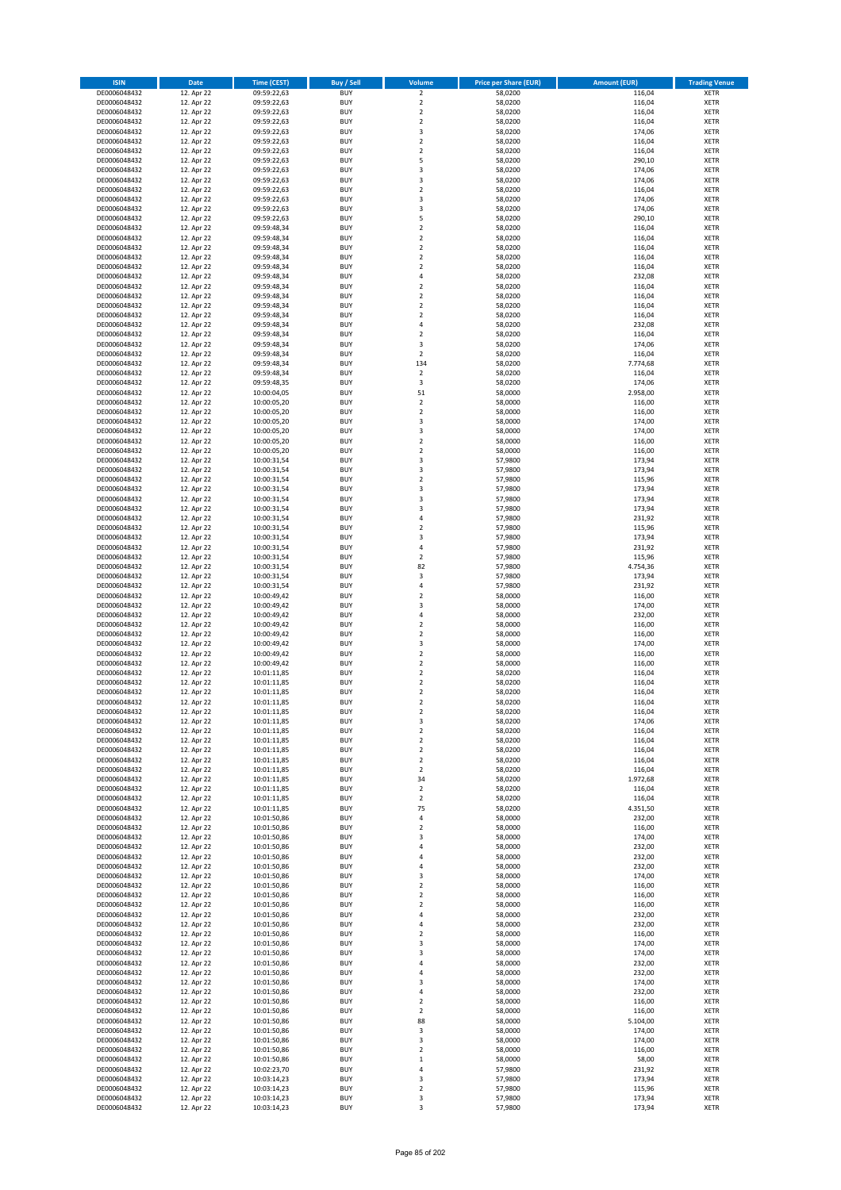| ISIN | Date | Time (CEST) | Buy / Sell | Volume | Price per Share (EUR) | Amount (EUR) | Trading Venue |
|---|---|---|---|---|---|---|---|
| DE0006048432 | 12. Apr 22 | 09:59:22,63 | BUY | 2 | 58,0200 | 116,04 | XETR |
| DE0006048432 | 12. Apr 22 | 09:59:22,63 | BUY | 2 | 58,0200 | 116,04 | XETR |
| DE0006048432 | 12. Apr 22 | 09:59:22,63 | BUY | 2 | 58,0200 | 116,04 | XETR |
| DE0006048432 | 12. Apr 22 | 09:59:22,63 | BUY | 2 | 58,0200 | 116,04 | XETR |
| DE0006048432 | 12. Apr 22 | 09:59:22,63 | BUY | 3 | 58,0200 | 174,06 | XETR |
| DE0006048432 | 12. Apr 22 | 09:59:22,63 | BUY | 2 | 58,0200 | 116,04 | XETR |
| DE0006048432 | 12. Apr 22 | 09:59:22,63 | BUY | 2 | 58,0200 | 116,04 | XETR |
| DE0006048432 | 12. Apr 22 | 09:59:22,63 | BUY | 5 | 58,0200 | 290,10 | XETR |
| DE0006048432 | 12. Apr 22 | 09:59:22,63 | BUY | 3 | 58,0200 | 174,06 | XETR |
| DE0006048432 | 12. Apr 22 | 09:59:22,63 | BUY | 3 | 58,0200 | 174,06 | XETR |
| DE0006048432 | 12. Apr 22 | 09:59:22,63 | BUY | 2 | 58,0200 | 116,04 | XETR |
| DE0006048432 | 12. Apr 22 | 09:59:22,63 | BUY | 3 | 58,0200 | 174,06 | XETR |
| DE0006048432 | 12. Apr 22 | 09:59:22,63 | BUY | 3 | 58,0200 | 174,06 | XETR |
| DE0006048432 | 12. Apr 22 | 09:59:22,63 | BUY | 5 | 58,0200 | 290,10 | XETR |
| DE0006048432 | 12. Apr 22 | 09:59:48,34 | BUY | 2 | 58,0200 | 116,04 | XETR |
| DE0006048432 | 12. Apr 22 | 09:59:48,34 | BUY | 2 | 58,0200 | 116,04 | XETR |
| DE0006048432 | 12. Apr 22 | 09:59:48,34 | BUY | 2 | 58,0200 | 116,04 | XETR |
| DE0006048432 | 12. Apr 22 | 09:59:48,34 | BUY | 2 | 58,0200 | 116,04 | XETR |
| DE0006048432 | 12. Apr 22 | 09:59:48,34 | BUY | 2 | 58,0200 | 116,04 | XETR |
| DE0006048432 | 12. Apr 22 | 09:59:48,34 | BUY | 4 | 58,0200 | 232,08 | XETR |
| DE0006048432 | 12. Apr 22 | 09:59:48,34 | BUY | 2 | 58,0200 | 116,04 | XETR |
| DE0006048432 | 12. Apr 22 | 09:59:48,34 | BUY | 2 | 58,0200 | 116,04 | XETR |
| DE0006048432 | 12. Apr 22 | 09:59:48,34 | BUY | 2 | 58,0200 | 116,04 | XETR |
| DE0006048432 | 12. Apr 22 | 09:59:48,34 | BUY | 2 | 58,0200 | 116,04 | XETR |
| DE0006048432 | 12. Apr 22 | 09:59:48,34 | BUY | 4 | 58,0200 | 232,08 | XETR |
| DE0006048432 | 12. Apr 22 | 09:59:48,34 | BUY | 2 | 58,0200 | 116,04 | XETR |
| DE0006048432 | 12. Apr 22 | 09:59:48,34 | BUY | 3 | 58,0200 | 174,06 | XETR |
| DE0006048432 | 12. Apr 22 | 09:59:48,34 | BUY | 2 | 58,0200 | 116,04 | XETR |
| DE0006048432 | 12. Apr 22 | 09:59:48,34 | BUY | 134 | 58,0200 | 7.774,68 | XETR |
| DE0006048432 | 12. Apr 22 | 09:59:48,34 | BUY | 2 | 58,0200 | 116,04 | XETR |
| DE0006048432 | 12. Apr 22 | 09:59:48,35 | BUY | 3 | 58,0200 | 174,06 | XETR |
| DE0006048432 | 12. Apr 22 | 10:00:04,05 | BUY | 51 | 58,0000 | 2.958,00 | XETR |
| DE0006048432 | 12. Apr 22 | 10:00:05,20 | BUY | 2 | 58,0000 | 116,00 | XETR |
| DE0006048432 | 12. Apr 22 | 10:00:05,20 | BUY | 2 | 58,0000 | 116,00 | XETR |
| DE0006048432 | 12. Apr 22 | 10:00:05,20 | BUY | 3 | 58,0000 | 174,00 | XETR |
| DE0006048432 | 12. Apr 22 | 10:00:05,20 | BUY | 3 | 58,0000 | 174,00 | XETR |
| DE0006048432 | 12. Apr 22 | 10:00:05,20 | BUY | 2 | 58,0000 | 116,00 | XETR |
| DE0006048432 | 12. Apr 22 | 10:00:05,20 | BUY | 2 | 58,0000 | 116,00 | XETR |
| DE0006048432 | 12. Apr 22 | 10:00:31,54 | BUY | 3 | 57,9800 | 173,94 | XETR |
| DE0006048432 | 12. Apr 22 | 10:00:31,54 | BUY | 3 | 57,9800 | 173,94 | XETR |
| DE0006048432 | 12. Apr 22 | 10:00:31,54 | BUY | 2 | 57,9800 | 115,96 | XETR |
| DE0006048432 | 12. Apr 22 | 10:00:31,54 | BUY | 3 | 57,9800 | 173,94 | XETR |
| DE0006048432 | 12. Apr 22 | 10:00:31,54 | BUY | 3 | 57,9800 | 173,94 | XETR |
| DE0006048432 | 12. Apr 22 | 10:00:31,54 | BUY | 3 | 57,9800 | 173,94 | XETR |
| DE0006048432 | 12. Apr 22 | 10:00:31,54 | BUY | 4 | 57,9800 | 231,92 | XETR |
| DE0006048432 | 12. Apr 22 | 10:00:31,54 | BUY | 2 | 57,9800 | 115,96 | XETR |
| DE0006048432 | 12. Apr 22 | 10:00:31,54 | BUY | 3 | 57,9800 | 173,94 | XETR |
| DE0006048432 | 12. Apr 22 | 10:00:31,54 | BUY | 4 | 57,9800 | 231,92 | XETR |
| DE0006048432 | 12. Apr 22 | 10:00:31,54 | BUY | 2 | 57,9800 | 115,96 | XETR |
| DE0006048432 | 12. Apr 22 | 10:00:31,54 | BUY | 82 | 57,9800 | 4.754,36 | XETR |
| DE0006048432 | 12. Apr 22 | 10:00:31,54 | BUY | 3 | 57,9800 | 173,94 | XETR |
| DE0006048432 | 12. Apr 22 | 10:00:31,54 | BUY | 4 | 57,9800 | 231,92 | XETR |
| DE0006048432 | 12. Apr 22 | 10:00:49,42 | BUY | 2 | 58,0000 | 116,00 | XETR |
| DE0006048432 | 12. Apr 22 | 10:00:49,42 | BUY | 3 | 58,0000 | 174,00 | XETR |
| DE0006048432 | 12. Apr 22 | 10:00:49,42 | BUY | 4 | 58,0000 | 232,00 | XETR |
| DE0006048432 | 12. Apr 22 | 10:00:49,42 | BUY | 2 | 58,0000 | 116,00 | XETR |
| DE0006048432 | 12. Apr 22 | 10:00:49,42 | BUY | 2 | 58,0000 | 116,00 | XETR |
| DE0006048432 | 12. Apr 22 | 10:00:49,42 | BUY | 3 | 58,0000 | 174,00 | XETR |
| DE0006048432 | 12. Apr 22 | 10:00:49,42 | BUY | 2 | 58,0000 | 116,00 | XETR |
| DE0006048432 | 12. Apr 22 | 10:00:49,42 | BUY | 2 | 58,0000 | 116,00 | XETR |
| DE0006048432 | 12. Apr 22 | 10:01:11,85 | BUY | 2 | 58,0200 | 116,04 | XETR |
| DE0006048432 | 12. Apr 22 | 10:01:11,85 | BUY | 2 | 58,0200 | 116,04 | XETR |
| DE0006048432 | 12. Apr 22 | 10:01:11,85 | BUY | 2 | 58,0200 | 116,04 | XETR |
| DE0006048432 | 12. Apr 22 | 10:01:11,85 | BUY | 2 | 58,0200 | 116,04 | XETR |
| DE0006048432 | 12. Apr 22 | 10:01:11,85 | BUY | 2 | 58,0200 | 116,04 | XETR |
| DE0006048432 | 12. Apr 22 | 10:01:11,85 | BUY | 3 | 58,0200 | 174,06 | XETR |
| DE0006048432 | 12. Apr 22 | 10:01:11,85 | BUY | 2 | 58,0200 | 116,04 | XETR |
| DE0006048432 | 12. Apr 22 | 10:01:11,85 | BUY | 2 | 58,0200 | 116,04 | XETR |
| DE0006048432 | 12. Apr 22 | 10:01:11,85 | BUY | 2 | 58,0200 | 116,04 | XETR |
| DE0006048432 | 12. Apr 22 | 10:01:11,85 | BUY | 2 | 58,0200 | 116,04 | XETR |
| DE0006048432 | 12. Apr 22 | 10:01:11,85 | BUY | 2 | 58,0200 | 116,04 | XETR |
| DE0006048432 | 12. Apr 22 | 10:01:11,85 | BUY | 34 | 58,0200 | 1.972,68 | XETR |
| DE0006048432 | 12. Apr 22 | 10:01:11,85 | BUY | 2 | 58,0200 | 116,04 | XETR |
| DE0006048432 | 12. Apr 22 | 10:01:11,85 | BUY | 2 | 58,0200 | 116,04 | XETR |
| DE0006048432 | 12. Apr 22 | 10:01:11,85 | BUY | 75 | 58,0200 | 4.351,50 | XETR |
| DE0006048432 | 12. Apr 22 | 10:01:50,86 | BUY | 4 | 58,0000 | 232,00 | XETR |
| DE0006048432 | 12. Apr 22 | 10:01:50,86 | BUY | 2 | 58,0000 | 116,00 | XETR |
| DE0006048432 | 12. Apr 22 | 10:01:50,86 | BUY | 3 | 58,0000 | 174,00 | XETR |
| DE0006048432 | 12. Apr 22 | 10:01:50,86 | BUY | 4 | 58,0000 | 232,00 | XETR |
| DE0006048432 | 12. Apr 22 | 10:01:50,86 | BUY | 4 | 58,0000 | 232,00 | XETR |
| DE0006048432 | 12. Apr 22 | 10:01:50,86 | BUY | 4 | 58,0000 | 232,00 | XETR |
| DE0006048432 | 12. Apr 22 | 10:01:50,86 | BUY | 3 | 58,0000 | 174,00 | XETR |
| DE0006048432 | 12. Apr 22 | 10:01:50,86 | BUY | 2 | 58,0000 | 116,00 | XETR |
| DE0006048432 | 12. Apr 22 | 10:01:50,86 | BUY | 2 | 58,0000 | 116,00 | XETR |
| DE0006048432 | 12. Apr 22 | 10:01:50,86 | BUY | 2 | 58,0000 | 116,00 | XETR |
| DE0006048432 | 12. Apr 22 | 10:01:50,86 | BUY | 4 | 58,0000 | 232,00 | XETR |
| DE0006048432 | 12. Apr 22 | 10:01:50,86 | BUY | 4 | 58,0000 | 232,00 | XETR |
| DE0006048432 | 12. Apr 22 | 10:01:50,86 | BUY | 2 | 58,0000 | 116,00 | XETR |
| DE0006048432 | 12. Apr 22 | 10:01:50,86 | BUY | 3 | 58,0000 | 174,00 | XETR |
| DE0006048432 | 12. Apr 22 | 10:01:50,86 | BUY | 3 | 58,0000 | 174,00 | XETR |
| DE0006048432 | 12. Apr 22 | 10:01:50,86 | BUY | 4 | 58,0000 | 232,00 | XETR |
| DE0006048432 | 12. Apr 22 | 10:01:50,86 | BUY | 4 | 58,0000 | 232,00 | XETR |
| DE0006048432 | 12. Apr 22 | 10:01:50,86 | BUY | 3 | 58,0000 | 174,00 | XETR |
| DE0006048432 | 12. Apr 22 | 10:01:50,86 | BUY | 4 | 58,0000 | 232,00 | XETR |
| DE0006048432 | 12. Apr 22 | 10:01:50,86 | BUY | 2 | 58,0000 | 116,00 | XETR |
| DE0006048432 | 12. Apr 22 | 10:01:50,86 | BUY | 2 | 58,0000 | 116,00 | XETR |
| DE0006048432 | 12. Apr 22 | 10:01:50,86 | BUY | 88 | 58,0000 | 5.104,00 | XETR |
| DE0006048432 | 12. Apr 22 | 10:01:50,86 | BUY | 3 | 58,0000 | 174,00 | XETR |
| DE0006048432 | 12. Apr 22 | 10:01:50,86 | BUY | 3 | 58,0000 | 174,00 | XETR |
| DE0006048432 | 12. Apr 22 | 10:01:50,86 | BUY | 2 | 58,0000 | 116,00 | XETR |
| DE0006048432 | 12. Apr 22 | 10:01:50,86 | BUY | 1 | 58,0000 | 58,00 | XETR |
| DE0006048432 | 12. Apr 22 | 10:02:23,70 | BUY | 4 | 57,9800 | 231,92 | XETR |
| DE0006048432 | 12. Apr 22 | 10:03:14,23 | BUY | 3 | 57,9800 | 173,94 | XETR |
| DE0006048432 | 12. Apr 22 | 10:03:14,23 | BUY | 2 | 57,9800 | 115,96 | XETR |
| DE0006048432 | 12. Apr 22 | 10:03:14,23 | BUY | 3 | 57,9800 | 173,94 | XETR |
| DE0006048432 | 12. Apr 22 | 10:03:14,23 | BUY | 3 | 57,9800 | 173,94 | XETR |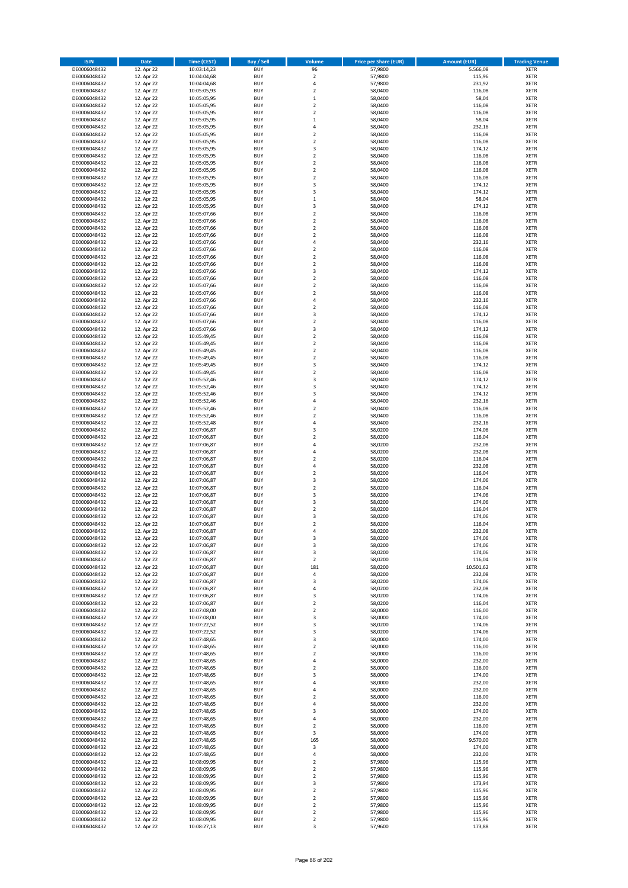| ISIN | Date | Time (CEST) | Buy / Sell | Volume | Price per Share (EUR) | Amount (EUR) | Trading Venue |
|---|---|---|---|---|---|---|---|
| DE0006048432 | 12. Apr 22 | 10:03:14,23 | BUY | 96 | 57,9800 | 5.566,08 | XETR |
| DE0006048432 | 12. Apr 22 | 10:04:04,68 | BUY | 2 | 57,9800 | 115,96 | XETR |
| DE0006048432 | 12. Apr 22 | 10:04:04,68 | BUY | 4 | 57,9800 | 231,92 | XETR |
| DE0006048432 | 12. Apr 22 | 10:05:05,93 | BUY | 2 | 58,0400 | 116,08 | XETR |
| DE0006048432 | 12. Apr 22 | 10:05:05,95 | BUY | 1 | 58,0400 | 58,04 | XETR |
| DE0006048432 | 12. Apr 22 | 10:05:05,95 | BUY | 2 | 58,0400 | 116,08 | XETR |
| DE0006048432 | 12. Apr 22 | 10:05:05,95 | BUY | 2 | 58,0400 | 116,08 | XETR |
| DE0006048432 | 12. Apr 22 | 10:05:05,95 | BUY | 1 | 58,0400 | 58,04 | XETR |
| DE0006048432 | 12. Apr 22 | 10:05:05,95 | BUY | 4 | 58,0400 | 232,16 | XETR |
| DE0006048432 | 12. Apr 22 | 10:05:05,95 | BUY | 2 | 58,0400 | 116,08 | XETR |
| DE0006048432 | 12. Apr 22 | 10:05:05,95 | BUY | 2 | 58,0400 | 116,08 | XETR |
| DE0006048432 | 12. Apr 22 | 10:05:05,95 | BUY | 3 | 58,0400 | 174,12 | XETR |
| DE0006048432 | 12. Apr 22 | 10:05:05,95 | BUY | 2 | 58,0400 | 116,08 | XETR |
| DE0006048432 | 12. Apr 22 | 10:05:05,95 | BUY | 2 | 58,0400 | 116,08 | XETR |
| DE0006048432 | 12. Apr 22 | 10:05:05,95 | BUY | 2 | 58,0400 | 116,08 | XETR |
| DE0006048432 | 12. Apr 22 | 10:05:05,95 | BUY | 2 | 58,0400 | 116,08 | XETR |
| DE0006048432 | 12. Apr 22 | 10:05:05,95 | BUY | 3 | 58,0400 | 174,12 | XETR |
| DE0006048432 | 12. Apr 22 | 10:05:05,95 | BUY | 3 | 58,0400 | 174,12 | XETR |
| DE0006048432 | 12. Apr 22 | 10:05:05,95 | BUY | 1 | 58,0400 | 58,04 | XETR |
| DE0006048432 | 12. Apr 22 | 10:05:05,95 | BUY | 3 | 58,0400 | 174,12 | XETR |
| DE0006048432 | 12. Apr 22 | 10:05:07,66 | BUY | 2 | 58,0400 | 116,08 | XETR |
| DE0006048432 | 12. Apr 22 | 10:05:07,66 | BUY | 2 | 58,0400 | 116,08 | XETR |
| DE0006048432 | 12. Apr 22 | 10:05:07,66 | BUY | 2 | 58,0400 | 116,08 | XETR |
| DE0006048432 | 12. Apr 22 | 10:05:07,66 | BUY | 2 | 58,0400 | 116,08 | XETR |
| DE0006048432 | 12. Apr 22 | 10:05:07,66 | BUY | 4 | 58,0400 | 232,16 | XETR |
| DE0006048432 | 12. Apr 22 | 10:05:07,66 | BUY | 2 | 58,0400 | 116,08 | XETR |
| DE0006048432 | 12. Apr 22 | 10:05:07,66 | BUY | 2 | 58,0400 | 116,08 | XETR |
| DE0006048432 | 12. Apr 22 | 10:05:07,66 | BUY | 2 | 58,0400 | 116,08 | XETR |
| DE0006048432 | 12. Apr 22 | 10:05:07,66 | BUY | 3 | 58,0400 | 174,12 | XETR |
| DE0006048432 | 12. Apr 22 | 10:05:07,66 | BUY | 2 | 58,0400 | 116,08 | XETR |
| DE0006048432 | 12. Apr 22 | 10:05:07,66 | BUY | 2 | 58,0400 | 116,08 | XETR |
| DE0006048432 | 12. Apr 22 | 10:05:07,66 | BUY | 2 | 58,0400 | 116,08 | XETR |
| DE0006048432 | 12. Apr 22 | 10:05:07,66 | BUY | 4 | 58,0400 | 232,16 | XETR |
| DE0006048432 | 12. Apr 22 | 10:05:07,66 | BUY | 2 | 58,0400 | 116,08 | XETR |
| DE0006048432 | 12. Apr 22 | 10:05:07,66 | BUY | 3 | 58,0400 | 174,12 | XETR |
| DE0006048432 | 12. Apr 22 | 10:05:07,66 | BUY | 2 | 58,0400 | 116,08 | XETR |
| DE0006048432 | 12. Apr 22 | 10:05:07,66 | BUY | 3 | 58,0400 | 174,12 | XETR |
| DE0006048432 | 12. Apr 22 | 10:05:49,45 | BUY | 2 | 58,0400 | 116,08 | XETR |
| DE0006048432 | 12. Apr 22 | 10:05:49,45 | BUY | 2 | 58,0400 | 116,08 | XETR |
| DE0006048432 | 12. Apr 22 | 10:05:49,45 | BUY | 2 | 58,0400 | 116,08 | XETR |
| DE0006048432 | 12. Apr 22 | 10:05:49,45 | BUY | 2 | 58,0400 | 116,08 | XETR |
| DE0006048432 | 12. Apr 22 | 10:05:49,45 | BUY | 3 | 58,0400 | 174,12 | XETR |
| DE0006048432 | 12. Apr 22 | 10:05:49,45 | BUY | 2 | 58,0400 | 116,08 | XETR |
| DE0006048432 | 12. Apr 22 | 10:05:52,46 | BUY | 3 | 58,0400 | 174,12 | XETR |
| DE0006048432 | 12. Apr 22 | 10:05:52,46 | BUY | 3 | 58,0400 | 174,12 | XETR |
| DE0006048432 | 12. Apr 22 | 10:05:52,46 | BUY | 3 | 58,0400 | 174,12 | XETR |
| DE0006048432 | 12. Apr 22 | 10:05:52,46 | BUY | 4 | 58,0400 | 232,16 | XETR |
| DE0006048432 | 12. Apr 22 | 10:05:52,46 | BUY | 2 | 58,0400 | 116,08 | XETR |
| DE0006048432 | 12. Apr 22 | 10:05:52,46 | BUY | 2 | 58,0400 | 116,08 | XETR |
| DE0006048432 | 12. Apr 22 | 10:05:52,48 | BUY | 4 | 58,0400 | 232,16 | XETR |
| DE0006048432 | 12. Apr 22 | 10:07:06,87 | BUY | 3 | 58,0200 | 174,06 | XETR |
| DE0006048432 | 12. Apr 22 | 10:07:06,87 | BUY | 2 | 58,0200 | 116,04 | XETR |
| DE0006048432 | 12. Apr 22 | 10:07:06,87 | BUY | 4 | 58,0200 | 232,08 | XETR |
| DE0006048432 | 12. Apr 22 | 10:07:06,87 | BUY | 4 | 58,0200 | 232,08 | XETR |
| DE0006048432 | 12. Apr 22 | 10:07:06,87 | BUY | 2 | 58,0200 | 116,04 | XETR |
| DE0006048432 | 12. Apr 22 | 10:07:06,87 | BUY | 4 | 58,0200 | 232,08 | XETR |
| DE0006048432 | 12. Apr 22 | 10:07:06,87 | BUY | 2 | 58,0200 | 116,04 | XETR |
| DE0006048432 | 12. Apr 22 | 10:07:06,87 | BUY | 3 | 58,0200 | 174,06 | XETR |
| DE0006048432 | 12. Apr 22 | 10:07:06,87 | BUY | 2 | 58,0200 | 116,04 | XETR |
| DE0006048432 | 12. Apr 22 | 10:07:06,87 | BUY | 3 | 58,0200 | 174,06 | XETR |
| DE0006048432 | 12. Apr 22 | 10:07:06,87 | BUY | 3 | 58,0200 | 174,06 | XETR |
| DE0006048432 | 12. Apr 22 | 10:07:06,87 | BUY | 2 | 58,0200 | 116,04 | XETR |
| DE0006048432 | 12. Apr 22 | 10:07:06,87 | BUY | 3 | 58,0200 | 174,06 | XETR |
| DE0006048432 | 12. Apr 22 | 10:07:06,87 | BUY | 2 | 58,0200 | 116,04 | XETR |
| DE0006048432 | 12. Apr 22 | 10:07:06,87 | BUY | 4 | 58,0200 | 232,08 | XETR |
| DE0006048432 | 12. Apr 22 | 10:07:06,87 | BUY | 3 | 58,0200 | 174,06 | XETR |
| DE0006048432 | 12. Apr 22 | 10:07:06,87 | BUY | 3 | 58,0200 | 174,06 | XETR |
| DE0006048432 | 12. Apr 22 | 10:07:06,87 | BUY | 3 | 58,0200 | 174,06 | XETR |
| DE0006048432 | 12. Apr 22 | 10:07:06,87 | BUY | 2 | 58,0200 | 116,04 | XETR |
| DE0006048432 | 12. Apr 22 | 10:07:06,87 | BUY | 181 | 58,0200 | 10.501,62 | XETR |
| DE0006048432 | 12. Apr 22 | 10:07:06,87 | BUY | 4 | 58,0200 | 232,08 | XETR |
| DE0006048432 | 12. Apr 22 | 10:07:06,87 | BUY | 3 | 58,0200 | 174,06 | XETR |
| DE0006048432 | 12. Apr 22 | 10:07:06,87 | BUY | 4 | 58,0200 | 232,08 | XETR |
| DE0006048432 | 12. Apr 22 | 10:07:06,87 | BUY | 3 | 58,0200 | 174,06 | XETR |
| DE0006048432 | 12. Apr 22 | 10:07:06,87 | BUY | 2 | 58,0200 | 116,04 | XETR |
| DE0006048432 | 12. Apr 22 | 10:07:08,00 | BUY | 2 | 58,0000 | 116,00 | XETR |
| DE0006048432 | 12. Apr 22 | 10:07:08,00 | BUY | 3 | 58,0000 | 174,00 | XETR |
| DE0006048432 | 12. Apr 22 | 10:07:22,52 | BUY | 3 | 58,0200 | 174,06 | XETR |
| DE0006048432 | 12. Apr 22 | 10:07:22,52 | BUY | 3 | 58,0200 | 174,06 | XETR |
| DE0006048432 | 12. Apr 22 | 10:07:48,65 | BUY | 3 | 58,0000 | 174,00 | XETR |
| DE0006048432 | 12. Apr 22 | 10:07:48,65 | BUY | 2 | 58,0000 | 116,00 | XETR |
| DE0006048432 | 12. Apr 22 | 10:07:48,65 | BUY | 2 | 58,0000 | 116,00 | XETR |
| DE0006048432 | 12. Apr 22 | 10:07:48,65 | BUY | 4 | 58,0000 | 232,00 | XETR |
| DE0006048432 | 12. Apr 22 | 10:07:48,65 | BUY | 2 | 58,0000 | 116,00 | XETR |
| DE0006048432 | 12. Apr 22 | 10:07:48,65 | BUY | 3 | 58,0000 | 174,00 | XETR |
| DE0006048432 | 12. Apr 22 | 10:07:48,65 | BUY | 4 | 58,0000 | 232,00 | XETR |
| DE0006048432 | 12. Apr 22 | 10:07:48,65 | BUY | 4 | 58,0000 | 232,00 | XETR |
| DE0006048432 | 12. Apr 22 | 10:07:48,65 | BUY | 2 | 58,0000 | 116,00 | XETR |
| DE0006048432 | 12. Apr 22 | 10:07:48,65 | BUY | 4 | 58,0000 | 232,00 | XETR |
| DE0006048432 | 12. Apr 22 | 10:07:48,65 | BUY | 3 | 58,0000 | 174,00 | XETR |
| DE0006048432 | 12. Apr 22 | 10:07:48,65 | BUY | 4 | 58,0000 | 232,00 | XETR |
| DE0006048432 | 12. Apr 22 | 10:07:48,65 | BUY | 2 | 58,0000 | 116,00 | XETR |
| DE0006048432 | 12. Apr 22 | 10:07:48,65 | BUY | 3 | 58,0000 | 174,00 | XETR |
| DE0006048432 | 12. Apr 22 | 10:07:48,65 | BUY | 165 | 58,0000 | 9.570,00 | XETR |
| DE0006048432 | 12. Apr 22 | 10:07:48,65 | BUY | 3 | 58,0000 | 174,00 | XETR |
| DE0006048432 | 12. Apr 22 | 10:07:48,65 | BUY | 4 | 58,0000 | 232,00 | XETR |
| DE0006048432 | 12. Apr 22 | 10:08:09,95 | BUY | 2 | 57,9800 | 115,96 | XETR |
| DE0006048432 | 12. Apr 22 | 10:08:09,95 | BUY | 2 | 57,9800 | 115,96 | XETR |
| DE0006048432 | 12. Apr 22 | 10:08:09,95 | BUY | 2 | 57,9800 | 115,96 | XETR |
| DE0006048432 | 12. Apr 22 | 10:08:09,95 | BUY | 3 | 57,9800 | 173,94 | XETR |
| DE0006048432 | 12. Apr 22 | 10:08:09,95 | BUY | 2 | 57,9800 | 115,96 | XETR |
| DE0006048432 | 12. Apr 22 | 10:08:09,95 | BUY | 2 | 57,9800 | 115,96 | XETR |
| DE0006048432 | 12. Apr 22 | 10:08:09,95 | BUY | 2 | 57,9800 | 115,96 | XETR |
| DE0006048432 | 12. Apr 22 | 10:08:09,95 | BUY | 2 | 57,9800 | 115,96 | XETR |
| DE0006048432 | 12. Apr 22 | 10:08:09,95 | BUY | 2 | 57,9800 | 115,96 | XETR |
| DE0006048432 | 12. Apr 22 | 10:08:27,13 | BUY | 3 | 57,9600 | 173,88 | XETR |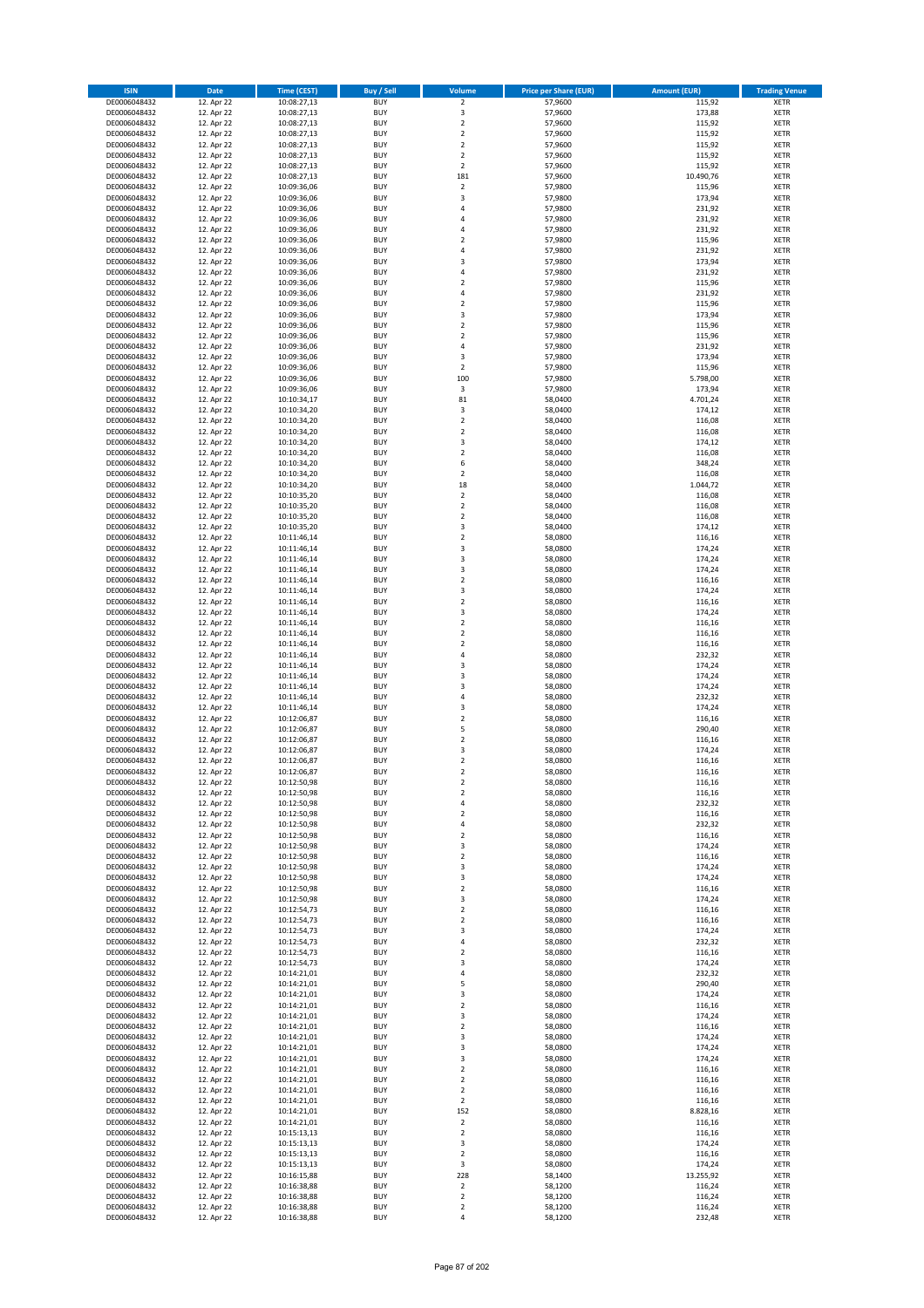| ISIN | Date | Time (CEST) | Buy / Sell | Volume | Price per Share (EUR) | Amount (EUR) | Trading Venue |
|---|---|---|---|---|---|---|---|
| DE0006048432 | 12. Apr 22 | 10:08:27,13 | BUY | 2 | 57,9600 | 115,92 | XETR |
| DE0006048432 | 12. Apr 22 | 10:08:27,13 | BUY | 3 | 57,9600 | 173,88 | XETR |
| DE0006048432 | 12. Apr 22 | 10:08:27,13 | BUY | 2 | 57,9600 | 115,92 | XETR |
| DE0006048432 | 12. Apr 22 | 10:08:27,13 | BUY | 2 | 57,9600 | 115,92 | XETR |
| DE0006048432 | 12. Apr 22 | 10:08:27,13 | BUY | 2 | 57,9600 | 115,92 | XETR |
| DE0006048432 | 12. Apr 22 | 10:08:27,13 | BUY | 2 | 57,9600 | 115,92 | XETR |
| DE0006048432 | 12. Apr 22 | 10:08:27,13 | BUY | 2 | 57,9600 | 115,92 | XETR |
| DE0006048432 | 12. Apr 22 | 10:08:27,13 | BUY | 181 | 57,9600 | 10.490,76 | XETR |
| DE0006048432 | 12. Apr 22 | 10:09:36,06 | BUY | 2 | 57,9800 | 115,96 | XETR |
| DE0006048432 | 12. Apr 22 | 10:09:36,06 | BUY | 3 | 57,9800 | 173,94 | XETR |
| DE0006048432 | 12. Apr 22 | 10:09:36,06 | BUY | 4 | 57,9800 | 231,92 | XETR |
| DE0006048432 | 12. Apr 22 | 10:09:36,06 | BUY | 4 | 57,9800 | 231,92 | XETR |
| DE0006048432 | 12. Apr 22 | 10:09:36,06 | BUY | 4 | 57,9800 | 231,92 | XETR |
| DE0006048432 | 12. Apr 22 | 10:09:36,06 | BUY | 2 | 57,9800 | 115,96 | XETR |
| DE0006048432 | 12. Apr 22 | 10:09:36,06 | BUY | 4 | 57,9800 | 231,92 | XETR |
| DE0006048432 | 12. Apr 22 | 10:09:36,06 | BUY | 3 | 57,9800 | 173,94 | XETR |
| DE0006048432 | 12. Apr 22 | 10:09:36,06 | BUY | 4 | 57,9800 | 231,92 | XETR |
| DE0006048432 | 12. Apr 22 | 10:09:36,06 | BUY | 2 | 57,9800 | 115,96 | XETR |
| DE0006048432 | 12. Apr 22 | 10:09:36,06 | BUY | 4 | 57,9800 | 231,92 | XETR |
| DE0006048432 | 12. Apr 22 | 10:09:36,06 | BUY | 2 | 57,9800 | 115,96 | XETR |
| DE0006048432 | 12. Apr 22 | 10:09:36,06 | BUY | 3 | 57,9800 | 173,94 | XETR |
| DE0006048432 | 12. Apr 22 | 10:09:36,06 | BUY | 2 | 57,9800 | 115,96 | XETR |
| DE0006048432 | 12. Apr 22 | 10:09:36,06 | BUY | 2 | 57,9800 | 115,96 | XETR |
| DE0006048432 | 12. Apr 22 | 10:09:36,06 | BUY | 4 | 57,9800 | 231,92 | XETR |
| DE0006048432 | 12. Apr 22 | 10:09:36,06 | BUY | 3 | 57,9800 | 173,94 | XETR |
| DE0006048432 | 12. Apr 22 | 10:09:36,06 | BUY | 2 | 57,9800 | 115,96 | XETR |
| DE0006048432 | 12. Apr 22 | 10:09:36,06 | BUY | 100 | 57,9800 | 5.798,00 | XETR |
| DE0006048432 | 12. Apr 22 | 10:09:36,06 | BUY | 3 | 57,9800 | 173,94 | XETR |
| DE0006048432 | 12. Apr 22 | 10:10:34,17 | BUY | 81 | 58,0400 | 4.701,24 | XETR |
| DE0006048432 | 12. Apr 22 | 10:10:34,20 | BUY | 3 | 58,0400 | 174,12 | XETR |
| DE0006048432 | 12. Apr 22 | 10:10:34,20 | BUY | 2 | 58,0400 | 116,08 | XETR |
| DE0006048432 | 12. Apr 22 | 10:10:34,20 | BUY | 2 | 58,0400 | 116,08 | XETR |
| DE0006048432 | 12. Apr 22 | 10:10:34,20 | BUY | 3 | 58,0400 | 174,12 | XETR |
| DE0006048432 | 12. Apr 22 | 10:10:34,20 | BUY | 2 | 58,0400 | 116,08 | XETR |
| DE0006048432 | 12. Apr 22 | 10:10:34,20 | BUY | 6 | 58,0400 | 348,24 | XETR |
| DE0006048432 | 12. Apr 22 | 10:10:34,20 | BUY | 2 | 58,0400 | 116,08 | XETR |
| DE0006048432 | 12. Apr 22 | 10:10:34,20 | BUY | 18 | 58,0400 | 1.044,72 | XETR |
| DE0006048432 | 12. Apr 22 | 10:10:35,20 | BUY | 2 | 58,0400 | 116,08 | XETR |
| DE0006048432 | 12. Apr 22 | 10:10:35,20 | BUY | 2 | 58,0400 | 116,08 | XETR |
| DE0006048432 | 12. Apr 22 | 10:10:35,20 | BUY | 2 | 58,0400 | 116,08 | XETR |
| DE0006048432 | 12. Apr 22 | 10:10:35,20 | BUY | 3 | 58,0400 | 174,12 | XETR |
| DE0006048432 | 12. Apr 22 | 10:11:46,14 | BUY | 2 | 58,0800 | 116,16 | XETR |
| DE0006048432 | 12. Apr 22 | 10:11:46,14 | BUY | 3 | 58,0800 | 174,24 | XETR |
| DE0006048432 | 12. Apr 22 | 10:11:46,14 | BUY | 3 | 58,0800 | 174,24 | XETR |
| DE0006048432 | 12. Apr 22 | 10:11:46,14 | BUY | 3 | 58,0800 | 174,24 | XETR |
| DE0006048432 | 12. Apr 22 | 10:11:46,14 | BUY | 2 | 58,0800 | 116,16 | XETR |
| DE0006048432 | 12. Apr 22 | 10:11:46,14 | BUY | 3 | 58,0800 | 174,24 | XETR |
| DE0006048432 | 12. Apr 22 | 10:11:46,14 | BUY | 2 | 58,0800 | 116,16 | XETR |
| DE0006048432 | 12. Apr 22 | 10:11:46,14 | BUY | 3 | 58,0800 | 174,24 | XETR |
| DE0006048432 | 12. Apr 22 | 10:11:46,14 | BUY | 2 | 58,0800 | 116,16 | XETR |
| DE0006048432 | 12. Apr 22 | 10:11:46,14 | BUY | 2 | 58,0800 | 116,16 | XETR |
| DE0006048432 | 12. Apr 22 | 10:11:46,14 | BUY | 2 | 58,0800 | 116,16 | XETR |
| DE0006048432 | 12. Apr 22 | 10:11:46,14 | BUY | 4 | 58,0800 | 232,32 | XETR |
| DE0006048432 | 12. Apr 22 | 10:11:46,14 | BUY | 3 | 58,0800 | 174,24 | XETR |
| DE0006048432 | 12. Apr 22 | 10:11:46,14 | BUY | 3 | 58,0800 | 174,24 | XETR |
| DE0006048432 | 12. Apr 22 | 10:11:46,14 | BUY | 3 | 58,0800 | 174,24 | XETR |
| DE0006048432 | 12. Apr 22 | 10:11:46,14 | BUY | 4 | 58,0800 | 232,32 | XETR |
| DE0006048432 | 12. Apr 22 | 10:11:46,14 | BUY | 3 | 58,0800 | 174,24 | XETR |
| DE0006048432 | 12. Apr 22 | 10:12:06,87 | BUY | 2 | 58,0800 | 116,16 | XETR |
| DE0006048432 | 12. Apr 22 | 10:12:06,87 | BUY | 5 | 58,0800 | 290,40 | XETR |
| DE0006048432 | 12. Apr 22 | 10:12:06,87 | BUY | 2 | 58,0800 | 116,16 | XETR |
| DE0006048432 | 12. Apr 22 | 10:12:06,87 | BUY | 3 | 58,0800 | 174,24 | XETR |
| DE0006048432 | 12. Apr 22 | 10:12:06,87 | BUY | 2 | 58,0800 | 116,16 | XETR |
| DE0006048432 | 12. Apr 22 | 10:12:06,87 | BUY | 2 | 58,0800 | 116,16 | XETR |
| DE0006048432 | 12. Apr 22 | 10:12:50,98 | BUY | 2 | 58,0800 | 116,16 | XETR |
| DE0006048432 | 12. Apr 22 | 10:12:50,98 | BUY | 2 | 58,0800 | 116,16 | XETR |
| DE0006048432 | 12. Apr 22 | 10:12:50,98 | BUY | 4 | 58,0800 | 232,32 | XETR |
| DE0006048432 | 12. Apr 22 | 10:12:50,98 | BUY | 2 | 58,0800 | 116,16 | XETR |
| DE0006048432 | 12. Apr 22 | 10:12:50,98 | BUY | 4 | 58,0800 | 232,32 | XETR |
| DE0006048432 | 12. Apr 22 | 10:12:50,98 | BUY | 2 | 58,0800 | 116,16 | XETR |
| DE0006048432 | 12. Apr 22 | 10:12:50,98 | BUY | 3 | 58,0800 | 174,24 | XETR |
| DE0006048432 | 12. Apr 22 | 10:12:50,98 | BUY | 2 | 58,0800 | 116,16 | XETR |
| DE0006048432 | 12. Apr 22 | 10:12:50,98 | BUY | 3 | 58,0800 | 174,24 | XETR |
| DE0006048432 | 12. Apr 22 | 10:12:50,98 | BUY | 3 | 58,0800 | 174,24 | XETR |
| DE0006048432 | 12. Apr 22 | 10:12:50,98 | BUY | 2 | 58,0800 | 116,16 | XETR |
| DE0006048432 | 12. Apr 22 | 10:12:50,98 | BUY | 3 | 58,0800 | 174,24 | XETR |
| DE0006048432 | 12. Apr 22 | 10:12:54,73 | BUY | 2 | 58,0800 | 116,16 | XETR |
| DE0006048432 | 12. Apr 22 | 10:12:54,73 | BUY | 2 | 58,0800 | 116,16 | XETR |
| DE0006048432 | 12. Apr 22 | 10:12:54,73 | BUY | 3 | 58,0800 | 174,24 | XETR |
| DE0006048432 | 12. Apr 22 | 10:12:54,73 | BUY | 4 | 58,0800 | 232,32 | XETR |
| DE0006048432 | 12. Apr 22 | 10:12:54,73 | BUY | 2 | 58,0800 | 116,16 | XETR |
| DE0006048432 | 12. Apr 22 | 10:12:54,73 | BUY | 3 | 58,0800 | 174,24 | XETR |
| DE0006048432 | 12. Apr 22 | 10:14:21,01 | BUY | 4 | 58,0800 | 232,32 | XETR |
| DE0006048432 | 12. Apr 22 | 10:14:21,01 | BUY | 5 | 58,0800 | 290,40 | XETR |
| DE0006048432 | 12. Apr 22 | 10:14:21,01 | BUY | 3 | 58,0800 | 174,24 | XETR |
| DE0006048432 | 12. Apr 22 | 10:14:21,01 | BUY | 2 | 58,0800 | 116,16 | XETR |
| DE0006048432 | 12. Apr 22 | 10:14:21,01 | BUY | 3 | 58,0800 | 174,24 | XETR |
| DE0006048432 | 12. Apr 22 | 10:14:21,01 | BUY | 2 | 58,0800 | 116,16 | XETR |
| DE0006048432 | 12. Apr 22 | 10:14:21,01 | BUY | 3 | 58,0800 | 174,24 | XETR |
| DE0006048432 | 12. Apr 22 | 10:14:21,01 | BUY | 3 | 58,0800 | 174,24 | XETR |
| DE0006048432 | 12. Apr 22 | 10:14:21,01 | BUY | 3 | 58,0800 | 174,24 | XETR |
| DE0006048432 | 12. Apr 22 | 10:14:21,01 | BUY | 2 | 58,0800 | 116,16 | XETR |
| DE0006048432 | 12. Apr 22 | 10:14:21,01 | BUY | 2 | 58,0800 | 116,16 | XETR |
| DE0006048432 | 12. Apr 22 | 10:14:21,01 | BUY | 2 | 58,0800 | 116,16 | XETR |
| DE0006048432 | 12. Apr 22 | 10:14:21,01 | BUY | 2 | 58,0800 | 116,16 | XETR |
| DE0006048432 | 12. Apr 22 | 10:14:21,01 | BUY | 152 | 58,0800 | 8.828,16 | XETR |
| DE0006048432 | 12. Apr 22 | 10:14:21,01 | BUY | 2 | 58,0800 | 116,16 | XETR |
| DE0006048432 | 12. Apr 22 | 10:15:13,13 | BUY | 2 | 58,0800 | 116,16 | XETR |
| DE0006048432 | 12. Apr 22 | 10:15:13,13 | BUY | 3 | 58,0800 | 174,24 | XETR |
| DE0006048432 | 12. Apr 22 | 10:15:13,13 | BUY | 2 | 58,0800 | 116,16 | XETR |
| DE0006048432 | 12. Apr 22 | 10:15:13,13 | BUY | 3 | 58,0800 | 174,24 | XETR |
| DE0006048432 | 12. Apr 22 | 10:16:15,88 | BUY | 228 | 58,1400 | 13.255,92 | XETR |
| DE0006048432 | 12. Apr 22 | 10:16:38,88 | BUY | 2 | 58,1200 | 116,24 | XETR |
| DE0006048432 | 12. Apr 22 | 10:16:38,88 | BUY | 2 | 58,1200 | 116,24 | XETR |
| DE0006048432 | 12. Apr 22 | 10:16:38,88 | BUY | 2 | 58,1200 | 116,24 | XETR |
| DE0006048432 | 12. Apr 22 | 10:16:38,88 | BUY | 4 | 58,1200 | 232,48 | XETR |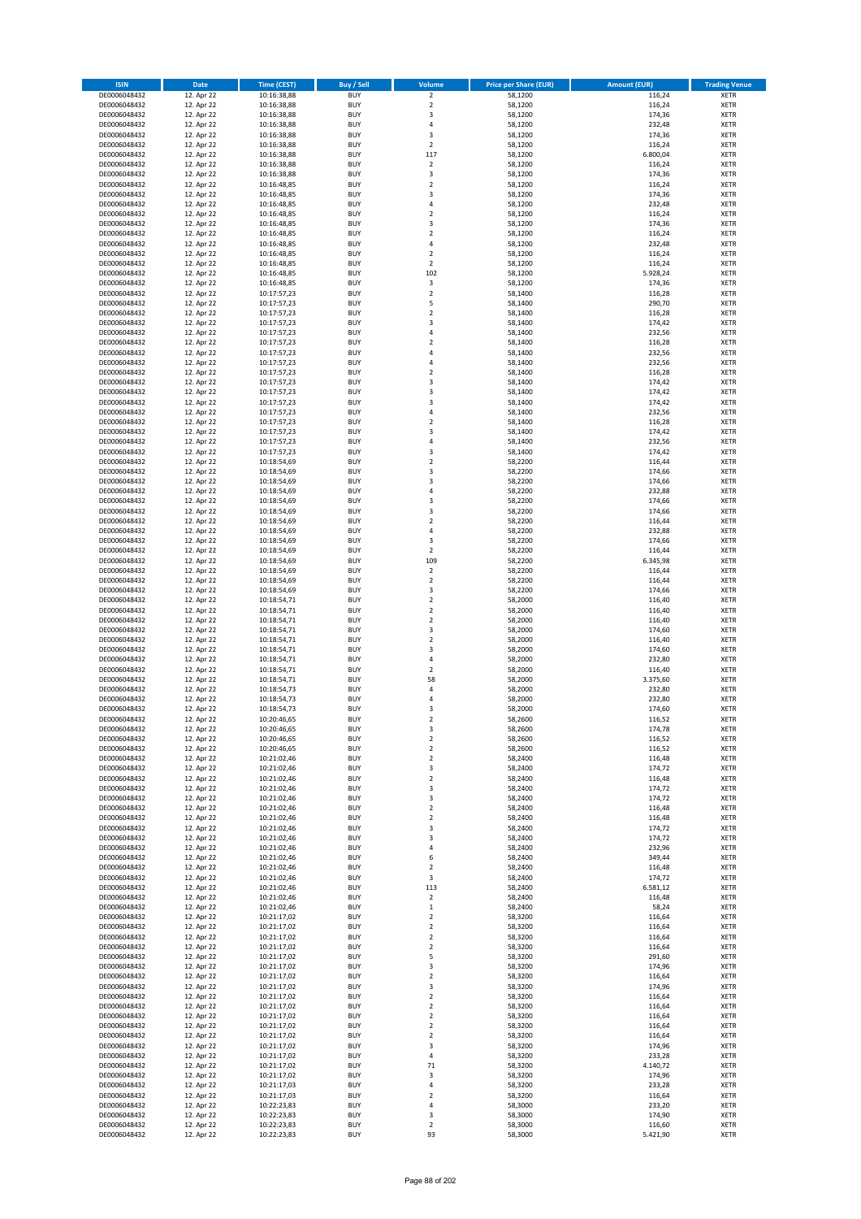| ISIN | Date | Time (CEST) | Buy / Sell | Volume | Price per Share (EUR) | Amount (EUR) | Trading Venue |
|---|---|---|---|---|---|---|---|
| DE0006048432 | 12. Apr 22 | 10:16:38,88 | BUY | 2 | 58,1200 | 116,24 | XETR |
| DE0006048432 | 12. Apr 22 | 10:16:38,88 | BUY | 2 | 58,1200 | 116,24 | XETR |
| DE0006048432 | 12. Apr 22 | 10:16:38,88 | BUY | 3 | 58,1200 | 174,36 | XETR |
| DE0006048432 | 12. Apr 22 | 10:16:38,88 | BUY | 4 | 58,1200 | 232,48 | XETR |
| DE0006048432 | 12. Apr 22 | 10:16:38,88 | BUY | 3 | 58,1200 | 174,36 | XETR |
| DE0006048432 | 12. Apr 22 | 10:16:38,88 | BUY | 2 | 58,1200 | 116,24 | XETR |
| DE0006048432 | 12. Apr 22 | 10:16:38,88 | BUY | 117 | 58,1200 | 6.800,04 | XETR |
| DE0006048432 | 12. Apr 22 | 10:16:38,88 | BUY | 2 | 58,1200 | 116,24 | XETR |
| DE0006048432 | 12. Apr 22 | 10:16:38,88 | BUY | 3 | 58,1200 | 174,36 | XETR |
| DE0006048432 | 12. Apr 22 | 10:16:48,85 | BUY | 2 | 58,1200 | 116,24 | XETR |
| DE0006048432 | 12. Apr 22 | 10:16:48,85 | BUY | 3 | 58,1200 | 174,36 | XETR |
| DE0006048432 | 12. Apr 22 | 10:16:48,85 | BUY | 4 | 58,1200 | 232,48 | XETR |
| DE0006048432 | 12. Apr 22 | 10:16:48,85 | BUY | 2 | 58,1200 | 116,24 | XETR |
| DE0006048432 | 12. Apr 22 | 10:16:48,85 | BUY | 3 | 58,1200 | 174,36 | XETR |
| DE0006048432 | 12. Apr 22 | 10:16:48,85 | BUY | 2 | 58,1200 | 116,24 | XETR |
| DE0006048432 | 12. Apr 22 | 10:16:48,85 | BUY | 4 | 58,1200 | 232,48 | XETR |
| DE0006048432 | 12. Apr 22 | 10:16:48,85 | BUY | 2 | 58,1200 | 116,24 | XETR |
| DE0006048432 | 12. Apr 22 | 10:16:48,85 | BUY | 2 | 58,1200 | 116,24 | XETR |
| DE0006048432 | 12. Apr 22 | 10:16:48,85 | BUY | 102 | 58,1200 | 5.928,24 | XETR |
| DE0006048432 | 12. Apr 22 | 10:16:48,85 | BUY | 3 | 58,1200 | 174,36 | XETR |
| DE0006048432 | 12. Apr 22 | 10:17:57,23 | BUY | 2 | 58,1400 | 116,28 | XETR |
| DE0006048432 | 12. Apr 22 | 10:17:57,23 | BUY | 5 | 58,1400 | 290,70 | XETR |
| DE0006048432 | 12. Apr 22 | 10:17:57,23 | BUY | 2 | 58,1400 | 116,28 | XETR |
| DE0006048432 | 12. Apr 22 | 10:17:57,23 | BUY | 3 | 58,1400 | 174,42 | XETR |
| DE0006048432 | 12. Apr 22 | 10:17:57,23 | BUY | 4 | 58,1400 | 232,56 | XETR |
| DE0006048432 | 12. Apr 22 | 10:17:57,23 | BUY | 2 | 58,1400 | 116,28 | XETR |
| DE0006048432 | 12. Apr 22 | 10:17:57,23 | BUY | 4 | 58,1400 | 232,56 | XETR |
| DE0006048432 | 12. Apr 22 | 10:17:57,23 | BUY | 4 | 58,1400 | 232,56 | XETR |
| DE0006048432 | 12. Apr 22 | 10:17:57,23 | BUY | 2 | 58,1400 | 116,28 | XETR |
| DE0006048432 | 12. Apr 22 | 10:17:57,23 | BUY | 3 | 58,1400 | 174,42 | XETR |
| DE0006048432 | 12. Apr 22 | 10:17:57,23 | BUY | 3 | 58,1400 | 174,42 | XETR |
| DE0006048432 | 12. Apr 22 | 10:17:57,23 | BUY | 3 | 58,1400 | 174,42 | XETR |
| DE0006048432 | 12. Apr 22 | 10:17:57,23 | BUY | 4 | 58,1400 | 232,56 | XETR |
| DE0006048432 | 12. Apr 22 | 10:17:57,23 | BUY | 2 | 58,1400 | 116,28 | XETR |
| DE0006048432 | 12. Apr 22 | 10:17:57,23 | BUY | 3 | 58,1400 | 174,42 | XETR |
| DE0006048432 | 12. Apr 22 | 10:17:57,23 | BUY | 4 | 58,1400 | 232,56 | XETR |
| DE0006048432 | 12. Apr 22 | 10:17:57,23 | BUY | 3 | 58,1400 | 174,42 | XETR |
| DE0006048432 | 12. Apr 22 | 10:18:54,69 | BUY | 2 | 58,2200 | 116,44 | XETR |
| DE0006048432 | 12. Apr 22 | 10:18:54,69 | BUY | 3 | 58,2200 | 174,66 | XETR |
| DE0006048432 | 12. Apr 22 | 10:18:54,69 | BUY | 3 | 58,2200 | 174,66 | XETR |
| DE0006048432 | 12. Apr 22 | 10:18:54,69 | BUY | 4 | 58,2200 | 232,88 | XETR |
| DE0006048432 | 12. Apr 22 | 10:18:54,69 | BUY | 3 | 58,2200 | 174,66 | XETR |
| DE0006048432 | 12. Apr 22 | 10:18:54,69 | BUY | 3 | 58,2200 | 174,66 | XETR |
| DE0006048432 | 12. Apr 22 | 10:18:54,69 | BUY | 2 | 58,2200 | 116,44 | XETR |
| DE0006048432 | 12. Apr 22 | 10:18:54,69 | BUY | 4 | 58,2200 | 232,88 | XETR |
| DE0006048432 | 12. Apr 22 | 10:18:54,69 | BUY | 3 | 58,2200 | 174,66 | XETR |
| DE0006048432 | 12. Apr 22 | 10:18:54,69 | BUY | 2 | 58,2200 | 116,44 | XETR |
| DE0006048432 | 12. Apr 22 | 10:18:54,69 | BUY | 109 | 58,2200 | 6.345,98 | XETR |
| DE0006048432 | 12. Apr 22 | 10:18:54,69 | BUY | 2 | 58,2200 | 116,44 | XETR |
| DE0006048432 | 12. Apr 22 | 10:18:54,69 | BUY | 2 | 58,2200 | 116,44 | XETR |
| DE0006048432 | 12. Apr 22 | 10:18:54,69 | BUY | 3 | 58,2200 | 174,66 | XETR |
| DE0006048432 | 12. Apr 22 | 10:18:54,71 | BUY | 2 | 58,2000 | 116,40 | XETR |
| DE0006048432 | 12. Apr 22 | 10:18:54,71 | BUY | 2 | 58,2000 | 116,40 | XETR |
| DE0006048432 | 12. Apr 22 | 10:18:54,71 | BUY | 2 | 58,2000 | 116,40 | XETR |
| DE0006048432 | 12. Apr 22 | 10:18:54,71 | BUY | 3 | 58,2000 | 174,60 | XETR |
| DE0006048432 | 12. Apr 22 | 10:18:54,71 | BUY | 2 | 58,2000 | 116,40 | XETR |
| DE0006048432 | 12. Apr 22 | 10:18:54,71 | BUY | 3 | 58,2000 | 174,60 | XETR |
| DE0006048432 | 12. Apr 22 | 10:18:54,71 | BUY | 4 | 58,2000 | 232,80 | XETR |
| DE0006048432 | 12. Apr 22 | 10:18:54,71 | BUY | 2 | 58,2000 | 116,40 | XETR |
| DE0006048432 | 12. Apr 22 | 10:18:54,71 | BUY | 58 | 58,2000 | 3.375,60 | XETR |
| DE0006048432 | 12. Apr 22 | 10:18:54,73 | BUY | 4 | 58,2000 | 232,80 | XETR |
| DE0006048432 | 12. Apr 22 | 10:18:54,73 | BUY | 4 | 58,2000 | 232,80 | XETR |
| DE0006048432 | 12. Apr 22 | 10:18:54,73 | BUY | 3 | 58,2000 | 174,60 | XETR |
| DE0006048432 | 12. Apr 22 | 10:20:46,65 | BUY | 2 | 58,2600 | 116,52 | XETR |
| DE0006048432 | 12. Apr 22 | 10:20:46,65 | BUY | 3 | 58,2600 | 174,78 | XETR |
| DE0006048432 | 12. Apr 22 | 10:20:46,65 | BUY | 2 | 58,2600 | 116,52 | XETR |
| DE0006048432 | 12. Apr 22 | 10:20:46,65 | BUY | 2 | 58,2600 | 116,52 | XETR |
| DE0006048432 | 12. Apr 22 | 10:21:02,46 | BUY | 2 | 58,2400 | 116,48 | XETR |
| DE0006048432 | 12. Apr 22 | 10:21:02,46 | BUY | 3 | 58,2400 | 174,72 | XETR |
| DE0006048432 | 12. Apr 22 | 10:21:02,46 | BUY | 2 | 58,2400 | 116,48 | XETR |
| DE0006048432 | 12. Apr 22 | 10:21:02,46 | BUY | 3 | 58,2400 | 174,72 | XETR |
| DE0006048432 | 12. Apr 22 | 10:21:02,46 | BUY | 3 | 58,2400 | 174,72 | XETR |
| DE0006048432 | 12. Apr 22 | 10:21:02,46 | BUY | 2 | 58,2400 | 116,48 | XETR |
| DE0006048432 | 12. Apr 22 | 10:21:02,46 | BUY | 2 | 58,2400 | 116,48 | XETR |
| DE0006048432 | 12. Apr 22 | 10:21:02,46 | BUY | 3 | 58,2400 | 174,72 | XETR |
| DE0006048432 | 12. Apr 22 | 10:21:02,46 | BUY | 3 | 58,2400 | 174,72 | XETR |
| DE0006048432 | 12. Apr 22 | 10:21:02,46 | BUY | 4 | 58,2400 | 232,96 | XETR |
| DE0006048432 | 12. Apr 22 | 10:21:02,46 | BUY | 6 | 58,2400 | 349,44 | XETR |
| DE0006048432 | 12. Apr 22 | 10:21:02,46 | BUY | 2 | 58,2400 | 116,48 | XETR |
| DE0006048432 | 12. Apr 22 | 10:21:02,46 | BUY | 3 | 58,2400 | 174,72 | XETR |
| DE0006048432 | 12. Apr 22 | 10:21:02,46 | BUY | 113 | 58,2400 | 6.581,12 | XETR |
| DE0006048432 | 12. Apr 22 | 10:21:02,46 | BUY | 2 | 58,2400 | 116,48 | XETR |
| DE0006048432 | 12. Apr 22 | 10:21:02,46 | BUY | 1 | 58,2400 | 58,24 | XETR |
| DE0006048432 | 12. Apr 22 | 10:21:17,02 | BUY | 2 | 58,3200 | 116,64 | XETR |
| DE0006048432 | 12. Apr 22 | 10:21:17,02 | BUY | 2 | 58,3200 | 116,64 | XETR |
| DE0006048432 | 12. Apr 22 | 10:21:17,02 | BUY | 2 | 58,3200 | 116,64 | XETR |
| DE0006048432 | 12. Apr 22 | 10:21:17,02 | BUY | 2 | 58,3200 | 116,64 | XETR |
| DE0006048432 | 12. Apr 22 | 10:21:17,02 | BUY | 5 | 58,3200 | 291,60 | XETR |
| DE0006048432 | 12. Apr 22 | 10:21:17,02 | BUY | 3 | 58,3200 | 174,96 | XETR |
| DE0006048432 | 12. Apr 22 | 10:21:17,02 | BUY | 2 | 58,3200 | 116,64 | XETR |
| DE0006048432 | 12. Apr 22 | 10:21:17,02 | BUY | 3 | 58,3200 | 174,96 | XETR |
| DE0006048432 | 12. Apr 22 | 10:21:17,02 | BUY | 2 | 58,3200 | 116,64 | XETR |
| DE0006048432 | 12. Apr 22 | 10:21:17,02 | BUY | 2 | 58,3200 | 116,64 | XETR |
| DE0006048432 | 12. Apr 22 | 10:21:17,02 | BUY | 2 | 58,3200 | 116,64 | XETR |
| DE0006048432 | 12. Apr 22 | 10:21:17,02 | BUY | 2 | 58,3200 | 116,64 | XETR |
| DE0006048432 | 12. Apr 22 | 10:21:17,02 | BUY | 2 | 58,3200 | 116,64 | XETR |
| DE0006048432 | 12. Apr 22 | 10:21:17,02 | BUY | 3 | 58,3200 | 174,96 | XETR |
| DE0006048432 | 12. Apr 22 | 10:21:17,02 | BUY | 4 | 58,3200 | 233,28 | XETR |
| DE0006048432 | 12. Apr 22 | 10:21:17,02 | BUY | 71 | 58,3200 | 4.140,72 | XETR |
| DE0006048432 | 12. Apr 22 | 10:21:17,02 | BUY | 3 | 58,3200 | 174,96 | XETR |
| DE0006048432 | 12. Apr 22 | 10:21:17,03 | BUY | 4 | 58,3200 | 233,28 | XETR |
| DE0006048432 | 12. Apr 22 | 10:21:17,03 | BUY | 2 | 58,3200 | 116,64 | XETR |
| DE0006048432 | 12. Apr 22 | 10:22:23,83 | BUY | 4 | 58,3000 | 233,20 | XETR |
| DE0006048432 | 12. Apr 22 | 10:22:23,83 | BUY | 3 | 58,3000 | 174,90 | XETR |
| DE0006048432 | 12. Apr 22 | 10:22:23,83 | BUY | 2 | 58,3000 | 116,60 | XETR |
| DE0006048432 | 12. Apr 22 | 10:22:23,83 | BUY | 93 | 58,3000 | 5.421,90 | XETR |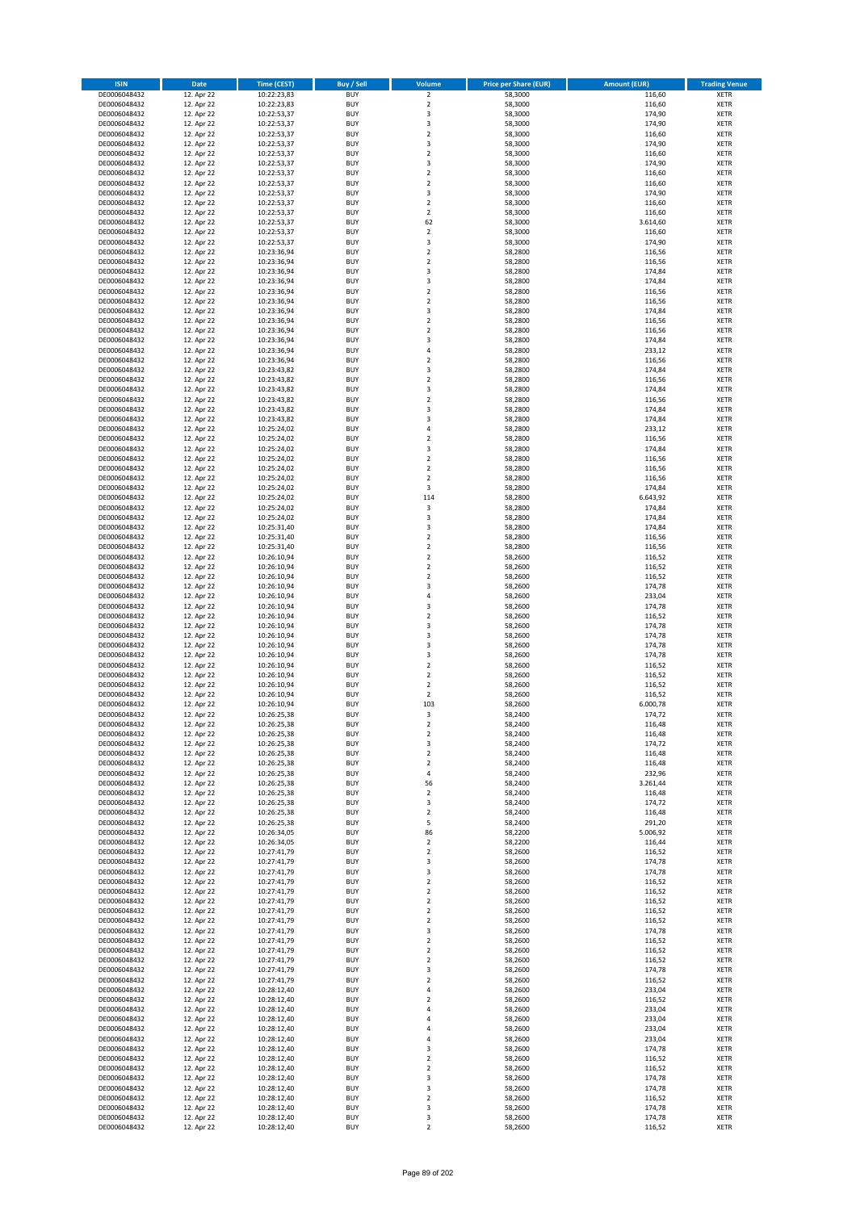| ISIN | Date | Time (CEST) | Buy / Sell | Volume | Price per Share (EUR) | Amount (EUR) | Trading Venue |
|---|---|---|---|---|---|---|---|
| DE0006048432 | 12. Apr 22 | 10:22:23,83 | BUY | 2 | 58,3000 | 116,60 | XETR |
| DE0006048432 | 12. Apr 22 | 10:22:23,83 | BUY | 2 | 58,3000 | 116,60 | XETR |
| DE0006048432 | 12. Apr 22 | 10:22:53,37 | BUY | 3 | 58,3000 | 174,90 | XETR |
| DE0006048432 | 12. Apr 22 | 10:22:53,37 | BUY | 3 | 58,3000 | 174,90 | XETR |
| DE0006048432 | 12. Apr 22 | 10:22:53,37 | BUY | 2 | 58,3000 | 116,60 | XETR |
| DE0006048432 | 12. Apr 22 | 10:22:53,37 | BUY | 3 | 58,3000 | 174,90 | XETR |
| DE0006048432 | 12. Apr 22 | 10:22:53,37 | BUY | 2 | 58,3000 | 116,60 | XETR |
| DE0006048432 | 12. Apr 22 | 10:22:53,37 | BUY | 3 | 58,3000 | 174,90 | XETR |
| DE0006048432 | 12. Apr 22 | 10:22:53,37 | BUY | 2 | 58,3000 | 116,60 | XETR |
| DE0006048432 | 12. Apr 22 | 10:22:53,37 | BUY | 2 | 58,3000 | 116,60 | XETR |
| DE0006048432 | 12. Apr 22 | 10:22:53,37 | BUY | 3 | 58,3000 | 174,90 | XETR |
| DE0006048432 | 12. Apr 22 | 10:22:53,37 | BUY | 2 | 58,3000 | 116,60 | XETR |
| DE0006048432 | 12. Apr 22 | 10:22:53,37 | BUY | 2 | 58,3000 | 116,60 | XETR |
| DE0006048432 | 12. Apr 22 | 10:22:53,37 | BUY | 62 | 58,3000 | 3.614,60 | XETR |
| DE0006048432 | 12. Apr 22 | 10:22:53,37 | BUY | 2 | 58,3000 | 116,60 | XETR |
| DE0006048432 | 12. Apr 22 | 10:22:53,37 | BUY | 3 | 58,3000 | 174,90 | XETR |
| DE0006048432 | 12. Apr 22 | 10:23:36,94 | BUY | 2 | 58,2800 | 116,56 | XETR |
| DE0006048432 | 12. Apr 22 | 10:23:36,94 | BUY | 2 | 58,2800 | 116,56 | XETR |
| DE0006048432 | 12. Apr 22 | 10:23:36,94 | BUY | 3 | 58,2800 | 174,84 | XETR |
| DE0006048432 | 12. Apr 22 | 10:23:36,94 | BUY | 3 | 58,2800 | 174,84 | XETR |
| DE0006048432 | 12. Apr 22 | 10:23:36,94 | BUY | 2 | 58,2800 | 116,56 | XETR |
| DE0006048432 | 12. Apr 22 | 10:23:36,94 | BUY | 2 | 58,2800 | 116,56 | XETR |
| DE0006048432 | 12. Apr 22 | 10:23:36,94 | BUY | 3 | 58,2800 | 174,84 | XETR |
| DE0006048432 | 12. Apr 22 | 10:23:36,94 | BUY | 2 | 58,2800 | 116,56 | XETR |
| DE0006048432 | 12. Apr 22 | 10:23:36,94 | BUY | 2 | 58,2800 | 116,56 | XETR |
| DE0006048432 | 12. Apr 22 | 10:23:36,94 | BUY | 3 | 58,2800 | 174,84 | XETR |
| DE0006048432 | 12. Apr 22 | 10:23:36,94 | BUY | 4 | 58,2800 | 233,12 | XETR |
| DE0006048432 | 12. Apr 22 | 10:23:36,94 | BUY | 2 | 58,2800 | 116,56 | XETR |
| DE0006048432 | 12. Apr 22 | 10:23:43,82 | BUY | 3 | 58,2800 | 174,84 | XETR |
| DE0006048432 | 12. Apr 22 | 10:23:43,82 | BUY | 2 | 58,2800 | 116,56 | XETR |
| DE0006048432 | 12. Apr 22 | 10:23:43,82 | BUY | 3 | 58,2800 | 174,84 | XETR |
| DE0006048432 | 12. Apr 22 | 10:23:43,82 | BUY | 2 | 58,2800 | 116,56 | XETR |
| DE0006048432 | 12. Apr 22 | 10:23:43,82 | BUY | 3 | 58,2800 | 174,84 | XETR |
| DE0006048432 | 12. Apr 22 | 10:23:43,82 | BUY | 3 | 58,2800 | 174,84 | XETR |
| DE0006048432 | 12. Apr 22 | 10:25:24,02 | BUY | 4 | 58,2800 | 233,12 | XETR |
| DE0006048432 | 12. Apr 22 | 10:25:24,02 | BUY | 2 | 58,2800 | 116,56 | XETR |
| DE0006048432 | 12. Apr 22 | 10:25:24,02 | BUY | 3 | 58,2800 | 174,84 | XETR |
| DE0006048432 | 12. Apr 22 | 10:25:24,02 | BUY | 2 | 58,2800 | 116,56 | XETR |
| DE0006048432 | 12. Apr 22 | 10:25:24,02 | BUY | 2 | 58,2800 | 116,56 | XETR |
| DE0006048432 | 12. Apr 22 | 10:25:24,02 | BUY | 2 | 58,2800 | 116,56 | XETR |
| DE0006048432 | 12. Apr 22 | 10:25:24,02 | BUY | 3 | 58,2800 | 174,84 | XETR |
| DE0006048432 | 12. Apr 22 | 10:25:24,02 | BUY | 114 | 58,2800 | 6.643,92 | XETR |
| DE0006048432 | 12. Apr 22 | 10:25:24,02 | BUY | 3 | 58,2800 | 174,84 | XETR |
| DE0006048432 | 12. Apr 22 | 10:25:24,02 | BUY | 3 | 58,2800 | 174,84 | XETR |
| DE0006048432 | 12. Apr 22 | 10:25:31,40 | BUY | 3 | 58,2800 | 174,84 | XETR |
| DE0006048432 | 12. Apr 22 | 10:25:31,40 | BUY | 2 | 58,2800 | 116,56 | XETR |
| DE0006048432 | 12. Apr 22 | 10:25:31,40 | BUY | 2 | 58,2800 | 116,56 | XETR |
| DE0006048432 | 12. Apr 22 | 10:26:10,94 | BUY | 2 | 58,2600 | 116,52 | XETR |
| DE0006048432 | 12. Apr 22 | 10:26:10,94 | BUY | 2 | 58,2600 | 116,52 | XETR |
| DE0006048432 | 12. Apr 22 | 10:26:10,94 | BUY | 2 | 58,2600 | 116,52 | XETR |
| DE0006048432 | 12. Apr 22 | 10:26:10,94 | BUY | 3 | 58,2600 | 174,78 | XETR |
| DE0006048432 | 12. Apr 22 | 10:26:10,94 | BUY | 4 | 58,2600 | 233,04 | XETR |
| DE0006048432 | 12. Apr 22 | 10:26:10,94 | BUY | 3 | 58,2600 | 174,78 | XETR |
| DE0006048432 | 12. Apr 22 | 10:26:10,94 | BUY | 2 | 58,2600 | 116,52 | XETR |
| DE0006048432 | 12. Apr 22 | 10:26:10,94 | BUY | 3 | 58,2600 | 174,78 | XETR |
| DE0006048432 | 12. Apr 22 | 10:26:10,94 | BUY | 3 | 58,2600 | 174,78 | XETR |
| DE0006048432 | 12. Apr 22 | 10:26:10,94 | BUY | 3 | 58,2600 | 174,78 | XETR |
| DE0006048432 | 12. Apr 22 | 10:26:10,94 | BUY | 3 | 58,2600 | 174,78 | XETR |
| DE0006048432 | 12. Apr 22 | 10:26:10,94 | BUY | 2 | 58,2600 | 116,52 | XETR |
| DE0006048432 | 12. Apr 22 | 10:26:10,94 | BUY | 2 | 58,2600 | 116,52 | XETR |
| DE0006048432 | 12. Apr 22 | 10:26:10,94 | BUY | 2 | 58,2600 | 116,52 | XETR |
| DE0006048432 | 12. Apr 22 | 10:26:10,94 | BUY | 2 | 58,2600 | 116,52 | XETR |
| DE0006048432 | 12. Apr 22 | 10:26:10,94 | BUY | 103 | 58,2600 | 6.000,78 | XETR |
| DE0006048432 | 12. Apr 22 | 10:26:25,38 | BUY | 3 | 58,2400 | 174,72 | XETR |
| DE0006048432 | 12. Apr 22 | 10:26:25,38 | BUY | 2 | 58,2400 | 116,48 | XETR |
| DE0006048432 | 12. Apr 22 | 10:26:25,38 | BUY | 2 | 58,2400 | 116,48 | XETR |
| DE0006048432 | 12. Apr 22 | 10:26:25,38 | BUY | 3 | 58,2400 | 174,72 | XETR |
| DE0006048432 | 12. Apr 22 | 10:26:25,38 | BUY | 2 | 58,2400 | 116,48 | XETR |
| DE0006048432 | 12. Apr 22 | 10:26:25,38 | BUY | 2 | 58,2400 | 116,48 | XETR |
| DE0006048432 | 12. Apr 22 | 10:26:25,38 | BUY | 4 | 58,2400 | 232,96 | XETR |
| DE0006048432 | 12. Apr 22 | 10:26:25,38 | BUY | 56 | 58,2400 | 3.261,44 | XETR |
| DE0006048432 | 12. Apr 22 | 10:26:25,38 | BUY | 2 | 58,2400 | 116,48 | XETR |
| DE0006048432 | 12. Apr 22 | 10:26:25,38 | BUY | 3 | 58,2400 | 174,72 | XETR |
| DE0006048432 | 12. Apr 22 | 10:26:25,38 | BUY | 2 | 58,2400 | 116,48 | XETR |
| DE0006048432 | 12. Apr 22 | 10:26:25,38 | BUY | 5 | 58,2400 | 291,20 | XETR |
| DE0006048432 | 12. Apr 22 | 10:26:34,05 | BUY | 86 | 58,2200 | 5.006,92 | XETR |
| DE0006048432 | 12. Apr 22 | 10:26:34,05 | BUY | 2 | 58,2200 | 116,44 | XETR |
| DE0006048432 | 12. Apr 22 | 10:27:41,79 | BUY | 2 | 58,2600 | 116,52 | XETR |
| DE0006048432 | 12. Apr 22 | 10:27:41,79 | BUY | 3 | 58,2600 | 174,78 | XETR |
| DE0006048432 | 12. Apr 22 | 10:27:41,79 | BUY | 3 | 58,2600 | 174,78 | XETR |
| DE0006048432 | 12. Apr 22 | 10:27:41,79 | BUY | 2 | 58,2600 | 116,52 | XETR |
| DE0006048432 | 12. Apr 22 | 10:27:41,79 | BUY | 2 | 58,2600 | 116,52 | XETR |
| DE0006048432 | 12. Apr 22 | 10:27:41,79 | BUY | 2 | 58,2600 | 116,52 | XETR |
| DE0006048432 | 12. Apr 22 | 10:27:41,79 | BUY | 2 | 58,2600 | 116,52 | XETR |
| DE0006048432 | 12. Apr 22 | 10:27:41,79 | BUY | 2 | 58,2600 | 116,52 | XETR |
| DE0006048432 | 12. Apr 22 | 10:27:41,79 | BUY | 3 | 58,2600 | 174,78 | XETR |
| DE0006048432 | 12. Apr 22 | 10:27:41,79 | BUY | 2 | 58,2600 | 116,52 | XETR |
| DE0006048432 | 12. Apr 22 | 10:27:41,79 | BUY | 2 | 58,2600 | 116,52 | XETR |
| DE0006048432 | 12. Apr 22 | 10:27:41,79 | BUY | 2 | 58,2600 | 116,52 | XETR |
| DE0006048432 | 12. Apr 22 | 10:27:41,79 | BUY | 3 | 58,2600 | 174,78 | XETR |
| DE0006048432 | 12. Apr 22 | 10:27:41,79 | BUY | 2 | 58,2600 | 116,52 | XETR |
| DE0006048432 | 12. Apr 22 | 10:28:12,40 | BUY | 4 | 58,2600 | 233,04 | XETR |
| DE0006048432 | 12. Apr 22 | 10:28:12,40 | BUY | 2 | 58,2600 | 116,52 | XETR |
| DE0006048432 | 12. Apr 22 | 10:28:12,40 | BUY | 4 | 58,2600 | 233,04 | XETR |
| DE0006048432 | 12. Apr 22 | 10:28:12,40 | BUY | 4 | 58,2600 | 233,04 | XETR |
| DE0006048432 | 12. Apr 22 | 10:28:12,40 | BUY | 4 | 58,2600 | 233,04 | XETR |
| DE0006048432 | 12. Apr 22 | 10:28:12,40 | BUY | 4 | 58,2600 | 233,04 | XETR |
| DE0006048432 | 12. Apr 22 | 10:28:12,40 | BUY | 3 | 58,2600 | 174,78 | XETR |
| DE0006048432 | 12. Apr 22 | 10:28:12,40 | BUY | 2 | 58,2600 | 116,52 | XETR |
| DE0006048432 | 12. Apr 22 | 10:28:12,40 | BUY | 2 | 58,2600 | 116,52 | XETR |
| DE0006048432 | 12. Apr 22 | 10:28:12,40 | BUY | 3 | 58,2600 | 174,78 | XETR |
| DE0006048432 | 12. Apr 22 | 10:28:12,40 | BUY | 3 | 58,2600 | 174,78 | XETR |
| DE0006048432 | 12. Apr 22 | 10:28:12,40 | BUY | 2 | 58,2600 | 116,52 | XETR |
| DE0006048432 | 12. Apr 22 | 10:28:12,40 | BUY | 3 | 58,2600 | 174,78 | XETR |
| DE0006048432 | 12. Apr 22 | 10:28:12,40 | BUY | 3 | 58,2600 | 174,78 | XETR |
| DE0006048432 | 12. Apr 22 | 10:28:12,40 | BUY | 2 | 58,2600 | 116,52 | XETR |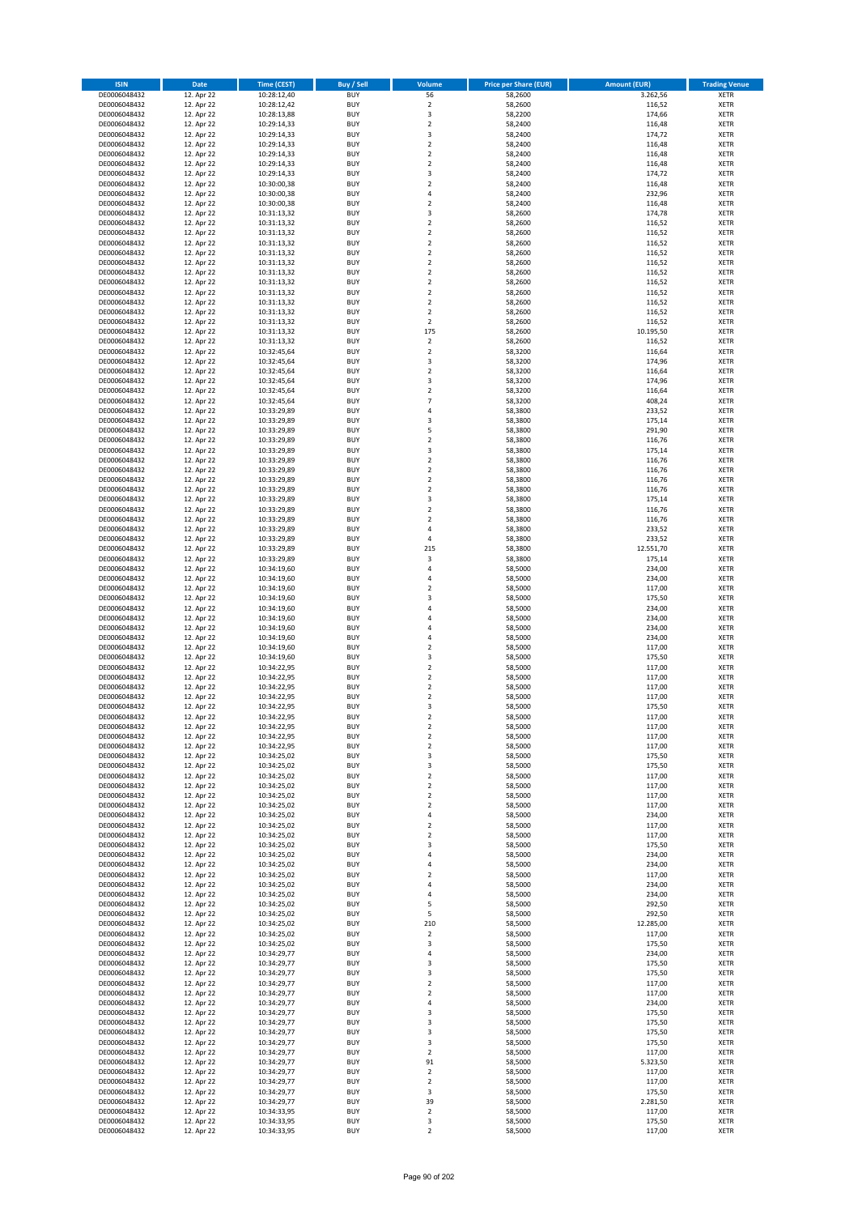| ISIN | Date | Time (CEST) | Buy / Sell | Volume | Price per Share (EUR) | Amount (EUR) | Trading Venue |
|---|---|---|---|---|---|---|---|
| DE0006048432 | 12. Apr 22 | 10:28:12,40 | BUY | 56 | 58,2600 | 3.262,56 | XETR |
| DE0006048432 | 12. Apr 22 | 10:28:12,42 | BUY | 2 | 58,2600 | 116,52 | XETR |
| DE0006048432 | 12. Apr 22 | 10:28:13,88 | BUY | 3 | 58,2200 | 174,66 | XETR |
| DE0006048432 | 12. Apr 22 | 10:29:14,33 | BUY | 2 | 58,2400 | 116,48 | XETR |
| DE0006048432 | 12. Apr 22 | 10:29:14,33 | BUY | 3 | 58,2400 | 174,72 | XETR |
| DE0006048432 | 12. Apr 22 | 10:29:14,33 | BUY | 2 | 58,2400 | 116,48 | XETR |
| DE0006048432 | 12. Apr 22 | 10:29:14,33 | BUY | 2 | 58,2400 | 116,48 | XETR |
| DE0006048432 | 12. Apr 22 | 10:29:14,33 | BUY | 2 | 58,2400 | 116,48 | XETR |
| DE0006048432 | 12. Apr 22 | 10:29:14,33 | BUY | 3 | 58,2400 | 174,72 | XETR |
| DE0006048432 | 12. Apr 22 | 10:30:00,38 | BUY | 2 | 58,2400 | 116,48 | XETR |
| DE0006048432 | 12. Apr 22 | 10:30:00,38 | BUY | 4 | 58,2400 | 232,96 | XETR |
| DE0006048432 | 12. Apr 22 | 10:30:00,38 | BUY | 2 | 58,2400 | 116,48 | XETR |
| DE0006048432 | 12. Apr 22 | 10:31:13,32 | BUY | 3 | 58,2600 | 174,78 | XETR |
| DE0006048432 | 12. Apr 22 | 10:31:13,32 | BUY | 2 | 58,2600 | 116,52 | XETR |
| DE0006048432 | 12. Apr 22 | 10:31:13,32 | BUY | 2 | 58,2600 | 116,52 | XETR |
| DE0006048432 | 12. Apr 22 | 10:31:13,32 | BUY | 2 | 58,2600 | 116,52 | XETR |
| DE0006048432 | 12. Apr 22 | 10:31:13,32 | BUY | 2 | 58,2600 | 116,52 | XETR |
| DE0006048432 | 12. Apr 22 | 10:31:13,32 | BUY | 2 | 58,2600 | 116,52 | XETR |
| DE0006048432 | 12. Apr 22 | 10:31:13,32 | BUY | 2 | 58,2600 | 116,52 | XETR |
| DE0006048432 | 12. Apr 22 | 10:31:13,32 | BUY | 2 | 58,2600 | 116,52 | XETR |
| DE0006048432 | 12. Apr 22 | 10:31:13,32 | BUY | 2 | 58,2600 | 116,52 | XETR |
| DE0006048432 | 12. Apr 22 | 10:31:13,32 | BUY | 2 | 58,2600 | 116,52 | XETR |
| DE0006048432 | 12. Apr 22 | 10:31:13,32 | BUY | 2 | 58,2600 | 116,52 | XETR |
| DE0006048432 | 12. Apr 22 | 10:31:13,32 | BUY | 2 | 58,2600 | 116,52 | XETR |
| DE0006048432 | 12. Apr 22 | 10:31:13,32 | BUY | 175 | 58,2600 | 10.195,50 | XETR |
| DE0006048432 | 12. Apr 22 | 10:31:13,32 | BUY | 2 | 58,2600 | 116,52 | XETR |
| DE0006048432 | 12. Apr 22 | 10:32:45,64 | BUY | 2 | 58,3200 | 116,64 | XETR |
| DE0006048432 | 12. Apr 22 | 10:32:45,64 | BUY | 3 | 58,3200 | 174,96 | XETR |
| DE0006048432 | 12. Apr 22 | 10:32:45,64 | BUY | 2 | 58,3200 | 116,64 | XETR |
| DE0006048432 | 12. Apr 22 | 10:32:45,64 | BUY | 3 | 58,3200 | 174,96 | XETR |
| DE0006048432 | 12. Apr 22 | 10:32:45,64 | BUY | 2 | 58,3200 | 116,64 | XETR |
| DE0006048432 | 12. Apr 22 | 10:32:45,64 | BUY | 7 | 58,3200 | 408,24 | XETR |
| DE0006048432 | 12. Apr 22 | 10:33:29,89 | BUY | 4 | 58,3800 | 233,52 | XETR |
| DE0006048432 | 12. Apr 22 | 10:33:29,89 | BUY | 3 | 58,3800 | 175,14 | XETR |
| DE0006048432 | 12. Apr 22 | 10:33:29,89 | BUY | 5 | 58,3800 | 291,90 | XETR |
| DE0006048432 | 12. Apr 22 | 10:33:29,89 | BUY | 2 | 58,3800 | 116,76 | XETR |
| DE0006048432 | 12. Apr 22 | 10:33:29,89 | BUY | 3 | 58,3800 | 175,14 | XETR |
| DE0006048432 | 12. Apr 22 | 10:33:29,89 | BUY | 2 | 58,3800 | 116,76 | XETR |
| DE0006048432 | 12. Apr 22 | 10:33:29,89 | BUY | 2 | 58,3800 | 116,76 | XETR |
| DE0006048432 | 12. Apr 22 | 10:33:29,89 | BUY | 2 | 58,3800 | 116,76 | XETR |
| DE0006048432 | 12. Apr 22 | 10:33:29,89 | BUY | 2 | 58,3800 | 116,76 | XETR |
| DE0006048432 | 12. Apr 22 | 10:33:29,89 | BUY | 3 | 58,3800 | 175,14 | XETR |
| DE0006048432 | 12. Apr 22 | 10:33:29,89 | BUY | 2 | 58,3800 | 116,76 | XETR |
| DE0006048432 | 12. Apr 22 | 10:33:29,89 | BUY | 2 | 58,3800 | 116,76 | XETR |
| DE0006048432 | 12. Apr 22 | 10:33:29,89 | BUY | 4 | 58,3800 | 233,52 | XETR |
| DE0006048432 | 12. Apr 22 | 10:33:29,89 | BUY | 4 | 58,3800 | 233,52 | XETR |
| DE0006048432 | 12. Apr 22 | 10:33:29,89 | BUY | 215 | 58,3800 | 12.551,70 | XETR |
| DE0006048432 | 12. Apr 22 | 10:33:29,89 | BUY | 3 | 58,3800 | 175,14 | XETR |
| DE0006048432 | 12. Apr 22 | 10:34:19,60 | BUY | 4 | 58,5000 | 234,00 | XETR |
| DE0006048432 | 12. Apr 22 | 10:34:19,60 | BUY | 4 | 58,5000 | 234,00 | XETR |
| DE0006048432 | 12. Apr 22 | 10:34:19,60 | BUY | 2 | 58,5000 | 117,00 | XETR |
| DE0006048432 | 12. Apr 22 | 10:34:19,60 | BUY | 3 | 58,5000 | 175,50 | XETR |
| DE0006048432 | 12. Apr 22 | 10:34:19,60 | BUY | 4 | 58,5000 | 234,00 | XETR |
| DE0006048432 | 12. Apr 22 | 10:34:19,60 | BUY | 4 | 58,5000 | 234,00 | XETR |
| DE0006048432 | 12. Apr 22 | 10:34:19,60 | BUY | 4 | 58,5000 | 234,00 | XETR |
| DE0006048432 | 12. Apr 22 | 10:34:19,60 | BUY | 4 | 58,5000 | 234,00 | XETR |
| DE0006048432 | 12. Apr 22 | 10:34:19,60 | BUY | 2 | 58,5000 | 117,00 | XETR |
| DE0006048432 | 12. Apr 22 | 10:34:19,60 | BUY | 3 | 58,5000 | 175,50 | XETR |
| DE0006048432 | 12. Apr 22 | 10:34:22,95 | BUY | 2 | 58,5000 | 117,00 | XETR |
| DE0006048432 | 12. Apr 22 | 10:34:22,95 | BUY | 2 | 58,5000 | 117,00 | XETR |
| DE0006048432 | 12. Apr 22 | 10:34:22,95 | BUY | 2 | 58,5000 | 117,00 | XETR |
| DE0006048432 | 12. Apr 22 | 10:34:22,95 | BUY | 2 | 58,5000 | 117,00 | XETR |
| DE0006048432 | 12. Apr 22 | 10:34:22,95 | BUY | 3 | 58,5000 | 175,50 | XETR |
| DE0006048432 | 12. Apr 22 | 10:34:22,95 | BUY | 2 | 58,5000 | 117,00 | XETR |
| DE0006048432 | 12. Apr 22 | 10:34:22,95 | BUY | 2 | 58,5000 | 117,00 | XETR |
| DE0006048432 | 12. Apr 22 | 10:34:22,95 | BUY | 2 | 58,5000 | 117,00 | XETR |
| DE0006048432 | 12. Apr 22 | 10:34:22,95 | BUY | 2 | 58,5000 | 117,00 | XETR |
| DE0006048432 | 12. Apr 22 | 10:34:25,02 | BUY | 3 | 58,5000 | 175,50 | XETR |
| DE0006048432 | 12. Apr 22 | 10:34:25,02 | BUY | 3 | 58,5000 | 175,50 | XETR |
| DE0006048432 | 12. Apr 22 | 10:34:25,02 | BUY | 2 | 58,5000 | 117,00 | XETR |
| DE0006048432 | 12. Apr 22 | 10:34:25,02 | BUY | 2 | 58,5000 | 117,00 | XETR |
| DE0006048432 | 12. Apr 22 | 10:34:25,02 | BUY | 2 | 58,5000 | 117,00 | XETR |
| DE0006048432 | 12. Apr 22 | 10:34:25,02 | BUY | 2 | 58,5000 | 117,00 | XETR |
| DE0006048432 | 12. Apr 22 | 10:34:25,02 | BUY | 4 | 58,5000 | 234,00 | XETR |
| DE0006048432 | 12. Apr 22 | 10:34:25,02 | BUY | 2 | 58,5000 | 117,00 | XETR |
| DE0006048432 | 12. Apr 22 | 10:34:25,02 | BUY | 2 | 58,5000 | 117,00 | XETR |
| DE0006048432 | 12. Apr 22 | 10:34:25,02 | BUY | 3 | 58,5000 | 175,50 | XETR |
| DE0006048432 | 12. Apr 22 | 10:34:25,02 | BUY | 4 | 58,5000 | 234,00 | XETR |
| DE0006048432 | 12. Apr 22 | 10:34:25,02 | BUY | 4 | 58,5000 | 234,00 | XETR |
| DE0006048432 | 12. Apr 22 | 10:34:25,02 | BUY | 2 | 58,5000 | 117,00 | XETR |
| DE0006048432 | 12. Apr 22 | 10:34:25,02 | BUY | 4 | 58,5000 | 234,00 | XETR |
| DE0006048432 | 12. Apr 22 | 10:34:25,02 | BUY | 4 | 58,5000 | 234,00 | XETR |
| DE0006048432 | 12. Apr 22 | 10:34:25,02 | BUY | 5 | 58,5000 | 292,50 | XETR |
| DE0006048432 | 12. Apr 22 | 10:34:25,02 | BUY | 5 | 58,5000 | 292,50 | XETR |
| DE0006048432 | 12. Apr 22 | 10:34:25,02 | BUY | 210 | 58,5000 | 12.285,00 | XETR |
| DE0006048432 | 12. Apr 22 | 10:34:25,02 | BUY | 2 | 58,5000 | 117,00 | XETR |
| DE0006048432 | 12. Apr 22 | 10:34:25,02 | BUY | 3 | 58,5000 | 175,50 | XETR |
| DE0006048432 | 12. Apr 22 | 10:34:29,77 | BUY | 4 | 58,5000 | 234,00 | XETR |
| DE0006048432 | 12. Apr 22 | 10:34:29,77 | BUY | 3 | 58,5000 | 175,50 | XETR |
| DE0006048432 | 12. Apr 22 | 10:34:29,77 | BUY | 3 | 58,5000 | 175,50 | XETR |
| DE0006048432 | 12. Apr 22 | 10:34:29,77 | BUY | 2 | 58,5000 | 117,00 | XETR |
| DE0006048432 | 12. Apr 22 | 10:34:29,77 | BUY | 2 | 58,5000 | 117,00 | XETR |
| DE0006048432 | 12. Apr 22 | 10:34:29,77 | BUY | 4 | 58,5000 | 234,00 | XETR |
| DE0006048432 | 12. Apr 22 | 10:34:29,77 | BUY | 3 | 58,5000 | 175,50 | XETR |
| DE0006048432 | 12. Apr 22 | 10:34:29,77 | BUY | 3 | 58,5000 | 175,50 | XETR |
| DE0006048432 | 12. Apr 22 | 10:34:29,77 | BUY | 3 | 58,5000 | 175,50 | XETR |
| DE0006048432 | 12. Apr 22 | 10:34:29,77 | BUY | 3 | 58,5000 | 175,50 | XETR |
| DE0006048432 | 12. Apr 22 | 10:34:29,77 | BUY | 2 | 58,5000 | 117,00 | XETR |
| DE0006048432 | 12. Apr 22 | 10:34:29,77 | BUY | 91 | 58,5000 | 5.323,50 | XETR |
| DE0006048432 | 12. Apr 22 | 10:34:29,77 | BUY | 2 | 58,5000 | 117,00 | XETR |
| DE0006048432 | 12. Apr 22 | 10:34:29,77 | BUY | 2 | 58,5000 | 117,00 | XETR |
| DE0006048432 | 12. Apr 22 | 10:34:29,77 | BUY | 3 | 58,5000 | 175,50 | XETR |
| DE0006048432 | 12. Apr 22 | 10:34:29,77 | BUY | 39 | 58,5000 | 2.281,50 | XETR |
| DE0006048432 | 12. Apr 22 | 10:34:33,95 | BUY | 2 | 58,5000 | 117,00 | XETR |
| DE0006048432 | 12. Apr 22 | 10:34:33,95 | BUY | 3 | 58,5000 | 175,50 | XETR |
| DE0006048432 | 12. Apr 22 | 10:34:33,95 | BUY | 2 | 58,5000 | 117,00 | XETR |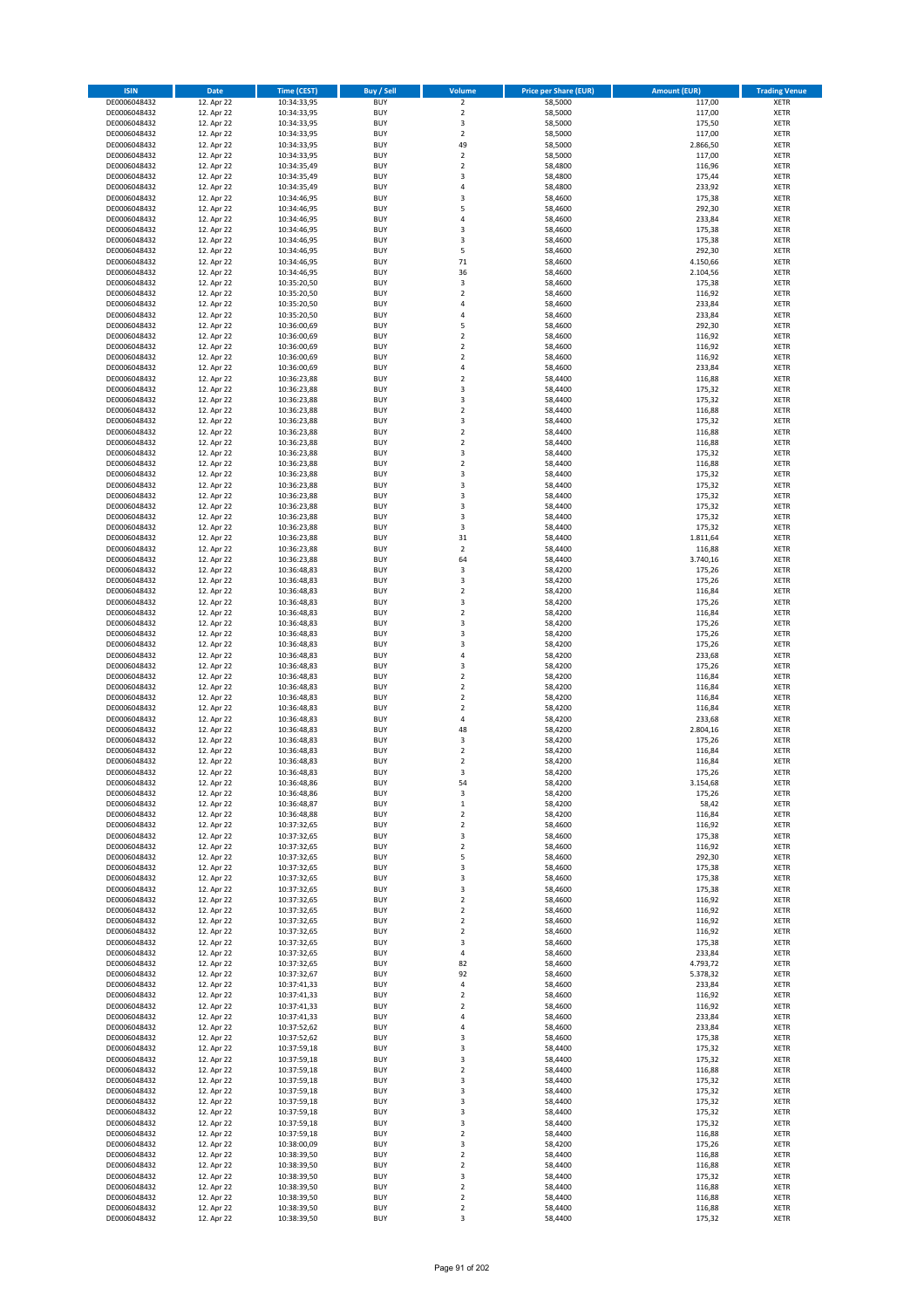| ISIN | Date | Time (CEST) | Buy / Sell | Volume | Price per Share (EUR) | Amount (EUR) | Trading Venue |
|---|---|---|---|---|---|---|---|
| DE0006048432 | 12. Apr 22 | 10:34:33,95 | BUY | 2 | 58,5000 | 117,00 | XETR |
| DE0006048432 | 12. Apr 22 | 10:34:33,95 | BUY | 2 | 58,5000 | 117,00 | XETR |
| DE0006048432 | 12. Apr 22 | 10:34:33,95 | BUY | 3 | 58,5000 | 175,50 | XETR |
| DE0006048432 | 12. Apr 22 | 10:34:33,95 | BUY | 2 | 58,5000 | 117,00 | XETR |
| DE0006048432 | 12. Apr 22 | 10:34:33,95 | BUY | 49 | 58,5000 | 2.866,50 | XETR |
| DE0006048432 | 12. Apr 22 | 10:34:33,95 | BUY | 2 | 58,5000 | 117,00 | XETR |
| DE0006048432 | 12. Apr 22 | 10:34:35,49 | BUY | 2 | 58,4800 | 116,96 | XETR |
| DE0006048432 | 12. Apr 22 | 10:34:35,49 | BUY | 3 | 58,4800 | 175,44 | XETR |
| DE0006048432 | 12. Apr 22 | 10:34:35,49 | BUY | 4 | 58,4800 | 233,92 | XETR |
| DE0006048432 | 12. Apr 22 | 10:34:46,95 | BUY | 3 | 58,4600 | 175,38 | XETR |
| DE0006048432 | 12. Apr 22 | 10:34:46,95 | BUY | 5 | 58,4600 | 292,30 | XETR |
| DE0006048432 | 12. Apr 22 | 10:34:46,95 | BUY | 4 | 58,4600 | 233,84 | XETR |
| DE0006048432 | 12. Apr 22 | 10:34:46,95 | BUY | 3 | 58,4600 | 175,38 | XETR |
| DE0006048432 | 12. Apr 22 | 10:34:46,95 | BUY | 3 | 58,4600 | 175,38 | XETR |
| DE0006048432 | 12. Apr 22 | 10:34:46,95 | BUY | 5 | 58,4600 | 292,30 | XETR |
| DE0006048432 | 12. Apr 22 | 10:34:46,95 | BUY | 71 | 58,4600 | 4.150,66 | XETR |
| DE0006048432 | 12. Apr 22 | 10:34:46,95 | BUY | 36 | 58,4600 | 2.104,56 | XETR |
| DE0006048432 | 12. Apr 22 | 10:35:20,50 | BUY | 3 | 58,4600 | 175,38 | XETR |
| DE0006048432 | 12. Apr 22 | 10:35:20,50 | BUY | 2 | 58,4600 | 116,92 | XETR |
| DE0006048432 | 12. Apr 22 | 10:35:20,50 | BUY | 4 | 58,4600 | 233,84 | XETR |
| DE0006048432 | 12. Apr 22 | 10:35:20,50 | BUY | 4 | 58,4600 | 233,84 | XETR |
| DE0006048432 | 12. Apr 22 | 10:36:00,69 | BUY | 5 | 58,4600 | 292,30 | XETR |
| DE0006048432 | 12. Apr 22 | 10:36:00,69 | BUY | 2 | 58,4600 | 116,92 | XETR |
| DE0006048432 | 12. Apr 22 | 10:36:00,69 | BUY | 2 | 58,4600 | 116,92 | XETR |
| DE0006048432 | 12. Apr 22 | 10:36:00,69 | BUY | 2 | 58,4600 | 116,92 | XETR |
| DE0006048432 | 12. Apr 22 | 10:36:00,69 | BUY | 4 | 58,4600 | 233,84 | XETR |
| DE0006048432 | 12. Apr 22 | 10:36:23,88 | BUY | 2 | 58,4400 | 116,88 | XETR |
| DE0006048432 | 12. Apr 22 | 10:36:23,88 | BUY | 3 | 58,4400 | 175,32 | XETR |
| DE0006048432 | 12. Apr 22 | 10:36:23,88 | BUY | 3 | 58,4400 | 175,32 | XETR |
| DE0006048432 | 12. Apr 22 | 10:36:23,88 | BUY | 2 | 58,4400 | 116,88 | XETR |
| DE0006048432 | 12. Apr 22 | 10:36:23,88 | BUY | 3 | 58,4400 | 175,32 | XETR |
| DE0006048432 | 12. Apr 22 | 10:36:23,88 | BUY | 2 | 58,4400 | 116,88 | XETR |
| DE0006048432 | 12. Apr 22 | 10:36:23,88 | BUY | 2 | 58,4400 | 116,88 | XETR |
| DE0006048432 | 12. Apr 22 | 10:36:23,88 | BUY | 3 | 58,4400 | 175,32 | XETR |
| DE0006048432 | 12. Apr 22 | 10:36:23,88 | BUY | 2 | 58,4400 | 116,88 | XETR |
| DE0006048432 | 12. Apr 22 | 10:36:23,88 | BUY | 3 | 58,4400 | 175,32 | XETR |
| DE0006048432 | 12. Apr 22 | 10:36:23,88 | BUY | 3 | 58,4400 | 175,32 | XETR |
| DE0006048432 | 12. Apr 22 | 10:36:23,88 | BUY | 3 | 58,4400 | 175,32 | XETR |
| DE0006048432 | 12. Apr 22 | 10:36:23,88 | BUY | 3 | 58,4400 | 175,32 | XETR |
| DE0006048432 | 12. Apr 22 | 10:36:23,88 | BUY | 3 | 58,4400 | 175,32 | XETR |
| DE0006048432 | 12. Apr 22 | 10:36:23,88 | BUY | 3 | 58,4400 | 175,32 | XETR |
| DE0006048432 | 12. Apr 22 | 10:36:23,88 | BUY | 31 | 58,4400 | 1.811,64 | XETR |
| DE0006048432 | 12. Apr 22 | 10:36:23,88 | BUY | 2 | 58,4400 | 116,88 | XETR |
| DE0006048432 | 12. Apr 22 | 10:36:23,88 | BUY | 64 | 58,4400 | 3.740,16 | XETR |
| DE0006048432 | 12. Apr 22 | 10:36:48,83 | BUY | 3 | 58,4200 | 175,26 | XETR |
| DE0006048432 | 12. Apr 22 | 10:36:48,83 | BUY | 3 | 58,4200 | 175,26 | XETR |
| DE0006048432 | 12. Apr 22 | 10:36:48,83 | BUY | 2 | 58,4200 | 116,84 | XETR |
| DE0006048432 | 12. Apr 22 | 10:36:48,83 | BUY | 3 | 58,4200 | 175,26 | XETR |
| DE0006048432 | 12. Apr 22 | 10:36:48,83 | BUY | 2 | 58,4200 | 116,84 | XETR |
| DE0006048432 | 12. Apr 22 | 10:36:48,83 | BUY | 3 | 58,4200 | 175,26 | XETR |
| DE0006048432 | 12. Apr 22 | 10:36:48,83 | BUY | 3 | 58,4200 | 175,26 | XETR |
| DE0006048432 | 12. Apr 22 | 10:36:48,83 | BUY | 3 | 58,4200 | 175,26 | XETR |
| DE0006048432 | 12. Apr 22 | 10:36:48,83 | BUY | 4 | 58,4200 | 233,68 | XETR |
| DE0006048432 | 12. Apr 22 | 10:36:48,83 | BUY | 3 | 58,4200 | 175,26 | XETR |
| DE0006048432 | 12. Apr 22 | 10:36:48,83 | BUY | 2 | 58,4200 | 116,84 | XETR |
| DE0006048432 | 12. Apr 22 | 10:36:48,83 | BUY | 2 | 58,4200 | 116,84 | XETR |
| DE0006048432 | 12. Apr 22 | 10:36:48,83 | BUY | 2 | 58,4200 | 116,84 | XETR |
| DE0006048432 | 12. Apr 22 | 10:36:48,83 | BUY | 2 | 58,4200 | 116,84 | XETR |
| DE0006048432 | 12. Apr 22 | 10:36:48,83 | BUY | 4 | 58,4200 | 233,68 | XETR |
| DE0006048432 | 12. Apr 22 | 10:36:48,83 | BUY | 48 | 58,4200 | 2.804,16 | XETR |
| DE0006048432 | 12. Apr 22 | 10:36:48,83 | BUY | 3 | 58,4200 | 175,26 | XETR |
| DE0006048432 | 12. Apr 22 | 10:36:48,83 | BUY | 2 | 58,4200 | 116,84 | XETR |
| DE0006048432 | 12. Apr 22 | 10:36:48,83 | BUY | 2 | 58,4200 | 116,84 | XETR |
| DE0006048432 | 12. Apr 22 | 10:36:48,83 | BUY | 3 | 58,4200 | 175,26 | XETR |
| DE0006048432 | 12. Apr 22 | 10:36:48,86 | BUY | 54 | 58,4200 | 3.154,68 | XETR |
| DE0006048432 | 12. Apr 22 | 10:36:48,86 | BUY | 3 | 58,4200 | 175,26 | XETR |
| DE0006048432 | 12. Apr 22 | 10:36:48,87 | BUY | 1 | 58,4200 | 58,42 | XETR |
| DE0006048432 | 12. Apr 22 | 10:36:48,88 | BUY | 2 | 58,4200 | 116,84 | XETR |
| DE0006048432 | 12. Apr 22 | 10:37:32,65 | BUY | 2 | 58,4600 | 116,92 | XETR |
| DE0006048432 | 12. Apr 22 | 10:37:32,65 | BUY | 3 | 58,4600 | 175,38 | XETR |
| DE0006048432 | 12. Apr 22 | 10:37:32,65 | BUY | 2 | 58,4600 | 116,92 | XETR |
| DE0006048432 | 12. Apr 22 | 10:37:32,65 | BUY | 5 | 58,4600 | 292,30 | XETR |
| DE0006048432 | 12. Apr 22 | 10:37:32,65 | BUY | 3 | 58,4600 | 175,38 | XETR |
| DE0006048432 | 12. Apr 22 | 10:37:32,65 | BUY | 3 | 58,4600 | 175,38 | XETR |
| DE0006048432 | 12. Apr 22 | 10:37:32,65 | BUY | 3 | 58,4600 | 175,38 | XETR |
| DE0006048432 | 12. Apr 22 | 10:37:32,65 | BUY | 2 | 58,4600 | 116,92 | XETR |
| DE0006048432 | 12. Apr 22 | 10:37:32,65 | BUY | 2 | 58,4600 | 116,92 | XETR |
| DE0006048432 | 12. Apr 22 | 10:37:32,65 | BUY | 2 | 58,4600 | 116,92 | XETR |
| DE0006048432 | 12. Apr 22 | 10:37:32,65 | BUY | 2 | 58,4600 | 116,92 | XETR |
| DE0006048432 | 12. Apr 22 | 10:37:32,65 | BUY | 3 | 58,4600 | 175,38 | XETR |
| DE0006048432 | 12. Apr 22 | 10:37:32,65 | BUY | 4 | 58,4600 | 233,84 | XETR |
| DE0006048432 | 12. Apr 22 | 10:37:32,65 | BUY | 82 | 58,4600 | 4.793,72 | XETR |
| DE0006048432 | 12. Apr 22 | 10:37:32,67 | BUY | 92 | 58,4600 | 5.378,32 | XETR |
| DE0006048432 | 12. Apr 22 | 10:37:41,33 | BUY | 4 | 58,4600 | 233,84 | XETR |
| DE0006048432 | 12. Apr 22 | 10:37:41,33 | BUY | 2 | 58,4600 | 116,92 | XETR |
| DE0006048432 | 12. Apr 22 | 10:37:41,33 | BUY | 2 | 58,4600 | 116,92 | XETR |
| DE0006048432 | 12. Apr 22 | 10:37:41,33 | BUY | 4 | 58,4600 | 233,84 | XETR |
| DE0006048432 | 12. Apr 22 | 10:37:52,62 | BUY | 4 | 58,4600 | 233,84 | XETR |
| DE0006048432 | 12. Apr 22 | 10:37:52,62 | BUY | 3 | 58,4600 | 175,38 | XETR |
| DE0006048432 | 12. Apr 22 | 10:37:59,18 | BUY | 3 | 58,4400 | 175,32 | XETR |
| DE0006048432 | 12. Apr 22 | 10:37:59,18 | BUY | 3 | 58,4400 | 175,32 | XETR |
| DE0006048432 | 12. Apr 22 | 10:37:59,18 | BUY | 2 | 58,4400 | 116,88 | XETR |
| DE0006048432 | 12. Apr 22 | 10:37:59,18 | BUY | 3 | 58,4400 | 175,32 | XETR |
| DE0006048432 | 12. Apr 22 | 10:37:59,18 | BUY | 3 | 58,4400 | 175,32 | XETR |
| DE0006048432 | 12. Apr 22 | 10:37:59,18 | BUY | 3 | 58,4400 | 175,32 | XETR |
| DE0006048432 | 12. Apr 22 | 10:37:59,18 | BUY | 3 | 58,4400 | 175,32 | XETR |
| DE0006048432 | 12. Apr 22 | 10:37:59,18 | BUY | 3 | 58,4400 | 175,32 | XETR |
| DE0006048432 | 12. Apr 22 | 10:37:59,18 | BUY | 2 | 58,4400 | 116,88 | XETR |
| DE0006048432 | 12. Apr 22 | 10:38:00,09 | BUY | 3 | 58,4200 | 175,26 | XETR |
| DE0006048432 | 12. Apr 22 | 10:38:39,50 | BUY | 2 | 58,4400 | 116,88 | XETR |
| DE0006048432 | 12. Apr 22 | 10:38:39,50 | BUY | 2 | 58,4400 | 116,88 | XETR |
| DE0006048432 | 12. Apr 22 | 10:38:39,50 | BUY | 3 | 58,4400 | 175,32 | XETR |
| DE0006048432 | 12. Apr 22 | 10:38:39,50 | BUY | 2 | 58,4400 | 116,88 | XETR |
| DE0006048432 | 12. Apr 22 | 10:38:39,50 | BUY | 2 | 58,4400 | 116,88 | XETR |
| DE0006048432 | 12. Apr 22 | 10:38:39,50 | BUY | 2 | 58,4400 | 116,88 | XETR |
| DE0006048432 | 12. Apr 22 | 10:38:39,50 | BUY | 3 | 58,4400 | 175,32 | XETR |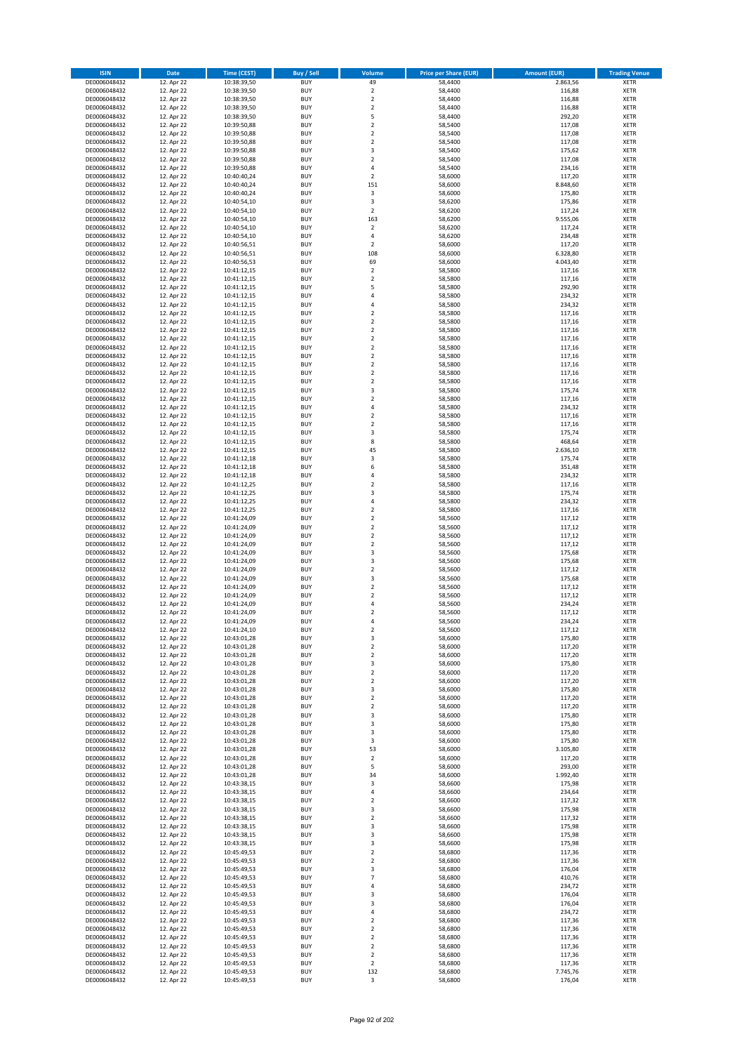| ISIN | Date | Time (CEST) | Buy / Sell | Volume | Price per Share (EUR) | Amount (EUR) | Trading Venue |
|---|---|---|---|---|---|---|---|
| DE0006048432 | 12. Apr 22 | 10:38:39,50 | BUY | 49 | 58,4400 | 2.863,56 | XETR |
| DE0006048432 | 12. Apr 22 | 10:38:39,50 | BUY | 2 | 58,4400 | 116,88 | XETR |
| DE0006048432 | 12. Apr 22 | 10:38:39,50 | BUY | 2 | 58,4400 | 116,88 | XETR |
| DE0006048432 | 12. Apr 22 | 10:38:39,50 | BUY | 2 | 58,4400 | 116,88 | XETR |
| DE0006048432 | 12. Apr 22 | 10:38:39,50 | BUY | 5 | 58,4400 | 292,20 | XETR |
| DE0006048432 | 12. Apr 22 | 10:39:50,88 | BUY | 2 | 58,5400 | 117,08 | XETR |
| DE0006048432 | 12. Apr 22 | 10:39:50,88 | BUY | 2 | 58,5400 | 117,08 | XETR |
| DE0006048432 | 12. Apr 22 | 10:39:50,88 | BUY | 2 | 58,5400 | 117,08 | XETR |
| DE0006048432 | 12. Apr 22 | 10:39:50,88 | BUY | 3 | 58,5400 | 175,62 | XETR |
| DE0006048432 | 12. Apr 22 | 10:39:50,88 | BUY | 2 | 58,5400 | 117,08 | XETR |
| DE0006048432 | 12. Apr 22 | 10:39:50,88 | BUY | 4 | 58,5400 | 234,16 | XETR |
| DE0006048432 | 12. Apr 22 | 10:40:40,24 | BUY | 2 | 58,6000 | 117,20 | XETR |
| DE0006048432 | 12. Apr 22 | 10:40:40,24 | BUY | 151 | 58,6000 | 8.848,60 | XETR |
| DE0006048432 | 12. Apr 22 | 10:40:40,24 | BUY | 3 | 58,6000 | 175,80 | XETR |
| DE0006048432 | 12. Apr 22 | 10:40:54,10 | BUY | 3 | 58,6200 | 175,86 | XETR |
| DE0006048432 | 12. Apr 22 | 10:40:54,10 | BUY | 2 | 58,6200 | 117,24 | XETR |
| DE0006048432 | 12. Apr 22 | 10:40:54,10 | BUY | 163 | 58,6200 | 9.555,06 | XETR |
| DE0006048432 | 12. Apr 22 | 10:40:54,10 | BUY | 2 | 58,6200 | 117,24 | XETR |
| DE0006048432 | 12. Apr 22 | 10:40:54,10 | BUY | 4 | 58,6200 | 234,48 | XETR |
| DE0006048432 | 12. Apr 22 | 10:40:56,51 | BUY | 2 | 58,6000 | 117,20 | XETR |
| DE0006048432 | 12. Apr 22 | 10:40:56,51 | BUY | 108 | 58,6000 | 6.328,80 | XETR |
| DE0006048432 | 12. Apr 22 | 10:40:56,53 | BUY | 69 | 58,6000 | 4.043,40 | XETR |
| DE0006048432 | 12. Apr 22 | 10:41:12,15 | BUY | 2 | 58,5800 | 117,16 | XETR |
| DE0006048432 | 12. Apr 22 | 10:41:12,15 | BUY | 2 | 58,5800 | 117,16 | XETR |
| DE0006048432 | 12. Apr 22 | 10:41:12,15 | BUY | 5 | 58,5800 | 292,90 | XETR |
| DE0006048432 | 12. Apr 22 | 10:41:12,15 | BUY | 4 | 58,5800 | 234,32 | XETR |
| DE0006048432 | 12. Apr 22 | 10:41:12,15 | BUY | 4 | 58,5800 | 234,32 | XETR |
| DE0006048432 | 12. Apr 22 | 10:41:12,15 | BUY | 2 | 58,5800 | 117,16 | XETR |
| DE0006048432 | 12. Apr 22 | 10:41:12,15 | BUY | 2 | 58,5800 | 117,16 | XETR |
| DE0006048432 | 12. Apr 22 | 10:41:12,15 | BUY | 2 | 58,5800 | 117,16 | XETR |
| DE0006048432 | 12. Apr 22 | 10:41:12,15 | BUY | 2 | 58,5800 | 117,16 | XETR |
| DE0006048432 | 12. Apr 22 | 10:41:12,15 | BUY | 2 | 58,5800 | 117,16 | XETR |
| DE0006048432 | 12. Apr 22 | 10:41:12,15 | BUY | 2 | 58,5800 | 117,16 | XETR |
| DE0006048432 | 12. Apr 22 | 10:41:12,15 | BUY | 2 | 58,5800 | 117,16 | XETR |
| DE0006048432 | 12. Apr 22 | 10:41:12,15 | BUY | 2 | 58,5800 | 117,16 | XETR |
| DE0006048432 | 12. Apr 22 | 10:41:12,15 | BUY | 2 | 58,5800 | 117,16 | XETR |
| DE0006048432 | 12. Apr 22 | 10:41:12,15 | BUY | 3 | 58,5800 | 175,74 | XETR |
| DE0006048432 | 12. Apr 22 | 10:41:12,15 | BUY | 2 | 58,5800 | 117,16 | XETR |
| DE0006048432 | 12. Apr 22 | 10:41:12,15 | BUY | 4 | 58,5800 | 234,32 | XETR |
| DE0006048432 | 12. Apr 22 | 10:41:12,15 | BUY | 2 | 58,5800 | 117,16 | XETR |
| DE0006048432 | 12. Apr 22 | 10:41:12,15 | BUY | 2 | 58,5800 | 117,16 | XETR |
| DE0006048432 | 12. Apr 22 | 10:41:12,15 | BUY | 3 | 58,5800 | 175,74 | XETR |
| DE0006048432 | 12. Apr 22 | 10:41:12,15 | BUY | 8 | 58,5800 | 468,64 | XETR |
| DE0006048432 | 12. Apr 22 | 10:41:12,15 | BUY | 45 | 58,5800 | 2.636,10 | XETR |
| DE0006048432 | 12. Apr 22 | 10:41:12,18 | BUY | 3 | 58,5800 | 175,74 | XETR |
| DE0006048432 | 12. Apr 22 | 10:41:12,18 | BUY | 6 | 58,5800 | 351,48 | XETR |
| DE0006048432 | 12. Apr 22 | 10:41:12,18 | BUY | 4 | 58,5800 | 234,32 | XETR |
| DE0006048432 | 12. Apr 22 | 10:41:12,25 | BUY | 2 | 58,5800 | 117,16 | XETR |
| DE0006048432 | 12. Apr 22 | 10:41:12,25 | BUY | 3 | 58,5800 | 175,74 | XETR |
| DE0006048432 | 12. Apr 22 | 10:41:12,25 | BUY | 4 | 58,5800 | 234,32 | XETR |
| DE0006048432 | 12. Apr 22 | 10:41:12,25 | BUY | 2 | 58,5800 | 117,16 | XETR |
| DE0006048432 | 12. Apr 22 | 10:41:24,09 | BUY | 2 | 58,5600 | 117,12 | XETR |
| DE0006048432 | 12. Apr 22 | 10:41:24,09 | BUY | 2 | 58,5600 | 117,12 | XETR |
| DE0006048432 | 12. Apr 22 | 10:41:24,09 | BUY | 2 | 58,5600 | 117,12 | XETR |
| DE0006048432 | 12. Apr 22 | 10:41:24,09 | BUY | 2 | 58,5600 | 117,12 | XETR |
| DE0006048432 | 12. Apr 22 | 10:41:24,09 | BUY | 3 | 58,5600 | 175,68 | XETR |
| DE0006048432 | 12. Apr 22 | 10:41:24,09 | BUY | 3 | 58,5600 | 175,68 | XETR |
| DE0006048432 | 12. Apr 22 | 10:41:24,09 | BUY | 2 | 58,5600 | 117,12 | XETR |
| DE0006048432 | 12. Apr 22 | 10:41:24,09 | BUY | 3 | 58,5600 | 175,68 | XETR |
| DE0006048432 | 12. Apr 22 | 10:41:24,09 | BUY | 2 | 58,5600 | 117,12 | XETR |
| DE0006048432 | 12. Apr 22 | 10:41:24,09 | BUY | 2 | 58,5600 | 117,12 | XETR |
| DE0006048432 | 12. Apr 22 | 10:41:24,09 | BUY | 4 | 58,5600 | 234,24 | XETR |
| DE0006048432 | 12. Apr 22 | 10:41:24,09 | BUY | 2 | 58,5600 | 117,12 | XETR |
| DE0006048432 | 12. Apr 22 | 10:41:24,09 | BUY | 4 | 58,5600 | 234,24 | XETR |
| DE0006048432 | 12. Apr 22 | 10:41:24,10 | BUY | 2 | 58,5600 | 117,12 | XETR |
| DE0006048432 | 12. Apr 22 | 10:43:01,28 | BUY | 3 | 58,6000 | 175,80 | XETR |
| DE0006048432 | 12. Apr 22 | 10:43:01,28 | BUY | 2 | 58,6000 | 117,20 | XETR |
| DE0006048432 | 12. Apr 22 | 10:43:01,28 | BUY | 2 | 58,6000 | 117,20 | XETR |
| DE0006048432 | 12. Apr 22 | 10:43:01,28 | BUY | 3 | 58,6000 | 175,80 | XETR |
| DE0006048432 | 12. Apr 22 | 10:43:01,28 | BUY | 2 | 58,6000 | 117,20 | XETR |
| DE0006048432 | 12. Apr 22 | 10:43:01,28 | BUY | 2 | 58,6000 | 117,20 | XETR |
| DE0006048432 | 12. Apr 22 | 10:43:01,28 | BUY | 3 | 58,6000 | 175,80 | XETR |
| DE0006048432 | 12. Apr 22 | 10:43:01,28 | BUY | 2 | 58,6000 | 117,20 | XETR |
| DE0006048432 | 12. Apr 22 | 10:43:01,28 | BUY | 2 | 58,6000 | 117,20 | XETR |
| DE0006048432 | 12. Apr 22 | 10:43:01,28 | BUY | 3 | 58,6000 | 175,80 | XETR |
| DE0006048432 | 12. Apr 22 | 10:43:01,28 | BUY | 3 | 58,6000 | 175,80 | XETR |
| DE0006048432 | 12. Apr 22 | 10:43:01,28 | BUY | 3 | 58,6000 | 175,80 | XETR |
| DE0006048432 | 12. Apr 22 | 10:43:01,28 | BUY | 3 | 58,6000 | 175,80 | XETR |
| DE0006048432 | 12. Apr 22 | 10:43:01,28 | BUY | 53 | 58,6000 | 3.105,80 | XETR |
| DE0006048432 | 12. Apr 22 | 10:43:01,28 | BUY | 2 | 58,6000 | 117,20 | XETR |
| DE0006048432 | 12. Apr 22 | 10:43:01,28 | BUY | 5 | 58,6000 | 293,00 | XETR |
| DE0006048432 | 12. Apr 22 | 10:43:01,28 | BUY | 34 | 58,6000 | 1.992,40 | XETR |
| DE0006048432 | 12. Apr 22 | 10:43:38,15 | BUY | 3 | 58,6600 | 175,98 | XETR |
| DE0006048432 | 12. Apr 22 | 10:43:38,15 | BUY | 4 | 58,6600 | 234,64 | XETR |
| DE0006048432 | 12. Apr 22 | 10:43:38,15 | BUY | 2 | 58,6600 | 117,32 | XETR |
| DE0006048432 | 12. Apr 22 | 10:43:38,15 | BUY | 3 | 58,6600 | 175,98 | XETR |
| DE0006048432 | 12. Apr 22 | 10:43:38,15 | BUY | 2 | 58,6600 | 117,32 | XETR |
| DE0006048432 | 12. Apr 22 | 10:43:38,15 | BUY | 3 | 58,6600 | 175,98 | XETR |
| DE0006048432 | 12. Apr 22 | 10:43:38,15 | BUY | 3 | 58,6600 | 175,98 | XETR |
| DE0006048432 | 12. Apr 22 | 10:43:38,15 | BUY | 3 | 58,6600 | 175,98 | XETR |
| DE0006048432 | 12. Apr 22 | 10:45:49,53 | BUY | 2 | 58,6800 | 117,36 | XETR |
| DE0006048432 | 12. Apr 22 | 10:45:49,53 | BUY | 2 | 58,6800 | 117,36 | XETR |
| DE0006048432 | 12. Apr 22 | 10:45:49,53 | BUY | 3 | 58,6800 | 176,04 | XETR |
| DE0006048432 | 12. Apr 22 | 10:45:49,53 | BUY | 7 | 58,6800 | 410,76 | XETR |
| DE0006048432 | 12. Apr 22 | 10:45:49,53 | BUY | 4 | 58,6800 | 234,72 | XETR |
| DE0006048432 | 12. Apr 22 | 10:45:49,53 | BUY | 3 | 58,6800 | 176,04 | XETR |
| DE0006048432 | 12. Apr 22 | 10:45:49,53 | BUY | 3 | 58,6800 | 176,04 | XETR |
| DE0006048432 | 12. Apr 22 | 10:45:49,53 | BUY | 4 | 58,6800 | 234,72 | XETR |
| DE0006048432 | 12. Apr 22 | 10:45:49,53 | BUY | 2 | 58,6800 | 117,36 | XETR |
| DE0006048432 | 12. Apr 22 | 10:45:49,53 | BUY | 2 | 58,6800 | 117,36 | XETR |
| DE0006048432 | 12. Apr 22 | 10:45:49,53 | BUY | 2 | 58,6800 | 117,36 | XETR |
| DE0006048432 | 12. Apr 22 | 10:45:49,53 | BUY | 2 | 58,6800 | 117,36 | XETR |
| DE0006048432 | 12. Apr 22 | 10:45:49,53 | BUY | 2 | 58,6800 | 117,36 | XETR |
| DE0006048432 | 12. Apr 22 | 10:45:49,53 | BUY | 2 | 58,6800 | 117,36 | XETR |
| DE0006048432 | 12. Apr 22 | 10:45:49,53 | BUY | 132 | 58,6800 | 7.745,76 | XETR |
| DE0006048432 | 12. Apr 22 | 10:45:49,53 | BUY | 3 | 58,6800 | 176,04 | XETR |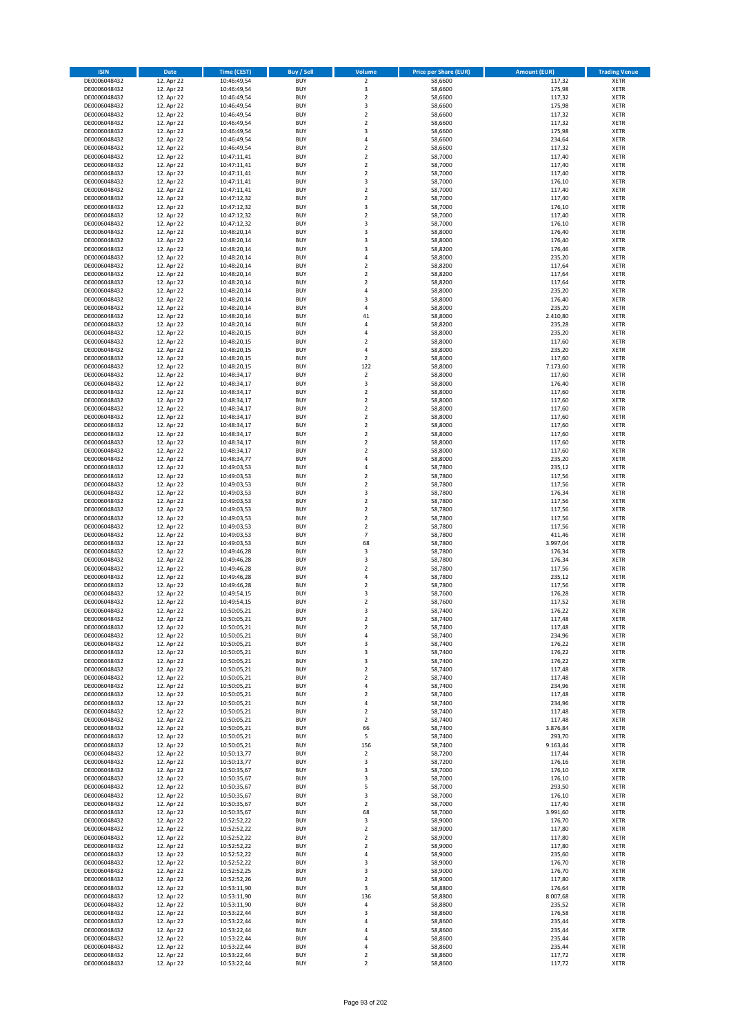| ISIN | Date | Time (CEST) | Buy / Sell | Volume | Price per Share (EUR) | Amount (EUR) | Trading Venue |
|---|---|---|---|---|---|---|---|
| DE0006048432 | 12. Apr 22 | 10:46:49,54 | BUY | 2 | 58,6600 | 117,32 | XETR |
| DE0006048432 | 12. Apr 22 | 10:46:49,54 | BUY | 3 | 58,6600 | 175,98 | XETR |
| DE0006048432 | 12. Apr 22 | 10:46:49,54 | BUY | 2 | 58,6600 | 117,32 | XETR |
| DE0006048432 | 12. Apr 22 | 10:46:49,54 | BUY | 3 | 58,6600 | 175,98 | XETR |
| DE0006048432 | 12. Apr 22 | 10:46:49,54 | BUY | 2 | 58,6600 | 117,32 | XETR |
| DE0006048432 | 12. Apr 22 | 10:46:49,54 | BUY | 2 | 58,6600 | 117,32 | XETR |
| DE0006048432 | 12. Apr 22 | 10:46:49,54 | BUY | 3 | 58,6600 | 175,98 | XETR |
| DE0006048432 | 12. Apr 22 | 10:46:49,54 | BUY | 4 | 58,6600 | 234,64 | XETR |
| DE0006048432 | 12. Apr 22 | 10:46:49,54 | BUY | 2 | 58,6600 | 117,32 | XETR |
| DE0006048432 | 12. Apr 22 | 10:47:11,41 | BUY | 2 | 58,7000 | 117,40 | XETR |
| DE0006048432 | 12. Apr 22 | 10:47:11,41 | BUY | 2 | 58,7000 | 117,40 | XETR |
| DE0006048432 | 12. Apr 22 | 10:47:11,41 | BUY | 2 | 58,7000 | 117,40 | XETR |
| DE0006048432 | 12. Apr 22 | 10:47:11,41 | BUY | 3 | 58,7000 | 176,10 | XETR |
| DE0006048432 | 12. Apr 22 | 10:47:11,41 | BUY | 2 | 58,7000 | 117,40 | XETR |
| DE0006048432 | 12. Apr 22 | 10:47:12,32 | BUY | 2 | 58,7000 | 117,40 | XETR |
| DE0006048432 | 12. Apr 22 | 10:47:12,32 | BUY | 3 | 58,7000 | 176,10 | XETR |
| DE0006048432 | 12. Apr 22 | 10:47:12,32 | BUY | 2 | 58,7000 | 117,40 | XETR |
| DE0006048432 | 12. Apr 22 | 10:47:12,32 | BUY | 3 | 58,7000 | 176,10 | XETR |
| DE0006048432 | 12. Apr 22 | 10:48:20,14 | BUY | 3 | 58,8000 | 176,40 | XETR |
| DE0006048432 | 12. Apr 22 | 10:48:20,14 | BUY | 3 | 58,8000 | 176,40 | XETR |
| DE0006048432 | 12. Apr 22 | 10:48:20,14 | BUY | 3 | 58,8200 | 176,46 | XETR |
| DE0006048432 | 12. Apr 22 | 10:48:20,14 | BUY | 4 | 58,8000 | 235,20 | XETR |
| DE0006048432 | 12. Apr 22 | 10:48:20,14 | BUY | 2 | 58,8200 | 117,64 | XETR |
| DE0006048432 | 12. Apr 22 | 10:48:20,14 | BUY | 2 | 58,8200 | 117,64 | XETR |
| DE0006048432 | 12. Apr 22 | 10:48:20,14 | BUY | 2 | 58,8200 | 117,64 | XETR |
| DE0006048432 | 12. Apr 22 | 10:48:20,14 | BUY | 4 | 58,8000 | 235,20 | XETR |
| DE0006048432 | 12. Apr 22 | 10:48:20,14 | BUY | 3 | 58,8000 | 176,40 | XETR |
| DE0006048432 | 12. Apr 22 | 10:48:20,14 | BUY | 4 | 58,8000 | 235,20 | XETR |
| DE0006048432 | 12. Apr 22 | 10:48:20,14 | BUY | 41 | 58,8000 | 2.410,80 | XETR |
| DE0006048432 | 12. Apr 22 | 10:48:20,14 | BUY | 4 | 58,8200 | 235,28 | XETR |
| DE0006048432 | 12. Apr 22 | 10:48:20,15 | BUY | 4 | 58,8000 | 235,20 | XETR |
| DE0006048432 | 12. Apr 22 | 10:48:20,15 | BUY | 2 | 58,8000 | 117,60 | XETR |
| DE0006048432 | 12. Apr 22 | 10:48:20,15 | BUY | 4 | 58,8000 | 235,20 | XETR |
| DE0006048432 | 12. Apr 22 | 10:48:20,15 | BUY | 2 | 58,8000 | 117,60 | XETR |
| DE0006048432 | 12. Apr 22 | 10:48:20,15 | BUY | 122 | 58,8000 | 7.173,60 | XETR |
| DE0006048432 | 12. Apr 22 | 10:48:34,17 | BUY | 2 | 58,8000 | 117,60 | XETR |
| DE0006048432 | 12. Apr 22 | 10:48:34,17 | BUY | 3 | 58,8000 | 176,40 | XETR |
| DE0006048432 | 12. Apr 22 | 10:48:34,17 | BUY | 2 | 58,8000 | 117,60 | XETR |
| DE0006048432 | 12. Apr 22 | 10:48:34,17 | BUY | 2 | 58,8000 | 117,60 | XETR |
| DE0006048432 | 12. Apr 22 | 10:48:34,17 | BUY | 2 | 58,8000 | 117,60 | XETR |
| DE0006048432 | 12. Apr 22 | 10:48:34,17 | BUY | 2 | 58,8000 | 117,60 | XETR |
| DE0006048432 | 12. Apr 22 | 10:48:34,17 | BUY | 2 | 58,8000 | 117,60 | XETR |
| DE0006048432 | 12. Apr 22 | 10:48:34,17 | BUY | 2 | 58,8000 | 117,60 | XETR |
| DE0006048432 | 12. Apr 22 | 10:48:34,17 | BUY | 2 | 58,8000 | 117,60 | XETR |
| DE0006048432 | 12. Apr 22 | 10:48:34,17 | BUY | 2 | 58,8000 | 117,60 | XETR |
| DE0006048432 | 12. Apr 22 | 10:48:34,77 | BUY | 4 | 58,8000 | 235,20 | XETR |
| DE0006048432 | 12. Apr 22 | 10:49:03,53 | BUY | 4 | 58,7800 | 235,12 | XETR |
| DE0006048432 | 12. Apr 22 | 10:49:03,53 | BUY | 2 | 58,7800 | 117,56 | XETR |
| DE0006048432 | 12. Apr 22 | 10:49:03,53 | BUY | 2 | 58,7800 | 117,56 | XETR |
| DE0006048432 | 12. Apr 22 | 10:49:03,53 | BUY | 3 | 58,7800 | 176,34 | XETR |
| DE0006048432 | 12. Apr 22 | 10:49:03,53 | BUY | 2 | 58,7800 | 117,56 | XETR |
| DE0006048432 | 12. Apr 22 | 10:49:03,53 | BUY | 2 | 58,7800 | 117,56 | XETR |
| DE0006048432 | 12. Apr 22 | 10:49:03,53 | BUY | 2 | 58,7800 | 117,56 | XETR |
| DE0006048432 | 12. Apr 22 | 10:49:03,53 | BUY | 2 | 58,7800 | 117,56 | XETR |
| DE0006048432 | 12. Apr 22 | 10:49:03,53 | BUY | 7 | 58,7800 | 411,46 | XETR |
| DE0006048432 | 12. Apr 22 | 10:49:03,53 | BUY | 68 | 58,7800 | 3.997,04 | XETR |
| DE0006048432 | 12. Apr 22 | 10:49:46,28 | BUY | 3 | 58,7800 | 176,34 | XETR |
| DE0006048432 | 12. Apr 22 | 10:49:46,28 | BUY | 3 | 58,7800 | 176,34 | XETR |
| DE0006048432 | 12. Apr 22 | 10:49:46,28 | BUY | 2 | 58,7800 | 117,56 | XETR |
| DE0006048432 | 12. Apr 22 | 10:49:46,28 | BUY | 4 | 58,7800 | 235,12 | XETR |
| DE0006048432 | 12. Apr 22 | 10:49:46,28 | BUY | 2 | 58,7800 | 117,56 | XETR |
| DE0006048432 | 12. Apr 22 | 10:49:54,15 | BUY | 3 | 58,7600 | 176,28 | XETR |
| DE0006048432 | 12. Apr 22 | 10:49:54,15 | BUY | 2 | 58,7600 | 117,52 | XETR |
| DE0006048432 | 12. Apr 22 | 10:50:05,21 | BUY | 3 | 58,7400 | 176,22 | XETR |
| DE0006048432 | 12. Apr 22 | 10:50:05,21 | BUY | 2 | 58,7400 | 117,48 | XETR |
| DE0006048432 | 12. Apr 22 | 10:50:05,21 | BUY | 2 | 58,7400 | 117,48 | XETR |
| DE0006048432 | 12. Apr 22 | 10:50:05,21 | BUY | 4 | 58,7400 | 234,96 | XETR |
| DE0006048432 | 12. Apr 22 | 10:50:05,21 | BUY | 3 | 58,7400 | 176,22 | XETR |
| DE0006048432 | 12. Apr 22 | 10:50:05,21 | BUY | 3 | 58,7400 | 176,22 | XETR |
| DE0006048432 | 12. Apr 22 | 10:50:05,21 | BUY | 3 | 58,7400 | 176,22 | XETR |
| DE0006048432 | 12. Apr 22 | 10:50:05,21 | BUY | 2 | 58,7400 | 117,48 | XETR |
| DE0006048432 | 12. Apr 22 | 10:50:05,21 | BUY | 2 | 58,7400 | 117,48 | XETR |
| DE0006048432 | 12. Apr 22 | 10:50:05,21 | BUY | 4 | 58,7400 | 234,96 | XETR |
| DE0006048432 | 12. Apr 22 | 10:50:05,21 | BUY | 2 | 58,7400 | 117,48 | XETR |
| DE0006048432 | 12. Apr 22 | 10:50:05,21 | BUY | 4 | 58,7400 | 234,96 | XETR |
| DE0006048432 | 12. Apr 22 | 10:50:05,21 | BUY | 2 | 58,7400 | 117,48 | XETR |
| DE0006048432 | 12. Apr 22 | 10:50:05,21 | BUY | 2 | 58,7400 | 117,48 | XETR |
| DE0006048432 | 12. Apr 22 | 10:50:05,21 | BUY | 66 | 58,7400 | 3.876,84 | XETR |
| DE0006048432 | 12. Apr 22 | 10:50:05,21 | BUY | 5 | 58,7400 | 293,70 | XETR |
| DE0006048432 | 12. Apr 22 | 10:50:05,21 | BUY | 156 | 58,7400 | 9.163,44 | XETR |
| DE0006048432 | 12. Apr 22 | 10:50:13,77 | BUY | 2 | 58,7200 | 117,44 | XETR |
| DE0006048432 | 12. Apr 22 | 10:50:13,77 | BUY | 3 | 58,7200 | 176,16 | XETR |
| DE0006048432 | 12. Apr 22 | 10:50:35,67 | BUY | 3 | 58,7000 | 176,10 | XETR |
| DE0006048432 | 12. Apr 22 | 10:50:35,67 | BUY | 3 | 58,7000 | 176,10 | XETR |
| DE0006048432 | 12. Apr 22 | 10:50:35,67 | BUY | 5 | 58,7000 | 293,50 | XETR |
| DE0006048432 | 12. Apr 22 | 10:50:35,67 | BUY | 3 | 58,7000 | 176,10 | XETR |
| DE0006048432 | 12. Apr 22 | 10:50:35,67 | BUY | 2 | 58,7000 | 117,40 | XETR |
| DE0006048432 | 12. Apr 22 | 10:50:35,67 | BUY | 68 | 58,7000 | 3.991,60 | XETR |
| DE0006048432 | 12. Apr 22 | 10:52:52,22 | BUY | 3 | 58,9000 | 176,70 | XETR |
| DE0006048432 | 12. Apr 22 | 10:52:52,22 | BUY | 2 | 58,9000 | 117,80 | XETR |
| DE0006048432 | 12. Apr 22 | 10:52:52,22 | BUY | 2 | 58,9000 | 117,80 | XETR |
| DE0006048432 | 12. Apr 22 | 10:52:52,22 | BUY | 2 | 58,9000 | 117,80 | XETR |
| DE0006048432 | 12. Apr 22 | 10:52:52,22 | BUY | 4 | 58,9000 | 235,60 | XETR |
| DE0006048432 | 12. Apr 22 | 10:52:52,22 | BUY | 3 | 58,9000 | 176,70 | XETR |
| DE0006048432 | 12. Apr 22 | 10:52:52,25 | BUY | 3 | 58,9000 | 176,70 | XETR |
| DE0006048432 | 12. Apr 22 | 10:52:52,26 | BUY | 2 | 58,9000 | 117,80 | XETR |
| DE0006048432 | 12. Apr 22 | 10:53:11,90 | BUY | 3 | 58,8800 | 176,64 | XETR |
| DE0006048432 | 12. Apr 22 | 10:53:11,90 | BUY | 136 | 58,8800 | 8.007,68 | XETR |
| DE0006048432 | 12. Apr 22 | 10:53:11,90 | BUY | 4 | 58,8800 | 235,52 | XETR |
| DE0006048432 | 12. Apr 22 | 10:53:22,44 | BUY | 3 | 58,8600 | 176,58 | XETR |
| DE0006048432 | 12. Apr 22 | 10:53:22,44 | BUY | 4 | 58,8600 | 235,44 | XETR |
| DE0006048432 | 12. Apr 22 | 10:53:22,44 | BUY | 4 | 58,8600 | 235,44 | XETR |
| DE0006048432 | 12. Apr 22 | 10:53:22,44 | BUY | 4 | 58,8600 | 235,44 | XETR |
| DE0006048432 | 12. Apr 22 | 10:53:22,44 | BUY | 4 | 58,8600 | 235,44 | XETR |
| DE0006048432 | 12. Apr 22 | 10:53:22,44 | BUY | 2 | 58,8600 | 117,72 | XETR |
| DE0006048432 | 12. Apr 22 | 10:53:22,44 | BUY | 2 | 58,8600 | 117,72 | XETR |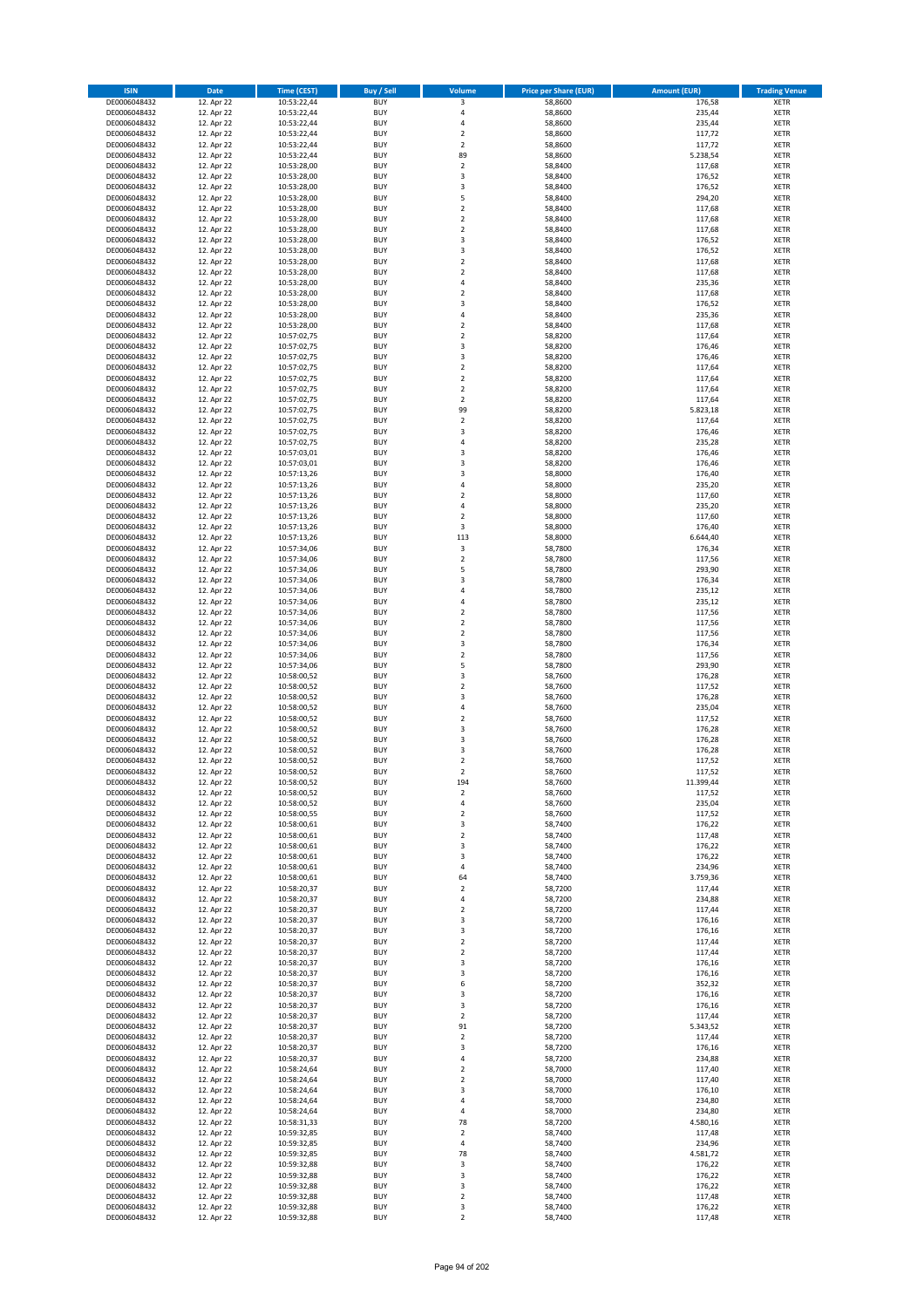| ISIN | Date | Time (CEST) | Buy / Sell | Volume | Price per Share (EUR) | Amount (EUR) | Trading Venue |
|---|---|---|---|---|---|---|---|
| DE0006048432 | 12. Apr 22 | 10:53:22,44 | BUY | 3 | 58,8600 | 176,58 | XETR |
| DE0006048432 | 12. Apr 22 | 10:53:22,44 | BUY | 4 | 58,8600 | 235,44 | XETR |
| DE0006048432 | 12. Apr 22 | 10:53:22,44 | BUY | 4 | 58,8600 | 235,44 | XETR |
| DE0006048432 | 12. Apr 22 | 10:53:22,44 | BUY | 2 | 58,8600 | 117,72 | XETR |
| DE0006048432 | 12. Apr 22 | 10:53:22,44 | BUY | 2 | 58,8600 | 117,72 | XETR |
| DE0006048432 | 12. Apr 22 | 10:53:22,44 | BUY | 89 | 58,8600 | 5.238,54 | XETR |
| DE0006048432 | 12. Apr 22 | 10:53:28,00 | BUY | 2 | 58,8400 | 117,68 | XETR |
| DE0006048432 | 12. Apr 22 | 10:53:28,00 | BUY | 3 | 58,8400 | 176,52 | XETR |
| DE0006048432 | 12. Apr 22 | 10:53:28,00 | BUY | 3 | 58,8400 | 176,52 | XETR |
| DE0006048432 | 12. Apr 22 | 10:53:28,00 | BUY | 5 | 58,8400 | 294,20 | XETR |
| DE0006048432 | 12. Apr 22 | 10:53:28,00 | BUY | 2 | 58,8400 | 117,68 | XETR |
| DE0006048432 | 12. Apr 22 | 10:53:28,00 | BUY | 2 | 58,8400 | 117,68 | XETR |
| DE0006048432 | 12. Apr 22 | 10:53:28,00 | BUY | 2 | 58,8400 | 117,68 | XETR |
| DE0006048432 | 12. Apr 22 | 10:53:28,00 | BUY | 3 | 58,8400 | 176,52 | XETR |
| DE0006048432 | 12. Apr 22 | 10:53:28,00 | BUY | 3 | 58,8400 | 176,52 | XETR |
| DE0006048432 | 12. Apr 22 | 10:53:28,00 | BUY | 2 | 58,8400 | 117,68 | XETR |
| DE0006048432 | 12. Apr 22 | 10:53:28,00 | BUY | 2 | 58,8400 | 117,68 | XETR |
| DE0006048432 | 12. Apr 22 | 10:53:28,00 | BUY | 4 | 58,8400 | 235,36 | XETR |
| DE0006048432 | 12. Apr 22 | 10:53:28,00 | BUY | 2 | 58,8400 | 117,68 | XETR |
| DE0006048432 | 12. Apr 22 | 10:53:28,00 | BUY | 3 | 58,8400 | 176,52 | XETR |
| DE0006048432 | 12. Apr 22 | 10:53:28,00 | BUY | 4 | 58,8400 | 235,36 | XETR |
| DE0006048432 | 12. Apr 22 | 10:53:28,00 | BUY | 2 | 58,8400 | 117,68 | XETR |
| DE0006048432 | 12. Apr 22 | 10:57:02,75 | BUY | 2 | 58,8200 | 117,64 | XETR |
| DE0006048432 | 12. Apr 22 | 10:57:02,75 | BUY | 3 | 58,8200 | 176,46 | XETR |
| DE0006048432 | 12. Apr 22 | 10:57:02,75 | BUY | 3 | 58,8200 | 176,46 | XETR |
| DE0006048432 | 12. Apr 22 | 10:57:02,75 | BUY | 2 | 58,8200 | 117,64 | XETR |
| DE0006048432 | 12. Apr 22 | 10:57:02,75 | BUY | 2 | 58,8200 | 117,64 | XETR |
| DE0006048432 | 12. Apr 22 | 10:57:02,75 | BUY | 2 | 58,8200 | 117,64 | XETR |
| DE0006048432 | 12. Apr 22 | 10:57:02,75 | BUY | 2 | 58,8200 | 117,64 | XETR |
| DE0006048432 | 12. Apr 22 | 10:57:02,75 | BUY | 99 | 58,8200 | 5.823,18 | XETR |
| DE0006048432 | 12. Apr 22 | 10:57:02,75 | BUY | 2 | 58,8200 | 117,64 | XETR |
| DE0006048432 | 12. Apr 22 | 10:57:02,75 | BUY | 3 | 58,8200 | 176,46 | XETR |
| DE0006048432 | 12. Apr 22 | 10:57:02,75 | BUY | 4 | 58,8200 | 235,28 | XETR |
| DE0006048432 | 12. Apr 22 | 10:57:03,01 | BUY | 3 | 58,8200 | 176,46 | XETR |
| DE0006048432 | 12. Apr 22 | 10:57:03,01 | BUY | 3 | 58,8200 | 176,46 | XETR |
| DE0006048432 | 12. Apr 22 | 10:57:13,26 | BUY | 3 | 58,8000 | 176,40 | XETR |
| DE0006048432 | 12. Apr 22 | 10:57:13,26 | BUY | 4 | 58,8000 | 235,20 | XETR |
| DE0006048432 | 12. Apr 22 | 10:57:13,26 | BUY | 2 | 58,8000 | 117,60 | XETR |
| DE0006048432 | 12. Apr 22 | 10:57:13,26 | BUY | 4 | 58,8000 | 235,20 | XETR |
| DE0006048432 | 12. Apr 22 | 10:57:13,26 | BUY | 2 | 58,8000 | 117,60 | XETR |
| DE0006048432 | 12. Apr 22 | 10:57:13,26 | BUY | 3 | 58,8000 | 176,40 | XETR |
| DE0006048432 | 12. Apr 22 | 10:57:13,26 | BUY | 113 | 58,8000 | 6.644,40 | XETR |
| DE0006048432 | 12. Apr 22 | 10:57:34,06 | BUY | 3 | 58,7800 | 176,34 | XETR |
| DE0006048432 | 12. Apr 22 | 10:57:34,06 | BUY | 2 | 58,7800 | 117,56 | XETR |
| DE0006048432 | 12. Apr 22 | 10:57:34,06 | BUY | 5 | 58,7800 | 293,90 | XETR |
| DE0006048432 | 12. Apr 22 | 10:57:34,06 | BUY | 3 | 58,7800 | 176,34 | XETR |
| DE0006048432 | 12. Apr 22 | 10:57:34,06 | BUY | 4 | 58,7800 | 235,12 | XETR |
| DE0006048432 | 12. Apr 22 | 10:57:34,06 | BUY | 4 | 58,7800 | 235,12 | XETR |
| DE0006048432 | 12. Apr 22 | 10:57:34,06 | BUY | 2 | 58,7800 | 117,56 | XETR |
| DE0006048432 | 12. Apr 22 | 10:57:34,06 | BUY | 2 | 58,7800 | 117,56 | XETR |
| DE0006048432 | 12. Apr 22 | 10:57:34,06 | BUY | 2 | 58,7800 | 117,56 | XETR |
| DE0006048432 | 12. Apr 22 | 10:57:34,06 | BUY | 3 | 58,7800 | 176,34 | XETR |
| DE0006048432 | 12. Apr 22 | 10:57:34,06 | BUY | 2 | 58,7800 | 117,56 | XETR |
| DE0006048432 | 12. Apr 22 | 10:57:34,06 | BUY | 5 | 58,7800 | 293,90 | XETR |
| DE0006048432 | 12. Apr 22 | 10:58:00,52 | BUY | 3 | 58,7600 | 176,28 | XETR |
| DE0006048432 | 12. Apr 22 | 10:58:00,52 | BUY | 2 | 58,7600 | 117,52 | XETR |
| DE0006048432 | 12. Apr 22 | 10:58:00,52 | BUY | 3 | 58,7600 | 176,28 | XETR |
| DE0006048432 | 12. Apr 22 | 10:58:00,52 | BUY | 4 | 58,7600 | 235,04 | XETR |
| DE0006048432 | 12. Apr 22 | 10:58:00,52 | BUY | 2 | 58,7600 | 117,52 | XETR |
| DE0006048432 | 12. Apr 22 | 10:58:00,52 | BUY | 3 | 58,7600 | 176,28 | XETR |
| DE0006048432 | 12. Apr 22 | 10:58:00,52 | BUY | 3 | 58,7600 | 176,28 | XETR |
| DE0006048432 | 12. Apr 22 | 10:58:00,52 | BUY | 3 | 58,7600 | 176,28 | XETR |
| DE0006048432 | 12. Apr 22 | 10:58:00,52 | BUY | 2 | 58,7600 | 117,52 | XETR |
| DE0006048432 | 12. Apr 22 | 10:58:00,52 | BUY | 2 | 58,7600 | 117,52 | XETR |
| DE0006048432 | 12. Apr 22 | 10:58:00,52 | BUY | 194 | 58,7600 | 11.399,44 | XETR |
| DE0006048432 | 12. Apr 22 | 10:58:00,52 | BUY | 2 | 58,7600 | 117,52 | XETR |
| DE0006048432 | 12. Apr 22 | 10:58:00,52 | BUY | 4 | 58,7600 | 235,04 | XETR |
| DE0006048432 | 12. Apr 22 | 10:58:00,55 | BUY | 2 | 58,7600 | 117,52 | XETR |
| DE0006048432 | 12. Apr 22 | 10:58:00,61 | BUY | 3 | 58,7400 | 176,22 | XETR |
| DE0006048432 | 12. Apr 22 | 10:58:00,61 | BUY | 2 | 58,7400 | 117,48 | XETR |
| DE0006048432 | 12. Apr 22 | 10:58:00,61 | BUY | 3 | 58,7400 | 176,22 | XETR |
| DE0006048432 | 12. Apr 22 | 10:58:00,61 | BUY | 3 | 58,7400 | 176,22 | XETR |
| DE0006048432 | 12. Apr 22 | 10:58:00,61 | BUY | 4 | 58,7400 | 234,96 | XETR |
| DE0006048432 | 12. Apr 22 | 10:58:00,61 | BUY | 64 | 58,7400 | 3.759,36 | XETR |
| DE0006048432 | 12. Apr 22 | 10:58:20,37 | BUY | 2 | 58,7200 | 117,44 | XETR |
| DE0006048432 | 12. Apr 22 | 10:58:20,37 | BUY | 4 | 58,7200 | 234,88 | XETR |
| DE0006048432 | 12. Apr 22 | 10:58:20,37 | BUY | 2 | 58,7200 | 117,44 | XETR |
| DE0006048432 | 12. Apr 22 | 10:58:20,37 | BUY | 3 | 58,7200 | 176,16 | XETR |
| DE0006048432 | 12. Apr 22 | 10:58:20,37 | BUY | 3 | 58,7200 | 176,16 | XETR |
| DE0006048432 | 12. Apr 22 | 10:58:20,37 | BUY | 2 | 58,7200 | 117,44 | XETR |
| DE0006048432 | 12. Apr 22 | 10:58:20,37 | BUY | 2 | 58,7200 | 117,44 | XETR |
| DE0006048432 | 12. Apr 22 | 10:58:20,37 | BUY | 3 | 58,7200 | 176,16 | XETR |
| DE0006048432 | 12. Apr 22 | 10:58:20,37 | BUY | 3 | 58,7200 | 176,16 | XETR |
| DE0006048432 | 12. Apr 22 | 10:58:20,37 | BUY | 6 | 58,7200 | 352,32 | XETR |
| DE0006048432 | 12. Apr 22 | 10:58:20,37 | BUY | 3 | 58,7200 | 176,16 | XETR |
| DE0006048432 | 12. Apr 22 | 10:58:20,37 | BUY | 3 | 58,7200 | 176,16 | XETR |
| DE0006048432 | 12. Apr 22 | 10:58:20,37 | BUY | 2 | 58,7200 | 117,44 | XETR |
| DE0006048432 | 12. Apr 22 | 10:58:20,37 | BUY | 91 | 58,7200 | 5.343,52 | XETR |
| DE0006048432 | 12. Apr 22 | 10:58:20,37 | BUY | 2 | 58,7200 | 117,44 | XETR |
| DE0006048432 | 12. Apr 22 | 10:58:20,37 | BUY | 3 | 58,7200 | 176,16 | XETR |
| DE0006048432 | 12. Apr 22 | 10:58:20,37 | BUY | 4 | 58,7200 | 234,88 | XETR |
| DE0006048432 | 12. Apr 22 | 10:58:24,64 | BUY | 2 | 58,7000 | 117,40 | XETR |
| DE0006048432 | 12. Apr 22 | 10:58:24,64 | BUY | 2 | 58,7000 | 117,40 | XETR |
| DE0006048432 | 12. Apr 22 | 10:58:24,64 | BUY | 3 | 58,7000 | 176,10 | XETR |
| DE0006048432 | 12. Apr 22 | 10:58:24,64 | BUY | 4 | 58,7000 | 234,80 | XETR |
| DE0006048432 | 12. Apr 22 | 10:58:24,64 | BUY | 4 | 58,7000 | 234,80 | XETR |
| DE0006048432 | 12. Apr 22 | 10:58:31,33 | BUY | 78 | 58,7200 | 4.580,16 | XETR |
| DE0006048432 | 12. Apr 22 | 10:59:32,85 | BUY | 2 | 58,7400 | 117,48 | XETR |
| DE0006048432 | 12. Apr 22 | 10:59:32,85 | BUY | 4 | 58,7400 | 234,96 | XETR |
| DE0006048432 | 12. Apr 22 | 10:59:32,85 | BUY | 78 | 58,7400 | 4.581,72 | XETR |
| DE0006048432 | 12. Apr 22 | 10:59:32,88 | BUY | 3 | 58,7400 | 176,22 | XETR |
| DE0006048432 | 12. Apr 22 | 10:59:32,88 | BUY | 3 | 58,7400 | 176,22 | XETR |
| DE0006048432 | 12. Apr 22 | 10:59:32,88 | BUY | 3 | 58,7400 | 176,22 | XETR |
| DE0006048432 | 12. Apr 22 | 10:59:32,88 | BUY | 2 | 58,7400 | 117,48 | XETR |
| DE0006048432 | 12. Apr 22 | 10:59:32,88 | BUY | 3 | 58,7400 | 176,22 | XETR |
| DE0006048432 | 12. Apr 22 | 10:59:32,88 | BUY | 2 | 58,7400 | 117,48 | XETR |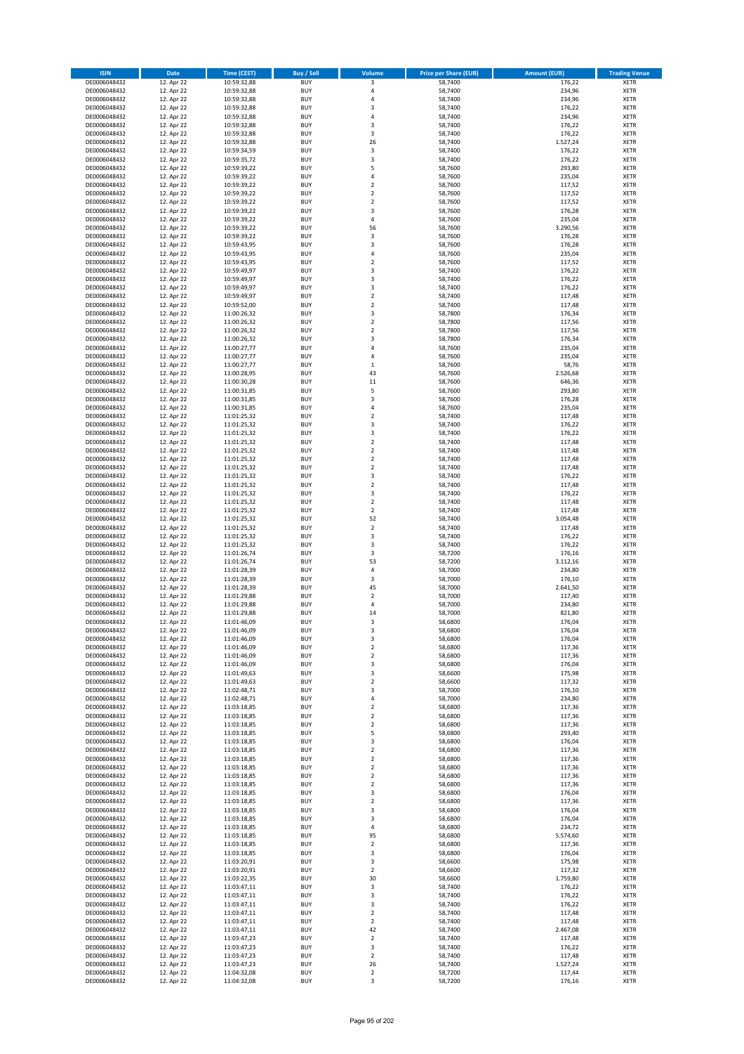| ISIN | Date | Time (CEST) | Buy / Sell | Volume | Price per Share (EUR) | Amount (EUR) | Trading Venue |
|---|---|---|---|---|---|---|---|
| DE0006048432 | 12. Apr 22 | 10:59:32,88 | BUY | 3 | 58,7400 | 176,22 | XETR |
| DE0006048432 | 12. Apr 22 | 10:59:32,88 | BUY | 4 | 58,7400 | 234,96 | XETR |
| DE0006048432 | 12. Apr 22 | 10:59:32,88 | BUY | 4 | 58,7400 | 234,96 | XETR |
| DE0006048432 | 12. Apr 22 | 10:59:32,88 | BUY | 3 | 58,7400 | 176,22 | XETR |
| DE0006048432 | 12. Apr 22 | 10:59:32,88 | BUY | 4 | 58,7400 | 234,96 | XETR |
| DE0006048432 | 12. Apr 22 | 10:59:32,88 | BUY | 3 | 58,7400 | 176,22 | XETR |
| DE0006048432 | 12. Apr 22 | 10:59:32,88 | BUY | 3 | 58,7400 | 176,22 | XETR |
| DE0006048432 | 12. Apr 22 | 10:59:32,88 | BUY | 26 | 58,7400 | 1.527,24 | XETR |
| DE0006048432 | 12. Apr 22 | 10:59:34,59 | BUY | 3 | 58,7400 | 176,22 | XETR |
| DE0006048432 | 12. Apr 22 | 10:59:35,72 | BUY | 3 | 58,7400 | 176,22 | XETR |
| DE0006048432 | 12. Apr 22 | 10:59:39,22 | BUY | 5 | 58,7600 | 293,80 | XETR |
| DE0006048432 | 12. Apr 22 | 10:59:39,22 | BUY | 4 | 58,7600 | 235,04 | XETR |
| DE0006048432 | 12. Apr 22 | 10:59:39,22 | BUY | 2 | 58,7600 | 117,52 | XETR |
| DE0006048432 | 12. Apr 22 | 10:59:39,22 | BUY | 2 | 58,7600 | 117,52 | XETR |
| DE0006048432 | 12. Apr 22 | 10:59:39,22 | BUY | 2 | 58,7600 | 117,52 | XETR |
| DE0006048432 | 12. Apr 22 | 10:59:39,22 | BUY | 3 | 58,7600 | 176,28 | XETR |
| DE0006048432 | 12. Apr 22 | 10:59:39,22 | BUY | 4 | 58,7600 | 235,04 | XETR |
| DE0006048432 | 12. Apr 22 | 10:59:39,22 | BUY | 56 | 58,7600 | 3.290,56 | XETR |
| DE0006048432 | 12. Apr 22 | 10:59:39,22 | BUY | 3 | 58,7600 | 176,28 | XETR |
| DE0006048432 | 12. Apr 22 | 10:59:43,95 | BUY | 3 | 58,7600 | 176,28 | XETR |
| DE0006048432 | 12. Apr 22 | 10:59:43,95 | BUY | 4 | 58,7600 | 235,04 | XETR |
| DE0006048432 | 12. Apr 22 | 10:59:43,95 | BUY | 2 | 58,7600 | 117,52 | XETR |
| DE0006048432 | 12. Apr 22 | 10:59:49,97 | BUY | 3 | 58,7400 | 176,22 | XETR |
| DE0006048432 | 12. Apr 22 | 10:59:49,97 | BUY | 3 | 58,7400 | 176,22 | XETR |
| DE0006048432 | 12. Apr 22 | 10:59:49,97 | BUY | 3 | 58,7400 | 176,22 | XETR |
| DE0006048432 | 12. Apr 22 | 10:59:49,97 | BUY | 2 | 58,7400 | 117,48 | XETR |
| DE0006048432 | 12. Apr 22 | 10:59:52,00 | BUY | 2 | 58,7400 | 117,48 | XETR |
| DE0006048432 | 12. Apr 22 | 11:00:26,32 | BUY | 3 | 58,7800 | 176,34 | XETR |
| DE0006048432 | 12. Apr 22 | 11:00:26,32 | BUY | 2 | 58,7800 | 117,56 | XETR |
| DE0006048432 | 12. Apr 22 | 11:00:26,32 | BUY | 2 | 58,7800 | 117,56 | XETR |
| DE0006048432 | 12. Apr 22 | 11:00:26,32 | BUY | 3 | 58,7800 | 176,34 | XETR |
| DE0006048432 | 12. Apr 22 | 11:00:27,77 | BUY | 4 | 58,7600 | 235,04 | XETR |
| DE0006048432 | 12. Apr 22 | 11:00:27,77 | BUY | 4 | 58,7600 | 235,04 | XETR |
| DE0006048432 | 12. Apr 22 | 11:00:27,77 | BUY | 1 | 58,7600 | 58,76 | XETR |
| DE0006048432 | 12. Apr 22 | 11:00:28,95 | BUY | 43 | 58,7600 | 2.526,68 | XETR |
| DE0006048432 | 12. Apr 22 | 11:00:30,28 | BUY | 11 | 58,7600 | 646,36 | XETR |
| DE0006048432 | 12. Apr 22 | 11:00:31,85 | BUY | 5 | 58,7600 | 293,80 | XETR |
| DE0006048432 | 12. Apr 22 | 11:00:31,85 | BUY | 3 | 58,7600 | 176,28 | XETR |
| DE0006048432 | 12. Apr 22 | 11:00:31,85 | BUY | 4 | 58,7600 | 235,04 | XETR |
| DE0006048432 | 12. Apr 22 | 11:01:25,32 | BUY | 2 | 58,7400 | 117,48 | XETR |
| DE0006048432 | 12. Apr 22 | 11:01:25,32 | BUY | 3 | 58,7400 | 176,22 | XETR |
| DE0006048432 | 12. Apr 22 | 11:01:25,32 | BUY | 3 | 58,7400 | 176,22 | XETR |
| DE0006048432 | 12. Apr 22 | 11:01:25,32 | BUY | 2 | 58,7400 | 117,48 | XETR |
| DE0006048432 | 12. Apr 22 | 11:01:25,32 | BUY | 2 | 58,7400 | 117,48 | XETR |
| DE0006048432 | 12. Apr 22 | 11:01:25,32 | BUY | 2 | 58,7400 | 117,48 | XETR |
| DE0006048432 | 12. Apr 22 | 11:01:25,32 | BUY | 2 | 58,7400 | 117,48 | XETR |
| DE0006048432 | 12. Apr 22 | 11:01:25,32 | BUY | 3 | 58,7400 | 176,22 | XETR |
| DE0006048432 | 12. Apr 22 | 11:01:25,32 | BUY | 2 | 58,7400 | 117,48 | XETR |
| DE0006048432 | 12. Apr 22 | 11:01:25,32 | BUY | 3 | 58,7400 | 176,22 | XETR |
| DE0006048432 | 12. Apr 22 | 11:01:25,32 | BUY | 2 | 58,7400 | 117,48 | XETR |
| DE0006048432 | 12. Apr 22 | 11:01:25,32 | BUY | 2 | 58,7400 | 117,48 | XETR |
| DE0006048432 | 12. Apr 22 | 11:01:25,32 | BUY | 52 | 58,7400 | 3.054,48 | XETR |
| DE0006048432 | 12. Apr 22 | 11:01:25,32 | BUY | 2 | 58,7400 | 117,48 | XETR |
| DE0006048432 | 12. Apr 22 | 11:01:25,32 | BUY | 3 | 58,7400 | 176,22 | XETR |
| DE0006048432 | 12. Apr 22 | 11:01:25,32 | BUY | 3 | 58,7400 | 176,22 | XETR |
| DE0006048432 | 12. Apr 22 | 11:01:26,74 | BUY | 3 | 58,7200 | 176,16 | XETR |
| DE0006048432 | 12. Apr 22 | 11:01:26,74 | BUY | 53 | 58,7200 | 3.112,16 | XETR |
| DE0006048432 | 12. Apr 22 | 11:01:28,39 | BUY | 4 | 58,7000 | 234,80 | XETR |
| DE0006048432 | 12. Apr 22 | 11:01:28,39 | BUY | 3 | 58,7000 | 176,10 | XETR |
| DE0006048432 | 12. Apr 22 | 11:01:28,39 | BUY | 45 | 58,7000 | 2.641,50 | XETR |
| DE0006048432 | 12. Apr 22 | 11:01:29,88 | BUY | 2 | 58,7000 | 117,40 | XETR |
| DE0006048432 | 12. Apr 22 | 11:01:29,88 | BUY | 4 | 58,7000 | 234,80 | XETR |
| DE0006048432 | 12. Apr 22 | 11:01:29,88 | BUY | 14 | 58,7000 | 821,80 | XETR |
| DE0006048432 | 12. Apr 22 | 11:01:46,09 | BUY | 3 | 58,6800 | 176,04 | XETR |
| DE0006048432 | 12. Apr 22 | 11:01:46,09 | BUY | 3 | 58,6800 | 176,04 | XETR |
| DE0006048432 | 12. Apr 22 | 11:01:46,09 | BUY | 3 | 58,6800 | 176,04 | XETR |
| DE0006048432 | 12. Apr 22 | 11:01:46,09 | BUY | 2 | 58,6800 | 117,36 | XETR |
| DE0006048432 | 12. Apr 22 | 11:01:46,09 | BUY | 2 | 58,6800 | 117,36 | XETR |
| DE0006048432 | 12. Apr 22 | 11:01:46,09 | BUY | 3 | 58,6800 | 176,04 | XETR |
| DE0006048432 | 12. Apr 22 | 11:01:49,63 | BUY | 3 | 58,6600 | 175,98 | XETR |
| DE0006048432 | 12. Apr 22 | 11:01:49,63 | BUY | 2 | 58,6600 | 117,32 | XETR |
| DE0006048432 | 12. Apr 22 | 11:02:48,71 | BUY | 3 | 58,7000 | 176,10 | XETR |
| DE0006048432 | 12. Apr 22 | 11:02:48,71 | BUY | 4 | 58,7000 | 234,80 | XETR |
| DE0006048432 | 12. Apr 22 | 11:03:18,85 | BUY | 2 | 58,6800 | 117,36 | XETR |
| DE0006048432 | 12. Apr 22 | 11:03:18,85 | BUY | 2 | 58,6800 | 117,36 | XETR |
| DE0006048432 | 12. Apr 22 | 11:03:18,85 | BUY | 2 | 58,6800 | 117,36 | XETR |
| DE0006048432 | 12. Apr 22 | 11:03:18,85 | BUY | 5 | 58,6800 | 293,40 | XETR |
| DE0006048432 | 12. Apr 22 | 11:03:18,85 | BUY | 3 | 58,6800 | 176,04 | XETR |
| DE0006048432 | 12. Apr 22 | 11:03:18,85 | BUY | 2 | 58,6800 | 117,36 | XETR |
| DE0006048432 | 12. Apr 22 | 11:03:18,85 | BUY | 2 | 58,6800 | 117,36 | XETR |
| DE0006048432 | 12. Apr 22 | 11:03:18,85 | BUY | 2 | 58,6800 | 117,36 | XETR |
| DE0006048432 | 12. Apr 22 | 11:03:18,85 | BUY | 2 | 58,6800 | 117,36 | XETR |
| DE0006048432 | 12. Apr 22 | 11:03:18,85 | BUY | 2 | 58,6800 | 117,36 | XETR |
| DE0006048432 | 12. Apr 22 | 11:03:18,85 | BUY | 3 | 58,6800 | 176,04 | XETR |
| DE0006048432 | 12. Apr 22 | 11:03:18,85 | BUY | 2 | 58,6800 | 117,36 | XETR |
| DE0006048432 | 12. Apr 22 | 11:03:18,85 | BUY | 3 | 58,6800 | 176,04 | XETR |
| DE0006048432 | 12. Apr 22 | 11:03:18,85 | BUY | 3 | 58,6800 | 176,04 | XETR |
| DE0006048432 | 12. Apr 22 | 11:03:18,85 | BUY | 4 | 58,6800 | 234,72 | XETR |
| DE0006048432 | 12. Apr 22 | 11:03:18,85 | BUY | 95 | 58,6800 | 5.574,60 | XETR |
| DE0006048432 | 12. Apr 22 | 11:03:18,85 | BUY | 2 | 58,6800 | 117,36 | XETR |
| DE0006048432 | 12. Apr 22 | 11:03:18,85 | BUY | 3 | 58,6800 | 176,04 | XETR |
| DE0006048432 | 12. Apr 22 | 11:03:20,91 | BUY | 3 | 58,6600 | 175,98 | XETR |
| DE0006048432 | 12. Apr 22 | 11:03:20,91 | BUY | 2 | 58,6600 | 117,32 | XETR |
| DE0006048432 | 12. Apr 22 | 11:03:22,35 | BUY | 30 | 58,6600 | 1.759,80 | XETR |
| DE0006048432 | 12. Apr 22 | 11:03:47,11 | BUY | 3 | 58,7400 | 176,22 | XETR |
| DE0006048432 | 12. Apr 22 | 11:03:47,11 | BUY | 3 | 58,7400 | 176,22 | XETR |
| DE0006048432 | 12. Apr 22 | 11:03:47,11 | BUY | 3 | 58,7400 | 176,22 | XETR |
| DE0006048432 | 12. Apr 22 | 11:03:47,11 | BUY | 2 | 58,7400 | 117,48 | XETR |
| DE0006048432 | 12. Apr 22 | 11:03:47,11 | BUY | 2 | 58,7400 | 117,48 | XETR |
| DE0006048432 | 12. Apr 22 | 11:03:47,11 | BUY | 42 | 58,7400 | 2.467,08 | XETR |
| DE0006048432 | 12. Apr 22 | 11:03:47,23 | BUY | 2 | 58,7400 | 117,48 | XETR |
| DE0006048432 | 12. Apr 22 | 11:03:47,23 | BUY | 3 | 58,7400 | 176,22 | XETR |
| DE0006048432 | 12. Apr 22 | 11:03:47,23 | BUY | 2 | 58,7400 | 117,48 | XETR |
| DE0006048432 | 12. Apr 22 | 11:03:47,23 | BUY | 26 | 58,7400 | 1.527,24 | XETR |
| DE0006048432 | 12. Apr 22 | 11:04:32,08 | BUY | 2 | 58,7200 | 117,44 | XETR |
| DE0006048432 | 12. Apr 22 | 11:04:32,08 | BUY | 3 | 58,7200 | 176,16 | XETR |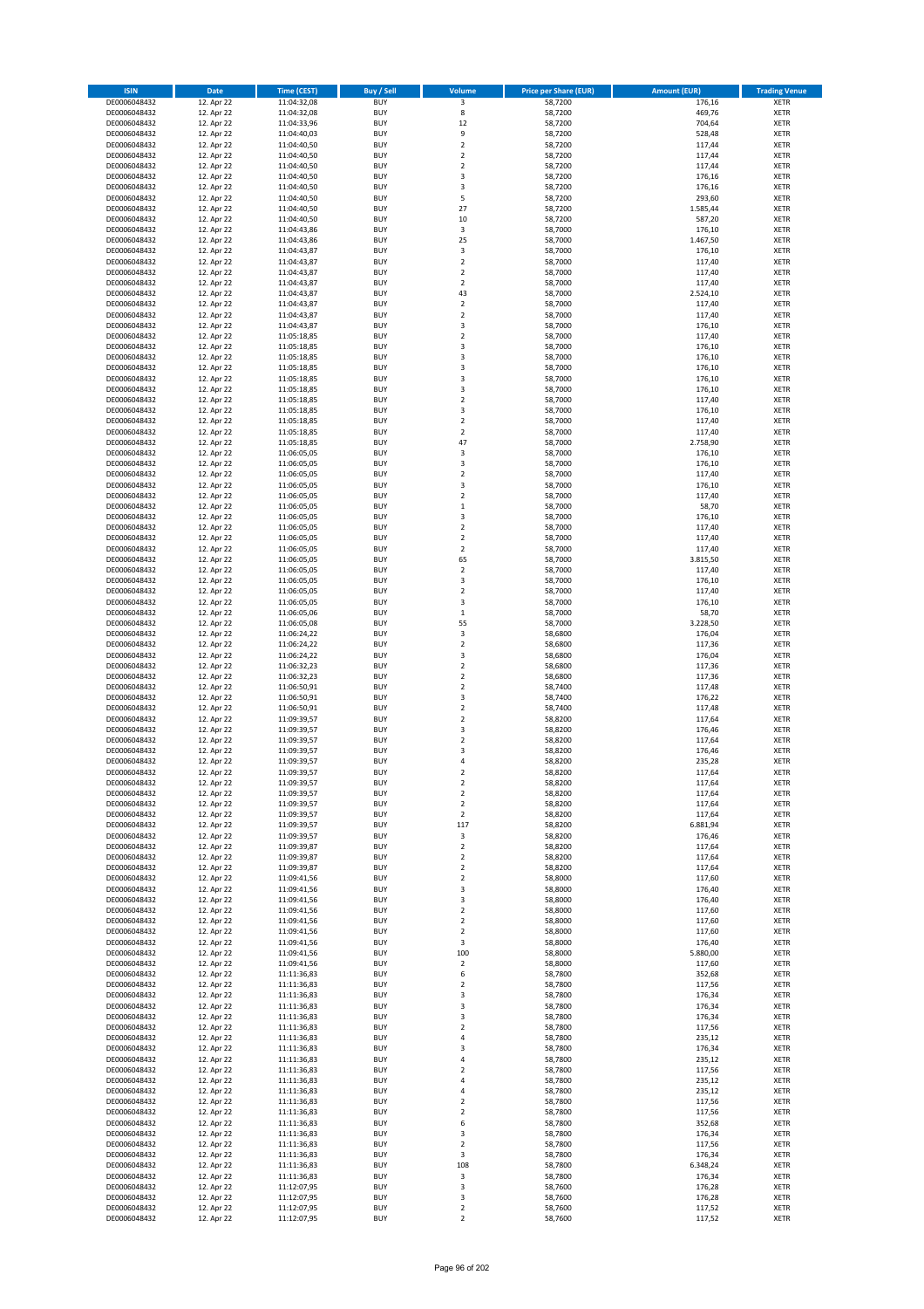| ISIN | Date | Time (CEST) | Buy / Sell | Volume | Price per Share (EUR) | Amount (EUR) | Trading Venue |
|---|---|---|---|---|---|---|---|
| DE0006048432 | 12. Apr 22 | 11:04:32,08 | BUY | 3 | 58,7200 | 176,16 | XETR |
| DE0006048432 | 12. Apr 22 | 11:04:32,08 | BUY | 8 | 58,7200 | 469,76 | XETR |
| DE0006048432 | 12. Apr 22 | 11:04:33,96 | BUY | 12 | 58,7200 | 704,64 | XETR |
| DE0006048432 | 12. Apr 22 | 11:04:40,03 | BUY | 9 | 58,7200 | 528,48 | XETR |
| DE0006048432 | 12. Apr 22 | 11:04:40,50 | BUY | 2 | 58,7200 | 117,44 | XETR |
| DE0006048432 | 12. Apr 22 | 11:04:40,50 | BUY | 2 | 58,7200 | 117,44 | XETR |
| DE0006048432 | 12. Apr 22 | 11:04:40,50 | BUY | 2 | 58,7200 | 117,44 | XETR |
| DE0006048432 | 12. Apr 22 | 11:04:40,50 | BUY | 3 | 58,7200 | 176,16 | XETR |
| DE0006048432 | 12. Apr 22 | 11:04:40,50 | BUY | 3 | 58,7200 | 176,16 | XETR |
| DE0006048432 | 12. Apr 22 | 11:04:40,50 | BUY | 5 | 58,7200 | 293,60 | XETR |
| DE0006048432 | 12. Apr 22 | 11:04:40,50 | BUY | 27 | 58,7200 | 1.585,44 | XETR |
| DE0006048432 | 12. Apr 22 | 11:04:40,50 | BUY | 10 | 58,7200 | 587,20 | XETR |
| DE0006048432 | 12. Apr 22 | 11:04:43,86 | BUY | 3 | 58,7000 | 176,10 | XETR |
| DE0006048432 | 12. Apr 22 | 11:04:43,86 | BUY | 25 | 58,7000 | 1.467,50 | XETR |
| DE0006048432 | 12. Apr 22 | 11:04:43,87 | BUY | 3 | 58,7000 | 176,10 | XETR |
| DE0006048432 | 12. Apr 22 | 11:04:43,87 | BUY | 2 | 58,7000 | 117,40 | XETR |
| DE0006048432 | 12. Apr 22 | 11:04:43,87 | BUY | 2 | 58,7000 | 117,40 | XETR |
| DE0006048432 | 12. Apr 22 | 11:04:43,87 | BUY | 2 | 58,7000 | 117,40 | XETR |
| DE0006048432 | 12. Apr 22 | 11:04:43,87 | BUY | 43 | 58,7000 | 2.524,10 | XETR |
| DE0006048432 | 12. Apr 22 | 11:04:43,87 | BUY | 2 | 58,7000 | 117,40 | XETR |
| DE0006048432 | 12. Apr 22 | 11:04:43,87 | BUY | 2 | 58,7000 | 117,40 | XETR |
| DE0006048432 | 12. Apr 22 | 11:04:43,87 | BUY | 3 | 58,7000 | 176,10 | XETR |
| DE0006048432 | 12. Apr 22 | 11:05:18,85 | BUY | 2 | 58,7000 | 117,40 | XETR |
| DE0006048432 | 12. Apr 22 | 11:05:18,85 | BUY | 3 | 58,7000 | 176,10 | XETR |
| DE0006048432 | 12. Apr 22 | 11:05:18,85 | BUY | 3 | 58,7000 | 176,10 | XETR |
| DE0006048432 | 12. Apr 22 | 11:05:18,85 | BUY | 3 | 58,7000 | 176,10 | XETR |
| DE0006048432 | 12. Apr 22 | 11:05:18,85 | BUY | 3 | 58,7000 | 176,10 | XETR |
| DE0006048432 | 12. Apr 22 | 11:05:18,85 | BUY | 3 | 58,7000 | 176,10 | XETR |
| DE0006048432 | 12. Apr 22 | 11:05:18,85 | BUY | 2 | 58,7000 | 117,40 | XETR |
| DE0006048432 | 12. Apr 22 | 11:05:18,85 | BUY | 3 | 58,7000 | 176,10 | XETR |
| DE0006048432 | 12. Apr 22 | 11:05:18,85 | BUY | 2 | 58,7000 | 117,40 | XETR |
| DE0006048432 | 12. Apr 22 | 11:05:18,85 | BUY | 2 | 58,7000 | 117,40 | XETR |
| DE0006048432 | 12. Apr 22 | 11:05:18,85 | BUY | 47 | 58,7000 | 2.758,90 | XETR |
| DE0006048432 | 12. Apr 22 | 11:06:05,05 | BUY | 3 | 58,7000 | 176,10 | XETR |
| DE0006048432 | 12. Apr 22 | 11:06:05,05 | BUY | 3 | 58,7000 | 176,10 | XETR |
| DE0006048432 | 12. Apr 22 | 11:06:05,05 | BUY | 2 | 58,7000 | 117,40 | XETR |
| DE0006048432 | 12. Apr 22 | 11:06:05,05 | BUY | 3 | 58,7000 | 176,10 | XETR |
| DE0006048432 | 12. Apr 22 | 11:06:05,05 | BUY | 2 | 58,7000 | 117,40 | XETR |
| DE0006048432 | 12. Apr 22 | 11:06:05,05 | BUY | 1 | 58,7000 | 58,70 | XETR |
| DE0006048432 | 12. Apr 22 | 11:06:05,05 | BUY | 3 | 58,7000 | 176,10 | XETR |
| DE0006048432 | 12. Apr 22 | 11:06:05,05 | BUY | 2 | 58,7000 | 117,40 | XETR |
| DE0006048432 | 12. Apr 22 | 11:06:05,05 | BUY | 2 | 58,7000 | 117,40 | XETR |
| DE0006048432 | 12. Apr 22 | 11:06:05,05 | BUY | 2 | 58,7000 | 117,40 | XETR |
| DE0006048432 | 12. Apr 22 | 11:06:05,05 | BUY | 65 | 58,7000 | 3.815,50 | XETR |
| DE0006048432 | 12. Apr 22 | 11:06:05,05 | BUY | 2 | 58,7000 | 117,40 | XETR |
| DE0006048432 | 12. Apr 22 | 11:06:05,05 | BUY | 3 | 58,7000 | 176,10 | XETR |
| DE0006048432 | 12. Apr 22 | 11:06:05,05 | BUY | 2 | 58,7000 | 117,40 | XETR |
| DE0006048432 | 12. Apr 22 | 11:06:05,05 | BUY | 3 | 58,7000 | 176,10 | XETR |
| DE0006048432 | 12. Apr 22 | 11:06:05,06 | BUY | 1 | 58,7000 | 58,70 | XETR |
| DE0006048432 | 12. Apr 22 | 11:06:05,08 | BUY | 55 | 58,7000 | 3.228,50 | XETR |
| DE0006048432 | 12. Apr 22 | 11:06:24,22 | BUY | 3 | 58,6800 | 176,04 | XETR |
| DE0006048432 | 12. Apr 22 | 11:06:24,22 | BUY | 2 | 58,6800 | 117,36 | XETR |
| DE0006048432 | 12. Apr 22 | 11:06:24,22 | BUY | 3 | 58,6800 | 176,04 | XETR |
| DE0006048432 | 12. Apr 22 | 11:06:32,23 | BUY | 2 | 58,6800 | 117,36 | XETR |
| DE0006048432 | 12. Apr 22 | 11:06:32,23 | BUY | 2 | 58,6800 | 117,36 | XETR |
| DE0006048432 | 12. Apr 22 | 11:06:50,91 | BUY | 2 | 58,7400 | 117,48 | XETR |
| DE0006048432 | 12. Apr 22 | 11:06:50,91 | BUY | 3 | 58,7400 | 176,22 | XETR |
| DE0006048432 | 12. Apr 22 | 11:06:50,91 | BUY | 2 | 58,7400 | 117,48 | XETR |
| DE0006048432 | 12. Apr 22 | 11:09:39,57 | BUY | 2 | 58,8200 | 117,64 | XETR |
| DE0006048432 | 12. Apr 22 | 11:09:39,57 | BUY | 3 | 58,8200 | 176,46 | XETR |
| DE0006048432 | 12. Apr 22 | 11:09:39,57 | BUY | 2 | 58,8200 | 117,64 | XETR |
| DE0006048432 | 12. Apr 22 | 11:09:39,57 | BUY | 3 | 58,8200 | 176,46 | XETR |
| DE0006048432 | 12. Apr 22 | 11:09:39,57 | BUY | 4 | 58,8200 | 235,28 | XETR |
| DE0006048432 | 12. Apr 22 | 11:09:39,57 | BUY | 2 | 58,8200 | 117,64 | XETR |
| DE0006048432 | 12. Apr 22 | 11:09:39,57 | BUY | 2 | 58,8200 | 117,64 | XETR |
| DE0006048432 | 12. Apr 22 | 11:09:39,57 | BUY | 2 | 58,8200 | 117,64 | XETR |
| DE0006048432 | 12. Apr 22 | 11:09:39,57 | BUY | 2 | 58,8200 | 117,64 | XETR |
| DE0006048432 | 12. Apr 22 | 11:09:39,57 | BUY | 2 | 58,8200 | 117,64 | XETR |
| DE0006048432 | 12. Apr 22 | 11:09:39,57 | BUY | 117 | 58,8200 | 6.881,94 | XETR |
| DE0006048432 | 12. Apr 22 | 11:09:39,57 | BUY | 3 | 58,8200 | 176,46 | XETR |
| DE0006048432 | 12. Apr 22 | 11:09:39,87 | BUY | 2 | 58,8200 | 117,64 | XETR |
| DE0006048432 | 12. Apr 22 | 11:09:39,87 | BUY | 2 | 58,8200 | 117,64 | XETR |
| DE0006048432 | 12. Apr 22 | 11:09:39,87 | BUY | 2 | 58,8200 | 117,64 | XETR |
| DE0006048432 | 12. Apr 22 | 11:09:41,56 | BUY | 2 | 58,8000 | 117,60 | XETR |
| DE0006048432 | 12. Apr 22 | 11:09:41,56 | BUY | 3 | 58,8000 | 176,40 | XETR |
| DE0006048432 | 12. Apr 22 | 11:09:41,56 | BUY | 3 | 58,8000 | 176,40 | XETR |
| DE0006048432 | 12. Apr 22 | 11:09:41,56 | BUY | 2 | 58,8000 | 117,60 | XETR |
| DE0006048432 | 12. Apr 22 | 11:09:41,56 | BUY | 2 | 58,8000 | 117,60 | XETR |
| DE0006048432 | 12. Apr 22 | 11:09:41,56 | BUY | 2 | 58,8000 | 117,60 | XETR |
| DE0006048432 | 12. Apr 22 | 11:09:41,56 | BUY | 3 | 58,8000 | 176,40 | XETR |
| DE0006048432 | 12. Apr 22 | 11:09:41,56 | BUY | 100 | 58,8000 | 5.880,00 | XETR |
| DE0006048432 | 12. Apr 22 | 11:09:41,56 | BUY | 2 | 58,8000 | 117,60 | XETR |
| DE0006048432 | 12. Apr 22 | 11:11:36,83 | BUY | 6 | 58,7800 | 352,68 | XETR |
| DE0006048432 | 12. Apr 22 | 11:11:36,83 | BUY | 2 | 58,7800 | 117,56 | XETR |
| DE0006048432 | 12. Apr 22 | 11:11:36,83 | BUY | 3 | 58,7800 | 176,34 | XETR |
| DE0006048432 | 12. Apr 22 | 11:11:36,83 | BUY | 3 | 58,7800 | 176,34 | XETR |
| DE0006048432 | 12. Apr 22 | 11:11:36,83 | BUY | 3 | 58,7800 | 176,34 | XETR |
| DE0006048432 | 12. Apr 22 | 11:11:36,83 | BUY | 2 | 58,7800 | 117,56 | XETR |
| DE0006048432 | 12. Apr 22 | 11:11:36,83 | BUY | 4 | 58,7800 | 235,12 | XETR |
| DE0006048432 | 12. Apr 22 | 11:11:36,83 | BUY | 3 | 58,7800 | 176,34 | XETR |
| DE0006048432 | 12. Apr 22 | 11:11:36,83 | BUY | 4 | 58,7800 | 235,12 | XETR |
| DE0006048432 | 12. Apr 22 | 11:11:36,83 | BUY | 2 | 58,7800 | 117,56 | XETR |
| DE0006048432 | 12. Apr 22 | 11:11:36,83 | BUY | 4 | 58,7800 | 235,12 | XETR |
| DE0006048432 | 12. Apr 22 | 11:11:36,83 | BUY | 4 | 58,7800 | 235,12 | XETR |
| DE0006048432 | 12. Apr 22 | 11:11:36,83 | BUY | 2 | 58,7800 | 117,56 | XETR |
| DE0006048432 | 12. Apr 22 | 11:11:36,83 | BUY | 2 | 58,7800 | 117,56 | XETR |
| DE0006048432 | 12. Apr 22 | 11:11:36,83 | BUY | 6 | 58,7800 | 352,68 | XETR |
| DE0006048432 | 12. Apr 22 | 11:11:36,83 | BUY | 3 | 58,7800 | 176,34 | XETR |
| DE0006048432 | 12. Apr 22 | 11:11:36,83 | BUY | 2 | 58,7800 | 117,56 | XETR |
| DE0006048432 | 12. Apr 22 | 11:11:36,83 | BUY | 3 | 58,7800 | 176,34 | XETR |
| DE0006048432 | 12. Apr 22 | 11:11:36,83 | BUY | 108 | 58,7800 | 6.348,24 | XETR |
| DE0006048432 | 12. Apr 22 | 11:11:36,83 | BUY | 3 | 58,7800 | 176,34 | XETR |
| DE0006048432 | 12. Apr 22 | 11:12:07,95 | BUY | 3 | 58,7600 | 176,28 | XETR |
| DE0006048432 | 12. Apr 22 | 11:12:07,95 | BUY | 3 | 58,7600 | 176,28 | XETR |
| DE0006048432 | 12. Apr 22 | 11:12:07,95 | BUY | 2 | 58,7600 | 117,52 | XETR |
| DE0006048432 | 12. Apr 22 | 11:12:07,95 | BUY | 2 | 58,7600 | 117,52 | XETR |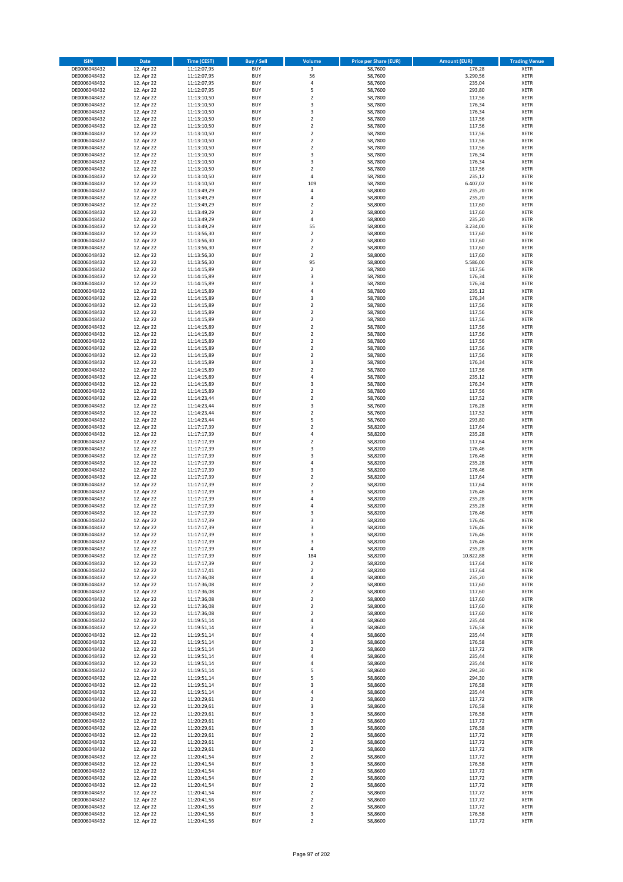| ISIN | Date | Time (CEST) | Buy / Sell | Volume | Price per Share (EUR) | Amount (EUR) | Trading Venue |
|---|---|---|---|---|---|---|---|
| DE0006048432 | 12. Apr 22 | 11:12:07,95 | BUY | 3 | 58,7600 | 176,28 | XETR |
| DE0006048432 | 12. Apr 22 | 11:12:07,95 | BUY | 56 | 58,7600 | 3.290,56 | XETR |
| DE0006048432 | 12. Apr 22 | 11:12:07,95 | BUY | 4 | 58,7600 | 235,04 | XETR |
| DE0006048432 | 12. Apr 22 | 11:12:07,95 | BUY | 5 | 58,7600 | 293,80 | XETR |
| DE0006048432 | 12. Apr 22 | 11:13:10,50 | BUY | 2 | 58,7800 | 117,56 | XETR |
| DE0006048432 | 12. Apr 22 | 11:13:10,50 | BUY | 3 | 58,7800 | 176,34 | XETR |
| DE0006048432 | 12. Apr 22 | 11:13:10,50 | BUY | 3 | 58,7800 | 176,34 | XETR |
| DE0006048432 | 12. Apr 22 | 11:13:10,50 | BUY | 2 | 58,7800 | 117,56 | XETR |
| DE0006048432 | 12. Apr 22 | 11:13:10,50 | BUY | 2 | 58,7800 | 117,56 | XETR |
| DE0006048432 | 12. Apr 22 | 11:13:10,50 | BUY | 2 | 58,7800 | 117,56 | XETR |
| DE0006048432 | 12. Apr 22 | 11:13:10,50 | BUY | 2 | 58,7800 | 117,56 | XETR |
| DE0006048432 | 12. Apr 22 | 11:13:10,50 | BUY | 2 | 58,7800 | 117,56 | XETR |
| DE0006048432 | 12. Apr 22 | 11:13:10,50 | BUY | 3 | 58,7800 | 176,34 | XETR |
| DE0006048432 | 12. Apr 22 | 11:13:10,50 | BUY | 3 | 58,7800 | 176,34 | XETR |
| DE0006048432 | 12. Apr 22 | 11:13:10,50 | BUY | 2 | 58,7800 | 117,56 | XETR |
| DE0006048432 | 12. Apr 22 | 11:13:10,50 | BUY | 4 | 58,7800 | 235,12 | XETR |
| DE0006048432 | 12. Apr 22 | 11:13:10,50 | BUY | 109 | 58,7800 | 6.407,02 | XETR |
| DE0006048432 | 12. Apr 22 | 11:13:49,29 | BUY | 4 | 58,8000 | 235,20 | XETR |
| DE0006048432 | 12. Apr 22 | 11:13:49,29 | BUY | 4 | 58,8000 | 235,20 | XETR |
| DE0006048432 | 12. Apr 22 | 11:13:49,29 | BUY | 2 | 58,8000 | 117,60 | XETR |
| DE0006048432 | 12. Apr 22 | 11:13:49,29 | BUY | 2 | 58,8000 | 117,60 | XETR |
| DE0006048432 | 12. Apr 22 | 11:13:49,29 | BUY | 4 | 58,8000 | 235,20 | XETR |
| DE0006048432 | 12. Apr 22 | 11:13:49,29 | BUY | 55 | 58,8000 | 3.234,00 | XETR |
| DE0006048432 | 12. Apr 22 | 11:13:56,30 | BUY | 2 | 58,8000 | 117,60 | XETR |
| DE0006048432 | 12. Apr 22 | 11:13:56,30 | BUY | 2 | 58,8000 | 117,60 | XETR |
| DE0006048432 | 12. Apr 22 | 11:13:56,30 | BUY | 2 | 58,8000 | 117,60 | XETR |
| DE0006048432 | 12. Apr 22 | 11:13:56,30 | BUY | 2 | 58,8000 | 117,60 | XETR |
| DE0006048432 | 12. Apr 22 | 11:13:56,30 | BUY | 95 | 58,8000 | 5.586,00 | XETR |
| DE0006048432 | 12. Apr 22 | 11:14:15,89 | BUY | 2 | 58,7800 | 117,56 | XETR |
| DE0006048432 | 12. Apr 22 | 11:14:15,89 | BUY | 3 | 58,7800 | 176,34 | XETR |
| DE0006048432 | 12. Apr 22 | 11:14:15,89 | BUY | 3 | 58,7800 | 176,34 | XETR |
| DE0006048432 | 12. Apr 22 | 11:14:15,89 | BUY | 4 | 58,7800 | 235,12 | XETR |
| DE0006048432 | 12. Apr 22 | 11:14:15,89 | BUY | 3 | 58,7800 | 176,34 | XETR |
| DE0006048432 | 12. Apr 22 | 11:14:15,89 | BUY | 2 | 58,7800 | 117,56 | XETR |
| DE0006048432 | 12. Apr 22 | 11:14:15,89 | BUY | 2 | 58,7800 | 117,56 | XETR |
| DE0006048432 | 12. Apr 22 | 11:14:15,89 | BUY | 2 | 58,7800 | 117,56 | XETR |
| DE0006048432 | 12. Apr 22 | 11:14:15,89 | BUY | 2 | 58,7800 | 117,56 | XETR |
| DE0006048432 | 12. Apr 22 | 11:14:15,89 | BUY | 2 | 58,7800 | 117,56 | XETR |
| DE0006048432 | 12. Apr 22 | 11:14:15,89 | BUY | 2 | 58,7800 | 117,56 | XETR |
| DE0006048432 | 12. Apr 22 | 11:14:15,89 | BUY | 2 | 58,7800 | 117,56 | XETR |
| DE0006048432 | 12. Apr 22 | 11:14:15,89 | BUY | 2 | 58,7800 | 117,56 | XETR |
| DE0006048432 | 12. Apr 22 | 11:14:15,89 | BUY | 3 | 58,7800 | 176,34 | XETR |
| DE0006048432 | 12. Apr 22 | 11:14:15,89 | BUY | 2 | 58,7800 | 117,56 | XETR |
| DE0006048432 | 12. Apr 22 | 11:14:15,89 | BUY | 4 | 58,7800 | 235,12 | XETR |
| DE0006048432 | 12. Apr 22 | 11:14:15,89 | BUY | 3 | 58,7800 | 176,34 | XETR |
| DE0006048432 | 12. Apr 22 | 11:14:15,89 | BUY | 2 | 58,7800 | 117,56 | XETR |
| DE0006048432 | 12. Apr 22 | 11:14:23,44 | BUY | 2 | 58,7600 | 117,52 | XETR |
| DE0006048432 | 12. Apr 22 | 11:14:23,44 | BUY | 3 | 58,7600 | 176,28 | XETR |
| DE0006048432 | 12. Apr 22 | 11:14:23,44 | BUY | 2 | 58,7600 | 117,52 | XETR |
| DE0006048432 | 12. Apr 22 | 11:14:23,44 | BUY | 5 | 58,7600 | 293,80 | XETR |
| DE0006048432 | 12. Apr 22 | 11:17:17,39 | BUY | 2 | 58,8200 | 117,64 | XETR |
| DE0006048432 | 12. Apr 22 | 11:17:17,39 | BUY | 4 | 58,8200 | 235,28 | XETR |
| DE0006048432 | 12. Apr 22 | 11:17:17,39 | BUY | 2 | 58,8200 | 117,64 | XETR |
| DE0006048432 | 12. Apr 22 | 11:17:17,39 | BUY | 3 | 58,8200 | 176,46 | XETR |
| DE0006048432 | 12. Apr 22 | 11:17:17,39 | BUY | 3 | 58,8200 | 176,46 | XETR |
| DE0006048432 | 12. Apr 22 | 11:17:17,39 | BUY | 4 | 58,8200 | 235,28 | XETR |
| DE0006048432 | 12. Apr 22 | 11:17:17,39 | BUY | 3 | 58,8200 | 176,46 | XETR |
| DE0006048432 | 12. Apr 22 | 11:17:17,39 | BUY | 2 | 58,8200 | 117,64 | XETR |
| DE0006048432 | 12. Apr 22 | 11:17:17,39 | BUY | 2 | 58,8200 | 117,64 | XETR |
| DE0006048432 | 12. Apr 22 | 11:17:17,39 | BUY | 3 | 58,8200 | 176,46 | XETR |
| DE0006048432 | 12. Apr 22 | 11:17:17,39 | BUY | 4 | 58,8200 | 235,28 | XETR |
| DE0006048432 | 12. Apr 22 | 11:17:17,39 | BUY | 4 | 58,8200 | 235,28 | XETR |
| DE0006048432 | 12. Apr 22 | 11:17:17,39 | BUY | 3 | 58,8200 | 176,46 | XETR |
| DE0006048432 | 12. Apr 22 | 11:17:17,39 | BUY | 3 | 58,8200 | 176,46 | XETR |
| DE0006048432 | 12. Apr 22 | 11:17:17,39 | BUY | 3 | 58,8200 | 176,46 | XETR |
| DE0006048432 | 12. Apr 22 | 11:17:17,39 | BUY | 3 | 58,8200 | 176,46 | XETR |
| DE0006048432 | 12. Apr 22 | 11:17:17,39 | BUY | 3 | 58,8200 | 176,46 | XETR |
| DE0006048432 | 12. Apr 22 | 11:17:17,39 | BUY | 4 | 58,8200 | 235,28 | XETR |
| DE0006048432 | 12. Apr 22 | 11:17:17,39 | BUY | 184 | 58,8200 | 10.822,88 | XETR |
| DE0006048432 | 12. Apr 22 | 11:17:17,39 | BUY | 2 | 58,8200 | 117,64 | XETR |
| DE0006048432 | 12. Apr 22 | 11:17:17,41 | BUY | 2 | 58,8200 | 117,64 | XETR |
| DE0006048432 | 12. Apr 22 | 11:17:36,08 | BUY | 4 | 58,8000 | 235,20 | XETR |
| DE0006048432 | 12. Apr 22 | 11:17:36,08 | BUY | 2 | 58,8000 | 117,60 | XETR |
| DE0006048432 | 12. Apr 22 | 11:17:36,08 | BUY | 2 | 58,8000 | 117,60 | XETR |
| DE0006048432 | 12. Apr 22 | 11:17:36,08 | BUY | 2 | 58,8000 | 117,60 | XETR |
| DE0006048432 | 12. Apr 22 | 11:17:36,08 | BUY | 2 | 58,8000 | 117,60 | XETR |
| DE0006048432 | 12. Apr 22 | 11:17:36,08 | BUY | 2 | 58,8000 | 117,60 | XETR |
| DE0006048432 | 12. Apr 22 | 11:19:51,14 | BUY | 4 | 58,8600 | 235,44 | XETR |
| DE0006048432 | 12. Apr 22 | 11:19:51,14 | BUY | 3 | 58,8600 | 176,58 | XETR |
| DE0006048432 | 12. Apr 22 | 11:19:51,14 | BUY | 4 | 58,8600 | 235,44 | XETR |
| DE0006048432 | 12. Apr 22 | 11:19:51,14 | BUY | 3 | 58,8600 | 176,58 | XETR |
| DE0006048432 | 12. Apr 22 | 11:19:51,14 | BUY | 2 | 58,8600 | 117,72 | XETR |
| DE0006048432 | 12. Apr 22 | 11:19:51,14 | BUY | 4 | 58,8600 | 235,44 | XETR |
| DE0006048432 | 12. Apr 22 | 11:19:51,14 | BUY | 4 | 58,8600 | 235,44 | XETR |
| DE0006048432 | 12. Apr 22 | 11:19:51,14 | BUY | 5 | 58,8600 | 294,30 | XETR |
| DE0006048432 | 12. Apr 22 | 11:19:51,14 | BUY | 5 | 58,8600 | 294,30 | XETR |
| DE0006048432 | 12. Apr 22 | 11:19:51,14 | BUY | 3 | 58,8600 | 176,58 | XETR |
| DE0006048432 | 12. Apr 22 | 11:19:51,14 | BUY | 4 | 58,8600 | 235,44 | XETR |
| DE0006048432 | 12. Apr 22 | 11:20:29,61 | BUY | 2 | 58,8600 | 117,72 | XETR |
| DE0006048432 | 12. Apr 22 | 11:20:29,61 | BUY | 3 | 58,8600 | 176,58 | XETR |
| DE0006048432 | 12. Apr 22 | 11:20:29,61 | BUY | 3 | 58,8600 | 176,58 | XETR |
| DE0006048432 | 12. Apr 22 | 11:20:29,61 | BUY | 2 | 58,8600 | 117,72 | XETR |
| DE0006048432 | 12. Apr 22 | 11:20:29,61 | BUY | 3 | 58,8600 | 176,58 | XETR |
| DE0006048432 | 12. Apr 22 | 11:20:29,61 | BUY | 2 | 58,8600 | 117,72 | XETR |
| DE0006048432 | 12. Apr 22 | 11:20:29,61 | BUY | 2 | 58,8600 | 117,72 | XETR |
| DE0006048432 | 12. Apr 22 | 11:20:29,61 | BUY | 2 | 58,8600 | 117,72 | XETR |
| DE0006048432 | 12. Apr 22 | 11:20:41,54 | BUY | 2 | 58,8600 | 117,72 | XETR |
| DE0006048432 | 12. Apr 22 | 11:20:41,54 | BUY | 3 | 58,8600 | 176,58 | XETR |
| DE0006048432 | 12. Apr 22 | 11:20:41,54 | BUY | 2 | 58,8600 | 117,72 | XETR |
| DE0006048432 | 12. Apr 22 | 11:20:41,54 | BUY | 2 | 58,8600 | 117,72 | XETR |
| DE0006048432 | 12. Apr 22 | 11:20:41,54 | BUY | 2 | 58,8600 | 117,72 | XETR |
| DE0006048432 | 12. Apr 22 | 11:20:41,54 | BUY | 2 | 58,8600 | 117,72 | XETR |
| DE0006048432 | 12. Apr 22 | 11:20:41,56 | BUY | 2 | 58,8600 | 117,72 | XETR |
| DE0006048432 | 12. Apr 22 | 11:20:41,56 | BUY | 2 | 58,8600 | 117,72 | XETR |
| DE0006048432 | 12. Apr 22 | 11:20:41,56 | BUY | 3 | 58,8600 | 176,58 | XETR |
| DE0006048432 | 12. Apr 22 | 11:20:41,56 | BUY | 2 | 58,8600 | 117,72 | XETR |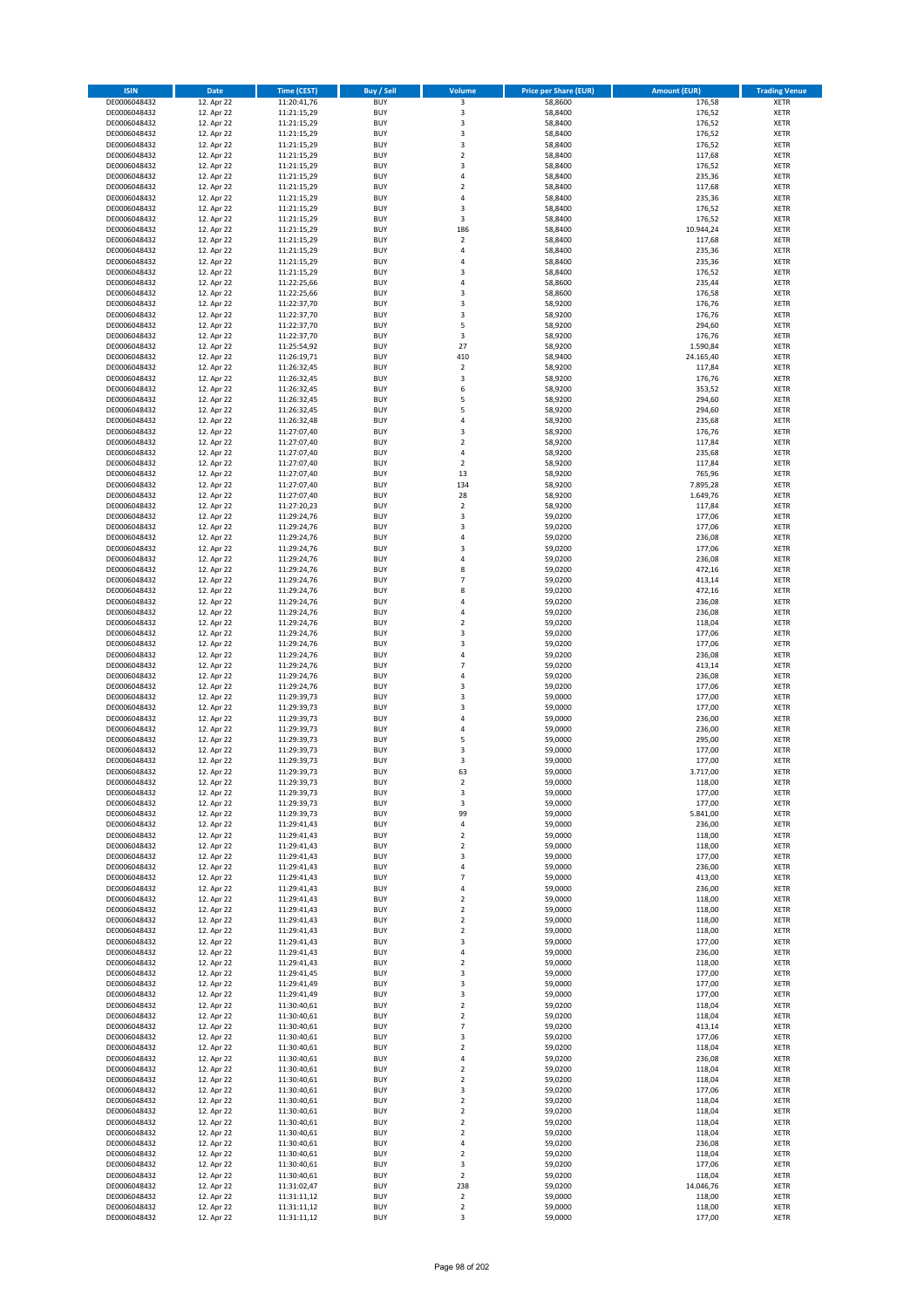| ISIN | Date | Time (CEST) | Buy / Sell | Volume | Price per Share (EUR) | Amount (EUR) | Trading Venue |
|---|---|---|---|---|---|---|---|
| DE0006048432 | 12. Apr 22 | 11:20:41,76 | BUY | 3 | 58,8600 | 176,58 | XETR |
| DE0006048432 | 12. Apr 22 | 11:21:15,29 | BUY | 3 | 58,8400 | 176,52 | XETR |
| DE0006048432 | 12. Apr 22 | 11:21:15,29 | BUY | 3 | 58,8400 | 176,52 | XETR |
| DE0006048432 | 12. Apr 22 | 11:21:15,29 | BUY | 3 | 58,8400 | 176,52 | XETR |
| DE0006048432 | 12. Apr 22 | 11:21:15,29 | BUY | 3 | 58,8400 | 176,52 | XETR |
| DE0006048432 | 12. Apr 22 | 11:21:15,29 | BUY | 2 | 58,8400 | 117,68 | XETR |
| DE0006048432 | 12. Apr 22 | 11:21:15,29 | BUY | 3 | 58,8400 | 176,52 | XETR |
| DE0006048432 | 12. Apr 22 | 11:21:15,29 | BUY | 4 | 58,8400 | 235,36 | XETR |
| DE0006048432 | 12. Apr 22 | 11:21:15,29 | BUY | 2 | 58,8400 | 117,68 | XETR |
| DE0006048432 | 12. Apr 22 | 11:21:15,29 | BUY | 4 | 58,8400 | 235,36 | XETR |
| DE0006048432 | 12. Apr 22 | 11:21:15,29 | BUY | 3 | 58,8400 | 176,52 | XETR |
| DE0006048432 | 12. Apr 22 | 11:21:15,29 | BUY | 3 | 58,8400 | 176,52 | XETR |
| DE0006048432 | 12. Apr 22 | 11:21:15,29 | BUY | 186 | 58,8400 | 10.944,24 | XETR |
| DE0006048432 | 12. Apr 22 | 11:21:15,29 | BUY | 2 | 58,8400 | 117,68 | XETR |
| DE0006048432 | 12. Apr 22 | 11:21:15,29 | BUY | 4 | 58,8400 | 235,36 | XETR |
| DE0006048432 | 12. Apr 22 | 11:21:15,29 | BUY | 4 | 58,8400 | 235,36 | XETR |
| DE0006048432 | 12. Apr 22 | 11:21:15,29 | BUY | 3 | 58,8400 | 176,52 | XETR |
| DE0006048432 | 12. Apr 22 | 11:22:25,66 | BUY | 4 | 58,8600 | 235,44 | XETR |
| DE0006048432 | 12. Apr 22 | 11:22:25,66 | BUY | 3 | 58,8600 | 176,58 | XETR |
| DE0006048432 | 12. Apr 22 | 11:22:37,70 | BUY | 3 | 58,9200 | 176,76 | XETR |
| DE0006048432 | 12. Apr 22 | 11:22:37,70 | BUY | 3 | 58,9200 | 176,76 | XETR |
| DE0006048432 | 12. Apr 22 | 11:22:37,70 | BUY | 5 | 58,9200 | 294,60 | XETR |
| DE0006048432 | 12. Apr 22 | 11:22:37,70 | BUY | 3 | 58,9200 | 176,76 | XETR |
| DE0006048432 | 12. Apr 22 | 11:25:54,92 | BUY | 27 | 58,9200 | 1.590,84 | XETR |
| DE0006048432 | 12. Apr 22 | 11:26:19,71 | BUY | 410 | 58,9400 | 24.165,40 | XETR |
| DE0006048432 | 12. Apr 22 | 11:26:32,45 | BUY | 2 | 58,9200 | 117,84 | XETR |
| DE0006048432 | 12. Apr 22 | 11:26:32,45 | BUY | 3 | 58,9200 | 176,76 | XETR |
| DE0006048432 | 12. Apr 22 | 11:26:32,45 | BUY | 6 | 58,9200 | 353,52 | XETR |
| DE0006048432 | 12. Apr 22 | 11:26:32,45 | BUY | 5 | 58,9200 | 294,60 | XETR |
| DE0006048432 | 12. Apr 22 | 11:26:32,45 | BUY | 5 | 58,9200 | 294,60 | XETR |
| DE0006048432 | 12. Apr 22 | 11:26:32,48 | BUY | 4 | 58,9200 | 235,68 | XETR |
| DE0006048432 | 12. Apr 22 | 11:27:07,40 | BUY | 3 | 58,9200 | 176,76 | XETR |
| DE0006048432 | 12. Apr 22 | 11:27:07,40 | BUY | 2 | 58,9200 | 117,84 | XETR |
| DE0006048432 | 12. Apr 22 | 11:27:07,40 | BUY | 4 | 58,9200 | 235,68 | XETR |
| DE0006048432 | 12. Apr 22 | 11:27:07,40 | BUY | 2 | 58,9200 | 117,84 | XETR |
| DE0006048432 | 12. Apr 22 | 11:27:07,40 | BUY | 13 | 58,9200 | 765,96 | XETR |
| DE0006048432 | 12. Apr 22 | 11:27:07,40 | BUY | 134 | 58,9200 | 7.895,28 | XETR |
| DE0006048432 | 12. Apr 22 | 11:27:07,40 | BUY | 28 | 58,9200 | 1.649,76 | XETR |
| DE0006048432 | 12. Apr 22 | 11:27:20,23 | BUY | 2 | 58,9200 | 117,84 | XETR |
| DE0006048432 | 12. Apr 22 | 11:29:24,76 | BUY | 3 | 59,0200 | 177,06 | XETR |
| DE0006048432 | 12. Apr 22 | 11:29:24,76 | BUY | 3 | 59,0200 | 177,06 | XETR |
| DE0006048432 | 12. Apr 22 | 11:29:24,76 | BUY | 4 | 59,0200 | 236,08 | XETR |
| DE0006048432 | 12. Apr 22 | 11:29:24,76 | BUY | 3 | 59,0200 | 177,06 | XETR |
| DE0006048432 | 12. Apr 22 | 11:29:24,76 | BUY | 4 | 59,0200 | 236,08 | XETR |
| DE0006048432 | 12. Apr 22 | 11:29:24,76 | BUY | 8 | 59,0200 | 472,16 | XETR |
| DE0006048432 | 12. Apr 22 | 11:29:24,76 | BUY | 7 | 59,0200 | 413,14 | XETR |
| DE0006048432 | 12. Apr 22 | 11:29:24,76 | BUY | 8 | 59,0200 | 472,16 | XETR |
| DE0006048432 | 12. Apr 22 | 11:29:24,76 | BUY | 4 | 59,0200 | 236,08 | XETR |
| DE0006048432 | 12. Apr 22 | 11:29:24,76 | BUY | 4 | 59,0200 | 236,08 | XETR |
| DE0006048432 | 12. Apr 22 | 11:29:24,76 | BUY | 2 | 59,0200 | 118,04 | XETR |
| DE0006048432 | 12. Apr 22 | 11:29:24,76 | BUY | 3 | 59,0200 | 177,06 | XETR |
| DE0006048432 | 12. Apr 22 | 11:29:24,76 | BUY | 3 | 59,0200 | 177,06 | XETR |
| DE0006048432 | 12. Apr 22 | 11:29:24,76 | BUY | 4 | 59,0200 | 236,08 | XETR |
| DE0006048432 | 12. Apr 22 | 11:29:24,76 | BUY | 7 | 59,0200 | 413,14 | XETR |
| DE0006048432 | 12. Apr 22 | 11:29:24,76 | BUY | 4 | 59,0200 | 236,08 | XETR |
| DE0006048432 | 12. Apr 22 | 11:29:24,76 | BUY | 3 | 59,0200 | 177,06 | XETR |
| DE0006048432 | 12. Apr 22 | 11:29:39,73 | BUY | 3 | 59,0000 | 177,00 | XETR |
| DE0006048432 | 12. Apr 22 | 11:29:39,73 | BUY | 3 | 59,0000 | 177,00 | XETR |
| DE0006048432 | 12. Apr 22 | 11:29:39,73 | BUY | 4 | 59,0000 | 236,00 | XETR |
| DE0006048432 | 12. Apr 22 | 11:29:39,73 | BUY | 4 | 59,0000 | 236,00 | XETR |
| DE0006048432 | 12. Apr 22 | 11:29:39,73 | BUY | 5 | 59,0000 | 295,00 | XETR |
| DE0006048432 | 12. Apr 22 | 11:29:39,73 | BUY | 3 | 59,0000 | 177,00 | XETR |
| DE0006048432 | 12. Apr 22 | 11:29:39,73 | BUY | 3 | 59,0000 | 177,00 | XETR |
| DE0006048432 | 12. Apr 22 | 11:29:39,73 | BUY | 63 | 59,0000 | 3.717,00 | XETR |
| DE0006048432 | 12. Apr 22 | 11:29:39,73 | BUY | 2 | 59,0000 | 118,00 | XETR |
| DE0006048432 | 12. Apr 22 | 11:29:39,73 | BUY | 3 | 59,0000 | 177,00 | XETR |
| DE0006048432 | 12. Apr 22 | 11:29:39,73 | BUY | 3 | 59,0000 | 177,00 | XETR |
| DE0006048432 | 12. Apr 22 | 11:29:39,73 | BUY | 99 | 59,0000 | 5.841,00 | XETR |
| DE0006048432 | 12. Apr 22 | 11:29:41,43 | BUY | 4 | 59,0000 | 236,00 | XETR |
| DE0006048432 | 12. Apr 22 | 11:29:41,43 | BUY | 2 | 59,0000 | 118,00 | XETR |
| DE0006048432 | 12. Apr 22 | 11:29:41,43 | BUY | 2 | 59,0000 | 118,00 | XETR |
| DE0006048432 | 12. Apr 22 | 11:29:41,43 | BUY | 3 | 59,0000 | 177,00 | XETR |
| DE0006048432 | 12. Apr 22 | 11:29:41,43 | BUY | 4 | 59,0000 | 236,00 | XETR |
| DE0006048432 | 12. Apr 22 | 11:29:41,43 | BUY | 7 | 59,0000 | 413,00 | XETR |
| DE0006048432 | 12. Apr 22 | 11:29:41,43 | BUY | 4 | 59,0000 | 236,00 | XETR |
| DE0006048432 | 12. Apr 22 | 11:29:41,43 | BUY | 2 | 59,0000 | 118,00 | XETR |
| DE0006048432 | 12. Apr 22 | 11:29:41,43 | BUY | 2 | 59,0000 | 118,00 | XETR |
| DE0006048432 | 12. Apr 22 | 11:29:41,43 | BUY | 2 | 59,0000 | 118,00 | XETR |
| DE0006048432 | 12. Apr 22 | 11:29:41,43 | BUY | 2 | 59,0000 | 118,00 | XETR |
| DE0006048432 | 12. Apr 22 | 11:29:41,43 | BUY | 3 | 59,0000 | 177,00 | XETR |
| DE0006048432 | 12. Apr 22 | 11:29:41,43 | BUY | 4 | 59,0000 | 236,00 | XETR |
| DE0006048432 | 12. Apr 22 | 11:29:41,43 | BUY | 2 | 59,0000 | 118,00 | XETR |
| DE0006048432 | 12. Apr 22 | 11:29:41,45 | BUY | 3 | 59,0000 | 177,00 | XETR |
| DE0006048432 | 12. Apr 22 | 11:29:41,49 | BUY | 3 | 59,0000 | 177,00 | XETR |
| DE0006048432 | 12. Apr 22 | 11:29:41,49 | BUY | 3 | 59,0000 | 177,00 | XETR |
| DE0006048432 | 12. Apr 22 | 11:30:40,61 | BUY | 2 | 59,0200 | 118,04 | XETR |
| DE0006048432 | 12. Apr 22 | 11:30:40,61 | BUY | 2 | 59,0200 | 118,04 | XETR |
| DE0006048432 | 12. Apr 22 | 11:30:40,61 | BUY | 7 | 59,0200 | 413,14 | XETR |
| DE0006048432 | 12. Apr 22 | 11:30:40,61 | BUY | 3 | 59,0200 | 177,06 | XETR |
| DE0006048432 | 12. Apr 22 | 11:30:40,61 | BUY | 2 | 59,0200 | 118,04 | XETR |
| DE0006048432 | 12. Apr 22 | 11:30:40,61 | BUY | 4 | 59,0200 | 236,08 | XETR |
| DE0006048432 | 12. Apr 22 | 11:30:40,61 | BUY | 2 | 59,0200 | 118,04 | XETR |
| DE0006048432 | 12. Apr 22 | 11:30:40,61 | BUY | 2 | 59,0200 | 118,04 | XETR |
| DE0006048432 | 12. Apr 22 | 11:30:40,61 | BUY | 3 | 59,0200 | 177,06 | XETR |
| DE0006048432 | 12. Apr 22 | 11:30:40,61 | BUY | 2 | 59,0200 | 118,04 | XETR |
| DE0006048432 | 12. Apr 22 | 11:30:40,61 | BUY | 2 | 59,0200 | 118,04 | XETR |
| DE0006048432 | 12. Apr 22 | 11:30:40,61 | BUY | 2 | 59,0200 | 118,04 | XETR |
| DE0006048432 | 12. Apr 22 | 11:30:40,61 | BUY | 2 | 59,0200 | 118,04 | XETR |
| DE0006048432 | 12. Apr 22 | 11:30:40,61 | BUY | 4 | 59,0200 | 236,08 | XETR |
| DE0006048432 | 12. Apr 22 | 11:30:40,61 | BUY | 2 | 59,0200 | 118,04 | XETR |
| DE0006048432 | 12. Apr 22 | 11:30:40,61 | BUY | 3 | 59,0200 | 177,06 | XETR |
| DE0006048432 | 12. Apr 22 | 11:30:40,61 | BUY | 2 | 59,0200 | 118,04 | XETR |
| DE0006048432 | 12. Apr 22 | 11:31:02,47 | BUY | 238 | 59,0200 | 14.046,76 | XETR |
| DE0006048432 | 12. Apr 22 | 11:31:11,12 | BUY | 2 | 59,0000 | 118,00 | XETR |
| DE0006048432 | 12. Apr 22 | 11:31:11,12 | BUY | 2 | 59,0000 | 118,00 | XETR |
| DE0006048432 | 12. Apr 22 | 11:31:11,12 | BUY | 3 | 59,0000 | 177,00 | XETR |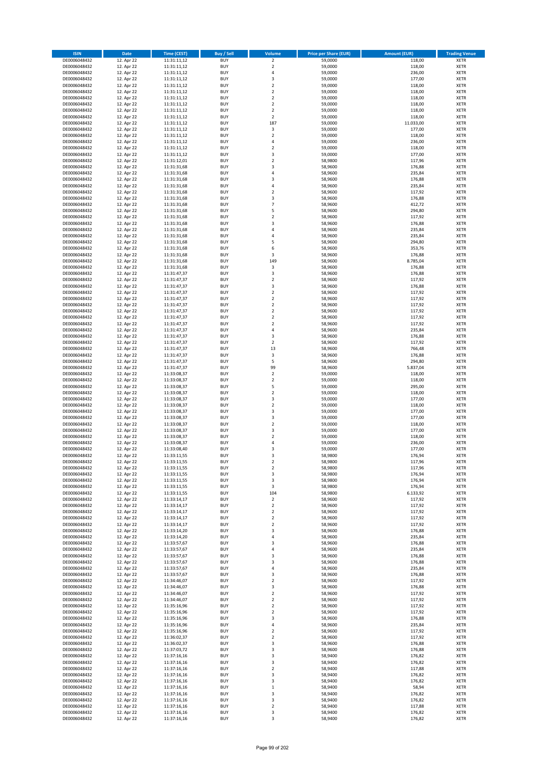| ISIN | Date | Time (CEST) | Buy / Sell | Volume | Price per Share (EUR) | Amount (EUR) | Trading Venue |
|---|---|---|---|---|---|---|---|
| DE0006048432 | 12. Apr 22 | 11:31:11,12 | BUY | 2 | 59,0000 | 118,00 | XETR |
| DE0006048432 | 12. Apr 22 | 11:31:11,12 | BUY | 2 | 59,0000 | 118,00 | XETR |
| DE0006048432 | 12. Apr 22 | 11:31:11,12 | BUY | 4 | 59,0000 | 236,00 | XETR |
| DE0006048432 | 12. Apr 22 | 11:31:11,12 | BUY | 3 | 59,0000 | 177,00 | XETR |
| DE0006048432 | 12. Apr 22 | 11:31:11,12 | BUY | 2 | 59,0000 | 118,00 | XETR |
| DE0006048432 | 12. Apr 22 | 11:31:11,12 | BUY | 2 | 59,0000 | 118,00 | XETR |
| DE0006048432 | 12. Apr 22 | 11:31:11,12 | BUY | 2 | 59,0000 | 118,00 | XETR |
| DE0006048432 | 12. Apr 22 | 11:31:11,12 | BUY | 2 | 59,0000 | 118,00 | XETR |
| DE0006048432 | 12. Apr 22 | 11:31:11,12 | BUY | 2 | 59,0000 | 118,00 | XETR |
| DE0006048432 | 12. Apr 22 | 11:31:11,12 | BUY | 2 | 59,0000 | 118,00 | XETR |
| DE0006048432 | 12. Apr 22 | 11:31:11,12 | BUY | 187 | 59,0000 | 11.033,00 | XETR |
| DE0006048432 | 12. Apr 22 | 11:31:11,12 | BUY | 3 | 59,0000 | 177,00 | XETR |
| DE0006048432 | 12. Apr 22 | 11:31:11,12 | BUY | 2 | 59,0000 | 118,00 | XETR |
| DE0006048432 | 12. Apr 22 | 11:31:11,12 | BUY | 4 | 59,0000 | 236,00 | XETR |
| DE0006048432 | 12. Apr 22 | 11:31:11,12 | BUY | 2 | 59,0000 | 118,00 | XETR |
| DE0006048432 | 12. Apr 22 | 11:31:11,12 | BUY | 3 | 59,0000 | 177,00 | XETR |
| DE0006048432 | 12. Apr 22 | 11:31:12,01 | BUY | 2 | 58,9800 | 117,96 | XETR |
| DE0006048432 | 12. Apr 22 | 11:31:31,68 | BUY | 3 | 58,9600 | 176,88 | XETR |
| DE0006048432 | 12. Apr 22 | 11:31:31,68 | BUY | 4 | 58,9600 | 235,84 | XETR |
| DE0006048432 | 12. Apr 22 | 11:31:31,68 | BUY | 3 | 58,9600 | 176,88 | XETR |
| DE0006048432 | 12. Apr 22 | 11:31:31,68 | BUY | 4 | 58,9600 | 235,84 | XETR |
| DE0006048432 | 12. Apr 22 | 11:31:31,68 | BUY | 2 | 58,9600 | 117,92 | XETR |
| DE0006048432 | 12. Apr 22 | 11:31:31,68 | BUY | 3 | 58,9600 | 176,88 | XETR |
| DE0006048432 | 12. Apr 22 | 11:31:31,68 | BUY | 7 | 58,9600 | 412,72 | XETR |
| DE0006048432 | 12. Apr 22 | 11:31:31,68 | BUY | 5 | 58,9600 | 294,80 | XETR |
| DE0006048432 | 12. Apr 22 | 11:31:31,68 | BUY | 2 | 58,9600 | 117,92 | XETR |
| DE0006048432 | 12. Apr 22 | 11:31:31,68 | BUY | 3 | 58,9600 | 176,88 | XETR |
| DE0006048432 | 12. Apr 22 | 11:31:31,68 | BUY | 4 | 58,9600 | 235,84 | XETR |
| DE0006048432 | 12. Apr 22 | 11:31:31,68 | BUY | 4 | 58,9600 | 235,84 | XETR |
| DE0006048432 | 12. Apr 22 | 11:31:31,68 | BUY | 5 | 58,9600 | 294,80 | XETR |
| DE0006048432 | 12. Apr 22 | 11:31:31,68 | BUY | 6 | 58,9600 | 353,76 | XETR |
| DE0006048432 | 12. Apr 22 | 11:31:31,68 | BUY | 3 | 58,9600 | 176,88 | XETR |
| DE0006048432 | 12. Apr 22 | 11:31:31,68 | BUY | 149 | 58,9600 | 8.785,04 | XETR |
| DE0006048432 | 12. Apr 22 | 11:31:31,68 | BUY | 3 | 58,9600 | 176,88 | XETR |
| DE0006048432 | 12. Apr 22 | 11:31:47,37 | BUY | 3 | 58,9600 | 176,88 | XETR |
| DE0006048432 | 12. Apr 22 | 11:31:47,37 | BUY | 2 | 58,9600 | 117,92 | XETR |
| DE0006048432 | 12. Apr 22 | 11:31:47,37 | BUY | 3 | 58,9600 | 176,88 | XETR |
| DE0006048432 | 12. Apr 22 | 11:31:47,37 | BUY | 2 | 58,9600 | 117,92 | XETR |
| DE0006048432 | 12. Apr 22 | 11:31:47,37 | BUY | 2 | 58,9600 | 117,92 | XETR |
| DE0006048432 | 12. Apr 22 | 11:31:47,37 | BUY | 2 | 58,9600 | 117,92 | XETR |
| DE0006048432 | 12. Apr 22 | 11:31:47,37 | BUY | 2 | 58,9600 | 117,92 | XETR |
| DE0006048432 | 12. Apr 22 | 11:31:47,37 | BUY | 2 | 58,9600 | 117,92 | XETR |
| DE0006048432 | 12. Apr 22 | 11:31:47,37 | BUY | 2 | 58,9600 | 117,92 | XETR |
| DE0006048432 | 12. Apr 22 | 11:31:47,37 | BUY | 4 | 58,9600 | 235,84 | XETR |
| DE0006048432 | 12. Apr 22 | 11:31:47,37 | BUY | 3 | 58,9600 | 176,88 | XETR |
| DE0006048432 | 12. Apr 22 | 11:31:47,37 | BUY | 2 | 58,9600 | 117,92 | XETR |
| DE0006048432 | 12. Apr 22 | 11:31:47,37 | BUY | 13 | 58,9600 | 766,48 | XETR |
| DE0006048432 | 12. Apr 22 | 11:31:47,37 | BUY | 3 | 58,9600 | 176,88 | XETR |
| DE0006048432 | 12. Apr 22 | 11:31:47,37 | BUY | 5 | 58,9600 | 294,80 | XETR |
| DE0006048432 | 12. Apr 22 | 11:31:47,37 | BUY | 99 | 58,9600 | 5.837,04 | XETR |
| DE0006048432 | 12. Apr 22 | 11:33:08,37 | BUY | 2 | 59,0000 | 118,00 | XETR |
| DE0006048432 | 12. Apr 22 | 11:33:08,37 | BUY | 2 | 59,0000 | 118,00 | XETR |
| DE0006048432 | 12. Apr 22 | 11:33:08,37 | BUY | 5 | 59,0000 | 295,00 | XETR |
| DE0006048432 | 12. Apr 22 | 11:33:08,37 | BUY | 2 | 59,0000 | 118,00 | XETR |
| DE0006048432 | 12. Apr 22 | 11:33:08,37 | BUY | 3 | 59,0000 | 177,00 | XETR |
| DE0006048432 | 12. Apr 22 | 11:33:08,37 | BUY | 2 | 59,0000 | 118,00 | XETR |
| DE0006048432 | 12. Apr 22 | 11:33:08,37 | BUY | 3 | 59,0000 | 177,00 | XETR |
| DE0006048432 | 12. Apr 22 | 11:33:08,37 | BUY | 3 | 59,0000 | 177,00 | XETR |
| DE0006048432 | 12. Apr 22 | 11:33:08,37 | BUY | 2 | 59,0000 | 118,00 | XETR |
| DE0006048432 | 12. Apr 22 | 11:33:08,37 | BUY | 3 | 59,0000 | 177,00 | XETR |
| DE0006048432 | 12. Apr 22 | 11:33:08,37 | BUY | 2 | 59,0000 | 118,00 | XETR |
| DE0006048432 | 12. Apr 22 | 11:33:08,37 | BUY | 4 | 59,0000 | 236,00 | XETR |
| DE0006048432 | 12. Apr 22 | 11:33:08,40 | BUY | 3 | 59,0000 | 177,00 | XETR |
| DE0006048432 | 12. Apr 22 | 11:33:11,55 | BUY | 3 | 58,9800 | 176,94 | XETR |
| DE0006048432 | 12. Apr 22 | 11:33:11,55 | BUY | 2 | 58,9800 | 117,96 | XETR |
| DE0006048432 | 12. Apr 22 | 11:33:11,55 | BUY | 2 | 58,9800 | 117,96 | XETR |
| DE0006048432 | 12. Apr 22 | 11:33:11,55 | BUY | 3 | 58,9800 | 176,94 | XETR |
| DE0006048432 | 12. Apr 22 | 11:33:11,55 | BUY | 3 | 58,9800 | 176,94 | XETR |
| DE0006048432 | 12. Apr 22 | 11:33:11,55 | BUY | 3 | 58,9800 | 176,94 | XETR |
| DE0006048432 | 12. Apr 22 | 11:33:11,55 | BUY | 104 | 58,9800 | 6.133,92 | XETR |
| DE0006048432 | 12. Apr 22 | 11:33:14,17 | BUY | 2 | 58,9600 | 117,92 | XETR |
| DE0006048432 | 12. Apr 22 | 11:33:14,17 | BUY | 2 | 58,9600 | 117,92 | XETR |
| DE0006048432 | 12. Apr 22 | 11:33:14,17 | BUY | 2 | 58,9600 | 117,92 | XETR |
| DE0006048432 | 12. Apr 22 | 11:33:14,17 | BUY | 2 | 58,9600 | 117,92 | XETR |
| DE0006048432 | 12. Apr 22 | 11:33:14,17 | BUY | 2 | 58,9600 | 117,92 | XETR |
| DE0006048432 | 12. Apr 22 | 11:33:14,20 | BUY | 3 | 58,9600 | 176,88 | XETR |
| DE0006048432 | 12. Apr 22 | 11:33:14,20 | BUY | 4 | 58,9600 | 235,84 | XETR |
| DE0006048432 | 12. Apr 22 | 11:33:57,67 | BUY | 3 | 58,9600 | 176,88 | XETR |
| DE0006048432 | 12. Apr 22 | 11:33:57,67 | BUY | 4 | 58,9600 | 235,84 | XETR |
| DE0006048432 | 12. Apr 22 | 11:33:57,67 | BUY | 3 | 58,9600 | 176,88 | XETR |
| DE0006048432 | 12. Apr 22 | 11:33:57,67 | BUY | 3 | 58,9600 | 176,88 | XETR |
| DE0006048432 | 12. Apr 22 | 11:33:57,67 | BUY | 4 | 58,9600 | 235,84 | XETR |
| DE0006048432 | 12. Apr 22 | 11:33:57,67 | BUY | 3 | 58,9600 | 176,88 | XETR |
| DE0006048432 | 12. Apr 22 | 11:34:46,07 | BUY | 2 | 58,9600 | 117,92 | XETR |
| DE0006048432 | 12. Apr 22 | 11:34:46,07 | BUY | 3 | 58,9600 | 176,88 | XETR |
| DE0006048432 | 12. Apr 22 | 11:34:46,07 | BUY | 2 | 58,9600 | 117,92 | XETR |
| DE0006048432 | 12. Apr 22 | 11:34:46,07 | BUY | 2 | 58,9600 | 117,92 | XETR |
| DE0006048432 | 12. Apr 22 | 11:35:16,96 | BUY | 2 | 58,9600 | 117,92 | XETR |
| DE0006048432 | 12. Apr 22 | 11:35:16,96 | BUY | 2 | 58,9600 | 117,92 | XETR |
| DE0006048432 | 12. Apr 22 | 11:35:16,96 | BUY | 3 | 58,9600 | 176,88 | XETR |
| DE0006048432 | 12. Apr 22 | 11:35:16,96 | BUY | 4 | 58,9600 | 235,84 | XETR |
| DE0006048432 | 12. Apr 22 | 11:35:16,96 | BUY | 2 | 58,9600 | 117,92 | XETR |
| DE0006048432 | 12. Apr 22 | 11:36:02,37 | BUY | 2 | 58,9600 | 117,92 | XETR |
| DE0006048432 | 12. Apr 22 | 11:36:02,37 | BUY | 3 | 58,9600 | 176,88 | XETR |
| DE0006048432 | 12. Apr 22 | 11:37:03,72 | BUY | 3 | 58,9600 | 176,88 | XETR |
| DE0006048432 | 12. Apr 22 | 11:37:16,16 | BUY | 3 | 58,9400 | 176,82 | XETR |
| DE0006048432 | 12. Apr 22 | 11:37:16,16 | BUY | 3 | 58,9400 | 176,82 | XETR |
| DE0006048432 | 12. Apr 22 | 11:37:16,16 | BUY | 2 | 58,9400 | 117,88 | XETR |
| DE0006048432 | 12. Apr 22 | 11:37:16,16 | BUY | 3 | 58,9400 | 176,82 | XETR |
| DE0006048432 | 12. Apr 22 | 11:37:16,16 | BUY | 3 | 58,9400 | 176,82 | XETR |
| DE0006048432 | 12. Apr 22 | 11:37:16,16 | BUY | 1 | 58,9400 | 58,94 | XETR |
| DE0006048432 | 12. Apr 22 | 11:37:16,16 | BUY | 3 | 58,9400 | 176,82 | XETR |
| DE0006048432 | 12. Apr 22 | 11:37:16,16 | BUY | 3 | 58,9400 | 176,82 | XETR |
| DE0006048432 | 12. Apr 22 | 11:37:16,16 | BUY | 2 | 58,9400 | 117,88 | XETR |
| DE0006048432 | 12. Apr 22 | 11:37:16,16 | BUY | 3 | 58,9400 | 176,82 | XETR |
| DE0006048432 | 12. Apr 22 | 11:37:16,16 | BUY | 3 | 58,9400 | 176,82 | XETR |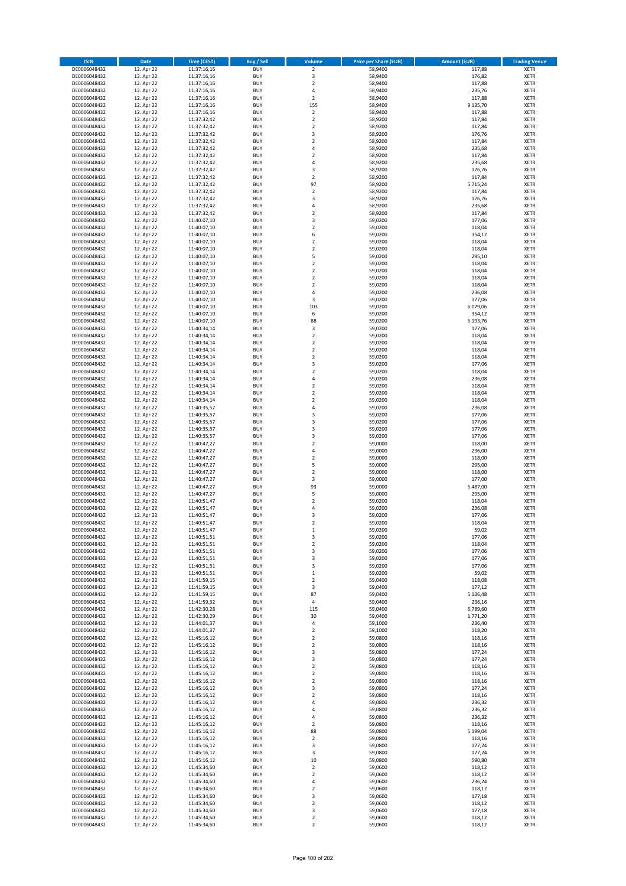| ISIN | Date | Time (CEST) | Buy / Sell | Volume | Price per Share (EUR) | Amount (EUR) | Trading Venue |
|---|---|---|---|---|---|---|---|
| DE0006048432 | 12. Apr 22 | 11:37:16,16 | BUY | 2 | 58,9400 | 117,88 | XETR |
| DE0006048432 | 12. Apr 22 | 11:37:16,16 | BUY | 3 | 58,9400 | 176,82 | XETR |
| DE0006048432 | 12. Apr 22 | 11:37:16,16 | BUY | 2 | 58,9400 | 117,88 | XETR |
| DE0006048432 | 12. Apr 22 | 11:37:16,16 | BUY | 4 | 58,9400 | 235,76 | XETR |
| DE0006048432 | 12. Apr 22 | 11:37:16,16 | BUY | 2 | 58,9400 | 117,88 | XETR |
| DE0006048432 | 12. Apr 22 | 11:37:16,16 | BUY | 155 | 58,9400 | 9.135,70 | XETR |
| DE0006048432 | 12. Apr 22 | 11:37:16,16 | BUY | 2 | 58,9400 | 117,88 | XETR |
| DE0006048432 | 12. Apr 22 | 11:37:32,42 | BUY | 2 | 58,9200 | 117,84 | XETR |
| DE0006048432 | 12. Apr 22 | 11:37:32,42 | BUY | 2 | 58,9200 | 117,84 | XETR |
| DE0006048432 | 12. Apr 22 | 11:37:32,42 | BUY | 3 | 58,9200 | 176,76 | XETR |
| DE0006048432 | 12. Apr 22 | 11:37:32,42 | BUY | 2 | 58,9200 | 117,84 | XETR |
| DE0006048432 | 12. Apr 22 | 11:37:32,42 | BUY | 4 | 58,9200 | 235,68 | XETR |
| DE0006048432 | 12. Apr 22 | 11:37:32,42 | BUY | 2 | 58,9200 | 117,84 | XETR |
| DE0006048432 | 12. Apr 22 | 11:37:32,42 | BUY | 4 | 58,9200 | 235,68 | XETR |
| DE0006048432 | 12. Apr 22 | 11:37:32,42 | BUY | 3 | 58,9200 | 176,76 | XETR |
| DE0006048432 | 12. Apr 22 | 11:37:32,42 | BUY | 2 | 58,9200 | 117,84 | XETR |
| DE0006048432 | 12. Apr 22 | 11:37:32,42 | BUY | 97 | 58,9200 | 5.715,24 | XETR |
| DE0006048432 | 12. Apr 22 | 11:37:32,42 | BUY | 2 | 58,9200 | 117,84 | XETR |
| DE0006048432 | 12. Apr 22 | 11:37:32,42 | BUY | 3 | 58,9200 | 176,76 | XETR |
| DE0006048432 | 12. Apr 22 | 11:37:32,42 | BUY | 4 | 58,9200 | 235,68 | XETR |
| DE0006048432 | 12. Apr 22 | 11:37:32,42 | BUY | 2 | 58,9200 | 117,84 | XETR |
| DE0006048432 | 12. Apr 22 | 11:40:07,10 | BUY | 3 | 59,0200 | 177,06 | XETR |
| DE0006048432 | 12. Apr 22 | 11:40:07,10 | BUY | 2 | 59,0200 | 118,04 | XETR |
| DE0006048432 | 12. Apr 22 | 11:40:07,10 | BUY | 6 | 59,0200 | 354,12 | XETR |
| DE0006048432 | 12. Apr 22 | 11:40:07,10 | BUY | 2 | 59,0200 | 118,04 | XETR |
| DE0006048432 | 12. Apr 22 | 11:40:07,10 | BUY | 2 | 59,0200 | 118,04 | XETR |
| DE0006048432 | 12. Apr 22 | 11:40:07,10 | BUY | 5 | 59,0200 | 295,10 | XETR |
| DE0006048432 | 12. Apr 22 | 11:40:07,10 | BUY | 2 | 59,0200 | 118,04 | XETR |
| DE0006048432 | 12. Apr 22 | 11:40:07,10 | BUY | 2 | 59,0200 | 118,04 | XETR |
| DE0006048432 | 12. Apr 22 | 11:40:07,10 | BUY | 2 | 59,0200 | 118,04 | XETR |
| DE0006048432 | 12. Apr 22 | 11:40:07,10 | BUY | 2 | 59,0200 | 118,04 | XETR |
| DE0006048432 | 12. Apr 22 | 11:40:07,10 | BUY | 4 | 59,0200 | 236,08 | XETR |
| DE0006048432 | 12. Apr 22 | 11:40:07,10 | BUY | 3 | 59,0200 | 177,06 | XETR |
| DE0006048432 | 12. Apr 22 | 11:40:07,10 | BUY | 103 | 59,0200 | 6.079,06 | XETR |
| DE0006048432 | 12. Apr 22 | 11:40:07,10 | BUY | 6 | 59,0200 | 354,12 | XETR |
| DE0006048432 | 12. Apr 22 | 11:40:07,10 | BUY | 88 | 59,0200 | 5.193,76 | XETR |
| DE0006048432 | 12. Apr 22 | 11:40:34,14 | BUY | 3 | 59,0200 | 177,06 | XETR |
| DE0006048432 | 12. Apr 22 | 11:40:34,14 | BUY | 2 | 59,0200 | 118,04 | XETR |
| DE0006048432 | 12. Apr 22 | 11:40:34,14 | BUY | 2 | 59,0200 | 118,04 | XETR |
| DE0006048432 | 12. Apr 22 | 11:40:34,14 | BUY | 2 | 59,0200 | 118,04 | XETR |
| DE0006048432 | 12. Apr 22 | 11:40:34,14 | BUY | 2 | 59,0200 | 118,04 | XETR |
| DE0006048432 | 12. Apr 22 | 11:40:34,14 | BUY | 3 | 59,0200 | 177,06 | XETR |
| DE0006048432 | 12. Apr 22 | 11:40:34,14 | BUY | 2 | 59,0200 | 118,04 | XETR |
| DE0006048432 | 12. Apr 22 | 11:40:34,14 | BUY | 4 | 59,0200 | 236,08 | XETR |
| DE0006048432 | 12. Apr 22 | 11:40:34,14 | BUY | 2 | 59,0200 | 118,04 | XETR |
| DE0006048432 | 12. Apr 22 | 11:40:34,14 | BUY | 2 | 59,0200 | 118,04 | XETR |
| DE0006048432 | 12. Apr 22 | 11:40:34,14 | BUY | 2 | 59,0200 | 118,04 | XETR |
| DE0006048432 | 12. Apr 22 | 11:40:35,57 | BUY | 4 | 59,0200 | 236,08 | XETR |
| DE0006048432 | 12. Apr 22 | 11:40:35,57 | BUY | 3 | 59,0200 | 177,06 | XETR |
| DE0006048432 | 12. Apr 22 | 11:40:35,57 | BUY | 3 | 59,0200 | 177,06 | XETR |
| DE0006048432 | 12. Apr 22 | 11:40:35,57 | BUY | 3 | 59,0200 | 177,06 | XETR |
| DE0006048432 | 12. Apr 22 | 11:40:35,57 | BUY | 3 | 59,0200 | 177,06 | XETR |
| DE0006048432 | 12. Apr 22 | 11:40:47,27 | BUY | 2 | 59,0000 | 118,00 | XETR |
| DE0006048432 | 12. Apr 22 | 11:40:47,27 | BUY | 4 | 59,0000 | 236,00 | XETR |
| DE0006048432 | 12. Apr 22 | 11:40:47,27 | BUY | 2 | 59,0000 | 118,00 | XETR |
| DE0006048432 | 12. Apr 22 | 11:40:47,27 | BUY | 5 | 59,0000 | 295,00 | XETR |
| DE0006048432 | 12. Apr 22 | 11:40:47,27 | BUY | 2 | 59,0000 | 118,00 | XETR |
| DE0006048432 | 12. Apr 22 | 11:40:47,27 | BUY | 3 | 59,0000 | 177,00 | XETR |
| DE0006048432 | 12. Apr 22 | 11:40:47,27 | BUY | 93 | 59,0000 | 5.487,00 | XETR |
| DE0006048432 | 12. Apr 22 | 11:40:47,27 | BUY | 5 | 59,0000 | 295,00 | XETR |
| DE0006048432 | 12. Apr 22 | 11:40:51,47 | BUY | 2 | 59,0200 | 118,04 | XETR |
| DE0006048432 | 12. Apr 22 | 11:40:51,47 | BUY | 4 | 59,0200 | 236,08 | XETR |
| DE0006048432 | 12. Apr 22 | 11:40:51,47 | BUY | 3 | 59,0200 | 177,06 | XETR |
| DE0006048432 | 12. Apr 22 | 11:40:51,47 | BUY | 2 | 59,0200 | 118,04 | XETR |
| DE0006048432 | 12. Apr 22 | 11:40:51,47 | BUY | 1 | 59,0200 | 59,02 | XETR |
| DE0006048432 | 12. Apr 22 | 11:40:51,51 | BUY | 3 | 59,0200 | 177,06 | XETR |
| DE0006048432 | 12. Apr 22 | 11:40:51,51 | BUY | 2 | 59,0200 | 118,04 | XETR |
| DE0006048432 | 12. Apr 22 | 11:40:51,51 | BUY | 3 | 59,0200 | 177,06 | XETR |
| DE0006048432 | 12. Apr 22 | 11:40:51,51 | BUY | 3 | 59,0200 | 177,06 | XETR |
| DE0006048432 | 12. Apr 22 | 11:40:51,51 | BUY | 3 | 59,0200 | 177,06 | XETR |
| DE0006048432 | 12. Apr 22 | 11:40:51,51 | BUY | 1 | 59,0200 | 59,02 | XETR |
| DE0006048432 | 12. Apr 22 | 11:41:59,15 | BUY | 2 | 59,0400 | 118,08 | XETR |
| DE0006048432 | 12. Apr 22 | 11:41:59,15 | BUY | 3 | 59,0400 | 177,12 | XETR |
| DE0006048432 | 12. Apr 22 | 11:41:59,15 | BUY | 87 | 59,0400 | 5.136,48 | XETR |
| DE0006048432 | 12. Apr 22 | 11:41:59,32 | BUY | 4 | 59,0400 | 236,16 | XETR |
| DE0006048432 | 12. Apr 22 | 11:42:30,28 | BUY | 115 | 59,0400 | 6.789,60 | XETR |
| DE0006048432 | 12. Apr 22 | 11:42:30,29 | BUY | 30 | 59,0400 | 1.771,20 | XETR |
| DE0006048432 | 12. Apr 22 | 11:44:01,37 | BUY | 4 | 59,1000 | 236,40 | XETR |
| DE0006048432 | 12. Apr 22 | 11:44:01,37 | BUY | 2 | 59,1000 | 118,20 | XETR |
| DE0006048432 | 12. Apr 22 | 11:45:16,12 | BUY | 2 | 59,0800 | 118,16 | XETR |
| DE0006048432 | 12. Apr 22 | 11:45:16,12 | BUY | 2 | 59,0800 | 118,16 | XETR |
| DE0006048432 | 12. Apr 22 | 11:45:16,12 | BUY | 3 | 59,0800 | 177,24 | XETR |
| DE0006048432 | 12. Apr 22 | 11:45:16,12 | BUY | 3 | 59,0800 | 177,24 | XETR |
| DE0006048432 | 12. Apr 22 | 11:45:16,12 | BUY | 2 | 59,0800 | 118,16 | XETR |
| DE0006048432 | 12. Apr 22 | 11:45:16,12 | BUY | 2 | 59,0800 | 118,16 | XETR |
| DE0006048432 | 12. Apr 22 | 11:45:16,12 | BUY | 2 | 59,0800 | 118,16 | XETR |
| DE0006048432 | 12. Apr 22 | 11:45:16,12 | BUY | 3 | 59,0800 | 177,24 | XETR |
| DE0006048432 | 12. Apr 22 | 11:45:16,12 | BUY | 2 | 59,0800 | 118,16 | XETR |
| DE0006048432 | 12. Apr 22 | 11:45:16,12 | BUY | 4 | 59,0800 | 236,32 | XETR |
| DE0006048432 | 12. Apr 22 | 11:45:16,12 | BUY | 4 | 59,0800 | 236,32 | XETR |
| DE0006048432 | 12. Apr 22 | 11:45:16,12 | BUY | 4 | 59,0800 | 236,32 | XETR |
| DE0006048432 | 12. Apr 22 | 11:45:16,12 | BUY | 2 | 59,0800 | 118,16 | XETR |
| DE0006048432 | 12. Apr 22 | 11:45:16,12 | BUY | 88 | 59,0800 | 5.199,04 | XETR |
| DE0006048432 | 12. Apr 22 | 11:45:16,12 | BUY | 2 | 59,0800 | 118,16 | XETR |
| DE0006048432 | 12. Apr 22 | 11:45:16,12 | BUY | 3 | 59,0800 | 177,24 | XETR |
| DE0006048432 | 12. Apr 22 | 11:45:16,12 | BUY | 3 | 59,0800 | 177,24 | XETR |
| DE0006048432 | 12. Apr 22 | 11:45:16,12 | BUY | 10 | 59,0800 | 590,80 | XETR |
| DE0006048432 | 12. Apr 22 | 11:45:34,60 | BUY | 2 | 59,0600 | 118,12 | XETR |
| DE0006048432 | 12. Apr 22 | 11:45:34,60 | BUY | 2 | 59,0600 | 118,12 | XETR |
| DE0006048432 | 12. Apr 22 | 11:45:34,60 | BUY | 4 | 59,0600 | 236,24 | XETR |
| DE0006048432 | 12. Apr 22 | 11:45:34,60 | BUY | 2 | 59,0600 | 118,12 | XETR |
| DE0006048432 | 12. Apr 22 | 11:45:34,60 | BUY | 3 | 59,0600 | 177,18 | XETR |
| DE0006048432 | 12. Apr 22 | 11:45:34,60 | BUY | 2 | 59,0600 | 118,12 | XETR |
| DE0006048432 | 12. Apr 22 | 11:45:34,60 | BUY | 3 | 59,0600 | 177,18 | XETR |
| DE0006048432 | 12. Apr 22 | 11:45:34,60 | BUY | 2 | 59,0600 | 118,12 | XETR |
| DE0006048432 | 12. Apr 22 | 11:45:34,60 | BUY | 2 | 59,0600 | 118,12 | XETR |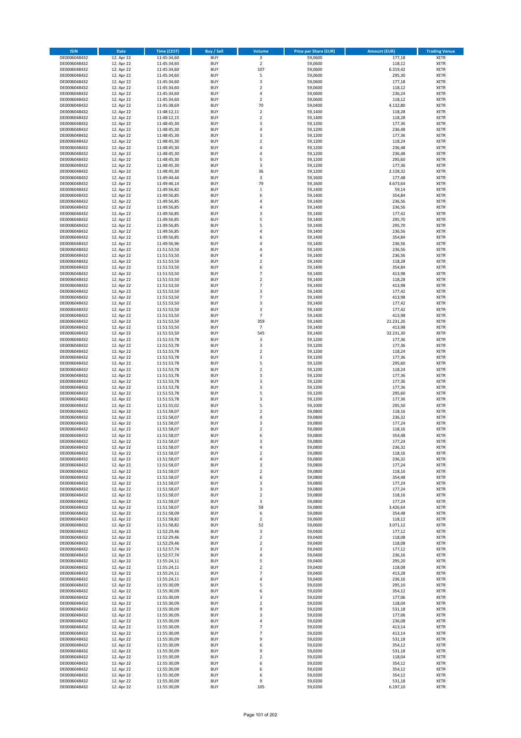| ISIN | Date | Time (CEST) | Buy / Sell | Volume | Price per Share (EUR) | Amount (EUR) | Trading Venue |
|---|---|---|---|---|---|---|---|
| DE0006048432 | 12. Apr 22 | 11:45:34,60 | BUY | 3 | 59,0600 | 177,18 | XETR |
| DE0006048432 | 12. Apr 22 | 11:45:34,60 | BUY | 2 | 59,0600 | 118,12 | XETR |
| DE0006048432 | 12. Apr 22 | 11:45:34,60 | BUY | 107 | 59,0600 | 6.319,42 | XETR |
| DE0006048432 | 12. Apr 22 | 11:45:34,60 | BUY | 5 | 59,0600 | 295,30 | XETR |
| DE0006048432 | 12. Apr 22 | 11:45:34,60 | BUY | 3 | 59,0600 | 177,18 | XETR |
| DE0006048432 | 12. Apr 22 | 11:45:34,60 | BUY | 2 | 59,0600 | 118,12 | XETR |
| DE0006048432 | 12. Apr 22 | 11:45:34,60 | BUY | 4 | 59,0600 | 236,24 | XETR |
| DE0006048432 | 12. Apr 22 | 11:45:34,60 | BUY | 2 | 59,0600 | 118,12 | XETR |
| DE0006048432 | 12. Apr 22 | 11:45:38,69 | BUY | 70 | 59,0400 | 4.132,80 | XETR |
| DE0006048432 | 12. Apr 22 | 11:48:12,11 | BUY | 2 | 59,1400 | 118,28 | XETR |
| DE0006048432 | 12. Apr 22 | 11:48:12,15 | BUY | 2 | 59,1400 | 118,28 | XETR |
| DE0006048432 | 12. Apr 22 | 11:48:45,30 | BUY | 3 | 59,1200 | 177,36 | XETR |
| DE0006048432 | 12. Apr 22 | 11:48:45,30 | BUY | 4 | 59,1200 | 236,48 | XETR |
| DE0006048432 | 12. Apr 22 | 11:48:45,30 | BUY | 3 | 59,1200 | 177,36 | XETR |
| DE0006048432 | 12. Apr 22 | 11:48:45,30 | BUY | 2 | 59,1200 | 118,24 | XETR |
| DE0006048432 | 12. Apr 22 | 11:48:45,30 | BUY | 4 | 59,1200 | 236,48 | XETR |
| DE0006048432 | 12. Apr 22 | 11:48:45,30 | BUY | 4 | 59,1200 | 236,48 | XETR |
| DE0006048432 | 12. Apr 22 | 11:48:45,30 | BUY | 5 | 59,1200 | 295,60 | XETR |
| DE0006048432 | 12. Apr 22 | 11:48:45,30 | BUY | 3 | 59,1200 | 177,36 | XETR |
| DE0006048432 | 12. Apr 22 | 11:48:45,30 | BUY | 36 | 59,1200 | 2.128,32 | XETR |
| DE0006048432 | 12. Apr 22 | 11:49:44,44 | BUY | 3 | 59,1600 | 177,48 | XETR |
| DE0006048432 | 12. Apr 22 | 11:49:46,14 | BUY | 79 | 59,1600 | 4.673,64 | XETR |
| DE0006048432 | 12. Apr 22 | 11:49:56,82 | BUY | 1 | 59,1400 | 59,14 | XETR |
| DE0006048432 | 12. Apr 22 | 11:49:56,85 | BUY | 6 | 59,1400 | 354,84 | XETR |
| DE0006048432 | 12. Apr 22 | 11:49:56,85 | BUY | 4 | 59,1400 | 236,56 | XETR |
| DE0006048432 | 12. Apr 22 | 11:49:56,85 | BUY | 4 | 59,1400 | 236,56 | XETR |
| DE0006048432 | 12. Apr 22 | 11:49:56,85 | BUY | 3 | 59,1400 | 177,42 | XETR |
| DE0006048432 | 12. Apr 22 | 11:49:56,85 | BUY | 5 | 59,1400 | 295,70 | XETR |
| DE0006048432 | 12. Apr 22 | 11:49:56,85 | BUY | 5 | 59,1400 | 295,70 | XETR |
| DE0006048432 | 12. Apr 22 | 11:49:56,85 | BUY | 4 | 59,1400 | 236,56 | XETR |
| DE0006048432 | 12. Apr 22 | 11:49:56,85 | BUY | 6 | 59,1400 | 354,84 | XETR |
| DE0006048432 | 12. Apr 22 | 11:49:56,96 | BUY | 4 | 59,1400 | 236,56 | XETR |
| DE0006048432 | 12. Apr 22 | 11:51:53,50 | BUY | 4 | 59,1400 | 236,56 | XETR |
| DE0006048432 | 12. Apr 22 | 11:51:53,50 | BUY | 4 | 59,1400 | 236,56 | XETR |
| DE0006048432 | 12. Apr 22 | 11:51:53,50 | BUY | 2 | 59,1400 | 118,28 | XETR |
| DE0006048432 | 12. Apr 22 | 11:51:53,50 | BUY | 6 | 59,1400 | 354,84 | XETR |
| DE0006048432 | 12. Apr 22 | 11:51:53,50 | BUY | 7 | 59,1400 | 413,98 | XETR |
| DE0006048432 | 12. Apr 22 | 11:51:53,50 | BUY | 2 | 59,1400 | 118,28 | XETR |
| DE0006048432 | 12. Apr 22 | 11:51:53,50 | BUY | 7 | 59,1400 | 413,98 | XETR |
| DE0006048432 | 12. Apr 22 | 11:51:53,50 | BUY | 3 | 59,1400 | 177,42 | XETR |
| DE0006048432 | 12. Apr 22 | 11:51:53,50 | BUY | 7 | 59,1400 | 413,98 | XETR |
| DE0006048432 | 12. Apr 22 | 11:51:53,50 | BUY | 3 | 59,1400 | 177,42 | XETR |
| DE0006048432 | 12. Apr 22 | 11:51:53,50 | BUY | 3 | 59,1400 | 177,42 | XETR |
| DE0006048432 | 12. Apr 22 | 11:51:53,50 | BUY | 7 | 59,1400 | 413,98 | XETR |
| DE0006048432 | 12. Apr 22 | 11:51:53,50 | BUY | 359 | 59,1400 | 21.231,26 | XETR |
| DE0006048432 | 12. Apr 22 | 11:51:53,50 | BUY | 7 | 59,1400 | 413,98 | XETR |
| DE0006048432 | 12. Apr 22 | 11:51:53,50 | BUY | 545 | 59,1400 | 32.231,30 | XETR |
| DE0006048432 | 12. Apr 22 | 11:51:53,78 | BUY | 3 | 59,1200 | 177,36 | XETR |
| DE0006048432 | 12. Apr 22 | 11:51:53,78 | BUY | 3 | 59,1200 | 177,36 | XETR |
| DE0006048432 | 12. Apr 22 | 11:51:53,78 | BUY | 2 | 59,1200 | 118,24 | XETR |
| DE0006048432 | 12. Apr 22 | 11:51:53,78 | BUY | 3 | 59,1200 | 177,36 | XETR |
| DE0006048432 | 12. Apr 22 | 11:51:53,78 | BUY | 5 | 59,1200 | 295,60 | XETR |
| DE0006048432 | 12. Apr 22 | 11:51:53,78 | BUY | 2 | 59,1200 | 118,24 | XETR |
| DE0006048432 | 12. Apr 22 | 11:51:53,78 | BUY | 3 | 59,1200 | 177,36 | XETR |
| DE0006048432 | 12. Apr 22 | 11:51:53,78 | BUY | 3 | 59,1200 | 177,36 | XETR |
| DE0006048432 | 12. Apr 22 | 11:51:53,78 | BUY | 3 | 59,1200 | 177,36 | XETR |
| DE0006048432 | 12. Apr 22 | 11:51:53,78 | BUY | 5 | 59,1200 | 295,60 | XETR |
| DE0006048432 | 12. Apr 22 | 11:51:53,78 | BUY | 3 | 59,1200 | 177,36 | XETR |
| DE0006048432 | 12. Apr 22 | 11:51:55,02 | BUY | 5 | 59,1000 | 295,50 | XETR |
| DE0006048432 | 12. Apr 22 | 11:51:58,07 | BUY | 2 | 59,0800 | 118,16 | XETR |
| DE0006048432 | 12. Apr 22 | 11:51:58,07 | BUY | 4 | 59,0800 | 236,32 | XETR |
| DE0006048432 | 12. Apr 22 | 11:51:58,07 | BUY | 3 | 59,0800 | 177,24 | XETR |
| DE0006048432 | 12. Apr 22 | 11:51:58,07 | BUY | 2 | 59,0800 | 118,16 | XETR |
| DE0006048432 | 12. Apr 22 | 11:51:58,07 | BUY | 6 | 59,0800 | 354,48 | XETR |
| DE0006048432 | 12. Apr 22 | 11:51:58,07 | BUY | 3 | 59,0800 | 177,24 | XETR |
| DE0006048432 | 12. Apr 22 | 11:51:58,07 | BUY | 4 | 59,0800 | 236,32 | XETR |
| DE0006048432 | 12. Apr 22 | 11:51:58,07 | BUY | 2 | 59,0800 | 118,16 | XETR |
| DE0006048432 | 12. Apr 22 | 11:51:58,07 | BUY | 4 | 59,0800 | 236,32 | XETR |
| DE0006048432 | 12. Apr 22 | 11:51:58,07 | BUY | 3 | 59,0800 | 177,24 | XETR |
| DE0006048432 | 12. Apr 22 | 11:51:58,07 | BUY | 2 | 59,0800 | 118,16 | XETR |
| DE0006048432 | 12. Apr 22 | 11:51:58,07 | BUY | 6 | 59,0800 | 354,48 | XETR |
| DE0006048432 | 12. Apr 22 | 11:51:58,07 | BUY | 3 | 59,0800 | 177,24 | XETR |
| DE0006048432 | 12. Apr 22 | 11:51:58,07 | BUY | 3 | 59,0800 | 177,24 | XETR |
| DE0006048432 | 12. Apr 22 | 11:51:58,07 | BUY | 2 | 59,0800 | 118,16 | XETR |
| DE0006048432 | 12. Apr 22 | 11:51:58,07 | BUY | 3 | 59,0800 | 177,24 | XETR |
| DE0006048432 | 12. Apr 22 | 11:51:58,07 | BUY | 58 | 59,0800 | 3.426,64 | XETR |
| DE0006048432 | 12. Apr 22 | 11:51:58,09 | BUY | 6 | 59,0800 | 354,48 | XETR |
| DE0006048432 | 12. Apr 22 | 11:51:58,82 | BUY | 2 | 59,0600 | 118,12 | XETR |
| DE0006048432 | 12. Apr 22 | 11:51:58,82 | BUY | 52 | 59,0600 | 3.071,12 | XETR |
| DE0006048432 | 12. Apr 22 | 11:52:29,46 | BUY | 3 | 59,0400 | 177,12 | XETR |
| DE0006048432 | 12. Apr 22 | 11:52:29,46 | BUY | 2 | 59,0400 | 118,08 | XETR |
| DE0006048432 | 12. Apr 22 | 11:52:29,46 | BUY | 2 | 59,0400 | 118,08 | XETR |
| DE0006048432 | 12. Apr 22 | 11:52:57,74 | BUY | 3 | 59,0400 | 177,12 | XETR |
| DE0006048432 | 12. Apr 22 | 11:52:57,74 | BUY | 4 | 59,0400 | 236,16 | XETR |
| DE0006048432 | 12. Apr 22 | 11:55:24,11 | BUY | 5 | 59,0400 | 295,20 | XETR |
| DE0006048432 | 12. Apr 22 | 11:55:24,11 | BUY | 2 | 59,0400 | 118,08 | XETR |
| DE0006048432 | 12. Apr 22 | 11:55:24,11 | BUY | 7 | 59,0400 | 413,28 | XETR |
| DE0006048432 | 12. Apr 22 | 11:55:24,11 | BUY | 4 | 59,0400 | 236,16 | XETR |
| DE0006048432 | 12. Apr 22 | 11:55:30,09 | BUY | 5 | 59,0200 | 295,10 | XETR |
| DE0006048432 | 12. Apr 22 | 11:55:30,09 | BUY | 6 | 59,0200 | 354,12 | XETR |
| DE0006048432 | 12. Apr 22 | 11:55:30,09 | BUY | 3 | 59,0200 | 177,06 | XETR |
| DE0006048432 | 12. Apr 22 | 11:55:30,09 | BUY | 2 | 59,0200 | 118,04 | XETR |
| DE0006048432 | 12. Apr 22 | 11:55:30,09 | BUY | 9 | 59,0200 | 531,18 | XETR |
| DE0006048432 | 12. Apr 22 | 11:55:30,09 | BUY | 3 | 59,0200 | 177,06 | XETR |
| DE0006048432 | 12. Apr 22 | 11:55:30,09 | BUY | 4 | 59,0200 | 236,08 | XETR |
| DE0006048432 | 12. Apr 22 | 11:55:30,09 | BUY | 7 | 59,0200 | 413,14 | XETR |
| DE0006048432 | 12. Apr 22 | 11:55:30,09 | BUY | 7 | 59,0200 | 413,14 | XETR |
| DE0006048432 | 12. Apr 22 | 11:55:30,09 | BUY | 9 | 59,0200 | 531,18 | XETR |
| DE0006048432 | 12. Apr 22 | 11:55:30,09 | BUY | 6 | 59,0200 | 354,12 | XETR |
| DE0006048432 | 12. Apr 22 | 11:55:30,09 | BUY | 9 | 59,0200 | 531,18 | XETR |
| DE0006048432 | 12. Apr 22 | 11:55:30,09 | BUY | 2 | 59,0200 | 118,04 | XETR |
| DE0006048432 | 12. Apr 22 | 11:55:30,09 | BUY | 6 | 59,0200 | 354,12 | XETR |
| DE0006048432 | 12. Apr 22 | 11:55:30,09 | BUY | 6 | 59,0200 | 354,12 | XETR |
| DE0006048432 | 12. Apr 22 | 11:55:30,09 | BUY | 6 | 59,0200 | 354,12 | XETR |
| DE0006048432 | 12. Apr 22 | 11:55:30,09 | BUY | 9 | 59,0200 | 531,18 | XETR |
| DE0006048432 | 12. Apr 22 | 11:55:30,09 | BUY | 105 | 59,0200 | 6.197,10 | XETR |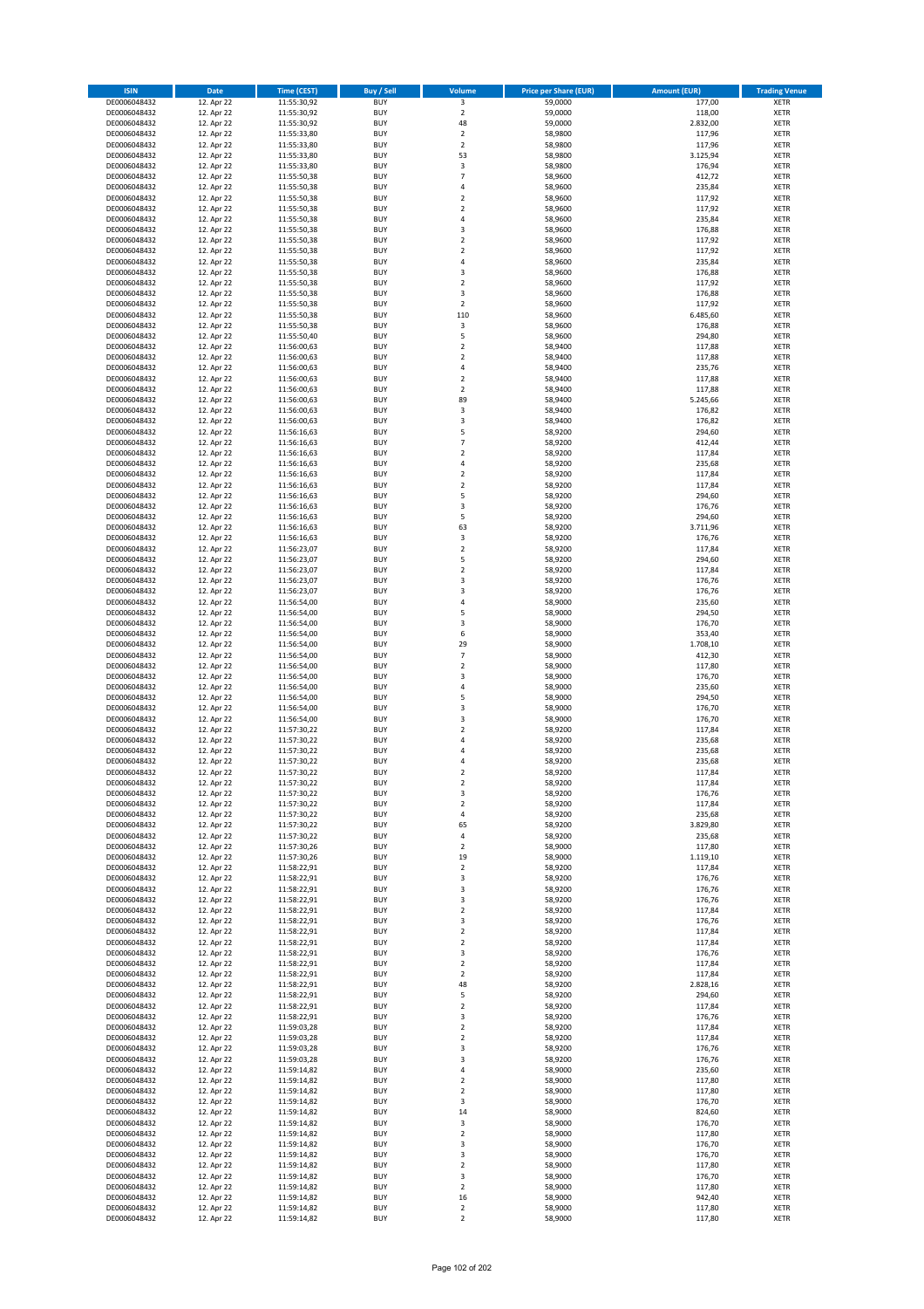| ISIN | Date | Time (CEST) | Buy / Sell | Volume | Price per Share (EUR) | Amount (EUR) | Trading Venue |
|---|---|---|---|---|---|---|---|
| DE0006048432 | 12. Apr 22 | 11:55:30,92 | BUY | 3 | 59,0000 | 177,00 | XETR |
| DE0006048432 | 12. Apr 22 | 11:55:30,92 | BUY | 2 | 59,0000 | 118,00 | XETR |
| DE0006048432 | 12. Apr 22 | 11:55:30,92 | BUY | 48 | 59,0000 | 2.832,00 | XETR |
| DE0006048432 | 12. Apr 22 | 11:55:33,80 | BUY | 2 | 58,9800 | 117,96 | XETR |
| DE0006048432 | 12. Apr 22 | 11:55:33,80 | BUY | 2 | 58,9800 | 117,96 | XETR |
| DE0006048432 | 12. Apr 22 | 11:55:33,80 | BUY | 53 | 58,9800 | 3.125,94 | XETR |
| DE0006048432 | 12. Apr 22 | 11:55:33,80 | BUY | 3 | 58,9800 | 176,94 | XETR |
| DE0006048432 | 12. Apr 22 | 11:55:50,38 | BUY | 7 | 58,9600 | 412,72 | XETR |
| DE0006048432 | 12. Apr 22 | 11:55:50,38 | BUY | 4 | 58,9600 | 235,84 | XETR |
| DE0006048432 | 12. Apr 22 | 11:55:50,38 | BUY | 2 | 58,9600 | 117,92 | XETR |
| DE0006048432 | 12. Apr 22 | 11:55:50,38 | BUY | 2 | 58,9600 | 117,92 | XETR |
| DE0006048432 | 12. Apr 22 | 11:55:50,38 | BUY | 4 | 58,9600 | 235,84 | XETR |
| DE0006048432 | 12. Apr 22 | 11:55:50,38 | BUY | 3 | 58,9600 | 176,88 | XETR |
| DE0006048432 | 12. Apr 22 | 11:55:50,38 | BUY | 2 | 58,9600 | 117,92 | XETR |
| DE0006048432 | 12. Apr 22 | 11:55:50,38 | BUY | 2 | 58,9600 | 117,92 | XETR |
| DE0006048432 | 12. Apr 22 | 11:55:50,38 | BUY | 4 | 58,9600 | 235,84 | XETR |
| DE0006048432 | 12. Apr 22 | 11:55:50,38 | BUY | 3 | 58,9600 | 176,88 | XETR |
| DE0006048432 | 12. Apr 22 | 11:55:50,38 | BUY | 2 | 58,9600 | 117,92 | XETR |
| DE0006048432 | 12. Apr 22 | 11:55:50,38 | BUY | 3 | 58,9600 | 176,88 | XETR |
| DE0006048432 | 12. Apr 22 | 11:55:50,38 | BUY | 2 | 58,9600 | 117,92 | XETR |
| DE0006048432 | 12. Apr 22 | 11:55:50,38 | BUY | 110 | 58,9600 | 6.485,60 | XETR |
| DE0006048432 | 12. Apr 22 | 11:55:50,38 | BUY | 3 | 58,9600 | 176,88 | XETR |
| DE0006048432 | 12. Apr 22 | 11:55:50,40 | BUY | 5 | 58,9600 | 294,80 | XETR |
| DE0006048432 | 12. Apr 22 | 11:56:00,63 | BUY | 2 | 58,9400 | 117,88 | XETR |
| DE0006048432 | 12. Apr 22 | 11:56:00,63 | BUY | 2 | 58,9400 | 117,88 | XETR |
| DE0006048432 | 12. Apr 22 | 11:56:00,63 | BUY | 4 | 58,9400 | 235,76 | XETR |
| DE0006048432 | 12. Apr 22 | 11:56:00,63 | BUY | 2 | 58,9400 | 117,88 | XETR |
| DE0006048432 | 12. Apr 22 | 11:56:00,63 | BUY | 2 | 58,9400 | 117,88 | XETR |
| DE0006048432 | 12. Apr 22 | 11:56:00,63 | BUY | 89 | 58,9400 | 5.245,66 | XETR |
| DE0006048432 | 12. Apr 22 | 11:56:00,63 | BUY | 3 | 58,9400 | 176,82 | XETR |
| DE0006048432 | 12. Apr 22 | 11:56:00,63 | BUY | 3 | 58,9400 | 176,82 | XETR |
| DE0006048432 | 12. Apr 22 | 11:56:16,63 | BUY | 5 | 58,9200 | 294,60 | XETR |
| DE0006048432 | 12. Apr 22 | 11:56:16,63 | BUY | 7 | 58,9200 | 412,44 | XETR |
| DE0006048432 | 12. Apr 22 | 11:56:16,63 | BUY | 2 | 58,9200 | 117,84 | XETR |
| DE0006048432 | 12. Apr 22 | 11:56:16,63 | BUY | 4 | 58,9200 | 235,68 | XETR |
| DE0006048432 | 12. Apr 22 | 11:56:16,63 | BUY | 2 | 58,9200 | 117,84 | XETR |
| DE0006048432 | 12. Apr 22 | 11:56:16,63 | BUY | 2 | 58,9200 | 117,84 | XETR |
| DE0006048432 | 12. Apr 22 | 11:56:16,63 | BUY | 5 | 58,9200 | 294,60 | XETR |
| DE0006048432 | 12. Apr 22 | 11:56:16,63 | BUY | 3 | 58,9200 | 176,76 | XETR |
| DE0006048432 | 12. Apr 22 | 11:56:16,63 | BUY | 5 | 58,9200 | 294,60 | XETR |
| DE0006048432 | 12. Apr 22 | 11:56:16,63 | BUY | 63 | 58,9200 | 3.711,96 | XETR |
| DE0006048432 | 12. Apr 22 | 11:56:16,63 | BUY | 3 | 58,9200 | 176,76 | XETR |
| DE0006048432 | 12. Apr 22 | 11:56:23,07 | BUY | 2 | 58,9200 | 117,84 | XETR |
| DE0006048432 | 12. Apr 22 | 11:56:23,07 | BUY | 5 | 58,9200 | 294,60 | XETR |
| DE0006048432 | 12. Apr 22 | 11:56:23,07 | BUY | 2 | 58,9200 | 117,84 | XETR |
| DE0006048432 | 12. Apr 22 | 11:56:23,07 | BUY | 3 | 58,9200 | 176,76 | XETR |
| DE0006048432 | 12. Apr 22 | 11:56:23,07 | BUY | 3 | 58,9200 | 176,76 | XETR |
| DE0006048432 | 12. Apr 22 | 11:56:54,00 | BUY | 4 | 58,9000 | 235,60 | XETR |
| DE0006048432 | 12. Apr 22 | 11:56:54,00 | BUY | 5 | 58,9000 | 294,50 | XETR |
| DE0006048432 | 12. Apr 22 | 11:56:54,00 | BUY | 3 | 58,9000 | 176,70 | XETR |
| DE0006048432 | 12. Apr 22 | 11:56:54,00 | BUY | 6 | 58,9000 | 353,40 | XETR |
| DE0006048432 | 12. Apr 22 | 11:56:54,00 | BUY | 29 | 58,9000 | 1.708,10 | XETR |
| DE0006048432 | 12. Apr 22 | 11:56:54,00 | BUY | 7 | 58,9000 | 412,30 | XETR |
| DE0006048432 | 12. Apr 22 | 11:56:54,00 | BUY | 2 | 58,9000 | 117,80 | XETR |
| DE0006048432 | 12. Apr 22 | 11:56:54,00 | BUY | 3 | 58,9000 | 176,70 | XETR |
| DE0006048432 | 12. Apr 22 | 11:56:54,00 | BUY | 4 | 58,9000 | 235,60 | XETR |
| DE0006048432 | 12. Apr 22 | 11:56:54,00 | BUY | 5 | 58,9000 | 294,50 | XETR |
| DE0006048432 | 12. Apr 22 | 11:56:54,00 | BUY | 3 | 58,9000 | 176,70 | XETR |
| DE0006048432 | 12. Apr 22 | 11:56:54,00 | BUY | 3 | 58,9000 | 176,70 | XETR |
| DE0006048432 | 12. Apr 22 | 11:57:30,22 | BUY | 2 | 58,9200 | 117,84 | XETR |
| DE0006048432 | 12. Apr 22 | 11:57:30,22 | BUY | 4 | 58,9200 | 235,68 | XETR |
| DE0006048432 | 12. Apr 22 | 11:57:30,22 | BUY | 4 | 58,9200 | 235,68 | XETR |
| DE0006048432 | 12. Apr 22 | 11:57:30,22 | BUY | 4 | 58,9200 | 235,68 | XETR |
| DE0006048432 | 12. Apr 22 | 11:57:30,22 | BUY | 2 | 58,9200 | 117,84 | XETR |
| DE0006048432 | 12. Apr 22 | 11:57:30,22 | BUY | 2 | 58,9200 | 117,84 | XETR |
| DE0006048432 | 12. Apr 22 | 11:57:30,22 | BUY | 3 | 58,9200 | 176,76 | XETR |
| DE0006048432 | 12. Apr 22 | 11:57:30,22 | BUY | 2 | 58,9200 | 117,84 | XETR |
| DE0006048432 | 12. Apr 22 | 11:57:30,22 | BUY | 4 | 58,9200 | 235,68 | XETR |
| DE0006048432 | 12. Apr 22 | 11:57:30,22 | BUY | 65 | 58,9200 | 3.829,80 | XETR |
| DE0006048432 | 12. Apr 22 | 11:57:30,22 | BUY | 4 | 58,9200 | 235,68 | XETR |
| DE0006048432 | 12. Apr 22 | 11:57:30,26 | BUY | 2 | 58,9000 | 117,80 | XETR |
| DE0006048432 | 12. Apr 22 | 11:57:30,26 | BUY | 19 | 58,9000 | 1.119,10 | XETR |
| DE0006048432 | 12. Apr 22 | 11:58:22,91 | BUY | 2 | 58,9200 | 117,84 | XETR |
| DE0006048432 | 12. Apr 22 | 11:58:22,91 | BUY | 3 | 58,9200 | 176,76 | XETR |
| DE0006048432 | 12. Apr 22 | 11:58:22,91 | BUY | 3 | 58,9200 | 176,76 | XETR |
| DE0006048432 | 12. Apr 22 | 11:58:22,91 | BUY | 3 | 58,9200 | 176,76 | XETR |
| DE0006048432 | 12. Apr 22 | 11:58:22,91 | BUY | 2 | 58,9200 | 117,84 | XETR |
| DE0006048432 | 12. Apr 22 | 11:58:22,91 | BUY | 3 | 58,9200 | 176,76 | XETR |
| DE0006048432 | 12. Apr 22 | 11:58:22,91 | BUY | 2 | 58,9200 | 117,84 | XETR |
| DE0006048432 | 12. Apr 22 | 11:58:22,91 | BUY | 2 | 58,9200 | 117,84 | XETR |
| DE0006048432 | 12. Apr 22 | 11:58:22,91 | BUY | 3 | 58,9200 | 176,76 | XETR |
| DE0006048432 | 12. Apr 22 | 11:58:22,91 | BUY | 2 | 58,9200 | 117,84 | XETR |
| DE0006048432 | 12. Apr 22 | 11:58:22,91 | BUY | 2 | 58,9200 | 117,84 | XETR |
| DE0006048432 | 12. Apr 22 | 11:58:22,91 | BUY | 48 | 58,9200 | 2.828,16 | XETR |
| DE0006048432 | 12. Apr 22 | 11:58:22,91 | BUY | 5 | 58,9200 | 294,60 | XETR |
| DE0006048432 | 12. Apr 22 | 11:58:22,91 | BUY | 2 | 58,9200 | 117,84 | XETR |
| DE0006048432 | 12. Apr 22 | 11:58:22,91 | BUY | 3 | 58,9200 | 176,76 | XETR |
| DE0006048432 | 12. Apr 22 | 11:59:03,28 | BUY | 2 | 58,9200 | 117,84 | XETR |
| DE0006048432 | 12. Apr 22 | 11:59:03,28 | BUY | 2 | 58,9200 | 117,84 | XETR |
| DE0006048432 | 12. Apr 22 | 11:59:03,28 | BUY | 3 | 58,9200 | 176,76 | XETR |
| DE0006048432 | 12. Apr 22 | 11:59:03,28 | BUY | 3 | 58,9200 | 176,76 | XETR |
| DE0006048432 | 12. Apr 22 | 11:59:14,82 | BUY | 4 | 58,9000 | 235,60 | XETR |
| DE0006048432 | 12. Apr 22 | 11:59:14,82 | BUY | 2 | 58,9000 | 117,80 | XETR |
| DE0006048432 | 12. Apr 22 | 11:59:14,82 | BUY | 2 | 58,9000 | 117,80 | XETR |
| DE0006048432 | 12. Apr 22 | 11:59:14,82 | BUY | 3 | 58,9000 | 176,70 | XETR |
| DE0006048432 | 12. Apr 22 | 11:59:14,82 | BUY | 14 | 58,9000 | 824,60 | XETR |
| DE0006048432 | 12. Apr 22 | 11:59:14,82 | BUY | 3 | 58,9000 | 176,70 | XETR |
| DE0006048432 | 12. Apr 22 | 11:59:14,82 | BUY | 2 | 58,9000 | 117,80 | XETR |
| DE0006048432 | 12. Apr 22 | 11:59:14,82 | BUY | 3 | 58,9000 | 176,70 | XETR |
| DE0006048432 | 12. Apr 22 | 11:59:14,82 | BUY | 3 | 58,9000 | 176,70 | XETR |
| DE0006048432 | 12. Apr 22 | 11:59:14,82 | BUY | 2 | 58,9000 | 117,80 | XETR |
| DE0006048432 | 12. Apr 22 | 11:59:14,82 | BUY | 3 | 58,9000 | 176,70 | XETR |
| DE0006048432 | 12. Apr 22 | 11:59:14,82 | BUY | 2 | 58,9000 | 117,80 | XETR |
| DE0006048432 | 12. Apr 22 | 11:59:14,82 | BUY | 16 | 58,9000 | 942,40 | XETR |
| DE0006048432 | 12. Apr 22 | 11:59:14,82 | BUY | 2 | 58,9000 | 117,80 | XETR |
| DE0006048432 | 12. Apr 22 | 11:59:14,82 | BUY | 2 | 58,9000 | 117,80 | XETR |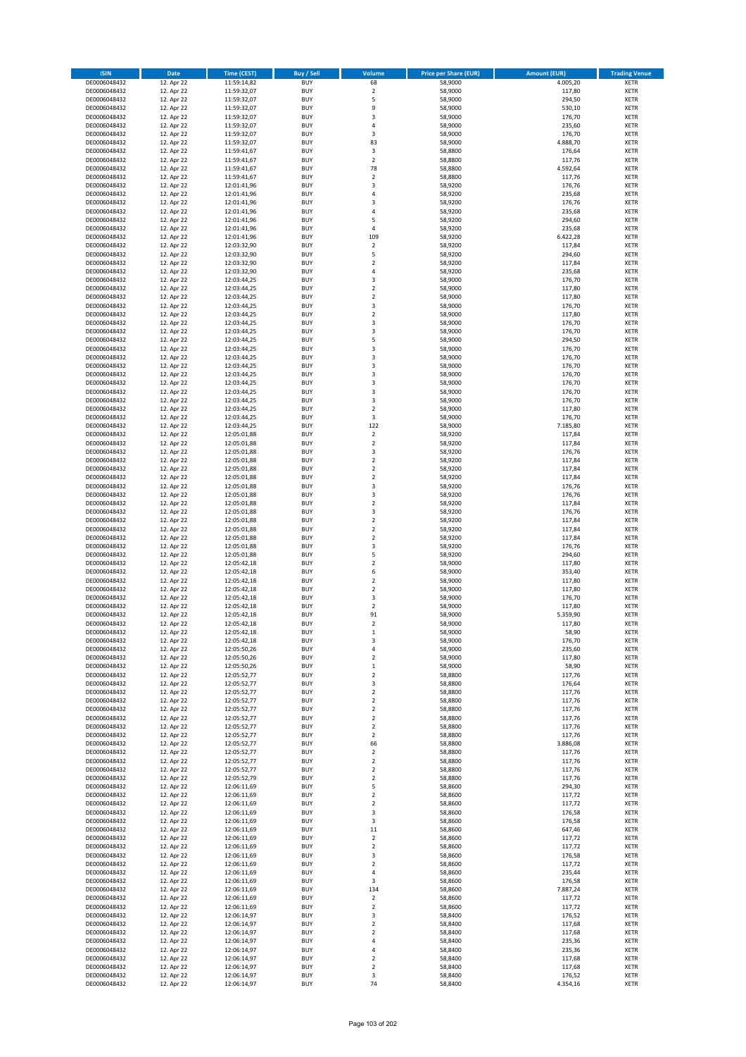| ISIN | Date | Time (CEST) | Buy / Sell | Volume | Price per Share (EUR) | Amount (EUR) | Trading Venue |
|---|---|---|---|---|---|---|---|
| DE0006048432 | 12. Apr 22 | 11:59:14,82 | BUY | 68 | 58,9000 | 4.005,20 | XETR |
| DE0006048432 | 12. Apr 22 | 11:59:32,07 | BUY | 2 | 58,9000 | 117,80 | XETR |
| DE0006048432 | 12. Apr 22 | 11:59:32,07 | BUY | 5 | 58,9000 | 294,50 | XETR |
| DE0006048432 | 12. Apr 22 | 11:59:32,07 | BUY | 9 | 58,9000 | 530,10 | XETR |
| DE0006048432 | 12. Apr 22 | 11:59:32,07 | BUY | 3 | 58,9000 | 176,70 | XETR |
| DE0006048432 | 12. Apr 22 | 11:59:32,07 | BUY | 4 | 58,9000 | 235,60 | XETR |
| DE0006048432 | 12. Apr 22 | 11:59:32,07 | BUY | 3 | 58,9000 | 176,70 | XETR |
| DE0006048432 | 12. Apr 22 | 11:59:32,07 | BUY | 83 | 58,9000 | 4.888,70 | XETR |
| DE0006048432 | 12. Apr 22 | 11:59:41,67 | BUY | 3 | 58,8800 | 176,64 | XETR |
| DE0006048432 | 12. Apr 22 | 11:59:41,67 | BUY | 2 | 58,8800 | 117,76 | XETR |
| DE0006048432 | 12. Apr 22 | 11:59:41,67 | BUY | 78 | 58,8800 | 4.592,64 | XETR |
| DE0006048432 | 12. Apr 22 | 11:59:41,67 | BUY | 2 | 58,8800 | 117,76 | XETR |
| DE0006048432 | 12. Apr 22 | 12:01:41,96 | BUY | 3 | 58,9200 | 176,76 | XETR |
| DE0006048432 | 12. Apr 22 | 12:01:41,96 | BUY | 4 | 58,9200 | 235,68 | XETR |
| DE0006048432 | 12. Apr 22 | 12:01:41,96 | BUY | 3 | 58,9200 | 176,76 | XETR |
| DE0006048432 | 12. Apr 22 | 12:01:41,96 | BUY | 4 | 58,9200 | 235,68 | XETR |
| DE0006048432 | 12. Apr 22 | 12:01:41,96 | BUY | 5 | 58,9200 | 294,60 | XETR |
| DE0006048432 | 12. Apr 22 | 12:01:41,96 | BUY | 4 | 58,9200 | 235,68 | XETR |
| DE0006048432 | 12. Apr 22 | 12:01:41,96 | BUY | 109 | 58,9200 | 6.422,28 | XETR |
| DE0006048432 | 12. Apr 22 | 12:03:32,90 | BUY | 2 | 58,9200 | 117,84 | XETR |
| DE0006048432 | 12. Apr 22 | 12:03:32,90 | BUY | 5 | 58,9200 | 294,60 | XETR |
| DE0006048432 | 12. Apr 22 | 12:03:32,90 | BUY | 2 | 58,9200 | 117,84 | XETR |
| DE0006048432 | 12. Apr 22 | 12:03:32,90 | BUY | 4 | 58,9200 | 235,68 | XETR |
| DE0006048432 | 12. Apr 22 | 12:03:44,25 | BUY | 3 | 58,9000 | 176,70 | XETR |
| DE0006048432 | 12. Apr 22 | 12:03:44,25 | BUY | 2 | 58,9000 | 117,80 | XETR |
| DE0006048432 | 12. Apr 22 | 12:03:44,25 | BUY | 2 | 58,9000 | 117,80 | XETR |
| DE0006048432 | 12. Apr 22 | 12:03:44,25 | BUY | 3 | 58,9000 | 176,70 | XETR |
| DE0006048432 | 12. Apr 22 | 12:03:44,25 | BUY | 2 | 58,9000 | 117,80 | XETR |
| DE0006048432 | 12. Apr 22 | 12:03:44,25 | BUY | 3 | 58,9000 | 176,70 | XETR |
| DE0006048432 | 12. Apr 22 | 12:03:44,25 | BUY | 3 | 58,9000 | 176,70 | XETR |
| DE0006048432 | 12. Apr 22 | 12:03:44,25 | BUY | 5 | 58,9000 | 294,50 | XETR |
| DE0006048432 | 12. Apr 22 | 12:03:44,25 | BUY | 3 | 58,9000 | 176,70 | XETR |
| DE0006048432 | 12. Apr 22 | 12:03:44,25 | BUY | 3 | 58,9000 | 176,70 | XETR |
| DE0006048432 | 12. Apr 22 | 12:03:44,25 | BUY | 3 | 58,9000 | 176,70 | XETR |
| DE0006048432 | 12. Apr 22 | 12:03:44,25 | BUY | 3 | 58,9000 | 176,70 | XETR |
| DE0006048432 | 12. Apr 22 | 12:03:44,25 | BUY | 3 | 58,9000 | 176,70 | XETR |
| DE0006048432 | 12. Apr 22 | 12:03:44,25 | BUY | 3 | 58,9000 | 176,70 | XETR |
| DE0006048432 | 12. Apr 22 | 12:03:44,25 | BUY | 3 | 58,9000 | 176,70 | XETR |
| DE0006048432 | 12. Apr 22 | 12:03:44,25 | BUY | 2 | 58,9000 | 117,80 | XETR |
| DE0006048432 | 12. Apr 22 | 12:03:44,25 | BUY | 3 | 58,9000 | 176,70 | XETR |
| DE0006048432 | 12. Apr 22 | 12:03:44,25 | BUY | 122 | 58,9000 | 7.185,80 | XETR |
| DE0006048432 | 12. Apr 22 | 12:05:01,88 | BUY | 2 | 58,9200 | 117,84 | XETR |
| DE0006048432 | 12. Apr 22 | 12:05:01,88 | BUY | 2 | 58,9200 | 117,84 | XETR |
| DE0006048432 | 12. Apr 22 | 12:05:01,88 | BUY | 3 | 58,9200 | 176,76 | XETR |
| DE0006048432 | 12. Apr 22 | 12:05:01,88 | BUY | 2 | 58,9200 | 117,84 | XETR |
| DE0006048432 | 12. Apr 22 | 12:05:01,88 | BUY | 2 | 58,9200 | 117,84 | XETR |
| DE0006048432 | 12. Apr 22 | 12:05:01,88 | BUY | 2 | 58,9200 | 117,84 | XETR |
| DE0006048432 | 12. Apr 22 | 12:05:01,88 | BUY | 3 | 58,9200 | 176,76 | XETR |
| DE0006048432 | 12. Apr 22 | 12:05:01,88 | BUY | 3 | 58,9200 | 176,76 | XETR |
| DE0006048432 | 12. Apr 22 | 12:05:01,88 | BUY | 2 | 58,9200 | 117,84 | XETR |
| DE0006048432 | 12. Apr 22 | 12:05:01,88 | BUY | 3 | 58,9200 | 176,76 | XETR |
| DE0006048432 | 12. Apr 22 | 12:05:01,88 | BUY | 2 | 58,9200 | 117,84 | XETR |
| DE0006048432 | 12. Apr 22 | 12:05:01,88 | BUY | 2 | 58,9200 | 117,84 | XETR |
| DE0006048432 | 12. Apr 22 | 12:05:01,88 | BUY | 2 | 58,9200 | 117,84 | XETR |
| DE0006048432 | 12. Apr 22 | 12:05:01,88 | BUY | 3 | 58,9200 | 176,76 | XETR |
| DE0006048432 | 12. Apr 22 | 12:05:01,88 | BUY | 5 | 58,9200 | 294,60 | XETR |
| DE0006048432 | 12. Apr 22 | 12:05:42,18 | BUY | 2 | 58,9000 | 117,80 | XETR |
| DE0006048432 | 12. Apr 22 | 12:05:42,18 | BUY | 6 | 58,9000 | 353,40 | XETR |
| DE0006048432 | 12. Apr 22 | 12:05:42,18 | BUY | 2 | 58,9000 | 117,80 | XETR |
| DE0006048432 | 12. Apr 22 | 12:05:42,18 | BUY | 2 | 58,9000 | 117,80 | XETR |
| DE0006048432 | 12. Apr 22 | 12:05:42,18 | BUY | 3 | 58,9000 | 176,70 | XETR |
| DE0006048432 | 12. Apr 22 | 12:05:42,18 | BUY | 2 | 58,9000 | 117,80 | XETR |
| DE0006048432 | 12. Apr 22 | 12:05:42,18 | BUY | 91 | 58,9000 | 5.359,90 | XETR |
| DE0006048432 | 12. Apr 22 | 12:05:42,18 | BUY | 2 | 58,9000 | 117,80 | XETR |
| DE0006048432 | 12. Apr 22 | 12:05:42,18 | BUY | 1 | 58,9000 | 58,90 | XETR |
| DE0006048432 | 12. Apr 22 | 12:05:42,18 | BUY | 3 | 58,9000 | 176,70 | XETR |
| DE0006048432 | 12. Apr 22 | 12:05:50,26 | BUY | 4 | 58,9000 | 235,60 | XETR |
| DE0006048432 | 12. Apr 22 | 12:05:50,26 | BUY | 2 | 58,9000 | 117,80 | XETR |
| DE0006048432 | 12. Apr 22 | 12:05:50,26 | BUY | 1 | 58,9000 | 58,90 | XETR |
| DE0006048432 | 12. Apr 22 | 12:05:52,77 | BUY | 2 | 58,8800 | 117,76 | XETR |
| DE0006048432 | 12. Apr 22 | 12:05:52,77 | BUY | 3 | 58,8800 | 176,64 | XETR |
| DE0006048432 | 12. Apr 22 | 12:05:52,77 | BUY | 2 | 58,8800 | 117,76 | XETR |
| DE0006048432 | 12. Apr 22 | 12:05:52,77 | BUY | 2 | 58,8800 | 117,76 | XETR |
| DE0006048432 | 12. Apr 22 | 12:05:52,77 | BUY | 2 | 58,8800 | 117,76 | XETR |
| DE0006048432 | 12. Apr 22 | 12:05:52,77 | BUY | 2 | 58,8800 | 117,76 | XETR |
| DE0006048432 | 12. Apr 22 | 12:05:52,77 | BUY | 2 | 58,8800 | 117,76 | XETR |
| DE0006048432 | 12. Apr 22 | 12:05:52,77 | BUY | 2 | 58,8800 | 117,76 | XETR |
| DE0006048432 | 12. Apr 22 | 12:05:52,77 | BUY | 66 | 58,8800 | 3.886,08 | XETR |
| DE0006048432 | 12. Apr 22 | 12:05:52,77 | BUY | 2 | 58,8800 | 117,76 | XETR |
| DE0006048432 | 12. Apr 22 | 12:05:52,77 | BUY | 2 | 58,8800 | 117,76 | XETR |
| DE0006048432 | 12. Apr 22 | 12:05:52,77 | BUY | 2 | 58,8800 | 117,76 | XETR |
| DE0006048432 | 12. Apr 22 | 12:05:52,79 | BUY | 2 | 58,8800 | 117,76 | XETR |
| DE0006048432 | 12. Apr 22 | 12:06:11,69 | BUY | 5 | 58,8600 | 294,30 | XETR |
| DE0006048432 | 12. Apr 22 | 12:06:11,69 | BUY | 2 | 58,8600 | 117,72 | XETR |
| DE0006048432 | 12. Apr 22 | 12:06:11,69 | BUY | 2 | 58,8600 | 117,72 | XETR |
| DE0006048432 | 12. Apr 22 | 12:06:11,69 | BUY | 3 | 58,8600 | 176,58 | XETR |
| DE0006048432 | 12. Apr 22 | 12:06:11,69 | BUY | 3 | 58,8600 | 176,58 | XETR |
| DE0006048432 | 12. Apr 22 | 12:06:11,69 | BUY | 11 | 58,8600 | 647,46 | XETR |
| DE0006048432 | 12. Apr 22 | 12:06:11,69 | BUY | 2 | 58,8600 | 117,72 | XETR |
| DE0006048432 | 12. Apr 22 | 12:06:11,69 | BUY | 2 | 58,8600 | 117,72 | XETR |
| DE0006048432 | 12. Apr 22 | 12:06:11,69 | BUY | 3 | 58,8600 | 176,58 | XETR |
| DE0006048432 | 12. Apr 22 | 12:06:11,69 | BUY | 2 | 58,8600 | 117,72 | XETR |
| DE0006048432 | 12. Apr 22 | 12:06:11,69 | BUY | 4 | 58,8600 | 235,44 | XETR |
| DE0006048432 | 12. Apr 22 | 12:06:11,69 | BUY | 3 | 58,8600 | 176,58 | XETR |
| DE0006048432 | 12. Apr 22 | 12:06:11,69 | BUY | 134 | 58,8600 | 7.887,24 | XETR |
| DE0006048432 | 12. Apr 22 | 12:06:11,69 | BUY | 2 | 58,8600 | 117,72 | XETR |
| DE0006048432 | 12. Apr 22 | 12:06:11,69 | BUY | 2 | 58,8600 | 117,72 | XETR |
| DE0006048432 | 12. Apr 22 | 12:06:14,97 | BUY | 3 | 58,8400 | 176,52 | XETR |
| DE0006048432 | 12. Apr 22 | 12:06:14,97 | BUY | 2 | 58,8400 | 117,68 | XETR |
| DE0006048432 | 12. Apr 22 | 12:06:14,97 | BUY | 2 | 58,8400 | 117,68 | XETR |
| DE0006048432 | 12. Apr 22 | 12:06:14,97 | BUY | 4 | 58,8400 | 235,36 | XETR |
| DE0006048432 | 12. Apr 22 | 12:06:14,97 | BUY | 4 | 58,8400 | 235,36 | XETR |
| DE0006048432 | 12. Apr 22 | 12:06:14,97 | BUY | 2 | 58,8400 | 117,68 | XETR |
| DE0006048432 | 12. Apr 22 | 12:06:14,97 | BUY | 2 | 58,8400 | 117,68 | XETR |
| DE0006048432 | 12. Apr 22 | 12:06:14,97 | BUY | 3 | 58,8400 | 176,52 | XETR |
| DE0006048432 | 12. Apr 22 | 12:06:14,97 | BUY | 74 | 58,8400 | 4.354,16 | XETR |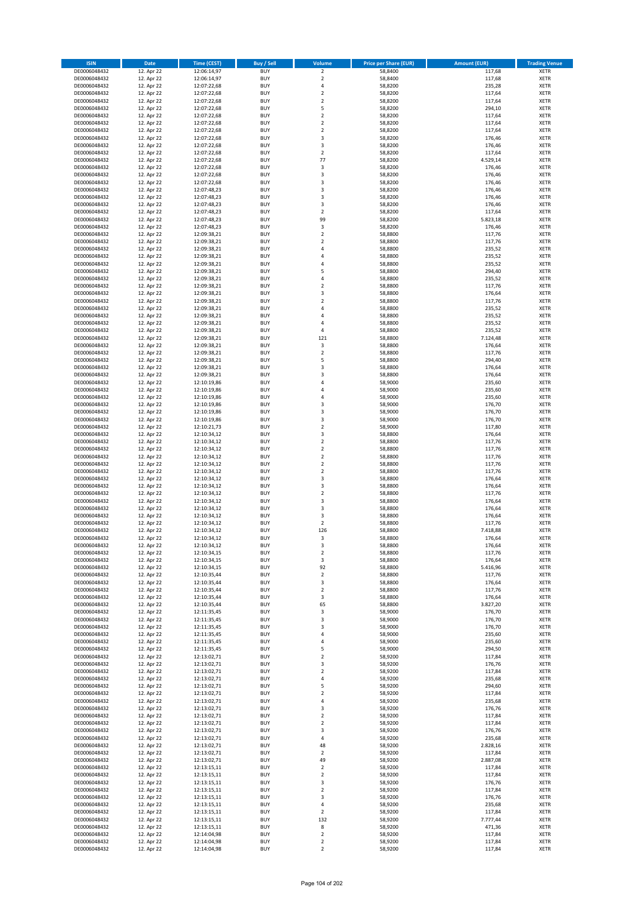| ISIN | Date | Time (CEST) | Buy / Sell | Volume | Price per Share (EUR) | Amount (EUR) | Trading Venue |
|---|---|---|---|---|---|---|---|
| DE0006048432 | 12. Apr 22 | 12:06:14,97 | BUY | 2 | 58,8400 | 117,68 | XETR |
| DE0006048432 | 12. Apr 22 | 12:06:14,97 | BUY | 2 | 58,8400 | 117,68 | XETR |
| DE0006048432 | 12. Apr 22 | 12:07:22,68 | BUY | 4 | 58,8200 | 235,28 | XETR |
| DE0006048432 | 12. Apr 22 | 12:07:22,68 | BUY | 2 | 58,8200 | 117,64 | XETR |
| DE0006048432 | 12. Apr 22 | 12:07:22,68 | BUY | 2 | 58,8200 | 117,64 | XETR |
| DE0006048432 | 12. Apr 22 | 12:07:22,68 | BUY | 5 | 58,8200 | 294,10 | XETR |
| DE0006048432 | 12. Apr 22 | 12:07:22,68 | BUY | 2 | 58,8200 | 117,64 | XETR |
| DE0006048432 | 12. Apr 22 | 12:07:22,68 | BUY | 2 | 58,8200 | 117,64 | XETR |
| DE0006048432 | 12. Apr 22 | 12:07:22,68 | BUY | 2 | 58,8200 | 117,64 | XETR |
| DE0006048432 | 12. Apr 22 | 12:07:22,68 | BUY | 3 | 58,8200 | 176,46 | XETR |
| DE0006048432 | 12. Apr 22 | 12:07:22,68 | BUY | 3 | 58,8200 | 176,46 | XETR |
| DE0006048432 | 12. Apr 22 | 12:07:22,68 | BUY | 2 | 58,8200 | 117,64 | XETR |
| DE0006048432 | 12. Apr 22 | 12:07:22,68 | BUY | 77 | 58,8200 | 4.529,14 | XETR |
| DE0006048432 | 12. Apr 22 | 12:07:22,68 | BUY | 3 | 58,8200 | 176,46 | XETR |
| DE0006048432 | 12. Apr 22 | 12:07:22,68 | BUY | 3 | 58,8200 | 176,46 | XETR |
| DE0006048432 | 12. Apr 22 | 12:07:22,68 | BUY | 3 | 58,8200 | 176,46 | XETR |
| DE0006048432 | 12. Apr 22 | 12:07:48,23 | BUY | 3 | 58,8200 | 176,46 | XETR |
| DE0006048432 | 12. Apr 22 | 12:07:48,23 | BUY | 3 | 58,8200 | 176,46 | XETR |
| DE0006048432 | 12. Apr 22 | 12:07:48,23 | BUY | 3 | 58,8200 | 176,46 | XETR |
| DE0006048432 | 12. Apr 22 | 12:07:48,23 | BUY | 2 | 58,8200 | 117,64 | XETR |
| DE0006048432 | 12. Apr 22 | 12:07:48,23 | BUY | 99 | 58,8200 | 5.823,18 | XETR |
| DE0006048432 | 12. Apr 22 | 12:07:48,23 | BUY | 3 | 58,8200 | 176,46 | XETR |
| DE0006048432 | 12. Apr 22 | 12:09:38,21 | BUY | 2 | 58,8800 | 117,76 | XETR |
| DE0006048432 | 12. Apr 22 | 12:09:38,21 | BUY | 2 | 58,8800 | 117,76 | XETR |
| DE0006048432 | 12. Apr 22 | 12:09:38,21 | BUY | 4 | 58,8800 | 235,52 | XETR |
| DE0006048432 | 12. Apr 22 | 12:09:38,21 | BUY | 4 | 58,8800 | 235,52 | XETR |
| DE0006048432 | 12. Apr 22 | 12:09:38,21 | BUY | 4 | 58,8800 | 235,52 | XETR |
| DE0006048432 | 12. Apr 22 | 12:09:38,21 | BUY | 5 | 58,8800 | 294,40 | XETR |
| DE0006048432 | 12. Apr 22 | 12:09:38,21 | BUY | 4 | 58,8800 | 235,52 | XETR |
| DE0006048432 | 12. Apr 22 | 12:09:38,21 | BUY | 2 | 58,8800 | 117,76 | XETR |
| DE0006048432 | 12. Apr 22 | 12:09:38,21 | BUY | 3 | 58,8800 | 176,64 | XETR |
| DE0006048432 | 12. Apr 22 | 12:09:38,21 | BUY | 2 | 58,8800 | 117,76 | XETR |
| DE0006048432 | 12. Apr 22 | 12:09:38,21 | BUY | 4 | 58,8800 | 235,52 | XETR |
| DE0006048432 | 12. Apr 22 | 12:09:38,21 | BUY | 4 | 58,8800 | 235,52 | XETR |
| DE0006048432 | 12. Apr 22 | 12:09:38,21 | BUY | 4 | 58,8800 | 235,52 | XETR |
| DE0006048432 | 12. Apr 22 | 12:09:38,21 | BUY | 4 | 58,8800 | 235,52 | XETR |
| DE0006048432 | 12. Apr 22 | 12:09:38,21 | BUY | 121 | 58,8800 | 7.124,48 | XETR |
| DE0006048432 | 12. Apr 22 | 12:09:38,21 | BUY | 3 | 58,8800 | 176,64 | XETR |
| DE0006048432 | 12. Apr 22 | 12:09:38,21 | BUY | 2 | 58,8800 | 117,76 | XETR |
| DE0006048432 | 12. Apr 22 | 12:09:38,21 | BUY | 5 | 58,8800 | 294,40 | XETR |
| DE0006048432 | 12. Apr 22 | 12:09:38,21 | BUY | 3 | 58,8800 | 176,64 | XETR |
| DE0006048432 | 12. Apr 22 | 12:09:38,21 | BUY | 3 | 58,8800 | 176,64 | XETR |
| DE0006048432 | 12. Apr 22 | 12:10:19,86 | BUY | 4 | 58,9000 | 235,60 | XETR |
| DE0006048432 | 12. Apr 22 | 12:10:19,86 | BUY | 4 | 58,9000 | 235,60 | XETR |
| DE0006048432 | 12. Apr 22 | 12:10:19,86 | BUY | 4 | 58,9000 | 235,60 | XETR |
| DE0006048432 | 12. Apr 22 | 12:10:19,86 | BUY | 3 | 58,9000 | 176,70 | XETR |
| DE0006048432 | 12. Apr 22 | 12:10:19,86 | BUY | 3 | 58,9000 | 176,70 | XETR |
| DE0006048432 | 12. Apr 22 | 12:10:19,86 | BUY | 3 | 58,9000 | 176,70 | XETR |
| DE0006048432 | 12. Apr 22 | 12:10:21,73 | BUY | 2 | 58,9000 | 117,80 | XETR |
| DE0006048432 | 12. Apr 22 | 12:10:34,12 | BUY | 3 | 58,8800 | 176,64 | XETR |
| DE0006048432 | 12. Apr 22 | 12:10:34,12 | BUY | 2 | 58,8800 | 117,76 | XETR |
| DE0006048432 | 12. Apr 22 | 12:10:34,12 | BUY | 2 | 58,8800 | 117,76 | XETR |
| DE0006048432 | 12. Apr 22 | 12:10:34,12 | BUY | 2 | 58,8800 | 117,76 | XETR |
| DE0006048432 | 12. Apr 22 | 12:10:34,12 | BUY | 2 | 58,8800 | 117,76 | XETR |
| DE0006048432 | 12. Apr 22 | 12:10:34,12 | BUY | 2 | 58,8800 | 117,76 | XETR |
| DE0006048432 | 12. Apr 22 | 12:10:34,12 | BUY | 3 | 58,8800 | 176,64 | XETR |
| DE0006048432 | 12. Apr 22 | 12:10:34,12 | BUY | 3 | 58,8800 | 176,64 | XETR |
| DE0006048432 | 12. Apr 22 | 12:10:34,12 | BUY | 2 | 58,8800 | 117,76 | XETR |
| DE0006048432 | 12. Apr 22 | 12:10:34,12 | BUY | 3 | 58,8800 | 176,64 | XETR |
| DE0006048432 | 12. Apr 22 | 12:10:34,12 | BUY | 3 | 58,8800 | 176,64 | XETR |
| DE0006048432 | 12. Apr 22 | 12:10:34,12 | BUY | 3 | 58,8800 | 176,64 | XETR |
| DE0006048432 | 12. Apr 22 | 12:10:34,12 | BUY | 2 | 58,8800 | 117,76 | XETR |
| DE0006048432 | 12. Apr 22 | 12:10:34,12 | BUY | 126 | 58,8800 | 7.418,88 | XETR |
| DE0006048432 | 12. Apr 22 | 12:10:34,12 | BUY | 3 | 58,8800 | 176,64 | XETR |
| DE0006048432 | 12. Apr 22 | 12:10:34,12 | BUY | 3 | 58,8800 | 176,64 | XETR |
| DE0006048432 | 12. Apr 22 | 12:10:34,15 | BUY | 2 | 58,8800 | 117,76 | XETR |
| DE0006048432 | 12. Apr 22 | 12:10:34,15 | BUY | 3 | 58,8800 | 176,64 | XETR |
| DE0006048432 | 12. Apr 22 | 12:10:34,15 | BUY | 92 | 58,8800 | 5.416,96 | XETR |
| DE0006048432 | 12. Apr 22 | 12:10:35,44 | BUY | 2 | 58,8800 | 117,76 | XETR |
| DE0006048432 | 12. Apr 22 | 12:10:35,44 | BUY | 3 | 58,8800 | 176,64 | XETR |
| DE0006048432 | 12. Apr 22 | 12:10:35,44 | BUY | 2 | 58,8800 | 117,76 | XETR |
| DE0006048432 | 12. Apr 22 | 12:10:35,44 | BUY | 3 | 58,8800 | 176,64 | XETR |
| DE0006048432 | 12. Apr 22 | 12:10:35,44 | BUY | 65 | 58,8800 | 3.827,20 | XETR |
| DE0006048432 | 12. Apr 22 | 12:11:35,45 | BUY | 3 | 58,9000 | 176,70 | XETR |
| DE0006048432 | 12. Apr 22 | 12:11:35,45 | BUY | 3 | 58,9000 | 176,70 | XETR |
| DE0006048432 | 12. Apr 22 | 12:11:35,45 | BUY | 3 | 58,9000 | 176,70 | XETR |
| DE0006048432 | 12. Apr 22 | 12:11:35,45 | BUY | 4 | 58,9000 | 235,60 | XETR |
| DE0006048432 | 12. Apr 22 | 12:11:35,45 | BUY | 4 | 58,9000 | 235,60 | XETR |
| DE0006048432 | 12. Apr 22 | 12:11:35,45 | BUY | 5 | 58,9000 | 294,50 | XETR |
| DE0006048432 | 12. Apr 22 | 12:13:02,71 | BUY | 2 | 58,9200 | 117,84 | XETR |
| DE0006048432 | 12. Apr 22 | 12:13:02,71 | BUY | 3 | 58,9200 | 176,76 | XETR |
| DE0006048432 | 12. Apr 22 | 12:13:02,71 | BUY | 2 | 58,9200 | 117,84 | XETR |
| DE0006048432 | 12. Apr 22 | 12:13:02,71 | BUY | 4 | 58,9200 | 235,68 | XETR |
| DE0006048432 | 12. Apr 22 | 12:13:02,71 | BUY | 5 | 58,9200 | 294,60 | XETR |
| DE0006048432 | 12. Apr 22 | 12:13:02,71 | BUY | 2 | 58,9200 | 117,84 | XETR |
| DE0006048432 | 12. Apr 22 | 12:13:02,71 | BUY | 4 | 58,9200 | 235,68 | XETR |
| DE0006048432 | 12. Apr 22 | 12:13:02,71 | BUY | 3 | 58,9200 | 176,76 | XETR |
| DE0006048432 | 12. Apr 22 | 12:13:02,71 | BUY | 2 | 58,9200 | 117,84 | XETR |
| DE0006048432 | 12. Apr 22 | 12:13:02,71 | BUY | 2 | 58,9200 | 117,84 | XETR |
| DE0006048432 | 12. Apr 22 | 12:13:02,71 | BUY | 3 | 58,9200 | 176,76 | XETR |
| DE0006048432 | 12. Apr 22 | 12:13:02,71 | BUY | 4 | 58,9200 | 235,68 | XETR |
| DE0006048432 | 12. Apr 22 | 12:13:02,71 | BUY | 48 | 58,9200 | 2.828,16 | XETR |
| DE0006048432 | 12. Apr 22 | 12:13:02,71 | BUY | 2 | 58,9200 | 117,84 | XETR |
| DE0006048432 | 12. Apr 22 | 12:13:02,71 | BUY | 49 | 58,9200 | 2.887,08 | XETR |
| DE0006048432 | 12. Apr 22 | 12:13:15,11 | BUY | 2 | 58,9200 | 117,84 | XETR |
| DE0006048432 | 12. Apr 22 | 12:13:15,11 | BUY | 2 | 58,9200 | 117,84 | XETR |
| DE0006048432 | 12. Apr 22 | 12:13:15,11 | BUY | 3 | 58,9200 | 176,76 | XETR |
| DE0006048432 | 12. Apr 22 | 12:13:15,11 | BUY | 2 | 58,9200 | 117,84 | XETR |
| DE0006048432 | 12. Apr 22 | 12:13:15,11 | BUY | 3 | 58,9200 | 176,76 | XETR |
| DE0006048432 | 12. Apr 22 | 12:13:15,11 | BUY | 4 | 58,9200 | 235,68 | XETR |
| DE0006048432 | 12. Apr 22 | 12:13:15,11 | BUY | 2 | 58,9200 | 117,84 | XETR |
| DE0006048432 | 12. Apr 22 | 12:13:15,11 | BUY | 132 | 58,9200 | 7.777,44 | XETR |
| DE0006048432 | 12. Apr 22 | 12:13:15,11 | BUY | 8 | 58,9200 | 471,36 | XETR |
| DE0006048432 | 12. Apr 22 | 12:14:04,98 | BUY | 2 | 58,9200 | 117,84 | XETR |
| DE0006048432 | 12. Apr 22 | 12:14:04,98 | BUY | 2 | 58,9200 | 117,84 | XETR |
| DE0006048432 | 12. Apr 22 | 12:14:04,98 | BUY | 2 | 58,9200 | 117,84 | XETR |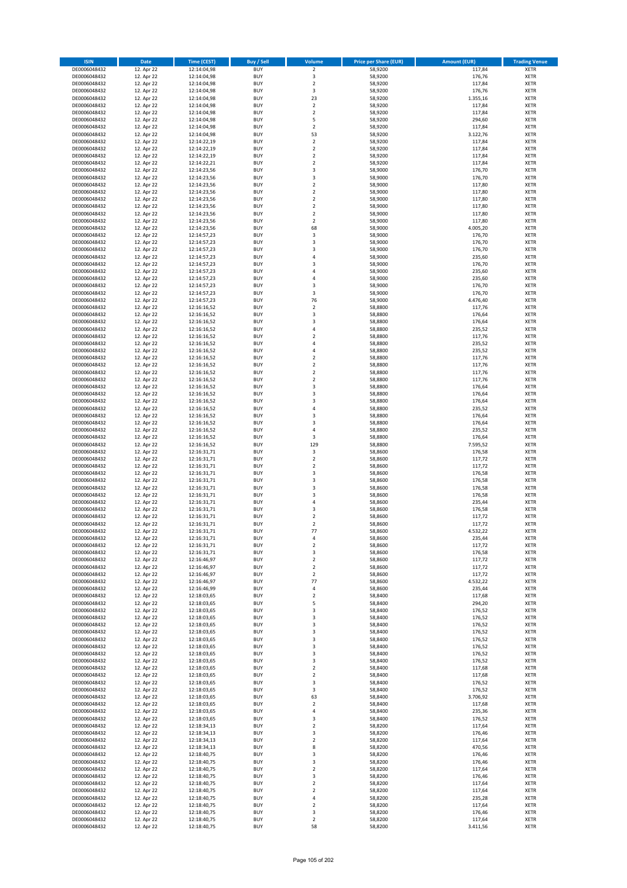| ISIN | Date | Time (CEST) | Buy / Sell | Volume | Price per Share (EUR) | Amount (EUR) | Trading Venue |
|---|---|---|---|---|---|---|---|
| DE0006048432 | 12. Apr 22 | 12:14:04,98 | BUY | 2 | 58,9200 | 117,84 | XETR |
| DE0006048432 | 12. Apr 22 | 12:14:04,98 | BUY | 3 | 58,9200 | 176,76 | XETR |
| DE0006048432 | 12. Apr 22 | 12:14:04,98 | BUY | 2 | 58,9200 | 117,84 | XETR |
| DE0006048432 | 12. Apr 22 | 12:14:04,98 | BUY | 3 | 58,9200 | 176,76 | XETR |
| DE0006048432 | 12. Apr 22 | 12:14:04,98 | BUY | 23 | 58,9200 | 1.355,16 | XETR |
| DE0006048432 | 12. Apr 22 | 12:14:04,98 | BUY | 2 | 58,9200 | 117,84 | XETR |
| DE0006048432 | 12. Apr 22 | 12:14:04,98 | BUY | 2 | 58,9200 | 117,84 | XETR |
| DE0006048432 | 12. Apr 22 | 12:14:04,98 | BUY | 5 | 58,9200 | 294,60 | XETR |
| DE0006048432 | 12. Apr 22 | 12:14:04,98 | BUY | 2 | 58,9200 | 117,84 | XETR |
| DE0006048432 | 12. Apr 22 | 12:14:04,98 | BUY | 53 | 58,9200 | 3.122,76 | XETR |
| DE0006048432 | 12. Apr 22 | 12:14:22,19 | BUY | 2 | 58,9200 | 117,84 | XETR |
| DE0006048432 | 12. Apr 22 | 12:14:22,19 | BUY | 2 | 58,9200 | 117,84 | XETR |
| DE0006048432 | 12. Apr 22 | 12:14:22,19 | BUY | 2 | 58,9200 | 117,84 | XETR |
| DE0006048432 | 12. Apr 22 | 12:14:22,21 | BUY | 2 | 58,9200 | 117,84 | XETR |
| DE0006048432 | 12. Apr 22 | 12:14:23,56 | BUY | 3 | 58,9000 | 176,70 | XETR |
| DE0006048432 | 12. Apr 22 | 12:14:23,56 | BUY | 3 | 58,9000 | 176,70 | XETR |
| DE0006048432 | 12. Apr 22 | 12:14:23,56 | BUY | 2 | 58,9000 | 117,80 | XETR |
| DE0006048432 | 12. Apr 22 | 12:14:23,56 | BUY | 2 | 58,9000 | 117,80 | XETR |
| DE0006048432 | 12. Apr 22 | 12:14:23,56 | BUY | 2 | 58,9000 | 117,80 | XETR |
| DE0006048432 | 12. Apr 22 | 12:14:23,56 | BUY | 2 | 58,9000 | 117,80 | XETR |
| DE0006048432 | 12. Apr 22 | 12:14:23,56 | BUY | 2 | 58,9000 | 117,80 | XETR |
| DE0006048432 | 12. Apr 22 | 12:14:23,56 | BUY | 2 | 58,9000 | 117,80 | XETR |
| DE0006048432 | 12. Apr 22 | 12:14:23,56 | BUY | 68 | 58,9000 | 4.005,20 | XETR |
| DE0006048432 | 12. Apr 22 | 12:14:57,23 | BUY | 3 | 58,9000 | 176,70 | XETR |
| DE0006048432 | 12. Apr 22 | 12:14:57,23 | BUY | 3 | 58,9000 | 176,70 | XETR |
| DE0006048432 | 12. Apr 22 | 12:14:57,23 | BUY | 3 | 58,9000 | 176,70 | XETR |
| DE0006048432 | 12. Apr 22 | 12:14:57,23 | BUY | 4 | 58,9000 | 235,60 | XETR |
| DE0006048432 | 12. Apr 22 | 12:14:57,23 | BUY | 3 | 58,9000 | 176,70 | XETR |
| DE0006048432 | 12. Apr 22 | 12:14:57,23 | BUY | 4 | 58,9000 | 235,60 | XETR |
| DE0006048432 | 12. Apr 22 | 12:14:57,23 | BUY | 4 | 58,9000 | 235,60 | XETR |
| DE0006048432 | 12. Apr 22 | 12:14:57,23 | BUY | 3 | 58,9000 | 176,70 | XETR |
| DE0006048432 | 12. Apr 22 | 12:14:57,23 | BUY | 3 | 58,9000 | 176,70 | XETR |
| DE0006048432 | 12. Apr 22 | 12:14:57,23 | BUY | 76 | 58,9000 | 4.476,40 | XETR |
| DE0006048432 | 12. Apr 22 | 12:16:16,52 | BUY | 2 | 58,8800 | 117,76 | XETR |
| DE0006048432 | 12. Apr 22 | 12:16:16,52 | BUY | 3 | 58,8800 | 176,64 | XETR |
| DE0006048432 | 12. Apr 22 | 12:16:16,52 | BUY | 3 | 58,8800 | 176,64 | XETR |
| DE0006048432 | 12. Apr 22 | 12:16:16,52 | BUY | 4 | 58,8800 | 235,52 | XETR |
| DE0006048432 | 12. Apr 22 | 12:16:16,52 | BUY | 2 | 58,8800 | 117,76 | XETR |
| DE0006048432 | 12. Apr 22 | 12:16:16,52 | BUY | 4 | 58,8800 | 235,52 | XETR |
| DE0006048432 | 12. Apr 22 | 12:16:16,52 | BUY | 4 | 58,8800 | 235,52 | XETR |
| DE0006048432 | 12. Apr 22 | 12:16:16,52 | BUY | 2 | 58,8800 | 117,76 | XETR |
| DE0006048432 | 12. Apr 22 | 12:16:16,52 | BUY | 2 | 58,8800 | 117,76 | XETR |
| DE0006048432 | 12. Apr 22 | 12:16:16,52 | BUY | 2 | 58,8800 | 117,76 | XETR |
| DE0006048432 | 12. Apr 22 | 12:16:16,52 | BUY | 2 | 58,8800 | 117,76 | XETR |
| DE0006048432 | 12. Apr 22 | 12:16:16,52 | BUY | 3 | 58,8800 | 176,64 | XETR |
| DE0006048432 | 12. Apr 22 | 12:16:16,52 | BUY | 3 | 58,8800 | 176,64 | XETR |
| DE0006048432 | 12. Apr 22 | 12:16:16,52 | BUY | 3 | 58,8800 | 176,64 | XETR |
| DE0006048432 | 12. Apr 22 | 12:16:16,52 | BUY | 4 | 58,8800 | 235,52 | XETR |
| DE0006048432 | 12. Apr 22 | 12:16:16,52 | BUY | 3 | 58,8800 | 176,64 | XETR |
| DE0006048432 | 12. Apr 22 | 12:16:16,52 | BUY | 3 | 58,8800 | 176,64 | XETR |
| DE0006048432 | 12. Apr 22 | 12:16:16,52 | BUY | 4 | 58,8800 | 235,52 | XETR |
| DE0006048432 | 12. Apr 22 | 12:16:16,52 | BUY | 3 | 58,8800 | 176,64 | XETR |
| DE0006048432 | 12. Apr 22 | 12:16:16,52 | BUY | 129 | 58,8800 | 7.595,52 | XETR |
| DE0006048432 | 12. Apr 22 | 12:16:31,71 | BUY | 3 | 58,8600 | 176,58 | XETR |
| DE0006048432 | 12. Apr 22 | 12:16:31,71 | BUY | 2 | 58,8600 | 117,72 | XETR |
| DE0006048432 | 12. Apr 22 | 12:16:31,71 | BUY | 2 | 58,8600 | 117,72 | XETR |
| DE0006048432 | 12. Apr 22 | 12:16:31,71 | BUY | 3 | 58,8600 | 176,58 | XETR |
| DE0006048432 | 12. Apr 22 | 12:16:31,71 | BUY | 3 | 58,8600 | 176,58 | XETR |
| DE0006048432 | 12. Apr 22 | 12:16:31,71 | BUY | 3 | 58,8600 | 176,58 | XETR |
| DE0006048432 | 12. Apr 22 | 12:16:31,71 | BUY | 3 | 58,8600 | 176,58 | XETR |
| DE0006048432 | 12. Apr 22 | 12:16:31,71 | BUY | 4 | 58,8600 | 235,44 | XETR |
| DE0006048432 | 12. Apr 22 | 12:16:31,71 | BUY | 3 | 58,8600 | 176,58 | XETR |
| DE0006048432 | 12. Apr 22 | 12:16:31,71 | BUY | 2 | 58,8600 | 117,72 | XETR |
| DE0006048432 | 12. Apr 22 | 12:16:31,71 | BUY | 2 | 58,8600 | 117,72 | XETR |
| DE0006048432 | 12. Apr 22 | 12:16:31,71 | BUY | 77 | 58,8600 | 4.532,22 | XETR |
| DE0006048432 | 12. Apr 22 | 12:16:31,71 | BUY | 4 | 58,8600 | 235,44 | XETR |
| DE0006048432 | 12. Apr 22 | 12:16:31,71 | BUY | 2 | 58,8600 | 117,72 | XETR |
| DE0006048432 | 12. Apr 22 | 12:16:31,71 | BUY | 3 | 58,8600 | 176,58 | XETR |
| DE0006048432 | 12. Apr 22 | 12:16:46,97 | BUY | 2 | 58,8600 | 117,72 | XETR |
| DE0006048432 | 12. Apr 22 | 12:16:46,97 | BUY | 2 | 58,8600 | 117,72 | XETR |
| DE0006048432 | 12. Apr 22 | 12:16:46,97 | BUY | 2 | 58,8600 | 117,72 | XETR |
| DE0006048432 | 12. Apr 22 | 12:16:46,97 | BUY | 77 | 58,8600 | 4.532,22 | XETR |
| DE0006048432 | 12. Apr 22 | 12:16:46,99 | BUY | 4 | 58,8600 | 235,44 | XETR |
| DE0006048432 | 12. Apr 22 | 12:18:03,65 | BUY | 2 | 58,8400 | 117,68 | XETR |
| DE0006048432 | 12. Apr 22 | 12:18:03,65 | BUY | 5 | 58,8400 | 294,20 | XETR |
| DE0006048432 | 12. Apr 22 | 12:18:03,65 | BUY | 3 | 58,8400 | 176,52 | XETR |
| DE0006048432 | 12. Apr 22 | 12:18:03,65 | BUY | 3 | 58,8400 | 176,52 | XETR |
| DE0006048432 | 12. Apr 22 | 12:18:03,65 | BUY | 3 | 58,8400 | 176,52 | XETR |
| DE0006048432 | 12. Apr 22 | 12:18:03,65 | BUY | 3 | 58,8400 | 176,52 | XETR |
| DE0006048432 | 12. Apr 22 | 12:18:03,65 | BUY | 3 | 58,8400 | 176,52 | XETR |
| DE0006048432 | 12. Apr 22 | 12:18:03,65 | BUY | 3 | 58,8400 | 176,52 | XETR |
| DE0006048432 | 12. Apr 22 | 12:18:03,65 | BUY | 3 | 58,8400 | 176,52 | XETR |
| DE0006048432 | 12. Apr 22 | 12:18:03,65 | BUY | 3 | 58,8400 | 176,52 | XETR |
| DE0006048432 | 12. Apr 22 | 12:18:03,65 | BUY | 2 | 58,8400 | 117,68 | XETR |
| DE0006048432 | 12. Apr 22 | 12:18:03,65 | BUY | 2 | 58,8400 | 117,68 | XETR |
| DE0006048432 | 12. Apr 22 | 12:18:03,65 | BUY | 3 | 58,8400 | 176,52 | XETR |
| DE0006048432 | 12. Apr 22 | 12:18:03,65 | BUY | 3 | 58,8400 | 176,52 | XETR |
| DE0006048432 | 12. Apr 22 | 12:18:03,65 | BUY | 63 | 58,8400 | 3.706,92 | XETR |
| DE0006048432 | 12. Apr 22 | 12:18:03,65 | BUY | 2 | 58,8400 | 117,68 | XETR |
| DE0006048432 | 12. Apr 22 | 12:18:03,65 | BUY | 4 | 58,8400 | 235,36 | XETR |
| DE0006048432 | 12. Apr 22 | 12:18:03,65 | BUY | 3 | 58,8400 | 176,52 | XETR |
| DE0006048432 | 12. Apr 22 | 12:18:34,13 | BUY | 2 | 58,8200 | 117,64 | XETR |
| DE0006048432 | 12. Apr 22 | 12:18:34,13 | BUY | 3 | 58,8200 | 176,46 | XETR |
| DE0006048432 | 12. Apr 22 | 12:18:34,13 | BUY | 2 | 58,8200 | 117,64 | XETR |
| DE0006048432 | 12. Apr 22 | 12:18:34,13 | BUY | 8 | 58,8200 | 470,56 | XETR |
| DE0006048432 | 12. Apr 22 | 12:18:40,75 | BUY | 3 | 58,8200 | 176,46 | XETR |
| DE0006048432 | 12. Apr 22 | 12:18:40,75 | BUY | 3 | 58,8200 | 176,46 | XETR |
| DE0006048432 | 12. Apr 22 | 12:18:40,75 | BUY | 2 | 58,8200 | 117,64 | XETR |
| DE0006048432 | 12. Apr 22 | 12:18:40,75 | BUY | 3 | 58,8200 | 176,46 | XETR |
| DE0006048432 | 12. Apr 22 | 12:18:40,75 | BUY | 2 | 58,8200 | 117,64 | XETR |
| DE0006048432 | 12. Apr 22 | 12:18:40,75 | BUY | 2 | 58,8200 | 117,64 | XETR |
| DE0006048432 | 12. Apr 22 | 12:18:40,75 | BUY | 4 | 58,8200 | 235,28 | XETR |
| DE0006048432 | 12. Apr 22 | 12:18:40,75 | BUY | 2 | 58,8200 | 117,64 | XETR |
| DE0006048432 | 12. Apr 22 | 12:18:40,75 | BUY | 3 | 58,8200 | 176,46 | XETR |
| DE0006048432 | 12. Apr 22 | 12:18:40,75 | BUY | 2 | 58,8200 | 117,64 | XETR |
| DE0006048432 | 12. Apr 22 | 12:18:40,75 | BUY | 58 | 58,8200 | 3.411,56 | XETR |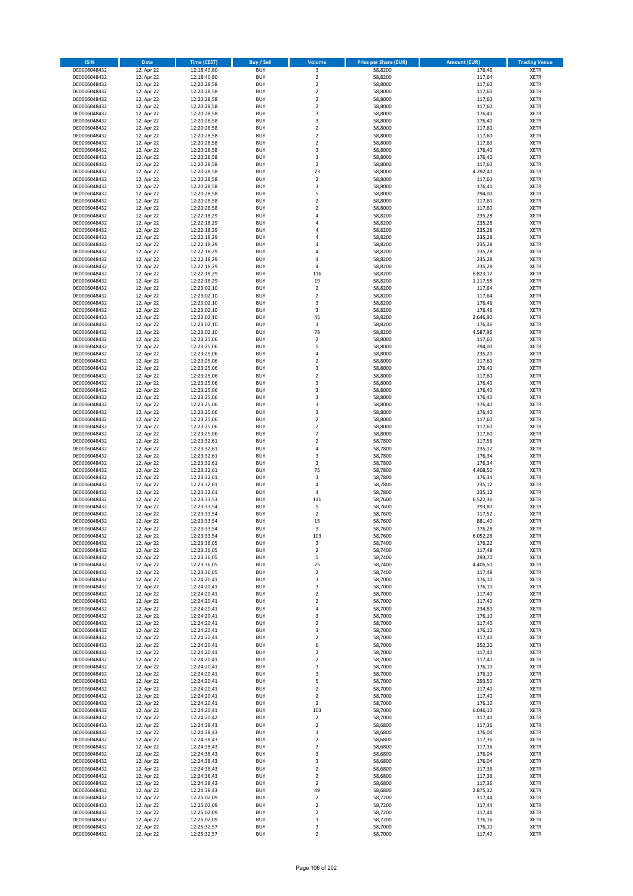| ISIN | Date | Time (CEST) | Buy / Sell | Volume | Price per Share (EUR) | Amount (EUR) | Trading Venue |
|---|---|---|---|---|---|---|---|
| DE0006048432 | 12. Apr 22 | 12:18:40,80 | BUY | 3 | 58,8200 | 176,46 | XETR |
| DE0006048432 | 12. Apr 22 | 12:18:40,80 | BUY | 2 | 58,8200 | 117,64 | XETR |
| DE0006048432 | 12. Apr 22 | 12:20:28,58 | BUY | 2 | 58,8000 | 117,60 | XETR |
| DE0006048432 | 12. Apr 22 | 12:20:28,58 | BUY | 2 | 58,8000 | 117,60 | XETR |
| DE0006048432 | 12. Apr 22 | 12:20:28,58 | BUY | 2 | 58,8000 | 117,60 | XETR |
| DE0006048432 | 12. Apr 22 | 12:20:28,58 | BUY | 2 | 58,8000 | 117,60 | XETR |
| DE0006048432 | 12. Apr 22 | 12:20:28,58 | BUY | 3 | 58,8000 | 176,40 | XETR |
| DE0006048432 | 12. Apr 22 | 12:20:28,58 | BUY | 3 | 58,8000 | 176,40 | XETR |
| DE0006048432 | 12. Apr 22 | 12:20:28,58 | BUY | 2 | 58,8000 | 117,60 | XETR |
| DE0006048432 | 12. Apr 22 | 12:20:28,58 | BUY | 2 | 58,8000 | 117,60 | XETR |
| DE0006048432 | 12. Apr 22 | 12:20:28,58 | BUY | 2 | 58,8000 | 117,60 | XETR |
| DE0006048432 | 12. Apr 22 | 12:20:28,58 | BUY | 3 | 58,8000 | 176,40 | XETR |
| DE0006048432 | 12. Apr 22 | 12:20:28,58 | BUY | 3 | 58,8000 | 176,40 | XETR |
| DE0006048432 | 12. Apr 22 | 12:20:28,58 | BUY | 2 | 58,8000 | 117,60 | XETR |
| DE0006048432 | 12. Apr 22 | 12:20:28,58 | BUY | 73 | 58,8000 | 4.292,40 | XETR |
| DE0006048432 | 12. Apr 22 | 12:20:28,58 | BUY | 2 | 58,8000 | 117,60 | XETR |
| DE0006048432 | 12. Apr 22 | 12:20:28,58 | BUY | 3 | 58,8000 | 176,40 | XETR |
| DE0006048432 | 12. Apr 22 | 12:20:28,58 | BUY | 5 | 58,8000 | 294,00 | XETR |
| DE0006048432 | 12. Apr 22 | 12:20:28,58 | BUY | 2 | 58,8000 | 117,60 | XETR |
| DE0006048432 | 12. Apr 22 | 12:20:28,58 | BUY | 2 | 58,8000 | 117,60 | XETR |
| DE0006048432 | 12. Apr 22 | 12:22:18,29 | BUY | 4 | 58,8200 | 235,28 | XETR |
| DE0006048432 | 12. Apr 22 | 12:22:18,29 | BUY | 4 | 58,8200 | 235,28 | XETR |
| DE0006048432 | 12. Apr 22 | 12:22:18,29 | BUY | 4 | 58,8200 | 235,28 | XETR |
| DE0006048432 | 12. Apr 22 | 12:22:18,29 | BUY | 4 | 58,8200 | 235,28 | XETR |
| DE0006048432 | 12. Apr 22 | 12:22:18,29 | BUY | 4 | 58,8200 | 235,28 | XETR |
| DE0006048432 | 12. Apr 22 | 12:22:18,29 | BUY | 4 | 58,8200 | 235,28 | XETR |
| DE0006048432 | 12. Apr 22 | 12:22:18,29 | BUY | 4 | 58,8200 | 235,28 | XETR |
| DE0006048432 | 12. Apr 22 | 12:22:18,29 | BUY | 4 | 58,8200 | 235,28 | XETR |
| DE0006048432 | 12. Apr 22 | 12:22:18,29 | BUY | 116 | 58,8200 | 6.823,12 | XETR |
| DE0006048432 | 12. Apr 22 | 12:22:18,29 | BUY | 19 | 58,8200 | 1.117,58 | XETR |
| DE0006048432 | 12. Apr 22 | 12:23:02,10 | BUY | 2 | 58,8200 | 117,64 | XETR |
| DE0006048432 | 12. Apr 22 | 12:23:02,10 | BUY | 2 | 58,8200 | 117,64 | XETR |
| DE0006048432 | 12. Apr 22 | 12:23:02,10 | BUY | 3 | 58,8200 | 176,46 | XETR |
| DE0006048432 | 12. Apr 22 | 12:23:02,10 | BUY | 3 | 58,8200 | 176,46 | XETR |
| DE0006048432 | 12. Apr 22 | 12:23:02,10 | BUY | 45 | 58,8200 | 2.646,90 | XETR |
| DE0006048432 | 12. Apr 22 | 12:23:02,10 | BUY | 3 | 58,8200 | 176,46 | XETR |
| DE0006048432 | 12. Apr 22 | 12:23:02,10 | BUY | 78 | 58,8200 | 4.587,96 | XETR |
| DE0006048432 | 12. Apr 22 | 12:23:25,06 | BUY | 2 | 58,8000 | 117,60 | XETR |
| DE0006048432 | 12. Apr 22 | 12:23:25,06 | BUY | 5 | 58,8000 | 294,00 | XETR |
| DE0006048432 | 12. Apr 22 | 12:23:25,06 | BUY | 4 | 58,8000 | 235,20 | XETR |
| DE0006048432 | 12. Apr 22 | 12:23:25,06 | BUY | 2 | 58,8000 | 117,60 | XETR |
| DE0006048432 | 12. Apr 22 | 12:23:25,06 | BUY | 3 | 58,8000 | 176,40 | XETR |
| DE0006048432 | 12. Apr 22 | 12:23:25,06 | BUY | 2 | 58,8000 | 117,60 | XETR |
| DE0006048432 | 12. Apr 22 | 12:23:25,06 | BUY | 3 | 58,8000 | 176,40 | XETR |
| DE0006048432 | 12. Apr 22 | 12:23:25,06 | BUY | 3 | 58,8000 | 176,40 | XETR |
| DE0006048432 | 12. Apr 22 | 12:23:25,06 | BUY | 3 | 58,8000 | 176,40 | XETR |
| DE0006048432 | 12. Apr 22 | 12:23:25,06 | BUY | 3 | 58,8000 | 176,40 | XETR |
| DE0006048432 | 12. Apr 22 | 12:23:25,06 | BUY | 3 | 58,8000 | 176,40 | XETR |
| DE0006048432 | 12. Apr 22 | 12:23:25,06 | BUY | 2 | 58,8000 | 117,60 | XETR |
| DE0006048432 | 12. Apr 22 | 12:23:25,06 | BUY | 2 | 58,8000 | 117,60 | XETR |
| DE0006048432 | 12. Apr 22 | 12:23:25,06 | BUY | 2 | 58,8000 | 117,60 | XETR |
| DE0006048432 | 12. Apr 22 | 12:23:32,61 | BUY | 2 | 58,7800 | 117,56 | XETR |
| DE0006048432 | 12. Apr 22 | 12:23:32,61 | BUY | 4 | 58,7800 | 235,12 | XETR |
| DE0006048432 | 12. Apr 22 | 12:23:32,61 | BUY | 3 | 58,7800 | 176,34 | XETR |
| DE0006048432 | 12. Apr 22 | 12:23:32,61 | BUY | 3 | 58,7800 | 176,34 | XETR |
| DE0006048432 | 12. Apr 22 | 12:23:32,61 | BUY | 75 | 58,7800 | 4.408,50 | XETR |
| DE0006048432 | 12. Apr 22 | 12:23:32,61 | BUY | 3 | 58,7800 | 176,34 | XETR |
| DE0006048432 | 12. Apr 22 | 12:23:32,61 | BUY | 4 | 58,7800 | 235,12 | XETR |
| DE0006048432 | 12. Apr 22 | 12:23:32,61 | BUY | 4 | 58,7800 | 235,12 | XETR |
| DE0006048432 | 12. Apr 22 | 12:23:33,53 | BUY | 111 | 58,7600 | 6.522,36 | XETR |
| DE0006048432 | 12. Apr 22 | 12:23:33,54 | BUY | 5 | 58,7600 | 293,80 | XETR |
| DE0006048432 | 12. Apr 22 | 12:23:33,54 | BUY | 2 | 58,7600 | 117,52 | XETR |
| DE0006048432 | 12. Apr 22 | 12:23:33,54 | BUY | 15 | 58,7600 | 881,40 | XETR |
| DE0006048432 | 12. Apr 22 | 12:23:33,54 | BUY | 3 | 58,7600 | 176,28 | XETR |
| DE0006048432 | 12. Apr 22 | 12:23:33,54 | BUY | 103 | 58,7600 | 6.052,28 | XETR |
| DE0006048432 | 12. Apr 22 | 12:23:36,05 | BUY | 3 | 58,7400 | 176,22 | XETR |
| DE0006048432 | 12. Apr 22 | 12:23:36,05 | BUY | 2 | 58,7400 | 117,48 | XETR |
| DE0006048432 | 12. Apr 22 | 12:23:36,05 | BUY | 5 | 58,7400 | 293,70 | XETR |
| DE0006048432 | 12. Apr 22 | 12:23:36,05 | BUY | 75 | 58,7400 | 4.405,50 | XETR |
| DE0006048432 | 12. Apr 22 | 12:23:36,05 | BUY | 2 | 58,7400 | 117,48 | XETR |
| DE0006048432 | 12. Apr 22 | 12:24:20,41 | BUY | 3 | 58,7000 | 176,10 | XETR |
| DE0006048432 | 12. Apr 22 | 12:24:20,41 | BUY | 3 | 58,7000 | 176,10 | XETR |
| DE0006048432 | 12. Apr 22 | 12:24:20,41 | BUY | 2 | 58,7000 | 117,40 | XETR |
| DE0006048432 | 12. Apr 22 | 12:24:20,41 | BUY | 2 | 58,7000 | 117,40 | XETR |
| DE0006048432 | 12. Apr 22 | 12:24:20,41 | BUY | 4 | 58,7000 | 234,80 | XETR |
| DE0006048432 | 12. Apr 22 | 12:24:20,41 | BUY | 3 | 58,7000 | 176,10 | XETR |
| DE0006048432 | 12. Apr 22 | 12:24:20,41 | BUY | 2 | 58,7000 | 117,40 | XETR |
| DE0006048432 | 12. Apr 22 | 12:24:20,41 | BUY | 3 | 58,7000 | 176,10 | XETR |
| DE0006048432 | 12. Apr 22 | 12:24:20,41 | BUY | 2 | 58,7000 | 117,40 | XETR |
| DE0006048432 | 12. Apr 22 | 12:24:20,41 | BUY | 6 | 58,7000 | 352,20 | XETR |
| DE0006048432 | 12. Apr 22 | 12:24:20,41 | BUY | 2 | 58,7000 | 117,40 | XETR |
| DE0006048432 | 12. Apr 22 | 12:24:20,41 | BUY | 2 | 58,7000 | 117,40 | XETR |
| DE0006048432 | 12. Apr 22 | 12:24:20,41 | BUY | 3 | 58,7000 | 176,10 | XETR |
| DE0006048432 | 12. Apr 22 | 12:24:20,41 | BUY | 3 | 58,7000 | 176,10 | XETR |
| DE0006048432 | 12. Apr 22 | 12:24:20,41 | BUY | 5 | 58,7000 | 293,50 | XETR |
| DE0006048432 | 12. Apr 22 | 12:24:20,41 | BUY | 2 | 58,7000 | 117,40 | XETR |
| DE0006048432 | 12. Apr 22 | 12:24:20,41 | BUY | 2 | 58,7000 | 117,40 | XETR |
| DE0006048432 | 12. Apr 22 | 12:24:20,41 | BUY | 3 | 58,7000 | 176,10 | XETR |
| DE0006048432 | 12. Apr 22 | 12:24:20,41 | BUY | 103 | 58,7000 | 6.046,10 | XETR |
| DE0006048432 | 12. Apr 22 | 12:24:20,42 | BUY | 2 | 58,7000 | 117,40 | XETR |
| DE0006048432 | 12. Apr 22 | 12:24:38,43 | BUY | 2 | 58,6800 | 117,36 | XETR |
| DE0006048432 | 12. Apr 22 | 12:24:38,43 | BUY | 3 | 58,6800 | 176,04 | XETR |
| DE0006048432 | 12. Apr 22 | 12:24:38,43 | BUY | 2 | 58,6800 | 117,36 | XETR |
| DE0006048432 | 12. Apr 22 | 12:24:38,43 | BUY | 2 | 58,6800 | 117,36 | XETR |
| DE0006048432 | 12. Apr 22 | 12:24:38,43 | BUY | 3 | 58,6800 | 176,04 | XETR |
| DE0006048432 | 12. Apr 22 | 12:24:38,43 | BUY | 3 | 58,6800 | 176,04 | XETR |
| DE0006048432 | 12. Apr 22 | 12:24:38,43 | BUY | 2 | 58,6800 | 117,36 | XETR |
| DE0006048432 | 12. Apr 22 | 12:24:38,43 | BUY | 2 | 58,6800 | 117,36 | XETR |
| DE0006048432 | 12. Apr 22 | 12:24:38,43 | BUY | 2 | 58,6800 | 117,36 | XETR |
| DE0006048432 | 12. Apr 22 | 12:24:38,43 | BUY | 49 | 58,6800 | 2.875,32 | XETR |
| DE0006048432 | 12. Apr 22 | 12:25:02,09 | BUY | 2 | 58,7200 | 117,44 | XETR |
| DE0006048432 | 12. Apr 22 | 12:25:02,09 | BUY | 2 | 58,7200 | 117,44 | XETR |
| DE0006048432 | 12. Apr 22 | 12:25:02,09 | BUY | 2 | 58,7200 | 117,44 | XETR |
| DE0006048432 | 12. Apr 22 | 12:25:02,09 | BUY | 3 | 58,7200 | 176,16 | XETR |
| DE0006048432 | 12. Apr 22 | 12:25:32,57 | BUY | 3 | 58,7000 | 176,10 | XETR |
| DE0006048432 | 12. Apr 22 | 12:25:32,57 | BUY | 2 | 58,7000 | 117,40 | XETR |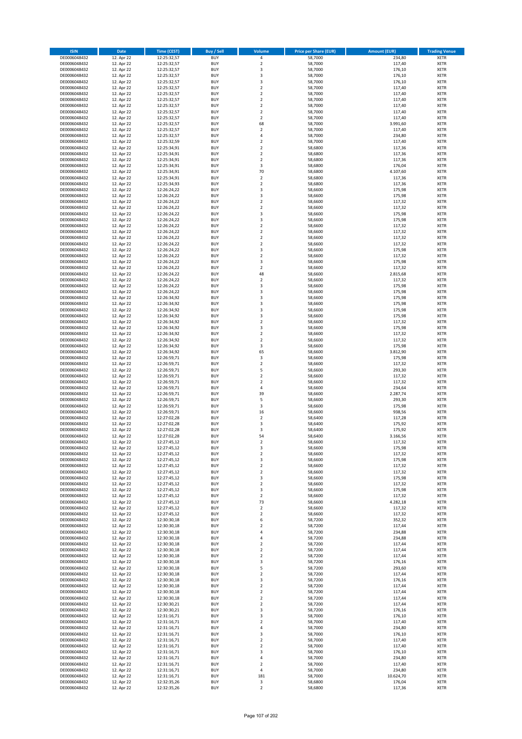| ISIN | Date | Time (CEST) | Buy / Sell | Volume | Price per Share (EUR) | Amount (EUR) | Trading Venue |
|---|---|---|---|---|---|---|---|
| DE0006048432 | 12. Apr 22 | 12:25:32,57 | BUY | 4 | 58,7000 | 234,80 | XETR |
| DE0006048432 | 12. Apr 22 | 12:25:32,57 | BUY | 2 | 58,7000 | 117,40 | XETR |
| DE0006048432 | 12. Apr 22 | 12:25:32,57 | BUY | 3 | 58,7000 | 176,10 | XETR |
| DE0006048432 | 12. Apr 22 | 12:25:32,57 | BUY | 3 | 58,7000 | 176,10 | XETR |
| DE0006048432 | 12. Apr 22 | 12:25:32,57 | BUY | 3 | 58,7000 | 176,10 | XETR |
| DE0006048432 | 12. Apr 22 | 12:25:32,57 | BUY | 2 | 58,7000 | 117,40 | XETR |
| DE0006048432 | 12. Apr 22 | 12:25:32,57 | BUY | 2 | 58,7000 | 117,40 | XETR |
| DE0006048432 | 12. Apr 22 | 12:25:32,57 | BUY | 2 | 58,7000 | 117,40 | XETR |
| DE0006048432 | 12. Apr 22 | 12:25:32,57 | BUY | 2 | 58,7000 | 117,40 | XETR |
| DE0006048432 | 12. Apr 22 | 12:25:32,57 | BUY | 2 | 58,7000 | 117,40 | XETR |
| DE0006048432 | 12. Apr 22 | 12:25:32,57 | BUY | 2 | 58,7000 | 117,40 | XETR |
| DE0006048432 | 12. Apr 22 | 12:25:32,57 | BUY | 68 | 58,7000 | 3.991,60 | XETR |
| DE0006048432 | 12. Apr 22 | 12:25:32,57 | BUY | 2 | 58,7000 | 117,40 | XETR |
| DE0006048432 | 12. Apr 22 | 12:25:32,57 | BUY | 4 | 58,7000 | 234,80 | XETR |
| DE0006048432 | 12. Apr 22 | 12:25:32,59 | BUY | 2 | 58,7000 | 117,40 | XETR |
| DE0006048432 | 12. Apr 22 | 12:25:34,91 | BUY | 2 | 58,6800 | 117,36 | XETR |
| DE0006048432 | 12. Apr 22 | 12:25:34,91 | BUY | 2 | 58,6800 | 117,36 | XETR |
| DE0006048432 | 12. Apr 22 | 12:25:34,91 | BUY | 2 | 58,6800 | 117,36 | XETR |
| DE0006048432 | 12. Apr 22 | 12:25:34,91 | BUY | 3 | 58,6800 | 176,04 | XETR |
| DE0006048432 | 12. Apr 22 | 12:25:34,91 | BUY | 70 | 58,6800 | 4.107,60 | XETR |
| DE0006048432 | 12. Apr 22 | 12:25:34,91 | BUY | 2 | 58,6800 | 117,36 | XETR |
| DE0006048432 | 12. Apr 22 | 12:25:34,93 | BUY | 2 | 58,6800 | 117,36 | XETR |
| DE0006048432 | 12. Apr 22 | 12:26:24,22 | BUY | 3 | 58,6600 | 175,98 | XETR |
| DE0006048432 | 12. Apr 22 | 12:26:24,22 | BUY | 3 | 58,6600 | 175,98 | XETR |
| DE0006048432 | 12. Apr 22 | 12:26:24,22 | BUY | 2 | 58,6600 | 117,32 | XETR |
| DE0006048432 | 12. Apr 22 | 12:26:24,22 | BUY | 2 | 58,6600 | 117,32 | XETR |
| DE0006048432 | 12. Apr 22 | 12:26:24,22 | BUY | 3 | 58,6600 | 175,98 | XETR |
| DE0006048432 | 12. Apr 22 | 12:26:24,22 | BUY | 3 | 58,6600 | 175,98 | XETR |
| DE0006048432 | 12. Apr 22 | 12:26:24,22 | BUY | 2 | 58,6600 | 117,32 | XETR |
| DE0006048432 | 12. Apr 22 | 12:26:24,22 | BUY | 2 | 58,6600 | 117,32 | XETR |
| DE0006048432 | 12. Apr 22 | 12:26:24,22 | BUY | 2 | 58,6600 | 117,32 | XETR |
| DE0006048432 | 12. Apr 22 | 12:26:24,22 | BUY | 2 | 58,6600 | 117,32 | XETR |
| DE0006048432 | 12. Apr 22 | 12:26:24,22 | BUY | 3 | 58,6600 | 175,98 | XETR |
| DE0006048432 | 12. Apr 22 | 12:26:24,22 | BUY | 2 | 58,6600 | 117,32 | XETR |
| DE0006048432 | 12. Apr 22 | 12:26:24,22 | BUY | 3 | 58,6600 | 175,98 | XETR |
| DE0006048432 | 12. Apr 22 | 12:26:24,22 | BUY | 2 | 58,6600 | 117,32 | XETR |
| DE0006048432 | 12. Apr 22 | 12:26:24,22 | BUY | 48 | 58,6600 | 2.815,68 | XETR |
| DE0006048432 | 12. Apr 22 | 12:26:24,22 | BUY | 2 | 58,6600 | 117,32 | XETR |
| DE0006048432 | 12. Apr 22 | 12:26:24,22 | BUY | 3 | 58,6600 | 175,98 | XETR |
| DE0006048432 | 12. Apr 22 | 12:26:24,22 | BUY | 3 | 58,6600 | 175,98 | XETR |
| DE0006048432 | 12. Apr 22 | 12:26:34,92 | BUY | 3 | 58,6600 | 175,98 | XETR |
| DE0006048432 | 12. Apr 22 | 12:26:34,92 | BUY | 3 | 58,6600 | 175,98 | XETR |
| DE0006048432 | 12. Apr 22 | 12:26:34,92 | BUY | 3 | 58,6600 | 175,98 | XETR |
| DE0006048432 | 12. Apr 22 | 12:26:34,92 | BUY | 3 | 58,6600 | 175,98 | XETR |
| DE0006048432 | 12. Apr 22 | 12:26:34,92 | BUY | 2 | 58,6600 | 117,32 | XETR |
| DE0006048432 | 12. Apr 22 | 12:26:34,92 | BUY | 3 | 58,6600 | 175,98 | XETR |
| DE0006048432 | 12. Apr 22 | 12:26:34,92 | BUY | 2 | 58,6600 | 117,32 | XETR |
| DE0006048432 | 12. Apr 22 | 12:26:34,92 | BUY | 2 | 58,6600 | 117,32 | XETR |
| DE0006048432 | 12. Apr 22 | 12:26:34,92 | BUY | 3 | 58,6600 | 175,98 | XETR |
| DE0006048432 | 12. Apr 22 | 12:26:34,92 | BUY | 65 | 58,6600 | 3.812,90 | XETR |
| DE0006048432 | 12. Apr 22 | 12:26:59,71 | BUY | 3 | 58,6600 | 175,98 | XETR |
| DE0006048432 | 12. Apr 22 | 12:26:59,71 | BUY | 2 | 58,6600 | 117,32 | XETR |
| DE0006048432 | 12. Apr 22 | 12:26:59,71 | BUY | 5 | 58,6600 | 293,30 | XETR |
| DE0006048432 | 12. Apr 22 | 12:26:59,71 | BUY | 2 | 58,6600 | 117,32 | XETR |
| DE0006048432 | 12. Apr 22 | 12:26:59,71 | BUY | 2 | 58,6600 | 117,32 | XETR |
| DE0006048432 | 12. Apr 22 | 12:26:59,71 | BUY | 4 | 58,6600 | 234,64 | XETR |
| DE0006048432 | 12. Apr 22 | 12:26:59,71 | BUY | 39 | 58,6600 | 2.287,74 | XETR |
| DE0006048432 | 12. Apr 22 | 12:26:59,71 | BUY | 5 | 58,6600 | 293,30 | XETR |
| DE0006048432 | 12. Apr 22 | 12:26:59,71 | BUY | 3 | 58,6600 | 175,98 | XETR |
| DE0006048432 | 12. Apr 22 | 12:26:59,71 | BUY | 16 | 58,6600 | 938,56 | XETR |
| DE0006048432 | 12. Apr 22 | 12:27:02,28 | BUY | 2 | 58,6400 | 117,28 | XETR |
| DE0006048432 | 12. Apr 22 | 12:27:02,28 | BUY | 3 | 58,6400 | 175,92 | XETR |
| DE0006048432 | 12. Apr 22 | 12:27:02,28 | BUY | 3 | 58,6400 | 175,92 | XETR |
| DE0006048432 | 12. Apr 22 | 12:27:02,28 | BUY | 54 | 58,6400 | 3.166,56 | XETR |
| DE0006048432 | 12. Apr 22 | 12:27:45,12 | BUY | 2 | 58,6600 | 117,32 | XETR |
| DE0006048432 | 12. Apr 22 | 12:27:45,12 | BUY | 3 | 58,6600 | 175,98 | XETR |
| DE0006048432 | 12. Apr 22 | 12:27:45,12 | BUY | 2 | 58,6600 | 117,32 | XETR |
| DE0006048432 | 12. Apr 22 | 12:27:45,12 | BUY | 3 | 58,6600 | 175,98 | XETR |
| DE0006048432 | 12. Apr 22 | 12:27:45,12 | BUY | 2 | 58,6600 | 117,32 | XETR |
| DE0006048432 | 12. Apr 22 | 12:27:45,12 | BUY | 2 | 58,6600 | 117,32 | XETR |
| DE0006048432 | 12. Apr 22 | 12:27:45,12 | BUY | 3 | 58,6600 | 175,98 | XETR |
| DE0006048432 | 12. Apr 22 | 12:27:45,12 | BUY | 2 | 58,6600 | 117,32 | XETR |
| DE0006048432 | 12. Apr 22 | 12:27:45,12 | BUY | 3 | 58,6600 | 175,98 | XETR |
| DE0006048432 | 12. Apr 22 | 12:27:45,12 | BUY | 2 | 58,6600 | 117,32 | XETR |
| DE0006048432 | 12. Apr 22 | 12:27:45,12 | BUY | 73 | 58,6600 | 4.282,18 | XETR |
| DE0006048432 | 12. Apr 22 | 12:27:45,12 | BUY | 2 | 58,6600 | 117,32 | XETR |
| DE0006048432 | 12. Apr 22 | 12:27:45,12 | BUY | 2 | 58,6600 | 117,32 | XETR |
| DE0006048432 | 12. Apr 22 | 12:30:30,18 | BUY | 6 | 58,7200 | 352,32 | XETR |
| DE0006048432 | 12. Apr 22 | 12:30:30,18 | BUY | 2 | 58,7200 | 117,44 | XETR |
| DE0006048432 | 12. Apr 22 | 12:30:30,18 | BUY | 4 | 58,7200 | 234,88 | XETR |
| DE0006048432 | 12. Apr 22 | 12:30:30,18 | BUY | 4 | 58,7200 | 234,88 | XETR |
| DE0006048432 | 12. Apr 22 | 12:30:30,18 | BUY | 2 | 58,7200 | 117,44 | XETR |
| DE0006048432 | 12. Apr 22 | 12:30:30,18 | BUY | 2 | 58,7200 | 117,44 | XETR |
| DE0006048432 | 12. Apr 22 | 12:30:30,18 | BUY | 2 | 58,7200 | 117,44 | XETR |
| DE0006048432 | 12. Apr 22 | 12:30:30,18 | BUY | 3 | 58,7200 | 176,16 | XETR |
| DE0006048432 | 12. Apr 22 | 12:30:30,18 | BUY | 5 | 58,7200 | 293,60 | XETR |
| DE0006048432 | 12. Apr 22 | 12:30:30,18 | BUY | 2 | 58,7200 | 117,44 | XETR |
| DE0006048432 | 12. Apr 22 | 12:30:30,18 | BUY | 3 | 58,7200 | 176,16 | XETR |
| DE0006048432 | 12. Apr 22 | 12:30:30,18 | BUY | 2 | 58,7200 | 117,44 | XETR |
| DE0006048432 | 12. Apr 22 | 12:30:30,18 | BUY | 2 | 58,7200 | 117,44 | XETR |
| DE0006048432 | 12. Apr 22 | 12:30:30,18 | BUY | 2 | 58,7200 | 117,44 | XETR |
| DE0006048432 | 12. Apr 22 | 12:30:30,21 | BUY | 2 | 58,7200 | 117,44 | XETR |
| DE0006048432 | 12. Apr 22 | 12:30:30,21 | BUY | 3 | 58,7200 | 176,16 | XETR |
| DE0006048432 | 12. Apr 22 | 12:31:16,71 | BUY | 3 | 58,7000 | 176,10 | XETR |
| DE0006048432 | 12. Apr 22 | 12:31:16,71 | BUY | 2 | 58,7000 | 117,40 | XETR |
| DE0006048432 | 12. Apr 22 | 12:31:16,71 | BUY | 4 | 58,7000 | 234,80 | XETR |
| DE0006048432 | 12. Apr 22 | 12:31:16,71 | BUY | 3 | 58,7000 | 176,10 | XETR |
| DE0006048432 | 12. Apr 22 | 12:31:16,71 | BUY | 2 | 58,7000 | 117,40 | XETR |
| DE0006048432 | 12. Apr 22 | 12:31:16,71 | BUY | 2 | 58,7000 | 117,40 | XETR |
| DE0006048432 | 12. Apr 22 | 12:31:16,71 | BUY | 3 | 58,7000 | 176,10 | XETR |
| DE0006048432 | 12. Apr 22 | 12:31:16,71 | BUY | 4 | 58,7000 | 234,80 | XETR |
| DE0006048432 | 12. Apr 22 | 12:31:16,71 | BUY | 2 | 58,7000 | 117,40 | XETR |
| DE0006048432 | 12. Apr 22 | 12:31:16,71 | BUY | 4 | 58,7000 | 234,80 | XETR |
| DE0006048432 | 12. Apr 22 | 12:31:16,71 | BUY | 181 | 58,7000 | 10.624,70 | XETR |
| DE0006048432 | 12. Apr 22 | 12:32:35,26 | BUY | 3 | 58,6800 | 176,04 | XETR |
| DE0006048432 | 12. Apr 22 | 12:32:35,26 | BUY | 2 | 58,6800 | 117,36 | XETR |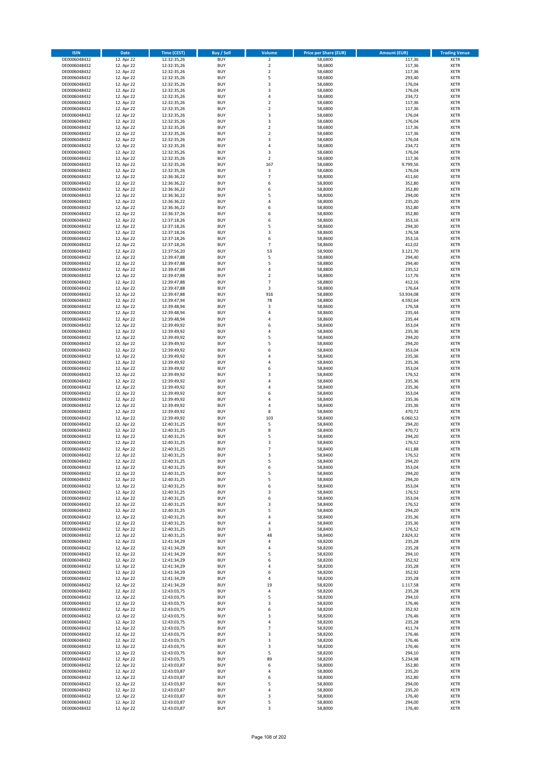| ISIN | Date | Time (CEST) | Buy / Sell | Volume | Price per Share (EUR) | Amount (EUR) | Trading Venue |
|---|---|---|---|---|---|---|---|
| DE0006048432 | 12. Apr 22 | 12:32:35,26 | BUY | 2 | 58,6800 | 117,36 | XETR |
| DE0006048432 | 12. Apr 22 | 12:32:35,26 | BUY | 2 | 58,6800 | 117,36 | XETR |
| DE0006048432 | 12. Apr 22 | 12:32:35,26 | BUY | 2 | 58,6800 | 117,36 | XETR |
| DE0006048432 | 12. Apr 22 | 12:32:35,26 | BUY | 5 | 58,6800 | 293,40 | XETR |
| DE0006048432 | 12. Apr 22 | 12:32:35,26 | BUY | 3 | 58,6800 | 176,04 | XETR |
| DE0006048432 | 12. Apr 22 | 12:32:35,26 | BUY | 3 | 58,6800 | 176,04 | XETR |
| DE0006048432 | 12. Apr 22 | 12:32:35,26 | BUY | 4 | 58,6800 | 234,72 | XETR |
| DE0006048432 | 12. Apr 22 | 12:32:35,26 | BUY | 2 | 58,6800 | 117,36 | XETR |
| DE0006048432 | 12. Apr 22 | 12:32:35,26 | BUY | 2 | 58,6800 | 117,36 | XETR |
| DE0006048432 | 12. Apr 22 | 12:32:35,26 | BUY | 3 | 58,6800 | 176,04 | XETR |
| DE0006048432 | 12. Apr 22 | 12:32:35,26 | BUY | 3 | 58,6800 | 176,04 | XETR |
| DE0006048432 | 12. Apr 22 | 12:32:35,26 | BUY | 2 | 58,6800 | 117,36 | XETR |
| DE0006048432 | 12. Apr 22 | 12:32:35,26 | BUY | 2 | 58,6800 | 117,36 | XETR |
| DE0006048432 | 12. Apr 22 | 12:32:35,26 | BUY | 3 | 58,6800 | 176,04 | XETR |
| DE0006048432 | 12. Apr 22 | 12:32:35,26 | BUY | 4 | 58,6800 | 234,72 | XETR |
| DE0006048432 | 12. Apr 22 | 12:32:35,26 | BUY | 3 | 58,6800 | 176,04 | XETR |
| DE0006048432 | 12. Apr 22 | 12:32:35,26 | BUY | 2 | 58,6800 | 117,36 | XETR |
| DE0006048432 | 12. Apr 22 | 12:32:35,26 | BUY | 167 | 58,6800 | 9.799,56 | XETR |
| DE0006048432 | 12. Apr 22 | 12:32:35,26 | BUY | 3 | 58,6800 | 176,04 | XETR |
| DE0006048432 | 12. Apr 22 | 12:36:36,22 | BUY | 7 | 58,8000 | 411,60 | XETR |
| DE0006048432 | 12. Apr 22 | 12:36:36,22 | BUY | 6 | 58,8000 | 352,80 | XETR |
| DE0006048432 | 12. Apr 22 | 12:36:36,22 | BUY | 6 | 58,8000 | 352,80 | XETR |
| DE0006048432 | 12. Apr 22 | 12:36:36,22 | BUY | 5 | 58,8000 | 294,00 | XETR |
| DE0006048432 | 12. Apr 22 | 12:36:36,22 | BUY | 4 | 58,8000 | 235,20 | XETR |
| DE0006048432 | 12. Apr 22 | 12:36:36,22 | BUY | 6 | 58,8000 | 352,80 | XETR |
| DE0006048432 | 12. Apr 22 | 12:36:37,26 | BUY | 6 | 58,8000 | 352,80 | XETR |
| DE0006048432 | 12. Apr 22 | 12:37:18,26 | BUY | 6 | 58,8600 | 353,16 | XETR |
| DE0006048432 | 12. Apr 22 | 12:37:18,26 | BUY | 5 | 58,8600 | 294,30 | XETR |
| DE0006048432 | 12. Apr 22 | 12:37:18,26 | BUY | 3 | 58,8600 | 176,58 | XETR |
| DE0006048432 | 12. Apr 22 | 12:37:18,26 | BUY | 6 | 58,8600 | 353,16 | XETR |
| DE0006048432 | 12. Apr 22 | 12:37:18,26 | BUY | 7 | 58,8600 | 412,02 | XETR |
| DE0006048432 | 12. Apr 22 | 12:37:56,20 | BUY | 53 | 58,9000 | 3.121,70 | XETR |
| DE0006048432 | 12. Apr 22 | 12:39:47,88 | BUY | 5 | 58,8800 | 294,40 | XETR |
| DE0006048432 | 12. Apr 22 | 12:39:47,88 | BUY | 5 | 58,8800 | 294,40 | XETR |
| DE0006048432 | 12. Apr 22 | 12:39:47,88 | BUY | 4 | 58,8800 | 235,52 | XETR |
| DE0006048432 | 12. Apr 22 | 12:39:47,88 | BUY | 2 | 58,8800 | 117,76 | XETR |
| DE0006048432 | 12. Apr 22 | 12:39:47,88 | BUY | 7 | 58,8800 | 412,16 | XETR |
| DE0006048432 | 12. Apr 22 | 12:39:47,88 | BUY | 3 | 58,8800 | 176,64 | XETR |
| DE0006048432 | 12. Apr 22 | 12:39:47,88 | BUY | 916 | 58,8800 | 53.934,08 | XETR |
| DE0006048432 | 12. Apr 22 | 12:39:47,94 | BUY | 78 | 58,8800 | 4.592,64 | XETR |
| DE0006048432 | 12. Apr 22 | 12:39:48,94 | BUY | 3 | 58,8600 | 176,58 | XETR |
| DE0006048432 | 12. Apr 22 | 12:39:48,94 | BUY | 4 | 58,8600 | 235,44 | XETR |
| DE0006048432 | 12. Apr 22 | 12:39:48,94 | BUY | 4 | 58,8600 | 235,44 | XETR |
| DE0006048432 | 12. Apr 22 | 12:39:49,92 | BUY | 6 | 58,8400 | 353,04 | XETR |
| DE0006048432 | 12. Apr 22 | 12:39:49,92 | BUY | 4 | 58,8400 | 235,36 | XETR |
| DE0006048432 | 12. Apr 22 | 12:39:49,92 | BUY | 5 | 58,8400 | 294,20 | XETR |
| DE0006048432 | 12. Apr 22 | 12:39:49,92 | BUY | 5 | 58,8400 | 294,20 | XETR |
| DE0006048432 | 12. Apr 22 | 12:39:49,92 | BUY | 6 | 58,8400 | 353,04 | XETR |
| DE0006048432 | 12. Apr 22 | 12:39:49,92 | BUY | 4 | 58,8400 | 235,36 | XETR |
| DE0006048432 | 12. Apr 22 | 12:39:49,92 | BUY | 4 | 58,8400 | 235,36 | XETR |
| DE0006048432 | 12. Apr 22 | 12:39:49,92 | BUY | 6 | 58,8400 | 353,04 | XETR |
| DE0006048432 | 12. Apr 22 | 12:39:49,92 | BUY | 3 | 58,8400 | 176,52 | XETR |
| DE0006048432 | 12. Apr 22 | 12:39:49,92 | BUY | 4 | 58,8400 | 235,36 | XETR |
| DE0006048432 | 12. Apr 22 | 12:39:49,92 | BUY | 4 | 58,8400 | 235,36 | XETR |
| DE0006048432 | 12. Apr 22 | 12:39:49,92 | BUY | 6 | 58,8400 | 353,04 | XETR |
| DE0006048432 | 12. Apr 22 | 12:39:49,92 | BUY | 4 | 58,8400 | 235,36 | XETR |
| DE0006048432 | 12. Apr 22 | 12:39:49,92 | BUY | 4 | 58,8400 | 235,36 | XETR |
| DE0006048432 | 12. Apr 22 | 12:39:49,92 | BUY | 8 | 58,8400 | 470,72 | XETR |
| DE0006048432 | 12. Apr 22 | 12:39:49,92 | BUY | 103 | 58,8400 | 6.060,52 | XETR |
| DE0006048432 | 12. Apr 22 | 12:40:31,25 | BUY | 5 | 58,8400 | 294,20 | XETR |
| DE0006048432 | 12. Apr 22 | 12:40:31,25 | BUY | 8 | 58,8400 | 470,72 | XETR |
| DE0006048432 | 12. Apr 22 | 12:40:31,25 | BUY | 5 | 58,8400 | 294,20 | XETR |
| DE0006048432 | 12. Apr 22 | 12:40:31,25 | BUY | 3 | 58,8400 | 176,52 | XETR |
| DE0006048432 | 12. Apr 22 | 12:40:31,25 | BUY | 7 | 58,8400 | 411,88 | XETR |
| DE0006048432 | 12. Apr 22 | 12:40:31,25 | BUY | 3 | 58,8400 | 176,52 | XETR |
| DE0006048432 | 12. Apr 22 | 12:40:31,25 | BUY | 5 | 58,8400 | 294,20 | XETR |
| DE0006048432 | 12. Apr 22 | 12:40:31,25 | BUY | 6 | 58,8400 | 353,04 | XETR |
| DE0006048432 | 12. Apr 22 | 12:40:31,25 | BUY | 5 | 58,8400 | 294,20 | XETR |
| DE0006048432 | 12. Apr 22 | 12:40:31,25 | BUY | 5 | 58,8400 | 294,20 | XETR |
| DE0006048432 | 12. Apr 22 | 12:40:31,25 | BUY | 6 | 58,8400 | 353,04 | XETR |
| DE0006048432 | 12. Apr 22 | 12:40:31,25 | BUY | 3 | 58,8400 | 176,52 | XETR |
| DE0006048432 | 12. Apr 22 | 12:40:31,25 | BUY | 6 | 58,8400 | 353,04 | XETR |
| DE0006048432 | 12. Apr 22 | 12:40:31,25 | BUY | 3 | 58,8400 | 176,52 | XETR |
| DE0006048432 | 12. Apr 22 | 12:40:31,25 | BUY | 5 | 58,8400 | 294,20 | XETR |
| DE0006048432 | 12. Apr 22 | 12:40:31,25 | BUY | 4 | 58,8400 | 235,36 | XETR |
| DE0006048432 | 12. Apr 22 | 12:40:31,25 | BUY | 4 | 58,8400 | 235,36 | XETR |
| DE0006048432 | 12. Apr 22 | 12:40:31,25 | BUY | 3 | 58,8400 | 176,52 | XETR |
| DE0006048432 | 12. Apr 22 | 12:40:31,25 | BUY | 48 | 58,8400 | 2.824,32 | XETR |
| DE0006048432 | 12. Apr 22 | 12:41:34,29 | BUY | 4 | 58,8200 | 235,28 | XETR |
| DE0006048432 | 12. Apr 22 | 12:41:34,29 | BUY | 4 | 58,8200 | 235,28 | XETR |
| DE0006048432 | 12. Apr 22 | 12:41:34,29 | BUY | 5 | 58,8200 | 294,10 | XETR |
| DE0006048432 | 12. Apr 22 | 12:41:34,29 | BUY | 6 | 58,8200 | 352,92 | XETR |
| DE0006048432 | 12. Apr 22 | 12:41:34,29 | BUY | 4 | 58,8200 | 235,28 | XETR |
| DE0006048432 | 12. Apr 22 | 12:41:34,29 | BUY | 6 | 58,8200 | 352,92 | XETR |
| DE0006048432 | 12. Apr 22 | 12:41:34,29 | BUY | 4 | 58,8200 | 235,28 | XETR |
| DE0006048432 | 12. Apr 22 | 12:41:34,29 | BUY | 19 | 58,8200 | 1.117,58 | XETR |
| DE0006048432 | 12. Apr 22 | 12:43:03,75 | BUY | 4 | 58,8200 | 235,28 | XETR |
| DE0006048432 | 12. Apr 22 | 12:43:03,75 | BUY | 5 | 58,8200 | 294,10 | XETR |
| DE0006048432 | 12. Apr 22 | 12:43:03,75 | BUY | 3 | 58,8200 | 176,46 | XETR |
| DE0006048432 | 12. Apr 22 | 12:43:03,75 | BUY | 6 | 58,8200 | 352,92 | XETR |
| DE0006048432 | 12. Apr 22 | 12:43:03,75 | BUY | 3 | 58,8200 | 176,46 | XETR |
| DE0006048432 | 12. Apr 22 | 12:43:03,75 | BUY | 4 | 58,8200 | 235,28 | XETR |
| DE0006048432 | 12. Apr 22 | 12:43:03,75 | BUY | 7 | 58,8200 | 411,74 | XETR |
| DE0006048432 | 12. Apr 22 | 12:43:03,75 | BUY | 3 | 58,8200 | 176,46 | XETR |
| DE0006048432 | 12. Apr 22 | 12:43:03,75 | BUY | 3 | 58,8200 | 176,46 | XETR |
| DE0006048432 | 12. Apr 22 | 12:43:03,75 | BUY | 3 | 58,8200 | 176,46 | XETR |
| DE0006048432 | 12. Apr 22 | 12:43:03,75 | BUY | 5 | 58,8200 | 294,10 | XETR |
| DE0006048432 | 12. Apr 22 | 12:43:03,75 | BUY | 89 | 58,8200 | 5.234,98 | XETR |
| DE0006048432 | 12. Apr 22 | 12:43:03,87 | BUY | 6 | 58,8000 | 352,80 | XETR |
| DE0006048432 | 12. Apr 22 | 12:43:03,87 | BUY | 4 | 58,8000 | 235,20 | XETR |
| DE0006048432 | 12. Apr 22 | 12:43:03,87 | BUY | 6 | 58,8000 | 352,80 | XETR |
| DE0006048432 | 12. Apr 22 | 12:43:03,87 | BUY | 5 | 58,8000 | 294,00 | XETR |
| DE0006048432 | 12. Apr 22 | 12:43:03,87 | BUY | 4 | 58,8000 | 235,20 | XETR |
| DE0006048432 | 12. Apr 22 | 12:43:03,87 | BUY | 3 | 58,8000 | 176,40 | XETR |
| DE0006048432 | 12. Apr 22 | 12:43:03,87 | BUY | 5 | 58,8000 | 294,00 | XETR |
| DE0006048432 | 12. Apr 22 | 12:43:03,87 | BUY | 3 | 58,8000 | 176,40 | XETR |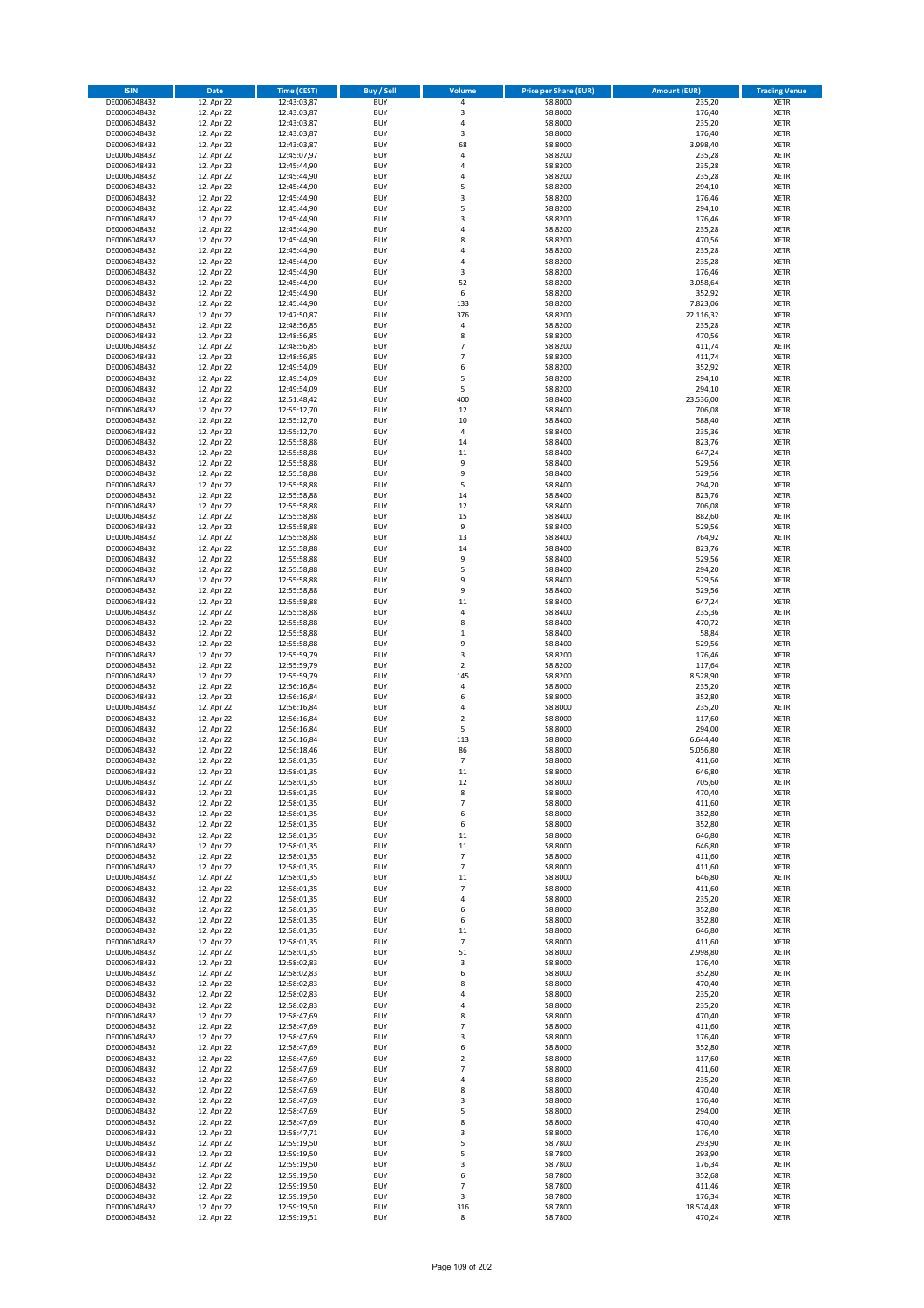| ISIN | Date | Time (CEST) | Buy / Sell | Volume | Price per Share (EUR) | Amount (EUR) | Trading Venue |
|---|---|---|---|---|---|---|---|
| DE0006048432 | 12. Apr 22 | 12:43:03,87 | BUY | 4 | 58,8000 | 235,20 | XETR |
| DE0006048432 | 12. Apr 22 | 12:43:03,87 | BUY | 3 | 58,8000 | 176,40 | XETR |
| DE0006048432 | 12. Apr 22 | 12:43:03,87 | BUY | 4 | 58,8000 | 235,20 | XETR |
| DE0006048432 | 12. Apr 22 | 12:43:03,87 | BUY | 3 | 58,8000 | 176,40 | XETR |
| DE0006048432 | 12. Apr 22 | 12:43:03,87 | BUY | 68 | 58,8000 | 3.998,40 | XETR |
| DE0006048432 | 12. Apr 22 | 12:45:07,97 | BUY | 4 | 58,8200 | 235,28 | XETR |
| DE0006048432 | 12. Apr 22 | 12:45:44,90 | BUY | 4 | 58,8200 | 235,28 | XETR |
| DE0006048432 | 12. Apr 22 | 12:45:44,90 | BUY | 4 | 58,8200 | 235,28 | XETR |
| DE0006048432 | 12. Apr 22 | 12:45:44,90 | BUY | 5 | 58,8200 | 294,10 | XETR |
| DE0006048432 | 12. Apr 22 | 12:45:44,90 | BUY | 3 | 58,8200 | 176,46 | XETR |
| DE0006048432 | 12. Apr 22 | 12:45:44,90 | BUY | 5 | 58,8200 | 294,10 | XETR |
| DE0006048432 | 12. Apr 22 | 12:45:44,90 | BUY | 3 | 58,8200 | 176,46 | XETR |
| DE0006048432 | 12. Apr 22 | 12:45:44,90 | BUY | 4 | 58,8200 | 235,28 | XETR |
| DE0006048432 | 12. Apr 22 | 12:45:44,90 | BUY | 8 | 58,8200 | 470,56 | XETR |
| DE0006048432 | 12. Apr 22 | 12:45:44,90 | BUY | 4 | 58,8200 | 235,28 | XETR |
| DE0006048432 | 12. Apr 22 | 12:45:44,90 | BUY | 4 | 58,8200 | 235,28 | XETR |
| DE0006048432 | 12. Apr 22 | 12:45:44,90 | BUY | 3 | 58,8200 | 176,46 | XETR |
| DE0006048432 | 12. Apr 22 | 12:45:44,90 | BUY | 52 | 58,8200 | 3.058,64 | XETR |
| DE0006048432 | 12. Apr 22 | 12:45:44,90 | BUY | 6 | 58,8200 | 352,92 | XETR |
| DE0006048432 | 12. Apr 22 | 12:45:44,90 | BUY | 133 | 58,8200 | 7.823,06 | XETR |
| DE0006048432 | 12. Apr 22 | 12:47:50,87 | BUY | 376 | 58,8200 | 22.116,32 | XETR |
| DE0006048432 | 12. Apr 22 | 12:48:56,85 | BUY | 4 | 58,8200 | 235,28 | XETR |
| DE0006048432 | 12. Apr 22 | 12:48:56,85 | BUY | 8 | 58,8200 | 470,56 | XETR |
| DE0006048432 | 12. Apr 22 | 12:48:56,85 | BUY | 7 | 58,8200 | 411,74 | XETR |
| DE0006048432 | 12. Apr 22 | 12:48:56,85 | BUY | 7 | 58,8200 | 411,74 | XETR |
| DE0006048432 | 12. Apr 22 | 12:49:54,09 | BUY | 6 | 58,8200 | 352,92 | XETR |
| DE0006048432 | 12. Apr 22 | 12:49:54,09 | BUY | 5 | 58,8200 | 294,10 | XETR |
| DE0006048432 | 12. Apr 22 | 12:49:54,09 | BUY | 5 | 58,8200 | 294,10 | XETR |
| DE0006048432 | 12. Apr 22 | 12:51:48,42 | BUY | 400 | 58,8400 | 23.536,00 | XETR |
| DE0006048432 | 12. Apr 22 | 12:55:12,70 | BUY | 12 | 58,8400 | 706,08 | XETR |
| DE0006048432 | 12. Apr 22 | 12:55:12,70 | BUY | 10 | 58,8400 | 588,40 | XETR |
| DE0006048432 | 12. Apr 22 | 12:55:12,70 | BUY | 4 | 58,8400 | 235,36 | XETR |
| DE0006048432 | 12. Apr 22 | 12:55:58,88 | BUY | 14 | 58,8400 | 823,76 | XETR |
| DE0006048432 | 12. Apr 22 | 12:55:58,88 | BUY | 11 | 58,8400 | 647,24 | XETR |
| DE0006048432 | 12. Apr 22 | 12:55:58,88 | BUY | 9 | 58,8400 | 529,56 | XETR |
| DE0006048432 | 12. Apr 22 | 12:55:58,88 | BUY | 9 | 58,8400 | 529,56 | XETR |
| DE0006048432 | 12. Apr 22 | 12:55:58,88 | BUY | 5 | 58,8400 | 294,20 | XETR |
| DE0006048432 | 12. Apr 22 | 12:55:58,88 | BUY | 14 | 58,8400 | 823,76 | XETR |
| DE0006048432 | 12. Apr 22 | 12:55:58,88 | BUY | 12 | 58,8400 | 706,08 | XETR |
| DE0006048432 | 12. Apr 22 | 12:55:58,88 | BUY | 15 | 58,8400 | 882,60 | XETR |
| DE0006048432 | 12. Apr 22 | 12:55:58,88 | BUY | 9 | 58,8400 | 529,56 | XETR |
| DE0006048432 | 12. Apr 22 | 12:55:58,88 | BUY | 13 | 58,8400 | 764,92 | XETR |
| DE0006048432 | 12. Apr 22 | 12:55:58,88 | BUY | 14 | 58,8400 | 823,76 | XETR |
| DE0006048432 | 12. Apr 22 | 12:55:58,88 | BUY | 9 | 58,8400 | 529,56 | XETR |
| DE0006048432 | 12. Apr 22 | 12:55:58,88 | BUY | 5 | 58,8400 | 294,20 | XETR |
| DE0006048432 | 12. Apr 22 | 12:55:58,88 | BUY | 9 | 58,8400 | 529,56 | XETR |
| DE0006048432 | 12. Apr 22 | 12:55:58,88 | BUY | 9 | 58,8400 | 529,56 | XETR |
| DE0006048432 | 12. Apr 22 | 12:55:58,88 | BUY | 11 | 58,8400 | 647,24 | XETR |
| DE0006048432 | 12. Apr 22 | 12:55:58,88 | BUY | 4 | 58,8400 | 235,36 | XETR |
| DE0006048432 | 12. Apr 22 | 12:55:58,88 | BUY | 8 | 58,8400 | 470,72 | XETR |
| DE0006048432 | 12. Apr 22 | 12:55:58,88 | BUY | 1 | 58,8400 | 58,84 | XETR |
| DE0006048432 | 12. Apr 22 | 12:55:58,88 | BUY | 9 | 58,8400 | 529,56 | XETR |
| DE0006048432 | 12. Apr 22 | 12:55:59,79 | BUY | 3 | 58,8200 | 176,46 | XETR |
| DE0006048432 | 12. Apr 22 | 12:55:59,79 | BUY | 2 | 58,8200 | 117,64 | XETR |
| DE0006048432 | 12. Apr 22 | 12:55:59,79 | BUY | 145 | 58,8200 | 8.528,90 | XETR |
| DE0006048432 | 12. Apr 22 | 12:56:16,84 | BUY | 4 | 58,8000 | 235,20 | XETR |
| DE0006048432 | 12. Apr 22 | 12:56:16,84 | BUY | 6 | 58,8000 | 352,80 | XETR |
| DE0006048432 | 12. Apr 22 | 12:56:16,84 | BUY | 4 | 58,8000 | 235,20 | XETR |
| DE0006048432 | 12. Apr 22 | 12:56:16,84 | BUY | 2 | 58,8000 | 117,60 | XETR |
| DE0006048432 | 12. Apr 22 | 12:56:16,84 | BUY | 5 | 58,8000 | 294,00 | XETR |
| DE0006048432 | 12. Apr 22 | 12:56:16,84 | BUY | 113 | 58,8000 | 6.644,40 | XETR |
| DE0006048432 | 12. Apr 22 | 12:56:18,46 | BUY | 86 | 58,8000 | 5.056,80 | XETR |
| DE0006048432 | 12. Apr 22 | 12:58:01,35 | BUY | 7 | 58,8000 | 411,60 | XETR |
| DE0006048432 | 12. Apr 22 | 12:58:01,35 | BUY | 11 | 58,8000 | 646,80 | XETR |
| DE0006048432 | 12. Apr 22 | 12:58:01,35 | BUY | 12 | 58,8000 | 705,60 | XETR |
| DE0006048432 | 12. Apr 22 | 12:58:01,35 | BUY | 8 | 58,8000 | 470,40 | XETR |
| DE0006048432 | 12. Apr 22 | 12:58:01,35 | BUY | 7 | 58,8000 | 411,60 | XETR |
| DE0006048432 | 12. Apr 22 | 12:58:01,35 | BUY | 6 | 58,8000 | 352,80 | XETR |
| DE0006048432 | 12. Apr 22 | 12:58:01,35 | BUY | 6 | 58,8000 | 352,80 | XETR |
| DE0006048432 | 12. Apr 22 | 12:58:01,35 | BUY | 11 | 58,8000 | 646,80 | XETR |
| DE0006048432 | 12. Apr 22 | 12:58:01,35 | BUY | 11 | 58,8000 | 646,80 | XETR |
| DE0006048432 | 12. Apr 22 | 12:58:01,35 | BUY | 7 | 58,8000 | 411,60 | XETR |
| DE0006048432 | 12. Apr 22 | 12:58:01,35 | BUY | 7 | 58,8000 | 411,60 | XETR |
| DE0006048432 | 12. Apr 22 | 12:58:01,35 | BUY | 11 | 58,8000 | 646,80 | XETR |
| DE0006048432 | 12. Apr 22 | 12:58:01,35 | BUY | 7 | 58,8000 | 411,60 | XETR |
| DE0006048432 | 12. Apr 22 | 12:58:01,35 | BUY | 4 | 58,8000 | 235,20 | XETR |
| DE0006048432 | 12. Apr 22 | 12:58:01,35 | BUY | 6 | 58,8000 | 352,80 | XETR |
| DE0006048432 | 12. Apr 22 | 12:58:01,35 | BUY | 6 | 58,8000 | 352,80 | XETR |
| DE0006048432 | 12. Apr 22 | 12:58:01,35 | BUY | 11 | 58,8000 | 646,80 | XETR |
| DE0006048432 | 12. Apr 22 | 12:58:01,35 | BUY | 7 | 58,8000 | 411,60 | XETR |
| DE0006048432 | 12. Apr 22 | 12:58:01,35 | BUY | 51 | 58,8000 | 2.998,80 | XETR |
| DE0006048432 | 12. Apr 22 | 12:58:02,83 | BUY | 3 | 58,8000 | 176,40 | XETR |
| DE0006048432 | 12. Apr 22 | 12:58:02,83 | BUY | 6 | 58,8000 | 352,80 | XETR |
| DE0006048432 | 12. Apr 22 | 12:58:02,83 | BUY | 8 | 58,8000 | 470,40 | XETR |
| DE0006048432 | 12. Apr 22 | 12:58:02,83 | BUY | 4 | 58,8000 | 235,20 | XETR |
| DE0006048432 | 12. Apr 22 | 12:58:02,83 | BUY | 4 | 58,8000 | 235,20 | XETR |
| DE0006048432 | 12. Apr 22 | 12:58:47,69 | BUY | 8 | 58,8000 | 470,40 | XETR |
| DE0006048432 | 12. Apr 22 | 12:58:47,69 | BUY | 7 | 58,8000 | 411,60 | XETR |
| DE0006048432 | 12. Apr 22 | 12:58:47,69 | BUY | 3 | 58,8000 | 176,40 | XETR |
| DE0006048432 | 12. Apr 22 | 12:58:47,69 | BUY | 6 | 58,8000 | 352,80 | XETR |
| DE0006048432 | 12. Apr 22 | 12:58:47,69 | BUY | 2 | 58,8000 | 117,60 | XETR |
| DE0006048432 | 12. Apr 22 | 12:58:47,69 | BUY | 7 | 58,8000 | 411,60 | XETR |
| DE0006048432 | 12. Apr 22 | 12:58:47,69 | BUY | 4 | 58,8000 | 235,20 | XETR |
| DE0006048432 | 12. Apr 22 | 12:58:47,69 | BUY | 8 | 58,8000 | 470,40 | XETR |
| DE0006048432 | 12. Apr 22 | 12:58:47,69 | BUY | 3 | 58,8000 | 176,40 | XETR |
| DE0006048432 | 12. Apr 22 | 12:58:47,69 | BUY | 5 | 58,8000 | 294,00 | XETR |
| DE0006048432 | 12. Apr 22 | 12:58:47,69 | BUY | 8 | 58,8000 | 470,40 | XETR |
| DE0006048432 | 12. Apr 22 | 12:58:47,71 | BUY | 3 | 58,8000 | 176,40 | XETR |
| DE0006048432 | 12. Apr 22 | 12:59:19,50 | BUY | 5 | 58,7800 | 293,90 | XETR |
| DE0006048432 | 12. Apr 22 | 12:59:19,50 | BUY | 5 | 58,7800 | 293,90 | XETR |
| DE0006048432 | 12. Apr 22 | 12:59:19,50 | BUY | 3 | 58,7800 | 176,34 | XETR |
| DE0006048432 | 12. Apr 22 | 12:59:19,50 | BUY | 6 | 58,7800 | 352,68 | XETR |
| DE0006048432 | 12. Apr 22 | 12:59:19,50 | BUY | 7 | 58,7800 | 411,46 | XETR |
| DE0006048432 | 12. Apr 22 | 12:59:19,50 | BUY | 3 | 58,7800 | 176,34 | XETR |
| DE0006048432 | 12. Apr 22 | 12:59:19,50 | BUY | 316 | 58,7800 | 18.574,48 | XETR |
| DE0006048432 | 12. Apr 22 | 12:59:19,51 | BUY | 8 | 58,7800 | 470,24 | XETR |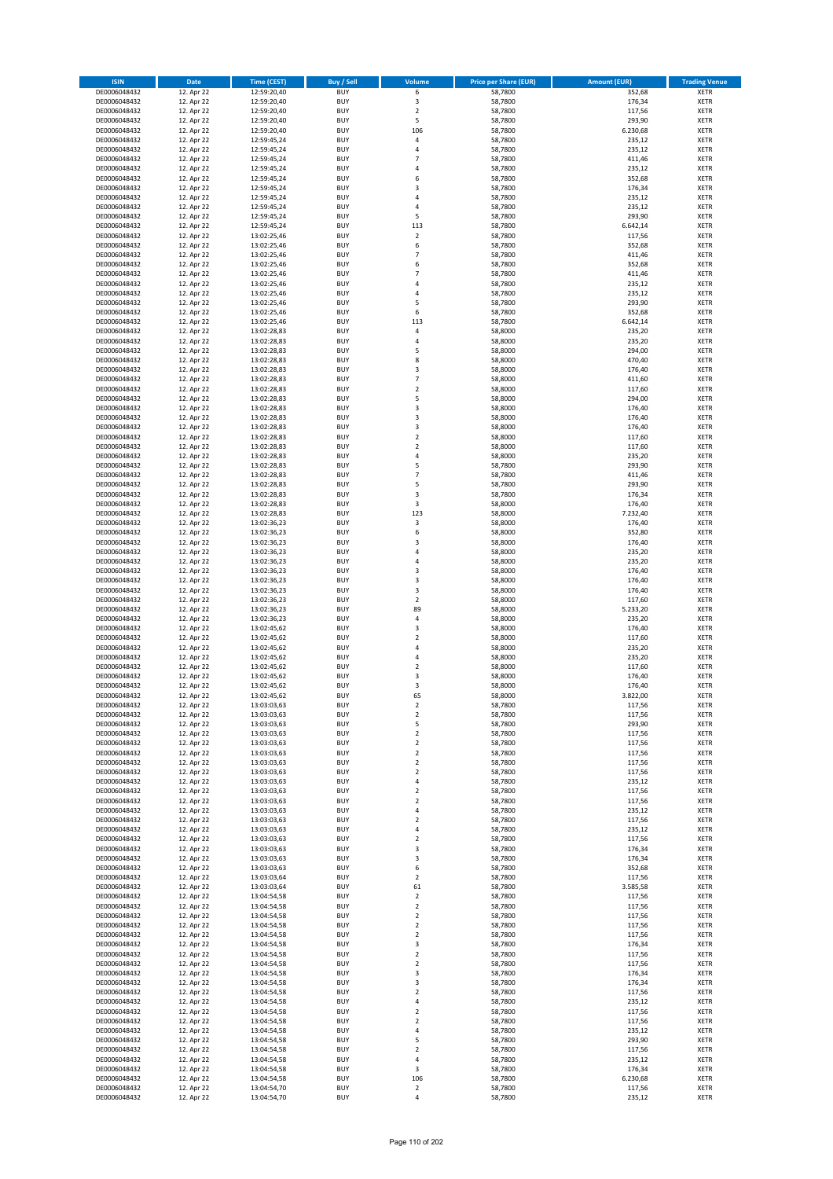| ISIN | Date | Time (CEST) | Buy / Sell | Volume | Price per Share (EUR) | Amount (EUR) | Trading Venue |
|---|---|---|---|---|---|---|---|
| DE0006048432 | 12. Apr 22 | 12:59:20,40 | BUY | 6 | 58,7800 | 352,68 | XETR |
| DE0006048432 | 12. Apr 22 | 12:59:20,40 | BUY | 3 | 58,7800 | 176,34 | XETR |
| DE0006048432 | 12. Apr 22 | 12:59:20,40 | BUY | 2 | 58,7800 | 117,56 | XETR |
| DE0006048432 | 12. Apr 22 | 12:59:20,40 | BUY | 5 | 58,7800 | 293,90 | XETR |
| DE0006048432 | 12. Apr 22 | 12:59:20,40 | BUY | 106 | 58,7800 | 6.230,68 | XETR |
| DE0006048432 | 12. Apr 22 | 12:59:45,24 | BUY | 4 | 58,7800 | 235,12 | XETR |
| DE0006048432 | 12. Apr 22 | 12:59:45,24 | BUY | 4 | 58,7800 | 235,12 | XETR |
| DE0006048432 | 12. Apr 22 | 12:59:45,24 | BUY | 7 | 58,7800 | 411,46 | XETR |
| DE0006048432 | 12. Apr 22 | 12:59:45,24 | BUY | 4 | 58,7800 | 235,12 | XETR |
| DE0006048432 | 12. Apr 22 | 12:59:45,24 | BUY | 6 | 58,7800 | 352,68 | XETR |
| DE0006048432 | 12. Apr 22 | 12:59:45,24 | BUY | 3 | 58,7800 | 176,34 | XETR |
| DE0006048432 | 12. Apr 22 | 12:59:45,24 | BUY | 4 | 58,7800 | 235,12 | XETR |
| DE0006048432 | 12. Apr 22 | 12:59:45,24 | BUY | 4 | 58,7800 | 235,12 | XETR |
| DE0006048432 | 12. Apr 22 | 12:59:45,24 | BUY | 5 | 58,7800 | 293,90 | XETR |
| DE0006048432 | 12. Apr 22 | 12:59:45,24 | BUY | 113 | 58,7800 | 6.642,14 | XETR |
| DE0006048432 | 12. Apr 22 | 13:02:25,46 | BUY | 2 | 58,7800 | 117,56 | XETR |
| DE0006048432 | 12. Apr 22 | 13:02:25,46 | BUY | 6 | 58,7800 | 352,68 | XETR |
| DE0006048432 | 12. Apr 22 | 13:02:25,46 | BUY | 7 | 58,7800 | 411,46 | XETR |
| DE0006048432 | 12. Apr 22 | 13:02:25,46 | BUY | 6 | 58,7800 | 352,68 | XETR |
| DE0006048432 | 12. Apr 22 | 13:02:25,46 | BUY | 7 | 58,7800 | 411,46 | XETR |
| DE0006048432 | 12. Apr 22 | 13:02:25,46 | BUY | 4 | 58,7800 | 235,12 | XETR |
| DE0006048432 | 12. Apr 22 | 13:02:25,46 | BUY | 4 | 58,7800 | 235,12 | XETR |
| DE0006048432 | 12. Apr 22 | 13:02:25,46 | BUY | 5 | 58,7800 | 293,90 | XETR |
| DE0006048432 | 12. Apr 22 | 13:02:25,46 | BUY | 6 | 58,7800 | 352,68 | XETR |
| DE0006048432 | 12. Apr 22 | 13:02:25,46 | BUY | 113 | 58,7800 | 6.642,14 | XETR |
| DE0006048432 | 12. Apr 22 | 13:02:28,83 | BUY | 4 | 58,8000 | 235,20 | XETR |
| DE0006048432 | 12. Apr 22 | 13:02:28,83 | BUY | 4 | 58,8000 | 235,20 | XETR |
| DE0006048432 | 12. Apr 22 | 13:02:28,83 | BUY | 5 | 58,8000 | 294,00 | XETR |
| DE0006048432 | 12. Apr 22 | 13:02:28,83 | BUY | 8 | 58,8000 | 470,40 | XETR |
| DE0006048432 | 12. Apr 22 | 13:02:28,83 | BUY | 3 | 58,8000 | 176,40 | XETR |
| DE0006048432 | 12. Apr 22 | 13:02:28,83 | BUY | 7 | 58,8000 | 411,60 | XETR |
| DE0006048432 | 12. Apr 22 | 13:02:28,83 | BUY | 2 | 58,8000 | 117,60 | XETR |
| DE0006048432 | 12. Apr 22 | 13:02:28,83 | BUY | 5 | 58,8000 | 294,00 | XETR |
| DE0006048432 | 12. Apr 22 | 13:02:28,83 | BUY | 3 | 58,8000 | 176,40 | XETR |
| DE0006048432 | 12. Apr 22 | 13:02:28,83 | BUY | 3 | 58,8000 | 176,40 | XETR |
| DE0006048432 | 12. Apr 22 | 13:02:28,83 | BUY | 3 | 58,8000 | 176,40 | XETR |
| DE0006048432 | 12. Apr 22 | 13:02:28,83 | BUY | 2 | 58,8000 | 117,60 | XETR |
| DE0006048432 | 12. Apr 22 | 13:02:28,83 | BUY | 2 | 58,8000 | 117,60 | XETR |
| DE0006048432 | 12. Apr 22 | 13:02:28,83 | BUY | 4 | 58,8000 | 235,20 | XETR |
| DE0006048432 | 12. Apr 22 | 13:02:28,83 | BUY | 5 | 58,7800 | 293,90 | XETR |
| DE0006048432 | 12. Apr 22 | 13:02:28,83 | BUY | 7 | 58,7800 | 411,46 | XETR |
| DE0006048432 | 12. Apr 22 | 13:02:28,83 | BUY | 5 | 58,7800 | 293,90 | XETR |
| DE0006048432 | 12. Apr 22 | 13:02:28,83 | BUY | 3 | 58,7800 | 176,34 | XETR |
| DE0006048432 | 12. Apr 22 | 13:02:28,83 | BUY | 3 | 58,8000 | 176,40 | XETR |
| DE0006048432 | 12. Apr 22 | 13:02:28,83 | BUY | 123 | 58,8000 | 7.232,40 | XETR |
| DE0006048432 | 12. Apr 22 | 13:02:36,23 | BUY | 3 | 58,8000 | 176,40 | XETR |
| DE0006048432 | 12. Apr 22 | 13:02:36,23 | BUY | 6 | 58,8000 | 352,80 | XETR |
| DE0006048432 | 12. Apr 22 | 13:02:36,23 | BUY | 3 | 58,8000 | 176,40 | XETR |
| DE0006048432 | 12. Apr 22 | 13:02:36,23 | BUY | 4 | 58,8000 | 235,20 | XETR |
| DE0006048432 | 12. Apr 22 | 13:02:36,23 | BUY | 4 | 58,8000 | 235,20 | XETR |
| DE0006048432 | 12. Apr 22 | 13:02:36,23 | BUY | 3 | 58,8000 | 176,40 | XETR |
| DE0006048432 | 12. Apr 22 | 13:02:36,23 | BUY | 3 | 58,8000 | 176,40 | XETR |
| DE0006048432 | 12. Apr 22 | 13:02:36,23 | BUY | 3 | 58,8000 | 176,40 | XETR |
| DE0006048432 | 12. Apr 22 | 13:02:36,23 | BUY | 2 | 58,8000 | 117,60 | XETR |
| DE0006048432 | 12. Apr 22 | 13:02:36,23 | BUY | 89 | 58,8000 | 5.233,20 | XETR |
| DE0006048432 | 12. Apr 22 | 13:02:36,23 | BUY | 4 | 58,8000 | 235,20 | XETR |
| DE0006048432 | 12. Apr 22 | 13:02:45,62 | BUY | 3 | 58,8000 | 176,40 | XETR |
| DE0006048432 | 12. Apr 22 | 13:02:45,62 | BUY | 2 | 58,8000 | 117,60 | XETR |
| DE0006048432 | 12. Apr 22 | 13:02:45,62 | BUY | 4 | 58,8000 | 235,20 | XETR |
| DE0006048432 | 12. Apr 22 | 13:02:45,62 | BUY | 4 | 58,8000 | 235,20 | XETR |
| DE0006048432 | 12. Apr 22 | 13:02:45,62 | BUY | 2 | 58,8000 | 117,60 | XETR |
| DE0006048432 | 12. Apr 22 | 13:02:45,62 | BUY | 3 | 58,8000 | 176,40 | XETR |
| DE0006048432 | 12. Apr 22 | 13:02:45,62 | BUY | 3 | 58,8000 | 176,40 | XETR |
| DE0006048432 | 12. Apr 22 | 13:02:45,62 | BUY | 65 | 58,8000 | 3.822,00 | XETR |
| DE0006048432 | 12. Apr 22 | 13:03:03,63 | BUY | 2 | 58,7800 | 117,56 | XETR |
| DE0006048432 | 12. Apr 22 | 13:03:03,63 | BUY | 2 | 58,7800 | 117,56 | XETR |
| DE0006048432 | 12. Apr 22 | 13:03:03,63 | BUY | 5 | 58,7800 | 293,90 | XETR |
| DE0006048432 | 12. Apr 22 | 13:03:03,63 | BUY | 2 | 58,7800 | 117,56 | XETR |
| DE0006048432 | 12. Apr 22 | 13:03:03,63 | BUY | 2 | 58,7800 | 117,56 | XETR |
| DE0006048432 | 12. Apr 22 | 13:03:03,63 | BUY | 2 | 58,7800 | 117,56 | XETR |
| DE0006048432 | 12. Apr 22 | 13:03:03,63 | BUY | 2 | 58,7800 | 117,56 | XETR |
| DE0006048432 | 12. Apr 22 | 13:03:03,63 | BUY | 2 | 58,7800 | 117,56 | XETR |
| DE0006048432 | 12. Apr 22 | 13:03:03,63 | BUY | 4 | 58,7800 | 235,12 | XETR |
| DE0006048432 | 12. Apr 22 | 13:03:03,63 | BUY | 2 | 58,7800 | 117,56 | XETR |
| DE0006048432 | 12. Apr 22 | 13:03:03,63 | BUY | 2 | 58,7800 | 117,56 | XETR |
| DE0006048432 | 12. Apr 22 | 13:03:03,63 | BUY | 4 | 58,7800 | 235,12 | XETR |
| DE0006048432 | 12. Apr 22 | 13:03:03,63 | BUY | 2 | 58,7800 | 117,56 | XETR |
| DE0006048432 | 12. Apr 22 | 13:03:03,63 | BUY | 4 | 58,7800 | 235,12 | XETR |
| DE0006048432 | 12. Apr 22 | 13:03:03,63 | BUY | 2 | 58,7800 | 117,56 | XETR |
| DE0006048432 | 12. Apr 22 | 13:03:03,63 | BUY | 3 | 58,7800 | 176,34 | XETR |
| DE0006048432 | 12. Apr 22 | 13:03:03,63 | BUY | 3 | 58,7800 | 176,34 | XETR |
| DE0006048432 | 12. Apr 22 | 13:03:03,63 | BUY | 6 | 58,7800 | 352,68 | XETR |
| DE0006048432 | 12. Apr 22 | 13:03:03,64 | BUY | 2 | 58,7800 | 117,56 | XETR |
| DE0006048432 | 12. Apr 22 | 13:03:03,64 | BUY | 61 | 58,7800 | 3.585,58 | XETR |
| DE0006048432 | 12. Apr 22 | 13:04:54,58 | BUY | 2 | 58,7800 | 117,56 | XETR |
| DE0006048432 | 12. Apr 22 | 13:04:54,58 | BUY | 2 | 58,7800 | 117,56 | XETR |
| DE0006048432 | 12. Apr 22 | 13:04:54,58 | BUY | 2 | 58,7800 | 117,56 | XETR |
| DE0006048432 | 12. Apr 22 | 13:04:54,58 | BUY | 2 | 58,7800 | 117,56 | XETR |
| DE0006048432 | 12. Apr 22 | 13:04:54,58 | BUY | 2 | 58,7800 | 117,56 | XETR |
| DE0006048432 | 12. Apr 22 | 13:04:54,58 | BUY | 3 | 58,7800 | 176,34 | XETR |
| DE0006048432 | 12. Apr 22 | 13:04:54,58 | BUY | 2 | 58,7800 | 117,56 | XETR |
| DE0006048432 | 12. Apr 22 | 13:04:54,58 | BUY | 2 | 58,7800 | 117,56 | XETR |
| DE0006048432 | 12. Apr 22 | 13:04:54,58 | BUY | 3 | 58,7800 | 176,34 | XETR |
| DE0006048432 | 12. Apr 22 | 13:04:54,58 | BUY | 3 | 58,7800 | 176,34 | XETR |
| DE0006048432 | 12. Apr 22 | 13:04:54,58 | BUY | 2 | 58,7800 | 117,56 | XETR |
| DE0006048432 | 12. Apr 22 | 13:04:54,58 | BUY | 4 | 58,7800 | 235,12 | XETR |
| DE0006048432 | 12. Apr 22 | 13:04:54,58 | BUY | 2 | 58,7800 | 117,56 | XETR |
| DE0006048432 | 12. Apr 22 | 13:04:54,58 | BUY | 2 | 58,7800 | 117,56 | XETR |
| DE0006048432 | 12. Apr 22 | 13:04:54,58 | BUY | 4 | 58,7800 | 235,12 | XETR |
| DE0006048432 | 12. Apr 22 | 13:04:54,58 | BUY | 5 | 58,7800 | 293,90 | XETR |
| DE0006048432 | 12. Apr 22 | 13:04:54,58 | BUY | 2 | 58,7800 | 117,56 | XETR |
| DE0006048432 | 12. Apr 22 | 13:04:54,58 | BUY | 4 | 58,7800 | 235,12 | XETR |
| DE0006048432 | 12. Apr 22 | 13:04:54,58 | BUY | 3 | 58,7800 | 176,34 | XETR |
| DE0006048432 | 12. Apr 22 | 13:04:54,58 | BUY | 106 | 58,7800 | 6.230,68 | XETR |
| DE0006048432 | 12. Apr 22 | 13:04:54,70 | BUY | 2 | 58,7800 | 117,56 | XETR |
| DE0006048432 | 12. Apr 22 | 13:04:54,70 | BUY | 4 | 58,7800 | 235,12 | XETR |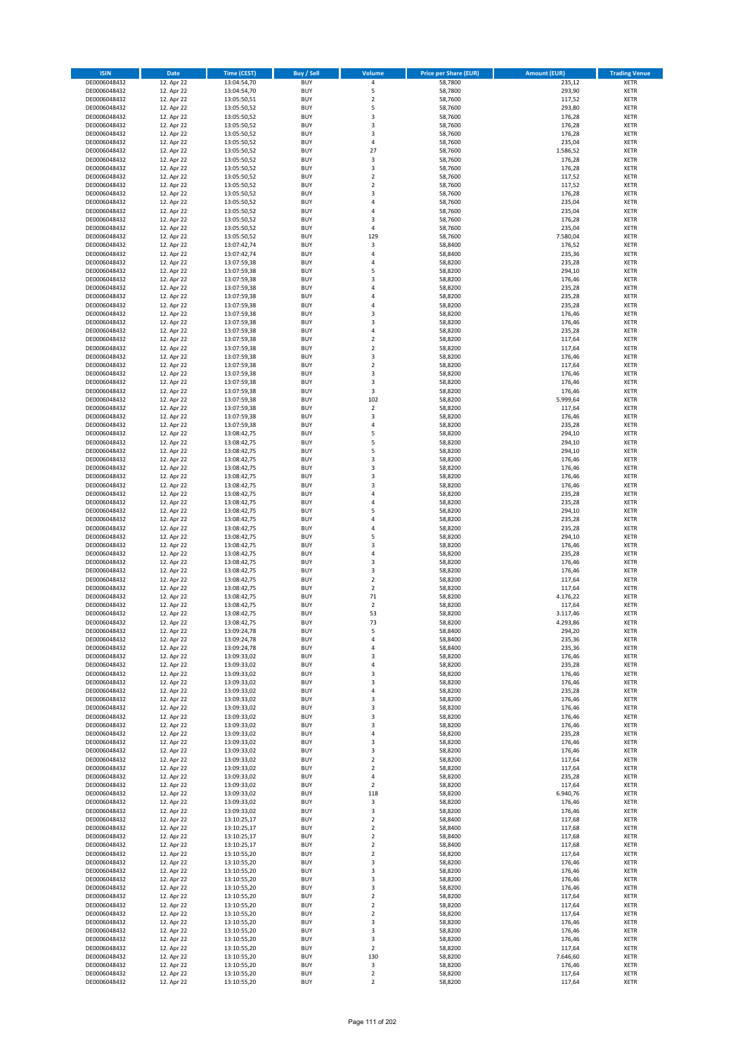| ISIN | Date | Time (CEST) | Buy / Sell | Volume | Price per Share (EUR) | Amount (EUR) | Trading Venue |
|---|---|---|---|---|---|---|---|
| DE0006048432 | 12. Apr 22 | 13:04:54,70 | BUY | 4 | 58,7800 | 235,12 | XETR |
| DE0006048432 | 12. Apr 22 | 13:04:54,70 | BUY | 5 | 58,7800 | 293,90 | XETR |
| DE0006048432 | 12. Apr 22 | 13:05:50,51 | BUY | 2 | 58,7600 | 117,52 | XETR |
| DE0006048432 | 12. Apr 22 | 13:05:50,52 | BUY | 5 | 58,7600 | 293,80 | XETR |
| DE0006048432 | 12. Apr 22 | 13:05:50,52 | BUY | 3 | 58,7600 | 176,28 | XETR |
| DE0006048432 | 12. Apr 22 | 13:05:50,52 | BUY | 3 | 58,7600 | 176,28 | XETR |
| DE0006048432 | 12. Apr 22 | 13:05:50,52 | BUY | 3 | 58,7600 | 176,28 | XETR |
| DE0006048432 | 12. Apr 22 | 13:05:50,52 | BUY | 4 | 58,7600 | 235,04 | XETR |
| DE0006048432 | 12. Apr 22 | 13:05:50,52 | BUY | 27 | 58,7600 | 1.586,52 | XETR |
| DE0006048432 | 12. Apr 22 | 13:05:50,52 | BUY | 3 | 58,7600 | 176,28 | XETR |
| DE0006048432 | 12. Apr 22 | 13:05:50,52 | BUY | 3 | 58,7600 | 176,28 | XETR |
| DE0006048432 | 12. Apr 22 | 13:05:50,52 | BUY | 2 | 58,7600 | 117,52 | XETR |
| DE0006048432 | 12. Apr 22 | 13:05:50,52 | BUY | 2 | 58,7600 | 117,52 | XETR |
| DE0006048432 | 12. Apr 22 | 13:05:50,52 | BUY | 3 | 58,7600 | 176,28 | XETR |
| DE0006048432 | 12. Apr 22 | 13:05:50,52 | BUY | 4 | 58,7600 | 235,04 | XETR |
| DE0006048432 | 12. Apr 22 | 13:05:50,52 | BUY | 4 | 58,7600 | 235,04 | XETR |
| DE0006048432 | 12. Apr 22 | 13:05:50,52 | BUY | 3 | 58,7600 | 176,28 | XETR |
| DE0006048432 | 12. Apr 22 | 13:05:50,52 | BUY | 4 | 58,7600 | 235,04 | XETR |
| DE0006048432 | 12. Apr 22 | 13:05:50,52 | BUY | 129 | 58,7600 | 7.580,04 | XETR |
| DE0006048432 | 12. Apr 22 | 13:07:42,74 | BUY | 3 | 58,8400 | 176,52 | XETR |
| DE0006048432 | 12. Apr 22 | 13:07:42,74 | BUY | 4 | 58,8400 | 235,36 | XETR |
| DE0006048432 | 12. Apr 22 | 13:07:59,38 | BUY | 4 | 58,8200 | 235,28 | XETR |
| DE0006048432 | 12. Apr 22 | 13:07:59,38 | BUY | 5 | 58,8200 | 294,10 | XETR |
| DE0006048432 | 12. Apr 22 | 13:07:59,38 | BUY | 3 | 58,8200 | 176,46 | XETR |
| DE0006048432 | 12. Apr 22 | 13:07:59,38 | BUY | 4 | 58,8200 | 235,28 | XETR |
| DE0006048432 | 12. Apr 22 | 13:07:59,38 | BUY | 4 | 58,8200 | 235,28 | XETR |
| DE0006048432 | 12. Apr 22 | 13:07:59,38 | BUY | 4 | 58,8200 | 235,28 | XETR |
| DE0006048432 | 12. Apr 22 | 13:07:59,38 | BUY | 3 | 58,8200 | 176,46 | XETR |
| DE0006048432 | 12. Apr 22 | 13:07:59,38 | BUY | 3 | 58,8200 | 176,46 | XETR |
| DE0006048432 | 12. Apr 22 | 13:07:59,38 | BUY | 4 | 58,8200 | 235,28 | XETR |
| DE0006048432 | 12. Apr 22 | 13:07:59,38 | BUY | 2 | 58,8200 | 117,64 | XETR |
| DE0006048432 | 12. Apr 22 | 13:07:59,38 | BUY | 2 | 58,8200 | 117,64 | XETR |
| DE0006048432 | 12. Apr 22 | 13:07:59,38 | BUY | 3 | 58,8200 | 176,46 | XETR |
| DE0006048432 | 12. Apr 22 | 13:07:59,38 | BUY | 2 | 58,8200 | 117,64 | XETR |
| DE0006048432 | 12. Apr 22 | 13:07:59,38 | BUY | 3 | 58,8200 | 176,46 | XETR |
| DE0006048432 | 12. Apr 22 | 13:07:59,38 | BUY | 3 | 58,8200 | 176,46 | XETR |
| DE0006048432 | 12. Apr 22 | 13:07:59,38 | BUY | 3 | 58,8200 | 176,46 | XETR |
| DE0006048432 | 12. Apr 22 | 13:07:59,38 | BUY | 102 | 58,8200 | 5.999,64 | XETR |
| DE0006048432 | 12. Apr 22 | 13:07:59,38 | BUY | 2 | 58,8200 | 117,64 | XETR |
| DE0006048432 | 12. Apr 22 | 13:07:59,38 | BUY | 3 | 58,8200 | 176,46 | XETR |
| DE0006048432 | 12. Apr 22 | 13:07:59,38 | BUY | 4 | 58,8200 | 235,28 | XETR |
| DE0006048432 | 12. Apr 22 | 13:08:42,75 | BUY | 5 | 58,8200 | 294,10 | XETR |
| DE0006048432 | 12. Apr 22 | 13:08:42,75 | BUY | 5 | 58,8200 | 294,10 | XETR |
| DE0006048432 | 12. Apr 22 | 13:08:42,75 | BUY | 5 | 58,8200 | 294,10 | XETR |
| DE0006048432 | 12. Apr 22 | 13:08:42,75 | BUY | 3 | 58,8200 | 176,46 | XETR |
| DE0006048432 | 12. Apr 22 | 13:08:42,75 | BUY | 3 | 58,8200 | 176,46 | XETR |
| DE0006048432 | 12. Apr 22 | 13:08:42,75 | BUY | 3 | 58,8200 | 176,46 | XETR |
| DE0006048432 | 12. Apr 22 | 13:08:42,75 | BUY | 3 | 58,8200 | 176,46 | XETR |
| DE0006048432 | 12. Apr 22 | 13:08:42,75 | BUY | 4 | 58,8200 | 235,28 | XETR |
| DE0006048432 | 12. Apr 22 | 13:08:42,75 | BUY | 4 | 58,8200 | 235,28 | XETR |
| DE0006048432 | 12. Apr 22 | 13:08:42,75 | BUY | 5 | 58,8200 | 294,10 | XETR |
| DE0006048432 | 12. Apr 22 | 13:08:42,75 | BUY | 4 | 58,8200 | 235,28 | XETR |
| DE0006048432 | 12. Apr 22 | 13:08:42,75 | BUY | 4 | 58,8200 | 235,28 | XETR |
| DE0006048432 | 12. Apr 22 | 13:08:42,75 | BUY | 5 | 58,8200 | 294,10 | XETR |
| DE0006048432 | 12. Apr 22 | 13:08:42,75 | BUY | 3 | 58,8200 | 176,46 | XETR |
| DE0006048432 | 12. Apr 22 | 13:08:42,75 | BUY | 4 | 58,8200 | 235,28 | XETR |
| DE0006048432 | 12. Apr 22 | 13:08:42,75 | BUY | 3 | 58,8200 | 176,46 | XETR |
| DE0006048432 | 12. Apr 22 | 13:08:42,75 | BUY | 3 | 58,8200 | 176,46 | XETR |
| DE0006048432 | 12. Apr 22 | 13:08:42,75 | BUY | 2 | 58,8200 | 117,64 | XETR |
| DE0006048432 | 12. Apr 22 | 13:08:42,75 | BUY | 2 | 58,8200 | 117,64 | XETR |
| DE0006048432 | 12. Apr 22 | 13:08:42,75 | BUY | 71 | 58,8200 | 4.176,22 | XETR |
| DE0006048432 | 12. Apr 22 | 13:08:42,75 | BUY | 2 | 58,8200 | 117,64 | XETR |
| DE0006048432 | 12. Apr 22 | 13:08:42,75 | BUY | 53 | 58,8200 | 3.117,46 | XETR |
| DE0006048432 | 12. Apr 22 | 13:08:42,75 | BUY | 73 | 58,8200 | 4.293,86 | XETR |
| DE0006048432 | 12. Apr 22 | 13:09:24,78 | BUY | 5 | 58,8400 | 294,20 | XETR |
| DE0006048432 | 12. Apr 22 | 13:09:24,78 | BUY | 4 | 58,8400 | 235,36 | XETR |
| DE0006048432 | 12. Apr 22 | 13:09:24,78 | BUY | 4 | 58,8400 | 235,36 | XETR |
| DE0006048432 | 12. Apr 22 | 13:09:33,02 | BUY | 3 | 58,8200 | 176,46 | XETR |
| DE0006048432 | 12. Apr 22 | 13:09:33,02 | BUY | 4 | 58,8200 | 235,28 | XETR |
| DE0006048432 | 12. Apr 22 | 13:09:33,02 | BUY | 3 | 58,8200 | 176,46 | XETR |
| DE0006048432 | 12. Apr 22 | 13:09:33,02 | BUY | 3 | 58,8200 | 176,46 | XETR |
| DE0006048432 | 12. Apr 22 | 13:09:33,02 | BUY | 4 | 58,8200 | 235,28 | XETR |
| DE0006048432 | 12. Apr 22 | 13:09:33,02 | BUY | 3 | 58,8200 | 176,46 | XETR |
| DE0006048432 | 12. Apr 22 | 13:09:33,02 | BUY | 3 | 58,8200 | 176,46 | XETR |
| DE0006048432 | 12. Apr 22 | 13:09:33,02 | BUY | 3 | 58,8200 | 176,46 | XETR |
| DE0006048432 | 12. Apr 22 | 13:09:33,02 | BUY | 3 | 58,8200 | 176,46 | XETR |
| DE0006048432 | 12. Apr 22 | 13:09:33,02 | BUY | 4 | 58,8200 | 235,28 | XETR |
| DE0006048432 | 12. Apr 22 | 13:09:33,02 | BUY | 3 | 58,8200 | 176,46 | XETR |
| DE0006048432 | 12. Apr 22 | 13:09:33,02 | BUY | 3 | 58,8200 | 176,46 | XETR |
| DE0006048432 | 12. Apr 22 | 13:09:33,02 | BUY | 2 | 58,8200 | 117,64 | XETR |
| DE0006048432 | 12. Apr 22 | 13:09:33,02 | BUY | 2 | 58,8200 | 117,64 | XETR |
| DE0006048432 | 12. Apr 22 | 13:09:33,02 | BUY | 4 | 58,8200 | 235,28 | XETR |
| DE0006048432 | 12. Apr 22 | 13:09:33,02 | BUY | 2 | 58,8200 | 117,64 | XETR |
| DE0006048432 | 12. Apr 22 | 13:09:33,02 | BUY | 118 | 58,8200 | 6.940,76 | XETR |
| DE0006048432 | 12. Apr 22 | 13:09:33,02 | BUY | 3 | 58,8200 | 176,46 | XETR |
| DE0006048432 | 12. Apr 22 | 13:09:33,02 | BUY | 3 | 58,8200 | 176,46 | XETR |
| DE0006048432 | 12. Apr 22 | 13:10:25,17 | BUY | 2 | 58,8400 | 117,68 | XETR |
| DE0006048432 | 12. Apr 22 | 13:10:25,17 | BUY | 2 | 58,8400 | 117,68 | XETR |
| DE0006048432 | 12. Apr 22 | 13:10:25,17 | BUY | 2 | 58,8400 | 117,68 | XETR |
| DE0006048432 | 12. Apr 22 | 13:10:25,17 | BUY | 2 | 58,8400 | 117,68 | XETR |
| DE0006048432 | 12. Apr 22 | 13:10:55,20 | BUY | 2 | 58,8200 | 117,64 | XETR |
| DE0006048432 | 12. Apr 22 | 13:10:55,20 | BUY | 3 | 58,8200 | 176,46 | XETR |
| DE0006048432 | 12. Apr 22 | 13:10:55,20 | BUY | 3 | 58,8200 | 176,46 | XETR |
| DE0006048432 | 12. Apr 22 | 13:10:55,20 | BUY | 3 | 58,8200 | 176,46 | XETR |
| DE0006048432 | 12. Apr 22 | 13:10:55,20 | BUY | 3 | 58,8200 | 176,46 | XETR |
| DE0006048432 | 12. Apr 22 | 13:10:55,20 | BUY | 2 | 58,8200 | 117,64 | XETR |
| DE0006048432 | 12. Apr 22 | 13:10:55,20 | BUY | 2 | 58,8200 | 117,64 | XETR |
| DE0006048432 | 12. Apr 22 | 13:10:55,20 | BUY | 2 | 58,8200 | 117,64 | XETR |
| DE0006048432 | 12. Apr 22 | 13:10:55,20 | BUY | 3 | 58,8200 | 176,46 | XETR |
| DE0006048432 | 12. Apr 22 | 13:10:55,20 | BUY | 3 | 58,8200 | 176,46 | XETR |
| DE0006048432 | 12. Apr 22 | 13:10:55,20 | BUY | 3 | 58,8200 | 176,46 | XETR |
| DE0006048432 | 12. Apr 22 | 13:10:55,20 | BUY | 2 | 58,8200 | 117,64 | XETR |
| DE0006048432 | 12. Apr 22 | 13:10:55,20 | BUY | 130 | 58,8200 | 7.646,60 | XETR |
| DE0006048432 | 12. Apr 22 | 13:10:55,20 | BUY | 3 | 58,8200 | 176,46 | XETR |
| DE0006048432 | 12. Apr 22 | 13:10:55,20 | BUY | 2 | 58,8200 | 117,64 | XETR |
| DE0006048432 | 12. Apr 22 | 13:10:55,20 | BUY | 2 | 58,8200 | 117,64 | XETR |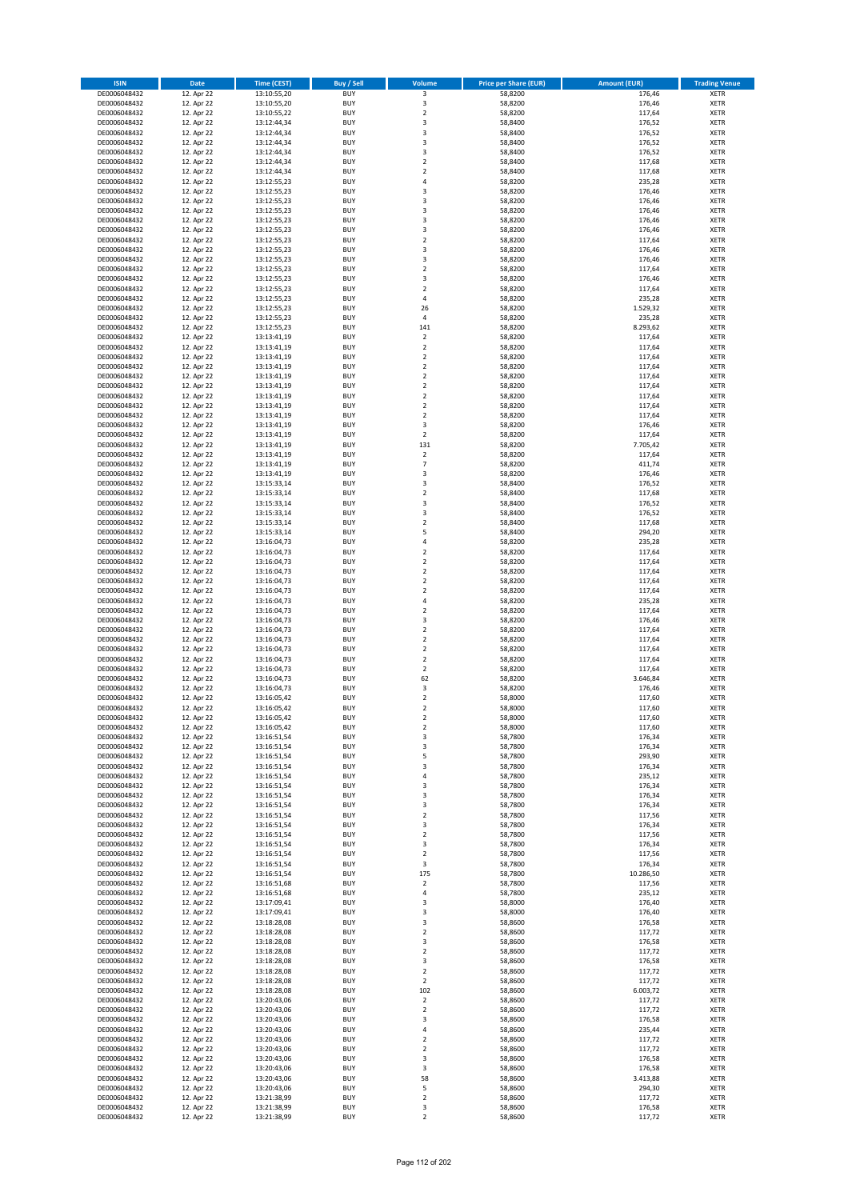| ISIN | Date | Time (CEST) | Buy / Sell | Volume | Price per Share (EUR) | Amount (EUR) | Trading Venue |
|---|---|---|---|---|---|---|---|
| DE0006048432 | 12. Apr 22 | 13:10:55,20 | BUY | 3 | 58,8200 | 176,46 | XETR |
| DE0006048432 | 12. Apr 22 | 13:10:55,20 | BUY | 3 | 58,8200 | 176,46 | XETR |
| DE0006048432 | 12. Apr 22 | 13:10:55,22 | BUY | 2 | 58,8200 | 117,64 | XETR |
| DE0006048432 | 12. Apr 22 | 13:12:44,34 | BUY | 3 | 58,8400 | 176,52 | XETR |
| DE0006048432 | 12. Apr 22 | 13:12:44,34 | BUY | 3 | 58,8400 | 176,52 | XETR |
| DE0006048432 | 12. Apr 22 | 13:12:44,34 | BUY | 3 | 58,8400 | 176,52 | XETR |
| DE0006048432 | 12. Apr 22 | 13:12:44,34 | BUY | 3 | 58,8400 | 176,52 | XETR |
| DE0006048432 | 12. Apr 22 | 13:12:44,34 | BUY | 2 | 58,8400 | 117,68 | XETR |
| DE0006048432 | 12. Apr 22 | 13:12:44,34 | BUY | 2 | 58,8400 | 117,68 | XETR |
| DE0006048432 | 12. Apr 22 | 13:12:55,23 | BUY | 4 | 58,8200 | 235,28 | XETR |
| DE0006048432 | 12. Apr 22 | 13:12:55,23 | BUY | 3 | 58,8200 | 176,46 | XETR |
| DE0006048432 | 12. Apr 22 | 13:12:55,23 | BUY | 3 | 58,8200 | 176,46 | XETR |
| DE0006048432 | 12. Apr 22 | 13:12:55,23 | BUY | 3 | 58,8200 | 176,46 | XETR |
| DE0006048432 | 12. Apr 22 | 13:12:55,23 | BUY | 3 | 58,8200 | 176,46 | XETR |
| DE0006048432 | 12. Apr 22 | 13:12:55,23 | BUY | 3 | 58,8200 | 176,46 | XETR |
| DE0006048432 | 12. Apr 22 | 13:12:55,23 | BUY | 2 | 58,8200 | 117,64 | XETR |
| DE0006048432 | 12. Apr 22 | 13:12:55,23 | BUY | 3 | 58,8200 | 176,46 | XETR |
| DE0006048432 | 12. Apr 22 | 13:12:55,23 | BUY | 3 | 58,8200 | 176,46 | XETR |
| DE0006048432 | 12. Apr 22 | 13:12:55,23 | BUY | 2 | 58,8200 | 117,64 | XETR |
| DE0006048432 | 12. Apr 22 | 13:12:55,23 | BUY | 3 | 58,8200 | 176,46 | XETR |
| DE0006048432 | 12. Apr 22 | 13:12:55,23 | BUY | 2 | 58,8200 | 117,64 | XETR |
| DE0006048432 | 12. Apr 22 | 13:12:55,23 | BUY | 4 | 58,8200 | 235,28 | XETR |
| DE0006048432 | 12. Apr 22 | 13:12:55,23 | BUY | 26 | 58,8200 | 1.529,32 | XETR |
| DE0006048432 | 12. Apr 22 | 13:12:55,23 | BUY | 4 | 58,8200 | 235,28 | XETR |
| DE0006048432 | 12. Apr 22 | 13:12:55,23 | BUY | 141 | 58,8200 | 8.293,62 | XETR |
| DE0006048432 | 12. Apr 22 | 13:13:41,19 | BUY | 2 | 58,8200 | 117,64 | XETR |
| DE0006048432 | 12. Apr 22 | 13:13:41,19 | BUY | 2 | 58,8200 | 117,64 | XETR |
| DE0006048432 | 12. Apr 22 | 13:13:41,19 | BUY | 2 | 58,8200 | 117,64 | XETR |
| DE0006048432 | 12. Apr 22 | 13:13:41,19 | BUY | 2 | 58,8200 | 117,64 | XETR |
| DE0006048432 | 12. Apr 22 | 13:13:41,19 | BUY | 2 | 58,8200 | 117,64 | XETR |
| DE0006048432 | 12. Apr 22 | 13:13:41,19 | BUY | 2 | 58,8200 | 117,64 | XETR |
| DE0006048432 | 12. Apr 22 | 13:13:41,19 | BUY | 2 | 58,8200 | 117,64 | XETR |
| DE0006048432 | 12. Apr 22 | 13:13:41,19 | BUY | 2 | 58,8200 | 117,64 | XETR |
| DE0006048432 | 12. Apr 22 | 13:13:41,19 | BUY | 2 | 58,8200 | 117,64 | XETR |
| DE0006048432 | 12. Apr 22 | 13:13:41,19 | BUY | 3 | 58,8200 | 176,46 | XETR |
| DE0006048432 | 12. Apr 22 | 13:13:41,19 | BUY | 2 | 58,8200 | 117,64 | XETR |
| DE0006048432 | 12. Apr 22 | 13:13:41,19 | BUY | 131 | 58,8200 | 7.705,42 | XETR |
| DE0006048432 | 12. Apr 22 | 13:13:41,19 | BUY | 2 | 58,8200 | 117,64 | XETR |
| DE0006048432 | 12. Apr 22 | 13:13:41,19 | BUY | 7 | 58,8200 | 411,74 | XETR |
| DE0006048432 | 12. Apr 22 | 13:13:41,19 | BUY | 3 | 58,8200 | 176,46 | XETR |
| DE0006048432 | 12. Apr 22 | 13:15:33,14 | BUY | 3 | 58,8400 | 176,52 | XETR |
| DE0006048432 | 12. Apr 22 | 13:15:33,14 | BUY | 2 | 58,8400 | 117,68 | XETR |
| DE0006048432 | 12. Apr 22 | 13:15:33,14 | BUY | 3 | 58,8400 | 176,52 | XETR |
| DE0006048432 | 12. Apr 22 | 13:15:33,14 | BUY | 3 | 58,8400 | 176,52 | XETR |
| DE0006048432 | 12. Apr 22 | 13:15:33,14 | BUY | 2 | 58,8400 | 117,68 | XETR |
| DE0006048432 | 12. Apr 22 | 13:15:33,14 | BUY | 5 | 58,8400 | 294,20 | XETR |
| DE0006048432 | 12. Apr 22 | 13:16:04,73 | BUY | 4 | 58,8200 | 235,28 | XETR |
| DE0006048432 | 12. Apr 22 | 13:16:04,73 | BUY | 2 | 58,8200 | 117,64 | XETR |
| DE0006048432 | 12. Apr 22 | 13:16:04,73 | BUY | 2 | 58,8200 | 117,64 | XETR |
| DE0006048432 | 12. Apr 22 | 13:16:04,73 | BUY | 2 | 58,8200 | 117,64 | XETR |
| DE0006048432 | 12. Apr 22 | 13:16:04,73 | BUY | 2 | 58,8200 | 117,64 | XETR |
| DE0006048432 | 12. Apr 22 | 13:16:04,73 | BUY | 2 | 58,8200 | 117,64 | XETR |
| DE0006048432 | 12. Apr 22 | 13:16:04,73 | BUY | 4 | 58,8200 | 235,28 | XETR |
| DE0006048432 | 12. Apr 22 | 13:16:04,73 | BUY | 2 | 58,8200 | 117,64 | XETR |
| DE0006048432 | 12. Apr 22 | 13:16:04,73 | BUY | 3 | 58,8200 | 176,46 | XETR |
| DE0006048432 | 12. Apr 22 | 13:16:04,73 | BUY | 2 | 58,8200 | 117,64 | XETR |
| DE0006048432 | 12. Apr 22 | 13:16:04,73 | BUY | 2 | 58,8200 | 117,64 | XETR |
| DE0006048432 | 12. Apr 22 | 13:16:04,73 | BUY | 2 | 58,8200 | 117,64 | XETR |
| DE0006048432 | 12. Apr 22 | 13:16:04,73 | BUY | 2 | 58,8200 | 117,64 | XETR |
| DE0006048432 | 12. Apr 22 | 13:16:04,73 | BUY | 2 | 58,8200 | 117,64 | XETR |
| DE0006048432 | 12. Apr 22 | 13:16:04,73 | BUY | 62 | 58,8200 | 3.646,84 | XETR |
| DE0006048432 | 12. Apr 22 | 13:16:04,73 | BUY | 3 | 58,8200 | 176,46 | XETR |
| DE0006048432 | 12. Apr 22 | 13:16:05,42 | BUY | 2 | 58,8000 | 117,60 | XETR |
| DE0006048432 | 12. Apr 22 | 13:16:05,42 | BUY | 2 | 58,8000 | 117,60 | XETR |
| DE0006048432 | 12. Apr 22 | 13:16:05,42 | BUY | 2 | 58,8000 | 117,60 | XETR |
| DE0006048432 | 12. Apr 22 | 13:16:05,42 | BUY | 2 | 58,8000 | 117,60 | XETR |
| DE0006048432 | 12. Apr 22 | 13:16:51,54 | BUY | 3 | 58,7800 | 176,34 | XETR |
| DE0006048432 | 12. Apr 22 | 13:16:51,54 | BUY | 3 | 58,7800 | 176,34 | XETR |
| DE0006048432 | 12. Apr 22 | 13:16:51,54 | BUY | 5 | 58,7800 | 293,90 | XETR |
| DE0006048432 | 12. Apr 22 | 13:16:51,54 | BUY | 3 | 58,7800 | 176,34 | XETR |
| DE0006048432 | 12. Apr 22 | 13:16:51,54 | BUY | 4 | 58,7800 | 235,12 | XETR |
| DE0006048432 | 12. Apr 22 | 13:16:51,54 | BUY | 3 | 58,7800 | 176,34 | XETR |
| DE0006048432 | 12. Apr 22 | 13:16:51,54 | BUY | 3 | 58,7800 | 176,34 | XETR |
| DE0006048432 | 12. Apr 22 | 13:16:51,54 | BUY | 3 | 58,7800 | 176,34 | XETR |
| DE0006048432 | 12. Apr 22 | 13:16:51,54 | BUY | 2 | 58,7800 | 117,56 | XETR |
| DE0006048432 | 12. Apr 22 | 13:16:51,54 | BUY | 3 | 58,7800 | 176,34 | XETR |
| DE0006048432 | 12. Apr 22 | 13:16:51,54 | BUY | 2 | 58,7800 | 117,56 | XETR |
| DE0006048432 | 12. Apr 22 | 13:16:51,54 | BUY | 3 | 58,7800 | 176,34 | XETR |
| DE0006048432 | 12. Apr 22 | 13:16:51,54 | BUY | 2 | 58,7800 | 117,56 | XETR |
| DE0006048432 | 12. Apr 22 | 13:16:51,54 | BUY | 3 | 58,7800 | 176,34 | XETR |
| DE0006048432 | 12. Apr 22 | 13:16:51,54 | BUY | 175 | 58,7800 | 10.286,50 | XETR |
| DE0006048432 | 12. Apr 22 | 13:16:51,68 | BUY | 2 | 58,7800 | 117,56 | XETR |
| DE0006048432 | 12. Apr 22 | 13:16:51,68 | BUY | 4 | 58,7800 | 235,12 | XETR |
| DE0006048432 | 12. Apr 22 | 13:17:09,41 | BUY | 3 | 58,8000 | 176,40 | XETR |
| DE0006048432 | 12. Apr 22 | 13:17:09,41 | BUY | 3 | 58,8000 | 176,40 | XETR |
| DE0006048432 | 12. Apr 22 | 13:18:28,08 | BUY | 3 | 58,8600 | 176,58 | XETR |
| DE0006048432 | 12. Apr 22 | 13:18:28,08 | BUY | 2 | 58,8600 | 117,72 | XETR |
| DE0006048432 | 12. Apr 22 | 13:18:28,08 | BUY | 3 | 58,8600 | 176,58 | XETR |
| DE0006048432 | 12. Apr 22 | 13:18:28,08 | BUY | 2 | 58,8600 | 117,72 | XETR |
| DE0006048432 | 12. Apr 22 | 13:18:28,08 | BUY | 3 | 58,8600 | 176,58 | XETR |
| DE0006048432 | 12. Apr 22 | 13:18:28,08 | BUY | 2 | 58,8600 | 117,72 | XETR |
| DE0006048432 | 12. Apr 22 | 13:18:28,08 | BUY | 2 | 58,8600 | 117,72 | XETR |
| DE0006048432 | 12. Apr 22 | 13:18:28,08 | BUY | 102 | 58,8600 | 6.003,72 | XETR |
| DE0006048432 | 12. Apr 22 | 13:20:43,06 | BUY | 2 | 58,8600 | 117,72 | XETR |
| DE0006048432 | 12. Apr 22 | 13:20:43,06 | BUY | 2 | 58,8600 | 117,72 | XETR |
| DE0006048432 | 12. Apr 22 | 13:20:43,06 | BUY | 3 | 58,8600 | 176,58 | XETR |
| DE0006048432 | 12. Apr 22 | 13:20:43,06 | BUY | 4 | 58,8600 | 235,44 | XETR |
| DE0006048432 | 12. Apr 22 | 13:20:43,06 | BUY | 2 | 58,8600 | 117,72 | XETR |
| DE0006048432 | 12. Apr 22 | 13:20:43,06 | BUY | 2 | 58,8600 | 117,72 | XETR |
| DE0006048432 | 12. Apr 22 | 13:20:43,06 | BUY | 3 | 58,8600 | 176,58 | XETR |
| DE0006048432 | 12. Apr 22 | 13:20:43,06 | BUY | 3 | 58,8600 | 176,58 | XETR |
| DE0006048432 | 12. Apr 22 | 13:20:43,06 | BUY | 58 | 58,8600 | 3.413,88 | XETR |
| DE0006048432 | 12. Apr 22 | 13:20:43,06 | BUY | 5 | 58,8600 | 294,30 | XETR |
| DE0006048432 | 12. Apr 22 | 13:21:38,99 | BUY | 2 | 58,8600 | 117,72 | XETR |
| DE0006048432 | 12. Apr 22 | 13:21:38,99 | BUY | 3 | 58,8600 | 176,58 | XETR |
| DE0006048432 | 12. Apr 22 | 13:21:38,99 | BUY | 2 | 58,8600 | 117,72 | XETR |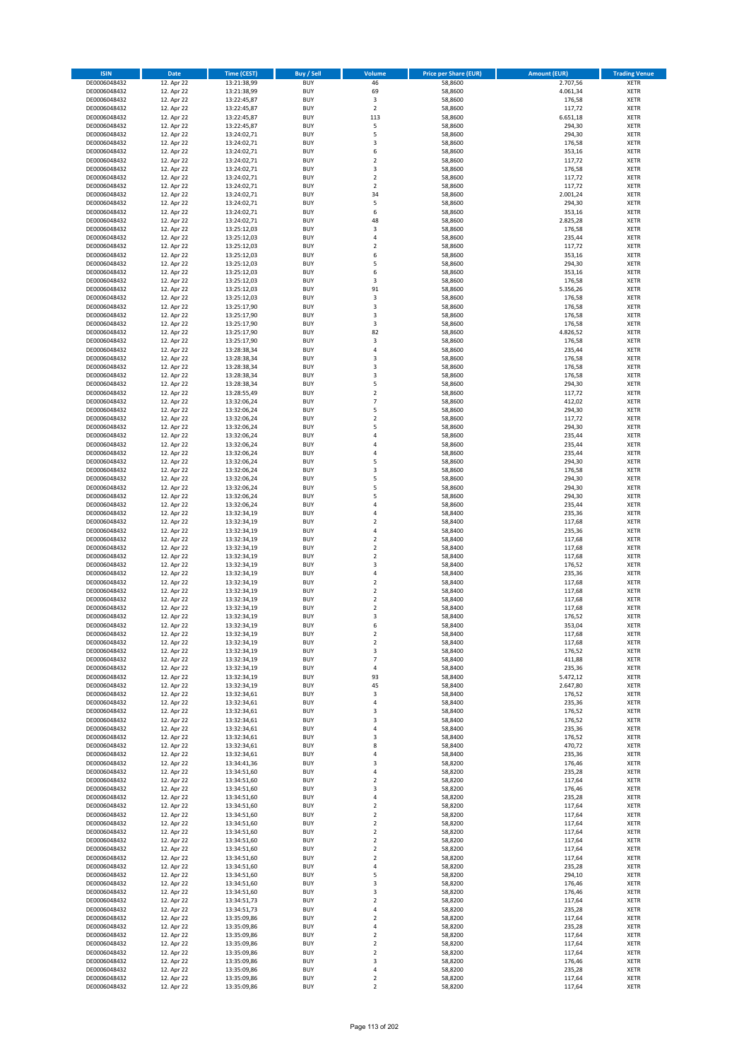| ISIN | Date | Time (CEST) | Buy / Sell | Volume | Price per Share (EUR) | Amount (EUR) | Trading Venue |
|---|---|---|---|---|---|---|---|
| DE0006048432 | 12. Apr 22 | 13:21:38,99 | BUY | 46 | 58,8600 | 2.707,56 | XETR |
| DE0006048432 | 12. Apr 22 | 13:21:38,99 | BUY | 69 | 58,8600 | 4.061,34 | XETR |
| DE0006048432 | 12. Apr 22 | 13:22:45,87 | BUY | 3 | 58,8600 | 176,58 | XETR |
| DE0006048432 | 12. Apr 22 | 13:22:45,87 | BUY | 2 | 58,8600 | 117,72 | XETR |
| DE0006048432 | 12. Apr 22 | 13:22:45,87 | BUY | 113 | 58,8600 | 6.651,18 | XETR |
| DE0006048432 | 12. Apr 22 | 13:22:45,87 | BUY | 5 | 58,8600 | 294,30 | XETR |
| DE0006048432 | 12. Apr 22 | 13:24:02,71 | BUY | 5 | 58,8600 | 294,30 | XETR |
| DE0006048432 | 12. Apr 22 | 13:24:02,71 | BUY | 3 | 58,8600 | 176,58 | XETR |
| DE0006048432 | 12. Apr 22 | 13:24:02,71 | BUY | 6 | 58,8600 | 353,16 | XETR |
| DE0006048432 | 12. Apr 22 | 13:24:02,71 | BUY | 2 | 58,8600 | 117,72 | XETR |
| DE0006048432 | 12. Apr 22 | 13:24:02,71 | BUY | 3 | 58,8600 | 176,58 | XETR |
| DE0006048432 | 12. Apr 22 | 13:24:02,71 | BUY | 2 | 58,8600 | 117,72 | XETR |
| DE0006048432 | 12. Apr 22 | 13:24:02,71 | BUY | 2 | 58,8600 | 117,72 | XETR |
| DE0006048432 | 12. Apr 22 | 13:24:02,71 | BUY | 34 | 58,8600 | 2.001,24 | XETR |
| DE0006048432 | 12. Apr 22 | 13:24:02,71 | BUY | 5 | 58,8600 | 294,30 | XETR |
| DE0006048432 | 12. Apr 22 | 13:24:02,71 | BUY | 6 | 58,8600 | 353,16 | XETR |
| DE0006048432 | 12. Apr 22 | 13:24:02,71 | BUY | 48 | 58,8600 | 2.825,28 | XETR |
| DE0006048432 | 12. Apr 22 | 13:25:12,03 | BUY | 3 | 58,8600 | 176,58 | XETR |
| DE0006048432 | 12. Apr 22 | 13:25:12,03 | BUY | 4 | 58,8600 | 235,44 | XETR |
| DE0006048432 | 12. Apr 22 | 13:25:12,03 | BUY | 2 | 58,8600 | 117,72 | XETR |
| DE0006048432 | 12. Apr 22 | 13:25:12,03 | BUY | 6 | 58,8600 | 353,16 | XETR |
| DE0006048432 | 12. Apr 22 | 13:25:12,03 | BUY | 5 | 58,8600 | 294,30 | XETR |
| DE0006048432 | 12. Apr 22 | 13:25:12,03 | BUY | 6 | 58,8600 | 353,16 | XETR |
| DE0006048432 | 12. Apr 22 | 13:25:12,03 | BUY | 3 | 58,8600 | 176,58 | XETR |
| DE0006048432 | 12. Apr 22 | 13:25:12,03 | BUY | 91 | 58,8600 | 5.356,26 | XETR |
| DE0006048432 | 12. Apr 22 | 13:25:12,03 | BUY | 3 | 58,8600 | 176,58 | XETR |
| DE0006048432 | 12. Apr 22 | 13:25:17,90 | BUY | 3 | 58,8600 | 176,58 | XETR |
| DE0006048432 | 12. Apr 22 | 13:25:17,90 | BUY | 3 | 58,8600 | 176,58 | XETR |
| DE0006048432 | 12. Apr 22 | 13:25:17,90 | BUY | 3 | 58,8600 | 176,58 | XETR |
| DE0006048432 | 12. Apr 22 | 13:25:17,90 | BUY | 82 | 58,8600 | 4.826,52 | XETR |
| DE0006048432 | 12. Apr 22 | 13:25:17,90 | BUY | 3 | 58,8600 | 176,58 | XETR |
| DE0006048432 | 12. Apr 22 | 13:28:38,34 | BUY | 4 | 58,8600 | 235,44 | XETR |
| DE0006048432 | 12. Apr 22 | 13:28:38,34 | BUY | 3 | 58,8600 | 176,58 | XETR |
| DE0006048432 | 12. Apr 22 | 13:28:38,34 | BUY | 3 | 58,8600 | 176,58 | XETR |
| DE0006048432 | 12. Apr 22 | 13:28:38,34 | BUY | 3 | 58,8600 | 176,58 | XETR |
| DE0006048432 | 12. Apr 22 | 13:28:38,34 | BUY | 5 | 58,8600 | 294,30 | XETR |
| DE0006048432 | 12. Apr 22 | 13:28:55,49 | BUY | 2 | 58,8600 | 117,72 | XETR |
| DE0006048432 | 12. Apr 22 | 13:32:06,24 | BUY | 7 | 58,8600 | 412,02 | XETR |
| DE0006048432 | 12. Apr 22 | 13:32:06,24 | BUY | 5 | 58,8600 | 294,30 | XETR |
| DE0006048432 | 12. Apr 22 | 13:32:06,24 | BUY | 2 | 58,8600 | 117,72 | XETR |
| DE0006048432 | 12. Apr 22 | 13:32:06,24 | BUY | 5 | 58,8600 | 294,30 | XETR |
| DE0006048432 | 12. Apr 22 | 13:32:06,24 | BUY | 4 | 58,8600 | 235,44 | XETR |
| DE0006048432 | 12. Apr 22 | 13:32:06,24 | BUY | 4 | 58,8600 | 235,44 | XETR |
| DE0006048432 | 12. Apr 22 | 13:32:06,24 | BUY | 4 | 58,8600 | 235,44 | XETR |
| DE0006048432 | 12. Apr 22 | 13:32:06,24 | BUY | 5 | 58,8600 | 294,30 | XETR |
| DE0006048432 | 12. Apr 22 | 13:32:06,24 | BUY | 3 | 58,8600 | 176,58 | XETR |
| DE0006048432 | 12. Apr 22 | 13:32:06,24 | BUY | 5 | 58,8600 | 294,30 | XETR |
| DE0006048432 | 12. Apr 22 | 13:32:06,24 | BUY | 5 | 58,8600 | 294,30 | XETR |
| DE0006048432 | 12. Apr 22 | 13:32:06,24 | BUY | 5 | 58,8600 | 294,30 | XETR |
| DE0006048432 | 12. Apr 22 | 13:32:06,24 | BUY | 4 | 58,8600 | 235,44 | XETR |
| DE0006048432 | 12. Apr 22 | 13:32:34,19 | BUY | 4 | 58,8400 | 235,36 | XETR |
| DE0006048432 | 12. Apr 22 | 13:32:34,19 | BUY | 2 | 58,8400 | 117,68 | XETR |
| DE0006048432 | 12. Apr 22 | 13:32:34,19 | BUY | 4 | 58,8400 | 235,36 | XETR |
| DE0006048432 | 12. Apr 22 | 13:32:34,19 | BUY | 2 | 58,8400 | 117,68 | XETR |
| DE0006048432 | 12. Apr 22 | 13:32:34,19 | BUY | 2 | 58,8400 | 117,68 | XETR |
| DE0006048432 | 12. Apr 22 | 13:32:34,19 | BUY | 2 | 58,8400 | 117,68 | XETR |
| DE0006048432 | 12. Apr 22 | 13:32:34,19 | BUY | 3 | 58,8400 | 176,52 | XETR |
| DE0006048432 | 12. Apr 22 | 13:32:34,19 | BUY | 4 | 58,8400 | 235,36 | XETR |
| DE0006048432 | 12. Apr 22 | 13:32:34,19 | BUY | 2 | 58,8400 | 117,68 | XETR |
| DE0006048432 | 12. Apr 22 | 13:32:34,19 | BUY | 2 | 58,8400 | 117,68 | XETR |
| DE0006048432 | 12. Apr 22 | 13:32:34,19 | BUY | 2 | 58,8400 | 117,68 | XETR |
| DE0006048432 | 12. Apr 22 | 13:32:34,19 | BUY | 2 | 58,8400 | 117,68 | XETR |
| DE0006048432 | 12. Apr 22 | 13:32:34,19 | BUY | 3 | 58,8400 | 176,52 | XETR |
| DE0006048432 | 12. Apr 22 | 13:32:34,19 | BUY | 6 | 58,8400 | 353,04 | XETR |
| DE0006048432 | 12. Apr 22 | 13:32:34,19 | BUY | 2 | 58,8400 | 117,68 | XETR |
| DE0006048432 | 12. Apr 22 | 13:32:34,19 | BUY | 2 | 58,8400 | 117,68 | XETR |
| DE0006048432 | 12. Apr 22 | 13:32:34,19 | BUY | 3 | 58,8400 | 176,52 | XETR |
| DE0006048432 | 12. Apr 22 | 13:32:34,19 | BUY | 7 | 58,8400 | 411,88 | XETR |
| DE0006048432 | 12. Apr 22 | 13:32:34,19 | BUY | 4 | 58,8400 | 235,36 | XETR |
| DE0006048432 | 12. Apr 22 | 13:32:34,19 | BUY | 93 | 58,8400 | 5.472,12 | XETR |
| DE0006048432 | 12. Apr 22 | 13:32:34,19 | BUY | 45 | 58,8400 | 2.647,80 | XETR |
| DE0006048432 | 12. Apr 22 | 13:32:34,61 | BUY | 3 | 58,8400 | 176,52 | XETR |
| DE0006048432 | 12. Apr 22 | 13:32:34,61 | BUY | 4 | 58,8400 | 235,36 | XETR |
| DE0006048432 | 12. Apr 22 | 13:32:34,61 | BUY | 3 | 58,8400 | 176,52 | XETR |
| DE0006048432 | 12. Apr 22 | 13:32:34,61 | BUY | 3 | 58,8400 | 176,52 | XETR |
| DE0006048432 | 12. Apr 22 | 13:32:34,61 | BUY | 4 | 58,8400 | 235,36 | XETR |
| DE0006048432 | 12. Apr 22 | 13:32:34,61 | BUY | 3 | 58,8400 | 176,52 | XETR |
| DE0006048432 | 12. Apr 22 | 13:32:34,61 | BUY | 8 | 58,8400 | 470,72 | XETR |
| DE0006048432 | 12. Apr 22 | 13:32:34,61 | BUY | 4 | 58,8400 | 235,36 | XETR |
| DE0006048432 | 12. Apr 22 | 13:34:41,36 | BUY | 3 | 58,8200 | 176,46 | XETR |
| DE0006048432 | 12. Apr 22 | 13:34:51,60 | BUY | 4 | 58,8200 | 235,28 | XETR |
| DE0006048432 | 12. Apr 22 | 13:34:51,60 | BUY | 2 | 58,8200 | 117,64 | XETR |
| DE0006048432 | 12. Apr 22 | 13:34:51,60 | BUY | 3 | 58,8200 | 176,46 | XETR |
| DE0006048432 | 12. Apr 22 | 13:34:51,60 | BUY | 4 | 58,8200 | 235,28 | XETR |
| DE0006048432 | 12. Apr 22 | 13:34:51,60 | BUY | 2 | 58,8200 | 117,64 | XETR |
| DE0006048432 | 12. Apr 22 | 13:34:51,60 | BUY | 2 | 58,8200 | 117,64 | XETR |
| DE0006048432 | 12. Apr 22 | 13:34:51,60 | BUY | 2 | 58,8200 | 117,64 | XETR |
| DE0006048432 | 12. Apr 22 | 13:34:51,60 | BUY | 2 | 58,8200 | 117,64 | XETR |
| DE0006048432 | 12. Apr 22 | 13:34:51,60 | BUY | 2 | 58,8200 | 117,64 | XETR |
| DE0006048432 | 12. Apr 22 | 13:34:51,60 | BUY | 2 | 58,8200 | 117,64 | XETR |
| DE0006048432 | 12. Apr 22 | 13:34:51,60 | BUY | 2 | 58,8200 | 117,64 | XETR |
| DE0006048432 | 12. Apr 22 | 13:34:51,60 | BUY | 4 | 58,8200 | 235,28 | XETR |
| DE0006048432 | 12. Apr 22 | 13:34:51,60 | BUY | 5 | 58,8200 | 294,10 | XETR |
| DE0006048432 | 12. Apr 22 | 13:34:51,60 | BUY | 3 | 58,8200 | 176,46 | XETR |
| DE0006048432 | 12. Apr 22 | 13:34:51,60 | BUY | 3 | 58,8200 | 176,46 | XETR |
| DE0006048432 | 12. Apr 22 | 13:34:51,73 | BUY | 2 | 58,8200 | 117,64 | XETR |
| DE0006048432 | 12. Apr 22 | 13:34:51,73 | BUY | 4 | 58,8200 | 235,28 | XETR |
| DE0006048432 | 12. Apr 22 | 13:35:09,86 | BUY | 2 | 58,8200 | 117,64 | XETR |
| DE0006048432 | 12. Apr 22 | 13:35:09,86 | BUY | 4 | 58,8200 | 235,28 | XETR |
| DE0006048432 | 12. Apr 22 | 13:35:09,86 | BUY | 2 | 58,8200 | 117,64 | XETR |
| DE0006048432 | 12. Apr 22 | 13:35:09,86 | BUY | 2 | 58,8200 | 117,64 | XETR |
| DE0006048432 | 12. Apr 22 | 13:35:09,86 | BUY | 2 | 58,8200 | 117,64 | XETR |
| DE0006048432 | 12. Apr 22 | 13:35:09,86 | BUY | 3 | 58,8200 | 176,46 | XETR |
| DE0006048432 | 12. Apr 22 | 13:35:09,86 | BUY | 4 | 58,8200 | 235,28 | XETR |
| DE0006048432 | 12. Apr 22 | 13:35:09,86 | BUY | 2 | 58,8200 | 117,64 | XETR |
| DE0006048432 | 12. Apr 22 | 13:35:09,86 | BUY | 2 | 58,8200 | 117,64 | XETR |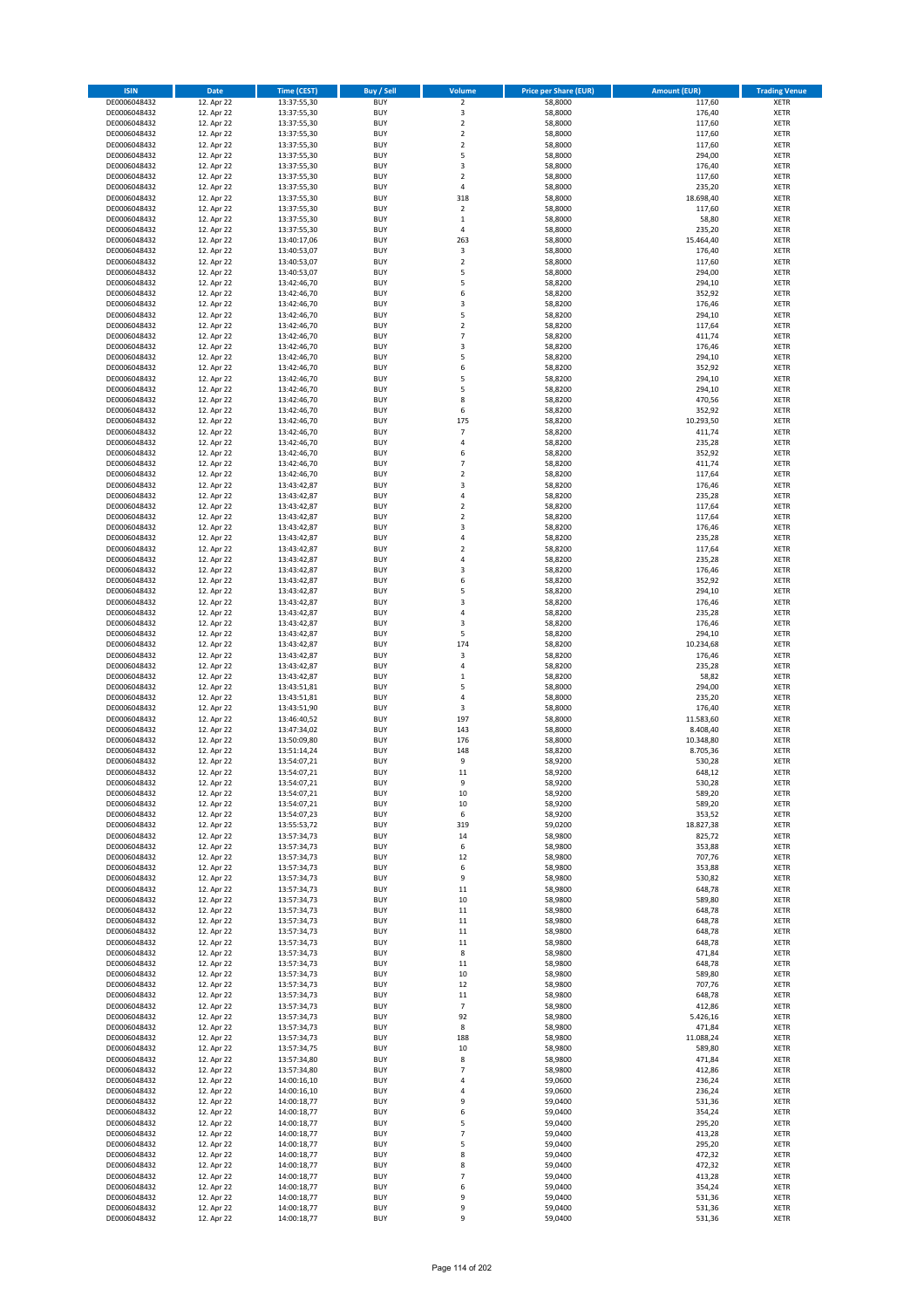| ISIN | Date | Time (CEST) | Buy / Sell | Volume | Price per Share (EUR) | Amount (EUR) | Trading Venue |
|---|---|---|---|---|---|---|---|
| DE0006048432 | 12. Apr 22 | 13:37:55,30 | BUY | 2 | 58,8000 | 117,60 | XETR |
| DE0006048432 | 12. Apr 22 | 13:37:55,30 | BUY | 3 | 58,8000 | 176,40 | XETR |
| DE0006048432 | 12. Apr 22 | 13:37:55,30 | BUY | 2 | 58,8000 | 117,60 | XETR |
| DE0006048432 | 12. Apr 22 | 13:37:55,30 | BUY | 2 | 58,8000 | 117,60 | XETR |
| DE0006048432 | 12. Apr 22 | 13:37:55,30 | BUY | 2 | 58,8000 | 117,60 | XETR |
| DE0006048432 | 12. Apr 22 | 13:37:55,30 | BUY | 5 | 58,8000 | 294,00 | XETR |
| DE0006048432 | 12. Apr 22 | 13:37:55,30 | BUY | 3 | 58,8000 | 176,40 | XETR |
| DE0006048432 | 12. Apr 22 | 13:37:55,30 | BUY | 2 | 58,8000 | 117,60 | XETR |
| DE0006048432 | 12. Apr 22 | 13:37:55,30 | BUY | 4 | 58,8000 | 235,20 | XETR |
| DE0006048432 | 12. Apr 22 | 13:37:55,30 | BUY | 318 | 58,8000 | 18.698,40 | XETR |
| DE0006048432 | 12. Apr 22 | 13:37:55,30 | BUY | 2 | 58,8000 | 117,60 | XETR |
| DE0006048432 | 12. Apr 22 | 13:37:55,30 | BUY | 1 | 58,8000 | 58,80 | XETR |
| DE0006048432 | 12. Apr 22 | 13:37:55,30 | BUY | 4 | 58,8000 | 235,20 | XETR |
| DE0006048432 | 12. Apr 22 | 13:40:17,06 | BUY | 263 | 58,8000 | 15.464,40 | XETR |
| DE0006048432 | 12. Apr 22 | 13:40:53,07 | BUY | 3 | 58,8000 | 176,40 | XETR |
| DE0006048432 | 12. Apr 22 | 13:40:53,07 | BUY | 2 | 58,8000 | 117,60 | XETR |
| DE0006048432 | 12. Apr 22 | 13:40:53,07 | BUY | 5 | 58,8000 | 294,00 | XETR |
| DE0006048432 | 12. Apr 22 | 13:42:46,70 | BUY | 5 | 58,8200 | 294,10 | XETR |
| DE0006048432 | 12. Apr 22 | 13:42:46,70 | BUY | 6 | 58,8200 | 352,92 | XETR |
| DE0006048432 | 12. Apr 22 | 13:42:46,70 | BUY | 3 | 58,8200 | 176,46 | XETR |
| DE0006048432 | 12. Apr 22 | 13:42:46,70 | BUY | 5 | 58,8200 | 294,10 | XETR |
| DE0006048432 | 12. Apr 22 | 13:42:46,70 | BUY | 2 | 58,8200 | 117,64 | XETR |
| DE0006048432 | 12. Apr 22 | 13:42:46,70 | BUY | 7 | 58,8200 | 411,74 | XETR |
| DE0006048432 | 12. Apr 22 | 13:42:46,70 | BUY | 3 | 58,8200 | 176,46 | XETR |
| DE0006048432 | 12. Apr 22 | 13:42:46,70 | BUY | 5 | 58,8200 | 294,10 | XETR |
| DE0006048432 | 12. Apr 22 | 13:42:46,70 | BUY | 6 | 58,8200 | 352,92 | XETR |
| DE0006048432 | 12. Apr 22 | 13:42:46,70 | BUY | 5 | 58,8200 | 294,10 | XETR |
| DE0006048432 | 12. Apr 22 | 13:42:46,70 | BUY | 5 | 58,8200 | 294,10 | XETR |
| DE0006048432 | 12. Apr 22 | 13:42:46,70 | BUY | 8 | 58,8200 | 470,56 | XETR |
| DE0006048432 | 12. Apr 22 | 13:42:46,70 | BUY | 6 | 58,8200 | 352,92 | XETR |
| DE0006048432 | 12. Apr 22 | 13:42:46,70 | BUY | 175 | 58,8200 | 10.293,50 | XETR |
| DE0006048432 | 12. Apr 22 | 13:42:46,70 | BUY | 7 | 58,8200 | 411,74 | XETR |
| DE0006048432 | 12. Apr 22 | 13:42:46,70 | BUY | 4 | 58,8200 | 235,28 | XETR |
| DE0006048432 | 12. Apr 22 | 13:42:46,70 | BUY | 6 | 58,8200 | 352,92 | XETR |
| DE0006048432 | 12. Apr 22 | 13:42:46,70 | BUY | 7 | 58,8200 | 411,74 | XETR |
| DE0006048432 | 12. Apr 22 | 13:42:46,70 | BUY | 2 | 58,8200 | 117,64 | XETR |
| DE0006048432 | 12. Apr 22 | 13:43:42,87 | BUY | 3 | 58,8200 | 176,46 | XETR |
| DE0006048432 | 12. Apr 22 | 13:43:42,87 | BUY | 4 | 58,8200 | 235,28 | XETR |
| DE0006048432 | 12. Apr 22 | 13:43:42,87 | BUY | 2 | 58,8200 | 117,64 | XETR |
| DE0006048432 | 12. Apr 22 | 13:43:42,87 | BUY | 2 | 58,8200 | 117,64 | XETR |
| DE0006048432 | 12. Apr 22 | 13:43:42,87 | BUY | 3 | 58,8200 | 176,46 | XETR |
| DE0006048432 | 12. Apr 22 | 13:43:42,87 | BUY | 4 | 58,8200 | 235,28 | XETR |
| DE0006048432 | 12. Apr 22 | 13:43:42,87 | BUY | 2 | 58,8200 | 117,64 | XETR |
| DE0006048432 | 12. Apr 22 | 13:43:42,87 | BUY | 4 | 58,8200 | 235,28 | XETR |
| DE0006048432 | 12. Apr 22 | 13:43:42,87 | BUY | 3 | 58,8200 | 176,46 | XETR |
| DE0006048432 | 12. Apr 22 | 13:43:42,87 | BUY | 6 | 58,8200 | 352,92 | XETR |
| DE0006048432 | 12. Apr 22 | 13:43:42,87 | BUY | 5 | 58,8200 | 294,10 | XETR |
| DE0006048432 | 12. Apr 22 | 13:43:42,87 | BUY | 3 | 58,8200 | 176,46 | XETR |
| DE0006048432 | 12. Apr 22 | 13:43:42,87 | BUY | 4 | 58,8200 | 235,28 | XETR |
| DE0006048432 | 12. Apr 22 | 13:43:42,87 | BUY | 3 | 58,8200 | 176,46 | XETR |
| DE0006048432 | 12. Apr 22 | 13:43:42,87 | BUY | 5 | 58,8200 | 294,10 | XETR |
| DE0006048432 | 12. Apr 22 | 13:43:42,87 | BUY | 174 | 58,8200 | 10.234,68 | XETR |
| DE0006048432 | 12. Apr 22 | 13:43:42,87 | BUY | 3 | 58,8200 | 176,46 | XETR |
| DE0006048432 | 12. Apr 22 | 13:43:42,87 | BUY | 4 | 58,8200 | 235,28 | XETR |
| DE0006048432 | 12. Apr 22 | 13:43:42,87 | BUY | 1 | 58,8200 | 58,82 | XETR |
| DE0006048432 | 12. Apr 22 | 13:43:51,81 | BUY | 5 | 58,8000 | 294,00 | XETR |
| DE0006048432 | 12. Apr 22 | 13:43:51,81 | BUY | 4 | 58,8000 | 235,20 | XETR |
| DE0006048432 | 12. Apr 22 | 13:43:51,90 | BUY | 3 | 58,8000 | 176,40 | XETR |
| DE0006048432 | 12. Apr 22 | 13:46:40,52 | BUY | 197 | 58,8000 | 11.583,60 | XETR |
| DE0006048432 | 12. Apr 22 | 13:47:34,02 | BUY | 143 | 58,8000 | 8.408,40 | XETR |
| DE0006048432 | 12. Apr 22 | 13:50:09,80 | BUY | 176 | 58,8000 | 10.348,80 | XETR |
| DE0006048432 | 12. Apr 22 | 13:51:14,24 | BUY | 148 | 58,8200 | 8.705,36 | XETR |
| DE0006048432 | 12. Apr 22 | 13:54:07,21 | BUY | 9 | 58,9200 | 530,28 | XETR |
| DE0006048432 | 12. Apr 22 | 13:54:07,21 | BUY | 11 | 58,9200 | 648,12 | XETR |
| DE0006048432 | 12. Apr 22 | 13:54:07,21 | BUY | 9 | 58,9200 | 530,28 | XETR |
| DE0006048432 | 12. Apr 22 | 13:54:07,21 | BUY | 10 | 58,9200 | 589,20 | XETR |
| DE0006048432 | 12. Apr 22 | 13:54:07,21 | BUY | 10 | 58,9200 | 589,20 | XETR |
| DE0006048432 | 12. Apr 22 | 13:54:07,23 | BUY | 6 | 58,9200 | 353,52 | XETR |
| DE0006048432 | 12. Apr 22 | 13:55:53,72 | BUY | 319 | 59,0200 | 18.827,38 | XETR |
| DE0006048432 | 12. Apr 22 | 13:57:34,73 | BUY | 14 | 58,9800 | 825,72 | XETR |
| DE0006048432 | 12. Apr 22 | 13:57:34,73 | BUY | 6 | 58,9800 | 353,88 | XETR |
| DE0006048432 | 12. Apr 22 | 13:57:34,73 | BUY | 12 | 58,9800 | 707,76 | XETR |
| DE0006048432 | 12. Apr 22 | 13:57:34,73 | BUY | 6 | 58,9800 | 353,88 | XETR |
| DE0006048432 | 12. Apr 22 | 13:57:34,73 | BUY | 9 | 58,9800 | 530,82 | XETR |
| DE0006048432 | 12. Apr 22 | 13:57:34,73 | BUY | 11 | 58,9800 | 648,78 | XETR |
| DE0006048432 | 12. Apr 22 | 13:57:34,73 | BUY | 10 | 58,9800 | 589,80 | XETR |
| DE0006048432 | 12. Apr 22 | 13:57:34,73 | BUY | 11 | 58,9800 | 648,78 | XETR |
| DE0006048432 | 12. Apr 22 | 13:57:34,73 | BUY | 11 | 58,9800 | 648,78 | XETR |
| DE0006048432 | 12. Apr 22 | 13:57:34,73 | BUY | 11 | 58,9800 | 648,78 | XETR |
| DE0006048432 | 12. Apr 22 | 13:57:34,73 | BUY | 11 | 58,9800 | 648,78 | XETR |
| DE0006048432 | 12. Apr 22 | 13:57:34,73 | BUY | 8 | 58,9800 | 471,84 | XETR |
| DE0006048432 | 12. Apr 22 | 13:57:34,73 | BUY | 11 | 58,9800 | 648,78 | XETR |
| DE0006048432 | 12. Apr 22 | 13:57:34,73 | BUY | 10 | 58,9800 | 589,80 | XETR |
| DE0006048432 | 12. Apr 22 | 13:57:34,73 | BUY | 12 | 58,9800 | 707,76 | XETR |
| DE0006048432 | 12. Apr 22 | 13:57:34,73 | BUY | 11 | 58,9800 | 648,78 | XETR |
| DE0006048432 | 12. Apr 22 | 13:57:34,73 | BUY | 7 | 58,9800 | 412,86 | XETR |
| DE0006048432 | 12. Apr 22 | 13:57:34,73 | BUY | 92 | 58,9800 | 5.426,16 | XETR |
| DE0006048432 | 12. Apr 22 | 13:57:34,73 | BUY | 8 | 58,9800 | 471,84 | XETR |
| DE0006048432 | 12. Apr 22 | 13:57:34,73 | BUY | 188 | 58,9800 | 11.088,24 | XETR |
| DE0006048432 | 12. Apr 22 | 13:57:34,75 | BUY | 10 | 58,9800 | 589,80 | XETR |
| DE0006048432 | 12. Apr 22 | 13:57:34,80 | BUY | 8 | 58,9800 | 471,84 | XETR |
| DE0006048432 | 12. Apr 22 | 13:57:34,80 | BUY | 7 | 58,9800 | 412,86 | XETR |
| DE0006048432 | 12. Apr 22 | 14:00:16,10 | BUY | 4 | 59,0600 | 236,24 | XETR |
| DE0006048432 | 12. Apr 22 | 14:00:16,10 | BUY | 4 | 59,0600 | 236,24 | XETR |
| DE0006048432 | 12. Apr 22 | 14:00:18,77 | BUY | 9 | 59,0400 | 531,36 | XETR |
| DE0006048432 | 12. Apr 22 | 14:00:18,77 | BUY | 6 | 59,0400 | 354,24 | XETR |
| DE0006048432 | 12. Apr 22 | 14:00:18,77 | BUY | 5 | 59,0400 | 295,20 | XETR |
| DE0006048432 | 12. Apr 22 | 14:00:18,77 | BUY | 7 | 59,0400 | 413,28 | XETR |
| DE0006048432 | 12. Apr 22 | 14:00:18,77 | BUY | 5 | 59,0400 | 295,20 | XETR |
| DE0006048432 | 12. Apr 22 | 14:00:18,77 | BUY | 8 | 59,0400 | 472,32 | XETR |
| DE0006048432 | 12. Apr 22 | 14:00:18,77 | BUY | 8 | 59,0400 | 472,32 | XETR |
| DE0006048432 | 12. Apr 22 | 14:00:18,77 | BUY | 7 | 59,0400 | 413,28 | XETR |
| DE0006048432 | 12. Apr 22 | 14:00:18,77 | BUY | 6 | 59,0400 | 354,24 | XETR |
| DE0006048432 | 12. Apr 22 | 14:00:18,77 | BUY | 9 | 59,0400 | 531,36 | XETR |
| DE0006048432 | 12. Apr 22 | 14:00:18,77 | BUY | 9 | 59,0400 | 531,36 | XETR |
| DE0006048432 | 12. Apr 22 | 14:00:18,77 | BUY | 9 | 59,0400 | 531,36 | XETR |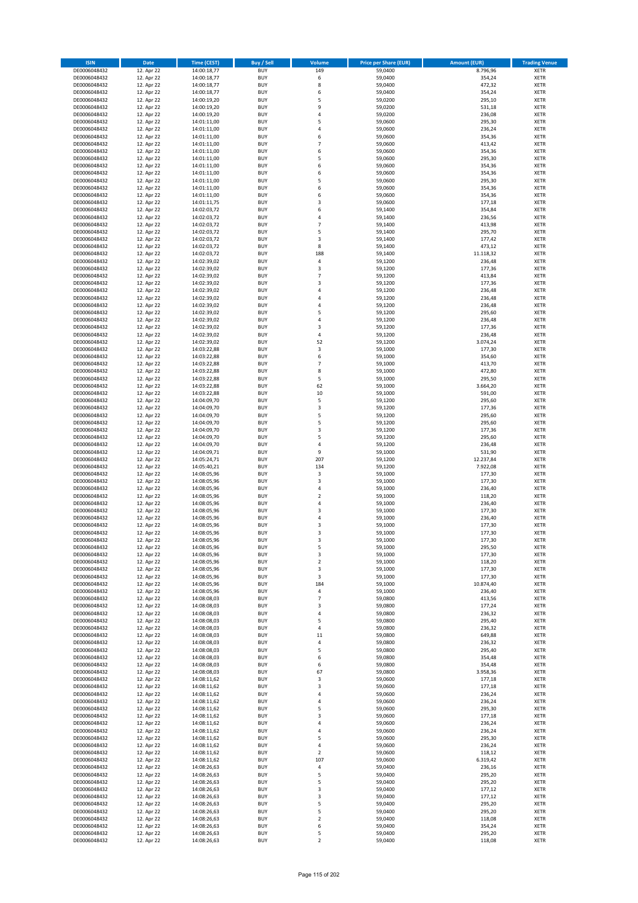| ISIN | Date | Time (CEST) | Buy / Sell | Volume | Price per Share (EUR) | Amount (EUR) | Trading Venue |
|---|---|---|---|---|---|---|---|
| DE0006048432 | 12. Apr 22 | 14:00:18,77 | BUY | 149 | 59,0400 | 8.796,96 | XETR |
| DE0006048432 | 12. Apr 22 | 14:00:18,77 | BUY | 6 | 59,0400 | 354,24 | XETR |
| DE0006048432 | 12. Apr 22 | 14:00:18,77 | BUY | 8 | 59,0400 | 472,32 | XETR |
| DE0006048432 | 12. Apr 22 | 14:00:18,77 | BUY | 6 | 59,0400 | 354,24 | XETR |
| DE0006048432 | 12. Apr 22 | 14:00:19,20 | BUY | 5 | 59,0200 | 295,10 | XETR |
| DE0006048432 | 12. Apr 22 | 14:00:19,20 | BUY | 9 | 59,0200 | 531,18 | XETR |
| DE0006048432 | 12. Apr 22 | 14:00:19,20 | BUY | 4 | 59,0200 | 236,08 | XETR |
| DE0006048432 | 12. Apr 22 | 14:01:11,00 | BUY | 5 | 59,0600 | 295,30 | XETR |
| DE0006048432 | 12. Apr 22 | 14:01:11,00 | BUY | 4 | 59,0600 | 236,24 | XETR |
| DE0006048432 | 12. Apr 22 | 14:01:11,00 | BUY | 6 | 59,0600 | 354,36 | XETR |
| DE0006048432 | 12. Apr 22 | 14:01:11,00 | BUY | 7 | 59,0600 | 413,42 | XETR |
| DE0006048432 | 12. Apr 22 | 14:01:11,00 | BUY | 6 | 59,0600 | 354,36 | XETR |
| DE0006048432 | 12. Apr 22 | 14:01:11,00 | BUY | 5 | 59,0600 | 295,30 | XETR |
| DE0006048432 | 12. Apr 22 | 14:01:11,00 | BUY | 6 | 59,0600 | 354,36 | XETR |
| DE0006048432 | 12. Apr 22 | 14:01:11,00 | BUY | 6 | 59,0600 | 354,36 | XETR |
| DE0006048432 | 12. Apr 22 | 14:01:11,00 | BUY | 5 | 59,0600 | 295,30 | XETR |
| DE0006048432 | 12. Apr 22 | 14:01:11,00 | BUY | 6 | 59,0600 | 354,36 | XETR |
| DE0006048432 | 12. Apr 22 | 14:01:11,00 | BUY | 6 | 59,0600 | 354,36 | XETR |
| DE0006048432 | 12. Apr 22 | 14:01:11,75 | BUY | 3 | 59,0600 | 177,18 | XETR |
| DE0006048432 | 12. Apr 22 | 14:02:03,72 | BUY | 6 | 59,1400 | 354,84 | XETR |
| DE0006048432 | 12. Apr 22 | 14:02:03,72 | BUY | 4 | 59,1400 | 236,56 | XETR |
| DE0006048432 | 12. Apr 22 | 14:02:03,72 | BUY | 7 | 59,1400 | 413,98 | XETR |
| DE0006048432 | 12. Apr 22 | 14:02:03,72 | BUY | 5 | 59,1400 | 295,70 | XETR |
| DE0006048432 | 12. Apr 22 | 14:02:03,72 | BUY | 3 | 59,1400 | 177,42 | XETR |
| DE0006048432 | 12. Apr 22 | 14:02:03,72 | BUY | 8 | 59,1400 | 473,12 | XETR |
| DE0006048432 | 12. Apr 22 | 14:02:03,72 | BUY | 188 | 59,1400 | 11.118,32 | XETR |
| DE0006048432 | 12. Apr 22 | 14:02:39,02 | BUY | 4 | 59,1200 | 236,48 | XETR |
| DE0006048432 | 12. Apr 22 | 14:02:39,02 | BUY | 3 | 59,1200 | 177,36 | XETR |
| DE0006048432 | 12. Apr 22 | 14:02:39,02 | BUY | 7 | 59,1200 | 413,84 | XETR |
| DE0006048432 | 12. Apr 22 | 14:02:39,02 | BUY | 3 | 59,1200 | 177,36 | XETR |
| DE0006048432 | 12. Apr 22 | 14:02:39,02 | BUY | 4 | 59,1200 | 236,48 | XETR |
| DE0006048432 | 12. Apr 22 | 14:02:39,02 | BUY | 4 | 59,1200 | 236,48 | XETR |
| DE0006048432 | 12. Apr 22 | 14:02:39,02 | BUY | 4 | 59,1200 | 236,48 | XETR |
| DE0006048432 | 12. Apr 22 | 14:02:39,02 | BUY | 5 | 59,1200 | 295,60 | XETR |
| DE0006048432 | 12. Apr 22 | 14:02:39,02 | BUY | 4 | 59,1200 | 236,48 | XETR |
| DE0006048432 | 12. Apr 22 | 14:02:39,02 | BUY | 3 | 59,1200 | 177,36 | XETR |
| DE0006048432 | 12. Apr 22 | 14:02:39,02 | BUY | 4 | 59,1200 | 236,48 | XETR |
| DE0006048432 | 12. Apr 22 | 14:02:39,02 | BUY | 52 | 59,1200 | 3.074,24 | XETR |
| DE0006048432 | 12. Apr 22 | 14:03:22,88 | BUY | 3 | 59,1000 | 177,30 | XETR |
| DE0006048432 | 12. Apr 22 | 14:03:22,88 | BUY | 6 | 59,1000 | 354,60 | XETR |
| DE0006048432 | 12. Apr 22 | 14:03:22,88 | BUY | 7 | 59,1000 | 413,70 | XETR |
| DE0006048432 | 12. Apr 22 | 14:03:22,88 | BUY | 8 | 59,1000 | 472,80 | XETR |
| DE0006048432 | 12. Apr 22 | 14:03:22,88 | BUY | 5 | 59,1000 | 295,50 | XETR |
| DE0006048432 | 12. Apr 22 | 14:03:22,88 | BUY | 62 | 59,1000 | 3.664,20 | XETR |
| DE0006048432 | 12. Apr 22 | 14:03:22,88 | BUY | 10 | 59,1000 | 591,00 | XETR |
| DE0006048432 | 12. Apr 22 | 14:04:09,70 | BUY | 5 | 59,1200 | 295,60 | XETR |
| DE0006048432 | 12. Apr 22 | 14:04:09,70 | BUY | 3 | 59,1200 | 177,36 | XETR |
| DE0006048432 | 12. Apr 22 | 14:04:09,70 | BUY | 5 | 59,1200 | 295,60 | XETR |
| DE0006048432 | 12. Apr 22 | 14:04:09,70 | BUY | 5 | 59,1200 | 295,60 | XETR |
| DE0006048432 | 12. Apr 22 | 14:04:09,70 | BUY | 3 | 59,1200 | 177,36 | XETR |
| DE0006048432 | 12. Apr 22 | 14:04:09,70 | BUY | 5 | 59,1200 | 295,60 | XETR |
| DE0006048432 | 12. Apr 22 | 14:04:09,70 | BUY | 4 | 59,1200 | 236,48 | XETR |
| DE0006048432 | 12. Apr 22 | 14:04:09,71 | BUY | 9 | 59,1000 | 531,90 | XETR |
| DE0006048432 | 12. Apr 22 | 14:05:24,71 | BUY | 207 | 59,1200 | 12.237,84 | XETR |
| DE0006048432 | 12. Apr 22 | 14:05:40,21 | BUY | 134 | 59,1200 | 7.922,08 | XETR |
| DE0006048432 | 12. Apr 22 | 14:08:05,96 | BUY | 3 | 59,1000 | 177,30 | XETR |
| DE0006048432 | 12. Apr 22 | 14:08:05,96 | BUY | 3 | 59,1000 | 177,30 | XETR |
| DE0006048432 | 12. Apr 22 | 14:08:05,96 | BUY | 4 | 59,1000 | 236,40 | XETR |
| DE0006048432 | 12. Apr 22 | 14:08:05,96 | BUY | 2 | 59,1000 | 118,20 | XETR |
| DE0006048432 | 12. Apr 22 | 14:08:05,96 | BUY | 4 | 59,1000 | 236,40 | XETR |
| DE0006048432 | 12. Apr 22 | 14:08:05,96 | BUY | 3 | 59,1000 | 177,30 | XETR |
| DE0006048432 | 12. Apr 22 | 14:08:05,96 | BUY | 4 | 59,1000 | 236,40 | XETR |
| DE0006048432 | 12. Apr 22 | 14:08:05,96 | BUY | 3 | 59,1000 | 177,30 | XETR |
| DE0006048432 | 12. Apr 22 | 14:08:05,96 | BUY | 3 | 59,1000 | 177,30 | XETR |
| DE0006048432 | 12. Apr 22 | 14:08:05,96 | BUY | 3 | 59,1000 | 177,30 | XETR |
| DE0006048432 | 12. Apr 22 | 14:08:05,96 | BUY | 5 | 59,1000 | 295,50 | XETR |
| DE0006048432 | 12. Apr 22 | 14:08:05,96 | BUY | 3 | 59,1000 | 177,30 | XETR |
| DE0006048432 | 12. Apr 22 | 14:08:05,96 | BUY | 2 | 59,1000 | 118,20 | XETR |
| DE0006048432 | 12. Apr 22 | 14:08:05,96 | BUY | 3 | 59,1000 | 177,30 | XETR |
| DE0006048432 | 12. Apr 22 | 14:08:05,96 | BUY | 3 | 59,1000 | 177,30 | XETR |
| DE0006048432 | 12. Apr 22 | 14:08:05,96 | BUY | 184 | 59,1000 | 10.874,40 | XETR |
| DE0006048432 | 12. Apr 22 | 14:08:05,96 | BUY | 4 | 59,1000 | 236,40 | XETR |
| DE0006048432 | 12. Apr 22 | 14:08:08,03 | BUY | 7 | 59,0800 | 413,56 | XETR |
| DE0006048432 | 12. Apr 22 | 14:08:08,03 | BUY | 3 | 59,0800 | 177,24 | XETR |
| DE0006048432 | 12. Apr 22 | 14:08:08,03 | BUY | 4 | 59,0800 | 236,32 | XETR |
| DE0006048432 | 12. Apr 22 | 14:08:08,03 | BUY | 5 | 59,0800 | 295,40 | XETR |
| DE0006048432 | 12. Apr 22 | 14:08:08,03 | BUY | 4 | 59,0800 | 236,32 | XETR |
| DE0006048432 | 12. Apr 22 | 14:08:08,03 | BUY | 11 | 59,0800 | 649,88 | XETR |
| DE0006048432 | 12. Apr 22 | 14:08:08,03 | BUY | 4 | 59,0800 | 236,32 | XETR |
| DE0006048432 | 12. Apr 22 | 14:08:08,03 | BUY | 5 | 59,0800 | 295,40 | XETR |
| DE0006048432 | 12. Apr 22 | 14:08:08,03 | BUY | 6 | 59,0800 | 354,48 | XETR |
| DE0006048432 | 12. Apr 22 | 14:08:08,03 | BUY | 6 | 59,0800 | 354,48 | XETR |
| DE0006048432 | 12. Apr 22 | 14:08:08,03 | BUY | 67 | 59,0800 | 3.958,36 | XETR |
| DE0006048432 | 12. Apr 22 | 14:08:11,62 | BUY | 3 | 59,0600 | 177,18 | XETR |
| DE0006048432 | 12. Apr 22 | 14:08:11,62 | BUY | 3 | 59,0600 | 177,18 | XETR |
| DE0006048432 | 12. Apr 22 | 14:08:11,62 | BUY | 4 | 59,0600 | 236,24 | XETR |
| DE0006048432 | 12. Apr 22 | 14:08:11,62 | BUY | 4 | 59,0600 | 236,24 | XETR |
| DE0006048432 | 12. Apr 22 | 14:08:11,62 | BUY | 5 | 59,0600 | 295,30 | XETR |
| DE0006048432 | 12. Apr 22 | 14:08:11,62 | BUY | 3 | 59,0600 | 177,18 | XETR |
| DE0006048432 | 12. Apr 22 | 14:08:11,62 | BUY | 4 | 59,0600 | 236,24 | XETR |
| DE0006048432 | 12. Apr 22 | 14:08:11,62 | BUY | 4 | 59,0600 | 236,24 | XETR |
| DE0006048432 | 12. Apr 22 | 14:08:11,62 | BUY | 5 | 59,0600 | 295,30 | XETR |
| DE0006048432 | 12. Apr 22 | 14:08:11,62 | BUY | 4 | 59,0600 | 236,24 | XETR |
| DE0006048432 | 12. Apr 22 | 14:08:11,62 | BUY | 2 | 59,0600 | 118,12 | XETR |
| DE0006048432 | 12. Apr 22 | 14:08:11,62 | BUY | 107 | 59,0600 | 6.319,42 | XETR |
| DE0006048432 | 12. Apr 22 | 14:08:26,63 | BUY | 4 | 59,0400 | 236,16 | XETR |
| DE0006048432 | 12. Apr 22 | 14:08:26,63 | BUY | 5 | 59,0400 | 295,20 | XETR |
| DE0006048432 | 12. Apr 22 | 14:08:26,63 | BUY | 5 | 59,0400 | 295,20 | XETR |
| DE0006048432 | 12. Apr 22 | 14:08:26,63 | BUY | 3 | 59,0400 | 177,12 | XETR |
| DE0006048432 | 12. Apr 22 | 14:08:26,63 | BUY | 3 | 59,0400 | 177,12 | XETR |
| DE0006048432 | 12. Apr 22 | 14:08:26,63 | BUY | 5 | 59,0400 | 295,20 | XETR |
| DE0006048432 | 12. Apr 22 | 14:08:26,63 | BUY | 5 | 59,0400 | 295,20 | XETR |
| DE0006048432 | 12. Apr 22 | 14:08:26,63 | BUY | 2 | 59,0400 | 118,08 | XETR |
| DE0006048432 | 12. Apr 22 | 14:08:26,63 | BUY | 6 | 59,0400 | 354,24 | XETR |
| DE0006048432 | 12. Apr 22 | 14:08:26,63 | BUY | 5 | 59,0400 | 295,20 | XETR |
| DE0006048432 | 12. Apr 22 | 14:08:26,63 | BUY | 2 | 59,0400 | 118,08 | XETR |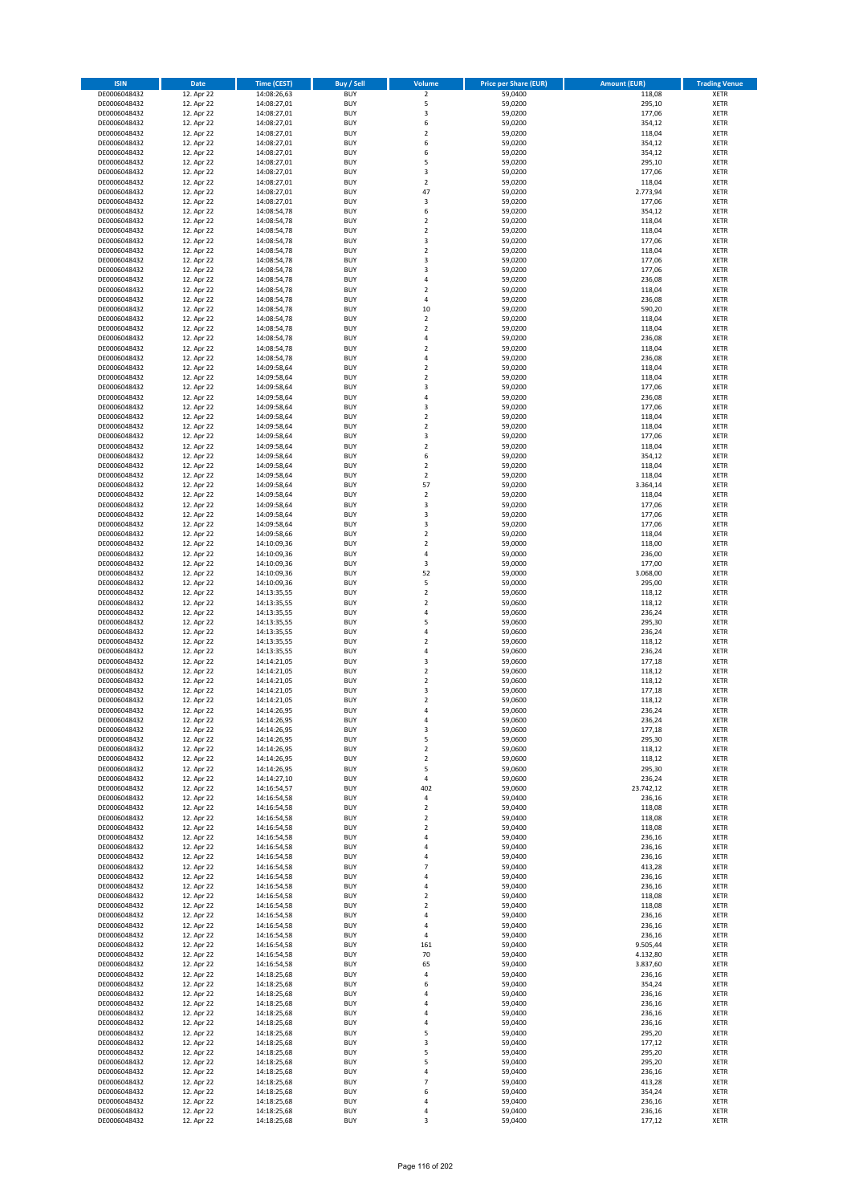| ISIN | Date | Time (CEST) | Buy / Sell | Volume | Price per Share (EUR) | Amount (EUR) | Trading Venue |
|---|---|---|---|---|---|---|---|
| DE0006048432 | 12. Apr 22 | 14:08:26,63 | BUY | 2 | 59,0400 | 118,08 | XETR |
| DE0006048432 | 12. Apr 22 | 14:08:27,01 | BUY | 5 | 59,0200 | 295,10 | XETR |
| DE0006048432 | 12. Apr 22 | 14:08:27,01 | BUY | 3 | 59,0200 | 177,06 | XETR |
| DE0006048432 | 12. Apr 22 | 14:08:27,01 | BUY | 6 | 59,0200 | 354,12 | XETR |
| DE0006048432 | 12. Apr 22 | 14:08:27,01 | BUY | 2 | 59,0200 | 118,04 | XETR |
| DE0006048432 | 12. Apr 22 | 14:08:27,01 | BUY | 6 | 59,0200 | 354,12 | XETR |
| DE0006048432 | 12. Apr 22 | 14:08:27,01 | BUY | 6 | 59,0200 | 354,12 | XETR |
| DE0006048432 | 12. Apr 22 | 14:08:27,01 | BUY | 5 | 59,0200 | 295,10 | XETR |
| DE0006048432 | 12. Apr 22 | 14:08:27,01 | BUY | 3 | 59,0200 | 177,06 | XETR |
| DE0006048432 | 12. Apr 22 | 14:08:27,01 | BUY | 2 | 59,0200 | 118,04 | XETR |
| DE0006048432 | 12. Apr 22 | 14:08:27,01 | BUY | 47 | 59,0200 | 2.773,94 | XETR |
| DE0006048432 | 12. Apr 22 | 14:08:27,01 | BUY | 3 | 59,0200 | 177,06 | XETR |
| DE0006048432 | 12. Apr 22 | 14:08:54,78 | BUY | 6 | 59,0200 | 354,12 | XETR |
| DE0006048432 | 12. Apr 22 | 14:08:54,78 | BUY | 2 | 59,0200 | 118,04 | XETR |
| DE0006048432 | 12. Apr 22 | 14:08:54,78 | BUY | 2 | 59,0200 | 118,04 | XETR |
| DE0006048432 | 12. Apr 22 | 14:08:54,78 | BUY | 3 | 59,0200 | 177,06 | XETR |
| DE0006048432 | 12. Apr 22 | 14:08:54,78 | BUY | 2 | 59,0200 | 118,04 | XETR |
| DE0006048432 | 12. Apr 22 | 14:08:54,78 | BUY | 3 | 59,0200 | 177,06 | XETR |
| DE0006048432 | 12. Apr 22 | 14:08:54,78 | BUY | 3 | 59,0200 | 177,06 | XETR |
| DE0006048432 | 12. Apr 22 | 14:08:54,78 | BUY | 4 | 59,0200 | 236,08 | XETR |
| DE0006048432 | 12. Apr 22 | 14:08:54,78 | BUY | 2 | 59,0200 | 118,04 | XETR |
| DE0006048432 | 12. Apr 22 | 14:08:54,78 | BUY | 4 | 59,0200 | 236,08 | XETR |
| DE0006048432 | 12. Apr 22 | 14:08:54,78 | BUY | 10 | 59,0200 | 590,20 | XETR |
| DE0006048432 | 12. Apr 22 | 14:08:54,78 | BUY | 2 | 59,0200 | 118,04 | XETR |
| DE0006048432 | 12. Apr 22 | 14:08:54,78 | BUY | 2 | 59,0200 | 118,04 | XETR |
| DE0006048432 | 12. Apr 22 | 14:08:54,78 | BUY | 4 | 59,0200 | 236,08 | XETR |
| DE0006048432 | 12. Apr 22 | 14:08:54,78 | BUY | 2 | 59,0200 | 118,04 | XETR |
| DE0006048432 | 12. Apr 22 | 14:08:54,78 | BUY | 4 | 59,0200 | 236,08 | XETR |
| DE0006048432 | 12. Apr 22 | 14:09:58,64 | BUY | 2 | 59,0200 | 118,04 | XETR |
| DE0006048432 | 12. Apr 22 | 14:09:58,64 | BUY | 2 | 59,0200 | 118,04 | XETR |
| DE0006048432 | 12. Apr 22 | 14:09:58,64 | BUY | 3 | 59,0200 | 177,06 | XETR |
| DE0006048432 | 12. Apr 22 | 14:09:58,64 | BUY | 4 | 59,0200 | 236,08 | XETR |
| DE0006048432 | 12. Apr 22 | 14:09:58,64 | BUY | 3 | 59,0200 | 177,06 | XETR |
| DE0006048432 | 12. Apr 22 | 14:09:58,64 | BUY | 2 | 59,0200 | 118,04 | XETR |
| DE0006048432 | 12. Apr 22 | 14:09:58,64 | BUY | 2 | 59,0200 | 118,04 | XETR |
| DE0006048432 | 12. Apr 22 | 14:09:58,64 | BUY | 3 | 59,0200 | 177,06 | XETR |
| DE0006048432 | 12. Apr 22 | 14:09:58,64 | BUY | 2 | 59,0200 | 118,04 | XETR |
| DE0006048432 | 12. Apr 22 | 14:09:58,64 | BUY | 6 | 59,0200 | 354,12 | XETR |
| DE0006048432 | 12. Apr 22 | 14:09:58,64 | BUY | 2 | 59,0200 | 118,04 | XETR |
| DE0006048432 | 12. Apr 22 | 14:09:58,64 | BUY | 2 | 59,0200 | 118,04 | XETR |
| DE0006048432 | 12. Apr 22 | 14:09:58,64 | BUY | 57 | 59,0200 | 3.364,14 | XETR |
| DE0006048432 | 12. Apr 22 | 14:09:58,64 | BUY | 2 | 59,0200 | 118,04 | XETR |
| DE0006048432 | 12. Apr 22 | 14:09:58,64 | BUY | 3 | 59,0200 | 177,06 | XETR |
| DE0006048432 | 12. Apr 22 | 14:09:58,64 | BUY | 3 | 59,0200 | 177,06 | XETR |
| DE0006048432 | 12. Apr 22 | 14:09:58,64 | BUY | 3 | 59,0200 | 177,06 | XETR |
| DE0006048432 | 12. Apr 22 | 14:09:58,66 | BUY | 2 | 59,0200 | 118,04 | XETR |
| DE0006048432 | 12. Apr 22 | 14:10:09,36 | BUY | 2 | 59,0000 | 118,00 | XETR |
| DE0006048432 | 12. Apr 22 | 14:10:09,36 | BUY | 4 | 59,0000 | 236,00 | XETR |
| DE0006048432 | 12. Apr 22 | 14:10:09,36 | BUY | 3 | 59,0000 | 177,00 | XETR |
| DE0006048432 | 12. Apr 22 | 14:10:09,36 | BUY | 52 | 59,0000 | 3.068,00 | XETR |
| DE0006048432 | 12. Apr 22 | 14:10:09,36 | BUY | 5 | 59,0000 | 295,00 | XETR |
| DE0006048432 | 12. Apr 22 | 14:13:35,55 | BUY | 2 | 59,0600 | 118,12 | XETR |
| DE0006048432 | 12. Apr 22 | 14:13:35,55 | BUY | 2 | 59,0600 | 118,12 | XETR |
| DE0006048432 | 12. Apr 22 | 14:13:35,55 | BUY | 4 | 59,0600 | 236,24 | XETR |
| DE0006048432 | 12. Apr 22 | 14:13:35,55 | BUY | 5 | 59,0600 | 295,30 | XETR |
| DE0006048432 | 12. Apr 22 | 14:13:35,55 | BUY | 4 | 59,0600 | 236,24 | XETR |
| DE0006048432 | 12. Apr 22 | 14:13:35,55 | BUY | 2 | 59,0600 | 118,12 | XETR |
| DE0006048432 | 12. Apr 22 | 14:13:35,55 | BUY | 4 | 59,0600 | 236,24 | XETR |
| DE0006048432 | 12. Apr 22 | 14:14:21,05 | BUY | 3 | 59,0600 | 177,18 | XETR |
| DE0006048432 | 12. Apr 22 | 14:14:21,05 | BUY | 2 | 59,0600 | 118,12 | XETR |
| DE0006048432 | 12. Apr 22 | 14:14:21,05 | BUY | 2 | 59,0600 | 118,12 | XETR |
| DE0006048432 | 12. Apr 22 | 14:14:21,05 | BUY | 3 | 59,0600 | 177,18 | XETR |
| DE0006048432 | 12. Apr 22 | 14:14:21,05 | BUY | 2 | 59,0600 | 118,12 | XETR |
| DE0006048432 | 12. Apr 22 | 14:14:26,95 | BUY | 4 | 59,0600 | 236,24 | XETR |
| DE0006048432 | 12. Apr 22 | 14:14:26,95 | BUY | 4 | 59,0600 | 236,24 | XETR |
| DE0006048432 | 12. Apr 22 | 14:14:26,95 | BUY | 3 | 59,0600 | 177,18 | XETR |
| DE0006048432 | 12. Apr 22 | 14:14:26,95 | BUY | 5 | 59,0600 | 295,30 | XETR |
| DE0006048432 | 12. Apr 22 | 14:14:26,95 | BUY | 2 | 59,0600 | 118,12 | XETR |
| DE0006048432 | 12. Apr 22 | 14:14:26,95 | BUY | 2 | 59,0600 | 118,12 | XETR |
| DE0006048432 | 12. Apr 22 | 14:14:26,95 | BUY | 5 | 59,0600 | 295,30 | XETR |
| DE0006048432 | 12. Apr 22 | 14:14:27,10 | BUY | 4 | 59,0600 | 236,24 | XETR |
| DE0006048432 | 12. Apr 22 | 14:16:54,57 | BUY | 402 | 59,0600 | 23.742,12 | XETR |
| DE0006048432 | 12. Apr 22 | 14:16:54,58 | BUY | 4 | 59,0400 | 236,16 | XETR |
| DE0006048432 | 12. Apr 22 | 14:16:54,58 | BUY | 2 | 59,0400 | 118,08 | XETR |
| DE0006048432 | 12. Apr 22 | 14:16:54,58 | BUY | 2 | 59,0400 | 118,08 | XETR |
| DE0006048432 | 12. Apr 22 | 14:16:54,58 | BUY | 2 | 59,0400 | 118,08 | XETR |
| DE0006048432 | 12. Apr 22 | 14:16:54,58 | BUY | 4 | 59,0400 | 236,16 | XETR |
| DE0006048432 | 12. Apr 22 | 14:16:54,58 | BUY | 4 | 59,0400 | 236,16 | XETR |
| DE0006048432 | 12. Apr 22 | 14:16:54,58 | BUY | 4 | 59,0400 | 236,16 | XETR |
| DE0006048432 | 12. Apr 22 | 14:16:54,58 | BUY | 7 | 59,0400 | 413,28 | XETR |
| DE0006048432 | 12. Apr 22 | 14:16:54,58 | BUY | 4 | 59,0400 | 236,16 | XETR |
| DE0006048432 | 12. Apr 22 | 14:16:54,58 | BUY | 4 | 59,0400 | 236,16 | XETR |
| DE0006048432 | 12. Apr 22 | 14:16:54,58 | BUY | 2 | 59,0400 | 118,08 | XETR |
| DE0006048432 | 12. Apr 22 | 14:16:54,58 | BUY | 2 | 59,0400 | 118,08 | XETR |
| DE0006048432 | 12. Apr 22 | 14:16:54,58 | BUY | 4 | 59,0400 | 236,16 | XETR |
| DE0006048432 | 12. Apr 22 | 14:16:54,58 | BUY | 4 | 59,0400 | 236,16 | XETR |
| DE0006048432 | 12. Apr 22 | 14:16:54,58 | BUY | 4 | 59,0400 | 236,16 | XETR |
| DE0006048432 | 12. Apr 22 | 14:16:54,58 | BUY | 161 | 59,0400 | 9.505,44 | XETR |
| DE0006048432 | 12. Apr 22 | 14:16:54,58 | BUY | 70 | 59,0400 | 4.132,80 | XETR |
| DE0006048432 | 12. Apr 22 | 14:16:54,58 | BUY | 65 | 59,0400 | 3.837,60 | XETR |
| DE0006048432 | 12. Apr 22 | 14:18:25,68 | BUY | 4 | 59,0400 | 236,16 | XETR |
| DE0006048432 | 12. Apr 22 | 14:18:25,68 | BUY | 6 | 59,0400 | 354,24 | XETR |
| DE0006048432 | 12. Apr 22 | 14:18:25,68 | BUY | 4 | 59,0400 | 236,16 | XETR |
| DE0006048432 | 12. Apr 22 | 14:18:25,68 | BUY | 4 | 59,0400 | 236,16 | XETR |
| DE0006048432 | 12. Apr 22 | 14:18:25,68 | BUY | 4 | 59,0400 | 236,16 | XETR |
| DE0006048432 | 12. Apr 22 | 14:18:25,68 | BUY | 4 | 59,0400 | 236,16 | XETR |
| DE0006048432 | 12. Apr 22 | 14:18:25,68 | BUY | 5 | 59,0400 | 295,20 | XETR |
| DE0006048432 | 12. Apr 22 | 14:18:25,68 | BUY | 3 | 59,0400 | 177,12 | XETR |
| DE0006048432 | 12. Apr 22 | 14:18:25,68 | BUY | 5 | 59,0400 | 295,20 | XETR |
| DE0006048432 | 12. Apr 22 | 14:18:25,68 | BUY | 5 | 59,0400 | 295,20 | XETR |
| DE0006048432 | 12. Apr 22 | 14:18:25,68 | BUY | 4 | 59,0400 | 236,16 | XETR |
| DE0006048432 | 12. Apr 22 | 14:18:25,68 | BUY | 7 | 59,0400 | 413,28 | XETR |
| DE0006048432 | 12. Apr 22 | 14:18:25,68 | BUY | 6 | 59,0400 | 354,24 | XETR |
| DE0006048432 | 12. Apr 22 | 14:18:25,68 | BUY | 4 | 59,0400 | 236,16 | XETR |
| DE0006048432 | 12. Apr 22 | 14:18:25,68 | BUY | 4 | 59,0400 | 236,16 | XETR |
| DE0006048432 | 12. Apr 22 | 14:18:25,68 | BUY | 3 | 59,0400 | 177,12 | XETR |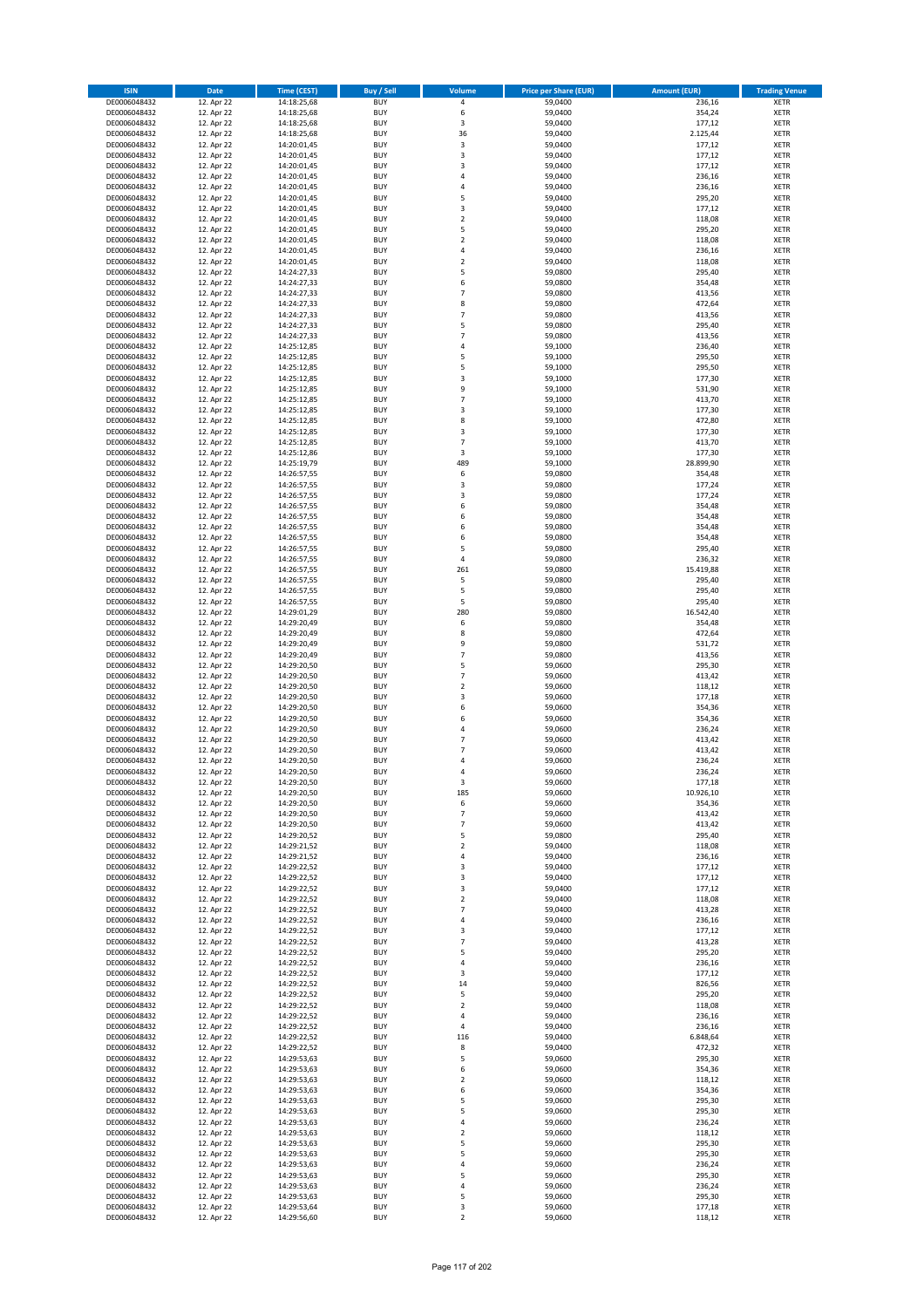| ISIN | Date | Time (CEST) | Buy / Sell | Volume | Price per Share (EUR) | Amount (EUR) | Trading Venue |
|---|---|---|---|---|---|---|---|
| DE0006048432 | 12. Apr 22 | 14:18:25,68 | BUY | 4 | 59,0400 | 236,16 | XETR |
| DE0006048432 | 12. Apr 22 | 14:18:25,68 | BUY | 6 | 59,0400 | 354,24 | XETR |
| DE0006048432 | 12. Apr 22 | 14:18:25,68 | BUY | 3 | 59,0400 | 177,12 | XETR |
| DE0006048432 | 12. Apr 22 | 14:18:25,68 | BUY | 36 | 59,0400 | 2.125,44 | XETR |
| DE0006048432 | 12. Apr 22 | 14:20:01,45 | BUY | 3 | 59,0400 | 177,12 | XETR |
| DE0006048432 | 12. Apr 22 | 14:20:01,45 | BUY | 3 | 59,0400 | 177,12 | XETR |
| DE0006048432 | 12. Apr 22 | 14:20:01,45 | BUY | 3 | 59,0400 | 177,12 | XETR |
| DE0006048432 | 12. Apr 22 | 14:20:01,45 | BUY | 4 | 59,0400 | 236,16 | XETR |
| DE0006048432 | 12. Apr 22 | 14:20:01,45 | BUY | 4 | 59,0400 | 236,16 | XETR |
| DE0006048432 | 12. Apr 22 | 14:20:01,45 | BUY | 5 | 59,0400 | 295,20 | XETR |
| DE0006048432 | 12. Apr 22 | 14:20:01,45 | BUY | 3 | 59,0400 | 177,12 | XETR |
| DE0006048432 | 12. Apr 22 | 14:20:01,45 | BUY | 2 | 59,0400 | 118,08 | XETR |
| DE0006048432 | 12. Apr 22 | 14:20:01,45 | BUY | 5 | 59,0400 | 295,20 | XETR |
| DE0006048432 | 12. Apr 22 | 14:20:01,45 | BUY | 2 | 59,0400 | 118,08 | XETR |
| DE0006048432 | 12. Apr 22 | 14:20:01,45 | BUY | 4 | 59,0400 | 236,16 | XETR |
| DE0006048432 | 12. Apr 22 | 14:20:01,45 | BUY | 2 | 59,0400 | 118,08 | XETR |
| DE0006048432 | 12. Apr 22 | 14:24:27,33 | BUY | 5 | 59,0800 | 295,40 | XETR |
| DE0006048432 | 12. Apr 22 | 14:24:27,33 | BUY | 6 | 59,0800 | 354,48 | XETR |
| DE0006048432 | 12. Apr 22 | 14:24:27,33 | BUY | 7 | 59,0800 | 413,56 | XETR |
| DE0006048432 | 12. Apr 22 | 14:24:27,33 | BUY | 8 | 59,0800 | 472,64 | XETR |
| DE0006048432 | 12. Apr 22 | 14:24:27,33 | BUY | 7 | 59,0800 | 413,56 | XETR |
| DE0006048432 | 12. Apr 22 | 14:24:27,33 | BUY | 5 | 59,0800 | 295,40 | XETR |
| DE0006048432 | 12. Apr 22 | 14:24:27,33 | BUY | 7 | 59,0800 | 413,56 | XETR |
| DE0006048432 | 12. Apr 22 | 14:25:12,85 | BUY | 4 | 59,1000 | 236,40 | XETR |
| DE0006048432 | 12. Apr 22 | 14:25:12,85 | BUY | 5 | 59,1000 | 295,50 | XETR |
| DE0006048432 | 12. Apr 22 | 14:25:12,85 | BUY | 5 | 59,1000 | 295,50 | XETR |
| DE0006048432 | 12. Apr 22 | 14:25:12,85 | BUY | 3 | 59,1000 | 177,30 | XETR |
| DE0006048432 | 12. Apr 22 | 14:25:12,85 | BUY | 9 | 59,1000 | 531,90 | XETR |
| DE0006048432 | 12. Apr 22 | 14:25:12,85 | BUY | 7 | 59,1000 | 413,70 | XETR |
| DE0006048432 | 12. Apr 22 | 14:25:12,85 | BUY | 3 | 59,1000 | 177,30 | XETR |
| DE0006048432 | 12. Apr 22 | 14:25:12,85 | BUY | 8 | 59,1000 | 472,80 | XETR |
| DE0006048432 | 12. Apr 22 | 14:25:12,85 | BUY | 3 | 59,1000 | 177,30 | XETR |
| DE0006048432 | 12. Apr 22 | 14:25:12,85 | BUY | 7 | 59,1000 | 413,70 | XETR |
| DE0006048432 | 12. Apr 22 | 14:25:12,86 | BUY | 3 | 59,1000 | 177,30 | XETR |
| DE0006048432 | 12. Apr 22 | 14:25:19,79 | BUY | 489 | 59,1000 | 28.899,90 | XETR |
| DE0006048432 | 12. Apr 22 | 14:26:57,55 | BUY | 6 | 59,0800 | 354,48 | XETR |
| DE0006048432 | 12. Apr 22 | 14:26:57,55 | BUY | 3 | 59,0800 | 177,24 | XETR |
| DE0006048432 | 12. Apr 22 | 14:26:57,55 | BUY | 3 | 59,0800 | 177,24 | XETR |
| DE0006048432 | 12. Apr 22 | 14:26:57,55 | BUY | 6 | 59,0800 | 354,48 | XETR |
| DE0006048432 | 12. Apr 22 | 14:26:57,55 | BUY | 6 | 59,0800 | 354,48 | XETR |
| DE0006048432 | 12. Apr 22 | 14:26:57,55 | BUY | 6 | 59,0800 | 354,48 | XETR |
| DE0006048432 | 12. Apr 22 | 14:26:57,55 | BUY | 6 | 59,0800 | 354,48 | XETR |
| DE0006048432 | 12. Apr 22 | 14:26:57,55 | BUY | 5 | 59,0800 | 295,40 | XETR |
| DE0006048432 | 12. Apr 22 | 14:26:57,55 | BUY | 4 | 59,0800 | 236,32 | XETR |
| DE0006048432 | 12. Apr 22 | 14:26:57,55 | BUY | 261 | 59,0800 | 15.419,88 | XETR |
| DE0006048432 | 12. Apr 22 | 14:26:57,55 | BUY | 5 | 59,0800 | 295,40 | XETR |
| DE0006048432 | 12. Apr 22 | 14:26:57,55 | BUY | 5 | 59,0800 | 295,40 | XETR |
| DE0006048432 | 12. Apr 22 | 14:26:57,55 | BUY | 5 | 59,0800 | 295,40 | XETR |
| DE0006048432 | 12. Apr 22 | 14:29:01,29 | BUY | 280 | 59,0800 | 16.542,40 | XETR |
| DE0006048432 | 12. Apr 22 | 14:29:20,49 | BUY | 6 | 59,0800 | 354,48 | XETR |
| DE0006048432 | 12. Apr 22 | 14:29:20,49 | BUY | 8 | 59,0800 | 472,64 | XETR |
| DE0006048432 | 12. Apr 22 | 14:29:20,49 | BUY | 9 | 59,0800 | 531,72 | XETR |
| DE0006048432 | 12. Apr 22 | 14:29:20,49 | BUY | 7 | 59,0800 | 413,56 | XETR |
| DE0006048432 | 12. Apr 22 | 14:29:20,50 | BUY | 5 | 59,0600 | 295,30 | XETR |
| DE0006048432 | 12. Apr 22 | 14:29:20,50 | BUY | 7 | 59,0600 | 413,42 | XETR |
| DE0006048432 | 12. Apr 22 | 14:29:20,50 | BUY | 2 | 59,0600 | 118,12 | XETR |
| DE0006048432 | 12. Apr 22 | 14:29:20,50 | BUY | 3 | 59,0600 | 177,18 | XETR |
| DE0006048432 | 12. Apr 22 | 14:29:20,50 | BUY | 6 | 59,0600 | 354,36 | XETR |
| DE0006048432 | 12. Apr 22 | 14:29:20,50 | BUY | 6 | 59,0600 | 354,36 | XETR |
| DE0006048432 | 12. Apr 22 | 14:29:20,50 | BUY | 4 | 59,0600 | 236,24 | XETR |
| DE0006048432 | 12. Apr 22 | 14:29:20,50 | BUY | 7 | 59,0600 | 413,42 | XETR |
| DE0006048432 | 12. Apr 22 | 14:29:20,50 | BUY | 7 | 59,0600 | 413,42 | XETR |
| DE0006048432 | 12. Apr 22 | 14:29:20,50 | BUY | 4 | 59,0600 | 236,24 | XETR |
| DE0006048432 | 12. Apr 22 | 14:29:20,50 | BUY | 4 | 59,0600 | 236,24 | XETR |
| DE0006048432 | 12. Apr 22 | 14:29:20,50 | BUY | 3 | 59,0600 | 177,18 | XETR |
| DE0006048432 | 12. Apr 22 | 14:29:20,50 | BUY | 185 | 59,0600 | 10.926,10 | XETR |
| DE0006048432 | 12. Apr 22 | 14:29:20,50 | BUY | 6 | 59,0600 | 354,36 | XETR |
| DE0006048432 | 12. Apr 22 | 14:29:20,50 | BUY | 7 | 59,0600 | 413,42 | XETR |
| DE0006048432 | 12. Apr 22 | 14:29:20,50 | BUY | 7 | 59,0600 | 413,42 | XETR |
| DE0006048432 | 12. Apr 22 | 14:29:20,52 | BUY | 5 | 59,0800 | 295,40 | XETR |
| DE0006048432 | 12. Apr 22 | 14:29:21,52 | BUY | 2 | 59,0400 | 118,08 | XETR |
| DE0006048432 | 12. Apr 22 | 14:29:21,52 | BUY | 4 | 59,0400 | 236,16 | XETR |
| DE0006048432 | 12. Apr 22 | 14:29:22,52 | BUY | 3 | 59,0400 | 177,12 | XETR |
| DE0006048432 | 12. Apr 22 | 14:29:22,52 | BUY | 3 | 59,0400 | 177,12 | XETR |
| DE0006048432 | 12. Apr 22 | 14:29:22,52 | BUY | 3 | 59,0400 | 177,12 | XETR |
| DE0006048432 | 12. Apr 22 | 14:29:22,52 | BUY | 2 | 59,0400 | 118,08 | XETR |
| DE0006048432 | 12. Apr 22 | 14:29:22,52 | BUY | 7 | 59,0400 | 413,28 | XETR |
| DE0006048432 | 12. Apr 22 | 14:29:22,52 | BUY | 4 | 59,0400 | 236,16 | XETR |
| DE0006048432 | 12. Apr 22 | 14:29:22,52 | BUY | 3 | 59,0400 | 177,12 | XETR |
| DE0006048432 | 12. Apr 22 | 14:29:22,52 | BUY | 7 | 59,0400 | 413,28 | XETR |
| DE0006048432 | 12. Apr 22 | 14:29:22,52 | BUY | 5 | 59,0400 | 295,20 | XETR |
| DE0006048432 | 12. Apr 22 | 14:29:22,52 | BUY | 4 | 59,0400 | 236,16 | XETR |
| DE0006048432 | 12. Apr 22 | 14:29:22,52 | BUY | 3 | 59,0400 | 177,12 | XETR |
| DE0006048432 | 12. Apr 22 | 14:29:22,52 | BUY | 14 | 59,0400 | 826,56 | XETR |
| DE0006048432 | 12. Apr 22 | 14:29:22,52 | BUY | 5 | 59,0400 | 295,20 | XETR |
| DE0006048432 | 12. Apr 22 | 14:29:22,52 | BUY | 2 | 59,0400 | 118,08 | XETR |
| DE0006048432 | 12. Apr 22 | 14:29:22,52 | BUY | 4 | 59,0400 | 236,16 | XETR |
| DE0006048432 | 12. Apr 22 | 14:29:22,52 | BUY | 4 | 59,0400 | 236,16 | XETR |
| DE0006048432 | 12. Apr 22 | 14:29:22,52 | BUY | 116 | 59,0400 | 6.848,64 | XETR |
| DE0006048432 | 12. Apr 22 | 14:29:22,52 | BUY | 8 | 59,0400 | 472,32 | XETR |
| DE0006048432 | 12. Apr 22 | 14:29:53,63 | BUY | 5 | 59,0600 | 295,30 | XETR |
| DE0006048432 | 12. Apr 22 | 14:29:53,63 | BUY | 6 | 59,0600 | 354,36 | XETR |
| DE0006048432 | 12. Apr 22 | 14:29:53,63 | BUY | 2 | 59,0600 | 118,12 | XETR |
| DE0006048432 | 12. Apr 22 | 14:29:53,63 | BUY | 6 | 59,0600 | 354,36 | XETR |
| DE0006048432 | 12. Apr 22 | 14:29:53,63 | BUY | 5 | 59,0600 | 295,30 | XETR |
| DE0006048432 | 12. Apr 22 | 14:29:53,63 | BUY | 5 | 59,0600 | 295,30 | XETR |
| DE0006048432 | 12. Apr 22 | 14:29:53,63 | BUY | 4 | 59,0600 | 236,24 | XETR |
| DE0006048432 | 12. Apr 22 | 14:29:53,63 | BUY | 2 | 59,0600 | 118,12 | XETR |
| DE0006048432 | 12. Apr 22 | 14:29:53,63 | BUY | 5 | 59,0600 | 295,30 | XETR |
| DE0006048432 | 12. Apr 22 | 14:29:53,63 | BUY | 5 | 59,0600 | 295,30 | XETR |
| DE0006048432 | 12. Apr 22 | 14:29:53,63 | BUY | 4 | 59,0600 | 236,24 | XETR |
| DE0006048432 | 12. Apr 22 | 14:29:53,63 | BUY | 5 | 59,0600 | 295,30 | XETR |
| DE0006048432 | 12. Apr 22 | 14:29:53,63 | BUY | 4 | 59,0600 | 236,24 | XETR |
| DE0006048432 | 12. Apr 22 | 14:29:53,63 | BUY | 5 | 59,0600 | 295,30 | XETR |
| DE0006048432 | 12. Apr 22 | 14:29:53,64 | BUY | 3 | 59,0600 | 177,18 | XETR |
| DE0006048432 | 12. Apr 22 | 14:29:56,60 | BUY | 2 | 59,0600 | 118,12 | XETR |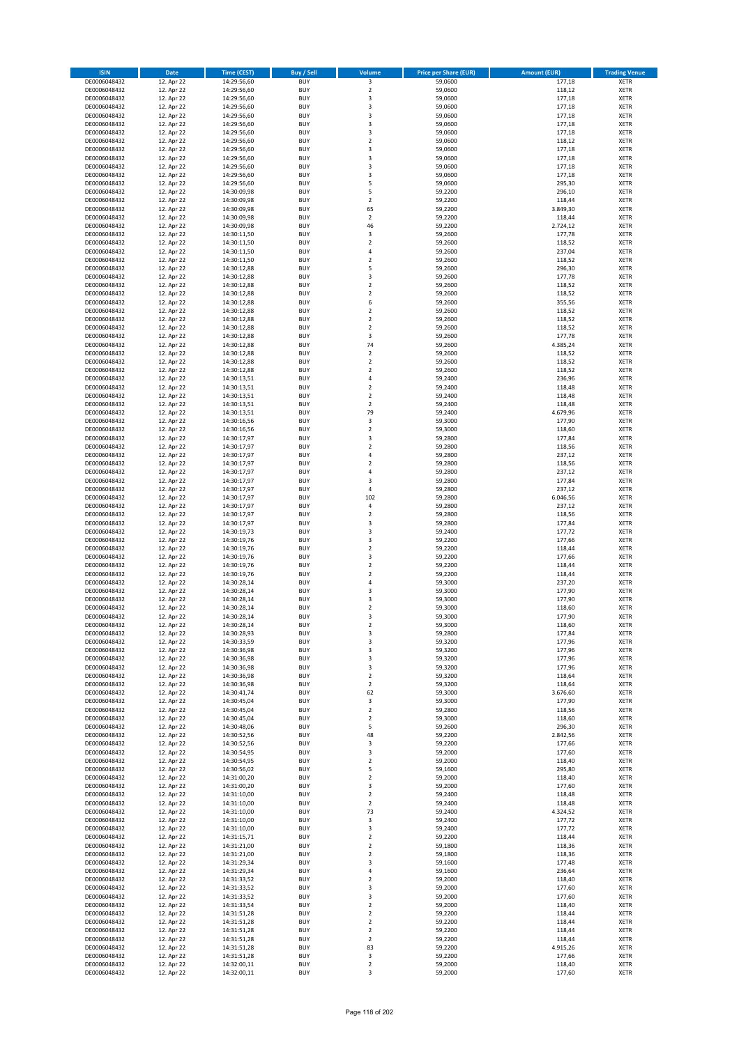| ISIN | Date | Time (CEST) | Buy / Sell | Volume | Price per Share (EUR) | Amount (EUR) | Trading Venue |
|---|---|---|---|---|---|---|---|
| DE0006048432 | 12. Apr 22 | 14:29:56,60 | BUY | 3 | 59,0600 | 177,18 | XETR |
| DE0006048432 | 12. Apr 22 | 14:29:56,60 | BUY | 2 | 59,0600 | 118,12 | XETR |
| DE0006048432 | 12. Apr 22 | 14:29:56,60 | BUY | 3 | 59,0600 | 177,18 | XETR |
| DE0006048432 | 12. Apr 22 | 14:29:56,60 | BUY | 3 | 59,0600 | 177,18 | XETR |
| DE0006048432 | 12. Apr 22 | 14:29:56,60 | BUY | 3 | 59,0600 | 177,18 | XETR |
| DE0006048432 | 12. Apr 22 | 14:29:56,60 | BUY | 3 | 59,0600 | 177,18 | XETR |
| DE0006048432 | 12. Apr 22 | 14:29:56,60 | BUY | 3 | 59,0600 | 177,18 | XETR |
| DE0006048432 | 12. Apr 22 | 14:29:56,60 | BUY | 2 | 59,0600 | 118,12 | XETR |
| DE0006048432 | 12. Apr 22 | 14:29:56,60 | BUY | 3 | 59,0600 | 177,18 | XETR |
| DE0006048432 | 12. Apr 22 | 14:29:56,60 | BUY | 3 | 59,0600 | 177,18 | XETR |
| DE0006048432 | 12. Apr 22 | 14:29:56,60 | BUY | 3 | 59,0600 | 177,18 | XETR |
| DE0006048432 | 12. Apr 22 | 14:29:56,60 | BUY | 3 | 59,0600 | 177,18 | XETR |
| DE0006048432 | 12. Apr 22 | 14:29:56,60 | BUY | 5 | 59,0600 | 295,30 | XETR |
| DE0006048432 | 12. Apr 22 | 14:30:09,98 | BUY | 5 | 59,2200 | 296,10 | XETR |
| DE0006048432 | 12. Apr 22 | 14:30:09,98 | BUY | 2 | 59,2200 | 118,44 | XETR |
| DE0006048432 | 12. Apr 22 | 14:30:09,98 | BUY | 65 | 59,2200 | 3.849,30 | XETR |
| DE0006048432 | 12. Apr 22 | 14:30:09,98 | BUY | 2 | 59,2200 | 118,44 | XETR |
| DE0006048432 | 12. Apr 22 | 14:30:09,98 | BUY | 46 | 59,2200 | 2.724,12 | XETR |
| DE0006048432 | 12. Apr 22 | 14:30:11,50 | BUY | 3 | 59,2600 | 177,78 | XETR |
| DE0006048432 | 12. Apr 22 | 14:30:11,50 | BUY | 2 | 59,2600 | 118,52 | XETR |
| DE0006048432 | 12. Apr 22 | 14:30:11,50 | BUY | 4 | 59,2600 | 237,04 | XETR |
| DE0006048432 | 12. Apr 22 | 14:30:11,50 | BUY | 2 | 59,2600 | 118,52 | XETR |
| DE0006048432 | 12. Apr 22 | 14:30:12,88 | BUY | 5 | 59,2600 | 296,30 | XETR |
| DE0006048432 | 12. Apr 22 | 14:30:12,88 | BUY | 3 | 59,2600 | 177,78 | XETR |
| DE0006048432 | 12. Apr 22 | 14:30:12,88 | BUY | 2 | 59,2600 | 118,52 | XETR |
| DE0006048432 | 12. Apr 22 | 14:30:12,88 | BUY | 2 | 59,2600 | 118,52 | XETR |
| DE0006048432 | 12. Apr 22 | 14:30:12,88 | BUY | 6 | 59,2600 | 355,56 | XETR |
| DE0006048432 | 12. Apr 22 | 14:30:12,88 | BUY | 2 | 59,2600 | 118,52 | XETR |
| DE0006048432 | 12. Apr 22 | 14:30:12,88 | BUY | 2 | 59,2600 | 118,52 | XETR |
| DE0006048432 | 12. Apr 22 | 14:30:12,88 | BUY | 2 | 59,2600 | 118,52 | XETR |
| DE0006048432 | 12. Apr 22 | 14:30:12,88 | BUY | 3 | 59,2600 | 177,78 | XETR |
| DE0006048432 | 12. Apr 22 | 14:30:12,88 | BUY | 74 | 59,2600 | 4.385,24 | XETR |
| DE0006048432 | 12. Apr 22 | 14:30:12,88 | BUY | 2 | 59,2600 | 118,52 | XETR |
| DE0006048432 | 12. Apr 22 | 14:30:12,88 | BUY | 2 | 59,2600 | 118,52 | XETR |
| DE0006048432 | 12. Apr 22 | 14:30:12,88 | BUY | 2 | 59,2600 | 118,52 | XETR |
| DE0006048432 | 12. Apr 22 | 14:30:13,51 | BUY | 4 | 59,2400 | 236,96 | XETR |
| DE0006048432 | 12. Apr 22 | 14:30:13,51 | BUY | 2 | 59,2400 | 118,48 | XETR |
| DE0006048432 | 12. Apr 22 | 14:30:13,51 | BUY | 2 | 59,2400 | 118,48 | XETR |
| DE0006048432 | 12. Apr 22 | 14:30:13,51 | BUY | 2 | 59,2400 | 118,48 | XETR |
| DE0006048432 | 12. Apr 22 | 14:30:13,51 | BUY | 79 | 59,2400 | 4.679,96 | XETR |
| DE0006048432 | 12. Apr 22 | 14:30:16,56 | BUY | 3 | 59,3000 | 177,90 | XETR |
| DE0006048432 | 12. Apr 22 | 14:30:16,56 | BUY | 2 | 59,3000 | 118,60 | XETR |
| DE0006048432 | 12. Apr 22 | 14:30:17,97 | BUY | 3 | 59,2800 | 177,84 | XETR |
| DE0006048432 | 12. Apr 22 | 14:30:17,97 | BUY | 2 | 59,2800 | 118,56 | XETR |
| DE0006048432 | 12. Apr 22 | 14:30:17,97 | BUY | 4 | 59,2800 | 237,12 | XETR |
| DE0006048432 | 12. Apr 22 | 14:30:17,97 | BUY | 2 | 59,2800 | 118,56 | XETR |
| DE0006048432 | 12. Apr 22 | 14:30:17,97 | BUY | 4 | 59,2800 | 237,12 | XETR |
| DE0006048432 | 12. Apr 22 | 14:30:17,97 | BUY | 3 | 59,2800 | 177,84 | XETR |
| DE0006048432 | 12. Apr 22 | 14:30:17,97 | BUY | 4 | 59,2800 | 237,12 | XETR |
| DE0006048432 | 12. Apr 22 | 14:30:17,97 | BUY | 102 | 59,2800 | 6.046,56 | XETR |
| DE0006048432 | 12. Apr 22 | 14:30:17,97 | BUY | 4 | 59,2800 | 237,12 | XETR |
| DE0006048432 | 12. Apr 22 | 14:30:17,97 | BUY | 2 | 59,2800 | 118,56 | XETR |
| DE0006048432 | 12. Apr 22 | 14:30:17,97 | BUY | 3 | 59,2800 | 177,84 | XETR |
| DE0006048432 | 12. Apr 22 | 14:30:19,73 | BUY | 3 | 59,2400 | 177,72 | XETR |
| DE0006048432 | 12. Apr 22 | 14:30:19,76 | BUY | 3 | 59,2200 | 177,66 | XETR |
| DE0006048432 | 12. Apr 22 | 14:30:19,76 | BUY | 2 | 59,2200 | 118,44 | XETR |
| DE0006048432 | 12. Apr 22 | 14:30:19,76 | BUY | 3 | 59,2200 | 177,66 | XETR |
| DE0006048432 | 12. Apr 22 | 14:30:19,76 | BUY | 2 | 59,2200 | 118,44 | XETR |
| DE0006048432 | 12. Apr 22 | 14:30:19,76 | BUY | 2 | 59,2200 | 118,44 | XETR |
| DE0006048432 | 12. Apr 22 | 14:30:28,14 | BUY | 4 | 59,3000 | 237,20 | XETR |
| DE0006048432 | 12. Apr 22 | 14:30:28,14 | BUY | 3 | 59,3000 | 177,90 | XETR |
| DE0006048432 | 12. Apr 22 | 14:30:28,14 | BUY | 3 | 59,3000 | 177,90 | XETR |
| DE0006048432 | 12. Apr 22 | 14:30:28,14 | BUY | 2 | 59,3000 | 118,60 | XETR |
| DE0006048432 | 12. Apr 22 | 14:30:28,14 | BUY | 3 | 59,3000 | 177,90 | XETR |
| DE0006048432 | 12. Apr 22 | 14:30:28,14 | BUY | 2 | 59,3000 | 118,60 | XETR |
| DE0006048432 | 12. Apr 22 | 14:30:28,93 | BUY | 3 | 59,2800 | 177,84 | XETR |
| DE0006048432 | 12. Apr 22 | 14:30:33,59 | BUY | 3 | 59,3200 | 177,96 | XETR |
| DE0006048432 | 12. Apr 22 | 14:30:36,98 | BUY | 3 | 59,3200 | 177,96 | XETR |
| DE0006048432 | 12. Apr 22 | 14:30:36,98 | BUY | 3 | 59,3200 | 177,96 | XETR |
| DE0006048432 | 12. Apr 22 | 14:30:36,98 | BUY | 3 | 59,3200 | 177,96 | XETR |
| DE0006048432 | 12. Apr 22 | 14:30:36,98 | BUY | 2 | 59,3200 | 118,64 | XETR |
| DE0006048432 | 12. Apr 22 | 14:30:36,98 | BUY | 2 | 59,3200 | 118,64 | XETR |
| DE0006048432 | 12. Apr 22 | 14:30:41,74 | BUY | 62 | 59,3000 | 3.676,60 | XETR |
| DE0006048432 | 12. Apr 22 | 14:30:45,04 | BUY | 3 | 59,3000 | 177,90 | XETR |
| DE0006048432 | 12. Apr 22 | 14:30:45,04 | BUY | 2 | 59,2800 | 118,56 | XETR |
| DE0006048432 | 12. Apr 22 | 14:30:45,04 | BUY | 2 | 59,3000 | 118,60 | XETR |
| DE0006048432 | 12. Apr 22 | 14:30:48,06 | BUY | 5 | 59,2600 | 296,30 | XETR |
| DE0006048432 | 12. Apr 22 | 14:30:52,56 | BUY | 48 | 59,2200 | 2.842,56 | XETR |
| DE0006048432 | 12. Apr 22 | 14:30:52,56 | BUY | 3 | 59,2200 | 177,66 | XETR |
| DE0006048432 | 12. Apr 22 | 14:30:54,95 | BUY | 3 | 59,2000 | 177,60 | XETR |
| DE0006048432 | 12. Apr 22 | 14:30:54,95 | BUY | 2 | 59,2000 | 118,40 | XETR |
| DE0006048432 | 12. Apr 22 | 14:30:56,02 | BUY | 5 | 59,1600 | 295,80 | XETR |
| DE0006048432 | 12. Apr 22 | 14:31:00,20 | BUY | 2 | 59,2000 | 118,40 | XETR |
| DE0006048432 | 12. Apr 22 | 14:31:00,20 | BUY | 3 | 59,2000 | 177,60 | XETR |
| DE0006048432 | 12. Apr 22 | 14:31:10,00 | BUY | 2 | 59,2400 | 118,48 | XETR |
| DE0006048432 | 12. Apr 22 | 14:31:10,00 | BUY | 2 | 59,2400 | 118,48 | XETR |
| DE0006048432 | 12. Apr 22 | 14:31:10,00 | BUY | 73 | 59,2400 | 4.324,52 | XETR |
| DE0006048432 | 12. Apr 22 | 14:31:10,00 | BUY | 3 | 59,2400 | 177,72 | XETR |
| DE0006048432 | 12. Apr 22 | 14:31:10,00 | BUY | 3 | 59,2400 | 177,72 | XETR |
| DE0006048432 | 12. Apr 22 | 14:31:15,71 | BUY | 2 | 59,2200 | 118,44 | XETR |
| DE0006048432 | 12. Apr 22 | 14:31:21,00 | BUY | 2 | 59,1800 | 118,36 | XETR |
| DE0006048432 | 12. Apr 22 | 14:31:21,00 | BUY | 2 | 59,1800 | 118,36 | XETR |
| DE0006048432 | 12. Apr 22 | 14:31:29,34 | BUY | 3 | 59,1600 | 177,48 | XETR |
| DE0006048432 | 12. Apr 22 | 14:31:29,34 | BUY | 4 | 59,1600 | 236,64 | XETR |
| DE0006048432 | 12. Apr 22 | 14:31:33,52 | BUY | 2 | 59,2000 | 118,40 | XETR |
| DE0006048432 | 12. Apr 22 | 14:31:33,52 | BUY | 3 | 59,2000 | 177,60 | XETR |
| DE0006048432 | 12. Apr 22 | 14:31:33,52 | BUY | 3 | 59,2000 | 177,60 | XETR |
| DE0006048432 | 12. Apr 22 | 14:31:33,54 | BUY | 2 | 59,2000 | 118,40 | XETR |
| DE0006048432 | 12. Apr 22 | 14:31:51,28 | BUY | 2 | 59,2200 | 118,44 | XETR |
| DE0006048432 | 12. Apr 22 | 14:31:51,28 | BUY | 2 | 59,2200 | 118,44 | XETR |
| DE0006048432 | 12. Apr 22 | 14:31:51,28 | BUY | 2 | 59,2200 | 118,44 | XETR |
| DE0006048432 | 12. Apr 22 | 14:31:51,28 | BUY | 2 | 59,2200 | 118,44 | XETR |
| DE0006048432 | 12. Apr 22 | 14:31:51,28 | BUY | 83 | 59,2200 | 4.915,26 | XETR |
| DE0006048432 | 12. Apr 22 | 14:31:51,28 | BUY | 3 | 59,2200 | 177,66 | XETR |
| DE0006048432 | 12. Apr 22 | 14:32:00,11 | BUY | 2 | 59,2000 | 118,40 | XETR |
| DE0006048432 | 12. Apr 22 | 14:32:00,11 | BUY | 3 | 59,2000 | 177,60 | XETR |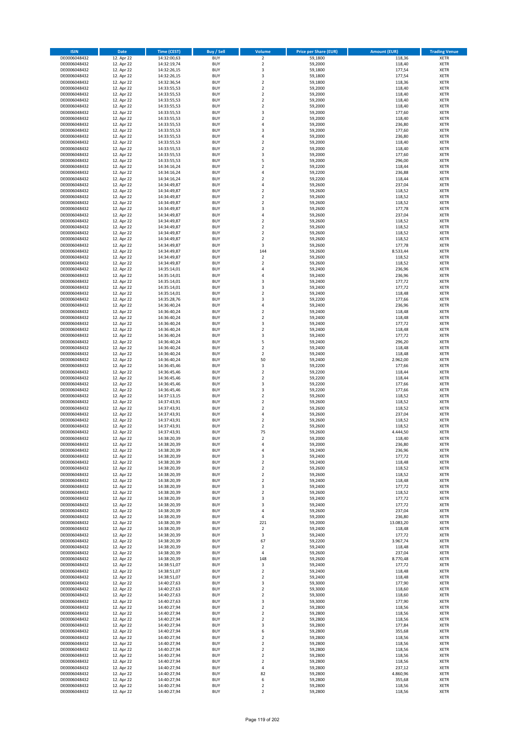| ISIN | Date | Time (CEST) | Buy / Sell | Volume | Price per Share (EUR) | Amount (EUR) | Trading Venue |
|---|---|---|---|---|---|---|---|
| DE0006048432 | 12. Apr 22 | 14:32:00,63 | BUY | 2 | 59,1800 | 118,36 | XETR |
| DE0006048432 | 12. Apr 22 | 14:32:19,74 | BUY | 2 | 59,2000 | 118,40 | XETR |
| DE0006048432 | 12. Apr 22 | 14:32:26,15 | BUY | 3 | 59,1800 | 177,54 | XETR |
| DE0006048432 | 12. Apr 22 | 14:32:26,15 | BUY | 3 | 59,1800 | 177,54 | XETR |
| DE0006048432 | 12. Apr 22 | 14:32:36,54 | BUY | 2 | 59,1800 | 118,36 | XETR |
| DE0006048432 | 12. Apr 22 | 14:33:55,53 | BUY | 2 | 59,2000 | 118,40 | XETR |
| DE0006048432 | 12. Apr 22 | 14:33:55,53 | BUY | 2 | 59,2000 | 118,40 | XETR |
| DE0006048432 | 12. Apr 22 | 14:33:55,53 | BUY | 2 | 59,2000 | 118,40 | XETR |
| DE0006048432 | 12. Apr 22 | 14:33:55,53 | BUY | 2 | 59,2000 | 118,40 | XETR |
| DE0006048432 | 12. Apr 22 | 14:33:55,53 | BUY | 3 | 59,2000 | 177,60 | XETR |
| DE0006048432 | 12. Apr 22 | 14:33:55,53 | BUY | 2 | 59,2000 | 118,40 | XETR |
| DE0006048432 | 12. Apr 22 | 14:33:55,53 | BUY | 4 | 59,2000 | 236,80 | XETR |
| DE0006048432 | 12. Apr 22 | 14:33:55,53 | BUY | 3 | 59,2000 | 177,60 | XETR |
| DE0006048432 | 12. Apr 22 | 14:33:55,53 | BUY | 4 | 59,2000 | 236,80 | XETR |
| DE0006048432 | 12. Apr 22 | 14:33:55,53 | BUY | 2 | 59,2000 | 118,40 | XETR |
| DE0006048432 | 12. Apr 22 | 14:33:55,53 | BUY | 2 | 59,2000 | 118,40 | XETR |
| DE0006048432 | 12. Apr 22 | 14:33:55,53 | BUY | 3 | 59,2000 | 177,60 | XETR |
| DE0006048432 | 12. Apr 22 | 14:33:55,53 | BUY | 5 | 59,2000 | 296,00 | XETR |
| DE0006048432 | 12. Apr 22 | 14:34:16,24 | BUY | 2 | 59,2200 | 118,44 | XETR |
| DE0006048432 | 12. Apr 22 | 14:34:16,24 | BUY | 4 | 59,2200 | 236,88 | XETR |
| DE0006048432 | 12. Apr 22 | 14:34:16,24 | BUY | 2 | 59,2200 | 118,44 | XETR |
| DE0006048432 | 12. Apr 22 | 14:34:49,87 | BUY | 4 | 59,2600 | 237,04 | XETR |
| DE0006048432 | 12. Apr 22 | 14:34:49,87 | BUY | 2 | 59,2600 | 118,52 | XETR |
| DE0006048432 | 12. Apr 22 | 14:34:49,87 | BUY | 2 | 59,2600 | 118,52 | XETR |
| DE0006048432 | 12. Apr 22 | 14:34:49,87 | BUY | 2 | 59,2600 | 118,52 | XETR |
| DE0006048432 | 12. Apr 22 | 14:34:49,87 | BUY | 3 | 59,2600 | 177,78 | XETR |
| DE0006048432 | 12. Apr 22 | 14:34:49,87 | BUY | 4 | 59,2600 | 237,04 | XETR |
| DE0006048432 | 12. Apr 22 | 14:34:49,87 | BUY | 2 | 59,2600 | 118,52 | XETR |
| DE0006048432 | 12. Apr 22 | 14:34:49,87 | BUY | 2 | 59,2600 | 118,52 | XETR |
| DE0006048432 | 12. Apr 22 | 14:34:49,87 | BUY | 2 | 59,2600 | 118,52 | XETR |
| DE0006048432 | 12. Apr 22 | 14:34:49,87 | BUY | 2 | 59,2600 | 118,52 | XETR |
| DE0006048432 | 12. Apr 22 | 14:34:49,87 | BUY | 3 | 59,2600 | 177,78 | XETR |
| DE0006048432 | 12. Apr 22 | 14:34:49,87 | BUY | 144 | 59,2600 | 8.533,44 | XETR |
| DE0006048432 | 12. Apr 22 | 14:34:49,87 | BUY | 2 | 59,2600 | 118,52 | XETR |
| DE0006048432 | 12. Apr 22 | 14:34:49,87 | BUY | 2 | 59,2600 | 118,52 | XETR |
| DE0006048432 | 12. Apr 22 | 14:35:14,01 | BUY | 4 | 59,2400 | 236,96 | XETR |
| DE0006048432 | 12. Apr 22 | 14:35:14,01 | BUY | 4 | 59,2400 | 236,96 | XETR |
| DE0006048432 | 12. Apr 22 | 14:35:14,01 | BUY | 3 | 59,2400 | 177,72 | XETR |
| DE0006048432 | 12. Apr 22 | 14:35:14,01 | BUY | 3 | 59,2400 | 177,72 | XETR |
| DE0006048432 | 12. Apr 22 | 14:35:14,01 | BUY | 2 | 59,2400 | 118,48 | XETR |
| DE0006048432 | 12. Apr 22 | 14:35:28,76 | BUY | 3 | 59,2200 | 177,66 | XETR |
| DE0006048432 | 12. Apr 22 | 14:36:40,24 | BUY | 4 | 59,2400 | 236,96 | XETR |
| DE0006048432 | 12. Apr 22 | 14:36:40,24 | BUY | 2 | 59,2400 | 118,48 | XETR |
| DE0006048432 | 12. Apr 22 | 14:36:40,24 | BUY | 2 | 59,2400 | 118,48 | XETR |
| DE0006048432 | 12. Apr 22 | 14:36:40,24 | BUY | 3 | 59,2400 | 177,72 | XETR |
| DE0006048432 | 12. Apr 22 | 14:36:40,24 | BUY | 2 | 59,2400 | 118,48 | XETR |
| DE0006048432 | 12. Apr 22 | 14:36:40,24 | BUY | 3 | 59,2400 | 177,72 | XETR |
| DE0006048432 | 12. Apr 22 | 14:36:40,24 | BUY | 5 | 59,2400 | 296,20 | XETR |
| DE0006048432 | 12. Apr 22 | 14:36:40,24 | BUY | 2 | 59,2400 | 118,48 | XETR |
| DE0006048432 | 12. Apr 22 | 14:36:40,24 | BUY | 2 | 59,2400 | 118,48 | XETR |
| DE0006048432 | 12. Apr 22 | 14:36:40,24 | BUY | 50 | 59,2400 | 2.962,00 | XETR |
| DE0006048432 | 12. Apr 22 | 14:36:45,46 | BUY | 3 | 59,2200 | 177,66 | XETR |
| DE0006048432 | 12. Apr 22 | 14:36:45,46 | BUY | 2 | 59,2200 | 118,44 | XETR |
| DE0006048432 | 12. Apr 22 | 14:36:45,46 | BUY | 2 | 59,2200 | 118,44 | XETR |
| DE0006048432 | 12. Apr 22 | 14:36:45,46 | BUY | 3 | 59,2200 | 177,66 | XETR |
| DE0006048432 | 12. Apr 22 | 14:36:45,46 | BUY | 3 | 59,2200 | 177,66 | XETR |
| DE0006048432 | 12. Apr 22 | 14:37:13,15 | BUY | 2 | 59,2600 | 118,52 | XETR |
| DE0006048432 | 12. Apr 22 | 14:37:43,91 | BUY | 2 | 59,2600 | 118,52 | XETR |
| DE0006048432 | 12. Apr 22 | 14:37:43,91 | BUY | 2 | 59,2600 | 118,52 | XETR |
| DE0006048432 | 12. Apr 22 | 14:37:43,91 | BUY | 4 | 59,2600 | 237,04 | XETR |
| DE0006048432 | 12. Apr 22 | 14:37:43,91 | BUY | 2 | 59,2600 | 118,52 | XETR |
| DE0006048432 | 12. Apr 22 | 14:37:43,91 | BUY | 2 | 59,2600 | 118,52 | XETR |
| DE0006048432 | 12. Apr 22 | 14:37:43,91 | BUY | 75 | 59,2600 | 4.444,50 | XETR |
| DE0006048432 | 12. Apr 22 | 14:38:20,39 | BUY | 2 | 59,2000 | 118,40 | XETR |
| DE0006048432 | 12. Apr 22 | 14:38:20,39 | BUY | 4 | 59,2000 | 236,80 | XETR |
| DE0006048432 | 12. Apr 22 | 14:38:20,39 | BUY | 4 | 59,2400 | 236,96 | XETR |
| DE0006048432 | 12. Apr 22 | 14:38:20,39 | BUY | 3 | 59,2400 | 177,72 | XETR |
| DE0006048432 | 12. Apr 22 | 14:38:20,39 | BUY | 2 | 59,2400 | 118,48 | XETR |
| DE0006048432 | 12. Apr 22 | 14:38:20,39 | BUY | 2 | 59,2600 | 118,52 | XETR |
| DE0006048432 | 12. Apr 22 | 14:38:20,39 | BUY | 2 | 59,2600 | 118,52 | XETR |
| DE0006048432 | 12. Apr 22 | 14:38:20,39 | BUY | 2 | 59,2400 | 118,48 | XETR |
| DE0006048432 | 12. Apr 22 | 14:38:20,39 | BUY | 3 | 59,2400 | 177,72 | XETR |
| DE0006048432 | 12. Apr 22 | 14:38:20,39 | BUY | 2 | 59,2600 | 118,52 | XETR |
| DE0006048432 | 12. Apr 22 | 14:38:20,39 | BUY | 3 | 59,2400 | 177,72 | XETR |
| DE0006048432 | 12. Apr 22 | 14:38:20,39 | BUY | 3 | 59,2400 | 177,72 | XETR |
| DE0006048432 | 12. Apr 22 | 14:38:20,39 | BUY | 4 | 59,2600 | 237,04 | XETR |
| DE0006048432 | 12. Apr 22 | 14:38:20,39 | BUY | 4 | 59,2000 | 236,80 | XETR |
| DE0006048432 | 12. Apr 22 | 14:38:20,39 | BUY | 221 | 59,2000 | 13.083,20 | XETR |
| DE0006048432 | 12. Apr 22 | 14:38:20,39 | BUY | 2 | 59,2400 | 118,48 | XETR |
| DE0006048432 | 12. Apr 22 | 14:38:20,39 | BUY | 3 | 59,2400 | 177,72 | XETR |
| DE0006048432 | 12. Apr 22 | 14:38:20,39 | BUY | 67 | 59,2200 | 3.967,74 | XETR |
| DE0006048432 | 12. Apr 22 | 14:38:20,39 | BUY | 2 | 59,2400 | 118,48 | XETR |
| DE0006048432 | 12. Apr 22 | 14:38:20,39 | BUY | 4 | 59,2600 | 237,04 | XETR |
| DE0006048432 | 12. Apr 22 | 14:38:20,39 | BUY | 148 | 59,2600 | 8.770,48 | XETR |
| DE0006048432 | 12. Apr 22 | 14:38:51,07 | BUY | 3 | 59,2400 | 177,72 | XETR |
| DE0006048432 | 12. Apr 22 | 14:38:51,07 | BUY | 2 | 59,2400 | 118,48 | XETR |
| DE0006048432 | 12. Apr 22 | 14:38:51,07 | BUY | 2 | 59,2400 | 118,48 | XETR |
| DE0006048432 | 12. Apr 22 | 14:40:27,63 | BUY | 3 | 59,3000 | 177,90 | XETR |
| DE0006048432 | 12. Apr 22 | 14:40:27,63 | BUY | 2 | 59,3000 | 118,60 | XETR |
| DE0006048432 | 12. Apr 22 | 14:40:27,63 | BUY | 2 | 59,3000 | 118,60 | XETR |
| DE0006048432 | 12. Apr 22 | 14:40:27,63 | BUY | 3 | 59,3000 | 177,90 | XETR |
| DE0006048432 | 12. Apr 22 | 14:40:27,94 | BUY | 2 | 59,2800 | 118,56 | XETR |
| DE0006048432 | 12. Apr 22 | 14:40:27,94 | BUY | 2 | 59,2800 | 118,56 | XETR |
| DE0006048432 | 12. Apr 22 | 14:40:27,94 | BUY | 2 | 59,2800 | 118,56 | XETR |
| DE0006048432 | 12. Apr 22 | 14:40:27,94 | BUY | 3 | 59,2800 | 177,84 | XETR |
| DE0006048432 | 12. Apr 22 | 14:40:27,94 | BUY | 6 | 59,2800 | 355,68 | XETR |
| DE0006048432 | 12. Apr 22 | 14:40:27,94 | BUY | 2 | 59,2800 | 118,56 | XETR |
| DE0006048432 | 12. Apr 22 | 14:40:27,94 | BUY | 2 | 59,2800 | 118,56 | XETR |
| DE0006048432 | 12. Apr 22 | 14:40:27,94 | BUY | 2 | 59,2800 | 118,56 | XETR |
| DE0006048432 | 12. Apr 22 | 14:40:27,94 | BUY | 2 | 59,2800 | 118,56 | XETR |
| DE0006048432 | 12. Apr 22 | 14:40:27,94 | BUY | 2 | 59,2800 | 118,56 | XETR |
| DE0006048432 | 12. Apr 22 | 14:40:27,94 | BUY | 4 | 59,2800 | 237,12 | XETR |
| DE0006048432 | 12. Apr 22 | 14:40:27,94 | BUY | 82 | 59,2800 | 4.860,96 | XETR |
| DE0006048432 | 12. Apr 22 | 14:40:27,94 | BUY | 6 | 59,2800 | 355,68 | XETR |
| DE0006048432 | 12. Apr 22 | 14:40:27,94 | BUY | 2 | 59,2800 | 118,56 | XETR |
| DE0006048432 | 12. Apr 22 | 14:40:27,94 | BUY | 2 | 59,2800 | 118,56 | XETR |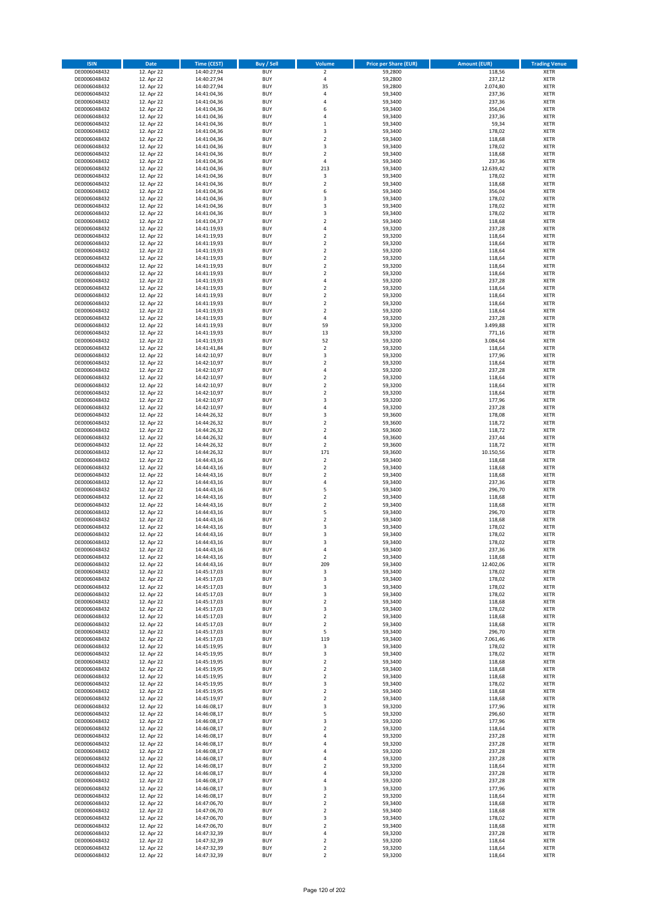| ISIN | Date | Time (CEST) | Buy / Sell | Volume | Price per Share (EUR) | Amount (EUR) | Trading Venue |
|---|---|---|---|---|---|---|---|
| DE0006048432 | 12. Apr 22 | 14:40:27,94 | BUY | 2 | 59,2800 | 118,56 | XETR |
| DE0006048432 | 12. Apr 22 | 14:40:27,94 | BUY | 4 | 59,2800 | 237,12 | XETR |
| DE0006048432 | 12. Apr 22 | 14:40:27,94 | BUY | 35 | 59,2800 | 2.074,80 | XETR |
| DE0006048432 | 12. Apr 22 | 14:41:04,36 | BUY | 4 | 59,3400 | 237,36 | XETR |
| DE0006048432 | 12. Apr 22 | 14:41:04,36 | BUY | 4 | 59,3400 | 237,36 | XETR |
| DE0006048432 | 12. Apr 22 | 14:41:04,36 | BUY | 6 | 59,3400 | 356,04 | XETR |
| DE0006048432 | 12. Apr 22 | 14:41:04,36 | BUY | 4 | 59,3400 | 237,36 | XETR |
| DE0006048432 | 12. Apr 22 | 14:41:04,36 | BUY | 1 | 59,3400 | 59,34 | XETR |
| DE0006048432 | 12. Apr 22 | 14:41:04,36 | BUY | 3 | 59,3400 | 178,02 | XETR |
| DE0006048432 | 12. Apr 22 | 14:41:04,36 | BUY | 2 | 59,3400 | 118,68 | XETR |
| DE0006048432 | 12. Apr 22 | 14:41:04,36 | BUY | 3 | 59,3400 | 178,02 | XETR |
| DE0006048432 | 12. Apr 22 | 14:41:04,36 | BUY | 2 | 59,3400 | 118,68 | XETR |
| DE0006048432 | 12. Apr 22 | 14:41:04,36 | BUY | 4 | 59,3400 | 237,36 | XETR |
| DE0006048432 | 12. Apr 22 | 14:41:04,36 | BUY | 213 | 59,3400 | 12.639,42 | XETR |
| DE0006048432 | 12. Apr 22 | 14:41:04,36 | BUY | 3 | 59,3400 | 178,02 | XETR |
| DE0006048432 | 12. Apr 22 | 14:41:04,36 | BUY | 2 | 59,3400 | 118,68 | XETR |
| DE0006048432 | 12. Apr 22 | 14:41:04,36 | BUY | 6 | 59,3400 | 356,04 | XETR |
| DE0006048432 | 12. Apr 22 | 14:41:04,36 | BUY | 3 | 59,3400 | 178,02 | XETR |
| DE0006048432 | 12. Apr 22 | 14:41:04,36 | BUY | 3 | 59,3400 | 178,02 | XETR |
| DE0006048432 | 12. Apr 22 | 14:41:04,36 | BUY | 3 | 59,3400 | 178,02 | XETR |
| DE0006048432 | 12. Apr 22 | 14:41:04,37 | BUY | 2 | 59,3400 | 118,68 | XETR |
| DE0006048432 | 12. Apr 22 | 14:41:19,93 | BUY | 4 | 59,3200 | 237,28 | XETR |
| DE0006048432 | 12. Apr 22 | 14:41:19,93 | BUY | 2 | 59,3200 | 118,64 | XETR |
| DE0006048432 | 12. Apr 22 | 14:41:19,93 | BUY | 2 | 59,3200 | 118,64 | XETR |
| DE0006048432 | 12. Apr 22 | 14:41:19,93 | BUY | 2 | 59,3200 | 118,64 | XETR |
| DE0006048432 | 12. Apr 22 | 14:41:19,93 | BUY | 2 | 59,3200 | 118,64 | XETR |
| DE0006048432 | 12. Apr 22 | 14:41:19,93 | BUY | 2 | 59,3200 | 118,64 | XETR |
| DE0006048432 | 12. Apr 22 | 14:41:19,93 | BUY | 2 | 59,3200 | 118,64 | XETR |
| DE0006048432 | 12. Apr 22 | 14:41:19,93 | BUY | 4 | 59,3200 | 237,28 | XETR |
| DE0006048432 | 12. Apr 22 | 14:41:19,93 | BUY | 2 | 59,3200 | 118,64 | XETR |
| DE0006048432 | 12. Apr 22 | 14:41:19,93 | BUY | 2 | 59,3200 | 118,64 | XETR |
| DE0006048432 | 12. Apr 22 | 14:41:19,93 | BUY | 2 | 59,3200 | 118,64 | XETR |
| DE0006048432 | 12. Apr 22 | 14:41:19,93 | BUY | 2 | 59,3200 | 118,64 | XETR |
| DE0006048432 | 12. Apr 22 | 14:41:19,93 | BUY | 4 | 59,3200 | 237,28 | XETR |
| DE0006048432 | 12. Apr 22 | 14:41:19,93 | BUY | 59 | 59,3200 | 3.499,88 | XETR |
| DE0006048432 | 12. Apr 22 | 14:41:19,93 | BUY | 13 | 59,3200 | 771,16 | XETR |
| DE0006048432 | 12. Apr 22 | 14:41:19,93 | BUY | 52 | 59,3200 | 3.084,64 | XETR |
| DE0006048432 | 12. Apr 22 | 14:41:41,84 | BUY | 2 | 59,3200 | 118,64 | XETR |
| DE0006048432 | 12. Apr 22 | 14:42:10,97 | BUY | 3 | 59,3200 | 177,96 | XETR |
| DE0006048432 | 12. Apr 22 | 14:42:10,97 | BUY | 2 | 59,3200 | 118,64 | XETR |
| DE0006048432 | 12. Apr 22 | 14:42:10,97 | BUY | 4 | 59,3200 | 237,28 | XETR |
| DE0006048432 | 12. Apr 22 | 14:42:10,97 | BUY | 2 | 59,3200 | 118,64 | XETR |
| DE0006048432 | 12. Apr 22 | 14:42:10,97 | BUY | 2 | 59,3200 | 118,64 | XETR |
| DE0006048432 | 12. Apr 22 | 14:42:10,97 | BUY | 2 | 59,3200 | 118,64 | XETR |
| DE0006048432 | 12. Apr 22 | 14:42:10,97 | BUY | 3 | 59,3200 | 177,96 | XETR |
| DE0006048432 | 12. Apr 22 | 14:42:10,97 | BUY | 4 | 59,3200 | 237,28 | XETR |
| DE0006048432 | 12. Apr 22 | 14:44:26,32 | BUY | 3 | 59,3600 | 178,08 | XETR |
| DE0006048432 | 12. Apr 22 | 14:44:26,32 | BUY | 2 | 59,3600 | 118,72 | XETR |
| DE0006048432 | 12. Apr 22 | 14:44:26,32 | BUY | 2 | 59,3600 | 118,72 | XETR |
| DE0006048432 | 12. Apr 22 | 14:44:26,32 | BUY | 4 | 59,3600 | 237,44 | XETR |
| DE0006048432 | 12. Apr 22 | 14:44:26,32 | BUY | 2 | 59,3600 | 118,72 | XETR |
| DE0006048432 | 12. Apr 22 | 14:44:26,32 | BUY | 171 | 59,3600 | 10.150,56 | XETR |
| DE0006048432 | 12. Apr 22 | 14:44:43,16 | BUY | 2 | 59,3400 | 118,68 | XETR |
| DE0006048432 | 12. Apr 22 | 14:44:43,16 | BUY | 2 | 59,3400 | 118,68 | XETR |
| DE0006048432 | 12. Apr 22 | 14:44:43,16 | BUY | 2 | 59,3400 | 118,68 | XETR |
| DE0006048432 | 12. Apr 22 | 14:44:43,16 | BUY | 4 | 59,3400 | 237,36 | XETR |
| DE0006048432 | 12. Apr 22 | 14:44:43,16 | BUY | 5 | 59,3400 | 296,70 | XETR |
| DE0006048432 | 12. Apr 22 | 14:44:43,16 | BUY | 2 | 59,3400 | 118,68 | XETR |
| DE0006048432 | 12. Apr 22 | 14:44:43,16 | BUY | 2 | 59,3400 | 118,68 | XETR |
| DE0006048432 | 12. Apr 22 | 14:44:43,16 | BUY | 5 | 59,3400 | 296,70 | XETR |
| DE0006048432 | 12. Apr 22 | 14:44:43,16 | BUY | 2 | 59,3400 | 118,68 | XETR |
| DE0006048432 | 12. Apr 22 | 14:44:43,16 | BUY | 3 | 59,3400 | 178,02 | XETR |
| DE0006048432 | 12. Apr 22 | 14:44:43,16 | BUY | 3 | 59,3400 | 178,02 | XETR |
| DE0006048432 | 12. Apr 22 | 14:44:43,16 | BUY | 3 | 59,3400 | 178,02 | XETR |
| DE0006048432 | 12. Apr 22 | 14:44:43,16 | BUY | 4 | 59,3400 | 237,36 | XETR |
| DE0006048432 | 12. Apr 22 | 14:44:43,16 | BUY | 2 | 59,3400 | 118,68 | XETR |
| DE0006048432 | 12. Apr 22 | 14:44:43,16 | BUY | 209 | 59,3400 | 12.402,06 | XETR |
| DE0006048432 | 12. Apr 22 | 14:45:17,03 | BUY | 3 | 59,3400 | 178,02 | XETR |
| DE0006048432 | 12. Apr 22 | 14:45:17,03 | BUY | 3 | 59,3400 | 178,02 | XETR |
| DE0006048432 | 12. Apr 22 | 14:45:17,03 | BUY | 3 | 59,3400 | 178,02 | XETR |
| DE0006048432 | 12. Apr 22 | 14:45:17,03 | BUY | 3 | 59,3400 | 178,02 | XETR |
| DE0006048432 | 12. Apr 22 | 14:45:17,03 | BUY | 2 | 59,3400 | 118,68 | XETR |
| DE0006048432 | 12. Apr 22 | 14:45:17,03 | BUY | 3 | 59,3400 | 178,02 | XETR |
| DE0006048432 | 12. Apr 22 | 14:45:17,03 | BUY | 2 | 59,3400 | 118,68 | XETR |
| DE0006048432 | 12. Apr 22 | 14:45:17,03 | BUY | 2 | 59,3400 | 118,68 | XETR |
| DE0006048432 | 12. Apr 22 | 14:45:17,03 | BUY | 5 | 59,3400 | 296,70 | XETR |
| DE0006048432 | 12. Apr 22 | 14:45:17,03 | BUY | 119 | 59,3400 | 7.061,46 | XETR |
| DE0006048432 | 12. Apr 22 | 14:45:19,95 | BUY | 3 | 59,3400 | 178,02 | XETR |
| DE0006048432 | 12. Apr 22 | 14:45:19,95 | BUY | 3 | 59,3400 | 178,02 | XETR |
| DE0006048432 | 12. Apr 22 | 14:45:19,95 | BUY | 2 | 59,3400 | 118,68 | XETR |
| DE0006048432 | 12. Apr 22 | 14:45:19,95 | BUY | 2 | 59,3400 | 118,68 | XETR |
| DE0006048432 | 12. Apr 22 | 14:45:19,95 | BUY | 2 | 59,3400 | 118,68 | XETR |
| DE0006048432 | 12. Apr 22 | 14:45:19,95 | BUY | 3 | 59,3400 | 178,02 | XETR |
| DE0006048432 | 12. Apr 22 | 14:45:19,95 | BUY | 2 | 59,3400 | 118,68 | XETR |
| DE0006048432 | 12. Apr 22 | 14:45:19,97 | BUY | 2 | 59,3400 | 118,68 | XETR |
| DE0006048432 | 12. Apr 22 | 14:46:08,17 | BUY | 3 | 59,3200 | 177,96 | XETR |
| DE0006048432 | 12. Apr 22 | 14:46:08,17 | BUY | 5 | 59,3200 | 296,60 | XETR |
| DE0006048432 | 12. Apr 22 | 14:46:08,17 | BUY | 3 | 59,3200 | 177,96 | XETR |
| DE0006048432 | 12. Apr 22 | 14:46:08,17 | BUY | 2 | 59,3200 | 118,64 | XETR |
| DE0006048432 | 12. Apr 22 | 14:46:08,17 | BUY | 4 | 59,3200 | 237,28 | XETR |
| DE0006048432 | 12. Apr 22 | 14:46:08,17 | BUY | 4 | 59,3200 | 237,28 | XETR |
| DE0006048432 | 12. Apr 22 | 14:46:08,17 | BUY | 4 | 59,3200 | 237,28 | XETR |
| DE0006048432 | 12. Apr 22 | 14:46:08,17 | BUY | 4 | 59,3200 | 237,28 | XETR |
| DE0006048432 | 12. Apr 22 | 14:46:08,17 | BUY | 2 | 59,3200 | 118,64 | XETR |
| DE0006048432 | 12. Apr 22 | 14:46:08,17 | BUY | 4 | 59,3200 | 237,28 | XETR |
| DE0006048432 | 12. Apr 22 | 14:46:08,17 | BUY | 4 | 59,3200 | 237,28 | XETR |
| DE0006048432 | 12. Apr 22 | 14:46:08,17 | BUY | 3 | 59,3200 | 177,96 | XETR |
| DE0006048432 | 12. Apr 22 | 14:46:08,17 | BUY | 2 | 59,3200 | 118,64 | XETR |
| DE0006048432 | 12. Apr 22 | 14:47:06,70 | BUY | 2 | 59,3400 | 118,68 | XETR |
| DE0006048432 | 12. Apr 22 | 14:47:06,70 | BUY | 2 | 59,3400 | 118,68 | XETR |
| DE0006048432 | 12. Apr 22 | 14:47:06,70 | BUY | 3 | 59,3400 | 178,02 | XETR |
| DE0006048432 | 12. Apr 22 | 14:47:06,70 | BUY | 2 | 59,3400 | 118,68 | XETR |
| DE0006048432 | 12. Apr 22 | 14:47:32,39 | BUY | 4 | 59,3200 | 237,28 | XETR |
| DE0006048432 | 12. Apr 22 | 14:47:32,39 | BUY | 2 | 59,3200 | 118,64 | XETR |
| DE0006048432 | 12. Apr 22 | 14:47:32,39 | BUY | 2 | 59,3200 | 118,64 | XETR |
| DE0006048432 | 12. Apr 22 | 14:47:32,39 | BUY | 2 | 59,3200 | 118,64 | XETR |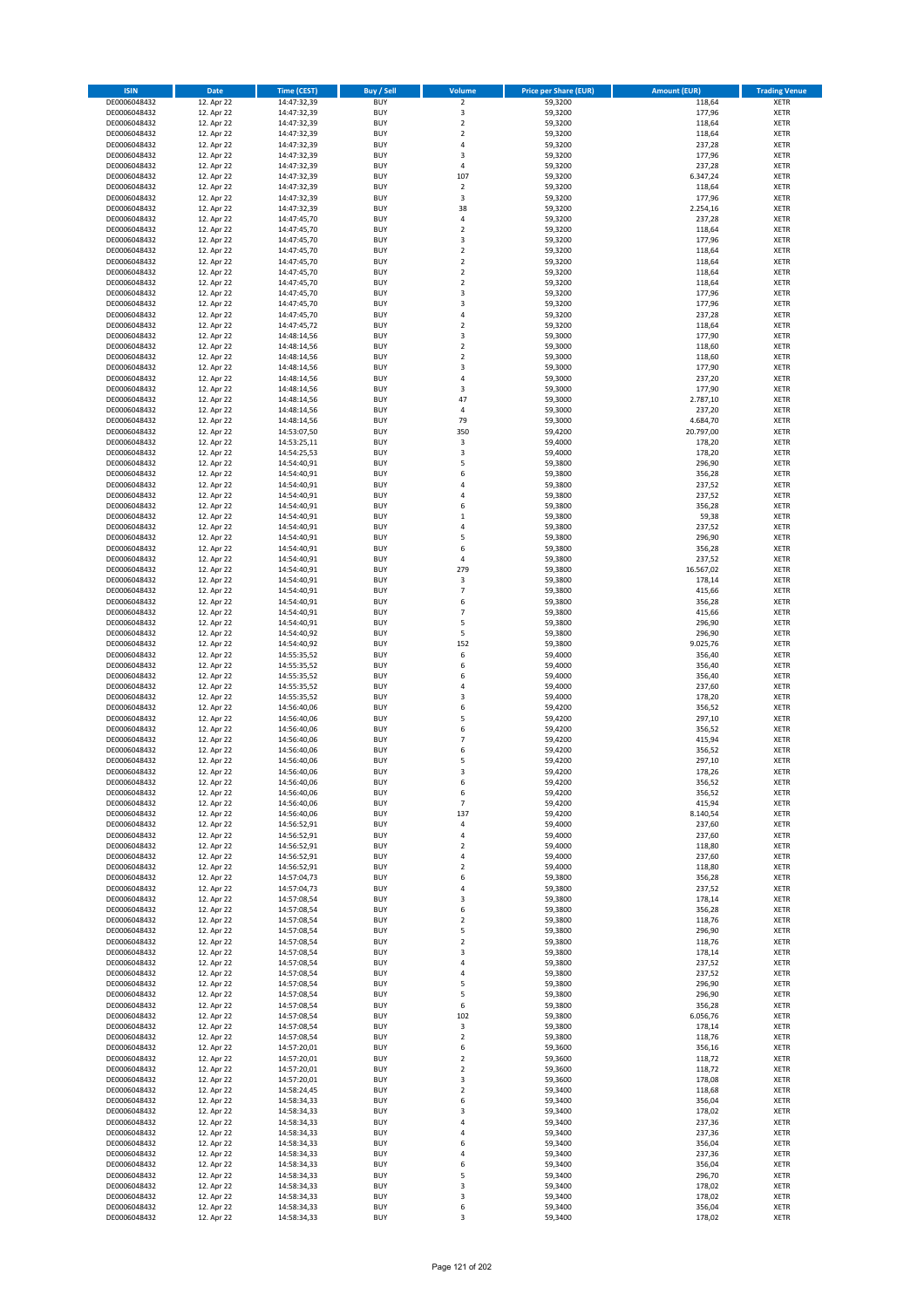| ISIN | Date | Time (CEST) | Buy / Sell | Volume | Price per Share (EUR) | Amount (EUR) | Trading Venue |
|---|---|---|---|---|---|---|---|
| DE0006048432 | 12. Apr 22 | 14:47:32,39 | BUY | 2 | 59,3200 | 118,64 | XETR |
| DE0006048432 | 12. Apr 22 | 14:47:32,39 | BUY | 3 | 59,3200 | 177,96 | XETR |
| DE0006048432 | 12. Apr 22 | 14:47:32,39 | BUY | 2 | 59,3200 | 118,64 | XETR |
| DE0006048432 | 12. Apr 22 | 14:47:32,39 | BUY | 2 | 59,3200 | 118,64 | XETR |
| DE0006048432 | 12. Apr 22 | 14:47:32,39 | BUY | 4 | 59,3200 | 237,28 | XETR |
| DE0006048432 | 12. Apr 22 | 14:47:32,39 | BUY | 3 | 59,3200 | 177,96 | XETR |
| DE0006048432 | 12. Apr 22 | 14:47:32,39 | BUY | 4 | 59,3200 | 237,28 | XETR |
| DE0006048432 | 12. Apr 22 | 14:47:32,39 | BUY | 107 | 59,3200 | 6.347,24 | XETR |
| DE0006048432 | 12. Apr 22 | 14:47:32,39 | BUY | 2 | 59,3200 | 118,64 | XETR |
| DE0006048432 | 12. Apr 22 | 14:47:32,39 | BUY | 3 | 59,3200 | 177,96 | XETR |
| DE0006048432 | 12. Apr 22 | 14:47:32,39 | BUY | 38 | 59,3200 | 2.254,16 | XETR |
| DE0006048432 | 12. Apr 22 | 14:47:45,70 | BUY | 4 | 59,3200 | 237,28 | XETR |
| DE0006048432 | 12. Apr 22 | 14:47:45,70 | BUY | 2 | 59,3200 | 118,64 | XETR |
| DE0006048432 | 12. Apr 22 | 14:47:45,70 | BUY | 3 | 59,3200 | 177,96 | XETR |
| DE0006048432 | 12. Apr 22 | 14:47:45,70 | BUY | 2 | 59,3200 | 118,64 | XETR |
| DE0006048432 | 12. Apr 22 | 14:47:45,70 | BUY | 2 | 59,3200 | 118,64 | XETR |
| DE0006048432 | 12. Apr 22 | 14:47:45,70 | BUY | 2 | 59,3200 | 118,64 | XETR |
| DE0006048432 | 12. Apr 22 | 14:47:45,70 | BUY | 2 | 59,3200 | 118,64 | XETR |
| DE0006048432 | 12. Apr 22 | 14:47:45,70 | BUY | 3 | 59,3200 | 177,96 | XETR |
| DE0006048432 | 12. Apr 22 | 14:47:45,70 | BUY | 3 | 59,3200 | 177,96 | XETR |
| DE0006048432 | 12. Apr 22 | 14:47:45,70 | BUY | 4 | 59,3200 | 237,28 | XETR |
| DE0006048432 | 12. Apr 22 | 14:47:45,72 | BUY | 2 | 59,3200 | 118,64 | XETR |
| DE0006048432 | 12. Apr 22 | 14:48:14,56 | BUY | 3 | 59,3000 | 177,90 | XETR |
| DE0006048432 | 12. Apr 22 | 14:48:14,56 | BUY | 2 | 59,3000 | 118,60 | XETR |
| DE0006048432 | 12. Apr 22 | 14:48:14,56 | BUY | 2 | 59,3000 | 118,60 | XETR |
| DE0006048432 | 12. Apr 22 | 14:48:14,56 | BUY | 3 | 59,3000 | 177,90 | XETR |
| DE0006048432 | 12. Apr 22 | 14:48:14,56 | BUY | 4 | 59,3000 | 237,20 | XETR |
| DE0006048432 | 12. Apr 22 | 14:48:14,56 | BUY | 3 | 59,3000 | 177,90 | XETR |
| DE0006048432 | 12. Apr 22 | 14:48:14,56 | BUY | 47 | 59,3000 | 2.787,10 | XETR |
| DE0006048432 | 12. Apr 22 | 14:48:14,56 | BUY | 4 | 59,3000 | 237,20 | XETR |
| DE0006048432 | 12. Apr 22 | 14:48:14,56 | BUY | 79 | 59,3000 | 4.684,70 | XETR |
| DE0006048432 | 12. Apr 22 | 14:53:07,50 | BUY | 350 | 59,4200 | 20.797,00 | XETR |
| DE0006048432 | 12. Apr 22 | 14:53:25,11 | BUY | 3 | 59,4000 | 178,20 | XETR |
| DE0006048432 | 12. Apr 22 | 14:54:25,53 | BUY | 3 | 59,4000 | 178,20 | XETR |
| DE0006048432 | 12. Apr 22 | 14:54:40,91 | BUY | 5 | 59,3800 | 296,90 | XETR |
| DE0006048432 | 12. Apr 22 | 14:54:40,91 | BUY | 6 | 59,3800 | 356,28 | XETR |
| DE0006048432 | 12. Apr 22 | 14:54:40,91 | BUY | 4 | 59,3800 | 237,52 | XETR |
| DE0006048432 | 12. Apr 22 | 14:54:40,91 | BUY | 4 | 59,3800 | 237,52 | XETR |
| DE0006048432 | 12. Apr 22 | 14:54:40,91 | BUY | 6 | 59,3800 | 356,28 | XETR |
| DE0006048432 | 12. Apr 22 | 14:54:40,91 | BUY | 1 | 59,3800 | 59,38 | XETR |
| DE0006048432 | 12. Apr 22 | 14:54:40,91 | BUY | 4 | 59,3800 | 237,52 | XETR |
| DE0006048432 | 12. Apr 22 | 14:54:40,91 | BUY | 5 | 59,3800 | 296,90 | XETR |
| DE0006048432 | 12. Apr 22 | 14:54:40,91 | BUY | 6 | 59,3800 | 356,28 | XETR |
| DE0006048432 | 12. Apr 22 | 14:54:40,91 | BUY | 4 | 59,3800 | 237,52 | XETR |
| DE0006048432 | 12. Apr 22 | 14:54:40,91 | BUY | 279 | 59,3800 | 16.567,02 | XETR |
| DE0006048432 | 12. Apr 22 | 14:54:40,91 | BUY | 3 | 59,3800 | 178,14 | XETR |
| DE0006048432 | 12. Apr 22 | 14:54:40,91 | BUY | 7 | 59,3800 | 415,66 | XETR |
| DE0006048432 | 12. Apr 22 | 14:54:40,91 | BUY | 6 | 59,3800 | 356,28 | XETR |
| DE0006048432 | 12. Apr 22 | 14:54:40,91 | BUY | 7 | 59,3800 | 415,66 | XETR |
| DE0006048432 | 12. Apr 22 | 14:54:40,91 | BUY | 5 | 59,3800 | 296,90 | XETR |
| DE0006048432 | 12. Apr 22 | 14:54:40,92 | BUY | 5 | 59,3800 | 296,90 | XETR |
| DE0006048432 | 12. Apr 22 | 14:54:40,92 | BUY | 152 | 59,3800 | 9.025,76 | XETR |
| DE0006048432 | 12. Apr 22 | 14:55:35,52 | BUY | 6 | 59,4000 | 356,40 | XETR |
| DE0006048432 | 12. Apr 22 | 14:55:35,52 | BUY | 6 | 59,4000 | 356,40 | XETR |
| DE0006048432 | 12. Apr 22 | 14:55:35,52 | BUY | 6 | 59,4000 | 356,40 | XETR |
| DE0006048432 | 12. Apr 22 | 14:55:35,52 | BUY | 4 | 59,4000 | 237,60 | XETR |
| DE0006048432 | 12. Apr 22 | 14:55:35,52 | BUY | 3 | 59,4000 | 178,20 | XETR |
| DE0006048432 | 12. Apr 22 | 14:56:40,06 | BUY | 6 | 59,4200 | 356,52 | XETR |
| DE0006048432 | 12. Apr 22 | 14:56:40,06 | BUY | 5 | 59,4200 | 297,10 | XETR |
| DE0006048432 | 12. Apr 22 | 14:56:40,06 | BUY | 6 | 59,4200 | 356,52 | XETR |
| DE0006048432 | 12. Apr 22 | 14:56:40,06 | BUY | 7 | 59,4200 | 415,94 | XETR |
| DE0006048432 | 12. Apr 22 | 14:56:40,06 | BUY | 6 | 59,4200 | 356,52 | XETR |
| DE0006048432 | 12. Apr 22 | 14:56:40,06 | BUY | 5 | 59,4200 | 297,10 | XETR |
| DE0006048432 | 12. Apr 22 | 14:56:40,06 | BUY | 3 | 59,4200 | 178,26 | XETR |
| DE0006048432 | 12. Apr 22 | 14:56:40,06 | BUY | 6 | 59,4200 | 356,52 | XETR |
| DE0006048432 | 12. Apr 22 | 14:56:40,06 | BUY | 6 | 59,4200 | 356,52 | XETR |
| DE0006048432 | 12. Apr 22 | 14:56:40,06 | BUY | 7 | 59,4200 | 415,94 | XETR |
| DE0006048432 | 12. Apr 22 | 14:56:40,06 | BUY | 137 | 59,4200 | 8.140,54 | XETR |
| DE0006048432 | 12. Apr 22 | 14:56:52,91 | BUY | 4 | 59,4000 | 237,60 | XETR |
| DE0006048432 | 12. Apr 22 | 14:56:52,91 | BUY | 4 | 59,4000 | 237,60 | XETR |
| DE0006048432 | 12. Apr 22 | 14:56:52,91 | BUY | 2 | 59,4000 | 118,80 | XETR |
| DE0006048432 | 12. Apr 22 | 14:56:52,91 | BUY | 4 | 59,4000 | 237,60 | XETR |
| DE0006048432 | 12. Apr 22 | 14:56:52,91 | BUY | 2 | 59,4000 | 118,80 | XETR |
| DE0006048432 | 12. Apr 22 | 14:57:04,73 | BUY | 6 | 59,3800 | 356,28 | XETR |
| DE0006048432 | 12. Apr 22 | 14:57:04,73 | BUY | 4 | 59,3800 | 237,52 | XETR |
| DE0006048432 | 12. Apr 22 | 14:57:08,54 | BUY | 3 | 59,3800 | 178,14 | XETR |
| DE0006048432 | 12. Apr 22 | 14:57:08,54 | BUY | 6 | 59,3800 | 356,28 | XETR |
| DE0006048432 | 12. Apr 22 | 14:57:08,54 | BUY | 2 | 59,3800 | 118,76 | XETR |
| DE0006048432 | 12. Apr 22 | 14:57:08,54 | BUY | 5 | 59,3800 | 296,90 | XETR |
| DE0006048432 | 12. Apr 22 | 14:57:08,54 | BUY | 2 | 59,3800 | 118,76 | XETR |
| DE0006048432 | 12. Apr 22 | 14:57:08,54 | BUY | 3 | 59,3800 | 178,14 | XETR |
| DE0006048432 | 12. Apr 22 | 14:57:08,54 | BUY | 4 | 59,3800 | 237,52 | XETR |
| DE0006048432 | 12. Apr 22 | 14:57:08,54 | BUY | 4 | 59,3800 | 237,52 | XETR |
| DE0006048432 | 12. Apr 22 | 14:57:08,54 | BUY | 5 | 59,3800 | 296,90 | XETR |
| DE0006048432 | 12. Apr 22 | 14:57:08,54 | BUY | 5 | 59,3800 | 296,90 | XETR |
| DE0006048432 | 12. Apr 22 | 14:57:08,54 | BUY | 6 | 59,3800 | 356,28 | XETR |
| DE0006048432 | 12. Apr 22 | 14:57:08,54 | BUY | 102 | 59,3800 | 6.056,76 | XETR |
| DE0006048432 | 12. Apr 22 | 14:57:08,54 | BUY | 3 | 59,3800 | 178,14 | XETR |
| DE0006048432 | 12. Apr 22 | 14:57:08,54 | BUY | 2 | 59,3800 | 118,76 | XETR |
| DE0006048432 | 12. Apr 22 | 14:57:20,01 | BUY | 6 | 59,3600 | 356,16 | XETR |
| DE0006048432 | 12. Apr 22 | 14:57:20,01 | BUY | 2 | 59,3600 | 118,72 | XETR |
| DE0006048432 | 12. Apr 22 | 14:57:20,01 | BUY | 2 | 59,3600 | 118,72 | XETR |
| DE0006048432 | 12. Apr 22 | 14:57:20,01 | BUY | 3 | 59,3600 | 178,08 | XETR |
| DE0006048432 | 12. Apr 22 | 14:58:24,45 | BUY | 2 | 59,3400 | 118,68 | XETR |
| DE0006048432 | 12. Apr 22 | 14:58:34,33 | BUY | 6 | 59,3400 | 356,04 | XETR |
| DE0006048432 | 12. Apr 22 | 14:58:34,33 | BUY | 3 | 59,3400 | 178,02 | XETR |
| DE0006048432 | 12. Apr 22 | 14:58:34,33 | BUY | 4 | 59,3400 | 237,36 | XETR |
| DE0006048432 | 12. Apr 22 | 14:58:34,33 | BUY | 4 | 59,3400 | 237,36 | XETR |
| DE0006048432 | 12. Apr 22 | 14:58:34,33 | BUY | 6 | 59,3400 | 356,04 | XETR |
| DE0006048432 | 12. Apr 22 | 14:58:34,33 | BUY | 4 | 59,3400 | 237,36 | XETR |
| DE0006048432 | 12. Apr 22 | 14:58:34,33 | BUY | 6 | 59,3400 | 356,04 | XETR |
| DE0006048432 | 12. Apr 22 | 14:58:34,33 | BUY | 5 | 59,3400 | 296,70 | XETR |
| DE0006048432 | 12. Apr 22 | 14:58:34,33 | BUY | 3 | 59,3400 | 178,02 | XETR |
| DE0006048432 | 12. Apr 22 | 14:58:34,33 | BUY | 3 | 59,3400 | 178,02 | XETR |
| DE0006048432 | 12. Apr 22 | 14:58:34,33 | BUY | 6 | 59,3400 | 356,04 | XETR |
| DE0006048432 | 12. Apr 22 | 14:58:34,33 | BUY | 3 | 59,3400 | 178,02 | XETR |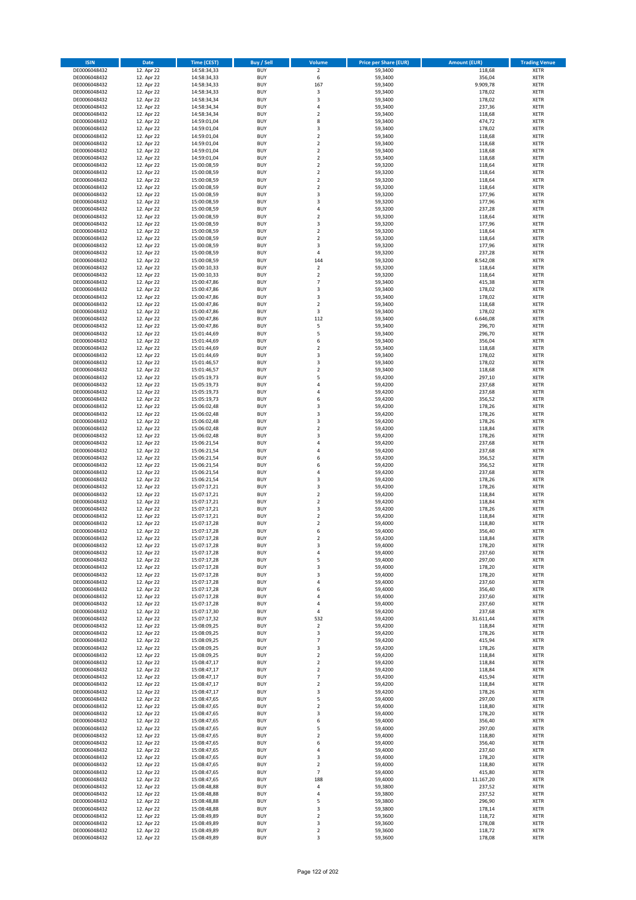| ISIN | Date | Time (CEST) | Buy / Sell | Volume | Price per Share (EUR) | Amount (EUR) | Trading Venue |
|---|---|---|---|---|---|---|---|
| DE0006048432 | 12. Apr 22 | 14:58:34,33 | BUY | 2 | 59,3400 | 118,68 | XETR |
| DE0006048432 | 12. Apr 22 | 14:58:34,33 | BUY | 6 | 59,3400 | 356,04 | XETR |
| DE0006048432 | 12. Apr 22 | 14:58:34,33 | BUY | 167 | 59,3400 | 9.909,78 | XETR |
| DE0006048432 | 12. Apr 22 | 14:58:34,33 | BUY | 3 | 59,3400 | 178,02 | XETR |
| DE0006048432 | 12. Apr 22 | 14:58:34,34 | BUY | 3 | 59,3400 | 178,02 | XETR |
| DE0006048432 | 12. Apr 22 | 14:58:34,34 | BUY | 4 | 59,3400 | 237,36 | XETR |
| DE0006048432 | 12. Apr 22 | 14:58:34,34 | BUY | 2 | 59,3400 | 118,68 | XETR |
| DE0006048432 | 12. Apr 22 | 14:59:01,04 | BUY | 8 | 59,3400 | 474,72 | XETR |
| DE0006048432 | 12. Apr 22 | 14:59:01,04 | BUY | 3 | 59,3400 | 178,02 | XETR |
| DE0006048432 | 12. Apr 22 | 14:59:01,04 | BUY | 2 | 59,3400 | 118,68 | XETR |
| DE0006048432 | 12. Apr 22 | 14:59:01,04 | BUY | 2 | 59,3400 | 118,68 | XETR |
| DE0006048432 | 12. Apr 22 | 14:59:01,04 | BUY | 2 | 59,3400 | 118,68 | XETR |
| DE0006048432 | 12. Apr 22 | 14:59:01,04 | BUY | 2 | 59,3400 | 118,68 | XETR |
| DE0006048432 | 12. Apr 22 | 15:00:08,59 | BUY | 2 | 59,3200 | 118,64 | XETR |
| DE0006048432 | 12. Apr 22 | 15:00:08,59 | BUY | 2 | 59,3200 | 118,64 | XETR |
| DE0006048432 | 12. Apr 22 | 15:00:08,59 | BUY | 2 | 59,3200 | 118,64 | XETR |
| DE0006048432 | 12. Apr 22 | 15:00:08,59 | BUY | 2 | 59,3200 | 118,64 | XETR |
| DE0006048432 | 12. Apr 22 | 15:00:08,59 | BUY | 3 | 59,3200 | 177,96 | XETR |
| DE0006048432 | 12. Apr 22 | 15:00:08,59 | BUY | 3 | 59,3200 | 177,96 | XETR |
| DE0006048432 | 12. Apr 22 | 15:00:08,59 | BUY | 4 | 59,3200 | 237,28 | XETR |
| DE0006048432 | 12. Apr 22 | 15:00:08,59 | BUY | 2 | 59,3200 | 118,64 | XETR |
| DE0006048432 | 12. Apr 22 | 15:00:08,59 | BUY | 3 | 59,3200 | 177,96 | XETR |
| DE0006048432 | 12. Apr 22 | 15:00:08,59 | BUY | 2 | 59,3200 | 118,64 | XETR |
| DE0006048432 | 12. Apr 22 | 15:00:08,59 | BUY | 2 | 59,3200 | 118,64 | XETR |
| DE0006048432 | 12. Apr 22 | 15:00:08,59 | BUY | 3 | 59,3200 | 177,96 | XETR |
| DE0006048432 | 12. Apr 22 | 15:00:08,59 | BUY | 4 | 59,3200 | 237,28 | XETR |
| DE0006048432 | 12. Apr 22 | 15:00:08,59 | BUY | 144 | 59,3200 | 8.542,08 | XETR |
| DE0006048432 | 12. Apr 22 | 15:00:10,33 | BUY | 2 | 59,3200 | 118,64 | XETR |
| DE0006048432 | 12. Apr 22 | 15:00:10,33 | BUY | 2 | 59,3200 | 118,64 | XETR |
| DE0006048432 | 12. Apr 22 | 15:00:47,86 | BUY | 7 | 59,3400 | 415,38 | XETR |
| DE0006048432 | 12. Apr 22 | 15:00:47,86 | BUY | 3 | 59,3400 | 178,02 | XETR |
| DE0006048432 | 12. Apr 22 | 15:00:47,86 | BUY | 3 | 59,3400 | 178,02 | XETR |
| DE0006048432 | 12. Apr 22 | 15:00:47,86 | BUY | 2 | 59,3400 | 118,68 | XETR |
| DE0006048432 | 12. Apr 22 | 15:00:47,86 | BUY | 3 | 59,3400 | 178,02 | XETR |
| DE0006048432 | 12. Apr 22 | 15:00:47,86 | BUY | 112 | 59,3400 | 6.646,08 | XETR |
| DE0006048432 | 12. Apr 22 | 15:00:47,86 | BUY | 5 | 59,3400 | 296,70 | XETR |
| DE0006048432 | 12. Apr 22 | 15:01:44,69 | BUY | 5 | 59,3400 | 296,70 | XETR |
| DE0006048432 | 12. Apr 22 | 15:01:44,69 | BUY | 6 | 59,3400 | 356,04 | XETR |
| DE0006048432 | 12. Apr 22 | 15:01:44,69 | BUY | 2 | 59,3400 | 118,68 | XETR |
| DE0006048432 | 12. Apr 22 | 15:01:44,69 | BUY | 3 | 59,3400 | 178,02 | XETR |
| DE0006048432 | 12. Apr 22 | 15:01:46,57 | BUY | 3 | 59,3400 | 178,02 | XETR |
| DE0006048432 | 12. Apr 22 | 15:01:46,57 | BUY | 2 | 59,3400 | 118,68 | XETR |
| DE0006048432 | 12. Apr 22 | 15:05:19,73 | BUY | 5 | 59,4200 | 297,10 | XETR |
| DE0006048432 | 12. Apr 22 | 15:05:19,73 | BUY | 4 | 59,4200 | 237,68 | XETR |
| DE0006048432 | 12. Apr 22 | 15:05:19,73 | BUY | 4 | 59,4200 | 237,68 | XETR |
| DE0006048432 | 12. Apr 22 | 15:05:19,73 | BUY | 6 | 59,4200 | 356,52 | XETR |
| DE0006048432 | 12. Apr 22 | 15:06:02,48 | BUY | 3 | 59,4200 | 178,26 | XETR |
| DE0006048432 | 12. Apr 22 | 15:06:02,48 | BUY | 3 | 59,4200 | 178,26 | XETR |
| DE0006048432 | 12. Apr 22 | 15:06:02,48 | BUY | 3 | 59,4200 | 178,26 | XETR |
| DE0006048432 | 12. Apr 22 | 15:06:02,48 | BUY | 2 | 59,4200 | 118,84 | XETR |
| DE0006048432 | 12. Apr 22 | 15:06:02,48 | BUY | 3 | 59,4200 | 178,26 | XETR |
| DE0006048432 | 12. Apr 22 | 15:06:21,54 | BUY | 4 | 59,4200 | 237,68 | XETR |
| DE0006048432 | 12. Apr 22 | 15:06:21,54 | BUY | 4 | 59,4200 | 237,68 | XETR |
| DE0006048432 | 12. Apr 22 | 15:06:21,54 | BUY | 6 | 59,4200 | 356,52 | XETR |
| DE0006048432 | 12. Apr 22 | 15:06:21,54 | BUY | 6 | 59,4200 | 356,52 | XETR |
| DE0006048432 | 12. Apr 22 | 15:06:21,54 | BUY | 4 | 59,4200 | 237,68 | XETR |
| DE0006048432 | 12. Apr 22 | 15:06:21,54 | BUY | 3 | 59,4200 | 178,26 | XETR |
| DE0006048432 | 12. Apr 22 | 15:07:17,21 | BUY | 3 | 59,4200 | 178,26 | XETR |
| DE0006048432 | 12. Apr 22 | 15:07:17,21 | BUY | 2 | 59,4200 | 118,84 | XETR |
| DE0006048432 | 12. Apr 22 | 15:07:17,21 | BUY | 2 | 59,4200 | 118,84 | XETR |
| DE0006048432 | 12. Apr 22 | 15:07:17,21 | BUY | 3 | 59,4200 | 178,26 | XETR |
| DE0006048432 | 12. Apr 22 | 15:07:17,21 | BUY | 2 | 59,4200 | 118,84 | XETR |
| DE0006048432 | 12. Apr 22 | 15:07:17,28 | BUY | 2 | 59,4000 | 118,80 | XETR |
| DE0006048432 | 12. Apr 22 | 15:07:17,28 | BUY | 6 | 59,4000 | 356,40 | XETR |
| DE0006048432 | 12. Apr 22 | 15:07:17,28 | BUY | 2 | 59,4200 | 118,84 | XETR |
| DE0006048432 | 12. Apr 22 | 15:07:17,28 | BUY | 3 | 59,4000 | 178,20 | XETR |
| DE0006048432 | 12. Apr 22 | 15:07:17,28 | BUY | 4 | 59,4000 | 237,60 | XETR |
| DE0006048432 | 12. Apr 22 | 15:07:17,28 | BUY | 5 | 59,4000 | 297,00 | XETR |
| DE0006048432 | 12. Apr 22 | 15:07:17,28 | BUY | 3 | 59,4000 | 178,20 | XETR |
| DE0006048432 | 12. Apr 22 | 15:07:17,28 | BUY | 3 | 59,4000 | 178,20 | XETR |
| DE0006048432 | 12. Apr 22 | 15:07:17,28 | BUY | 4 | 59,4000 | 237,60 | XETR |
| DE0006048432 | 12. Apr 22 | 15:07:17,28 | BUY | 6 | 59,4000 | 356,40 | XETR |
| DE0006048432 | 12. Apr 22 | 15:07:17,28 | BUY | 4 | 59,4000 | 237,60 | XETR |
| DE0006048432 | 12. Apr 22 | 15:07:17,28 | BUY | 4 | 59,4000 | 237,60 | XETR |
| DE0006048432 | 12. Apr 22 | 15:07:17,30 | BUY | 4 | 59,4200 | 237,68 | XETR |
| DE0006048432 | 12. Apr 22 | 15:07:17,32 | BUY | 532 | 59,4200 | 31.611,44 | XETR |
| DE0006048432 | 12. Apr 22 | 15:08:09,25 | BUY | 2 | 59,4200 | 118,84 | XETR |
| DE0006048432 | 12. Apr 22 | 15:08:09,25 | BUY | 3 | 59,4200 | 178,26 | XETR |
| DE0006048432 | 12. Apr 22 | 15:08:09,25 | BUY | 7 | 59,4200 | 415,94 | XETR |
| DE0006048432 | 12. Apr 22 | 15:08:09,25 | BUY | 3 | 59,4200 | 178,26 | XETR |
| DE0006048432 | 12. Apr 22 | 15:08:09,25 | BUY | 2 | 59,4200 | 118,84 | XETR |
| DE0006048432 | 12. Apr 22 | 15:08:47,17 | BUY | 2 | 59,4200 | 118,84 | XETR |
| DE0006048432 | 12. Apr 22 | 15:08:47,17 | BUY | 2 | 59,4200 | 118,84 | XETR |
| DE0006048432 | 12. Apr 22 | 15:08:47,17 | BUY | 7 | 59,4200 | 415,94 | XETR |
| DE0006048432 | 12. Apr 22 | 15:08:47,17 | BUY | 2 | 59,4200 | 118,84 | XETR |
| DE0006048432 | 12. Apr 22 | 15:08:47,17 | BUY | 3 | 59,4200 | 178,26 | XETR |
| DE0006048432 | 12. Apr 22 | 15:08:47,65 | BUY | 5 | 59,4000 | 297,00 | XETR |
| DE0006048432 | 12. Apr 22 | 15:08:47,65 | BUY | 2 | 59,4000 | 118,80 | XETR |
| DE0006048432 | 12. Apr 22 | 15:08:47,65 | BUY | 3 | 59,4000 | 178,20 | XETR |
| DE0006048432 | 12. Apr 22 | 15:08:47,65 | BUY | 6 | 59,4000 | 356,40 | XETR |
| DE0006048432 | 12. Apr 22 | 15:08:47,65 | BUY | 5 | 59,4000 | 297,00 | XETR |
| DE0006048432 | 12. Apr 22 | 15:08:47,65 | BUY | 2 | 59,4000 | 118,80 | XETR |
| DE0006048432 | 12. Apr 22 | 15:08:47,65 | BUY | 6 | 59,4000 | 356,40 | XETR |
| DE0006048432 | 12. Apr 22 | 15:08:47,65 | BUY | 4 | 59,4000 | 237,60 | XETR |
| DE0006048432 | 12. Apr 22 | 15:08:47,65 | BUY | 3 | 59,4000 | 178,20 | XETR |
| DE0006048432 | 12. Apr 22 | 15:08:47,65 | BUY | 2 | 59,4000 | 118,80 | XETR |
| DE0006048432 | 12. Apr 22 | 15:08:47,65 | BUY | 7 | 59,4000 | 415,80 | XETR |
| DE0006048432 | 12. Apr 22 | 15:08:47,65 | BUY | 188 | 59,4000 | 11.167,20 | XETR |
| DE0006048432 | 12. Apr 22 | 15:08:48,88 | BUY | 4 | 59,3800 | 237,52 | XETR |
| DE0006048432 | 12. Apr 22 | 15:08:48,88 | BUY | 4 | 59,3800 | 237,52 | XETR |
| DE0006048432 | 12. Apr 22 | 15:08:48,88 | BUY | 5 | 59,3800 | 296,90 | XETR |
| DE0006048432 | 12. Apr 22 | 15:08:48,88 | BUY | 3 | 59,3800 | 178,14 | XETR |
| DE0006048432 | 12. Apr 22 | 15:08:49,89 | BUY | 2 | 59,3600 | 118,72 | XETR |
| DE0006048432 | 12. Apr 22 | 15:08:49,89 | BUY | 3 | 59,3600 | 178,08 | XETR |
| DE0006048432 | 12. Apr 22 | 15:08:49,89 | BUY | 2 | 59,3600 | 118,72 | XETR |
| DE0006048432 | 12. Apr 22 | 15:08:49,89 | BUY | 3 | 59,3600 | 178,08 | XETR |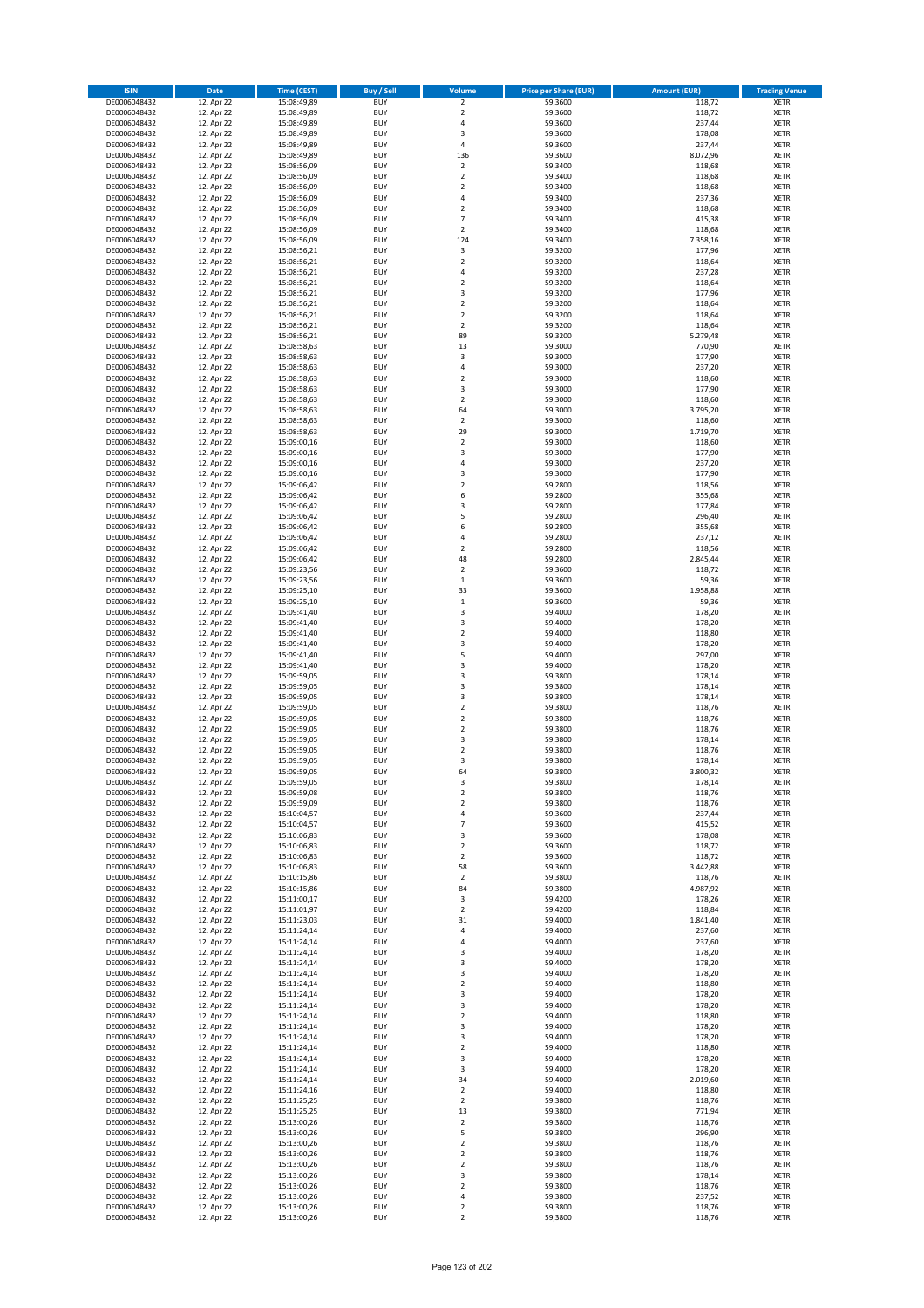| ISIN | Date | Time (CEST) | Buy / Sell | Volume | Price per Share (EUR) | Amount (EUR) | Trading Venue |
|---|---|---|---|---|---|---|---|
| DE0006048432 | 12. Apr 22 | 15:08:49,89 | BUY | 2 | 59,3600 | 118,72 | XETR |
| DE0006048432 | 12. Apr 22 | 15:08:49,89 | BUY | 2 | 59,3600 | 118,72 | XETR |
| DE0006048432 | 12. Apr 22 | 15:08:49,89 | BUY | 4 | 59,3600 | 237,44 | XETR |
| DE0006048432 | 12. Apr 22 | 15:08:49,89 | BUY | 3 | 59,3600 | 178,08 | XETR |
| DE0006048432 | 12. Apr 22 | 15:08:49,89 | BUY | 4 | 59,3600 | 237,44 | XETR |
| DE0006048432 | 12. Apr 22 | 15:08:49,89 | BUY | 136 | 59,3600 | 8.072,96 | XETR |
| DE0006048432 | 12. Apr 22 | 15:08:56,09 | BUY | 2 | 59,3400 | 118,68 | XETR |
| DE0006048432 | 12. Apr 22 | 15:08:56,09 | BUY | 2 | 59,3400 | 118,68 | XETR |
| DE0006048432 | 12. Apr 22 | 15:08:56,09 | BUY | 2 | 59,3400 | 118,68 | XETR |
| DE0006048432 | 12. Apr 22 | 15:08:56,09 | BUY | 4 | 59,3400 | 237,36 | XETR |
| DE0006048432 | 12. Apr 22 | 15:08:56,09 | BUY | 2 | 59,3400 | 118,68 | XETR |
| DE0006048432 | 12. Apr 22 | 15:08:56,09 | BUY | 7 | 59,3400 | 415,38 | XETR |
| DE0006048432 | 12. Apr 22 | 15:08:56,09 | BUY | 2 | 59,3400 | 118,68 | XETR |
| DE0006048432 | 12. Apr 22 | 15:08:56,09 | BUY | 124 | 59,3400 | 7.358,16 | XETR |
| DE0006048432 | 12. Apr 22 | 15:08:56,21 | BUY | 3 | 59,3200 | 177,96 | XETR |
| DE0006048432 | 12. Apr 22 | 15:08:56,21 | BUY | 2 | 59,3200 | 118,64 | XETR |
| DE0006048432 | 12. Apr 22 | 15:08:56,21 | BUY | 4 | 59,3200 | 237,28 | XETR |
| DE0006048432 | 12. Apr 22 | 15:08:56,21 | BUY | 2 | 59,3200 | 118,64 | XETR |
| DE0006048432 | 12. Apr 22 | 15:08:56,21 | BUY | 3 | 59,3200 | 177,96 | XETR |
| DE0006048432 | 12. Apr 22 | 15:08:56,21 | BUY | 2 | 59,3200 | 118,64 | XETR |
| DE0006048432 | 12. Apr 22 | 15:08:56,21 | BUY | 2 | 59,3200 | 118,64 | XETR |
| DE0006048432 | 12. Apr 22 | 15:08:56,21 | BUY | 2 | 59,3200 | 118,64 | XETR |
| DE0006048432 | 12. Apr 22 | 15:08:56,21 | BUY | 89 | 59,3200 | 5.279,48 | XETR |
| DE0006048432 | 12. Apr 22 | 15:08:58,63 | BUY | 13 | 59,3000 | 770,90 | XETR |
| DE0006048432 | 12. Apr 22 | 15:08:58,63 | BUY | 3 | 59,3000 | 177,90 | XETR |
| DE0006048432 | 12. Apr 22 | 15:08:58,63 | BUY | 4 | 59,3000 | 237,20 | XETR |
| DE0006048432 | 12. Apr 22 | 15:08:58,63 | BUY | 2 | 59,3000 | 118,60 | XETR |
| DE0006048432 | 12. Apr 22 | 15:08:58,63 | BUY | 3 | 59,3000 | 177,90 | XETR |
| DE0006048432 | 12. Apr 22 | 15:08:58,63 | BUY | 2 | 59,3000 | 118,60 | XETR |
| DE0006048432 | 12. Apr 22 | 15:08:58,63 | BUY | 64 | 59,3000 | 3.795,20 | XETR |
| DE0006048432 | 12. Apr 22 | 15:08:58,63 | BUY | 2 | 59,3000 | 118,60 | XETR |
| DE0006048432 | 12. Apr 22 | 15:08:58,63 | BUY | 29 | 59,3000 | 1.719,70 | XETR |
| DE0006048432 | 12. Apr 22 | 15:09:00,16 | BUY | 2 | 59,3000 | 118,60 | XETR |
| DE0006048432 | 12. Apr 22 | 15:09:00,16 | BUY | 3 | 59,3000 | 177,90 | XETR |
| DE0006048432 | 12. Apr 22 | 15:09:00,16 | BUY | 4 | 59,3000 | 237,20 | XETR |
| DE0006048432 | 12. Apr 22 | 15:09:00,16 | BUY | 3 | 59,3000 | 177,90 | XETR |
| DE0006048432 | 12. Apr 22 | 15:09:06,42 | BUY | 2 | 59,2800 | 118,56 | XETR |
| DE0006048432 | 12. Apr 22 | 15:09:06,42 | BUY | 6 | 59,2800 | 355,68 | XETR |
| DE0006048432 | 12. Apr 22 | 15:09:06,42 | BUY | 3 | 59,2800 | 177,84 | XETR |
| DE0006048432 | 12. Apr 22 | 15:09:06,42 | BUY | 5 | 59,2800 | 296,40 | XETR |
| DE0006048432 | 12. Apr 22 | 15:09:06,42 | BUY | 6 | 59,2800 | 355,68 | XETR |
| DE0006048432 | 12. Apr 22 | 15:09:06,42 | BUY | 4 | 59,2800 | 237,12 | XETR |
| DE0006048432 | 12. Apr 22 | 15:09:06,42 | BUY | 2 | 59,2800 | 118,56 | XETR |
| DE0006048432 | 12. Apr 22 | 15:09:06,42 | BUY | 48 | 59,2800 | 2.845,44 | XETR |
| DE0006048432 | 12. Apr 22 | 15:09:23,56 | BUY | 2 | 59,3600 | 118,72 | XETR |
| DE0006048432 | 12. Apr 22 | 15:09:23,56 | BUY | 1 | 59,3600 | 59,36 | XETR |
| DE0006048432 | 12. Apr 22 | 15:09:25,10 | BUY | 33 | 59,3600 | 1.958,88 | XETR |
| DE0006048432 | 12. Apr 22 | 15:09:25,10 | BUY | 1 | 59,3600 | 59,36 | XETR |
| DE0006048432 | 12. Apr 22 | 15:09:41,40 | BUY | 3 | 59,4000 | 178,20 | XETR |
| DE0006048432 | 12. Apr 22 | 15:09:41,40 | BUY | 3 | 59,4000 | 178,20 | XETR |
| DE0006048432 | 12. Apr 22 | 15:09:41,40 | BUY | 2 | 59,4000 | 118,80 | XETR |
| DE0006048432 | 12. Apr 22 | 15:09:41,40 | BUY | 3 | 59,4000 | 178,20 | XETR |
| DE0006048432 | 12. Apr 22 | 15:09:41,40 | BUY | 5 | 59,4000 | 297,00 | XETR |
| DE0006048432 | 12. Apr 22 | 15:09:41,40 | BUY | 3 | 59,4000 | 178,20 | XETR |
| DE0006048432 | 12. Apr 22 | 15:09:59,05 | BUY | 3 | 59,3800 | 178,14 | XETR |
| DE0006048432 | 12. Apr 22 | 15:09:59,05 | BUY | 3 | 59,3800 | 178,14 | XETR |
| DE0006048432 | 12. Apr 22 | 15:09:59,05 | BUY | 3 | 59,3800 | 178,14 | XETR |
| DE0006048432 | 12. Apr 22 | 15:09:59,05 | BUY | 2 | 59,3800 | 118,76 | XETR |
| DE0006048432 | 12. Apr 22 | 15:09:59,05 | BUY | 2 | 59,3800 | 118,76 | XETR |
| DE0006048432 | 12. Apr 22 | 15:09:59,05 | BUY | 2 | 59,3800 | 118,76 | XETR |
| DE0006048432 | 12. Apr 22 | 15:09:59,05 | BUY | 3 | 59,3800 | 178,14 | XETR |
| DE0006048432 | 12. Apr 22 | 15:09:59,05 | BUY | 2 | 59,3800 | 118,76 | XETR |
| DE0006048432 | 12. Apr 22 | 15:09:59,05 | BUY | 3 | 59,3800 | 178,14 | XETR |
| DE0006048432 | 12. Apr 22 | 15:09:59,05 | BUY | 64 | 59,3800 | 3.800,32 | XETR |
| DE0006048432 | 12. Apr 22 | 15:09:59,05 | BUY | 3 | 59,3800 | 178,14 | XETR |
| DE0006048432 | 12. Apr 22 | 15:09:59,08 | BUY | 2 | 59,3800 | 118,76 | XETR |
| DE0006048432 | 12. Apr 22 | 15:09:59,09 | BUY | 2 | 59,3800 | 118,76 | XETR |
| DE0006048432 | 12. Apr 22 | 15:10:04,57 | BUY | 4 | 59,3600 | 237,44 | XETR |
| DE0006048432 | 12. Apr 22 | 15:10:04,57 | BUY | 7 | 59,3600 | 415,52 | XETR |
| DE0006048432 | 12. Apr 22 | 15:10:06,83 | BUY | 3 | 59,3600 | 178,08 | XETR |
| DE0006048432 | 12. Apr 22 | 15:10:06,83 | BUY | 2 | 59,3600 | 118,72 | XETR |
| DE0006048432 | 12. Apr 22 | 15:10:06,83 | BUY | 2 | 59,3600 | 118,72 | XETR |
| DE0006048432 | 12. Apr 22 | 15:10:06,83 | BUY | 58 | 59,3600 | 3.442,88 | XETR |
| DE0006048432 | 12. Apr 22 | 15:10:15,86 | BUY | 2 | 59,3800 | 118,76 | XETR |
| DE0006048432 | 12. Apr 22 | 15:10:15,86 | BUY | 84 | 59,3800 | 4.987,92 | XETR |
| DE0006048432 | 12. Apr 22 | 15:11:00,17 | BUY | 3 | 59,4200 | 178,26 | XETR |
| DE0006048432 | 12. Apr 22 | 15:11:01,97 | BUY | 2 | 59,4200 | 118,84 | XETR |
| DE0006048432 | 12. Apr 22 | 15:11:23,03 | BUY | 31 | 59,4000 | 1.841,40 | XETR |
| DE0006048432 | 12. Apr 22 | 15:11:24,14 | BUY | 4 | 59,4000 | 237,60 | XETR |
| DE0006048432 | 12. Apr 22 | 15:11:24,14 | BUY | 4 | 59,4000 | 237,60 | XETR |
| DE0006048432 | 12. Apr 22 | 15:11:24,14 | BUY | 3 | 59,4000 | 178,20 | XETR |
| DE0006048432 | 12. Apr 22 | 15:11:24,14 | BUY | 3 | 59,4000 | 178,20 | XETR |
| DE0006048432 | 12. Apr 22 | 15:11:24,14 | BUY | 3 | 59,4000 | 178,20 | XETR |
| DE0006048432 | 12. Apr 22 | 15:11:24,14 | BUY | 2 | 59,4000 | 118,80 | XETR |
| DE0006048432 | 12. Apr 22 | 15:11:24,14 | BUY | 3 | 59,4000 | 178,20 | XETR |
| DE0006048432 | 12. Apr 22 | 15:11:24,14 | BUY | 3 | 59,4000 | 178,20 | XETR |
| DE0006048432 | 12. Apr 22 | 15:11:24,14 | BUY | 2 | 59,4000 | 118,80 | XETR |
| DE0006048432 | 12. Apr 22 | 15:11:24,14 | BUY | 3 | 59,4000 | 178,20 | XETR |
| DE0006048432 | 12. Apr 22 | 15:11:24,14 | BUY | 3 | 59,4000 | 178,20 | XETR |
| DE0006048432 | 12. Apr 22 | 15:11:24,14 | BUY | 2 | 59,4000 | 118,80 | XETR |
| DE0006048432 | 12. Apr 22 | 15:11:24,14 | BUY | 3 | 59,4000 | 178,20 | XETR |
| DE0006048432 | 12. Apr 22 | 15:11:24,14 | BUY | 3 | 59,4000 | 178,20 | XETR |
| DE0006048432 | 12. Apr 22 | 15:11:24,14 | BUY | 34 | 59,4000 | 2.019,60 | XETR |
| DE0006048432 | 12. Apr 22 | 15:11:24,16 | BUY | 2 | 59,4000 | 118,80 | XETR |
| DE0006048432 | 12. Apr 22 | 15:11:25,25 | BUY | 2 | 59,3800 | 118,76 | XETR |
| DE0006048432 | 12. Apr 22 | 15:11:25,25 | BUY | 13 | 59,3800 | 771,94 | XETR |
| DE0006048432 | 12. Apr 22 | 15:13:00,26 | BUY | 2 | 59,3800 | 118,76 | XETR |
| DE0006048432 | 12. Apr 22 | 15:13:00,26 | BUY | 5 | 59,3800 | 296,90 | XETR |
| DE0006048432 | 12. Apr 22 | 15:13:00,26 | BUY | 2 | 59,3800 | 118,76 | XETR |
| DE0006048432 | 12. Apr 22 | 15:13:00,26 | BUY | 2 | 59,3800 | 118,76 | XETR |
| DE0006048432 | 12. Apr 22 | 15:13:00,26 | BUY | 2 | 59,3800 | 118,76 | XETR |
| DE0006048432 | 12. Apr 22 | 15:13:00,26 | BUY | 3 | 59,3800 | 178,14 | XETR |
| DE0006048432 | 12. Apr 22 | 15:13:00,26 | BUY | 2 | 59,3800 | 118,76 | XETR |
| DE0006048432 | 12. Apr 22 | 15:13:00,26 | BUY | 4 | 59,3800 | 237,52 | XETR |
| DE0006048432 | 12. Apr 22 | 15:13:00,26 | BUY | 2 | 59,3800 | 118,76 | XETR |
| DE0006048432 | 12. Apr 22 | 15:13:00,26 | BUY | 2 | 59,3800 | 118,76 | XETR |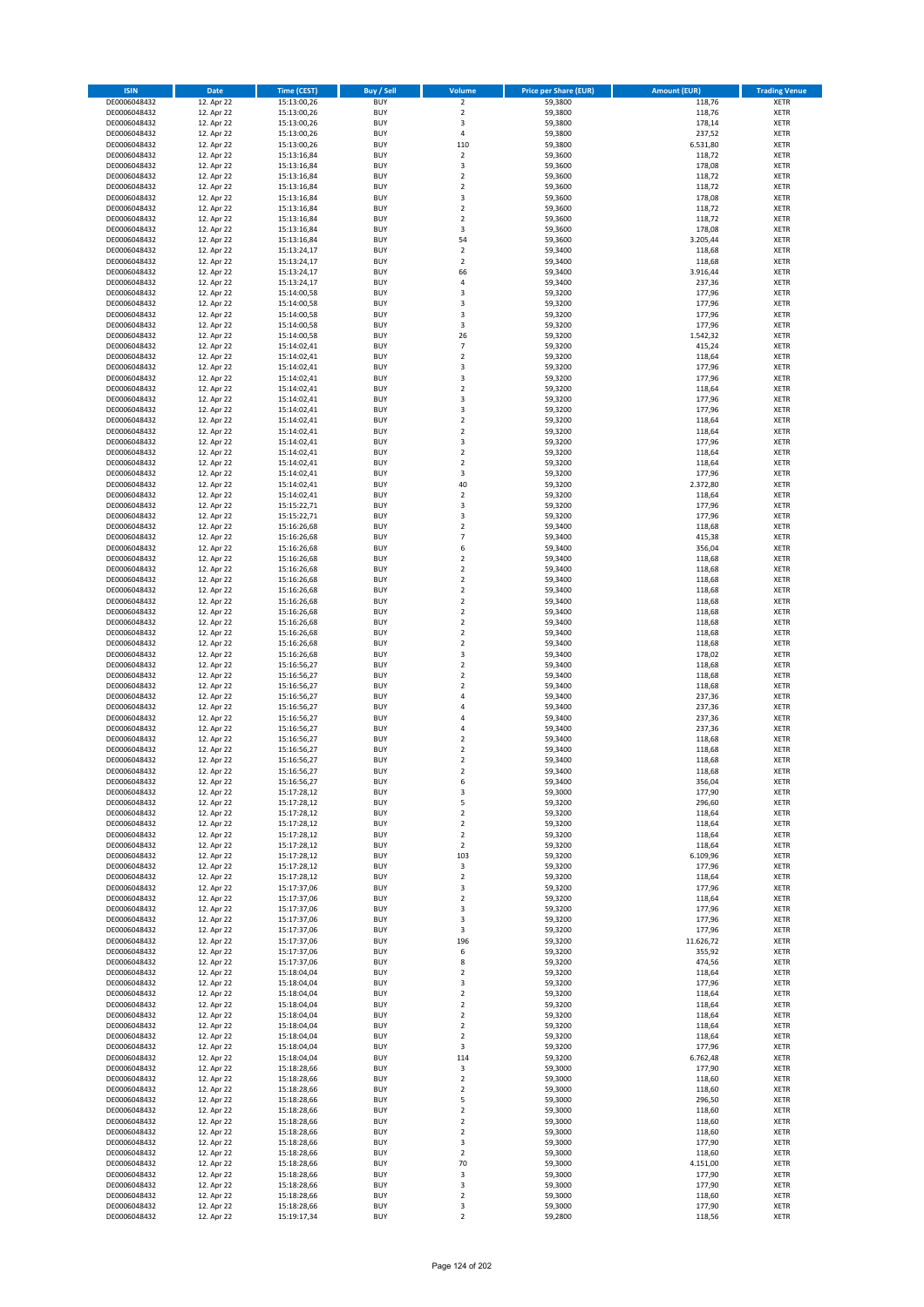| ISIN | Date | Time (CEST) | Buy / Sell | Volume | Price per Share (EUR) | Amount (EUR) | Trading Venue |
|---|---|---|---|---|---|---|---|
| DE0006048432 | 12. Apr 22 | 15:13:00,26 | BUY | 2 | 59,3800 | 118,76 | XETR |
| DE0006048432 | 12. Apr 22 | 15:13:00,26 | BUY | 2 | 59,3800 | 118,76 | XETR |
| DE0006048432 | 12. Apr 22 | 15:13:00,26 | BUY | 3 | 59,3800 | 178,14 | XETR |
| DE0006048432 | 12. Apr 22 | 15:13:00,26 | BUY | 4 | 59,3800 | 237,52 | XETR |
| DE0006048432 | 12. Apr 22 | 15:13:00,26 | BUY | 110 | 59,3800 | 6.531,80 | XETR |
| DE0006048432 | 12. Apr 22 | 15:13:16,84 | BUY | 2 | 59,3600 | 118,72 | XETR |
| DE0006048432 | 12. Apr 22 | 15:13:16,84 | BUY | 3 | 59,3600 | 178,08 | XETR |
| DE0006048432 | 12. Apr 22 | 15:13:16,84 | BUY | 2 | 59,3600 | 118,72 | XETR |
| DE0006048432 | 12. Apr 22 | 15:13:16,84 | BUY | 2 | 59,3600 | 118,72 | XETR |
| DE0006048432 | 12. Apr 22 | 15:13:16,84 | BUY | 3 | 59,3600 | 178,08 | XETR |
| DE0006048432 | 12. Apr 22 | 15:13:16,84 | BUY | 2 | 59,3600 | 118,72 | XETR |
| DE0006048432 | 12. Apr 22 | 15:13:16,84 | BUY | 2 | 59,3600 | 118,72 | XETR |
| DE0006048432 | 12. Apr 22 | 15:13:16,84 | BUY | 3 | 59,3600 | 178,08 | XETR |
| DE0006048432 | 12. Apr 22 | 15:13:16,84 | BUY | 54 | 59,3600 | 3.205,44 | XETR |
| DE0006048432 | 12. Apr 22 | 15:13:24,17 | BUY | 2 | 59,3400 | 118,68 | XETR |
| DE0006048432 | 12. Apr 22 | 15:13:24,17 | BUY | 2 | 59,3400 | 118,68 | XETR |
| DE0006048432 | 12. Apr 22 | 15:13:24,17 | BUY | 66 | 59,3400 | 3.916,44 | XETR |
| DE0006048432 | 12. Apr 22 | 15:13:24,17 | BUY | 4 | 59,3400 | 237,36 | XETR |
| DE0006048432 | 12. Apr 22 | 15:14:00,58 | BUY | 3 | 59,3200 | 177,96 | XETR |
| DE0006048432 | 12. Apr 22 | 15:14:00,58 | BUY | 3 | 59,3200 | 177,96 | XETR |
| DE0006048432 | 12. Apr 22 | 15:14:00,58 | BUY | 3 | 59,3200 | 177,96 | XETR |
| DE0006048432 | 12. Apr 22 | 15:14:00,58 | BUY | 3 | 59,3200 | 177,96 | XETR |
| DE0006048432 | 12. Apr 22 | 15:14:00,58 | BUY | 26 | 59,3200 | 1.542,32 | XETR |
| DE0006048432 | 12. Apr 22 | 15:14:02,41 | BUY | 7 | 59,3200 | 415,24 | XETR |
| DE0006048432 | 12. Apr 22 | 15:14:02,41 | BUY | 2 | 59,3200 | 118,64 | XETR |
| DE0006048432 | 12. Apr 22 | 15:14:02,41 | BUY | 3 | 59,3200 | 177,96 | XETR |
| DE0006048432 | 12. Apr 22 | 15:14:02,41 | BUY | 3 | 59,3200 | 177,96 | XETR |
| DE0006048432 | 12. Apr 22 | 15:14:02,41 | BUY | 2 | 59,3200 | 118,64 | XETR |
| DE0006048432 | 12. Apr 22 | 15:14:02,41 | BUY | 3 | 59,3200 | 177,96 | XETR |
| DE0006048432 | 12. Apr 22 | 15:14:02,41 | BUY | 3 | 59,3200 | 177,96 | XETR |
| DE0006048432 | 12. Apr 22 | 15:14:02,41 | BUY | 2 | 59,3200 | 118,64 | XETR |
| DE0006048432 | 12. Apr 22 | 15:14:02,41 | BUY | 2 | 59,3200 | 118,64 | XETR |
| DE0006048432 | 12. Apr 22 | 15:14:02,41 | BUY | 3 | 59,3200 | 177,96 | XETR |
| DE0006048432 | 12. Apr 22 | 15:14:02,41 | BUY | 2 | 59,3200 | 118,64 | XETR |
| DE0006048432 | 12. Apr 22 | 15:14:02,41 | BUY | 2 | 59,3200 | 118,64 | XETR |
| DE0006048432 | 12. Apr 22 | 15:14:02,41 | BUY | 3 | 59,3200 | 177,96 | XETR |
| DE0006048432 | 12. Apr 22 | 15:14:02,41 | BUY | 40 | 59,3200 | 2.372,80 | XETR |
| DE0006048432 | 12. Apr 22 | 15:14:02,41 | BUY | 2 | 59,3200 | 118,64 | XETR |
| DE0006048432 | 12. Apr 22 | 15:15:22,71 | BUY | 3 | 59,3200 | 177,96 | XETR |
| DE0006048432 | 12. Apr 22 | 15:15:22,71 | BUY | 3 | 59,3200 | 177,96 | XETR |
| DE0006048432 | 12. Apr 22 | 15:16:26,68 | BUY | 2 | 59,3400 | 118,68 | XETR |
| DE0006048432 | 12. Apr 22 | 15:16:26,68 | BUY | 7 | 59,3400 | 415,38 | XETR |
| DE0006048432 | 12. Apr 22 | 15:16:26,68 | BUY | 6 | 59,3400 | 356,04 | XETR |
| DE0006048432 | 12. Apr 22 | 15:16:26,68 | BUY | 2 | 59,3400 | 118,68 | XETR |
| DE0006048432 | 12. Apr 22 | 15:16:26,68 | BUY | 2 | 59,3400 | 118,68 | XETR |
| DE0006048432 | 12. Apr 22 | 15:16:26,68 | BUY | 2 | 59,3400 | 118,68 | XETR |
| DE0006048432 | 12. Apr 22 | 15:16:26,68 | BUY | 2 | 59,3400 | 118,68 | XETR |
| DE0006048432 | 12. Apr 22 | 15:16:26,68 | BUY | 2 | 59,3400 | 118,68 | XETR |
| DE0006048432 | 12. Apr 22 | 15:16:26,68 | BUY | 2 | 59,3400 | 118,68 | XETR |
| DE0006048432 | 12. Apr 22 | 15:16:26,68 | BUY | 2 | 59,3400 | 118,68 | XETR |
| DE0006048432 | 12. Apr 22 | 15:16:26,68 | BUY | 2 | 59,3400 | 118,68 | XETR |
| DE0006048432 | 12. Apr 22 | 15:16:26,68 | BUY | 2 | 59,3400 | 118,68 | XETR |
| DE0006048432 | 12. Apr 22 | 15:16:26,68 | BUY | 3 | 59,3400 | 178,02 | XETR |
| DE0006048432 | 12. Apr 22 | 15:16:56,27 | BUY | 2 | 59,3400 | 118,68 | XETR |
| DE0006048432 | 12. Apr 22 | 15:16:56,27 | BUY | 2 | 59,3400 | 118,68 | XETR |
| DE0006048432 | 12. Apr 22 | 15:16:56,27 | BUY | 2 | 59,3400 | 118,68 | XETR |
| DE0006048432 | 12. Apr 22 | 15:16:56,27 | BUY | 4 | 59,3400 | 237,36 | XETR |
| DE0006048432 | 12. Apr 22 | 15:16:56,27 | BUY | 4 | 59,3400 | 237,36 | XETR |
| DE0006048432 | 12. Apr 22 | 15:16:56,27 | BUY | 4 | 59,3400 | 237,36 | XETR |
| DE0006048432 | 12. Apr 22 | 15:16:56,27 | BUY | 4 | 59,3400 | 237,36 | XETR |
| DE0006048432 | 12. Apr 22 | 15:16:56,27 | BUY | 2 | 59,3400 | 118,68 | XETR |
| DE0006048432 | 12. Apr 22 | 15:16:56,27 | BUY | 2 | 59,3400 | 118,68 | XETR |
| DE0006048432 | 12. Apr 22 | 15:16:56,27 | BUY | 2 | 59,3400 | 118,68 | XETR |
| DE0006048432 | 12. Apr 22 | 15:16:56,27 | BUY | 2 | 59,3400 | 118,68 | XETR |
| DE0006048432 | 12. Apr 22 | 15:16:56,27 | BUY | 6 | 59,3400 | 356,04 | XETR |
| DE0006048432 | 12. Apr 22 | 15:17:28,12 | BUY | 3 | 59,3000 | 177,90 | XETR |
| DE0006048432 | 12. Apr 22 | 15:17:28,12 | BUY | 5 | 59,3200 | 296,60 | XETR |
| DE0006048432 | 12. Apr 22 | 15:17:28,12 | BUY | 2 | 59,3200 | 118,64 | XETR |
| DE0006048432 | 12. Apr 22 | 15:17:28,12 | BUY | 2 | 59,3200 | 118,64 | XETR |
| DE0006048432 | 12. Apr 22 | 15:17:28,12 | BUY | 2 | 59,3200 | 118,64 | XETR |
| DE0006048432 | 12. Apr 22 | 15:17:28,12 | BUY | 2 | 59,3200 | 118,64 | XETR |
| DE0006048432 | 12. Apr 22 | 15:17:28,12 | BUY | 103 | 59,3200 | 6.109,96 | XETR |
| DE0006048432 | 12. Apr 22 | 15:17:28,12 | BUY | 3 | 59,3200 | 177,96 | XETR |
| DE0006048432 | 12. Apr 22 | 15:17:28,12 | BUY | 2 | 59,3200 | 118,64 | XETR |
| DE0006048432 | 12. Apr 22 | 15:17:37,06 | BUY | 3 | 59,3200 | 177,96 | XETR |
| DE0006048432 | 12. Apr 22 | 15:17:37,06 | BUY | 2 | 59,3200 | 118,64 | XETR |
| DE0006048432 | 12. Apr 22 | 15:17:37,06 | BUY | 3 | 59,3200 | 177,96 | XETR |
| DE0006048432 | 12. Apr 22 | 15:17:37,06 | BUY | 3 | 59,3200 | 177,96 | XETR |
| DE0006048432 | 12. Apr 22 | 15:17:37,06 | BUY | 3 | 59,3200 | 177,96 | XETR |
| DE0006048432 | 12. Apr 22 | 15:17:37,06 | BUY | 196 | 59,3200 | 11.626,72 | XETR |
| DE0006048432 | 12. Apr 22 | 15:17:37,06 | BUY | 6 | 59,3200 | 355,92 | XETR |
| DE0006048432 | 12. Apr 22 | 15:17:37,06 | BUY | 8 | 59,3200 | 474,56 | XETR |
| DE0006048432 | 12. Apr 22 | 15:18:04,04 | BUY | 2 | 59,3200 | 118,64 | XETR |
| DE0006048432 | 12. Apr 22 | 15:18:04,04 | BUY | 3 | 59,3200 | 177,96 | XETR |
| DE0006048432 | 12. Apr 22 | 15:18:04,04 | BUY | 2 | 59,3200 | 118,64 | XETR |
| DE0006048432 | 12. Apr 22 | 15:18:04,04 | BUY | 2 | 59,3200 | 118,64 | XETR |
| DE0006048432 | 12. Apr 22 | 15:18:04,04 | BUY | 2 | 59,3200 | 118,64 | XETR |
| DE0006048432 | 12. Apr 22 | 15:18:04,04 | BUY | 2 | 59,3200 | 118,64 | XETR |
| DE0006048432 | 12. Apr 22 | 15:18:04,04 | BUY | 2 | 59,3200 | 118,64 | XETR |
| DE0006048432 | 12. Apr 22 | 15:18:04,04 | BUY | 3 | 59,3200 | 177,96 | XETR |
| DE0006048432 | 12. Apr 22 | 15:18:04,04 | BUY | 114 | 59,3200 | 6.762,48 | XETR |
| DE0006048432 | 12. Apr 22 | 15:18:28,66 | BUY | 3 | 59,3000 | 177,90 | XETR |
| DE0006048432 | 12. Apr 22 | 15:18:28,66 | BUY | 2 | 59,3000 | 118,60 | XETR |
| DE0006048432 | 12. Apr 22 | 15:18:28,66 | BUY | 2 | 59,3000 | 118,60 | XETR |
| DE0006048432 | 12. Apr 22 | 15:18:28,66 | BUY | 5 | 59,3000 | 296,50 | XETR |
| DE0006048432 | 12. Apr 22 | 15:18:28,66 | BUY | 2 | 59,3000 | 118,60 | XETR |
| DE0006048432 | 12. Apr 22 | 15:18:28,66 | BUY | 2 | 59,3000 | 118,60 | XETR |
| DE0006048432 | 12. Apr 22 | 15:18:28,66 | BUY | 2 | 59,3000 | 118,60 | XETR |
| DE0006048432 | 12. Apr 22 | 15:18:28,66 | BUY | 3 | 59,3000 | 177,90 | XETR |
| DE0006048432 | 12. Apr 22 | 15:18:28,66 | BUY | 2 | 59,3000 | 118,60 | XETR |
| DE0006048432 | 12. Apr 22 | 15:18:28,66 | BUY | 70 | 59,3000 | 4.151,00 | XETR |
| DE0006048432 | 12. Apr 22 | 15:18:28,66 | BUY | 3 | 59,3000 | 177,90 | XETR |
| DE0006048432 | 12. Apr 22 | 15:18:28,66 | BUY | 3 | 59,3000 | 177,90 | XETR |
| DE0006048432 | 12. Apr 22 | 15:18:28,66 | BUY | 2 | 59,3000 | 118,60 | XETR |
| DE0006048432 | 12. Apr 22 | 15:18:28,66 | BUY | 3 | 59,3000 | 177,90 | XETR |
| DE0006048432 | 12. Apr 22 | 15:19:17,34 | BUY | 2 | 59,2800 | 118,56 | XETR |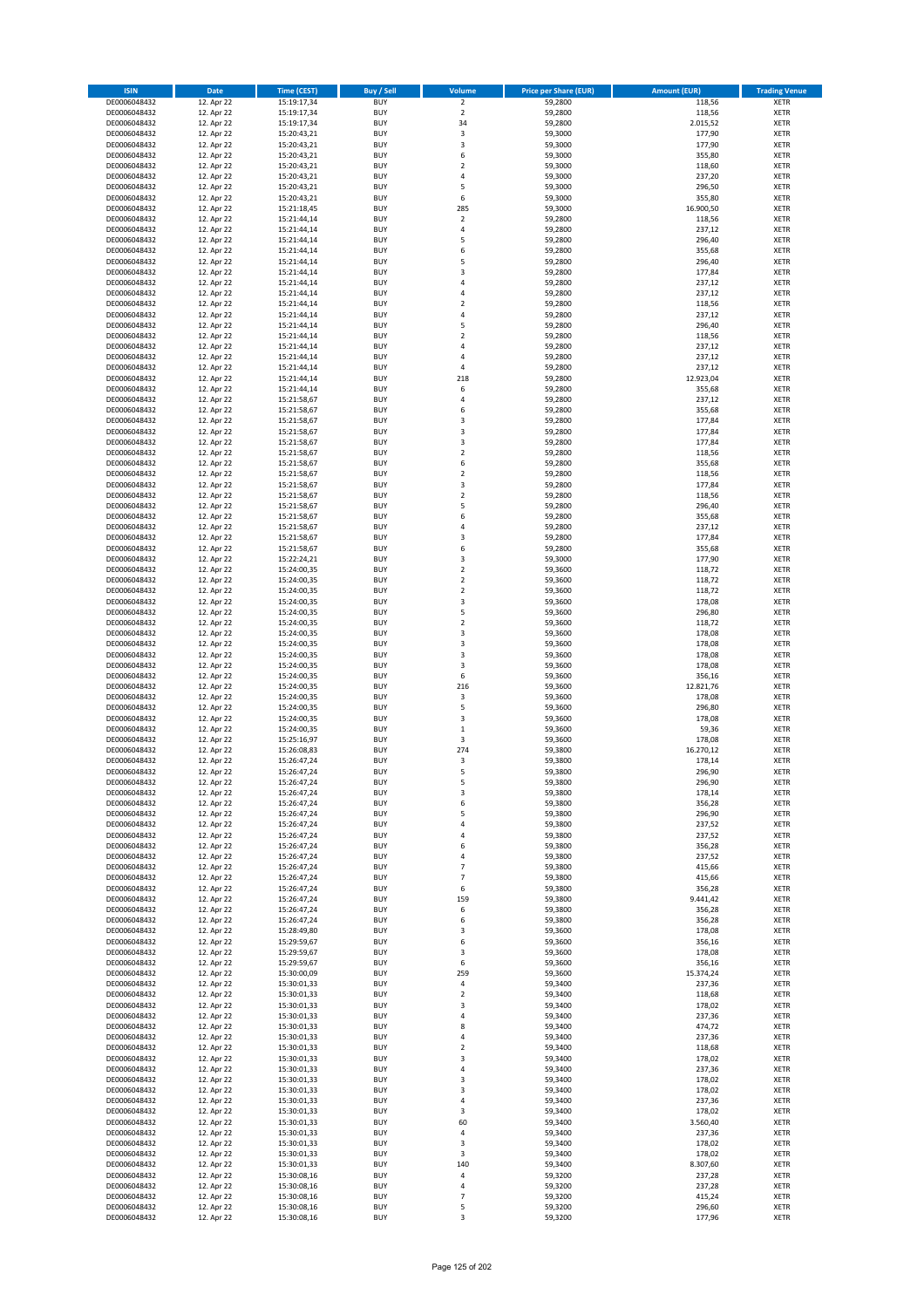| ISIN | Date | Time (CEST) | Buy / Sell | Volume | Price per Share (EUR) | Amount (EUR) | Trading Venue |
|---|---|---|---|---|---|---|---|
| DE0006048432 | 12. Apr 22 | 15:19:17,34 | BUY | 2 | 59,2800 | 118,56 | XETR |
| DE0006048432 | 12. Apr 22 | 15:19:17,34 | BUY | 2 | 59,2800 | 118,56 | XETR |
| DE0006048432 | 12. Apr 22 | 15:19:17,34 | BUY | 34 | 59,2800 | 2.015,52 | XETR |
| DE0006048432 | 12. Apr 22 | 15:20:43,21 | BUY | 3 | 59,3000 | 177,90 | XETR |
| DE0006048432 | 12. Apr 22 | 15:20:43,21 | BUY | 3 | 59,3000 | 177,90 | XETR |
| DE0006048432 | 12. Apr 22 | 15:20:43,21 | BUY | 6 | 59,3000 | 355,80 | XETR |
| DE0006048432 | 12. Apr 22 | 15:20:43,21 | BUY | 2 | 59,3000 | 118,60 | XETR |
| DE0006048432 | 12. Apr 22 | 15:20:43,21 | BUY | 4 | 59,3000 | 237,20 | XETR |
| DE0006048432 | 12. Apr 22 | 15:20:43,21 | BUY | 5 | 59,3000 | 296,50 | XETR |
| DE0006048432 | 12. Apr 22 | 15:20:43,21 | BUY | 6 | 59,3000 | 355,80 | XETR |
| DE0006048432 | 12. Apr 22 | 15:21:18,45 | BUY | 285 | 59,3000 | 16.900,50 | XETR |
| DE0006048432 | 12. Apr 22 | 15:21:44,14 | BUY | 2 | 59,2800 | 118,56 | XETR |
| DE0006048432 | 12. Apr 22 | 15:21:44,14 | BUY | 4 | 59,2800 | 237,12 | XETR |
| DE0006048432 | 12. Apr 22 | 15:21:44,14 | BUY | 5 | 59,2800 | 296,40 | XETR |
| DE0006048432 | 12. Apr 22 | 15:21:44,14 | BUY | 6 | 59,2800 | 355,68 | XETR |
| DE0006048432 | 12. Apr 22 | 15:21:44,14 | BUY | 5 | 59,2800 | 296,40 | XETR |
| DE0006048432 | 12. Apr 22 | 15:21:44,14 | BUY | 3 | 59,2800 | 177,84 | XETR |
| DE0006048432 | 12. Apr 22 | 15:21:44,14 | BUY | 4 | 59,2800 | 237,12 | XETR |
| DE0006048432 | 12. Apr 22 | 15:21:44,14 | BUY | 4 | 59,2800 | 237,12 | XETR |
| DE0006048432 | 12. Apr 22 | 15:21:44,14 | BUY | 2 | 59,2800 | 118,56 | XETR |
| DE0006048432 | 12. Apr 22 | 15:21:44,14 | BUY | 4 | 59,2800 | 237,12 | XETR |
| DE0006048432 | 12. Apr 22 | 15:21:44,14 | BUY | 5 | 59,2800 | 296,40 | XETR |
| DE0006048432 | 12. Apr 22 | 15:21:44,14 | BUY | 2 | 59,2800 | 118,56 | XETR |
| DE0006048432 | 12. Apr 22 | 15:21:44,14 | BUY | 4 | 59,2800 | 237,12 | XETR |
| DE0006048432 | 12. Apr 22 | 15:21:44,14 | BUY | 4 | 59,2800 | 237,12 | XETR |
| DE0006048432 | 12. Apr 22 | 15:21:44,14 | BUY | 4 | 59,2800 | 237,12 | XETR |
| DE0006048432 | 12. Apr 22 | 15:21:44,14 | BUY | 218 | 59,2800 | 12.923,04 | XETR |
| DE0006048432 | 12. Apr 22 | 15:21:44,14 | BUY | 6 | 59,2800 | 355,68 | XETR |
| DE0006048432 | 12. Apr 22 | 15:21:58,67 | BUY | 4 | 59,2800 | 237,12 | XETR |
| DE0006048432 | 12. Apr 22 | 15:21:58,67 | BUY | 6 | 59,2800 | 355,68 | XETR |
| DE0006048432 | 12. Apr 22 | 15:21:58,67 | BUY | 3 | 59,2800 | 177,84 | XETR |
| DE0006048432 | 12. Apr 22 | 15:21:58,67 | BUY | 3 | 59,2800 | 177,84 | XETR |
| DE0006048432 | 12. Apr 22 | 15:21:58,67 | BUY | 3 | 59,2800 | 177,84 | XETR |
| DE0006048432 | 12. Apr 22 | 15:21:58,67 | BUY | 2 | 59,2800 | 118,56 | XETR |
| DE0006048432 | 12. Apr 22 | 15:21:58,67 | BUY | 6 | 59,2800 | 355,68 | XETR |
| DE0006048432 | 12. Apr 22 | 15:21:58,67 | BUY | 2 | 59,2800 | 118,56 | XETR |
| DE0006048432 | 12. Apr 22 | 15:21:58,67 | BUY | 3 | 59,2800 | 177,84 | XETR |
| DE0006048432 | 12. Apr 22 | 15:21:58,67 | BUY | 2 | 59,2800 | 118,56 | XETR |
| DE0006048432 | 12. Apr 22 | 15:21:58,67 | BUY | 5 | 59,2800 | 296,40 | XETR |
| DE0006048432 | 12. Apr 22 | 15:21:58,67 | BUY | 6 | 59,2800 | 355,68 | XETR |
| DE0006048432 | 12. Apr 22 | 15:21:58,67 | BUY | 4 | 59,2800 | 237,12 | XETR |
| DE0006048432 | 12. Apr 22 | 15:21:58,67 | BUY | 3 | 59,2800 | 177,84 | XETR |
| DE0006048432 | 12. Apr 22 | 15:21:58,67 | BUY | 6 | 59,2800 | 355,68 | XETR |
| DE0006048432 | 12. Apr 22 | 15:22:24,21 | BUY | 3 | 59,3000 | 177,90 | XETR |
| DE0006048432 | 12. Apr 22 | 15:24:00,35 | BUY | 2 | 59,3600 | 118,72 | XETR |
| DE0006048432 | 12. Apr 22 | 15:24:00,35 | BUY | 2 | 59,3600 | 118,72 | XETR |
| DE0006048432 | 12. Apr 22 | 15:24:00,35 | BUY | 2 | 59,3600 | 118,72 | XETR |
| DE0006048432 | 12. Apr 22 | 15:24:00,35 | BUY | 3 | 59,3600 | 178,08 | XETR |
| DE0006048432 | 12. Apr 22 | 15:24:00,35 | BUY | 5 | 59,3600 | 296,80 | XETR |
| DE0006048432 | 12. Apr 22 | 15:24:00,35 | BUY | 2 | 59,3600 | 118,72 | XETR |
| DE0006048432 | 12. Apr 22 | 15:24:00,35 | BUY | 3 | 59,3600 | 178,08 | XETR |
| DE0006048432 | 12. Apr 22 | 15:24:00,35 | BUY | 3 | 59,3600 | 178,08 | XETR |
| DE0006048432 | 12. Apr 22 | 15:24:00,35 | BUY | 3 | 59,3600 | 178,08 | XETR |
| DE0006048432 | 12. Apr 22 | 15:24:00,35 | BUY | 3 | 59,3600 | 178,08 | XETR |
| DE0006048432 | 12. Apr 22 | 15:24:00,35 | BUY | 6 | 59,3600 | 356,16 | XETR |
| DE0006048432 | 12. Apr 22 | 15:24:00,35 | BUY | 216 | 59,3600 | 12.821,76 | XETR |
| DE0006048432 | 12. Apr 22 | 15:24:00,35 | BUY | 3 | 59,3600 | 178,08 | XETR |
| DE0006048432 | 12. Apr 22 | 15:24:00,35 | BUY | 5 | 59,3600 | 296,80 | XETR |
| DE0006048432 | 12. Apr 22 | 15:24:00,35 | BUY | 3 | 59,3600 | 178,08 | XETR |
| DE0006048432 | 12. Apr 22 | 15:24:00,35 | BUY | 1 | 59,3600 | 59,36 | XETR |
| DE0006048432 | 12. Apr 22 | 15:25:16,97 | BUY | 3 | 59,3600 | 178,08 | XETR |
| DE0006048432 | 12. Apr 22 | 15:26:08,83 | BUY | 274 | 59,3800 | 16.270,12 | XETR |
| DE0006048432 | 12. Apr 22 | 15:26:47,24 | BUY | 3 | 59,3800 | 178,14 | XETR |
| DE0006048432 | 12. Apr 22 | 15:26:47,24 | BUY | 5 | 59,3800 | 296,90 | XETR |
| DE0006048432 | 12. Apr 22 | 15:26:47,24 | BUY | 5 | 59,3800 | 296,90 | XETR |
| DE0006048432 | 12. Apr 22 | 15:26:47,24 | BUY | 3 | 59,3800 | 178,14 | XETR |
| DE0006048432 | 12. Apr 22 | 15:26:47,24 | BUY | 6 | 59,3800 | 356,28 | XETR |
| DE0006048432 | 12. Apr 22 | 15:26:47,24 | BUY | 5 | 59,3800 | 296,90 | XETR |
| DE0006048432 | 12. Apr 22 | 15:26:47,24 | BUY | 4 | 59,3800 | 237,52 | XETR |
| DE0006048432 | 12. Apr 22 | 15:26:47,24 | BUY | 4 | 59,3800 | 237,52 | XETR |
| DE0006048432 | 12. Apr 22 | 15:26:47,24 | BUY | 6 | 59,3800 | 356,28 | XETR |
| DE0006048432 | 12. Apr 22 | 15:26:47,24 | BUY | 4 | 59,3800 | 237,52 | XETR |
| DE0006048432 | 12. Apr 22 | 15:26:47,24 | BUY | 7 | 59,3800 | 415,66 | XETR |
| DE0006048432 | 12. Apr 22 | 15:26:47,24 | BUY | 7 | 59,3800 | 415,66 | XETR |
| DE0006048432 | 12. Apr 22 | 15:26:47,24 | BUY | 6 | 59,3800 | 356,28 | XETR |
| DE0006048432 | 12. Apr 22 | 15:26:47,24 | BUY | 159 | 59,3800 | 9.441,42 | XETR |
| DE0006048432 | 12. Apr 22 | 15:26:47,24 | BUY | 6 | 59,3800 | 356,28 | XETR |
| DE0006048432 | 12. Apr 22 | 15:26:47,24 | BUY | 6 | 59,3800 | 356,28 | XETR |
| DE0006048432 | 12. Apr 22 | 15:28:49,80 | BUY | 3 | 59,3600 | 178,08 | XETR |
| DE0006048432 | 12. Apr 22 | 15:29:59,67 | BUY | 6 | 59,3600 | 356,16 | XETR |
| DE0006048432 | 12. Apr 22 | 15:29:59,67 | BUY | 3 | 59,3600 | 178,08 | XETR |
| DE0006048432 | 12. Apr 22 | 15:29:59,67 | BUY | 6 | 59,3600 | 356,16 | XETR |
| DE0006048432 | 12. Apr 22 | 15:30:00,09 | BUY | 259 | 59,3600 | 15.374,24 | XETR |
| DE0006048432 | 12. Apr 22 | 15:30:01,33 | BUY | 4 | 59,3400 | 237,36 | XETR |
| DE0006048432 | 12. Apr 22 | 15:30:01,33 | BUY | 2 | 59,3400 | 118,68 | XETR |
| DE0006048432 | 12. Apr 22 | 15:30:01,33 | BUY | 3 | 59,3400 | 178,02 | XETR |
| DE0006048432 | 12. Apr 22 | 15:30:01,33 | BUY | 4 | 59,3400 | 237,36 | XETR |
| DE0006048432 | 12. Apr 22 | 15:30:01,33 | BUY | 8 | 59,3400 | 474,72 | XETR |
| DE0006048432 | 12. Apr 22 | 15:30:01,33 | BUY | 4 | 59,3400 | 237,36 | XETR |
| DE0006048432 | 12. Apr 22 | 15:30:01,33 | BUY | 2 | 59,3400 | 118,68 | XETR |
| DE0006048432 | 12. Apr 22 | 15:30:01,33 | BUY | 3 | 59,3400 | 178,02 | XETR |
| DE0006048432 | 12. Apr 22 | 15:30:01,33 | BUY | 4 | 59,3400 | 237,36 | XETR |
| DE0006048432 | 12. Apr 22 | 15:30:01,33 | BUY | 3 | 59,3400 | 178,02 | XETR |
| DE0006048432 | 12. Apr 22 | 15:30:01,33 | BUY | 3 | 59,3400 | 178,02 | XETR |
| DE0006048432 | 12. Apr 22 | 15:30:01,33 | BUY | 4 | 59,3400 | 237,36 | XETR |
| DE0006048432 | 12. Apr 22 | 15:30:01,33 | BUY | 3 | 59,3400 | 178,02 | XETR |
| DE0006048432 | 12. Apr 22 | 15:30:01,33 | BUY | 60 | 59,3400 | 3.560,40 | XETR |
| DE0006048432 | 12. Apr 22 | 15:30:01,33 | BUY | 4 | 59,3400 | 237,36 | XETR |
| DE0006048432 | 12. Apr 22 | 15:30:01,33 | BUY | 3 | 59,3400 | 178,02 | XETR |
| DE0006048432 | 12. Apr 22 | 15:30:01,33 | BUY | 3 | 59,3400 | 178,02 | XETR |
| DE0006048432 | 12. Apr 22 | 15:30:01,33 | BUY | 140 | 59,3400 | 8.307,60 | XETR |
| DE0006048432 | 12. Apr 22 | 15:30:08,16 | BUY | 4 | 59,3200 | 237,28 | XETR |
| DE0006048432 | 12. Apr 22 | 15:30:08,16 | BUY | 4 | 59,3200 | 237,28 | XETR |
| DE0006048432 | 12. Apr 22 | 15:30:08,16 | BUY | 7 | 59,3200 | 415,24 | XETR |
| DE0006048432 | 12. Apr 22 | 15:30:08,16 | BUY | 5 | 59,3200 | 296,60 | XETR |
| DE0006048432 | 12. Apr 22 | 15:30:08,16 | BUY | 3 | 59,3200 | 177,96 | XETR |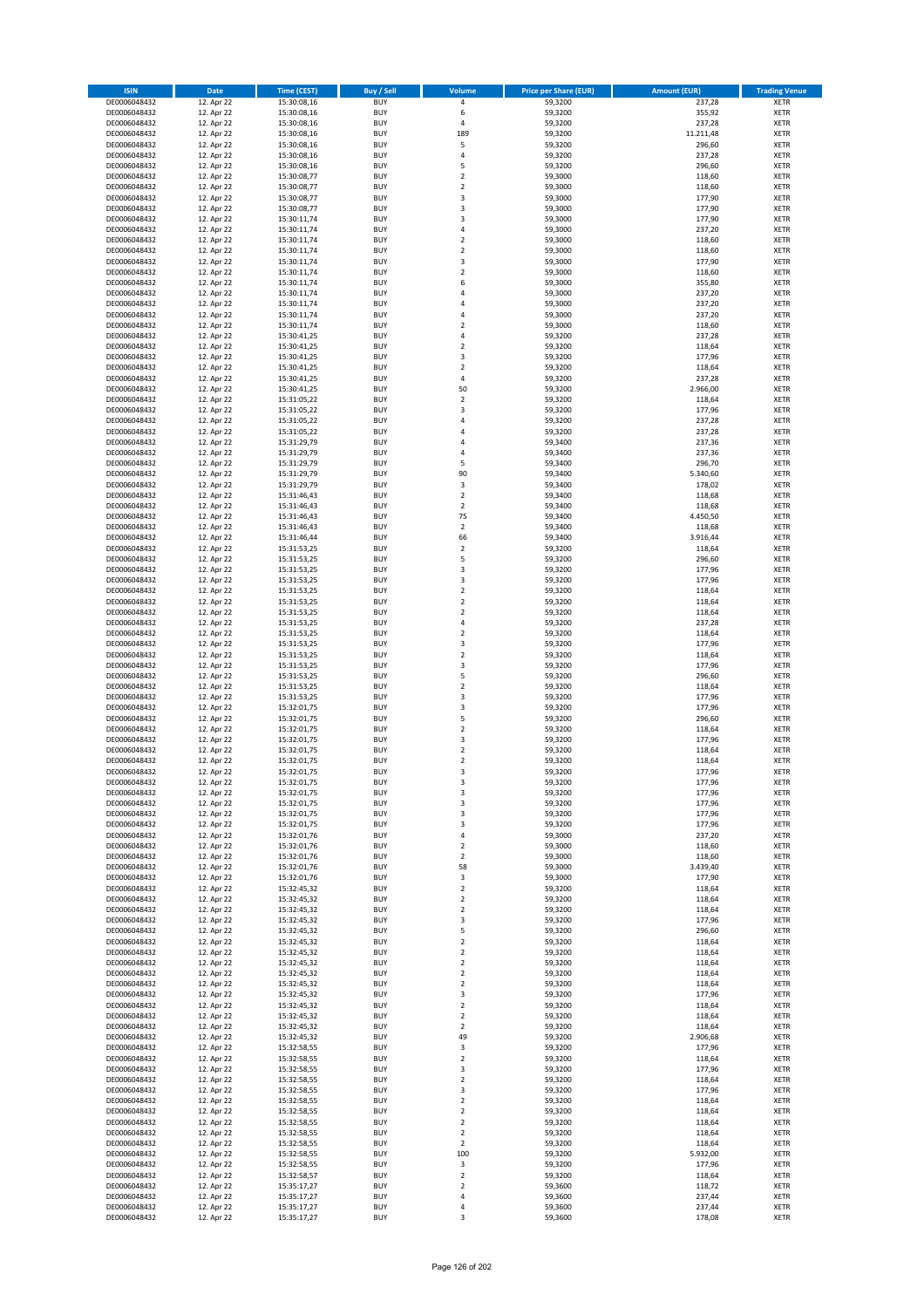| ISIN | Date | Time (CEST) | Buy / Sell | Volume | Price per Share (EUR) | Amount (EUR) | Trading Venue |
|---|---|---|---|---|---|---|---|
| DE0006048432 | 12. Apr 22 | 15:30:08,16 | BUY | 4 | 59,3200 | 237,28 | XETR |
| DE0006048432 | 12. Apr 22 | 15:30:08,16 | BUY | 6 | 59,3200 | 355,92 | XETR |
| DE0006048432 | 12. Apr 22 | 15:30:08,16 | BUY | 4 | 59,3200 | 237,28 | XETR |
| DE0006048432 | 12. Apr 22 | 15:30:08,16 | BUY | 189 | 59,3200 | 11.211,48 | XETR |
| DE0006048432 | 12. Apr 22 | 15:30:08,16 | BUY | 5 | 59,3200 | 296,60 | XETR |
| DE0006048432 | 12. Apr 22 | 15:30:08,16 | BUY | 4 | 59,3200 | 237,28 | XETR |
| DE0006048432 | 12. Apr 22 | 15:30:08,16 | BUY | 5 | 59,3200 | 296,60 | XETR |
| DE0006048432 | 12. Apr 22 | 15:30:08,77 | BUY | 2 | 59,3000 | 118,60 | XETR |
| DE0006048432 | 12. Apr 22 | 15:30:08,77 | BUY | 2 | 59,3000 | 118,60 | XETR |
| DE0006048432 | 12. Apr 22 | 15:30:08,77 | BUY | 3 | 59,3000 | 177,90 | XETR |
| DE0006048432 | 12. Apr 22 | 15:30:08,77 | BUY | 3 | 59,3000 | 177,90 | XETR |
| DE0006048432 | 12. Apr 22 | 15:30:11,74 | BUY | 3 | 59,3000 | 177,90 | XETR |
| DE0006048432 | 12. Apr 22 | 15:30:11,74 | BUY | 4 | 59,3000 | 237,20 | XETR |
| DE0006048432 | 12. Apr 22 | 15:30:11,74 | BUY | 2 | 59,3000 | 118,60 | XETR |
| DE0006048432 | 12. Apr 22 | 15:30:11,74 | BUY | 2 | 59,3000 | 118,60 | XETR |
| DE0006048432 | 12. Apr 22 | 15:30:11,74 | BUY | 3 | 59,3000 | 177,90 | XETR |
| DE0006048432 | 12. Apr 22 | 15:30:11,74 | BUY | 2 | 59,3000 | 118,60 | XETR |
| DE0006048432 | 12. Apr 22 | 15:30:11,74 | BUY | 6 | 59,3000 | 355,80 | XETR |
| DE0006048432 | 12. Apr 22 | 15:30:11,74 | BUY | 4 | 59,3000 | 237,20 | XETR |
| DE0006048432 | 12. Apr 22 | 15:30:11,74 | BUY | 4 | 59,3000 | 237,20 | XETR |
| DE0006048432 | 12. Apr 22 | 15:30:11,74 | BUY | 4 | 59,3000 | 237,20 | XETR |
| DE0006048432 | 12. Apr 22 | 15:30:11,74 | BUY | 2 | 59,3000 | 118,60 | XETR |
| DE0006048432 | 12. Apr 22 | 15:30:41,25 | BUY | 4 | 59,3200 | 237,28 | XETR |
| DE0006048432 | 12. Apr 22 | 15:30:41,25 | BUY | 2 | 59,3200 | 118,64 | XETR |
| DE0006048432 | 12. Apr 22 | 15:30:41,25 | BUY | 3 | 59,3200 | 177,96 | XETR |
| DE0006048432 | 12. Apr 22 | 15:30:41,25 | BUY | 2 | 59,3200 | 118,64 | XETR |
| DE0006048432 | 12. Apr 22 | 15:30:41,25 | BUY | 4 | 59,3200 | 237,28 | XETR |
| DE0006048432 | 12. Apr 22 | 15:30:41,25 | BUY | 50 | 59,3200 | 2.966,00 | XETR |
| DE0006048432 | 12. Apr 22 | 15:31:05,22 | BUY | 2 | 59,3200 | 118,64 | XETR |
| DE0006048432 | 12. Apr 22 | 15:31:05,22 | BUY | 3 | 59,3200 | 177,96 | XETR |
| DE0006048432 | 12. Apr 22 | 15:31:05,22 | BUY | 4 | 59,3200 | 237,28 | XETR |
| DE0006048432 | 12. Apr 22 | 15:31:05,22 | BUY | 4 | 59,3200 | 237,28 | XETR |
| DE0006048432 | 12. Apr 22 | 15:31:29,79 | BUY | 4 | 59,3400 | 237,36 | XETR |
| DE0006048432 | 12. Apr 22 | 15:31:29,79 | BUY | 4 | 59,3400 | 237,36 | XETR |
| DE0006048432 | 12. Apr 22 | 15:31:29,79 | BUY | 5 | 59,3400 | 296,70 | XETR |
| DE0006048432 | 12. Apr 22 | 15:31:29,79 | BUY | 90 | 59,3400 | 5.340,60 | XETR |
| DE0006048432 | 12. Apr 22 | 15:31:29,79 | BUY | 3 | 59,3400 | 178,02 | XETR |
| DE0006048432 | 12. Apr 22 | 15:31:46,43 | BUY | 2 | 59,3400 | 118,68 | XETR |
| DE0006048432 | 12. Apr 22 | 15:31:46,43 | BUY | 2 | 59,3400 | 118,68 | XETR |
| DE0006048432 | 12. Apr 22 | 15:31:46,43 | BUY | 75 | 59,3400 | 4.450,50 | XETR |
| DE0006048432 | 12. Apr 22 | 15:31:46,43 | BUY | 2 | 59,3400 | 118,68 | XETR |
| DE0006048432 | 12. Apr 22 | 15:31:46,44 | BUY | 66 | 59,3400 | 3.916,44 | XETR |
| DE0006048432 | 12. Apr 22 | 15:31:53,25 | BUY | 2 | 59,3200 | 118,64 | XETR |
| DE0006048432 | 12. Apr 22 | 15:31:53,25 | BUY | 5 | 59,3200 | 296,60 | XETR |
| DE0006048432 | 12. Apr 22 | 15:31:53,25 | BUY | 3 | 59,3200 | 177,96 | XETR |
| DE0006048432 | 12. Apr 22 | 15:31:53,25 | BUY | 3 | 59,3200 | 177,96 | XETR |
| DE0006048432 | 12. Apr 22 | 15:31:53,25 | BUY | 2 | 59,3200 | 118,64 | XETR |
| DE0006048432 | 12. Apr 22 | 15:31:53,25 | BUY | 2 | 59,3200 | 118,64 | XETR |
| DE0006048432 | 12. Apr 22 | 15:31:53,25 | BUY | 2 | 59,3200 | 118,64 | XETR |
| DE0006048432 | 12. Apr 22 | 15:31:53,25 | BUY | 4 | 59,3200 | 237,28 | XETR |
| DE0006048432 | 12. Apr 22 | 15:31:53,25 | BUY | 2 | 59,3200 | 118,64 | XETR |
| DE0006048432 | 12. Apr 22 | 15:31:53,25 | BUY | 3 | 59,3200 | 177,96 | XETR |
| DE0006048432 | 12. Apr 22 | 15:31:53,25 | BUY | 2 | 59,3200 | 118,64 | XETR |
| DE0006048432 | 12. Apr 22 | 15:31:53,25 | BUY | 3 | 59,3200 | 177,96 | XETR |
| DE0006048432 | 12. Apr 22 | 15:31:53,25 | BUY | 5 | 59,3200 | 296,60 | XETR |
| DE0006048432 | 12. Apr 22 | 15:31:53,25 | BUY | 2 | 59,3200 | 118,64 | XETR |
| DE0006048432 | 12. Apr 22 | 15:31:53,25 | BUY | 3 | 59,3200 | 177,96 | XETR |
| DE0006048432 | 12. Apr 22 | 15:32:01,75 | BUY | 3 | 59,3200 | 177,96 | XETR |
| DE0006048432 | 12. Apr 22 | 15:32:01,75 | BUY | 5 | 59,3200 | 296,60 | XETR |
| DE0006048432 | 12. Apr 22 | 15:32:01,75 | BUY | 2 | 59,3200 | 118,64 | XETR |
| DE0006048432 | 12. Apr 22 | 15:32:01,75 | BUY | 3 | 59,3200 | 177,96 | XETR |
| DE0006048432 | 12. Apr 22 | 15:32:01,75 | BUY | 2 | 59,3200 | 118,64 | XETR |
| DE0006048432 | 12. Apr 22 | 15:32:01,75 | BUY | 2 | 59,3200 | 118,64 | XETR |
| DE0006048432 | 12. Apr 22 | 15:32:01,75 | BUY | 3 | 59,3200 | 177,96 | XETR |
| DE0006048432 | 12. Apr 22 | 15:32:01,75 | BUY | 3 | 59,3200 | 177,96 | XETR |
| DE0006048432 | 12. Apr 22 | 15:32:01,75 | BUY | 3 | 59,3200 | 177,96 | XETR |
| DE0006048432 | 12. Apr 22 | 15:32:01,75 | BUY | 3 | 59,3200 | 177,96 | XETR |
| DE0006048432 | 12. Apr 22 | 15:32:01,75 | BUY | 3 | 59,3200 | 177,96 | XETR |
| DE0006048432 | 12. Apr 22 | 15:32:01,75 | BUY | 3 | 59,3200 | 177,96 | XETR |
| DE0006048432 | 12. Apr 22 | 15:32:01,76 | BUY | 4 | 59,3000 | 237,20 | XETR |
| DE0006048432 | 12. Apr 22 | 15:32:01,76 | BUY | 2 | 59,3000 | 118,60 | XETR |
| DE0006048432 | 12. Apr 22 | 15:32:01,76 | BUY | 2 | 59,3000 | 118,60 | XETR |
| DE0006048432 | 12. Apr 22 | 15:32:01,76 | BUY | 58 | 59,3000 | 3.439,40 | XETR |
| DE0006048432 | 12. Apr 22 | 15:32:01,76 | BUY | 3 | 59,3000 | 177,90 | XETR |
| DE0006048432 | 12. Apr 22 | 15:32:45,32 | BUY | 2 | 59,3200 | 118,64 | XETR |
| DE0006048432 | 12. Apr 22 | 15:32:45,32 | BUY | 2 | 59,3200 | 118,64 | XETR |
| DE0006048432 | 12. Apr 22 | 15:32:45,32 | BUY | 2 | 59,3200 | 118,64 | XETR |
| DE0006048432 | 12. Apr 22 | 15:32:45,32 | BUY | 3 | 59,3200 | 177,96 | XETR |
| DE0006048432 | 12. Apr 22 | 15:32:45,32 | BUY | 5 | 59,3200 | 296,60 | XETR |
| DE0006048432 | 12. Apr 22 | 15:32:45,32 | BUY | 2 | 59,3200 | 118,64 | XETR |
| DE0006048432 | 12. Apr 22 | 15:32:45,32 | BUY | 2 | 59,3200 | 118,64 | XETR |
| DE0006048432 | 12. Apr 22 | 15:32:45,32 | BUY | 2 | 59,3200 | 118,64 | XETR |
| DE0006048432 | 12. Apr 22 | 15:32:45,32 | BUY | 2 | 59,3200 | 118,64 | XETR |
| DE0006048432 | 12. Apr 22 | 15:32:45,32 | BUY | 2 | 59,3200 | 118,64 | XETR |
| DE0006048432 | 12. Apr 22 | 15:32:45,32 | BUY | 3 | 59,3200 | 177,96 | XETR |
| DE0006048432 | 12. Apr 22 | 15:32:45,32 | BUY | 2 | 59,3200 | 118,64 | XETR |
| DE0006048432 | 12. Apr 22 | 15:32:45,32 | BUY | 2 | 59,3200 | 118,64 | XETR |
| DE0006048432 | 12. Apr 22 | 15:32:45,32 | BUY | 2 | 59,3200 | 118,64 | XETR |
| DE0006048432 | 12. Apr 22 | 15:32:45,32 | BUY | 49 | 59,3200 | 2.906,68 | XETR |
| DE0006048432 | 12. Apr 22 | 15:32:58,55 | BUY | 3 | 59,3200 | 177,96 | XETR |
| DE0006048432 | 12. Apr 22 | 15:32:58,55 | BUY | 2 | 59,3200 | 118,64 | XETR |
| DE0006048432 | 12. Apr 22 | 15:32:58,55 | BUY | 3 | 59,3200 | 177,96 | XETR |
| DE0006048432 | 12. Apr 22 | 15:32:58,55 | BUY | 2 | 59,3200 | 118,64 | XETR |
| DE0006048432 | 12. Apr 22 | 15:32:58,55 | BUY | 3 | 59,3200 | 177,96 | XETR |
| DE0006048432 | 12. Apr 22 | 15:32:58,55 | BUY | 2 | 59,3200 | 118,64 | XETR |
| DE0006048432 | 12. Apr 22 | 15:32:58,55 | BUY | 2 | 59,3200 | 118,64 | XETR |
| DE0006048432 | 12. Apr 22 | 15:32:58,55 | BUY | 2 | 59,3200 | 118,64 | XETR |
| DE0006048432 | 12. Apr 22 | 15:32:58,55 | BUY | 2 | 59,3200 | 118,64 | XETR |
| DE0006048432 | 12. Apr 22 | 15:32:58,55 | BUY | 2 | 59,3200 | 118,64 | XETR |
| DE0006048432 | 12. Apr 22 | 15:32:58,55 | BUY | 100 | 59,3200 | 5.932,00 | XETR |
| DE0006048432 | 12. Apr 22 | 15:32:58,55 | BUY | 3 | 59,3200 | 177,96 | XETR |
| DE0006048432 | 12. Apr 22 | 15:32:58,57 | BUY | 2 | 59,3200 | 118,64 | XETR |
| DE0006048432 | 12. Apr 22 | 15:35:17,27 | BUY | 2 | 59,3600 | 118,72 | XETR |
| DE0006048432 | 12. Apr 22 | 15:35:17,27 | BUY | 4 | 59,3600 | 237,44 | XETR |
| DE0006048432 | 12. Apr 22 | 15:35:17,27 | BUY | 4 | 59,3600 | 237,44 | XETR |
| DE0006048432 | 12. Apr 22 | 15:35:17,27 | BUY | 3 | 59,3600 | 178,08 | XETR |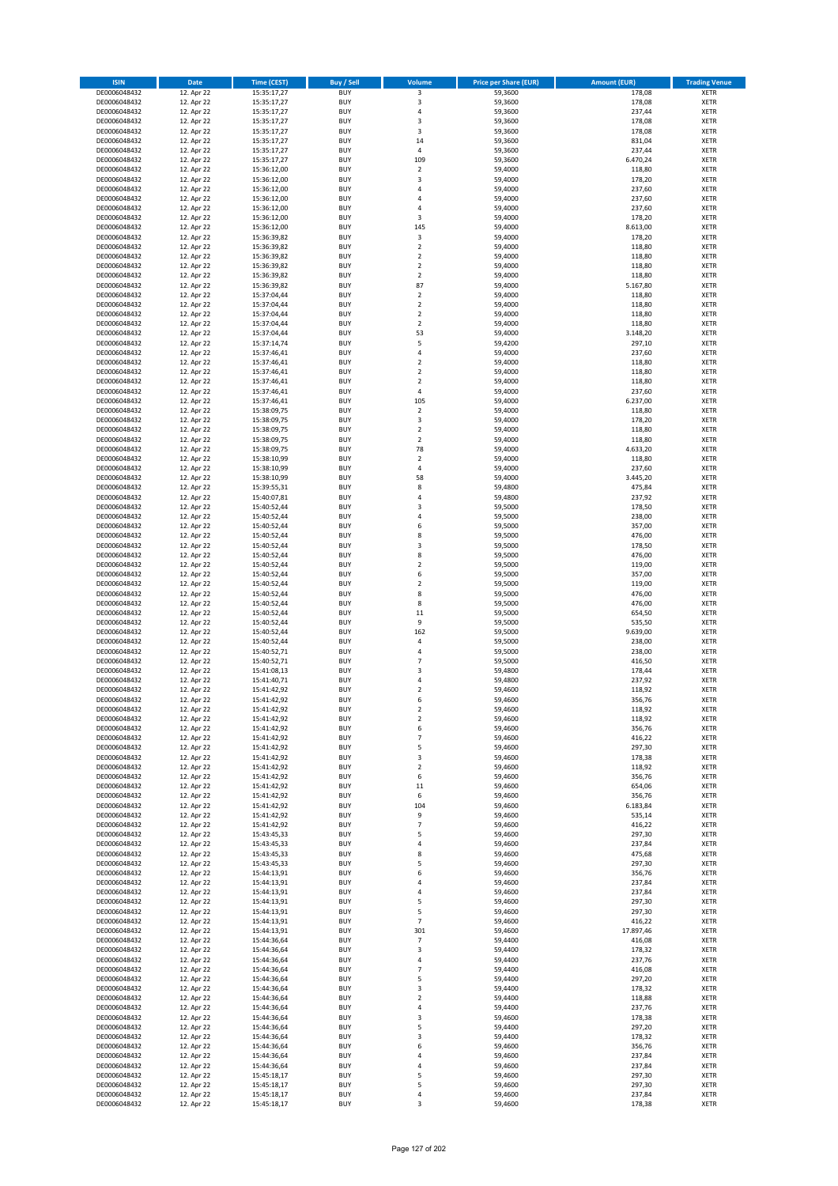| ISIN | Date | Time (CEST) | Buy / Sell | Volume | Price per Share (EUR) | Amount (EUR) | Trading Venue |
|---|---|---|---|---|---|---|---|
| DE0006048432 | 12. Apr 22 | 15:35:17,27 | BUY | 3 | 59,3600 | 178,08 | XETR |
| DE0006048432 | 12. Apr 22 | 15:35:17,27 | BUY | 3 | 59,3600 | 178,08 | XETR |
| DE0006048432 | 12. Apr 22 | 15:35:17,27 | BUY | 4 | 59,3600 | 237,44 | XETR |
| DE0006048432 | 12. Apr 22 | 15:35:17,27 | BUY | 3 | 59,3600 | 178,08 | XETR |
| DE0006048432 | 12. Apr 22 | 15:35:17,27 | BUY | 3 | 59,3600 | 178,08 | XETR |
| DE0006048432 | 12. Apr 22 | 15:35:17,27 | BUY | 14 | 59,3600 | 831,04 | XETR |
| DE0006048432 | 12. Apr 22 | 15:35:17,27 | BUY | 4 | 59,3600 | 237,44 | XETR |
| DE0006048432 | 12. Apr 22 | 15:35:17,27 | BUY | 109 | 59,3600 | 6.470,24 | XETR |
| DE0006048432 | 12. Apr 22 | 15:36:12,00 | BUY | 2 | 59,4000 | 118,80 | XETR |
| DE0006048432 | 12. Apr 22 | 15:36:12,00 | BUY | 3 | 59,4000 | 178,20 | XETR |
| DE0006048432 | 12. Apr 22 | 15:36:12,00 | BUY | 4 | 59,4000 | 237,60 | XETR |
| DE0006048432 | 12. Apr 22 | 15:36:12,00 | BUY | 4 | 59,4000 | 237,60 | XETR |
| DE0006048432 | 12. Apr 22 | 15:36:12,00 | BUY | 4 | 59,4000 | 237,60 | XETR |
| DE0006048432 | 12. Apr 22 | 15:36:12,00 | BUY | 3 | 59,4000 | 178,20 | XETR |
| DE0006048432 | 12. Apr 22 | 15:36:12,00 | BUY | 145 | 59,4000 | 8.613,00 | XETR |
| DE0006048432 | 12. Apr 22 | 15:36:39,82 | BUY | 3 | 59,4000 | 178,20 | XETR |
| DE0006048432 | 12. Apr 22 | 15:36:39,82 | BUY | 2 | 59,4000 | 118,80 | XETR |
| DE0006048432 | 12. Apr 22 | 15:36:39,82 | BUY | 2 | 59,4000 | 118,80 | XETR |
| DE0006048432 | 12. Apr 22 | 15:36:39,82 | BUY | 2 | 59,4000 | 118,80 | XETR |
| DE0006048432 | 12. Apr 22 | 15:36:39,82 | BUY | 2 | 59,4000 | 118,80 | XETR |
| DE0006048432 | 12. Apr 22 | 15:36:39,82 | BUY | 87 | 59,4000 | 5.167,80 | XETR |
| DE0006048432 | 12. Apr 22 | 15:37:04,44 | BUY | 2 | 59,4000 | 118,80 | XETR |
| DE0006048432 | 12. Apr 22 | 15:37:04,44 | BUY | 2 | 59,4000 | 118,80 | XETR |
| DE0006048432 | 12. Apr 22 | 15:37:04,44 | BUY | 2 | 59,4000 | 118,80 | XETR |
| DE0006048432 | 12. Apr 22 | 15:37:04,44 | BUY | 2 | 59,4000 | 118,80 | XETR |
| DE0006048432 | 12. Apr 22 | 15:37:04,44 | BUY | 53 | 59,4000 | 3.148,20 | XETR |
| DE0006048432 | 12. Apr 22 | 15:37:14,74 | BUY | 5 | 59,4200 | 297,10 | XETR |
| DE0006048432 | 12. Apr 22 | 15:37:46,41 | BUY | 4 | 59,4000 | 237,60 | XETR |
| DE0006048432 | 12. Apr 22 | 15:37:46,41 | BUY | 2 | 59,4000 | 118,80 | XETR |
| DE0006048432 | 12. Apr 22 | 15:37:46,41 | BUY | 2 | 59,4000 | 118,80 | XETR |
| DE0006048432 | 12. Apr 22 | 15:37:46,41 | BUY | 2 | 59,4000 | 118,80 | XETR |
| DE0006048432 | 12. Apr 22 | 15:37:46,41 | BUY | 4 | 59,4000 | 237,60 | XETR |
| DE0006048432 | 12. Apr 22 | 15:37:46,41 | BUY | 105 | 59,4000 | 6.237,00 | XETR |
| DE0006048432 | 12. Apr 22 | 15:38:09,75 | BUY | 2 | 59,4000 | 118,80 | XETR |
| DE0006048432 | 12. Apr 22 | 15:38:09,75 | BUY | 3 | 59,4000 | 178,20 | XETR |
| DE0006048432 | 12. Apr 22 | 15:38:09,75 | BUY | 2 | 59,4000 | 118,80 | XETR |
| DE0006048432 | 12. Apr 22 | 15:38:09,75 | BUY | 2 | 59,4000 | 118,80 | XETR |
| DE0006048432 | 12. Apr 22 | 15:38:09,75 | BUY | 78 | 59,4000 | 4.633,20 | XETR |
| DE0006048432 | 12. Apr 22 | 15:38:10,99 | BUY | 2 | 59,4000 | 118,80 | XETR |
| DE0006048432 | 12. Apr 22 | 15:38:10,99 | BUY | 4 | 59,4000 | 237,60 | XETR |
| DE0006048432 | 12. Apr 22 | 15:38:10,99 | BUY | 58 | 59,4000 | 3.445,20 | XETR |
| DE0006048432 | 12. Apr 22 | 15:39:55,31 | BUY | 8 | 59,4800 | 475,84 | XETR |
| DE0006048432 | 12. Apr 22 | 15:40:07,81 | BUY | 4 | 59,4800 | 237,92 | XETR |
| DE0006048432 | 12. Apr 22 | 15:40:52,44 | BUY | 3 | 59,5000 | 178,50 | XETR |
| DE0006048432 | 12. Apr 22 | 15:40:52,44 | BUY | 4 | 59,5000 | 238,00 | XETR |
| DE0006048432 | 12. Apr 22 | 15:40:52,44 | BUY | 6 | 59,5000 | 357,00 | XETR |
| DE0006048432 | 12. Apr 22 | 15:40:52,44 | BUY | 8 | 59,5000 | 476,00 | XETR |
| DE0006048432 | 12. Apr 22 | 15:40:52,44 | BUY | 3 | 59,5000 | 178,50 | XETR |
| DE0006048432 | 12. Apr 22 | 15:40:52,44 | BUY | 8 | 59,5000 | 476,00 | XETR |
| DE0006048432 | 12. Apr 22 | 15:40:52,44 | BUY | 2 | 59,5000 | 119,00 | XETR |
| DE0006048432 | 12. Apr 22 | 15:40:52,44 | BUY | 6 | 59,5000 | 357,00 | XETR |
| DE0006048432 | 12. Apr 22 | 15:40:52,44 | BUY | 2 | 59,5000 | 119,00 | XETR |
| DE0006048432 | 12. Apr 22 | 15:40:52,44 | BUY | 8 | 59,5000 | 476,00 | XETR |
| DE0006048432 | 12. Apr 22 | 15:40:52,44 | BUY | 8 | 59,5000 | 476,00 | XETR |
| DE0006048432 | 12. Apr 22 | 15:40:52,44 | BUY | 11 | 59,5000 | 654,50 | XETR |
| DE0006048432 | 12. Apr 22 | 15:40:52,44 | BUY | 9 | 59,5000 | 535,50 | XETR |
| DE0006048432 | 12. Apr 22 | 15:40:52,44 | BUY | 162 | 59,5000 | 9.639,00 | XETR |
| DE0006048432 | 12. Apr 22 | 15:40:52,44 | BUY | 4 | 59,5000 | 238,00 | XETR |
| DE0006048432 | 12. Apr 22 | 15:40:52,71 | BUY | 4 | 59,5000 | 238,00 | XETR |
| DE0006048432 | 12. Apr 22 | 15:40:52,71 | BUY | 7 | 59,5000 | 416,50 | XETR |
| DE0006048432 | 12. Apr 22 | 15:41:08,13 | BUY | 3 | 59,4800 | 178,44 | XETR |
| DE0006048432 | 12. Apr 22 | 15:41:40,71 | BUY | 4 | 59,4800 | 237,92 | XETR |
| DE0006048432 | 12. Apr 22 | 15:41:42,92 | BUY | 2 | 59,4600 | 118,92 | XETR |
| DE0006048432 | 12. Apr 22 | 15:41:42,92 | BUY | 6 | 59,4600 | 356,76 | XETR |
| DE0006048432 | 12. Apr 22 | 15:41:42,92 | BUY | 2 | 59,4600 | 118,92 | XETR |
| DE0006048432 | 12. Apr 22 | 15:41:42,92 | BUY | 2 | 59,4600 | 118,92 | XETR |
| DE0006048432 | 12. Apr 22 | 15:41:42,92 | BUY | 6 | 59,4600 | 356,76 | XETR |
| DE0006048432 | 12. Apr 22 | 15:41:42,92 | BUY | 7 | 59,4600 | 416,22 | XETR |
| DE0006048432 | 12. Apr 22 | 15:41:42,92 | BUY | 5 | 59,4600 | 297,30 | XETR |
| DE0006048432 | 12. Apr 22 | 15:41:42,92 | BUY | 3 | 59,4600 | 178,38 | XETR |
| DE0006048432 | 12. Apr 22 | 15:41:42,92 | BUY | 2 | 59,4600 | 118,92 | XETR |
| DE0006048432 | 12. Apr 22 | 15:41:42,92 | BUY | 6 | 59,4600 | 356,76 | XETR |
| DE0006048432 | 12. Apr 22 | 15:41:42,92 | BUY | 11 | 59,4600 | 654,06 | XETR |
| DE0006048432 | 12. Apr 22 | 15:41:42,92 | BUY | 6 | 59,4600 | 356,76 | XETR |
| DE0006048432 | 12. Apr 22 | 15:41:42,92 | BUY | 104 | 59,4600 | 6.183,84 | XETR |
| DE0006048432 | 12. Apr 22 | 15:41:42,92 | BUY | 9 | 59,4600 | 535,14 | XETR |
| DE0006048432 | 12. Apr 22 | 15:41:42,92 | BUY | 7 | 59,4600 | 416,22 | XETR |
| DE0006048432 | 12. Apr 22 | 15:43:45,33 | BUY | 5 | 59,4600 | 297,30 | XETR |
| DE0006048432 | 12. Apr 22 | 15:43:45,33 | BUY | 4 | 59,4600 | 237,84 | XETR |
| DE0006048432 | 12. Apr 22 | 15:43:45,33 | BUY | 8 | 59,4600 | 475,68 | XETR |
| DE0006048432 | 12. Apr 22 | 15:43:45,33 | BUY | 5 | 59,4600 | 297,30 | XETR |
| DE0006048432 | 12. Apr 22 | 15:44:13,91 | BUY | 6 | 59,4600 | 356,76 | XETR |
| DE0006048432 | 12. Apr 22 | 15:44:13,91 | BUY | 4 | 59,4600 | 237,84 | XETR |
| DE0006048432 | 12. Apr 22 | 15:44:13,91 | BUY | 4 | 59,4600 | 237,84 | XETR |
| DE0006048432 | 12. Apr 22 | 15:44:13,91 | BUY | 5 | 59,4600 | 297,30 | XETR |
| DE0006048432 | 12. Apr 22 | 15:44:13,91 | BUY | 5 | 59,4600 | 297,30 | XETR |
| DE0006048432 | 12. Apr 22 | 15:44:13,91 | BUY | 7 | 59,4600 | 416,22 | XETR |
| DE0006048432 | 12. Apr 22 | 15:44:13,91 | BUY | 301 | 59,4600 | 17.897,46 | XETR |
| DE0006048432 | 12. Apr 22 | 15:44:36,64 | BUY | 7 | 59,4400 | 416,08 | XETR |
| DE0006048432 | 12. Apr 22 | 15:44:36,64 | BUY | 3 | 59,4400 | 178,32 | XETR |
| DE0006048432 | 12. Apr 22 | 15:44:36,64 | BUY | 4 | 59,4400 | 237,76 | XETR |
| DE0006048432 | 12. Apr 22 | 15:44:36,64 | BUY | 7 | 59,4400 | 416,08 | XETR |
| DE0006048432 | 12. Apr 22 | 15:44:36,64 | BUY | 5 | 59,4400 | 297,20 | XETR |
| DE0006048432 | 12. Apr 22 | 15:44:36,64 | BUY | 3 | 59,4400 | 178,32 | XETR |
| DE0006048432 | 12. Apr 22 | 15:44:36,64 | BUY | 2 | 59,4400 | 118,88 | XETR |
| DE0006048432 | 12. Apr 22 | 15:44:36,64 | BUY | 4 | 59,4400 | 237,76 | XETR |
| DE0006048432 | 12. Apr 22 | 15:44:36,64 | BUY | 3 | 59,4600 | 178,38 | XETR |
| DE0006048432 | 12. Apr 22 | 15:44:36,64 | BUY | 5 | 59,4400 | 297,20 | XETR |
| DE0006048432 | 12. Apr 22 | 15:44:36,64 | BUY | 3 | 59,4400 | 178,32 | XETR |
| DE0006048432 | 12. Apr 22 | 15:44:36,64 | BUY | 6 | 59,4600 | 356,76 | XETR |
| DE0006048432 | 12. Apr 22 | 15:44:36,64 | BUY | 4 | 59,4600 | 237,84 | XETR |
| DE0006048432 | 12. Apr 22 | 15:44:36,64 | BUY | 4 | 59,4600 | 237,84 | XETR |
| DE0006048432 | 12. Apr 22 | 15:45:18,17 | BUY | 5 | 59,4600 | 297,30 | XETR |
| DE0006048432 | 12. Apr 22 | 15:45:18,17 | BUY | 5 | 59,4600 | 297,30 | XETR |
| DE0006048432 | 12. Apr 22 | 15:45:18,17 | BUY | 4 | 59,4600 | 237,84 | XETR |
| DE0006048432 | 12. Apr 22 | 15:45:18,17 | BUY | 3 | 59,4600 | 178,38 | XETR |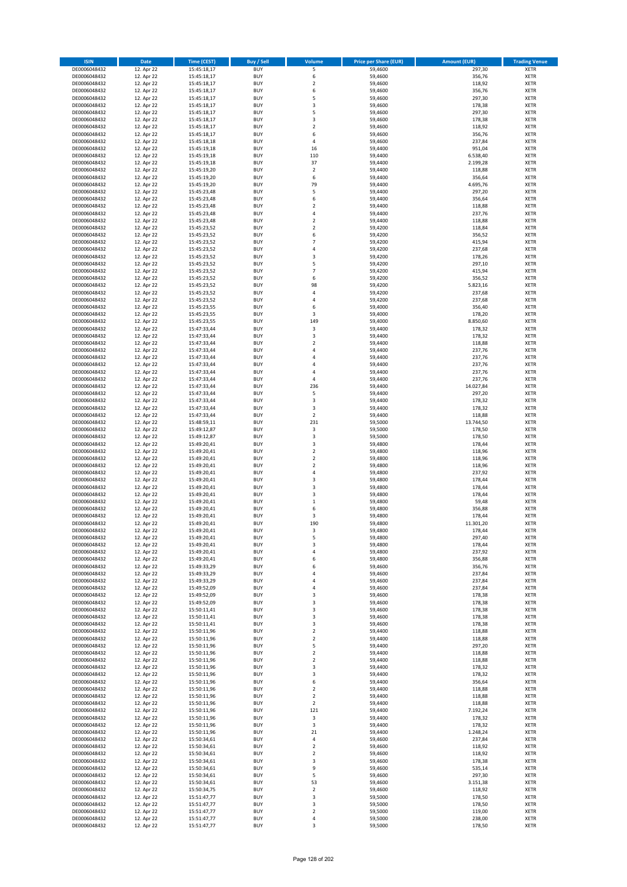| ISIN | Date | Time (CEST) | Buy / Sell | Volume | Price per Share (EUR) | Amount (EUR) | Trading Venue |
|---|---|---|---|---|---|---|---|
| DE0006048432 | 12. Apr 22 | 15:45:18,17 | BUY | 5 | 59,4600 | 297,30 | XETR |
| DE0006048432 | 12. Apr 22 | 15:45:18,17 | BUY | 6 | 59,4600 | 356,76 | XETR |
| DE0006048432 | 12. Apr 22 | 15:45:18,17 | BUY | 2 | 59,4600 | 118,92 | XETR |
| DE0006048432 | 12. Apr 22 | 15:45:18,17 | BUY | 6 | 59,4600 | 356,76 | XETR |
| DE0006048432 | 12. Apr 22 | 15:45:18,17 | BUY | 5 | 59,4600 | 297,30 | XETR |
| DE0006048432 | 12. Apr 22 | 15:45:18,17 | BUY | 3 | 59,4600 | 178,38 | XETR |
| DE0006048432 | 12. Apr 22 | 15:45:18,17 | BUY | 5 | 59,4600 | 297,30 | XETR |
| DE0006048432 | 12. Apr 22 | 15:45:18,17 | BUY | 3 | 59,4600 | 178,38 | XETR |
| DE0006048432 | 12. Apr 22 | 15:45:18,17 | BUY | 2 | 59,4600 | 118,92 | XETR |
| DE0006048432 | 12. Apr 22 | 15:45:18,17 | BUY | 6 | 59,4600 | 356,76 | XETR |
| DE0006048432 | 12. Apr 22 | 15:45:18,18 | BUY | 4 | 59,4600 | 237,84 | XETR |
| DE0006048432 | 12. Apr 22 | 15:45:19,18 | BUY | 16 | 59,4400 | 951,04 | XETR |
| DE0006048432 | 12. Apr 22 | 15:45:19,18 | BUY | 110 | 59,4400 | 6.538,40 | XETR |
| DE0006048432 | 12. Apr 22 | 15:45:19,18 | BUY | 37 | 59,4400 | 2.199,28 | XETR |
| DE0006048432 | 12. Apr 22 | 15:45:19,20 | BUY | 2 | 59,4400 | 118,88 | XETR |
| DE0006048432 | 12. Apr 22 | 15:45:19,20 | BUY | 6 | 59,4400 | 356,64 | XETR |
| DE0006048432 | 12. Apr 22 | 15:45:19,20 | BUY | 79 | 59,4400 | 4.695,76 | XETR |
| DE0006048432 | 12. Apr 22 | 15:45:23,48 | BUY | 5 | 59,4400 | 297,20 | XETR |
| DE0006048432 | 12. Apr 22 | 15:45:23,48 | BUY | 6 | 59,4400 | 356,64 | XETR |
| DE0006048432 | 12. Apr 22 | 15:45:23,48 | BUY | 2 | 59,4400 | 118,88 | XETR |
| DE0006048432 | 12. Apr 22 | 15:45:23,48 | BUY | 4 | 59,4400 | 237,76 | XETR |
| DE0006048432 | 12. Apr 22 | 15:45:23,48 | BUY | 2 | 59,4400 | 118,88 | XETR |
| DE0006048432 | 12. Apr 22 | 15:45:23,52 | BUY | 2 | 59,4200 | 118,84 | XETR |
| DE0006048432 | 12. Apr 22 | 15:45:23,52 | BUY | 6 | 59,4200 | 356,52 | XETR |
| DE0006048432 | 12. Apr 22 | 15:45:23,52 | BUY | 7 | 59,4200 | 415,94 | XETR |
| DE0006048432 | 12. Apr 22 | 15:45:23,52 | BUY | 4 | 59,4200 | 237,68 | XETR |
| DE0006048432 | 12. Apr 22 | 15:45:23,52 | BUY | 3 | 59,4200 | 178,26 | XETR |
| DE0006048432 | 12. Apr 22 | 15:45:23,52 | BUY | 5 | 59,4200 | 297,10 | XETR |
| DE0006048432 | 12. Apr 22 | 15:45:23,52 | BUY | 7 | 59,4200 | 415,94 | XETR |
| DE0006048432 | 12. Apr 22 | 15:45:23,52 | BUY | 6 | 59,4200 | 356,52 | XETR |
| DE0006048432 | 12. Apr 22 | 15:45:23,52 | BUY | 98 | 59,4200 | 5.823,16 | XETR |
| DE0006048432 | 12. Apr 22 | 15:45:23,52 | BUY | 4 | 59,4200 | 237,68 | XETR |
| DE0006048432 | 12. Apr 22 | 15:45:23,52 | BUY | 4 | 59,4200 | 237,68 | XETR |
| DE0006048432 | 12. Apr 22 | 15:45:23,55 | BUY | 6 | 59,4000 | 356,40 | XETR |
| DE0006048432 | 12. Apr 22 | 15:45:23,55 | BUY | 3 | 59,4000 | 178,20 | XETR |
| DE0006048432 | 12. Apr 22 | 15:45:23,55 | BUY | 149 | 59,4000 | 8.850,60 | XETR |
| DE0006048432 | 12. Apr 22 | 15:47:33,44 | BUY | 3 | 59,4400 | 178,32 | XETR |
| DE0006048432 | 12. Apr 22 | 15:47:33,44 | BUY | 3 | 59,4400 | 178,32 | XETR |
| DE0006048432 | 12. Apr 22 | 15:47:33,44 | BUY | 2 | 59,4400 | 118,88 | XETR |
| DE0006048432 | 12. Apr 22 | 15:47:33,44 | BUY | 4 | 59,4400 | 237,76 | XETR |
| DE0006048432 | 12. Apr 22 | 15:47:33,44 | BUY | 4 | 59,4400 | 237,76 | XETR |
| DE0006048432 | 12. Apr 22 | 15:47:33,44 | BUY | 4 | 59,4400 | 237,76 | XETR |
| DE0006048432 | 12. Apr 22 | 15:47:33,44 | BUY | 4 | 59,4400 | 237,76 | XETR |
| DE0006048432 | 12. Apr 22 | 15:47:33,44 | BUY | 4 | 59,4400 | 237,76 | XETR |
| DE0006048432 | 12. Apr 22 | 15:47:33,44 | BUY | 236 | 59,4400 | 14.027,84 | XETR |
| DE0006048432 | 12. Apr 22 | 15:47:33,44 | BUY | 5 | 59,4400 | 297,20 | XETR |
| DE0006048432 | 12. Apr 22 | 15:47:33,44 | BUY | 3 | 59,4400 | 178,32 | XETR |
| DE0006048432 | 12. Apr 22 | 15:47:33,44 | BUY | 3 | 59,4400 | 178,32 | XETR |
| DE0006048432 | 12. Apr 22 | 15:47:33,44 | BUY | 2 | 59,4400 | 118,88 | XETR |
| DE0006048432 | 12. Apr 22 | 15:48:59,11 | BUY | 231 | 59,5000 | 13.744,50 | XETR |
| DE0006048432 | 12. Apr 22 | 15:49:12,87 | BUY | 3 | 59,5000 | 178,50 | XETR |
| DE0006048432 | 12. Apr 22 | 15:49:12,87 | BUY | 3 | 59,5000 | 178,50 | XETR |
| DE0006048432 | 12. Apr 22 | 15:49:20,41 | BUY | 3 | 59,4800 | 178,44 | XETR |
| DE0006048432 | 12. Apr 22 | 15:49:20,41 | BUY | 2 | 59,4800 | 118,96 | XETR |
| DE0006048432 | 12. Apr 22 | 15:49:20,41 | BUY | 2 | 59,4800 | 118,96 | XETR |
| DE0006048432 | 12. Apr 22 | 15:49:20,41 | BUY | 2 | 59,4800 | 118,96 | XETR |
| DE0006048432 | 12. Apr 22 | 15:49:20,41 | BUY | 4 | 59,4800 | 237,92 | XETR |
| DE0006048432 | 12. Apr 22 | 15:49:20,41 | BUY | 3 | 59,4800 | 178,44 | XETR |
| DE0006048432 | 12. Apr 22 | 15:49:20,41 | BUY | 3 | 59,4800 | 178,44 | XETR |
| DE0006048432 | 12. Apr 22 | 15:49:20,41 | BUY | 3 | 59,4800 | 178,44 | XETR |
| DE0006048432 | 12. Apr 22 | 15:49:20,41 | BUY | 1 | 59,4800 | 59,48 | XETR |
| DE0006048432 | 12. Apr 22 | 15:49:20,41 | BUY | 6 | 59,4800 | 356,88 | XETR |
| DE0006048432 | 12. Apr 22 | 15:49:20,41 | BUY | 3 | 59,4800 | 178,44 | XETR |
| DE0006048432 | 12. Apr 22 | 15:49:20,41 | BUY | 190 | 59,4800 | 11.301,20 | XETR |
| DE0006048432 | 12. Apr 22 | 15:49:20,41 | BUY | 3 | 59,4800 | 178,44 | XETR |
| DE0006048432 | 12. Apr 22 | 15:49:20,41 | BUY | 5 | 59,4800 | 297,40 | XETR |
| DE0006048432 | 12. Apr 22 | 15:49:20,41 | BUY | 3 | 59,4800 | 178,44 | XETR |
| DE0006048432 | 12. Apr 22 | 15:49:20,41 | BUY | 4 | 59,4800 | 237,92 | XETR |
| DE0006048432 | 12. Apr 22 | 15:49:20,41 | BUY | 6 | 59,4800 | 356,88 | XETR |
| DE0006048432 | 12. Apr 22 | 15:49:33,29 | BUY | 6 | 59,4600 | 356,76 | XETR |
| DE0006048432 | 12. Apr 22 | 15:49:33,29 | BUY | 4 | 59,4600 | 237,84 | XETR |
| DE0006048432 | 12. Apr 22 | 15:49:33,29 | BUY | 4 | 59,4600 | 237,84 | XETR |
| DE0006048432 | 12. Apr 22 | 15:49:52,09 | BUY | 4 | 59,4600 | 237,84 | XETR |
| DE0006048432 | 12. Apr 22 | 15:49:52,09 | BUY | 3 | 59,4600 | 178,38 | XETR |
| DE0006048432 | 12. Apr 22 | 15:49:52,09 | BUY | 3 | 59,4600 | 178,38 | XETR |
| DE0006048432 | 12. Apr 22 | 15:50:11,41 | BUY | 3 | 59,4600 | 178,38 | XETR |
| DE0006048432 | 12. Apr 22 | 15:50:11,41 | BUY | 3 | 59,4600 | 178,38 | XETR |
| DE0006048432 | 12. Apr 22 | 15:50:11,41 | BUY | 3 | 59,4600 | 178,38 | XETR |
| DE0006048432 | 12. Apr 22 | 15:50:11,96 | BUY | 2 | 59,4400 | 118,88 | XETR |
| DE0006048432 | 12. Apr 22 | 15:50:11,96 | BUY | 2 | 59,4400 | 118,88 | XETR |
| DE0006048432 | 12. Apr 22 | 15:50:11,96 | BUY | 5 | 59,4400 | 297,20 | XETR |
| DE0006048432 | 12. Apr 22 | 15:50:11,96 | BUY | 2 | 59,4400 | 118,88 | XETR |
| DE0006048432 | 12. Apr 22 | 15:50:11,96 | BUY | 2 | 59,4400 | 118,88 | XETR |
| DE0006048432 | 12. Apr 22 | 15:50:11,96 | BUY | 3 | 59,4400 | 178,32 | XETR |
| DE0006048432 | 12. Apr 22 | 15:50:11,96 | BUY | 3 | 59,4400 | 178,32 | XETR |
| DE0006048432 | 12. Apr 22 | 15:50:11,96 | BUY | 6 | 59,4400 | 356,64 | XETR |
| DE0006048432 | 12. Apr 22 | 15:50:11,96 | BUY | 2 | 59,4400 | 118,88 | XETR |
| DE0006048432 | 12. Apr 22 | 15:50:11,96 | BUY | 2 | 59,4400 | 118,88 | XETR |
| DE0006048432 | 12. Apr 22 | 15:50:11,96 | BUY | 2 | 59,4400 | 118,88 | XETR |
| DE0006048432 | 12. Apr 22 | 15:50:11,96 | BUY | 121 | 59,4400 | 7.192,24 | XETR |
| DE0006048432 | 12. Apr 22 | 15:50:11,96 | BUY | 3 | 59,4400 | 178,32 | XETR |
| DE0006048432 | 12. Apr 22 | 15:50:11,96 | BUY | 3 | 59,4400 | 178,32 | XETR |
| DE0006048432 | 12. Apr 22 | 15:50:11,96 | BUY | 21 | 59,4400 | 1.248,24 | XETR |
| DE0006048432 | 12. Apr 22 | 15:50:34,61 | BUY | 4 | 59,4600 | 237,84 | XETR |
| DE0006048432 | 12. Apr 22 | 15:50:34,61 | BUY | 2 | 59,4600 | 118,92 | XETR |
| DE0006048432 | 12. Apr 22 | 15:50:34,61 | BUY | 2 | 59,4600 | 118,92 | XETR |
| DE0006048432 | 12. Apr 22 | 15:50:34,61 | BUY | 3 | 59,4600 | 178,38 | XETR |
| DE0006048432 | 12. Apr 22 | 15:50:34,61 | BUY | 9 | 59,4600 | 535,14 | XETR |
| DE0006048432 | 12. Apr 22 | 15:50:34,61 | BUY | 5 | 59,4600 | 297,30 | XETR |
| DE0006048432 | 12. Apr 22 | 15:50:34,61 | BUY | 53 | 59,4600 | 3.151,38 | XETR |
| DE0006048432 | 12. Apr 22 | 15:50:34,75 | BUY | 2 | 59,4600 | 118,92 | XETR |
| DE0006048432 | 12. Apr 22 | 15:51:47,77 | BUY | 3 | 59,5000 | 178,50 | XETR |
| DE0006048432 | 12. Apr 22 | 15:51:47,77 | BUY | 3 | 59,5000 | 178,50 | XETR |
| DE0006048432 | 12. Apr 22 | 15:51:47,77 | BUY | 2 | 59,5000 | 119,00 | XETR |
| DE0006048432 | 12. Apr 22 | 15:51:47,77 | BUY | 4 | 59,5000 | 238,00 | XETR |
| DE0006048432 | 12. Apr 22 | 15:51:47,77 | BUY | 3 | 59,5000 | 178,50 | XETR |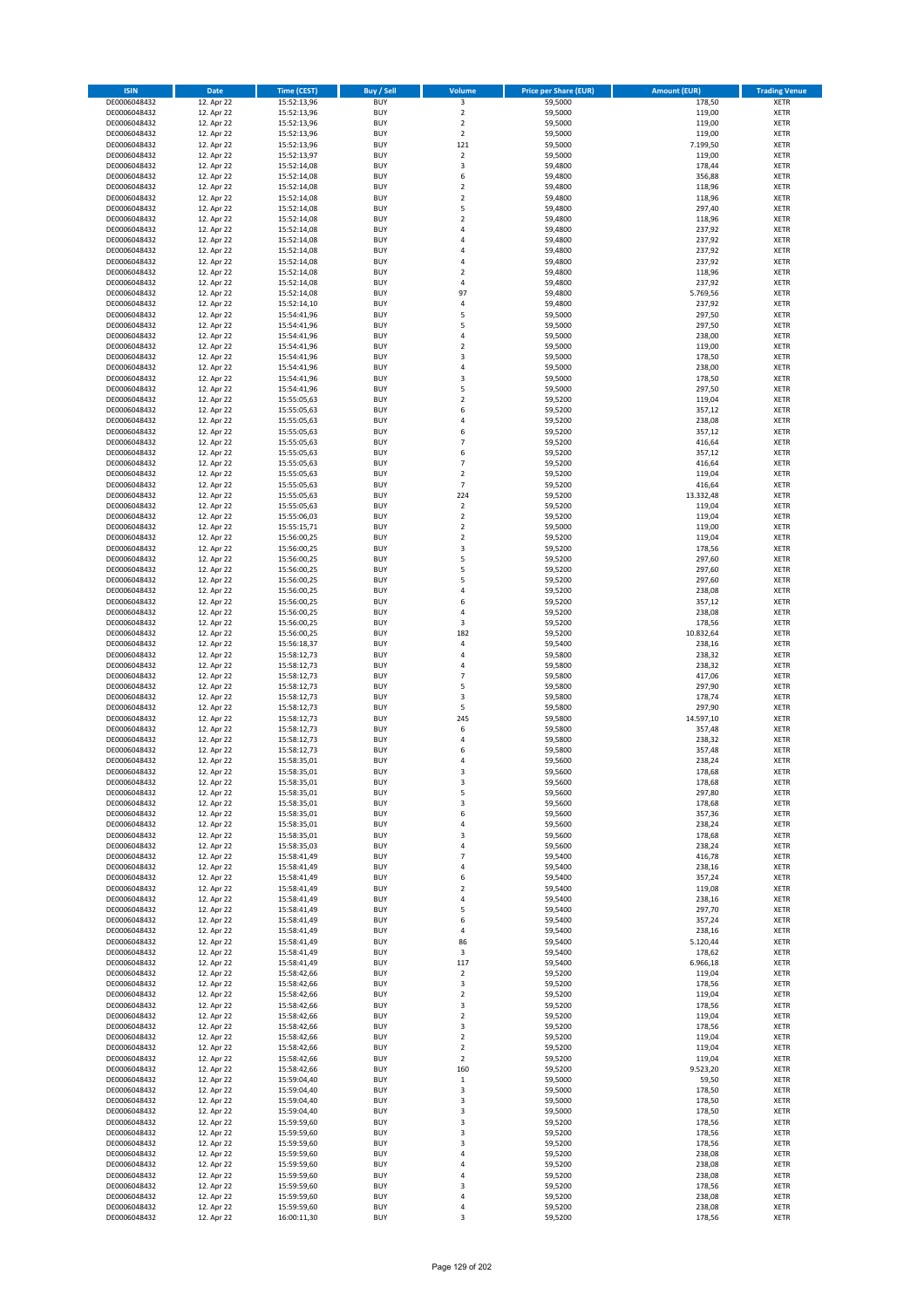| ISIN | Date | Time (CEST) | Buy / Sell | Volume | Price per Share (EUR) | Amount (EUR) | Trading Venue |
|---|---|---|---|---|---|---|---|
| DE0006048432 | 12. Apr 22 | 15:52:13,96 | BUY | 3 | 59,5000 | 178,50 | XETR |
| DE0006048432 | 12. Apr 22 | 15:52:13,96 | BUY | 2 | 59,5000 | 119,00 | XETR |
| DE0006048432 | 12. Apr 22 | 15:52:13,96 | BUY | 2 | 59,5000 | 119,00 | XETR |
| DE0006048432 | 12. Apr 22 | 15:52:13,96 | BUY | 2 | 59,5000 | 119,00 | XETR |
| DE0006048432 | 12. Apr 22 | 15:52:13,96 | BUY | 121 | 59,5000 | 7.199,50 | XETR |
| DE0006048432 | 12. Apr 22 | 15:52:13,97 | BUY | 2 | 59,5000 | 119,00 | XETR |
| DE0006048432 | 12. Apr 22 | 15:52:14,08 | BUY | 3 | 59,4800 | 178,44 | XETR |
| DE0006048432 | 12. Apr 22 | 15:52:14,08 | BUY | 6 | 59,4800 | 356,88 | XETR |
| DE0006048432 | 12. Apr 22 | 15:52:14,08 | BUY | 2 | 59,4800 | 118,96 | XETR |
| DE0006048432 | 12. Apr 22 | 15:52:14,08 | BUY | 2 | 59,4800 | 118,96 | XETR |
| DE0006048432 | 12. Apr 22 | 15:52:14,08 | BUY | 5 | 59,4800 | 297,40 | XETR |
| DE0006048432 | 12. Apr 22 | 15:52:14,08 | BUY | 2 | 59,4800 | 118,96 | XETR |
| DE0006048432 | 12. Apr 22 | 15:52:14,08 | BUY | 4 | 59,4800 | 237,92 | XETR |
| DE0006048432 | 12. Apr 22 | 15:52:14,08 | BUY | 4 | 59,4800 | 237,92 | XETR |
| DE0006048432 | 12. Apr 22 | 15:52:14,08 | BUY | 4 | 59,4800 | 237,92 | XETR |
| DE0006048432 | 12. Apr 22 | 15:52:14,08 | BUY | 4 | 59,4800 | 237,92 | XETR |
| DE0006048432 | 12. Apr 22 | 15:52:14,08 | BUY | 2 | 59,4800 | 118,96 | XETR |
| DE0006048432 | 12. Apr 22 | 15:52:14,08 | BUY | 4 | 59,4800 | 237,92 | XETR |
| DE0006048432 | 12. Apr 22 | 15:52:14,08 | BUY | 97 | 59,4800 | 5.769,56 | XETR |
| DE0006048432 | 12. Apr 22 | 15:52:14,10 | BUY | 4 | 59,4800 | 237,92 | XETR |
| DE0006048432 | 12. Apr 22 | 15:54:41,96 | BUY | 5 | 59,5000 | 297,50 | XETR |
| DE0006048432 | 12. Apr 22 | 15:54:41,96 | BUY | 5 | 59,5000 | 297,50 | XETR |
| DE0006048432 | 12. Apr 22 | 15:54:41,96 | BUY | 4 | 59,5000 | 238,00 | XETR |
| DE0006048432 | 12. Apr 22 | 15:54:41,96 | BUY | 2 | 59,5000 | 119,00 | XETR |
| DE0006048432 | 12. Apr 22 | 15:54:41,96 | BUY | 3 | 59,5000 | 178,50 | XETR |
| DE0006048432 | 12. Apr 22 | 15:54:41,96 | BUY | 4 | 59,5000 | 238,00 | XETR |
| DE0006048432 | 12. Apr 22 | 15:54:41,96 | BUY | 3 | 59,5000 | 178,50 | XETR |
| DE0006048432 | 12. Apr 22 | 15:54:41,96 | BUY | 5 | 59,5000 | 297,50 | XETR |
| DE0006048432 | 12. Apr 22 | 15:55:05,63 | BUY | 2 | 59,5200 | 119,04 | XETR |
| DE0006048432 | 12. Apr 22 | 15:55:05,63 | BUY | 6 | 59,5200 | 357,12 | XETR |
| DE0006048432 | 12. Apr 22 | 15:55:05,63 | BUY | 4 | 59,5200 | 238,08 | XETR |
| DE0006048432 | 12. Apr 22 | 15:55:05,63 | BUY | 6 | 59,5200 | 357,12 | XETR |
| DE0006048432 | 12. Apr 22 | 15:55:05,63 | BUY | 7 | 59,5200 | 416,64 | XETR |
| DE0006048432 | 12. Apr 22 | 15:55:05,63 | BUY | 6 | 59,5200 | 357,12 | XETR |
| DE0006048432 | 12. Apr 22 | 15:55:05,63 | BUY | 7 | 59,5200 | 416,64 | XETR |
| DE0006048432 | 12. Apr 22 | 15:55:05,63 | BUY | 2 | 59,5200 | 119,04 | XETR |
| DE0006048432 | 12. Apr 22 | 15:55:05,63 | BUY | 7 | 59,5200 | 416,64 | XETR |
| DE0006048432 | 12. Apr 22 | 15:55:05,63 | BUY | 224 | 59,5200 | 13.332,48 | XETR |
| DE0006048432 | 12. Apr 22 | 15:55:05,63 | BUY | 2 | 59,5200 | 119,04 | XETR |
| DE0006048432 | 12. Apr 22 | 15:55:06,03 | BUY | 2 | 59,5200 | 119,04 | XETR |
| DE0006048432 | 12. Apr 22 | 15:55:15,71 | BUY | 2 | 59,5000 | 119,00 | XETR |
| DE0006048432 | 12. Apr 22 | 15:56:00,25 | BUY | 2 | 59,5200 | 119,04 | XETR |
| DE0006048432 | 12. Apr 22 | 15:56:00,25 | BUY | 3 | 59,5200 | 178,56 | XETR |
| DE0006048432 | 12. Apr 22 | 15:56:00,25 | BUY | 5 | 59,5200 | 297,60 | XETR |
| DE0006048432 | 12. Apr 22 | 15:56:00,25 | BUY | 5 | 59,5200 | 297,60 | XETR |
| DE0006048432 | 12. Apr 22 | 15:56:00,25 | BUY | 5 | 59,5200 | 297,60 | XETR |
| DE0006048432 | 12. Apr 22 | 15:56:00,25 | BUY | 4 | 59,5200 | 238,08 | XETR |
| DE0006048432 | 12. Apr 22 | 15:56:00,25 | BUY | 6 | 59,5200 | 357,12 | XETR |
| DE0006048432 | 12. Apr 22 | 15:56:00,25 | BUY | 4 | 59,5200 | 238,08 | XETR |
| DE0006048432 | 12. Apr 22 | 15:56:00,25 | BUY | 3 | 59,5200 | 178,56 | XETR |
| DE0006048432 | 12. Apr 22 | 15:56:00,25 | BUY | 182 | 59,5200 | 10.832,64 | XETR |
| DE0006048432 | 12. Apr 22 | 15:56:18,37 | BUY | 4 | 59,5400 | 238,16 | XETR |
| DE0006048432 | 12. Apr 22 | 15:58:12,73 | BUY | 4 | 59,5800 | 238,32 | XETR |
| DE0006048432 | 12. Apr 22 | 15:58:12,73 | BUY | 4 | 59,5800 | 238,32 | XETR |
| DE0006048432 | 12. Apr 22 | 15:58:12,73 | BUY | 7 | 59,5800 | 417,06 | XETR |
| DE0006048432 | 12. Apr 22 | 15:58:12,73 | BUY | 5 | 59,5800 | 297,90 | XETR |
| DE0006048432 | 12. Apr 22 | 15:58:12,73 | BUY | 3 | 59,5800 | 178,74 | XETR |
| DE0006048432 | 12. Apr 22 | 15:58:12,73 | BUY | 5 | 59,5800 | 297,90 | XETR |
| DE0006048432 | 12. Apr 22 | 15:58:12,73 | BUY | 245 | 59,5800 | 14.597,10 | XETR |
| DE0006048432 | 12. Apr 22 | 15:58:12,73 | BUY | 6 | 59,5800 | 357,48 | XETR |
| DE0006048432 | 12. Apr 22 | 15:58:12,73 | BUY | 4 | 59,5800 | 238,32 | XETR |
| DE0006048432 | 12. Apr 22 | 15:58:12,73 | BUY | 6 | 59,5800 | 357,48 | XETR |
| DE0006048432 | 12. Apr 22 | 15:58:35,01 | BUY | 4 | 59,5600 | 238,24 | XETR |
| DE0006048432 | 12. Apr 22 | 15:58:35,01 | BUY | 3 | 59,5600 | 178,68 | XETR |
| DE0006048432 | 12. Apr 22 | 15:58:35,01 | BUY | 3 | 59,5600 | 178,68 | XETR |
| DE0006048432 | 12. Apr 22 | 15:58:35,01 | BUY | 5 | 59,5600 | 297,80 | XETR |
| DE0006048432 | 12. Apr 22 | 15:58:35,01 | BUY | 3 | 59,5600 | 178,68 | XETR |
| DE0006048432 | 12. Apr 22 | 15:58:35,01 | BUY | 6 | 59,5600 | 357,36 | XETR |
| DE0006048432 | 12. Apr 22 | 15:58:35,01 | BUY | 4 | 59,5600 | 238,24 | XETR |
| DE0006048432 | 12. Apr 22 | 15:58:35,01 | BUY | 3 | 59,5600 | 178,68 | XETR |
| DE0006048432 | 12. Apr 22 | 15:58:35,03 | BUY | 4 | 59,5600 | 238,24 | XETR |
| DE0006048432 | 12. Apr 22 | 15:58:41,49 | BUY | 7 | 59,5400 | 416,78 | XETR |
| DE0006048432 | 12. Apr 22 | 15:58:41,49 | BUY | 4 | 59,5400 | 238,16 | XETR |
| DE0006048432 | 12. Apr 22 | 15:58:41,49 | BUY | 6 | 59,5400 | 357,24 | XETR |
| DE0006048432 | 12. Apr 22 | 15:58:41,49 | BUY | 2 | 59,5400 | 119,08 | XETR |
| DE0006048432 | 12. Apr 22 | 15:58:41,49 | BUY | 4 | 59,5400 | 238,16 | XETR |
| DE0006048432 | 12. Apr 22 | 15:58:41,49 | BUY | 5 | 59,5400 | 297,70 | XETR |
| DE0006048432 | 12. Apr 22 | 15:58:41,49 | BUY | 6 | 59,5400 | 357,24 | XETR |
| DE0006048432 | 12. Apr 22 | 15:58:41,49 | BUY | 4 | 59,5400 | 238,16 | XETR |
| DE0006048432 | 12. Apr 22 | 15:58:41,49 | BUY | 86 | 59,5400 | 5.120,44 | XETR |
| DE0006048432 | 12. Apr 22 | 15:58:41,49 | BUY | 3 | 59,5400 | 178,62 | XETR |
| DE0006048432 | 12. Apr 22 | 15:58:41,49 | BUY | 117 | 59,5400 | 6.966,18 | XETR |
| DE0006048432 | 12. Apr 22 | 15:58:42,66 | BUY | 2 | 59,5200 | 119,04 | XETR |
| DE0006048432 | 12. Apr 22 | 15:58:42,66 | BUY | 3 | 59,5200 | 178,56 | XETR |
| DE0006048432 | 12. Apr 22 | 15:58:42,66 | BUY | 2 | 59,5200 | 119,04 | XETR |
| DE0006048432 | 12. Apr 22 | 15:58:42,66 | BUY | 3 | 59,5200 | 178,56 | XETR |
| DE0006048432 | 12. Apr 22 | 15:58:42,66 | BUY | 2 | 59,5200 | 119,04 | XETR |
| DE0006048432 | 12. Apr 22 | 15:58:42,66 | BUY | 3 | 59,5200 | 178,56 | XETR |
| DE0006048432 | 12. Apr 22 | 15:58:42,66 | BUY | 2 | 59,5200 | 119,04 | XETR |
| DE0006048432 | 12. Apr 22 | 15:58:42,66 | BUY | 2 | 59,5200 | 119,04 | XETR |
| DE0006048432 | 12. Apr 22 | 15:58:42,66 | BUY | 2 | 59,5200 | 119,04 | XETR |
| DE0006048432 | 12. Apr 22 | 15:58:42,66 | BUY | 160 | 59,5200 | 9.523,20 | XETR |
| DE0006048432 | 12. Apr 22 | 15:59:04,40 | BUY | 1 | 59,5000 | 59,50 | XETR |
| DE0006048432 | 12. Apr 22 | 15:59:04,40 | BUY | 3 | 59,5000 | 178,50 | XETR |
| DE0006048432 | 12. Apr 22 | 15:59:04,40 | BUY | 3 | 59,5000 | 178,50 | XETR |
| DE0006048432 | 12. Apr 22 | 15:59:04,40 | BUY | 3 | 59,5000 | 178,50 | XETR |
| DE0006048432 | 12. Apr 22 | 15:59:59,60 | BUY | 3 | 59,5200 | 178,56 | XETR |
| DE0006048432 | 12. Apr 22 | 15:59:59,60 | BUY | 3 | 59,5200 | 178,56 | XETR |
| DE0006048432 | 12. Apr 22 | 15:59:59,60 | BUY | 3 | 59,5200 | 178,56 | XETR |
| DE0006048432 | 12. Apr 22 | 15:59:59,60 | BUY | 4 | 59,5200 | 238,08 | XETR |
| DE0006048432 | 12. Apr 22 | 15:59:59,60 | BUY | 4 | 59,5200 | 238,08 | XETR |
| DE0006048432 | 12. Apr 22 | 15:59:59,60 | BUY | 4 | 59,5200 | 238,08 | XETR |
| DE0006048432 | 12. Apr 22 | 15:59:59,60 | BUY | 3 | 59,5200 | 178,56 | XETR |
| DE0006048432 | 12. Apr 22 | 15:59:59,60 | BUY | 4 | 59,5200 | 238,08 | XETR |
| DE0006048432 | 12. Apr 22 | 15:59:59,60 | BUY | 4 | 59,5200 | 238,08 | XETR |
| DE0006048432 | 12. Apr 22 | 16:00:11,30 | BUY | 3 | 59,5200 | 178,56 | XETR |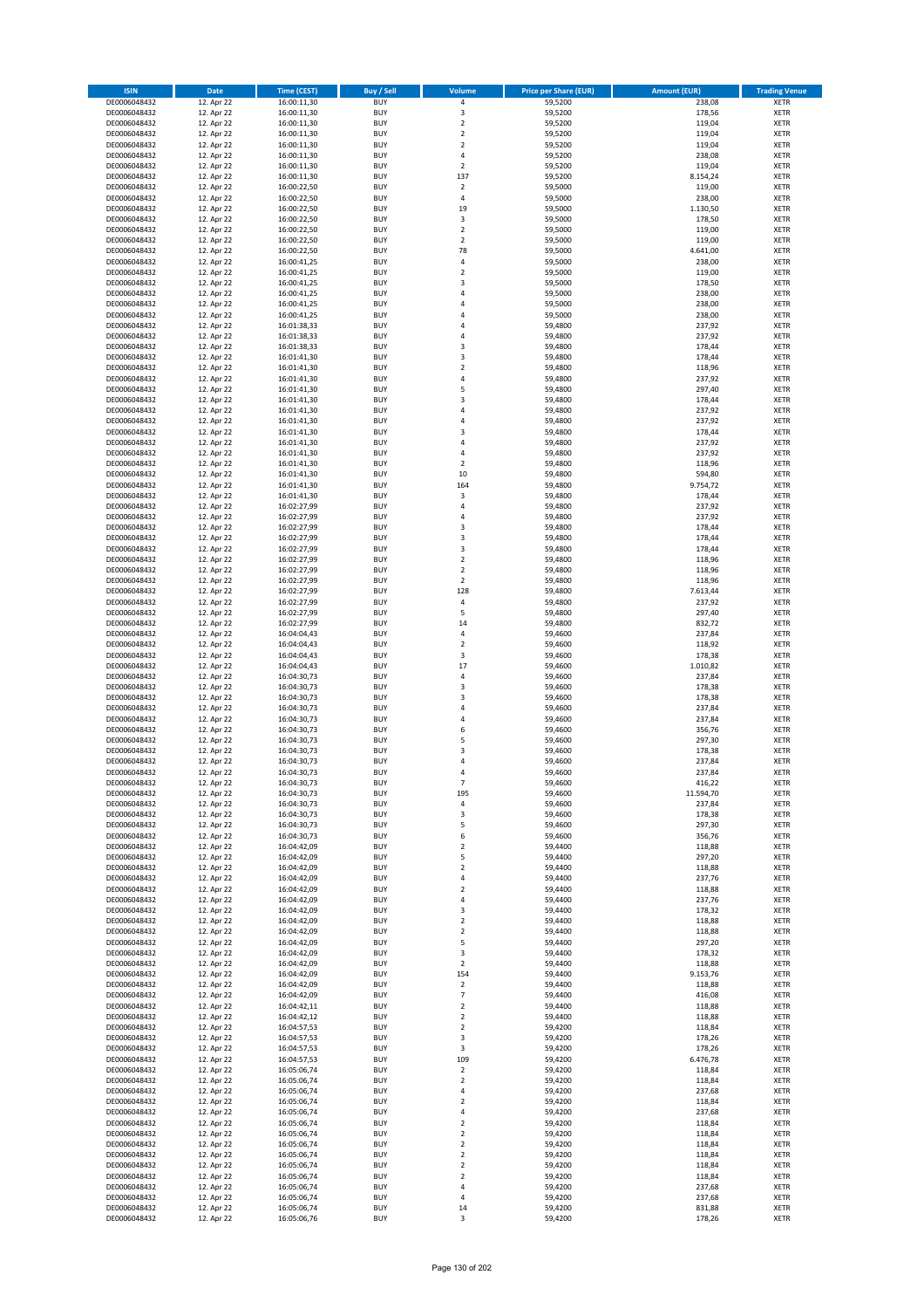| ISIN | Date | Time (CEST) | Buy / Sell | Volume | Price per Share (EUR) | Amount (EUR) | Trading Venue |
|---|---|---|---|---|---|---|---|
| DE0006048432 | 12. Apr 22 | 16:00:11,30 | BUY | 4 | 59,5200 | 238,08 | XETR |
| DE0006048432 | 12. Apr 22 | 16:00:11,30 | BUY | 3 | 59,5200 | 178,56 | XETR |
| DE0006048432 | 12. Apr 22 | 16:00:11,30 | BUY | 2 | 59,5200 | 119,04 | XETR |
| DE0006048432 | 12. Apr 22 | 16:00:11,30 | BUY | 2 | 59,5200 | 119,04 | XETR |
| DE0006048432 | 12. Apr 22 | 16:00:11,30 | BUY | 2 | 59,5200 | 119,04 | XETR |
| DE0006048432 | 12. Apr 22 | 16:00:11,30 | BUY | 4 | 59,5200 | 238,08 | XETR |
| DE0006048432 | 12. Apr 22 | 16:00:11,30 | BUY | 2 | 59,5200 | 119,04 | XETR |
| DE0006048432 | 12. Apr 22 | 16:00:11,30 | BUY | 137 | 59,5200 | 8.154,24 | XETR |
| DE0006048432 | 12. Apr 22 | 16:00:22,50 | BUY | 2 | 59,5000 | 119,00 | XETR |
| DE0006048432 | 12. Apr 22 | 16:00:22,50 | BUY | 4 | 59,5000 | 238,00 | XETR |
| DE0006048432 | 12. Apr 22 | 16:00:22,50 | BUY | 19 | 59,5000 | 1.130,50 | XETR |
| DE0006048432 | 12. Apr 22 | 16:00:22,50 | BUY | 3 | 59,5000 | 178,50 | XETR |
| DE0006048432 | 12. Apr 22 | 16:00:22,50 | BUY | 2 | 59,5000 | 119,00 | XETR |
| DE0006048432 | 12. Apr 22 | 16:00:22,50 | BUY | 2 | 59,5000 | 119,00 | XETR |
| DE0006048432 | 12. Apr 22 | 16:00:22,50 | BUY | 78 | 59,5000 | 4.641,00 | XETR |
| DE0006048432 | 12. Apr 22 | 16:00:41,25 | BUY | 4 | 59,5000 | 238,00 | XETR |
| DE0006048432 | 12. Apr 22 | 16:00:41,25 | BUY | 2 | 59,5000 | 119,00 | XETR |
| DE0006048432 | 12. Apr 22 | 16:00:41,25 | BUY | 3 | 59,5000 | 178,50 | XETR |
| DE0006048432 | 12. Apr 22 | 16:00:41,25 | BUY | 4 | 59,5000 | 238,00 | XETR |
| DE0006048432 | 12. Apr 22 | 16:00:41,25 | BUY | 4 | 59,5000 | 238,00 | XETR |
| DE0006048432 | 12. Apr 22 | 16:00:41,25 | BUY | 4 | 59,5000 | 238,00 | XETR |
| DE0006048432 | 12. Apr 22 | 16:01:38,33 | BUY | 4 | 59,4800 | 237,92 | XETR |
| DE0006048432 | 12. Apr 22 | 16:01:38,33 | BUY | 4 | 59,4800 | 237,92 | XETR |
| DE0006048432 | 12. Apr 22 | 16:01:38,33 | BUY | 3 | 59,4800 | 178,44 | XETR |
| DE0006048432 | 12. Apr 22 | 16:01:41,30 | BUY | 3 | 59,4800 | 178,44 | XETR |
| DE0006048432 | 12. Apr 22 | 16:01:41,30 | BUY | 2 | 59,4800 | 118,96 | XETR |
| DE0006048432 | 12. Apr 22 | 16:01:41,30 | BUY | 4 | 59,4800 | 237,92 | XETR |
| DE0006048432 | 12. Apr 22 | 16:01:41,30 | BUY | 5 | 59,4800 | 297,40 | XETR |
| DE0006048432 | 12. Apr 22 | 16:01:41,30 | BUY | 3 | 59,4800 | 178,44 | XETR |
| DE0006048432 | 12. Apr 22 | 16:01:41,30 | BUY | 4 | 59,4800 | 237,92 | XETR |
| DE0006048432 | 12. Apr 22 | 16:01:41,30 | BUY | 4 | 59,4800 | 237,92 | XETR |
| DE0006048432 | 12. Apr 22 | 16:01:41,30 | BUY | 3 | 59,4800 | 178,44 | XETR |
| DE0006048432 | 12. Apr 22 | 16:01:41,30 | BUY | 4 | 59,4800 | 237,92 | XETR |
| DE0006048432 | 12. Apr 22 | 16:01:41,30 | BUY | 4 | 59,4800 | 237,92 | XETR |
| DE0006048432 | 12. Apr 22 | 16:01:41,30 | BUY | 2 | 59,4800 | 118,96 | XETR |
| DE0006048432 | 12. Apr 22 | 16:01:41,30 | BUY | 10 | 59,4800 | 594,80 | XETR |
| DE0006048432 | 12. Apr 22 | 16:01:41,30 | BUY | 164 | 59,4800 | 9.754,72 | XETR |
| DE0006048432 | 12. Apr 22 | 16:01:41,30 | BUY | 3 | 59,4800 | 178,44 | XETR |
| DE0006048432 | 12. Apr 22 | 16:02:27,99 | BUY | 4 | 59,4800 | 237,92 | XETR |
| DE0006048432 | 12. Apr 22 | 16:02:27,99 | BUY | 4 | 59,4800 | 237,92 | XETR |
| DE0006048432 | 12. Apr 22 | 16:02:27,99 | BUY | 3 | 59,4800 | 178,44 | XETR |
| DE0006048432 | 12. Apr 22 | 16:02:27,99 | BUY | 3 | 59,4800 | 178,44 | XETR |
| DE0006048432 | 12. Apr 22 | 16:02:27,99 | BUY | 3 | 59,4800 | 178,44 | XETR |
| DE0006048432 | 12. Apr 22 | 16:02:27,99 | BUY | 2 | 59,4800 | 118,96 | XETR |
| DE0006048432 | 12. Apr 22 | 16:02:27,99 | BUY | 2 | 59,4800 | 118,96 | XETR |
| DE0006048432 | 12. Apr 22 | 16:02:27,99 | BUY | 2 | 59,4800 | 118,96 | XETR |
| DE0006048432 | 12. Apr 22 | 16:02:27,99 | BUY | 128 | 59,4800 | 7.613,44 | XETR |
| DE0006048432 | 12. Apr 22 | 16:02:27,99 | BUY | 4 | 59,4800 | 237,92 | XETR |
| DE0006048432 | 12. Apr 22 | 16:02:27,99 | BUY | 5 | 59,4800 | 297,40 | XETR |
| DE0006048432 | 12. Apr 22 | 16:02:27,99 | BUY | 14 | 59,4800 | 832,72 | XETR |
| DE0006048432 | 12. Apr 22 | 16:04:04,43 | BUY | 4 | 59,4600 | 237,84 | XETR |
| DE0006048432 | 12. Apr 22 | 16:04:04,43 | BUY | 2 | 59,4600 | 118,92 | XETR |
| DE0006048432 | 12. Apr 22 | 16:04:04,43 | BUY | 3 | 59,4600 | 178,38 | XETR |
| DE0006048432 | 12. Apr 22 | 16:04:04,43 | BUY | 17 | 59,4600 | 1.010,82 | XETR |
| DE0006048432 | 12. Apr 22 | 16:04:30,73 | BUY | 4 | 59,4600 | 237,84 | XETR |
| DE0006048432 | 12. Apr 22 | 16:04:30,73 | BUY | 3 | 59,4600 | 178,38 | XETR |
| DE0006048432 | 12. Apr 22 | 16:04:30,73 | BUY | 3 | 59,4600 | 178,38 | XETR |
| DE0006048432 | 12. Apr 22 | 16:04:30,73 | BUY | 4 | 59,4600 | 237,84 | XETR |
| DE0006048432 | 12. Apr 22 | 16:04:30,73 | BUY | 4 | 59,4600 | 237,84 | XETR |
| DE0006048432 | 12. Apr 22 | 16:04:30,73 | BUY | 6 | 59,4600 | 356,76 | XETR |
| DE0006048432 | 12. Apr 22 | 16:04:30,73 | BUY | 5 | 59,4600 | 297,30 | XETR |
| DE0006048432 | 12. Apr 22 | 16:04:30,73 | BUY | 3 | 59,4600 | 178,38 | XETR |
| DE0006048432 | 12. Apr 22 | 16:04:30,73 | BUY | 4 | 59,4600 | 237,84 | XETR |
| DE0006048432 | 12. Apr 22 | 16:04:30,73 | BUY | 4 | 59,4600 | 237,84 | XETR |
| DE0006048432 | 12. Apr 22 | 16:04:30,73 | BUY | 7 | 59,4600 | 416,22 | XETR |
| DE0006048432 | 12. Apr 22 | 16:04:30,73 | BUY | 195 | 59,4600 | 11.594,70 | XETR |
| DE0006048432 | 12. Apr 22 | 16:04:30,73 | BUY | 4 | 59,4600 | 237,84 | XETR |
| DE0006048432 | 12. Apr 22 | 16:04:30,73 | BUY | 3 | 59,4600 | 178,38 | XETR |
| DE0006048432 | 12. Apr 22 | 16:04:30,73 | BUY | 5 | 59,4600 | 297,30 | XETR |
| DE0006048432 | 12. Apr 22 | 16:04:30,73 | BUY | 6 | 59,4600 | 356,76 | XETR |
| DE0006048432 | 12. Apr 22 | 16:04:42,09 | BUY | 2 | 59,4400 | 118,88 | XETR |
| DE0006048432 | 12. Apr 22 | 16:04:42,09 | BUY | 5 | 59,4400 | 297,20 | XETR |
| DE0006048432 | 12. Apr 22 | 16:04:42,09 | BUY | 2 | 59,4400 | 118,88 | XETR |
| DE0006048432 | 12. Apr 22 | 16:04:42,09 | BUY | 4 | 59,4400 | 237,76 | XETR |
| DE0006048432 | 12. Apr 22 | 16:04:42,09 | BUY | 2 | 59,4400 | 118,88 | XETR |
| DE0006048432 | 12. Apr 22 | 16:04:42,09 | BUY | 4 | 59,4400 | 237,76 | XETR |
| DE0006048432 | 12. Apr 22 | 16:04:42,09 | BUY | 3 | 59,4400 | 178,32 | XETR |
| DE0006048432 | 12. Apr 22 | 16:04:42,09 | BUY | 2 | 59,4400 | 118,88 | XETR |
| DE0006048432 | 12. Apr 22 | 16:04:42,09 | BUY | 2 | 59,4400 | 118,88 | XETR |
| DE0006048432 | 12. Apr 22 | 16:04:42,09 | BUY | 5 | 59,4400 | 297,20 | XETR |
| DE0006048432 | 12. Apr 22 | 16:04:42,09 | BUY | 3 | 59,4400 | 178,32 | XETR |
| DE0006048432 | 12. Apr 22 | 16:04:42,09 | BUY | 2 | 59,4400 | 118,88 | XETR |
| DE0006048432 | 12. Apr 22 | 16:04:42,09 | BUY | 154 | 59,4400 | 9.153,76 | XETR |
| DE0006048432 | 12. Apr 22 | 16:04:42,09 | BUY | 2 | 59,4400 | 118,88 | XETR |
| DE0006048432 | 12. Apr 22 | 16:04:42,09 | BUY | 7 | 59,4400 | 416,08 | XETR |
| DE0006048432 | 12. Apr 22 | 16:04:42,11 | BUY | 2 | 59,4400 | 118,88 | XETR |
| DE0006048432 | 12. Apr 22 | 16:04:42,12 | BUY | 2 | 59,4400 | 118,88 | XETR |
| DE0006048432 | 12. Apr 22 | 16:04:57,53 | BUY | 2 | 59,4200 | 118,84 | XETR |
| DE0006048432 | 12. Apr 22 | 16:04:57,53 | BUY | 3 | 59,4200 | 178,26 | XETR |
| DE0006048432 | 12. Apr 22 | 16:04:57,53 | BUY | 3 | 59,4200 | 178,26 | XETR |
| DE0006048432 | 12. Apr 22 | 16:04:57,53 | BUY | 109 | 59,4200 | 6.476,78 | XETR |
| DE0006048432 | 12. Apr 22 | 16:05:06,74 | BUY | 2 | 59,4200 | 118,84 | XETR |
| DE0006048432 | 12. Apr 22 | 16:05:06,74 | BUY | 2 | 59,4200 | 118,84 | XETR |
| DE0006048432 | 12. Apr 22 | 16:05:06,74 | BUY | 4 | 59,4200 | 237,68 | XETR |
| DE0006048432 | 12. Apr 22 | 16:05:06,74 | BUY | 2 | 59,4200 | 118,84 | XETR |
| DE0006048432 | 12. Apr 22 | 16:05:06,74 | BUY | 4 | 59,4200 | 237,68 | XETR |
| DE0006048432 | 12. Apr 22 | 16:05:06,74 | BUY | 2 | 59,4200 | 118,84 | XETR |
| DE0006048432 | 12. Apr 22 | 16:05:06,74 | BUY | 2 | 59,4200 | 118,84 | XETR |
| DE0006048432 | 12. Apr 22 | 16:05:06,74 | BUY | 2 | 59,4200 | 118,84 | XETR |
| DE0006048432 | 12. Apr 22 | 16:05:06,74 | BUY | 2 | 59,4200 | 118,84 | XETR |
| DE0006048432 | 12. Apr 22 | 16:05:06,74 | BUY | 2 | 59,4200 | 118,84 | XETR |
| DE0006048432 | 12. Apr 22 | 16:05:06,74 | BUY | 2 | 59,4200 | 118,84 | XETR |
| DE0006048432 | 12. Apr 22 | 16:05:06,74 | BUY | 4 | 59,4200 | 237,68 | XETR |
| DE0006048432 | 12. Apr 22 | 16:05:06,74 | BUY | 4 | 59,4200 | 237,68 | XETR |
| DE0006048432 | 12. Apr 22 | 16:05:06,74 | BUY | 14 | 59,4200 | 831,88 | XETR |
| DE0006048432 | 12. Apr 22 | 16:05:06,76 | BUY | 3 | 59,4200 | 178,26 | XETR |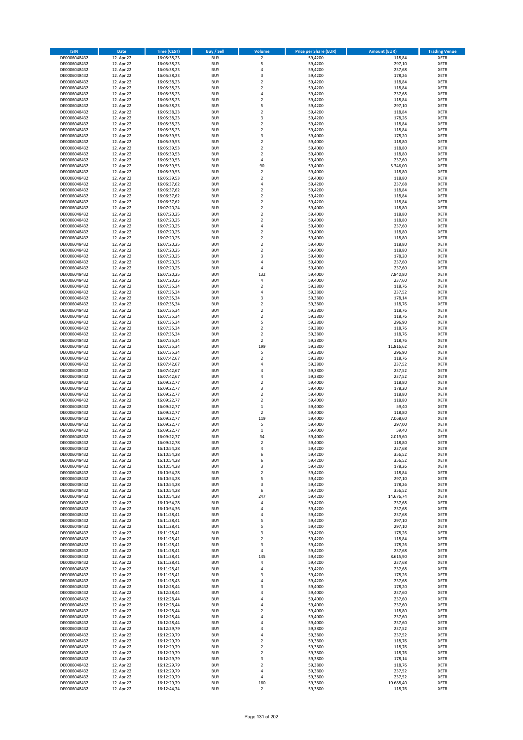| ISIN | Date | Time (CEST) | Buy / Sell | Volume | Price per Share (EUR) | Amount (EUR) | Trading Venue |
|---|---|---|---|---|---|---|---|
| DE0006048432 | 12. Apr 22 | 16:05:38,23 | BUY | 2 | 59,4200 | 118,84 | XETR |
| DE0006048432 | 12. Apr 22 | 16:05:38,23 | BUY | 5 | 59,4200 | 297,10 | XETR |
| DE0006048432 | 12. Apr 22 | 16:05:38,23 | BUY | 4 | 59,4200 | 237,68 | XETR |
| DE0006048432 | 12. Apr 22 | 16:05:38,23 | BUY | 3 | 59,4200 | 178,26 | XETR |
| DE0006048432 | 12. Apr 22 | 16:05:38,23 | BUY | 2 | 59,4200 | 118,84 | XETR |
| DE0006048432 | 12. Apr 22 | 16:05:38,23 | BUY | 2 | 59,4200 | 118,84 | XETR |
| DE0006048432 | 12. Apr 22 | 16:05:38,23 | BUY | 4 | 59,4200 | 237,68 | XETR |
| DE0006048432 | 12. Apr 22 | 16:05:38,23 | BUY | 2 | 59,4200 | 118,84 | XETR |
| DE0006048432 | 12. Apr 22 | 16:05:38,23 | BUY | 5 | 59,4200 | 297,10 | XETR |
| DE0006048432 | 12. Apr 22 | 16:05:38,23 | BUY | 2 | 59,4200 | 118,84 | XETR |
| DE0006048432 | 12. Apr 22 | 16:05:38,23 | BUY | 3 | 59,4200 | 178,26 | XETR |
| DE0006048432 | 12. Apr 22 | 16:05:38,23 | BUY | 2 | 59,4200 | 118,84 | XETR |
| DE0006048432 | 12. Apr 22 | 16:05:38,23 | BUY | 2 | 59,4200 | 118,84 | XETR |
| DE0006048432 | 12. Apr 22 | 16:05:39,53 | BUY | 3 | 59,4000 | 178,20 | XETR |
| DE0006048432 | 12. Apr 22 | 16:05:39,53 | BUY | 2 | 59,4000 | 118,80 | XETR |
| DE0006048432 | 12. Apr 22 | 16:05:39,53 | BUY | 2 | 59,4000 | 118,80 | XETR |
| DE0006048432 | 12. Apr 22 | 16:05:39,53 | BUY | 2 | 59,4000 | 118,80 | XETR |
| DE0006048432 | 12. Apr 22 | 16:05:39,53 | BUY | 4 | 59,4000 | 237,60 | XETR |
| DE0006048432 | 12. Apr 22 | 16:05:39,53 | BUY | 90 | 59,4000 | 5.346,00 | XETR |
| DE0006048432 | 12. Apr 22 | 16:05:39,53 | BUY | 2 | 59,4000 | 118,80 | XETR |
| DE0006048432 | 12. Apr 22 | 16:05:39,53 | BUY | 2 | 59,4000 | 118,80 | XETR |
| DE0006048432 | 12. Apr 22 | 16:06:37,62 | BUY | 4 | 59,4200 | 237,68 | XETR |
| DE0006048432 | 12. Apr 22 | 16:06:37,62 | BUY | 2 | 59,4200 | 118,84 | XETR |
| DE0006048432 | 12. Apr 22 | 16:06:37,62 | BUY | 2 | 59,4200 | 118,84 | XETR |
| DE0006048432 | 12. Apr 22 | 16:06:37,62 | BUY | 2 | 59,4200 | 118,84 | XETR |
| DE0006048432 | 12. Apr 22 | 16:07:20,24 | BUY | 2 | 59,4000 | 118,80 | XETR |
| DE0006048432 | 12. Apr 22 | 16:07:20,25 | BUY | 2 | 59,4000 | 118,80 | XETR |
| DE0006048432 | 12. Apr 22 | 16:07:20,25 | BUY | 2 | 59,4000 | 118,80 | XETR |
| DE0006048432 | 12. Apr 22 | 16:07:20,25 | BUY | 4 | 59,4000 | 237,60 | XETR |
| DE0006048432 | 12. Apr 22 | 16:07:20,25 | BUY | 2 | 59,4000 | 118,80 | XETR |
| DE0006048432 | 12. Apr 22 | 16:07:20,25 | BUY | 2 | 59,4000 | 118,80 | XETR |
| DE0006048432 | 12. Apr 22 | 16:07:20,25 | BUY | 2 | 59,4000 | 118,80 | XETR |
| DE0006048432 | 12. Apr 22 | 16:07:20,25 | BUY | 2 | 59,4000 | 118,80 | XETR |
| DE0006048432 | 12. Apr 22 | 16:07:20,25 | BUY | 3 | 59,4000 | 178,20 | XETR |
| DE0006048432 | 12. Apr 22 | 16:07:20,25 | BUY | 4 | 59,4000 | 237,60 | XETR |
| DE0006048432 | 12. Apr 22 | 16:07:20,25 | BUY | 4 | 59,4000 | 237,60 | XETR |
| DE0006048432 | 12. Apr 22 | 16:07:20,25 | BUY | 132 | 59,4000 | 7.840,80 | XETR |
| DE0006048432 | 12. Apr 22 | 16:07:20,25 | BUY | 4 | 59,4000 | 237,60 | XETR |
| DE0006048432 | 12. Apr 22 | 16:07:35,34 | BUY | 2 | 59,3800 | 118,76 | XETR |
| DE0006048432 | 12. Apr 22 | 16:07:35,34 | BUY | 4 | 59,3800 | 237,52 | XETR |
| DE0006048432 | 12. Apr 22 | 16:07:35,34 | BUY | 3 | 59,3800 | 178,14 | XETR |
| DE0006048432 | 12. Apr 22 | 16:07:35,34 | BUY | 2 | 59,3800 | 118,76 | XETR |
| DE0006048432 | 12. Apr 22 | 16:07:35,34 | BUY | 2 | 59,3800 | 118,76 | XETR |
| DE0006048432 | 12. Apr 22 | 16:07:35,34 | BUY | 2 | 59,3800 | 118,76 | XETR |
| DE0006048432 | 12. Apr 22 | 16:07:35,34 | BUY | 5 | 59,3800 | 296,90 | XETR |
| DE0006048432 | 12. Apr 22 | 16:07:35,34 | BUY | 2 | 59,3800 | 118,76 | XETR |
| DE0006048432 | 12. Apr 22 | 16:07:35,34 | BUY | 2 | 59,3800 | 118,76 | XETR |
| DE0006048432 | 12. Apr 22 | 16:07:35,34 | BUY | 2 | 59,3800 | 118,76 | XETR |
| DE0006048432 | 12. Apr 22 | 16:07:35,34 | BUY | 199 | 59,3800 | 11.816,62 | XETR |
| DE0006048432 | 12. Apr 22 | 16:07:35,34 | BUY | 5 | 59,3800 | 296,90 | XETR |
| DE0006048432 | 12. Apr 22 | 16:07:42,67 | BUY | 2 | 59,3800 | 118,76 | XETR |
| DE0006048432 | 12. Apr 22 | 16:07:42,67 | BUY | 4 | 59,3800 | 237,52 | XETR |
| DE0006048432 | 12. Apr 22 | 16:07:42,67 | BUY | 4 | 59,3800 | 237,52 | XETR |
| DE0006048432 | 12. Apr 22 | 16:07:42,67 | BUY | 4 | 59,3800 | 237,52 | XETR |
| DE0006048432 | 12. Apr 22 | 16:09:22,77 | BUY | 2 | 59,4000 | 118,80 | XETR |
| DE0006048432 | 12. Apr 22 | 16:09:22,77 | BUY | 3 | 59,4000 | 178,20 | XETR |
| DE0006048432 | 12. Apr 22 | 16:09:22,77 | BUY | 2 | 59,4000 | 118,80 | XETR |
| DE0006048432 | 12. Apr 22 | 16:09:22,77 | BUY | 2 | 59,4000 | 118,80 | XETR |
| DE0006048432 | 12. Apr 22 | 16:09:22,77 | BUY | 1 | 59,4000 | 59,40 | XETR |
| DE0006048432 | 12. Apr 22 | 16:09:22,77 | BUY | 2 | 59,4000 | 118,80 | XETR |
| DE0006048432 | 12. Apr 22 | 16:09:22,77 | BUY | 119 | 59,4000 | 7.068,60 | XETR |
| DE0006048432 | 12. Apr 22 | 16:09:22,77 | BUY | 5 | 59,4000 | 297,00 | XETR |
| DE0006048432 | 12. Apr 22 | 16:09:22,77 | BUY | 1 | 59,4000 | 59,40 | XETR |
| DE0006048432 | 12. Apr 22 | 16:09:22,77 | BUY | 34 | 59,4000 | 2.019,60 | XETR |
| DE0006048432 | 12. Apr 22 | 16:09:22,78 | BUY | 2 | 59,4000 | 118,80 | XETR |
| DE0006048432 | 12. Apr 22 | 16:10:54,28 | BUY | 4 | 59,4200 | 237,68 | XETR |
| DE0006048432 | 12. Apr 22 | 16:10:54,28 | BUY | 6 | 59,4200 | 356,52 | XETR |
| DE0006048432 | 12. Apr 22 | 16:10:54,28 | BUY | 6 | 59,4200 | 356,52 | XETR |
| DE0006048432 | 12. Apr 22 | 16:10:54,28 | BUY | 3 | 59,4200 | 178,26 | XETR |
| DE0006048432 | 12. Apr 22 | 16:10:54,28 | BUY | 2 | 59,4200 | 118,84 | XETR |
| DE0006048432 | 12. Apr 22 | 16:10:54,28 | BUY | 5 | 59,4200 | 297,10 | XETR |
| DE0006048432 | 12. Apr 22 | 16:10:54,28 | BUY | 3 | 59,4200 | 178,26 | XETR |
| DE0006048432 | 12. Apr 22 | 16:10:54,28 | BUY | 6 | 59,4200 | 356,52 | XETR |
| DE0006048432 | 12. Apr 22 | 16:10:54,28 | BUY | 247 | 59,4200 | 14.676,74 | XETR |
| DE0006048432 | 12. Apr 22 | 16:10:54,28 | BUY | 4 | 59,4200 | 237,68 | XETR |
| DE0006048432 | 12. Apr 22 | 16:10:54,36 | BUY | 4 | 59,4200 | 237,68 | XETR |
| DE0006048432 | 12. Apr 22 | 16:11:28,41 | BUY | 4 | 59,4200 | 237,68 | XETR |
| DE0006048432 | 12. Apr 22 | 16:11:28,41 | BUY | 5 | 59,4200 | 297,10 | XETR |
| DE0006048432 | 12. Apr 22 | 16:11:28,41 | BUY | 5 | 59,4200 | 297,10 | XETR |
| DE0006048432 | 12. Apr 22 | 16:11:28,41 | BUY | 3 | 59,4200 | 178,26 | XETR |
| DE0006048432 | 12. Apr 22 | 16:11:28,41 | BUY | 2 | 59,4200 | 118,84 | XETR |
| DE0006048432 | 12. Apr 22 | 16:11:28,41 | BUY | 3 | 59,4200 | 178,26 | XETR |
| DE0006048432 | 12. Apr 22 | 16:11:28,41 | BUY | 4 | 59,4200 | 237,68 | XETR |
| DE0006048432 | 12. Apr 22 | 16:11:28,41 | BUY | 145 | 59,4200 | 8.615,90 | XETR |
| DE0006048432 | 12. Apr 22 | 16:11:28,41 | BUY | 4 | 59,4200 | 237,68 | XETR |
| DE0006048432 | 12. Apr 22 | 16:11:28,41 | BUY | 4 | 59,4200 | 237,68 | XETR |
| DE0006048432 | 12. Apr 22 | 16:11:28,41 | BUY | 3 | 59,4200 | 178,26 | XETR |
| DE0006048432 | 12. Apr 22 | 16:11:28,43 | BUY | 4 | 59,4200 | 237,68 | XETR |
| DE0006048432 | 12. Apr 22 | 16:12:28,44 | BUY | 3 | 59,4000 | 178,20 | XETR |
| DE0006048432 | 12. Apr 22 | 16:12:28,44 | BUY | 4 | 59,4000 | 237,60 | XETR |
| DE0006048432 | 12. Apr 22 | 16:12:28,44 | BUY | 4 | 59,4000 | 237,60 | XETR |
| DE0006048432 | 12. Apr 22 | 16:12:28,44 | BUY | 4 | 59,4000 | 237,60 | XETR |
| DE0006048432 | 12. Apr 22 | 16:12:28,44 | BUY | 2 | 59,4000 | 118,80 | XETR |
| DE0006048432 | 12. Apr 22 | 16:12:28,44 | BUY | 4 | 59,4000 | 237,60 | XETR |
| DE0006048432 | 12. Apr 22 | 16:12:28,44 | BUY | 4 | 59,4000 | 237,60 | XETR |
| DE0006048432 | 12. Apr 22 | 16:12:29,79 | BUY | 4 | 59,3800 | 237,52 | XETR |
| DE0006048432 | 12. Apr 22 | 16:12:29,79 | BUY | 4 | 59,3800 | 237,52 | XETR |
| DE0006048432 | 12. Apr 22 | 16:12:29,79 | BUY | 2 | 59,3800 | 118,76 | XETR |
| DE0006048432 | 12. Apr 22 | 16:12:29,79 | BUY | 2 | 59,3800 | 118,76 | XETR |
| DE0006048432 | 12. Apr 22 | 16:12:29,79 | BUY | 2 | 59,3800 | 118,76 | XETR |
| DE0006048432 | 12. Apr 22 | 16:12:29,79 | BUY | 3 | 59,3800 | 178,14 | XETR |
| DE0006048432 | 12. Apr 22 | 16:12:29,79 | BUY | 2 | 59,3800 | 118,76 | XETR |
| DE0006048432 | 12. Apr 22 | 16:12:29,79 | BUY | 4 | 59,3800 | 237,52 | XETR |
| DE0006048432 | 12. Apr 22 | 16:12:29,79 | BUY | 4 | 59,3800 | 237,52 | XETR |
| DE0006048432 | 12. Apr 22 | 16:12:29,79 | BUY | 180 | 59,3800 | 10.688,40 | XETR |
| DE0006048432 | 12. Apr 22 | 16:12:44,74 | BUY | 2 | 59,3800 | 118,76 | XETR |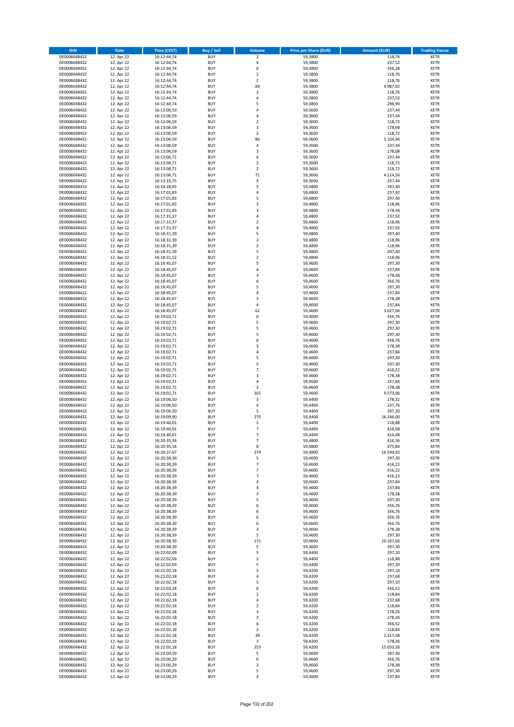| ISIN | Date | Time (CEST) | Buy / Sell | Volume | Price per Share (EUR) | Amount (EUR) | Trading Venue |
|---|---|---|---|---|---|---|---|
| DE0006048432 | 12. Apr 22 | 16:12:44,74 | BUY | 2 | 59,3800 | 118,76 | XETR |
| DE0006048432 | 12. Apr 22 | 16:12:44,74 | BUY | 4 | 59,3800 | 237,52 | XETR |
| DE0006048432 | 12. Apr 22 | 16:12:44,74 | BUY | 6 | 59,3800 | 356,28 | XETR |
| DE0006048432 | 12. Apr 22 | 16:12:44,74 | BUY | 2 | 59,3800 | 118,76 | XETR |
| DE0006048432 | 12. Apr 22 | 16:12:44,74 | BUY | 2 | 59,3800 | 118,76 | XETR |
| DE0006048432 | 12. Apr 22 | 16:12:44,74 | BUY | 84 | 59,3800 | 4.987,92 | XETR |
| DE0006048432 | 12. Apr 22 | 16:12:44,74 | BUY | 2 | 59,3800 | 118,76 | XETR |
| DE0006048432 | 12. Apr 22 | 16:12:44,74 | BUY | 4 | 59,3800 | 237,52 | XETR |
| DE0006048432 | 12. Apr 22 | 16:12:44,74 | BUY | 5 | 59,3800 | 296,90 | XETR |
| DE0006048432 | 12. Apr 22 | 16:13:06,59 | BUY | 4 | 59,3600 | 237,44 | XETR |
| DE0006048432 | 12. Apr 22 | 16:13:06,59 | BUY | 4 | 59,3600 | 237,44 | XETR |
| DE0006048432 | 12. Apr 22 | 16:13:06,59 | BUY | 2 | 59,3600 | 118,72 | XETR |
| DE0006048432 | 12. Apr 22 | 16:13:06,59 | BUY | 3 | 59,3600 | 178,08 | XETR |
| DE0006048432 | 12. Apr 22 | 16:13:06,59 | BUY | 2 | 59,3600 | 118,72 | XETR |
| DE0006048432 | 12. Apr 22 | 16:13:06,59 | BUY | 86 | 59,3600 | 5.104,96 | XETR |
| DE0006048432 | 12. Apr 22 | 16:13:06,59 | BUY | 4 | 59,3600 | 237,44 | XETR |
| DE0006048432 | 12. Apr 22 | 16:13:06,59 | BUY | 3 | 59,3600 | 178,08 | XETR |
| DE0006048432 | 12. Apr 22 | 16:13:06,71 | BUY | 4 | 59,3600 | 237,44 | XETR |
| DE0006048432 | 12. Apr 22 | 16:13:06,71 | BUY | 2 | 59,3600 | 118,72 | XETR |
| DE0006048432 | 12. Apr 22 | 16:13:06,71 | BUY | 2 | 59,3600 | 118,72 | XETR |
| DE0006048432 | 12. Apr 22 | 16:13:06,71 | BUY | 71 | 59,3600 | 4.214,56 | XETR |
| DE0006048432 | 12. Apr 22 | 16:13:16,75 | BUY | 4 | 59,3600 | 237,44 | XETR |
| DE0006048432 | 12. Apr 22 | 16:16:28,05 | BUY | 5 | 59,4800 | 297,40 | XETR |
| DE0006048432 | 12. Apr 22 | 16:17:01,83 | BUY | 4 | 59,4800 | 237,92 | XETR |
| DE0006048432 | 12. Apr 22 | 16:17:01,83 | BUY | 5 | 59,4800 | 297,40 | XETR |
| DE0006048432 | 12. Apr 22 | 16:17:01,83 | BUY | 2 | 59,4800 | 118,96 | XETR |
| DE0006048432 | 12. Apr 22 | 16:17:01,83 | BUY | 3 | 59,4800 | 178,44 | XETR |
| DE0006048432 | 12. Apr 22 | 16:17:31,37 | BUY | 4 | 59,4800 | 237,92 | XETR |
| DE0006048432 | 12. Apr 22 | 16:17:31,37 | BUY | 2 | 59,4800 | 118,96 | XETR |
| DE0006048432 | 12. Apr 22 | 16:17:31,37 | BUY | 4 | 59,4800 | 237,92 | XETR |
| DE0006048432 | 12. Apr 22 | 16:18:31,39 | BUY | 5 | 59,4800 | 297,40 | XETR |
| DE0006048432 | 12. Apr 22 | 16:18:31,39 | BUY | 2 | 59,4800 | 118,96 | XETR |
| DE0006048432 | 12. Apr 22 | 16:18:31,39 | BUY | 2 | 59,4800 | 118,96 | XETR |
| DE0006048432 | 12. Apr 22 | 16:18:31,39 | BUY | 5 | 59,4800 | 297,40 | XETR |
| DE0006048432 | 12. Apr 22 | 16:18:31,52 | BUY | 2 | 59,4800 | 118,96 | XETR |
| DE0006048432 | 12. Apr 22 | 16:18:45,07 | BUY | 5 | 59,4600 | 297,30 | XETR |
| DE0006048432 | 12. Apr 22 | 16:18:45,07 | BUY | 4 | 59,4600 | 237,84 | XETR |
| DE0006048432 | 12. Apr 22 | 16:18:45,07 | BUY | 3 | 59,4600 | 178,38 | XETR |
| DE0006048432 | 12. Apr 22 | 16:18:45,07 | BUY | 6 | 59,4600 | 356,76 | XETR |
| DE0006048432 | 12. Apr 22 | 16:18:45,07 | BUY | 5 | 59,4600 | 297,30 | XETR |
| DE0006048432 | 12. Apr 22 | 16:18:45,07 | BUY | 4 | 59,4600 | 237,84 | XETR |
| DE0006048432 | 12. Apr 22 | 16:18:45,07 | BUY | 3 | 59,4600 | 178,38 | XETR |
| DE0006048432 | 12. Apr 22 | 16:18:45,07 | BUY | 4 | 59,4600 | 237,84 | XETR |
| DE0006048432 | 12. Apr 22 | 16:18:45,07 | BUY | 61 | 59,4600 | 3.627,06 | XETR |
| DE0006048432 | 12. Apr 22 | 16:19:02,71 | BUY | 6 | 59,4600 | 356,76 | XETR |
| DE0006048432 | 12. Apr 22 | 16:19:02,71 | BUY | 5 | 59,4600 | 297,30 | XETR |
| DE0006048432 | 12. Apr 22 | 16:19:02,71 | BUY | 5 | 59,4600 | 297,30 | XETR |
| DE0006048432 | 12. Apr 22 | 16:19:02,71 | BUY | 5 | 59,4600 | 297,30 | XETR |
| DE0006048432 | 12. Apr 22 | 16:19:02,71 | BUY | 6 | 59,4600 | 356,76 | XETR |
| DE0006048432 | 12. Apr 22 | 16:19:02,71 | BUY | 3 | 59,4600 | 178,38 | XETR |
| DE0006048432 | 12. Apr 22 | 16:19:02,71 | BUY | 4 | 59,4600 | 237,84 | XETR |
| DE0006048432 | 12. Apr 22 | 16:19:02,71 | BUY | 5 | 59,4600 | 297,30 | XETR |
| DE0006048432 | 12. Apr 22 | 16:19:02,71 | BUY | 5 | 59,4600 | 297,30 | XETR |
| DE0006048432 | 12. Apr 22 | 16:19:02,71 | BUY | 7 | 59,4600 | 416,22 | XETR |
| DE0006048432 | 12. Apr 22 | 16:19:02,71 | BUY | 3 | 59,4600 | 178,38 | XETR |
| DE0006048432 | 12. Apr 22 | 16:19:02,71 | BUY | 4 | 59,4600 | 237,84 | XETR |
| DE0006048432 | 12. Apr 22 | 16:19:02,71 | BUY | 3 | 59,4600 | 178,38 | XETR |
| DE0006048432 | 12. Apr 22 | 16:19:02,71 | BUY | 161 | 59,4600 | 9.573,06 | XETR |
| DE0006048432 | 12. Apr 22 | 16:19:06,50 | BUY | 3 | 59,4400 | 178,32 | XETR |
| DE0006048432 | 12. Apr 22 | 16:19:06,50 | BUY | 4 | 59,4400 | 237,76 | XETR |
| DE0006048432 | 12. Apr 22 | 16:19:06,50 | BUY | 5 | 59,4400 | 297,20 | XETR |
| DE0006048432 | 12. Apr 22 | 16:19:09,90 | BUY | 275 | 59,4400 | 16.346,00 | XETR |
| DE0006048432 | 12. Apr 22 | 16:19:40,01 | BUY | 2 | 59,4400 | 118,88 | XETR |
| DE0006048432 | 12. Apr 22 | 16:19:40,01 | BUY | 7 | 59,4400 | 416,08 | XETR |
| DE0006048432 | 12. Apr 22 | 16:19:40,01 | BUY | 7 | 59,4400 | 416,08 | XETR |
| DE0006048432 | 12. Apr 22 | 16:20:35,34 | BUY | 7 | 59,4800 | 416,36 | XETR |
| DE0006048432 | 12. Apr 22 | 16:20:35,34 | BUY | 8 | 59,4800 | 475,84 | XETR |
| DE0006048432 | 12. Apr 22 | 16:20:37,67 | BUY | 279 | 59,4800 | 16.594,92 | XETR |
| DE0006048432 | 12. Apr 22 | 16:20:38,39 | BUY | 5 | 59,4600 | 297,30 | XETR |
| DE0006048432 | 12. Apr 22 | 16:20:38,39 | BUY | 7 | 59,4600 | 416,22 | XETR |
| DE0006048432 | 12. Apr 22 | 16:20:38,39 | BUY | 7 | 59,4600 | 416,22 | XETR |
| DE0006048432 | 12. Apr 22 | 16:20:38,39 | BUY | 7 | 59,4600 | 416,22 | XETR |
| DE0006048432 | 12. Apr 22 | 16:20:38,39 | BUY | 4 | 59,4600 | 237,84 | XETR |
| DE0006048432 | 12. Apr 22 | 16:20:38,39 | BUY | 4 | 59,4600 | 237,84 | XETR |
| DE0006048432 | 12. Apr 22 | 16:20:38,39 | BUY | 3 | 59,4600 | 178,38 | XETR |
| DE0006048432 | 12. Apr 22 | 16:20:38,39 | BUY | 5 | 59,4600 | 297,30 | XETR |
| DE0006048432 | 12. Apr 22 | 16:20:38,39 | BUY | 6 | 59,4600 | 356,76 | XETR |
| DE0006048432 | 12. Apr 22 | 16:20:38,39 | BUY | 6 | 59,4600 | 356,76 | XETR |
| DE0006048432 | 12. Apr 22 | 16:20:38,39 | BUY | 6 | 59,4600 | 356,76 | XETR |
| DE0006048432 | 12. Apr 22 | 16:20:38,39 | BUY | 6 | 59,4600 | 356,76 | XETR |
| DE0006048432 | 12. Apr 22 | 16:20:38,39 | BUY | 3 | 59,4600 | 178,38 | XETR |
| DE0006048432 | 12. Apr 22 | 16:20:38,39 | BUY | 5 | 59,4600 | 297,30 | XETR |
| DE0006048432 | 12. Apr 22 | 16:20:38,39 | BUY | 171 | 59,4600 | 10.167,66 | XETR |
| DE0006048432 | 12. Apr 22 | 16:20:38,39 | BUY | 5 | 59,4600 | 297,30 | XETR |
| DE0006048432 | 12. Apr 22 | 16:22:02,09 | BUY | 5 | 59,4400 | 297,20 | XETR |
| DE0006048432 | 12. Apr 22 | 16:22:02,09 | BUY | 2 | 59,4400 | 118,88 | XETR |
| DE0006048432 | 12. Apr 22 | 16:22:02,09 | BUY | 5 | 59,4400 | 297,20 | XETR |
| DE0006048432 | 12. Apr 22 | 16:22:02,18 | BUY | 5 | 59,4200 | 297,10 | XETR |
| DE0006048432 | 12. Apr 22 | 16:22:02,18 | BUY | 4 | 59,4200 | 237,68 | XETR |
| DE0006048432 | 12. Apr 22 | 16:22:02,18 | BUY | 5 | 59,4200 | 297,10 | XETR |
| DE0006048432 | 12. Apr 22 | 16:22:02,18 | BUY | 6 | 59,4200 | 356,52 | XETR |
| DE0006048432 | 12. Apr 22 | 16:22:02,18 | BUY | 2 | 59,4200 | 118,84 | XETR |
| DE0006048432 | 12. Apr 22 | 16:22:02,18 | BUY | 4 | 59,4200 | 237,68 | XETR |
| DE0006048432 | 12. Apr 22 | 16:22:02,18 | BUY | 2 | 59,4200 | 118,84 | XETR |
| DE0006048432 | 12. Apr 22 | 16:22:02,18 | BUY | 3 | 59,4200 | 178,26 | XETR |
| DE0006048432 | 12. Apr 22 | 16:22:02,18 | BUY | 3 | 59,4200 | 178,26 | XETR |
| DE0006048432 | 12. Apr 22 | 16:22:02,18 | BUY | 6 | 59,4200 | 356,52 | XETR |
| DE0006048432 | 12. Apr 22 | 16:22:02,18 | BUY | 2 | 59,4200 | 118,84 | XETR |
| DE0006048432 | 12. Apr 22 | 16:22:02,18 | BUY | 39 | 59,4200 | 2.317,38 | XETR |
| DE0006048432 | 12. Apr 22 | 16:22:02,18 | BUY | 3 | 59,4200 | 178,26 | XETR |
| DE0006048432 | 12. Apr 22 | 16:22:02,18 | BUY | 253 | 59,4200 | 15.033,26 | XETR |
| DE0006048432 | 12. Apr 22 | 16:23:00,29 | BUY | 5 | 59,4600 | 297,30 | XETR |
| DE0006048432 | 12. Apr 22 | 16:23:00,29 | BUY | 6 | 59,4600 | 356,76 | XETR |
| DE0006048432 | 12. Apr 22 | 16:23:00,29 | BUY | 3 | 59,4600 | 178,38 | XETR |
| DE0006048432 | 12. Apr 22 | 16:23:00,29 | BUY | 5 | 59,4600 | 297,30 | XETR |
| DE0006048432 | 12. Apr 22 | 16:23:00,29 | BUY | 4 | 59,4600 | 237,84 | XETR |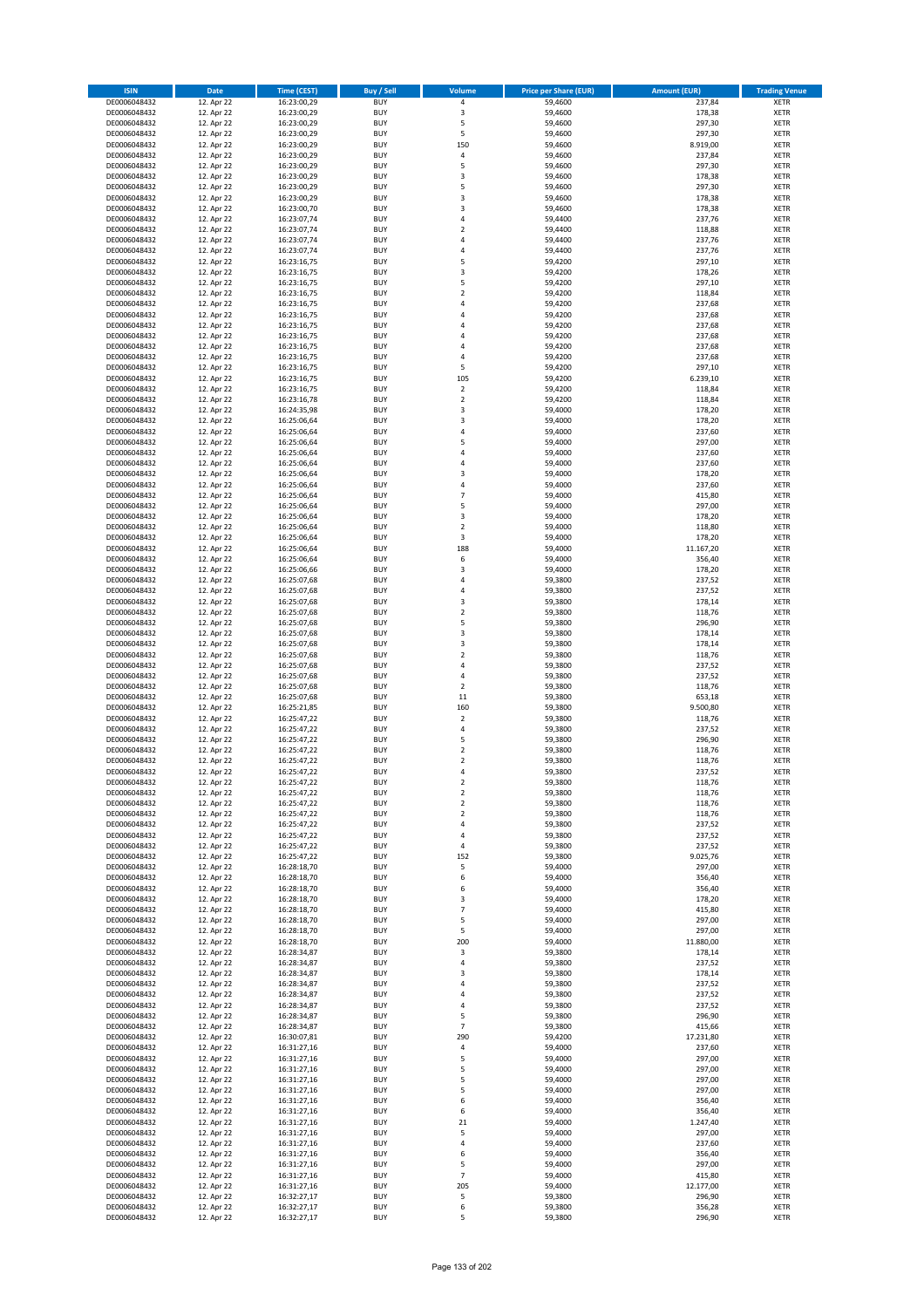| ISIN | Date | Time (CEST) | Buy / Sell | Volume | Price per Share (EUR) | Amount (EUR) | Trading Venue |
|---|---|---|---|---|---|---|---|
| DE0006048432 | 12. Apr 22 | 16:23:00,29 | BUY | 4 | 59,4600 | 237,84 | XETR |
| DE0006048432 | 12. Apr 22 | 16:23:00,29 | BUY | 3 | 59,4600 | 178,38 | XETR |
| DE0006048432 | 12. Apr 22 | 16:23:00,29 | BUY | 5 | 59,4600 | 297,30 | XETR |
| DE0006048432 | 12. Apr 22 | 16:23:00,29 | BUY | 5 | 59,4600 | 297,30 | XETR |
| DE0006048432 | 12. Apr 22 | 16:23:00,29 | BUY | 150 | 59,4600 | 8.919,00 | XETR |
| DE0006048432 | 12. Apr 22 | 16:23:00,29 | BUY | 4 | 59,4600 | 237,84 | XETR |
| DE0006048432 | 12. Apr 22 | 16:23:00,29 | BUY | 5 | 59,4600 | 297,30 | XETR |
| DE0006048432 | 12. Apr 22 | 16:23:00,29 | BUY | 3 | 59,4600 | 178,38 | XETR |
| DE0006048432 | 12. Apr 22 | 16:23:00,29 | BUY | 5 | 59,4600 | 297,30 | XETR |
| DE0006048432 | 12. Apr 22 | 16:23:00,29 | BUY | 3 | 59,4600 | 178,38 | XETR |
| DE0006048432 | 12. Apr 22 | 16:23:00,70 | BUY | 3 | 59,4600 | 178,38 | XETR |
| DE0006048432 | 12. Apr 22 | 16:23:07,74 | BUY | 4 | 59,4400 | 237,76 | XETR |
| DE0006048432 | 12. Apr 22 | 16:23:07,74 | BUY | 2 | 59,4400 | 118,88 | XETR |
| DE0006048432 | 12. Apr 22 | 16:23:07,74 | BUY | 4 | 59,4400 | 237,76 | XETR |
| DE0006048432 | 12. Apr 22 | 16:23:07,74 | BUY | 4 | 59,4400 | 237,76 | XETR |
| DE0006048432 | 12. Apr 22 | 16:23:16,75 | BUY | 5 | 59,4200 | 297,10 | XETR |
| DE0006048432 | 12. Apr 22 | 16:23:16,75 | BUY | 3 | 59,4200 | 178,26 | XETR |
| DE0006048432 | 12. Apr 22 | 16:23:16,75 | BUY | 5 | 59,4200 | 297,10 | XETR |
| DE0006048432 | 12. Apr 22 | 16:23:16,75 | BUY | 2 | 59,4200 | 118,84 | XETR |
| DE0006048432 | 12. Apr 22 | 16:23:16,75 | BUY | 4 | 59,4200 | 237,68 | XETR |
| DE0006048432 | 12. Apr 22 | 16:23:16,75 | BUY | 4 | 59,4200 | 237,68 | XETR |
| DE0006048432 | 12. Apr 22 | 16:23:16,75 | BUY | 4 | 59,4200 | 237,68 | XETR |
| DE0006048432 | 12. Apr 22 | 16:23:16,75 | BUY | 4 | 59,4200 | 237,68 | XETR |
| DE0006048432 | 12. Apr 22 | 16:23:16,75 | BUY | 4 | 59,4200 | 237,68 | XETR |
| DE0006048432 | 12. Apr 22 | 16:23:16,75 | BUY | 4 | 59,4200 | 237,68 | XETR |
| DE0006048432 | 12. Apr 22 | 16:23:16,75 | BUY | 5 | 59,4200 | 297,10 | XETR |
| DE0006048432 | 12. Apr 22 | 16:23:16,75 | BUY | 105 | 59,4200 | 6.239,10 | XETR |
| DE0006048432 | 12. Apr 22 | 16:23:16,75 | BUY | 2 | 59,4200 | 118,84 | XETR |
| DE0006048432 | 12. Apr 22 | 16:23:16,78 | BUY | 2 | 59,4200 | 118,84 | XETR |
| DE0006048432 | 12. Apr 22 | 16:24:35,98 | BUY | 3 | 59,4000 | 178,20 | XETR |
| DE0006048432 | 12. Apr 22 | 16:25:06,64 | BUY | 3 | 59,4000 | 178,20 | XETR |
| DE0006048432 | 12. Apr 22 | 16:25:06,64 | BUY | 4 | 59,4000 | 237,60 | XETR |
| DE0006048432 | 12. Apr 22 | 16:25:06,64 | BUY | 5 | 59,4000 | 297,00 | XETR |
| DE0006048432 | 12. Apr 22 | 16:25:06,64 | BUY | 4 | 59,4000 | 237,60 | XETR |
| DE0006048432 | 12. Apr 22 | 16:25:06,64 | BUY | 4 | 59,4000 | 237,60 | XETR |
| DE0006048432 | 12. Apr 22 | 16:25:06,64 | BUY | 3 | 59,4000 | 178,20 | XETR |
| DE0006048432 | 12. Apr 22 | 16:25:06,64 | BUY | 4 | 59,4000 | 237,60 | XETR |
| DE0006048432 | 12. Apr 22 | 16:25:06,64 | BUY | 7 | 59,4000 | 415,80 | XETR |
| DE0006048432 | 12. Apr 22 | 16:25:06,64 | BUY | 5 | 59,4000 | 297,00 | XETR |
| DE0006048432 | 12. Apr 22 | 16:25:06,64 | BUY | 3 | 59,4000 | 178,20 | XETR |
| DE0006048432 | 12. Apr 22 | 16:25:06,64 | BUY | 2 | 59,4000 | 118,80 | XETR |
| DE0006048432 | 12. Apr 22 | 16:25:06,64 | BUY | 3 | 59,4000 | 178,20 | XETR |
| DE0006048432 | 12. Apr 22 | 16:25:06,64 | BUY | 188 | 59,4000 | 11.167,20 | XETR |
| DE0006048432 | 12. Apr 22 | 16:25:06,64 | BUY | 6 | 59,4000 | 356,40 | XETR |
| DE0006048432 | 12. Apr 22 | 16:25:06,66 | BUY | 3 | 59,4000 | 178,20 | XETR |
| DE0006048432 | 12. Apr 22 | 16:25:07,68 | BUY | 4 | 59,3800 | 237,52 | XETR |
| DE0006048432 | 12. Apr 22 | 16:25:07,68 | BUY | 4 | 59,3800 | 237,52 | XETR |
| DE0006048432 | 12. Apr 22 | 16:25:07,68 | BUY | 3 | 59,3800 | 178,14 | XETR |
| DE0006048432 | 12. Apr 22 | 16:25:07,68 | BUY | 2 | 59,3800 | 118,76 | XETR |
| DE0006048432 | 12. Apr 22 | 16:25:07,68 | BUY | 5 | 59,3800 | 296,90 | XETR |
| DE0006048432 | 12. Apr 22 | 16:25:07,68 | BUY | 3 | 59,3800 | 178,14 | XETR |
| DE0006048432 | 12. Apr 22 | 16:25:07,68 | BUY | 3 | 59,3800 | 178,14 | XETR |
| DE0006048432 | 12. Apr 22 | 16:25:07,68 | BUY | 2 | 59,3800 | 118,76 | XETR |
| DE0006048432 | 12. Apr 22 | 16:25:07,68 | BUY | 4 | 59,3800 | 237,52 | XETR |
| DE0006048432 | 12. Apr 22 | 16:25:07,68 | BUY | 4 | 59,3800 | 237,52 | XETR |
| DE0006048432 | 12. Apr 22 | 16:25:07,68 | BUY | 2 | 59,3800 | 118,76 | XETR |
| DE0006048432 | 12. Apr 22 | 16:25:07,68 | BUY | 11 | 59,3800 | 653,18 | XETR |
| DE0006048432 | 12. Apr 22 | 16:25:21,85 | BUY | 160 | 59,3800 | 9.500,80 | XETR |
| DE0006048432 | 12. Apr 22 | 16:25:47,22 | BUY | 2 | 59,3800 | 118,76 | XETR |
| DE0006048432 | 12. Apr 22 | 16:25:47,22 | BUY | 4 | 59,3800 | 237,52 | XETR |
| DE0006048432 | 12. Apr 22 | 16:25:47,22 | BUY | 5 | 59,3800 | 296,90 | XETR |
| DE0006048432 | 12. Apr 22 | 16:25:47,22 | BUY | 2 | 59,3800 | 118,76 | XETR |
| DE0006048432 | 12. Apr 22 | 16:25:47,22 | BUY | 2 | 59,3800 | 118,76 | XETR |
| DE0006048432 | 12. Apr 22 | 16:25:47,22 | BUY | 4 | 59,3800 | 237,52 | XETR |
| DE0006048432 | 12. Apr 22 | 16:25:47,22 | BUY | 2 | 59,3800 | 118,76 | XETR |
| DE0006048432 | 12. Apr 22 | 16:25:47,22 | BUY | 2 | 59,3800 | 118,76 | XETR |
| DE0006048432 | 12. Apr 22 | 16:25:47,22 | BUY | 2 | 59,3800 | 118,76 | XETR |
| DE0006048432 | 12. Apr 22 | 16:25:47,22 | BUY | 2 | 59,3800 | 118,76 | XETR |
| DE0006048432 | 12. Apr 22 | 16:25:47,22 | BUY | 4 | 59,3800 | 237,52 | XETR |
| DE0006048432 | 12. Apr 22 | 16:25:47,22 | BUY | 4 | 59,3800 | 237,52 | XETR |
| DE0006048432 | 12. Apr 22 | 16:25:47,22 | BUY | 4 | 59,3800 | 237,52 | XETR |
| DE0006048432 | 12. Apr 22 | 16:25:47,22 | BUY | 152 | 59,3800 | 9.025,76 | XETR |
| DE0006048432 | 12. Apr 22 | 16:28:18,70 | BUY | 5 | 59,4000 | 297,00 | XETR |
| DE0006048432 | 12. Apr 22 | 16:28:18,70 | BUY | 6 | 59,4000 | 356,40 | XETR |
| DE0006048432 | 12. Apr 22 | 16:28:18,70 | BUY | 6 | 59,4000 | 356,40 | XETR |
| DE0006048432 | 12. Apr 22 | 16:28:18,70 | BUY | 3 | 59,4000 | 178,20 | XETR |
| DE0006048432 | 12. Apr 22 | 16:28:18,70 | BUY | 7 | 59,4000 | 415,80 | XETR |
| DE0006048432 | 12. Apr 22 | 16:28:18,70 | BUY | 5 | 59,4000 | 297,00 | XETR |
| DE0006048432 | 12. Apr 22 | 16:28:18,70 | BUY | 5 | 59,4000 | 297,00 | XETR |
| DE0006048432 | 12. Apr 22 | 16:28:18,70 | BUY | 200 | 59,4000 | 11.880,00 | XETR |
| DE0006048432 | 12. Apr 22 | 16:28:34,87 | BUY | 3 | 59,3800 | 178,14 | XETR |
| DE0006048432 | 12. Apr 22 | 16:28:34,87 | BUY | 4 | 59,3800 | 237,52 | XETR |
| DE0006048432 | 12. Apr 22 | 16:28:34,87 | BUY | 3 | 59,3800 | 178,14 | XETR |
| DE0006048432 | 12. Apr 22 | 16:28:34,87 | BUY | 4 | 59,3800 | 237,52 | XETR |
| DE0006048432 | 12. Apr 22 | 16:28:34,87 | BUY | 4 | 59,3800 | 237,52 | XETR |
| DE0006048432 | 12. Apr 22 | 16:28:34,87 | BUY | 4 | 59,3800 | 237,52 | XETR |
| DE0006048432 | 12. Apr 22 | 16:28:34,87 | BUY | 5 | 59,3800 | 296,90 | XETR |
| DE0006048432 | 12. Apr 22 | 16:28:34,87 | BUY | 7 | 59,3800 | 415,66 | XETR |
| DE0006048432 | 12. Apr 22 | 16:30:07,81 | BUY | 290 | 59,4200 | 17.231,80 | XETR |
| DE0006048432 | 12. Apr 22 | 16:31:27,16 | BUY | 4 | 59,4000 | 237,60 | XETR |
| DE0006048432 | 12. Apr 22 | 16:31:27,16 | BUY | 5 | 59,4000 | 297,00 | XETR |
| DE0006048432 | 12. Apr 22 | 16:31:27,16 | BUY | 5 | 59,4000 | 297,00 | XETR |
| DE0006048432 | 12. Apr 22 | 16:31:27,16 | BUY | 5 | 59,4000 | 297,00 | XETR |
| DE0006048432 | 12. Apr 22 | 16:31:27,16 | BUY | 5 | 59,4000 | 297,00 | XETR |
| DE0006048432 | 12. Apr 22 | 16:31:27,16 | BUY | 6 | 59,4000 | 356,40 | XETR |
| DE0006048432 | 12. Apr 22 | 16:31:27,16 | BUY | 6 | 59,4000 | 356,40 | XETR |
| DE0006048432 | 12. Apr 22 | 16:31:27,16 | BUY | 21 | 59,4000 | 1.247,40 | XETR |
| DE0006048432 | 12. Apr 22 | 16:31:27,16 | BUY | 5 | 59,4000 | 297,00 | XETR |
| DE0006048432 | 12. Apr 22 | 16:31:27,16 | BUY | 4 | 59,4000 | 237,60 | XETR |
| DE0006048432 | 12. Apr 22 | 16:31:27,16 | BUY | 6 | 59,4000 | 356,40 | XETR |
| DE0006048432 | 12. Apr 22 | 16:31:27,16 | BUY | 5 | 59,4000 | 297,00 | XETR |
| DE0006048432 | 12. Apr 22 | 16:31:27,16 | BUY | 7 | 59,4000 | 415,80 | XETR |
| DE0006048432 | 12. Apr 22 | 16:31:27,16 | BUY | 205 | 59,4000 | 12.177,00 | XETR |
| DE0006048432 | 12. Apr 22 | 16:32:27,17 | BUY | 5 | 59,3800 | 296,90 | XETR |
| DE0006048432 | 12. Apr 22 | 16:32:27,17 | BUY | 6 | 59,3800 | 356,28 | XETR |
| DE0006048432 | 12. Apr 22 | 16:32:27,17 | BUY | 5 | 59,3800 | 296,90 | XETR |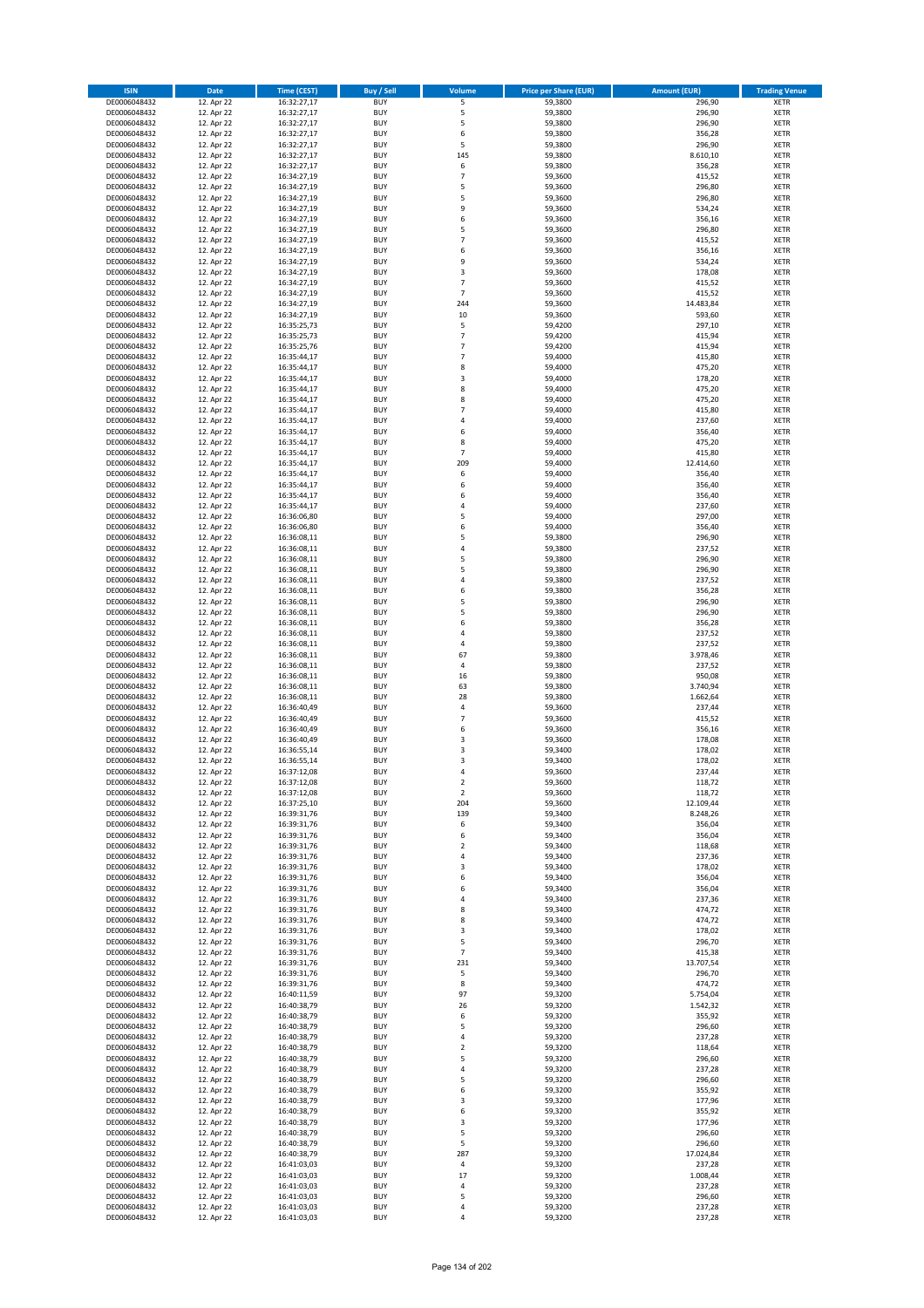| ISIN | Date | Time (CEST) | Buy / Sell | Volume | Price per Share (EUR) | Amount (EUR) | Trading Venue |
|---|---|---|---|---|---|---|---|
| DE0006048432 | 12. Apr 22 | 16:32:27,17 | BUY | 5 | 59,3800 | 296,90 | XETR |
| DE0006048432 | 12. Apr 22 | 16:32:27,17 | BUY | 5 | 59,3800 | 296,90 | XETR |
| DE0006048432 | 12. Apr 22 | 16:32:27,17 | BUY | 5 | 59,3800 | 296,90 | XETR |
| DE0006048432 | 12. Apr 22 | 16:32:27,17 | BUY | 6 | 59,3800 | 356,28 | XETR |
| DE0006048432 | 12. Apr 22 | 16:32:27,17 | BUY | 5 | 59,3800 | 296,90 | XETR |
| DE0006048432 | 12. Apr 22 | 16:32:27,17 | BUY | 145 | 59,3800 | 8.610,10 | XETR |
| DE0006048432 | 12. Apr 22 | 16:32:27,17 | BUY | 6 | 59,3800 | 356,28 | XETR |
| DE0006048432 | 12. Apr 22 | 16:34:27,19 | BUY | 7 | 59,3600 | 415,52 | XETR |
| DE0006048432 | 12. Apr 22 | 16:34:27,19 | BUY | 5 | 59,3600 | 296,80 | XETR |
| DE0006048432 | 12. Apr 22 | 16:34:27,19 | BUY | 5 | 59,3600 | 296,80 | XETR |
| DE0006048432 | 12. Apr 22 | 16:34:27,19 | BUY | 9 | 59,3600 | 534,24 | XETR |
| DE0006048432 | 12. Apr 22 | 16:34:27,19 | BUY | 6 | 59,3600 | 356,16 | XETR |
| DE0006048432 | 12. Apr 22 | 16:34:27,19 | BUY | 5 | 59,3600 | 296,80 | XETR |
| DE0006048432 | 12. Apr 22 | 16:34:27,19 | BUY | 7 | 59,3600 | 415,52 | XETR |
| DE0006048432 | 12. Apr 22 | 16:34:27,19 | BUY | 6 | 59,3600 | 356,16 | XETR |
| DE0006048432 | 12. Apr 22 | 16:34:27,19 | BUY | 9 | 59,3600 | 534,24 | XETR |
| DE0006048432 | 12. Apr 22 | 16:34:27,19 | BUY | 3 | 59,3600 | 178,08 | XETR |
| DE0006048432 | 12. Apr 22 | 16:34:27,19 | BUY | 7 | 59,3600 | 415,52 | XETR |
| DE0006048432 | 12. Apr 22 | 16:34:27,19 | BUY | 7 | 59,3600 | 415,52 | XETR |
| DE0006048432 | 12. Apr 22 | 16:34:27,19 | BUY | 244 | 59,3600 | 14.483,84 | XETR |
| DE0006048432 | 12. Apr 22 | 16:34:27,19 | BUY | 10 | 59,3600 | 593,60 | XETR |
| DE0006048432 | 12. Apr 22 | 16:35:25,73 | BUY | 5 | 59,4200 | 297,10 | XETR |
| DE0006048432 | 12. Apr 22 | 16:35:25,73 | BUY | 7 | 59,4200 | 415,94 | XETR |
| DE0006048432 | 12. Apr 22 | 16:35:25,76 | BUY | 7 | 59,4200 | 415,94 | XETR |
| DE0006048432 | 12. Apr 22 | 16:35:44,17 | BUY | 7 | 59,4000 | 415,80 | XETR |
| DE0006048432 | 12. Apr 22 | 16:35:44,17 | BUY | 8 | 59,4000 | 475,20 | XETR |
| DE0006048432 | 12. Apr 22 | 16:35:44,17 | BUY | 3 | 59,4000 | 178,20 | XETR |
| DE0006048432 | 12. Apr 22 | 16:35:44,17 | BUY | 8 | 59,4000 | 475,20 | XETR |
| DE0006048432 | 12. Apr 22 | 16:35:44,17 | BUY | 8 | 59,4000 | 475,20 | XETR |
| DE0006048432 | 12. Apr 22 | 16:35:44,17 | BUY | 7 | 59,4000 | 415,80 | XETR |
| DE0006048432 | 12. Apr 22 | 16:35:44,17 | BUY | 4 | 59,4000 | 237,60 | XETR |
| DE0006048432 | 12. Apr 22 | 16:35:44,17 | BUY | 6 | 59,4000 | 356,40 | XETR |
| DE0006048432 | 12. Apr 22 | 16:35:44,17 | BUY | 8 | 59,4000 | 475,20 | XETR |
| DE0006048432 | 12. Apr 22 | 16:35:44,17 | BUY | 7 | 59,4000 | 415,80 | XETR |
| DE0006048432 | 12. Apr 22 | 16:35:44,17 | BUY | 209 | 59,4000 | 12.414,60 | XETR |
| DE0006048432 | 12. Apr 22 | 16:35:44,17 | BUY | 6 | 59,4000 | 356,40 | XETR |
| DE0006048432 | 12. Apr 22 | 16:35:44,17 | BUY | 6 | 59,4000 | 356,40 | XETR |
| DE0006048432 | 12. Apr 22 | 16:35:44,17 | BUY | 6 | 59,4000 | 356,40 | XETR |
| DE0006048432 | 12. Apr 22 | 16:35:44,17 | BUY | 4 | 59,4000 | 237,60 | XETR |
| DE0006048432 | 12. Apr 22 | 16:36:06,80 | BUY | 5 | 59,4000 | 297,00 | XETR |
| DE0006048432 | 12. Apr 22 | 16:36:06,80 | BUY | 6 | 59,4000 | 356,40 | XETR |
| DE0006048432 | 12. Apr 22 | 16:36:08,11 | BUY | 5 | 59,3800 | 296,90 | XETR |
| DE0006048432 | 12. Apr 22 | 16:36:08,11 | BUY | 4 | 59,3800 | 237,52 | XETR |
| DE0006048432 | 12. Apr 22 | 16:36:08,11 | BUY | 5 | 59,3800 | 296,90 | XETR |
| DE0006048432 | 12. Apr 22 | 16:36:08,11 | BUY | 5 | 59,3800 | 296,90 | XETR |
| DE0006048432 | 12. Apr 22 | 16:36:08,11 | BUY | 4 | 59,3800 | 237,52 | XETR |
| DE0006048432 | 12. Apr 22 | 16:36:08,11 | BUY | 6 | 59,3800 | 356,28 | XETR |
| DE0006048432 | 12. Apr 22 | 16:36:08,11 | BUY | 5 | 59,3800 | 296,90 | XETR |
| DE0006048432 | 12. Apr 22 | 16:36:08,11 | BUY | 5 | 59,3800 | 296,90 | XETR |
| DE0006048432 | 12. Apr 22 | 16:36:08,11 | BUY | 6 | 59,3800 | 356,28 | XETR |
| DE0006048432 | 12. Apr 22 | 16:36:08,11 | BUY | 4 | 59,3800 | 237,52 | XETR |
| DE0006048432 | 12. Apr 22 | 16:36:08,11 | BUY | 4 | 59,3800 | 237,52 | XETR |
| DE0006048432 | 12. Apr 22 | 16:36:08,11 | BUY | 67 | 59,3800 | 3.978,46 | XETR |
| DE0006048432 | 12. Apr 22 | 16:36:08,11 | BUY | 4 | 59,3800 | 237,52 | XETR |
| DE0006048432 | 12. Apr 22 | 16:36:08,11 | BUY | 16 | 59,3800 | 950,08 | XETR |
| DE0006048432 | 12. Apr 22 | 16:36:08,11 | BUY | 63 | 59,3800 | 3.740,94 | XETR |
| DE0006048432 | 12. Apr 22 | 16:36:08,11 | BUY | 28 | 59,3800 | 1.662,64 | XETR |
| DE0006048432 | 12. Apr 22 | 16:36:40,49 | BUY | 4 | 59,3600 | 237,44 | XETR |
| DE0006048432 | 12. Apr 22 | 16:36:40,49 | BUY | 7 | 59,3600 | 415,52 | XETR |
| DE0006048432 | 12. Apr 22 | 16:36:40,49 | BUY | 6 | 59,3600 | 356,16 | XETR |
| DE0006048432 | 12. Apr 22 | 16:36:40,49 | BUY | 3 | 59,3600 | 178,08 | XETR |
| DE0006048432 | 12. Apr 22 | 16:36:55,14 | BUY | 3 | 59,3400 | 178,02 | XETR |
| DE0006048432 | 12. Apr 22 | 16:36:55,14 | BUY | 3 | 59,3400 | 178,02 | XETR |
| DE0006048432 | 12. Apr 22 | 16:37:12,08 | BUY | 4 | 59,3600 | 237,44 | XETR |
| DE0006048432 | 12. Apr 22 | 16:37:12,08 | BUY | 2 | 59,3600 | 118,72 | XETR |
| DE0006048432 | 12. Apr 22 | 16:37:12,08 | BUY | 2 | 59,3600 | 118,72 | XETR |
| DE0006048432 | 12. Apr 22 | 16:37:25,10 | BUY | 204 | 59,3600 | 12.109,44 | XETR |
| DE0006048432 | 12. Apr 22 | 16:39:31,76 | BUY | 139 | 59,3400 | 8.248,26 | XETR |
| DE0006048432 | 12. Apr 22 | 16:39:31,76 | BUY | 6 | 59,3400 | 356,04 | XETR |
| DE0006048432 | 12. Apr 22 | 16:39:31,76 | BUY | 6 | 59,3400 | 356,04 | XETR |
| DE0006048432 | 12. Apr 22 | 16:39:31,76 | BUY | 2 | 59,3400 | 118,68 | XETR |
| DE0006048432 | 12. Apr 22 | 16:39:31,76 | BUY | 4 | 59,3400 | 237,36 | XETR |
| DE0006048432 | 12. Apr 22 | 16:39:31,76 | BUY | 3 | 59,3400 | 178,02 | XETR |
| DE0006048432 | 12. Apr 22 | 16:39:31,76 | BUY | 6 | 59,3400 | 356,04 | XETR |
| DE0006048432 | 12. Apr 22 | 16:39:31,76 | BUY | 6 | 59,3400 | 356,04 | XETR |
| DE0006048432 | 12. Apr 22 | 16:39:31,76 | BUY | 4 | 59,3400 | 237,36 | XETR |
| DE0006048432 | 12. Apr 22 | 16:39:31,76 | BUY | 8 | 59,3400 | 474,72 | XETR |
| DE0006048432 | 12. Apr 22 | 16:39:31,76 | BUY | 8 | 59,3400 | 474,72 | XETR |
| DE0006048432 | 12. Apr 22 | 16:39:31,76 | BUY | 3 | 59,3400 | 178,02 | XETR |
| DE0006048432 | 12. Apr 22 | 16:39:31,76 | BUY | 5 | 59,3400 | 296,70 | XETR |
| DE0006048432 | 12. Apr 22 | 16:39:31,76 | BUY | 7 | 59,3400 | 415,38 | XETR |
| DE0006048432 | 12. Apr 22 | 16:39:31,76 | BUY | 231 | 59,3400 | 13.707,54 | XETR |
| DE0006048432 | 12. Apr 22 | 16:39:31,76 | BUY | 5 | 59,3400 | 296,70 | XETR |
| DE0006048432 | 12. Apr 22 | 16:39:31,76 | BUY | 8 | 59,3400 | 474,72 | XETR |
| DE0006048432 | 12. Apr 22 | 16:40:11,59 | BUY | 97 | 59,3200 | 5.754,04 | XETR |
| DE0006048432 | 12. Apr 22 | 16:40:38,79 | BUY | 26 | 59,3200 | 1.542,32 | XETR |
| DE0006048432 | 12. Apr 22 | 16:40:38,79 | BUY | 6 | 59,3200 | 355,92 | XETR |
| DE0006048432 | 12. Apr 22 | 16:40:38,79 | BUY | 5 | 59,3200 | 296,60 | XETR |
| DE0006048432 | 12. Apr 22 | 16:40:38,79 | BUY | 4 | 59,3200 | 237,28 | XETR |
| DE0006048432 | 12. Apr 22 | 16:40:38,79 | BUY | 2 | 59,3200 | 118,64 | XETR |
| DE0006048432 | 12. Apr 22 | 16:40:38,79 | BUY | 5 | 59,3200 | 296,60 | XETR |
| DE0006048432 | 12. Apr 22 | 16:40:38,79 | BUY | 4 | 59,3200 | 237,28 | XETR |
| DE0006048432 | 12. Apr 22 | 16:40:38,79 | BUY | 5 | 59,3200 | 296,60 | XETR |
| DE0006048432 | 12. Apr 22 | 16:40:38,79 | BUY | 6 | 59,3200 | 355,92 | XETR |
| DE0006048432 | 12. Apr 22 | 16:40:38,79 | BUY | 3 | 59,3200 | 177,96 | XETR |
| DE0006048432 | 12. Apr 22 | 16:40:38,79 | BUY | 6 | 59,3200 | 355,92 | XETR |
| DE0006048432 | 12. Apr 22 | 16:40:38,79 | BUY | 3 | 59,3200 | 177,96 | XETR |
| DE0006048432 | 12. Apr 22 | 16:40:38,79 | BUY | 5 | 59,3200 | 296,60 | XETR |
| DE0006048432 | 12. Apr 22 | 16:40:38,79 | BUY | 5 | 59,3200 | 296,60 | XETR |
| DE0006048432 | 12. Apr 22 | 16:40:38,79 | BUY | 287 | 59,3200 | 17.024,84 | XETR |
| DE0006048432 | 12. Apr 22 | 16:41:03,03 | BUY | 4 | 59,3200 | 237,28 | XETR |
| DE0006048432 | 12. Apr 22 | 16:41:03,03 | BUY | 17 | 59,3200 | 1.008,44 | XETR |
| DE0006048432 | 12. Apr 22 | 16:41:03,03 | BUY | 4 | 59,3200 | 237,28 | XETR |
| DE0006048432 | 12. Apr 22 | 16:41:03,03 | BUY | 5 | 59,3200 | 296,60 | XETR |
| DE0006048432 | 12. Apr 22 | 16:41:03,03 | BUY | 4 | 59,3200 | 237,28 | XETR |
| DE0006048432 | 12. Apr 22 | 16:41:03,03 | BUY | 4 | 59,3200 | 237,28 | XETR |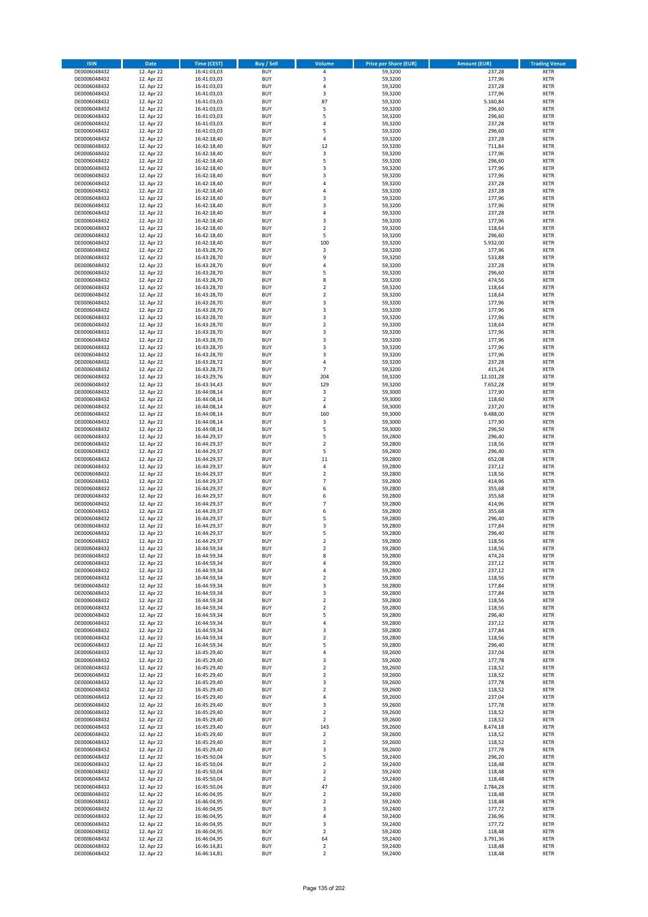| ISIN | Date | Time (CEST) | Buy / Sell | Volume | Price per Share (EUR) | Amount (EUR) | Trading Venue |
|---|---|---|---|---|---|---|---|
| DE0006048432 | 12. Apr 22 | 16:41:03,03 | BUY | 4 | 59,3200 | 237,28 | XETR |
| DE0006048432 | 12. Apr 22 | 16:41:03,03 | BUY | 3 | 59,3200 | 177,96 | XETR |
| DE0006048432 | 12. Apr 22 | 16:41:03,03 | BUY | 4 | 59,3200 | 237,28 | XETR |
| DE0006048432 | 12. Apr 22 | 16:41:03,03 | BUY | 3 | 59,3200 | 177,96 | XETR |
| DE0006048432 | 12. Apr 22 | 16:41:03,03 | BUY | 87 | 59,3200 | 5.160,84 | XETR |
| DE0006048432 | 12. Apr 22 | 16:41:03,03 | BUY | 5 | 59,3200 | 296,60 | XETR |
| DE0006048432 | 12. Apr 22 | 16:41:03,03 | BUY | 5 | 59,3200 | 296,60 | XETR |
| DE0006048432 | 12. Apr 22 | 16:41:03,03 | BUY | 4 | 59,3200 | 237,28 | XETR |
| DE0006048432 | 12. Apr 22 | 16:41:03,03 | BUY | 5 | 59,3200 | 296,60 | XETR |
| DE0006048432 | 12. Apr 22 | 16:42:18,40 | BUY | 4 | 59,3200 | 237,28 | XETR |
| DE0006048432 | 12. Apr 22 | 16:42:18,40 | BUY | 12 | 59,3200 | 711,84 | XETR |
| DE0006048432 | 12. Apr 22 | 16:42:18,40 | BUY | 3 | 59,3200 | 177,96 | XETR |
| DE0006048432 | 12. Apr 22 | 16:42:18,40 | BUY | 5 | 59,3200 | 296,60 | XETR |
| DE0006048432 | 12. Apr 22 | 16:42:18,40 | BUY | 3 | 59,3200 | 177,96 | XETR |
| DE0006048432 | 12. Apr 22 | 16:42:18,40 | BUY | 3 | 59,3200 | 177,96 | XETR |
| DE0006048432 | 12. Apr 22 | 16:42:18,40 | BUY | 4 | 59,3200 | 237,28 | XETR |
| DE0006048432 | 12. Apr 22 | 16:42:18,40 | BUY | 4 | 59,3200 | 237,28 | XETR |
| DE0006048432 | 12. Apr 22 | 16:42:18,40 | BUY | 3 | 59,3200 | 177,96 | XETR |
| DE0006048432 | 12. Apr 22 | 16:42:18,40 | BUY | 3 | 59,3200 | 177,96 | XETR |
| DE0006048432 | 12. Apr 22 | 16:42:18,40 | BUY | 4 | 59,3200 | 237,28 | XETR |
| DE0006048432 | 12. Apr 22 | 16:42:18,40 | BUY | 3 | 59,3200 | 177,96 | XETR |
| DE0006048432 | 12. Apr 22 | 16:42:18,40 | BUY | 2 | 59,3200 | 118,64 | XETR |
| DE0006048432 | 12. Apr 22 | 16:42:18,40 | BUY | 5 | 59,3200 | 296,60 | XETR |
| DE0006048432 | 12. Apr 22 | 16:42:18,40 | BUY | 100 | 59,3200 | 5.932,00 | XETR |
| DE0006048432 | 12. Apr 22 | 16:43:28,70 | BUY | 3 | 59,3200 | 177,96 | XETR |
| DE0006048432 | 12. Apr 22 | 16:43:28,70 | BUY | 9 | 59,3200 | 533,88 | XETR |
| DE0006048432 | 12. Apr 22 | 16:43:28,70 | BUY | 4 | 59,3200 | 237,28 | XETR |
| DE0006048432 | 12. Apr 22 | 16:43:28,70 | BUY | 5 | 59,3200 | 296,60 | XETR |
| DE0006048432 | 12. Apr 22 | 16:43:28,70 | BUY | 8 | 59,3200 | 474,56 | XETR |
| DE0006048432 | 12. Apr 22 | 16:43:28,70 | BUY | 2 | 59,3200 | 118,64 | XETR |
| DE0006048432 | 12. Apr 22 | 16:43:28,70 | BUY | 2 | 59,3200 | 118,64 | XETR |
| DE0006048432 | 12. Apr 22 | 16:43:28,70 | BUY | 3 | 59,3200 | 177,96 | XETR |
| DE0006048432 | 12. Apr 22 | 16:43:28,70 | BUY | 3 | 59,3200 | 177,96 | XETR |
| DE0006048432 | 12. Apr 22 | 16:43:28,70 | BUY | 3 | 59,3200 | 177,96 | XETR |
| DE0006048432 | 12. Apr 22 | 16:43:28,70 | BUY | 2 | 59,3200 | 118,64 | XETR |
| DE0006048432 | 12. Apr 22 | 16:43:28,70 | BUY | 3 | 59,3200 | 177,96 | XETR |
| DE0006048432 | 12. Apr 22 | 16:43:28,70 | BUY | 3 | 59,3200 | 177,96 | XETR |
| DE0006048432 | 12. Apr 22 | 16:43:28,70 | BUY | 3 | 59,3200 | 177,96 | XETR |
| DE0006048432 | 12. Apr 22 | 16:43:28,70 | BUY | 3 | 59,3200 | 177,96 | XETR |
| DE0006048432 | 12. Apr 22 | 16:43:28,72 | BUY | 4 | 59,3200 | 237,28 | XETR |
| DE0006048432 | 12. Apr 22 | 16:43:28,73 | BUY | 7 | 59,3200 | 415,24 | XETR |
| DE0006048432 | 12. Apr 22 | 16:43:29,76 | BUY | 204 | 59,3200 | 12.101,28 | XETR |
| DE0006048432 | 12. Apr 22 | 16:43:34,43 | BUY | 129 | 59,3200 | 7.652,28 | XETR |
| DE0006048432 | 12. Apr 22 | 16:44:08,14 | BUY | 3 | 59,3000 | 177,90 | XETR |
| DE0006048432 | 12. Apr 22 | 16:44:08,14 | BUY | 2 | 59,3000 | 118,60 | XETR |
| DE0006048432 | 12. Apr 22 | 16:44:08,14 | BUY | 4 | 59,3000 | 237,20 | XETR |
| DE0006048432 | 12. Apr 22 | 16:44:08,14 | BUY | 160 | 59,3000 | 9.488,00 | XETR |
| DE0006048432 | 12. Apr 22 | 16:44:08,14 | BUY | 3 | 59,3000 | 177,90 | XETR |
| DE0006048432 | 12. Apr 22 | 16:44:08,14 | BUY | 5 | 59,3000 | 296,50 | XETR |
| DE0006048432 | 12. Apr 22 | 16:44:29,37 | BUY | 5 | 59,2800 | 296,40 | XETR |
| DE0006048432 | 12. Apr 22 | 16:44:29,37 | BUY | 2 | 59,2800 | 118,56 | XETR |
| DE0006048432 | 12. Apr 22 | 16:44:29,37 | BUY | 5 | 59,2800 | 296,40 | XETR |
| DE0006048432 | 12. Apr 22 | 16:44:29,37 | BUY | 11 | 59,2800 | 652,08 | XETR |
| DE0006048432 | 12. Apr 22 | 16:44:29,37 | BUY | 4 | 59,2800 | 237,12 | XETR |
| DE0006048432 | 12. Apr 22 | 16:44:29,37 | BUY | 2 | 59,2800 | 118,56 | XETR |
| DE0006048432 | 12. Apr 22 | 16:44:29,37 | BUY | 7 | 59,2800 | 414,96 | XETR |
| DE0006048432 | 12. Apr 22 | 16:44:29,37 | BUY | 6 | 59,2800 | 355,68 | XETR |
| DE0006048432 | 12. Apr 22 | 16:44:29,37 | BUY | 6 | 59,2800 | 355,68 | XETR |
| DE0006048432 | 12. Apr 22 | 16:44:29,37 | BUY | 7 | 59,2800 | 414,96 | XETR |
| DE0006048432 | 12. Apr 22 | 16:44:29,37 | BUY | 6 | 59,2800 | 355,68 | XETR |
| DE0006048432 | 12. Apr 22 | 16:44:29,37 | BUY | 5 | 59,2800 | 296,40 | XETR |
| DE0006048432 | 12. Apr 22 | 16:44:29,37 | BUY | 3 | 59,2800 | 177,84 | XETR |
| DE0006048432 | 12. Apr 22 | 16:44:29,37 | BUY | 5 | 59,2800 | 296,40 | XETR |
| DE0006048432 | 12. Apr 22 | 16:44:29,37 | BUY | 2 | 59,2800 | 118,56 | XETR |
| DE0006048432 | 12. Apr 22 | 16:44:59,34 | BUY | 2 | 59,2800 | 118,56 | XETR |
| DE0006048432 | 12. Apr 22 | 16:44:59,34 | BUY | 8 | 59,2800 | 474,24 | XETR |
| DE0006048432 | 12. Apr 22 | 16:44:59,34 | BUY | 4 | 59,2800 | 237,12 | XETR |
| DE0006048432 | 12. Apr 22 | 16:44:59,34 | BUY | 4 | 59,2800 | 237,12 | XETR |
| DE0006048432 | 12. Apr 22 | 16:44:59,34 | BUY | 2 | 59,2800 | 118,56 | XETR |
| DE0006048432 | 12. Apr 22 | 16:44:59,34 | BUY | 3 | 59,2800 | 177,84 | XETR |
| DE0006048432 | 12. Apr 22 | 16:44:59,34 | BUY | 3 | 59,2800 | 177,84 | XETR |
| DE0006048432 | 12. Apr 22 | 16:44:59,34 | BUY | 2 | 59,2800 | 118,56 | XETR |
| DE0006048432 | 12. Apr 22 | 16:44:59,34 | BUY | 2 | 59,2800 | 118,56 | XETR |
| DE0006048432 | 12. Apr 22 | 16:44:59,34 | BUY | 5 | 59,2800 | 296,40 | XETR |
| DE0006048432 | 12. Apr 22 | 16:44:59,34 | BUY | 4 | 59,2800 | 237,12 | XETR |
| DE0006048432 | 12. Apr 22 | 16:44:59,34 | BUY | 3 | 59,2800 | 177,84 | XETR |
| DE0006048432 | 12. Apr 22 | 16:44:59,34 | BUY | 2 | 59,2800 | 118,56 | XETR |
| DE0006048432 | 12. Apr 22 | 16:44:59,34 | BUY | 5 | 59,2800 | 296,40 | XETR |
| DE0006048432 | 12. Apr 22 | 16:45:29,40 | BUY | 4 | 59,2600 | 237,04 | XETR |
| DE0006048432 | 12. Apr 22 | 16:45:29,40 | BUY | 3 | 59,2600 | 177,78 | XETR |
| DE0006048432 | 12. Apr 22 | 16:45:29,40 | BUY | 2 | 59,2600 | 118,52 | XETR |
| DE0006048432 | 12. Apr 22 | 16:45:29,40 | BUY | 2 | 59,2600 | 118,52 | XETR |
| DE0006048432 | 12. Apr 22 | 16:45:29,40 | BUY | 3 | 59,2600 | 177,78 | XETR |
| DE0006048432 | 12. Apr 22 | 16:45:29,40 | BUY | 2 | 59,2600 | 118,52 | XETR |
| DE0006048432 | 12. Apr 22 | 16:45:29,40 | BUY | 4 | 59,2600 | 237,04 | XETR |
| DE0006048432 | 12. Apr 22 | 16:45:29,40 | BUY | 3 | 59,2600 | 177,78 | XETR |
| DE0006048432 | 12. Apr 22 | 16:45:29,40 | BUY | 2 | 59,2600 | 118,52 | XETR |
| DE0006048432 | 12. Apr 22 | 16:45:29,40 | BUY | 2 | 59,2600 | 118,52 | XETR |
| DE0006048432 | 12. Apr 22 | 16:45:29,40 | BUY | 143 | 59,2600 | 8.474,18 | XETR |
| DE0006048432 | 12. Apr 22 | 16:45:29,40 | BUY | 2 | 59,2600 | 118,52 | XETR |
| DE0006048432 | 12. Apr 22 | 16:45:29,40 | BUY | 2 | 59,2600 | 118,52 | XETR |
| DE0006048432 | 12. Apr 22 | 16:45:29,40 | BUY | 3 | 59,2600 | 177,78 | XETR |
| DE0006048432 | 12. Apr 22 | 16:45:50,04 | BUY | 5 | 59,2400 | 296,20 | XETR |
| DE0006048432 | 12. Apr 22 | 16:45:50,04 | BUY | 2 | 59,2400 | 118,48 | XETR |
| DE0006048432 | 12. Apr 22 | 16:45:50,04 | BUY | 2 | 59,2400 | 118,48 | XETR |
| DE0006048432 | 12. Apr 22 | 16:45:50,04 | BUY | 2 | 59,2400 | 118,48 | XETR |
| DE0006048432 | 12. Apr 22 | 16:45:50,04 | BUY | 47 | 59,2400 | 2.784,28 | XETR |
| DE0006048432 | 12. Apr 22 | 16:46:04,95 | BUY | 2 | 59,2400 | 118,48 | XETR |
| DE0006048432 | 12. Apr 22 | 16:46:04,95 | BUY | 2 | 59,2400 | 118,48 | XETR |
| DE0006048432 | 12. Apr 22 | 16:46:04,95 | BUY | 3 | 59,2400 | 177,72 | XETR |
| DE0006048432 | 12. Apr 22 | 16:46:04,95 | BUY | 4 | 59,2400 | 236,96 | XETR |
| DE0006048432 | 12. Apr 22 | 16:46:04,95 | BUY | 3 | 59,2400 | 177,72 | XETR |
| DE0006048432 | 12. Apr 22 | 16:46:04,95 | BUY | 2 | 59,2400 | 118,48 | XETR |
| DE0006048432 | 12. Apr 22 | 16:46:04,95 | BUY | 64 | 59,2400 | 3.791,36 | XETR |
| DE0006048432 | 12. Apr 22 | 16:46:14,81 | BUY | 2 | 59,2400 | 118,48 | XETR |
| DE0006048432 | 12. Apr 22 | 16:46:14,81 | BUY | 2 | 59,2400 | 118,48 | XETR |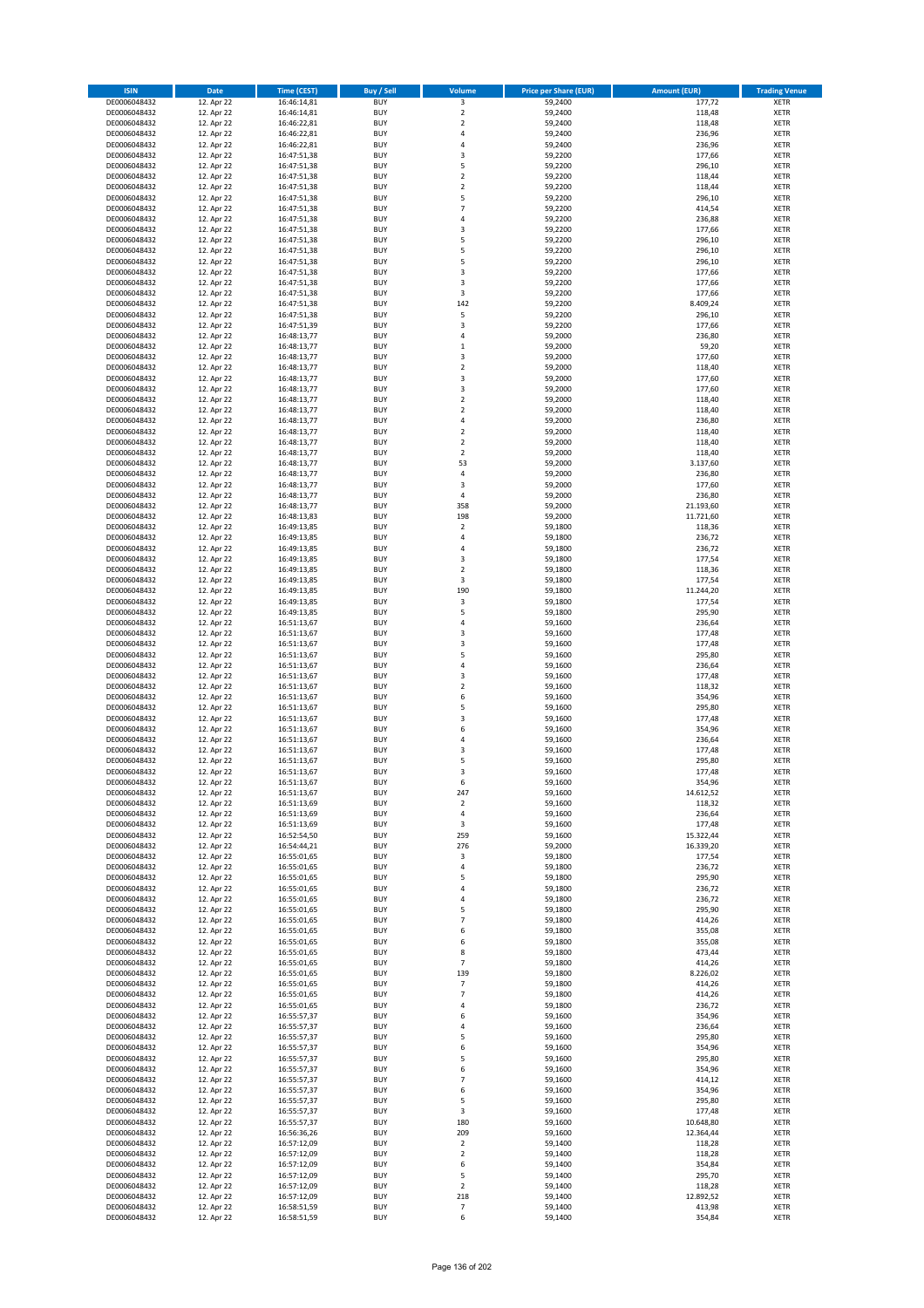| ISIN | Date | Time (CEST) | Buy / Sell | Volume | Price per Share (EUR) | Amount (EUR) | Trading Venue |
|---|---|---|---|---|---|---|---|
| DE0006048432 | 12. Apr 22 | 16:46:14,81 | BUY | 3 | 59,2400 | 177,72 | XETR |
| DE0006048432 | 12. Apr 22 | 16:46:14,81 | BUY | 2 | 59,2400 | 118,48 | XETR |
| DE0006048432 | 12. Apr 22 | 16:46:22,81 | BUY | 2 | 59,2400 | 118,48 | XETR |
| DE0006048432 | 12. Apr 22 | 16:46:22,81 | BUY | 4 | 59,2400 | 236,96 | XETR |
| DE0006048432 | 12. Apr 22 | 16:46:22,81 | BUY | 4 | 59,2400 | 236,96 | XETR |
| DE0006048432 | 12. Apr 22 | 16:47:51,38 | BUY | 3 | 59,2200 | 177,66 | XETR |
| DE0006048432 | 12. Apr 22 | 16:47:51,38 | BUY | 5 | 59,2200 | 296,10 | XETR |
| DE0006048432 | 12. Apr 22 | 16:47:51,38 | BUY | 2 | 59,2200 | 118,44 | XETR |
| DE0006048432 | 12. Apr 22 | 16:47:51,38 | BUY | 2 | 59,2200 | 118,44 | XETR |
| DE0006048432 | 12. Apr 22 | 16:47:51,38 | BUY | 5 | 59,2200 | 296,10 | XETR |
| DE0006048432 | 12. Apr 22 | 16:47:51,38 | BUY | 7 | 59,2200 | 414,54 | XETR |
| DE0006048432 | 12. Apr 22 | 16:47:51,38 | BUY | 4 | 59,2200 | 236,88 | XETR |
| DE0006048432 | 12. Apr 22 | 16:47:51,38 | BUY | 3 | 59,2200 | 177,66 | XETR |
| DE0006048432 | 12. Apr 22 | 16:47:51,38 | BUY | 5 | 59,2200 | 296,10 | XETR |
| DE0006048432 | 12. Apr 22 | 16:47:51,38 | BUY | 5 | 59,2200 | 296,10 | XETR |
| DE0006048432 | 12. Apr 22 | 16:47:51,38 | BUY | 5 | 59,2200 | 296,10 | XETR |
| DE0006048432 | 12. Apr 22 | 16:47:51,38 | BUY | 3 | 59,2200 | 177,66 | XETR |
| DE0006048432 | 12. Apr 22 | 16:47:51,38 | BUY | 3 | 59,2200 | 177,66 | XETR |
| DE0006048432 | 12. Apr 22 | 16:47:51,38 | BUY | 3 | 59,2200 | 177,66 | XETR |
| DE0006048432 | 12. Apr 22 | 16:47:51,38 | BUY | 142 | 59,2200 | 8.409,24 | XETR |
| DE0006048432 | 12. Apr 22 | 16:47:51,38 | BUY | 5 | 59,2200 | 296,10 | XETR |
| DE0006048432 | 12. Apr 22 | 16:47:51,39 | BUY | 3 | 59,2200 | 177,66 | XETR |
| DE0006048432 | 12. Apr 22 | 16:48:13,77 | BUY | 4 | 59,2000 | 236,80 | XETR |
| DE0006048432 | 12. Apr 22 | 16:48:13,77 | BUY | 1 | 59,2000 | 59,20 | XETR |
| DE0006048432 | 12. Apr 22 | 16:48:13,77 | BUY | 3 | 59,2000 | 177,60 | XETR |
| DE0006048432 | 12. Apr 22 | 16:48:13,77 | BUY | 2 | 59,2000 | 118,40 | XETR |
| DE0006048432 | 12. Apr 22 | 16:48:13,77 | BUY | 3 | 59,2000 | 177,60 | XETR |
| DE0006048432 | 12. Apr 22 | 16:48:13,77 | BUY | 3 | 59,2000 | 177,60 | XETR |
| DE0006048432 | 12. Apr 22 | 16:48:13,77 | BUY | 2 | 59,2000 | 118,40 | XETR |
| DE0006048432 | 12. Apr 22 | 16:48:13,77 | BUY | 2 | 59,2000 | 118,40 | XETR |
| DE0006048432 | 12. Apr 22 | 16:48:13,77 | BUY | 4 | 59,2000 | 236,80 | XETR |
| DE0006048432 | 12. Apr 22 | 16:48:13,77 | BUY | 2 | 59,2000 | 118,40 | XETR |
| DE0006048432 | 12. Apr 22 | 16:48:13,77 | BUY | 2 | 59,2000 | 118,40 | XETR |
| DE0006048432 | 12. Apr 22 | 16:48:13,77 | BUY | 2 | 59,2000 | 118,40 | XETR |
| DE0006048432 | 12. Apr 22 | 16:48:13,77 | BUY | 53 | 59,2000 | 3.137,60 | XETR |
| DE0006048432 | 12. Apr 22 | 16:48:13,77 | BUY | 4 | 59,2000 | 236,80 | XETR |
| DE0006048432 | 12. Apr 22 | 16:48:13,77 | BUY | 3 | 59,2000 | 177,60 | XETR |
| DE0006048432 | 12. Apr 22 | 16:48:13,77 | BUY | 4 | 59,2000 | 236,80 | XETR |
| DE0006048432 | 12. Apr 22 | 16:48:13,77 | BUY | 358 | 59,2000 | 21.193,60 | XETR |
| DE0006048432 | 12. Apr 22 | 16:48:13,83 | BUY | 198 | 59,2000 | 11.721,60 | XETR |
| DE0006048432 | 12. Apr 22 | 16:49:13,85 | BUY | 2 | 59,1800 | 118,36 | XETR |
| DE0006048432 | 12. Apr 22 | 16:49:13,85 | BUY | 4 | 59,1800 | 236,72 | XETR |
| DE0006048432 | 12. Apr 22 | 16:49:13,85 | BUY | 4 | 59,1800 | 236,72 | XETR |
| DE0006048432 | 12. Apr 22 | 16:49:13,85 | BUY | 3 | 59,1800 | 177,54 | XETR |
| DE0006048432 | 12. Apr 22 | 16:49:13,85 | BUY | 2 | 59,1800 | 118,36 | XETR |
| DE0006048432 | 12. Apr 22 | 16:49:13,85 | BUY | 3 | 59,1800 | 177,54 | XETR |
| DE0006048432 | 12. Apr 22 | 16:49:13,85 | BUY | 190 | 59,1800 | 11.244,20 | XETR |
| DE0006048432 | 12. Apr 22 | 16:49:13,85 | BUY | 3 | 59,1800 | 177,54 | XETR |
| DE0006048432 | 12. Apr 22 | 16:49:13,85 | BUY | 5 | 59,1800 | 295,90 | XETR |
| DE0006048432 | 12. Apr 22 | 16:51:13,67 | BUY | 4 | 59,1600 | 236,64 | XETR |
| DE0006048432 | 12. Apr 22 | 16:51:13,67 | BUY | 3 | 59,1600 | 177,48 | XETR |
| DE0006048432 | 12. Apr 22 | 16:51:13,67 | BUY | 3 | 59,1600 | 177,48 | XETR |
| DE0006048432 | 12. Apr 22 | 16:51:13,67 | BUY | 5 | 59,1600 | 295,80 | XETR |
| DE0006048432 | 12. Apr 22 | 16:51:13,67 | BUY | 4 | 59,1600 | 236,64 | XETR |
| DE0006048432 | 12. Apr 22 | 16:51:13,67 | BUY | 3 | 59,1600 | 177,48 | XETR |
| DE0006048432 | 12. Apr 22 | 16:51:13,67 | BUY | 2 | 59,1600 | 118,32 | XETR |
| DE0006048432 | 12. Apr 22 | 16:51:13,67 | BUY | 6 | 59,1600 | 354,96 | XETR |
| DE0006048432 | 12. Apr 22 | 16:51:13,67 | BUY | 5 | 59,1600 | 295,80 | XETR |
| DE0006048432 | 12. Apr 22 | 16:51:13,67 | BUY | 3 | 59,1600 | 177,48 | XETR |
| DE0006048432 | 12. Apr 22 | 16:51:13,67 | BUY | 6 | 59,1600 | 354,96 | XETR |
| DE0006048432 | 12. Apr 22 | 16:51:13,67 | BUY | 4 | 59,1600 | 236,64 | XETR |
| DE0006048432 | 12. Apr 22 | 16:51:13,67 | BUY | 3 | 59,1600 | 177,48 | XETR |
| DE0006048432 | 12. Apr 22 | 16:51:13,67 | BUY | 5 | 59,1600 | 295,80 | XETR |
| DE0006048432 | 12. Apr 22 | 16:51:13,67 | BUY | 3 | 59,1600 | 177,48 | XETR |
| DE0006048432 | 12. Apr 22 | 16:51:13,67 | BUY | 6 | 59,1600 | 354,96 | XETR |
| DE0006048432 | 12. Apr 22 | 16:51:13,67 | BUY | 247 | 59,1600 | 14.612,52 | XETR |
| DE0006048432 | 12. Apr 22 | 16:51:13,69 | BUY | 2 | 59,1600 | 118,32 | XETR |
| DE0006048432 | 12. Apr 22 | 16:51:13,69 | BUY | 4 | 59,1600 | 236,64 | XETR |
| DE0006048432 | 12. Apr 22 | 16:51:13,69 | BUY | 3 | 59,1600 | 177,48 | XETR |
| DE0006048432 | 12. Apr 22 | 16:52:54,50 | BUY | 259 | 59,1600 | 15.322,44 | XETR |
| DE0006048432 | 12. Apr 22 | 16:54:44,21 | BUY | 276 | 59,2000 | 16.339,20 | XETR |
| DE0006048432 | 12. Apr 22 | 16:55:01,65 | BUY | 3 | 59,1800 | 177,54 | XETR |
| DE0006048432 | 12. Apr 22 | 16:55:01,65 | BUY | 4 | 59,1800 | 236,72 | XETR |
| DE0006048432 | 12. Apr 22 | 16:55:01,65 | BUY | 5 | 59,1800 | 295,90 | XETR |
| DE0006048432 | 12. Apr 22 | 16:55:01,65 | BUY | 4 | 59,1800 | 236,72 | XETR |
| DE0006048432 | 12. Apr 22 | 16:55:01,65 | BUY | 4 | 59,1800 | 236,72 | XETR |
| DE0006048432 | 12. Apr 22 | 16:55:01,65 | BUY | 5 | 59,1800 | 295,90 | XETR |
| DE0006048432 | 12. Apr 22 | 16:55:01,65 | BUY | 7 | 59,1800 | 414,26 | XETR |
| DE0006048432 | 12. Apr 22 | 16:55:01,65 | BUY | 6 | 59,1800 | 355,08 | XETR |
| DE0006048432 | 12. Apr 22 | 16:55:01,65 | BUY | 6 | 59,1800 | 355,08 | XETR |
| DE0006048432 | 12. Apr 22 | 16:55:01,65 | BUY | 8 | 59,1800 | 473,44 | XETR |
| DE0006048432 | 12. Apr 22 | 16:55:01,65 | BUY | 7 | 59,1800 | 414,26 | XETR |
| DE0006048432 | 12. Apr 22 | 16:55:01,65 | BUY | 139 | 59,1800 | 8.226,02 | XETR |
| DE0006048432 | 12. Apr 22 | 16:55:01,65 | BUY | 7 | 59,1800 | 414,26 | XETR |
| DE0006048432 | 12. Apr 22 | 16:55:01,65 | BUY | 7 | 59,1800 | 414,26 | XETR |
| DE0006048432 | 12. Apr 22 | 16:55:01,65 | BUY | 4 | 59,1800 | 236,72 | XETR |
| DE0006048432 | 12. Apr 22 | 16:55:57,37 | BUY | 6 | 59,1600 | 354,96 | XETR |
| DE0006048432 | 12. Apr 22 | 16:55:57,37 | BUY | 4 | 59,1600 | 236,64 | XETR |
| DE0006048432 | 12. Apr 22 | 16:55:57,37 | BUY | 5 | 59,1600 | 295,80 | XETR |
| DE0006048432 | 12. Apr 22 | 16:55:57,37 | BUY | 6 | 59,1600 | 354,96 | XETR |
| DE0006048432 | 12. Apr 22 | 16:55:57,37 | BUY | 5 | 59,1600 | 295,80 | XETR |
| DE0006048432 | 12. Apr 22 | 16:55:57,37 | BUY | 6 | 59,1600 | 354,96 | XETR |
| DE0006048432 | 12. Apr 22 | 16:55:57,37 | BUY | 7 | 59,1600 | 414,12 | XETR |
| DE0006048432 | 12. Apr 22 | 16:55:57,37 | BUY | 6 | 59,1600 | 354,96 | XETR |
| DE0006048432 | 12. Apr 22 | 16:55:57,37 | BUY | 5 | 59,1600 | 295,80 | XETR |
| DE0006048432 | 12. Apr 22 | 16:55:57,37 | BUY | 3 | 59,1600 | 177,48 | XETR |
| DE0006048432 | 12. Apr 22 | 16:55:57,37 | BUY | 180 | 59,1600 | 10.648,80 | XETR |
| DE0006048432 | 12. Apr 22 | 16:56:36,26 | BUY | 209 | 59,1600 | 12.364,44 | XETR |
| DE0006048432 | 12. Apr 22 | 16:57:12,09 | BUY | 2 | 59,1400 | 118,28 | XETR |
| DE0006048432 | 12. Apr 22 | 16:57:12,09 | BUY | 2 | 59,1400 | 118,28 | XETR |
| DE0006048432 | 12. Apr 22 | 16:57:12,09 | BUY | 6 | 59,1400 | 354,84 | XETR |
| DE0006048432 | 12. Apr 22 | 16:57:12,09 | BUY | 5 | 59,1400 | 295,70 | XETR |
| DE0006048432 | 12. Apr 22 | 16:57:12,09 | BUY | 2 | 59,1400 | 118,28 | XETR |
| DE0006048432 | 12. Apr 22 | 16:57:12,09 | BUY | 218 | 59,1400 | 12.892,52 | XETR |
| DE0006048432 | 12. Apr 22 | 16:58:51,59 | BUY | 7 | 59,1400 | 413,98 | XETR |
| DE0006048432 | 12. Apr 22 | 16:58:51,59 | BUY | 6 | 59,1400 | 354,84 | XETR |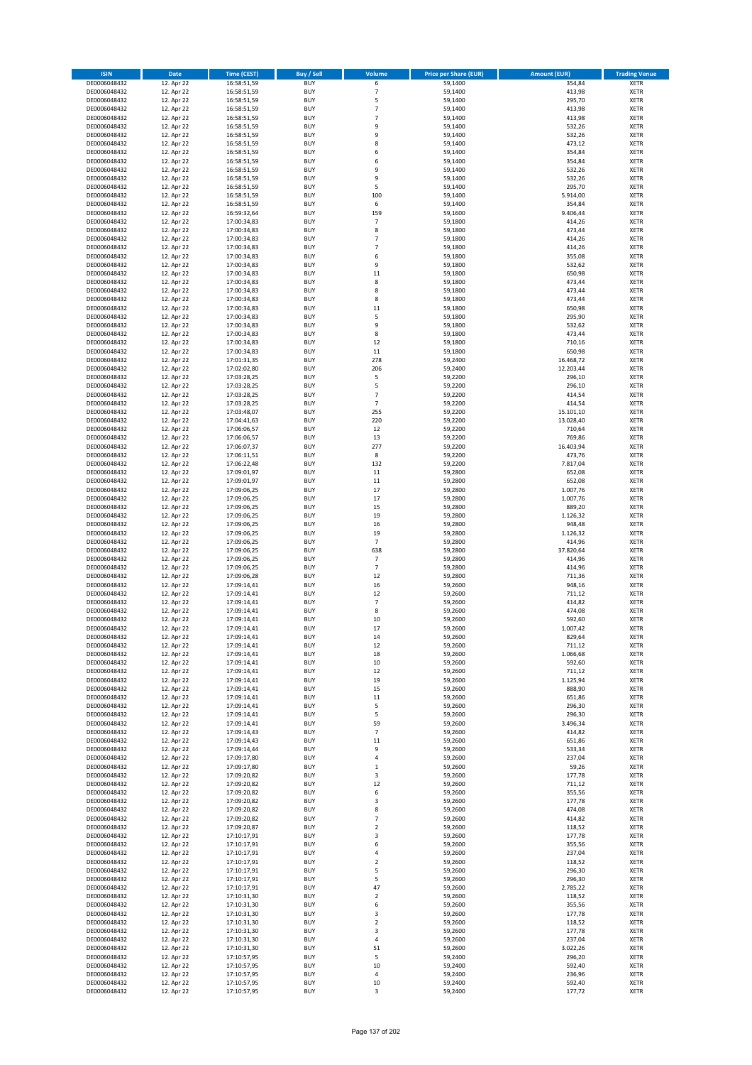| ISIN | Date | Time (CEST) | Buy / Sell | Volume | Price per Share (EUR) | Amount (EUR) | Trading Venue |
|---|---|---|---|---|---|---|---|
| DE0006048432 | 12. Apr 22 | 16:58:51,59 | BUY | 6 | 59,1400 | 354,84 | XETR |
| DE0006048432 | 12. Apr 22 | 16:58:51,59 | BUY | 7 | 59,1400 | 413,98 | XETR |
| DE0006048432 | 12. Apr 22 | 16:58:51,59 | BUY | 5 | 59,1400 | 295,70 | XETR |
| DE0006048432 | 12. Apr 22 | 16:58:51,59 | BUY | 7 | 59,1400 | 413,98 | XETR |
| DE0006048432 | 12. Apr 22 | 16:58:51,59 | BUY | 7 | 59,1400 | 413,98 | XETR |
| DE0006048432 | 12. Apr 22 | 16:58:51,59 | BUY | 9 | 59,1400 | 532,26 | XETR |
| DE0006048432 | 12. Apr 22 | 16:58:51,59 | BUY | 9 | 59,1400 | 532,26 | XETR |
| DE0006048432 | 12. Apr 22 | 16:58:51,59 | BUY | 8 | 59,1400 | 473,12 | XETR |
| DE0006048432 | 12. Apr 22 | 16:58:51,59 | BUY | 6 | 59,1400 | 354,84 | XETR |
| DE0006048432 | 12. Apr 22 | 16:58:51,59 | BUY | 6 | 59,1400 | 354,84 | XETR |
| DE0006048432 | 12. Apr 22 | 16:58:51,59 | BUY | 9 | 59,1400 | 532,26 | XETR |
| DE0006048432 | 12. Apr 22 | 16:58:51,59 | BUY | 9 | 59,1400 | 532,26 | XETR |
| DE0006048432 | 12. Apr 22 | 16:58:51,59 | BUY | 5 | 59,1400 | 295,70 | XETR |
| DE0006048432 | 12. Apr 22 | 16:58:51,59 | BUY | 100 | 59,1400 | 5.914,00 | XETR |
| DE0006048432 | 12. Apr 22 | 16:58:51,59 | BUY | 6 | 59,1400 | 354,84 | XETR |
| DE0006048432 | 12. Apr 22 | 16:59:32,64 | BUY | 159 | 59,1600 | 9.406,44 | XETR |
| DE0006048432 | 12. Apr 22 | 17:00:34,83 | BUY | 7 | 59,1800 | 414,26 | XETR |
| DE0006048432 | 12. Apr 22 | 17:00:34,83 | BUY | 8 | 59,1800 | 473,44 | XETR |
| DE0006048432 | 12. Apr 22 | 17:00:34,83 | BUY | 7 | 59,1800 | 414,26 | XETR |
| DE0006048432 | 12. Apr 22 | 17:00:34,83 | BUY | 7 | 59,1800 | 414,26 | XETR |
| DE0006048432 | 12. Apr 22 | 17:00:34,83 | BUY | 6 | 59,1800 | 355,08 | XETR |
| DE0006048432 | 12. Apr 22 | 17:00:34,83 | BUY | 9 | 59,1800 | 532,62 | XETR |
| DE0006048432 | 12. Apr 22 | 17:00:34,83 | BUY | 11 | 59,1800 | 650,98 | XETR |
| DE0006048432 | 12. Apr 22 | 17:00:34,83 | BUY | 8 | 59,1800 | 473,44 | XETR |
| DE0006048432 | 12. Apr 22 | 17:00:34,83 | BUY | 8 | 59,1800 | 473,44 | XETR |
| DE0006048432 | 12. Apr 22 | 17:00:34,83 | BUY | 8 | 59,1800 | 473,44 | XETR |
| DE0006048432 | 12. Apr 22 | 17:00:34,83 | BUY | 11 | 59,1800 | 650,98 | XETR |
| DE0006048432 | 12. Apr 22 | 17:00:34,83 | BUY | 5 | 59,1800 | 295,90 | XETR |
| DE0006048432 | 12. Apr 22 | 17:00:34,83 | BUY | 9 | 59,1800 | 532,62 | XETR |
| DE0006048432 | 12. Apr 22 | 17:00:34,83 | BUY | 8 | 59,1800 | 473,44 | XETR |
| DE0006048432 | 12. Apr 22 | 17:00:34,83 | BUY | 12 | 59,1800 | 710,16 | XETR |
| DE0006048432 | 12. Apr 22 | 17:00:34,83 | BUY | 11 | 59,1800 | 650,98 | XETR |
| DE0006048432 | 12. Apr 22 | 17:01:31,35 | BUY | 278 | 59,2400 | 16.468,72 | XETR |
| DE0006048432 | 12. Apr 22 | 17:02:02,80 | BUY | 206 | 59,2400 | 12.203,44 | XETR |
| DE0006048432 | 12. Apr 22 | 17:03:28,25 | BUY | 5 | 59,2200 | 296,10 | XETR |
| DE0006048432 | 12. Apr 22 | 17:03:28,25 | BUY | 5 | 59,2200 | 296,10 | XETR |
| DE0006048432 | 12. Apr 22 | 17:03:28,25 | BUY | 7 | 59,2200 | 414,54 | XETR |
| DE0006048432 | 12. Apr 22 | 17:03:28,25 | BUY | 7 | 59,2200 | 414,54 | XETR |
| DE0006048432 | 12. Apr 22 | 17:03:48,07 | BUY | 255 | 59,2200 | 15.101,10 | XETR |
| DE0006048432 | 12. Apr 22 | 17:04:41,63 | BUY | 220 | 59,2200 | 13.028,40 | XETR |
| DE0006048432 | 12. Apr 22 | 17:06:06,57 | BUY | 12 | 59,2200 | 710,64 | XETR |
| DE0006048432 | 12. Apr 22 | 17:06:06,57 | BUY | 13 | 59,2200 | 769,86 | XETR |
| DE0006048432 | 12. Apr 22 | 17:06:07,37 | BUY | 277 | 59,2200 | 16.403,94 | XETR |
| DE0006048432 | 12. Apr 22 | 17:06:11,51 | BUY | 8 | 59,2200 | 473,76 | XETR |
| DE0006048432 | 12. Apr 22 | 17:06:22,48 | BUY | 132 | 59,2200 | 7.817,04 | XETR |
| DE0006048432 | 12. Apr 22 | 17:09:01,97 | BUY | 11 | 59,2800 | 652,08 | XETR |
| DE0006048432 | 12. Apr 22 | 17:09:01,97 | BUY | 11 | 59,2800 | 652,08 | XETR |
| DE0006048432 | 12. Apr 22 | 17:09:06,25 | BUY | 17 | 59,2800 | 1.007,76 | XETR |
| DE0006048432 | 12. Apr 22 | 17:09:06,25 | BUY | 17 | 59,2800 | 1.007,76 | XETR |
| DE0006048432 | 12. Apr 22 | 17:09:06,25 | BUY | 15 | 59,2800 | 889,20 | XETR |
| DE0006048432 | 12. Apr 22 | 17:09:06,25 | BUY | 19 | 59,2800 | 1.126,32 | XETR |
| DE0006048432 | 12. Apr 22 | 17:09:06,25 | BUY | 16 | 59,2800 | 948,48 | XETR |
| DE0006048432 | 12. Apr 22 | 17:09:06,25 | BUY | 19 | 59,2800 | 1.126,32 | XETR |
| DE0006048432 | 12. Apr 22 | 17:09:06,25 | BUY | 7 | 59,2800 | 414,96 | XETR |
| DE0006048432 | 12. Apr 22 | 17:09:06,25 | BUY | 638 | 59,2800 | 37.820,64 | XETR |
| DE0006048432 | 12. Apr 22 | 17:09:06,25 | BUY | 7 | 59,2800 | 414,96 | XETR |
| DE0006048432 | 12. Apr 22 | 17:09:06,25 | BUY | 7 | 59,2800 | 414,96 | XETR |
| DE0006048432 | 12. Apr 22 | 17:09:06,28 | BUY | 12 | 59,2800 | 711,36 | XETR |
| DE0006048432 | 12. Apr 22 | 17:09:14,41 | BUY | 16 | 59,2600 | 948,16 | XETR |
| DE0006048432 | 12. Apr 22 | 17:09:14,41 | BUY | 12 | 59,2600 | 711,12 | XETR |
| DE0006048432 | 12. Apr 22 | 17:09:14,41 | BUY | 7 | 59,2600 | 414,82 | XETR |
| DE0006048432 | 12. Apr 22 | 17:09:14,41 | BUY | 8 | 59,2600 | 474,08 | XETR |
| DE0006048432 | 12. Apr 22 | 17:09:14,41 | BUY | 10 | 59,2600 | 592,60 | XETR |
| DE0006048432 | 12. Apr 22 | 17:09:14,41 | BUY | 17 | 59,2600 | 1.007,42 | XETR |
| DE0006048432 | 12. Apr 22 | 17:09:14,41 | BUY | 14 | 59,2600 | 829,64 | XETR |
| DE0006048432 | 12. Apr 22 | 17:09:14,41 | BUY | 12 | 59,2600 | 711,12 | XETR |
| DE0006048432 | 12. Apr 22 | 17:09:14,41 | BUY | 18 | 59,2600 | 1.066,68 | XETR |
| DE0006048432 | 12. Apr 22 | 17:09:14,41 | BUY | 10 | 59,2600 | 592,60 | XETR |
| DE0006048432 | 12. Apr 22 | 17:09:14,41 | BUY | 12 | 59,2600 | 711,12 | XETR |
| DE0006048432 | 12. Apr 22 | 17:09:14,41 | BUY | 19 | 59,2600 | 1.125,94 | XETR |
| DE0006048432 | 12. Apr 22 | 17:09:14,41 | BUY | 15 | 59,2600 | 888,90 | XETR |
| DE0006048432 | 12. Apr 22 | 17:09:14,41 | BUY | 11 | 59,2600 | 651,86 | XETR |
| DE0006048432 | 12. Apr 22 | 17:09:14,41 | BUY | 5 | 59,2600 | 296,30 | XETR |
| DE0006048432 | 12. Apr 22 | 17:09:14,41 | BUY | 5 | 59,2600 | 296,30 | XETR |
| DE0006048432 | 12. Apr 22 | 17:09:14,41 | BUY | 59 | 59,2600 | 3.496,34 | XETR |
| DE0006048432 | 12. Apr 22 | 17:09:14,43 | BUY | 7 | 59,2600 | 414,82 | XETR |
| DE0006048432 | 12. Apr 22 | 17:09:14,43 | BUY | 11 | 59,2600 | 651,86 | XETR |
| DE0006048432 | 12. Apr 22 | 17:09:14,44 | BUY | 9 | 59,2600 | 533,34 | XETR |
| DE0006048432 | 12. Apr 22 | 17:09:17,80 | BUY | 4 | 59,2600 | 237,04 | XETR |
| DE0006048432 | 12. Apr 22 | 17:09:17,80 | BUY | 1 | 59,2600 | 59,26 | XETR |
| DE0006048432 | 12. Apr 22 | 17:09:20,82 | BUY | 3 | 59,2600 | 177,78 | XETR |
| DE0006048432 | 12. Apr 22 | 17:09:20,82 | BUY | 12 | 59,2600 | 711,12 | XETR |
| DE0006048432 | 12. Apr 22 | 17:09:20,82 | BUY | 6 | 59,2600 | 355,56 | XETR |
| DE0006048432 | 12. Apr 22 | 17:09:20,82 | BUY | 3 | 59,2600 | 177,78 | XETR |
| DE0006048432 | 12. Apr 22 | 17:09:20,82 | BUY | 8 | 59,2600 | 474,08 | XETR |
| DE0006048432 | 12. Apr 22 | 17:09:20,82 | BUY | 7 | 59,2600 | 414,82 | XETR |
| DE0006048432 | 12. Apr 22 | 17:09:20,87 | BUY | 2 | 59,2600 | 118,52 | XETR |
| DE0006048432 | 12. Apr 22 | 17:10:17,91 | BUY | 3 | 59,2600 | 177,78 | XETR |
| DE0006048432 | 12. Apr 22 | 17:10:17,91 | BUY | 6 | 59,2600 | 355,56 | XETR |
| DE0006048432 | 12. Apr 22 | 17:10:17,91 | BUY | 4 | 59,2600 | 237,04 | XETR |
| DE0006048432 | 12. Apr 22 | 17:10:17,91 | BUY | 2 | 59,2600 | 118,52 | XETR |
| DE0006048432 | 12. Apr 22 | 17:10:17,91 | BUY | 5 | 59,2600 | 296,30 | XETR |
| DE0006048432 | 12. Apr 22 | 17:10:17,91 | BUY | 5 | 59,2600 | 296,30 | XETR |
| DE0006048432 | 12. Apr 22 | 17:10:17,91 | BUY | 47 | 59,2600 | 2.785,22 | XETR |
| DE0006048432 | 12. Apr 22 | 17:10:31,30 | BUY | 2 | 59,2600 | 118,52 | XETR |
| DE0006048432 | 12. Apr 22 | 17:10:31,30 | BUY | 6 | 59,2600 | 355,56 | XETR |
| DE0006048432 | 12. Apr 22 | 17:10:31,30 | BUY | 3 | 59,2600 | 177,78 | XETR |
| DE0006048432 | 12. Apr 22 | 17:10:31,30 | BUY | 2 | 59,2600 | 118,52 | XETR |
| DE0006048432 | 12. Apr 22 | 17:10:31,30 | BUY | 3 | 59,2600 | 177,78 | XETR |
| DE0006048432 | 12. Apr 22 | 17:10:31,30 | BUY | 4 | 59,2600 | 237,04 | XETR |
| DE0006048432 | 12. Apr 22 | 17:10:31,30 | BUY | 51 | 59,2600 | 3.022,26 | XETR |
| DE0006048432 | 12. Apr 22 | 17:10:57,95 | BUY | 5 | 59,2400 | 296,20 | XETR |
| DE0006048432 | 12. Apr 22 | 17:10:57,95 | BUY | 10 | 59,2400 | 592,40 | XETR |
| DE0006048432 | 12. Apr 22 | 17:10:57,95 | BUY | 4 | 59,2400 | 236,96 | XETR |
| DE0006048432 | 12. Apr 22 | 17:10:57,95 | BUY | 10 | 59,2400 | 592,40 | XETR |
| DE0006048432 | 12. Apr 22 | 17:10:57,95 | BUY | 3 | 59,2400 | 177,72 | XETR |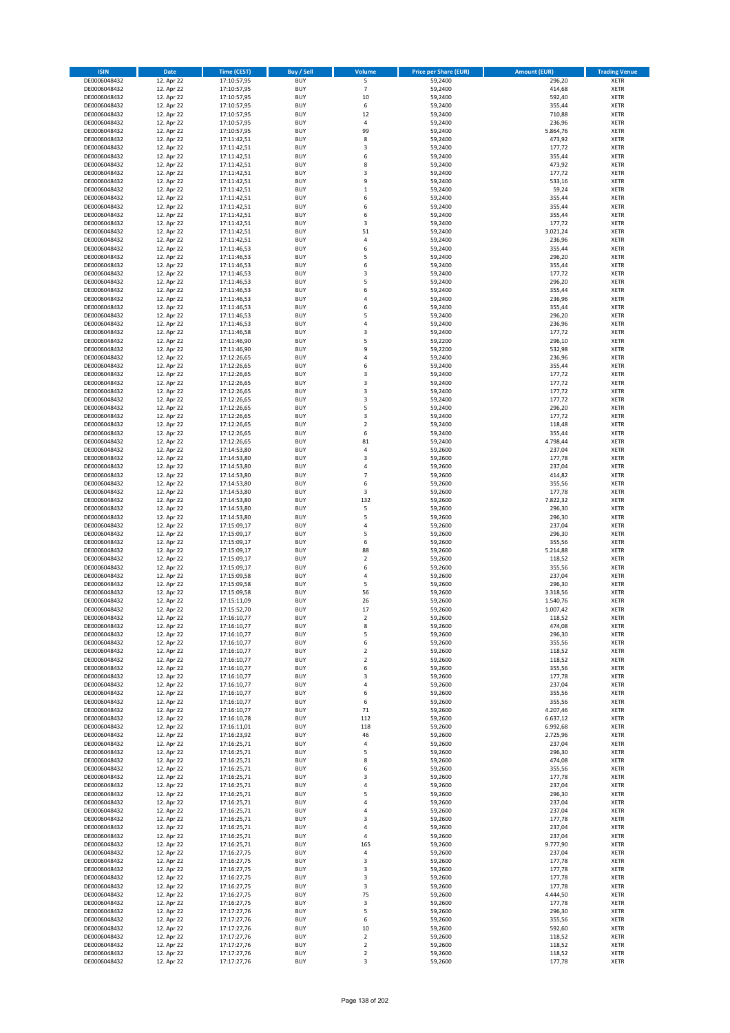| ISIN | Date | Time (CEST) | Buy / Sell | Volume | Price per Share (EUR) | Amount (EUR) | Trading Venue |
|---|---|---|---|---|---|---|---|
| DE0006048432 | 12. Apr 22 | 17:10:57,95 | BUY | 5 | 59,2400 | 296,20 | XETR |
| DE0006048432 | 12. Apr 22 | 17:10:57,95 | BUY | 7 | 59,2400 | 414,68 | XETR |
| DE0006048432 | 12. Apr 22 | 17:10:57,95 | BUY | 10 | 59,2400 | 592,40 | XETR |
| DE0006048432 | 12. Apr 22 | 17:10:57,95 | BUY | 6 | 59,2400 | 355,44 | XETR |
| DE0006048432 | 12. Apr 22 | 17:10:57,95 | BUY | 12 | 59,2400 | 710,88 | XETR |
| DE0006048432 | 12. Apr 22 | 17:10:57,95 | BUY | 4 | 59,2400 | 236,96 | XETR |
| DE0006048432 | 12. Apr 22 | 17:10:57,95 | BUY | 99 | 59,2400 | 5.864,76 | XETR |
| DE0006048432 | 12. Apr 22 | 17:11:42,51 | BUY | 8 | 59,2400 | 473,92 | XETR |
| DE0006048432 | 12. Apr 22 | 17:11:42,51 | BUY | 3 | 59,2400 | 177,72 | XETR |
| DE0006048432 | 12. Apr 22 | 17:11:42,51 | BUY | 6 | 59,2400 | 355,44 | XETR |
| DE0006048432 | 12. Apr 22 | 17:11:42,51 | BUY | 8 | 59,2400 | 473,92 | XETR |
| DE0006048432 | 12. Apr 22 | 17:11:42,51 | BUY | 3 | 59,2400 | 177,72 | XETR |
| DE0006048432 | 12. Apr 22 | 17:11:42,51 | BUY | 9 | 59,2400 | 533,16 | XETR |
| DE0006048432 | 12. Apr 22 | 17:11:42,51 | BUY | 1 | 59,2400 | 59,24 | XETR |
| DE0006048432 | 12. Apr 22 | 17:11:42,51 | BUY | 6 | 59,2400 | 355,44 | XETR |
| DE0006048432 | 12. Apr 22 | 17:11:42,51 | BUY | 6 | 59,2400 | 355,44 | XETR |
| DE0006048432 | 12. Apr 22 | 17:11:42,51 | BUY | 6 | 59,2400 | 355,44 | XETR |
| DE0006048432 | 12. Apr 22 | 17:11:42,51 | BUY | 3 | 59,2400 | 177,72 | XETR |
| DE0006048432 | 12. Apr 22 | 17:11:42,51 | BUY | 51 | 59,2400 | 3.021,24 | XETR |
| DE0006048432 | 12. Apr 22 | 17:11:42,51 | BUY | 4 | 59,2400 | 236,96 | XETR |
| DE0006048432 | 12. Apr 22 | 17:11:46,53 | BUY | 6 | 59,2400 | 355,44 | XETR |
| DE0006048432 | 12. Apr 22 | 17:11:46,53 | BUY | 5 | 59,2400 | 296,20 | XETR |
| DE0006048432 | 12. Apr 22 | 17:11:46,53 | BUY | 6 | 59,2400 | 355,44 | XETR |
| DE0006048432 | 12. Apr 22 | 17:11:46,53 | BUY | 3 | 59,2400 | 177,72 | XETR |
| DE0006048432 | 12. Apr 22 | 17:11:46,53 | BUY | 5 | 59,2400 | 296,20 | XETR |
| DE0006048432 | 12. Apr 22 | 17:11:46,53 | BUY | 6 | 59,2400 | 355,44 | XETR |
| DE0006048432 | 12. Apr 22 | 17:11:46,53 | BUY | 4 | 59,2400 | 236,96 | XETR |
| DE0006048432 | 12. Apr 22 | 17:11:46,53 | BUY | 6 | 59,2400 | 355,44 | XETR |
| DE0006048432 | 12. Apr 22 | 17:11:46,53 | BUY | 5 | 59,2400 | 296,20 | XETR |
| DE0006048432 | 12. Apr 22 | 17:11:46,53 | BUY | 4 | 59,2400 | 236,96 | XETR |
| DE0006048432 | 12. Apr 22 | 17:11:46,58 | BUY | 3 | 59,2400 | 177,72 | XETR |
| DE0006048432 | 12. Apr 22 | 17:11:46,90 | BUY | 5 | 59,2200 | 296,10 | XETR |
| DE0006048432 | 12. Apr 22 | 17:11:46,90 | BUY | 9 | 59,2200 | 532,98 | XETR |
| DE0006048432 | 12. Apr 22 | 17:12:26,65 | BUY | 4 | 59,2400 | 236,96 | XETR |
| DE0006048432 | 12. Apr 22 | 17:12:26,65 | BUY | 6 | 59,2400 | 355,44 | XETR |
| DE0006048432 | 12. Apr 22 | 17:12:26,65 | BUY | 3 | 59,2400 | 177,72 | XETR |
| DE0006048432 | 12. Apr 22 | 17:12:26,65 | BUY | 3 | 59,2400 | 177,72 | XETR |
| DE0006048432 | 12. Apr 22 | 17:12:26,65 | BUY | 3 | 59,2400 | 177,72 | XETR |
| DE0006048432 | 12. Apr 22 | 17:12:26,65 | BUY | 3 | 59,2400 | 177,72 | XETR |
| DE0006048432 | 12. Apr 22 | 17:12:26,65 | BUY | 5 | 59,2400 | 296,20 | XETR |
| DE0006048432 | 12. Apr 22 | 17:12:26,65 | BUY | 3 | 59,2400 | 177,72 | XETR |
| DE0006048432 | 12. Apr 22 | 17:12:26,65 | BUY | 2 | 59,2400 | 118,48 | XETR |
| DE0006048432 | 12. Apr 22 | 17:12:26,65 | BUY | 6 | 59,2400 | 355,44 | XETR |
| DE0006048432 | 12. Apr 22 | 17:12:26,65 | BUY | 81 | 59,2400 | 4.798,44 | XETR |
| DE0006048432 | 12. Apr 22 | 17:14:53,80 | BUY | 4 | 59,2600 | 237,04 | XETR |
| DE0006048432 | 12. Apr 22 | 17:14:53,80 | BUY | 3 | 59,2600 | 177,78 | XETR |
| DE0006048432 | 12. Apr 22 | 17:14:53,80 | BUY | 4 | 59,2600 | 237,04 | XETR |
| DE0006048432 | 12. Apr 22 | 17:14:53,80 | BUY | 7 | 59,2600 | 414,82 | XETR |
| DE0006048432 | 12. Apr 22 | 17:14:53,80 | BUY | 6 | 59,2600 | 355,56 | XETR |
| DE0006048432 | 12. Apr 22 | 17:14:53,80 | BUY | 3 | 59,2600 | 177,78 | XETR |
| DE0006048432 | 12. Apr 22 | 17:14:53,80 | BUY | 132 | 59,2600 | 7.822,32 | XETR |
| DE0006048432 | 12. Apr 22 | 17:14:53,80 | BUY | 5 | 59,2600 | 296,30 | XETR |
| DE0006048432 | 12. Apr 22 | 17:14:53,80 | BUY | 5 | 59,2600 | 296,30 | XETR |
| DE0006048432 | 12. Apr 22 | 17:15:09,17 | BUY | 4 | 59,2600 | 237,04 | XETR |
| DE0006048432 | 12. Apr 22 | 17:15:09,17 | BUY | 5 | 59,2600 | 296,30 | XETR |
| DE0006048432 | 12. Apr 22 | 17:15:09,17 | BUY | 6 | 59,2600 | 355,56 | XETR |
| DE0006048432 | 12. Apr 22 | 17:15:09,17 | BUY | 88 | 59,2600 | 5.214,88 | XETR |
| DE0006048432 | 12. Apr 22 | 17:15:09,17 | BUY | 2 | 59,2600 | 118,52 | XETR |
| DE0006048432 | 12. Apr 22 | 17:15:09,17 | BUY | 6 | 59,2600 | 355,56 | XETR |
| DE0006048432 | 12. Apr 22 | 17:15:09,58 | BUY | 4 | 59,2600 | 237,04 | XETR |
| DE0006048432 | 12. Apr 22 | 17:15:09,58 | BUY | 5 | 59,2600 | 296,30 | XETR |
| DE0006048432 | 12. Apr 22 | 17:15:09,58 | BUY | 56 | 59,2600 | 3.318,56 | XETR |
| DE0006048432 | 12. Apr 22 | 17:15:11,09 | BUY | 26 | 59,2600 | 1.540,76 | XETR |
| DE0006048432 | 12. Apr 22 | 17:15:52,70 | BUY | 17 | 59,2600 | 1.007,42 | XETR |
| DE0006048432 | 12. Apr 22 | 17:16:10,77 | BUY | 2 | 59,2600 | 118,52 | XETR |
| DE0006048432 | 12. Apr 22 | 17:16:10,77 | BUY | 8 | 59,2600 | 474,08 | XETR |
| DE0006048432 | 12. Apr 22 | 17:16:10,77 | BUY | 5 | 59,2600 | 296,30 | XETR |
| DE0006048432 | 12. Apr 22 | 17:16:10,77 | BUY | 6 | 59,2600 | 355,56 | XETR |
| DE0006048432 | 12. Apr 22 | 17:16:10,77 | BUY | 2 | 59,2600 | 118,52 | XETR |
| DE0006048432 | 12. Apr 22 | 17:16:10,77 | BUY | 2 | 59,2600 | 118,52 | XETR |
| DE0006048432 | 12. Apr 22 | 17:16:10,77 | BUY | 6 | 59,2600 | 355,56 | XETR |
| DE0006048432 | 12. Apr 22 | 17:16:10,77 | BUY | 3 | 59,2600 | 177,78 | XETR |
| DE0006048432 | 12. Apr 22 | 17:16:10,77 | BUY | 4 | 59,2600 | 237,04 | XETR |
| DE0006048432 | 12. Apr 22 | 17:16:10,77 | BUY | 6 | 59,2600 | 355,56 | XETR |
| DE0006048432 | 12. Apr 22 | 17:16:10,77 | BUY | 6 | 59,2600 | 355,56 | XETR |
| DE0006048432 | 12. Apr 22 | 17:16:10,77 | BUY | 71 | 59,2600 | 4.207,46 | XETR |
| DE0006048432 | 12. Apr 22 | 17:16:10,78 | BUY | 112 | 59,2600 | 6.637,12 | XETR |
| DE0006048432 | 12. Apr 22 | 17:16:11,01 | BUY | 118 | 59,2600 | 6.992,68 | XETR |
| DE0006048432 | 12. Apr 22 | 17:16:23,92 | BUY | 46 | 59,2600 | 2.725,96 | XETR |
| DE0006048432 | 12. Apr 22 | 17:16:25,71 | BUY | 4 | 59,2600 | 237,04 | XETR |
| DE0006048432 | 12. Apr 22 | 17:16:25,71 | BUY | 5 | 59,2600 | 296,30 | XETR |
| DE0006048432 | 12. Apr 22 | 17:16:25,71 | BUY | 8 | 59,2600 | 474,08 | XETR |
| DE0006048432 | 12. Apr 22 | 17:16:25,71 | BUY | 6 | 59,2600 | 355,56 | XETR |
| DE0006048432 | 12. Apr 22 | 17:16:25,71 | BUY | 3 | 59,2600 | 177,78 | XETR |
| DE0006048432 | 12. Apr 22 | 17:16:25,71 | BUY | 4 | 59,2600 | 237,04 | XETR |
| DE0006048432 | 12. Apr 22 | 17:16:25,71 | BUY | 5 | 59,2600 | 296,30 | XETR |
| DE0006048432 | 12. Apr 22 | 17:16:25,71 | BUY | 4 | 59,2600 | 237,04 | XETR |
| DE0006048432 | 12. Apr 22 | 17:16:25,71 | BUY | 4 | 59,2600 | 237,04 | XETR |
| DE0006048432 | 12. Apr 22 | 17:16:25,71 | BUY | 3 | 59,2600 | 177,78 | XETR |
| DE0006048432 | 12. Apr 22 | 17:16:25,71 | BUY | 4 | 59,2600 | 237,04 | XETR |
| DE0006048432 | 12. Apr 22 | 17:16:25,71 | BUY | 4 | 59,2600 | 237,04 | XETR |
| DE0006048432 | 12. Apr 22 | 17:16:25,71 | BUY | 165 | 59,2600 | 9.777,90 | XETR |
| DE0006048432 | 12. Apr 22 | 17:16:27,75 | BUY | 4 | 59,2600 | 237,04 | XETR |
| DE0006048432 | 12. Apr 22 | 17:16:27,75 | BUY | 3 | 59,2600 | 177,78 | XETR |
| DE0006048432 | 12. Apr 22 | 17:16:27,75 | BUY | 3 | 59,2600 | 177,78 | XETR |
| DE0006048432 | 12. Apr 22 | 17:16:27,75 | BUY | 3 | 59,2600 | 177,78 | XETR |
| DE0006048432 | 12. Apr 22 | 17:16:27,75 | BUY | 3 | 59,2600 | 177,78 | XETR |
| DE0006048432 | 12. Apr 22 | 17:16:27,75 | BUY | 75 | 59,2600 | 4.444,50 | XETR |
| DE0006048432 | 12. Apr 22 | 17:16:27,75 | BUY | 3 | 59,2600 | 177,78 | XETR |
| DE0006048432 | 12. Apr 22 | 17:17:27,76 | BUY | 5 | 59,2600 | 296,30 | XETR |
| DE0006048432 | 12. Apr 22 | 17:17:27,76 | BUY | 6 | 59,2600 | 355,56 | XETR |
| DE0006048432 | 12. Apr 22 | 17:17:27,76 | BUY | 10 | 59,2600 | 592,60 | XETR |
| DE0006048432 | 12. Apr 22 | 17:17:27,76 | BUY | 2 | 59,2600 | 118,52 | XETR |
| DE0006048432 | 12. Apr 22 | 17:17:27,76 | BUY | 2 | 59,2600 | 118,52 | XETR |
| DE0006048432 | 12. Apr 22 | 17:17:27,76 | BUY | 2 | 59,2600 | 118,52 | XETR |
| DE0006048432 | 12. Apr 22 | 17:17:27,76 | BUY | 3 | 59,2600 | 177,78 | XETR |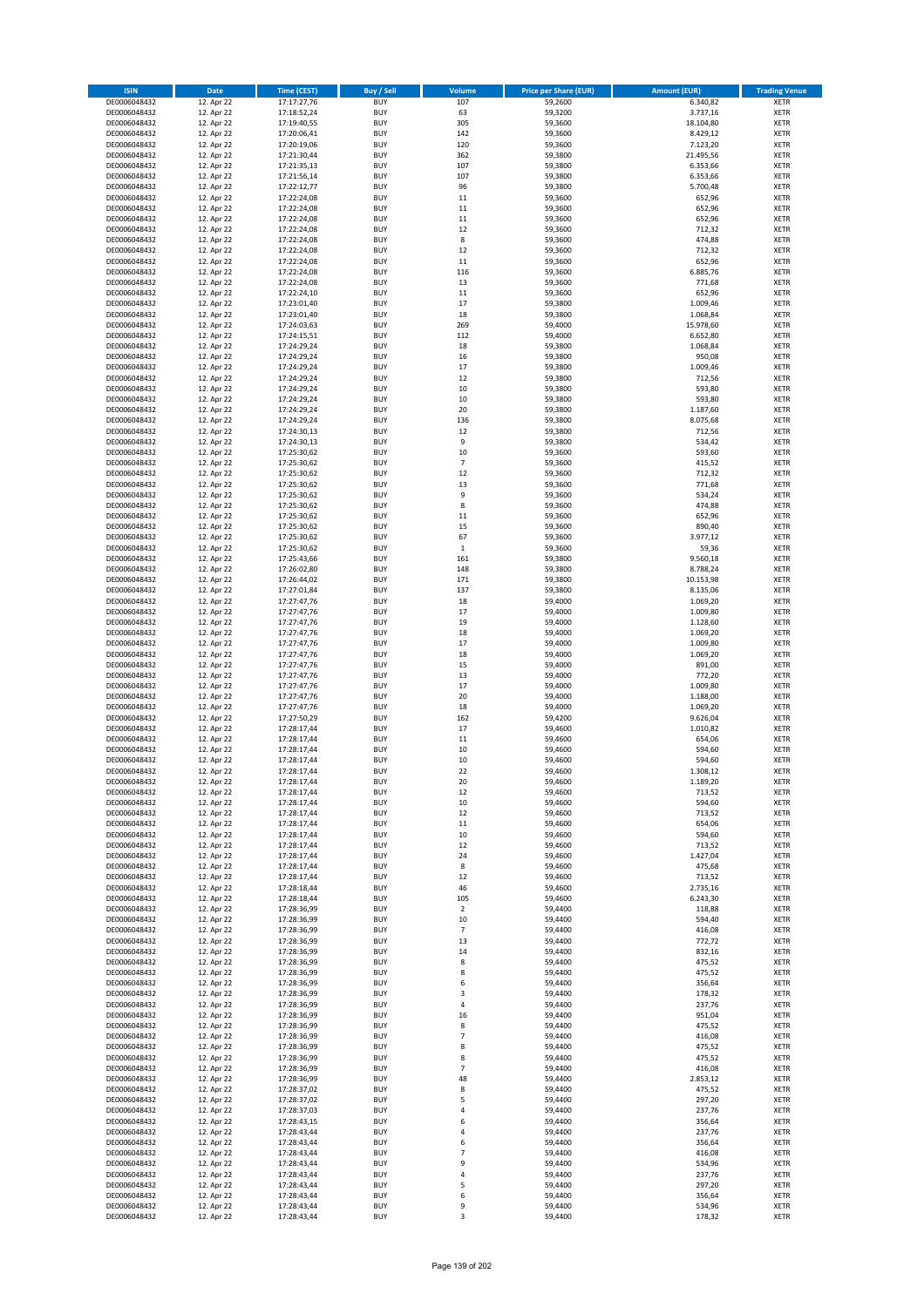| ISIN | Date | Time (CEST) | Buy / Sell | Volume | Price per Share (EUR) | Amount (EUR) | Trading Venue |
|---|---|---|---|---|---|---|---|
| DE0006048432 | 12. Apr 22 | 17:17:27,76 | BUY | 107 | 59,2600 | 6.340,82 | XETR |
| DE0006048432 | 12. Apr 22 | 17:18:52,24 | BUY | 63 | 59,3200 | 3.737,16 | XETR |
| DE0006048432 | 12. Apr 22 | 17:19:40,55 | BUY | 305 | 59,3600 | 18.104,80 | XETR |
| DE0006048432 | 12. Apr 22 | 17:20:06,41 | BUY | 142 | 59,3600 | 8.429,12 | XETR |
| DE0006048432 | 12. Apr 22 | 17:20:19,06 | BUY | 120 | 59,3600 | 7.123,20 | XETR |
| DE0006048432 | 12. Apr 22 | 17:21:30,44 | BUY | 362 | 59,3800 | 21.495,56 | XETR |
| DE0006048432 | 12. Apr 22 | 17:21:35,13 | BUY | 107 | 59,3800 | 6.353,66 | XETR |
| DE0006048432 | 12. Apr 22 | 17:21:56,14 | BUY | 107 | 59,3800 | 6.353,66 | XETR |
| DE0006048432 | 12. Apr 22 | 17:22:12,77 | BUY | 96 | 59,3800 | 5.700,48 | XETR |
| DE0006048432 | 12. Apr 22 | 17:22:24,08 | BUY | 11 | 59,3600 | 652,96 | XETR |
| DE0006048432 | 12. Apr 22 | 17:22:24,08 | BUY | 11 | 59,3600 | 652,96 | XETR |
| DE0006048432 | 12. Apr 22 | 17:22:24,08 | BUY | 11 | 59,3600 | 652,96 | XETR |
| DE0006048432 | 12. Apr 22 | 17:22:24,08 | BUY | 12 | 59,3600 | 712,32 | XETR |
| DE0006048432 | 12. Apr 22 | 17:22:24,08 | BUY | 8 | 59,3600 | 474,88 | XETR |
| DE0006048432 | 12. Apr 22 | 17:22:24,08 | BUY | 12 | 59,3600 | 712,32 | XETR |
| DE0006048432 | 12. Apr 22 | 17:22:24,08 | BUY | 11 | 59,3600 | 652,96 | XETR |
| DE0006048432 | 12. Apr 22 | 17:22:24,08 | BUY | 116 | 59,3600 | 6.885,76 | XETR |
| DE0006048432 | 12. Apr 22 | 17:22:24,08 | BUY | 13 | 59,3600 | 771,68 | XETR |
| DE0006048432 | 12. Apr 22 | 17:22:24,10 | BUY | 11 | 59,3600 | 652,96 | XETR |
| DE0006048432 | 12. Apr 22 | 17:23:01,40 | BUY | 17 | 59,3800 | 1.009,46 | XETR |
| DE0006048432 | 12. Apr 22 | 17:23:01,40 | BUY | 18 | 59,3800 | 1.068,84 | XETR |
| DE0006048432 | 12. Apr 22 | 17:24:03,63 | BUY | 269 | 59,4000 | 15.978,60 | XETR |
| DE0006048432 | 12. Apr 22 | 17:24:15,51 | BUY | 112 | 59,4000 | 6.652,80 | XETR |
| DE0006048432 | 12. Apr 22 | 17:24:29,24 | BUY | 18 | 59,3800 | 1.068,84 | XETR |
| DE0006048432 | 12. Apr 22 | 17:24:29,24 | BUY | 16 | 59,3800 | 950,08 | XETR |
| DE0006048432 | 12. Apr 22 | 17:24:29,24 | BUY | 17 | 59,3800 | 1.009,46 | XETR |
| DE0006048432 | 12. Apr 22 | 17:24:29,24 | BUY | 12 | 59,3800 | 712,56 | XETR |
| DE0006048432 | 12. Apr 22 | 17:24:29,24 | BUY | 10 | 59,3800 | 593,80 | XETR |
| DE0006048432 | 12. Apr 22 | 17:24:29,24 | BUY | 10 | 59,3800 | 593,80 | XETR |
| DE0006048432 | 12. Apr 22 | 17:24:29,24 | BUY | 20 | 59,3800 | 1.187,60 | XETR |
| DE0006048432 | 12. Apr 22 | 17:24:29,24 | BUY | 136 | 59,3800 | 8.075,68 | XETR |
| DE0006048432 | 12. Apr 22 | 17:24:30,13 | BUY | 12 | 59,3800 | 712,56 | XETR |
| DE0006048432 | 12. Apr 22 | 17:24:30,13 | BUY | 9 | 59,3800 | 534,42 | XETR |
| DE0006048432 | 12. Apr 22 | 17:25:30,62 | BUY | 10 | 59,3600 | 593,60 | XETR |
| DE0006048432 | 12. Apr 22 | 17:25:30,62 | BUY | 7 | 59,3600 | 415,52 | XETR |
| DE0006048432 | 12. Apr 22 | 17:25:30,62 | BUY | 12 | 59,3600 | 712,32 | XETR |
| DE0006048432 | 12. Apr 22 | 17:25:30,62 | BUY | 13 | 59,3600 | 771,68 | XETR |
| DE0006048432 | 12. Apr 22 | 17:25:30,62 | BUY | 9 | 59,3600 | 534,24 | XETR |
| DE0006048432 | 12. Apr 22 | 17:25:30,62 | BUY | 8 | 59,3600 | 474,88 | XETR |
| DE0006048432 | 12. Apr 22 | 17:25:30,62 | BUY | 11 | 59,3600 | 652,96 | XETR |
| DE0006048432 | 12. Apr 22 | 17:25:30,62 | BUY | 15 | 59,3600 | 890,40 | XETR |
| DE0006048432 | 12. Apr 22 | 17:25:30,62 | BUY | 67 | 59,3600 | 3.977,12 | XETR |
| DE0006048432 | 12. Apr 22 | 17:25:30,62 | BUY | 1 | 59,3600 | 59,36 | XETR |
| DE0006048432 | 12. Apr 22 | 17:25:43,66 | BUY | 161 | 59,3800 | 9.560,18 | XETR |
| DE0006048432 | 12. Apr 22 | 17:26:02,80 | BUY | 148 | 59,3800 | 8.788,24 | XETR |
| DE0006048432 | 12. Apr 22 | 17:26:44,02 | BUY | 171 | 59,3800 | 10.153,98 | XETR |
| DE0006048432 | 12. Apr 22 | 17:27:01,84 | BUY | 137 | 59,3800 | 8.135,06 | XETR |
| DE0006048432 | 12. Apr 22 | 17:27:47,76 | BUY | 18 | 59,4000 | 1.069,20 | XETR |
| DE0006048432 | 12. Apr 22 | 17:27:47,76 | BUY | 17 | 59,4000 | 1.009,80 | XETR |
| DE0006048432 | 12. Apr 22 | 17:27:47,76 | BUY | 19 | 59,4000 | 1.128,60 | XETR |
| DE0006048432 | 12. Apr 22 | 17:27:47,76 | BUY | 18 | 59,4000 | 1.069,20 | XETR |
| DE0006048432 | 12. Apr 22 | 17:27:47,76 | BUY | 17 | 59,4000 | 1.009,80 | XETR |
| DE0006048432 | 12. Apr 22 | 17:27:47,76 | BUY | 18 | 59,4000 | 1.069,20 | XETR |
| DE0006048432 | 12. Apr 22 | 17:27:47,76 | BUY | 15 | 59,4000 | 891,00 | XETR |
| DE0006048432 | 12. Apr 22 | 17:27:47,76 | BUY | 13 | 59,4000 | 772,20 | XETR |
| DE0006048432 | 12. Apr 22 | 17:27:47,76 | BUY | 17 | 59,4000 | 1.009,80 | XETR |
| DE0006048432 | 12. Apr 22 | 17:27:47,76 | BUY | 20 | 59,4000 | 1.188,00 | XETR |
| DE0006048432 | 12. Apr 22 | 17:27:47,76 | BUY | 18 | 59,4000 | 1.069,20 | XETR |
| DE0006048432 | 12. Apr 22 | 17:27:50,29 | BUY | 162 | 59,4200 | 9.626,04 | XETR |
| DE0006048432 | 12. Apr 22 | 17:28:17,44 | BUY | 17 | 59,4600 | 1.010,82 | XETR |
| DE0006048432 | 12. Apr 22 | 17:28:17,44 | BUY | 11 | 59,4600 | 654,06 | XETR |
| DE0006048432 | 12. Apr 22 | 17:28:17,44 | BUY | 10 | 59,4600 | 594,60 | XETR |
| DE0006048432 | 12. Apr 22 | 17:28:17,44 | BUY | 10 | 59,4600 | 594,60 | XETR |
| DE0006048432 | 12. Apr 22 | 17:28:17,44 | BUY | 22 | 59,4600 | 1.308,12 | XETR |
| DE0006048432 | 12. Apr 22 | 17:28:17,44 | BUY | 20 | 59,4600 | 1.189,20 | XETR |
| DE0006048432 | 12. Apr 22 | 17:28:17,44 | BUY | 12 | 59,4600 | 713,52 | XETR |
| DE0006048432 | 12. Apr 22 | 17:28:17,44 | BUY | 10 | 59,4600 | 594,60 | XETR |
| DE0006048432 | 12. Apr 22 | 17:28:17,44 | BUY | 12 | 59,4600 | 713,52 | XETR |
| DE0006048432 | 12. Apr 22 | 17:28:17,44 | BUY | 11 | 59,4600 | 654,06 | XETR |
| DE0006048432 | 12. Apr 22 | 17:28:17,44 | BUY | 10 | 59,4600 | 594,60 | XETR |
| DE0006048432 | 12. Apr 22 | 17:28:17,44 | BUY | 12 | 59,4600 | 713,52 | XETR |
| DE0006048432 | 12. Apr 22 | 17:28:17,44 | BUY | 24 | 59,4600 | 1.427,04 | XETR |
| DE0006048432 | 12. Apr 22 | 17:28:17,44 | BUY | 8 | 59,4600 | 475,68 | XETR |
| DE0006048432 | 12. Apr 22 | 17:28:17,44 | BUY | 12 | 59,4600 | 713,52 | XETR |
| DE0006048432 | 12. Apr 22 | 17:28:18,44 | BUY | 46 | 59,4600 | 2.735,16 | XETR |
| DE0006048432 | 12. Apr 22 | 17:28:18,44 | BUY | 105 | 59,4600 | 6.243,30 | XETR |
| DE0006048432 | 12. Apr 22 | 17:28:36,99 | BUY | 2 | 59,4400 | 118,88 | XETR |
| DE0006048432 | 12. Apr 22 | 17:28:36,99 | BUY | 10 | 59,4400 | 594,40 | XETR |
| DE0006048432 | 12. Apr 22 | 17:28:36,99 | BUY | 7 | 59,4400 | 416,08 | XETR |
| DE0006048432 | 12. Apr 22 | 17:28:36,99 | BUY | 13 | 59,4400 | 772,72 | XETR |
| DE0006048432 | 12. Apr 22 | 17:28:36,99 | BUY | 14 | 59,4400 | 832,16 | XETR |
| DE0006048432 | 12. Apr 22 | 17:28:36,99 | BUY | 8 | 59,4400 | 475,52 | XETR |
| DE0006048432 | 12. Apr 22 | 17:28:36,99 | BUY | 8 | 59,4400 | 475,52 | XETR |
| DE0006048432 | 12. Apr 22 | 17:28:36,99 | BUY | 6 | 59,4400 | 356,64 | XETR |
| DE0006048432 | 12. Apr 22 | 17:28:36,99 | BUY | 3 | 59,4400 | 178,32 | XETR |
| DE0006048432 | 12. Apr 22 | 17:28:36,99 | BUY | 4 | 59,4400 | 237,76 | XETR |
| DE0006048432 | 12. Apr 22 | 17:28:36,99 | BUY | 16 | 59,4400 | 951,04 | XETR |
| DE0006048432 | 12. Apr 22 | 17:28:36,99 | BUY | 8 | 59,4400 | 475,52 | XETR |
| DE0006048432 | 12. Apr 22 | 17:28:36,99 | BUY | 7 | 59,4400 | 416,08 | XETR |
| DE0006048432 | 12. Apr 22 | 17:28:36,99 | BUY | 8 | 59,4400 | 475,52 | XETR |
| DE0006048432 | 12. Apr 22 | 17:28:36,99 | BUY | 8 | 59,4400 | 475,52 | XETR |
| DE0006048432 | 12. Apr 22 | 17:28:36,99 | BUY | 7 | 59,4400 | 416,08 | XETR |
| DE0006048432 | 12. Apr 22 | 17:28:36,99 | BUY | 48 | 59,4400 | 2.853,12 | XETR |
| DE0006048432 | 12. Apr 22 | 17:28:37,02 | BUY | 8 | 59,4400 | 475,52 | XETR |
| DE0006048432 | 12. Apr 22 | 17:28:37,02 | BUY | 5 | 59,4400 | 297,20 | XETR |
| DE0006048432 | 12. Apr 22 | 17:28:37,03 | BUY | 4 | 59,4400 | 237,76 | XETR |
| DE0006048432 | 12. Apr 22 | 17:28:43,15 | BUY | 6 | 59,4400 | 356,64 | XETR |
| DE0006048432 | 12. Apr 22 | 17:28:43,44 | BUY | 4 | 59,4400 | 237,76 | XETR |
| DE0006048432 | 12. Apr 22 | 17:28:43,44 | BUY | 6 | 59,4400 | 356,64 | XETR |
| DE0006048432 | 12. Apr 22 | 17:28:43,44 | BUY | 7 | 59,4400 | 416,08 | XETR |
| DE0006048432 | 12. Apr 22 | 17:28:43,44 | BUY | 9 | 59,4400 | 534,96 | XETR |
| DE0006048432 | 12. Apr 22 | 17:28:43,44 | BUY | 4 | 59,4400 | 237,76 | XETR |
| DE0006048432 | 12. Apr 22 | 17:28:43,44 | BUY | 5 | 59,4400 | 297,20 | XETR |
| DE0006048432 | 12. Apr 22 | 17:28:43,44 | BUY | 6 | 59,4400 | 356,64 | XETR |
| DE0006048432 | 12. Apr 22 | 17:28:43,44 | BUY | 9 | 59,4400 | 534,96 | XETR |
| DE0006048432 | 12. Apr 22 | 17:28:43,44 | BUY | 3 | 59,4400 | 178,32 | XETR |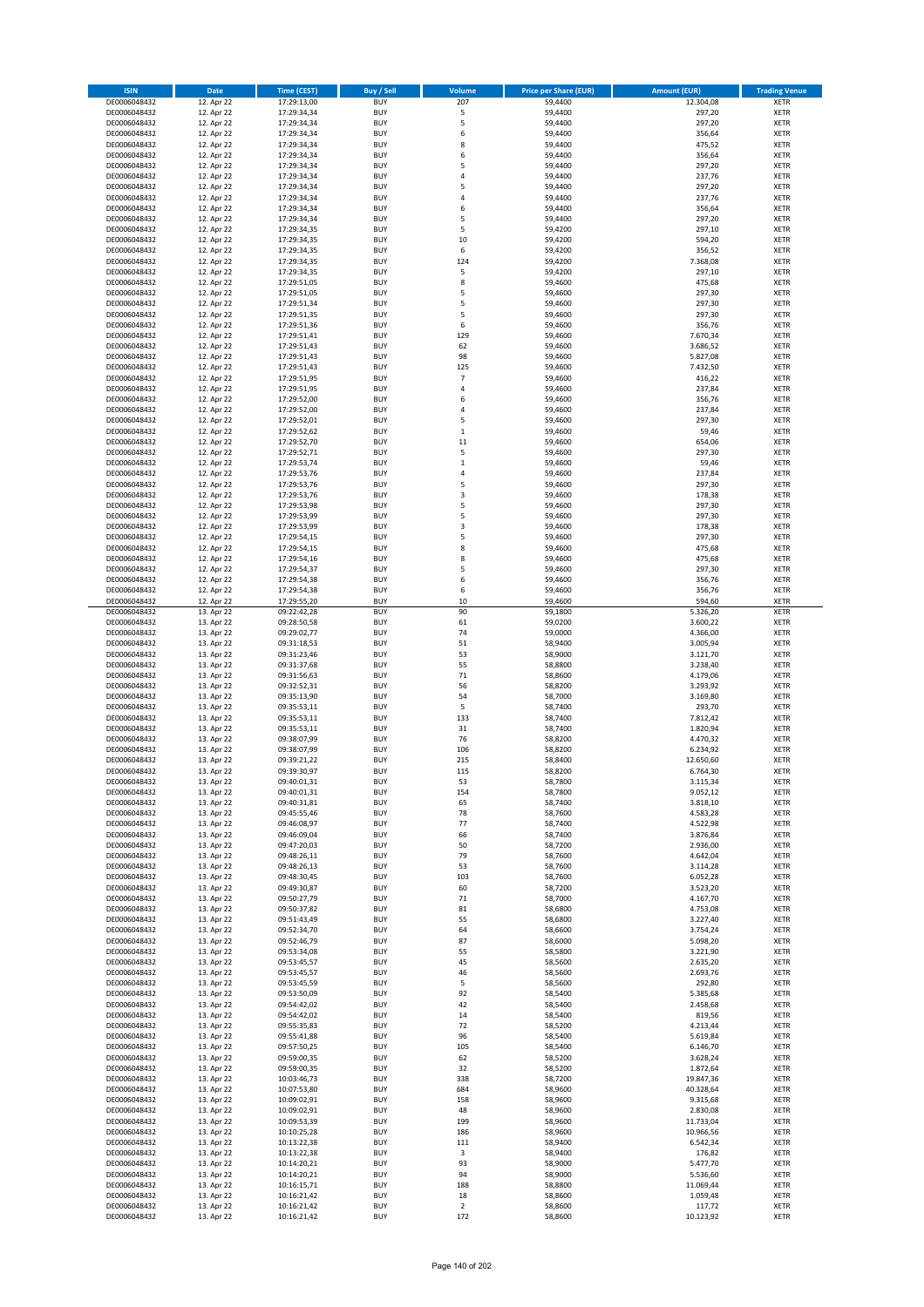| ISIN | Date | Time (CEST) | Buy / Sell | Volume | Price per Share (EUR) | Amount (EUR) | Trading Venue |
|---|---|---|---|---|---|---|---|
| DE0006048432 | 12. Apr 22 | 17:29:13,00 | BUY | 207 | 59,4400 | 12.304,08 | XETR |
| DE0006048432 | 12. Apr 22 | 17:29:34,34 | BUY | 5 | 59,4400 | 297,20 | XETR |
| DE0006048432 | 12. Apr 22 | 17:29:34,34 | BUY | 5 | 59,4400 | 297,20 | XETR |
| DE0006048432 | 12. Apr 22 | 17:29:34,34 | BUY | 6 | 59,4400 | 356,64 | XETR |
| DE0006048432 | 12. Apr 22 | 17:29:34,34 | BUY | 8 | 59,4400 | 475,52 | XETR |
| DE0006048432 | 12. Apr 22 | 17:29:34,34 | BUY | 6 | 59,4400 | 356,64 | XETR |
| DE0006048432 | 12. Apr 22 | 17:29:34,34 | BUY | 5 | 59,4400 | 297,20 | XETR |
| DE0006048432 | 12. Apr 22 | 17:29:34,34 | BUY | 4 | 59,4400 | 237,76 | XETR |
| DE0006048432 | 12. Apr 22 | 17:29:34,34 | BUY | 5 | 59,4400 | 297,20 | XETR |
| DE0006048432 | 12. Apr 22 | 17:29:34,34 | BUY | 4 | 59,4400 | 237,76 | XETR |
| DE0006048432 | 12. Apr 22 | 17:29:34,34 | BUY | 6 | 59,4400 | 356,64 | XETR |
| DE0006048432 | 12. Apr 22 | 17:29:34,34 | BUY | 5 | 59,4400 | 297,20 | XETR |
| DE0006048432 | 12. Apr 22 | 17:29:34,35 | BUY | 5 | 59,4200 | 297,10 | XETR |
| DE0006048432 | 12. Apr 22 | 17:29:34,35 | BUY | 10 | 59,4200 | 594,20 | XETR |
| DE0006048432 | 12. Apr 22 | 17:29:34,35 | BUY | 6 | 59,4200 | 356,52 | XETR |
| DE0006048432 | 12. Apr 22 | 17:29:34,35 | BUY | 124 | 59,4200 | 7.368,08 | XETR |
| DE0006048432 | 12. Apr 22 | 17:29:34,35 | BUY | 5 | 59,4200 | 297,10 | XETR |
| DE0006048432 | 12. Apr 22 | 17:29:51,05 | BUY | 8 | 59,4600 | 475,68 | XETR |
| DE0006048432 | 12. Apr 22 | 17:29:51,05 | BUY | 5 | 59,4600 | 297,30 | XETR |
| DE0006048432 | 12. Apr 22 | 17:29:51,34 | BUY | 5 | 59,4600 | 297,30 | XETR |
| DE0006048432 | 12. Apr 22 | 17:29:51,35 | BUY | 5 | 59,4600 | 297,30 | XETR |
| DE0006048432 | 12. Apr 22 | 17:29:51,36 | BUY | 6 | 59,4600 | 356,76 | XETR |
| DE0006048432 | 12. Apr 22 | 17:29:51,41 | BUY | 129 | 59,4600 | 7.670,34 | XETR |
| DE0006048432 | 12. Apr 22 | 17:29:51,43 | BUY | 62 | 59,4600 | 3.686,52 | XETR |
| DE0006048432 | 12. Apr 22 | 17:29:51,43 | BUY | 98 | 59,4600 | 5.827,08 | XETR |
| DE0006048432 | 12. Apr 22 | 17:29:51,43 | BUY | 125 | 59,4600 | 7.432,50 | XETR |
| DE0006048432 | 12. Apr 22 | 17:29:51,95 | BUY | 7 | 59,4600 | 416,22 | XETR |
| DE0006048432 | 12. Apr 22 | 17:29:51,95 | BUY | 4 | 59,4600 | 237,84 | XETR |
| DE0006048432 | 12. Apr 22 | 17:29:52,00 | BUY | 6 | 59,4600 | 356,76 | XETR |
| DE0006048432 | 12. Apr 22 | 17:29:52,00 | BUY | 4 | 59,4600 | 237,84 | XETR |
| DE0006048432 | 12. Apr 22 | 17:29:52,01 | BUY | 5 | 59,4600 | 297,30 | XETR |
| DE0006048432 | 12. Apr 22 | 17:29:52,62 | BUY | 1 | 59,4600 | 59,46 | XETR |
| DE0006048432 | 12. Apr 22 | 17:29:52,70 | BUY | 11 | 59,4600 | 654,06 | XETR |
| DE0006048432 | 12. Apr 22 | 17:29:52,71 | BUY | 5 | 59,4600 | 297,30 | XETR |
| DE0006048432 | 12. Apr 22 | 17:29:53,74 | BUY | 1 | 59,4600 | 59,46 | XETR |
| DE0006048432 | 12. Apr 22 | 17:29:53,76 | BUY | 4 | 59,4600 | 237,84 | XETR |
| DE0006048432 | 12. Apr 22 | 17:29:53,76 | BUY | 5 | 59,4600 | 297,30 | XETR |
| DE0006048432 | 12. Apr 22 | 17:29:53,76 | BUY | 3 | 59,4600 | 178,38 | XETR |
| DE0006048432 | 12. Apr 22 | 17:29:53,98 | BUY | 5 | 59,4600 | 297,30 | XETR |
| DE0006048432 | 12. Apr 22 | 17:29:53,99 | BUY | 5 | 59,4600 | 297,30 | XETR |
| DE0006048432 | 12. Apr 22 | 17:29:53,99 | BUY | 3 | 59,4600 | 178,38 | XETR |
| DE0006048432 | 12. Apr 22 | 17:29:54,15 | BUY | 5 | 59,4600 | 297,30 | XETR |
| DE0006048432 | 12. Apr 22 | 17:29:54,15 | BUY | 8 | 59,4600 | 475,68 | XETR |
| DE0006048432 | 12. Apr 22 | 17:29:54,16 | BUY | 8 | 59,4600 | 475,68 | XETR |
| DE0006048432 | 12. Apr 22 | 17:29:54,37 | BUY | 5 | 59,4600 | 297,30 | XETR |
| DE0006048432 | 12. Apr 22 | 17:29:54,38 | BUY | 6 | 59,4600 | 356,76 | XETR |
| DE0006048432 | 12. Apr 22 | 17:29:54,38 | BUY | 6 | 59,4600 | 356,76 | XETR |
| DE0006048432 | 12. Apr 22 | 17:29:55,20 | BUY | 10 | 59,4600 | 594,60 | XETR |
| DE0006048432 | 13. Apr 22 | 09:22:42,28 | BUY | 90 | 59,1800 | 5.326,20 | XETR |
| DE0006048432 | 13. Apr 22 | 09:28:50,58 | BUY | 61 | 59,0200 | 3.600,22 | XETR |
| DE0006048432 | 13. Apr 22 | 09:29:02,77 | BUY | 74 | 59,0000 | 4.366,00 | XETR |
| DE0006048432 | 13. Apr 22 | 09:31:18,53 | BUY | 51 | 58,9400 | 3.005,94 | XETR |
| DE0006048432 | 13. Apr 22 | 09:31:23,46 | BUY | 53 | 58,9000 | 3.121,70 | XETR |
| DE0006048432 | 13. Apr 22 | 09:31:37,68 | BUY | 55 | 58,8800 | 3.238,40 | XETR |
| DE0006048432 | 13. Apr 22 | 09:31:56,63 | BUY | 71 | 58,8600 | 4.179,06 | XETR |
| DE0006048432 | 13. Apr 22 | 09:32:52,31 | BUY | 56 | 58,8200 | 3.293,92 | XETR |
| DE0006048432 | 13. Apr 22 | 09:35:13,90 | BUY | 54 | 58,7000 | 3.169,80 | XETR |
| DE0006048432 | 13. Apr 22 | 09:35:53,11 | BUY | 5 | 58,7400 | 293,70 | XETR |
| DE0006048432 | 13. Apr 22 | 09:35:53,11 | BUY | 133 | 58,7400 | 7.812,42 | XETR |
| DE0006048432 | 13. Apr 22 | 09:35:53,11 | BUY | 31 | 58,7400 | 1.820,94 | XETR |
| DE0006048432 | 13. Apr 22 | 09:38:07,99 | BUY | 76 | 58,8200 | 4.470,32 | XETR |
| DE0006048432 | 13. Apr 22 | 09:38:07,99 | BUY | 106 | 58,8200 | 6.234,92 | XETR |
| DE0006048432 | 13. Apr 22 | 09:39:21,22 | BUY | 215 | 58,8400 | 12.650,60 | XETR |
| DE0006048432 | 13. Apr 22 | 09:39:30,97 | BUY | 115 | 58,8200 | 6.764,30 | XETR |
| DE0006048432 | 13. Apr 22 | 09:40:01,31 | BUY | 53 | 58,7800 | 3.115,34 | XETR |
| DE0006048432 | 13. Apr 22 | 09:40:01,31 | BUY | 154 | 58,7800 | 9.052,12 | XETR |
| DE0006048432 | 13. Apr 22 | 09:40:31,81 | BUY | 65 | 58,7400 | 3.818,10 | XETR |
| DE0006048432 | 13. Apr 22 | 09:45:55,46 | BUY | 78 | 58,7600 | 4.583,28 | XETR |
| DE0006048432 | 13. Apr 22 | 09:46:08,97 | BUY | 77 | 58,7400 | 4.522,98 | XETR |
| DE0006048432 | 13. Apr 22 | 09:46:09,04 | BUY | 66 | 58,7400 | 3.876,84 | XETR |
| DE0006048432 | 13. Apr 22 | 09:47:20,03 | BUY | 50 | 58,7200 | 2.936,00 | XETR |
| DE0006048432 | 13. Apr 22 | 09:48:26,11 | BUY | 79 | 58,7600 | 4.642,04 | XETR |
| DE0006048432 | 13. Apr 22 | 09:48:26,13 | BUY | 53 | 58,7600 | 3.114,28 | XETR |
| DE0006048432 | 13. Apr 22 | 09:48:30,45 | BUY | 103 | 58,7600 | 6.052,28 | XETR |
| DE0006048432 | 13. Apr 22 | 09:49:30,87 | BUY | 60 | 58,7200 | 3.523,20 | XETR |
| DE0006048432 | 13. Apr 22 | 09:50:27,79 | BUY | 71 | 58,7000 | 4.167,70 | XETR |
| DE0006048432 | 13. Apr 22 | 09:50:37,82 | BUY | 81 | 58,6800 | 4.753,08 | XETR |
| DE0006048432 | 13. Apr 22 | 09:51:43,49 | BUY | 55 | 58,6800 | 3.227,40 | XETR |
| DE0006048432 | 13. Apr 22 | 09:52:34,70 | BUY | 64 | 58,6600 | 3.754,24 | XETR |
| DE0006048432 | 13. Apr 22 | 09:52:46,79 | BUY | 87 | 58,6000 | 5.098,20 | XETR |
| DE0006048432 | 13. Apr 22 | 09:53:34,08 | BUY | 55 | 58,5800 | 3.221,90 | XETR |
| DE0006048432 | 13. Apr 22 | 09:53:45,57 | BUY | 45 | 58,5600 | 2.635,20 | XETR |
| DE0006048432 | 13. Apr 22 | 09:53:45,57 | BUY | 46 | 58,5600 | 2.693,76 | XETR |
| DE0006048432 | 13. Apr 22 | 09:53:45,59 | BUY | 5 | 58,5600 | 292,80 | XETR |
| DE0006048432 | 13. Apr 22 | 09:53:50,09 | BUY | 92 | 58,5400 | 5.385,68 | XETR |
| DE0006048432 | 13. Apr 22 | 09:54:42,02 | BUY | 42 | 58,5400 | 2.458,68 | XETR |
| DE0006048432 | 13. Apr 22 | 09:54:42,02 | BUY | 14 | 58,5400 | 819,56 | XETR |
| DE0006048432 | 13. Apr 22 | 09:55:35,83 | BUY | 72 | 58,5200 | 4.213,44 | XETR |
| DE0006048432 | 13. Apr 22 | 09:55:41,88 | BUY | 96 | 58,5400 | 5.619,84 | XETR |
| DE0006048432 | 13. Apr 22 | 09:57:50,25 | BUY | 105 | 58,5400 | 6.146,70 | XETR |
| DE0006048432 | 13. Apr 22 | 09:59:00,35 | BUY | 62 | 58,5200 | 3.628,24 | XETR |
| DE0006048432 | 13. Apr 22 | 09:59:00,35 | BUY | 32 | 58,5200 | 1.872,64 | XETR |
| DE0006048432 | 13. Apr 22 | 10:03:46,73 | BUY | 338 | 58,7200 | 19.847,36 | XETR |
| DE0006048432 | 13. Apr 22 | 10:07:53,80 | BUY | 684 | 58,9600 | 40.328,64 | XETR |
| DE0006048432 | 13. Apr 22 | 10:09:02,91 | BUY | 158 | 58,9600 | 9.315,68 | XETR |
| DE0006048432 | 13. Apr 22 | 10:09:02,91 | BUY | 48 | 58,9600 | 2.830,08 | XETR |
| DE0006048432 | 13. Apr 22 | 10:09:53,39 | BUY | 199 | 58,9600 | 11.733,04 | XETR |
| DE0006048432 | 13. Apr 22 | 10:10:25,28 | BUY | 186 | 58,9600 | 10.966,56 | XETR |
| DE0006048432 | 13. Apr 22 | 10:13:22,38 | BUY | 111 | 58,9400 | 6.542,34 | XETR |
| DE0006048432 | 13. Apr 22 | 10:13:22,38 | BUY | 3 | 58,9400 | 176,82 | XETR |
| DE0006048432 | 13. Apr 22 | 10:14:20,21 | BUY | 93 | 58,9000 | 5.477,70 | XETR |
| DE0006048432 | 13. Apr 22 | 10:14:20,21 | BUY | 94 | 58,9000 | 5.536,60 | XETR |
| DE0006048432 | 13. Apr 22 | 10:16:15,71 | BUY | 188 | 58,8800 | 11.069,44 | XETR |
| DE0006048432 | 13. Apr 22 | 10:16:21,42 | BUY | 18 | 58,8600 | 1.059,48 | XETR |
| DE0006048432 | 13. Apr 22 | 10:16:21,42 | BUY | 2 | 58,8600 | 117,72 | XETR |
| DE0006048432 | 13. Apr 22 | 10:16:21,42 | BUY | 172 | 58,8600 | 10.123,92 | XETR |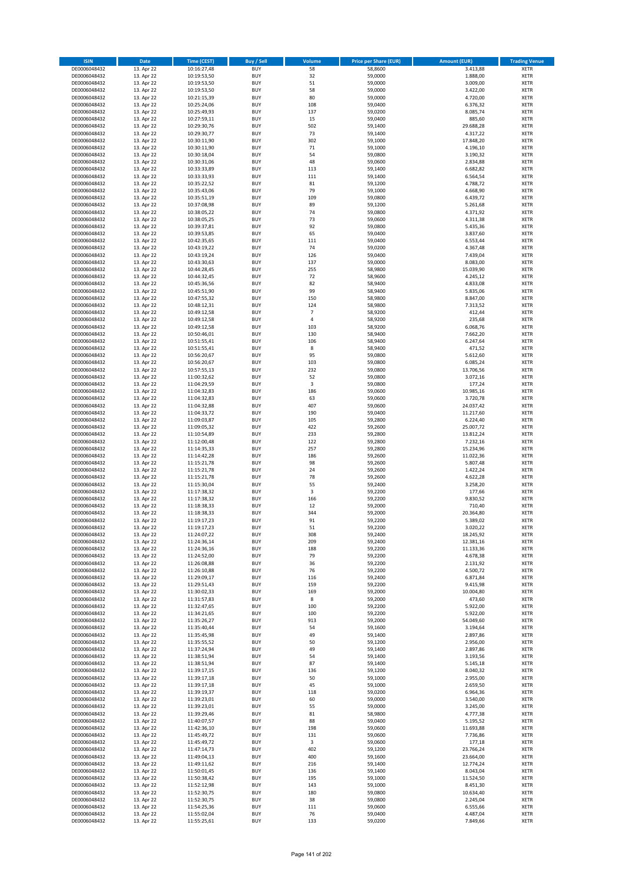| ISIN | Date | Time (CEST) | Buy / Sell | Volume | Price per Share (EUR) | Amount (EUR) | Trading Venue |
|---|---|---|---|---|---|---|---|
| DE0006048432 | 13. Apr 22 | 10:16:27,48 | BUY | 58 | 58,8600 | 3.413,88 | XETR |
| DE0006048432 | 13. Apr 22 | 10:19:53,50 | BUY | 32 | 59,0000 | 1.888,00 | XETR |
| DE0006048432 | 13. Apr 22 | 10:19:53,50 | BUY | 51 | 59,0000 | 3.009,00 | XETR |
| DE0006048432 | 13. Apr 22 | 10:19:53,50 | BUY | 58 | 59,0000 | 3.422,00 | XETR |
| DE0006048432 | 13. Apr 22 | 10:21:15,39 | BUY | 80 | 59,0000 | 4.720,00 | XETR |
| DE0006048432 | 13. Apr 22 | 10:25:24,06 | BUY | 108 | 59,0400 | 6.376,32 | XETR |
| DE0006048432 | 13. Apr 22 | 10:25:49,93 | BUY | 137 | 59,0200 | 8.085,74 | XETR |
| DE0006048432 | 13. Apr 22 | 10:27:59,11 | BUY | 15 | 59,0400 | 885,60 | XETR |
| DE0006048432 | 13. Apr 22 | 10:29:30,76 | BUY | 502 | 59,1400 | 29.688,28 | XETR |
| DE0006048432 | 13. Apr 22 | 10:29:30,77 | BUY | 73 | 59,1400 | 4.317,22 | XETR |
| DE0006048432 | 13. Apr 22 | 10:30:11,90 | BUY | 302 | 59,1000 | 17.848,20 | XETR |
| DE0006048432 | 13. Apr 22 | 10:30:11,90 | BUY | 71 | 59,1000 | 4.196,10 | XETR |
| DE0006048432 | 13. Apr 22 | 10:30:18,04 | BUY | 54 | 59,0800 | 3.190,32 | XETR |
| DE0006048432 | 13. Apr 22 | 10:30:31,06 | BUY | 48 | 59,0600 | 2.834,88 | XETR |
| DE0006048432 | 13. Apr 22 | 10:33:33,89 | BUY | 113 | 59,1400 | 6.682,82 | XETR |
| DE0006048432 | 13. Apr 22 | 10:33:33,93 | BUY | 111 | 59,1400 | 6.564,54 | XETR |
| DE0006048432 | 13. Apr 22 | 10:35:22,52 | BUY | 81 | 59,1200 | 4.788,72 | XETR |
| DE0006048432 | 13. Apr 22 | 10:35:43,06 | BUY | 79 | 59,1000 | 4.668,90 | XETR |
| DE0006048432 | 13. Apr 22 | 10:35:51,19 | BUY | 109 | 59,0800 | 6.439,72 | XETR |
| DE0006048432 | 13. Apr 22 | 10:37:08,98 | BUY | 89 | 59,1200 | 5.261,68 | XETR |
| DE0006048432 | 13. Apr 22 | 10:38:05,22 | BUY | 74 | 59,0800 | 4.371,92 | XETR |
| DE0006048432 | 13. Apr 22 | 10:38:05,25 | BUY | 73 | 59,0600 | 4.311,38 | XETR |
| DE0006048432 | 13. Apr 22 | 10:39:37,81 | BUY | 92 | 59,0800 | 5.435,36 | XETR |
| DE0006048432 | 13. Apr 22 | 10:39:53,85 | BUY | 65 | 59,0400 | 3.837,60 | XETR |
| DE0006048432 | 13. Apr 22 | 10:42:35,65 | BUY | 111 | 59,0400 | 6.553,44 | XETR |
| DE0006048432 | 13. Apr 22 | 10:43:19,22 | BUY | 74 | 59,0200 | 4.367,48 | XETR |
| DE0006048432 | 13. Apr 22 | 10:43:19,24 | BUY | 126 | 59,0400 | 7.439,04 | XETR |
| DE0006048432 | 13. Apr 22 | 10:43:30,63 | BUY | 137 | 59,0000 | 8.083,00 | XETR |
| DE0006048432 | 13. Apr 22 | 10:44:28,45 | BUY | 255 | 58,9800 | 15.039,90 | XETR |
| DE0006048432 | 13. Apr 22 | 10:44:32,45 | BUY | 72 | 58,9600 | 4.245,12 | XETR |
| DE0006048432 | 13. Apr 22 | 10:45:36,56 | BUY | 82 | 58,9400 | 4.833,08 | XETR |
| DE0006048432 | 13. Apr 22 | 10:45:51,90 | BUY | 99 | 58,9400 | 5.835,06 | XETR |
| DE0006048432 | 13. Apr 22 | 10:47:55,32 | BUY | 150 | 58,9800 | 8.847,00 | XETR |
| DE0006048432 | 13. Apr 22 | 10:48:12,31 | BUY | 124 | 58,9800 | 7.313,52 | XETR |
| DE0006048432 | 13. Apr 22 | 10:49:12,58 | BUY | 7 | 58,9200 | 412,44 | XETR |
| DE0006048432 | 13. Apr 22 | 10:49:12,58 | BUY | 4 | 58,9200 | 235,68 | XETR |
| DE0006048432 | 13. Apr 22 | 10:49:12,58 | BUY | 103 | 58,9200 | 6.068,76 | XETR |
| DE0006048432 | 13. Apr 22 | 10:50:46,01 | BUY | 130 | 58,9400 | 7.662,20 | XETR |
| DE0006048432 | 13. Apr 22 | 10:51:55,41 | BUY | 106 | 58,9400 | 6.247,64 | XETR |
| DE0006048432 | 13. Apr 22 | 10:51:55,41 | BUY | 8 | 58,9400 | 471,52 | XETR |
| DE0006048432 | 13. Apr 22 | 10:56:20,67 | BUY | 95 | 59,0800 | 5.612,60 | XETR |
| DE0006048432 | 13. Apr 22 | 10:56:20,67 | BUY | 103 | 59,0800 | 6.085,24 | XETR |
| DE0006048432 | 13. Apr 22 | 10:57:55,13 | BUY | 232 | 59,0800 | 13.706,56 | XETR |
| DE0006048432 | 13. Apr 22 | 11:00:32,62 | BUY | 52 | 59,0800 | 3.072,16 | XETR |
| DE0006048432 | 13. Apr 22 | 11:04:29,59 | BUY | 3 | 59,0800 | 177,24 | XETR |
| DE0006048432 | 13. Apr 22 | 11:04:32,83 | BUY | 186 | 59,0600 | 10.985,16 | XETR |
| DE0006048432 | 13. Apr 22 | 11:04:32,83 | BUY | 63 | 59,0600 | 3.720,78 | XETR |
| DE0006048432 | 13. Apr 22 | 11:04:32,88 | BUY | 407 | 59,0600 | 24.037,42 | XETR |
| DE0006048432 | 13. Apr 22 | 11:04:33,72 | BUY | 190 | 59,0400 | 11.217,60 | XETR |
| DE0006048432 | 13. Apr 22 | 11:09:03,87 | BUY | 105 | 59,2800 | 6.224,40 | XETR |
| DE0006048432 | 13. Apr 22 | 11:09:05,32 | BUY | 422 | 59,2600 | 25.007,72 | XETR |
| DE0006048432 | 13. Apr 22 | 11:10:54,89 | BUY | 233 | 59,2800 | 13.812,24 | XETR |
| DE0006048432 | 13. Apr 22 | 11:12:00,48 | BUY | 122 | 59,2800 | 7.232,16 | XETR |
| DE0006048432 | 13. Apr 22 | 11:14:35,33 | BUY | 257 | 59,2800 | 15.234,96 | XETR |
| DE0006048432 | 13. Apr 22 | 11:14:42,28 | BUY | 186 | 59,2600 | 11.022,36 | XETR |
| DE0006048432 | 13. Apr 22 | 11:15:21,78 | BUY | 98 | 59,2600 | 5.807,48 | XETR |
| DE0006048432 | 13. Apr 22 | 11:15:21,78 | BUY | 24 | 59,2600 | 1.422,24 | XETR |
| DE0006048432 | 13. Apr 22 | 11:15:21,78 | BUY | 78 | 59,2600 | 4.622,28 | XETR |
| DE0006048432 | 13. Apr 22 | 11:15:30,04 | BUY | 55 | 59,2400 | 3.258,20 | XETR |
| DE0006048432 | 13. Apr 22 | 11:17:38,32 | BUY | 3 | 59,2200 | 177,66 | XETR |
| DE0006048432 | 13. Apr 22 | 11:17:38,32 | BUY | 166 | 59,2200 | 9.830,52 | XETR |
| DE0006048432 | 13. Apr 22 | 11:18:38,33 | BUY | 12 | 59,2000 | 710,40 | XETR |
| DE0006048432 | 13. Apr 22 | 11:18:38,33 | BUY | 344 | 59,2000 | 20.364,80 | XETR |
| DE0006048432 | 13. Apr 22 | 11:19:17,23 | BUY | 91 | 59,2200 | 5.389,02 | XETR |
| DE0006048432 | 13. Apr 22 | 11:19:17,23 | BUY | 51 | 59,2200 | 3.020,22 | XETR |
| DE0006048432 | 13. Apr 22 | 11:24:07,22 | BUY | 308 | 59,2400 | 18.245,92 | XETR |
| DE0006048432 | 13. Apr 22 | 11:24:36,14 | BUY | 209 | 59,2400 | 12.381,16 | XETR |
| DE0006048432 | 13. Apr 22 | 11:24:36,16 | BUY | 188 | 59,2200 | 11.133,36 | XETR |
| DE0006048432 | 13. Apr 22 | 11:24:52,00 | BUY | 79 | 59,2200 | 4.678,38 | XETR |
| DE0006048432 | 13. Apr 22 | 11:26:08,88 | BUY | 36 | 59,2200 | 2.131,92 | XETR |
| DE0006048432 | 13. Apr 22 | 11:26:10,88 | BUY | 76 | 59,2200 | 4.500,72 | XETR |
| DE0006048432 | 13. Apr 22 | 11:29:09,17 | BUY | 116 | 59,2400 | 6.871,84 | XETR |
| DE0006048432 | 13. Apr 22 | 11:29:51,43 | BUY | 159 | 59,2200 | 9.415,98 | XETR |
| DE0006048432 | 13. Apr 22 | 11:30:02,33 | BUY | 169 | 59,2000 | 10.004,80 | XETR |
| DE0006048432 | 13. Apr 22 | 11:31:57,83 | BUY | 8 | 59,2000 | 473,60 | XETR |
| DE0006048432 | 13. Apr 22 | 11:32:47,65 | BUY | 100 | 59,2200 | 5.922,00 | XETR |
| DE0006048432 | 13. Apr 22 | 11:34:21,65 | BUY | 100 | 59,2200 | 5.922,00 | XETR |
| DE0006048432 | 13. Apr 22 | 11:35:26,27 | BUY | 913 | 59,2000 | 54.049,60 | XETR |
| DE0006048432 | 13. Apr 22 | 11:35:40,44 | BUY | 54 | 59,1600 | 3.194,64 | XETR |
| DE0006048432 | 13. Apr 22 | 11:35:45,98 | BUY | 49 | 59,1400 | 2.897,86 | XETR |
| DE0006048432 | 13. Apr 22 | 11:35:55,52 | BUY | 50 | 59,1200 | 2.956,00 | XETR |
| DE0006048432 | 13. Apr 22 | 11:37:24,94 | BUY | 49 | 59,1400 | 2.897,86 | XETR |
| DE0006048432 | 13. Apr 22 | 11:38:51,94 | BUY | 54 | 59,1400 | 3.193,56 | XETR |
| DE0006048432 | 13. Apr 22 | 11:38:51,94 | BUY | 87 | 59,1400 | 5.145,18 | XETR |
| DE0006048432 | 13. Apr 22 | 11:39:17,15 | BUY | 136 | 59,1200 | 8.040,32 | XETR |
| DE0006048432 | 13. Apr 22 | 11:39:17,18 | BUY | 50 | 59,1000 | 2.955,00 | XETR |
| DE0006048432 | 13. Apr 22 | 11:39:17,18 | BUY | 45 | 59,1000 | 2.659,50 | XETR |
| DE0006048432 | 13. Apr 22 | 11:39:19,37 | BUY | 118 | 59,0200 | 6.964,36 | XETR |
| DE0006048432 | 13. Apr 22 | 11:39:23,01 | BUY | 60 | 59,0000 | 3.540,00 | XETR |
| DE0006048432 | 13. Apr 22 | 11:39:23,01 | BUY | 55 | 59,0000 | 3.245,00 | XETR |
| DE0006048432 | 13. Apr 22 | 11:39:29,46 | BUY | 81 | 58,9800 | 4.777,38 | XETR |
| DE0006048432 | 13. Apr 22 | 11:40:07,57 | BUY | 88 | 59,0400 | 5.195,52 | XETR |
| DE0006048432 | 13. Apr 22 | 11:42:36,10 | BUY | 198 | 59,0600 | 11.693,88 | XETR |
| DE0006048432 | 13. Apr 22 | 11:45:49,72 | BUY | 131 | 59,0600 | 7.736,86 | XETR |
| DE0006048432 | 13. Apr 22 | 11:45:49,72 | BUY | 3 | 59,0600 | 177,18 | XETR |
| DE0006048432 | 13. Apr 22 | 11:47:14,73 | BUY | 402 | 59,1200 | 23.766,24 | XETR |
| DE0006048432 | 13. Apr 22 | 11:49:04,13 | BUY | 400 | 59,1600 | 23.664,00 | XETR |
| DE0006048432 | 13. Apr 22 | 11:49:11,62 | BUY | 216 | 59,1400 | 12.774,24 | XETR |
| DE0006048432 | 13. Apr 22 | 11:50:01,45 | BUY | 136 | 59,1400 | 8.043,04 | XETR |
| DE0006048432 | 13. Apr 22 | 11:50:38,42 | BUY | 195 | 59,1000 | 11.524,50 | XETR |
| DE0006048432 | 13. Apr 22 | 11:52:12,98 | BUY | 143 | 59,1000 | 8.451,30 | XETR |
| DE0006048432 | 13. Apr 22 | 11:52:30,75 | BUY | 180 | 59,0800 | 10.634,40 | XETR |
| DE0006048432 | 13. Apr 22 | 11:52:30,75 | BUY | 38 | 59,0800 | 2.245,04 | XETR |
| DE0006048432 | 13. Apr 22 | 11:54:25,36 | BUY | 111 | 59,0600 | 6.555,66 | XETR |
| DE0006048432 | 13. Apr 22 | 11:55:02,04 | BUY | 76 | 59,0400 | 4.487,04 | XETR |
| DE0006048432 | 13. Apr 22 | 11:55:25,61 | BUY | 133 | 59,0200 | 7.849,66 | XETR |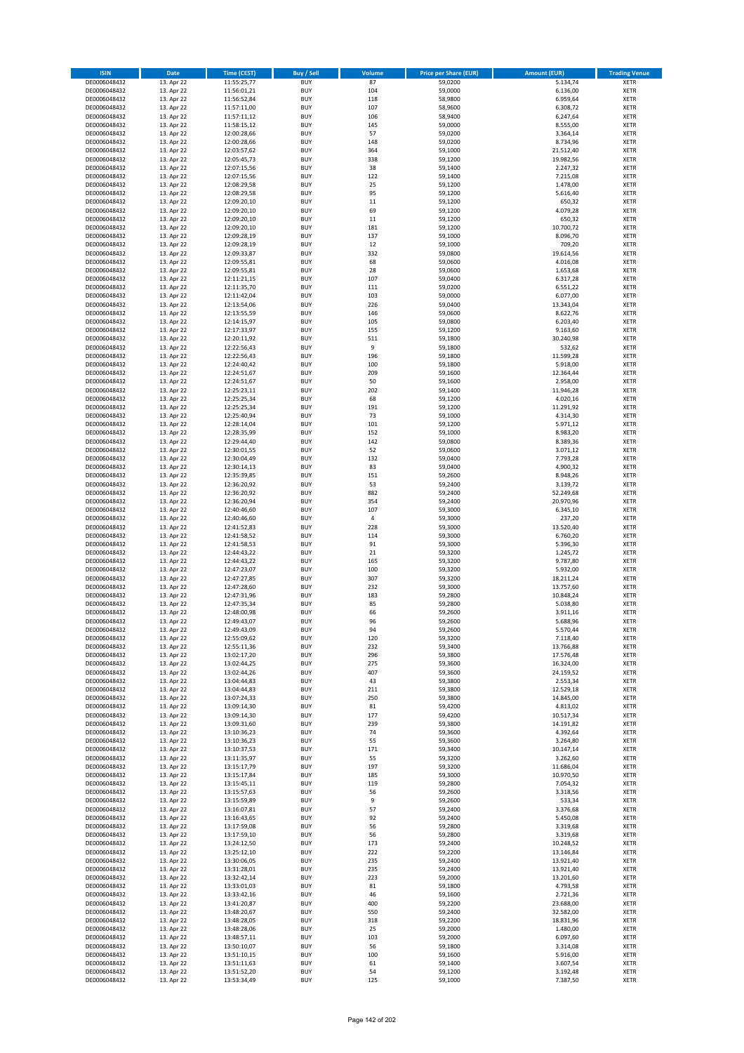| ISIN | Date | Time (CEST) | Buy / Sell | Volume | Price per Share (EUR) | Amount (EUR) | Trading Venue |
|---|---|---|---|---|---|---|---|
| DE0006048432 | 13. Apr 22 | 11:55:25,77 | BUY | 87 | 59,0200 | 5.134,74 | XETR |
| DE0006048432 | 13. Apr 22 | 11:56:01,21 | BUY | 104 | 59,0000 | 6.136,00 | XETR |
| DE0006048432 | 13. Apr 22 | 11:56:52,84 | BUY | 118 | 58,9800 | 6.959,64 | XETR |
| DE0006048432 | 13. Apr 22 | 11:57:11,00 | BUY | 107 | 58,9600 | 6.308,72 | XETR |
| DE0006048432 | 13. Apr 22 | 11:57:11,12 | BUY | 106 | 58,9400 | 6.247,64 | XETR |
| DE0006048432 | 13. Apr 22 | 11:58:15,12 | BUY | 145 | 59,0000 | 8.555,00 | XETR |
| DE0006048432 | 13. Apr 22 | 12:00:28,66 | BUY | 57 | 59,0200 | 3.364,14 | XETR |
| DE0006048432 | 13. Apr 22 | 12:00:28,66 | BUY | 148 | 59,0200 | 8.734,96 | XETR |
| DE0006048432 | 13. Apr 22 | 12:03:57,62 | BUY | 364 | 59,1000 | 21.512,40 | XETR |
| DE0006048432 | 13. Apr 22 | 12:05:45,73 | BUY | 338 | 59,1200 | 19.982,56 | XETR |
| DE0006048432 | 13. Apr 22 | 12:07:15,56 | BUY | 38 | 59,1400 | 2.247,32 | XETR |
| DE0006048432 | 13. Apr 22 | 12:07:15,56 | BUY | 122 | 59,1400 | 7.215,08 | XETR |
| DE0006048432 | 13. Apr 22 | 12:08:29,58 | BUY | 25 | 59,1200 | 1.478,00 | XETR |
| DE0006048432 | 13. Apr 22 | 12:08:29,58 | BUY | 95 | 59,1200 | 5.616,40 | XETR |
| DE0006048432 | 13. Apr 22 | 12:09:20,10 | BUY | 11 | 59,1200 | 650,32 | XETR |
| DE0006048432 | 13. Apr 22 | 12:09:20,10 | BUY | 69 | 59,1200 | 4.079,28 | XETR |
| DE0006048432 | 13. Apr 22 | 12:09:20,10 | BUY | 11 | 59,1200 | 650,32 | XETR |
| DE0006048432 | 13. Apr 22 | 12:09:20,10 | BUY | 181 | 59,1200 | 10.700,72 | XETR |
| DE0006048432 | 13. Apr 22 | 12:09:28,19 | BUY | 137 | 59,1000 | 8.096,70 | XETR |
| DE0006048432 | 13. Apr 22 | 12:09:28,19 | BUY | 12 | 59,1000 | 709,20 | XETR |
| DE0006048432 | 13. Apr 22 | 12:09:33,87 | BUY | 332 | 59,0800 | 19.614,56 | XETR |
| DE0006048432 | 13. Apr 22 | 12:09:55,81 | BUY | 68 | 59,0600 | 4.016,08 | XETR |
| DE0006048432 | 13. Apr 22 | 12:09:55,81 | BUY | 28 | 59,0600 | 1.653,68 | XETR |
| DE0006048432 | 13. Apr 22 | 12:11:21,15 | BUY | 107 | 59,0400 | 6.317,28 | XETR |
| DE0006048432 | 13. Apr 22 | 12:11:35,70 | BUY | 111 | 59,0200 | 6.551,22 | XETR |
| DE0006048432 | 13. Apr 22 | 12:11:42,04 | BUY | 103 | 59,0000 | 6.077,00 | XETR |
| DE0006048432 | 13. Apr 22 | 12:13:54,06 | BUY | 226 | 59,0400 | 13.343,04 | XETR |
| DE0006048432 | 13. Apr 22 | 12:13:55,59 | BUY | 146 | 59,0600 | 8.622,76 | XETR |
| DE0006048432 | 13. Apr 22 | 12:14:15,97 | BUY | 105 | 59,0800 | 6.203,40 | XETR |
| DE0006048432 | 13. Apr 22 | 12:17:33,97 | BUY | 155 | 59,1200 | 9.163,60 | XETR |
| DE0006048432 | 13. Apr 22 | 12:20:11,92 | BUY | 511 | 59,1800 | 30.240,98 | XETR |
| DE0006048432 | 13. Apr 22 | 12:22:56,43 | BUY | 9 | 59,1800 | 532,62 | XETR |
| DE0006048432 | 13. Apr 22 | 12:22:56,43 | BUY | 196 | 59,1800 | 11.599,28 | XETR |
| DE0006048432 | 13. Apr 22 | 12:24:40,42 | BUY | 100 | 59,1800 | 5.918,00 | XETR |
| DE0006048432 | 13. Apr 22 | 12:24:51,67 | BUY | 209 | 59,1600 | 12.364,44 | XETR |
| DE0006048432 | 13. Apr 22 | 12:24:51,67 | BUY | 50 | 59,1600 | 2.958,00 | XETR |
| DE0006048432 | 13. Apr 22 | 12:25:23,11 | BUY | 202 | 59,1400 | 11.946,28 | XETR |
| DE0006048432 | 13. Apr 22 | 12:25:25,34 | BUY | 68 | 59,1200 | 4.020,16 | XETR |
| DE0006048432 | 13. Apr 22 | 12:25:25,34 | BUY | 191 | 59,1200 | 11.291,92 | XETR |
| DE0006048432 | 13. Apr 22 | 12:25:40,94 | BUY | 73 | 59,1000 | 4.314,30 | XETR |
| DE0006048432 | 13. Apr 22 | 12:28:14,04 | BUY | 101 | 59,1200 | 5.971,12 | XETR |
| DE0006048432 | 13. Apr 22 | 12:28:35,99 | BUY | 152 | 59,1000 | 8.983,20 | XETR |
| DE0006048432 | 13. Apr 22 | 12:29:44,40 | BUY | 142 | 59,0800 | 8.389,36 | XETR |
| DE0006048432 | 13. Apr 22 | 12:30:01,55 | BUY | 52 | 59,0600 | 3.071,12 | XETR |
| DE0006048432 | 13. Apr 22 | 12:30:04,49 | BUY | 132 | 59,0400 | 7.793,28 | XETR |
| DE0006048432 | 13. Apr 22 | 12:30:14,13 | BUY | 83 | 59,0400 | 4.900,32 | XETR |
| DE0006048432 | 13. Apr 22 | 12:35:39,85 | BUY | 151 | 59,2600 | 8.948,26 | XETR |
| DE0006048432 | 13. Apr 22 | 12:36:20,92 | BUY | 53 | 59,2400 | 3.139,72 | XETR |
| DE0006048432 | 13. Apr 22 | 12:36:20,92 | BUY | 882 | 59,2400 | 52.249,68 | XETR |
| DE0006048432 | 13. Apr 22 | 12:36:20,94 | BUY | 354 | 59,2400 | 20.970,96 | XETR |
| DE0006048432 | 13. Apr 22 | 12:40:46,60 | BUY | 107 | 59,3000 | 6.345,10 | XETR |
| DE0006048432 | 13. Apr 22 | 12:40:46,60 | BUY | 4 | 59,3000 | 237,20 | XETR |
| DE0006048432 | 13. Apr 22 | 12:41:52,83 | BUY | 228 | 59,3000 | 13.520,40 | XETR |
| DE0006048432 | 13. Apr 22 | 12:41:58,52 | BUY | 114 | 59,3000 | 6.760,20 | XETR |
| DE0006048432 | 13. Apr 22 | 12:41:58,53 | BUY | 91 | 59,3000 | 5.396,30 | XETR |
| DE0006048432 | 13. Apr 22 | 12:44:43,22 | BUY | 21 | 59,3200 | 1.245,72 | XETR |
| DE0006048432 | 13. Apr 22 | 12:44:43,22 | BUY | 165 | 59,3200 | 9.787,80 | XETR |
| DE0006048432 | 13. Apr 22 | 12:47:23,07 | BUY | 100 | 59,3200 | 5.932,00 | XETR |
| DE0006048432 | 13. Apr 22 | 12:47:27,85 | BUY | 307 | 59,3200 | 18.211,24 | XETR |
| DE0006048432 | 13. Apr 22 | 12:47:28,60 | BUY | 232 | 59,3000 | 13.757,60 | XETR |
| DE0006048432 | 13. Apr 22 | 12:47:31,96 | BUY | 183 | 59,2800 | 10.848,24 | XETR |
| DE0006048432 | 13. Apr 22 | 12:47:35,34 | BUY | 85 | 59,2800 | 5.038,80 | XETR |
| DE0006048432 | 13. Apr 22 | 12:48:00,98 | BUY | 66 | 59,2600 | 3.911,16 | XETR |
| DE0006048432 | 13. Apr 22 | 12:49:43,07 | BUY | 96 | 59,2600 | 5.688,96 | XETR |
| DE0006048432 | 13. Apr 22 | 12:49:43,09 | BUY | 94 | 59,2600 | 5.570,44 | XETR |
| DE0006048432 | 13. Apr 22 | 12:55:09,62 | BUY | 120 | 59,3200 | 7.118,40 | XETR |
| DE0006048432 | 13. Apr 22 | 12:55:11,36 | BUY | 232 | 59,3400 | 13.766,88 | XETR |
| DE0006048432 | 13. Apr 22 | 13:02:17,20 | BUY | 296 | 59,3800 | 17.576,48 | XETR |
| DE0006048432 | 13. Apr 22 | 13:02:44,25 | BUY | 275 | 59,3600 | 16.324,00 | XETR |
| DE0006048432 | 13. Apr 22 | 13:02:44,26 | BUY | 407 | 59,3600 | 24.159,52 | XETR |
| DE0006048432 | 13. Apr 22 | 13:04:44,83 | BUY | 43 | 59,3800 | 2.553,34 | XETR |
| DE0006048432 | 13. Apr 22 | 13:04:44,83 | BUY | 211 | 59,3800 | 12.529,18 | XETR |
| DE0006048432 | 13. Apr 22 | 13:07:24,33 | BUY | 250 | 59,3800 | 14.845,00 | XETR |
| DE0006048432 | 13. Apr 22 | 13:09:14,30 | BUY | 81 | 59,4200 | 4.813,02 | XETR |
| DE0006048432 | 13. Apr 22 | 13:09:14,30 | BUY | 177 | 59,4200 | 10.517,34 | XETR |
| DE0006048432 | 13. Apr 22 | 13:09:31,60 | BUY | 239 | 59,3800 | 14.191,82 | XETR |
| DE0006048432 | 13. Apr 22 | 13:10:36,23 | BUY | 74 | 59,3600 | 4.392,64 | XETR |
| DE0006048432 | 13. Apr 22 | 13:10:36,23 | BUY | 55 | 59,3600 | 3.264,80 | XETR |
| DE0006048432 | 13. Apr 22 | 13:10:37,53 | BUY | 171 | 59,3400 | 10.147,14 | XETR |
| DE0006048432 | 13. Apr 22 | 13:11:35,97 | BUY | 55 | 59,3200 | 3.262,60 | XETR |
| DE0006048432 | 13. Apr 22 | 13:15:17,79 | BUY | 197 | 59,3200 | 11.686,04 | XETR |
| DE0006048432 | 13. Apr 22 | 13:15:17,84 | BUY | 185 | 59,3000 | 10.970,50 | XETR |
| DE0006048432 | 13. Apr 22 | 13:15:45,11 | BUY | 119 | 59,2800 | 7.054,32 | XETR |
| DE0006048432 | 13. Apr 22 | 13:15:57,63 | BUY | 56 | 59,2600 | 3.318,56 | XETR |
| DE0006048432 | 13. Apr 22 | 13:15:59,89 | BUY | 9 | 59,2600 | 533,34 | XETR |
| DE0006048432 | 13. Apr 22 | 13:16:07,81 | BUY | 57 | 59,2400 | 3.376,68 | XETR |
| DE0006048432 | 13. Apr 22 | 13:16:43,65 | BUY | 92 | 59,2400 | 5.450,08 | XETR |
| DE0006048432 | 13. Apr 22 | 13:17:59,08 | BUY | 56 | 59,2800 | 3.319,68 | XETR |
| DE0006048432 | 13. Apr 22 | 13:17:59,10 | BUY | 56 | 59,2800 | 3.319,68 | XETR |
| DE0006048432 | 13. Apr 22 | 13:24:12,50 | BUY | 173 | 59,2400 | 10.248,52 | XETR |
| DE0006048432 | 13. Apr 22 | 13:25:12,10 | BUY | 222 | 59,2200 | 13.146,84 | XETR |
| DE0006048432 | 13. Apr 22 | 13:30:06,05 | BUY | 235 | 59,2400 | 13.921,40 | XETR |
| DE0006048432 | 13. Apr 22 | 13:31:28,01 | BUY | 235 | 59,2400 | 13.921,40 | XETR |
| DE0006048432 | 13. Apr 22 | 13:32:42,14 | BUY | 223 | 59,2000 | 13.201,60 | XETR |
| DE0006048432 | 13. Apr 22 | 13:33:01,03 | BUY | 81 | 59,1800 | 4.793,58 | XETR |
| DE0006048432 | 13. Apr 22 | 13:33:42,16 | BUY | 46 | 59,1600 | 2.721,36 | XETR |
| DE0006048432 | 13. Apr 22 | 13:41:20,87 | BUY | 400 | 59,2200 | 23.688,00 | XETR |
| DE0006048432 | 13. Apr 22 | 13:48:20,67 | BUY | 550 | 59,2400 | 32.582,00 | XETR |
| DE0006048432 | 13. Apr 22 | 13:48:28,05 | BUY | 318 | 59,2200 | 18.831,96 | XETR |
| DE0006048432 | 13. Apr 22 | 13:48:28,06 | BUY | 25 | 59,2000 | 1.480,00 | XETR |
| DE0006048432 | 13. Apr 22 | 13:48:57,11 | BUY | 103 | 59,2000 | 6.097,60 | XETR |
| DE0006048432 | 13. Apr 22 | 13:50:10,07 | BUY | 56 | 59,1800 | 3.314,08 | XETR |
| DE0006048432 | 13. Apr 22 | 13:51:10,15 | BUY | 100 | 59,1600 | 5.916,00 | XETR |
| DE0006048432 | 13. Apr 22 | 13:51:11,63 | BUY | 61 | 59,1400 | 3.607,54 | XETR |
| DE0006048432 | 13. Apr 22 | 13:51:52,20 | BUY | 54 | 59,1200 | 3.192,48 | XETR |
| DE0006048432 | 13. Apr 22 | 13:53:34,49 | BUY | 125 | 59,1000 | 7.387,50 | XETR |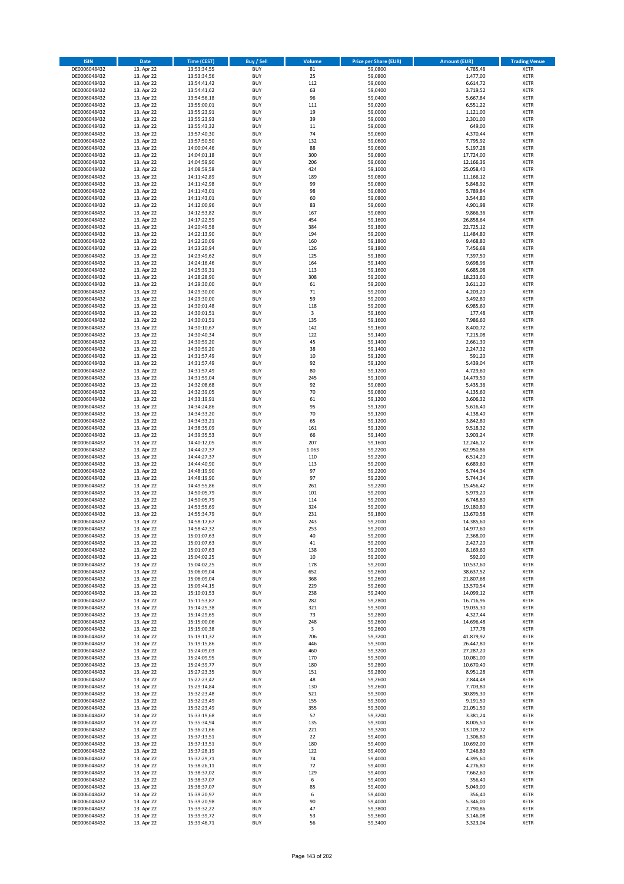| ISIN | Date | Time (CEST) | Buy / Sell | Volume | Price per Share (EUR) | Amount (EUR) | Trading Venue |
|---|---|---|---|---|---|---|---|
| DE0006048432 | 13. Apr 22 | 13:53:34,55 | BUY | 81 | 59,0800 | 4.785,48 | XETR |
| DE0006048432 | 13. Apr 22 | 13:53:34,56 | BUY | 25 | 59,0800 | 1.477,00 | XETR |
| DE0006048432 | 13. Apr 22 | 13:54:41,42 | BUY | 112 | 59,0600 | 6.614,72 | XETR |
| DE0006048432 | 13. Apr 22 | 13:54:41,62 | BUY | 63 | 59,0400 | 3.719,52 | XETR |
| DE0006048432 | 13. Apr 22 | 13:54:56,18 | BUY | 96 | 59,0400 | 5.667,84 | XETR |
| DE0006048432 | 13. Apr 22 | 13:55:00,01 | BUY | 111 | 59,0200 | 6.551,22 | XETR |
| DE0006048432 | 13. Apr 22 | 13:55:23,91 | BUY | 19 | 59,0000 | 1.121,00 | XETR |
| DE0006048432 | 13. Apr 22 | 13:55:23,93 | BUY | 39 | 59,0000 | 2.301,00 | XETR |
| DE0006048432 | 13. Apr 22 | 13:55:43,32 | BUY | 11 | 59,0000 | 649,00 | XETR |
| DE0006048432 | 13. Apr 22 | 13:57:40,30 | BUY | 74 | 59,0600 | 4.370,44 | XETR |
| DE0006048432 | 13. Apr 22 | 13:57:50,50 | BUY | 132 | 59,0600 | 7.795,92 | XETR |
| DE0006048432 | 13. Apr 22 | 14:00:04,46 | BUY | 88 | 59,0600 | 5.197,28 | XETR |
| DE0006048432 | 13. Apr 22 | 14:04:01,18 | BUY | 300 | 59,0800 | 17.724,00 | XETR |
| DE0006048432 | 13. Apr 22 | 14:04:59,90 | BUY | 206 | 59,0600 | 12.166,36 | XETR |
| DE0006048432 | 13. Apr 22 | 14:08:59,58 | BUY | 424 | 59,1000 | 25.058,40 | XETR |
| DE0006048432 | 13. Apr 22 | 14:11:42,89 | BUY | 189 | 59,0800 | 11.166,12 | XETR |
| DE0006048432 | 13. Apr 22 | 14:11:42,98 | BUY | 99 | 59,0800 | 5.848,92 | XETR |
| DE0006048432 | 13. Apr 22 | 14:11:43,01 | BUY | 98 | 59,0800 | 5.789,84 | XETR |
| DE0006048432 | 13. Apr 22 | 14:11:43,01 | BUY | 60 | 59,0800 | 3.544,80 | XETR |
| DE0006048432 | 13. Apr 22 | 14:12:00,96 | BUY | 83 | 59,0600 | 4.901,98 | XETR |
| DE0006048432 | 13. Apr 22 | 14:12:53,82 | BUY | 167 | 59,0800 | 9.866,36 | XETR |
| DE0006048432 | 13. Apr 22 | 14:17:22,59 | BUY | 454 | 59,1600 | 26.858,64 | XETR |
| DE0006048432 | 13. Apr 22 | 14:20:49,58 | BUY | 384 | 59,1800 | 22.725,12 | XETR |
| DE0006048432 | 13. Apr 22 | 14:22:13,90 | BUY | 194 | 59,2000 | 11.484,80 | XETR |
| DE0006048432 | 13. Apr 22 | 14:22:20,09 | BUY | 160 | 59,1800 | 9.468,80 | XETR |
| DE0006048432 | 13. Apr 22 | 14:23:20,94 | BUY | 126 | 59,1800 | 7.456,68 | XETR |
| DE0006048432 | 13. Apr 22 | 14:23:49,62 | BUY | 125 | 59,1800 | 7.397,50 | XETR |
| DE0006048432 | 13. Apr 22 | 14:24:16,46 | BUY | 164 | 59,1400 | 9.698,96 | XETR |
| DE0006048432 | 13. Apr 22 | 14:25:39,31 | BUY | 113 | 59,1600 | 6.685,08 | XETR |
| DE0006048432 | 13. Apr 22 | 14:28:28,90 | BUY | 308 | 59,2000 | 18.233,60 | XETR |
| DE0006048432 | 13. Apr 22 | 14:29:30,00 | BUY | 61 | 59,2000 | 3.611,20 | XETR |
| DE0006048432 | 13. Apr 22 | 14:29:30,00 | BUY | 71 | 59,2000 | 4.203,20 | XETR |
| DE0006048432 | 13. Apr 22 | 14:29:30,00 | BUY | 59 | 59,2000 | 3.492,80 | XETR |
| DE0006048432 | 13. Apr 22 | 14:30:01,48 | BUY | 118 | 59,2000 | 6.985,60 | XETR |
| DE0006048432 | 13. Apr 22 | 14:30:01,51 | BUY | 3 | 59,1600 | 177,48 | XETR |
| DE0006048432 | 13. Apr 22 | 14:30:01,51 | BUY | 135 | 59,1600 | 7.986,60 | XETR |
| DE0006048432 | 13. Apr 22 | 14:30:10,67 | BUY | 142 | 59,1600 | 8.400,72 | XETR |
| DE0006048432 | 13. Apr 22 | 14:30:40,34 | BUY | 122 | 59,1400 | 7.215,08 | XETR |
| DE0006048432 | 13. Apr 22 | 14:30:59,20 | BUY | 45 | 59,1400 | 2.661,30 | XETR |
| DE0006048432 | 13. Apr 22 | 14:30:59,20 | BUY | 38 | 59,1400 | 2.247,32 | XETR |
| DE0006048432 | 13. Apr 22 | 14:31:57,49 | BUY | 10 | 59,1200 | 591,20 | XETR |
| DE0006048432 | 13. Apr 22 | 14:31:57,49 | BUY | 92 | 59,1200 | 5.439,04 | XETR |
| DE0006048432 | 13. Apr 22 | 14:31:57,49 | BUY | 80 | 59,1200 | 4.729,60 | XETR |
| DE0006048432 | 13. Apr 22 | 14:31:59,04 | BUY | 245 | 59,1000 | 14.479,50 | XETR |
| DE0006048432 | 13. Apr 22 | 14:32:08,68 | BUY | 92 | 59,0800 | 5.435,36 | XETR |
| DE0006048432 | 13. Apr 22 | 14:32:39,05 | BUY | 70 | 59,0800 | 4.135,60 | XETR |
| DE0006048432 | 13. Apr 22 | 14:33:19,91 | BUY | 61 | 59,1200 | 3.606,32 | XETR |
| DE0006048432 | 13. Apr 22 | 14:34:24,86 | BUY | 95 | 59,1200 | 5.616,40 | XETR |
| DE0006048432 | 13. Apr 22 | 14:34:33,20 | BUY | 70 | 59,1200 | 4.138,40 | XETR |
| DE0006048432 | 13. Apr 22 | 14:34:33,21 | BUY | 65 | 59,1200 | 3.842,80 | XETR |
| DE0006048432 | 13. Apr 22 | 14:38:35,09 | BUY | 161 | 59,1200 | 9.518,32 | XETR |
| DE0006048432 | 13. Apr 22 | 14:39:35,53 | BUY | 66 | 59,1400 | 3.903,24 | XETR |
| DE0006048432 | 13. Apr 22 | 14:40:12,05 | BUY | 207 | 59,1600 | 12.246,12 | XETR |
| DE0006048432 | 13. Apr 22 | 14:44:27,37 | BUY | 1.063 | 59,2200 | 62.950,86 | XETR |
| DE0006048432 | 13. Apr 22 | 14:44:27,37 | BUY | 110 | 59,2200 | 6.514,20 | XETR |
| DE0006048432 | 13. Apr 22 | 14:44:40,90 | BUY | 113 | 59,2000 | 6.689,60 | XETR |
| DE0006048432 | 13. Apr 22 | 14:48:19,90 | BUY | 97 | 59,2200 | 5.744,34 | XETR |
| DE0006048432 | 13. Apr 22 | 14:48:19,90 | BUY | 97 | 59,2200 | 5.744,34 | XETR |
| DE0006048432 | 13. Apr 22 | 14:49:55,86 | BUY | 261 | 59,2200 | 15.456,42 | XETR |
| DE0006048432 | 13. Apr 22 | 14:50:05,79 | BUY | 101 | 59,2000 | 5.979,20 | XETR |
| DE0006048432 | 13. Apr 22 | 14:50:05,79 | BUY | 114 | 59,2000 | 6.748,80 | XETR |
| DE0006048432 | 13. Apr 22 | 14:53:55,69 | BUY | 324 | 59,2000 | 19.180,80 | XETR |
| DE0006048432 | 13. Apr 22 | 14:55:34,79 | BUY | 231 | 59,1800 | 13.670,58 | XETR |
| DE0006048432 | 13. Apr 22 | 14:58:17,67 | BUY | 243 | 59,2000 | 14.385,60 | XETR |
| DE0006048432 | 13. Apr 22 | 14:58:47,32 | BUY | 253 | 59,2000 | 14.977,60 | XETR |
| DE0006048432 | 13. Apr 22 | 15:01:07,63 | BUY | 40 | 59,2000 | 2.368,00 | XETR |
| DE0006048432 | 13. Apr 22 | 15:01:07,63 | BUY | 41 | 59,2000 | 2.427,20 | XETR |
| DE0006048432 | 13. Apr 22 | 15:01:07,63 | BUY | 138 | 59,2000 | 8.169,60 | XETR |
| DE0006048432 | 13. Apr 22 | 15:04:02,25 | BUY | 10 | 59,2000 | 592,00 | XETR |
| DE0006048432 | 13. Apr 22 | 15:04:02,25 | BUY | 178 | 59,2000 | 10.537,60 | XETR |
| DE0006048432 | 13. Apr 22 | 15:06:09,04 | BUY | 652 | 59,2600 | 38.637,52 | XETR |
| DE0006048432 | 13. Apr 22 | 15:06:09,04 | BUY | 368 | 59,2600 | 21.807,68 | XETR |
| DE0006048432 | 13. Apr 22 | 15:09:44,15 | BUY | 229 | 59,2600 | 13.570,54 | XETR |
| DE0006048432 | 13. Apr 22 | 15:10:01,53 | BUY | 238 | 59,2400 | 14.099,12 | XETR |
| DE0006048432 | 13. Apr 22 | 15:11:53,87 | BUY | 282 | 59,2800 | 16.716,96 | XETR |
| DE0006048432 | 13. Apr 22 | 15:14:25,38 | BUY | 321 | 59,3000 | 19.035,30 | XETR |
| DE0006048432 | 13. Apr 22 | 15:14:29,65 | BUY | 73 | 59,2800 | 4.327,44 | XETR |
| DE0006048432 | 13. Apr 22 | 15:15:00,06 | BUY | 248 | 59,2600 | 14.696,48 | XETR |
| DE0006048432 | 13. Apr 22 | 15:15:00,38 | BUY | 3 | 59,2600 | 177,78 | XETR |
| DE0006048432 | 13. Apr 22 | 15:19:11,32 | BUY | 706 | 59,3200 | 41.879,92 | XETR |
| DE0006048432 | 13. Apr 22 | 15:19:15,86 | BUY | 446 | 59,3000 | 26.447,80 | XETR |
| DE0006048432 | 13. Apr 22 | 15:24:09,03 | BUY | 460 | 59,3200 | 27.287,20 | XETR |
| DE0006048432 | 13. Apr 22 | 15:24:09,95 | BUY | 170 | 59,3000 | 10.081,00 | XETR |
| DE0006048432 | 13. Apr 22 | 15:24:39,77 | BUY | 180 | 59,2800 | 10.670,40 | XETR |
| DE0006048432 | 13. Apr 22 | 15:27:23,35 | BUY | 151 | 59,2800 | 8.951,28 | XETR |
| DE0006048432 | 13. Apr 22 | 15:27:23,42 | BUY | 48 | 59,2600 | 2.844,48 | XETR |
| DE0006048432 | 13. Apr 22 | 15:29:14,84 | BUY | 130 | 59,2600 | 7.703,80 | XETR |
| DE0006048432 | 13. Apr 22 | 15:32:23,48 | BUY | 521 | 59,3000 | 30.895,30 | XETR |
| DE0006048432 | 13. Apr 22 | 15:32:23,49 | BUY | 155 | 59,3000 | 9.191,50 | XETR |
| DE0006048432 | 13. Apr 22 | 15:32:23,49 | BUY | 355 | 59,3000 | 21.051,50 | XETR |
| DE0006048432 | 13. Apr 22 | 15:33:19,68 | BUY | 57 | 59,3200 | 3.381,24 | XETR |
| DE0006048432 | 13. Apr 22 | 15:35:34,94 | BUY | 135 | 59,3000 | 8.005,50 | XETR |
| DE0006048432 | 13. Apr 22 | 15:36:21,66 | BUY | 221 | 59,3200 | 13.109,72 | XETR |
| DE0006048432 | 13. Apr 22 | 15:37:13,51 | BUY | 22 | 59,4000 | 1.306,80 | XETR |
| DE0006048432 | 13. Apr 22 | 15:37:13,51 | BUY | 180 | 59,4000 | 10.692,00 | XETR |
| DE0006048432 | 13. Apr 22 | 15:37:28,19 | BUY | 122 | 59,4000 | 7.246,80 | XETR |
| DE0006048432 | 13. Apr 22 | 15:37:29,71 | BUY | 74 | 59,4000 | 4.395,60 | XETR |
| DE0006048432 | 13. Apr 22 | 15:38:26,11 | BUY | 72 | 59,4000 | 4.276,80 | XETR |
| DE0006048432 | 13. Apr 22 | 15:38:37,02 | BUY | 129 | 59,4000 | 7.662,60 | XETR |
| DE0006048432 | 13. Apr 22 | 15:38:37,07 | BUY | 6 | 59,4000 | 356,40 | XETR |
| DE0006048432 | 13. Apr 22 | 15:38:37,07 | BUY | 85 | 59,4000 | 5.049,00 | XETR |
| DE0006048432 | 13. Apr 22 | 15:39:20,97 | BUY | 6 | 59,4000 | 356,40 | XETR |
| DE0006048432 | 13. Apr 22 | 15:39:20,98 | BUY | 90 | 59,4000 | 5.346,00 | XETR |
| DE0006048432 | 13. Apr 22 | 15:39:32,22 | BUY | 47 | 59,3800 | 2.790,86 | XETR |
| DE0006048432 | 13. Apr 22 | 15:39:39,72 | BUY | 53 | 59,3600 | 3.146,08 | XETR |
| DE0006048432 | 13. Apr 22 | 15:39:46,71 | BUY | 56 | 59,3400 | 3.323,04 | XETR |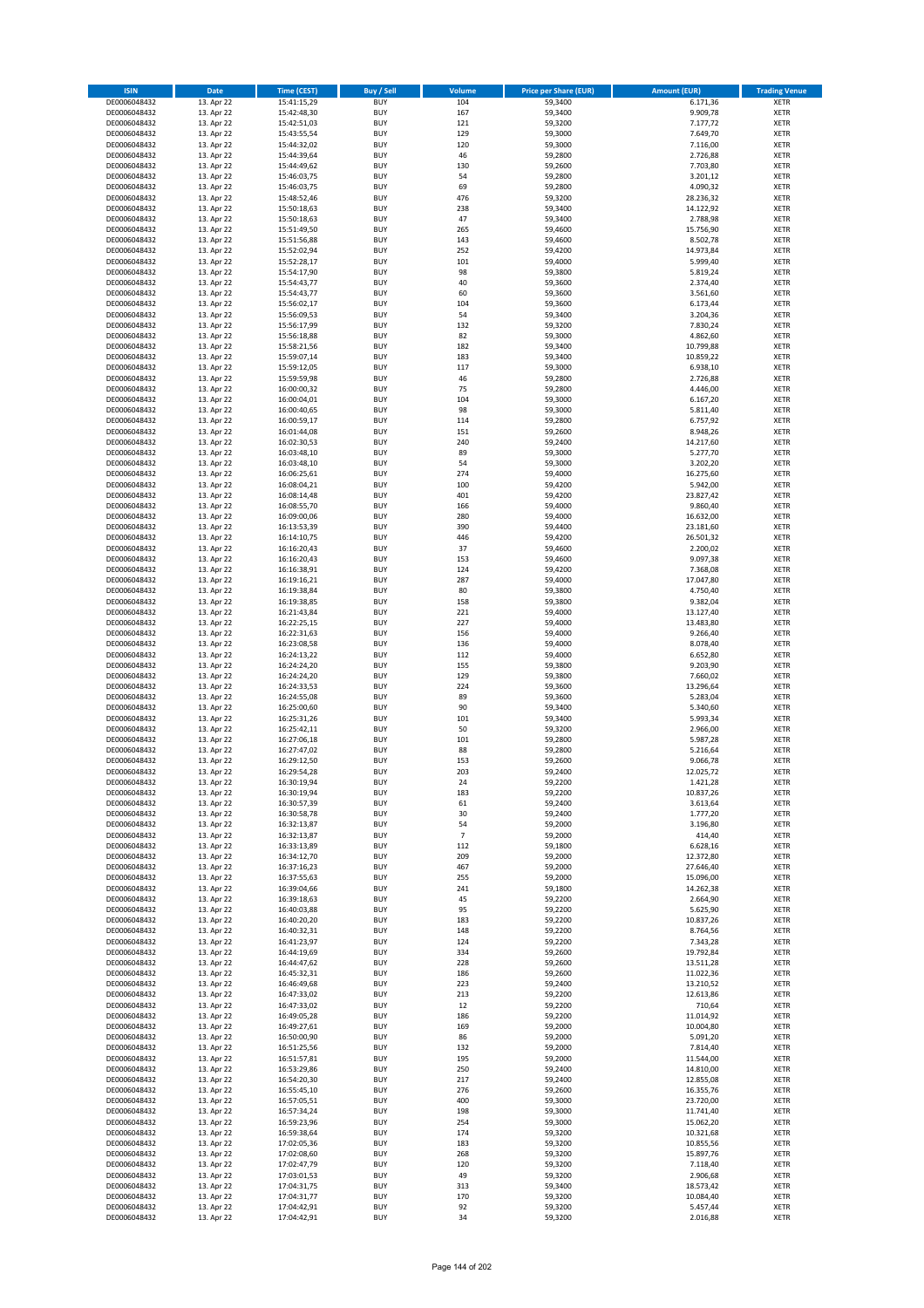| ISIN | Date | Time (CEST) | Buy / Sell | Volume | Price per Share (EUR) | Amount (EUR) | Trading Venue |
|---|---|---|---|---|---|---|---|
| DE0006048432 | 13. Apr 22 | 15:41:15,29 | BUY | 104 | 59,3400 | 6.171,36 | XETR |
| DE0006048432 | 13. Apr 22 | 15:42:48,30 | BUY | 167 | 59,3400 | 9.909,78 | XETR |
| DE0006048432 | 13. Apr 22 | 15:42:51,03 | BUY | 121 | 59,3200 | 7.177,72 | XETR |
| DE0006048432 | 13. Apr 22 | 15:43:55,54 | BUY | 129 | 59,3000 | 7.649,70 | XETR |
| DE0006048432 | 13. Apr 22 | 15:44:32,02 | BUY | 120 | 59,3000 | 7.116,00 | XETR |
| DE0006048432 | 13. Apr 22 | 15:44:39,64 | BUY | 46 | 59,2800 | 2.726,88 | XETR |
| DE0006048432 | 13. Apr 22 | 15:44:49,62 | BUY | 130 | 59,2600 | 7.703,80 | XETR |
| DE0006048432 | 13. Apr 22 | 15:46:03,75 | BUY | 54 | 59,2800 | 3.201,12 | XETR |
| DE0006048432 | 13. Apr 22 | 15:46:03,75 | BUY | 69 | 59,2800 | 4.090,32 | XETR |
| DE0006048432 | 13. Apr 22 | 15:48:52,46 | BUY | 476 | 59,3200 | 28.236,32 | XETR |
| DE0006048432 | 13. Apr 22 | 15:50:18,63 | BUY | 238 | 59,3400 | 14.122,92 | XETR |
| DE0006048432 | 13. Apr 22 | 15:50:18,63 | BUY | 47 | 59,3400 | 2.788,98 | XETR |
| DE0006048432 | 13. Apr 22 | 15:51:49,50 | BUY | 265 | 59,4600 | 15.756,90 | XETR |
| DE0006048432 | 13. Apr 22 | 15:51:56,88 | BUY | 143 | 59,4600 | 8.502,78 | XETR |
| DE0006048432 | 13. Apr 22 | 15:52:02,94 | BUY | 252 | 59,4200 | 14.973,84 | XETR |
| DE0006048432 | 13. Apr 22 | 15:52:28,17 | BUY | 101 | 59,4000 | 5.999,40 | XETR |
| DE0006048432 | 13. Apr 22 | 15:54:17,90 | BUY | 98 | 59,3800 | 5.819,24 | XETR |
| DE0006048432 | 13. Apr 22 | 15:54:43,77 | BUY | 40 | 59,3600 | 2.374,40 | XETR |
| DE0006048432 | 13. Apr 22 | 15:54:43,77 | BUY | 60 | 59,3600 | 3.561,60 | XETR |
| DE0006048432 | 13. Apr 22 | 15:56:02,17 | BUY | 104 | 59,3600 | 6.173,44 | XETR |
| DE0006048432 | 13. Apr 22 | 15:56:09,53 | BUY | 54 | 59,3400 | 3.204,36 | XETR |
| DE0006048432 | 13. Apr 22 | 15:56:17,99 | BUY | 132 | 59,3200 | 7.830,24 | XETR |
| DE0006048432 | 13. Apr 22 | 15:56:18,88 | BUY | 82 | 59,3000 | 4.862,60 | XETR |
| DE0006048432 | 13. Apr 22 | 15:58:21,56 | BUY | 182 | 59,3400 | 10.799,88 | XETR |
| DE0006048432 | 13. Apr 22 | 15:59:07,14 | BUY | 183 | 59,3400 | 10.859,22 | XETR |
| DE0006048432 | 13. Apr 22 | 15:59:12,05 | BUY | 117 | 59,3000 | 6.938,10 | XETR |
| DE0006048432 | 13. Apr 22 | 15:59:59,98 | BUY | 46 | 59,2800 | 2.726,88 | XETR |
| DE0006048432 | 13. Apr 22 | 16:00:00,32 | BUY | 75 | 59,2800 | 4.446,00 | XETR |
| DE0006048432 | 13. Apr 22 | 16:00:04,01 | BUY | 104 | 59,3000 | 6.167,20 | XETR |
| DE0006048432 | 13. Apr 22 | 16:00:40,65 | BUY | 98 | 59,3000 | 5.811,40 | XETR |
| DE0006048432 | 13. Apr 22 | 16:00:59,17 | BUY | 114 | 59,2800 | 6.757,92 | XETR |
| DE0006048432 | 13. Apr 22 | 16:01:44,08 | BUY | 151 | 59,2600 | 8.948,26 | XETR |
| DE0006048432 | 13. Apr 22 | 16:02:30,53 | BUY | 240 | 59,2400 | 14.217,60 | XETR |
| DE0006048432 | 13. Apr 22 | 16:03:48,10 | BUY | 89 | 59,3000 | 5.277,70 | XETR |
| DE0006048432 | 13. Apr 22 | 16:03:48,10 | BUY | 54 | 59,3000 | 3.202,20 | XETR |
| DE0006048432 | 13. Apr 22 | 16:06:25,61 | BUY | 274 | 59,4000 | 16.275,60 | XETR |
| DE0006048432 | 13. Apr 22 | 16:08:04,21 | BUY | 100 | 59,4200 | 5.942,00 | XETR |
| DE0006048432 | 13. Apr 22 | 16:08:14,48 | BUY | 401 | 59,4200 | 23.827,42 | XETR |
| DE0006048432 | 13. Apr 22 | 16:08:55,70 | BUY | 166 | 59,4000 | 9.860,40 | XETR |
| DE0006048432 | 13. Apr 22 | 16:09:00,06 | BUY | 280 | 59,4000 | 16.632,00 | XETR |
| DE0006048432 | 13. Apr 22 | 16:13:53,39 | BUY | 390 | 59,4400 | 23.181,60 | XETR |
| DE0006048432 | 13. Apr 22 | 16:14:10,75 | BUY | 446 | 59,4200 | 26.501,32 | XETR |
| DE0006048432 | 13. Apr 22 | 16:16:20,43 | BUY | 37 | 59,4600 | 2.200,02 | XETR |
| DE0006048432 | 13. Apr 22 | 16:16:20,43 | BUY | 153 | 59,4600 | 9.097,38 | XETR |
| DE0006048432 | 13. Apr 22 | 16:16:38,91 | BUY | 124 | 59,4200 | 7.368,08 | XETR |
| DE0006048432 | 13. Apr 22 | 16:19:16,21 | BUY | 287 | 59,4000 | 17.047,80 | XETR |
| DE0006048432 | 13. Apr 22 | 16:19:38,84 | BUY | 80 | 59,3800 | 4.750,40 | XETR |
| DE0006048432 | 13. Apr 22 | 16:19:38,85 | BUY | 158 | 59,3800 | 9.382,04 | XETR |
| DE0006048432 | 13. Apr 22 | 16:21:43,84 | BUY | 221 | 59,4000 | 13.127,40 | XETR |
| DE0006048432 | 13. Apr 22 | 16:22:25,15 | BUY | 227 | 59,4000 | 13.483,80 | XETR |
| DE0006048432 | 13. Apr 22 | 16:22:31,63 | BUY | 156 | 59,4000 | 9.266,40 | XETR |
| DE0006048432 | 13. Apr 22 | 16:23:08,58 | BUY | 136 | 59,4000 | 8.078,40 | XETR |
| DE0006048432 | 13. Apr 22 | 16:24:13,22 | BUY | 112 | 59,4000 | 6.652,80 | XETR |
| DE0006048432 | 13. Apr 22 | 16:24:24,20 | BUY | 155 | 59,3800 | 9.203,90 | XETR |
| DE0006048432 | 13. Apr 22 | 16:24:24,20 | BUY | 129 | 59,3800 | 7.660,02 | XETR |
| DE0006048432 | 13. Apr 22 | 16:24:33,53 | BUY | 224 | 59,3600 | 13.296,64 | XETR |
| DE0006048432 | 13. Apr 22 | 16:24:55,08 | BUY | 89 | 59,3600 | 5.283,04 | XETR |
| DE0006048432 | 13. Apr 22 | 16:25:00,60 | BUY | 90 | 59,3400 | 5.340,60 | XETR |
| DE0006048432 | 13. Apr 22 | 16:25:31,26 | BUY | 101 | 59,3400 | 5.993,34 | XETR |
| DE0006048432 | 13. Apr 22 | 16:25:42,11 | BUY | 50 | 59,3200 | 2.966,00 | XETR |
| DE0006048432 | 13. Apr 22 | 16:27:06,18 | BUY | 101 | 59,2800 | 5.987,28 | XETR |
| DE0006048432 | 13. Apr 22 | 16:27:47,02 | BUY | 88 | 59,2800 | 5.216,64 | XETR |
| DE0006048432 | 13. Apr 22 | 16:29:12,50 | BUY | 153 | 59,2600 | 9.066,78 | XETR |
| DE0006048432 | 13. Apr 22 | 16:29:54,28 | BUY | 203 | 59,2400 | 12.025,72 | XETR |
| DE0006048432 | 13. Apr 22 | 16:30:19,94 | BUY | 24 | 59,2200 | 1.421,28 | XETR |
| DE0006048432 | 13. Apr 22 | 16:30:19,94 | BUY | 183 | 59,2200 | 10.837,26 | XETR |
| DE0006048432 | 13. Apr 22 | 16:30:57,39 | BUY | 61 | 59,2400 | 3.613,64 | XETR |
| DE0006048432 | 13. Apr 22 | 16:30:58,78 | BUY | 30 | 59,2400 | 1.777,20 | XETR |
| DE0006048432 | 13. Apr 22 | 16:32:13,87 | BUY | 54 | 59,2000 | 3.196,80 | XETR |
| DE0006048432 | 13. Apr 22 | 16:32:13,87 | BUY | 7 | 59,2000 | 414,40 | XETR |
| DE0006048432 | 13. Apr 22 | 16:33:13,89 | BUY | 112 | 59,1800 | 6.628,16 | XETR |
| DE0006048432 | 13. Apr 22 | 16:34:12,70 | BUY | 209 | 59,2000 | 12.372,80 | XETR |
| DE0006048432 | 13. Apr 22 | 16:37:16,23 | BUY | 467 | 59,2000 | 27.646,40 | XETR |
| DE0006048432 | 13. Apr 22 | 16:37:55,63 | BUY | 255 | 59,2000 | 15.096,00 | XETR |
| DE0006048432 | 13. Apr 22 | 16:39:04,66 | BUY | 241 | 59,1800 | 14.262,38 | XETR |
| DE0006048432 | 13. Apr 22 | 16:39:18,63 | BUY | 45 | 59,2200 | 2.664,90 | XETR |
| DE0006048432 | 13. Apr 22 | 16:40:03,88 | BUY | 95 | 59,2200 | 5.625,90 | XETR |
| DE0006048432 | 13. Apr 22 | 16:40:20,20 | BUY | 183 | 59,2200 | 10.837,26 | XETR |
| DE0006048432 | 13. Apr 22 | 16:40:32,31 | BUY | 148 | 59,2200 | 8.764,56 | XETR |
| DE0006048432 | 13. Apr 22 | 16:41:23,97 | BUY | 124 | 59,2200 | 7.343,28 | XETR |
| DE0006048432 | 13. Apr 22 | 16:44:19,69 | BUY | 334 | 59,2600 | 19.792,84 | XETR |
| DE0006048432 | 13. Apr 22 | 16:44:47,62 | BUY | 228 | 59,2600 | 13.511,28 | XETR |
| DE0006048432 | 13. Apr 22 | 16:45:32,31 | BUY | 186 | 59,2600 | 11.022,36 | XETR |
| DE0006048432 | 13. Apr 22 | 16:46:49,68 | BUY | 223 | 59,2400 | 13.210,52 | XETR |
| DE0006048432 | 13. Apr 22 | 16:47:33,02 | BUY | 213 | 59,2200 | 12.613,86 | XETR |
| DE0006048432 | 13. Apr 22 | 16:47:33,02 | BUY | 12 | 59,2200 | 710,64 | XETR |
| DE0006048432 | 13. Apr 22 | 16:49:05,28 | BUY | 186 | 59,2200 | 11.014,92 | XETR |
| DE0006048432 | 13. Apr 22 | 16:49:27,61 | BUY | 169 | 59,2000 | 10.004,80 | XETR |
| DE0006048432 | 13. Apr 22 | 16:50:00,90 | BUY | 86 | 59,2000 | 5.091,20 | XETR |
| DE0006048432 | 13. Apr 22 | 16:51:25,56 | BUY | 132 | 59,2000 | 7.814,40 | XETR |
| DE0006048432 | 13. Apr 22 | 16:51:57,81 | BUY | 195 | 59,2000 | 11.544,00 | XETR |
| DE0006048432 | 13. Apr 22 | 16:53:29,86 | BUY | 250 | 59,2400 | 14.810,00 | XETR |
| DE0006048432 | 13. Apr 22 | 16:54:20,30 | BUY | 217 | 59,2400 | 12.855,08 | XETR |
| DE0006048432 | 13. Apr 22 | 16:55:45,10 | BUY | 276 | 59,2600 | 16.355,76 | XETR |
| DE0006048432 | 13. Apr 22 | 16:57:05,51 | BUY | 400 | 59,3000 | 23.720,00 | XETR |
| DE0006048432 | 13. Apr 22 | 16:57:34,24 | BUY | 198 | 59,3000 | 11.741,40 | XETR |
| DE0006048432 | 13. Apr 22 | 16:59:23,96 | BUY | 254 | 59,3000 | 15.062,20 | XETR |
| DE0006048432 | 13. Apr 22 | 16:59:38,64 | BUY | 174 | 59,3200 | 10.321,68 | XETR |
| DE0006048432 | 13. Apr 22 | 17:02:05,36 | BUY | 183 | 59,3200 | 10.855,56 | XETR |
| DE0006048432 | 13. Apr 22 | 17:02:08,60 | BUY | 268 | 59,3200 | 15.897,76 | XETR |
| DE0006048432 | 13. Apr 22 | 17:02:47,79 | BUY | 120 | 59,3200 | 7.118,40 | XETR |
| DE0006048432 | 13. Apr 22 | 17:03:01,53 | BUY | 49 | 59,3200 | 2.906,68 | XETR |
| DE0006048432 | 13. Apr 22 | 17:04:31,75 | BUY | 313 | 59,3400 | 18.573,42 | XETR |
| DE0006048432 | 13. Apr 22 | 17:04:31,77 | BUY | 170 | 59,3200 | 10.084,40 | XETR |
| DE0006048432 | 13. Apr 22 | 17:04:42,91 | BUY | 92 | 59,3200 | 5.457,44 | XETR |
| DE0006048432 | 13. Apr 22 | 17:04:42,91 | BUY | 34 | 59,3200 | 2.016,88 | XETR |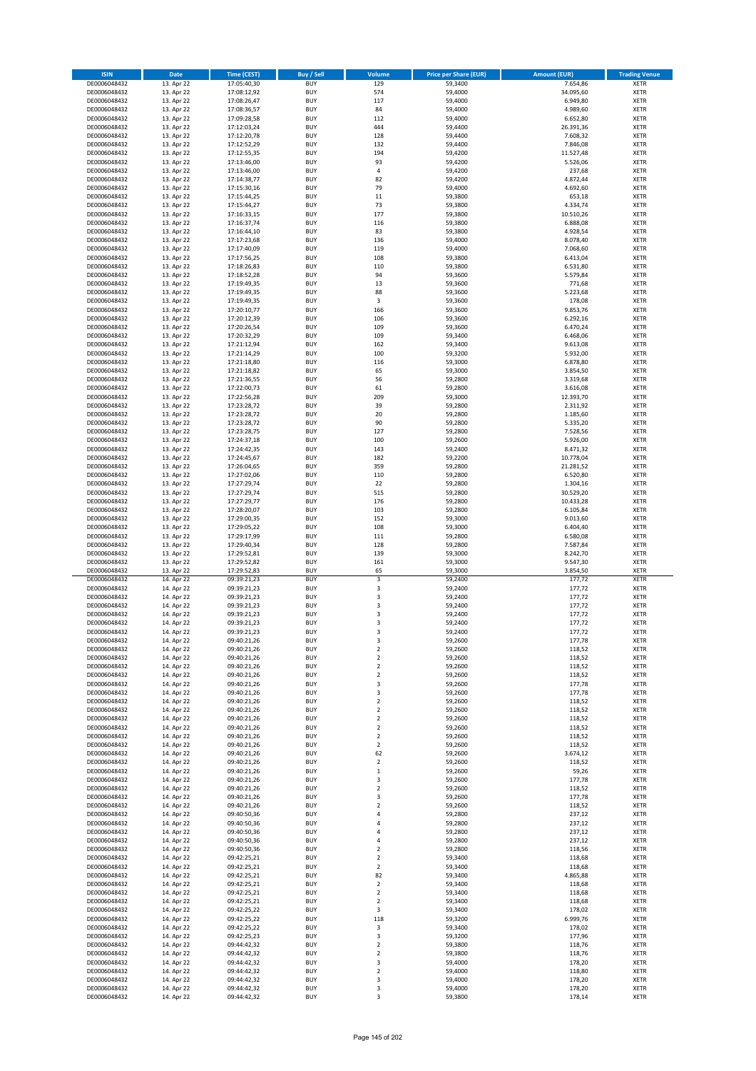| ISIN | Date | Time (CEST) | Buy / Sell | Volume | Price per Share (EUR) | Amount (EUR) | Trading Venue |
|---|---|---|---|---|---|---|---|
| DE0006048432 | 13. Apr 22 | 17:05:40,30 | BUY | 129 | 59,3400 | 7.654,86 | XETR |
| DE0006048432 | 13. Apr 22 | 17:08:12,92 | BUY | 574 | 59,4000 | 34.095,60 | XETR |
| DE0006048432 | 13. Apr 22 | 17:08:26,47 | BUY | 117 | 59,4000 | 6.949,80 | XETR |
| DE0006048432 | 13. Apr 22 | 17:08:36,57 | BUY | 84 | 59,4000 | 4.989,60 | XETR |
| DE0006048432 | 13. Apr 22 | 17:09:28,58 | BUY | 112 | 59,4000 | 6.652,80 | XETR |
| DE0006048432 | 13. Apr 22 | 17:12:03,24 | BUY | 444 | 59,4400 | 26.391,36 | XETR |
| DE0006048432 | 13. Apr 22 | 17:12:20,78 | BUY | 128 | 59,4400 | 7.608,32 | XETR |
| DE0006048432 | 13. Apr 22 | 17:12:52,29 | BUY | 132 | 59,4400 | 7.846,08 | XETR |
| DE0006048432 | 13. Apr 22 | 17:12:55,35 | BUY | 194 | 59,4200 | 11.527,48 | XETR |
| DE0006048432 | 13. Apr 22 | 17:13:46,00 | BUY | 93 | 59,4200 | 5.526,06 | XETR |
| DE0006048432 | 13. Apr 22 | 17:13:46,00 | BUY | 4 | 59,4200 | 237,68 | XETR |
| DE0006048432 | 13. Apr 22 | 17:14:38,77 | BUY | 82 | 59,4200 | 4.872,44 | XETR |
| DE0006048432 | 13. Apr 22 | 17:15:30,16 | BUY | 79 | 59,4000 | 4.692,60 | XETR |
| DE0006048432 | 13. Apr 22 | 17:15:44,25 | BUY | 11 | 59,3800 | 653,18 | XETR |
| DE0006048432 | 13. Apr 22 | 17:15:44,27 | BUY | 73 | 59,3800 | 4.334,74 | XETR |
| DE0006048432 | 13. Apr 22 | 17:16:33,15 | BUY | 177 | 59,3800 | 10.510,26 | XETR |
| DE0006048432 | 13. Apr 22 | 17:16:37,74 | BUY | 116 | 59,3800 | 6.888,08 | XETR |
| DE0006048432 | 13. Apr 22 | 17:16:44,10 | BUY | 83 | 59,3800 | 4.928,54 | XETR |
| DE0006048432 | 13. Apr 22 | 17:17:23,68 | BUY | 136 | 59,4000 | 8.078,40 | XETR |
| DE0006048432 | 13. Apr 22 | 17:17:40,09 | BUY | 119 | 59,4000 | 7.068,60 | XETR |
| DE0006048432 | 13. Apr 22 | 17:17:56,25 | BUY | 108 | 59,3800 | 6.413,04 | XETR |
| DE0006048432 | 13. Apr 22 | 17:18:26,83 | BUY | 110 | 59,3800 | 6.531,80 | XETR |
| DE0006048432 | 13. Apr 22 | 17:18:52,28 | BUY | 94 | 59,3600 | 5.579,84 | XETR |
| DE0006048432 | 13. Apr 22 | 17:19:49,35 | BUY | 13 | 59,3600 | 771,68 | XETR |
| DE0006048432 | 13. Apr 22 | 17:19:49,35 | BUY | 88 | 59,3600 | 5.223,68 | XETR |
| DE0006048432 | 13. Apr 22 | 17:19:49,35 | BUY | 3 | 59,3600 | 178,08 | XETR |
| DE0006048432 | 13. Apr 22 | 17:20:10,77 | BUY | 166 | 59,3600 | 9.853,76 | XETR |
| DE0006048432 | 13. Apr 22 | 17:20:12,39 | BUY | 106 | 59,3600 | 6.292,16 | XETR |
| DE0006048432 | 13. Apr 22 | 17:20:26,54 | BUY | 109 | 59,3600 | 6.470,24 | XETR |
| DE0006048432 | 13. Apr 22 | 17:20:32,29 | BUY | 109 | 59,3400 | 6.468,06 | XETR |
| DE0006048432 | 13. Apr 22 | 17:21:12,94 | BUY | 162 | 59,3400 | 9.613,08 | XETR |
| DE0006048432 | 13. Apr 22 | 17:21:14,29 | BUY | 100 | 59,3200 | 5.932,00 | XETR |
| DE0006048432 | 13. Apr 22 | 17:21:18,80 | BUY | 116 | 59,3000 | 6.878,80 | XETR |
| DE0006048432 | 13. Apr 22 | 17:21:18,82 | BUY | 65 | 59,3000 | 3.854,50 | XETR |
| DE0006048432 | 13. Apr 22 | 17:21:36,55 | BUY | 56 | 59,2800 | 3.319,68 | XETR |
| DE0006048432 | 13. Apr 22 | 17:22:00,73 | BUY | 61 | 59,2800 | 3.616,08 | XETR |
| DE0006048432 | 13. Apr 22 | 17:22:56,28 | BUY | 209 | 59,3000 | 12.393,70 | XETR |
| DE0006048432 | 13. Apr 22 | 17:23:28,72 | BUY | 39 | 59,2800 | 2.311,92 | XETR |
| DE0006048432 | 13. Apr 22 | 17:23:28,72 | BUY | 20 | 59,2800 | 1.185,60 | XETR |
| DE0006048432 | 13. Apr 22 | 17:23:28,72 | BUY | 90 | 59,2800 | 5.335,20 | XETR |
| DE0006048432 | 13. Apr 22 | 17:23:28,75 | BUY | 127 | 59,2800 | 7.528,56 | XETR |
| DE0006048432 | 13. Apr 22 | 17:24:37,18 | BUY | 100 | 59,2600 | 5.926,00 | XETR |
| DE0006048432 | 13. Apr 22 | 17:24:42,35 | BUY | 143 | 59,2400 | 8.471,32 | XETR |
| DE0006048432 | 13. Apr 22 | 17:24:45,67 | BUY | 182 | 59,2200 | 10.778,04 | XETR |
| DE0006048432 | 13. Apr 22 | 17:26:04,65 | BUY | 359 | 59,2800 | 21.281,52 | XETR |
| DE0006048432 | 13. Apr 22 | 17:27:02,06 | BUY | 110 | 59,2800 | 6.520,80 | XETR |
| DE0006048432 | 13. Apr 22 | 17:27:29,74 | BUY | 22 | 59,2800 | 1.304,16 | XETR |
| DE0006048432 | 13. Apr 22 | 17:27:29,74 | BUY | 515 | 59,2800 | 30.529,20 | XETR |
| DE0006048432 | 13. Apr 22 | 17:27:29,77 | BUY | 176 | 59,2800 | 10.433,28 | XETR |
| DE0006048432 | 13. Apr 22 | 17:28:20,07 | BUY | 103 | 59,2800 | 6.105,84 | XETR |
| DE0006048432 | 13. Apr 22 | 17:29:00,35 | BUY | 152 | 59,3000 | 9.013,60 | XETR |
| DE0006048432 | 13. Apr 22 | 17:29:05,22 | BUY | 108 | 59,3000 | 6.404,40 | XETR |
| DE0006048432 | 13. Apr 22 | 17:29:17,99 | BUY | 111 | 59,2800 | 6.580,08 | XETR |
| DE0006048432 | 13. Apr 22 | 17:29:40,34 | BUY | 128 | 59,2800 | 7.587,84 | XETR |
| DE0006048432 | 13. Apr 22 | 17:29:52,81 | BUY | 139 | 59,3000 | 8.242,70 | XETR |
| DE0006048432 | 13. Apr 22 | 17:29:52,82 | BUY | 161 | 59,3000 | 9.547,30 | XETR |
| DE0006048432 | 13. Apr 22 | 17:29:52,83 | BUY | 65 | 59,3000 | 3.854,50 | XETR |
| DE0006048432 | 14. Apr 22 | 09:39:21,23 | BUY | 3 | 59,2400 | 177,72 | XETR |
| DE0006048432 | 14. Apr 22 | 09:39:21,23 | BUY | 3 | 59,2400 | 177,72 | XETR |
| DE0006048432 | 14. Apr 22 | 09:39:21,23 | BUY | 3 | 59,2400 | 177,72 | XETR |
| DE0006048432 | 14. Apr 22 | 09:39:21,23 | BUY | 3 | 59,2400 | 177,72 | XETR |
| DE0006048432 | 14. Apr 22 | 09:39:21,23 | BUY | 3 | 59,2400 | 177,72 | XETR |
| DE0006048432 | 14. Apr 22 | 09:39:21,23 | BUY | 3 | 59,2400 | 177,72 | XETR |
| DE0006048432 | 14. Apr 22 | 09:39:21,23 | BUY | 3 | 59,2400 | 177,72 | XETR |
| DE0006048432 | 14. Apr 22 | 09:40:21,26 | BUY | 3 | 59,2600 | 177,78 | XETR |
| DE0006048432 | 14. Apr 22 | 09:40:21,26 | BUY | 2 | 59,2600 | 118,52 | XETR |
| DE0006048432 | 14. Apr 22 | 09:40:21,26 | BUY | 2 | 59,2600 | 118,52 | XETR |
| DE0006048432 | 14. Apr 22 | 09:40:21,26 | BUY | 2 | 59,2600 | 118,52 | XETR |
| DE0006048432 | 14. Apr 22 | 09:40:21,26 | BUY | 2 | 59,2600 | 118,52 | XETR |
| DE0006048432 | 14. Apr 22 | 09:40:21,26 | BUY | 3 | 59,2600 | 177,78 | XETR |
| DE0006048432 | 14. Apr 22 | 09:40:21,26 | BUY | 3 | 59,2600 | 177,78 | XETR |
| DE0006048432 | 14. Apr 22 | 09:40:21,26 | BUY | 2 | 59,2600 | 118,52 | XETR |
| DE0006048432 | 14. Apr 22 | 09:40:21,26 | BUY | 2 | 59,2600 | 118,52 | XETR |
| DE0006048432 | 14. Apr 22 | 09:40:21,26 | BUY | 2 | 59,2600 | 118,52 | XETR |
| DE0006048432 | 14. Apr 22 | 09:40:21,26 | BUY | 2 | 59,2600 | 118,52 | XETR |
| DE0006048432 | 14. Apr 22 | 09:40:21,26 | BUY | 2 | 59,2600 | 118,52 | XETR |
| DE0006048432 | 14. Apr 22 | 09:40:21,26 | BUY | 2 | 59,2600 | 118,52 | XETR |
| DE0006048432 | 14. Apr 22 | 09:40:21,26 | BUY | 62 | 59,2600 | 3.674,12 | XETR |
| DE0006048432 | 14. Apr 22 | 09:40:21,26 | BUY | 2 | 59,2600 | 118,52 | XETR |
| DE0006048432 | 14. Apr 22 | 09:40:21,26 | BUY | 1 | 59,2600 | 59,26 | XETR |
| DE0006048432 | 14. Apr 22 | 09:40:21,26 | BUY | 3 | 59,2600 | 177,78 | XETR |
| DE0006048432 | 14. Apr 22 | 09:40:21,26 | BUY | 2 | 59,2600 | 118,52 | XETR |
| DE0006048432 | 14. Apr 22 | 09:40:21,26 | BUY | 3 | 59,2600 | 177,78 | XETR |
| DE0006048432 | 14. Apr 22 | 09:40:21,26 | BUY | 2 | 59,2600 | 118,52 | XETR |
| DE0006048432 | 14. Apr 22 | 09:40:50,36 | BUY | 4 | 59,2800 | 237,12 | XETR |
| DE0006048432 | 14. Apr 22 | 09:40:50,36 | BUY | 4 | 59,2800 | 237,12 | XETR |
| DE0006048432 | 14. Apr 22 | 09:40:50,36 | BUY | 4 | 59,2800 | 237,12 | XETR |
| DE0006048432 | 14. Apr 22 | 09:40:50,36 | BUY | 4 | 59,2800 | 237,12 | XETR |
| DE0006048432 | 14. Apr 22 | 09:40:50,36 | BUY | 2 | 59,2800 | 118,56 | XETR |
| DE0006048432 | 14. Apr 22 | 09:42:25,21 | BUY | 2 | 59,3400 | 118,68 | XETR |
| DE0006048432 | 14. Apr 22 | 09:42:25,21 | BUY | 2 | 59,3400 | 118,68 | XETR |
| DE0006048432 | 14. Apr 22 | 09:42:25,21 | BUY | 82 | 59,3400 | 4.865,88 | XETR |
| DE0006048432 | 14. Apr 22 | 09:42:25,21 | BUY | 2 | 59,3400 | 118,68 | XETR |
| DE0006048432 | 14. Apr 22 | 09:42:25,21 | BUY | 2 | 59,3400 | 118,68 | XETR |
| DE0006048432 | 14. Apr 22 | 09:42:25,21 | BUY | 2 | 59,3400 | 118,68 | XETR |
| DE0006048432 | 14. Apr 22 | 09:42:25,22 | BUY | 3 | 59,3400 | 178,02 | XETR |
| DE0006048432 | 14. Apr 22 | 09:42:25,22 | BUY | 118 | 59,3200 | 6.999,76 | XETR |
| DE0006048432 | 14. Apr 22 | 09:42:25,22 | BUY | 3 | 59,3400 | 178,02 | XETR |
| DE0006048432 | 14. Apr 22 | 09:42:25,23 | BUY | 3 | 59,3200 | 177,96 | XETR |
| DE0006048432 | 14. Apr 22 | 09:44:42,32 | BUY | 2 | 59,3800 | 118,76 | XETR |
| DE0006048432 | 14. Apr 22 | 09:44:42,32 | BUY | 2 | 59,3800 | 118,76 | XETR |
| DE0006048432 | 14. Apr 22 | 09:44:42,32 | BUY | 3 | 59,4000 | 178,20 | XETR |
| DE0006048432 | 14. Apr 22 | 09:44:42,32 | BUY | 2 | 59,4000 | 118,80 | XETR |
| DE0006048432 | 14. Apr 22 | 09:44:42,32 | BUY | 3 | 59,4000 | 178,20 | XETR |
| DE0006048432 | 14. Apr 22 | 09:44:42,32 | BUY | 3 | 59,4000 | 178,20 | XETR |
| DE0006048432 | 14. Apr 22 | 09:44:42,32 | BUY | 3 | 59,3800 | 178,14 | XETR |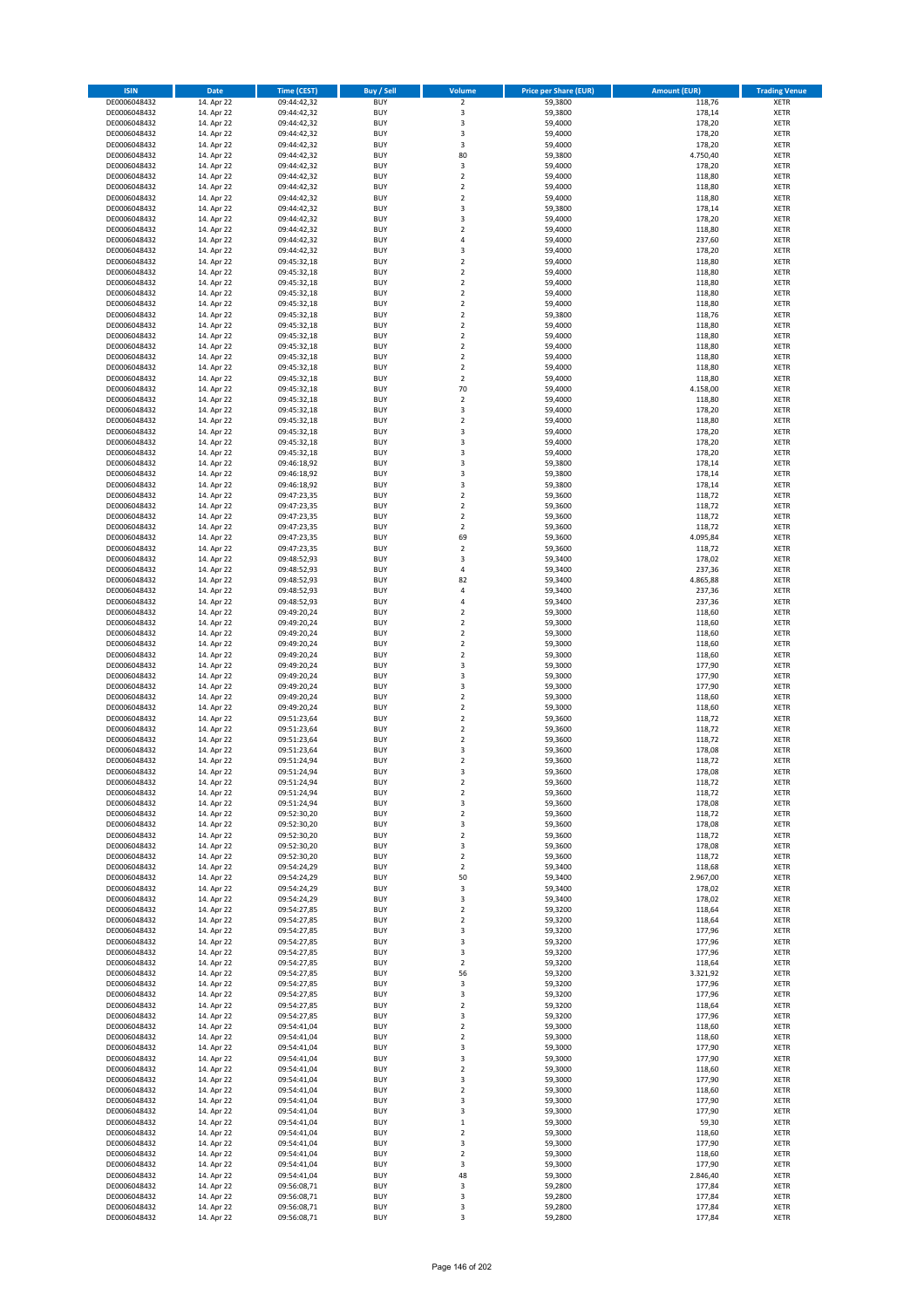| ISIN | Date | Time (CEST) | Buy / Sell | Volume | Price per Share (EUR) | Amount (EUR) | Trading Venue |
|---|---|---|---|---|---|---|---|
| DE0006048432 | 14. Apr 22 | 09:44:42,32 | BUY | 2 | 59,3800 | 118,76 | XETR |
| DE0006048432 | 14. Apr 22 | 09:44:42,32 | BUY | 3 | 59,3800 | 178,14 | XETR |
| DE0006048432 | 14. Apr 22 | 09:44:42,32 | BUY | 3 | 59,4000 | 178,20 | XETR |
| DE0006048432 | 14. Apr 22 | 09:44:42,32 | BUY | 3 | 59,4000 | 178,20 | XETR |
| DE0006048432 | 14. Apr 22 | 09:44:42,32 | BUY | 3 | 59,4000 | 178,20 | XETR |
| DE0006048432 | 14. Apr 22 | 09:44:42,32 | BUY | 80 | 59,3800 | 4.750,40 | XETR |
| DE0006048432 | 14. Apr 22 | 09:44:42,32 | BUY | 3 | 59,4000 | 178,20 | XETR |
| DE0006048432 | 14. Apr 22 | 09:44:42,32 | BUY | 2 | 59,4000 | 118,80 | XETR |
| DE0006048432 | 14. Apr 22 | 09:44:42,32 | BUY | 2 | 59,4000 | 118,80 | XETR |
| DE0006048432 | 14. Apr 22 | 09:44:42,32 | BUY | 2 | 59,4000 | 118,80 | XETR |
| DE0006048432 | 14. Apr 22 | 09:44:42,32 | BUY | 3 | 59,3800 | 178,14 | XETR |
| DE0006048432 | 14. Apr 22 | 09:44:42,32 | BUY | 3 | 59,4000 | 178,20 | XETR |
| DE0006048432 | 14. Apr 22 | 09:44:42,32 | BUY | 2 | 59,4000 | 118,80 | XETR |
| DE0006048432 | 14. Apr 22 | 09:44:42,32 | BUY | 4 | 59,4000 | 237,60 | XETR |
| DE0006048432 | 14. Apr 22 | 09:44:42,32 | BUY | 3 | 59,4000 | 178,20 | XETR |
| DE0006048432 | 14. Apr 22 | 09:45:32,18 | BUY | 2 | 59,4000 | 118,80 | XETR |
| DE0006048432 | 14. Apr 22 | 09:45:32,18 | BUY | 2 | 59,4000 | 118,80 | XETR |
| DE0006048432 | 14. Apr 22 | 09:45:32,18 | BUY | 2 | 59,4000 | 118,80 | XETR |
| DE0006048432 | 14. Apr 22 | 09:45:32,18 | BUY | 2 | 59,4000 | 118,80 | XETR |
| DE0006048432 | 14. Apr 22 | 09:45:32,18 | BUY | 2 | 59,4000 | 118,80 | XETR |
| DE0006048432 | 14. Apr 22 | 09:45:32,18 | BUY | 2 | 59,3800 | 118,76 | XETR |
| DE0006048432 | 14. Apr 22 | 09:45:32,18 | BUY | 2 | 59,4000 | 118,80 | XETR |
| DE0006048432 | 14. Apr 22 | 09:45:32,18 | BUY | 2 | 59,4000 | 118,80 | XETR |
| DE0006048432 | 14. Apr 22 | 09:45:32,18 | BUY | 2 | 59,4000 | 118,80 | XETR |
| DE0006048432 | 14. Apr 22 | 09:45:32,18 | BUY | 2 | 59,4000 | 118,80 | XETR |
| DE0006048432 | 14. Apr 22 | 09:45:32,18 | BUY | 2 | 59,4000 | 118,80 | XETR |
| DE0006048432 | 14. Apr 22 | 09:45:32,18 | BUY | 2 | 59,4000 | 118,80 | XETR |
| DE0006048432 | 14. Apr 22 | 09:45:32,18 | BUY | 70 | 59,4000 | 4.158,00 | XETR |
| DE0006048432 | 14. Apr 22 | 09:45:32,18 | BUY | 2 | 59,4000 | 118,80 | XETR |
| DE0006048432 | 14. Apr 22 | 09:45:32,18 | BUY | 3 | 59,4000 | 178,20 | XETR |
| DE0006048432 | 14. Apr 22 | 09:45:32,18 | BUY | 2 | 59,4000 | 118,80 | XETR |
| DE0006048432 | 14. Apr 22 | 09:45:32,18 | BUY | 3 | 59,4000 | 178,20 | XETR |
| DE0006048432 | 14. Apr 22 | 09:45:32,18 | BUY | 3 | 59,4000 | 178,20 | XETR |
| DE0006048432 | 14. Apr 22 | 09:45:32,18 | BUY | 3 | 59,4000 | 178,20 | XETR |
| DE0006048432 | 14. Apr 22 | 09:46:18,92 | BUY | 3 | 59,3800 | 178,14 | XETR |
| DE0006048432 | 14. Apr 22 | 09:46:18,92 | BUY | 3 | 59,3800 | 178,14 | XETR |
| DE0006048432 | 14. Apr 22 | 09:46:18,92 | BUY | 3 | 59,3800 | 178,14 | XETR |
| DE0006048432 | 14. Apr 22 | 09:47:23,35 | BUY | 2 | 59,3600 | 118,72 | XETR |
| DE0006048432 | 14. Apr 22 | 09:47:23,35 | BUY | 2 | 59,3600 | 118,72 | XETR |
| DE0006048432 | 14. Apr 22 | 09:47:23,35 | BUY | 2 | 59,3600 | 118,72 | XETR |
| DE0006048432 | 14. Apr 22 | 09:47:23,35 | BUY | 2 | 59,3600 | 118,72 | XETR |
| DE0006048432 | 14. Apr 22 | 09:47:23,35 | BUY | 69 | 59,3600 | 4.095,84 | XETR |
| DE0006048432 | 14. Apr 22 | 09:47:23,35 | BUY | 2 | 59,3600 | 118,72 | XETR |
| DE0006048432 | 14. Apr 22 | 09:48:52,93 | BUY | 3 | 59,3400 | 178,02 | XETR |
| DE0006048432 | 14. Apr 22 | 09:48:52,93 | BUY | 4 | 59,3400 | 237,36 | XETR |
| DE0006048432 | 14. Apr 22 | 09:48:52,93 | BUY | 82 | 59,3400 | 4.865,88 | XETR |
| DE0006048432 | 14. Apr 22 | 09:48:52,93 | BUY | 4 | 59,3400 | 237,36 | XETR |
| DE0006048432 | 14. Apr 22 | 09:48:52,93 | BUY | 4 | 59,3400 | 237,36 | XETR |
| DE0006048432 | 14. Apr 22 | 09:49:20,24 | BUY | 2 | 59,3000 | 118,60 | XETR |
| DE0006048432 | 14. Apr 22 | 09:49:20,24 | BUY | 2 | 59,3000 | 118,60 | XETR |
| DE0006048432 | 14. Apr 22 | 09:49:20,24 | BUY | 2 | 59,3000 | 118,60 | XETR |
| DE0006048432 | 14. Apr 22 | 09:49:20,24 | BUY | 2 | 59,3000 | 118,60 | XETR |
| DE0006048432 | 14. Apr 22 | 09:49:20,24 | BUY | 2 | 59,3000 | 118,60 | XETR |
| DE0006048432 | 14. Apr 22 | 09:49:20,24 | BUY | 3 | 59,3000 | 177,90 | XETR |
| DE0006048432 | 14. Apr 22 | 09:49:20,24 | BUY | 3 | 59,3000 | 177,90 | XETR |
| DE0006048432 | 14. Apr 22 | 09:49:20,24 | BUY | 3 | 59,3000 | 177,90 | XETR |
| DE0006048432 | 14. Apr 22 | 09:49:20,24 | BUY | 2 | 59,3000 | 118,60 | XETR |
| DE0006048432 | 14. Apr 22 | 09:49:20,24 | BUY | 2 | 59,3000 | 118,60 | XETR |
| DE0006048432 | 14. Apr 22 | 09:51:23,64 | BUY | 2 | 59,3600 | 118,72 | XETR |
| DE0006048432 | 14. Apr 22 | 09:51:23,64 | BUY | 2 | 59,3600 | 118,72 | XETR |
| DE0006048432 | 14. Apr 22 | 09:51:23,64 | BUY | 2 | 59,3600 | 118,72 | XETR |
| DE0006048432 | 14. Apr 22 | 09:51:23,64 | BUY | 3 | 59,3600 | 178,08 | XETR |
| DE0006048432 | 14. Apr 22 | 09:51:24,94 | BUY | 2 | 59,3600 | 118,72 | XETR |
| DE0006048432 | 14. Apr 22 | 09:51:24,94 | BUY | 3 | 59,3600 | 178,08 | XETR |
| DE0006048432 | 14. Apr 22 | 09:51:24,94 | BUY | 2 | 59,3600 | 118,72 | XETR |
| DE0006048432 | 14. Apr 22 | 09:51:24,94 | BUY | 2 | 59,3600 | 118,72 | XETR |
| DE0006048432 | 14. Apr 22 | 09:51:24,94 | BUY | 3 | 59,3600 | 178,08 | XETR |
| DE0006048432 | 14. Apr 22 | 09:52:30,20 | BUY | 2 | 59,3600 | 118,72 | XETR |
| DE0006048432 | 14. Apr 22 | 09:52:30,20 | BUY | 3 | 59,3600 | 178,08 | XETR |
| DE0006048432 | 14. Apr 22 | 09:52:30,20 | BUY | 2 | 59,3600 | 118,72 | XETR |
| DE0006048432 | 14. Apr 22 | 09:52:30,20 | BUY | 3 | 59,3600 | 178,08 | XETR |
| DE0006048432 | 14. Apr 22 | 09:52:30,20 | BUY | 2 | 59,3600 | 118,72 | XETR |
| DE0006048432 | 14. Apr 22 | 09:54:24,29 | BUY | 2 | 59,3400 | 118,68 | XETR |
| DE0006048432 | 14. Apr 22 | 09:54:24,29 | BUY | 50 | 59,3400 | 2.967,00 | XETR |
| DE0006048432 | 14. Apr 22 | 09:54:24,29 | BUY | 3 | 59,3400 | 178,02 | XETR |
| DE0006048432 | 14. Apr 22 | 09:54:24,29 | BUY | 3 | 59,3400 | 178,02 | XETR |
| DE0006048432 | 14. Apr 22 | 09:54:27,85 | BUY | 2 | 59,3200 | 118,64 | XETR |
| DE0006048432 | 14. Apr 22 | 09:54:27,85 | BUY | 2 | 59,3200 | 118,64 | XETR |
| DE0006048432 | 14. Apr 22 | 09:54:27,85 | BUY | 3 | 59,3200 | 177,96 | XETR |
| DE0006048432 | 14. Apr 22 | 09:54:27,85 | BUY | 3 | 59,3200 | 177,96 | XETR |
| DE0006048432 | 14. Apr 22 | 09:54:27,85 | BUY | 3 | 59,3200 | 177,96 | XETR |
| DE0006048432 | 14. Apr 22 | 09:54:27,85 | BUY | 2 | 59,3200 | 118,64 | XETR |
| DE0006048432 | 14. Apr 22 | 09:54:27,85 | BUY | 56 | 59,3200 | 3.321,92 | XETR |
| DE0006048432 | 14. Apr 22 | 09:54:27,85 | BUY | 3 | 59,3200 | 177,96 | XETR |
| DE0006048432 | 14. Apr 22 | 09:54:27,85 | BUY | 3 | 59,3200 | 177,96 | XETR |
| DE0006048432 | 14. Apr 22 | 09:54:27,85 | BUY | 2 | 59,3200 | 118,64 | XETR |
| DE0006048432 | 14. Apr 22 | 09:54:27,85 | BUY | 3 | 59,3200 | 177,96 | XETR |
| DE0006048432 | 14. Apr 22 | 09:54:41,04 | BUY | 2 | 59,3000 | 118,60 | XETR |
| DE0006048432 | 14. Apr 22 | 09:54:41,04 | BUY | 2 | 59,3000 | 118,60 | XETR |
| DE0006048432 | 14. Apr 22 | 09:54:41,04 | BUY | 3 | 59,3000 | 177,90 | XETR |
| DE0006048432 | 14. Apr 22 | 09:54:41,04 | BUY | 3 | 59,3000 | 177,90 | XETR |
| DE0006048432 | 14. Apr 22 | 09:54:41,04 | BUY | 2 | 59,3000 | 118,60 | XETR |
| DE0006048432 | 14. Apr 22 | 09:54:41,04 | BUY | 3 | 59,3000 | 177,90 | XETR |
| DE0006048432 | 14. Apr 22 | 09:54:41,04 | BUY | 2 | 59,3000 | 118,60 | XETR |
| DE0006048432 | 14. Apr 22 | 09:54:41,04 | BUY | 3 | 59,3000 | 177,90 | XETR |
| DE0006048432 | 14. Apr 22 | 09:54:41,04 | BUY | 3 | 59,3000 | 177,90 | XETR |
| DE0006048432 | 14. Apr 22 | 09:54:41,04 | BUY | 1 | 59,3000 | 59,30 | XETR |
| DE0006048432 | 14. Apr 22 | 09:54:41,04 | BUY | 2 | 59,3000 | 118,60 | XETR |
| DE0006048432 | 14. Apr 22 | 09:54:41,04 | BUY | 3 | 59,3000 | 177,90 | XETR |
| DE0006048432 | 14. Apr 22 | 09:54:41,04 | BUY | 2 | 59,3000 | 118,60 | XETR |
| DE0006048432 | 14. Apr 22 | 09:54:41,04 | BUY | 3 | 59,3000 | 177,90 | XETR |
| DE0006048432 | 14. Apr 22 | 09:54:41,04 | BUY | 48 | 59,3000 | 2.846,40 | XETR |
| DE0006048432 | 14. Apr 22 | 09:56:08,71 | BUY | 3 | 59,2800 | 177,84 | XETR |
| DE0006048432 | 14. Apr 22 | 09:56:08,71 | BUY | 3 | 59,2800 | 177,84 | XETR |
| DE0006048432 | 14. Apr 22 | 09:56:08,71 | BUY | 3 | 59,2800 | 177,84 | XETR |
| DE0006048432 | 14. Apr 22 | 09:56:08,71 | BUY | 3 | 59,2800 | 177,84 | XETR |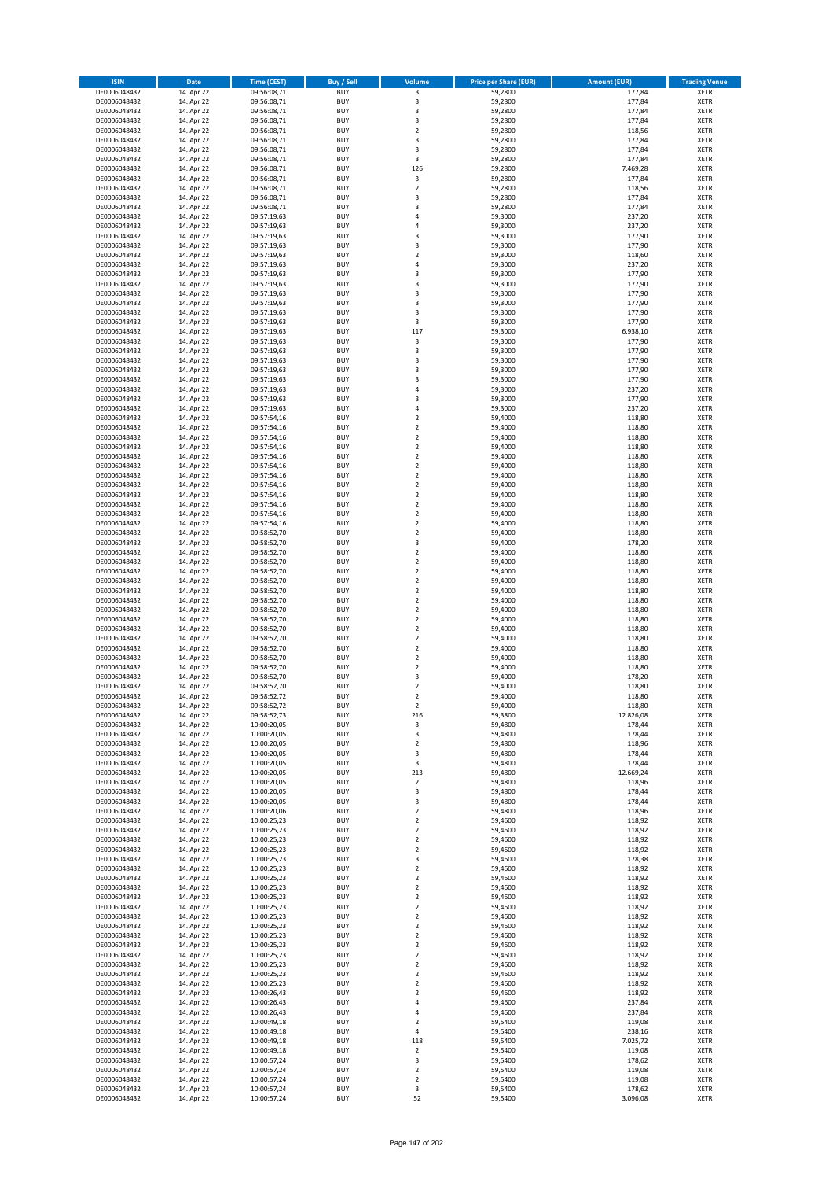| ISIN | Date | Time (CEST) | Buy / Sell | Volume | Price per Share (EUR) | Amount (EUR) | Trading Venue |
|---|---|---|---|---|---|---|---|
| DE0006048432 | 14. Apr 22 | 09:56:08,71 | BUY | 3 | 59,2800 | 177,84 | XETR |
| DE0006048432 | 14. Apr 22 | 09:56:08,71 | BUY | 3 | 59,2800 | 177,84 | XETR |
| DE0006048432 | 14. Apr 22 | 09:56:08,71 | BUY | 3 | 59,2800 | 177,84 | XETR |
| DE0006048432 | 14. Apr 22 | 09:56:08,71 | BUY | 3 | 59,2800 | 177,84 | XETR |
| DE0006048432 | 14. Apr 22 | 09:56:08,71 | BUY | 2 | 59,2800 | 118,56 | XETR |
| DE0006048432 | 14. Apr 22 | 09:56:08,71 | BUY | 3 | 59,2800 | 177,84 | XETR |
| DE0006048432 | 14. Apr 22 | 09:56:08,71 | BUY | 3 | 59,2800 | 177,84 | XETR |
| DE0006048432 | 14. Apr 22 | 09:56:08,71 | BUY | 3 | 59,2800 | 177,84 | XETR |
| DE0006048432 | 14. Apr 22 | 09:56:08,71 | BUY | 126 | 59,2800 | 7.469,28 | XETR |
| DE0006048432 | 14. Apr 22 | 09:56:08,71 | BUY | 3 | 59,2800 | 177,84 | XETR |
| DE0006048432 | 14. Apr 22 | 09:56:08,71 | BUY | 2 | 59,2800 | 118,56 | XETR |
| DE0006048432 | 14. Apr 22 | 09:56:08,71 | BUY | 3 | 59,2800 | 177,84 | XETR |
| DE0006048432 | 14. Apr 22 | 09:56:08,71 | BUY | 3 | 59,2800 | 177,84 | XETR |
| DE0006048432 | 14. Apr 22 | 09:57:19,63 | BUY | 4 | 59,3000 | 237,20 | XETR |
| DE0006048432 | 14. Apr 22 | 09:57:19,63 | BUY | 4 | 59,3000 | 237,20 | XETR |
| DE0006048432 | 14. Apr 22 | 09:57:19,63 | BUY | 3 | 59,3000 | 177,90 | XETR |
| DE0006048432 | 14. Apr 22 | 09:57:19,63 | BUY | 3 | 59,3000 | 177,90 | XETR |
| DE0006048432 | 14. Apr 22 | 09:57:19,63 | BUY | 2 | 59,3000 | 118,60 | XETR |
| DE0006048432 | 14. Apr 22 | 09:57:19,63 | BUY | 4 | 59,3000 | 237,20 | XETR |
| DE0006048432 | 14. Apr 22 | 09:57:19,63 | BUY | 3 | 59,3000 | 177,90 | XETR |
| DE0006048432 | 14. Apr 22 | 09:57:19,63 | BUY | 3 | 59,3000 | 177,90 | XETR |
| DE0006048432 | 14. Apr 22 | 09:57:19,63 | BUY | 3 | 59,3000 | 177,90 | XETR |
| DE0006048432 | 14. Apr 22 | 09:57:19,63 | BUY | 3 | 59,3000 | 177,90 | XETR |
| DE0006048432 | 14. Apr 22 | 09:57:19,63 | BUY | 3 | 59,3000 | 177,90 | XETR |
| DE0006048432 | 14. Apr 22 | 09:57:19,63 | BUY | 3 | 59,3000 | 177,90 | XETR |
| DE0006048432 | 14. Apr 22 | 09:57:19,63 | BUY | 117 | 59,3000 | 6.938,10 | XETR |
| DE0006048432 | 14. Apr 22 | 09:57:19,63 | BUY | 3 | 59,3000 | 177,90 | XETR |
| DE0006048432 | 14. Apr 22 | 09:57:19,63 | BUY | 3 | 59,3000 | 177,90 | XETR |
| DE0006048432 | 14. Apr 22 | 09:57:19,63 | BUY | 3 | 59,3000 | 177,90 | XETR |
| DE0006048432 | 14. Apr 22 | 09:57:19,63 | BUY | 3 | 59,3000 | 177,90 | XETR |
| DE0006048432 | 14. Apr 22 | 09:57:19,63 | BUY | 3 | 59,3000 | 177,90 | XETR |
| DE0006048432 | 14. Apr 22 | 09:57:19,63 | BUY | 4 | 59,3000 | 237,20 | XETR |
| DE0006048432 | 14. Apr 22 | 09:57:19,63 | BUY | 3 | 59,3000 | 177,90 | XETR |
| DE0006048432 | 14. Apr 22 | 09:57:19,63 | BUY | 4 | 59,3000 | 237,20 | XETR |
| DE0006048432 | 14. Apr 22 | 09:57:54,16 | BUY | 2 | 59,4000 | 118,80 | XETR |
| DE0006048432 | 14. Apr 22 | 09:57:54,16 | BUY | 2 | 59,4000 | 118,80 | XETR |
| DE0006048432 | 14. Apr 22 | 09:57:54,16 | BUY | 2 | 59,4000 | 118,80 | XETR |
| DE0006048432 | 14. Apr 22 | 09:57:54,16 | BUY | 2 | 59,4000 | 118,80 | XETR |
| DE0006048432 | 14. Apr 22 | 09:57:54,16 | BUY | 2 | 59,4000 | 118,80 | XETR |
| DE0006048432 | 14. Apr 22 | 09:57:54,16 | BUY | 2 | 59,4000 | 118,80 | XETR |
| DE0006048432 | 14. Apr 22 | 09:57:54,16 | BUY | 2 | 59,4000 | 118,80 | XETR |
| DE0006048432 | 14. Apr 22 | 09:57:54,16 | BUY | 2 | 59,4000 | 118,80 | XETR |
| DE0006048432 | 14. Apr 22 | 09:57:54,16 | BUY | 2 | 59,4000 | 118,80 | XETR |
| DE0006048432 | 14. Apr 22 | 09:57:54,16 | BUY | 2 | 59,4000 | 118,80 | XETR |
| DE0006048432 | 14. Apr 22 | 09:57:54,16 | BUY | 2 | 59,4000 | 118,80 | XETR |
| DE0006048432 | 14. Apr 22 | 09:57:54,16 | BUY | 2 | 59,4000 | 118,80 | XETR |
| DE0006048432 | 14. Apr 22 | 09:58:52,70 | BUY | 2 | 59,4000 | 118,80 | XETR |
| DE0006048432 | 14. Apr 22 | 09:58:52,70 | BUY | 3 | 59,4000 | 178,20 | XETR |
| DE0006048432 | 14. Apr 22 | 09:58:52,70 | BUY | 2 | 59,4000 | 118,80 | XETR |
| DE0006048432 | 14. Apr 22 | 09:58:52,70 | BUY | 2 | 59,4000 | 118,80 | XETR |
| DE0006048432 | 14. Apr 22 | 09:58:52,70 | BUY | 2 | 59,4000 | 118,80 | XETR |
| DE0006048432 | 14. Apr 22 | 09:58:52,70 | BUY | 2 | 59,4000 | 118,80 | XETR |
| DE0006048432 | 14. Apr 22 | 09:58:52,70 | BUY | 2 | 59,4000 | 118,80 | XETR |
| DE0006048432 | 14. Apr 22 | 09:58:52,70 | BUY | 2 | 59,4000 | 118,80 | XETR |
| DE0006048432 | 14. Apr 22 | 09:58:52,70 | BUY | 2 | 59,4000 | 118,80 | XETR |
| DE0006048432 | 14. Apr 22 | 09:58:52,70 | BUY | 2 | 59,4000 | 118,80 | XETR |
| DE0006048432 | 14. Apr 22 | 09:58:52,70 | BUY | 2 | 59,4000 | 118,80 | XETR |
| DE0006048432 | 14. Apr 22 | 09:58:52,70 | BUY | 2 | 59,4000 | 118,80 | XETR |
| DE0006048432 | 14. Apr 22 | 09:58:52,70 | BUY | 2 | 59,4000 | 118,80 | XETR |
| DE0006048432 | 14. Apr 22 | 09:58:52,70 | BUY | 2 | 59,4000 | 118,80 | XETR |
| DE0006048432 | 14. Apr 22 | 09:58:52,70 | BUY | 2 | 59,4000 | 118,80 | XETR |
| DE0006048432 | 14. Apr 22 | 09:58:52,70 | BUY | 2 | 59,4000 | 118,80 | XETR |
| DE0006048432 | 14. Apr 22 | 09:58:52,70 | BUY | 3 | 59,4000 | 178,20 | XETR |
| DE0006048432 | 14. Apr 22 | 09:58:52,70 | BUY | 2 | 59,4000 | 118,80 | XETR |
| DE0006048432 | 14. Apr 22 | 09:58:52,72 | BUY | 2 | 59,4000 | 118,80 | XETR |
| DE0006048432 | 14. Apr 22 | 09:58:52,72 | BUY | 2 | 59,4000 | 118,80 | XETR |
| DE0006048432 | 14. Apr 22 | 09:58:52,73 | BUY | 216 | 59,3800 | 12.826,08 | XETR |
| DE0006048432 | 14. Apr 22 | 10:00:20,05 | BUY | 3 | 59,4800 | 178,44 | XETR |
| DE0006048432 | 14. Apr 22 | 10:00:20,05 | BUY | 3 | 59,4800 | 178,44 | XETR |
| DE0006048432 | 14. Apr 22 | 10:00:20,05 | BUY | 2 | 59,4800 | 118,96 | XETR |
| DE0006048432 | 14. Apr 22 | 10:00:20,05 | BUY | 3 | 59,4800 | 178,44 | XETR |
| DE0006048432 | 14. Apr 22 | 10:00:20,05 | BUY | 3 | 59,4800 | 178,44 | XETR |
| DE0006048432 | 14. Apr 22 | 10:00:20,05 | BUY | 213 | 59,4800 | 12.669,24 | XETR |
| DE0006048432 | 14. Apr 22 | 10:00:20,05 | BUY | 2 | 59,4800 | 118,96 | XETR |
| DE0006048432 | 14. Apr 22 | 10:00:20,05 | BUY | 3 | 59,4800 | 178,44 | XETR |
| DE0006048432 | 14. Apr 22 | 10:00:20,05 | BUY | 3 | 59,4800 | 178,44 | XETR |
| DE0006048432 | 14. Apr 22 | 10:00:20,06 | BUY | 2 | 59,4800 | 118,96 | XETR |
| DE0006048432 | 14. Apr 22 | 10:00:25,23 | BUY | 2 | 59,4600 | 118,92 | XETR |
| DE0006048432 | 14. Apr 22 | 10:00:25,23 | BUY | 2 | 59,4600 | 118,92 | XETR |
| DE0006048432 | 14. Apr 22 | 10:00:25,23 | BUY | 2 | 59,4600 | 118,92 | XETR |
| DE0006048432 | 14. Apr 22 | 10:00:25,23 | BUY | 2 | 59,4600 | 118,92 | XETR |
| DE0006048432 | 14. Apr 22 | 10:00:25,23 | BUY | 3 | 59,4600 | 178,38 | XETR |
| DE0006048432 | 14. Apr 22 | 10:00:25,23 | BUY | 2 | 59,4600 | 118,92 | XETR |
| DE0006048432 | 14. Apr 22 | 10:00:25,23 | BUY | 2 | 59,4600 | 118,92 | XETR |
| DE0006048432 | 14. Apr 22 | 10:00:25,23 | BUY | 2 | 59,4600 | 118,92 | XETR |
| DE0006048432 | 14. Apr 22 | 10:00:25,23 | BUY | 2 | 59,4600 | 118,92 | XETR |
| DE0006048432 | 14. Apr 22 | 10:00:25,23 | BUY | 2 | 59,4600 | 118,92 | XETR |
| DE0006048432 | 14. Apr 22 | 10:00:25,23 | BUY | 2 | 59,4600 | 118,92 | XETR |
| DE0006048432 | 14. Apr 22 | 10:00:25,23 | BUY | 2 | 59,4600 | 118,92 | XETR |
| DE0006048432 | 14. Apr 22 | 10:00:25,23 | BUY | 2 | 59,4600 | 118,92 | XETR |
| DE0006048432 | 14. Apr 22 | 10:00:25,23 | BUY | 2 | 59,4600 | 118,92 | XETR |
| DE0006048432 | 14. Apr 22 | 10:00:25,23 | BUY | 2 | 59,4600 | 118,92 | XETR |
| DE0006048432 | 14. Apr 22 | 10:00:25,23 | BUY | 2 | 59,4600 | 118,92 | XETR |
| DE0006048432 | 14. Apr 22 | 10:00:25,23 | BUY | 2 | 59,4600 | 118,92 | XETR |
| DE0006048432 | 14. Apr 22 | 10:00:25,23 | BUY | 2 | 59,4600 | 118,92 | XETR |
| DE0006048432 | 14. Apr 22 | 10:00:26,43 | BUY | 2 | 59,4600 | 118,92 | XETR |
| DE0006048432 | 14. Apr 22 | 10:00:26,43 | BUY | 4 | 59,4600 | 237,84 | XETR |
| DE0006048432 | 14. Apr 22 | 10:00:26,43 | BUY | 4 | 59,4600 | 237,84 | XETR |
| DE0006048432 | 14. Apr 22 | 10:00:49,18 | BUY | 2 | 59,5400 | 119,08 | XETR |
| DE0006048432 | 14. Apr 22 | 10:00:49,18 | BUY | 4 | 59,5400 | 238,16 | XETR |
| DE0006048432 | 14. Apr 22 | 10:00:49,18 | BUY | 118 | 59,5400 | 7.025,72 | XETR |
| DE0006048432 | 14. Apr 22 | 10:00:49,18 | BUY | 2 | 59,5400 | 119,08 | XETR |
| DE0006048432 | 14. Apr 22 | 10:00:57,24 | BUY | 3 | 59,5400 | 178,62 | XETR |
| DE0006048432 | 14. Apr 22 | 10:00:57,24 | BUY | 2 | 59,5400 | 119,08 | XETR |
| DE0006048432 | 14. Apr 22 | 10:00:57,24 | BUY | 2 | 59,5400 | 119,08 | XETR |
| DE0006048432 | 14. Apr 22 | 10:00:57,24 | BUY | 3 | 59,5400 | 178,62 | XETR |
| DE0006048432 | 14. Apr 22 | 10:00:57,24 | BUY | 52 | 59,5400 | 3.096,08 | XETR |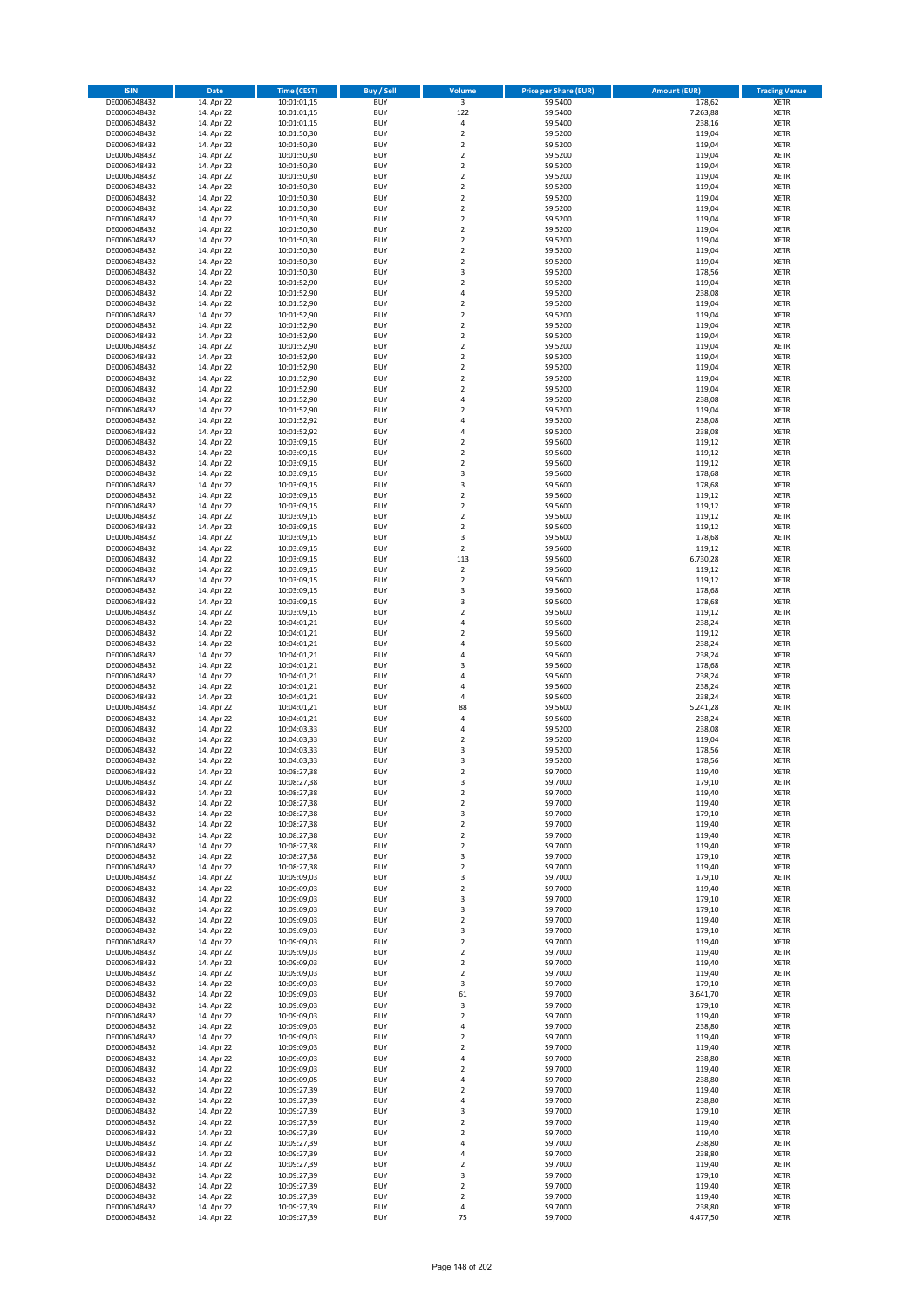| ISIN | Date | Time (CEST) | Buy / Sell | Volume | Price per Share (EUR) | Amount (EUR) | Trading Venue |
|---|---|---|---|---|---|---|---|
| DE0006048432 | 14. Apr 22 | 10:01:01,15 | BUY | 3 | 59,5400 | 178,62 | XETR |
| DE0006048432 | 14. Apr 22 | 10:01:01,15 | BUY | 122 | 59,5400 | 7.263,88 | XETR |
| DE0006048432 | 14. Apr 22 | 10:01:01,15 | BUY | 4 | 59,5400 | 238,16 | XETR |
| DE0006048432 | 14. Apr 22 | 10:01:50,30 | BUY | 2 | 59,5200 | 119,04 | XETR |
| DE0006048432 | 14. Apr 22 | 10:01:50,30 | BUY | 2 | 59,5200 | 119,04 | XETR |
| DE0006048432 | 14. Apr 22 | 10:01:50,30 | BUY | 2 | 59,5200 | 119,04 | XETR |
| DE0006048432 | 14. Apr 22 | 10:01:50,30 | BUY | 2 | 59,5200 | 119,04 | XETR |
| DE0006048432 | 14. Apr 22 | 10:01:50,30 | BUY | 2 | 59,5200 | 119,04 | XETR |
| DE0006048432 | 14. Apr 22 | 10:01:50,30 | BUY | 2 | 59,5200 | 119,04 | XETR |
| DE0006048432 | 14. Apr 22 | 10:01:50,30 | BUY | 2 | 59,5200 | 119,04 | XETR |
| DE0006048432 | 14. Apr 22 | 10:01:50,30 | BUY | 2 | 59,5200 | 119,04 | XETR |
| DE0006048432 | 14. Apr 22 | 10:01:50,30 | BUY | 2 | 59,5200 | 119,04 | XETR |
| DE0006048432 | 14. Apr 22 | 10:01:50,30 | BUY | 2 | 59,5200 | 119,04 | XETR |
| DE0006048432 | 14. Apr 22 | 10:01:50,30 | BUY | 2 | 59,5200 | 119,04 | XETR |
| DE0006048432 | 14. Apr 22 | 10:01:50,30 | BUY | 2 | 59,5200 | 119,04 | XETR |
| DE0006048432 | 14. Apr 22 | 10:01:50,30 | BUY | 2 | 59,5200 | 119,04 | XETR |
| DE0006048432 | 14. Apr 22 | 10:01:50,30 | BUY | 3 | 59,5200 | 178,56 | XETR |
| DE0006048432 | 14. Apr 22 | 10:01:52,90 | BUY | 2 | 59,5200 | 119,04 | XETR |
| DE0006048432 | 14. Apr 22 | 10:01:52,90 | BUY | 4 | 59,5200 | 238,08 | XETR |
| DE0006048432 | 14. Apr 22 | 10:01:52,90 | BUY | 2 | 59,5200 | 119,04 | XETR |
| DE0006048432 | 14. Apr 22 | 10:01:52,90 | BUY | 2 | 59,5200 | 119,04 | XETR |
| DE0006048432 | 14. Apr 22 | 10:01:52,90 | BUY | 2 | 59,5200 | 119,04 | XETR |
| DE0006048432 | 14. Apr 22 | 10:01:52,90 | BUY | 2 | 59,5200 | 119,04 | XETR |
| DE0006048432 | 14. Apr 22 | 10:01:52,90 | BUY | 2 | 59,5200 | 119,04 | XETR |
| DE0006048432 | 14. Apr 22 | 10:01:52,90 | BUY | 2 | 59,5200 | 119,04 | XETR |
| DE0006048432 | 14. Apr 22 | 10:01:52,90 | BUY | 2 | 59,5200 | 119,04 | XETR |
| DE0006048432 | 14. Apr 22 | 10:01:52,90 | BUY | 2 | 59,5200 | 119,04 | XETR |
| DE0006048432 | 14. Apr 22 | 10:01:52,90 | BUY | 2 | 59,5200 | 119,04 | XETR |
| DE0006048432 | 14. Apr 22 | 10:01:52,90 | BUY | 4 | 59,5200 | 238,08 | XETR |
| DE0006048432 | 14. Apr 22 | 10:01:52,90 | BUY | 2 | 59,5200 | 119,04 | XETR |
| DE0006048432 | 14. Apr 22 | 10:01:52,92 | BUY | 4 | 59,5200 | 238,08 | XETR |
| DE0006048432 | 14. Apr 22 | 10:01:52,92 | BUY | 4 | 59,5200 | 238,08 | XETR |
| DE0006048432 | 14. Apr 22 | 10:03:09,15 | BUY | 2 | 59,5600 | 119,12 | XETR |
| DE0006048432 | 14. Apr 22 | 10:03:09,15 | BUY | 2 | 59,5600 | 119,12 | XETR |
| DE0006048432 | 14. Apr 22 | 10:03:09,15 | BUY | 2 | 59,5600 | 119,12 | XETR |
| DE0006048432 | 14. Apr 22 | 10:03:09,15 | BUY | 3 | 59,5600 | 178,68 | XETR |
| DE0006048432 | 14. Apr 22 | 10:03:09,15 | BUY | 3 | 59,5600 | 178,68 | XETR |
| DE0006048432 | 14. Apr 22 | 10:03:09,15 | BUY | 2 | 59,5600 | 119,12 | XETR |
| DE0006048432 | 14. Apr 22 | 10:03:09,15 | BUY | 2 | 59,5600 | 119,12 | XETR |
| DE0006048432 | 14. Apr 22 | 10:03:09,15 | BUY | 2 | 59,5600 | 119,12 | XETR |
| DE0006048432 | 14. Apr 22 | 10:03:09,15 | BUY | 2 | 59,5600 | 119,12 | XETR |
| DE0006048432 | 14. Apr 22 | 10:03:09,15 | BUY | 3 | 59,5600 | 178,68 | XETR |
| DE0006048432 | 14. Apr 22 | 10:03:09,15 | BUY | 2 | 59,5600 | 119,12 | XETR |
| DE0006048432 | 14. Apr 22 | 10:03:09,15 | BUY | 113 | 59,5600 | 6.730,28 | XETR |
| DE0006048432 | 14. Apr 22 | 10:03:09,15 | BUY | 2 | 59,5600 | 119,12 | XETR |
| DE0006048432 | 14. Apr 22 | 10:03:09,15 | BUY | 2 | 59,5600 | 119,12 | XETR |
| DE0006048432 | 14. Apr 22 | 10:03:09,15 | BUY | 3 | 59,5600 | 178,68 | XETR |
| DE0006048432 | 14. Apr 22 | 10:03:09,15 | BUY | 3 | 59,5600 | 178,68 | XETR |
| DE0006048432 | 14. Apr 22 | 10:03:09,15 | BUY | 2 | 59,5600 | 119,12 | XETR |
| DE0006048432 | 14. Apr 22 | 10:04:01,21 | BUY | 4 | 59,5600 | 238,24 | XETR |
| DE0006048432 | 14. Apr 22 | 10:04:01,21 | BUY | 2 | 59,5600 | 119,12 | XETR |
| DE0006048432 | 14. Apr 22 | 10:04:01,21 | BUY | 4 | 59,5600 | 238,24 | XETR |
| DE0006048432 | 14. Apr 22 | 10:04:01,21 | BUY | 4 | 59,5600 | 238,24 | XETR |
| DE0006048432 | 14. Apr 22 | 10:04:01,21 | BUY | 3 | 59,5600 | 178,68 | XETR |
| DE0006048432 | 14. Apr 22 | 10:04:01,21 | BUY | 4 | 59,5600 | 238,24 | XETR |
| DE0006048432 | 14. Apr 22 | 10:04:01,21 | BUY | 4 | 59,5600 | 238,24 | XETR |
| DE0006048432 | 14. Apr 22 | 10:04:01,21 | BUY | 4 | 59,5600 | 238,24 | XETR |
| DE0006048432 | 14. Apr 22 | 10:04:01,21 | BUY | 88 | 59,5600 | 5.241,28 | XETR |
| DE0006048432 | 14. Apr 22 | 10:04:01,21 | BUY | 4 | 59,5600 | 238,24 | XETR |
| DE0006048432 | 14. Apr 22 | 10:04:03,33 | BUY | 4 | 59,5200 | 238,08 | XETR |
| DE0006048432 | 14. Apr 22 | 10:04:03,33 | BUY | 2 | 59,5200 | 119,04 | XETR |
| DE0006048432 | 14. Apr 22 | 10:04:03,33 | BUY | 3 | 59,5200 | 178,56 | XETR |
| DE0006048432 | 14. Apr 22 | 10:04:03,33 | BUY | 3 | 59,5200 | 178,56 | XETR |
| DE0006048432 | 14. Apr 22 | 10:08:27,38 | BUY | 2 | 59,7000 | 119,40 | XETR |
| DE0006048432 | 14. Apr 22 | 10:08:27,38 | BUY | 3 | 59,7000 | 179,10 | XETR |
| DE0006048432 | 14. Apr 22 | 10:08:27,38 | BUY | 2 | 59,7000 | 119,40 | XETR |
| DE0006048432 | 14. Apr 22 | 10:08:27,38 | BUY | 2 | 59,7000 | 119,40 | XETR |
| DE0006048432 | 14. Apr 22 | 10:08:27,38 | BUY | 3 | 59,7000 | 179,10 | XETR |
| DE0006048432 | 14. Apr 22 | 10:08:27,38 | BUY | 2 | 59,7000 | 119,40 | XETR |
| DE0006048432 | 14. Apr 22 | 10:08:27,38 | BUY | 2 | 59,7000 | 119,40 | XETR |
| DE0006048432 | 14. Apr 22 | 10:08:27,38 | BUY | 2 | 59,7000 | 119,40 | XETR |
| DE0006048432 | 14. Apr 22 | 10:08:27,38 | BUY | 3 | 59,7000 | 179,10 | XETR |
| DE0006048432 | 14. Apr 22 | 10:08:27,38 | BUY | 2 | 59,7000 | 119,40 | XETR |
| DE0006048432 | 14. Apr 22 | 10:09:09,03 | BUY | 3 | 59,7000 | 179,10 | XETR |
| DE0006048432 | 14. Apr 22 | 10:09:09,03 | BUY | 2 | 59,7000 | 119,40 | XETR |
| DE0006048432 | 14. Apr 22 | 10:09:09,03 | BUY | 3 | 59,7000 | 179,10 | XETR |
| DE0006048432 | 14. Apr 22 | 10:09:09,03 | BUY | 3 | 59,7000 | 179,10 | XETR |
| DE0006048432 | 14. Apr 22 | 10:09:09,03 | BUY | 2 | 59,7000 | 119,40 | XETR |
| DE0006048432 | 14. Apr 22 | 10:09:09,03 | BUY | 3 | 59,7000 | 179,10 | XETR |
| DE0006048432 | 14. Apr 22 | 10:09:09,03 | BUY | 2 | 59,7000 | 119,40 | XETR |
| DE0006048432 | 14. Apr 22 | 10:09:09,03 | BUY | 2 | 59,7000 | 119,40 | XETR |
| DE0006048432 | 14. Apr 22 | 10:09:09,03 | BUY | 2 | 59,7000 | 119,40 | XETR |
| DE0006048432 | 14. Apr 22 | 10:09:09,03 | BUY | 2 | 59,7000 | 119,40 | XETR |
| DE0006048432 | 14. Apr 22 | 10:09:09,03 | BUY | 3 | 59,7000 | 179,10 | XETR |
| DE0006048432 | 14. Apr 22 | 10:09:09,03 | BUY | 61 | 59,7000 | 3.641,70 | XETR |
| DE0006048432 | 14. Apr 22 | 10:09:09,03 | BUY | 3 | 59,7000 | 179,10 | XETR |
| DE0006048432 | 14. Apr 22 | 10:09:09,03 | BUY | 2 | 59,7000 | 119,40 | XETR |
| DE0006048432 | 14. Apr 22 | 10:09:09,03 | BUY | 4 | 59,7000 | 238,80 | XETR |
| DE0006048432 | 14. Apr 22 | 10:09:09,03 | BUY | 2 | 59,7000 | 119,40 | XETR |
| DE0006048432 | 14. Apr 22 | 10:09:09,03 | BUY | 2 | 59,7000 | 119,40 | XETR |
| DE0006048432 | 14. Apr 22 | 10:09:09,03 | BUY | 4 | 59,7000 | 238,80 | XETR |
| DE0006048432 | 14. Apr 22 | 10:09:09,03 | BUY | 2 | 59,7000 | 119,40 | XETR |
| DE0006048432 | 14. Apr 22 | 10:09:09,05 | BUY | 4 | 59,7000 | 238,80 | XETR |
| DE0006048432 | 14. Apr 22 | 10:09:27,39 | BUY | 2 | 59,7000 | 119,40 | XETR |
| DE0006048432 | 14. Apr 22 | 10:09:27,39 | BUY | 4 | 59,7000 | 238,80 | XETR |
| DE0006048432 | 14. Apr 22 | 10:09:27,39 | BUY | 3 | 59,7000 | 179,10 | XETR |
| DE0006048432 | 14. Apr 22 | 10:09:27,39 | BUY | 2 | 59,7000 | 119,40 | XETR |
| DE0006048432 | 14. Apr 22 | 10:09:27,39 | BUY | 2 | 59,7000 | 119,40 | XETR |
| DE0006048432 | 14. Apr 22 | 10:09:27,39 | BUY | 4 | 59,7000 | 238,80 | XETR |
| DE0006048432 | 14. Apr 22 | 10:09:27,39 | BUY | 4 | 59,7000 | 238,80 | XETR |
| DE0006048432 | 14. Apr 22 | 10:09:27,39 | BUY | 2 | 59,7000 | 119,40 | XETR |
| DE0006048432 | 14. Apr 22 | 10:09:27,39 | BUY | 3 | 59,7000 | 179,10 | XETR |
| DE0006048432 | 14. Apr 22 | 10:09:27,39 | BUY | 2 | 59,7000 | 119,40 | XETR |
| DE0006048432 | 14. Apr 22 | 10:09:27,39 | BUY | 2 | 59,7000 | 119,40 | XETR |
| DE0006048432 | 14. Apr 22 | 10:09:27,39 | BUY | 4 | 59,7000 | 238,80 | XETR |
| DE0006048432 | 14. Apr 22 | 10:09:27,39 | BUY | 75 | 59,7000 | 4.477,50 | XETR |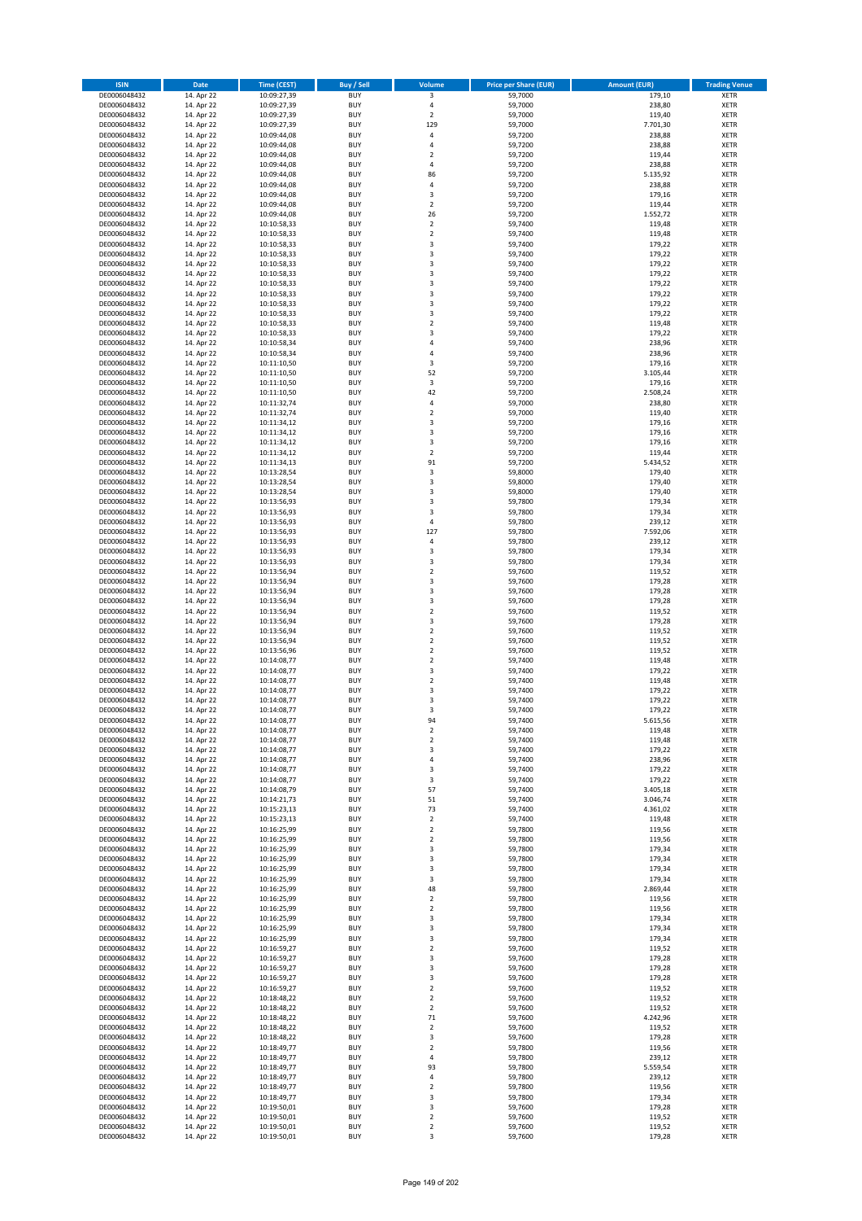| ISIN | Date | Time (CEST) | Buy / Sell | Volume | Price per Share (EUR) | Amount (EUR) | Trading Venue |
|---|---|---|---|---|---|---|---|
| DE0006048432 | 14. Apr 22 | 10:09:27,39 | BUY | 3 | 59,7000 | 179,10 | XETR |
| DE0006048432 | 14. Apr 22 | 10:09:27,39 | BUY | 4 | 59,7000 | 238,80 | XETR |
| DE0006048432 | 14. Apr 22 | 10:09:27,39 | BUY | 2 | 59,7000 | 119,40 | XETR |
| DE0006048432 | 14. Apr 22 | 10:09:27,39 | BUY | 129 | 59,7000 | 7.701,30 | XETR |
| DE0006048432 | 14. Apr 22 | 10:09:44,08 | BUY | 4 | 59,7200 | 238,88 | XETR |
| DE0006048432 | 14. Apr 22 | 10:09:44,08 | BUY | 4 | 59,7200 | 238,88 | XETR |
| DE0006048432 | 14. Apr 22 | 10:09:44,08 | BUY | 2 | 59,7200 | 119,44 | XETR |
| DE0006048432 | 14. Apr 22 | 10:09:44,08 | BUY | 4 | 59,7200 | 238,88 | XETR |
| DE0006048432 | 14. Apr 22 | 10:09:44,08 | BUY | 86 | 59,7200 | 5.135,92 | XETR |
| DE0006048432 | 14. Apr 22 | 10:09:44,08 | BUY | 4 | 59,7200 | 238,88 | XETR |
| DE0006048432 | 14. Apr 22 | 10:09:44,08 | BUY | 3 | 59,7200 | 179,16 | XETR |
| DE0006048432 | 14. Apr 22 | 10:09:44,08 | BUY | 2 | 59,7200 | 119,44 | XETR |
| DE0006048432 | 14. Apr 22 | 10:09:44,08 | BUY | 26 | 59,7200 | 1.552,72 | XETR |
| DE0006048432 | 14. Apr 22 | 10:10:58,33 | BUY | 2 | 59,7400 | 119,48 | XETR |
| DE0006048432 | 14. Apr 22 | 10:10:58,33 | BUY | 2 | 59,7400 | 119,48 | XETR |
| DE0006048432 | 14. Apr 22 | 10:10:58,33 | BUY | 3 | 59,7400 | 179,22 | XETR |
| DE0006048432 | 14. Apr 22 | 10:10:58,33 | BUY | 3 | 59,7400 | 179,22 | XETR |
| DE0006048432 | 14. Apr 22 | 10:10:58,33 | BUY | 3 | 59,7400 | 179,22 | XETR |
| DE0006048432 | 14. Apr 22 | 10:10:58,33 | BUY | 3 | 59,7400 | 179,22 | XETR |
| DE0006048432 | 14. Apr 22 | 10:10:58,33 | BUY | 3 | 59,7400 | 179,22 | XETR |
| DE0006048432 | 14. Apr 22 | 10:10:58,33 | BUY | 3 | 59,7400 | 179,22 | XETR |
| DE0006048432 | 14. Apr 22 | 10:10:58,33 | BUY | 3 | 59,7400 | 179,22 | XETR |
| DE0006048432 | 14. Apr 22 | 10:10:58,33 | BUY | 3 | 59,7400 | 179,22 | XETR |
| DE0006048432 | 14. Apr 22 | 10:10:58,33 | BUY | 2 | 59,7400 | 119,48 | XETR |
| DE0006048432 | 14. Apr 22 | 10:10:58,33 | BUY | 3 | 59,7400 | 179,22 | XETR |
| DE0006048432 | 14. Apr 22 | 10:10:58,34 | BUY | 4 | 59,7400 | 238,96 | XETR |
| DE0006048432 | 14. Apr 22 | 10:10:58,34 | BUY | 4 | 59,7400 | 238,96 | XETR |
| DE0006048432 | 14. Apr 22 | 10:11:10,50 | BUY | 3 | 59,7200 | 179,16 | XETR |
| DE0006048432 | 14. Apr 22 | 10:11:10,50 | BUY | 52 | 59,7200 | 3.105,44 | XETR |
| DE0006048432 | 14. Apr 22 | 10:11:10,50 | BUY | 3 | 59,7200 | 179,16 | XETR |
| DE0006048432 | 14. Apr 22 | 10:11:10,50 | BUY | 42 | 59,7200 | 2.508,24 | XETR |
| DE0006048432 | 14. Apr 22 | 10:11:32,74 | BUY | 4 | 59,7000 | 238,80 | XETR |
| DE0006048432 | 14. Apr 22 | 10:11:32,74 | BUY | 2 | 59,7000 | 119,40 | XETR |
| DE0006048432 | 14. Apr 22 | 10:11:34,12 | BUY | 3 | 59,7200 | 179,16 | XETR |
| DE0006048432 | 14. Apr 22 | 10:11:34,12 | BUY | 3 | 59,7200 | 179,16 | XETR |
| DE0006048432 | 14. Apr 22 | 10:11:34,12 | BUY | 3 | 59,7200 | 179,16 | XETR |
| DE0006048432 | 14. Apr 22 | 10:11:34,12 | BUY | 2 | 59,7200 | 119,44 | XETR |
| DE0006048432 | 14. Apr 22 | 10:11:34,13 | BUY | 91 | 59,7200 | 5.434,52 | XETR |
| DE0006048432 | 14. Apr 22 | 10:13:28,54 | BUY | 3 | 59,8000 | 179,40 | XETR |
| DE0006048432 | 14. Apr 22 | 10:13:28,54 | BUY | 3 | 59,8000 | 179,40 | XETR |
| DE0006048432 | 14. Apr 22 | 10:13:28,54 | BUY | 3 | 59,8000 | 179,40 | XETR |
| DE0006048432 | 14. Apr 22 | 10:13:56,93 | BUY | 3 | 59,7800 | 179,34 | XETR |
| DE0006048432 | 14. Apr 22 | 10:13:56,93 | BUY | 3 | 59,7800 | 179,34 | XETR |
| DE0006048432 | 14. Apr 22 | 10:13:56,93 | BUY | 4 | 59,7800 | 239,12 | XETR |
| DE0006048432 | 14. Apr 22 | 10:13:56,93 | BUY | 127 | 59,7800 | 7.592,06 | XETR |
| DE0006048432 | 14. Apr 22 | 10:13:56,93 | BUY | 4 | 59,7800 | 239,12 | XETR |
| DE0006048432 | 14. Apr 22 | 10:13:56,93 | BUY | 3 | 59,7800 | 179,34 | XETR |
| DE0006048432 | 14. Apr 22 | 10:13:56,93 | BUY | 3 | 59,7800 | 179,34 | XETR |
| DE0006048432 | 14. Apr 22 | 10:13:56,94 | BUY | 2 | 59,7600 | 119,52 | XETR |
| DE0006048432 | 14. Apr 22 | 10:13:56,94 | BUY | 3 | 59,7600 | 179,28 | XETR |
| DE0006048432 | 14. Apr 22 | 10:13:56,94 | BUY | 3 | 59,7600 | 179,28 | XETR |
| DE0006048432 | 14. Apr 22 | 10:13:56,94 | BUY | 3 | 59,7600 | 179,28 | XETR |
| DE0006048432 | 14. Apr 22 | 10:13:56,94 | BUY | 2 | 59,7600 | 119,52 | XETR |
| DE0006048432 | 14. Apr 22 | 10:13:56,94 | BUY | 3 | 59,7600 | 179,28 | XETR |
| DE0006048432 | 14. Apr 22 | 10:13:56,94 | BUY | 2 | 59,7600 | 119,52 | XETR |
| DE0006048432 | 14. Apr 22 | 10:13:56,94 | BUY | 2 | 59,7600 | 119,52 | XETR |
| DE0006048432 | 14. Apr 22 | 10:13:56,96 | BUY | 2 | 59,7600 | 119,52 | XETR |
| DE0006048432 | 14. Apr 22 | 10:14:08,77 | BUY | 2 | 59,7400 | 119,48 | XETR |
| DE0006048432 | 14. Apr 22 | 10:14:08,77 | BUY | 3 | 59,7400 | 179,22 | XETR |
| DE0006048432 | 14. Apr 22 | 10:14:08,77 | BUY | 2 | 59,7400 | 119,48 | XETR |
| DE0006048432 | 14. Apr 22 | 10:14:08,77 | BUY | 3 | 59,7400 | 179,22 | XETR |
| DE0006048432 | 14. Apr 22 | 10:14:08,77 | BUY | 3 | 59,7400 | 179,22 | XETR |
| DE0006048432 | 14. Apr 22 | 10:14:08,77 | BUY | 3 | 59,7400 | 179,22 | XETR |
| DE0006048432 | 14. Apr 22 | 10:14:08,77 | BUY | 94 | 59,7400 | 5.615,56 | XETR |
| DE0006048432 | 14. Apr 22 | 10:14:08,77 | BUY | 2 | 59,7400 | 119,48 | XETR |
| DE0006048432 | 14. Apr 22 | 10:14:08,77 | BUY | 2 | 59,7400 | 119,48 | XETR |
| DE0006048432 | 14. Apr 22 | 10:14:08,77 | BUY | 3 | 59,7400 | 179,22 | XETR |
| DE0006048432 | 14. Apr 22 | 10:14:08,77 | BUY | 4 | 59,7400 | 238,96 | XETR |
| DE0006048432 | 14. Apr 22 | 10:14:08,77 | BUY | 3 | 59,7400 | 179,22 | XETR |
| DE0006048432 | 14. Apr 22 | 10:14:08,77 | BUY | 3 | 59,7400 | 179,22 | XETR |
| DE0006048432 | 14. Apr 22 | 10:14:08,79 | BUY | 57 | 59,7400 | 3.405,18 | XETR |
| DE0006048432 | 14. Apr 22 | 10:14:21,73 | BUY | 51 | 59,7400 | 3.046,74 | XETR |
| DE0006048432 | 14. Apr 22 | 10:15:23,13 | BUY | 73 | 59,7400 | 4.361,02 | XETR |
| DE0006048432 | 14. Apr 22 | 10:15:23,13 | BUY | 2 | 59,7400 | 119,48 | XETR |
| DE0006048432 | 14. Apr 22 | 10:16:25,99 | BUY | 2 | 59,7800 | 119,56 | XETR |
| DE0006048432 | 14. Apr 22 | 10:16:25,99 | BUY | 2 | 59,7800 | 119,56 | XETR |
| DE0006048432 | 14. Apr 22 | 10:16:25,99 | BUY | 3 | 59,7800 | 179,34 | XETR |
| DE0006048432 | 14. Apr 22 | 10:16:25,99 | BUY | 3 | 59,7800 | 179,34 | XETR |
| DE0006048432 | 14. Apr 22 | 10:16:25,99 | BUY | 3 | 59,7800 | 179,34 | XETR |
| DE0006048432 | 14. Apr 22 | 10:16:25,99 | BUY | 3 | 59,7800 | 179,34 | XETR |
| DE0006048432 | 14. Apr 22 | 10:16:25,99 | BUY | 48 | 59,7800 | 2.869,44 | XETR |
| DE0006048432 | 14. Apr 22 | 10:16:25,99 | BUY | 2 | 59,7800 | 119,56 | XETR |
| DE0006048432 | 14. Apr 22 | 10:16:25,99 | BUY | 2 | 59,7800 | 119,56 | XETR |
| DE0006048432 | 14. Apr 22 | 10:16:25,99 | BUY | 3 | 59,7800 | 179,34 | XETR |
| DE0006048432 | 14. Apr 22 | 10:16:25,99 | BUY | 3 | 59,7800 | 179,34 | XETR |
| DE0006048432 | 14. Apr 22 | 10:16:25,99 | BUY | 3 | 59,7800 | 179,34 | XETR |
| DE0006048432 | 14. Apr 22 | 10:16:59,27 | BUY | 2 | 59,7600 | 119,52 | XETR |
| DE0006048432 | 14. Apr 22 | 10:16:59,27 | BUY | 3 | 59,7600 | 179,28 | XETR |
| DE0006048432 | 14. Apr 22 | 10:16:59,27 | BUY | 3 | 59,7600 | 179,28 | XETR |
| DE0006048432 | 14. Apr 22 | 10:16:59,27 | BUY | 3 | 59,7600 | 179,28 | XETR |
| DE0006048432 | 14. Apr 22 | 10:16:59,27 | BUY | 2 | 59,7600 | 119,52 | XETR |
| DE0006048432 | 14. Apr 22 | 10:18:48,22 | BUY | 2 | 59,7600 | 119,52 | XETR |
| DE0006048432 | 14. Apr 22 | 10:18:48,22 | BUY | 2 | 59,7600 | 119,52 | XETR |
| DE0006048432 | 14. Apr 22 | 10:18:48,22 | BUY | 71 | 59,7600 | 4.242,96 | XETR |
| DE0006048432 | 14. Apr 22 | 10:18:48,22 | BUY | 2 | 59,7600 | 119,52 | XETR |
| DE0006048432 | 14. Apr 22 | 10:18:48,22 | BUY | 3 | 59,7600 | 179,28 | XETR |
| DE0006048432 | 14. Apr 22 | 10:18:49,77 | BUY | 2 | 59,7800 | 119,56 | XETR |
| DE0006048432 | 14. Apr 22 | 10:18:49,77 | BUY | 4 | 59,7800 | 239,12 | XETR |
| DE0006048432 | 14. Apr 22 | 10:18:49,77 | BUY | 93 | 59,7800 | 5.559,54 | XETR |
| DE0006048432 | 14. Apr 22 | 10:18:49,77 | BUY | 4 | 59,7800 | 239,12 | XETR |
| DE0006048432 | 14. Apr 22 | 10:18:49,77 | BUY | 2 | 59,7800 | 119,56 | XETR |
| DE0006048432 | 14. Apr 22 | 10:18:49,77 | BUY | 3 | 59,7800 | 179,34 | XETR |
| DE0006048432 | 14. Apr 22 | 10:19:50,01 | BUY | 3 | 59,7600 | 179,28 | XETR |
| DE0006048432 | 14. Apr 22 | 10:19:50,01 | BUY | 2 | 59,7600 | 119,52 | XETR |
| DE0006048432 | 14. Apr 22 | 10:19:50,01 | BUY | 2 | 59,7600 | 119,52 | XETR |
| DE0006048432 | 14. Apr 22 | 10:19:50,01 | BUY | 3 | 59,7600 | 179,28 | XETR |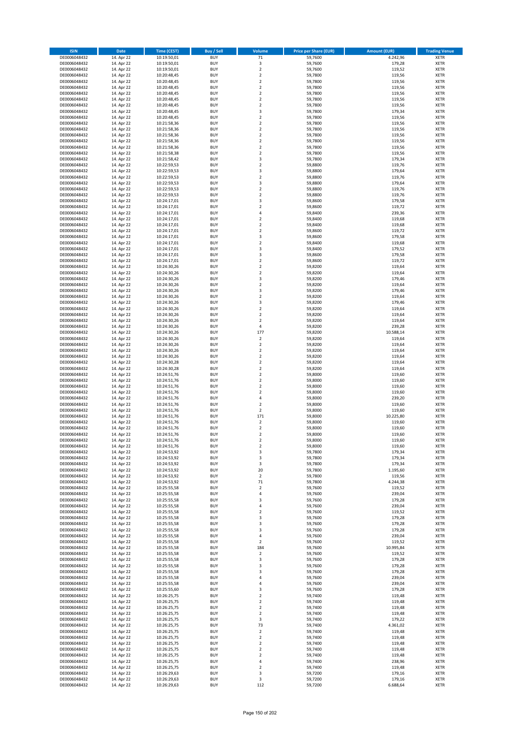| ISIN | Date | Time (CEST) | Buy / Sell | Volume | Price per Share (EUR) | Amount (EUR) | Trading Venue |
|---|---|---|---|---|---|---|---|
| DE0006048432 | 14. Apr 22 | 10:19:50,01 | BUY | 71 | 59,7600 | 4.242,96 | XETR |
| DE0006048432 | 14. Apr 22 | 10:19:50,01 | BUY | 3 | 59,7600 | 179,28 | XETR |
| DE0006048432 | 14. Apr 22 | 10:19:50,01 | BUY | 2 | 59,7600 | 119,52 | XETR |
| DE0006048432 | 14. Apr 22 | 10:20:48,45 | BUY | 2 | 59,7800 | 119,56 | XETR |
| DE0006048432 | 14. Apr 22 | 10:20:48,45 | BUY | 2 | 59,7800 | 119,56 | XETR |
| DE0006048432 | 14. Apr 22 | 10:20:48,45 | BUY | 2 | 59,7800 | 119,56 | XETR |
| DE0006048432 | 14. Apr 22 | 10:20:48,45 | BUY | 2 | 59,7800 | 119,56 | XETR |
| DE0006048432 | 14. Apr 22 | 10:20:48,45 | BUY | 2 | 59,7800 | 119,56 | XETR |
| DE0006048432 | 14. Apr 22 | 10:20:48,45 | BUY | 2 | 59,7800 | 119,56 | XETR |
| DE0006048432 | 14. Apr 22 | 10:20:48,45 | BUY | 3 | 59,7800 | 179,34 | XETR |
| DE0006048432 | 14. Apr 22 | 10:20:48,45 | BUY | 2 | 59,7800 | 119,56 | XETR |
| DE0006048432 | 14. Apr 22 | 10:21:58,36 | BUY | 2 | 59,7800 | 119,56 | XETR |
| DE0006048432 | 14. Apr 22 | 10:21:58,36 | BUY | 2 | 59,7800 | 119,56 | XETR |
| DE0006048432 | 14. Apr 22 | 10:21:58,36 | BUY | 2 | 59,7800 | 119,56 | XETR |
| DE0006048432 | 14. Apr 22 | 10:21:58,36 | BUY | 2 | 59,7800 | 119,56 | XETR |
| DE0006048432 | 14. Apr 22 | 10:21:58,36 | BUY | 2 | 59,7800 | 119,56 | XETR |
| DE0006048432 | 14. Apr 22 | 10:21:58,38 | BUY | 2 | 59,7800 | 119,56 | XETR |
| DE0006048432 | 14. Apr 22 | 10:21:58,42 | BUY | 3 | 59,7800 | 179,34 | XETR |
| DE0006048432 | 14. Apr 22 | 10:22:59,53 | BUY | 2 | 59,8800 | 119,76 | XETR |
| DE0006048432 | 14. Apr 22 | 10:22:59,53 | BUY | 3 | 59,8800 | 179,64 | XETR |
| DE0006048432 | 14. Apr 22 | 10:22:59,53 | BUY | 2 | 59,8800 | 119,76 | XETR |
| DE0006048432 | 14. Apr 22 | 10:22:59,53 | BUY | 3 | 59,8800 | 179,64 | XETR |
| DE0006048432 | 14. Apr 22 | 10:22:59,53 | BUY | 2 | 59,8800 | 119,76 | XETR |
| DE0006048432 | 14. Apr 22 | 10:22:59,53 | BUY | 2 | 59,8800 | 119,76 | XETR |
| DE0006048432 | 14. Apr 22 | 10:24:17,01 | BUY | 3 | 59,8600 | 179,58 | XETR |
| DE0006048432 | 14. Apr 22 | 10:24:17,01 | BUY | 2 | 59,8600 | 119,72 | XETR |
| DE0006048432 | 14. Apr 22 | 10:24:17,01 | BUY | 4 | 59,8400 | 239,36 | XETR |
| DE0006048432 | 14. Apr 22 | 10:24:17,01 | BUY | 2 | 59,8400 | 119,68 | XETR |
| DE0006048432 | 14. Apr 22 | 10:24:17,01 | BUY | 2 | 59,8400 | 119,68 | XETR |
| DE0006048432 | 14. Apr 22 | 10:24:17,01 | BUY | 2 | 59,8600 | 119,72 | XETR |
| DE0006048432 | 14. Apr 22 | 10:24:17,01 | BUY | 3 | 59,8600 | 179,58 | XETR |
| DE0006048432 | 14. Apr 22 | 10:24:17,01 | BUY | 2 | 59,8400 | 119,68 | XETR |
| DE0006048432 | 14. Apr 22 | 10:24:17,01 | BUY | 3 | 59,8400 | 179,52 | XETR |
| DE0006048432 | 14. Apr 22 | 10:24:17,01 | BUY | 3 | 59,8600 | 179,58 | XETR |
| DE0006048432 | 14. Apr 22 | 10:24:17,01 | BUY | 2 | 59,8600 | 119,72 | XETR |
| DE0006048432 | 14. Apr 22 | 10:24:30,26 | BUY | 2 | 59,8200 | 119,64 | XETR |
| DE0006048432 | 14. Apr 22 | 10:24:30,26 | BUY | 2 | 59,8200 | 119,64 | XETR |
| DE0006048432 | 14. Apr 22 | 10:24:30,26 | BUY | 3 | 59,8200 | 179,46 | XETR |
| DE0006048432 | 14. Apr 22 | 10:24:30,26 | BUY | 2 | 59,8200 | 119,64 | XETR |
| DE0006048432 | 14. Apr 22 | 10:24:30,26 | BUY | 3 | 59,8200 | 179,46 | XETR |
| DE0006048432 | 14. Apr 22 | 10:24:30,26 | BUY | 2 | 59,8200 | 119,64 | XETR |
| DE0006048432 | 14. Apr 22 | 10:24:30,26 | BUY | 3 | 59,8200 | 179,46 | XETR |
| DE0006048432 | 14. Apr 22 | 10:24:30,26 | BUY | 2 | 59,8200 | 119,64 | XETR |
| DE0006048432 | 14. Apr 22 | 10:24:30,26 | BUY | 2 | 59,8200 | 119,64 | XETR |
| DE0006048432 | 14. Apr 22 | 10:24:30,26 | BUY | 2 | 59,8200 | 119,64 | XETR |
| DE0006048432 | 14. Apr 22 | 10:24:30,26 | BUY | 4 | 59,8200 | 239,28 | XETR |
| DE0006048432 | 14. Apr 22 | 10:24:30,26 | BUY | 177 | 59,8200 | 10.588,14 | XETR |
| DE0006048432 | 14. Apr 22 | 10:24:30,26 | BUY | 2 | 59,8200 | 119,64 | XETR |
| DE0006048432 | 14. Apr 22 | 10:24:30,26 | BUY | 2 | 59,8200 | 119,64 | XETR |
| DE0006048432 | 14. Apr 22 | 10:24:30,26 | BUY | 2 | 59,8200 | 119,64 | XETR |
| DE0006048432 | 14. Apr 22 | 10:24:30,26 | BUY | 2 | 59,8200 | 119,64 | XETR |
| DE0006048432 | 14. Apr 22 | 10:24:30,28 | BUY | 2 | 59,8200 | 119,64 | XETR |
| DE0006048432 | 14. Apr 22 | 10:24:30,28 | BUY | 2 | 59,8200 | 119,64 | XETR |
| DE0006048432 | 14. Apr 22 | 10:24:51,76 | BUY | 2 | 59,8000 | 119,60 | XETR |
| DE0006048432 | 14. Apr 22 | 10:24:51,76 | BUY | 2 | 59,8000 | 119,60 | XETR |
| DE0006048432 | 14. Apr 22 | 10:24:51,76 | BUY | 2 | 59,8000 | 119,60 | XETR |
| DE0006048432 | 14. Apr 22 | 10:24:51,76 | BUY | 2 | 59,8000 | 119,60 | XETR |
| DE0006048432 | 14. Apr 22 | 10:24:51,76 | BUY | 4 | 59,8000 | 239,20 | XETR |
| DE0006048432 | 14. Apr 22 | 10:24:51,76 | BUY | 2 | 59,8000 | 119,60 | XETR |
| DE0006048432 | 14. Apr 22 | 10:24:51,76 | BUY | 2 | 59,8000 | 119,60 | XETR |
| DE0006048432 | 14. Apr 22 | 10:24:51,76 | BUY | 171 | 59,8000 | 10.225,80 | XETR |
| DE0006048432 | 14. Apr 22 | 10:24:51,76 | BUY | 2 | 59,8000 | 119,60 | XETR |
| DE0006048432 | 14. Apr 22 | 10:24:51,76 | BUY | 2 | 59,8000 | 119,60 | XETR |
| DE0006048432 | 14. Apr 22 | 10:24:51,76 | BUY | 2 | 59,8000 | 119,60 | XETR |
| DE0006048432 | 14. Apr 22 | 10:24:51,76 | BUY | 2 | 59,8000 | 119,60 | XETR |
| DE0006048432 | 14. Apr 22 | 10:24:51,76 | BUY | 2 | 59,8000 | 119,60 | XETR |
| DE0006048432 | 14. Apr 22 | 10:24:53,92 | BUY | 3 | 59,7800 | 179,34 | XETR |
| DE0006048432 | 14. Apr 22 | 10:24:53,92 | BUY | 3 | 59,7800 | 179,34 | XETR |
| DE0006048432 | 14. Apr 22 | 10:24:53,92 | BUY | 3 | 59,7800 | 179,34 | XETR |
| DE0006048432 | 14. Apr 22 | 10:24:53,92 | BUY | 20 | 59,7800 | 1.195,60 | XETR |
| DE0006048432 | 14. Apr 22 | 10:24:53,92 | BUY | 2 | 59,7800 | 119,56 | XETR |
| DE0006048432 | 14. Apr 22 | 10:24:53,92 | BUY | 71 | 59,7800 | 4.244,38 | XETR |
| DE0006048432 | 14. Apr 22 | 10:25:55,58 | BUY | 2 | 59,7600 | 119,52 | XETR |
| DE0006048432 | 14. Apr 22 | 10:25:55,58 | BUY | 4 | 59,7600 | 239,04 | XETR |
| DE0006048432 | 14. Apr 22 | 10:25:55,58 | BUY | 3 | 59,7600 | 179,28 | XETR |
| DE0006048432 | 14. Apr 22 | 10:25:55,58 | BUY | 4 | 59,7600 | 239,04 | XETR |
| DE0006048432 | 14. Apr 22 | 10:25:55,58 | BUY | 2 | 59,7600 | 119,52 | XETR |
| DE0006048432 | 14. Apr 22 | 10:25:55,58 | BUY | 3 | 59,7600 | 179,28 | XETR |
| DE0006048432 | 14. Apr 22 | 10:25:55,58 | BUY | 3 | 59,7600 | 179,28 | XETR |
| DE0006048432 | 14. Apr 22 | 10:25:55,58 | BUY | 3 | 59,7600 | 179,28 | XETR |
| DE0006048432 | 14. Apr 22 | 10:25:55,58 | BUY | 4 | 59,7600 | 239,04 | XETR |
| DE0006048432 | 14. Apr 22 | 10:25:55,58 | BUY | 2 | 59,7600 | 119,52 | XETR |
| DE0006048432 | 14. Apr 22 | 10:25:55,58 | BUY | 184 | 59,7600 | 10.995,84 | XETR |
| DE0006048432 | 14. Apr 22 | 10:25:55,58 | BUY | 2 | 59,7600 | 119,52 | XETR |
| DE0006048432 | 14. Apr 22 | 10:25:55,58 | BUY | 3 | 59,7600 | 179,28 | XETR |
| DE0006048432 | 14. Apr 22 | 10:25:55,58 | BUY | 3 | 59,7600 | 179,28 | XETR |
| DE0006048432 | 14. Apr 22 | 10:25:55,58 | BUY | 3 | 59,7600 | 179,28 | XETR |
| DE0006048432 | 14. Apr 22 | 10:25:55,58 | BUY | 4 | 59,7600 | 239,04 | XETR |
| DE0006048432 | 14. Apr 22 | 10:25:55,58 | BUY | 4 | 59,7600 | 239,04 | XETR |
| DE0006048432 | 14. Apr 22 | 10:25:55,60 | BUY | 3 | 59,7600 | 179,28 | XETR |
| DE0006048432 | 14. Apr 22 | 10:26:25,75 | BUY | 2 | 59,7400 | 119,48 | XETR |
| DE0006048432 | 14. Apr 22 | 10:26:25,75 | BUY | 2 | 59,7400 | 119,48 | XETR |
| DE0006048432 | 14. Apr 22 | 10:26:25,75 | BUY | 2 | 59,7400 | 119,48 | XETR |
| DE0006048432 | 14. Apr 22 | 10:26:25,75 | BUY | 2 | 59,7400 | 119,48 | XETR |
| DE0006048432 | 14. Apr 22 | 10:26:25,75 | BUY | 3 | 59,7400 | 179,22 | XETR |
| DE0006048432 | 14. Apr 22 | 10:26:25,75 | BUY | 73 | 59,7400 | 4.361,02 | XETR |
| DE0006048432 | 14. Apr 22 | 10:26:25,75 | BUY | 2 | 59,7400 | 119,48 | XETR |
| DE0006048432 | 14. Apr 22 | 10:26:25,75 | BUY | 2 | 59,7400 | 119,48 | XETR |
| DE0006048432 | 14. Apr 22 | 10:26:25,75 | BUY | 2 | 59,7400 | 119,48 | XETR |
| DE0006048432 | 14. Apr 22 | 10:26:25,75 | BUY | 2 | 59,7400 | 119,48 | XETR |
| DE0006048432 | 14. Apr 22 | 10:26:25,75 | BUY | 2 | 59,7400 | 119,48 | XETR |
| DE0006048432 | 14. Apr 22 | 10:26:25,75 | BUY | 4 | 59,7400 | 238,96 | XETR |
| DE0006048432 | 14. Apr 22 | 10:26:25,75 | BUY | 2 | 59,7400 | 119,48 | XETR |
| DE0006048432 | 14. Apr 22 | 10:26:29,63 | BUY | 3 | 59,7200 | 179,16 | XETR |
| DE0006048432 | 14. Apr 22 | 10:26:29,63 | BUY | 3 | 59,7200 | 179,16 | XETR |
| DE0006048432 | 14. Apr 22 | 10:26:29,63 | BUY | 112 | 59,7200 | 6.688,64 | XETR |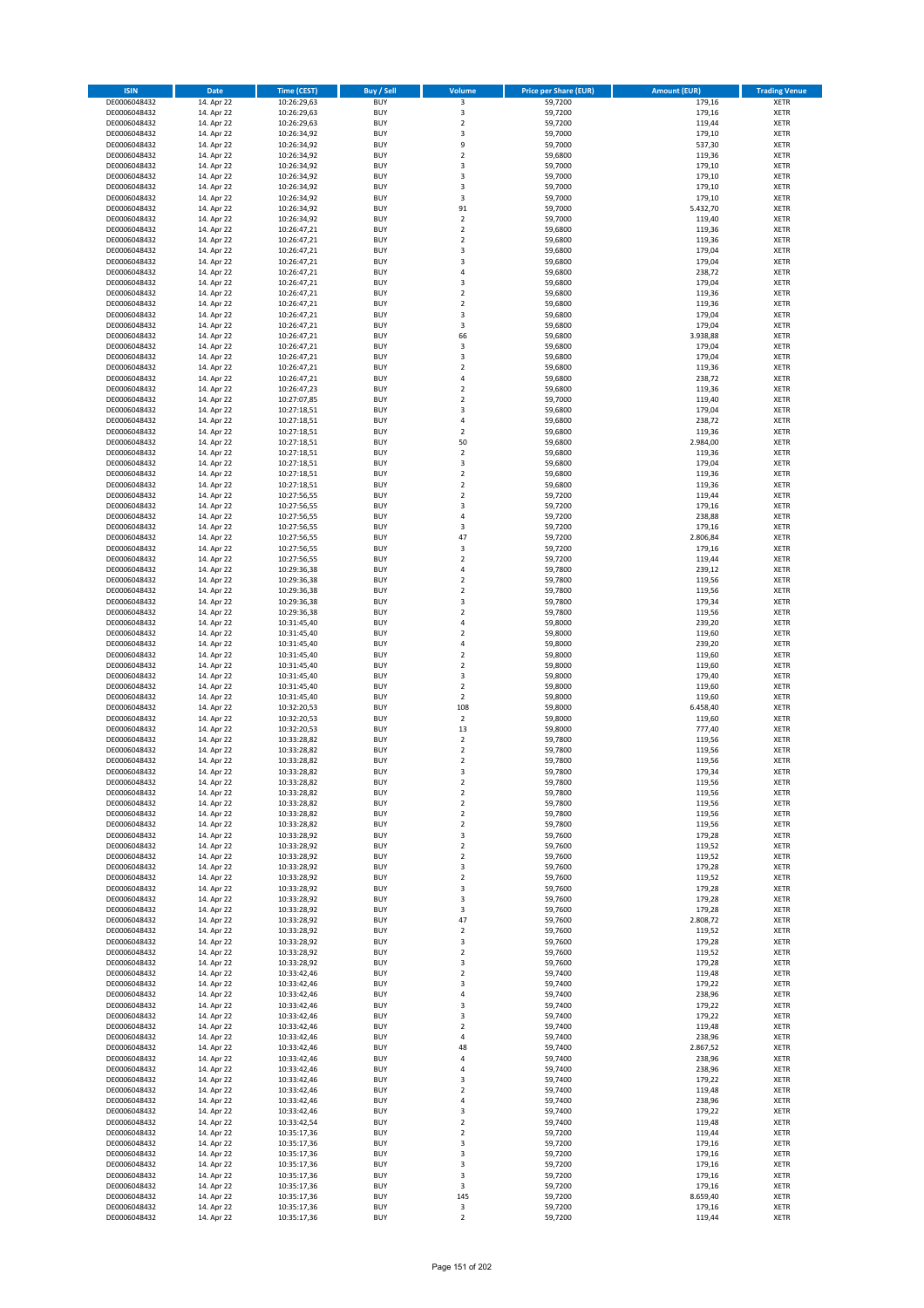| ISIN | Date | Time (CEST) | Buy / Sell | Volume | Price per Share (EUR) | Amount (EUR) | Trading Venue |
|---|---|---|---|---|---|---|---|
| DE0006048432 | 14. Apr 22 | 10:26:29,63 | BUY | 3 | 59,7200 | 179,16 | XETR |
| DE0006048432 | 14. Apr 22 | 10:26:29,63 | BUY | 3 | 59,7200 | 179,16 | XETR |
| DE0006048432 | 14. Apr 22 | 10:26:29,63 | BUY | 2 | 59,7200 | 119,44 | XETR |
| DE0006048432 | 14. Apr 22 | 10:26:34,92 | BUY | 3 | 59,7000 | 179,10 | XETR |
| DE0006048432 | 14. Apr 22 | 10:26:34,92 | BUY | 9 | 59,7000 | 537,30 | XETR |
| DE0006048432 | 14. Apr 22 | 10:26:34,92 | BUY | 2 | 59,6800 | 119,36 | XETR |
| DE0006048432 | 14. Apr 22 | 10:26:34,92 | BUY | 3 | 59,7000 | 179,10 | XETR |
| DE0006048432 | 14. Apr 22 | 10:26:34,92 | BUY | 3 | 59,7000 | 179,10 | XETR |
| DE0006048432 | 14. Apr 22 | 10:26:34,92 | BUY | 3 | 59,7000 | 179,10 | XETR |
| DE0006048432 | 14. Apr 22 | 10:26:34,92 | BUY | 3 | 59,7000 | 179,10 | XETR |
| DE0006048432 | 14. Apr 22 | 10:26:34,92 | BUY | 91 | 59,7000 | 5.432,70 | XETR |
| DE0006048432 | 14. Apr 22 | 10:26:34,92 | BUY | 2 | 59,7000 | 119,40 | XETR |
| DE0006048432 | 14. Apr 22 | 10:26:47,21 | BUY | 2 | 59,6800 | 119,36 | XETR |
| DE0006048432 | 14. Apr 22 | 10:26:47,21 | BUY | 2 | 59,6800 | 119,36 | XETR |
| DE0006048432 | 14. Apr 22 | 10:26:47,21 | BUY | 3 | 59,6800 | 179,04 | XETR |
| DE0006048432 | 14. Apr 22 | 10:26:47,21 | BUY | 3 | 59,6800 | 179,04 | XETR |
| DE0006048432 | 14. Apr 22 | 10:26:47,21 | BUY | 4 | 59,6800 | 238,72 | XETR |
| DE0006048432 | 14. Apr 22 | 10:26:47,21 | BUY | 3 | 59,6800 | 179,04 | XETR |
| DE0006048432 | 14. Apr 22 | 10:26:47,21 | BUY | 2 | 59,6800 | 119,36 | XETR |
| DE0006048432 | 14. Apr 22 | 10:26:47,21 | BUY | 2 | 59,6800 | 119,36 | XETR |
| DE0006048432 | 14. Apr 22 | 10:26:47,21 | BUY | 3 | 59,6800 | 179,04 | XETR |
| DE0006048432 | 14. Apr 22 | 10:26:47,21 | BUY | 3 | 59,6800 | 179,04 | XETR |
| DE0006048432 | 14. Apr 22 | 10:26:47,21 | BUY | 66 | 59,6800 | 3.938,88 | XETR |
| DE0006048432 | 14. Apr 22 | 10:26:47,21 | BUY | 3 | 59,6800 | 179,04 | XETR |
| DE0006048432 | 14. Apr 22 | 10:26:47,21 | BUY | 3 | 59,6800 | 179,04 | XETR |
| DE0006048432 | 14. Apr 22 | 10:26:47,21 | BUY | 2 | 59,6800 | 119,36 | XETR |
| DE0006048432 | 14. Apr 22 | 10:26:47,21 | BUY | 4 | 59,6800 | 238,72 | XETR |
| DE0006048432 | 14. Apr 22 | 10:26:47,23 | BUY | 2 | 59,6800 | 119,36 | XETR |
| DE0006048432 | 14. Apr 22 | 10:27:07,85 | BUY | 2 | 59,7000 | 119,40 | XETR |
| DE0006048432 | 14. Apr 22 | 10:27:18,51 | BUY | 3 | 59,6800 | 179,04 | XETR |
| DE0006048432 | 14. Apr 22 | 10:27:18,51 | BUY | 4 | 59,6800 | 238,72 | XETR |
| DE0006048432 | 14. Apr 22 | 10:27:18,51 | BUY | 2 | 59,6800 | 119,36 | XETR |
| DE0006048432 | 14. Apr 22 | 10:27:18,51 | BUY | 50 | 59,6800 | 2.984,00 | XETR |
| DE0006048432 | 14. Apr 22 | 10:27:18,51 | BUY | 2 | 59,6800 | 119,36 | XETR |
| DE0006048432 | 14. Apr 22 | 10:27:18,51 | BUY | 3 | 59,6800 | 179,04 | XETR |
| DE0006048432 | 14. Apr 22 | 10:27:18,51 | BUY | 2 | 59,6800 | 119,36 | XETR |
| DE0006048432 | 14. Apr 22 | 10:27:18,51 | BUY | 2 | 59,6800 | 119,36 | XETR |
| DE0006048432 | 14. Apr 22 | 10:27:56,55 | BUY | 2 | 59,7200 | 119,44 | XETR |
| DE0006048432 | 14. Apr 22 | 10:27:56,55 | BUY | 3 | 59,7200 | 179,16 | XETR |
| DE0006048432 | 14. Apr 22 | 10:27:56,55 | BUY | 4 | 59,7200 | 238,88 | XETR |
| DE0006048432 | 14. Apr 22 | 10:27:56,55 | BUY | 3 | 59,7200 | 179,16 | XETR |
| DE0006048432 | 14. Apr 22 | 10:27:56,55 | BUY | 47 | 59,7200 | 2.806,84 | XETR |
| DE0006048432 | 14. Apr 22 | 10:27:56,55 | BUY | 3 | 59,7200 | 179,16 | XETR |
| DE0006048432 | 14. Apr 22 | 10:27:56,55 | BUY | 2 | 59,7200 | 119,44 | XETR |
| DE0006048432 | 14. Apr 22 | 10:29:36,38 | BUY | 4 | 59,7800 | 239,12 | XETR |
| DE0006048432 | 14. Apr 22 | 10:29:36,38 | BUY | 2 | 59,7800 | 119,56 | XETR |
| DE0006048432 | 14. Apr 22 | 10:29:36,38 | BUY | 2 | 59,7800 | 119,56 | XETR |
| DE0006048432 | 14. Apr 22 | 10:29:36,38 | BUY | 3 | 59,7800 | 179,34 | XETR |
| DE0006048432 | 14. Apr 22 | 10:29:36,38 | BUY | 2 | 59,7800 | 119,56 | XETR |
| DE0006048432 | 14. Apr 22 | 10:31:45,40 | BUY | 4 | 59,8000 | 239,20 | XETR |
| DE0006048432 | 14. Apr 22 | 10:31:45,40 | BUY | 2 | 59,8000 | 119,60 | XETR |
| DE0006048432 | 14. Apr 22 | 10:31:45,40 | BUY | 4 | 59,8000 | 239,20 | XETR |
| DE0006048432 | 14. Apr 22 | 10:31:45,40 | BUY | 2 | 59,8000 | 119,60 | XETR |
| DE0006048432 | 14. Apr 22 | 10:31:45,40 | BUY | 2 | 59,8000 | 119,60 | XETR |
| DE0006048432 | 14. Apr 22 | 10:31:45,40 | BUY | 3 | 59,8000 | 179,40 | XETR |
| DE0006048432 | 14. Apr 22 | 10:31:45,40 | BUY | 2 | 59,8000 | 119,60 | XETR |
| DE0006048432 | 14. Apr 22 | 10:31:45,40 | BUY | 2 | 59,8000 | 119,60 | XETR |
| DE0006048432 | 14. Apr 22 | 10:32:20,53 | BUY | 108 | 59,8000 | 6.458,40 | XETR |
| DE0006048432 | 14. Apr 22 | 10:32:20,53 | BUY | 2 | 59,8000 | 119,60 | XETR |
| DE0006048432 | 14. Apr 22 | 10:32:20,53 | BUY | 13 | 59,8000 | 777,40 | XETR |
| DE0006048432 | 14. Apr 22 | 10:33:28,82 | BUY | 2 | 59,7800 | 119,56 | XETR |
| DE0006048432 | 14. Apr 22 | 10:33:28,82 | BUY | 2 | 59,7800 | 119,56 | XETR |
| DE0006048432 | 14. Apr 22 | 10:33:28,82 | BUY | 2 | 59,7800 | 119,56 | XETR |
| DE0006048432 | 14. Apr 22 | 10:33:28,82 | BUY | 3 | 59,7800 | 179,34 | XETR |
| DE0006048432 | 14. Apr 22 | 10:33:28,82 | BUY | 2 | 59,7800 | 119,56 | XETR |
| DE0006048432 | 14. Apr 22 | 10:33:28,82 | BUY | 2 | 59,7800 | 119,56 | XETR |
| DE0006048432 | 14. Apr 22 | 10:33:28,82 | BUY | 2 | 59,7800 | 119,56 | XETR |
| DE0006048432 | 14. Apr 22 | 10:33:28,82 | BUY | 2 | 59,7800 | 119,56 | XETR |
| DE0006048432 | 14. Apr 22 | 10:33:28,82 | BUY | 2 | 59,7800 | 119,56 | XETR |
| DE0006048432 | 14. Apr 22 | 10:33:28,92 | BUY | 3 | 59,7600 | 179,28 | XETR |
| DE0006048432 | 14. Apr 22 | 10:33:28,92 | BUY | 2 | 59,7600 | 119,52 | XETR |
| DE0006048432 | 14. Apr 22 | 10:33:28,92 | BUY | 2 | 59,7600 | 119,52 | XETR |
| DE0006048432 | 14. Apr 22 | 10:33:28,92 | BUY | 3 | 59,7600 | 179,28 | XETR |
| DE0006048432 | 14. Apr 22 | 10:33:28,92 | BUY | 2 | 59,7600 | 119,52 | XETR |
| DE0006048432 | 14. Apr 22 | 10:33:28,92 | BUY | 3 | 59,7600 | 179,28 | XETR |
| DE0006048432 | 14. Apr 22 | 10:33:28,92 | BUY | 3 | 59,7600 | 179,28 | XETR |
| DE0006048432 | 14. Apr 22 | 10:33:28,92 | BUY | 3 | 59,7600 | 179,28 | XETR |
| DE0006048432 | 14. Apr 22 | 10:33:28,92 | BUY | 47 | 59,7600 | 2.808,72 | XETR |
| DE0006048432 | 14. Apr 22 | 10:33:28,92 | BUY | 2 | 59,7600 | 119,52 | XETR |
| DE0006048432 | 14. Apr 22 | 10:33:28,92 | BUY | 3 | 59,7600 | 179,28 | XETR |
| DE0006048432 | 14. Apr 22 | 10:33:28,92 | BUY | 2 | 59,7600 | 119,52 | XETR |
| DE0006048432 | 14. Apr 22 | 10:33:28,92 | BUY | 3 | 59,7600 | 179,28 | XETR |
| DE0006048432 | 14. Apr 22 | 10:33:42,46 | BUY | 2 | 59,7400 | 119,48 | XETR |
| DE0006048432 | 14. Apr 22 | 10:33:42,46 | BUY | 3 | 59,7400 | 179,22 | XETR |
| DE0006048432 | 14. Apr 22 | 10:33:42,46 | BUY | 4 | 59,7400 | 238,96 | XETR |
| DE0006048432 | 14. Apr 22 | 10:33:42,46 | BUY | 3 | 59,7400 | 179,22 | XETR |
| DE0006048432 | 14. Apr 22 | 10:33:42,46 | BUY | 3 | 59,7400 | 179,22 | XETR |
| DE0006048432 | 14. Apr 22 | 10:33:42,46 | BUY | 2 | 59,7400 | 119,48 | XETR |
| DE0006048432 | 14. Apr 22 | 10:33:42,46 | BUY | 4 | 59,7400 | 238,96 | XETR |
| DE0006048432 | 14. Apr 22 | 10:33:42,46 | BUY | 48 | 59,7400 | 2.867,52 | XETR |
| DE0006048432 | 14. Apr 22 | 10:33:42,46 | BUY | 4 | 59,7400 | 238,96 | XETR |
| DE0006048432 | 14. Apr 22 | 10:33:42,46 | BUY | 4 | 59,7400 | 238,96 | XETR |
| DE0006048432 | 14. Apr 22 | 10:33:42,46 | BUY | 3 | 59,7400 | 179,22 | XETR |
| DE0006048432 | 14. Apr 22 | 10:33:42,46 | BUY | 2 | 59,7400 | 119,48 | XETR |
| DE0006048432 | 14. Apr 22 | 10:33:42,46 | BUY | 4 | 59,7400 | 238,96 | XETR |
| DE0006048432 | 14. Apr 22 | 10:33:42,46 | BUY | 3 | 59,7400 | 179,22 | XETR |
| DE0006048432 | 14. Apr 22 | 10:33:42,54 | BUY | 2 | 59,7400 | 119,48 | XETR |
| DE0006048432 | 14. Apr 22 | 10:35:17,36 | BUY | 2 | 59,7200 | 119,44 | XETR |
| DE0006048432 | 14. Apr 22 | 10:35:17,36 | BUY | 3 | 59,7200 | 179,16 | XETR |
| DE0006048432 | 14. Apr 22 | 10:35:17,36 | BUY | 3 | 59,7200 | 179,16 | XETR |
| DE0006048432 | 14. Apr 22 | 10:35:17,36 | BUY | 3 | 59,7200 | 179,16 | XETR |
| DE0006048432 | 14. Apr 22 | 10:35:17,36 | BUY | 3 | 59,7200 | 179,16 | XETR |
| DE0006048432 | 14. Apr 22 | 10:35:17,36 | BUY | 3 | 59,7200 | 179,16 | XETR |
| DE0006048432 | 14. Apr 22 | 10:35:17,36 | BUY | 145 | 59,7200 | 8.659,40 | XETR |
| DE0006048432 | 14. Apr 22 | 10:35:17,36 | BUY | 3 | 59,7200 | 179,16 | XETR |
| DE0006048432 | 14. Apr 22 | 10:35:17,36 | BUY | 2 | 59,7200 | 119,44 | XETR |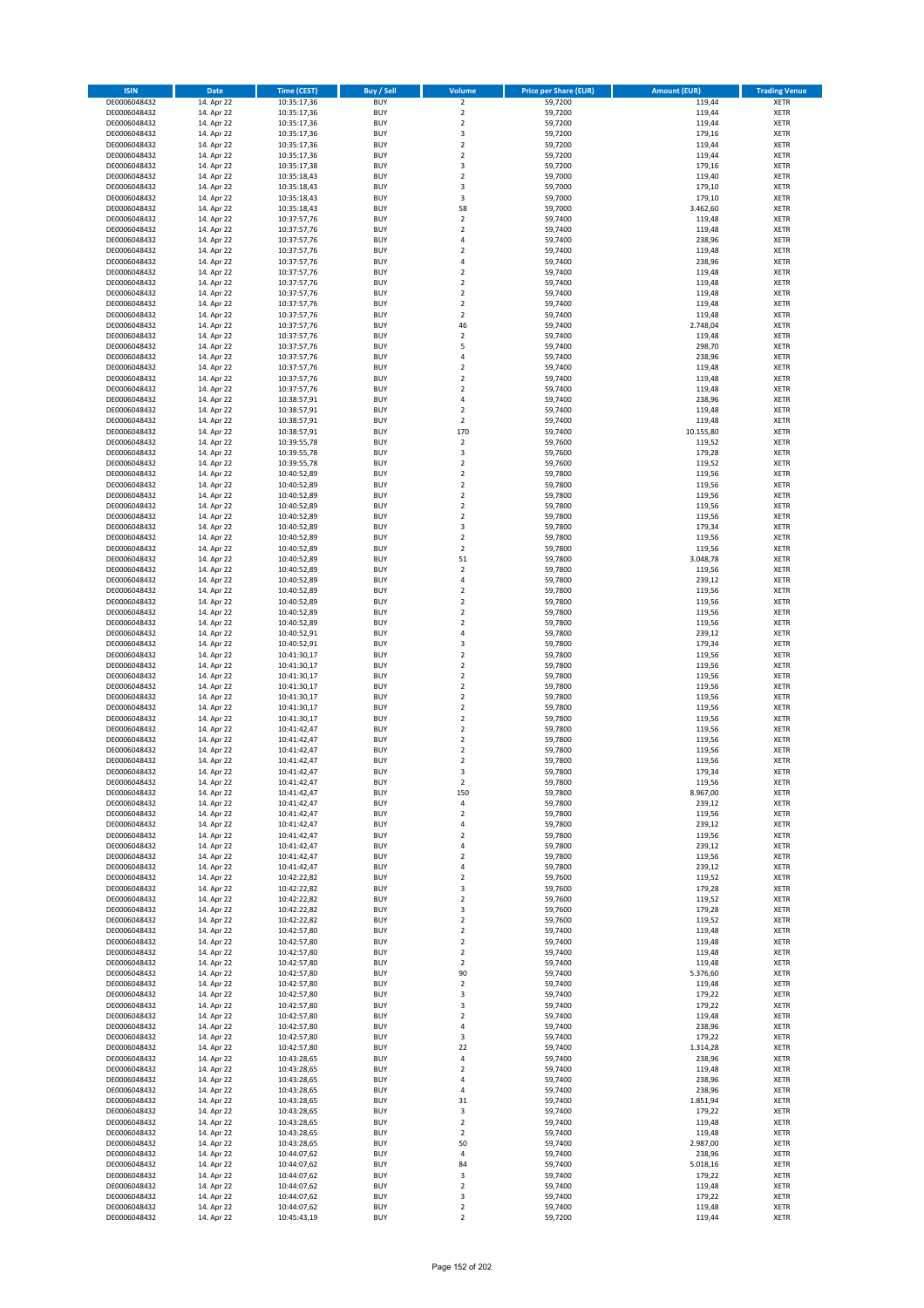| ISIN | Date | Time (CEST) | Buy / Sell | Volume | Price per Share (EUR) | Amount (EUR) | Trading Venue |
|---|---|---|---|---|---|---|---|
| DE0006048432 | 14. Apr 22 | 10:35:17,36 | BUY | 2 | 59,7200 | 119,44 | XETR |
| DE0006048432 | 14. Apr 22 | 10:35:17,36 | BUY | 2 | 59,7200 | 119,44 | XETR |
| DE0006048432 | 14. Apr 22 | 10:35:17,36 | BUY | 2 | 59,7200 | 119,44 | XETR |
| DE0006048432 | 14. Apr 22 | 10:35:17,36 | BUY | 3 | 59,7200 | 179,16 | XETR |
| DE0006048432 | 14. Apr 22 | 10:35:17,36 | BUY | 2 | 59,7200 | 119,44 | XETR |
| DE0006048432 | 14. Apr 22 | 10:35:17,36 | BUY | 2 | 59,7200 | 119,44 | XETR |
| DE0006048432 | 14. Apr 22 | 10:35:17,38 | BUY | 3 | 59,7200 | 179,16 | XETR |
| DE0006048432 | 14. Apr 22 | 10:35:18,43 | BUY | 2 | 59,7000 | 119,40 | XETR |
| DE0006048432 | 14. Apr 22 | 10:35:18,43 | BUY | 3 | 59,7000 | 179,10 | XETR |
| DE0006048432 | 14. Apr 22 | 10:35:18,43 | BUY | 3 | 59,7000 | 179,10 | XETR |
| DE0006048432 | 14. Apr 22 | 10:35:18,43 | BUY | 58 | 59,7000 | 3.462,60 | XETR |
| DE0006048432 | 14. Apr 22 | 10:37:57,76 | BUY | 2 | 59,7400 | 119,48 | XETR |
| DE0006048432 | 14. Apr 22 | 10:37:57,76 | BUY | 2 | 59,7400 | 119,48 | XETR |
| DE0006048432 | 14. Apr 22 | 10:37:57,76 | BUY | 4 | 59,7400 | 238,96 | XETR |
| DE0006048432 | 14. Apr 22 | 10:37:57,76 | BUY | 2 | 59,7400 | 119,48 | XETR |
| DE0006048432 | 14. Apr 22 | 10:37:57,76 | BUY | 4 | 59,7400 | 238,96 | XETR |
| DE0006048432 | 14. Apr 22 | 10:37:57,76 | BUY | 2 | 59,7400 | 119,48 | XETR |
| DE0006048432 | 14. Apr 22 | 10:37:57,76 | BUY | 2 | 59,7400 | 119,48 | XETR |
| DE0006048432 | 14. Apr 22 | 10:37:57,76 | BUY | 2 | 59,7400 | 119,48 | XETR |
| DE0006048432 | 14. Apr 22 | 10:37:57,76 | BUY | 2 | 59,7400 | 119,48 | XETR |
| DE0006048432 | 14. Apr 22 | 10:37:57,76 | BUY | 2 | 59,7400 | 119,48 | XETR |
| DE0006048432 | 14. Apr 22 | 10:37:57,76 | BUY | 46 | 59,7400 | 2.748,04 | XETR |
| DE0006048432 | 14. Apr 22 | 10:37:57,76 | BUY | 2 | 59,7400 | 119,48 | XETR |
| DE0006048432 | 14. Apr 22 | 10:37:57,76 | BUY | 5 | 59,7400 | 298,70 | XETR |
| DE0006048432 | 14. Apr 22 | 10:37:57,76 | BUY | 4 | 59,7400 | 238,96 | XETR |
| DE0006048432 | 14. Apr 22 | 10:37:57,76 | BUY | 2 | 59,7400 | 119,48 | XETR |
| DE0006048432 | 14. Apr 22 | 10:37:57,76 | BUY | 2 | 59,7400 | 119,48 | XETR |
| DE0006048432 | 14. Apr 22 | 10:37:57,76 | BUY | 2 | 59,7400 | 119,48 | XETR |
| DE0006048432 | 14. Apr 22 | 10:38:57,91 | BUY | 4 | 59,7400 | 238,96 | XETR |
| DE0006048432 | 14. Apr 22 | 10:38:57,91 | BUY | 2 | 59,7400 | 119,48 | XETR |
| DE0006048432 | 14. Apr 22 | 10:38:57,91 | BUY | 2 | 59,7400 | 119,48 | XETR |
| DE0006048432 | 14. Apr 22 | 10:38:57,91 | BUY | 170 | 59,7400 | 10.155,80 | XETR |
| DE0006048432 | 14. Apr 22 | 10:39:55,78 | BUY | 2 | 59,7600 | 119,52 | XETR |
| DE0006048432 | 14. Apr 22 | 10:39:55,78 | BUY | 3 | 59,7600 | 179,28 | XETR |
| DE0006048432 | 14. Apr 22 | 10:39:55,78 | BUY | 2 | 59,7600 | 119,52 | XETR |
| DE0006048432 | 14. Apr 22 | 10:40:52,89 | BUY | 2 | 59,7800 | 119,56 | XETR |
| DE0006048432 | 14. Apr 22 | 10:40:52,89 | BUY | 2 | 59,7800 | 119,56 | XETR |
| DE0006048432 | 14. Apr 22 | 10:40:52,89 | BUY | 2 | 59,7800 | 119,56 | XETR |
| DE0006048432 | 14. Apr 22 | 10:40:52,89 | BUY | 2 | 59,7800 | 119,56 | XETR |
| DE0006048432 | 14. Apr 22 | 10:40:52,89 | BUY | 2 | 59,7800 | 119,56 | XETR |
| DE0006048432 | 14. Apr 22 | 10:40:52,89 | BUY | 3 | 59,7800 | 179,34 | XETR |
| DE0006048432 | 14. Apr 22 | 10:40:52,89 | BUY | 2 | 59,7800 | 119,56 | XETR |
| DE0006048432 | 14. Apr 22 | 10:40:52,89 | BUY | 2 | 59,7800 | 119,56 | XETR |
| DE0006048432 | 14. Apr 22 | 10:40:52,89 | BUY | 51 | 59,7800 | 3.048,78 | XETR |
| DE0006048432 | 14. Apr 22 | 10:40:52,89 | BUY | 2 | 59,7800 | 119,56 | XETR |
| DE0006048432 | 14. Apr 22 | 10:40:52,89 | BUY | 4 | 59,7800 | 239,12 | XETR |
| DE0006048432 | 14. Apr 22 | 10:40:52,89 | BUY | 2 | 59,7800 | 119,56 | XETR |
| DE0006048432 | 14. Apr 22 | 10:40:52,89 | BUY | 2 | 59,7800 | 119,56 | XETR |
| DE0006048432 | 14. Apr 22 | 10:40:52,89 | BUY | 2 | 59,7800 | 119,56 | XETR |
| DE0006048432 | 14. Apr 22 | 10:40:52,89 | BUY | 2 | 59,7800 | 119,56 | XETR |
| DE0006048432 | 14. Apr 22 | 10:40:52,91 | BUY | 4 | 59,7800 | 239,12 | XETR |
| DE0006048432 | 14. Apr 22 | 10:40:52,91 | BUY | 3 | 59,7800 | 179,34 | XETR |
| DE0006048432 | 14. Apr 22 | 10:41:30,17 | BUY | 2 | 59,7800 | 119,56 | XETR |
| DE0006048432 | 14. Apr 22 | 10:41:30,17 | BUY | 2 | 59,7800 | 119,56 | XETR |
| DE0006048432 | 14. Apr 22 | 10:41:30,17 | BUY | 2 | 59,7800 | 119,56 | XETR |
| DE0006048432 | 14. Apr 22 | 10:41:30,17 | BUY | 2 | 59,7800 | 119,56 | XETR |
| DE0006048432 | 14. Apr 22 | 10:41:30,17 | BUY | 2 | 59,7800 | 119,56 | XETR |
| DE0006048432 | 14. Apr 22 | 10:41:30,17 | BUY | 2 | 59,7800 | 119,56 | XETR |
| DE0006048432 | 14. Apr 22 | 10:41:30,17 | BUY | 2 | 59,7800 | 119,56 | XETR |
| DE0006048432 | 14. Apr 22 | 10:41:42,47 | BUY | 2 | 59,7800 | 119,56 | XETR |
| DE0006048432 | 14. Apr 22 | 10:41:42,47 | BUY | 2 | 59,7800 | 119,56 | XETR |
| DE0006048432 | 14. Apr 22 | 10:41:42,47 | BUY | 2 | 59,7800 | 119,56 | XETR |
| DE0006048432 | 14. Apr 22 | 10:41:42,47 | BUY | 2 | 59,7800 | 119,56 | XETR |
| DE0006048432 | 14. Apr 22 | 10:41:42,47 | BUY | 3 | 59,7800 | 179,34 | XETR |
| DE0006048432 | 14. Apr 22 | 10:41:42,47 | BUY | 2 | 59,7800 | 119,56 | XETR |
| DE0006048432 | 14. Apr 22 | 10:41:42,47 | BUY | 150 | 59,7800 | 8.967,00 | XETR |
| DE0006048432 | 14. Apr 22 | 10:41:42,47 | BUY | 4 | 59,7800 | 239,12 | XETR |
| DE0006048432 | 14. Apr 22 | 10:41:42,47 | BUY | 2 | 59,7800 | 119,56 | XETR |
| DE0006048432 | 14. Apr 22 | 10:41:42,47 | BUY | 4 | 59,7800 | 239,12 | XETR |
| DE0006048432 | 14. Apr 22 | 10:41:42,47 | BUY | 2 | 59,7800 | 119,56 | XETR |
| DE0006048432 | 14. Apr 22 | 10:41:42,47 | BUY | 4 | 59,7800 | 239,12 | XETR |
| DE0006048432 | 14. Apr 22 | 10:41:42,47 | BUY | 2 | 59,7800 | 119,56 | XETR |
| DE0006048432 | 14. Apr 22 | 10:41:42,47 | BUY | 4 | 59,7800 | 239,12 | XETR |
| DE0006048432 | 14. Apr 22 | 10:42:22,82 | BUY | 2 | 59,7600 | 119,52 | XETR |
| DE0006048432 | 14. Apr 22 | 10:42:22,82 | BUY | 3 | 59,7600 | 179,28 | XETR |
| DE0006048432 | 14. Apr 22 | 10:42:22,82 | BUY | 2 | 59,7600 | 119,52 | XETR |
| DE0006048432 | 14. Apr 22 | 10:42:22,82 | BUY | 3 | 59,7600 | 179,28 | XETR |
| DE0006048432 | 14. Apr 22 | 10:42:22,82 | BUY | 2 | 59,7600 | 119,52 | XETR |
| DE0006048432 | 14. Apr 22 | 10:42:57,80 | BUY | 2 | 59,7400 | 119,48 | XETR |
| DE0006048432 | 14. Apr 22 | 10:42:57,80 | BUY | 2 | 59,7400 | 119,48 | XETR |
| DE0006048432 | 14. Apr 22 | 10:42:57,80 | BUY | 2 | 59,7400 | 119,48 | XETR |
| DE0006048432 | 14. Apr 22 | 10:42:57,80 | BUY | 2 | 59,7400 | 119,48 | XETR |
| DE0006048432 | 14. Apr 22 | 10:42:57,80 | BUY | 90 | 59,7400 | 5.376,60 | XETR |
| DE0006048432 | 14. Apr 22 | 10:42:57,80 | BUY | 2 | 59,7400 | 119,48 | XETR |
| DE0006048432 | 14. Apr 22 | 10:42:57,80 | BUY | 3 | 59,7400 | 179,22 | XETR |
| DE0006048432 | 14. Apr 22 | 10:42:57,80 | BUY | 3 | 59,7400 | 179,22 | XETR |
| DE0006048432 | 14. Apr 22 | 10:42:57,80 | BUY | 2 | 59,7400 | 119,48 | XETR |
| DE0006048432 | 14. Apr 22 | 10:42:57,80 | BUY | 4 | 59,7400 | 238,96 | XETR |
| DE0006048432 | 14. Apr 22 | 10:42:57,80 | BUY | 3 | 59,7400 | 179,22 | XETR |
| DE0006048432 | 14. Apr 22 | 10:42:57,80 | BUY | 22 | 59,7400 | 1.314,28 | XETR |
| DE0006048432 | 14. Apr 22 | 10:43:28,65 | BUY | 4 | 59,7400 | 238,96 | XETR |
| DE0006048432 | 14. Apr 22 | 10:43:28,65 | BUY | 2 | 59,7400 | 119,48 | XETR |
| DE0006048432 | 14. Apr 22 | 10:43:28,65 | BUY | 4 | 59,7400 | 238,96 | XETR |
| DE0006048432 | 14. Apr 22 | 10:43:28,65 | BUY | 4 | 59,7400 | 238,96 | XETR |
| DE0006048432 | 14. Apr 22 | 10:43:28,65 | BUY | 31 | 59,7400 | 1.851,94 | XETR |
| DE0006048432 | 14. Apr 22 | 10:43:28,65 | BUY | 3 | 59,7400 | 179,22 | XETR |
| DE0006048432 | 14. Apr 22 | 10:43:28,65 | BUY | 2 | 59,7400 | 119,48 | XETR |
| DE0006048432 | 14. Apr 22 | 10:43:28,65 | BUY | 2 | 59,7400 | 119,48 | XETR |
| DE0006048432 | 14. Apr 22 | 10:43:28,65 | BUY | 50 | 59,7400 | 2.987,00 | XETR |
| DE0006048432 | 14. Apr 22 | 10:44:07,62 | BUY | 4 | 59,7400 | 238,96 | XETR |
| DE0006048432 | 14. Apr 22 | 10:44:07,62 | BUY | 84 | 59,7400 | 5.018,16 | XETR |
| DE0006048432 | 14. Apr 22 | 10:44:07,62 | BUY | 3 | 59,7400 | 179,22 | XETR |
| DE0006048432 | 14. Apr 22 | 10:44:07,62 | BUY | 2 | 59,7400 | 119,48 | XETR |
| DE0006048432 | 14. Apr 22 | 10:44:07,62 | BUY | 3 | 59,7400 | 179,22 | XETR |
| DE0006048432 | 14. Apr 22 | 10:44:07,62 | BUY | 2 | 59,7400 | 119,48 | XETR |
| DE0006048432 | 14. Apr 22 | 10:45:43,19 | BUY | 2 | 59,7200 | 119,44 | XETR |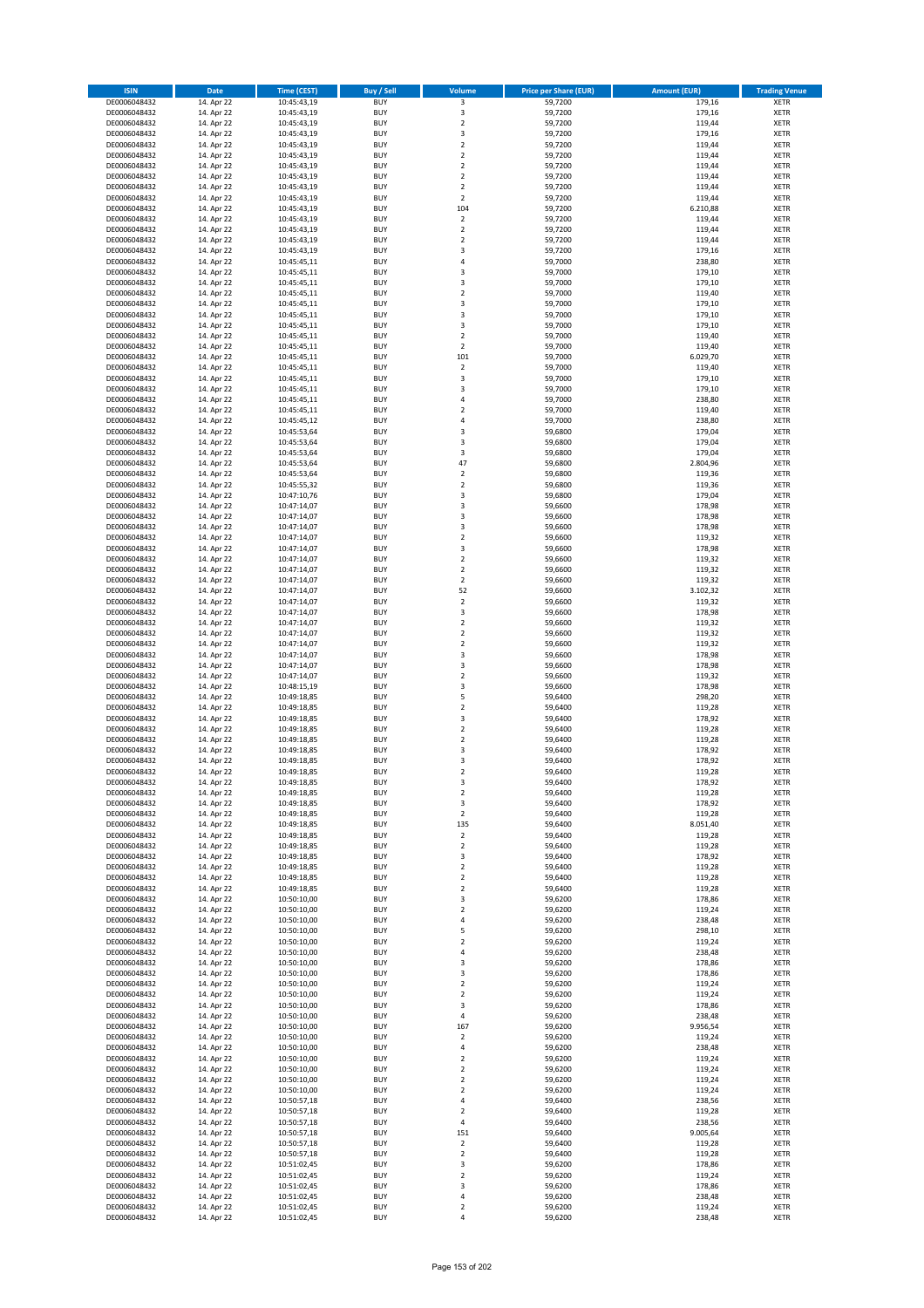| ISIN | Date | Time (CEST) | Buy / Sell | Volume | Price per Share (EUR) | Amount (EUR) | Trading Venue |
|---|---|---|---|---|---|---|---|
| DE0006048432 | 14. Apr 22 | 10:45:43,19 | BUY | 3 | 59,7200 | 179,16 | XETR |
| DE0006048432 | 14. Apr 22 | 10:45:43,19 | BUY | 3 | 59,7200 | 179,16 | XETR |
| DE0006048432 | 14. Apr 22 | 10:45:43,19 | BUY | 2 | 59,7200 | 119,44 | XETR |
| DE0006048432 | 14. Apr 22 | 10:45:43,19 | BUY | 3 | 59,7200 | 179,16 | XETR |
| DE0006048432 | 14. Apr 22 | 10:45:43,19 | BUY | 2 | 59,7200 | 119,44 | XETR |
| DE0006048432 | 14. Apr 22 | 10:45:43,19 | BUY | 2 | 59,7200 | 119,44 | XETR |
| DE0006048432 | 14. Apr 22 | 10:45:43,19 | BUY | 2 | 59,7200 | 119,44 | XETR |
| DE0006048432 | 14. Apr 22 | 10:45:43,19 | BUY | 2 | 59,7200 | 119,44 | XETR |
| DE0006048432 | 14. Apr 22 | 10:45:43,19 | BUY | 2 | 59,7200 | 119,44 | XETR |
| DE0006048432 | 14. Apr 22 | 10:45:43,19 | BUY | 2 | 59,7200 | 119,44 | XETR |
| DE0006048432 | 14. Apr 22 | 10:45:43,19 | BUY | 104 | 59,7200 | 6.210,88 | XETR |
| DE0006048432 | 14. Apr 22 | 10:45:43,19 | BUY | 2 | 59,7200 | 119,44 | XETR |
| DE0006048432 | 14. Apr 22 | 10:45:43,19 | BUY | 2 | 59,7200 | 119,44 | XETR |
| DE0006048432 | 14. Apr 22 | 10:45:43,19 | BUY | 2 | 59,7200 | 119,44 | XETR |
| DE0006048432 | 14. Apr 22 | 10:45:43,19 | BUY | 3 | 59,7200 | 179,16 | XETR |
| DE0006048432 | 14. Apr 22 | 10:45:45,11 | BUY | 4 | 59,7000 | 238,80 | XETR |
| DE0006048432 | 14. Apr 22 | 10:45:45,11 | BUY | 3 | 59,7000 | 179,10 | XETR |
| DE0006048432 | 14. Apr 22 | 10:45:45,11 | BUY | 3 | 59,7000 | 179,10 | XETR |
| DE0006048432 | 14. Apr 22 | 10:45:45,11 | BUY | 2 | 59,7000 | 119,40 | XETR |
| DE0006048432 | 14. Apr 22 | 10:45:45,11 | BUY | 3 | 59,7000 | 179,10 | XETR |
| DE0006048432 | 14. Apr 22 | 10:45:45,11 | BUY | 3 | 59,7000 | 179,10 | XETR |
| DE0006048432 | 14. Apr 22 | 10:45:45,11 | BUY | 3 | 59,7000 | 179,10 | XETR |
| DE0006048432 | 14. Apr 22 | 10:45:45,11 | BUY | 2 | 59,7000 | 119,40 | XETR |
| DE0006048432 | 14. Apr 22 | 10:45:45,11 | BUY | 2 | 59,7000 | 119,40 | XETR |
| DE0006048432 | 14. Apr 22 | 10:45:45,11 | BUY | 101 | 59,7000 | 6.029,70 | XETR |
| DE0006048432 | 14. Apr 22 | 10:45:45,11 | BUY | 2 | 59,7000 | 119,40 | XETR |
| DE0006048432 | 14. Apr 22 | 10:45:45,11 | BUY | 3 | 59,7000 | 179,10 | XETR |
| DE0006048432 | 14. Apr 22 | 10:45:45,11 | BUY | 3 | 59,7000 | 179,10 | XETR |
| DE0006048432 | 14. Apr 22 | 10:45:45,11 | BUY | 4 | 59,7000 | 238,80 | XETR |
| DE0006048432 | 14. Apr 22 | 10:45:45,11 | BUY | 2 | 59,7000 | 119,40 | XETR |
| DE0006048432 | 14. Apr 22 | 10:45:45,12 | BUY | 4 | 59,7000 | 238,80 | XETR |
| DE0006048432 | 14. Apr 22 | 10:45:53,64 | BUY | 3 | 59,6800 | 179,04 | XETR |
| DE0006048432 | 14. Apr 22 | 10:45:53,64 | BUY | 3 | 59,6800 | 179,04 | XETR |
| DE0006048432 | 14. Apr 22 | 10:45:53,64 | BUY | 3 | 59,6800 | 179,04 | XETR |
| DE0006048432 | 14. Apr 22 | 10:45:53,64 | BUY | 47 | 59,6800 | 2.804,96 | XETR |
| DE0006048432 | 14. Apr 22 | 10:45:53,64 | BUY | 2 | 59,6800 | 119,36 | XETR |
| DE0006048432 | 14. Apr 22 | 10:45:55,32 | BUY | 2 | 59,6800 | 119,36 | XETR |
| DE0006048432 | 14. Apr 22 | 10:47:10,76 | BUY | 3 | 59,6800 | 179,04 | XETR |
| DE0006048432 | 14. Apr 22 | 10:47:14,07 | BUY | 3 | 59,6600 | 178,98 | XETR |
| DE0006048432 | 14. Apr 22 | 10:47:14,07 | BUY | 3 | 59,6600 | 178,98 | XETR |
| DE0006048432 | 14. Apr 22 | 10:47:14,07 | BUY | 3 | 59,6600 | 178,98 | XETR |
| DE0006048432 | 14. Apr 22 | 10:47:14,07 | BUY | 2 | 59,6600 | 119,32 | XETR |
| DE0006048432 | 14. Apr 22 | 10:47:14,07 | BUY | 3 | 59,6600 | 178,98 | XETR |
| DE0006048432 | 14. Apr 22 | 10:47:14,07 | BUY | 2 | 59,6600 | 119,32 | XETR |
| DE0006048432 | 14. Apr 22 | 10:47:14,07 | BUY | 2 | 59,6600 | 119,32 | XETR |
| DE0006048432 | 14. Apr 22 | 10:47:14,07 | BUY | 2 | 59,6600 | 119,32 | XETR |
| DE0006048432 | 14. Apr 22 | 10:47:14,07 | BUY | 52 | 59,6600 | 3.102,32 | XETR |
| DE0006048432 | 14. Apr 22 | 10:47:14,07 | BUY | 2 | 59,6600 | 119,32 | XETR |
| DE0006048432 | 14. Apr 22 | 10:47:14,07 | BUY | 3 | 59,6600 | 178,98 | XETR |
| DE0006048432 | 14. Apr 22 | 10:47:14,07 | BUY | 2 | 59,6600 | 119,32 | XETR |
| DE0006048432 | 14. Apr 22 | 10:47:14,07 | BUY | 2 | 59,6600 | 119,32 | XETR |
| DE0006048432 | 14. Apr 22 | 10:47:14,07 | BUY | 2 | 59,6600 | 119,32 | XETR |
| DE0006048432 | 14. Apr 22 | 10:47:14,07 | BUY | 3 | 59,6600 | 178,98 | XETR |
| DE0006048432 | 14. Apr 22 | 10:47:14,07 | BUY | 3 | 59,6600 | 178,98 | XETR |
| DE0006048432 | 14. Apr 22 | 10:47:14,07 | BUY | 2 | 59,6600 | 119,32 | XETR |
| DE0006048432 | 14. Apr 22 | 10:48:15,19 | BUY | 3 | 59,6600 | 178,98 | XETR |
| DE0006048432 | 14. Apr 22 | 10:49:18,85 | BUY | 5 | 59,6400 | 298,20 | XETR |
| DE0006048432 | 14. Apr 22 | 10:49:18,85 | BUY | 2 | 59,6400 | 119,28 | XETR |
| DE0006048432 | 14. Apr 22 | 10:49:18,85 | BUY | 3 | 59,6400 | 178,92 | XETR |
| DE0006048432 | 14. Apr 22 | 10:49:18,85 | BUY | 2 | 59,6400 | 119,28 | XETR |
| DE0006048432 | 14. Apr 22 | 10:49:18,85 | BUY | 2 | 59,6400 | 119,28 | XETR |
| DE0006048432 | 14. Apr 22 | 10:49:18,85 | BUY | 3 | 59,6400 | 178,92 | XETR |
| DE0006048432 | 14. Apr 22 | 10:49:18,85 | BUY | 3 | 59,6400 | 178,92 | XETR |
| DE0006048432 | 14. Apr 22 | 10:49:18,85 | BUY | 2 | 59,6400 | 119,28 | XETR |
| DE0006048432 | 14. Apr 22 | 10:49:18,85 | BUY | 3 | 59,6400 | 178,92 | XETR |
| DE0006048432 | 14. Apr 22 | 10:49:18,85 | BUY | 2 | 59,6400 | 119,28 | XETR |
| DE0006048432 | 14. Apr 22 | 10:49:18,85 | BUY | 3 | 59,6400 | 178,92 | XETR |
| DE0006048432 | 14. Apr 22 | 10:49:18,85 | BUY | 2 | 59,6400 | 119,28 | XETR |
| DE0006048432 | 14. Apr 22 | 10:49:18,85 | BUY | 135 | 59,6400 | 8.051,40 | XETR |
| DE0006048432 | 14. Apr 22 | 10:49:18,85 | BUY | 2 | 59,6400 | 119,28 | XETR |
| DE0006048432 | 14. Apr 22 | 10:49:18,85 | BUY | 2 | 59,6400 | 119,28 | XETR |
| DE0006048432 | 14. Apr 22 | 10:49:18,85 | BUY | 3 | 59,6400 | 178,92 | XETR |
| DE0006048432 | 14. Apr 22 | 10:49:18,85 | BUY | 2 | 59,6400 | 119,28 | XETR |
| DE0006048432 | 14. Apr 22 | 10:49:18,85 | BUY | 2 | 59,6400 | 119,28 | XETR |
| DE0006048432 | 14. Apr 22 | 10:49:18,85 | BUY | 2 | 59,6400 | 119,28 | XETR |
| DE0006048432 | 14. Apr 22 | 10:50:10,00 | BUY | 3 | 59,6200 | 178,86 | XETR |
| DE0006048432 | 14. Apr 22 | 10:50:10,00 | BUY | 2 | 59,6200 | 119,24 | XETR |
| DE0006048432 | 14. Apr 22 | 10:50:10,00 | BUY | 4 | 59,6200 | 238,48 | XETR |
| DE0006048432 | 14. Apr 22 | 10:50:10,00 | BUY | 5 | 59,6200 | 298,10 | XETR |
| DE0006048432 | 14. Apr 22 | 10:50:10,00 | BUY | 2 | 59,6200 | 119,24 | XETR |
| DE0006048432 | 14. Apr 22 | 10:50:10,00 | BUY | 4 | 59,6200 | 238,48 | XETR |
| DE0006048432 | 14. Apr 22 | 10:50:10,00 | BUY | 3 | 59,6200 | 178,86 | XETR |
| DE0006048432 | 14. Apr 22 | 10:50:10,00 | BUY | 3 | 59,6200 | 178,86 | XETR |
| DE0006048432 | 14. Apr 22 | 10:50:10,00 | BUY | 2 | 59,6200 | 119,24 | XETR |
| DE0006048432 | 14. Apr 22 | 10:50:10,00 | BUY | 2 | 59,6200 | 119,24 | XETR |
| DE0006048432 | 14. Apr 22 | 10:50:10,00 | BUY | 3 | 59,6200 | 178,86 | XETR |
| DE0006048432 | 14. Apr 22 | 10:50:10,00 | BUY | 4 | 59,6200 | 238,48 | XETR |
| DE0006048432 | 14. Apr 22 | 10:50:10,00 | BUY | 167 | 59,6200 | 9.956,54 | XETR |
| DE0006048432 | 14. Apr 22 | 10:50:10,00 | BUY | 2 | 59,6200 | 119,24 | XETR |
| DE0006048432 | 14. Apr 22 | 10:50:10,00 | BUY | 4 | 59,6200 | 238,48 | XETR |
| DE0006048432 | 14. Apr 22 | 10:50:10,00 | BUY | 2 | 59,6200 | 119,24 | XETR |
| DE0006048432 | 14. Apr 22 | 10:50:10,00 | BUY | 2 | 59,6200 | 119,24 | XETR |
| DE0006048432 | 14. Apr 22 | 10:50:10,00 | BUY | 2 | 59,6200 | 119,24 | XETR |
| DE0006048432 | 14. Apr 22 | 10:50:10,00 | BUY | 2 | 59,6200 | 119,24 | XETR |
| DE0006048432 | 14. Apr 22 | 10:50:57,18 | BUY | 4 | 59,6400 | 238,56 | XETR |
| DE0006048432 | 14. Apr 22 | 10:50:57,18 | BUY | 2 | 59,6400 | 119,28 | XETR |
| DE0006048432 | 14. Apr 22 | 10:50:57,18 | BUY | 4 | 59,6400 | 238,56 | XETR |
| DE0006048432 | 14. Apr 22 | 10:50:57,18 | BUY | 151 | 59,6400 | 9.005,64 | XETR |
| DE0006048432 | 14. Apr 22 | 10:50:57,18 | BUY | 2 | 59,6400 | 119,28 | XETR |
| DE0006048432 | 14. Apr 22 | 10:50:57,18 | BUY | 2 | 59,6400 | 119,28 | XETR |
| DE0006048432 | 14. Apr 22 | 10:51:02,45 | BUY | 3 | 59,6200 | 178,86 | XETR |
| DE0006048432 | 14. Apr 22 | 10:51:02,45 | BUY | 2 | 59,6200 | 119,24 | XETR |
| DE0006048432 | 14. Apr 22 | 10:51:02,45 | BUY | 3 | 59,6200 | 178,86 | XETR |
| DE0006048432 | 14. Apr 22 | 10:51:02,45 | BUY | 4 | 59,6200 | 238,48 | XETR |
| DE0006048432 | 14. Apr 22 | 10:51:02,45 | BUY | 2 | 59,6200 | 119,24 | XETR |
| DE0006048432 | 14. Apr 22 | 10:51:02,45 | BUY | 4 | 59,6200 | 238,48 | XETR |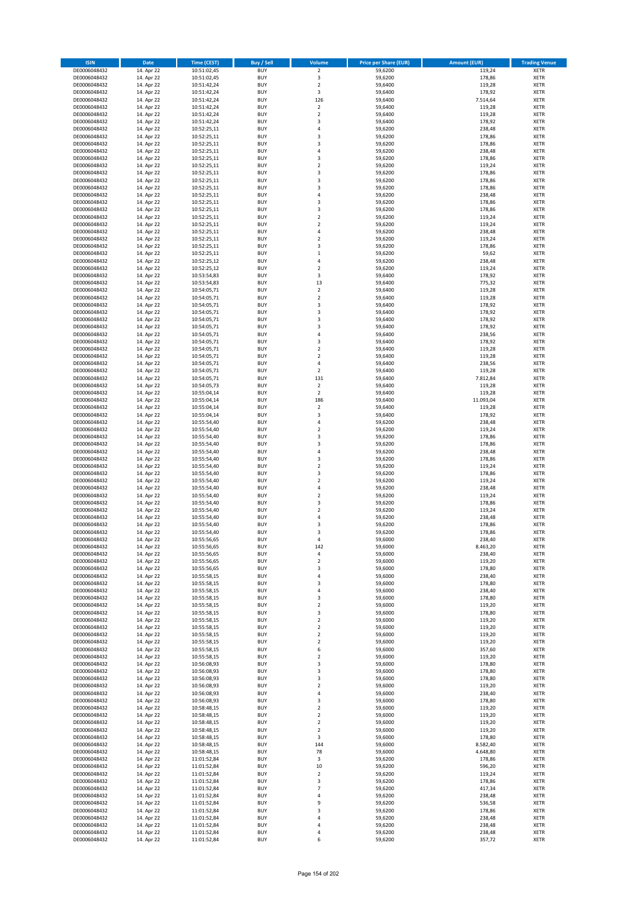| ISIN | Date | Time (CEST) | Buy / Sell | Volume | Price per Share (EUR) | Amount (EUR) | Trading Venue |
|---|---|---|---|---|---|---|---|
| DE0006048432 | 14. Apr 22 | 10:51:02,45 | BUY | 2 | 59,6200 | 119,24 | XETR |
| DE0006048432 | 14. Apr 22 | 10:51:02,45 | BUY | 3 | 59,6200 | 178,86 | XETR |
| DE0006048432 | 14. Apr 22 | 10:51:42,24 | BUY | 2 | 59,6400 | 119,28 | XETR |
| DE0006048432 | 14. Apr 22 | 10:51:42,24 | BUY | 3 | 59,6400 | 178,92 | XETR |
| DE0006048432 | 14. Apr 22 | 10:51:42,24 | BUY | 126 | 59,6400 | 7.514,64 | XETR |
| DE0006048432 | 14. Apr 22 | 10:51:42,24 | BUY | 2 | 59,6400 | 119,28 | XETR |
| DE0006048432 | 14. Apr 22 | 10:51:42,24 | BUY | 2 | 59,6400 | 119,28 | XETR |
| DE0006048432 | 14. Apr 22 | 10:51:42,24 | BUY | 3 | 59,6400 | 178,92 | XETR |
| DE0006048432 | 14. Apr 22 | 10:52:25,11 | BUY | 4 | 59,6200 | 238,48 | XETR |
| DE0006048432 | 14. Apr 22 | 10:52:25,11 | BUY | 3 | 59,6200 | 178,86 | XETR |
| DE0006048432 | 14. Apr 22 | 10:52:25,11 | BUY | 3 | 59,6200 | 178,86 | XETR |
| DE0006048432 | 14. Apr 22 | 10:52:25,11 | BUY | 4 | 59,6200 | 238,48 | XETR |
| DE0006048432 | 14. Apr 22 | 10:52:25,11 | BUY | 3 | 59,6200 | 178,86 | XETR |
| DE0006048432 | 14. Apr 22 | 10:52:25,11 | BUY | 2 | 59,6200 | 119,24 | XETR |
| DE0006048432 | 14. Apr 22 | 10:52:25,11 | BUY | 3 | 59,6200 | 178,86 | XETR |
| DE0006048432 | 14. Apr 22 | 10:52:25,11 | BUY | 3 | 59,6200 | 178,86 | XETR |
| DE0006048432 | 14. Apr 22 | 10:52:25,11 | BUY | 3 | 59,6200 | 178,86 | XETR |
| DE0006048432 | 14. Apr 22 | 10:52:25,11 | BUY | 4 | 59,6200 | 238,48 | XETR |
| DE0006048432 | 14. Apr 22 | 10:52:25,11 | BUY | 3 | 59,6200 | 178,86 | XETR |
| DE0006048432 | 14. Apr 22 | 10:52:25,11 | BUY | 3 | 59,6200 | 178,86 | XETR |
| DE0006048432 | 14. Apr 22 | 10:52:25,11 | BUY | 2 | 59,6200 | 119,24 | XETR |
| DE0006048432 | 14. Apr 22 | 10:52:25,11 | BUY | 2 | 59,6200 | 119,24 | XETR |
| DE0006048432 | 14. Apr 22 | 10:52:25,11 | BUY | 4 | 59,6200 | 238,48 | XETR |
| DE0006048432 | 14. Apr 22 | 10:52:25,11 | BUY | 2 | 59,6200 | 119,24 | XETR |
| DE0006048432 | 14. Apr 22 | 10:52:25,11 | BUY | 3 | 59,6200 | 178,86 | XETR |
| DE0006048432 | 14. Apr 22 | 10:52:25,11 | BUY | 1 | 59,6200 | 59,62 | XETR |
| DE0006048432 | 14. Apr 22 | 10:52:25,12 | BUY | 4 | 59,6200 | 238,48 | XETR |
| DE0006048432 | 14. Apr 22 | 10:52:25,12 | BUY | 2 | 59,6200 | 119,24 | XETR |
| DE0006048432 | 14. Apr 22 | 10:53:54,83 | BUY | 3 | 59,6400 | 178,92 | XETR |
| DE0006048432 | 14. Apr 22 | 10:53:54,83 | BUY | 13 | 59,6400 | 775,32 | XETR |
| DE0006048432 | 14. Apr 22 | 10:54:05,71 | BUY | 2 | 59,6400 | 119,28 | XETR |
| DE0006048432 | 14. Apr 22 | 10:54:05,71 | BUY | 2 | 59,6400 | 119,28 | XETR |
| DE0006048432 | 14. Apr 22 | 10:54:05,71 | BUY | 3 | 59,6400 | 178,92 | XETR |
| DE0006048432 | 14. Apr 22 | 10:54:05,71 | BUY | 3 | 59,6400 | 178,92 | XETR |
| DE0006048432 | 14. Apr 22 | 10:54:05,71 | BUY | 3 | 59,6400 | 178,92 | XETR |
| DE0006048432 | 14. Apr 22 | 10:54:05,71 | BUY | 3 | 59,6400 | 178,92 | XETR |
| DE0006048432 | 14. Apr 22 | 10:54:05,71 | BUY | 4 | 59,6400 | 238,56 | XETR |
| DE0006048432 | 14. Apr 22 | 10:54:05,71 | BUY | 3 | 59,6400 | 178,92 | XETR |
| DE0006048432 | 14. Apr 22 | 10:54:05,71 | BUY | 2 | 59,6400 | 119,28 | XETR |
| DE0006048432 | 14. Apr 22 | 10:54:05,71 | BUY | 2 | 59,6400 | 119,28 | XETR |
| DE0006048432 | 14. Apr 22 | 10:54:05,71 | BUY | 4 | 59,6400 | 238,56 | XETR |
| DE0006048432 | 14. Apr 22 | 10:54:05,71 | BUY | 2 | 59,6400 | 119,28 | XETR |
| DE0006048432 | 14. Apr 22 | 10:54:05,71 | BUY | 131 | 59,6400 | 7.812,84 | XETR |
| DE0006048432 | 14. Apr 22 | 10:54:05,73 | BUY | 2 | 59,6400 | 119,28 | XETR |
| DE0006048432 | 14. Apr 22 | 10:55:04,14 | BUY | 2 | 59,6400 | 119,28 | XETR |
| DE0006048432 | 14. Apr 22 | 10:55:04,14 | BUY | 186 | 59,6400 | 11.093,04 | XETR |
| DE0006048432 | 14. Apr 22 | 10:55:04,14 | BUY | 2 | 59,6400 | 119,28 | XETR |
| DE0006048432 | 14. Apr 22 | 10:55:04,14 | BUY | 3 | 59,6400 | 178,92 | XETR |
| DE0006048432 | 14. Apr 22 | 10:55:54,40 | BUY | 4 | 59,6200 | 238,48 | XETR |
| DE0006048432 | 14. Apr 22 | 10:55:54,40 | BUY | 2 | 59,6200 | 119,24 | XETR |
| DE0006048432 | 14. Apr 22 | 10:55:54,40 | BUY | 3 | 59,6200 | 178,86 | XETR |
| DE0006048432 | 14. Apr 22 | 10:55:54,40 | BUY | 3 | 59,6200 | 178,86 | XETR |
| DE0006048432 | 14. Apr 22 | 10:55:54,40 | BUY | 4 | 59,6200 | 238,48 | XETR |
| DE0006048432 | 14. Apr 22 | 10:55:54,40 | BUY | 3 | 59,6200 | 178,86 | XETR |
| DE0006048432 | 14. Apr 22 | 10:55:54,40 | BUY | 2 | 59,6200 | 119,24 | XETR |
| DE0006048432 | 14. Apr 22 | 10:55:54,40 | BUY | 3 | 59,6200 | 178,86 | XETR |
| DE0006048432 | 14. Apr 22 | 10:55:54,40 | BUY | 2 | 59,6200 | 119,24 | XETR |
| DE0006048432 | 14. Apr 22 | 10:55:54,40 | BUY | 4 | 59,6200 | 238,48 | XETR |
| DE0006048432 | 14. Apr 22 | 10:55:54,40 | BUY | 2 | 59,6200 | 119,24 | XETR |
| DE0006048432 | 14. Apr 22 | 10:55:54,40 | BUY | 3 | 59,6200 | 178,86 | XETR |
| DE0006048432 | 14. Apr 22 | 10:55:54,40 | BUY | 2 | 59,6200 | 119,24 | XETR |
| DE0006048432 | 14. Apr 22 | 10:55:54,40 | BUY | 4 | 59,6200 | 238,48 | XETR |
| DE0006048432 | 14. Apr 22 | 10:55:54,40 | BUY | 3 | 59,6200 | 178,86 | XETR |
| DE0006048432 | 14. Apr 22 | 10:55:54,40 | BUY | 3 | 59,6200 | 178,86 | XETR |
| DE0006048432 | 14. Apr 22 | 10:55:56,65 | BUY | 4 | 59,6000 | 238,40 | XETR |
| DE0006048432 | 14. Apr 22 | 10:55:56,65 | BUY | 142 | 59,6000 | 8.463,20 | XETR |
| DE0006048432 | 14. Apr 22 | 10:55:56,65 | BUY | 4 | 59,6000 | 238,40 | XETR |
| DE0006048432 | 14. Apr 22 | 10:55:56,65 | BUY | 2 | 59,6000 | 119,20 | XETR |
| DE0006048432 | 14. Apr 22 | 10:55:56,65 | BUY | 3 | 59,6000 | 178,80 | XETR |
| DE0006048432 | 14. Apr 22 | 10:55:58,15 | BUY | 4 | 59,6000 | 238,40 | XETR |
| DE0006048432 | 14. Apr 22 | 10:55:58,15 | BUY | 3 | 59,6000 | 178,80 | XETR |
| DE0006048432 | 14. Apr 22 | 10:55:58,15 | BUY | 4 | 59,6000 | 238,40 | XETR |
| DE0006048432 | 14. Apr 22 | 10:55:58,15 | BUY | 3 | 59,6000 | 178,80 | XETR |
| DE0006048432 | 14. Apr 22 | 10:55:58,15 | BUY | 2 | 59,6000 | 119,20 | XETR |
| DE0006048432 | 14. Apr 22 | 10:55:58,15 | BUY | 3 | 59,6000 | 178,80 | XETR |
| DE0006048432 | 14. Apr 22 | 10:55:58,15 | BUY | 2 | 59,6000 | 119,20 | XETR |
| DE0006048432 | 14. Apr 22 | 10:55:58,15 | BUY | 2 | 59,6000 | 119,20 | XETR |
| DE0006048432 | 14. Apr 22 | 10:55:58,15 | BUY | 2 | 59,6000 | 119,20 | XETR |
| DE0006048432 | 14. Apr 22 | 10:55:58,15 | BUY | 2 | 59,6000 | 119,20 | XETR |
| DE0006048432 | 14. Apr 22 | 10:55:58,15 | BUY | 6 | 59,6000 | 357,60 | XETR |
| DE0006048432 | 14. Apr 22 | 10:55:58,15 | BUY | 2 | 59,6000 | 119,20 | XETR |
| DE0006048432 | 14. Apr 22 | 10:56:08,93 | BUY | 3 | 59,6000 | 178,80 | XETR |
| DE0006048432 | 14. Apr 22 | 10:56:08,93 | BUY | 3 | 59,6000 | 178,80 | XETR |
| DE0006048432 | 14. Apr 22 | 10:56:08,93 | BUY | 3 | 59,6000 | 178,80 | XETR |
| DE0006048432 | 14. Apr 22 | 10:56:08,93 | BUY | 2 | 59,6000 | 119,20 | XETR |
| DE0006048432 | 14. Apr 22 | 10:56:08,93 | BUY | 4 | 59,6000 | 238,40 | XETR |
| DE0006048432 | 14. Apr 22 | 10:56:08,93 | BUY | 3 | 59,6000 | 178,80 | XETR |
| DE0006048432 | 14. Apr 22 | 10:58:48,15 | BUY | 2 | 59,6000 | 119,20 | XETR |
| DE0006048432 | 14. Apr 22 | 10:58:48,15 | BUY | 2 | 59,6000 | 119,20 | XETR |
| DE0006048432 | 14. Apr 22 | 10:58:48,15 | BUY | 2 | 59,6000 | 119,20 | XETR |
| DE0006048432 | 14. Apr 22 | 10:58:48,15 | BUY | 2 | 59,6000 | 119,20 | XETR |
| DE0006048432 | 14. Apr 22 | 10:58:48,15 | BUY | 3 | 59,6000 | 178,80 | XETR |
| DE0006048432 | 14. Apr 22 | 10:58:48,15 | BUY | 144 | 59,6000 | 8.582,40 | XETR |
| DE0006048432 | 14. Apr 22 | 10:58:48,15 | BUY | 78 | 59,6000 | 4.648,80 | XETR |
| DE0006048432 | 14. Apr 22 | 11:01:52,84 | BUY | 3 | 59,6200 | 178,86 | XETR |
| DE0006048432 | 14. Apr 22 | 11:01:52,84 | BUY | 10 | 59,6200 | 596,20 | XETR |
| DE0006048432 | 14. Apr 22 | 11:01:52,84 | BUY | 2 | 59,6200 | 119,24 | XETR |
| DE0006048432 | 14. Apr 22 | 11:01:52,84 | BUY | 3 | 59,6200 | 178,86 | XETR |
| DE0006048432 | 14. Apr 22 | 11:01:52,84 | BUY | 7 | 59,6200 | 417,34 | XETR |
| DE0006048432 | 14. Apr 22 | 11:01:52,84 | BUY | 4 | 59,6200 | 238,48 | XETR |
| DE0006048432 | 14. Apr 22 | 11:01:52,84 | BUY | 9 | 59,6200 | 536,58 | XETR |
| DE0006048432 | 14. Apr 22 | 11:01:52,84 | BUY | 3 | 59,6200 | 178,86 | XETR |
| DE0006048432 | 14. Apr 22 | 11:01:52,84 | BUY | 4 | 59,6200 | 238,48 | XETR |
| DE0006048432 | 14. Apr 22 | 11:01:52,84 | BUY | 4 | 59,6200 | 238,48 | XETR |
| DE0006048432 | 14. Apr 22 | 11:01:52,84 | BUY | 4 | 59,6200 | 238,48 | XETR |
| DE0006048432 | 14. Apr 22 | 11:01:52,84 | BUY | 6 | 59,6200 | 357,72 | XETR |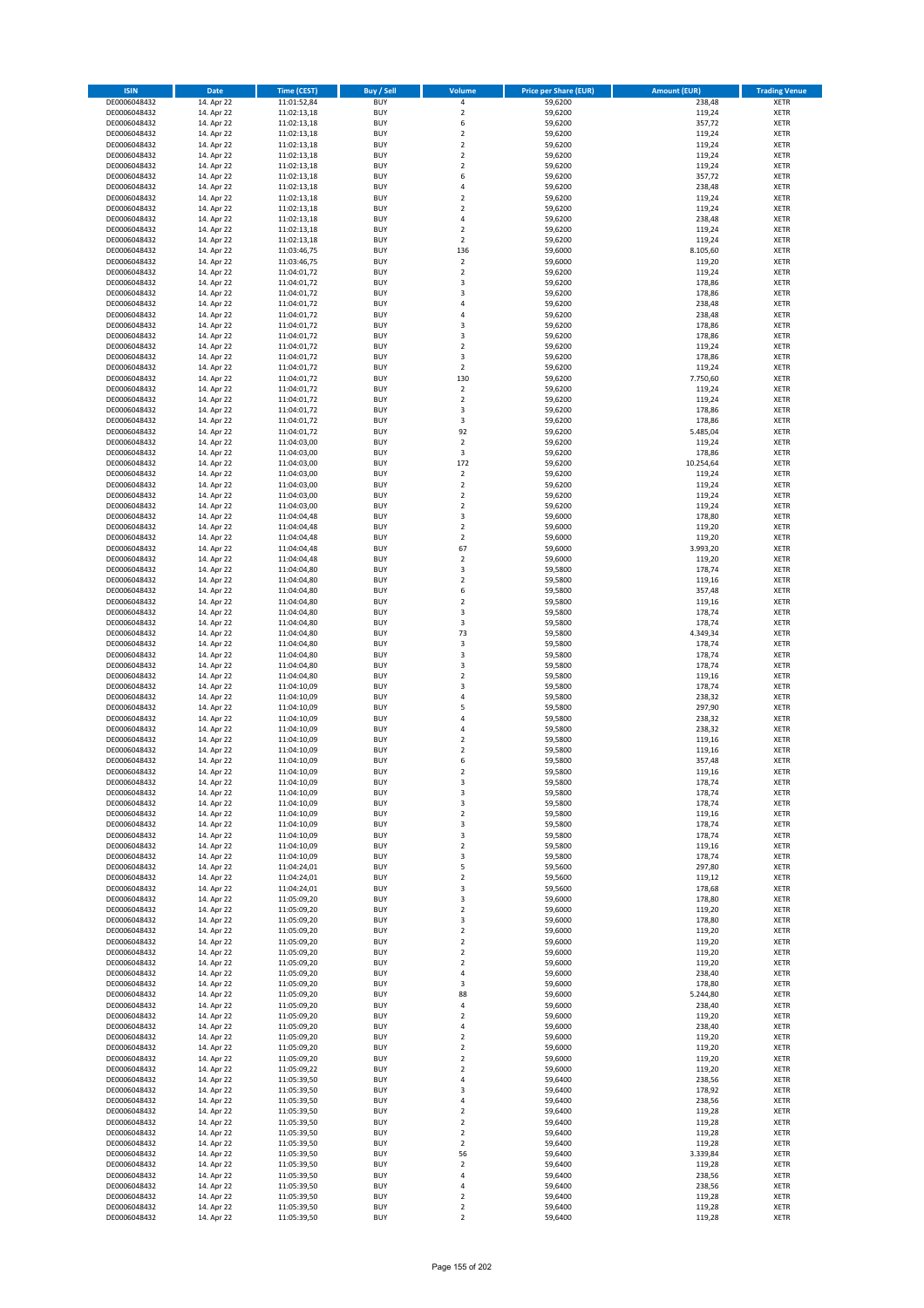| ISIN | Date | Time (CEST) | Buy / Sell | Volume | Price per Share (EUR) | Amount (EUR) | Trading Venue |
|---|---|---|---|---|---|---|---|
| DE0006048432 | 14. Apr 22 | 11:01:52,84 | BUY | 4 | 59,6200 | 238,48 | XETR |
| DE0006048432 | 14. Apr 22 | 11:02:13,18 | BUY | 2 | 59,6200 | 119,24 | XETR |
| DE0006048432 | 14. Apr 22 | 11:02:13,18 | BUY | 6 | 59,6200 | 357,72 | XETR |
| DE0006048432 | 14. Apr 22 | 11:02:13,18 | BUY | 2 | 59,6200 | 119,24 | XETR |
| DE0006048432 | 14. Apr 22 | 11:02:13,18 | BUY | 2 | 59,6200 | 119,24 | XETR |
| DE0006048432 | 14. Apr 22 | 11:02:13,18 | BUY | 2 | 59,6200 | 119,24 | XETR |
| DE0006048432 | 14. Apr 22 | 11:02:13,18 | BUY | 2 | 59,6200 | 119,24 | XETR |
| DE0006048432 | 14. Apr 22 | 11:02:13,18 | BUY | 6 | 59,6200 | 357,72 | XETR |
| DE0006048432 | 14. Apr 22 | 11:02:13,18 | BUY | 4 | 59,6200 | 238,48 | XETR |
| DE0006048432 | 14. Apr 22 | 11:02:13,18 | BUY | 2 | 59,6200 | 119,24 | XETR |
| DE0006048432 | 14. Apr 22 | 11:02:13,18 | BUY | 2 | 59,6200 | 119,24 | XETR |
| DE0006048432 | 14. Apr 22 | 11:02:13,18 | BUY | 4 | 59,6200 | 238,48 | XETR |
| DE0006048432 | 14. Apr 22 | 11:02:13,18 | BUY | 2 | 59,6200 | 119,24 | XETR |
| DE0006048432 | 14. Apr 22 | 11:02:13,18 | BUY | 2 | 59,6200 | 119,24 | XETR |
| DE0006048432 | 14. Apr 22 | 11:03:46,75 | BUY | 136 | 59,6000 | 8.105,60 | XETR |
| DE0006048432 | 14. Apr 22 | 11:03:46,75 | BUY | 2 | 59,6000 | 119,20 | XETR |
| DE0006048432 | 14. Apr 22 | 11:04:01,72 | BUY | 2 | 59,6200 | 119,24 | XETR |
| DE0006048432 | 14. Apr 22 | 11:04:01,72 | BUY | 3 | 59,6200 | 178,86 | XETR |
| DE0006048432 | 14. Apr 22 | 11:04:01,72 | BUY | 3 | 59,6200 | 178,86 | XETR |
| DE0006048432 | 14. Apr 22 | 11:04:01,72 | BUY | 4 | 59,6200 | 238,48 | XETR |
| DE0006048432 | 14. Apr 22 | 11:04:01,72 | BUY | 4 | 59,6200 | 238,48 | XETR |
| DE0006048432 | 14. Apr 22 | 11:04:01,72 | BUY | 3 | 59,6200 | 178,86 | XETR |
| DE0006048432 | 14. Apr 22 | 11:04:01,72 | BUY | 3 | 59,6200 | 178,86 | XETR |
| DE0006048432 | 14. Apr 22 | 11:04:01,72 | BUY | 2 | 59,6200 | 119,24 | XETR |
| DE0006048432 | 14. Apr 22 | 11:04:01,72 | BUY | 3 | 59,6200 | 178,86 | XETR |
| DE0006048432 | 14. Apr 22 | 11:04:01,72 | BUY | 2 | 59,6200 | 119,24 | XETR |
| DE0006048432 | 14. Apr 22 | 11:04:01,72 | BUY | 130 | 59,6200 | 7.750,60 | XETR |
| DE0006048432 | 14. Apr 22 | 11:04:01,72 | BUY | 2 | 59,6200 | 119,24 | XETR |
| DE0006048432 | 14. Apr 22 | 11:04:01,72 | BUY | 2 | 59,6200 | 119,24 | XETR |
| DE0006048432 | 14. Apr 22 | 11:04:01,72 | BUY | 3 | 59,6200 | 178,86 | XETR |
| DE0006048432 | 14. Apr 22 | 11:04:01,72 | BUY | 3 | 59,6200 | 178,86 | XETR |
| DE0006048432 | 14. Apr 22 | 11:04:01,72 | BUY | 92 | 59,6200 | 5.485,04 | XETR |
| DE0006048432 | 14. Apr 22 | 11:04:03,00 | BUY | 2 | 59,6200 | 119,24 | XETR |
| DE0006048432 | 14. Apr 22 | 11:04:03,00 | BUY | 3 | 59,6200 | 178,86 | XETR |
| DE0006048432 | 14. Apr 22 | 11:04:03,00 | BUY | 172 | 59,6200 | 10.254,64 | XETR |
| DE0006048432 | 14. Apr 22 | 11:04:03,00 | BUY | 2 | 59,6200 | 119,24 | XETR |
| DE0006048432 | 14. Apr 22 | 11:04:03,00 | BUY | 2 | 59,6200 | 119,24 | XETR |
| DE0006048432 | 14. Apr 22 | 11:04:03,00 | BUY | 2 | 59,6200 | 119,24 | XETR |
| DE0006048432 | 14. Apr 22 | 11:04:03,00 | BUY | 2 | 59,6200 | 119,24 | XETR |
| DE0006048432 | 14. Apr 22 | 11:04:04,48 | BUY | 3 | 59,6000 | 178,80 | XETR |
| DE0006048432 | 14. Apr 22 | 11:04:04,48 | BUY | 2 | 59,6000 | 119,20 | XETR |
| DE0006048432 | 14. Apr 22 | 11:04:04,48 | BUY | 2 | 59,6000 | 119,20 | XETR |
| DE0006048432 | 14. Apr 22 | 11:04:04,48 | BUY | 67 | 59,6000 | 3.993,20 | XETR |
| DE0006048432 | 14. Apr 22 | 11:04:04,48 | BUY | 2 | 59,6000 | 119,20 | XETR |
| DE0006048432 | 14. Apr 22 | 11:04:04,80 | BUY | 3 | 59,5800 | 178,74 | XETR |
| DE0006048432 | 14. Apr 22 | 11:04:04,80 | BUY | 2 | 59,5800 | 119,16 | XETR |
| DE0006048432 | 14. Apr 22 | 11:04:04,80 | BUY | 6 | 59,5800 | 357,48 | XETR |
| DE0006048432 | 14. Apr 22 | 11:04:04,80 | BUY | 2 | 59,5800 | 119,16 | XETR |
| DE0006048432 | 14. Apr 22 | 11:04:04,80 | BUY | 3 | 59,5800 | 178,74 | XETR |
| DE0006048432 | 14. Apr 22 | 11:04:04,80 | BUY | 3 | 59,5800 | 178,74 | XETR |
| DE0006048432 | 14. Apr 22 | 11:04:04,80 | BUY | 73 | 59,5800 | 4.349,34 | XETR |
| DE0006048432 | 14. Apr 22 | 11:04:04,80 | BUY | 3 | 59,5800 | 178,74 | XETR |
| DE0006048432 | 14. Apr 22 | 11:04:04,80 | BUY | 3 | 59,5800 | 178,74 | XETR |
| DE0006048432 | 14. Apr 22 | 11:04:04,80 | BUY | 3 | 59,5800 | 178,74 | XETR |
| DE0006048432 | 14. Apr 22 | 11:04:04,80 | BUY | 2 | 59,5800 | 119,16 | XETR |
| DE0006048432 | 14. Apr 22 | 11:04:10,09 | BUY | 3 | 59,5800 | 178,74 | XETR |
| DE0006048432 | 14. Apr 22 | 11:04:10,09 | BUY | 4 | 59,5800 | 238,32 | XETR |
| DE0006048432 | 14. Apr 22 | 11:04:10,09 | BUY | 5 | 59,5800 | 297,90 | XETR |
| DE0006048432 | 14. Apr 22 | 11:04:10,09 | BUY | 4 | 59,5800 | 238,32 | XETR |
| DE0006048432 | 14. Apr 22 | 11:04:10,09 | BUY | 4 | 59,5800 | 238,32 | XETR |
| DE0006048432 | 14. Apr 22 | 11:04:10,09 | BUY | 2 | 59,5800 | 119,16 | XETR |
| DE0006048432 | 14. Apr 22 | 11:04:10,09 | BUY | 2 | 59,5800 | 119,16 | XETR |
| DE0006048432 | 14. Apr 22 | 11:04:10,09 | BUY | 6 | 59,5800 | 357,48 | XETR |
| DE0006048432 | 14. Apr 22 | 11:04:10,09 | BUY | 2 | 59,5800 | 119,16 | XETR |
| DE0006048432 | 14. Apr 22 | 11:04:10,09 | BUY | 3 | 59,5800 | 178,74 | XETR |
| DE0006048432 | 14. Apr 22 | 11:04:10,09 | BUY | 3 | 59,5800 | 178,74 | XETR |
| DE0006048432 | 14. Apr 22 | 11:04:10,09 | BUY | 3 | 59,5800 | 178,74 | XETR |
| DE0006048432 | 14. Apr 22 | 11:04:10,09 | BUY | 2 | 59,5800 | 119,16 | XETR |
| DE0006048432 | 14. Apr 22 | 11:04:10,09 | BUY | 3 | 59,5800 | 178,74 | XETR |
| DE0006048432 | 14. Apr 22 | 11:04:10,09 | BUY | 3 | 59,5800 | 178,74 | XETR |
| DE0006048432 | 14. Apr 22 | 11:04:10,09 | BUY | 2 | 59,5800 | 119,16 | XETR |
| DE0006048432 | 14. Apr 22 | 11:04:10,09 | BUY | 3 | 59,5800 | 178,74 | XETR |
| DE0006048432 | 14. Apr 22 | 11:04:24,01 | BUY | 5 | 59,5600 | 297,80 | XETR |
| DE0006048432 | 14. Apr 22 | 11:04:24,01 | BUY | 2 | 59,5600 | 119,12 | XETR |
| DE0006048432 | 14. Apr 22 | 11:04:24,01 | BUY | 3 | 59,5600 | 178,68 | XETR |
| DE0006048432 | 14. Apr 22 | 11:05:09,20 | BUY | 3 | 59,6000 | 178,80 | XETR |
| DE0006048432 | 14. Apr 22 | 11:05:09,20 | BUY | 2 | 59,6000 | 119,20 | XETR |
| DE0006048432 | 14. Apr 22 | 11:05:09,20 | BUY | 3 | 59,6000 | 178,80 | XETR |
| DE0006048432 | 14. Apr 22 | 11:05:09,20 | BUY | 2 | 59,6000 | 119,20 | XETR |
| DE0006048432 | 14. Apr 22 | 11:05:09,20 | BUY | 2 | 59,6000 | 119,20 | XETR |
| DE0006048432 | 14. Apr 22 | 11:05:09,20 | BUY | 2 | 59,6000 | 119,20 | XETR |
| DE0006048432 | 14. Apr 22 | 11:05:09,20 | BUY | 2 | 59,6000 | 119,20 | XETR |
| DE0006048432 | 14. Apr 22 | 11:05:09,20 | BUY | 4 | 59,6000 | 238,40 | XETR |
| DE0006048432 | 14. Apr 22 | 11:05:09,20 | BUY | 3 | 59,6000 | 178,80 | XETR |
| DE0006048432 | 14. Apr 22 | 11:05:09,20 | BUY | 88 | 59,6000 | 5.244,80 | XETR |
| DE0006048432 | 14. Apr 22 | 11:05:09,20 | BUY | 4 | 59,6000 | 238,40 | XETR |
| DE0006048432 | 14. Apr 22 | 11:05:09,20 | BUY | 2 | 59,6000 | 119,20 | XETR |
| DE0006048432 | 14. Apr 22 | 11:05:09,20 | BUY | 4 | 59,6000 | 238,40 | XETR |
| DE0006048432 | 14. Apr 22 | 11:05:09,20 | BUY | 2 | 59,6000 | 119,20 | XETR |
| DE0006048432 | 14. Apr 22 | 11:05:09,20 | BUY | 2 | 59,6000 | 119,20 | XETR |
| DE0006048432 | 14. Apr 22 | 11:05:09,20 | BUY | 2 | 59,6000 | 119,20 | XETR |
| DE0006048432 | 14. Apr 22 | 11:05:09,22 | BUY | 2 | 59,6000 | 119,20 | XETR |
| DE0006048432 | 14. Apr 22 | 11:05:39,50 | BUY | 4 | 59,6400 | 238,56 | XETR |
| DE0006048432 | 14. Apr 22 | 11:05:39,50 | BUY | 3 | 59,6400 | 178,92 | XETR |
| DE0006048432 | 14. Apr 22 | 11:05:39,50 | BUY | 4 | 59,6400 | 238,56 | XETR |
| DE0006048432 | 14. Apr 22 | 11:05:39,50 | BUY | 2 | 59,6400 | 119,28 | XETR |
| DE0006048432 | 14. Apr 22 | 11:05:39,50 | BUY | 2 | 59,6400 | 119,28 | XETR |
| DE0006048432 | 14. Apr 22 | 11:05:39,50 | BUY | 2 | 59,6400 | 119,28 | XETR |
| DE0006048432 | 14. Apr 22 | 11:05:39,50 | BUY | 2 | 59,6400 | 119,28 | XETR |
| DE0006048432 | 14. Apr 22 | 11:05:39,50 | BUY | 56 | 59,6400 | 3.339,84 | XETR |
| DE0006048432 | 14. Apr 22 | 11:05:39,50 | BUY | 2 | 59,6400 | 119,28 | XETR |
| DE0006048432 | 14. Apr 22 | 11:05:39,50 | BUY | 4 | 59,6400 | 238,56 | XETR |
| DE0006048432 | 14. Apr 22 | 11:05:39,50 | BUY | 4 | 59,6400 | 238,56 | XETR |
| DE0006048432 | 14. Apr 22 | 11:05:39,50 | BUY | 2 | 59,6400 | 119,28 | XETR |
| DE0006048432 | 14. Apr 22 | 11:05:39,50 | BUY | 2 | 59,6400 | 119,28 | XETR |
| DE0006048432 | 14. Apr 22 | 11:05:39,50 | BUY | 2 | 59,6400 | 119,28 | XETR |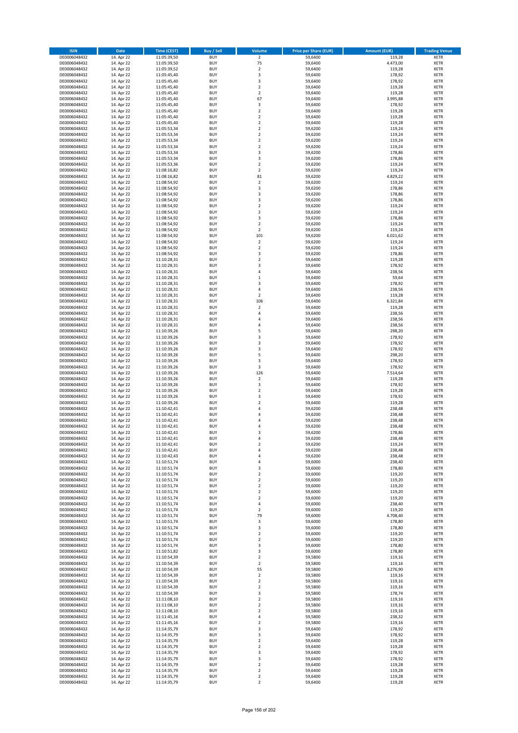| ISIN | Date | Time (CEST) | Buy / Sell | Volume | Price per Share (EUR) | Amount (EUR) | Trading Venue |
|---|---|---|---|---|---|---|---|
| DE0006048432 | 14. Apr 22 | 11:05:39,50 | BUY | 2 | 59,6400 | 119,28 | XETR |
| DE0006048432 | 14. Apr 22 | 11:05:39,50 | BUY | 75 | 59,6400 | 4.473,00 | XETR |
| DE0006048432 | 14. Apr 22 | 11:05:39,52 | BUY | 2 | 59,6400 | 119,28 | XETR |
| DE0006048432 | 14. Apr 22 | 11:05:45,40 | BUY | 3 | 59,6400 | 178,92 | XETR |
| DE0006048432 | 14. Apr 22 | 11:05:45,40 | BUY | 3 | 59,6400 | 178,92 | XETR |
| DE0006048432 | 14. Apr 22 | 11:05:45,40 | BUY | 2 | 59,6400 | 119,28 | XETR |
| DE0006048432 | 14. Apr 22 | 11:05:45,40 | BUY | 2 | 59,6400 | 119,28 | XETR |
| DE0006048432 | 14. Apr 22 | 11:05:45,40 | BUY | 67 | 59,6400 | 3.995,88 | XETR |
| DE0006048432 | 14. Apr 22 | 11:05:45,40 | BUY | 3 | 59,6400 | 178,92 | XETR |
| DE0006048432 | 14. Apr 22 | 11:05:45,40 | BUY | 2 | 59,6400 | 119,28 | XETR |
| DE0006048432 | 14. Apr 22 | 11:05:45,40 | BUY | 2 | 59,6400 | 119,28 | XETR |
| DE0006048432 | 14. Apr 22 | 11:05:45,40 | BUY | 2 | 59,6400 | 119,28 | XETR |
| DE0006048432 | 14. Apr 22 | 11:05:53,34 | BUY | 2 | 59,6200 | 119,24 | XETR |
| DE0006048432 | 14. Apr 22 | 11:05:53,34 | BUY | 2 | 59,6200 | 119,24 | XETR |
| DE0006048432 | 14. Apr 22 | 11:05:53,34 | BUY | 2 | 59,6200 | 119,24 | XETR |
| DE0006048432 | 14. Apr 22 | 11:05:53,34 | BUY | 2 | 59,6200 | 119,24 | XETR |
| DE0006048432 | 14. Apr 22 | 11:05:53,34 | BUY | 3 | 59,6200 | 178,86 | XETR |
| DE0006048432 | 14. Apr 22 | 11:05:53,34 | BUY | 3 | 59,6200 | 178,86 | XETR |
| DE0006048432 | 14. Apr 22 | 11:05:53,36 | BUY | 2 | 59,6200 | 119,24 | XETR |
| DE0006048432 | 14. Apr 22 | 11:08:16,82 | BUY | 2 | 59,6200 | 119,24 | XETR |
| DE0006048432 | 14. Apr 22 | 11:08:16,82 | BUY | 81 | 59,6200 | 4.829,22 | XETR |
| DE0006048432 | 14. Apr 22 | 11:08:54,92 | BUY | 2 | 59,6200 | 119,24 | XETR |
| DE0006048432 | 14. Apr 22 | 11:08:54,92 | BUY | 3 | 59,6200 | 178,86 | XETR |
| DE0006048432 | 14. Apr 22 | 11:08:54,92 | BUY | 3 | 59,6200 | 178,86 | XETR |
| DE0006048432 | 14. Apr 22 | 11:08:54,92 | BUY | 3 | 59,6200 | 178,86 | XETR |
| DE0006048432 | 14. Apr 22 | 11:08:54,92 | BUY | 2 | 59,6200 | 119,24 | XETR |
| DE0006048432 | 14. Apr 22 | 11:08:54,92 | BUY | 2 | 59,6200 | 119,24 | XETR |
| DE0006048432 | 14. Apr 22 | 11:08:54,92 | BUY | 3 | 59,6200 | 178,86 | XETR |
| DE0006048432 | 14. Apr 22 | 11:08:54,92 | BUY | 2 | 59,6200 | 119,24 | XETR |
| DE0006048432 | 14. Apr 22 | 11:08:54,92 | BUY | 2 | 59,6200 | 119,24 | XETR |
| DE0006048432 | 14. Apr 22 | 11:08:54,92 | BUY | 101 | 59,6200 | 6.021,62 | XETR |
| DE0006048432 | 14. Apr 22 | 11:08:54,92 | BUY | 2 | 59,6200 | 119,24 | XETR |
| DE0006048432 | 14. Apr 22 | 11:08:54,92 | BUY | 2 | 59,6200 | 119,24 | XETR |
| DE0006048432 | 14. Apr 22 | 11:08:54,92 | BUY | 3 | 59,6200 | 178,86 | XETR |
| DE0006048432 | 14. Apr 22 | 11:10:28,31 | BUY | 2 | 59,6400 | 119,28 | XETR |
| DE0006048432 | 14. Apr 22 | 11:10:28,31 | BUY | 3 | 59,6400 | 178,92 | XETR |
| DE0006048432 | 14. Apr 22 | 11:10:28,31 | BUY | 4 | 59,6400 | 238,56 | XETR |
| DE0006048432 | 14. Apr 22 | 11:10:28,31 | BUY | 1 | 59,6400 | 59,64 | XETR |
| DE0006048432 | 14. Apr 22 | 11:10:28,31 | BUY | 3 | 59,6400 | 178,92 | XETR |
| DE0006048432 | 14. Apr 22 | 11:10:28,31 | BUY | 4 | 59,6400 | 238,56 | XETR |
| DE0006048432 | 14. Apr 22 | 11:10:28,31 | BUY | 2 | 59,6400 | 119,28 | XETR |
| DE0006048432 | 14. Apr 22 | 11:10:28,31 | BUY | 106 | 59,6400 | 6.321,84 | XETR |
| DE0006048432 | 14. Apr 22 | 11:10:28,31 | BUY | 2 | 59,6400 | 119,28 | XETR |
| DE0006048432 | 14. Apr 22 | 11:10:28,31 | BUY | 4 | 59,6400 | 238,56 | XETR |
| DE0006048432 | 14. Apr 22 | 11:10:28,31 | BUY | 4 | 59,6400 | 238,56 | XETR |
| DE0006048432 | 14. Apr 22 | 11:10:28,31 | BUY | 4 | 59,6400 | 238,56 | XETR |
| DE0006048432 | 14. Apr 22 | 11:10:39,26 | BUY | 5 | 59,6400 | 298,20 | XETR |
| DE0006048432 | 14. Apr 22 | 11:10:39,26 | BUY | 3 | 59,6400 | 178,92 | XETR |
| DE0006048432 | 14. Apr 22 | 11:10:39,26 | BUY | 3 | 59,6400 | 178,92 | XETR |
| DE0006048432 | 14. Apr 22 | 11:10:39,26 | BUY | 3 | 59,6400 | 178,92 | XETR |
| DE0006048432 | 14. Apr 22 | 11:10:39,26 | BUY | 5 | 59,6400 | 298,20 | XETR |
| DE0006048432 | 14. Apr 22 | 11:10:39,26 | BUY | 3 | 59,6400 | 178,92 | XETR |
| DE0006048432 | 14. Apr 22 | 11:10:39,26 | BUY | 3 | 59,6400 | 178,92 | XETR |
| DE0006048432 | 14. Apr 22 | 11:10:39,26 | BUY | 126 | 59,6400 | 7.514,64 | XETR |
| DE0006048432 | 14. Apr 22 | 11:10:39,26 | BUY | 2 | 59,6400 | 119,28 | XETR |
| DE0006048432 | 14. Apr 22 | 11:10:39,26 | BUY | 3 | 59,6400 | 178,92 | XETR |
| DE0006048432 | 14. Apr 22 | 11:10:39,26 | BUY | 2 | 59,6400 | 119,28 | XETR |
| DE0006048432 | 14. Apr 22 | 11:10:39,26 | BUY | 3 | 59,6400 | 178,92 | XETR |
| DE0006048432 | 14. Apr 22 | 11:10:39,26 | BUY | 2 | 59,6400 | 119,28 | XETR |
| DE0006048432 | 14. Apr 22 | 11:10:42,41 | BUY | 4 | 59,6200 | 238,48 | XETR |
| DE0006048432 | 14. Apr 22 | 11:10:42,41 | BUY | 4 | 59,6200 | 238,48 | XETR |
| DE0006048432 | 14. Apr 22 | 11:10:42,41 | BUY | 4 | 59,6200 | 238,48 | XETR |
| DE0006048432 | 14. Apr 22 | 11:10:42,41 | BUY | 4 | 59,6200 | 238,48 | XETR |
| DE0006048432 | 14. Apr 22 | 11:10:42,41 | BUY | 3 | 59,6200 | 178,86 | XETR |
| DE0006048432 | 14. Apr 22 | 11:10:42,41 | BUY | 4 | 59,6200 | 238,48 | XETR |
| DE0006048432 | 14. Apr 22 | 11:10:42,41 | BUY | 2 | 59,6200 | 119,24 | XETR |
| DE0006048432 | 14. Apr 22 | 11:10:42,41 | BUY | 4 | 59,6200 | 238,48 | XETR |
| DE0006048432 | 14. Apr 22 | 11:10:42,43 | BUY | 4 | 59,6200 | 238,48 | XETR |
| DE0006048432 | 14. Apr 22 | 11:10:51,74 | BUY | 4 | 59,6000 | 238,40 | XETR |
| DE0006048432 | 14. Apr 22 | 11:10:51,74 | BUY | 3 | 59,6000 | 178,80 | XETR |
| DE0006048432 | 14. Apr 22 | 11:10:51,74 | BUY | 2 | 59,6000 | 119,20 | XETR |
| DE0006048432 | 14. Apr 22 | 11:10:51,74 | BUY | 2 | 59,6000 | 119,20 | XETR |
| DE0006048432 | 14. Apr 22 | 11:10:51,74 | BUY | 2 | 59,6000 | 119,20 | XETR |
| DE0006048432 | 14. Apr 22 | 11:10:51,74 | BUY | 2 | 59,6000 | 119,20 | XETR |
| DE0006048432 | 14. Apr 22 | 11:10:51,74 | BUY | 2 | 59,6000 | 119,20 | XETR |
| DE0006048432 | 14. Apr 22 | 11:10:51,74 | BUY | 4 | 59,6000 | 238,40 | XETR |
| DE0006048432 | 14. Apr 22 | 11:10:51,74 | BUY | 2 | 59,6000 | 119,20 | XETR |
| DE0006048432 | 14. Apr 22 | 11:10:51,74 | BUY | 79 | 59,6000 | 4.708,40 | XETR |
| DE0006048432 | 14. Apr 22 | 11:10:51,74 | BUY | 3 | 59,6000 | 178,80 | XETR |
| DE0006048432 | 14. Apr 22 | 11:10:51,74 | BUY | 3 | 59,6000 | 178,80 | XETR |
| DE0006048432 | 14. Apr 22 | 11:10:51,74 | BUY | 2 | 59,6000 | 119,20 | XETR |
| DE0006048432 | 14. Apr 22 | 11:10:51,74 | BUY | 2 | 59,6000 | 119,20 | XETR |
| DE0006048432 | 14. Apr 22 | 11:10:51,74 | BUY | 3 | 59,6000 | 178,80 | XETR |
| DE0006048432 | 14. Apr 22 | 11:10:51,82 | BUY | 3 | 59,6000 | 178,80 | XETR |
| DE0006048432 | 14. Apr 22 | 11:10:54,39 | BUY | 2 | 59,5800 | 119,16 | XETR |
| DE0006048432 | 14. Apr 22 | 11:10:54,39 | BUY | 2 | 59,5800 | 119,16 | XETR |
| DE0006048432 | 14. Apr 22 | 11:10:54,39 | BUY | 55 | 59,5800 | 3.276,90 | XETR |
| DE0006048432 | 14. Apr 22 | 11:10:54,39 | BUY | 2 | 59,5800 | 119,16 | XETR |
| DE0006048432 | 14. Apr 22 | 11:10:54,39 | BUY | 2 | 59,5800 | 119,16 | XETR |
| DE0006048432 | 14. Apr 22 | 11:10:54,39 | BUY | 2 | 59,5800 | 119,16 | XETR |
| DE0006048432 | 14. Apr 22 | 11:10:54,39 | BUY | 3 | 59,5800 | 178,74 | XETR |
| DE0006048432 | 14. Apr 22 | 11:11:08,10 | BUY | 2 | 59,5800 | 119,16 | XETR |
| DE0006048432 | 14. Apr 22 | 11:11:08,10 | BUY | 2 | 59,5800 | 119,16 | XETR |
| DE0006048432 | 14. Apr 22 | 11:11:08,10 | BUY | 2 | 59,5800 | 119,16 | XETR |
| DE0006048432 | 14. Apr 22 | 11:11:45,16 | BUY | 4 | 59,5800 | 238,32 | XETR |
| DE0006048432 | 14. Apr 22 | 11:11:45,16 | BUY | 2 | 59,5800 | 119,16 | XETR |
| DE0006048432 | 14. Apr 22 | 11:14:35,79 | BUY | 3 | 59,6400 | 178,92 | XETR |
| DE0006048432 | 14. Apr 22 | 11:14:35,79 | BUY | 3 | 59,6400 | 178,92 | XETR |
| DE0006048432 | 14. Apr 22 | 11:14:35,79 | BUY | 2 | 59,6400 | 119,28 | XETR |
| DE0006048432 | 14. Apr 22 | 11:14:35,79 | BUY | 2 | 59,6400 | 119,28 | XETR |
| DE0006048432 | 14. Apr 22 | 11:14:35,79 | BUY | 3 | 59,6400 | 178,92 | XETR |
| DE0006048432 | 14. Apr 22 | 11:14:35,79 | BUY | 3 | 59,6400 | 178,92 | XETR |
| DE0006048432 | 14. Apr 22 | 11:14:35,79 | BUY | 2 | 59,6400 | 119,28 | XETR |
| DE0006048432 | 14. Apr 22 | 11:14:35,79 | BUY | 2 | 59,6400 | 119,28 | XETR |
| DE0006048432 | 14. Apr 22 | 11:14:35,79 | BUY | 2 | 59,6400 | 119,28 | XETR |
| DE0006048432 | 14. Apr 22 | 11:14:35,79 | BUY | 2 | 59,6400 | 119,28 | XETR |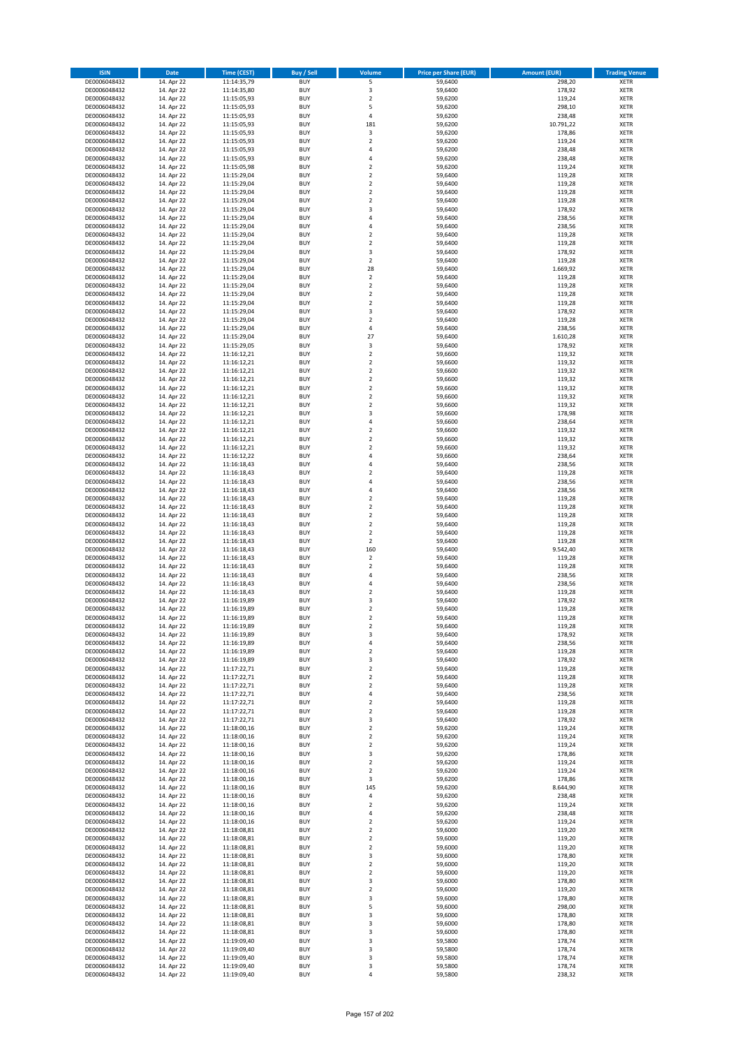| ISIN | Date | Time (CEST) | Buy / Sell | Volume | Price per Share (EUR) | Amount (EUR) | Trading Venue |
|---|---|---|---|---|---|---|---|
| DE0006048432 | 14. Apr 22 | 11:14:35,79 | BUY | 5 | 59,6400 | 298,20 | XETR |
| DE0006048432 | 14. Apr 22 | 11:14:35,80 | BUY | 3 | 59,6400 | 178,92 | XETR |
| DE0006048432 | 14. Apr 22 | 11:15:05,93 | BUY | 2 | 59,6200 | 119,24 | XETR |
| DE0006048432 | 14. Apr 22 | 11:15:05,93 | BUY | 5 | 59,6200 | 298,10 | XETR |
| DE0006048432 | 14. Apr 22 | 11:15:05,93 | BUY | 4 | 59,6200 | 238,48 | XETR |
| DE0006048432 | 14. Apr 22 | 11:15:05,93 | BUY | 181 | 59,6200 | 10.791,22 | XETR |
| DE0006048432 | 14. Apr 22 | 11:15:05,93 | BUY | 3 | 59,6200 | 178,86 | XETR |
| DE0006048432 | 14. Apr 22 | 11:15:05,93 | BUY | 2 | 59,6200 | 119,24 | XETR |
| DE0006048432 | 14. Apr 22 | 11:15:05,93 | BUY | 4 | 59,6200 | 238,48 | XETR |
| DE0006048432 | 14. Apr 22 | 11:15:05,93 | BUY | 4 | 59,6200 | 238,48 | XETR |
| DE0006048432 | 14. Apr 22 | 11:15:05,98 | BUY | 2 | 59,6200 | 119,24 | XETR |
| DE0006048432 | 14. Apr 22 | 11:15:29,04 | BUY | 2 | 59,6400 | 119,28 | XETR |
| DE0006048432 | 14. Apr 22 | 11:15:29,04 | BUY | 2 | 59,6400 | 119,28 | XETR |
| DE0006048432 | 14. Apr 22 | 11:15:29,04 | BUY | 2 | 59,6400 | 119,28 | XETR |
| DE0006048432 | 14. Apr 22 | 11:15:29,04 | BUY | 2 | 59,6400 | 119,28 | XETR |
| DE0006048432 | 14. Apr 22 | 11:15:29,04 | BUY | 3 | 59,6400 | 178,92 | XETR |
| DE0006048432 | 14. Apr 22 | 11:15:29,04 | BUY | 4 | 59,6400 | 238,56 | XETR |
| DE0006048432 | 14. Apr 22 | 11:15:29,04 | BUY | 4 | 59,6400 | 238,56 | XETR |
| DE0006048432 | 14. Apr 22 | 11:15:29,04 | BUY | 2 | 59,6400 | 119,28 | XETR |
| DE0006048432 | 14. Apr 22 | 11:15:29,04 | BUY | 2 | 59,6400 | 119,28 | XETR |
| DE0006048432 | 14. Apr 22 | 11:15:29,04 | BUY | 3 | 59,6400 | 178,92 | XETR |
| DE0006048432 | 14. Apr 22 | 11:15:29,04 | BUY | 2 | 59,6400 | 119,28 | XETR |
| DE0006048432 | 14. Apr 22 | 11:15:29,04 | BUY | 28 | 59,6400 | 1.669,92 | XETR |
| DE0006048432 | 14. Apr 22 | 11:15:29,04 | BUY | 2 | 59,6400 | 119,28 | XETR |
| DE0006048432 | 14. Apr 22 | 11:15:29,04 | BUY | 2 | 59,6400 | 119,28 | XETR |
| DE0006048432 | 14. Apr 22 | 11:15:29,04 | BUY | 2 | 59,6400 | 119,28 | XETR |
| DE0006048432 | 14. Apr 22 | 11:15:29,04 | BUY | 2 | 59,6400 | 119,28 | XETR |
| DE0006048432 | 14. Apr 22 | 11:15:29,04 | BUY | 3 | 59,6400 | 178,92 | XETR |
| DE0006048432 | 14. Apr 22 | 11:15:29,04 | BUY | 2 | 59,6400 | 119,28 | XETR |
| DE0006048432 | 14. Apr 22 | 11:15:29,04 | BUY | 4 | 59,6400 | 238,56 | XETR |
| DE0006048432 | 14. Apr 22 | 11:15:29,04 | BUY | 27 | 59,6400 | 1.610,28 | XETR |
| DE0006048432 | 14. Apr 22 | 11:15:29,05 | BUY | 3 | 59,6400 | 178,92 | XETR |
| DE0006048432 | 14. Apr 22 | 11:16:12,21 | BUY | 2 | 59,6600 | 119,32 | XETR |
| DE0006048432 | 14. Apr 22 | 11:16:12,21 | BUY | 2 | 59,6600 | 119,32 | XETR |
| DE0006048432 | 14. Apr 22 | 11:16:12,21 | BUY | 2 | 59,6600 | 119,32 | XETR |
| DE0006048432 | 14. Apr 22 | 11:16:12,21 | BUY | 2 | 59,6600 | 119,32 | XETR |
| DE0006048432 | 14. Apr 22 | 11:16:12,21 | BUY | 2 | 59,6600 | 119,32 | XETR |
| DE0006048432 | 14. Apr 22 | 11:16:12,21 | BUY | 2 | 59,6600 | 119,32 | XETR |
| DE0006048432 | 14. Apr 22 | 11:16:12,21 | BUY | 2 | 59,6600 | 119,32 | XETR |
| DE0006048432 | 14. Apr 22 | 11:16:12,21 | BUY | 3 | 59,6600 | 178,98 | XETR |
| DE0006048432 | 14. Apr 22 | 11:16:12,21 | BUY | 4 | 59,6600 | 238,64 | XETR |
| DE0006048432 | 14. Apr 22 | 11:16:12,21 | BUY | 2 | 59,6600 | 119,32 | XETR |
| DE0006048432 | 14. Apr 22 | 11:16:12,21 | BUY | 2 | 59,6600 | 119,32 | XETR |
| DE0006048432 | 14. Apr 22 | 11:16:12,21 | BUY | 2 | 59,6600 | 119,32 | XETR |
| DE0006048432 | 14. Apr 22 | 11:16:12,22 | BUY | 4 | 59,6600 | 238,64 | XETR |
| DE0006048432 | 14. Apr 22 | 11:16:18,43 | BUY | 4 | 59,6400 | 238,56 | XETR |
| DE0006048432 | 14. Apr 22 | 11:16:18,43 | BUY | 2 | 59,6400 | 119,28 | XETR |
| DE0006048432 | 14. Apr 22 | 11:16:18,43 | BUY | 4 | 59,6400 | 238,56 | XETR |
| DE0006048432 | 14. Apr 22 | 11:16:18,43 | BUY | 4 | 59,6400 | 238,56 | XETR |
| DE0006048432 | 14. Apr 22 | 11:16:18,43 | BUY | 2 | 59,6400 | 119,28 | XETR |
| DE0006048432 | 14. Apr 22 | 11:16:18,43 | BUY | 2 | 59,6400 | 119,28 | XETR |
| DE0006048432 | 14. Apr 22 | 11:16:18,43 | BUY | 2 | 59,6400 | 119,28 | XETR |
| DE0006048432 | 14. Apr 22 | 11:16:18,43 | BUY | 2 | 59,6400 | 119,28 | XETR |
| DE0006048432 | 14. Apr 22 | 11:16:18,43 | BUY | 2 | 59,6400 | 119,28 | XETR |
| DE0006048432 | 14. Apr 22 | 11:16:18,43 | BUY | 2 | 59,6400 | 119,28 | XETR |
| DE0006048432 | 14. Apr 22 | 11:16:18,43 | BUY | 160 | 59,6400 | 9.542,40 | XETR |
| DE0006048432 | 14. Apr 22 | 11:16:18,43 | BUY | 2 | 59,6400 | 119,28 | XETR |
| DE0006048432 | 14. Apr 22 | 11:16:18,43 | BUY | 2 | 59,6400 | 119,28 | XETR |
| DE0006048432 | 14. Apr 22 | 11:16:18,43 | BUY | 4 | 59,6400 | 238,56 | XETR |
| DE0006048432 | 14. Apr 22 | 11:16:18,43 | BUY | 4 | 59,6400 | 238,56 | XETR |
| DE0006048432 | 14. Apr 22 | 11:16:18,43 | BUY | 2 | 59,6400 | 119,28 | XETR |
| DE0006048432 | 14. Apr 22 | 11:16:19,89 | BUY | 3 | 59,6400 | 178,92 | XETR |
| DE0006048432 | 14. Apr 22 | 11:16:19,89 | BUY | 2 | 59,6400 | 119,28 | XETR |
| DE0006048432 | 14. Apr 22 | 11:16:19,89 | BUY | 2 | 59,6400 | 119,28 | XETR |
| DE0006048432 | 14. Apr 22 | 11:16:19,89 | BUY | 2 | 59,6400 | 119,28 | XETR |
| DE0006048432 | 14. Apr 22 | 11:16:19,89 | BUY | 3 | 59,6400 | 178,92 | XETR |
| DE0006048432 | 14. Apr 22 | 11:16:19,89 | BUY | 4 | 59,6400 | 238,56 | XETR |
| DE0006048432 | 14. Apr 22 | 11:16:19,89 | BUY | 2 | 59,6400 | 119,28 | XETR |
| DE0006048432 | 14. Apr 22 | 11:16:19,89 | BUY | 3 | 59,6400 | 178,92 | XETR |
| DE0006048432 | 14. Apr 22 | 11:17:22,71 | BUY | 2 | 59,6400 | 119,28 | XETR |
| DE0006048432 | 14. Apr 22 | 11:17:22,71 | BUY | 2 | 59,6400 | 119,28 | XETR |
| DE0006048432 | 14. Apr 22 | 11:17:22,71 | BUY | 2 | 59,6400 | 119,28 | XETR |
| DE0006048432 | 14. Apr 22 | 11:17:22,71 | BUY | 4 | 59,6400 | 238,56 | XETR |
| DE0006048432 | 14. Apr 22 | 11:17:22,71 | BUY | 2 | 59,6400 | 119,28 | XETR |
| DE0006048432 | 14. Apr 22 | 11:17:22,71 | BUY | 2 | 59,6400 | 119,28 | XETR |
| DE0006048432 | 14. Apr 22 | 11:17:22,71 | BUY | 3 | 59,6400 | 178,92 | XETR |
| DE0006048432 | 14. Apr 22 | 11:18:00,16 | BUY | 2 | 59,6200 | 119,24 | XETR |
| DE0006048432 | 14. Apr 22 | 11:18:00,16 | BUY | 2 | 59,6200 | 119,24 | XETR |
| DE0006048432 | 14. Apr 22 | 11:18:00,16 | BUY | 2 | 59,6200 | 119,24 | XETR |
| DE0006048432 | 14. Apr 22 | 11:18:00,16 | BUY | 3 | 59,6200 | 178,86 | XETR |
| DE0006048432 | 14. Apr 22 | 11:18:00,16 | BUY | 2 | 59,6200 | 119,24 | XETR |
| DE0006048432 | 14. Apr 22 | 11:18:00,16 | BUY | 2 | 59,6200 | 119,24 | XETR |
| DE0006048432 | 14. Apr 22 | 11:18:00,16 | BUY | 3 | 59,6200 | 178,86 | XETR |
| DE0006048432 | 14. Apr 22 | 11:18:00,16 | BUY | 145 | 59,6200 | 8.644,90 | XETR |
| DE0006048432 | 14. Apr 22 | 11:18:00,16 | BUY | 4 | 59,6200 | 238,48 | XETR |
| DE0006048432 | 14. Apr 22 | 11:18:00,16 | BUY | 2 | 59,6200 | 119,24 | XETR |
| DE0006048432 | 14. Apr 22 | 11:18:00,16 | BUY | 4 | 59,6200 | 238,48 | XETR |
| DE0006048432 | 14. Apr 22 | 11:18:00,16 | BUY | 2 | 59,6200 | 119,24 | XETR |
| DE0006048432 | 14. Apr 22 | 11:18:08,81 | BUY | 2 | 59,6000 | 119,20 | XETR |
| DE0006048432 | 14. Apr 22 | 11:18:08,81 | BUY | 2 | 59,6000 | 119,20 | XETR |
| DE0006048432 | 14. Apr 22 | 11:18:08,81 | BUY | 2 | 59,6000 | 119,20 | XETR |
| DE0006048432 | 14. Apr 22 | 11:18:08,81 | BUY | 3 | 59,6000 | 178,80 | XETR |
| DE0006048432 | 14. Apr 22 | 11:18:08,81 | BUY | 2 | 59,6000 | 119,20 | XETR |
| DE0006048432 | 14. Apr 22 | 11:18:08,81 | BUY | 2 | 59,6000 | 119,20 | XETR |
| DE0006048432 | 14. Apr 22 | 11:18:08,81 | BUY | 3 | 59,6000 | 178,80 | XETR |
| DE0006048432 | 14. Apr 22 | 11:18:08,81 | BUY | 2 | 59,6000 | 119,20 | XETR |
| DE0006048432 | 14. Apr 22 | 11:18:08,81 | BUY | 3 | 59,6000 | 178,80 | XETR |
| DE0006048432 | 14. Apr 22 | 11:18:08,81 | BUY | 5 | 59,6000 | 298,00 | XETR |
| DE0006048432 | 14. Apr 22 | 11:18:08,81 | BUY | 3 | 59,6000 | 178,80 | XETR |
| DE0006048432 | 14. Apr 22 | 11:18:08,81 | BUY | 3 | 59,6000 | 178,80 | XETR |
| DE0006048432 | 14. Apr 22 | 11:18:08,81 | BUY | 3 | 59,6000 | 178,80 | XETR |
| DE0006048432 | 14. Apr 22 | 11:19:09,40 | BUY | 3 | 59,5800 | 178,74 | XETR |
| DE0006048432 | 14. Apr 22 | 11:19:09,40 | BUY | 3 | 59,5800 | 178,74 | XETR |
| DE0006048432 | 14. Apr 22 | 11:19:09,40 | BUY | 3 | 59,5800 | 178,74 | XETR |
| DE0006048432 | 14. Apr 22 | 11:19:09,40 | BUY | 3 | 59,5800 | 178,74 | XETR |
| DE0006048432 | 14. Apr 22 | 11:19:09,40 | BUY | 4 | 59,5800 | 238,32 | XETR |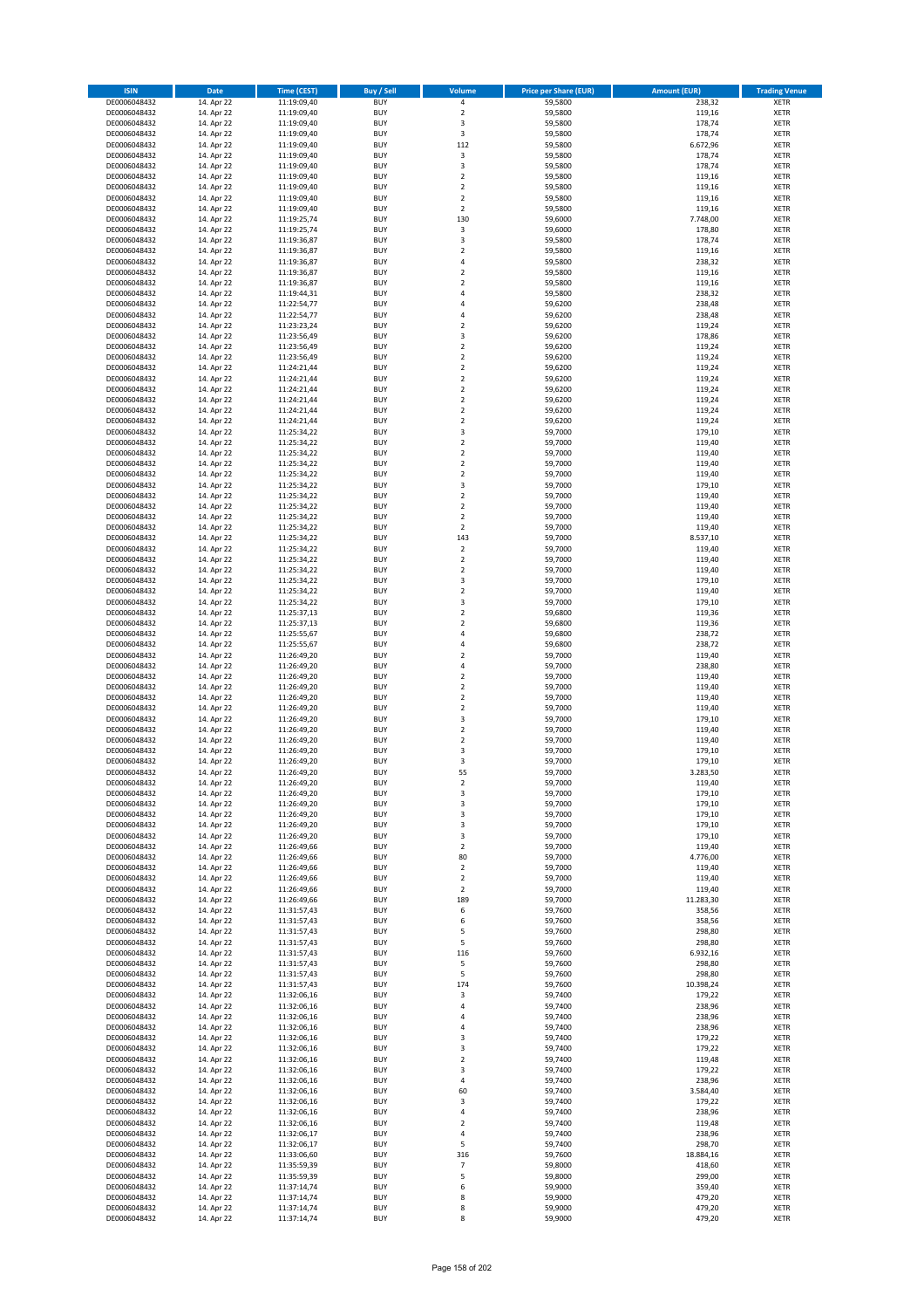| ISIN | Date | Time (CEST) | Buy / Sell | Volume | Price per Share (EUR) | Amount (EUR) | Trading Venue |
|---|---|---|---|---|---|---|---|
| DE0006048432 | 14. Apr 22 | 11:19:09,40 | BUY | 4 | 59,5800 | 238,32 | XETR |
| DE0006048432 | 14. Apr 22 | 11:19:09,40 | BUY | 2 | 59,5800 | 119,16 | XETR |
| DE0006048432 | 14. Apr 22 | 11:19:09,40 | BUY | 3 | 59,5800 | 178,74 | XETR |
| DE0006048432 | 14. Apr 22 | 11:19:09,40 | BUY | 3 | 59,5800 | 178,74 | XETR |
| DE0006048432 | 14. Apr 22 | 11:19:09,40 | BUY | 112 | 59,5800 | 6.672,96 | XETR |
| DE0006048432 | 14. Apr 22 | 11:19:09,40 | BUY | 3 | 59,5800 | 178,74 | XETR |
| DE0006048432 | 14. Apr 22 | 11:19:09,40 | BUY | 3 | 59,5800 | 178,74 | XETR |
| DE0006048432 | 14. Apr 22 | 11:19:09,40 | BUY | 2 | 59,5800 | 119,16 | XETR |
| DE0006048432 | 14. Apr 22 | 11:19:09,40 | BUY | 2 | 59,5800 | 119,16 | XETR |
| DE0006048432 | 14. Apr 22 | 11:19:09,40 | BUY | 2 | 59,5800 | 119,16 | XETR |
| DE0006048432 | 14. Apr 22 | 11:19:09,40 | BUY | 2 | 59,5800 | 119,16 | XETR |
| DE0006048432 | 14. Apr 22 | 11:19:25,74 | BUY | 130 | 59,6000 | 7.748,00 | XETR |
| DE0006048432 | 14. Apr 22 | 11:19:25,74 | BUY | 3 | 59,6000 | 178,80 | XETR |
| DE0006048432 | 14. Apr 22 | 11:19:36,87 | BUY | 3 | 59,5800 | 178,74 | XETR |
| DE0006048432 | 14. Apr 22 | 11:19:36,87 | BUY | 2 | 59,5800 | 119,16 | XETR |
| DE0006048432 | 14. Apr 22 | 11:19:36,87 | BUY | 4 | 59,5800 | 238,32 | XETR |
| DE0006048432 | 14. Apr 22 | 11:19:36,87 | BUY | 2 | 59,5800 | 119,16 | XETR |
| DE0006048432 | 14. Apr 22 | 11:19:36,87 | BUY | 2 | 59,5800 | 119,16 | XETR |
| DE0006048432 | 14. Apr 22 | 11:19:44,31 | BUY | 4 | 59,5800 | 238,32 | XETR |
| DE0006048432 | 14. Apr 22 | 11:22:54,77 | BUY | 4 | 59,6200 | 238,48 | XETR |
| DE0006048432 | 14. Apr 22 | 11:22:54,77 | BUY | 4 | 59,6200 | 238,48 | XETR |
| DE0006048432 | 14. Apr 22 | 11:23:23,24 | BUY | 2 | 59,6200 | 119,24 | XETR |
| DE0006048432 | 14. Apr 22 | 11:23:56,49 | BUY | 3 | 59,6200 | 178,86 | XETR |
| DE0006048432 | 14. Apr 22 | 11:23:56,49 | BUY | 2 | 59,6200 | 119,24 | XETR |
| DE0006048432 | 14. Apr 22 | 11:23:56,49 | BUY | 2 | 59,6200 | 119,24 | XETR |
| DE0006048432 | 14. Apr 22 | 11:24:21,44 | BUY | 2 | 59,6200 | 119,24 | XETR |
| DE0006048432 | 14. Apr 22 | 11:24:21,44 | BUY | 2 | 59,6200 | 119,24 | XETR |
| DE0006048432 | 14. Apr 22 | 11:24:21,44 | BUY | 2 | 59,6200 | 119,24 | XETR |
| DE0006048432 | 14. Apr 22 | 11:24:21,44 | BUY | 2 | 59,6200 | 119,24 | XETR |
| DE0006048432 | 14. Apr 22 | 11:24:21,44 | BUY | 2 | 59,6200 | 119,24 | XETR |
| DE0006048432 | 14. Apr 22 | 11:24:21,44 | BUY | 2 | 59,6200 | 119,24 | XETR |
| DE0006048432 | 14. Apr 22 | 11:25:34,22 | BUY | 3 | 59,7000 | 179,10 | XETR |
| DE0006048432 | 14. Apr 22 | 11:25:34,22 | BUY | 2 | 59,7000 | 119,40 | XETR |
| DE0006048432 | 14. Apr 22 | 11:25:34,22 | BUY | 2 | 59,7000 | 119,40 | XETR |
| DE0006048432 | 14. Apr 22 | 11:25:34,22 | BUY | 2 | 59,7000 | 119,40 | XETR |
| DE0006048432 | 14. Apr 22 | 11:25:34,22 | BUY | 2 | 59,7000 | 119,40 | XETR |
| DE0006048432 | 14. Apr 22 | 11:25:34,22 | BUY | 3 | 59,7000 | 179,10 | XETR |
| DE0006048432 | 14. Apr 22 | 11:25:34,22 | BUY | 2 | 59,7000 | 119,40 | XETR |
| DE0006048432 | 14. Apr 22 | 11:25:34,22 | BUY | 2 | 59,7000 | 119,40 | XETR |
| DE0006048432 | 14. Apr 22 | 11:25:34,22 | BUY | 2 | 59,7000 | 119,40 | XETR |
| DE0006048432 | 14. Apr 22 | 11:25:34,22 | BUY | 2 | 59,7000 | 119,40 | XETR |
| DE0006048432 | 14. Apr 22 | 11:25:34,22 | BUY | 143 | 59,7000 | 8.537,10 | XETR |
| DE0006048432 | 14. Apr 22 | 11:25:34,22 | BUY | 2 | 59,7000 | 119,40 | XETR |
| DE0006048432 | 14. Apr 22 | 11:25:34,22 | BUY | 2 | 59,7000 | 119,40 | XETR |
| DE0006048432 | 14. Apr 22 | 11:25:34,22 | BUY | 2 | 59,7000 | 119,40 | XETR |
| DE0006048432 | 14. Apr 22 | 11:25:34,22 | BUY | 3 | 59,7000 | 179,10 | XETR |
| DE0006048432 | 14. Apr 22 | 11:25:34,22 | BUY | 2 | 59,7000 | 119,40 | XETR |
| DE0006048432 | 14. Apr 22 | 11:25:34,22 | BUY | 3 | 59,7000 | 179,10 | XETR |
| DE0006048432 | 14. Apr 22 | 11:25:37,13 | BUY | 2 | 59,6800 | 119,36 | XETR |
| DE0006048432 | 14. Apr 22 | 11:25:37,13 | BUY | 2 | 59,6800 | 119,36 | XETR |
| DE0006048432 | 14. Apr 22 | 11:25:55,67 | BUY | 4 | 59,6800 | 238,72 | XETR |
| DE0006048432 | 14. Apr 22 | 11:25:55,67 | BUY | 4 | 59,6800 | 238,72 | XETR |
| DE0006048432 | 14. Apr 22 | 11:26:49,20 | BUY | 2 | 59,7000 | 119,40 | XETR |
| DE0006048432 | 14. Apr 22 | 11:26:49,20 | BUY | 4 | 59,7000 | 238,80 | XETR |
| DE0006048432 | 14. Apr 22 | 11:26:49,20 | BUY | 2 | 59,7000 | 119,40 | XETR |
| DE0006048432 | 14. Apr 22 | 11:26:49,20 | BUY | 2 | 59,7000 | 119,40 | XETR |
| DE0006048432 | 14. Apr 22 | 11:26:49,20 | BUY | 2 | 59,7000 | 119,40 | XETR |
| DE0006048432 | 14. Apr 22 | 11:26:49,20 | BUY | 2 | 59,7000 | 119,40 | XETR |
| DE0006048432 | 14. Apr 22 | 11:26:49,20 | BUY | 3 | 59,7000 | 179,10 | XETR |
| DE0006048432 | 14. Apr 22 | 11:26:49,20 | BUY | 2 | 59,7000 | 119,40 | XETR |
| DE0006048432 | 14. Apr 22 | 11:26:49,20 | BUY | 2 | 59,7000 | 119,40 | XETR |
| DE0006048432 | 14. Apr 22 | 11:26:49,20 | BUY | 3 | 59,7000 | 179,10 | XETR |
| DE0006048432 | 14. Apr 22 | 11:26:49,20 | BUY | 3 | 59,7000 | 179,10 | XETR |
| DE0006048432 | 14. Apr 22 | 11:26:49,20 | BUY | 55 | 59,7000 | 3.283,50 | XETR |
| DE0006048432 | 14. Apr 22 | 11:26:49,20 | BUY | 2 | 59,7000 | 119,40 | XETR |
| DE0006048432 | 14. Apr 22 | 11:26:49,20 | BUY | 3 | 59,7000 | 179,10 | XETR |
| DE0006048432 | 14. Apr 22 | 11:26:49,20 | BUY | 3 | 59,7000 | 179,10 | XETR |
| DE0006048432 | 14. Apr 22 | 11:26:49,20 | BUY | 3 | 59,7000 | 179,10 | XETR |
| DE0006048432 | 14. Apr 22 | 11:26:49,20 | BUY | 3 | 59,7000 | 179,10 | XETR |
| DE0006048432 | 14. Apr 22 | 11:26:49,20 | BUY | 3 | 59,7000 | 179,10 | XETR |
| DE0006048432 | 14. Apr 22 | 11:26:49,66 | BUY | 2 | 59,7000 | 119,40 | XETR |
| DE0006048432 | 14. Apr 22 | 11:26:49,66 | BUY | 80 | 59,7000 | 4.776,00 | XETR |
| DE0006048432 | 14. Apr 22 | 11:26:49,66 | BUY | 2 | 59,7000 | 119,40 | XETR |
| DE0006048432 | 14. Apr 22 | 11:26:49,66 | BUY | 2 | 59,7000 | 119,40 | XETR |
| DE0006048432 | 14. Apr 22 | 11:26:49,66 | BUY | 2 | 59,7000 | 119,40 | XETR |
| DE0006048432 | 14. Apr 22 | 11:26:49,66 | BUY | 189 | 59,7000 | 11.283,30 | XETR |
| DE0006048432 | 14. Apr 22 | 11:31:57,43 | BUY | 6 | 59,7600 | 358,56 | XETR |
| DE0006048432 | 14. Apr 22 | 11:31:57,43 | BUY | 6 | 59,7600 | 358,56 | XETR |
| DE0006048432 | 14. Apr 22 | 11:31:57,43 | BUY | 5 | 59,7600 | 298,80 | XETR |
| DE0006048432 | 14. Apr 22 | 11:31:57,43 | BUY | 5 | 59,7600 | 298,80 | XETR |
| DE0006048432 | 14. Apr 22 | 11:31:57,43 | BUY | 116 | 59,7600 | 6.932,16 | XETR |
| DE0006048432 | 14. Apr 22 | 11:31:57,43 | BUY | 5 | 59,7600 | 298,80 | XETR |
| DE0006048432 | 14. Apr 22 | 11:31:57,43 | BUY | 5 | 59,7600 | 298,80 | XETR |
| DE0006048432 | 14. Apr 22 | 11:31:57,43 | BUY | 174 | 59,7600 | 10.398,24 | XETR |
| DE0006048432 | 14. Apr 22 | 11:32:06,16 | BUY | 3 | 59,7400 | 179,22 | XETR |
| DE0006048432 | 14. Apr 22 | 11:32:06,16 | BUY | 4 | 59,7400 | 238,96 | XETR |
| DE0006048432 | 14. Apr 22 | 11:32:06,16 | BUY | 4 | 59,7400 | 238,96 | XETR |
| DE0006048432 | 14. Apr 22 | 11:32:06,16 | BUY | 4 | 59,7400 | 238,96 | XETR |
| DE0006048432 | 14. Apr 22 | 11:32:06,16 | BUY | 3 | 59,7400 | 179,22 | XETR |
| DE0006048432 | 14. Apr 22 | 11:32:06,16 | BUY | 3 | 59,7400 | 179,22 | XETR |
| DE0006048432 | 14. Apr 22 | 11:32:06,16 | BUY | 2 | 59,7400 | 119,48 | XETR |
| DE0006048432 | 14. Apr 22 | 11:32:06,16 | BUY | 3 | 59,7400 | 179,22 | XETR |
| DE0006048432 | 14. Apr 22 | 11:32:06,16 | BUY | 4 | 59,7400 | 238,96 | XETR |
| DE0006048432 | 14. Apr 22 | 11:32:06,16 | BUY | 60 | 59,7400 | 3.584,40 | XETR |
| DE0006048432 | 14. Apr 22 | 11:32:06,16 | BUY | 3 | 59,7400 | 179,22 | XETR |
| DE0006048432 | 14. Apr 22 | 11:32:06,16 | BUY | 4 | 59,7400 | 238,96 | XETR |
| DE0006048432 | 14. Apr 22 | 11:32:06,16 | BUY | 2 | 59,7400 | 119,48 | XETR |
| DE0006048432 | 14. Apr 22 | 11:32:06,17 | BUY | 4 | 59,7400 | 238,96 | XETR |
| DE0006048432 | 14. Apr 22 | 11:32:06,17 | BUY | 5 | 59,7400 | 298,70 | XETR |
| DE0006048432 | 14. Apr 22 | 11:33:06,60 | BUY | 316 | 59,7600 | 18.884,16 | XETR |
| DE0006048432 | 14. Apr 22 | 11:35:59,39 | BUY | 7 | 59,8000 | 418,60 | XETR |
| DE0006048432 | 14. Apr 22 | 11:35:59,39 | BUY | 5 | 59,8000 | 299,00 | XETR |
| DE0006048432 | 14. Apr 22 | 11:37:14,74 | BUY | 6 | 59,9000 | 359,40 | XETR |
| DE0006048432 | 14. Apr 22 | 11:37:14,74 | BUY | 8 | 59,9000 | 479,20 | XETR |
| DE0006048432 | 14. Apr 22 | 11:37:14,74 | BUY | 8 | 59,9000 | 479,20 | XETR |
| DE0006048432 | 14. Apr 22 | 11:37:14,74 | BUY | 8 | 59,9000 | 479,20 | XETR |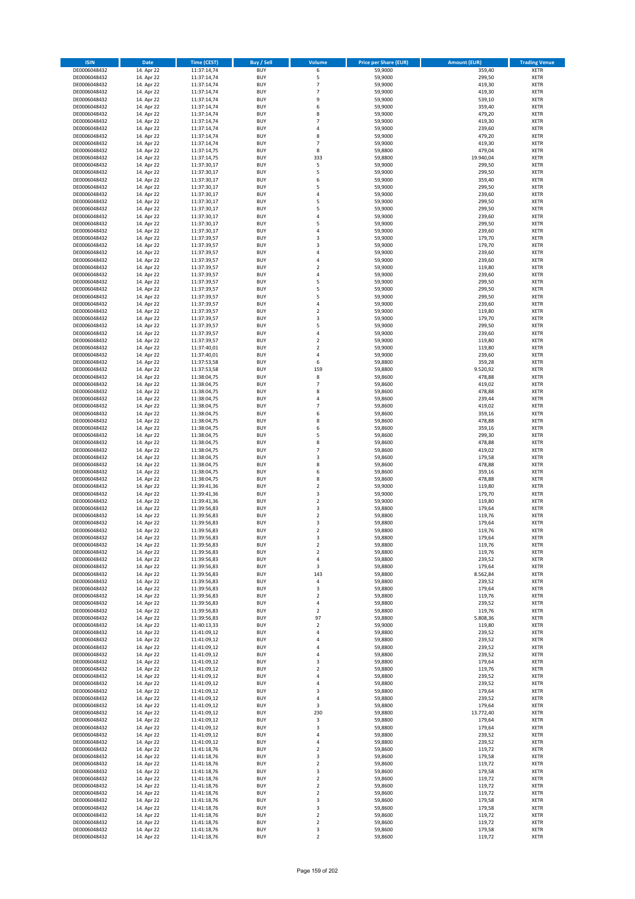| ISIN | Date | Time (CEST) | Buy / Sell | Volume | Price per Share (EUR) | Amount (EUR) | Trading Venue |
|---|---|---|---|---|---|---|---|
| DE0006048432 | 14. Apr 22 | 11:37:14,74 | BUY | 6 | 59,9000 | 359,40 | XETR |
| DE0006048432 | 14. Apr 22 | 11:37:14,74 | BUY | 5 | 59,9000 | 299,50 | XETR |
| DE0006048432 | 14. Apr 22 | 11:37:14,74 | BUY | 7 | 59,9000 | 419,30 | XETR |
| DE0006048432 | 14. Apr 22 | 11:37:14,74 | BUY | 7 | 59,9000 | 419,30 | XETR |
| DE0006048432 | 14. Apr 22 | 11:37:14,74 | BUY | 9 | 59,9000 | 539,10 | XETR |
| DE0006048432 | 14. Apr 22 | 11:37:14,74 | BUY | 6 | 59,9000 | 359,40 | XETR |
| DE0006048432 | 14. Apr 22 | 11:37:14,74 | BUY | 8 | 59,9000 | 479,20 | XETR |
| DE0006048432 | 14. Apr 22 | 11:37:14,74 | BUY | 7 | 59,9000 | 419,30 | XETR |
| DE0006048432 | 14. Apr 22 | 11:37:14,74 | BUY | 4 | 59,9000 | 239,60 | XETR |
| DE0006048432 | 14. Apr 22 | 11:37:14,74 | BUY | 8 | 59,9000 | 479,20 | XETR |
| DE0006048432 | 14. Apr 22 | 11:37:14,74 | BUY | 7 | 59,9000 | 419,30 | XETR |
| DE0006048432 | 14. Apr 22 | 11:37:14,75 | BUY | 8 | 59,8800 | 479,04 | XETR |
| DE0006048432 | 14. Apr 22 | 11:37:14,75 | BUY | 333 | 59,8800 | 19.940,04 | XETR |
| DE0006048432 | 14. Apr 22 | 11:37:30,17 | BUY | 5 | 59,9000 | 299,50 | XETR |
| DE0006048432 | 14. Apr 22 | 11:37:30,17 | BUY | 5 | 59,9000 | 299,50 | XETR |
| DE0006048432 | 14. Apr 22 | 11:37:30,17 | BUY | 6 | 59,9000 | 359,40 | XETR |
| DE0006048432 | 14. Apr 22 | 11:37:30,17 | BUY | 5 | 59,9000 | 299,50 | XETR |
| DE0006048432 | 14. Apr 22 | 11:37:30,17 | BUY | 4 | 59,9000 | 239,60 | XETR |
| DE0006048432 | 14. Apr 22 | 11:37:30,17 | BUY | 5 | 59,9000 | 299,50 | XETR |
| DE0006048432 | 14. Apr 22 | 11:37:30,17 | BUY | 5 | 59,9000 | 299,50 | XETR |
| DE0006048432 | 14. Apr 22 | 11:37:30,17 | BUY | 4 | 59,9000 | 239,60 | XETR |
| DE0006048432 | 14. Apr 22 | 11:37:30,17 | BUY | 5 | 59,9000 | 299,50 | XETR |
| DE0006048432 | 14. Apr 22 | 11:37:30,17 | BUY | 4 | 59,9000 | 239,60 | XETR |
| DE0006048432 | 14. Apr 22 | 11:37:39,57 | BUY | 3 | 59,9000 | 179,70 | XETR |
| DE0006048432 | 14. Apr 22 | 11:37:39,57 | BUY | 3 | 59,9000 | 179,70 | XETR |
| DE0006048432 | 14. Apr 22 | 11:37:39,57 | BUY | 4 | 59,9000 | 239,60 | XETR |
| DE0006048432 | 14. Apr 22 | 11:37:39,57 | BUY | 4 | 59,9000 | 239,60 | XETR |
| DE0006048432 | 14. Apr 22 | 11:37:39,57 | BUY | 2 | 59,9000 | 119,80 | XETR |
| DE0006048432 | 14. Apr 22 | 11:37:39,57 | BUY | 4 | 59,9000 | 239,60 | XETR |
| DE0006048432 | 14. Apr 22 | 11:37:39,57 | BUY | 5 | 59,9000 | 299,50 | XETR |
| DE0006048432 | 14. Apr 22 | 11:37:39,57 | BUY | 5 | 59,9000 | 299,50 | XETR |
| DE0006048432 | 14. Apr 22 | 11:37:39,57 | BUY | 5 | 59,9000 | 299,50 | XETR |
| DE0006048432 | 14. Apr 22 | 11:37:39,57 | BUY | 4 | 59,9000 | 239,60 | XETR |
| DE0006048432 | 14. Apr 22 | 11:37:39,57 | BUY | 2 | 59,9000 | 119,80 | XETR |
| DE0006048432 | 14. Apr 22 | 11:37:39,57 | BUY | 3 | 59,9000 | 179,70 | XETR |
| DE0006048432 | 14. Apr 22 | 11:37:39,57 | BUY | 5 | 59,9000 | 299,50 | XETR |
| DE0006048432 | 14. Apr 22 | 11:37:39,57 | BUY | 4 | 59,9000 | 239,60 | XETR |
| DE0006048432 | 14. Apr 22 | 11:37:39,57 | BUY | 2 | 59,9000 | 119,80 | XETR |
| DE0006048432 | 14. Apr 22 | 11:37:40,01 | BUY | 2 | 59,9000 | 119,80 | XETR |
| DE0006048432 | 14. Apr 22 | 11:37:40,01 | BUY | 4 | 59,9000 | 239,60 | XETR |
| DE0006048432 | 14. Apr 22 | 11:37:53,58 | BUY | 6 | 59,8800 | 359,28 | XETR |
| DE0006048432 | 14. Apr 22 | 11:37:53,58 | BUY | 159 | 59,8800 | 9.520,92 | XETR |
| DE0006048432 | 14. Apr 22 | 11:38:04,75 | BUY | 8 | 59,8600 | 478,88 | XETR |
| DE0006048432 | 14. Apr 22 | 11:38:04,75 | BUY | 7 | 59,8600 | 419,02 | XETR |
| DE0006048432 | 14. Apr 22 | 11:38:04,75 | BUY | 8 | 59,8600 | 478,88 | XETR |
| DE0006048432 | 14. Apr 22 | 11:38:04,75 | BUY | 4 | 59,8600 | 239,44 | XETR |
| DE0006048432 | 14. Apr 22 | 11:38:04,75 | BUY | 7 | 59,8600 | 419,02 | XETR |
| DE0006048432 | 14. Apr 22 | 11:38:04,75 | BUY | 6 | 59,8600 | 359,16 | XETR |
| DE0006048432 | 14. Apr 22 | 11:38:04,75 | BUY | 8 | 59,8600 | 478,88 | XETR |
| DE0006048432 | 14. Apr 22 | 11:38:04,75 | BUY | 6 | 59,8600 | 359,16 | XETR |
| DE0006048432 | 14. Apr 22 | 11:38:04,75 | BUY | 5 | 59,8600 | 299,30 | XETR |
| DE0006048432 | 14. Apr 22 | 11:38:04,75 | BUY | 8 | 59,8600 | 478,88 | XETR |
| DE0006048432 | 14. Apr 22 | 11:38:04,75 | BUY | 7 | 59,8600 | 419,02 | XETR |
| DE0006048432 | 14. Apr 22 | 11:38:04,75 | BUY | 3 | 59,8600 | 179,58 | XETR |
| DE0006048432 | 14. Apr 22 | 11:38:04,75 | BUY | 8 | 59,8600 | 478,88 | XETR |
| DE0006048432 | 14. Apr 22 | 11:38:04,75 | BUY | 6 | 59,8600 | 359,16 | XETR |
| DE0006048432 | 14. Apr 22 | 11:38:04,75 | BUY | 8 | 59,8600 | 478,88 | XETR |
| DE0006048432 | 14. Apr 22 | 11:39:41,36 | BUY | 2 | 59,9000 | 119,80 | XETR |
| DE0006048432 | 14. Apr 22 | 11:39:41,36 | BUY | 3 | 59,9000 | 179,70 | XETR |
| DE0006048432 | 14. Apr 22 | 11:39:41,36 | BUY | 2 | 59,9000 | 119,80 | XETR |
| DE0006048432 | 14. Apr 22 | 11:39:56,83 | BUY | 3 | 59,8800 | 179,64 | XETR |
| DE0006048432 | 14. Apr 22 | 11:39:56,83 | BUY | 2 | 59,8800 | 119,76 | XETR |
| DE0006048432 | 14. Apr 22 | 11:39:56,83 | BUY | 3 | 59,8800 | 179,64 | XETR |
| DE0006048432 | 14. Apr 22 | 11:39:56,83 | BUY | 2 | 59,8800 | 119,76 | XETR |
| DE0006048432 | 14. Apr 22 | 11:39:56,83 | BUY | 3 | 59,8800 | 179,64 | XETR |
| DE0006048432 | 14. Apr 22 | 11:39:56,83 | BUY | 2 | 59,8800 | 119,76 | XETR |
| DE0006048432 | 14. Apr 22 | 11:39:56,83 | BUY | 2 | 59,8800 | 119,76 | XETR |
| DE0006048432 | 14. Apr 22 | 11:39:56,83 | BUY | 4 | 59,8800 | 239,52 | XETR |
| DE0006048432 | 14. Apr 22 | 11:39:56,83 | BUY | 3 | 59,8800 | 179,64 | XETR |
| DE0006048432 | 14. Apr 22 | 11:39:56,83 | BUY | 143 | 59,8800 | 8.562,84 | XETR |
| DE0006048432 | 14. Apr 22 | 11:39:56,83 | BUY | 4 | 59,8800 | 239,52 | XETR |
| DE0006048432 | 14. Apr 22 | 11:39:56,83 | BUY | 3 | 59,8800 | 179,64 | XETR |
| DE0006048432 | 14. Apr 22 | 11:39:56,83 | BUY | 2 | 59,8800 | 119,76 | XETR |
| DE0006048432 | 14. Apr 22 | 11:39:56,83 | BUY | 4 | 59,8800 | 239,52 | XETR |
| DE0006048432 | 14. Apr 22 | 11:39:56,83 | BUY | 2 | 59,8800 | 119,76 | XETR |
| DE0006048432 | 14. Apr 22 | 11:39:56,83 | BUY | 97 | 59,8800 | 5.808,36 | XETR |
| DE0006048432 | 14. Apr 22 | 11:40:13,33 | BUY | 2 | 59,9000 | 119,80 | XETR |
| DE0006048432 | 14. Apr 22 | 11:41:09,12 | BUY | 4 | 59,8800 | 239,52 | XETR |
| DE0006048432 | 14. Apr 22 | 11:41:09,12 | BUY | 4 | 59,8800 | 239,52 | XETR |
| DE0006048432 | 14. Apr 22 | 11:41:09,12 | BUY | 4 | 59,8800 | 239,52 | XETR |
| DE0006048432 | 14. Apr 22 | 11:41:09,12 | BUY | 4 | 59,8800 | 239,52 | XETR |
| DE0006048432 | 14. Apr 22 | 11:41:09,12 | BUY | 3 | 59,8800 | 179,64 | XETR |
| DE0006048432 | 14. Apr 22 | 11:41:09,12 | BUY | 2 | 59,8800 | 119,76 | XETR |
| DE0006048432 | 14. Apr 22 | 11:41:09,12 | BUY | 4 | 59,8800 | 239,52 | XETR |
| DE0006048432 | 14. Apr 22 | 11:41:09,12 | BUY | 4 | 59,8800 | 239,52 | XETR |
| DE0006048432 | 14. Apr 22 | 11:41:09,12 | BUY | 3 | 59,8800 | 179,64 | XETR |
| DE0006048432 | 14. Apr 22 | 11:41:09,12 | BUY | 4 | 59,8800 | 239,52 | XETR |
| DE0006048432 | 14. Apr 22 | 11:41:09,12 | BUY | 3 | 59,8800 | 179,64 | XETR |
| DE0006048432 | 14. Apr 22 | 11:41:09,12 | BUY | 230 | 59,8800 | 13.772,40 | XETR |
| DE0006048432 | 14. Apr 22 | 11:41:09,12 | BUY | 3 | 59,8800 | 179,64 | XETR |
| DE0006048432 | 14. Apr 22 | 11:41:09,12 | BUY | 3 | 59,8800 | 179,64 | XETR |
| DE0006048432 | 14. Apr 22 | 11:41:09,12 | BUY | 4 | 59,8800 | 239,52 | XETR |
| DE0006048432 | 14. Apr 22 | 11:41:09,12 | BUY | 4 | 59,8800 | 239,52 | XETR |
| DE0006048432 | 14. Apr 22 | 11:41:18,76 | BUY | 2 | 59,8600 | 119,72 | XETR |
| DE0006048432 | 14. Apr 22 | 11:41:18,76 | BUY | 3 | 59,8600 | 179,58 | XETR |
| DE0006048432 | 14. Apr 22 | 11:41:18,76 | BUY | 2 | 59,8600 | 119,72 | XETR |
| DE0006048432 | 14. Apr 22 | 11:41:18,76 | BUY | 3 | 59,8600 | 179,58 | XETR |
| DE0006048432 | 14. Apr 22 | 11:41:18,76 | BUY | 2 | 59,8600 | 119,72 | XETR |
| DE0006048432 | 14. Apr 22 | 11:41:18,76 | BUY | 2 | 59,8600 | 119,72 | XETR |
| DE0006048432 | 14. Apr 22 | 11:41:18,76 | BUY | 2 | 59,8600 | 119,72 | XETR |
| DE0006048432 | 14. Apr 22 | 11:41:18,76 | BUY | 3 | 59,8600 | 179,58 | XETR |
| DE0006048432 | 14. Apr 22 | 11:41:18,76 | BUY | 3 | 59,8600 | 179,58 | XETR |
| DE0006048432 | 14. Apr 22 | 11:41:18,76 | BUY | 2 | 59,8600 | 119,72 | XETR |
| DE0006048432 | 14. Apr 22 | 11:41:18,76 | BUY | 2 | 59,8600 | 119,72 | XETR |
| DE0006048432 | 14. Apr 22 | 11:41:18,76 | BUY | 3 | 59,8600 | 179,58 | XETR |
| DE0006048432 | 14. Apr 22 | 11:41:18,76 | BUY | 2 | 59,8600 | 119,72 | XETR |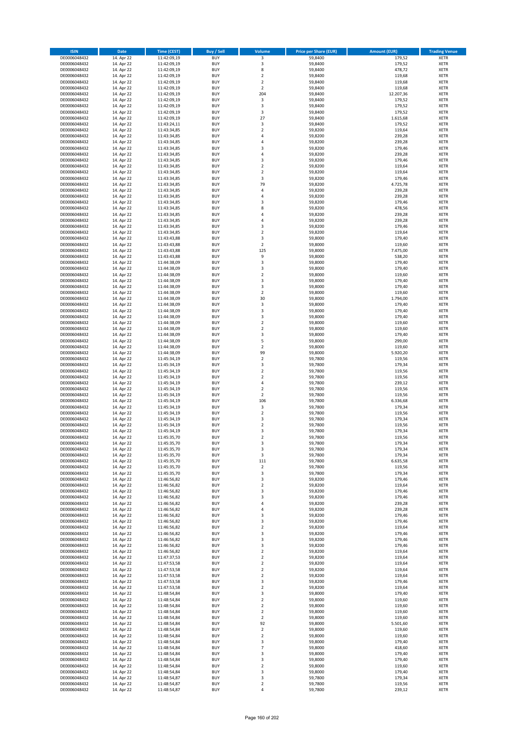| ISIN | Date | Time (CEST) | Buy / Sell | Volume | Price per Share (EUR) | Amount (EUR) | Trading Venue |
|---|---|---|---|---|---|---|---|
| DE0006048432 | 14. Apr 22 | 11:42:09,19 | BUY | 3 | 59,8400 | 179,52 | XETR |
| DE0006048432 | 14. Apr 22 | 11:42:09,19 | BUY | 3 | 59,8400 | 179,52 | XETR |
| DE0006048432 | 14. Apr 22 | 11:42:09,19 | BUY | 8 | 59,8400 | 478,72 | XETR |
| DE0006048432 | 14. Apr 22 | 11:42:09,19 | BUY | 2 | 59,8400 | 119,68 | XETR |
| DE0006048432 | 14. Apr 22 | 11:42:09,19 | BUY | 2 | 59,8400 | 119,68 | XETR |
| DE0006048432 | 14. Apr 22 | 11:42:09,19 | BUY | 2 | 59,8400 | 119,68 | XETR |
| DE0006048432 | 14. Apr 22 | 11:42:09,19 | BUY | 204 | 59,8400 | 12.207,36 | XETR |
| DE0006048432 | 14. Apr 22 | 11:42:09,19 | BUY | 3 | 59,8400 | 179,52 | XETR |
| DE0006048432 | 14. Apr 22 | 11:42:09,19 | BUY | 3 | 59,8400 | 179,52 | XETR |
| DE0006048432 | 14. Apr 22 | 11:42:09,19 | BUY | 3 | 59,8400 | 179,52 | XETR |
| DE0006048432 | 14. Apr 22 | 11:42:09,19 | BUY | 27 | 59,8400 | 1.615,68 | XETR |
| DE0006048432 | 14. Apr 22 | 11:43:24,11 | BUY | 3 | 59,8400 | 179,52 | XETR |
| DE0006048432 | 14. Apr 22 | 11:43:34,85 | BUY | 2 | 59,8200 | 119,64 | XETR |
| DE0006048432 | 14. Apr 22 | 11:43:34,85 | BUY | 4 | 59,8200 | 239,28 | XETR |
| DE0006048432 | 14. Apr 22 | 11:43:34,85 | BUY | 4 | 59,8200 | 239,28 | XETR |
| DE0006048432 | 14. Apr 22 | 11:43:34,85 | BUY | 3 | 59,8200 | 179,46 | XETR |
| DE0006048432 | 14. Apr 22 | 11:43:34,85 | BUY | 4 | 59,8200 | 239,28 | XETR |
| DE0006048432 | 14. Apr 22 | 11:43:34,85 | BUY | 3 | 59,8200 | 179,46 | XETR |
| DE0006048432 | 14. Apr 22 | 11:43:34,85 | BUY | 2 | 59,8200 | 119,64 | XETR |
| DE0006048432 | 14. Apr 22 | 11:43:34,85 | BUY | 2 | 59,8200 | 119,64 | XETR |
| DE0006048432 | 14. Apr 22 | 11:43:34,85 | BUY | 3 | 59,8200 | 179,46 | XETR |
| DE0006048432 | 14. Apr 22 | 11:43:34,85 | BUY | 79 | 59,8200 | 4.725,78 | XETR |
| DE0006048432 | 14. Apr 22 | 11:43:34,85 | BUY | 4 | 59,8200 | 239,28 | XETR |
| DE0006048432 | 14. Apr 22 | 11:43:34,85 | BUY | 4 | 59,8200 | 239,28 | XETR |
| DE0006048432 | 14. Apr 22 | 11:43:34,85 | BUY | 3 | 59,8200 | 179,46 | XETR |
| DE0006048432 | 14. Apr 22 | 11:43:34,85 | BUY | 8 | 59,8200 | 478,56 | XETR |
| DE0006048432 | 14. Apr 22 | 11:43:34,85 | BUY | 4 | 59,8200 | 239,28 | XETR |
| DE0006048432 | 14. Apr 22 | 11:43:34,85 | BUY | 4 | 59,8200 | 239,28 | XETR |
| DE0006048432 | 14. Apr 22 | 11:43:34,85 | BUY | 3 | 59,8200 | 179,46 | XETR |
| DE0006048432 | 14. Apr 22 | 11:43:34,85 | BUY | 2 | 59,8200 | 119,64 | XETR |
| DE0006048432 | 14. Apr 22 | 11:43:43,88 | BUY | 3 | 59,8000 | 179,40 | XETR |
| DE0006048432 | 14. Apr 22 | 11:43:43,88 | BUY | 2 | 59,8000 | 119,60 | XETR |
| DE0006048432 | 14. Apr 22 | 11:43:43,88 | BUY | 125 | 59,8000 | 7.475,00 | XETR |
| DE0006048432 | 14. Apr 22 | 11:43:43,88 | BUY | 9 | 59,8000 | 538,20 | XETR |
| DE0006048432 | 14. Apr 22 | 11:44:38,09 | BUY | 3 | 59,8000 | 179,40 | XETR |
| DE0006048432 | 14. Apr 22 | 11:44:38,09 | BUY | 3 | 59,8000 | 179,40 | XETR |
| DE0006048432 | 14. Apr 22 | 11:44:38,09 | BUY | 2 | 59,8000 | 119,60 | XETR |
| DE0006048432 | 14. Apr 22 | 11:44:38,09 | BUY | 3 | 59,8000 | 179,40 | XETR |
| DE0006048432 | 14. Apr 22 | 11:44:38,09 | BUY | 3 | 59,8000 | 179,40 | XETR |
| DE0006048432 | 14. Apr 22 | 11:44:38,09 | BUY | 2 | 59,8000 | 119,60 | XETR |
| DE0006048432 | 14. Apr 22 | 11:44:38,09 | BUY | 30 | 59,8000 | 1.794,00 | XETR |
| DE0006048432 | 14. Apr 22 | 11:44:38,09 | BUY | 3 | 59,8000 | 179,40 | XETR |
| DE0006048432 | 14. Apr 22 | 11:44:38,09 | BUY | 3 | 59,8000 | 179,40 | XETR |
| DE0006048432 | 14. Apr 22 | 11:44:38,09 | BUY | 3 | 59,8000 | 179,40 | XETR |
| DE0006048432 | 14. Apr 22 | 11:44:38,09 | BUY | 2 | 59,8000 | 119,60 | XETR |
| DE0006048432 | 14. Apr 22 | 11:44:38,09 | BUY | 2 | 59,8000 | 119,60 | XETR |
| DE0006048432 | 14. Apr 22 | 11:44:38,09 | BUY | 3 | 59,8000 | 179,40 | XETR |
| DE0006048432 | 14. Apr 22 | 11:44:38,09 | BUY | 5 | 59,8000 | 299,00 | XETR |
| DE0006048432 | 14. Apr 22 | 11:44:38,09 | BUY | 2 | 59,8000 | 119,60 | XETR |
| DE0006048432 | 14. Apr 22 | 11:44:38,09 | BUY | 99 | 59,8000 | 5.920,20 | XETR |
| DE0006048432 | 14. Apr 22 | 11:45:34,19 | BUY | 2 | 59,7800 | 119,56 | XETR |
| DE0006048432 | 14. Apr 22 | 11:45:34,19 | BUY | 3 | 59,7800 | 179,34 | XETR |
| DE0006048432 | 14. Apr 22 | 11:45:34,19 | BUY | 2 | 59,7800 | 119,56 | XETR |
| DE0006048432 | 14. Apr 22 | 11:45:34,19 | BUY | 2 | 59,7800 | 119,56 | XETR |
| DE0006048432 | 14. Apr 22 | 11:45:34,19 | BUY | 4 | 59,7800 | 239,12 | XETR |
| DE0006048432 | 14. Apr 22 | 11:45:34,19 | BUY | 2 | 59,7800 | 119,56 | XETR |
| DE0006048432 | 14. Apr 22 | 11:45:34,19 | BUY | 2 | 59,7800 | 119,56 | XETR |
| DE0006048432 | 14. Apr 22 | 11:45:34,19 | BUY | 106 | 59,7800 | 6.336,68 | XETR |
| DE0006048432 | 14. Apr 22 | 11:45:34,19 | BUY | 3 | 59,7800 | 179,34 | XETR |
| DE0006048432 | 14. Apr 22 | 11:45:34,19 | BUY | 2 | 59,7800 | 119,56 | XETR |
| DE0006048432 | 14. Apr 22 | 11:45:34,19 | BUY | 3 | 59,7800 | 179,34 | XETR |
| DE0006048432 | 14. Apr 22 | 11:45:34,19 | BUY | 2 | 59,7800 | 119,56 | XETR |
| DE0006048432 | 14. Apr 22 | 11:45:34,19 | BUY | 3 | 59,7800 | 179,34 | XETR |
| DE0006048432 | 14. Apr 22 | 11:45:35,70 | BUY | 2 | 59,7800 | 119,56 | XETR |
| DE0006048432 | 14. Apr 22 | 11:45:35,70 | BUY | 3 | 59,7800 | 179,34 | XETR |
| DE0006048432 | 14. Apr 22 | 11:45:35,70 | BUY | 3 | 59,7800 | 179,34 | XETR |
| DE0006048432 | 14. Apr 22 | 11:45:35,70 | BUY | 3 | 59,7800 | 179,34 | XETR |
| DE0006048432 | 14. Apr 22 | 11:45:35,70 | BUY | 111 | 59,7800 | 6.635,58 | XETR |
| DE0006048432 | 14. Apr 22 | 11:45:35,70 | BUY | 2 | 59,7800 | 119,56 | XETR |
| DE0006048432 | 14. Apr 22 | 11:45:35,70 | BUY | 3 | 59,7800 | 179,34 | XETR |
| DE0006048432 | 14. Apr 22 | 11:46:56,82 | BUY | 3 | 59,8200 | 179,46 | XETR |
| DE0006048432 | 14. Apr 22 | 11:46:56,82 | BUY | 2 | 59,8200 | 119,64 | XETR |
| DE0006048432 | 14. Apr 22 | 11:46:56,82 | BUY | 3 | 59,8200 | 179,46 | XETR |
| DE0006048432 | 14. Apr 22 | 11:46:56,82 | BUY | 3 | 59,8200 | 179,46 | XETR |
| DE0006048432 | 14. Apr 22 | 11:46:56,82 | BUY | 4 | 59,8200 | 239,28 | XETR |
| DE0006048432 | 14. Apr 22 | 11:46:56,82 | BUY | 4 | 59,8200 | 239,28 | XETR |
| DE0006048432 | 14. Apr 22 | 11:46:56,82 | BUY | 3 | 59,8200 | 179,46 | XETR |
| DE0006048432 | 14. Apr 22 | 11:46:56,82 | BUY | 3 | 59,8200 | 179,46 | XETR |
| DE0006048432 | 14. Apr 22 | 11:46:56,82 | BUY | 2 | 59,8200 | 119,64 | XETR |
| DE0006048432 | 14. Apr 22 | 11:46:56,82 | BUY | 3 | 59,8200 | 179,46 | XETR |
| DE0006048432 | 14. Apr 22 | 11:46:56,82 | BUY | 3 | 59,8200 | 179,46 | XETR |
| DE0006048432 | 14. Apr 22 | 11:46:56,82 | BUY | 3 | 59,8200 | 179,46 | XETR |
| DE0006048432 | 14. Apr 22 | 11:46:56,82 | BUY | 2 | 59,8200 | 119,64 | XETR |
| DE0006048432 | 14. Apr 22 | 11:47:37,53 | BUY | 2 | 59,8200 | 119,64 | XETR |
| DE0006048432 | 14. Apr 22 | 11:47:53,58 | BUY | 2 | 59,8200 | 119,64 | XETR |
| DE0006048432 | 14. Apr 22 | 11:47:53,58 | BUY | 2 | 59,8200 | 119,64 | XETR |
| DE0006048432 | 14. Apr 22 | 11:47:53,58 | BUY | 2 | 59,8200 | 119,64 | XETR |
| DE0006048432 | 14. Apr 22 | 11:47:53,58 | BUY | 3 | 59,8200 | 179,46 | XETR |
| DE0006048432 | 14. Apr 22 | 11:47:53,58 | BUY | 2 | 59,8200 | 119,64 | XETR |
| DE0006048432 | 14. Apr 22 | 11:48:54,84 | BUY | 3 | 59,8000 | 179,40 | XETR |
| DE0006048432 | 14. Apr 22 | 11:48:54,84 | BUY | 2 | 59,8000 | 119,60 | XETR |
| DE0006048432 | 14. Apr 22 | 11:48:54,84 | BUY | 2 | 59,8000 | 119,60 | XETR |
| DE0006048432 | 14. Apr 22 | 11:48:54,84 | BUY | 2 | 59,8000 | 119,60 | XETR |
| DE0006048432 | 14. Apr 22 | 11:48:54,84 | BUY | 2 | 59,8000 | 119,60 | XETR |
| DE0006048432 | 14. Apr 22 | 11:48:54,84 | BUY | 92 | 59,8000 | 5.501,60 | XETR |
| DE0006048432 | 14. Apr 22 | 11:48:54,84 | BUY | 2 | 59,8000 | 119,60 | XETR |
| DE0006048432 | 14. Apr 22 | 11:48:54,84 | BUY | 2 | 59,8000 | 119,60 | XETR |
| DE0006048432 | 14. Apr 22 | 11:48:54,84 | BUY | 3 | 59,8000 | 179,40 | XETR |
| DE0006048432 | 14. Apr 22 | 11:48:54,84 | BUY | 7 | 59,8000 | 418,60 | XETR |
| DE0006048432 | 14. Apr 22 | 11:48:54,84 | BUY | 3 | 59,8000 | 179,40 | XETR |
| DE0006048432 | 14. Apr 22 | 11:48:54,84 | BUY | 3 | 59,8000 | 179,40 | XETR |
| DE0006048432 | 14. Apr 22 | 11:48:54,84 | BUY | 2 | 59,8000 | 119,60 | XETR |
| DE0006048432 | 14. Apr 22 | 11:48:54,84 | BUY | 3 | 59,8000 | 179,40 | XETR |
| DE0006048432 | 14. Apr 22 | 11:48:54,87 | BUY | 3 | 59,7800 | 179,34 | XETR |
| DE0006048432 | 14. Apr 22 | 11:48:54,87 | BUY | 2 | 59,7800 | 119,56 | XETR |
| DE0006048432 | 14. Apr 22 | 11:48:54,87 | BUY | 4 | 59,7800 | 239,12 | XETR |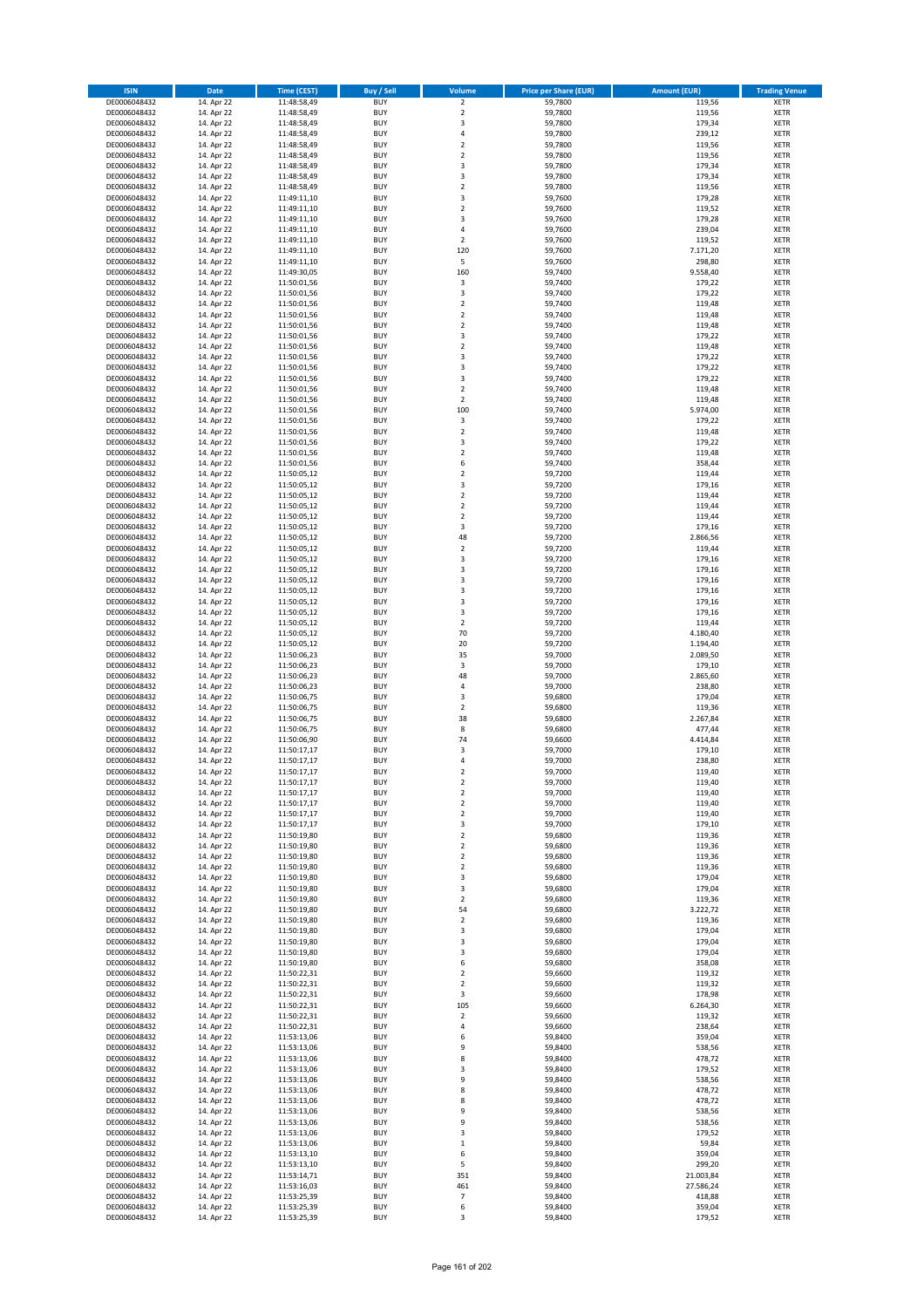| ISIN | Date | Time (CEST) | Buy / Sell | Volume | Price per Share (EUR) | Amount (EUR) | Trading Venue |
|---|---|---|---|---|---|---|---|
| DE0006048432 | 14. Apr 22 | 11:48:58,49 | BUY | 2 | 59,7800 | 119,56 | XETR |
| DE0006048432 | 14. Apr 22 | 11:48:58,49 | BUY | 2 | 59,7800 | 119,56 | XETR |
| DE0006048432 | 14. Apr 22 | 11:48:58,49 | BUY | 3 | 59,7800 | 179,34 | XETR |
| DE0006048432 | 14. Apr 22 | 11:48:58,49 | BUY | 4 | 59,7800 | 239,12 | XETR |
| DE0006048432 | 14. Apr 22 | 11:48:58,49 | BUY | 2 | 59,7800 | 119,56 | XETR |
| DE0006048432 | 14. Apr 22 | 11:48:58,49 | BUY | 2 | 59,7800 | 119,56 | XETR |
| DE0006048432 | 14. Apr 22 | 11:48:58,49 | BUY | 3 | 59,7800 | 179,34 | XETR |
| DE0006048432 | 14. Apr 22 | 11:48:58,49 | BUY | 3 | 59,7800 | 179,34 | XETR |
| DE0006048432 | 14. Apr 22 | 11:48:58,49 | BUY | 2 | 59,7800 | 119,56 | XETR |
| DE0006048432 | 14. Apr 22 | 11:49:11,10 | BUY | 3 | 59,7600 | 179,28 | XETR |
| DE0006048432 | 14. Apr 22 | 11:49:11,10 | BUY | 2 | 59,7600 | 119,52 | XETR |
| DE0006048432 | 14. Apr 22 | 11:49:11,10 | BUY | 3 | 59,7600 | 179,28 | XETR |
| DE0006048432 | 14. Apr 22 | 11:49:11,10 | BUY | 4 | 59,7600 | 239,04 | XETR |
| DE0006048432 | 14. Apr 22 | 11:49:11,10 | BUY | 2 | 59,7600 | 119,52 | XETR |
| DE0006048432 | 14. Apr 22 | 11:49:11,10 | BUY | 120 | 59,7600 | 7.171,20 | XETR |
| DE0006048432 | 14. Apr 22 | 11:49:11,10 | BUY | 5 | 59,7600 | 298,80 | XETR |
| DE0006048432 | 14. Apr 22 | 11:49:30,05 | BUY | 160 | 59,7400 | 9.558,40 | XETR |
| DE0006048432 | 14. Apr 22 | 11:50:01,56 | BUY | 3 | 59,7400 | 179,22 | XETR |
| DE0006048432 | 14. Apr 22 | 11:50:01,56 | BUY | 3 | 59,7400 | 179,22 | XETR |
| DE0006048432 | 14. Apr 22 | 11:50:01,56 | BUY | 2 | 59,7400 | 119,48 | XETR |
| DE0006048432 | 14. Apr 22 | 11:50:01,56 | BUY | 2 | 59,7400 | 119,48 | XETR |
| DE0006048432 | 14. Apr 22 | 11:50:01,56 | BUY | 2 | 59,7400 | 119,48 | XETR |
| DE0006048432 | 14. Apr 22 | 11:50:01,56 | BUY | 3 | 59,7400 | 179,22 | XETR |
| DE0006048432 | 14. Apr 22 | 11:50:01,56 | BUY | 2 | 59,7400 | 119,48 | XETR |
| DE0006048432 | 14. Apr 22 | 11:50:01,56 | BUY | 3 | 59,7400 | 179,22 | XETR |
| DE0006048432 | 14. Apr 22 | 11:50:01,56 | BUY | 3 | 59,7400 | 179,22 | XETR |
| DE0006048432 | 14. Apr 22 | 11:50:01,56 | BUY | 3 | 59,7400 | 179,22 | XETR |
| DE0006048432 | 14. Apr 22 | 11:50:01,56 | BUY | 2 | 59,7400 | 119,48 | XETR |
| DE0006048432 | 14. Apr 22 | 11:50:01,56 | BUY | 2 | 59,7400 | 119,48 | XETR |
| DE0006048432 | 14. Apr 22 | 11:50:01,56 | BUY | 100 | 59,7400 | 5.974,00 | XETR |
| DE0006048432 | 14. Apr 22 | 11:50:01,56 | BUY | 3 | 59,7400 | 179,22 | XETR |
| DE0006048432 | 14. Apr 22 | 11:50:01,56 | BUY | 2 | 59,7400 | 119,48 | XETR |
| DE0006048432 | 14. Apr 22 | 11:50:01,56 | BUY | 3 | 59,7400 | 179,22 | XETR |
| DE0006048432 | 14. Apr 22 | 11:50:01,56 | BUY | 2 | 59,7400 | 119,48 | XETR |
| DE0006048432 | 14. Apr 22 | 11:50:01,56 | BUY | 6 | 59,7400 | 358,44 | XETR |
| DE0006048432 | 14. Apr 22 | 11:50:05,12 | BUY | 2 | 59,7200 | 119,44 | XETR |
| DE0006048432 | 14. Apr 22 | 11:50:05,12 | BUY | 3 | 59,7200 | 179,16 | XETR |
| DE0006048432 | 14. Apr 22 | 11:50:05,12 | BUY | 2 | 59,7200 | 119,44 | XETR |
| DE0006048432 | 14. Apr 22 | 11:50:05,12 | BUY | 2 | 59,7200 | 119,44 | XETR |
| DE0006048432 | 14. Apr 22 | 11:50:05,12 | BUY | 2 | 59,7200 | 119,44 | XETR |
| DE0006048432 | 14. Apr 22 | 11:50:05,12 | BUY | 3 | 59,7200 | 179,16 | XETR |
| DE0006048432 | 14. Apr 22 | 11:50:05,12 | BUY | 48 | 59,7200 | 2.866,56 | XETR |
| DE0006048432 | 14. Apr 22 | 11:50:05,12 | BUY | 2 | 59,7200 | 119,44 | XETR |
| DE0006048432 | 14. Apr 22 | 11:50:05,12 | BUY | 3 | 59,7200 | 179,16 | XETR |
| DE0006048432 | 14. Apr 22 | 11:50:05,12 | BUY | 3 | 59,7200 | 179,16 | XETR |
| DE0006048432 | 14. Apr 22 | 11:50:05,12 | BUY | 3 | 59,7200 | 179,16 | XETR |
| DE0006048432 | 14. Apr 22 | 11:50:05,12 | BUY | 3 | 59,7200 | 179,16 | XETR |
| DE0006048432 | 14. Apr 22 | 11:50:05,12 | BUY | 3 | 59,7200 | 179,16 | XETR |
| DE0006048432 | 14. Apr 22 | 11:50:05,12 | BUY | 3 | 59,7200 | 179,16 | XETR |
| DE0006048432 | 14. Apr 22 | 11:50:05,12 | BUY | 2 | 59,7200 | 119,44 | XETR |
| DE0006048432 | 14. Apr 22 | 11:50:05,12 | BUY | 70 | 59,7200 | 4.180,40 | XETR |
| DE0006048432 | 14. Apr 22 | 11:50:05,12 | BUY | 20 | 59,7200 | 1.194,40 | XETR |
| DE0006048432 | 14. Apr 22 | 11:50:06,23 | BUY | 35 | 59,7000 | 2.089,50 | XETR |
| DE0006048432 | 14. Apr 22 | 11:50:06,23 | BUY | 3 | 59,7000 | 179,10 | XETR |
| DE0006048432 | 14. Apr 22 | 11:50:06,23 | BUY | 48 | 59,7000 | 2.865,60 | XETR |
| DE0006048432 | 14. Apr 22 | 11:50:06,23 | BUY | 4 | 59,7000 | 238,80 | XETR |
| DE0006048432 | 14. Apr 22 | 11:50:06,75 | BUY | 3 | 59,6800 | 179,04 | XETR |
| DE0006048432 | 14. Apr 22 | 11:50:06,75 | BUY | 2 | 59,6800 | 119,36 | XETR |
| DE0006048432 | 14. Apr 22 | 11:50:06,75 | BUY | 38 | 59,6800 | 2.267,84 | XETR |
| DE0006048432 | 14. Apr 22 | 11:50:06,75 | BUY | 8 | 59,6800 | 477,44 | XETR |
| DE0006048432 | 14. Apr 22 | 11:50:06,90 | BUY | 74 | 59,6600 | 4.414,84 | XETR |
| DE0006048432 | 14. Apr 22 | 11:50:17,17 | BUY | 3 | 59,7000 | 179,10 | XETR |
| DE0006048432 | 14. Apr 22 | 11:50:17,17 | BUY | 4 | 59,7000 | 238,80 | XETR |
| DE0006048432 | 14. Apr 22 | 11:50:17,17 | BUY | 2 | 59,7000 | 119,40 | XETR |
| DE0006048432 | 14. Apr 22 | 11:50:17,17 | BUY | 2 | 59,7000 | 119,40 | XETR |
| DE0006048432 | 14. Apr 22 | 11:50:17,17 | BUY | 2 | 59,7000 | 119,40 | XETR |
| DE0006048432 | 14. Apr 22 | 11:50:17,17 | BUY | 2 | 59,7000 | 119,40 | XETR |
| DE0006048432 | 14. Apr 22 | 11:50:17,17 | BUY | 2 | 59,7000 | 119,40 | XETR |
| DE0006048432 | 14. Apr 22 | 11:50:17,17 | BUY | 3 | 59,7000 | 179,10 | XETR |
| DE0006048432 | 14. Apr 22 | 11:50:19,80 | BUY | 2 | 59,6800 | 119,36 | XETR |
| DE0006048432 | 14. Apr 22 | 11:50:19,80 | BUY | 2 | 59,6800 | 119,36 | XETR |
| DE0006048432 | 14. Apr 22 | 11:50:19,80 | BUY | 2 | 59,6800 | 119,36 | XETR |
| DE0006048432 | 14. Apr 22 | 11:50:19,80 | BUY | 2 | 59,6800 | 119,36 | XETR |
| DE0006048432 | 14. Apr 22 | 11:50:19,80 | BUY | 3 | 59,6800 | 179,04 | XETR |
| DE0006048432 | 14. Apr 22 | 11:50:19,80 | BUY | 3 | 59,6800 | 179,04 | XETR |
| DE0006048432 | 14. Apr 22 | 11:50:19,80 | BUY | 2 | 59,6800 | 119,36 | XETR |
| DE0006048432 | 14. Apr 22 | 11:50:19,80 | BUY | 54 | 59,6800 | 3.222,72 | XETR |
| DE0006048432 | 14. Apr 22 | 11:50:19,80 | BUY | 2 | 59,6800 | 119,36 | XETR |
| DE0006048432 | 14. Apr 22 | 11:50:19,80 | BUY | 3 | 59,6800 | 179,04 | XETR |
| DE0006048432 | 14. Apr 22 | 11:50:19,80 | BUY | 3 | 59,6800 | 179,04 | XETR |
| DE0006048432 | 14. Apr 22 | 11:50:19,80 | BUY | 3 | 59,6800 | 179,04 | XETR |
| DE0006048432 | 14. Apr 22 | 11:50:19,80 | BUY | 6 | 59,6800 | 358,08 | XETR |
| DE0006048432 | 14. Apr 22 | 11:50:22,31 | BUY | 2 | 59,6600 | 119,32 | XETR |
| DE0006048432 | 14. Apr 22 | 11:50:22,31 | BUY | 2 | 59,6600 | 119,32 | XETR |
| DE0006048432 | 14. Apr 22 | 11:50:22,31 | BUY | 3 | 59,6600 | 178,98 | XETR |
| DE0006048432 | 14. Apr 22 | 11:50:22,31 | BUY | 105 | 59,6600 | 6.264,30 | XETR |
| DE0006048432 | 14. Apr 22 | 11:50:22,31 | BUY | 2 | 59,6600 | 119,32 | XETR |
| DE0006048432 | 14. Apr 22 | 11:50:22,31 | BUY | 4 | 59,6600 | 238,64 | XETR |
| DE0006048432 | 14. Apr 22 | 11:53:13,06 | BUY | 6 | 59,8400 | 359,04 | XETR |
| DE0006048432 | 14. Apr 22 | 11:53:13,06 | BUY | 9 | 59,8400 | 538,56 | XETR |
| DE0006048432 | 14. Apr 22 | 11:53:13,06 | BUY | 8 | 59,8400 | 478,72 | XETR |
| DE0006048432 | 14. Apr 22 | 11:53:13,06 | BUY | 3 | 59,8400 | 179,52 | XETR |
| DE0006048432 | 14. Apr 22 | 11:53:13,06 | BUY | 9 | 59,8400 | 538,56 | XETR |
| DE0006048432 | 14. Apr 22 | 11:53:13,06 | BUY | 8 | 59,8400 | 478,72 | XETR |
| DE0006048432 | 14. Apr 22 | 11:53:13,06 | BUY | 8 | 59,8400 | 478,72 | XETR |
| DE0006048432 | 14. Apr 22 | 11:53:13,06 | BUY | 9 | 59,8400 | 538,56 | XETR |
| DE0006048432 | 14. Apr 22 | 11:53:13,06 | BUY | 9 | 59,8400 | 538,56 | XETR |
| DE0006048432 | 14. Apr 22 | 11:53:13,06 | BUY | 3 | 59,8400 | 179,52 | XETR |
| DE0006048432 | 14. Apr 22 | 11:53:13,06 | BUY | 1 | 59,8400 | 59,84 | XETR |
| DE0006048432 | 14. Apr 22 | 11:53:13,10 | BUY | 6 | 59,8400 | 359,04 | XETR |
| DE0006048432 | 14. Apr 22 | 11:53:13,10 | BUY | 5 | 59,8400 | 299,20 | XETR |
| DE0006048432 | 14. Apr 22 | 11:53:14,71 | BUY | 351 | 59,8400 | 21.003,84 | XETR |
| DE0006048432 | 14. Apr 22 | 11:53:16,03 | BUY | 461 | 59,8400 | 27.586,24 | XETR |
| DE0006048432 | 14. Apr 22 | 11:53:25,39 | BUY | 7 | 59,8400 | 418,88 | XETR |
| DE0006048432 | 14. Apr 22 | 11:53:25,39 | BUY | 6 | 59,8400 | 359,04 | XETR |
| DE0006048432 | 14. Apr 22 | 11:53:25,39 | BUY | 3 | 59,8400 | 179,52 | XETR |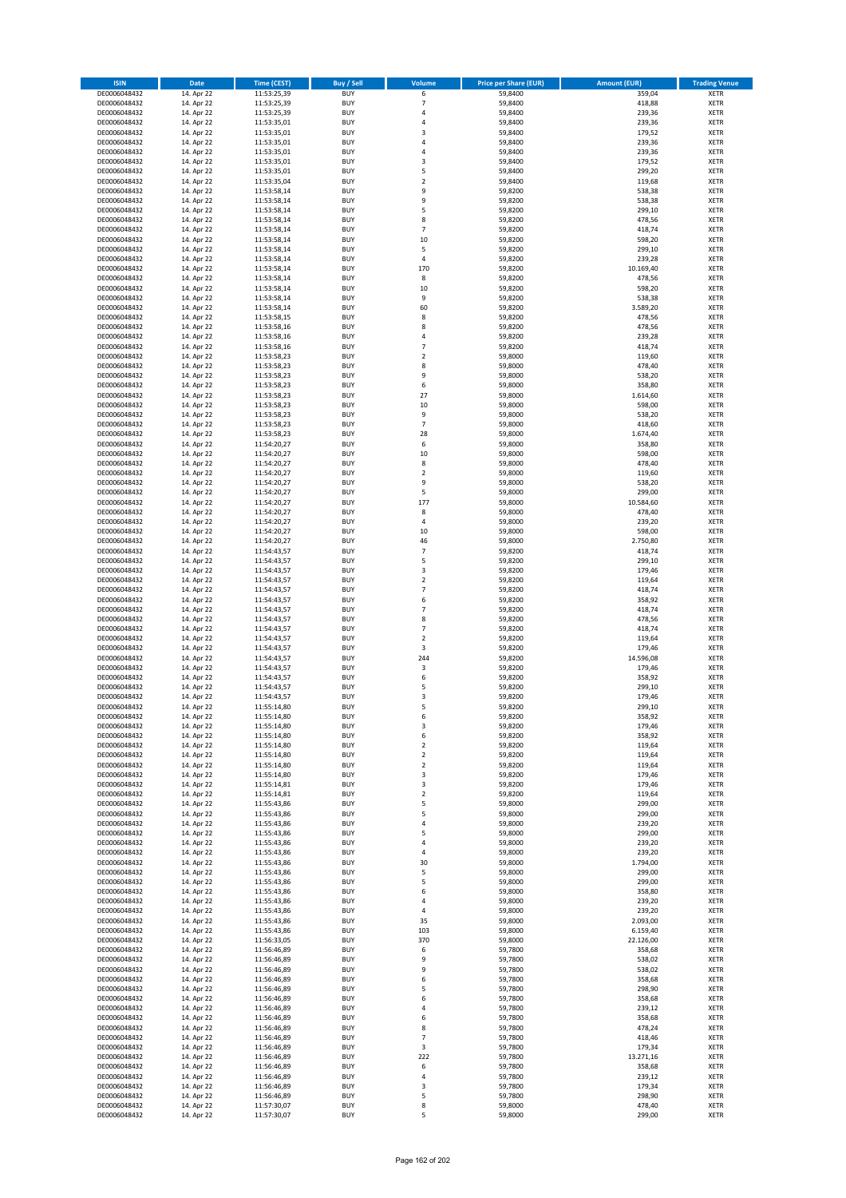| ISIN | Date | Time (CEST) | Buy / Sell | Volume | Price per Share (EUR) | Amount (EUR) | Trading Venue |
|---|---|---|---|---|---|---|---|
| DE0006048432 | 14. Apr 22 | 11:53:25,39 | BUY | 6 | 59,8400 | 359,04 | XETR |
| DE0006048432 | 14. Apr 22 | 11:53:25,39 | BUY | 7 | 59,8400 | 418,88 | XETR |
| DE0006048432 | 14. Apr 22 | 11:53:25,39 | BUY | 4 | 59,8400 | 239,36 | XETR |
| DE0006048432 | 14. Apr 22 | 11:53:35,01 | BUY | 4 | 59,8400 | 239,36 | XETR |
| DE0006048432 | 14. Apr 22 | 11:53:35,01 | BUY | 3 | 59,8400 | 179,52 | XETR |
| DE0006048432 | 14. Apr 22 | 11:53:35,01 | BUY | 4 | 59,8400 | 239,36 | XETR |
| DE0006048432 | 14. Apr 22 | 11:53:35,01 | BUY | 4 | 59,8400 | 239,36 | XETR |
| DE0006048432 | 14. Apr 22 | 11:53:35,01 | BUY | 3 | 59,8400 | 179,52 | XETR |
| DE0006048432 | 14. Apr 22 | 11:53:35,01 | BUY | 5 | 59,8400 | 299,20 | XETR |
| DE0006048432 | 14. Apr 22 | 11:53:35,04 | BUY | 2 | 59,8400 | 119,68 | XETR |
| DE0006048432 | 14. Apr 22 | 11:53:58,14 | BUY | 9 | 59,8200 | 538,38 | XETR |
| DE0006048432 | 14. Apr 22 | 11:53:58,14 | BUY | 9 | 59,8200 | 538,38 | XETR |
| DE0006048432 | 14. Apr 22 | 11:53:58,14 | BUY | 5 | 59,8200 | 299,10 | XETR |
| DE0006048432 | 14. Apr 22 | 11:53:58,14 | BUY | 8 | 59,8200 | 478,56 | XETR |
| DE0006048432 | 14. Apr 22 | 11:53:58,14 | BUY | 7 | 59,8200 | 418,74 | XETR |
| DE0006048432 | 14. Apr 22 | 11:53:58,14 | BUY | 10 | 59,8200 | 598,20 | XETR |
| DE0006048432 | 14. Apr 22 | 11:53:58,14 | BUY | 5 | 59,8200 | 299,10 | XETR |
| DE0006048432 | 14. Apr 22 | 11:53:58,14 | BUY | 4 | 59,8200 | 239,28 | XETR |
| DE0006048432 | 14. Apr 22 | 11:53:58,14 | BUY | 170 | 59,8200 | 10.169,40 | XETR |
| DE0006048432 | 14. Apr 22 | 11:53:58,14 | BUY | 8 | 59,8200 | 478,56 | XETR |
| DE0006048432 | 14. Apr 22 | 11:53:58,14 | BUY | 10 | 59,8200 | 598,20 | XETR |
| DE0006048432 | 14. Apr 22 | 11:53:58,14 | BUY | 9 | 59,8200 | 538,38 | XETR |
| DE0006048432 | 14. Apr 22 | 11:53:58,14 | BUY | 60 | 59,8200 | 3.589,20 | XETR |
| DE0006048432 | 14. Apr 22 | 11:53:58,15 | BUY | 8 | 59,8200 | 478,56 | XETR |
| DE0006048432 | 14. Apr 22 | 11:53:58,16 | BUY | 8 | 59,8200 | 478,56 | XETR |
| DE0006048432 | 14. Apr 22 | 11:53:58,16 | BUY | 4 | 59,8200 | 239,28 | XETR |
| DE0006048432 | 14. Apr 22 | 11:53:58,16 | BUY | 7 | 59,8200 | 418,74 | XETR |
| DE0006048432 | 14. Apr 22 | 11:53:58,23 | BUY | 2 | 59,8000 | 119,60 | XETR |
| DE0006048432 | 14. Apr 22 | 11:53:58,23 | BUY | 8 | 59,8000 | 478,40 | XETR |
| DE0006048432 | 14. Apr 22 | 11:53:58,23 | BUY | 9 | 59,8000 | 538,20 | XETR |
| DE0006048432 | 14. Apr 22 | 11:53:58,23 | BUY | 6 | 59,8000 | 358,80 | XETR |
| DE0006048432 | 14. Apr 22 | 11:53:58,23 | BUY | 27 | 59,8000 | 1.614,60 | XETR |
| DE0006048432 | 14. Apr 22 | 11:53:58,23 | BUY | 10 | 59,8000 | 598,00 | XETR |
| DE0006048432 | 14. Apr 22 | 11:53:58,23 | BUY | 9 | 59,8000 | 538,20 | XETR |
| DE0006048432 | 14. Apr 22 | 11:53:58,23 | BUY | 7 | 59,8000 | 418,60 | XETR |
| DE0006048432 | 14. Apr 22 | 11:53:58,23 | BUY | 28 | 59,8000 | 1.674,40 | XETR |
| DE0006048432 | 14. Apr 22 | 11:54:20,27 | BUY | 6 | 59,8000 | 358,80 | XETR |
| DE0006048432 | 14. Apr 22 | 11:54:20,27 | BUY | 10 | 59,8000 | 598,00 | XETR |
| DE0006048432 | 14. Apr 22 | 11:54:20,27 | BUY | 8 | 59,8000 | 478,40 | XETR |
| DE0006048432 | 14. Apr 22 | 11:54:20,27 | BUY | 2 | 59,8000 | 119,60 | XETR |
| DE0006048432 | 14. Apr 22 | 11:54:20,27 | BUY | 9 | 59,8000 | 538,20 | XETR |
| DE0006048432 | 14. Apr 22 | 11:54:20,27 | BUY | 5 | 59,8000 | 299,00 | XETR |
| DE0006048432 | 14. Apr 22 | 11:54:20,27 | BUY | 177 | 59,8000 | 10.584,60 | XETR |
| DE0006048432 | 14. Apr 22 | 11:54:20,27 | BUY | 8 | 59,8000 | 478,40 | XETR |
| DE0006048432 | 14. Apr 22 | 11:54:20,27 | BUY | 4 | 59,8000 | 239,20 | XETR |
| DE0006048432 | 14. Apr 22 | 11:54:20,27 | BUY | 10 | 59,8000 | 598,00 | XETR |
| DE0006048432 | 14. Apr 22 | 11:54:20,27 | BUY | 46 | 59,8000 | 2.750,80 | XETR |
| DE0006048432 | 14. Apr 22 | 11:54:43,57 | BUY | 7 | 59,8200 | 418,74 | XETR |
| DE0006048432 | 14. Apr 22 | 11:54:43,57 | BUY | 5 | 59,8200 | 299,10 | XETR |
| DE0006048432 | 14. Apr 22 | 11:54:43,57 | BUY | 3 | 59,8200 | 179,46 | XETR |
| DE0006048432 | 14. Apr 22 | 11:54:43,57 | BUY | 2 | 59,8200 | 119,64 | XETR |
| DE0006048432 | 14. Apr 22 | 11:54:43,57 | BUY | 7 | 59,8200 | 418,74 | XETR |
| DE0006048432 | 14. Apr 22 | 11:54:43,57 | BUY | 6 | 59,8200 | 358,92 | XETR |
| DE0006048432 | 14. Apr 22 | 11:54:43,57 | BUY | 7 | 59,8200 | 418,74 | XETR |
| DE0006048432 | 14. Apr 22 | 11:54:43,57 | BUY | 8 | 59,8200 | 478,56 | XETR |
| DE0006048432 | 14. Apr 22 | 11:54:43,57 | BUY | 7 | 59,8200 | 418,74 | XETR |
| DE0006048432 | 14. Apr 22 | 11:54:43,57 | BUY | 2 | 59,8200 | 119,64 | XETR |
| DE0006048432 | 14. Apr 22 | 11:54:43,57 | BUY | 3 | 59,8200 | 179,46 | XETR |
| DE0006048432 | 14. Apr 22 | 11:54:43,57 | BUY | 244 | 59,8200 | 14.596,08 | XETR |
| DE0006048432 | 14. Apr 22 | 11:54:43,57 | BUY | 3 | 59,8200 | 179,46 | XETR |
| DE0006048432 | 14. Apr 22 | 11:54:43,57 | BUY | 6 | 59,8200 | 358,92 | XETR |
| DE0006048432 | 14. Apr 22 | 11:54:43,57 | BUY | 5 | 59,8200 | 299,10 | XETR |
| DE0006048432 | 14. Apr 22 | 11:54:43,57 | BUY | 3 | 59,8200 | 179,46 | XETR |
| DE0006048432 | 14. Apr 22 | 11:55:14,80 | BUY | 5 | 59,8200 | 299,10 | XETR |
| DE0006048432 | 14. Apr 22 | 11:55:14,80 | BUY | 6 | 59,8200 | 358,92 | XETR |
| DE0006048432 | 14. Apr 22 | 11:55:14,80 | BUY | 3 | 59,8200 | 179,46 | XETR |
| DE0006048432 | 14. Apr 22 | 11:55:14,80 | BUY | 6 | 59,8200 | 358,92 | XETR |
| DE0006048432 | 14. Apr 22 | 11:55:14,80 | BUY | 2 | 59,8200 | 119,64 | XETR |
| DE0006048432 | 14. Apr 22 | 11:55:14,80 | BUY | 2 | 59,8200 | 119,64 | XETR |
| DE0006048432 | 14. Apr 22 | 11:55:14,80 | BUY | 2 | 59,8200 | 119,64 | XETR |
| DE0006048432 | 14. Apr 22 | 11:55:14,80 | BUY | 3 | 59,8200 | 179,46 | XETR |
| DE0006048432 | 14. Apr 22 | 11:55:14,81 | BUY | 3 | 59,8200 | 179,46 | XETR |
| DE0006048432 | 14. Apr 22 | 11:55:14,81 | BUY | 2 | 59,8200 | 119,64 | XETR |
| DE0006048432 | 14. Apr 22 | 11:55:43,86 | BUY | 5 | 59,8000 | 299,00 | XETR |
| DE0006048432 | 14. Apr 22 | 11:55:43,86 | BUY | 5 | 59,8000 | 299,00 | XETR |
| DE0006048432 | 14. Apr 22 | 11:55:43,86 | BUY | 4 | 59,8000 | 239,20 | XETR |
| DE0006048432 | 14. Apr 22 | 11:55:43,86 | BUY | 5 | 59,8000 | 299,00 | XETR |
| DE0006048432 | 14. Apr 22 | 11:55:43,86 | BUY | 4 | 59,8000 | 239,20 | XETR |
| DE0006048432 | 14. Apr 22 | 11:55:43,86 | BUY | 4 | 59,8000 | 239,20 | XETR |
| DE0006048432 | 14. Apr 22 | 11:55:43,86 | BUY | 30 | 59,8000 | 1.794,00 | XETR |
| DE0006048432 | 14. Apr 22 | 11:55:43,86 | BUY | 5 | 59,8000 | 299,00 | XETR |
| DE0006048432 | 14. Apr 22 | 11:55:43,86 | BUY | 5 | 59,8000 | 299,00 | XETR |
| DE0006048432 | 14. Apr 22 | 11:55:43,86 | BUY | 6 | 59,8000 | 358,80 | XETR |
| DE0006048432 | 14. Apr 22 | 11:55:43,86 | BUY | 4 | 59,8000 | 239,20 | XETR |
| DE0006048432 | 14. Apr 22 | 11:55:43,86 | BUY | 4 | 59,8000 | 239,20 | XETR |
| DE0006048432 | 14. Apr 22 | 11:55:43,86 | BUY | 35 | 59,8000 | 2.093,00 | XETR |
| DE0006048432 | 14. Apr 22 | 11:55:43,86 | BUY | 103 | 59,8000 | 6.159,40 | XETR |
| DE0006048432 | 14. Apr 22 | 11:56:33,05 | BUY | 370 | 59,8000 | 22.126,00 | XETR |
| DE0006048432 | 14. Apr 22 | 11:56:46,89 | BUY | 6 | 59,7800 | 358,68 | XETR |
| DE0006048432 | 14. Apr 22 | 11:56:46,89 | BUY | 9 | 59,7800 | 538,02 | XETR |
| DE0006048432 | 14. Apr 22 | 11:56:46,89 | BUY | 9 | 59,7800 | 538,02 | XETR |
| DE0006048432 | 14. Apr 22 | 11:56:46,89 | BUY | 6 | 59,7800 | 358,68 | XETR |
| DE0006048432 | 14. Apr 22 | 11:56:46,89 | BUY | 5 | 59,7800 | 298,90 | XETR |
| DE0006048432 | 14. Apr 22 | 11:56:46,89 | BUY | 6 | 59,7800 | 358,68 | XETR |
| DE0006048432 | 14. Apr 22 | 11:56:46,89 | BUY | 4 | 59,7800 | 239,12 | XETR |
| DE0006048432 | 14. Apr 22 | 11:56:46,89 | BUY | 6 | 59,7800 | 358,68 | XETR |
| DE0006048432 | 14. Apr 22 | 11:56:46,89 | BUY | 8 | 59,7800 | 478,24 | XETR |
| DE0006048432 | 14. Apr 22 | 11:56:46,89 | BUY | 7 | 59,7800 | 418,46 | XETR |
| DE0006048432 | 14. Apr 22 | 11:56:46,89 | BUY | 3 | 59,7800 | 179,34 | XETR |
| DE0006048432 | 14. Apr 22 | 11:56:46,89 | BUY | 222 | 59,7800 | 13.271,16 | XETR |
| DE0006048432 | 14. Apr 22 | 11:56:46,89 | BUY | 6 | 59,7800 | 358,68 | XETR |
| DE0006048432 | 14. Apr 22 | 11:56:46,89 | BUY | 4 | 59,7800 | 239,12 | XETR |
| DE0006048432 | 14. Apr 22 | 11:56:46,89 | BUY | 3 | 59,7800 | 179,34 | XETR |
| DE0006048432 | 14. Apr 22 | 11:56:46,89 | BUY | 5 | 59,7800 | 298,90 | XETR |
| DE0006048432 | 14. Apr 22 | 11:57:30,07 | BUY | 8 | 59,8000 | 478,40 | XETR |
| DE0006048432 | 14. Apr 22 | 11:57:30,07 | BUY | 5 | 59,8000 | 299,00 | XETR |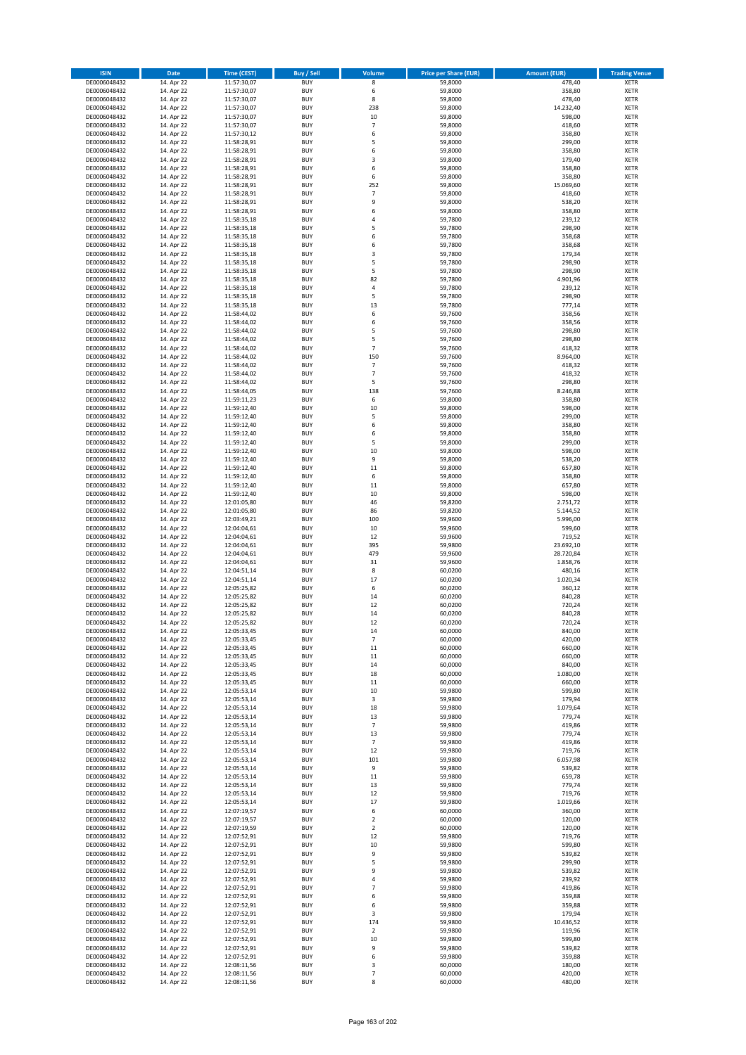| ISIN | Date | Time (CEST) | Buy / Sell | Volume | Price per Share (EUR) | Amount (EUR) | Trading Venue |
|---|---|---|---|---|---|---|---|
| DE0006048432 | 14. Apr 22 | 11:57:30,07 | BUY | 8 | 59,8000 | 478,40 | XETR |
| DE0006048432 | 14. Apr 22 | 11:57:30,07 | BUY | 6 | 59,8000 | 358,80 | XETR |
| DE0006048432 | 14. Apr 22 | 11:57:30,07 | BUY | 8 | 59,8000 | 478,40 | XETR |
| DE0006048432 | 14. Apr 22 | 11:57:30,07 | BUY | 238 | 59,8000 | 14.232,40 | XETR |
| DE0006048432 | 14. Apr 22 | 11:57:30,07 | BUY | 10 | 59,8000 | 598,00 | XETR |
| DE0006048432 | 14. Apr 22 | 11:57:30,07 | BUY | 7 | 59,8000 | 418,60 | XETR |
| DE0006048432 | 14. Apr 22 | 11:57:30,12 | BUY | 6 | 59,8000 | 358,80 | XETR |
| DE0006048432 | 14. Apr 22 | 11:58:28,91 | BUY | 5 | 59,8000 | 299,00 | XETR |
| DE0006048432 | 14. Apr 22 | 11:58:28,91 | BUY | 6 | 59,8000 | 358,80 | XETR |
| DE0006048432 | 14. Apr 22 | 11:58:28,91 | BUY | 3 | 59,8000 | 179,40 | XETR |
| DE0006048432 | 14. Apr 22 | 11:58:28,91 | BUY | 6 | 59,8000 | 358,80 | XETR |
| DE0006048432 | 14. Apr 22 | 11:58:28,91 | BUY | 6 | 59,8000 | 358,80 | XETR |
| DE0006048432 | 14. Apr 22 | 11:58:28,91 | BUY | 252 | 59,8000 | 15.069,60 | XETR |
| DE0006048432 | 14. Apr 22 | 11:58:28,91 | BUY | 7 | 59,8000 | 418,60 | XETR |
| DE0006048432 | 14. Apr 22 | 11:58:28,91 | BUY | 9 | 59,8000 | 538,20 | XETR |
| DE0006048432 | 14. Apr 22 | 11:58:28,91 | BUY | 6 | 59,8000 | 358,80 | XETR |
| DE0006048432 | 14. Apr 22 | 11:58:35,18 | BUY | 4 | 59,7800 | 239,12 | XETR |
| DE0006048432 | 14. Apr 22 | 11:58:35,18 | BUY | 5 | 59,7800 | 298,90 | XETR |
| DE0006048432 | 14. Apr 22 | 11:58:35,18 | BUY | 6 | 59,7800 | 358,68 | XETR |
| DE0006048432 | 14. Apr 22 | 11:58:35,18 | BUY | 6 | 59,7800 | 358,68 | XETR |
| DE0006048432 | 14. Apr 22 | 11:58:35,18 | BUY | 3 | 59,7800 | 179,34 | XETR |
| DE0006048432 | 14. Apr 22 | 11:58:35,18 | BUY | 5 | 59,7800 | 298,90 | XETR |
| DE0006048432 | 14. Apr 22 | 11:58:35,18 | BUY | 5 | 59,7800 | 298,90 | XETR |
| DE0006048432 | 14. Apr 22 | 11:58:35,18 | BUY | 82 | 59,7800 | 4.901,96 | XETR |
| DE0006048432 | 14. Apr 22 | 11:58:35,18 | BUY | 4 | 59,7800 | 239,12 | XETR |
| DE0006048432 | 14. Apr 22 | 11:58:35,18 | BUY | 5 | 59,7800 | 298,90 | XETR |
| DE0006048432 | 14. Apr 22 | 11:58:35,18 | BUY | 13 | 59,7800 | 777,14 | XETR |
| DE0006048432 | 14. Apr 22 | 11:58:44,02 | BUY | 6 | 59,7600 | 358,56 | XETR |
| DE0006048432 | 14. Apr 22 | 11:58:44,02 | BUY | 6 | 59,7600 | 358,56 | XETR |
| DE0006048432 | 14. Apr 22 | 11:58:44,02 | BUY | 5 | 59,7600 | 298,80 | XETR |
| DE0006048432 | 14. Apr 22 | 11:58:44,02 | BUY | 5 | 59,7600 | 298,80 | XETR |
| DE0006048432 | 14. Apr 22 | 11:58:44,02 | BUY | 7 | 59,7600 | 418,32 | XETR |
| DE0006048432 | 14. Apr 22 | 11:58:44,02 | BUY | 150 | 59,7600 | 8.964,00 | XETR |
| DE0006048432 | 14. Apr 22 | 11:58:44,02 | BUY | 7 | 59,7600 | 418,32 | XETR |
| DE0006048432 | 14. Apr 22 | 11:58:44,02 | BUY | 7 | 59,7600 | 418,32 | XETR |
| DE0006048432 | 14. Apr 22 | 11:58:44,02 | BUY | 5 | 59,7600 | 298,80 | XETR |
| DE0006048432 | 14. Apr 22 | 11:58:44,05 | BUY | 138 | 59,7600 | 8.246,88 | XETR |
| DE0006048432 | 14. Apr 22 | 11:59:11,23 | BUY | 6 | 59,8000 | 358,80 | XETR |
| DE0006048432 | 14. Apr 22 | 11:59:12,40 | BUY | 10 | 59,8000 | 598,00 | XETR |
| DE0006048432 | 14. Apr 22 | 11:59:12,40 | BUY | 5 | 59,8000 | 299,00 | XETR |
| DE0006048432 | 14. Apr 22 | 11:59:12,40 | BUY | 6 | 59,8000 | 358,80 | XETR |
| DE0006048432 | 14. Apr 22 | 11:59:12,40 | BUY | 6 | 59,8000 | 358,80 | XETR |
| DE0006048432 | 14. Apr 22 | 11:59:12,40 | BUY | 5 | 59,8000 | 299,00 | XETR |
| DE0006048432 | 14. Apr 22 | 11:59:12,40 | BUY | 10 | 59,8000 | 598,00 | XETR |
| DE0006048432 | 14. Apr 22 | 11:59:12,40 | BUY | 9 | 59,8000 | 538,20 | XETR |
| DE0006048432 | 14. Apr 22 | 11:59:12,40 | BUY | 11 | 59,8000 | 657,80 | XETR |
| DE0006048432 | 14. Apr 22 | 11:59:12,40 | BUY | 6 | 59,8000 | 358,80 | XETR |
| DE0006048432 | 14. Apr 22 | 11:59:12,40 | BUY | 11 | 59,8000 | 657,80 | XETR |
| DE0006048432 | 14. Apr 22 | 11:59:12,40 | BUY | 10 | 59,8000 | 598,00 | XETR |
| DE0006048432 | 14. Apr 22 | 12:01:05,80 | BUY | 46 | 59,8200 | 2.751,72 | XETR |
| DE0006048432 | 14. Apr 22 | 12:01:05,80 | BUY | 86 | 59,8200 | 5.144,52 | XETR |
| DE0006048432 | 14. Apr 22 | 12:03:49,21 | BUY | 100 | 59,9600 | 5.996,00 | XETR |
| DE0006048432 | 14. Apr 22 | 12:04:04,61 | BUY | 10 | 59,9600 | 599,60 | XETR |
| DE0006048432 | 14. Apr 22 | 12:04:04,61 | BUY | 12 | 59,9600 | 719,52 | XETR |
| DE0006048432 | 14. Apr 22 | 12:04:04,61 | BUY | 395 | 59,9800 | 23.692,10 | XETR |
| DE0006048432 | 14. Apr 22 | 12:04:04,61 | BUY | 479 | 59,9600 | 28.720,84 | XETR |
| DE0006048432 | 14. Apr 22 | 12:04:04,61 | BUY | 31 | 59,9600 | 1.858,76 | XETR |
| DE0006048432 | 14. Apr 22 | 12:04:51,14 | BUY | 8 | 60,0200 | 480,16 | XETR |
| DE0006048432 | 14. Apr 22 | 12:04:51,14 | BUY | 17 | 60,0200 | 1.020,34 | XETR |
| DE0006048432 | 14. Apr 22 | 12:05:25,82 | BUY | 6 | 60,0200 | 360,12 | XETR |
| DE0006048432 | 14. Apr 22 | 12:05:25,82 | BUY | 14 | 60,0200 | 840,28 | XETR |
| DE0006048432 | 14. Apr 22 | 12:05:25,82 | BUY | 12 | 60,0200 | 720,24 | XETR |
| DE0006048432 | 14. Apr 22 | 12:05:25,82 | BUY | 14 | 60,0200 | 840,28 | XETR |
| DE0006048432 | 14. Apr 22 | 12:05:25,82 | BUY | 12 | 60,0200 | 720,24 | XETR |
| DE0006048432 | 14. Apr 22 | 12:05:33,45 | BUY | 14 | 60,0000 | 840,00 | XETR |
| DE0006048432 | 14. Apr 22 | 12:05:33,45 | BUY | 7 | 60,0000 | 420,00 | XETR |
| DE0006048432 | 14. Apr 22 | 12:05:33,45 | BUY | 11 | 60,0000 | 660,00 | XETR |
| DE0006048432 | 14. Apr 22 | 12:05:33,45 | BUY | 11 | 60,0000 | 660,00 | XETR |
| DE0006048432 | 14. Apr 22 | 12:05:33,45 | BUY | 14 | 60,0000 | 840,00 | XETR |
| DE0006048432 | 14. Apr 22 | 12:05:33,45 | BUY | 18 | 60,0000 | 1.080,00 | XETR |
| DE0006048432 | 14. Apr 22 | 12:05:33,45 | BUY | 11 | 60,0000 | 660,00 | XETR |
| DE0006048432 | 14. Apr 22 | 12:05:53,14 | BUY | 10 | 59,9800 | 599,80 | XETR |
| DE0006048432 | 14. Apr 22 | 12:05:53,14 | BUY | 3 | 59,9800 | 179,94 | XETR |
| DE0006048432 | 14. Apr 22 | 12:05:53,14 | BUY | 18 | 59,9800 | 1.079,64 | XETR |
| DE0006048432 | 14. Apr 22 | 12:05:53,14 | BUY | 13 | 59,9800 | 779,74 | XETR |
| DE0006048432 | 14. Apr 22 | 12:05:53,14 | BUY | 7 | 59,9800 | 419,86 | XETR |
| DE0006048432 | 14. Apr 22 | 12:05:53,14 | BUY | 13 | 59,9800 | 779,74 | XETR |
| DE0006048432 | 14. Apr 22 | 12:05:53,14 | BUY | 7 | 59,9800 | 419,86 | XETR |
| DE0006048432 | 14. Apr 22 | 12:05:53,14 | BUY | 12 | 59,9800 | 719,76 | XETR |
| DE0006048432 | 14. Apr 22 | 12:05:53,14 | BUY | 101 | 59,9800 | 6.057,98 | XETR |
| DE0006048432 | 14. Apr 22 | 12:05:53,14 | BUY | 9 | 59,9800 | 539,82 | XETR |
| DE0006048432 | 14. Apr 22 | 12:05:53,14 | BUY | 11 | 59,9800 | 659,78 | XETR |
| DE0006048432 | 14. Apr 22 | 12:05:53,14 | BUY | 13 | 59,9800 | 779,74 | XETR |
| DE0006048432 | 14. Apr 22 | 12:05:53,14 | BUY | 12 | 59,9800 | 719,76 | XETR |
| DE0006048432 | 14. Apr 22 | 12:05:53,14 | BUY | 17 | 59,9800 | 1.019,66 | XETR |
| DE0006048432 | 14. Apr 22 | 12:07:19,57 | BUY | 6 | 60,0000 | 360,00 | XETR |
| DE0006048432 | 14. Apr 22 | 12:07:19,57 | BUY | 2 | 60,0000 | 120,00 | XETR |
| DE0006048432 | 14. Apr 22 | 12:07:19,59 | BUY | 2 | 60,0000 | 120,00 | XETR |
| DE0006048432 | 14. Apr 22 | 12:07:52,91 | BUY | 12 | 59,9800 | 719,76 | XETR |
| DE0006048432 | 14. Apr 22 | 12:07:52,91 | BUY | 10 | 59,9800 | 599,80 | XETR |
| DE0006048432 | 14. Apr 22 | 12:07:52,91 | BUY | 9 | 59,9800 | 539,82 | XETR |
| DE0006048432 | 14. Apr 22 | 12:07:52,91 | BUY | 5 | 59,9800 | 299,90 | XETR |
| DE0006048432 | 14. Apr 22 | 12:07:52,91 | BUY | 9 | 59,9800 | 539,82 | XETR |
| DE0006048432 | 14. Apr 22 | 12:07:52,91 | BUY | 4 | 59,9800 | 239,92 | XETR |
| DE0006048432 | 14. Apr 22 | 12:07:52,91 | BUY | 7 | 59,9800 | 419,86 | XETR |
| DE0006048432 | 14. Apr 22 | 12:07:52,91 | BUY | 6 | 59,9800 | 359,88 | XETR |
| DE0006048432 | 14. Apr 22 | 12:07:52,91 | BUY | 6 | 59,9800 | 359,88 | XETR |
| DE0006048432 | 14. Apr 22 | 12:07:52,91 | BUY | 3 | 59,9800 | 179,94 | XETR |
| DE0006048432 | 14. Apr 22 | 12:07:52,91 | BUY | 174 | 59,9800 | 10.436,52 | XETR |
| DE0006048432 | 14. Apr 22 | 12:07:52,91 | BUY | 2 | 59,9800 | 119,96 | XETR |
| DE0006048432 | 14. Apr 22 | 12:07:52,91 | BUY | 10 | 59,9800 | 599,80 | XETR |
| DE0006048432 | 14. Apr 22 | 12:07:52,91 | BUY | 9 | 59,9800 | 539,82 | XETR |
| DE0006048432 | 14. Apr 22 | 12:07:52,91 | BUY | 6 | 59,9800 | 359,88 | XETR |
| DE0006048432 | 14. Apr 22 | 12:08:11,56 | BUY | 3 | 60,0000 | 180,00 | XETR |
| DE0006048432 | 14. Apr 22 | 12:08:11,56 | BUY | 7 | 60,0000 | 420,00 | XETR |
| DE0006048432 | 14. Apr 22 | 12:08:11,56 | BUY | 8 | 60,0000 | 480,00 | XETR |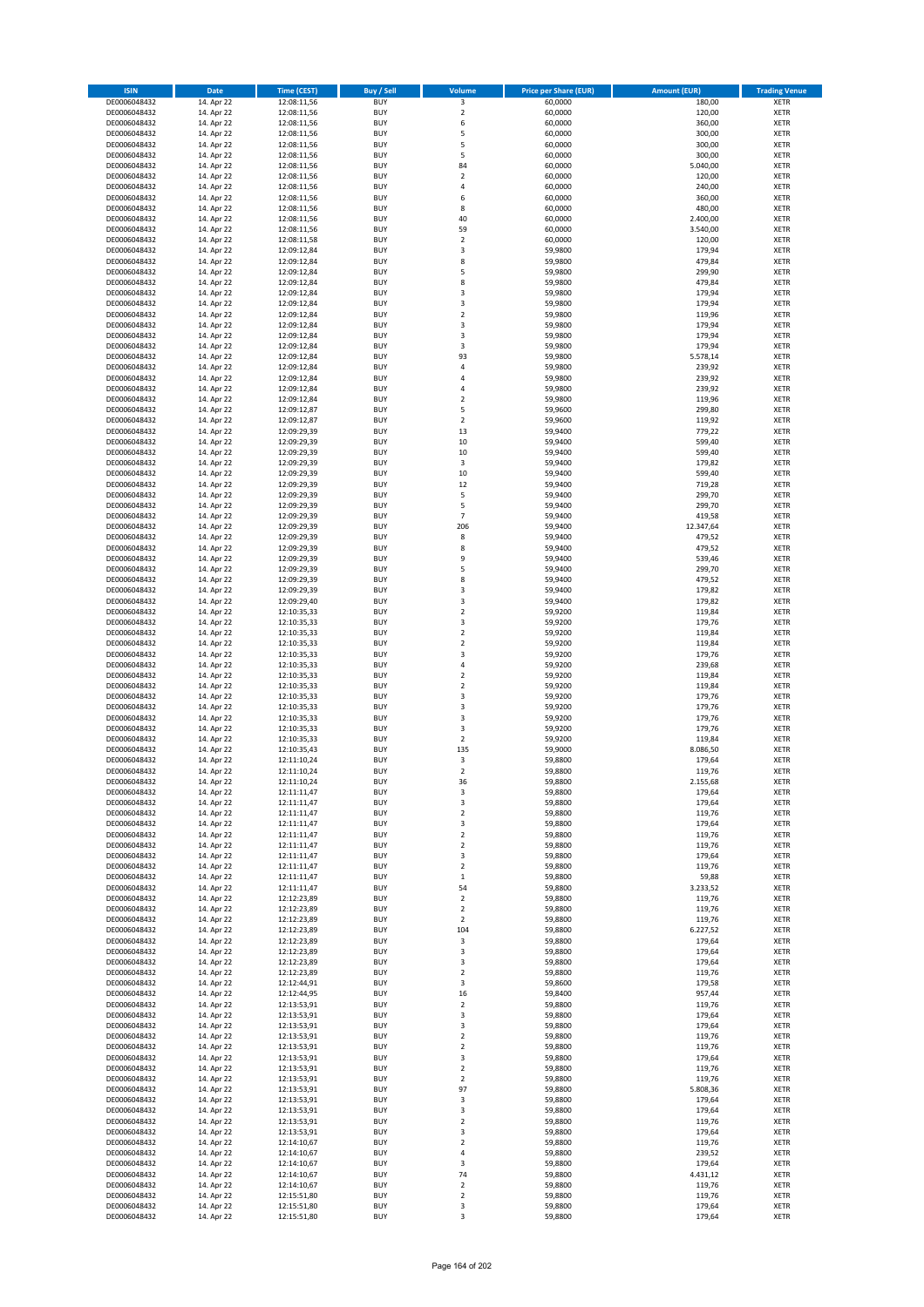| ISIN | Date | Time (CEST) | Buy / Sell | Volume | Price per Share (EUR) | Amount (EUR) | Trading Venue |
|---|---|---|---|---|---|---|---|
| DE0006048432 | 14. Apr 22 | 12:08:11,56 | BUY | 3 | 60,0000 | 180,00 | XETR |
| DE0006048432 | 14. Apr 22 | 12:08:11,56 | BUY | 2 | 60,0000 | 120,00 | XETR |
| DE0006048432 | 14. Apr 22 | 12:08:11,56 | BUY | 6 | 60,0000 | 360,00 | XETR |
| DE0006048432 | 14. Apr 22 | 12:08:11,56 | BUY | 5 | 60,0000 | 300,00 | XETR |
| DE0006048432 | 14. Apr 22 | 12:08:11,56 | BUY | 5 | 60,0000 | 300,00 | XETR |
| DE0006048432 | 14. Apr 22 | 12:08:11,56 | BUY | 5 | 60,0000 | 300,00 | XETR |
| DE0006048432 | 14. Apr 22 | 12:08:11,56 | BUY | 84 | 60,0000 | 5.040,00 | XETR |
| DE0006048432 | 14. Apr 22 | 12:08:11,56 | BUY | 2 | 60,0000 | 120,00 | XETR |
| DE0006048432 | 14. Apr 22 | 12:08:11,56 | BUY | 4 | 60,0000 | 240,00 | XETR |
| DE0006048432 | 14. Apr 22 | 12:08:11,56 | BUY | 6 | 60,0000 | 360,00 | XETR |
| DE0006048432 | 14. Apr 22 | 12:08:11,56 | BUY | 8 | 60,0000 | 480,00 | XETR |
| DE0006048432 | 14. Apr 22 | 12:08:11,56 | BUY | 40 | 60,0000 | 2.400,00 | XETR |
| DE0006048432 | 14. Apr 22 | 12:08:11,56 | BUY | 59 | 60,0000 | 3.540,00 | XETR |
| DE0006048432 | 14. Apr 22 | 12:08:11,58 | BUY | 2 | 60,0000 | 120,00 | XETR |
| DE0006048432 | 14. Apr 22 | 12:09:12,84 | BUY | 3 | 59,9800 | 179,94 | XETR |
| DE0006048432 | 14. Apr 22 | 12:09:12,84 | BUY | 8 | 59,9800 | 479,84 | XETR |
| DE0006048432 | 14. Apr 22 | 12:09:12,84 | BUY | 5 | 59,9800 | 299,90 | XETR |
| DE0006048432 | 14. Apr 22 | 12:09:12,84 | BUY | 8 | 59,9800 | 479,84 | XETR |
| DE0006048432 | 14. Apr 22 | 12:09:12,84 | BUY | 3 | 59,9800 | 179,94 | XETR |
| DE0006048432 | 14. Apr 22 | 12:09:12,84 | BUY | 3 | 59,9800 | 179,94 | XETR |
| DE0006048432 | 14. Apr 22 | 12:09:12,84 | BUY | 2 | 59,9800 | 119,96 | XETR |
| DE0006048432 | 14. Apr 22 | 12:09:12,84 | BUY | 3 | 59,9800 | 179,94 | XETR |
| DE0006048432 | 14. Apr 22 | 12:09:12,84 | BUY | 3 | 59,9800 | 179,94 | XETR |
| DE0006048432 | 14. Apr 22 | 12:09:12,84 | BUY | 3 | 59,9800 | 179,94 | XETR |
| DE0006048432 | 14. Apr 22 | 12:09:12,84 | BUY | 93 | 59,9800 | 5.578,14 | XETR |
| DE0006048432 | 14. Apr 22 | 12:09:12,84 | BUY | 4 | 59,9800 | 239,92 | XETR |
| DE0006048432 | 14. Apr 22 | 12:09:12,84 | BUY | 4 | 59,9800 | 239,92 | XETR |
| DE0006048432 | 14. Apr 22 | 12:09:12,84 | BUY | 4 | 59,9800 | 239,92 | XETR |
| DE0006048432 | 14. Apr 22 | 12:09:12,84 | BUY | 2 | 59,9800 | 119,96 | XETR |
| DE0006048432 | 14. Apr 22 | 12:09:12,87 | BUY | 5 | 59,9600 | 299,80 | XETR |
| DE0006048432 | 14. Apr 22 | 12:09:12,87 | BUY | 2 | 59,9600 | 119,92 | XETR |
| DE0006048432 | 14. Apr 22 | 12:09:29,39 | BUY | 13 | 59,9400 | 779,22 | XETR |
| DE0006048432 | 14. Apr 22 | 12:09:29,39 | BUY | 10 | 59,9400 | 599,40 | XETR |
| DE0006048432 | 14. Apr 22 | 12:09:29,39 | BUY | 10 | 59,9400 | 599,40 | XETR |
| DE0006048432 | 14. Apr 22 | 12:09:29,39 | BUY | 3 | 59,9400 | 179,82 | XETR |
| DE0006048432 | 14. Apr 22 | 12:09:29,39 | BUY | 10 | 59,9400 | 599,40 | XETR |
| DE0006048432 | 14. Apr 22 | 12:09:29,39 | BUY | 12 | 59,9400 | 719,28 | XETR |
| DE0006048432 | 14. Apr 22 | 12:09:29,39 | BUY | 5 | 59,9400 | 299,70 | XETR |
| DE0006048432 | 14. Apr 22 | 12:09:29,39 | BUY | 5 | 59,9400 | 299,70 | XETR |
| DE0006048432 | 14. Apr 22 | 12:09:29,39 | BUY | 7 | 59,9400 | 419,58 | XETR |
| DE0006048432 | 14. Apr 22 | 12:09:29,39 | BUY | 206 | 59,9400 | 12.347,64 | XETR |
| DE0006048432 | 14. Apr 22 | 12:09:29,39 | BUY | 8 | 59,9400 | 479,52 | XETR |
| DE0006048432 | 14. Apr 22 | 12:09:29,39 | BUY | 8 | 59,9400 | 479,52 | XETR |
| DE0006048432 | 14. Apr 22 | 12:09:29,39 | BUY | 9 | 59,9400 | 539,46 | XETR |
| DE0006048432 | 14. Apr 22 | 12:09:29,39 | BUY | 5 | 59,9400 | 299,70 | XETR |
| DE0006048432 | 14. Apr 22 | 12:09:29,39 | BUY | 8 | 59,9400 | 479,52 | XETR |
| DE0006048432 | 14. Apr 22 | 12:09:29,39 | BUY | 3 | 59,9400 | 179,82 | XETR |
| DE0006048432 | 14. Apr 22 | 12:09:29,40 | BUY | 3 | 59,9400 | 179,82 | XETR |
| DE0006048432 | 14. Apr 22 | 12:10:35,33 | BUY | 2 | 59,9200 | 119,84 | XETR |
| DE0006048432 | 14. Apr 22 | 12:10:35,33 | BUY | 3 | 59,9200 | 179,76 | XETR |
| DE0006048432 | 14. Apr 22 | 12:10:35,33 | BUY | 2 | 59,9200 | 119,84 | XETR |
| DE0006048432 | 14. Apr 22 | 12:10:35,33 | BUY | 2 | 59,9200 | 119,84 | XETR |
| DE0006048432 | 14. Apr 22 | 12:10:35,33 | BUY | 3 | 59,9200 | 179,76 | XETR |
| DE0006048432 | 14. Apr 22 | 12:10:35,33 | BUY | 4 | 59,9200 | 239,68 | XETR |
| DE0006048432 | 14. Apr 22 | 12:10:35,33 | BUY | 2 | 59,9200 | 119,84 | XETR |
| DE0006048432 | 14. Apr 22 | 12:10:35,33 | BUY | 2 | 59,9200 | 119,84 | XETR |
| DE0006048432 | 14. Apr 22 | 12:10:35,33 | BUY | 3 | 59,9200 | 179,76 | XETR |
| DE0006048432 | 14. Apr 22 | 12:10:35,33 | BUY | 3 | 59,9200 | 179,76 | XETR |
| DE0006048432 | 14. Apr 22 | 12:10:35,33 | BUY | 3 | 59,9200 | 179,76 | XETR |
| DE0006048432 | 14. Apr 22 | 12:10:35,33 | BUY | 3 | 59,9200 | 179,76 | XETR |
| DE0006048432 | 14. Apr 22 | 12:10:35,33 | BUY | 2 | 59,9200 | 119,84 | XETR |
| DE0006048432 | 14. Apr 22 | 12:10:35,43 | BUY | 135 | 59,9000 | 8.086,50 | XETR |
| DE0006048432 | 14. Apr 22 | 12:11:10,24 | BUY | 3 | 59,8800 | 179,64 | XETR |
| DE0006048432 | 14. Apr 22 | 12:11:10,24 | BUY | 2 | 59,8800 | 119,76 | XETR |
| DE0006048432 | 14. Apr 22 | 12:11:10,24 | BUY | 36 | 59,8800 | 2.155,68 | XETR |
| DE0006048432 | 14. Apr 22 | 12:11:11,47 | BUY | 3 | 59,8800 | 179,64 | XETR |
| DE0006048432 | 14. Apr 22 | 12:11:11,47 | BUY | 3 | 59,8800 | 179,64 | XETR |
| DE0006048432 | 14. Apr 22 | 12:11:11,47 | BUY | 2 | 59,8800 | 119,76 | XETR |
| DE0006048432 | 14. Apr 22 | 12:11:11,47 | BUY | 3 | 59,8800 | 179,64 | XETR |
| DE0006048432 | 14. Apr 22 | 12:11:11,47 | BUY | 2 | 59,8800 | 119,76 | XETR |
| DE0006048432 | 14. Apr 22 | 12:11:11,47 | BUY | 2 | 59,8800 | 119,76 | XETR |
| DE0006048432 | 14. Apr 22 | 12:11:11,47 | BUY | 3 | 59,8800 | 179,64 | XETR |
| DE0006048432 | 14. Apr 22 | 12:11:11,47 | BUY | 2 | 59,8800 | 119,76 | XETR |
| DE0006048432 | 14. Apr 22 | 12:11:11,47 | BUY | 1 | 59,8800 | 59,88 | XETR |
| DE0006048432 | 14. Apr 22 | 12:11:11,47 | BUY | 54 | 59,8800 | 3.233,52 | XETR |
| DE0006048432 | 14. Apr 22 | 12:12:23,89 | BUY | 2 | 59,8800 | 119,76 | XETR |
| DE0006048432 | 14. Apr 22 | 12:12:23,89 | BUY | 2 | 59,8800 | 119,76 | XETR |
| DE0006048432 | 14. Apr 22 | 12:12:23,89 | BUY | 2 | 59,8800 | 119,76 | XETR |
| DE0006048432 | 14. Apr 22 | 12:12:23,89 | BUY | 104 | 59,8800 | 6.227,52 | XETR |
| DE0006048432 | 14. Apr 22 | 12:12:23,89 | BUY | 3 | 59,8800 | 179,64 | XETR |
| DE0006048432 | 14. Apr 22 | 12:12:23,89 | BUY | 3 | 59,8800 | 179,64 | XETR |
| DE0006048432 | 14. Apr 22 | 12:12:23,89 | BUY | 3 | 59,8800 | 179,64 | XETR |
| DE0006048432 | 14. Apr 22 | 12:12:23,89 | BUY | 2 | 59,8800 | 119,76 | XETR |
| DE0006048432 | 14. Apr 22 | 12:12:44,91 | BUY | 3 | 59,8600 | 179,58 | XETR |
| DE0006048432 | 14. Apr 22 | 12:12:44,95 | BUY | 16 | 59,8400 | 957,44 | XETR |
| DE0006048432 | 14. Apr 22 | 12:13:53,91 | BUY | 2 | 59,8800 | 119,76 | XETR |
| DE0006048432 | 14. Apr 22 | 12:13:53,91 | BUY | 3 | 59,8800 | 179,64 | XETR |
| DE0006048432 | 14. Apr 22 | 12:13:53,91 | BUY | 3 | 59,8800 | 179,64 | XETR |
| DE0006048432 | 14. Apr 22 | 12:13:53,91 | BUY | 2 | 59,8800 | 119,76 | XETR |
| DE0006048432 | 14. Apr 22 | 12:13:53,91 | BUY | 2 | 59,8800 | 119,76 | XETR |
| DE0006048432 | 14. Apr 22 | 12:13:53,91 | BUY | 3 | 59,8800 | 179,64 | XETR |
| DE0006048432 | 14. Apr 22 | 12:13:53,91 | BUY | 2 | 59,8800 | 119,76 | XETR |
| DE0006048432 | 14. Apr 22 | 12:13:53,91 | BUY | 2 | 59,8800 | 119,76 | XETR |
| DE0006048432 | 14. Apr 22 | 12:13:53,91 | BUY | 97 | 59,8800 | 5.808,36 | XETR |
| DE0006048432 | 14. Apr 22 | 12:13:53,91 | BUY | 3 | 59,8800 | 179,64 | XETR |
| DE0006048432 | 14. Apr 22 | 12:13:53,91 | BUY | 3 | 59,8800 | 179,64 | XETR |
| DE0006048432 | 14. Apr 22 | 12:13:53,91 | BUY | 2 | 59,8800 | 119,76 | XETR |
| DE0006048432 | 14. Apr 22 | 12:13:53,91 | BUY | 3 | 59,8800 | 179,64 | XETR |
| DE0006048432 | 14. Apr 22 | 12:14:10,67 | BUY | 2 | 59,8800 | 119,76 | XETR |
| DE0006048432 | 14. Apr 22 | 12:14:10,67 | BUY | 4 | 59,8800 | 239,52 | XETR |
| DE0006048432 | 14. Apr 22 | 12:14:10,67 | BUY | 3 | 59,8800 | 179,64 | XETR |
| DE0006048432 | 14. Apr 22 | 12:14:10,67 | BUY | 74 | 59,8800 | 4.431,12 | XETR |
| DE0006048432 | 14. Apr 22 | 12:14:10,67 | BUY | 2 | 59,8800 | 119,76 | XETR |
| DE0006048432 | 14. Apr 22 | 12:15:51,80 | BUY | 2 | 59,8800 | 119,76 | XETR |
| DE0006048432 | 14. Apr 22 | 12:15:51,80 | BUY | 3 | 59,8800 | 179,64 | XETR |
| DE0006048432 | 14. Apr 22 | 12:15:51,80 | BUY | 3 | 59,8800 | 179,64 | XETR |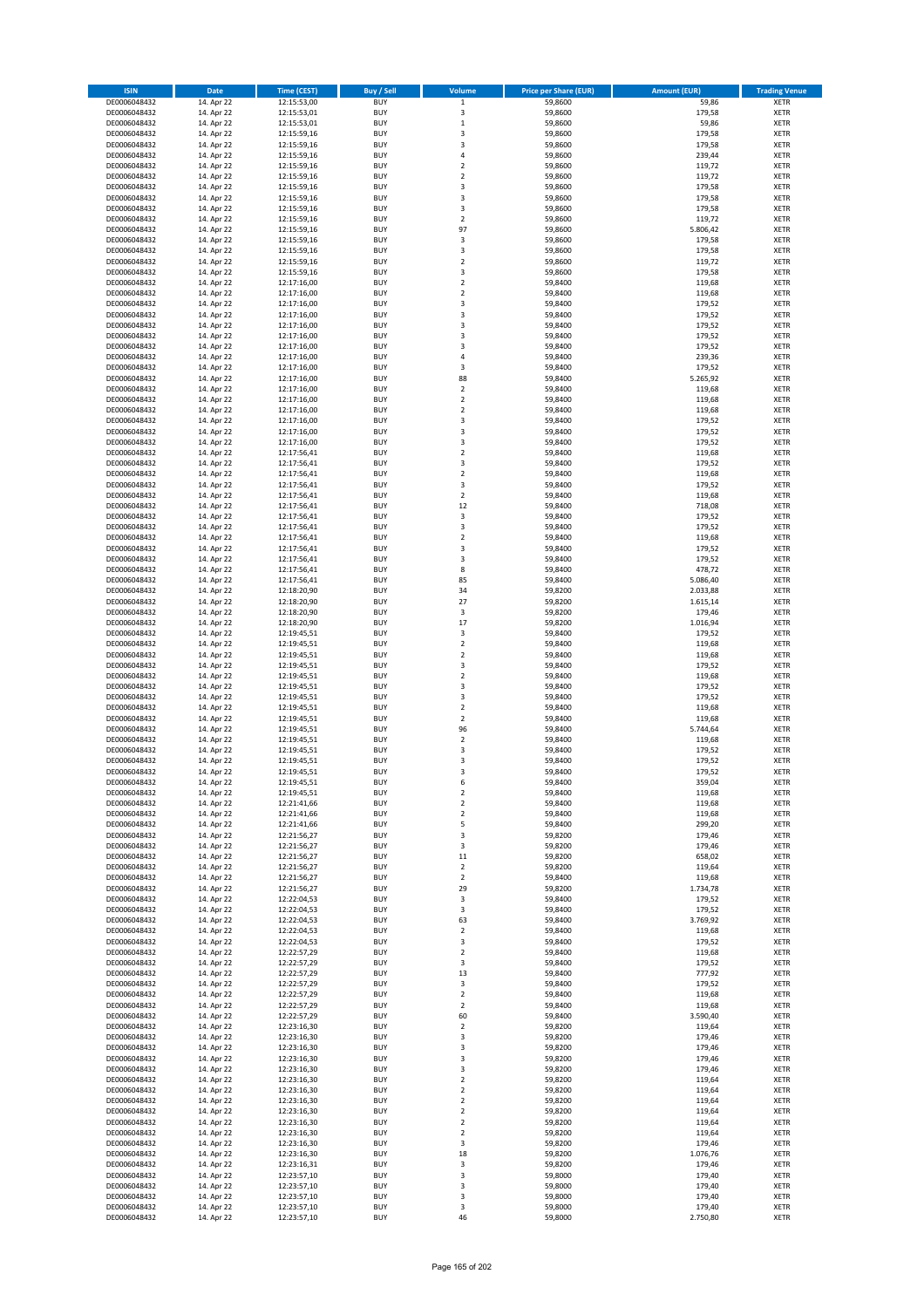| ISIN | Date | Time (CEST) | Buy / Sell | Volume | Price per Share (EUR) | Amount (EUR) | Trading Venue |
|---|---|---|---|---|---|---|---|
| DE0006048432 | 14. Apr 22 | 12:15:53,00 | BUY | 1 | 59,8600 | 59,86 | XETR |
| DE0006048432 | 14. Apr 22 | 12:15:53,01 | BUY | 3 | 59,8600 | 179,58 | XETR |
| DE0006048432 | 14. Apr 22 | 12:15:53,01 | BUY | 1 | 59,8600 | 59,86 | XETR |
| DE0006048432 | 14. Apr 22 | 12:15:59,16 | BUY | 3 | 59,8600 | 179,58 | XETR |
| DE0006048432 | 14. Apr 22 | 12:15:59,16 | BUY | 3 | 59,8600 | 179,58 | XETR |
| DE0006048432 | 14. Apr 22 | 12:15:59,16 | BUY | 4 | 59,8600 | 239,44 | XETR |
| DE0006048432 | 14. Apr 22 | 12:15:59,16 | BUY | 2 | 59,8600 | 119,72 | XETR |
| DE0006048432 | 14. Apr 22 | 12:15:59,16 | BUY | 2 | 59,8600 | 119,72 | XETR |
| DE0006048432 | 14. Apr 22 | 12:15:59,16 | BUY | 3 | 59,8600 | 179,58 | XETR |
| DE0006048432 | 14. Apr 22 | 12:15:59,16 | BUY | 3 | 59,8600 | 179,58 | XETR |
| DE0006048432 | 14. Apr 22 | 12:15:59,16 | BUY | 3 | 59,8600 | 179,58 | XETR |
| DE0006048432 | 14. Apr 22 | 12:15:59,16 | BUY | 2 | 59,8600 | 119,72 | XETR |
| DE0006048432 | 14. Apr 22 | 12:15:59,16 | BUY | 97 | 59,8600 | 5.806,42 | XETR |
| DE0006048432 | 14. Apr 22 | 12:15:59,16 | BUY | 3 | 59,8600 | 179,58 | XETR |
| DE0006048432 | 14. Apr 22 | 12:15:59,16 | BUY | 3 | 59,8600 | 179,58 | XETR |
| DE0006048432 | 14. Apr 22 | 12:15:59,16 | BUY | 2 | 59,8600 | 119,72 | XETR |
| DE0006048432 | 14. Apr 22 | 12:15:59,16 | BUY | 3 | 59,8600 | 179,58 | XETR |
| DE0006048432 | 14. Apr 22 | 12:17:16,00 | BUY | 2 | 59,8400 | 119,68 | XETR |
| DE0006048432 | 14. Apr 22 | 12:17:16,00 | BUY | 2 | 59,8400 | 119,68 | XETR |
| DE0006048432 | 14. Apr 22 | 12:17:16,00 | BUY | 3 | 59,8400 | 179,52 | XETR |
| DE0006048432 | 14. Apr 22 | 12:17:16,00 | BUY | 3 | 59,8400 | 179,52 | XETR |
| DE0006048432 | 14. Apr 22 | 12:17:16,00 | BUY | 3 | 59,8400 | 179,52 | XETR |
| DE0006048432 | 14. Apr 22 | 12:17:16,00 | BUY | 3 | 59,8400 | 179,52 | XETR |
| DE0006048432 | 14. Apr 22 | 12:17:16,00 | BUY | 3 | 59,8400 | 179,52 | XETR |
| DE0006048432 | 14. Apr 22 | 12:17:16,00 | BUY | 4 | 59,8400 | 239,36 | XETR |
| DE0006048432 | 14. Apr 22 | 12:17:16,00 | BUY | 3 | 59,8400 | 179,52 | XETR |
| DE0006048432 | 14. Apr 22 | 12:17:16,00 | BUY | 88 | 59,8400 | 5.265,92 | XETR |
| DE0006048432 | 14. Apr 22 | 12:17:16,00 | BUY | 2 | 59,8400 | 119,68 | XETR |
| DE0006048432 | 14. Apr 22 | 12:17:16,00 | BUY | 2 | 59,8400 | 119,68 | XETR |
| DE0006048432 | 14. Apr 22 | 12:17:16,00 | BUY | 2 | 59,8400 | 119,68 | XETR |
| DE0006048432 | 14. Apr 22 | 12:17:16,00 | BUY | 3 | 59,8400 | 179,52 | XETR |
| DE0006048432 | 14. Apr 22 | 12:17:16,00 | BUY | 3 | 59,8400 | 179,52 | XETR |
| DE0006048432 | 14. Apr 22 | 12:17:16,00 | BUY | 3 | 59,8400 | 179,52 | XETR |
| DE0006048432 | 14. Apr 22 | 12:17:56,41 | BUY | 2 | 59,8400 | 119,68 | XETR |
| DE0006048432 | 14. Apr 22 | 12:17:56,41 | BUY | 3 | 59,8400 | 179,52 | XETR |
| DE0006048432 | 14. Apr 22 | 12:17:56,41 | BUY | 2 | 59,8400 | 119,68 | XETR |
| DE0006048432 | 14. Apr 22 | 12:17:56,41 | BUY | 3 | 59,8400 | 179,52 | XETR |
| DE0006048432 | 14. Apr 22 | 12:17:56,41 | BUY | 2 | 59,8400 | 119,68 | XETR |
| DE0006048432 | 14. Apr 22 | 12:17:56,41 | BUY | 12 | 59,8400 | 718,08 | XETR |
| DE0006048432 | 14. Apr 22 | 12:17:56,41 | BUY | 3 | 59,8400 | 179,52 | XETR |
| DE0006048432 | 14. Apr 22 | 12:17:56,41 | BUY | 3 | 59,8400 | 179,52 | XETR |
| DE0006048432 | 14. Apr 22 | 12:17:56,41 | BUY | 2 | 59,8400 | 119,68 | XETR |
| DE0006048432 | 14. Apr 22 | 12:17:56,41 | BUY | 3 | 59,8400 | 179,52 | XETR |
| DE0006048432 | 14. Apr 22 | 12:17:56,41 | BUY | 3 | 59,8400 | 179,52 | XETR |
| DE0006048432 | 14. Apr 22 | 12:17:56,41 | BUY | 8 | 59,8400 | 478,72 | XETR |
| DE0006048432 | 14. Apr 22 | 12:17:56,41 | BUY | 85 | 59,8400 | 5.086,40 | XETR |
| DE0006048432 | 14. Apr 22 | 12:18:20,90 | BUY | 34 | 59,8200 | 2.033,88 | XETR |
| DE0006048432 | 14. Apr 22 | 12:18:20,90 | BUY | 27 | 59,8200 | 1.615,14 | XETR |
| DE0006048432 | 14. Apr 22 | 12:18:20,90 | BUY | 3 | 59,8200 | 179,46 | XETR |
| DE0006048432 | 14. Apr 22 | 12:18:20,90 | BUY | 17 | 59,8200 | 1.016,94 | XETR |
| DE0006048432 | 14. Apr 22 | 12:19:45,51 | BUY | 3 | 59,8400 | 179,52 | XETR |
| DE0006048432 | 14. Apr 22 | 12:19:45,51 | BUY | 2 | 59,8400 | 119,68 | XETR |
| DE0006048432 | 14. Apr 22 | 12:19:45,51 | BUY | 2 | 59,8400 | 119,68 | XETR |
| DE0006048432 | 14. Apr 22 | 12:19:45,51 | BUY | 3 | 59,8400 | 179,52 | XETR |
| DE0006048432 | 14. Apr 22 | 12:19:45,51 | BUY | 2 | 59,8400 | 119,68 | XETR |
| DE0006048432 | 14. Apr 22 | 12:19:45,51 | BUY | 3 | 59,8400 | 179,52 | XETR |
| DE0006048432 | 14. Apr 22 | 12:19:45,51 | BUY | 3 | 59,8400 | 179,52 | XETR |
| DE0006048432 | 14. Apr 22 | 12:19:45,51 | BUY | 2 | 59,8400 | 119,68 | XETR |
| DE0006048432 | 14. Apr 22 | 12:19:45,51 | BUY | 2 | 59,8400 | 119,68 | XETR |
| DE0006048432 | 14. Apr 22 | 12:19:45,51 | BUY | 96 | 59,8400 | 5.744,64 | XETR |
| DE0006048432 | 14. Apr 22 | 12:19:45,51 | BUY | 2 | 59,8400 | 119,68 | XETR |
| DE0006048432 | 14. Apr 22 | 12:19:45,51 | BUY | 3 | 59,8400 | 179,52 | XETR |
| DE0006048432 | 14. Apr 22 | 12:19:45,51 | BUY | 3 | 59,8400 | 179,52 | XETR |
| DE0006048432 | 14. Apr 22 | 12:19:45,51 | BUY | 3 | 59,8400 | 179,52 | XETR |
| DE0006048432 | 14. Apr 22 | 12:19:45,51 | BUY | 6 | 59,8400 | 359,04 | XETR |
| DE0006048432 | 14. Apr 22 | 12:19:45,51 | BUY | 2 | 59,8400 | 119,68 | XETR |
| DE0006048432 | 14. Apr 22 | 12:21:41,66 | BUY | 2 | 59,8400 | 119,68 | XETR |
| DE0006048432 | 14. Apr 22 | 12:21:41,66 | BUY | 2 | 59,8400 | 119,68 | XETR |
| DE0006048432 | 14. Apr 22 | 12:21:41,66 | BUY | 5 | 59,8400 | 299,20 | XETR |
| DE0006048432 | 14. Apr 22 | 12:21:56,27 | BUY | 3 | 59,8200 | 179,46 | XETR |
| DE0006048432 | 14. Apr 22 | 12:21:56,27 | BUY | 3 | 59,8200 | 179,46 | XETR |
| DE0006048432 | 14. Apr 22 | 12:21:56,27 | BUY | 11 | 59,8200 | 658,02 | XETR |
| DE0006048432 | 14. Apr 22 | 12:21:56,27 | BUY | 2 | 59,8200 | 119,64 | XETR |
| DE0006048432 | 14. Apr 22 | 12:21:56,27 | BUY | 2 | 59,8400 | 119,68 | XETR |
| DE0006048432 | 14. Apr 22 | 12:21:56,27 | BUY | 29 | 59,8200 | 1.734,78 | XETR |
| DE0006048432 | 14. Apr 22 | 12:22:04,53 | BUY | 3 | 59,8400 | 179,52 | XETR |
| DE0006048432 | 14. Apr 22 | 12:22:04,53 | BUY | 3 | 59,8400 | 179,52 | XETR |
| DE0006048432 | 14. Apr 22 | 12:22:04,53 | BUY | 63 | 59,8400 | 3.769,92 | XETR |
| DE0006048432 | 14. Apr 22 | 12:22:04,53 | BUY | 2 | 59,8400 | 119,68 | XETR |
| DE0006048432 | 14. Apr 22 | 12:22:04,53 | BUY | 3 | 59,8400 | 179,52 | XETR |
| DE0006048432 | 14. Apr 22 | 12:22:57,29 | BUY | 2 | 59,8400 | 119,68 | XETR |
| DE0006048432 | 14. Apr 22 | 12:22:57,29 | BUY | 3 | 59,8400 | 179,52 | XETR |
| DE0006048432 | 14. Apr 22 | 12:22:57,29 | BUY | 13 | 59,8400 | 777,92 | XETR |
| DE0006048432 | 14. Apr 22 | 12:22:57,29 | BUY | 3 | 59,8400 | 179,52 | XETR |
| DE0006048432 | 14. Apr 22 | 12:22:57,29 | BUY | 2 | 59,8400 | 119,68 | XETR |
| DE0006048432 | 14. Apr 22 | 12:22:57,29 | BUY | 2 | 59,8400 | 119,68 | XETR |
| DE0006048432 | 14. Apr 22 | 12:22:57,29 | BUY | 60 | 59,8400 | 3.590,40 | XETR |
| DE0006048432 | 14. Apr 22 | 12:23:16,30 | BUY | 2 | 59,8200 | 119,64 | XETR |
| DE0006048432 | 14. Apr 22 | 12:23:16,30 | BUY | 3 | 59,8200 | 179,46 | XETR |
| DE0006048432 | 14. Apr 22 | 12:23:16,30 | BUY | 3 | 59,8200 | 179,46 | XETR |
| DE0006048432 | 14. Apr 22 | 12:23:16,30 | BUY | 3 | 59,8200 | 179,46 | XETR |
| DE0006048432 | 14. Apr 22 | 12:23:16,30 | BUY | 3 | 59,8200 | 179,46 | XETR |
| DE0006048432 | 14. Apr 22 | 12:23:16,30 | BUY | 2 | 59,8200 | 119,64 | XETR |
| DE0006048432 | 14. Apr 22 | 12:23:16,30 | BUY | 2 | 59,8200 | 119,64 | XETR |
| DE0006048432 | 14. Apr 22 | 12:23:16,30 | BUY | 2 | 59,8200 | 119,64 | XETR |
| DE0006048432 | 14. Apr 22 | 12:23:16,30 | BUY | 2 | 59,8200 | 119,64 | XETR |
| DE0006048432 | 14. Apr 22 | 12:23:16,30 | BUY | 2 | 59,8200 | 119,64 | XETR |
| DE0006048432 | 14. Apr 22 | 12:23:16,30 | BUY | 2 | 59,8200 | 119,64 | XETR |
| DE0006048432 | 14. Apr 22 | 12:23:16,30 | BUY | 3 | 59,8200 | 179,46 | XETR |
| DE0006048432 | 14. Apr 22 | 12:23:16,30 | BUY | 18 | 59,8200 | 1.076,76 | XETR |
| DE0006048432 | 14. Apr 22 | 12:23:16,31 | BUY | 3 | 59,8200 | 179,46 | XETR |
| DE0006048432 | 14. Apr 22 | 12:23:57,10 | BUY | 3 | 59,8000 | 179,40 | XETR |
| DE0006048432 | 14. Apr 22 | 12:23:57,10 | BUY | 3 | 59,8000 | 179,40 | XETR |
| DE0006048432 | 14. Apr 22 | 12:23:57,10 | BUY | 3 | 59,8000 | 179,40 | XETR |
| DE0006048432 | 14. Apr 22 | 12:23:57,10 | BUY | 3 | 59,8000 | 179,40 | XETR |
| DE0006048432 | 14. Apr 22 | 12:23:57,10 | BUY | 46 | 59,8000 | 2.750,80 | XETR |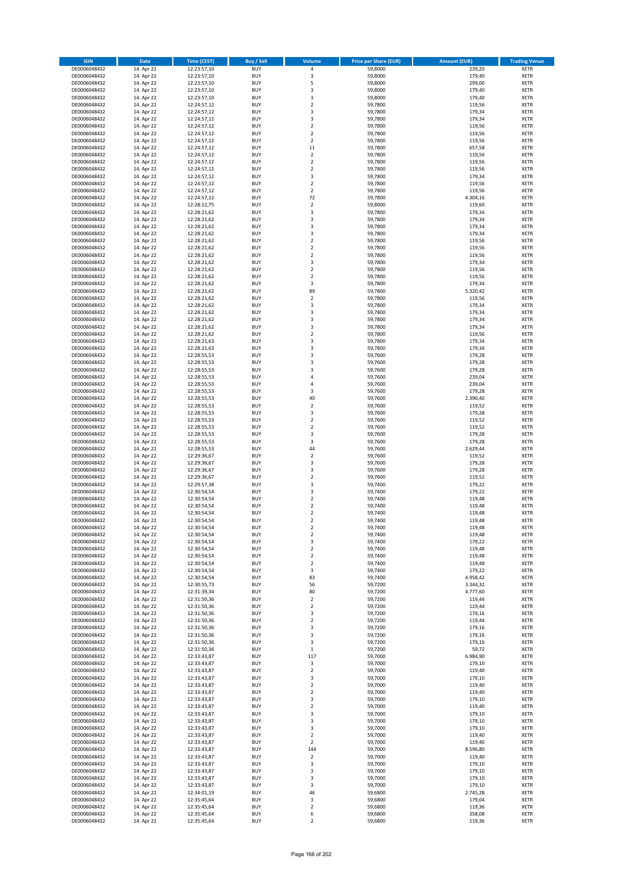| ISIN | Date | Time (CEST) | Buy / Sell | Volume | Price per Share (EUR) | Amount (EUR) | Trading Venue |
|---|---|---|---|---|---|---|---|
| DE0006048432 | 14. Apr 22 | 12:23:57,10 | BUY | 4 | 59,8000 | 239,20 | XETR |
| DE0006048432 | 14. Apr 22 | 12:23:57,10 | BUY | 3 | 59,8000 | 179,40 | XETR |
| DE0006048432 | 14. Apr 22 | 12:23:57,10 | BUY | 5 | 59,8000 | 299,00 | XETR |
| DE0006048432 | 14. Apr 22 | 12:23:57,10 | BUY | 3 | 59,8000 | 179,40 | XETR |
| DE0006048432 | 14. Apr 22 | 12:23:57,10 | BUY | 3 | 59,8000 | 179,40 | XETR |
| DE0006048432 | 14. Apr 22 | 12:24:57,12 | BUY | 2 | 59,7800 | 119,56 | XETR |
| DE0006048432 | 14. Apr 22 | 12:24:57,12 | BUY | 3 | 59,7800 | 179,34 | XETR |
| DE0006048432 | 14. Apr 22 | 12:24:57,12 | BUY | 3 | 59,7800 | 179,34 | XETR |
| DE0006048432 | 14. Apr 22 | 12:24:57,12 | BUY | 2 | 59,7800 | 119,56 | XETR |
| DE0006048432 | 14. Apr 22 | 12:24:57,12 | BUY | 2 | 59,7800 | 119,56 | XETR |
| DE0006048432 | 14. Apr 22 | 12:24:57,12 | BUY | 2 | 59,7800 | 119,56 | XETR |
| DE0006048432 | 14. Apr 22 | 12:24:57,12 | BUY | 11 | 59,7800 | 657,58 | XETR |
| DE0006048432 | 14. Apr 22 | 12:24:57,12 | BUY | 2 | 59,7800 | 119,56 | XETR |
| DE0006048432 | 14. Apr 22 | 12:24:57,12 | BUY | 2 | 59,7800 | 119,56 | XETR |
| DE0006048432 | 14. Apr 22 | 12:24:57,12 | BUY | 2 | 59,7800 | 119,56 | XETR |
| DE0006048432 | 14. Apr 22 | 12:24:57,12 | BUY | 3 | 59,7800 | 179,34 | XETR |
| DE0006048432 | 14. Apr 22 | 12:24:57,12 | BUY | 2 | 59,7800 | 119,56 | XETR |
| DE0006048432 | 14. Apr 22 | 12:24:57,12 | BUY | 2 | 59,7800 | 119,56 | XETR |
| DE0006048432 | 14. Apr 22 | 12:24:57,12 | BUY | 72 | 59,7800 | 4.304,16 | XETR |
| DE0006048432 | 14. Apr 22 | 12:28:12,75 | BUY | 2 | 59,8000 | 119,60 | XETR |
| DE0006048432 | 14. Apr 22 | 12:28:21,62 | BUY | 3 | 59,7800 | 179,34 | XETR |
| DE0006048432 | 14. Apr 22 | 12:28:21,62 | BUY | 3 | 59,7800 | 179,34 | XETR |
| DE0006048432 | 14. Apr 22 | 12:28:21,62 | BUY | 3 | 59,7800 | 179,34 | XETR |
| DE0006048432 | 14. Apr 22 | 12:28:21,62 | BUY | 3 | 59,7800 | 179,34 | XETR |
| DE0006048432 | 14. Apr 22 | 12:28:21,62 | BUY | 2 | 59,7800 | 119,56 | XETR |
| DE0006048432 | 14. Apr 22 | 12:28:21,62 | BUY | 2 | 59,7800 | 119,56 | XETR |
| DE0006048432 | 14. Apr 22 | 12:28:21,62 | BUY | 2 | 59,7800 | 119,56 | XETR |
| DE0006048432 | 14. Apr 22 | 12:28:21,62 | BUY | 3 | 59,7800 | 179,34 | XETR |
| DE0006048432 | 14. Apr 22 | 12:28:21,62 | BUY | 2 | 59,7800 | 119,56 | XETR |
| DE0006048432 | 14. Apr 22 | 12:28:21,62 | BUY | 2 | 59,7800 | 119,56 | XETR |
| DE0006048432 | 14. Apr 22 | 12:28:21,62 | BUY | 3 | 59,7800 | 179,34 | XETR |
| DE0006048432 | 14. Apr 22 | 12:28:21,62 | BUY | 89 | 59,7800 | 5.320,42 | XETR |
| DE0006048432 | 14. Apr 22 | 12:28:21,62 | BUY | 2 | 59,7800 | 119,56 | XETR |
| DE0006048432 | 14. Apr 22 | 12:28:21,62 | BUY | 3 | 59,7800 | 179,34 | XETR |
| DE0006048432 | 14. Apr 22 | 12:28:21,62 | BUY | 3 | 59,7800 | 179,34 | XETR |
| DE0006048432 | 14. Apr 22 | 12:28:21,62 | BUY | 3 | 59,7800 | 179,34 | XETR |
| DE0006048432 | 14. Apr 22 | 12:28:21,62 | BUY | 3 | 59,7800 | 179,34 | XETR |
| DE0006048432 | 14. Apr 22 | 12:28:21,62 | BUY | 2 | 59,7800 | 119,56 | XETR |
| DE0006048432 | 14. Apr 22 | 12:28:21,63 | BUY | 3 | 59,7800 | 179,34 | XETR |
| DE0006048432 | 14. Apr 22 | 12:28:21,63 | BUY | 3 | 59,7800 | 179,34 | XETR |
| DE0006048432 | 14. Apr 22 | 12:28:55,53 | BUY | 3 | 59,7600 | 179,28 | XETR |
| DE0006048432 | 14. Apr 22 | 12:28:55,53 | BUY | 3 | 59,7600 | 179,28 | XETR |
| DE0006048432 | 14. Apr 22 | 12:28:55,53 | BUY | 3 | 59,7600 | 179,28 | XETR |
| DE0006048432 | 14. Apr 22 | 12:28:55,53 | BUY | 4 | 59,7600 | 239,04 | XETR |
| DE0006048432 | 14. Apr 22 | 12:28:55,53 | BUY | 4 | 59,7600 | 239,04 | XETR |
| DE0006048432 | 14. Apr 22 | 12:28:55,53 | BUY | 3 | 59,7600 | 179,28 | XETR |
| DE0006048432 | 14. Apr 22 | 12:28:55,53 | BUY | 40 | 59,7600 | 2.390,40 | XETR |
| DE0006048432 | 14. Apr 22 | 12:28:55,53 | BUY | 2 | 59,7600 | 119,52 | XETR |
| DE0006048432 | 14. Apr 22 | 12:28:55,53 | BUY | 3 | 59,7600 | 179,28 | XETR |
| DE0006048432 | 14. Apr 22 | 12:28:55,53 | BUY | 2 | 59,7600 | 119,52 | XETR |
| DE0006048432 | 14. Apr 22 | 12:28:55,53 | BUY | 2 | 59,7600 | 119,52 | XETR |
| DE0006048432 | 14. Apr 22 | 12:28:55,53 | BUY | 3 | 59,7600 | 179,28 | XETR |
| DE0006048432 | 14. Apr 22 | 12:28:55,53 | BUY | 3 | 59,7600 | 179,28 | XETR |
| DE0006048432 | 14. Apr 22 | 12:28:55,53 | BUY | 44 | 59,7600 | 2.629,44 | XETR |
| DE0006048432 | 14. Apr 22 | 12:29:36,67 | BUY | 2 | 59,7600 | 119,52 | XETR |
| DE0006048432 | 14. Apr 22 | 12:29:36,67 | BUY | 3 | 59,7600 | 179,28 | XETR |
| DE0006048432 | 14. Apr 22 | 12:29:36,67 | BUY | 3 | 59,7600 | 179,28 | XETR |
| DE0006048432 | 14. Apr 22 | 12:29:36,67 | BUY | 2 | 59,7600 | 119,52 | XETR |
| DE0006048432 | 14. Apr 22 | 12:29:57,38 | BUY | 3 | 59,7400 | 179,22 | XETR |
| DE0006048432 | 14. Apr 22 | 12:30:54,54 | BUY | 3 | 59,7400 | 179,22 | XETR |
| DE0006048432 | 14. Apr 22 | 12:30:54,54 | BUY | 2 | 59,7400 | 119,48 | XETR |
| DE0006048432 | 14. Apr 22 | 12:30:54,54 | BUY | 2 | 59,7400 | 119,48 | XETR |
| DE0006048432 | 14. Apr 22 | 12:30:54,54 | BUY | 2 | 59,7400 | 119,48 | XETR |
| DE0006048432 | 14. Apr 22 | 12:30:54,54 | BUY | 2 | 59,7400 | 119,48 | XETR |
| DE0006048432 | 14. Apr 22 | 12:30:54,54 | BUY | 2 | 59,7400 | 119,48 | XETR |
| DE0006048432 | 14. Apr 22 | 12:30:54,54 | BUY | 2 | 59,7400 | 119,48 | XETR |
| DE0006048432 | 14. Apr 22 | 12:30:54,54 | BUY | 3 | 59,7400 | 179,22 | XETR |
| DE0006048432 | 14. Apr 22 | 12:30:54,54 | BUY | 2 | 59,7400 | 119,48 | XETR |
| DE0006048432 | 14. Apr 22 | 12:30:54,54 | BUY | 2 | 59,7400 | 119,48 | XETR |
| DE0006048432 | 14. Apr 22 | 12:30:54,54 | BUY | 2 | 59,7400 | 119,48 | XETR |
| DE0006048432 | 14. Apr 22 | 12:30:54,54 | BUY | 3 | 59,7400 | 179,22 | XETR |
| DE0006048432 | 14. Apr 22 | 12:30:54,54 | BUY | 83 | 59,7400 | 4.958,42 | XETR |
| DE0006048432 | 14. Apr 22 | 12:30:55,73 | BUY | 56 | 59,7200 | 3.344,32 | XETR |
| DE0006048432 | 14. Apr 22 | 12:31:39,34 | BUY | 80 | 59,7200 | 4.777,60 | XETR |
| DE0006048432 | 14. Apr 22 | 12:31:50,36 | BUY | 2 | 59,7200 | 119,44 | XETR |
| DE0006048432 | 14. Apr 22 | 12:31:50,36 | BUY | 2 | 59,7200 | 119,44 | XETR |
| DE0006048432 | 14. Apr 22 | 12:31:50,36 | BUY | 3 | 59,7200 | 179,16 | XETR |
| DE0006048432 | 14. Apr 22 | 12:31:50,36 | BUY | 2 | 59,7200 | 119,44 | XETR |
| DE0006048432 | 14. Apr 22 | 12:31:50,36 | BUY | 3 | 59,7200 | 179,16 | XETR |
| DE0006048432 | 14. Apr 22 | 12:31:50,36 | BUY | 3 | 59,7200 | 179,16 | XETR |
| DE0006048432 | 14. Apr 22 | 12:31:50,36 | BUY | 3 | 59,7200 | 179,16 | XETR |
| DE0006048432 | 14. Apr 22 | 12:31:50,36 | BUY | 1 | 59,7200 | 59,72 | XETR |
| DE0006048432 | 14. Apr 22 | 12:33:43,87 | BUY | 117 | 59,7000 | 6.984,90 | XETR |
| DE0006048432 | 14. Apr 22 | 12:33:43,87 | BUY | 3 | 59,7000 | 179,10 | XETR |
| DE0006048432 | 14. Apr 22 | 12:33:43,87 | BUY | 2 | 59,7000 | 119,40 | XETR |
| DE0006048432 | 14. Apr 22 | 12:33:43,87 | BUY | 3 | 59,7000 | 179,10 | XETR |
| DE0006048432 | 14. Apr 22 | 12:33:43,87 | BUY | 2 | 59,7000 | 119,40 | XETR |
| DE0006048432 | 14. Apr 22 | 12:33:43,87 | BUY | 2 | 59,7000 | 119,40 | XETR |
| DE0006048432 | 14. Apr 22 | 12:33:43,87 | BUY | 3 | 59,7000 | 179,10 | XETR |
| DE0006048432 | 14. Apr 22 | 12:33:43,87 | BUY | 2 | 59,7000 | 119,40 | XETR |
| DE0006048432 | 14. Apr 22 | 12:33:43,87 | BUY | 3 | 59,7000 | 179,10 | XETR |
| DE0006048432 | 14. Apr 22 | 12:33:43,87 | BUY | 3 | 59,7000 | 179,10 | XETR |
| DE0006048432 | 14. Apr 22 | 12:33:43,87 | BUY | 3 | 59,7000 | 179,10 | XETR |
| DE0006048432 | 14. Apr 22 | 12:33:43,87 | BUY | 2 | 59,7000 | 119,40 | XETR |
| DE0006048432 | 14. Apr 22 | 12:33:43,87 | BUY | 2 | 59,7000 | 119,40 | XETR |
| DE0006048432 | 14. Apr 22 | 12:33:43,87 | BUY | 144 | 59,7000 | 8.596,80 | XETR |
| DE0006048432 | 14. Apr 22 | 12:33:43,87 | BUY | 2 | 59,7000 | 119,40 | XETR |
| DE0006048432 | 14. Apr 22 | 12:33:43,87 | BUY | 3 | 59,7000 | 179,10 | XETR |
| DE0006048432 | 14. Apr 22 | 12:33:43,87 | BUY | 3 | 59,7000 | 179,10 | XETR |
| DE0006048432 | 14. Apr 22 | 12:33:43,87 | BUY | 3 | 59,7000 | 179,10 | XETR |
| DE0006048432 | 14. Apr 22 | 12:33:43,87 | BUY | 3 | 59,7000 | 179,10 | XETR |
| DE0006048432 | 14. Apr 22 | 12:34:01,19 | BUY | 46 | 59,6800 | 2.745,28 | XETR |
| DE0006048432 | 14. Apr 22 | 12:35:45,64 | BUY | 3 | 59,6800 | 179,04 | XETR |
| DE0006048432 | 14. Apr 22 | 12:35:45,64 | BUY | 2 | 59,6800 | 119,36 | XETR |
| DE0006048432 | 14. Apr 22 | 12:35:45,64 | BUY | 6 | 59,6800 | 358,08 | XETR |
| DE0006048432 | 14. Apr 22 | 12:35:45,64 | BUY | 2 | 59,6800 | 119,36 | XETR |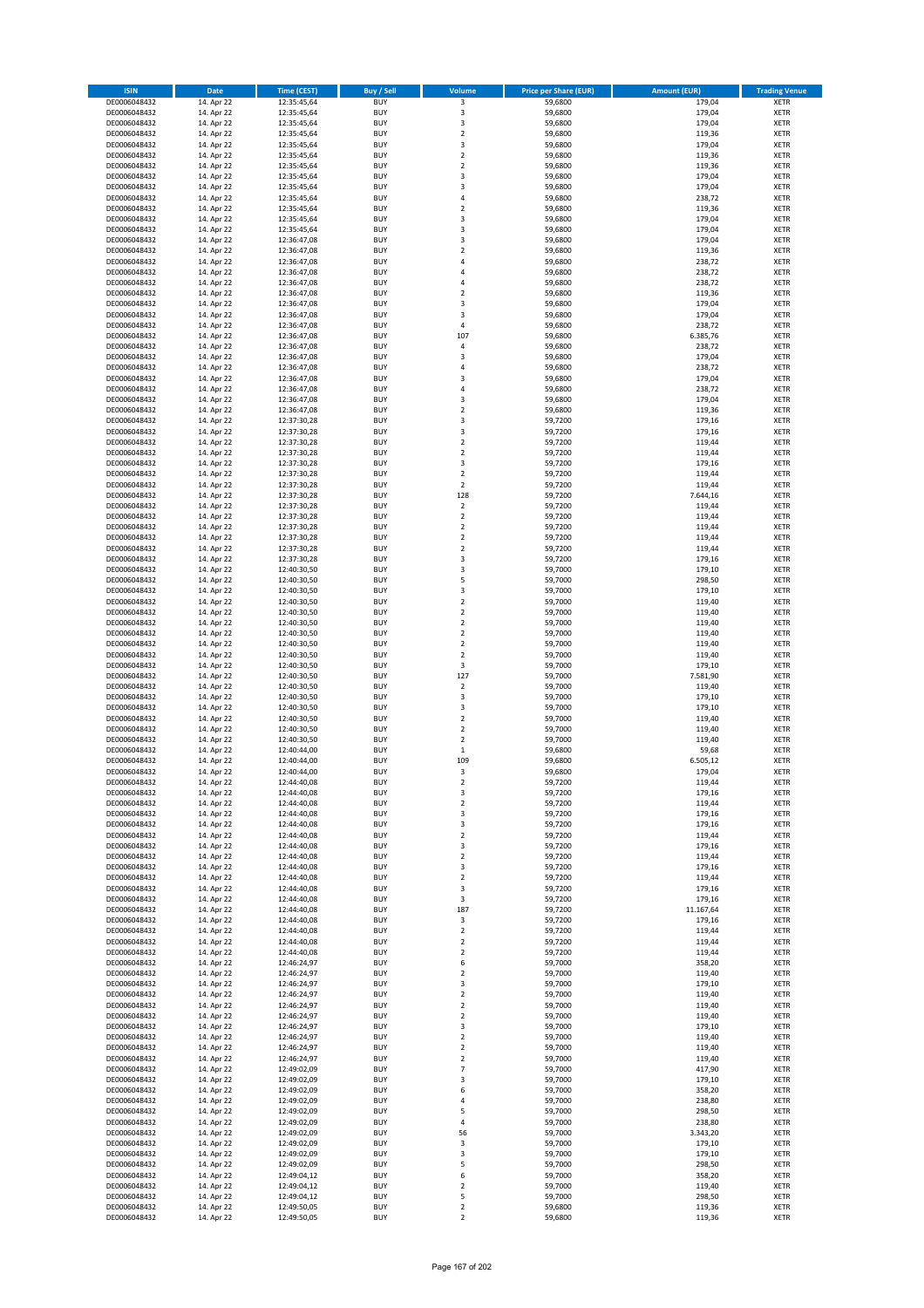| ISIN | Date | Time (CEST) | Buy / Sell | Volume | Price per Share (EUR) | Amount (EUR) | Trading Venue |
|---|---|---|---|---|---|---|---|
| DE0006048432 | 14. Apr 22 | 12:35:45,64 | BUY | 3 | 59,6800 | 179,04 | XETR |
| DE0006048432 | 14. Apr 22 | 12:35:45,64 | BUY | 3 | 59,6800 | 179,04 | XETR |
| DE0006048432 | 14. Apr 22 | 12:35:45,64 | BUY | 3 | 59,6800 | 179,04 | XETR |
| DE0006048432 | 14. Apr 22 | 12:35:45,64 | BUY | 2 | 59,6800 | 119,36 | XETR |
| DE0006048432 | 14. Apr 22 | 12:35:45,64 | BUY | 3 | 59,6800 | 179,04 | XETR |
| DE0006048432 | 14. Apr 22 | 12:35:45,64 | BUY | 2 | 59,6800 | 119,36 | XETR |
| DE0006048432 | 14. Apr 22 | 12:35:45,64 | BUY | 2 | 59,6800 | 119,36 | XETR |
| DE0006048432 | 14. Apr 22 | 12:35:45,64 | BUY | 3 | 59,6800 | 179,04 | XETR |
| DE0006048432 | 14. Apr 22 | 12:35:45,64 | BUY | 3 | 59,6800 | 179,04 | XETR |
| DE0006048432 | 14. Apr 22 | 12:35:45,64 | BUY | 4 | 59,6800 | 238,72 | XETR |
| DE0006048432 | 14. Apr 22 | 12:35:45,64 | BUY | 2 | 59,6800 | 119,36 | XETR |
| DE0006048432 | 14. Apr 22 | 12:35:45,64 | BUY | 3 | 59,6800 | 179,04 | XETR |
| DE0006048432 | 14. Apr 22 | 12:35:45,64 | BUY | 3 | 59,6800 | 179,04 | XETR |
| DE0006048432 | 14. Apr 22 | 12:36:47,08 | BUY | 3 | 59,6800 | 179,04 | XETR |
| DE0006048432 | 14. Apr 22 | 12:36:47,08 | BUY | 2 | 59,6800 | 119,36 | XETR |
| DE0006048432 | 14. Apr 22 | 12:36:47,08 | BUY | 4 | 59,6800 | 238,72 | XETR |
| DE0006048432 | 14. Apr 22 | 12:36:47,08 | BUY | 4 | 59,6800 | 238,72 | XETR |
| DE0006048432 | 14. Apr 22 | 12:36:47,08 | BUY | 4 | 59,6800 | 238,72 | XETR |
| DE0006048432 | 14. Apr 22 | 12:36:47,08 | BUY | 2 | 59,6800 | 119,36 | XETR |
| DE0006048432 | 14. Apr 22 | 12:36:47,08 | BUY | 3 | 59,6800 | 179,04 | XETR |
| DE0006048432 | 14. Apr 22 | 12:36:47,08 | BUY | 3 | 59,6800 | 179,04 | XETR |
| DE0006048432 | 14. Apr 22 | 12:36:47,08 | BUY | 4 | 59,6800 | 238,72 | XETR |
| DE0006048432 | 14. Apr 22 | 12:36:47,08 | BUY | 107 | 59,6800 | 6.385,76 | XETR |
| DE0006048432 | 14. Apr 22 | 12:36:47,08 | BUY | 4 | 59,6800 | 238,72 | XETR |
| DE0006048432 | 14. Apr 22 | 12:36:47,08 | BUY | 3 | 59,6800 | 179,04 | XETR |
| DE0006048432 | 14. Apr 22 | 12:36:47,08 | BUY | 4 | 59,6800 | 238,72 | XETR |
| DE0006048432 | 14. Apr 22 | 12:36:47,08 | BUY | 3 | 59,6800 | 179,04 | XETR |
| DE0006048432 | 14. Apr 22 | 12:36:47,08 | BUY | 4 | 59,6800 | 238,72 | XETR |
| DE0006048432 | 14. Apr 22 | 12:36:47,08 | BUY | 3 | 59,6800 | 179,04 | XETR |
| DE0006048432 | 14. Apr 22 | 12:36:47,08 | BUY | 2 | 59,6800 | 119,36 | XETR |
| DE0006048432 | 14. Apr 22 | 12:37:30,28 | BUY | 3 | 59,7200 | 179,16 | XETR |
| DE0006048432 | 14. Apr 22 | 12:37:30,28 | BUY | 3 | 59,7200 | 179,16 | XETR |
| DE0006048432 | 14. Apr 22 | 12:37:30,28 | BUY | 2 | 59,7200 | 119,44 | XETR |
| DE0006048432 | 14. Apr 22 | 12:37:30,28 | BUY | 2 | 59,7200 | 119,44 | XETR |
| DE0006048432 | 14. Apr 22 | 12:37:30,28 | BUY | 3 | 59,7200 | 179,16 | XETR |
| DE0006048432 | 14. Apr 22 | 12:37:30,28 | BUY | 2 | 59,7200 | 119,44 | XETR |
| DE0006048432 | 14. Apr 22 | 12:37:30,28 | BUY | 2 | 59,7200 | 119,44 | XETR |
| DE0006048432 | 14. Apr 22 | 12:37:30,28 | BUY | 128 | 59,7200 | 7.644,16 | XETR |
| DE0006048432 | 14. Apr 22 | 12:37:30,28 | BUY | 2 | 59,7200 | 119,44 | XETR |
| DE0006048432 | 14. Apr 22 | 12:37:30,28 | BUY | 2 | 59,7200 | 119,44 | XETR |
| DE0006048432 | 14. Apr 22 | 12:37:30,28 | BUY | 2 | 59,7200 | 119,44 | XETR |
| DE0006048432 | 14. Apr 22 | 12:37:30,28 | BUY | 2 | 59,7200 | 119,44 | XETR |
| DE0006048432 | 14. Apr 22 | 12:37:30,28 | BUY | 2 | 59,7200 | 119,44 | XETR |
| DE0006048432 | 14. Apr 22 | 12:37:30,28 | BUY | 3 | 59,7200 | 179,16 | XETR |
| DE0006048432 | 14. Apr 22 | 12:40:30,50 | BUY | 3 | 59,7000 | 179,10 | XETR |
| DE0006048432 | 14. Apr 22 | 12:40:30,50 | BUY | 5 | 59,7000 | 298,50 | XETR |
| DE0006048432 | 14. Apr 22 | 12:40:30,50 | BUY | 3 | 59,7000 | 179,10 | XETR |
| DE0006048432 | 14. Apr 22 | 12:40:30,50 | BUY | 2 | 59,7000 | 119,40 | XETR |
| DE0006048432 | 14. Apr 22 | 12:40:30,50 | BUY | 2 | 59,7000 | 119,40 | XETR |
| DE0006048432 | 14. Apr 22 | 12:40:30,50 | BUY | 2 | 59,7000 | 119,40 | XETR |
| DE0006048432 | 14. Apr 22 | 12:40:30,50 | BUY | 2 | 59,7000 | 119,40 | XETR |
| DE0006048432 | 14. Apr 22 | 12:40:30,50 | BUY | 2 | 59,7000 | 119,40 | XETR |
| DE0006048432 | 14. Apr 22 | 12:40:30,50 | BUY | 2 | 59,7000 | 119,40 | XETR |
| DE0006048432 | 14. Apr 22 | 12:40:30,50 | BUY | 3 | 59,7000 | 179,10 | XETR |
| DE0006048432 | 14. Apr 22 | 12:40:30,50 | BUY | 127 | 59,7000 | 7.581,90 | XETR |
| DE0006048432 | 14. Apr 22 | 12:40:30,50 | BUY | 2 | 59,7000 | 119,40 | XETR |
| DE0006048432 | 14. Apr 22 | 12:40:30,50 | BUY | 3 | 59,7000 | 179,10 | XETR |
| DE0006048432 | 14. Apr 22 | 12:40:30,50 | BUY | 3 | 59,7000 | 179,10 | XETR |
| DE0006048432 | 14. Apr 22 | 12:40:30,50 | BUY | 2 | 59,7000 | 119,40 | XETR |
| DE0006048432 | 14. Apr 22 | 12:40:30,50 | BUY | 2 | 59,7000 | 119,40 | XETR |
| DE0006048432 | 14. Apr 22 | 12:40:30,50 | BUY | 2 | 59,7000 | 119,40 | XETR |
| DE0006048432 | 14. Apr 22 | 12:40:44,00 | BUY | 1 | 59,6800 | 59,68 | XETR |
| DE0006048432 | 14. Apr 22 | 12:40:44,00 | BUY | 109 | 59,6800 | 6.505,12 | XETR |
| DE0006048432 | 14. Apr 22 | 12:40:44,00 | BUY | 3 | 59,6800 | 179,04 | XETR |
| DE0006048432 | 14. Apr 22 | 12:44:40,08 | BUY | 2 | 59,7200 | 119,44 | XETR |
| DE0006048432 | 14. Apr 22 | 12:44:40,08 | BUY | 3 | 59,7200 | 179,16 | XETR |
| DE0006048432 | 14. Apr 22 | 12:44:40,08 | BUY | 2 | 59,7200 | 119,44 | XETR |
| DE0006048432 | 14. Apr 22 | 12:44:40,08 | BUY | 3 | 59,7200 | 179,16 | XETR |
| DE0006048432 | 14. Apr 22 | 12:44:40,08 | BUY | 3 | 59,7200 | 179,16 | XETR |
| DE0006048432 | 14. Apr 22 | 12:44:40,08 | BUY | 2 | 59,7200 | 119,44 | XETR |
| DE0006048432 | 14. Apr 22 | 12:44:40,08 | BUY | 3 | 59,7200 | 179,16 | XETR |
| DE0006048432 | 14. Apr 22 | 12:44:40,08 | BUY | 2 | 59,7200 | 119,44 | XETR |
| DE0006048432 | 14. Apr 22 | 12:44:40,08 | BUY | 3 | 59,7200 | 179,16 | XETR |
| DE0006048432 | 14. Apr 22 | 12:44:40,08 | BUY | 2 | 59,7200 | 119,44 | XETR |
| DE0006048432 | 14. Apr 22 | 12:44:40,08 | BUY | 3 | 59,7200 | 179,16 | XETR |
| DE0006048432 | 14. Apr 22 | 12:44:40,08 | BUY | 3 | 59,7200 | 179,16 | XETR |
| DE0006048432 | 14. Apr 22 | 12:44:40,08 | BUY | 187 | 59,7200 | 11.167,64 | XETR |
| DE0006048432 | 14. Apr 22 | 12:44:40,08 | BUY | 3 | 59,7200 | 179,16 | XETR |
| DE0006048432 | 14. Apr 22 | 12:44:40,08 | BUY | 2 | 59,7200 | 119,44 | XETR |
| DE0006048432 | 14. Apr 22 | 12:44:40,08 | BUY | 2 | 59,7200 | 119,44 | XETR |
| DE0006048432 | 14. Apr 22 | 12:44:40,08 | BUY | 2 | 59,7200 | 119,44 | XETR |
| DE0006048432 | 14. Apr 22 | 12:46:24,97 | BUY | 6 | 59,7000 | 358,20 | XETR |
| DE0006048432 | 14. Apr 22 | 12:46:24,97 | BUY | 2 | 59,7000 | 119,40 | XETR |
| DE0006048432 | 14. Apr 22 | 12:46:24,97 | BUY | 3 | 59,7000 | 179,10 | XETR |
| DE0006048432 | 14. Apr 22 | 12:46:24,97 | BUY | 2 | 59,7000 | 119,40 | XETR |
| DE0006048432 | 14. Apr 22 | 12:46:24,97 | BUY | 2 | 59,7000 | 119,40 | XETR |
| DE0006048432 | 14. Apr 22 | 12:46:24,97 | BUY | 2 | 59,7000 | 119,40 | XETR |
| DE0006048432 | 14. Apr 22 | 12:46:24,97 | BUY | 3 | 59,7000 | 179,10 | XETR |
| DE0006048432 | 14. Apr 22 | 12:46:24,97 | BUY | 2 | 59,7000 | 119,40 | XETR |
| DE0006048432 | 14. Apr 22 | 12:46:24,97 | BUY | 2 | 59,7000 | 119,40 | XETR |
| DE0006048432 | 14. Apr 22 | 12:46:24,97 | BUY | 2 | 59,7000 | 119,40 | XETR |
| DE0006048432 | 14. Apr 22 | 12:49:02,09 | BUY | 7 | 59,7000 | 417,90 | XETR |
| DE0006048432 | 14. Apr 22 | 12:49:02,09 | BUY | 3 | 59,7000 | 179,10 | XETR |
| DE0006048432 | 14. Apr 22 | 12:49:02,09 | BUY | 6 | 59,7000 | 358,20 | XETR |
| DE0006048432 | 14. Apr 22 | 12:49:02,09 | BUY | 4 | 59,7000 | 238,80 | XETR |
| DE0006048432 | 14. Apr 22 | 12:49:02,09 | BUY | 5 | 59,7000 | 298,50 | XETR |
| DE0006048432 | 14. Apr 22 | 12:49:02,09 | BUY | 4 | 59,7000 | 238,80 | XETR |
| DE0006048432 | 14. Apr 22 | 12:49:02,09 | BUY | 56 | 59,7000 | 3.343,20 | XETR |
| DE0006048432 | 14. Apr 22 | 12:49:02,09 | BUY | 3 | 59,7000 | 179,10 | XETR |
| DE0006048432 | 14. Apr 22 | 12:49:02,09 | BUY | 3 | 59,7000 | 179,10 | XETR |
| DE0006048432 | 14. Apr 22 | 12:49:02,09 | BUY | 5 | 59,7000 | 298,50 | XETR |
| DE0006048432 | 14. Apr 22 | 12:49:04,12 | BUY | 6 | 59,7000 | 358,20 | XETR |
| DE0006048432 | 14. Apr 22 | 12:49:04,12 | BUY | 2 | 59,7000 | 119,40 | XETR |
| DE0006048432 | 14. Apr 22 | 12:49:04,12 | BUY | 5 | 59,7000 | 298,50 | XETR |
| DE0006048432 | 14. Apr 22 | 12:49:50,05 | BUY | 2 | 59,6800 | 119,36 | XETR |
| DE0006048432 | 14. Apr 22 | 12:49:50,05 | BUY | 2 | 59,6800 | 119,36 | XETR |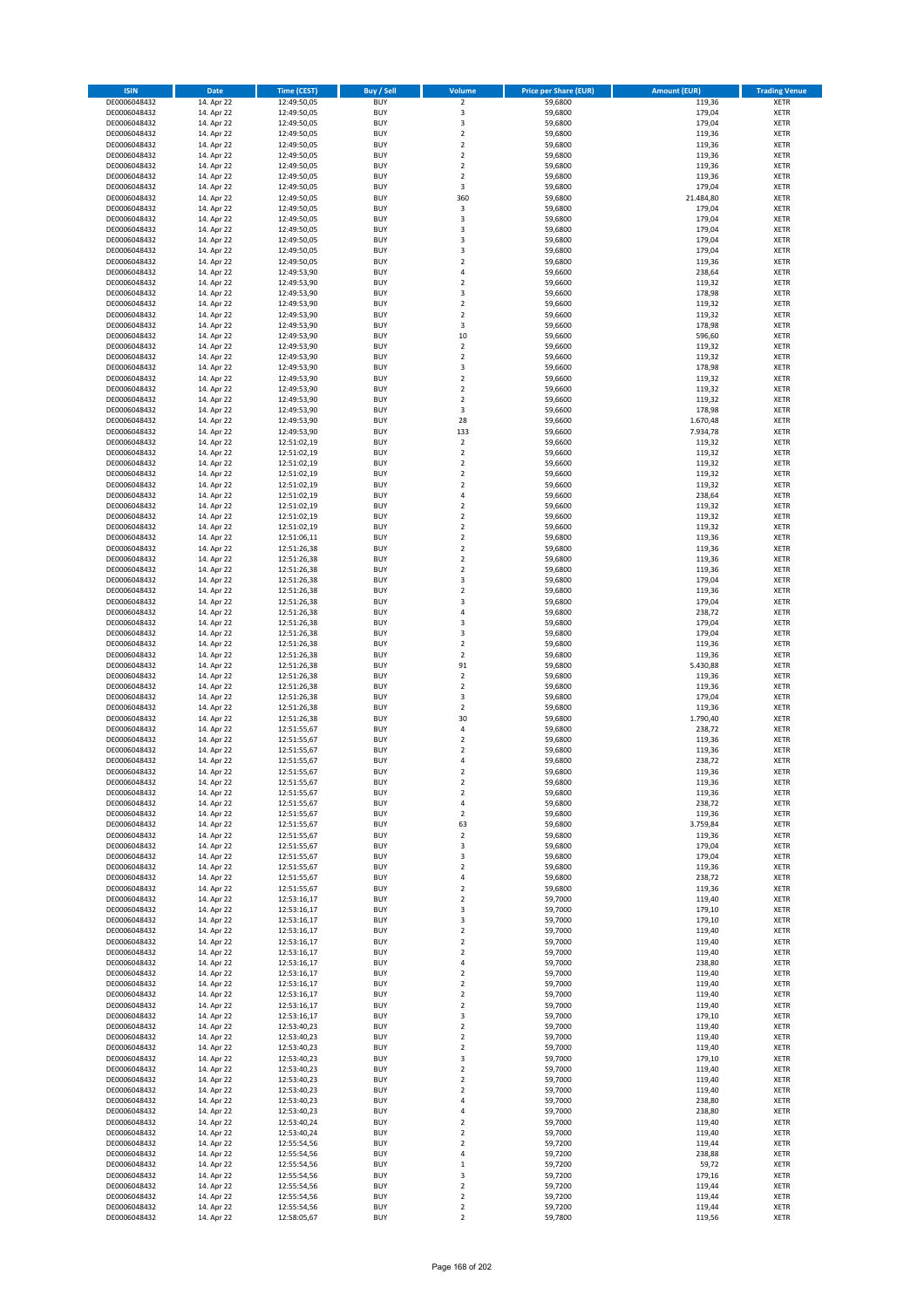| ISIN | Date | Time (CEST) | Buy / Sell | Volume | Price per Share (EUR) | Amount (EUR) | Trading Venue |
|---|---|---|---|---|---|---|---|
| DE0006048432 | 14. Apr 22 | 12:49:50,05 | BUY | 2 | 59,6800 | 119,36 | XETR |
| DE0006048432 | 14. Apr 22 | 12:49:50,05 | BUY | 3 | 59,6800 | 179,04 | XETR |
| DE0006048432 | 14. Apr 22 | 12:49:50,05 | BUY | 3 | 59,6800 | 179,04 | XETR |
| DE0006048432 | 14. Apr 22 | 12:49:50,05 | BUY | 2 | 59,6800 | 119,36 | XETR |
| DE0006048432 | 14. Apr 22 | 12:49:50,05 | BUY | 2 | 59,6800 | 119,36 | XETR |
| DE0006048432 | 14. Apr 22 | 12:49:50,05 | BUY | 2 | 59,6800 | 119,36 | XETR |
| DE0006048432 | 14. Apr 22 | 12:49:50,05 | BUY | 2 | 59,6800 | 119,36 | XETR |
| DE0006048432 | 14. Apr 22 | 12:49:50,05 | BUY | 2 | 59,6800 | 119,36 | XETR |
| DE0006048432 | 14. Apr 22 | 12:49:50,05 | BUY | 3 | 59,6800 | 179,04 | XETR |
| DE0006048432 | 14. Apr 22 | 12:49:50,05 | BUY | 360 | 59,6800 | 21.484,80 | XETR |
| DE0006048432 | 14. Apr 22 | 12:49:50,05 | BUY | 3 | 59,6800 | 179,04 | XETR |
| DE0006048432 | 14. Apr 22 | 12:49:50,05 | BUY | 3 | 59,6800 | 179,04 | XETR |
| DE0006048432 | 14. Apr 22 | 12:49:50,05 | BUY | 3 | 59,6800 | 179,04 | XETR |
| DE0006048432 | 14. Apr 22 | 12:49:50,05 | BUY | 3 | 59,6800 | 179,04 | XETR |
| DE0006048432 | 14. Apr 22 | 12:49:50,05 | BUY | 3 | 59,6800 | 179,04 | XETR |
| DE0006048432 | 14. Apr 22 | 12:49:50,05 | BUY | 2 | 59,6800 | 119,36 | XETR |
| DE0006048432 | 14. Apr 22 | 12:49:53,90 | BUY | 4 | 59,6600 | 238,64 | XETR |
| DE0006048432 | 14. Apr 22 | 12:49:53,90 | BUY | 2 | 59,6600 | 119,32 | XETR |
| DE0006048432 | 14. Apr 22 | 12:49:53,90 | BUY | 3 | 59,6600 | 178,98 | XETR |
| DE0006048432 | 14. Apr 22 | 12:49:53,90 | BUY | 2 | 59,6600 | 119,32 | XETR |
| DE0006048432 | 14. Apr 22 | 12:49:53,90 | BUY | 2 | 59,6600 | 119,32 | XETR |
| DE0006048432 | 14. Apr 22 | 12:49:53,90 | BUY | 3 | 59,6600 | 178,98 | XETR |
| DE0006048432 | 14. Apr 22 | 12:49:53,90 | BUY | 10 | 59,6600 | 596,60 | XETR |
| DE0006048432 | 14. Apr 22 | 12:49:53,90 | BUY | 2 | 59,6600 | 119,32 | XETR |
| DE0006048432 | 14. Apr 22 | 12:49:53,90 | BUY | 2 | 59,6600 | 119,32 | XETR |
| DE0006048432 | 14. Apr 22 | 12:49:53,90 | BUY | 3 | 59,6600 | 178,98 | XETR |
| DE0006048432 | 14. Apr 22 | 12:49:53,90 | BUY | 2 | 59,6600 | 119,32 | XETR |
| DE0006048432 | 14. Apr 22 | 12:49:53,90 | BUY | 2 | 59,6600 | 119,32 | XETR |
| DE0006048432 | 14. Apr 22 | 12:49:53,90 | BUY | 2 | 59,6600 | 119,32 | XETR |
| DE0006048432 | 14. Apr 22 | 12:49:53,90 | BUY | 3 | 59,6600 | 178,98 | XETR |
| DE0006048432 | 14. Apr 22 | 12:49:53,90 | BUY | 28 | 59,6600 | 1.670,48 | XETR |
| DE0006048432 | 14. Apr 22 | 12:49:53,90 | BUY | 133 | 59,6600 | 7.934,78 | XETR |
| DE0006048432 | 14. Apr 22 | 12:51:02,19 | BUY | 2 | 59,6600 | 119,32 | XETR |
| DE0006048432 | 14. Apr 22 | 12:51:02,19 | BUY | 2 | 59,6600 | 119,32 | XETR |
| DE0006048432 | 14. Apr 22 | 12:51:02,19 | BUY | 2 | 59,6600 | 119,32 | XETR |
| DE0006048432 | 14. Apr 22 | 12:51:02,19 | BUY | 2 | 59,6600 | 119,32 | XETR |
| DE0006048432 | 14. Apr 22 | 12:51:02,19 | BUY | 2 | 59,6600 | 119,32 | XETR |
| DE0006048432 | 14. Apr 22 | 12:51:02,19 | BUY | 4 | 59,6600 | 238,64 | XETR |
| DE0006048432 | 14. Apr 22 | 12:51:02,19 | BUY | 2 | 59,6600 | 119,32 | XETR |
| DE0006048432 | 14. Apr 22 | 12:51:02,19 | BUY | 2 | 59,6600 | 119,32 | XETR |
| DE0006048432 | 14. Apr 22 | 12:51:02,19 | BUY | 2 | 59,6600 | 119,32 | XETR |
| DE0006048432 | 14. Apr 22 | 12:51:06,11 | BUY | 2 | 59,6800 | 119,36 | XETR |
| DE0006048432 | 14. Apr 22 | 12:51:26,38 | BUY | 2 | 59,6800 | 119,36 | XETR |
| DE0006048432 | 14. Apr 22 | 12:51:26,38 | BUY | 2 | 59,6800 | 119,36 | XETR |
| DE0006048432 | 14. Apr 22 | 12:51:26,38 | BUY | 2 | 59,6800 | 119,36 | XETR |
| DE0006048432 | 14. Apr 22 | 12:51:26,38 | BUY | 3 | 59,6800 | 179,04 | XETR |
| DE0006048432 | 14. Apr 22 | 12:51:26,38 | BUY | 2 | 59,6800 | 119,36 | XETR |
| DE0006048432 | 14. Apr 22 | 12:51:26,38 | BUY | 3 | 59,6800 | 179,04 | XETR |
| DE0006048432 | 14. Apr 22 | 12:51:26,38 | BUY | 4 | 59,6800 | 238,72 | XETR |
| DE0006048432 | 14. Apr 22 | 12:51:26,38 | BUY | 3 | 59,6800 | 179,04 | XETR |
| DE0006048432 | 14. Apr 22 | 12:51:26,38 | BUY | 3 | 59,6800 | 179,04 | XETR |
| DE0006048432 | 14. Apr 22 | 12:51:26,38 | BUY | 2 | 59,6800 | 119,36 | XETR |
| DE0006048432 | 14. Apr 22 | 12:51:26,38 | BUY | 2 | 59,6800 | 119,36 | XETR |
| DE0006048432 | 14. Apr 22 | 12:51:26,38 | BUY | 91 | 59,6800 | 5.430,88 | XETR |
| DE0006048432 | 14. Apr 22 | 12:51:26,38 | BUY | 2 | 59,6800 | 119,36 | XETR |
| DE0006048432 | 14. Apr 22 | 12:51:26,38 | BUY | 2 | 59,6800 | 119,36 | XETR |
| DE0006048432 | 14. Apr 22 | 12:51:26,38 | BUY | 3 | 59,6800 | 179,04 | XETR |
| DE0006048432 | 14. Apr 22 | 12:51:26,38 | BUY | 2 | 59,6800 | 119,36 | XETR |
| DE0006048432 | 14. Apr 22 | 12:51:26,38 | BUY | 30 | 59,6800 | 1.790,40 | XETR |
| DE0006048432 | 14. Apr 22 | 12:51:55,67 | BUY | 4 | 59,6800 | 238,72 | XETR |
| DE0006048432 | 14. Apr 22 | 12:51:55,67 | BUY | 2 | 59,6800 | 119,36 | XETR |
| DE0006048432 | 14. Apr 22 | 12:51:55,67 | BUY | 2 | 59,6800 | 119,36 | XETR |
| DE0006048432 | 14. Apr 22 | 12:51:55,67 | BUY | 4 | 59,6800 | 238,72 | XETR |
| DE0006048432 | 14. Apr 22 | 12:51:55,67 | BUY | 2 | 59,6800 | 119,36 | XETR |
| DE0006048432 | 14. Apr 22 | 12:51:55,67 | BUY | 2 | 59,6800 | 119,36 | XETR |
| DE0006048432 | 14. Apr 22 | 12:51:55,67 | BUY | 2 | 59,6800 | 119,36 | XETR |
| DE0006048432 | 14. Apr 22 | 12:51:55,67 | BUY | 4 | 59,6800 | 238,72 | XETR |
| DE0006048432 | 14. Apr 22 | 12:51:55,67 | BUY | 2 | 59,6800 | 119,36 | XETR |
| DE0006048432 | 14. Apr 22 | 12:51:55,67 | BUY | 63 | 59,6800 | 3.759,84 | XETR |
| DE0006048432 | 14. Apr 22 | 12:51:55,67 | BUY | 2 | 59,6800 | 119,36 | XETR |
| DE0006048432 | 14. Apr 22 | 12:51:55,67 | BUY | 3 | 59,6800 | 179,04 | XETR |
| DE0006048432 | 14. Apr 22 | 12:51:55,67 | BUY | 3 | 59,6800 | 179,04 | XETR |
| DE0006048432 | 14. Apr 22 | 12:51:55,67 | BUY | 2 | 59,6800 | 119,36 | XETR |
| DE0006048432 | 14. Apr 22 | 12:51:55,67 | BUY | 4 | 59,6800 | 238,72 | XETR |
| DE0006048432 | 14. Apr 22 | 12:51:55,67 | BUY | 2 | 59,6800 | 119,36 | XETR |
| DE0006048432 | 14. Apr 22 | 12:53:16,17 | BUY | 2 | 59,7000 | 119,40 | XETR |
| DE0006048432 | 14. Apr 22 | 12:53:16,17 | BUY | 3 | 59,7000 | 179,10 | XETR |
| DE0006048432 | 14. Apr 22 | 12:53:16,17 | BUY | 3 | 59,7000 | 179,10 | XETR |
| DE0006048432 | 14. Apr 22 | 12:53:16,17 | BUY | 2 | 59,7000 | 119,40 | XETR |
| DE0006048432 | 14. Apr 22 | 12:53:16,17 | BUY | 2 | 59,7000 | 119,40 | XETR |
| DE0006048432 | 14. Apr 22 | 12:53:16,17 | BUY | 2 | 59,7000 | 119,40 | XETR |
| DE0006048432 | 14. Apr 22 | 12:53:16,17 | BUY | 4 | 59,7000 | 238,80 | XETR |
| DE0006048432 | 14. Apr 22 | 12:53:16,17 | BUY | 2 | 59,7000 | 119,40 | XETR |
| DE0006048432 | 14. Apr 22 | 12:53:16,17 | BUY | 2 | 59,7000 | 119,40 | XETR |
| DE0006048432 | 14. Apr 22 | 12:53:16,17 | BUY | 2 | 59,7000 | 119,40 | XETR |
| DE0006048432 | 14. Apr 22 | 12:53:16,17 | BUY | 2 | 59,7000 | 119,40 | XETR |
| DE0006048432 | 14. Apr 22 | 12:53:16,17 | BUY | 3 | 59,7000 | 179,10 | XETR |
| DE0006048432 | 14. Apr 22 | 12:53:40,23 | BUY | 2 | 59,7000 | 119,40 | XETR |
| DE0006048432 | 14. Apr 22 | 12:53:40,23 | BUY | 2 | 59,7000 | 119,40 | XETR |
| DE0006048432 | 14. Apr 22 | 12:53:40,23 | BUY | 2 | 59,7000 | 119,40 | XETR |
| DE0006048432 | 14. Apr 22 | 12:53:40,23 | BUY | 3 | 59,7000 | 179,10 | XETR |
| DE0006048432 | 14. Apr 22 | 12:53:40,23 | BUY | 2 | 59,7000 | 119,40 | XETR |
| DE0006048432 | 14. Apr 22 | 12:53:40,23 | BUY | 2 | 59,7000 | 119,40 | XETR |
| DE0006048432 | 14. Apr 22 | 12:53:40,23 | BUY | 2 | 59,7000 | 119,40 | XETR |
| DE0006048432 | 14. Apr 22 | 12:53:40,23 | BUY | 4 | 59,7000 | 238,80 | XETR |
| DE0006048432 | 14. Apr 22 | 12:53:40,23 | BUY | 4 | 59,7000 | 238,80 | XETR |
| DE0006048432 | 14. Apr 22 | 12:53:40,24 | BUY | 2 | 59,7000 | 119,40 | XETR |
| DE0006048432 | 14. Apr 22 | 12:53:40,24 | BUY | 2 | 59,7000 | 119,40 | XETR |
| DE0006048432 | 14. Apr 22 | 12:55:54,56 | BUY | 2 | 59,7200 | 119,44 | XETR |
| DE0006048432 | 14. Apr 22 | 12:55:54,56 | BUY | 4 | 59,7200 | 238,88 | XETR |
| DE0006048432 | 14. Apr 22 | 12:55:54,56 | BUY | 1 | 59,7200 | 59,72 | XETR |
| DE0006048432 | 14. Apr 22 | 12:55:54,56 | BUY | 3 | 59,7200 | 179,16 | XETR |
| DE0006048432 | 14. Apr 22 | 12:55:54,56 | BUY | 2 | 59,7200 | 119,44 | XETR |
| DE0006048432 | 14. Apr 22 | 12:55:54,56 | BUY | 2 | 59,7200 | 119,44 | XETR |
| DE0006048432 | 14. Apr 22 | 12:55:54,56 | BUY | 2 | 59,7200 | 119,44 | XETR |
| DE0006048432 | 14. Apr 22 | 12:58:05,67 | BUY | 2 | 59,7800 | 119,56 | XETR |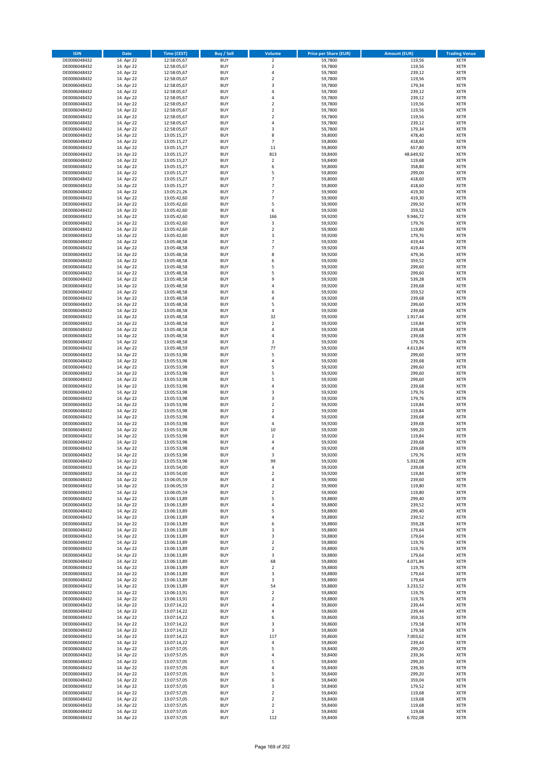| ISIN | Date | Time (CEST) | Buy / Sell | Volume | Price per Share (EUR) | Amount (EUR) | Trading Venue |
|---|---|---|---|---|---|---|---|
| DE0006048432 | 14. Apr 22 | 12:58:05,67 | BUY | 2 | 59,7800 | 119,56 | XETR |
| DE0006048432 | 14. Apr 22 | 12:58:05,67 | BUY | 2 | 59,7800 | 119,56 | XETR |
| DE0006048432 | 14. Apr 22 | 12:58:05,67 | BUY | 4 | 59,7800 | 239,12 | XETR |
| DE0006048432 | 14. Apr 22 | 12:58:05,67 | BUY | 2 | 59,7800 | 119,56 | XETR |
| DE0006048432 | 14. Apr 22 | 12:58:05,67 | BUY | 3 | 59,7800 | 179,34 | XETR |
| DE0006048432 | 14. Apr 22 | 12:58:05,67 | BUY | 4 | 59,7800 | 239,12 | XETR |
| DE0006048432 | 14. Apr 22 | 12:58:05,67 | BUY | 4 | 59,7800 | 239,12 | XETR |
| DE0006048432 | 14. Apr 22 | 12:58:05,67 | BUY | 2 | 59,7800 | 119,56 | XETR |
| DE0006048432 | 14. Apr 22 | 12:58:05,67 | BUY | 2 | 59,7800 | 119,56 | XETR |
| DE0006048432 | 14. Apr 22 | 12:58:05,67 | BUY | 2 | 59,7800 | 119,56 | XETR |
| DE0006048432 | 14. Apr 22 | 12:58:05,67 | BUY | 4 | 59,7800 | 239,12 | XETR |
| DE0006048432 | 14. Apr 22 | 12:58:05,67 | BUY | 3 | 59,7800 | 179,34 | XETR |
| DE0006048432 | 14. Apr 22 | 13:05:15,27 | BUY | 8 | 59,8000 | 478,40 | XETR |
| DE0006048432 | 14. Apr 22 | 13:05:15,27 | BUY | 7 | 59,8000 | 418,60 | XETR |
| DE0006048432 | 14. Apr 22 | 13:05:15,27 | BUY | 11 | 59,8000 | 657,80 | XETR |
| DE0006048432 | 14. Apr 22 | 13:05:15,27 | BUY | 813 | 59,8400 | 48.649,92 | XETR |
| DE0006048432 | 14. Apr 22 | 13:05:15,27 | BUY | 2 | 59,8400 | 119,68 | XETR |
| DE0006048432 | 14. Apr 22 | 13:05:15,27 | BUY | 6 | 59,8000 | 358,80 | XETR |
| DE0006048432 | 14. Apr 22 | 13:05:15,27 | BUY | 5 | 59,8000 | 299,00 | XETR |
| DE0006048432 | 14. Apr 22 | 13:05:15,27 | BUY | 7 | 59,8000 | 418,60 | XETR |
| DE0006048432 | 14. Apr 22 | 13:05:15,27 | BUY | 7 | 59,8000 | 418,60 | XETR |
| DE0006048432 | 14. Apr 22 | 13:05:21,26 | BUY | 7 | 59,9000 | 419,30 | XETR |
| DE0006048432 | 14. Apr 22 | 13:05:42,60 | BUY | 7 | 59,9000 | 419,30 | XETR |
| DE0006048432 | 14. Apr 22 | 13:05:42,60 | BUY | 5 | 59,9000 | 299,50 | XETR |
| DE0006048432 | 14. Apr 22 | 13:05:42,60 | BUY | 6 | 59,9200 | 359,52 | XETR |
| DE0006048432 | 14. Apr 22 | 13:05:42,60 | BUY | 166 | 59,9200 | 9.946,72 | XETR |
| DE0006048432 | 14. Apr 22 | 13:05:42,60 | BUY | 3 | 59,9200 | 179,76 | XETR |
| DE0006048432 | 14. Apr 22 | 13:05:42,60 | BUY | 2 | 59,9000 | 119,80 | XETR |
| DE0006048432 | 14. Apr 22 | 13:05:42,60 | BUY | 3 | 59,9200 | 179,76 | XETR |
| DE0006048432 | 14. Apr 22 | 13:05:48,58 | BUY | 7 | 59,9200 | 419,44 | XETR |
| DE0006048432 | 14. Apr 22 | 13:05:48,58 | BUY | 7 | 59,9200 | 419,44 | XETR |
| DE0006048432 | 14. Apr 22 | 13:05:48,58 | BUY | 8 | 59,9200 | 479,36 | XETR |
| DE0006048432 | 14. Apr 22 | 13:05:48,58 | BUY | 6 | 59,9200 | 359,52 | XETR |
| DE0006048432 | 14. Apr 22 | 13:05:48,58 | BUY | 5 | 59,9200 | 299,60 | XETR |
| DE0006048432 | 14. Apr 22 | 13:05:48,58 | BUY | 5 | 59,9200 | 299,60 | XETR |
| DE0006048432 | 14. Apr 22 | 13:05:48,58 | BUY | 9 | 59,9200 | 539,28 | XETR |
| DE0006048432 | 14. Apr 22 | 13:05:48,58 | BUY | 4 | 59,9200 | 239,68 | XETR |
| DE0006048432 | 14. Apr 22 | 13:05:48,58 | BUY | 6 | 59,9200 | 359,52 | XETR |
| DE0006048432 | 14. Apr 22 | 13:05:48,58 | BUY | 4 | 59,9200 | 239,68 | XETR |
| DE0006048432 | 14. Apr 22 | 13:05:48,58 | BUY | 5 | 59,9200 | 299,60 | XETR |
| DE0006048432 | 14. Apr 22 | 13:05:48,58 | BUY | 4 | 59,9200 | 239,68 | XETR |
| DE0006048432 | 14. Apr 22 | 13:05:48,58 | BUY | 32 | 59,9200 | 1.917,44 | XETR |
| DE0006048432 | 14. Apr 22 | 13:05:48,58 | BUY | 2 | 59,9200 | 119,84 | XETR |
| DE0006048432 | 14. Apr 22 | 13:05:48,58 | BUY | 4 | 59,9200 | 239,68 | XETR |
| DE0006048432 | 14. Apr 22 | 13:05:48,58 | BUY | 4 | 59,9200 | 239,68 | XETR |
| DE0006048432 | 14. Apr 22 | 13:05:48,58 | BUY | 3 | 59,9200 | 179,76 | XETR |
| DE0006048432 | 14. Apr 22 | 13:05:48,59 | BUY | 77 | 59,9200 | 4.613,84 | XETR |
| DE0006048432 | 14. Apr 22 | 13:05:53,98 | BUY | 5 | 59,9200 | 299,60 | XETR |
| DE0006048432 | 14. Apr 22 | 13:05:53,98 | BUY | 4 | 59,9200 | 239,68 | XETR |
| DE0006048432 | 14. Apr 22 | 13:05:53,98 | BUY | 5 | 59,9200 | 299,60 | XETR |
| DE0006048432 | 14. Apr 22 | 13:05:53,98 | BUY | 5 | 59,9200 | 299,60 | XETR |
| DE0006048432 | 14. Apr 22 | 13:05:53,98 | BUY | 5 | 59,9200 | 299,60 | XETR |
| DE0006048432 | 14. Apr 22 | 13:05:53,98 | BUY | 4 | 59,9200 | 239,68 | XETR |
| DE0006048432 | 14. Apr 22 | 13:05:53,98 | BUY | 3 | 59,9200 | 179,76 | XETR |
| DE0006048432 | 14. Apr 22 | 13:05:53,98 | BUY | 3 | 59,9200 | 179,76 | XETR |
| DE0006048432 | 14. Apr 22 | 13:05:53,98 | BUY | 2 | 59,9200 | 119,84 | XETR |
| DE0006048432 | 14. Apr 22 | 13:05:53,98 | BUY | 2 | 59,9200 | 119,84 | XETR |
| DE0006048432 | 14. Apr 22 | 13:05:53,98 | BUY | 4 | 59,9200 | 239,68 | XETR |
| DE0006048432 | 14. Apr 22 | 13:05:53,98 | BUY | 4 | 59,9200 | 239,68 | XETR |
| DE0006048432 | 14. Apr 22 | 13:05:53,98 | BUY | 10 | 59,9200 | 599,20 | XETR |
| DE0006048432 | 14. Apr 22 | 13:05:53,98 | BUY | 2 | 59,9200 | 119,84 | XETR |
| DE0006048432 | 14. Apr 22 | 13:05:53,98 | BUY | 4 | 59,9200 | 239,68 | XETR |
| DE0006048432 | 14. Apr 22 | 13:05:53,98 | BUY | 4 | 59,9200 | 239,68 | XETR |
| DE0006048432 | 14. Apr 22 | 13:05:53,98 | BUY | 3 | 59,9200 | 179,76 | XETR |
| DE0006048432 | 14. Apr 22 | 13:05:53,98 | BUY | 99 | 59,9200 | 5.932,08 | XETR |
| DE0006048432 | 14. Apr 22 | 13:05:54,00 | BUY | 4 | 59,9200 | 239,68 | XETR |
| DE0006048432 | 14. Apr 22 | 13:05:54,00 | BUY | 2 | 59,9200 | 119,84 | XETR |
| DE0006048432 | 14. Apr 22 | 13:06:05,59 | BUY | 4 | 59,9000 | 239,60 | XETR |
| DE0006048432 | 14. Apr 22 | 13:06:05,59 | BUY | 2 | 59,9000 | 119,80 | XETR |
| DE0006048432 | 14. Apr 22 | 13:06:05,59 | BUY | 2 | 59,9000 | 119,80 | XETR |
| DE0006048432 | 14. Apr 22 | 13:06:13,89 | BUY | 5 | 59,8800 | 299,40 | XETR |
| DE0006048432 | 14. Apr 22 | 13:06:13,89 | BUY | 4 | 59,8800 | 239,52 | XETR |
| DE0006048432 | 14. Apr 22 | 13:06:13,89 | BUY | 5 | 59,8800 | 299,40 | XETR |
| DE0006048432 | 14. Apr 22 | 13:06:13,89 | BUY | 4 | 59,8800 | 239,52 | XETR |
| DE0006048432 | 14. Apr 22 | 13:06:13,89 | BUY | 6 | 59,8800 | 359,28 | XETR |
| DE0006048432 | 14. Apr 22 | 13:06:13,89 | BUY | 3 | 59,8800 | 179,64 | XETR |
| DE0006048432 | 14. Apr 22 | 13:06:13,89 | BUY | 3 | 59,8800 | 179,64 | XETR |
| DE0006048432 | 14. Apr 22 | 13:06:13,89 | BUY | 2 | 59,8800 | 119,76 | XETR |
| DE0006048432 | 14. Apr 22 | 13:06:13,89 | BUY | 2 | 59,8800 | 119,76 | XETR |
| DE0006048432 | 14. Apr 22 | 13:06:13,89 | BUY | 3 | 59,8800 | 179,64 | XETR |
| DE0006048432 | 14. Apr 22 | 13:06:13,89 | BUY | 68 | 59,8800 | 4.071,84 | XETR |
| DE0006048432 | 14. Apr 22 | 13:06:13,89 | BUY | 2 | 59,8800 | 119,76 | XETR |
| DE0006048432 | 14. Apr 22 | 13:06:13,89 | BUY | 3 | 59,8800 | 179,64 | XETR |
| DE0006048432 | 14. Apr 22 | 13:06:13,89 | BUY | 3 | 59,8800 | 179,64 | XETR |
| DE0006048432 | 14. Apr 22 | 13:06:13,89 | BUY | 54 | 59,8800 | 3.233,52 | XETR |
| DE0006048432 | 14. Apr 22 | 13:06:13,91 | BUY | 2 | 59,8800 | 119,76 | XETR |
| DE0006048432 | 14. Apr 22 | 13:06:13,91 | BUY | 2 | 59,8800 | 119,76 | XETR |
| DE0006048432 | 14. Apr 22 | 13:07:14,22 | BUY | 4 | 59,8600 | 239,44 | XETR |
| DE0006048432 | 14. Apr 22 | 13:07:14,22 | BUY | 4 | 59,8600 | 239,44 | XETR |
| DE0006048432 | 14. Apr 22 | 13:07:14,22 | BUY | 6 | 59,8600 | 359,16 | XETR |
| DE0006048432 | 14. Apr 22 | 13:07:14,22 | BUY | 3 | 59,8600 | 179,58 | XETR |
| DE0006048432 | 14. Apr 22 | 13:07:14,22 | BUY | 3 | 59,8600 | 179,58 | XETR |
| DE0006048432 | 14. Apr 22 | 13:07:14,22 | BUY | 117 | 59,8600 | 7.003,62 | XETR |
| DE0006048432 | 14. Apr 22 | 13:07:14,22 | BUY | 4 | 59,8600 | 239,44 | XETR |
| DE0006048432 | 14. Apr 22 | 13:07:57,05 | BUY | 5 | 59,8400 | 299,20 | XETR |
| DE0006048432 | 14. Apr 22 | 13:07:57,05 | BUY | 4 | 59,8400 | 239,36 | XETR |
| DE0006048432 | 14. Apr 22 | 13:07:57,05 | BUY | 5 | 59,8400 | 299,20 | XETR |
| DE0006048432 | 14. Apr 22 | 13:07:57,05 | BUY | 4 | 59,8400 | 239,36 | XETR |
| DE0006048432 | 14. Apr 22 | 13:07:57,05 | BUY | 5 | 59,8400 | 299,20 | XETR |
| DE0006048432 | 14. Apr 22 | 13:07:57,05 | BUY | 6 | 59,8400 | 359,04 | XETR |
| DE0006048432 | 14. Apr 22 | 13:07:57,05 | BUY | 3 | 59,8400 | 179,52 | XETR |
| DE0006048432 | 14. Apr 22 | 13:07:57,05 | BUY | 2 | 59,8400 | 119,68 | XETR |
| DE0006048432 | 14. Apr 22 | 13:07:57,05 | BUY | 2 | 59,8400 | 119,68 | XETR |
| DE0006048432 | 14. Apr 22 | 13:07:57,05 | BUY | 2 | 59,8400 | 119,68 | XETR |
| DE0006048432 | 14. Apr 22 | 13:07:57,05 | BUY | 2 | 59,8400 | 119,68 | XETR |
| DE0006048432 | 14. Apr 22 | 13:07:57,05 | BUY | 112 | 59,8400 | 6.702,08 | XETR |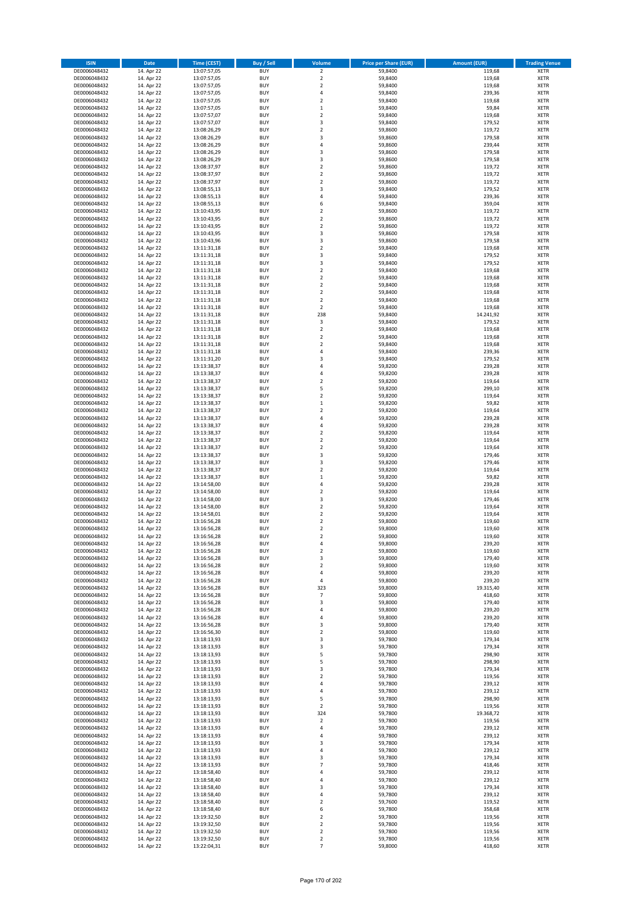| ISIN | Date | Time (CEST) | Buy / Sell | Volume | Price per Share (EUR) | Amount (EUR) | Trading Venue |
|---|---|---|---|---|---|---|---|
| DE0006048432 | 14. Apr 22 | 13:07:57,05 | BUY | 2 | 59,8400 | 119,68 | XETR |
| DE0006048432 | 14. Apr 22 | 13:07:57,05 | BUY | 2 | 59,8400 | 119,68 | XETR |
| DE0006048432 | 14. Apr 22 | 13:07:57,05 | BUY | 2 | 59,8400 | 119,68 | XETR |
| DE0006048432 | 14. Apr 22 | 13:07:57,05 | BUY | 4 | 59,8400 | 239,36 | XETR |
| DE0006048432 | 14. Apr 22 | 13:07:57,05 | BUY | 2 | 59,8400 | 119,68 | XETR |
| DE0006048432 | 14. Apr 22 | 13:07:57,05 | BUY | 1 | 59,8400 | 59,84 | XETR |
| DE0006048432 | 14. Apr 22 | 13:07:57,07 | BUY | 2 | 59,8400 | 119,68 | XETR |
| DE0006048432 | 14. Apr 22 | 13:07:57,07 | BUY | 3 | 59,8400 | 179,52 | XETR |
| DE0006048432 | 14. Apr 22 | 13:08:26,29 | BUY | 2 | 59,8600 | 119,72 | XETR |
| DE0006048432 | 14. Apr 22 | 13:08:26,29 | BUY | 3 | 59,8600 | 179,58 | XETR |
| DE0006048432 | 14. Apr 22 | 13:08:26,29 | BUY | 4 | 59,8600 | 239,44 | XETR |
| DE0006048432 | 14. Apr 22 | 13:08:26,29 | BUY | 3 | 59,8600 | 179,58 | XETR |
| DE0006048432 | 14. Apr 22 | 13:08:26,29 | BUY | 3 | 59,8600 | 179,58 | XETR |
| DE0006048432 | 14. Apr 22 | 13:08:37,97 | BUY | 2 | 59,8600 | 119,72 | XETR |
| DE0006048432 | 14. Apr 22 | 13:08:37,97 | BUY | 2 | 59,8600 | 119,72 | XETR |
| DE0006048432 | 14. Apr 22 | 13:08:37,97 | BUY | 2 | 59,8600 | 119,72 | XETR |
| DE0006048432 | 14. Apr 22 | 13:08:55,13 | BUY | 3 | 59,8400 | 179,52 | XETR |
| DE0006048432 | 14. Apr 22 | 13:08:55,13 | BUY | 4 | 59,8400 | 239,36 | XETR |
| DE0006048432 | 14. Apr 22 | 13:08:55,13 | BUY | 6 | 59,8400 | 359,04 | XETR |
| DE0006048432 | 14. Apr 22 | 13:10:43,95 | BUY | 2 | 59,8600 | 119,72 | XETR |
| DE0006048432 | 14. Apr 22 | 13:10:43,95 | BUY | 2 | 59,8600 | 119,72 | XETR |
| DE0006048432 | 14. Apr 22 | 13:10:43,95 | BUY | 2 | 59,8600 | 119,72 | XETR |
| DE0006048432 | 14. Apr 22 | 13:10:43,95 | BUY | 3 | 59,8600 | 179,58 | XETR |
| DE0006048432 | 14. Apr 22 | 13:10:43,96 | BUY | 3 | 59,8600 | 179,58 | XETR |
| DE0006048432 | 14. Apr 22 | 13:11:31,18 | BUY | 2 | 59,8400 | 119,68 | XETR |
| DE0006048432 | 14. Apr 22 | 13:11:31,18 | BUY | 3 | 59,8400 | 179,52 | XETR |
| DE0006048432 | 14. Apr 22 | 13:11:31,18 | BUY | 3 | 59,8400 | 179,52 | XETR |
| DE0006048432 | 14. Apr 22 | 13:11:31,18 | BUY | 2 | 59,8400 | 119,68 | XETR |
| DE0006048432 | 14. Apr 22 | 13:11:31,18 | BUY | 2 | 59,8400 | 119,68 | XETR |
| DE0006048432 | 14. Apr 22 | 13:11:31,18 | BUY | 2 | 59,8400 | 119,68 | XETR |
| DE0006048432 | 14. Apr 22 | 13:11:31,18 | BUY | 2 | 59,8400 | 119,68 | XETR |
| DE0006048432 | 14. Apr 22 | 13:11:31,18 | BUY | 2 | 59,8400 | 119,68 | XETR |
| DE0006048432 | 14. Apr 22 | 13:11:31,18 | BUY | 2 | 59,8400 | 119,68 | XETR |
| DE0006048432 | 14. Apr 22 | 13:11:31,18 | BUY | 238 | 59,8400 | 14.241,92 | XETR |
| DE0006048432 | 14. Apr 22 | 13:11:31,18 | BUY | 3 | 59,8400 | 179,52 | XETR |
| DE0006048432 | 14. Apr 22 | 13:11:31,18 | BUY | 2 | 59,8400 | 119,68 | XETR |
| DE0006048432 | 14. Apr 22 | 13:11:31,18 | BUY | 2 | 59,8400 | 119,68 | XETR |
| DE0006048432 | 14. Apr 22 | 13:11:31,18 | BUY | 2 | 59,8400 | 119,68 | XETR |
| DE0006048432 | 14. Apr 22 | 13:11:31,18 | BUY | 4 | 59,8400 | 239,36 | XETR |
| DE0006048432 | 14. Apr 22 | 13:11:31,20 | BUY | 3 | 59,8400 | 179,52 | XETR |
| DE0006048432 | 14. Apr 22 | 13:13:38,37 | BUY | 4 | 59,8200 | 239,28 | XETR |
| DE0006048432 | 14. Apr 22 | 13:13:38,37 | BUY | 4 | 59,8200 | 239,28 | XETR |
| DE0006048432 | 14. Apr 22 | 13:13:38,37 | BUY | 2 | 59,8200 | 119,64 | XETR |
| DE0006048432 | 14. Apr 22 | 13:13:38,37 | BUY | 5 | 59,8200 | 299,10 | XETR |
| DE0006048432 | 14. Apr 22 | 13:13:38,37 | BUY | 2 | 59,8200 | 119,64 | XETR |
| DE0006048432 | 14. Apr 22 | 13:13:38,37 | BUY | 1 | 59,8200 | 59,82 | XETR |
| DE0006048432 | 14. Apr 22 | 13:13:38,37 | BUY | 2 | 59,8200 | 119,64 | XETR |
| DE0006048432 | 14. Apr 22 | 13:13:38,37 | BUY | 4 | 59,8200 | 239,28 | XETR |
| DE0006048432 | 14. Apr 22 | 13:13:38,37 | BUY | 4 | 59,8200 | 239,28 | XETR |
| DE0006048432 | 14. Apr 22 | 13:13:38,37 | BUY | 2 | 59,8200 | 119,64 | XETR |
| DE0006048432 | 14. Apr 22 | 13:13:38,37 | BUY | 2 | 59,8200 | 119,64 | XETR |
| DE0006048432 | 14. Apr 22 | 13:13:38,37 | BUY | 2 | 59,8200 | 119,64 | XETR |
| DE0006048432 | 14. Apr 22 | 13:13:38,37 | BUY | 3 | 59,8200 | 179,46 | XETR |
| DE0006048432 | 14. Apr 22 | 13:13:38,37 | BUY | 3 | 59,8200 | 179,46 | XETR |
| DE0006048432 | 14. Apr 22 | 13:13:38,37 | BUY | 2 | 59,8200 | 119,64 | XETR |
| DE0006048432 | 14. Apr 22 | 13:13:38,37 | BUY | 1 | 59,8200 | 59,82 | XETR |
| DE0006048432 | 14. Apr 22 | 13:14:58,00 | BUY | 4 | 59,8200 | 239,28 | XETR |
| DE0006048432 | 14. Apr 22 | 13:14:58,00 | BUY | 2 | 59,8200 | 119,64 | XETR |
| DE0006048432 | 14. Apr 22 | 13:14:58,00 | BUY | 3 | 59,8200 | 179,46 | XETR |
| DE0006048432 | 14. Apr 22 | 13:14:58,00 | BUY | 2 | 59,8200 | 119,64 | XETR |
| DE0006048432 | 14. Apr 22 | 13:14:58,01 | BUY | 2 | 59,8200 | 119,64 | XETR |
| DE0006048432 | 14. Apr 22 | 13:16:56,28 | BUY | 2 | 59,8000 | 119,60 | XETR |
| DE0006048432 | 14. Apr 22 | 13:16:56,28 | BUY | 2 | 59,8000 | 119,60 | XETR |
| DE0006048432 | 14. Apr 22 | 13:16:56,28 | BUY | 2 | 59,8000 | 119,60 | XETR |
| DE0006048432 | 14. Apr 22 | 13:16:56,28 | BUY | 4 | 59,8000 | 239,20 | XETR |
| DE0006048432 | 14. Apr 22 | 13:16:56,28 | BUY | 2 | 59,8000 | 119,60 | XETR |
| DE0006048432 | 14. Apr 22 | 13:16:56,28 | BUY | 3 | 59,8000 | 179,40 | XETR |
| DE0006048432 | 14. Apr 22 | 13:16:56,28 | BUY | 2 | 59,8000 | 119,60 | XETR |
| DE0006048432 | 14. Apr 22 | 13:16:56,28 | BUY | 4 | 59,8000 | 239,20 | XETR |
| DE0006048432 | 14. Apr 22 | 13:16:56,28 | BUY | 4 | 59,8000 | 239,20 | XETR |
| DE0006048432 | 14. Apr 22 | 13:16:56,28 | BUY | 323 | 59,8000 | 19.315,40 | XETR |
| DE0006048432 | 14. Apr 22 | 13:16:56,28 | BUY | 7 | 59,8000 | 418,60 | XETR |
| DE0006048432 | 14. Apr 22 | 13:16:56,28 | BUY | 3 | 59,8000 | 179,40 | XETR |
| DE0006048432 | 14. Apr 22 | 13:16:56,28 | BUY | 4 | 59,8000 | 239,20 | XETR |
| DE0006048432 | 14. Apr 22 | 13:16:56,28 | BUY | 4 | 59,8000 | 239,20 | XETR |
| DE0006048432 | 14. Apr 22 | 13:16:56,28 | BUY | 3 | 59,8000 | 179,40 | XETR |
| DE0006048432 | 14. Apr 22 | 13:16:56,30 | BUY | 2 | 59,8000 | 119,60 | XETR |
| DE0006048432 | 14. Apr 22 | 13:18:13,93 | BUY | 3 | 59,7800 | 179,34 | XETR |
| DE0006048432 | 14. Apr 22 | 13:18:13,93 | BUY | 3 | 59,7800 | 179,34 | XETR |
| DE0006048432 | 14. Apr 22 | 13:18:13,93 | BUY | 5 | 59,7800 | 298,90 | XETR |
| DE0006048432 | 14. Apr 22 | 13:18:13,93 | BUY | 5 | 59,7800 | 298,90 | XETR |
| DE0006048432 | 14. Apr 22 | 13:18:13,93 | BUY | 3 | 59,7800 | 179,34 | XETR |
| DE0006048432 | 14. Apr 22 | 13:18:13,93 | BUY | 2 | 59,7800 | 119,56 | XETR |
| DE0006048432 | 14. Apr 22 | 13:18:13,93 | BUY | 4 | 59,7800 | 239,12 | XETR |
| DE0006048432 | 14. Apr 22 | 13:18:13,93 | BUY | 4 | 59,7800 | 239,12 | XETR |
| DE0006048432 | 14. Apr 22 | 13:18:13,93 | BUY | 5 | 59,7800 | 298,90 | XETR |
| DE0006048432 | 14. Apr 22 | 13:18:13,93 | BUY | 2 | 59,7800 | 119,56 | XETR |
| DE0006048432 | 14. Apr 22 | 13:18:13,93 | BUY | 324 | 59,7800 | 19.368,72 | XETR |
| DE0006048432 | 14. Apr 22 | 13:18:13,93 | BUY | 2 | 59,7800 | 119,56 | XETR |
| DE0006048432 | 14. Apr 22 | 13:18:13,93 | BUY | 4 | 59,7800 | 239,12 | XETR |
| DE0006048432 | 14. Apr 22 | 13:18:13,93 | BUY | 4 | 59,7800 | 239,12 | XETR |
| DE0006048432 | 14. Apr 22 | 13:18:13,93 | BUY | 3 | 59,7800 | 179,34 | XETR |
| DE0006048432 | 14. Apr 22 | 13:18:13,93 | BUY | 4 | 59,7800 | 239,12 | XETR |
| DE0006048432 | 14. Apr 22 | 13:18:13,93 | BUY | 3 | 59,7800 | 179,34 | XETR |
| DE0006048432 | 14. Apr 22 | 13:18:13,93 | BUY | 7 | 59,7800 | 418,46 | XETR |
| DE0006048432 | 14. Apr 22 | 13:18:58,40 | BUY | 4 | 59,7800 | 239,12 | XETR |
| DE0006048432 | 14. Apr 22 | 13:18:58,40 | BUY | 4 | 59,7800 | 239,12 | XETR |
| DE0006048432 | 14. Apr 22 | 13:18:58,40 | BUY | 3 | 59,7800 | 179,34 | XETR |
| DE0006048432 | 14. Apr 22 | 13:18:58,40 | BUY | 4 | 59,7800 | 239,12 | XETR |
| DE0006048432 | 14. Apr 22 | 13:18:58,40 | BUY | 2 | 59,7600 | 119,52 | XETR |
| DE0006048432 | 14. Apr 22 | 13:18:58,40 | BUY | 6 | 59,7800 | 358,68 | XETR |
| DE0006048432 | 14. Apr 22 | 13:19:32,50 | BUY | 2 | 59,7800 | 119,56 | XETR |
| DE0006048432 | 14. Apr 22 | 13:19:32,50 | BUY | 2 | 59,7800 | 119,56 | XETR |
| DE0006048432 | 14. Apr 22 | 13:19:32,50 | BUY | 2 | 59,7800 | 119,56 | XETR |
| DE0006048432 | 14. Apr 22 | 13:19:32,50 | BUY | 2 | 59,7800 | 119,56 | XETR |
| DE0006048432 | 14. Apr 22 | 13:22:04,31 | BUY | 7 | 59,8000 | 418,60 | XETR |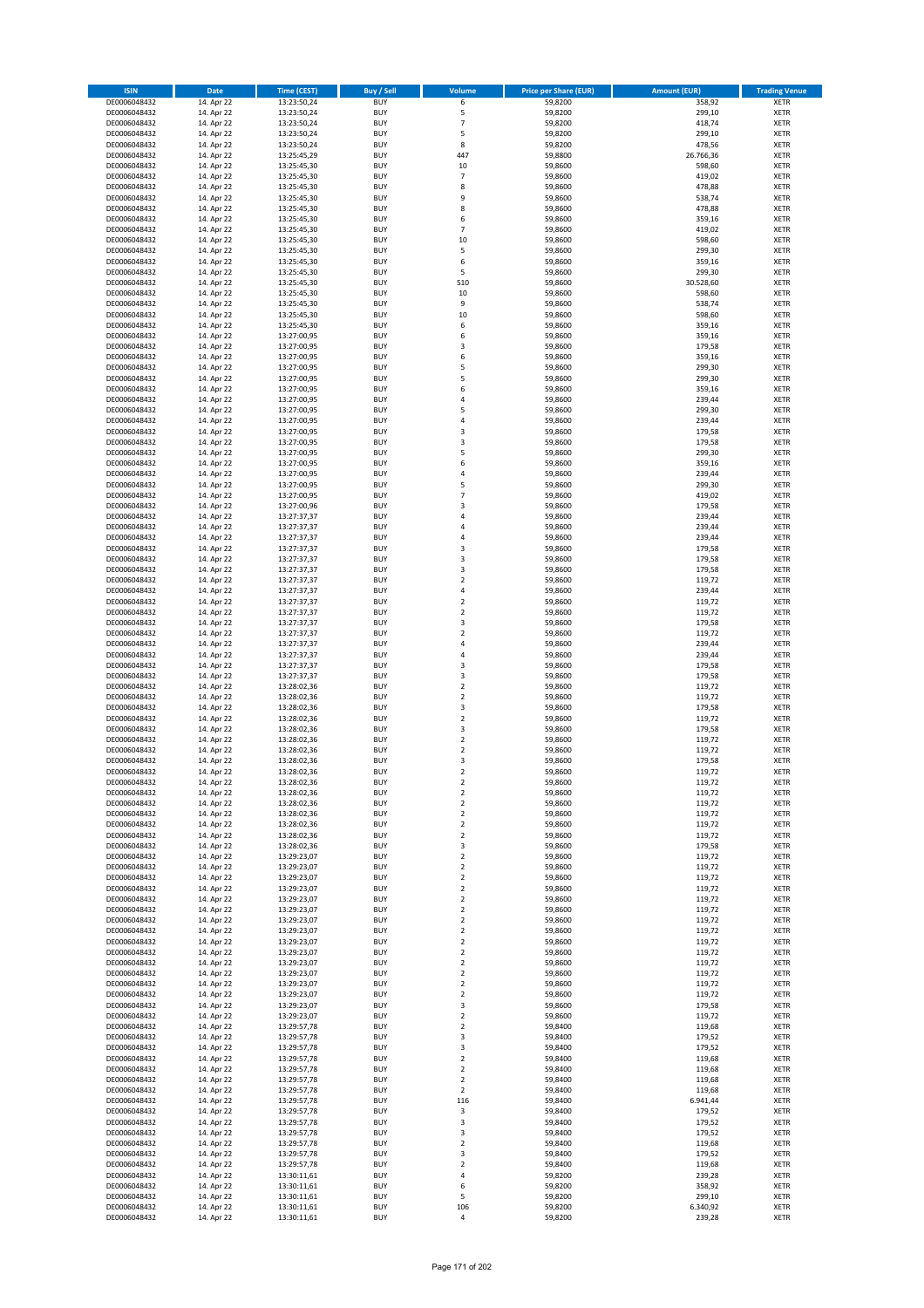| ISIN | Date | Time (CEST) | Buy / Sell | Volume | Price per Share (EUR) | Amount (EUR) | Trading Venue |
|---|---|---|---|---|---|---|---|
| DE0006048432 | 14. Apr 22 | 13:23:50,24 | BUY | 6 | 59,8200 | 358,92 | XETR |
| DE0006048432 | 14. Apr 22 | 13:23:50,24 | BUY | 5 | 59,8200 | 299,10 | XETR |
| DE0006048432 | 14. Apr 22 | 13:23:50,24 | BUY | 7 | 59,8200 | 418,74 | XETR |
| DE0006048432 | 14. Apr 22 | 13:23:50,24 | BUY | 5 | 59,8200 | 299,10 | XETR |
| DE0006048432 | 14. Apr 22 | 13:23:50,24 | BUY | 8 | 59,8200 | 478,56 | XETR |
| DE0006048432 | 14. Apr 22 | 13:25:45,29 | BUY | 447 | 59,8800 | 26.766,36 | XETR |
| DE0006048432 | 14. Apr 22 | 13:25:45,30 | BUY | 10 | 59,8600 | 598,60 | XETR |
| DE0006048432 | 14. Apr 22 | 13:25:45,30 | BUY | 7 | 59,8600 | 419,02 | XETR |
| DE0006048432 | 14. Apr 22 | 13:25:45,30 | BUY | 8 | 59,8600 | 478,88 | XETR |
| DE0006048432 | 14. Apr 22 | 13:25:45,30 | BUY | 9 | 59,8600 | 538,74 | XETR |
| DE0006048432 | 14. Apr 22 | 13:25:45,30 | BUY | 8 | 59,8600 | 478,88 | XETR |
| DE0006048432 | 14. Apr 22 | 13:25:45,30 | BUY | 6 | 59,8600 | 359,16 | XETR |
| DE0006048432 | 14. Apr 22 | 13:25:45,30 | BUY | 7 | 59,8600 | 419,02 | XETR |
| DE0006048432 | 14. Apr 22 | 13:25:45,30 | BUY | 10 | 59,8600 | 598,60 | XETR |
| DE0006048432 | 14. Apr 22 | 13:25:45,30 | BUY | 5 | 59,8600 | 299,30 | XETR |
| DE0006048432 | 14. Apr 22 | 13:25:45,30 | BUY | 6 | 59,8600 | 359,16 | XETR |
| DE0006048432 | 14. Apr 22 | 13:25:45,30 | BUY | 5 | 59,8600 | 299,30 | XETR |
| DE0006048432 | 14. Apr 22 | 13:25:45,30 | BUY | 510 | 59,8600 | 30.528,60 | XETR |
| DE0006048432 | 14. Apr 22 | 13:25:45,30 | BUY | 10 | 59,8600 | 598,60 | XETR |
| DE0006048432 | 14. Apr 22 | 13:25:45,30 | BUY | 9 | 59,8600 | 538,74 | XETR |
| DE0006048432 | 14. Apr 22 | 13:25:45,30 | BUY | 10 | 59,8600 | 598,60 | XETR |
| DE0006048432 | 14. Apr 22 | 13:25:45,30 | BUY | 6 | 59,8600 | 359,16 | XETR |
| DE0006048432 | 14. Apr 22 | 13:27:00,95 | BUY | 6 | 59,8600 | 359,16 | XETR |
| DE0006048432 | 14. Apr 22 | 13:27:00,95 | BUY | 3 | 59,8600 | 179,58 | XETR |
| DE0006048432 | 14. Apr 22 | 13:27:00,95 | BUY | 6 | 59,8600 | 359,16 | XETR |
| DE0006048432 | 14. Apr 22 | 13:27:00,95 | BUY | 5 | 59,8600 | 299,30 | XETR |
| DE0006048432 | 14. Apr 22 | 13:27:00,95 | BUY | 5 | 59,8600 | 299,30 | XETR |
| DE0006048432 | 14. Apr 22 | 13:27:00,95 | BUY | 6 | 59,8600 | 359,16 | XETR |
| DE0006048432 | 14. Apr 22 | 13:27:00,95 | BUY | 4 | 59,8600 | 239,44 | XETR |
| DE0006048432 | 14. Apr 22 | 13:27:00,95 | BUY | 5 | 59,8600 | 299,30 | XETR |
| DE0006048432 | 14. Apr 22 | 13:27:00,95 | BUY | 4 | 59,8600 | 239,44 | XETR |
| DE0006048432 | 14. Apr 22 | 13:27:00,95 | BUY | 3 | 59,8600 | 179,58 | XETR |
| DE0006048432 | 14. Apr 22 | 13:27:00,95 | BUY | 3 | 59,8600 | 179,58 | XETR |
| DE0006048432 | 14. Apr 22 | 13:27:00,95 | BUY | 5 | 59,8600 | 299,30 | XETR |
| DE0006048432 | 14. Apr 22 | 13:27:00,95 | BUY | 6 | 59,8600 | 359,16 | XETR |
| DE0006048432 | 14. Apr 22 | 13:27:00,95 | BUY | 4 | 59,8600 | 239,44 | XETR |
| DE0006048432 | 14. Apr 22 | 13:27:00,95 | BUY | 5 | 59,8600 | 299,30 | XETR |
| DE0006048432 | 14. Apr 22 | 13:27:00,95 | BUY | 7 | 59,8600 | 419,02 | XETR |
| DE0006048432 | 14. Apr 22 | 13:27:00,96 | BUY | 3 | 59,8600 | 179,58 | XETR |
| DE0006048432 | 14. Apr 22 | 13:27:37,37 | BUY | 4 | 59,8600 | 239,44 | XETR |
| DE0006048432 | 14. Apr 22 | 13:27:37,37 | BUY | 4 | 59,8600 | 239,44 | XETR |
| DE0006048432 | 14. Apr 22 | 13:27:37,37 | BUY | 4 | 59,8600 | 239,44 | XETR |
| DE0006048432 | 14. Apr 22 | 13:27:37,37 | BUY | 3 | 59,8600 | 179,58 | XETR |
| DE0006048432 | 14. Apr 22 | 13:27:37,37 | BUY | 3 | 59,8600 | 179,58 | XETR |
| DE0006048432 | 14. Apr 22 | 13:27:37,37 | BUY | 3 | 59,8600 | 179,58 | XETR |
| DE0006048432 | 14. Apr 22 | 13:27:37,37 | BUY | 2 | 59,8600 | 119,72 | XETR |
| DE0006048432 | 14. Apr 22 | 13:27:37,37 | BUY | 4 | 59,8600 | 239,44 | XETR |
| DE0006048432 | 14. Apr 22 | 13:27:37,37 | BUY | 2 | 59,8600 | 119,72 | XETR |
| DE0006048432 | 14. Apr 22 | 13:27:37,37 | BUY | 2 | 59,8600 | 119,72 | XETR |
| DE0006048432 | 14. Apr 22 | 13:27:37,37 | BUY | 3 | 59,8600 | 179,58 | XETR |
| DE0006048432 | 14. Apr 22 | 13:27:37,37 | BUY | 2 | 59,8600 | 119,72 | XETR |
| DE0006048432 | 14. Apr 22 | 13:27:37,37 | BUY | 4 | 59,8600 | 239,44 | XETR |
| DE0006048432 | 14. Apr 22 | 13:27:37,37 | BUY | 4 | 59,8600 | 239,44 | XETR |
| DE0006048432 | 14. Apr 22 | 13:27:37,37 | BUY | 3 | 59,8600 | 179,58 | XETR |
| DE0006048432 | 14. Apr 22 | 13:27:37,37 | BUY | 3 | 59,8600 | 179,58 | XETR |
| DE0006048432 | 14. Apr 22 | 13:28:02,36 | BUY | 2 | 59,8600 | 119,72 | XETR |
| DE0006048432 | 14. Apr 22 | 13:28:02,36 | BUY | 2 | 59,8600 | 119,72 | XETR |
| DE0006048432 | 14. Apr 22 | 13:28:02,36 | BUY | 3 | 59,8600 | 179,58 | XETR |
| DE0006048432 | 14. Apr 22 | 13:28:02,36 | BUY | 2 | 59,8600 | 119,72 | XETR |
| DE0006048432 | 14. Apr 22 | 13:28:02,36 | BUY | 3 | 59,8600 | 179,58 | XETR |
| DE0006048432 | 14. Apr 22 | 13:28:02,36 | BUY | 2 | 59,8600 | 119,72 | XETR |
| DE0006048432 | 14. Apr 22 | 13:28:02,36 | BUY | 2 | 59,8600 | 119,72 | XETR |
| DE0006048432 | 14. Apr 22 | 13:28:02,36 | BUY | 3 | 59,8600 | 179,58 | XETR |
| DE0006048432 | 14. Apr 22 | 13:28:02,36 | BUY | 2 | 59,8600 | 119,72 | XETR |
| DE0006048432 | 14. Apr 22 | 13:28:02,36 | BUY | 2 | 59,8600 | 119,72 | XETR |
| DE0006048432 | 14. Apr 22 | 13:28:02,36 | BUY | 2 | 59,8600 | 119,72 | XETR |
| DE0006048432 | 14. Apr 22 | 13:28:02,36 | BUY | 2 | 59,8600 | 119,72 | XETR |
| DE0006048432 | 14. Apr 22 | 13:28:02,36 | BUY | 2 | 59,8600 | 119,72 | XETR |
| DE0006048432 | 14. Apr 22 | 13:28:02,36 | BUY | 2 | 59,8600 | 119,72 | XETR |
| DE0006048432 | 14. Apr 22 | 13:28:02,36 | BUY | 2 | 59,8600 | 119,72 | XETR |
| DE0006048432 | 14. Apr 22 | 13:28:02,36 | BUY | 3 | 59,8600 | 179,58 | XETR |
| DE0006048432 | 14. Apr 22 | 13:29:23,07 | BUY | 2 | 59,8600 | 119,72 | XETR |
| DE0006048432 | 14. Apr 22 | 13:29:23,07 | BUY | 2 | 59,8600 | 119,72 | XETR |
| DE0006048432 | 14. Apr 22 | 13:29:23,07 | BUY | 2 | 59,8600 | 119,72 | XETR |
| DE0006048432 | 14. Apr 22 | 13:29:23,07 | BUY | 2 | 59,8600 | 119,72 | XETR |
| DE0006048432 | 14. Apr 22 | 13:29:23,07 | BUY | 2 | 59,8600 | 119,72 | XETR |
| DE0006048432 | 14. Apr 22 | 13:29:23,07 | BUY | 2 | 59,8600 | 119,72 | XETR |
| DE0006048432 | 14. Apr 22 | 13:29:23,07 | BUY | 2 | 59,8600 | 119,72 | XETR |
| DE0006048432 | 14. Apr 22 | 13:29:23,07 | BUY | 2 | 59,8600 | 119,72 | XETR |
| DE0006048432 | 14. Apr 22 | 13:29:23,07 | BUY | 2 | 59,8600 | 119,72 | XETR |
| DE0006048432 | 14. Apr 22 | 13:29:23,07 | BUY | 2 | 59,8600 | 119,72 | XETR |
| DE0006048432 | 14. Apr 22 | 13:29:23,07 | BUY | 2 | 59,8600 | 119,72 | XETR |
| DE0006048432 | 14. Apr 22 | 13:29:23,07 | BUY | 2 | 59,8600 | 119,72 | XETR |
| DE0006048432 | 14. Apr 22 | 13:29:23,07 | BUY | 2 | 59,8600 | 119,72 | XETR |
| DE0006048432 | 14. Apr 22 | 13:29:23,07 | BUY | 2 | 59,8600 | 119,72 | XETR |
| DE0006048432 | 14. Apr 22 | 13:29:23,07 | BUY | 3 | 59,8600 | 179,58 | XETR |
| DE0006048432 | 14. Apr 22 | 13:29:23,07 | BUY | 2 | 59,8600 | 119,72 | XETR |
| DE0006048432 | 14. Apr 22 | 13:29:57,78 | BUY | 2 | 59,8400 | 119,68 | XETR |
| DE0006048432 | 14. Apr 22 | 13:29:57,78 | BUY | 3 | 59,8400 | 179,52 | XETR |
| DE0006048432 | 14. Apr 22 | 13:29:57,78 | BUY | 3 | 59,8400 | 179,52 | XETR |
| DE0006048432 | 14. Apr 22 | 13:29:57,78 | BUY | 2 | 59,8400 | 119,68 | XETR |
| DE0006048432 | 14. Apr 22 | 13:29:57,78 | BUY | 2 | 59,8400 | 119,68 | XETR |
| DE0006048432 | 14. Apr 22 | 13:29:57,78 | BUY | 2 | 59,8400 | 119,68 | XETR |
| DE0006048432 | 14. Apr 22 | 13:29:57,78 | BUY | 2 | 59,8400 | 119,68 | XETR |
| DE0006048432 | 14. Apr 22 | 13:29:57,78 | BUY | 116 | 59,8400 | 6.941,44 | XETR |
| DE0006048432 | 14. Apr 22 | 13:29:57,78 | BUY | 3 | 59,8400 | 179,52 | XETR |
| DE0006048432 | 14. Apr 22 | 13:29:57,78 | BUY | 3 | 59,8400 | 179,52 | XETR |
| DE0006048432 | 14. Apr 22 | 13:29:57,78 | BUY | 3 | 59,8400 | 179,52 | XETR |
| DE0006048432 | 14. Apr 22 | 13:29:57,78 | BUY | 2 | 59,8400 | 119,68 | XETR |
| DE0006048432 | 14. Apr 22 | 13:29:57,78 | BUY | 3 | 59,8400 | 179,52 | XETR |
| DE0006048432 | 14. Apr 22 | 13:29:57,78 | BUY | 2 | 59,8400 | 119,68 | XETR |
| DE0006048432 | 14. Apr 22 | 13:30:11,61 | BUY | 4 | 59,8200 | 239,28 | XETR |
| DE0006048432 | 14. Apr 22 | 13:30:11,61 | BUY | 6 | 59,8200 | 358,92 | XETR |
| DE0006048432 | 14. Apr 22 | 13:30:11,61 | BUY | 5 | 59,8200 | 299,10 | XETR |
| DE0006048432 | 14. Apr 22 | 13:30:11,61 | BUY | 106 | 59,8200 | 6.340,92 | XETR |
| DE0006048432 | 14. Apr 22 | 13:30:11,61 | BUY | 4 | 59,8200 | 239,28 | XETR |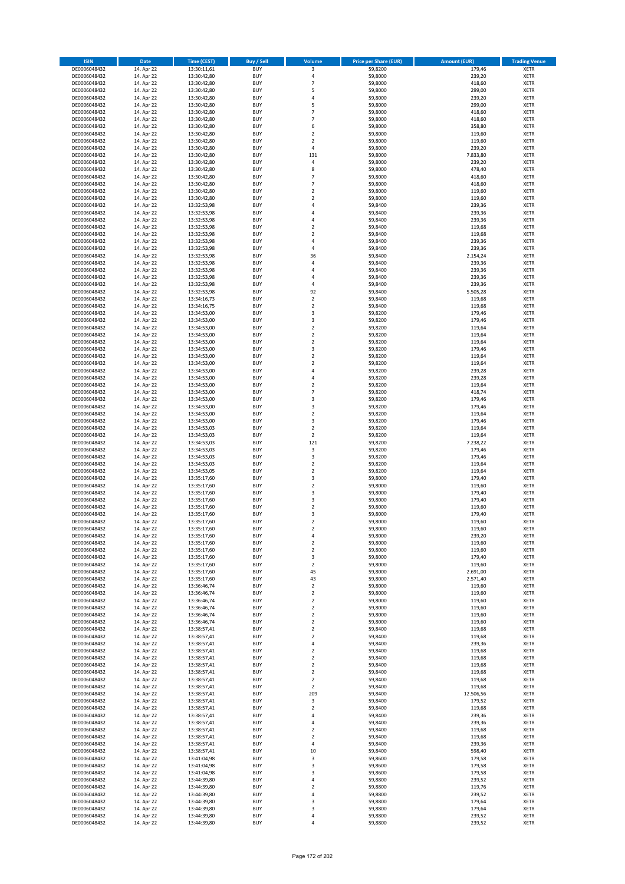| ISIN | Date | Time (CEST) | Buy / Sell | Volume | Price per Share (EUR) | Amount (EUR) | Trading Venue |
|---|---|---|---|---|---|---|---|
| DE0006048432 | 14. Apr 22 | 13:30:11,61 | BUY | 3 | 59,8200 | 179,46 | XETR |
| DE0006048432 | 14. Apr 22 | 13:30:42,80 | BUY | 4 | 59,8000 | 239,20 | XETR |
| DE0006048432 | 14. Apr 22 | 13:30:42,80 | BUY | 7 | 59,8000 | 418,60 | XETR |
| DE0006048432 | 14. Apr 22 | 13:30:42,80 | BUY | 5 | 59,8000 | 299,00 | XETR |
| DE0006048432 | 14. Apr 22 | 13:30:42,80 | BUY | 4 | 59,8000 | 239,20 | XETR |
| DE0006048432 | 14. Apr 22 | 13:30:42,80 | BUY | 5 | 59,8000 | 299,00 | XETR |
| DE0006048432 | 14. Apr 22 | 13:30:42,80 | BUY | 7 | 59,8000 | 418,60 | XETR |
| DE0006048432 | 14. Apr 22 | 13:30:42,80 | BUY | 7 | 59,8000 | 418,60 | XETR |
| DE0006048432 | 14. Apr 22 | 13:30:42,80 | BUY | 6 | 59,8000 | 358,80 | XETR |
| DE0006048432 | 14. Apr 22 | 13:30:42,80 | BUY | 2 | 59,8000 | 119,60 | XETR |
| DE0006048432 | 14. Apr 22 | 13:30:42,80 | BUY | 2 | 59,8000 | 119,60 | XETR |
| DE0006048432 | 14. Apr 22 | 13:30:42,80 | BUY | 4 | 59,8000 | 239,20 | XETR |
| DE0006048432 | 14. Apr 22 | 13:30:42,80 | BUY | 131 | 59,8000 | 7.833,80 | XETR |
| DE0006048432 | 14. Apr 22 | 13:30:42,80 | BUY | 4 | 59,8000 | 239,20 | XETR |
| DE0006048432 | 14. Apr 22 | 13:30:42,80 | BUY | 8 | 59,8000 | 478,40 | XETR |
| DE0006048432 | 14. Apr 22 | 13:30:42,80 | BUY | 7 | 59,8000 | 418,60 | XETR |
| DE0006048432 | 14. Apr 22 | 13:30:42,80 | BUY | 7 | 59,8000 | 418,60 | XETR |
| DE0006048432 | 14. Apr 22 | 13:30:42,80 | BUY | 2 | 59,8000 | 119,60 | XETR |
| DE0006048432 | 14. Apr 22 | 13:30:42,80 | BUY | 2 | 59,8000 | 119,60 | XETR |
| DE0006048432 | 14. Apr 22 | 13:32:53,98 | BUY | 4 | 59,8400 | 239,36 | XETR |
| DE0006048432 | 14. Apr 22 | 13:32:53,98 | BUY | 4 | 59,8400 | 239,36 | XETR |
| DE0006048432 | 14. Apr 22 | 13:32:53,98 | BUY | 4 | 59,8400 | 239,36 | XETR |
| DE0006048432 | 14. Apr 22 | 13:32:53,98 | BUY | 2 | 59,8400 | 119,68 | XETR |
| DE0006048432 | 14. Apr 22 | 13:32:53,98 | BUY | 2 | 59,8400 | 119,68 | XETR |
| DE0006048432 | 14. Apr 22 | 13:32:53,98 | BUY | 4 | 59,8400 | 239,36 | XETR |
| DE0006048432 | 14. Apr 22 | 13:32:53,98 | BUY | 4 | 59,8400 | 239,36 | XETR |
| DE0006048432 | 14. Apr 22 | 13:32:53,98 | BUY | 36 | 59,8400 | 2.154,24 | XETR |
| DE0006048432 | 14. Apr 22 | 13:32:53,98 | BUY | 4 | 59,8400 | 239,36 | XETR |
| DE0006048432 | 14. Apr 22 | 13:32:53,98 | BUY | 4 | 59,8400 | 239,36 | XETR |
| DE0006048432 | 14. Apr 22 | 13:32:53,98 | BUY | 4 | 59,8400 | 239,36 | XETR |
| DE0006048432 | 14. Apr 22 | 13:32:53,98 | BUY | 4 | 59,8400 | 239,36 | XETR |
| DE0006048432 | 14. Apr 22 | 13:32:53,98 | BUY | 92 | 59,8400 | 5.505,28 | XETR |
| DE0006048432 | 14. Apr 22 | 13:34:16,73 | BUY | 2 | 59,8400 | 119,68 | XETR |
| DE0006048432 | 14. Apr 22 | 13:34:16,75 | BUY | 2 | 59,8400 | 119,68 | XETR |
| DE0006048432 | 14. Apr 22 | 13:34:53,00 | BUY | 3 | 59,8200 | 179,46 | XETR |
| DE0006048432 | 14. Apr 22 | 13:34:53,00 | BUY | 3 | 59,8200 | 179,46 | XETR |
| DE0006048432 | 14. Apr 22 | 13:34:53,00 | BUY | 2 | 59,8200 | 119,64 | XETR |
| DE0006048432 | 14. Apr 22 | 13:34:53,00 | BUY | 2 | 59,8200 | 119,64 | XETR |
| DE0006048432 | 14. Apr 22 | 13:34:53,00 | BUY | 2 | 59,8200 | 119,64 | XETR |
| DE0006048432 | 14. Apr 22 | 13:34:53,00 | BUY | 3 | 59,8200 | 179,46 | XETR |
| DE0006048432 | 14. Apr 22 | 13:34:53,00 | BUY | 2 | 59,8200 | 119,64 | XETR |
| DE0006048432 | 14. Apr 22 | 13:34:53,00 | BUY | 2 | 59,8200 | 119,64 | XETR |
| DE0006048432 | 14. Apr 22 | 13:34:53,00 | BUY | 4 | 59,8200 | 239,28 | XETR |
| DE0006048432 | 14. Apr 22 | 13:34:53,00 | BUY | 4 | 59,8200 | 239,28 | XETR |
| DE0006048432 | 14. Apr 22 | 13:34:53,00 | BUY | 2 | 59,8200 | 119,64 | XETR |
| DE0006048432 | 14. Apr 22 | 13:34:53,00 | BUY | 7 | 59,8200 | 418,74 | XETR |
| DE0006048432 | 14. Apr 22 | 13:34:53,00 | BUY | 3 | 59,8200 | 179,46 | XETR |
| DE0006048432 | 14. Apr 22 | 13:34:53,00 | BUY | 3 | 59,8200 | 179,46 | XETR |
| DE0006048432 | 14. Apr 22 | 13:34:53,00 | BUY | 2 | 59,8200 | 119,64 | XETR |
| DE0006048432 | 14. Apr 22 | 13:34:53,00 | BUY | 3 | 59,8200 | 179,46 | XETR |
| DE0006048432 | 14. Apr 22 | 13:34:53,03 | BUY | 2 | 59,8200 | 119,64 | XETR |
| DE0006048432 | 14. Apr 22 | 13:34:53,03 | BUY | 2 | 59,8200 | 119,64 | XETR |
| DE0006048432 | 14. Apr 22 | 13:34:53,03 | BUY | 121 | 59,8200 | 7.238,22 | XETR |
| DE0006048432 | 14. Apr 22 | 13:34:53,03 | BUY | 3 | 59,8200 | 179,46 | XETR |
| DE0006048432 | 14. Apr 22 | 13:34:53,03 | BUY | 3 | 59,8200 | 179,46 | XETR |
| DE0006048432 | 14. Apr 22 | 13:34:53,03 | BUY | 2 | 59,8200 | 119,64 | XETR |
| DE0006048432 | 14. Apr 22 | 13:34:53,05 | BUY | 2 | 59,8200 | 119,64 | XETR |
| DE0006048432 | 14. Apr 22 | 13:35:17,60 | BUY | 3 | 59,8000 | 179,40 | XETR |
| DE0006048432 | 14. Apr 22 | 13:35:17,60 | BUY | 2 | 59,8000 | 119,60 | XETR |
| DE0006048432 | 14. Apr 22 | 13:35:17,60 | BUY | 3 | 59,8000 | 179,40 | XETR |
| DE0006048432 | 14. Apr 22 | 13:35:17,60 | BUY | 3 | 59,8000 | 179,40 | XETR |
| DE0006048432 | 14. Apr 22 | 13:35:17,60 | BUY | 2 | 59,8000 | 119,60 | XETR |
| DE0006048432 | 14. Apr 22 | 13:35:17,60 | BUY | 3 | 59,8000 | 179,40 | XETR |
| DE0006048432 | 14. Apr 22 | 13:35:17,60 | BUY | 2 | 59,8000 | 119,60 | XETR |
| DE0006048432 | 14. Apr 22 | 13:35:17,60 | BUY | 2 | 59,8000 | 119,60 | XETR |
| DE0006048432 | 14. Apr 22 | 13:35:17,60 | BUY | 4 | 59,8000 | 239,20 | XETR |
| DE0006048432 | 14. Apr 22 | 13:35:17,60 | BUY | 2 | 59,8000 | 119,60 | XETR |
| DE0006048432 | 14. Apr 22 | 13:35:17,60 | BUY | 2 | 59,8000 | 119,60 | XETR |
| DE0006048432 | 14. Apr 22 | 13:35:17,60 | BUY | 3 | 59,8000 | 179,40 | XETR |
| DE0006048432 | 14. Apr 22 | 13:35:17,60 | BUY | 2 | 59,8000 | 119,60 | XETR |
| DE0006048432 | 14. Apr 22 | 13:35:17,60 | BUY | 45 | 59,8000 | 2.691,00 | XETR |
| DE0006048432 | 14. Apr 22 | 13:35:17,60 | BUY | 43 | 59,8000 | 2.571,40 | XETR |
| DE0006048432 | 14. Apr 22 | 13:36:46,74 | BUY | 2 | 59,8000 | 119,60 | XETR |
| DE0006048432 | 14. Apr 22 | 13:36:46,74 | BUY | 2 | 59,8000 | 119,60 | XETR |
| DE0006048432 | 14. Apr 22 | 13:36:46,74 | BUY | 2 | 59,8000 | 119,60 | XETR |
| DE0006048432 | 14. Apr 22 | 13:36:46,74 | BUY | 2 | 59,8000 | 119,60 | XETR |
| DE0006048432 | 14. Apr 22 | 13:36:46,74 | BUY | 2 | 59,8000 | 119,60 | XETR |
| DE0006048432 | 14. Apr 22 | 13:36:46,74 | BUY | 2 | 59,8000 | 119,60 | XETR |
| DE0006048432 | 14. Apr 22 | 13:38:57,41 | BUY | 2 | 59,8400 | 119,68 | XETR |
| DE0006048432 | 14. Apr 22 | 13:38:57,41 | BUY | 2 | 59,8400 | 119,68 | XETR |
| DE0006048432 | 14. Apr 22 | 13:38:57,41 | BUY | 4 | 59,8400 | 239,36 | XETR |
| DE0006048432 | 14. Apr 22 | 13:38:57,41 | BUY | 2 | 59,8400 | 119,68 | XETR |
| DE0006048432 | 14. Apr 22 | 13:38:57,41 | BUY | 2 | 59,8400 | 119,68 | XETR |
| DE0006048432 | 14. Apr 22 | 13:38:57,41 | BUY | 2 | 59,8400 | 119,68 | XETR |
| DE0006048432 | 14. Apr 22 | 13:38:57,41 | BUY | 2 | 59,8400 | 119,68 | XETR |
| DE0006048432 | 14. Apr 22 | 13:38:57,41 | BUY | 2 | 59,8400 | 119,68 | XETR |
| DE0006048432 | 14. Apr 22 | 13:38:57,41 | BUY | 2 | 59,8400 | 119,68 | XETR |
| DE0006048432 | 14. Apr 22 | 13:38:57,41 | BUY | 209 | 59,8400 | 12.506,56 | XETR |
| DE0006048432 | 14. Apr 22 | 13:38:57,41 | BUY | 3 | 59,8400 | 179,52 | XETR |
| DE0006048432 | 14. Apr 22 | 13:38:57,41 | BUY | 2 | 59,8400 | 119,68 | XETR |
| DE0006048432 | 14. Apr 22 | 13:38:57,41 | BUY | 4 | 59,8400 | 239,36 | XETR |
| DE0006048432 | 14. Apr 22 | 13:38:57,41 | BUY | 4 | 59,8400 | 239,36 | XETR |
| DE0006048432 | 14. Apr 22 | 13:38:57,41 | BUY | 2 | 59,8400 | 119,68 | XETR |
| DE0006048432 | 14. Apr 22 | 13:38:57,41 | BUY | 2 | 59,8400 | 119,68 | XETR |
| DE0006048432 | 14. Apr 22 | 13:38:57,41 | BUY | 4 | 59,8400 | 239,36 | XETR |
| DE0006048432 | 14. Apr 22 | 13:38:57,41 | BUY | 10 | 59,8400 | 598,40 | XETR |
| DE0006048432 | 14. Apr 22 | 13:41:04,98 | BUY | 3 | 59,8600 | 179,58 | XETR |
| DE0006048432 | 14. Apr 22 | 13:41:04,98 | BUY | 3 | 59,8600 | 179,58 | XETR |
| DE0006048432 | 14. Apr 22 | 13:41:04,98 | BUY | 3 | 59,8600 | 179,58 | XETR |
| DE0006048432 | 14. Apr 22 | 13:44:39,80 | BUY | 4 | 59,8800 | 239,52 | XETR |
| DE0006048432 | 14. Apr 22 | 13:44:39,80 | BUY | 2 | 59,8800 | 119,76 | XETR |
| DE0006048432 | 14. Apr 22 | 13:44:39,80 | BUY | 4 | 59,8800 | 239,52 | XETR |
| DE0006048432 | 14. Apr 22 | 13:44:39,80 | BUY | 3 | 59,8800 | 179,64 | XETR |
| DE0006048432 | 14. Apr 22 | 13:44:39,80 | BUY | 3 | 59,8800 | 179,64 | XETR |
| DE0006048432 | 14. Apr 22 | 13:44:39,80 | BUY | 4 | 59,8800 | 239,52 | XETR |
| DE0006048432 | 14. Apr 22 | 13:44:39,80 | BUY | 4 | 59,8800 | 239,52 | XETR |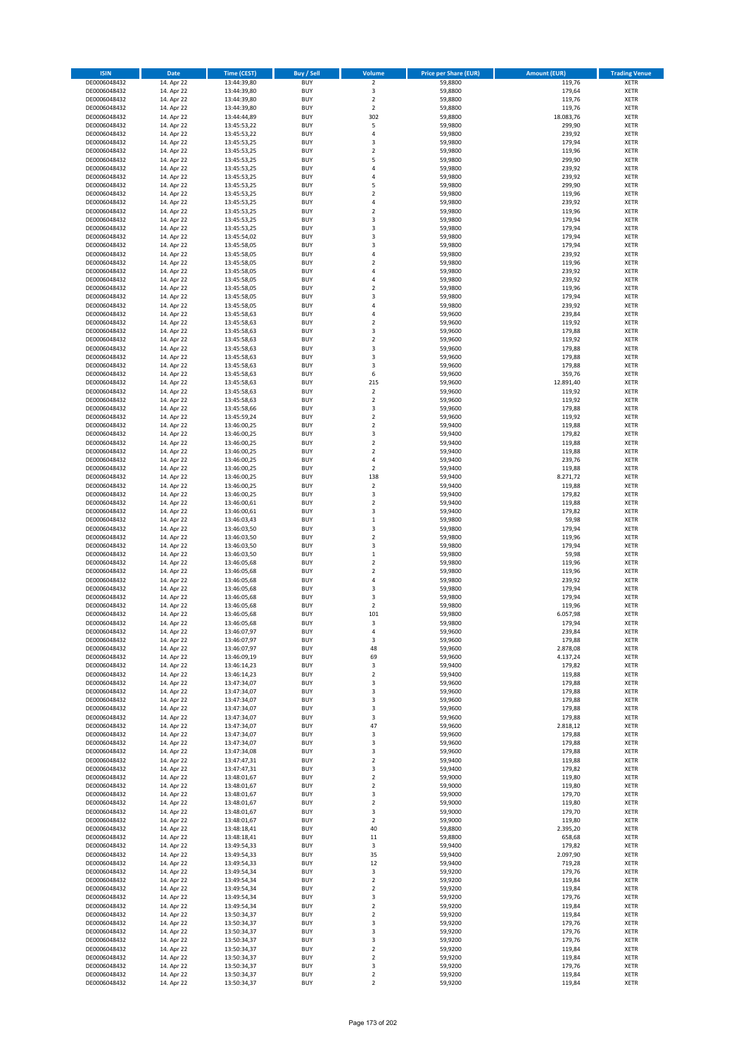| ISIN | Date | Time (CEST) | Buy / Sell | Volume | Price per Share (EUR) | Amount (EUR) | Trading Venue |
|---|---|---|---|---|---|---|---|
| DE0006048432 | 14. Apr 22 | 13:44:39,80 | BUY | 2 | 59,8800 | 119,76 | XETR |
| DE0006048432 | 14. Apr 22 | 13:44:39,80 | BUY | 3 | 59,8800 | 179,64 | XETR |
| DE0006048432 | 14. Apr 22 | 13:44:39,80 | BUY | 2 | 59,8800 | 119,76 | XETR |
| DE0006048432 | 14. Apr 22 | 13:44:39,80 | BUY | 2 | 59,8800 | 119,76 | XETR |
| DE0006048432 | 14. Apr 22 | 13:44:44,89 | BUY | 302 | 59,8800 | 18.083,76 | XETR |
| DE0006048432 | 14. Apr 22 | 13:45:53,22 | BUY | 5 | 59,9800 | 299,90 | XETR |
| DE0006048432 | 14. Apr 22 | 13:45:53,22 | BUY | 4 | 59,9800 | 239,92 | XETR |
| DE0006048432 | 14. Apr 22 | 13:45:53,25 | BUY | 3 | 59,9800 | 179,94 | XETR |
| DE0006048432 | 14. Apr 22 | 13:45:53,25 | BUY | 2 | 59,9800 | 119,96 | XETR |
| DE0006048432 | 14. Apr 22 | 13:45:53,25 | BUY | 5 | 59,9800 | 299,90 | XETR |
| DE0006048432 | 14. Apr 22 | 13:45:53,25 | BUY | 4 | 59,9800 | 239,92 | XETR |
| DE0006048432 | 14. Apr 22 | 13:45:53,25 | BUY | 4 | 59,9800 | 239,92 | XETR |
| DE0006048432 | 14. Apr 22 | 13:45:53,25 | BUY | 5 | 59,9800 | 299,90 | XETR |
| DE0006048432 | 14. Apr 22 | 13:45:53,25 | BUY | 2 | 59,9800 | 119,96 | XETR |
| DE0006048432 | 14. Apr 22 | 13:45:53,25 | BUY | 4 | 59,9800 | 239,92 | XETR |
| DE0006048432 | 14. Apr 22 | 13:45:53,25 | BUY | 2 | 59,9800 | 119,96 | XETR |
| DE0006048432 | 14. Apr 22 | 13:45:53,25 | BUY | 3 | 59,9800 | 179,94 | XETR |
| DE0006048432 | 14. Apr 22 | 13:45:53,25 | BUY | 3 | 59,9800 | 179,94 | XETR |
| DE0006048432 | 14. Apr 22 | 13:45:54,02 | BUY | 3 | 59,9800 | 179,94 | XETR |
| DE0006048432 | 14. Apr 22 | 13:45:58,05 | BUY | 3 | 59,9800 | 179,94 | XETR |
| DE0006048432 | 14. Apr 22 | 13:45:58,05 | BUY | 4 | 59,9800 | 239,92 | XETR |
| DE0006048432 | 14. Apr 22 | 13:45:58,05 | BUY | 2 | 59,9800 | 119,96 | XETR |
| DE0006048432 | 14. Apr 22 | 13:45:58,05 | BUY | 4 | 59,9800 | 239,92 | XETR |
| DE0006048432 | 14. Apr 22 | 13:45:58,05 | BUY | 4 | 59,9800 | 239,92 | XETR |
| DE0006048432 | 14. Apr 22 | 13:45:58,05 | BUY | 2 | 59,9800 | 119,96 | XETR |
| DE0006048432 | 14. Apr 22 | 13:45:58,05 | BUY | 3 | 59,9800 | 179,94 | XETR |
| DE0006048432 | 14. Apr 22 | 13:45:58,05 | BUY | 4 | 59,9800 | 239,92 | XETR |
| DE0006048432 | 14. Apr 22 | 13:45:58,63 | BUY | 4 | 59,9600 | 239,84 | XETR |
| DE0006048432 | 14. Apr 22 | 13:45:58,63 | BUY | 2 | 59,9600 | 119,92 | XETR |
| DE0006048432 | 14. Apr 22 | 13:45:58,63 | BUY | 3 | 59,9600 | 179,88 | XETR |
| DE0006048432 | 14. Apr 22 | 13:45:58,63 | BUY | 2 | 59,9600 | 119,92 | XETR |
| DE0006048432 | 14. Apr 22 | 13:45:58,63 | BUY | 3 | 59,9600 | 179,88 | XETR |
| DE0006048432 | 14. Apr 22 | 13:45:58,63 | BUY | 3 | 59,9600 | 179,88 | XETR |
| DE0006048432 | 14. Apr 22 | 13:45:58,63 | BUY | 3 | 59,9600 | 179,88 | XETR |
| DE0006048432 | 14. Apr 22 | 13:45:58,63 | BUY | 6 | 59,9600 | 359,76 | XETR |
| DE0006048432 | 14. Apr 22 | 13:45:58,63 | BUY | 215 | 59,9600 | 12.891,40 | XETR |
| DE0006048432 | 14. Apr 22 | 13:45:58,63 | BUY | 2 | 59,9600 | 119,92 | XETR |
| DE0006048432 | 14. Apr 22 | 13:45:58,63 | BUY | 2 | 59,9600 | 119,92 | XETR |
| DE0006048432 | 14. Apr 22 | 13:45:58,66 | BUY | 3 | 59,9600 | 179,88 | XETR |
| DE0006048432 | 14. Apr 22 | 13:45:59,24 | BUY | 2 | 59,9600 | 119,92 | XETR |
| DE0006048432 | 14. Apr 22 | 13:46:00,25 | BUY | 2 | 59,9400 | 119,88 | XETR |
| DE0006048432 | 14. Apr 22 | 13:46:00,25 | BUY | 3 | 59,9400 | 179,82 | XETR |
| DE0006048432 | 14. Apr 22 | 13:46:00,25 | BUY | 2 | 59,9400 | 119,88 | XETR |
| DE0006048432 | 14. Apr 22 | 13:46:00,25 | BUY | 2 | 59,9400 | 119,88 | XETR |
| DE0006048432 | 14. Apr 22 | 13:46:00,25 | BUY | 4 | 59,9400 | 239,76 | XETR |
| DE0006048432 | 14. Apr 22 | 13:46:00,25 | BUY | 2 | 59,9400 | 119,88 | XETR |
| DE0006048432 | 14. Apr 22 | 13:46:00,25 | BUY | 138 | 59,9400 | 8.271,72 | XETR |
| DE0006048432 | 14. Apr 22 | 13:46:00,25 | BUY | 2 | 59,9400 | 119,88 | XETR |
| DE0006048432 | 14. Apr 22 | 13:46:00,25 | BUY | 3 | 59,9400 | 179,82 | XETR |
| DE0006048432 | 14. Apr 22 | 13:46:00,61 | BUY | 2 | 59,9400 | 119,88 | XETR |
| DE0006048432 | 14. Apr 22 | 13:46:00,61 | BUY | 3 | 59,9400 | 179,82 | XETR |
| DE0006048432 | 14. Apr 22 | 13:46:03,43 | BUY | 1 | 59,9800 | 59,98 | XETR |
| DE0006048432 | 14. Apr 22 | 13:46:03,50 | BUY | 3 | 59,9800 | 179,94 | XETR |
| DE0006048432 | 14. Apr 22 | 13:46:03,50 | BUY | 2 | 59,9800 | 119,96 | XETR |
| DE0006048432 | 14. Apr 22 | 13:46:03,50 | BUY | 3 | 59,9800 | 179,94 | XETR |
| DE0006048432 | 14. Apr 22 | 13:46:03,50 | BUY | 1 | 59,9800 | 59,98 | XETR |
| DE0006048432 | 14. Apr 22 | 13:46:05,68 | BUY | 2 | 59,9800 | 119,96 | XETR |
| DE0006048432 | 14. Apr 22 | 13:46:05,68 | BUY | 2 | 59,9800 | 119,96 | XETR |
| DE0006048432 | 14. Apr 22 | 13:46:05,68 | BUY | 4 | 59,9800 | 239,92 | XETR |
| DE0006048432 | 14. Apr 22 | 13:46:05,68 | BUY | 3 | 59,9800 | 179,94 | XETR |
| DE0006048432 | 14. Apr 22 | 13:46:05,68 | BUY | 3 | 59,9800 | 179,94 | XETR |
| DE0006048432 | 14. Apr 22 | 13:46:05,68 | BUY | 2 | 59,9800 | 119,96 | XETR |
| DE0006048432 | 14. Apr 22 | 13:46:05,68 | BUY | 101 | 59,9800 | 6.057,98 | XETR |
| DE0006048432 | 14. Apr 22 | 13:46:05,68 | BUY | 3 | 59,9800 | 179,94 | XETR |
| DE0006048432 | 14. Apr 22 | 13:46:07,97 | BUY | 4 | 59,9600 | 239,84 | XETR |
| DE0006048432 | 14. Apr 22 | 13:46:07,97 | BUY | 3 | 59,9600 | 179,88 | XETR |
| DE0006048432 | 14. Apr 22 | 13:46:07,97 | BUY | 48 | 59,9600 | 2.878,08 | XETR |
| DE0006048432 | 14. Apr 22 | 13:46:09,19 | BUY | 69 | 59,9600 | 4.137,24 | XETR |
| DE0006048432 | 14. Apr 22 | 13:46:14,23 | BUY | 3 | 59,9400 | 179,82 | XETR |
| DE0006048432 | 14. Apr 22 | 13:46:14,23 | BUY | 2 | 59,9400 | 119,88 | XETR |
| DE0006048432 | 14. Apr 22 | 13:47:34,07 | BUY | 3 | 59,9600 | 179,88 | XETR |
| DE0006048432 | 14. Apr 22 | 13:47:34,07 | BUY | 3 | 59,9600 | 179,88 | XETR |
| DE0006048432 | 14. Apr 22 | 13:47:34,07 | BUY | 3 | 59,9600 | 179,88 | XETR |
| DE0006048432 | 14. Apr 22 | 13:47:34,07 | BUY | 3 | 59,9600 | 179,88 | XETR |
| DE0006048432 | 14. Apr 22 | 13:47:34,07 | BUY | 3 | 59,9600 | 179,88 | XETR |
| DE0006048432 | 14. Apr 22 | 13:47:34,07 | BUY | 47 | 59,9600 | 2.818,12 | XETR |
| DE0006048432 | 14. Apr 22 | 13:47:34,07 | BUY | 3 | 59,9600 | 179,88 | XETR |
| DE0006048432 | 14. Apr 22 | 13:47:34,07 | BUY | 3 | 59,9600 | 179,88 | XETR |
| DE0006048432 | 14. Apr 22 | 13:47:34,08 | BUY | 3 | 59,9600 | 179,88 | XETR |
| DE0006048432 | 14. Apr 22 | 13:47:47,31 | BUY | 2 | 59,9400 | 119,88 | XETR |
| DE0006048432 | 14. Apr 22 | 13:47:47,31 | BUY | 3 | 59,9400 | 179,82 | XETR |
| DE0006048432 | 14. Apr 22 | 13:48:01,67 | BUY | 2 | 59,9000 | 119,80 | XETR |
| DE0006048432 | 14. Apr 22 | 13:48:01,67 | BUY | 2 | 59,9000 | 119,80 | XETR |
| DE0006048432 | 14. Apr 22 | 13:48:01,67 | BUY | 3 | 59,9000 | 179,70 | XETR |
| DE0006048432 | 14. Apr 22 | 13:48:01,67 | BUY | 2 | 59,9000 | 119,80 | XETR |
| DE0006048432 | 14. Apr 22 | 13:48:01,67 | BUY | 3 | 59,9000 | 179,70 | XETR |
| DE0006048432 | 14. Apr 22 | 13:48:01,67 | BUY | 2 | 59,9000 | 119,80 | XETR |
| DE0006048432 | 14. Apr 22 | 13:48:18,41 | BUY | 40 | 59,8800 | 2.395,20 | XETR |
| DE0006048432 | 14. Apr 22 | 13:48:18,41 | BUY | 11 | 59,8800 | 658,68 | XETR |
| DE0006048432 | 14. Apr 22 | 13:49:54,33 | BUY | 3 | 59,9400 | 179,82 | XETR |
| DE0006048432 | 14. Apr 22 | 13:49:54,33 | BUY | 35 | 59,9400 | 2.097,90 | XETR |
| DE0006048432 | 14. Apr 22 | 13:49:54,33 | BUY | 12 | 59,9400 | 719,28 | XETR |
| DE0006048432 | 14. Apr 22 | 13:49:54,34 | BUY | 3 | 59,9200 | 179,76 | XETR |
| DE0006048432 | 14. Apr 22 | 13:49:54,34 | BUY | 2 | 59,9200 | 119,84 | XETR |
| DE0006048432 | 14. Apr 22 | 13:49:54,34 | BUY | 2 | 59,9200 | 119,84 | XETR |
| DE0006048432 | 14. Apr 22 | 13:49:54,34 | BUY | 3 | 59,9200 | 179,76 | XETR |
| DE0006048432 | 14. Apr 22 | 13:49:54,34 | BUY | 2 | 59,9200 | 119,84 | XETR |
| DE0006048432 | 14. Apr 22 | 13:50:34,37 | BUY | 2 | 59,9200 | 119,84 | XETR |
| DE0006048432 | 14. Apr 22 | 13:50:34,37 | BUY | 3 | 59,9200 | 179,76 | XETR |
| DE0006048432 | 14. Apr 22 | 13:50:34,37 | BUY | 3 | 59,9200 | 179,76 | XETR |
| DE0006048432 | 14. Apr 22 | 13:50:34,37 | BUY | 3 | 59,9200 | 179,76 | XETR |
| DE0006048432 | 14. Apr 22 | 13:50:34,37 | BUY | 2 | 59,9200 | 119,84 | XETR |
| DE0006048432 | 14. Apr 22 | 13:50:34,37 | BUY | 2 | 59,9200 | 119,84 | XETR |
| DE0006048432 | 14. Apr 22 | 13:50:34,37 | BUY | 3 | 59,9200 | 179,76 | XETR |
| DE0006048432 | 14. Apr 22 | 13:50:34,37 | BUY | 2 | 59,9200 | 119,84 | XETR |
| DE0006048432 | 14. Apr 22 | 13:50:34,37 | BUY | 2 | 59,9200 | 119,84 | XETR |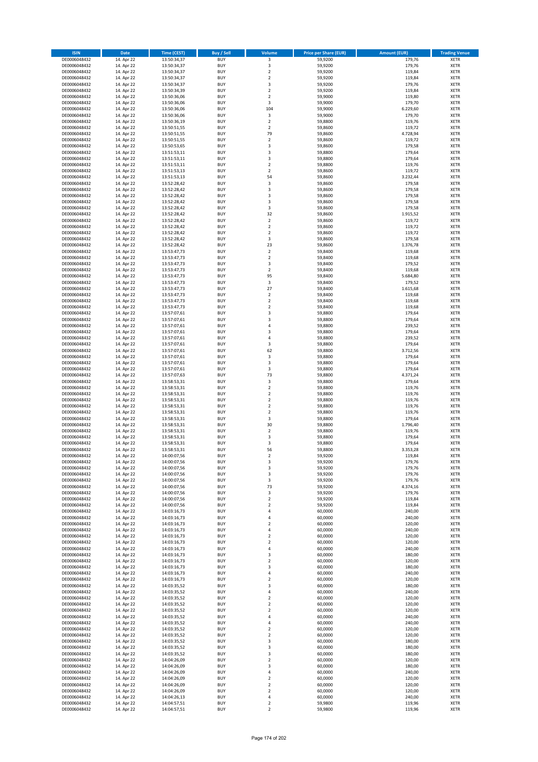| ISIN | Date | Time (CEST) | Buy / Sell | Volume | Price per Share (EUR) | Amount (EUR) | Trading Venue |
|---|---|---|---|---|---|---|---|
| DE0006048432 | 14. Apr 22 | 13:50:34,37 | BUY | 3 | 59,9200 | 179,76 | XETR |
| DE0006048432 | 14. Apr 22 | 13:50:34,37 | BUY | 3 | 59,9200 | 179,76 | XETR |
| DE0006048432 | 14. Apr 22 | 13:50:34,37 | BUY | 2 | 59,9200 | 119,84 | XETR |
| DE0006048432 | 14. Apr 22 | 13:50:34,37 | BUY | 2 | 59,9200 | 119,84 | XETR |
| DE0006048432 | 14. Apr 22 | 13:50:34,37 | BUY | 3 | 59,9200 | 179,76 | XETR |
| DE0006048432 | 14. Apr 22 | 13:50:34,39 | BUY | 2 | 59,9200 | 119,84 | XETR |
| DE0006048432 | 14. Apr 22 | 13:50:36,06 | BUY | 2 | 59,9000 | 119,80 | XETR |
| DE0006048432 | 14. Apr 22 | 13:50:36,06 | BUY | 3 | 59,9000 | 179,70 | XETR |
| DE0006048432 | 14. Apr 22 | 13:50:36,06 | BUY | 104 | 59,9000 | 6.229,60 | XETR |
| DE0006048432 | 14. Apr 22 | 13:50:36,06 | BUY | 3 | 59,9000 | 179,70 | XETR |
| DE0006048432 | 14. Apr 22 | 13:50:36,19 | BUY | 2 | 59,8800 | 119,76 | XETR |
| DE0006048432 | 14. Apr 22 | 13:50:51,55 | BUY | 2 | 59,8600 | 119,72 | XETR |
| DE0006048432 | 14. Apr 22 | 13:50:51,55 | BUY | 79 | 59,8600 | 4.728,94 | XETR |
| DE0006048432 | 14. Apr 22 | 13:50:51,55 | BUY | 2 | 59,8600 | 119,72 | XETR |
| DE0006048432 | 14. Apr 22 | 13:50:53,65 | BUY | 3 | 59,8600 | 179,58 | XETR |
| DE0006048432 | 14. Apr 22 | 13:51:53,11 | BUY | 3 | 59,8800 | 179,64 | XETR |
| DE0006048432 | 14. Apr 22 | 13:51:53,11 | BUY | 3 | 59,8800 | 179,64 | XETR |
| DE0006048432 | 14. Apr 22 | 13:51:53,11 | BUY | 2 | 59,8800 | 119,76 | XETR |
| DE0006048432 | 14. Apr 22 | 13:51:53,13 | BUY | 2 | 59,8600 | 119,72 | XETR |
| DE0006048432 | 14. Apr 22 | 13:51:53,13 | BUY | 54 | 59,8600 | 3.232,44 | XETR |
| DE0006048432 | 14. Apr 22 | 13:52:28,42 | BUY | 3 | 59,8600 | 179,58 | XETR |
| DE0006048432 | 14. Apr 22 | 13:52:28,42 | BUY | 3 | 59,8600 | 179,58 | XETR |
| DE0006048432 | 14. Apr 22 | 13:52:28,42 | BUY | 3 | 59,8600 | 179,58 | XETR |
| DE0006048432 | 14. Apr 22 | 13:52:28,42 | BUY | 3 | 59,8600 | 179,58 | XETR |
| DE0006048432 | 14. Apr 22 | 13:52:28,42 | BUY | 3 | 59,8600 | 179,58 | XETR |
| DE0006048432 | 14. Apr 22 | 13:52:28,42 | BUY | 32 | 59,8600 | 1.915,52 | XETR |
| DE0006048432 | 14. Apr 22 | 13:52:28,42 | BUY | 2 | 59,8600 | 119,72 | XETR |
| DE0006048432 | 14. Apr 22 | 13:52:28,42 | BUY | 2 | 59,8600 | 119,72 | XETR |
| DE0006048432 | 14. Apr 22 | 13:52:28,42 | BUY | 2 | 59,8600 | 119,72 | XETR |
| DE0006048432 | 14. Apr 22 | 13:52:28,42 | BUY | 3 | 59,8600 | 179,58 | XETR |
| DE0006048432 | 14. Apr 22 | 13:52:28,42 | BUY | 23 | 59,8600 | 1.376,78 | XETR |
| DE0006048432 | 14. Apr 22 | 13:53:47,73 | BUY | 2 | 59,8400 | 119,68 | XETR |
| DE0006048432 | 14. Apr 22 | 13:53:47,73 | BUY | 2 | 59,8400 | 119,68 | XETR |
| DE0006048432 | 14. Apr 22 | 13:53:47,73 | BUY | 3 | 59,8400 | 179,52 | XETR |
| DE0006048432 | 14. Apr 22 | 13:53:47,73 | BUY | 2 | 59,8400 | 119,68 | XETR |
| DE0006048432 | 14. Apr 22 | 13:53:47,73 | BUY | 95 | 59,8400 | 5.684,80 | XETR |
| DE0006048432 | 14. Apr 22 | 13:53:47,73 | BUY | 3 | 59,8400 | 179,52 | XETR |
| DE0006048432 | 14. Apr 22 | 13:53:47,73 | BUY | 27 | 59,8400 | 1.615,68 | XETR |
| DE0006048432 | 14. Apr 22 | 13:53:47,73 | BUY | 2 | 59,8400 | 119,68 | XETR |
| DE0006048432 | 14. Apr 22 | 13:53:47,73 | BUY | 2 | 59,8400 | 119,68 | XETR |
| DE0006048432 | 14. Apr 22 | 13:53:47,73 | BUY | 2 | 59,8400 | 119,68 | XETR |
| DE0006048432 | 14. Apr 22 | 13:57:07,61 | BUY | 3 | 59,8800 | 179,64 | XETR |
| DE0006048432 | 14. Apr 22 | 13:57:07,61 | BUY | 3 | 59,8800 | 179,64 | XETR |
| DE0006048432 | 14. Apr 22 | 13:57:07,61 | BUY | 4 | 59,8800 | 239,52 | XETR |
| DE0006048432 | 14. Apr 22 | 13:57:07,61 | BUY | 3 | 59,8800 | 179,64 | XETR |
| DE0006048432 | 14. Apr 22 | 13:57:07,61 | BUY | 4 | 59,8800 | 239,52 | XETR |
| DE0006048432 | 14. Apr 22 | 13:57:07,61 | BUY | 3 | 59,8800 | 179,64 | XETR |
| DE0006048432 | 14. Apr 22 | 13:57:07,61 | BUY | 62 | 59,8800 | 3.712,56 | XETR |
| DE0006048432 | 14. Apr 22 | 13:57:07,61 | BUY | 3 | 59,8800 | 179,64 | XETR |
| DE0006048432 | 14. Apr 22 | 13:57:07,61 | BUY | 3 | 59,8800 | 179,64 | XETR |
| DE0006048432 | 14. Apr 22 | 13:57:07,61 | BUY | 3 | 59,8800 | 179,64 | XETR |
| DE0006048432 | 14. Apr 22 | 13:57:07,63 | BUY | 73 | 59,8800 | 4.371,24 | XETR |
| DE0006048432 | 14. Apr 22 | 13:58:53,31 | BUY | 3 | 59,8800 | 179,64 | XETR |
| DE0006048432 | 14. Apr 22 | 13:58:53,31 | BUY | 2 | 59,8800 | 119,76 | XETR |
| DE0006048432 | 14. Apr 22 | 13:58:53,31 | BUY | 2 | 59,8800 | 119,76 | XETR |
| DE0006048432 | 14. Apr 22 | 13:58:53,31 | BUY | 2 | 59,8800 | 119,76 | XETR |
| DE0006048432 | 14. Apr 22 | 13:58:53,31 | BUY | 2 | 59,8800 | 119,76 | XETR |
| DE0006048432 | 14. Apr 22 | 13:58:53,31 | BUY | 2 | 59,8800 | 119,76 | XETR |
| DE0006048432 | 14. Apr 22 | 13:58:53,31 | BUY | 3 | 59,8800 | 179,64 | XETR |
| DE0006048432 | 14. Apr 22 | 13:58:53,31 | BUY | 30 | 59,8800 | 1.796,40 | XETR |
| DE0006048432 | 14. Apr 22 | 13:58:53,31 | BUY | 2 | 59,8800 | 119,76 | XETR |
| DE0006048432 | 14. Apr 22 | 13:58:53,31 | BUY | 3 | 59,8800 | 179,64 | XETR |
| DE0006048432 | 14. Apr 22 | 13:58:53,31 | BUY | 3 | 59,8800 | 179,64 | XETR |
| DE0006048432 | 14. Apr 22 | 13:58:53,31 | BUY | 56 | 59,8800 | 3.353,28 | XETR |
| DE0006048432 | 14. Apr 22 | 14:00:07,56 | BUY | 2 | 59,9200 | 119,84 | XETR |
| DE0006048432 | 14. Apr 22 | 14:00:07,56 | BUY | 3 | 59,9200 | 179,76 | XETR |
| DE0006048432 | 14. Apr 22 | 14:00:07,56 | BUY | 3 | 59,9200 | 179,76 | XETR |
| DE0006048432 | 14. Apr 22 | 14:00:07,56 | BUY | 3 | 59,9200 | 179,76 | XETR |
| DE0006048432 | 14. Apr 22 | 14:00:07,56 | BUY | 3 | 59,9200 | 179,76 | XETR |
| DE0006048432 | 14. Apr 22 | 14:00:07,56 | BUY | 73 | 59,9200 | 4.374,16 | XETR |
| DE0006048432 | 14. Apr 22 | 14:00:07,56 | BUY | 3 | 59,9200 | 179,76 | XETR |
| DE0006048432 | 14. Apr 22 | 14:00:07,56 | BUY | 2 | 59,9200 | 119,84 | XETR |
| DE0006048432 | 14. Apr 22 | 14:00:07,56 | BUY | 2 | 59,9200 | 119,84 | XETR |
| DE0006048432 | 14. Apr 22 | 14:03:16,73 | BUY | 4 | 60,0000 | 240,00 | XETR |
| DE0006048432 | 14. Apr 22 | 14:03:16,73 | BUY | 4 | 60,0000 | 240,00 | XETR |
| DE0006048432 | 14. Apr 22 | 14:03:16,73 | BUY | 2 | 60,0000 | 120,00 | XETR |
| DE0006048432 | 14. Apr 22 | 14:03:16,73 | BUY | 4 | 60,0000 | 240,00 | XETR |
| DE0006048432 | 14. Apr 22 | 14:03:16,73 | BUY | 2 | 60,0000 | 120,00 | XETR |
| DE0006048432 | 14. Apr 22 | 14:03:16,73 | BUY | 2 | 60,0000 | 120,00 | XETR |
| DE0006048432 | 14. Apr 22 | 14:03:16,73 | BUY | 4 | 60,0000 | 240,00 | XETR |
| DE0006048432 | 14. Apr 22 | 14:03:16,73 | BUY | 3 | 60,0000 | 180,00 | XETR |
| DE0006048432 | 14. Apr 22 | 14:03:16,73 | BUY | 2 | 60,0000 | 120,00 | XETR |
| DE0006048432 | 14. Apr 22 | 14:03:16,73 | BUY | 3 | 60,0000 | 180,00 | XETR |
| DE0006048432 | 14. Apr 22 | 14:03:16,73 | BUY | 4 | 60,0000 | 240,00 | XETR |
| DE0006048432 | 14. Apr 22 | 14:03:16,73 | BUY | 2 | 60,0000 | 120,00 | XETR |
| DE0006048432 | 14. Apr 22 | 14:03:35,52 | BUY | 3 | 60,0000 | 180,00 | XETR |
| DE0006048432 | 14. Apr 22 | 14:03:35,52 | BUY | 4 | 60,0000 | 240,00 | XETR |
| DE0006048432 | 14. Apr 22 | 14:03:35,52 | BUY | 2 | 60,0000 | 120,00 | XETR |
| DE0006048432 | 14. Apr 22 | 14:03:35,52 | BUY | 2 | 60,0000 | 120,00 | XETR |
| DE0006048432 | 14. Apr 22 | 14:03:35,52 | BUY | 2 | 60,0000 | 120,00 | XETR |
| DE0006048432 | 14. Apr 22 | 14:03:35,52 | BUY | 4 | 60,0000 | 240,00 | XETR |
| DE0006048432 | 14. Apr 22 | 14:03:35,52 | BUY | 4 | 60,0000 | 240,00 | XETR |
| DE0006048432 | 14. Apr 22 | 14:03:35,52 | BUY | 2 | 60,0000 | 120,00 | XETR |
| DE0006048432 | 14. Apr 22 | 14:03:35,52 | BUY | 2 | 60,0000 | 120,00 | XETR |
| DE0006048432 | 14. Apr 22 | 14:03:35,52 | BUY | 3 | 60,0000 | 180,00 | XETR |
| DE0006048432 | 14. Apr 22 | 14:03:35,52 | BUY | 3 | 60,0000 | 180,00 | XETR |
| DE0006048432 | 14. Apr 22 | 14:03:35,52 | BUY | 3 | 60,0000 | 180,00 | XETR |
| DE0006048432 | 14. Apr 22 | 14:04:26,09 | BUY | 2 | 60,0000 | 120,00 | XETR |
| DE0006048432 | 14. Apr 22 | 14:04:26,09 | BUY | 3 | 60,0000 | 180,00 | XETR |
| DE0006048432 | 14. Apr 22 | 14:04:26,09 | BUY | 4 | 60,0000 | 240,00 | XETR |
| DE0006048432 | 14. Apr 22 | 14:04:26,09 | BUY | 2 | 60,0000 | 120,00 | XETR |
| DE0006048432 | 14. Apr 22 | 14:04:26,09 | BUY | 2 | 60,0000 | 120,00 | XETR |
| DE0006048432 | 14. Apr 22 | 14:04:26,09 | BUY | 2 | 60,0000 | 120,00 | XETR |
| DE0006048432 | 14. Apr 22 | 14:04:26,13 | BUY | 4 | 60,0000 | 240,00 | XETR |
| DE0006048432 | 14. Apr 22 | 14:04:57,51 | BUY | 2 | 59,9800 | 119,96 | XETR |
| DE0006048432 | 14. Apr 22 | 14:04:57,51 | BUY | 2 | 59,9800 | 119,96 | XETR |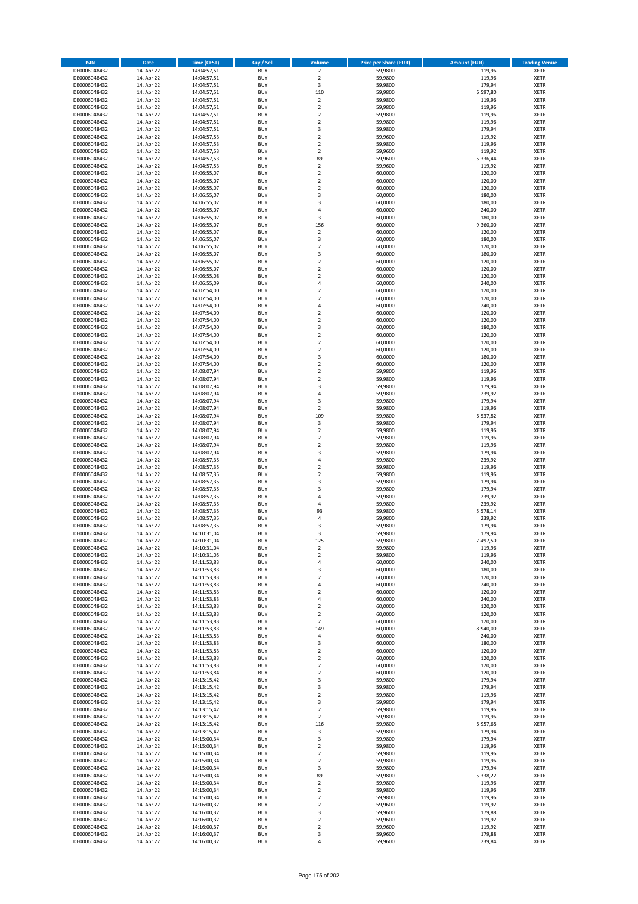| ISIN | Date | Time (CEST) | Buy / Sell | Volume | Price per Share (EUR) | Amount (EUR) | Trading Venue |
|---|---|---|---|---|---|---|---|
| DE0006048432 | 14. Apr 22 | 14:04:57,51 | BUY | 2 | 59,9800 | 119,96 | XETR |
| DE0006048432 | 14. Apr 22 | 14:04:57,51 | BUY | 2 | 59,9800 | 119,96 | XETR |
| DE0006048432 | 14. Apr 22 | 14:04:57,51 | BUY | 3 | 59,9800 | 179,94 | XETR |
| DE0006048432 | 14. Apr 22 | 14:04:57,51 | BUY | 110 | 59,9800 | 6.597,80 | XETR |
| DE0006048432 | 14. Apr 22 | 14:04:57,51 | BUY | 2 | 59,9800 | 119,96 | XETR |
| DE0006048432 | 14. Apr 22 | 14:04:57,51 | BUY | 2 | 59,9800 | 119,96 | XETR |
| DE0006048432 | 14. Apr 22 | 14:04:57,51 | BUY | 2 | 59,9800 | 119,96 | XETR |
| DE0006048432 | 14. Apr 22 | 14:04:57,51 | BUY | 2 | 59,9800 | 119,96 | XETR |
| DE0006048432 | 14. Apr 22 | 14:04:57,51 | BUY | 3 | 59,9800 | 179,94 | XETR |
| DE0006048432 | 14. Apr 22 | 14:04:57,53 | BUY | 2 | 59,9600 | 119,92 | XETR |
| DE0006048432 | 14. Apr 22 | 14:04:57,53 | BUY | 2 | 59,9800 | 119,96 | XETR |
| DE0006048432 | 14. Apr 22 | 14:04:57,53 | BUY | 2 | 59,9600 | 119,92 | XETR |
| DE0006048432 | 14. Apr 22 | 14:04:57,53 | BUY | 89 | 59,9600 | 5.336,44 | XETR |
| DE0006048432 | 14. Apr 22 | 14:04:57,53 | BUY | 2 | 59,9600 | 119,92 | XETR |
| DE0006048432 | 14. Apr 22 | 14:06:55,07 | BUY | 2 | 60,0000 | 120,00 | XETR |
| DE0006048432 | 14. Apr 22 | 14:06:55,07 | BUY | 2 | 60,0000 | 120,00 | XETR |
| DE0006048432 | 14. Apr 22 | 14:06:55,07 | BUY | 2 | 60,0000 | 120,00 | XETR |
| DE0006048432 | 14. Apr 22 | 14:06:55,07 | BUY | 3 | 60,0000 | 180,00 | XETR |
| DE0006048432 | 14. Apr 22 | 14:06:55,07 | BUY | 3 | 60,0000 | 180,00 | XETR |
| DE0006048432 | 14. Apr 22 | 14:06:55,07 | BUY | 4 | 60,0000 | 240,00 | XETR |
| DE0006048432 | 14. Apr 22 | 14:06:55,07 | BUY | 3 | 60,0000 | 180,00 | XETR |
| DE0006048432 | 14. Apr 22 | 14:06:55,07 | BUY | 156 | 60,0000 | 9.360,00 | XETR |
| DE0006048432 | 14. Apr 22 | 14:06:55,07 | BUY | 2 | 60,0000 | 120,00 | XETR |
| DE0006048432 | 14. Apr 22 | 14:06:55,07 | BUY | 3 | 60,0000 | 180,00 | XETR |
| DE0006048432 | 14. Apr 22 | 14:06:55,07 | BUY | 2 | 60,0000 | 120,00 | XETR |
| DE0006048432 | 14. Apr 22 | 14:06:55,07 | BUY | 3 | 60,0000 | 180,00 | XETR |
| DE0006048432 | 14. Apr 22 | 14:06:55,07 | BUY | 2 | 60,0000 | 120,00 | XETR |
| DE0006048432 | 14. Apr 22 | 14:06:55,07 | BUY | 2 | 60,0000 | 120,00 | XETR |
| DE0006048432 | 14. Apr 22 | 14:06:55,08 | BUY | 2 | 60,0000 | 120,00 | XETR |
| DE0006048432 | 14. Apr 22 | 14:06:55,09 | BUY | 4 | 60,0000 | 240,00 | XETR |
| DE0006048432 | 14. Apr 22 | 14:07:54,00 | BUY | 2 | 60,0000 | 120,00 | XETR |
| DE0006048432 | 14. Apr 22 | 14:07:54,00 | BUY | 2 | 60,0000 | 120,00 | XETR |
| DE0006048432 | 14. Apr 22 | 14:07:54,00 | BUY | 4 | 60,0000 | 240,00 | XETR |
| DE0006048432 | 14. Apr 22 | 14:07:54,00 | BUY | 2 | 60,0000 | 120,00 | XETR |
| DE0006048432 | 14. Apr 22 | 14:07:54,00 | BUY | 2 | 60,0000 | 120,00 | XETR |
| DE0006048432 | 14. Apr 22 | 14:07:54,00 | BUY | 3 | 60,0000 | 180,00 | XETR |
| DE0006048432 | 14. Apr 22 | 14:07:54,00 | BUY | 2 | 60,0000 | 120,00 | XETR |
| DE0006048432 | 14. Apr 22 | 14:07:54,00 | BUY | 2 | 60,0000 | 120,00 | XETR |
| DE0006048432 | 14. Apr 22 | 14:07:54,00 | BUY | 2 | 60,0000 | 120,00 | XETR |
| DE0006048432 | 14. Apr 22 | 14:07:54,00 | BUY | 3 | 60,0000 | 180,00 | XETR |
| DE0006048432 | 14. Apr 22 | 14:07:54,00 | BUY | 2 | 60,0000 | 120,00 | XETR |
| DE0006048432 | 14. Apr 22 | 14:08:07,94 | BUY | 2 | 59,9800 | 119,96 | XETR |
| DE0006048432 | 14. Apr 22 | 14:08:07,94 | BUY | 2 | 59,9800 | 119,96 | XETR |
| DE0006048432 | 14. Apr 22 | 14:08:07,94 | BUY | 3 | 59,9800 | 179,94 | XETR |
| DE0006048432 | 14. Apr 22 | 14:08:07,94 | BUY | 4 | 59,9800 | 239,92 | XETR |
| DE0006048432 | 14. Apr 22 | 14:08:07,94 | BUY | 3 | 59,9800 | 179,94 | XETR |
| DE0006048432 | 14. Apr 22 | 14:08:07,94 | BUY | 2 | 59,9800 | 119,96 | XETR |
| DE0006048432 | 14. Apr 22 | 14:08:07,94 | BUY | 109 | 59,9800 | 6.537,82 | XETR |
| DE0006048432 | 14. Apr 22 | 14:08:07,94 | BUY | 3 | 59,9800 | 179,94 | XETR |
| DE0006048432 | 14. Apr 22 | 14:08:07,94 | BUY | 2 | 59,9800 | 119,96 | XETR |
| DE0006048432 | 14. Apr 22 | 14:08:07,94 | BUY | 2 | 59,9800 | 119,96 | XETR |
| DE0006048432 | 14. Apr 22 | 14:08:07,94 | BUY | 2 | 59,9800 | 119,96 | XETR |
| DE0006048432 | 14. Apr 22 | 14:08:07,94 | BUY | 3 | 59,9800 | 179,94 | XETR |
| DE0006048432 | 14. Apr 22 | 14:08:57,35 | BUY | 4 | 59,9800 | 239,92 | XETR |
| DE0006048432 | 14. Apr 22 | 14:08:57,35 | BUY | 2 | 59,9800 | 119,96 | XETR |
| DE0006048432 | 14. Apr 22 | 14:08:57,35 | BUY | 2 | 59,9800 | 119,96 | XETR |
| DE0006048432 | 14. Apr 22 | 14:08:57,35 | BUY | 3 | 59,9800 | 179,94 | XETR |
| DE0006048432 | 14. Apr 22 | 14:08:57,35 | BUY | 3 | 59,9800 | 179,94 | XETR |
| DE0006048432 | 14. Apr 22 | 14:08:57,35 | BUY | 4 | 59,9800 | 239,92 | XETR |
| DE0006048432 | 14. Apr 22 | 14:08:57,35 | BUY | 4 | 59,9800 | 239,92 | XETR |
| DE0006048432 | 14. Apr 22 | 14:08:57,35 | BUY | 93 | 59,9800 | 5.578,14 | XETR |
| DE0006048432 | 14. Apr 22 | 14:08:57,35 | BUY | 4 | 59,9800 | 239,92 | XETR |
| DE0006048432 | 14. Apr 22 | 14:08:57,35 | BUY | 3 | 59,9800 | 179,94 | XETR |
| DE0006048432 | 14. Apr 22 | 14:10:31,04 | BUY | 3 | 59,9800 | 179,94 | XETR |
| DE0006048432 | 14. Apr 22 | 14:10:31,04 | BUY | 125 | 59,9800 | 7.497,50 | XETR |
| DE0006048432 | 14. Apr 22 | 14:10:31,04 | BUY | 2 | 59,9800 | 119,96 | XETR |
| DE0006048432 | 14. Apr 22 | 14:10:31,05 | BUY | 2 | 59,9800 | 119,96 | XETR |
| DE0006048432 | 14. Apr 22 | 14:11:53,83 | BUY | 4 | 60,0000 | 240,00 | XETR |
| DE0006048432 | 14. Apr 22 | 14:11:53,83 | BUY | 3 | 60,0000 | 180,00 | XETR |
| DE0006048432 | 14. Apr 22 | 14:11:53,83 | BUY | 2 | 60,0000 | 120,00 | XETR |
| DE0006048432 | 14. Apr 22 | 14:11:53,83 | BUY | 4 | 60,0000 | 240,00 | XETR |
| DE0006048432 | 14. Apr 22 | 14:11:53,83 | BUY | 2 | 60,0000 | 120,00 | XETR |
| DE0006048432 | 14. Apr 22 | 14:11:53,83 | BUY | 4 | 60,0000 | 240,00 | XETR |
| DE0006048432 | 14. Apr 22 | 14:11:53,83 | BUY | 2 | 60,0000 | 120,00 | XETR |
| DE0006048432 | 14. Apr 22 | 14:11:53,83 | BUY | 2 | 60,0000 | 120,00 | XETR |
| DE0006048432 | 14. Apr 22 | 14:11:53,83 | BUY | 2 | 60,0000 | 120,00 | XETR |
| DE0006048432 | 14. Apr 22 | 14:11:53,83 | BUY | 149 | 60,0000 | 8.940,00 | XETR |
| DE0006048432 | 14. Apr 22 | 14:11:53,83 | BUY | 4 | 60,0000 | 240,00 | XETR |
| DE0006048432 | 14. Apr 22 | 14:11:53,83 | BUY | 3 | 60,0000 | 180,00 | XETR |
| DE0006048432 | 14. Apr 22 | 14:11:53,83 | BUY | 2 | 60,0000 | 120,00 | XETR |
| DE0006048432 | 14. Apr 22 | 14:11:53,83 | BUY | 2 | 60,0000 | 120,00 | XETR |
| DE0006048432 | 14. Apr 22 | 14:11:53,83 | BUY | 2 | 60,0000 | 120,00 | XETR |
| DE0006048432 | 14. Apr 22 | 14:11:53,84 | BUY | 2 | 60,0000 | 120,00 | XETR |
| DE0006048432 | 14. Apr 22 | 14:13:15,42 | BUY | 3 | 59,9800 | 179,94 | XETR |
| DE0006048432 | 14. Apr 22 | 14:13:15,42 | BUY | 3 | 59,9800 | 179,94 | XETR |
| DE0006048432 | 14. Apr 22 | 14:13:15,42 | BUY | 2 | 59,9800 | 119,96 | XETR |
| DE0006048432 | 14. Apr 22 | 14:13:15,42 | BUY | 3 | 59,9800 | 179,94 | XETR |
| DE0006048432 | 14. Apr 22 | 14:13:15,42 | BUY | 2 | 59,9800 | 119,96 | XETR |
| DE0006048432 | 14. Apr 22 | 14:13:15,42 | BUY | 2 | 59,9800 | 119,96 | XETR |
| DE0006048432 | 14. Apr 22 | 14:13:15,42 | BUY | 116 | 59,9800 | 6.957,68 | XETR |
| DE0006048432 | 14. Apr 22 | 14:13:15,42 | BUY | 3 | 59,9800 | 179,94 | XETR |
| DE0006048432 | 14. Apr 22 | 14:15:00,34 | BUY | 3 | 59,9800 | 179,94 | XETR |
| DE0006048432 | 14. Apr 22 | 14:15:00,34 | BUY | 2 | 59,9800 | 119,96 | XETR |
| DE0006048432 | 14. Apr 22 | 14:15:00,34 | BUY | 2 | 59,9800 | 119,96 | XETR |
| DE0006048432 | 14. Apr 22 | 14:15:00,34 | BUY | 2 | 59,9800 | 119,96 | XETR |
| DE0006048432 | 14. Apr 22 | 14:15:00,34 | BUY | 3 | 59,9800 | 179,94 | XETR |
| DE0006048432 | 14. Apr 22 | 14:15:00,34 | BUY | 89 | 59,9800 | 5.338,22 | XETR |
| DE0006048432 | 14. Apr 22 | 14:15:00,34 | BUY | 2 | 59,9800 | 119,96 | XETR |
| DE0006048432 | 14. Apr 22 | 14:15:00,34 | BUY | 2 | 59,9800 | 119,96 | XETR |
| DE0006048432 | 14. Apr 22 | 14:15:00,34 | BUY | 2 | 59,9800 | 119,96 | XETR |
| DE0006048432 | 14. Apr 22 | 14:16:00,37 | BUY | 2 | 59,9600 | 119,92 | XETR |
| DE0006048432 | 14. Apr 22 | 14:16:00,37 | BUY | 3 | 59,9600 | 179,88 | XETR |
| DE0006048432 | 14. Apr 22 | 14:16:00,37 | BUY | 2 | 59,9600 | 119,92 | XETR |
| DE0006048432 | 14. Apr 22 | 14:16:00,37 | BUY | 2 | 59,9600 | 119,92 | XETR |
| DE0006048432 | 14. Apr 22 | 14:16:00,37 | BUY | 3 | 59,9600 | 179,88 | XETR |
| DE0006048432 | 14. Apr 22 | 14:16:00,37 | BUY | 4 | 59,9600 | 239,84 | XETR |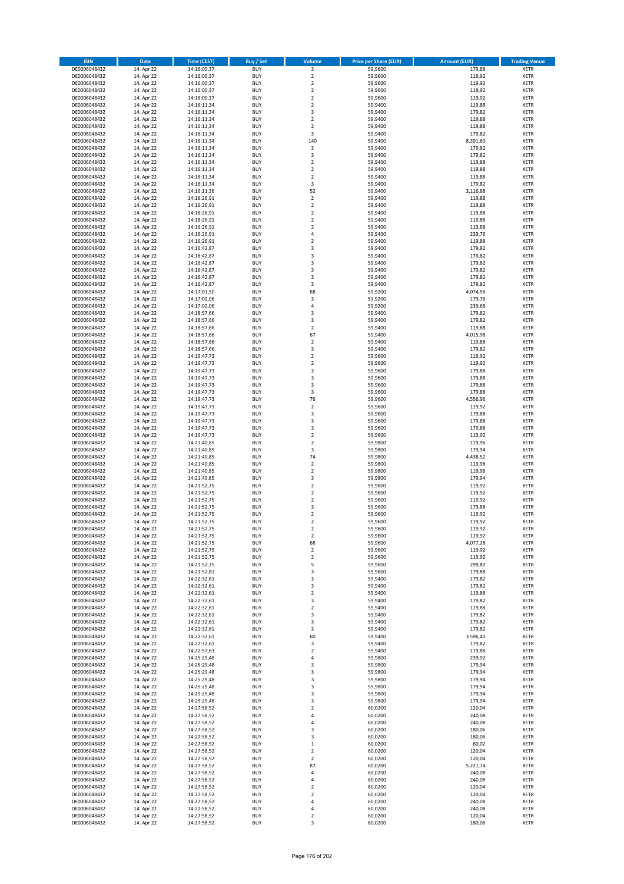| ISIN | Date | Time (CEST) | Buy / Sell | Volume | Price per Share (EUR) | Amount (EUR) | Trading Venue |
|---|---|---|---|---|---|---|---|
| DE0006048432 | 14. Apr 22 | 14:16:00,37 | BUY | 3 | 59,9600 | 179,88 | XETR |
| DE0006048432 | 14. Apr 22 | 14:16:00,37 | BUY | 2 | 59,9600 | 119,92 | XETR |
| DE0006048432 | 14. Apr 22 | 14:16:00,37 | BUY | 2 | 59,9600 | 119,92 | XETR |
| DE0006048432 | 14. Apr 22 | 14:16:00,37 | BUY | 2 | 59,9600 | 119,92 | XETR |
| DE0006048432 | 14. Apr 22 | 14:16:00,37 | BUY | 2 | 59,9600 | 119,92 | XETR |
| DE0006048432 | 14. Apr 22 | 14:16:11,34 | BUY | 2 | 59,9400 | 119,88 | XETR |
| DE0006048432 | 14. Apr 22 | 14:16:11,34 | BUY | 3 | 59,9400 | 179,82 | XETR |
| DE0006048432 | 14. Apr 22 | 14:16:11,34 | BUY | 2 | 59,9400 | 119,88 | XETR |
| DE0006048432 | 14. Apr 22 | 14:16:11,34 | BUY | 2 | 59,9400 | 119,88 | XETR |
| DE0006048432 | 14. Apr 22 | 14:16:11,34 | BUY | 3 | 59,9400 | 179,82 | XETR |
| DE0006048432 | 14. Apr 22 | 14:16:11,34 | BUY | 140 | 59,9400 | 8.391,60 | XETR |
| DE0006048432 | 14. Apr 22 | 14:16:11,34 | BUY | 3 | 59,9400 | 179,82 | XETR |
| DE0006048432 | 14. Apr 22 | 14:16:11,34 | BUY | 3 | 59,9400 | 179,82 | XETR |
| DE0006048432 | 14. Apr 22 | 14:16:11,34 | BUY | 2 | 59,9400 | 119,88 | XETR |
| DE0006048432 | 14. Apr 22 | 14:16:11,34 | BUY | 2 | 59,9400 | 119,88 | XETR |
| DE0006048432 | 14. Apr 22 | 14:16:11,34 | BUY | 2 | 59,9400 | 119,88 | XETR |
| DE0006048432 | 14. Apr 22 | 14:16:11,34 | BUY | 3 | 59,9400 | 179,82 | XETR |
| DE0006048432 | 14. Apr 22 | 14:16:11,36 | BUY | 52 | 59,9400 | 3.116,88 | XETR |
| DE0006048432 | 14. Apr 22 | 14:16:26,91 | BUY | 2 | 59,9400 | 119,88 | XETR |
| DE0006048432 | 14. Apr 22 | 14:16:26,91 | BUY | 2 | 59,9400 | 119,88 | XETR |
| DE0006048432 | 14. Apr 22 | 14:16:26,91 | BUY | 2 | 59,9400 | 119,88 | XETR |
| DE0006048432 | 14. Apr 22 | 14:16:26,91 | BUY | 2 | 59,9400 | 119,88 | XETR |
| DE0006048432 | 14. Apr 22 | 14:16:26,91 | BUY | 2 | 59,9400 | 119,88 | XETR |
| DE0006048432 | 14. Apr 22 | 14:16:26,91 | BUY | 4 | 59,9400 | 239,76 | XETR |
| DE0006048432 | 14. Apr 22 | 14:16:26,91 | BUY | 2 | 59,9400 | 119,88 | XETR |
| DE0006048432 | 14. Apr 22 | 14:16:42,87 | BUY | 3 | 59,9400 | 179,82 | XETR |
| DE0006048432 | 14. Apr 22 | 14:16:42,87 | BUY | 3 | 59,9400 | 179,82 | XETR |
| DE0006048432 | 14. Apr 22 | 14:16:42,87 | BUY | 3 | 59,9400 | 179,82 | XETR |
| DE0006048432 | 14. Apr 22 | 14:16:42,87 | BUY | 3 | 59,9400 | 179,82 | XETR |
| DE0006048432 | 14. Apr 22 | 14:16:42,87 | BUY | 3 | 59,9400 | 179,82 | XETR |
| DE0006048432 | 14. Apr 22 | 14:16:42,87 | BUY | 3 | 59,9400 | 179,82 | XETR |
| DE0006048432 | 14. Apr 22 | 14:17:01,50 | BUY | 68 | 59,9200 | 4.074,56 | XETR |
| DE0006048432 | 14. Apr 22 | 14:17:02,06 | BUY | 3 | 59,9200 | 179,76 | XETR |
| DE0006048432 | 14. Apr 22 | 14:17:02,06 | BUY | 4 | 59,9200 | 239,68 | XETR |
| DE0006048432 | 14. Apr 22 | 14:18:57,66 | BUY | 3 | 59,9400 | 179,82 | XETR |
| DE0006048432 | 14. Apr 22 | 14:18:57,66 | BUY | 3 | 59,9400 | 179,82 | XETR |
| DE0006048432 | 14. Apr 22 | 14:18:57,66 | BUY | 2 | 59,9400 | 119,88 | XETR |
| DE0006048432 | 14. Apr 22 | 14:18:57,66 | BUY | 67 | 59,9400 | 4.015,98 | XETR |
| DE0006048432 | 14. Apr 22 | 14:18:57,66 | BUY | 2 | 59,9400 | 119,88 | XETR |
| DE0006048432 | 14. Apr 22 | 14:18:57,66 | BUY | 3 | 59,9400 | 179,82 | XETR |
| DE0006048432 | 14. Apr 22 | 14:19:47,73 | BUY | 2 | 59,9600 | 119,92 | XETR |
| DE0006048432 | 14. Apr 22 | 14:19:47,73 | BUY | 2 | 59,9600 | 119,92 | XETR |
| DE0006048432 | 14. Apr 22 | 14:19:47,73 | BUY | 3 | 59,9600 | 179,88 | XETR |
| DE0006048432 | 14. Apr 22 | 14:19:47,73 | BUY | 3 | 59,9600 | 179,88 | XETR |
| DE0006048432 | 14. Apr 22 | 14:19:47,73 | BUY | 3 | 59,9600 | 179,88 | XETR |
| DE0006048432 | 14. Apr 22 | 14:19:47,73 | BUY | 3 | 59,9600 | 179,88 | XETR |
| DE0006048432 | 14. Apr 22 | 14:19:47,73 | BUY | 76 | 59,9600 | 4.556,96 | XETR |
| DE0006048432 | 14. Apr 22 | 14:19:47,73 | BUY | 2 | 59,9600 | 119,92 | XETR |
| DE0006048432 | 14. Apr 22 | 14:19:47,73 | BUY | 3 | 59,9600 | 179,88 | XETR |
| DE0006048432 | 14. Apr 22 | 14:19:47,73 | BUY | 3 | 59,9600 | 179,88 | XETR |
| DE0006048432 | 14. Apr 22 | 14:19:47,73 | BUY | 3 | 59,9600 | 179,88 | XETR |
| DE0006048432 | 14. Apr 22 | 14:19:47,73 | BUY | 2 | 59,9600 | 119,92 | XETR |
| DE0006048432 | 14. Apr 22 | 14:21:40,85 | BUY | 2 | 59,9800 | 119,96 | XETR |
| DE0006048432 | 14. Apr 22 | 14:21:40,85 | BUY | 3 | 59,9800 | 179,94 | XETR |
| DE0006048432 | 14. Apr 22 | 14:21:40,85 | BUY | 74 | 59,9800 | 4.438,52 | XETR |
| DE0006048432 | 14. Apr 22 | 14:21:40,85 | BUY | 2 | 59,9800 | 119,96 | XETR |
| DE0006048432 | 14. Apr 22 | 14:21:40,85 | BUY | 2 | 59,9800 | 119,96 | XETR |
| DE0006048432 | 14. Apr 22 | 14:21:40,85 | BUY | 3 | 59,9800 | 179,94 | XETR |
| DE0006048432 | 14. Apr 22 | 14:21:52,75 | BUY | 2 | 59,9600 | 119,92 | XETR |
| DE0006048432 | 14. Apr 22 | 14:21:52,75 | BUY | 2 | 59,9600 | 119,92 | XETR |
| DE0006048432 | 14. Apr 22 | 14:21:52,75 | BUY | 2 | 59,9600 | 119,92 | XETR |
| DE0006048432 | 14. Apr 22 | 14:21:52,75 | BUY | 3 | 59,9600 | 179,88 | XETR |
| DE0006048432 | 14. Apr 22 | 14:21:52,75 | BUY | 2 | 59,9600 | 119,92 | XETR |
| DE0006048432 | 14. Apr 22 | 14:21:52,75 | BUY | 2 | 59,9600 | 119,92 | XETR |
| DE0006048432 | 14. Apr 22 | 14:21:52,75 | BUY | 2 | 59,9600 | 119,92 | XETR |
| DE0006048432 | 14. Apr 22 | 14:21:52,75 | BUY | 2 | 59,9600 | 119,92 | XETR |
| DE0006048432 | 14. Apr 22 | 14:21:52,75 | BUY | 68 | 59,9600 | 4.077,28 | XETR |
| DE0006048432 | 14. Apr 22 | 14:21:52,75 | BUY | 2 | 59,9600 | 119,92 | XETR |
| DE0006048432 | 14. Apr 22 | 14:21:52,75 | BUY | 2 | 59,9600 | 119,92 | XETR |
| DE0006048432 | 14. Apr 22 | 14:21:52,75 | BUY | 5 | 59,9600 | 299,80 | XETR |
| DE0006048432 | 14. Apr 22 | 14:21:52,81 | BUY | 3 | 59,9600 | 179,88 | XETR |
| DE0006048432 | 14. Apr 22 | 14:22:32,61 | BUY | 3 | 59,9400 | 179,82 | XETR |
| DE0006048432 | 14. Apr 22 | 14:22:32,61 | BUY | 3 | 59,9400 | 179,82 | XETR |
| DE0006048432 | 14. Apr 22 | 14:22:32,61 | BUY | 2 | 59,9400 | 119,88 | XETR |
| DE0006048432 | 14. Apr 22 | 14:22:32,61 | BUY | 3 | 59,9400 | 179,82 | XETR |
| DE0006048432 | 14. Apr 22 | 14:22:32,61 | BUY | 2 | 59,9400 | 119,88 | XETR |
| DE0006048432 | 14. Apr 22 | 14:22:32,61 | BUY | 3 | 59,9400 | 179,82 | XETR |
| DE0006048432 | 14. Apr 22 | 14:22:32,61 | BUY | 3 | 59,9400 | 179,82 | XETR |
| DE0006048432 | 14. Apr 22 | 14:22:32,61 | BUY | 3 | 59,9400 | 179,82 | XETR |
| DE0006048432 | 14. Apr 22 | 14:22:32,61 | BUY | 60 | 59,9400 | 3.596,40 | XETR |
| DE0006048432 | 14. Apr 22 | 14:22:32,61 | BUY | 3 | 59,9400 | 179,82 | XETR |
| DE0006048432 | 14. Apr 22 | 14:22:57,63 | BUY | 2 | 59,9400 | 119,88 | XETR |
| DE0006048432 | 14. Apr 22 | 14:25:29,48 | BUY | 4 | 59,9800 | 239,92 | XETR |
| DE0006048432 | 14. Apr 22 | 14:25:29,48 | BUY | 3 | 59,9800 | 179,94 | XETR |
| DE0006048432 | 14. Apr 22 | 14:25:29,48 | BUY | 3 | 59,9800 | 179,94 | XETR |
| DE0006048432 | 14. Apr 22 | 14:25:29,48 | BUY | 3 | 59,9800 | 179,94 | XETR |
| DE0006048432 | 14. Apr 22 | 14:25:29,48 | BUY | 3 | 59,9800 | 179,94 | XETR |
| DE0006048432 | 14. Apr 22 | 14:25:29,48 | BUY | 3 | 59,9800 | 179,94 | XETR |
| DE0006048432 | 14. Apr 22 | 14:25:29,48 | BUY | 3 | 59,9800 | 179,94 | XETR |
| DE0006048432 | 14. Apr 22 | 14:27:58,52 | BUY | 2 | 60,0200 | 120,04 | XETR |
| DE0006048432 | 14. Apr 22 | 14:27:58,52 | BUY | 4 | 60,0200 | 240,08 | XETR |
| DE0006048432 | 14. Apr 22 | 14:27:58,52 | BUY | 4 | 60,0200 | 240,08 | XETR |
| DE0006048432 | 14. Apr 22 | 14:27:58,52 | BUY | 3 | 60,0200 | 180,06 | XETR |
| DE0006048432 | 14. Apr 22 | 14:27:58,52 | BUY | 3 | 60,0200 | 180,06 | XETR |
| DE0006048432 | 14. Apr 22 | 14:27:58,52 | BUY | 1 | 60,0200 | 60,02 | XETR |
| DE0006048432 | 14. Apr 22 | 14:27:58,52 | BUY | 2 | 60,0200 | 120,04 | XETR |
| DE0006048432 | 14. Apr 22 | 14:27:58,52 | BUY | 2 | 60,0200 | 120,04 | XETR |
| DE0006048432 | 14. Apr 22 | 14:27:58,52 | BUY | 87 | 60,0200 | 5.221,74 | XETR |
| DE0006048432 | 14. Apr 22 | 14:27:58,52 | BUY | 4 | 60,0200 | 240,08 | XETR |
| DE0006048432 | 14. Apr 22 | 14:27:58,52 | BUY | 4 | 60,0200 | 240,08 | XETR |
| DE0006048432 | 14. Apr 22 | 14:27:58,52 | BUY | 2 | 60,0200 | 120,04 | XETR |
| DE0006048432 | 14. Apr 22 | 14:27:58,52 | BUY | 2 | 60,0200 | 120,04 | XETR |
| DE0006048432 | 14. Apr 22 | 14:27:58,52 | BUY | 4 | 60,0200 | 240,08 | XETR |
| DE0006048432 | 14. Apr 22 | 14:27:58,52 | BUY | 4 | 60,0200 | 240,08 | XETR |
| DE0006048432 | 14. Apr 22 | 14:27:58,52 | BUY | 2 | 60,0200 | 120,04 | XETR |
| DE0006048432 | 14. Apr 22 | 14:27:58,52 | BUY | 3 | 60,0200 | 180,06 | XETR |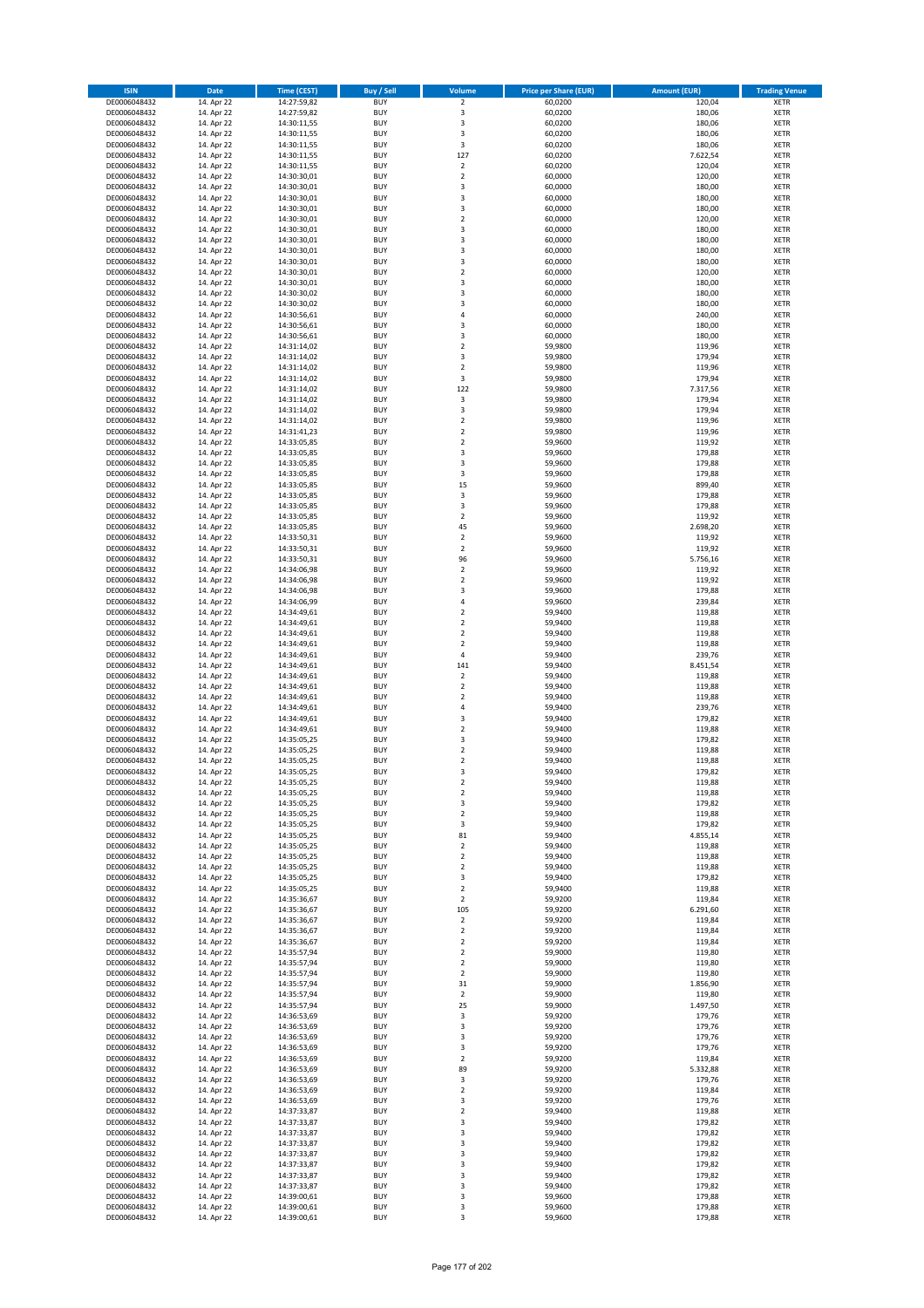| ISIN | Date | Time (CEST) | Buy / Sell | Volume | Price per Share (EUR) | Amount (EUR) | Trading Venue |
|---|---|---|---|---|---|---|---|
| DE0006048432 | 14. Apr 22 | 14:27:59,82 | BUY | 2 | 60,0200 | 120,04 | XETR |
| DE0006048432 | 14. Apr 22 | 14:27:59,82 | BUY | 3 | 60,0200 | 180,06 | XETR |
| DE0006048432 | 14. Apr 22 | 14:30:11,55 | BUY | 3 | 60,0200 | 180,06 | XETR |
| DE0006048432 | 14. Apr 22 | 14:30:11,55 | BUY | 3 | 60,0200 | 180,06 | XETR |
| DE0006048432 | 14. Apr 22 | 14:30:11,55 | BUY | 3 | 60,0200 | 180,06 | XETR |
| DE0006048432 | 14. Apr 22 | 14:30:11,55 | BUY | 127 | 60,0200 | 7.622,54 | XETR |
| DE0006048432 | 14. Apr 22 | 14:30:11,55 | BUY | 2 | 60,0200 | 120,04 | XETR |
| DE0006048432 | 14. Apr 22 | 14:30:30,01 | BUY | 2 | 60,0000 | 120,00 | XETR |
| DE0006048432 | 14. Apr 22 | 14:30:30,01 | BUY | 3 | 60,0000 | 180,00 | XETR |
| DE0006048432 | 14. Apr 22 | 14:30:30,01 | BUY | 3 | 60,0000 | 180,00 | XETR |
| DE0006048432 | 14. Apr 22 | 14:30:30,01 | BUY | 3 | 60,0000 | 180,00 | XETR |
| DE0006048432 | 14. Apr 22 | 14:30:30,01 | BUY | 2 | 60,0000 | 120,00 | XETR |
| DE0006048432 | 14. Apr 22 | 14:30:30,01 | BUY | 3 | 60,0000 | 180,00 | XETR |
| DE0006048432 | 14. Apr 22 | 14:30:30,01 | BUY | 3 | 60,0000 | 180,00 | XETR |
| DE0006048432 | 14. Apr 22 | 14:30:30,01 | BUY | 3 | 60,0000 | 180,00 | XETR |
| DE0006048432 | 14. Apr 22 | 14:30:30,01 | BUY | 3 | 60,0000 | 180,00 | XETR |
| DE0006048432 | 14. Apr 22 | 14:30:30,01 | BUY | 2 | 60,0000 | 120,00 | XETR |
| DE0006048432 | 14. Apr 22 | 14:30:30,01 | BUY | 3 | 60,0000 | 180,00 | XETR |
| DE0006048432 | 14. Apr 22 | 14:30:30,02 | BUY | 3 | 60,0000 | 180,00 | XETR |
| DE0006048432 | 14. Apr 22 | 14:30:30,02 | BUY | 3 | 60,0000 | 180,00 | XETR |
| DE0006048432 | 14. Apr 22 | 14:30:56,61 | BUY | 4 | 60,0000 | 240,00 | XETR |
| DE0006048432 | 14. Apr 22 | 14:30:56,61 | BUY | 3 | 60,0000 | 180,00 | XETR |
| DE0006048432 | 14. Apr 22 | 14:30:56,61 | BUY | 3 | 60,0000 | 180,00 | XETR |
| DE0006048432 | 14. Apr 22 | 14:31:14,02 | BUY | 2 | 59,9800 | 119,96 | XETR |
| DE0006048432 | 14. Apr 22 | 14:31:14,02 | BUY | 3 | 59,9800 | 179,94 | XETR |
| DE0006048432 | 14. Apr 22 | 14:31:14,02 | BUY | 2 | 59,9800 | 119,96 | XETR |
| DE0006048432 | 14. Apr 22 | 14:31:14,02 | BUY | 3 | 59,9800 | 179,94 | XETR |
| DE0006048432 | 14. Apr 22 | 14:31:14,02 | BUY | 122 | 59,9800 | 7.317,56 | XETR |
| DE0006048432 | 14. Apr 22 | 14:31:14,02 | BUY | 3 | 59,9800 | 179,94 | XETR |
| DE0006048432 | 14. Apr 22 | 14:31:14,02 | BUY | 3 | 59,9800 | 179,94 | XETR |
| DE0006048432 | 14. Apr 22 | 14:31:14,02 | BUY | 2 | 59,9800 | 119,96 | XETR |
| DE0006048432 | 14. Apr 22 | 14:31:41,23 | BUY | 2 | 59,9800 | 119,96 | XETR |
| DE0006048432 | 14. Apr 22 | 14:33:05,85 | BUY | 2 | 59,9600 | 119,92 | XETR |
| DE0006048432 | 14. Apr 22 | 14:33:05,85 | BUY | 3 | 59,9600 | 179,88 | XETR |
| DE0006048432 | 14. Apr 22 | 14:33:05,85 | BUY | 3 | 59,9600 | 179,88 | XETR |
| DE0006048432 | 14. Apr 22 | 14:33:05,85 | BUY | 3 | 59,9600 | 179,88 | XETR |
| DE0006048432 | 14. Apr 22 | 14:33:05,85 | BUY | 15 | 59,9600 | 899,40 | XETR |
| DE0006048432 | 14. Apr 22 | 14:33:05,85 | BUY | 3 | 59,9600 | 179,88 | XETR |
| DE0006048432 | 14. Apr 22 | 14:33:05,85 | BUY | 3 | 59,9600 | 179,88 | XETR |
| DE0006048432 | 14. Apr 22 | 14:33:05,85 | BUY | 2 | 59,9600 | 119,92 | XETR |
| DE0006048432 | 14. Apr 22 | 14:33:05,85 | BUY | 45 | 59,9600 | 2.698,20 | XETR |
| DE0006048432 | 14. Apr 22 | 14:33:50,31 | BUY | 2 | 59,9600 | 119,92 | XETR |
| DE0006048432 | 14. Apr 22 | 14:33:50,31 | BUY | 2 | 59,9600 | 119,92 | XETR |
| DE0006048432 | 14. Apr 22 | 14:33:50,31 | BUY | 96 | 59,9600 | 5.756,16 | XETR |
| DE0006048432 | 14. Apr 22 | 14:34:06,98 | BUY | 2 | 59,9600 | 119,92 | XETR |
| DE0006048432 | 14. Apr 22 | 14:34:06,98 | BUY | 2 | 59,9600 | 119,92 | XETR |
| DE0006048432 | 14. Apr 22 | 14:34:06,98 | BUY | 3 | 59,9600 | 179,88 | XETR |
| DE0006048432 | 14. Apr 22 | 14:34:06,99 | BUY | 4 | 59,9600 | 239,84 | XETR |
| DE0006048432 | 14. Apr 22 | 14:34:49,61 | BUY | 2 | 59,9400 | 119,88 | XETR |
| DE0006048432 | 14. Apr 22 | 14:34:49,61 | BUY | 2 | 59,9400 | 119,88 | XETR |
| DE0006048432 | 14. Apr 22 | 14:34:49,61 | BUY | 2 | 59,9400 | 119,88 | XETR |
| DE0006048432 | 14. Apr 22 | 14:34:49,61 | BUY | 2 | 59,9400 | 119,88 | XETR |
| DE0006048432 | 14. Apr 22 | 14:34:49,61 | BUY | 4 | 59,9400 | 239,76 | XETR |
| DE0006048432 | 14. Apr 22 | 14:34:49,61 | BUY | 141 | 59,9400 | 8.451,54 | XETR |
| DE0006048432 | 14. Apr 22 | 14:34:49,61 | BUY | 2 | 59,9400 | 119,88 | XETR |
| DE0006048432 | 14. Apr 22 | 14:34:49,61 | BUY | 2 | 59,9400 | 119,88 | XETR |
| DE0006048432 | 14. Apr 22 | 14:34:49,61 | BUY | 2 | 59,9400 | 119,88 | XETR |
| DE0006048432 | 14. Apr 22 | 14:34:49,61 | BUY | 4 | 59,9400 | 239,76 | XETR |
| DE0006048432 | 14. Apr 22 | 14:34:49,61 | BUY | 3 | 59,9400 | 179,82 | XETR |
| DE0006048432 | 14. Apr 22 | 14:34:49,61 | BUY | 2 | 59,9400 | 119,88 | XETR |
| DE0006048432 | 14. Apr 22 | 14:35:05,25 | BUY | 3 | 59,9400 | 179,82 | XETR |
| DE0006048432 | 14. Apr 22 | 14:35:05,25 | BUY | 2 | 59,9400 | 119,88 | XETR |
| DE0006048432 | 14. Apr 22 | 14:35:05,25 | BUY | 2 | 59,9400 | 119,88 | XETR |
| DE0006048432 | 14. Apr 22 | 14:35:05,25 | BUY | 3 | 59,9400 | 179,82 | XETR |
| DE0006048432 | 14. Apr 22 | 14:35:05,25 | BUY | 2 | 59,9400 | 119,88 | XETR |
| DE0006048432 | 14. Apr 22 | 14:35:05,25 | BUY | 2 | 59,9400 | 119,88 | XETR |
| DE0006048432 | 14. Apr 22 | 14:35:05,25 | BUY | 3 | 59,9400 | 179,82 | XETR |
| DE0006048432 | 14. Apr 22 | 14:35:05,25 | BUY | 2 | 59,9400 | 119,88 | XETR |
| DE0006048432 | 14. Apr 22 | 14:35:05,25 | BUY | 3 | 59,9400 | 179,82 | XETR |
| DE0006048432 | 14. Apr 22 | 14:35:05,25 | BUY | 81 | 59,9400 | 4.855,14 | XETR |
| DE0006048432 | 14. Apr 22 | 14:35:05,25 | BUY | 2 | 59,9400 | 119,88 | XETR |
| DE0006048432 | 14. Apr 22 | 14:35:05,25 | BUY | 2 | 59,9400 | 119,88 | XETR |
| DE0006048432 | 14. Apr 22 | 14:35:05,25 | BUY | 2 | 59,9400 | 119,88 | XETR |
| DE0006048432 | 14. Apr 22 | 14:35:05,25 | BUY | 3 | 59,9400 | 179,82 | XETR |
| DE0006048432 | 14. Apr 22 | 14:35:05,25 | BUY | 2 | 59,9400 | 119,88 | XETR |
| DE0006048432 | 14. Apr 22 | 14:35:36,67 | BUY | 2 | 59,9200 | 119,84 | XETR |
| DE0006048432 | 14. Apr 22 | 14:35:36,67 | BUY | 105 | 59,9200 | 6.291,60 | XETR |
| DE0006048432 | 14. Apr 22 | 14:35:36,67 | BUY | 2 | 59,9200 | 119,84 | XETR |
| DE0006048432 | 14. Apr 22 | 14:35:36,67 | BUY | 2 | 59,9200 | 119,84 | XETR |
| DE0006048432 | 14. Apr 22 | 14:35:36,67 | BUY | 2 | 59,9200 | 119,84 | XETR |
| DE0006048432 | 14. Apr 22 | 14:35:57,94 | BUY | 2 | 59,9000 | 119,80 | XETR |
| DE0006048432 | 14. Apr 22 | 14:35:57,94 | BUY | 2 | 59,9000 | 119,80 | XETR |
| DE0006048432 | 14. Apr 22 | 14:35:57,94 | BUY | 2 | 59,9000 | 119,80 | XETR |
| DE0006048432 | 14. Apr 22 | 14:35:57,94 | BUY | 31 | 59,9000 | 1.856,90 | XETR |
| DE0006048432 | 14. Apr 22 | 14:35:57,94 | BUY | 2 | 59,9000 | 119,80 | XETR |
| DE0006048432 | 14. Apr 22 | 14:35:57,94 | BUY | 25 | 59,9000 | 1.497,50 | XETR |
| DE0006048432 | 14. Apr 22 | 14:36:53,69 | BUY | 3 | 59,9200 | 179,76 | XETR |
| DE0006048432 | 14. Apr 22 | 14:36:53,69 | BUY | 3 | 59,9200 | 179,76 | XETR |
| DE0006048432 | 14. Apr 22 | 14:36:53,69 | BUY | 3 | 59,9200 | 179,76 | XETR |
| DE0006048432 | 14. Apr 22 | 14:36:53,69 | BUY | 3 | 59,9200 | 179,76 | XETR |
| DE0006048432 | 14. Apr 22 | 14:36:53,69 | BUY | 2 | 59,9200 | 119,84 | XETR |
| DE0006048432 | 14. Apr 22 | 14:36:53,69 | BUY | 89 | 59,9200 | 5.332,88 | XETR |
| DE0006048432 | 14. Apr 22 | 14:36:53,69 | BUY | 3 | 59,9200 | 179,76 | XETR |
| DE0006048432 | 14. Apr 22 | 14:36:53,69 | BUY | 2 | 59,9200 | 119,84 | XETR |
| DE0006048432 | 14. Apr 22 | 14:36:53,69 | BUY | 3 | 59,9200 | 179,76 | XETR |
| DE0006048432 | 14. Apr 22 | 14:37:33,87 | BUY | 2 | 59,9400 | 119,88 | XETR |
| DE0006048432 | 14. Apr 22 | 14:37:33,87 | BUY | 3 | 59,9400 | 179,82 | XETR |
| DE0006048432 | 14. Apr 22 | 14:37:33,87 | BUY | 3 | 59,9400 | 179,82 | XETR |
| DE0006048432 | 14. Apr 22 | 14:37:33,87 | BUY | 3 | 59,9400 | 179,82 | XETR |
| DE0006048432 | 14. Apr 22 | 14:37:33,87 | BUY | 3 | 59,9400 | 179,82 | XETR |
| DE0006048432 | 14. Apr 22 | 14:37:33,87 | BUY | 3 | 59,9400 | 179,82 | XETR |
| DE0006048432 | 14. Apr 22 | 14:37:33,87 | BUY | 3 | 59,9400 | 179,82 | XETR |
| DE0006048432 | 14. Apr 22 | 14:37:33,87 | BUY | 3 | 59,9400 | 179,82 | XETR |
| DE0006048432 | 14. Apr 22 | 14:39:00,61 | BUY | 3 | 59,9600 | 179,88 | XETR |
| DE0006048432 | 14. Apr 22 | 14:39:00,61 | BUY | 3 | 59,9600 | 179,88 | XETR |
| DE0006048432 | 14. Apr 22 | 14:39:00,61 | BUY | 3 | 59,9600 | 179,88 | XETR |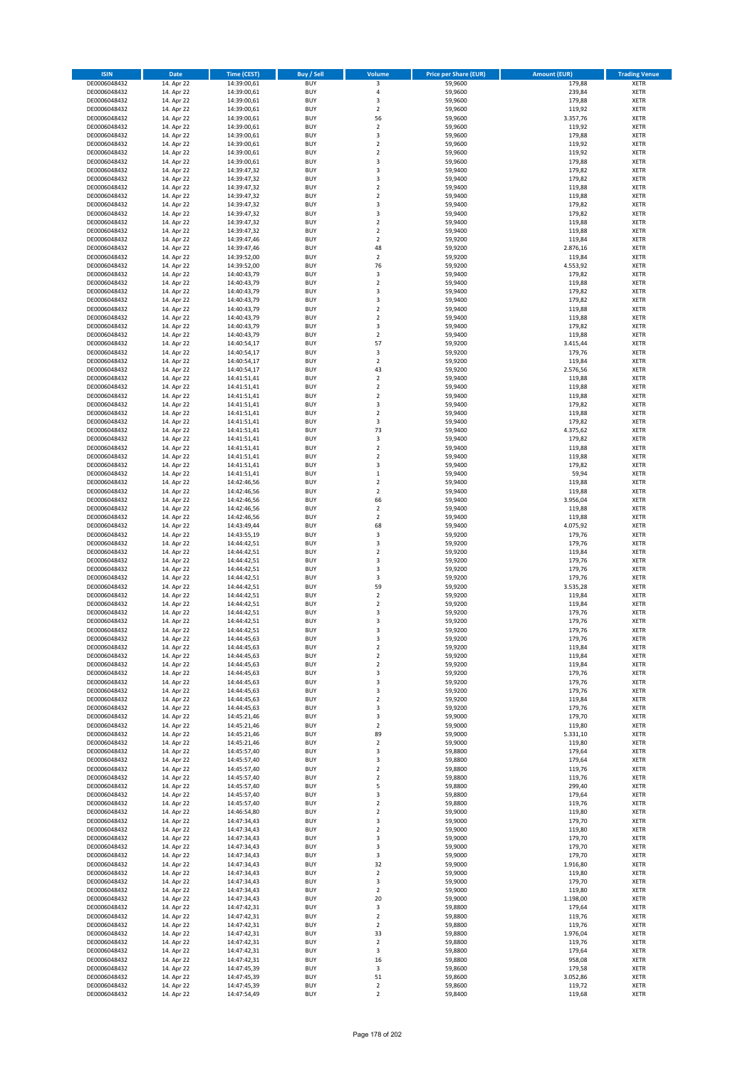| ISIN | Date | Time (CEST) | Buy / Sell | Volume | Price per Share (EUR) | Amount (EUR) | Trading Venue |
|---|---|---|---|---|---|---|---|
| DE0006048432 | 14. Apr 22 | 14:39:00,61 | BUY | 3 | 59,9600 | 179,88 | XETR |
| DE0006048432 | 14. Apr 22 | 14:39:00,61 | BUY | 4 | 59,9600 | 239,84 | XETR |
| DE0006048432 | 14. Apr 22 | 14:39:00,61 | BUY | 3 | 59,9600 | 179,88 | XETR |
| DE0006048432 | 14. Apr 22 | 14:39:00,61 | BUY | 2 | 59,9600 | 119,92 | XETR |
| DE0006048432 | 14. Apr 22 | 14:39:00,61 | BUY | 56 | 59,9600 | 3.357,76 | XETR |
| DE0006048432 | 14. Apr 22 | 14:39:00,61 | BUY | 2 | 59,9600 | 119,92 | XETR |
| DE0006048432 | 14. Apr 22 | 14:39:00,61 | BUY | 3 | 59,9600 | 179,88 | XETR |
| DE0006048432 | 14. Apr 22 | 14:39:00,61 | BUY | 2 | 59,9600 | 119,92 | XETR |
| DE0006048432 | 14. Apr 22 | 14:39:00,61 | BUY | 2 | 59,9600 | 119,92 | XETR |
| DE0006048432 | 14. Apr 22 | 14:39:00,61 | BUY | 3 | 59,9600 | 179,88 | XETR |
| DE0006048432 | 14. Apr 22 | 14:39:47,32 | BUY | 3 | 59,9400 | 179,82 | XETR |
| DE0006048432 | 14. Apr 22 | 14:39:47,32 | BUY | 3 | 59,9400 | 179,82 | XETR |
| DE0006048432 | 14. Apr 22 | 14:39:47,32 | BUY | 2 | 59,9400 | 119,88 | XETR |
| DE0006048432 | 14. Apr 22 | 14:39:47,32 | BUY | 2 | 59,9400 | 119,88 | XETR |
| DE0006048432 | 14. Apr 22 | 14:39:47,32 | BUY | 3 | 59,9400 | 179,82 | XETR |
| DE0006048432 | 14. Apr 22 | 14:39:47,32 | BUY | 3 | 59,9400 | 179,82 | XETR |
| DE0006048432 | 14. Apr 22 | 14:39:47,32 | BUY | 2 | 59,9400 | 119,88 | XETR |
| DE0006048432 | 14. Apr 22 | 14:39:47,32 | BUY | 2 | 59,9400 | 119,88 | XETR |
| DE0006048432 | 14. Apr 22 | 14:39:47,46 | BUY | 2 | 59,9200 | 119,84 | XETR |
| DE0006048432 | 14. Apr 22 | 14:39:47,46 | BUY | 48 | 59,9200 | 2.876,16 | XETR |
| DE0006048432 | 14. Apr 22 | 14:39:52,00 | BUY | 2 | 59,9200 | 119,84 | XETR |
| DE0006048432 | 14. Apr 22 | 14:39:52,00 | BUY | 76 | 59,9200 | 4.553,92 | XETR |
| DE0006048432 | 14. Apr 22 | 14:40:43,79 | BUY | 3 | 59,9400 | 179,82 | XETR |
| DE0006048432 | 14. Apr 22 | 14:40:43,79 | BUY | 2 | 59,9400 | 119,88 | XETR |
| DE0006048432 | 14. Apr 22 | 14:40:43,79 | BUY | 3 | 59,9400 | 179,82 | XETR |
| DE0006048432 | 14. Apr 22 | 14:40:43,79 | BUY | 3 | 59,9400 | 179,82 | XETR |
| DE0006048432 | 14. Apr 22 | 14:40:43,79 | BUY | 2 | 59,9400 | 119,88 | XETR |
| DE0006048432 | 14. Apr 22 | 14:40:43,79 | BUY | 2 | 59,9400 | 119,88 | XETR |
| DE0006048432 | 14. Apr 22 | 14:40:43,79 | BUY | 3 | 59,9400 | 179,82 | XETR |
| DE0006048432 | 14. Apr 22 | 14:40:43,79 | BUY | 2 | 59,9400 | 119,88 | XETR |
| DE0006048432 | 14. Apr 22 | 14:40:54,17 | BUY | 57 | 59,9200 | 3.415,44 | XETR |
| DE0006048432 | 14. Apr 22 | 14:40:54,17 | BUY | 3 | 59,9200 | 179,76 | XETR |
| DE0006048432 | 14. Apr 22 | 14:40:54,17 | BUY | 2 | 59,9200 | 119,84 | XETR |
| DE0006048432 | 14. Apr 22 | 14:40:54,17 | BUY | 43 | 59,9200 | 2.576,56 | XETR |
| DE0006048432 | 14. Apr 22 | 14:41:51,41 | BUY | 2 | 59,9400 | 119,88 | XETR |
| DE0006048432 | 14. Apr 22 | 14:41:51,41 | BUY | 2 | 59,9400 | 119,88 | XETR |
| DE0006048432 | 14. Apr 22 | 14:41:51,41 | BUY | 2 | 59,9400 | 119,88 | XETR |
| DE0006048432 | 14. Apr 22 | 14:41:51,41 | BUY | 3 | 59,9400 | 179,82 | XETR |
| DE0006048432 | 14. Apr 22 | 14:41:51,41 | BUY | 2 | 59,9400 | 119,88 | XETR |
| DE0006048432 | 14. Apr 22 | 14:41:51,41 | BUY | 3 | 59,9400 | 179,82 | XETR |
| DE0006048432 | 14. Apr 22 | 14:41:51,41 | BUY | 73 | 59,9400 | 4.375,62 | XETR |
| DE0006048432 | 14. Apr 22 | 14:41:51,41 | BUY | 3 | 59,9400 | 179,82 | XETR |
| DE0006048432 | 14. Apr 22 | 14:41:51,41 | BUY | 2 | 59,9400 | 119,88 | XETR |
| DE0006048432 | 14. Apr 22 | 14:41:51,41 | BUY | 2 | 59,9400 | 119,88 | XETR |
| DE0006048432 | 14. Apr 22 | 14:41:51,41 | BUY | 3 | 59,9400 | 179,82 | XETR |
| DE0006048432 | 14. Apr 22 | 14:41:51,41 | BUY | 1 | 59,9400 | 59,94 | XETR |
| DE0006048432 | 14. Apr 22 | 14:42:46,56 | BUY | 2 | 59,9400 | 119,88 | XETR |
| DE0006048432 | 14. Apr 22 | 14:42:46,56 | BUY | 2 | 59,9400 | 119,88 | XETR |
| DE0006048432 | 14. Apr 22 | 14:42:46,56 | BUY | 66 | 59,9400 | 3.956,04 | XETR |
| DE0006048432 | 14. Apr 22 | 14:42:46,56 | BUY | 2 | 59,9400 | 119,88 | XETR |
| DE0006048432 | 14. Apr 22 | 14:42:46,56 | BUY | 2 | 59,9400 | 119,88 | XETR |
| DE0006048432 | 14. Apr 22 | 14:43:49,44 | BUY | 68 | 59,9400 | 4.075,92 | XETR |
| DE0006048432 | 14. Apr 22 | 14:43:55,19 | BUY | 3 | 59,9200 | 179,76 | XETR |
| DE0006048432 | 14. Apr 22 | 14:44:42,51 | BUY | 3 | 59,9200 | 179,76 | XETR |
| DE0006048432 | 14. Apr 22 | 14:44:42,51 | BUY | 2 | 59,9200 | 119,84 | XETR |
| DE0006048432 | 14. Apr 22 | 14:44:42,51 | BUY | 3 | 59,9200 | 179,76 | XETR |
| DE0006048432 | 14. Apr 22 | 14:44:42,51 | BUY | 3 | 59,9200 | 179,76 | XETR |
| DE0006048432 | 14. Apr 22 | 14:44:42,51 | BUY | 3 | 59,9200 | 179,76 | XETR |
| DE0006048432 | 14. Apr 22 | 14:44:42,51 | BUY | 59 | 59,9200 | 3.535,28 | XETR |
| DE0006048432 | 14. Apr 22 | 14:44:42,51 | BUY | 2 | 59,9200 | 119,84 | XETR |
| DE0006048432 | 14. Apr 22 | 14:44:42,51 | BUY | 2 | 59,9200 | 119,84 | XETR |
| DE0006048432 | 14. Apr 22 | 14:44:42,51 | BUY | 3 | 59,9200 | 179,76 | XETR |
| DE0006048432 | 14. Apr 22 | 14:44:42,51 | BUY | 3 | 59,9200 | 179,76 | XETR |
| DE0006048432 | 14. Apr 22 | 14:44:42,51 | BUY | 3 | 59,9200 | 179,76 | XETR |
| DE0006048432 | 14. Apr 22 | 14:44:45,63 | BUY | 3 | 59,9200 | 179,76 | XETR |
| DE0006048432 | 14. Apr 22 | 14:44:45,63 | BUY | 2 | 59,9200 | 119,84 | XETR |
| DE0006048432 | 14. Apr 22 | 14:44:45,63 | BUY | 2 | 59,9200 | 119,84 | XETR |
| DE0006048432 | 14. Apr 22 | 14:44:45,63 | BUY | 2 | 59,9200 | 119,84 | XETR |
| DE0006048432 | 14. Apr 22 | 14:44:45,63 | BUY | 3 | 59,9200 | 179,76 | XETR |
| DE0006048432 | 14. Apr 22 | 14:44:45,63 | BUY | 3 | 59,9200 | 179,76 | XETR |
| DE0006048432 | 14. Apr 22 | 14:44:45,63 | BUY | 3 | 59,9200 | 179,76 | XETR |
| DE0006048432 | 14. Apr 22 | 14:44:45,63 | BUY | 2 | 59,9200 | 119,84 | XETR |
| DE0006048432 | 14. Apr 22 | 14:44:45,63 | BUY | 3 | 59,9200 | 179,76 | XETR |
| DE0006048432 | 14. Apr 22 | 14:45:21,46 | BUY | 3 | 59,9000 | 179,70 | XETR |
| DE0006048432 | 14. Apr 22 | 14:45:21,46 | BUY | 2 | 59,9000 | 119,80 | XETR |
| DE0006048432 | 14. Apr 22 | 14:45:21,46 | BUY | 89 | 59,9000 | 5.331,10 | XETR |
| DE0006048432 | 14. Apr 22 | 14:45:21,46 | BUY | 2 | 59,9000 | 119,80 | XETR |
| DE0006048432 | 14. Apr 22 | 14:45:57,40 | BUY | 3 | 59,8800 | 179,64 | XETR |
| DE0006048432 | 14. Apr 22 | 14:45:57,40 | BUY | 3 | 59,8800 | 179,64 | XETR |
| DE0006048432 | 14. Apr 22 | 14:45:57,40 | BUY | 2 | 59,8800 | 119,76 | XETR |
| DE0006048432 | 14. Apr 22 | 14:45:57,40 | BUY | 2 | 59,8800 | 119,76 | XETR |
| DE0006048432 | 14. Apr 22 | 14:45:57,40 | BUY | 5 | 59,8800 | 299,40 | XETR |
| DE0006048432 | 14. Apr 22 | 14:45:57,40 | BUY | 3 | 59,8800 | 179,64 | XETR |
| DE0006048432 | 14. Apr 22 | 14:45:57,40 | BUY | 2 | 59,8800 | 119,76 | XETR |
| DE0006048432 | 14. Apr 22 | 14:46:54,80 | BUY | 2 | 59,9000 | 119,80 | XETR |
| DE0006048432 | 14. Apr 22 | 14:47:34,43 | BUY | 3 | 59,9000 | 179,70 | XETR |
| DE0006048432 | 14. Apr 22 | 14:47:34,43 | BUY | 2 | 59,9000 | 119,80 | XETR |
| DE0006048432 | 14. Apr 22 | 14:47:34,43 | BUY | 3 | 59,9000 | 179,70 | XETR |
| DE0006048432 | 14. Apr 22 | 14:47:34,43 | BUY | 3 | 59,9000 | 179,70 | XETR |
| DE0006048432 | 14. Apr 22 | 14:47:34,43 | BUY | 3 | 59,9000 | 179,70 | XETR |
| DE0006048432 | 14. Apr 22 | 14:47:34,43 | BUY | 32 | 59,9000 | 1.916,80 | XETR |
| DE0006048432 | 14. Apr 22 | 14:47:34,43 | BUY | 2 | 59,9000 | 119,80 | XETR |
| DE0006048432 | 14. Apr 22 | 14:47:34,43 | BUY | 3 | 59,9000 | 179,70 | XETR |
| DE0006048432 | 14. Apr 22 | 14:47:34,43 | BUY | 2 | 59,9000 | 119,80 | XETR |
| DE0006048432 | 14. Apr 22 | 14:47:34,43 | BUY | 20 | 59,9000 | 1.198,00 | XETR |
| DE0006048432 | 14. Apr 22 | 14:47:42,31 | BUY | 3 | 59,8800 | 179,64 | XETR |
| DE0006048432 | 14. Apr 22 | 14:47:42,31 | BUY | 2 | 59,8800 | 119,76 | XETR |
| DE0006048432 | 14. Apr 22 | 14:47:42,31 | BUY | 2 | 59,8800 | 119,76 | XETR |
| DE0006048432 | 14. Apr 22 | 14:47:42,31 | BUY | 33 | 59,8800 | 1.976,04 | XETR |
| DE0006048432 | 14. Apr 22 | 14:47:42,31 | BUY | 2 | 59,8800 | 119,76 | XETR |
| DE0006048432 | 14. Apr 22 | 14:47:42,31 | BUY | 3 | 59,8800 | 179,64 | XETR |
| DE0006048432 | 14. Apr 22 | 14:47:42,31 | BUY | 16 | 59,8800 | 958,08 | XETR |
| DE0006048432 | 14. Apr 22 | 14:47:45,39 | BUY | 3 | 59,8600 | 179,58 | XETR |
| DE0006048432 | 14. Apr 22 | 14:47:45,39 | BUY | 51 | 59,8600 | 3.052,86 | XETR |
| DE0006048432 | 14. Apr 22 | 14:47:45,39 | BUY | 2 | 59,8600 | 119,72 | XETR |
| DE0006048432 | 14. Apr 22 | 14:47:54,49 | BUY | 2 | 59,8400 | 119,68 | XETR |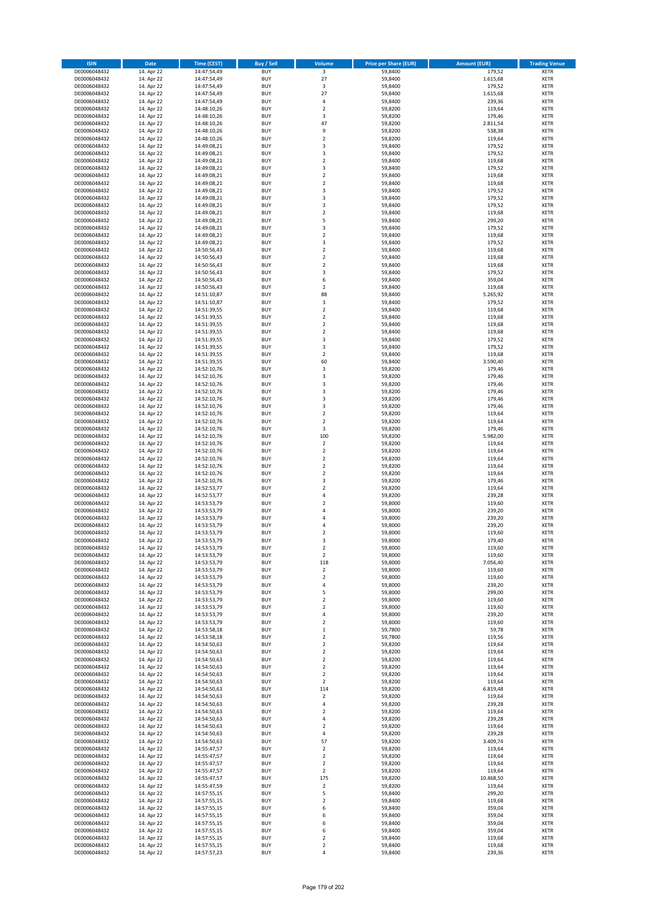| ISIN | Date | Time (CEST) | Buy / Sell | Volume | Price per Share (EUR) | Amount (EUR) | Trading Venue |
|---|---|---|---|---|---|---|---|
| DE0006048432 | 14. Apr 22 | 14:47:54,49 | BUY | 3 | 59,8400 | 179,52 | XETR |
| DE0006048432 | 14. Apr 22 | 14:47:54,49 | BUY | 27 | 59,8400 | 1.615,68 | XETR |
| DE0006048432 | 14. Apr 22 | 14:47:54,49 | BUY | 3 | 59,8400 | 179,52 | XETR |
| DE0006048432 | 14. Apr 22 | 14:47:54,49 | BUY | 27 | 59,8400 | 1.615,68 | XETR |
| DE0006048432 | 14. Apr 22 | 14:47:54,49 | BUY | 4 | 59,8400 | 239,36 | XETR |
| DE0006048432 | 14. Apr 22 | 14:48:10,26 | BUY | 2 | 59,8200 | 119,64 | XETR |
| DE0006048432 | 14. Apr 22 | 14:48:10,26 | BUY | 3 | 59,8200 | 179,46 | XETR |
| DE0006048432 | 14. Apr 22 | 14:48:10,26 | BUY | 47 | 59,8200 | 2.811,54 | XETR |
| DE0006048432 | 14. Apr 22 | 14:48:10,26 | BUY | 9 | 59,8200 | 538,38 | XETR |
| DE0006048432 | 14. Apr 22 | 14:48:10,26 | BUY | 2 | 59,8200 | 119,64 | XETR |
| DE0006048432 | 14. Apr 22 | 14:49:08,21 | BUY | 3 | 59,8400 | 179,52 | XETR |
| DE0006048432 | 14. Apr 22 | 14:49:08,21 | BUY | 3 | 59,8400 | 179,52 | XETR |
| DE0006048432 | 14. Apr 22 | 14:49:08,21 | BUY | 2 | 59,8400 | 119,68 | XETR |
| DE0006048432 | 14. Apr 22 | 14:49:08,21 | BUY | 3 | 59,8400 | 179,52 | XETR |
| DE0006048432 | 14. Apr 22 | 14:49:08,21 | BUY | 2 | 59,8400 | 119,68 | XETR |
| DE0006048432 | 14. Apr 22 | 14:49:08,21 | BUY | 2 | 59,8400 | 119,68 | XETR |
| DE0006048432 | 14. Apr 22 | 14:49:08,21 | BUY | 3 | 59,8400 | 179,52 | XETR |
| DE0006048432 | 14. Apr 22 | 14:49:08,21 | BUY | 3 | 59,8400 | 179,52 | XETR |
| DE0006048432 | 14. Apr 22 | 14:49:08,21 | BUY | 3 | 59,8400 | 179,52 | XETR |
| DE0006048432 | 14. Apr 22 | 14:49:08,21 | BUY | 2 | 59,8400 | 119,68 | XETR |
| DE0006048432 | 14. Apr 22 | 14:49:08,21 | BUY | 5 | 59,8400 | 299,20 | XETR |
| DE0006048432 | 14. Apr 22 | 14:49:08,21 | BUY | 3 | 59,8400 | 179,52 | XETR |
| DE0006048432 | 14. Apr 22 | 14:49:08,21 | BUY | 2 | 59,8400 | 119,68 | XETR |
| DE0006048432 | 14. Apr 22 | 14:49:08,21 | BUY | 3 | 59,8400 | 179,52 | XETR |
| DE0006048432 | 14. Apr 22 | 14:50:56,43 | BUY | 2 | 59,8400 | 119,68 | XETR |
| DE0006048432 | 14. Apr 22 | 14:50:56,43 | BUY | 2 | 59,8400 | 119,68 | XETR |
| DE0006048432 | 14. Apr 22 | 14:50:56,43 | BUY | 2 | 59,8400 | 119,68 | XETR |
| DE0006048432 | 14. Apr 22 | 14:50:56,43 | BUY | 3 | 59,8400 | 179,52 | XETR |
| DE0006048432 | 14. Apr 22 | 14:50:56,43 | BUY | 6 | 59,8400 | 359,04 | XETR |
| DE0006048432 | 14. Apr 22 | 14:50:56,43 | BUY | 2 | 59,8400 | 119,68 | XETR |
| DE0006048432 | 14. Apr 22 | 14:51:10,87 | BUY | 88 | 59,8400 | 5.265,92 | XETR |
| DE0006048432 | 14. Apr 22 | 14:51:10,87 | BUY | 3 | 59,8400 | 179,52 | XETR |
| DE0006048432 | 14. Apr 22 | 14:51:39,55 | BUY | 2 | 59,8400 | 119,68 | XETR |
| DE0006048432 | 14. Apr 22 | 14:51:39,55 | BUY | 2 | 59,8400 | 119,68 | XETR |
| DE0006048432 | 14. Apr 22 | 14:51:39,55 | BUY | 2 | 59,8400 | 119,68 | XETR |
| DE0006048432 | 14. Apr 22 | 14:51:39,55 | BUY | 2 | 59,8400 | 119,68 | XETR |
| DE0006048432 | 14. Apr 22 | 14:51:39,55 | BUY | 3 | 59,8400 | 179,52 | XETR |
| DE0006048432 | 14. Apr 22 | 14:51:39,55 | BUY | 3 | 59,8400 | 179,52 | XETR |
| DE0006048432 | 14. Apr 22 | 14:51:39,55 | BUY | 2 | 59,8400 | 119,68 | XETR |
| DE0006048432 | 14. Apr 22 | 14:51:39,55 | BUY | 60 | 59,8400 | 3.590,40 | XETR |
| DE0006048432 | 14. Apr 22 | 14:52:10,76 | BUY | 3 | 59,8200 | 179,46 | XETR |
| DE0006048432 | 14. Apr 22 | 14:52:10,76 | BUY | 3 | 59,8200 | 179,46 | XETR |
| DE0006048432 | 14. Apr 22 | 14:52:10,76 | BUY | 3 | 59,8200 | 179,46 | XETR |
| DE0006048432 | 14. Apr 22 | 14:52:10,76 | BUY | 3 | 59,8200 | 179,46 | XETR |
| DE0006048432 | 14. Apr 22 | 14:52:10,76 | BUY | 3 | 59,8200 | 179,46 | XETR |
| DE0006048432 | 14. Apr 22 | 14:52:10,76 | BUY | 3 | 59,8200 | 179,46 | XETR |
| DE0006048432 | 14. Apr 22 | 14:52:10,76 | BUY | 2 | 59,8200 | 119,64 | XETR |
| DE0006048432 | 14. Apr 22 | 14:52:10,76 | BUY | 2 | 59,8200 | 119,64 | XETR |
| DE0006048432 | 14. Apr 22 | 14:52:10,76 | BUY | 3 | 59,8200 | 179,46 | XETR |
| DE0006048432 | 14. Apr 22 | 14:52:10,76 | BUY | 100 | 59,8200 | 5.982,00 | XETR |
| DE0006048432 | 14. Apr 22 | 14:52:10,76 | BUY | 2 | 59,8200 | 119,64 | XETR |
| DE0006048432 | 14. Apr 22 | 14:52:10,76 | BUY | 2 | 59,8200 | 119,64 | XETR |
| DE0006048432 | 14. Apr 22 | 14:52:10,76 | BUY | 2 | 59,8200 | 119,64 | XETR |
| DE0006048432 | 14. Apr 22 | 14:52:10,76 | BUY | 2 | 59,8200 | 119,64 | XETR |
| DE0006048432 | 14. Apr 22 | 14:52:10,76 | BUY | 2 | 59,8200 | 119,64 | XETR |
| DE0006048432 | 14. Apr 22 | 14:52:10,76 | BUY | 3 | 59,8200 | 179,46 | XETR |
| DE0006048432 | 14. Apr 22 | 14:52:53,77 | BUY | 2 | 59,8200 | 119,64 | XETR |
| DE0006048432 | 14. Apr 22 | 14:52:53,77 | BUY | 4 | 59,8200 | 239,28 | XETR |
| DE0006048432 | 14. Apr 22 | 14:53:53,79 | BUY | 2 | 59,8000 | 119,60 | XETR |
| DE0006048432 | 14. Apr 22 | 14:53:53,79 | BUY | 4 | 59,8000 | 239,20 | XETR |
| DE0006048432 | 14. Apr 22 | 14:53:53,79 | BUY | 4 | 59,8000 | 239,20 | XETR |
| DE0006048432 | 14. Apr 22 | 14:53:53,79 | BUY | 4 | 59,8000 | 239,20 | XETR |
| DE0006048432 | 14. Apr 22 | 14:53:53,79 | BUY | 2 | 59,8000 | 119,60 | XETR |
| DE0006048432 | 14. Apr 22 | 14:53:53,79 | BUY | 3 | 59,8000 | 179,40 | XETR |
| DE0006048432 | 14. Apr 22 | 14:53:53,79 | BUY | 2 | 59,8000 | 119,60 | XETR |
| DE0006048432 | 14. Apr 22 | 14:53:53,79 | BUY | 2 | 59,8000 | 119,60 | XETR |
| DE0006048432 | 14. Apr 22 | 14:53:53,79 | BUY | 118 | 59,8000 | 7.056,40 | XETR |
| DE0006048432 | 14. Apr 22 | 14:53:53,79 | BUY | 2 | 59,8000 | 119,60 | XETR |
| DE0006048432 | 14. Apr 22 | 14:53:53,79 | BUY | 2 | 59,8000 | 119,60 | XETR |
| DE0006048432 | 14. Apr 22 | 14:53:53,79 | BUY | 4 | 59,8000 | 239,20 | XETR |
| DE0006048432 | 14. Apr 22 | 14:53:53,79 | BUY | 5 | 59,8000 | 299,00 | XETR |
| DE0006048432 | 14. Apr 22 | 14:53:53,79 | BUY | 2 | 59,8000 | 119,60 | XETR |
| DE0006048432 | 14. Apr 22 | 14:53:53,79 | BUY | 2 | 59,8000 | 119,60 | XETR |
| DE0006048432 | 14. Apr 22 | 14:53:53,79 | BUY | 4 | 59,8000 | 239,20 | XETR |
| DE0006048432 | 14. Apr 22 | 14:53:53,79 | BUY | 2 | 59,8000 | 119,60 | XETR |
| DE0006048432 | 14. Apr 22 | 14:53:58,18 | BUY | 1 | 59,7800 | 59,78 | XETR |
| DE0006048432 | 14. Apr 22 | 14:53:58,18 | BUY | 2 | 59,7800 | 119,56 | XETR |
| DE0006048432 | 14. Apr 22 | 14:54:50,63 | BUY | 2 | 59,8200 | 119,64 | XETR |
| DE0006048432 | 14. Apr 22 | 14:54:50,63 | BUY | 2 | 59,8200 | 119,64 | XETR |
| DE0006048432 | 14. Apr 22 | 14:54:50,63 | BUY | 2 | 59,8200 | 119,64 | XETR |
| DE0006048432 | 14. Apr 22 | 14:54:50,63 | BUY | 2 | 59,8200 | 119,64 | XETR |
| DE0006048432 | 14. Apr 22 | 14:54:50,63 | BUY | 2 | 59,8200 | 119,64 | XETR |
| DE0006048432 | 14. Apr 22 | 14:54:50,63 | BUY | 2 | 59,8200 | 119,64 | XETR |
| DE0006048432 | 14. Apr 22 | 14:54:50,63 | BUY | 114 | 59,8200 | 6.819,48 | XETR |
| DE0006048432 | 14. Apr 22 | 14:54:50,63 | BUY | 2 | 59,8200 | 119,64 | XETR |
| DE0006048432 | 14. Apr 22 | 14:54:50,63 | BUY | 4 | 59,8200 | 239,28 | XETR |
| DE0006048432 | 14. Apr 22 | 14:54:50,63 | BUY | 2 | 59,8200 | 119,64 | XETR |
| DE0006048432 | 14. Apr 22 | 14:54:50,63 | BUY | 4 | 59,8200 | 239,28 | XETR |
| DE0006048432 | 14. Apr 22 | 14:54:50,63 | BUY | 2 | 59,8200 | 119,64 | XETR |
| DE0006048432 | 14. Apr 22 | 14:54:50,63 | BUY | 4 | 59,8200 | 239,28 | XETR |
| DE0006048432 | 14. Apr 22 | 14:54:50,63 | BUY | 57 | 59,8200 | 3.409,74 | XETR |
| DE0006048432 | 14. Apr 22 | 14:55:47,57 | BUY | 2 | 59,8200 | 119,64 | XETR |
| DE0006048432 | 14. Apr 22 | 14:55:47,57 | BUY | 2 | 59,8200 | 119,64 | XETR |
| DE0006048432 | 14. Apr 22 | 14:55:47,57 | BUY | 2 | 59,8200 | 119,64 | XETR |
| DE0006048432 | 14. Apr 22 | 14:55:47,57 | BUY | 2 | 59,8200 | 119,64 | XETR |
| DE0006048432 | 14. Apr 22 | 14:55:47,57 | BUY | 175 | 59,8200 | 10.468,50 | XETR |
| DE0006048432 | 14. Apr 22 | 14:55:47,59 | BUY | 2 | 59,8200 | 119,64 | XETR |
| DE0006048432 | 14. Apr 22 | 14:57:55,15 | BUY | 5 | 59,8400 | 299,20 | XETR |
| DE0006048432 | 14. Apr 22 | 14:57:55,15 | BUY | 2 | 59,8400 | 119,68 | XETR |
| DE0006048432 | 14. Apr 22 | 14:57:55,15 | BUY | 6 | 59,8400 | 359,04 | XETR |
| DE0006048432 | 14. Apr 22 | 14:57:55,15 | BUY | 6 | 59,8400 | 359,04 | XETR |
| DE0006048432 | 14. Apr 22 | 14:57:55,15 | BUY | 6 | 59,8400 | 359,04 | XETR |
| DE0006048432 | 14. Apr 22 | 14:57:55,15 | BUY | 6 | 59,8400 | 359,04 | XETR |
| DE0006048432 | 14. Apr 22 | 14:57:55,15 | BUY | 2 | 59,8400 | 119,68 | XETR |
| DE0006048432 | 14. Apr 22 | 14:57:55,15 | BUY | 2 | 59,8400 | 119,68 | XETR |
| DE0006048432 | 14. Apr 22 | 14:57:57,23 | BUY | 4 | 59,8400 | 239,36 | XETR |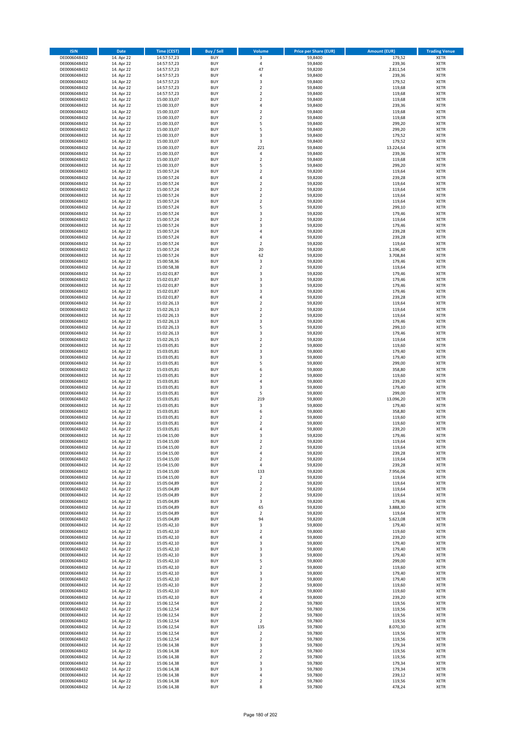| ISIN | Date | Time (CEST) | Buy / Sell | Volume | Price per Share (EUR) | Amount (EUR) | Trading Venue |
|---|---|---|---|---|---|---|---|
| DE0006048432 | 14. Apr 22 | 14:57:57,23 | BUY | 3 | 59,8400 | 179,52 | XETR |
| DE0006048432 | 14. Apr 22 | 14:57:57,23 | BUY | 4 | 59,8400 | 239,36 | XETR |
| DE0006048432 | 14. Apr 22 | 14:57:57,23 | BUY | 47 | 59,8200 | 2.811,54 | XETR |
| DE0006048432 | 14. Apr 22 | 14:57:57,23 | BUY | 4 | 59,8400 | 239,36 | XETR |
| DE0006048432 | 14. Apr 22 | 14:57:57,23 | BUY | 3 | 59,8400 | 179,52 | XETR |
| DE0006048432 | 14. Apr 22 | 14:57:57,23 | BUY | 2 | 59,8400 | 119,68 | XETR |
| DE0006048432 | 14. Apr 22 | 14:57:57,23 | BUY | 2 | 59,8400 | 119,68 | XETR |
| DE0006048432 | 14. Apr 22 | 15:00:33,07 | BUY | 2 | 59,8400 | 119,68 | XETR |
| DE0006048432 | 14. Apr 22 | 15:00:33,07 | BUY | 4 | 59,8400 | 239,36 | XETR |
| DE0006048432 | 14. Apr 22 | 15:00:33,07 | BUY | 2 | 59,8400 | 119,68 | XETR |
| DE0006048432 | 14. Apr 22 | 15:00:33,07 | BUY | 2 | 59,8400 | 119,68 | XETR |
| DE0006048432 | 14. Apr 22 | 15:00:33,07 | BUY | 5 | 59,8400 | 299,20 | XETR |
| DE0006048432 | 14. Apr 22 | 15:00:33,07 | BUY | 5 | 59,8400 | 299,20 | XETR |
| DE0006048432 | 14. Apr 22 | 15:00:33,07 | BUY | 3 | 59,8400 | 179,52 | XETR |
| DE0006048432 | 14. Apr 22 | 15:00:33,07 | BUY | 3 | 59,8400 | 179,52 | XETR |
| DE0006048432 | 14. Apr 22 | 15:00:33,07 | BUY | 221 | 59,8400 | 13.224,64 | XETR |
| DE0006048432 | 14. Apr 22 | 15:00:33,07 | BUY | 4 | 59,8400 | 239,36 | XETR |
| DE0006048432 | 14. Apr 22 | 15:00:33,07 | BUY | 2 | 59,8400 | 119,68 | XETR |
| DE0006048432 | 14. Apr 22 | 15:00:33,07 | BUY | 5 | 59,8400 | 299,20 | XETR |
| DE0006048432 | 14. Apr 22 | 15:00:57,24 | BUY | 2 | 59,8200 | 119,64 | XETR |
| DE0006048432 | 14. Apr 22 | 15:00:57,24 | BUY | 4 | 59,8200 | 239,28 | XETR |
| DE0006048432 | 14. Apr 22 | 15:00:57,24 | BUY | 2 | 59,8200 | 119,64 | XETR |
| DE0006048432 | 14. Apr 22 | 15:00:57,24 | BUY | 2 | 59,8200 | 119,64 | XETR |
| DE0006048432 | 14. Apr 22 | 15:00:57,24 | BUY | 2 | 59,8200 | 119,64 | XETR |
| DE0006048432 | 14. Apr 22 | 15:00:57,24 | BUY | 2 | 59,8200 | 119,64 | XETR |
| DE0006048432 | 14. Apr 22 | 15:00:57,24 | BUY | 5 | 59,8200 | 299,10 | XETR |
| DE0006048432 | 14. Apr 22 | 15:00:57,24 | BUY | 3 | 59,8200 | 179,46 | XETR |
| DE0006048432 | 14. Apr 22 | 15:00:57,24 | BUY | 2 | 59,8200 | 119,64 | XETR |
| DE0006048432 | 14. Apr 22 | 15:00:57,24 | BUY | 3 | 59,8200 | 179,46 | XETR |
| DE0006048432 | 14. Apr 22 | 15:00:57,24 | BUY | 4 | 59,8200 | 239,28 | XETR |
| DE0006048432 | 14. Apr 22 | 15:00:57,24 | BUY | 4 | 59,8200 | 239,28 | XETR |
| DE0006048432 | 14. Apr 22 | 15:00:57,24 | BUY | 2 | 59,8200 | 119,64 | XETR |
| DE0006048432 | 14. Apr 22 | 15:00:57,24 | BUY | 20 | 59,8200 | 1.196,40 | XETR |
| DE0006048432 | 14. Apr 22 | 15:00:57,24 | BUY | 62 | 59,8200 | 3.708,84 | XETR |
| DE0006048432 | 14. Apr 22 | 15:00:58,36 | BUY | 3 | 59,8200 | 179,46 | XETR |
| DE0006048432 | 14. Apr 22 | 15:00:58,38 | BUY | 2 | 59,8200 | 119,64 | XETR |
| DE0006048432 | 14. Apr 22 | 15:02:01,87 | BUY | 3 | 59,8200 | 179,46 | XETR |
| DE0006048432 | 14. Apr 22 | 15:02:01,87 | BUY | 3 | 59,8200 | 179,46 | XETR |
| DE0006048432 | 14. Apr 22 | 15:02:01,87 | BUY | 3 | 59,8200 | 179,46 | XETR |
| DE0006048432 | 14. Apr 22 | 15:02:01,87 | BUY | 3 | 59,8200 | 179,46 | XETR |
| DE0006048432 | 14. Apr 22 | 15:02:01,87 | BUY | 4 | 59,8200 | 239,28 | XETR |
| DE0006048432 | 14. Apr 22 | 15:02:26,13 | BUY | 2 | 59,8200 | 119,64 | XETR |
| DE0006048432 | 14. Apr 22 | 15:02:26,13 | BUY | 2 | 59,8200 | 119,64 | XETR |
| DE0006048432 | 14. Apr 22 | 15:02:26,13 | BUY | 2 | 59,8200 | 119,64 | XETR |
| DE0006048432 | 14. Apr 22 | 15:02:26,13 | BUY | 3 | 59,8200 | 179,46 | XETR |
| DE0006048432 | 14. Apr 22 | 15:02:26,13 | BUY | 5 | 59,8200 | 299,10 | XETR |
| DE0006048432 | 14. Apr 22 | 15:02:26,13 | BUY | 3 | 59,8200 | 179,46 | XETR |
| DE0006048432 | 14. Apr 22 | 15:02:26,15 | BUY | 2 | 59,8200 | 119,64 | XETR |
| DE0006048432 | 14. Apr 22 | 15:03:05,81 | BUY | 2 | 59,8000 | 119,60 | XETR |
| DE0006048432 | 14. Apr 22 | 15:03:05,81 | BUY | 3 | 59,8000 | 179,40 | XETR |
| DE0006048432 | 14. Apr 22 | 15:03:05,81 | BUY | 3 | 59,8000 | 179,40 | XETR |
| DE0006048432 | 14. Apr 22 | 15:03:05,81 | BUY | 5 | 59,8000 | 299,00 | XETR |
| DE0006048432 | 14. Apr 22 | 15:03:05,81 | BUY | 6 | 59,8000 | 358,80 | XETR |
| DE0006048432 | 14. Apr 22 | 15:03:05,81 | BUY | 2 | 59,8000 | 119,60 | XETR |
| DE0006048432 | 14. Apr 22 | 15:03:05,81 | BUY | 4 | 59,8000 | 239,20 | XETR |
| DE0006048432 | 14. Apr 22 | 15:03:05,81 | BUY | 3 | 59,8000 | 179,40 | XETR |
| DE0006048432 | 14. Apr 22 | 15:03:05,81 | BUY | 5 | 59,8000 | 299,00 | XETR |
| DE0006048432 | 14. Apr 22 | 15:03:05,81 | BUY | 219 | 59,8000 | 13.096,20 | XETR |
| DE0006048432 | 14. Apr 22 | 15:03:05,81 | BUY | 3 | 59,8000 | 179,40 | XETR |
| DE0006048432 | 14. Apr 22 | 15:03:05,81 | BUY | 6 | 59,8000 | 358,80 | XETR |
| DE0006048432 | 14. Apr 22 | 15:03:05,81 | BUY | 2 | 59,8000 | 119,60 | XETR |
| DE0006048432 | 14. Apr 22 | 15:03:05,81 | BUY | 2 | 59,8000 | 119,60 | XETR |
| DE0006048432 | 14. Apr 22 | 15:03:05,81 | BUY | 4 | 59,8000 | 239,20 | XETR |
| DE0006048432 | 14. Apr 22 | 15:04:15,00 | BUY | 3 | 59,8200 | 179,46 | XETR |
| DE0006048432 | 14. Apr 22 | 15:04:15,00 | BUY | 2 | 59,8200 | 119,64 | XETR |
| DE0006048432 | 14. Apr 22 | 15:04:15,00 | BUY | 2 | 59,8200 | 119,64 | XETR |
| DE0006048432 | 14. Apr 22 | 15:04:15,00 | BUY | 4 | 59,8200 | 239,28 | XETR |
| DE0006048432 | 14. Apr 22 | 15:04:15,00 | BUY | 2 | 59,8200 | 119,64 | XETR |
| DE0006048432 | 14. Apr 22 | 15:04:15,00 | BUY | 4 | 59,8200 | 239,28 | XETR |
| DE0006048432 | 14. Apr 22 | 15:04:15,00 | BUY | 133 | 59,8200 | 7.956,06 | XETR |
| DE0006048432 | 14. Apr 22 | 15:04:15,00 | BUY | 2 | 59,8200 | 119,64 | XETR |
| DE0006048432 | 14. Apr 22 | 15:05:04,89 | BUY | 2 | 59,8200 | 119,64 | XETR |
| DE0006048432 | 14. Apr 22 | 15:05:04,89 | BUY | 2 | 59,8200 | 119,64 | XETR |
| DE0006048432 | 14. Apr 22 | 15:05:04,89 | BUY | 2 | 59,8200 | 119,64 | XETR |
| DE0006048432 | 14. Apr 22 | 15:05:04,89 | BUY | 3 | 59,8200 | 179,46 | XETR |
| DE0006048432 | 14. Apr 22 | 15:05:04,89 | BUY | 65 | 59,8200 | 3.888,30 | XETR |
| DE0006048432 | 14. Apr 22 | 15:05:04,89 | BUY | 2 | 59,8200 | 119,64 | XETR |
| DE0006048432 | 14. Apr 22 | 15:05:04,89 | BUY | 94 | 59,8200 | 5.623,08 | XETR |
| DE0006048432 | 14. Apr 22 | 15:05:42,10 | BUY | 3 | 59,8000 | 179,40 | XETR |
| DE0006048432 | 14. Apr 22 | 15:05:42,10 | BUY | 2 | 59,8000 | 119,60 | XETR |
| DE0006048432 | 14. Apr 22 | 15:05:42,10 | BUY | 4 | 59,8000 | 239,20 | XETR |
| DE0006048432 | 14. Apr 22 | 15:05:42,10 | BUY | 3 | 59,8000 | 179,40 | XETR |
| DE0006048432 | 14. Apr 22 | 15:05:42,10 | BUY | 3 | 59,8000 | 179,40 | XETR |
| DE0006048432 | 14. Apr 22 | 15:05:42,10 | BUY | 3 | 59,8000 | 179,40 | XETR |
| DE0006048432 | 14. Apr 22 | 15:05:42,10 | BUY | 5 | 59,8000 | 299,00 | XETR |
| DE0006048432 | 14. Apr 22 | 15:05:42,10 | BUY | 2 | 59,8000 | 119,60 | XETR |
| DE0006048432 | 14. Apr 22 | 15:05:42,10 | BUY | 3 | 59,8000 | 179,40 | XETR |
| DE0006048432 | 14. Apr 22 | 15:05:42,10 | BUY | 3 | 59,8000 | 179,40 | XETR |
| DE0006048432 | 14. Apr 22 | 15:05:42,10 | BUY | 2 | 59,8000 | 119,60 | XETR |
| DE0006048432 | 14. Apr 22 | 15:05:42,10 | BUY | 2 | 59,8000 | 119,60 | XETR |
| DE0006048432 | 14. Apr 22 | 15:05:42,10 | BUY | 4 | 59,8000 | 239,20 | XETR |
| DE0006048432 | 14. Apr 22 | 15:06:12,54 | BUY | 2 | 59,7800 | 119,56 | XETR |
| DE0006048432 | 14. Apr 22 | 15:06:12,54 | BUY | 2 | 59,7800 | 119,56 | XETR |
| DE0006048432 | 14. Apr 22 | 15:06:12,54 | BUY | 2 | 59,7800 | 119,56 | XETR |
| DE0006048432 | 14. Apr 22 | 15:06:12,54 | BUY | 2 | 59,7800 | 119,56 | XETR |
| DE0006048432 | 14. Apr 22 | 15:06:12,54 | BUY | 135 | 59,7800 | 8.070,30 | XETR |
| DE0006048432 | 14. Apr 22 | 15:06:12,54 | BUY | 2 | 59,7800 | 119,56 | XETR |
| DE0006048432 | 14. Apr 22 | 15:06:12,54 | BUY | 2 | 59,7800 | 119,56 | XETR |
| DE0006048432 | 14. Apr 22 | 15:06:14,38 | BUY | 3 | 59,7800 | 179,34 | XETR |
| DE0006048432 | 14. Apr 22 | 15:06:14,38 | BUY | 2 | 59,7800 | 119,56 | XETR |
| DE0006048432 | 14. Apr 22 | 15:06:14,38 | BUY | 2 | 59,7800 | 119,56 | XETR |
| DE0006048432 | 14. Apr 22 | 15:06:14,38 | BUY | 3 | 59,7800 | 179,34 | XETR |
| DE0006048432 | 14. Apr 22 | 15:06:14,38 | BUY | 3 | 59,7800 | 179,34 | XETR |
| DE0006048432 | 14. Apr 22 | 15:06:14,38 | BUY | 4 | 59,7800 | 239,12 | XETR |
| DE0006048432 | 14. Apr 22 | 15:06:14,38 | BUY | 2 | 59,7800 | 119,56 | XETR |
| DE0006048432 | 14. Apr 22 | 15:06:14,38 | BUY | 8 | 59,7800 | 478,24 | XETR |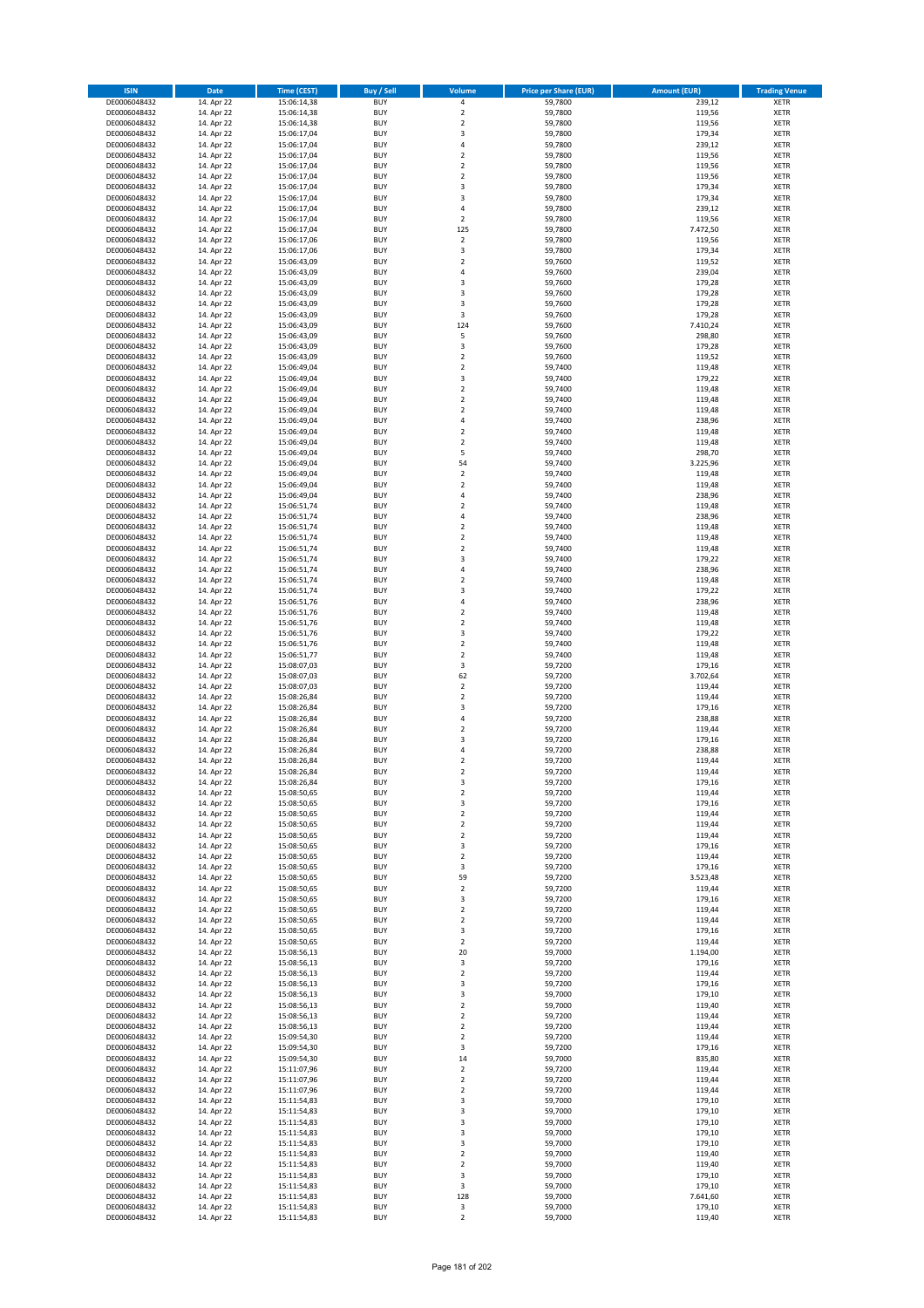| ISIN | Date | Time (CEST) | Buy / Sell | Volume | Price per Share (EUR) | Amount (EUR) | Trading Venue |
|---|---|---|---|---|---|---|---|
| DE0006048432 | 14. Apr 22 | 15:06:14,38 | BUY | 4 | 59,7800 | 239,12 | XETR |
| DE0006048432 | 14. Apr 22 | 15:06:14,38 | BUY | 2 | 59,7800 | 119,56 | XETR |
| DE0006048432 | 14. Apr 22 | 15:06:14,38 | BUY | 2 | 59,7800 | 119,56 | XETR |
| DE0006048432 | 14. Apr 22 | 15:06:17,04 | BUY | 3 | 59,7800 | 179,34 | XETR |
| DE0006048432 | 14. Apr 22 | 15:06:17,04 | BUY | 4 | 59,7800 | 239,12 | XETR |
| DE0006048432 | 14. Apr 22 | 15:06:17,04 | BUY | 2 | 59,7800 | 119,56 | XETR |
| DE0006048432 | 14. Apr 22 | 15:06:17,04 | BUY | 2 | 59,7800 | 119,56 | XETR |
| DE0006048432 | 14. Apr 22 | 15:06:17,04 | BUY | 2 | 59,7800 | 119,56 | XETR |
| DE0006048432 | 14. Apr 22 | 15:06:17,04 | BUY | 3 | 59,7800 | 179,34 | XETR |
| DE0006048432 | 14. Apr 22 | 15:06:17,04 | BUY | 3 | 59,7800 | 179,34 | XETR |
| DE0006048432 | 14. Apr 22 | 15:06:17,04 | BUY | 4 | 59,7800 | 239,12 | XETR |
| DE0006048432 | 14. Apr 22 | 15:06:17,04 | BUY | 2 | 59,7800 | 119,56 | XETR |
| DE0006048432 | 14. Apr 22 | 15:06:17,04 | BUY | 125 | 59,7800 | 7.472,50 | XETR |
| DE0006048432 | 14. Apr 22 | 15:06:17,06 | BUY | 2 | 59,7800 | 119,56 | XETR |
| DE0006048432 | 14. Apr 22 | 15:06:17,06 | BUY | 3 | 59,7800 | 179,34 | XETR |
| DE0006048432 | 14. Apr 22 | 15:06:43,09 | BUY | 2 | 59,7600 | 119,52 | XETR |
| DE0006048432 | 14. Apr 22 | 15:06:43,09 | BUY | 4 | 59,7600 | 239,04 | XETR |
| DE0006048432 | 14. Apr 22 | 15:06:43,09 | BUY | 3 | 59,7600 | 179,28 | XETR |
| DE0006048432 | 14. Apr 22 | 15:06:43,09 | BUY | 3 | 59,7600 | 179,28 | XETR |
| DE0006048432 | 14. Apr 22 | 15:06:43,09 | BUY | 3 | 59,7600 | 179,28 | XETR |
| DE0006048432 | 14. Apr 22 | 15:06:43,09 | BUY | 3 | 59,7600 | 179,28 | XETR |
| DE0006048432 | 14. Apr 22 | 15:06:43,09 | BUY | 124 | 59,7600 | 7.410,24 | XETR |
| DE0006048432 | 14. Apr 22 | 15:06:43,09 | BUY | 5 | 59,7600 | 298,80 | XETR |
| DE0006048432 | 14. Apr 22 | 15:06:43,09 | BUY | 3 | 59,7600 | 179,28 | XETR |
| DE0006048432 | 14. Apr 22 | 15:06:43,09 | BUY | 2 | 59,7600 | 119,52 | XETR |
| DE0006048432 | 14. Apr 22 | 15:06:49,04 | BUY | 2 | 59,7400 | 119,48 | XETR |
| DE0006048432 | 14. Apr 22 | 15:06:49,04 | BUY | 3 | 59,7400 | 179,22 | XETR |
| DE0006048432 | 14. Apr 22 | 15:06:49,04 | BUY | 2 | 59,7400 | 119,48 | XETR |
| DE0006048432 | 14. Apr 22 | 15:06:49,04 | BUY | 2 | 59,7400 | 119,48 | XETR |
| DE0006048432 | 14. Apr 22 | 15:06:49,04 | BUY | 2 | 59,7400 | 119,48 | XETR |
| DE0006048432 | 14. Apr 22 | 15:06:49,04 | BUY | 4 | 59,7400 | 238,96 | XETR |
| DE0006048432 | 14. Apr 22 | 15:06:49,04 | BUY | 2 | 59,7400 | 119,48 | XETR |
| DE0006048432 | 14. Apr 22 | 15:06:49,04 | BUY | 2 | 59,7400 | 119,48 | XETR |
| DE0006048432 | 14. Apr 22 | 15:06:49,04 | BUY | 5 | 59,7400 | 298,70 | XETR |
| DE0006048432 | 14. Apr 22 | 15:06:49,04 | BUY | 54 | 59,7400 | 3.225,96 | XETR |
| DE0006048432 | 14. Apr 22 | 15:06:49,04 | BUY | 2 | 59,7400 | 119,48 | XETR |
| DE0006048432 | 14. Apr 22 | 15:06:49,04 | BUY | 2 | 59,7400 | 119,48 | XETR |
| DE0006048432 | 14. Apr 22 | 15:06:49,04 | BUY | 4 | 59,7400 | 238,96 | XETR |
| DE0006048432 | 14. Apr 22 | 15:06:51,74 | BUY | 2 | 59,7400 | 119,48 | XETR |
| DE0006048432 | 14. Apr 22 | 15:06:51,74 | BUY | 4 | 59,7400 | 238,96 | XETR |
| DE0006048432 | 14. Apr 22 | 15:06:51,74 | BUY | 2 | 59,7400 | 119,48 | XETR |
| DE0006048432 | 14. Apr 22 | 15:06:51,74 | BUY | 2 | 59,7400 | 119,48 | XETR |
| DE0006048432 | 14. Apr 22 | 15:06:51,74 | BUY | 2 | 59,7400 | 119,48 | XETR |
| DE0006048432 | 14. Apr 22 | 15:06:51,74 | BUY | 3 | 59,7400 | 179,22 | XETR |
| DE0006048432 | 14. Apr 22 | 15:06:51,74 | BUY | 4 | 59,7400 | 238,96 | XETR |
| DE0006048432 | 14. Apr 22 | 15:06:51,74 | BUY | 2 | 59,7400 | 119,48 | XETR |
| DE0006048432 | 14. Apr 22 | 15:06:51,74 | BUY | 3 | 59,7400 | 179,22 | XETR |
| DE0006048432 | 14. Apr 22 | 15:06:51,76 | BUY | 4 | 59,7400 | 238,96 | XETR |
| DE0006048432 | 14. Apr 22 | 15:06:51,76 | BUY | 2 | 59,7400 | 119,48 | XETR |
| DE0006048432 | 14. Apr 22 | 15:06:51,76 | BUY | 2 | 59,7400 | 119,48 | XETR |
| DE0006048432 | 14. Apr 22 | 15:06:51,76 | BUY | 3 | 59,7400 | 179,22 | XETR |
| DE0006048432 | 14. Apr 22 | 15:06:51,76 | BUY | 2 | 59,7400 | 119,48 | XETR |
| DE0006048432 | 14. Apr 22 | 15:06:51,77 | BUY | 2 | 59,7400 | 119,48 | XETR |
| DE0006048432 | 14. Apr 22 | 15:08:07,03 | BUY | 3 | 59,7200 | 179,16 | XETR |
| DE0006048432 | 14. Apr 22 | 15:08:07,03 | BUY | 62 | 59,7200 | 3.702,64 | XETR |
| DE0006048432 | 14. Apr 22 | 15:08:07,03 | BUY | 2 | 59,7200 | 119,44 | XETR |
| DE0006048432 | 14. Apr 22 | 15:08:26,84 | BUY | 2 | 59,7200 | 119,44 | XETR |
| DE0006048432 | 14. Apr 22 | 15:08:26,84 | BUY | 3 | 59,7200 | 179,16 | XETR |
| DE0006048432 | 14. Apr 22 | 15:08:26,84 | BUY | 4 | 59,7200 | 238,88 | XETR |
| DE0006048432 | 14. Apr 22 | 15:08:26,84 | BUY | 2 | 59,7200 | 119,44 | XETR |
| DE0006048432 | 14. Apr 22 | 15:08:26,84 | BUY | 3 | 59,7200 | 179,16 | XETR |
| DE0006048432 | 14. Apr 22 | 15:08:26,84 | BUY | 4 | 59,7200 | 238,88 | XETR |
| DE0006048432 | 14. Apr 22 | 15:08:26,84 | BUY | 2 | 59,7200 | 119,44 | XETR |
| DE0006048432 | 14. Apr 22 | 15:08:26,84 | BUY | 2 | 59,7200 | 119,44 | XETR |
| DE0006048432 | 14. Apr 22 | 15:08:26,84 | BUY | 3 | 59,7200 | 179,16 | XETR |
| DE0006048432 | 14. Apr 22 | 15:08:50,65 | BUY | 2 | 59,7200 | 119,44 | XETR |
| DE0006048432 | 14. Apr 22 | 15:08:50,65 | BUY | 3 | 59,7200 | 179,16 | XETR |
| DE0006048432 | 14. Apr 22 | 15:08:50,65 | BUY | 2 | 59,7200 | 119,44 | XETR |
| DE0006048432 | 14. Apr 22 | 15:08:50,65 | BUY | 2 | 59,7200 | 119,44 | XETR |
| DE0006048432 | 14. Apr 22 | 15:08:50,65 | BUY | 2 | 59,7200 | 119,44 | XETR |
| DE0006048432 | 14. Apr 22 | 15:08:50,65 | BUY | 3 | 59,7200 | 179,16 | XETR |
| DE0006048432 | 14. Apr 22 | 15:08:50,65 | BUY | 2 | 59,7200 | 119,44 | XETR |
| DE0006048432 | 14. Apr 22 | 15:08:50,65 | BUY | 3 | 59,7200 | 179,16 | XETR |
| DE0006048432 | 14. Apr 22 | 15:08:50,65 | BUY | 59 | 59,7200 | 3.523,48 | XETR |
| DE0006048432 | 14. Apr 22 | 15:08:50,65 | BUY | 2 | 59,7200 | 119,44 | XETR |
| DE0006048432 | 14. Apr 22 | 15:08:50,65 | BUY | 3 | 59,7200 | 179,16 | XETR |
| DE0006048432 | 14. Apr 22 | 15:08:50,65 | BUY | 2 | 59,7200 | 119,44 | XETR |
| DE0006048432 | 14. Apr 22 | 15:08:50,65 | BUY | 2 | 59,7200 | 119,44 | XETR |
| DE0006048432 | 14. Apr 22 | 15:08:50,65 | BUY | 3 | 59,7200 | 179,16 | XETR |
| DE0006048432 | 14. Apr 22 | 15:08:50,65 | BUY | 2 | 59,7200 | 119,44 | XETR |
| DE0006048432 | 14. Apr 22 | 15:08:56,13 | BUY | 20 | 59,7000 | 1.194,00 | XETR |
| DE0006048432 | 14. Apr 22 | 15:08:56,13 | BUY | 3 | 59,7200 | 179,16 | XETR |
| DE0006048432 | 14. Apr 22 | 15:08:56,13 | BUY | 2 | 59,7200 | 119,44 | XETR |
| DE0006048432 | 14. Apr 22 | 15:08:56,13 | BUY | 3 | 59,7200 | 179,16 | XETR |
| DE0006048432 | 14. Apr 22 | 15:08:56,13 | BUY | 3 | 59,7000 | 179,10 | XETR |
| DE0006048432 | 14. Apr 22 | 15:08:56,13 | BUY | 2 | 59,7000 | 119,40 | XETR |
| DE0006048432 | 14. Apr 22 | 15:08:56,13 | BUY | 2 | 59,7200 | 119,44 | XETR |
| DE0006048432 | 14. Apr 22 | 15:08:56,13 | BUY | 2 | 59,7200 | 119,44 | XETR |
| DE0006048432 | 14. Apr 22 | 15:09:54,30 | BUY | 2 | 59,7200 | 119,44 | XETR |
| DE0006048432 | 14. Apr 22 | 15:09:54,30 | BUY | 3 | 59,7200 | 179,16 | XETR |
| DE0006048432 | 14. Apr 22 | 15:09:54,30 | BUY | 14 | 59,7000 | 835,80 | XETR |
| DE0006048432 | 14. Apr 22 | 15:11:07,96 | BUY | 2 | 59,7200 | 119,44 | XETR |
| DE0006048432 | 14. Apr 22 | 15:11:07,96 | BUY | 2 | 59,7200 | 119,44 | XETR |
| DE0006048432 | 14. Apr 22 | 15:11:07,96 | BUY | 2 | 59,7200 | 119,44 | XETR |
| DE0006048432 | 14. Apr 22 | 15:11:54,83 | BUY | 3 | 59,7000 | 179,10 | XETR |
| DE0006048432 | 14. Apr 22 | 15:11:54,83 | BUY | 3 | 59,7000 | 179,10 | XETR |
| DE0006048432 | 14. Apr 22 | 15:11:54,83 | BUY | 3 | 59,7000 | 179,10 | XETR |
| DE0006048432 | 14. Apr 22 | 15:11:54,83 | BUY | 3 | 59,7000 | 179,10 | XETR |
| DE0006048432 | 14. Apr 22 | 15:11:54,83 | BUY | 3 | 59,7000 | 179,10 | XETR |
| DE0006048432 | 14. Apr 22 | 15:11:54,83 | BUY | 2 | 59,7000 | 119,40 | XETR |
| DE0006048432 | 14. Apr 22 | 15:11:54,83 | BUY | 2 | 59,7000 | 119,40 | XETR |
| DE0006048432 | 14. Apr 22 | 15:11:54,83 | BUY | 3 | 59,7000 | 179,10 | XETR |
| DE0006048432 | 14. Apr 22 | 15:11:54,83 | BUY | 3 | 59,7000 | 179,10 | XETR |
| DE0006048432 | 14. Apr 22 | 15:11:54,83 | BUY | 128 | 59,7000 | 7.641,60 | XETR |
| DE0006048432 | 14. Apr 22 | 15:11:54,83 | BUY | 3 | 59,7000 | 179,10 | XETR |
| DE0006048432 | 14. Apr 22 | 15:11:54,83 | BUY | 2 | 59,7000 | 119,40 | XETR |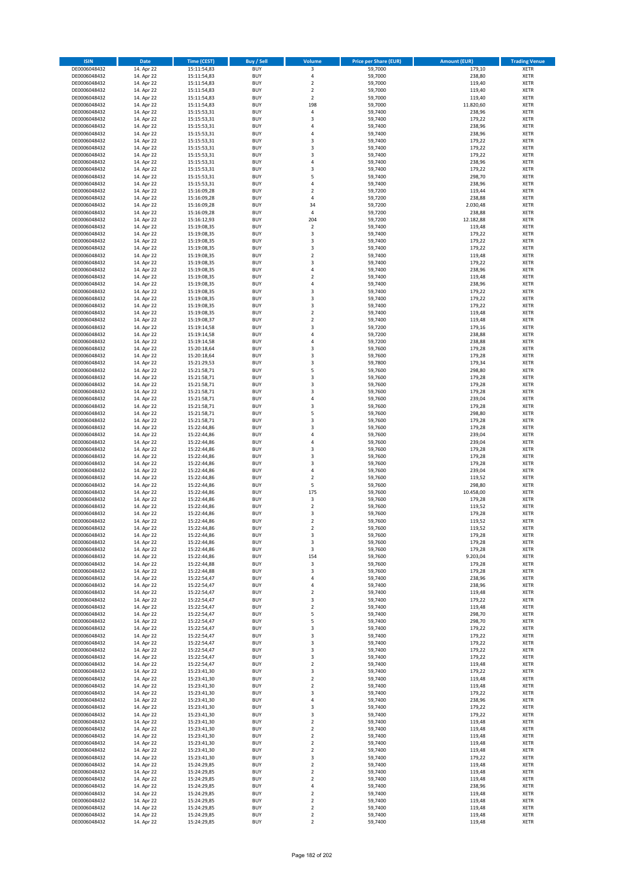| ISIN | Date | Time (CEST) | Buy / Sell | Volume | Price per Share (EUR) | Amount (EUR) | Trading Venue |
|---|---|---|---|---|---|---|---|
| DE0006048432 | 14. Apr 22 | 15:11:54,83 | BUY | 3 | 59,7000 | 179,10 | XETR |
| DE0006048432 | 14. Apr 22 | 15:11:54,83 | BUY | 4 | 59,7000 | 238,80 | XETR |
| DE0006048432 | 14. Apr 22 | 15:11:54,83 | BUY | 2 | 59,7000 | 119,40 | XETR |
| DE0006048432 | 14. Apr 22 | 15:11:54,83 | BUY | 2 | 59,7000 | 119,40 | XETR |
| DE0006048432 | 14. Apr 22 | 15:11:54,83 | BUY | 2 | 59,7000 | 119,40 | XETR |
| DE0006048432 | 14. Apr 22 | 15:11:54,83 | BUY | 198 | 59,7000 | 11.820,60 | XETR |
| DE0006048432 | 14. Apr 22 | 15:15:53,31 | BUY | 4 | 59,7400 | 238,96 | XETR |
| DE0006048432 | 14. Apr 22 | 15:15:53,31 | BUY | 3 | 59,7400 | 179,22 | XETR |
| DE0006048432 | 14. Apr 22 | 15:15:53,31 | BUY | 4 | 59,7400 | 238,96 | XETR |
| DE0006048432 | 14. Apr 22 | 15:15:53,31 | BUY | 4 | 59,7400 | 238,96 | XETR |
| DE0006048432 | 14. Apr 22 | 15:15:53,31 | BUY | 3 | 59,7400 | 179,22 | XETR |
| DE0006048432 | 14. Apr 22 | 15:15:53,31 | BUY | 3 | 59,7400 | 179,22 | XETR |
| DE0006048432 | 14. Apr 22 | 15:15:53,31 | BUY | 3 | 59,7400 | 179,22 | XETR |
| DE0006048432 | 14. Apr 22 | 15:15:53,31 | BUY | 4 | 59,7400 | 238,96 | XETR |
| DE0006048432 | 14. Apr 22 | 15:15:53,31 | BUY | 3 | 59,7400 | 179,22 | XETR |
| DE0006048432 | 14. Apr 22 | 15:15:53,31 | BUY | 5 | 59,7400 | 298,70 | XETR |
| DE0006048432 | 14. Apr 22 | 15:15:53,31 | BUY | 4 | 59,7400 | 238,96 | XETR |
| DE0006048432 | 14. Apr 22 | 15:16:09,28 | BUY | 2 | 59,7200 | 119,44 | XETR |
| DE0006048432 | 14. Apr 22 | 15:16:09,28 | BUY | 4 | 59,7200 | 238,88 | XETR |
| DE0006048432 | 14. Apr 22 | 15:16:09,28 | BUY | 34 | 59,7200 | 2.030,48 | XETR |
| DE0006048432 | 14. Apr 22 | 15:16:09,28 | BUY | 4 | 59,7200 | 238,88 | XETR |
| DE0006048432 | 14. Apr 22 | 15:16:12,93 | BUY | 204 | 59,7200 | 12.182,88 | XETR |
| DE0006048432 | 14. Apr 22 | 15:19:08,35 | BUY | 2 | 59,7400 | 119,48 | XETR |
| DE0006048432 | 14. Apr 22 | 15:19:08,35 | BUY | 3 | 59,7400 | 179,22 | XETR |
| DE0006048432 | 14. Apr 22 | 15:19:08,35 | BUY | 3 | 59,7400 | 179,22 | XETR |
| DE0006048432 | 14. Apr 22 | 15:19:08,35 | BUY | 3 | 59,7400 | 179,22 | XETR |
| DE0006048432 | 14. Apr 22 | 15:19:08,35 | BUY | 2 | 59,7400 | 119,48 | XETR |
| DE0006048432 | 14. Apr 22 | 15:19:08,35 | BUY | 3 | 59,7400 | 179,22 | XETR |
| DE0006048432 | 14. Apr 22 | 15:19:08,35 | BUY | 4 | 59,7400 | 238,96 | XETR |
| DE0006048432 | 14. Apr 22 | 15:19:08,35 | BUY | 2 | 59,7400 | 119,48 | XETR |
| DE0006048432 | 14. Apr 22 | 15:19:08,35 | BUY | 4 | 59,7400 | 238,96 | XETR |
| DE0006048432 | 14. Apr 22 | 15:19:08,35 | BUY | 3 | 59,7400 | 179,22 | XETR |
| DE0006048432 | 14. Apr 22 | 15:19:08,35 | BUY | 3 | 59,7400 | 179,22 | XETR |
| DE0006048432 | 14. Apr 22 | 15:19:08,35 | BUY | 3 | 59,7400 | 179,22 | XETR |
| DE0006048432 | 14. Apr 22 | 15:19:08,35 | BUY | 2 | 59,7400 | 119,48 | XETR |
| DE0006048432 | 14. Apr 22 | 15:19:08,37 | BUY | 2 | 59,7400 | 119,48 | XETR |
| DE0006048432 | 14. Apr 22 | 15:19:14,58 | BUY | 3 | 59,7200 | 179,16 | XETR |
| DE0006048432 | 14. Apr 22 | 15:19:14,58 | BUY | 4 | 59,7200 | 238,88 | XETR |
| DE0006048432 | 14. Apr 22 | 15:19:14,58 | BUY | 4 | 59,7200 | 238,88 | XETR |
| DE0006048432 | 14. Apr 22 | 15:20:18,64 | BUY | 3 | 59,7600 | 179,28 | XETR |
| DE0006048432 | 14. Apr 22 | 15:20:18,64 | BUY | 3 | 59,7600 | 179,28 | XETR |
| DE0006048432 | 14. Apr 22 | 15:21:29,53 | BUY | 3 | 59,7800 | 179,34 | XETR |
| DE0006048432 | 14. Apr 22 | 15:21:58,71 | BUY | 5 | 59,7600 | 298,80 | XETR |
| DE0006048432 | 14. Apr 22 | 15:21:58,71 | BUY | 3 | 59,7600 | 179,28 | XETR |
| DE0006048432 | 14. Apr 22 | 15:21:58,71 | BUY | 3 | 59,7600 | 179,28 | XETR |
| DE0006048432 | 14. Apr 22 | 15:21:58,71 | BUY | 3 | 59,7600 | 179,28 | XETR |
| DE0006048432 | 14. Apr 22 | 15:21:58,71 | BUY | 4 | 59,7600 | 239,04 | XETR |
| DE0006048432 | 14. Apr 22 | 15:21:58,71 | BUY | 3 | 59,7600 | 179,28 | XETR |
| DE0006048432 | 14. Apr 22 | 15:21:58,71 | BUY | 5 | 59,7600 | 298,80 | XETR |
| DE0006048432 | 14. Apr 22 | 15:21:58,71 | BUY | 3 | 59,7600 | 179,28 | XETR |
| DE0006048432 | 14. Apr 22 | 15:22:44,86 | BUY | 3 | 59,7600 | 179,28 | XETR |
| DE0006048432 | 14. Apr 22 | 15:22:44,86 | BUY | 4 | 59,7600 | 239,04 | XETR |
| DE0006048432 | 14. Apr 22 | 15:22:44,86 | BUY | 4 | 59,7600 | 239,04 | XETR |
| DE0006048432 | 14. Apr 22 | 15:22:44,86 | BUY | 3 | 59,7600 | 179,28 | XETR |
| DE0006048432 | 14. Apr 22 | 15:22:44,86 | BUY | 3 | 59,7600 | 179,28 | XETR |
| DE0006048432 | 14. Apr 22 | 15:22:44,86 | BUY | 3 | 59,7600 | 179,28 | XETR |
| DE0006048432 | 14. Apr 22 | 15:22:44,86 | BUY | 4 | 59,7600 | 239,04 | XETR |
| DE0006048432 | 14. Apr 22 | 15:22:44,86 | BUY | 2 | 59,7600 | 119,52 | XETR |
| DE0006048432 | 14. Apr 22 | 15:22:44,86 | BUY | 5 | 59,7600 | 298,80 | XETR |
| DE0006048432 | 14. Apr 22 | 15:22:44,86 | BUY | 175 | 59,7600 | 10.458,00 | XETR |
| DE0006048432 | 14. Apr 22 | 15:22:44,86 | BUY | 3 | 59,7600 | 179,28 | XETR |
| DE0006048432 | 14. Apr 22 | 15:22:44,86 | BUY | 2 | 59,7600 | 119,52 | XETR |
| DE0006048432 | 14. Apr 22 | 15:22:44,86 | BUY | 3 | 59,7600 | 179,28 | XETR |
| DE0006048432 | 14. Apr 22 | 15:22:44,86 | BUY | 2 | 59,7600 | 119,52 | XETR |
| DE0006048432 | 14. Apr 22 | 15:22:44,86 | BUY | 2 | 59,7600 | 119,52 | XETR |
| DE0006048432 | 14. Apr 22 | 15:22:44,86 | BUY | 3 | 59,7600 | 179,28 | XETR |
| DE0006048432 | 14. Apr 22 | 15:22:44,86 | BUY | 3 | 59,7600 | 179,28 | XETR |
| DE0006048432 | 14. Apr 22 | 15:22:44,86 | BUY | 3 | 59,7600 | 179,28 | XETR |
| DE0006048432 | 14. Apr 22 | 15:22:44,86 | BUY | 154 | 59,7600 | 9.203,04 | XETR |
| DE0006048432 | 14. Apr 22 | 15:22:44,88 | BUY | 3 | 59,7600 | 179,28 | XETR |
| DE0006048432 | 14. Apr 22 | 15:22:44,88 | BUY | 3 | 59,7600 | 179,28 | XETR |
| DE0006048432 | 14. Apr 22 | 15:22:54,47 | BUY | 4 | 59,7400 | 238,96 | XETR |
| DE0006048432 | 14. Apr 22 | 15:22:54,47 | BUY | 4 | 59,7400 | 238,96 | XETR |
| DE0006048432 | 14. Apr 22 | 15:22:54,47 | BUY | 2 | 59,7400 | 119,48 | XETR |
| DE0006048432 | 14. Apr 22 | 15:22:54,47 | BUY | 3 | 59,7400 | 179,22 | XETR |
| DE0006048432 | 14. Apr 22 | 15:22:54,47 | BUY | 2 | 59,7400 | 119,48 | XETR |
| DE0006048432 | 14. Apr 22 | 15:22:54,47 | BUY | 5 | 59,7400 | 298,70 | XETR |
| DE0006048432 | 14. Apr 22 | 15:22:54,47 | BUY | 5 | 59,7400 | 298,70 | XETR |
| DE0006048432 | 14. Apr 22 | 15:22:54,47 | BUY | 3 | 59,7400 | 179,22 | XETR |
| DE0006048432 | 14. Apr 22 | 15:22:54,47 | BUY | 3 | 59,7400 | 179,22 | XETR |
| DE0006048432 | 14. Apr 22 | 15:22:54,47 | BUY | 3 | 59,7400 | 179,22 | XETR |
| DE0006048432 | 14. Apr 22 | 15:22:54,47 | BUY | 3 | 59,7400 | 179,22 | XETR |
| DE0006048432 | 14. Apr 22 | 15:22:54,47 | BUY | 3 | 59,7400 | 179,22 | XETR |
| DE0006048432 | 14. Apr 22 | 15:22:54,47 | BUY | 2 | 59,7400 | 119,48 | XETR |
| DE0006048432 | 14. Apr 22 | 15:23:41,30 | BUY | 3 | 59,7400 | 179,22 | XETR |
| DE0006048432 | 14. Apr 22 | 15:23:41,30 | BUY | 2 | 59,7400 | 119,48 | XETR |
| DE0006048432 | 14. Apr 22 | 15:23:41,30 | BUY | 2 | 59,7400 | 119,48 | XETR |
| DE0006048432 | 14. Apr 22 | 15:23:41,30 | BUY | 3 | 59,7400 | 179,22 | XETR |
| DE0006048432 | 14. Apr 22 | 15:23:41,30 | BUY | 4 | 59,7400 | 238,96 | XETR |
| DE0006048432 | 14. Apr 22 | 15:23:41,30 | BUY | 3 | 59,7400 | 179,22 | XETR |
| DE0006048432 | 14. Apr 22 | 15:23:41,30 | BUY | 3 | 59,7400 | 179,22 | XETR |
| DE0006048432 | 14. Apr 22 | 15:23:41,30 | BUY | 2 | 59,7400 | 119,48 | XETR |
| DE0006048432 | 14. Apr 22 | 15:23:41,30 | BUY | 2 | 59,7400 | 119,48 | XETR |
| DE0006048432 | 14. Apr 22 | 15:23:41,30 | BUY | 2 | 59,7400 | 119,48 | XETR |
| DE0006048432 | 14. Apr 22 | 15:23:41,30 | BUY | 2 | 59,7400 | 119,48 | XETR |
| DE0006048432 | 14. Apr 22 | 15:23:41,30 | BUY | 2 | 59,7400 | 119,48 | XETR |
| DE0006048432 | 14. Apr 22 | 15:23:41,30 | BUY | 3 | 59,7400 | 179,22 | XETR |
| DE0006048432 | 14. Apr 22 | 15:24:29,85 | BUY | 2 | 59,7400 | 119,48 | XETR |
| DE0006048432 | 14. Apr 22 | 15:24:29,85 | BUY | 2 | 59,7400 | 119,48 | XETR |
| DE0006048432 | 14. Apr 22 | 15:24:29,85 | BUY | 2 | 59,7400 | 119,48 | XETR |
| DE0006048432 | 14. Apr 22 | 15:24:29,85 | BUY | 4 | 59,7400 | 238,96 | XETR |
| DE0006048432 | 14. Apr 22 | 15:24:29,85 | BUY | 2 | 59,7400 | 119,48 | XETR |
| DE0006048432 | 14. Apr 22 | 15:24:29,85 | BUY | 2 | 59,7400 | 119,48 | XETR |
| DE0006048432 | 14. Apr 22 | 15:24:29,85 | BUY | 2 | 59,7400 | 119,48 | XETR |
| DE0006048432 | 14. Apr 22 | 15:24:29,85 | BUY | 2 | 59,7400 | 119,48 | XETR |
| DE0006048432 | 14. Apr 22 | 15:24:29,85 | BUY | 2 | 59,7400 | 119,48 | XETR |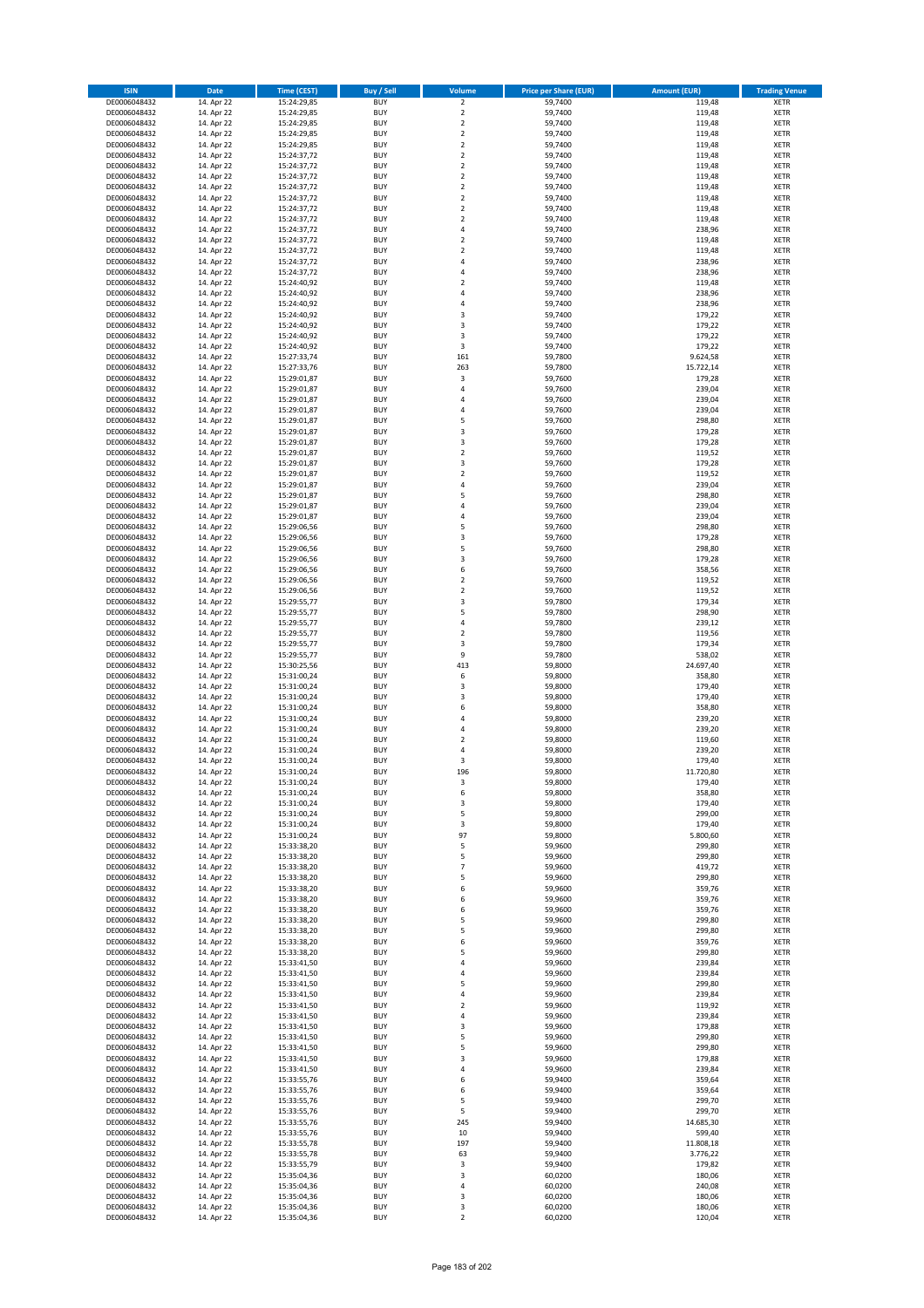| ISIN | Date | Time (CEST) | Buy / Sell | Volume | Price per Share (EUR) | Amount (EUR) | Trading Venue |
|---|---|---|---|---|---|---|---|
| DE0006048432 | 14. Apr 22 | 15:24:29,85 | BUY | 2 | 59,7400 | 119,48 | XETR |
| DE0006048432 | 14. Apr 22 | 15:24:29,85 | BUY | 2 | 59,7400 | 119,48 | XETR |
| DE0006048432 | 14. Apr 22 | 15:24:29,85 | BUY | 2 | 59,7400 | 119,48 | XETR |
| DE0006048432 | 14. Apr 22 | 15:24:29,85 | BUY | 2 | 59,7400 | 119,48 | XETR |
| DE0006048432 | 14. Apr 22 | 15:24:29,85 | BUY | 2 | 59,7400 | 119,48 | XETR |
| DE0006048432 | 14. Apr 22 | 15:24:37,72 | BUY | 2 | 59,7400 | 119,48 | XETR |
| DE0006048432 | 14. Apr 22 | 15:24:37,72 | BUY | 2 | 59,7400 | 119,48 | XETR |
| DE0006048432 | 14. Apr 22 | 15:24:37,72 | BUY | 2 | 59,7400 | 119,48 | XETR |
| DE0006048432 | 14. Apr 22 | 15:24:37,72 | BUY | 2 | 59,7400 | 119,48 | XETR |
| DE0006048432 | 14. Apr 22 | 15:24:37,72 | BUY | 2 | 59,7400 | 119,48 | XETR |
| DE0006048432 | 14. Apr 22 | 15:24:37,72 | BUY | 2 | 59,7400 | 119,48 | XETR |
| DE0006048432 | 14. Apr 22 | 15:24:37,72 | BUY | 2 | 59,7400 | 119,48 | XETR |
| DE0006048432 | 14. Apr 22 | 15:24:37,72 | BUY | 4 | 59,7400 | 238,96 | XETR |
| DE0006048432 | 14. Apr 22 | 15:24:37,72 | BUY | 2 | 59,7400 | 119,48 | XETR |
| DE0006048432 | 14. Apr 22 | 15:24:37,72 | BUY | 2 | 59,7400 | 119,48 | XETR |
| DE0006048432 | 14. Apr 22 | 15:24:37,72 | BUY | 4 | 59,7400 | 238,96 | XETR |
| DE0006048432 | 14. Apr 22 | 15:24:37,72 | BUY | 4 | 59,7400 | 238,96 | XETR |
| DE0006048432 | 14. Apr 22 | 15:24:40,92 | BUY | 2 | 59,7400 | 119,48 | XETR |
| DE0006048432 | 14. Apr 22 | 15:24:40,92 | BUY | 4 | 59,7400 | 238,96 | XETR |
| DE0006048432 | 14. Apr 22 | 15:24:40,92 | BUY | 4 | 59,7400 | 238,96 | XETR |
| DE0006048432 | 14. Apr 22 | 15:24:40,92 | BUY | 3 | 59,7400 | 179,22 | XETR |
| DE0006048432 | 14. Apr 22 | 15:24:40,92 | BUY | 3 | 59,7400 | 179,22 | XETR |
| DE0006048432 | 14. Apr 22 | 15:24:40,92 | BUY | 3 | 59,7400 | 179,22 | XETR |
| DE0006048432 | 14. Apr 22 | 15:24:40,92 | BUY | 3 | 59,7400 | 179,22 | XETR |
| DE0006048432 | 14. Apr 22 | 15:27:33,74 | BUY | 161 | 59,7800 | 9.624,58 | XETR |
| DE0006048432 | 14. Apr 22 | 15:27:33,76 | BUY | 263 | 59,7800 | 15.722,14 | XETR |
| DE0006048432 | 14. Apr 22 | 15:29:01,87 | BUY | 3 | 59,7600 | 179,28 | XETR |
| DE0006048432 | 14. Apr 22 | 15:29:01,87 | BUY | 4 | 59,7600 | 239,04 | XETR |
| DE0006048432 | 14. Apr 22 | 15:29:01,87 | BUY | 4 | 59,7600 | 239,04 | XETR |
| DE0006048432 | 14. Apr 22 | 15:29:01,87 | BUY | 4 | 59,7600 | 239,04 | XETR |
| DE0006048432 | 14. Apr 22 | 15:29:01,87 | BUY | 5 | 59,7600 | 298,80 | XETR |
| DE0006048432 | 14. Apr 22 | 15:29:01,87 | BUY | 3 | 59,7600 | 179,28 | XETR |
| DE0006048432 | 14. Apr 22 | 15:29:01,87 | BUY | 3 | 59,7600 | 179,28 | XETR |
| DE0006048432 | 14. Apr 22 | 15:29:01,87 | BUY | 2 | 59,7600 | 119,52 | XETR |
| DE0006048432 | 14. Apr 22 | 15:29:01,87 | BUY | 3 | 59,7600 | 179,28 | XETR |
| DE0006048432 | 14. Apr 22 | 15:29:01,87 | BUY | 2 | 59,7600 | 119,52 | XETR |
| DE0006048432 | 14. Apr 22 | 15:29:01,87 | BUY | 4 | 59,7600 | 239,04 | XETR |
| DE0006048432 | 14. Apr 22 | 15:29:01,87 | BUY | 5 | 59,7600 | 298,80 | XETR |
| DE0006048432 | 14. Apr 22 | 15:29:01,87 | BUY | 4 | 59,7600 | 239,04 | XETR |
| DE0006048432 | 14. Apr 22 | 15:29:01,87 | BUY | 4 | 59,7600 | 239,04 | XETR |
| DE0006048432 | 14. Apr 22 | 15:29:06,56 | BUY | 5 | 59,7600 | 298,80 | XETR |
| DE0006048432 | 14. Apr 22 | 15:29:06,56 | BUY | 3 | 59,7600 | 179,28 | XETR |
| DE0006048432 | 14. Apr 22 | 15:29:06,56 | BUY | 5 | 59,7600 | 298,80 | XETR |
| DE0006048432 | 14. Apr 22 | 15:29:06,56 | BUY | 3 | 59,7600 | 179,28 | XETR |
| DE0006048432 | 14. Apr 22 | 15:29:06,56 | BUY | 6 | 59,7600 | 358,56 | XETR |
| DE0006048432 | 14. Apr 22 | 15:29:06,56 | BUY | 2 | 59,7600 | 119,52 | XETR |
| DE0006048432 | 14. Apr 22 | 15:29:06,56 | BUY | 2 | 59,7600 | 119,52 | XETR |
| DE0006048432 | 14. Apr 22 | 15:29:55,77 | BUY | 3 | 59,7800 | 179,34 | XETR |
| DE0006048432 | 14. Apr 22 | 15:29:55,77 | BUY | 5 | 59,7800 | 298,90 | XETR |
| DE0006048432 | 14. Apr 22 | 15:29:55,77 | BUY | 4 | 59,7800 | 239,12 | XETR |
| DE0006048432 | 14. Apr 22 | 15:29:55,77 | BUY | 2 | 59,7800 | 119,56 | XETR |
| DE0006048432 | 14. Apr 22 | 15:29:55,77 | BUY | 3 | 59,7800 | 179,34 | XETR |
| DE0006048432 | 14. Apr 22 | 15:29:55,77 | BUY | 9 | 59,7800 | 538,02 | XETR |
| DE0006048432 | 14. Apr 22 | 15:30:25,56 | BUY | 413 | 59,8000 | 24.697,40 | XETR |
| DE0006048432 | 14. Apr 22 | 15:31:00,24 | BUY | 6 | 59,8000 | 358,80 | XETR |
| DE0006048432 | 14. Apr 22 | 15:31:00,24 | BUY | 3 | 59,8000 | 179,40 | XETR |
| DE0006048432 | 14. Apr 22 | 15:31:00,24 | BUY | 3 | 59,8000 | 179,40 | XETR |
| DE0006048432 | 14. Apr 22 | 15:31:00,24 | BUY | 6 | 59,8000 | 358,80 | XETR |
| DE0006048432 | 14. Apr 22 | 15:31:00,24 | BUY | 4 | 59,8000 | 239,20 | XETR |
| DE0006048432 | 14. Apr 22 | 15:31:00,24 | BUY | 4 | 59,8000 | 239,20 | XETR |
| DE0006048432 | 14. Apr 22 | 15:31:00,24 | BUY | 2 | 59,8000 | 119,60 | XETR |
| DE0006048432 | 14. Apr 22 | 15:31:00,24 | BUY | 4 | 59,8000 | 239,20 | XETR |
| DE0006048432 | 14. Apr 22 | 15:31:00,24 | BUY | 3 | 59,8000 | 179,40 | XETR |
| DE0006048432 | 14. Apr 22 | 15:31:00,24 | BUY | 196 | 59,8000 | 11.720,80 | XETR |
| DE0006048432 | 14. Apr 22 | 15:31:00,24 | BUY | 3 | 59,8000 | 179,40 | XETR |
| DE0006048432 | 14. Apr 22 | 15:31:00,24 | BUY | 6 | 59,8000 | 358,80 | XETR |
| DE0006048432 | 14. Apr 22 | 15:31:00,24 | BUY | 3 | 59,8000 | 179,40 | XETR |
| DE0006048432 | 14. Apr 22 | 15:31:00,24 | BUY | 5 | 59,8000 | 299,00 | XETR |
| DE0006048432 | 14. Apr 22 | 15:31:00,24 | BUY | 3 | 59,8000 | 179,40 | XETR |
| DE0006048432 | 14. Apr 22 | 15:31:00,24 | BUY | 97 | 59,8000 | 5.800,60 | XETR |
| DE0006048432 | 14. Apr 22 | 15:33:38,20 | BUY | 5 | 59,9600 | 299,80 | XETR |
| DE0006048432 | 14. Apr 22 | 15:33:38,20 | BUY | 5 | 59,9600 | 299,80 | XETR |
| DE0006048432 | 14. Apr 22 | 15:33:38,20 | BUY | 7 | 59,9600 | 419,72 | XETR |
| DE0006048432 | 14. Apr 22 | 15:33:38,20 | BUY | 5 | 59,9600 | 299,80 | XETR |
| DE0006048432 | 14. Apr 22 | 15:33:38,20 | BUY | 6 | 59,9600 | 359,76 | XETR |
| DE0006048432 | 14. Apr 22 | 15:33:38,20 | BUY | 6 | 59,9600 | 359,76 | XETR |
| DE0006048432 | 14. Apr 22 | 15:33:38,20 | BUY | 6 | 59,9600 | 359,76 | XETR |
| DE0006048432 | 14. Apr 22 | 15:33:38,20 | BUY | 5 | 59,9600 | 299,80 | XETR |
| DE0006048432 | 14. Apr 22 | 15:33:38,20 | BUY | 5 | 59,9600 | 299,80 | XETR |
| DE0006048432 | 14. Apr 22 | 15:33:38,20 | BUY | 6 | 59,9600 | 359,76 | XETR |
| DE0006048432 | 14. Apr 22 | 15:33:38,20 | BUY | 5 | 59,9600 | 299,80 | XETR |
| DE0006048432 | 14. Apr 22 | 15:33:41,50 | BUY | 4 | 59,9600 | 239,84 | XETR |
| DE0006048432 | 14. Apr 22 | 15:33:41,50 | BUY | 4 | 59,9600 | 239,84 | XETR |
| DE0006048432 | 14. Apr 22 | 15:33:41,50 | BUY | 5 | 59,9600 | 299,80 | XETR |
| DE0006048432 | 14. Apr 22 | 15:33:41,50 | BUY | 4 | 59,9600 | 239,84 | XETR |
| DE0006048432 | 14. Apr 22 | 15:33:41,50 | BUY | 2 | 59,9600 | 119,92 | XETR |
| DE0006048432 | 14. Apr 22 | 15:33:41,50 | BUY | 4 | 59,9600 | 239,84 | XETR |
| DE0006048432 | 14. Apr 22 | 15:33:41,50 | BUY | 3 | 59,9600 | 179,88 | XETR |
| DE0006048432 | 14. Apr 22 | 15:33:41,50 | BUY | 5 | 59,9600 | 299,80 | XETR |
| DE0006048432 | 14. Apr 22 | 15:33:41,50 | BUY | 5 | 59,9600 | 299,80 | XETR |
| DE0006048432 | 14. Apr 22 | 15:33:41,50 | BUY | 3 | 59,9600 | 179,88 | XETR |
| DE0006048432 | 14. Apr 22 | 15:33:41,50 | BUY | 4 | 59,9600 | 239,84 | XETR |
| DE0006048432 | 14. Apr 22 | 15:33:55,76 | BUY | 6 | 59,9400 | 359,64 | XETR |
| DE0006048432 | 14. Apr 22 | 15:33:55,76 | BUY | 6 | 59,9400 | 359,64 | XETR |
| DE0006048432 | 14. Apr 22 | 15:33:55,76 | BUY | 5 | 59,9400 | 299,70 | XETR |
| DE0006048432 | 14. Apr 22 | 15:33:55,76 | BUY | 5 | 59,9400 | 299,70 | XETR |
| DE0006048432 | 14. Apr 22 | 15:33:55,76 | BUY | 245 | 59,9400 | 14.685,30 | XETR |
| DE0006048432 | 14. Apr 22 | 15:33:55,76 | BUY | 10 | 59,9400 | 599,40 | XETR |
| DE0006048432 | 14. Apr 22 | 15:33:55,78 | BUY | 197 | 59,9400 | 11.808,18 | XETR |
| DE0006048432 | 14. Apr 22 | 15:33:55,78 | BUY | 63 | 59,9400 | 3.776,22 | XETR |
| DE0006048432 | 14. Apr 22 | 15:33:55,79 | BUY | 3 | 59,9400 | 179,82 | XETR |
| DE0006048432 | 14. Apr 22 | 15:35:04,36 | BUY | 3 | 60,0200 | 180,06 | XETR |
| DE0006048432 | 14. Apr 22 | 15:35:04,36 | BUY | 4 | 60,0200 | 240,08 | XETR |
| DE0006048432 | 14. Apr 22 | 15:35:04,36 | BUY | 3 | 60,0200 | 180,06 | XETR |
| DE0006048432 | 14. Apr 22 | 15:35:04,36 | BUY | 3 | 60,0200 | 180,06 | XETR |
| DE0006048432 | 14. Apr 22 | 15:35:04,36 | BUY | 2 | 60,0200 | 120,04 | XETR |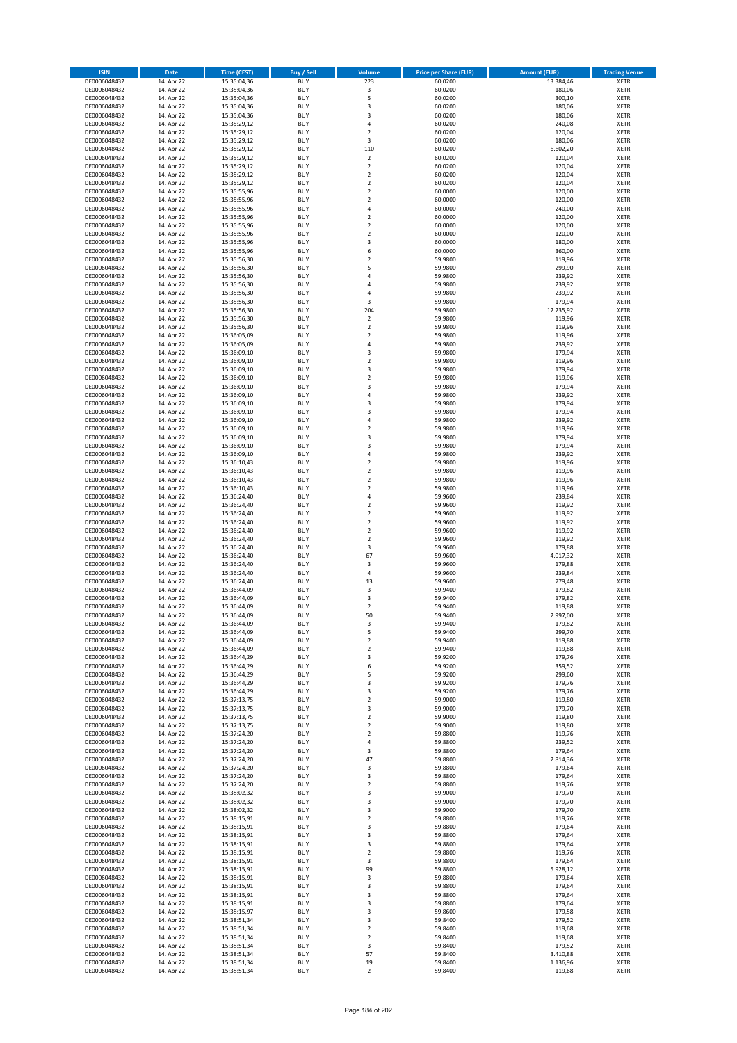| ISIN | Date | Time (CEST) | Buy / Sell | Volume | Price per Share (EUR) | Amount (EUR) | Trading Venue |
|---|---|---|---|---|---|---|---|
| DE0006048432 | 14. Apr 22 | 15:35:04,36 | BUY | 223 | 60,0200 | 13.384,46 | XETR |
| DE0006048432 | 14. Apr 22 | 15:35:04,36 | BUY | 3 | 60,0200 | 180,06 | XETR |
| DE0006048432 | 14. Apr 22 | 15:35:04,36 | BUY | 5 | 60,0200 | 300,10 | XETR |
| DE0006048432 | 14. Apr 22 | 15:35:04,36 | BUY | 3 | 60,0200 | 180,06 | XETR |
| DE0006048432 | 14. Apr 22 | 15:35:04,36 | BUY | 3 | 60,0200 | 180,06 | XETR |
| DE0006048432 | 14. Apr 22 | 15:35:29,12 | BUY | 4 | 60,0200 | 240,08 | XETR |
| DE0006048432 | 14. Apr 22 | 15:35:29,12 | BUY | 2 | 60,0200 | 120,04 | XETR |
| DE0006048432 | 14. Apr 22 | 15:35:29,12 | BUY | 3 | 60,0200 | 180,06 | XETR |
| DE0006048432 | 14. Apr 22 | 15:35:29,12 | BUY | 110 | 60,0200 | 6.602,20 | XETR |
| DE0006048432 | 14. Apr 22 | 15:35:29,12 | BUY | 2 | 60,0200 | 120,04 | XETR |
| DE0006048432 | 14. Apr 22 | 15:35:29,12 | BUY | 2 | 60,0200 | 120,04 | XETR |
| DE0006048432 | 14. Apr 22 | 15:35:29,12 | BUY | 2 | 60,0200 | 120,04 | XETR |
| DE0006048432 | 14. Apr 22 | 15:35:29,12 | BUY | 2 | 60,0200 | 120,04 | XETR |
| DE0006048432 | 14. Apr 22 | 15:35:55,96 | BUY | 2 | 60,0000 | 120,00 | XETR |
| DE0006048432 | 14. Apr 22 | 15:35:55,96 | BUY | 2 | 60,0000 | 120,00 | XETR |
| DE0006048432 | 14. Apr 22 | 15:35:55,96 | BUY | 4 | 60,0000 | 240,00 | XETR |
| DE0006048432 | 14. Apr 22 | 15:35:55,96 | BUY | 2 | 60,0000 | 120,00 | XETR |
| DE0006048432 | 14. Apr 22 | 15:35:55,96 | BUY | 2 | 60,0000 | 120,00 | XETR |
| DE0006048432 | 14. Apr 22 | 15:35:55,96 | BUY | 2 | 60,0000 | 120,00 | XETR |
| DE0006048432 | 14. Apr 22 | 15:35:55,96 | BUY | 3 | 60,0000 | 180,00 | XETR |
| DE0006048432 | 14. Apr 22 | 15:35:55,96 | BUY | 6 | 60,0000 | 360,00 | XETR |
| DE0006048432 | 14. Apr 22 | 15:35:56,30 | BUY | 2 | 59,9800 | 119,96 | XETR |
| DE0006048432 | 14. Apr 22 | 15:35:56,30 | BUY | 5 | 59,9800 | 299,90 | XETR |
| DE0006048432 | 14. Apr 22 | 15:35:56,30 | BUY | 4 | 59,9800 | 239,92 | XETR |
| DE0006048432 | 14. Apr 22 | 15:35:56,30 | BUY | 4 | 59,9800 | 239,92 | XETR |
| DE0006048432 | 14. Apr 22 | 15:35:56,30 | BUY | 4 | 59,9800 | 239,92 | XETR |
| DE0006048432 | 14. Apr 22 | 15:35:56,30 | BUY | 3 | 59,9800 | 179,94 | XETR |
| DE0006048432 | 14. Apr 22 | 15:35:56,30 | BUY | 204 | 59,9800 | 12.235,92 | XETR |
| DE0006048432 | 14. Apr 22 | 15:35:56,30 | BUY | 2 | 59,9800 | 119,96 | XETR |
| DE0006048432 | 14. Apr 22 | 15:35:56,30 | BUY | 2 | 59,9800 | 119,96 | XETR |
| DE0006048432 | 14. Apr 22 | 15:36:05,09 | BUY | 2 | 59,9800 | 119,96 | XETR |
| DE0006048432 | 14. Apr 22 | 15:36:05,09 | BUY | 4 | 59,9800 | 239,92 | XETR |
| DE0006048432 | 14. Apr 22 | 15:36:09,10 | BUY | 3 | 59,9800 | 179,94 | XETR |
| DE0006048432 | 14. Apr 22 | 15:36:09,10 | BUY | 2 | 59,9800 | 119,96 | XETR |
| DE0006048432 | 14. Apr 22 | 15:36:09,10 | BUY | 3 | 59,9800 | 179,94 | XETR |
| DE0006048432 | 14. Apr 22 | 15:36:09,10 | BUY | 2 | 59,9800 | 119,96 | XETR |
| DE0006048432 | 14. Apr 22 | 15:36:09,10 | BUY | 3 | 59,9800 | 179,94 | XETR |
| DE0006048432 | 14. Apr 22 | 15:36:09,10 | BUY | 4 | 59,9800 | 239,92 | XETR |
| DE0006048432 | 14. Apr 22 | 15:36:09,10 | BUY | 3 | 59,9800 | 179,94 | XETR |
| DE0006048432 | 14. Apr 22 | 15:36:09,10 | BUY | 3 | 59,9800 | 179,94 | XETR |
| DE0006048432 | 14. Apr 22 | 15:36:09,10 | BUY | 4 | 59,9800 | 239,92 | XETR |
| DE0006048432 | 14. Apr 22 | 15:36:09,10 | BUY | 2 | 59,9800 | 119,96 | XETR |
| DE0006048432 | 14. Apr 22 | 15:36:09,10 | BUY | 3 | 59,9800 | 179,94 | XETR |
| DE0006048432 | 14. Apr 22 | 15:36:09,10 | BUY | 3 | 59,9800 | 179,94 | XETR |
| DE0006048432 | 14. Apr 22 | 15:36:09,10 | BUY | 4 | 59,9800 | 239,92 | XETR |
| DE0006048432 | 14. Apr 22 | 15:36:10,43 | BUY | 2 | 59,9800 | 119,96 | XETR |
| DE0006048432 | 14. Apr 22 | 15:36:10,43 | BUY | 2 | 59,9800 | 119,96 | XETR |
| DE0006048432 | 14. Apr 22 | 15:36:10,43 | BUY | 2 | 59,9800 | 119,96 | XETR |
| DE0006048432 | 14. Apr 22 | 15:36:10,43 | BUY | 2 | 59,9800 | 119,96 | XETR |
| DE0006048432 | 14. Apr 22 | 15:36:24,40 | BUY | 4 | 59,9600 | 239,84 | XETR |
| DE0006048432 | 14. Apr 22 | 15:36:24,40 | BUY | 2 | 59,9600 | 119,92 | XETR |
| DE0006048432 | 14. Apr 22 | 15:36:24,40 | BUY | 2 | 59,9600 | 119,92 | XETR |
| DE0006048432 | 14. Apr 22 | 15:36:24,40 | BUY | 2 | 59,9600 | 119,92 | XETR |
| DE0006048432 | 14. Apr 22 | 15:36:24,40 | BUY | 2 | 59,9600 | 119,92 | XETR |
| DE0006048432 | 14. Apr 22 | 15:36:24,40 | BUY | 2 | 59,9600 | 119,92 | XETR |
| DE0006048432 | 14. Apr 22 | 15:36:24,40 | BUY | 3 | 59,9600 | 179,88 | XETR |
| DE0006048432 | 14. Apr 22 | 15:36:24,40 | BUY | 67 | 59,9600 | 4.017,32 | XETR |
| DE0006048432 | 14. Apr 22 | 15:36:24,40 | BUY | 3 | 59,9600 | 179,88 | XETR |
| DE0006048432 | 14. Apr 22 | 15:36:24,40 | BUY | 4 | 59,9600 | 239,84 | XETR |
| DE0006048432 | 14. Apr 22 | 15:36:24,40 | BUY | 13 | 59,9600 | 779,48 | XETR |
| DE0006048432 | 14. Apr 22 | 15:36:44,09 | BUY | 3 | 59,9400 | 179,82 | XETR |
| DE0006048432 | 14. Apr 22 | 15:36:44,09 | BUY | 3 | 59,9400 | 179,82 | XETR |
| DE0006048432 | 14. Apr 22 | 15:36:44,09 | BUY | 2 | 59,9400 | 119,88 | XETR |
| DE0006048432 | 14. Apr 22 | 15:36:44,09 | BUY | 50 | 59,9400 | 2.997,00 | XETR |
| DE0006048432 | 14. Apr 22 | 15:36:44,09 | BUY | 3 | 59,9400 | 179,82 | XETR |
| DE0006048432 | 14. Apr 22 | 15:36:44,09 | BUY | 5 | 59,9400 | 299,70 | XETR |
| DE0006048432 | 14. Apr 22 | 15:36:44,09 | BUY | 2 | 59,9400 | 119,88 | XETR |
| DE0006048432 | 14. Apr 22 | 15:36:44,09 | BUY | 2 | 59,9400 | 119,88 | XETR |
| DE0006048432 | 14. Apr 22 | 15:36:44,29 | BUY | 3 | 59,9200 | 179,76 | XETR |
| DE0006048432 | 14. Apr 22 | 15:36:44,29 | BUY | 6 | 59,9200 | 359,52 | XETR |
| DE0006048432 | 14. Apr 22 | 15:36:44,29 | BUY | 5 | 59,9200 | 299,60 | XETR |
| DE0006048432 | 14. Apr 22 | 15:36:44,29 | BUY | 3 | 59,9200 | 179,76 | XETR |
| DE0006048432 | 14. Apr 22 | 15:36:44,29 | BUY | 3 | 59,9200 | 179,76 | XETR |
| DE0006048432 | 14. Apr 22 | 15:37:13,75 | BUY | 2 | 59,9000 | 119,80 | XETR |
| DE0006048432 | 14. Apr 22 | 15:37:13,75 | BUY | 3 | 59,9000 | 179,70 | XETR |
| DE0006048432 | 14. Apr 22 | 15:37:13,75 | BUY | 2 | 59,9000 | 119,80 | XETR |
| DE0006048432 | 14. Apr 22 | 15:37:13,75 | BUY | 2 | 59,9000 | 119,80 | XETR |
| DE0006048432 | 14. Apr 22 | 15:37:24,20 | BUY | 2 | 59,8800 | 119,76 | XETR |
| DE0006048432 | 14. Apr 22 | 15:37:24,20 | BUY | 4 | 59,8800 | 239,52 | XETR |
| DE0006048432 | 14. Apr 22 | 15:37:24,20 | BUY | 3 | 59,8800 | 179,64 | XETR |
| DE0006048432 | 14. Apr 22 | 15:37:24,20 | BUY | 47 | 59,8800 | 2.814,36 | XETR |
| DE0006048432 | 14. Apr 22 | 15:37:24,20 | BUY | 3 | 59,8800 | 179,64 | XETR |
| DE0006048432 | 14. Apr 22 | 15:37:24,20 | BUY | 3 | 59,8800 | 179,64 | XETR |
| DE0006048432 | 14. Apr 22 | 15:37:24,20 | BUY | 2 | 59,8800 | 119,76 | XETR |
| DE0006048432 | 14. Apr 22 | 15:38:02,32 | BUY | 3 | 59,9000 | 179,70 | XETR |
| DE0006048432 | 14. Apr 22 | 15:38:02,32 | BUY | 3 | 59,9000 | 179,70 | XETR |
| DE0006048432 | 14. Apr 22 | 15:38:02,32 | BUY | 3 | 59,9000 | 179,70 | XETR |
| DE0006048432 | 14. Apr 22 | 15:38:15,91 | BUY | 2 | 59,8800 | 119,76 | XETR |
| DE0006048432 | 14. Apr 22 | 15:38:15,91 | BUY | 3 | 59,8800 | 179,64 | XETR |
| DE0006048432 | 14. Apr 22 | 15:38:15,91 | BUY | 3 | 59,8800 | 179,64 | XETR |
| DE0006048432 | 14. Apr 22 | 15:38:15,91 | BUY | 3 | 59,8800 | 179,64 | XETR |
| DE0006048432 | 14. Apr 22 | 15:38:15,91 | BUY | 2 | 59,8800 | 119,76 | XETR |
| DE0006048432 | 14. Apr 22 | 15:38:15,91 | BUY | 3 | 59,8800 | 179,64 | XETR |
| DE0006048432 | 14. Apr 22 | 15:38:15,91 | BUY | 99 | 59,8800 | 5.928,12 | XETR |
| DE0006048432 | 14. Apr 22 | 15:38:15,91 | BUY | 3 | 59,8800 | 179,64 | XETR |
| DE0006048432 | 14. Apr 22 | 15:38:15,91 | BUY | 3 | 59,8800 | 179,64 | XETR |
| DE0006048432 | 14. Apr 22 | 15:38:15,91 | BUY | 3 | 59,8800 | 179,64 | XETR |
| DE0006048432 | 14. Apr 22 | 15:38:15,91 | BUY | 3 | 59,8800 | 179,64 | XETR |
| DE0006048432 | 14. Apr 22 | 15:38:15,97 | BUY | 3 | 59,8600 | 179,58 | XETR |
| DE0006048432 | 14. Apr 22 | 15:38:51,34 | BUY | 3 | 59,8400 | 179,52 | XETR |
| DE0006048432 | 14. Apr 22 | 15:38:51,34 | BUY | 2 | 59,8400 | 119,68 | XETR |
| DE0006048432 | 14. Apr 22 | 15:38:51,34 | BUY | 2 | 59,8400 | 119,68 | XETR |
| DE0006048432 | 14. Apr 22 | 15:38:51,34 | BUY | 3 | 59,8400 | 179,52 | XETR |
| DE0006048432 | 14. Apr 22 | 15:38:51,34 | BUY | 57 | 59,8400 | 3.410,88 | XETR |
| DE0006048432 | 14. Apr 22 | 15:38:51,34 | BUY | 19 | 59,8400 | 1.136,96 | XETR |
| DE0006048432 | 14. Apr 22 | 15:38:51,34 | BUY | 2 | 59,8400 | 119,68 | XETR |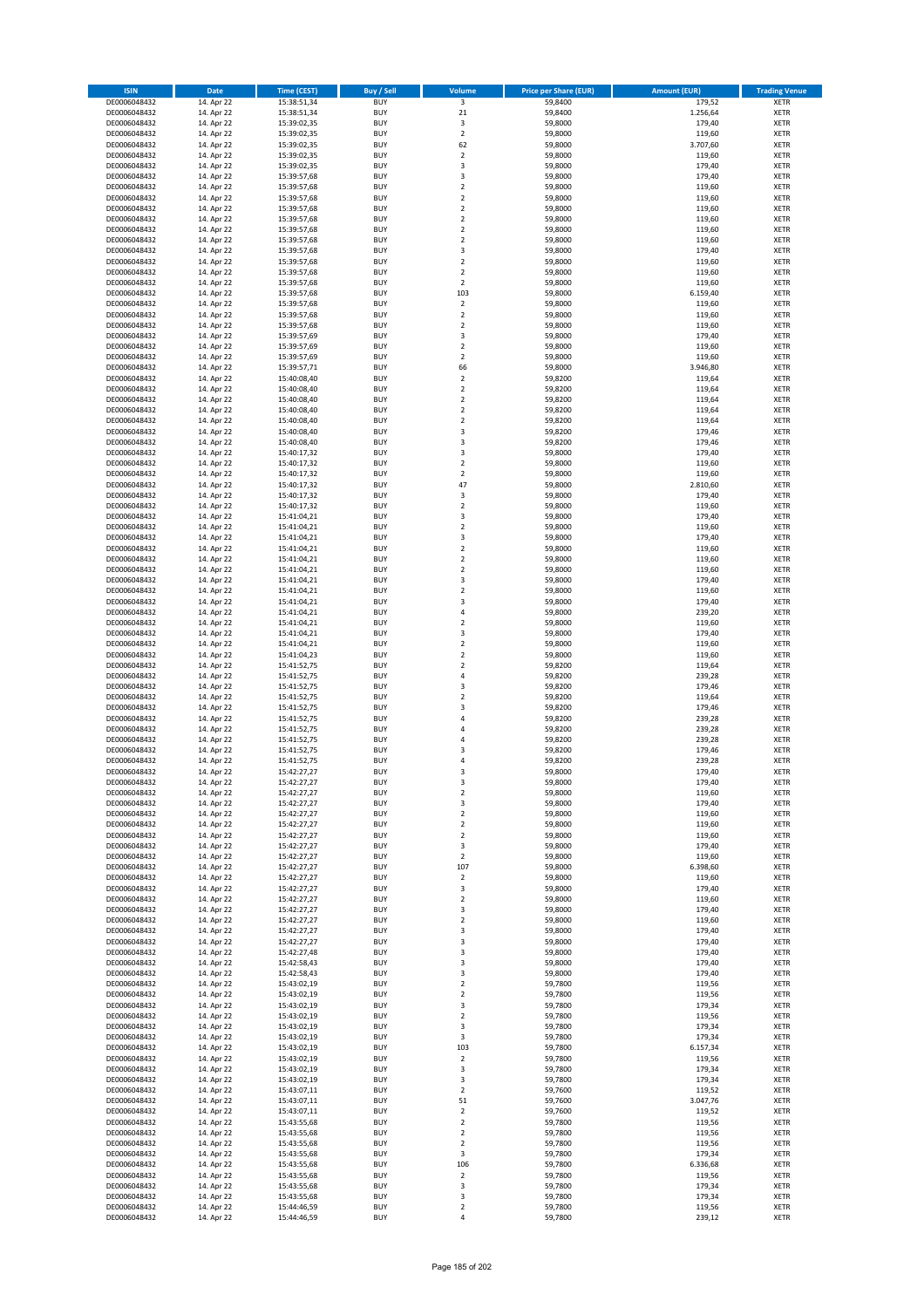| ISIN | Date | Time (CEST) | Buy / Sell | Volume | Price per Share (EUR) | Amount (EUR) | Trading Venue |
|---|---|---|---|---|---|---|---|
| DE0006048432 | 14. Apr 22 | 15:38:51,34 | BUY | 3 | 59,8400 | 179,52 | XETR |
| DE0006048432 | 14. Apr 22 | 15:38:51,34 | BUY | 21 | 59,8400 | 1.256,64 | XETR |
| DE0006048432 | 14. Apr 22 | 15:39:02,35 | BUY | 3 | 59,8000 | 179,40 | XETR |
| DE0006048432 | 14. Apr 22 | 15:39:02,35 | BUY | 2 | 59,8000 | 119,60 | XETR |
| DE0006048432 | 14. Apr 22 | 15:39:02,35 | BUY | 62 | 59,8000 | 3.707,60 | XETR |
| DE0006048432 | 14. Apr 22 | 15:39:02,35 | BUY | 2 | 59,8000 | 119,60 | XETR |
| DE0006048432 | 14. Apr 22 | 15:39:02,35 | BUY | 3 | 59,8000 | 179,40 | XETR |
| DE0006048432 | 14. Apr 22 | 15:39:57,68 | BUY | 3 | 59,8000 | 179,40 | XETR |
| DE0006048432 | 14. Apr 22 | 15:39:57,68 | BUY | 2 | 59,8000 | 119,60 | XETR |
| DE0006048432 | 14. Apr 22 | 15:39:57,68 | BUY | 2 | 59,8000 | 119,60 | XETR |
| DE0006048432 | 14. Apr 22 | 15:39:57,68 | BUY | 2 | 59,8000 | 119,60 | XETR |
| DE0006048432 | 14. Apr 22 | 15:39:57,68 | BUY | 2 | 59,8000 | 119,60 | XETR |
| DE0006048432 | 14. Apr 22 | 15:39:57,68 | BUY | 2 | 59,8000 | 119,60 | XETR |
| DE0006048432 | 14. Apr 22 | 15:39:57,68 | BUY | 2 | 59,8000 | 119,60 | XETR |
| DE0006048432 | 14. Apr 22 | 15:39:57,68 | BUY | 3 | 59,8000 | 179,40 | XETR |
| DE0006048432 | 14. Apr 22 | 15:39:57,68 | BUY | 2 | 59,8000 | 119,60 | XETR |
| DE0006048432 | 14. Apr 22 | 15:39:57,68 | BUY | 2 | 59,8000 | 119,60 | XETR |
| DE0006048432 | 14. Apr 22 | 15:39:57,68 | BUY | 2 | 59,8000 | 119,60 | XETR |
| DE0006048432 | 14. Apr 22 | 15:39:57,68 | BUY | 103 | 59,8000 | 6.159,40 | XETR |
| DE0006048432 | 14. Apr 22 | 15:39:57,68 | BUY | 2 | 59,8000 | 119,60 | XETR |
| DE0006048432 | 14. Apr 22 | 15:39:57,68 | BUY | 2 | 59,8000 | 119,60 | XETR |
| DE0006048432 | 14. Apr 22 | 15:39:57,68 | BUY | 2 | 59,8000 | 119,60 | XETR |
| DE0006048432 | 14. Apr 22 | 15:39:57,69 | BUY | 3 | 59,8000 | 179,40 | XETR |
| DE0006048432 | 14. Apr 22 | 15:39:57,69 | BUY | 2 | 59,8000 | 119,60 | XETR |
| DE0006048432 | 14. Apr 22 | 15:39:57,69 | BUY | 2 | 59,8000 | 119,60 | XETR |
| DE0006048432 | 14. Apr 22 | 15:39:57,71 | BUY | 66 | 59,8000 | 3.946,80 | XETR |
| DE0006048432 | 14. Apr 22 | 15:40:08,40 | BUY | 2 | 59,8200 | 119,64 | XETR |
| DE0006048432 | 14. Apr 22 | 15:40:08,40 | BUY | 2 | 59,8200 | 119,64 | XETR |
| DE0006048432 | 14. Apr 22 | 15:40:08,40 | BUY | 2 | 59,8200 | 119,64 | XETR |
| DE0006048432 | 14. Apr 22 | 15:40:08,40 | BUY | 2 | 59,8200 | 119,64 | XETR |
| DE0006048432 | 14. Apr 22 | 15:40:08,40 | BUY | 2 | 59,8200 | 119,64 | XETR |
| DE0006048432 | 14. Apr 22 | 15:40:08,40 | BUY | 3 | 59,8200 | 179,46 | XETR |
| DE0006048432 | 14. Apr 22 | 15:40:08,40 | BUY | 3 | 59,8200 | 179,46 | XETR |
| DE0006048432 | 14. Apr 22 | 15:40:17,32 | BUY | 3 | 59,8000 | 179,40 | XETR |
| DE0006048432 | 14. Apr 22 | 15:40:17,32 | BUY | 2 | 59,8000 | 119,60 | XETR |
| DE0006048432 | 14. Apr 22 | 15:40:17,32 | BUY | 2 | 59,8000 | 119,60 | XETR |
| DE0006048432 | 14. Apr 22 | 15:40:17,32 | BUY | 47 | 59,8000 | 2.810,60 | XETR |
| DE0006048432 | 14. Apr 22 | 15:40:17,32 | BUY | 3 | 59,8000 | 179,40 | XETR |
| DE0006048432 | 14. Apr 22 | 15:40:17,32 | BUY | 2 | 59,8000 | 119,60 | XETR |
| DE0006048432 | 14. Apr 22 | 15:41:04,21 | BUY | 3 | 59,8000 | 179,40 | XETR |
| DE0006048432 | 14. Apr 22 | 15:41:04,21 | BUY | 2 | 59,8000 | 119,60 | XETR |
| DE0006048432 | 14. Apr 22 | 15:41:04,21 | BUY | 3 | 59,8000 | 179,40 | XETR |
| DE0006048432 | 14. Apr 22 | 15:41:04,21 | BUY | 2 | 59,8000 | 119,60 | XETR |
| DE0006048432 | 14. Apr 22 | 15:41:04,21 | BUY | 2 | 59,8000 | 119,60 | XETR |
| DE0006048432 | 14. Apr 22 | 15:41:04,21 | BUY | 2 | 59,8000 | 119,60 | XETR |
| DE0006048432 | 14. Apr 22 | 15:41:04,21 | BUY | 3 | 59,8000 | 179,40 | XETR |
| DE0006048432 | 14. Apr 22 | 15:41:04,21 | BUY | 2 | 59,8000 | 119,60 | XETR |
| DE0006048432 | 14. Apr 22 | 15:41:04,21 | BUY | 3 | 59,8000 | 179,40 | XETR |
| DE0006048432 | 14. Apr 22 | 15:41:04,21 | BUY | 4 | 59,8000 | 239,20 | XETR |
| DE0006048432 | 14. Apr 22 | 15:41:04,21 | BUY | 2 | 59,8000 | 119,60 | XETR |
| DE0006048432 | 14. Apr 22 | 15:41:04,21 | BUY | 3 | 59,8000 | 179,40 | XETR |
| DE0006048432 | 14. Apr 22 | 15:41:04,21 | BUY | 2 | 59,8000 | 119,60 | XETR |
| DE0006048432 | 14. Apr 22 | 15:41:04,23 | BUY | 2 | 59,8000 | 119,60 | XETR |
| DE0006048432 | 14. Apr 22 | 15:41:52,75 | BUY | 2 | 59,8200 | 119,64 | XETR |
| DE0006048432 | 14. Apr 22 | 15:41:52,75 | BUY | 4 | 59,8200 | 239,28 | XETR |
| DE0006048432 | 14. Apr 22 | 15:41:52,75 | BUY | 3 | 59,8200 | 179,46 | XETR |
| DE0006048432 | 14. Apr 22 | 15:41:52,75 | BUY | 2 | 59,8200 | 119,64 | XETR |
| DE0006048432 | 14. Apr 22 | 15:41:52,75 | BUY | 3 | 59,8200 | 179,46 | XETR |
| DE0006048432 | 14. Apr 22 | 15:41:52,75 | BUY | 4 | 59,8200 | 239,28 | XETR |
| DE0006048432 | 14. Apr 22 | 15:41:52,75 | BUY | 4 | 59,8200 | 239,28 | XETR |
| DE0006048432 | 14. Apr 22 | 15:41:52,75 | BUY | 4 | 59,8200 | 239,28 | XETR |
| DE0006048432 | 14. Apr 22 | 15:41:52,75 | BUY | 3 | 59,8200 | 179,46 | XETR |
| DE0006048432 | 14. Apr 22 | 15:41:52,75 | BUY | 4 | 59,8200 | 239,28 | XETR |
| DE0006048432 | 14. Apr 22 | 15:42:27,27 | BUY | 3 | 59,8000 | 179,40 | XETR |
| DE0006048432 | 14. Apr 22 | 15:42:27,27 | BUY | 3 | 59,8000 | 179,40 | XETR |
| DE0006048432 | 14. Apr 22 | 15:42:27,27 | BUY | 2 | 59,8000 | 119,60 | XETR |
| DE0006048432 | 14. Apr 22 | 15:42:27,27 | BUY | 3 | 59,8000 | 179,40 | XETR |
| DE0006048432 | 14. Apr 22 | 15:42:27,27 | BUY | 2 | 59,8000 | 119,60 | XETR |
| DE0006048432 | 14. Apr 22 | 15:42:27,27 | BUY | 2 | 59,8000 | 119,60 | XETR |
| DE0006048432 | 14. Apr 22 | 15:42:27,27 | BUY | 2 | 59,8000 | 119,60 | XETR |
| DE0006048432 | 14. Apr 22 | 15:42:27,27 | BUY | 3 | 59,8000 | 179,40 | XETR |
| DE0006048432 | 14. Apr 22 | 15:42:27,27 | BUY | 2 | 59,8000 | 119,60 | XETR |
| DE0006048432 | 14. Apr 22 | 15:42:27,27 | BUY | 107 | 59,8000 | 6.398,60 | XETR |
| DE0006048432 | 14. Apr 22 | 15:42:27,27 | BUY | 2 | 59,8000 | 119,60 | XETR |
| DE0006048432 | 14. Apr 22 | 15:42:27,27 | BUY | 3 | 59,8000 | 179,40 | XETR |
| DE0006048432 | 14. Apr 22 | 15:42:27,27 | BUY | 2 | 59,8000 | 119,60 | XETR |
| DE0006048432 | 14. Apr 22 | 15:42:27,27 | BUY | 3 | 59,8000 | 179,40 | XETR |
| DE0006048432 | 14. Apr 22 | 15:42:27,27 | BUY | 2 | 59,8000 | 119,60 | XETR |
| DE0006048432 | 14. Apr 22 | 15:42:27,27 | BUY | 3 | 59,8000 | 179,40 | XETR |
| DE0006048432 | 14. Apr 22 | 15:42:27,27 | BUY | 3 | 59,8000 | 179,40 | XETR |
| DE0006048432 | 14. Apr 22 | 15:42:27,48 | BUY | 3 | 59,8000 | 179,40 | XETR |
| DE0006048432 | 14. Apr 22 | 15:42:58,43 | BUY | 3 | 59,8000 | 179,40 | XETR |
| DE0006048432 | 14. Apr 22 | 15:42:58,43 | BUY | 3 | 59,8000 | 179,40 | XETR |
| DE0006048432 | 14. Apr 22 | 15:43:02,19 | BUY | 2 | 59,7800 | 119,56 | XETR |
| DE0006048432 | 14. Apr 22 | 15:43:02,19 | BUY | 2 | 59,7800 | 119,56 | XETR |
| DE0006048432 | 14. Apr 22 | 15:43:02,19 | BUY | 3 | 59,7800 | 179,34 | XETR |
| DE0006048432 | 14. Apr 22 | 15:43:02,19 | BUY | 2 | 59,7800 | 119,56 | XETR |
| DE0006048432 | 14. Apr 22 | 15:43:02,19 | BUY | 3 | 59,7800 | 179,34 | XETR |
| DE0006048432 | 14. Apr 22 | 15:43:02,19 | BUY | 3 | 59,7800 | 179,34 | XETR |
| DE0006048432 | 14. Apr 22 | 15:43:02,19 | BUY | 103 | 59,7800 | 6.157,34 | XETR |
| DE0006048432 | 14. Apr 22 | 15:43:02,19 | BUY | 2 | 59,7800 | 119,56 | XETR |
| DE0006048432 | 14. Apr 22 | 15:43:02,19 | BUY | 3 | 59,7800 | 179,34 | XETR |
| DE0006048432 | 14. Apr 22 | 15:43:02,19 | BUY | 3 | 59,7800 | 179,34 | XETR |
| DE0006048432 | 14. Apr 22 | 15:43:07,11 | BUY | 2 | 59,7600 | 119,52 | XETR |
| DE0006048432 | 14. Apr 22 | 15:43:07,11 | BUY | 51 | 59,7600 | 3.047,76 | XETR |
| DE0006048432 | 14. Apr 22 | 15:43:07,11 | BUY | 2 | 59,7600 | 119,52 | XETR |
| DE0006048432 | 14. Apr 22 | 15:43:55,68 | BUY | 2 | 59,7800 | 119,56 | XETR |
| DE0006048432 | 14. Apr 22 | 15:43:55,68 | BUY | 2 | 59,7800 | 119,56 | XETR |
| DE0006048432 | 14. Apr 22 | 15:43:55,68 | BUY | 2 | 59,7800 | 119,56 | XETR |
| DE0006048432 | 14. Apr 22 | 15:43:55,68 | BUY | 3 | 59,7800 | 179,34 | XETR |
| DE0006048432 | 14. Apr 22 | 15:43:55,68 | BUY | 106 | 59,7800 | 6.336,68 | XETR |
| DE0006048432 | 14. Apr 22 | 15:43:55,68 | BUY | 2 | 59,7800 | 119,56 | XETR |
| DE0006048432 | 14. Apr 22 | 15:43:55,68 | BUY | 3 | 59,7800 | 179,34 | XETR |
| DE0006048432 | 14. Apr 22 | 15:43:55,68 | BUY | 3 | 59,7800 | 179,34 | XETR |
| DE0006048432 | 14. Apr 22 | 15:44:46,59 | BUY | 2 | 59,7800 | 119,56 | XETR |
| DE0006048432 | 14. Apr 22 | 15:44:46,59 | BUY | 4 | 59,7800 | 239,12 | XETR |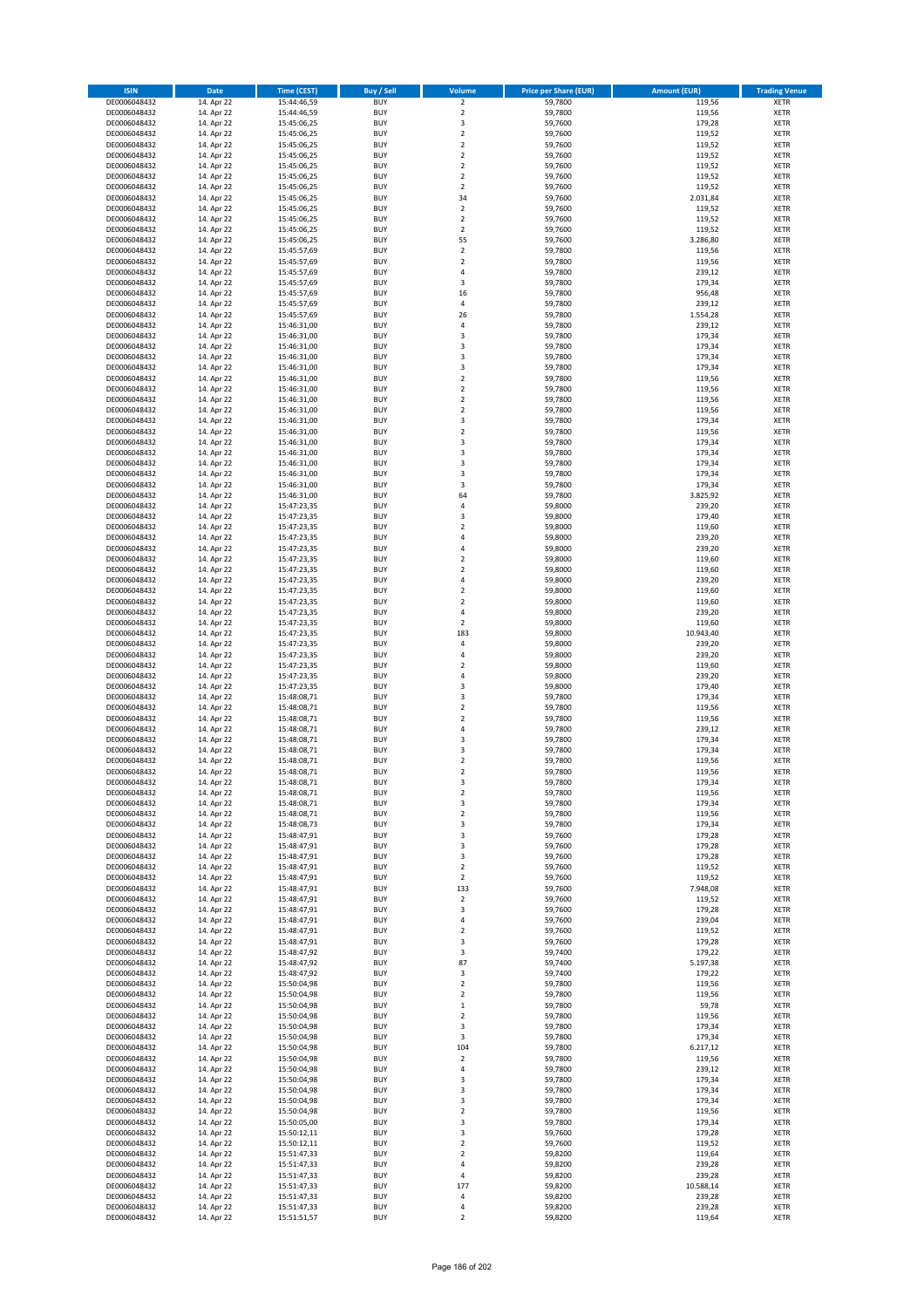| ISIN | Date | Time (CEST) | Buy / Sell | Volume | Price per Share (EUR) | Amount (EUR) | Trading Venue |
|---|---|---|---|---|---|---|---|
| DE0006048432 | 14. Apr 22 | 15:44:46,59 | BUY | 2 | 59,7800 | 119,56 | XETR |
| DE0006048432 | 14. Apr 22 | 15:44:46,59 | BUY | 2 | 59,7800 | 119,56 | XETR |
| DE0006048432 | 14. Apr 22 | 15:45:06,25 | BUY | 3 | 59,7600 | 179,28 | XETR |
| DE0006048432 | 14. Apr 22 | 15:45:06,25 | BUY | 2 | 59,7600 | 119,52 | XETR |
| DE0006048432 | 14. Apr 22 | 15:45:06,25 | BUY | 2 | 59,7600 | 119,52 | XETR |
| DE0006048432 | 14. Apr 22 | 15:45:06,25 | BUY | 2 | 59,7600 | 119,52 | XETR |
| DE0006048432 | 14. Apr 22 | 15:45:06,25 | BUY | 2 | 59,7600 | 119,52 | XETR |
| DE0006048432 | 14. Apr 22 | 15:45:06,25 | BUY | 2 | 59,7600 | 119,52 | XETR |
| DE0006048432 | 14. Apr 22 | 15:45:06,25 | BUY | 2 | 59,7600 | 119,52 | XETR |
| DE0006048432 | 14. Apr 22 | 15:45:06,25 | BUY | 34 | 59,7600 | 2.031,84 | XETR |
| DE0006048432 | 14. Apr 22 | 15:45:06,25 | BUY | 2 | 59,7600 | 119,52 | XETR |
| DE0006048432 | 14. Apr 22 | 15:45:06,25 | BUY | 2 | 59,7600 | 119,52 | XETR |
| DE0006048432 | 14. Apr 22 | 15:45:06,25 | BUY | 2 | 59,7600 | 119,52 | XETR |
| DE0006048432 | 14. Apr 22 | 15:45:06,25 | BUY | 55 | 59,7600 | 3.286,80 | XETR |
| DE0006048432 | 14. Apr 22 | 15:45:57,69 | BUY | 2 | 59,7800 | 119,56 | XETR |
| DE0006048432 | 14. Apr 22 | 15:45:57,69 | BUY | 2 | 59,7800 | 119,56 | XETR |
| DE0006048432 | 14. Apr 22 | 15:45:57,69 | BUY | 4 | 59,7800 | 239,12 | XETR |
| DE0006048432 | 14. Apr 22 | 15:45:57,69 | BUY | 3 | 59,7800 | 179,34 | XETR |
| DE0006048432 | 14. Apr 22 | 15:45:57,69 | BUY | 16 | 59,7800 | 956,48 | XETR |
| DE0006048432 | 14. Apr 22 | 15:45:57,69 | BUY | 4 | 59,7800 | 239,12 | XETR |
| DE0006048432 | 14. Apr 22 | 15:45:57,69 | BUY | 26 | 59,7800 | 1.554,28 | XETR |
| DE0006048432 | 14. Apr 22 | 15:46:31,00 | BUY | 4 | 59,7800 | 239,12 | XETR |
| DE0006048432 | 14. Apr 22 | 15:46:31,00 | BUY | 3 | 59,7800 | 179,34 | XETR |
| DE0006048432 | 14. Apr 22 | 15:46:31,00 | BUY | 3 | 59,7800 | 179,34 | XETR |
| DE0006048432 | 14. Apr 22 | 15:46:31,00 | BUY | 3 | 59,7800 | 179,34 | XETR |
| DE0006048432 | 14. Apr 22 | 15:46:31,00 | BUY | 3 | 59,7800 | 179,34 | XETR |
| DE0006048432 | 14. Apr 22 | 15:46:31,00 | BUY | 2 | 59,7800 | 119,56 | XETR |
| DE0006048432 | 14. Apr 22 | 15:46:31,00 | BUY | 2 | 59,7800 | 119,56 | XETR |
| DE0006048432 | 14. Apr 22 | 15:46:31,00 | BUY | 2 | 59,7800 | 119,56 | XETR |
| DE0006048432 | 14. Apr 22 | 15:46:31,00 | BUY | 2 | 59,7800 | 119,56 | XETR |
| DE0006048432 | 14. Apr 22 | 15:46:31,00 | BUY | 3 | 59,7800 | 179,34 | XETR |
| DE0006048432 | 14. Apr 22 | 15:46:31,00 | BUY | 2 | 59,7800 | 119,56 | XETR |
| DE0006048432 | 14. Apr 22 | 15:46:31,00 | BUY | 3 | 59,7800 | 179,34 | XETR |
| DE0006048432 | 14. Apr 22 | 15:46:31,00 | BUY | 3 | 59,7800 | 179,34 | XETR |
| DE0006048432 | 14. Apr 22 | 15:46:31,00 | BUY | 3 | 59,7800 | 179,34 | XETR |
| DE0006048432 | 14. Apr 22 | 15:46:31,00 | BUY | 3 | 59,7800 | 179,34 | XETR |
| DE0006048432 | 14. Apr 22 | 15:46:31,00 | BUY | 3 | 59,7800 | 179,34 | XETR |
| DE0006048432 | 14. Apr 22 | 15:46:31,00 | BUY | 64 | 59,7800 | 3.825,92 | XETR |
| DE0006048432 | 14. Apr 22 | 15:47:23,35 | BUY | 4 | 59,8000 | 239,20 | XETR |
| DE0006048432 | 14. Apr 22 | 15:47:23,35 | BUY | 3 | 59,8000 | 179,40 | XETR |
| DE0006048432 | 14. Apr 22 | 15:47:23,35 | BUY | 2 | 59,8000 | 119,60 | XETR |
| DE0006048432 | 14. Apr 22 | 15:47:23,35 | BUY | 4 | 59,8000 | 239,20 | XETR |
| DE0006048432 | 14. Apr 22 | 15:47:23,35 | BUY | 4 | 59,8000 | 239,20 | XETR |
| DE0006048432 | 14. Apr 22 | 15:47:23,35 | BUY | 2 | 59,8000 | 119,60 | XETR |
| DE0006048432 | 14. Apr 22 | 15:47:23,35 | BUY | 2 | 59,8000 | 119,60 | XETR |
| DE0006048432 | 14. Apr 22 | 15:47:23,35 | BUY | 4 | 59,8000 | 239,20 | XETR |
| DE0006048432 | 14. Apr 22 | 15:47:23,35 | BUY | 2 | 59,8000 | 119,60 | XETR |
| DE0006048432 | 14. Apr 22 | 15:47:23,35 | BUY | 2 | 59,8000 | 119,60 | XETR |
| DE0006048432 | 14. Apr 22 | 15:47:23,35 | BUY | 4 | 59,8000 | 239,20 | XETR |
| DE0006048432 | 14. Apr 22 | 15:47:23,35 | BUY | 2 | 59,8000 | 119,60 | XETR |
| DE0006048432 | 14. Apr 22 | 15:47:23,35 | BUY | 183 | 59,8000 | 10.943,40 | XETR |
| DE0006048432 | 14. Apr 22 | 15:47:23,35 | BUY | 4 | 59,8000 | 239,20 | XETR |
| DE0006048432 | 14. Apr 22 | 15:47:23,35 | BUY | 4 | 59,8000 | 239,20 | XETR |
| DE0006048432 | 14. Apr 22 | 15:47:23,35 | BUY | 2 | 59,8000 | 119,60 | XETR |
| DE0006048432 | 14. Apr 22 | 15:47:23,35 | BUY | 4 | 59,8000 | 239,20 | XETR |
| DE0006048432 | 14. Apr 22 | 15:47:23,35 | BUY | 3 | 59,8000 | 179,40 | XETR |
| DE0006048432 | 14. Apr 22 | 15:48:08,71 | BUY | 3 | 59,7800 | 179,34 | XETR |
| DE0006048432 | 14. Apr 22 | 15:48:08,71 | BUY | 2 | 59,7800 | 119,56 | XETR |
| DE0006048432 | 14. Apr 22 | 15:48:08,71 | BUY | 2 | 59,7800 | 119,56 | XETR |
| DE0006048432 | 14. Apr 22 | 15:48:08,71 | BUY | 4 | 59,7800 | 239,12 | XETR |
| DE0006048432 | 14. Apr 22 | 15:48:08,71 | BUY | 3 | 59,7800 | 179,34 | XETR |
| DE0006048432 | 14. Apr 22 | 15:48:08,71 | BUY | 3 | 59,7800 | 179,34 | XETR |
| DE0006048432 | 14. Apr 22 | 15:48:08,71 | BUY | 2 | 59,7800 | 119,56 | XETR |
| DE0006048432 | 14. Apr 22 | 15:48:08,71 | BUY | 2 | 59,7800 | 119,56 | XETR |
| DE0006048432 | 14. Apr 22 | 15:48:08,71 | BUY | 3 | 59,7800 | 179,34 | XETR |
| DE0006048432 | 14. Apr 22 | 15:48:08,71 | BUY | 2 | 59,7800 | 119,56 | XETR |
| DE0006048432 | 14. Apr 22 | 15:48:08,71 | BUY | 3 | 59,7800 | 179,34 | XETR |
| DE0006048432 | 14. Apr 22 | 15:48:08,71 | BUY | 2 | 59,7800 | 119,56 | XETR |
| DE0006048432 | 14. Apr 22 | 15:48:08,73 | BUY | 3 | 59,7800 | 179,34 | XETR |
| DE0006048432 | 14. Apr 22 | 15:48:47,91 | BUY | 3 | 59,7600 | 179,28 | XETR |
| DE0006048432 | 14. Apr 22 | 15:48:47,91 | BUY | 3 | 59,7600 | 179,28 | XETR |
| DE0006048432 | 14. Apr 22 | 15:48:47,91 | BUY | 3 | 59,7600 | 179,28 | XETR |
| DE0006048432 | 14. Apr 22 | 15:48:47,91 | BUY | 2 | 59,7600 | 119,52 | XETR |
| DE0006048432 | 14. Apr 22 | 15:48:47,91 | BUY | 2 | 59,7600 | 119,52 | XETR |
| DE0006048432 | 14. Apr 22 | 15:48:47,91 | BUY | 133 | 59,7600 | 7.948,08 | XETR |
| DE0006048432 | 14. Apr 22 | 15:48:47,91 | BUY | 2 | 59,7600 | 119,52 | XETR |
| DE0006048432 | 14. Apr 22 | 15:48:47,91 | BUY | 3 | 59,7600 | 179,28 | XETR |
| DE0006048432 | 14. Apr 22 | 15:48:47,91 | BUY | 4 | 59,7600 | 239,04 | XETR |
| DE0006048432 | 14. Apr 22 | 15:48:47,91 | BUY | 2 | 59,7600 | 119,52 | XETR |
| DE0006048432 | 14. Apr 22 | 15:48:47,91 | BUY | 3 | 59,7600 | 179,28 | XETR |
| DE0006048432 | 14. Apr 22 | 15:48:47,92 | BUY | 3 | 59,7400 | 179,22 | XETR |
| DE0006048432 | 14. Apr 22 | 15:48:47,92 | BUY | 87 | 59,7400 | 5.197,38 | XETR |
| DE0006048432 | 14. Apr 22 | 15:48:47,92 | BUY | 3 | 59,7400 | 179,22 | XETR |
| DE0006048432 | 14. Apr 22 | 15:50:04,98 | BUY | 2 | 59,7800 | 119,56 | XETR |
| DE0006048432 | 14. Apr 22 | 15:50:04,98 | BUY | 2 | 59,7800 | 119,56 | XETR |
| DE0006048432 | 14. Apr 22 | 15:50:04,98 | BUY | 1 | 59,7800 | 59,78 | XETR |
| DE0006048432 | 14. Apr 22 | 15:50:04,98 | BUY | 2 | 59,7800 | 119,56 | XETR |
| DE0006048432 | 14. Apr 22 | 15:50:04,98 | BUY | 3 | 59,7800 | 179,34 | XETR |
| DE0006048432 | 14. Apr 22 | 15:50:04,98 | BUY | 3 | 59,7800 | 179,34 | XETR |
| DE0006048432 | 14. Apr 22 | 15:50:04,98 | BUY | 104 | 59,7800 | 6.217,12 | XETR |
| DE0006048432 | 14. Apr 22 | 15:50:04,98 | BUY | 2 | 59,7800 | 119,56 | XETR |
| DE0006048432 | 14. Apr 22 | 15:50:04,98 | BUY | 4 | 59,7800 | 239,12 | XETR |
| DE0006048432 | 14. Apr 22 | 15:50:04,98 | BUY | 3 | 59,7800 | 179,34 | XETR |
| DE0006048432 | 14. Apr 22 | 15:50:04,98 | BUY | 3 | 59,7800 | 179,34 | XETR |
| DE0006048432 | 14. Apr 22 | 15:50:04,98 | BUY | 3 | 59,7800 | 179,34 | XETR |
| DE0006048432 | 14. Apr 22 | 15:50:04,98 | BUY | 2 | 59,7800 | 119,56 | XETR |
| DE0006048432 | 14. Apr 22 | 15:50:05,00 | BUY | 3 | 59,7800 | 179,34 | XETR |
| DE0006048432 | 14. Apr 22 | 15:50:12,11 | BUY | 3 | 59,7600 | 179,28 | XETR |
| DE0006048432 | 14. Apr 22 | 15:50:12,11 | BUY | 2 | 59,7600 | 119,52 | XETR |
| DE0006048432 | 14. Apr 22 | 15:51:47,33 | BUY | 2 | 59,8200 | 119,64 | XETR |
| DE0006048432 | 14. Apr 22 | 15:51:47,33 | BUY | 4 | 59,8200 | 239,28 | XETR |
| DE0006048432 | 14. Apr 22 | 15:51:47,33 | BUY | 4 | 59,8200 | 239,28 | XETR |
| DE0006048432 | 14. Apr 22 | 15:51:47,33 | BUY | 177 | 59,8200 | 10.588,14 | XETR |
| DE0006048432 | 14. Apr 22 | 15:51:47,33 | BUY | 4 | 59,8200 | 239,28 | XETR |
| DE0006048432 | 14. Apr 22 | 15:51:47,33 | BUY | 4 | 59,8200 | 239,28 | XETR |
| DE0006048432 | 14. Apr 22 | 15:51:51,57 | BUY | 2 | 59,8200 | 119,64 | XETR |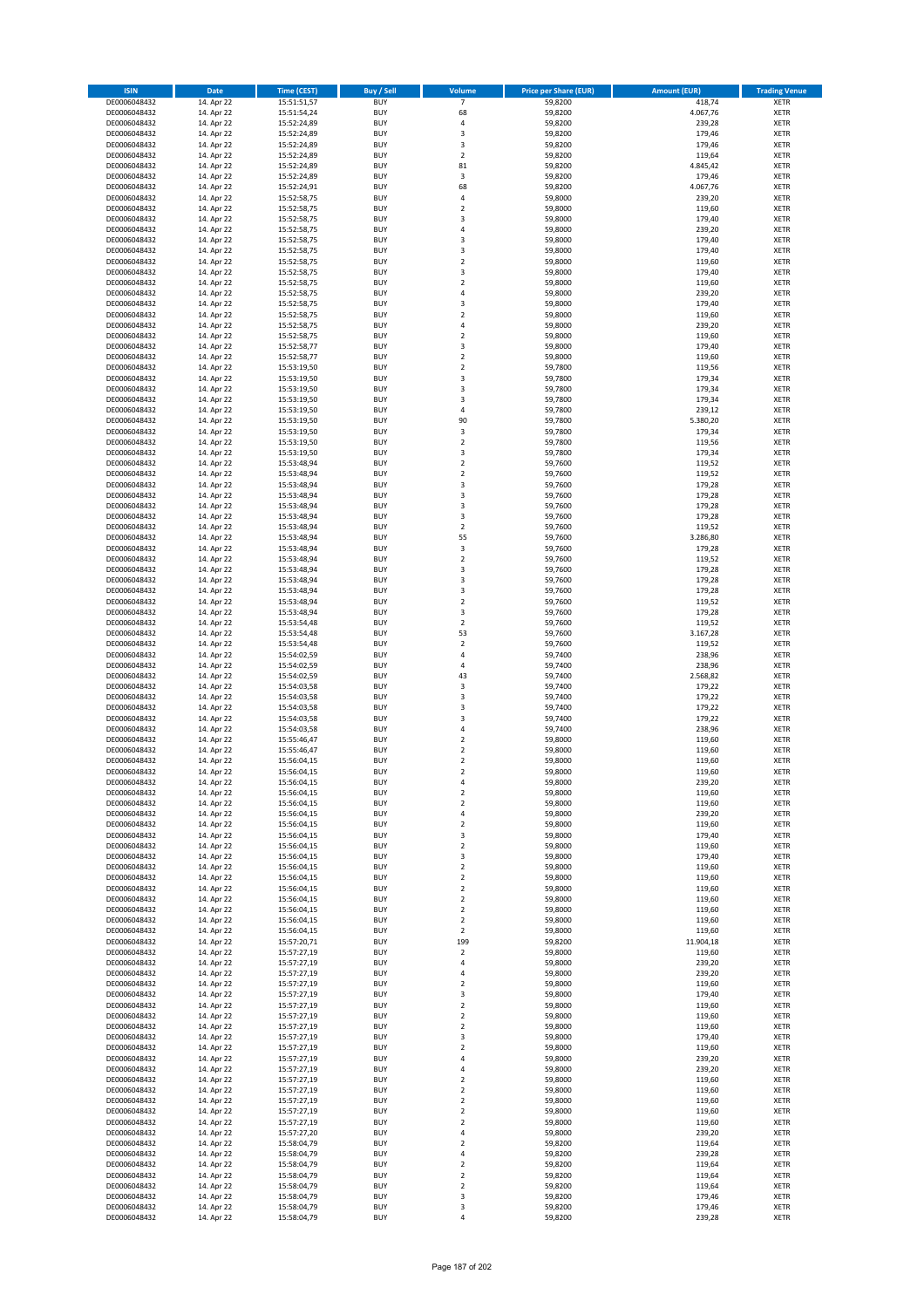| ISIN | Date | Time (CEST) | Buy / Sell | Volume | Price per Share (EUR) | Amount (EUR) | Trading Venue |
|---|---|---|---|---|---|---|---|
| DE0006048432 | 14. Apr 22 | 15:51:51,57 | BUY | 7 | 59,8200 | 418,74 | XETR |
| DE0006048432 | 14. Apr 22 | 15:51:54,24 | BUY | 68 | 59,8200 | 4.067,76 | XETR |
| DE0006048432 | 14. Apr 22 | 15:52:24,89 | BUY | 4 | 59,8200 | 239,28 | XETR |
| DE0006048432 | 14. Apr 22 | 15:52:24,89 | BUY | 3 | 59,8200 | 179,46 | XETR |
| DE0006048432 | 14. Apr 22 | 15:52:24,89 | BUY | 3 | 59,8200 | 179,46 | XETR |
| DE0006048432 | 14. Apr 22 | 15:52:24,89 | BUY | 2 | 59,8200 | 119,64 | XETR |
| DE0006048432 | 14. Apr 22 | 15:52:24,89 | BUY | 81 | 59,8200 | 4.845,42 | XETR |
| DE0006048432 | 14. Apr 22 | 15:52:24,89 | BUY | 3 | 59,8200 | 179,46 | XETR |
| DE0006048432 | 14. Apr 22 | 15:52:24,91 | BUY | 68 | 59,8200 | 4.067,76 | XETR |
| DE0006048432 | 14. Apr 22 | 15:52:58,75 | BUY | 4 | 59,8000 | 239,20 | XETR |
| DE0006048432 | 14. Apr 22 | 15:52:58,75 | BUY | 2 | 59,8000 | 119,60 | XETR |
| DE0006048432 | 14. Apr 22 | 15:52:58,75 | BUY | 3 | 59,8000 | 179,40 | XETR |
| DE0006048432 | 14. Apr 22 | 15:52:58,75 | BUY | 4 | 59,8000 | 239,20 | XETR |
| DE0006048432 | 14. Apr 22 | 15:52:58,75 | BUY | 3 | 59,8000 | 179,40 | XETR |
| DE0006048432 | 14. Apr 22 | 15:52:58,75 | BUY | 3 | 59,8000 | 179,40 | XETR |
| DE0006048432 | 14. Apr 22 | 15:52:58,75 | BUY | 2 | 59,8000 | 119,60 | XETR |
| DE0006048432 | 14. Apr 22 | 15:52:58,75 | BUY | 3 | 59,8000 | 179,40 | XETR |
| DE0006048432 | 14. Apr 22 | 15:52:58,75 | BUY | 2 | 59,8000 | 119,60 | XETR |
| DE0006048432 | 14. Apr 22 | 15:52:58,75 | BUY | 4 | 59,8000 | 239,20 | XETR |
| DE0006048432 | 14. Apr 22 | 15:52:58,75 | BUY | 3 | 59,8000 | 179,40 | XETR |
| DE0006048432 | 14. Apr 22 | 15:52:58,75 | BUY | 2 | 59,8000 | 119,60 | XETR |
| DE0006048432 | 14. Apr 22 | 15:52:58,75 | BUY | 4 | 59,8000 | 239,20 | XETR |
| DE0006048432 | 14. Apr 22 | 15:52:58,75 | BUY | 2 | 59,8000 | 119,60 | XETR |
| DE0006048432 | 14. Apr 22 | 15:52:58,77 | BUY | 3 | 59,8000 | 179,40 | XETR |
| DE0006048432 | 14. Apr 22 | 15:52:58,77 | BUY | 2 | 59,8000 | 119,60 | XETR |
| DE0006048432 | 14. Apr 22 | 15:53:19,50 | BUY | 2 | 59,7800 | 119,56 | XETR |
| DE0006048432 | 14. Apr 22 | 15:53:19,50 | BUY | 3 | 59,7800 | 179,34 | XETR |
| DE0006048432 | 14. Apr 22 | 15:53:19,50 | BUY | 3 | 59,7800 | 179,34 | XETR |
| DE0006048432 | 14. Apr 22 | 15:53:19,50 | BUY | 3 | 59,7800 | 179,34 | XETR |
| DE0006048432 | 14. Apr 22 | 15:53:19,50 | BUY | 4 | 59,7800 | 239,12 | XETR |
| DE0006048432 | 14. Apr 22 | 15:53:19,50 | BUY | 90 | 59,7800 | 5.380,20 | XETR |
| DE0006048432 | 14. Apr 22 | 15:53:19,50 | BUY | 3 | 59,7800 | 179,34 | XETR |
| DE0006048432 | 14. Apr 22 | 15:53:19,50 | BUY | 2 | 59,7800 | 119,56 | XETR |
| DE0006048432 | 14. Apr 22 | 15:53:19,50 | BUY | 3 | 59,7800 | 179,34 | XETR |
| DE0006048432 | 14. Apr 22 | 15:53:48,94 | BUY | 2 | 59,7600 | 119,52 | XETR |
| DE0006048432 | 14. Apr 22 | 15:53:48,94 | BUY | 2 | 59,7600 | 119,52 | XETR |
| DE0006048432 | 14. Apr 22 | 15:53:48,94 | BUY | 3 | 59,7600 | 179,28 | XETR |
| DE0006048432 | 14. Apr 22 | 15:53:48,94 | BUY | 3 | 59,7600 | 179,28 | XETR |
| DE0006048432 | 14. Apr 22 | 15:53:48,94 | BUY | 3 | 59,7600 | 179,28 | XETR |
| DE0006048432 | 14. Apr 22 | 15:53:48,94 | BUY | 3 | 59,7600 | 179,28 | XETR |
| DE0006048432 | 14. Apr 22 | 15:53:48,94 | BUY | 2 | 59,7600 | 119,52 | XETR |
| DE0006048432 | 14. Apr 22 | 15:53:48,94 | BUY | 55 | 59,7600 | 3.286,80 | XETR |
| DE0006048432 | 14. Apr 22 | 15:53:48,94 | BUY | 3 | 59,7600 | 179,28 | XETR |
| DE0006048432 | 14. Apr 22 | 15:53:48,94 | BUY | 2 | 59,7600 | 119,52 | XETR |
| DE0006048432 | 14. Apr 22 | 15:53:48,94 | BUY | 3 | 59,7600 | 179,28 | XETR |
| DE0006048432 | 14. Apr 22 | 15:53:48,94 | BUY | 3 | 59,7600 | 179,28 | XETR |
| DE0006048432 | 14. Apr 22 | 15:53:48,94 | BUY | 3 | 59,7600 | 179,28 | XETR |
| DE0006048432 | 14. Apr 22 | 15:53:48,94 | BUY | 2 | 59,7600 | 119,52 | XETR |
| DE0006048432 | 14. Apr 22 | 15:53:48,94 | BUY | 3 | 59,7600 | 179,28 | XETR |
| DE0006048432 | 14. Apr 22 | 15:53:54,48 | BUY | 2 | 59,7600 | 119,52 | XETR |
| DE0006048432 | 14. Apr 22 | 15:53:54,48 | BUY | 53 | 59,7600 | 3.167,28 | XETR |
| DE0006048432 | 14. Apr 22 | 15:53:54,48 | BUY | 2 | 59,7600 | 119,52 | XETR |
| DE0006048432 | 14. Apr 22 | 15:54:02,59 | BUY | 4 | 59,7400 | 238,96 | XETR |
| DE0006048432 | 14. Apr 22 | 15:54:02,59 | BUY | 4 | 59,7400 | 238,96 | XETR |
| DE0006048432 | 14. Apr 22 | 15:54:02,59 | BUY | 43 | 59,7400 | 2.568,82 | XETR |
| DE0006048432 | 14. Apr 22 | 15:54:03,58 | BUY | 3 | 59,7400 | 179,22 | XETR |
| DE0006048432 | 14. Apr 22 | 15:54:03,58 | BUY | 3 | 59,7400 | 179,22 | XETR |
| DE0006048432 | 14. Apr 22 | 15:54:03,58 | BUY | 3 | 59,7400 | 179,22 | XETR |
| DE0006048432 | 14. Apr 22 | 15:54:03,58 | BUY | 3 | 59,7400 | 179,22 | XETR |
| DE0006048432 | 14. Apr 22 | 15:54:03,58 | BUY | 4 | 59,7400 | 238,96 | XETR |
| DE0006048432 | 14. Apr 22 | 15:55:46,47 | BUY | 2 | 59,8000 | 119,60 | XETR |
| DE0006048432 | 14. Apr 22 | 15:55:46,47 | BUY | 2 | 59,8000 | 119,60 | XETR |
| DE0006048432 | 14. Apr 22 | 15:56:04,15 | BUY | 2 | 59,8000 | 119,60 | XETR |
| DE0006048432 | 14. Apr 22 | 15:56:04,15 | BUY | 2 | 59,8000 | 119,60 | XETR |
| DE0006048432 | 14. Apr 22 | 15:56:04,15 | BUY | 4 | 59,8000 | 239,20 | XETR |
| DE0006048432 | 14. Apr 22 | 15:56:04,15 | BUY | 2 | 59,8000 | 119,60 | XETR |
| DE0006048432 | 14. Apr 22 | 15:56:04,15 | BUY | 2 | 59,8000 | 119,60 | XETR |
| DE0006048432 | 14. Apr 22 | 15:56:04,15 | BUY | 4 | 59,8000 | 239,20 | XETR |
| DE0006048432 | 14. Apr 22 | 15:56:04,15 | BUY | 2 | 59,8000 | 119,60 | XETR |
| DE0006048432 | 14. Apr 22 | 15:56:04,15 | BUY | 3 | 59,8000 | 179,40 | XETR |
| DE0006048432 | 14. Apr 22 | 15:56:04,15 | BUY | 2 | 59,8000 | 119,60 | XETR |
| DE0006048432 | 14. Apr 22 | 15:56:04,15 | BUY | 3 | 59,8000 | 179,40 | XETR |
| DE0006048432 | 14. Apr 22 | 15:56:04,15 | BUY | 2 | 59,8000 | 119,60 | XETR |
| DE0006048432 | 14. Apr 22 | 15:56:04,15 | BUY | 2 | 59,8000 | 119,60 | XETR |
| DE0006048432 | 14. Apr 22 | 15:56:04,15 | BUY | 2 | 59,8000 | 119,60 | XETR |
| DE0006048432 | 14. Apr 22 | 15:56:04,15 | BUY | 2 | 59,8000 | 119,60 | XETR |
| DE0006048432 | 14. Apr 22 | 15:56:04,15 | BUY | 2 | 59,8000 | 119,60 | XETR |
| DE0006048432 | 14. Apr 22 | 15:56:04,15 | BUY | 2 | 59,8000 | 119,60 | XETR |
| DE0006048432 | 14. Apr 22 | 15:56:04,15 | BUY | 2 | 59,8000 | 119,60 | XETR |
| DE0006048432 | 14. Apr 22 | 15:57:20,71 | BUY | 199 | 59,8200 | 11.904,18 | XETR |
| DE0006048432 | 14. Apr 22 | 15:57:27,19 | BUY | 2 | 59,8000 | 119,60 | XETR |
| DE0006048432 | 14. Apr 22 | 15:57:27,19 | BUY | 4 | 59,8000 | 239,20 | XETR |
| DE0006048432 | 14. Apr 22 | 15:57:27,19 | BUY | 4 | 59,8000 | 239,20 | XETR |
| DE0006048432 | 14. Apr 22 | 15:57:27,19 | BUY | 2 | 59,8000 | 119,60 | XETR |
| DE0006048432 | 14. Apr 22 | 15:57:27,19 | BUY | 3 | 59,8000 | 179,40 | XETR |
| DE0006048432 | 14. Apr 22 | 15:57:27,19 | BUY | 2 | 59,8000 | 119,60 | XETR |
| DE0006048432 | 14. Apr 22 | 15:57:27,19 | BUY | 2 | 59,8000 | 119,60 | XETR |
| DE0006048432 | 14. Apr 22 | 15:57:27,19 | BUY | 2 | 59,8000 | 119,60 | XETR |
| DE0006048432 | 14. Apr 22 | 15:57:27,19 | BUY | 3 | 59,8000 | 179,40 | XETR |
| DE0006048432 | 14. Apr 22 | 15:57:27,19 | BUY | 2 | 59,8000 | 119,60 | XETR |
| DE0006048432 | 14. Apr 22 | 15:57:27,19 | BUY | 4 | 59,8000 | 239,20 | XETR |
| DE0006048432 | 14. Apr 22 | 15:57:27,19 | BUY | 4 | 59,8000 | 239,20 | XETR |
| DE0006048432 | 14. Apr 22 | 15:57:27,19 | BUY | 2 | 59,8000 | 119,60 | XETR |
| DE0006048432 | 14. Apr 22 | 15:57:27,19 | BUY | 2 | 59,8000 | 119,60 | XETR |
| DE0006048432 | 14. Apr 22 | 15:57:27,19 | BUY | 2 | 59,8000 | 119,60 | XETR |
| DE0006048432 | 14. Apr 22 | 15:57:27,19 | BUY | 2 | 59,8000 | 119,60 | XETR |
| DE0006048432 | 14. Apr 22 | 15:57:27,19 | BUY | 2 | 59,8000 | 119,60 | XETR |
| DE0006048432 | 14. Apr 22 | 15:57:27,20 | BUY | 4 | 59,8000 | 239,20 | XETR |
| DE0006048432 | 14. Apr 22 | 15:58:04,79 | BUY | 2 | 59,8200 | 119,64 | XETR |
| DE0006048432 | 14. Apr 22 | 15:58:04,79 | BUY | 4 | 59,8200 | 239,28 | XETR |
| DE0006048432 | 14. Apr 22 | 15:58:04,79 | BUY | 2 | 59,8200 | 119,64 | XETR |
| DE0006048432 | 14. Apr 22 | 15:58:04,79 | BUY | 2 | 59,8200 | 119,64 | XETR |
| DE0006048432 | 14. Apr 22 | 15:58:04,79 | BUY | 2 | 59,8200 | 119,64 | XETR |
| DE0006048432 | 14. Apr 22 | 15:58:04,79 | BUY | 3 | 59,8200 | 179,46 | XETR |
| DE0006048432 | 14. Apr 22 | 15:58:04,79 | BUY | 3 | 59,8200 | 179,46 | XETR |
| DE0006048432 | 14. Apr 22 | 15:58:04,79 | BUY | 4 | 59,8200 | 239,28 | XETR |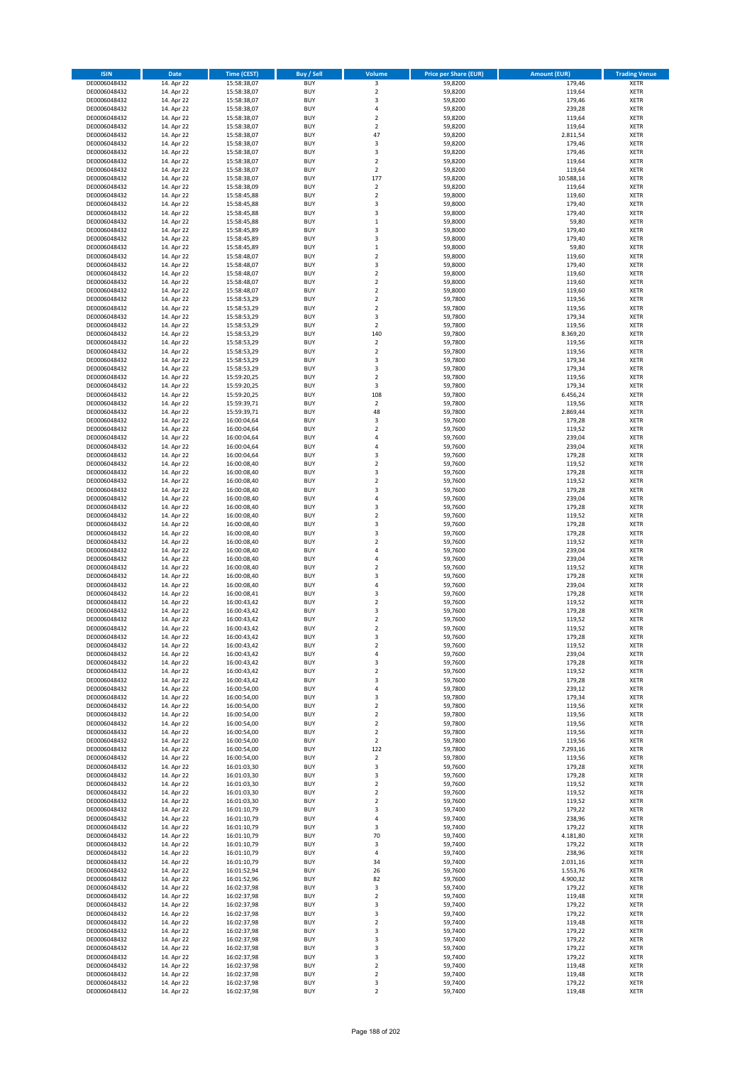| ISIN | Date | Time (CEST) | Buy / Sell | Volume | Price per Share (EUR) | Amount (EUR) | Trading Venue |
|---|---|---|---|---|---|---|---|
| DE0006048432 | 14. Apr 22 | 15:58:38,07 | BUY | 3 | 59,8200 | 179,46 | XETR |
| DE0006048432 | 14. Apr 22 | 15:58:38,07 | BUY | 2 | 59,8200 | 119,64 | XETR |
| DE0006048432 | 14. Apr 22 | 15:58:38,07 | BUY | 3 | 59,8200 | 179,46 | XETR |
| DE0006048432 | 14. Apr 22 | 15:58:38,07 | BUY | 4 | 59,8200 | 239,28 | XETR |
| DE0006048432 | 14. Apr 22 | 15:58:38,07 | BUY | 2 | 59,8200 | 119,64 | XETR |
| DE0006048432 | 14. Apr 22 | 15:58:38,07 | BUY | 2 | 59,8200 | 119,64 | XETR |
| DE0006048432 | 14. Apr 22 | 15:58:38,07 | BUY | 47 | 59,8200 | 2.811,54 | XETR |
| DE0006048432 | 14. Apr 22 | 15:58:38,07 | BUY | 3 | 59,8200 | 179,46 | XETR |
| DE0006048432 | 14. Apr 22 | 15:58:38,07 | BUY | 3 | 59,8200 | 179,46 | XETR |
| DE0006048432 | 14. Apr 22 | 15:58:38,07 | BUY | 2 | 59,8200 | 119,64 | XETR |
| DE0006048432 | 14. Apr 22 | 15:58:38,07 | BUY | 2 | 59,8200 | 119,64 | XETR |
| DE0006048432 | 14. Apr 22 | 15:58:38,07 | BUY | 177 | 59,8200 | 10.588,14 | XETR |
| DE0006048432 | 14. Apr 22 | 15:58:38,09 | BUY | 2 | 59,8200 | 119,64 | XETR |
| DE0006048432 | 14. Apr 22 | 15:58:45,88 | BUY | 2 | 59,8000 | 119,60 | XETR |
| DE0006048432 | 14. Apr 22 | 15:58:45,88 | BUY | 3 | 59,8000 | 179,40 | XETR |
| DE0006048432 | 14. Apr 22 | 15:58:45,88 | BUY | 3 | 59,8000 | 179,40 | XETR |
| DE0006048432 | 14. Apr 22 | 15:58:45,88 | BUY | 1 | 59,8000 | 59,80 | XETR |
| DE0006048432 | 14. Apr 22 | 15:58:45,89 | BUY | 3 | 59,8000 | 179,40 | XETR |
| DE0006048432 | 14. Apr 22 | 15:58:45,89 | BUY | 3 | 59,8000 | 179,40 | XETR |
| DE0006048432 | 14. Apr 22 | 15:58:45,89 | BUY | 1 | 59,8000 | 59,80 | XETR |
| DE0006048432 | 14. Apr 22 | 15:58:48,07 | BUY | 2 | 59,8000 | 119,60 | XETR |
| DE0006048432 | 14. Apr 22 | 15:58:48,07 | BUY | 3 | 59,8000 | 179,40 | XETR |
| DE0006048432 | 14. Apr 22 | 15:58:48,07 | BUY | 2 | 59,8000 | 119,60 | XETR |
| DE0006048432 | 14. Apr 22 | 15:58:48,07 | BUY | 2 | 59,8000 | 119,60 | XETR |
| DE0006048432 | 14. Apr 22 | 15:58:48,07 | BUY | 2 | 59,8000 | 119,60 | XETR |
| DE0006048432 | 14. Apr 22 | 15:58:53,29 | BUY | 2 | 59,7800 | 119,56 | XETR |
| DE0006048432 | 14. Apr 22 | 15:58:53,29 | BUY | 2 | 59,7800 | 119,56 | XETR |
| DE0006048432 | 14. Apr 22 | 15:58:53,29 | BUY | 3 | 59,7800 | 179,34 | XETR |
| DE0006048432 | 14. Apr 22 | 15:58:53,29 | BUY | 2 | 59,7800 | 119,56 | XETR |
| DE0006048432 | 14. Apr 22 | 15:58:53,29 | BUY | 140 | 59,7800 | 8.369,20 | XETR |
| DE0006048432 | 14. Apr 22 | 15:58:53,29 | BUY | 2 | 59,7800 | 119,56 | XETR |
| DE0006048432 | 14. Apr 22 | 15:58:53,29 | BUY | 2 | 59,7800 | 119,56 | XETR |
| DE0006048432 | 14. Apr 22 | 15:58:53,29 | BUY | 3 | 59,7800 | 179,34 | XETR |
| DE0006048432 | 14. Apr 22 | 15:58:53,29 | BUY | 3 | 59,7800 | 179,34 | XETR |
| DE0006048432 | 14. Apr 22 | 15:59:20,25 | BUY | 2 | 59,7800 | 119,56 | XETR |
| DE0006048432 | 14. Apr 22 | 15:59:20,25 | BUY | 3 | 59,7800 | 179,34 | XETR |
| DE0006048432 | 14. Apr 22 | 15:59:20,25 | BUY | 108 | 59,7800 | 6.456,24 | XETR |
| DE0006048432 | 14. Apr 22 | 15:59:39,71 | BUY | 2 | 59,7800 | 119,56 | XETR |
| DE0006048432 | 14. Apr 22 | 15:59:39,71 | BUY | 48 | 59,7800 | 2.869,44 | XETR |
| DE0006048432 | 14. Apr 22 | 16:00:04,64 | BUY | 3 | 59,7600 | 179,28 | XETR |
| DE0006048432 | 14. Apr 22 | 16:00:04,64 | BUY | 2 | 59,7600 | 119,52 | XETR |
| DE0006048432 | 14. Apr 22 | 16:00:04,64 | BUY | 4 | 59,7600 | 239,04 | XETR |
| DE0006048432 | 14. Apr 22 | 16:00:04,64 | BUY | 4 | 59,7600 | 239,04 | XETR |
| DE0006048432 | 14. Apr 22 | 16:00:04,64 | BUY | 3 | 59,7600 | 179,28 | XETR |
| DE0006048432 | 14. Apr 22 | 16:00:08,40 | BUY | 2 | 59,7600 | 119,52 | XETR |
| DE0006048432 | 14. Apr 22 | 16:00:08,40 | BUY | 3 | 59,7600 | 179,28 | XETR |
| DE0006048432 | 14. Apr 22 | 16:00:08,40 | BUY | 2 | 59,7600 | 119,52 | XETR |
| DE0006048432 | 14. Apr 22 | 16:00:08,40 | BUY | 3 | 59,7600 | 179,28 | XETR |
| DE0006048432 | 14. Apr 22 | 16:00:08,40 | BUY | 4 | 59,7600 | 239,04 | XETR |
| DE0006048432 | 14. Apr 22 | 16:00:08,40 | BUY | 3 | 59,7600 | 179,28 | XETR |
| DE0006048432 | 14. Apr 22 | 16:00:08,40 | BUY | 2 | 59,7600 | 119,52 | XETR |
| DE0006048432 | 14. Apr 22 | 16:00:08,40 | BUY | 3 | 59,7600 | 179,28 | XETR |
| DE0006048432 | 14. Apr 22 | 16:00:08,40 | BUY | 3 | 59,7600 | 179,28 | XETR |
| DE0006048432 | 14. Apr 22 | 16:00:08,40 | BUY | 2 | 59,7600 | 119,52 | XETR |
| DE0006048432 | 14. Apr 22 | 16:00:08,40 | BUY | 4 | 59,7600 | 239,04 | XETR |
| DE0006048432 | 14. Apr 22 | 16:00:08,40 | BUY | 4 | 59,7600 | 239,04 | XETR |
| DE0006048432 | 14. Apr 22 | 16:00:08,40 | BUY | 2 | 59,7600 | 119,52 | XETR |
| DE0006048432 | 14. Apr 22 | 16:00:08,40 | BUY | 3 | 59,7600 | 179,28 | XETR |
| DE0006048432 | 14. Apr 22 | 16:00:08,40 | BUY | 4 | 59,7600 | 239,04 | XETR |
| DE0006048432 | 14. Apr 22 | 16:00:08,41 | BUY | 3 | 59,7600 | 179,28 | XETR |
| DE0006048432 | 14. Apr 22 | 16:00:43,42 | BUY | 2 | 59,7600 | 119,52 | XETR |
| DE0006048432 | 14. Apr 22 | 16:00:43,42 | BUY | 3 | 59,7600 | 179,28 | XETR |
| DE0006048432 | 14. Apr 22 | 16:00:43,42 | BUY | 2 | 59,7600 | 119,52 | XETR |
| DE0006048432 | 14. Apr 22 | 16:00:43,42 | BUY | 2 | 59,7600 | 119,52 | XETR |
| DE0006048432 | 14. Apr 22 | 16:00:43,42 | BUY | 3 | 59,7600 | 179,28 | XETR |
| DE0006048432 | 14. Apr 22 | 16:00:43,42 | BUY | 2 | 59,7600 | 119,52 | XETR |
| DE0006048432 | 14. Apr 22 | 16:00:43,42 | BUY | 4 | 59,7600 | 239,04 | XETR |
| DE0006048432 | 14. Apr 22 | 16:00:43,42 | BUY | 3 | 59,7600 | 179,28 | XETR |
| DE0006048432 | 14. Apr 22 | 16:00:43,42 | BUY | 2 | 59,7600 | 119,52 | XETR |
| DE0006048432 | 14. Apr 22 | 16:00:43,42 | BUY | 3 | 59,7600 | 179,28 | XETR |
| DE0006048432 | 14. Apr 22 | 16:00:54,00 | BUY | 4 | 59,7800 | 239,12 | XETR |
| DE0006048432 | 14. Apr 22 | 16:00:54,00 | BUY | 3 | 59,7800 | 179,34 | XETR |
| DE0006048432 | 14. Apr 22 | 16:00:54,00 | BUY | 2 | 59,7800 | 119,56 | XETR |
| DE0006048432 | 14. Apr 22 | 16:00:54,00 | BUY | 2 | 59,7800 | 119,56 | XETR |
| DE0006048432 | 14. Apr 22 | 16:00:54,00 | BUY | 2 | 59,7800 | 119,56 | XETR |
| DE0006048432 | 14. Apr 22 | 16:00:54,00 | BUY | 2 | 59,7800 | 119,56 | XETR |
| DE0006048432 | 14. Apr 22 | 16:00:54,00 | BUY | 2 | 59,7800 | 119,56 | XETR |
| DE0006048432 | 14. Apr 22 | 16:00:54,00 | BUY | 122 | 59,7800 | 7.293,16 | XETR |
| DE0006048432 | 14. Apr 22 | 16:00:54,00 | BUY | 2 | 59,7800 | 119,56 | XETR |
| DE0006048432 | 14. Apr 22 | 16:01:03,30 | BUY | 3 | 59,7600 | 179,28 | XETR |
| DE0006048432 | 14. Apr 22 | 16:01:03,30 | BUY | 3 | 59,7600 | 179,28 | XETR |
| DE0006048432 | 14. Apr 22 | 16:01:03,30 | BUY | 2 | 59,7600 | 119,52 | XETR |
| DE0006048432 | 14. Apr 22 | 16:01:03,30 | BUY | 2 | 59,7600 | 119,52 | XETR |
| DE0006048432 | 14. Apr 22 | 16:01:03,30 | BUY | 2 | 59,7600 | 119,52 | XETR |
| DE0006048432 | 14. Apr 22 | 16:01:10,79 | BUY | 3 | 59,7400 | 179,22 | XETR |
| DE0006048432 | 14. Apr 22 | 16:01:10,79 | BUY | 4 | 59,7400 | 238,96 | XETR |
| DE0006048432 | 14. Apr 22 | 16:01:10,79 | BUY | 3 | 59,7400 | 179,22 | XETR |
| DE0006048432 | 14. Apr 22 | 16:01:10,79 | BUY | 70 | 59,7400 | 4.181,80 | XETR |
| DE0006048432 | 14. Apr 22 | 16:01:10,79 | BUY | 3 | 59,7400 | 179,22 | XETR |
| DE0006048432 | 14. Apr 22 | 16:01:10,79 | BUY | 4 | 59,7400 | 238,96 | XETR |
| DE0006048432 | 14. Apr 22 | 16:01:10,79 | BUY | 34 | 59,7400 | 2.031,16 | XETR |
| DE0006048432 | 14. Apr 22 | 16:01:52,94 | BUY | 26 | 59,7600 | 1.553,76 | XETR |
| DE0006048432 | 14. Apr 22 | 16:01:52,96 | BUY | 82 | 59,7600 | 4.900,32 | XETR |
| DE0006048432 | 14. Apr 22 | 16:02:37,98 | BUY | 3 | 59,7400 | 179,22 | XETR |
| DE0006048432 | 14. Apr 22 | 16:02:37,98 | BUY | 2 | 59,7400 | 119,48 | XETR |
| DE0006048432 | 14. Apr 22 | 16:02:37,98 | BUY | 3 | 59,7400 | 179,22 | XETR |
| DE0006048432 | 14. Apr 22 | 16:02:37,98 | BUY | 3 | 59,7400 | 179,22 | XETR |
| DE0006048432 | 14. Apr 22 | 16:02:37,98 | BUY | 2 | 59,7400 | 119,48 | XETR |
| DE0006048432 | 14. Apr 22 | 16:02:37,98 | BUY | 3 | 59,7400 | 179,22 | XETR |
| DE0006048432 | 14. Apr 22 | 16:02:37,98 | BUY | 3 | 59,7400 | 179,22 | XETR |
| DE0006048432 | 14. Apr 22 | 16:02:37,98 | BUY | 3 | 59,7400 | 179,22 | XETR |
| DE0006048432 | 14. Apr 22 | 16:02:37,98 | BUY | 3 | 59,7400 | 179,22 | XETR |
| DE0006048432 | 14. Apr 22 | 16:02:37,98 | BUY | 2 | 59,7400 | 119,48 | XETR |
| DE0006048432 | 14. Apr 22 | 16:02:37,98 | BUY | 2 | 59,7400 | 119,48 | XETR |
| DE0006048432 | 14. Apr 22 | 16:02:37,98 | BUY | 3 | 59,7400 | 179,22 | XETR |
| DE0006048432 | 14. Apr 22 | 16:02:37,98 | BUY | 2 | 59,7400 | 119,48 | XETR |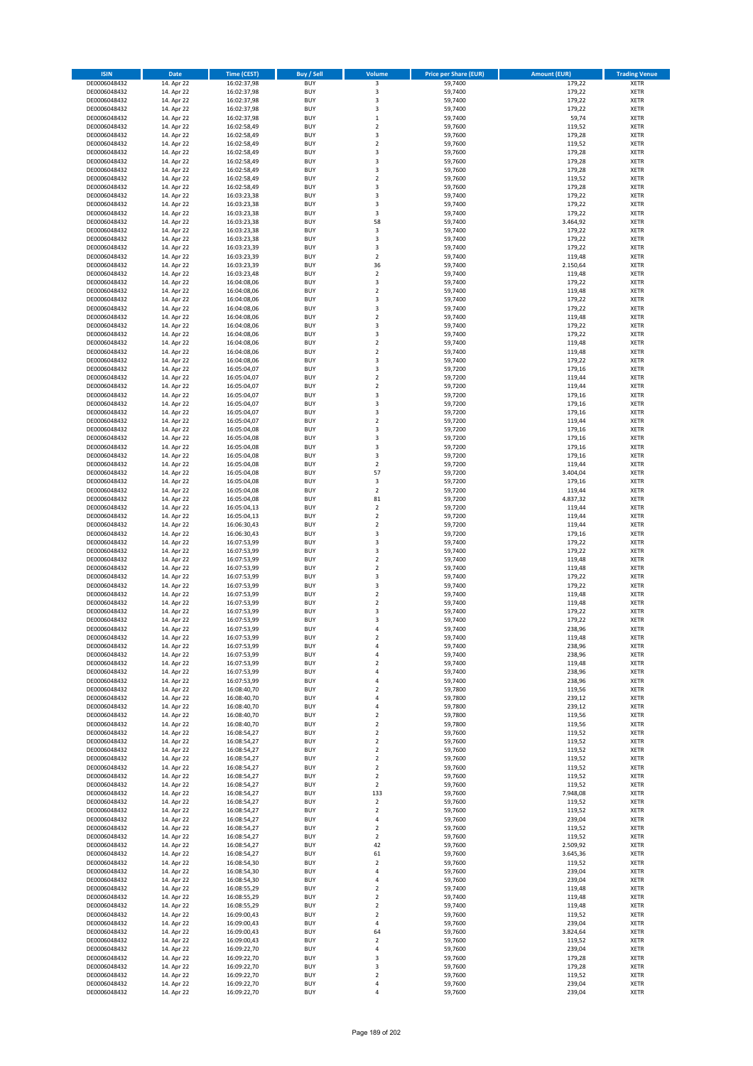| ISIN | Date | Time (CEST) | Buy / Sell | Volume | Price per Share (EUR) | Amount (EUR) | Trading Venue |
|---|---|---|---|---|---|---|---|
| DE0006048432 | 14. Apr 22 | 16:02:37,98 | BUY | 3 | 59,7400 | 179,22 | XETR |
| DE0006048432 | 14. Apr 22 | 16:02:37,98 | BUY | 3 | 59,7400 | 179,22 | XETR |
| DE0006048432 | 14. Apr 22 | 16:02:37,98 | BUY | 3 | 59,7400 | 179,22 | XETR |
| DE0006048432 | 14. Apr 22 | 16:02:37,98 | BUY | 3 | 59,7400 | 179,22 | XETR |
| DE0006048432 | 14. Apr 22 | 16:02:37,98 | BUY | 1 | 59,7400 | 59,74 | XETR |
| DE0006048432 | 14. Apr 22 | 16:02:58,49 | BUY | 2 | 59,7600 | 119,52 | XETR |
| DE0006048432 | 14. Apr 22 | 16:02:58,49 | BUY | 3 | 59,7600 | 179,28 | XETR |
| DE0006048432 | 14. Apr 22 | 16:02:58,49 | BUY | 2 | 59,7600 | 119,52 | XETR |
| DE0006048432 | 14. Apr 22 | 16:02:58,49 | BUY | 3 | 59,7600 | 179,28 | XETR |
| DE0006048432 | 14. Apr 22 | 16:02:58,49 | BUY | 3 | 59,7600 | 179,28 | XETR |
| DE0006048432 | 14. Apr 22 | 16:02:58,49 | BUY | 3 | 59,7600 | 179,28 | XETR |
| DE0006048432 | 14. Apr 22 | 16:02:58,49 | BUY | 2 | 59,7600 | 119,52 | XETR |
| DE0006048432 | 14. Apr 22 | 16:02:58,49 | BUY | 3 | 59,7600 | 179,28 | XETR |
| DE0006048432 | 14. Apr 22 | 16:03:23,38 | BUY | 3 | 59,7400 | 179,22 | XETR |
| DE0006048432 | 14. Apr 22 | 16:03:23,38 | BUY | 3 | 59,7400 | 179,22 | XETR |
| DE0006048432 | 14. Apr 22 | 16:03:23,38 | BUY | 3 | 59,7400 | 179,22 | XETR |
| DE0006048432 | 14. Apr 22 | 16:03:23,38 | BUY | 58 | 59,7400 | 3.464,92 | XETR |
| DE0006048432 | 14. Apr 22 | 16:03:23,38 | BUY | 3 | 59,7400 | 179,22 | XETR |
| DE0006048432 | 14. Apr 22 | 16:03:23,38 | BUY | 3 | 59,7400 | 179,22 | XETR |
| DE0006048432 | 14. Apr 22 | 16:03:23,39 | BUY | 3 | 59,7400 | 179,22 | XETR |
| DE0006048432 | 14. Apr 22 | 16:03:23,39 | BUY | 2 | 59,7400 | 119,48 | XETR |
| DE0006048432 | 14. Apr 22 | 16:03:23,39 | BUY | 36 | 59,7400 | 2.150,64 | XETR |
| DE0006048432 | 14. Apr 22 | 16:03:23,48 | BUY | 2 | 59,7400 | 119,48 | XETR |
| DE0006048432 | 14. Apr 22 | 16:04:08,06 | BUY | 3 | 59,7400 | 179,22 | XETR |
| DE0006048432 | 14. Apr 22 | 16:04:08,06 | BUY | 2 | 59,7400 | 119,48 | XETR |
| DE0006048432 | 14. Apr 22 | 16:04:08,06 | BUY | 3 | 59,7400 | 179,22 | XETR |
| DE0006048432 | 14. Apr 22 | 16:04:08,06 | BUY | 3 | 59,7400 | 179,22 | XETR |
| DE0006048432 | 14. Apr 22 | 16:04:08,06 | BUY | 2 | 59,7400 | 119,48 | XETR |
| DE0006048432 | 14. Apr 22 | 16:04:08,06 | BUY | 3 | 59,7400 | 179,22 | XETR |
| DE0006048432 | 14. Apr 22 | 16:04:08,06 | BUY | 3 | 59,7400 | 179,22 | XETR |
| DE0006048432 | 14. Apr 22 | 16:04:08,06 | BUY | 2 | 59,7400 | 119,48 | XETR |
| DE0006048432 | 14. Apr 22 | 16:04:08,06 | BUY | 2 | 59,7400 | 119,48 | XETR |
| DE0006048432 | 14. Apr 22 | 16:04:08,06 | BUY | 3 | 59,7400 | 179,22 | XETR |
| DE0006048432 | 14. Apr 22 | 16:05:04,07 | BUY | 3 | 59,7200 | 179,16 | XETR |
| DE0006048432 | 14. Apr 22 | 16:05:04,07 | BUY | 2 | 59,7200 | 119,44 | XETR |
| DE0006048432 | 14. Apr 22 | 16:05:04,07 | BUY | 2 | 59,7200 | 119,44 | XETR |
| DE0006048432 | 14. Apr 22 | 16:05:04,07 | BUY | 3 | 59,7200 | 179,16 | XETR |
| DE0006048432 | 14. Apr 22 | 16:05:04,07 | BUY | 3 | 59,7200 | 179,16 | XETR |
| DE0006048432 | 14. Apr 22 | 16:05:04,07 | BUY | 3 | 59,7200 | 179,16 | XETR |
| DE0006048432 | 14. Apr 22 | 16:05:04,07 | BUY | 2 | 59,7200 | 119,44 | XETR |
| DE0006048432 | 14. Apr 22 | 16:05:04,08 | BUY | 3 | 59,7200 | 179,16 | XETR |
| DE0006048432 | 14. Apr 22 | 16:05:04,08 | BUY | 3 | 59,7200 | 179,16 | XETR |
| DE0006048432 | 14. Apr 22 | 16:05:04,08 | BUY | 3 | 59,7200 | 179,16 | XETR |
| DE0006048432 | 14. Apr 22 | 16:05:04,08 | BUY | 3 | 59,7200 | 179,16 | XETR |
| DE0006048432 | 14. Apr 22 | 16:05:04,08 | BUY | 2 | 59,7200 | 119,44 | XETR |
| DE0006048432 | 14. Apr 22 | 16:05:04,08 | BUY | 57 | 59,7200 | 3.404,04 | XETR |
| DE0006048432 | 14. Apr 22 | 16:05:04,08 | BUY | 3 | 59,7200 | 179,16 | XETR |
| DE0006048432 | 14. Apr 22 | 16:05:04,08 | BUY | 2 | 59,7200 | 119,44 | XETR |
| DE0006048432 | 14. Apr 22 | 16:05:04,08 | BUY | 81 | 59,7200 | 4.837,32 | XETR |
| DE0006048432 | 14. Apr 22 | 16:05:04,13 | BUY | 2 | 59,7200 | 119,44 | XETR |
| DE0006048432 | 14. Apr 22 | 16:05:04,13 | BUY | 2 | 59,7200 | 119,44 | XETR |
| DE0006048432 | 14. Apr 22 | 16:06:30,43 | BUY | 2 | 59,7200 | 119,44 | XETR |
| DE0006048432 | 14. Apr 22 | 16:06:30,43 | BUY | 3 | 59,7200 | 179,16 | XETR |
| DE0006048432 | 14. Apr 22 | 16:07:53,99 | BUY | 3 | 59,7400 | 179,22 | XETR |
| DE0006048432 | 14. Apr 22 | 16:07:53,99 | BUY | 3 | 59,7400 | 179,22 | XETR |
| DE0006048432 | 14. Apr 22 | 16:07:53,99 | BUY | 2 | 59,7400 | 119,48 | XETR |
| DE0006048432 | 14. Apr 22 | 16:07:53,99 | BUY | 2 | 59,7400 | 119,48 | XETR |
| DE0006048432 | 14. Apr 22 | 16:07:53,99 | BUY | 3 | 59,7400 | 179,22 | XETR |
| DE0006048432 | 14. Apr 22 | 16:07:53,99 | BUY | 3 | 59,7400 | 179,22 | XETR |
| DE0006048432 | 14. Apr 22 | 16:07:53,99 | BUY | 2 | 59,7400 | 119,48 | XETR |
| DE0006048432 | 14. Apr 22 | 16:07:53,99 | BUY | 2 | 59,7400 | 119,48 | XETR |
| DE0006048432 | 14. Apr 22 | 16:07:53,99 | BUY | 3 | 59,7400 | 179,22 | XETR |
| DE0006048432 | 14. Apr 22 | 16:07:53,99 | BUY | 3 | 59,7400 | 179,22 | XETR |
| DE0006048432 | 14. Apr 22 | 16:07:53,99 | BUY | 4 | 59,7400 | 238,96 | XETR |
| DE0006048432 | 14. Apr 22 | 16:07:53,99 | BUY | 2 | 59,7400 | 119,48 | XETR |
| DE0006048432 | 14. Apr 22 | 16:07:53,99 | BUY | 4 | 59,7400 | 238,96 | XETR |
| DE0006048432 | 14. Apr 22 | 16:07:53,99 | BUY | 4 | 59,7400 | 238,96 | XETR |
| DE0006048432 | 14. Apr 22 | 16:07:53,99 | BUY | 2 | 59,7400 | 119,48 | XETR |
| DE0006048432 | 14. Apr 22 | 16:07:53,99 | BUY | 4 | 59,7400 | 238,96 | XETR |
| DE0006048432 | 14. Apr 22 | 16:07:53,99 | BUY | 4 | 59,7400 | 238,96 | XETR |
| DE0006048432 | 14. Apr 22 | 16:08:40,70 | BUY | 2 | 59,7800 | 119,56 | XETR |
| DE0006048432 | 14. Apr 22 | 16:08:40,70 | BUY | 4 | 59,7800 | 239,12 | XETR |
| DE0006048432 | 14. Apr 22 | 16:08:40,70 | BUY | 4 | 59,7800 | 239,12 | XETR |
| DE0006048432 | 14. Apr 22 | 16:08:40,70 | BUY | 2 | 59,7800 | 119,56 | XETR |
| DE0006048432 | 14. Apr 22 | 16:08:40,70 | BUY | 2 | 59,7800 | 119,56 | XETR |
| DE0006048432 | 14. Apr 22 | 16:08:54,27 | BUY | 2 | 59,7600 | 119,52 | XETR |
| DE0006048432 | 14. Apr 22 | 16:08:54,27 | BUY | 2 | 59,7600 | 119,52 | XETR |
| DE0006048432 | 14. Apr 22 | 16:08:54,27 | BUY | 2 | 59,7600 | 119,52 | XETR |
| DE0006048432 | 14. Apr 22 | 16:08:54,27 | BUY | 2 | 59,7600 | 119,52 | XETR |
| DE0006048432 | 14. Apr 22 | 16:08:54,27 | BUY | 2 | 59,7600 | 119,52 | XETR |
| DE0006048432 | 14. Apr 22 | 16:08:54,27 | BUY | 2 | 59,7600 | 119,52 | XETR |
| DE0006048432 | 14. Apr 22 | 16:08:54,27 | BUY | 2 | 59,7600 | 119,52 | XETR |
| DE0006048432 | 14. Apr 22 | 16:08:54,27 | BUY | 133 | 59,7600 | 7.948,08 | XETR |
| DE0006048432 | 14. Apr 22 | 16:08:54,27 | BUY | 2 | 59,7600 | 119,52 | XETR |
| DE0006048432 | 14. Apr 22 | 16:08:54,27 | BUY | 2 | 59,7600 | 119,52 | XETR |
| DE0006048432 | 14. Apr 22 | 16:08:54,27 | BUY | 4 | 59,7600 | 239,04 | XETR |
| DE0006048432 | 14. Apr 22 | 16:08:54,27 | BUY | 2 | 59,7600 | 119,52 | XETR |
| DE0006048432 | 14. Apr 22 | 16:08:54,27 | BUY | 2 | 59,7600 | 119,52 | XETR |
| DE0006048432 | 14. Apr 22 | 16:08:54,27 | BUY | 42 | 59,7600 | 2.509,92 | XETR |
| DE0006048432 | 14. Apr 22 | 16:08:54,27 | BUY | 61 | 59,7600 | 3.645,36 | XETR |
| DE0006048432 | 14. Apr 22 | 16:08:54,30 | BUY | 2 | 59,7600 | 119,52 | XETR |
| DE0006048432 | 14. Apr 22 | 16:08:54,30 | BUY | 4 | 59,7600 | 239,04 | XETR |
| DE0006048432 | 14. Apr 22 | 16:08:54,30 | BUY | 4 | 59,7600 | 239,04 | XETR |
| DE0006048432 | 14. Apr 22 | 16:08:55,29 | BUY | 2 | 59,7400 | 119,48 | XETR |
| DE0006048432 | 14. Apr 22 | 16:08:55,29 | BUY | 2 | 59,7400 | 119,48 | XETR |
| DE0006048432 | 14. Apr 22 | 16:08:55,29 | BUY | 2 | 59,7400 | 119,48 | XETR |
| DE0006048432 | 14. Apr 22 | 16:09:00,43 | BUY | 2 | 59,7600 | 119,52 | XETR |
| DE0006048432 | 14. Apr 22 | 16:09:00,43 | BUY | 4 | 59,7600 | 239,04 | XETR |
| DE0006048432 | 14. Apr 22 | 16:09:00,43 | BUY | 64 | 59,7600 | 3.824,64 | XETR |
| DE0006048432 | 14. Apr 22 | 16:09:00,43 | BUY | 2 | 59,7600 | 119,52 | XETR |
| DE0006048432 | 14. Apr 22 | 16:09:22,70 | BUY | 4 | 59,7600 | 239,04 | XETR |
| DE0006048432 | 14. Apr 22 | 16:09:22,70 | BUY | 3 | 59,7600 | 179,28 | XETR |
| DE0006048432 | 14. Apr 22 | 16:09:22,70 | BUY | 3 | 59,7600 | 179,28 | XETR |
| DE0006048432 | 14. Apr 22 | 16:09:22,70 | BUY | 2 | 59,7600 | 119,52 | XETR |
| DE0006048432 | 14. Apr 22 | 16:09:22,70 | BUY | 4 | 59,7600 | 239,04 | XETR |
| DE0006048432 | 14. Apr 22 | 16:09:22,70 | BUY | 4 | 59,7600 | 239,04 | XETR |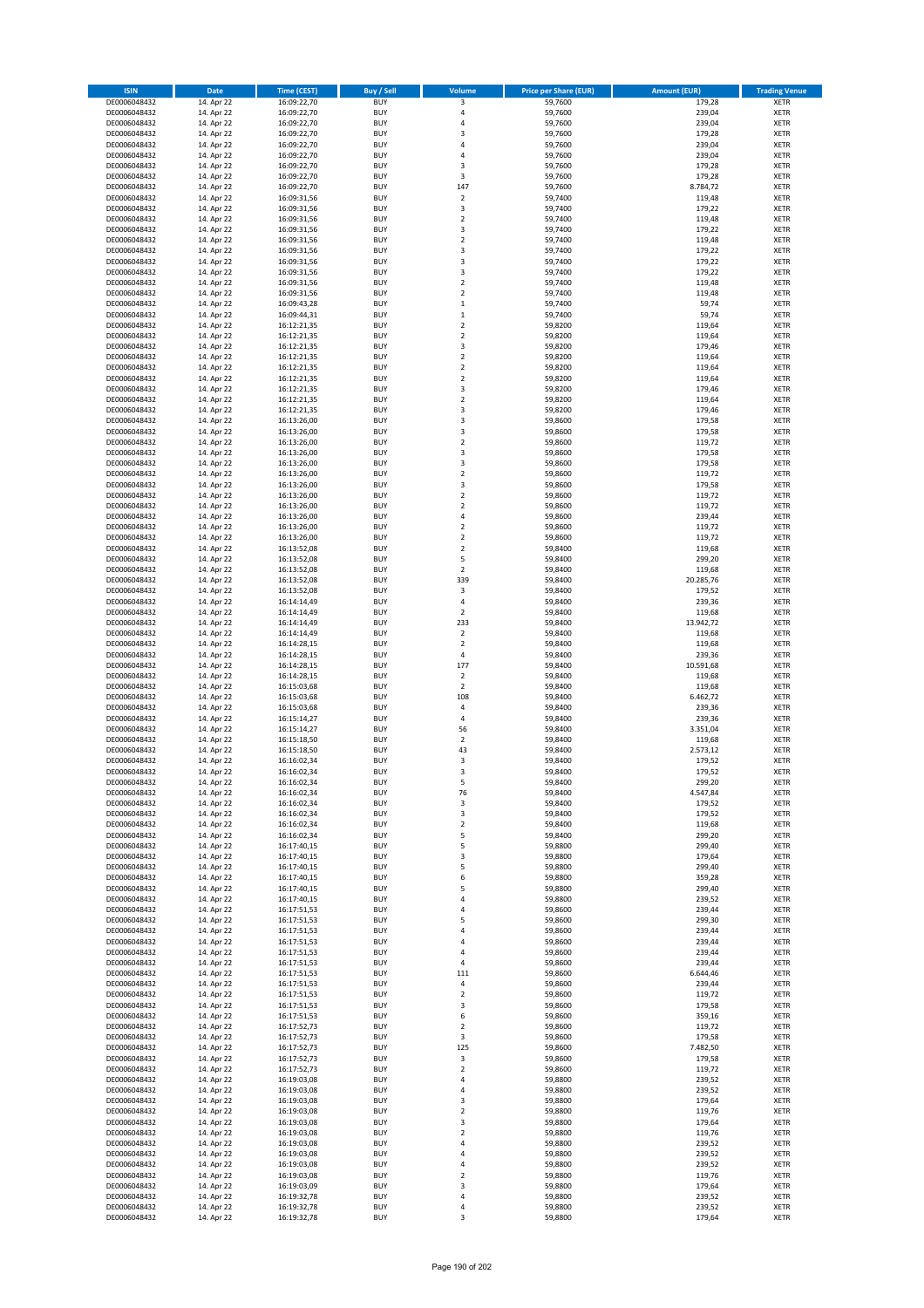| ISIN | Date | Time (CEST) | Buy / Sell | Volume | Price per Share (EUR) | Amount (EUR) | Trading Venue |
|---|---|---|---|---|---|---|---|
| DE0006048432 | 14. Apr 22 | 16:09:22,70 | BUY | 3 | 59,7600 | 179,28 | XETR |
| DE0006048432 | 14. Apr 22 | 16:09:22,70 | BUY | 4 | 59,7600 | 239,04 | XETR |
| DE0006048432 | 14. Apr 22 | 16:09:22,70 | BUY | 4 | 59,7600 | 239,04 | XETR |
| DE0006048432 | 14. Apr 22 | 16:09:22,70 | BUY | 3 | 59,7600 | 179,28 | XETR |
| DE0006048432 | 14. Apr 22 | 16:09:22,70 | BUY | 4 | 59,7600 | 239,04 | XETR |
| DE0006048432 | 14. Apr 22 | 16:09:22,70 | BUY | 4 | 59,7600 | 239,04 | XETR |
| DE0006048432 | 14. Apr 22 | 16:09:22,70 | BUY | 3 | 59,7600 | 179,28 | XETR |
| DE0006048432 | 14. Apr 22 | 16:09:22,70 | BUY | 3 | 59,7600 | 179,28 | XETR |
| DE0006048432 | 14. Apr 22 | 16:09:22,70 | BUY | 147 | 59,7600 | 8.784,72 | XETR |
| DE0006048432 | 14. Apr 22 | 16:09:31,56 | BUY | 2 | 59,7400 | 119,48 | XETR |
| DE0006048432 | 14. Apr 22 | 16:09:31,56 | BUY | 3 | 59,7400 | 179,22 | XETR |
| DE0006048432 | 14. Apr 22 | 16:09:31,56 | BUY | 2 | 59,7400 | 119,48 | XETR |
| DE0006048432 | 14. Apr 22 | 16:09:31,56 | BUY | 3 | 59,7400 | 179,22 | XETR |
| DE0006048432 | 14. Apr 22 | 16:09:31,56 | BUY | 2 | 59,7400 | 119,48 | XETR |
| DE0006048432 | 14. Apr 22 | 16:09:31,56 | BUY | 3 | 59,7400 | 179,22 | XETR |
| DE0006048432 | 14. Apr 22 | 16:09:31,56 | BUY | 3 | 59,7400 | 179,22 | XETR |
| DE0006048432 | 14. Apr 22 | 16:09:31,56 | BUY | 3 | 59,7400 | 179,22 | XETR |
| DE0006048432 | 14. Apr 22 | 16:09:31,56 | BUY | 2 | 59,7400 | 119,48 | XETR |
| DE0006048432 | 14. Apr 22 | 16:09:31,56 | BUY | 2 | 59,7400 | 119,48 | XETR |
| DE0006048432 | 14. Apr 22 | 16:09:43,28 | BUY | 1 | 59,7400 | 59,74 | XETR |
| DE0006048432 | 14. Apr 22 | 16:09:44,31 | BUY | 1 | 59,7400 | 59,74 | XETR |
| DE0006048432 | 14. Apr 22 | 16:12:21,35 | BUY | 2 | 59,8200 | 119,64 | XETR |
| DE0006048432 | 14. Apr 22 | 16:12:21,35 | BUY | 2 | 59,8200 | 119,64 | XETR |
| DE0006048432 | 14. Apr 22 | 16:12:21,35 | BUY | 3 | 59,8200 | 179,46 | XETR |
| DE0006048432 | 14. Apr 22 | 16:12:21,35 | BUY | 2 | 59,8200 | 119,64 | XETR |
| DE0006048432 | 14. Apr 22 | 16:12:21,35 | BUY | 2 | 59,8200 | 119,64 | XETR |
| DE0006048432 | 14. Apr 22 | 16:12:21,35 | BUY | 2 | 59,8200 | 119,64 | XETR |
| DE0006048432 | 14. Apr 22 | 16:12:21,35 | BUY | 3 | 59,8200 | 179,46 | XETR |
| DE0006048432 | 14. Apr 22 | 16:12:21,35 | BUY | 2 | 59,8200 | 119,64 | XETR |
| DE0006048432 | 14. Apr 22 | 16:12:21,35 | BUY | 3 | 59,8200 | 179,46 | XETR |
| DE0006048432 | 14. Apr 22 | 16:13:26,00 | BUY | 3 | 59,8600 | 179,58 | XETR |
| DE0006048432 | 14. Apr 22 | 16:13:26,00 | BUY | 3 | 59,8600 | 179,58 | XETR |
| DE0006048432 | 14. Apr 22 | 16:13:26,00 | BUY | 2 | 59,8600 | 119,72 | XETR |
| DE0006048432 | 14. Apr 22 | 16:13:26,00 | BUY | 3 | 59,8600 | 179,58 | XETR |
| DE0006048432 | 14. Apr 22 | 16:13:26,00 | BUY | 3 | 59,8600 | 179,58 | XETR |
| DE0006048432 | 14. Apr 22 | 16:13:26,00 | BUY | 2 | 59,8600 | 119,72 | XETR |
| DE0006048432 | 14. Apr 22 | 16:13:26,00 | BUY | 3 | 59,8600 | 179,58 | XETR |
| DE0006048432 | 14. Apr 22 | 16:13:26,00 | BUY | 2 | 59,8600 | 119,72 | XETR |
| DE0006048432 | 14. Apr 22 | 16:13:26,00 | BUY | 2 | 59,8600 | 119,72 | XETR |
| DE0006048432 | 14. Apr 22 | 16:13:26,00 | BUY | 4 | 59,8600 | 239,44 | XETR |
| DE0006048432 | 14. Apr 22 | 16:13:26,00 | BUY | 2 | 59,8600 | 119,72 | XETR |
| DE0006048432 | 14. Apr 22 | 16:13:26,00 | BUY | 2 | 59,8600 | 119,72 | XETR |
| DE0006048432 | 14. Apr 22 | 16:13:52,08 | BUY | 2 | 59,8400 | 119,68 | XETR |
| DE0006048432 | 14. Apr 22 | 16:13:52,08 | BUY | 5 | 59,8400 | 299,20 | XETR |
| DE0006048432 | 14. Apr 22 | 16:13:52,08 | BUY | 2 | 59,8400 | 119,68 | XETR |
| DE0006048432 | 14. Apr 22 | 16:13:52,08 | BUY | 339 | 59,8400 | 20.285,76 | XETR |
| DE0006048432 | 14. Apr 22 | 16:13:52,08 | BUY | 3 | 59,8400 | 179,52 | XETR |
| DE0006048432 | 14. Apr 22 | 16:14:14,49 | BUY | 4 | 59,8400 | 239,36 | XETR |
| DE0006048432 | 14. Apr 22 | 16:14:14,49 | BUY | 2 | 59,8400 | 119,68 | XETR |
| DE0006048432 | 14. Apr 22 | 16:14:14,49 | BUY | 233 | 59,8400 | 13.942,72 | XETR |
| DE0006048432 | 14. Apr 22 | 16:14:14,49 | BUY | 2 | 59,8400 | 119,68 | XETR |
| DE0006048432 | 14. Apr 22 | 16:14:28,15 | BUY | 2 | 59,8400 | 119,68 | XETR |
| DE0006048432 | 14. Apr 22 | 16:14:28,15 | BUY | 4 | 59,8400 | 239,36 | XETR |
| DE0006048432 | 14. Apr 22 | 16:14:28,15 | BUY | 177 | 59,8400 | 10.591,68 | XETR |
| DE0006048432 | 14. Apr 22 | 16:14:28,15 | BUY | 2 | 59,8400 | 119,68 | XETR |
| DE0006048432 | 14. Apr 22 | 16:15:03,68 | BUY | 2 | 59,8400 | 119,68 | XETR |
| DE0006048432 | 14. Apr 22 | 16:15:03,68 | BUY | 108 | 59,8400 | 6.462,72 | XETR |
| DE0006048432 | 14. Apr 22 | 16:15:03,68 | BUY | 4 | 59,8400 | 239,36 | XETR |
| DE0006048432 | 14. Apr 22 | 16:15:14,27 | BUY | 4 | 59,8400 | 239,36 | XETR |
| DE0006048432 | 14. Apr 22 | 16:15:14,27 | BUY | 56 | 59,8400 | 3.351,04 | XETR |
| DE0006048432 | 14. Apr 22 | 16:15:18,50 | BUY | 2 | 59,8400 | 119,68 | XETR |
| DE0006048432 | 14. Apr 22 | 16:15:18,50 | BUY | 43 | 59,8400 | 2.573,12 | XETR |
| DE0006048432 | 14. Apr 22 | 16:16:02,34 | BUY | 3 | 59,8400 | 179,52 | XETR |
| DE0006048432 | 14. Apr 22 | 16:16:02,34 | BUY | 3 | 59,8400 | 179,52 | XETR |
| DE0006048432 | 14. Apr 22 | 16:16:02,34 | BUY | 5 | 59,8400 | 299,20 | XETR |
| DE0006048432 | 14. Apr 22 | 16:16:02,34 | BUY | 76 | 59,8400 | 4.547,84 | XETR |
| DE0006048432 | 14. Apr 22 | 16:16:02,34 | BUY | 3 | 59,8400 | 179,52 | XETR |
| DE0006048432 | 14. Apr 22 | 16:16:02,34 | BUY | 3 | 59,8400 | 179,52 | XETR |
| DE0006048432 | 14. Apr 22 | 16:16:02,34 | BUY | 2 | 59,8400 | 119,68 | XETR |
| DE0006048432 | 14. Apr 22 | 16:16:02,34 | BUY | 5 | 59,8400 | 299,20 | XETR |
| DE0006048432 | 14. Apr 22 | 16:17:40,15 | BUY | 5 | 59,8800 | 299,40 | XETR |
| DE0006048432 | 14. Apr 22 | 16:17:40,15 | BUY | 3 | 59,8800 | 179,64 | XETR |
| DE0006048432 | 14. Apr 22 | 16:17:40,15 | BUY | 5 | 59,8800 | 299,40 | XETR |
| DE0006048432 | 14. Apr 22 | 16:17:40,15 | BUY | 6 | 59,8800 | 359,28 | XETR |
| DE0006048432 | 14. Apr 22 | 16:17:40,15 | BUY | 5 | 59,8800 | 299,40 | XETR |
| DE0006048432 | 14. Apr 22 | 16:17:40,15 | BUY | 4 | 59,8800 | 239,52 | XETR |
| DE0006048432 | 14. Apr 22 | 16:17:51,53 | BUY | 4 | 59,8600 | 239,44 | XETR |
| DE0006048432 | 14. Apr 22 | 16:17:51,53 | BUY | 5 | 59,8600 | 299,30 | XETR |
| DE0006048432 | 14. Apr 22 | 16:17:51,53 | BUY | 4 | 59,8600 | 239,44 | XETR |
| DE0006048432 | 14. Apr 22 | 16:17:51,53 | BUY | 4 | 59,8600 | 239,44 | XETR |
| DE0006048432 | 14. Apr 22 | 16:17:51,53 | BUY | 4 | 59,8600 | 239,44 | XETR |
| DE0006048432 | 14. Apr 22 | 16:17:51,53 | BUY | 4 | 59,8600 | 239,44 | XETR |
| DE0006048432 | 14. Apr 22 | 16:17:51,53 | BUY | 111 | 59,8600 | 6.644,46 | XETR |
| DE0006048432 | 14. Apr 22 | 16:17:51,53 | BUY | 4 | 59,8600 | 239,44 | XETR |
| DE0006048432 | 14. Apr 22 | 16:17:51,53 | BUY | 2 | 59,8600 | 119,72 | XETR |
| DE0006048432 | 14. Apr 22 | 16:17:51,53 | BUY | 3 | 59,8600 | 179,58 | XETR |
| DE0006048432 | 14. Apr 22 | 16:17:51,53 | BUY | 6 | 59,8600 | 359,16 | XETR |
| DE0006048432 | 14. Apr 22 | 16:17:52,73 | BUY | 2 | 59,8600 | 119,72 | XETR |
| DE0006048432 | 14. Apr 22 | 16:17:52,73 | BUY | 3 | 59,8600 | 179,58 | XETR |
| DE0006048432 | 14. Apr 22 | 16:17:52,73 | BUY | 125 | 59,8600 | 7.482,50 | XETR |
| DE0006048432 | 14. Apr 22 | 16:17:52,73 | BUY | 3 | 59,8600 | 179,58 | XETR |
| DE0006048432 | 14. Apr 22 | 16:17:52,73 | BUY | 2 | 59,8600 | 119,72 | XETR |
| DE0006048432 | 14. Apr 22 | 16:19:03,08 | BUY | 4 | 59,8800 | 239,52 | XETR |
| DE0006048432 | 14. Apr 22 | 16:19:03,08 | BUY | 4 | 59,8800 | 239,52 | XETR |
| DE0006048432 | 14. Apr 22 | 16:19:03,08 | BUY | 3 | 59,8800 | 179,64 | XETR |
| DE0006048432 | 14. Apr 22 | 16:19:03,08 | BUY | 2 | 59,8800 | 119,76 | XETR |
| DE0006048432 | 14. Apr 22 | 16:19:03,08 | BUY | 3 | 59,8800 | 179,64 | XETR |
| DE0006048432 | 14. Apr 22 | 16:19:03,08 | BUY | 2 | 59,8800 | 119,76 | XETR |
| DE0006048432 | 14. Apr 22 | 16:19:03,08 | BUY | 4 | 59,8800 | 239,52 | XETR |
| DE0006048432 | 14. Apr 22 | 16:19:03,08 | BUY | 4 | 59,8800 | 239,52 | XETR |
| DE0006048432 | 14. Apr 22 | 16:19:03,08 | BUY | 4 | 59,8800 | 239,52 | XETR |
| DE0006048432 | 14. Apr 22 | 16:19:03,08 | BUY | 2 | 59,8800 | 119,76 | XETR |
| DE0006048432 | 14. Apr 22 | 16:19:03,09 | BUY | 3 | 59,8800 | 179,64 | XETR |
| DE0006048432 | 14. Apr 22 | 16:19:32,78 | BUY | 4 | 59,8800 | 239,52 | XETR |
| DE0006048432 | 14. Apr 22 | 16:19:32,78 | BUY | 4 | 59,8800 | 239,52 | XETR |
| DE0006048432 | 14. Apr 22 | 16:19:32,78 | BUY | 3 | 59,8800 | 179,64 | XETR |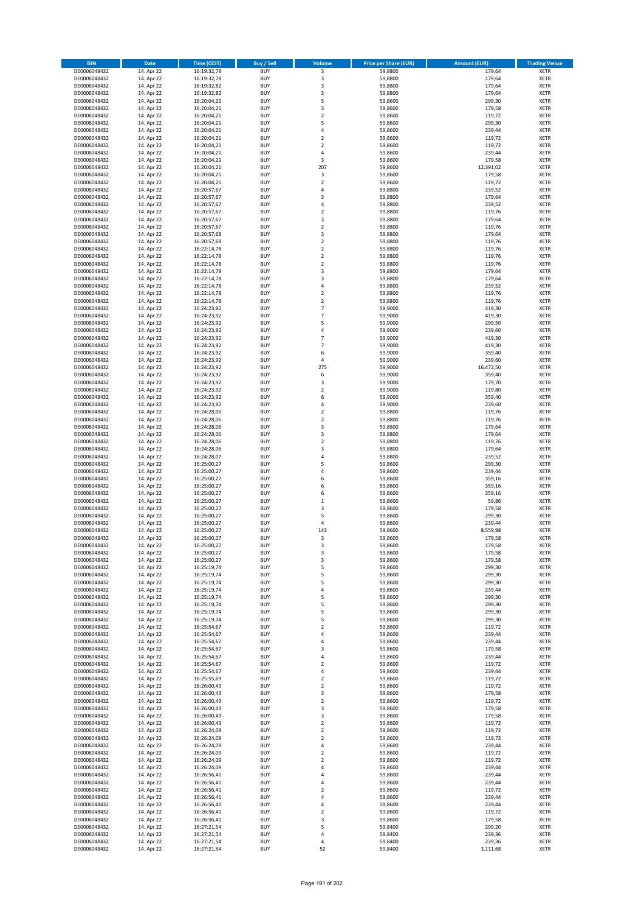| ISIN | Date | Time (CEST) | Buy / Sell | Volume | Price per Share (EUR) | Amount (EUR) | Trading Venue |
|---|---|---|---|---|---|---|---|
| DE0006048432 | 14. Apr 22 | 16:19:32,78 | BUY | 3 | 59,8800 | 179,64 | XETR |
| DE0006048432 | 14. Apr 22 | 16:19:32,78 | BUY | 3 | 59,8800 | 179,64 | XETR |
| DE0006048432 | 14. Apr 22 | 16:19:32,82 | BUY | 3 | 59,8800 | 179,64 | XETR |
| DE0006048432 | 14. Apr 22 | 16:19:32,82 | BUY | 3 | 59,8800 | 179,64 | XETR |
| DE0006048432 | 14. Apr 22 | 16:20:04,21 | BUY | 5 | 59,8600 | 299,30 | XETR |
| DE0006048432 | 14. Apr 22 | 16:20:04,21 | BUY | 3 | 59,8600 | 179,58 | XETR |
| DE0006048432 | 14. Apr 22 | 16:20:04,21 | BUY | 2 | 59,8600 | 119,72 | XETR |
| DE0006048432 | 14. Apr 22 | 16:20:04,21 | BUY | 5 | 59,8600 | 299,30 | XETR |
| DE0006048432 | 14. Apr 22 | 16:20:04,21 | BUY | 4 | 59,8600 | 239,44 | XETR |
| DE0006048432 | 14. Apr 22 | 16:20:04,21 | BUY | 2 | 59,8600 | 119,72 | XETR |
| DE0006048432 | 14. Apr 22 | 16:20:04,21 | BUY | 2 | 59,8600 | 119,72 | XETR |
| DE0006048432 | 14. Apr 22 | 16:20:04,21 | BUY | 4 | 59,8600 | 239,44 | XETR |
| DE0006048432 | 14. Apr 22 | 16:20:04,21 | BUY | 3 | 59,8600 | 179,58 | XETR |
| DE0006048432 | 14. Apr 22 | 16:20:04,21 | BUY | 207 | 59,8600 | 12.391,02 | XETR |
| DE0006048432 | 14. Apr 22 | 16:20:04,21 | BUY | 3 | 59,8600 | 179,58 | XETR |
| DE0006048432 | 14. Apr 22 | 16:20:04,21 | BUY | 2 | 59,8600 | 119,72 | XETR |
| DE0006048432 | 14. Apr 22 | 16:20:57,67 | BUY | 4 | 59,8800 | 239,52 | XETR |
| DE0006048432 | 14. Apr 22 | 16:20:57,67 | BUY | 3 | 59,8800 | 179,64 | XETR |
| DE0006048432 | 14. Apr 22 | 16:20:57,67 | BUY | 4 | 59,8800 | 239,52 | XETR |
| DE0006048432 | 14. Apr 22 | 16:20:57,67 | BUY | 2 | 59,8800 | 119,76 | XETR |
| DE0006048432 | 14. Apr 22 | 16:20:57,67 | BUY | 3 | 59,8800 | 179,64 | XETR |
| DE0006048432 | 14. Apr 22 | 16:20:57,67 | BUY | 2 | 59,8800 | 119,76 | XETR |
| DE0006048432 | 14. Apr 22 | 16:20:57,68 | BUY | 3 | 59,8800 | 179,64 | XETR |
| DE0006048432 | 14. Apr 22 | 16:20:57,68 | BUY | 2 | 59,8800 | 119,76 | XETR |
| DE0006048432 | 14. Apr 22 | 16:22:14,78 | BUY | 2 | 59,8800 | 119,76 | XETR |
| DE0006048432 | 14. Apr 22 | 16:22:14,78 | BUY | 2 | 59,8800 | 119,76 | XETR |
| DE0006048432 | 14. Apr 22 | 16:22:14,78 | BUY | 2 | 59,8800 | 119,76 | XETR |
| DE0006048432 | 14. Apr 22 | 16:22:14,78 | BUY | 3 | 59,8800 | 179,64 | XETR |
| DE0006048432 | 14. Apr 22 | 16:22:14,78 | BUY | 3 | 59,8800 | 179,64 | XETR |
| DE0006048432 | 14. Apr 22 | 16:22:14,78 | BUY | 4 | 59,8800 | 239,52 | XETR |
| DE0006048432 | 14. Apr 22 | 16:22:14,78 | BUY | 2 | 59,8800 | 119,76 | XETR |
| DE0006048432 | 14. Apr 22 | 16:22:14,78 | BUY | 2 | 59,8800 | 119,76 | XETR |
| DE0006048432 | 14. Apr 22 | 16:24:23,92 | BUY | 7 | 59,9000 | 419,30 | XETR |
| DE0006048432 | 14. Apr 22 | 16:24:23,92 | BUY | 7 | 59,9000 | 419,30 | XETR |
| DE0006048432 | 14. Apr 22 | 16:24:23,92 | BUY | 5 | 59,9000 | 299,50 | XETR |
| DE0006048432 | 14. Apr 22 | 16:24:23,92 | BUY | 4 | 59,9000 | 239,60 | XETR |
| DE0006048432 | 14. Apr 22 | 16:24:23,92 | BUY | 7 | 59,9000 | 419,30 | XETR |
| DE0006048432 | 14. Apr 22 | 16:24:23,92 | BUY | 7 | 59,9000 | 419,30 | XETR |
| DE0006048432 | 14. Apr 22 | 16:24:23,92 | BUY | 6 | 59,9000 | 359,40 | XETR |
| DE0006048432 | 14. Apr 22 | 16:24:23,92 | BUY | 4 | 59,9000 | 239,60 | XETR |
| DE0006048432 | 14. Apr 22 | 16:24:23,92 | BUY | 275 | 59,9000 | 16.472,50 | XETR |
| DE0006048432 | 14. Apr 22 | 16:24:23,92 | BUY | 6 | 59,9000 | 359,40 | XETR |
| DE0006048432 | 14. Apr 22 | 16:24:23,92 | BUY | 3 | 59,9000 | 179,70 | XETR |
| DE0006048432 | 14. Apr 22 | 16:24:23,92 | BUY | 2 | 59,9000 | 119,80 | XETR |
| DE0006048432 | 14. Apr 22 | 16:24:23,92 | BUY | 6 | 59,9000 | 359,40 | XETR |
| DE0006048432 | 14. Apr 22 | 16:24:23,92 | BUY | 4 | 59,9000 | 239,60 | XETR |
| DE0006048432 | 14. Apr 22 | 16:24:28,06 | BUY | 2 | 59,8800 | 119,76 | XETR |
| DE0006048432 | 14. Apr 22 | 16:24:28,06 | BUY | 2 | 59,8800 | 119,76 | XETR |
| DE0006048432 | 14. Apr 22 | 16:24:28,06 | BUY | 3 | 59,8800 | 179,64 | XETR |
| DE0006048432 | 14. Apr 22 | 16:24:28,06 | BUY | 3 | 59,8800 | 179,64 | XETR |
| DE0006048432 | 14. Apr 22 | 16:24:28,06 | BUY | 2 | 59,8800 | 119,76 | XETR |
| DE0006048432 | 14. Apr 22 | 16:24:28,06 | BUY | 3 | 59,8800 | 179,64 | XETR |
| DE0006048432 | 14. Apr 22 | 16:24:28,07 | BUY | 4 | 59,8800 | 239,52 | XETR |
| DE0006048432 | 14. Apr 22 | 16:25:00,27 | BUY | 5 | 59,8600 | 299,30 | XETR |
| DE0006048432 | 14. Apr 22 | 16:25:00,27 | BUY | 4 | 59,8600 | 239,44 | XETR |
| DE0006048432 | 14. Apr 22 | 16:25:00,27 | BUY | 6 | 59,8600 | 359,16 | XETR |
| DE0006048432 | 14. Apr 22 | 16:25:00,27 | BUY | 6 | 59,8600 | 359,16 | XETR |
| DE0006048432 | 14. Apr 22 | 16:25:00,27 | BUY | 6 | 59,8600 | 359,16 | XETR |
| DE0006048432 | 14. Apr 22 | 16:25:00,27 | BUY | 1 | 59,8600 | 59,86 | XETR |
| DE0006048432 | 14. Apr 22 | 16:25:00,27 | BUY | 3 | 59,8600 | 179,58 | XETR |
| DE0006048432 | 14. Apr 22 | 16:25:00,27 | BUY | 5 | 59,8600 | 299,30 | XETR |
| DE0006048432 | 14. Apr 22 | 16:25:00,27 | BUY | 4 | 59,8600 | 239,44 | XETR |
| DE0006048432 | 14. Apr 22 | 16:25:00,27 | BUY | 143 | 59,8600 | 8.559,98 | XETR |
| DE0006048432 | 14. Apr 22 | 16:25:00,27 | BUY | 3 | 59,8600 | 179,58 | XETR |
| DE0006048432 | 14. Apr 22 | 16:25:00,27 | BUY | 3 | 59,8600 | 179,58 | XETR |
| DE0006048432 | 14. Apr 22 | 16:25:00,27 | BUY | 3 | 59,8600 | 179,58 | XETR |
| DE0006048432 | 14. Apr 22 | 16:25:00,27 | BUY | 3 | 59,8600 | 179,58 | XETR |
| DE0006048432 | 14. Apr 22 | 16:25:19,74 | BUY | 5 | 59,8600 | 299,30 | XETR |
| DE0006048432 | 14. Apr 22 | 16:25:19,74 | BUY | 5 | 59,8600 | 299,30 | XETR |
| DE0006048432 | 14. Apr 22 | 16:25:19,74 | BUY | 5 | 59,8600 | 299,30 | XETR |
| DE0006048432 | 14. Apr 22 | 16:25:19,74 | BUY | 4 | 59,8600 | 239,44 | XETR |
| DE0006048432 | 14. Apr 22 | 16:25:19,74 | BUY | 5 | 59,8600 | 299,30 | XETR |
| DE0006048432 | 14. Apr 22 | 16:25:19,74 | BUY | 5 | 59,8600 | 299,30 | XETR |
| DE0006048432 | 14. Apr 22 | 16:25:19,74 | BUY | 5 | 59,8600 | 299,30 | XETR |
| DE0006048432 | 14. Apr 22 | 16:25:19,74 | BUY | 5 | 59,8600 | 299,30 | XETR |
| DE0006048432 | 14. Apr 22 | 16:25:54,67 | BUY | 2 | 59,8600 | 119,72 | XETR |
| DE0006048432 | 14. Apr 22 | 16:25:54,67 | BUY | 4 | 59,8600 | 239,44 | XETR |
| DE0006048432 | 14. Apr 22 | 16:25:54,67 | BUY | 4 | 59,8600 | 239,44 | XETR |
| DE0006048432 | 14. Apr 22 | 16:25:54,67 | BUY | 3 | 59,8600 | 179,58 | XETR |
| DE0006048432 | 14. Apr 22 | 16:25:54,67 | BUY | 4 | 59,8600 | 239,44 | XETR |
| DE0006048432 | 14. Apr 22 | 16:25:54,67 | BUY | 2 | 59,8600 | 119,72 | XETR |
| DE0006048432 | 14. Apr 22 | 16:25:54,67 | BUY | 4 | 59,8600 | 239,44 | XETR |
| DE0006048432 | 14. Apr 22 | 16:25:55,69 | BUY | 2 | 59,8600 | 119,72 | XETR |
| DE0006048432 | 14. Apr 22 | 16:26:00,43 | BUY | 2 | 59,8600 | 119,72 | XETR |
| DE0006048432 | 14. Apr 22 | 16:26:00,43 | BUY | 3 | 59,8600 | 179,58 | XETR |
| DE0006048432 | 14. Apr 22 | 16:26:00,43 | BUY | 2 | 59,8600 | 119,72 | XETR |
| DE0006048432 | 14. Apr 22 | 16:26:00,43 | BUY | 3 | 59,8600 | 179,58 | XETR |
| DE0006048432 | 14. Apr 22 | 16:26:00,43 | BUY | 3 | 59,8600 | 179,58 | XETR |
| DE0006048432 | 14. Apr 22 | 16:26:00,43 | BUY | 2 | 59,8600 | 119,72 | XETR |
| DE0006048432 | 14. Apr 22 | 16:26:24,09 | BUY | 2 | 59,8600 | 119,72 | XETR |
| DE0006048432 | 14. Apr 22 | 16:26:24,09 | BUY | 2 | 59,8600 | 119,72 | XETR |
| DE0006048432 | 14. Apr 22 | 16:26:24,09 | BUY | 4 | 59,8600 | 239,44 | XETR |
| DE0006048432 | 14. Apr 22 | 16:26:24,09 | BUY | 2 | 59,8600 | 119,72 | XETR |
| DE0006048432 | 14. Apr 22 | 16:26:24,09 | BUY | 2 | 59,8600 | 119,72 | XETR |
| DE0006048432 | 14. Apr 22 | 16:26:24,09 | BUY | 4 | 59,8600 | 239,44 | XETR |
| DE0006048432 | 14. Apr 22 | 16:26:56,41 | BUY | 4 | 59,8600 | 239,44 | XETR |
| DE0006048432 | 14. Apr 22 | 16:26:56,41 | BUY | 4 | 59,8600 | 239,44 | XETR |
| DE0006048432 | 14. Apr 22 | 16:26:56,41 | BUY | 2 | 59,8600 | 119,72 | XETR |
| DE0006048432 | 14. Apr 22 | 16:26:56,41 | BUY | 4 | 59,8600 | 239,44 | XETR |
| DE0006048432 | 14. Apr 22 | 16:26:56,41 | BUY | 4 | 59,8600 | 239,44 | XETR |
| DE0006048432 | 14. Apr 22 | 16:26:56,41 | BUY | 2 | 59,8600 | 119,72 | XETR |
| DE0006048432 | 14. Apr 22 | 16:26:56,41 | BUY | 3 | 59,8600 | 179,58 | XETR |
| DE0006048432 | 14. Apr 22 | 16:27:21,54 | BUY | 5 | 59,8400 | 299,20 | XETR |
| DE0006048432 | 14. Apr 22 | 16:27:21,54 | BUY | 4 | 59,8400 | 239,36 | XETR |
| DE0006048432 | 14. Apr 22 | 16:27:21,54 | BUY | 4 | 59,8400 | 239,36 | XETR |
| DE0006048432 | 14. Apr 22 | 16:27:21,54 | BUY | 52 | 59,8400 | 3.111,68 | XETR |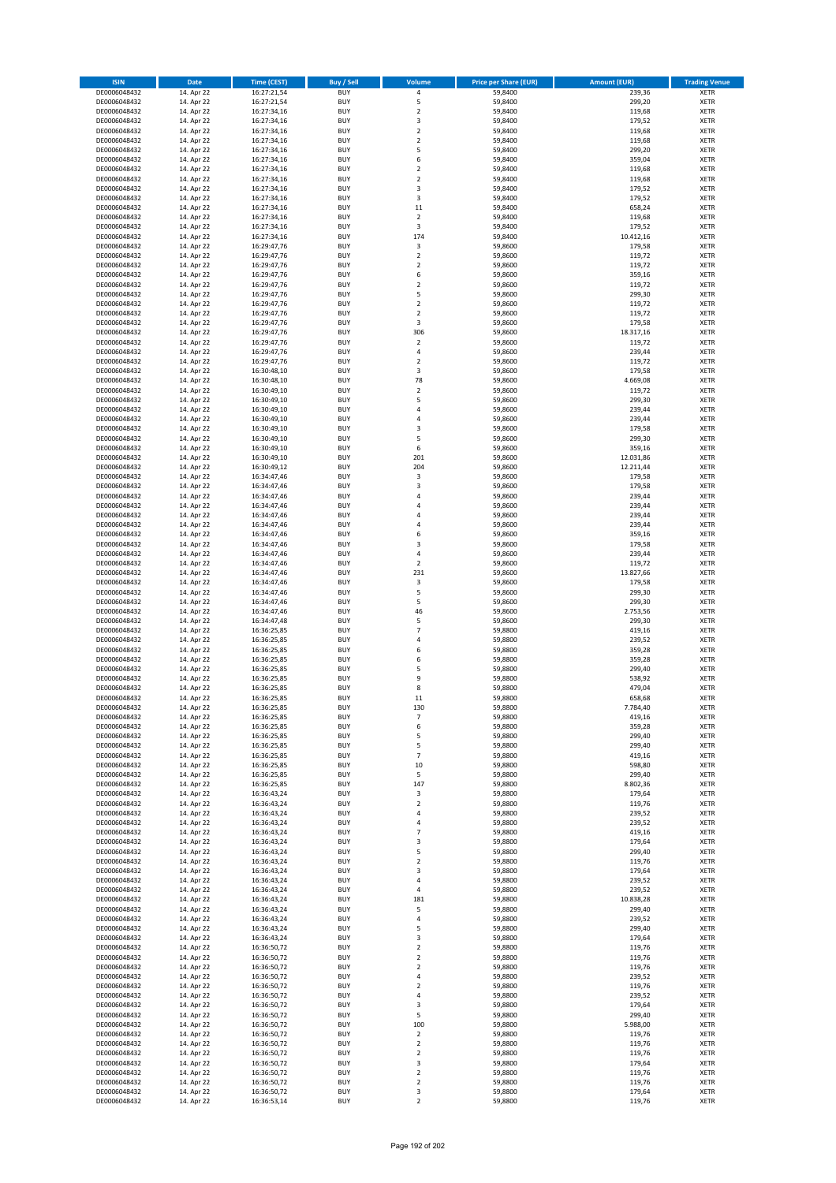| ISIN | Date | Time (CEST) | Buy / Sell | Volume | Price per Share (EUR) | Amount (EUR) | Trading Venue |
|---|---|---|---|---|---|---|---|
| DE0006048432 | 14. Apr 22 | 16:27:21,54 | BUY | 4 | 59,8400 | 239,36 | XETR |
| DE0006048432 | 14. Apr 22 | 16:27:21,54 | BUY | 5 | 59,8400 | 299,20 | XETR |
| DE0006048432 | 14. Apr 22 | 16:27:34,16 | BUY | 2 | 59,8400 | 119,68 | XETR |
| DE0006048432 | 14. Apr 22 | 16:27:34,16 | BUY | 3 | 59,8400 | 179,52 | XETR |
| DE0006048432 | 14. Apr 22 | 16:27:34,16 | BUY | 2 | 59,8400 | 119,68 | XETR |
| DE0006048432 | 14. Apr 22 | 16:27:34,16 | BUY | 2 | 59,8400 | 119,68 | XETR |
| DE0006048432 | 14. Apr 22 | 16:27:34,16 | BUY | 5 | 59,8400 | 299,20 | XETR |
| DE0006048432 | 14. Apr 22 | 16:27:34,16 | BUY | 6 | 59,8400 | 359,04 | XETR |
| DE0006048432 | 14. Apr 22 | 16:27:34,16 | BUY | 2 | 59,8400 | 119,68 | XETR |
| DE0006048432 | 14. Apr 22 | 16:27:34,16 | BUY | 2 | 59,8400 | 119,68 | XETR |
| DE0006048432 | 14. Apr 22 | 16:27:34,16 | BUY | 3 | 59,8400 | 179,52 | XETR |
| DE0006048432 | 14. Apr 22 | 16:27:34,16 | BUY | 3 | 59,8400 | 179,52 | XETR |
| DE0006048432 | 14. Apr 22 | 16:27:34,16 | BUY | 11 | 59,8400 | 658,24 | XETR |
| DE0006048432 | 14. Apr 22 | 16:27:34,16 | BUY | 2 | 59,8400 | 119,68 | XETR |
| DE0006048432 | 14. Apr 22 | 16:27:34,16 | BUY | 3 | 59,8400 | 179,52 | XETR |
| DE0006048432 | 14. Apr 22 | 16:27:34,16 | BUY | 174 | 59,8400 | 10.412,16 | XETR |
| DE0006048432 | 14. Apr 22 | 16:29:47,76 | BUY | 3 | 59,8600 | 179,58 | XETR |
| DE0006048432 | 14. Apr 22 | 16:29:47,76 | BUY | 2 | 59,8600 | 119,72 | XETR |
| DE0006048432 | 14. Apr 22 | 16:29:47,76 | BUY | 2 | 59,8600 | 119,72 | XETR |
| DE0006048432 | 14. Apr 22 | 16:29:47,76 | BUY | 6 | 59,8600 | 359,16 | XETR |
| DE0006048432 | 14. Apr 22 | 16:29:47,76 | BUY | 2 | 59,8600 | 119,72 | XETR |
| DE0006048432 | 14. Apr 22 | 16:29:47,76 | BUY | 5 | 59,8600 | 299,30 | XETR |
| DE0006048432 | 14. Apr 22 | 16:29:47,76 | BUY | 2 | 59,8600 | 119,72 | XETR |
| DE0006048432 | 14. Apr 22 | 16:29:47,76 | BUY | 2 | 59,8600 | 119,72 | XETR |
| DE0006048432 | 14. Apr 22 | 16:29:47,76 | BUY | 3 | 59,8600 | 179,58 | XETR |
| DE0006048432 | 14. Apr 22 | 16:29:47,76 | BUY | 306 | 59,8600 | 18.317,16 | XETR |
| DE0006048432 | 14. Apr 22 | 16:29:47,76 | BUY | 2 | 59,8600 | 119,72 | XETR |
| DE0006048432 | 14. Apr 22 | 16:29:47,76 | BUY | 4 | 59,8600 | 239,44 | XETR |
| DE0006048432 | 14. Apr 22 | 16:29:47,76 | BUY | 2 | 59,8600 | 119,72 | XETR |
| DE0006048432 | 14. Apr 22 | 16:30:48,10 | BUY | 3 | 59,8600 | 179,58 | XETR |
| DE0006048432 | 14. Apr 22 | 16:30:48,10 | BUY | 78 | 59,8600 | 4.669,08 | XETR |
| DE0006048432 | 14. Apr 22 | 16:30:49,10 | BUY | 2 | 59,8600 | 119,72 | XETR |
| DE0006048432 | 14. Apr 22 | 16:30:49,10 | BUY | 5 | 59,8600 | 299,30 | XETR |
| DE0006048432 | 14. Apr 22 | 16:30:49,10 | BUY | 4 | 59,8600 | 239,44 | XETR |
| DE0006048432 | 14. Apr 22 | 16:30:49,10 | BUY | 4 | 59,8600 | 239,44 | XETR |
| DE0006048432 | 14. Apr 22 | 16:30:49,10 | BUY | 3 | 59,8600 | 179,58 | XETR |
| DE0006048432 | 14. Apr 22 | 16:30:49,10 | BUY | 5 | 59,8600 | 299,30 | XETR |
| DE0006048432 | 14. Apr 22 | 16:30:49,10 | BUY | 6 | 59,8600 | 359,16 | XETR |
| DE0006048432 | 14. Apr 22 | 16:30:49,10 | BUY | 201 | 59,8600 | 12.031,86 | XETR |
| DE0006048432 | 14. Apr 22 | 16:30:49,12 | BUY | 204 | 59,8600 | 12.211,44 | XETR |
| DE0006048432 | 14. Apr 22 | 16:34:47,46 | BUY | 3 | 59,8600 | 179,58 | XETR |
| DE0006048432 | 14. Apr 22 | 16:34:47,46 | BUY | 3 | 59,8600 | 179,58 | XETR |
| DE0006048432 | 14. Apr 22 | 16:34:47,46 | BUY | 4 | 59,8600 | 239,44 | XETR |
| DE0006048432 | 14. Apr 22 | 16:34:47,46 | BUY | 4 | 59,8600 | 239,44 | XETR |
| DE0006048432 | 14. Apr 22 | 16:34:47,46 | BUY | 4 | 59,8600 | 239,44 | XETR |
| DE0006048432 | 14. Apr 22 | 16:34:47,46 | BUY | 4 | 59,8600 | 239,44 | XETR |
| DE0006048432 | 14. Apr 22 | 16:34:47,46 | BUY | 6 | 59,8600 | 359,16 | XETR |
| DE0006048432 | 14. Apr 22 | 16:34:47,46 | BUY | 3 | 59,8600 | 179,58 | XETR |
| DE0006048432 | 14. Apr 22 | 16:34:47,46 | BUY | 4 | 59,8600 | 239,44 | XETR |
| DE0006048432 | 14. Apr 22 | 16:34:47,46 | BUY | 2 | 59,8600 | 119,72 | XETR |
| DE0006048432 | 14. Apr 22 | 16:34:47,46 | BUY | 231 | 59,8600 | 13.827,66 | XETR |
| DE0006048432 | 14. Apr 22 | 16:34:47,46 | BUY | 3 | 59,8600 | 179,58 | XETR |
| DE0006048432 | 14. Apr 22 | 16:34:47,46 | BUY | 5 | 59,8600 | 299,30 | XETR |
| DE0006048432 | 14. Apr 22 | 16:34:47,46 | BUY | 5 | 59,8600 | 299,30 | XETR |
| DE0006048432 | 14. Apr 22 | 16:34:47,46 | BUY | 46 | 59,8600 | 2.753,56 | XETR |
| DE0006048432 | 14. Apr 22 | 16:34:47,48 | BUY | 5 | 59,8600 | 299,30 | XETR |
| DE0006048432 | 14. Apr 22 | 16:36:25,85 | BUY | 7 | 59,8800 | 419,16 | XETR |
| DE0006048432 | 14. Apr 22 | 16:36:25,85 | BUY | 4 | 59,8800 | 239,52 | XETR |
| DE0006048432 | 14. Apr 22 | 16:36:25,85 | BUY | 6 | 59,8800 | 359,28 | XETR |
| DE0006048432 | 14. Apr 22 | 16:36:25,85 | BUY | 6 | 59,8800 | 359,28 | XETR |
| DE0006048432 | 14. Apr 22 | 16:36:25,85 | BUY | 5 | 59,8800 | 299,40 | XETR |
| DE0006048432 | 14. Apr 22 | 16:36:25,85 | BUY | 9 | 59,8800 | 538,92 | XETR |
| DE0006048432 | 14. Apr 22 | 16:36:25,85 | BUY | 8 | 59,8800 | 479,04 | XETR |
| DE0006048432 | 14. Apr 22 | 16:36:25,85 | BUY | 11 | 59,8800 | 658,68 | XETR |
| DE0006048432 | 14. Apr 22 | 16:36:25,85 | BUY | 130 | 59,8800 | 7.784,40 | XETR |
| DE0006048432 | 14. Apr 22 | 16:36:25,85 | BUY | 7 | 59,8800 | 419,16 | XETR |
| DE0006048432 | 14. Apr 22 | 16:36:25,85 | BUY | 6 | 59,8800 | 359,28 | XETR |
| DE0006048432 | 14. Apr 22 | 16:36:25,85 | BUY | 5 | 59,8800 | 299,40 | XETR |
| DE0006048432 | 14. Apr 22 | 16:36:25,85 | BUY | 5 | 59,8800 | 299,40 | XETR |
| DE0006048432 | 14. Apr 22 | 16:36:25,85 | BUY | 7 | 59,8800 | 419,16 | XETR |
| DE0006048432 | 14. Apr 22 | 16:36:25,85 | BUY | 10 | 59,8800 | 598,80 | XETR |
| DE0006048432 | 14. Apr 22 | 16:36:25,85 | BUY | 5 | 59,8800 | 299,40 | XETR |
| DE0006048432 | 14. Apr 22 | 16:36:25,85 | BUY | 147 | 59,8800 | 8.802,36 | XETR |
| DE0006048432 | 14. Apr 22 | 16:36:43,24 | BUY | 3 | 59,8800 | 179,64 | XETR |
| DE0006048432 | 14. Apr 22 | 16:36:43,24 | BUY | 2 | 59,8800 | 119,76 | XETR |
| DE0006048432 | 14. Apr 22 | 16:36:43,24 | BUY | 4 | 59,8800 | 239,52 | XETR |
| DE0006048432 | 14. Apr 22 | 16:36:43,24 | BUY | 4 | 59,8800 | 239,52 | XETR |
| DE0006048432 | 14. Apr 22 | 16:36:43,24 | BUY | 7 | 59,8800 | 419,16 | XETR |
| DE0006048432 | 14. Apr 22 | 16:36:43,24 | BUY | 3 | 59,8800 | 179,64 | XETR |
| DE0006048432 | 14. Apr 22 | 16:36:43,24 | BUY | 5 | 59,8800 | 299,40 | XETR |
| DE0006048432 | 14. Apr 22 | 16:36:43,24 | BUY | 2 | 59,8800 | 119,76 | XETR |
| DE0006048432 | 14. Apr 22 | 16:36:43,24 | BUY | 3 | 59,8800 | 179,64 | XETR |
| DE0006048432 | 14. Apr 22 | 16:36:43,24 | BUY | 4 | 59,8800 | 239,52 | XETR |
| DE0006048432 | 14. Apr 22 | 16:36:43,24 | BUY | 4 | 59,8800 | 239,52 | XETR |
| DE0006048432 | 14. Apr 22 | 16:36:43,24 | BUY | 181 | 59,8800 | 10.838,28 | XETR |
| DE0006048432 | 14. Apr 22 | 16:36:43,24 | BUY | 5 | 59,8800 | 299,40 | XETR |
| DE0006048432 | 14. Apr 22 | 16:36:43,24 | BUY | 4 | 59,8800 | 239,52 | XETR |
| DE0006048432 | 14. Apr 22 | 16:36:43,24 | BUY | 5 | 59,8800 | 299,40 | XETR |
| DE0006048432 | 14. Apr 22 | 16:36:43,24 | BUY | 3 | 59,8800 | 179,64 | XETR |
| DE0006048432 | 14. Apr 22 | 16:36:50,72 | BUY | 2 | 59,8800 | 119,76 | XETR |
| DE0006048432 | 14. Apr 22 | 16:36:50,72 | BUY | 2 | 59,8800 | 119,76 | XETR |
| DE0006048432 | 14. Apr 22 | 16:36:50,72 | BUY | 2 | 59,8800 | 119,76 | XETR |
| DE0006048432 | 14. Apr 22 | 16:36:50,72 | BUY | 4 | 59,8800 | 239,52 | XETR |
| DE0006048432 | 14. Apr 22 | 16:36:50,72 | BUY | 2 | 59,8800 | 119,76 | XETR |
| DE0006048432 | 14. Apr 22 | 16:36:50,72 | BUY | 4 | 59,8800 | 239,52 | XETR |
| DE0006048432 | 14. Apr 22 | 16:36:50,72 | BUY | 3 | 59,8800 | 179,64 | XETR |
| DE0006048432 | 14. Apr 22 | 16:36:50,72 | BUY | 5 | 59,8800 | 299,40 | XETR |
| DE0006048432 | 14. Apr 22 | 16:36:50,72 | BUY | 100 | 59,8800 | 5.988,00 | XETR |
| DE0006048432 | 14. Apr 22 | 16:36:50,72 | BUY | 2 | 59,8800 | 119,76 | XETR |
| DE0006048432 | 14. Apr 22 | 16:36:50,72 | BUY | 2 | 59,8800 | 119,76 | XETR |
| DE0006048432 | 14. Apr 22 | 16:36:50,72 | BUY | 2 | 59,8800 | 119,76 | XETR |
| DE0006048432 | 14. Apr 22 | 16:36:50,72 | BUY | 3 | 59,8800 | 179,64 | XETR |
| DE0006048432 | 14. Apr 22 | 16:36:50,72 | BUY | 2 | 59,8800 | 119,76 | XETR |
| DE0006048432 | 14. Apr 22 | 16:36:50,72 | BUY | 2 | 59,8800 | 119,76 | XETR |
| DE0006048432 | 14. Apr 22 | 16:36:50,72 | BUY | 3 | 59,8800 | 179,64 | XETR |
| DE0006048432 | 14. Apr 22 | 16:36:53,14 | BUY | 2 | 59,8800 | 119,76 | XETR |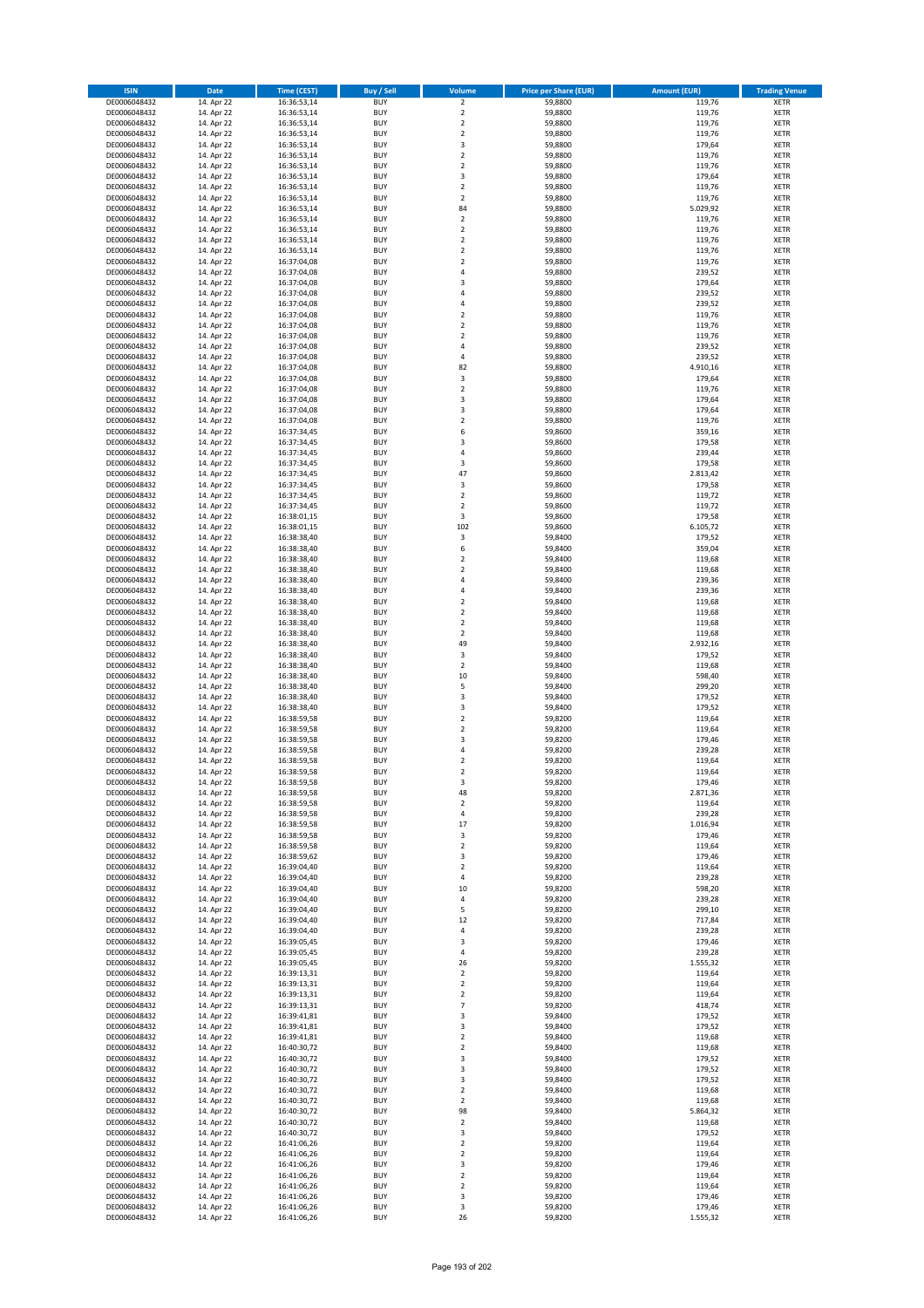| ISIN | Date | Time (CEST) | Buy / Sell | Volume | Price per Share (EUR) | Amount (EUR) | Trading Venue |
|---|---|---|---|---|---|---|---|
| DE0006048432 | 14. Apr 22 | 16:36:53,14 | BUY | 2 | 59,8800 | 119,76 | XETR |
| DE0006048432 | 14. Apr 22 | 16:36:53,14 | BUY | 2 | 59,8800 | 119,76 | XETR |
| DE0006048432 | 14. Apr 22 | 16:36:53,14 | BUY | 2 | 59,8800 | 119,76 | XETR |
| DE0006048432 | 14. Apr 22 | 16:36:53,14 | BUY | 2 | 59,8800 | 119,76 | XETR |
| DE0006048432 | 14. Apr 22 | 16:36:53,14 | BUY | 3 | 59,8800 | 179,64 | XETR |
| DE0006048432 | 14. Apr 22 | 16:36:53,14 | BUY | 2 | 59,8800 | 119,76 | XETR |
| DE0006048432 | 14. Apr 22 | 16:36:53,14 | BUY | 2 | 59,8800 | 119,76 | XETR |
| DE0006048432 | 14. Apr 22 | 16:36:53,14 | BUY | 3 | 59,8800 | 179,64 | XETR |
| DE0006048432 | 14. Apr 22 | 16:36:53,14 | BUY | 2 | 59,8800 | 119,76 | XETR |
| DE0006048432 | 14. Apr 22 | 16:36:53,14 | BUY | 2 | 59,8800 | 119,76 | XETR |
| DE0006048432 | 14. Apr 22 | 16:36:53,14 | BUY | 84 | 59,8800 | 5.029,92 | XETR |
| DE0006048432 | 14. Apr 22 | 16:36:53,14 | BUY | 2 | 59,8800 | 119,76 | XETR |
| DE0006048432 | 14. Apr 22 | 16:36:53,14 | BUY | 2 | 59,8800 | 119,76 | XETR |
| DE0006048432 | 14. Apr 22 | 16:36:53,14 | BUY | 2 | 59,8800 | 119,76 | XETR |
| DE0006048432 | 14. Apr 22 | 16:36:53,14 | BUY | 2 | 59,8800 | 119,76 | XETR |
| DE0006048432 | 14. Apr 22 | 16:37:04,08 | BUY | 2 | 59,8800 | 119,76 | XETR |
| DE0006048432 | 14. Apr 22 | 16:37:04,08 | BUY | 4 | 59,8800 | 239,52 | XETR |
| DE0006048432 | 14. Apr 22 | 16:37:04,08 | BUY | 3 | 59,8800 | 179,64 | XETR |
| DE0006048432 | 14. Apr 22 | 16:37:04,08 | BUY | 4 | 59,8800 | 239,52 | XETR |
| DE0006048432 | 14. Apr 22 | 16:37:04,08 | BUY | 4 | 59,8800 | 239,52 | XETR |
| DE0006048432 | 14. Apr 22 | 16:37:04,08 | BUY | 2 | 59,8800 | 119,76 | XETR |
| DE0006048432 | 14. Apr 22 | 16:37:04,08 | BUY | 2 | 59,8800 | 119,76 | XETR |
| DE0006048432 | 14. Apr 22 | 16:37:04,08 | BUY | 2 | 59,8800 | 119,76 | XETR |
| DE0006048432 | 14. Apr 22 | 16:37:04,08 | BUY | 4 | 59,8800 | 239,52 | XETR |
| DE0006048432 | 14. Apr 22 | 16:37:04,08 | BUY | 4 | 59,8800 | 239,52 | XETR |
| DE0006048432 | 14. Apr 22 | 16:37:04,08 | BUY | 82 | 59,8800 | 4.910,16 | XETR |
| DE0006048432 | 14. Apr 22 | 16:37:04,08 | BUY | 3 | 59,8800 | 179,64 | XETR |
| DE0006048432 | 14. Apr 22 | 16:37:04,08 | BUY | 2 | 59,8800 | 119,76 | XETR |
| DE0006048432 | 14. Apr 22 | 16:37:04,08 | BUY | 3 | 59,8800 | 179,64 | XETR |
| DE0006048432 | 14. Apr 22 | 16:37:04,08 | BUY | 3 | 59,8800 | 179,64 | XETR |
| DE0006048432 | 14. Apr 22 | 16:37:04,08 | BUY | 2 | 59,8800 | 119,76 | XETR |
| DE0006048432 | 14. Apr 22 | 16:37:34,45 | BUY | 6 | 59,8600 | 359,16 | XETR |
| DE0006048432 | 14. Apr 22 | 16:37:34,45 | BUY | 3 | 59,8600 | 179,58 | XETR |
| DE0006048432 | 14. Apr 22 | 16:37:34,45 | BUY | 4 | 59,8600 | 239,44 | XETR |
| DE0006048432 | 14. Apr 22 | 16:37:34,45 | BUY | 3 | 59,8600 | 179,58 | XETR |
| DE0006048432 | 14. Apr 22 | 16:37:34,45 | BUY | 47 | 59,8600 | 2.813,42 | XETR |
| DE0006048432 | 14. Apr 22 | 16:37:34,45 | BUY | 3 | 59,8600 | 179,58 | XETR |
| DE0006048432 | 14. Apr 22 | 16:37:34,45 | BUY | 2 | 59,8600 | 119,72 | XETR |
| DE0006048432 | 14. Apr 22 | 16:37:34,45 | BUY | 2 | 59,8600 | 119,72 | XETR |
| DE0006048432 | 14. Apr 22 | 16:38:01,15 | BUY | 3 | 59,8600 | 179,58 | XETR |
| DE0006048432 | 14. Apr 22 | 16:38:01,15 | BUY | 102 | 59,8600 | 6.105,72 | XETR |
| DE0006048432 | 14. Apr 22 | 16:38:38,40 | BUY | 3 | 59,8400 | 179,52 | XETR |
| DE0006048432 | 14. Apr 22 | 16:38:38,40 | BUY | 6 | 59,8400 | 359,04 | XETR |
| DE0006048432 | 14. Apr 22 | 16:38:38,40 | BUY | 2 | 59,8400 | 119,68 | XETR |
| DE0006048432 | 14. Apr 22 | 16:38:38,40 | BUY | 2 | 59,8400 | 119,68 | XETR |
| DE0006048432 | 14. Apr 22 | 16:38:38,40 | BUY | 4 | 59,8400 | 239,36 | XETR |
| DE0006048432 | 14. Apr 22 | 16:38:38,40 | BUY | 4 | 59,8400 | 239,36 | XETR |
| DE0006048432 | 14. Apr 22 | 16:38:38,40 | BUY | 2 | 59,8400 | 119,68 | XETR |
| DE0006048432 | 14. Apr 22 | 16:38:38,40 | BUY | 2 | 59,8400 | 119,68 | XETR |
| DE0006048432 | 14. Apr 22 | 16:38:38,40 | BUY | 2 | 59,8400 | 119,68 | XETR |
| DE0006048432 | 14. Apr 22 | 16:38:38,40 | BUY | 2 | 59,8400 | 119,68 | XETR |
| DE0006048432 | 14. Apr 22 | 16:38:38,40 | BUY | 49 | 59,8400 | 2.932,16 | XETR |
| DE0006048432 | 14. Apr 22 | 16:38:38,40 | BUY | 3 | 59,8400 | 179,52 | XETR |
| DE0006048432 | 14. Apr 22 | 16:38:38,40 | BUY | 2 | 59,8400 | 119,68 | XETR |
| DE0006048432 | 14. Apr 22 | 16:38:38,40 | BUY | 10 | 59,8400 | 598,40 | XETR |
| DE0006048432 | 14. Apr 22 | 16:38:38,40 | BUY | 5 | 59,8400 | 299,20 | XETR |
| DE0006048432 | 14. Apr 22 | 16:38:38,40 | BUY | 3 | 59,8400 | 179,52 | XETR |
| DE0006048432 | 14. Apr 22 | 16:38:38,40 | BUY | 3 | 59,8400 | 179,52 | XETR |
| DE0006048432 | 14. Apr 22 | 16:38:59,58 | BUY | 2 | 59,8200 | 119,64 | XETR |
| DE0006048432 | 14. Apr 22 | 16:38:59,58 | BUY | 2 | 59,8200 | 119,64 | XETR |
| DE0006048432 | 14. Apr 22 | 16:38:59,58 | BUY | 3 | 59,8200 | 179,46 | XETR |
| DE0006048432 | 14. Apr 22 | 16:38:59,58 | BUY | 4 | 59,8200 | 239,28 | XETR |
| DE0006048432 | 14. Apr 22 | 16:38:59,58 | BUY | 2 | 59,8200 | 119,64 | XETR |
| DE0006048432 | 14. Apr 22 | 16:38:59,58 | BUY | 2 | 59,8200 | 119,64 | XETR |
| DE0006048432 | 14. Apr 22 | 16:38:59,58 | BUY | 3 | 59,8200 | 179,46 | XETR |
| DE0006048432 | 14. Apr 22 | 16:38:59,58 | BUY | 48 | 59,8200 | 2.871,36 | XETR |
| DE0006048432 | 14. Apr 22 | 16:38:59,58 | BUY | 2 | 59,8200 | 119,64 | XETR |
| DE0006048432 | 14. Apr 22 | 16:38:59,58 | BUY | 4 | 59,8200 | 239,28 | XETR |
| DE0006048432 | 14. Apr 22 | 16:38:59,58 | BUY | 17 | 59,8200 | 1.016,94 | XETR |
| DE0006048432 | 14. Apr 22 | 16:38:59,58 | BUY | 3 | 59,8200 | 179,46 | XETR |
| DE0006048432 | 14. Apr 22 | 16:38:59,58 | BUY | 2 | 59,8200 | 119,64 | XETR |
| DE0006048432 | 14. Apr 22 | 16:38:59,62 | BUY | 3 | 59,8200 | 179,46 | XETR |
| DE0006048432 | 14. Apr 22 | 16:39:04,40 | BUY | 2 | 59,8200 | 119,64 | XETR |
| DE0006048432 | 14. Apr 22 | 16:39:04,40 | BUY | 4 | 59,8200 | 239,28 | XETR |
| DE0006048432 | 14. Apr 22 | 16:39:04,40 | BUY | 10 | 59,8200 | 598,20 | XETR |
| DE0006048432 | 14. Apr 22 | 16:39:04,40 | BUY | 4 | 59,8200 | 239,28 | XETR |
| DE0006048432 | 14. Apr 22 | 16:39:04,40 | BUY | 5 | 59,8200 | 299,10 | XETR |
| DE0006048432 | 14. Apr 22 | 16:39:04,40 | BUY | 12 | 59,8200 | 717,84 | XETR |
| DE0006048432 | 14. Apr 22 | 16:39:04,40 | BUY | 4 | 59,8200 | 239,28 | XETR |
| DE0006048432 | 14. Apr 22 | 16:39:05,45 | BUY | 3 | 59,8200 | 179,46 | XETR |
| DE0006048432 | 14. Apr 22 | 16:39:05,45 | BUY | 4 | 59,8200 | 239,28 | XETR |
| DE0006048432 | 14. Apr 22 | 16:39:05,45 | BUY | 26 | 59,8200 | 1.555,32 | XETR |
| DE0006048432 | 14. Apr 22 | 16:39:13,31 | BUY | 2 | 59,8200 | 119,64 | XETR |
| DE0006048432 | 14. Apr 22 | 16:39:13,31 | BUY | 2 | 59,8200 | 119,64 | XETR |
| DE0006048432 | 14. Apr 22 | 16:39:13,31 | BUY | 2 | 59,8200 | 119,64 | XETR |
| DE0006048432 | 14. Apr 22 | 16:39:13,31 | BUY | 7 | 59,8200 | 418,74 | XETR |
| DE0006048432 | 14. Apr 22 | 16:39:41,81 | BUY | 3 | 59,8400 | 179,52 | XETR |
| DE0006048432 | 14. Apr 22 | 16:39:41,81 | BUY | 3 | 59,8400 | 179,52 | XETR |
| DE0006048432 | 14. Apr 22 | 16:39:41,81 | BUY | 2 | 59,8400 | 119,68 | XETR |
| DE0006048432 | 14. Apr 22 | 16:40:30,72 | BUY | 2 | 59,8400 | 119,68 | XETR |
| DE0006048432 | 14. Apr 22 | 16:40:30,72 | BUY | 3 | 59,8400 | 179,52 | XETR |
| DE0006048432 | 14. Apr 22 | 16:40:30,72 | BUY | 3 | 59,8400 | 179,52 | XETR |
| DE0006048432 | 14. Apr 22 | 16:40:30,72 | BUY | 3 | 59,8400 | 179,52 | XETR |
| DE0006048432 | 14. Apr 22 | 16:40:30,72 | BUY | 2 | 59,8400 | 119,68 | XETR |
| DE0006048432 | 14. Apr 22 | 16:40:30,72 | BUY | 2 | 59,8400 | 119,68 | XETR |
| DE0006048432 | 14. Apr 22 | 16:40:30,72 | BUY | 98 | 59,8400 | 5.864,32 | XETR |
| DE0006048432 | 14. Apr 22 | 16:40:30,72 | BUY | 2 | 59,8400 | 119,68 | XETR |
| DE0006048432 | 14. Apr 22 | 16:40:30,72 | BUY | 3 | 59,8400 | 179,52 | XETR |
| DE0006048432 | 14. Apr 22 | 16:41:06,26 | BUY | 2 | 59,8200 | 119,64 | XETR |
| DE0006048432 | 14. Apr 22 | 16:41:06,26 | BUY | 2 | 59,8200 | 119,64 | XETR |
| DE0006048432 | 14. Apr 22 | 16:41:06,26 | BUY | 3 | 59,8200 | 179,46 | XETR |
| DE0006048432 | 14. Apr 22 | 16:41:06,26 | BUY | 2 | 59,8200 | 119,64 | XETR |
| DE0006048432 | 14. Apr 22 | 16:41:06,26 | BUY | 2 | 59,8200 | 119,64 | XETR |
| DE0006048432 | 14. Apr 22 | 16:41:06,26 | BUY | 3 | 59,8200 | 179,46 | XETR |
| DE0006048432 | 14. Apr 22 | 16:41:06,26 | BUY | 3 | 59,8200 | 179,46 | XETR |
| DE0006048432 | 14. Apr 22 | 16:41:06,26 | BUY | 26 | 59,8200 | 1.555,32 | XETR |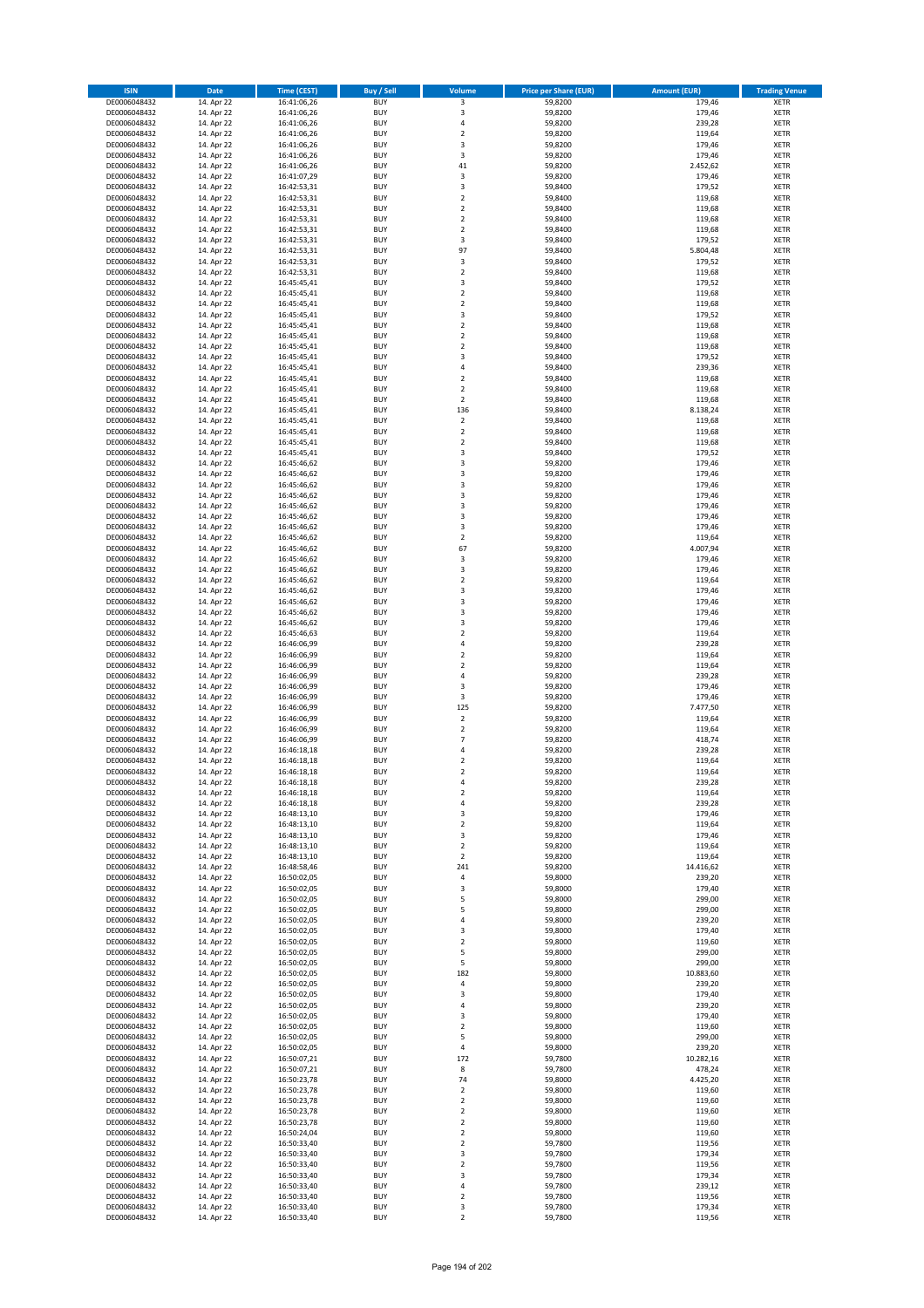| ISIN | Date | Time (CEST) | Buy / Sell | Volume | Price per Share (EUR) | Amount (EUR) | Trading Venue |
|---|---|---|---|---|---|---|---|
| DE0006048432 | 14. Apr 22 | 16:41:06,26 | BUY | 3 | 59,8200 | 179,46 | XETR |
| DE0006048432 | 14. Apr 22 | 16:41:06,26 | BUY | 3 | 59,8200 | 179,46 | XETR |
| DE0006048432 | 14. Apr 22 | 16:41:06,26 | BUY | 4 | 59,8200 | 239,28 | XETR |
| DE0006048432 | 14. Apr 22 | 16:41:06,26 | BUY | 2 | 59,8200 | 119,64 | XETR |
| DE0006048432 | 14. Apr 22 | 16:41:06,26 | BUY | 3 | 59,8200 | 179,46 | XETR |
| DE0006048432 | 14. Apr 22 | 16:41:06,26 | BUY | 3 | 59,8200 | 179,46 | XETR |
| DE0006048432 | 14. Apr 22 | 16:41:06,26 | BUY | 41 | 59,8200 | 2.452,62 | XETR |
| DE0006048432 | 14. Apr 22 | 16:41:07,29 | BUY | 3 | 59,8200 | 179,46 | XETR |
| DE0006048432 | 14. Apr 22 | 16:42:53,31 | BUY | 3 | 59,8400 | 179,52 | XETR |
| DE0006048432 | 14. Apr 22 | 16:42:53,31 | BUY | 2 | 59,8400 | 119,68 | XETR |
| DE0006048432 | 14. Apr 22 | 16:42:53,31 | BUY | 2 | 59,8400 | 119,68 | XETR |
| DE0006048432 | 14. Apr 22 | 16:42:53,31 | BUY | 2 | 59,8400 | 119,68 | XETR |
| DE0006048432 | 14. Apr 22 | 16:42:53,31 | BUY | 2 | 59,8400 | 119,68 | XETR |
| DE0006048432 | 14. Apr 22 | 16:42:53,31 | BUY | 3 | 59,8400 | 179,52 | XETR |
| DE0006048432 | 14. Apr 22 | 16:42:53,31 | BUY | 97 | 59,8400 | 5.804,48 | XETR |
| DE0006048432 | 14. Apr 22 | 16:42:53,31 | BUY | 3 | 59,8400 | 179,52 | XETR |
| DE0006048432 | 14. Apr 22 | 16:42:53,31 | BUY | 2 | 59,8400 | 119,68 | XETR |
| DE0006048432 | 14. Apr 22 | 16:45:45,41 | BUY | 3 | 59,8400 | 179,52 | XETR |
| DE0006048432 | 14. Apr 22 | 16:45:45,41 | BUY | 2 | 59,8400 | 119,68 | XETR |
| DE0006048432 | 14. Apr 22 | 16:45:45,41 | BUY | 2 | 59,8400 | 119,68 | XETR |
| DE0006048432 | 14. Apr 22 | 16:45:45,41 | BUY | 3 | 59,8400 | 179,52 | XETR |
| DE0006048432 | 14. Apr 22 | 16:45:45,41 | BUY | 2 | 59,8400 | 119,68 | XETR |
| DE0006048432 | 14. Apr 22 | 16:45:45,41 | BUY | 2 | 59,8400 | 119,68 | XETR |
| DE0006048432 | 14. Apr 22 | 16:45:45,41 | BUY | 2 | 59,8400 | 119,68 | XETR |
| DE0006048432 | 14. Apr 22 | 16:45:45,41 | BUY | 3 | 59,8400 | 179,52 | XETR |
| DE0006048432 | 14. Apr 22 | 16:45:45,41 | BUY | 4 | 59,8400 | 239,36 | XETR |
| DE0006048432 | 14. Apr 22 | 16:45:45,41 | BUY | 2 | 59,8400 | 119,68 | XETR |
| DE0006048432 | 14. Apr 22 | 16:45:45,41 | BUY | 2 | 59,8400 | 119,68 | XETR |
| DE0006048432 | 14. Apr 22 | 16:45:45,41 | BUY | 2 | 59,8400 | 119,68 | XETR |
| DE0006048432 | 14. Apr 22 | 16:45:45,41 | BUY | 136 | 59,8400 | 8.138,24 | XETR |
| DE0006048432 | 14. Apr 22 | 16:45:45,41 | BUY | 2 | 59,8400 | 119,68 | XETR |
| DE0006048432 | 14. Apr 22 | 16:45:45,41 | BUY | 2 | 59,8400 | 119,68 | XETR |
| DE0006048432 | 14. Apr 22 | 16:45:45,41 | BUY | 2 | 59,8400 | 119,68 | XETR |
| DE0006048432 | 14. Apr 22 | 16:45:45,41 | BUY | 3 | 59,8400 | 179,52 | XETR |
| DE0006048432 | 14. Apr 22 | 16:45:46,62 | BUY | 3 | 59,8200 | 179,46 | XETR |
| DE0006048432 | 14. Apr 22 | 16:45:46,62 | BUY | 3 | 59,8200 | 179,46 | XETR |
| DE0006048432 | 14. Apr 22 | 16:45:46,62 | BUY | 3 | 59,8200 | 179,46 | XETR |
| DE0006048432 | 14. Apr 22 | 16:45:46,62 | BUY | 3 | 59,8200 | 179,46 | XETR |
| DE0006048432 | 14. Apr 22 | 16:45:46,62 | BUY | 3 | 59,8200 | 179,46 | XETR |
| DE0006048432 | 14. Apr 22 | 16:45:46,62 | BUY | 3 | 59,8200 | 179,46 | XETR |
| DE0006048432 | 14. Apr 22 | 16:45:46,62 | BUY | 3 | 59,8200 | 179,46 | XETR |
| DE0006048432 | 14. Apr 22 | 16:45:46,62 | BUY | 2 | 59,8200 | 119,64 | XETR |
| DE0006048432 | 14. Apr 22 | 16:45:46,62 | BUY | 67 | 59,8200 | 4.007,94 | XETR |
| DE0006048432 | 14. Apr 22 | 16:45:46,62 | BUY | 3 | 59,8200 | 179,46 | XETR |
| DE0006048432 | 14. Apr 22 | 16:45:46,62 | BUY | 3 | 59,8200 | 179,46 | XETR |
| DE0006048432 | 14. Apr 22 | 16:45:46,62 | BUY | 2 | 59,8200 | 119,64 | XETR |
| DE0006048432 | 14. Apr 22 | 16:45:46,62 | BUY | 3 | 59,8200 | 179,46 | XETR |
| DE0006048432 | 14. Apr 22 | 16:45:46,62 | BUY | 3 | 59,8200 | 179,46 | XETR |
| DE0006048432 | 14. Apr 22 | 16:45:46,62 | BUY | 3 | 59,8200 | 179,46 | XETR |
| DE0006048432 | 14. Apr 22 | 16:45:46,62 | BUY | 3 | 59,8200 | 179,46 | XETR |
| DE0006048432 | 14. Apr 22 | 16:45:46,63 | BUY | 2 | 59,8200 | 119,64 | XETR |
| DE0006048432 | 14. Apr 22 | 16:46:06,99 | BUY | 4 | 59,8200 | 239,28 | XETR |
| DE0006048432 | 14. Apr 22 | 16:46:06,99 | BUY | 2 | 59,8200 | 119,64 | XETR |
| DE0006048432 | 14. Apr 22 | 16:46:06,99 | BUY | 2 | 59,8200 | 119,64 | XETR |
| DE0006048432 | 14. Apr 22 | 16:46:06,99 | BUY | 4 | 59,8200 | 239,28 | XETR |
| DE0006048432 | 14. Apr 22 | 16:46:06,99 | BUY | 3 | 59,8200 | 179,46 | XETR |
| DE0006048432 | 14. Apr 22 | 16:46:06,99 | BUY | 3 | 59,8200 | 179,46 | XETR |
| DE0006048432 | 14. Apr 22 | 16:46:06,99 | BUY | 125 | 59,8200 | 7.477,50 | XETR |
| DE0006048432 | 14. Apr 22 | 16:46:06,99 | BUY | 2 | 59,8200 | 119,64 | XETR |
| DE0006048432 | 14. Apr 22 | 16:46:06,99 | BUY | 2 | 59,8200 | 119,64 | XETR |
| DE0006048432 | 14. Apr 22 | 16:46:06,99 | BUY | 7 | 59,8200 | 418,74 | XETR |
| DE0006048432 | 14. Apr 22 | 16:46:18,18 | BUY | 4 | 59,8200 | 239,28 | XETR |
| DE0006048432 | 14. Apr 22 | 16:46:18,18 | BUY | 2 | 59,8200 | 119,64 | XETR |
| DE0006048432 | 14. Apr 22 | 16:46:18,18 | BUY | 2 | 59,8200 | 119,64 | XETR |
| DE0006048432 | 14. Apr 22 | 16:46:18,18 | BUY | 4 | 59,8200 | 239,28 | XETR |
| DE0006048432 | 14. Apr 22 | 16:46:18,18 | BUY | 2 | 59,8200 | 119,64 | XETR |
| DE0006048432 | 14. Apr 22 | 16:46:18,18 | BUY | 4 | 59,8200 | 239,28 | XETR |
| DE0006048432 | 14. Apr 22 | 16:48:13,10 | BUY | 3 | 59,8200 | 179,46 | XETR |
| DE0006048432 | 14. Apr 22 | 16:48:13,10 | BUY | 2 | 59,8200 | 119,64 | XETR |
| DE0006048432 | 14. Apr 22 | 16:48:13,10 | BUY | 3 | 59,8200 | 179,46 | XETR |
| DE0006048432 | 14. Apr 22 | 16:48:13,10 | BUY | 2 | 59,8200 | 119,64 | XETR |
| DE0006048432 | 14. Apr 22 | 16:48:13,10 | BUY | 2 | 59,8200 | 119,64 | XETR |
| DE0006048432 | 14. Apr 22 | 16:48:58,46 | BUY | 241 | 59,8200 | 14.416,62 | XETR |
| DE0006048432 | 14. Apr 22 | 16:50:02,05 | BUY | 4 | 59,8000 | 239,20 | XETR |
| DE0006048432 | 14. Apr 22 | 16:50:02,05 | BUY | 3 | 59,8000 | 179,40 | XETR |
| DE0006048432 | 14. Apr 22 | 16:50:02,05 | BUY | 5 | 59,8000 | 299,00 | XETR |
| DE0006048432 | 14. Apr 22 | 16:50:02,05 | BUY | 5 | 59,8000 | 299,00 | XETR |
| DE0006048432 | 14. Apr 22 | 16:50:02,05 | BUY | 4 | 59,8000 | 239,20 | XETR |
| DE0006048432 | 14. Apr 22 | 16:50:02,05 | BUY | 3 | 59,8000 | 179,40 | XETR |
| DE0006048432 | 14. Apr 22 | 16:50:02,05 | BUY | 2 | 59,8000 | 119,60 | XETR |
| DE0006048432 | 14. Apr 22 | 16:50:02,05 | BUY | 5 | 59,8000 | 299,00 | XETR |
| DE0006048432 | 14. Apr 22 | 16:50:02,05 | BUY | 5 | 59,8000 | 299,00 | XETR |
| DE0006048432 | 14. Apr 22 | 16:50:02,05 | BUY | 182 | 59,8000 | 10.883,60 | XETR |
| DE0006048432 | 14. Apr 22 | 16:50:02,05 | BUY | 4 | 59,8000 | 239,20 | XETR |
| DE0006048432 | 14. Apr 22 | 16:50:02,05 | BUY | 3 | 59,8000 | 179,40 | XETR |
| DE0006048432 | 14. Apr 22 | 16:50:02,05 | BUY | 4 | 59,8000 | 239,20 | XETR |
| DE0006048432 | 14. Apr 22 | 16:50:02,05 | BUY | 3 | 59,8000 | 179,40 | XETR |
| DE0006048432 | 14. Apr 22 | 16:50:02,05 | BUY | 2 | 59,8000 | 119,60 | XETR |
| DE0006048432 | 14. Apr 22 | 16:50:02,05 | BUY | 5 | 59,8000 | 299,00 | XETR |
| DE0006048432 | 14. Apr 22 | 16:50:02,05 | BUY | 4 | 59,8000 | 239,20 | XETR |
| DE0006048432 | 14. Apr 22 | 16:50:07,21 | BUY | 172 | 59,7800 | 10.282,16 | XETR |
| DE0006048432 | 14. Apr 22 | 16:50:07,21 | BUY | 8 | 59,7800 | 478,24 | XETR |
| DE0006048432 | 14. Apr 22 | 16:50:23,78 | BUY | 74 | 59,8000 | 4.425,20 | XETR |
| DE0006048432 | 14. Apr 22 | 16:50:23,78 | BUY | 2 | 59,8000 | 119,60 | XETR |
| DE0006048432 | 14. Apr 22 | 16:50:23,78 | BUY | 2 | 59,8000 | 119,60 | XETR |
| DE0006048432 | 14. Apr 22 | 16:50:23,78 | BUY | 2 | 59,8000 | 119,60 | XETR |
| DE0006048432 | 14. Apr 22 | 16:50:23,78 | BUY | 2 | 59,8000 | 119,60 | XETR |
| DE0006048432 | 14. Apr 22 | 16:50:23,78 | BUY | 2 | 59,8000 | 119,60 | XETR |
| DE0006048432 | 14. Apr 22 | 16:50:24,04 | BUY | 2 | 59,8000 | 119,60 | XETR |
| DE0006048432 | 14. Apr 22 | 16:50:33,40 | BUY | 2 | 59,7800 | 119,56 | XETR |
| DE0006048432 | 14. Apr 22 | 16:50:33,40 | BUY | 3 | 59,7800 | 179,34 | XETR |
| DE0006048432 | 14. Apr 22 | 16:50:33,40 | BUY | 2 | 59,7800 | 119,56 | XETR |
| DE0006048432 | 14. Apr 22 | 16:50:33,40 | BUY | 3 | 59,7800 | 179,34 | XETR |
| DE0006048432 | 14. Apr 22 | 16:50:33,40 | BUY | 4 | 59,7800 | 239,12 | XETR |
| DE0006048432 | 14. Apr 22 | 16:50:33,40 | BUY | 2 | 59,7800 | 119,56 | XETR |
| DE0006048432 | 14. Apr 22 | 16:50:33,40 | BUY | 3 | 59,7800 | 179,34 | XETR |
| DE0006048432 | 14. Apr 22 | 16:50:33,40 | BUY | 2 | 59,7800 | 119,56 | XETR |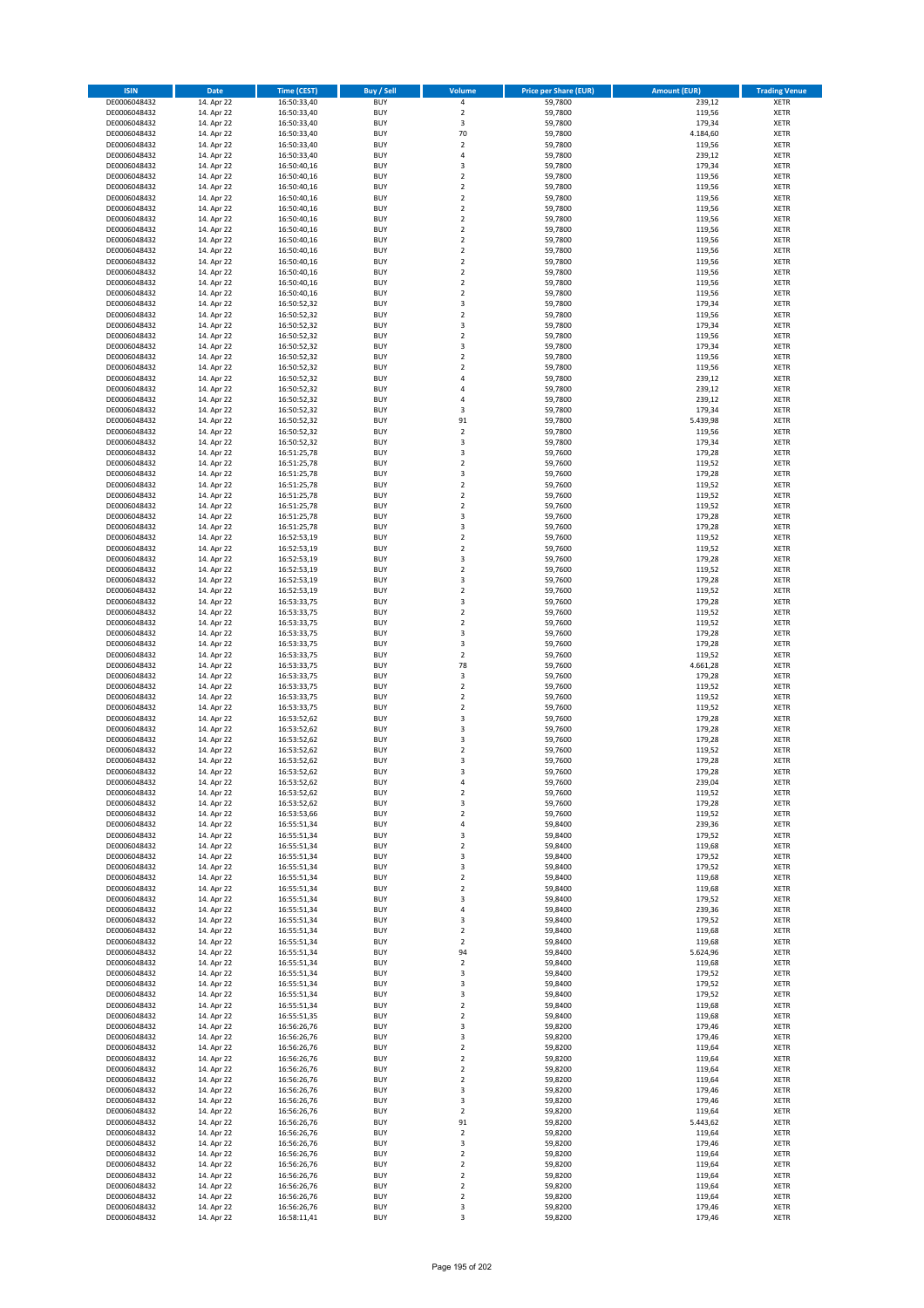| ISIN | Date | Time (CEST) | Buy / Sell | Volume | Price per Share (EUR) | Amount (EUR) | Trading Venue |
|---|---|---|---|---|---|---|---|
| DE0006048432 | 14. Apr 22 | 16:50:33,40 | BUY | 4 | 59,7800 | 239,12 | XETR |
| DE0006048432 | 14. Apr 22 | 16:50:33,40 | BUY | 2 | 59,7800 | 119,56 | XETR |
| DE0006048432 | 14. Apr 22 | 16:50:33,40 | BUY | 3 | 59,7800 | 179,34 | XETR |
| DE0006048432 | 14. Apr 22 | 16:50:33,40 | BUY | 70 | 59,7800 | 4.184,60 | XETR |
| DE0006048432 | 14. Apr 22 | 16:50:33,40 | BUY | 2 | 59,7800 | 119,56 | XETR |
| DE0006048432 | 14. Apr 22 | 16:50:33,40 | BUY | 4 | 59,7800 | 239,12 | XETR |
| DE0006048432 | 14. Apr 22 | 16:50:40,16 | BUY | 3 | 59,7800 | 179,34 | XETR |
| DE0006048432 | 14. Apr 22 | 16:50:40,16 | BUY | 2 | 59,7800 | 119,56 | XETR |
| DE0006048432 | 14. Apr 22 | 16:50:40,16 | BUY | 2 | 59,7800 | 119,56 | XETR |
| DE0006048432 | 14. Apr 22 | 16:50:40,16 | BUY | 2 | 59,7800 | 119,56 | XETR |
| DE0006048432 | 14. Apr 22 | 16:50:40,16 | BUY | 2 | 59,7800 | 119,56 | XETR |
| DE0006048432 | 14. Apr 22 | 16:50:40,16 | BUY | 2 | 59,7800 | 119,56 | XETR |
| DE0006048432 | 14. Apr 22 | 16:50:40,16 | BUY | 2 | 59,7800 | 119,56 | XETR |
| DE0006048432 | 14. Apr 22 | 16:50:40,16 | BUY | 2 | 59,7800 | 119,56 | XETR |
| DE0006048432 | 14. Apr 22 | 16:50:40,16 | BUY | 2 | 59,7800 | 119,56 | XETR |
| DE0006048432 | 14. Apr 22 | 16:50:40,16 | BUY | 2 | 59,7800 | 119,56 | XETR |
| DE0006048432 | 14. Apr 22 | 16:50:40,16 | BUY | 2 | 59,7800 | 119,56 | XETR |
| DE0006048432 | 14. Apr 22 | 16:50:40,16 | BUY | 2 | 59,7800 | 119,56 | XETR |
| DE0006048432 | 14. Apr 22 | 16:50:40,16 | BUY | 2 | 59,7800 | 119,56 | XETR |
| DE0006048432 | 14. Apr 22 | 16:50:52,32 | BUY | 3 | 59,7800 | 179,34 | XETR |
| DE0006048432 | 14. Apr 22 | 16:50:52,32 | BUY | 2 | 59,7800 | 119,56 | XETR |
| DE0006048432 | 14. Apr 22 | 16:50:52,32 | BUY | 3 | 59,7800 | 179,34 | XETR |
| DE0006048432 | 14. Apr 22 | 16:50:52,32 | BUY | 2 | 59,7800 | 119,56 | XETR |
| DE0006048432 | 14. Apr 22 | 16:50:52,32 | BUY | 3 | 59,7800 | 179,34 | XETR |
| DE0006048432 | 14. Apr 22 | 16:50:52,32 | BUY | 2 | 59,7800 | 119,56 | XETR |
| DE0006048432 | 14. Apr 22 | 16:50:52,32 | BUY | 2 | 59,7800 | 119,56 | XETR |
| DE0006048432 | 14. Apr 22 | 16:50:52,32 | BUY | 4 | 59,7800 | 239,12 | XETR |
| DE0006048432 | 14. Apr 22 | 16:50:52,32 | BUY | 4 | 59,7800 | 239,12 | XETR |
| DE0006048432 | 14. Apr 22 | 16:50:52,32 | BUY | 4 | 59,7800 | 239,12 | XETR |
| DE0006048432 | 14. Apr 22 | 16:50:52,32 | BUY | 3 | 59,7800 | 179,34 | XETR |
| DE0006048432 | 14. Apr 22 | 16:50:52,32 | BUY | 91 | 59,7800 | 5.439,98 | XETR |
| DE0006048432 | 14. Apr 22 | 16:50:52,32 | BUY | 2 | 59,7800 | 119,56 | XETR |
| DE0006048432 | 14. Apr 22 | 16:50:52,32 | BUY | 3 | 59,7800 | 179,34 | XETR |
| DE0006048432 | 14. Apr 22 | 16:51:25,78 | BUY | 3 | 59,7600 | 179,28 | XETR |
| DE0006048432 | 14. Apr 22 | 16:51:25,78 | BUY | 2 | 59,7600 | 119,52 | XETR |
| DE0006048432 | 14. Apr 22 | 16:51:25,78 | BUY | 3 | 59,7600 | 179,28 | XETR |
| DE0006048432 | 14. Apr 22 | 16:51:25,78 | BUY | 2 | 59,7600 | 119,52 | XETR |
| DE0006048432 | 14. Apr 22 | 16:51:25,78 | BUY | 2 | 59,7600 | 119,52 | XETR |
| DE0006048432 | 14. Apr 22 | 16:51:25,78 | BUY | 2 | 59,7600 | 119,52 | XETR |
| DE0006048432 | 14. Apr 22 | 16:51:25,78 | BUY | 3 | 59,7600 | 179,28 | XETR |
| DE0006048432 | 14. Apr 22 | 16:51:25,78 | BUY | 3 | 59,7600 | 179,28 | XETR |
| DE0006048432 | 14. Apr 22 | 16:52:53,19 | BUY | 2 | 59,7600 | 119,52 | XETR |
| DE0006048432 | 14. Apr 22 | 16:52:53,19 | BUY | 2 | 59,7600 | 119,52 | XETR |
| DE0006048432 | 14. Apr 22 | 16:52:53,19 | BUY | 3 | 59,7600 | 179,28 | XETR |
| DE0006048432 | 14. Apr 22 | 16:52:53,19 | BUY | 2 | 59,7600 | 119,52 | XETR |
| DE0006048432 | 14. Apr 22 | 16:52:53,19 | BUY | 3 | 59,7600 | 179,28 | XETR |
| DE0006048432 | 14. Apr 22 | 16:52:53,19 | BUY | 2 | 59,7600 | 119,52 | XETR |
| DE0006048432 | 14. Apr 22 | 16:53:33,75 | BUY | 3 | 59,7600 | 179,28 | XETR |
| DE0006048432 | 14. Apr 22 | 16:53:33,75 | BUY | 2 | 59,7600 | 119,52 | XETR |
| DE0006048432 | 14. Apr 22 | 16:53:33,75 | BUY | 2 | 59,7600 | 119,52 | XETR |
| DE0006048432 | 14. Apr 22 | 16:53:33,75 | BUY | 3 | 59,7600 | 179,28 | XETR |
| DE0006048432 | 14. Apr 22 | 16:53:33,75 | BUY | 3 | 59,7600 | 179,28 | XETR |
| DE0006048432 | 14. Apr 22 | 16:53:33,75 | BUY | 2 | 59,7600 | 119,52 | XETR |
| DE0006048432 | 14. Apr 22 | 16:53:33,75 | BUY | 78 | 59,7600 | 4.661,28 | XETR |
| DE0006048432 | 14. Apr 22 | 16:53:33,75 | BUY | 3 | 59,7600 | 179,28 | XETR |
| DE0006048432 | 14. Apr 22 | 16:53:33,75 | BUY | 2 | 59,7600 | 119,52 | XETR |
| DE0006048432 | 14. Apr 22 | 16:53:33,75 | BUY | 2 | 59,7600 | 119,52 | XETR |
| DE0006048432 | 14. Apr 22 | 16:53:33,75 | BUY | 2 | 59,7600 | 119,52 | XETR |
| DE0006048432 | 14. Apr 22 | 16:53:52,62 | BUY | 3 | 59,7600 | 179,28 | XETR |
| DE0006048432 | 14. Apr 22 | 16:53:52,62 | BUY | 3 | 59,7600 | 179,28 | XETR |
| DE0006048432 | 14. Apr 22 | 16:53:52,62 | BUY | 3 | 59,7600 | 179,28 | XETR |
| DE0006048432 | 14. Apr 22 | 16:53:52,62 | BUY | 2 | 59,7600 | 119,52 | XETR |
| DE0006048432 | 14. Apr 22 | 16:53:52,62 | BUY | 3 | 59,7600 | 179,28 | XETR |
| DE0006048432 | 14. Apr 22 | 16:53:52,62 | BUY | 3 | 59,7600 | 179,28 | XETR |
| DE0006048432 | 14. Apr 22 | 16:53:52,62 | BUY | 4 | 59,7600 | 239,04 | XETR |
| DE0006048432 | 14. Apr 22 | 16:53:52,62 | BUY | 2 | 59,7600 | 119,52 | XETR |
| DE0006048432 | 14. Apr 22 | 16:53:52,62 | BUY | 3 | 59,7600 | 179,28 | XETR |
| DE0006048432 | 14. Apr 22 | 16:53:53,66 | BUY | 2 | 59,7600 | 119,52 | XETR |
| DE0006048432 | 14. Apr 22 | 16:55:51,34 | BUY | 4 | 59,8400 | 239,36 | XETR |
| DE0006048432 | 14. Apr 22 | 16:55:51,34 | BUY | 3 | 59,8400 | 179,52 | XETR |
| DE0006048432 | 14. Apr 22 | 16:55:51,34 | BUY | 2 | 59,8400 | 119,68 | XETR |
| DE0006048432 | 14. Apr 22 | 16:55:51,34 | BUY | 3 | 59,8400 | 179,52 | XETR |
| DE0006048432 | 14. Apr 22 | 16:55:51,34 | BUY | 3 | 59,8400 | 179,52 | XETR |
| DE0006048432 | 14. Apr 22 | 16:55:51,34 | BUY | 2 | 59,8400 | 119,68 | XETR |
| DE0006048432 | 14. Apr 22 | 16:55:51,34 | BUY | 2 | 59,8400 | 119,68 | XETR |
| DE0006048432 | 14. Apr 22 | 16:55:51,34 | BUY | 3 | 59,8400 | 179,52 | XETR |
| DE0006048432 | 14. Apr 22 | 16:55:51,34 | BUY | 4 | 59,8400 | 239,36 | XETR |
| DE0006048432 | 14. Apr 22 | 16:55:51,34 | BUY | 3 | 59,8400 | 179,52 | XETR |
| DE0006048432 | 14. Apr 22 | 16:55:51,34 | BUY | 2 | 59,8400 | 119,68 | XETR |
| DE0006048432 | 14. Apr 22 | 16:55:51,34 | BUY | 2 | 59,8400 | 119,68 | XETR |
| DE0006048432 | 14. Apr 22 | 16:55:51,34 | BUY | 94 | 59,8400 | 5.624,96 | XETR |
| DE0006048432 | 14. Apr 22 | 16:55:51,34 | BUY | 2 | 59,8400 | 119,68 | XETR |
| DE0006048432 | 14. Apr 22 | 16:55:51,34 | BUY | 3 | 59,8400 | 179,52 | XETR |
| DE0006048432 | 14. Apr 22 | 16:55:51,34 | BUY | 3 | 59,8400 | 179,52 | XETR |
| DE0006048432 | 14. Apr 22 | 16:55:51,34 | BUY | 3 | 59,8400 | 179,52 | XETR |
| DE0006048432 | 14. Apr 22 | 16:55:51,34 | BUY | 2 | 59,8400 | 119,68 | XETR |
| DE0006048432 | 14. Apr 22 | 16:55:51,35 | BUY | 2 | 59,8400 | 119,68 | XETR |
| DE0006048432 | 14. Apr 22 | 16:56:26,76 | BUY | 3 | 59,8200 | 179,46 | XETR |
| DE0006048432 | 14. Apr 22 | 16:56:26,76 | BUY | 3 | 59,8200 | 179,46 | XETR |
| DE0006048432 | 14. Apr 22 | 16:56:26,76 | BUY | 2 | 59,8200 | 119,64 | XETR |
| DE0006048432 | 14. Apr 22 | 16:56:26,76 | BUY | 2 | 59,8200 | 119,64 | XETR |
| DE0006048432 | 14. Apr 22 | 16:56:26,76 | BUY | 2 | 59,8200 | 119,64 | XETR |
| DE0006048432 | 14. Apr 22 | 16:56:26,76 | BUY | 2 | 59,8200 | 119,64 | XETR |
| DE0006048432 | 14. Apr 22 | 16:56:26,76 | BUY | 3 | 59,8200 | 179,46 | XETR |
| DE0006048432 | 14. Apr 22 | 16:56:26,76 | BUY | 3 | 59,8200 | 179,46 | XETR |
| DE0006048432 | 14. Apr 22 | 16:56:26,76 | BUY | 2 | 59,8200 | 119,64 | XETR |
| DE0006048432 | 14. Apr 22 | 16:56:26,76 | BUY | 91 | 59,8200 | 5.443,62 | XETR |
| DE0006048432 | 14. Apr 22 | 16:56:26,76 | BUY | 2 | 59,8200 | 119,64 | XETR |
| DE0006048432 | 14. Apr 22 | 16:56:26,76 | BUY | 3 | 59,8200 | 179,46 | XETR |
| DE0006048432 | 14. Apr 22 | 16:56:26,76 | BUY | 2 | 59,8200 | 119,64 | XETR |
| DE0006048432 | 14. Apr 22 | 16:56:26,76 | BUY | 2 | 59,8200 | 119,64 | XETR |
| DE0006048432 | 14. Apr 22 | 16:56:26,76 | BUY | 2 | 59,8200 | 119,64 | XETR |
| DE0006048432 | 14. Apr 22 | 16:56:26,76 | BUY | 2 | 59,8200 | 119,64 | XETR |
| DE0006048432 | 14. Apr 22 | 16:56:26,76 | BUY | 2 | 59,8200 | 119,64 | XETR |
| DE0006048432 | 14. Apr 22 | 16:56:26,76 | BUY | 3 | 59,8200 | 179,46 | XETR |
| DE0006048432 | 14. Apr 22 | 16:58:11,41 | BUY | 3 | 59,8200 | 179,46 | XETR |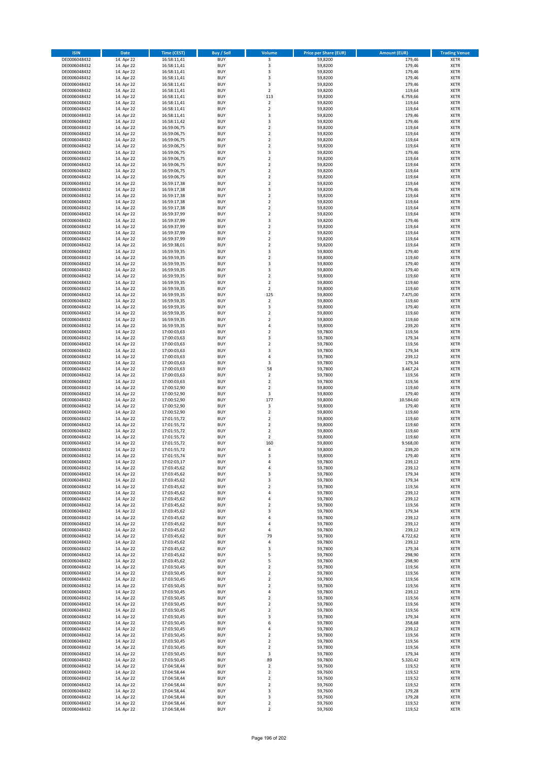| ISIN | Date | Time (CEST) | Buy / Sell | Volume | Price per Share (EUR) | Amount (EUR) | Trading Venue |
|---|---|---|---|---|---|---|---|
| DE0006048432 | 14. Apr 22 | 16:58:11,41 | BUY | 3 | 59,8200 | 179,46 | XETR |
| DE0006048432 | 14. Apr 22 | 16:58:11,41 | BUY | 3 | 59,8200 | 179,46 | XETR |
| DE0006048432 | 14. Apr 22 | 16:58:11,41 | BUY | 3 | 59,8200 | 179,46 | XETR |
| DE0006048432 | 14. Apr 22 | 16:58:11,41 | BUY | 3 | 59,8200 | 179,46 | XETR |
| DE0006048432 | 14. Apr 22 | 16:58:11,41 | BUY | 3 | 59,8200 | 179,46 | XETR |
| DE0006048432 | 14. Apr 22 | 16:58:11,41 | BUY | 2 | 59,8200 | 119,64 | XETR |
| DE0006048432 | 14. Apr 22 | 16:58:11,41 | BUY | 113 | 59,8200 | 6.759,66 | XETR |
| DE0006048432 | 14. Apr 22 | 16:58:11,41 | BUY | 2 | 59,8200 | 119,64 | XETR |
| DE0006048432 | 14. Apr 22 | 16:58:11,41 | BUY | 2 | 59,8200 | 119,64 | XETR |
| DE0006048432 | 14. Apr 22 | 16:58:11,41 | BUY | 3 | 59,8200 | 179,46 | XETR |
| DE0006048432 | 14. Apr 22 | 16:58:11,42 | BUY | 3 | 59,8200 | 179,46 | XETR |
| DE0006048432 | 14. Apr 22 | 16:59:06,75 | BUY | 2 | 59,8200 | 119,64 | XETR |
| DE0006048432 | 14. Apr 22 | 16:59:06,75 | BUY | 2 | 59,8200 | 119,64 | XETR |
| DE0006048432 | 14. Apr 22 | 16:59:06,75 | BUY | 2 | 59,8200 | 119,64 | XETR |
| DE0006048432 | 14. Apr 22 | 16:59:06,75 | BUY | 2 | 59,8200 | 119,64 | XETR |
| DE0006048432 | 14. Apr 22 | 16:59:06,75 | BUY | 3 | 59,8200 | 179,46 | XETR |
| DE0006048432 | 14. Apr 22 | 16:59:06,75 | BUY | 2 | 59,8200 | 119,64 | XETR |
| DE0006048432 | 14. Apr 22 | 16:59:06,75 | BUY | 2 | 59,8200 | 119,64 | XETR |
| DE0006048432 | 14. Apr 22 | 16:59:06,75 | BUY | 2 | 59,8200 | 119,64 | XETR |
| DE0006048432 | 14. Apr 22 | 16:59:06,75 | BUY | 2 | 59,8200 | 119,64 | XETR |
| DE0006048432 | 14. Apr 22 | 16:59:17,38 | BUY | 2 | 59,8200 | 119,64 | XETR |
| DE0006048432 | 14. Apr 22 | 16:59:17,38 | BUY | 3 | 59,8200 | 179,46 | XETR |
| DE0006048432 | 14. Apr 22 | 16:59:17,38 | BUY | 2 | 59,8200 | 119,64 | XETR |
| DE0006048432 | 14. Apr 22 | 16:59:17,38 | BUY | 2 | 59,8200 | 119,64 | XETR |
| DE0006048432 | 14. Apr 22 | 16:59:17,38 | BUY | 2 | 59,8200 | 119,64 | XETR |
| DE0006048432 | 14. Apr 22 | 16:59:37,99 | BUY | 2 | 59,8200 | 119,64 | XETR |
| DE0006048432 | 14. Apr 22 | 16:59:37,99 | BUY | 3 | 59,8200 | 179,46 | XETR |
| DE0006048432 | 14. Apr 22 | 16:59:37,99 | BUY | 2 | 59,8200 | 119,64 | XETR |
| DE0006048432 | 14. Apr 22 | 16:59:37,99 | BUY | 2 | 59,8200 | 119,64 | XETR |
| DE0006048432 | 14. Apr 22 | 16:59:37,99 | BUY | 2 | 59,8200 | 119,64 | XETR |
| DE0006048432 | 14. Apr 22 | 16:59:38,01 | BUY | 2 | 59,8200 | 119,64 | XETR |
| DE0006048432 | 14. Apr 22 | 16:59:59,35 | BUY | 3 | 59,8000 | 179,40 | XETR |
| DE0006048432 | 14. Apr 22 | 16:59:59,35 | BUY | 2 | 59,8000 | 119,60 | XETR |
| DE0006048432 | 14. Apr 22 | 16:59:59,35 | BUY | 3 | 59,8000 | 179,40 | XETR |
| DE0006048432 | 14. Apr 22 | 16:59:59,35 | BUY | 3 | 59,8000 | 179,40 | XETR |
| DE0006048432 | 14. Apr 22 | 16:59:59,35 | BUY | 2 | 59,8000 | 119,60 | XETR |
| DE0006048432 | 14. Apr 22 | 16:59:59,35 | BUY | 2 | 59,8000 | 119,60 | XETR |
| DE0006048432 | 14. Apr 22 | 16:59:59,35 | BUY | 2 | 59,8000 | 119,60 | XETR |
| DE0006048432 | 14. Apr 22 | 16:59:59,35 | BUY | 125 | 59,8000 | 7.475,00 | XETR |
| DE0006048432 | 14. Apr 22 | 16:59:59,35 | BUY | 2 | 59,8000 | 119,60 | XETR |
| DE0006048432 | 14. Apr 22 | 16:59:59,35 | BUY | 3 | 59,8000 | 179,40 | XETR |
| DE0006048432 | 14. Apr 22 | 16:59:59,35 | BUY | 2 | 59,8000 | 119,60 | XETR |
| DE0006048432 | 14. Apr 22 | 16:59:59,35 | BUY | 2 | 59,8000 | 119,60 | XETR |
| DE0006048432 | 14. Apr 22 | 16:59:59,35 | BUY | 4 | 59,8000 | 239,20 | XETR |
| DE0006048432 | 14. Apr 22 | 17:00:03,63 | BUY | 2 | 59,7800 | 119,56 | XETR |
| DE0006048432 | 14. Apr 22 | 17:00:03,63 | BUY | 3 | 59,7800 | 179,34 | XETR |
| DE0006048432 | 14. Apr 22 | 17:00:03,63 | BUY | 2 | 59,7800 | 119,56 | XETR |
| DE0006048432 | 14. Apr 22 | 17:00:03,63 | BUY | 3 | 59,7800 | 179,34 | XETR |
| DE0006048432 | 14. Apr 22 | 17:00:03,63 | BUY | 4 | 59,7800 | 239,12 | XETR |
| DE0006048432 | 14. Apr 22 | 17:00:03,63 | BUY | 3 | 59,7800 | 179,34 | XETR |
| DE0006048432 | 14. Apr 22 | 17:00:03,63 | BUY | 58 | 59,7800 | 3.467,24 | XETR |
| DE0006048432 | 14. Apr 22 | 17:00:03,63 | BUY | 2 | 59,7800 | 119,56 | XETR |
| DE0006048432 | 14. Apr 22 | 17:00:03,63 | BUY | 2 | 59,7800 | 119,56 | XETR |
| DE0006048432 | 14. Apr 22 | 17:00:52,90 | BUY | 2 | 59,8000 | 119,60 | XETR |
| DE0006048432 | 14. Apr 22 | 17:00:52,90 | BUY | 3 | 59,8000 | 179,40 | XETR |
| DE0006048432 | 14. Apr 22 | 17:00:52,90 | BUY | 177 | 59,8000 | 10.584,60 | XETR |
| DE0006048432 | 14. Apr 22 | 17:00:52,90 | BUY | 3 | 59,8000 | 179,40 | XETR |
| DE0006048432 | 14. Apr 22 | 17:00:52,90 | BUY | 2 | 59,8000 | 119,60 | XETR |
| DE0006048432 | 14. Apr 22 | 17:01:55,72 | BUY | 2 | 59,8000 | 119,60 | XETR |
| DE0006048432 | 14. Apr 22 | 17:01:55,72 | BUY | 2 | 59,8000 | 119,60 | XETR |
| DE0006048432 | 14. Apr 22 | 17:01:55,72 | BUY | 2 | 59,8000 | 119,60 | XETR |
| DE0006048432 | 14. Apr 22 | 17:01:55,72 | BUY | 2 | 59,8000 | 119,60 | XETR |
| DE0006048432 | 14. Apr 22 | 17:01:55,72 | BUY | 160 | 59,8000 | 9.568,00 | XETR |
| DE0006048432 | 14. Apr 22 | 17:01:55,72 | BUY | 4 | 59,8000 | 239,20 | XETR |
| DE0006048432 | 14. Apr 22 | 17:01:55,74 | BUY | 3 | 59,8000 | 179,40 | XETR |
| DE0006048432 | 14. Apr 22 | 17:02:03,17 | BUY | 4 | 59,7800 | 239,12 | XETR |
| DE0006048432 | 14. Apr 22 | 17:03:45,62 | BUY | 4 | 59,7800 | 239,12 | XETR |
| DE0006048432 | 14. Apr 22 | 17:03:45,62 | BUY | 3 | 59,7800 | 179,34 | XETR |
| DE0006048432 | 14. Apr 22 | 17:03:45,62 | BUY | 3 | 59,7800 | 179,34 | XETR |
| DE0006048432 | 14. Apr 22 | 17:03:45,62 | BUY | 2 | 59,7800 | 119,56 | XETR |
| DE0006048432 | 14. Apr 22 | 17:03:45,62 | BUY | 4 | 59,7800 | 239,12 | XETR |
| DE0006048432 | 14. Apr 22 | 17:03:45,62 | BUY | 4 | 59,7800 | 239,12 | XETR |
| DE0006048432 | 14. Apr 22 | 17:03:45,62 | BUY | 2 | 59,7800 | 119,56 | XETR |
| DE0006048432 | 14. Apr 22 | 17:03:45,62 | BUY | 3 | 59,7800 | 179,34 | XETR |
| DE0006048432 | 14. Apr 22 | 17:03:45,62 | BUY | 4 | 59,7800 | 239,12 | XETR |
| DE0006048432 | 14. Apr 22 | 17:03:45,62 | BUY | 4 | 59,7800 | 239,12 | XETR |
| DE0006048432 | 14. Apr 22 | 17:03:45,62 | BUY | 4 | 59,7800 | 239,12 | XETR |
| DE0006048432 | 14. Apr 22 | 17:03:45,62 | BUY | 79 | 59,7800 | 4.722,62 | XETR |
| DE0006048432 | 14. Apr 22 | 17:03:45,62 | BUY | 4 | 59,7800 | 239,12 | XETR |
| DE0006048432 | 14. Apr 22 | 17:03:45,62 | BUY | 3 | 59,7800 | 179,34 | XETR |
| DE0006048432 | 14. Apr 22 | 17:03:45,62 | BUY | 5 | 59,7800 | 298,90 | XETR |
| DE0006048432 | 14. Apr 22 | 17:03:45,62 | BUY | 5 | 59,7800 | 298,90 | XETR |
| DE0006048432 | 14. Apr 22 | 17:03:50,45 | BUY | 2 | 59,7800 | 119,56 | XETR |
| DE0006048432 | 14. Apr 22 | 17:03:50,45 | BUY | 2 | 59,7800 | 119,56 | XETR |
| DE0006048432 | 14. Apr 22 | 17:03:50,45 | BUY | 2 | 59,7800 | 119,56 | XETR |
| DE0006048432 | 14. Apr 22 | 17:03:50,45 | BUY | 2 | 59,7800 | 119,56 | XETR |
| DE0006048432 | 14. Apr 22 | 17:03:50,45 | BUY | 4 | 59,7800 | 239,12 | XETR |
| DE0006048432 | 14. Apr 22 | 17:03:50,45 | BUY | 2 | 59,7800 | 119,56 | XETR |
| DE0006048432 | 14. Apr 22 | 17:03:50,45 | BUY | 2 | 59,7800 | 119,56 | XETR |
| DE0006048432 | 14. Apr 22 | 17:03:50,45 | BUY | 2 | 59,7800 | 119,56 | XETR |
| DE0006048432 | 14. Apr 22 | 17:03:50,45 | BUY | 3 | 59,7800 | 179,34 | XETR |
| DE0006048432 | 14. Apr 22 | 17:03:50,45 | BUY | 6 | 59,7800 | 358,68 | XETR |
| DE0006048432 | 14. Apr 22 | 17:03:50,45 | BUY | 4 | 59,7800 | 239,12 | XETR |
| DE0006048432 | 14. Apr 22 | 17:03:50,45 | BUY | 2 | 59,7800 | 119,56 | XETR |
| DE0006048432 | 14. Apr 22 | 17:03:50,45 | BUY | 2 | 59,7800 | 119,56 | XETR |
| DE0006048432 | 14. Apr 22 | 17:03:50,45 | BUY | 2 | 59,7800 | 119,56 | XETR |
| DE0006048432 | 14. Apr 22 | 17:03:50,45 | BUY | 3 | 59,7800 | 179,34 | XETR |
| DE0006048432 | 14. Apr 22 | 17:03:50,45 | BUY | 89 | 59,7800 | 5.320,42 | XETR |
| DE0006048432 | 14. Apr 22 | 17:04:58,44 | BUY | 2 | 59,7600 | 119,52 | XETR |
| DE0006048432 | 14. Apr 22 | 17:04:58,44 | BUY | 2 | 59,7600 | 119,52 | XETR |
| DE0006048432 | 14. Apr 22 | 17:04:58,44 | BUY | 2 | 59,7600 | 119,52 | XETR |
| DE0006048432 | 14. Apr 22 | 17:04:58,44 | BUY | 2 | 59,7600 | 119,52 | XETR |
| DE0006048432 | 14. Apr 22 | 17:04:58,44 | BUY | 3 | 59,7600 | 179,28 | XETR |
| DE0006048432 | 14. Apr 22 | 17:04:58,44 | BUY | 3 | 59,7600 | 179,28 | XETR |
| DE0006048432 | 14. Apr 22 | 17:04:58,44 | BUY | 2 | 59,7600 | 119,52 | XETR |
| DE0006048432 | 14. Apr 22 | 17:04:58,44 | BUY | 2 | 59,7600 | 119,52 | XETR |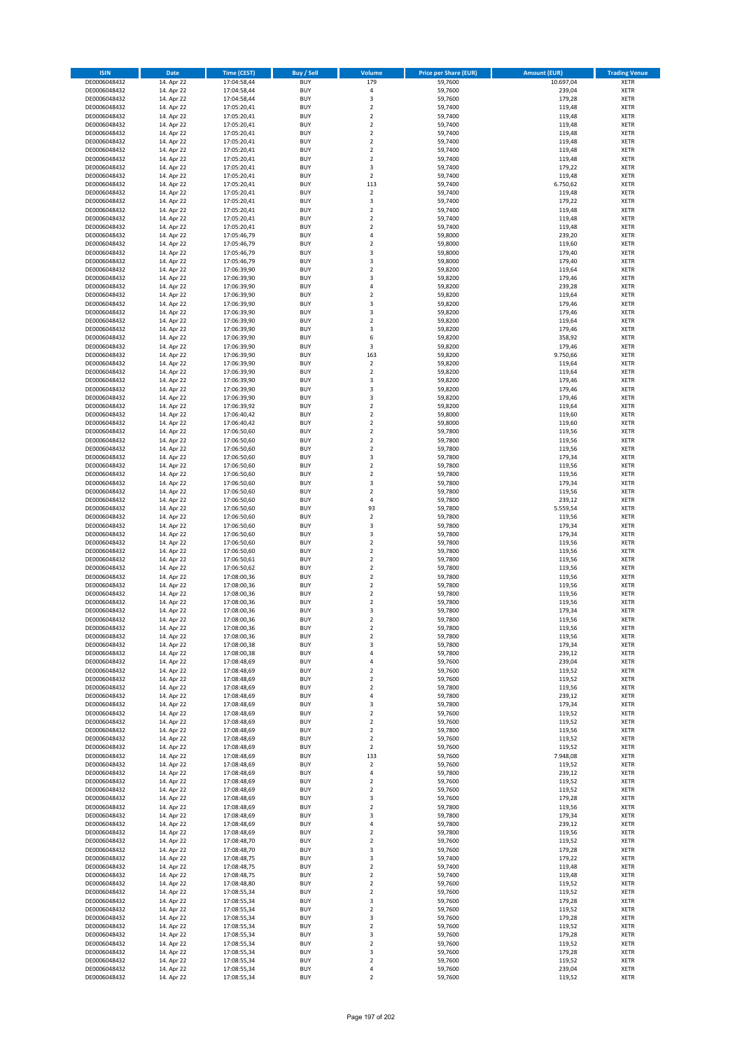| ISIN | Date | Time (CEST) | Buy / Sell | Volume | Price per Share (EUR) | Amount (EUR) | Trading Venue |
|---|---|---|---|---|---|---|---|
| DE0006048432 | 14. Apr 22 | 17:04:58,44 | BUY | 179 | 59,7600 | 10.697,04 | XETR |
| DE0006048432 | 14. Apr 22 | 17:04:58,44 | BUY | 4 | 59,7600 | 239,04 | XETR |
| DE0006048432 | 14. Apr 22 | 17:04:58,44 | BUY | 3 | 59,7600 | 179,28 | XETR |
| DE0006048432 | 14. Apr 22 | 17:05:20,41 | BUY | 2 | 59,7400 | 119,48 | XETR |
| DE0006048432 | 14. Apr 22 | 17:05:20,41 | BUY | 2 | 59,7400 | 119,48 | XETR |
| DE0006048432 | 14. Apr 22 | 17:05:20,41 | BUY | 2 | 59,7400 | 119,48 | XETR |
| DE0006048432 | 14. Apr 22 | 17:05:20,41 | BUY | 2 | 59,7400 | 119,48 | XETR |
| DE0006048432 | 14. Apr 22 | 17:05:20,41 | BUY | 2 | 59,7400 | 119,48 | XETR |
| DE0006048432 | 14. Apr 22 | 17:05:20,41 | BUY | 2 | 59,7400 | 119,48 | XETR |
| DE0006048432 | 14. Apr 22 | 17:05:20,41 | BUY | 2 | 59,7400 | 119,48 | XETR |
| DE0006048432 | 14. Apr 22 | 17:05:20,41 | BUY | 3 | 59,7400 | 179,22 | XETR |
| DE0006048432 | 14. Apr 22 | 17:05:20,41 | BUY | 2 | 59,7400 | 119,48 | XETR |
| DE0006048432 | 14. Apr 22 | 17:05:20,41 | BUY | 113 | 59,7400 | 6.750,62 | XETR |
| DE0006048432 | 14. Apr 22 | 17:05:20,41 | BUY | 2 | 59,7400 | 119,48 | XETR |
| DE0006048432 | 14. Apr 22 | 17:05:20,41 | BUY | 3 | 59,7400 | 179,22 | XETR |
| DE0006048432 | 14. Apr 22 | 17:05:20,41 | BUY | 2 | 59,7400 | 119,48 | XETR |
| DE0006048432 | 14. Apr 22 | 17:05:20,41 | BUY | 2 | 59,7400 | 119,48 | XETR |
| DE0006048432 | 14. Apr 22 | 17:05:20,41 | BUY | 2 | 59,7400 | 119,48 | XETR |
| DE0006048432 | 14. Apr 22 | 17:05:46,79 | BUY | 4 | 59,8000 | 239,20 | XETR |
| DE0006048432 | 14. Apr 22 | 17:05:46,79 | BUY | 2 | 59,8000 | 119,60 | XETR |
| DE0006048432 | 14. Apr 22 | 17:05:46,79 | BUY | 3 | 59,8000 | 179,40 | XETR |
| DE0006048432 | 14. Apr 22 | 17:05:46,79 | BUY | 3 | 59,8000 | 179,40 | XETR |
| DE0006048432 | 14. Apr 22 | 17:06:39,90 | BUY | 2 | 59,8200 | 119,64 | XETR |
| DE0006048432 | 14. Apr 22 | 17:06:39,90 | BUY | 3 | 59,8200 | 179,46 | XETR |
| DE0006048432 | 14. Apr 22 | 17:06:39,90 | BUY | 4 | 59,8200 | 239,28 | XETR |
| DE0006048432 | 14. Apr 22 | 17:06:39,90 | BUY | 2 | 59,8200 | 119,64 | XETR |
| DE0006048432 | 14. Apr 22 | 17:06:39,90 | BUY | 3 | 59,8200 | 179,46 | XETR |
| DE0006048432 | 14. Apr 22 | 17:06:39,90 | BUY | 3 | 59,8200 | 179,46 | XETR |
| DE0006048432 | 14. Apr 22 | 17:06:39,90 | BUY | 2 | 59,8200 | 119,64 | XETR |
| DE0006048432 | 14. Apr 22 | 17:06:39,90 | BUY | 3 | 59,8200 | 179,46 | XETR |
| DE0006048432 | 14. Apr 22 | 17:06:39,90 | BUY | 6 | 59,8200 | 358,92 | XETR |
| DE0006048432 | 14. Apr 22 | 17:06:39,90 | BUY | 3 | 59,8200 | 179,46 | XETR |
| DE0006048432 | 14. Apr 22 | 17:06:39,90 | BUY | 163 | 59,8200 | 9.750,66 | XETR |
| DE0006048432 | 14. Apr 22 | 17:06:39,90 | BUY | 2 | 59,8200 | 119,64 | XETR |
| DE0006048432 | 14. Apr 22 | 17:06:39,90 | BUY | 2 | 59,8200 | 119,64 | XETR |
| DE0006048432 | 14. Apr 22 | 17:06:39,90 | BUY | 3 | 59,8200 | 179,46 | XETR |
| DE0006048432 | 14. Apr 22 | 17:06:39,90 | BUY | 3 | 59,8200 | 179,46 | XETR |
| DE0006048432 | 14. Apr 22 | 17:06:39,90 | BUY | 3 | 59,8200 | 179,46 | XETR |
| DE0006048432 | 14. Apr 22 | 17:06:39,92 | BUY | 2 | 59,8200 | 119,64 | XETR |
| DE0006048432 | 14. Apr 22 | 17:06:40,42 | BUY | 2 | 59,8000 | 119,60 | XETR |
| DE0006048432 | 14. Apr 22 | 17:06:40,42 | BUY | 2 | 59,8000 | 119,60 | XETR |
| DE0006048432 | 14. Apr 22 | 17:06:50,60 | BUY | 2 | 59,7800 | 119,56 | XETR |
| DE0006048432 | 14. Apr 22 | 17:06:50,60 | BUY | 2 | 59,7800 | 119,56 | XETR |
| DE0006048432 | 14. Apr 22 | 17:06:50,60 | BUY | 2 | 59,7800 | 119,56 | XETR |
| DE0006048432 | 14. Apr 22 | 17:06:50,60 | BUY | 3 | 59,7800 | 179,34 | XETR |
| DE0006048432 | 14. Apr 22 | 17:06:50,60 | BUY | 2 | 59,7800 | 119,56 | XETR |
| DE0006048432 | 14. Apr 22 | 17:06:50,60 | BUY | 2 | 59,7800 | 119,56 | XETR |
| DE0006048432 | 14. Apr 22 | 17:06:50,60 | BUY | 3 | 59,7800 | 179,34 | XETR |
| DE0006048432 | 14. Apr 22 | 17:06:50,60 | BUY | 2 | 59,7800 | 119,56 | XETR |
| DE0006048432 | 14. Apr 22 | 17:06:50,60 | BUY | 4 | 59,7800 | 239,12 | XETR |
| DE0006048432 | 14. Apr 22 | 17:06:50,60 | BUY | 93 | 59,7800 | 5.559,54 | XETR |
| DE0006048432 | 14. Apr 22 | 17:06:50,60 | BUY | 2 | 59,7800 | 119,56 | XETR |
| DE0006048432 | 14. Apr 22 | 17:06:50,60 | BUY | 3 | 59,7800 | 179,34 | XETR |
| DE0006048432 | 14. Apr 22 | 17:06:50,60 | BUY | 3 | 59,7800 | 179,34 | XETR |
| DE0006048432 | 14. Apr 22 | 17:06:50,60 | BUY | 2 | 59,7800 | 119,56 | XETR |
| DE0006048432 | 14. Apr 22 | 17:06:50,60 | BUY | 2 | 59,7800 | 119,56 | XETR |
| DE0006048432 | 14. Apr 22 | 17:06:50,61 | BUY | 2 | 59,7800 | 119,56 | XETR |
| DE0006048432 | 14. Apr 22 | 17:06:50,62 | BUY | 2 | 59,7800 | 119,56 | XETR |
| DE0006048432 | 14. Apr 22 | 17:08:00,36 | BUY | 2 | 59,7800 | 119,56 | XETR |
| DE0006048432 | 14. Apr 22 | 17:08:00,36 | BUY | 2 | 59,7800 | 119,56 | XETR |
| DE0006048432 | 14. Apr 22 | 17:08:00,36 | BUY | 2 | 59,7800 | 119,56 | XETR |
| DE0006048432 | 14. Apr 22 | 17:08:00,36 | BUY | 2 | 59,7800 | 119,56 | XETR |
| DE0006048432 | 14. Apr 22 | 17:08:00,36 | BUY | 3 | 59,7800 | 179,34 | XETR |
| DE0006048432 | 14. Apr 22 | 17:08:00,36 | BUY | 2 | 59,7800 | 119,56 | XETR |
| DE0006048432 | 14. Apr 22 | 17:08:00,36 | BUY | 2 | 59,7800 | 119,56 | XETR |
| DE0006048432 | 14. Apr 22 | 17:08:00,36 | BUY | 2 | 59,7800 | 119,56 | XETR |
| DE0006048432 | 14. Apr 22 | 17:08:00,38 | BUY | 3 | 59,7800 | 179,34 | XETR |
| DE0006048432 | 14. Apr 22 | 17:08:00,38 | BUY | 4 | 59,7800 | 239,12 | XETR |
| DE0006048432 | 14. Apr 22 | 17:08:48,69 | BUY | 4 | 59,7600 | 239,04 | XETR |
| DE0006048432 | 14. Apr 22 | 17:08:48,69 | BUY | 2 | 59,7600 | 119,52 | XETR |
| DE0006048432 | 14. Apr 22 | 17:08:48,69 | BUY | 2 | 59,7600 | 119,52 | XETR |
| DE0006048432 | 14. Apr 22 | 17:08:48,69 | BUY | 2 | 59,7800 | 119,56 | XETR |
| DE0006048432 | 14. Apr 22 | 17:08:48,69 | BUY | 4 | 59,7800 | 239,12 | XETR |
| DE0006048432 | 14. Apr 22 | 17:08:48,69 | BUY | 3 | 59,7800 | 179,34 | XETR |
| DE0006048432 | 14. Apr 22 | 17:08:48,69 | BUY | 2 | 59,7600 | 119,52 | XETR |
| DE0006048432 | 14. Apr 22 | 17:08:48,69 | BUY | 2 | 59,7600 | 119,52 | XETR |
| DE0006048432 | 14. Apr 22 | 17:08:48,69 | BUY | 2 | 59,7800 | 119,56 | XETR |
| DE0006048432 | 14. Apr 22 | 17:08:48,69 | BUY | 2 | 59,7600 | 119,52 | XETR |
| DE0006048432 | 14. Apr 22 | 17:08:48,69 | BUY | 2 | 59,7600 | 119,52 | XETR |
| DE0006048432 | 14. Apr 22 | 17:08:48,69 | BUY | 133 | 59,7600 | 7.948,08 | XETR |
| DE0006048432 | 14. Apr 22 | 17:08:48,69 | BUY | 2 | 59,7600 | 119,52 | XETR |
| DE0006048432 | 14. Apr 22 | 17:08:48,69 | BUY | 4 | 59,7800 | 239,12 | XETR |
| DE0006048432 | 14. Apr 22 | 17:08:48,69 | BUY | 2 | 59,7600 | 119,52 | XETR |
| DE0006048432 | 14. Apr 22 | 17:08:48,69 | BUY | 2 | 59,7600 | 119,52 | XETR |
| DE0006048432 | 14. Apr 22 | 17:08:48,69 | BUY | 3 | 59,7600 | 179,28 | XETR |
| DE0006048432 | 14. Apr 22 | 17:08:48,69 | BUY | 2 | 59,7800 | 119,56 | XETR |
| DE0006048432 | 14. Apr 22 | 17:08:48,69 | BUY | 3 | 59,7800 | 179,34 | XETR |
| DE0006048432 | 14. Apr 22 | 17:08:48,69 | BUY | 4 | 59,7800 | 239,12 | XETR |
| DE0006048432 | 14. Apr 22 | 17:08:48,69 | BUY | 2 | 59,7800 | 119,56 | XETR |
| DE0006048432 | 14. Apr 22 | 17:08:48,70 | BUY | 2 | 59,7600 | 119,52 | XETR |
| DE0006048432 | 14. Apr 22 | 17:08:48,70 | BUY | 3 | 59,7600 | 179,28 | XETR |
| DE0006048432 | 14. Apr 22 | 17:08:48,75 | BUY | 3 | 59,7400 | 179,22 | XETR |
| DE0006048432 | 14. Apr 22 | 17:08:48,75 | BUY | 2 | 59,7400 | 119,48 | XETR |
| DE0006048432 | 14. Apr 22 | 17:08:48,75 | BUY | 2 | 59,7400 | 119,48 | XETR |
| DE0006048432 | 14. Apr 22 | 17:08:48,80 | BUY | 2 | 59,7600 | 119,52 | XETR |
| DE0006048432 | 14. Apr 22 | 17:08:55,34 | BUY | 2 | 59,7600 | 119,52 | XETR |
| DE0006048432 | 14. Apr 22 | 17:08:55,34 | BUY | 3 | 59,7600 | 179,28 | XETR |
| DE0006048432 | 14. Apr 22 | 17:08:55,34 | BUY | 2 | 59,7600 | 119,52 | XETR |
| DE0006048432 | 14. Apr 22 | 17:08:55,34 | BUY | 3 | 59,7600 | 179,28 | XETR |
| DE0006048432 | 14. Apr 22 | 17:08:55,34 | BUY | 2 | 59,7600 | 119,52 | XETR |
| DE0006048432 | 14. Apr 22 | 17:08:55,34 | BUY | 3 | 59,7600 | 179,28 | XETR |
| DE0006048432 | 14. Apr 22 | 17:08:55,34 | BUY | 2 | 59,7600 | 119,52 | XETR |
| DE0006048432 | 14. Apr 22 | 17:08:55,34 | BUY | 3 | 59,7600 | 179,28 | XETR |
| DE0006048432 | 14. Apr 22 | 17:08:55,34 | BUY | 2 | 59,7600 | 119,52 | XETR |
| DE0006048432 | 14. Apr 22 | 17:08:55,34 | BUY | 4 | 59,7600 | 239,04 | XETR |
| DE0006048432 | 14. Apr 22 | 17:08:55,34 | BUY | 2 | 59,7600 | 119,52 | XETR |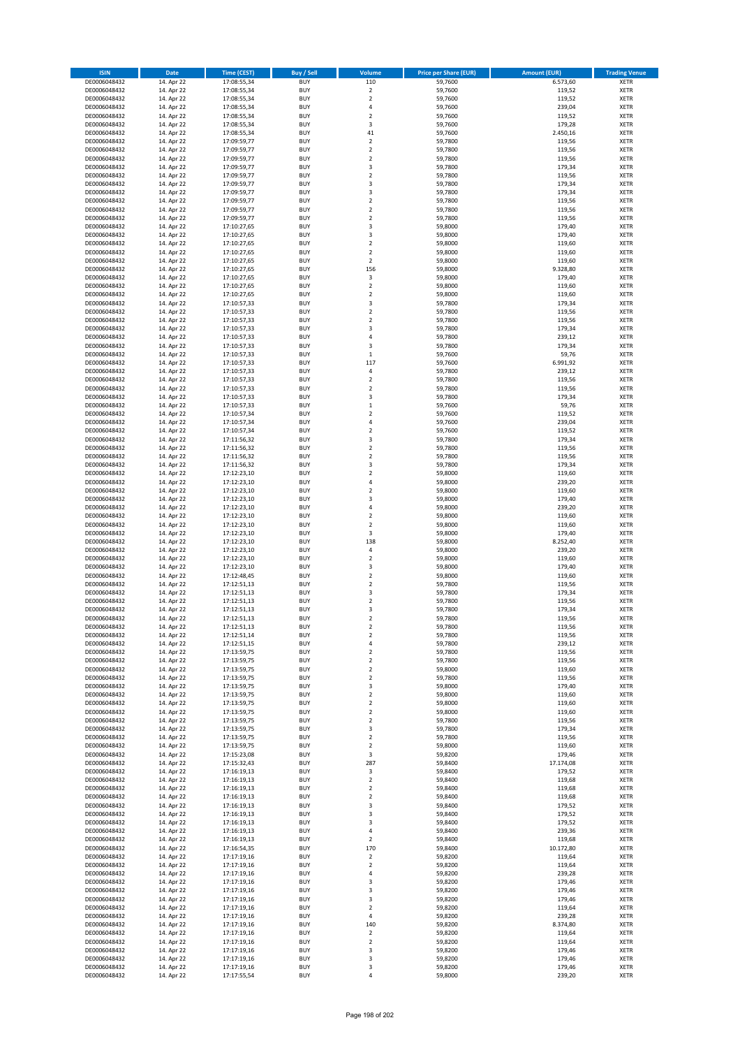| ISIN | Date | Time (CEST) | Buy / Sell | Volume | Price per Share (EUR) | Amount (EUR) | Trading Venue |
|---|---|---|---|---|---|---|---|
| DE0006048432 | 14. Apr 22 | 17:08:55,34 | BUY | 110 | 59,7600 | 6.573,60 | XETR |
| DE0006048432 | 14. Apr 22 | 17:08:55,34 | BUY | 2 | 59,7600 | 119,52 | XETR |
| DE0006048432 | 14. Apr 22 | 17:08:55,34 | BUY | 2 | 59,7600 | 119,52 | XETR |
| DE0006048432 | 14. Apr 22 | 17:08:55,34 | BUY | 4 | 59,7600 | 239,04 | XETR |
| DE0006048432 | 14. Apr 22 | 17:08:55,34 | BUY | 2 | 59,7600 | 119,52 | XETR |
| DE0006048432 | 14. Apr 22 | 17:08:55,34 | BUY | 3 | 59,7600 | 179,28 | XETR |
| DE0006048432 | 14. Apr 22 | 17:08:55,34 | BUY | 41 | 59,7600 | 2.450,16 | XETR |
| DE0006048432 | 14. Apr 22 | 17:09:59,77 | BUY | 2 | 59,7800 | 119,56 | XETR |
| DE0006048432 | 14. Apr 22 | 17:09:59,77 | BUY | 2 | 59,7800 | 119,56 | XETR |
| DE0006048432 | 14. Apr 22 | 17:09:59,77 | BUY | 2 | 59,7800 | 119,56 | XETR |
| DE0006048432 | 14. Apr 22 | 17:09:59,77 | BUY | 3 | 59,7800 | 179,34 | XETR |
| DE0006048432 | 14. Apr 22 | 17:09:59,77 | BUY | 2 | 59,7800 | 119,56 | XETR |
| DE0006048432 | 14. Apr 22 | 17:09:59,77 | BUY | 3 | 59,7800 | 179,34 | XETR |
| DE0006048432 | 14. Apr 22 | 17:09:59,77 | BUY | 3 | 59,7800 | 179,34 | XETR |
| DE0006048432 | 14. Apr 22 | 17:09:59,77 | BUY | 2 | 59,7800 | 119,56 | XETR |
| DE0006048432 | 14. Apr 22 | 17:09:59,77 | BUY | 2 | 59,7800 | 119,56 | XETR |
| DE0006048432 | 14. Apr 22 | 17:09:59,77 | BUY | 2 | 59,7800 | 119,56 | XETR |
| DE0006048432 | 14. Apr 22 | 17:10:27,65 | BUY | 3 | 59,8000 | 179,40 | XETR |
| DE0006048432 | 14. Apr 22 | 17:10:27,65 | BUY | 3 | 59,8000 | 179,40 | XETR |
| DE0006048432 | 14. Apr 22 | 17:10:27,65 | BUY | 2 | 59,8000 | 119,60 | XETR |
| DE0006048432 | 14. Apr 22 | 17:10:27,65 | BUY | 2 | 59,8000 | 119,60 | XETR |
| DE0006048432 | 14. Apr 22 | 17:10:27,65 | BUY | 2 | 59,8000 | 119,60 | XETR |
| DE0006048432 | 14. Apr 22 | 17:10:27,65 | BUY | 156 | 59,8000 | 9.328,80 | XETR |
| DE0006048432 | 14. Apr 22 | 17:10:27,65 | BUY | 3 | 59,8000 | 179,40 | XETR |
| DE0006048432 | 14. Apr 22 | 17:10:27,65 | BUY | 2 | 59,8000 | 119,60 | XETR |
| DE0006048432 | 14. Apr 22 | 17:10:27,65 | BUY | 2 | 59,8000 | 119,60 | XETR |
| DE0006048432 | 14. Apr 22 | 17:10:57,33 | BUY | 3 | 59,7800 | 179,34 | XETR |
| DE0006048432 | 14. Apr 22 | 17:10:57,33 | BUY | 2 | 59,7800 | 119,56 | XETR |
| DE0006048432 | 14. Apr 22 | 17:10:57,33 | BUY | 2 | 59,7800 | 119,56 | XETR |
| DE0006048432 | 14. Apr 22 | 17:10:57,33 | BUY | 3 | 59,7800 | 179,34 | XETR |
| DE0006048432 | 14. Apr 22 | 17:10:57,33 | BUY | 4 | 59,7800 | 239,12 | XETR |
| DE0006048432 | 14. Apr 22 | 17:10:57,33 | BUY | 3 | 59,7800 | 179,34 | XETR |
| DE0006048432 | 14. Apr 22 | 17:10:57,33 | BUY | 1 | 59,7600 | 59,76 | XETR |
| DE0006048432 | 14. Apr 22 | 17:10:57,33 | BUY | 117 | 59,7600 | 6.991,92 | XETR |
| DE0006048432 | 14. Apr 22 | 17:10:57,33 | BUY | 4 | 59,7800 | 239,12 | XETR |
| DE0006048432 | 14. Apr 22 | 17:10:57,33 | BUY | 2 | 59,7800 | 119,56 | XETR |
| DE0006048432 | 14. Apr 22 | 17:10:57,33 | BUY | 2 | 59,7800 | 119,56 | XETR |
| DE0006048432 | 14. Apr 22 | 17:10:57,33 | BUY | 3 | 59,7800 | 179,34 | XETR |
| DE0006048432 | 14. Apr 22 | 17:10:57,33 | BUY | 1 | 59,7600 | 59,76 | XETR |
| DE0006048432 | 14. Apr 22 | 17:10:57,34 | BUY | 2 | 59,7600 | 119,52 | XETR |
| DE0006048432 | 14. Apr 22 | 17:10:57,34 | BUY | 4 | 59,7600 | 239,04 | XETR |
| DE0006048432 | 14. Apr 22 | 17:10:57,34 | BUY | 2 | 59,7600 | 119,52 | XETR |
| DE0006048432 | 14. Apr 22 | 17:11:56,32 | BUY | 3 | 59,7800 | 179,34 | XETR |
| DE0006048432 | 14. Apr 22 | 17:11:56,32 | BUY | 2 | 59,7800 | 119,56 | XETR |
| DE0006048432 | 14. Apr 22 | 17:11:56,32 | BUY | 2 | 59,7800 | 119,56 | XETR |
| DE0006048432 | 14. Apr 22 | 17:11:56,32 | BUY | 3 | 59,7800 | 179,34 | XETR |
| DE0006048432 | 14. Apr 22 | 17:12:23,10 | BUY | 2 | 59,8000 | 119,60 | XETR |
| DE0006048432 | 14. Apr 22 | 17:12:23,10 | BUY | 4 | 59,8000 | 239,20 | XETR |
| DE0006048432 | 14. Apr 22 | 17:12:23,10 | BUY | 2 | 59,8000 | 119,60 | XETR |
| DE0006048432 | 14. Apr 22 | 17:12:23,10 | BUY | 3 | 59,8000 | 179,40 | XETR |
| DE0006048432 | 14. Apr 22 | 17:12:23,10 | BUY | 4 | 59,8000 | 239,20 | XETR |
| DE0006048432 | 14. Apr 22 | 17:12:23,10 | BUY | 2 | 59,8000 | 119,60 | XETR |
| DE0006048432 | 14. Apr 22 | 17:12:23,10 | BUY | 2 | 59,8000 | 119,60 | XETR |
| DE0006048432 | 14. Apr 22 | 17:12:23,10 | BUY | 3 | 59,8000 | 179,40 | XETR |
| DE0006048432 | 14. Apr 22 | 17:12:23,10 | BUY | 138 | 59,8000 | 8.252,40 | XETR |
| DE0006048432 | 14. Apr 22 | 17:12:23,10 | BUY | 4 | 59,8000 | 239,20 | XETR |
| DE0006048432 | 14. Apr 22 | 17:12:23,10 | BUY | 2 | 59,8000 | 119,60 | XETR |
| DE0006048432 | 14. Apr 22 | 17:12:23,10 | BUY | 3 | 59,8000 | 179,40 | XETR |
| DE0006048432 | 14. Apr 22 | 17:12:48,45 | BUY | 2 | 59,8000 | 119,60 | XETR |
| DE0006048432 | 14. Apr 22 | 17:12:51,13 | BUY | 2 | 59,7800 | 119,56 | XETR |
| DE0006048432 | 14. Apr 22 | 17:12:51,13 | BUY | 3 | 59,7800 | 179,34 | XETR |
| DE0006048432 | 14. Apr 22 | 17:12:51,13 | BUY | 2 | 59,7800 | 119,56 | XETR |
| DE0006048432 | 14. Apr 22 | 17:12:51,13 | BUY | 3 | 59,7800 | 179,34 | XETR |
| DE0006048432 | 14. Apr 22 | 17:12:51,13 | BUY | 2 | 59,7800 | 119,56 | XETR |
| DE0006048432 | 14. Apr 22 | 17:12:51,13 | BUY | 2 | 59,7800 | 119,56 | XETR |
| DE0006048432 | 14. Apr 22 | 17:12:51,14 | BUY | 2 | 59,7800 | 119,56 | XETR |
| DE0006048432 | 14. Apr 22 | 17:12:51,15 | BUY | 4 | 59,7800 | 239,12 | XETR |
| DE0006048432 | 14. Apr 22 | 17:13:59,75 | BUY | 2 | 59,7800 | 119,56 | XETR |
| DE0006048432 | 14. Apr 22 | 17:13:59,75 | BUY | 2 | 59,7800 | 119,56 | XETR |
| DE0006048432 | 14. Apr 22 | 17:13:59,75 | BUY | 2 | 59,8000 | 119,60 | XETR |
| DE0006048432 | 14. Apr 22 | 17:13:59,75 | BUY | 2 | 59,7800 | 119,56 | XETR |
| DE0006048432 | 14. Apr 22 | 17:13:59,75 | BUY | 3 | 59,8000 | 179,40 | XETR |
| DE0006048432 | 14. Apr 22 | 17:13:59,75 | BUY | 2 | 59,8000 | 119,60 | XETR |
| DE0006048432 | 14. Apr 22 | 17:13:59,75 | BUY | 2 | 59,8000 | 119,60 | XETR |
| DE0006048432 | 14. Apr 22 | 17:13:59,75 | BUY | 2 | 59,8000 | 119,60 | XETR |
| DE0006048432 | 14. Apr 22 | 17:13:59,75 | BUY | 2 | 59,7800 | 119,56 | XETR |
| DE0006048432 | 14. Apr 22 | 17:13:59,75 | BUY | 3 | 59,7800 | 179,34 | XETR |
| DE0006048432 | 14. Apr 22 | 17:13:59,75 | BUY | 2 | 59,7800 | 119,56 | XETR |
| DE0006048432 | 14. Apr 22 | 17:13:59,75 | BUY | 2 | 59,8000 | 119,60 | XETR |
| DE0006048432 | 14. Apr 22 | 17:15:23,08 | BUY | 3 | 59,8200 | 179,46 | XETR |
| DE0006048432 | 14. Apr 22 | 17:15:32,43 | BUY | 287 | 59,8400 | 17.174,08 | XETR |
| DE0006048432 | 14. Apr 22 | 17:16:19,13 | BUY | 3 | 59,8400 | 179,52 | XETR |
| DE0006048432 | 14. Apr 22 | 17:16:19,13 | BUY | 2 | 59,8400 | 119,68 | XETR |
| DE0006048432 | 14. Apr 22 | 17:16:19,13 | BUY | 2 | 59,8400 | 119,68 | XETR |
| DE0006048432 | 14. Apr 22 | 17:16:19,13 | BUY | 2 | 59,8400 | 119,68 | XETR |
| DE0006048432 | 14. Apr 22 | 17:16:19,13 | BUY | 3 | 59,8400 | 179,52 | XETR |
| DE0006048432 | 14. Apr 22 | 17:16:19,13 | BUY | 3 | 59,8400 | 179,52 | XETR |
| DE0006048432 | 14. Apr 22 | 17:16:19,13 | BUY | 3 | 59,8400 | 179,52 | XETR |
| DE0006048432 | 14. Apr 22 | 17:16:19,13 | BUY | 4 | 59,8400 | 239,36 | XETR |
| DE0006048432 | 14. Apr 22 | 17:16:19,13 | BUY | 2 | 59,8400 | 119,68 | XETR |
| DE0006048432 | 14. Apr 22 | 17:16:54,35 | BUY | 170 | 59,8400 | 10.172,80 | XETR |
| DE0006048432 | 14. Apr 22 | 17:17:19,16 | BUY | 2 | 59,8200 | 119,64 | XETR |
| DE0006048432 | 14. Apr 22 | 17:17:19,16 | BUY | 2 | 59,8200 | 119,64 | XETR |
| DE0006048432 | 14. Apr 22 | 17:17:19,16 | BUY | 4 | 59,8200 | 239,28 | XETR |
| DE0006048432 | 14. Apr 22 | 17:17:19,16 | BUY | 3 | 59,8200 | 179,46 | XETR |
| DE0006048432 | 14. Apr 22 | 17:17:19,16 | BUY | 3 | 59,8200 | 179,46 | XETR |
| DE0006048432 | 14. Apr 22 | 17:17:19,16 | BUY | 3 | 59,8200 | 179,46 | XETR |
| DE0006048432 | 14. Apr 22 | 17:17:19,16 | BUY | 2 | 59,8200 | 119,64 | XETR |
| DE0006048432 | 14. Apr 22 | 17:17:19,16 | BUY | 4 | 59,8200 | 239,28 | XETR |
| DE0006048432 | 14. Apr 22 | 17:17:19,16 | BUY | 140 | 59,8200 | 8.374,80 | XETR |
| DE0006048432 | 14. Apr 22 | 17:17:19,16 | BUY | 2 | 59,8200 | 119,64 | XETR |
| DE0006048432 | 14. Apr 22 | 17:17:19,16 | BUY | 2 | 59,8200 | 119,64 | XETR |
| DE0006048432 | 14. Apr 22 | 17:17:19,16 | BUY | 3 | 59,8200 | 179,46 | XETR |
| DE0006048432 | 14. Apr 22 | 17:17:19,16 | BUY | 3 | 59,8200 | 179,46 | XETR |
| DE0006048432 | 14. Apr 22 | 17:17:19,16 | BUY | 3 | 59,8200 | 179,46 | XETR |
| DE0006048432 | 14. Apr 22 | 17:17:55,54 | BUY | 4 | 59,8000 | 239,20 | XETR |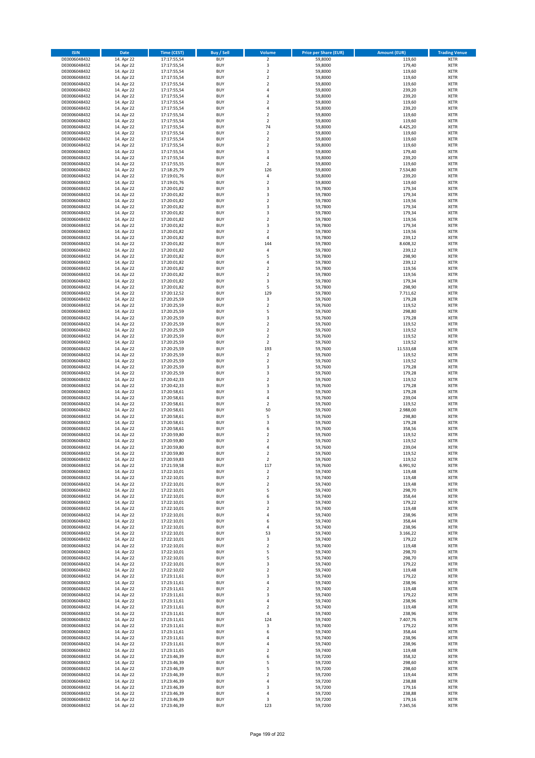| ISIN | Date | Time (CEST) | Buy / Sell | Volume | Price per Share (EUR) | Amount (EUR) | Trading Venue |
|---|---|---|---|---|---|---|---|
| DE0006048432 | 14. Apr 22 | 17:17:55,54 | BUY | 2 | 59,8000 | 119,60 | XETR |
| DE0006048432 | 14. Apr 22 | 17:17:55,54 | BUY | 3 | 59,8000 | 179,40 | XETR |
| DE0006048432 | 14. Apr 22 | 17:17:55,54 | BUY | 2 | 59,8000 | 119,60 | XETR |
| DE0006048432 | 14. Apr 22 | 17:17:55,54 | BUY | 2 | 59,8000 | 119,60 | XETR |
| DE0006048432 | 14. Apr 22 | 17:17:55,54 | BUY | 2 | 59,8000 | 119,60 | XETR |
| DE0006048432 | 14. Apr 22 | 17:17:55,54 | BUY | 4 | 59,8000 | 239,20 | XETR |
| DE0006048432 | 14. Apr 22 | 17:17:55,54 | BUY | 4 | 59,8000 | 239,20 | XETR |
| DE0006048432 | 14. Apr 22 | 17:17:55,54 | BUY | 2 | 59,8000 | 119,60 | XETR |
| DE0006048432 | 14. Apr 22 | 17:17:55,54 | BUY | 4 | 59,8000 | 239,20 | XETR |
| DE0006048432 | 14. Apr 22 | 17:17:55,54 | BUY | 2 | 59,8000 | 119,60 | XETR |
| DE0006048432 | 14. Apr 22 | 17:17:55,54 | BUY | 2 | 59,8000 | 119,60 | XETR |
| DE0006048432 | 14. Apr 22 | 17:17:55,54 | BUY | 74 | 59,8000 | 4.425,20 | XETR |
| DE0006048432 | 14. Apr 22 | 17:17:55,54 | BUY | 2 | 59,8000 | 119,60 | XETR |
| DE0006048432 | 14. Apr 22 | 17:17:55,54 | BUY | 2 | 59,8000 | 119,60 | XETR |
| DE0006048432 | 14. Apr 22 | 17:17:55,54 | BUY | 2 | 59,8000 | 119,60 | XETR |
| DE0006048432 | 14. Apr 22 | 17:17:55,54 | BUY | 3 | 59,8000 | 179,40 | XETR |
| DE0006048432 | 14. Apr 22 | 17:17:55,54 | BUY | 4 | 59,8000 | 239,20 | XETR |
| DE0006048432 | 14. Apr 22 | 17:17:55,55 | BUY | 2 | 59,8000 | 119,60 | XETR |
| DE0006048432 | 14. Apr 22 | 17:18:25,79 | BUY | 126 | 59,8000 | 7.534,80 | XETR |
| DE0006048432 | 14. Apr 22 | 17:19:01,76 | BUY | 4 | 59,8000 | 239,20 | XETR |
| DE0006048432 | 14. Apr 22 | 17:19:01,76 | BUY | 2 | 59,8000 | 119,60 | XETR |
| DE0006048432 | 14. Apr 22 | 17:20:01,82 | BUY | 3 | 59,7800 | 179,34 | XETR |
| DE0006048432 | 14. Apr 22 | 17:20:01,82 | BUY | 3 | 59,7800 | 179,34 | XETR |
| DE0006048432 | 14. Apr 22 | 17:20:01,82 | BUY | 2 | 59,7800 | 119,56 | XETR |
| DE0006048432 | 14. Apr 22 | 17:20:01,82 | BUY | 3 | 59,7800 | 179,34 | XETR |
| DE0006048432 | 14. Apr 22 | 17:20:01,82 | BUY | 3 | 59,7800 | 179,34 | XETR |
| DE0006048432 | 14. Apr 22 | 17:20:01,82 | BUY | 2 | 59,7800 | 119,56 | XETR |
| DE0006048432 | 14. Apr 22 | 17:20:01,82 | BUY | 3 | 59,7800 | 179,34 | XETR |
| DE0006048432 | 14. Apr 22 | 17:20:01,82 | BUY | 2 | 59,7800 | 119,56 | XETR |
| DE0006048432 | 14. Apr 22 | 17:20:01,82 | BUY | 4 | 59,7800 | 239,12 | XETR |
| DE0006048432 | 14. Apr 22 | 17:20:01,82 | BUY | 144 | 59,7800 | 8.608,32 | XETR |
| DE0006048432 | 14. Apr 22 | 17:20:01,82 | BUY | 4 | 59,7800 | 239,12 | XETR |
| DE0006048432 | 14. Apr 22 | 17:20:01,82 | BUY | 5 | 59,7800 | 298,90 | XETR |
| DE0006048432 | 14. Apr 22 | 17:20:01,82 | BUY | 4 | 59,7800 | 239,12 | XETR |
| DE0006048432 | 14. Apr 22 | 17:20:01,82 | BUY | 2 | 59,7800 | 119,56 | XETR |
| DE0006048432 | 14. Apr 22 | 17:20:01,82 | BUY | 2 | 59,7800 | 119,56 | XETR |
| DE0006048432 | 14. Apr 22 | 17:20:01,82 | BUY | 3 | 59,7800 | 179,34 | XETR |
| DE0006048432 | 14. Apr 22 | 17:20:01,82 | BUY | 5 | 59,7800 | 298,90 | XETR |
| DE0006048432 | 14. Apr 22 | 17:20:12,52 | BUY | 129 | 59,7800 | 7.711,62 | XETR |
| DE0006048432 | 14. Apr 22 | 17:20:25,59 | BUY | 3 | 59,7600 | 179,28 | XETR |
| DE0006048432 | 14. Apr 22 | 17:20:25,59 | BUY | 2 | 59,7600 | 119,52 | XETR |
| DE0006048432 | 14. Apr 22 | 17:20:25,59 | BUY | 5 | 59,7600 | 298,80 | XETR |
| DE0006048432 | 14. Apr 22 | 17:20:25,59 | BUY | 3 | 59,7600 | 179,28 | XETR |
| DE0006048432 | 14. Apr 22 | 17:20:25,59 | BUY | 2 | 59,7600 | 119,52 | XETR |
| DE0006048432 | 14. Apr 22 | 17:20:25,59 | BUY | 2 | 59,7600 | 119,52 | XETR |
| DE0006048432 | 14. Apr 22 | 17:20:25,59 | BUY | 2 | 59,7600 | 119,52 | XETR |
| DE0006048432 | 14. Apr 22 | 17:20:25,59 | BUY | 2 | 59,7600 | 119,52 | XETR |
| DE0006048432 | 14. Apr 22 | 17:20:25,59 | BUY | 193 | 59,7600 | 11.533,68 | XETR |
| DE0006048432 | 14. Apr 22 | 17:20:25,59 | BUY | 2 | 59,7600 | 119,52 | XETR |
| DE0006048432 | 14. Apr 22 | 17:20:25,59 | BUY | 2 | 59,7600 | 119,52 | XETR |
| DE0006048432 | 14. Apr 22 | 17:20:25,59 | BUY | 3 | 59,7600 | 179,28 | XETR |
| DE0006048432 | 14. Apr 22 | 17:20:25,59 | BUY | 3 | 59,7600 | 179,28 | XETR |
| DE0006048432 | 14. Apr 22 | 17:20:42,33 | BUY | 2 | 59,7600 | 119,52 | XETR |
| DE0006048432 | 14. Apr 22 | 17:20:42,33 | BUY | 3 | 59,7600 | 179,28 | XETR |
| DE0006048432 | 14. Apr 22 | 17:20:58,61 | BUY | 3 | 59,7600 | 179,28 | XETR |
| DE0006048432 | 14. Apr 22 | 17:20:58,61 | BUY | 4 | 59,7600 | 239,04 | XETR |
| DE0006048432 | 14. Apr 22 | 17:20:58,61 | BUY | 2 | 59,7600 | 119,52 | XETR |
| DE0006048432 | 14. Apr 22 | 17:20:58,61 | BUY | 50 | 59,7600 | 2.988,00 | XETR |
| DE0006048432 | 14. Apr 22 | 17:20:58,61 | BUY | 5 | 59,7600 | 298,80 | XETR |
| DE0006048432 | 14. Apr 22 | 17:20:58,61 | BUY | 3 | 59,7600 | 179,28 | XETR |
| DE0006048432 | 14. Apr 22 | 17:20:58,61 | BUY | 6 | 59,7600 | 358,56 | XETR |
| DE0006048432 | 14. Apr 22 | 17:20:59,80 | BUY | 2 | 59,7600 | 119,52 | XETR |
| DE0006048432 | 14. Apr 22 | 17:20:59,80 | BUY | 2 | 59,7600 | 119,52 | XETR |
| DE0006048432 | 14. Apr 22 | 17:20:59,80 | BUY | 4 | 59,7600 | 239,04 | XETR |
| DE0006048432 | 14. Apr 22 | 17:20:59,80 | BUY | 2 | 59,7600 | 119,52 | XETR |
| DE0006048432 | 14. Apr 22 | 17:20:59,83 | BUY | 2 | 59,7600 | 119,52 | XETR |
| DE0006048432 | 14. Apr 22 | 17:21:59,58 | BUY | 117 | 59,7600 | 6.991,92 | XETR |
| DE0006048432 | 14. Apr 22 | 17:22:10,01 | BUY | 2 | 59,7400 | 119,48 | XETR |
| DE0006048432 | 14. Apr 22 | 17:22:10,01 | BUY | 2 | 59,7400 | 119,48 | XETR |
| DE0006048432 | 14. Apr 22 | 17:22:10,01 | BUY | 2 | 59,7400 | 119,48 | XETR |
| DE0006048432 | 14. Apr 22 | 17:22:10,01 | BUY | 5 | 59,7400 | 298,70 | XETR |
| DE0006048432 | 14. Apr 22 | 17:22:10,01 | BUY | 6 | 59,7400 | 358,44 | XETR |
| DE0006048432 | 14. Apr 22 | 17:22:10,01 | BUY | 3 | 59,7400 | 179,22 | XETR |
| DE0006048432 | 14. Apr 22 | 17:22:10,01 | BUY | 2 | 59,7400 | 119,48 | XETR |
| DE0006048432 | 14. Apr 22 | 17:22:10,01 | BUY | 4 | 59,7400 | 238,96 | XETR |
| DE0006048432 | 14. Apr 22 | 17:22:10,01 | BUY | 6 | 59,7400 | 358,44 | XETR |
| DE0006048432 | 14. Apr 22 | 17:22:10,01 | BUY | 4 | 59,7400 | 238,96 | XETR |
| DE0006048432 | 14. Apr 22 | 17:22:10,01 | BUY | 53 | 59,7400 | 3.166,22 | XETR |
| DE0006048432 | 14. Apr 22 | 17:22:10,01 | BUY | 3 | 59,7400 | 179,22 | XETR |
| DE0006048432 | 14. Apr 22 | 17:22:10,01 | BUY | 2 | 59,7400 | 119,48 | XETR |
| DE0006048432 | 14. Apr 22 | 17:22:10,01 | BUY | 5 | 59,7400 | 298,70 | XETR |
| DE0006048432 | 14. Apr 22 | 17:22:10,01 | BUY | 5 | 59,7400 | 298,70 | XETR |
| DE0006048432 | 14. Apr 22 | 17:22:10,01 | BUY | 3 | 59,7400 | 179,22 | XETR |
| DE0006048432 | 14. Apr 22 | 17:22:10,02 | BUY | 2 | 59,7400 | 119,48 | XETR |
| DE0006048432 | 14. Apr 22 | 17:23:11,61 | BUY | 3 | 59,7400 | 179,22 | XETR |
| DE0006048432 | 14. Apr 22 | 17:23:11,61 | BUY | 4 | 59,7400 | 238,96 | XETR |
| DE0006048432 | 14. Apr 22 | 17:23:11,61 | BUY | 2 | 59,7400 | 119,48 | XETR |
| DE0006048432 | 14. Apr 22 | 17:23:11,61 | BUY | 3 | 59,7400 | 179,22 | XETR |
| DE0006048432 | 14. Apr 22 | 17:23:11,61 | BUY | 4 | 59,7400 | 238,96 | XETR |
| DE0006048432 | 14. Apr 22 | 17:23:11,61 | BUY | 2 | 59,7400 | 119,48 | XETR |
| DE0006048432 | 14. Apr 22 | 17:23:11,61 | BUY | 4 | 59,7400 | 238,96 | XETR |
| DE0006048432 | 14. Apr 22 | 17:23:11,61 | BUY | 124 | 59,7400 | 7.407,76 | XETR |
| DE0006048432 | 14. Apr 22 | 17:23:11,61 | BUY | 3 | 59,7400 | 179,22 | XETR |
| DE0006048432 | 14. Apr 22 | 17:23:11,61 | BUY | 6 | 59,7400 | 358,44 | XETR |
| DE0006048432 | 14. Apr 22 | 17:23:11,61 | BUY | 4 | 59,7400 | 238,96 | XETR |
| DE0006048432 | 14. Apr 22 | 17:23:11,61 | BUY | 4 | 59,7400 | 238,96 | XETR |
| DE0006048432 | 14. Apr 22 | 17:23:11,65 | BUY | 2 | 59,7400 | 119,48 | XETR |
| DE0006048432 | 14. Apr 22 | 17:23:46,39 | BUY | 6 | 59,7200 | 358,32 | XETR |
| DE0006048432 | 14. Apr 22 | 17:23:46,39 | BUY | 5 | 59,7200 | 298,60 | XETR |
| DE0006048432 | 14. Apr 22 | 17:23:46,39 | BUY | 5 | 59,7200 | 298,60 | XETR |
| DE0006048432 | 14. Apr 22 | 17:23:46,39 | BUY | 2 | 59,7200 | 119,44 | XETR |
| DE0006048432 | 14. Apr 22 | 17:23:46,39 | BUY | 4 | 59,7200 | 238,88 | XETR |
| DE0006048432 | 14. Apr 22 | 17:23:46,39 | BUY | 3 | 59,7200 | 179,16 | XETR |
| DE0006048432 | 14. Apr 22 | 17:23:46,39 | BUY | 4 | 59,7200 | 238,88 | XETR |
| DE0006048432 | 14. Apr 22 | 17:23:46,39 | BUY | 3 | 59,7200 | 179,16 | XETR |
| DE0006048432 | 14. Apr 22 | 17:23:46,39 | BUY | 123 | 59,7200 | 7.345,56 | XETR |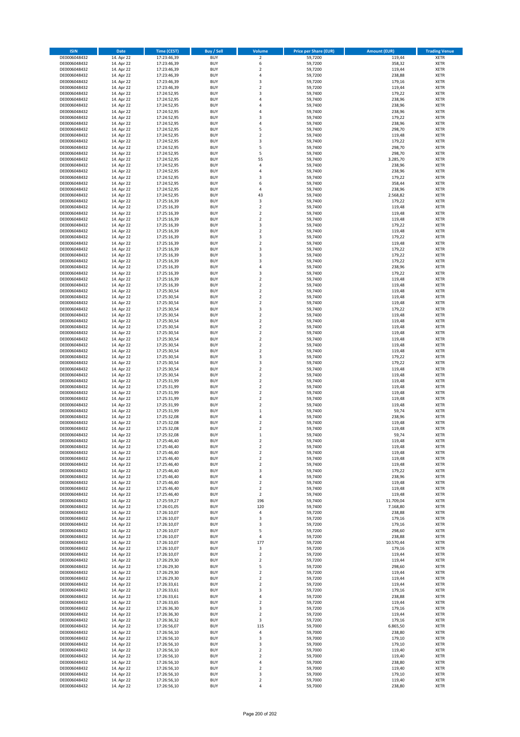| ISIN | Date | Time (CEST) | Buy / Sell | Volume | Price per Share (EUR) | Amount (EUR) | Trading Venue |
|---|---|---|---|---|---|---|---|
| DE0006048432 | 14. Apr 22 | 17:23:46,39 | BUY | 2 | 59,7200 | 119,44 | XETR |
| DE0006048432 | 14. Apr 22 | 17:23:46,39 | BUY | 6 | 59,7200 | 358,32 | XETR |
| DE0006048432 | 14. Apr 22 | 17:23:46,39 | BUY | 2 | 59,7200 | 119,44 | XETR |
| DE0006048432 | 14. Apr 22 | 17:23:46,39 | BUY | 4 | 59,7200 | 238,88 | XETR |
| DE0006048432 | 14. Apr 22 | 17:23:46,39 | BUY | 3 | 59,7200 | 179,16 | XETR |
| DE0006048432 | 14. Apr 22 | 17:23:46,39 | BUY | 2 | 59,7200 | 119,44 | XETR |
| DE0006048432 | 14. Apr 22 | 17:24:52,95 | BUY | 3 | 59,7400 | 179,22 | XETR |
| DE0006048432 | 14. Apr 22 | 17:24:52,95 | BUY | 4 | 59,7400 | 238,96 | XETR |
| DE0006048432 | 14. Apr 22 | 17:24:52,95 | BUY | 4 | 59,7400 | 238,96 | XETR |
| DE0006048432 | 14. Apr 22 | 17:24:52,95 | BUY | 4 | 59,7400 | 238,96 | XETR |
| DE0006048432 | 14. Apr 22 | 17:24:52,95 | BUY | 3 | 59,7400 | 179,22 | XETR |
| DE0006048432 | 14. Apr 22 | 17:24:52,95 | BUY | 4 | 59,7400 | 238,96 | XETR |
| DE0006048432 | 14. Apr 22 | 17:24:52,95 | BUY | 5 | 59,7400 | 298,70 | XETR |
| DE0006048432 | 14. Apr 22 | 17:24:52,95 | BUY | 2 | 59,7400 | 119,48 | XETR |
| DE0006048432 | 14. Apr 22 | 17:24:52,95 | BUY | 3 | 59,7400 | 179,22 | XETR |
| DE0006048432 | 14. Apr 22 | 17:24:52,95 | BUY | 5 | 59,7400 | 298,70 | XETR |
| DE0006048432 | 14. Apr 22 | 17:24:52,95 | BUY | 5 | 59,7400 | 298,70 | XETR |
| DE0006048432 | 14. Apr 22 | 17:24:52,95 | BUY | 55 | 59,7400 | 3.285,70 | XETR |
| DE0006048432 | 14. Apr 22 | 17:24:52,95 | BUY | 4 | 59,7400 | 238,96 | XETR |
| DE0006048432 | 14. Apr 22 | 17:24:52,95 | BUY | 4 | 59,7400 | 238,96 | XETR |
| DE0006048432 | 14. Apr 22 | 17:24:52,95 | BUY | 3 | 59,7400 | 179,22 | XETR |
| DE0006048432 | 14. Apr 22 | 17:24:52,95 | BUY | 6 | 59,7400 | 358,44 | XETR |
| DE0006048432 | 14. Apr 22 | 17:24:52,95 | BUY | 4 | 59,7400 | 238,96 | XETR |
| DE0006048432 | 14. Apr 22 | 17:24:52,95 | BUY | 43 | 59,7400 | 2.568,82 | XETR |
| DE0006048432 | 14. Apr 22 | 17:25:16,39 | BUY | 3 | 59,7400 | 179,22 | XETR |
| DE0006048432 | 14. Apr 22 | 17:25:16,39 | BUY | 2 | 59,7400 | 119,48 | XETR |
| DE0006048432 | 14. Apr 22 | 17:25:16,39 | BUY | 2 | 59,7400 | 119,48 | XETR |
| DE0006048432 | 14. Apr 22 | 17:25:16,39 | BUY | 2 | 59,7400 | 119,48 | XETR |
| DE0006048432 | 14. Apr 22 | 17:25:16,39 | BUY | 3 | 59,7400 | 179,22 | XETR |
| DE0006048432 | 14. Apr 22 | 17:25:16,39 | BUY | 2 | 59,7400 | 119,48 | XETR |
| DE0006048432 | 14. Apr 22 | 17:25:16,39 | BUY | 3 | 59,7400 | 179,22 | XETR |
| DE0006048432 | 14. Apr 22 | 17:25:16,39 | BUY | 2 | 59,7400 | 119,48 | XETR |
| DE0006048432 | 14. Apr 22 | 17:25:16,39 | BUY | 3 | 59,7400 | 179,22 | XETR |
| DE0006048432 | 14. Apr 22 | 17:25:16,39 | BUY | 3 | 59,7400 | 179,22 | XETR |
| DE0006048432 | 14. Apr 22 | 17:25:16,39 | BUY | 3 | 59,7400 | 179,22 | XETR |
| DE0006048432 | 14. Apr 22 | 17:25:16,39 | BUY | 4 | 59,7400 | 238,96 | XETR |
| DE0006048432 | 14. Apr 22 | 17:25:16,39 | BUY | 3 | 59,7400 | 179,22 | XETR |
| DE0006048432 | 14. Apr 22 | 17:25:16,39 | BUY | 2 | 59,7400 | 119,48 | XETR |
| DE0006048432 | 14. Apr 22 | 17:25:16,39 | BUY | 2 | 59,7400 | 119,48 | XETR |
| DE0006048432 | 14. Apr 22 | 17:25:30,54 | BUY | 2 | 59,7400 | 119,48 | XETR |
| DE0006048432 | 14. Apr 22 | 17:25:30,54 | BUY | 2 | 59,7400 | 119,48 | XETR |
| DE0006048432 | 14. Apr 22 | 17:25:30,54 | BUY | 2 | 59,7400 | 119,48 | XETR |
| DE0006048432 | 14. Apr 22 | 17:25:30,54 | BUY | 3 | 59,7400 | 179,22 | XETR |
| DE0006048432 | 14. Apr 22 | 17:25:30,54 | BUY | 2 | 59,7400 | 119,48 | XETR |
| DE0006048432 | 14. Apr 22 | 17:25:30,54 | BUY | 2 | 59,7400 | 119,48 | XETR |
| DE0006048432 | 14. Apr 22 | 17:25:30,54 | BUY | 2 | 59,7400 | 119,48 | XETR |
| DE0006048432 | 14. Apr 22 | 17:25:30,54 | BUY | 2 | 59,7400 | 119,48 | XETR |
| DE0006048432 | 14. Apr 22 | 17:25:30,54 | BUY | 2 | 59,7400 | 119,48 | XETR |
| DE0006048432 | 14. Apr 22 | 17:25:30,54 | BUY | 2 | 59,7400 | 119,48 | XETR |
| DE0006048432 | 14. Apr 22 | 17:25:30,54 | BUY | 2 | 59,7400 | 119,48 | XETR |
| DE0006048432 | 14. Apr 22 | 17:25:30,54 | BUY | 3 | 59,7400 | 179,22 | XETR |
| DE0006048432 | 14. Apr 22 | 17:25:30,54 | BUY | 3 | 59,7400 | 179,22 | XETR |
| DE0006048432 | 14. Apr 22 | 17:25:30,54 | BUY | 2 | 59,7400 | 119,48 | XETR |
| DE0006048432 | 14. Apr 22 | 17:25:30,54 | BUY | 2 | 59,7400 | 119,48 | XETR |
| DE0006048432 | 14. Apr 22 | 17:25:31,99 | BUY | 2 | 59,7400 | 119,48 | XETR |
| DE0006048432 | 14. Apr 22 | 17:25:31,99 | BUY | 2 | 59,7400 | 119,48 | XETR |
| DE0006048432 | 14. Apr 22 | 17:25:31,99 | BUY | 2 | 59,7400 | 119,48 | XETR |
| DE0006048432 | 14. Apr 22 | 17:25:31,99 | BUY | 2 | 59,7400 | 119,48 | XETR |
| DE0006048432 | 14. Apr 22 | 17:25:31,99 | BUY | 2 | 59,7400 | 119,48 | XETR |
| DE0006048432 | 14. Apr 22 | 17:25:31,99 | BUY | 1 | 59,7400 | 59,74 | XETR |
| DE0006048432 | 14. Apr 22 | 17:25:32,08 | BUY | 4 | 59,7400 | 238,96 | XETR |
| DE0006048432 | 14. Apr 22 | 17:25:32,08 | BUY | 2 | 59,7400 | 119,48 | XETR |
| DE0006048432 | 14. Apr 22 | 17:25:32,08 | BUY | 2 | 59,7400 | 119,48 | XETR |
| DE0006048432 | 14. Apr 22 | 17:25:32,08 | BUY | 1 | 59,7400 | 59,74 | XETR |
| DE0006048432 | 14. Apr 22 | 17:25:46,40 | BUY | 2 | 59,7400 | 119,48 | XETR |
| DE0006048432 | 14. Apr 22 | 17:25:46,40 | BUY | 2 | 59,7400 | 119,48 | XETR |
| DE0006048432 | 14. Apr 22 | 17:25:46,40 | BUY | 2 | 59,7400 | 119,48 | XETR |
| DE0006048432 | 14. Apr 22 | 17:25:46,40 | BUY | 2 | 59,7400 | 119,48 | XETR |
| DE0006048432 | 14. Apr 22 | 17:25:46,40 | BUY | 2 | 59,7400 | 119,48 | XETR |
| DE0006048432 | 14. Apr 22 | 17:25:46,40 | BUY | 3 | 59,7400 | 179,22 | XETR |
| DE0006048432 | 14. Apr 22 | 17:25:46,40 | BUY | 4 | 59,7400 | 238,96 | XETR |
| DE0006048432 | 14. Apr 22 | 17:25:46,40 | BUY | 2 | 59,7400 | 119,48 | XETR |
| DE0006048432 | 14. Apr 22 | 17:25:46,40 | BUY | 2 | 59,7400 | 119,48 | XETR |
| DE0006048432 | 14. Apr 22 | 17:25:46,40 | BUY | 2 | 59,7400 | 119,48 | XETR |
| DE0006048432 | 14. Apr 22 | 17:25:59,27 | BUY | 196 | 59,7400 | 11.709,04 | XETR |
| DE0006048432 | 14. Apr 22 | 17:26:01,05 | BUY | 120 | 59,7400 | 7.168,80 | XETR |
| DE0006048432 | 14. Apr 22 | 17:26:10,07 | BUY | 4 | 59,7200 | 238,88 | XETR |
| DE0006048432 | 14. Apr 22 | 17:26:10,07 | BUY | 3 | 59,7200 | 179,16 | XETR |
| DE0006048432 | 14. Apr 22 | 17:26:10,07 | BUY | 3 | 59,7200 | 179,16 | XETR |
| DE0006048432 | 14. Apr 22 | 17:26:10,07 | BUY | 5 | 59,7200 | 298,60 | XETR |
| DE0006048432 | 14. Apr 22 | 17:26:10,07 | BUY | 4 | 59,7200 | 238,88 | XETR |
| DE0006048432 | 14. Apr 22 | 17:26:10,07 | BUY | 177 | 59,7200 | 10.570,44 | XETR |
| DE0006048432 | 14. Apr 22 | 17:26:10,07 | BUY | 3 | 59,7200 | 179,16 | XETR |
| DE0006048432 | 14. Apr 22 | 17:26:10,07 | BUY | 2 | 59,7200 | 119,44 | XETR |
| DE0006048432 | 14. Apr 22 | 17:26:29,30 | BUY | 2 | 59,7200 | 119,44 | XETR |
| DE0006048432 | 14. Apr 22 | 17:26:29,30 | BUY | 5 | 59,7200 | 298,60 | XETR |
| DE0006048432 | 14. Apr 22 | 17:26:29,30 | BUY | 2 | 59,7200 | 119,44 | XETR |
| DE0006048432 | 14. Apr 22 | 17:26:29,30 | BUY | 2 | 59,7200 | 119,44 | XETR |
| DE0006048432 | 14. Apr 22 | 17:26:33,61 | BUY | 2 | 59,7200 | 119,44 | XETR |
| DE0006048432 | 14. Apr 22 | 17:26:33,61 | BUY | 3 | 59,7200 | 179,16 | XETR |
| DE0006048432 | 14. Apr 22 | 17:26:33,61 | BUY | 4 | 59,7200 | 238,88 | XETR |
| DE0006048432 | 14. Apr 22 | 17:26:33,65 | BUY | 2 | 59,7200 | 119,44 | XETR |
| DE0006048432 | 14. Apr 22 | 17:26:36,30 | BUY | 3 | 59,7200 | 179,16 | XETR |
| DE0006048432 | 14. Apr 22 | 17:26:36,30 | BUY | 2 | 59,7200 | 119,44 | XETR |
| DE0006048432 | 14. Apr 22 | 17:26:36,32 | BUY | 3 | 59,7200 | 179,16 | XETR |
| DE0006048432 | 14. Apr 22 | 17:26:56,07 | BUY | 115 | 59,7000 | 6.865,50 | XETR |
| DE0006048432 | 14. Apr 22 | 17:26:56,10 | BUY | 4 | 59,7000 | 238,80 | XETR |
| DE0006048432 | 14. Apr 22 | 17:26:56,10 | BUY | 3 | 59,7000 | 179,10 | XETR |
| DE0006048432 | 14. Apr 22 | 17:26:56,10 | BUY | 3 | 59,7000 | 179,10 | XETR |
| DE0006048432 | 14. Apr 22 | 17:26:56,10 | BUY | 2 | 59,7000 | 119,40 | XETR |
| DE0006048432 | 14. Apr 22 | 17:26:56,10 | BUY | 2 | 59,7000 | 119,40 | XETR |
| DE0006048432 | 14. Apr 22 | 17:26:56,10 | BUY | 4 | 59,7000 | 238,80 | XETR |
| DE0006048432 | 14. Apr 22 | 17:26:56,10 | BUY | 2 | 59,7000 | 119,40 | XETR |
| DE0006048432 | 14. Apr 22 | 17:26:56,10 | BUY | 3 | 59,7000 | 179,10 | XETR |
| DE0006048432 | 14. Apr 22 | 17:26:56,10 | BUY | 2 | 59,7000 | 119,40 | XETR |
| DE0006048432 | 14. Apr 22 | 17:26:56,10 | BUY | 4 | 59,7000 | 238,80 | XETR |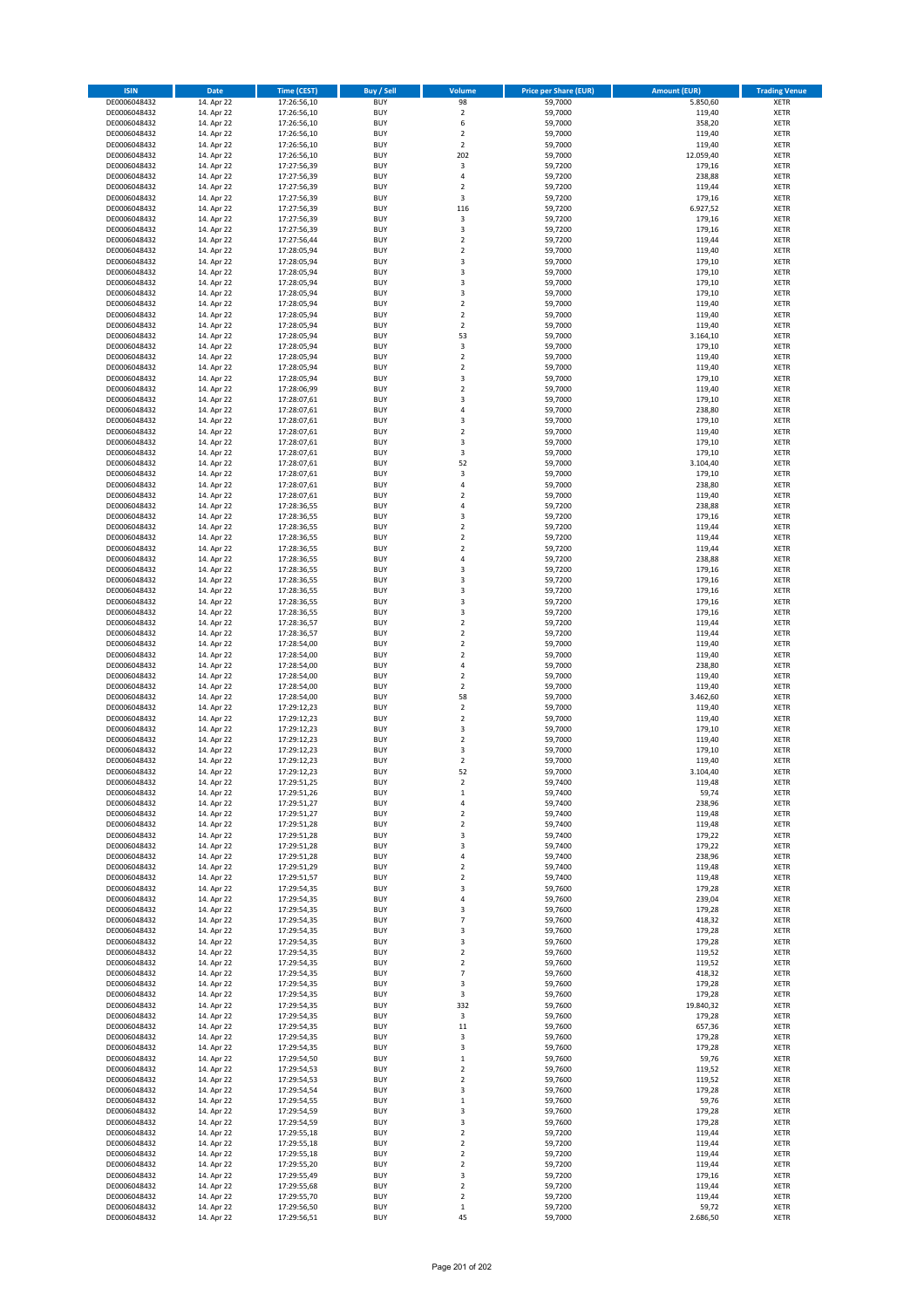| ISIN | Date | Time (CEST) | Buy / Sell | Volume | Price per Share (EUR) | Amount (EUR) | Trading Venue |
|---|---|---|---|---|---|---|---|
| DE0006048432 | 14. Apr 22 | 17:26:56,10 | BUY | 98 | 59,7000 | 5.850,60 | XETR |
| DE0006048432 | 14. Apr 22 | 17:26:56,10 | BUY | 2 | 59,7000 | 119,40 | XETR |
| DE0006048432 | 14. Apr 22 | 17:26:56,10 | BUY | 6 | 59,7000 | 358,20 | XETR |
| DE0006048432 | 14. Apr 22 | 17:26:56,10 | BUY | 2 | 59,7000 | 119,40 | XETR |
| DE0006048432 | 14. Apr 22 | 17:26:56,10 | BUY | 2 | 59,7000 | 119,40 | XETR |
| DE0006048432 | 14. Apr 22 | 17:26:56,10 | BUY | 202 | 59,7000 | 12.059,40 | XETR |
| DE0006048432 | 14. Apr 22 | 17:27:56,39 | BUY | 3 | 59,7200 | 179,16 | XETR |
| DE0006048432 | 14. Apr 22 | 17:27:56,39 | BUY | 4 | 59,7200 | 238,88 | XETR |
| DE0006048432 | 14. Apr 22 | 17:27:56,39 | BUY | 2 | 59,7200 | 119,44 | XETR |
| DE0006048432 | 14. Apr 22 | 17:27:56,39 | BUY | 3 | 59,7200 | 179,16 | XETR |
| DE0006048432 | 14. Apr 22 | 17:27:56,39 | BUY | 116 | 59,7200 | 6.927,52 | XETR |
| DE0006048432 | 14. Apr 22 | 17:27:56,39 | BUY | 3 | 59,7200 | 179,16 | XETR |
| DE0006048432 | 14. Apr 22 | 17:27:56,39 | BUY | 3 | 59,7200 | 179,16 | XETR |
| DE0006048432 | 14. Apr 22 | 17:27:56,44 | BUY | 2 | 59,7200 | 119,44 | XETR |
| DE0006048432 | 14. Apr 22 | 17:28:05,94 | BUY | 2 | 59,7000 | 119,40 | XETR |
| DE0006048432 | 14. Apr 22 | 17:28:05,94 | BUY | 3 | 59,7000 | 179,10 | XETR |
| DE0006048432 | 14. Apr 22 | 17:28:05,94 | BUY | 3 | 59,7000 | 179,10 | XETR |
| DE0006048432 | 14. Apr 22 | 17:28:05,94 | BUY | 3 | 59,7000 | 179,10 | XETR |
| DE0006048432 | 14. Apr 22 | 17:28:05,94 | BUY | 3 | 59,7000 | 179,10 | XETR |
| DE0006048432 | 14. Apr 22 | 17:28:05,94 | BUY | 2 | 59,7000 | 119,40 | XETR |
| DE0006048432 | 14. Apr 22 | 17:28:05,94 | BUY | 2 | 59,7000 | 119,40 | XETR |
| DE0006048432 | 14. Apr 22 | 17:28:05,94 | BUY | 2 | 59,7000 | 119,40 | XETR |
| DE0006048432 | 14. Apr 22 | 17:28:05,94 | BUY | 53 | 59,7000 | 3.164,10 | XETR |
| DE0006048432 | 14. Apr 22 | 17:28:05,94 | BUY | 3 | 59,7000 | 179,10 | XETR |
| DE0006048432 | 14. Apr 22 | 17:28:05,94 | BUY | 2 | 59,7000 | 119,40 | XETR |
| DE0006048432 | 14. Apr 22 | 17:28:05,94 | BUY | 2 | 59,7000 | 119,40 | XETR |
| DE0006048432 | 14. Apr 22 | 17:28:05,94 | BUY | 3 | 59,7000 | 179,10 | XETR |
| DE0006048432 | 14. Apr 22 | 17:28:06,99 | BUY | 2 | 59,7000 | 119,40 | XETR |
| DE0006048432 | 14. Apr 22 | 17:28:07,61 | BUY | 3 | 59,7000 | 179,10 | XETR |
| DE0006048432 | 14. Apr 22 | 17:28:07,61 | BUY | 4 | 59,7000 | 238,80 | XETR |
| DE0006048432 | 14. Apr 22 | 17:28:07,61 | BUY | 3 | 59,7000 | 179,10 | XETR |
| DE0006048432 | 14. Apr 22 | 17:28:07,61 | BUY | 2 | 59,7000 | 119,40 | XETR |
| DE0006048432 | 14. Apr 22 | 17:28:07,61 | BUY | 3 | 59,7000 | 179,10 | XETR |
| DE0006048432 | 14. Apr 22 | 17:28:07,61 | BUY | 3 | 59,7000 | 179,10 | XETR |
| DE0006048432 | 14. Apr 22 | 17:28:07,61 | BUY | 52 | 59,7000 | 3.104,40 | XETR |
| DE0006048432 | 14. Apr 22 | 17:28:07,61 | BUY | 3 | 59,7000 | 179,10 | XETR |
| DE0006048432 | 14. Apr 22 | 17:28:07,61 | BUY | 4 | 59,7000 | 238,80 | XETR |
| DE0006048432 | 14. Apr 22 | 17:28:07,61 | BUY | 2 | 59,7000 | 119,40 | XETR |
| DE0006048432 | 14. Apr 22 | 17:28:36,55 | BUY | 4 | 59,7200 | 238,88 | XETR |
| DE0006048432 | 14. Apr 22 | 17:28:36,55 | BUY | 3 | 59,7200 | 179,16 | XETR |
| DE0006048432 | 14. Apr 22 | 17:28:36,55 | BUY | 2 | 59,7200 | 119,44 | XETR |
| DE0006048432 | 14. Apr 22 | 17:28:36,55 | BUY | 2 | 59,7200 | 119,44 | XETR |
| DE0006048432 | 14. Apr 22 | 17:28:36,55 | BUY | 2 | 59,7200 | 119,44 | XETR |
| DE0006048432 | 14. Apr 22 | 17:28:36,55 | BUY | 4 | 59,7200 | 238,88 | XETR |
| DE0006048432 | 14. Apr 22 | 17:28:36,55 | BUY | 3 | 59,7200 | 179,16 | XETR |
| DE0006048432 | 14. Apr 22 | 17:28:36,55 | BUY | 3 | 59,7200 | 179,16 | XETR |
| DE0006048432 | 14. Apr 22 | 17:28:36,55 | BUY | 3 | 59,7200 | 179,16 | XETR |
| DE0006048432 | 14. Apr 22 | 17:28:36,55 | BUY | 3 | 59,7200 | 179,16 | XETR |
| DE0006048432 | 14. Apr 22 | 17:28:36,55 | BUY | 3 | 59,7200 | 179,16 | XETR |
| DE0006048432 | 14. Apr 22 | 17:28:36,57 | BUY | 2 | 59,7200 | 119,44 | XETR |
| DE0006048432 | 14. Apr 22 | 17:28:36,57 | BUY | 2 | 59,7200 | 119,44 | XETR |
| DE0006048432 | 14. Apr 22 | 17:28:54,00 | BUY | 2 | 59,7000 | 119,40 | XETR |
| DE0006048432 | 14. Apr 22 | 17:28:54,00 | BUY | 2 | 59,7000 | 119,40 | XETR |
| DE0006048432 | 14. Apr 22 | 17:28:54,00 | BUY | 4 | 59,7000 | 238,80 | XETR |
| DE0006048432 | 14. Apr 22 | 17:28:54,00 | BUY | 2 | 59,7000 | 119,40 | XETR |
| DE0006048432 | 14. Apr 22 | 17:28:54,00 | BUY | 2 | 59,7000 | 119,40 | XETR |
| DE0006048432 | 14. Apr 22 | 17:28:54,00 | BUY | 58 | 59,7000 | 3.462,60 | XETR |
| DE0006048432 | 14. Apr 22 | 17:29:12,23 | BUY | 2 | 59,7000 | 119,40 | XETR |
| DE0006048432 | 14. Apr 22 | 17:29:12,23 | BUY | 2 | 59,7000 | 119,40 | XETR |
| DE0006048432 | 14. Apr 22 | 17:29:12,23 | BUY | 3 | 59,7000 | 179,10 | XETR |
| DE0006048432 | 14. Apr 22 | 17:29:12,23 | BUY | 2 | 59,7000 | 119,40 | XETR |
| DE0006048432 | 14. Apr 22 | 17:29:12,23 | BUY | 3 | 59,7000 | 179,10 | XETR |
| DE0006048432 | 14. Apr 22 | 17:29:12,23 | BUY | 2 | 59,7000 | 119,40 | XETR |
| DE0006048432 | 14. Apr 22 | 17:29:12,23 | BUY | 52 | 59,7000 | 3.104,40 | XETR |
| DE0006048432 | 14. Apr 22 | 17:29:51,25 | BUY | 2 | 59,7400 | 119,48 | XETR |
| DE0006048432 | 14. Apr 22 | 17:29:51,26 | BUY | 1 | 59,7400 | 59,74 | XETR |
| DE0006048432 | 14. Apr 22 | 17:29:51,27 | BUY | 4 | 59,7400 | 238,96 | XETR |
| DE0006048432 | 14. Apr 22 | 17:29:51,27 | BUY | 2 | 59,7400 | 119,48 | XETR |
| DE0006048432 | 14. Apr 22 | 17:29:51,28 | BUY | 2 | 59,7400 | 119,48 | XETR |
| DE0006048432 | 14. Apr 22 | 17:29:51,28 | BUY | 3 | 59,7400 | 179,22 | XETR |
| DE0006048432 | 14. Apr 22 | 17:29:51,28 | BUY | 3 | 59,7400 | 179,22 | XETR |
| DE0006048432 | 14. Apr 22 | 17:29:51,28 | BUY | 4 | 59,7400 | 238,96 | XETR |
| DE0006048432 | 14. Apr 22 | 17:29:51,29 | BUY | 2 | 59,7400 | 119,48 | XETR |
| DE0006048432 | 14. Apr 22 | 17:29:51,57 | BUY | 2 | 59,7400 | 119,48 | XETR |
| DE0006048432 | 14. Apr 22 | 17:29:54,35 | BUY | 3 | 59,7600 | 179,28 | XETR |
| DE0006048432 | 14. Apr 22 | 17:29:54,35 | BUY | 4 | 59,7600 | 239,04 | XETR |
| DE0006048432 | 14. Apr 22 | 17:29:54,35 | BUY | 3 | 59,7600 | 179,28 | XETR |
| DE0006048432 | 14. Apr 22 | 17:29:54,35 | BUY | 7 | 59,7600 | 418,32 | XETR |
| DE0006048432 | 14. Apr 22 | 17:29:54,35 | BUY | 3 | 59,7600 | 179,28 | XETR |
| DE0006048432 | 14. Apr 22 | 17:29:54,35 | BUY | 3 | 59,7600 | 179,28 | XETR |
| DE0006048432 | 14. Apr 22 | 17:29:54,35 | BUY | 2 | 59,7600 | 119,52 | XETR |
| DE0006048432 | 14. Apr 22 | 17:29:54,35 | BUY | 2 | 59,7600 | 119,52 | XETR |
| DE0006048432 | 14. Apr 22 | 17:29:54,35 | BUY | 7 | 59,7600 | 418,32 | XETR |
| DE0006048432 | 14. Apr 22 | 17:29:54,35 | BUY | 3 | 59,7600 | 179,28 | XETR |
| DE0006048432 | 14. Apr 22 | 17:29:54,35 | BUY | 3 | 59,7600 | 179,28 | XETR |
| DE0006048432 | 14. Apr 22 | 17:29:54,35 | BUY | 332 | 59,7600 | 19.840,32 | XETR |
| DE0006048432 | 14. Apr 22 | 17:29:54,35 | BUY | 3 | 59,7600 | 179,28 | XETR |
| DE0006048432 | 14. Apr 22 | 17:29:54,35 | BUY | 11 | 59,7600 | 657,36 | XETR |
| DE0006048432 | 14. Apr 22 | 17:29:54,35 | BUY | 3 | 59,7600 | 179,28 | XETR |
| DE0006048432 | 14. Apr 22 | 17:29:54,35 | BUY | 3 | 59,7600 | 179,28 | XETR |
| DE0006048432 | 14. Apr 22 | 17:29:54,50 | BUY | 1 | 59,7600 | 59,76 | XETR |
| DE0006048432 | 14. Apr 22 | 17:29:54,53 | BUY | 2 | 59,7600 | 119,52 | XETR |
| DE0006048432 | 14. Apr 22 | 17:29:54,53 | BUY | 2 | 59,7600 | 119,52 | XETR |
| DE0006048432 | 14. Apr 22 | 17:29:54,54 | BUY | 3 | 59,7600 | 179,28 | XETR |
| DE0006048432 | 14. Apr 22 | 17:29:54,55 | BUY | 1 | 59,7600 | 59,76 | XETR |
| DE0006048432 | 14. Apr 22 | 17:29:54,59 | BUY | 3 | 59,7600 | 179,28 | XETR |
| DE0006048432 | 14. Apr 22 | 17:29:54,59 | BUY | 3 | 59,7600 | 179,28 | XETR |
| DE0006048432 | 14. Apr 22 | 17:29:55,18 | BUY | 2 | 59,7200 | 119,44 | XETR |
| DE0006048432 | 14. Apr 22 | 17:29:55,18 | BUY | 2 | 59,7200 | 119,44 | XETR |
| DE0006048432 | 14. Apr 22 | 17:29:55,18 | BUY | 2 | 59,7200 | 119,44 | XETR |
| DE0006048432 | 14. Apr 22 | 17:29:55,20 | BUY | 2 | 59,7200 | 119,44 | XETR |
| DE0006048432 | 14. Apr 22 | 17:29:55,49 | BUY | 3 | 59,7200 | 179,16 | XETR |
| DE0006048432 | 14. Apr 22 | 17:29:55,68 | BUY | 2 | 59,7200 | 119,44 | XETR |
| DE0006048432 | 14. Apr 22 | 17:29:55,70 | BUY | 2 | 59,7200 | 119,44 | XETR |
| DE0006048432 | 14. Apr 22 | 17:29:56,50 | BUY | 1 | 59,7200 | 59,72 | XETR |
| DE0006048432 | 14. Apr 22 | 17:29:56,51 | BUY | 45 | 59,7000 | 2.686,50 | XETR |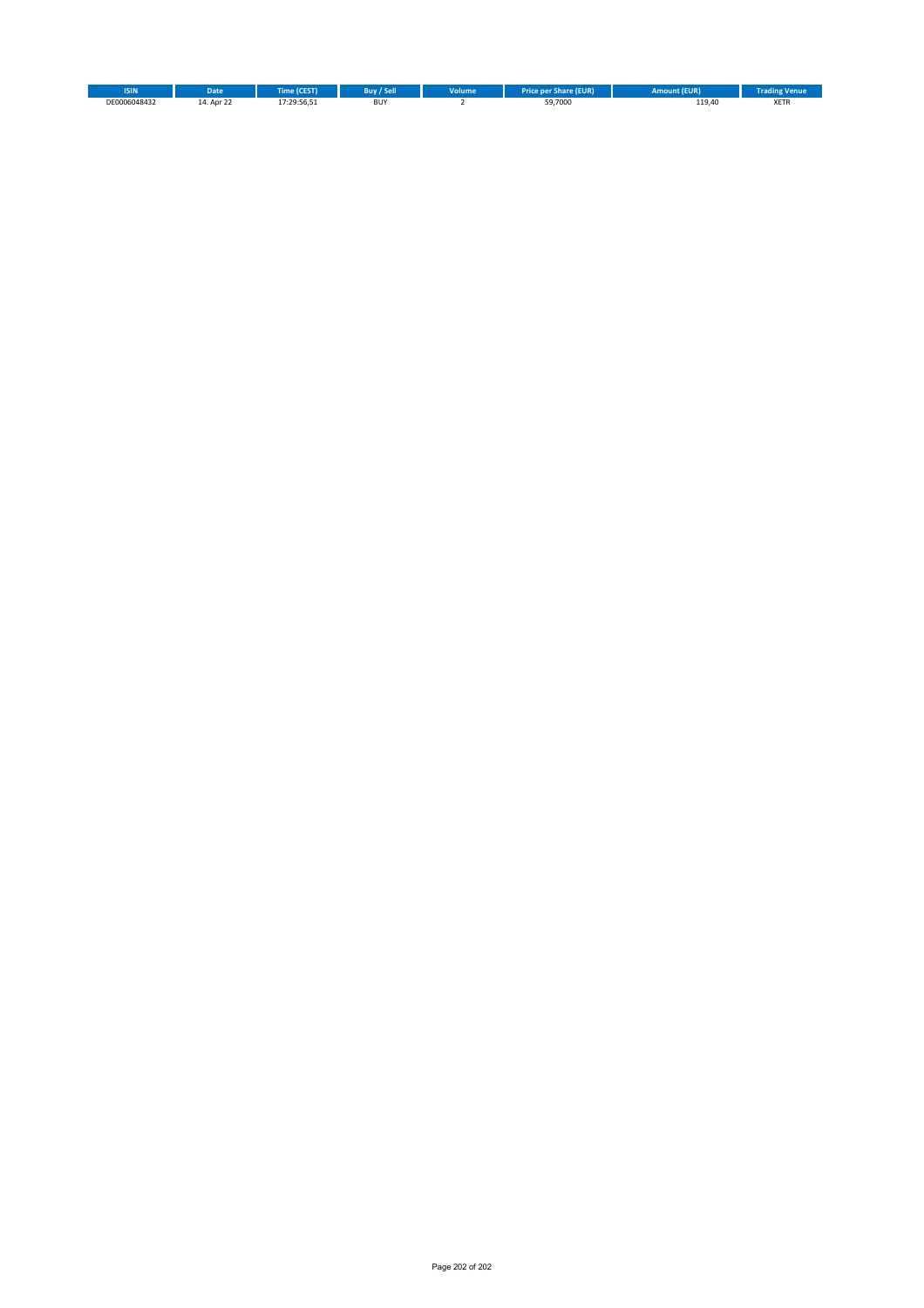| ISIN | Date | Time (CEST) | Buy / Sell | Volume | Price per Share (EUR) | Amount (EUR) | Trading Venue |
|---|---|---|---|---|---|---|---|
| DE0006048432 | 14. Apr 22 | 17:29:56,51 | BUY | 2 | 59,7000 | 119,40 | XETR |